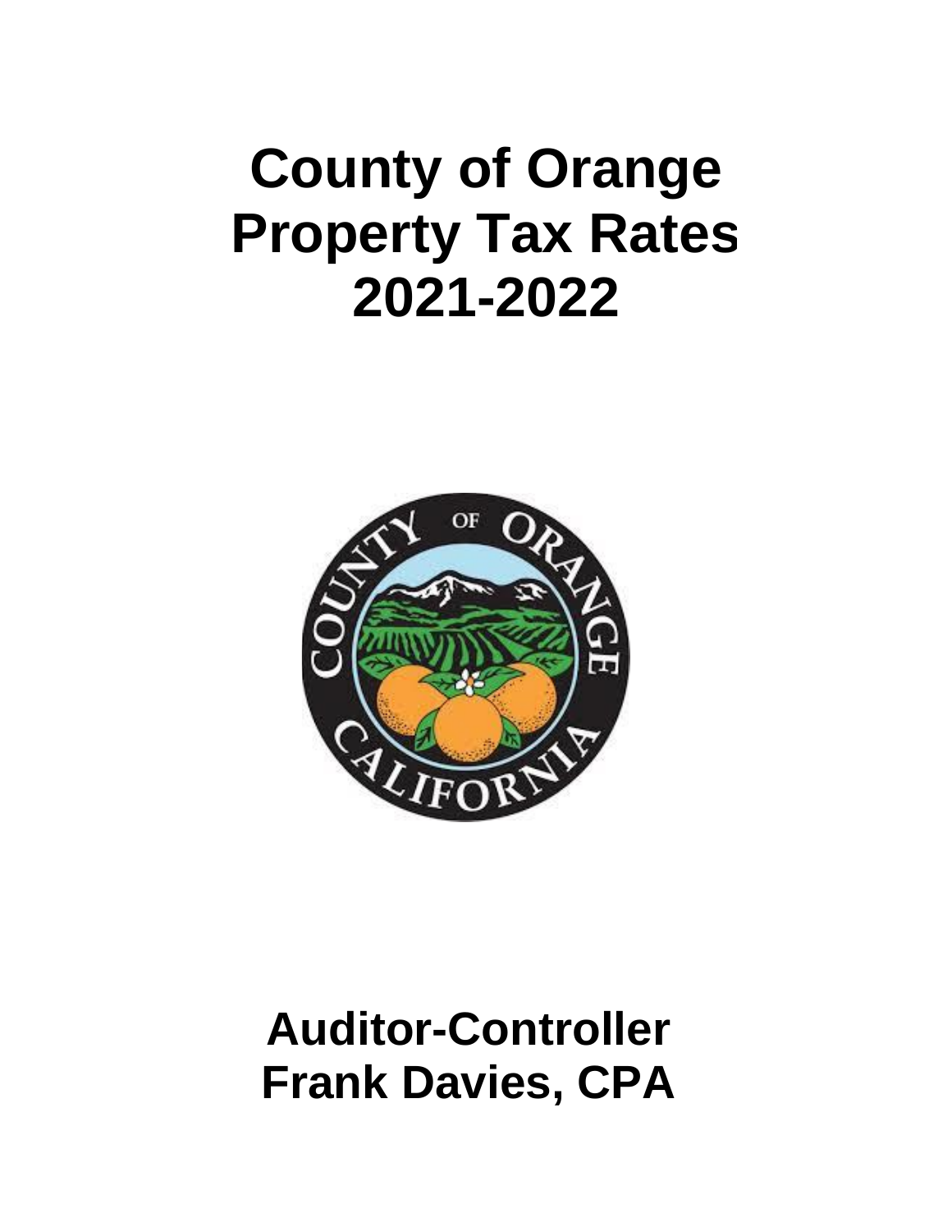# County of Orange Property Tax Rates 2021-2022

**Auditor-Controller**
**Frank Davies, CPA**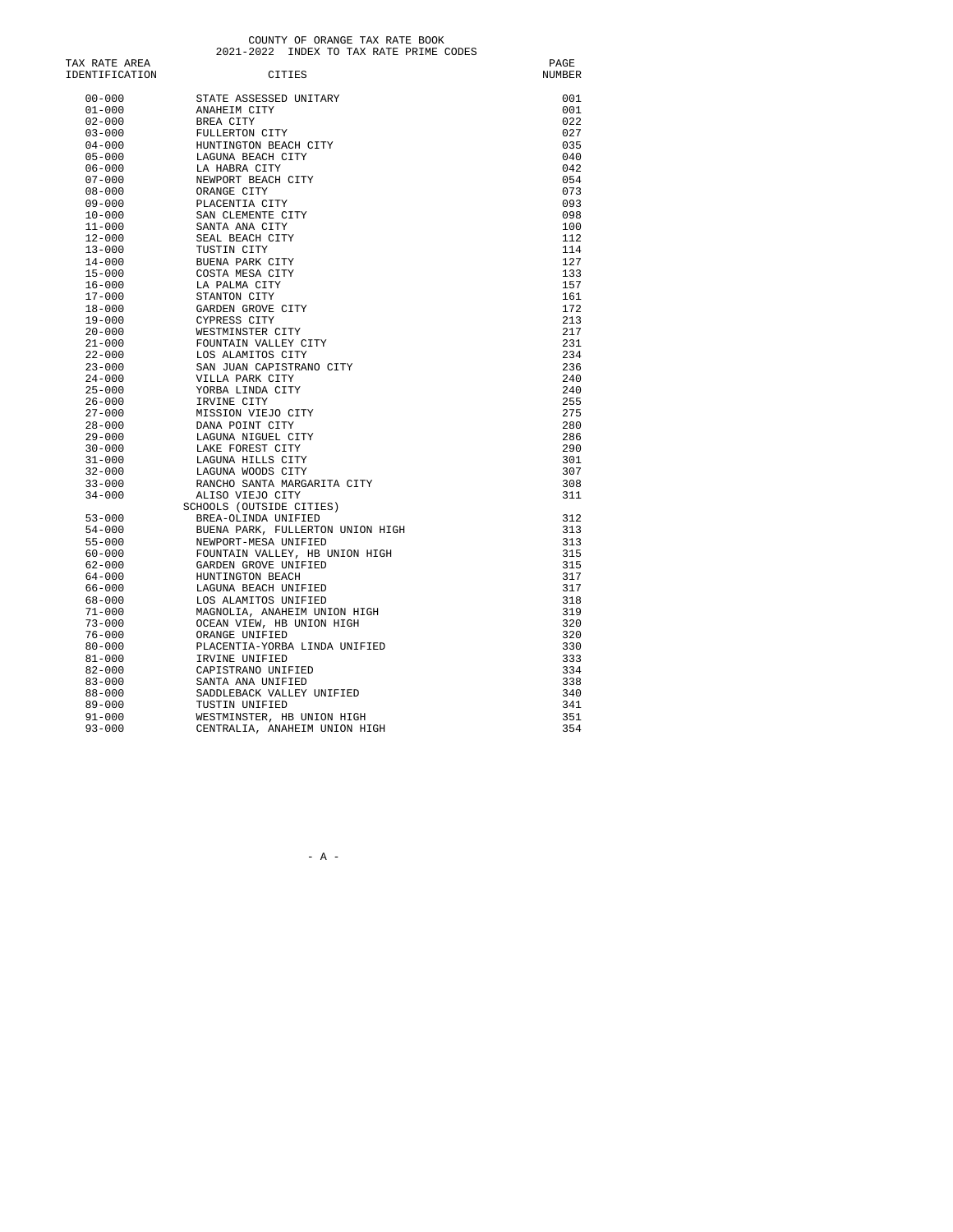# COUNTY OF ORANGE TAX RATE BOOK
## 2021-2022 INDEX TO TAX RATE PRIME CODES

| TAX RATE AREA IDENTIFICATION | CITIES | PAGE NUMBER |
|---|---|---|
| 00-000 | STATE ASSESSED UNITARY | 001 |
| 01-000 | ANAHEIM CITY | 001 |
| 02-000 | BREA CITY | 022 |
| 03-000 | FULLERTON CITY | 027 |
| 04-000 | HUNTINGTON BEACH CITY | 035 |
| 05-000 | LAGUNA BEACH CITY | 040 |
| 06-000 | LA HABRA CITY | 042 |
| 07-000 | NEWPORT BEACH CITY | 054 |
| 08-000 | ORANGE CITY | 073 |
| 09-000 | PLACENTIA CITY | 093 |
| 10-000 | SAN CLEMENTE CITY | 098 |
| 11-000 | SANTA ANA CITY | 100 |
| 12-000 | SEAL BEACH CITY | 112 |
| 13-000 | TUSTIN CITY | 114 |
| 14-000 | BUENA PARK CITY | 127 |
| 15-000 | COSTA MESA CITY | 133 |
| 16-000 | LA PALMA CITY | 157 |
| 17-000 | STANTON CITY | 161 |
| 18-000 | GARDEN GROVE CITY | 172 |
| 19-000 | CYPRESS CITY | 213 |
| 20-000 | WESTMINSTER CITY | 217 |
| 21-000 | FOUNTAIN VALLEY CITY | 231 |
| 22-000 | LOS ALAMITOS CITY | 234 |
| 23-000 | SAN JUAN CAPISTRANO CITY | 236 |
| 24-000 | VILLA PARK CITY | 240 |
| 25-000 | YORBA LINDA CITY | 240 |
| 26-000 | IRVINE CITY | 255 |
| 27-000 | MISSION VIEJO CITY | 275 |
| 28-000 | DANA POINT CITY | 280 |
| 29-000 | LAGUNA NIGUEL CITY | 286 |
| 30-000 | LAKE FOREST CITY | 290 |
| 31-000 | LAGUNA HILLS CITY | 301 |
| 32-000 | LAGUNA WOODS CITY | 307 |
| 33-000 | RANCHO SANTA MARGARITA CITY | 308 |
| 34-000 | ALISO VIEJO CITY | 311 |
| | SCHOOLS (OUTSIDE CITIES) | |
| 53-000 | BREA-OLINDA UNIFIED | 312 |
| 54-000 | BUENA PARK, FULLERTON UNION HIGH | 313 |
| 55-000 | NEWPORT-MESA UNIFIED | 313 |
| 60-000 | FOUNTAIN VALLEY, HB UNION HIGH | 315 |
| 62-000 | GARDEN GROVE UNIFIED | 315 |
| 64-000 | HUNTINGTON BEACH | 317 |
| 66-000 | LAGUNA BEACH UNIFIED | 317 |
| 68-000 | LOS ALAMITOS UNIFIED | 318 |
| 71-000 | MAGNOLIA, ANAHEIM UNION HIGH | 319 |
| 73-000 | OCEAN VIEW, HB UNION HIGH | 320 |
| 76-000 | ORANGE UNIFIED | 320 |
| 80-000 | PLACENTIA-YORBA LINDA UNIFIED | 330 |
| 81-000 | IRVINE UNIFIED | 333 |
| 82-000 | CAPISTRANO UNIFIED | 334 |
| 83-000 | SANTA ANA UNIFIED | 338 |
| 88-000 | SADDLEBACK VALLEY UNIFIED | 340 |
| 89-000 | TUSTIN UNIFIED | 341 |
| 91-000 | WESTMINSTER, HB UNION HIGH | 351 |
| 93-000 | CENTRALIA, ANAHEIM UNION HIGH | 354 |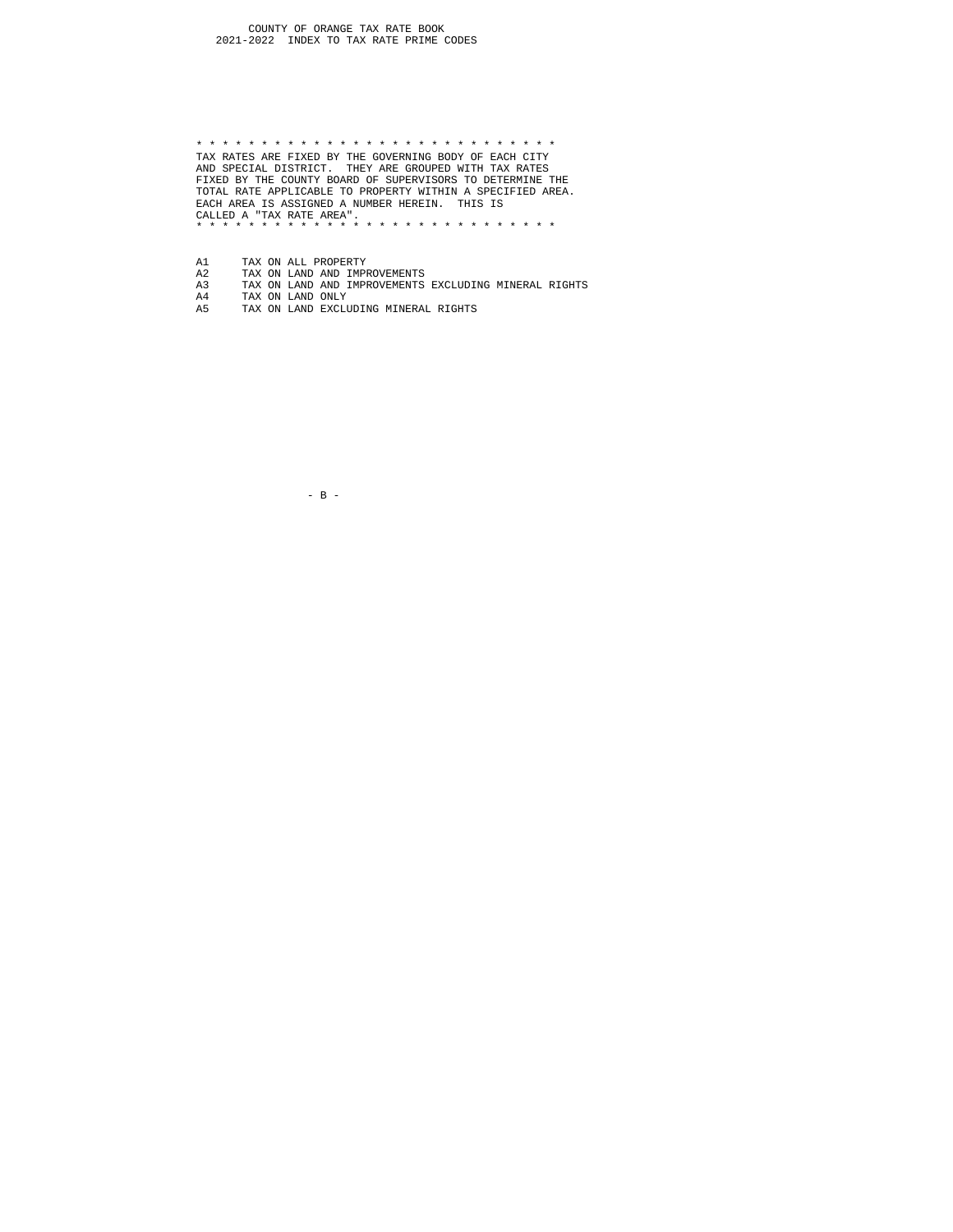# COUNTY OF ORANGE TAX RATE BOOK

## 2021-2022 INDEX TO TAX RATE PRIME CODES

* * * * * * * * * * * * * * * * * * * * * * * * * * * * * *

TAX RATES ARE FIXED BY THE GOVERNING BODY OF EACH CITY AND SPECIAL DISTRICT. THEY ARE GROUPED WITH TAX RATES FIXED BY THE COUNTY BOARD OF SUPERVISORS TO DETERMINE THE TOTAL RATE APPLICABLE TO PROPERTY WITHIN A SPECIFIED AREA. EACH AREA IS ASSIGNED A NUMBER HEREIN. THIS IS CALLED A "TAX RATE AREA".

* * * * * * * * * * * * * * * * * * * * * * * * * * * * * *

| Code | Description |
|---|---|
| A1 | TAX ON ALL PROPERTY |
| A2 | TAX ON LAND AND IMPROVEMENTS |
| A3 | TAX ON LAND AND IMPROVEMENTS EXCLUDING MINERAL RIGHTS |
| A4 | TAX ON LAND ONLY |
| A5 | TAX ON LAND EXCLUDING MINERAL RIGHTS |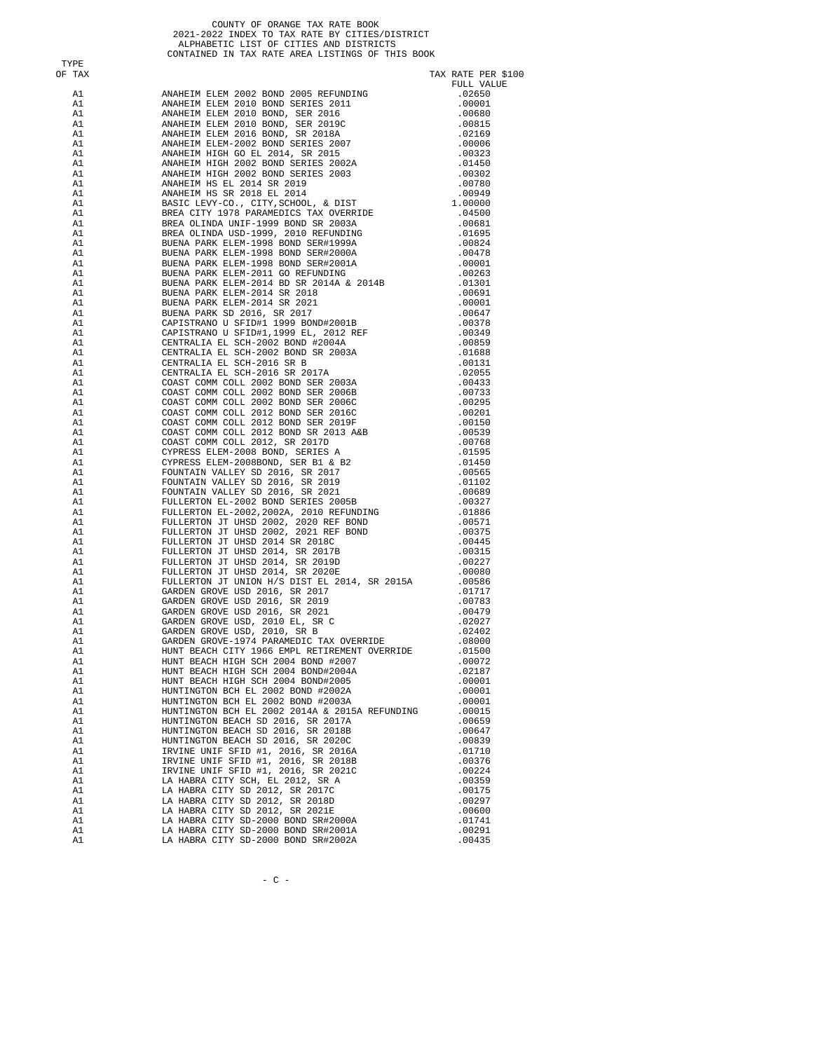COUNTY OF ORANGE TAX RATE BOOK
2021-2022 INDEX TO TAX RATE BY CITIES/DISTRICT
ALPHABETIC LIST OF CITIES AND DISTRICTS
CONTAINED IN TAX RATE AREA LISTINGS OF THIS BOOK

| TYPE OF TAX | | TAX RATE PER $100 FULL VALUE |
|---|---|---|
| A1 | ANAHEIM ELEM 2002 BOND 2005 REFUNDING | .02650 |
| A1 | ANAHEIM ELEM 2010 BOND SERIES 2011 | .00001 |
| A1 | ANAHEIM ELEM 2010 BOND, SER 2016 | .00680 |
| A1 | ANAHEIM ELEM 2010 BOND, SER 2019C | .00815 |
| A1 | ANAHEIM ELEM 2016 BOND, SR 2018A | .02169 |
| A1 | ANAHEIM ELEM-2002 BOND SERIES 2007 | .00006 |
| A1 | ANAHEIM HIGH GO EL 2014, SR 2015 | .00323 |
| A1 | ANAHEIM HIGH 2002 BOND SERIES 2002A | .01450 |
| A1 | ANAHEIM HIGH 2002 BOND SERIES 2003 | .00302 |
| A1 | ANAHEIM HS EL 2014 SR 2019 | .00780 |
| A1 | ANAHEIM HS SR 2018 EL 2014 | .00949 |
| A1 | BASIC LEVY-CO., CITY,SCHOOL, & DIST | 1.00000 |
| A1 | BREA CITY 1978 PARAMEDICS TAX OVERRIDE | .04500 |
| A1 | BREA OLINDA UNIF-1999 BOND SR 2003A | .00681 |
| A1 | BREA OLINDA USD-1999, 2010 REFUNDING | .01695 |
| A1 | BUENA PARK ELEM-1998 BOND SER#1999A | .00824 |
| A1 | BUENA PARK ELEM-1998 BOND SER#2000A | .00478 |
| A1 | BUENA PARK ELEM-1998 BOND SER#2001A | .00001 |
| A1 | BUENA PARK ELEM-2011 GO REFUNDING | .00263 |
| A1 | BUENA PARK ELEM-2014 BD SR 2014A & 2014B | .01301 |
| A1 | BUENA PARK ELEM-2014 SR 2018 | .00691 |
| A1 | BUENA PARK ELEM-2014 SR 2021 | .00001 |
| A1 | BUENA PARK SD 2016, SR 2017 | .00647 |
| A1 | CAPISTRANO U SFID#1 1999 BOND#2001B | .00378 |
| A1 | CAPISTRANO U SFID#1,1999 EL, 2012 REF | .00349 |
| A1 | CENTRALIA EL SCH-2002 BOND #2004A | .00859 |
| A1 | CENTRALIA EL SCH-2002 BOND SR 2003A | .01688 |
| A1 | CENTRALIA EL SCH-2016 SR B | .00131 |
| A1 | CENTRALIA EL SCH-2016 SR 2017A | .02055 |
| A1 | COAST COMM COLL 2002 BOND SER 2003A | .00433 |
| A1 | COAST COMM COLL 2002 BOND SER 2006B | .00733 |
| A1 | COAST COMM COLL 2002 BOND SER 2006C | .00295 |
| A1 | COAST COMM COLL 2012 BOND SER 2016C | .00201 |
| A1 | COAST COMM COLL 2012 BOND SER 2019F | .00150 |
| A1 | COAST COMM COLL 2012 BOND SR 2013 A&B | .00539 |
| A1 | COAST COMM COLL 2012, SR 2017D | .00768 |
| A1 | CYPRESS ELEM-2008 BOND, SERIES A | .01595 |
| A1 | CYPRESS ELEM-2008BOND, SER B1 & B2 | .01450 |
| A1 | FOUNTAIN VALLEY SD 2016, SR 2017 | .00565 |
| A1 | FOUNTAIN VALLEY SD 2016, SR 2019 | .01102 |
| A1 | FOUNTAIN VALLEY SD 2016, SR 2021 | .00689 |
| A1 | FULLERTON EL-2002 BOND SERIES 2005B | .00327 |
| A1 | FULLERTON EL-2002,2002A, 2010 REFUNDING | .01886 |
| A1 | FULLERTON JT UHSD 2002, 2020 REF BOND | .00571 |
| A1 | FULLERTON JT UHSD 2002, 2021 REF BOND | .00375 |
| A1 | FULLERTON JT UHSD 2014 SR 2018C | .00445 |
| A1 | FULLERTON JT UHSD 2014, SR 2017B | .00315 |
| A1 | FULLERTON JT UHSD 2014, SR 2019D | .00227 |
| A1 | FULLERTON JT UHSD 2014, SR 2020E | .00080 |
| A1 | FULLERTON JT UNION H/S DIST EL 2014, SR 2015A | .00586 |
| A1 | GARDEN GROVE USD 2016, SR 2017 | .01717 |
| A1 | GARDEN GROVE USD 2016, SR 2019 | .00783 |
| A1 | GARDEN GROVE USD 2016, SR 2021 | .00479 |
| A1 | GARDEN GROVE USD, 2010 EL, SR C | .02027 |
| A1 | GARDEN GROVE USD, 2010, SR B | .02402 |
| A1 | GARDEN GROVE-1974 PARAMEDIC TAX OVERRIDE | .08000 |
| A1 | HUNT BEACH CITY 1966 EMPL RETIREMENT OVERRIDE | .01500 |
| A1 | HUNT BEACH HIGH SCH 2004 BOND #2007 | .00072 |
| A1 | HUNT BEACH HIGH SCH 2004 BOND#2004A | .02187 |
| A1 | HUNT BEACH HIGH SCH 2004 BOND#2005 | .00001 |
| A1 | HUNTINGTON BCH EL 2002 BOND #2002A | .00001 |
| A1 | HUNTINGTON BCH EL 2002 BOND #2003A | .00001 |
| A1 | HUNTINGTON BCH EL 2002 2014A & 2015A REFUNDING | .00015 |
| A1 | HUNTINGTON BEACH SD 2016, SR 2017A | .00659 |
| A1 | HUNTINGTON BEACH SD 2016, SR 2018B | .00647 |
| A1 | HUNTINGTON BEACH SD 2016, SR 2020C | .00839 |
| A1 | IRVINE UNIF SFID #1, 2016, SR 2016A | .01710 |
| A1 | IRVINE UNIF SFID #1, 2016, SR 2018B | .00376 |
| A1 | IRVINE UNIF SFID #1, 2016, SR 2021C | .00224 |
| A1 | LA HABRA CITY SCH, EL 2012, SR A | .00359 |
| A1 | LA HABRA CITY SD 2012, SR 2017C | .00175 |
| A1 | LA HABRA CITY SD 2012, SR 2018D | .00297 |
| A1 | LA HABRA CITY SD 2012, SR 2021E | .00600 |
| A1 | LA HABRA CITY SD-2000 BOND SR#2000A | .01741 |
| A1 | LA HABRA CITY SD-2000 BOND SR#2001A | .00291 |
| A1 | LA HABRA CITY SD-2000 BOND SR#2002A | .00435 |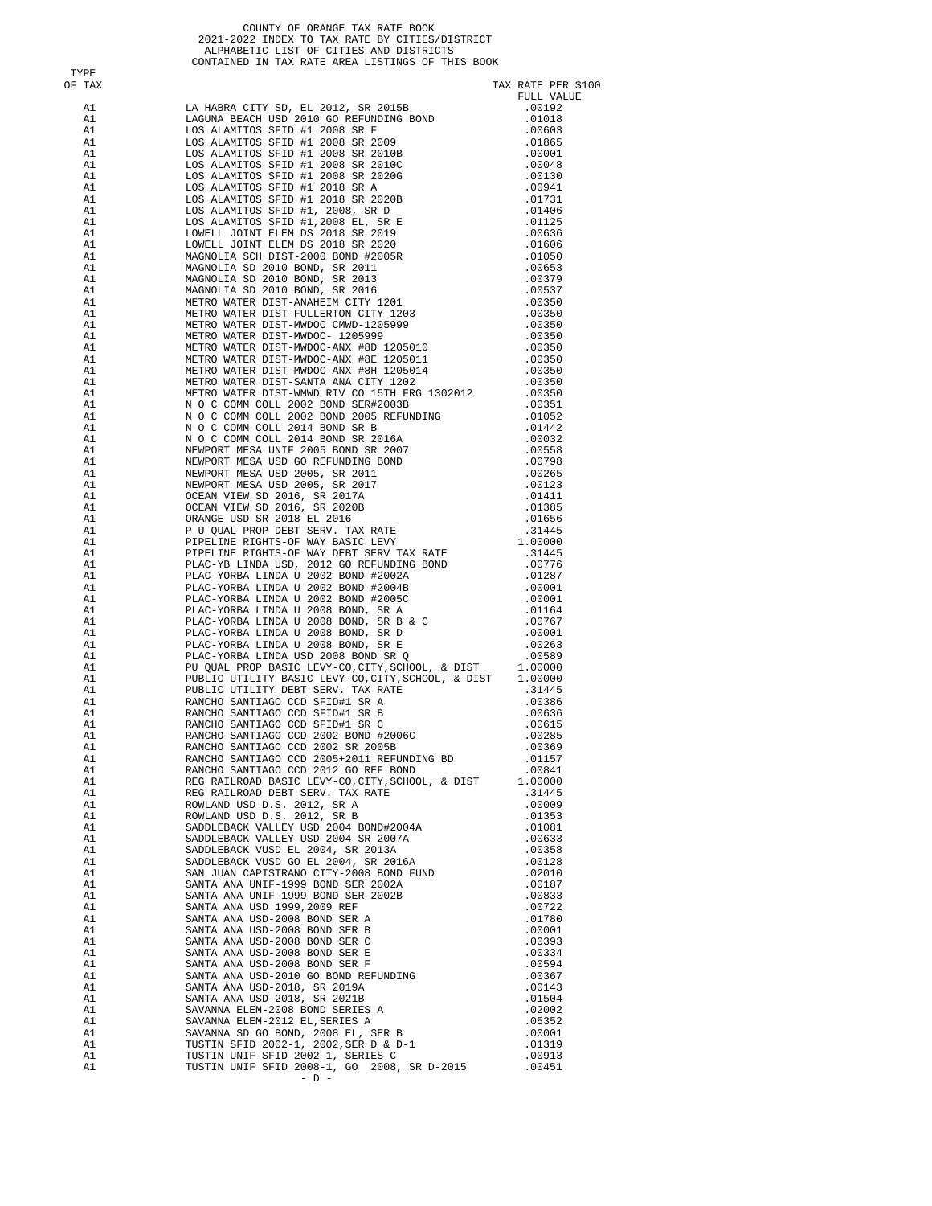COUNTY OF ORANGE TAX RATE BOOK
2021-2022 INDEX TO TAX RATE BY CITIES/DISTRICT
ALPHABETIC LIST OF CITIES AND DISTRICTS
CONTAINED IN TAX RATE AREA LISTINGS OF THIS BOOK

| TYPE OF TAX | | TAX RATE PER $100 FULL VALUE |
|---|---|---|
| A1 | LA HABRA CITY SD, EL 2012, SR 2015B | .00192 |
| A1 | LAGUNA BEACH USD 2010 GO REFUNDING BOND | .01018 |
| A1 | LOS ALAMITOS SFID #1 2008 SR F | .00603 |
| A1 | LOS ALAMITOS SFID #1 2008 SR 2009 | .01865 |
| A1 | LOS ALAMITOS SFID #1 2008 SR 2010B | .00001 |
| A1 | LOS ALAMITOS SFID #1 2008 SR 2010C | .00048 |
| A1 | LOS ALAMITOS SFID #1 2008 SR 2020G | .00130 |
| A1 | LOS ALAMITOS SFID #1 2018 SR A | .00941 |
| A1 | LOS ALAMITOS SFID #1 2018 SR 2020B | .01731 |
| A1 | LOS ALAMITOS SFID #1, 2008, SR D | .01406 |
| A1 | LOS ALAMITOS SFID #1,2008 EL, SR E | .01125 |
| A1 | LOWELL JOINT ELEM DS 2018 SR 2019 | .00636 |
| A1 | LOWELL JOINT ELEM DS 2018 SR 2020 | .01606 |
| A1 | MAGNOLIA SCH DIST-2000 BOND #2005R | .01050 |
| A1 | MAGNOLIA SD 2010 BOND, SR 2011 | .00653 |
| A1 | MAGNOLIA SD 2010 BOND, SR 2013 | .00379 |
| A1 | MAGNOLIA SD 2010 BOND, SR 2016 | .00537 |
| A1 | METRO WATER DIST-ANAHEIM CITY 1201 | .00350 |
| A1 | METRO WATER DIST-FULLERTON CITY 1203 | .00350 |
| A1 | METRO WATER DIST-MWDOC CMWD-1205999 | .00350 |
| A1 | METRO WATER DIST-MWDOC- 1205999 | .00350 |
| A1 | METRO WATER DIST-MWDOC-ANX #8D 1205010 | .00350 |
| A1 | METRO WATER DIST-MWDOC-ANX #8E 1205011 | .00350 |
| A1 | METRO WATER DIST-MWDOC-ANX #8H 1205014 | .00350 |
| A1 | METRO WATER DIST-SANTA ANA CITY 1202 | .00350 |
| A1 | METRO WATER DIST-WMWD RIV CO 15TH FRG 1302012 | .00350 |
| A1 | N O C COMM COLL 2002 BOND SER#2003B | .00351 |
| A1 | N O C COMM COLL 2002 BOND 2005 REFUNDING | .01052 |
| A1 | N O C COMM COLL 2014 BOND SR B | .01442 |
| A1 | N O C COMM COLL 2014 BOND SR 2016A | .00032 |
| A1 | NEWPORT MESA UNIF 2005 BOND SR 2007 | .00558 |
| A1 | NEWPORT MESA USD GO REFUNDING BOND | .00798 |
| A1 | NEWPORT MESA USD 2005, SR 2011 | .00265 |
| A1 | NEWPORT MESA USD 2005, SR 2017 | .00123 |
| A1 | OCEAN VIEW SD 2016, SR 2017A | .01411 |
| A1 | OCEAN VIEW SD 2016, SR 2020B | .01385 |
| A1 | ORANGE USD SR 2018 EL 2016 | .01656 |
| A1 | P U QUAL PROP DEBT SERV. TAX RATE | .31445 |
| A1 | PIPELINE RIGHTS-OF WAY BASIC LEVY | 1.00000 |
| A1 | PIPELINE RIGHTS-OF WAY DEBT SERV TAX RATE | .31445 |
| A1 | PLAC-YB LINDA USD, 2012 GO REFUNDING BOND | .00776 |
| A1 | PLAC-YORBA LINDA U 2002 BOND #2002A | .01287 |
| A1 | PLAC-YORBA LINDA U 2002 BOND #2004B | .00001 |
| A1 | PLAC-YORBA LINDA U 2002 BOND #2005C | .00001 |
| A1 | PLAC-YORBA LINDA U 2008 BOND, SR A | .01164 |
| A1 | PLAC-YORBA LINDA U 2008 BOND, SR B & C | .00767 |
| A1 | PLAC-YORBA LINDA U 2008 BOND, SR D | .00001 |
| A1 | PLAC-YORBA LINDA U 2008 BOND, SR E | .00263 |
| A1 | PLAC-YORBA LINDA USD 2008 BOND SR Q | .00589 |
| A1 | PU QUAL PROP BASIC LEVY-CO,CITY,SCHOOL, & DIST | 1.00000 |
| A1 | PUBLIC UTILITY BASIC LEVY-CO,CITY,SCHOOL, & DIST | 1.00000 |
| A1 | PUBLIC UTILITY DEBT SERV. TAX RATE | .31445 |
| A1 | RANCHO SANTIAGO CCD SFID#1 SR A | .00386 |
| A1 | RANCHO SANTIAGO CCD SFID#1 SR B | .00636 |
| A1 | RANCHO SANTIAGO CCD SFID#1 SR C | .00615 |
| A1 | RANCHO SANTIAGO CCD 2002 BOND #2006C | .00285 |
| A1 | RANCHO SANTIAGO CCD 2002 SR 2005B | .00369 |
| A1 | RANCHO SANTIAGO CCD 2005+2011 REFUNDING BD | .01157 |
| A1 | RANCHO SANTIAGO CCD 2012 GO REF BOND | .00841 |
| A1 | REG RAILROAD BASIC LEVY-CO,CITY,SCHOOL, & DIST | 1.00000 |
| A1 | REG RAILROAD DEBT SERV. TAX RATE | .31445 |
| A1 | ROWLAND USD D.S. 2012, SR A | .00009 |
| A1 | ROWLAND USD D.S. 2012, SR B | .01353 |
| A1 | SADDLEBACK VALLEY USD 2004 BOND#2004A | .01081 |
| A1 | SADDLEBACK VALLEY USD 2004 SR 2007A | .00633 |
| A1 | SADDLEBACK VUSD EL 2004, SR 2013A | .00358 |
| A1 | SADDLEBACK VUSD GO EL 2004, SR 2016A | .00128 |
| A1 | SAN JUAN CAPISTRANO CITY-2008 BOND FUND | .02010 |
| A1 | SANTA ANA UNIF-1999 BOND SER 2002A | .00187 |
| A1 | SANTA ANA UNIF-1999 BOND SER 2002B | .00833 |
| A1 | SANTA ANA USD 1999,2009 REF | .00722 |
| A1 | SANTA ANA USD-2008 BOND SER A | .01780 |
| A1 | SANTA ANA USD-2008 BOND SER B | .00001 |
| A1 | SANTA ANA USD-2008 BOND SER C | .00393 |
| A1 | SANTA ANA USD-2008 BOND SER E | .00334 |
| A1 | SANTA ANA USD-2008 BOND SER F | .00594 |
| A1 | SANTA ANA USD-2010 GO BOND REFUNDING | .00367 |
| A1 | SANTA ANA USD-2018, SR 2019A | .00143 |
| A1 | SANTA ANA USD-2018, SR 2021B | .01504 |
| A1 | SAVANNA ELEM-2008 BOND SERIES A | .02002 |
| A1 | SAVANNA ELEM-2012 EL,SERIES A | .05352 |
| A1 | SAVANNA SD GO BOND, 2008 EL, SER B | .00001 |
| A1 | TUSTIN SFID 2002-1, 2002,SER D & D-1 | .01319 |
| A1 | TUSTIN UNIF SFID 2002-1, SERIES C | .00913 |
| A1 | TUSTIN UNIF SFID 2008-1, GO 2008, SR D-2015 | .00451 |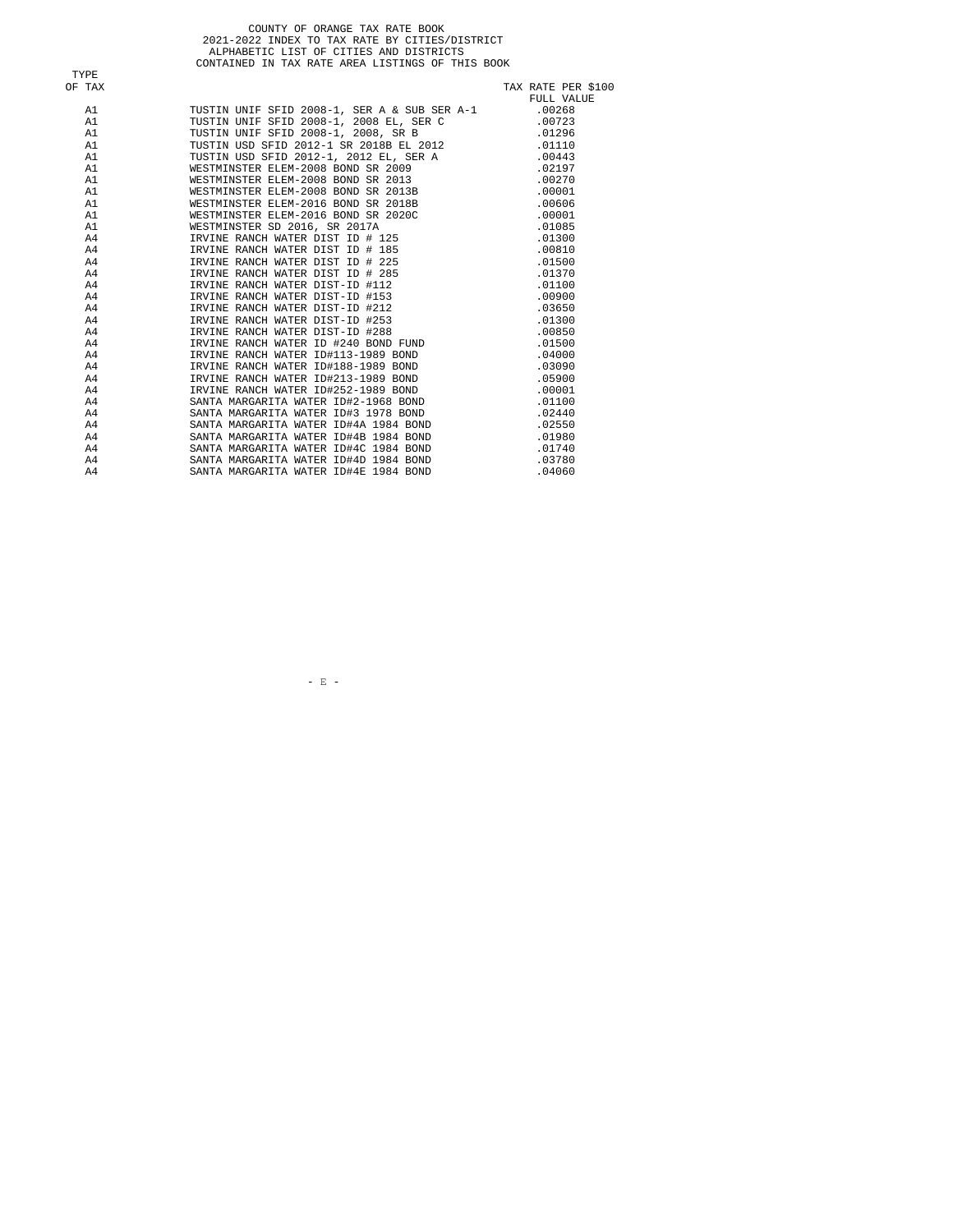COUNTY OF ORANGE TAX RATE BOOK
2021-2022 INDEX TO TAX RATE BY CITIES/DISTRICT
ALPHABETIC LIST OF CITIES AND DISTRICTS
CONTAINED IN TAX RATE AREA LISTINGS OF THIS BOOK

| TYPE OF TAX | | TAX RATE PER $100 FULL VALUE |
|---|---|---|
| A1 | TUSTIN UNIF SFID 2008-1, SER A & SUB SER A-1 | .00268 |
| A1 | TUSTIN UNIF SFID 2008-1, 2008 EL, SER C | .00723 |
| A1 | TUSTIN UNIF SFID 2008-1, 2008, SR B | .01296 |
| A1 | TUSTIN USD SFID 2012-1 SR 2018B EL 2012 | .01110 |
| A1 | TUSTIN USD SFID 2012-1, 2012 EL, SER A | .00443 |
| A1 | WESTMINSTER ELEM-2008 BOND SR 2009 | .02197 |
| A1 | WESTMINSTER ELEM-2008 BOND SR 2013 | .00270 |
| A1 | WESTMINSTER ELEM-2008 BOND SR 2013B | .00001 |
| A1 | WESTMINSTER ELEM-2016 BOND SR 2018B | .00606 |
| A1 | WESTMINSTER ELEM-2016 BOND SR 2020C | .00001 |
| A1 | WESTMINSTER SD 2016, SR 2017A | .01085 |
| A4 | IRVINE RANCH WATER DIST ID # 125 | .01300 |
| A4 | IRVINE RANCH WATER DIST ID # 185 | .00810 |
| A4 | IRVINE RANCH WATER DIST ID # 225 | .01500 |
| A4 | IRVINE RANCH WATER DIST ID # 285 | .01370 |
| A4 | IRVINE RANCH WATER DIST-ID #112 | .01100 |
| A4 | IRVINE RANCH WATER DIST-ID #153 | .00900 |
| A4 | IRVINE RANCH WATER DIST-ID #212 | .03650 |
| A4 | IRVINE RANCH WATER DIST-ID #253 | .01300 |
| A4 | IRVINE RANCH WATER DIST-ID #288 | .00850 |
| A4 | IRVINE RANCH WATER ID #240 BOND FUND | .01500 |
| A4 | IRVINE RANCH WATER ID#113-1989 BOND | .04000 |
| A4 | IRVINE RANCH WATER ID#188-1989 BOND | .03090 |
| A4 | IRVINE RANCH WATER ID#213-1989 BOND | .05900 |
| A4 | IRVINE RANCH WATER ID#252-1989 BOND | .00001 |
| A4 | SANTA MARGARITA WATER ID#2-1968 BOND | .01100 |
| A4 | SANTA MARGARITA WATER ID#3 1978 BOND | .02440 |
| A4 | SANTA MARGARITA WATER ID#4A 1984 BOND | .02550 |
| A4 | SANTA MARGARITA WATER ID#4B 1984 BOND | .01980 |
| A4 | SANTA MARGARITA WATER ID#4C 1984 BOND | .01740 |
| A4 | SANTA MARGARITA WATER ID#4D 1984 BOND | .03780 |
| A4 | SANTA MARGARITA WATER ID#4E 1984 BOND | .04060 |

- E -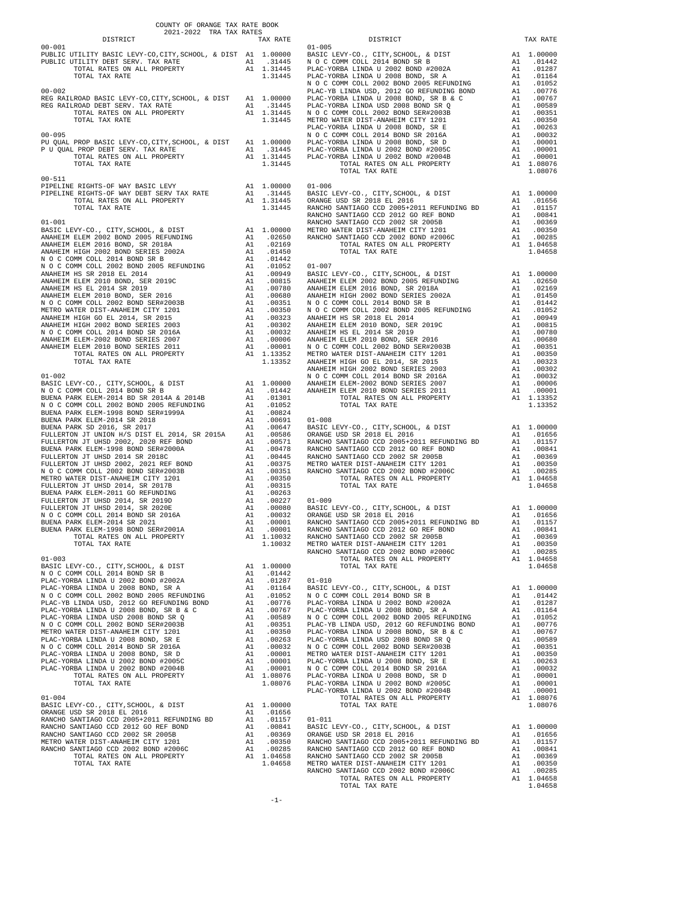COUNTY OF ORANGE TAX RATE BOOK
2021-2022 TRA TAX RATES

| DISTRICT | | TAX RATE |
|---|---|---|
| **00-001** | | |
| PUBLIC UTILITY BASIC LEVY-CO,CITY,SCHOOL, & DIST | A1 | 1.00000 |
| PUBLIC UTILITY DEBT SERV. TAX RATE | A1 | .31445 |
| TOTAL RATES ON ALL PROPERTY | A1 | 1.31445 |
| TOTAL TAX RATE | | 1.31445 |
| **00-002** | | |
| REG RAILROAD BASIC LEVY-CO,CITY,SCHOOL, & DIST | A1 | 1.00000 |
| REG RAILROAD DEBT SERV. TAX RATE | A1 | .31445 |
| TOTAL RATES ON ALL PROPERTY | A1 | 1.31445 |
| TOTAL TAX RATE | | 1.31445 |
| **00-095** | | |
| PU QUAL PROP BASIC LEVY-CO,CITY,SCHOOL, & DIST | A1 | 1.00000 |
| P U QUAL PROP DEBT SERV. TAX RATE | A1 | .31445 |
| TOTAL RATES ON ALL PROPERTY | A1 | 1.31445 |
| TOTAL TAX RATE | | 1.31445 |
| **00-511** | | |
| PIPELINE RIGHTS-OF WAY BASIC LEVY | A1 | 1.00000 |
| PIPELINE RIGHTS-OF WAY DEBT SERV TAX RATE | A1 | .31445 |
| TOTAL RATES ON ALL PROPERTY | A1 | 1.31445 |
| TOTAL TAX RATE | | 1.31445 |
| **01-001** | | |
| BASIC LEVY-CO., CITY,SCHOOL, & DIST | A1 | 1.00000 |
| ANAHEIM ELEM 2002 BOND 2005 REFUNDING | A1 | .02650 |
| ANAHEIM ELEM 2016 BOND, SR 2018A | A1 | .02169 |
| ANAHEIM HIGH 2002 BOND SERIES 2002A | A1 | .01450 |
| N O C COMM COLL 2014 BOND SR B | A1 | .01442 |
| N O C COMM COLL 2002 BOND 2005 REFUNDING | A1 | .01052 |
| ANAHEIM HS SR 2018 EL 2014 | A1 | .00949 |
| ANAHEIM ELEM 2010 BOND, SER 2019C | A1 | .00815 |
| ANAHEIM HS EL 2014 SR 2019 | A1 | .00780 |
| ANAHEIM ELEM 2010 BOND, SER 2016 | A1 | .00680 |
| N O C COMM COLL 2002 BOND SER#2003B | A1 | .00351 |
| METRO WATER DIST-ANAHEIM CITY 1201 | A1 | .00350 |
| ANAHEIM HIGH GO EL 2014, SR 2015 | A1 | .00323 |
| ANAHEIM HIGH 2002 BOND SERIES 2003 | A1 | .00302 |
| N O C COMM COLL 2014 BOND SR 2016A | A1 | .00032 |
| ANAHEIM ELEM-2002 BOND SERIES 2007 | A1 | .00006 |
| ANAHEIM ELEM 2010 BOND SERIES 2011 | A1 | .00001 |
| TOTAL RATES ON ALL PROPERTY | A1 | 1.13352 |
| TOTAL TAX RATE | | 1.13352 |
| **01-002** | | |
| BASIC LEVY-CO., CITY,SCHOOL, & DIST | A1 | 1.00000 |
| N O C COMM COLL 2014 BOND SR B | A1 | .01442 |
| BUENA PARK ELEM-2014 BD SR 2014A & 2014B | A1 | .01301 |
| N O C COMM COLL 2002 BOND 2005 REFUNDING | A1 | .01052 |
| BUENA PARK ELEM-1998 BOND SER#1999A | A1 | .00824 |
| BUENA PARK ELEM-2014 SR 2018 | A1 | .00691 |
| BUENA PARK SD 2016, SR 2017 | A1 | .00647 |
| FULLERTON JT UNION H/S DIST EL 2014, SR 2015A | A1 | .00586 |
| FULLERTON JT UHSD 2002, 2020 REF BOND | A1 | .00571 |
| BUENA PARK ELEM-1998 BOND SER#2000A | A1 | .00478 |
| FULLERTON JT UHSD 2014 SR 2018C | A1 | .00445 |
| FULLERTON JT UHSD 2002, 2021 REF BOND | A1 | .00375 |
| N O C COMM COLL 2002 BOND SER#2003B | A1 | .00351 |
| METRO WATER DIST-ANAHEIM CITY 1201 | A1 | .00350 |
| FULLERTON JT UHSD 2014, SR 2017B | A1 | .00315 |
| BUENA PARK ELEM-2011 GO REFUNDING | A1 | .00263 |
| FULLERTON JT UHSD 2014, SR 2019D | A1 | .00227 |
| FULLERTON JT UHSD 2014, SR 2020E | A1 | .00080 |
| N O C COMM COLL 2014 BOND SR 2016A | A1 | .00032 |
| BUENA PARK ELEM-2014 SR 2021 | A1 | .00001 |
| BUENA PARK ELEM-1998 BOND SER#2001A | A1 | .00001 |
| TOTAL RATES ON ALL PROPERTY | A1 | 1.10032 |
| TOTAL TAX RATE | | 1.10032 |
| **01-003** | | |
| BASIC LEVY-CO., CITY,SCHOOL, & DIST | A1 | 1.00000 |
| N O C COMM COLL 2014 BOND SR B | A1 | .01442 |
| PLAC-YORBA LINDA U 2002 BOND #2002A | A1 | .01287 |
| PLAC-YORBA LINDA U 2008 BOND, SR A | A1 | .01164 |
| N O C COMM COLL 2002 BOND 2005 REFUNDING | A1 | .01052 |
| PLAC-YB LINDA USD, 2012 GO REFUNDING BOND | A1 | .00776 |
| PLAC-YORBA LINDA U 2008 BOND, SR B & C | A1 | .00767 |
| PLAC-YORBA LINDA USD 2008 BOND SR Q | A1 | .00589 |
| N O C COMM COLL 2002 BOND SER#2003B | A1 | .00351 |
| METRO WATER DIST-ANAHEIM CITY 1201 | A1 | .00350 |
| PLAC-YORBA LINDA U 2008 BOND, SR E | A1 | .00263 |
| N O C COMM COLL 2014 BOND SR 2016A | A1 | .00032 |
| PLAC-YORBA LINDA U 2008 BOND, SR D | A1 | .00001 |
| PLAC-YORBA LINDA U 2002 BOND #2005C | A1 | .00001 |
| PLAC-YORBA LINDA U 2002 BOND #2004B | A1 | .00001 |
| TOTAL RATES ON ALL PROPERTY | A1 | 1.08076 |
| TOTAL TAX RATE | | 1.08076 |
| **01-004** | | |
| BASIC LEVY-CO., CITY,SCHOOL, & DIST | A1 | 1.00000 |
| ORANGE USD SR 2018 EL 2016 | A1 | .01656 |
| RANCHO SANTIAGO CCD 2005+2011 REFUNDING BD | A1 | .01157 |
| RANCHO SANTIAGO CCD 2012 GO REF BOND | A1 | .00841 |
| RANCHO SANTIAGO CCD 2002 SR 2005B | A1 | .00369 |
| METRO WATER DIST-ANAHEIM CITY 1201 | A1 | .00350 |
| RANCHO SANTIAGO CCD 2002 BOND #2006C | A1 | .00285 |
| TOTAL RATES ON ALL PROPERTY | A1 | 1.04658 |
| TOTAL TAX RATE | | 1.04658 |
| **01-005** | | |
| BASIC LEVY-CO., CITY,SCHOOL, & DIST | A1 | 1.00000 |
| N O C COMM COLL 2014 BOND SR B | A1 | .01442 |
| PLAC-YORBA LINDA U 2002 BOND #2002A | A1 | .01287 |
| PLAC-YORBA LINDA U 2008 BOND, SR A | A1 | .01164 |
| N O C COMM COLL 2002 BOND 2005 REFUNDING | A1 | .01052 |
| PLAC-YB LINDA USD, 2012 GO REFUNDING BOND | A1 | .00776 |
| PLAC-YORBA LINDA U 2008 BOND, SR B & C | A1 | .00767 |
| PLAC-YORBA LINDA USD 2008 BOND SR Q | A1 | .00589 |
| N O C COMM COLL 2002 BOND SER#2003B | A1 | .00351 |
| METRO WATER DIST-ANAHEIM CITY 1201 | A1 | .00350 |
| PLAC-YORBA LINDA U 2008 BOND, SR E | A1 | .00263 |
| N O C COMM COLL 2014 BOND SR 2016A | A1 | .00032 |
| PLAC-YORBA LINDA U 2008 BOND, SR D | A1 | .00001 |
| PLAC-YORBA LINDA U 2002 BOND #2005C | A1 | .00001 |
| PLAC-YORBA LINDA U 2002 BOND #2004B | A1 | .00001 |
| TOTAL RATES ON ALL PROPERTY | A1 | 1.08076 |
| TOTAL TAX RATE | | 1.08076 |
| **01-006** | | |
| BASIC LEVY-CO., CITY,SCHOOL, & DIST | A1 | 1.00000 |
| ORANGE USD SR 2018 EL 2016 | A1 | .01656 |
| RANCHO SANTIAGO CCD 2005+2011 REFUNDING BD | A1 | .01157 |
| RANCHO SANTIAGO CCD 2012 GO REF BOND | A1 | .00841 |
| RANCHO SANTIAGO CCD 2002 SR 2005B | A1 | .00369 |
| METRO WATER DIST-ANAHEIM CITY 1201 | A1 | .00350 |
| RANCHO SANTIAGO CCD 2002 BOND #2006C | A1 | .00285 |
| TOTAL RATES ON ALL PROPERTY | A1 | 1.04658 |
| TOTAL TAX RATE | | 1.04658 |
| **01-007** | | |
| BASIC LEVY-CO., CITY,SCHOOL, & DIST | A1 | 1.00000 |
| ANAHEIM ELEM 2002 BOND 2005 REFUNDING | A1 | .02650 |
| ANAHEIM ELEM 2016 BOND, SR 2018A | A1 | .02169 |
| ANAHEIM HIGH 2002 BOND SERIES 2002A | A1 | .01450 |
| N O C COMM COLL 2014 BOND SR B | A1 | .01442 |
| N O C COMM COLL 2002 BOND 2005 REFUNDING | A1 | .01052 |
| ANAHEIM HS SR 2018 EL 2014 | A1 | .00949 |
| ANAHEIM ELEM 2010 BOND, SER 2019C | A1 | .00815 |
| ANAHEIM HS EL 2014 SR 2019 | A1 | .00780 |
| ANAHEIM ELEM 2010 BOND, SER 2016 | A1 | .00680 |
| N O C COMM COLL 2002 BOND SER#2003B | A1 | .00351 |
| METRO WATER DIST-ANAHEIM CITY 1201 | A1 | .00350 |
| ANAHEIM HIGH GO EL 2014, SR 2015 | A1 | .00323 |
| ANAHEIM HIGH 2002 BOND SERIES 2003 | A1 | .00302 |
| N O C COMM COLL 2014 BOND SR 2016A | A1 | .00032 |
| ANAHEIM ELEM-2002 BOND SERIES 2007 | A1 | .00006 |
| ANAHEIM ELEM 2010 BOND SERIES 2011 | A1 | .00001 |
| TOTAL RATES ON ALL PROPERTY | A1 | 1.13352 |
| TOTAL TAX RATE | | 1.13352 |
| **01-008** | | |
| BASIC LEVY-CO., CITY,SCHOOL, & DIST | A1 | 1.00000 |
| ORANGE USD SR 2018 EL 2016 | A1 | .01656 |
| RANCHO SANTIAGO CCD 2005+2011 REFUNDING BD | A1 | .01157 |
| RANCHO SANTIAGO CCD 2012 GO REF BOND | A1 | .00841 |
| RANCHO SANTIAGO CCD 2002 SR 2005B | A1 | .00369 |
| METRO WATER DIST-ANAHEIM CITY 1201 | A1 | .00350 |
| RANCHO SANTIAGO CCD 2002 BOND #2006C | A1 | .00285 |
| TOTAL RATES ON ALL PROPERTY | A1 | 1.04658 |
| TOTAL TAX RATE | | 1.04658 |
| **01-009** | | |
| BASIC LEVY-CO., CITY,SCHOOL, & DIST | A1 | 1.00000 |
| ORANGE USD SR 2018 EL 2016 | A1 | .01656 |
| RANCHO SANTIAGO CCD 2005+2011 REFUNDING BD | A1 | .01157 |
| RANCHO SANTIAGO CCD 2012 GO REF BOND | A1 | .00841 |
| RANCHO SANTIAGO CCD 2002 SR 2005B | A1 | .00369 |
| METRO WATER DIST-ANAHEIM CITY 1201 | A1 | .00350 |
| RANCHO SANTIAGO CCD 2002 BOND #2006C | A1 | .00285 |
| TOTAL RATES ON ALL PROPERTY | A1 | 1.04658 |
| TOTAL TAX RATE | | 1.04658 |
| **01-010** | | |
| BASIC LEVY-CO., CITY,SCHOOL, & DIST | A1 | 1.00000 |
| N O C COMM COLL 2014 BOND SR B | A1 | .01442 |
| PLAC-YORBA LINDA U 2002 BOND #2002A | A1 | .01287 |
| PLAC-YORBA LINDA U 2008 BOND, SR A | A1 | .01164 |
| N O C COMM COLL 2002 BOND 2005 REFUNDING | A1 | .01052 |
| PLAC-YB LINDA USD, 2012 GO REFUNDING BOND | A1 | .00776 |
| PLAC-YORBA LINDA U 2008 BOND, SR B & C | A1 | .00767 |
| PLAC-YORBA LINDA USD 2008 BOND SR Q | A1 | .00589 |
| N O C COMM COLL 2002 BOND SER#2003B | A1 | .00351 |
| METRO WATER DIST-ANAHEIM CITY 1201 | A1 | .00350 |
| PLAC-YORBA LINDA U 2008 BOND, SR E | A1 | .00263 |
| N O C COMM COLL 2014 BOND SR 2016A | A1 | .00032 |
| PLAC-YORBA LINDA U 2008 BOND, SR D | A1 | .00001 |
| PLAC-YORBA LINDA U 2002 BOND #2005C | A1 | .00001 |
| PLAC-YORBA LINDA U 2002 BOND #2004B | A1 | .00001 |
| TOTAL RATES ON ALL PROPERTY | A1 | 1.08076 |
| TOTAL TAX RATE | | 1.08076 |
| **01-011** | | |
| BASIC LEVY-CO., CITY,SCHOOL, & DIST | A1 | 1.00000 |
| ORANGE USD SR 2018 EL 2016 | A1 | .01656 |
| RANCHO SANTIAGO CCD 2005+2011 REFUNDING BD | A1 | .01157 |
| RANCHO SANTIAGO CCD 2012 GO REF BOND | A1 | .00841 |
| RANCHO SANTIAGO CCD 2002 SR 2005B | A1 | .00369 |
| METRO WATER DIST-ANAHEIM CITY 1201 | A1 | .00350 |
| RANCHO SANTIAGO CCD 2002 BOND #2006C | A1 | .00285 |
| TOTAL RATES ON ALL PROPERTY | A1 | 1.04658 |
| TOTAL TAX RATE | | 1.04658 |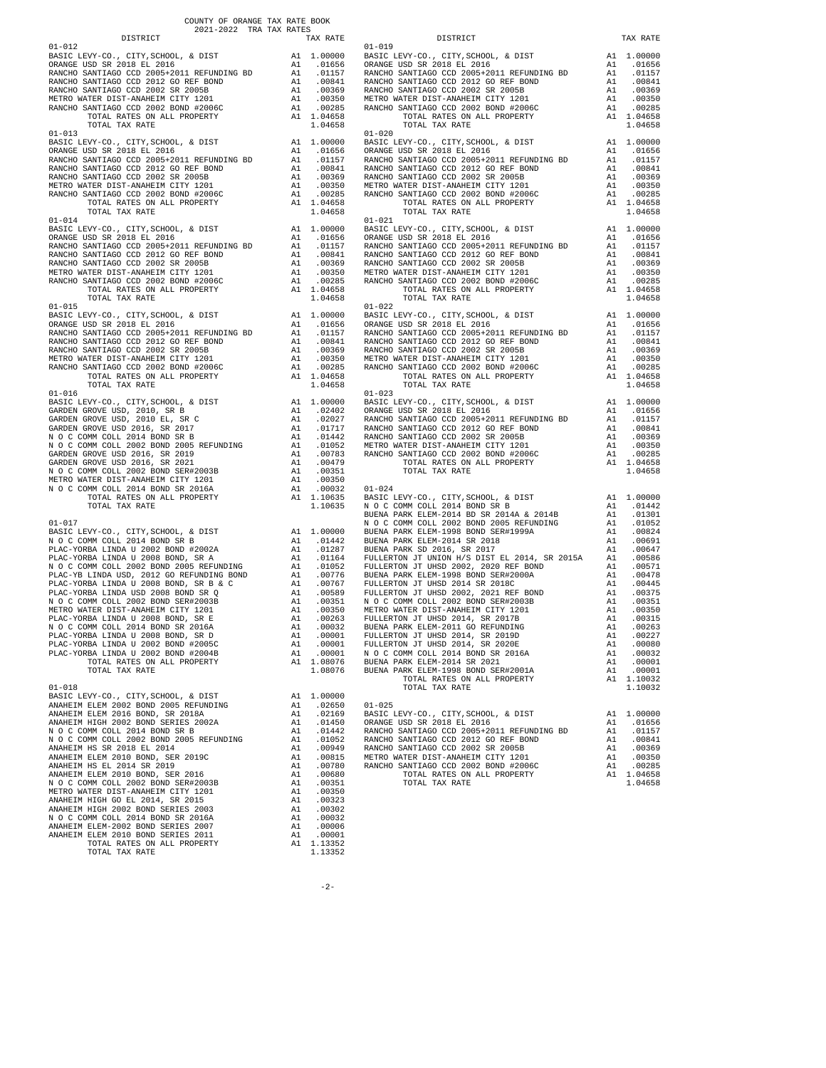COUNTY OF ORANGE TAX RATE BOOK
2021-2022 TRA TAX RATES

| DISTRICT | | TAX RATE |
|---|---|---|
| **01-012** | | |
| BASIC LEVY-CO., CITY,SCHOOL, & DIST | A1 | 1.00000 |
| ORANGE USD SR 2018 EL 2016 | A1 | .01656 |
| RANCHO SANTIAGO CCD 2005+2011 REFUNDING BD | A1 | .01157 |
| RANCHO SANTIAGO CCD 2012 GO REF BOND | A1 | .00841 |
| RANCHO SANTIAGO CCD 2002 SR 2005B | A1 | .00369 |
| METRO WATER DIST-ANAHEIM CITY 1201 | A1 | .00350 |
| RANCHO SANTIAGO CCD 2002 BOND #2006C | A1 | .00285 |
| TOTAL RATES ON ALL PROPERTY | A1 | 1.04658 |
| TOTAL TAX RATE | | 1.04658 |
| **01-013** | | |
| BASIC LEVY-CO., CITY,SCHOOL, & DIST | A1 | 1.00000 |
| ORANGE USD SR 2018 EL 2016 | A1 | .01656 |
| RANCHO SANTIAGO CCD 2005+2011 REFUNDING BD | A1 | .01157 |
| RANCHO SANTIAGO CCD 2012 GO REF BOND | A1 | .00841 |
| RANCHO SANTIAGO CCD 2002 SR 2005B | A1 | .00369 |
| METRO WATER DIST-ANAHEIM CITY 1201 | A1 | .00350 |
| RANCHO SANTIAGO CCD 2002 BOND #2006C | A1 | .00285 |
| TOTAL RATES ON ALL PROPERTY | A1 | 1.04658 |
| TOTAL TAX RATE | | 1.04658 |
| **01-014** | | |
| BASIC LEVY-CO., CITY,SCHOOL, & DIST | A1 | 1.00000 |
| ORANGE USD SR 2018 EL 2016 | A1 | .01656 |
| RANCHO SANTIAGO CCD 2005+2011 REFUNDING BD | A1 | .01157 |
| RANCHO SANTIAGO CCD 2012 GO REF BOND | A1 | .00841 |
| RANCHO SANTIAGO CCD 2002 SR 2005B | A1 | .00369 |
| METRO WATER DIST-ANAHEIM CITY 1201 | A1 | .00350 |
| RANCHO SANTIAGO CCD 2002 BOND #2006C | A1 | .00285 |
| TOTAL RATES ON ALL PROPERTY | A1 | 1.04658 |
| TOTAL TAX RATE | | 1.04658 |
| **01-015** | | |
| BASIC LEVY-CO., CITY,SCHOOL, & DIST | A1 | 1.00000 |
| ORANGE USD SR 2018 EL 2016 | A1 | .01656 |
| RANCHO SANTIAGO CCD 2005+2011 REFUNDING BD | A1 | .01157 |
| RANCHO SANTIAGO CCD 2012 GO REF BOND | A1 | .00841 |
| RANCHO SANTIAGO CCD 2002 SR 2005B | A1 | .00369 |
| METRO WATER DIST-ANAHEIM CITY 1201 | A1 | .00350 |
| RANCHO SANTIAGO CCD 2002 BOND #2006C | A1 | .00285 |
| TOTAL RATES ON ALL PROPERTY | A1 | 1.04658 |
| TOTAL TAX RATE | | 1.04658 |
| **01-016** | | |
| BASIC LEVY-CO., CITY,SCHOOL, & DIST | A1 | 1.00000 |
| GARDEN GROVE USD, 2010, SR B | A1 | .02402 |
| GARDEN GROVE USD, 2010 EL, SR C | A1 | .02027 |
| GARDEN GROVE USD 2016, SR 2017 | A1 | .01717 |
| N O C COMM COLL 2014 BOND SR B | A1 | .01442 |
| N O C COMM COLL 2002 BOND 2005 REFUNDING | A1 | .01052 |
| GARDEN GROVE USD 2016, SR 2019 | A1 | .00783 |
| GARDEN GROVE USD 2016, SR 2021 | A1 | .00479 |
| N O C COMM COLL 2002 BOND SER#2003B | A1 | .00351 |
| METRO WATER DIST-ANAHEIM CITY 1201 | A1 | .00350 |
| N O C COMM COLL 2014 BOND SR 2016A | A1 | .00032 |
| TOTAL RATES ON ALL PROPERTY | A1 | 1.10635 |
| TOTAL TAX RATE | | 1.10635 |
| **01-017** | | |
| BASIC LEVY-CO., CITY,SCHOOL, & DIST | A1 | 1.00000 |
| N O C COMM COLL 2014 BOND SR B | A1 | .01442 |
| PLAC-YORBA LINDA U 2002 BOND #2002A | A1 | .01287 |
| PLAC-YORBA LINDA U 2008 BOND, SR A | A1 | .01164 |
| N O C COMM COLL 2002 BOND 2005 REFUNDING | A1 | .01052 |
| PLAC-YB LINDA USD, 2012 GO REFUNDING BOND | A1 | .00776 |
| PLAC-YORBA LINDA U 2008 BOND, SR B & C | A1 | .00767 |
| PLAC-YORBA LINDA USD 2008 BOND SR Q | A1 | .00589 |
| N O C COMM COLL 2002 BOND SER#2003B | A1 | .00351 |
| METRO WATER DIST-ANAHEIM CITY 1201 | A1 | .00350 |
| PLAC-YORBA LINDA U 2008 BOND, SR E | A1 | .00263 |
| N O C COMM COLL 2014 BOND SR 2016A | A1 | .00032 |
| PLAC-YORBA LINDA U 2008 BOND, SR D | A1 | .00001 |
| PLAC-YORBA LINDA U 2002 BOND #2005C | A1 | .00001 |
| PLAC-YORBA LINDA U 2002 BOND #2004B | A1 | .00001 |
| TOTAL RATES ON ALL PROPERTY | A1 | 1.08076 |
| TOTAL TAX RATE | | 1.08076 |
| **01-018** | | |
| BASIC LEVY-CO., CITY,SCHOOL, & DIST | A1 | 1.00000 |
| ANAHEIM ELEM 2002 BOND 2005 REFUNDING | A1 | .02650 |
| ANAHEIM ELEM 2016 BOND, SR 2018A | A1 | .02169 |
| ANAHEIM HIGH 2002 BOND SERIES 2002A | A1 | .01450 |
| N O C COMM COLL 2014 BOND SR B | A1 | .01442 |
| N O C COMM COLL 2002 BOND 2005 REFUNDING | A1 | .01052 |
| ANAHEIM HS SR 2018 EL 2014 | A1 | .00949 |
| ANAHEIM ELEM 2010 BOND, SER 2019C | A1 | .00815 |
| ANAHEIM HS EL 2014 SR 2019 | A1 | .00780 |
| ANAHEIM ELEM 2010 BOND, SER 2016 | A1 | .00680 |
| N O C COMM COLL 2002 BOND SER#2003B | A1 | .00351 |
| METRO WATER DIST-ANAHEIM CITY 1201 | A1 | .00350 |
| ANAHEIM HIGH GO EL 2014, SR 2015 | A1 | .00323 |
| ANAHEIM HIGH 2002 BOND SERIES 2003 | A1 | .00302 |
| N O C COMM COLL 2014 BOND SR 2016A | A1 | .00032 |
| ANAHEIM ELEM-2002 BOND SERIES 2007 | A1 | .00006 |
| ANAHEIM ELEM 2010 BOND SERIES 2011 | A1 | .00001 |
| TOTAL RATES ON ALL PROPERTY | A1 | 1.13352 |
| TOTAL TAX RATE | | 1.13352 |
| **01-019** | | |
| BASIC LEVY-CO., CITY,SCHOOL, & DIST | A1 | 1.00000 |
| ORANGE USD SR 2018 EL 2016 | A1 | .01656 |
| RANCHO SANTIAGO CCD 2005+2011 REFUNDING BD | A1 | .01157 |
| RANCHO SANTIAGO CCD 2012 GO REF BOND | A1 | .00841 |
| RANCHO SANTIAGO CCD 2002 SR 2005B | A1 | .00369 |
| METRO WATER DIST-ANAHEIM CITY 1201 | A1 | .00350 |
| RANCHO SANTIAGO CCD 2002 BOND #2006C | A1 | .00285 |
| TOTAL RATES ON ALL PROPERTY | A1 | 1.04658 |
| TOTAL TAX RATE | | 1.04658 |
| **01-020** | | |
| BASIC LEVY-CO., CITY,SCHOOL, & DIST | A1 | 1.00000 |
| ORANGE USD SR 2018 EL 2016 | A1 | .01656 |
| RANCHO SANTIAGO CCD 2005+2011 REFUNDING BD | A1 | .01157 |
| RANCHO SANTIAGO CCD 2012 GO REF BOND | A1 | .00841 |
| RANCHO SANTIAGO CCD 2002 SR 2005B | A1 | .00369 |
| METRO WATER DIST-ANAHEIM CITY 1201 | A1 | .00350 |
| RANCHO SANTIAGO CCD 2002 BOND #2006C | A1 | .00285 |
| TOTAL RATES ON ALL PROPERTY | A1 | 1.04658 |
| TOTAL TAX RATE | | 1.04658 |
| **01-021** | | |
| BASIC LEVY-CO., CITY,SCHOOL, & DIST | A1 | 1.00000 |
| ORANGE USD SR 2018 EL 2016 | A1 | .01656 |
| RANCHO SANTIAGO CCD 2005+2011 REFUNDING BD | A1 | .01157 |
| RANCHO SANTIAGO CCD 2012 GO REF BOND | A1 | .00841 |
| RANCHO SANTIAGO CCD 2002 SR 2005B | A1 | .00369 |
| METRO WATER DIST-ANAHEIM CITY 1201 | A1 | .00350 |
| RANCHO SANTIAGO CCD 2002 BOND #2006C | A1 | .00285 |
| TOTAL RATES ON ALL PROPERTY | A1 | 1.04658 |
| TOTAL TAX RATE | | 1.04658 |
| **01-022** | | |
| BASIC LEVY-CO., CITY,SCHOOL, & DIST | A1 | 1.00000 |
| ORANGE USD SR 2018 EL 2016 | A1 | .01656 |
| RANCHO SANTIAGO CCD 2005+2011 REFUNDING BD | A1 | .01157 |
| RANCHO SANTIAGO CCD 2012 GO REF BOND | A1 | .00841 |
| RANCHO SANTIAGO CCD 2002 SR 2005B | A1 | .00369 |
| METRO WATER DIST-ANAHEIM CITY 1201 | A1 | .00350 |
| RANCHO SANTIAGO CCD 2002 BOND #2006C | A1 | .00285 |
| TOTAL RATES ON ALL PROPERTY | A1 | 1.04658 |
| TOTAL TAX RATE | | 1.04658 |
| **01-023** | | |
| BASIC LEVY-CO., CITY,SCHOOL, & DIST | A1 | 1.00000 |
| ORANGE USD SR 2018 EL 2016 | A1 | .01656 |
| RANCHO SANTIAGO CCD 2005+2011 REFUNDING BD | A1 | .01157 |
| RANCHO SANTIAGO CCD 2012 GO REF BOND | A1 | .00841 |
| RANCHO SANTIAGO CCD 2002 SR 2005B | A1 | .00369 |
| METRO WATER DIST-ANAHEIM CITY 1201 | A1 | .00350 |
| RANCHO SANTIAGO CCD 2002 BOND #2006C | A1 | .00285 |
| TOTAL RATES ON ALL PROPERTY | A1 | 1.04658 |
| TOTAL TAX RATE | | 1.04658 |
| **01-024** | | |
| BASIC LEVY-CO., CITY,SCHOOL, & DIST | A1 | 1.00000 |
| N O C COMM COLL 2014 BOND SR B | A1 | .01442 |
| BUENA PARK ELEM-2014 BD SR 2014A & 2014B | A1 | .01301 |
| N O C COMM COLL 2002 BOND 2005 REFUNDING | A1 | .01052 |
| BUENA PARK ELEM-1998 BOND SER#1999A | A1 | .00824 |
| BUENA PARK ELEM-2014 SR 2018 | A1 | .00691 |
| BUENA PARK SD 2016, SR 2017 | A1 | .00647 |
| FULLERTON JT UNION H/S DIST EL 2014, SR 2015A | A1 | .00586 |
| FULLERTON JT UHSD 2002, 2020 REF BOND | A1 | .00571 |
| BUENA PARK ELEM-1998 BOND SER#2000A | A1 | .00478 |
| FULLERTON JT UHSD 2014 SR 2018C | A1 | .00445 |
| FULLERTON JT UHSD 2002, 2021 REF BOND | A1 | .00375 |
| N O C COMM COLL 2002 BOND SER#2003B | A1 | .00351 |
| METRO WATER DIST-ANAHEIM CITY 1201 | A1 | .00350 |
| FULLERTON JT UHSD 2014, SR 2017B | A1 | .00315 |
| BUENA PARK ELEM-2011 GO REFUNDING | A1 | .00263 |
| FULLERTON JT UHSD 2014, SR 2019D | A1 | .00227 |
| FULLERTON JT UHSD 2014, SR 2020E | A1 | .00080 |
| N O C COMM COLL 2014 BOND SR 2016A | A1 | .00032 |
| BUENA PARK ELEM-2014 SR 2021 | A1 | .00001 |
| BUENA PARK ELEM-1998 BOND SER#2001A | A1 | .00001 |
| TOTAL RATES ON ALL PROPERTY | A1 | 1.10032 |
| TOTAL TAX RATE | | 1.10032 |
| **01-025** | | |
| BASIC LEVY-CO., CITY,SCHOOL, & DIST | A1 | 1.00000 |
| ORANGE USD SR 2018 EL 2016 | A1 | .01656 |
| RANCHO SANTIAGO CCD 2005+2011 REFUNDING BD | A1 | .01157 |
| RANCHO SANTIAGO CCD 2012 GO REF BOND | A1 | .00841 |
| RANCHO SANTIAGO CCD 2002 SR 2005B | A1 | .00369 |
| METRO WATER DIST-ANAHEIM CITY 1201 | A1 | .00350 |
| RANCHO SANTIAGO CCD 2002 BOND #2006C | A1 | .00285 |
| TOTAL RATES ON ALL PROPERTY | A1 | 1.04658 |
| TOTAL TAX RATE | | 1.04658 |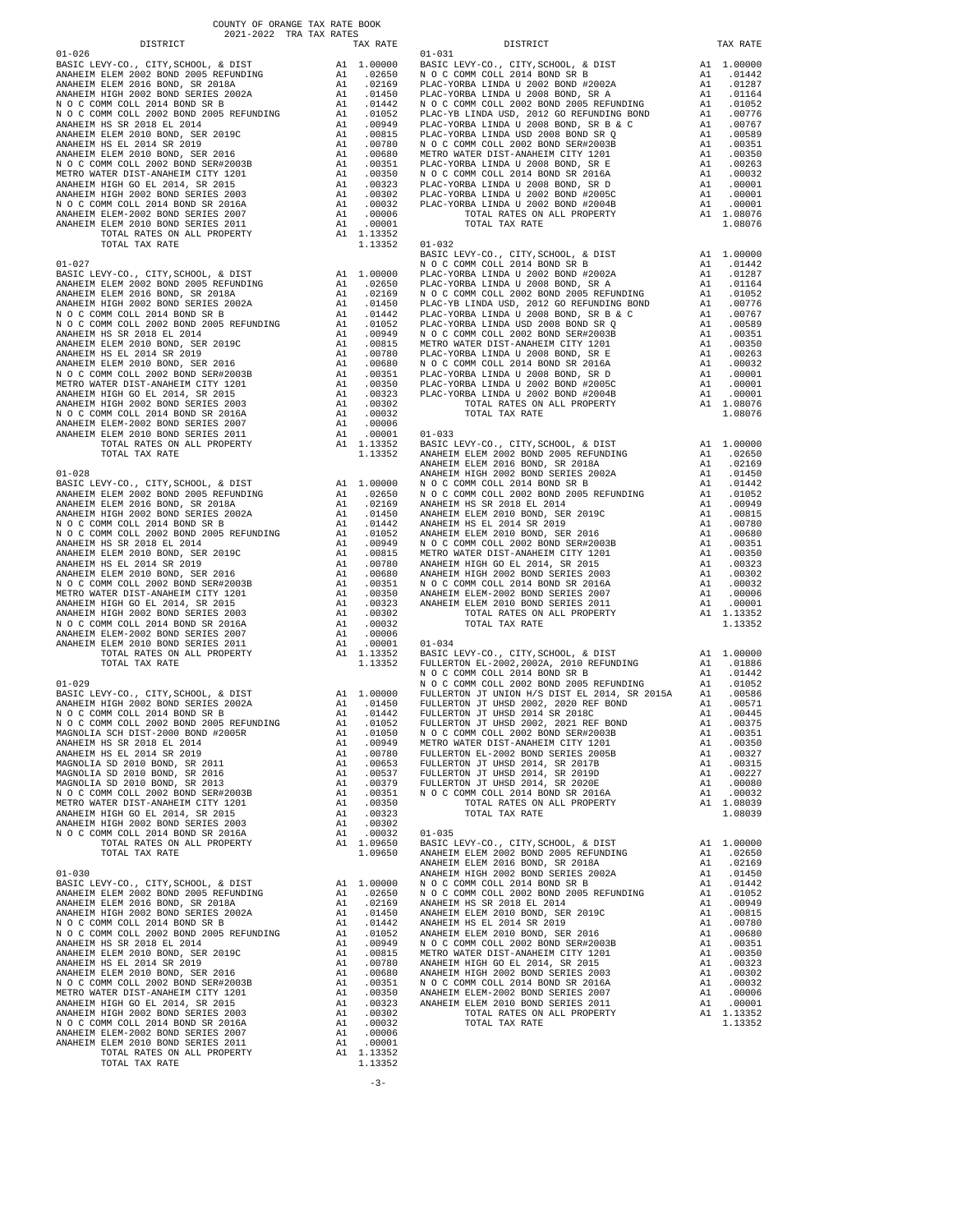COUNTY OF ORANGE TAX RATE BOOK
2021-2022 TRA TAX RATES

| DISTRICT | | TAX RATE |
|---|---|---|
| **01-026** | | |
| BASIC LEVY-CO., CITY,SCHOOL, & DIST | A1 | 1.00000 |
| ANAHEIM ELEM 2002 BOND 2005 REFUNDING | A1 | .02650 |
| ANAHEIM ELEM 2016 BOND, SR 2018A | A1 | .02169 |
| ANAHEIM HIGH 2002 BOND SERIES 2002A | A1 | .01450 |
| N O C COMM COLL 2014 BOND SR B | A1 | .01442 |
| N O C COMM COLL 2002 BOND 2005 REFUNDING | A1 | .01052 |
| ANAHEIM HS SR 2018 EL 2014 | A1 | .00949 |
| ANAHEIM ELEM 2010 BOND, SER 2019C | A1 | .00815 |
| ANAHEIM HS EL 2014 SR 2019 | A1 | .00780 |
| ANAHEIM ELEM 2010 BOND, SER 2016 | A1 | .00680 |
| N O C COMM COLL 2002 BOND SER#2003B | A1 | .00351 |
| METRO WATER DIST-ANAHEIM CITY 1201 | A1 | .00350 |
| ANAHEIM HIGH GO EL 2014, SR 2015 | A1 | .00323 |
| ANAHEIM HIGH 2002 BOND SERIES 2003 | A1 | .00302 |
| N O C COMM COLL 2014 BOND SR 2016A | A1 | .00032 |
| ANAHEIM ELEM-2002 BOND SERIES 2007 | A1 | .00006 |
| ANAHEIM ELEM 2010 BOND SERIES 2011 | A1 | .00001 |
| TOTAL RATES ON ALL PROPERTY | A1 | 1.13352 |
| TOTAL TAX RATE | | 1.13352 |
| **01-027** | | |
| BASIC LEVY-CO., CITY,SCHOOL, & DIST | A1 | 1.00000 |
| ANAHEIM ELEM 2002 BOND 2005 REFUNDING | A1 | .02650 |
| ANAHEIM ELEM 2016 BOND, SR 2018A | A1 | .02169 |
| ANAHEIM HIGH 2002 BOND SERIES 2002A | A1 | .01450 |
| N O C COMM COLL 2014 BOND SR B | A1 | .01442 |
| N O C COMM COLL 2002 BOND 2005 REFUNDING | A1 | .01052 |
| ANAHEIM HS SR 2018 EL 2014 | A1 | .00949 |
| ANAHEIM ELEM 2010 BOND, SER 2019C | A1 | .00815 |
| ANAHEIM HS EL 2014 SR 2019 | A1 | .00780 |
| ANAHEIM ELEM 2010 BOND, SER 2016 | A1 | .00680 |
| N O C COMM COLL 2002 BOND SER#2003B | A1 | .00351 |
| METRO WATER DIST-ANAHEIM CITY 1201 | A1 | .00350 |
| ANAHEIM HIGH GO EL 2014, SR 2015 | A1 | .00323 |
| ANAHEIM HIGH 2002 BOND SERIES 2003 | A1 | .00302 |
| N O C COMM COLL 2014 BOND SR 2016A | A1 | .00032 |
| ANAHEIM ELEM-2002 BOND SERIES 2007 | A1 | .00006 |
| ANAHEIM ELEM 2010 BOND SERIES 2011 | A1 | .00001 |
| TOTAL RATES ON ALL PROPERTY | A1 | 1.13352 |
| TOTAL TAX RATE | | 1.13352 |
| **01-028** | | |
| BASIC LEVY-CO., CITY,SCHOOL, & DIST | A1 | 1.00000 |
| ANAHEIM ELEM 2002 BOND 2005 REFUNDING | A1 | .02650 |
| ANAHEIM ELEM 2016 BOND, SR 2018A | A1 | .02169 |
| ANAHEIM HIGH 2002 BOND SERIES 2002A | A1 | .01450 |
| N O C COMM COLL 2014 BOND SR B | A1 | .01442 |
| N O C COMM COLL 2002 BOND 2005 REFUNDING | A1 | .01052 |
| ANAHEIM HS SR 2018 EL 2014 | A1 | .00949 |
| ANAHEIM ELEM 2010 BOND, SER 2019C | A1 | .00815 |
| ANAHEIM HS EL 2014 SR 2019 | A1 | .00780 |
| ANAHEIM ELEM 2010 BOND, SER 2016 | A1 | .00680 |
| N O C COMM COLL 2002 BOND SER#2003B | A1 | .00351 |
| METRO WATER DIST-ANAHEIM CITY 1201 | A1 | .00350 |
| ANAHEIM HIGH GO EL 2014, SR 2015 | A1 | .00323 |
| ANAHEIM HIGH 2002 BOND SERIES 2003 | A1 | .00302 |
| N O C COMM COLL 2014 BOND SR 2016A | A1 | .00032 |
| ANAHEIM ELEM-2002 BOND SERIES 2007 | A1 | .00006 |
| ANAHEIM ELEM 2010 BOND SERIES 2011 | A1 | .00001 |
| TOTAL RATES ON ALL PROPERTY | A1 | 1.13352 |
| TOTAL TAX RATE | | 1.13352 |
| **01-029** | | |
| BASIC LEVY-CO., CITY,SCHOOL, & DIST | A1 | 1.00000 |
| ANAHEIM HIGH 2002 BOND SERIES 2002A | A1 | .01450 |
| N O C COMM COLL 2014 BOND SR B | A1 | .01442 |
| N O C COMM COLL 2002 BOND 2005 REFUNDING | A1 | .01052 |
| MAGNOLIA SCH DIST-2000 BOND #2005R | A1 | .01050 |
| ANAHEIM HS SR 2018 EL 2014 | A1 | .00949 |
| ANAHEIM HS EL 2014 SR 2019 | A1 | .00780 |
| MAGNOLIA SD 2010 BOND, SR 2011 | A1 | .00653 |
| MAGNOLIA SD 2010 BOND, SR 2016 | A1 | .00537 |
| MAGNOLIA SD 2010 BOND, SR 2013 | A1 | .00379 |
| N O C COMM COLL 2002 BOND SER#2003B | A1 | .00351 |
| METRO WATER DIST-ANAHEIM CITY 1201 | A1 | .00350 |
| ANAHEIM HIGH GO EL 2014, SR 2015 | A1 | .00323 |
| ANAHEIM HIGH 2002 BOND SERIES 2003 | A1 | .00302 |
| N O C COMM COLL 2014 BOND SR 2016A | A1 | .00032 |
| TOTAL RATES ON ALL PROPERTY | A1 | 1.09650 |
| TOTAL TAX RATE | | 1.09650 |
| **01-030** | | |
| BASIC LEVY-CO., CITY,SCHOOL, & DIST | A1 | 1.00000 |
| ANAHEIM ELEM 2002 BOND 2005 REFUNDING | A1 | .02650 |
| ANAHEIM ELEM 2016 BOND, SR 2018A | A1 | .02169 |
| ANAHEIM HIGH 2002 BOND SERIES 2002A | A1 | .01450 |
| N O C COMM COLL 2014 BOND SR B | A1 | .01442 |
| N O C COMM COLL 2002 BOND 2005 REFUNDING | A1 | .01052 |
| ANAHEIM HS SR 2018 EL 2014 | A1 | .00949 |
| ANAHEIM ELEM 2010 BOND, SER 2019C | A1 | .00815 |
| ANAHEIM HS EL 2014 SR 2019 | A1 | .00780 |
| ANAHEIM ELEM 2010 BOND, SER 2016 | A1 | .00680 |
| N O C COMM COLL 2002 BOND SER#2003B | A1 | .00351 |
| METRO WATER DIST-ANAHEIM CITY 1201 | A1 | .00350 |
| ANAHEIM HIGH GO EL 2014, SR 2015 | A1 | .00323 |
| ANAHEIM HIGH 2002 BOND SERIES 2003 | A1 | .00302 |
| N O C COMM COLL 2014 BOND SR 2016A | A1 | .00032 |
| ANAHEIM ELEM-2002 BOND SERIES 2007 | A1 | .00006 |
| ANAHEIM ELEM 2010 BOND SERIES 2011 | A1 | .00001 |
| TOTAL RATES ON ALL PROPERTY | A1 | 1.13352 |
| TOTAL TAX RATE | | 1.13352 |
| **01-031** | | |
| BASIC LEVY-CO., CITY,SCHOOL, & DIST | A1 | 1.00000 |
| N O C COMM COLL 2014 BOND SR B | A1 | .01442 |
| PLAC-YORBA LINDA U 2002 BOND #2002A | A1 | .01287 |
| PLAC-YORBA LINDA U 2008 BOND, SR A | A1 | .01164 |
| N O C COMM COLL 2002 BOND 2005 REFUNDING | A1 | .01052 |
| PLAC-YB LINDA USD, 2012 GO REFUNDING BOND | A1 | .00776 |
| PLAC-YORBA LINDA U 2008 BOND, SR B & C | A1 | .00767 |
| PLAC-YORBA LINDA USD 2008 BOND SR Q | A1 | .00589 |
| N O C COMM COLL 2002 BOND SER#2003B | A1 | .00351 |
| METRO WATER DIST-ANAHEIM CITY 1201 | A1 | .00350 |
| PLAC-YORBA LINDA U 2008 BOND, SR E | A1 | .00263 |
| N O C COMM COLL 2014 BOND SR 2016A | A1 | .00032 |
| PLAC-YORBA LINDA U 2008 BOND, SR D | A1 | .00001 |
| PLAC-YORBA LINDA U 2002 BOND #2005C | A1 | .00001 |
| PLAC-YORBA LINDA U 2002 BOND #2004B | A1 | .00001 |
| TOTAL RATES ON ALL PROPERTY | A1 | 1.08076 |
| TOTAL TAX RATE | | 1.08076 |
| **01-032** | | |
| BASIC LEVY-CO., CITY,SCHOOL, & DIST | A1 | 1.00000 |
| N O C COMM COLL 2014 BOND SR B | A1 | .01442 |
| PLAC-YORBA LINDA U 2002 BOND #2002A | A1 | .01287 |
| PLAC-YORBA LINDA U 2008 BOND, SR A | A1 | .01164 |
| N O C COMM COLL 2002 BOND 2005 REFUNDING | A1 | .01052 |
| PLAC-YB LINDA USD, 2012 GO REFUNDING BOND | A1 | .00776 |
| PLAC-YORBA LINDA U 2008 BOND, SR B & C | A1 | .00767 |
| PLAC-YORBA LINDA USD 2008 BOND SR Q | A1 | .00589 |
| N O C COMM COLL 2002 BOND SER#2003B | A1 | .00351 |
| METRO WATER DIST-ANAHEIM CITY 1201 | A1 | .00350 |
| PLAC-YORBA LINDA U 2008 BOND, SR E | A1 | .00263 |
| N O C COMM COLL 2014 BOND SR 2016A | A1 | .00032 |
| PLAC-YORBA LINDA U 2008 BOND, SR D | A1 | .00001 |
| PLAC-YORBA LINDA U 2002 BOND #2005C | A1 | .00001 |
| PLAC-YORBA LINDA U 2002 BOND #2004B | A1 | .00001 |
| TOTAL RATES ON ALL PROPERTY | A1 | 1.08076 |
| TOTAL TAX RATE | | 1.08076 |
| **01-033** | | |
| BASIC LEVY-CO., CITY,SCHOOL, & DIST | A1 | 1.00000 |
| ANAHEIM ELEM 2002 BOND 2005 REFUNDING | A1 | .02650 |
| ANAHEIM ELEM 2016 BOND, SR 2018A | A1 | .02169 |
| ANAHEIM HIGH 2002 BOND SERIES 2002A | A1 | .01450 |
| N O C COMM COLL 2014 BOND SR B | A1 | .01442 |
| N O C COMM COLL 2002 BOND 2005 REFUNDING | A1 | .01052 |
| ANAHEIM HS SR 2018 EL 2014 | A1 | .00949 |
| ANAHEIM ELEM 2010 BOND, SER 2019C | A1 | .00815 |
| ANAHEIM HS EL 2014 SR 2019 | A1 | .00780 |
| ANAHEIM ELEM 2010 BOND, SER 2016 | A1 | .00680 |
| N O C COMM COLL 2002 BOND SER#2003B | A1 | .00351 |
| METRO WATER DIST-ANAHEIM CITY 1201 | A1 | .00350 |
| ANAHEIM HIGH GO EL 2014, SR 2015 | A1 | .00323 |
| ANAHEIM HIGH 2002 BOND SERIES 2003 | A1 | .00302 |
| N O C COMM COLL 2014 BOND SR 2016A | A1 | .00032 |
| ANAHEIM ELEM-2002 BOND SERIES 2007 | A1 | .00006 |
| ANAHEIM ELEM 2010 BOND SERIES 2011 | A1 | .00001 |
| TOTAL RATES ON ALL PROPERTY | A1 | 1.13352 |
| TOTAL TAX RATE | | 1.13352 |
| **01-034** | | |
| BASIC LEVY-CO., CITY,SCHOOL, & DIST | A1 | 1.00000 |
| FULLERTON EL-2002,2002A, 2010 REFUNDING | A1 | .01886 |
| N O C COMM COLL 2014 BOND SR B | A1 | .01442 |
| N O C COMM COLL 2002 BOND 2005 REFUNDING | A1 | .01052 |
| FULLERTON JT UNION H/S DIST EL 2014, SR 2015A | A1 | .00586 |
| FULLERTON JT UHSD 2002, 2020 REF BOND | A1 | .00571 |
| FULLERTON JT UHSD 2014 SR 2018C | A1 | .00445 |
| FULLERTON JT UHSD 2002, 2021 REF BOND | A1 | .00375 |
| N O C COMM COLL 2002 BOND SER#2003B | A1 | .00351 |
| METRO WATER DIST-ANAHEIM CITY 1201 | A1 | .00350 |
| FULLERTON EL-2002 BOND SERIES 2005B | A1 | .00327 |
| FULLERTON JT UHSD 2014, SR 2017B | A1 | .00315 |
| FULLERTON JT UHSD 2014, SR 2019D | A1 | .00227 |
| FULLERTON JT UHSD 2014, SR 2020E | A1 | .00080 |
| N O C COMM COLL 2014 BOND SR 2016A | A1 | .00032 |
| TOTAL RATES ON ALL PROPERTY | A1 | 1.08039 |
| TOTAL TAX RATE | | 1.08039 |
| **01-035** | | |
| BASIC LEVY-CO., CITY,SCHOOL, & DIST | A1 | 1.00000 |
| ANAHEIM ELEM 2002 BOND 2005 REFUNDING | A1 | .02650 |
| ANAHEIM ELEM 2016 BOND, SR 2018A | A1 | .02169 |
| ANAHEIM HIGH 2002 BOND SERIES 2002A | A1 | .01450 |
| N O C COMM COLL 2014 BOND SR B | A1 | .01442 |
| N O C COMM COLL 2002 BOND 2005 REFUNDING | A1 | .01052 |
| ANAHEIM HS SR 2018 EL 2014 | A1 | .00949 |
| ANAHEIM ELEM 2010 BOND, SER 2019C | A1 | .00815 |
| ANAHEIM HS EL 2014 SR 2019 | A1 | .00780 |
| ANAHEIM ELEM 2010 BOND, SER 2016 | A1 | .00680 |
| N O C COMM COLL 2002 BOND SER#2003B | A1 | .00351 |
| METRO WATER DIST-ANAHEIM CITY 1201 | A1 | .00350 |
| ANAHEIM HIGH GO EL 2014, SR 2015 | A1 | .00323 |
| ANAHEIM HIGH 2002 BOND SERIES 2003 | A1 | .00302 |
| N O C COMM COLL 2014 BOND SR 2016A | A1 | .00032 |
| ANAHEIM ELEM-2002 BOND SERIES 2007 | A1 | .00006 |
| ANAHEIM ELEM 2010 BOND SERIES 2011 | A1 | .00001 |
| TOTAL RATES ON ALL PROPERTY | A1 | 1.13352 |
| TOTAL TAX RATE | | 1.13352 |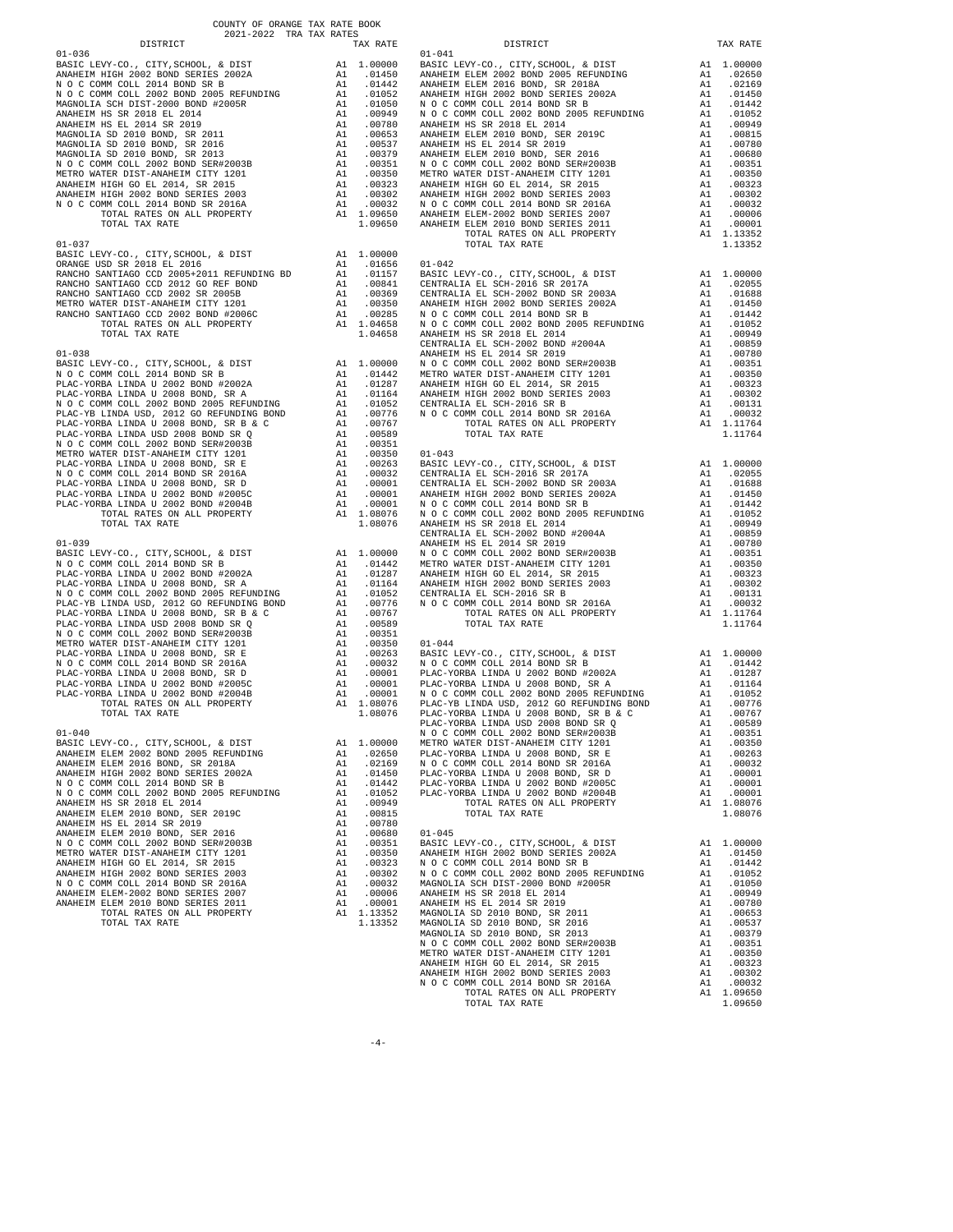COUNTY OF ORANGE TAX RATE BOOK
2021-2022 TRA TAX RATES

### 01-036

| DISTRICT | | TAX RATE |
|---|---|---|
| BASIC LEVY-CO., CITY,SCHOOL, & DIST | A1 | 1.00000 |
| ANAHEIM HIGH 2002 BOND SERIES 2002A | A1 | .01450 |
| N O C COMM COLL 2014 BOND SR B | A1 | .01442 |
| N O C COMM COLL 2002 BOND 2005 REFUNDING | A1 | .01052 |
| MAGNOLIA SCH DIST-2000 BOND #2005R | A1 | .01050 |
| ANAHEIM HS SR 2018 EL 2014 | A1 | .00949 |
| ANAHEIM HS EL 2014 SR 2019 | A1 | .00780 |
| MAGNOLIA SD 2010 BOND, SR 2011 | A1 | .00653 |
| MAGNOLIA SD 2010 BOND, SR 2016 | A1 | .00537 |
| MAGNOLIA SD 2010 BOND, SR 2013 | A1 | .00379 |
| N O C COMM COLL 2002 BOND SER#2003B | A1 | .00351 |
| METRO WATER DIST-ANAHEIM CITY 1201 | A1 | .00350 |
| ANAHEIM HIGH GO EL 2014, SR 2015 | A1 | .00323 |
| ANAHEIM HIGH 2002 BOND SERIES 2003 | A1 | .00302 |
| N O C COMM COLL 2014 BOND SR 2016A | A1 | .00032 |
| TOTAL RATES ON ALL PROPERTY | A1 | 1.09650 |
| TOTAL TAX RATE | | 1.09650 |

### 01-037

| DISTRICT | | TAX RATE |
|---|---|---|
| BASIC LEVY-CO., CITY,SCHOOL, & DIST | A1 | 1.00000 |
| ORANGE USD SR 2018 EL 2016 | A1 | .01656 |
| RANCHO SANTIAGO CCD 2005+2011 REFUNDING BD | A1 | .01157 |
| RANCHO SANTIAGO CCD 2012 GO REF BOND | A1 | .00841 |
| RANCHO SANTIAGO CCD 2002 SR 2005B | A1 | .00369 |
| METRO WATER DIST-ANAHEIM CITY 1201 | A1 | .00350 |
| RANCHO SANTIAGO CCD 2002 BOND #2006C | A1 | .00285 |
| TOTAL RATES ON ALL PROPERTY | A1 | 1.04658 |
| TOTAL TAX RATE | | 1.04658 |

### 01-038

| DISTRICT | | TAX RATE |
|---|---|---|
| BASIC LEVY-CO., CITY,SCHOOL, & DIST | A1 | 1.00000 |
| N O C COMM COLL 2014 BOND SR B | A1 | .01442 |
| PLAC-YORBA LINDA U 2002 BOND #2002A | A1 | .01287 |
| PLAC-YORBA LINDA U 2008 BOND, SR A | A1 | .01164 |
| N O C COMM COLL 2002 BOND 2005 REFUNDING | A1 | .01052 |
| PLAC-YB LINDA USD, 2012 GO REFUNDING BOND | A1 | .00776 |
| PLAC-YORBA LINDA U 2008 BOND, SR B & C | A1 | .00767 |
| PLAC-YORBA LINDA USD 2008 BOND SR Q | A1 | .00589 |
| N O C COMM COLL 2002 BOND SER#2003B | A1 | .00351 |
| METRO WATER DIST-ANAHEIM CITY 1201 | A1 | .00350 |
| PLAC-YORBA LINDA U 2008 BOND, SR E | A1 | .00263 |
| N O C COMM COLL 2014 BOND SR 2016A | A1 | .00032 |
| PLAC-YORBA LINDA U 2008 BOND, SR D | A1 | .00001 |
| PLAC-YORBA LINDA U 2002 BOND #2005C | A1 | .00001 |
| PLAC-YORBA LINDA U 2002 BOND #2004B | A1 | .00001 |
| TOTAL RATES ON ALL PROPERTY | A1 | 1.08076 |
| TOTAL TAX RATE | | 1.08076 |

### 01-039

| DISTRICT | | TAX RATE |
|---|---|---|
| BASIC LEVY-CO., CITY,SCHOOL, & DIST | A1 | 1.00000 |
| N O C COMM COLL 2014 BOND SR B | A1 | .01442 |
| PLAC-YORBA LINDA U 2002 BOND #2002A | A1 | .01287 |
| PLAC-YORBA LINDA U 2008 BOND, SR A | A1 | .01164 |
| N O C COMM COLL 2002 BOND 2005 REFUNDING | A1 | .01052 |
| PLAC-YB LINDA USD, 2012 GO REFUNDING BOND | A1 | .00776 |
| PLAC-YORBA LINDA U 2008 BOND, SR B & C | A1 | .00767 |
| PLAC-YORBA LINDA USD 2008 BOND SR Q | A1 | .00589 |
| N O C COMM COLL 2002 BOND SER#2003B | A1 | .00351 |
| METRO WATER DIST-ANAHEIM CITY 1201 | A1 | .00350 |
| PLAC-YORBA LINDA U 2008 BOND, SR E | A1 | .00263 |
| N O C COMM COLL 2014 BOND SR 2016A | A1 | .00032 |
| PLAC-YORBA LINDA U 2008 BOND, SR D | A1 | .00001 |
| PLAC-YORBA LINDA U 2002 BOND #2005C | A1 | .00001 |
| PLAC-YORBA LINDA U 2002 BOND #2004B | A1 | .00001 |
| TOTAL RATES ON ALL PROPERTY | A1 | 1.08076 |
| TOTAL TAX RATE | | 1.08076 |

### 01-040

| DISTRICT | | TAX RATE |
|---|---|---|
| BASIC LEVY-CO., CITY,SCHOOL, & DIST | A1 | 1.00000 |
| ANAHEIM ELEM 2002 BOND 2005 REFUNDING | A1 | .02650 |
| ANAHEIM ELEM 2016 BOND, SR 2018A | A1 | .02169 |
| ANAHEIM HIGH 2002 BOND SERIES 2002A | A1 | .01450 |
| N O C COMM COLL 2014 BOND SR B | A1 | .01442 |
| N O C COMM COLL 2002 BOND 2005 REFUNDING | A1 | .01052 |
| ANAHEIM HS SR 2018 EL 2014 | A1 | .00949 |
| ANAHEIM ELEM 2010 BOND, SER 2019C | A1 | .00815 |
| ANAHEIM HS EL 2014 SR 2019 | A1 | .00780 |
| ANAHEIM ELEM 2010 BOND, SER 2016 | A1 | .00680 |
| N O C COMM COLL 2002 BOND SER#2003B | A1 | .00351 |
| METRO WATER DIST-ANAHEIM CITY 1201 | A1 | .00350 |
| ANAHEIM HIGH GO EL 2014, SR 2015 | A1 | .00323 |
| ANAHEIM HIGH 2002 BOND SERIES 2003 | A1 | .00302 |
| N O C COMM COLL 2014 BOND SR 2016A | A1 | .00032 |
| ANAHEIM ELEM-2002 BOND SERIES 2007 | A1 | .00006 |
| ANAHEIM ELEM 2010 BOND SERIES 2011 | A1 | .00001 |
| TOTAL RATES ON ALL PROPERTY | A1 | 1.13352 |
| TOTAL TAX RATE | | 1.13352 |

### 01-041

| DISTRICT | | TAX RATE |
|---|---|---|
| BASIC LEVY-CO., CITY,SCHOOL, & DIST | A1 | 1.00000 |
| ANAHEIM ELEM 2002 BOND 2005 REFUNDING | A1 | .02650 |
| ANAHEIM ELEM 2016 BOND, SR 2018A | A1 | .02169 |
| ANAHEIM HIGH 2002 BOND SERIES 2002A | A1 | .01450 |
| N O C COMM COLL 2014 BOND SR B | A1 | .01442 |
| N O C COMM COLL 2002 BOND 2005 REFUNDING | A1 | .01052 |
| ANAHEIM HS SR 2018 EL 2014 | A1 | .00949 |
| ANAHEIM ELEM 2010 BOND, SER 2019C | A1 | .00815 |
| ANAHEIM HS EL 2014 SR 2019 | A1 | .00780 |
| ANAHEIM ELEM 2010 BOND, SER 2016 | A1 | .00680 |
| N O C COMM COLL 2002 BOND SER#2003B | A1 | .00351 |
| METRO WATER DIST-ANAHEIM CITY 1201 | A1 | .00350 |
| ANAHEIM HIGH GO EL 2014, SR 2015 | A1 | .00323 |
| ANAHEIM HIGH 2002 BOND SERIES 2003 | A1 | .00302 |
| N O C COMM COLL 2014 BOND SR 2016A | A1 | .00032 |
| ANAHEIM ELEM-2002 BOND SERIES 2007 | A1 | .00006 |
| ANAHEIM ELEM 2010 BOND SERIES 2011 | A1 | .00001 |
| TOTAL RATES ON ALL PROPERTY | A1 | 1.13352 |
| TOTAL TAX RATE | | 1.13352 |

### 01-042

| DISTRICT | | TAX RATE |
|---|---|---|
| BASIC LEVY-CO., CITY,SCHOOL, & DIST | A1 | 1.00000 |
| CENTRALIA EL SCH-2016 SR 2017A | A1 | .02055 |
| CENTRALIA EL SCH-2002 BOND SR 2003A | A1 | .01688 |
| ANAHEIM HIGH 2002 BOND SERIES 2002A | A1 | .01450 |
| N O C COMM COLL 2014 BOND SR B | A1 | .01442 |
| N O C COMM COLL 2002 BOND 2005 REFUNDING | A1 | .01052 |
| ANAHEIM HS SR 2018 EL 2014 | A1 | .00949 |
| CENTRALIA EL SCH-2002 BOND #2004A | A1 | .00859 |
| ANAHEIM HS EL 2014 SR 2019 | A1 | .00780 |
| N O C COMM COLL 2002 BOND SER#2003B | A1 | .00351 |
| METRO WATER DIST-ANAHEIM CITY 1201 | A1 | .00350 |
| ANAHEIM HIGH GO EL 2014, SR 2015 | A1 | .00323 |
| ANAHEIM HIGH 2002 BOND SERIES 2003 | A1 | .00302 |
| CENTRALIA EL SCH-2016 SR B | A1 | .00131 |
| N O C COMM COLL 2014 BOND SR 2016A | A1 | .00032 |
| TOTAL RATES ON ALL PROPERTY | A1 | 1.11764 |
| TOTAL TAX RATE | | 1.11764 |

### 01-043

| DISTRICT | | TAX RATE |
|---|---|---|
| BASIC LEVY-CO., CITY,SCHOOL, & DIST | A1 | 1.00000 |
| CENTRALIA EL SCH-2016 SR 2017A | A1 | .02055 |
| CENTRALIA EL SCH-2002 BOND SR 2003A | A1 | .01688 |
| ANAHEIM HIGH 2002 BOND SERIES 2002A | A1 | .01450 |
| N O C COMM COLL 2014 BOND SR B | A1 | .01442 |
| N O C COMM COLL 2002 BOND 2005 REFUNDING | A1 | .01052 |
| ANAHEIM HS SR 2018 EL 2014 | A1 | .00949 |
| CENTRALIA EL SCH-2002 BOND #2004A | A1 | .00859 |
| ANAHEIM HS EL 2014 SR 2019 | A1 | .00780 |
| N O C COMM COLL 2002 BOND SER#2003B | A1 | .00351 |
| METRO WATER DIST-ANAHEIM CITY 1201 | A1 | .00350 |
| ANAHEIM HIGH GO EL 2014, SR 2015 | A1 | .00323 |
| ANAHEIM HIGH 2002 BOND SERIES 2003 | A1 | .00302 |
| CENTRALIA EL SCH-2016 SR B | A1 | .00131 |
| N O C COMM COLL 2014 BOND SR 2016A | A1 | .00032 |
| TOTAL RATES ON ALL PROPERTY | A1 | 1.11764 |
| TOTAL TAX RATE | | 1.11764 |

### 01-044

| DISTRICT | | TAX RATE |
|---|---|---|
| BASIC LEVY-CO., CITY,SCHOOL, & DIST | A1 | 1.00000 |
| N O C COMM COLL 2014 BOND SR B | A1 | .01442 |
| PLAC-YORBA LINDA U 2002 BOND #2002A | A1 | .01287 |
| PLAC-YORBA LINDA U 2008 BOND, SR A | A1 | .01164 |
| N O C COMM COLL 2002 BOND 2005 REFUNDING | A1 | .01052 |
| PLAC-YB LINDA USD, 2012 GO REFUNDING BOND | A1 | .00776 |
| PLAC-YORBA LINDA U 2008 BOND, SR B & C | A1 | .00767 |
| PLAC-YORBA LINDA USD 2008 BOND SR Q | A1 | .00589 |
| N O C COMM COLL 2002 BOND SER#2003B | A1 | .00351 |
| METRO WATER DIST-ANAHEIM CITY 1201 | A1 | .00350 |
| PLAC-YORBA LINDA U 2008 BOND, SR E | A1 | .00263 |
| N O C COMM COLL 2014 BOND SR 2016A | A1 | .00032 |
| PLAC-YORBA LINDA U 2008 BOND, SR D | A1 | .00001 |
| PLAC-YORBA LINDA U 2002 BOND #2005C | A1 | .00001 |
| PLAC-YORBA LINDA U 2002 BOND #2004B | A1 | .00001 |
| TOTAL RATES ON ALL PROPERTY | A1 | 1.08076 |
| TOTAL TAX RATE | | 1.08076 |

### 01-045

| DISTRICT | | TAX RATE |
|---|---|---|
| BASIC LEVY-CO., CITY,SCHOOL, & DIST | A1 | 1.00000 |
| ANAHEIM HIGH 2002 BOND SERIES 2002A | A1 | .01450 |
| N O C COMM COLL 2014 BOND SR B | A1 | .01442 |
| N O C COMM COLL 2002 BOND 2005 REFUNDING | A1 | .01052 |
| MAGNOLIA SCH DIST-2000 BOND #2005R | A1 | .01050 |
| ANAHEIM HS SR 2018 EL 2014 | A1 | .00949 |
| ANAHEIM HS EL 2014 SR 2019 | A1 | .00780 |
| MAGNOLIA SD 2010 BOND, SR 2011 | A1 | .00653 |
| MAGNOLIA SD 2010 BOND, SR 2016 | A1 | .00537 |
| MAGNOLIA SD 2010 BOND, SR 2013 | A1 | .00379 |
| N O C COMM COLL 2002 BOND SER#2003B | A1 | .00351 |
| METRO WATER DIST-ANAHEIM CITY 1201 | A1 | .00350 |
| ANAHEIM HIGH GO EL 2014, SR 2015 | A1 | .00323 |
| ANAHEIM HIGH 2002 BOND SERIES 2003 | A1 | .00302 |
| N O C COMM COLL 2014 BOND SR 2016A | A1 | .00032 |
| TOTAL RATES ON ALL PROPERTY | A1 | 1.09650 |
| TOTAL TAX RATE | | 1.09650 |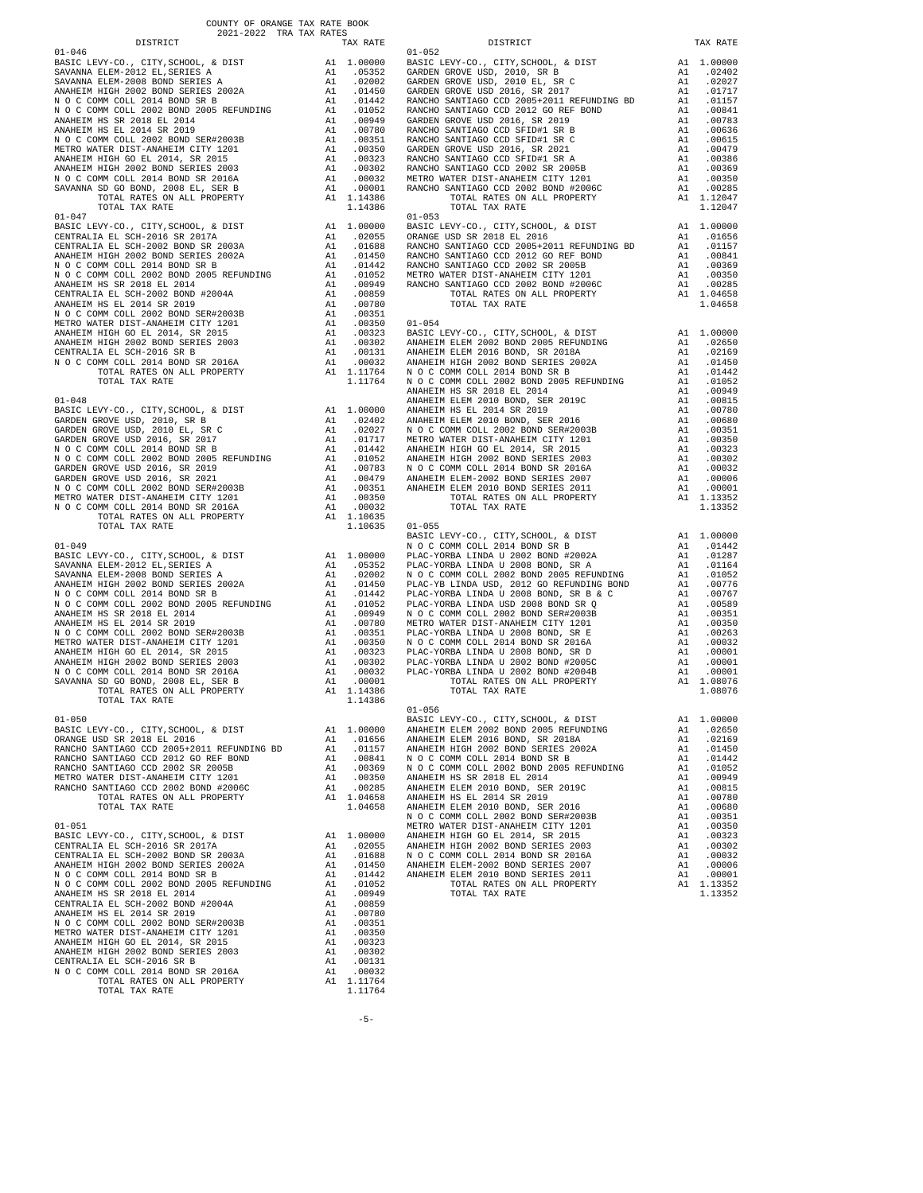COUNTY OF ORANGE TAX RATE BOOK
2021-2022 TRA TAX RATES

| DISTRICT | | TAX RATE |
|---|---|---|
| 01-046 | | |
| BASIC LEVY-CO., CITY,SCHOOL, & DIST | A1 | 1.00000 |
| SAVANNA ELEM-2012 EL,SERIES A | A1 | .05352 |
| SAVANNA ELEM-2008 BOND SERIES A | A1 | .02002 |
| ANAHEIM HIGH 2002 BOND SERIES 2002A | A1 | .01450 |
| N O C COMM COLL 2014 BOND SR B | A1 | .01442 |
| N O C COMM COLL 2002 BOND 2005 REFUNDING | A1 | .01052 |
| ANAHEIM HS SR 2018 EL 2014 | A1 | .00949 |
| ANAHEIM HS EL 2014 SR 2019 | A1 | .00780 |
| N O C COMM COLL 2002 BOND SER#2003B | A1 | .00351 |
| METRO WATER DIST-ANAHEIM CITY 1201 | A1 | .00350 |
| ANAHEIM HIGH GO EL 2014, SR 2015 | A1 | .00323 |
| ANAHEIM HIGH 2002 BOND SERIES 2003 | A1 | .00302 |
| N O C COMM COLL 2014 BOND SR 2016A | A1 | .00032 |
| SAVANNA SD GO BOND, 2008 EL, SER B | A1 | .00001 |
| TOTAL RATES ON ALL PROPERTY | A1 | 1.14386 |
| TOTAL TAX RATE | | 1.14386 |
| 01-047 | | |
| BASIC LEVY-CO., CITY,SCHOOL, & DIST | A1 | 1.00000 |
| CENTRALIA EL SCH-2016 SR 2017A | A1 | .02055 |
| CENTRALIA EL SCH-2002 BOND SR 2003A | A1 | .01688 |
| ANAHEIM HIGH 2002 BOND SERIES 2002A | A1 | .01450 |
| N O C COMM COLL 2014 BOND SR B | A1 | .01442 |
| N O C COMM COLL 2002 BOND 2005 REFUNDING | A1 | .01052 |
| ANAHEIM HS SR 2018 EL 2014 | A1 | .00949 |
| CENTRALIA EL SCH-2002 BOND #2004A | A1 | .00859 |
| ANAHEIM HS EL 2014 SR 2019 | A1 | .00780 |
| N O C COMM COLL 2002 BOND SER#2003B | A1 | .00351 |
| METRO WATER DIST-ANAHEIM CITY 1201 | A1 | .00350 |
| ANAHEIM HIGH GO EL 2014, SR 2015 | A1 | .00323 |
| ANAHEIM HIGH 2002 BOND SERIES 2003 | A1 | .00302 |
| CENTRALIA EL SCH-2016 SR B | A1 | .00131 |
| N O C COMM COLL 2014 BOND SR 2016A | A1 | .00032 |
| TOTAL RATES ON ALL PROPERTY | A1 | 1.11764 |
| TOTAL TAX RATE | | 1.11764 |
| 01-048 | | |
| BASIC LEVY-CO., CITY,SCHOOL, & DIST | A1 | 1.00000 |
| GARDEN GROVE USD, 2010, SR B | A1 | .02402 |
| GARDEN GROVE USD, 2010 EL, SR C | A1 | .02027 |
| GARDEN GROVE USD 2016, SR 2017 | A1 | .01717 |
| N O C COMM COLL 2014 BOND SR B | A1 | .01442 |
| N O C COMM COLL 2002 BOND 2005 REFUNDING | A1 | .01052 |
| GARDEN GROVE USD 2016, SR 2019 | A1 | .00783 |
| GARDEN GROVE USD 2016, SR 2021 | A1 | .00479 |
| N O C COMM COLL 2002 BOND SER#2003B | A1 | .00351 |
| METRO WATER DIST-ANAHEIM CITY 1201 | A1 | .00350 |
| N O C COMM COLL 2014 BOND SR 2016A | A1 | .00032 |
| TOTAL RATES ON ALL PROPERTY | A1 | 1.10635 |
| TOTAL TAX RATE | | 1.10635 |
| 01-049 | | |
| BASIC LEVY-CO., CITY,SCHOOL, & DIST | A1 | 1.00000 |
| SAVANNA ELEM-2012 EL,SERIES A | A1 | .05352 |
| SAVANNA ELEM-2008 BOND SERIES A | A1 | .02002 |
| ANAHEIM HIGH 2002 BOND SERIES 2002A | A1 | .01450 |
| N O C COMM COLL 2014 BOND SR B | A1 | .01442 |
| N O C COMM COLL 2002 BOND 2005 REFUNDING | A1 | .01052 |
| ANAHEIM HS SR 2018 EL 2014 | A1 | .00949 |
| ANAHEIM HS EL 2014 SR 2019 | A1 | .00780 |
| N O C COMM COLL 2002 BOND SER#2003B | A1 | .00351 |
| METRO WATER DIST-ANAHEIM CITY 1201 | A1 | .00350 |
| ANAHEIM HIGH GO EL 2014, SR 2015 | A1 | .00323 |
| ANAHEIM HIGH 2002 BOND SERIES 2003 | A1 | .00302 |
| N O C COMM COLL 2014 BOND SR 2016A | A1 | .00032 |
| SAVANNA SD GO BOND, 2008 EL, SER B | A1 | .00001 |
| TOTAL RATES ON ALL PROPERTY | A1 | 1.14386 |
| TOTAL TAX RATE | | 1.14386 |
| 01-050 | | |
| BASIC LEVY-CO., CITY,SCHOOL, & DIST | A1 | 1.00000 |
| ORANGE USD SR 2018 EL 2016 | A1 | .01656 |
| RANCHO SANTIAGO CCD 2005+2011 REFUNDING BD | A1 | .01157 |
| RANCHO SANTIAGO CCD 2012 GO REF BOND | A1 | .00841 |
| RANCHO SANTIAGO CCD 2002 SR 2005B | A1 | .00369 |
| METRO WATER DIST-ANAHEIM CITY 1201 | A1 | .00350 |
| RANCHO SANTIAGO CCD 2002 BOND #2006C | A1 | .00285 |
| TOTAL RATES ON ALL PROPERTY | A1 | 1.04658 |
| TOTAL TAX RATE | | 1.04658 |
| 01-051 | | |
| BASIC LEVY-CO., CITY,SCHOOL, & DIST | A1 | 1.00000 |
| CENTRALIA EL SCH-2016 SR 2017A | A1 | .02055 |
| CENTRALIA EL SCH-2002 BOND SR 2003A | A1 | .01688 |
| ANAHEIM HIGH 2002 BOND SERIES 2002A | A1 | .01450 |
| N O C COMM COLL 2014 BOND SR B | A1 | .01442 |
| N O C COMM COLL 2002 BOND 2005 REFUNDING | A1 | .01052 |
| ANAHEIM HS SR 2018 EL 2014 | A1 | .00949 |
| CENTRALIA EL SCH-2002 BOND #2004A | A1 | .00859 |
| ANAHEIM HS EL 2014 SR 2019 | A1 | .00780 |
| N O C COMM COLL 2002 BOND SER#2003B | A1 | .00351 |
| METRO WATER DIST-ANAHEIM CITY 1201 | A1 | .00350 |
| ANAHEIM HIGH GO EL 2014, SR 2015 | A1 | .00323 |
| ANAHEIM HIGH 2002 BOND SERIES 2003 | A1 | .00302 |
| CENTRALIA EL SCH-2016 SR B | A1 | .00131 |
| N O C COMM COLL 2014 BOND SR 2016A | A1 | .00032 |
| TOTAL RATES ON ALL PROPERTY | A1 | 1.11764 |
| TOTAL TAX RATE | | 1.11764 |
| 01-052 | | |
| BASIC LEVY-CO., CITY,SCHOOL, & DIST | A1 | 1.00000 |
| GARDEN GROVE USD, 2010, SR B | A1 | .02402 |
| GARDEN GROVE USD, 2010 EL, SR C | A1 | .02027 |
| GARDEN GROVE USD 2016, SR 2017 | A1 | .01717 |
| RANCHO SANTIAGO CCD 2005+2011 REFUNDING BD | A1 | .01157 |
| RANCHO SANTIAGO CCD 2012 GO REF BOND | A1 | .00841 |
| GARDEN GROVE USD 2016, SR 2019 | A1 | .00783 |
| RANCHO SANTIAGO CCD SFID#1 SR B | A1 | .00636 |
| RANCHO SANTIAGO CCD SFID#1 SR C | A1 | .00615 |
| GARDEN GROVE USD 2016, SR 2021 | A1 | .00479 |
| RANCHO SANTIAGO CCD SFID#1 SR A | A1 | .00386 |
| RANCHO SANTIAGO CCD 2002 SR 2005B | A1 | .00369 |
| METRO WATER DIST-ANAHEIM CITY 1201 | A1 | .00350 |
| RANCHO SANTIAGO CCD 2002 BOND #2006C | A1 | .00285 |
| TOTAL RATES ON ALL PROPERTY | A1 | 1.12047 |
| TOTAL TAX RATE | | 1.12047 |
| 01-053 | | |
| BASIC LEVY-CO., CITY,SCHOOL, & DIST | A1 | 1.00000 |
| ORANGE USD SR 2018 EL 2016 | A1 | .01656 |
| RANCHO SANTIAGO CCD 2005+2011 REFUNDING BD | A1 | .01157 |
| RANCHO SANTIAGO CCD 2012 GO REF BOND | A1 | .00841 |
| RANCHO SANTIAGO CCD 2002 SR 2005B | A1 | .00369 |
| METRO WATER DIST-ANAHEIM CITY 1201 | A1 | .00350 |
| RANCHO SANTIAGO CCD 2002 BOND #2006C | A1 | .00285 |
| TOTAL RATES ON ALL PROPERTY | A1 | 1.04658 |
| TOTAL TAX RATE | | 1.04658 |
| 01-054 | | |
| BASIC LEVY-CO., CITY,SCHOOL, & DIST | A1 | 1.00000 |
| ANAHEIM ELEM 2002 BOND 2005 REFUNDING | A1 | .02650 |
| ANAHEIM ELEM 2016 BOND, SR 2018A | A1 | .02169 |
| ANAHEIM HIGH 2002 BOND SERIES 2002A | A1 | .01450 |
| N O C COMM COLL 2014 BOND SR B | A1 | .01442 |
| N O C COMM COLL 2002 BOND 2005 REFUNDING | A1 | .01052 |
| ANAHEIM HS SR 2018 EL 2014 | A1 | .00949 |
| ANAHEIM ELEM 2010 BOND, SER 2019C | A1 | .00815 |
| ANAHEIM HS EL 2014 SR 2019 | A1 | .00780 |
| ANAHEIM ELEM 2010 BOND, SER 2016 | A1 | .00680 |
| N O C COMM COLL 2002 BOND SER#2003B | A1 | .00351 |
| METRO WATER DIST-ANAHEIM CITY 1201 | A1 | .00350 |
| ANAHEIM HIGH GO EL 2014, SR 2015 | A1 | .00323 |
| ANAHEIM HIGH 2002 BOND SERIES 2003 | A1 | .00302 |
| N O C COMM COLL 2014 BOND SR 2016A | A1 | .00032 |
| ANAHEIM ELEM-2002 BOND SERIES 2007 | A1 | .00006 |
| ANAHEIM ELEM 2010 BOND SERIES 2011 | A1 | .00001 |
| TOTAL RATES ON ALL PROPERTY | A1 | 1.13352 |
| TOTAL TAX RATE | | 1.13352 |
| 01-055 | | |
| BASIC LEVY-CO., CITY,SCHOOL, & DIST | A1 | 1.00000 |
| N O C COMM COLL 2014 BOND SR B | A1 | .01442 |
| PLAC-YORBA LINDA U 2002 BOND #2002A | A1 | .01287 |
| PLAC-YORBA LINDA U 2008 BOND, SR A | A1 | .01164 |
| N O C COMM COLL 2002 BOND 2005 REFUNDING | A1 | .01052 |
| PLAC-YB LINDA USD, 2012 GO REFUNDING BOND | A1 | .00776 |
| PLAC-YORBA LINDA U 2008 BOND, SR B & C | A1 | .00767 |
| PLAC-YORBA LINDA USD 2008 BOND SR Q | A1 | .00589 |
| N O C COMM COLL 2002 BOND SER#2003B | A1 | .00351 |
| METRO WATER DIST-ANAHEIM CITY 1201 | A1 | .00350 |
| PLAC-YORBA LINDA U 2008 BOND, SR E | A1 | .00263 |
| N O C COMM COLL 2014 BOND SR 2016A | A1 | .00032 |
| PLAC-YORBA LINDA U 2008 BOND, SR D | A1 | .00001 |
| PLAC-YORBA LINDA U 2002 BOND #2005C | A1 | .00001 |
| PLAC-YORBA LINDA U 2002 BOND #2004B | A1 | .00001 |
| TOTAL RATES ON ALL PROPERTY | A1 | 1.08076 |
| TOTAL TAX RATE | | 1.08076 |
| 01-056 | | |
| BASIC LEVY-CO., CITY,SCHOOL, & DIST | A1 | 1.00000 |
| ANAHEIM ELEM 2002 BOND 2005 REFUNDING | A1 | .02650 |
| ANAHEIM ELEM 2016 BOND, SR 2018A | A1 | .02169 |
| ANAHEIM HIGH 2002 BOND SERIES 2002A | A1 | .01450 |
| N O C COMM COLL 2014 BOND SR B | A1 | .01442 |
| N O C COMM COLL 2002 BOND 2005 REFUNDING | A1 | .01052 |
| ANAHEIM HS SR 2018 EL 2014 | A1 | .00949 |
| ANAHEIM ELEM 2010 BOND, SER 2019C | A1 | .00815 |
| ANAHEIM HS EL 2014 SR 2019 | A1 | .00780 |
| ANAHEIM ELEM 2010 BOND, SER 2016 | A1 | .00680 |
| N O C COMM COLL 2002 BOND SER#2003B | A1 | .00351 |
| METRO WATER DIST-ANAHEIM CITY 1201 | A1 | .00350 |
| ANAHEIM HIGH GO EL 2014, SR 2015 | A1 | .00323 |
| ANAHEIM HIGH 2002 BOND SERIES 2003 | A1 | .00302 |
| N O C COMM COLL 2014 BOND SR 2016A | A1 | .00032 |
| ANAHEIM ELEM-2002 BOND SERIES 2007 | A1 | .00006 |
| ANAHEIM ELEM 2010 BOND SERIES 2011 | A1 | .00001 |
| TOTAL RATES ON ALL PROPERTY | A1 | 1.13352 |
| TOTAL TAX RATE | | 1.13352 |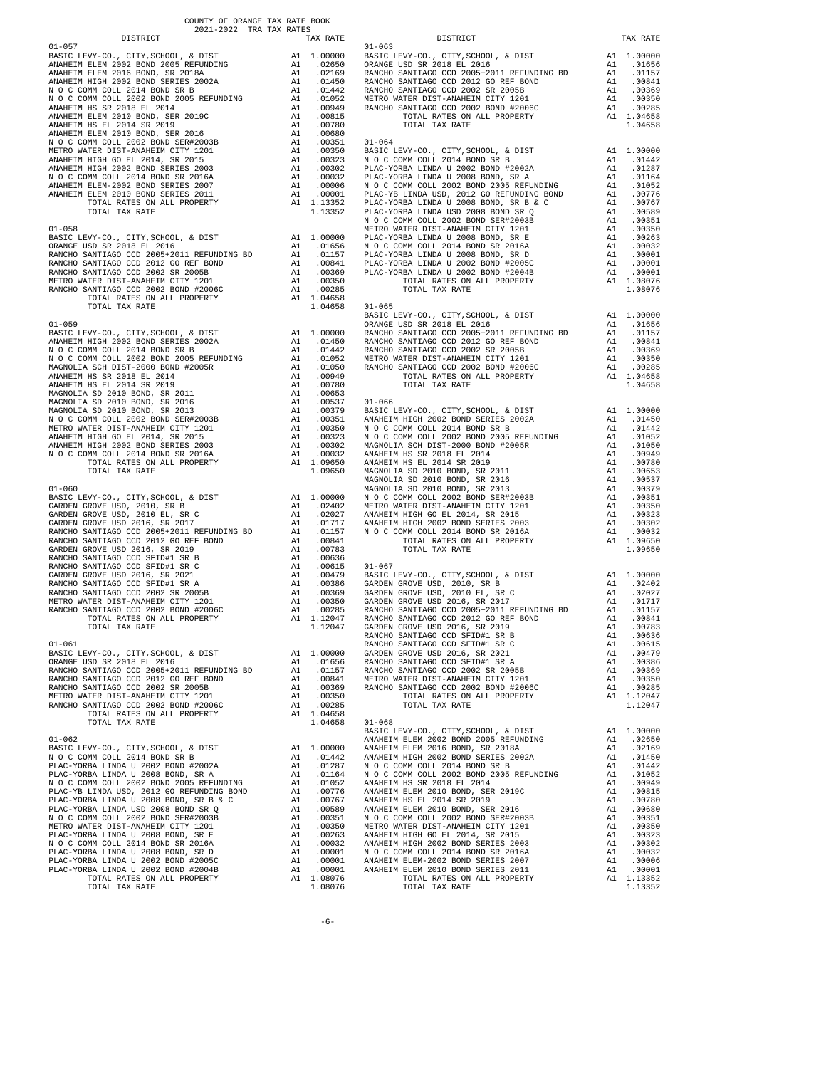COUNTY OF ORANGE TAX RATE BOOK
2021-2022 TRA TAX RATES

| DISTRICT | | TAX RATE |
|---|---|---|
| **01-057** | | |
| BASIC LEVY-CO., CITY,SCHOOL, & DIST | A1 | 1.00000 |
| ANAHEIM ELEM 2002 BOND 2005 REFUNDING | A1 | .02650 |
| ANAHEIM ELEM 2016 BOND, SR 2018A | A1 | .02169 |
| ANAHEIM HIGH 2002 BOND SERIES 2002A | A1 | .01450 |
| N O C COMM COLL 2014 BOND SR B | A1 | .01442 |
| N O C COMM COLL 2002 BOND 2005 REFUNDING | A1 | .01052 |
| ANAHEIM HS SR 2018 EL 2014 | A1 | .00949 |
| ANAHEIM ELEM 2010 BOND, SER 2019C | A1 | .00815 |
| ANAHEIM HS EL 2014 SR 2019 | A1 | .00780 |
| ANAHEIM ELEM 2010 BOND, SER 2016 | A1 | .00680 |
| N O C COMM COLL 2002 BOND SER#2003B | A1 | .00351 |
| METRO WATER DIST-ANAHEIM CITY 1201 | A1 | .00350 |
| ANAHEIM HIGH GO EL 2014, SR 2015 | A1 | .00323 |
| ANAHEIM HIGH 2002 BOND SERIES 2003 | A1 | .00302 |
| N O C COMM COLL 2014 BOND SR 2016A | A1 | .00032 |
| ANAHEIM ELEM-2002 BOND SERIES 2007 | A1 | .00006 |
| ANAHEIM ELEM 2010 BOND SERIES 2011 | A1 | .00001 |
| TOTAL RATES ON ALL PROPERTY | A1 | 1.13352 |
| TOTAL TAX RATE | | 1.13352 |
| **01-058** | | |
| BASIC LEVY-CO., CITY,SCHOOL, & DIST | A1 | 1.00000 |
| ORANGE USD SR 2018 EL 2016 | A1 | .01656 |
| RANCHO SANTIAGO CCD 2005+2011 REFUNDING BD | A1 | .01157 |
| RANCHO SANTIAGO CCD 2012 GO REF BOND | A1 | .00841 |
| RANCHO SANTIAGO CCD 2002 SR 2005B | A1 | .00369 |
| METRO WATER DIST-ANAHEIM CITY 1201 | A1 | .00350 |
| RANCHO SANTIAGO CCD 2002 BOND #2006C | A1 | .00285 |
| TOTAL RATES ON ALL PROPERTY | A1 | 1.04658 |
| TOTAL TAX RATE | | 1.04658 |
| **01-059** | | |
| BASIC LEVY-CO., CITY,SCHOOL, & DIST | A1 | 1.00000 |
| ANAHEIM HIGH 2002 BOND SERIES 2002A | A1 | .01450 |
| N O C COMM COLL 2014 BOND SR B | A1 | .01442 |
| N O C COMM COLL 2002 BOND 2005 REFUNDING | A1 | .01052 |
| MAGNOLIA SCH DIST-2000 BOND #2005R | A1 | .01050 |
| ANAHEIM HS SR 2018 EL 2014 | A1 | .00949 |
| ANAHEIM HS EL 2014 SR 2019 | A1 | .00780 |
| MAGNOLIA SD 2010 BOND, SR 2011 | A1 | .00653 |
| MAGNOLIA SD 2010 BOND, SR 2016 | A1 | .00537 |
| MAGNOLIA SD 2010 BOND, SR 2013 | A1 | .00379 |
| N O C COMM COLL 2002 BOND SER#2003B | A1 | .00351 |
| METRO WATER DIST-ANAHEIM CITY 1201 | A1 | .00350 |
| ANAHEIM HIGH GO EL 2014, SR 2015 | A1 | .00323 |
| ANAHEIM HIGH 2002 BOND SERIES 2003 | A1 | .00302 |
| N O C COMM COLL 2014 BOND SR 2016A | A1 | .00032 |
| TOTAL RATES ON ALL PROPERTY | A1 | 1.09650 |
| TOTAL TAX RATE | | 1.09650 |
| **01-060** | | |
| BASIC LEVY-CO., CITY,SCHOOL, & DIST | A1 | 1.00000 |
| GARDEN GROVE USD, 2010, SR B | A1 | .02402 |
| GARDEN GROVE USD, 2010 EL, SR C | A1 | .02027 |
| GARDEN GROVE USD 2016, SR 2017 | A1 | .01717 |
| RANCHO SANTIAGO CCD 2005+2011 REFUNDING BD | A1 | .01157 |
| RANCHO SANTIAGO CCD 2012 GO REF BOND | A1 | .00841 |
| GARDEN GROVE USD 2016, SR 2019 | A1 | .00783 |
| RANCHO SANTIAGO CCD SFID#1 SR B | A1 | .00636 |
| RANCHO SANTIAGO CCD SFID#1 SR C | A1 | .00615 |
| GARDEN GROVE USD 2016, SR 2021 | A1 | .00479 |
| RANCHO SANTIAGO CCD SFID#1 SR A | A1 | .00386 |
| RANCHO SANTIAGO CCD 2002 SR 2005B | A1 | .00369 |
| METRO WATER DIST-ANAHEIM CITY 1201 | A1 | .00350 |
| RANCHO SANTIAGO CCD 2002 BOND #2006C | A1 | .00285 |
| TOTAL RATES ON ALL PROPERTY | A1 | 1.12047 |
| TOTAL TAX RATE | | 1.12047 |
| **01-061** | | |
| BASIC LEVY-CO., CITY,SCHOOL, & DIST | A1 | 1.00000 |
| ORANGE USD SR 2018 EL 2016 | A1 | .01656 |
| RANCHO SANTIAGO CCD 2005+2011 REFUNDING BD | A1 | .01157 |
| RANCHO SANTIAGO CCD 2012 GO REF BOND | A1 | .00841 |
| RANCHO SANTIAGO CCD 2002 SR 2005B | A1 | .00369 |
| METRO WATER DIST-ANAHEIM CITY 1201 | A1 | .00350 |
| RANCHO SANTIAGO CCD 2002 BOND #2006C | A1 | .00285 |
| TOTAL RATES ON ALL PROPERTY | A1 | 1.04658 |
| TOTAL TAX RATE | | 1.04658 |
| **01-062** | | |
| BASIC LEVY-CO., CITY,SCHOOL, & DIST | A1 | 1.00000 |
| N O C COMM COLL 2014 BOND SR B | A1 | .01442 |
| PLAC-YORBA LINDA U 2002 BOND #2002A | A1 | .01287 |
| PLAC-YORBA LINDA U 2008 BOND, SR A | A1 | .01164 |
| N O C COMM COLL 2002 BOND 2005 REFUNDING | A1 | .01052 |
| PLAC-YB LINDA USD, 2012 GO REFUNDING BOND | A1 | .00776 |
| PLAC-YORBA LINDA U 2008 BOND, SR B & C | A1 | .00767 |
| PLAC-YORBA LINDA USD 2008 BOND SR Q | A1 | .00589 |
| N O C COMM COLL 2002 BOND SER#2003B | A1 | .00351 |
| METRO WATER DIST-ANAHEIM CITY 1201 | A1 | .00350 |
| PLAC-YORBA LINDA U 2008 BOND, SR E | A1 | .00263 |
| N O C COMM COLL 2014 BOND SR 2016A | A1 | .00032 |
| PLAC-YORBA LINDA U 2008 BOND, SR D | A1 | .00001 |
| PLAC-YORBA LINDA U 2002 BOND #2005C | A1 | .00001 |
| PLAC-YORBA LINDA U 2002 BOND #2004B | A1 | .00001 |
| TOTAL RATES ON ALL PROPERTY | A1 | 1.08076 |
| TOTAL TAX RATE | | 1.08076 |
| **01-063** | | |
| BASIC LEVY-CO., CITY,SCHOOL, & DIST | A1 | 1.00000 |
| ORANGE USD SR 2018 EL 2016 | A1 | .01656 |
| RANCHO SANTIAGO CCD 2005+2011 REFUNDING BD | A1 | .01157 |
| RANCHO SANTIAGO CCD 2012 GO REF BOND | A1 | .00841 |
| RANCHO SANTIAGO CCD 2002 SR 2005B | A1 | .00369 |
| METRO WATER DIST-ANAHEIM CITY 1201 | A1 | .00350 |
| RANCHO SANTIAGO CCD 2002 BOND #2006C | A1 | .00285 |
| TOTAL RATES ON ALL PROPERTY | A1 | 1.04658 |
| TOTAL TAX RATE | | 1.04658 |
| **01-064** | | |
| BASIC LEVY-CO., CITY,SCHOOL, & DIST | A1 | 1.00000 |
| N O C COMM COLL 2014 BOND SR B | A1 | .01442 |
| PLAC-YORBA LINDA U 2002 BOND #2002A | A1 | .01287 |
| PLAC-YORBA LINDA U 2008 BOND, SR A | A1 | .01164 |
| N O C COMM COLL 2002 BOND 2005 REFUNDING | A1 | .01052 |
| PLAC-YB LINDA USD, 2012 GO REFUNDING BOND | A1 | .00776 |
| PLAC-YORBA LINDA U 2008 BOND, SR B & C | A1 | .00767 |
| PLAC-YORBA LINDA USD 2008 BOND SR Q | A1 | .00589 |
| N O C COMM COLL 2002 BOND SER#2003B | A1 | .00351 |
| METRO WATER DIST-ANAHEIM CITY 1201 | A1 | .00350 |
| PLAC-YORBA LINDA U 2008 BOND, SR E | A1 | .00263 |
| N O C COMM COLL 2014 BOND SR 2016A | A1 | .00032 |
| PLAC-YORBA LINDA U 2008 BOND, SR D | A1 | .00001 |
| PLAC-YORBA LINDA U 2002 BOND #2005C | A1 | .00001 |
| PLAC-YORBA LINDA U 2002 BOND #2004B | A1 | .00001 |
| TOTAL RATES ON ALL PROPERTY | A1 | 1.08076 |
| TOTAL TAX RATE | | 1.08076 |
| **01-065** | | |
| BASIC LEVY-CO., CITY,SCHOOL, & DIST | A1 | 1.00000 |
| ORANGE USD SR 2018 EL 2016 | A1 | .01656 |
| RANCHO SANTIAGO CCD 2005+2011 REFUNDING BD | A1 | .01157 |
| RANCHO SANTIAGO CCD 2012 GO REF BOND | A1 | .00841 |
| RANCHO SANTIAGO CCD 2002 SR 2005B | A1 | .00369 |
| METRO WATER DIST-ANAHEIM CITY 1201 | A1 | .00350 |
| RANCHO SANTIAGO CCD 2002 BOND #2006C | A1 | .00285 |
| TOTAL RATES ON ALL PROPERTY | A1 | 1.04658 |
| TOTAL TAX RATE | | 1.04658 |
| **01-066** | | |
| BASIC LEVY-CO., CITY,SCHOOL, & DIST | A1 | 1.00000 |
| ANAHEIM HIGH 2002 BOND SERIES 2002A | A1 | .01450 |
| N O C COMM COLL 2014 BOND SR B | A1 | .01442 |
| N O C COMM COLL 2002 BOND 2005 REFUNDING | A1 | .01052 |
| MAGNOLIA SCH DIST-2000 BOND #2005R | A1 | .01050 |
| ANAHEIM HS SR 2018 EL 2014 | A1 | .00949 |
| ANAHEIM HS EL 2014 SR 2019 | A1 | .00780 |
| MAGNOLIA SD 2010 BOND, SR 2011 | A1 | .00653 |
| MAGNOLIA SD 2010 BOND, SR 2016 | A1 | .00537 |
| MAGNOLIA SD 2010 BOND, SR 2013 | A1 | .00379 |
| N O C COMM COLL 2002 BOND SER#2003B | A1 | .00351 |
| METRO WATER DIST-ANAHEIM CITY 1201 | A1 | .00350 |
| ANAHEIM HIGH GO EL 2014, SR 2015 | A1 | .00323 |
| ANAHEIM HIGH 2002 BOND SERIES 2003 | A1 | .00302 |
| N O C COMM COLL 2014 BOND SR 2016A | A1 | .00032 |
| TOTAL RATES ON ALL PROPERTY | A1 | 1.09650 |
| TOTAL TAX RATE | | 1.09650 |
| **01-067** | | |
| BASIC LEVY-CO., CITY,SCHOOL, & DIST | A1 | 1.00000 |
| GARDEN GROVE USD, 2010, SR B | A1 | .02402 |
| GARDEN GROVE USD, 2010 EL, SR C | A1 | .02027 |
| GARDEN GROVE USD 2016, SR 2017 | A1 | .01717 |
| RANCHO SANTIAGO CCD 2005+2011 REFUNDING BD | A1 | .01157 |
| RANCHO SANTIAGO CCD 2012 GO REF BOND | A1 | .00841 |
| GARDEN GROVE USD 2016, SR 2019 | A1 | .00783 |
| RANCHO SANTIAGO CCD SFID#1 SR B | A1 | .00636 |
| RANCHO SANTIAGO CCD SFID#1 SR C | A1 | .00615 |
| GARDEN GROVE USD 2016, SR 2021 | A1 | .00479 |
| RANCHO SANTIAGO CCD SFID#1 SR A | A1 | .00386 |
| RANCHO SANTIAGO CCD 2002 SR 2005B | A1 | .00369 |
| METRO WATER DIST-ANAHEIM CITY 1201 | A1 | .00350 |
| RANCHO SANTIAGO CCD 2002 BOND #2006C | A1 | .00285 |
| TOTAL RATES ON ALL PROPERTY | A1 | 1.12047 |
| TOTAL TAX RATE | | 1.12047 |
| **01-068** | | |
| BASIC LEVY-CO., CITY,SCHOOL, & DIST | A1 | 1.00000 |
| ANAHEIM ELEM 2002 BOND 2005 REFUNDING | A1 | .02650 |
| ANAHEIM ELEM 2016 BOND, SR 2018A | A1 | .02169 |
| ANAHEIM HIGH 2002 BOND SERIES 2002A | A1 | .01450 |
| N O C COMM COLL 2014 BOND SR B | A1 | .01442 |
| N O C COMM COLL 2002 BOND 2005 REFUNDING | A1 | .01052 |
| ANAHEIM HS SR 2018 EL 2014 | A1 | .00949 |
| ANAHEIM ELEM 2010 BOND, SER 2019C | A1 | .00815 |
| ANAHEIM HS EL 2014 SR 2019 | A1 | .00780 |
| ANAHEIM ELEM 2010 BOND, SER 2016 | A1 | .00680 |
| N O C COMM COLL 2002 BOND SER#2003B | A1 | .00351 |
| METRO WATER DIST-ANAHEIM CITY 1201 | A1 | .00350 |
| ANAHEIM HIGH GO EL 2014, SR 2015 | A1 | .00323 |
| ANAHEIM HIGH 2002 BOND SERIES 2003 | A1 | .00302 |
| N O C COMM COLL 2014 BOND SR 2016A | A1 | .00032 |
| ANAHEIM ELEM-2002 BOND SERIES 2007 | A1 | .00006 |
| ANAHEIM ELEM 2010 BOND SERIES 2011 | A1 | .00001 |
| TOTAL RATES ON ALL PROPERTY | A1 | 1.13352 |
| TOTAL TAX RATE | | 1.13352 |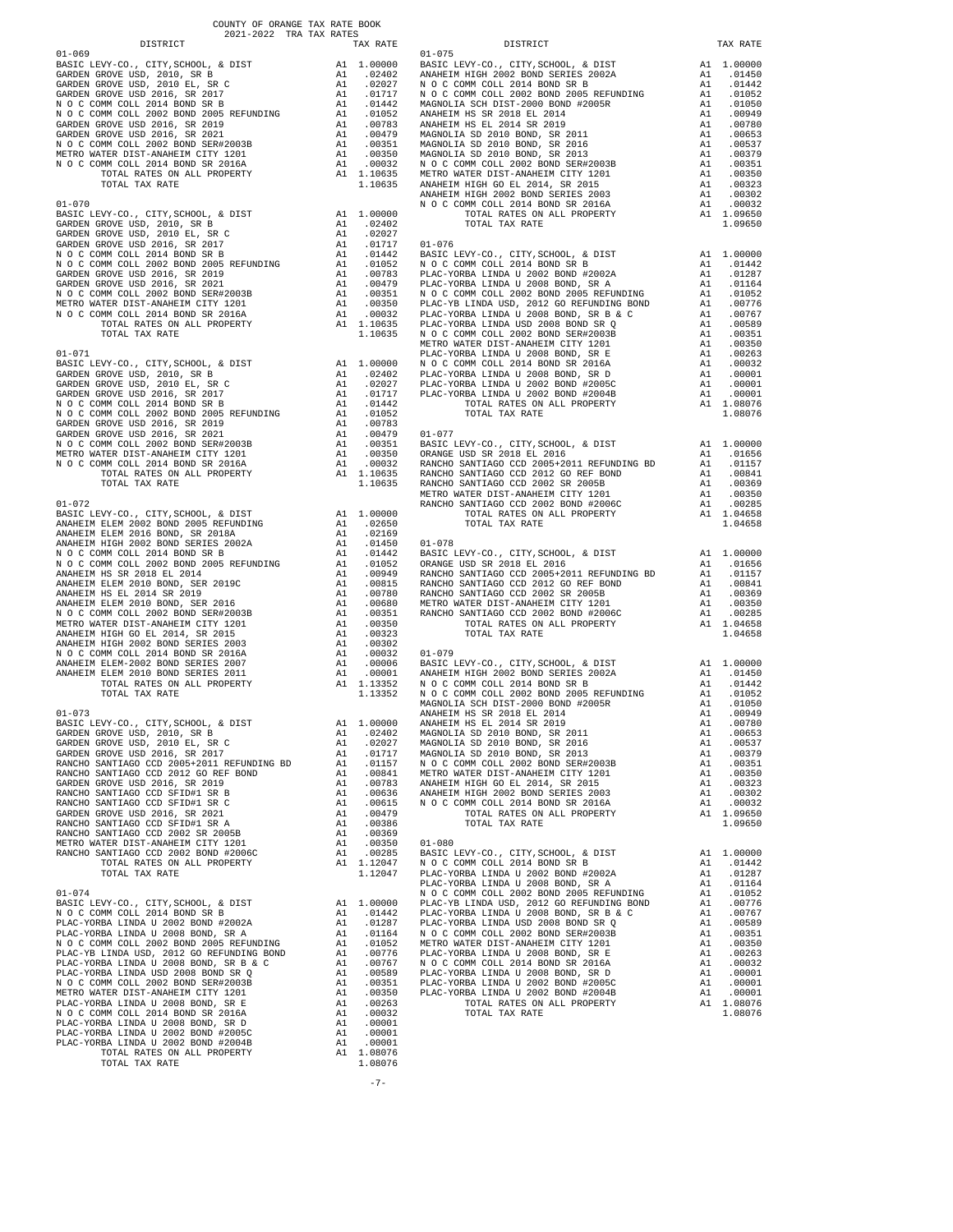COUNTY OF ORANGE TAX RATE BOOK
2021-2022 TRA TAX RATES

| DISTRICT | | TAX RATE |
|---|---|---|
| **01-069** | | |
| BASIC LEVY-CO., CITY,SCHOOL, & DIST | A1 | 1.00000 |
| GARDEN GROVE USD, 2010, SR B | A1 | .02402 |
| GARDEN GROVE USD, 2010 EL, SR C | A1 | .02027 |
| GARDEN GROVE USD 2016, SR 2017 | A1 | .01717 |
| N O C COMM COLL 2014 BOND SR B | A1 | .01442 |
| N O C COMM COLL 2002 BOND 2005 REFUNDING | A1 | .01052 |
| GARDEN GROVE USD 2016, SR 2019 | A1 | .00783 |
| GARDEN GROVE USD 2016, SR 2021 | A1 | .00479 |
| N O C COMM COLL 2002 BOND SER#2003B | A1 | .00351 |
| METRO WATER DIST-ANAHEIM CITY 1201 | A1 | .00350 |
| N O C COMM COLL 2014 BOND SR 2016A | A1 | .00032 |
| TOTAL RATES ON ALL PROPERTY | A1 | 1.10635 |
| TOTAL TAX RATE | | 1.10635 |
| **01-070** | | |
| BASIC LEVY-CO., CITY,SCHOOL, & DIST | A1 | 1.00000 |
| GARDEN GROVE USD, 2010, SR B | A1 | .02402 |
| GARDEN GROVE USD, 2010 EL, SR C | A1 | .02027 |
| GARDEN GROVE USD 2016, SR 2017 | A1 | .01717 |
| N O C COMM COLL 2014 BOND SR B | A1 | .01442 |
| N O C COMM COLL 2002 BOND 2005 REFUNDING | A1 | .01052 |
| GARDEN GROVE USD 2016, SR 2019 | A1 | .00783 |
| GARDEN GROVE USD 2016, SR 2021 | A1 | .00479 |
| N O C COMM COLL 2002 BOND SER#2003B | A1 | .00351 |
| METRO WATER DIST-ANAHEIM CITY 1201 | A1 | .00350 |
| N O C COMM COLL 2014 BOND SR 2016A | A1 | .00032 |
| TOTAL RATES ON ALL PROPERTY | A1 | 1.10635 |
| TOTAL TAX RATE | | 1.10635 |
| **01-071** | | |
| BASIC LEVY-CO., CITY,SCHOOL, & DIST | A1 | 1.00000 |
| GARDEN GROVE USD, 2010, SR B | A1 | .02402 |
| GARDEN GROVE USD, 2010 EL, SR C | A1 | .02027 |
| GARDEN GROVE USD 2016, SR 2017 | A1 | .01717 |
| N O C COMM COLL 2014 BOND SR B | A1 | .01442 |
| N O C COMM COLL 2002 BOND 2005 REFUNDING | A1 | .01052 |
| GARDEN GROVE USD 2016, SR 2019 | A1 | .00783 |
| GARDEN GROVE USD 2016, SR 2021 | A1 | .00479 |
| N O C COMM COLL 2002 BOND SER#2003B | A1 | .00351 |
| METRO WATER DIST-ANAHEIM CITY 1201 | A1 | .00350 |
| N O C COMM COLL 2014 BOND SR 2016A | A1 | .00032 |
| TOTAL RATES ON ALL PROPERTY | A1 | 1.10635 |
| TOTAL TAX RATE | | 1.10635 |
| **01-072** | | |
| BASIC LEVY-CO., CITY,SCHOOL, & DIST | A1 | 1.00000 |
| ANAHEIM ELEM 2002 BOND 2005 REFUNDING | A1 | .02650 |
| ANAHEIM ELEM 2016 BOND, SR 2018A | A1 | .02169 |
| ANAHEIM HIGH 2002 BOND SERIES 2002A | A1 | .01450 |
| N O C COMM COLL 2014 BOND SR B | A1 | .01442 |
| N O C COMM COLL 2002 BOND 2005 REFUNDING | A1 | .01052 |
| ANAHEIM HS SR 2018 EL 2014 | A1 | .00949 |
| ANAHEIM ELEM 2010 BOND, SER 2019C | A1 | .00815 |
| ANAHEIM HS EL 2014 SR 2019 | A1 | .00780 |
| ANAHEIM ELEM 2010 BOND, SER 2016 | A1 | .00680 |
| N O C COMM COLL 2002 BOND SER#2003B | A1 | .00351 |
| METRO WATER DIST-ANAHEIM CITY 1201 | A1 | .00350 |
| ANAHEIM HIGH GO EL 2014, SR 2015 | A1 | .00323 |
| ANAHEIM HIGH 2002 BOND SERIES 2003 | A1 | .00302 |
| N O C COMM COLL 2014 BOND SR 2016A | A1 | .00032 |
| ANAHEIM ELEM-2002 BOND SERIES 2007 | A1 | .00006 |
| ANAHEIM ELEM 2010 BOND SERIES 2011 | A1 | .00001 |
| TOTAL RATES ON ALL PROPERTY | A1 | 1.13352 |
| TOTAL TAX RATE | | 1.13352 |
| **01-073** | | |
| BASIC LEVY-CO., CITY,SCHOOL, & DIST | A1 | 1.00000 |
| GARDEN GROVE USD, 2010, SR B | A1 | .02402 |
| GARDEN GROVE USD, 2010 EL, SR C | A1 | .02027 |
| GARDEN GROVE USD 2016, SR 2017 | A1 | .01717 |
| RANCHO SANTIAGO CCD 2005+2011 REFUNDING BD | A1 | .01157 |
| RANCHO SANTIAGO CCD 2012 GO REF BOND | A1 | .00841 |
| GARDEN GROVE USD 2016, SR 2019 | A1 | .00783 |
| RANCHO SANTIAGO CCD SFID#1 SR B | A1 | .00636 |
| RANCHO SANTIAGO CCD SFID#1 SR C | A1 | .00615 |
| GARDEN GROVE USD 2016, SR 2021 | A1 | .00479 |
| RANCHO SANTIAGO CCD SFID#1 SR A | A1 | .00386 |
| RANCHO SANTIAGO CCD 2002 SR 2005B | A1 | .00369 |
| METRO WATER DIST-ANAHEIM CITY 1201 | A1 | .00350 |
| RANCHO SANTIAGO CCD 2002 BOND #2006C | A1 | .00285 |
| TOTAL RATES ON ALL PROPERTY | A1 | 1.12047 |
| TOTAL TAX RATE | | 1.12047 |
| **01-074** | | |
| BASIC LEVY-CO., CITY,SCHOOL, & DIST | A1 | 1.00000 |
| N O C COMM COLL 2014 BOND SR B | A1 | .01442 |
| PLAC-YORBA LINDA U 2002 BOND #2002A | A1 | .01287 |
| PLAC-YORBA LINDA U 2008 BOND, SR A | A1 | .01164 |
| N O C COMM COLL 2002 BOND 2005 REFUNDING | A1 | .01052 |
| PLAC-YB LINDA USD, 2012 GO REFUNDING BOND | A1 | .00776 |
| PLAC-YORBA LINDA U 2008 BOND, SR B & C | A1 | .00767 |
| PLAC-YORBA LINDA USD 2008 BOND SR Q | A1 | .00589 |
| N O C COMM COLL 2002 BOND SER#2003B | A1 | .00351 |
| METRO WATER DIST-ANAHEIM CITY 1201 | A1 | .00350 |
| PLAC-YORBA LINDA U 2008 BOND, SR E | A1 | .00263 |
| N O C COMM COLL 2014 BOND SR 2016A | A1 | .00032 |
| PLAC-YORBA LINDA U 2008 BOND, SR D | A1 | .00001 |
| PLAC-YORBA LINDA U 2002 BOND #2005C | A1 | .00001 |
| PLAC-YORBA LINDA U 2002 BOND #2004B | A1 | .00001 |
| TOTAL RATES ON ALL PROPERTY | A1 | 1.08076 |
| TOTAL TAX RATE | | 1.08076 |
| **01-075** | | |
| BASIC LEVY-CO., CITY,SCHOOL, & DIST | A1 | 1.00000 |
| ANAHEIM HIGH 2002 BOND SERIES 2002A | A1 | .01450 |
| N O C COMM COLL 2014 BOND SR B | A1 | .01442 |
| N O C COMM COLL 2002 BOND 2005 REFUNDING | A1 | .01052 |
| MAGNOLIA SCH DIST-2000 BOND #2005R | A1 | .01050 |
| ANAHEIM HS SR 2018 EL 2014 | A1 | .00949 |
| ANAHEIM HS EL 2014 SR 2019 | A1 | .00780 |
| MAGNOLIA SD 2010 BOND, SR 2011 | A1 | .00653 |
| MAGNOLIA SD 2010 BOND, SR 2016 | A1 | .00537 |
| MAGNOLIA SD 2010 BOND, SR 2013 | A1 | .00379 |
| N O C COMM COLL 2002 BOND SER#2003B | A1 | .00351 |
| METRO WATER DIST-ANAHEIM CITY 1201 | A1 | .00350 |
| ANAHEIM HIGH GO EL 2014, SR 2015 | A1 | .00323 |
| ANAHEIM HIGH 2002 BOND SERIES 2003 | A1 | .00302 |
| N O C COMM COLL 2014 BOND SR 2016A | A1 | .00032 |
| TOTAL RATES ON ALL PROPERTY | A1 | 1.09650 |
| TOTAL TAX RATE | | 1.09650 |
| **01-076** | | |
| BASIC LEVY-CO., CITY,SCHOOL, & DIST | A1 | 1.00000 |
| N O C COMM COLL 2014 BOND SR B | A1 | .01442 |
| PLAC-YORBA LINDA U 2002 BOND #2002A | A1 | .01287 |
| PLAC-YORBA LINDA U 2008 BOND, SR A | A1 | .01164 |
| N O C COMM COLL 2002 BOND 2005 REFUNDING | A1 | .01052 |
| PLAC-YB LINDA USD, 2012 GO REFUNDING BOND | A1 | .00776 |
| PLAC-YORBA LINDA U 2008 BOND, SR B & C | A1 | .00767 |
| PLAC-YORBA LINDA USD 2008 BOND SR Q | A1 | .00589 |
| N O C COMM COLL 2002 BOND SER#2003B | A1 | .00351 |
| METRO WATER DIST-ANAHEIM CITY 1201 | A1 | .00350 |
| PLAC-YORBA LINDA U 2008 BOND, SR E | A1 | .00263 |
| N O C COMM COLL 2014 BOND SR 2016A | A1 | .00032 |
| PLAC-YORBA LINDA U 2008 BOND, SR D | A1 | .00001 |
| PLAC-YORBA LINDA U 2002 BOND #2005C | A1 | .00001 |
| PLAC-YORBA LINDA U 2002 BOND #2004B | A1 | .00001 |
| TOTAL RATES ON ALL PROPERTY | A1 | 1.08076 |
| TOTAL TAX RATE | | 1.08076 |
| **01-077** | | |
| BASIC LEVY-CO., CITY,SCHOOL, & DIST | A1 | 1.00000 |
| ORANGE USD SR 2018 EL 2016 | A1 | .01656 |
| RANCHO SANTIAGO CCD 2005+2011 REFUNDING BD | A1 | .01157 |
| RANCHO SANTIAGO CCD 2012 GO REF BOND | A1 | .00841 |
| RANCHO SANTIAGO CCD 2002 SR 2005B | A1 | .00369 |
| METRO WATER DIST-ANAHEIM CITY 1201 | A1 | .00350 |
| RANCHO SANTIAGO CCD 2002 BOND #2006C | A1 | .00285 |
| TOTAL RATES ON ALL PROPERTY | A1 | 1.04658 |
| TOTAL TAX RATE | | 1.04658 |
| **01-078** | | |
| BASIC LEVY-CO., CITY,SCHOOL, & DIST | A1 | 1.00000 |
| ORANGE USD SR 2018 EL 2016 | A1 | .01656 |
| RANCHO SANTIAGO CCD 2005+2011 REFUNDING BD | A1 | .01157 |
| RANCHO SANTIAGO CCD 2012 GO REF BOND | A1 | .00841 |
| RANCHO SANTIAGO CCD 2002 SR 2005B | A1 | .00369 |
| METRO WATER DIST-ANAHEIM CITY 1201 | A1 | .00350 |
| RANCHO SANTIAGO CCD 2002 BOND #2006C | A1 | .00285 |
| TOTAL RATES ON ALL PROPERTY | A1 | 1.04658 |
| TOTAL TAX RATE | | 1.04658 |
| **01-079** | | |
| BASIC LEVY-CO., CITY,SCHOOL, & DIST | A1 | 1.00000 |
| ANAHEIM HIGH 2002 BOND SERIES 2002A | A1 | .01450 |
| N O C COMM COLL 2014 BOND SR B | A1 | .01442 |
| N O C COMM COLL 2002 BOND 2005 REFUNDING | A1 | .01052 |
| MAGNOLIA SCH DIST-2000 BOND #2005R | A1 | .01050 |
| ANAHEIM HS SR 2018 EL 2014 | A1 | .00949 |
| ANAHEIM HS EL 2014 SR 2019 | A1 | .00780 |
| MAGNOLIA SD 2010 BOND, SR 2011 | A1 | .00653 |
| MAGNOLIA SD 2010 BOND, SR 2016 | A1 | .00537 |
| MAGNOLIA SD 2010 BOND, SR 2013 | A1 | .00379 |
| N O C COMM COLL 2002 BOND SER#2003B | A1 | .00351 |
| METRO WATER DIST-ANAHEIM CITY 1201 | A1 | .00350 |
| ANAHEIM HIGH GO EL 2014, SR 2015 | A1 | .00323 |
| ANAHEIM HIGH 2002 BOND SERIES 2003 | A1 | .00302 |
| N O C COMM COLL 2014 BOND SR 2016A | A1 | .00032 |
| TOTAL RATES ON ALL PROPERTY | A1 | 1.09650 |
| TOTAL TAX RATE | | 1.09650 |
| **01-080** | | |
| BASIC LEVY-CO., CITY,SCHOOL, & DIST | A1 | 1.00000 |
| N O C COMM COLL 2014 BOND SR B | A1 | .01442 |
| PLAC-YORBA LINDA U 2002 BOND #2002A | A1 | .01287 |
| PLAC-YORBA LINDA U 2008 BOND, SR A | A1 | .01164 |
| N O C COMM COLL 2002 BOND 2005 REFUNDING | A1 | .01052 |
| PLAC-YB LINDA USD, 2012 GO REFUNDING BOND | A1 | .00776 |
| PLAC-YORBA LINDA U 2008 BOND, SR B & C | A1 | .00767 |
| PLAC-YORBA LINDA USD 2008 BOND SR Q | A1 | .00589 |
| N O C COMM COLL 2002 BOND SER#2003B | A1 | .00351 |
| METRO WATER DIST-ANAHEIM CITY 1201 | A1 | .00350 |
| PLAC-YORBA LINDA U 2008 BOND, SR E | A1 | .00263 |
| N O C COMM COLL 2014 BOND SR 2016A | A1 | .00032 |
| PLAC-YORBA LINDA U 2008 BOND, SR D | A1 | .00001 |
| PLAC-YORBA LINDA U 2002 BOND #2005C | A1 | .00001 |
| PLAC-YORBA LINDA U 2002 BOND #2004B | A1 | .00001 |
| TOTAL RATES ON ALL PROPERTY | A1 | 1.08076 |
| TOTAL TAX RATE | | 1.08076 |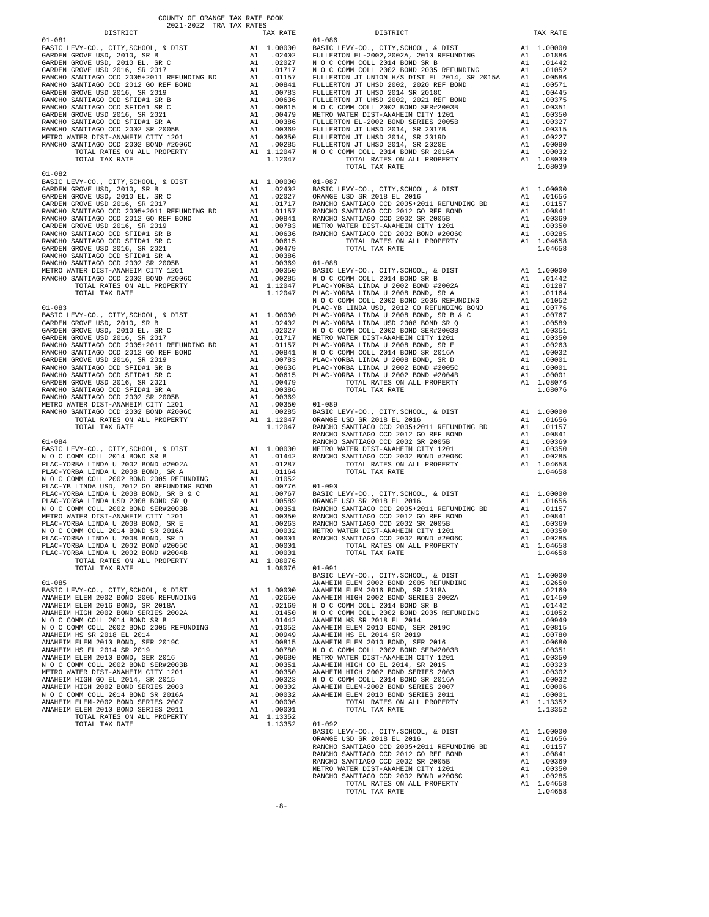COUNTY OF ORANGE TAX RATE BOOK
2021-2022 TRA TAX RATES

| DISTRICT | | TAX RATE |
|---|---|---|
| **01-081** | | |
| BASIC LEVY-CO., CITY,SCHOOL, & DIST | A1 | 1.00000 |
| GARDEN GROVE USD, 2010, SR B | A1 | .02402 |
| GARDEN GROVE USD, 2010 EL, SR C | A1 | .02027 |
| GARDEN GROVE USD 2016, SR 2017 | A1 | .01717 |
| RANCHO SANTIAGO CCD 2005+2011 REFUNDING BD | A1 | .01157 |
| RANCHO SANTIAGO CCD 2012 GO REF BOND | A1 | .00841 |
| GARDEN GROVE USD 2016, SR 2019 | A1 | .00783 |
| RANCHO SANTIAGO CCD SFID#1 SR B | A1 | .00636 |
| RANCHO SANTIAGO CCD SFID#1 SR C | A1 | .00615 |
| GARDEN GROVE USD 2016, SR 2021 | A1 | .00479 |
| RANCHO SANTIAGO CCD SFID#1 SR A | A1 | .00386 |
| RANCHO SANTIAGO CCD 2002 SR 2005B | A1 | .00369 |
| METRO WATER DIST-ANAHEIM CITY 1201 | A1 | .00350 |
| RANCHO SANTIAGO CCD 2002 BOND #2006C | A1 | .00285 |
| TOTAL RATES ON ALL PROPERTY | A1 | 1.12047 |
| TOTAL TAX RATE | | 1.12047 |
| **01-082** | | |
| BASIC LEVY-CO., CITY,SCHOOL, & DIST | A1 | 1.00000 |
| GARDEN GROVE USD, 2010, SR B | A1 | .02402 |
| GARDEN GROVE USD, 2010 EL, SR C | A1 | .02027 |
| GARDEN GROVE USD 2016, SR 2017 | A1 | .01717 |
| RANCHO SANTIAGO CCD 2005+2011 REFUNDING BD | A1 | .01157 |
| RANCHO SANTIAGO CCD 2012 GO REF BOND | A1 | .00841 |
| GARDEN GROVE USD 2016, SR 2019 | A1 | .00783 |
| RANCHO SANTIAGO CCD SFID#1 SR B | A1 | .00636 |
| RANCHO SANTIAGO CCD SFID#1 SR C | A1 | .00615 |
| GARDEN GROVE USD 2016, SR 2021 | A1 | .00479 |
| RANCHO SANTIAGO CCD SFID#1 SR A | A1 | .00386 |
| RANCHO SANTIAGO CCD 2002 SR 2005B | A1 | .00369 |
| METRO WATER DIST-ANAHEIM CITY 1201 | A1 | .00350 |
| RANCHO SANTIAGO CCD 2002 BOND #2006C | A1 | .00285 |
| TOTAL RATES ON ALL PROPERTY | A1 | 1.12047 |
| TOTAL TAX RATE | | 1.12047 |
| **01-083** | | |
| BASIC LEVY-CO., CITY,SCHOOL, & DIST | A1 | 1.00000 |
| GARDEN GROVE USD, 2010, SR B | A1 | .02402 |
| GARDEN GROVE USD, 2010 EL, SR C | A1 | .02027 |
| GARDEN GROVE USD 2016, SR 2017 | A1 | .01717 |
| RANCHO SANTIAGO CCD 2005+2011 REFUNDING BD | A1 | .01157 |
| RANCHO SANTIAGO CCD 2012 GO REF BOND | A1 | .00841 |
| GARDEN GROVE USD 2016, SR 2019 | A1 | .00783 |
| RANCHO SANTIAGO CCD SFID#1 SR B | A1 | .00636 |
| RANCHO SANTIAGO CCD SFID#1 SR C | A1 | .00615 |
| GARDEN GROVE USD 2016, SR 2021 | A1 | .00479 |
| RANCHO SANTIAGO CCD SFID#1 SR A | A1 | .00386 |
| RANCHO SANTIAGO CCD 2002 SR 2005B | A1 | .00369 |
| METRO WATER DIST-ANAHEIM CITY 1201 | A1 | .00350 |
| RANCHO SANTIAGO CCD 2002 BOND #2006C | A1 | .00285 |
| TOTAL RATES ON ALL PROPERTY | A1 | 1.12047 |
| TOTAL TAX RATE | | 1.12047 |
| **01-084** | | |
| BASIC LEVY-CO., CITY,SCHOOL, & DIST | A1 | 1.00000 |
| N O C COMM COLL 2014 BOND SR B | A1 | .01442 |
| PLAC-YORBA LINDA U 2002 BOND #2002A | A1 | .01287 |
| PLAC-YORBA LINDA U 2008 BOND, SR A | A1 | .01164 |
| N O C COMM COLL 2002 BOND 2005 REFUNDING | A1 | .01052 |
| PLAC-YB LINDA USD, 2012 GO REFUNDING BOND | A1 | .00776 |
| PLAC-YORBA LINDA U 2008 BOND, SR B & C | A1 | .00767 |
| PLAC-YORBA LINDA USD 2008 BOND SR Q | A1 | .00589 |
| N O C COMM COLL 2002 BOND SER#2003B | A1 | .00351 |
| METRO WATER DIST-ANAHEIM CITY 1201 | A1 | .00350 |
| PLAC-YORBA LINDA U 2008 BOND, SR E | A1 | .00263 |
| N O C COMM COLL 2014 BOND SR 2016A | A1 | .00032 |
| PLAC-YORBA LINDA U 2008 BOND, SR D | A1 | .00001 |
| PLAC-YORBA LINDA U 2002 BOND #2005C | A1 | .00001 |
| PLAC-YORBA LINDA U 2002 BOND #2004B | A1 | .00001 |
| TOTAL RATES ON ALL PROPERTY | A1 | 1.08076 |
| TOTAL TAX RATE | | 1.08076 |
| **01-085** | | |
| BASIC LEVY-CO., CITY,SCHOOL, & DIST | A1 | 1.00000 |
| ANAHEIM ELEM 2002 BOND 2005 REFUNDING | A1 | .02650 |
| ANAHEIM ELEM 2016 BOND, SR 2018A | A1 | .02169 |
| ANAHEIM HIGH 2002 BOND SERIES 2002A | A1 | .01450 |
| N O C COMM COLL 2014 BOND SR B | A1 | .01442 |
| N O C COMM COLL 2002 BOND 2005 REFUNDING | A1 | .01052 |
| ANAHEIM HS SR 2018 EL 2014 | A1 | .00949 |
| ANAHEIM ELEM 2010 BOND, SER 2019C | A1 | .00815 |
| ANAHEIM HS EL 2014 SR 2019 | A1 | .00780 |
| ANAHEIM ELEM 2010 BOND, SER 2016 | A1 | .00680 |
| N O C COMM COLL 2002 BOND SER#2003B | A1 | .00351 |
| METRO WATER DIST-ANAHEIM CITY 1201 | A1 | .00350 |
| ANAHEIM HIGH GO EL 2014, SR 2015 | A1 | .00323 |
| ANAHEIM HIGH 2002 BOND SERIES 2003 | A1 | .00302 |
| N O C COMM COLL 2014 BOND SR 2016A | A1 | .00032 |
| ANAHEIM ELEM-2002 BOND SERIES 2007 | A1 | .00006 |
| ANAHEIM ELEM 2010 BOND SERIES 2011 | A1 | .00001 |
| TOTAL RATES ON ALL PROPERTY | A1 | 1.13352 |
| TOTAL TAX RATE | | 1.13352 |
| **01-086** | | |
| BASIC LEVY-CO., CITY,SCHOOL, & DIST | A1 | 1.00000 |
| FULLERTON EL-2002,2002A, 2010 REFUNDING | A1 | .01886 |
| N O C COMM COLL 2014 BOND SR B | A1 | .01442 |
| N O C COMM COLL 2002 BOND 2005 REFUNDING | A1 | .01052 |
| FULLERTON JT UNION H/S DIST EL 2014, SR 2015A | A1 | .00586 |
| FULLERTON JT UHSD 2002, 2020 REF BOND | A1 | .00571 |
| FULLERTON JT UHSD 2014 SR 2018C | A1 | .00445 |
| FULLERTON JT UHSD 2002, 2021 REF BOND | A1 | .00375 |
| N O C COMM COLL 2002 BOND SER#2003B | A1 | .00351 |
| METRO WATER DIST-ANAHEIM CITY 1201 | A1 | .00350 |
| FULLERTON EL-2002 BOND SERIES 2005B | A1 | .00327 |
| FULLERTON JT UHSD 2014, SR 2017B | A1 | .00315 |
| FULLERTON JT UHSD 2014, SR 2019D | A1 | .00227 |
| FULLERTON JT UHSD 2014, SR 2020E | A1 | .00080 |
| N O C COMM COLL 2014 BOND SR 2016A | A1 | .00032 |
| TOTAL RATES ON ALL PROPERTY | A1 | 1.08039 |
| TOTAL TAX RATE | | 1.08039 |
| **01-087** | | |
| BASIC LEVY-CO., CITY,SCHOOL, & DIST | A1 | 1.00000 |
| ORANGE USD SR 2018 EL 2016 | A1 | .01656 |
| RANCHO SANTIAGO CCD 2005+2011 REFUNDING BD | A1 | .01157 |
| RANCHO SANTIAGO CCD 2012 GO REF BOND | A1 | .00841 |
| RANCHO SANTIAGO CCD 2002 SR 2005B | A1 | .00369 |
| METRO WATER DIST-ANAHEIM CITY 1201 | A1 | .00350 |
| RANCHO SANTIAGO CCD 2002 BOND #2006C | A1 | .00285 |
| TOTAL RATES ON ALL PROPERTY | A1 | 1.04658 |
| TOTAL TAX RATE | | 1.04658 |
| **01-088** | | |
| BASIC LEVY-CO., CITY,SCHOOL, & DIST | A1 | 1.00000 |
| N O C COMM COLL 2014 BOND SR B | A1 | .01442 |
| PLAC-YORBA LINDA U 2002 BOND #2002A | A1 | .01287 |
| PLAC-YORBA LINDA U 2008 BOND, SR A | A1 | .01164 |
| N O C COMM COLL 2002 BOND 2005 REFUNDING | A1 | .01052 |
| PLAC-YB LINDA USD, 2012 GO REFUNDING BOND | A1 | .00776 |
| PLAC-YORBA LINDA U 2008 BOND, SR B & C | A1 | .00767 |
| PLAC-YORBA LINDA USD 2008 BOND SR Q | A1 | .00589 |
| N O C COMM COLL 2002 BOND SER#2003B | A1 | .00351 |
| METRO WATER DIST-ANAHEIM CITY 1201 | A1 | .00350 |
| PLAC-YORBA LINDA U 2008 BOND, SR E | A1 | .00263 |
| N O C COMM COLL 2014 BOND SR 2016A | A1 | .00032 |
| PLAC-YORBA LINDA U 2008 BOND, SR D | A1 | .00001 |
| PLAC-YORBA LINDA U 2002 BOND #2005C | A1 | .00001 |
| PLAC-YORBA LINDA U 2002 BOND #2004B | A1 | .00001 |
| TOTAL RATES ON ALL PROPERTY | A1 | 1.08076 |
| TOTAL TAX RATE | | 1.08076 |
| **01-089** | | |
| BASIC LEVY-CO., CITY,SCHOOL, & DIST | A1 | 1.00000 |
| ORANGE USD SR 2018 EL 2016 | A1 | .01656 |
| RANCHO SANTIAGO CCD 2005+2011 REFUNDING BD | A1 | .01157 |
| RANCHO SANTIAGO CCD 2012 GO REF BOND | A1 | .00841 |
| RANCHO SANTIAGO CCD 2002 SR 2005B | A1 | .00369 |
| METRO WATER DIST-ANAHEIM CITY 1201 | A1 | .00350 |
| RANCHO SANTIAGO CCD 2002 BOND #2006C | A1 | .00285 |
| TOTAL RATES ON ALL PROPERTY | A1 | 1.04658 |
| TOTAL TAX RATE | | 1.04658 |
| **01-090** | | |
| BASIC LEVY-CO., CITY,SCHOOL, & DIST | A1 | 1.00000 |
| ORANGE USD SR 2018 EL 2016 | A1 | .01656 |
| RANCHO SANTIAGO CCD 2005+2011 REFUNDING BD | A1 | .01157 |
| RANCHO SANTIAGO CCD 2012 GO REF BOND | A1 | .00841 |
| RANCHO SANTIAGO CCD 2002 SR 2005B | A1 | .00369 |
| METRO WATER DIST-ANAHEIM CITY 1201 | A1 | .00350 |
| RANCHO SANTIAGO CCD 2002 BOND #2006C | A1 | .00285 |
| TOTAL RATES ON ALL PROPERTY | A1 | 1.04658 |
| TOTAL TAX RATE | | 1.04658 |
| **01-091** | | |
| BASIC LEVY-CO., CITY,SCHOOL, & DIST | A1 | 1.00000 |
| ANAHEIM ELEM 2002 BOND 2005 REFUNDING | A1 | .02650 |
| ANAHEIM ELEM 2016 BOND, SR 2018A | A1 | .02169 |
| ANAHEIM HIGH 2002 BOND SERIES 2002A | A1 | .01450 |
| N O C COMM COLL 2014 BOND SR B | A1 | .01442 |
| N O C COMM COLL 2002 BOND 2005 REFUNDING | A1 | .01052 |
| ANAHEIM HS SR 2018 EL 2014 | A1 | .00949 |
| ANAHEIM ELEM 2010 BOND, SER 2019C | A1 | .00815 |
| ANAHEIM HS EL 2014 SR 2019 | A1 | .00780 |
| ANAHEIM ELEM 2010 BOND, SER 2016 | A1 | .00680 |
| N O C COMM COLL 2002 BOND SER#2003B | A1 | .00351 |
| METRO WATER DIST-ANAHEIM CITY 1201 | A1 | .00350 |
| ANAHEIM HIGH GO EL 2014, SR 2015 | A1 | .00323 |
| ANAHEIM HIGH 2002 BOND SERIES 2003 | A1 | .00302 |
| N O C COMM COLL 2014 BOND SR 2016A | A1 | .00032 |
| ANAHEIM ELEM-2002 BOND SERIES 2007 | A1 | .00006 |
| ANAHEIM ELEM 2010 BOND SERIES 2011 | A1 | .00001 |
| TOTAL RATES ON ALL PROPERTY | A1 | 1.13352 |
| TOTAL TAX RATE | | 1.13352 |
| **01-092** | | |
| BASIC LEVY-CO., CITY,SCHOOL, & DIST | A1 | 1.00000 |
| ORANGE USD SR 2018 EL 2016 | A1 | .01656 |
| RANCHO SANTIAGO CCD 2005+2011 REFUNDING BD | A1 | .01157 |
| RANCHO SANTIAGO CCD 2012 GO REF BOND | A1 | .00841 |
| RANCHO SANTIAGO CCD 2002 SR 2005B | A1 | .00369 |
| METRO WATER DIST-ANAHEIM CITY 1201 | A1 | .00350 |
| RANCHO SANTIAGO CCD 2002 BOND #2006C | A1 | .00285 |
| TOTAL RATES ON ALL PROPERTY | A1 | 1.04658 |
| TOTAL TAX RATE | | 1.04658 |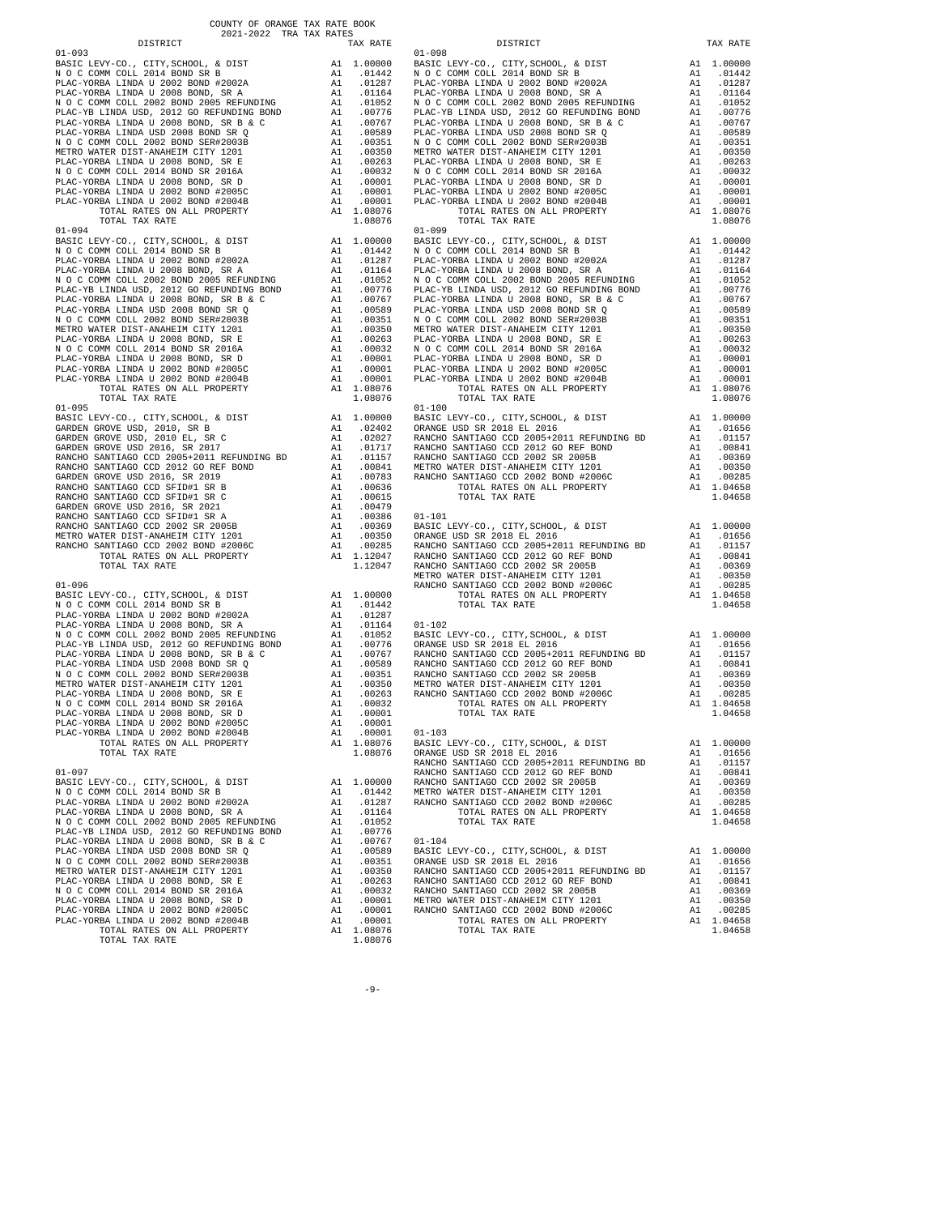COUNTY OF ORANGE TAX RATE BOOK
2021-2022 TRA TAX RATES

| DISTRICT | | TAX RATE |
|---|---|---|
| **01-093** | | |
| BASIC LEVY-CO., CITY,SCHOOL, & DIST | A1 | 1.00000 |
| N O C COMM COLL 2014 BOND SR B | A1 | .01442 |
| PLAC-YORBA LINDA U 2002 BOND #2002A | A1 | .01287 |
| PLAC-YORBA LINDA U 2008 BOND, SR A | A1 | .01164 |
| N O C COMM COLL 2002 BOND 2005 REFUNDING | A1 | .01052 |
| PLAC-YB LINDA USD, 2012 GO REFUNDING BOND | A1 | .00776 |
| PLAC-YORBA LINDA U 2008 BOND, SR B & C | A1 | .00767 |
| PLAC-YORBA LINDA USD 2008 BOND SR Q | A1 | .00589 |
| N O C COMM COLL 2002 BOND SER#2003B | A1 | .00351 |
| METRO WATER DIST-ANAHEIM CITY 1201 | A1 | .00350 |
| PLAC-YORBA LINDA U 2008 BOND, SR E | A1 | .00263 |
| N O C COMM COLL 2014 BOND SR 2016A | A1 | .00032 |
| PLAC-YORBA LINDA U 2008 BOND, SR D | A1 | .00001 |
| PLAC-YORBA LINDA U 2002 BOND #2005C | A1 | .00001 |
| PLAC-YORBA LINDA U 2002 BOND #2004B | A1 | .00001 |
| TOTAL RATES ON ALL PROPERTY | A1 | 1.08076 |
| TOTAL TAX RATE | | 1.08076 |
| **01-094** | | |
| BASIC LEVY-CO., CITY,SCHOOL, & DIST | A1 | 1.00000 |
| N O C COMM COLL 2014 BOND SR B | A1 | .01442 |
| PLAC-YORBA LINDA U 2002 BOND #2002A | A1 | .01287 |
| PLAC-YORBA LINDA U 2008 BOND, SR A | A1 | .01164 |
| N O C COMM COLL 2002 BOND 2005 REFUNDING | A1 | .01052 |
| PLAC-YB LINDA USD, 2012 GO REFUNDING BOND | A1 | .00776 |
| PLAC-YORBA LINDA U 2008 BOND, SR B & C | A1 | .00767 |
| PLAC-YORBA LINDA USD 2008 BOND SR Q | A1 | .00589 |
| N O C COMM COLL 2002 BOND SER#2003B | A1 | .00351 |
| METRO WATER DIST-ANAHEIM CITY 1201 | A1 | .00350 |
| PLAC-YORBA LINDA U 2008 BOND, SR E | A1 | .00263 |
| N O C COMM COLL 2014 BOND SR 2016A | A1 | .00032 |
| PLAC-YORBA LINDA U 2008 BOND, SR D | A1 | .00001 |
| PLAC-YORBA LINDA U 2002 BOND #2005C | A1 | .00001 |
| PLAC-YORBA LINDA U 2002 BOND #2004B | A1 | .00001 |
| TOTAL RATES ON ALL PROPERTY | A1 | 1.08076 |
| TOTAL TAX RATE | | 1.08076 |
| **01-095** | | |
| BASIC LEVY-CO., CITY,SCHOOL, & DIST | A1 | 1.00000 |
| GARDEN GROVE USD, 2010, SR B | A1 | .02402 |
| GARDEN GROVE USD, 2010 EL, SR C | A1 | .02027 |
| GARDEN GROVE USD 2016, SR 2017 | A1 | .01717 |
| RANCHO SANTIAGO CCD 2005+2011 REFUNDING BD | A1 | .01157 |
| RANCHO SANTIAGO CCD 2012 GO REF BOND | A1 | .00841 |
| GARDEN GROVE USD 2016, SR 2019 | A1 | .00783 |
| RANCHO SANTIAGO CCD SFID#1 SR B | A1 | .00636 |
| RANCHO SANTIAGO CCD SFID#1 SR C | A1 | .00615 |
| GARDEN GROVE USD 2016, SR 2021 | A1 | .00479 |
| RANCHO SANTIAGO CCD SFID#1 SR A | A1 | .00386 |
| RANCHO SANTIAGO CCD 2002 SR 2005B | A1 | .00369 |
| METRO WATER DIST-ANAHEIM CITY 1201 | A1 | .00350 |
| RANCHO SANTIAGO CCD 2002 BOND #2006C | A1 | .00285 |
| TOTAL RATES ON ALL PROPERTY | A1 | 1.12047 |
| TOTAL TAX RATE | | 1.12047 |
| **01-096** | | |
| BASIC LEVY-CO., CITY,SCHOOL, & DIST | A1 | 1.00000 |
| N O C COMM COLL 2014 BOND SR B | A1 | .01442 |
| PLAC-YORBA LINDA U 2002 BOND #2002A | A1 | .01287 |
| PLAC-YORBA LINDA U 2008 BOND, SR A | A1 | .01164 |
| N O C COMM COLL 2002 BOND 2005 REFUNDING | A1 | .01052 |
| PLAC-YB LINDA USD, 2012 GO REFUNDING BOND | A1 | .00776 |
| PLAC-YORBA LINDA U 2008 BOND, SR B & C | A1 | .00767 |
| PLAC-YORBA LINDA USD 2008 BOND SR Q | A1 | .00589 |
| N O C COMM COLL 2002 BOND SER#2003B | A1 | .00351 |
| METRO WATER DIST-ANAHEIM CITY 1201 | A1 | .00350 |
| PLAC-YORBA LINDA U 2008 BOND, SR E | A1 | .00263 |
| N O C COMM COLL 2014 BOND SR 2016A | A1 | .00032 |
| PLAC-YORBA LINDA U 2008 BOND, SR D | A1 | .00001 |
| PLAC-YORBA LINDA U 2002 BOND #2005C | A1 | .00001 |
| PLAC-YORBA LINDA U 2002 BOND #2004B | A1 | .00001 |
| TOTAL RATES ON ALL PROPERTY | A1 | 1.08076 |
| TOTAL TAX RATE | | 1.08076 |
| **01-097** | | |
| BASIC LEVY-CO., CITY,SCHOOL, & DIST | A1 | 1.00000 |
| N O C COMM COLL 2014 BOND SR B | A1 | .01442 |
| PLAC-YORBA LINDA U 2002 BOND #2002A | A1 | .01287 |
| PLAC-YORBA LINDA U 2008 BOND, SR A | A1 | .01164 |
| N O C COMM COLL 2002 BOND 2005 REFUNDING | A1 | .01052 |
| PLAC-YB LINDA USD, 2012 GO REFUNDING BOND | A1 | .00776 |
| PLAC-YORBA LINDA U 2008 BOND, SR B & C | A1 | .00767 |
| PLAC-YORBA LINDA USD 2008 BOND SR Q | A1 | .00589 |
| N O C COMM COLL 2002 BOND SER#2003B | A1 | .00351 |
| METRO WATER DIST-ANAHEIM CITY 1201 | A1 | .00350 |
| PLAC-YORBA LINDA U 2008 BOND, SR E | A1 | .00263 |
| N O C COMM COLL 2014 BOND SR 2016A | A1 | .00032 |
| PLAC-YORBA LINDA U 2008 BOND, SR D | A1 | .00001 |
| PLAC-YORBA LINDA U 2002 BOND #2005C | A1 | .00001 |
| PLAC-YORBA LINDA U 2002 BOND #2004B | A1 | .00001 |
| TOTAL RATES ON ALL PROPERTY | A1 | 1.08076 |
| TOTAL TAX RATE | | 1.08076 |
| **01-098** | | |
| BASIC LEVY-CO., CITY,SCHOOL, & DIST | A1 | 1.00000 |
| N O C COMM COLL 2014 BOND SR B | A1 | .01442 |
| PLAC-YORBA LINDA U 2002 BOND #2002A | A1 | .01287 |
| PLAC-YORBA LINDA U 2008 BOND, SR A | A1 | .01164 |
| N O C COMM COLL 2002 BOND 2005 REFUNDING | A1 | .01052 |
| PLAC-YB LINDA USD, 2012 GO REFUNDING BOND | A1 | .00776 |
| PLAC-YORBA LINDA U 2008 BOND, SR B & C | A1 | .00767 |
| PLAC-YORBA LINDA USD 2008 BOND SR Q | A1 | .00589 |
| N O C COMM COLL 2002 BOND SER#2003B | A1 | .00351 |
| METRO WATER DIST-ANAHEIM CITY 1201 | A1 | .00350 |
| PLAC-YORBA LINDA U 2008 BOND, SR E | A1 | .00263 |
| N O C COMM COLL 2014 BOND SR 2016A | A1 | .00032 |
| PLAC-YORBA LINDA U 2008 BOND, SR D | A1 | .00001 |
| PLAC-YORBA LINDA U 2002 BOND #2005C | A1 | .00001 |
| PLAC-YORBA LINDA U 2002 BOND #2004B | A1 | .00001 |
| TOTAL RATES ON ALL PROPERTY | A1 | 1.08076 |
| TOTAL TAX RATE | | 1.08076 |
| **01-099** | | |
| BASIC LEVY-CO., CITY,SCHOOL, & DIST | A1 | 1.00000 |
| N O C COMM COLL 2014 BOND SR B | A1 | .01442 |
| PLAC-YORBA LINDA U 2002 BOND #2002A | A1 | .01287 |
| PLAC-YORBA LINDA U 2008 BOND, SR A | A1 | .01164 |
| N O C COMM COLL 2002 BOND 2005 REFUNDING | A1 | .01052 |
| PLAC-YB LINDA USD, 2012 GO REFUNDING BOND | A1 | .00776 |
| PLAC-YORBA LINDA U 2008 BOND, SR B & C | A1 | .00767 |
| PLAC-YORBA LINDA USD 2008 BOND SR Q | A1 | .00589 |
| N O C COMM COLL 2002 BOND SER#2003B | A1 | .00351 |
| METRO WATER DIST-ANAHEIM CITY 1201 | A1 | .00350 |
| PLAC-YORBA LINDA U 2008 BOND, SR E | A1 | .00263 |
| N O C COMM COLL 2014 BOND SR 2016A | A1 | .00032 |
| PLAC-YORBA LINDA U 2008 BOND, SR D | A1 | .00001 |
| PLAC-YORBA LINDA U 2002 BOND #2005C | A1 | .00001 |
| PLAC-YORBA LINDA U 2002 BOND #2004B | A1 | .00001 |
| TOTAL RATES ON ALL PROPERTY | A1 | 1.08076 |
| TOTAL TAX RATE | | 1.08076 |
| **01-100** | | |
| BASIC LEVY-CO., CITY,SCHOOL, & DIST | A1 | 1.00000 |
| ORANGE USD SR 2018 EL 2016 | A1 | .01656 |
| RANCHO SANTIAGO CCD 2005+2011 REFUNDING BD | A1 | .01157 |
| RANCHO SANTIAGO CCD 2012 GO REF BOND | A1 | .00841 |
| RANCHO SANTIAGO CCD 2002 SR 2005B | A1 | .00369 |
| METRO WATER DIST-ANAHEIM CITY 1201 | A1 | .00350 |
| RANCHO SANTIAGO CCD 2002 BOND #2006C | A1 | .00285 |
| TOTAL RATES ON ALL PROPERTY | A1 | 1.04658 |
| TOTAL TAX RATE | | 1.04658 |
| **01-101** | | |
| BASIC LEVY-CO., CITY,SCHOOL, & DIST | A1 | 1.00000 |
| ORANGE USD SR 2018 EL 2016 | A1 | .01656 |
| RANCHO SANTIAGO CCD 2005+2011 REFUNDING BD | A1 | .01157 |
| RANCHO SANTIAGO CCD 2012 GO REF BOND | A1 | .00841 |
| RANCHO SANTIAGO CCD 2002 SR 2005B | A1 | .00369 |
| METRO WATER DIST-ANAHEIM CITY 1201 | A1 | .00350 |
| RANCHO SANTIAGO CCD 2002 BOND #2006C | A1 | .00285 |
| TOTAL RATES ON ALL PROPERTY | A1 | 1.04658 |
| TOTAL TAX RATE | | 1.04658 |
| **01-102** | | |
| BASIC LEVY-CO., CITY,SCHOOL, & DIST | A1 | 1.00000 |
| ORANGE USD SR 2018 EL 2016 | A1 | .01656 |
| RANCHO SANTIAGO CCD 2005+2011 REFUNDING BD | A1 | .01157 |
| RANCHO SANTIAGO CCD 2012 GO REF BOND | A1 | .00841 |
| RANCHO SANTIAGO CCD 2002 SR 2005B | A1 | .00369 |
| METRO WATER DIST-ANAHEIM CITY 1201 | A1 | .00350 |
| RANCHO SANTIAGO CCD 2002 BOND #2006C | A1 | .00285 |
| TOTAL RATES ON ALL PROPERTY | A1 | 1.04658 |
| TOTAL TAX RATE | | 1.04658 |
| **01-103** | | |
| BASIC LEVY-CO., CITY,SCHOOL, & DIST | A1 | 1.00000 |
| ORANGE USD SR 2018 EL 2016 | A1 | .01656 |
| RANCHO SANTIAGO CCD 2005+2011 REFUNDING BD | A1 | .01157 |
| RANCHO SANTIAGO CCD 2012 GO REF BOND | A1 | .00841 |
| RANCHO SANTIAGO CCD 2002 SR 2005B | A1 | .00369 |
| METRO WATER DIST-ANAHEIM CITY 1201 | A1 | .00350 |
| RANCHO SANTIAGO CCD 2002 BOND #2006C | A1 | .00285 |
| TOTAL RATES ON ALL PROPERTY | A1 | 1.04658 |
| TOTAL TAX RATE | | 1.04658 |
| **01-104** | | |
| BASIC LEVY-CO., CITY,SCHOOL, & DIST | A1 | 1.00000 |
| ORANGE USD SR 2018 EL 2016 | A1 | .01656 |
| RANCHO SANTIAGO CCD 2005+2011 REFUNDING BD | A1 | .01157 |
| RANCHO SANTIAGO CCD 2012 GO REF BOND | A1 | .00841 |
| RANCHO SANTIAGO CCD 2002 SR 2005B | A1 | .00369 |
| METRO WATER DIST-ANAHEIM CITY 1201 | A1 | .00350 |
| RANCHO SANTIAGO CCD 2002 BOND #2006C | A1 | .00285 |
| TOTAL RATES ON ALL PROPERTY | A1 | 1.04658 |
| TOTAL TAX RATE | | 1.04658 |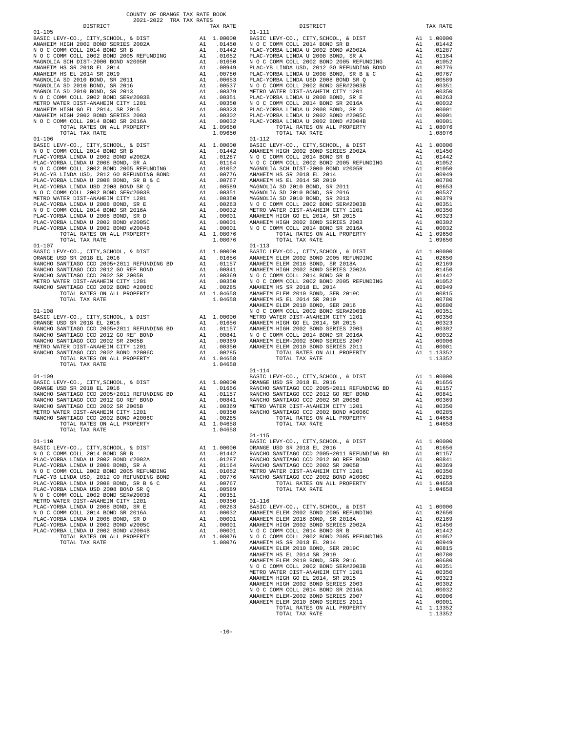COUNTY OF ORANGE TAX RATE BOOK
2021-2022 TRA TAX RATES

| DISTRICT | | TAX RATE |
|---|---|---|
| **01-105** | | |
| BASIC LEVY-CO., CITY,SCHOOL, & DIST | A1 | 1.00000 |
| ANAHEIM HIGH 2002 BOND SERIES 2002A | A1 | .01450 |
| N O C COMM COLL 2014 BOND SR B | A1 | .01442 |
| N O C COMM COLL 2002 BOND 2005 REFUNDING | A1 | .01052 |
| MAGNOLIA SCH DIST-2000 BOND #2005R | A1 | .01050 |
| ANAHEIM HS SR 2018 EL 2014 | A1 | .00949 |
| ANAHEIM HS EL 2014 SR 2019 | A1 | .00780 |
| MAGNOLIA SD 2010 BOND, SR 2011 | A1 | .00653 |
| MAGNOLIA SD 2010 BOND, SR 2016 | A1 | .00537 |
| MAGNOLIA SD 2010 BOND, SR 2013 | A1 | .00379 |
| N O C COMM COLL 2002 BOND SER#2003B | A1 | .00351 |
| METRO WATER DIST-ANAHEIM CITY 1201 | A1 | .00350 |
| ANAHEIM HIGH GO EL 2014, SR 2015 | A1 | .00323 |
| ANAHEIM HIGH 2002 BOND SERIES 2003 | A1 | .00302 |
| N O C COMM COLL 2014 BOND SR 2016A | A1 | .00032 |
| TOTAL RATES ON ALL PROPERTY | A1 | 1.09650 |
| TOTAL TAX RATE | | 1.09650 |
| **01-106** | | |
| BASIC LEVY-CO., CITY,SCHOOL, & DIST | A1 | 1.00000 |
| N O C COMM COLL 2014 BOND SR B | A1 | .01442 |
| PLAC-YORBA LINDA U 2002 BOND #2002A | A1 | .01287 |
| PLAC-YORBA LINDA U 2008 BOND, SR A | A1 | .01164 |
| N O C COMM COLL 2002 BOND 2005 REFUNDING | A1 | .01052 |
| PLAC-YB LINDA USD, 2012 GO REFUNDING BOND | A1 | .00776 |
| PLAC-YORBA LINDA U 2008 BOND, SR B & C | A1 | .00767 |
| PLAC-YORBA LINDA USD 2008 BOND SR Q | A1 | .00589 |
| N O C COMM COLL 2002 BOND SER#2003B | A1 | .00351 |
| METRO WATER DIST-ANAHEIM CITY 1201 | A1 | .00350 |
| PLAC-YORBA LINDA U 2008 BOND, SR E | A1 | .00263 |
| N O C COMM COLL 2014 BOND SR 2016A | A1 | .00032 |
| PLAC-YORBA LINDA U 2008 BOND, SR D | A1 | .00001 |
| PLAC-YORBA LINDA U 2002 BOND #2005C | A1 | .00001 |
| PLAC-YORBA LINDA U 2002 BOND #2004B | A1 | .00001 |
| TOTAL RATES ON ALL PROPERTY | A1 | 1.08076 |
| TOTAL TAX RATE | | 1.08076 |
| **01-107** | | |
| BASIC LEVY-CO., CITY,SCHOOL, & DIST | A1 | 1.00000 |
| ORANGE USD SR 2018 EL 2016 | A1 | .01656 |
| RANCHO SANTIAGO CCD 2005+2011 REFUNDING BD | A1 | .01157 |
| RANCHO SANTIAGO CCD 2012 GO REF BOND | A1 | .00841 |
| RANCHO SANTIAGO CCD 2002 SR 2005B | A1 | .00369 |
| METRO WATER DIST-ANAHEIM CITY 1201 | A1 | .00350 |
| RANCHO SANTIAGO CCD 2002 BOND #2006C | A1 | .00285 |
| TOTAL RATES ON ALL PROPERTY | A1 | 1.04658 |
| TOTAL TAX RATE | | 1.04658 |
| **01-108** | | |
| BASIC LEVY-CO., CITY,SCHOOL, & DIST | A1 | 1.00000 |
| ORANGE USD SR 2018 EL 2016 | A1 | .01656 |
| RANCHO SANTIAGO CCD 2005+2011 REFUNDING BD | A1 | .01157 |
| RANCHO SANTIAGO CCD 2012 GO REF BOND | A1 | .00841 |
| RANCHO SANTIAGO CCD 2002 SR 2005B | A1 | .00369 |
| METRO WATER DIST-ANAHEIM CITY 1201 | A1 | .00350 |
| RANCHO SANTIAGO CCD 2002 BOND #2006C | A1 | .00285 |
| TOTAL RATES ON ALL PROPERTY | A1 | 1.04658 |
| TOTAL TAX RATE | | 1.04658 |
| **01-109** | | |
| BASIC LEVY-CO., CITY,SCHOOL, & DIST | A1 | 1.00000 |
| ORANGE USD SR 2018 EL 2016 | A1 | .01656 |
| RANCHO SANTIAGO CCD 2005+2011 REFUNDING BD | A1 | .01157 |
| RANCHO SANTIAGO CCD 2012 GO REF BOND | A1 | .00841 |
| RANCHO SANTIAGO CCD 2002 SR 2005B | A1 | .00369 |
| METRO WATER DIST-ANAHEIM CITY 1201 | A1 | .00350 |
| RANCHO SANTIAGO CCD 2002 BOND #2006C | A1 | .00285 |
| TOTAL RATES ON ALL PROPERTY | A1 | 1.04658 |
| TOTAL TAX RATE | | 1.04658 |
| **01-110** | | |
| BASIC LEVY-CO., CITY,SCHOOL, & DIST | A1 | 1.00000 |
| N O C COMM COLL 2014 BOND SR B | A1 | .01442 |
| PLAC-YORBA LINDA U 2002 BOND #2002A | A1 | .01287 |
| PLAC-YORBA LINDA U 2008 BOND, SR A | A1 | .01164 |
| N O C COMM COLL 2002 BOND 2005 REFUNDING | A1 | .01052 |
| PLAC-YB LINDA USD, 2012 GO REFUNDING BOND | A1 | .00776 |
| PLAC-YORBA LINDA U 2008 BOND, SR B & C | A1 | .00767 |
| PLAC-YORBA LINDA USD 2008 BOND SR Q | A1 | .00589 |
| N O C COMM COLL 2002 BOND SER#2003B | A1 | .00351 |
| METRO WATER DIST-ANAHEIM CITY 1201 | A1 | .00350 |
| PLAC-YORBA LINDA U 2008 BOND, SR E | A1 | .00263 |
| N O C COMM COLL 2014 BOND SR 2016A | A1 | .00032 |
| PLAC-YORBA LINDA U 2008 BOND, SR D | A1 | .00001 |
| PLAC-YORBA LINDA U 2002 BOND #2005C | A1 | .00001 |
| PLAC-YORBA LINDA U 2002 BOND #2004B | A1 | .00001 |
| TOTAL RATES ON ALL PROPERTY | A1 | 1.08076 |
| TOTAL TAX RATE | | 1.08076 |
| **01-111** | | |
| BASIC LEVY-CO., CITY,SCHOOL, & DIST | A1 | 1.00000 |
| N O C COMM COLL 2014 BOND SR B | A1 | .01442 |
| PLAC-YORBA LINDA U 2002 BOND #2002A | A1 | .01287 |
| PLAC-YORBA LINDA U 2008 BOND, SR A | A1 | .01164 |
| N O C COMM COLL 2002 BOND 2005 REFUNDING | A1 | .01052 |
| PLAC-YB LINDA USD, 2012 GO REFUNDING BOND | A1 | .00776 |
| PLAC-YORBA LINDA U 2008 BOND, SR B & C | A1 | .00767 |
| PLAC-YORBA LINDA USD 2008 BOND SR Q | A1 | .00589 |
| N O C COMM COLL 2002 BOND SER#2003B | A1 | .00351 |
| METRO WATER DIST-ANAHEIM CITY 1201 | A1 | .00350 |
| PLAC-YORBA LINDA U 2008 BOND, SR E | A1 | .00263 |
| N O C COMM COLL 2014 BOND SR 2016A | A1 | .00032 |
| PLAC-YORBA LINDA U 2008 BOND, SR D | A1 | .00001 |
| PLAC-YORBA LINDA U 2002 BOND #2005C | A1 | .00001 |
| PLAC-YORBA LINDA U 2002 BOND #2004B | A1 | .00001 |
| TOTAL RATES ON ALL PROPERTY | A1 | 1.08076 |
| TOTAL TAX RATE | | 1.08076 |
| **01-112** | | |
| BASIC LEVY-CO., CITY,SCHOOL, & DIST | A1 | 1.00000 |
| ANAHEIM HIGH 2002 BOND SERIES 2002A | A1 | .01450 |
| N O C COMM COLL 2014 BOND SR B | A1 | .01442 |
| N O C COMM COLL 2002 BOND 2005 REFUNDING | A1 | .01052 |
| MAGNOLIA SCH DIST-2000 BOND #2005R | A1 | .01050 |
| ANAHEIM HS SR 2018 EL 2014 | A1 | .00949 |
| ANAHEIM HS EL 2014 SR 2019 | A1 | .00780 |
| MAGNOLIA SD 2010 BOND, SR 2011 | A1 | .00653 |
| MAGNOLIA SD 2010 BOND, SR 2016 | A1 | .00537 |
| MAGNOLIA SD 2010 BOND, SR 2013 | A1 | .00379 |
| N O C COMM COLL 2002 BOND SER#2003B | A1 | .00351 |
| METRO WATER DIST-ANAHEIM CITY 1201 | A1 | .00350 |
| ANAHEIM HIGH GO EL 2014, SR 2015 | A1 | .00323 |
| ANAHEIM HIGH 2002 BOND SERIES 2003 | A1 | .00302 |
| N O C COMM COLL 2014 BOND SR 2016A | A1 | .00032 |
| TOTAL RATES ON ALL PROPERTY | A1 | 1.09650 |
| TOTAL TAX RATE | | 1.09650 |
| **01-113** | | |
| BASIC LEVY-CO., CITY,SCHOOL, & DIST | A1 | 1.00000 |
| ANAHEIM ELEM 2002 BOND 2005 REFUNDING | A1 | .02650 |
| ANAHEIM ELEM 2016 BOND, SR 2018A | A1 | .02169 |
| ANAHEIM HIGH 2002 BOND SERIES 2002A | A1 | .01450 |
| N O C COMM COLL 2014 BOND SR B | A1 | .01442 |
| N O C COMM COLL 2002 BOND 2005 REFUNDING | A1 | .01052 |
| ANAHEIM HS SR 2018 EL 2014 | A1 | .00949 |
| ANAHEIM ELEM 2010 BOND, SER 2019C | A1 | .00815 |
| ANAHEIM HS EL 2014 SR 2019 | A1 | .00780 |
| ANAHEIM ELEM 2010 BOND, SER 2016 | A1 | .00680 |
| N O C COMM COLL 2002 BOND SER#2003B | A1 | .00351 |
| METRO WATER DIST-ANAHEIM CITY 1201 | A1 | .00350 |
| ANAHEIM HIGH GO EL 2014, SR 2015 | A1 | .00323 |
| ANAHEIM HIGH 2002 BOND SERIES 2003 | A1 | .00302 |
| N O C COMM COLL 2014 BOND SR 2016A | A1 | .00032 |
| ANAHEIM ELEM-2002 BOND SERIES 2007 | A1 | .00006 |
| ANAHEIM ELEM 2010 BOND SERIES 2011 | A1 | .00001 |
| TOTAL RATES ON ALL PROPERTY | A1 | 1.13352 |
| TOTAL TAX RATE | | 1.13352 |
| **01-114** | | |
| BASIC LEVY-CO., CITY,SCHOOL, & DIST | A1 | 1.00000 |
| ORANGE USD SR 2018 EL 2016 | A1 | .01656 |
| RANCHO SANTIAGO CCD 2005+2011 REFUNDING BD | A1 | .01157 |
| RANCHO SANTIAGO CCD 2012 GO REF BOND | A1 | .00841 |
| RANCHO SANTIAGO CCD 2002 SR 2005B | A1 | .00369 |
| METRO WATER DIST-ANAHEIM CITY 1201 | A1 | .00350 |
| RANCHO SANTIAGO CCD 2002 BOND #2006C | A1 | .00285 |
| TOTAL RATES ON ALL PROPERTY | A1 | 1.04658 |
| TOTAL TAX RATE | | 1.04658 |
| **01-115** | | |
| BASIC LEVY-CO., CITY,SCHOOL, & DIST | A1 | 1.00000 |
| ORANGE USD SR 2018 EL 2016 | A1 | .01656 |
| RANCHO SANTIAGO CCD 2005+2011 REFUNDING BD | A1 | .01157 |
| RANCHO SANTIAGO CCD 2012 GO REF BOND | A1 | .00841 |
| RANCHO SANTIAGO CCD 2002 SR 2005B | A1 | .00369 |
| METRO WATER DIST-ANAHEIM CITY 1201 | A1 | .00350 |
| RANCHO SANTIAGO CCD 2002 BOND #2006C | A1 | .00285 |
| TOTAL RATES ON ALL PROPERTY | A1 | 1.04658 |
| TOTAL TAX RATE | | 1.04658 |
| **01-116** | | |
| BASIC LEVY-CO., CITY,SCHOOL, & DIST | A1 | 1.00000 |
| ANAHEIM ELEM 2002 BOND 2005 REFUNDING | A1 | .02650 |
| ANAHEIM ELEM 2016 BOND, SR 2018A | A1 | .02169 |
| ANAHEIM HIGH 2002 BOND SERIES 2002A | A1 | .01450 |
| N O C COMM COLL 2014 BOND SR B | A1 | .01442 |
| N O C COMM COLL 2002 BOND 2005 REFUNDING | A1 | .01052 |
| ANAHEIM HS SR 2018 EL 2014 | A1 | .00949 |
| ANAHEIM ELEM 2010 BOND, SER 2019C | A1 | .00815 |
| ANAHEIM HS EL 2014 SR 2019 | A1 | .00780 |
| ANAHEIM ELEM 2010 BOND, SER 2016 | A1 | .00680 |
| N O C COMM COLL 2002 BOND SER#2003B | A1 | .00351 |
| METRO WATER DIST-ANAHEIM CITY 1201 | A1 | .00350 |
| ANAHEIM HIGH GO EL 2014, SR 2015 | A1 | .00323 |
| ANAHEIM HIGH 2002 BOND SERIES 2003 | A1 | .00302 |
| N O C COMM COLL 2014 BOND SR 2016A | A1 | .00032 |
| ANAHEIM ELEM-2002 BOND SERIES 2007 | A1 | .00006 |
| ANAHEIM ELEM 2010 BOND SERIES 2011 | A1 | .00001 |
| TOTAL RATES ON ALL PROPERTY | A1 | 1.13352 |
| TOTAL TAX RATE | | 1.13352 |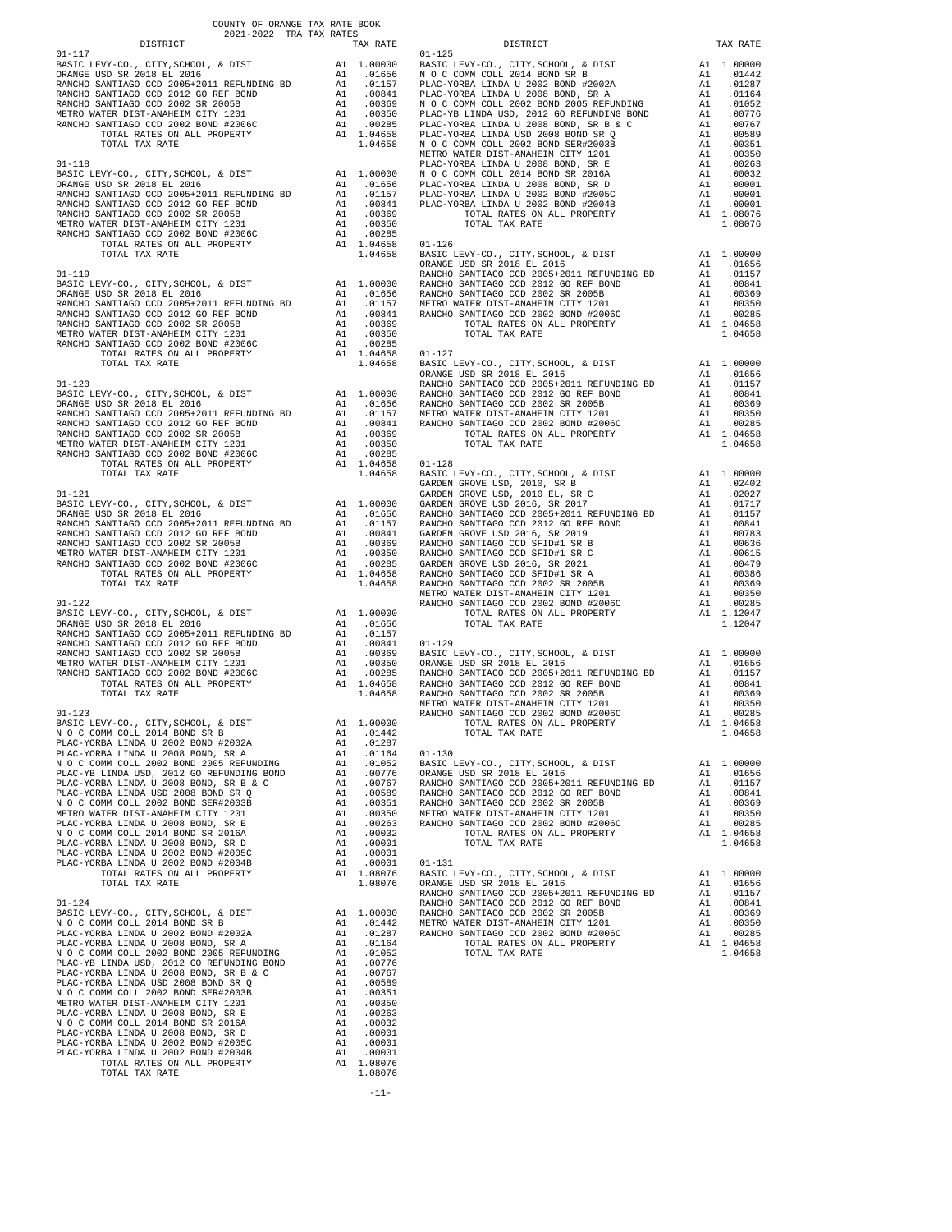COUNTY OF ORANGE TAX RATE BOOK
2021-2022 TRA TAX RATES

| DISTRICT | | TAX RATE |
|---|---|---|
| **01-117** | | |
| BASIC LEVY-CO., CITY,SCHOOL, & DIST | A1 | 1.00000 |
| ORANGE USD SR 2018 EL 2016 | A1 | .01656 |
| RANCHO SANTIAGO CCD 2005+2011 REFUNDING BD | A1 | .01157 |
| RANCHO SANTIAGO CCD 2012 GO REF BOND | A1 | .00841 |
| RANCHO SANTIAGO CCD 2002 SR 2005B | A1 | .00369 |
| METRO WATER DIST-ANAHEIM CITY 1201 | A1 | .00350 |
| RANCHO SANTIAGO CCD 2002 BOND #2006C | A1 | .00285 |
| TOTAL RATES ON ALL PROPERTY | A1 | 1.04658 |
| TOTAL TAX RATE | | 1.04658 |
| **01-118** | | |
| BASIC LEVY-CO., CITY,SCHOOL, & DIST | A1 | 1.00000 |
| ORANGE USD SR 2018 EL 2016 | A1 | .01656 |
| RANCHO SANTIAGO CCD 2005+2011 REFUNDING BD | A1 | .01157 |
| RANCHO SANTIAGO CCD 2012 GO REF BOND | A1 | .00841 |
| RANCHO SANTIAGO CCD 2002 SR 2005B | A1 | .00369 |
| METRO WATER DIST-ANAHEIM CITY 1201 | A1 | .00350 |
| RANCHO SANTIAGO CCD 2002 BOND #2006C | A1 | .00285 |
| TOTAL RATES ON ALL PROPERTY | A1 | 1.04658 |
| TOTAL TAX RATE | | 1.04658 |
| **01-119** | | |
| BASIC LEVY-CO., CITY,SCHOOL, & DIST | A1 | 1.00000 |
| ORANGE USD SR 2018 EL 2016 | A1 | .01656 |
| RANCHO SANTIAGO CCD 2005+2011 REFUNDING BD | A1 | .01157 |
| RANCHO SANTIAGO CCD 2012 GO REF BOND | A1 | .00841 |
| RANCHO SANTIAGO CCD 2002 SR 2005B | A1 | .00369 |
| METRO WATER DIST-ANAHEIM CITY 1201 | A1 | .00350 |
| RANCHO SANTIAGO CCD 2002 BOND #2006C | A1 | .00285 |
| TOTAL RATES ON ALL PROPERTY | A1 | 1.04658 |
| TOTAL TAX RATE | | 1.04658 |
| **01-120** | | |
| BASIC LEVY-CO., CITY,SCHOOL, & DIST | A1 | 1.00000 |
| ORANGE USD SR 2018 EL 2016 | A1 | .01656 |
| RANCHO SANTIAGO CCD 2005+2011 REFUNDING BD | A1 | .01157 |
| RANCHO SANTIAGO CCD 2012 GO REF BOND | A1 | .00841 |
| RANCHO SANTIAGO CCD 2002 SR 2005B | A1 | .00369 |
| METRO WATER DIST-ANAHEIM CITY 1201 | A1 | .00350 |
| RANCHO SANTIAGO CCD 2002 BOND #2006C | A1 | .00285 |
| TOTAL RATES ON ALL PROPERTY | A1 | 1.04658 |
| TOTAL TAX RATE | | 1.04658 |
| **01-121** | | |
| BASIC LEVY-CO., CITY,SCHOOL, & DIST | A1 | 1.00000 |
| ORANGE USD SR 2018 EL 2016 | A1 | .01656 |
| RANCHO SANTIAGO CCD 2005+2011 REFUNDING BD | A1 | .01157 |
| RANCHO SANTIAGO CCD 2012 GO REF BOND | A1 | .00841 |
| RANCHO SANTIAGO CCD 2002 SR 2005B | A1 | .00369 |
| METRO WATER DIST-ANAHEIM CITY 1201 | A1 | .00350 |
| RANCHO SANTIAGO CCD 2002 BOND #2006C | A1 | .00285 |
| TOTAL RATES ON ALL PROPERTY | A1 | 1.04658 |
| TOTAL TAX RATE | | 1.04658 |
| **01-122** | | |
| BASIC LEVY-CO., CITY,SCHOOL, & DIST | A1 | 1.00000 |
| ORANGE USD SR 2018 EL 2016 | A1 | .01656 |
| RANCHO SANTIAGO CCD 2005+2011 REFUNDING BD | A1 | .01157 |
| RANCHO SANTIAGO CCD 2012 GO REF BOND | A1 | .00841 |
| RANCHO SANTIAGO CCD 2002 SR 2005B | A1 | .00369 |
| METRO WATER DIST-ANAHEIM CITY 1201 | A1 | .00350 |
| RANCHO SANTIAGO CCD 2002 BOND #2006C | A1 | .00285 |
| TOTAL RATES ON ALL PROPERTY | A1 | 1.04658 |
| TOTAL TAX RATE | | 1.04658 |
| **01-123** | | |
| BASIC LEVY-CO., CITY,SCHOOL, & DIST | A1 | 1.00000 |
| N O C COMM COLL 2014 BOND SR B | A1 | .01442 |
| PLAC-YORBA LINDA U 2002 BOND #2002A | A1 | .01287 |
| PLAC-YORBA LINDA U 2008 BOND, SR A | A1 | .01164 |
| N O C COMM COLL 2002 BOND 2005 REFUNDING | A1 | .01052 |
| PLAC-YB LINDA USD, 2012 GO REFUNDING BOND | A1 | .00776 |
| PLAC-YORBA LINDA U 2008 BOND, SR B & C | A1 | .00767 |
| PLAC-YORBA LINDA USD 2008 BOND SR Q | A1 | .00589 |
| N O C COMM COLL 2002 BOND SER#2003B | A1 | .00351 |
| METRO WATER DIST-ANAHEIM CITY 1201 | A1 | .00350 |
| PLAC-YORBA LINDA U 2008 BOND, SR E | A1 | .00263 |
| N O C COMM COLL 2014 BOND SR 2016A | A1 | .00032 |
| PLAC-YORBA LINDA U 2008 BOND, SR D | A1 | .00001 |
| PLAC-YORBA LINDA U 2002 BOND #2005C | A1 | .00001 |
| PLAC-YORBA LINDA U 2002 BOND #2004B | A1 | .00001 |
| TOTAL RATES ON ALL PROPERTY | A1 | 1.08076 |
| TOTAL TAX RATE | | 1.08076 |
| **01-124** | | |
| BASIC LEVY-CO., CITY,SCHOOL, & DIST | A1 | 1.00000 |
| N O C COMM COLL 2014 BOND SR B | A1 | .01442 |
| PLAC-YORBA LINDA U 2002 BOND #2002A | A1 | .01287 |
| PLAC-YORBA LINDA U 2008 BOND, SR A | A1 | .01164 |
| N O C COMM COLL 2002 BOND 2005 REFUNDING | A1 | .01052 |
| PLAC-YB LINDA USD, 2012 GO REFUNDING BOND | A1 | .00776 |
| PLAC-YORBA LINDA U 2008 BOND, SR B & C | A1 | .00767 |
| PLAC-YORBA LINDA USD 2008 BOND SR Q | A1 | .00589 |
| N O C COMM COLL 2002 BOND SER#2003B | A1 | .00351 |
| METRO WATER DIST-ANAHEIM CITY 1201 | A1 | .00350 |
| PLAC-YORBA LINDA U 2008 BOND, SR E | A1 | .00263 |
| N O C COMM COLL 2014 BOND SR 2016A | A1 | .00032 |
| PLAC-YORBA LINDA U 2008 BOND, SR D | A1 | .00001 |
| PLAC-YORBA LINDA U 2002 BOND #2005C | A1 | .00001 |
| PLAC-YORBA LINDA U 2002 BOND #2004B | A1 | .00001 |
| TOTAL RATES ON ALL PROPERTY | A1 | 1.08076 |
| TOTAL TAX RATE | | 1.08076 |
| **01-125** | | |
| BASIC LEVY-CO., CITY,SCHOOL, & DIST | A1 | 1.00000 |
| N O C COMM COLL 2014 BOND SR B | A1 | .01442 |
| PLAC-YORBA LINDA U 2002 BOND #2002A | A1 | .01287 |
| PLAC-YORBA LINDA U 2008 BOND, SR A | A1 | .01164 |
| N O C COMM COLL 2002 BOND 2005 REFUNDING | A1 | .01052 |
| PLAC-YB LINDA USD, 2012 GO REFUNDING BOND | A1 | .00776 |
| PLAC-YORBA LINDA U 2008 BOND, SR B & C | A1 | .00767 |
| PLAC-YORBA LINDA USD 2008 BOND SR Q | A1 | .00589 |
| N O C COMM COLL 2002 BOND SER#2003B | A1 | .00351 |
| METRO WATER DIST-ANAHEIM CITY 1201 | A1 | .00350 |
| PLAC-YORBA LINDA U 2008 BOND, SR E | A1 | .00263 |
| N O C COMM COLL 2014 BOND SR 2016A | A1 | .00032 |
| PLAC-YORBA LINDA U 2008 BOND, SR D | A1 | .00001 |
| PLAC-YORBA LINDA U 2002 BOND #2005C | A1 | .00001 |
| PLAC-YORBA LINDA U 2002 BOND #2004B | A1 | .00001 |
| TOTAL RATES ON ALL PROPERTY | A1 | 1.08076 |
| TOTAL TAX RATE | | 1.08076 |
| **01-126** | | |
| BASIC LEVY-CO., CITY,SCHOOL, & DIST | A1 | 1.00000 |
| ORANGE USD SR 2018 EL 2016 | A1 | .01656 |
| RANCHO SANTIAGO CCD 2005+2011 REFUNDING BD | A1 | .01157 |
| RANCHO SANTIAGO CCD 2012 GO REF BOND | A1 | .00841 |
| RANCHO SANTIAGO CCD 2002 SR 2005B | A1 | .00369 |
| METRO WATER DIST-ANAHEIM CITY 1201 | A1 | .00350 |
| RANCHO SANTIAGO CCD 2002 BOND #2006C | A1 | .00285 |
| TOTAL RATES ON ALL PROPERTY | A1 | 1.04658 |
| TOTAL TAX RATE | | 1.04658 |
| **01-127** | | |
| BASIC LEVY-CO., CITY,SCHOOL, & DIST | A1 | 1.00000 |
| ORANGE USD SR 2018 EL 2016 | A1 | .01656 |
| RANCHO SANTIAGO CCD 2005+2011 REFUNDING BD | A1 | .01157 |
| RANCHO SANTIAGO CCD 2012 GO REF BOND | A1 | .00841 |
| RANCHO SANTIAGO CCD 2002 SR 2005B | A1 | .00369 |
| METRO WATER DIST-ANAHEIM CITY 1201 | A1 | .00350 |
| RANCHO SANTIAGO CCD 2002 BOND #2006C | A1 | .00285 |
| TOTAL RATES ON ALL PROPERTY | A1 | 1.04658 |
| TOTAL TAX RATE | | 1.04658 |
| **01-128** | | |
| BASIC LEVY-CO., CITY,SCHOOL, & DIST | A1 | 1.00000 |
| GARDEN GROVE USD, 2010, SR B | A1 | .02402 |
| GARDEN GROVE USD, 2010 EL, SR C | A1 | .02027 |
| GARDEN GROVE USD 2016, SR 2017 | A1 | .01717 |
| RANCHO SANTIAGO CCD 2005+2011 REFUNDING BD | A1 | .01157 |
| RANCHO SANTIAGO CCD 2012 GO REF BOND | A1 | .00841 |
| GARDEN GROVE USD 2016, SR 2019 | A1 | .00783 |
| RANCHO SANTIAGO CCD SFID#1 SR B | A1 | .00636 |
| RANCHO SANTIAGO CCD SFID#1 SR C | A1 | .00615 |
| GARDEN GROVE USD 2016, SR 2021 | A1 | .00479 |
| RANCHO SANTIAGO CCD SFID#1 SR A | A1 | .00386 |
| RANCHO SANTIAGO CCD 2002 SR 2005B | A1 | .00369 |
| METRO WATER DIST-ANAHEIM CITY 1201 | A1 | .00350 |
| RANCHO SANTIAGO CCD 2002 BOND #2006C | A1 | .00285 |
| TOTAL RATES ON ALL PROPERTY | A1 | 1.12047 |
| TOTAL TAX RATE | | 1.12047 |
| **01-129** | | |
| BASIC LEVY-CO., CITY,SCHOOL, & DIST | A1 | 1.00000 |
| ORANGE USD SR 2018 EL 2016 | A1 | .01656 |
| RANCHO SANTIAGO CCD 2005+2011 REFUNDING BD | A1 | .01157 |
| RANCHO SANTIAGO CCD 2012 GO REF BOND | A1 | .00841 |
| RANCHO SANTIAGO CCD 2002 SR 2005B | A1 | .00369 |
| METRO WATER DIST-ANAHEIM CITY 1201 | A1 | .00350 |
| RANCHO SANTIAGO CCD 2002 BOND #2006C | A1 | .00285 |
| TOTAL RATES ON ALL PROPERTY | A1 | 1.04658 |
| TOTAL TAX RATE | | 1.04658 |
| **01-130** | | |
| BASIC LEVY-CO., CITY,SCHOOL, & DIST | A1 | 1.00000 |
| ORANGE USD SR 2018 EL 2016 | A1 | .01656 |
| RANCHO SANTIAGO CCD 2005+2011 REFUNDING BD | A1 | .01157 |
| RANCHO SANTIAGO CCD 2012 GO REF BOND | A1 | .00841 |
| RANCHO SANTIAGO CCD 2002 SR 2005B | A1 | .00369 |
| METRO WATER DIST-ANAHEIM CITY 1201 | A1 | .00350 |
| RANCHO SANTIAGO CCD 2002 BOND #2006C | A1 | .00285 |
| TOTAL RATES ON ALL PROPERTY | A1 | 1.04658 |
| TOTAL TAX RATE | | 1.04658 |
| **01-131** | | |
| BASIC LEVY-CO., CITY,SCHOOL, & DIST | A1 | 1.00000 |
| ORANGE USD SR 2018 EL 2016 | A1 | .01656 |
| RANCHO SANTIAGO CCD 2005+2011 REFUNDING BD | A1 | .01157 |
| RANCHO SANTIAGO CCD 2012 GO REF BOND | A1 | .00841 |
| RANCHO SANTIAGO CCD 2002 SR 2005B | A1 | .00369 |
| METRO WATER DIST-ANAHEIM CITY 1201 | A1 | .00350 |
| RANCHO SANTIAGO CCD 2002 BOND #2006C | A1 | .00285 |
| TOTAL RATES ON ALL PROPERTY | A1 | 1.04658 |
| TOTAL TAX RATE | | 1.04658 |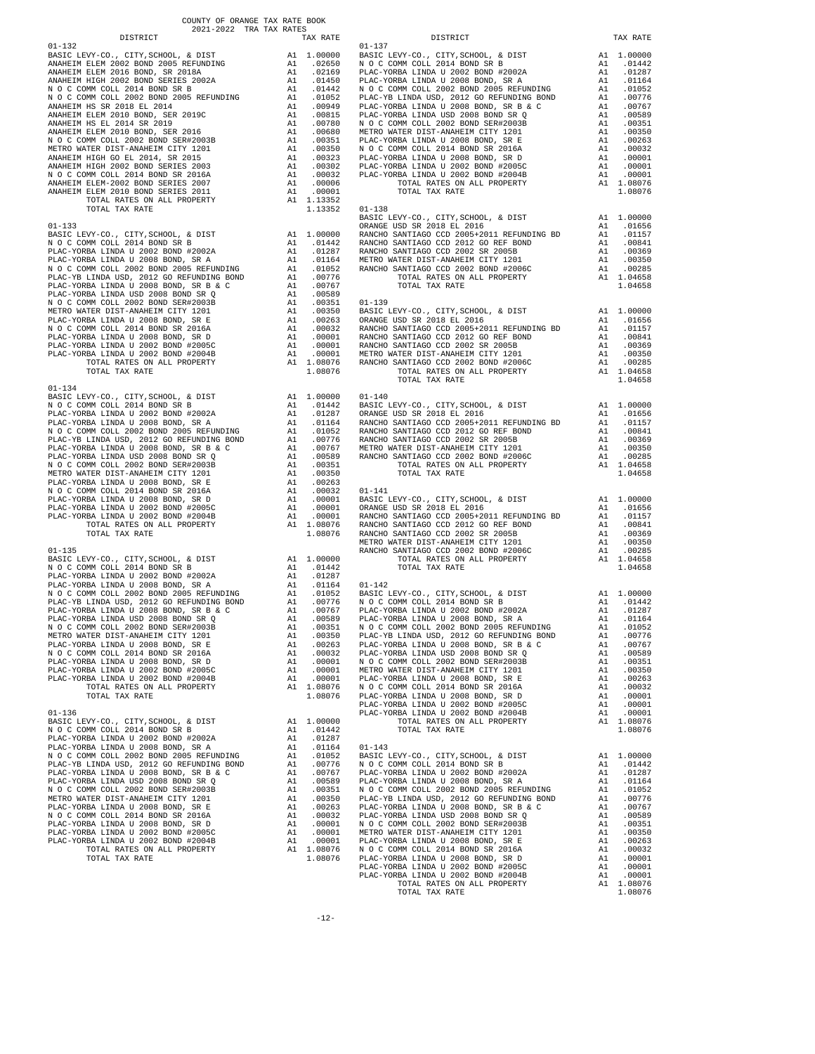COUNTY OF ORANGE TAX RATE BOOK
2021-2022 TRA TAX RATES

| DISTRICT | | TAX RATE |
|---|---|---|
| **01-132** | | |
| BASIC LEVY-CO., CITY,SCHOOL, & DIST | A1 | 1.00000 |
| ANAHEIM ELEM 2002 BOND 2005 REFUNDING | A1 | .02650 |
| ANAHEIM ELEM 2016 BOND, SR 2018A | A1 | .02169 |
| ANAHEIM HIGH 2002 BOND SERIES 2002A | A1 | .01450 |
| N O C COMM COLL 2014 BOND SR B | A1 | .01442 |
| N O C COMM COLL 2002 BOND 2005 REFUNDING | A1 | .01052 |
| ANAHEIM HS SR 2018 EL 2014 | A1 | .00949 |
| ANAHEIM ELEM 2010 BOND, SER 2019C | A1 | .00815 |
| ANAHEIM HS EL 2014 SR 2019 | A1 | .00780 |
| ANAHEIM ELEM 2010 BOND, SER 2016 | A1 | .00680 |
| N O C COMM COLL 2002 BOND SER#2003B | A1 | .00351 |
| METRO WATER DIST-ANAHEIM CITY 1201 | A1 | .00350 |
| ANAHEIM HIGH GO EL 2014, SR 2015 | A1 | .00323 |
| ANAHEIM HIGH 2002 BOND SERIES 2003 | A1 | .00302 |
| N O C COMM COLL 2014 BOND SR 2016A | A1 | .00032 |
| ANAHEIM ELEM-2002 BOND SERIES 2007 | A1 | .00006 |
| ANAHEIM ELEM 2010 BOND SERIES 2011 | A1 | .00001 |
| TOTAL RATES ON ALL PROPERTY | A1 | 1.13352 |
| TOTAL TAX RATE | | 1.13352 |
| **01-133** | | |
| BASIC LEVY-CO., CITY,SCHOOL, & DIST | A1 | 1.00000 |
| N O C COMM COLL 2014 BOND SR B | A1 | .01442 |
| PLAC-YORBA LINDA U 2002 BOND #2002A | A1 | .01287 |
| PLAC-YORBA LINDA U 2008 BOND, SR A | A1 | .01164 |
| N O C COMM COLL 2002 BOND 2005 REFUNDING | A1 | .01052 |
| PLAC-YB LINDA USD, 2012 GO REFUNDING BOND | A1 | .00776 |
| PLAC-YORBA LINDA U 2008 BOND, SR B & C | A1 | .00767 |
| PLAC-YORBA LINDA USD 2008 BOND SR Q | A1 | .00589 |
| N O C COMM COLL 2002 BOND SER#2003B | A1 | .00351 |
| METRO WATER DIST-ANAHEIM CITY 1201 | A1 | .00350 |
| PLAC-YORBA LINDA U 2008 BOND, SR E | A1 | .00263 |
| N O C COMM COLL 2014 BOND SR 2016A | A1 | .00032 |
| PLAC-YORBA LINDA U 2008 BOND, SR D | A1 | .00001 |
| PLAC-YORBA LINDA U 2002 BOND #2005C | A1 | .00001 |
| PLAC-YORBA LINDA U 2002 BOND #2004B | A1 | .00001 |
| TOTAL RATES ON ALL PROPERTY | A1 | 1.08076 |
| TOTAL TAX RATE | | 1.08076 |
| **01-134** | | |
| BASIC LEVY-CO., CITY,SCHOOL, & DIST | A1 | 1.00000 |
| N O C COMM COLL 2014 BOND SR B | A1 | .01442 |
| PLAC-YORBA LINDA U 2002 BOND #2002A | A1 | .01287 |
| PLAC-YORBA LINDA U 2008 BOND, SR A | A1 | .01164 |
| N O C COMM COLL 2002 BOND 2005 REFUNDING | A1 | .01052 |
| PLAC-YB LINDA USD, 2012 GO REFUNDING BOND | A1 | .00776 |
| PLAC-YORBA LINDA U 2008 BOND, SR B & C | A1 | .00767 |
| PLAC-YORBA LINDA USD 2008 BOND SR Q | A1 | .00589 |
| N O C COMM COLL 2002 BOND SER#2003B | A1 | .00351 |
| METRO WATER DIST-ANAHEIM CITY 1201 | A1 | .00350 |
| PLAC-YORBA LINDA U 2008 BOND, SR E | A1 | .00263 |
| N O C COMM COLL 2014 BOND SR 2016A | A1 | .00032 |
| PLAC-YORBA LINDA U 2008 BOND, SR D | A1 | .00001 |
| PLAC-YORBA LINDA U 2002 BOND #2005C | A1 | .00001 |
| PLAC-YORBA LINDA U 2002 BOND #2004B | A1 | .00001 |
| TOTAL RATES ON ALL PROPERTY | A1 | 1.08076 |
| TOTAL TAX RATE | | 1.08076 |
| **01-135** | | |
| BASIC LEVY-CO., CITY,SCHOOL, & DIST | A1 | 1.00000 |
| N O C COMM COLL 2014 BOND SR B | A1 | .01442 |
| PLAC-YORBA LINDA U 2002 BOND #2002A | A1 | .01287 |
| PLAC-YORBA LINDA U 2008 BOND, SR A | A1 | .01164 |
| N O C COMM COLL 2002 BOND 2005 REFUNDING | A1 | .01052 |
| PLAC-YB LINDA USD, 2012 GO REFUNDING BOND | A1 | .00776 |
| PLAC-YORBA LINDA U 2008 BOND, SR B & C | A1 | .00767 |
| PLAC-YORBA LINDA USD 2008 BOND SR Q | A1 | .00589 |
| N O C COMM COLL 2002 BOND SER#2003B | A1 | .00351 |
| METRO WATER DIST-ANAHEIM CITY 1201 | A1 | .00350 |
| PLAC-YORBA LINDA U 2008 BOND, SR E | A1 | .00263 |
| N O C COMM COLL 2014 BOND SR 2016A | A1 | .00032 |
| PLAC-YORBA LINDA U 2008 BOND, SR D | A1 | .00001 |
| PLAC-YORBA LINDA U 2002 BOND #2005C | A1 | .00001 |
| PLAC-YORBA LINDA U 2002 BOND #2004B | A1 | .00001 |
| TOTAL RATES ON ALL PROPERTY | A1 | 1.08076 |
| TOTAL TAX RATE | | 1.08076 |
| **01-136** | | |
| BASIC LEVY-CO., CITY,SCHOOL, & DIST | A1 | 1.00000 |
| N O C COMM COLL 2014 BOND SR B | A1 | .01442 |
| PLAC-YORBA LINDA U 2002 BOND #2002A | A1 | .01287 |
| PLAC-YORBA LINDA U 2008 BOND, SR A | A1 | .01164 |
| N O C COMM COLL 2002 BOND 2005 REFUNDING | A1 | .01052 |
| PLAC-YB LINDA USD, 2012 GO REFUNDING BOND | A1 | .00776 |
| PLAC-YORBA LINDA U 2008 BOND, SR B & C | A1 | .00767 |
| PLAC-YORBA LINDA USD 2008 BOND SR Q | A1 | .00589 |
| N O C COMM COLL 2002 BOND SER#2003B | A1 | .00351 |
| METRO WATER DIST-ANAHEIM CITY 1201 | A1 | .00350 |
| PLAC-YORBA LINDA U 2008 BOND, SR E | A1 | .00263 |
| N O C COMM COLL 2014 BOND SR 2016A | A1 | .00032 |
| PLAC-YORBA LINDA U 2008 BOND, SR D | A1 | .00001 |
| PLAC-YORBA LINDA U 2002 BOND #2005C | A1 | .00001 |
| PLAC-YORBA LINDA U 2002 BOND #2004B | A1 | .00001 |
| TOTAL RATES ON ALL PROPERTY | A1 | 1.08076 |
| TOTAL TAX RATE | | 1.08076 |
| **01-137** | | |
| BASIC LEVY-CO., CITY,SCHOOL, & DIST | A1 | 1.00000 |
| N O C COMM COLL 2014 BOND SR B | A1 | .01442 |
| PLAC-YORBA LINDA U 2002 BOND #2002A | A1 | .01287 |
| PLAC-YORBA LINDA U 2008 BOND, SR A | A1 | .01164 |
| N O C COMM COLL 2002 BOND 2005 REFUNDING | A1 | .01052 |
| PLAC-YB LINDA USD, 2012 GO REFUNDING BOND | A1 | .00776 |
| PLAC-YORBA LINDA U 2008 BOND, SR B & C | A1 | .00767 |
| PLAC-YORBA LINDA USD 2008 BOND SR Q | A1 | .00589 |
| N O C COMM COLL 2002 BOND SER#2003B | A1 | .00351 |
| METRO WATER DIST-ANAHEIM CITY 1201 | A1 | .00350 |
| PLAC-YORBA LINDA U 2008 BOND, SR E | A1 | .00263 |
| N O C COMM COLL 2014 BOND SR 2016A | A1 | .00032 |
| PLAC-YORBA LINDA U 2008 BOND, SR D | A1 | .00001 |
| PLAC-YORBA LINDA U 2002 BOND #2005C | A1 | .00001 |
| PLAC-YORBA LINDA U 2002 BOND #2004B | A1 | .00001 |
| TOTAL RATES ON ALL PROPERTY | A1 | 1.08076 |
| TOTAL TAX RATE | | 1.08076 |
| **01-138** | | |
| BASIC LEVY-CO., CITY,SCHOOL, & DIST | A1 | 1.00000 |
| ORANGE USD SR 2018 EL 2016 | A1 | .01656 |
| RANCHO SANTIAGO CCD 2005+2011 REFUNDING BD | A1 | .01157 |
| RANCHO SANTIAGO CCD 2012 GO REF BOND | A1 | .00841 |
| RANCHO SANTIAGO CCD 2002 SR 2005B | A1 | .00369 |
| METRO WATER DIST-ANAHEIM CITY 1201 | A1 | .00350 |
| RANCHO SANTIAGO CCD 2002 BOND #2006C | A1 | .00285 |
| TOTAL RATES ON ALL PROPERTY | A1 | 1.04658 |
| TOTAL TAX RATE | | 1.04658 |
| **01-139** | | |
| BASIC LEVY-CO., CITY,SCHOOL, & DIST | A1 | 1.00000 |
| ORANGE USD SR 2018 EL 2016 | A1 | .01656 |
| RANCHO SANTIAGO CCD 2005+2011 REFUNDING BD | A1 | .01157 |
| RANCHO SANTIAGO CCD 2012 GO REF BOND | A1 | .00841 |
| RANCHO SANTIAGO CCD 2002 SR 2005B | A1 | .00369 |
| METRO WATER DIST-ANAHEIM CITY 1201 | A1 | .00350 |
| RANCHO SANTIAGO CCD 2002 BOND #2006C | A1 | .00285 |
| TOTAL RATES ON ALL PROPERTY | A1 | 1.04658 |
| TOTAL TAX RATE | | 1.04658 |
| **01-140** | | |
| BASIC LEVY-CO., CITY,SCHOOL, & DIST | A1 | 1.00000 |
| ORANGE USD SR 2018 EL 2016 | A1 | .01656 |
| RANCHO SANTIAGO CCD 2005+2011 REFUNDING BD | A1 | .01157 |
| RANCHO SANTIAGO CCD 2012 GO REF BOND | A1 | .00841 |
| RANCHO SANTIAGO CCD 2002 SR 2005B | A1 | .00369 |
| METRO WATER DIST-ANAHEIM CITY 1201 | A1 | .00350 |
| RANCHO SANTIAGO CCD 2002 BOND #2006C | A1 | .00285 |
| TOTAL RATES ON ALL PROPERTY | A1 | 1.04658 |
| TOTAL TAX RATE | | 1.04658 |
| **01-141** | | |
| BASIC LEVY-CO., CITY,SCHOOL, & DIST | A1 | 1.00000 |
| ORANGE USD SR 2018 EL 2016 | A1 | .01656 |
| RANCHO SANTIAGO CCD 2005+2011 REFUNDING BD | A1 | .01157 |
| RANCHO SANTIAGO CCD 2012 GO REF BOND | A1 | .00841 |
| RANCHO SANTIAGO CCD 2002 SR 2005B | A1 | .00369 |
| METRO WATER DIST-ANAHEIM CITY 1201 | A1 | .00350 |
| RANCHO SANTIAGO CCD 2002 BOND #2006C | A1 | .00285 |
| TOTAL RATES ON ALL PROPERTY | A1 | 1.04658 |
| TOTAL TAX RATE | | 1.04658 |
| **01-142** | | |
| BASIC LEVY-CO., CITY,SCHOOL, & DIST | A1 | 1.00000 |
| N O C COMM COLL 2014 BOND SR B | A1 | .01442 |
| PLAC-YORBA LINDA U 2002 BOND #2002A | A1 | .01287 |
| PLAC-YORBA LINDA U 2008 BOND, SR A | A1 | .01164 |
| N O C COMM COLL 2002 BOND 2005 REFUNDING | A1 | .01052 |
| PLAC-YB LINDA USD, 2012 GO REFUNDING BOND | A1 | .00776 |
| PLAC-YORBA LINDA U 2008 BOND, SR B & C | A1 | .00767 |
| PLAC-YORBA LINDA USD 2008 BOND SR Q | A1 | .00589 |
| N O C COMM COLL 2002 BOND SER#2003B | A1 | .00351 |
| METRO WATER DIST-ANAHEIM CITY 1201 | A1 | .00350 |
| PLAC-YORBA LINDA U 2008 BOND, SR E | A1 | .00263 |
| N O C COMM COLL 2014 BOND SR 2016A | A1 | .00032 |
| PLAC-YORBA LINDA U 2008 BOND, SR D | A1 | .00001 |
| PLAC-YORBA LINDA U 2002 BOND #2005C | A1 | .00001 |
| PLAC-YORBA LINDA U 2002 BOND #2004B | A1 | .00001 |
| TOTAL RATES ON ALL PROPERTY | A1 | 1.08076 |
| TOTAL TAX RATE | | 1.08076 |
| **01-143** | | |
| BASIC LEVY-CO., CITY,SCHOOL, & DIST | A1 | 1.00000 |
| N O C COMM COLL 2014 BOND SR B | A1 | .01442 |
| PLAC-YORBA LINDA U 2002 BOND #2002A | A1 | .01287 |
| PLAC-YORBA LINDA U 2008 BOND, SR A | A1 | .01164 |
| N O C COMM COLL 2002 BOND 2005 REFUNDING | A1 | .01052 |
| PLAC-YB LINDA USD, 2012 GO REFUNDING BOND | A1 | .00776 |
| PLAC-YORBA LINDA U 2008 BOND, SR B & C | A1 | .00767 |
| PLAC-YORBA LINDA USD 2008 BOND SR Q | A1 | .00589 |
| N O C COMM COLL 2002 BOND SER#2003B | A1 | .00351 |
| METRO WATER DIST-ANAHEIM CITY 1201 | A1 | .00350 |
| PLAC-YORBA LINDA U 2008 BOND, SR E | A1 | .00263 |
| N O C COMM COLL 2014 BOND SR 2016A | A1 | .00032 |
| PLAC-YORBA LINDA U 2008 BOND, SR D | A1 | .00001 |
| PLAC-YORBA LINDA U 2002 BOND #2005C | A1 | .00001 |
| PLAC-YORBA LINDA U 2002 BOND #2004B | A1 | .00001 |
| TOTAL RATES ON ALL PROPERTY | A1 | 1.08076 |
| TOTAL TAX RATE | | 1.08076 |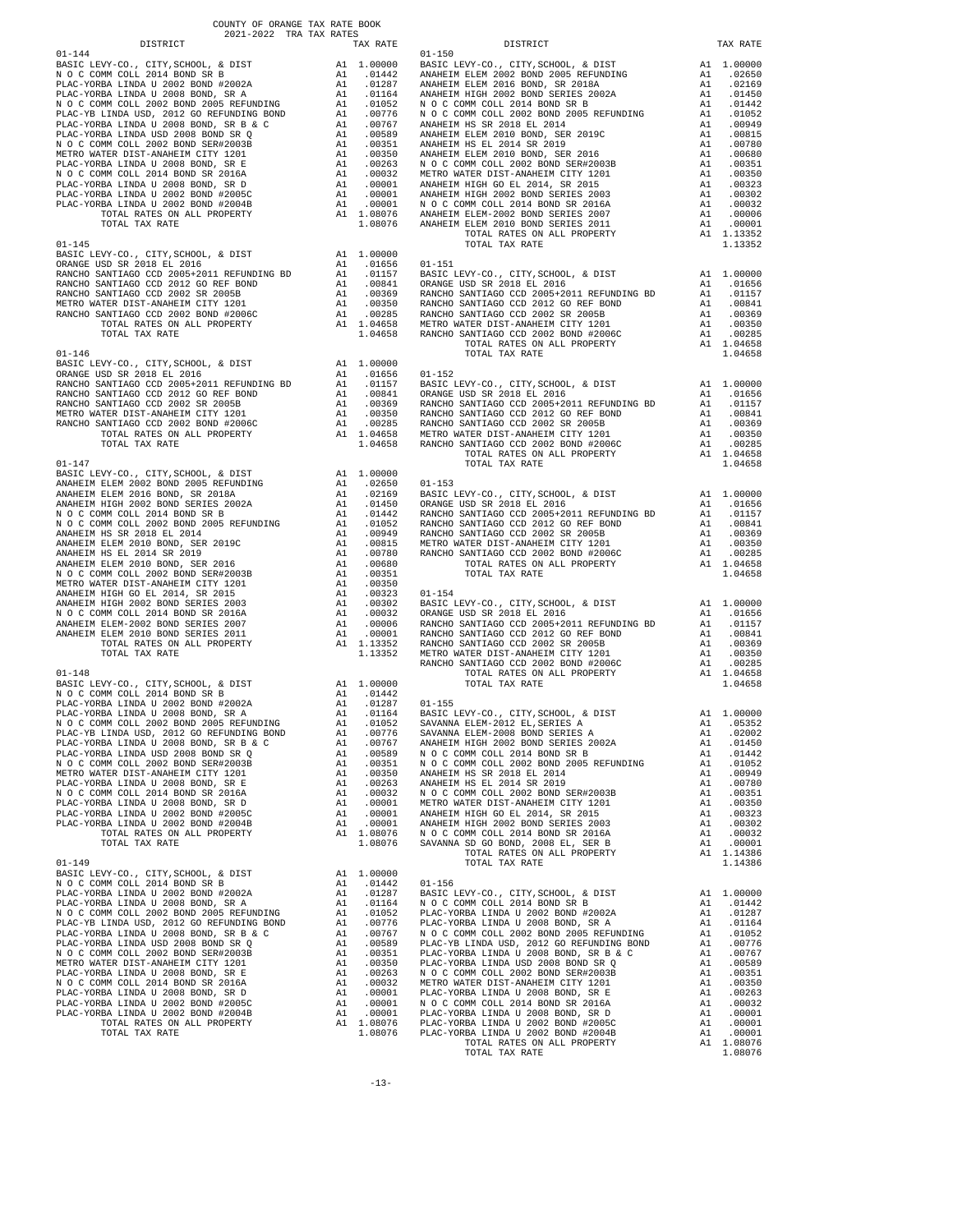COUNTY OF ORANGE TAX RATE BOOK
2021-2022 TRA TAX RATES

| DISTRICT | | TAX RATE |
|---|---|---|
| **01-144** | | |
| BASIC LEVY-CO., CITY,SCHOOL, & DIST | A1 | 1.00000 |
| N O C COMM COLL 2014 BOND SR B | A1 | .01442 |
| PLAC-YORBA LINDA U 2002 BOND #2002A | A1 | .01287 |
| PLAC-YORBA LINDA U 2008 BOND, SR A | A1 | .01164 |
| N O C COMM COLL 2002 BOND 2005 REFUNDING | A1 | .01052 |
| PLAC-YB LINDA USD, 2012 GO REFUNDING BOND | A1 | .00776 |
| PLAC-YORBA LINDA U 2008 BOND, SR B & C | A1 | .00767 |
| PLAC-YORBA LINDA USD 2008 BOND SR Q | A1 | .00589 |
| N O C COMM COLL 2002 BOND SER#2003B | A1 | .00351 |
| METRO WATER DIST-ANAHEIM CITY 1201 | A1 | .00350 |
| PLAC-YORBA LINDA U 2008 BOND, SR E | A1 | .00263 |
| N O C COMM COLL 2014 BOND SR 2016A | A1 | .00032 |
| PLAC-YORBA LINDA U 2008 BOND, SR D | A1 | .00001 |
| PLAC-YORBA LINDA U 2002 BOND #2005C | A1 | .00001 |
| PLAC-YORBA LINDA U 2002 BOND #2004B | A1 | .00001 |
| TOTAL RATES ON ALL PROPERTY | A1 | 1.08076 |
| TOTAL TAX RATE | | 1.08076 |
| **01-145** | | |
| BASIC LEVY-CO., CITY,SCHOOL, & DIST | A1 | 1.00000 |
| ORANGE USD SR 2018 EL 2016 | A1 | .01656 |
| RANCHO SANTIAGO CCD 2005+2011 REFUNDING BD | A1 | .01157 |
| RANCHO SANTIAGO CCD 2012 GO REF BOND | A1 | .00841 |
| RANCHO SANTIAGO CCD 2002 SR 2005B | A1 | .00369 |
| METRO WATER DIST-ANAHEIM CITY 1201 | A1 | .00350 |
| RANCHO SANTIAGO CCD 2002 BOND #2006C | A1 | .00285 |
| TOTAL RATES ON ALL PROPERTY | A1 | 1.04658 |
| TOTAL TAX RATE | | 1.04658 |
| **01-146** | | |
| BASIC LEVY-CO., CITY,SCHOOL, & DIST | A1 | 1.00000 |
| ORANGE USD SR 2018 EL 2016 | A1 | .01656 |
| RANCHO SANTIAGO CCD 2005+2011 REFUNDING BD | A1 | .01157 |
| RANCHO SANTIAGO CCD 2012 GO REF BOND | A1 | .00841 |
| RANCHO SANTIAGO CCD 2002 SR 2005B | A1 | .00369 |
| METRO WATER DIST-ANAHEIM CITY 1201 | A1 | .00350 |
| RANCHO SANTIAGO CCD 2002 BOND #2006C | A1 | .00285 |
| TOTAL RATES ON ALL PROPERTY | A1 | 1.04658 |
| TOTAL TAX RATE | | 1.04658 |
| **01-147** | | |
| BASIC LEVY-CO., CITY,SCHOOL, & DIST | A1 | 1.00000 |
| ANAHEIM ELEM 2002 BOND 2005 REFUNDING | A1 | .02650 |
| ANAHEIM ELEM 2016 BOND, SR 2018A | A1 | .02169 |
| ANAHEIM HIGH 2002 BOND SERIES 2002A | A1 | .01450 |
| N O C COMM COLL 2014 BOND SR B | A1 | .01442 |
| N O C COMM COLL 2002 BOND 2005 REFUNDING | A1 | .01052 |
| ANAHEIM HS SR 2018 EL 2014 | A1 | .00949 |
| ANAHEIM ELEM 2010 BOND, SER 2019C | A1 | .00815 |
| ANAHEIM HS EL 2014 SR 2019 | A1 | .00780 |
| ANAHEIM ELEM 2010 BOND, SER 2016 | A1 | .00680 |
| N O C COMM COLL 2002 BOND SER#2003B | A1 | .00351 |
| METRO WATER DIST-ANAHEIM CITY 1201 | A1 | .00350 |
| ANAHEIM HIGH GO EL 2014, SR 2015 | A1 | .00323 |
| ANAHEIM HIGH 2002 BOND SERIES 2003 | A1 | .00302 |
| N O C COMM COLL 2014 BOND SR 2016A | A1 | .00032 |
| ANAHEIM ELEM-2002 BOND SERIES 2007 | A1 | .00006 |
| ANAHEIM ELEM 2010 BOND SERIES 2011 | A1 | .00001 |
| TOTAL RATES ON ALL PROPERTY | A1 | 1.13352 |
| TOTAL TAX RATE | | 1.13352 |
| **01-148** | | |
| BASIC LEVY-CO., CITY,SCHOOL, & DIST | A1 | 1.00000 |
| N O C COMM COLL 2014 BOND SR B | A1 | .01442 |
| PLAC-YORBA LINDA U 2002 BOND #2002A | A1 | .01287 |
| PLAC-YORBA LINDA U 2008 BOND, SR A | A1 | .01164 |
| N O C COMM COLL 2002 BOND 2005 REFUNDING | A1 | .01052 |
| PLAC-YB LINDA USD, 2012 GO REFUNDING BOND | A1 | .00776 |
| PLAC-YORBA LINDA U 2008 BOND, SR B & C | A1 | .00767 |
| PLAC-YORBA LINDA USD 2008 BOND SR Q | A1 | .00589 |
| N O C COMM COLL 2002 BOND SER#2003B | A1 | .00351 |
| METRO WATER DIST-ANAHEIM CITY 1201 | A1 | .00350 |
| PLAC-YORBA LINDA U 2008 BOND, SR E | A1 | .00263 |
| N O C COMM COLL 2014 BOND SR 2016A | A1 | .00032 |
| PLAC-YORBA LINDA U 2008 BOND, SR D | A1 | .00001 |
| PLAC-YORBA LINDA U 2002 BOND #2005C | A1 | .00001 |
| PLAC-YORBA LINDA U 2002 BOND #2004B | A1 | .00001 |
| TOTAL RATES ON ALL PROPERTY | A1 | 1.08076 |
| TOTAL TAX RATE | | 1.08076 |
| **01-149** | | |
| BASIC LEVY-CO., CITY,SCHOOL, & DIST | A1 | 1.00000 |
| N O C COMM COLL 2014 BOND SR B | A1 | .01442 |
| PLAC-YORBA LINDA U 2002 BOND #2002A | A1 | .01287 |
| PLAC-YORBA LINDA U 2008 BOND, SR A | A1 | .01164 |
| N O C COMM COLL 2002 BOND 2005 REFUNDING | A1 | .01052 |
| PLAC-YB LINDA USD, 2012 GO REFUNDING BOND | A1 | .00776 |
| PLAC-YORBA LINDA U 2008 BOND, SR B & C | A1 | .00767 |
| PLAC-YORBA LINDA USD 2008 BOND SR Q | A1 | .00589 |
| N O C COMM COLL 2002 BOND SER#2003B | A1 | .00351 |
| METRO WATER DIST-ANAHEIM CITY 1201 | A1 | .00350 |
| PLAC-YORBA LINDA U 2008 BOND, SR E | A1 | .00263 |
| N O C COMM COLL 2014 BOND SR 2016A | A1 | .00032 |
| PLAC-YORBA LINDA U 2008 BOND, SR D | A1 | .00001 |
| PLAC-YORBA LINDA U 2002 BOND #2005C | A1 | .00001 |
| PLAC-YORBA LINDA U 2002 BOND #2004B | A1 | .00001 |
| TOTAL RATES ON ALL PROPERTY | A1 | 1.08076 |
| TOTAL TAX RATE | | 1.08076 |
| **01-150** | | |
| BASIC LEVY-CO., CITY,SCHOOL, & DIST | A1 | 1.00000 |
| ANAHEIM ELEM 2002 BOND 2005 REFUNDING | A1 | .02650 |
| ANAHEIM ELEM 2016 BOND, SR 2018A | A1 | .02169 |
| ANAHEIM HIGH 2002 BOND SERIES 2002A | A1 | .01450 |
| N O C COMM COLL 2014 BOND SR B | A1 | .01442 |
| N O C COMM COLL 2002 BOND 2005 REFUNDING | A1 | .01052 |
| ANAHEIM HS SR 2018 EL 2014 | A1 | .00949 |
| ANAHEIM ELEM 2010 BOND, SER 2019C | A1 | .00815 |
| ANAHEIM HS EL 2014 SR 2019 | A1 | .00780 |
| ANAHEIM ELEM 2010 BOND, SER 2016 | A1 | .00680 |
| N O C COMM COLL 2002 BOND SER#2003B | A1 | .00351 |
| METRO WATER DIST-ANAHEIM CITY 1201 | A1 | .00350 |
| ANAHEIM HIGH GO EL 2014, SR 2015 | A1 | .00323 |
| ANAHEIM HIGH 2002 BOND SERIES 2003 | A1 | .00302 |
| N O C COMM COLL 2014 BOND SR 2016A | A1 | .00032 |
| ANAHEIM ELEM-2002 BOND SERIES 2007 | A1 | .00006 |
| ANAHEIM ELEM 2010 BOND SERIES 2011 | A1 | .00001 |
| TOTAL RATES ON ALL PROPERTY | A1 | 1.13352 |
| TOTAL TAX RATE | | 1.13352 |
| **01-151** | | |
| BASIC LEVY-CO., CITY,SCHOOL, & DIST | A1 | 1.00000 |
| ORANGE USD SR 2018 EL 2016 | A1 | .01656 |
| RANCHO SANTIAGO CCD 2005+2011 REFUNDING BD | A1 | .01157 |
| RANCHO SANTIAGO CCD 2012 GO REF BOND | A1 | .00841 |
| RANCHO SANTIAGO CCD 2002 SR 2005B | A1 | .00369 |
| METRO WATER DIST-ANAHEIM CITY 1201 | A1 | .00350 |
| RANCHO SANTIAGO CCD 2002 BOND #2006C | A1 | .00285 |
| TOTAL RATES ON ALL PROPERTY | A1 | 1.04658 |
| TOTAL TAX RATE | | 1.04658 |
| **01-152** | | |
| BASIC LEVY-CO., CITY,SCHOOL, & DIST | A1 | 1.00000 |
| ORANGE USD SR 2018 EL 2016 | A1 | .01656 |
| RANCHO SANTIAGO CCD 2005+2011 REFUNDING BD | A1 | .01157 |
| RANCHO SANTIAGO CCD 2012 GO REF BOND | A1 | .00841 |
| RANCHO SANTIAGO CCD 2002 SR 2005B | A1 | .00369 |
| METRO WATER DIST-ANAHEIM CITY 1201 | A1 | .00350 |
| RANCHO SANTIAGO CCD 2002 BOND #2006C | A1 | .00285 |
| TOTAL RATES ON ALL PROPERTY | A1 | 1.04658 |
| TOTAL TAX RATE | | 1.04658 |
| **01-153** | | |
| BASIC LEVY-CO., CITY,SCHOOL, & DIST | A1 | 1.00000 |
| ORANGE USD SR 2018 EL 2016 | A1 | .01656 |
| RANCHO SANTIAGO CCD 2005+2011 REFUNDING BD | A1 | .01157 |
| RANCHO SANTIAGO CCD 2012 GO REF BOND | A1 | .00841 |
| RANCHO SANTIAGO CCD 2002 SR 2005B | A1 | .00369 |
| METRO WATER DIST-ANAHEIM CITY 1201 | A1 | .00350 |
| RANCHO SANTIAGO CCD 2002 BOND #2006C | A1 | .00285 |
| TOTAL RATES ON ALL PROPERTY | A1 | 1.04658 |
| TOTAL TAX RATE | | 1.04658 |
| **01-154** | | |
| BASIC LEVY-CO., CITY,SCHOOL, & DIST | A1 | 1.00000 |
| ORANGE USD SR 2018 EL 2016 | A1 | .01656 |
| RANCHO SANTIAGO CCD 2005+2011 REFUNDING BD | A1 | .01157 |
| RANCHO SANTIAGO CCD 2012 GO REF BOND | A1 | .00841 |
| RANCHO SANTIAGO CCD 2002 SR 2005B | A1 | .00369 |
| METRO WATER DIST-ANAHEIM CITY 1201 | A1 | .00350 |
| RANCHO SANTIAGO CCD 2002 BOND #2006C | A1 | .00285 |
| TOTAL RATES ON ALL PROPERTY | A1 | 1.04658 |
| TOTAL TAX RATE | | 1.04658 |
| **01-155** | | |
| BASIC LEVY-CO., CITY,SCHOOL, & DIST | A1 | 1.00000 |
| SAVANNA ELEM-2012 EL,SERIES A | A1 | .05352 |
| SAVANNA ELEM-2008 BOND SERIES A | A1 | .02002 |
| ANAHEIM HIGH 2002 BOND SERIES 2002A | A1 | .01450 |
| N O C COMM COLL 2014 BOND SR B | A1 | .01442 |
| N O C COMM COLL 2002 BOND 2005 REFUNDING | A1 | .01052 |
| ANAHEIM HS SR 2018 EL 2014 | A1 | .00949 |
| ANAHEIM HS EL 2014 SR 2019 | A1 | .00780 |
| N O C COMM COLL 2002 BOND SER#2003B | A1 | .00351 |
| METRO WATER DIST-ANAHEIM CITY 1201 | A1 | .00350 |
| ANAHEIM HIGH GO EL 2014, SR 2015 | A1 | .00323 |
| ANAHEIM HIGH 2002 BOND SERIES 2003 | A1 | .00302 |
| N O C COMM COLL 2014 BOND SR 2016A | A1 | .00032 |
| SAVANNA SD GO BOND, 2008 EL, SER B | A1 | .00001 |
| TOTAL RATES ON ALL PROPERTY | A1 | 1.14386 |
| TOTAL TAX RATE | | 1.14386 |
| **01-156** | | |
| BASIC LEVY-CO., CITY,SCHOOL, & DIST | A1 | 1.00000 |
| N O C COMM COLL 2014 BOND SR B | A1 | .01442 |
| PLAC-YORBA LINDA U 2002 BOND #2002A | A1 | .01287 |
| PLAC-YORBA LINDA U 2008 BOND, SR A | A1 | .01164 |
| N O C COMM COLL 2002 BOND 2005 REFUNDING | A1 | .01052 |
| PLAC-YB LINDA USD, 2012 GO REFUNDING BOND | A1 | .00776 |
| PLAC-YORBA LINDA U 2008 BOND, SR B & C | A1 | .00767 |
| PLAC-YORBA LINDA USD 2008 BOND SR Q | A1 | .00589 |
| N O C COMM COLL 2002 BOND SER#2003B | A1 | .00351 |
| METRO WATER DIST-ANAHEIM CITY 1201 | A1 | .00350 |
| PLAC-YORBA LINDA U 2008 BOND, SR E | A1 | .00263 |
| N O C COMM COLL 2014 BOND SR 2016A | A1 | .00032 |
| PLAC-YORBA LINDA U 2008 BOND, SR D | A1 | .00001 |
| PLAC-YORBA LINDA U 2002 BOND #2005C | A1 | .00001 |
| PLAC-YORBA LINDA U 2002 BOND #2004B | A1 | .00001 |
| TOTAL RATES ON ALL PROPERTY | A1 | 1.08076 |
| TOTAL TAX RATE | | 1.08076 |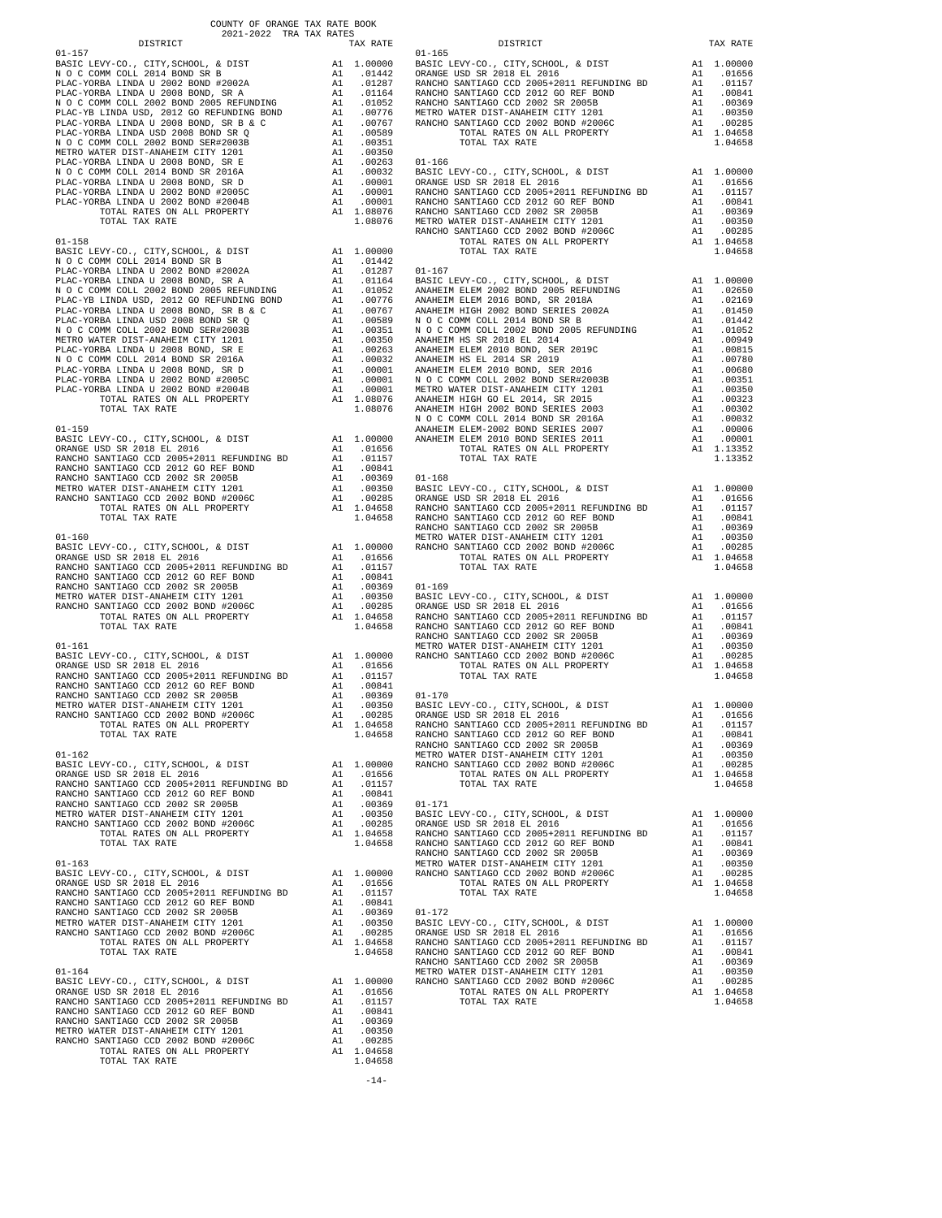COUNTY OF ORANGE TAX RATE BOOK
2021-2022 TRA TAX RATES

| DISTRICT | | TAX RATE |
|---|---|---|
| **01-157** | | |
| BASIC LEVY-CO., CITY,SCHOOL, & DIST | A1 | 1.00000 |
| N O C COMM COLL 2014 BOND SR B | A1 | .01442 |
| PLAC-YORBA LINDA U 2002 BOND #2002A | A1 | .01287 |
| PLAC-YORBA LINDA U 2008 BOND, SR A | A1 | .01164 |
| N O C COMM COLL 2002 BOND 2005 REFUNDING | A1 | .01052 |
| PLAC-YB LINDA USD, 2012 GO REFUNDING BOND | A1 | .00776 |
| PLAC-YORBA LINDA U 2008 BOND, SR B & C | A1 | .00767 |
| PLAC-YORBA LINDA USD 2008 BOND SR Q | A1 | .00589 |
| N O C COMM COLL 2002 BOND SER#2003B | A1 | .00351 |
| METRO WATER DIST-ANAHEIM CITY 1201 | A1 | .00350 |
| PLAC-YORBA LINDA U 2008 BOND, SR E | A1 | .00263 |
| N O C COMM COLL 2014 BOND SR 2016A | A1 | .00032 |
| PLAC-YORBA LINDA U 2008 BOND, SR D | A1 | .00001 |
| PLAC-YORBA LINDA U 2002 BOND #2005C | A1 | .00001 |
| PLAC-YORBA LINDA U 2002 BOND #2004B | A1 | .00001 |
| TOTAL RATES ON ALL PROPERTY | A1 | 1.08076 |
| TOTAL TAX RATE | | 1.08076 |
| **01-158** | | |
| BASIC LEVY-CO., CITY,SCHOOL, & DIST | A1 | 1.00000 |
| N O C COMM COLL 2014 BOND SR B | A1 | .01442 |
| PLAC-YORBA LINDA U 2002 BOND #2002A | A1 | .01287 |
| PLAC-YORBA LINDA U 2008 BOND, SR A | A1 | .01164 |
| N O C COMM COLL 2002 BOND 2005 REFUNDING | A1 | .01052 |
| PLAC-YB LINDA USD, 2012 GO REFUNDING BOND | A1 | .00776 |
| PLAC-YORBA LINDA U 2008 BOND, SR B & C | A1 | .00767 |
| PLAC-YORBA LINDA USD 2008 BOND SR Q | A1 | .00589 |
| N O C COMM COLL 2002 BOND SER#2003B | A1 | .00351 |
| METRO WATER DIST-ANAHEIM CITY 1201 | A1 | .00350 |
| PLAC-YORBA LINDA U 2008 BOND, SR E | A1 | .00263 |
| N O C COMM COLL 2014 BOND SR 2016A | A1 | .00032 |
| PLAC-YORBA LINDA U 2008 BOND, SR D | A1 | .00001 |
| PLAC-YORBA LINDA U 2002 BOND #2005C | A1 | .00001 |
| PLAC-YORBA LINDA U 2002 BOND #2004B | A1 | .00001 |
| TOTAL RATES ON ALL PROPERTY | A1 | 1.08076 |
| TOTAL TAX RATE | | 1.08076 |
| **01-159** | | |
| BASIC LEVY-CO., CITY,SCHOOL, & DIST | A1 | 1.00000 |
| ORANGE USD SR 2018 EL 2016 | A1 | .01656 |
| RANCHO SANTIAGO CCD 2005+2011 REFUNDING BD | A1 | .01157 |
| RANCHO SANTIAGO CCD 2012 GO REF BOND | A1 | .00841 |
| RANCHO SANTIAGO CCD 2002 SR 2005B | A1 | .00369 |
| METRO WATER DIST-ANAHEIM CITY 1201 | A1 | .00350 |
| RANCHO SANTIAGO CCD 2002 BOND #2006C | A1 | .00285 |
| TOTAL RATES ON ALL PROPERTY | A1 | 1.04658 |
| TOTAL TAX RATE | | 1.04658 |
| **01-160** | | |
| BASIC LEVY-CO., CITY,SCHOOL, & DIST | A1 | 1.00000 |
| ORANGE USD SR 2018 EL 2016 | A1 | .01656 |
| RANCHO SANTIAGO CCD 2005+2011 REFUNDING BD | A1 | .01157 |
| RANCHO SANTIAGO CCD 2012 GO REF BOND | A1 | .00841 |
| RANCHO SANTIAGO CCD 2002 SR 2005B | A1 | .00369 |
| METRO WATER DIST-ANAHEIM CITY 1201 | A1 | .00350 |
| RANCHO SANTIAGO CCD 2002 BOND #2006C | A1 | .00285 |
| TOTAL RATES ON ALL PROPERTY | A1 | 1.04658 |
| TOTAL TAX RATE | | 1.04658 |
| **01-161** | | |
| BASIC LEVY-CO., CITY,SCHOOL, & DIST | A1 | 1.00000 |
| ORANGE USD SR 2018 EL 2016 | A1 | .01656 |
| RANCHO SANTIAGO CCD 2005+2011 REFUNDING BD | A1 | .01157 |
| RANCHO SANTIAGO CCD 2012 GO REF BOND | A1 | .00841 |
| RANCHO SANTIAGO CCD 2002 SR 2005B | A1 | .00369 |
| METRO WATER DIST-ANAHEIM CITY 1201 | A1 | .00350 |
| RANCHO SANTIAGO CCD 2002 BOND #2006C | A1 | .00285 |
| TOTAL RATES ON ALL PROPERTY | A1 | 1.04658 |
| TOTAL TAX RATE | | 1.04658 |
| **01-162** | | |
| BASIC LEVY-CO., CITY,SCHOOL, & DIST | A1 | 1.00000 |
| ORANGE USD SR 2018 EL 2016 | A1 | .01656 |
| RANCHO SANTIAGO CCD 2005+2011 REFUNDING BD | A1 | .01157 |
| RANCHO SANTIAGO CCD 2012 GO REF BOND | A1 | .00841 |
| RANCHO SANTIAGO CCD 2002 SR 2005B | A1 | .00369 |
| METRO WATER DIST-ANAHEIM CITY 1201 | A1 | .00350 |
| RANCHO SANTIAGO CCD 2002 BOND #2006C | A1 | .00285 |
| TOTAL RATES ON ALL PROPERTY | A1 | 1.04658 |
| TOTAL TAX RATE | | 1.04658 |
| **01-163** | | |
| BASIC LEVY-CO., CITY,SCHOOL, & DIST | A1 | 1.00000 |
| ORANGE USD SR 2018 EL 2016 | A1 | .01656 |
| RANCHO SANTIAGO CCD 2005+2011 REFUNDING BD | A1 | .01157 |
| RANCHO SANTIAGO CCD 2012 GO REF BOND | A1 | .00841 |
| RANCHO SANTIAGO CCD 2002 SR 2005B | A1 | .00369 |
| METRO WATER DIST-ANAHEIM CITY 1201 | A1 | .00350 |
| RANCHO SANTIAGO CCD 2002 BOND #2006C | A1 | .00285 |
| TOTAL RATES ON ALL PROPERTY | A1 | 1.04658 |
| TOTAL TAX RATE | | 1.04658 |
| **01-164** | | |
| BASIC LEVY-CO., CITY,SCHOOL, & DIST | A1 | 1.00000 |
| ORANGE USD SR 2018 EL 2016 | A1 | .01656 |
| RANCHO SANTIAGO CCD 2005+2011 REFUNDING BD | A1 | .01157 |
| RANCHO SANTIAGO CCD 2012 GO REF BOND | A1 | .00841 |
| RANCHO SANTIAGO CCD 2002 SR 2005B | A1 | .00369 |
| METRO WATER DIST-ANAHEIM CITY 1201 | A1 | .00350 |
| RANCHO SANTIAGO CCD 2002 BOND #2006C | A1 | .00285 |
| TOTAL RATES ON ALL PROPERTY | A1 | 1.04658 |
| TOTAL TAX RATE | | 1.04658 |
| **01-165** | | |
| BASIC LEVY-CO., CITY,SCHOOL, & DIST | A1 | 1.00000 |
| ORANGE USD SR 2018 EL 2016 | A1 | .01656 |
| RANCHO SANTIAGO CCD 2005+2011 REFUNDING BD | A1 | .01157 |
| RANCHO SANTIAGO CCD 2012 GO REF BOND | A1 | .00841 |
| RANCHO SANTIAGO CCD 2002 SR 2005B | A1 | .00369 |
| METRO WATER DIST-ANAHEIM CITY 1201 | A1 | .00350 |
| RANCHO SANTIAGO CCD 2002 BOND #2006C | A1 | .00285 |
| TOTAL RATES ON ALL PROPERTY | A1 | 1.04658 |
| TOTAL TAX RATE | | 1.04658 |
| **01-166** | | |
| BASIC LEVY-CO., CITY,SCHOOL, & DIST | A1 | 1.00000 |
| ORANGE USD SR 2018 EL 2016 | A1 | .01656 |
| RANCHO SANTIAGO CCD 2005+2011 REFUNDING BD | A1 | .01157 |
| RANCHO SANTIAGO CCD 2012 GO REF BOND | A1 | .00841 |
| RANCHO SANTIAGO CCD 2002 SR 2005B | A1 | .00369 |
| METRO WATER DIST-ANAHEIM CITY 1201 | A1 | .00350 |
| RANCHO SANTIAGO CCD 2002 BOND #2006C | A1 | .00285 |
| TOTAL RATES ON ALL PROPERTY | A1 | 1.04658 |
| TOTAL TAX RATE | | 1.04658 |
| **01-167** | | |
| BASIC LEVY-CO., CITY,SCHOOL, & DIST | A1 | 1.00000 |
| ANAHEIM ELEM 2002 BOND 2005 REFUNDING | A1 | .02650 |
| ANAHEIM ELEM 2016 BOND, SR 2018A | A1 | .02169 |
| ANAHEIM HIGH 2002 BOND SERIES 2002A | A1 | .01450 |
| N O C COMM COLL 2014 BOND SR B | A1 | .01442 |
| N O C COMM COLL 2002 BOND 2005 REFUNDING | A1 | .01052 |
| ANAHEIM HS SR 2018 EL 2014 | A1 | .00949 |
| ANAHEIM ELEM 2010 BOND, SER 2019C | A1 | .00815 |
| ANAHEIM HS EL 2014 SR 2019 | A1 | .00780 |
| ANAHEIM ELEM 2010 BOND, SER 2016 | A1 | .00680 |
| N O C COMM COLL 2002 BOND SER#2003B | A1 | .00351 |
| METRO WATER DIST-ANAHEIM CITY 1201 | A1 | .00350 |
| ANAHEIM HIGH GO EL 2014, SR 2015 | A1 | .00323 |
| ANAHEIM HIGH 2002 BOND SERIES 2003 | A1 | .00302 |
| N O C COMM COLL 2014 BOND SR 2016A | A1 | .00032 |
| ANAHEIM ELEM-2002 BOND SERIES 2007 | A1 | .00006 |
| ANAHEIM ELEM 2010 BOND SERIES 2011 | A1 | .00001 |
| TOTAL RATES ON ALL PROPERTY | A1 | 1.13352 |
| TOTAL TAX RATE | | 1.13352 |
| **01-168** | | |
| BASIC LEVY-CO., CITY,SCHOOL, & DIST | A1 | 1.00000 |
| ORANGE USD SR 2018 EL 2016 | A1 | .01656 |
| RANCHO SANTIAGO CCD 2005+2011 REFUNDING BD | A1 | .01157 |
| RANCHO SANTIAGO CCD 2012 GO REF BOND | A1 | .00841 |
| RANCHO SANTIAGO CCD 2002 SR 2005B | A1 | .00369 |
| METRO WATER DIST-ANAHEIM CITY 1201 | A1 | .00350 |
| RANCHO SANTIAGO CCD 2002 BOND #2006C | A1 | .00285 |
| TOTAL RATES ON ALL PROPERTY | A1 | 1.04658 |
| TOTAL TAX RATE | | 1.04658 |
| **01-169** | | |
| BASIC LEVY-CO., CITY,SCHOOL, & DIST | A1 | 1.00000 |
| ORANGE USD SR 2018 EL 2016 | A1 | .01656 |
| RANCHO SANTIAGO CCD 2005+2011 REFUNDING BD | A1 | .01157 |
| RANCHO SANTIAGO CCD 2012 GO REF BOND | A1 | .00841 |
| RANCHO SANTIAGO CCD 2002 SR 2005B | A1 | .00369 |
| METRO WATER DIST-ANAHEIM CITY 1201 | A1 | .00350 |
| RANCHO SANTIAGO CCD 2002 BOND #2006C | A1 | .00285 |
| TOTAL RATES ON ALL PROPERTY | A1 | 1.04658 |
| TOTAL TAX RATE | | 1.04658 |
| **01-170** | | |
| BASIC LEVY-CO., CITY,SCHOOL, & DIST | A1 | 1.00000 |
| ORANGE USD SR 2018 EL 2016 | A1 | .01656 |
| RANCHO SANTIAGO CCD 2005+2011 REFUNDING BD | A1 | .01157 |
| RANCHO SANTIAGO CCD 2012 GO REF BOND | A1 | .00841 |
| RANCHO SANTIAGO CCD 2002 SR 2005B | A1 | .00369 |
| METRO WATER DIST-ANAHEIM CITY 1201 | A1 | .00350 |
| RANCHO SANTIAGO CCD 2002 BOND #2006C | A1 | .00285 |
| TOTAL RATES ON ALL PROPERTY | A1 | 1.04658 |
| TOTAL TAX RATE | | 1.04658 |
| **01-171** | | |
| BASIC LEVY-CO., CITY,SCHOOL, & DIST | A1 | 1.00000 |
| ORANGE USD SR 2018 EL 2016 | A1 | .01656 |
| RANCHO SANTIAGO CCD 2005+2011 REFUNDING BD | A1 | .01157 |
| RANCHO SANTIAGO CCD 2012 GO REF BOND | A1 | .00841 |
| RANCHO SANTIAGO CCD 2002 SR 2005B | A1 | .00369 |
| METRO WATER DIST-ANAHEIM CITY 1201 | A1 | .00350 |
| RANCHO SANTIAGO CCD 2002 BOND #2006C | A1 | .00285 |
| TOTAL RATES ON ALL PROPERTY | A1 | 1.04658 |
| TOTAL TAX RATE | | 1.04658 |
| **01-172** | | |
| BASIC LEVY-CO., CITY,SCHOOL, & DIST | A1 | 1.00000 |
| ORANGE USD SR 2018 EL 2016 | A1 | .01656 |
| RANCHO SANTIAGO CCD 2005+2011 REFUNDING BD | A1 | .01157 |
| RANCHO SANTIAGO CCD 2012 GO REF BOND | A1 | .00841 |
| RANCHO SANTIAGO CCD 2002 SR 2005B | A1 | .00369 |
| METRO WATER DIST-ANAHEIM CITY 1201 | A1 | .00350 |
| RANCHO SANTIAGO CCD 2002 BOND #2006C | A1 | .00285 |
| TOTAL RATES ON ALL PROPERTY | A1 | 1.04658 |
| TOTAL TAX RATE | | 1.04658 |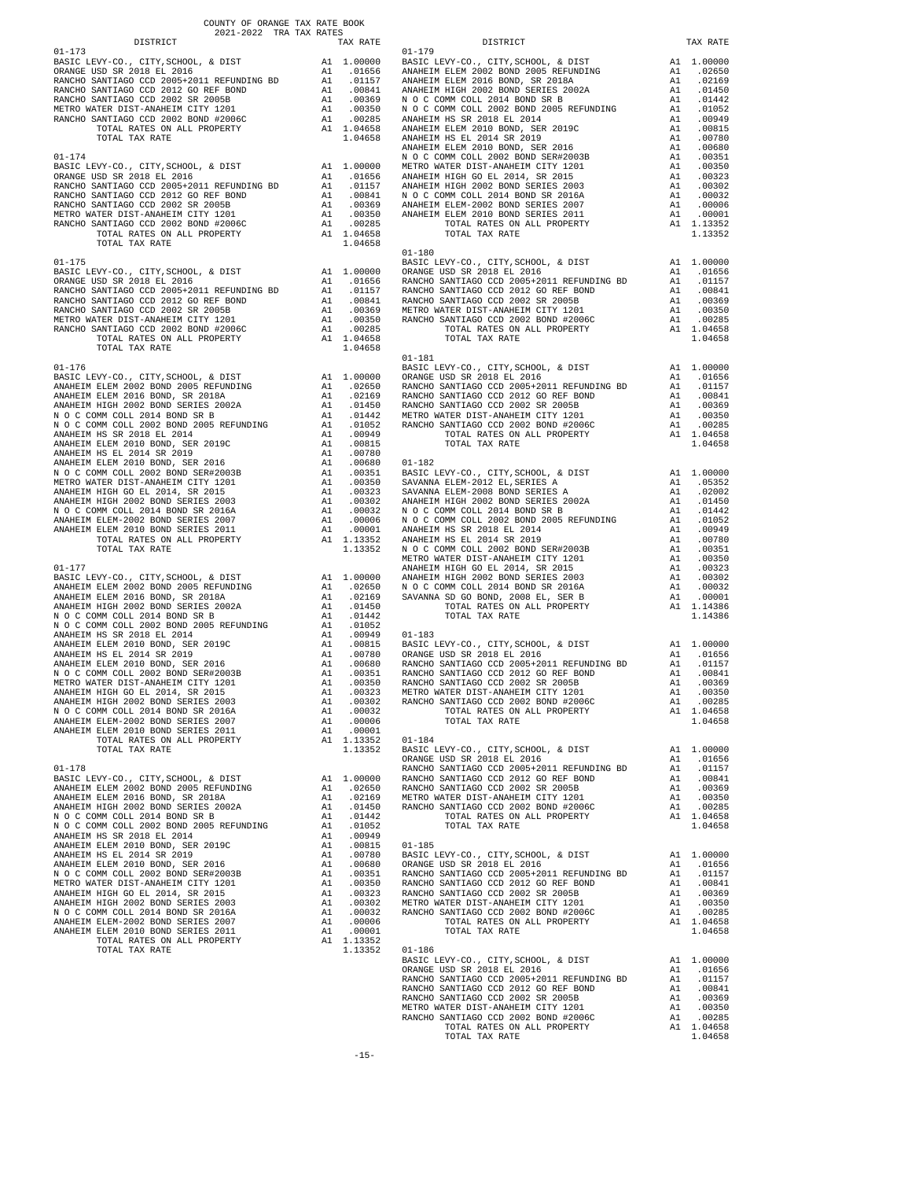COUNTY OF ORANGE TAX RATE BOOK
2021-2022 TRA TAX RATES

| DISTRICT | | TAX RATE |
|---|---|---|
| **01-173** | | |
| BASIC LEVY-CO., CITY,SCHOOL, & DIST | A1 | 1.00000 |
| ORANGE USD SR 2018 EL 2016 | A1 | .01656 |
| RANCHO SANTIAGO CCD 2005+2011 REFUNDING BD | A1 | .01157 |
| RANCHO SANTIAGO CCD 2012 GO REF BOND | A1 | .00841 |
| RANCHO SANTIAGO CCD 2002 SR 2005B | A1 | .00369 |
| METRO WATER DIST-ANAHEIM CITY 1201 | A1 | .00350 |
| RANCHO SANTIAGO CCD 2002 BOND #2006C | A1 | .00285 |
| TOTAL RATES ON ALL PROPERTY | A1 | 1.04658 |
| TOTAL TAX RATE | | 1.04658 |
| **01-174** | | |
| BASIC LEVY-CO., CITY,SCHOOL, & DIST | A1 | 1.00000 |
| ORANGE USD SR 2018 EL 2016 | A1 | .01656 |
| RANCHO SANTIAGO CCD 2005+2011 REFUNDING BD | A1 | .01157 |
| RANCHO SANTIAGO CCD 2012 GO REF BOND | A1 | .00841 |
| RANCHO SANTIAGO CCD 2002 SR 2005B | A1 | .00369 |
| METRO WATER DIST-ANAHEIM CITY 1201 | A1 | .00350 |
| RANCHO SANTIAGO CCD 2002 BOND #2006C | A1 | .00285 |
| TOTAL RATES ON ALL PROPERTY | A1 | 1.04658 |
| TOTAL TAX RATE | | 1.04658 |
| **01-175** | | |
| BASIC LEVY-CO., CITY,SCHOOL, & DIST | A1 | 1.00000 |
| ORANGE USD SR 2018 EL 2016 | A1 | .01656 |
| RANCHO SANTIAGO CCD 2005+2011 REFUNDING BD | A1 | .01157 |
| RANCHO SANTIAGO CCD 2012 GO REF BOND | A1 | .00841 |
| RANCHO SANTIAGO CCD 2002 SR 2005B | A1 | .00369 |
| METRO WATER DIST-ANAHEIM CITY 1201 | A1 | .00350 |
| RANCHO SANTIAGO CCD 2002 BOND #2006C | A1 | .00285 |
| TOTAL RATES ON ALL PROPERTY | A1 | 1.04658 |
| TOTAL TAX RATE | | 1.04658 |
| **01-176** | | |
| BASIC LEVY-CO., CITY,SCHOOL, & DIST | A1 | 1.00000 |
| ANAHEIM ELEM 2002 BOND 2005 REFUNDING | A1 | .02650 |
| ANAHEIM ELEM 2016 BOND, SR 2018A | A1 | .02169 |
| ANAHEIM HIGH 2002 BOND SERIES 2002A | A1 | .01450 |
| N O C COMM COLL 2014 BOND SR B | A1 | .01442 |
| N O C COMM COLL 2002 BOND 2005 REFUNDING | A1 | .01052 |
| ANAHEIM HS SR 2018 EL 2014 | A1 | .00949 |
| ANAHEIM ELEM 2010 BOND, SER 2019C | A1 | .00815 |
| ANAHEIM HS EL 2014 SR 2019 | A1 | .00780 |
| ANAHEIM ELEM 2010 BOND, SER 2016 | A1 | .00680 |
| N O C COMM COLL 2002 BOND SER#2003B | A1 | .00351 |
| METRO WATER DIST-ANAHEIM CITY 1201 | A1 | .00350 |
| ANAHEIM HIGH GO EL 2014, SR 2015 | A1 | .00323 |
| ANAHEIM HIGH 2002 BOND SERIES 2003 | A1 | .00302 |
| N O C COMM COLL 2014 BOND SR 2016A | A1 | .00032 |
| ANAHEIM ELEM-2002 BOND SERIES 2007 | A1 | .00006 |
| ANAHEIM ELEM 2010 BOND SERIES 2011 | A1 | .00001 |
| TOTAL RATES ON ALL PROPERTY | A1 | 1.13352 |
| TOTAL TAX RATE | | 1.13352 |
| **01-177** | | |
| BASIC LEVY-CO., CITY,SCHOOL, & DIST | A1 | 1.00000 |
| ANAHEIM ELEM 2002 BOND 2005 REFUNDING | A1 | .02650 |
| ANAHEIM ELEM 2016 BOND, SR 2018A | A1 | .02169 |
| ANAHEIM HIGH 2002 BOND SERIES 2002A | A1 | .01450 |
| N O C COMM COLL 2014 BOND SR B | A1 | .01442 |
| N O C COMM COLL 2002 BOND 2005 REFUNDING | A1 | .01052 |
| ANAHEIM HS SR 2018 EL 2014 | A1 | .00949 |
| ANAHEIM ELEM 2010 BOND, SER 2019C | A1 | .00815 |
| ANAHEIM HS EL 2014 SR 2019 | A1 | .00780 |
| ANAHEIM ELEM 2010 BOND, SER 2016 | A1 | .00680 |
| N O C COMM COLL 2002 BOND SER#2003B | A1 | .00351 |
| METRO WATER DIST-ANAHEIM CITY 1201 | A1 | .00350 |
| ANAHEIM HIGH GO EL 2014, SR 2015 | A1 | .00323 |
| ANAHEIM HIGH 2002 BOND SERIES 2003 | A1 | .00302 |
| N O C COMM COLL 2014 BOND SR 2016A | A1 | .00032 |
| ANAHEIM ELEM-2002 BOND SERIES 2007 | A1 | .00006 |
| ANAHEIM ELEM 2010 BOND SERIES 2011 | A1 | .00001 |
| TOTAL RATES ON ALL PROPERTY | A1 | 1.13352 |
| TOTAL TAX RATE | | 1.13352 |
| **01-178** | | |
| BASIC LEVY-CO., CITY,SCHOOL, & DIST | A1 | 1.00000 |
| ANAHEIM ELEM 2002 BOND 2005 REFUNDING | A1 | .02650 |
| ANAHEIM ELEM 2016 BOND, SR 2018A | A1 | .02169 |
| ANAHEIM HIGH 2002 BOND SERIES 2002A | A1 | .01450 |
| N O C COMM COLL 2014 BOND SR B | A1 | .01442 |
| N O C COMM COLL 2002 BOND 2005 REFUNDING | A1 | .01052 |
| ANAHEIM HS SR 2018 EL 2014 | A1 | .00949 |
| ANAHEIM ELEM 2010 BOND, SER 2019C | A1 | .00815 |
| ANAHEIM HS EL 2014 SR 2019 | A1 | .00780 |
| ANAHEIM ELEM 2010 BOND, SER 2016 | A1 | .00680 |
| N O C COMM COLL 2002 BOND SER#2003B | A1 | .00351 |
| METRO WATER DIST-ANAHEIM CITY 1201 | A1 | .00350 |
| ANAHEIM HIGH GO EL 2014, SR 2015 | A1 | .00323 |
| ANAHEIM HIGH 2002 BOND SERIES 2003 | A1 | .00302 |
| N O C COMM COLL 2014 BOND SR 2016A | A1 | .00032 |
| ANAHEIM ELEM-2002 BOND SERIES 2007 | A1 | .00006 |
| ANAHEIM ELEM 2010 BOND SERIES 2011 | A1 | .00001 |
| TOTAL RATES ON ALL PROPERTY | A1 | 1.13352 |
| TOTAL TAX RATE | | 1.13352 |
| **01-179** | | |
| BASIC LEVY-CO., CITY,SCHOOL, & DIST | A1 | 1.00000 |
| ANAHEIM ELEM 2002 BOND 2005 REFUNDING | A1 | .02650 |
| ANAHEIM ELEM 2016 BOND, SR 2018A | A1 | .02169 |
| ANAHEIM HIGH 2002 BOND SERIES 2002A | A1 | .01450 |
| N O C COMM COLL 2014 BOND SR B | A1 | .01442 |
| N O C COMM COLL 2002 BOND 2005 REFUNDING | A1 | .01052 |
| ANAHEIM HS SR 2018 EL 2014 | A1 | .00949 |
| ANAHEIM ELEM 2010 BOND, SER 2019C | A1 | .00815 |
| ANAHEIM HS EL 2014 SR 2019 | A1 | .00780 |
| ANAHEIM ELEM 2010 BOND, SER 2016 | A1 | .00680 |
| N O C COMM COLL 2002 BOND SER#2003B | A1 | .00351 |
| METRO WATER DIST-ANAHEIM CITY 1201 | A1 | .00350 |
| ANAHEIM HIGH GO EL 2014, SR 2015 | A1 | .00323 |
| ANAHEIM HIGH 2002 BOND SERIES 2003 | A1 | .00302 |
| N O C COMM COLL 2014 BOND SR 2016A | A1 | .00032 |
| ANAHEIM ELEM-2002 BOND SERIES 2007 | A1 | .00006 |
| ANAHEIM ELEM 2010 BOND SERIES 2011 | A1 | .00001 |
| TOTAL RATES ON ALL PROPERTY | A1 | 1.13352 |
| TOTAL TAX RATE | | 1.13352 |
| **01-180** | | |
| BASIC LEVY-CO., CITY,SCHOOL, & DIST | A1 | 1.00000 |
| ORANGE USD SR 2018 EL 2016 | A1 | .01656 |
| RANCHO SANTIAGO CCD 2005+2011 REFUNDING BD | A1 | .01157 |
| RANCHO SANTIAGO CCD 2012 GO REF BOND | A1 | .00841 |
| RANCHO SANTIAGO CCD 2002 SR 2005B | A1 | .00369 |
| METRO WATER DIST-ANAHEIM CITY 1201 | A1 | .00350 |
| RANCHO SANTIAGO CCD 2002 BOND #2006C | A1 | .00285 |
| TOTAL RATES ON ALL PROPERTY | A1 | 1.04658 |
| TOTAL TAX RATE | | 1.04658 |
| **01-181** | | |
| BASIC LEVY-CO., CITY,SCHOOL, & DIST | A1 | 1.00000 |
| ORANGE USD SR 2018 EL 2016 | A1 | .01656 |
| RANCHO SANTIAGO CCD 2005+2011 REFUNDING BD | A1 | .01157 |
| RANCHO SANTIAGO CCD 2012 GO REF BOND | A1 | .00841 |
| RANCHO SANTIAGO CCD 2002 SR 2005B | A1 | .00369 |
| METRO WATER DIST-ANAHEIM CITY 1201 | A1 | .00350 |
| RANCHO SANTIAGO CCD 2002 BOND #2006C | A1 | .00285 |
| TOTAL RATES ON ALL PROPERTY | A1 | 1.04658 |
| TOTAL TAX RATE | | 1.04658 |
| **01-182** | | |
| BASIC LEVY-CO., CITY,SCHOOL, & DIST | A1 | 1.00000 |
| SAVANNA ELEM-2012 EL,SERIES A | A1 | .05352 |
| SAVANNA ELEM-2008 BOND SERIES A | A1 | .02002 |
| ANAHEIM HIGH 2002 BOND SERIES 2002A | A1 | .01450 |
| N O C COMM COLL 2014 BOND SR B | A1 | .01442 |
| N O C COMM COLL 2002 BOND 2005 REFUNDING | A1 | .01052 |
| ANAHEIM HS SR 2018 EL 2014 | A1 | .00949 |
| ANAHEIM HS EL 2014 SR 2019 | A1 | .00780 |
| N O C COMM COLL 2002 BOND SER#2003B | A1 | .00351 |
| METRO WATER DIST-ANAHEIM CITY 1201 | A1 | .00350 |
| ANAHEIM HIGH GO EL 2014, SR 2015 | A1 | .00323 |
| ANAHEIM HIGH 2002 BOND SERIES 2003 | A1 | .00302 |
| N O C COMM COLL 2014 BOND SR 2016A | A1 | .00032 |
| SAVANNA SD GO BOND, 2008 EL, SER B | A1 | .00001 |
| TOTAL RATES ON ALL PROPERTY | A1 | 1.14386 |
| TOTAL TAX RATE | | 1.14386 |
| **01-183** | | |
| BASIC LEVY-CO., CITY,SCHOOL, & DIST | A1 | 1.00000 |
| ORANGE USD SR 2018 EL 2016 | A1 | .01656 |
| RANCHO SANTIAGO CCD 2005+2011 REFUNDING BD | A1 | .01157 |
| RANCHO SANTIAGO CCD 2012 GO REF BOND | A1 | .00841 |
| RANCHO SANTIAGO CCD 2002 SR 2005B | A1 | .00369 |
| METRO WATER DIST-ANAHEIM CITY 1201 | A1 | .00350 |
| RANCHO SANTIAGO CCD 2002 BOND #2006C | A1 | .00285 |
| TOTAL RATES ON ALL PROPERTY | A1 | 1.04658 |
| TOTAL TAX RATE | | 1.04658 |
| **01-184** | | |
| BASIC LEVY-CO., CITY,SCHOOL, & DIST | A1 | 1.00000 |
| ORANGE USD SR 2018 EL 2016 | A1 | .01656 |
| RANCHO SANTIAGO CCD 2005+2011 REFUNDING BD | A1 | .01157 |
| RANCHO SANTIAGO CCD 2012 GO REF BOND | A1 | .00841 |
| RANCHO SANTIAGO CCD 2002 SR 2005B | A1 | .00369 |
| METRO WATER DIST-ANAHEIM CITY 1201 | A1 | .00350 |
| RANCHO SANTIAGO CCD 2002 BOND #2006C | A1 | .00285 |
| TOTAL RATES ON ALL PROPERTY | A1 | 1.04658 |
| TOTAL TAX RATE | | 1.04658 |
| **01-185** | | |
| BASIC LEVY-CO., CITY,SCHOOL, & DIST | A1 | 1.00000 |
| ORANGE USD SR 2018 EL 2016 | A1 | .01656 |
| RANCHO SANTIAGO CCD 2005+2011 REFUNDING BD | A1 | .01157 |
| RANCHO SANTIAGO CCD 2012 GO REF BOND | A1 | .00841 |
| RANCHO SANTIAGO CCD 2002 SR 2005B | A1 | .00369 |
| METRO WATER DIST-ANAHEIM CITY 1201 | A1 | .00350 |
| RANCHO SANTIAGO CCD 2002 BOND #2006C | A1 | .00285 |
| TOTAL RATES ON ALL PROPERTY | A1 | 1.04658 |
| TOTAL TAX RATE | | 1.04658 |
| **01-186** | | |
| BASIC LEVY-CO., CITY,SCHOOL, & DIST | A1 | 1.00000 |
| ORANGE USD SR 2018 EL 2016 | A1 | .01656 |
| RANCHO SANTIAGO CCD 2005+2011 REFUNDING BD | A1 | .01157 |
| RANCHO SANTIAGO CCD 2012 GO REF BOND | A1 | .00841 |
| RANCHO SANTIAGO CCD 2002 SR 2005B | A1 | .00369 |
| METRO WATER DIST-ANAHEIM CITY 1201 | A1 | .00350 |
| RANCHO SANTIAGO CCD 2002 BOND #2006C | A1 | .00285 |
| TOTAL RATES ON ALL PROPERTY | A1 | 1.04658 |
| TOTAL TAX RATE | | 1.04658 |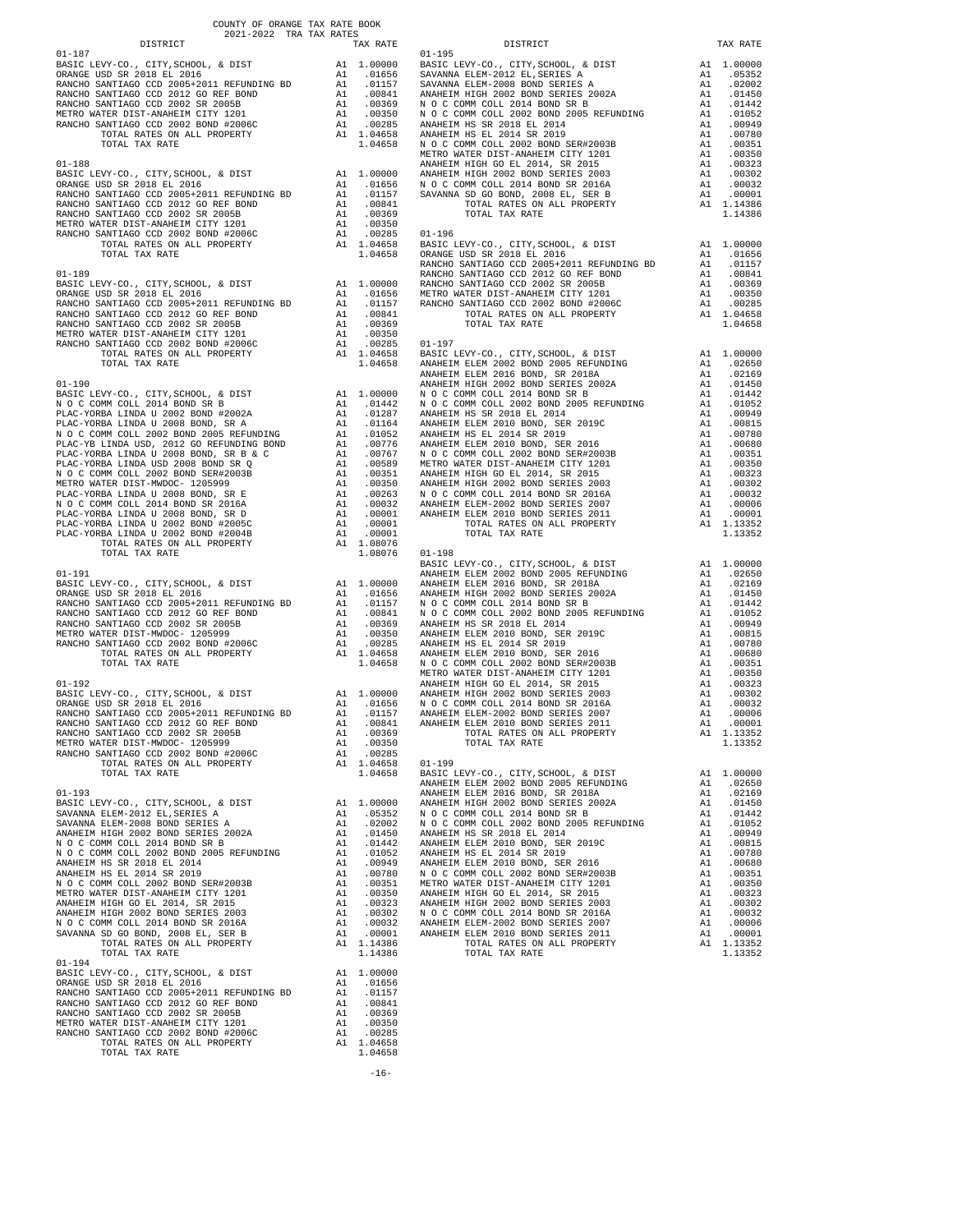COUNTY OF ORANGE TAX RATE BOOK
2021-2022 TRA TAX RATES

| DISTRICT | | TAX RATE |
|---|---|---|
| **01-187** | | |
| BASIC LEVY-CO., CITY,SCHOOL, & DIST | A1 | 1.00000 |
| ORANGE USD SR 2018 EL 2016 | A1 | .01656 |
| RANCHO SANTIAGO CCD 2005+2011 REFUNDING BD | A1 | .01157 |
| RANCHO SANTIAGO CCD 2012 GO REF BOND | A1 | .00841 |
| RANCHO SANTIAGO CCD 2002 SR 2005B | A1 | .00369 |
| METRO WATER DIST-ANAHEIM CITY 1201 | A1 | .00350 |
| RANCHO SANTIAGO CCD 2002 BOND #2006C | A1 | .00285 |
| TOTAL RATES ON ALL PROPERTY | A1 | 1.04658 |
| TOTAL TAX RATE | | 1.04658 |
| **01-188** | | |
| BASIC LEVY-CO., CITY,SCHOOL, & DIST | A1 | 1.00000 |
| ORANGE USD SR 2018 EL 2016 | A1 | .01656 |
| RANCHO SANTIAGO CCD 2005+2011 REFUNDING BD | A1 | .01157 |
| RANCHO SANTIAGO CCD 2012 GO REF BOND | A1 | .00841 |
| RANCHO SANTIAGO CCD 2002 SR 2005B | A1 | .00369 |
| METRO WATER DIST-ANAHEIM CITY 1201 | A1 | .00350 |
| RANCHO SANTIAGO CCD 2002 BOND #2006C | A1 | .00285 |
| TOTAL RATES ON ALL PROPERTY | A1 | 1.04658 |
| TOTAL TAX RATE | | 1.04658 |
| **01-189** | | |
| BASIC LEVY-CO., CITY,SCHOOL, & DIST | A1 | 1.00000 |
| ORANGE USD SR 2018 EL 2016 | A1 | .01656 |
| RANCHO SANTIAGO CCD 2005+2011 REFUNDING BD | A1 | .01157 |
| RANCHO SANTIAGO CCD 2012 GO REF BOND | A1 | .00841 |
| RANCHO SANTIAGO CCD 2002 SR 2005B | A1 | .00369 |
| METRO WATER DIST-ANAHEIM CITY 1201 | A1 | .00350 |
| RANCHO SANTIAGO CCD 2002 BOND #2006C | A1 | .00285 |
| TOTAL RATES ON ALL PROPERTY | A1 | 1.04658 |
| TOTAL TAX RATE | | 1.04658 |
| **01-190** | | |
| BASIC LEVY-CO., CITY,SCHOOL, & DIST | A1 | 1.00000 |
| N O C COMM COLL 2014 BOND SR B | A1 | .01442 |
| PLAC-YORBA LINDA U 2002 BOND #2002A | A1 | .01287 |
| PLAC-YORBA LINDA U 2008 BOND, SR A | A1 | .01164 |
| N O C COMM COLL 2002 BOND 2005 REFUNDING | A1 | .01052 |
| PLAC-YB LINDA USD, 2012 GO REFUNDING BOND | A1 | .00776 |
| PLAC-YORBA LINDA U 2008 BOND, SR B & C | A1 | .00767 |
| PLAC-YORBA LINDA USD 2008 BOND SR Q | A1 | .00589 |
| N O C COMM COLL 2002 BOND SER#2003B | A1 | .00351 |
| METRO WATER DIST-MWDOC- 1205999 | A1 | .00350 |
| PLAC-YORBA LINDA U 2008 BOND, SR E | A1 | .00263 |
| N O C COMM COLL 2014 BOND SR 2016A | A1 | .00032 |
| PLAC-YORBA LINDA U 2008 BOND, SR D | A1 | .00001 |
| PLAC-YORBA LINDA U 2002 BOND #2005C | A1 | .00001 |
| PLAC-YORBA LINDA U 2002 BOND #2004B | A1 | .00001 |
| TOTAL RATES ON ALL PROPERTY | A1 | 1.08076 |
| TOTAL TAX RATE | | 1.08076 |
| **01-191** | | |
| BASIC LEVY-CO., CITY,SCHOOL, & DIST | A1 | 1.00000 |
| ORANGE USD SR 2018 EL 2016 | A1 | .01656 |
| RANCHO SANTIAGO CCD 2005+2011 REFUNDING BD | A1 | .01157 |
| RANCHO SANTIAGO CCD 2012 GO REF BOND | A1 | .00841 |
| RANCHO SANTIAGO CCD 2002 SR 2005B | A1 | .00369 |
| METRO WATER DIST-MWDOC- 1205999 | A1 | .00350 |
| RANCHO SANTIAGO CCD 2002 BOND #2006C | A1 | .00285 |
| TOTAL RATES ON ALL PROPERTY | A1 | 1.04658 |
| TOTAL TAX RATE | | 1.04658 |
| **01-192** | | |
| BASIC LEVY-CO., CITY,SCHOOL, & DIST | A1 | 1.00000 |
| ORANGE USD SR 2018 EL 2016 | A1 | .01656 |
| RANCHO SANTIAGO CCD 2005+2011 REFUNDING BD | A1 | .01157 |
| RANCHO SANTIAGO CCD 2012 GO REF BOND | A1 | .00841 |
| RANCHO SANTIAGO CCD 2002 SR 2005B | A1 | .00369 |
| METRO WATER DIST-MWDOC- 1205999 | A1 | .00350 |
| RANCHO SANTIAGO CCD 2002 BOND #2006C | A1 | .00285 |
| TOTAL RATES ON ALL PROPERTY | A1 | 1.04658 |
| TOTAL TAX RATE | | 1.04658 |
| **01-193** | | |
| BASIC LEVY-CO., CITY,SCHOOL, & DIST | A1 | 1.00000 |
| SAVANNA ELEM-2012 EL,SERIES A | A1 | .05352 |
| SAVANNA ELEM-2008 BOND SERIES A | A1 | .02002 |
| ANAHEIM HIGH 2002 BOND SERIES 2002A | A1 | .01450 |
| N O C COMM COLL 2014 BOND SR B | A1 | .01442 |
| N O C COMM COLL 2002 BOND 2005 REFUNDING | A1 | .01052 |
| ANAHEIM HS SR 2018 EL 2014 | A1 | .00949 |
| ANAHEIM HS EL 2014 SR 2019 | A1 | .00780 |
| N O C COMM COLL 2002 BOND SER#2003B | A1 | .00351 |
| METRO WATER DIST-ANAHEIM CITY 1201 | A1 | .00350 |
| ANAHEIM HIGH GO EL 2014, SR 2015 | A1 | .00323 |
| ANAHEIM HIGH 2002 BOND SERIES 2003 | A1 | .00302 |
| N O C COMM COLL 2014 BOND SR 2016A | A1 | .00032 |
| SAVANNA SD GO BOND, 2008 EL, SER B | A1 | .00001 |
| TOTAL RATES ON ALL PROPERTY | A1 | 1.14386 |
| TOTAL TAX RATE | | 1.14386 |
| **01-194** | | |
| BASIC LEVY-CO., CITY,SCHOOL, & DIST | A1 | 1.00000 |
| ORANGE USD SR 2018 EL 2016 | A1 | .01656 |
| RANCHO SANTIAGO CCD 2005+2011 REFUNDING BD | A1 | .01157 |
| RANCHO SANTIAGO CCD 2012 GO REF BOND | A1 | .00841 |
| RANCHO SANTIAGO CCD 2002 SR 2005B | A1 | .00369 |
| METRO WATER DIST-ANAHEIM CITY 1201 | A1 | .00350 |
| RANCHO SANTIAGO CCD 2002 BOND #2006C | A1 | .00285 |
| TOTAL RATES ON ALL PROPERTY | A1 | 1.04658 |
| TOTAL TAX RATE | | 1.04658 |
| **01-195** | | |
| BASIC LEVY-CO., CITY,SCHOOL, & DIST | A1 | 1.00000 |
| SAVANNA ELEM-2012 EL,SERIES A | A1 | .05352 |
| SAVANNA ELEM-2008 BOND SERIES A | A1 | .02002 |
| ANAHEIM HIGH 2002 BOND SERIES 2002A | A1 | .01450 |
| N O C COMM COLL 2014 BOND SR B | A1 | .01442 |
| N O C COMM COLL 2002 BOND 2005 REFUNDING | A1 | .01052 |
| ANAHEIM HS SR 2018 EL 2014 | A1 | .00949 |
| ANAHEIM HS EL 2014 SR 2019 | A1 | .00780 |
| N O C COMM COLL 2002 BOND SER#2003B | A1 | .00351 |
| METRO WATER DIST-ANAHEIM CITY 1201 | A1 | .00350 |
| ANAHEIM HIGH GO EL 2014, SR 2015 | A1 | .00323 |
| ANAHEIM HIGH 2002 BOND SERIES 2003 | A1 | .00302 |
| N O C COMM COLL 2014 BOND SR 2016A | A1 | .00032 |
| SAVANNA SD GO BOND, 2008 EL, SER B | A1 | .00001 |
| TOTAL RATES ON ALL PROPERTY | A1 | 1.14386 |
| TOTAL TAX RATE | | 1.14386 |
| **01-196** | | |
| BASIC LEVY-CO., CITY,SCHOOL, & DIST | A1 | 1.00000 |
| ORANGE USD SR 2018 EL 2016 | A1 | .01656 |
| RANCHO SANTIAGO CCD 2005+2011 REFUNDING BD | A1 | .01157 |
| RANCHO SANTIAGO CCD 2012 GO REF BOND | A1 | .00841 |
| RANCHO SANTIAGO CCD 2002 SR 2005B | A1 | .00369 |
| METRO WATER DIST-ANAHEIM CITY 1201 | A1 | .00350 |
| RANCHO SANTIAGO CCD 2002 BOND #2006C | A1 | .00285 |
| TOTAL RATES ON ALL PROPERTY | A1 | 1.04658 |
| TOTAL TAX RATE | | 1.04658 |
| **01-197** | | |
| BASIC LEVY-CO., CITY,SCHOOL, & DIST | A1 | 1.00000 |
| ANAHEIM ELEM 2002 BOND 2005 REFUNDING | A1 | .02650 |
| ANAHEIM ELEM 2016 BOND, SR 2018A | A1 | .02169 |
| ANAHEIM HIGH 2002 BOND SERIES 2002A | A1 | .01450 |
| N O C COMM COLL 2014 BOND SR B | A1 | .01442 |
| N O C COMM COLL 2002 BOND 2005 REFUNDING | A1 | .01052 |
| ANAHEIM HS SR 2018 EL 2014 | A1 | .00949 |
| ANAHEIM ELEM 2010 BOND, SER 2019C | A1 | .00815 |
| ANAHEIM HS EL 2014 SR 2019 | A1 | .00780 |
| ANAHEIM ELEM 2010 BOND, SER 2016 | A1 | .00680 |
| N O C COMM COLL 2002 BOND SER#2003B | A1 | .00351 |
| METRO WATER DIST-ANAHEIM CITY 1201 | A1 | .00350 |
| ANAHEIM HIGH GO EL 2014, SR 2015 | A1 | .00323 |
| ANAHEIM HIGH 2002 BOND SERIES 2003 | A1 | .00302 |
| N O C COMM COLL 2014 BOND SR 2016A | A1 | .00032 |
| ANAHEIM ELEM-2002 BOND SERIES 2007 | A1 | .00006 |
| ANAHEIM ELEM 2010 BOND SERIES 2011 | A1 | .00001 |
| TOTAL RATES ON ALL PROPERTY | A1 | 1.13352 |
| TOTAL TAX RATE | | 1.13352 |
| **01-198** | | |
| BASIC LEVY-CO., CITY,SCHOOL, & DIST | A1 | 1.00000 |
| ANAHEIM ELEM 2002 BOND 2005 REFUNDING | A1 | .02650 |
| ANAHEIM ELEM 2016 BOND, SR 2018A | A1 | .02169 |
| ANAHEIM HIGH 2002 BOND SERIES 2002A | A1 | .01450 |
| N O C COMM COLL 2014 BOND SR B | A1 | .01442 |
| N O C COMM COLL 2002 BOND 2005 REFUNDING | A1 | .01052 |
| ANAHEIM HS SR 2018 EL 2014 | A1 | .00949 |
| ANAHEIM ELEM 2010 BOND, SER 2019C | A1 | .00815 |
| ANAHEIM HS EL 2014 SR 2019 | A1 | .00780 |
| ANAHEIM ELEM 2010 BOND, SER 2016 | A1 | .00680 |
| N O C COMM COLL 2002 BOND SER#2003B | A1 | .00351 |
| METRO WATER DIST-ANAHEIM CITY 1201 | A1 | .00350 |
| ANAHEIM HIGH GO EL 2014, SR 2015 | A1 | .00323 |
| ANAHEIM HIGH 2002 BOND SERIES 2003 | A1 | .00302 |
| N O C COMM COLL 2014 BOND SR 2016A | A1 | .00032 |
| ANAHEIM ELEM-2002 BOND SERIES 2007 | A1 | .00006 |
| ANAHEIM ELEM 2010 BOND SERIES 2011 | A1 | .00001 |
| TOTAL RATES ON ALL PROPERTY | A1 | 1.13352 |
| TOTAL TAX RATE | | 1.13352 |
| **01-199** | | |
| BASIC LEVY-CO., CITY,SCHOOL, & DIST | A1 | 1.00000 |
| ANAHEIM ELEM 2002 BOND 2005 REFUNDING | A1 | .02650 |
| ANAHEIM ELEM 2016 BOND, SR 2018A | A1 | .02169 |
| ANAHEIM HIGH 2002 BOND SERIES 2002A | A1 | .01450 |
| N O C COMM COLL 2014 BOND SR B | A1 | .01442 |
| N O C COMM COLL 2002 BOND 2005 REFUNDING | A1 | .01052 |
| ANAHEIM HS SR 2018 EL 2014 | A1 | .00949 |
| ANAHEIM ELEM 2010 BOND, SER 2019C | A1 | .00815 |
| ANAHEIM HS EL 2014 SR 2019 | A1 | .00780 |
| ANAHEIM ELEM 2010 BOND, SER 2016 | A1 | .00680 |
| N O C COMM COLL 2002 BOND SER#2003B | A1 | .00351 |
| METRO WATER DIST-ANAHEIM CITY 1201 | A1 | .00350 |
| ANAHEIM HIGH GO EL 2014, SR 2015 | A1 | .00323 |
| ANAHEIM HIGH 2002 BOND SERIES 2003 | A1 | .00302 |
| N O C COMM COLL 2014 BOND SR 2016A | A1 | .00032 |
| ANAHEIM ELEM-2002 BOND SERIES 2007 | A1 | .00006 |
| ANAHEIM ELEM 2010 BOND SERIES 2011 | A1 | .00001 |
| TOTAL RATES ON ALL PROPERTY | A1 | 1.13352 |
| TOTAL TAX RATE | | 1.13352 |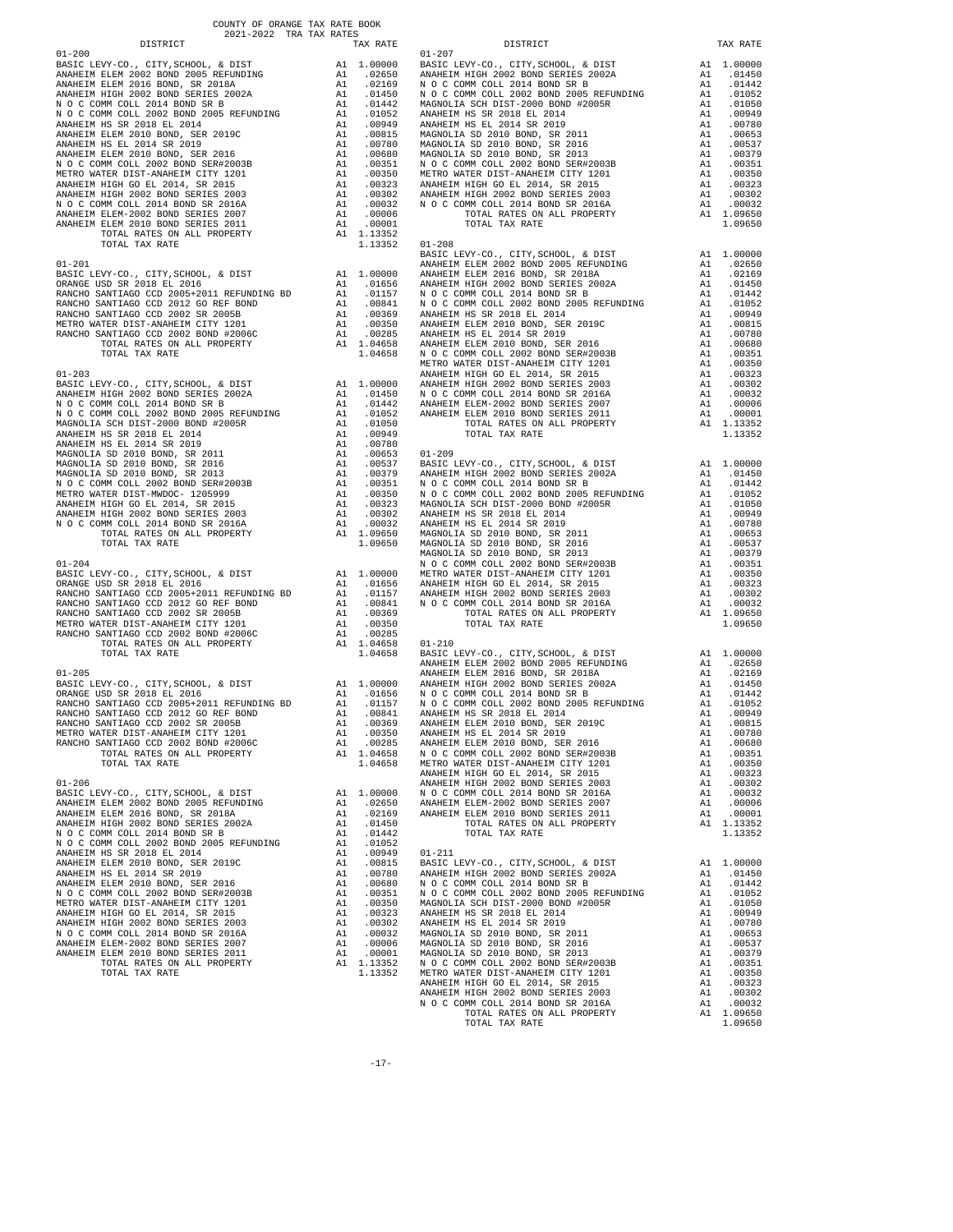COUNTY OF ORANGE TAX RATE BOOK
2021-2022 TRA TAX RATES

| DISTRICT | | TAX RATE |
|---|---|---|
| **01-200** | | |
| BASIC LEVY-CO., CITY,SCHOOL, & DIST | A1 | 1.00000 |
| ANAHEIM ELEM 2002 BOND 2005 REFUNDING | A1 | .02650 |
| ANAHEIM ELEM 2016 BOND, SR 2018A | A1 | .02169 |
| ANAHEIM HIGH 2002 BOND SERIES 2002A | A1 | .01450 |
| N O C COMM COLL 2014 BOND SR B | A1 | .01442 |
| N O C COMM COLL 2002 BOND 2005 REFUNDING | A1 | .01052 |
| ANAHEIM HS SR 2018 EL 2014 | A1 | .00949 |
| ANAHEIM ELEM 2010 BOND, SER 2019C | A1 | .00815 |
| ANAHEIM HS EL 2014 SR 2019 | A1 | .00780 |
| ANAHEIM ELEM 2010 BOND, SER 2016 | A1 | .00680 |
| N O C COMM COLL 2002 BOND SER#2003B | A1 | .00351 |
| METRO WATER DIST-ANAHEIM CITY 1201 | A1 | .00350 |
| ANAHEIM HIGH GO EL 2014, SR 2015 | A1 | .00323 |
| ANAHEIM HIGH 2002 BOND SERIES 2003 | A1 | .00302 |
| N O C COMM COLL 2014 BOND SR 2016A | A1 | .00032 |
| ANAHEIM ELEM-2002 BOND SERIES 2007 | A1 | .00006 |
| ANAHEIM ELEM 2010 BOND SERIES 2011 | A1 | .00001 |
| TOTAL RATES ON ALL PROPERTY | A1 | 1.13352 |
| TOTAL TAX RATE | | 1.13352 |
| **01-201** | | |
| BASIC LEVY-CO., CITY,SCHOOL, & DIST | A1 | 1.00000 |
| ORANGE USD SR 2018 EL 2016 | A1 | .01656 |
| RANCHO SANTIAGO CCD 2005+2011 REFUNDING BD | A1 | .01157 |
| RANCHO SANTIAGO CCD 2012 GO REF BOND | A1 | .00841 |
| RANCHO SANTIAGO CCD 2002 SR 2005B | A1 | .00369 |
| METRO WATER DIST-ANAHEIM CITY 1201 | A1 | .00350 |
| RANCHO SANTIAGO CCD 2002 BOND #2006C | A1 | .00285 |
| TOTAL RATES ON ALL PROPERTY | A1 | 1.04658 |
| TOTAL TAX RATE | | 1.04658 |
| **01-203** | | |
| BASIC LEVY-CO., CITY,SCHOOL, & DIST | A1 | 1.00000 |
| ANAHEIM HIGH 2002 BOND SERIES 2002A | A1 | .01450 |
| N O C COMM COLL 2014 BOND SR B | A1 | .01442 |
| N O C COMM COLL 2002 BOND 2005 REFUNDING | A1 | .01052 |
| MAGNOLIA SCH DIST-2000 BOND #2005R | A1 | .01050 |
| ANAHEIM HS SR 2018 EL 2014 | A1 | .00949 |
| ANAHEIM HS EL 2014 SR 2019 | A1 | .00780 |
| MAGNOLIA SD 2010 BOND, SR 2011 | A1 | .00653 |
| MAGNOLIA SD 2010 BOND, SR 2016 | A1 | .00537 |
| MAGNOLIA SD 2010 BOND, SR 2013 | A1 | .00379 |
| N O C COMM COLL 2002 BOND SER#2003B | A1 | .00351 |
| METRO WATER DIST-MWDOC- 1205999 | A1 | .00350 |
| ANAHEIM HIGH GO EL 2014, SR 2015 | A1 | .00323 |
| ANAHEIM HIGH 2002 BOND SERIES 2003 | A1 | .00302 |
| N O C COMM COLL 2014 BOND SR 2016A | A1 | .00032 |
| TOTAL RATES ON ALL PROPERTY | A1 | 1.09650 |
| TOTAL TAX RATE | | 1.09650 |
| **01-204** | | |
| BASIC LEVY-CO., CITY,SCHOOL, & DIST | A1 | 1.00000 |
| ORANGE USD SR 2018 EL 2016 | A1 | .01656 |
| RANCHO SANTIAGO CCD 2005+2011 REFUNDING BD | A1 | .01157 |
| RANCHO SANTIAGO CCD 2012 GO REF BOND | A1 | .00841 |
| RANCHO SANTIAGO CCD 2002 SR 2005B | A1 | .00369 |
| METRO WATER DIST-ANAHEIM CITY 1201 | A1 | .00350 |
| RANCHO SANTIAGO CCD 2002 BOND #2006C | A1 | .00285 |
| TOTAL RATES ON ALL PROPERTY | A1 | 1.04658 |
| TOTAL TAX RATE | | 1.04658 |
| **01-205** | | |
| BASIC LEVY-CO., CITY,SCHOOL, & DIST | A1 | 1.00000 |
| ORANGE USD SR 2018 EL 2016 | A1 | .01656 |
| RANCHO SANTIAGO CCD 2005+2011 REFUNDING BD | A1 | .01157 |
| RANCHO SANTIAGO CCD 2012 GO REF BOND | A1 | .00841 |
| RANCHO SANTIAGO CCD 2002 SR 2005B | A1 | .00369 |
| METRO WATER DIST-ANAHEIM CITY 1201 | A1 | .00350 |
| RANCHO SANTIAGO CCD 2002 BOND #2006C | A1 | .00285 |
| TOTAL RATES ON ALL PROPERTY | A1 | 1.04658 |
| TOTAL TAX RATE | | 1.04658 |
| **01-206** | | |
| BASIC LEVY-CO., CITY,SCHOOL, & DIST | A1 | 1.00000 |
| ANAHEIM ELEM 2002 BOND 2005 REFUNDING | A1 | .02650 |
| ANAHEIM ELEM 2016 BOND, SR 2018A | A1 | .02169 |
| ANAHEIM HIGH 2002 BOND SERIES 2002A | A1 | .01450 |
| N O C COMM COLL 2014 BOND SR B | A1 | .01442 |
| N O C COMM COLL 2002 BOND 2005 REFUNDING | A1 | .01052 |
| ANAHEIM HS SR 2018 EL 2014 | A1 | .00949 |
| ANAHEIM ELEM 2010 BOND, SER 2019C | A1 | .00815 |
| ANAHEIM HS EL 2014 SR 2019 | A1 | .00780 |
| ANAHEIM ELEM 2010 BOND, SER 2016 | A1 | .00680 |
| N O C COMM COLL 2002 BOND SER#2003B | A1 | .00351 |
| METRO WATER DIST-ANAHEIM CITY 1201 | A1 | .00350 |
| ANAHEIM HIGH GO EL 2014, SR 2015 | A1 | .00323 |
| ANAHEIM HIGH 2002 BOND SERIES 2003 | A1 | .00302 |
| N O C COMM COLL 2014 BOND SR 2016A | A1 | .00032 |
| ANAHEIM ELEM-2002 BOND SERIES 2007 | A1 | .00006 |
| ANAHEIM ELEM 2010 BOND SERIES 2011 | A1 | .00001 |
| TOTAL RATES ON ALL PROPERTY | A1 | 1.13352 |
| TOTAL TAX RATE | | 1.13352 |
| **01-207** | | |
| BASIC LEVY-CO., CITY,SCHOOL, & DIST | A1 | 1.00000 |
| ANAHEIM HIGH 2002 BOND SERIES 2002A | A1 | .01450 |
| N O C COMM COLL 2014 BOND SR B | A1 | .01442 |
| N O C COMM COLL 2002 BOND 2005 REFUNDING | A1 | .01052 |
| MAGNOLIA SCH DIST-2000 BOND #2005R | A1 | .01050 |
| ANAHEIM HS SR 2018 EL 2014 | A1 | .00949 |
| ANAHEIM HS EL 2014 SR 2019 | A1 | .00780 |
| MAGNOLIA SD 2010 BOND, SR 2011 | A1 | .00653 |
| MAGNOLIA SD 2010 BOND, SR 2016 | A1 | .00537 |
| MAGNOLIA SD 2010 BOND, SR 2013 | A1 | .00379 |
| N O C COMM COLL 2002 BOND SER#2003B | A1 | .00351 |
| METRO WATER DIST-ANAHEIM CITY 1201 | A1 | .00350 |
| ANAHEIM HIGH GO EL 2014, SR 2015 | A1 | .00323 |
| ANAHEIM HIGH 2002 BOND SERIES 2003 | A1 | .00302 |
| N O C COMM COLL 2014 BOND SR 2016A | A1 | .00032 |
| TOTAL RATES ON ALL PROPERTY | A1 | 1.09650 |
| TOTAL TAX RATE | | 1.09650 |
| **01-208** | | |
| BASIC LEVY-CO., CITY,SCHOOL, & DIST | A1 | 1.00000 |
| ANAHEIM ELEM 2002 BOND 2005 REFUNDING | A1 | .02650 |
| ANAHEIM ELEM 2016 BOND, SR 2018A | A1 | .02169 |
| ANAHEIM HIGH 2002 BOND SERIES 2002A | A1 | .01450 |
| N O C COMM COLL 2014 BOND SR B | A1 | .01442 |
| N O C COMM COLL 2002 BOND 2005 REFUNDING | A1 | .01052 |
| ANAHEIM HS SR 2018 EL 2014 | A1 | .00949 |
| ANAHEIM ELEM 2010 BOND, SER 2019C | A1 | .00815 |
| ANAHEIM HS EL 2014 SR 2019 | A1 | .00780 |
| ANAHEIM ELEM 2010 BOND, SER 2016 | A1 | .00680 |
| N O C COMM COLL 2002 BOND SER#2003B | A1 | .00351 |
| METRO WATER DIST-ANAHEIM CITY 1201 | A1 | .00350 |
| ANAHEIM HIGH GO EL 2014, SR 2015 | A1 | .00323 |
| ANAHEIM HIGH 2002 BOND SERIES 2003 | A1 | .00302 |
| N O C COMM COLL 2014 BOND SR 2016A | A1 | .00032 |
| ANAHEIM ELEM-2002 BOND SERIES 2007 | A1 | .00006 |
| ANAHEIM ELEM 2010 BOND SERIES 2011 | A1 | .00001 |
| TOTAL RATES ON ALL PROPERTY | A1 | 1.13352 |
| TOTAL TAX RATE | | 1.13352 |
| **01-209** | | |
| BASIC LEVY-CO., CITY,SCHOOL, & DIST | A1 | 1.00000 |
| ANAHEIM HIGH 2002 BOND SERIES 2002A | A1 | .01450 |
| N O C COMM COLL 2014 BOND SR B | A1 | .01442 |
| N O C COMM COLL 2002 BOND 2005 REFUNDING | A1 | .01052 |
| MAGNOLIA SCH DIST-2000 BOND #2005R | A1 | .01050 |
| ANAHEIM HS SR 2018 EL 2014 | A1 | .00949 |
| ANAHEIM HS EL 2014 SR 2019 | A1 | .00780 |
| MAGNOLIA SD 2010 BOND, SR 2011 | A1 | .00653 |
| MAGNOLIA SD 2010 BOND, SR 2016 | A1 | .00537 |
| MAGNOLIA SD 2010 BOND, SR 2013 | A1 | .00379 |
| N O C COMM COLL 2002 BOND SER#2003B | A1 | .00351 |
| METRO WATER DIST-ANAHEIM CITY 1201 | A1 | .00350 |
| ANAHEIM HIGH GO EL 2014, SR 2015 | A1 | .00323 |
| ANAHEIM HIGH 2002 BOND SERIES 2003 | A1 | .00302 |
| N O C COMM COLL 2014 BOND SR 2016A | A1 | .00032 |
| TOTAL RATES ON ALL PROPERTY | A1 | 1.09650 |
| TOTAL TAX RATE | | 1.09650 |
| **01-210** | | |
| BASIC LEVY-CO., CITY,SCHOOL, & DIST | A1 | 1.00000 |
| ANAHEIM ELEM 2002 BOND 2005 REFUNDING | A1 | .02650 |
| ANAHEIM ELEM 2016 BOND, SR 2018A | A1 | .02169 |
| ANAHEIM HIGH 2002 BOND SERIES 2002A | A1 | .01450 |
| N O C COMM COLL 2014 BOND SR B | A1 | .01442 |
| N O C COMM COLL 2002 BOND 2005 REFUNDING | A1 | .01052 |
| ANAHEIM HS SR 2018 EL 2014 | A1 | .00949 |
| ANAHEIM ELEM 2010 BOND, SER 2019C | A1 | .00815 |
| ANAHEIM HS EL 2014 SR 2019 | A1 | .00780 |
| ANAHEIM ELEM 2010 BOND, SER 2016 | A1 | .00680 |
| N O C COMM COLL 2002 BOND SER#2003B | A1 | .00351 |
| METRO WATER DIST-ANAHEIM CITY 1201 | A1 | .00350 |
| ANAHEIM HIGH GO EL 2014, SR 2015 | A1 | .00323 |
| ANAHEIM HIGH 2002 BOND SERIES 2003 | A1 | .00302 |
| N O C COMM COLL 2014 BOND SR 2016A | A1 | .00032 |
| ANAHEIM ELEM-2002 BOND SERIES 2007 | A1 | .00006 |
| ANAHEIM ELEM 2010 BOND SERIES 2011 | A1 | .00001 |
| TOTAL RATES ON ALL PROPERTY | A1 | 1.13352 |
| TOTAL TAX RATE | | 1.13352 |
| **01-211** | | |
| BASIC LEVY-CO., CITY,SCHOOL, & DIST | A1 | 1.00000 |
| ANAHEIM HIGH 2002 BOND SERIES 2002A | A1 | .01450 |
| N O C COMM COLL 2014 BOND SR B | A1 | .01442 |
| N O C COMM COLL 2002 BOND 2005 REFUNDING | A1 | .01052 |
| MAGNOLIA SCH DIST-2000 BOND #2005R | A1 | .01050 |
| ANAHEIM HS SR 2018 EL 2014 | A1 | .00949 |
| ANAHEIM HS EL 2014 SR 2019 | A1 | .00780 |
| MAGNOLIA SD 2010 BOND, SR 2011 | A1 | .00653 |
| MAGNOLIA SD 2010 BOND, SR 2016 | A1 | .00537 |
| MAGNOLIA SD 2010 BOND, SR 2013 | A1 | .00379 |
| N O C COMM COLL 2002 BOND SER#2003B | A1 | .00351 |
| METRO WATER DIST-ANAHEIM CITY 1201 | A1 | .00350 |
| ANAHEIM HIGH GO EL 2014, SR 2015 | A1 | .00323 |
| ANAHEIM HIGH 2002 BOND SERIES 2003 | A1 | .00302 |
| N O C COMM COLL 2014 BOND SR 2016A | A1 | .00032 |
| TOTAL RATES ON ALL PROPERTY | A1 | 1.09650 |
| TOTAL TAX RATE | | 1.09650 |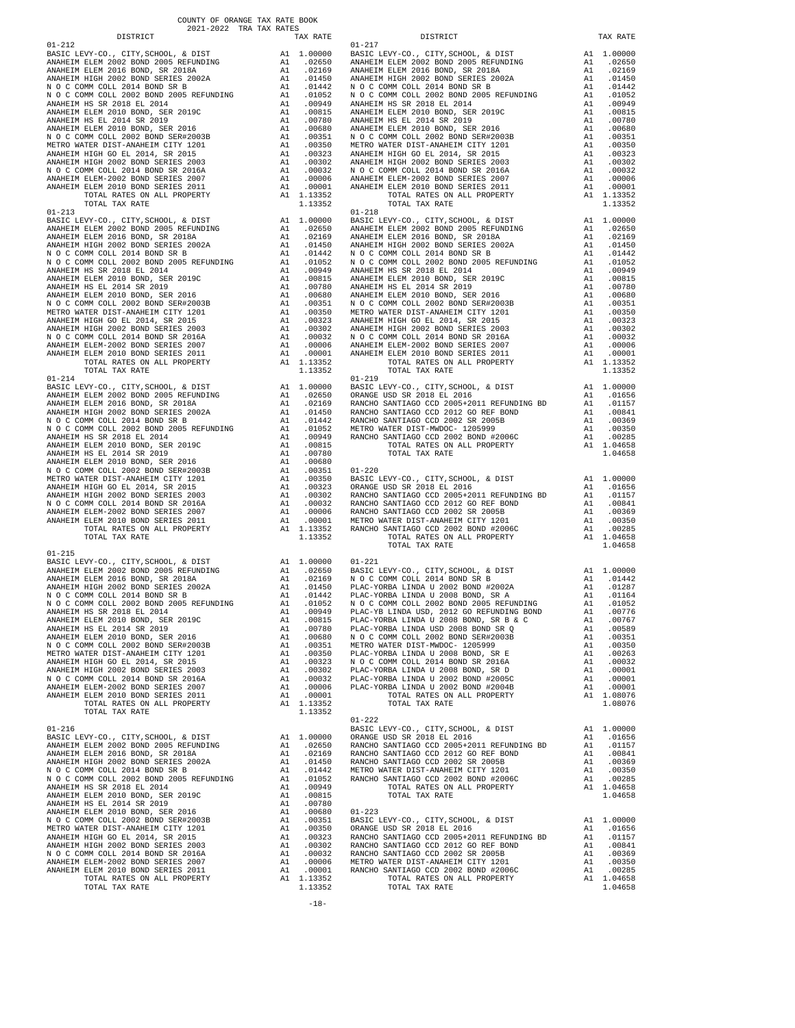COUNTY OF ORANGE TAX RATE BOOK
2021-2022 TRA TAX RATES

| DISTRICT | | TAX RATE |
|---|---|---|
| **01-212** | | |
| BASIC LEVY-CO., CITY,SCHOOL, & DIST | A1 | 1.00000 |
| ANAHEIM ELEM 2002 BOND 2005 REFUNDING | A1 | .02650 |
| ANAHEIM ELEM 2016 BOND, SR 2018A | A1 | .02169 |
| ANAHEIM HIGH 2002 BOND SERIES 2002A | A1 | .01450 |
| N O C COMM COLL 2014 BOND SR B | A1 | .01442 |
| N O C COMM COLL 2002 BOND 2005 REFUNDING | A1 | .01052 |
| ANAHEIM HS SR 2018 EL 2014 | A1 | .00949 |
| ANAHEIM ELEM 2010 BOND, SER 2019C | A1 | .00815 |
| ANAHEIM HS EL 2014 SR 2019 | A1 | .00780 |
| ANAHEIM ELEM 2010 BOND, SER 2016 | A1 | .00680 |
| N O C COMM COLL 2002 BOND SER#2003B | A1 | .00351 |
| METRO WATER DIST-ANAHEIM CITY 1201 | A1 | .00350 |
| ANAHEIM HIGH GO EL 2014, SR 2015 | A1 | .00323 |
| ANAHEIM HIGH 2002 BOND SERIES 2003 | A1 | .00302 |
| N O C COMM COLL 2014 BOND SR 2016A | A1 | .00032 |
| ANAHEIM ELEM-2002 BOND SERIES 2007 | A1 | .00006 |
| ANAHEIM ELEM 2010 BOND SERIES 2011 | A1 | .00001 |
| TOTAL RATES ON ALL PROPERTY | A1 | 1.13352 |
| TOTAL TAX RATE | | 1.13352 |
| **01-213** | | |
| BASIC LEVY-CO., CITY,SCHOOL, & DIST | A1 | 1.00000 |
| ANAHEIM ELEM 2002 BOND 2005 REFUNDING | A1 | .02650 |
| ANAHEIM ELEM 2016 BOND, SR 2018A | A1 | .02169 |
| ANAHEIM HIGH 2002 BOND SERIES 2002A | A1 | .01450 |
| N O C COMM COLL 2014 BOND SR B | A1 | .01442 |
| N O C COMM COLL 2002 BOND 2005 REFUNDING | A1 | .01052 |
| ANAHEIM HS SR 2018 EL 2014 | A1 | .00949 |
| ANAHEIM ELEM 2010 BOND, SER 2019C | A1 | .00815 |
| ANAHEIM HS EL 2014 SR 2019 | A1 | .00780 |
| ANAHEIM ELEM 2010 BOND, SER 2016 | A1 | .00680 |
| N O C COMM COLL 2002 BOND SER#2003B | A1 | .00351 |
| METRO WATER DIST-ANAHEIM CITY 1201 | A1 | .00350 |
| ANAHEIM HIGH GO EL 2014, SR 2015 | A1 | .00323 |
| ANAHEIM HIGH 2002 BOND SERIES 2003 | A1 | .00302 |
| N O C COMM COLL 2014 BOND SR 2016A | A1 | .00032 |
| ANAHEIM ELEM-2002 BOND SERIES 2007 | A1 | .00006 |
| ANAHEIM ELEM 2010 BOND SERIES 2011 | A1 | .00001 |
| TOTAL RATES ON ALL PROPERTY | A1 | 1.13352 |
| TOTAL TAX RATE | | 1.13352 |
| **01-214** | | |
| BASIC LEVY-CO., CITY,SCHOOL, & DIST | A1 | 1.00000 |
| ANAHEIM ELEM 2002 BOND 2005 REFUNDING | A1 | .02650 |
| ANAHEIM ELEM 2016 BOND, SR 2018A | A1 | .02169 |
| ANAHEIM HIGH 2002 BOND SERIES 2002A | A1 | .01450 |
| N O C COMM COLL 2014 BOND SR B | A1 | .01442 |
| N O C COMM COLL 2002 BOND 2005 REFUNDING | A1 | .01052 |
| ANAHEIM HS SR 2018 EL 2014 | A1 | .00949 |
| ANAHEIM ELEM 2010 BOND, SER 2019C | A1 | .00815 |
| ANAHEIM HS EL 2014 SR 2019 | A1 | .00780 |
| ANAHEIM ELEM 2010 BOND, SER 2016 | A1 | .00680 |
| N O C COMM COLL 2002 BOND SER#2003B | A1 | .00351 |
| METRO WATER DIST-ANAHEIM CITY 1201 | A1 | .00350 |
| ANAHEIM HIGH GO EL 2014, SR 2015 | A1 | .00323 |
| ANAHEIM HIGH 2002 BOND SERIES 2003 | A1 | .00302 |
| N O C COMM COLL 2014 BOND SR 2016A | A1 | .00032 |
| ANAHEIM ELEM-2002 BOND SERIES 2007 | A1 | .00006 |
| ANAHEIM ELEM 2010 BOND SERIES 2011 | A1 | .00001 |
| TOTAL RATES ON ALL PROPERTY | A1 | 1.13352 |
| TOTAL TAX RATE | | 1.13352 |
| **01-215** | | |
| BASIC LEVY-CO., CITY,SCHOOL, & DIST | A1 | 1.00000 |
| ANAHEIM ELEM 2002 BOND 2005 REFUNDING | A1 | .02650 |
| ANAHEIM ELEM 2016 BOND, SR 2018A | A1 | .02169 |
| ANAHEIM HIGH 2002 BOND SERIES 2002A | A1 | .01450 |
| N O C COMM COLL 2014 BOND SR B | A1 | .01442 |
| N O C COMM COLL 2002 BOND 2005 REFUNDING | A1 | .01052 |
| ANAHEIM HS SR 2018 EL 2014 | A1 | .00949 |
| ANAHEIM ELEM 2010 BOND, SER 2019C | A1 | .00815 |
| ANAHEIM HS EL 2014 SR 2019 | A1 | .00780 |
| ANAHEIM ELEM 2010 BOND, SER 2016 | A1 | .00680 |
| N O C COMM COLL 2002 BOND SER#2003B | A1 | .00351 |
| METRO WATER DIST-ANAHEIM CITY 1201 | A1 | .00350 |
| ANAHEIM HIGH GO EL 2014, SR 2015 | A1 | .00323 |
| ANAHEIM HIGH 2002 BOND SERIES 2003 | A1 | .00302 |
| N O C COMM COLL 2014 BOND SR 2016A | A1 | .00032 |
| ANAHEIM ELEM-2002 BOND SERIES 2007 | A1 | .00006 |
| ANAHEIM ELEM 2010 BOND SERIES 2011 | A1 | .00001 |
| TOTAL RATES ON ALL PROPERTY | A1 | 1.13352 |
| TOTAL TAX RATE | | 1.13352 |
| **01-216** | | |
| BASIC LEVY-CO., CITY,SCHOOL, & DIST | A1 | 1.00000 |
| ANAHEIM ELEM 2002 BOND 2005 REFUNDING | A1 | .02650 |
| ANAHEIM ELEM 2016 BOND, SR 2018A | A1 | .02169 |
| ANAHEIM HIGH 2002 BOND SERIES 2002A | A1 | .01450 |
| N O C COMM COLL 2014 BOND SR B | A1 | .01442 |
| N O C COMM COLL 2002 BOND 2005 REFUNDING | A1 | .01052 |
| ANAHEIM HS SR 2018 EL 2014 | A1 | .00949 |
| ANAHEIM ELEM 2010 BOND, SER 2019C | A1 | .00815 |
| ANAHEIM HS EL 2014 SR 2019 | A1 | .00780 |
| ANAHEIM ELEM 2010 BOND, SER 2016 | A1 | .00680 |
| N O C COMM COLL 2002 BOND SER#2003B | A1 | .00351 |
| METRO WATER DIST-ANAHEIM CITY 1201 | A1 | .00350 |
| ANAHEIM HIGH GO EL 2014, SR 2015 | A1 | .00323 |
| ANAHEIM HIGH 2002 BOND SERIES 2003 | A1 | .00302 |
| N O C COMM COLL 2014 BOND SR 2016A | A1 | .00032 |
| ANAHEIM ELEM-2002 BOND SERIES 2007 | A1 | .00006 |
| ANAHEIM ELEM 2010 BOND SERIES 2011 | A1 | .00001 |
| TOTAL RATES ON ALL PROPERTY | A1 | 1.13352 |
| TOTAL TAX RATE | | 1.13352 |
| **01-217** | | |
| BASIC LEVY-CO., CITY,SCHOOL, & DIST | A1 | 1.00000 |
| ANAHEIM ELEM 2002 BOND 2005 REFUNDING | A1 | .02650 |
| ANAHEIM ELEM 2016 BOND, SR 2018A | A1 | .02169 |
| ANAHEIM HIGH 2002 BOND SERIES 2002A | A1 | .01450 |
| N O C COMM COLL 2014 BOND SR B | A1 | .01442 |
| N O C COMM COLL 2002 BOND 2005 REFUNDING | A1 | .01052 |
| ANAHEIM HS SR 2018 EL 2014 | A1 | .00949 |
| ANAHEIM ELEM 2010 BOND, SER 2019C | A1 | .00815 |
| ANAHEIM HS EL 2014 SR 2019 | A1 | .00780 |
| ANAHEIM ELEM 2010 BOND, SER 2016 | A1 | .00680 |
| N O C COMM COLL 2002 BOND SER#2003B | A1 | .00351 |
| METRO WATER DIST-ANAHEIM CITY 1201 | A1 | .00350 |
| ANAHEIM HIGH GO EL 2014, SR 2015 | A1 | .00323 |
| ANAHEIM HIGH 2002 BOND SERIES 2003 | A1 | .00302 |
| N O C COMM COLL 2014 BOND SR 2016A | A1 | .00032 |
| ANAHEIM ELEM-2002 BOND SERIES 2007 | A1 | .00006 |
| ANAHEIM ELEM 2010 BOND SERIES 2011 | A1 | .00001 |
| TOTAL RATES ON ALL PROPERTY | A1 | 1.13352 |
| TOTAL TAX RATE | | 1.13352 |
| **01-218** | | |
| BASIC LEVY-CO., CITY,SCHOOL, & DIST | A1 | 1.00000 |
| ANAHEIM ELEM 2002 BOND 2005 REFUNDING | A1 | .02650 |
| ANAHEIM ELEM 2016 BOND, SR 2018A | A1 | .02169 |
| ANAHEIM HIGH 2002 BOND SERIES 2002A | A1 | .01450 |
| N O C COMM COLL 2014 BOND SR B | A1 | .01442 |
| N O C COMM COLL 2002 BOND 2005 REFUNDING | A1 | .01052 |
| ANAHEIM HS SR 2018 EL 2014 | A1 | .00949 |
| ANAHEIM ELEM 2010 BOND, SER 2019C | A1 | .00815 |
| ANAHEIM HS EL 2014 SR 2019 | A1 | .00780 |
| ANAHEIM ELEM 2010 BOND, SER 2016 | A1 | .00680 |
| N O C COMM COLL 2002 BOND SER#2003B | A1 | .00351 |
| METRO WATER DIST-ANAHEIM CITY 1201 | A1 | .00350 |
| ANAHEIM HIGH GO EL 2014, SR 2015 | A1 | .00323 |
| ANAHEIM HIGH 2002 BOND SERIES 2003 | A1 | .00302 |
| N O C COMM COLL 2014 BOND SR 2016A | A1 | .00032 |
| ANAHEIM ELEM-2002 BOND SERIES 2007 | A1 | .00006 |
| ANAHEIM ELEM 2010 BOND SERIES 2011 | A1 | .00001 |
| TOTAL RATES ON ALL PROPERTY | A1 | 1.13352 |
| TOTAL TAX RATE | | 1.13352 |
| **01-219** | | |
| BASIC LEVY-CO., CITY,SCHOOL, & DIST | A1 | 1.00000 |
| ORANGE USD SR 2018 EL 2016 | A1 | .01656 |
| RANCHO SANTIAGO CCD 2005+2011 REFUNDING BD | A1 | .01157 |
| RANCHO SANTIAGO CCD 2012 GO REF BOND | A1 | .00841 |
| RANCHO SANTIAGO CCD 2002 SR 2005B | A1 | .00369 |
| METRO WATER DIST-MWDOC- 1205999 | A1 | .00350 |
| RANCHO SANTIAGO CCD 2002 BOND #2006C | A1 | .00285 |
| TOTAL RATES ON ALL PROPERTY | A1 | 1.04658 |
| TOTAL TAX RATE | | 1.04658 |
| **01-220** | | |
| BASIC LEVY-CO., CITY,SCHOOL, & DIST | A1 | 1.00000 |
| ORANGE USD SR 2018 EL 2016 | A1 | .01656 |
| RANCHO SANTIAGO CCD 2005+2011 REFUNDING BD | A1 | .01157 |
| RANCHO SANTIAGO CCD 2012 GO REF BOND | A1 | .00841 |
| RANCHO SANTIAGO CCD 2002 SR 2005B | A1 | .00369 |
| METRO WATER DIST-ANAHEIM CITY 1201 | A1 | .00350 |
| RANCHO SANTIAGO CCD 2002 BOND #2006C | A1 | .00285 |
| TOTAL RATES ON ALL PROPERTY | A1 | 1.04658 |
| TOTAL TAX RATE | | 1.04658 |
| **01-221** | | |
| BASIC LEVY-CO., CITY,SCHOOL, & DIST | A1 | 1.00000 |
| N O C COMM COLL 2014 BOND SR B | A1 | .01442 |
| PLAC-YORBA LINDA U 2002 BOND #2002A | A1 | .01287 |
| PLAC-YORBA LINDA U 2008 BOND, SR A | A1 | .01164 |
| N O C COMM COLL 2002 BOND 2005 REFUNDING | A1 | .01052 |
| PLAC-YB LINDA USD, 2012 GO REFUNDING BOND | A1 | .00776 |
| PLAC-YORBA LINDA U 2008 BOND, SR B & C | A1 | .00767 |
| PLAC-YORBA LINDA USD 2008 BOND SR Q | A1 | .00589 |
| N O C COMM COLL 2002 BOND SER#2003B | A1 | .00351 |
| METRO WATER DIST-MWDOC- 1205999 | A1 | .00350 |
| PLAC-YORBA LINDA U 2008 BOND, SR E | A1 | .00263 |
| N O C COMM COLL 2014 BOND SR 2016A | A1 | .00032 |
| PLAC-YORBA LINDA U 2008 BOND, SR D | A1 | .00001 |
| PLAC-YORBA LINDA U 2002 BOND #2005C | A1 | .00001 |
| PLAC-YORBA LINDA U 2002 BOND #2004B | A1 | .00001 |
| TOTAL RATES ON ALL PROPERTY | A1 | 1.08076 |
| TOTAL TAX RATE | | 1.08076 |
| **01-222** | | |
| BASIC LEVY-CO., CITY,SCHOOL, & DIST | A1 | 1.00000 |
| ORANGE USD SR 2018 EL 2016 | A1 | .01656 |
| RANCHO SANTIAGO CCD 2005+2011 REFUNDING BD | A1 | .01157 |
| RANCHO SANTIAGO CCD 2012 GO REF BOND | A1 | .00841 |
| RANCHO SANTIAGO CCD 2002 SR 2005B | A1 | .00369 |
| METRO WATER DIST-ANAHEIM CITY 1201 | A1 | .00350 |
| RANCHO SANTIAGO CCD 2002 BOND #2006C | A1 | .00285 |
| TOTAL RATES ON ALL PROPERTY | A1 | 1.04658 |
| TOTAL TAX RATE | | 1.04658 |
| **01-223** | | |
| BASIC LEVY-CO., CITY,SCHOOL, & DIST | A1 | 1.00000 |
| ORANGE USD SR 2018 EL 2016 | A1 | .01656 |
| RANCHO SANTIAGO CCD 2005+2011 REFUNDING BD | A1 | .01157 |
| RANCHO SANTIAGO CCD 2012 GO REF BOND | A1 | .00841 |
| RANCHO SANTIAGO CCD 2002 SR 2005B | A1 | .00369 |
| METRO WATER DIST-ANAHEIM CITY 1201 | A1 | .00350 |
| RANCHO SANTIAGO CCD 2002 BOND #2006C | A1 | .00285 |
| TOTAL RATES ON ALL PROPERTY | A1 | 1.04658 |
| TOTAL TAX RATE | | 1.04658 |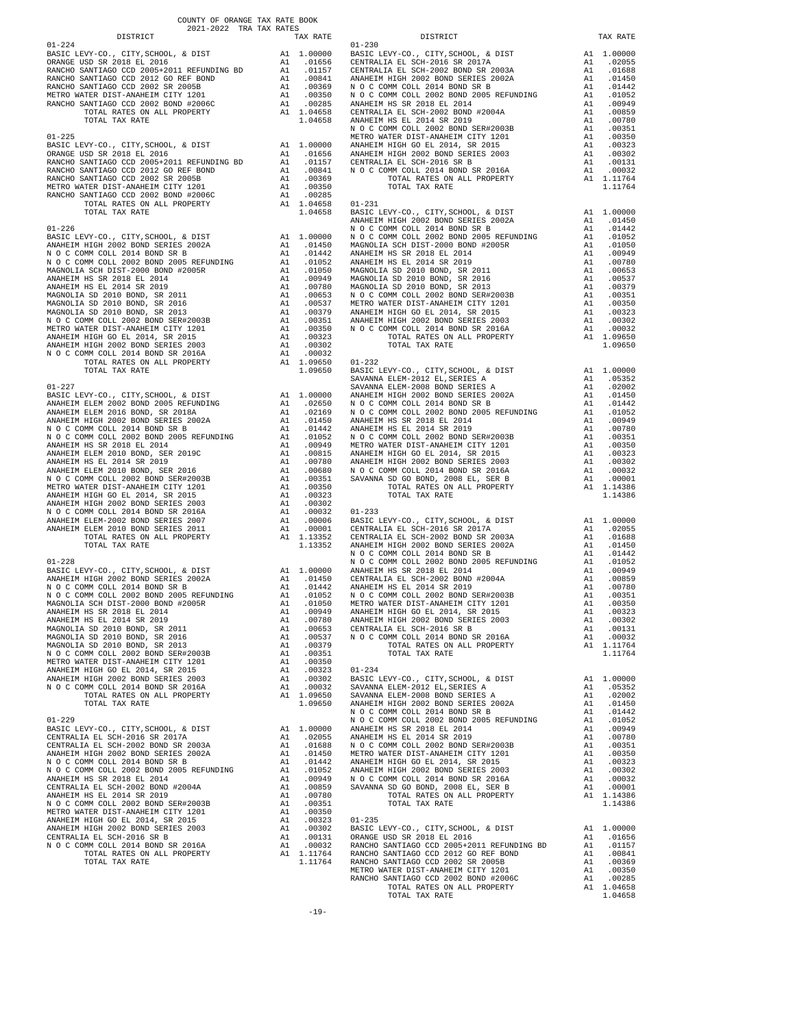COUNTY OF ORANGE TAX RATE BOOK
2021-2022 TRA TAX RATES

| DISTRICT | | TAX RATE |
|---|---|---|
| **01-224** | | |
| BASIC LEVY-CO., CITY,SCHOOL, & DIST | A1 | 1.00000 |
| ORANGE USD SR 2018 EL 2016 | A1 | .01656 |
| RANCHO SANTIAGO CCD 2005+2011 REFUNDING BD | A1 | .01157 |
| RANCHO SANTIAGO CCD 2012 GO REF BOND | A1 | .00841 |
| RANCHO SANTIAGO CCD 2002 SR 2005B | A1 | .00369 |
| METRO WATER DIST-ANAHEIM CITY 1201 | A1 | .00350 |
| RANCHO SANTIAGO CCD 2002 BOND #2006C | A1 | .00285 |
| TOTAL RATES ON ALL PROPERTY | A1 | 1.04658 |
| TOTAL TAX RATE | | 1.04658 |
| **01-225** | | |
| BASIC LEVY-CO., CITY,SCHOOL, & DIST | A1 | 1.00000 |
| ORANGE USD SR 2018 EL 2016 | A1 | .01656 |
| RANCHO SANTIAGO CCD 2005+2011 REFUNDING BD | A1 | .01157 |
| RANCHO SANTIAGO CCD 2012 GO REF BOND | A1 | .00841 |
| RANCHO SANTIAGO CCD 2002 SR 2005B | A1 | .00369 |
| METRO WATER DIST-ANAHEIM CITY 1201 | A1 | .00350 |
| RANCHO SANTIAGO CCD 2002 BOND #2006C | A1 | .00285 |
| TOTAL RATES ON ALL PROPERTY | A1 | 1.04658 |
| TOTAL TAX RATE | | 1.04658 |
| **01-226** | | |
| BASIC LEVY-CO., CITY,SCHOOL, & DIST | A1 | 1.00000 |
| ANAHEIM HIGH 2002 BOND SERIES 2002A | A1 | .01450 |
| N O C COMM COLL 2014 BOND SR B | A1 | .01442 |
| N O C COMM COLL 2002 BOND 2005 REFUNDING | A1 | .01052 |
| MAGNOLIA SCH DIST-2000 BOND #2005R | A1 | .01050 |
| ANAHEIM HS SR 2018 EL 2014 | A1 | .00949 |
| ANAHEIM HS EL 2014 SR 2019 | A1 | .00780 |
| MAGNOLIA SD 2010 BOND, SR 2011 | A1 | .00653 |
| MAGNOLIA SD 2010 BOND, SR 2016 | A1 | .00537 |
| MAGNOLIA SD 2010 BOND, SR 2013 | A1 | .00379 |
| N O C COMM COLL 2002 BOND SER#2003B | A1 | .00351 |
| METRO WATER DIST-ANAHEIM CITY 1201 | A1 | .00350 |
| ANAHEIM HIGH GO EL 2014, SR 2015 | A1 | .00323 |
| ANAHEIM HIGH 2002 BOND SERIES 2003 | A1 | .00302 |
| N O C COMM COLL 2014 BOND SR 2016A | A1 | .00032 |
| TOTAL RATES ON ALL PROPERTY | A1 | 1.09650 |
| TOTAL TAX RATE | | 1.09650 |
| **01-227** | | |
| BASIC LEVY-CO., CITY,SCHOOL, & DIST | A1 | 1.00000 |
| ANAHEIM ELEM 2002 BOND 2005 REFUNDING | A1 | .02650 |
| ANAHEIM ELEM 2016 BOND, SR 2018A | A1 | .02169 |
| ANAHEIM HIGH 2002 BOND SERIES 2002A | A1 | .01450 |
| N O C COMM COLL 2014 BOND SR B | A1 | .01442 |
| N O C COMM COLL 2002 BOND 2005 REFUNDING | A1 | .01052 |
| ANAHEIM HS SR 2018 EL 2014 | A1 | .00949 |
| ANAHEIM ELEM 2010 BOND, SER 2019C | A1 | .00815 |
| ANAHEIM HS EL 2014 SR 2019 | A1 | .00780 |
| ANAHEIM ELEM 2010 BOND, SER 2016 | A1 | .00680 |
| N O C COMM COLL 2002 BOND SER#2003B | A1 | .00351 |
| METRO WATER DIST-ANAHEIM CITY 1201 | A1 | .00350 |
| ANAHEIM HIGH GO EL 2014, SR 2015 | A1 | .00323 |
| ANAHEIM HIGH 2002 BOND SERIES 2003 | A1 | .00302 |
| N O C COMM COLL 2014 BOND SR 2016A | A1 | .00032 |
| ANAHEIM ELEM-2002 BOND SERIES 2007 | A1 | .00006 |
| ANAHEIM ELEM 2010 BOND SERIES 2011 | A1 | .00001 |
| TOTAL RATES ON ALL PROPERTY | A1 | 1.13352 |
| TOTAL TAX RATE | | 1.13352 |
| **01-228** | | |
| BASIC LEVY-CO., CITY,SCHOOL, & DIST | A1 | 1.00000 |
| ANAHEIM HIGH 2002 BOND SERIES 2002A | A1 | .01450 |
| N O C COMM COLL 2014 BOND SR B | A1 | .01442 |
| N O C COMM COLL 2002 BOND 2005 REFUNDING | A1 | .01052 |
| MAGNOLIA SCH DIST-2000 BOND #2005R | A1 | .01050 |
| ANAHEIM HS SR 2018 EL 2014 | A1 | .00949 |
| ANAHEIM HS EL 2014 SR 2019 | A1 | .00780 |
| MAGNOLIA SD 2010 BOND, SR 2011 | A1 | .00653 |
| MAGNOLIA SD 2010 BOND, SR 2016 | A1 | .00537 |
| MAGNOLIA SD 2010 BOND, SR 2013 | A1 | .00379 |
| N O C COMM COLL 2002 BOND SER#2003B | A1 | .00351 |
| METRO WATER DIST-ANAHEIM CITY 1201 | A1 | .00350 |
| ANAHEIM HIGH GO EL 2014, SR 2015 | A1 | .00323 |
| ANAHEIM HIGH 2002 BOND SERIES 2003 | A1 | .00302 |
| N O C COMM COLL 2014 BOND SR 2016A | A1 | .00032 |
| TOTAL RATES ON ALL PROPERTY | A1 | 1.09650 |
| TOTAL TAX RATE | | 1.09650 |
| **01-229** | | |
| BASIC LEVY-CO., CITY,SCHOOL, & DIST | A1 | 1.00000 |
| CENTRALIA EL SCH-2016 SR 2017A | A1 | .02055 |
| CENTRALIA EL SCH-2002 BOND SR 2003A | A1 | .01688 |
| ANAHEIM HIGH 2002 BOND SERIES 2002A | A1 | .01450 |
| N O C COMM COLL 2014 BOND SR B | A1 | .01442 |
| N O C COMM COLL 2002 BOND 2005 REFUNDING | A1 | .01052 |
| ANAHEIM HS SR 2018 EL 2014 | A1 | .00949 |
| CENTRALIA EL SCH-2002 BOND #2004A | A1 | .00859 |
| ANAHEIM HS EL 2014 SR 2019 | A1 | .00780 |
| N O C COMM COLL 2002 BOND SER#2003B | A1 | .00351 |
| METRO WATER DIST-ANAHEIM CITY 1201 | A1 | .00350 |
| ANAHEIM HIGH GO EL 2014, SR 2015 | A1 | .00323 |
| ANAHEIM HIGH 2002 BOND SERIES 2003 | A1 | .00302 |
| CENTRALIA EL SCH-2016 SR B | A1 | .00131 |
| N O C COMM COLL 2014 BOND SR 2016A | A1 | .00032 |
| TOTAL RATES ON ALL PROPERTY | A1 | 1.11764 |
| TOTAL TAX RATE | | 1.11764 |
| **01-230** | | |
| BASIC LEVY-CO., CITY,SCHOOL, & DIST | A1 | 1.00000 |
| CENTRALIA EL SCH-2016 SR 2017A | A1 | .02055 |
| CENTRALIA EL SCH-2002 BOND SR 2003A | A1 | .01688 |
| ANAHEIM HIGH 2002 BOND SERIES 2002A | A1 | .01450 |
| N O C COMM COLL 2014 BOND SR B | A1 | .01442 |
| N O C COMM COLL 2002 BOND 2005 REFUNDING | A1 | .01052 |
| ANAHEIM HS SR 2018 EL 2014 | A1 | .00949 |
| CENTRALIA EL SCH-2002 BOND #2004A | A1 | .00859 |
| ANAHEIM HS EL 2014 SR 2019 | A1 | .00780 |
| N O C COMM COLL 2002 BOND SER#2003B | A1 | .00351 |
| METRO WATER DIST-ANAHEIM CITY 1201 | A1 | .00350 |
| ANAHEIM HIGH GO EL 2014, SR 2015 | A1 | .00323 |
| ANAHEIM HIGH 2002 BOND SERIES 2003 | A1 | .00302 |
| CENTRALIA EL SCH-2016 SR B | A1 | .00131 |
| N O C COMM COLL 2014 BOND SR 2016A | A1 | .00032 |
| TOTAL RATES ON ALL PROPERTY | A1 | 1.11764 |
| TOTAL TAX RATE | | 1.11764 |
| **01-231** | | |
| BASIC LEVY-CO., CITY,SCHOOL, & DIST | A1 | 1.00000 |
| ANAHEIM HIGH 2002 BOND SERIES 2002A | A1 | .01450 |
| N O C COMM COLL 2014 BOND SR B | A1 | .01442 |
| N O C COMM COLL 2002 BOND 2005 REFUNDING | A1 | .01052 |
| MAGNOLIA SCH DIST-2000 BOND #2005R | A1 | .01050 |
| ANAHEIM HS SR 2018 EL 2014 | A1 | .00949 |
| ANAHEIM HS EL 2014 SR 2019 | A1 | .00780 |
| MAGNOLIA SD 2010 BOND, SR 2011 | A1 | .00653 |
| MAGNOLIA SD 2010 BOND, SR 2016 | A1 | .00537 |
| MAGNOLIA SD 2010 BOND, SR 2013 | A1 | .00379 |
| N O C COMM COLL 2002 BOND SER#2003B | A1 | .00351 |
| METRO WATER DIST-ANAHEIM CITY 1201 | A1 | .00350 |
| ANAHEIM HIGH GO EL 2014, SR 2015 | A1 | .00323 |
| ANAHEIM HIGH 2002 BOND SERIES 2003 | A1 | .00302 |
| N O C COMM COLL 2014 BOND SR 2016A | A1 | .00032 |
| TOTAL RATES ON ALL PROPERTY | A1 | 1.09650 |
| TOTAL TAX RATE | | 1.09650 |
| **01-232** | | |
| BASIC LEVY-CO., CITY,SCHOOL, & DIST | A1 | 1.00000 |
| SAVANNA ELEM-2012 EL,SERIES A | A1 | .05352 |
| SAVANNA ELEM-2008 BOND SERIES A | A1 | .02002 |
| ANAHEIM HIGH 2002 BOND SERIES 2002A | A1 | .01450 |
| N O C COMM COLL 2014 BOND SR B | A1 | .01442 |
| N O C COMM COLL 2002 BOND 2005 REFUNDING | A1 | .01052 |
| ANAHEIM HS SR 2018 EL 2014 | A1 | .00949 |
| ANAHEIM HS EL 2014 SR 2019 | A1 | .00780 |
| N O C COMM COLL 2002 BOND SER#2003B | A1 | .00351 |
| METRO WATER DIST-ANAHEIM CITY 1201 | A1 | .00350 |
| ANAHEIM HIGH GO EL 2014, SR 2015 | A1 | .00323 |
| ANAHEIM HIGH 2002 BOND SERIES 2003 | A1 | .00302 |
| N O C COMM COLL 2014 BOND SR 2016A | A1 | .00032 |
| SAVANNA SD GO BOND, 2008 EL, SER B | A1 | .00001 |
| TOTAL RATES ON ALL PROPERTY | A1 | 1.14386 |
| TOTAL TAX RATE | | 1.14386 |
| **01-233** | | |
| BASIC LEVY-CO., CITY,SCHOOL, & DIST | A1 | 1.00000 |
| CENTRALIA EL SCH-2016 SR 2017A | A1 | .02055 |
| CENTRALIA EL SCH-2002 BOND SR 2003A | A1 | .01688 |
| ANAHEIM HIGH 2002 BOND SERIES 2002A | A1 | .01450 |
| N O C COMM COLL 2014 BOND SR B | A1 | .01442 |
| N O C COMM COLL 2002 BOND 2005 REFUNDING | A1 | .01052 |
| ANAHEIM HS SR 2018 EL 2014 | A1 | .00949 |
| CENTRALIA EL SCH-2002 BOND #2004A | A1 | .00859 |
| ANAHEIM HS EL 2014 SR 2019 | A1 | .00780 |
| N O C COMM COLL 2002 BOND SER#2003B | A1 | .00351 |
| METRO WATER DIST-ANAHEIM CITY 1201 | A1 | .00350 |
| ANAHEIM HIGH GO EL 2014, SR 2015 | A1 | .00323 |
| ANAHEIM HIGH 2002 BOND SERIES 2003 | A1 | .00302 |
| CENTRALIA EL SCH-2016 SR B | A1 | .00131 |
| N O C COMM COLL 2014 BOND SR 2016A | A1 | .00032 |
| TOTAL RATES ON ALL PROPERTY | A1 | 1.11764 |
| TOTAL TAX RATE | | 1.11764 |
| **01-234** | | |
| BASIC LEVY-CO., CITY,SCHOOL, & DIST | A1 | 1.00000 |
| SAVANNA ELEM-2012 EL,SERIES A | A1 | .05352 |
| SAVANNA ELEM-2008 BOND SERIES A | A1 | .02002 |
| ANAHEIM HIGH 2002 BOND SERIES 2002A | A1 | .01450 |
| N O C COMM COLL 2014 BOND SR B | A1 | .01442 |
| N O C COMM COLL 2002 BOND 2005 REFUNDING | A1 | .01052 |
| ANAHEIM HS SR 2018 EL 2014 | A1 | .00949 |
| ANAHEIM HS EL 2014 SR 2019 | A1 | .00780 |
| N O C COMM COLL 2002 BOND SER#2003B | A1 | .00351 |
| METRO WATER DIST-ANAHEIM CITY 1201 | A1 | .00350 |
| ANAHEIM HIGH GO EL 2014, SR 2015 | A1 | .00323 |
| ANAHEIM HIGH 2002 BOND SERIES 2003 | A1 | .00302 |
| N O C COMM COLL 2014 BOND SR 2016A | A1 | .00032 |
| SAVANNA SD GO BOND, 2008 EL, SER B | A1 | .00001 |
| TOTAL RATES ON ALL PROPERTY | A1 | 1.14386 |
| TOTAL TAX RATE | | 1.14386 |
| **01-235** | | |
| BASIC LEVY-CO., CITY,SCHOOL, & DIST | A1 | 1.00000 |
| ORANGE USD SR 2018 EL 2016 | A1 | .01656 |
| RANCHO SANTIAGO CCD 2005+2011 REFUNDING BD | A1 | .01157 |
| RANCHO SANTIAGO CCD 2012 GO REF BOND | A1 | .00841 |
| RANCHO SANTIAGO CCD 2002 SR 2005B | A1 | .00369 |
| METRO WATER DIST-ANAHEIM CITY 1201 | A1 | .00350 |
| RANCHO SANTIAGO CCD 2002 BOND #2006C | A1 | .00285 |
| TOTAL RATES ON ALL PROPERTY | A1 | 1.04658 |
| TOTAL TAX RATE | | 1.04658 |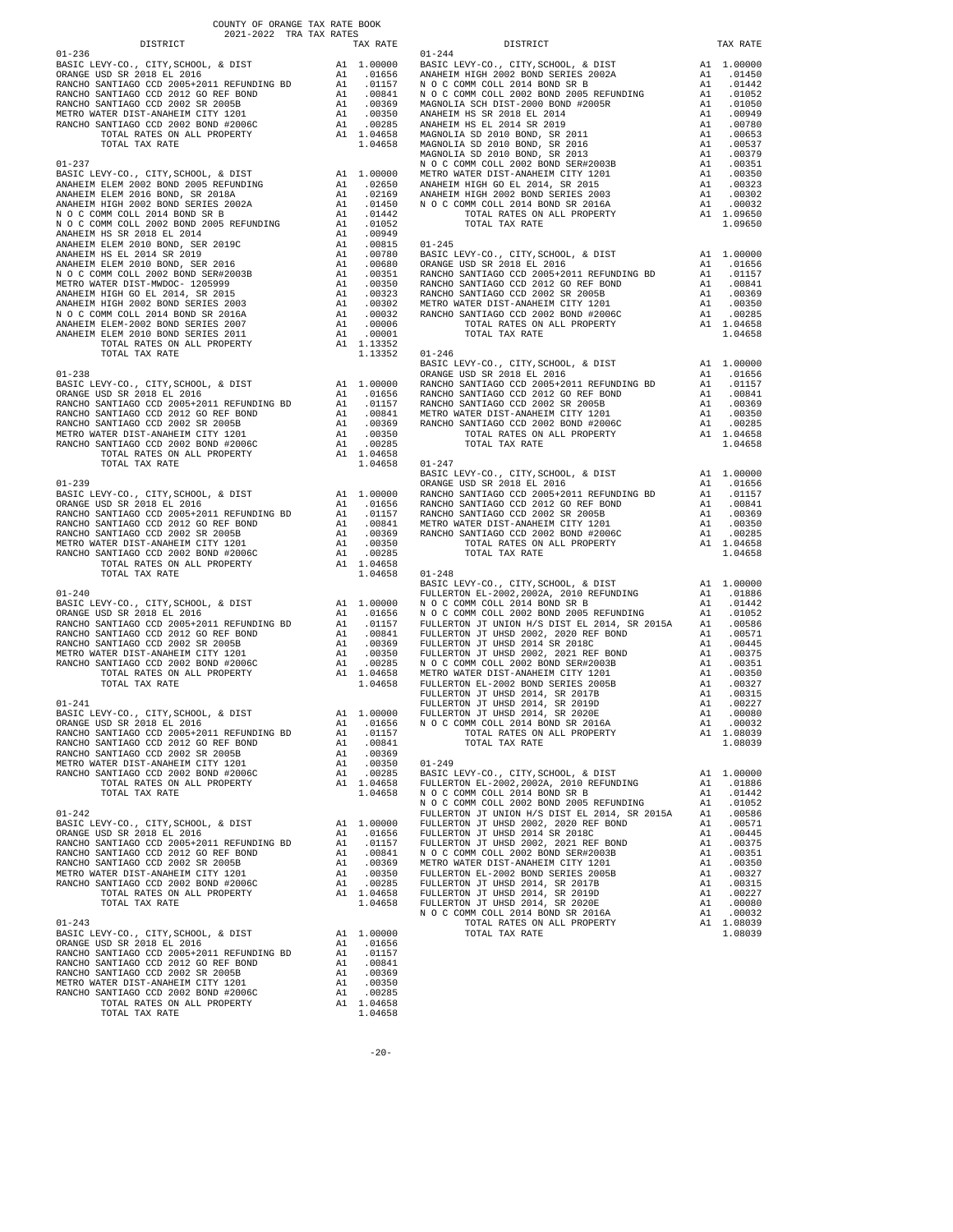COUNTY OF ORANGE TAX RATE BOOK
2021-2022 TRA TAX RATES

| DISTRICT | | TAX RATE |
|---|---|---|
| **01-236** | | |
| BASIC LEVY-CO., CITY,SCHOOL, & DIST | A1 | 1.00000 |
| ORANGE USD SR 2018 EL 2016 | A1 | .01656 |
| RANCHO SANTIAGO CCD 2005+2011 REFUNDING BD | A1 | .01157 |
| RANCHO SANTIAGO CCD 2012 GO REF BOND | A1 | .00841 |
| RANCHO SANTIAGO CCD 2002 SR 2005B | A1 | .00369 |
| METRO WATER DIST-ANAHEIM CITY 1201 | A1 | .00350 |
| RANCHO SANTIAGO CCD 2002 BOND #2006C | A1 | .00285 |
| TOTAL RATES ON ALL PROPERTY | A1 | 1.04658 |
| TOTAL TAX RATE | | 1.04658 |
| **01-237** | | |
| BASIC LEVY-CO., CITY,SCHOOL, & DIST | A1 | 1.00000 |
| ANAHEIM ELEM 2002 BOND 2005 REFUNDING | A1 | .02650 |
| ANAHEIM ELEM 2016 BOND, SR 2018A | A1 | .02169 |
| ANAHEIM HIGH 2002 BOND SERIES 2002A | A1 | .01450 |
| N O C COMM COLL 2014 BOND SR B | A1 | .01442 |
| N O C COMM COLL 2002 BOND 2005 REFUNDING | A1 | .01052 |
| ANAHEIM HS SR 2018 EL 2014 | A1 | .00949 |
| ANAHEIM ELEM 2010 BOND, SER 2019C | A1 | .00815 |
| ANAHEIM HS EL 2014 SR 2019 | A1 | .00780 |
| ANAHEIM ELEM 2010 BOND, SER 2016 | A1 | .00680 |
| N O C COMM COLL 2002 BOND SER#2003B | A1 | .00351 |
| METRO WATER DIST-MWDOC- 1205999 | A1 | .00350 |
| ANAHEIM HIGH GO EL 2014, SR 2015 | A1 | .00323 |
| ANAHEIM HIGH 2002 BOND SERIES 2003 | A1 | .00302 |
| N O C COMM COLL 2014 BOND SR 2016A | A1 | .00032 |
| ANAHEIM ELEM-2002 BOND SERIES 2007 | A1 | .00006 |
| ANAHEIM ELEM 2010 BOND SERIES 2011 | A1 | .00001 |
| TOTAL RATES ON ALL PROPERTY | A1 | 1.13352 |
| TOTAL TAX RATE | | 1.13352 |
| **01-238** | | |
| BASIC LEVY-CO., CITY,SCHOOL, & DIST | A1 | 1.00000 |
| ORANGE USD SR 2018 EL 2016 | A1 | .01656 |
| RANCHO SANTIAGO CCD 2005+2011 REFUNDING BD | A1 | .01157 |
| RANCHO SANTIAGO CCD 2012 GO REF BOND | A1 | .00841 |
| RANCHO SANTIAGO CCD 2002 SR 2005B | A1 | .00369 |
| METRO WATER DIST-ANAHEIM CITY 1201 | A1 | .00350 |
| RANCHO SANTIAGO CCD 2002 BOND #2006C | A1 | .00285 |
| TOTAL RATES ON ALL PROPERTY | A1 | 1.04658 |
| TOTAL TAX RATE | | 1.04658 |
| **01-239** | | |
| BASIC LEVY-CO., CITY,SCHOOL, & DIST | A1 | 1.00000 |
| ORANGE USD SR 2018 EL 2016 | A1 | .01656 |
| RANCHO SANTIAGO CCD 2005+2011 REFUNDING BD | A1 | .01157 |
| RANCHO SANTIAGO CCD 2012 GO REF BOND | A1 | .00841 |
| RANCHO SANTIAGO CCD 2002 SR 2005B | A1 | .00369 |
| METRO WATER DIST-ANAHEIM CITY 1201 | A1 | .00350 |
| RANCHO SANTIAGO CCD 2002 BOND #2006C | A1 | .00285 |
| TOTAL RATES ON ALL PROPERTY | A1 | 1.04658 |
| TOTAL TAX RATE | | 1.04658 |
| **01-240** | | |
| BASIC LEVY-CO., CITY,SCHOOL, & DIST | A1 | 1.00000 |
| ORANGE USD SR 2018 EL 2016 | A1 | .01656 |
| RANCHO SANTIAGO CCD 2005+2011 REFUNDING BD | A1 | .01157 |
| RANCHO SANTIAGO CCD 2012 GO REF BOND | A1 | .00841 |
| RANCHO SANTIAGO CCD 2002 SR 2005B | A1 | .00369 |
| METRO WATER DIST-ANAHEIM CITY 1201 | A1 | .00350 |
| RANCHO SANTIAGO CCD 2002 BOND #2006C | A1 | .00285 |
| TOTAL RATES ON ALL PROPERTY | A1 | 1.04658 |
| TOTAL TAX RATE | | 1.04658 |
| **01-241** | | |
| BASIC LEVY-CO., CITY,SCHOOL, & DIST | A1 | 1.00000 |
| ORANGE USD SR 2018 EL 2016 | A1 | .01656 |
| RANCHO SANTIAGO CCD 2005+2011 REFUNDING BD | A1 | .01157 |
| RANCHO SANTIAGO CCD 2012 GO REF BOND | A1 | .00841 |
| RANCHO SANTIAGO CCD 2002 SR 2005B | A1 | .00369 |
| METRO WATER DIST-ANAHEIM CITY 1201 | A1 | .00350 |
| RANCHO SANTIAGO CCD 2002 BOND #2006C | A1 | .00285 |
| TOTAL RATES ON ALL PROPERTY | A1 | 1.04658 |
| TOTAL TAX RATE | | 1.04658 |
| **01-242** | | |
| BASIC LEVY-CO., CITY,SCHOOL, & DIST | A1 | 1.00000 |
| ORANGE USD SR 2018 EL 2016 | A1 | .01656 |
| RANCHO SANTIAGO CCD 2005+2011 REFUNDING BD | A1 | .01157 |
| RANCHO SANTIAGO CCD 2012 GO REF BOND | A1 | .00841 |
| RANCHO SANTIAGO CCD 2002 SR 2005B | A1 | .00369 |
| METRO WATER DIST-ANAHEIM CITY 1201 | A1 | .00350 |
| RANCHO SANTIAGO CCD 2002 BOND #2006C | A1 | .00285 |
| TOTAL RATES ON ALL PROPERTY | A1 | 1.04658 |
| TOTAL TAX RATE | | 1.04658 |
| **01-243** | | |
| BASIC LEVY-CO., CITY,SCHOOL, & DIST | A1 | 1.00000 |
| ORANGE USD SR 2018 EL 2016 | A1 | .01656 |
| RANCHO SANTIAGO CCD 2005+2011 REFUNDING BD | A1 | .01157 |
| RANCHO SANTIAGO CCD 2012 GO REF BOND | A1 | .00841 |
| RANCHO SANTIAGO CCD 2002 SR 2005B | A1 | .00369 |
| METRO WATER DIST-ANAHEIM CITY 1201 | A1 | .00350 |
| RANCHO SANTIAGO CCD 2002 BOND #2006C | A1 | .00285 |
| TOTAL RATES ON ALL PROPERTY | A1 | 1.04658 |
| TOTAL TAX RATE | | 1.04658 |
| **01-244** | | |
| BASIC LEVY-CO., CITY,SCHOOL, & DIST | A1 | 1.00000 |
| ANAHEIM HIGH 2002 BOND SERIES 2002A | A1 | .01450 |
| N O C COMM COLL 2014 BOND SR B | A1 | .01442 |
| N O C COMM COLL 2002 BOND 2005 REFUNDING | A1 | .01052 |
| MAGNOLIA SCH DIST-2000 BOND #2005R | A1 | .01050 |
| ANAHEIM HS SR 2018 EL 2014 | A1 | .00949 |
| ANAHEIM HS EL 2014 SR 2019 | A1 | .00780 |
| MAGNOLIA SD 2010 BOND, SR 2011 | A1 | .00653 |
| MAGNOLIA SD 2010 BOND, SR 2016 | A1 | .00537 |
| MAGNOLIA SD 2010 BOND, SR 2013 | A1 | .00379 |
| N O C COMM COLL 2002 BOND SER#2003B | A1 | .00351 |
| METRO WATER DIST-ANAHEIM CITY 1201 | A1 | .00350 |
| ANAHEIM HIGH GO EL 2014, SR 2015 | A1 | .00323 |
| ANAHEIM HIGH 2002 BOND SERIES 2003 | A1 | .00302 |
| N O C COMM COLL 2014 BOND SR 2016A | A1 | .00032 |
| TOTAL RATES ON ALL PROPERTY | A1 | 1.09650 |
| TOTAL TAX RATE | | 1.09650 |
| **01-245** | | |
| BASIC LEVY-CO., CITY,SCHOOL, & DIST | A1 | 1.00000 |
| ORANGE USD SR 2018 EL 2016 | A1 | .01656 |
| RANCHO SANTIAGO CCD 2005+2011 REFUNDING BD | A1 | .01157 |
| RANCHO SANTIAGO CCD 2012 GO REF BOND | A1 | .00841 |
| RANCHO SANTIAGO CCD 2002 SR 2005B | A1 | .00369 |
| METRO WATER DIST-ANAHEIM CITY 1201 | A1 | .00350 |
| RANCHO SANTIAGO CCD 2002 BOND #2006C | A1 | .00285 |
| TOTAL RATES ON ALL PROPERTY | A1 | 1.04658 |
| TOTAL TAX RATE | | 1.04658 |
| **01-246** | | |
| BASIC LEVY-CO., CITY,SCHOOL, & DIST | A1 | 1.00000 |
| ORANGE USD SR 2018 EL 2016 | A1 | .01656 |
| RANCHO SANTIAGO CCD 2005+2011 REFUNDING BD | A1 | .01157 |
| RANCHO SANTIAGO CCD 2012 GO REF BOND | A1 | .00841 |
| RANCHO SANTIAGO CCD 2002 SR 2005B | A1 | .00369 |
| METRO WATER DIST-ANAHEIM CITY 1201 | A1 | .00350 |
| RANCHO SANTIAGO CCD 2002 BOND #2006C | A1 | .00285 |
| TOTAL RATES ON ALL PROPERTY | A1 | 1.04658 |
| TOTAL TAX RATE | | 1.04658 |
| **01-247** | | |
| BASIC LEVY-CO., CITY,SCHOOL, & DIST | A1 | 1.00000 |
| ORANGE USD SR 2018 EL 2016 | A1 | .01656 |
| RANCHO SANTIAGO CCD 2005+2011 REFUNDING BD | A1 | .01157 |
| RANCHO SANTIAGO CCD 2012 GO REF BOND | A1 | .00841 |
| RANCHO SANTIAGO CCD 2002 SR 2005B | A1 | .00369 |
| METRO WATER DIST-ANAHEIM CITY 1201 | A1 | .00350 |
| RANCHO SANTIAGO CCD 2002 BOND #2006C | A1 | .00285 |
| TOTAL RATES ON ALL PROPERTY | A1 | 1.04658 |
| TOTAL TAX RATE | | 1.04658 |
| **01-248** | | |
| BASIC LEVY-CO., CITY,SCHOOL, & DIST | A1 | 1.00000 |
| FULLERTON EL-2002,2002A, 2010 REFUNDING | A1 | .01886 |
| N O C COMM COLL 2014 BOND SR B | A1 | .01442 |
| N O C COMM COLL 2002 BOND 2005 REFUNDING | A1 | .01052 |
| FULLERTON JT UNION H/S DIST EL 2014, SR 2015A | A1 | .00586 |
| FULLERTON JT UHSD 2002, 2020 REF BOND | A1 | .00571 |
| FULLERTON JT UHSD 2014 SR 2018C | A1 | .00445 |
| FULLERTON JT UHSD 2002, 2021 REF BOND | A1 | .00375 |
| N O C COMM COLL 2002 BOND SER#2003B | A1 | .00351 |
| METRO WATER DIST-ANAHEIM CITY 1201 | A1 | .00350 |
| FULLERTON EL-2002 BOND SERIES 2005B | A1 | .00327 |
| FULLERTON JT UHSD 2014, SR 2017B | A1 | .00315 |
| FULLERTON JT UHSD 2014, SR 2019D | A1 | .00227 |
| FULLERTON JT UHSD 2014, SR 2020E | A1 | .00080 |
| N O C COMM COLL 2014 BOND SR 2016A | A1 | .00032 |
| TOTAL RATES ON ALL PROPERTY | A1 | 1.08039 |
| TOTAL TAX RATE | | 1.08039 |
| **01-249** | | |
| BASIC LEVY-CO., CITY,SCHOOL, & DIST | A1 | 1.00000 |
| FULLERTON EL-2002,2002A, 2010 REFUNDING | A1 | .01886 |
| N O C COMM COLL 2014 BOND SR B | A1 | .01442 |
| N O C COMM COLL 2002 BOND 2005 REFUNDING | A1 | .01052 |
| FULLERTON JT UNION H/S DIST EL 2014, SR 2015A | A1 | .00586 |
| FULLERTON JT UHSD 2002, 2020 REF BOND | A1 | .00571 |
| FULLERTON JT UHSD 2014 SR 2018C | A1 | .00445 |
| FULLERTON JT UHSD 2002, 2021 REF BOND | A1 | .00375 |
| N O C COMM COLL 2002 BOND SER#2003B | A1 | .00351 |
| METRO WATER DIST-ANAHEIM CITY 1201 | A1 | .00350 |
| FULLERTON EL-2002 BOND SERIES 2005B | A1 | .00327 |
| FULLERTON JT UHSD 2014, SR 2017B | A1 | .00315 |
| FULLERTON JT UHSD 2014, SR 2019D | A1 | .00227 |
| FULLERTON JT UHSD 2014, SR 2020E | A1 | .00080 |
| N O C COMM COLL 2014 BOND SR 2016A | A1 | .00032 |
| TOTAL RATES ON ALL PROPERTY | A1 | 1.08039 |
| TOTAL TAX RATE | | 1.08039 |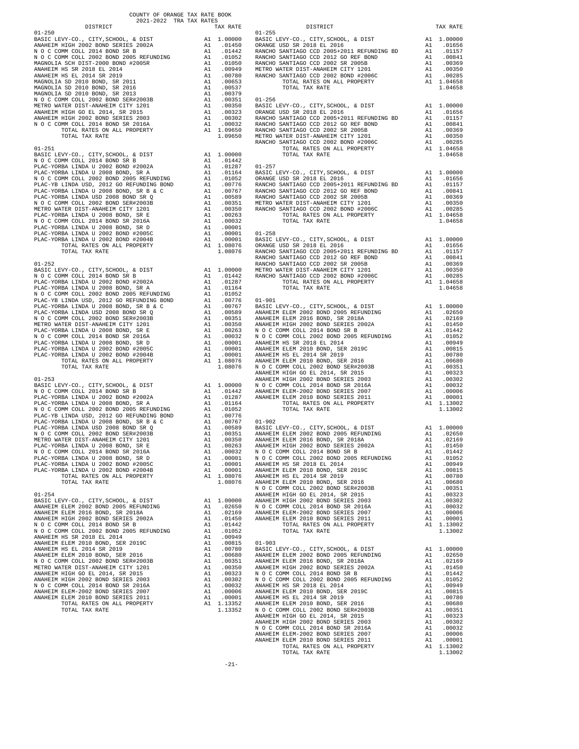COUNTY OF ORANGE TAX RATE BOOK
2021-2022 TRA TAX RATES

| DISTRICT | | TAX RATE |
|---|---|---|
| **01-250** | | |
| BASIC LEVY-CO., CITY,SCHOOL, & DIST | A1 | 1.00000 |
| ANAHEIM HIGH 2002 BOND SERIES 2002A | A1 | .01450 |
| N O C COMM COLL 2014 BOND SR B | A1 | .01442 |
| N O C COMM COLL 2002 BOND 2005 REFUNDING | A1 | .01052 |
| MAGNOLIA SCH DIST-2000 BOND #2005R | A1 | .01050 |
| ANAHEIM HS SR 2018 EL 2014 | A1 | .00949 |
| ANAHEIM HS EL 2014 SR 2019 | A1 | .00780 |
| MAGNOLIA SD 2010 BOND, SR 2011 | A1 | .00653 |
| MAGNOLIA SD 2010 BOND, SR 2016 | A1 | .00537 |
| MAGNOLIA SD 2010 BOND, SR 2013 | A1 | .00379 |
| N O C COMM COLL 2002 BOND SER#2003B | A1 | .00351 |
| METRO WATER DIST-ANAHEIM CITY 1201 | A1 | .00350 |
| ANAHEIM HIGH GO EL 2014, SR 2015 | A1 | .00323 |
| ANAHEIM HIGH 2002 BOND SERIES 2003 | A1 | .00302 |
| N O C COMM COLL 2014 BOND SR 2016A | A1 | .00032 |
| TOTAL RATES ON ALL PROPERTY | A1 | 1.09650 |
| TOTAL TAX RATE | | 1.09650 |
| **01-251** | | |
| BASIC LEVY-CO., CITY,SCHOOL, & DIST | A1 | 1.00000 |
| N O C COMM COLL 2014 BOND SR B | A1 | .01442 |
| PLAC-YORBA LINDA U 2002 BOND #2002A | A1 | .01287 |
| PLAC-YORBA LINDA U 2008 BOND, SR A | A1 | .01164 |
| N O C COMM COLL 2002 BOND 2005 REFUNDING | A1 | .01052 |
| PLAC-YB LINDA USD, 2012 GO REFUNDING BOND | A1 | .00776 |
| PLAC-YORBA LINDA U 2008 BOND, SR B & C | A1 | .00767 |
| PLAC-YORBA LINDA USD 2008 BOND SR Q | A1 | .00589 |
| N O C COMM COLL 2002 BOND SER#2003B | A1 | .00351 |
| METRO WATER DIST-ANAHEIM CITY 1201 | A1 | .00350 |
| PLAC-YORBA LINDA U 2008 BOND, SR E | A1 | .00263 |
| N O C COMM COLL 2014 BOND SR 2016A | A1 | .00032 |
| PLAC-YORBA LINDA U 2008 BOND, SR D | A1 | .00001 |
| PLAC-YORBA LINDA U 2002 BOND #2005C | A1 | .00001 |
| PLAC-YORBA LINDA U 2002 BOND #2004B | A1 | .00001 |
| TOTAL RATES ON ALL PROPERTY | A1 | 1.08076 |
| TOTAL TAX RATE | | 1.08076 |
| **01-252** | | |
| BASIC LEVY-CO., CITY,SCHOOL, & DIST | A1 | 1.00000 |
| N O C COMM COLL 2014 BOND SR B | A1 | .01442 |
| PLAC-YORBA LINDA U 2002 BOND #2002A | A1 | .01287 |
| PLAC-YORBA LINDA U 2008 BOND, SR A | A1 | .01164 |
| N O C COMM COLL 2002 BOND 2005 REFUNDING | A1 | .01052 |
| PLAC-YB LINDA USD, 2012 GO REFUNDING BOND | A1 | .00776 |
| PLAC-YORBA LINDA U 2008 BOND, SR B & C | A1 | .00767 |
| PLAC-YORBA LINDA USD 2008 BOND SR Q | A1 | .00589 |
| N O C COMM COLL 2002 BOND SER#2003B | A1 | .00351 |
| METRO WATER DIST-ANAHEIM CITY 1201 | A1 | .00350 |
| PLAC-YORBA LINDA U 2008 BOND, SR E | A1 | .00263 |
| N O C COMM COLL 2014 BOND SR 2016A | A1 | .00032 |
| PLAC-YORBA LINDA U 2008 BOND, SR D | A1 | .00001 |
| PLAC-YORBA LINDA U 2002 BOND #2005C | A1 | .00001 |
| PLAC-YORBA LINDA U 2002 BOND #2004B | A1 | .00001 |
| TOTAL RATES ON ALL PROPERTY | A1 | 1.08076 |
| TOTAL TAX RATE | | 1.08076 |
| **01-253** | | |
| BASIC LEVY-CO., CITY,SCHOOL, & DIST | A1 | 1.00000 |
| N O C COMM COLL 2014 BOND SR B | A1 | .01442 |
| PLAC-YORBA LINDA U 2002 BOND #2002A | A1 | .01287 |
| PLAC-YORBA LINDA U 2008 BOND, SR A | A1 | .01164 |
| N O C COMM COLL 2002 BOND 2005 REFUNDING | A1 | .01052 |
| PLAC-YB LINDA USD, 2012 GO REFUNDING BOND | A1 | .00776 |
| PLAC-YORBA LINDA U 2008 BOND, SR B & C | A1 | .00767 |
| PLAC-YORBA LINDA USD 2008 BOND SR Q | A1 | .00589 |
| N O C COMM COLL 2002 BOND SER#2003B | A1 | .00351 |
| METRO WATER DIST-ANAHEIM CITY 1201 | A1 | .00350 |
| PLAC-YORBA LINDA U 2008 BOND, SR E | A1 | .00263 |
| N O C COMM COLL 2014 BOND SR 2016A | A1 | .00032 |
| PLAC-YORBA LINDA U 2008 BOND, SR D | A1 | .00001 |
| PLAC-YORBA LINDA U 2002 BOND #2005C | A1 | .00001 |
| PLAC-YORBA LINDA U 2002 BOND #2004B | A1 | .00001 |
| TOTAL RATES ON ALL PROPERTY | A1 | 1.08076 |
| TOTAL TAX RATE | | 1.08076 |
| **01-254** | | |
| BASIC LEVY-CO., CITY,SCHOOL, & DIST | A1 | 1.00000 |
| ANAHEIM ELEM 2002 BOND 2005 REFUNDING | A1 | .02650 |
| ANAHEIM ELEM 2016 BOND, SR 2018A | A1 | .02169 |
| ANAHEIM HIGH 2002 BOND SERIES 2002A | A1 | .01450 |
| N O C COMM COLL 2014 BOND SR B | A1 | .01442 |
| N O C COMM COLL 2002 BOND 2005 REFUNDING | A1 | .01052 |
| ANAHEIM HS SR 2018 EL 2014 | A1 | .00949 |
| ANAHEIM ELEM 2010 BOND, SER 2019C | A1 | .00815 |
| ANAHEIM HS EL 2014 SR 2019 | A1 | .00780 |
| ANAHEIM ELEM 2010 BOND, SER 2016 | A1 | .00680 |
| N O C COMM COLL 2002 BOND SER#2003B | A1 | .00351 |
| METRO WATER DIST-ANAHEIM CITY 1201 | A1 | .00350 |
| ANAHEIM HIGH GO EL 2014, SR 2015 | A1 | .00323 |
| ANAHEIM HIGH 2002 BOND SERIES 2003 | A1 | .00302 |
| N O C COMM COLL 2014 BOND SR 2016A | A1 | .00032 |
| ANAHEIM ELEM-2002 BOND SERIES 2007 | A1 | .00006 |
| ANAHEIM ELEM 2010 BOND SERIES 2011 | A1 | .00001 |
| TOTAL RATES ON ALL PROPERTY | A1 | 1.13352 |
| TOTAL TAX RATE | | 1.13352 |
| **01-255** | | |
| BASIC LEVY-CO., CITY,SCHOOL, & DIST | A1 | 1.00000 |
| ORANGE USD SR 2018 EL 2016 | A1 | .01656 |
| RANCHO SANTIAGO CCD 2005+2011 REFUNDING BD | A1 | .01157 |
| RANCHO SANTIAGO CCD 2012 GO REF BOND | A1 | .00841 |
| RANCHO SANTIAGO CCD 2002 SR 2005B | A1 | .00369 |
| METRO WATER DIST-ANAHEIM CITY 1201 | A1 | .00350 |
| RANCHO SANTIAGO CCD 2002 BOND #2006C | A1 | .00285 |
| TOTAL RATES ON ALL PROPERTY | A1 | 1.04658 |
| TOTAL TAX RATE | | 1.04658 |
| **01-256** | | |
| BASIC LEVY-CO., CITY,SCHOOL, & DIST | A1 | 1.00000 |
| ORANGE USD SR 2018 EL 2016 | A1 | .01656 |
| RANCHO SANTIAGO CCD 2005+2011 REFUNDING BD | A1 | .01157 |
| RANCHO SANTIAGO CCD 2012 GO REF BOND | A1 | .00841 |
| RANCHO SANTIAGO CCD 2002 SR 2005B | A1 | .00369 |
| METRO WATER DIST-ANAHEIM CITY 1201 | A1 | .00350 |
| RANCHO SANTIAGO CCD 2002 BOND #2006C | A1 | .00285 |
| TOTAL RATES ON ALL PROPERTY | A1 | 1.04658 |
| TOTAL TAX RATE | | 1.04658 |
| **01-257** | | |
| BASIC LEVY-CO., CITY,SCHOOL, & DIST | A1 | 1.00000 |
| ORANGE USD SR 2018 EL 2016 | A1 | .01656 |
| RANCHO SANTIAGO CCD 2005+2011 REFUNDING BD | A1 | .01157 |
| RANCHO SANTIAGO CCD 2012 GO REF BOND | A1 | .00841 |
| RANCHO SANTIAGO CCD 2002 SR 2005B | A1 | .00369 |
| METRO WATER DIST-ANAHEIM CITY 1201 | A1 | .00350 |
| RANCHO SANTIAGO CCD 2002 BOND #2006C | A1 | .00285 |
| TOTAL RATES ON ALL PROPERTY | A1 | 1.04658 |
| TOTAL TAX RATE | | 1.04658 |
| **01-258** | | |
| BASIC LEVY-CO., CITY,SCHOOL, & DIST | A1 | 1.00000 |
| ORANGE USD SR 2018 EL 2016 | A1 | .01656 |
| RANCHO SANTIAGO CCD 2005+2011 REFUNDING BD | A1 | .01157 |
| RANCHO SANTIAGO CCD 2012 GO REF BOND | A1 | .00841 |
| RANCHO SANTIAGO CCD 2002 SR 2005B | A1 | .00369 |
| METRO WATER DIST-ANAHEIM CITY 1201 | A1 | .00350 |
| RANCHO SANTIAGO CCD 2002 BOND #2006C | A1 | .00285 |
| TOTAL RATES ON ALL PROPERTY | A1 | 1.04658 |
| TOTAL TAX RATE | | 1.04658 |
| **01-901** | | |
| BASIC LEVY-CO., CITY,SCHOOL, & DIST | A1 | 1.00000 |
| ANAHEIM ELEM 2002 BOND 2005 REFUNDING | A1 | .02650 |
| ANAHEIM ELEM 2016 BOND, SR 2018A | A1 | .02169 |
| ANAHEIM HIGH 2002 BOND SERIES 2002A | A1 | .01450 |
| N O C COMM COLL 2014 BOND SR B | A1 | .01442 |
| N O C COMM COLL 2002 BOND 2005 REFUNDING | A1 | .01052 |
| ANAHEIM HS SR 2018 EL 2014 | A1 | .00949 |
| ANAHEIM ELEM 2010 BOND, SER 2019C | A1 | .00815 |
| ANAHEIM HS EL 2014 SR 2019 | A1 | .00780 |
| ANAHEIM ELEM 2010 BOND, SER 2016 | A1 | .00680 |
| N O C COMM COLL 2002 BOND SER#2003B | A1 | .00351 |
| ANAHEIM HIGH GO EL 2014, SR 2015 | A1 | .00323 |
| ANAHEIM HIGH 2002 BOND SERIES 2003 | A1 | .00302 |
| N O C COMM COLL 2014 BOND SR 2016A | A1 | .00032 |
| ANAHEIM ELEM-2002 BOND SERIES 2007 | A1 | .00006 |
| ANAHEIM ELEM 2010 BOND SERIES 2011 | A1 | .00001 |
| TOTAL RATES ON ALL PROPERTY | A1 | 1.13002 |
| TOTAL TAX RATE | | 1.13002 |
| **01-902** | | |
| BASIC LEVY-CO., CITY,SCHOOL, & DIST | A1 | 1.00000 |
| ANAHEIM ELEM 2002 BOND 2005 REFUNDING | A1 | .02650 |
| ANAHEIM ELEM 2016 BOND, SR 2018A | A1 | .02169 |
| ANAHEIM HIGH 2002 BOND SERIES 2002A | A1 | .01450 |
| N O C COMM COLL 2014 BOND SR B | A1 | .01442 |
| N O C COMM COLL 2002 BOND 2005 REFUNDING | A1 | .01052 |
| ANAHEIM HS SR 2018 EL 2014 | A1 | .00949 |
| ANAHEIM ELEM 2010 BOND, SER 2019C | A1 | .00815 |
| ANAHEIM HS EL 2014 SR 2019 | A1 | .00780 |
| ANAHEIM ELEM 2010 BOND, SER 2016 | A1 | .00680 |
| N O C COMM COLL 2002 BOND SER#2003B | A1 | .00351 |
| ANAHEIM HIGH GO EL 2014, SR 2015 | A1 | .00323 |
| ANAHEIM HIGH 2002 BOND SERIES 2003 | A1 | .00302 |
| N O C COMM COLL 2014 BOND SR 2016A | A1 | .00032 |
| ANAHEIM ELEM-2002 BOND SERIES 2007 | A1 | .00006 |
| ANAHEIM ELEM 2010 BOND SERIES 2011 | A1 | .00001 |
| TOTAL RATES ON ALL PROPERTY | A1 | 1.13002 |
| TOTAL TAX RATE | | 1.13002 |
| **01-903** | | |
| BASIC LEVY-CO., CITY,SCHOOL, & DIST | A1 | 1.00000 |
| ANAHEIM ELEM 2002 BOND 2005 REFUNDING | A1 | .02650 |
| ANAHEIM ELEM 2016 BOND, SR 2018A | A1 | .02169 |
| ANAHEIM HIGH 2002 BOND SERIES 2002A | A1 | .01450 |
| N O C COMM COLL 2014 BOND SR B | A1 | .01442 |
| N O C COMM COLL 2002 BOND 2005 REFUNDING | A1 | .01052 |
| ANAHEIM HS SR 2018 EL 2014 | A1 | .00949 |
| ANAHEIM ELEM 2010 BOND, SER 2019C | A1 | .00815 |
| ANAHEIM HS EL 2014 SR 2019 | A1 | .00780 |
| ANAHEIM ELEM 2010 BOND, SER 2016 | A1 | .00680 |
| N O C COMM COLL 2002 BOND SER#2003B | A1 | .00351 |
| ANAHEIM HIGH GO EL 2014, SR 2015 | A1 | .00323 |
| ANAHEIM HIGH 2002 BOND SERIES 2003 | A1 | .00302 |
| N O C COMM COLL 2014 BOND SR 2016A | A1 | .00032 |
| ANAHEIM ELEM-2002 BOND SERIES 2007 | A1 | .00006 |
| ANAHEIM ELEM 2010 BOND SERIES 2011 | A1 | .00001 |
| TOTAL RATES ON ALL PROPERTY | A1 | 1.13002 |
| TOTAL TAX RATE | | 1.13002 |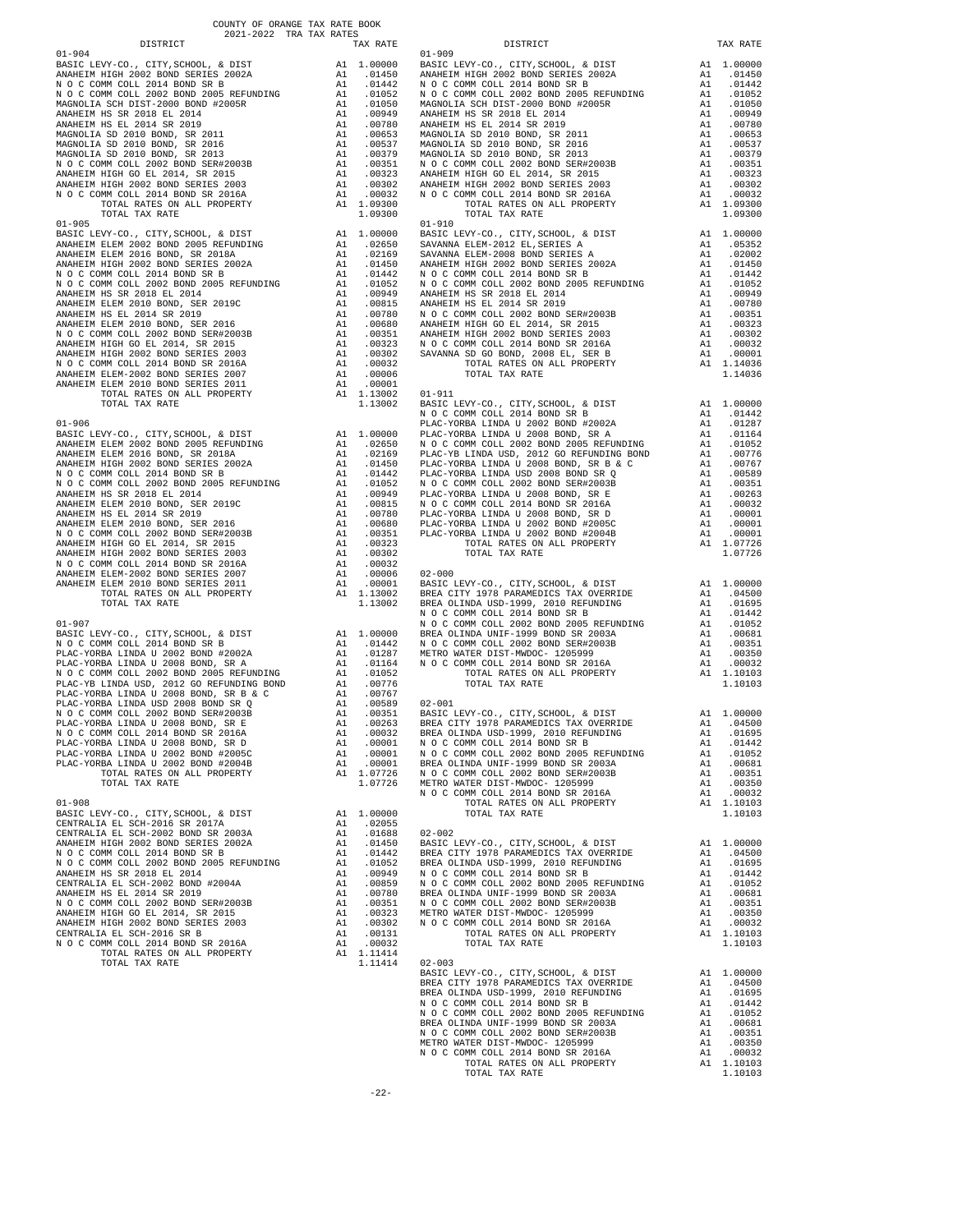COUNTY OF ORANGE TAX RATE BOOK
2021-2022 TRA TAX RATES

| DISTRICT | | TAX RATE |
|---|---|---|
| **01-904** | | |
| BASIC LEVY-CO., CITY,SCHOOL, & DIST | A1 | 1.00000 |
| ANAHEIM HIGH 2002 BOND SERIES 2002A | A1 | .01450 |
| N O C COMM COLL 2014 BOND SR B | A1 | .01442 |
| N O C COMM COLL 2002 BOND 2005 REFUNDING | A1 | .01052 |
| MAGNOLIA SCH DIST-2000 BOND #2005R | A1 | .01050 |
| ANAHEIM HS SR 2018 EL 2014 | A1 | .00949 |
| ANAHEIM HS EL 2014 SR 2019 | A1 | .00780 |
| MAGNOLIA SD 2010 BOND, SR 2011 | A1 | .00653 |
| MAGNOLIA SD 2010 BOND, SR 2016 | A1 | .00537 |
| MAGNOLIA SD 2010 BOND, SR 2013 | A1 | .00379 |
| N O C COMM COLL 2002 BOND SER#2003B | A1 | .00351 |
| ANAHEIM HIGH GO EL 2014, SR 2015 | A1 | .00323 |
| ANAHEIM HIGH 2002 BOND SERIES 2003 | A1 | .00302 |
| N O C COMM COLL 2014 BOND SR 2016A | A1 | .00032 |
| TOTAL RATES ON ALL PROPERTY | A1 | 1.09300 |
| TOTAL TAX RATE | | 1.09300 |
| **01-905** | | |
| BASIC LEVY-CO., CITY,SCHOOL, & DIST | A1 | 1.00000 |
| ANAHEIM ELEM 2002 BOND 2005 REFUNDING | A1 | .02650 |
| ANAHEIM ELEM 2016 BOND, SR 2018A | A1 | .02169 |
| ANAHEIM HIGH 2002 BOND SERIES 2002A | A1 | .01450 |
| N O C COMM COLL 2014 BOND SR B | A1 | .01442 |
| N O C COMM COLL 2002 BOND 2005 REFUNDING | A1 | .01052 |
| ANAHEIM HS SR 2018 EL 2014 | A1 | .00949 |
| ANAHEIM ELEM 2010 BOND, SER 2019C | A1 | .00815 |
| ANAHEIM HS EL 2014 SR 2019 | A1 | .00780 |
| ANAHEIM ELEM 2010 BOND, SER 2016 | A1 | .00680 |
| N O C COMM COLL 2002 BOND SER#2003B | A1 | .00351 |
| ANAHEIM HIGH GO EL 2014, SR 2015 | A1 | .00323 |
| ANAHEIM HIGH 2002 BOND SERIES 2003 | A1 | .00302 |
| N O C COMM COLL 2014 BOND SR 2016A | A1 | .00032 |
| ANAHEIM ELEM-2002 BOND SERIES 2007 | A1 | .00006 |
| ANAHEIM ELEM 2010 BOND SERIES 2011 | A1 | .00001 |
| TOTAL RATES ON ALL PROPERTY | A1 | 1.13002 |
| TOTAL TAX RATE | | 1.13002 |
| **01-906** | | |
| BASIC LEVY-CO., CITY,SCHOOL, & DIST | A1 | 1.00000 |
| ANAHEIM ELEM 2002 BOND 2005 REFUNDING | A1 | .02650 |
| ANAHEIM ELEM 2016 BOND, SR 2018A | A1 | .02169 |
| ANAHEIM HIGH 2002 BOND SERIES 2002A | A1 | .01450 |
| N O C COMM COLL 2014 BOND SR B | A1 | .01442 |
| N O C COMM COLL 2002 BOND 2005 REFUNDING | A1 | .01052 |
| ANAHEIM HS SR 2018 EL 2014 | A1 | .00949 |
| ANAHEIM ELEM 2010 BOND, SER 2019C | A1 | .00815 |
| ANAHEIM HS EL 2014 SR 2019 | A1 | .00780 |
| ANAHEIM ELEM 2010 BOND, SER 2016 | A1 | .00680 |
| N O C COMM COLL 2002 BOND SER#2003B | A1 | .00351 |
| ANAHEIM HIGH GO EL 2014, SR 2015 | A1 | .00323 |
| ANAHEIM HIGH 2002 BOND SERIES 2003 | A1 | .00302 |
| N O C COMM COLL 2014 BOND SR 2016A | A1 | .00032 |
| ANAHEIM ELEM-2002 BOND SERIES 2007 | A1 | .00006 |
| ANAHEIM ELEM 2010 BOND SERIES 2011 | A1 | .00001 |
| TOTAL RATES ON ALL PROPERTY | A1 | 1.13002 |
| TOTAL TAX RATE | | 1.13002 |
| **01-907** | | |
| BASIC LEVY-CO., CITY,SCHOOL, & DIST | A1 | 1.00000 |
| N O C COMM COLL 2014 BOND SR B | A1 | .01442 |
| PLAC-YORBA LINDA U 2002 BOND #2002A | A1 | .01287 |
| PLAC-YORBA LINDA U 2008 BOND, SR A | A1 | .01164 |
| N O C COMM COLL 2002 BOND 2005 REFUNDING | A1 | .01052 |
| PLAC-YB LINDA USD, 2012 GO REFUNDING BOND | A1 | .00776 |
| PLAC-YORBA LINDA U 2008 BOND, SR B & C | A1 | .00767 |
| PLAC-YORBA LINDA USD 2008 BOND SR Q | A1 | .00589 |
| N O C COMM COLL 2002 BOND SER#2003B | A1 | .00351 |
| PLAC-YORBA LINDA U 2008 BOND, SR E | A1 | .00263 |
| N O C COMM COLL 2014 BOND SR 2016A | A1 | .00032 |
| PLAC-YORBA LINDA U 2008 BOND, SR D | A1 | .00001 |
| PLAC-YORBA LINDA U 2002 BOND #2005C | A1 | .00001 |
| PLAC-YORBA LINDA U 2002 BOND #2004B | A1 | .00001 |
| TOTAL RATES ON ALL PROPERTY | A1 | 1.07726 |
| TOTAL TAX RATE | | 1.07726 |
| **01-908** | | |
| BASIC LEVY-CO., CITY,SCHOOL, & DIST | A1 | 1.00000 |
| CENTRALIA EL SCH-2016 SR 2017A | A1 | .02055 |
| CENTRALIA EL SCH-2002 BOND SR 2003A | A1 | .01688 |
| ANAHEIM HIGH 2002 BOND SERIES 2002A | A1 | .01450 |
| N O C COMM COLL 2014 BOND SR B | A1 | .01442 |
| N O C COMM COLL 2002 BOND 2005 REFUNDING | A1 | .01052 |
| ANAHEIM HS SR 2018 EL 2014 | A1 | .00949 |
| CENTRALIA EL SCH-2002 BOND #2004A | A1 | .00859 |
| ANAHEIM HS EL 2014 SR 2019 | A1 | .00780 |
| N O C COMM COLL 2002 BOND SER#2003B | A1 | .00351 |
| ANAHEIM HIGH GO EL 2014, SR 2015 | A1 | .00323 |
| ANAHEIM HIGH 2002 BOND SERIES 2003 | A1 | .00302 |
| CENTRALIA EL SCH-2016 SR B | A1 | .00131 |
| N O C COMM COLL 2014 BOND SR 2016A | A1 | .00032 |
| TOTAL RATES ON ALL PROPERTY | A1 | 1.11414 |
| TOTAL TAX RATE | | 1.11414 |
| **01-909** | | |
| BASIC LEVY-CO., CITY,SCHOOL, & DIST | A1 | 1.00000 |
| ANAHEIM HIGH 2002 BOND SERIES 2002A | A1 | .01450 |
| N O C COMM COLL 2014 BOND SR B | A1 | .01442 |
| N O C COMM COLL 2002 BOND 2005 REFUNDING | A1 | .01052 |
| MAGNOLIA SCH DIST-2000 BOND #2005R | A1 | .01050 |
| ANAHEIM HS SR 2018 EL 2014 | A1 | .00949 |
| ANAHEIM HS EL 2014 SR 2019 | A1 | .00780 |
| MAGNOLIA SD 2010 BOND, SR 2011 | A1 | .00653 |
| MAGNOLIA SD 2010 BOND, SR 2016 | A1 | .00537 |
| MAGNOLIA SD 2010 BOND, SR 2013 | A1 | .00379 |
| N O C COMM COLL 2002 BOND SER#2003B | A1 | .00351 |
| ANAHEIM HIGH GO EL 2014, SR 2015 | A1 | .00323 |
| ANAHEIM HIGH 2002 BOND SERIES 2003 | A1 | .00302 |
| N O C COMM COLL 2014 BOND SR 2016A | A1 | .00032 |
| TOTAL RATES ON ALL PROPERTY | A1 | 1.09300 |
| TOTAL TAX RATE | | 1.09300 |
| **01-910** | | |
| BASIC LEVY-CO., CITY,SCHOOL, & DIST | A1 | 1.00000 |
| SAVANNA ELEM-2012 EL,SERIES A | A1 | .05352 |
| SAVANNA ELEM-2008 BOND SERIES A | A1 | .02002 |
| ANAHEIM HIGH 2002 BOND SERIES 2002A | A1 | .01450 |
| N O C COMM COLL 2014 BOND SR B | A1 | .01442 |
| N O C COMM COLL 2002 BOND 2005 REFUNDING | A1 | .01052 |
| ANAHEIM HS SR 2018 EL 2014 | A1 | .00949 |
| ANAHEIM HS EL 2014 SR 2019 | A1 | .00780 |
| N O C COMM COLL 2002 BOND SER#2003B | A1 | .00351 |
| ANAHEIM HIGH GO EL 2014, SR 2015 | A1 | .00323 |
| ANAHEIM HIGH 2002 BOND SERIES 2003 | A1 | .00302 |
| N O C COMM COLL 2014 BOND SR 2016A | A1 | .00032 |
| SAVANNA SD GO BOND, 2008 EL, SER B | A1 | .00001 |
| TOTAL RATES ON ALL PROPERTY | A1 | 1.14036 |
| TOTAL TAX RATE | | 1.14036 |
| **01-911** | | |
| BASIC LEVY-CO., CITY,SCHOOL, & DIST | A1 | 1.00000 |
| N O C COMM COLL 2014 BOND SR B | A1 | .01442 |
| PLAC-YORBA LINDA U 2002 BOND #2002A | A1 | .01287 |
| PLAC-YORBA LINDA U 2008 BOND, SR A | A1 | .01164 |
| N O C COMM COLL 2002 BOND 2005 REFUNDING | A1 | .01052 |
| PLAC-YB LINDA USD, 2012 GO REFUNDING BOND | A1 | .00776 |
| PLAC-YORBA LINDA U 2008 BOND, SR B & C | A1 | .00767 |
| PLAC-YORBA LINDA USD 2008 BOND SR Q | A1 | .00589 |
| N O C COMM COLL 2002 BOND SER#2003B | A1 | .00351 |
| PLAC-YORBA LINDA U 2008 BOND, SR E | A1 | .00263 |
| N O C COMM COLL 2014 BOND SR 2016A | A1 | .00032 |
| PLAC-YORBA LINDA U 2008 BOND, SR D | A1 | .00001 |
| PLAC-YORBA LINDA U 2002 BOND #2005C | A1 | .00001 |
| PLAC-YORBA LINDA U 2002 BOND #2004B | A1 | .00001 |
| TOTAL RATES ON ALL PROPERTY | A1 | 1.07726 |
| TOTAL TAX RATE | | 1.07726 |
| **02-000** | | |
| BASIC LEVY-CO., CITY,SCHOOL, & DIST | A1 | 1.00000 |
| BREA CITY 1978 PARAMEDICS TAX OVERRIDE | A1 | .04500 |
| BREA OLINDA USD-1999, 2010 REFUNDING | A1 | .01695 |
| N O C COMM COLL 2014 BOND SR B | A1 | .01442 |
| N O C COMM COLL 2002 BOND 2005 REFUNDING | A1 | .01052 |
| BREA OLINDA UNIF-1999 BOND SR 2003A | A1 | .00681 |
| N O C COMM COLL 2002 BOND SER#2003B | A1 | .00351 |
| METRO WATER DIST-MWDOC- 1205999 | A1 | .00350 |
| N O C COMM COLL 2014 BOND SR 2016A | A1 | .00032 |
| TOTAL RATES ON ALL PROPERTY | A1 | 1.10103 |
| TOTAL TAX RATE | | 1.10103 |
| **02-001** | | |
| BASIC LEVY-CO., CITY,SCHOOL, & DIST | A1 | 1.00000 |
| BREA CITY 1978 PARAMEDICS TAX OVERRIDE | A1 | .04500 |
| BREA OLINDA USD-1999, 2010 REFUNDING | A1 | .01695 |
| N O C COMM COLL 2014 BOND SR B | A1 | .01442 |
| N O C COMM COLL 2002 BOND 2005 REFUNDING | A1 | .01052 |
| BREA OLINDA UNIF-1999 BOND SR 2003A | A1 | .00681 |
| N O C COMM COLL 2002 BOND SER#2003B | A1 | .00351 |
| METRO WATER DIST-MWDOC- 1205999 | A1 | .00350 |
| N O C COMM COLL 2014 BOND SR 2016A | A1 | .00032 |
| TOTAL RATES ON ALL PROPERTY | A1 | 1.10103 |
| TOTAL TAX RATE | | 1.10103 |
| **02-002** | | |
| BASIC LEVY-CO., CITY,SCHOOL, & DIST | A1 | 1.00000 |
| BREA CITY 1978 PARAMEDICS TAX OVERRIDE | A1 | .04500 |
| BREA OLINDA USD-1999, 2010 REFUNDING | A1 | .01695 |
| N O C COMM COLL 2014 BOND SR B | A1 | .01442 |
| N O C COMM COLL 2002 BOND 2005 REFUNDING | A1 | .01052 |
| BREA OLINDA UNIF-1999 BOND SR 2003A | A1 | .00681 |
| N O C COMM COLL 2002 BOND SER#2003B | A1 | .00351 |
| METRO WATER DIST-MWDOC- 1205999 | A1 | .00350 |
| N O C COMM COLL 2014 BOND SR 2016A | A1 | .00032 |
| TOTAL RATES ON ALL PROPERTY | A1 | 1.10103 |
| TOTAL TAX RATE | | 1.10103 |
| **02-003** | | |
| BASIC LEVY-CO., CITY,SCHOOL, & DIST | A1 | 1.00000 |
| BREA CITY 1978 PARAMEDICS TAX OVERRIDE | A1 | .04500 |
| BREA OLINDA USD-1999, 2010 REFUNDING | A1 | .01695 |
| N O C COMM COLL 2014 BOND SR B | A1 | .01442 |
| N O C COMM COLL 2002 BOND 2005 REFUNDING | A1 | .01052 |
| BREA OLINDA UNIF-1999 BOND SR 2003A | A1 | .00681 |
| N O C COMM COLL 2002 BOND SER#2003B | A1 | .00351 |
| METRO WATER DIST-MWDOC- 1205999 | A1 | .00350 |
| N O C COMM COLL 2014 BOND SR 2016A | A1 | .00032 |
| TOTAL RATES ON ALL PROPERTY | A1 | 1.10103 |
| TOTAL TAX RATE | | 1.10103 |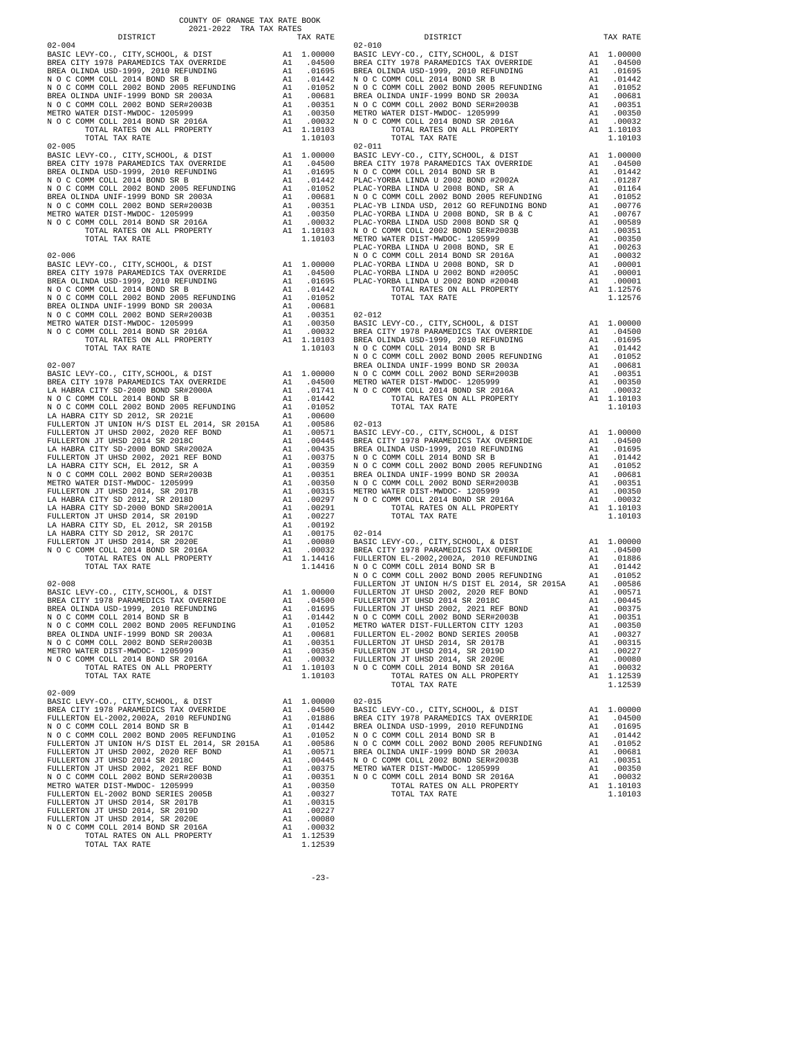COUNTY OF ORANGE TAX RATE BOOK
2021-2022 TRA TAX RATES

| DISTRICT | | TAX RATE |
|---|---|---|
| **02-004** | | |
| BASIC LEVY-CO., CITY,SCHOOL, & DIST | A1 | 1.00000 |
| BREA CITY 1978 PARAMEDICS TAX OVERRIDE | A1 | .04500 |
| BREA OLINDA USD-1999, 2010 REFUNDING | A1 | .01695 |
| N O C COMM COLL 2014 BOND SR B | A1 | .01442 |
| N O C COMM COLL 2002 BOND 2005 REFUNDING | A1 | .01052 |
| BREA OLINDA UNIF-1999 BOND SR 2003A | A1 | .00681 |
| N O C COMM COLL 2002 BOND SER#2003B | A1 | .00351 |
| METRO WATER DIST-MWDOC- 1205999 | A1 | .00350 |
| N O C COMM COLL 2014 BOND SR 2016A | A1 | .00032 |
| TOTAL RATES ON ALL PROPERTY | A1 | 1.10103 |
| TOTAL TAX RATE | | 1.10103 |
| **02-005** | | |
| BASIC LEVY-CO., CITY,SCHOOL, & DIST | A1 | 1.00000 |
| BREA CITY 1978 PARAMEDICS TAX OVERRIDE | A1 | .04500 |
| BREA OLINDA USD-1999, 2010 REFUNDING | A1 | .01695 |
| N O C COMM COLL 2014 BOND SR B | A1 | .01442 |
| N O C COMM COLL 2002 BOND 2005 REFUNDING | A1 | .01052 |
| BREA OLINDA UNIF-1999 BOND SR 2003A | A1 | .00681 |
| N O C COMM COLL 2002 BOND SER#2003B | A1 | .00351 |
| METRO WATER DIST-MWDOC- 1205999 | A1 | .00350 |
| N O C COMM COLL 2014 BOND SR 2016A | A1 | .00032 |
| TOTAL RATES ON ALL PROPERTY | A1 | 1.10103 |
| TOTAL TAX RATE | | 1.10103 |
| **02-006** | | |
| BASIC LEVY-CO., CITY,SCHOOL, & DIST | A1 | 1.00000 |
| BREA CITY 1978 PARAMEDICS TAX OVERRIDE | A1 | .04500 |
| BREA OLINDA USD-1999, 2010 REFUNDING | A1 | .01695 |
| N O C COMM COLL 2014 BOND SR B | A1 | .01442 |
| N O C COMM COLL 2002 BOND 2005 REFUNDING | A1 | .01052 |
| BREA OLINDA UNIF-1999 BOND SR 2003A | A1 | .00681 |
| N O C COMM COLL 2002 BOND SER#2003B | A1 | .00351 |
| METRO WATER DIST-MWDOC- 1205999 | A1 | .00350 |
| N O C COMM COLL 2014 BOND SR 2016A | A1 | .00032 |
| TOTAL RATES ON ALL PROPERTY | A1 | 1.10103 |
| TOTAL TAX RATE | | 1.10103 |
| **02-007** | | |
| BASIC LEVY-CO., CITY,SCHOOL, & DIST | A1 | 1.00000 |
| BREA CITY 1978 PARAMEDICS TAX OVERRIDE | A1 | .04500 |
| LA HABRA CITY SD-2000 BOND SR#2000A | A1 | .01741 |
| N O C COMM COLL 2014 BOND SR B | A1 | .01442 |
| N O C COMM COLL 2002 BOND 2005 REFUNDING | A1 | .01052 |
| LA HABRA CITY SD 2012, SR 2021E | A1 | .00600 |
| FULLERTON JT UNION H/S DIST EL 2014, SR 2015A | A1 | .00586 |
| FULLERTON JT UHSD 2002, 2020 REF BOND | A1 | .00571 |
| FULLERTON JT UHSD 2014 SR 2018C | A1 | .00445 |
| LA HABRA CITY SD-2000 BOND SR#2002A | A1 | .00435 |
| FULLERTON JT UHSD 2002, 2021 REF BOND | A1 | .00375 |
| LA HABRA CITY SCH, EL 2012, SR A | A1 | .00359 |
| N O C COMM COLL 2002 BOND SER#2003B | A1 | .00351 |
| METRO WATER DIST-MWDOC- 1205999 | A1 | .00350 |
| FULLERTON JT UHSD 2014, SR 2017B | A1 | .00315 |
| LA HABRA CITY SD 2012, SR 2018D | A1 | .00297 |
| LA HABRA CITY SD-2000 BOND SR#2001A | A1 | .00291 |
| FULLERTON JT UHSD 2014, SR 2019D | A1 | .00227 |
| LA HABRA CITY SD, EL 2012, SR 2015B | A1 | .00192 |
| LA HABRA CITY SD 2012, SR 2017C | A1 | .00175 |
| FULLERTON JT UHSD 2014, SR 2020E | A1 | .00080 |
| N O C COMM COLL 2014 BOND SR 2016A | A1 | .00032 |
| TOTAL RATES ON ALL PROPERTY | A1 | 1.14416 |
| TOTAL TAX RATE | | 1.14416 |
| **02-008** | | |
| BASIC LEVY-CO., CITY,SCHOOL, & DIST | A1 | 1.00000 |
| BREA CITY 1978 PARAMEDICS TAX OVERRIDE | A1 | .04500 |
| BREA OLINDA USD-1999, 2010 REFUNDING | A1 | .01695 |
| N O C COMM COLL 2014 BOND SR B | A1 | .01442 |
| N O C COMM COLL 2002 BOND 2005 REFUNDING | A1 | .01052 |
| BREA OLINDA UNIF-1999 BOND SR 2003A | A1 | .00681 |
| N O C COMM COLL 2002 BOND SER#2003B | A1 | .00351 |
| METRO WATER DIST-MWDOC- 1205999 | A1 | .00350 |
| N O C COMM COLL 2014 BOND SR 2016A | A1 | .00032 |
| TOTAL RATES ON ALL PROPERTY | A1 | 1.10103 |
| TOTAL TAX RATE | | 1.10103 |
| **02-009** | | |
| BASIC LEVY-CO., CITY,SCHOOL, & DIST | A1 | 1.00000 |
| BREA CITY 1978 PARAMEDICS TAX OVERRIDE | A1 | .04500 |
| FULLERTON EL-2002,2002A, 2010 REFUNDING | A1 | .01886 |
| N O C COMM COLL 2014 BOND SR B | A1 | .01442 |
| N O C COMM COLL 2002 BOND 2005 REFUNDING | A1 | .01052 |
| FULLERTON JT UNION H/S DIST EL 2014, SR 2015A | A1 | .00586 |
| FULLERTON JT UHSD 2002, 2020 REF BOND | A1 | .00571 |
| FULLERTON JT UHSD 2014 SR 2018C | A1 | .00445 |
| FULLERTON JT UHSD 2002, 2021 REF BOND | A1 | .00375 |
| N O C COMM COLL 2002 BOND SER#2003B | A1 | .00351 |
| METRO WATER DIST-MWDOC- 1205999 | A1 | .00350 |
| FULLERTON EL-2002 BOND SERIES 2005B | A1 | .00327 |
| FULLERTON JT UHSD 2014, SR 2017B | A1 | .00315 |
| FULLERTON JT UHSD 2014, SR 2019D | A1 | .00227 |
| FULLERTON JT UHSD 2014, SR 2020E | A1 | .00080 |
| N O C COMM COLL 2014 BOND SR 2016A | A1 | .00032 |
| TOTAL RATES ON ALL PROPERTY | A1 | 1.12539 |
| TOTAL TAX RATE | | 1.12539 |
| **02-010** | | |
| BASIC LEVY-CO., CITY,SCHOOL, & DIST | A1 | 1.00000 |
| BREA CITY 1978 PARAMEDICS TAX OVERRIDE | A1 | .04500 |
| BREA OLINDA USD-1999, 2010 REFUNDING | A1 | .01695 |
| N O C COMM COLL 2014 BOND SR B | A1 | .01442 |
| N O C COMM COLL 2002 BOND 2005 REFUNDING | A1 | .01052 |
| BREA OLINDA UNIF-1999 BOND SR 2003A | A1 | .00681 |
| N O C COMM COLL 2002 BOND SER#2003B | A1 | .00351 |
| METRO WATER DIST-MWDOC- 1205999 | A1 | .00350 |
| N O C COMM COLL 2014 BOND SR 2016A | A1 | .00032 |
| TOTAL RATES ON ALL PROPERTY | A1 | 1.10103 |
| TOTAL TAX RATE | | 1.10103 |
| **02-011** | | |
| BASIC LEVY-CO., CITY,SCHOOL, & DIST | A1 | 1.00000 |
| BREA CITY 1978 PARAMEDICS TAX OVERRIDE | A1 | .04500 |
| N O C COMM COLL 2014 BOND SR B | A1 | .01442 |
| PLAC-YORBA LINDA U 2002 BOND #2002A | A1 | .01287 |
| PLAC-YORBA LINDA U 2008 BOND, SR A | A1 | .01164 |
| N O C COMM COLL 2002 BOND 2005 REFUNDING | A1 | .01052 |
| PLAC-YB LINDA USD, 2012 GO REFUNDING BOND | A1 | .00776 |
| PLAC-YORBA LINDA USD 2008 BOND, SR B & C | A1 | .00767 |
| PLAC-YORBA LINDA USD 2008 BOND SR Q | A1 | .00589 |
| N O C COMM COLL 2002 BOND SER#2003B | A1 | .00351 |
| METRO WATER DIST-MWDOC- 1205999 | A1 | .00350 |
| PLAC-YORBA LINDA U 2008 BOND, SR E | A1 | .00263 |
| N O C COMM COLL 2014 BOND SR 2016A | A1 | .00032 |
| PLAC-YORBA LINDA U 2008 BOND, SR D | A1 | .00001 |
| PLAC-YORBA LINDA U 2002 BOND #2005C | A1 | .00001 |
| PLAC-YORBA LINDA U 2002 BOND #2004B | A1 | .00001 |
| TOTAL RATES ON ALL PROPERTY | A1 | 1.12576 |
| TOTAL TAX RATE | | 1.12576 |
| **02-012** | | |
| BASIC LEVY-CO., CITY,SCHOOL, & DIST | A1 | 1.00000 |
| BREA CITY 1978 PARAMEDICS TAX OVERRIDE | A1 | .04500 |
| BREA OLINDA USD-1999, 2010 REFUNDING | A1 | .01695 |
| N O C COMM COLL 2014 BOND SR B | A1 | .01442 |
| N O C COMM COLL 2002 BOND 2005 REFUNDING | A1 | .01052 |
| BREA OLINDA UNIF-1999 BOND SR 2003A | A1 | .00681 |
| N O C COMM COLL 2002 BOND SER#2003B | A1 | .00351 |
| METRO WATER DIST-MWDOC- 1205999 | A1 | .00350 |
| N O C COMM COLL 2014 BOND SR 2016A | A1 | .00032 |
| TOTAL RATES ON ALL PROPERTY | A1 | 1.10103 |
| TOTAL TAX RATE | | 1.10103 |
| **02-013** | | |
| BASIC LEVY-CO., CITY,SCHOOL, & DIST | A1 | 1.00000 |
| BREA CITY 1978 PARAMEDICS TAX OVERRIDE | A1 | .04500 |
| BREA OLINDA USD-1999, 2010 REFUNDING | A1 | .01695 |
| N O C COMM COLL 2014 BOND SR B | A1 | .01442 |
| N O C COMM COLL 2002 BOND 2005 REFUNDING | A1 | .01052 |
| BREA OLINDA UNIF-1999 BOND SR 2003A | A1 | .00681 |
| N O C COMM COLL 2002 BOND SER#2003B | A1 | .00351 |
| METRO WATER DIST-MWDOC- 1205999 | A1 | .00350 |
| N O C COMM COLL 2014 BOND SR 2016A | A1 | .00032 |
| TOTAL RATES ON ALL PROPERTY | A1 | 1.10103 |
| TOTAL TAX RATE | | 1.10103 |
| **02-014** | | |
| BASIC LEVY-CO., CITY,SCHOOL, & DIST | A1 | 1.00000 |
| BREA CITY 1978 PARAMEDICS TAX OVERRIDE | A1 | .04500 |
| FULLERTON EL-2002,2002A, 2010 REFUNDING | A1 | .01886 |
| N O C COMM COLL 2014 BOND SR B | A1 | .01442 |
| N O C COMM COLL 2002 BOND 2005 REFUNDING | A1 | .01052 |
| FULLERTON JT UNION H/S DIST EL 2014, SR 2015A | A1 | .00586 |
| FULLERTON JT UHSD 2002, 2020 REF BOND | A1 | .00571 |
| FULLERTON JT UHSD 2014 SR 2018C | A1 | .00445 |
| FULLERTON JT UHSD 2002, 2021 REF BOND | A1 | .00375 |
| N O C COMM COLL 2002 BOND SER#2003B | A1 | .00351 |
| METRO WATER DIST-FULLERTON CITY 1203 | A1 | .00350 |
| FULLERTON EL-2002 BOND SERIES 2005B | A1 | .00327 |
| FULLERTON JT UHSD 2014, SR 2017B | A1 | .00315 |
| FULLERTON JT UHSD 2014, SR 2019D | A1 | .00227 |
| FULLERTON JT UHSD 2014, SR 2020E | A1 | .00080 |
| N O C COMM COLL 2014 BOND SR 2016A | A1 | .00032 |
| TOTAL RATES ON ALL PROPERTY | A1 | 1.12539 |
| TOTAL TAX RATE | | 1.12539 |
| **02-015** | | |
| BASIC LEVY-CO., CITY,SCHOOL, & DIST | A1 | 1.00000 |
| BREA CITY 1978 PARAMEDICS TAX OVERRIDE | A1 | .04500 |
| BREA OLINDA USD-1999, 2010 REFUNDING | A1 | .01695 |
| N O C COMM COLL 2014 BOND SR B | A1 | .01442 |
| N O C COMM COLL 2002 BOND 2005 REFUNDING | A1 | .01052 |
| BREA OLINDA UNIF-1999 BOND SR 2003A | A1 | .00681 |
| N O C COMM COLL 2002 BOND SER#2003B | A1 | .00351 |
| METRO WATER DIST-MWDOC- 1205999 | A1 | .00350 |
| N O C COMM COLL 2014 BOND SR 2016A | A1 | .00032 |
| TOTAL RATES ON ALL PROPERTY | A1 | 1.10103 |
| TOTAL TAX RATE | | 1.10103 |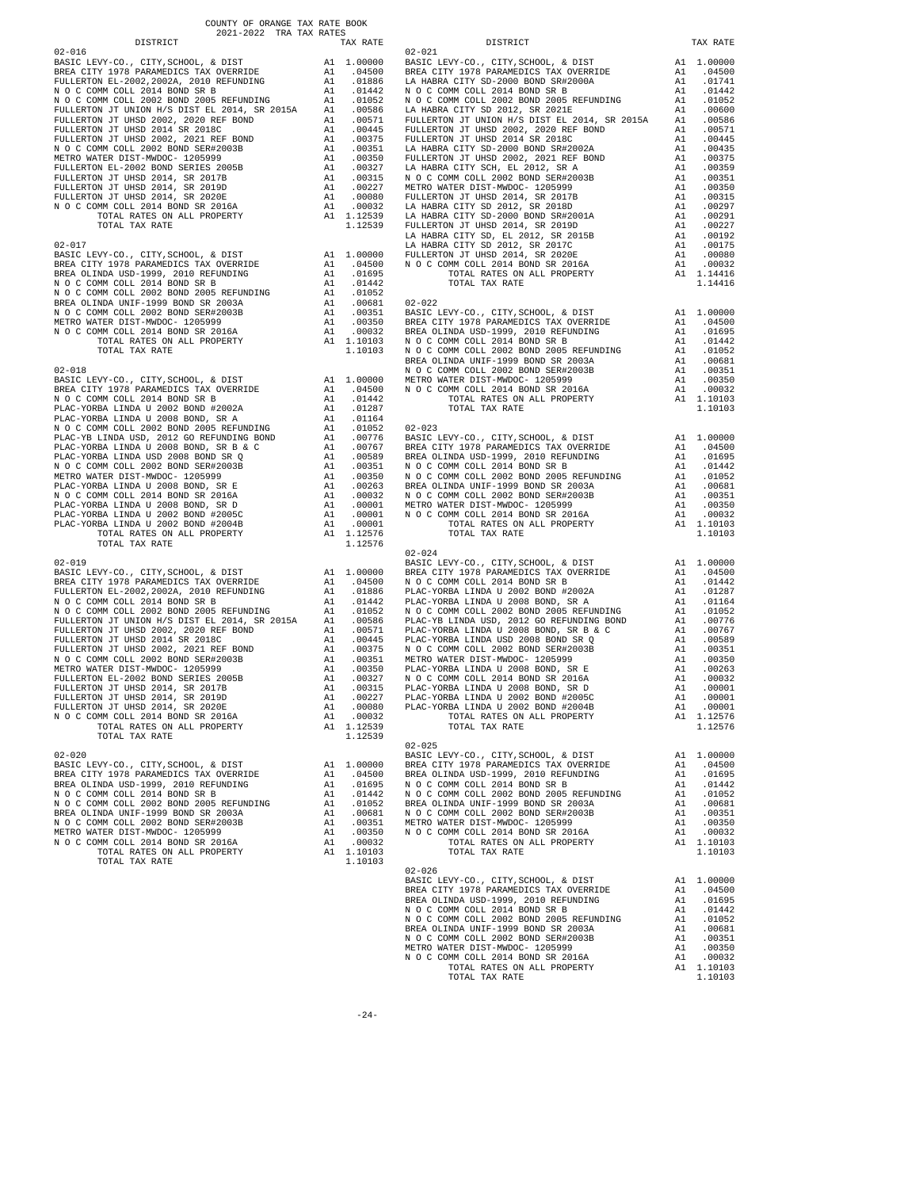COUNTY OF ORANGE TAX RATE BOOK
2021-2022 TRA TAX RATES

| DISTRICT | | TAX RATE |
|---|---|---|
| **02-016** | | |
| BASIC LEVY-CO., CITY,SCHOOL, & DIST | A1 | 1.00000 |
| BREA CITY 1978 PARAMEDICS TAX OVERRIDE | A1 | .04500 |
| FULLERTON EL-2002,2002A, 2010 REFUNDING | A1 | .01886 |
| N O C COMM COLL 2014 BOND SR B | A1 | .01442 |
| N O C COMM COLL 2002 BOND 2005 REFUNDING | A1 | .01052 |
| FULLERTON JT UNION H/S DIST EL 2014, SR 2015A | A1 | .00586 |
| FULLERTON JT UHSD 2002, 2020 REF BOND | A1 | .00571 |
| FULLERTON JT UHSD 2014 SR 2018C | A1 | .00445 |
| FULLERTON JT UHSD 2002, 2021 REF BOND | A1 | .00375 |
| N O C COMM COLL 2002 BOND SER#2003B | A1 | .00351 |
| METRO WATER DIST-MWDOC- 1205999 | A1 | .00350 |
| FULLERTON EL-2002 BOND SERIES 2005B | A1 | .00327 |
| FULLERTON JT UHSD 2014, SR 2017B | A1 | .00315 |
| FULLERTON JT UHSD 2014, SR 2019D | A1 | .00227 |
| FULLERTON JT UHSD 2014, SR 2020E | A1 | .00080 |
| N O C COMM COLL 2014 BOND SR 2016A | A1 | .00032 |
| TOTAL RATES ON ALL PROPERTY | A1 | 1.12539 |
| TOTAL TAX RATE | | 1.12539 |
| **02-017** | | |
| BASIC LEVY-CO., CITY,SCHOOL, & DIST | A1 | 1.00000 |
| BREA CITY 1978 PARAMEDICS TAX OVERRIDE | A1 | .04500 |
| BREA OLINDA USD-1999, 2010 REFUNDING | A1 | .01695 |
| N O C COMM COLL 2014 BOND SR B | A1 | .01442 |
| N O C COMM COLL 2002 BOND 2005 REFUNDING | A1 | .01052 |
| BREA OLINDA UNIF-1999 BOND SR 2003A | A1 | .00681 |
| N O C COMM COLL 2002 BOND SER#2003B | A1 | .00351 |
| METRO WATER DIST-MWDOC- 1205999 | A1 | .00350 |
| N O C COMM COLL 2014 BOND SR 2016A | A1 | .00032 |
| TOTAL RATES ON ALL PROPERTY | A1 | 1.10103 |
| TOTAL TAX RATE | | 1.10103 |
| **02-018** | | |
| BASIC LEVY-CO., CITY,SCHOOL, & DIST | A1 | 1.00000 |
| BREA CITY 1978 PARAMEDICS TAX OVERRIDE | A1 | .04500 |
| N O C COMM COLL 2014 BOND SR B | A1 | .01442 |
| PLAC-YORBA LINDA U 2002 BOND #2002A | A1 | .01287 |
| PLAC-YORBA LINDA U 2008 BOND, SR A | A1 | .01164 |
| N O C COMM COLL 2002 BOND 2005 REFUNDING | A1 | .01052 |
| PLAC-YB LINDA USD, 2012 GO REFUNDING BOND | A1 | .00776 |
| PLAC-YORBA LINDA U 2008 BOND, SR B & C | A1 | .00767 |
| PLAC-YORBA LINDA USD 2008 BOND SR Q | A1 | .00589 |
| N O C COMM COLL 2002 BOND SER#2003B | A1 | .00351 |
| METRO WATER DIST-MWDOC- 1205999 | A1 | .00350 |
| PLAC-YORBA LINDA U 2008 BOND, SR E | A1 | .00263 |
| N O C COMM COLL 2014 BOND SR 2016A | A1 | .00032 |
| PLAC-YORBA LINDA U 2008 BOND, SR D | A1 | .00001 |
| PLAC-YORBA LINDA U 2002 BOND #2005C | A1 | .00001 |
| PLAC-YORBA LINDA U 2002 BOND #2004B | A1 | .00001 |
| TOTAL RATES ON ALL PROPERTY | A1 | 1.12576 |
| TOTAL TAX RATE | | 1.12576 |
| **02-019** | | |
| BASIC LEVY-CO., CITY,SCHOOL, & DIST | A1 | 1.00000 |
| BREA CITY 1978 PARAMEDICS TAX OVERRIDE | A1 | .04500 |
| FULLERTON EL-2002,2002A, 2010 REFUNDING | A1 | .01886 |
| N O C COMM COLL 2014 BOND SR B | A1 | .01442 |
| N O C COMM COLL 2002 BOND 2005 REFUNDING | A1 | .01052 |
| FULLERTON JT UNION H/S DIST EL 2014, SR 2015A | A1 | .00586 |
| FULLERTON JT UHSD 2002, 2020 REF BOND | A1 | .00571 |
| FULLERTON JT UHSD 2014 SR 2018C | A1 | .00445 |
| FULLERTON JT UHSD 2002, 2021 REF BOND | A1 | .00375 |
| N O C COMM COLL 2002 BOND SER#2003B | A1 | .00351 |
| METRO WATER DIST-MWDOC- 1205999 | A1 | .00350 |
| FULLERTON EL-2002 BOND SERIES 2005B | A1 | .00327 |
| FULLERTON JT UHSD 2014, SR 2017B | A1 | .00315 |
| FULLERTON JT UHSD 2014, SR 2019D | A1 | .00227 |
| FULLERTON JT UHSD 2014, SR 2020E | A1 | .00080 |
| N O C COMM COLL 2014 BOND SR 2016A | A1 | .00032 |
| TOTAL RATES ON ALL PROPERTY | A1 | 1.12539 |
| TOTAL TAX RATE | | 1.12539 |
| **02-020** | | |
| BASIC LEVY-CO., CITY,SCHOOL, & DIST | A1 | 1.00000 |
| BREA CITY 1978 PARAMEDICS TAX OVERRIDE | A1 | .04500 |
| BREA OLINDA USD-1999, 2010 REFUNDING | A1 | .01695 |
| N O C COMM COLL 2014 BOND SR B | A1 | .01442 |
| N O C COMM COLL 2002 BOND 2005 REFUNDING | A1 | .01052 |
| BREA OLINDA UNIF-1999 BOND SR 2003A | A1 | .00681 |
| N O C COMM COLL 2002 BOND SER#2003B | A1 | .00351 |
| METRO WATER DIST-MWDOC- 1205999 | A1 | .00350 |
| N O C COMM COLL 2014 BOND SR 2016A | A1 | .00032 |
| TOTAL RATES ON ALL PROPERTY | A1 | 1.10103 |
| TOTAL TAX RATE | | 1.10103 |
| **02-021** | | |
| BASIC LEVY-CO., CITY,SCHOOL, & DIST | A1 | 1.00000 |
| BREA CITY 1978 PARAMEDICS TAX OVERRIDE | A1 | .04500 |
| LA HABRA CITY SD-2000 BOND SR#2000A | A1 | .01741 |
| N O C COMM COLL 2014 BOND SR B | A1 | .01442 |
| N O C COMM COLL 2002 BOND 2005 REFUNDING | A1 | .01052 |
| LA HABRA CITY SD 2012, SR 2021E | A1 | .00600 |
| FULLERTON JT UNION H/S DIST EL 2014, SR 2015A | A1 | .00586 |
| FULLERTON JT UHSD 2002, 2020 REF BOND | A1 | .00571 |
| FULLERTON JT UHSD 2014 SR 2018C | A1 | .00445 |
| LA HABRA CITY SD-2000 BOND SR#2002A | A1 | .00435 |
| FULLERTON JT UHSD 2002, 2021 REF BOND | A1 | .00375 |
| LA HABRA CITY SCH, EL 2012, SR A | A1 | .00359 |
| N O C COMM COLL 2002 BOND SER#2003B | A1 | .00351 |
| METRO WATER DIST-MWDOC- 1205999 | A1 | .00350 |
| FULLERTON JT UHSD 2014, SR 2017B | A1 | .00315 |
| LA HABRA CITY SD 2012, SR 2018D | A1 | .00297 |
| LA HABRA CITY SD-2000 BOND SR#2001A | A1 | .00291 |
| FULLERTON JT UHSD 2014, SR 2019D | A1 | .00227 |
| LA HABRA CITY SD, EL 2012, SR 2015B | A1 | .00192 |
| LA HABRA CITY SD 2012, SR 2017C | A1 | .00175 |
| FULLERTON JT UHSD 2014, SR 2020E | A1 | .00080 |
| N O C COMM COLL 2014 BOND SR 2016A | A1 | .00032 |
| TOTAL RATES ON ALL PROPERTY | A1 | 1.14416 |
| TOTAL TAX RATE | | 1.14416 |
| **02-022** | | |
| BASIC LEVY-CO., CITY,SCHOOL, & DIST | A1 | 1.00000 |
| BREA CITY 1978 PARAMEDICS TAX OVERRIDE | A1 | .04500 |
| BREA OLINDA USD-1999, 2010 REFUNDING | A1 | .01695 |
| N O C COMM COLL 2014 BOND SR B | A1 | .01442 |
| N O C COMM COLL 2002 BOND 2005 REFUNDING | A1 | .01052 |
| BREA OLINDA UNIF-1999 BOND SR 2003A | A1 | .00681 |
| N O C COMM COLL 2002 BOND SER#2003B | A1 | .00351 |
| METRO WATER DIST-MWDOC- 1205999 | A1 | .00350 |
| N O C COMM COLL 2014 BOND SR 2016A | A1 | .00032 |
| TOTAL RATES ON ALL PROPERTY | A1 | 1.10103 |
| TOTAL TAX RATE | | 1.10103 |
| **02-023** | | |
| BASIC LEVY-CO., CITY,SCHOOL, & DIST | A1 | 1.00000 |
| BREA CITY 1978 PARAMEDICS TAX OVERRIDE | A1 | .04500 |
| BREA OLINDA USD-1999, 2010 REFUNDING | A1 | .01695 |
| N O C COMM COLL 2014 BOND SR B | A1 | .01442 |
| N O C COMM COLL 2002 BOND 2005 REFUNDING | A1 | .01052 |
| BREA OLINDA UNIF-1999 BOND SR 2003A | A1 | .00681 |
| N O C COMM COLL 2002 BOND SER#2003B | A1 | .00351 |
| METRO WATER DIST-MWDOC- 1205999 | A1 | .00350 |
| N O C COMM COLL 2014 BOND SR 2016A | A1 | .00032 |
| TOTAL RATES ON ALL PROPERTY | A1 | 1.10103 |
| TOTAL TAX RATE | | 1.10103 |
| **02-024** | | |
| BASIC LEVY-CO., CITY,SCHOOL, & DIST | A1 | 1.00000 |
| BREA CITY 1978 PARAMEDICS TAX OVERRIDE | A1 | .04500 |
| N O C COMM COLL 2014 BOND SR B | A1 | .01442 |
| PLAC-YORBA LINDA U 2002 BOND #2002A | A1 | .01287 |
| PLAC-YORBA LINDA U 2008 BOND, SR A | A1 | .01164 |
| N O C COMM COLL 2002 BOND 2005 REFUNDING | A1 | .01052 |
| PLAC-YB LINDA USD, 2012 GO REFUNDING BOND | A1 | .00776 |
| PLAC-YORBA LINDA U 2008 BOND, SR B & C | A1 | .00767 |
| PLAC-YORBA LINDA USD 2008 BOND SR Q | A1 | .00589 |
| N O C COMM COLL 2002 BOND SER#2003B | A1 | .00351 |
| METRO WATER DIST-MWDOC- 1205999 | A1 | .00350 |
| PLAC-YORBA LINDA U 2008 BOND, SR E | A1 | .00263 |
| N O C COMM COLL 2014 BOND SR 2016A | A1 | .00032 |
| PLAC-YORBA LINDA U 2008 BOND, SR D | A1 | .00001 |
| PLAC-YORBA LINDA U 2002 BOND #2005C | A1 | .00001 |
| PLAC-YORBA LINDA U 2002 BOND #2004B | A1 | .00001 |
| TOTAL RATES ON ALL PROPERTY | A1 | 1.12576 |
| TOTAL TAX RATE | | 1.12576 |
| **02-025** | | |
| BASIC LEVY-CO., CITY,SCHOOL, & DIST | A1 | 1.00000 |
| BREA CITY 1978 PARAMEDICS TAX OVERRIDE | A1 | .04500 |
| BREA OLINDA USD-1999, 2010 REFUNDING | A1 | .01695 |
| N O C COMM COLL 2014 BOND SR B | A1 | .01442 |
| N O C COMM COLL 2002 BOND 2005 REFUNDING | A1 | .01052 |
| BREA OLINDA UNIF-1999 BOND SR 2003A | A1 | .00681 |
| N O C COMM COLL 2002 BOND SER#2003B | A1 | .00351 |
| METRO WATER DIST-MWDOC- 1205999 | A1 | .00350 |
| N O C COMM COLL 2014 BOND SR 2016A | A1 | .00032 |
| TOTAL RATES ON ALL PROPERTY | A1 | 1.10103 |
| TOTAL TAX RATE | | 1.10103 |
| **02-026** | | |
| BASIC LEVY-CO., CITY,SCHOOL, & DIST | A1 | 1.00000 |
| BREA CITY 1978 PARAMEDICS TAX OVERRIDE | A1 | .04500 |
| BREA OLINDA USD-1999, 2010 REFUNDING | A1 | .01695 |
| N O C COMM COLL 2014 BOND SR B | A1 | .01442 |
| N O C COMM COLL 2002 BOND 2005 REFUNDING | A1 | .01052 |
| BREA OLINDA UNIF-1999 BOND SR 2003A | A1 | .00681 |
| N O C COMM COLL 2002 BOND SER#2003B | A1 | .00351 |
| METRO WATER DIST-MWDOC- 1205999 | A1 | .00350 |
| N O C COMM COLL 2014 BOND SR 2016A | A1 | .00032 |
| TOTAL RATES ON ALL PROPERTY | A1 | 1.10103 |
| TOTAL TAX RATE | | 1.10103 |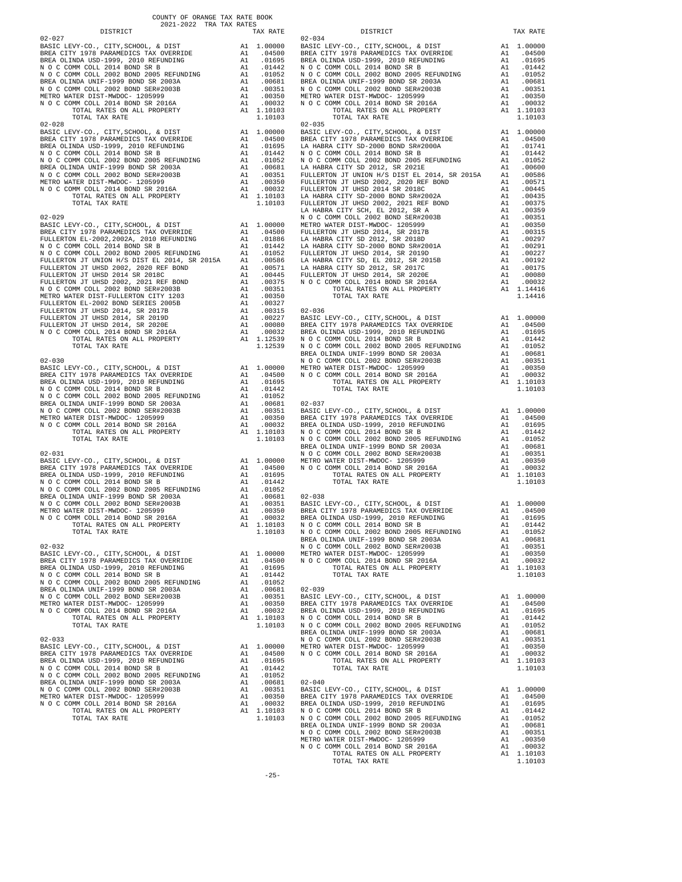COUNTY OF ORANGE TAX RATE BOOK
2021-2022 TRA TAX RATES

| DISTRICT | | TAX RATE |
|---|---|---|
| **02-027** | | |
| BASIC LEVY-CO., CITY,SCHOOL, & DIST | A1 | 1.00000 |
| BREA CITY 1978 PARAMEDICS TAX OVERRIDE | A1 | .04500 |
| BREA OLINDA USD-1999, 2010 REFUNDING | A1 | .01695 |
| N O C COMM COLL 2014 BOND SR B | A1 | .01442 |
| N O C COMM COLL 2002 BOND 2005 REFUNDING | A1 | .01052 |
| BREA OLINDA UNIF-1999 BOND SR 2003A | A1 | .00681 |
| N O C COMM COLL 2002 BOND SER#2003B | A1 | .00351 |
| METRO WATER DIST-MWDOC- 1205999 | A1 | .00350 |
| N O C COMM COLL 2014 BOND SR 2016A | A1 | .00032 |
| TOTAL RATES ON ALL PROPERTY | A1 | 1.10103 |
| TOTAL TAX RATE | | 1.10103 |
| **02-028** | | |
| BASIC LEVY-CO., CITY,SCHOOL, & DIST | A1 | 1.00000 |
| BREA CITY 1978 PARAMEDICS TAX OVERRIDE | A1 | .04500 |
| BREA OLINDA USD-1999, 2010 REFUNDING | A1 | .01695 |
| N O C COMM COLL 2014 BOND SR B | A1 | .01442 |
| N O C COMM COLL 2002 BOND 2005 REFUNDING | A1 | .01052 |
| BREA OLINDA UNIF-1999 BOND SR 2003A | A1 | .00681 |
| N O C COMM COLL 2002 BOND SER#2003B | A1 | .00351 |
| METRO WATER DIST-MWDOC- 1205999 | A1 | .00350 |
| N O C COMM COLL 2014 BOND SR 2016A | A1 | .00032 |
| TOTAL RATES ON ALL PROPERTY | A1 | 1.10103 |
| TOTAL TAX RATE | | 1.10103 |
| **02-029** | | |
| BASIC LEVY-CO., CITY,SCHOOL, & DIST | A1 | 1.00000 |
| BREA CITY 1978 PARAMEDICS TAX OVERRIDE | A1 | .04500 |
| FULLERTON EL-2002,2002A, 2010 REFUNDING | A1 | .01886 |
| N O C COMM COLL 2014 BOND SR B | A1 | .01442 |
| N O C COMM COLL 2002 BOND 2005 REFUNDING | A1 | .01052 |
| FULLERTON JT UNION H/S DIST EL 2014, SR 2015A | A1 | .00586 |
| FULLERTON JT UHSD 2002, 2020 REF BOND | A1 | .00571 |
| FULLERTON JT UHSD 2014 SR 2018C | A1 | .00445 |
| FULLERTON JT UHSD 2002, 2021 REF BOND | A1 | .00375 |
| N O C COMM COLL 2002 BOND SER#2003B | A1 | .00351 |
| METRO WATER DIST-FULLERTON CITY 1203 | A1 | .00350 |
| FULLERTON EL-2002 BOND SERIES 2005B | A1 | .00327 |
| FULLERTON JT UHSD 2014, SR 2017B | A1 | .00315 |
| FULLERTON JT UHSD 2014, SR 2019D | A1 | .00227 |
| FULLERTON JT UHSD 2014, SR 2020E | A1 | .00080 |
| N O C COMM COLL 2014 BOND SR 2016A | A1 | .00032 |
| TOTAL RATES ON ALL PROPERTY | A1 | 1.12539 |
| TOTAL TAX RATE | | 1.12539 |
| **02-030** | | |
| BASIC LEVY-CO., CITY,SCHOOL, & DIST | A1 | 1.00000 |
| BREA CITY 1978 PARAMEDICS TAX OVERRIDE | A1 | .04500 |
| BREA OLINDA USD-1999, 2010 REFUNDING | A1 | .01695 |
| N O C COMM COLL 2014 BOND SR B | A1 | .01442 |
| N O C COMM COLL 2002 BOND 2005 REFUNDING | A1 | .01052 |
| BREA OLINDA UNIF-1999 BOND SR 2003A | A1 | .00681 |
| N O C COMM COLL 2002 BOND SER#2003B | A1 | .00351 |
| METRO WATER DIST-MWDOC- 1205999 | A1 | .00350 |
| N O C COMM COLL 2014 BOND SR 2016A | A1 | .00032 |
| TOTAL RATES ON ALL PROPERTY | A1 | 1.10103 |
| TOTAL TAX RATE | | 1.10103 |
| **02-031** | | |
| BASIC LEVY-CO., CITY,SCHOOL, & DIST | A1 | 1.00000 |
| BREA CITY 1978 PARAMEDICS TAX OVERRIDE | A1 | .04500 |
| BREA OLINDA USD-1999, 2010 REFUNDING | A1 | .01695 |
| N O C COMM COLL 2014 BOND SR B | A1 | .01442 |
| N O C COMM COLL 2002 BOND 2005 REFUNDING | A1 | .01052 |
| BREA OLINDA UNIF-1999 BOND SR 2003A | A1 | .00681 |
| N O C COMM COLL 2002 BOND SER#2003B | A1 | .00351 |
| METRO WATER DIST-MWDOC- 1205999 | A1 | .00350 |
| N O C COMM COLL 2014 BOND SR 2016A | A1 | .00032 |
| TOTAL RATES ON ALL PROPERTY | A1 | 1.10103 |
| TOTAL TAX RATE | | 1.10103 |
| **02-032** | | |
| BASIC LEVY-CO., CITY,SCHOOL, & DIST | A1 | 1.00000 |
| BREA CITY 1978 PARAMEDICS TAX OVERRIDE | A1 | .04500 |
| BREA OLINDA USD-1999, 2010 REFUNDING | A1 | .01695 |
| N O C COMM COLL 2014 BOND SR B | A1 | .01442 |
| N O C COMM COLL 2002 BOND 2005 REFUNDING | A1 | .01052 |
| BREA OLINDA UNIF-1999 BOND SR 2003A | A1 | .00681 |
| N O C COMM COLL 2002 BOND SER#2003B | A1 | .00351 |
| METRO WATER DIST-MWDOC- 1205999 | A1 | .00350 |
| N O C COMM COLL 2014 BOND SR 2016A | A1 | .00032 |
| TOTAL RATES ON ALL PROPERTY | A1 | 1.10103 |
| TOTAL TAX RATE | | 1.10103 |
| **02-033** | | |
| BASIC LEVY-CO., CITY,SCHOOL, & DIST | A1 | 1.00000 |
| BREA CITY 1978 PARAMEDICS TAX OVERRIDE | A1 | .04500 |
| BREA OLINDA USD-1999, 2010 REFUNDING | A1 | .01695 |
| N O C COMM COLL 2014 BOND SR B | A1 | .01442 |
| N O C COMM COLL 2002 BOND 2005 REFUNDING | A1 | .01052 |
| BREA OLINDA UNIF-1999 BOND SR 2003A | A1 | .00681 |
| N O C COMM COLL 2002 BOND SER#2003B | A1 | .00351 |
| METRO WATER DIST-MWDOC- 1205999 | A1 | .00350 |
| N O C COMM COLL 2014 BOND SR 2016A | A1 | .00032 |
| TOTAL RATES ON ALL PROPERTY | A1 | 1.10103 |
| TOTAL TAX RATE | | 1.10103 |
| **02-034** | | |
| BASIC LEVY-CO., CITY,SCHOOL, & DIST | A1 | 1.00000 |
| BREA CITY 1978 PARAMEDICS TAX OVERRIDE | A1 | .04500 |
| BREA OLINDA USD-1999, 2010 REFUNDING | A1 | .01695 |
| N O C COMM COLL 2014 BOND SR B | A1 | .01442 |
| N O C COMM COLL 2002 BOND 2005 REFUNDING | A1 | .01052 |
| BREA OLINDA UNIF-1999 BOND SR 2003A | A1 | .00681 |
| N O C COMM COLL 2002 BOND SER#2003B | A1 | .00351 |
| METRO WATER DIST-MWDOC- 1205999 | A1 | .00350 |
| N O C COMM COLL 2014 BOND SR 2016A | A1 | .00032 |
| TOTAL RATES ON ALL PROPERTY | A1 | 1.10103 |
| TOTAL TAX RATE | | 1.10103 |
| **02-035** | | |
| BASIC LEVY-CO., CITY,SCHOOL, & DIST | A1 | 1.00000 |
| BREA CITY 1978 PARAMEDICS TAX OVERRIDE | A1 | .04500 |
| LA HABRA CITY SD-2000 BOND SR#2000A | A1 | .01741 |
| N O C COMM COLL 2014 BOND SR B | A1 | .01442 |
| N O C COMM COLL 2002 BOND 2005 REFUNDING | A1 | .01052 |
| LA HABRA CITY SD 2012, SR 2021E | A1 | .00600 |
| FULLERTON JT UNION H/S DIST EL 2014, SR 2015A | A1 | .00586 |
| FULLERTON JT UHSD 2002, 2020 REF BOND | A1 | .00571 |
| FULLERTON JT UHSD 2014 SR 2018C | A1 | .00445 |
| LA HABRA CITY SD-2000 BOND SR#2002A | A1 | .00435 |
| FULLERTON JT UHSD 2002, 2021 REF BOND | A1 | .00375 |
| LA HABRA CITY SCH, EL 2012, SR A | A1 | .00359 |
| N O C COMM COLL 2002 BOND SER#2003B | A1 | .00351 |
| METRO WATER DIST-MWDOC- 1205999 | A1 | .00350 |
| FULLERTON JT UHSD 2014, SR 2017B | A1 | .00315 |
| LA HABRA CITY SD 2012, SR 2018D | A1 | .00297 |
| LA HABRA CITY SD-2000 BOND SR#2001A | A1 | .00291 |
| FULLERTON JT UHSD 2014, SR 2019D | A1 | .00227 |
| LA HABRA CITY SD, EL 2012, SR 2015B | A1 | .00192 |
| LA HABRA CITY SD 2012, SR 2017C | A1 | .00175 |
| FULLERTON JT UHSD 2014, SR 2020E | A1 | .00080 |
| N O C COMM COLL 2014 BOND SR 2016A | A1 | .00032 |
| TOTAL RATES ON ALL PROPERTY | A1 | 1.14416 |
| TOTAL TAX RATE | | 1.14416 |
| **02-036** | | |
| BASIC LEVY-CO., CITY,SCHOOL, & DIST | A1 | 1.00000 |
| BREA CITY 1978 PARAMEDICS TAX OVERRIDE | A1 | .04500 |
| BREA OLINDA USD-1999, 2010 REFUNDING | A1 | .01695 |
| N O C COMM COLL 2014 BOND SR B | A1 | .01442 |
| N O C COMM COLL 2002 BOND 2005 REFUNDING | A1 | .01052 |
| BREA OLINDA UNIF-1999 BOND SR 2003A | A1 | .00681 |
| N O C COMM COLL 2002 BOND SER#2003B | A1 | .00351 |
| METRO WATER DIST-MWDOC- 1205999 | A1 | .00350 |
| N O C COMM COLL 2014 BOND SR 2016A | A1 | .00032 |
| TOTAL RATES ON ALL PROPERTY | A1 | 1.10103 |
| TOTAL TAX RATE | | 1.10103 |
| **02-037** | | |
| BASIC LEVY-CO., CITY,SCHOOL, & DIST | A1 | 1.00000 |
| BREA CITY 1978 PARAMEDICS TAX OVERRIDE | A1 | .04500 |
| BREA OLINDA USD-1999, 2010 REFUNDING | A1 | .01695 |
| N O C COMM COLL 2014 BOND SR B | A1 | .01442 |
| N O C COMM COLL 2002 BOND 2005 REFUNDING | A1 | .01052 |
| BREA OLINDA UNIF-1999 BOND SR 2003A | A1 | .00681 |
| N O C COMM COLL 2002 BOND SER#2003B | A1 | .00351 |
| METRO WATER DIST-MWDOC- 1205999 | A1 | .00350 |
| N O C COMM COLL 2014 BOND SR 2016A | A1 | .00032 |
| TOTAL RATES ON ALL PROPERTY | A1 | 1.10103 |
| TOTAL TAX RATE | | 1.10103 |
| **02-038** | | |
| BASIC LEVY-CO., CITY,SCHOOL, & DIST | A1 | 1.00000 |
| BREA CITY 1978 PARAMEDICS TAX OVERRIDE | A1 | .04500 |
| BREA OLINDA USD-1999, 2010 REFUNDING | A1 | .01695 |
| N O C COMM COLL 2014 BOND SR B | A1 | .01442 |
| N O C COMM COLL 2002 BOND 2005 REFUNDING | A1 | .01052 |
| BREA OLINDA UNIF-1999 BOND SR 2003A | A1 | .00681 |
| N O C COMM COLL 2002 BOND SER#2003B | A1 | .00351 |
| METRO WATER DIST-MWDOC- 1205999 | A1 | .00350 |
| N O C COMM COLL 2014 BOND SR 2016A | A1 | .00032 |
| TOTAL RATES ON ALL PROPERTY | A1 | 1.10103 |
| TOTAL TAX RATE | | 1.10103 |
| **02-039** | | |
| BASIC LEVY-CO., CITY,SCHOOL, & DIST | A1 | 1.00000 |
| BREA CITY 1978 PARAMEDICS TAX OVERRIDE | A1 | .04500 |
| BREA OLINDA USD-1999, 2010 REFUNDING | A1 | .01695 |
| N O C COMM COLL 2014 BOND SR B | A1 | .01442 |
| N O C COMM COLL 2002 BOND 2005 REFUNDING | A1 | .01052 |
| BREA OLINDA UNIF-1999 BOND SR 2003A | A1 | .00681 |
| N O C COMM COLL 2002 BOND SER#2003B | A1 | .00351 |
| METRO WATER DIST-MWDOC- 1205999 | A1 | .00350 |
| N O C COMM COLL 2014 BOND SR 2016A | A1 | .00032 |
| TOTAL RATES ON ALL PROPERTY | A1 | 1.10103 |
| TOTAL TAX RATE | | 1.10103 |
| **02-040** | | |
| BASIC LEVY-CO., CITY,SCHOOL, & DIST | A1 | 1.00000 |
| BREA CITY 1978 PARAMEDICS TAX OVERRIDE | A1 | .04500 |
| BREA OLINDA USD-1999, 2010 REFUNDING | A1 | .01695 |
| N O C COMM COLL 2014 BOND SR B | A1 | .01442 |
| N O C COMM COLL 2002 BOND 2005 REFUNDING | A1 | .01052 |
| BREA OLINDA UNIF-1999 BOND SR 2003A | A1 | .00681 |
| N O C COMM COLL 2002 BOND SER#2003B | A1 | .00351 |
| METRO WATER DIST-MWDOC- 1205999 | A1 | .00350 |
| N O C COMM COLL 2014 BOND SR 2016A | A1 | .00032 |
| TOTAL RATES ON ALL PROPERTY | A1 | 1.10103 |
| TOTAL TAX RATE | | 1.10103 |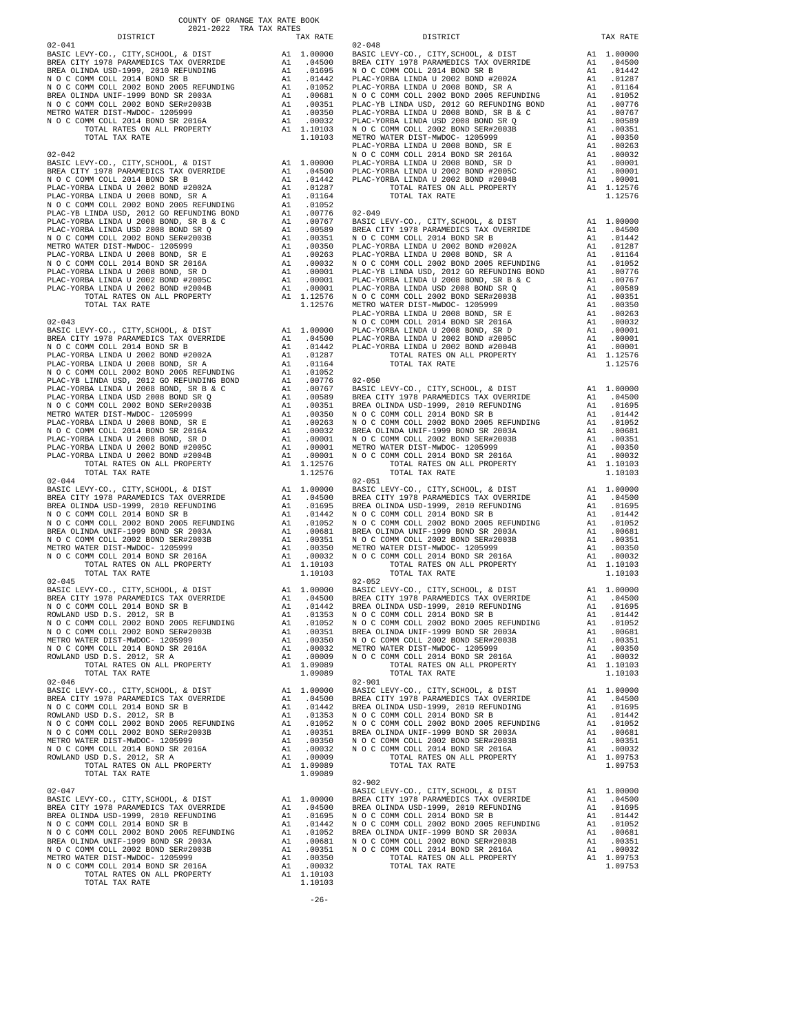COUNTY OF ORANGE TAX RATE BOOK
2021-2022 TRA TAX RATES

| DISTRICT | | TAX RATE |
|---|---|---|
| **02-041** | | |
| BASIC LEVY-CO., CITY,SCHOOL, & DIST | A1 | 1.00000 |
| BREA CITY 1978 PARAMEDICS TAX OVERRIDE | A1 | .04500 |
| BREA OLINDA USD-1999, 2010 REFUNDING | A1 | .01695 |
| N O C COMM COLL 2014 BOND SR B | A1 | .01442 |
| N O C COMM COLL 2002 BOND 2005 REFUNDING | A1 | .01052 |
| BREA OLINDA UNIF-1999 BOND SR 2003A | A1 | .00681 |
| N O C COMM COLL 2002 BOND SER#2003B | A1 | .00351 |
| METRO WATER DIST-MWDOC- 1205999 | A1 | .00350 |
| N O C COMM COLL 2014 BOND SR 2016A | A1 | .00032 |
| TOTAL RATES ON ALL PROPERTY | A1 | 1.10103 |
| TOTAL TAX RATE | | 1.10103 |
| **02-042** | | |
| BASIC LEVY-CO., CITY,SCHOOL, & DIST | A1 | 1.00000 |
| BREA CITY 1978 PARAMEDICS TAX OVERRIDE | A1 | .04500 |
| N O C COMM COLL 2014 BOND SR B | A1 | .01442 |
| PLAC-YORBA LINDA U 2002 BOND #2002A | A1 | .01287 |
| PLAC-YORBA LINDA U 2008 BOND, SR A | A1 | .01164 |
| N O C COMM COLL 2002 BOND 2005 REFUNDING | A1 | .01052 |
| PLAC-YB LINDA USD, 2012 GO REFUNDING BOND | A1 | .00776 |
| PLAC-YORBA LINDA U 2008 BOND, SR B & C | A1 | .00767 |
| PLAC-YORBA LINDA USD 2008 BOND SR Q | A1 | .00589 |
| N O C COMM COLL 2002 BOND SER#2003B | A1 | .00351 |
| METRO WATER DIST-MWDOC- 1205999 | A1 | .00350 |
| PLAC-YORBA LINDA U 2008 BOND, SR E | A1 | .00263 |
| N O C COMM COLL 2014 BOND SR 2016A | A1 | .00032 |
| PLAC-YORBA LINDA U 2008 BOND, SR D | A1 | .00001 |
| PLAC-YORBA LINDA U 2002 BOND #2005C | A1 | .00001 |
| PLAC-YORBA LINDA U 2002 BOND #2004B | A1 | .00001 |
| TOTAL RATES ON ALL PROPERTY | A1 | 1.12576 |
| TOTAL TAX RATE | | 1.12576 |
| **02-043** | | |
| BASIC LEVY-CO., CITY,SCHOOL, & DIST | A1 | 1.00000 |
| BREA CITY 1978 PARAMEDICS TAX OVERRIDE | A1 | .04500 |
| N O C COMM COLL 2014 BOND SR B | A1 | .01442 |
| PLAC-YORBA LINDA U 2002 BOND #2002A | A1 | .01287 |
| PLAC-YORBA LINDA U 2008 BOND, SR A | A1 | .01164 |
| N O C COMM COLL 2002 BOND 2005 REFUNDING | A1 | .01052 |
| PLAC-YB LINDA USD, 2012 GO REFUNDING BOND | A1 | .00776 |
| PLAC-YORBA LINDA U 2008 BOND, SR B & C | A1 | .00767 |
| PLAC-YORBA LINDA USD 2008 BOND SR Q | A1 | .00589 |
| N O C COMM COLL 2002 BOND SER#2003B | A1 | .00351 |
| METRO WATER DIST-MWDOC- 1205999 | A1 | .00350 |
| PLAC-YORBA LINDA U 2008 BOND, SR E | A1 | .00263 |
| N O C COMM COLL 2014 BOND SR 2016A | A1 | .00032 |
| PLAC-YORBA LINDA U 2008 BOND, SR D | A1 | .00001 |
| PLAC-YORBA LINDA U 2002 BOND #2005C | A1 | .00001 |
| PLAC-YORBA LINDA U 2002 BOND #2004B | A1 | .00001 |
| TOTAL RATES ON ALL PROPERTY | A1 | 1.12576 |
| TOTAL TAX RATE | | 1.12576 |
| **02-044** | | |
| BASIC LEVY-CO., CITY,SCHOOL, & DIST | A1 | 1.00000 |
| BREA CITY 1978 PARAMEDICS TAX OVERRIDE | A1 | .04500 |
| BREA OLINDA USD-1999, 2010 REFUNDING | A1 | .01695 |
| N O C COMM COLL 2014 BOND SR B | A1 | .01442 |
| N O C COMM COLL 2002 BOND 2005 REFUNDING | A1 | .01052 |
| BREA OLINDA UNIF-1999 BOND SR 2003A | A1 | .00681 |
| N O C COMM COLL 2002 BOND SER#2003B | A1 | .00351 |
| METRO WATER DIST-MWDOC- 1205999 | A1 | .00350 |
| N O C COMM COLL 2014 BOND SR 2016A | A1 | .00032 |
| TOTAL RATES ON ALL PROPERTY | A1 | 1.10103 |
| TOTAL TAX RATE | | 1.10103 |
| **02-045** | | |
| BASIC LEVY-CO., CITY,SCHOOL, & DIST | A1 | 1.00000 |
| BREA CITY 1978 PARAMEDICS TAX OVERRIDE | A1 | .04500 |
| N O C COMM COLL 2014 BOND SR B | A1 | .01442 |
| ROWLAND USD D.S. 2012, SR B | A1 | .01353 |
| N O C COMM COLL 2002 BOND 2005 REFUNDING | A1 | .01052 |
| N O C COMM COLL 2002 BOND SER#2003B | A1 | .00351 |
| METRO WATER DIST-MWDOC- 1205999 | A1 | .00350 |
| N O C COMM COLL 2014 BOND SR 2016A | A1 | .00032 |
| ROWLAND USD D.S. 2012, SR A | A1 | .00009 |
| TOTAL RATES ON ALL PROPERTY | A1 | 1.09089 |
| TOTAL TAX RATE | | 1.09089 |
| **02-046** | | |
| BASIC LEVY-CO., CITY,SCHOOL, & DIST | A1 | 1.00000 |
| BREA CITY 1978 PARAMEDICS TAX OVERRIDE | A1 | .04500 |
| N O C COMM COLL 2014 BOND SR B | A1 | .01442 |
| ROWLAND USD D.S. 2012, SR B | A1 | .01353 |
| N O C COMM COLL 2002 BOND 2005 REFUNDING | A1 | .01052 |
| N O C COMM COLL 2002 BOND SER#2003B | A1 | .00351 |
| METRO WATER DIST-MWDOC- 1205999 | A1 | .00350 |
| N O C COMM COLL 2014 BOND SR 2016A | A1 | .00032 |
| ROWLAND USD D.S. 2012, SR A | A1 | .00009 |
| TOTAL RATES ON ALL PROPERTY | A1 | 1.09089 |
| TOTAL TAX RATE | | 1.09089 |
| **02-047** | | |
| BASIC LEVY-CO., CITY,SCHOOL, & DIST | A1 | 1.00000 |
| BREA CITY 1978 PARAMEDICS TAX OVERRIDE | A1 | .04500 |
| BREA OLINDA USD-1999, 2010 REFUNDING | A1 | .01695 |
| N O C COMM COLL 2014 BOND SR B | A1 | .01442 |
| N O C COMM COLL 2002 BOND 2005 REFUNDING | A1 | .01052 |
| BREA OLINDA UNIF-1999 BOND SR 2003A | A1 | .00681 |
| N O C COMM COLL 2002 BOND SER#2003B | A1 | .00351 |
| METRO WATER DIST-MWDOC- 1205999 | A1 | .00350 |
| N O C COMM COLL 2014 BOND SR 2016A | A1 | .00032 |
| TOTAL RATES ON ALL PROPERTY | A1 | 1.10103 |
| TOTAL TAX RATE | | 1.10103 |
| **02-048** | | |
| BASIC LEVY-CO., CITY,SCHOOL, & DIST | A1 | 1.00000 |
| BREA CITY 1978 PARAMEDICS TAX OVERRIDE | A1 | .04500 |
| N O C COMM COLL 2014 BOND SR B | A1 | .01442 |
| PLAC-YORBA LINDA U 2002 BOND #2002A | A1 | .01287 |
| PLAC-YORBA LINDA U 2008 BOND, SR A | A1 | .01164 |
| N O C COMM COLL 2002 BOND 2005 REFUNDING | A1 | .01052 |
| PLAC-YB LINDA USD, 2012 GO REFUNDING BOND | A1 | .00776 |
| PLAC-YORBA LINDA U 2008 BOND, SR B & C | A1 | .00767 |
| PLAC-YORBA LINDA USD 2008 BOND SR Q | A1 | .00589 |
| N O C COMM COLL 2002 BOND SER#2003B | A1 | .00351 |
| METRO WATER DIST-MWDOC- 1205999 | A1 | .00350 |
| PLAC-YORBA LINDA U 2008 BOND, SR E | A1 | .00263 |
| N O C COMM COLL 2014 BOND SR 2016A | A1 | .00032 |
| PLAC-YORBA LINDA U 2008 BOND, SR D | A1 | .00001 |
| PLAC-YORBA LINDA U 2002 BOND #2005C | A1 | .00001 |
| PLAC-YORBA LINDA U 2002 BOND #2004B | A1 | .00001 |
| TOTAL RATES ON ALL PROPERTY | A1 | 1.12576 |
| TOTAL TAX RATE | | 1.12576 |
| **02-049** | | |
| BASIC LEVY-CO., CITY,SCHOOL, & DIST | A1 | 1.00000 |
| BREA CITY 1978 PARAMEDICS TAX OVERRIDE | A1 | .04500 |
| N O C COMM COLL 2014 BOND SR B | A1 | .01442 |
| PLAC-YORBA LINDA U 2002 BOND #2002A | A1 | .01287 |
| PLAC-YORBA LINDA U 2008 BOND, SR A | A1 | .01164 |
| N O C COMM COLL 2002 BOND 2005 REFUNDING | A1 | .01052 |
| PLAC-YB LINDA USD, 2012 GO REFUNDING BOND | A1 | .00776 |
| PLAC-YORBA LINDA U 2008 BOND, SR B & C | A1 | .00767 |
| PLAC-YORBA LINDA USD 2008 BOND SR Q | A1 | .00589 |
| N O C COMM COLL 2002 BOND SER#2003B | A1 | .00351 |
| METRO WATER DIST-MWDOC- 1205999 | A1 | .00350 |
| PLAC-YORBA LINDA U 2008 BOND, SR E | A1 | .00263 |
| N O C COMM COLL 2014 BOND SR 2016A | A1 | .00032 |
| PLAC-YORBA LINDA U 2008 BOND, SR D | A1 | .00001 |
| PLAC-YORBA LINDA U 2002 BOND #2005C | A1 | .00001 |
| PLAC-YORBA LINDA U 2002 BOND #2004B | A1 | .00001 |
| TOTAL RATES ON ALL PROPERTY | A1 | 1.12576 |
| TOTAL TAX RATE | | 1.12576 |
| **02-050** | | |
| BASIC LEVY-CO., CITY,SCHOOL, & DIST | A1 | 1.00000 |
| BREA CITY 1978 PARAMEDICS TAX OVERRIDE | A1 | .04500 |
| BREA OLINDA USD-1999, 2010 REFUNDING | A1 | .01695 |
| N O C COMM COLL 2014 BOND SR B | A1 | .01442 |
| N O C COMM COLL 2002 BOND 2005 REFUNDING | A1 | .01052 |
| BREA OLINDA UNIF-1999 BOND SR 2003A | A1 | .00681 |
| N O C COMM COLL 2002 BOND SER#2003B | A1 | .00351 |
| METRO WATER DIST-MWDOC- 1205999 | A1 | .00350 |
| N O C COMM COLL 2014 BOND SR 2016A | A1 | .00032 |
| TOTAL RATES ON ALL PROPERTY | A1 | 1.10103 |
| TOTAL TAX RATE | | 1.10103 |
| **02-051** | | |
| BASIC LEVY-CO., CITY,SCHOOL, & DIST | A1 | 1.00000 |
| BREA CITY 1978 PARAMEDICS TAX OVERRIDE | A1 | .04500 |
| BREA OLINDA USD-1999, 2010 REFUNDING | A1 | .01695 |
| N O C COMM COLL 2014 BOND SR B | A1 | .01442 |
| N O C COMM COLL 2002 BOND 2005 REFUNDING | A1 | .01052 |
| BREA OLINDA UNIF-1999 BOND SR 2003A | A1 | .00681 |
| N O C COMM COLL 2002 BOND SER#2003B | A1 | .00351 |
| METRO WATER DIST-MWDOC- 1205999 | A1 | .00350 |
| N O C COMM COLL 2014 BOND SR 2016A | A1 | .00032 |
| TOTAL RATES ON ALL PROPERTY | A1 | 1.10103 |
| TOTAL TAX RATE | | 1.10103 |
| **02-052** | | |
| BASIC LEVY-CO., CITY,SCHOOL, & DIST | A1 | 1.00000 |
| BREA CITY 1978 PARAMEDICS TAX OVERRIDE | A1 | .04500 |
| BREA OLINDA USD-1999, 2010 REFUNDING | A1 | .01695 |
| N O C COMM COLL 2014 BOND SR B | A1 | .01442 |
| N O C COMM COLL 2002 BOND 2005 REFUNDING | A1 | .01052 |
| BREA OLINDA UNIF-1999 BOND SR 2003A | A1 | .00681 |
| N O C COMM COLL 2002 BOND SER#2003B | A1 | .00351 |
| METRO WATER DIST-MWDOC- 1205999 | A1 | .00350 |
| N O C COMM COLL 2014 BOND SR 2016A | A1 | .00032 |
| TOTAL RATES ON ALL PROPERTY | A1 | 1.10103 |
| TOTAL TAX RATE | | 1.10103 |
| **02-901** | | |
| BASIC LEVY-CO., CITY,SCHOOL, & DIST | A1 | 1.00000 |
| BREA CITY 1978 PARAMEDICS TAX OVERRIDE | A1 | .04500 |
| BREA OLINDA USD-1999, 2010 REFUNDING | A1 | .01695 |
| N O C COMM COLL 2014 BOND SR B | A1 | .01442 |
| N O C COMM COLL 2002 BOND 2005 REFUNDING | A1 | .01052 |
| BREA OLINDA UNIF-1999 BOND SR 2003A | A1 | .00681 |
| N O C COMM COLL 2002 BOND SER#2003B | A1 | .00351 |
| N O C COMM COLL 2014 BOND SR 2016A | A1 | .00032 |
| TOTAL RATES ON ALL PROPERTY | A1 | 1.09753 |
| TOTAL TAX RATE | | 1.09753 |
| **02-902** | | |
| BASIC LEVY-CO., CITY,SCHOOL, & DIST | A1 | 1.00000 |
| BREA CITY 1978 PARAMEDICS TAX OVERRIDE | A1 | .04500 |
| BREA OLINDA USD-1999, 2010 REFUNDING | A1 | .01695 |
| N O C COMM COLL 2014 BOND SR B | A1 | .01442 |
| N O C COMM COLL 2002 BOND 2005 REFUNDING | A1 | .01052 |
| BREA OLINDA UNIF-1999 BOND SR 2003A | A1 | .00681 |
| N O C COMM COLL 2002 BOND SER#2003B | A1 | .00351 |
| N O C COMM COLL 2014 BOND SR 2016A | A1 | .00032 |
| TOTAL RATES ON ALL PROPERTY | A1 | 1.09753 |
| TOTAL TAX RATE | | 1.09753 |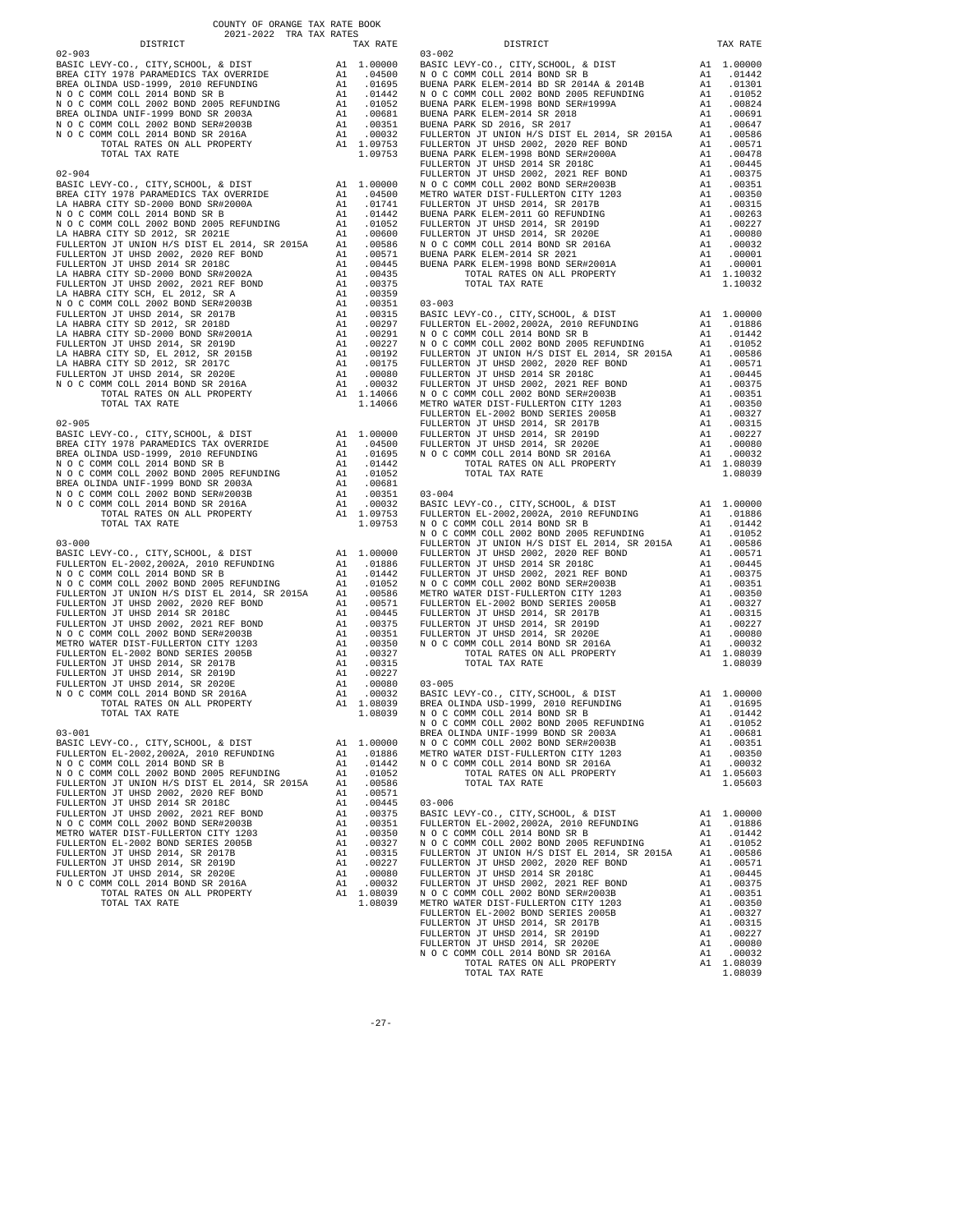COUNTY OF ORANGE TAX RATE BOOK
2021-2022 TRA TAX RATES

**02-903**

| DISTRICT | | TAX RATE |
|---|---|---|
| BASIC LEVY-CO., CITY,SCHOOL, & DIST | A1 | 1.00000 |
| BREA CITY 1978 PARAMEDICS TAX OVERRIDE | A1 | .04500 |
| BREA OLINDA USD-1999, 2010 REFUNDING | A1 | .01695 |
| N O C COMM COLL 2014 BOND SR B | A1 | .01442 |
| N O C COMM COLL 2002 BOND 2005 REFUNDING | A1 | .01052 |
| BREA OLINDA UNIF-1999 BOND SR 2003A | A1 | .00681 |
| N O C COMM COLL 2002 BOND SER#2003B | A1 | .00351 |
| N O C COMM COLL 2014 BOND SR 2016A | A1 | .00032 |
| TOTAL RATES ON ALL PROPERTY | A1 | 1.09753 |
| TOTAL TAX RATE | | 1.09753 |

**02-904**

| DISTRICT | | TAX RATE |
|---|---|---|
| BASIC LEVY-CO., CITY,SCHOOL, & DIST | A1 | 1.00000 |
| BREA CITY 1978 PARAMEDICS TAX OVERRIDE | A1 | .04500 |
| LA HABRA CITY SD-2000 BOND SR#2000A | A1 | .01741 |
| N O C COMM COLL 2014 BOND SR B | A1 | .01442 |
| N O C COMM COLL 2002 BOND 2005 REFUNDING | A1 | .01052 |
| LA HABRA CITY SD 2012, SR 2021E | A1 | .00600 |
| FULLERTON JT UNION H/S DIST EL 2014, SR 2015A | A1 | .00586 |
| FULLERTON JT UHSD 2002, 2020 REF BOND | A1 | .00571 |
| FULLERTON JT UHSD 2014 SR 2018C | A1 | .00445 |
| LA HABRA CITY SD-2000 BOND SR#2002A | A1 | .00435 |
| FULLERTON JT UHSD 2002, 2021 REF BOND | A1 | .00375 |
| LA HABRA CITY SCH, EL 2012, SR A | A1 | .00359 |
| N O C COMM COLL 2002 BOND SER#2003B | A1 | .00351 |
| FULLERTON JT UHSD 2014, SR 2017B | A1 | .00315 |
| LA HABRA CITY SD 2012, SR 2018D | A1 | .00297 |
| LA HABRA CITY SD-2000 BOND SR#2001A | A1 | .00291 |
| FULLERTON JT UHSD 2014, SR 2019D | A1 | .00227 |
| LA HABRA CITY SD, EL 2012, SR 2015B | A1 | .00192 |
| LA HABRA CITY SD 2012, SR 2017C | A1 | .00175 |
| FULLERTON JT UHSD 2014, SR 2020E | A1 | .00080 |
| N O C COMM COLL 2014 BOND SR 2016A | A1 | .00032 |
| TOTAL RATES ON ALL PROPERTY | A1 | 1.14066 |
| TOTAL TAX RATE | | 1.14066 |

**02-905**

| DISTRICT | | TAX RATE |
|---|---|---|
| BASIC LEVY-CO., CITY,SCHOOL, & DIST | A1 | 1.00000 |
| BREA CITY 1978 PARAMEDICS TAX OVERRIDE | A1 | .04500 |
| BREA OLINDA USD-1999, 2010 REFUNDING | A1 | .01695 |
| N O C COMM COLL 2014 BOND SR B | A1 | .01442 |
| N O C COMM COLL 2002 BOND 2005 REFUNDING | A1 | .01052 |
| BREA OLINDA UNIF-1999 BOND SR 2003A | A1 | .00681 |
| N O C COMM COLL 2002 BOND SER#2003B | A1 | .00351 |
| N O C COMM COLL 2014 BOND SR 2016A | A1 | .00032 |
| TOTAL RATES ON ALL PROPERTY | A1 | 1.09753 |
| TOTAL TAX RATE | | 1.09753 |

**03-000**

| DISTRICT | | TAX RATE |
|---|---|---|
| BASIC LEVY-CO., CITY,SCHOOL, & DIST | A1 | 1.00000 |
| FULLERTON EL-2002,2002A, 2010 REFUNDING | A1 | .01886 |
| N O C COMM COLL 2014 BOND SR B | A1 | .01442 |
| N O C COMM COLL 2002 BOND 2005 REFUNDING | A1 | .01052 |
| FULLERTON JT UNION H/S DIST EL 2014, SR 2015A | A1 | .00586 |
| FULLERTON JT UHSD 2002, 2020 REF BOND | A1 | .00571 |
| FULLERTON JT UHSD 2014 SR 2018C | A1 | .00445 |
| FULLERTON JT UHSD 2002, 2021 REF BOND | A1 | .00375 |
| N O C COMM COLL 2002 BOND SER#2003B | A1 | .00351 |
| METRO WATER DIST-FULLERTON CITY 1203 | A1 | .00350 |
| FULLERTON EL-2002 BOND SERIES 2005B | A1 | .00327 |
| FULLERTON JT UHSD 2014, SR 2017B | A1 | .00315 |
| FULLERTON JT UHSD 2014, SR 2019D | A1 | .00227 |
| FULLERTON JT UHSD 2014, SR 2020E | A1 | .00080 |
| N O C COMM COLL 2014 BOND SR 2016A | A1 | .00032 |
| TOTAL RATES ON ALL PROPERTY | A1 | 1.08039 |
| TOTAL TAX RATE | | 1.08039 |

**03-001**

| DISTRICT | | TAX RATE |
|---|---|---|
| BASIC LEVY-CO., CITY,SCHOOL, & DIST | A1 | 1.00000 |
| FULLERTON EL-2002,2002A, 2010 REFUNDING | A1 | .01886 |
| N O C COMM COLL 2014 BOND SR B | A1 | .01442 |
| N O C COMM COLL 2002 BOND 2005 REFUNDING | A1 | .01052 |
| FULLERTON JT UNION H/S DIST EL 2014, SR 2015A | A1 | .00586 |
| FULLERTON JT UHSD 2002, 2020 REF BOND | A1 | .00571 |
| FULLERTON JT UHSD 2014 SR 2018C | A1 | .00445 |
| FULLERTON JT UHSD 2002, 2021 REF BOND | A1 | .00375 |
| N O C COMM COLL 2002 BOND SER#2003B | A1 | .00351 |
| METRO WATER DIST-FULLERTON CITY 1203 | A1 | .00350 |
| FULLERTON EL-2002 BOND SERIES 2005B | A1 | .00327 |
| FULLERTON JT UHSD 2014, SR 2017B | A1 | .00315 |
| FULLERTON JT UHSD 2014, SR 2019D | A1 | .00227 |
| FULLERTON JT UHSD 2014, SR 2020E | A1 | .00080 |
| N O C COMM COLL 2014 BOND SR 2016A | A1 | .00032 |
| TOTAL RATES ON ALL PROPERTY | A1 | 1.08039 |
| TOTAL TAX RATE | | 1.08039 |

**03-002**

| DISTRICT | | TAX RATE |
|---|---|---|
| BASIC LEVY-CO., CITY,SCHOOL, & DIST | A1 | 1.00000 |
| N O C COMM COLL 2014 BOND SR B | A1 | .01442 |
| BUENA PARK ELEM-2014 BD SR 2014A & 2014B | A1 | .01301 |
| N O C COMM COLL 2002 BOND 2005 REFUNDING | A1 | .01052 |
| BUENA PARK ELEM-1998 BOND SER#1999A | A1 | .00824 |
| BUENA PARK ELEM-2014 SR 2018 | A1 | .00691 |
| BUENA PARK SD 2016, SR 2017 | A1 | .00647 |
| FULLERTON JT UNION H/S DIST EL 2014, SR 2015A | A1 | .00586 |
| FULLERTON JT UHSD 2002, 2020 REF BOND | A1 | .00571 |
| BUENA PARK ELEM-1998 BOND SER#2000A | A1 | .00478 |
| FULLERTON JT UHSD 2014 SR 2018C | A1 | .00445 |
| FULLERTON JT UHSD 2002, 2021 REF BOND | A1 | .00375 |
| N O C COMM COLL 2002 BOND SER#2003B | A1 | .00351 |
| METRO WATER DIST-FULLERTON CITY 1203 | A1 | .00350 |
| FULLERTON JT UHSD 2014, SR 2017B | A1 | .00315 |
| BUENA PARK ELEM-2011 GO REFUNDING | A1 | .00263 |
| FULLERTON JT UHSD 2014, SR 2019D | A1 | .00227 |
| FULLERTON JT UHSD 2014, SR 2020E | A1 | .00080 |
| N O C COMM COLL 2014 BOND SR 2016A | A1 | .00032 |
| BUENA PARK ELEM-2014 SR 2021 | A1 | .00001 |
| BUENA PARK ELEM-1998 BOND SER#2001A | A1 | .00001 |
| TOTAL RATES ON ALL PROPERTY | A1 | 1.10032 |
| TOTAL TAX RATE | | 1.10032 |

**03-003**

| DISTRICT | | TAX RATE |
|---|---|---|
| BASIC LEVY-CO., CITY,SCHOOL, & DIST | A1 | 1.00000 |
| FULLERTON EL-2002,2002A, 2010 REFUNDING | A1 | .01886 |
| N O C COMM COLL 2014 BOND SR B | A1 | .01442 |
| N O C COMM COLL 2002 BOND 2005 REFUNDING | A1 | .01052 |
| FULLERTON JT UNION H/S DIST EL 2014, SR 2015A | A1 | .00586 |
| FULLERTON JT UHSD 2002, 2020 REF BOND | A1 | .00571 |
| FULLERTON JT UHSD 2014 SR 2018C | A1 | .00445 |
| FULLERTON JT UHSD 2002, 2021 REF BOND | A1 | .00375 |
| N O C COMM COLL 2002 BOND SER#2003B | A1 | .00351 |
| METRO WATER DIST-FULLERTON CITY 1203 | A1 | .00350 |
| FULLERTON EL-2002 BOND SERIES 2005B | A1 | .00327 |
| FULLERTON JT UHSD 2014, SR 2017B | A1 | .00315 |
| FULLERTON JT UHSD 2014, SR 2019D | A1 | .00227 |
| FULLERTON JT UHSD 2014, SR 2020E | A1 | .00080 |
| N O C COMM COLL 2014 BOND SR 2016A | A1 | .00032 |
| TOTAL RATES ON ALL PROPERTY | A1 | 1.08039 |
| TOTAL TAX RATE | | 1.08039 |

**03-004**

| DISTRICT | | TAX RATE |
|---|---|---|
| BASIC LEVY-CO., CITY,SCHOOL, & DIST | A1 | 1.00000 |
| FULLERTON EL-2002,2002A, 2010 REFUNDING | A1 | .01886 |
| N O C COMM COLL 2014 BOND SR B | A1 | .01442 |
| N O C COMM COLL 2002 BOND 2005 REFUNDING | A1 | .01052 |
| FULLERTON JT UNION H/S DIST EL 2014, SR 2015A | A1 | .00586 |
| FULLERTON JT UHSD 2002, 2020 REF BOND | A1 | .00571 |
| FULLERTON JT UHSD 2014 SR 2018C | A1 | .00445 |
| FULLERTON JT UHSD 2002, 2021 REF BOND | A1 | .00375 |
| N O C COMM COLL 2002 BOND SER#2003B | A1 | .00351 |
| METRO WATER DIST-FULLERTON CITY 1203 | A1 | .00350 |
| FULLERTON EL-2002 BOND SERIES 2005B | A1 | .00327 |
| FULLERTON JT UHSD 2014, SR 2017B | A1 | .00315 |
| FULLERTON JT UHSD 2014, SR 2019D | A1 | .00227 |
| FULLERTON JT UHSD 2014, SR 2020E | A1 | .00080 |
| N O C COMM COLL 2014 BOND SR 2016A | A1 | .00032 |
| TOTAL RATES ON ALL PROPERTY | A1 | 1.08039 |
| TOTAL TAX RATE | | 1.08039 |

**03-005**

| DISTRICT | | TAX RATE |
|---|---|---|
| BASIC LEVY-CO., CITY,SCHOOL, & DIST | A1 | 1.00000 |
| BREA OLINDA USD-1999, 2010 REFUNDING | A1 | .01695 |
| N O C COMM COLL 2014 BOND SR B | A1 | .01442 |
| N O C COMM COLL 2002 BOND 2005 REFUNDING | A1 | .01052 |
| BREA OLINDA UNIF-1999 BOND SR 2003A | A1 | .00681 |
| N O C COMM COLL 2002 BOND SER#2003B | A1 | .00351 |
| METRO WATER DIST-FULLERTON CITY 1203 | A1 | .00350 |
| N O C COMM COLL 2014 BOND SR 2016A | A1 | .00032 |
| TOTAL RATES ON ALL PROPERTY | A1 | 1.05603 |
| TOTAL TAX RATE | | 1.05603 |

**03-006**

| DISTRICT | | TAX RATE |
|---|---|---|
| BASIC LEVY-CO., CITY,SCHOOL, & DIST | A1 | 1.00000 |
| FULLERTON EL-2002,2002A, 2010 REFUNDING | A1 | .01886 |
| N O C COMM COLL 2014 BOND SR B | A1 | .01442 |
| N O C COMM COLL 2002 BOND 2005 REFUNDING | A1 | .01052 |
| FULLERTON JT UNION H/S DIST EL 2014, SR 2015A | A1 | .00586 |
| FULLERTON JT UHSD 2002, 2020 REF BOND | A1 | .00571 |
| FULLERTON JT UHSD 2014 SR 2018C | A1 | .00445 |
| FULLERTON JT UHSD 2002, 2021 REF BOND | A1 | .00375 |
| N O C COMM COLL 2002 BOND SER#2003B | A1 | .00351 |
| METRO WATER DIST-FULLERTON CITY 1203 | A1 | .00350 |
| FULLERTON EL-2002 BOND SERIES 2005B | A1 | .00327 |
| FULLERTON JT UHSD 2014, SR 2017B | A1 | .00315 |
| FULLERTON JT UHSD 2014, SR 2019D | A1 | .00227 |
| FULLERTON JT UHSD 2014, SR 2020E | A1 | .00080 |
| N O C COMM COLL 2014 BOND SR 2016A | A1 | .00032 |
| TOTAL RATES ON ALL PROPERTY | A1 | 1.08039 |
| TOTAL TAX RATE | | 1.08039 |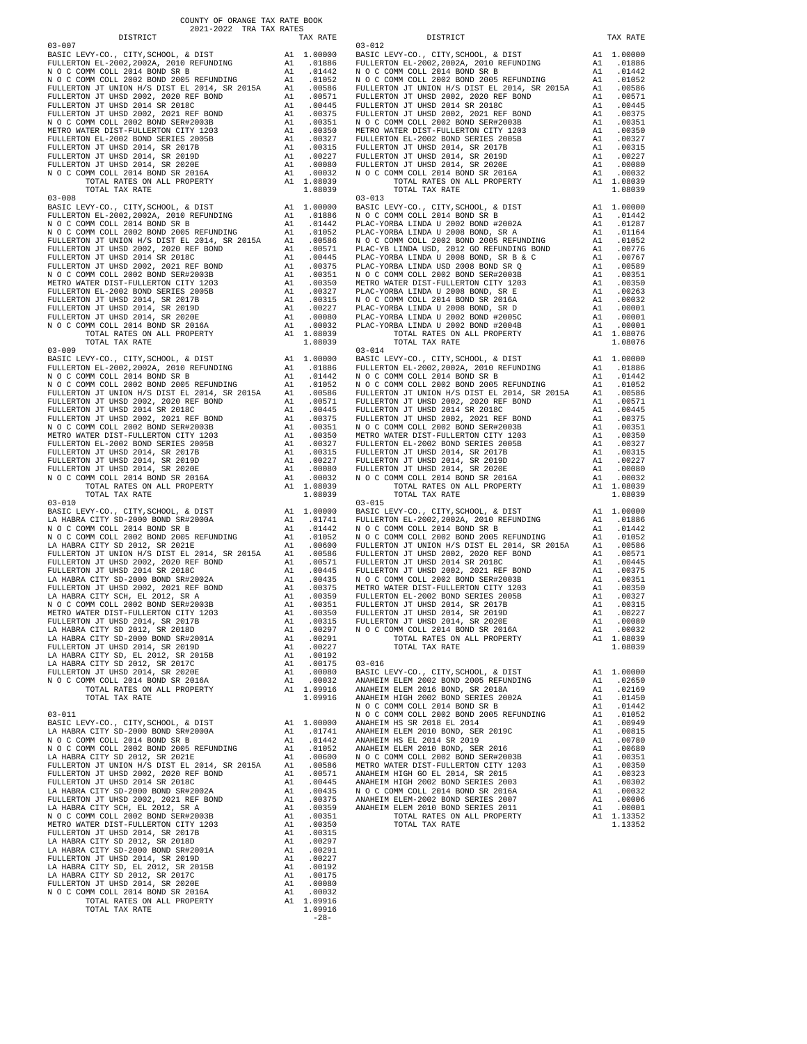COUNTY OF ORANGE TAX RATE BOOK
2021-2022 TRA TAX RATES

| DISTRICT | | TAX RATE |
|---|---|---|
| 03-007 | | |
| BASIC LEVY-CO., CITY,SCHOOL, & DIST | A1 | 1.00000 |
| FULLERTON EL-2002,2002A, 2010 REFUNDING | A1 | .01886 |
| N O C COMM COLL 2014 BOND SR B | A1 | .01442 |
| N O C COMM COLL 2002 BOND 2005 REFUNDING | A1 | .01052 |
| FULLERTON JT UNION H/S DIST EL 2014, SR 2015A | A1 | .00586 |
| FULLERTON JT UHSD 2002, 2020 REF BOND | A1 | .00571 |
| FULLERTON JT UHSD 2014 SR 2018C | A1 | .00445 |
| FULLERTON JT UHSD 2002, 2021 REF BOND | A1 | .00375 |
| N O C COMM COLL 2002 BOND SER#2003B | A1 | .00351 |
| METRO WATER DIST-FULLERTON CITY 1203 | A1 | .00350 |
| FULLERTON EL-2002 BOND SERIES 2005B | A1 | .00327 |
| FULLERTON JT UHSD 2014, SR 2017B | A1 | .00315 |
| FULLERTON JT UHSD 2014, SR 2019D | A1 | .00227 |
| FULLERTON JT UHSD 2014, SR 2020E | A1 | .00080 |
| N O C COMM COLL 2014 BOND SR 2016A | A1 | .00032 |
| TOTAL RATES ON ALL PROPERTY | A1 | 1.08039 |
| TOTAL TAX RATE | | 1.08039 |
| 03-008 | | |
| BASIC LEVY-CO., CITY,SCHOOL, & DIST | A1 | 1.00000 |
| FULLERTON EL-2002,2002A, 2010 REFUNDING | A1 | .01886 |
| N O C COMM COLL 2014 BOND SR B | A1 | .01442 |
| N O C COMM COLL 2002 BOND 2005 REFUNDING | A1 | .01052 |
| FULLERTON JT UNION H/S DIST EL 2014, SR 2015A | A1 | .00586 |
| FULLERTON JT UHSD 2002, 2020 REF BOND | A1 | .00571 |
| FULLERTON JT UHSD 2014 SR 2018C | A1 | .00445 |
| FULLERTON JT UHSD 2002, 2021 REF BOND | A1 | .00375 |
| N O C COMM COLL 2002 BOND SER#2003B | A1 | .00351 |
| METRO WATER DIST-FULLERTON CITY 1203 | A1 | .00350 |
| FULLERTON EL-2002 BOND SERIES 2005B | A1 | .00327 |
| FULLERTON JT UHSD 2014, SR 2017B | A1 | .00315 |
| FULLERTON JT UHSD 2014, SR 2019D | A1 | .00227 |
| FULLERTON JT UHSD 2014, SR 2020E | A1 | .00080 |
| N O C COMM COLL 2014 BOND SR 2016A | A1 | .00032 |
| TOTAL RATES ON ALL PROPERTY | A1 | 1.08039 |
| TOTAL TAX RATE | | 1.08039 |
| 03-009 | | |
| BASIC LEVY-CO., CITY,SCHOOL, & DIST | A1 | 1.00000 |
| FULLERTON EL-2002,2002A, 2010 REFUNDING | A1 | .01886 |
| N O C COMM COLL 2014 BOND SR B | A1 | .01442 |
| N O C COMM COLL 2002 BOND 2005 REFUNDING | A1 | .01052 |
| FULLERTON JT UNION H/S DIST EL 2014, SR 2015A | A1 | .00586 |
| FULLERTON JT UHSD 2002, 2020 REF BOND | A1 | .00571 |
| FULLERTON JT UHSD 2014 SR 2018C | A1 | .00445 |
| FULLERTON JT UHSD 2002, 2021 REF BOND | A1 | .00375 |
| N O C COMM COLL 2002 BOND SER#2003B | A1 | .00351 |
| METRO WATER DIST-FULLERTON CITY 1203 | A1 | .00350 |
| FULLERTON EL-2002 BOND SERIES 2005B | A1 | .00327 |
| FULLERTON JT UHSD 2014, SR 2017B | A1 | .00315 |
| FULLERTON JT UHSD 2014, SR 2019D | A1 | .00227 |
| FULLERTON JT UHSD 2014, SR 2020E | A1 | .00080 |
| N O C COMM COLL 2014 BOND SR 2016A | A1 | .00032 |
| TOTAL RATES ON ALL PROPERTY | A1 | 1.08039 |
| TOTAL TAX RATE | | 1.08039 |
| 03-010 | | |
| BASIC LEVY-CO., CITY,SCHOOL, & DIST | A1 | 1.00000 |
| LA HABRA CITY SD-2000 BOND SR#2000A | A1 | .01741 |
| N O C COMM COLL 2014 BOND SR B | A1 | .01442 |
| N O C COMM COLL 2002 BOND 2005 REFUNDING | A1 | .01052 |
| LA HABRA CITY SD 2012, SR 2021E | A1 | .00600 |
| FULLERTON JT UNION H/S DIST EL 2014, SR 2015A | A1 | .00586 |
| FULLERTON JT UHSD 2002, 2020 REF BOND | A1 | .00571 |
| FULLERTON JT UHSD 2014 SR 2018C | A1 | .00445 |
| LA HABRA CITY SD-2000 BOND SR#2002A | A1 | .00435 |
| FULLERTON JT UHSD 2002, 2021 REF BOND | A1 | .00375 |
| LA HABRA CITY SCH, EL 2012, SR A | A1 | .00359 |
| N O C COMM COLL 2002 BOND SER#2003B | A1 | .00351 |
| METRO WATER DIST-FULLERTON CITY 1203 | A1 | .00350 |
| FULLERTON JT UHSD 2014, SR 2017B | A1 | .00315 |
| LA HABRA CITY SD 2012, SR 2018D | A1 | .00297 |
| LA HABRA CITY SD-2000 BOND SR#2001A | A1 | .00291 |
| FULLERTON JT UHSD 2014, SR 2019D | A1 | .00227 |
| LA HABRA CITY SD, EL 2012, SR 2015B | A1 | .00192 |
| LA HABRA CITY SD 2012, SR 2017C | A1 | .00175 |
| FULLERTON JT UHSD 2014, SR 2020E | A1 | .00080 |
| N O C COMM COLL 2014 BOND SR 2016A | A1 | .00032 |
| TOTAL RATES ON ALL PROPERTY | A1 | 1.09916 |
| TOTAL TAX RATE | | 1.09916 |
| 03-011 | | |
| BASIC LEVY-CO., CITY,SCHOOL, & DIST | A1 | 1.00000 |
| LA HABRA CITY SD-2000 BOND SR#2000A | A1 | .01741 |
| N O C COMM COLL 2014 BOND SR B | A1 | .01442 |
| N O C COMM COLL 2002 BOND 2005 REFUNDING | A1 | .01052 |
| LA HABRA CITY SD 2012, SR 2021E | A1 | .00600 |
| FULLERTON JT UNION H/S DIST EL 2014, SR 2015A | A1 | .00586 |
| FULLERTON JT UHSD 2002, 2020 REF BOND | A1 | .00571 |
| FULLERTON JT UHSD 2014 SR 2018C | A1 | .00445 |
| LA HABRA CITY SD-2000 BOND SR#2002A | A1 | .00435 |
| FULLERTON JT UHSD 2002, 2021 REF BOND | A1 | .00375 |
| LA HABRA CITY SCH, EL 2012, SR A | A1 | .00359 |
| N O C COMM COLL 2002 BOND SER#2003B | A1 | .00351 |
| METRO WATER DIST-FULLERTON CITY 1203 | A1 | .00350 |
| FULLERTON JT UHSD 2014, SR 2017B | A1 | .00315 |
| LA HABRA CITY SD 2012, SR 2018D | A1 | .00297 |
| LA HABRA CITY SD-2000 BOND SR#2001A | A1 | .00291 |
| FULLERTON JT UHSD 2014, SR 2019D | A1 | .00227 |
| LA HABRA CITY SD, EL 2012, SR 2015B | A1 | .00192 |
| LA HABRA CITY SD 2012, SR 2017C | A1 | .00175 |
| FULLERTON JT UHSD 2014, SR 2020E | A1 | .00080 |
| N O C COMM COLL 2014 BOND SR 2016A | A1 | .00032 |
| TOTAL RATES ON ALL PROPERTY | A1 | 1.09916 |
| TOTAL TAX RATE | | 1.09916 |
| 03-012 | | |
| BASIC LEVY-CO., CITY,SCHOOL, & DIST | A1 | 1.00000 |
| FULLERTON EL-2002,2002A, 2010 REFUNDING | A1 | .01886 |
| N O C COMM COLL 2014 BOND SR B | A1 | .01442 |
| N O C COMM COLL 2002 BOND 2005 REFUNDING | A1 | .01052 |
| FULLERTON JT UNION H/S DIST EL 2014, SR 2015A | A1 | .00586 |
| FULLERTON JT UHSD 2002, 2020 REF BOND | A1 | .00571 |
| FULLERTON JT UHSD 2014 SR 2018C | A1 | .00445 |
| FULLERTON JT UHSD 2002, 2021 REF BOND | A1 | .00375 |
| N O C COMM COLL 2002 BOND SER#2003B | A1 | .00351 |
| METRO WATER DIST-FULLERTON CITY 1203 | A1 | .00350 |
| FULLERTON EL-2002 BOND SERIES 2005B | A1 | .00327 |
| FULLERTON JT UHSD 2014, SR 2017B | A1 | .00315 |
| FULLERTON JT UHSD 2014, SR 2019D | A1 | .00227 |
| FULLERTON JT UHSD 2014, SR 2020E | A1 | .00080 |
| N O C COMM COLL 2014 BOND SR 2016A | A1 | .00032 |
| TOTAL RATES ON ALL PROPERTY | A1 | 1.08039 |
| TOTAL TAX RATE | | 1.08039 |
| 03-013 | | |
| BASIC LEVY-CO., CITY,SCHOOL, & DIST | A1 | 1.00000 |
| N O C COMM COLL 2014 BOND SR B | A1 | .01442 |
| PLAC-YORBA LINDA U 2002 BOND #2002A | A1 | .01287 |
| PLAC-YORBA LINDA U 2008 BOND, SR A | A1 | .01164 |
| N O C COMM COLL 2002 BOND 2005 REFUNDING | A1 | .01052 |
| PLAC-YB LINDA USD, 2012 GO REFUNDING BOND | A1 | .00776 |
| PLAC-YORBA LINDA U 2008 BOND, SR B & C | A1 | .00767 |
| PLAC-YORBA LINDA USD 2008 BOND SR Q | A1 | .00589 |
| N O C COMM COLL 2002 BOND SER#2003B | A1 | .00351 |
| METRO WATER DIST-FULLERTON CITY 1203 | A1 | .00350 |
| PLAC-YORBA LINDA U 2008 BOND, SR E | A1 | .00263 |
| N O C COMM COLL 2014 BOND SR 2016A | A1 | .00032 |
| PLAC-YORBA LINDA U 2008 BOND, SR D | A1 | .00001 |
| PLAC-YORBA LINDA U 2002 BOND #2005C | A1 | .00001 |
| PLAC-YORBA LINDA U 2002 BOND #2004B | A1 | .00001 |
| TOTAL RATES ON ALL PROPERTY | A1 | 1.08076 |
| TOTAL TAX RATE | | 1.08076 |
| 03-014 | | |
| BASIC LEVY-CO., CITY,SCHOOL, & DIST | A1 | 1.00000 |
| FULLERTON EL-2002,2002A, 2010 REFUNDING | A1 | .01886 |
| N O C COMM COLL 2014 BOND SR B | A1 | .01442 |
| N O C COMM COLL 2002 BOND 2005 REFUNDING | A1 | .01052 |
| FULLERTON JT UNION H/S DIST EL 2014, SR 2015A | A1 | .00586 |
| FULLERTON JT UHSD 2002, 2020 REF BOND | A1 | .00571 |
| FULLERTON JT UHSD 2014 SR 2018C | A1 | .00445 |
| FULLERTON JT UHSD 2002, 2021 REF BOND | A1 | .00375 |
| N O C COMM COLL 2002 BOND SER#2003B | A1 | .00351 |
| METRO WATER DIST-FULLERTON CITY 1203 | A1 | .00350 |
| FULLERTON EL-2002 BOND SERIES 2005B | A1 | .00327 |
| FULLERTON JT UHSD 2014, SR 2017B | A1 | .00315 |
| FULLERTON JT UHSD 2014, SR 2019D | A1 | .00227 |
| FULLERTON JT UHSD 2014, SR 2020E | A1 | .00080 |
| N O C COMM COLL 2014 BOND SR 2016A | A1 | .00032 |
| TOTAL RATES ON ALL PROPERTY | A1 | 1.08039 |
| TOTAL TAX RATE | | 1.08039 |
| 03-015 | | |
| BASIC LEVY-CO., CITY,SCHOOL, & DIST | A1 | 1.00000 |
| FULLERTON EL-2002,2002A, 2010 REFUNDING | A1 | .01886 |
| N O C COMM COLL 2014 BOND SR B | A1 | .01442 |
| N O C COMM COLL 2002 BOND 2005 REFUNDING | A1 | .01052 |
| FULLERTON JT UNION H/S DIST EL 2014, SR 2015A | A1 | .00586 |
| FULLERTON JT UHSD 2002, 2020 REF BOND | A1 | .00571 |
| FULLERTON JT UHSD 2014 SR 2018C | A1 | .00445 |
| FULLERTON JT UHSD 2002, 2021 REF BOND | A1 | .00375 |
| N O C COMM COLL 2002 BOND SER#2003B | A1 | .00351 |
| METRO WATER DIST-FULLERTON CITY 1203 | A1 | .00350 |
| FULLERTON EL-2002 BOND SERIES 2005B | A1 | .00327 |
| FULLERTON JT UHSD 2014, SR 2017B | A1 | .00315 |
| FULLERTON JT UHSD 2014, SR 2019D | A1 | .00227 |
| FULLERTON JT UHSD 2014, SR 2020E | A1 | .00080 |
| N O C COMM COLL 2014 BOND SR 2016A | A1 | .00032 |
| TOTAL RATES ON ALL PROPERTY | A1 | 1.08039 |
| TOTAL TAX RATE | | 1.08039 |
| 03-016 | | |
| BASIC LEVY-CO., CITY,SCHOOL, & DIST | A1 | 1.00000 |
| ANAHEIM ELEM 2002 BOND 2005 REFUNDING | A1 | .02650 |
| ANAHEIM ELEM 2016 BOND, SR 2018A | A1 | .02169 |
| ANAHEIM HIGH 2002 BOND SERIES 2002A | A1 | .01450 |
| N O C COMM COLL 2014 BOND SR B | A1 | .01442 |
| N O C COMM COLL 2002 BOND 2005 REFUNDING | A1 | .01052 |
| ANAHEIM HS SR 2018 EL 2014 | A1 | .00949 |
| ANAHEIM ELEM 2010 BOND, SER 2019C | A1 | .00815 |
| ANAHEIM HS EL 2014 SR 2019 | A1 | .00780 |
| ANAHEIM ELEM 2010 BOND, SER 2016 | A1 | .00680 |
| N O C COMM COLL 2002 BOND SER#2003B | A1 | .00351 |
| METRO WATER DIST-FULLERTON CITY 1203 | A1 | .00350 |
| ANAHEIM HIGH GO EL 2014, SR 2015 | A1 | .00323 |
| ANAHEIM HIGH 2002 BOND SERIES 2003 | A1 | .00302 |
| N O C COMM COLL 2014 BOND SR 2016A | A1 | .00032 |
| ANAHEIM ELEM-2002 BOND SERIES 2007 | A1 | .00006 |
| ANAHEIM ELEM 2010 BOND SERIES 2011 | A1 | .00001 |
| TOTAL RATES ON ALL PROPERTY | A1 | 1.13352 |
| TOTAL TAX RATE | | 1.13352 |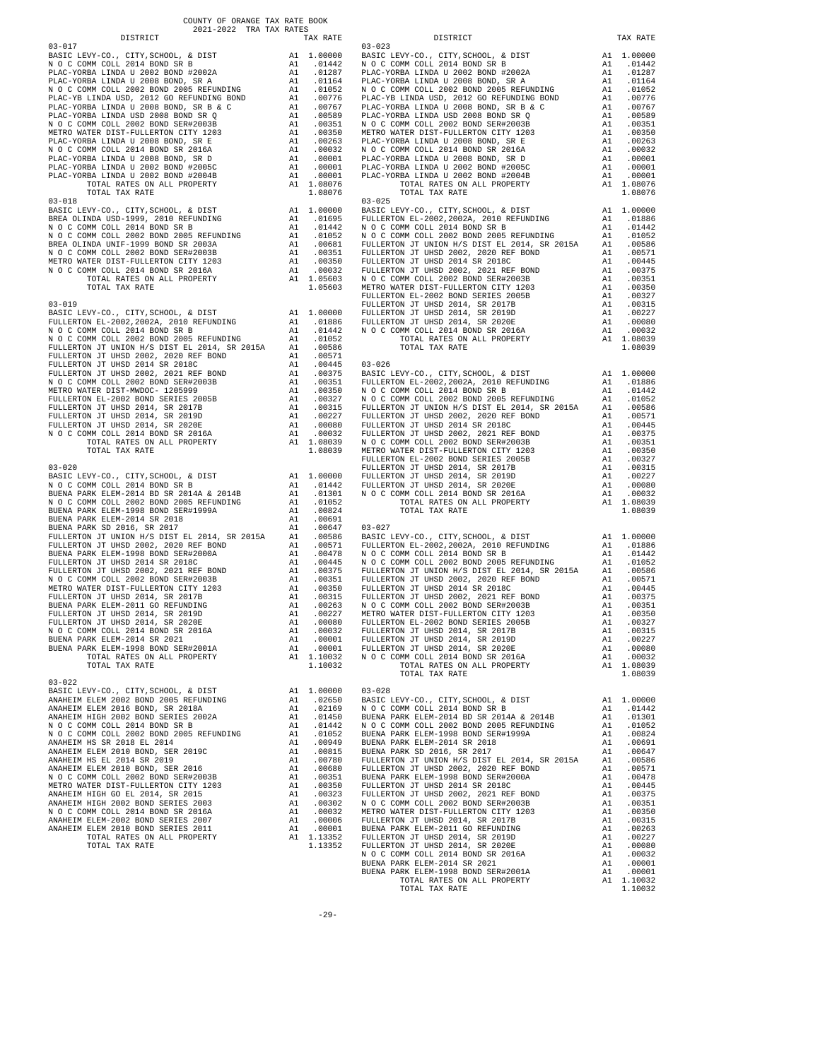COUNTY OF ORANGE TAX RATE BOOK
2021-2022 TRA TAX RATES

| DISTRICT | | TAX RATE |
|---|---|---|
| **03-017** | | |
| BASIC LEVY-CO., CITY,SCHOOL, & DIST | A1 | 1.00000 |
| N O C COMM COLL 2014 BOND SR B | A1 | .01442 |
| PLAC-YORBA LINDA U 2002 BOND #2002A | A1 | .01287 |
| PLAC-YORBA LINDA U 2008 BOND, SR A | A1 | .01164 |
| N O C COMM COLL 2002 BOND 2005 REFUNDING | A1 | .01052 |
| PLAC-YB LINDA USD, 2012 GO REFUNDING BOND | A1 | .00776 |
| PLAC-YORBA LINDA U 2008 BOND, SR B & C | A1 | .00767 |
| PLAC-YORBA LINDA USD 2008 BOND SR Q | A1 | .00589 |
| N O C COMM COLL 2002 BOND SER#2003B | A1 | .00351 |
| METRO WATER DIST-FULLERTON CITY 1203 | A1 | .00350 |
| PLAC-YORBA LINDA U 2008 BOND, SR E | A1 | .00263 |
| N O C COMM COLL 2014 BOND SR 2016A | A1 | .00032 |
| PLAC-YORBA LINDA U 2008 BOND, SR D | A1 | .00001 |
| PLAC-YORBA LINDA U 2002 BOND #2005C | A1 | .00001 |
| PLAC-YORBA LINDA U 2002 BOND #2004B | A1 | .00001 |
| TOTAL RATES ON ALL PROPERTY | A1 | 1.08076 |
| TOTAL TAX RATE | | 1.08076 |
| **03-018** | | |
| BASIC LEVY-CO., CITY,SCHOOL, & DIST | A1 | 1.00000 |
| BREA OLINDA USD-1999, 2010 REFUNDING | A1 | .01695 |
| N O C COMM COLL 2014 BOND SR B | A1 | .01442 |
| N O C COMM COLL 2002 BOND 2005 REFUNDING | A1 | .01052 |
| BREA OLINDA UNIF-1999 BOND SR 2003A | A1 | .00681 |
| N O C COMM COLL 2002 BOND SER#2003B | A1 | .00351 |
| METRO WATER DIST-FULLERTON CITY 1203 | A1 | .00350 |
| N O C COMM COLL 2014 BOND SR 2016A | A1 | .00032 |
| TOTAL RATES ON ALL PROPERTY | A1 | 1.05603 |
| TOTAL TAX RATE | | 1.05603 |
| **03-019** | | |
| BASIC LEVY-CO., CITY,SCHOOL, & DIST | A1 | 1.00000 |
| FULLERTON EL-2002,2002A, 2010 REFUNDING | A1 | .01886 |
| N O C COMM COLL 2014 BOND SR B | A1 | .01442 |
| N O C COMM COLL 2002 BOND 2005 REFUNDING | A1 | .01052 |
| FULLERTON JT UNION H/S DIST EL 2014, SR 2015A | A1 | .00586 |
| FULLERTON JT UHSD 2002, 2020 REF BOND | A1 | .00571 |
| FULLERTON JT UHSD 2014 SR 2018C | A1 | .00445 |
| FULLERTON JT UHSD 2002, 2021 REF BOND | A1 | .00375 |
| N O C COMM COLL 2002 BOND SER#2003B | A1 | .00351 |
| METRO WATER DIST-MWDOC- 1205999 | A1 | .00350 |
| FULLERTON EL-2002 BOND SERIES 2005B | A1 | .00327 |
| FULLERTON JT UHSD 2014, SR 2017B | A1 | .00315 |
| FULLERTON JT UHSD 2014, SR 2019D | A1 | .00227 |
| FULLERTON JT UHSD 2014, SR 2020E | A1 | .00080 |
| N O C COMM COLL 2014 BOND SR 2016A | A1 | .00032 |
| TOTAL RATES ON ALL PROPERTY | A1 | 1.08039 |
| TOTAL TAX RATE | | 1.08039 |
| **03-020** | | |
| BASIC LEVY-CO., CITY,SCHOOL, & DIST | A1 | 1.00000 |
| N O C COMM COLL 2014 BOND SR B | A1 | .01442 |
| BUENA PARK ELEM-2014 BD SR 2014A & 2014B | A1 | .01301 |
| N O C COMM COLL 2002 BOND 2005 REFUNDING | A1 | .01052 |
| BUENA PARK ELEM-1998 BOND SER#1999A | A1 | .00824 |
| BUENA PARK ELEM-2014 SR 2018 | A1 | .00691 |
| BUENA PARK SD 2016, SR 2017 | A1 | .00647 |
| FULLERTON JT UNION H/S DIST EL 2014, SR 2015A | A1 | .00586 |
| FULLERTON JT UHSD 2002, 2020 REF BOND | A1 | .00571 |
| BUENA PARK ELEM-1998 BOND SER#2000A | A1 | .00478 |
| FULLERTON JT UHSD 2014 SR 2018C | A1 | .00445 |
| FULLERTON JT UHSD 2002, 2021 REF BOND | A1 | .00375 |
| N O C COMM COLL 2002 BOND SER#2003B | A1 | .00351 |
| METRO WATER DIST-FULLERTON CITY 1203 | A1 | .00350 |
| FULLERTON JT UHSD 2014, SR 2017B | A1 | .00315 |
| BUENA PARK ELEM-2011 GO REFUNDING | A1 | .00263 |
| FULLERTON JT UHSD 2014, SR 2019D | A1 | .00227 |
| FULLERTON JT UHSD 2014, SR 2020E | A1 | .00080 |
| N O C COMM COLL 2014 BOND SR 2016A | A1 | .00032 |
| BUENA PARK ELEM-2014 SR 2021 | A1 | .00001 |
| BUENA PARK ELEM-1998 BOND SER#2001A | A1 | .00001 |
| TOTAL RATES ON ALL PROPERTY | A1 | 1.10032 |
| TOTAL TAX RATE | | 1.10032 |
| **03-022** | | |
| BASIC LEVY-CO., CITY,SCHOOL, & DIST | A1 | 1.00000 |
| ANAHEIM ELEM 2002 BOND 2005 REFUNDING | A1 | .02650 |
| ANAHEIM ELEM 2016 BOND, SR 2018A | A1 | .02169 |
| ANAHEIM HIGH 2002 BOND SERIES 2002A | A1 | .01450 |
| N O C COMM COLL 2014 BOND SR B | A1 | .01442 |
| N O C COMM COLL 2002 BOND 2005 REFUNDING | A1 | .01052 |
| ANAHEIM HS SR 2018 EL 2014 | A1 | .00949 |
| ANAHEIM ELEM 2010 BOND, SER 2019C | A1 | .00815 |
| ANAHEIM HS EL 2014 SR 2019 | A1 | .00780 |
| ANAHEIM ELEM 2010 BOND, SER 2016 | A1 | .00680 |
| N O C COMM COLL 2002 BOND SER#2003B | A1 | .00351 |
| METRO WATER DIST-FULLERTON CITY 1203 | A1 | .00350 |
| ANAHEIM HIGH GO EL 2014, SR 2015 | A1 | .00323 |
| ANAHEIM HIGH 2002 BOND SERIES 2003 | A1 | .00302 |
| N O C COMM COLL 2014 BOND SR 2016A | A1 | .00032 |
| ANAHEIM ELEM-2002 BOND SERIES 2007 | A1 | .00006 |
| ANAHEIM ELEM 2010 BOND SERIES 2011 | A1 | .00001 |
| TOTAL RATES ON ALL PROPERTY | A1 | 1.13352 |
| TOTAL TAX RATE | | 1.13352 |
| **03-023** | | |
| BASIC LEVY-CO., CITY,SCHOOL, & DIST | A1 | 1.00000 |
| N O C COMM COLL 2014 BOND SR B | A1 | .01442 |
| PLAC-YORBA LINDA U 2002 BOND #2002A | A1 | .01287 |
| PLAC-YORBA LINDA U 2008 BOND, SR A | A1 | .01164 |
| N O C COMM COLL 2002 BOND 2005 REFUNDING | A1 | .01052 |
| PLAC-YB LINDA USD, 2012 GO REFUNDING BOND | A1 | .00776 |
| PLAC-YORBA LINDA U 2008 BOND, SR B & C | A1 | .00767 |
| PLAC-YORBA LINDA USD 2008 BOND SR Q | A1 | .00589 |
| N O C COMM COLL 2002 BOND SER#2003B | A1 | .00351 |
| METRO WATER DIST-FULLERTON CITY 1203 | A1 | .00350 |
| PLAC-YORBA LINDA U 2008 BOND, SR E | A1 | .00263 |
| N O C COMM COLL 2014 BOND SR 2016A | A1 | .00032 |
| PLAC-YORBA LINDA U 2008 BOND, SR D | A1 | .00001 |
| PLAC-YORBA LINDA U 2002 BOND #2005C | A1 | .00001 |
| PLAC-YORBA LINDA U 2002 BOND #2004B | A1 | .00001 |
| TOTAL RATES ON ALL PROPERTY | A1 | 1.08076 |
| TOTAL TAX RATE | | 1.08076 |
| **03-025** | | |
| BASIC LEVY-CO., CITY,SCHOOL, & DIST | A1 | 1.00000 |
| FULLERTON EL-2002,2002A, 2010 REFUNDING | A1 | .01886 |
| N O C COMM COLL 2014 BOND SR B | A1 | .01442 |
| N O C COMM COLL 2002 BOND 2005 REFUNDING | A1 | .01052 |
| FULLERTON JT UNION H/S DIST EL 2014, SR 2015A | A1 | .00586 |
| FULLERTON JT UHSD 2002, 2020 REF BOND | A1 | .00571 |
| FULLERTON JT UHSD 2014 SR 2018C | A1 | .00445 |
| FULLERTON JT UHSD 2002, 2021 REF BOND | A1 | .00375 |
| N O C COMM COLL 2002 BOND SER#2003B | A1 | .00351 |
| METRO WATER DIST-FULLERTON CITY 1203 | A1 | .00350 |
| FULLERTON EL-2002 BOND SERIES 2005B | A1 | .00327 |
| FULLERTON JT UHSD 2014, SR 2017B | A1 | .00315 |
| FULLERTON JT UHSD 2014, SR 2019D | A1 | .00227 |
| FULLERTON JT UHSD 2014, SR 2020E | A1 | .00080 |
| N O C COMM COLL 2014 BOND SR 2016A | A1 | .00032 |
| TOTAL RATES ON ALL PROPERTY | A1 | 1.08039 |
| TOTAL TAX RATE | | 1.08039 |
| **03-026** | | |
| BASIC LEVY-CO., CITY,SCHOOL, & DIST | A1 | 1.00000 |
| FULLERTON EL-2002,2002A, 2010 REFUNDING | A1 | .01886 |
| N O C COMM COLL 2014 BOND SR B | A1 | .01442 |
| N O C COMM COLL 2002 BOND 2005 REFUNDING | A1 | .01052 |
| FULLERTON JT UNION H/S DIST EL 2014, SR 2015A | A1 | .00586 |
| FULLERTON JT UHSD 2002, 2020 REF BOND | A1 | .00571 |
| FULLERTON JT UHSD 2014 SR 2018C | A1 | .00445 |
| FULLERTON JT UHSD 2002, 2021 REF BOND | A1 | .00375 |
| N O C COMM COLL 2002 BOND SER#2003B | A1 | .00351 |
| METRO WATER DIST-FULLERTON CITY 1203 | A1 | .00350 |
| FULLERTON EL-2002 BOND SERIES 2005B | A1 | .00327 |
| FULLERTON JT UHSD 2014, SR 2017B | A1 | .00315 |
| FULLERTON JT UHSD 2014, SR 2019D | A1 | .00227 |
| FULLERTON JT UHSD 2014, SR 2020E | A1 | .00080 |
| N O C COMM COLL 2014 BOND SR 2016A | A1 | .00032 |
| TOTAL RATES ON ALL PROPERTY | A1 | 1.08039 |
| TOTAL TAX RATE | | 1.08039 |
| **03-027** | | |
| BASIC LEVY-CO., CITY,SCHOOL, & DIST | A1 | 1.00000 |
| FULLERTON EL-2002,2002A, 2010 REFUNDING | A1 | .01886 |
| N O C COMM COLL 2014 BOND SR B | A1 | .01442 |
| N O C COMM COLL 2002 BOND 2005 REFUNDING | A1 | .01052 |
| FULLERTON JT UNION H/S DIST EL 2014, SR 2015A | A1 | .00586 |
| FULLERTON JT UHSD 2002, 2020 REF BOND | A1 | .00571 |
| FULLERTON JT UHSD 2014 SR 2018C | A1 | .00445 |
| FULLERTON JT UHSD 2002, 2021 REF BOND | A1 | .00375 |
| N O C COMM COLL 2002 BOND SER#2003B | A1 | .00351 |
| METRO WATER DIST-FULLERTON CITY 1203 | A1 | .00350 |
| FULLERTON EL-2002 BOND SERIES 2005B | A1 | .00327 |
| FULLERTON JT UHSD 2014, SR 2017B | A1 | .00315 |
| FULLERTON JT UHSD 2014, SR 2019D | A1 | .00227 |
| FULLERTON JT UHSD 2014, SR 2020E | A1 | .00080 |
| N O C COMM COLL 2014 BOND SR 2016A | A1 | .00032 |
| TOTAL RATES ON ALL PROPERTY | A1 | 1.08039 |
| TOTAL TAX RATE | | 1.08039 |
| **03-028** | | |
| BASIC LEVY-CO., CITY,SCHOOL, & DIST | A1 | 1.00000 |
| N O C COMM COLL 2014 BOND SR B | A1 | .01442 |
| BUENA PARK ELEM-2014 BD SR 2014A & 2014B | A1 | .01301 |
| N O C COMM COLL 2002 BOND 2005 REFUNDING | A1 | .01052 |
| BUENA PARK ELEM-1998 BOND SER#1999A | A1 | .00824 |
| BUENA PARK ELEM-2014 SR 2018 | A1 | .00691 |
| BUENA PARK SD 2016, SR 2017 | A1 | .00647 |
| FULLERTON JT UNION H/S DIST EL 2014, SR 2015A | A1 | .00586 |
| FULLERTON JT UHSD 2002, 2020 REF BOND | A1 | .00571 |
| BUENA PARK ELEM-1998 BOND SER#2000A | A1 | .00478 |
| FULLERTON JT UHSD 2014 SR 2018C | A1 | .00445 |
| FULLERTON JT UHSD 2002, 2021 REF BOND | A1 | .00375 |
| N O C COMM COLL 2002 BOND SER#2003B | A1 | .00351 |
| METRO WATER DIST-FULLERTON CITY 1203 | A1 | .00350 |
| FULLERTON JT UHSD 2014, SR 2017B | A1 | .00315 |
| BUENA PARK ELEM-2011 GO REFUNDING | A1 | .00263 |
| FULLERTON JT UHSD 2014, SR 2019D | A1 | .00227 |
| FULLERTON JT UHSD 2014, SR 2020E | A1 | .00080 |
| N O C COMM COLL 2014 BOND SR 2016A | A1 | .00032 |
| BUENA PARK ELEM-2014 SR 2021 | A1 | .00001 |
| BUENA PARK ELEM-1998 BOND SER#2001A | A1 | .00001 |
| TOTAL RATES ON ALL PROPERTY | A1 | 1.10032 |
| TOTAL TAX RATE | | 1.10032 |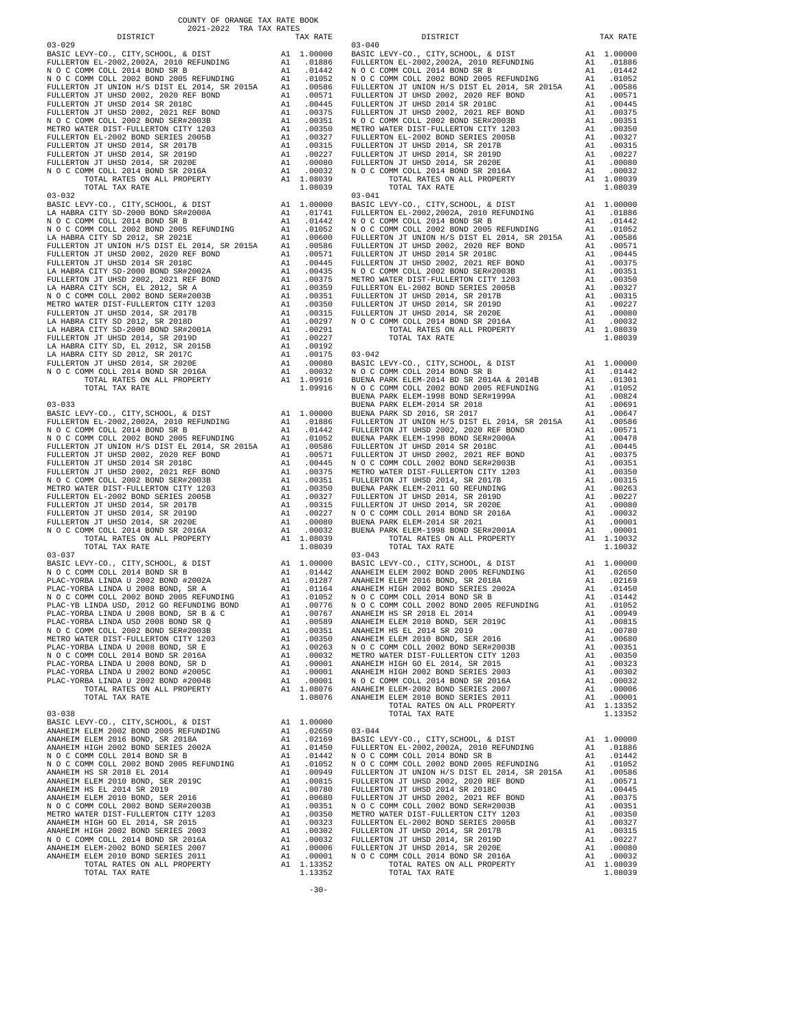# COUNTY OF ORANGE TAX RATE BOOK
## 2021-2022 TRA TAX RATES

### 03-029

| DISTRICT | | TAX RATE |
|---|---|---|
| BASIC LEVY-CO., CITY,SCHOOL, & DIST | A1 | 1.00000 |
| FULLERTON EL-2002,2002A, 2010 REFUNDING | A1 | .01886 |
| N O C COMM COLL 2014 BOND SR B | A1 | .01442 |
| N O C COMM COLL 2002 BOND 2005 REFUNDING | A1 | .01052 |
| FULLERTON JT UNION H/S DIST EL 2014, SR 2015A | A1 | .00586 |
| FULLERTON JT UHSD 2002, 2020 REF BOND | A1 | .00571 |
| FULLERTON JT UHSD 2014 SR 2018C | A1 | .00445 |
| FULLERTON JT UHSD 2002, 2021 REF BOND | A1 | .00375 |
| N O C COMM COLL 2002 BOND SER#2003B | A1 | .00351 |
| METRO WATER DIST-FULLERTON CITY 1203 | A1 | .00350 |
| FULLERTON EL-2002 BOND SERIES 2005B | A1 | .00327 |
| FULLERTON JT UHSD 2014, SR 2017B | A1 | .00315 |
| FULLERTON JT UHSD 2014, SR 2019D | A1 | .00227 |
| FULLERTON JT UHSD 2014, SR 2020E | A1 | .00080 |
| N O C COMM COLL 2014 BOND SR 2016A | A1 | .00032 |
| TOTAL RATES ON ALL PROPERTY | A1 | 1.08039 |
| TOTAL TAX RATE | | 1.08039 |

### 03-032

| DISTRICT | | TAX RATE |
|---|---|---|
| BASIC LEVY-CO., CITY,SCHOOL, & DIST | A1 | 1.00000 |
| LA HABRA CITY SD-2000 BOND SR#2000A | A1 | .01741 |
| N O C COMM COLL 2014 BOND SR B | A1 | .01442 |
| N O C COMM COLL 2002 BOND 2005 REFUNDING | A1 | .01052 |
| LA HABRA CITY SD 2012, SR 2021E | A1 | .00600 |
| FULLERTON JT UNION H/S DIST EL 2014, SR 2015A | A1 | .00586 |
| FULLERTON JT UHSD 2002, 2020 REF BOND | A1 | .00571 |
| FULLERTON JT UHSD 2014 SR 2018C | A1 | .00445 |
| LA HABRA CITY SD-2000 BOND SR#2002A | A1 | .00435 |
| FULLERTON JT UHSD 2002, 2021 REF BOND | A1 | .00375 |
| LA HABRA CITY SCH, EL 2012, SR A | A1 | .00359 |
| N O C COMM COLL 2002 BOND SER#2003B | A1 | .00351 |
| METRO WATER DIST-FULLERTON CITY 1203 | A1 | .00350 |
| FULLERTON JT UHSD 2014, SR 2017B | A1 | .00315 |
| LA HABRA CITY SD 2012, SR 2018D | A1 | .00297 |
| LA HABRA CITY SD-2000 BOND SR#2001A | A1 | .00291 |
| FULLERTON JT UHSD 2014, SR 2019D | A1 | .00227 |
| LA HABRA CITY SD, EL 2012, SR 2015B | A1 | .00192 |
| LA HABRA CITY SD 2012, SR 2017C | A1 | .00175 |
| FULLERTON JT UHSD 2014, SR 2020E | A1 | .00080 |
| N O C COMM COLL 2014 BOND SR 2016A | A1 | .00032 |
| TOTAL RATES ON ALL PROPERTY | A1 | 1.09916 |
| TOTAL TAX RATE | | 1.09916 |

### 03-033

| DISTRICT | | TAX RATE |
|---|---|---|
| BASIC LEVY-CO., CITY,SCHOOL, & DIST | A1 | 1.00000 |
| FULLERTON EL-2002,2002A, 2010 REFUNDING | A1 | .01886 |
| N O C COMM COLL 2014 BOND SR B | A1 | .01442 |
| N O C COMM COLL 2002 BOND 2005 REFUNDING | A1 | .01052 |
| FULLERTON JT UNION H/S DIST EL 2014, SR 2015A | A1 | .00586 |
| FULLERTON JT UHSD 2002, 2020 REF BOND | A1 | .00571 |
| FULLERTON JT UHSD 2014 SR 2018C | A1 | .00445 |
| FULLERTON JT UHSD 2002, 2021 REF BOND | A1 | .00375 |
| N O C COMM COLL 2002 BOND SER#2003B | A1 | .00351 |
| METRO WATER DIST-FULLERTON CITY 1203 | A1 | .00350 |
| FULLERTON EL-2002 BOND SERIES 2005B | A1 | .00327 |
| FULLERTON JT UHSD 2014, SR 2017B | A1 | .00315 |
| FULLERTON JT UHSD 2014, SR 2019D | A1 | .00227 |
| FULLERTON JT UHSD 2014, SR 2020E | A1 | .00080 |
| N O C COMM COLL 2014 BOND SR 2016A | A1 | .00032 |
| TOTAL RATES ON ALL PROPERTY | A1 | 1.08039 |
| TOTAL TAX RATE | | 1.08039 |

### 03-037

| DISTRICT | | TAX RATE |
|---|---|---|
| BASIC LEVY-CO., CITY,SCHOOL, & DIST | A1 | 1.00000 |
| N O C COMM COLL 2014 BOND SR B | A1 | .01442 |
| PLAC-YORBA LINDA U 2002 BOND #2002A | A1 | .01287 |
| PLAC-YORBA LINDA U 2008 BOND, SR A | A1 | .01164 |
| N O C COMM COLL 2002 BOND 2005 REFUNDING | A1 | .01052 |
| PLAC-YB LINDA USD, 2012 GO REFUNDING BOND | A1 | .00776 |
| PLAC-YORBA LINDA U 2008 BOND, SR B & C | A1 | .00767 |
| PLAC-YORBA LINDA USD 2008 BOND SR Q | A1 | .00589 |
| N O C COMM COLL 2002 BOND SER#2003B | A1 | .00351 |
| METRO WATER DIST-FULLERTON CITY 1203 | A1 | .00350 |
| PLAC-YORBA LINDA U 2008 BOND, SR E | A1 | .00263 |
| N O C COMM COLL 2014 BOND SR 2016A | A1 | .00032 |
| PLAC-YORBA LINDA U 2008 BOND, SR D | A1 | .00001 |
| PLAC-YORBA LINDA U 2002 BOND #2005C | A1 | .00001 |
| PLAC-YORBA LINDA U 2002 BOND #2004B | A1 | .00001 |
| TOTAL RATES ON ALL PROPERTY | A1 | 1.08076 |
| TOTAL TAX RATE | | 1.08076 |

### 03-038

| DISTRICT | | TAX RATE |
|---|---|---|
| BASIC LEVY-CO., CITY,SCHOOL, & DIST | A1 | 1.00000 |
| ANAHEIM ELEM 2002 BOND 2005 REFUNDING | A1 | .02650 |
| ANAHEIM ELEM 2016 BOND, SR 2018A | A1 | .02169 |
| ANAHEIM HIGH 2002 BOND SERIES 2002A | A1 | .01450 |
| N O C COMM COLL 2014 BOND SR B | A1 | .01442 |
| N O C COMM COLL 2002 BOND 2005 REFUNDING | A1 | .01052 |
| ANAHEIM HS SR 2018 EL 2014 | A1 | .00949 |
| ANAHEIM ELEM 2010 BOND, SER 2019C | A1 | .00815 |
| ANAHEIM HS EL 2014 SR 2019 | A1 | .00780 |
| ANAHEIM ELEM 2010 BOND, SER 2016 | A1 | .00680 |
| N O C COMM COLL 2002 BOND SER#2003B | A1 | .00351 |
| METRO WATER DIST-FULLERTON CITY 1203 | A1 | .00350 |
| ANAHEIM HIGH GO EL 2014, SR 2015 | A1 | .00323 |
| ANAHEIM HIGH 2002 BOND SERIES 2003 | A1 | .00302 |
| N O C COMM COLL 2014 BOND SR 2016A | A1 | .00032 |
| ANAHEIM ELEM-2002 BOND SERIES 2007 | A1 | .00006 |
| ANAHEIM ELEM 2010 BOND SERIES 2011 | A1 | .00001 |
| TOTAL RATES ON ALL PROPERTY | A1 | 1.13352 |
| TOTAL TAX RATE | | 1.13352 |

### 03-040

| DISTRICT | | TAX RATE |
|---|---|---|
| BASIC LEVY-CO., CITY,SCHOOL, & DIST | A1 | 1.00000 |
| FULLERTON EL-2002,2002A, 2010 REFUNDING | A1 | .01886 |
| N O C COMM COLL 2014 BOND SR B | A1 | .01442 |
| N O C COMM COLL 2002 BOND 2005 REFUNDING | A1 | .01052 |
| FULLERTON JT UNION H/S DIST EL 2014, SR 2015A | A1 | .00586 |
| FULLERTON JT UHSD 2002, 2020 REF BOND | A1 | .00571 |
| FULLERTON JT UHSD 2014 SR 2018C | A1 | .00445 |
| FULLERTON JT UHSD 2002, 2021 REF BOND | A1 | .00375 |
| N O C COMM COLL 2002 BOND SER#2003B | A1 | .00351 |
| METRO WATER DIST-FULLERTON CITY 1203 | A1 | .00350 |
| FULLERTON EL-2002 BOND SERIES 2005B | A1 | .00327 |
| FULLERTON JT UHSD 2014, SR 2017B | A1 | .00315 |
| FULLERTON JT UHSD 2014, SR 2019D | A1 | .00227 |
| FULLERTON JT UHSD 2014, SR 2020E | A1 | .00080 |
| N O C COMM COLL 2014 BOND SR 2016A | A1 | .00032 |
| TOTAL RATES ON ALL PROPERTY | A1 | 1.08039 |
| TOTAL TAX RATE | | 1.08039 |

### 03-041

| DISTRICT | | TAX RATE |
|---|---|---|
| BASIC LEVY-CO., CITY,SCHOOL, & DIST | A1 | 1.00000 |
| FULLERTON EL-2002,2002A, 2010 REFUNDING | A1 | .01886 |
| N O C COMM COLL 2014 BOND SR B | A1 | .01442 |
| N O C COMM COLL 2002 BOND 2005 REFUNDING | A1 | .01052 |
| FULLERTON JT UNION H/S DIST EL 2014, SR 2015A | A1 | .00586 |
| FULLERTON JT UHSD 2002, 2020 REF BOND | A1 | .00571 |
| FULLERTON JT UHSD 2014 SR 2018C | A1 | .00445 |
| FULLERTON JT UHSD 2002, 2021 REF BOND | A1 | .00375 |
| N O C COMM COLL 2002 BOND SER#2003B | A1 | .00351 |
| METRO WATER DIST-FULLERTON CITY 1203 | A1 | .00350 |
| FULLERTON EL-2002 BOND SERIES 2005B | A1 | .00327 |
| FULLERTON JT UHSD 2014, SR 2017B | A1 | .00315 |
| FULLERTON JT UHSD 2014, SR 2019D | A1 | .00227 |
| FULLERTON JT UHSD 2014, SR 2020E | A1 | .00080 |
| N O C COMM COLL 2014 BOND SR 2016A | A1 | .00032 |
| TOTAL RATES ON ALL PROPERTY | A1 | 1.08039 |
| TOTAL TAX RATE | | 1.08039 |

### 03-042

| DISTRICT | | TAX RATE |
|---|---|---|
| BASIC LEVY-CO., CITY,SCHOOL, & DIST | A1 | 1.00000 |
| N O C COMM COLL 2014 BOND SR B | A1 | .01442 |
| BUENA PARK ELEM-2014 BD SR 2014A & 2014B | A1 | .01301 |
| N O C COMM COLL 2002 BOND 2005 REFUNDING | A1 | .01052 |
| BUENA PARK ELEM-1998 BOND SER#1999A | A1 | .00824 |
| BUENA PARK ELEM-2014 SR 2018 | A1 | .00691 |
| BUENA PARK SD 2016, SR 2017 | A1 | .00647 |
| FULLERTON JT UNION H/S DIST EL 2014, SR 2015A | A1 | .00586 |
| FULLERTON JT UHSD 2002, 2020 REF BOND | A1 | .00571 |
| BUENA PARK ELEM-1998 BOND SER#2000A | A1 | .00478 |
| FULLERTON JT UHSD 2014 SR 2018C | A1 | .00445 |
| FULLERTON JT UHSD 2002, 2021 REF BOND | A1 | .00375 |
| N O C COMM COLL 2002 BOND SER#2003B | A1 | .00351 |
| METRO WATER DIST-FULLERTON CITY 1203 | A1 | .00350 |
| FULLERTON JT UHSD 2014, SR 2017B | A1 | .00315 |
| BUENA PARK ELEM-2011 GO REFUNDING | A1 | .00263 |
| FULLERTON JT UHSD 2014, SR 2019D | A1 | .00227 |
| FULLERTON JT UHSD 2014, SR 2020E | A1 | .00080 |
| N O C COMM COLL 2014 BOND SR 2016A | A1 | .00032 |
| BUENA PARK ELEM-2014 SR 2021 | A1 | .00001 |
| BUENA PARK ELEM-1998 BOND SER#2001A | A1 | .00001 |
| TOTAL RATES ON ALL PROPERTY | A1 | 1.10032 |
| TOTAL TAX RATE | | 1.10032 |

### 03-043

| DISTRICT | | TAX RATE |
|---|---|---|
| BASIC LEVY-CO., CITY,SCHOOL, & DIST | A1 | 1.00000 |
| ANAHEIM ELEM 2002 BOND 2005 REFUNDING | A1 | .02650 |
| ANAHEIM ELEM 2016 BOND, SR 2018A | A1 | .02169 |
| ANAHEIM HIGH 2002 BOND SERIES 2002A | A1 | .01450 |
| N O C COMM COLL 2014 BOND SR B | A1 | .01442 |
| N O C COMM COLL 2002 BOND 2005 REFUNDING | A1 | .01052 |
| ANAHEIM HS SR 2018 EL 2014 | A1 | .00949 |
| ANAHEIM ELEM 2010 BOND, SER 2019C | A1 | .00815 |
| ANAHEIM HS EL 2014 SR 2019 | A1 | .00780 |
| ANAHEIM ELEM 2010 BOND, SER 2016 | A1 | .00680 |
| N O C COMM COLL 2002 BOND SER#2003B | A1 | .00351 |
| METRO WATER DIST-FULLERTON CITY 1203 | A1 | .00350 |
| ANAHEIM HIGH GO EL 2014, SR 2015 | A1 | .00323 |
| ANAHEIM HIGH 2002 BOND SERIES 2003 | A1 | .00302 |
| N O C COMM COLL 2014 BOND SR 2016A | A1 | .00032 |
| ANAHEIM ELEM-2002 BOND SERIES 2007 | A1 | .00006 |
| ANAHEIM ELEM 2010 BOND SERIES 2011 | A1 | .00001 |
| TOTAL RATES ON ALL PROPERTY | A1 | 1.13352 |
| TOTAL TAX RATE | | 1.13352 |

### 03-044

| DISTRICT | | TAX RATE |
|---|---|---|
| BASIC LEVY-CO., CITY,SCHOOL, & DIST | A1 | 1.00000 |
| FULLERTON EL-2002,2002A, 2010 REFUNDING | A1 | .01886 |
| N O C COMM COLL 2014 BOND SR B | A1 | .01442 |
| N O C COMM COLL 2002 BOND 2005 REFUNDING | A1 | .01052 |
| FULLERTON JT UNION H/S DIST EL 2014, SR 2015A | A1 | .00586 |
| FULLERTON JT UHSD 2002, 2020 REF BOND | A1 | .00571 |
| FULLERTON JT UHSD 2014 SR 2018C | A1 | .00445 |
| FULLERTON JT UHSD 2002, 2021 REF BOND | A1 | .00375 |
| N O C COMM COLL 2002 BOND SER#2003B | A1 | .00351 |
| METRO WATER DIST-FULLERTON CITY 1203 | A1 | .00350 |
| FULLERTON EL-2002 BOND SERIES 2005B | A1 | .00327 |
| FULLERTON JT UHSD 2014, SR 2017B | A1 | .00315 |
| FULLERTON JT UHSD 2014, SR 2019D | A1 | .00227 |
| FULLERTON JT UHSD 2014, SR 2020E | A1 | .00080 |
| N O C COMM COLL 2014 BOND SR 2016A | A1 | .00032 |
| TOTAL RATES ON ALL PROPERTY | A1 | 1.08039 |
| TOTAL TAX RATE | | 1.08039 |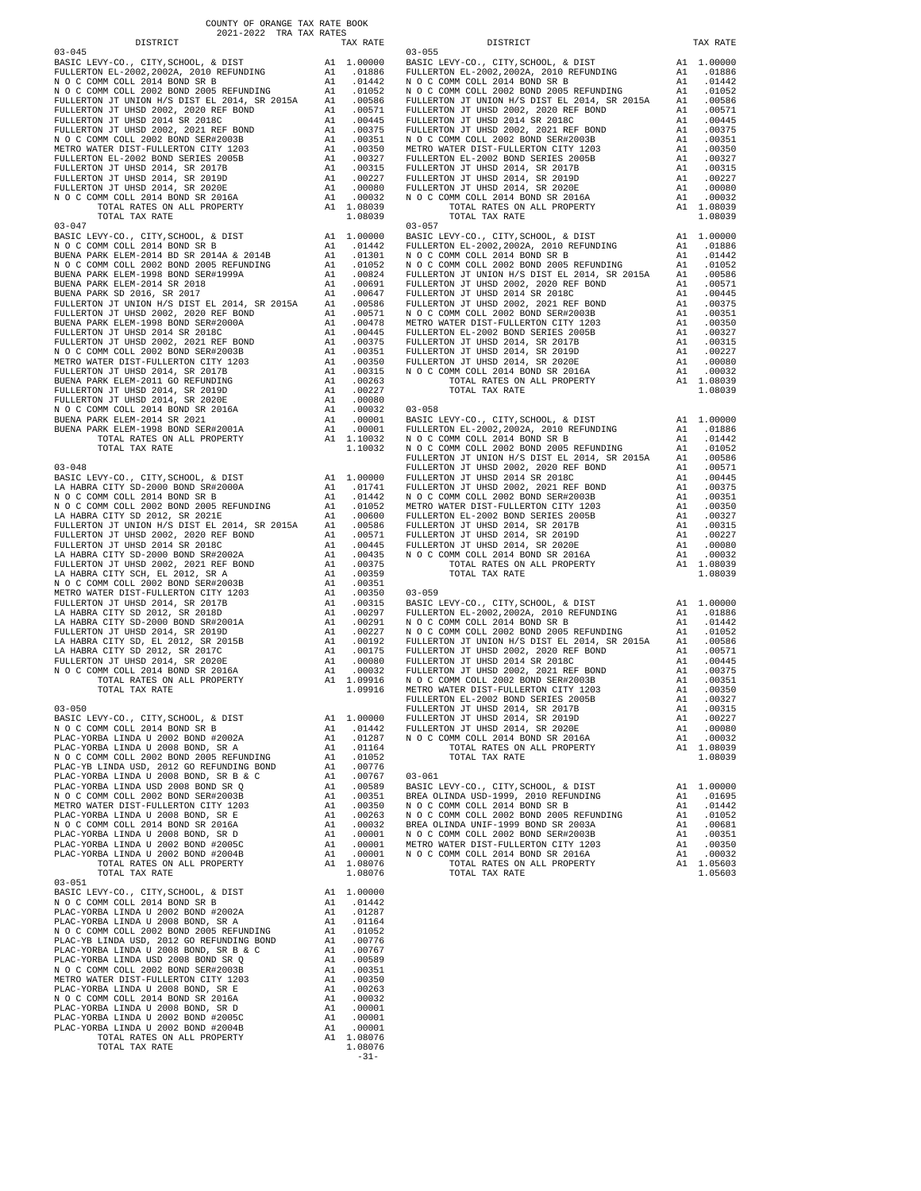COUNTY OF ORANGE TAX RATE BOOK
2021-2022 TRA TAX RATES

### 03-045

| DISTRICT | | TAX RATE |
|---|---|---|
| BASIC LEVY-CO., CITY,SCHOOL, & DIST | A1 | 1.00000 |
| FULLERTON EL-2002,2002A, 2010 REFUNDING | A1 | .01886 |
| N O C COMM COLL 2014 BOND SR B | A1 | .01442 |
| N O C COMM COLL 2002 BOND 2005 REFUNDING | A1 | .01052 |
| FULLERTON JT UNION H/S DIST EL 2014, SR 2015A | A1 | .00586 |
| FULLERTON JT UHSD 2002, 2020 REF BOND | A1 | .00571 |
| FULLERTON JT UHSD 2014 SR 2018C | A1 | .00445 |
| FULLERTON JT UHSD 2002, 2021 REF BOND | A1 | .00375 |
| N O C COMM COLL 2002 BOND SER#2003B | A1 | .00351 |
| METRO WATER DIST-FULLERTON CITY 1203 | A1 | .00350 |
| FULLERTON EL-2002 BOND SERIES 2005B | A1 | .00327 |
| FULLERTON JT UHSD 2014, SR 2017B | A1 | .00315 |
| FULLERTON JT UHSD 2014, SR 2019D | A1 | .00227 |
| FULLERTON JT UHSD 2014, SR 2020E | A1 | .00080 |
| N O C COMM COLL 2014 BOND SR 2016A | A1 | .00032 |
| TOTAL RATES ON ALL PROPERTY | A1 | 1.08039 |
| TOTAL TAX RATE | | 1.08039 |

### 03-047

| DISTRICT | | TAX RATE |
|---|---|---|
| BASIC LEVY-CO., CITY,SCHOOL, & DIST | A1 | 1.00000 |
| N O C COMM COLL 2014 BOND SR B | A1 | .01442 |
| BUENA PARK ELEM-2014 BD SR 2014A & 2014B | A1 | .01301 |
| N O C COMM COLL 2002 BOND 2005 REFUNDING | A1 | .01052 |
| BUENA PARK ELEM-1998 BOND SER#1999A | A1 | .00824 |
| BUENA PARK ELEM-2014 SR 2018 | A1 | .00691 |
| BUENA PARK SD 2016, SR 2017 | A1 | .00647 |
| FULLERTON JT UNION H/S DIST EL 2014, SR 2015A | A1 | .00586 |
| FULLERTON JT UHSD 2002, 2020 REF BOND | A1 | .00571 |
| BUENA PARK ELEM-1998 BOND SER#2000A | A1 | .00478 |
| FULLERTON JT UHSD 2014 SR 2018C | A1 | .00445 |
| FULLERTON JT UHSD 2002, 2021 REF BOND | A1 | .00375 |
| N O C COMM COLL 2002 BOND SER#2003B | A1 | .00351 |
| METRO WATER DIST-FULLERTON CITY 1203 | A1 | .00350 |
| FULLERTON JT UHSD 2014, SR 2017B | A1 | .00315 |
| BUENA PARK ELEM-2011 GO REFUNDING | A1 | .00263 |
| FULLERTON JT UHSD 2014, SR 2019D | A1 | .00227 |
| FULLERTON JT UHSD 2014, SR 2020E | A1 | .00080 |
| N O C COMM COLL 2014 BOND SR 2016A | A1 | .00032 |
| BUENA PARK ELEM-2014 SR 2021 | A1 | .00001 |
| BUENA PARK ELEM-1998 BOND SER#2001A | A1 | .00001 |
| TOTAL RATES ON ALL PROPERTY | A1 | 1.10032 |
| TOTAL TAX RATE | | 1.10032 |

### 03-048

| DISTRICT | | TAX RATE |
|---|---|---|
| BASIC LEVY-CO., CITY,SCHOOL, & DIST | A1 | 1.00000 |
| LA HABRA CITY SD-2000 BOND SR#2000A | A1 | .01741 |
| N O C COMM COLL 2014 BOND SR B | A1 | .01442 |
| N O C COMM COLL 2002 BOND 2005 REFUNDING | A1 | .01052 |
| LA HABRA CITY SD 2012, SR 2021E | A1 | .00600 |
| FULLERTON JT UNION H/S DIST EL 2014, SR 2015A | A1 | .00586 |
| FULLERTON JT UHSD 2002, 2020 REF BOND | A1 | .00571 |
| FULLERTON JT UHSD 2014 SR 2018C | A1 | .00445 |
| LA HABRA CITY SD-2000 BOND SR#2002A | A1 | .00435 |
| FULLERTON JT UHSD 2002, 2021 REF BOND | A1 | .00375 |
| LA HABRA CITY SCH, EL 2012, SR A | A1 | .00359 |
| N O C COMM COLL 2002 BOND SER#2003B | A1 | .00351 |
| METRO WATER DIST-FULLERTON CITY 1203 | A1 | .00350 |
| FULLERTON JT UHSD 2014, SR 2017B | A1 | .00315 |
| LA HABRA CITY SD 2012, SR 2018D | A1 | .00297 |
| LA HABRA CITY SD-2000 BOND SR#2001A | A1 | .00291 |
| FULLERTON JT UHSD 2014, SR 2019D | A1 | .00227 |
| LA HABRA CITY SD, EL 2012, SR 2015B | A1 | .00192 |
| LA HABRA CITY SD 2012, SR 2017C | A1 | .00175 |
| FULLERTON JT UHSD 2014, SR 2020E | A1 | .00080 |
| N O C COMM COLL 2014 BOND SR 2016A | A1 | .00032 |
| TOTAL RATES ON ALL PROPERTY | A1 | 1.09916 |
| TOTAL TAX RATE | | 1.09916 |

### 03-050

| DISTRICT | | TAX RATE |
|---|---|---|
| BASIC LEVY-CO., CITY,SCHOOL, & DIST | A1 | 1.00000 |
| N O C COMM COLL 2014 BOND SR B | A1 | .01442 |
| PLAC-YORBA LINDA U 2002 BOND #2002A | A1 | .01287 |
| PLAC-YORBA LINDA U 2008 BOND, SR A | A1 | .01164 |
| N O C COMM COLL 2002 BOND 2005 REFUNDING | A1 | .01052 |
| PLAC-YB LINDA USD, 2012 GO REFUNDING BOND | A1 | .00776 |
| PLAC-YORBA LINDA U 2008 BOND, SR B & C | A1 | .00767 |
| PLAC-YORBA LINDA USD 2008 BOND SR Q | A1 | .00589 |
| N O C COMM COLL 2002 BOND SER#2003B | A1 | .00351 |
| METRO WATER DIST-FULLERTON CITY 1203 | A1 | .00350 |
| PLAC-YORBA LINDA U 2008 BOND, SR E | A1 | .00263 |
| N O C COMM COLL 2014 BOND SR 2016A | A1 | .00032 |
| PLAC-YORBA LINDA U 2008 BOND, SR D | A1 | .00001 |
| PLAC-YORBA LINDA U 2002 BOND #2005C | A1 | .00001 |
| PLAC-YORBA LINDA U 2002 BOND #2004B | A1 | .00001 |
| TOTAL RATES ON ALL PROPERTY | A1 | 1.08076 |
| TOTAL TAX RATE | | 1.08076 |

### 03-051

| DISTRICT | | TAX RATE |
|---|---|---|
| BASIC LEVY-CO., CITY,SCHOOL, & DIST | A1 | 1.00000 |
| N O C COMM COLL 2014 BOND SR B | A1 | .01442 |
| PLAC-YORBA LINDA U 2002 BOND #2002A | A1 | .01287 |
| PLAC-YORBA LINDA U 2008 BOND, SR A | A1 | .01164 |
| N O C COMM COLL 2002 BOND 2005 REFUNDING | A1 | .01052 |
| PLAC-YB LINDA USD, 2012 GO REFUNDING BOND | A1 | .00776 |
| PLAC-YORBA LINDA U 2008 BOND, SR B & C | A1 | .00767 |
| PLAC-YORBA LINDA USD 2008 BOND SR Q | A1 | .00589 |
| N O C COMM COLL 2002 BOND SER#2003B | A1 | .00351 |
| METRO WATER DIST-FULLERTON CITY 1203 | A1 | .00350 |
| PLAC-YORBA LINDA U 2008 BOND, SR E | A1 | .00263 |
| N O C COMM COLL 2014 BOND SR 2016A | A1 | .00032 |
| PLAC-YORBA LINDA U 2008 BOND, SR D | A1 | .00001 |
| PLAC-YORBA LINDA U 2002 BOND #2005C | A1 | .00001 |
| PLAC-YORBA LINDA U 2002 BOND #2004B | A1 | .00001 |
| TOTAL RATES ON ALL PROPERTY | A1 | 1.08076 |
| TOTAL TAX RATE | | 1.08076 |

### 03-055

| DISTRICT | | TAX RATE |
|---|---|---|
| BASIC LEVY-CO., CITY,SCHOOL, & DIST | A1 | 1.00000 |
| FULLERTON EL-2002,2002A, 2010 REFUNDING | A1 | .01886 |
| N O C COMM COLL 2014 BOND SR B | A1 | .01442 |
| N O C COMM COLL 2002 BOND 2005 REFUNDING | A1 | .01052 |
| FULLERTON JT UNION H/S DIST EL 2014, SR 2015A | A1 | .00586 |
| FULLERTON JT UHSD 2002, 2020 REF BOND | A1 | .00571 |
| FULLERTON JT UHSD 2014 SR 2018C | A1 | .00445 |
| FULLERTON JT UHSD 2002, 2021 REF BOND | A1 | .00375 |
| N O C COMM COLL 2002 BOND SER#2003B | A1 | .00351 |
| METRO WATER DIST-FULLERTON CITY 1203 | A1 | .00350 |
| FULLERTON EL-2002 BOND SERIES 2005B | A1 | .00327 |
| FULLERTON JT UHSD 2014, SR 2017B | A1 | .00315 |
| FULLERTON JT UHSD 2014, SR 2019D | A1 | .00227 |
| FULLERTON JT UHSD 2014, SR 2020E | A1 | .00080 |
| N O C COMM COLL 2014 BOND SR 2016A | A1 | .00032 |
| TOTAL RATES ON ALL PROPERTY | A1 | 1.08039 |
| TOTAL TAX RATE | | 1.08039 |

### 03-057

| DISTRICT | | TAX RATE |
|---|---|---|
| BASIC LEVY-CO., CITY,SCHOOL, & DIST | A1 | 1.00000 |
| FULLERTON EL-2002,2002A, 2010 REFUNDING | A1 | .01886 |
| N O C COMM COLL 2014 BOND SR B | A1 | .01442 |
| N O C COMM COLL 2002 BOND 2005 REFUNDING | A1 | .01052 |
| FULLERTON JT UNION H/S DIST EL 2014, SR 2015A | A1 | .00586 |
| FULLERTON JT UHSD 2002, 2020 REF BOND | A1 | .00571 |
| FULLERTON JT UHSD 2014 SR 2018C | A1 | .00445 |
| FULLERTON JT UHSD 2002, 2021 REF BOND | A1 | .00375 |
| N O C COMM COLL 2002 BOND SER#2003B | A1 | .00351 |
| METRO WATER DIST-FULLERTON CITY 1203 | A1 | .00350 |
| FULLERTON EL-2002 BOND SERIES 2005B | A1 | .00327 |
| FULLERTON JT UHSD 2014, SR 2017B | A1 | .00315 |
| FULLERTON JT UHSD 2014, SR 2019D | A1 | .00227 |
| FULLERTON JT UHSD 2014, SR 2020E | A1 | .00080 |
| N O C COMM COLL 2014 BOND SR 2016A | A1 | .00032 |
| TOTAL RATES ON ALL PROPERTY | A1 | 1.08039 |
| TOTAL TAX RATE | | 1.08039 |

### 03-058

| DISTRICT | | TAX RATE |
|---|---|---|
| BASIC LEVY-CO., CITY,SCHOOL, & DIST | A1 | 1.00000 |
| FULLERTON EL-2002,2002A, 2010 REFUNDING | A1 | .01886 |
| N O C COMM COLL 2014 BOND SR B | A1 | .01442 |
| N O C COMM COLL 2002 BOND 2005 REFUNDING | A1 | .01052 |
| FULLERTON JT UNION H/S DIST EL 2014, SR 2015A | A1 | .00586 |
| FULLERTON JT UHSD 2002, 2020 REF BOND | A1 | .00571 |
| FULLERTON JT UHSD 2014 SR 2018C | A1 | .00445 |
| FULLERTON JT UHSD 2002, 2021 REF BOND | A1 | .00375 |
| N O C COMM COLL 2002 BOND SER#2003B | A1 | .00351 |
| METRO WATER DIST-FULLERTON CITY 1203 | A1 | .00350 |
| FULLERTON EL-2002 BOND SERIES 2005B | A1 | .00327 |
| FULLERTON JT UHSD 2014, SR 2017B | A1 | .00315 |
| FULLERTON JT UHSD 2014, SR 2019D | A1 | .00227 |
| FULLERTON JT UHSD 2014, SR 2020E | A1 | .00080 |
| N O C COMM COLL 2014 BOND SR 2016A | A1 | .00032 |
| TOTAL RATES ON ALL PROPERTY | A1 | 1.08039 |
| TOTAL TAX RATE | | 1.08039 |

### 03-059

| DISTRICT | | TAX RATE |
|---|---|---|
| BASIC LEVY-CO., CITY,SCHOOL, & DIST | A1 | 1.00000 |
| FULLERTON EL-2002,2002A, 2010 REFUNDING | A1 | .01886 |
| N O C COMM COLL 2014 BOND SR B | A1 | .01442 |
| N O C COMM COLL 2002 BOND 2005 REFUNDING | A1 | .01052 |
| FULLERTON JT UNION H/S DIST EL 2014, SR 2015A | A1 | .00586 |
| FULLERTON JT UHSD 2002, 2020 REF BOND | A1 | .00571 |
| FULLERTON JT UHSD 2014 SR 2018C | A1 | .00445 |
| FULLERTON JT UHSD 2002, 2021 REF BOND | A1 | .00375 |
| N O C COMM COLL 2002 BOND SER#2003B | A1 | .00351 |
| METRO WATER DIST-FULLERTON CITY 1203 | A1 | .00350 |
| FULLERTON EL-2002 BOND SERIES 2005B | A1 | .00327 |
| FULLERTON JT UHSD 2014, SR 2017B | A1 | .00315 |
| FULLERTON JT UHSD 2014, SR 2019D | A1 | .00227 |
| FULLERTON JT UHSD 2014, SR 2020E | A1 | .00080 |
| N O C COMM COLL 2014 BOND SR 2016A | A1 | .00032 |
| TOTAL RATES ON ALL PROPERTY | A1 | 1.08039 |
| TOTAL TAX RATE | | 1.08039 |

### 03-061

| DISTRICT | | TAX RATE |
|---|---|---|
| BASIC LEVY-CO., CITY,SCHOOL, & DIST | A1 | 1.00000 |
| BREA OLINDA USD-1999, 2010 REFUNDING | A1 | .01695 |
| N O C COMM COLL 2014 BOND SR B | A1 | .01442 |
| N O C COMM COLL 2002 BOND 2005 REFUNDING | A1 | .01052 |
| BREA OLINDA UNIF-1999 BOND SR 2003A | A1 | .00681 |
| N O C COMM COLL 2002 BOND SER#2003B | A1 | .00351 |
| METRO WATER DIST-FULLERTON CITY 1203 | A1 | .00350 |
| N O C COMM COLL 2014 BOND SR 2016A | A1 | .00032 |
| TOTAL RATES ON ALL PROPERTY | A1 | 1.05603 |
| TOTAL TAX RATE | | 1.05603 |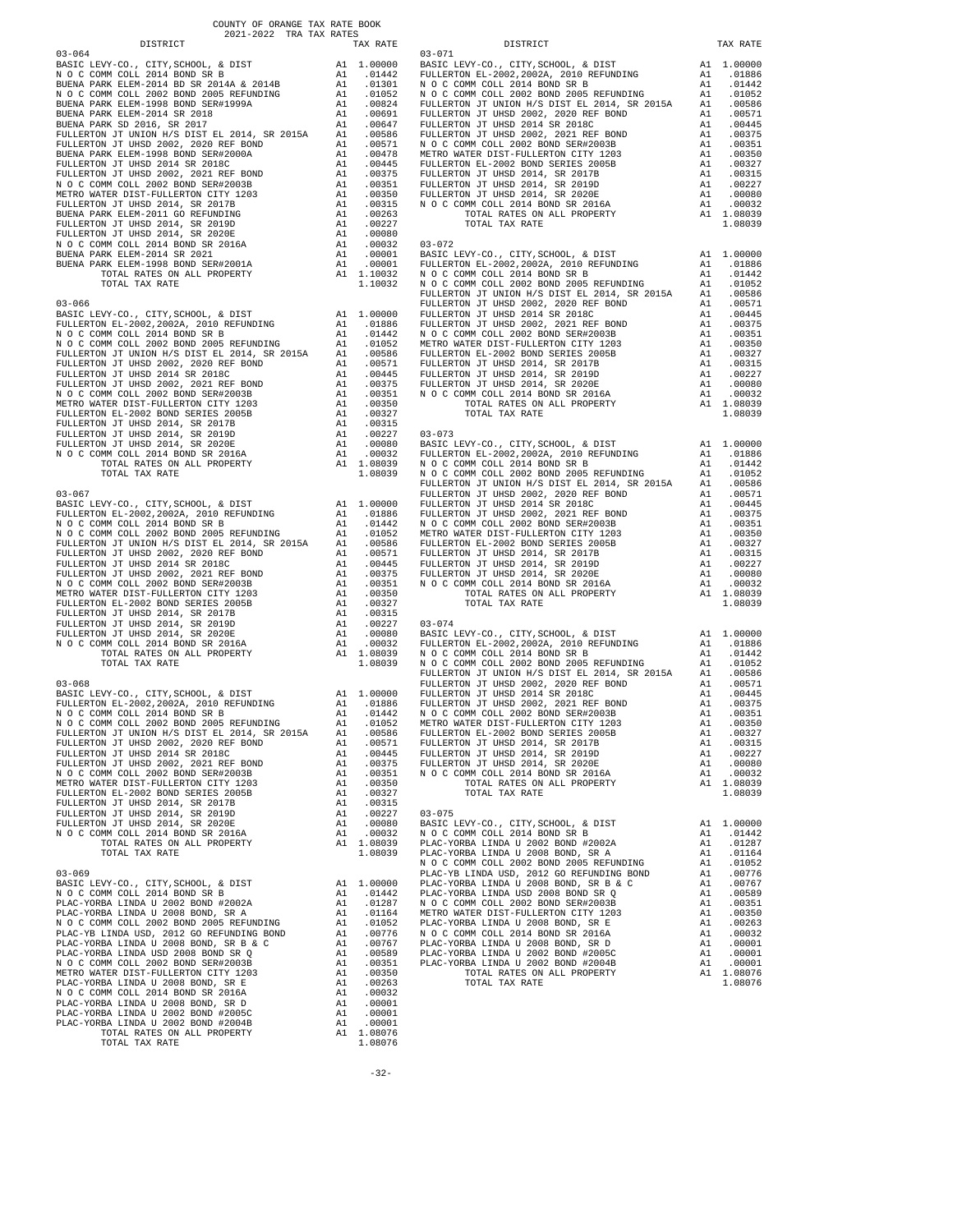COUNTY OF ORANGE TAX RATE BOOK
2021-2022 TRA TAX RATES

| DISTRICT | | TAX RATE |
|---|---|---|
| **03-064** | | |
| BASIC LEVY-CO., CITY,SCHOOL, & DIST | A1 | 1.00000 |
| N O C COMM COLL 2014 BOND SR B | A1 | .01442 |
| BUENA PARK ELEM-2014 BD SR 2014A & 2014B | A1 | .01301 |
| N O C COMM COLL 2002 BOND 2005 REFUNDING | A1 | .01052 |
| BUENA PARK ELEM-1998 BOND SER#1999A | A1 | .00824 |
| BUENA PARK ELEM-2014 SR 2018 | A1 | .00691 |
| BUENA PARK SD 2016, SR 2017 | A1 | .00647 |
| FULLERTON JT UNION H/S DIST EL 2014, SR 2015A | A1 | .00586 |
| FULLERTON JT UHSD 2002, 2020 REF BOND | A1 | .00571 |
| BUENA PARK ELEM-1998 BOND SER#2000A | A1 | .00478 |
| FULLERTON JT UHSD 2014 SR 2018C | A1 | .00445 |
| FULLERTON JT UHSD 2002, 2021 REF BOND | A1 | .00375 |
| N O C COMM COLL 2002 BOND SER#2003B | A1 | .00351 |
| METRO WATER DIST-FULLERTON CITY 1203 | A1 | .00350 |
| FULLERTON JT UHSD 2014, SR 2017B | A1 | .00315 |
| BUENA PARK ELEM-2011 GO REFUNDING | A1 | .00263 |
| FULLERTON JT UHSD 2014, SR 2019D | A1 | .00227 |
| FULLERTON JT UHSD 2014, SR 2020E | A1 | .00080 |
| N O C COMM COLL 2014 BOND SR 2016A | A1 | .00032 |
| BUENA PARK ELEM-2014 SR 2021 | A1 | .00001 |
| BUENA PARK ELEM-1998 BOND SER#2001A | A1 | .00001 |
| TOTAL RATES ON ALL PROPERTY | A1 | 1.10032 |
| TOTAL TAX RATE | | 1.10032 |
| **03-066** | | |
| BASIC LEVY-CO., CITY,SCHOOL, & DIST | A1 | 1.00000 |
| FULLERTON EL-2002,2002A, 2010 REFUNDING | A1 | .01886 |
| N O C COMM COLL 2014 BOND SR B | A1 | .01442 |
| N O C COMM COLL 2002 BOND 2005 REFUNDING | A1 | .01052 |
| FULLERTON JT UNION H/S DIST EL 2014, SR 2015A | A1 | .00586 |
| FULLERTON JT UHSD 2002, 2020 REF BOND | A1 | .00571 |
| FULLERTON JT UHSD 2014 SR 2018C | A1 | .00445 |
| FULLERTON JT UHSD 2002, 2021 REF BOND | A1 | .00375 |
| N O C COMM COLL 2002 BOND SER#2003B | A1 | .00351 |
| METRO WATER DIST-FULLERTON CITY 1203 | A1 | .00350 |
| FULLERTON EL-2002 BOND SERIES 2005B | A1 | .00327 |
| FULLERTON JT UHSD 2014, SR 2017B | A1 | .00315 |
| FULLERTON JT UHSD 2014, SR 2019D | A1 | .00227 |
| FULLERTON JT UHSD 2014, SR 2020E | A1 | .00080 |
| N O C COMM COLL 2014 BOND SR 2016A | A1 | .00032 |
| TOTAL RATES ON ALL PROPERTY | A1 | 1.08039 |
| TOTAL TAX RATE | | 1.08039 |
| **03-067** | | |
| BASIC LEVY-CO., CITY,SCHOOL, & DIST | A1 | 1.00000 |
| FULLERTON EL-2002,2002A, 2010 REFUNDING | A1 | .01886 |
| N O C COMM COLL 2014 BOND SR B | A1 | .01442 |
| N O C COMM COLL 2002 BOND 2005 REFUNDING | A1 | .01052 |
| FULLERTON JT UNION H/S DIST EL 2014, SR 2015A | A1 | .00586 |
| FULLERTON JT UHSD 2002, 2020 REF BOND | A1 | .00571 |
| FULLERTON JT UHSD 2014 SR 2018C | A1 | .00445 |
| FULLERTON JT UHSD 2002, 2021 REF BOND | A1 | .00375 |
| N O C COMM COLL 2002 BOND SER#2003B | A1 | .00351 |
| METRO WATER DIST-FULLERTON CITY 1203 | A1 | .00350 |
| FULLERTON EL-2002 BOND SERIES 2005B | A1 | .00327 |
| FULLERTON JT UHSD 2014, SR 2017B | A1 | .00315 |
| FULLERTON JT UHSD 2014, SR 2019D | A1 | .00227 |
| FULLERTON JT UHSD 2014, SR 2020E | A1 | .00080 |
| N O C COMM COLL 2014 BOND SR 2016A | A1 | .00032 |
| TOTAL RATES ON ALL PROPERTY | A1 | 1.08039 |
| TOTAL TAX RATE | | 1.08039 |
| **03-068** | | |
| BASIC LEVY-CO., CITY,SCHOOL, & DIST | A1 | 1.00000 |
| FULLERTON EL-2002,2002A, 2010 REFUNDING | A1 | .01886 |
| N O C COMM COLL 2014 BOND SR B | A1 | .01442 |
| N O C COMM COLL 2002 BOND 2005 REFUNDING | A1 | .01052 |
| FULLERTON JT UNION H/S DIST EL 2014, SR 2015A | A1 | .00586 |
| FULLERTON JT UHSD 2002, 2020 REF BOND | A1 | .00571 |
| FULLERTON JT UHSD 2014 SR 2018C | A1 | .00445 |
| FULLERTON JT UHSD 2002, 2021 REF BOND | A1 | .00375 |
| N O C COMM COLL 2002 BOND SER#2003B | A1 | .00351 |
| METRO WATER DIST-FULLERTON CITY 1203 | A1 | .00350 |
| FULLERTON EL-2002 BOND SERIES 2005B | A1 | .00327 |
| FULLERTON JT UHSD 2014, SR 2017B | A1 | .00315 |
| FULLERTON JT UHSD 2014, SR 2019D | A1 | .00227 |
| FULLERTON JT UHSD 2014, SR 2020E | A1 | .00080 |
| N O C COMM COLL 2014 BOND SR 2016A | A1 | .00032 |
| TOTAL RATES ON ALL PROPERTY | A1 | 1.08039 |
| TOTAL TAX RATE | | 1.08039 |
| **03-069** | | |
| BASIC LEVY-CO., CITY,SCHOOL, & DIST | A1 | 1.00000 |
| N O C COMM COLL 2014 BOND SR B | A1 | .01442 |
| PLAC-YORBA LINDA U 2002 BOND #2002A | A1 | .01287 |
| PLAC-YORBA LINDA U 2008 BOND, SR A | A1 | .01164 |
| N O C COMM COLL 2002 BOND 2005 REFUNDING | A1 | .01052 |
| PLAC-YB LINDA USD, 2012 GO REFUNDING BOND | A1 | .00776 |
| PLAC-YORBA LINDA U 2008 BOND, SR B & C | A1 | .00767 |
| PLAC-YORBA LINDA USD 2008 BOND SR Q | A1 | .00589 |
| N O C COMM COLL 2002 BOND SER#2003B | A1 | .00351 |
| METRO WATER DIST-FULLERTON CITY 1203 | A1 | .00350 |
| PLAC-YORBA LINDA U 2008 BOND, SR E | A1 | .00263 |
| N O C COMM COLL 2014 BOND SR 2016A | A1 | .00032 |
| PLAC-YORBA LINDA U 2008 BOND, SR D | A1 | .00001 |
| PLAC-YORBA LINDA U 2002 BOND #2005C | A1 | .00001 |
| PLAC-YORBA LINDA U 2002 BOND #2004B | A1 | .00001 |
| TOTAL RATES ON ALL PROPERTY | A1 | 1.08076 |
| TOTAL TAX RATE | | 1.08076 |
| **03-071** | | |
| BASIC LEVY-CO., CITY,SCHOOL, & DIST | A1 | 1.00000 |
| FULLERTON EL-2002,2002A, 2010 REFUNDING | A1 | .01886 |
| N O C COMM COLL 2014 BOND SR B | A1 | .01442 |
| N O C COMM COLL 2002 BOND 2005 REFUNDING | A1 | .01052 |
| FULLERTON JT UNION H/S DIST EL 2014, SR 2015A | A1 | .00586 |
| FULLERTON JT UHSD 2002, 2020 REF BOND | A1 | .00571 |
| FULLERTON JT UHSD 2014 SR 2018C | A1 | .00445 |
| FULLERTON JT UHSD 2002, 2021 REF BOND | A1 | .00375 |
| N O C COMM COLL 2002 BOND SER#2003B | A1 | .00351 |
| METRO WATER DIST-FULLERTON CITY 1203 | A1 | .00350 |
| FULLERTON EL-2002 BOND SERIES 2005B | A1 | .00327 |
| FULLERTON JT UHSD 2014, SR 2017B | A1 | .00315 |
| FULLERTON JT UHSD 2014, SR 2019D | A1 | .00227 |
| FULLERTON JT UHSD 2014, SR 2020E | A1 | .00080 |
| N O C COMM COLL 2014 BOND SR 2016A | A1 | .00032 |
| TOTAL RATES ON ALL PROPERTY | A1 | 1.08039 |
| TOTAL TAX RATE | | 1.08039 |
| **03-072** | | |
| BASIC LEVY-CO., CITY,SCHOOL, & DIST | A1 | 1.00000 |
| FULLERTON EL-2002,2002A, 2010 REFUNDING | A1 | .01886 |
| N O C COMM COLL 2014 BOND SR B | A1 | .01442 |
| N O C COMM COLL 2002 BOND 2005 REFUNDING | A1 | .01052 |
| FULLERTON JT UNION H/S DIST EL 2014, SR 2015A | A1 | .00586 |
| FULLERTON JT UHSD 2002, 2020 REF BOND | A1 | .00571 |
| FULLERTON JT UHSD 2014 SR 2018C | A1 | .00445 |
| FULLERTON JT UHSD 2002, 2021 REF BOND | A1 | .00375 |
| N O C COMM COLL 2002 BOND SER#2003B | A1 | .00351 |
| METRO WATER DIST-FULLERTON CITY 1203 | A1 | .00350 |
| FULLERTON EL-2002 BOND SERIES 2005B | A1 | .00327 |
| FULLERTON JT UHSD 2014, SR 2017B | A1 | .00315 |
| FULLERTON JT UHSD 2014, SR 2019D | A1 | .00227 |
| FULLERTON JT UHSD 2014, SR 2020E | A1 | .00080 |
| N O C COMM COLL 2014 BOND SR 2016A | A1 | .00032 |
| TOTAL RATES ON ALL PROPERTY | A1 | 1.08039 |
| TOTAL TAX RATE | | 1.08039 |
| **03-073** | | |
| BASIC LEVY-CO., CITY,SCHOOL, & DIST | A1 | 1.00000 |
| FULLERTON EL-2002,2002A, 2010 REFUNDING | A1 | .01886 |
| N O C COMM COLL 2014 BOND SR B | A1 | .01442 |
| N O C COMM COLL 2002 BOND 2005 REFUNDING | A1 | .01052 |
| FULLERTON JT UNION H/S DIST EL 2014, SR 2015A | A1 | .00586 |
| FULLERTON JT UHSD 2002, 2020 REF BOND | A1 | .00571 |
| FULLERTON JT UHSD 2014 SR 2018C | A1 | .00445 |
| FULLERTON JT UHSD 2002, 2021 REF BOND | A1 | .00375 |
| N O C COMM COLL 2002 BOND SER#2003B | A1 | .00351 |
| METRO WATER DIST-FULLERTON CITY 1203 | A1 | .00350 |
| FULLERTON EL-2002 BOND SERIES 2005B | A1 | .00327 |
| FULLERTON JT UHSD 2014, SR 2017B | A1 | .00315 |
| FULLERTON JT UHSD 2014, SR 2019D | A1 | .00227 |
| FULLERTON JT UHSD 2014, SR 2020E | A1 | .00080 |
| N O C COMM COLL 2014 BOND SR 2016A | A1 | .00032 |
| TOTAL RATES ON ALL PROPERTY | A1 | 1.08039 |
| TOTAL TAX RATE | | 1.08039 |
| **03-074** | | |
| BASIC LEVY-CO., CITY,SCHOOL, & DIST | A1 | 1.00000 |
| FULLERTON EL-2002,2002A, 2010 REFUNDING | A1 | .01886 |
| N O C COMM COLL 2014 BOND SR B | A1 | .01442 |
| N O C COMM COLL 2002 BOND 2005 REFUNDING | A1 | .01052 |
| FULLERTON JT UNION H/S DIST EL 2014, SR 2015A | A1 | .00586 |
| FULLERTON JT UHSD 2002, 2020 REF BOND | A1 | .00571 |
| FULLERTON JT UHSD 2014 SR 2018C | A1 | .00445 |
| FULLERTON JT UHSD 2002, 2021 REF BOND | A1 | .00375 |
| N O C COMM COLL 2002 BOND SER#2003B | A1 | .00351 |
| METRO WATER DIST-FULLERTON CITY 1203 | A1 | .00350 |
| FULLERTON EL-2002 BOND SERIES 2005B | A1 | .00327 |
| FULLERTON JT UHSD 2014, SR 2017B | A1 | .00315 |
| FULLERTON JT UHSD 2014, SR 2019D | A1 | .00227 |
| FULLERTON JT UHSD 2014, SR 2020E | A1 | .00080 |
| N O C COMM COLL 2014 BOND SR 2016A | A1 | .00032 |
| TOTAL RATES ON ALL PROPERTY | A1 | 1.08039 |
| TOTAL TAX RATE | | 1.08039 |
| **03-075** | | |
| BASIC LEVY-CO., CITY,SCHOOL, & DIST | A1 | 1.00000 |
| N O C COMM COLL 2014 BOND SR B | A1 | .01442 |
| PLAC-YORBA LINDA U 2002 BOND #2002A | A1 | .01287 |
| PLAC-YORBA LINDA U 2008 BOND, SR A | A1 | .01164 |
| N O C COMM COLL 2002 BOND 2005 REFUNDING | A1 | .01052 |
| PLAC-YB LINDA USD, 2012 GO REFUNDING BOND | A1 | .00776 |
| PLAC-YORBA LINDA U 2008 BOND, SR B & C | A1 | .00767 |
| PLAC-YORBA LINDA USD 2008 BOND SR Q | A1 | .00589 |
| N O C COMM COLL 2002 BOND SER#2003B | A1 | .00351 |
| METRO WATER DIST-FULLERTON CITY 1203 | A1 | .00350 |
| PLAC-YORBA LINDA U 2008 BOND, SR E | A1 | .00263 |
| N O C COMM COLL 2014 BOND SR 2016A | A1 | .00032 |
| PLAC-YORBA LINDA U 2008 BOND, SR D | A1 | .00001 |
| PLAC-YORBA LINDA U 2002 BOND #2005C | A1 | .00001 |
| PLAC-YORBA LINDA U 2002 BOND #2004B | A1 | .00001 |
| TOTAL RATES ON ALL PROPERTY | A1 | 1.08076 |
| TOTAL TAX RATE | | 1.08076 |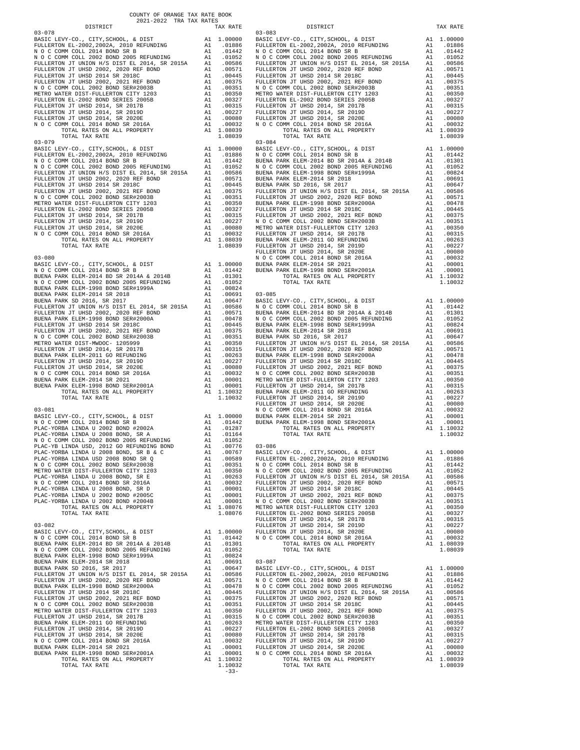COUNTY OF ORANGE TAX RATE BOOK
2021-2022 TRA TAX RATES

### 03-078

| DISTRICT | | TAX RATE |
|---|---|---|
| BASIC LEVY-CO., CITY,SCHOOL, & DIST | A1 | 1.00000 |
| FULLERTON EL-2002,2002A, 2010 REFUNDING | A1 | .01886 |
| N O C COMM COLL 2014 BOND SR B | A1 | .01442 |
| N O C COMM COLL 2002 BOND 2005 REFUNDING | A1 | .01052 |
| FULLERTON JT UNION H/S DIST EL 2014, SR 2015A | A1 | .00586 |
| FULLERTON JT UHSD 2002, 2020 REF BOND | A1 | .00571 |
| FULLERTON JT UHSD 2014 SR 2018C | A1 | .00445 |
| FULLERTON JT UHSD 2002, 2021 REF BOND | A1 | .00375 |
| N O C COMM COLL 2002 BOND SER#2003B | A1 | .00351 |
| METRO WATER DIST-FULLERTON CITY 1203 | A1 | .00350 |
| FULLERTON EL-2002 BOND SERIES 2005B | A1 | .00327 |
| FULLERTON JT UHSD 2014, SR 2017B | A1 | .00315 |
| FULLERTON JT UHSD 2014, SR 2019D | A1 | .00227 |
| FULLERTON JT UHSD 2014, SR 2020E | A1 | .00080 |
| N O C COMM COLL 2014 BOND SR 2016A | A1 | .00032 |
| TOTAL RATES ON ALL PROPERTY | A1 | 1.08039 |
| TOTAL TAX RATE | | 1.08039 |

### 03-079

| DISTRICT | | TAX RATE |
|---|---|---|
| BASIC LEVY-CO., CITY,SCHOOL, & DIST | A1 | 1.00000 |
| FULLERTON EL-2002,2002A, 2010 REFUNDING | A1 | .01886 |
| N O C COMM COLL 2014 BOND SR B | A1 | .01442 |
| N O C COMM COLL 2002 BOND 2005 REFUNDING | A1 | .01052 |
| FULLERTON JT UNION H/S DIST EL 2014, SR 2015A | A1 | .00586 |
| FULLERTON JT UHSD 2002, 2020 REF BOND | A1 | .00571 |
| FULLERTON JT UHSD 2014 SR 2018C | A1 | .00445 |
| FULLERTON JT UHSD 2002, 2021 REF BOND | A1 | .00375 |
| N O C COMM COLL 2002 BOND SER#2003B | A1 | .00351 |
| METRO WATER DIST-FULLERTON CITY 1203 | A1 | .00350 |
| FULLERTON EL-2002 BOND SERIES 2005B | A1 | .00327 |
| FULLERTON JT UHSD 2014, SR 2017B | A1 | .00315 |
| FULLERTON JT UHSD 2014, SR 2019D | A1 | .00227 |
| FULLERTON JT UHSD 2014, SR 2020E | A1 | .00080 |
| N O C COMM COLL 2014 BOND SR 2016A | A1 | .00032 |
| TOTAL RATES ON ALL PROPERTY | A1 | 1.08039 |
| TOTAL TAX RATE | | 1.08039 |

### 03-080

| DISTRICT | | TAX RATE |
|---|---|---|
| BASIC LEVY-CO., CITY,SCHOOL, & DIST | A1 | 1.00000 |
| N O C COMM COLL 2014 BOND SR B | A1 | .01442 |
| BUENA PARK ELEM-2014 BD SR 2014A & 2014B | A1 | .01301 |
| N O C COMM COLL 2002 BOND 2005 REFUNDING | A1 | .01052 |
| BUENA PARK ELEM-1998 BOND SER#1999A | A1 | .00824 |
| BUENA PARK ELEM-2014 SR 2018 | A1 | .00691 |
| BUENA PARK SD 2016, SR 2017 | A1 | .00647 |
| FULLERTON JT UNION H/S DIST EL 2014, SR 2015A | A1 | .00586 |
| FULLERTON JT UHSD 2002, 2020 REF BOND | A1 | .00571 |
| BUENA PARK ELEM-1998 BOND SER#2000A | A1 | .00478 |
| FULLERTON JT UHSD 2014 SR 2018C | A1 | .00445 |
| FULLERTON JT UHSD 2002, 2021 REF BOND | A1 | .00375 |
| N O C COMM COLL 2002 BOND SER#2003B | A1 | .00351 |
| METRO WATER DIST-MWDOC- 1205999 | A1 | .00350 |
| FULLERTON JT UHSD 2014, SR 2017B | A1 | .00315 |
| BUENA PARK ELEM-2011 GO REFUNDING | A1 | .00263 |
| FULLERTON JT UHSD 2014, SR 2019D | A1 | .00227 |
| FULLERTON JT UHSD 2014, SR 2020E | A1 | .00080 |
| N O C COMM COLL 2014 BOND SR 2016A | A1 | .00032 |
| BUENA PARK ELEM-2014 SR 2021 | A1 | .00001 |
| BUENA PARK ELEM-1998 BOND SER#2001A | A1 | .00001 |
| TOTAL RATES ON ALL PROPERTY | A1 | 1.10032 |
| TOTAL TAX RATE | | 1.10032 |

### 03-081

| DISTRICT | | TAX RATE |
|---|---|---|
| BASIC LEVY-CO., CITY,SCHOOL, & DIST | A1 | 1.00000 |
| N O C COMM COLL 2014 BOND SR B | A1 | .01442 |
| PLAC-YORBA LINDA U 2002 BOND #2002A | A1 | .01287 |
| PLAC-YORBA LINDA U 2008 BOND, SR A | A1 | .01164 |
| N O C COMM COLL 2002 BOND 2005 REFUNDING | A1 | .01052 |
| PLAC-YB LINDA USD, 2012 GO REFUNDING BOND | A1 | .00776 |
| PLAC-YORBA LINDA U 2008 BOND, SR B & C | A1 | .00767 |
| PLAC-YORBA LINDA USD 2008 BOND SR Q | A1 | .00589 |
| N O C COMM COLL 2002 BOND SER#2003B | A1 | .00351 |
| METRO WATER DIST-FULLERTON CITY 1203 | A1 | .00350 |
| PLAC-YORBA LINDA U 2008 BOND, SR E | A1 | .00263 |
| N O C COMM COLL 2014 BOND SR 2016A | A1 | .00032 |
| PLAC-YORBA LINDA U 2008 BOND, SR D | A1 | .00001 |
| PLAC-YORBA LINDA U 2002 BOND #2005C | A1 | .00001 |
| PLAC-YORBA LINDA U 2002 BOND #2004B | A1 | .00001 |
| TOTAL RATES ON ALL PROPERTY | A1 | 1.08076 |
| TOTAL TAX RATE | | 1.08076 |

### 03-082

| DISTRICT | | TAX RATE |
|---|---|---|
| BASIC LEVY-CO., CITY,SCHOOL, & DIST | A1 | 1.00000 |
| N O C COMM COLL 2014 BOND SR B | A1 | .01442 |
| BUENA PARK ELEM-2014 BD SR 2014A & 2014B | A1 | .01301 |
| N O C COMM COLL 2002 BOND 2005 REFUNDING | A1 | .01052 |
| BUENA PARK ELEM-1998 BOND SER#1999A | A1 | .00824 |
| BUENA PARK ELEM-2014 SR 2018 | A1 | .00691 |
| BUENA PARK SD 2016, SR 2017 | A1 | .00647 |
| FULLERTON JT UNION H/S DIST EL 2014, SR 2015A | A1 | .00586 |
| FULLERTON JT UHSD 2002, 2020 REF BOND | A1 | .00571 |
| BUENA PARK ELEM-1998 BOND SER#2000A | A1 | .00478 |
| FULLERTON JT UHSD 2014 SR 2018C | A1 | .00445 |
| FULLERTON JT UHSD 2002, 2021 REF BOND | A1 | .00375 |
| N O C COMM COLL 2002 BOND SER#2003B | A1 | .00351 |
| METRO WATER DIST-FULLERTON CITY 1203 | A1 | .00350 |
| FULLERTON JT UHSD 2014, SR 2017B | A1 | .00315 |
| BUENA PARK ELEM-2011 GO REFUNDING | A1 | .00263 |
| FULLERTON JT UHSD 2014, SR 2019D | A1 | .00227 |
| FULLERTON JT UHSD 2014, SR 2020E | A1 | .00080 |
| N O C COMM COLL 2014 BOND SR 2016A | A1 | .00032 |
| BUENA PARK ELEM-2014 SR 2021 | A1 | .00001 |
| BUENA PARK ELEM-1998 BOND SER#2001A | A1 | .00001 |
| TOTAL RATES ON ALL PROPERTY | A1 | 1.10032 |
| TOTAL TAX RATE | | 1.10032 |

### 03-083

| DISTRICT | | TAX RATE |
|---|---|---|
| BASIC LEVY-CO., CITY,SCHOOL, & DIST | A1 | 1.00000 |
| FULLERTON EL-2002,2002A, 2010 REFUNDING | A1 | .01886 |
| N O C COMM COLL 2014 BOND SR B | A1 | .01442 |
| N O C COMM COLL 2002 BOND 2005 REFUNDING | A1 | .01052 |
| FULLERTON JT UNION H/S DIST EL 2014, SR 2015A | A1 | .00586 |
| FULLERTON JT UHSD 2002, 2020 REF BOND | A1 | .00571 |
| FULLERTON JT UHSD 2014 SR 2018C | A1 | .00445 |
| FULLERTON JT UHSD 2002, 2021 REF BOND | A1 | .00375 |
| N O C COMM COLL 2002 BOND SER#2003B | A1 | .00351 |
| METRO WATER DIST-FULLERTON CITY 1203 | A1 | .00350 |
| FULLERTON EL-2002 BOND SERIES 2005B | A1 | .00327 |
| FULLERTON JT UHSD 2014, SR 2017B | A1 | .00315 |
| FULLERTON JT UHSD 2014, SR 2019D | A1 | .00227 |
| FULLERTON JT UHSD 2014, SR 2020E | A1 | .00080 |
| N O C COMM COLL 2014 BOND SR 2016A | A1 | .00032 |
| TOTAL RATES ON ALL PROPERTY | A1 | 1.08039 |
| TOTAL TAX RATE | | 1.08039 |

### 03-084

| DISTRICT | | TAX RATE |
|---|---|---|
| BASIC LEVY-CO., CITY,SCHOOL, & DIST | A1 | 1.00000 |
| N O C COMM COLL 2014 BOND SR B | A1 | .01442 |
| BUENA PARK ELEM-2014 BD SR 2014A & 2014B | A1 | .01301 |
| N O C COMM COLL 2002 BOND 2005 REFUNDING | A1 | .01052 |
| BUENA PARK ELEM-1998 BOND SER#1999A | A1 | .00824 |
| BUENA PARK ELEM-2014 SR 2018 | A1 | .00691 |
| BUENA PARK SD 2016, SR 2017 | A1 | .00647 |
| FULLERTON JT UNION H/S DIST EL 2014, SR 2015A | A1 | .00586 |
| FULLERTON JT UHSD 2002, 2020 REF BOND | A1 | .00571 |
| BUENA PARK ELEM-1998 BOND SER#2000A | A1 | .00478 |
| FULLERTON JT UHSD 2014 SR 2018C | A1 | .00445 |
| FULLERTON JT UHSD 2002, 2021 REF BOND | A1 | .00375 |
| N O C COMM COLL 2002 BOND SER#2003B | A1 | .00351 |
| METRO WATER DIST-FULLERTON CITY 1203 | A1 | .00350 |
| FULLERTON JT UHSD 2014, SR 2017B | A1 | .00315 |
| BUENA PARK ELEM-2011 GO REFUNDING | A1 | .00263 |
| FULLERTON JT UHSD 2014, SR 2019D | A1 | .00227 |
| FULLERTON JT UHSD 2014, SR 2020E | A1 | .00080 |
| N O C COMM COLL 2014 BOND SR 2016A | A1 | .00032 |
| BUENA PARK ELEM-2014 SR 2021 | A1 | .00001 |
| BUENA PARK ELEM-1998 BOND SER#2001A | A1 | .00001 |
| TOTAL RATES ON ALL PROPERTY | A1 | 1.10032 |
| TOTAL TAX RATE | | 1.10032 |

### 03-085

| DISTRICT | | TAX RATE |
|---|---|---|
| BASIC LEVY-CO., CITY,SCHOOL, & DIST | A1 | 1.00000 |
| N O C COMM COLL 2014 BOND SR B | A1 | .01442 |
| BUENA PARK ELEM-2014 BD SR 2014A & 2014B | A1 | .01301 |
| N O C COMM COLL 2002 BOND 2005 REFUNDING | A1 | .01052 |
| BUENA PARK ELEM-1998 BOND SER#1999A | A1 | .00824 |
| BUENA PARK ELEM-2014 SR 2018 | A1 | .00691 |
| BUENA PARK SD 2016, SR 2017 | A1 | .00647 |
| FULLERTON JT UNION H/S DIST EL 2014, SR 2015A | A1 | .00586 |
| FULLERTON JT UHSD 2002, 2020 REF BOND | A1 | .00571 |
| BUENA PARK ELEM-1998 BOND SER#2000A | A1 | .00478 |
| FULLERTON JT UHSD 2014 SR 2018C | A1 | .00445 |
| FULLERTON JT UHSD 2002, 2021 REF BOND | A1 | .00375 |
| N O C COMM COLL 2002 BOND SER#2003B | A1 | .00351 |
| METRO WATER DIST-FULLERTON CITY 1203 | A1 | .00350 |
| FULLERTON JT UHSD 2014, SR 2017B | A1 | .00315 |
| BUENA PARK ELEM-2011 GO REFUNDING | A1 | .00263 |
| FULLERTON JT UHSD 2014, SR 2019D | A1 | .00227 |
| FULLERTON JT UHSD 2014, SR 2020E | A1 | .00080 |
| N O C COMM COLL 2014 BOND SR 2016A | A1 | .00032 |
| BUENA PARK ELEM-2014 SR 2021 | A1 | .00001 |
| BUENA PARK ELEM-1998 BOND SER#2001A | A1 | .00001 |
| TOTAL RATES ON ALL PROPERTY | A1 | 1.10032 |
| TOTAL TAX RATE | | 1.10032 |

### 03-086

| DISTRICT | | TAX RATE |
|---|---|---|
| BASIC LEVY-CO., CITY,SCHOOL, & DIST | A1 | 1.00000 |
| FULLERTON EL-2002,2002A, 2010 REFUNDING | A1 | .01886 |
| N O C COMM COLL 2014 BOND SR B | A1 | .01442 |
| N O C COMM COLL 2002 BOND 2005 REFUNDING | A1 | .01052 |
| FULLERTON JT UNION H/S DIST EL 2014, SR 2015A | A1 | .00586 |
| FULLERTON JT UHSD 2002, 2020 REF BOND | A1 | .00571 |
| FULLERTON JT UHSD 2014 SR 2018C | A1 | .00445 |
| FULLERTON JT UHSD 2002, 2021 REF BOND | A1 | .00375 |
| N O C COMM COLL 2002 BOND SER#2003B | A1 | .00351 |
| METRO WATER DIST-FULLERTON CITY 1203 | A1 | .00350 |
| FULLERTON EL-2002 BOND SERIES 2005B | A1 | .00327 |
| FULLERTON JT UHSD 2014, SR 2017B | A1 | .00315 |
| FULLERTON JT UHSD 2014, SR 2019D | A1 | .00227 |
| FULLERTON JT UHSD 2014, SR 2020E | A1 | .00080 |
| N O C COMM COLL 2014 BOND SR 2016A | A1 | .00032 |
| TOTAL RATES ON ALL PROPERTY | A1 | 1.08039 |
| TOTAL TAX RATE | | 1.08039 |

### 03-087

| DISTRICT | | TAX RATE |
|---|---|---|
| BASIC LEVY-CO., CITY,SCHOOL, & DIST | A1 | 1.00000 |
| FULLERTON EL-2002,2002A, 2010 REFUNDING | A1 | .01886 |
| N O C COMM COLL 2014 BOND SR B | A1 | .01442 |
| N O C COMM COLL 2002 BOND 2005 REFUNDING | A1 | .01052 |
| FULLERTON JT UNION H/S DIST EL 2014, SR 2015A | A1 | .00586 |
| FULLERTON JT UHSD 2002, 2020 REF BOND | A1 | .00571 |
| FULLERTON JT UHSD 2014 SR 2018C | A1 | .00445 |
| FULLERTON JT UHSD 2002, 2021 REF BOND | A1 | .00375 |
| N O C COMM COLL 2002 BOND SER#2003B | A1 | .00351 |
| METRO WATER DIST-FULLERTON CITY 1203 | A1 | .00350 |
| FULLERTON EL-2002 BOND SERIES 2005B | A1 | .00327 |
| FULLERTON JT UHSD 2014, SR 2017B | A1 | .00315 |
| FULLERTON JT UHSD 2014, SR 2019D | A1 | .00227 |
| FULLERTON JT UHSD 2014, SR 2020E | A1 | .00080 |
| N O C COMM COLL 2014 BOND SR 2016A | A1 | .00032 |
| TOTAL RATES ON ALL PROPERTY | A1 | 1.08039 |
| TOTAL TAX RATE | | 1.08039 |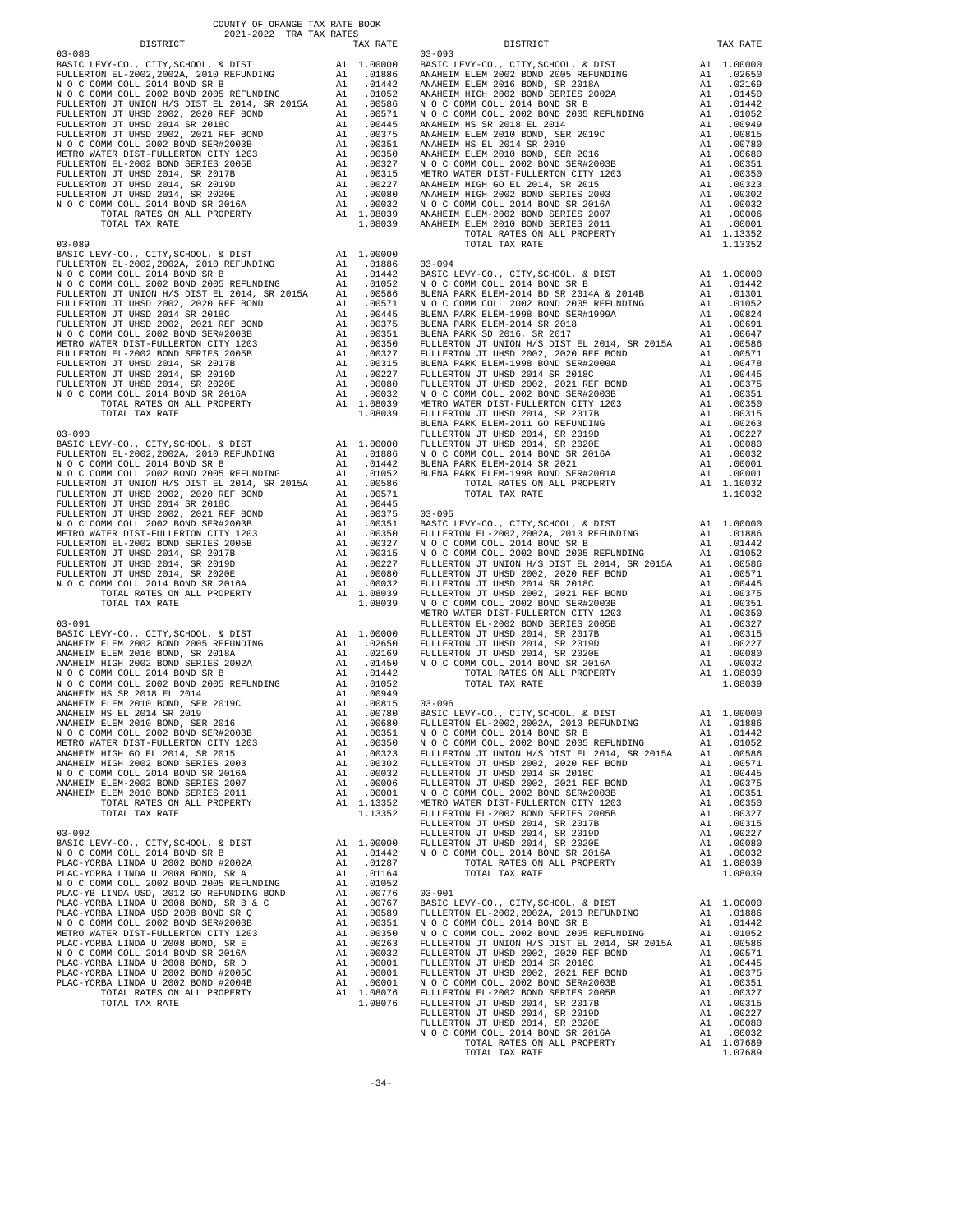COUNTY OF ORANGE TAX RATE BOOK
2021-2022 TRA TAX RATES

### 03-088

| DISTRICT | | TAX RATE |
|---|---|---|
| BASIC LEVY-CO., CITY,SCHOOL, & DIST | A1 | 1.00000 |
| FULLERTON EL-2002,2002A, 2010 REFUNDING | A1 | .01886 |
| N O C COMM COLL 2014 BOND SR B | A1 | .01442 |
| N O C COMM COLL 2002 BOND 2005 REFUNDING | A1 | .01052 |
| FULLERTON JT UNION H/S DIST EL 2014, SR 2015A | A1 | .00586 |
| FULLERTON JT UHSD 2002, 2020 REF BOND | A1 | .00571 |
| FULLERTON JT UHSD 2014 SR 2018C | A1 | .00445 |
| FULLERTON JT UHSD 2002, 2021 REF BOND | A1 | .00375 |
| N O C COMM COLL 2002 BOND SER#2003B | A1 | .00351 |
| METRO WATER DIST-FULLERTON CITY 1203 | A1 | .00350 |
| FULLERTON EL-2002 BOND SERIES 2005B | A1 | .00327 |
| FULLERTON JT UHSD 2014, SR 2017B | A1 | .00315 |
| FULLERTON JT UHSD 2014, SR 2019D | A1 | .00227 |
| FULLERTON JT UHSD 2014, SR 2020E | A1 | .00080 |
| N O C COMM COLL 2014 BOND SR 2016A | A1 | .00032 |
| TOTAL RATES ON ALL PROPERTY | A1 | 1.08039 |
| TOTAL TAX RATE | | 1.08039 |

### 03-089

| DISTRICT | | TAX RATE |
|---|---|---|
| BASIC LEVY-CO., CITY,SCHOOL, & DIST | A1 | 1.00000 |
| FULLERTON EL-2002,2002A, 2010 REFUNDING | A1 | .01886 |
| N O C COMM COLL 2014 BOND SR B | A1 | .01442 |
| N O C COMM COLL 2002 BOND 2005 REFUNDING | A1 | .01052 |
| FULLERTON JT UNION H/S DIST EL 2014, SR 2015A | A1 | .00586 |
| FULLERTON JT UHSD 2002, 2020 REF BOND | A1 | .00571 |
| FULLERTON JT UHSD 2014 SR 2018C | A1 | .00445 |
| FULLERTON JT UHSD 2002, 2021 REF BOND | A1 | .00375 |
| N O C COMM COLL 2002 BOND SER#2003B | A1 | .00351 |
| METRO WATER DIST-FULLERTON CITY 1203 | A1 | .00350 |
| FULLERTON EL-2002 BOND SERIES 2005B | A1 | .00327 |
| FULLERTON JT UHSD 2014, SR 2017B | A1 | .00315 |
| FULLERTON JT UHSD 2014, SR 2019D | A1 | .00227 |
| FULLERTON JT UHSD 2014, SR 2020E | A1 | .00080 |
| N O C COMM COLL 2014 BOND SR 2016A | A1 | .00032 |
| TOTAL RATES ON ALL PROPERTY | A1 | 1.08039 |
| TOTAL TAX RATE | | 1.08039 |

### 03-090

| DISTRICT | | TAX RATE |
|---|---|---|
| BASIC LEVY-CO., CITY,SCHOOL, & DIST | A1 | 1.00000 |
| FULLERTON EL-2002,2002A, 2010 REFUNDING | A1 | .01886 |
| N O C COMM COLL 2014 BOND SR B | A1 | .01442 |
| N O C COMM COLL 2002 BOND 2005 REFUNDING | A1 | .01052 |
| FULLERTON JT UNION H/S DIST EL 2014, SR 2015A | A1 | .00586 |
| FULLERTON JT UHSD 2002, 2020 REF BOND | A1 | .00571 |
| FULLERTON JT UHSD 2014 SR 2018C | A1 | .00445 |
| FULLERTON JT UHSD 2002, 2021 REF BOND | A1 | .00375 |
| N O C COMM COLL 2002 BOND SER#2003B | A1 | .00351 |
| METRO WATER DIST-FULLERTON CITY 1203 | A1 | .00350 |
| FULLERTON EL-2002 BOND SERIES 2005B | A1 | .00327 |
| FULLERTON JT UHSD 2014, SR 2017B | A1 | .00315 |
| FULLERTON JT UHSD 2014, SR 2019D | A1 | .00227 |
| FULLERTON JT UHSD 2014, SR 2020E | A1 | .00080 |
| N O C COMM COLL 2014 BOND SR 2016A | A1 | .00032 |
| TOTAL RATES ON ALL PROPERTY | A1 | 1.08039 |
| TOTAL TAX RATE | | 1.08039 |

### 03-091

| DISTRICT | | TAX RATE |
|---|---|---|
| BASIC LEVY-CO., CITY,SCHOOL, & DIST | A1 | 1.00000 |
| ANAHEIM ELEM 2002 BOND 2005 REFUNDING | A1 | .02650 |
| ANAHEIM ELEM 2016 BOND, SR 2018A | A1 | .02169 |
| ANAHEIM HIGH 2002 BOND SERIES 2002A | A1 | .01450 |
| N O C COMM COLL 2014 BOND SR B | A1 | .01442 |
| N O C COMM COLL 2002 BOND 2005 REFUNDING | A1 | .01052 |
| ANAHEIM HS SR 2018 EL 2014 | A1 | .00949 |
| ANAHEIM ELEM 2010 BOND, SER 2019C | A1 | .00815 |
| ANAHEIM HS EL 2014 SR 2019 | A1 | .00780 |
| ANAHEIM ELEM 2010 BOND, SER 2016 | A1 | .00680 |
| N O C COMM COLL 2002 BOND SER#2003B | A1 | .00351 |
| METRO WATER DIST-FULLERTON CITY 1203 | A1 | .00350 |
| ANAHEIM HIGH GO EL 2014, SR 2015 | A1 | .00323 |
| ANAHEIM HIGH 2002 BOND SERIES 2003 | A1 | .00302 |
| N O C COMM COLL 2014 BOND SR 2016A | A1 | .00032 |
| ANAHEIM ELEM-2002 BOND SERIES 2007 | A1 | .00006 |
| ANAHEIM ELEM 2010 BOND SERIES 2011 | A1 | .00001 |
| TOTAL RATES ON ALL PROPERTY | A1 | 1.13352 |
| TOTAL TAX RATE | | 1.13352 |

### 03-092

| DISTRICT | | TAX RATE |
|---|---|---|
| BASIC LEVY-CO., CITY,SCHOOL, & DIST | A1 | 1.00000 |
| N O C COMM COLL 2014 BOND SR B | A1 | .01442 |
| PLAC-YORBA LINDA U 2002 BOND #2002A | A1 | .01287 |
| PLAC-YORBA LINDA U 2008 BOND, SR A | A1 | .01164 |
| N O C COMM COLL 2002 BOND 2005 REFUNDING | A1 | .01052 |
| PLAC-YB LINDA USD, 2012 GO REFUNDING BOND | A1 | .00776 |
| PLAC-YORBA LINDA U 2008 BOND, SR B & C | A1 | .00767 |
| PLAC-YORBA LINDA USD 2008 BOND SR Q | A1 | .00589 |
| N O C COMM COLL 2002 BOND SER#2003B | A1 | .00351 |
| METRO WATER DIST-FULLERTON CITY 1203 | A1 | .00350 |
| PLAC-YORBA LINDA U 2008 BOND, SR E | A1 | .00263 |
| N O C COMM COLL 2014 BOND SR 2016A | A1 | .00032 |
| PLAC-YORBA LINDA U 2008 BOND, SR D | A1 | .00001 |
| PLAC-YORBA LINDA U 2002 BOND #2005C | A1 | .00001 |
| PLAC-YORBA LINDA U 2002 BOND #2004B | A1 | .00001 |
| TOTAL RATES ON ALL PROPERTY | A1 | 1.08076 |
| TOTAL TAX RATE | | 1.08076 |

### 03-093

| DISTRICT | | TAX RATE |
|---|---|---|
| BASIC LEVY-CO., CITY,SCHOOL, & DIST | A1 | 1.00000 |
| ANAHEIM ELEM 2002 BOND 2005 REFUNDING | A1 | .02650 |
| ANAHEIM ELEM 2016 BOND, SR 2018A | A1 | .02169 |
| ANAHEIM HIGH 2002 BOND SERIES 2002A | A1 | .01450 |
| N O C COMM COLL 2014 BOND SR B | A1 | .01442 |
| N O C COMM COLL 2002 BOND 2005 REFUNDING | A1 | .01052 |
| ANAHEIM HS SR 2018 EL 2014 | A1 | .00949 |
| ANAHEIM ELEM 2010 BOND, SER 2019C | A1 | .00815 |
| ANAHEIM HS EL 2014 SR 2019 | A1 | .00780 |
| ANAHEIM ELEM 2010 BOND, SER 2016 | A1 | .00680 |
| N O C COMM COLL 2002 BOND SER#2003B | A1 | .00351 |
| METRO WATER DIST-FULLERTON CITY 1203 | A1 | .00350 |
| ANAHEIM HIGH GO EL 2014, SR 2015 | A1 | .00323 |
| ANAHEIM HIGH 2002 BOND SERIES 2003 | A1 | .00302 |
| N O C COMM COLL 2014 BOND SR 2016A | A1 | .00032 |
| ANAHEIM ELEM-2002 BOND SERIES 2007 | A1 | .00006 |
| ANAHEIM ELEM 2010 BOND SERIES 2011 | A1 | .00001 |
| TOTAL RATES ON ALL PROPERTY | A1 | 1.13352 |
| TOTAL TAX RATE | | 1.13352 |

### 03-094

| DISTRICT | | TAX RATE |
|---|---|---|
| BASIC LEVY-CO., CITY,SCHOOL, & DIST | A1 | 1.00000 |
| N O C COMM COLL 2014 BOND SR B | A1 | .01442 |
| BUENA PARK ELEM-2014 BD SR 2014A & 2014B | A1 | .01301 |
| N O C COMM COLL 2002 BOND 2005 REFUNDING | A1 | .01052 |
| BUENA PARK ELEM-1998 BOND SER#1999A | A1 | .00824 |
| BUENA PARK ELEM-2014 SR 2018 | A1 | .00691 |
| BUENA PARK SD 2016, SR 2017 | A1 | .00647 |
| FULLERTON JT UNION H/S DIST EL 2014, SR 2015A | A1 | .00586 |
| FULLERTON JT UHSD 2002, 2020 REF BOND | A1 | .00571 |
| BUENA PARK ELEM-1998 BOND SER#2000A | A1 | .00478 |
| FULLERTON JT UHSD 2014 SR 2018C | A1 | .00445 |
| FULLERTON JT UHSD 2002, 2021 REF BOND | A1 | .00375 |
| N O C COMM COLL 2002 BOND SER#2003B | A1 | .00351 |
| METRO WATER DIST-FULLERTON CITY 1203 | A1 | .00350 |
| FULLERTON JT UHSD 2014, SR 2017B | A1 | .00315 |
| BUENA PARK ELEM-2011 GO REFUNDING | A1 | .00263 |
| FULLERTON JT UHSD 2014, SR 2019D | A1 | .00227 |
| FULLERTON JT UHSD 2014, SR 2020E | A1 | .00080 |
| N O C COMM COLL 2014 BOND SR 2016A | A1 | .00032 |
| BUENA PARK ELEM-2014 SR 2021 | A1 | .00001 |
| BUENA PARK ELEM-1998 BOND SER#2001A | A1 | .00001 |
| TOTAL RATES ON ALL PROPERTY | A1 | 1.10032 |
| TOTAL TAX RATE | | 1.10032 |

### 03-095

| DISTRICT | | TAX RATE |
|---|---|---|
| BASIC LEVY-CO., CITY,SCHOOL, & DIST | A1 | 1.00000 |
| FULLERTON EL-2002,2002A, 2010 REFUNDING | A1 | .01886 |
| N O C COMM COLL 2014 BOND SR B | A1 | .01442 |
| N O C COMM COLL 2002 BOND 2005 REFUNDING | A1 | .01052 |
| FULLERTON JT UNION H/S DIST EL 2014, SR 2015A | A1 | .00586 |
| FULLERTON JT UHSD 2002, 2020 REF BOND | A1 | .00571 |
| FULLERTON JT UHSD 2014 SR 2018C | A1 | .00445 |
| FULLERTON JT UHSD 2002, 2021 REF BOND | A1 | .00375 |
| N O C COMM COLL 2002 BOND SER#2003B | A1 | .00351 |
| METRO WATER DIST-FULLERTON CITY 1203 | A1 | .00350 |
| FULLERTON EL-2002 BOND SERIES 2005B | A1 | .00327 |
| FULLERTON JT UHSD 2014, SR 2017B | A1 | .00315 |
| FULLERTON JT UHSD 2014, SR 2019D | A1 | .00227 |
| FULLERTON JT UHSD 2014, SR 2020E | A1 | .00080 |
| N O C COMM COLL 2014 BOND SR 2016A | A1 | .00032 |
| TOTAL RATES ON ALL PROPERTY | A1 | 1.08039 |
| TOTAL TAX RATE | | 1.08039 |

### 03-096

| DISTRICT | | TAX RATE |
|---|---|---|
| BASIC LEVY-CO., CITY,SCHOOL, & DIST | A1 | 1.00000 |
| FULLERTON EL-2002,2002A, 2010 REFUNDING | A1 | .01886 |
| N O C COMM COLL 2014 BOND SR B | A1 | .01442 |
| N O C COMM COLL 2002 BOND 2005 REFUNDING | A1 | .01052 |
| FULLERTON JT UNION H/S DIST EL 2014, SR 2015A | A1 | .00586 |
| FULLERTON JT UHSD 2002, 2020 REF BOND | A1 | .00571 |
| FULLERTON JT UHSD 2014 SR 2018C | A1 | .00445 |
| FULLERTON JT UHSD 2002, 2021 REF BOND | A1 | .00375 |
| N O C COMM COLL 2002 BOND SER#2003B | A1 | .00351 |
| METRO WATER DIST-FULLERTON CITY 1203 | A1 | .00350 |
| FULLERTON EL-2002 BOND SERIES 2005B | A1 | .00327 |
| FULLERTON JT UHSD 2014, SR 2017B | A1 | .00315 |
| FULLERTON JT UHSD 2014, SR 2019D | A1 | .00227 |
| FULLERTON JT UHSD 2014, SR 2020E | A1 | .00080 |
| N O C COMM COLL 2014 BOND SR 2016A | A1 | .00032 |
| TOTAL RATES ON ALL PROPERTY | A1 | 1.08039 |
| TOTAL TAX RATE | | 1.08039 |

### 03-901

| DISTRICT | | TAX RATE |
|---|---|---|
| BASIC LEVY-CO., CITY,SCHOOL, & DIST | A1 | 1.00000 |
| FULLERTON EL-2002,2002A, 2010 REFUNDING | A1 | .01886 |
| N O C COMM COLL 2014 BOND SR B | A1 | .01442 |
| N O C COMM COLL 2002 BOND 2005 REFUNDING | A1 | .01052 |
| FULLERTON JT UNION H/S DIST EL 2014, SR 2015A | A1 | .00586 |
| FULLERTON JT UHSD 2002, 2020 REF BOND | A1 | .00571 |
| FULLERTON JT UHSD 2014 SR 2018C | A1 | .00445 |
| FULLERTON JT UHSD 2002, 2021 REF BOND | A1 | .00375 |
| N O C COMM COLL 2002 BOND SER#2003B | A1 | .00351 |
| FULLERTON EL-2002 BOND SERIES 2005B | A1 | .00327 |
| FULLERTON JT UHSD 2014, SR 2017B | A1 | .00315 |
| FULLERTON JT UHSD 2014, SR 2019D | A1 | .00227 |
| FULLERTON JT UHSD 2014, SR 2020E | A1 | .00080 |
| N O C COMM COLL 2014 BOND SR 2016A | A1 | .00032 |
| TOTAL RATES ON ALL PROPERTY | A1 | 1.07689 |
| TOTAL TAX RATE | | 1.07689 |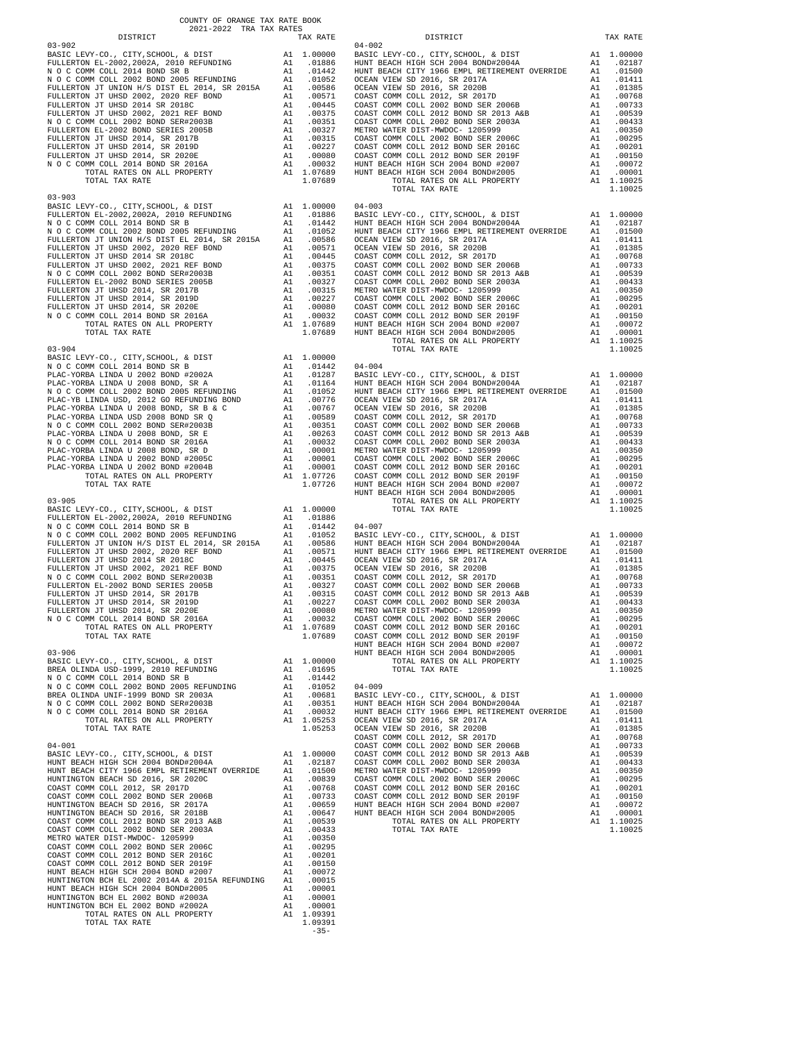COUNTY OF ORANGE TAX RATE BOOK
2021-2022 TRA TAX RATES

**03-902**

| DISTRICT | | TAX RATE |
|---|---|---|
| BASIC LEVY-CO., CITY,SCHOOL, & DIST | A1 | 1.00000 |
| FULLERTON EL-2002,2002A, 2010 REFUNDING | A1 | .01886 |
| N O C COMM COLL 2014 BOND SR B | A1 | .01442 |
| N O C COMM COLL 2002 BOND 2005 REFUNDING | A1 | .01052 |
| FULLERTON JT UNION H/S DIST EL 2014, SR 2015A | A1 | .00586 |
| FULLERTON JT UHSD 2002, 2020 REF BOND | A1 | .00571 |
| FULLERTON JT UHSD 2014 SR 2018C | A1 | .00445 |
| FULLERTON JT UHSD 2002, 2021 REF BOND | A1 | .00375 |
| N O C COMM COLL 2002 BOND SER#2003B | A1 | .00351 |
| FULLERTON EL-2002 BOND SERIES 2005B | A1 | .00327 |
| FULLERTON JT UHSD 2014, SR 2017B | A1 | .00315 |
| FULLERTON JT UHSD 2014, SR 2019D | A1 | .00227 |
| FULLERTON JT UHSD 2014, SR 2020E | A1 | .00080 |
| N O C COMM COLL 2014 BOND SR 2016A | A1 | .00032 |
| TOTAL RATES ON ALL PROPERTY | A1 | 1.07689 |
| TOTAL TAX RATE | | 1.07689 |

**03-903**

| DISTRICT | | TAX RATE |
|---|---|---|
| BASIC LEVY-CO., CITY,SCHOOL, & DIST | A1 | 1.00000 |
| FULLERTON EL-2002,2002A, 2010 REFUNDING | A1 | .01886 |
| N O C COMM COLL 2014 BOND SR B | A1 | .01442 |
| N O C COMM COLL 2002 BOND 2005 REFUNDING | A1 | .01052 |
| FULLERTON JT UNION H/S DIST EL 2014, SR 2015A | A1 | .00586 |
| FULLERTON JT UHSD 2002, 2020 REF BOND | A1 | .00571 |
| FULLERTON JT UHSD 2014 SR 2018C | A1 | .00445 |
| FULLERTON JT UHSD 2002, 2021 REF BOND | A1 | .00375 |
| N O C COMM COLL 2002 BOND SER#2003B | A1 | .00351 |
| FULLERTON EL-2002 BOND SERIES 2005B | A1 | .00327 |
| FULLERTON JT UHSD 2014, SR 2017B | A1 | .00315 |
| FULLERTON JT UHSD 2014, SR 2019D | A1 | .00227 |
| FULLERTON JT UHSD 2014, SR 2020E | A1 | .00080 |
| N O C COMM COLL 2014 BOND SR 2016A | A1 | .00032 |
| TOTAL RATES ON ALL PROPERTY | A1 | 1.07689 |
| TOTAL TAX RATE | | 1.07689 |

**03-904**

| DISTRICT | | TAX RATE |
|---|---|---|
| BASIC LEVY-CO., CITY,SCHOOL, & DIST | A1 | 1.00000 |
| N O C COMM COLL 2014 BOND SR B | A1 | .01442 |
| PLAC-YORBA LINDA U 2002 BOND #2002A | A1 | .01287 |
| PLAC-YORBA LINDA U 2008 BOND, SR A | A1 | .01164 |
| N O C COMM COLL 2002 BOND 2005 REFUNDING | A1 | .01052 |
| PLAC-YB LINDA USD, 2012 GO REFUNDING BOND | A1 | .00776 |
| PLAC-YORBA LINDA U 2008 BOND, SR B & C | A1 | .00767 |
| PLAC-YORBA LINDA USD 2008 BOND SR Q | A1 | .00589 |
| N O C COMM COLL 2002 BOND SER#2003B | A1 | .00351 |
| PLAC-YORBA LINDA U 2008 BOND, SR E | A1 | .00263 |
| N O C COMM COLL 2014 BOND SR 2016A | A1 | .00032 |
| PLAC-YORBA LINDA U 2008 BOND, SR D | A1 | .00001 |
| PLAC-YORBA LINDA U 2002 BOND #2005C | A1 | .00001 |
| PLAC-YORBA LINDA U 2002 BOND #2004B | A1 | .00001 |
| TOTAL RATES ON ALL PROPERTY | A1 | 1.07726 |
| TOTAL TAX RATE | | 1.07726 |

**03-905**

| DISTRICT | | TAX RATE |
|---|---|---|
| BASIC LEVY-CO., CITY,SCHOOL, & DIST | A1 | 1.00000 |
| FULLERTON EL-2002,2002A, 2010 REFUNDING | A1 | .01886 |
| N O C COMM COLL 2014 BOND SR B | A1 | .01442 |
| N O C COMM COLL 2002 BOND 2005 REFUNDING | A1 | .01052 |
| FULLERTON JT UNION H/S DIST EL 2014, SR 2015A | A1 | .00586 |
| FULLERTON JT UHSD 2002, 2020 REF BOND | A1 | .00571 |
| FULLERTON JT UHSD 2014 SR 2018C | A1 | .00445 |
| FULLERTON JT UHSD 2002, 2021 REF BOND | A1 | .00375 |
| N O C COMM COLL 2002 BOND SER#2003B | A1 | .00351 |
| FULLERTON EL-2002 BOND SERIES 2005B | A1 | .00327 |
| FULLERTON JT UHSD 2014, SR 2017B | A1 | .00315 |
| FULLERTON JT UHSD 2014, SR 2019D | A1 | .00227 |
| FULLERTON JT UHSD 2014, SR 2020E | A1 | .00080 |
| N O C COMM COLL 2014 BOND SR 2016A | A1 | .00032 |
| TOTAL RATES ON ALL PROPERTY | A1 | 1.07689 |
| TOTAL TAX RATE | | 1.07689 |

**03-906**

| DISTRICT | | TAX RATE |
|---|---|---|
| BASIC LEVY-CO., CITY,SCHOOL, & DIST | A1 | 1.00000 |
| BREA OLINDA USD-1999, 2010 REFUNDING | A1 | .01695 |
| N O C COMM COLL 2014 BOND SR B | A1 | .01442 |
| N O C COMM COLL 2002 BOND 2005 REFUNDING | A1 | .01052 |
| BREA OLINDA UNIF-1999 BOND SR 2003A | A1 | .00681 |
| N O C COMM COLL 2002 BOND SER#2003B | A1 | .00351 |
| N O C COMM COLL 2014 BOND SR 2016A | A1 | .00032 |
| TOTAL RATES ON ALL PROPERTY | A1 | 1.05253 |
| TOTAL TAX RATE | | 1.05253 |

**04-001**

| DISTRICT | | TAX RATE |
|---|---|---|
| BASIC LEVY-CO., CITY,SCHOOL, & DIST | A1 | 1.00000 |
| HUNT BEACH HIGH SCH 2004 BOND#2004A | A1 | .02187 |
| HUNT BEACH CITY 1966 EMPL RETIREMENT OVERRIDE | A1 | .01500 |
| HUNTINGTON BEACH SD 2016, SR 2020C | A1 | .00839 |
| COAST COMM COLL 2012, SR 2017D | A1 | .00768 |
| COAST COMM COLL 2002 BOND SER 2006B | A1 | .00733 |
| HUNTINGTON BEACH SD 2016, SR 2017A | A1 | .00659 |
| HUNTINGTON BEACH SD 2016, SR 2018B | A1 | .00647 |
| COAST COMM COLL 2012 BOND SR 2013 A&B | A1 | .00539 |
| COAST COMM COLL 2002 BOND SER 2003A | A1 | .00433 |
| METRO WATER DIST-MWDOC- 1205999 | A1 | .00350 |
| COAST COMM COLL 2002 BOND SER 2006C | A1 | .00295 |
| COAST COMM COLL 2012 BOND SER 2016C | A1 | .00201 |
| COAST COMM COLL 2012 BOND SER 2019F | A1 | .00150 |
| HUNT BEACH HIGH SCH 2004 BOND #2007 | A1 | .00072 |
| HUNTINGTON BCH EL 2002 2014A & 2015A REFUNDING | A1 | .00015 |
| HUNT BEACH HIGH SCH 2004 BOND#2005 | A1 | .00001 |
| HUNTINGTON BCH EL 2002 BOND #2003A | A1 | .00001 |
| HUNTINGTON BCH EL 2002 BOND #2002A | A1 | .00001 |
| TOTAL RATES ON ALL PROPERTY | A1 | 1.09391 |
| TOTAL TAX RATE | | 1.09391 |

**04-002**

| DISTRICT | | TAX RATE |
|---|---|---|
| BASIC LEVY-CO., CITY,SCHOOL, & DIST | A1 | 1.00000 |
| HUNT BEACH HIGH SCH 2004 BOND#2004A | A1 | .02187 |
| HUNT BEACH CITY 1966 EMPL RETIREMENT OVERRIDE | A1 | .01500 |
| OCEAN VIEW SD 2016, SR 2017A | A1 | .01411 |
| OCEAN VIEW SD 2016, SR 2020B | A1 | .01385 |
| COAST COMM COLL 2012, SR 2017D | A1 | .00768 |
| COAST COMM COLL 2002 BOND SER 2006B | A1 | .00733 |
| COAST COMM COLL 2012 BOND SR 2013 A&B | A1 | .00539 |
| COAST COMM COLL 2002 BOND SER 2003A | A1 | .00433 |
| METRO WATER DIST-MWDOC- 1205999 | A1 | .00350 |
| COAST COMM COLL 2002 BOND SER 2006C | A1 | .00295 |
| COAST COMM COLL 2012 BOND SER 2016C | A1 | .00201 |
| COAST COMM COLL 2012 BOND SER 2019F | A1 | .00150 |
| HUNT BEACH HIGH SCH 2004 BOND #2007 | A1 | .00072 |
| HUNT BEACH HIGH SCH 2004 BOND#2005 | A1 | .00001 |
| TOTAL RATES ON ALL PROPERTY | A1 | 1.10025 |
| TOTAL TAX RATE | | 1.10025 |

**04-003**

| DISTRICT | | TAX RATE |
|---|---|---|
| BASIC LEVY-CO., CITY,SCHOOL, & DIST | A1 | 1.00000 |
| HUNT BEACH HIGH SCH 2004 BOND#2004A | A1 | .02187 |
| HUNT BEACH CITY 1966 EMPL RETIREMENT OVERRIDE | A1 | .01500 |
| OCEAN VIEW SD 2016, SR 2017A | A1 | .01411 |
| OCEAN VIEW SD 2016, SR 2020B | A1 | .01385 |
| COAST COMM COLL 2012, SR 2017D | A1 | .00768 |
| COAST COMM COLL 2002 BOND SER 2006B | A1 | .00733 |
| COAST COMM COLL 2012 BOND SR 2013 A&B | A1 | .00539 |
| COAST COMM COLL 2002 BOND SER 2003A | A1 | .00433 |
| METRO WATER DIST-MWDOC- 1205999 | A1 | .00350 |
| COAST COMM COLL 2002 BOND SER 2006C | A1 | .00295 |
| COAST COMM COLL 2012 BOND SER 2016C | A1 | .00201 |
| COAST COMM COLL 2012 BOND SER 2019F | A1 | .00150 |
| HUNT BEACH HIGH SCH 2004 BOND #2007 | A1 | .00072 |
| HUNT BEACH HIGH SCH 2004 BOND#2005 | A1 | .00001 |
| TOTAL RATES ON ALL PROPERTY | A1 | 1.10025 |
| TOTAL TAX RATE | | 1.10025 |

**04-004**

| DISTRICT | | TAX RATE |
|---|---|---|
| BASIC LEVY-CO., CITY,SCHOOL, & DIST | A1 | 1.00000 |
| HUNT BEACH HIGH SCH 2004 BOND#2004A | A1 | .02187 |
| HUNT BEACH CITY 1966 EMPL RETIREMENT OVERRIDE | A1 | .01500 |
| OCEAN VIEW SD 2016, SR 2017A | A1 | .01411 |
| OCEAN VIEW SD 2016, SR 2020B | A1 | .01385 |
| COAST COMM COLL 2012, SR 2017D | A1 | .00768 |
| COAST COMM COLL 2002 BOND SER 2006B | A1 | .00733 |
| COAST COMM COLL 2012 BOND SR 2013 A&B | A1 | .00539 |
| COAST COMM COLL 2002 BOND SER 2003A | A1 | .00433 |
| METRO WATER DIST-MWDOC- 1205999 | A1 | .00350 |
| COAST COMM COLL 2002 BOND SER 2006C | A1 | .00295 |
| COAST COMM COLL 2012 BOND SER 2016C | A1 | .00201 |
| COAST COMM COLL 2012 BOND SER 2019F | A1 | .00150 |
| HUNT BEACH HIGH SCH 2004 BOND #2007 | A1 | .00072 |
| HUNT BEACH HIGH SCH 2004 BOND#2005 | A1 | .00001 |
| TOTAL RATES ON ALL PROPERTY | A1 | 1.10025 |
| TOTAL TAX RATE | | 1.10025 |

**04-007**

| DISTRICT | | TAX RATE |
|---|---|---|
| BASIC LEVY-CO., CITY,SCHOOL, & DIST | A1 | 1.00000 |
| HUNT BEACH HIGH SCH 2004 BOND#2004A | A1 | .02187 |
| HUNT BEACH CITY 1966 EMPL RETIREMENT OVERRIDE | A1 | .01500 |
| OCEAN VIEW SD 2016, SR 2017A | A1 | .01411 |
| OCEAN VIEW SD 2016, SR 2020B | A1 | .01385 |
| COAST COMM COLL 2012, SR 2017D | A1 | .00768 |
| COAST COMM COLL 2002 BOND SER 2006B | A1 | .00733 |
| COAST COMM COLL 2012 BOND SR 2013 A&B | A1 | .00539 |
| COAST COMM COLL 2002 BOND SER 2003A | A1 | .00433 |
| METRO WATER DIST-MWDOC- 1205999 | A1 | .00350 |
| COAST COMM COLL 2002 BOND SER 2006C | A1 | .00295 |
| COAST COMM COLL 2012 BOND SER 2016C | A1 | .00201 |
| COAST COMM COLL 2012 BOND SER 2019F | A1 | .00150 |
| HUNT BEACH HIGH SCH 2004 BOND #2007 | A1 | .00072 |
| HUNT BEACH HIGH SCH 2004 BOND#2005 | A1 | .00001 |
| TOTAL RATES ON ALL PROPERTY | A1 | 1.10025 |
| TOTAL TAX RATE | | 1.10025 |

**04-009**

| DISTRICT | | TAX RATE |
|---|---|---|
| BASIC LEVY-CO., CITY,SCHOOL, & DIST | A1 | 1.00000 |
| HUNT BEACH HIGH SCH 2004 BOND#2004A | A1 | .02187 |
| HUNT BEACH CITY 1966 EMPL RETIREMENT OVERRIDE | A1 | .01500 |
| OCEAN VIEW SD 2016, SR 2017A | A1 | .01411 |
| OCEAN VIEW SD 2016, SR 2020B | A1 | .01385 |
| COAST COMM COLL 2012, SR 2017D | A1 | .00768 |
| COAST COMM COLL 2002 BOND SER 2006B | A1 | .00733 |
| COAST COMM COLL 2012 BOND SR 2013 A&B | A1 | .00539 |
| COAST COMM COLL 2002 BOND SER 2003A | A1 | .00433 |
| METRO WATER DIST-MWDOC- 1205999 | A1 | .00350 |
| COAST COMM COLL 2002 BOND SER 2006C | A1 | .00295 |
| COAST COMM COLL 2012 BOND SER 2016C | A1 | .00201 |
| COAST COMM COLL 2012 BOND SER 2019F | A1 | .00150 |
| HUNT BEACH HIGH SCH 2004 BOND #2007 | A1 | .00072 |
| HUNT BEACH HIGH SCH 2004 BOND#2005 | A1 | .00001 |
| TOTAL RATES ON ALL PROPERTY | A1 | 1.10025 |
| TOTAL TAX RATE | | 1.10025 |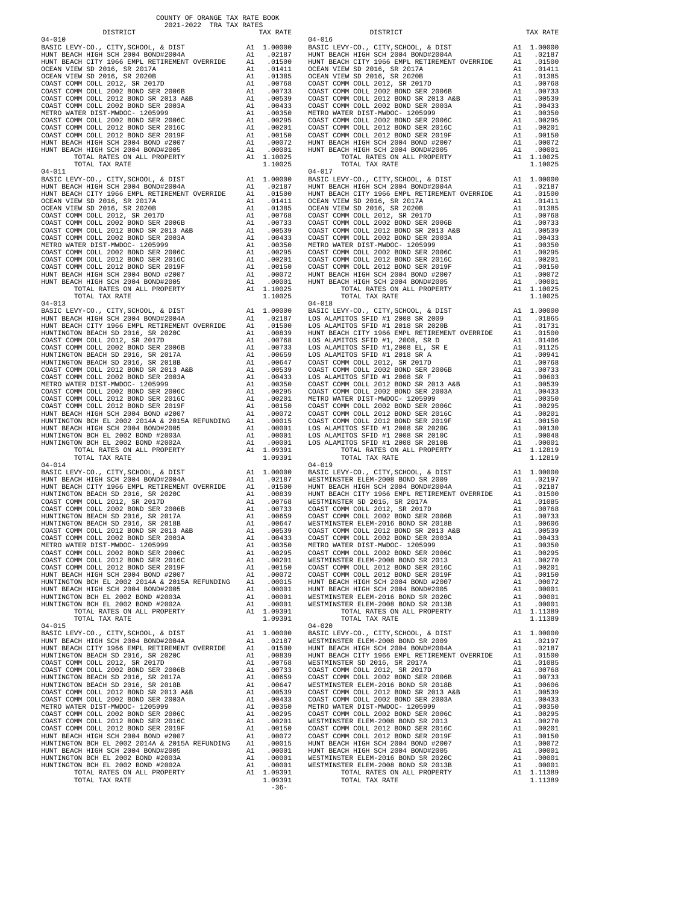COUNTY OF ORANGE TAX RATE BOOK
2021-2022 TRA TAX RATES

| DISTRICT | | TAX RATE |
|---|---|---|
| **04-010** | | |
| BASIC LEVY-CO., CITY,SCHOOL, & DIST | A1 | 1.00000 |
| HUNT BEACH HIGH SCH 2004 BOND#2004A | A1 | .02187 |
| HUNT BEACH CITY 1966 EMPL RETIREMENT OVERRIDE | A1 | .01500 |
| OCEAN VIEW SD 2016, SR 2017A | A1 | .01411 |
| OCEAN VIEW SD 2016, SR 2020B | A1 | .01385 |
| COAST COMM COLL 2012, SR 2017D | A1 | .00768 |
| COAST COMM COLL 2002 BOND SER 2006B | A1 | .00733 |
| COAST COMM COLL 2012 BOND SR 2013 A&B | A1 | .00539 |
| COAST COMM COLL 2002 BOND SER 2003A | A1 | .00433 |
| METRO WATER DIST-MWDOC- 1205999 | A1 | .00350 |
| COAST COMM COLL 2002 BOND SER 2006C | A1 | .00295 |
| COAST COMM COLL 2012 BOND SER 2016C | A1 | .00201 |
| COAST COMM COLL 2012 BOND SER 2019F | A1 | .00150 |
| HUNT BEACH HIGH SCH 2004 BOND #2007 | A1 | .00072 |
| HUNT BEACH HIGH SCH 2004 BOND#2005 | A1 | .00001 |
| TOTAL RATES ON ALL PROPERTY | A1 | 1.10025 |
| TOTAL TAX RATE | | 1.10025 |
| **04-011** | | |
| BASIC LEVY-CO., CITY,SCHOOL, & DIST | A1 | 1.00000 |
| HUNT BEACH HIGH SCH 2004 BOND#2004A | A1 | .02187 |
| HUNT BEACH CITY 1966 EMPL RETIREMENT OVERRIDE | A1 | .01500 |
| OCEAN VIEW SD 2016, SR 2017A | A1 | .01411 |
| OCEAN VIEW SD 2016, SR 2020B | A1 | .01385 |
| COAST COMM COLL 2012, SR 2017D | A1 | .00768 |
| COAST COMM COLL 2002 BOND SER 2006B | A1 | .00733 |
| COAST COMM COLL 2012 BOND SR 2013 A&B | A1 | .00539 |
| COAST COMM COLL 2002 BOND SER 2003A | A1 | .00433 |
| METRO WATER DIST-MWDOC- 1205999 | A1 | .00350 |
| COAST COMM COLL 2002 BOND SER 2006C | A1 | .00295 |
| COAST COMM COLL 2012 BOND SER 2016C | A1 | .00201 |
| COAST COMM COLL 2012 BOND SER 2019F | A1 | .00150 |
| HUNT BEACH HIGH SCH 2004 BOND #2007 | A1 | .00072 |
| HUNT BEACH HIGH SCH 2004 BOND#2005 | A1 | .00001 |
| TOTAL RATES ON ALL PROPERTY | A1 | 1.10025 |
| TOTAL TAX RATE | | 1.10025 |
| **04-013** | | |
| BASIC LEVY-CO., CITY,SCHOOL, & DIST | A1 | 1.00000 |
| HUNT BEACH HIGH SCH 2004 BOND#2004A | A1 | .02187 |
| HUNT BEACH CITY 1966 EMPL RETIREMENT OVERRIDE | A1 | .01500 |
| HUNTINGTON BEACH SD 2016, SR 2020C | A1 | .00839 |
| COAST COMM COLL 2012, SR 2017D | A1 | .00768 |
| COAST COMM COLL 2002 BOND SER 2006B | A1 | .00733 |
| HUNTINGTON BEACH SD 2016, SR 2017A | A1 | .00659 |
| HUNTINGTON BEACH SD 2016, SR 2018B | A1 | .00647 |
| COAST COMM COLL 2012 BOND SR 2013 A&B | A1 | .00539 |
| COAST COMM COLL 2002 BOND SER 2003A | A1 | .00433 |
| METRO WATER DIST-MWDOC- 1205999 | A1 | .00350 |
| COAST COMM COLL 2002 BOND SER 2006C | A1 | .00295 |
| COAST COMM COLL 2012 BOND SER 2016C | A1 | .00201 |
| COAST COMM COLL 2012 BOND SER 2019F | A1 | .00150 |
| HUNT BEACH HIGH SCH 2004 BOND #2007 | A1 | .00072 |
| HUNTINGTON BCH EL 2002 2014A & 2015A REFUNDING | A1 | .00015 |
| HUNT BEACH HIGH SCH 2004 BOND#2005 | A1 | .00001 |
| HUNTINGTON BCH EL 2002 BOND #2003A | A1 | .00001 |
| HUNTINGTON BCH EL 2002 BOND #2002A | A1 | .00001 |
| TOTAL RATES ON ALL PROPERTY | A1 | 1.09391 |
| TOTAL TAX RATE | | 1.09391 |
| **04-014** | | |
| BASIC LEVY-CO., CITY,SCHOOL, & DIST | A1 | 1.00000 |
| HUNT BEACH HIGH SCH 2004 BOND#2004A | A1 | .02187 |
| HUNT BEACH CITY 1966 EMPL RETIREMENT OVERRIDE | A1 | .01500 |
| HUNTINGTON BEACH SD 2016, SR 2020C | A1 | .00839 |
| COAST COMM COLL 2012, SR 2017D | A1 | .00768 |
| COAST COMM COLL 2002 BOND SER 2006B | A1 | .00733 |
| HUNTINGTON BEACH SD 2016, SR 2017A | A1 | .00659 |
| HUNTINGTON BEACH SD 2016, SR 2018B | A1 | .00647 |
| COAST COMM COLL 2012 BOND SR 2013 A&B | A1 | .00539 |
| COAST COMM COLL 2002 BOND SER 2003A | A1 | .00433 |
| METRO WATER DIST-MWDOC- 1205999 | A1 | .00350 |
| COAST COMM COLL 2002 BOND SER 2006C | A1 | .00295 |
| COAST COMM COLL 2012 BOND SER 2016C | A1 | .00201 |
| COAST COMM COLL 2012 BOND SER 2019F | A1 | .00150 |
| HUNT BEACH HIGH SCH 2004 BOND #2007 | A1 | .00072 |
| HUNTINGTON BCH EL 2002 2014A & 2015A REFUNDING | A1 | .00015 |
| HUNT BEACH HIGH SCH 2004 BOND#2005 | A1 | .00001 |
| HUNTINGTON BCH EL 2002 BOND #2003A | A1 | .00001 |
| HUNTINGTON BCH EL 2002 BOND #2002A | A1 | .00001 |
| TOTAL RATES ON ALL PROPERTY | A1 | 1.09391 |
| TOTAL TAX RATE | | 1.09391 |
| **04-015** | | |
| BASIC LEVY-CO., CITY,SCHOOL, & DIST | A1 | 1.00000 |
| HUNT BEACH HIGH SCH 2004 BOND#2004A | A1 | .02187 |
| HUNT BEACH CITY 1966 EMPL RETIREMENT OVERRIDE | A1 | .01500 |
| HUNTINGTON BEACH SD 2016, SR 2020C | A1 | .00839 |
| COAST COMM COLL 2012, SR 2017D | A1 | .00768 |
| COAST COMM COLL 2002 BOND SER 2006B | A1 | .00733 |
| HUNTINGTON BEACH SD 2016, SR 2017A | A1 | .00659 |
| HUNTINGTON BEACH SD 2016, SR 2018B | A1 | .00647 |
| COAST COMM COLL 2012 BOND SR 2013 A&B | A1 | .00539 |
| COAST COMM COLL 2002 BOND SER 2003A | A1 | .00433 |
| METRO WATER DIST-MWDOC- 1205999 | A1 | .00350 |
| COAST COMM COLL 2002 BOND SER 2006C | A1 | .00295 |
| COAST COMM COLL 2012 BOND SER 2016C | A1 | .00201 |
| COAST COMM COLL 2012 BOND SER 2019F | A1 | .00150 |
| HUNT BEACH HIGH SCH 2004 BOND #2007 | A1 | .00072 |
| HUNTINGTON BCH EL 2002 2014A & 2015A REFUNDING | A1 | .00015 |
| HUNT BEACH HIGH SCH 2004 BOND#2005 | A1 | .00001 |
| HUNTINGTON BCH EL 2002 BOND #2003A | A1 | .00001 |
| HUNTINGTON BCH EL 2002 BOND #2002A | A1 | .00001 |
| TOTAL RATES ON ALL PROPERTY | A1 | 1.09391 |
| TOTAL TAX RATE | | 1.09391 |
| **04-016** | | |
| BASIC LEVY-CO., CITY,SCHOOL, & DIST | A1 | 1.00000 |
| HUNT BEACH HIGH SCH 2004 BOND#2004A | A1 | .02187 |
| HUNT BEACH CITY 1966 EMPL RETIREMENT OVERRIDE | A1 | .01500 |
| OCEAN VIEW SD 2016, SR 2017A | A1 | .01411 |
| OCEAN VIEW SD 2016, SR 2020B | A1 | .01385 |
| COAST COMM COLL 2012, SR 2017D | A1 | .00768 |
| COAST COMM COLL 2002 BOND SER 2006B | A1 | .00733 |
| COAST COMM COLL 2012 BOND SR 2013 A&B | A1 | .00539 |
| COAST COMM COLL 2002 BOND SER 2003A | A1 | .00433 |
| METRO WATER DIST-MWDOC- 1205999 | A1 | .00350 |
| COAST COMM COLL 2002 BOND SER 2006C | A1 | .00295 |
| COAST COMM COLL 2012 BOND SER 2016C | A1 | .00201 |
| COAST COMM COLL 2012 BOND SER 2019F | A1 | .00150 |
| HUNT BEACH HIGH SCH 2004 BOND #2007 | A1 | .00072 |
| HUNT BEACH HIGH SCH 2004 BOND#2005 | A1 | .00001 |
| TOTAL RATES ON ALL PROPERTY | A1 | 1.10025 |
| TOTAL TAX RATE | | 1.10025 |
| **04-017** | | |
| BASIC LEVY-CO., CITY,SCHOOL, & DIST | A1 | 1.00000 |
| HUNT BEACH HIGH SCH 2004 BOND#2004A | A1 | .02187 |
| HUNT BEACH CITY 1966 EMPL RETIREMENT OVERRIDE | A1 | .01500 |
| OCEAN VIEW SD 2016, SR 2017A | A1 | .01411 |
| OCEAN VIEW SD 2016, SR 2020B | A1 | .01385 |
| COAST COMM COLL 2012, SR 2017D | A1 | .00768 |
| COAST COMM COLL 2002 BOND SER 2006B | A1 | .00733 |
| COAST COMM COLL 2012 BOND SR 2013 A&B | A1 | .00539 |
| COAST COMM COLL 2002 BOND SER 2003A | A1 | .00433 |
| METRO WATER DIST-MWDOC- 1205999 | A1 | .00350 |
| COAST COMM COLL 2002 BOND SER 2006C | A1 | .00295 |
| COAST COMM COLL 2012 BOND SER 2016C | A1 | .00201 |
| COAST COMM COLL 2012 BOND SER 2019F | A1 | .00150 |
| HUNT BEACH HIGH SCH 2004 BOND #2007 | A1 | .00072 |
| HUNT BEACH HIGH SCH 2004 BOND#2005 | A1 | .00001 |
| TOTAL RATES ON ALL PROPERTY | A1 | 1.10025 |
| TOTAL TAX RATE | | 1.10025 |
| **04-018** | | |
| BASIC LEVY-CO., CITY,SCHOOL, & DIST | A1 | 1.00000 |
| LOS ALAMITOS SFID #1 2008 SR 2009 | A1 | .01865 |
| LOS ALAMITOS SFID #1 2018 SR 2020B | A1 | .01731 |
| HUNT BEACH CITY 1966 EMPL RETIREMENT OVERRIDE | A1 | .01500 |
| LOS ALAMITOS SFID #1, 2008, SR D | A1 | .01406 |
| LOS ALAMITOS SFID #1,2008 EL, SR E | A1 | .01125 |
| LOS ALAMITOS SFID #1 2018 SR A | A1 | .00941 |
| COAST COMM COLL 2012, SR 2017D | A1 | .00768 |
| COAST COMM COLL 2002 BOND SER 2006B | A1 | .00733 |
| LOS ALAMITOS SFID #1 2008 SR F | A1 | .00603 |
| COAST COMM COLL 2012 BOND SR 2013 A&B | A1 | .00539 |
| COAST COMM COLL 2002 BOND SER 2003A | A1 | .00433 |
| METRO WATER DIST-MWDOC- 1205999 | A1 | .00350 |
| COAST COMM COLL 2002 BOND SER 2006C | A1 | .00295 |
| COAST COMM COLL 2012 BOND SER 2016C | A1 | .00201 |
| COAST COMM COLL 2012 BOND SER 2019F | A1 | .00150 |
| LOS ALAMITOS SFID #1 2008 SR 2020G | A1 | .00130 |
| LOS ALAMITOS SFID #1 2008 SR 2010C | A1 | .00048 |
| LOS ALAMITOS SFID #1 2008 SR 2010B | A1 | .00001 |
| TOTAL RATES ON ALL PROPERTY | A1 | 1.12819 |
| TOTAL TAX RATE | | 1.12819 |
| **04-019** | | |
| BASIC LEVY-CO., CITY,SCHOOL, & DIST | A1 | 1.00000 |
| WESTMINSTER ELEM-2008 BOND SR 2009 | A1 | .02197 |
| HUNT BEACH HIGH SCH 2004 BOND#2004A | A1 | .02187 |
| HUNT BEACH CITY 1966 EMPL RETIREMENT OVERRIDE | A1 | .01500 |
| WESTMINSTER SD 2016, SR 2017A | A1 | .01085 |
| COAST COMM COLL 2012, SR 2017D | A1 | .00768 |
| COAST COMM COLL 2002 BOND SER 2006B | A1 | .00733 |
| WESTMINSTER ELEM-2016 BOND SR 2018B | A1 | .00606 |
| COAST COMM COLL 2012 BOND SR 2013 A&B | A1 | .00539 |
| COAST COMM COLL 2002 BOND SER 2003A | A1 | .00433 |
| METRO WATER DIST-MWDOC- 1205999 | A1 | .00350 |
| COAST COMM COLL 2002 BOND SER 2006C | A1 | .00295 |
| WESTMINSTER ELEM-2008 BOND SR 2013 | A1 | .00270 |
| COAST COMM COLL 2012 BOND SER 2016C | A1 | .00201 |
| COAST COMM COLL 2012 BOND SER 2019F | A1 | .00150 |
| HUNT BEACH HIGH SCH 2004 BOND #2007 | A1 | .00072 |
| HUNT BEACH HIGH SCH 2004 BOND#2005 | A1 | .00001 |
| WESTMINSTER ELEM-2016 BOND SR 2020C | A1 | .00001 |
| WESTMINSTER ELEM-2008 BOND SR 2013B | A1 | .00001 |
| TOTAL RATES ON ALL PROPERTY | A1 | 1.11389 |
| TOTAL TAX RATE | | 1.11389 |
| **04-020** | | |
| BASIC LEVY-CO., CITY,SCHOOL, & DIST | A1 | 1.00000 |
| WESTMINSTER ELEM-2008 BOND SR 2009 | A1 | .02197 |
| HUNT BEACH HIGH SCH 2004 BOND#2004A | A1 | .02187 |
| HUNT BEACH CITY 1966 EMPL RETIREMENT OVERRIDE | A1 | .01500 |
| WESTMINSTER SD 2016, SR 2017A | A1 | .01085 |
| COAST COMM COLL 2012, SR 2017D | A1 | .00768 |
| COAST COMM COLL 2002 BOND SER 2006B | A1 | .00733 |
| WESTMINSTER ELEM-2016 BOND SR 2018B | A1 | .00606 |
| COAST COMM COLL 2012 BOND SR 2013 A&B | A1 | .00539 |
| COAST COMM COLL 2002 BOND SER 2003A | A1 | .00433 |
| METRO WATER DIST-MWDOC- 1205999 | A1 | .00350 |
| COAST COMM COLL 2002 BOND SER 2006C | A1 | .00295 |
| WESTMINSTER ELEM-2008 BOND SR 2013 | A1 | .00270 |
| COAST COMM COLL 2012 BOND SER 2016C | A1 | .00201 |
| COAST COMM COLL 2012 BOND SER 2019F | A1 | .00150 |
| HUNT BEACH HIGH SCH 2004 BOND #2007 | A1 | .00072 |
| HUNT BEACH HIGH SCH 2004 BOND#2005 | A1 | .00001 |
| WESTMINSTER ELEM-2016 BOND SR 2020C | A1 | .00001 |
| WESTMINSTER ELEM-2008 BOND SR 2013B | A1 | .00001 |
| TOTAL RATES ON ALL PROPERTY | A1 | 1.11389 |
| TOTAL TAX RATE | | 1.11389 |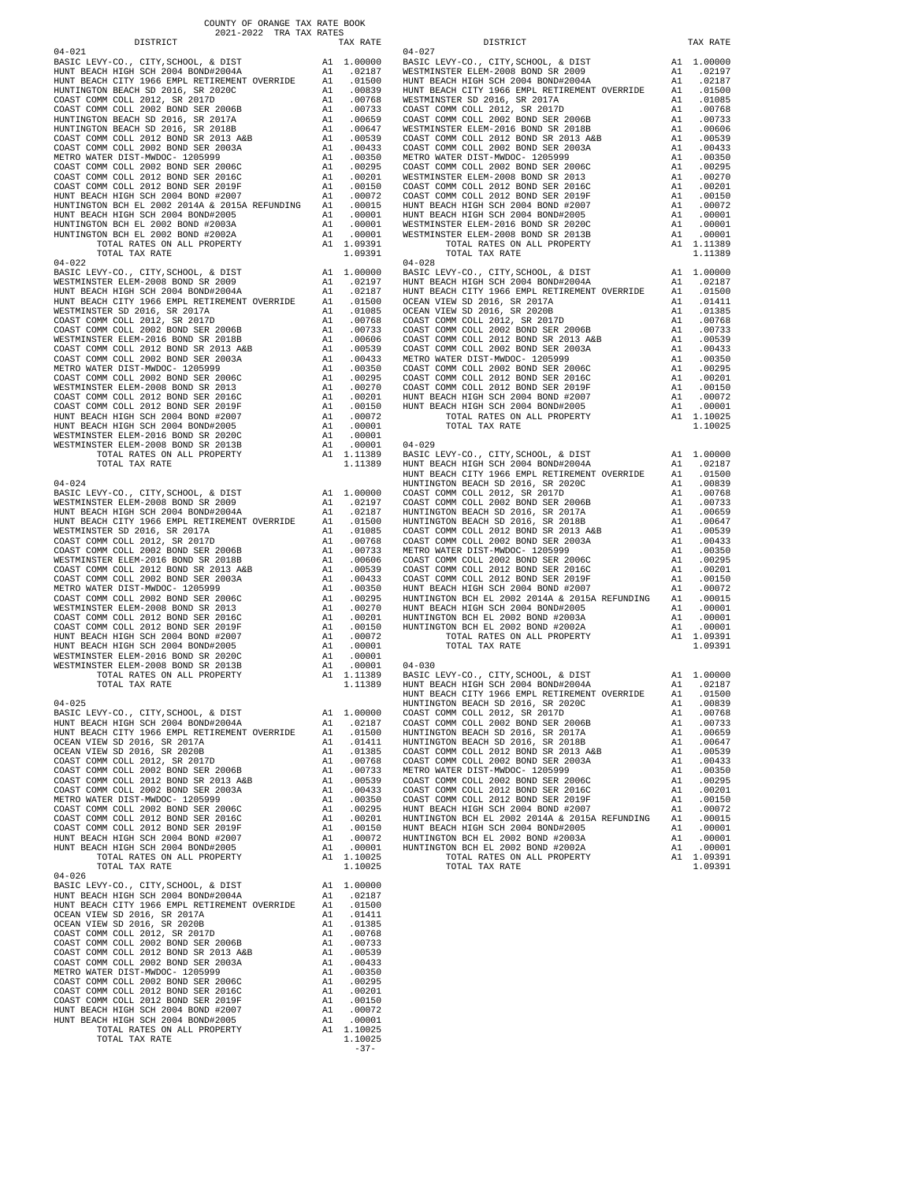COUNTY OF ORANGE TAX RATE BOOK
2021-2022 TRA TAX RATES

| DISTRICT | | TAX RATE |
|---|---|---|
| **04-021** | | |
| BASIC LEVY-CO., CITY,SCHOOL, & DIST | A1 | 1.00000 |
| HUNT BEACH HIGH SCH 2004 BOND#2004A | A1 | .02187 |
| HUNT BEACH CITY 1966 EMPL RETIREMENT OVERRIDE | A1 | .01500 |
| HUNTINGTON BEACH SD 2016, SR 2020C | A1 | .00839 |
| COAST COMM COLL 2012, SR 2017D | A1 | .00768 |
| COAST COMM COLL 2002 BOND SER 2006B | A1 | .00733 |
| HUNTINGTON BEACH SD 2016, SR 2017A | A1 | .00659 |
| HUNTINGTON BEACH SD 2016, SR 2018B | A1 | .00647 |
| COAST COMM COLL 2012 BOND SR 2013 A&B | A1 | .00539 |
| COAST COMM COLL 2002 BOND SER 2003A | A1 | .00433 |
| METRO WATER DIST-MWDOC- 1205999 | A1 | .00350 |
| COAST COMM COLL 2002 BOND SER 2006C | A1 | .00295 |
| COAST COMM COLL 2012 BOND SER 2016C | A1 | .00201 |
| COAST COMM COLL 2012 BOND SER 2019F | A1 | .00150 |
| HUNT BEACH HIGH SCH 2004 BOND #2007 | A1 | .00072 |
| HUNTINGTON BCH EL 2002 2014A & 2015A REFUNDING | A1 | .00015 |
| HUNT BEACH HIGH SCH 2004 BOND#2005 | A1 | .00001 |
| HUNTINGTON BCH EL 2002 BOND #2003A | A1 | .00001 |
| HUNTINGTON BCH EL 2002 BOND #2002A | A1 | .00001 |
| TOTAL RATES ON ALL PROPERTY | A1 | 1.09391 |
| TOTAL TAX RATE | | 1.09391 |
| **04-022** | | |
| BASIC LEVY-CO., CITY,SCHOOL, & DIST | A1 | 1.00000 |
| WESTMINSTER ELEM-2008 BOND SR 2009 | A1 | .02197 |
| HUNT BEACH HIGH SCH 2004 BOND#2004A | A1 | .02187 |
| HUNT BEACH CITY 1966 EMPL RETIREMENT OVERRIDE | A1 | .01500 |
| WESTMINSTER SD 2016, SR 2017A | A1 | .01085 |
| COAST COMM COLL 2012, SR 2017D | A1 | .00768 |
| COAST COMM COLL 2002 BOND SER 2006B | A1 | .00733 |
| WESTMINSTER ELEM-2016 BOND SR 2018B | A1 | .00606 |
| COAST COMM COLL 2012 BOND SR 2013 A&B | A1 | .00539 |
| COAST COMM COLL 2002 BOND SER 2003A | A1 | .00433 |
| METRO WATER DIST-MWDOC- 1205999 | A1 | .00350 |
| COAST COMM COLL 2002 BOND SER 2006C | A1 | .00295 |
| WESTMINSTER ELEM-2008 BOND SR 2013 | A1 | .00270 |
| COAST COMM COLL 2012 BOND SER 2016C | A1 | .00201 |
| COAST COMM COLL 2012 BOND SER 2019F | A1 | .00150 |
| HUNT BEACH HIGH SCH 2004 BOND #2007 | A1 | .00072 |
| HUNT BEACH HIGH SCH 2004 BOND#2005 | A1 | .00001 |
| WESTMINSTER ELEM-2016 BOND SR 2020C | A1 | .00001 |
| WESTMINSTER ELEM-2008 BOND SR 2013B | A1 | .00001 |
| TOTAL RATES ON ALL PROPERTY | A1 | 1.11389 |
| TOTAL TAX RATE | | 1.11389 |
| **04-024** | | |
| BASIC LEVY-CO., CITY,SCHOOL, & DIST | A1 | 1.00000 |
| WESTMINSTER ELEM-2008 BOND SR 2009 | A1 | .02197 |
| HUNT BEACH HIGH SCH 2004 BOND#2004A | A1 | .02187 |
| HUNT BEACH CITY 1966 EMPL RETIREMENT OVERRIDE | A1 | .01500 |
| WESTMINSTER SD 2016, SR 2017A | A1 | .01085 |
| COAST COMM COLL 2012, SR 2017D | A1 | .00768 |
| COAST COMM COLL 2002 BOND SER 2006B | A1 | .00733 |
| WESTMINSTER ELEM-2016 BOND SR 2018B | A1 | .00606 |
| COAST COMM COLL 2012 BOND SR 2013 A&B | A1 | .00539 |
| COAST COMM COLL 2002 BOND SER 2003A | A1 | .00433 |
| METRO WATER DIST-MWDOC- 1205999 | A1 | .00350 |
| COAST COMM COLL 2002 BOND SER 2006C | A1 | .00295 |
| WESTMINSTER ELEM-2008 BOND SR 2013 | A1 | .00270 |
| COAST COMM COLL 2012 BOND SER 2016C | A1 | .00201 |
| COAST COMM COLL 2012 BOND SER 2019F | A1 | .00150 |
| HUNT BEACH HIGH SCH 2004 BOND #2007 | A1 | .00072 |
| HUNT BEACH HIGH SCH 2004 BOND#2005 | A1 | .00001 |
| WESTMINSTER ELEM-2016 BOND SR 2020C | A1 | .00001 |
| WESTMINSTER ELEM-2008 BOND SR 2013B | A1 | .00001 |
| TOTAL RATES ON ALL PROPERTY | A1 | 1.11389 |
| TOTAL TAX RATE | | 1.11389 |
| **04-025** | | |
| BASIC LEVY-CO., CITY,SCHOOL, & DIST | A1 | 1.00000 |
| HUNT BEACH HIGH SCH 2004 BOND#2004A | A1 | .02187 |
| HUNT BEACH CITY 1966 EMPL RETIREMENT OVERRIDE | A1 | .01500 |
| OCEAN VIEW SD 2016, SR 2017A | A1 | .01411 |
| OCEAN VIEW SD 2016, SR 2020B | A1 | .01385 |
| COAST COMM COLL 2012, SR 2017D | A1 | .00768 |
| COAST COMM COLL 2002 BOND SER 2006B | A1 | .00733 |
| COAST COMM COLL 2012 BOND SR 2013 A&B | A1 | .00539 |
| COAST COMM COLL 2002 BOND SER 2003A | A1 | .00433 |
| METRO WATER DIST-MWDOC- 1205999 | A1 | .00350 |
| COAST COMM COLL 2002 BOND SER 2006C | A1 | .00295 |
| COAST COMM COLL 2012 BOND SER 2016C | A1 | .00201 |
| COAST COMM COLL 2012 BOND SER 2019F | A1 | .00150 |
| HUNT BEACH HIGH SCH 2004 BOND #2007 | A1 | .00072 |
| HUNT BEACH HIGH SCH 2004 BOND#2005 | A1 | .00001 |
| TOTAL RATES ON ALL PROPERTY | A1 | 1.10025 |
| TOTAL TAX RATE | | 1.10025 |
| **04-026** | | |
| BASIC LEVY-CO., CITY,SCHOOL, & DIST | A1 | 1.00000 |
| HUNT BEACH HIGH SCH 2004 BOND#2004A | A1 | .02187 |
| HUNT BEACH CITY 1966 EMPL RETIREMENT OVERRIDE | A1 | .01500 |
| OCEAN VIEW SD 2016, SR 2017A | A1 | .01411 |
| OCEAN VIEW SD 2016, SR 2020B | A1 | .01385 |
| COAST COMM COLL 2012, SR 2017D | A1 | .00768 |
| COAST COMM COLL 2002 BOND SER 2006B | A1 | .00733 |
| COAST COMM COLL 2012 BOND SR 2013 A&B | A1 | .00539 |
| COAST COMM COLL 2002 BOND SER 2003A | A1 | .00433 |
| METRO WATER DIST-MWDOC- 1205999 | A1 | .00350 |
| COAST COMM COLL 2002 BOND SER 2006C | A1 | .00295 |
| COAST COMM COLL 2012 BOND SER 2016C | A1 | .00201 |
| COAST COMM COLL 2012 BOND SER 2019F | A1 | .00150 |
| HUNT BEACH HIGH SCH 2004 BOND #2007 | A1 | .00072 |
| HUNT BEACH HIGH SCH 2004 BOND#2005 | A1 | .00001 |
| TOTAL RATES ON ALL PROPERTY | A1 | 1.10025 |
| TOTAL TAX RATE | | 1.10025 |
| **04-027** | | |
| BASIC LEVY-CO., CITY,SCHOOL, & DIST | A1 | 1.00000 |
| WESTMINSTER ELEM-2008 BOND SR 2009 | A1 | .02197 |
| HUNT BEACH HIGH SCH 2004 BOND#2004A | A1 | .02187 |
| HUNT BEACH CITY 1966 EMPL RETIREMENT OVERRIDE | A1 | .01500 |
| WESTMINSTER SD 2016, SR 2017A | A1 | .01085 |
| COAST COMM COLL 2012, SR 2017D | A1 | .00768 |
| COAST COMM COLL 2002 BOND SER 2006B | A1 | .00733 |
| WESTMINSTER ELEM-2016 BOND SR 2018B | A1 | .00606 |
| COAST COMM COLL 2012 BOND SR 2013 A&B | A1 | .00539 |
| COAST COMM COLL 2002 BOND SER 2003A | A1 | .00433 |
| METRO WATER DIST-MWDOC- 1205999 | A1 | .00350 |
| COAST COMM COLL 2002 BOND SER 2006C | A1 | .00295 |
| WESTMINSTER ELEM-2008 BOND SR 2013 | A1 | .00270 |
| COAST COMM COLL 2012 BOND SER 2016C | A1 | .00201 |
| COAST COMM COLL 2012 BOND SER 2019F | A1 | .00150 |
| HUNT BEACH HIGH SCH 2004 BOND #2007 | A1 | .00072 |
| HUNT BEACH HIGH SCH 2004 BOND#2005 | A1 | .00001 |
| WESTMINSTER ELEM-2016 BOND SR 2020C | A1 | .00001 |
| WESTMINSTER ELEM-2008 BOND SR 2013B | A1 | .00001 |
| TOTAL RATES ON ALL PROPERTY | A1 | 1.11389 |
| TOTAL TAX RATE | | 1.11389 |
| **04-028** | | |
| BASIC LEVY-CO., CITY,SCHOOL, & DIST | A1 | 1.00000 |
| HUNT BEACH HIGH SCH 2004 BOND#2004A | A1 | .02187 |
| HUNT BEACH CITY 1966 EMPL RETIREMENT OVERRIDE | A1 | .01500 |
| OCEAN VIEW SD 2016, SR 2017A | A1 | .01411 |
| OCEAN VIEW SD 2016, SR 2020B | A1 | .01385 |
| COAST COMM COLL 2012, SR 2017D | A1 | .00768 |
| COAST COMM COLL 2002 BOND SER 2006B | A1 | .00733 |
| COAST COMM COLL 2012 BOND SR 2013 A&B | A1 | .00539 |
| COAST COMM COLL 2002 BOND SER 2003A | A1 | .00433 |
| METRO WATER DIST-MWDOC- 1205999 | A1 | .00350 |
| COAST COMM COLL 2002 BOND SER 2006C | A1 | .00295 |
| COAST COMM COLL 2012 BOND SER 2016C | A1 | .00201 |
| COAST COMM COLL 2012 BOND SER 2019F | A1 | .00150 |
| HUNT BEACH HIGH SCH 2004 BOND #2007 | A1 | .00072 |
| HUNT BEACH HIGH SCH 2004 BOND#2005 | A1 | .00001 |
| TOTAL RATES ON ALL PROPERTY | A1 | 1.10025 |
| TOTAL TAX RATE | | 1.10025 |
| **04-029** | | |
| BASIC LEVY-CO., CITY,SCHOOL, & DIST | A1 | 1.00000 |
| HUNT BEACH HIGH SCH 2004 BOND#2004A | A1 | .02187 |
| HUNT BEACH CITY 1966 EMPL RETIREMENT OVERRIDE | A1 | .01500 |
| HUNTINGTON BEACH SD 2016, SR 2020C | A1 | .00839 |
| COAST COMM COLL 2012, SR 2017D | A1 | .00768 |
| COAST COMM COLL 2002 BOND SER 2006B | A1 | .00733 |
| HUNTINGTON BEACH SD 2016, SR 2017A | A1 | .00659 |
| HUNTINGTON BEACH SD 2016, SR 2018B | A1 | .00647 |
| COAST COMM COLL 2012 BOND SR 2013 A&B | A1 | .00539 |
| COAST COMM COLL 2002 BOND SER 2003A | A1 | .00433 |
| METRO WATER DIST-MWDOC- 1205999 | A1 | .00350 |
| COAST COMM COLL 2002 BOND SER 2006C | A1 | .00295 |
| COAST COMM COLL 2012 BOND SER 2016C | A1 | .00201 |
| COAST COMM COLL 2012 BOND SER 2019F | A1 | .00150 |
| HUNT BEACH HIGH SCH 2004 BOND #2007 | A1 | .00072 |
| HUNTINGTON BCH EL 2002 2014A & 2015A REFUNDING | A1 | .00015 |
| HUNT BEACH HIGH SCH 2004 BOND#2005 | A1 | .00001 |
| HUNTINGTON BCH EL 2002 BOND #2003A | A1 | .00001 |
| HUNTINGTON BCH EL 2002 BOND #2002A | A1 | .00001 |
| TOTAL RATES ON ALL PROPERTY | A1 | 1.09391 |
| TOTAL TAX RATE | | 1.09391 |
| **04-030** | | |
| BASIC LEVY-CO., CITY,SCHOOL, & DIST | A1 | 1.00000 |
| HUNT BEACH HIGH SCH 2004 BOND#2004A | A1 | .02187 |
| HUNT BEACH CITY 1966 EMPL RETIREMENT OVERRIDE | A1 | .01500 |
| HUNTINGTON BEACH SD 2016, SR 2020C | A1 | .00839 |
| COAST COMM COLL 2012, SR 2017D | A1 | .00768 |
| COAST COMM COLL 2002 BOND SER 2006B | A1 | .00733 |
| HUNTINGTON BEACH SD 2016, SR 2017A | A1 | .00659 |
| HUNTINGTON BEACH SD 2016, SR 2018B | A1 | .00647 |
| COAST COMM COLL 2012 BOND SR 2013 A&B | A1 | .00539 |
| COAST COMM COLL 2002 BOND SER 2003A | A1 | .00433 |
| METRO WATER DIST-MWDOC- 1205999 | A1 | .00350 |
| COAST COMM COLL 2002 BOND SER 2006C | A1 | .00295 |
| COAST COMM COLL 2012 BOND SER 2016C | A1 | .00201 |
| COAST COMM COLL 2012 BOND SER 2019F | A1 | .00150 |
| HUNT BEACH HIGH SCH 2004 BOND #2007 | A1 | .00072 |
| HUNTINGTON BCH EL 2002 2014A & 2015A REFUNDING | A1 | .00015 |
| HUNT BEACH HIGH SCH 2004 BOND#2005 | A1 | .00001 |
| HUNTINGTON BCH EL 2002 BOND #2003A | A1 | .00001 |
| HUNTINGTON BCH EL 2002 BOND #2002A | A1 | .00001 |
| TOTAL RATES ON ALL PROPERTY | A1 | 1.09391 |
| TOTAL TAX RATE | | 1.09391 |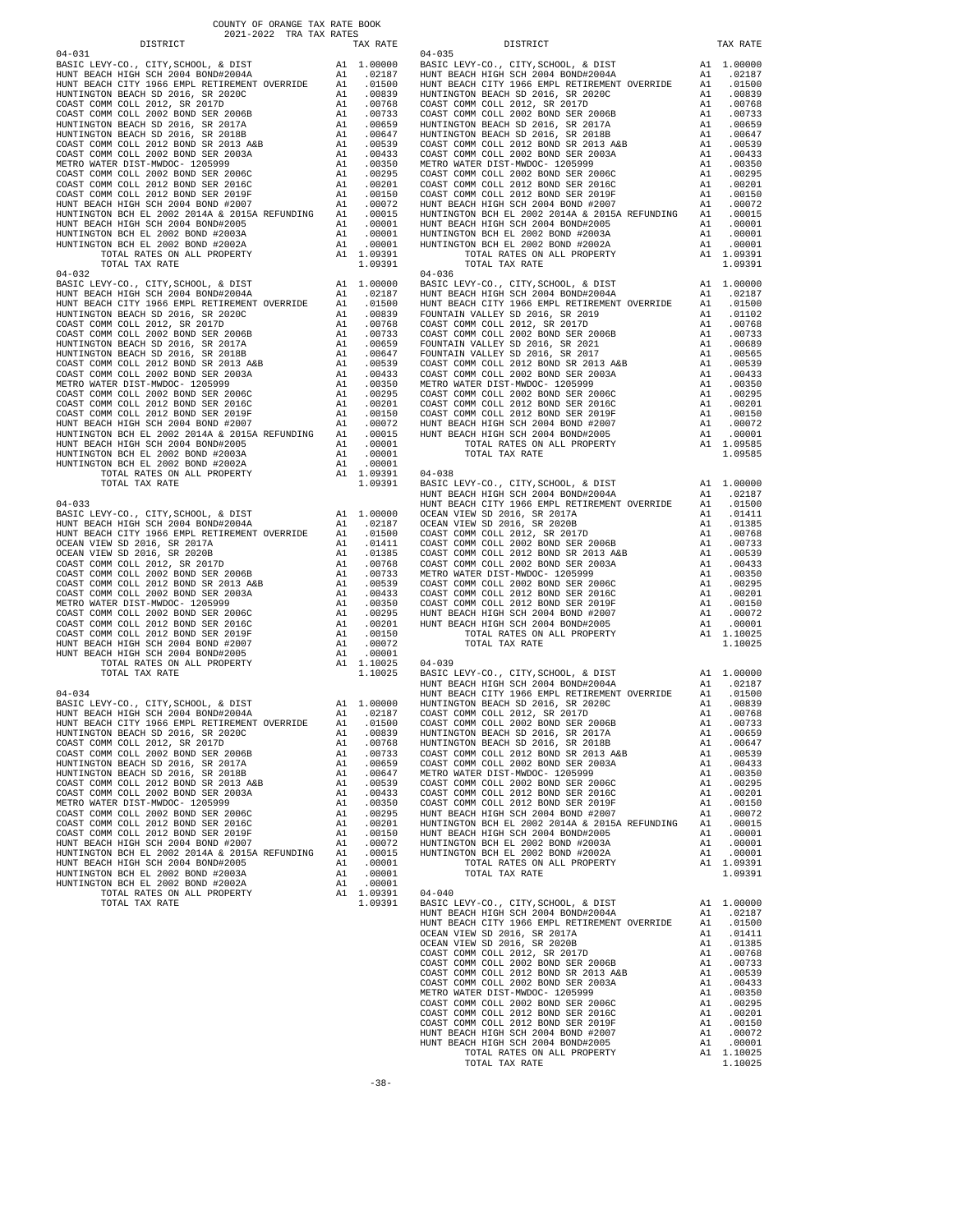COUNTY OF ORANGE TAX RATE BOOK
2021-2022 TRA TAX RATES

### 04-031

| DISTRICT | | TAX RATE |
|---|---|---|
| BASIC LEVY-CO., CITY,SCHOOL, & DIST | A1 | 1.00000 |
| HUNT BEACH HIGH SCH 2004 BOND#2004A | A1 | .02187 |
| HUNT BEACH CITY 1966 EMPL RETIREMENT OVERRIDE | A1 | .01500 |
| HUNTINGTON BEACH SD 2016, SR 2020C | A1 | .00839 |
| COAST COMM COLL 2012, SR 2017D | A1 | .00768 |
| COAST COMM COLL 2002 BOND SER 2006B | A1 | .00733 |
| HUNTINGTON BEACH SD 2016, SR 2017A | A1 | .00659 |
| HUNTINGTON BEACH SD 2016, SR 2018B | A1 | .00647 |
| COAST COMM COLL 2012 BOND SR 2013 A&B | A1 | .00539 |
| COAST COMM COLL 2002 BOND SER 2003A | A1 | .00433 |
| METRO WATER DIST-MWDOC- 1205999 | A1 | .00350 |
| COAST COMM COLL 2002 BOND SER 2006C | A1 | .00295 |
| COAST COMM COLL 2012 BOND SER 2016C | A1 | .00201 |
| COAST COMM COLL 2012 BOND SER 2019F | A1 | .00150 |
| HUNT BEACH HIGH SCH 2004 BOND #2007 | A1 | .00072 |
| HUNTINGTON BCH EL 2002 2014A & 2015A REFUNDING | A1 | .00015 |
| HUNT BEACH HIGH SCH 2004 BOND#2005 | A1 | .00001 |
| HUNTINGTON BCH EL 2002 BOND #2003A | A1 | .00001 |
| HUNTINGTON BCH EL 2002 BOND #2002A | A1 | .00001 |
| TOTAL RATES ON ALL PROPERTY | A1 | 1.09391 |
| TOTAL TAX RATE | | 1.09391 |

### 04-032

| DISTRICT | | TAX RATE |
|---|---|---|
| BASIC LEVY-CO., CITY,SCHOOL, & DIST | A1 | 1.00000 |
| HUNT BEACH HIGH SCH 2004 BOND#2004A | A1 | .02187 |
| HUNT BEACH CITY 1966 EMPL RETIREMENT OVERRIDE | A1 | .01500 |
| HUNTINGTON BEACH SD 2016, SR 2020C | A1 | .00839 |
| COAST COMM COLL 2012, SR 2017D | A1 | .00768 |
| COAST COMM COLL 2002 BOND SER 2006B | A1 | .00733 |
| HUNTINGTON BEACH SD 2016, SR 2017A | A1 | .00659 |
| HUNTINGTON BEACH SD 2016, SR 2018B | A1 | .00647 |
| COAST COMM COLL 2012 BOND SR 2013 A&B | A1 | .00539 |
| COAST COMM COLL 2002 BOND SER 2003A | A1 | .00433 |
| METRO WATER DIST-MWDOC- 1205999 | A1 | .00350 |
| COAST COMM COLL 2002 BOND SER 2006C | A1 | .00295 |
| COAST COMM COLL 2012 BOND SER 2016C | A1 | .00201 |
| COAST COMM COLL 2012 BOND SER 2019F | A1 | .00150 |
| HUNT BEACH HIGH SCH 2004 BOND #2007 | A1 | .00072 |
| HUNTINGTON BCH EL 2002 2014A & 2015A REFUNDING | A1 | .00015 |
| HUNT BEACH HIGH SCH 2004 BOND#2005 | A1 | .00001 |
| HUNTINGTON BCH EL 2002 BOND #2003A | A1 | .00001 |
| HUNTINGTON BCH EL 2002 BOND #2002A | A1 | .00001 |
| TOTAL RATES ON ALL PROPERTY | A1 | 1.09391 |
| TOTAL TAX RATE | | 1.09391 |

### 04-033

| DISTRICT | | TAX RATE |
|---|---|---|
| BASIC LEVY-CO., CITY,SCHOOL, & DIST | A1 | 1.00000 |
| HUNT BEACH HIGH SCH 2004 BOND#2004A | A1 | .02187 |
| HUNT BEACH CITY 1966 EMPL RETIREMENT OVERRIDE | A1 | .01500 |
| OCEAN VIEW SD 2016, SR 2017A | A1 | .01411 |
| OCEAN VIEW SD 2016, SR 2020B | A1 | .01385 |
| COAST COMM COLL 2012, SR 2017D | A1 | .00768 |
| COAST COMM COLL 2002 BOND SER 2006B | A1 | .00733 |
| COAST COMM COLL 2012 BOND SR 2013 A&B | A1 | .00539 |
| COAST COMM COLL 2002 BOND SER 2003A | A1 | .00433 |
| METRO WATER DIST-MWDOC- 1205999 | A1 | .00350 |
| COAST COMM COLL 2002 BOND SER 2006C | A1 | .00295 |
| COAST COMM COLL 2012 BOND SER 2016C | A1 | .00201 |
| COAST COMM COLL 2012 BOND SER 2019F | A1 | .00150 |
| HUNT BEACH HIGH SCH 2004 BOND #2007 | A1 | .00072 |
| HUNT BEACH HIGH SCH 2004 BOND#2005 | A1 | .00001 |
| TOTAL RATES ON ALL PROPERTY | A1 | 1.10025 |
| TOTAL TAX RATE | | 1.10025 |

### 04-034

| DISTRICT | | TAX RATE |
|---|---|---|
| BASIC LEVY-CO., CITY,SCHOOL, & DIST | A1 | 1.00000 |
| HUNT BEACH HIGH SCH 2004 BOND#2004A | A1 | .02187 |
| HUNT BEACH CITY 1966 EMPL RETIREMENT OVERRIDE | A1 | .01500 |
| HUNTINGTON BEACH SD 2016, SR 2020C | A1 | .00839 |
| COAST COMM COLL 2012, SR 2017D | A1 | .00768 |
| COAST COMM COLL 2002 BOND SER 2006B | A1 | .00733 |
| HUNTINGTON BEACH SD 2016, SR 2017A | A1 | .00659 |
| HUNTINGTON BEACH SD 2016, SR 2018B | A1 | .00647 |
| COAST COMM COLL 2012 BOND SR 2013 A&B | A1 | .00539 |
| COAST COMM COLL 2002 BOND SER 2003A | A1 | .00433 |
| METRO WATER DIST-MWDOC- 1205999 | A1 | .00350 |
| COAST COMM COLL 2002 BOND SER 2006C | A1 | .00295 |
| COAST COMM COLL 2012 BOND SER 2016C | A1 | .00201 |
| COAST COMM COLL 2012 BOND SER 2019F | A1 | .00150 |
| HUNT BEACH HIGH SCH 2004 BOND #2007 | A1 | .00072 |
| HUNTINGTON BCH EL 2002 2014A & 2015A REFUNDING | A1 | .00015 |
| HUNT BEACH HIGH SCH 2004 BOND#2005 | A1 | .00001 |
| HUNTINGTON BCH EL 2002 BOND #2003A | A1 | .00001 |
| HUNTINGTON BCH EL 2002 BOND #2002A | A1 | .00001 |
| TOTAL RATES ON ALL PROPERTY | A1 | 1.09391 |
| TOTAL TAX RATE | | 1.09391 |

### 04-035

| DISTRICT | | TAX RATE |
|---|---|---|
| BASIC LEVY-CO., CITY,SCHOOL, & DIST | A1 | 1.00000 |
| HUNT BEACH HIGH SCH 2004 BOND#2004A | A1 | .02187 |
| HUNT BEACH CITY 1966 EMPL RETIREMENT OVERRIDE | A1 | .01500 |
| HUNTINGTON BEACH SD 2016, SR 2020C | A1 | .00839 |
| COAST COMM COLL 2012, SR 2017D | A1 | .00768 |
| COAST COMM COLL 2002 BOND SER 2006B | A1 | .00733 |
| HUNTINGTON BEACH SD 2016, SR 2017A | A1 | .00659 |
| HUNTINGTON BEACH SD 2016, SR 2018B | A1 | .00647 |
| COAST COMM COLL 2012 BOND SR 2013 A&B | A1 | .00539 |
| COAST COMM COLL 2002 BOND SER 2003A | A1 | .00433 |
| METRO WATER DIST-MWDOC- 1205999 | A1 | .00350 |
| COAST COMM COLL 2002 BOND SER 2006C | A1 | .00295 |
| COAST COMM COLL 2012 BOND SER 2016C | A1 | .00201 |
| COAST COMM COLL 2012 BOND SER 2019F | A1 | .00150 |
| HUNT BEACH HIGH SCH 2004 BOND #2007 | A1 | .00072 |
| HUNTINGTON BCH EL 2002 2014A & 2015A REFUNDING | A1 | .00015 |
| HUNT BEACH HIGH SCH 2004 BOND#2005 | A1 | .00001 |
| HUNTINGTON BCH EL 2002 BOND #2003A | A1 | .00001 |
| HUNTINGTON BCH EL 2002 BOND #2002A | A1 | .00001 |
| TOTAL RATES ON ALL PROPERTY | A1 | 1.09391 |
| TOTAL TAX RATE | | 1.09391 |

### 04-036

| DISTRICT | | TAX RATE |
|---|---|---|
| BASIC LEVY-CO., CITY,SCHOOL, & DIST | A1 | 1.00000 |
| HUNT BEACH HIGH SCH 2004 BOND#2004A | A1 | .02187 |
| HUNT BEACH CITY 1966 EMPL RETIREMENT OVERRIDE | A1 | .01500 |
| FOUNTAIN VALLEY SD 2016, SR 2019 | A1 | .01102 |
| COAST COMM COLL 2012, SR 2017D | A1 | .00768 |
| COAST COMM COLL 2002 BOND SER 2006B | A1 | .00733 |
| FOUNTAIN VALLEY SD 2016, SR 2021 | A1 | .00689 |
| FOUNTAIN VALLEY SD 2016, SR 2017 | A1 | .00565 |
| COAST COMM COLL 2012 BOND SR 2013 A&B | A1 | .00539 |
| COAST COMM COLL 2002 BOND SER 2003A | A1 | .00433 |
| METRO WATER DIST-MWDOC- 1205999 | A1 | .00350 |
| COAST COMM COLL 2002 BOND SER 2006C | A1 | .00295 |
| COAST COMM COLL 2012 BOND SER 2016C | A1 | .00201 |
| COAST COMM COLL 2012 BOND SER 2019F | A1 | .00150 |
| HUNT BEACH HIGH SCH 2004 BOND #2007 | A1 | .00072 |
| HUNT BEACH HIGH SCH 2004 BOND#2005 | A1 | .00001 |
| TOTAL RATES ON ALL PROPERTY | A1 | 1.09585 |
| TOTAL TAX RATE | | 1.09585 |

### 04-038

| DISTRICT | | TAX RATE |
|---|---|---|
| BASIC LEVY-CO., CITY,SCHOOL, & DIST | A1 | 1.00000 |
| HUNT BEACH HIGH SCH 2004 BOND#2004A | A1 | .02187 |
| HUNT BEACH CITY 1966 EMPL RETIREMENT OVERRIDE | A1 | .01500 |
| OCEAN VIEW SD 2016, SR 2017A | A1 | .01411 |
| OCEAN VIEW SD 2016, SR 2020B | A1 | .01385 |
| COAST COMM COLL 2012, SR 2017D | A1 | .00768 |
| COAST COMM COLL 2002 BOND SER 2006B | A1 | .00733 |
| COAST COMM COLL 2012 BOND SR 2013 A&B | A1 | .00539 |
| COAST COMM COLL 2002 BOND SER 2003A | A1 | .00433 |
| METRO WATER DIST-MWDOC- 1205999 | A1 | .00350 |
| COAST COMM COLL 2002 BOND SER 2006C | A1 | .00295 |
| COAST COMM COLL 2012 BOND SER 2016C | A1 | .00201 |
| COAST COMM COLL 2012 BOND SER 2019F | A1 | .00150 |
| HUNT BEACH HIGH SCH 2004 BOND #2007 | A1 | .00072 |
| HUNT BEACH HIGH SCH 2004 BOND#2005 | A1 | .00001 |
| TOTAL RATES ON ALL PROPERTY | A1 | 1.10025 |
| TOTAL TAX RATE | | 1.10025 |

### 04-039

| DISTRICT | | TAX RATE |
|---|---|---|
| BASIC LEVY-CO., CITY,SCHOOL, & DIST | A1 | 1.00000 |
| HUNT BEACH HIGH SCH 2004 BOND#2004A | A1 | .02187 |
| HUNT BEACH CITY 1966 EMPL RETIREMENT OVERRIDE | A1 | .01500 |
| HUNTINGTON BEACH SD 2016, SR 2020C | A1 | .00839 |
| COAST COMM COLL 2012, SR 2017D | A1 | .00768 |
| COAST COMM COLL 2002 BOND SER 2006B | A1 | .00733 |
| HUNTINGTON BEACH SD 2016, SR 2017A | A1 | .00659 |
| HUNTINGTON BEACH SD 2016, SR 2018B | A1 | .00647 |
| COAST COMM COLL 2012 BOND SR 2013 A&B | A1 | .00539 |
| COAST COMM COLL 2002 BOND SER 2003A | A1 | .00433 |
| METRO WATER DIST-MWDOC- 1205999 | A1 | .00350 |
| COAST COMM COLL 2002 BOND SER 2006C | A1 | .00295 |
| COAST COMM COLL 2012 BOND SER 2016C | A1 | .00201 |
| COAST COMM COLL 2012 BOND SER 2019F | A1 | .00150 |
| HUNT BEACH HIGH SCH 2004 BOND #2007 | A1 | .00072 |
| HUNTINGTON BCH EL 2002 2014A & 2015A REFUNDING | A1 | .00015 |
| HUNT BEACH HIGH SCH 2004 BOND#2005 | A1 | .00001 |
| HUNTINGTON BCH EL 2002 BOND #2003A | A1 | .00001 |
| HUNTINGTON BCH EL 2002 BOND #2002A | A1 | .00001 |
| TOTAL RATES ON ALL PROPERTY | A1 | 1.09391 |
| TOTAL TAX RATE | | 1.09391 |

### 04-040

| DISTRICT | | TAX RATE |
|---|---|---|
| BASIC LEVY-CO., CITY,SCHOOL, & DIST | A1 | 1.00000 |
| HUNT BEACH HIGH SCH 2004 BOND#2004A | A1 | .02187 |
| HUNT BEACH CITY 1966 EMPL RETIREMENT OVERRIDE | A1 | .01500 |
| OCEAN VIEW SD 2016, SR 2017A | A1 | .01411 |
| OCEAN VIEW SD 2016, SR 2020B | A1 | .01385 |
| COAST COMM COLL 2012, SR 2017D | A1 | .00768 |
| COAST COMM COLL 2002 BOND SER 2006B | A1 | .00733 |
| COAST COMM COLL 2012 BOND SR 2013 A&B | A1 | .00539 |
| COAST COMM COLL 2002 BOND SER 2003A | A1 | .00433 |
| METRO WATER DIST-MWDOC- 1205999 | A1 | .00350 |
| COAST COMM COLL 2002 BOND SER 2006C | A1 | .00295 |
| COAST COMM COLL 2012 BOND SER 2016C | A1 | .00201 |
| COAST COMM COLL 2012 BOND SER 2019F | A1 | .00150 |
| HUNT BEACH HIGH SCH 2004 BOND #2007 | A1 | .00072 |
| HUNT BEACH HIGH SCH 2004 BOND#2005 | A1 | .00001 |
| TOTAL RATES ON ALL PROPERTY | A1 | 1.10025 |
| TOTAL TAX RATE | | 1.10025 |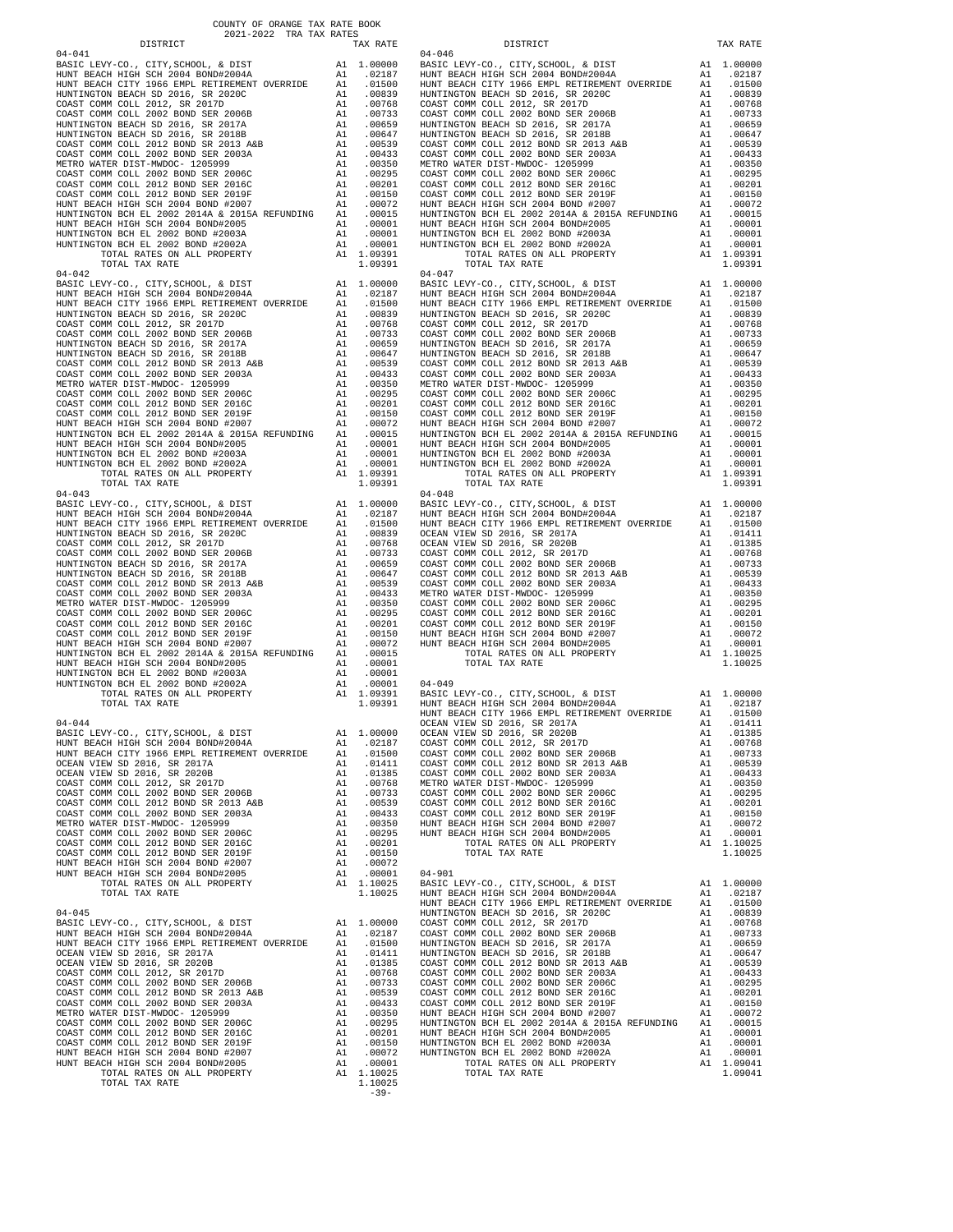COUNTY OF ORANGE TAX RATE BOOK
2021-2022 TRA TAX RATES

| DISTRICT | | TAX RATE |
|---|---|---|
| **04-041** | | |
| BASIC LEVY-CO., CITY,SCHOOL, & DIST | A1 | 1.00000 |
| HUNT BEACH HIGH SCH 2004 BOND#2004A | A1 | .02187 |
| HUNT BEACH CITY 1966 EMPL RETIREMENT OVERRIDE | A1 | .01500 |
| HUNTINGTON BEACH SD 2016, SR 2020C | A1 | .00839 |
| COAST COMM COLL 2012, SR 2017D | A1 | .00768 |
| COAST COMM COLL 2002 BOND SER 2006B | A1 | .00733 |
| HUNTINGTON BEACH SD 2016, SR 2017A | A1 | .00659 |
| HUNTINGTON BEACH SD 2016, SR 2018B | A1 | .00647 |
| COAST COMM COLL 2012 BOND SR 2013 A&B | A1 | .00539 |
| COAST COMM COLL 2002 BOND SER 2003A | A1 | .00433 |
| METRO WATER DIST-MWDOC- 1205999 | A1 | .00350 |
| COAST COMM COLL 2002 BOND SER 2006C | A1 | .00295 |
| COAST COMM COLL 2012 BOND SER 2016C | A1 | .00201 |
| COAST COMM COLL 2012 BOND SER 2019F | A1 | .00150 |
| HUNT BEACH HIGH SCH 2004 BOND #2007 | A1 | .00072 |
| HUNTINGTON BCH EL 2002 2014A & 2015A REFUNDING | A1 | .00015 |
| HUNT BEACH HIGH SCH 2004 BOND#2005 | A1 | .00001 |
| HUNTINGTON BCH EL 2002 BOND #2003A | A1 | .00001 |
| HUNTINGTON BCH EL 2002 BOND #2002A | A1 | .00001 |
| TOTAL RATES ON ALL PROPERTY | A1 | 1.09391 |
| TOTAL TAX RATE | | 1.09391 |
| **04-042** | | |
| BASIC LEVY-CO., CITY,SCHOOL, & DIST | A1 | 1.00000 |
| HUNT BEACH HIGH SCH 2004 BOND#2004A | A1 | .02187 |
| HUNT BEACH CITY 1966 EMPL RETIREMENT OVERRIDE | A1 | .01500 |
| HUNTINGTON BEACH SD 2016, SR 2020C | A1 | .00839 |
| COAST COMM COLL 2012, SR 2017D | A1 | .00768 |
| COAST COMM COLL 2002 BOND SER 2006B | A1 | .00733 |
| HUNTINGTON BEACH SD 2016, SR 2017A | A1 | .00659 |
| HUNTINGTON BEACH SD 2016, SR 2018B | A1 | .00647 |
| COAST COMM COLL 2012 BOND SR 2013 A&B | A1 | .00539 |
| COAST COMM COLL 2002 BOND SER 2003A | A1 | .00433 |
| METRO WATER DIST-MWDOC- 1205999 | A1 | .00350 |
| COAST COMM COLL 2002 BOND SER 2006C | A1 | .00295 |
| COAST COMM COLL 2012 BOND SER 2016C | A1 | .00201 |
| COAST COMM COLL 2012 BOND SER 2019F | A1 | .00150 |
| HUNT BEACH HIGH SCH 2004 BOND #2007 | A1 | .00072 |
| HUNTINGTON BCH EL 2002 2014A & 2015A REFUNDING | A1 | .00015 |
| HUNT BEACH HIGH SCH 2004 BOND#2005 | A1 | .00001 |
| HUNTINGTON BCH EL 2002 BOND #2003A | A1 | .00001 |
| HUNTINGTON BCH EL 2002 BOND #2002A | A1 | .00001 |
| TOTAL RATES ON ALL PROPERTY | A1 | 1.09391 |
| TOTAL TAX RATE | | 1.09391 |
| **04-043** | | |
| BASIC LEVY-CO., CITY,SCHOOL, & DIST | A1 | 1.00000 |
| HUNT BEACH HIGH SCH 2004 BOND#2004A | A1 | .02187 |
| HUNT BEACH CITY 1966 EMPL RETIREMENT OVERRIDE | A1 | .01500 |
| HUNTINGTON BEACH SD 2016, SR 2020C | A1 | .00839 |
| COAST COMM COLL 2012, SR 2017D | A1 | .00768 |
| COAST COMM COLL 2002 BOND SER 2006B | A1 | .00733 |
| HUNTINGTON BEACH SD 2016, SR 2017A | A1 | .00659 |
| HUNTINGTON BEACH SD 2016, SR 2018B | A1 | .00647 |
| COAST COMM COLL 2012 BOND SR 2013 A&B | A1 | .00539 |
| COAST COMM COLL 2002 BOND SER 2003A | A1 | .00433 |
| METRO WATER DIST-MWDOC- 1205999 | A1 | .00350 |
| COAST COMM COLL 2002 BOND SER 2006C | A1 | .00295 |
| COAST COMM COLL 2012 BOND SER 2016C | A1 | .00201 |
| COAST COMM COLL 2012 BOND SER 2019F | A1 | .00150 |
| HUNT BEACH HIGH SCH 2004 BOND #2007 | A1 | .00072 |
| HUNTINGTON BCH EL 2002 2014A & 2015A REFUNDING | A1 | .00015 |
| HUNT BEACH HIGH SCH 2004 BOND#2005 | A1 | .00001 |
| HUNTINGTON BCH EL 2002 BOND #2003A | A1 | .00001 |
| HUNTINGTON BCH EL 2002 BOND #2002A | A1 | .00001 |
| TOTAL RATES ON ALL PROPERTY | A1 | 1.09391 |
| TOTAL TAX RATE | | 1.09391 |
| **04-044** | | |
| BASIC LEVY-CO., CITY,SCHOOL, & DIST | A1 | 1.00000 |
| HUNT BEACH HIGH SCH 2004 BOND#2004A | A1 | .02187 |
| HUNT BEACH CITY 1966 EMPL RETIREMENT OVERRIDE | A1 | .01500 |
| OCEAN VIEW SD 2016, SR 2017A | A1 | .01411 |
| OCEAN VIEW SD 2016, SR 2020B | A1 | .01385 |
| COAST COMM COLL 2012, SR 2017D | A1 | .00768 |
| COAST COMM COLL 2002 BOND SER 2006B | A1 | .00733 |
| COAST COMM COLL 2012 BOND SR 2013 A&B | A1 | .00539 |
| COAST COMM COLL 2002 BOND SER 2003A | A1 | .00433 |
| METRO WATER DIST-MWDOC- 1205999 | A1 | .00350 |
| COAST COMM COLL 2002 BOND SER 2006C | A1 | .00295 |
| COAST COMM COLL 2012 BOND SER 2016C | A1 | .00201 |
| COAST COMM COLL 2012 BOND SER 2019F | A1 | .00150 |
| HUNT BEACH HIGH SCH 2004 BOND #2007 | A1 | .00072 |
| HUNT BEACH HIGH SCH 2004 BOND#2005 | A1 | .00001 |
| TOTAL RATES ON ALL PROPERTY | A1 | 1.10025 |
| TOTAL TAX RATE | | 1.10025 |
| **04-045** | | |
| BASIC LEVY-CO., CITY,SCHOOL, & DIST | A1 | 1.00000 |
| HUNT BEACH HIGH SCH 2004 BOND#2004A | A1 | .02187 |
| HUNT BEACH CITY 1966 EMPL RETIREMENT OVERRIDE | A1 | .01500 |
| OCEAN VIEW SD 2016, SR 2017A | A1 | .01411 |
| OCEAN VIEW SD 2016, SR 2020B | A1 | .01385 |
| COAST COMM COLL 2012, SR 2017D | A1 | .00768 |
| COAST COMM COLL 2002 BOND SER 2006B | A1 | .00733 |
| COAST COMM COLL 2012 BOND SR 2013 A&B | A1 | .00539 |
| COAST COMM COLL 2002 BOND SER 2003A | A1 | .00433 |
| METRO WATER DIST-MWDOC- 1205999 | A1 | .00350 |
| COAST COMM COLL 2002 BOND SER 2006C | A1 | .00295 |
| COAST COMM COLL 2012 BOND SER 2016C | A1 | .00201 |
| COAST COMM COLL 2012 BOND SER 2019F | A1 | .00150 |
| HUNT BEACH HIGH SCH 2004 BOND #2007 | A1 | .00072 |
| HUNT BEACH HIGH SCH 2004 BOND#2005 | A1 | .00001 |
| TOTAL RATES ON ALL PROPERTY | A1 | 1.10025 |
| TOTAL TAX RATE | | 1.10025 |
| **04-046** | | |
| BASIC LEVY-CO., CITY,SCHOOL, & DIST | A1 | 1.00000 |
| HUNT BEACH HIGH SCH 2004 BOND#2004A | A1 | .02187 |
| HUNT BEACH CITY 1966 EMPL RETIREMENT OVERRIDE | A1 | .01500 |
| HUNTINGTON BEACH SD 2016, SR 2020C | A1 | .00839 |
| COAST COMM COLL 2012, SR 2017D | A1 | .00768 |
| COAST COMM COLL 2002 BOND SER 2006B | A1 | .00733 |
| HUNTINGTON BEACH SD 2016, SR 2017A | A1 | .00659 |
| HUNTINGTON BEACH SD 2016, SR 2018B | A1 | .00647 |
| COAST COMM COLL 2012 BOND SR 2013 A&B | A1 | .00539 |
| COAST COMM COLL 2002 BOND SER 2003A | A1 | .00433 |
| METRO WATER DIST-MWDOC- 1205999 | A1 | .00350 |
| COAST COMM COLL 2002 BOND SER 2006C | A1 | .00295 |
| COAST COMM COLL 2012 BOND SER 2016C | A1 | .00201 |
| COAST COMM COLL 2012 BOND SER 2019F | A1 | .00150 |
| HUNT BEACH HIGH SCH 2004 BOND #2007 | A1 | .00072 |
| HUNTINGTON BCH EL 2002 2014A & 2015A REFUNDING | A1 | .00015 |
| HUNT BEACH HIGH SCH 2004 BOND#2005 | A1 | .00001 |
| HUNTINGTON BCH EL 2002 BOND #2003A | A1 | .00001 |
| HUNTINGTON BCH EL 2002 BOND #2002A | A1 | .00001 |
| TOTAL RATES ON ALL PROPERTY | A1 | 1.09391 |
| TOTAL TAX RATE | | 1.09391 |
| **04-047** | | |
| BASIC LEVY-CO., CITY,SCHOOL, & DIST | A1 | 1.00000 |
| HUNT BEACH HIGH SCH 2004 BOND#2004A | A1 | .02187 |
| HUNT BEACH CITY 1966 EMPL RETIREMENT OVERRIDE | A1 | .01500 |
| HUNTINGTON BEACH SD 2016, SR 2020C | A1 | .00839 |
| COAST COMM COLL 2012, SR 2017D | A1 | .00768 |
| COAST COMM COLL 2002 BOND SER 2006B | A1 | .00733 |
| HUNTINGTON BEACH SD 2016, SR 2017A | A1 | .00659 |
| HUNTINGTON BEACH SD 2016, SR 2018B | A1 | .00647 |
| COAST COMM COLL 2012 BOND SR 2013 A&B | A1 | .00539 |
| COAST COMM COLL 2002 BOND SER 2003A | A1 | .00433 |
| METRO WATER DIST-MWDOC- 1205999 | A1 | .00350 |
| COAST COMM COLL 2002 BOND SER 2006C | A1 | .00295 |
| COAST COMM COLL 2012 BOND SER 2016C | A1 | .00201 |
| COAST COMM COLL 2012 BOND SER 2019F | A1 | .00150 |
| HUNT BEACH HIGH SCH 2004 BOND #2007 | A1 | .00072 |
| HUNTINGTON BCH EL 2002 2014A & 2015A REFUNDING | A1 | .00015 |
| HUNT BEACH HIGH SCH 2004 BOND#2005 | A1 | .00001 |
| HUNTINGTON BCH EL 2002 BOND #2003A | A1 | .00001 |
| HUNTINGTON BCH EL 2002 BOND #2002A | A1 | .00001 |
| TOTAL RATES ON ALL PROPERTY | A1 | 1.09391 |
| TOTAL TAX RATE | | 1.09391 |
| **04-048** | | |
| BASIC LEVY-CO., CITY,SCHOOL, & DIST | A1 | 1.00000 |
| HUNT BEACH HIGH SCH 2004 BOND#2004A | A1 | .02187 |
| HUNT BEACH CITY 1966 EMPL RETIREMENT OVERRIDE | A1 | .01500 |
| OCEAN VIEW SD 2016, SR 2017A | A1 | .01411 |
| OCEAN VIEW SD 2016, SR 2020B | A1 | .01385 |
| COAST COMM COLL 2012, SR 2017D | A1 | .00768 |
| COAST COMM COLL 2002 BOND SER 2006B | A1 | .00733 |
| COAST COMM COLL 2012 BOND SR 2013 A&B | A1 | .00539 |
| COAST COMM COLL 2002 BOND SER 2003A | A1 | .00433 |
| METRO WATER DIST-MWDOC- 1205999 | A1 | .00350 |
| COAST COMM COLL 2002 BOND SER 2006C | A1 | .00295 |
| COAST COMM COLL 2012 BOND SER 2016C | A1 | .00201 |
| COAST COMM COLL 2012 BOND SER 2019F | A1 | .00150 |
| HUNT BEACH HIGH SCH 2004 BOND #2007 | A1 | .00072 |
| HUNT BEACH HIGH SCH 2004 BOND#2005 | A1 | .00001 |
| TOTAL RATES ON ALL PROPERTY | A1 | 1.10025 |
| TOTAL TAX RATE | | 1.10025 |
| **04-049** | | |
| BASIC LEVY-CO., CITY,SCHOOL, & DIST | A1 | 1.00000 |
| HUNT BEACH HIGH SCH 2004 BOND#2004A | A1 | .02187 |
| HUNT BEACH CITY 1966 EMPL RETIREMENT OVERRIDE | A1 | .01500 |
| OCEAN VIEW SD 2016, SR 2017A | A1 | .01411 |
| OCEAN VIEW SD 2016, SR 2020B | A1 | .01385 |
| COAST COMM COLL 2012, SR 2017D | A1 | .00768 |
| COAST COMM COLL 2002 BOND SER 2006B | A1 | .00733 |
| COAST COMM COLL 2012 BOND SR 2013 A&B | A1 | .00539 |
| COAST COMM COLL 2002 BOND SER 2003A | A1 | .00433 |
| METRO WATER DIST-MWDOC- 1205999 | A1 | .00350 |
| COAST COMM COLL 2002 BOND SER 2006C | A1 | .00295 |
| COAST COMM COLL 2012 BOND SER 2016C | A1 | .00201 |
| COAST COMM COLL 2012 BOND SER 2019F | A1 | .00150 |
| HUNT BEACH HIGH SCH 2004 BOND #2007 | A1 | .00072 |
| HUNT BEACH HIGH SCH 2004 BOND#2005 | A1 | .00001 |
| TOTAL RATES ON ALL PROPERTY | A1 | 1.10025 |
| TOTAL TAX RATE | | 1.10025 |
| **04-901** | | |
| BASIC LEVY-CO., CITY,SCHOOL, & DIST | A1 | 1.00000 |
| HUNT BEACH HIGH SCH 2004 BOND#2004A | A1 | .02187 |
| HUNT BEACH CITY 1966 EMPL RETIREMENT OVERRIDE | A1 | .01500 |
| HUNTINGTON BEACH SD 2016, SR 2020C | A1 | .00839 |
| COAST COMM COLL 2012, SR 2017D | A1 | .00768 |
| COAST COMM COLL 2002 BOND SER 2006B | A1 | .00733 |
| HUNTINGTON BEACH SD 2016, SR 2017A | A1 | .00659 |
| HUNTINGTON BEACH SD 2016, SR 2018B | A1 | .00647 |
| COAST COMM COLL 2012 BOND SR 2013 A&B | A1 | .00539 |
| COAST COMM COLL 2002 BOND SER 2003A | A1 | .00433 |
| COAST COMM COLL 2002 BOND SER 2006C | A1 | .00295 |
| COAST COMM COLL 2012 BOND SER 2016C | A1 | .00201 |
| COAST COMM COLL 2012 BOND SER 2019F | A1 | .00150 |
| HUNT BEACH HIGH SCH 2004 BOND #2007 | A1 | .00072 |
| HUNTINGTON BCH EL 2002 2014A & 2015A REFUNDING | A1 | .00015 |
| HUNT BEACH HIGH SCH 2004 BOND#2005 | A1 | .00001 |
| HUNTINGTON BCH EL 2002 BOND #2003A | A1 | .00001 |
| HUNTINGTON BCH EL 2002 BOND #2002A | A1 | .00001 |
| TOTAL RATES ON ALL PROPERTY | A1 | 1.09041 |
| TOTAL TAX RATE | | 1.09041 |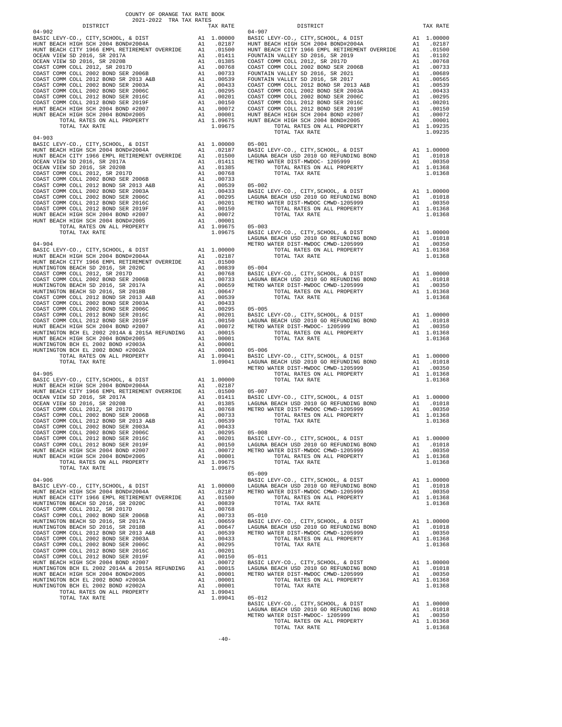COUNTY OF ORANGE TAX RATE BOOK
2021-2022 TRA TAX RATES

| DISTRICT | | TAX RATE |
|---|---|---|
| **04-902** | | |
| BASIC LEVY-CO., CITY,SCHOOL, & DIST | A1 | 1.00000 |
| HUNT BEACH HIGH SCH 2004 BOND#2004A | A1 | .02187 |
| HUNT BEACH CITY 1966 EMPL RETIREMENT OVERRIDE | A1 | .01500 |
| OCEAN VIEW SD 2016, SR 2017A | A1 | .01411 |
| OCEAN VIEW SD 2016, SR 2020B | A1 | .01385 |
| COAST COMM COLL 2012, SR 2017D | A1 | .00768 |
| COAST COMM COLL 2002 BOND SER 2006B | A1 | .00733 |
| COAST COMM COLL 2012 BOND SR 2013 A&B | A1 | .00539 |
| COAST COMM COLL 2002 BOND SER 2003A | A1 | .00433 |
| COAST COMM COLL 2002 BOND SER 2006C | A1 | .00295 |
| COAST COMM COLL 2012 BOND SER 2016C | A1 | .00201 |
| COAST COMM COLL 2012 BOND SER 2019F | A1 | .00150 |
| HUNT BEACH HIGH SCH 2004 BOND #2007 | A1 | .00072 |
| HUNT BEACH HIGH SCH 2004 BOND#2005 | A1 | .00001 |
| TOTAL RATES ON ALL PROPERTY | A1 | 1.09675 |
| TOTAL TAX RATE | | 1.09675 |
| **04-903** | | |
| BASIC LEVY-CO., CITY,SCHOOL, & DIST | A1 | 1.00000 |
| HUNT BEACH HIGH SCH 2004 BOND#2004A | A1 | .02187 |
| HUNT BEACH CITY 1966 EMPL RETIREMENT OVERRIDE | A1 | .01500 |
| OCEAN VIEW SD 2016, SR 2017A | A1 | .01411 |
| OCEAN VIEW SD 2016, SR 2020B | A1 | .01385 |
| COAST COMM COLL 2012, SR 2017D | A1 | .00768 |
| COAST COMM COLL 2002 BOND SER 2006B | A1 | .00733 |
| COAST COMM COLL 2012 BOND SR 2013 A&B | A1 | .00539 |
| COAST COMM COLL 2002 BOND SER 2003A | A1 | .00433 |
| COAST COMM COLL 2002 BOND SER 2006C | A1 | .00295 |
| COAST COMM COLL 2012 BOND SER 2016C | A1 | .00201 |
| COAST COMM COLL 2012 BOND SER 2019F | A1 | .00150 |
| HUNT BEACH HIGH SCH 2004 BOND #2007 | A1 | .00072 |
| HUNT BEACH HIGH SCH 2004 BOND#2005 | A1 | .00001 |
| TOTAL RATES ON ALL PROPERTY | A1 | 1.09675 |
| TOTAL TAX RATE | | 1.09675 |
| **04-904** | | |
| BASIC LEVY-CO., CITY,SCHOOL, & DIST | A1 | 1.00000 |
| HUNT BEACH HIGH SCH 2004 BOND#2004A | A1 | .02187 |
| HUNT BEACH CITY 1966 EMPL RETIREMENT OVERRIDE | A1 | .01500 |
| HUNTINGTON BEACH SD 2016, SR 2020C | A1 | .00839 |
| COAST COMM COLL 2012, SR 2017D | A1 | .00768 |
| COAST COMM COLL 2002 BOND SER 2006B | A1 | .00733 |
| HUNTINGTON BEACH SD 2016, SR 2017A | A1 | .00659 |
| HUNTINGTON BEACH SD 2016, SR 2018B | A1 | .00647 |
| COAST COMM COLL 2012 BOND SR 2013 A&B | A1 | .00539 |
| COAST COMM COLL 2002 BOND SER 2003A | A1 | .00433 |
| COAST COMM COLL 2002 BOND SER 2006C | A1 | .00295 |
| COAST COMM COLL 2012 BOND SER 2016C | A1 | .00201 |
| COAST COMM COLL 2012 BOND SER 2019F | A1 | .00150 |
| HUNT BEACH HIGH SCH 2004 BOND #2007 | A1 | .00072 |
| HUNTINGTON BCH EL 2002 2014A & 2015A REFUNDING | A1 | .00015 |
| HUNT BEACH HIGH SCH 2004 BOND#2005 | A1 | .00001 |
| HUNTINGTON BCH EL 2002 BOND #2003A | A1 | .00001 |
| HUNTINGTON BCH EL 2002 BOND #2002A | A1 | .00001 |
| TOTAL RATES ON ALL PROPERTY | A1 | 1.09041 |
| TOTAL TAX RATE | | 1.09041 |
| **04-905** | | |
| BASIC LEVY-CO., CITY,SCHOOL, & DIST | A1 | 1.00000 |
| HUNT BEACH HIGH SCH 2004 BOND#2004A | A1 | .02187 |
| HUNT BEACH CITY 1966 EMPL RETIREMENT OVERRIDE | A1 | .01500 |
| OCEAN VIEW SD 2016, SR 2017A | A1 | .01411 |
| OCEAN VIEW SD 2016, SR 2020B | A1 | .01385 |
| COAST COMM COLL 2012, SR 2017D | A1 | .00768 |
| COAST COMM COLL 2002 BOND SER 2006B | A1 | .00733 |
| COAST COMM COLL 2012 BOND SR 2013 A&B | A1 | .00539 |
| COAST COMM COLL 2002 BOND SER 2003A | A1 | .00433 |
| COAST COMM COLL 2002 BOND SER 2006C | A1 | .00295 |
| COAST COMM COLL 2012 BOND SER 2016C | A1 | .00201 |
| COAST COMM COLL 2012 BOND SER 2019F | A1 | .00150 |
| HUNT BEACH HIGH SCH 2004 BOND #2007 | A1 | .00072 |
| HUNT BEACH HIGH SCH 2004 BOND#2005 | A1 | .00001 |
| TOTAL RATES ON ALL PROPERTY | A1 | 1.09675 |
| TOTAL TAX RATE | | 1.09675 |
| **04-906** | | |
| BASIC LEVY-CO., CITY,SCHOOL, & DIST | A1 | 1.00000 |
| HUNT BEACH HIGH SCH 2004 BOND#2004A | A1 | .02187 |
| HUNT BEACH CITY 1966 EMPL RETIREMENT OVERRIDE | A1 | .01500 |
| HUNTINGTON BEACH SD 2016, SR 2020C | A1 | .00839 |
| COAST COMM COLL 2012, SR 2017D | A1 | .00768 |
| COAST COMM COLL 2002 BOND SER 2006B | A1 | .00733 |
| HUNTINGTON BEACH SD 2016, SR 2017A | A1 | .00659 |
| HUNTINGTON BEACH SD 2016, SR 2018B | A1 | .00647 |
| COAST COMM COLL 2012 BOND SR 2013 A&B | A1 | .00539 |
| COAST COMM COLL 2002 BOND SER 2003A | A1 | .00433 |
| COAST COMM COLL 2002 BOND SER 2006C | A1 | .00295 |
| COAST COMM COLL 2012 BOND SER 2016C | A1 | .00201 |
| COAST COMM COLL 2012 BOND SER 2019F | A1 | .00150 |
| HUNT BEACH HIGH SCH 2004 BOND #2007 | A1 | .00072 |
| HUNTINGTON BCH EL 2002 2014A & 2015A REFUNDING | A1 | .00015 |
| HUNT BEACH HIGH SCH 2004 BOND#2005 | A1 | .00001 |
| HUNTINGTON BCH EL 2002 BOND #2003A | A1 | .00001 |
| HUNTINGTON BCH EL 2002 BOND #2002A | A1 | .00001 |
| TOTAL RATES ON ALL PROPERTY | A1 | 1.09041 |
| TOTAL TAX RATE | | 1.09041 |
| **04-907** | | |
| BASIC LEVY-CO., CITY,SCHOOL, & DIST | A1 | 1.00000 |
| HUNT BEACH HIGH SCH 2004 BOND#2004A | A1 | .02187 |
| HUNT BEACH CITY 1966 EMPL RETIREMENT OVERRIDE | A1 | .01500 |
| FOUNTAIN VALLEY SD 2016, SR 2019 | A1 | .01102 |
| COAST COMM COLL 2012, SR 2017D | A1 | .00768 |
| COAST COMM COLL 2002 BOND SER 2006B | A1 | .00733 |
| FOUNTAIN VALLEY SD 2016, SR 2021 | A1 | .00689 |
| FOUNTAIN VALLEY SD 2016, SR 2017 | A1 | .00565 |
| COAST COMM COLL 2012 BOND SR 2013 A&B | A1 | .00539 |
| COAST COMM COLL 2002 BOND SER 2003A | A1 | .00433 |
| COAST COMM COLL 2002 BOND SER 2006C | A1 | .00295 |
| COAST COMM COLL 2012 BOND SER 2016C | A1 | .00201 |
| COAST COMM COLL 2012 BOND SER 2019F | A1 | .00150 |
| HUNT BEACH HIGH SCH 2004 BOND #2007 | A1 | .00072 |
| HUNT BEACH HIGH SCH 2004 BOND#2005 | A1 | .00001 |
| TOTAL RATES ON ALL PROPERTY | A1 | 1.09235 |
| TOTAL TAX RATE | | 1.09235 |
| **05-001** | | |
| BASIC LEVY-CO., CITY,SCHOOL, & DIST | A1 | 1.00000 |
| LAGUNA BEACH USD 2010 GO REFUNDING BOND | A1 | .01018 |
| METRO WATER DIST-MWDOC- 1205999 | A1 | .00350 |
| TOTAL RATES ON ALL PROPERTY | A1 | 1.01368 |
| TOTAL TAX RATE | | 1.01368 |
| **05-002** | | |
| BASIC LEVY-CO., CITY,SCHOOL, & DIST | A1 | 1.00000 |
| LAGUNA BEACH USD 2010 GO REFUNDING BOND | A1 | .01018 |
| METRO WATER DIST-MWDOC CMWD-1205999 | A1 | .00350 |
| TOTAL RATES ON ALL PROPERTY | A1 | 1.01368 |
| TOTAL TAX RATE | | 1.01368 |
| **05-003** | | |
| BASIC LEVY-CO., CITY,SCHOOL, & DIST | A1 | 1.00000 |
| LAGUNA BEACH USD 2010 GO REFUNDING BOND | A1 | .01018 |
| METRO WATER DIST-MWDOC CMWD-1205999 | A1 | .00350 |
| TOTAL RATES ON ALL PROPERTY | A1 | 1.01368 |
| TOTAL TAX RATE | | 1.01368 |
| **05-004** | | |
| BASIC LEVY-CO., CITY,SCHOOL, & DIST | A1 | 1.00000 |
| LAGUNA BEACH USD 2010 GO REFUNDING BOND | A1 | .01018 |
| METRO WATER DIST-MWDOC CMWD-1205999 | A1 | .00350 |
| TOTAL RATES ON ALL PROPERTY | A1 | 1.01368 |
| TOTAL TAX RATE | | 1.01368 |
| **05-005** | | |
| BASIC LEVY-CO., CITY,SCHOOL, & DIST | A1 | 1.00000 |
| LAGUNA BEACH USD 2010 GO REFUNDING BOND | A1 | .01018 |
| METRO WATER DIST-MWDOC- 1205999 | A1 | .00350 |
| TOTAL RATES ON ALL PROPERTY | A1 | 1.01368 |
| TOTAL TAX RATE | | 1.01368 |
| **05-006** | | |
| BASIC LEVY-CO., CITY,SCHOOL, & DIST | A1 | 1.00000 |
| LAGUNA BEACH USD 2010 GO REFUNDING BOND | A1 | .01018 |
| METRO WATER DIST-MWDOC CMWD-1205999 | A1 | .00350 |
| TOTAL RATES ON ALL PROPERTY | A1 | 1.01368 |
| TOTAL TAX RATE | | 1.01368 |
| **05-007** | | |
| BASIC LEVY-CO., CITY,SCHOOL, & DIST | A1 | 1.00000 |
| LAGUNA BEACH USD 2010 GO REFUNDING BOND | A1 | .01018 |
| METRO WATER DIST-MWDOC CMWD-1205999 | A1 | .00350 |
| TOTAL RATES ON ALL PROPERTY | A1 | 1.01368 |
| TOTAL TAX RATE | | 1.01368 |
| **05-008** | | |
| BASIC LEVY-CO., CITY,SCHOOL, & DIST | A1 | 1.00000 |
| LAGUNA BEACH USD 2010 GO REFUNDING BOND | A1 | .01018 |
| METRO WATER DIST-MWDOC CMWD-1205999 | A1 | .00350 |
| TOTAL RATES ON ALL PROPERTY | A1 | 1.01368 |
| TOTAL TAX RATE | | 1.01368 |
| **05-009** | | |
| BASIC LEVY-CO., CITY,SCHOOL, & DIST | A1 | 1.00000 |
| LAGUNA BEACH USD 2010 GO REFUNDING BOND | A1 | .01018 |
| METRO WATER DIST-MWDOC CMWD-1205999 | A1 | .00350 |
| TOTAL RATES ON ALL PROPERTY | A1 | 1.01368 |
| TOTAL TAX RATE | | 1.01368 |
| **05-010** | | |
| BASIC LEVY-CO., CITY,SCHOOL, & DIST | A1 | 1.00000 |
| LAGUNA BEACH USD 2010 GO REFUNDING BOND | A1 | .01018 |
| METRO WATER DIST-MWDOC CMWD-1205999 | A1 | .00350 |
| TOTAL RATES ON ALL PROPERTY | A1 | 1.01368 |
| TOTAL TAX RATE | | 1.01368 |
| **05-011** | | |
| BASIC LEVY-CO., CITY,SCHOOL, & DIST | A1 | 1.00000 |
| LAGUNA BEACH USD 2010 GO REFUNDING BOND | A1 | .01018 |
| METRO WATER DIST-MWDOC CMWD-1205999 | A1 | .00350 |
| TOTAL RATES ON ALL PROPERTY | A1 | 1.01368 |
| TOTAL TAX RATE | | 1.01368 |
| **05-012** | | |
| BASIC LEVY-CO., CITY,SCHOOL, & DIST | A1 | 1.00000 |
| LAGUNA BEACH USD 2010 GO REFUNDING BOND | A1 | .01018 |
| METRO WATER DIST-MWDOC- 1205999 | A1 | .00350 |
| TOTAL RATES ON ALL PROPERTY | A1 | 1.01368 |
| TOTAL TAX RATE | | 1.01368 |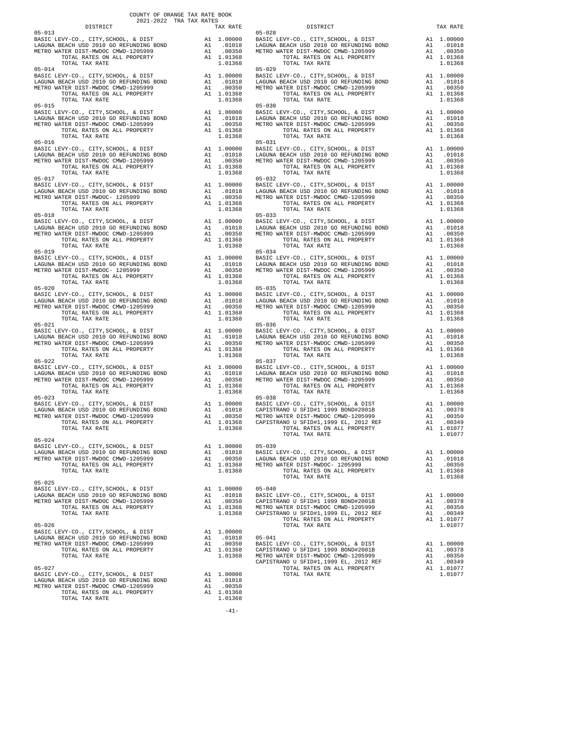COUNTY OF ORANGE TAX RATE BOOK
2021-2022 TRA TAX RATES

| DISTRICT | | TAX RATE |
|---|---|---|
| **05-013** | | |
| BASIC LEVY-CO., CITY,SCHOOL, & DIST | A1 | 1.00000 |
| LAGUNA BEACH USD 2010 GO REFUNDING BOND | A1 | .01018 |
| METRO WATER DIST-MWDOC CMWD-1205999 | A1 | .00350 |
| TOTAL RATES ON ALL PROPERTY | A1 | 1.01368 |
| TOTAL TAX RATE | | 1.01368 |
| **05-014** | | |
| BASIC LEVY-CO., CITY,SCHOOL, & DIST | A1 | 1.00000 |
| LAGUNA BEACH USD 2010 GO REFUNDING BOND | A1 | .01018 |
| METRO WATER DIST-MWDOC CMWD-1205999 | A1 | .00350 |
| TOTAL RATES ON ALL PROPERTY | A1 | 1.01368 |
| TOTAL TAX RATE | | 1.01368 |
| **05-015** | | |
| BASIC LEVY-CO., CITY,SCHOOL, & DIST | A1 | 1.00000 |
| LAGUNA BEACH USD 2010 GO REFUNDING BOND | A1 | .01018 |
| METRO WATER DIST-MWDOC CMWD-1205999 | A1 | .00350 |
| TOTAL RATES ON ALL PROPERTY | A1 | 1.01368 |
| TOTAL TAX RATE | | 1.01368 |
| **05-016** | | |
| BASIC LEVY-CO., CITY,SCHOOL, & DIST | A1 | 1.00000 |
| LAGUNA BEACH USD 2010 GO REFUNDING BOND | A1 | .01018 |
| METRO WATER DIST-MWDOC CMWD-1205999 | A1 | .00350 |
| TOTAL RATES ON ALL PROPERTY | A1 | 1.01368 |
| TOTAL TAX RATE | | 1.01368 |
| **05-017** | | |
| BASIC LEVY-CO., CITY,SCHOOL, & DIST | A1 | 1.00000 |
| LAGUNA BEACH USD 2010 GO REFUNDING BOND | A1 | .01018 |
| METRO WATER DIST-MWDOC- 1205999 | A1 | .00350 |
| TOTAL RATES ON ALL PROPERTY | A1 | 1.01368 |
| TOTAL TAX RATE | | 1.01368 |
| **05-018** | | |
| BASIC LEVY-CO., CITY,SCHOOL, & DIST | A1 | 1.00000 |
| LAGUNA BEACH USD 2010 GO REFUNDING BOND | A1 | .01018 |
| METRO WATER DIST-MWDOC CMWD-1205999 | A1 | .00350 |
| TOTAL RATES ON ALL PROPERTY | A1 | 1.01368 |
| TOTAL TAX RATE | | 1.01368 |
| **05-019** | | |
| BASIC LEVY-CO., CITY,SCHOOL, & DIST | A1 | 1.00000 |
| LAGUNA BEACH USD 2010 GO REFUNDING BOND | A1 | .01018 |
| METRO WATER DIST-MWDOC- 1205999 | A1 | .00350 |
| TOTAL RATES ON ALL PROPERTY | A1 | 1.01368 |
| TOTAL TAX RATE | | 1.01368 |
| **05-020** | | |
| BASIC LEVY-CO., CITY,SCHOOL, & DIST | A1 | 1.00000 |
| LAGUNA BEACH USD 2010 GO REFUNDING BOND | A1 | .01018 |
| METRO WATER DIST-MWDOC CMWD-1205999 | A1 | .00350 |
| TOTAL RATES ON ALL PROPERTY | A1 | 1.01368 |
| TOTAL TAX RATE | | 1.01368 |
| **05-021** | | |
| BASIC LEVY-CO., CITY,SCHOOL, & DIST | A1 | 1.00000 |
| LAGUNA BEACH USD 2010 GO REFUNDING BOND | A1 | .01018 |
| METRO WATER DIST-MWDOC CMWD-1205999 | A1 | .00350 |
| TOTAL RATES ON ALL PROPERTY | A1 | 1.01368 |
| TOTAL TAX RATE | | 1.01368 |
| **05-022** | | |
| BASIC LEVY-CO., CITY,SCHOOL, & DIST | A1 | 1.00000 |
| LAGUNA BEACH USD 2010 GO REFUNDING BOND | A1 | .01018 |
| METRO WATER DIST-MWDOC CMWD-1205999 | A1 | .00350 |
| TOTAL RATES ON ALL PROPERTY | A1 | 1.01368 |
| TOTAL TAX RATE | | 1.01368 |
| **05-023** | | |
| BASIC LEVY-CO., CITY,SCHOOL, & DIST | A1 | 1.00000 |
| LAGUNA BEACH USD 2010 GO REFUNDING BOND | A1 | .01018 |
| METRO WATER DIST-MWDOC CMWD-1205999 | A1 | .00350 |
| TOTAL RATES ON ALL PROPERTY | A1 | 1.01368 |
| TOTAL TAX RATE | | 1.01368 |
| **05-024** | | |
| BASIC LEVY-CO., CITY,SCHOOL, & DIST | A1 | 1.00000 |
| LAGUNA BEACH USD 2010 GO REFUNDING BOND | A1 | .01018 |
| METRO WATER DIST-MWDOC CMWD-1205999 | A1 | .00350 |
| TOTAL RATES ON ALL PROPERTY | A1 | 1.01368 |
| TOTAL TAX RATE | | 1.01368 |
| **05-025** | | |
| BASIC LEVY-CO., CITY,SCHOOL, & DIST | A1 | 1.00000 |
| LAGUNA BEACH USD 2010 GO REFUNDING BOND | A1 | .01018 |
| METRO WATER DIST-MWDOC CMWD-1205999 | A1 | .00350 |
| TOTAL RATES ON ALL PROPERTY | A1 | 1.01368 |
| TOTAL TAX RATE | | 1.01368 |
| **05-026** | | |
| BASIC LEVY-CO., CITY,SCHOOL, & DIST | A1 | 1.00000 |
| LAGUNA BEACH USD 2010 GO REFUNDING BOND | A1 | .01018 |
| METRO WATER DIST-MWDOC CMWD-1205999 | A1 | .00350 |
| TOTAL RATES ON ALL PROPERTY | A1 | 1.01368 |
| TOTAL TAX RATE | | 1.01368 |
| **05-027** | | |
| BASIC LEVY-CO., CITY,SCHOOL, & DIST | A1 | 1.00000 |
| LAGUNA BEACH USD 2010 GO REFUNDING BOND | A1 | .01018 |
| METRO WATER DIST-MWDOC CMWD-1205999 | A1 | .00350 |
| TOTAL RATES ON ALL PROPERTY | A1 | 1.01368 |
| TOTAL TAX RATE | | 1.01368 |
| **05-028** | | |
| BASIC LEVY-CO., CITY,SCHOOL, & DIST | A1 | 1.00000 |
| LAGUNA BEACH USD 2010 GO REFUNDING BOND | A1 | .01018 |
| METRO WATER DIST-MWDOC CMWD-1205999 | A1 | .00350 |
| TOTAL RATES ON ALL PROPERTY | A1 | 1.01368 |
| TOTAL TAX RATE | | 1.01368 |
| **05-029** | | |
| BASIC LEVY-CO., CITY,SCHOOL, & DIST | A1 | 1.00000 |
| LAGUNA BEACH USD 2010 GO REFUNDING BOND | A1 | .01018 |
| METRO WATER DIST-MWDOC CMWD-1205999 | A1 | .00350 |
| TOTAL RATES ON ALL PROPERTY | A1 | 1.01368 |
| TOTAL TAX RATE | | 1.01368 |
| **05-030** | | |
| BASIC LEVY-CO., CITY,SCHOOL, & DIST | A1 | 1.00000 |
| LAGUNA BEACH USD 2010 GO REFUNDING BOND | A1 | .01018 |
| METRO WATER DIST-MWDOC CMWD-1205999 | A1 | .00350 |
| TOTAL RATES ON ALL PROPERTY | A1 | 1.01368 |
| TOTAL TAX RATE | | 1.01368 |
| **05-031** | | |
| BASIC LEVY-CO., CITY,SCHOOL, & DIST | A1 | 1.00000 |
| LAGUNA BEACH USD 2010 GO REFUNDING BOND | A1 | .01018 |
| METRO WATER DIST-MWDOC CMWD-1205999 | A1 | .00350 |
| TOTAL RATES ON ALL PROPERTY | A1 | 1.01368 |
| TOTAL TAX RATE | | 1.01368 |
| **05-032** | | |
| BASIC LEVY-CO., CITY,SCHOOL, & DIST | A1 | 1.00000 |
| LAGUNA BEACH USD 2010 GO REFUNDING BOND | A1 | .01018 |
| METRO WATER DIST-MWDOC CMWD-1205999 | A1 | .00350 |
| TOTAL RATES ON ALL PROPERTY | A1 | 1.01368 |
| TOTAL TAX RATE | | 1.01368 |
| **05-033** | | |
| BASIC LEVY-CO., CITY,SCHOOL, & DIST | A1 | 1.00000 |
| LAGUNA BEACH USD 2010 GO REFUNDING BOND | A1 | .01018 |
| METRO WATER DIST-MWDOC CMWD-1205999 | A1 | .00350 |
| TOTAL RATES ON ALL PROPERTY | A1 | 1.01368 |
| TOTAL TAX RATE | | 1.01368 |
| **05-034** | | |
| BASIC LEVY-CO., CITY,SCHOOL, & DIST | A1 | 1.00000 |
| LAGUNA BEACH USD 2010 GO REFUNDING BOND | A1 | .01018 |
| METRO WATER DIST-MWDOC CMWD-1205999 | A1 | .00350 |
| TOTAL RATES ON ALL PROPERTY | A1 | 1.01368 |
| TOTAL TAX RATE | | 1.01368 |
| **05-035** | | |
| BASIC LEVY-CO., CITY,SCHOOL, & DIST | A1 | 1.00000 |
| LAGUNA BEACH USD 2010 GO REFUNDING BOND | A1 | .01018 |
| METRO WATER DIST-MWDOC CMWD-1205999 | A1 | .00350 |
| TOTAL RATES ON ALL PROPERTY | A1 | 1.01368 |
| TOTAL TAX RATE | | 1.01368 |
| **05-036** | | |
| BASIC LEVY-CO., CITY,SCHOOL, & DIST | A1 | 1.00000 |
| LAGUNA BEACH USD 2010 GO REFUNDING BOND | A1 | .01018 |
| METRO WATER DIST-MWDOC CMWD-1205999 | A1 | .00350 |
| TOTAL RATES ON ALL PROPERTY | A1 | 1.01368 |
| TOTAL TAX RATE | | 1.01368 |
| **05-037** | | |
| BASIC LEVY-CO., CITY,SCHOOL, & DIST | A1 | 1.00000 |
| LAGUNA BEACH USD 2010 GO REFUNDING BOND | A1 | .01018 |
| METRO WATER DIST-MWDOC CMWD-1205999 | A1 | .00350 |
| TOTAL RATES ON ALL PROPERTY | A1 | 1.01368 |
| TOTAL TAX RATE | | 1.01368 |
| **05-038** | | |
| BASIC LEVY-CO., CITY,SCHOOL, & DIST | A1 | 1.00000 |
| CAPISTRANO U SFID#1 1999 BOND#2001B | A1 | .00378 |
| METRO WATER DIST-MWDOC CMWD-1205999 | A1 | .00350 |
| CAPISTRANO U SFID#1,1999 EL, 2012 REF | A1 | .00349 |
| TOTAL RATES ON ALL PROPERTY | A1 | 1.01077 |
| TOTAL TAX RATE | | 1.01077 |
| **05-039** | | |
| BASIC LEVY-CO., CITY,SCHOOL, & DIST | A1 | 1.00000 |
| LAGUNA BEACH USD 2010 GO REFUNDING BOND | A1 | .01018 |
| METRO WATER DIST-MWDOC- 1205999 | A1 | .00350 |
| TOTAL RATES ON ALL PROPERTY | A1 | 1.01368 |
| TOTAL TAX RATE | | 1.01368 |
| **05-040** | | |
| BASIC LEVY-CO., CITY,SCHOOL, & DIST | A1 | 1.00000 |
| CAPISTRANO U SFID#1 1999 BOND#2001B | A1 | .00378 |
| METRO WATER DIST-MWDOC CMWD-1205999 | A1 | .00350 |
| CAPISTRANO U SFID#1,1999 EL, 2012 REF | A1 | .00349 |
| TOTAL RATES ON ALL PROPERTY | A1 | 1.01077 |
| TOTAL TAX RATE | | 1.01077 |
| **05-041** | | |
| BASIC LEVY-CO., CITY,SCHOOL, & DIST | A1 | 1.00000 |
| CAPISTRANO U SFID#1 1999 BOND#2001B | A1 | .00378 |
| METRO WATER DIST-MWDOC CMWD-1205999 | A1 | .00350 |
| CAPISTRANO U SFID#1,1999 EL, 2012 REF | A1 | .00349 |
| TOTAL RATES ON ALL PROPERTY | A1 | 1.01077 |
| TOTAL TAX RATE | | 1.01077 |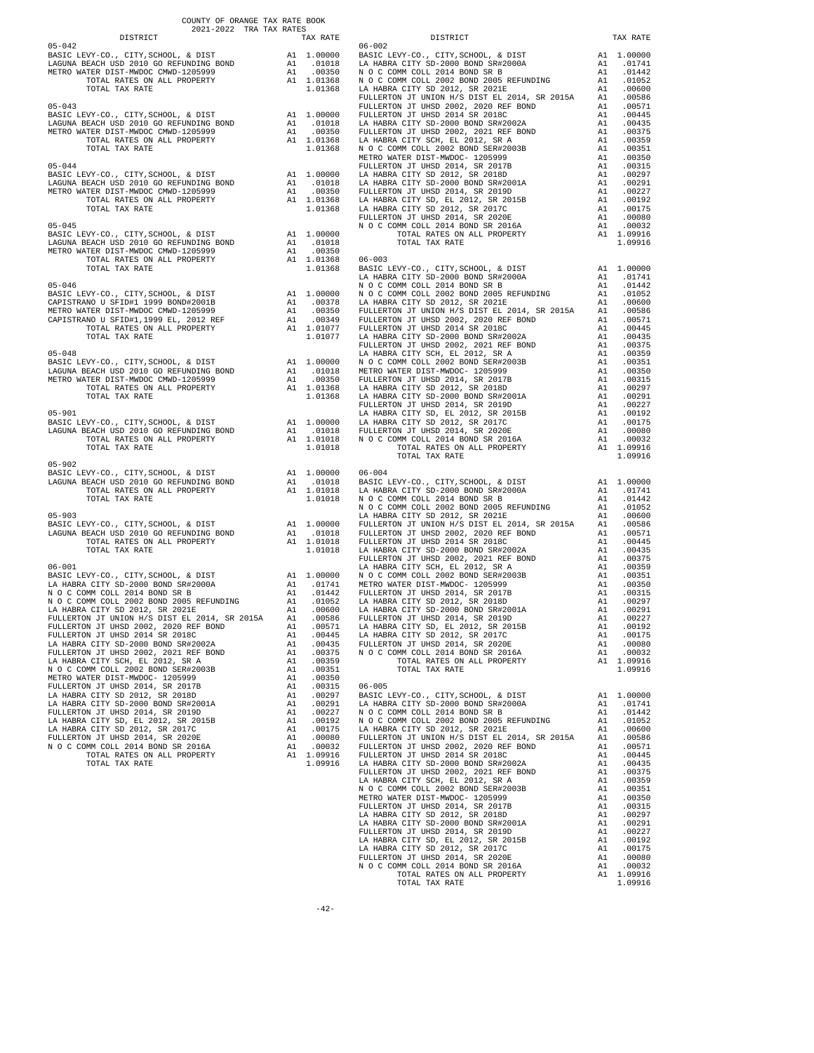COUNTY OF ORANGE TAX RATE BOOK
2021-2022 TRA TAX RATES

| DISTRICT | | TAX RATE |
|---|---|---|
| **05-042** | | |
| BASIC LEVY-CO., CITY,SCHOOL, & DIST | A1 | 1.00000 |
| LAGUNA BEACH USD 2010 GO REFUNDING BOND | A1 | .01018 |
| METRO WATER DIST-MWDOC CMWD-1205999 | A1 | .00350 |
| TOTAL RATES ON ALL PROPERTY | A1 | 1.01368 |
| TOTAL TAX RATE | | 1.01368 |
| **05-043** | | |
| BASIC LEVY-CO., CITY,SCHOOL, & DIST | A1 | 1.00000 |
| LAGUNA BEACH USD 2010 GO REFUNDING BOND | A1 | .01018 |
| METRO WATER DIST-MWDOC CMWD-1205999 | A1 | .00350 |
| TOTAL RATES ON ALL PROPERTY | A1 | 1.01368 |
| TOTAL TAX RATE | | 1.01368 |
| **05-044** | | |
| BASIC LEVY-CO., CITY,SCHOOL, & DIST | A1 | 1.00000 |
| LAGUNA BEACH USD 2010 GO REFUNDING BOND | A1 | .01018 |
| METRO WATER DIST-MWDOC CMWD-1205999 | A1 | .00350 |
| TOTAL RATES ON ALL PROPERTY | A1 | 1.01368 |
| TOTAL TAX RATE | | 1.01368 |
| **05-045** | | |
| BASIC LEVY-CO., CITY,SCHOOL, & DIST | A1 | 1.00000 |
| LAGUNA BEACH USD 2010 GO REFUNDING BOND | A1 | .01018 |
| METRO WATER DIST-MWDOC CMWD-1205999 | A1 | .00350 |
| TOTAL RATES ON ALL PROPERTY | A1 | 1.01368 |
| TOTAL TAX RATE | | 1.01368 |
| **05-046** | | |
| BASIC LEVY-CO., CITY,SCHOOL, & DIST | A1 | 1.00000 |
| CAPISTRANO U SFID#1 1999 BOND#2001B | A1 | .00378 |
| METRO WATER DIST-MWDOC CMWD-1205999 | A1 | .00350 |
| CAPISTRANO U SFID#1,1999 EL, 2012 REF | A1 | .00349 |
| TOTAL RATES ON ALL PROPERTY | A1 | 1.01077 |
| TOTAL TAX RATE | | 1.01077 |
| **05-048** | | |
| BASIC LEVY-CO., CITY,SCHOOL, & DIST | A1 | 1.00000 |
| LAGUNA BEACH USD 2010 GO REFUNDING BOND | A1 | .01018 |
| METRO WATER DIST-MWDOC CMWD-1205999 | A1 | .00350 |
| TOTAL RATES ON ALL PROPERTY | A1 | 1.01368 |
| TOTAL TAX RATE | | 1.01368 |
| **05-901** | | |
| BASIC LEVY-CO., CITY,SCHOOL, & DIST | A1 | 1.00000 |
| LAGUNA BEACH USD 2010 GO REFUNDING BOND | A1 | .01018 |
| TOTAL RATES ON ALL PROPERTY | A1 | 1.01018 |
| TOTAL TAX RATE | | 1.01018 |
| **05-902** | | |
| BASIC LEVY-CO., CITY,SCHOOL, & DIST | A1 | 1.00000 |
| LAGUNA BEACH USD 2010 GO REFUNDING BOND | A1 | .01018 |
| TOTAL RATES ON ALL PROPERTY | A1 | 1.01018 |
| TOTAL TAX RATE | | 1.01018 |
| **05-903** | | |
| BASIC LEVY-CO., CITY,SCHOOL, & DIST | A1 | 1.00000 |
| LAGUNA BEACH USD 2010 GO REFUNDING BOND | A1 | .01018 |
| TOTAL RATES ON ALL PROPERTY | A1 | 1.01018 |
| TOTAL TAX RATE | | 1.01018 |
| **06-001** | | |
| BASIC LEVY-CO., CITY,SCHOOL, & DIST | A1 | 1.00000 |
| LA HABRA CITY SD-2000 BOND SR#2000A | A1 | .01741 |
| N O C COMM COLL 2014 BOND SR B | A1 | .01442 |
| N O C COMM COLL 2002 BOND 2005 REFUNDING | A1 | .01052 |
| LA HABRA CITY SD 2012, SR 2021E | A1 | .00600 |
| FULLERTON JT UNION H/S DIST EL 2014, SR 2015A | A1 | .00586 |
| FULLERTON JT UHSD 2002, 2020 REF BOND | A1 | .00571 |
| FULLERTON JT UHSD 2014 SR 2018C | A1 | .00445 |
| LA HABRA CITY SD-2000 BOND SR#2002A | A1 | .00435 |
| FULLERTON JT UHSD 2002, 2021 REF BOND | A1 | .00375 |
| LA HABRA CITY SCH, EL 2012, SR A | A1 | .00359 |
| N O C COMM COLL 2002 BOND SER#2003B | A1 | .00351 |
| METRO WATER DIST-MWDOC- 1205999 | A1 | .00350 |
| FULLERTON JT UHSD 2014, SR 2017B | A1 | .00315 |
| LA HABRA CITY SD 2012, SR 2018D | A1 | .00297 |
| LA HABRA CITY SD-2000 BOND SR#2001A | A1 | .00291 |
| FULLERTON JT UHSD 2014, SR 2019D | A1 | .00227 |
| LA HABRA CITY SD, EL 2012, SR 2015B | A1 | .00192 |
| LA HABRA CITY SD 2012, SR 2017C | A1 | .00175 |
| FULLERTON JT UHSD 2014, SR 2020E | A1 | .00080 |
| N O C COMM COLL 2014 BOND SR 2016A | A1 | .00032 |
| TOTAL RATES ON ALL PROPERTY | A1 | 1.09916 |
| TOTAL TAX RATE | | 1.09916 |
| **06-002** | | |
| BASIC LEVY-CO., CITY,SCHOOL, & DIST | A1 | 1.00000 |
| LA HABRA CITY SD-2000 BOND SR#2000A | A1 | .01741 |
| N O C COMM COLL 2014 BOND SR B | A1 | .01442 |
| N O C COMM COLL 2002 BOND 2005 REFUNDING | A1 | .01052 |
| LA HABRA CITY SD 2012, SR 2021E | A1 | .00600 |
| FULLERTON JT UNION H/S DIST EL 2014, SR 2015A | A1 | .00586 |
| FULLERTON JT UHSD 2002, 2020 REF BOND | A1 | .00571 |
| FULLERTON JT UHSD 2014 SR 2018C | A1 | .00445 |
| LA HABRA CITY SD-2000 BOND SR#2002A | A1 | .00435 |
| FULLERTON JT UHSD 2002, 2021 REF BOND | A1 | .00375 |
| LA HABRA CITY SCH, EL 2012, SR A | A1 | .00359 |
| N O C COMM COLL 2002 BOND SER#2003B | A1 | .00351 |
| METRO WATER DIST-MWDOC- 1205999 | A1 | .00350 |
| FULLERTON JT UHSD 2014, SR 2017B | A1 | .00315 |
| LA HABRA CITY SD 2012, SR 2018D | A1 | .00297 |
| LA HABRA CITY SD-2000 BOND SR#2001A | A1 | .00291 |
| FULLERTON JT UHSD 2014, SR 2019D | A1 | .00227 |
| LA HABRA CITY SD, EL 2012, SR 2015B | A1 | .00192 |
| LA HABRA CITY SD 2012, SR 2017C | A1 | .00175 |
| FULLERTON JT UHSD 2014, SR 2020E | A1 | .00080 |
| N O C COMM COLL 2014 BOND SR 2016A | A1 | .00032 |
| TOTAL RATES ON ALL PROPERTY | A1 | 1.09916 |
| TOTAL TAX RATE | | 1.09916 |
| **06-003** | | |
| BASIC LEVY-CO., CITY,SCHOOL, & DIST | A1 | 1.00000 |
| LA HABRA CITY SD-2000 BOND SR#2000A | A1 | .01741 |
| N O C COMM COLL 2014 BOND SR B | A1 | .01442 |
| N O C COMM COLL 2002 BOND 2005 REFUNDING | A1 | .01052 |
| LA HABRA CITY SD 2012, SR 2021E | A1 | .00600 |
| FULLERTON JT UNION H/S DIST EL 2014, SR 2015A | A1 | .00586 |
| FULLERTON JT UHSD 2002, 2020 REF BOND | A1 | .00571 |
| FULLERTON JT UHSD 2014 SR 2018C | A1 | .00445 |
| LA HABRA CITY SD-2000 BOND SR#2002A | A1 | .00435 |
| FULLERTON JT UHSD 2002, 2021 REF BOND | A1 | .00375 |
| LA HABRA CITY SCH, EL 2012, SR A | A1 | .00359 |
| N O C COMM COLL 2002 BOND SER#2003B | A1 | .00351 |
| METRO WATER DIST-MWDOC- 1205999 | A1 | .00350 |
| FULLERTON JT UHSD 2014, SR 2017B | A1 | .00315 |
| LA HABRA CITY SD 2012, SR 2018D | A1 | .00297 |
| LA HABRA CITY SD-2000 BOND SR#2001A | A1 | .00291 |
| FULLERTON JT UHSD 2014, SR 2019D | A1 | .00227 |
| LA HABRA CITY SD, EL 2012, SR 2015B | A1 | .00192 |
| LA HABRA CITY SD 2012, SR 2017C | A1 | .00175 |
| FULLERTON JT UHSD 2014, SR 2020E | A1 | .00080 |
| N O C COMM COLL 2014 BOND SR 2016A | A1 | .00032 |
| TOTAL RATES ON ALL PROPERTY | A1 | 1.09916 |
| TOTAL TAX RATE | | 1.09916 |
| **06-004** | | |
| BASIC LEVY-CO., CITY,SCHOOL, & DIST | A1 | 1.00000 |
| LA HABRA CITY SD-2000 BOND SR#2000A | A1 | .01741 |
| N O C COMM COLL 2014 BOND SR B | A1 | .01442 |
| N O C COMM COLL 2002 BOND 2005 REFUNDING | A1 | .01052 |
| LA HABRA CITY SD 2012, SR 2021E | A1 | .00600 |
| FULLERTON JT UNION H/S DIST EL 2014, SR 2015A | A1 | .00586 |
| FULLERTON JT UHSD 2002, 2020 REF BOND | A1 | .00571 |
| FULLERTON JT UHSD 2014 SR 2018C | A1 | .00445 |
| LA HABRA CITY SD-2000 BOND SR#2002A | A1 | .00435 |
| FULLERTON JT UHSD 2002, 2021 REF BOND | A1 | .00375 |
| LA HABRA CITY SCH, EL 2012, SR A | A1 | .00359 |
| N O C COMM COLL 2002 BOND SER#2003B | A1 | .00351 |
| METRO WATER DIST-MWDOC- 1205999 | A1 | .00350 |
| FULLERTON JT UHSD 2014, SR 2017B | A1 | .00315 |
| LA HABRA CITY SD 2012, SR 2018D | A1 | .00297 |
| LA HABRA CITY SD-2000 BOND SR#2001A | A1 | .00291 |
| FULLERTON JT UHSD 2014, SR 2019D | A1 | .00227 |
| LA HABRA CITY SD, EL 2012, SR 2015B | A1 | .00192 |
| LA HABRA CITY SD 2012, SR 2017C | A1 | .00175 |
| FULLERTON JT UHSD 2014, SR 2020E | A1 | .00080 |
| N O C COMM COLL 2014 BOND SR 2016A | A1 | .00032 |
| TOTAL RATES ON ALL PROPERTY | A1 | 1.09916 |
| TOTAL TAX RATE | | 1.09916 |
| **06-005** | | |
| BASIC LEVY-CO., CITY,SCHOOL, & DIST | A1 | 1.00000 |
| LA HABRA CITY SD-2000 BOND SR#2000A | A1 | .01741 |
| N O C COMM COLL 2014 BOND SR B | A1 | .01442 |
| N O C COMM COLL 2002 BOND 2005 REFUNDING | A1 | .01052 |
| LA HABRA CITY SD 2012, SR 2021E | A1 | .00600 |
| FULLERTON JT UNION H/S DIST EL 2014, SR 2015A | A1 | .00586 |
| FULLERTON JT UHSD 2002, 2020 REF BOND | A1 | .00571 |
| FULLERTON JT UHSD 2014 SR 2018C | A1 | .00445 |
| LA HABRA CITY SD-2000 BOND SR#2002A | A1 | .00435 |
| FULLERTON JT UHSD 2002, 2021 REF BOND | A1 | .00375 |
| LA HABRA CITY SCH, EL 2012, SR A | A1 | .00359 |
| N O C COMM COLL 2002 BOND SER#2003B | A1 | .00351 |
| METRO WATER DIST-MWDOC- 1205999 | A1 | .00350 |
| FULLERTON JT UHSD 2014, SR 2017B | A1 | .00315 |
| LA HABRA CITY SD 2012, SR 2018D | A1 | .00297 |
| LA HABRA CITY SD-2000 BOND SR#2001A | A1 | .00291 |
| FULLERTON JT UHSD 2014, SR 2019D | A1 | .00227 |
| LA HABRA CITY SD, EL 2012, SR 2015B | A1 | .00192 |
| LA HABRA CITY SD 2012, SR 2017C | A1 | .00175 |
| FULLERTON JT UHSD 2014, SR 2020E | A1 | .00080 |
| N O C COMM COLL 2014 BOND SR 2016A | A1 | .00032 |
| TOTAL RATES ON ALL PROPERTY | A1 | 1.09916 |
| TOTAL TAX RATE | | 1.09916 |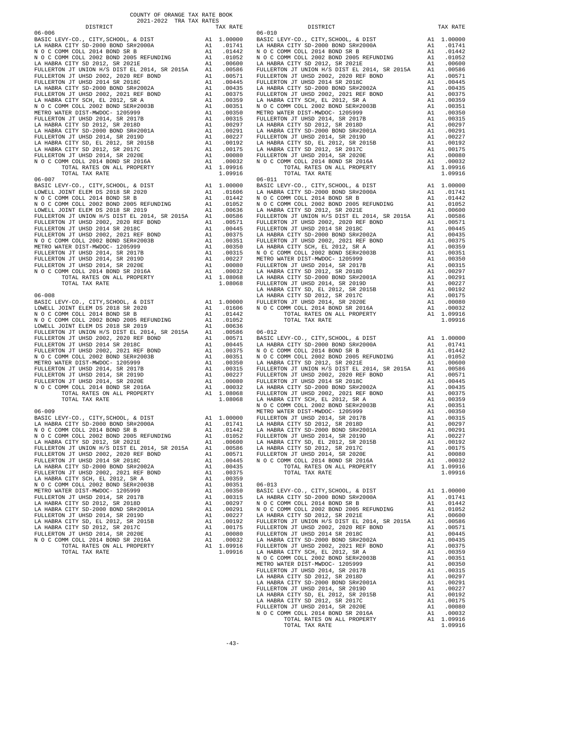COUNTY OF ORANGE TAX RATE BOOK
2021-2022 TRA TAX RATES

### 06-006

| DISTRICT | | TAX RATE |
|---|---|---|
| BASIC LEVY-CO., CITY,SCHOOL, & DIST | A1 | 1.00000 |
| LA HABRA CITY SD-2000 BOND SR#2000A | A1 | .01741 |
| N O C COMM COLL 2014 BOND SR B | A1 | .01442 |
| N O C COMM COLL 2002 BOND 2005 REFUNDING | A1 | .01052 |
| LA HABRA CITY SD 2012, SR 2021E | A1 | .00600 |
| FULLERTON JT UNION H/S DIST EL 2014, SR 2015A | A1 | .00586 |
| FULLERTON JT UHSD 2002, 2020 REF BOND | A1 | .00571 |
| FULLERTON JT UHSD 2014 SR 2018C | A1 | .00445 |
| LA HABRA CITY SD-2000 BOND SR#2002A | A1 | .00435 |
| FULLERTON JT UHSD 2002, 2021 REF BOND | A1 | .00375 |
| LA HABRA CITY SCH, EL 2012, SR A | A1 | .00359 |
| N O C COMM COLL 2002 BOND SER#2003B | A1 | .00351 |
| METRO WATER DIST-MWDOC- 1205999 | A1 | .00350 |
| FULLERTON JT UHSD 2014, SR 2017B | A1 | .00315 |
| LA HABRA CITY SD 2012, SR 2018D | A1 | .00297 |
| LA HABRA CITY SD-2000 BOND SR#2001A | A1 | .00291 |
| FULLERTON JT UHSD 2014, SR 2019D | A1 | .00227 |
| LA HABRA CITY SD, EL 2012, SR 2015B | A1 | .00192 |
| LA HABRA CITY SD 2012, SR 2017C | A1 | .00175 |
| FULLERTON JT UHSD 2014, SR 2020E | A1 | .00080 |
| N O C COMM COLL 2014 BOND SR 2016A | A1 | .00032 |
| TOTAL RATES ON ALL PROPERTY | A1 | 1.09916 |
| TOTAL TAX RATE | | 1.09916 |

### 06-007

| DISTRICT | | TAX RATE |
|---|---|---|
| BASIC LEVY-CO., CITY,SCHOOL, & DIST | A1 | 1.00000 |
| LOWELL JOINT ELEM DS 2018 SR 2020 | A1 | .01606 |
| N O C COMM COLL 2014 BOND SR B | A1 | .01442 |
| N O C COMM COLL 2002 BOND 2005 REFUNDING | A1 | .01052 |
| LOWELL JOINT ELEM DS 2018 SR 2019 | A1 | .00636 |
| FULLERTON JT UNION H/S DIST EL 2014, SR 2015A | A1 | .00586 |
| FULLERTON JT UHSD 2002, 2020 REF BOND | A1 | .00571 |
| FULLERTON JT UHSD 2014 SR 2018C | A1 | .00445 |
| FULLERTON JT UHSD 2002, 2021 REF BOND | A1 | .00375 |
| N O C COMM COLL 2002 BOND SER#2003B | A1 | .00351 |
| METRO WATER DIST-MWDOC- 1205999 | A1 | .00350 |
| FULLERTON JT UHSD 2014, SR 2017B | A1 | .00315 |
| FULLERTON JT UHSD 2014, SR 2019D | A1 | .00227 |
| FULLERTON JT UHSD 2014, SR 2020E | A1 | .00080 |
| N O C COMM COLL 2014 BOND SR 2016A | A1 | .00032 |
| TOTAL RATES ON ALL PROPERTY | A1 | 1.08068 |
| TOTAL TAX RATE | | 1.08068 |

### 06-008

| DISTRICT | | TAX RATE |
|---|---|---|
| BASIC LEVY-CO., CITY,SCHOOL, & DIST | A1 | 1.00000 |
| LOWELL JOINT ELEM DS 2018 SR 2020 | A1 | .01606 |
| N O C COMM COLL 2014 BOND SR B | A1 | .01442 |
| N O C COMM COLL 2002 BOND 2005 REFUNDING | A1 | .01052 |
| LOWELL JOINT ELEM DS 2018 SR 2019 | A1 | .00636 |
| FULLERTON JT UNION H/S DIST EL 2014, SR 2015A | A1 | .00586 |
| FULLERTON JT UHSD 2002, 2020 REF BOND | A1 | .00571 |
| FULLERTON JT UHSD 2014 SR 2018C | A1 | .00445 |
| FULLERTON JT UHSD 2002, 2021 REF BOND | A1 | .00375 |
| N O C COMM COLL 2002 BOND SER#2003B | A1 | .00351 |
| METRO WATER DIST-MWDOC- 1205999 | A1 | .00350 |
| FULLERTON JT UHSD 2014, SR 2017B | A1 | .00315 |
| FULLERTON JT UHSD 2014, SR 2019D | A1 | .00227 |
| FULLERTON JT UHSD 2014, SR 2020E | A1 | .00080 |
| N O C COMM COLL 2014 BOND SR 2016A | A1 | .00032 |
| TOTAL RATES ON ALL PROPERTY | A1 | 1.08068 |
| TOTAL TAX RATE | | 1.08068 |

### 06-009

| DISTRICT | | TAX RATE |
|---|---|---|
| BASIC LEVY-CO., CITY,SCHOOL, & DIST | A1 | 1.00000 |
| LA HABRA CITY SD-2000 BOND SR#2000A | A1 | .01741 |
| N O C COMM COLL 2014 BOND SR B | A1 | .01442 |
| N O C COMM COLL 2002 BOND 2005 REFUNDING | A1 | .01052 |
| LA HABRA CITY SD 2012, SR 2021E | A1 | .00600 |
| FULLERTON JT UNION H/S DIST EL 2014, SR 2015A | A1 | .00586 |
| FULLERTON JT UHSD 2002, 2020 REF BOND | A1 | .00571 |
| FULLERTON JT UHSD 2014 SR 2018C | A1 | .00445 |
| LA HABRA CITY SD-2000 BOND SR#2002A | A1 | .00435 |
| FULLERTON JT UHSD 2002, 2021 REF BOND | A1 | .00375 |
| LA HABRA CITY SCH, EL 2012, SR A | A1 | .00359 |
| N O C COMM COLL 2002 BOND SER#2003B | A1 | .00351 |
| METRO WATER DIST-MWDOC- 1205999 | A1 | .00350 |
| FULLERTON JT UHSD 2014, SR 2017B | A1 | .00315 |
| LA HABRA CITY SD 2012, SR 2018D | A1 | .00297 |
| LA HABRA CITY SD-2000 BOND SR#2001A | A1 | .00291 |
| FULLERTON JT UHSD 2014, SR 2019D | A1 | .00227 |
| LA HABRA CITY SD, EL 2012, SR 2015B | A1 | .00192 |
| LA HABRA CITY SD 2012, SR 2017C | A1 | .00175 |
| FULLERTON JT UHSD 2014, SR 2020E | A1 | .00080 |
| N O C COMM COLL 2014 BOND SR 2016A | A1 | .00032 |
| TOTAL RATES ON ALL PROPERTY | A1 | 1.09916 |
| TOTAL TAX RATE | | 1.09916 |

### 06-010

| DISTRICT | | TAX RATE |
|---|---|---|
| BASIC LEVY-CO., CITY,SCHOOL, & DIST | A1 | 1.00000 |
| LA HABRA CITY SD-2000 BOND SR#2000A | A1 | .01741 |
| N O C COMM COLL 2014 BOND SR B | A1 | .01442 |
| N O C COMM COLL 2002 BOND 2005 REFUNDING | A1 | .01052 |
| LA HABRA CITY SD 2012, SR 2021E | A1 | .00600 |
| FULLERTON JT UNION H/S DIST EL 2014, SR 2015A | A1 | .00586 |
| FULLERTON JT UHSD 2002, 2020 REF BOND | A1 | .00571 |
| FULLERTON JT UHSD 2014 SR 2018C | A1 | .00445 |
| LA HABRA CITY SD-2000 BOND SR#2002A | A1 | .00435 |
| FULLERTON JT UHSD 2002, 2021 REF BOND | A1 | .00375 |
| LA HABRA CITY SCH, EL 2012, SR A | A1 | .00359 |
| N O C COMM COLL 2002 BOND SER#2003B | A1 | .00351 |
| METRO WATER DIST-MWDOC- 1205999 | A1 | .00350 |
| FULLERTON JT UHSD 2014, SR 2017B | A1 | .00315 |
| LA HABRA CITY SD 2012, SR 2018D | A1 | .00297 |
| LA HABRA CITY SD-2000 BOND SR#2001A | A1 | .00291 |
| FULLERTON JT UHSD 2014, SR 2019D | A1 | .00227 |
| LA HABRA CITY SD, EL 2012, SR 2015B | A1 | .00192 |
| LA HABRA CITY SD 2012, SR 2017C | A1 | .00175 |
| FULLERTON JT UHSD 2014, SR 2020E | A1 | .00080 |
| N O C COMM COLL 2014 BOND SR 2016A | A1 | .00032 |
| TOTAL RATES ON ALL PROPERTY | A1 | 1.09916 |
| TOTAL TAX RATE | | 1.09916 |

### 06-011

| DISTRICT | | TAX RATE |
|---|---|---|
| BASIC LEVY-CO., CITY,SCHOOL, & DIST | A1 | 1.00000 |
| LA HABRA CITY SD-2000 BOND SR#2000A | A1 | .01741 |
| N O C COMM COLL 2014 BOND SR B | A1 | .01442 |
| N O C COMM COLL 2002 BOND 2005 REFUNDING | A1 | .01052 |
| LA HABRA CITY SD 2012, SR 2021E | A1 | .00600 |
| FULLERTON JT UNION H/S DIST EL 2014, SR 2015A | A1 | .00586 |
| FULLERTON JT UHSD 2002, 2020 REF BOND | A1 | .00571 |
| FULLERTON JT UHSD 2014 SR 2018C | A1 | .00445 |
| LA HABRA CITY SD-2000 BOND SR#2002A | A1 | .00435 |
| FULLERTON JT UHSD 2002, 2021 REF BOND | A1 | .00375 |
| LA HABRA CITY SCH, EL 2012, SR A | A1 | .00359 |
| N O C COMM COLL 2002 BOND SER#2003B | A1 | .00351 |
| METRO WATER DIST-MWDOC- 1205999 | A1 | .00350 |
| FULLERTON JT UHSD 2014, SR 2017B | A1 | .00315 |
| LA HABRA CITY SD 2012, SR 2018D | A1 | .00297 |
| LA HABRA CITY SD-2000 BOND SR#2001A | A1 | .00291 |
| FULLERTON JT UHSD 2014, SR 2019D | A1 | .00227 |
| LA HABRA CITY SD, EL 2012, SR 2015B | A1 | .00192 |
| LA HABRA CITY SD 2012, SR 2017C | A1 | .00175 |
| FULLERTON JT UHSD 2014, SR 2020E | A1 | .00080 |
| N O C COMM COLL 2014 BOND SR 2016A | A1 | .00032 |
| TOTAL RATES ON ALL PROPERTY | A1 | 1.09916 |
| TOTAL TAX RATE | | 1.09916 |

### 06-012

| DISTRICT | | TAX RATE |
|---|---|---|
| BASIC LEVY-CO., CITY,SCHOOL, & DIST | A1 | 1.00000 |
| LA HABRA CITY SD-2000 BOND SR#2000A | A1 | .01741 |
| N O C COMM COLL 2014 BOND SR B | A1 | .01442 |
| N O C COMM COLL 2002 BOND 2005 REFUNDING | A1 | .01052 |
| LA HABRA CITY SD 2012, SR 2021E | A1 | .00600 |
| FULLERTON JT UNION H/S DIST EL 2014, SR 2015A | A1 | .00586 |
| FULLERTON JT UHSD 2002, 2020 REF BOND | A1 | .00571 |
| FULLERTON JT UHSD 2014 SR 2018C | A1 | .00445 |
| LA HABRA CITY SD-2000 BOND SR#2002A | A1 | .00435 |
| FULLERTON JT UHSD 2002, 2021 REF BOND | A1 | .00375 |
| LA HABRA CITY SCH, EL 2012, SR A | A1 | .00359 |
| N O C COMM COLL 2002 BOND SER#2003B | A1 | .00351 |
| METRO WATER DIST-MWDOC- 1205999 | A1 | .00350 |
| FULLERTON JT UHSD 2014, SR 2017B | A1 | .00315 |
| LA HABRA CITY SD 2012, SR 2018D | A1 | .00297 |
| LA HABRA CITY SD-2000 BOND SR#2001A | A1 | .00291 |
| FULLERTON JT UHSD 2014, SR 2019D | A1 | .00227 |
| LA HABRA CITY SD, EL 2012, SR 2015B | A1 | .00192 |
| LA HABRA CITY SD 2012, SR 2017C | A1 | .00175 |
| FULLERTON JT UHSD 2014, SR 2020E | A1 | .00080 |
| N O C COMM COLL 2014 BOND SR 2016A | A1 | .00032 |
| TOTAL RATES ON ALL PROPERTY | A1 | 1.09916 |
| TOTAL TAX RATE | | 1.09916 |

### 06-013

| DISTRICT | | TAX RATE |
|---|---|---|
| BASIC LEVY-CO., CITY,SCHOOL, & DIST | A1 | 1.00000 |
| LA HABRA CITY SD-2000 BOND SR#2000A | A1 | .01741 |
| N O C COMM COLL 2014 BOND SR B | A1 | .01442 |
| N O C COMM COLL 2002 BOND 2005 REFUNDING | A1 | .01052 |
| LA HABRA CITY SD 2012, SR 2021E | A1 | .00600 |
| FULLERTON JT UNION H/S DIST EL 2014, SR 2015A | A1 | .00586 |
| FULLERTON JT UHSD 2002, 2020 REF BOND | A1 | .00571 |
| FULLERTON JT UHSD 2014 SR 2018C | A1 | .00445 |
| LA HABRA CITY SD-2000 BOND SR#2002A | A1 | .00435 |
| FULLERTON JT UHSD 2002, 2021 REF BOND | A1 | .00375 |
| LA HABRA CITY SCH, EL 2012, SR A | A1 | .00359 |
| N O C COMM COLL 2002 BOND SER#2003B | A1 | .00351 |
| METRO WATER DIST-MWDOC- 1205999 | A1 | .00350 |
| FULLERTON JT UHSD 2014, SR 2017B | A1 | .00315 |
| LA HABRA CITY SD 2012, SR 2018D | A1 | .00297 |
| LA HABRA CITY SD-2000 BOND SR#2001A | A1 | .00291 |
| FULLERTON JT UHSD 2014, SR 2019D | A1 | .00227 |
| LA HABRA CITY SD, EL 2012, SR 2015B | A1 | .00192 |
| LA HABRA CITY SD 2012, SR 2017C | A1 | .00175 |
| FULLERTON JT UHSD 2014, SR 2020E | A1 | .00080 |
| N O C COMM COLL 2014 BOND SR 2016A | A1 | .00032 |
| TOTAL RATES ON ALL PROPERTY | A1 | 1.09916 |
| TOTAL TAX RATE | | 1.09916 |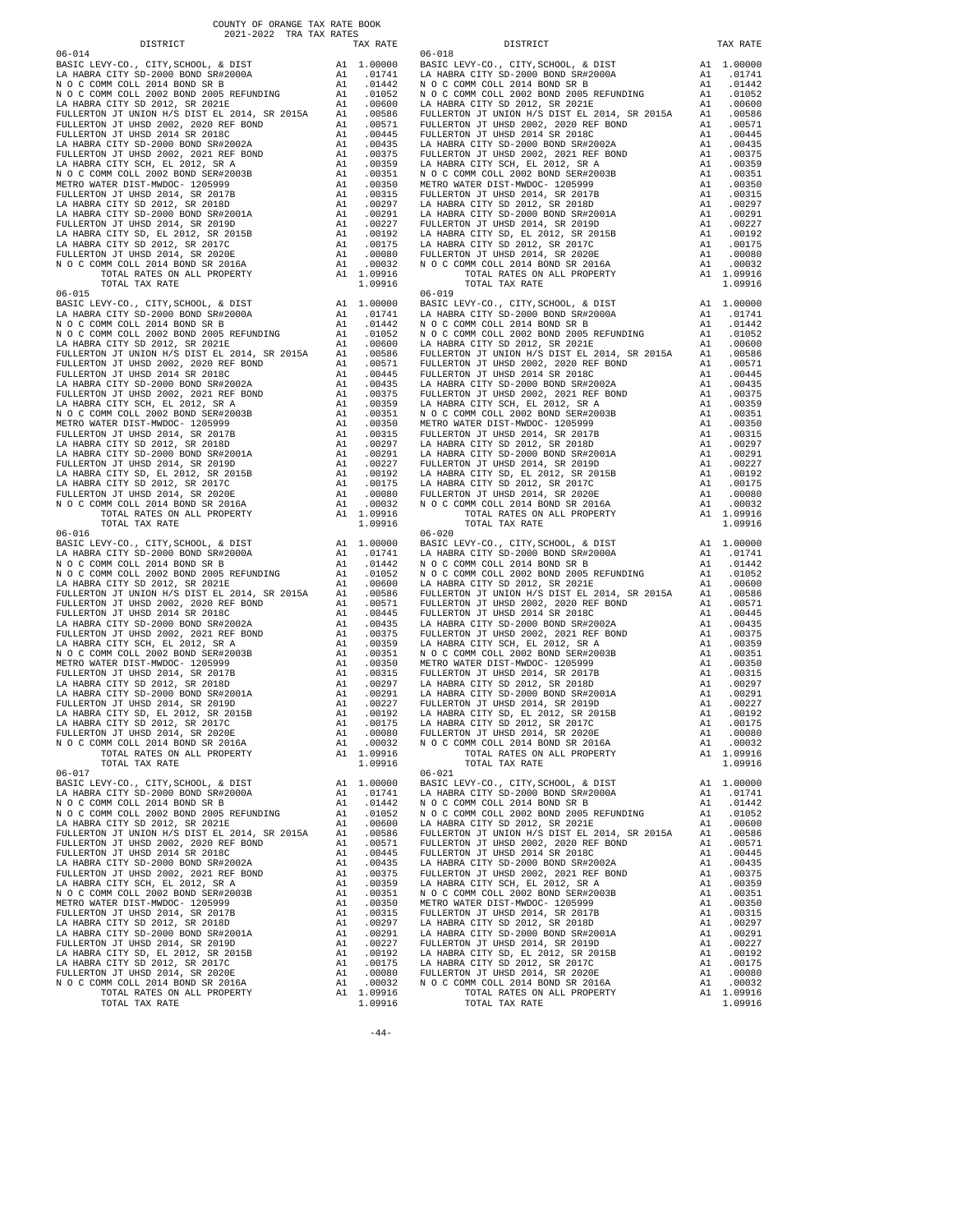COUNTY OF ORANGE TAX RATE BOOK
2021-2022 TRA TAX RATES

| DISTRICT | | TAX RATE |
|---|---|---|
| **06-014** | | |
| BASIC LEVY-CO., CITY,SCHOOL, & DIST | A1 | 1.00000 |
| LA HABRA CITY SD-2000 BOND SR#2000A | A1 | .01741 |
| N O C COMM COLL 2014 BOND SR B | A1 | .01442 |
| N O C COMM COLL 2002 BOND 2005 REFUNDING | A1 | .01052 |
| LA HABRA CITY SD 2012, SR 2021E | A1 | .00600 |
| FULLERTON JT UNION H/S DIST EL 2014, SR 2015A | A1 | .00586 |
| FULLERTON JT UHSD 2002, 2020 REF BOND | A1 | .00571 |
| FULLERTON JT UHSD 2014 SR 2018C | A1 | .00445 |
| LA HABRA CITY SD-2000 BOND SR#2002A | A1 | .00435 |
| FULLERTON JT UHSD 2002, 2021 REF BOND | A1 | .00375 |
| LA HABRA CITY SCH, EL 2012, SR A | A1 | .00359 |
| N O C COMM COLL 2002 BOND SER#2003B | A1 | .00351 |
| METRO WATER DIST-MWDOC- 1205999 | A1 | .00350 |
| FULLERTON JT UHSD 2014, SR 2017B | A1 | .00315 |
| LA HABRA CITY SD 2012, SR 2018D | A1 | .00297 |
| LA HABRA CITY SD-2000 BOND SR#2001A | A1 | .00291 |
| FULLERTON JT UHSD 2014, SR 2019D | A1 | .00227 |
| LA HABRA CITY SD, EL 2012, SR 2015B | A1 | .00192 |
| LA HABRA CITY SD 2012, SR 2017C | A1 | .00175 |
| FULLERTON JT UHSD 2014, SR 2020E | A1 | .00080 |
| N O C COMM COLL 2014 BOND SR 2016A | A1 | .00032 |
| TOTAL RATES ON ALL PROPERTY | A1 | 1.09916 |
| TOTAL TAX RATE | | 1.09916 |
| **06-015** | | |
| BASIC LEVY-CO., CITY,SCHOOL, & DIST | A1 | 1.00000 |
| LA HABRA CITY SD-2000 BOND SR#2000A | A1 | .01741 |
| N O C COMM COLL 2014 BOND SR B | A1 | .01442 |
| N O C COMM COLL 2002 BOND 2005 REFUNDING | A1 | .01052 |
| LA HABRA CITY SD 2012, SR 2021E | A1 | .00600 |
| FULLERTON JT UNION H/S DIST EL 2014, SR 2015A | A1 | .00586 |
| FULLERTON JT UHSD 2002, 2020 REF BOND | A1 | .00571 |
| FULLERTON JT UHSD 2014 SR 2018C | A1 | .00445 |
| LA HABRA CITY SD-2000 BOND SR#2002A | A1 | .00435 |
| FULLERTON JT UHSD 2002, 2021 REF BOND | A1 | .00375 |
| LA HABRA CITY SCH, EL 2012, SR A | A1 | .00359 |
| N O C COMM COLL 2002 BOND SER#2003B | A1 | .00351 |
| METRO WATER DIST-MWDOC- 1205999 | A1 | .00350 |
| FULLERTON JT UHSD 2014, SR 2017B | A1 | .00315 |
| LA HABRA CITY SD 2012, SR 2018D | A1 | .00297 |
| LA HABRA CITY SD-2000 BOND SR#2001A | A1 | .00291 |
| FULLERTON JT UHSD 2014, SR 2019D | A1 | .00227 |
| LA HABRA CITY SD, EL 2012, SR 2015B | A1 | .00192 |
| LA HABRA CITY SD 2012, SR 2017C | A1 | .00175 |
| FULLERTON JT UHSD 2014, SR 2020E | A1 | .00080 |
| N O C COMM COLL 2014 BOND SR 2016A | A1 | .00032 |
| TOTAL RATES ON ALL PROPERTY | A1 | 1.09916 |
| TOTAL TAX RATE | | 1.09916 |
| **06-016** | | |
| BASIC LEVY-CO., CITY,SCHOOL, & DIST | A1 | 1.00000 |
| LA HABRA CITY SD-2000 BOND SR#2000A | A1 | .01741 |
| N O C COMM COLL 2014 BOND SR B | A1 | .01442 |
| N O C COMM COLL 2002 BOND 2005 REFUNDING | A1 | .01052 |
| LA HABRA CITY SD 2012, SR 2021E | A1 | .00600 |
| FULLERTON JT UNION H/S DIST EL 2014, SR 2015A | A1 | .00586 |
| FULLERTON JT UHSD 2002, 2020 REF BOND | A1 | .00571 |
| FULLERTON JT UHSD 2014 SR 2018C | A1 | .00445 |
| LA HABRA CITY SD-2000 BOND SR#2002A | A1 | .00435 |
| FULLERTON JT UHSD 2002, 2021 REF BOND | A1 | .00375 |
| LA HABRA CITY SCH, EL 2012, SR A | A1 | .00359 |
| N O C COMM COLL 2002 BOND SER#2003B | A1 | .00351 |
| METRO WATER DIST-MWDOC- 1205999 | A1 | .00350 |
| FULLERTON JT UHSD 2014, SR 2017B | A1 | .00315 |
| LA HABRA CITY SD 2012, SR 2018D | A1 | .00297 |
| LA HABRA CITY SD-2000 BOND SR#2001A | A1 | .00291 |
| FULLERTON JT UHSD 2014, SR 2019D | A1 | .00227 |
| LA HABRA CITY SD, EL 2012, SR 2015B | A1 | .00192 |
| LA HABRA CITY SD 2012, SR 2017C | A1 | .00175 |
| FULLERTON JT UHSD 2014, SR 2020E | A1 | .00080 |
| N O C COMM COLL 2014 BOND SR 2016A | A1 | .00032 |
| TOTAL RATES ON ALL PROPERTY | A1 | 1.09916 |
| TOTAL TAX RATE | | 1.09916 |
| **06-017** | | |
| BASIC LEVY-CO., CITY,SCHOOL, & DIST | A1 | 1.00000 |
| LA HABRA CITY SD-2000 BOND SR#2000A | A1 | .01741 |
| N O C COMM COLL 2014 BOND SR B | A1 | .01442 |
| N O C COMM COLL 2002 BOND 2005 REFUNDING | A1 | .01052 |
| LA HABRA CITY SD 2012, SR 2021E | A1 | .00600 |
| FULLERTON JT UNION H/S DIST EL 2014, SR 2015A | A1 | .00586 |
| FULLERTON JT UHSD 2002, 2020 REF BOND | A1 | .00571 |
| FULLERTON JT UHSD 2014 SR 2018C | A1 | .00445 |
| LA HABRA CITY SD-2000 BOND SR#2002A | A1 | .00435 |
| FULLERTON JT UHSD 2002, 2021 REF BOND | A1 | .00375 |
| LA HABRA CITY SCH, EL 2012, SR A | A1 | .00359 |
| N O C COMM COLL 2002 BOND SER#2003B | A1 | .00351 |
| METRO WATER DIST-MWDOC- 1205999 | A1 | .00350 |
| FULLERTON JT UHSD 2014, SR 2017B | A1 | .00315 |
| LA HABRA CITY SD 2012, SR 2018D | A1 | .00297 |
| LA HABRA CITY SD-2000 BOND SR#2001A | A1 | .00291 |
| FULLERTON JT UHSD 2014, SR 2019D | A1 | .00227 |
| LA HABRA CITY SD, EL 2012, SR 2015B | A1 | .00192 |
| LA HABRA CITY SD 2012, SR 2017C | A1 | .00175 |
| FULLERTON JT UHSD 2014, SR 2020E | A1 | .00080 |
| N O C COMM COLL 2014 BOND SR 2016A | A1 | .00032 |
| TOTAL RATES ON ALL PROPERTY | A1 | 1.09916 |
| TOTAL TAX RATE | | 1.09916 |
| **06-018** | | |
| BASIC LEVY-CO., CITY,SCHOOL, & DIST | A1 | 1.00000 |
| LA HABRA CITY SD-2000 BOND SR#2000A | A1 | .01741 |
| N O C COMM COLL 2014 BOND SR B | A1 | .01442 |
| N O C COMM COLL 2002 BOND 2005 REFUNDING | A1 | .01052 |
| LA HABRA CITY SD 2012, SR 2021E | A1 | .00600 |
| FULLERTON JT UNION H/S DIST EL 2014, SR 2015A | A1 | .00586 |
| FULLERTON JT UHSD 2002, 2020 REF BOND | A1 | .00571 |
| FULLERTON JT UHSD 2014 SR 2018C | A1 | .00445 |
| LA HABRA CITY SD-2000 BOND SR#2002A | A1 | .00435 |
| FULLERTON JT UHSD 2002, 2021 REF BOND | A1 | .00375 |
| LA HABRA CITY SCH, EL 2012, SR A | A1 | .00359 |
| N O C COMM COLL 2002 BOND SER#2003B | A1 | .00351 |
| METRO WATER DIST-MWDOC- 1205999 | A1 | .00350 |
| FULLERTON JT UHSD 2014, SR 2017B | A1 | .00315 |
| LA HABRA CITY SD 2012, SR 2018D | A1 | .00297 |
| LA HABRA CITY SD-2000 BOND SR#2001A | A1 | .00291 |
| FULLERTON JT UHSD 2014, SR 2019D | A1 | .00227 |
| LA HABRA CITY SD, EL 2012, SR 2015B | A1 | .00192 |
| LA HABRA CITY SD 2012, SR 2017C | A1 | .00175 |
| FULLERTON JT UHSD 2014, SR 2020E | A1 | .00080 |
| N O C COMM COLL 2014 BOND SR 2016A | A1 | .00032 |
| TOTAL RATES ON ALL PROPERTY | A1 | 1.09916 |
| TOTAL TAX RATE | | 1.09916 |
| **06-019** | | |
| BASIC LEVY-CO., CITY,SCHOOL, & DIST | A1 | 1.00000 |
| LA HABRA CITY SD-2000 BOND SR#2000A | A1 | .01741 |
| N O C COMM COLL 2014 BOND SR B | A1 | .01442 |
| N O C COMM COLL 2002 BOND 2005 REFUNDING | A1 | .01052 |
| LA HABRA CITY SD 2012, SR 2021E | A1 | .00600 |
| FULLERTON JT UNION H/S DIST EL 2014, SR 2015A | A1 | .00586 |
| FULLERTON JT UHSD 2002, 2020 REF BOND | A1 | .00571 |
| FULLERTON JT UHSD 2014 SR 2018C | A1 | .00445 |
| LA HABRA CITY SD-2000 BOND SR#2002A | A1 | .00435 |
| FULLERTON JT UHSD 2002, 2021 REF BOND | A1 | .00375 |
| LA HABRA CITY SCH, EL 2012, SR A | A1 | .00359 |
| N O C COMM COLL 2002 BOND SER#2003B | A1 | .00351 |
| METRO WATER DIST-MWDOC- 1205999 | A1 | .00350 |
| FULLERTON JT UHSD 2014, SR 2017B | A1 | .00315 |
| LA HABRA CITY SD 2012, SR 2018D | A1 | .00297 |
| LA HABRA CITY SD-2000 BOND SR#2001A | A1 | .00291 |
| FULLERTON JT UHSD 2014, SR 2019D | A1 | .00227 |
| LA HABRA CITY SD, EL 2012, SR 2015B | A1 | .00192 |
| LA HABRA CITY SD 2012, SR 2017C | A1 | .00175 |
| FULLERTON JT UHSD 2014, SR 2020E | A1 | .00080 |
| N O C COMM COLL 2014 BOND SR 2016A | A1 | .00032 |
| TOTAL RATES ON ALL PROPERTY | A1 | 1.09916 |
| TOTAL TAX RATE | | 1.09916 |
| **06-020** | | |
| BASIC LEVY-CO., CITY,SCHOOL, & DIST | A1 | 1.00000 |
| LA HABRA CITY SD-2000 BOND SR#2000A | A1 | .01741 |
| N O C COMM COLL 2014 BOND SR B | A1 | .01442 |
| N O C COMM COLL 2002 BOND 2005 REFUNDING | A1 | .01052 |
| LA HABRA CITY SD 2012, SR 2021E | A1 | .00600 |
| FULLERTON JT UNION H/S DIST EL 2014, SR 2015A | A1 | .00586 |
| FULLERTON JT UHSD 2002, 2020 REF BOND | A1 | .00571 |
| FULLERTON JT UHSD 2014 SR 2018C | A1 | .00445 |
| LA HABRA CITY SD-2000 BOND SR#2002A | A1 | .00435 |
| FULLERTON JT UHSD 2002, 2021 REF BOND | A1 | .00375 |
| LA HABRA CITY SCH, EL 2012, SR A | A1 | .00359 |
| N O C COMM COLL 2002 BOND SER#2003B | A1 | .00351 |
| METRO WATER DIST-MWDOC- 1205999 | A1 | .00350 |
| FULLERTON JT UHSD 2014, SR 2017B | A1 | .00315 |
| LA HABRA CITY SD 2012, SR 2018D | A1 | .00297 |
| LA HABRA CITY SD-2000 BOND SR#2001A | A1 | .00291 |
| FULLERTON JT UHSD 2014, SR 2019D | A1 | .00227 |
| LA HABRA CITY SD, EL 2012, SR 2015B | A1 | .00192 |
| LA HABRA CITY SD 2012, SR 2017C | A1 | .00175 |
| FULLERTON JT UHSD 2014, SR 2020E | A1 | .00080 |
| N O C COMM COLL 2014 BOND SR 2016A | A1 | .00032 |
| TOTAL RATES ON ALL PROPERTY | A1 | 1.09916 |
| TOTAL TAX RATE | | 1.09916 |
| **06-021** | | |
| BASIC LEVY-CO., CITY,SCHOOL, & DIST | A1 | 1.00000 |
| LA HABRA CITY SD-2000 BOND SR#2000A | A1 | .01741 |
| N O C COMM COLL 2014 BOND SR B | A1 | .01442 |
| N O C COMM COLL 2002 BOND 2005 REFUNDING | A1 | .01052 |
| LA HABRA CITY SD 2012, SR 2021E | A1 | .00600 |
| FULLERTON JT UNION H/S DIST EL 2014, SR 2015A | A1 | .00586 |
| FULLERTON JT UHSD 2002, 2020 REF BOND | A1 | .00571 |
| FULLERTON JT UHSD 2014 SR 2018C | A1 | .00445 |
| LA HABRA CITY SD-2000 BOND SR#2002A | A1 | .00435 |
| FULLERTON JT UHSD 2002, 2021 REF BOND | A1 | .00375 |
| LA HABRA CITY SCH, EL 2012, SR A | A1 | .00359 |
| N O C COMM COLL 2002 BOND SER#2003B | A1 | .00351 |
| METRO WATER DIST-MWDOC- 1205999 | A1 | .00350 |
| FULLERTON JT UHSD 2014, SR 2017B | A1 | .00315 |
| LA HABRA CITY SD 2012, SR 2018D | A1 | .00297 |
| LA HABRA CITY SD-2000 BOND SR#2001A | A1 | .00291 |
| FULLERTON JT UHSD 2014, SR 2019D | A1 | .00227 |
| LA HABRA CITY SD, EL 2012, SR 2015B | A1 | .00192 |
| LA HABRA CITY SD 2012, SR 2017C | A1 | .00175 |
| FULLERTON JT UHSD 2014, SR 2020E | A1 | .00080 |
| N O C COMM COLL 2014 BOND SR 2016A | A1 | .00032 |
| TOTAL RATES ON ALL PROPERTY | A1 | 1.09916 |
| TOTAL TAX RATE | | 1.09916 |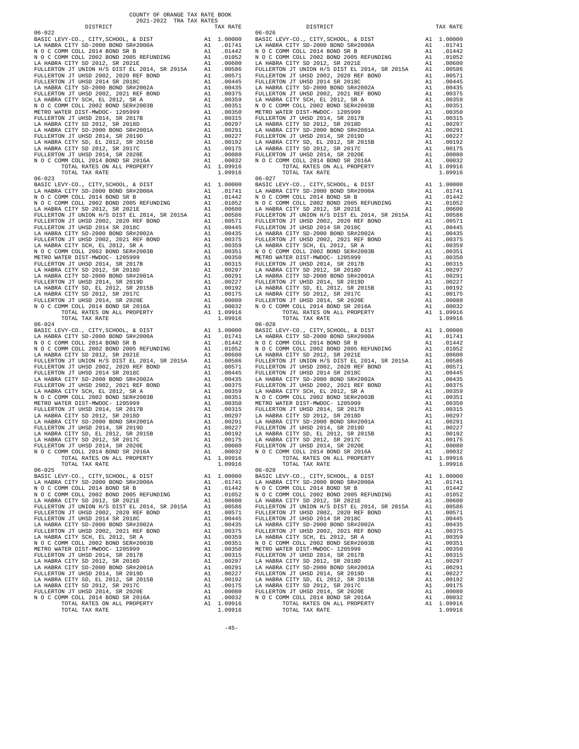COUNTY OF ORANGE TAX RATE BOOK
2021-2022 TRA TAX RATES

| DISTRICT | | TAX RATE |
|---|---|---|
| 06-022 | | |
| BASIC LEVY-CO., CITY,SCHOOL, & DIST | A1 | 1.00000 |
| LA HABRA CITY SD-2000 BOND SR#2000A | A1 | .01741 |
| N O C COMM COLL 2014 BOND SR B | A1 | .01442 |
| N O C COMM COLL 2002 BOND 2005 REFUNDING | A1 | .01052 |
| LA HABRA CITY SD 2012, SR 2021E | A1 | .00600 |
| FULLERTON JT UNION H/S DIST EL 2014, SR 2015A | A1 | .00586 |
| FULLERTON JT UHSD 2002, 2020 REF BOND | A1 | .00571 |
| FULLERTON JT UHSD 2014 SR 2018C | A1 | .00445 |
| LA HABRA CITY SD-2000 BOND SR#2002A | A1 | .00435 |
| FULLERTON JT UHSD 2002, 2021 REF BOND | A1 | .00375 |
| LA HABRA CITY SCH, EL 2012, SR A | A1 | .00359 |
| N O C COMM COLL 2002 BOND SER#2003B | A1 | .00351 |
| METRO WATER DIST-MWDOC- 1205999 | A1 | .00350 |
| FULLERTON JT UHSD 2014, SR 2017B | A1 | .00315 |
| LA HABRA CITY SD 2012, SR 2018D | A1 | .00297 |
| LA HABRA CITY SD-2000 BOND SR#2001A | A1 | .00291 |
| FULLERTON JT UHSD 2014, SR 2019D | A1 | .00227 |
| LA HABRA CITY SD, EL 2012, SR 2015B | A1 | .00192 |
| LA HABRA CITY SD 2012, SR 2017C | A1 | .00175 |
| FULLERTON JT UHSD 2014, SR 2020E | A1 | .00080 |
| N O C COMM COLL 2014 BOND SR 2016A | A1 | .00032 |
| TOTAL RATES ON ALL PROPERTY | A1 | 1.09916 |
| TOTAL TAX RATE | | 1.09916 |
| 06-023 | | |
| BASIC LEVY-CO., CITY,SCHOOL, & DIST | A1 | 1.00000 |
| LA HABRA CITY SD-2000 BOND SR#2000A | A1 | .01741 |
| N O C COMM COLL 2014 BOND SR B | A1 | .01442 |
| N O C COMM COLL 2002 BOND 2005 REFUNDING | A1 | .01052 |
| LA HABRA CITY SD 2012, SR 2021E | A1 | .00600 |
| FULLERTON JT UNION H/S DIST EL 2014, SR 2015A | A1 | .00586 |
| FULLERTON JT UHSD 2002, 2020 REF BOND | A1 | .00571 |
| FULLERTON JT UHSD 2014 SR 2018C | A1 | .00445 |
| LA HABRA CITY SD-2000 BOND SR#2002A | A1 | .00435 |
| FULLERTON JT UHSD 2002, 2021 REF BOND | A1 | .00375 |
| LA HABRA CITY SCH, EL 2012, SR A | A1 | .00359 |
| N O C COMM COLL 2002 BOND SER#2003B | A1 | .00351 |
| METRO WATER DIST-MWDOC- 1205999 | A1 | .00350 |
| FULLERTON JT UHSD 2014, SR 2017B | A1 | .00315 |
| LA HABRA CITY SD 2012, SR 2018D | A1 | .00297 |
| LA HABRA CITY SD-2000 BOND SR#2001A | A1 | .00291 |
| FULLERTON JT UHSD 2014, SR 2019D | A1 | .00227 |
| LA HABRA CITY SD, EL 2012, SR 2015B | A1 | .00192 |
| LA HABRA CITY SD 2012, SR 2017C | A1 | .00175 |
| FULLERTON JT UHSD 2014, SR 2020E | A1 | .00080 |
| N O C COMM COLL 2014 BOND SR 2016A | A1 | .00032 |
| TOTAL RATES ON ALL PROPERTY | A1 | 1.09916 |
| TOTAL TAX RATE | | 1.09916 |
| 06-024 | | |
| BASIC LEVY-CO., CITY,SCHOOL, & DIST | A1 | 1.00000 |
| LA HABRA CITY SD-2000 BOND SR#2000A | A1 | .01741 |
| N O C COMM COLL 2014 BOND SR B | A1 | .01442 |
| N O C COMM COLL 2002 BOND 2005 REFUNDING | A1 | .01052 |
| LA HABRA CITY SD 2012, SR 2021E | A1 | .00600 |
| FULLERTON JT UNION H/S DIST EL 2014, SR 2015A | A1 | .00586 |
| FULLERTON JT UHSD 2002, 2020 REF BOND | A1 | .00571 |
| FULLERTON JT UHSD 2014 SR 2018C | A1 | .00445 |
| LA HABRA CITY SD-2000 BOND SR#2002A | A1 | .00435 |
| FULLERTON JT UHSD 2002, 2021 REF BOND | A1 | .00375 |
| LA HABRA CITY SCH, EL 2012, SR A | A1 | .00359 |
| N O C COMM COLL 2002 BOND SER#2003B | A1 | .00351 |
| METRO WATER DIST-MWDOC- 1205999 | A1 | .00350 |
| FULLERTON JT UHSD 2014, SR 2017B | A1 | .00315 |
| LA HABRA CITY SD 2012, SR 2018D | A1 | .00297 |
| LA HABRA CITY SD-2000 BOND SR#2001A | A1 | .00291 |
| FULLERTON JT UHSD 2014, SR 2019D | A1 | .00227 |
| LA HABRA CITY SD, EL 2012, SR 2015B | A1 | .00192 |
| LA HABRA CITY SD 2012, SR 2017C | A1 | .00175 |
| FULLERTON JT UHSD 2014, SR 2020E | A1 | .00080 |
| N O C COMM COLL 2014 BOND SR 2016A | A1 | .00032 |
| TOTAL RATES ON ALL PROPERTY | A1 | 1.09916 |
| TOTAL TAX RATE | | 1.09916 |
| 06-025 | | |
| BASIC LEVY-CO., CITY,SCHOOL, & DIST | A1 | 1.00000 |
| LA HABRA CITY SD-2000 BOND SR#2000A | A1 | .01741 |
| N O C COMM COLL 2014 BOND SR B | A1 | .01442 |
| N O C COMM COLL 2002 BOND 2005 REFUNDING | A1 | .01052 |
| LA HABRA CITY SD 2012, SR 2021E | A1 | .00600 |
| FULLERTON JT UNION H/S DIST EL 2014, SR 2015A | A1 | .00586 |
| FULLERTON JT UHSD 2002, 2020 REF BOND | A1 | .00571 |
| FULLERTON JT UHSD 2014 SR 2018C | A1 | .00445 |
| LA HABRA CITY SD-2000 BOND SR#2002A | A1 | .00435 |
| FULLERTON JT UHSD 2002, 2021 REF BOND | A1 | .00375 |
| LA HABRA CITY SCH, EL 2012, SR A | A1 | .00359 |
| N O C COMM COLL 2002 BOND SER#2003B | A1 | .00351 |
| METRO WATER DIST-MWDOC- 1205999 | A1 | .00350 |
| FULLERTON JT UHSD 2014, SR 2017B | A1 | .00315 |
| LA HABRA CITY SD 2012, SR 2018D | A1 | .00297 |
| LA HABRA CITY SD-2000 BOND SR#2001A | A1 | .00291 |
| FULLERTON JT UHSD 2014, SR 2019D | A1 | .00227 |
| LA HABRA CITY SD, EL 2012, SR 2015B | A1 | .00192 |
| LA HABRA CITY SD 2012, SR 2017C | A1 | .00175 |
| FULLERTON JT UHSD 2014, SR 2020E | A1 | .00080 |
| N O C COMM COLL 2014 BOND SR 2016A | A1 | .00032 |
| TOTAL RATES ON ALL PROPERTY | A1 | 1.09916 |
| TOTAL TAX RATE | | 1.09916 |
| 06-026 | | |
| BASIC LEVY-CO., CITY,SCHOOL, & DIST | A1 | 1.00000 |
| LA HABRA CITY SD-2000 BOND SR#2000A | A1 | .01741 |
| N O C COMM COLL 2014 BOND SR B | A1 | .01442 |
| N O C COMM COLL 2002 BOND 2005 REFUNDING | A1 | .01052 |
| LA HABRA CITY SD 2012, SR 2021E | A1 | .00600 |
| FULLERTON JT UNION H/S DIST EL 2014, SR 2015A | A1 | .00586 |
| FULLERTON JT UHSD 2002, 2020 REF BOND | A1 | .00571 |
| FULLERTON JT UHSD 2014 SR 2018C | A1 | .00445 |
| LA HABRA CITY SD-2000 BOND SR#2002A | A1 | .00435 |
| FULLERTON JT UHSD 2002, 2021 REF BOND | A1 | .00375 |
| LA HABRA CITY SCH, EL 2012, SR A | A1 | .00359 |
| N O C COMM COLL 2002 BOND SER#2003B | A1 | .00351 |
| METRO WATER DIST-MWDOC- 1205999 | A1 | .00350 |
| FULLERTON JT UHSD 2014, SR 2017B | A1 | .00315 |
| LA HABRA CITY SD 2012, SR 2018D | A1 | .00297 |
| LA HABRA CITY SD-2000 BOND SR#2001A | A1 | .00291 |
| FULLERTON JT UHSD 2014, SR 2019D | A1 | .00227 |
| LA HABRA CITY SD, EL 2012, SR 2015B | A1 | .00192 |
| LA HABRA CITY SD 2012, SR 2017C | A1 | .00175 |
| FULLERTON JT UHSD 2014, SR 2020E | A1 | .00080 |
| N O C COMM COLL 2014 BOND SR 2016A | A1 | .00032 |
| TOTAL RATES ON ALL PROPERTY | A1 | 1.09916 |
| TOTAL TAX RATE | | 1.09916 |
| 06-027 | | |
| BASIC LEVY-CO., CITY,SCHOOL, & DIST | A1 | 1.00000 |
| LA HABRA CITY SD-2000 BOND SR#2000A | A1 | .01741 |
| N O C COMM COLL 2014 BOND SR B | A1 | .01442 |
| N O C COMM COLL 2002 BOND 2005 REFUNDING | A1 | .01052 |
| LA HABRA CITY SD 2012, SR 2021E | A1 | .00600 |
| FULLERTON JT UNION H/S DIST EL 2014, SR 2015A | A1 | .00586 |
| FULLERTON JT UHSD 2002, 2020 REF BOND | A1 | .00571 |
| FULLERTON JT UHSD 2014 SR 2018C | A1 | .00445 |
| LA HABRA CITY SD-2000 BOND SR#2002A | A1 | .00435 |
| FULLERTON JT UHSD 2002, 2021 REF BOND | A1 | .00375 |
| LA HABRA CITY SCH, EL 2012, SR A | A1 | .00359 |
| N O C COMM COLL 2002 BOND SER#2003B | A1 | .00351 |
| METRO WATER DIST-MWDOC- 1205999 | A1 | .00350 |
| FULLERTON JT UHSD 2014, SR 2017B | A1 | .00315 |
| LA HABRA CITY SD 2012, SR 2018D | A1 | .00297 |
| LA HABRA CITY SD-2000 BOND SR#2001A | A1 | .00291 |
| FULLERTON JT UHSD 2014, SR 2019D | A1 | .00227 |
| LA HABRA CITY SD, EL 2012, SR 2015B | A1 | .00192 |
| LA HABRA CITY SD 2012, SR 2017C | A1 | .00175 |
| FULLERTON JT UHSD 2014, SR 2020E | A1 | .00080 |
| N O C COMM COLL 2014 BOND SR 2016A | A1 | .00032 |
| TOTAL RATES ON ALL PROPERTY | A1 | 1.09916 |
| TOTAL TAX RATE | | 1.09916 |
| 06-028 | | |
| BASIC LEVY-CO., CITY,SCHOOL, & DIST | A1 | 1.00000 |
| LA HABRA CITY SD-2000 BOND SR#2000A | A1 | .01741 |
| N O C COMM COLL 2014 BOND SR B | A1 | .01442 |
| N O C COMM COLL 2002 BOND 2005 REFUNDING | A1 | .01052 |
| LA HABRA CITY SD 2012, SR 2021E | A1 | .00600 |
| FULLERTON JT UNION H/S DIST EL 2014, SR 2015A | A1 | .00586 |
| FULLERTON JT UHSD 2002, 2020 REF BOND | A1 | .00571 |
| FULLERTON JT UHSD 2014 SR 2018C | A1 | .00445 |
| LA HABRA CITY SD-2000 BOND SR#2002A | A1 | .00435 |
| FULLERTON JT UHSD 2002, 2021 REF BOND | A1 | .00375 |
| LA HABRA CITY SCH, EL 2012, SR A | A1 | .00359 |
| N O C COMM COLL 2002 BOND SER#2003B | A1 | .00351 |
| METRO WATER DIST-MWDOC- 1205999 | A1 | .00350 |
| FULLERTON JT UHSD 2014, SR 2017B | A1 | .00315 |
| LA HABRA CITY SD 2012, SR 2018D | A1 | .00297 |
| LA HABRA CITY SD-2000 BOND SR#2001A | A1 | .00291 |
| FULLERTON JT UHSD 2014, SR 2019D | A1 | .00227 |
| LA HABRA CITY SD, EL 2012, SR 2015B | A1 | .00192 |
| LA HABRA CITY SD 2012, SR 2017C | A1 | .00175 |
| FULLERTON JT UHSD 2014, SR 2020E | A1 | .00080 |
| N O C COMM COLL 2014 BOND SR 2016A | A1 | .00032 |
| TOTAL RATES ON ALL PROPERTY | A1 | 1.09916 |
| TOTAL TAX RATE | | 1.09916 |
| 06-029 | | |
| BASIC LEVY-CO., CITY,SCHOOL, & DIST | A1 | 1.00000 |
| LA HABRA CITY SD-2000 BOND SR#2000A | A1 | .01741 |
| N O C COMM COLL 2014 BOND SR B | A1 | .01442 |
| N O C COMM COLL 2002 BOND 2005 REFUNDING | A1 | .01052 |
| LA HABRA CITY SD 2012, SR 2021E | A1 | .00600 |
| FULLERTON JT UNION H/S DIST EL 2014, SR 2015A | A1 | .00586 |
| FULLERTON JT UHSD 2002, 2020 REF BOND | A1 | .00571 |
| FULLERTON JT UHSD 2014 SR 2018C | A1 | .00445 |
| LA HABRA CITY SD-2000 BOND SR#2002A | A1 | .00435 |
| FULLERTON JT UHSD 2002, 2021 REF BOND | A1 | .00375 |
| LA HABRA CITY SCH, EL 2012, SR A | A1 | .00359 |
| N O C COMM COLL 2002 BOND SER#2003B | A1 | .00351 |
| METRO WATER DIST-MWDOC- 1205999 | A1 | .00350 |
| FULLERTON JT UHSD 2014, SR 2017B | A1 | .00315 |
| LA HABRA CITY SD 2012, SR 2018D | A1 | .00297 |
| LA HABRA CITY SD-2000 BOND SR#2001A | A1 | .00291 |
| FULLERTON JT UHSD 2014, SR 2019D | A1 | .00227 |
| LA HABRA CITY SD, EL 2012, SR 2015B | A1 | .00192 |
| LA HABRA CITY SD 2012, SR 2017C | A1 | .00175 |
| FULLERTON JT UHSD 2014, SR 2020E | A1 | .00080 |
| N O C COMM COLL 2014 BOND SR 2016A | A1 | .00032 |
| TOTAL RATES ON ALL PROPERTY | A1 | 1.09916 |
| TOTAL TAX RATE | | 1.09916 |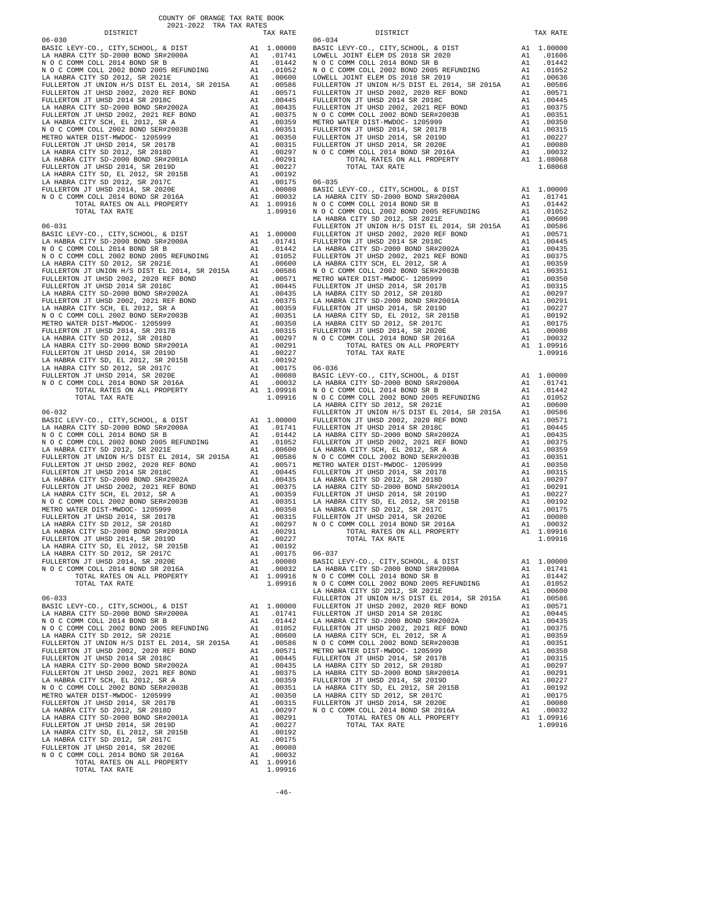COUNTY OF ORANGE TAX RATE BOOK
2021-2022 TRA TAX RATES

**06-030**

| DISTRICT | | TAX RATE |
|---|---|---|
| BASIC LEVY-CO., CITY,SCHOOL, & DIST | A1 | 1.00000 |
| LA HABRA CITY SD-2000 BOND SR#2000A | A1 | .01741 |
| N O C COMM COLL 2014 BOND SR B | A1 | .01442 |
| N O C COMM COLL 2002 BOND 2005 REFUNDING | A1 | .01052 |
| LA HABRA CITY SD 2012, SR 2021E | A1 | .00600 |
| FULLERTON JT UNION H/S DIST EL 2014, SR 2015A | A1 | .00586 |
| FULLERTON JT UHSD 2002, 2020 REF BOND | A1 | .00571 |
| FULLERTON JT UHSD 2014 SR 2018C | A1 | .00445 |
| LA HABRA CITY SD-2000 BOND SR#2002A | A1 | .00435 |
| FULLERTON JT UHSD 2002, 2021 REF BOND | A1 | .00375 |
| LA HABRA CITY SCH, EL 2012, SR A | A1 | .00359 |
| N O C COMM COLL 2002 BOND SER#2003B | A1 | .00351 |
| METRO WATER DIST-MWDOC- 1205999 | A1 | .00350 |
| FULLERTON JT UHSD 2014, SR 2017B | A1 | .00315 |
| LA HABRA CITY SD 2012, SR 2018D | A1 | .00297 |
| LA HABRA CITY SD-2000 BOND SR#2001A | A1 | .00291 |
| FULLERTON JT UHSD 2014, SR 2019D | A1 | .00227 |
| LA HABRA CITY SD, EL 2012, SR 2015B | A1 | .00192 |
| LA HABRA CITY SD 2012, SR 2017C | A1 | .00175 |
| FULLERTON JT UHSD 2014, SR 2020E | A1 | .00080 |
| N O C COMM COLL 2014 BOND SR 2016A | A1 | .00032 |
| TOTAL RATES ON ALL PROPERTY | A1 | 1.09916 |
| TOTAL TAX RATE | | 1.09916 |

**06-031**

| DISTRICT | | TAX RATE |
|---|---|---|
| BASIC LEVY-CO., CITY,SCHOOL, & DIST | A1 | 1.00000 |
| LA HABRA CITY SD-2000 BOND SR#2000A | A1 | .01741 |
| N O C COMM COLL 2014 BOND SR B | A1 | .01442 |
| N O C COMM COLL 2002 BOND 2005 REFUNDING | A1 | .01052 |
| LA HABRA CITY SD 2012, SR 2021E | A1 | .00600 |
| FULLERTON JT UNION H/S DIST EL 2014, SR 2015A | A1 | .00586 |
| FULLERTON JT UHSD 2002, 2020 REF BOND | A1 | .00571 |
| FULLERTON JT UHSD 2014 SR 2018C | A1 | .00445 |
| LA HABRA CITY SD-2000 BOND SR#2002A | A1 | .00435 |
| FULLERTON JT UHSD 2002, 2021 REF BOND | A1 | .00375 |
| LA HABRA CITY SCH, EL 2012, SR A | A1 | .00359 |
| N O C COMM COLL 2002 BOND SER#2003B | A1 | .00351 |
| METRO WATER DIST-MWDOC- 1205999 | A1 | .00350 |
| FULLERTON JT UHSD 2014, SR 2017B | A1 | .00315 |
| LA HABRA CITY SD 2012, SR 2018D | A1 | .00297 |
| LA HABRA CITY SD-2000 BOND SR#2001A | A1 | .00291 |
| FULLERTON JT UHSD 2014, SR 2019D | A1 | .00227 |
| LA HABRA CITY SD, EL 2012, SR 2015B | A1 | .00192 |
| LA HABRA CITY SD 2012, SR 2017C | A1 | .00175 |
| FULLERTON JT UHSD 2014, SR 2020E | A1 | .00080 |
| N O C COMM COLL 2014 BOND SR 2016A | A1 | .00032 |
| TOTAL RATES ON ALL PROPERTY | A1 | 1.09916 |
| TOTAL TAX RATE | | 1.09916 |

**06-032**

| DISTRICT | | TAX RATE |
|---|---|---|
| BASIC LEVY-CO., CITY,SCHOOL, & DIST | A1 | 1.00000 |
| LA HABRA CITY SD-2000 BOND SR#2000A | A1 | .01741 |
| N O C COMM COLL 2014 BOND SR B | A1 | .01442 |
| N O C COMM COLL 2002 BOND 2005 REFUNDING | A1 | .01052 |
| LA HABRA CITY SD 2012, SR 2021E | A1 | .00600 |
| FULLERTON JT UNION H/S DIST EL 2014, SR 2015A | A1 | .00586 |
| FULLERTON JT UHSD 2002, 2020 REF BOND | A1 | .00571 |
| FULLERTON JT UHSD 2014 SR 2018C | A1 | .00445 |
| LA HABRA CITY SD-2000 BOND SR#2002A | A1 | .00435 |
| FULLERTON JT UHSD 2002, 2021 REF BOND | A1 | .00375 |
| LA HABRA CITY SCH, EL 2012, SR A | A1 | .00359 |
| N O C COMM COLL 2002 BOND SER#2003B | A1 | .00351 |
| METRO WATER DIST-MWDOC- 1205999 | A1 | .00350 |
| FULLERTON JT UHSD 2014, SR 2017B | A1 | .00315 |
| LA HABRA CITY SD 2012, SR 2018D | A1 | .00297 |
| LA HABRA CITY SD-2000 BOND SR#2001A | A1 | .00291 |
| FULLERTON JT UHSD 2014, SR 2019D | A1 | .00227 |
| LA HABRA CITY SD, EL 2012, SR 2015B | A1 | .00192 |
| LA HABRA CITY SD 2012, SR 2017C | A1 | .00175 |
| FULLERTON JT UHSD 2014, SR 2020E | A1 | .00080 |
| N O C COMM COLL 2014 BOND SR 2016A | A1 | .00032 |
| TOTAL RATES ON ALL PROPERTY | A1 | 1.09916 |
| TOTAL TAX RATE | | 1.09916 |

**06-033**

| DISTRICT | | TAX RATE |
|---|---|---|
| BASIC LEVY-CO., CITY,SCHOOL, & DIST | A1 | 1.00000 |
| LA HABRA CITY SD-2000 BOND SR#2000A | A1 | .01741 |
| N O C COMM COLL 2014 BOND SR B | A1 | .01442 |
| N O C COMM COLL 2002 BOND 2005 REFUNDING | A1 | .01052 |
| LA HABRA CITY SD 2012, SR 2021E | A1 | .00600 |
| FULLERTON JT UNION H/S DIST EL 2014, SR 2015A | A1 | .00586 |
| FULLERTON JT UHSD 2002, 2020 REF BOND | A1 | .00571 |
| FULLERTON JT UHSD 2014 SR 2018C | A1 | .00445 |
| LA HABRA CITY SD-2000 BOND SR#2002A | A1 | .00435 |
| FULLERTON JT UHSD 2002, 2021 REF BOND | A1 | .00375 |
| LA HABRA CITY SCH, EL 2012, SR A | A1 | .00359 |
| N O C COMM COLL 2002 BOND SER#2003B | A1 | .00351 |
| METRO WATER DIST-MWDOC- 1205999 | A1 | .00350 |
| FULLERTON JT UHSD 2014, SR 2017B | A1 | .00315 |
| LA HABRA CITY SD 2012, SR 2018D | A1 | .00297 |
| LA HABRA CITY SD-2000 BOND SR#2001A | A1 | .00291 |
| FULLERTON JT UHSD 2014, SR 2019D | A1 | .00227 |
| LA HABRA CITY SD, EL 2012, SR 2015B | A1 | .00192 |
| LA HABRA CITY SD 2012, SR 2017C | A1 | .00175 |
| FULLERTON JT UHSD 2014, SR 2020E | A1 | .00080 |
| N O C COMM COLL 2014 BOND SR 2016A | A1 | .00032 |
| TOTAL RATES ON ALL PROPERTY | A1 | 1.09916 |
| TOTAL TAX RATE | | 1.09916 |

**06-034**

| DISTRICT | | TAX RATE |
|---|---|---|
| BASIC LEVY-CO., CITY,SCHOOL, & DIST | A1 | 1.00000 |
| LOWELL JOINT ELEM DS 2018 SR 2020 | A1 | .01606 |
| N O C COMM COLL 2014 BOND SR B | A1 | .01442 |
| N O C COMM COLL 2002 BOND 2005 REFUNDING | A1 | .01052 |
| LOWELL JOINT ELEM DS 2018 SR 2019 | A1 | .00636 |
| FULLERTON JT UNION H/S DIST EL 2014, SR 2015A | A1 | .00586 |
| FULLERTON JT UHSD 2002, 2020 REF BOND | A1 | .00571 |
| FULLERTON JT UHSD 2014 SR 2018C | A1 | .00445 |
| FULLERTON JT UHSD 2002, 2021 REF BOND | A1 | .00375 |
| N O C COMM COLL 2002 BOND SER#2003B | A1 | .00351 |
| METRO WATER DIST-MWDOC- 1205999 | A1 | .00350 |
| FULLERTON JT UHSD 2014, SR 2017B | A1 | .00315 |
| FULLERTON JT UHSD 2014, SR 2019D | A1 | .00227 |
| FULLERTON JT UHSD 2014, SR 2020E | A1 | .00080 |
| N O C COMM COLL 2014 BOND SR 2016A | A1 | .00032 |
| TOTAL RATES ON ALL PROPERTY | A1 | 1.08068 |
| TOTAL TAX RATE | | 1.08068 |

**06-035**

| DISTRICT | | TAX RATE |
|---|---|---|
| BASIC LEVY-CO., CITY,SCHOOL, & DIST | A1 | 1.00000 |
| LA HABRA CITY SD-2000 BOND SR#2000A | A1 | .01741 |
| N O C COMM COLL 2014 BOND SR B | A1 | .01442 |
| N O C COMM COLL 2002 BOND 2005 REFUNDING | A1 | .01052 |
| LA HABRA CITY SD 2012, SR 2021E | A1 | .00600 |
| FULLERTON JT UNION H/S DIST EL 2014, SR 2015A | A1 | .00586 |
| FULLERTON JT UHSD 2002, 2020 REF BOND | A1 | .00571 |
| FULLERTON JT UHSD 2014 SR 2018C | A1 | .00445 |
| LA HABRA CITY SD-2000 BOND SR#2002A | A1 | .00435 |
| FULLERTON JT UHSD 2002, 2021 REF BOND | A1 | .00375 |
| LA HABRA CITY SCH, EL 2012, SR A | A1 | .00359 |
| N O C COMM COLL 2002 BOND SER#2003B | A1 | .00351 |
| METRO WATER DIST-MWDOC- 1205999 | A1 | .00350 |
| FULLERTON JT UHSD 2014, SR 2017B | A1 | .00315 |
| LA HABRA CITY SD 2012, SR 2018D | A1 | .00297 |
| LA HABRA CITY SD-2000 BOND SR#2001A | A1 | .00291 |
| FULLERTON JT UHSD 2014, SR 2019D | A1 | .00227 |
| LA HABRA CITY SD, EL 2012, SR 2015B | A1 | .00192 |
| LA HABRA CITY SD 2012, SR 2017C | A1 | .00175 |
| FULLERTON JT UHSD 2014, SR 2020E | A1 | .00080 |
| N O C COMM COLL 2014 BOND SR 2016A | A1 | .00032 |
| TOTAL RATES ON ALL PROPERTY | A1 | 1.09916 |
| TOTAL TAX RATE | | 1.09916 |

**06-036**

| DISTRICT | | TAX RATE |
|---|---|---|
| BASIC LEVY-CO., CITY,SCHOOL, & DIST | A1 | 1.00000 |
| LA HABRA CITY SD-2000 BOND SR#2000A | A1 | .01741 |
| N O C COMM COLL 2014 BOND SR B | A1 | .01442 |
| N O C COMM COLL 2002 BOND 2005 REFUNDING | A1 | .01052 |
| LA HABRA CITY SD 2012, SR 2021E | A1 | .00600 |
| FULLERTON JT UNION H/S DIST EL 2014, SR 2015A | A1 | .00586 |
| FULLERTON JT UHSD 2002, 2020 REF BOND | A1 | .00571 |
| FULLERTON JT UHSD 2014 SR 2018C | A1 | .00445 |
| LA HABRA CITY SD-2000 BOND SR#2002A | A1 | .00435 |
| FULLERTON JT UHSD 2002, 2021 REF BOND | A1 | .00375 |
| LA HABRA CITY SCH, EL 2012, SR A | A1 | .00359 |
| N O C COMM COLL 2002 BOND SER#2003B | A1 | .00351 |
| METRO WATER DIST-MWDOC- 1205999 | A1 | .00350 |
| FULLERTON JT UHSD 2014, SR 2017B | A1 | .00315 |
| LA HABRA CITY SD 2012, SR 2018D | A1 | .00297 |
| LA HABRA CITY SD-2000 BOND SR#2001A | A1 | .00291 |
| FULLERTON JT UHSD 2014, SR 2019D | A1 | .00227 |
| LA HABRA CITY SD, EL 2012, SR 2015B | A1 | .00192 |
| LA HABRA CITY SD 2012, SR 2017C | A1 | .00175 |
| FULLERTON JT UHSD 2014, SR 2020E | A1 | .00080 |
| N O C COMM COLL 2014 BOND SR 2016A | A1 | .00032 |
| TOTAL RATES ON ALL PROPERTY | A1 | 1.09916 |
| TOTAL TAX RATE | | 1.09916 |

**06-037**

| DISTRICT | | TAX RATE |
|---|---|---|
| BASIC LEVY-CO., CITY,SCHOOL, & DIST | A1 | 1.00000 |
| LA HABRA CITY SD-2000 BOND SR#2000A | A1 | .01741 |
| N O C COMM COLL 2014 BOND SR B | A1 | .01442 |
| N O C COMM COLL 2002 BOND 2005 REFUNDING | A1 | .01052 |
| LA HABRA CITY SD 2012, SR 2021E | A1 | .00600 |
| FULLERTON JT UNION H/S DIST EL 2014, SR 2015A | A1 | .00586 |
| FULLERTON JT UHSD 2002, 2020 REF BOND | A1 | .00571 |
| FULLERTON JT UHSD 2014 SR 2018C | A1 | .00445 |
| LA HABRA CITY SD-2000 BOND SR#2002A | A1 | .00435 |
| FULLERTON JT UHSD 2002, 2021 REF BOND | A1 | .00375 |
| LA HABRA CITY SCH, EL 2012, SR A | A1 | .00359 |
| N O C COMM COLL 2002 BOND SER#2003B | A1 | .00351 |
| METRO WATER DIST-MWDOC- 1205999 | A1 | .00350 |
| FULLERTON JT UHSD 2014, SR 2017B | A1 | .00315 |
| LA HABRA CITY SD 2012, SR 2018D | A1 | .00297 |
| LA HABRA CITY SD-2000 BOND SR#2001A | A1 | .00291 |
| FULLERTON JT UHSD 2014, SR 2019D | A1 | .00227 |
| LA HABRA CITY SD, EL 2012, SR 2015B | A1 | .00192 |
| LA HABRA CITY SD 2012, SR 2017C | A1 | .00175 |
| FULLERTON JT UHSD 2014, SR 2020E | A1 | .00080 |
| N O C COMM COLL 2014 BOND SR 2016A | A1 | .00032 |
| TOTAL RATES ON ALL PROPERTY | A1 | 1.09916 |
| TOTAL TAX RATE | | 1.09916 |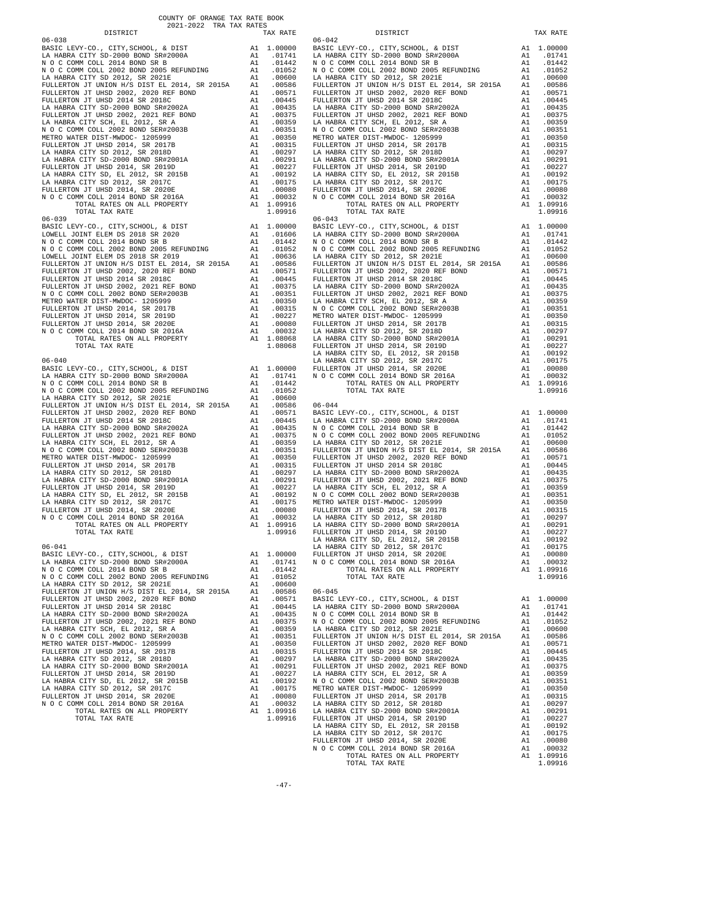COUNTY OF ORANGE TAX RATE BOOK
2021-2022 TRA TAX RATES

### 06-038

| DISTRICT | | TAX RATE |
|---|---|---|
| BASIC LEVY-CO., CITY,SCHOOL, & DIST | A1 | 1.00000 |
| LA HABRA CITY SD-2000 BOND SR#2000A | A1 | .01741 |
| N O C COMM COLL 2014 BOND SR B | A1 | .01442 |
| N O C COMM COLL 2002 BOND 2005 REFUNDING | A1 | .01052 |
| LA HABRA CITY SD 2012, SR 2021E | A1 | .00600 |
| FULLERTON JT UNION H/S DIST EL 2014, SR 2015A | A1 | .00586 |
| FULLERTON JT UHSD 2002, 2020 REF BOND | A1 | .00571 |
| FULLERTON JT UHSD 2014 SR 2018C | A1 | .00445 |
| LA HABRA CITY SD-2000 BOND SR#2002A | A1 | .00435 |
| FULLERTON JT UHSD 2002, 2021 REF BOND | A1 | .00375 |
| LA HABRA CITY SCH, EL 2012, SR A | A1 | .00359 |
| N O C COMM COLL 2002 BOND SER#2003B | A1 | .00351 |
| METRO WATER DIST-MWDOC- 1205999 | A1 | .00350 |
| FULLERTON JT UHSD 2014, SR 2017B | A1 | .00315 |
| LA HABRA CITY SD 2012, SR 2018D | A1 | .00297 |
| LA HABRA CITY SD-2000 BOND SR#2001A | A1 | .00291 |
| FULLERTON JT UHSD 2014, SR 2019D | A1 | .00227 |
| LA HABRA CITY SD, EL 2012, SR 2015B | A1 | .00192 |
| LA HABRA CITY SD 2012, SR 2017C | A1 | .00175 |
| FULLERTON JT UHSD 2014, SR 2020E | A1 | .00080 |
| N O C COMM COLL 2014 BOND SR 2016A | A1 | .00032 |
| TOTAL RATES ON ALL PROPERTY | A1 | 1.09916 |
| TOTAL TAX RATE | | 1.09916 |

### 06-039

| DISTRICT | | TAX RATE |
|---|---|---|
| BASIC LEVY-CO., CITY,SCHOOL, & DIST | A1 | 1.00000 |
| LOWELL JOINT ELEM DS 2018 SR 2020 | A1 | .01606 |
| N O C COMM COLL 2014 BOND SR B | A1 | .01442 |
| N O C COMM COLL 2002 BOND 2005 REFUNDING | A1 | .01052 |
| LOWELL JOINT ELEM DS 2018 SR 2019 | A1 | .00636 |
| FULLERTON JT UNION H/S DIST EL 2014, SR 2015A | A1 | .00586 |
| FULLERTON JT UHSD 2002, 2020 REF BOND | A1 | .00571 |
| FULLERTON JT UHSD 2014 SR 2018C | A1 | .00445 |
| FULLERTON JT UHSD 2002, 2021 REF BOND | A1 | .00375 |
| N O C COMM COLL 2002 BOND SER#2003B | A1 | .00351 |
| METRO WATER DIST-MWDOC- 1205999 | A1 | .00350 |
| FULLERTON JT UHSD 2014, SR 2017B | A1 | .00315 |
| FULLERTON JT UHSD 2014, SR 2019D | A1 | .00227 |
| FULLERTON JT UHSD 2014, SR 2020E | A1 | .00080 |
| N O C COMM COLL 2014 BOND SR 2016A | A1 | .00032 |
| TOTAL RATES ON ALL PROPERTY | A1 | 1.08068 |
| TOTAL TAX RATE | | 1.08068 |

### 06-040

| DISTRICT | | TAX RATE |
|---|---|---|
| BASIC LEVY-CO., CITY,SCHOOL, & DIST | A1 | 1.00000 |
| LA HABRA CITY SD-2000 BOND SR#2000A | A1 | .01741 |
| N O C COMM COLL 2014 BOND SR B | A1 | .01442 |
| N O C COMM COLL 2002 BOND 2005 REFUNDING | A1 | .01052 |
| LA HABRA CITY SD 2012, SR 2021E | A1 | .00600 |
| FULLERTON JT UNION H/S DIST EL 2014, SR 2015A | A1 | .00586 |
| FULLERTON JT UHSD 2002, 2020 REF BOND | A1 | .00571 |
| FULLERTON JT UHSD 2014 SR 2018C | A1 | .00445 |
| LA HABRA CITY SD-2000 BOND SR#2002A | A1 | .00435 |
| FULLERTON JT UHSD 2002, 2021 REF BOND | A1 | .00375 |
| LA HABRA CITY SCH, EL 2012, SR A | A1 | .00359 |
| N O C COMM COLL 2002 BOND SER#2003B | A1 | .00351 |
| METRO WATER DIST-MWDOC- 1205999 | A1 | .00350 |
| FULLERTON JT UHSD 2014, SR 2017B | A1 | .00315 |
| LA HABRA CITY SD 2012, SR 2018D | A1 | .00297 |
| LA HABRA CITY SD-2000 BOND SR#2001A | A1 | .00291 |
| FULLERTON JT UHSD 2014, SR 2019D | A1 | .00227 |
| LA HABRA CITY SD, EL 2012, SR 2015B | A1 | .00192 |
| LA HABRA CITY SD 2012, SR 2017C | A1 | .00175 |
| FULLERTON JT UHSD 2014, SR 2020E | A1 | .00080 |
| N O C COMM COLL 2014 BOND SR 2016A | A1 | .00032 |
| TOTAL RATES ON ALL PROPERTY | A1 | 1.09916 |
| TOTAL TAX RATE | | 1.09916 |

### 06-041

| DISTRICT | | TAX RATE |
|---|---|---|
| BASIC LEVY-CO., CITY,SCHOOL, & DIST | A1 | 1.00000 |
| LA HABRA CITY SD-2000 BOND SR#2000A | A1 | .01741 |
| N O C COMM COLL 2014 BOND SR B | A1 | .01442 |
| N O C COMM COLL 2002 BOND 2005 REFUNDING | A1 | .01052 |
| LA HABRA CITY SD 2012, SR 2021E | A1 | .00600 |
| FULLERTON JT UNION H/S DIST EL 2014, SR 2015A | A1 | .00586 |
| FULLERTON JT UHSD 2002, 2020 REF BOND | A1 | .00571 |
| FULLERTON JT UHSD 2014 SR 2018C | A1 | .00445 |
| LA HABRA CITY SD-2000 BOND SR#2002A | A1 | .00435 |
| FULLERTON JT UHSD 2002, 2021 REF BOND | A1 | .00375 |
| LA HABRA CITY SCH, EL 2012, SR A | A1 | .00359 |
| N O C COMM COLL 2002 BOND SER#2003B | A1 | .00351 |
| METRO WATER DIST-MWDOC- 1205999 | A1 | .00350 |
| FULLERTON JT UHSD 2014, SR 2017B | A1 | .00315 |
| LA HABRA CITY SD 2012, SR 2018D | A1 | .00297 |
| LA HABRA CITY SD-2000 BOND SR#2001A | A1 | .00291 |
| FULLERTON JT UHSD 2014, SR 2019D | A1 | .00227 |
| LA HABRA CITY SD, EL 2012, SR 2015B | A1 | .00192 |
| LA HABRA CITY SD 2012, SR 2017C | A1 | .00175 |
| FULLERTON JT UHSD 2014, SR 2020E | A1 | .00080 |
| N O C COMM COLL 2014 BOND SR 2016A | A1 | .00032 |
| TOTAL RATES ON ALL PROPERTY | A1 | 1.09916 |
| TOTAL TAX RATE | | 1.09916 |

### 06-042

| DISTRICT | | TAX RATE |
|---|---|---|
| BASIC LEVY-CO., CITY,SCHOOL, & DIST | A1 | 1.00000 |
| LA HABRA CITY SD-2000 BOND SR#2000A | A1 | .01741 |
| N O C COMM COLL 2014 BOND SR B | A1 | .01442 |
| N O C COMM COLL 2002 BOND 2005 REFUNDING | A1 | .01052 |
| LA HABRA CITY SD 2012, SR 2021E | A1 | .00600 |
| FULLERTON JT UNION H/S DIST EL 2014, SR 2015A | A1 | .00586 |
| FULLERTON JT UHSD 2002, 2020 REF BOND | A1 | .00571 |
| FULLERTON JT UHSD 2014 SR 2018C | A1 | .00445 |
| LA HABRA CITY SD-2000 BOND SR#2002A | A1 | .00435 |
| FULLERTON JT UHSD 2002, 2021 REF BOND | A1 | .00375 |
| LA HABRA CITY SCH, EL 2012, SR A | A1 | .00359 |
| N O C COMM COLL 2002 BOND SER#2003B | A1 | .00351 |
| METRO WATER DIST-MWDOC- 1205999 | A1 | .00350 |
| FULLERTON JT UHSD 2014, SR 2017B | A1 | .00315 |
| LA HABRA CITY SD 2012, SR 2018D | A1 | .00297 |
| LA HABRA CITY SD-2000 BOND SR#2001A | A1 | .00291 |
| FULLERTON JT UHSD 2014, SR 2019D | A1 | .00227 |
| LA HABRA CITY SD, EL 2012, SR 2015B | A1 | .00192 |
| LA HABRA CITY SD 2012, SR 2017C | A1 | .00175 |
| FULLERTON JT UHSD 2014, SR 2020E | A1 | .00080 |
| N O C COMM COLL 2014 BOND SR 2016A | A1 | .00032 |
| TOTAL RATES ON ALL PROPERTY | A1 | 1.09916 |
| TOTAL TAX RATE | | 1.09916 |

### 06-043

| DISTRICT | | TAX RATE |
|---|---|---|
| BASIC LEVY-CO., CITY,SCHOOL, & DIST | A1 | 1.00000 |
| LA HABRA CITY SD-2000 BOND SR#2000A | A1 | .01741 |
| N O C COMM COLL 2014 BOND SR B | A1 | .01442 |
| N O C COMM COLL 2002 BOND 2005 REFUNDING | A1 | .01052 |
| LA HABRA CITY SD 2012, SR 2021E | A1 | .00600 |
| FULLERTON JT UNION H/S DIST EL 2014, SR 2015A | A1 | .00586 |
| FULLERTON JT UHSD 2002, 2020 REF BOND | A1 | .00571 |
| FULLERTON JT UHSD 2014 SR 2018C | A1 | .00445 |
| LA HABRA CITY SD-2000 BOND SR#2002A | A1 | .00435 |
| FULLERTON JT UHSD 2002, 2021 REF BOND | A1 | .00375 |
| LA HABRA CITY SCH, EL 2012, SR A | A1 | .00359 |
| N O C COMM COLL 2002 BOND SER#2003B | A1 | .00351 |
| METRO WATER DIST-MWDOC- 1205999 | A1 | .00350 |
| FULLERTON JT UHSD 2014, SR 2017B | A1 | .00315 |
| LA HABRA CITY SD 2012, SR 2018D | A1 | .00297 |
| LA HABRA CITY SD-2000 BOND SR#2001A | A1 | .00291 |
| FULLERTON JT UHSD 2014, SR 2019D | A1 | .00227 |
| LA HABRA CITY SD, EL 2012, SR 2015B | A1 | .00192 |
| LA HABRA CITY SD 2012, SR 2017C | A1 | .00175 |
| FULLERTON JT UHSD 2014, SR 2020E | A1 | .00080 |
| N O C COMM COLL 2014 BOND SR 2016A | A1 | .00032 |
| TOTAL RATES ON ALL PROPERTY | A1 | 1.09916 |
| TOTAL TAX RATE | | 1.09916 |

### 06-044

| DISTRICT | | TAX RATE |
|---|---|---|
| BASIC LEVY-CO., CITY,SCHOOL, & DIST | A1 | 1.00000 |
| LA HABRA CITY SD-2000 BOND SR#2000A | A1 | .01741 |
| N O C COMM COLL 2014 BOND SR B | A1 | .01442 |
| N O C COMM COLL 2002 BOND 2005 REFUNDING | A1 | .01052 |
| LA HABRA CITY SD 2012, SR 2021E | A1 | .00600 |
| FULLERTON JT UNION H/S DIST EL 2014, SR 2015A | A1 | .00586 |
| FULLERTON JT UHSD 2002, 2020 REF BOND | A1 | .00571 |
| FULLERTON JT UHSD 2014 SR 2018C | A1 | .00445 |
| LA HABRA CITY SD-2000 BOND SR#2002A | A1 | .00435 |
| FULLERTON JT UHSD 2002, 2021 REF BOND | A1 | .00375 |
| LA HABRA CITY SCH, EL 2012, SR A | A1 | .00359 |
| N O C COMM COLL 2002 BOND SER#2003B | A1 | .00351 |
| METRO WATER DIST-MWDOC- 1205999 | A1 | .00350 |
| FULLERTON JT UHSD 2014, SR 2017B | A1 | .00315 |
| LA HABRA CITY SD 2012, SR 2018D | A1 | .00297 |
| LA HABRA CITY SD-2000 BOND SR#2001A | A1 | .00291 |
| FULLERTON JT UHSD 2014, SR 2019D | A1 | .00227 |
| LA HABRA CITY SD, EL 2012, SR 2015B | A1 | .00192 |
| LA HABRA CITY SD 2012, SR 2017C | A1 | .00175 |
| FULLERTON JT UHSD 2014, SR 2020E | A1 | .00080 |
| N O C COMM COLL 2014 BOND SR 2016A | A1 | .00032 |
| TOTAL RATES ON ALL PROPERTY | A1 | 1.09916 |
| TOTAL TAX RATE | | 1.09916 |

### 06-045

| DISTRICT | | TAX RATE |
|---|---|---|
| BASIC LEVY-CO., CITY,SCHOOL, & DIST | A1 | 1.00000 |
| LA HABRA CITY SD-2000 BOND SR#2000A | A1 | .01741 |
| N O C COMM COLL 2014 BOND SR B | A1 | .01442 |
| N O C COMM COLL 2002 BOND 2005 REFUNDING | A1 | .01052 |
| LA HABRA CITY SD 2012, SR 2021E | A1 | .00600 |
| FULLERTON JT UNION H/S DIST EL 2014, SR 2015A | A1 | .00586 |
| FULLERTON JT UHSD 2002, 2020 REF BOND | A1 | .00571 |
| FULLERTON JT UHSD 2014 SR 2018C | A1 | .00445 |
| LA HABRA CITY SD-2000 BOND SR#2002A | A1 | .00435 |
| FULLERTON JT UHSD 2002, 2021 REF BOND | A1 | .00375 |
| LA HABRA CITY SCH, EL 2012, SR A | A1 | .00359 |
| N O C COMM COLL 2002 BOND SER#2003B | A1 | .00351 |
| METRO WATER DIST-MWDOC- 1205999 | A1 | .00350 |
| FULLERTON JT UHSD 2014, SR 2017B | A1 | .00315 |
| LA HABRA CITY SD 2012, SR 2018D | A1 | .00297 |
| LA HABRA CITY SD-2000 BOND SR#2001A | A1 | .00291 |
| FULLERTON JT UHSD 2014, SR 2019D | A1 | .00227 |
| LA HABRA CITY SD, EL 2012, SR 2015B | A1 | .00192 |
| LA HABRA CITY SD 2012, SR 2017C | A1 | .00175 |
| FULLERTON JT UHSD 2014, SR 2020E | A1 | .00080 |
| N O C COMM COLL 2014 BOND SR 2016A | A1 | .00032 |
| TOTAL RATES ON ALL PROPERTY | A1 | 1.09916 |
| TOTAL TAX RATE | | 1.09916 |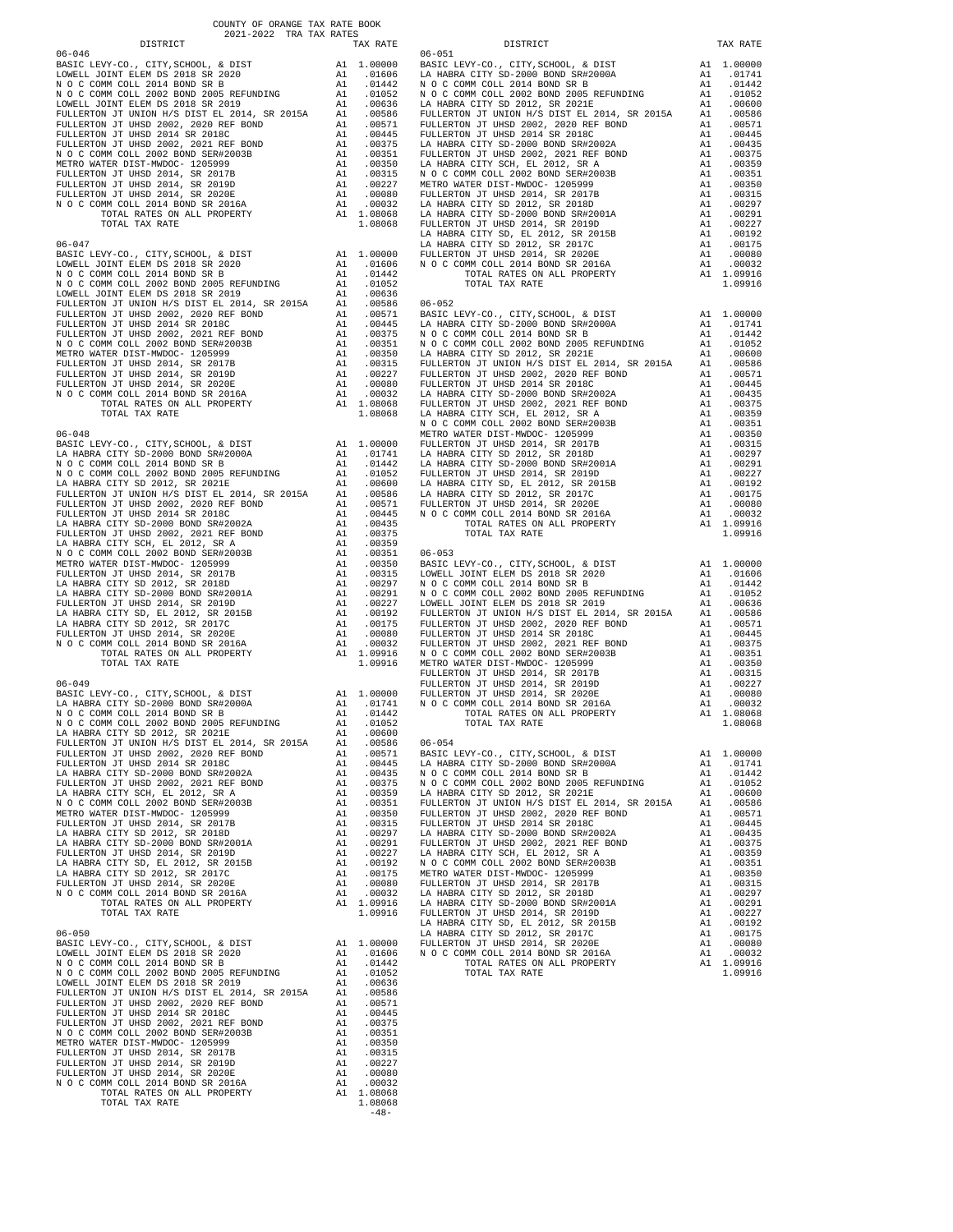COUNTY OF ORANGE TAX RATE BOOK
2021-2022 TRA TAX RATES

| DISTRICT | | TAX RATE |
|---|---|---|
| **06-046** | | |
| BASIC LEVY-CO., CITY,SCHOOL, & DIST | A1 | 1.00000 |
| LOWELL JOINT ELEM DS 2018 SR 2020 | A1 | .01606 |
| N O C COMM COLL 2014 BOND SR B | A1 | .01442 |
| N O C COMM COLL 2002 BOND 2005 REFUNDING | A1 | .01052 |
| LOWELL JOINT ELEM DS 2018 SR 2019 | A1 | .00636 |
| FULLERTON JT UNION H/S DIST EL 2014, SR 2015A | A1 | .00586 |
| FULLERTON JT UHSD 2002, 2020 REF BOND | A1 | .00571 |
| FULLERTON JT UHSD 2014 SR 2018C | A1 | .00445 |
| FULLERTON JT UHSD 2002, 2021 REF BOND | A1 | .00375 |
| N O C COMM COLL 2002 BOND SER#2003B | A1 | .00351 |
| METRO WATER DIST-MWDOC- 1205999 | A1 | .00350 |
| FULLERTON JT UHSD 2014, SR 2017B | A1 | .00315 |
| FULLERTON JT UHSD 2014, SR 2019D | A1 | .00227 |
| FULLERTON JT UHSD 2014, SR 2020E | A1 | .00080 |
| N O C COMM COLL 2014 BOND SR 2016A | A1 | .00032 |
| TOTAL RATES ON ALL PROPERTY | A1 | 1.08068 |
| TOTAL TAX RATE | | 1.08068 |
| **06-047** | | |
| BASIC LEVY-CO., CITY,SCHOOL, & DIST | A1 | 1.00000 |
| LOWELL JOINT ELEM DS 2018 SR 2020 | A1 | .01606 |
| N O C COMM COLL 2014 BOND SR B | A1 | .01442 |
| N O C COMM COLL 2002 BOND 2005 REFUNDING | A1 | .01052 |
| LOWELL JOINT ELEM DS 2018 SR 2019 | A1 | .00636 |
| FULLERTON JT UNION H/S DIST EL 2014, SR 2015A | A1 | .00586 |
| FULLERTON JT UHSD 2002, 2020 REF BOND | A1 | .00571 |
| FULLERTON JT UHSD 2014 SR 2018C | A1 | .00445 |
| FULLERTON JT UHSD 2002, 2021 REF BOND | A1 | .00375 |
| N O C COMM COLL 2002 BOND SER#2003B | A1 | .00351 |
| METRO WATER DIST-MWDOC- 1205999 | A1 | .00350 |
| FULLERTON JT UHSD 2014, SR 2017B | A1 | .00315 |
| FULLERTON JT UHSD 2014, SR 2019D | A1 | .00227 |
| FULLERTON JT UHSD 2014, SR 2020E | A1 | .00080 |
| N O C COMM COLL 2014 BOND SR 2016A | A1 | .00032 |
| TOTAL RATES ON ALL PROPERTY | A1 | 1.08068 |
| TOTAL TAX RATE | | 1.08068 |
| **06-048** | | |
| BASIC LEVY-CO., CITY,SCHOOL, & DIST | A1 | 1.00000 |
| LA HABRA CITY SD-2000 BOND SR#2000A | A1 | .01741 |
| N O C COMM COLL 2014 BOND SR B | A1 | .01442 |
| N O C COMM COLL 2002 BOND 2005 REFUNDING | A1 | .01052 |
| LA HABRA CITY SD 2012, SR 2021E | A1 | .00600 |
| FULLERTON JT UNION H/S DIST EL 2014, SR 2015A | A1 | .00586 |
| FULLERTON JT UHSD 2002, 2020 REF BOND | A1 | .00571 |
| FULLERTON JT UHSD 2014 SR 2018C | A1 | .00445 |
| LA HABRA CITY SD-2000 BOND SR#2002A | A1 | .00435 |
| FULLERTON JT UHSD 2002, 2021 REF BOND | A1 | .00375 |
| LA HABRA CITY SCH, EL 2012, SR A | A1 | .00359 |
| N O C COMM COLL 2002 BOND SER#2003B | A1 | .00351 |
| METRO WATER DIST-MWDOC- 1205999 | A1 | .00350 |
| FULLERTON JT UHSD 2014, SR 2017B | A1 | .00315 |
| LA HABRA CITY SD 2012, SR 2018D | A1 | .00297 |
| LA HABRA CITY SD-2000 BOND SR#2001A | A1 | .00291 |
| FULLERTON JT UHSD 2014, SR 2019D | A1 | .00227 |
| LA HABRA CITY SD, EL 2012, SR 2015B | A1 | .00192 |
| LA HABRA CITY SD 2012, SR 2017C | A1 | .00175 |
| FULLERTON JT UHSD 2014, SR 2020E | A1 | .00080 |
| N O C COMM COLL 2014 BOND SR 2016A | A1 | .00032 |
| TOTAL RATES ON ALL PROPERTY | A1 | 1.09916 |
| TOTAL TAX RATE | | 1.09916 |
| **06-049** | | |
| BASIC LEVY-CO., CITY,SCHOOL, & DIST | A1 | 1.00000 |
| LA HABRA CITY SD-2000 BOND SR#2000A | A1 | .01741 |
| N O C COMM COLL 2014 BOND SR B | A1 | .01442 |
| N O C COMM COLL 2002 BOND 2005 REFUNDING | A1 | .01052 |
| LA HABRA CITY SD 2012, SR 2021E | A1 | .00600 |
| FULLERTON JT UNION H/S DIST EL 2014, SR 2015A | A1 | .00586 |
| FULLERTON JT UHSD 2002, 2020 REF BOND | A1 | .00571 |
| FULLERTON JT UHSD 2014 SR 2018C | A1 | .00445 |
| LA HABRA CITY SD-2000 BOND SR#2002A | A1 | .00435 |
| FULLERTON JT UHSD 2002, 2021 REF BOND | A1 | .00375 |
| LA HABRA CITY SCH, EL 2012, SR A | A1 | .00359 |
| N O C COMM COLL 2002 BOND SER#2003B | A1 | .00351 |
| METRO WATER DIST-MWDOC- 1205999 | A1 | .00350 |
| FULLERTON JT UHSD 2014, SR 2017B | A1 | .00315 |
| LA HABRA CITY SD 2012, SR 2018D | A1 | .00297 |
| LA HABRA CITY SD-2000 BOND SR#2001A | A1 | .00291 |
| FULLERTON JT UHSD 2014, SR 2019D | A1 | .00227 |
| LA HABRA CITY SD, EL 2012, SR 2015B | A1 | .00192 |
| LA HABRA CITY SD 2012, SR 2017C | A1 | .00175 |
| FULLERTON JT UHSD 2014, SR 2020E | A1 | .00080 |
| N O C COMM COLL 2014 BOND SR 2016A | A1 | .00032 |
| TOTAL RATES ON ALL PROPERTY | A1 | 1.09916 |
| TOTAL TAX RATE | | 1.09916 |
| **06-050** | | |
| BASIC LEVY-CO., CITY,SCHOOL, & DIST | A1 | 1.00000 |
| LOWELL JOINT ELEM DS 2018 SR 2020 | A1 | .01606 |
| N O C COMM COLL 2014 BOND SR B | A1 | .01442 |
| N O C COMM COLL 2002 BOND 2005 REFUNDING | A1 | .01052 |
| LOWELL JOINT ELEM DS 2018 SR 2019 | A1 | .00636 |
| FULLERTON JT UNION H/S DIST EL 2014, SR 2015A | A1 | .00586 |
| FULLERTON JT UHSD 2002, 2020 REF BOND | A1 | .00571 |
| FULLERTON JT UHSD 2014 SR 2018C | A1 | .00445 |
| FULLERTON JT UHSD 2002, 2021 REF BOND | A1 | .00375 |
| N O C COMM COLL 2002 BOND SER#2003B | A1 | .00351 |
| METRO WATER DIST-MWDOC- 1205999 | A1 | .00350 |
| FULLERTON JT UHSD 2014, SR 2017B | A1 | .00315 |
| FULLERTON JT UHSD 2014, SR 2019D | A1 | .00227 |
| FULLERTON JT UHSD 2014, SR 2020E | A1 | .00080 |
| N O C COMM COLL 2014 BOND SR 2016A | A1 | .00032 |
| TOTAL RATES ON ALL PROPERTY | A1 | 1.08068 |
| TOTAL TAX RATE | | 1.08068 |
| **06-051** | | |
| BASIC LEVY-CO., CITY,SCHOOL, & DIST | A1 | 1.00000 |
| LA HABRA CITY SD-2000 BOND SR#2000A | A1 | .01741 |
| N O C COMM COLL 2014 BOND SR B | A1 | .01442 |
| N O C COMM COLL 2002 BOND 2005 REFUNDING | A1 | .01052 |
| LA HABRA CITY SD 2012, SR 2021E | A1 | .00600 |
| FULLERTON JT UNION H/S DIST EL 2014, SR 2015A | A1 | .00586 |
| FULLERTON JT UHSD 2002, 2020 REF BOND | A1 | .00571 |
| FULLERTON JT UHSD 2014 SR 2018C | A1 | .00445 |
| LA HABRA CITY SD-2000 BOND SR#2002A | A1 | .00435 |
| FULLERTON JT UHSD 2002, 2021 REF BOND | A1 | .00375 |
| LA HABRA CITY SCH, EL 2012, SR A | A1 | .00359 |
| N O C COMM COLL 2002 BOND SER#2003B | A1 | .00351 |
| METRO WATER DIST-MWDOC- 1205999 | A1 | .00350 |
| FULLERTON JT UHSD 2014, SR 2017B | A1 | .00315 |
| LA HABRA CITY SD 2012, SR 2018D | A1 | .00297 |
| LA HABRA CITY SD-2000 BOND SR#2001A | A1 | .00291 |
| FULLERTON JT UHSD 2014, SR 2019D | A1 | .00227 |
| LA HABRA CITY SD, EL 2012, SR 2015B | A1 | .00192 |
| LA HABRA CITY SD 2012, SR 2017C | A1 | .00175 |
| FULLERTON JT UHSD 2014, SR 2020E | A1 | .00080 |
| N O C COMM COLL 2014 BOND SR 2016A | A1 | .00032 |
| TOTAL RATES ON ALL PROPERTY | A1 | 1.09916 |
| TOTAL TAX RATE | | 1.09916 |
| **06-052** | | |
| BASIC LEVY-CO., CITY,SCHOOL, & DIST | A1 | 1.00000 |
| LA HABRA CITY SD-2000 BOND SR#2000A | A1 | .01741 |
| N O C COMM COLL 2014 BOND SR B | A1 | .01442 |
| N O C COMM COLL 2002 BOND 2005 REFUNDING | A1 | .01052 |
| LA HABRA CITY SD 2012, SR 2021E | A1 | .00600 |
| FULLERTON JT UNION H/S DIST EL 2014, SR 2015A | A1 | .00586 |
| FULLERTON JT UHSD 2002, 2020 REF BOND | A1 | .00571 |
| FULLERTON JT UHSD 2014 SR 2018C | A1 | .00445 |
| LA HABRA CITY SD-2000 BOND SR#2002A | A1 | .00435 |
| FULLERTON JT UHSD 2002, 2021 REF BOND | A1 | .00375 |
| LA HABRA CITY SCH, EL 2012, SR A | A1 | .00359 |
| N O C COMM COLL 2002 BOND SER#2003B | A1 | .00351 |
| METRO WATER DIST-MWDOC- 1205999 | A1 | .00350 |
| FULLERTON JT UHSD 2014, SR 2017B | A1 | .00315 |
| LA HABRA CITY SD 2012, SR 2018D | A1 | .00297 |
| LA HABRA CITY SD-2000 BOND SR#2001A | A1 | .00291 |
| FULLERTON JT UHSD 2014, SR 2019D | A1 | .00227 |
| LA HABRA CITY SD, EL 2012, SR 2015B | A1 | .00192 |
| LA HABRA CITY SD 2012, SR 2017C | A1 | .00175 |
| FULLERTON JT UHSD 2014, SR 2020E | A1 | .00080 |
| N O C COMM COLL 2014 BOND SR 2016A | A1 | .00032 |
| TOTAL RATES ON ALL PROPERTY | A1 | 1.09916 |
| TOTAL TAX RATE | | 1.09916 |
| **06-053** | | |
| BASIC LEVY-CO., CITY,SCHOOL, & DIST | A1 | 1.00000 |
| LOWELL JOINT ELEM DS 2018 SR 2020 | A1 | .01606 |
| N O C COMM COLL 2014 BOND SR B | A1 | .01442 |
| N O C COMM COLL 2002 BOND 2005 REFUNDING | A1 | .01052 |
| LOWELL JOINT ELEM DS 2018 SR 2019 | A1 | .00636 |
| FULLERTON JT UNION H/S DIST EL 2014, SR 2015A | A1 | .00586 |
| FULLERTON JT UHSD 2002, 2020 REF BOND | A1 | .00571 |
| FULLERTON JT UHSD 2014 SR 2018C | A1 | .00445 |
| FULLERTON JT UHSD 2002, 2021 REF BOND | A1 | .00375 |
| N O C COMM COLL 2002 BOND SER#2003B | A1 | .00351 |
| METRO WATER DIST-MWDOC- 1205999 | A1 | .00350 |
| FULLERTON JT UHSD 2014, SR 2017B | A1 | .00315 |
| FULLERTON JT UHSD 2014, SR 2019D | A1 | .00227 |
| FULLERTON JT UHSD 2014, SR 2020E | A1 | .00080 |
| N O C COMM COLL 2014 BOND SR 2016A | A1 | .00032 |
| TOTAL RATES ON ALL PROPERTY | A1 | 1.08068 |
| TOTAL TAX RATE | | 1.08068 |
| **06-054** | | |
| BASIC LEVY-CO., CITY,SCHOOL, & DIST | A1 | 1.00000 |
| LA HABRA CITY SD-2000 BOND SR#2000A | A1 | .01741 |
| N O C COMM COLL 2014 BOND SR B | A1 | .01442 |
| N O C COMM COLL 2002 BOND 2005 REFUNDING | A1 | .01052 |
| LA HABRA CITY SD 2012, SR 2021E | A1 | .00600 |
| FULLERTON JT UNION H/S DIST EL 2014, SR 2015A | A1 | .00586 |
| FULLERTON JT UHSD 2002, 2020 REF BOND | A1 | .00571 |
| FULLERTON JT UHSD 2014 SR 2018C | A1 | .00445 |
| LA HABRA CITY SD-2000 BOND SR#2002A | A1 | .00435 |
| FULLERTON JT UHSD 2002, 2021 REF BOND | A1 | .00375 |
| LA HABRA CITY SCH, EL 2012, SR A | A1 | .00359 |
| N O C COMM COLL 2002 BOND SER#2003B | A1 | .00351 |
| METRO WATER DIST-MWDOC- 1205999 | A1 | .00350 |
| FULLERTON JT UHSD 2014, SR 2017B | A1 | .00315 |
| LA HABRA CITY SD 2012, SR 2018D | A1 | .00297 |
| LA HABRA CITY SD-2000 BOND SR#2001A | A1 | .00291 |
| FULLERTON JT UHSD 2014, SR 2019D | A1 | .00227 |
| LA HABRA CITY SD, EL 2012, SR 2015B | A1 | .00192 |
| LA HABRA CITY SD 2012, SR 2017C | A1 | .00175 |
| FULLERTON JT UHSD 2014, SR 2020E | A1 | .00080 |
| N O C COMM COLL 2014 BOND SR 2016A | A1 | .00032 |
| TOTAL RATES ON ALL PROPERTY | A1 | 1.09916 |
| TOTAL TAX RATE | | 1.09916 |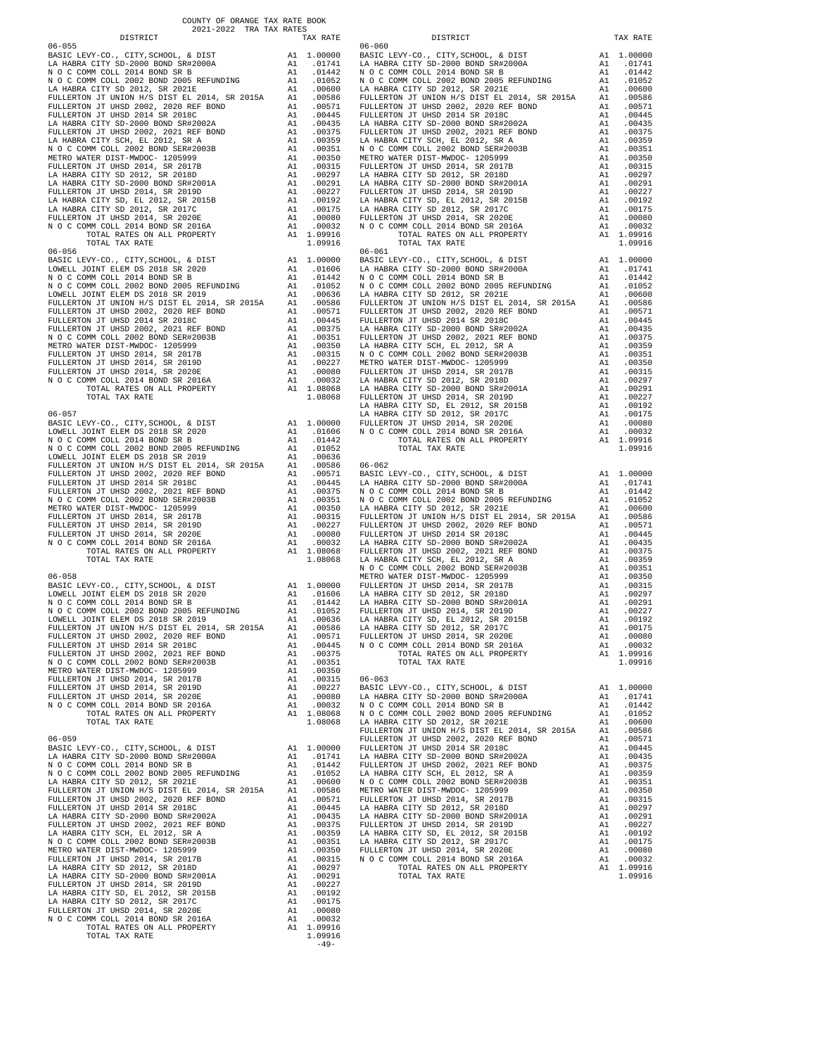COUNTY OF ORANGE TAX RATE BOOK
2021-2022 TRA TAX RATES

| DISTRICT | | TAX RATE |
|---|---|---|
| **06-055** | | |
| BASIC LEVY-CO., CITY,SCHOOL, & DIST | A1 | 1.00000 |
| LA HABRA CITY SD-2000 BOND SR#2000A | A1 | .01741 |
| N O C COMM COLL 2014 BOND SR B | A1 | .01442 |
| N O C COMM COLL 2002 BOND 2005 REFUNDING | A1 | .01052 |
| LA HABRA CITY SD 2012, SR 2021E | A1 | .00600 |
| FULLERTON JT UNION H/S DIST EL 2014, SR 2015A | A1 | .00586 |
| FULLERTON JT UHSD 2002, 2020 REF BOND | A1 | .00571 |
| FULLERTON JT UHSD 2014 SR 2018C | A1 | .00445 |
| LA HABRA CITY SD-2000 BOND SR#2002A | A1 | .00435 |
| FULLERTON JT UHSD 2002, 2021 REF BOND | A1 | .00375 |
| LA HABRA CITY SCH, EL 2012, SR A | A1 | .00359 |
| N O C COMM COLL 2002 BOND SER#2003B | A1 | .00351 |
| METRO WATER DIST-MWDOC- 1205999 | A1 | .00350 |
| FULLERTON JT UHSD 2014, SR 2017B | A1 | .00315 |
| LA HABRA CITY SD 2012, SR 2018D | A1 | .00297 |
| LA HABRA CITY SD-2000 BOND SR#2001A | A1 | .00291 |
| FULLERTON JT UHSD 2014, SR 2019D | A1 | .00227 |
| LA HABRA CITY SD, EL 2012, SR 2015B | A1 | .00192 |
| LA HABRA CITY SD 2012, SR 2017C | A1 | .00175 |
| FULLERTON JT UHSD 2014, SR 2020E | A1 | .00080 |
| N O C COMM COLL 2014 BOND SR 2016A | A1 | .00032 |
| TOTAL RATES ON ALL PROPERTY | A1 | 1.09916 |
| TOTAL TAX RATE | | 1.09916 |
| **06-056** | | |
| BASIC LEVY-CO., CITY,SCHOOL, & DIST | A1 | 1.00000 |
| LOWELL JOINT ELEM DS 2018 SR 2020 | A1 | .01606 |
| N O C COMM COLL 2014 BOND SR B | A1 | .01442 |
| N O C COMM COLL 2002 BOND 2005 REFUNDING | A1 | .01052 |
| LOWELL JOINT ELEM DS 2018 SR 2019 | A1 | .00636 |
| FULLERTON JT UNION H/S DIST EL 2014, SR 2015A | A1 | .00586 |
| FULLERTON JT UHSD 2002, 2020 REF BOND | A1 | .00571 |
| FULLERTON JT UHSD 2014 SR 2018C | A1 | .00445 |
| FULLERTON JT UHSD 2002, 2021 REF BOND | A1 | .00375 |
| N O C COMM COLL 2002 BOND SER#2003B | A1 | .00351 |
| METRO WATER DIST-MWDOC- 1205999 | A1 | .00350 |
| FULLERTON JT UHSD 2014, SR 2017B | A1 | .00315 |
| FULLERTON JT UHSD 2014, SR 2019D | A1 | .00227 |
| FULLERTON JT UHSD 2014, SR 2020E | A1 | .00080 |
| N O C COMM COLL 2014 BOND SR 2016A | A1 | .00032 |
| TOTAL RATES ON ALL PROPERTY | A1 | 1.08068 |
| TOTAL TAX RATE | | 1.08068 |
| **06-057** | | |
| BASIC LEVY-CO., CITY,SCHOOL, & DIST | A1 | 1.00000 |
| LOWELL JOINT ELEM DS 2018 SR 2020 | A1 | .01606 |
| N O C COMM COLL 2014 BOND SR B | A1 | .01442 |
| N O C COMM COLL 2002 BOND 2005 REFUNDING | A1 | .01052 |
| LOWELL JOINT ELEM DS 2018 SR 2019 | A1 | .00636 |
| FULLERTON JT UNION H/S DIST EL 2014, SR 2015A | A1 | .00586 |
| FULLERTON JT UHSD 2002, 2020 REF BOND | A1 | .00571 |
| FULLERTON JT UHSD 2014 SR 2018C | A1 | .00445 |
| FULLERTON JT UHSD 2002, 2021 REF BOND | A1 | .00375 |
| N O C COMM COLL 2002 BOND SER#2003B | A1 | .00351 |
| METRO WATER DIST-MWDOC- 1205999 | A1 | .00350 |
| FULLERTON JT UHSD 2014, SR 2017B | A1 | .00315 |
| FULLERTON JT UHSD 2014, SR 2019D | A1 | .00227 |
| FULLERTON JT UHSD 2014, SR 2020E | A1 | .00080 |
| N O C COMM COLL 2014 BOND SR 2016A | A1 | .00032 |
| TOTAL RATES ON ALL PROPERTY | A1 | 1.08068 |
| TOTAL TAX RATE | | 1.08068 |
| **06-058** | | |
| BASIC LEVY-CO., CITY,SCHOOL, & DIST | A1 | 1.00000 |
| LOWELL JOINT ELEM DS 2018 SR 2020 | A1 | .01606 |
| N O C COMM COLL 2014 BOND SR B | A1 | .01442 |
| N O C COMM COLL 2002 BOND 2005 REFUNDING | A1 | .01052 |
| LOWELL JOINT ELEM DS 2018 SR 2019 | A1 | .00636 |
| FULLERTON JT UNION H/S DIST EL 2014, SR 2015A | A1 | .00586 |
| FULLERTON JT UHSD 2002, 2020 REF BOND | A1 | .00571 |
| FULLERTON JT UHSD 2014 SR 2018C | A1 | .00445 |
| FULLERTON JT UHSD 2002, 2021 REF BOND | A1 | .00375 |
| N O C COMM COLL 2002 BOND SER#2003B | A1 | .00351 |
| METRO WATER DIST-MWDOC- 1205999 | A1 | .00350 |
| FULLERTON JT UHSD 2014, SR 2017B | A1 | .00315 |
| FULLERTON JT UHSD 2014, SR 2019D | A1 | .00227 |
| FULLERTON JT UHSD 2014, SR 2020E | A1 | .00080 |
| N O C COMM COLL 2014 BOND SR 2016A | A1 | .00032 |
| TOTAL RATES ON ALL PROPERTY | A1 | 1.08068 |
| TOTAL TAX RATE | | 1.08068 |
| **06-059** | | |
| BASIC LEVY-CO., CITY,SCHOOL, & DIST | A1 | 1.00000 |
| LA HABRA CITY SD-2000 BOND SR#2000A | A1 | .01741 |
| N O C COMM COLL 2014 BOND SR B | A1 | .01442 |
| N O C COMM COLL 2002 BOND 2005 REFUNDING | A1 | .01052 |
| LA HABRA CITY SD 2012, SR 2021E | A1 | .00600 |
| FULLERTON JT UNION H/S DIST EL 2014, SR 2015A | A1 | .00586 |
| FULLERTON JT UHSD 2002, 2020 REF BOND | A1 | .00571 |
| FULLERTON JT UHSD 2014 SR 2018C | A1 | .00445 |
| LA HABRA CITY SD-2000 BOND SR#2002A | A1 | .00435 |
| FULLERTON JT UHSD 2002, 2021 REF BOND | A1 | .00375 |
| LA HABRA CITY SCH, EL 2012, SR A | A1 | .00359 |
| N O C COMM COLL 2002 BOND SER#2003B | A1 | .00351 |
| METRO WATER DIST-MWDOC- 1205999 | A1 | .00350 |
| FULLERTON JT UHSD 2014, SR 2017B | A1 | .00315 |
| LA HABRA CITY SD 2012, SR 2018D | A1 | .00297 |
| LA HABRA CITY SD-2000 BOND SR#2001A | A1 | .00291 |
| FULLERTON JT UHSD 2014, SR 2019D | A1 | .00227 |
| LA HABRA CITY SD, EL 2012, SR 2015B | A1 | .00192 |
| LA HABRA CITY SD 2012, SR 2017C | A1 | .00175 |
| FULLERTON JT UHSD 2014, SR 2020E | A1 | .00080 |
| N O C COMM COLL 2014 BOND SR 2016A | A1 | .00032 |
| TOTAL RATES ON ALL PROPERTY | A1 | 1.09916 |
| TOTAL TAX RATE | | 1.09916 |
| **06-060** | | |
| BASIC LEVY-CO., CITY,SCHOOL, & DIST | A1 | 1.00000 |
| LA HABRA CITY SD-2000 BOND SR#2000A | A1 | .01741 |
| N O C COMM COLL 2014 BOND SR B | A1 | .01442 |
| N O C COMM COLL 2002 BOND 2005 REFUNDING | A1 | .01052 |
| LA HABRA CITY SD 2012, SR 2021E | A1 | .00600 |
| FULLERTON JT UNION H/S DIST EL 2014, SR 2015A | A1 | .00586 |
| FULLERTON JT UHSD 2002, 2020 REF BOND | A1 | .00571 |
| FULLERTON JT UHSD 2014 SR 2018C | A1 | .00445 |
| LA HABRA CITY SD-2000 BOND SR#2002A | A1 | .00435 |
| FULLERTON JT UHSD 2002, 2021 REF BOND | A1 | .00375 |
| LA HABRA CITY SCH, EL 2012, SR A | A1 | .00359 |
| N O C COMM COLL 2002 BOND SER#2003B | A1 | .00351 |
| METRO WATER DIST-MWDOC- 1205999 | A1 | .00350 |
| FULLERTON JT UHSD 2014, SR 2017B | A1 | .00315 |
| LA HABRA CITY SD 2012, SR 2018D | A1 | .00297 |
| LA HABRA CITY SD-2000 BOND SR#2001A | A1 | .00291 |
| FULLERTON JT UHSD 2014, SR 2019D | A1 | .00227 |
| LA HABRA CITY SD, EL 2012, SR 2015B | A1 | .00192 |
| LA HABRA CITY SD 2012, SR 2017C | A1 | .00175 |
| FULLERTON JT UHSD 2014, SR 2020E | A1 | .00080 |
| N O C COMM COLL 2014 BOND SR 2016A | A1 | .00032 |
| TOTAL RATES ON ALL PROPERTY | A1 | 1.09916 |
| TOTAL TAX RATE | | 1.09916 |
| **06-061** | | |
| BASIC LEVY-CO., CITY,SCHOOL, & DIST | A1 | 1.00000 |
| LA HABRA CITY SD-2000 BOND SR#2000A | A1 | .01741 |
| N O C COMM COLL 2014 BOND SR B | A1 | .01442 |
| N O C COMM COLL 2002 BOND 2005 REFUNDING | A1 | .01052 |
| LA HABRA CITY SD 2012, SR 2021E | A1 | .00600 |
| FULLERTON JT UNION H/S DIST EL 2014, SR 2015A | A1 | .00586 |
| FULLERTON JT UHSD 2002, 2020 REF BOND | A1 | .00571 |
| FULLERTON JT UHSD 2014 SR 2018C | A1 | .00445 |
| LA HABRA CITY SD-2000 BOND SR#2002A | A1 | .00435 |
| FULLERTON JT UHSD 2002, 2021 REF BOND | A1 | .00375 |
| LA HABRA CITY SCH, EL 2012, SR A | A1 | .00359 |
| N O C COMM COLL 2002 BOND SER#2003B | A1 | .00351 |
| METRO WATER DIST-MWDOC- 1205999 | A1 | .00350 |
| FULLERTON JT UHSD 2014, SR 2017B | A1 | .00315 |
| LA HABRA CITY SD 2012, SR 2018D | A1 | .00297 |
| LA HABRA CITY SD-2000 BOND SR#2001A | A1 | .00291 |
| FULLERTON JT UHSD 2014, SR 2019D | A1 | .00227 |
| LA HABRA CITY SD, EL 2012, SR 2015B | A1 | .00192 |
| LA HABRA CITY SD 2012, SR 2017C | A1 | .00175 |
| FULLERTON JT UHSD 2014, SR 2020E | A1 | .00080 |
| N O C COMM COLL 2014 BOND SR 2016A | A1 | .00032 |
| TOTAL RATES ON ALL PROPERTY | A1 | 1.09916 |
| TOTAL TAX RATE | | 1.09916 |
| **06-062** | | |
| BASIC LEVY-CO., CITY,SCHOOL, & DIST | A1 | 1.00000 |
| LA HABRA CITY SD-2000 BOND SR#2000A | A1 | .01741 |
| N O C COMM COLL 2014 BOND SR B | A1 | .01442 |
| N O C COMM COLL 2002 BOND 2005 REFUNDING | A1 | .01052 |
| LA HABRA CITY SD 2012, SR 2021E | A1 | .00600 |
| FULLERTON JT UNION H/S DIST EL 2014, SR 2015A | A1 | .00586 |
| FULLERTON JT UHSD 2002, 2020 REF BOND | A1 | .00571 |
| FULLERTON JT UHSD 2014 SR 2018C | A1 | .00445 |
| LA HABRA CITY SD-2000 BOND SR#2002A | A1 | .00435 |
| FULLERTON JT UHSD 2002, 2021 REF BOND | A1 | .00375 |
| LA HABRA CITY SCH, EL 2012, SR A | A1 | .00359 |
| N O C COMM COLL 2002 BOND SER#2003B | A1 | .00351 |
| METRO WATER DIST-MWDOC- 1205999 | A1 | .00350 |
| FULLERTON JT UHSD 2014, SR 2017B | A1 | .00315 |
| LA HABRA CITY SD 2012, SR 2018D | A1 | .00297 |
| LA HABRA CITY SD-2000 BOND SR#2001A | A1 | .00291 |
| FULLERTON JT UHSD 2014, SR 2019D | A1 | .00227 |
| LA HABRA CITY SD, EL 2012, SR 2015B | A1 | .00192 |
| LA HABRA CITY SD 2012, SR 2017C | A1 | .00175 |
| FULLERTON JT UHSD 2014, SR 2020E | A1 | .00080 |
| N O C COMM COLL 2014 BOND SR 2016A | A1 | .00032 |
| TOTAL RATES ON ALL PROPERTY | A1 | 1.09916 |
| TOTAL TAX RATE | | 1.09916 |
| **06-063** | | |
| BASIC LEVY-CO., CITY,SCHOOL, & DIST | A1 | 1.00000 |
| LA HABRA CITY SD-2000 BOND SR#2000A | A1 | .01741 |
| N O C COMM COLL 2014 BOND SR B | A1 | .01442 |
| N O C COMM COLL 2002 BOND 2005 REFUNDING | A1 | .01052 |
| LA HABRA CITY SD 2012, SR 2021E | A1 | .00600 |
| FULLERTON JT UNION H/S DIST EL 2014, SR 2015A | A1 | .00586 |
| FULLERTON JT UHSD 2002, 2020 REF BOND | A1 | .00571 |
| FULLERTON JT UHSD 2014 SR 2018C | A1 | .00445 |
| LA HABRA CITY SD-2000 BOND SR#2002A | A1 | .00435 |
| FULLERTON JT UHSD 2002, 2021 REF BOND | A1 | .00375 |
| LA HABRA CITY SCH, EL 2012, SR A | A1 | .00359 |
| N O C COMM COLL 2002 BOND SER#2003B | A1 | .00351 |
| METRO WATER DIST-MWDOC- 1205999 | A1 | .00350 |
| FULLERTON JT UHSD 2014, SR 2017B | A1 | .00315 |
| LA HABRA CITY SD 2012, SR 2018D | A1 | .00297 |
| LA HABRA CITY SD-2000 BOND SR#2001A | A1 | .00291 |
| FULLERTON JT UHSD 2014, SR 2019D | A1 | .00227 |
| LA HABRA CITY SD, EL 2012, SR 2015B | A1 | .00192 |
| LA HABRA CITY SD 2012, SR 2017C | A1 | .00175 |
| FULLERTON JT UHSD 2014, SR 2020E | A1 | .00080 |
| N O C COMM COLL 2014 BOND SR 2016A | A1 | .00032 |
| TOTAL RATES ON ALL PROPERTY | A1 | 1.09916 |
| TOTAL TAX RATE | | 1.09916 |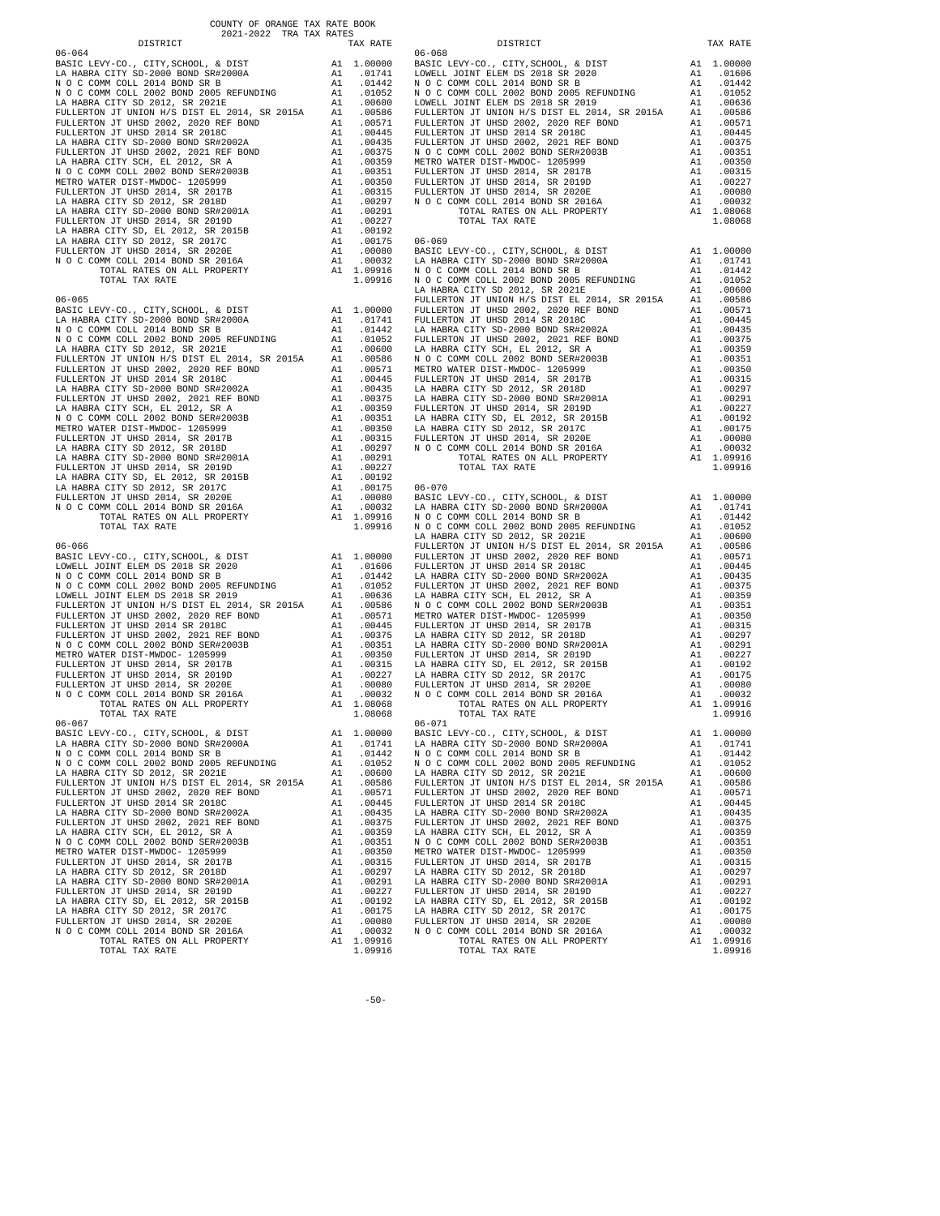COUNTY OF ORANGE TAX RATE BOOK
2021-2022 TRA TAX RATES

| DISTRICT | | TAX RATE |
|---|---|---|
| 06-064 | | |
| BASIC LEVY-CO., CITY,SCHOOL, & DIST | A1 | 1.00000 |
| LA HABRA CITY SD-2000 BOND SR#2000A | A1 | .01741 |
| N O C COMM COLL 2014 BOND SR B | A1 | .01442 |
| N O C COMM COLL 2002 BOND 2005 REFUNDING | A1 | .01052 |
| LA HABRA CITY SD 2012, SR 2021E | A1 | .00600 |
| FULLERTON JT UNION H/S DIST EL 2014, SR 2015A | A1 | .00586 |
| FULLERTON JT UHSD 2002, 2020 REF BOND | A1 | .00571 |
| FULLERTON JT UHSD 2014 SR 2018C | A1 | .00445 |
| LA HABRA CITY SD-2000 BOND SR#2002A | A1 | .00435 |
| FULLERTON JT UHSD 2002, 2021 REF BOND | A1 | .00375 |
| LA HABRA CITY SCH, EL 2012, SR A | A1 | .00359 |
| N O C COMM COLL 2002 BOND SER#2003B | A1 | .00351 |
| METRO WATER DIST-MWDOC- 1205999 | A1 | .00350 |
| FULLERTON JT UHSD 2014, SR 2017B | A1 | .00315 |
| LA HABRA CITY SD 2012, SR 2018D | A1 | .00297 |
| LA HABRA CITY SD-2000 BOND SR#2001A | A1 | .00291 |
| FULLERTON JT UHSD 2014, SR 2019D | A1 | .00227 |
| LA HABRA CITY SD, EL 2012, SR 2015B | A1 | .00192 |
| LA HABRA CITY SD 2012, SR 2017C | A1 | .00175 |
| FULLERTON JT UHSD 2014, SR 2020E | A1 | .00080 |
| N O C COMM COLL 2014 BOND SR 2016A | A1 | .00032 |
| TOTAL RATES ON ALL PROPERTY | A1 | 1.09916 |
| TOTAL TAX RATE | | 1.09916 |
| 06-065 | | |
| BASIC LEVY-CO., CITY,SCHOOL, & DIST | A1 | 1.00000 |
| LA HABRA CITY SD-2000 BOND SR#2000A | A1 | .01741 |
| N O C COMM COLL 2014 BOND SR B | A1 | .01442 |
| N O C COMM COLL 2002 BOND 2005 REFUNDING | A1 | .01052 |
| LA HABRA CITY SD 2012, SR 2021E | A1 | .00600 |
| FULLERTON JT UNION H/S DIST EL 2014, SR 2015A | A1 | .00586 |
| FULLERTON JT UHSD 2002, 2020 REF BOND | A1 | .00571 |
| FULLERTON JT UHSD 2014 SR 2018C | A1 | .00445 |
| LA HABRA CITY SD-2000 BOND SR#2002A | A1 | .00435 |
| FULLERTON JT UHSD 2002, 2021 REF BOND | A1 | .00375 |
| LA HABRA CITY SCH, EL 2012, SR A | A1 | .00359 |
| N O C COMM COLL 2002 BOND SER#2003B | A1 | .00351 |
| METRO WATER DIST-MWDOC- 1205999 | A1 | .00350 |
| FULLERTON JT UHSD 2014, SR 2017B | A1 | .00315 |
| LA HABRA CITY SD 2012, SR 2018D | A1 | .00297 |
| LA HABRA CITY SD-2000 BOND SR#2001A | A1 | .00291 |
| FULLERTON JT UHSD 2014, SR 2019D | A1 | .00227 |
| LA HABRA CITY SD, EL 2012, SR 2015B | A1 | .00192 |
| LA HABRA CITY SD 2012, SR 2017C | A1 | .00175 |
| FULLERTON JT UHSD 2014, SR 2020E | A1 | .00080 |
| N O C COMM COLL 2014 BOND SR 2016A | A1 | .00032 |
| TOTAL RATES ON ALL PROPERTY | A1 | 1.09916 |
| TOTAL TAX RATE | | 1.09916 |
| 06-066 | | |
| BASIC LEVY-CO., CITY,SCHOOL, & DIST | A1 | 1.00000 |
| LOWELL JOINT ELEM DS 2018 SR 2020 | A1 | .01606 |
| N O C COMM COLL 2014 BOND SR B | A1 | .01442 |
| N O C COMM COLL 2002 BOND 2005 REFUNDING | A1 | .01052 |
| LOWELL JOINT ELEM DS 2018 SR 2019 | A1 | .00636 |
| FULLERTON JT UNION H/S DIST EL 2014, SR 2015A | A1 | .00586 |
| FULLERTON JT UHSD 2002, 2020 REF BOND | A1 | .00571 |
| FULLERTON JT UHSD 2014 SR 2018C | A1 | .00445 |
| FULLERTON JT UHSD 2002, 2021 REF BOND | A1 | .00375 |
| N O C COMM COLL 2002 BOND SER#2003B | A1 | .00351 |
| METRO WATER DIST-MWDOC- 1205999 | A1 | .00350 |
| FULLERTON JT UHSD 2014, SR 2017B | A1 | .00315 |
| FULLERTON JT UHSD 2014, SR 2019D | A1 | .00227 |
| FULLERTON JT UHSD 2014, SR 2020E | A1 | .00080 |
| N O C COMM COLL 2014 BOND SR 2016A | A1 | .00032 |
| TOTAL RATES ON ALL PROPERTY | A1 | 1.08068 |
| TOTAL TAX RATE | | 1.08068 |
| 06-067 | | |
| BASIC LEVY-CO., CITY,SCHOOL, & DIST | A1 | 1.00000 |
| LA HABRA CITY SD-2000 BOND SR#2000A | A1 | .01741 |
| N O C COMM COLL 2014 BOND SR B | A1 | .01442 |
| N O C COMM COLL 2002 BOND 2005 REFUNDING | A1 | .01052 |
| LA HABRA CITY SD 2012, SR 2021E | A1 | .00600 |
| FULLERTON JT UNION H/S DIST EL 2014, SR 2015A | A1 | .00586 |
| FULLERTON JT UHSD 2002, 2020 REF BOND | A1 | .00571 |
| FULLERTON JT UHSD 2014 SR 2018C | A1 | .00445 |
| LA HABRA CITY SD-2000 BOND SR#2002A | A1 | .00435 |
| FULLERTON JT UHSD 2002, 2021 REF BOND | A1 | .00375 |
| LA HABRA CITY SCH, EL 2012, SR A | A1 | .00359 |
| N O C COMM COLL 2002 BOND SER#2003B | A1 | .00351 |
| METRO WATER DIST-MWDOC- 1205999 | A1 | .00350 |
| FULLERTON JT UHSD 2014, SR 2017B | A1 | .00315 |
| LA HABRA CITY SD 2012, SR 2018D | A1 | .00297 |
| LA HABRA CITY SD-2000 BOND SR#2001A | A1 | .00291 |
| FULLERTON JT UHSD 2014, SR 2019D | A1 | .00227 |
| LA HABRA CITY SD, EL 2012, SR 2015B | A1 | .00192 |
| LA HABRA CITY SD 2012, SR 2017C | A1 | .00175 |
| FULLERTON JT UHSD 2014, SR 2020E | A1 | .00080 |
| N O C COMM COLL 2014 BOND SR 2016A | A1 | .00032 |
| TOTAL RATES ON ALL PROPERTY | A1 | 1.09916 |
| TOTAL TAX RATE | | 1.09916 |
| 06-068 | | |
| BASIC LEVY-CO., CITY,SCHOOL, & DIST | A1 | 1.00000 |
| LOWELL JOINT ELEM DS 2018 SR 2020 | A1 | .01606 |
| N O C COMM COLL 2014 BOND SR B | A1 | .01442 |
| N O C COMM COLL 2002 BOND 2005 REFUNDING | A1 | .01052 |
| LOWELL JOINT ELEM DS 2018 SR 2019 | A1 | .00636 |
| FULLERTON JT UNION H/S DIST EL 2014, SR 2015A | A1 | .00586 |
| FULLERTON JT UHSD 2002, 2020 REF BOND | A1 | .00571 |
| FULLERTON JT UHSD 2014 SR 2018C | A1 | .00445 |
| FULLERTON JT UHSD 2002, 2021 REF BOND | A1 | .00375 |
| N O C COMM COLL 2002 BOND SER#2003B | A1 | .00351 |
| METRO WATER DIST-MWDOC- 1205999 | A1 | .00350 |
| FULLERTON JT UHSD 2014, SR 2017B | A1 | .00315 |
| FULLERTON JT UHSD 2014, SR 2019D | A1 | .00227 |
| FULLERTON JT UHSD 2014, SR 2020E | A1 | .00080 |
| N O C COMM COLL 2014 BOND SR 2016A | A1 | .00032 |
| TOTAL RATES ON ALL PROPERTY | A1 | 1.08068 |
| TOTAL TAX RATE | | 1.08068 |
| 06-069 | | |
| BASIC LEVY-CO., CITY,SCHOOL, & DIST | A1 | 1.00000 |
| LA HABRA CITY SD-2000 BOND SR#2000A | A1 | .01741 |
| N O C COMM COLL 2014 BOND SR B | A1 | .01442 |
| N O C COMM COLL 2002 BOND 2005 REFUNDING | A1 | .01052 |
| LA HABRA CITY SD 2012, SR 2021E | A1 | .00600 |
| FULLERTON JT UNION H/S DIST EL 2014, SR 2015A | A1 | .00586 |
| FULLERTON JT UHSD 2002, 2020 REF BOND | A1 | .00571 |
| FULLERTON JT UHSD 2014 SR 2018C | A1 | .00445 |
| LA HABRA CITY SD-2000 BOND SR#2002A | A1 | .00435 |
| FULLERTON JT UHSD 2002, 2021 REF BOND | A1 | .00375 |
| LA HABRA CITY SCH, EL 2012, SR A | A1 | .00359 |
| N O C COMM COLL 2002 BOND SER#2003B | A1 | .00351 |
| METRO WATER DIST-MWDOC- 1205999 | A1 | .00350 |
| FULLERTON JT UHSD 2014, SR 2017B | A1 | .00315 |
| LA HABRA CITY SD 2012, SR 2018D | A1 | .00297 |
| LA HABRA CITY SD-2000 BOND SR#2001A | A1 | .00291 |
| FULLERTON JT UHSD 2014, SR 2019D | A1 | .00227 |
| LA HABRA CITY SD, EL 2012, SR 2015B | A1 | .00192 |
| LA HABRA CITY SD 2012, SR 2017C | A1 | .00175 |
| FULLERTON JT UHSD 2014, SR 2020E | A1 | .00080 |
| N O C COMM COLL 2014 BOND SR 2016A | A1 | .00032 |
| TOTAL RATES ON ALL PROPERTY | A1 | 1.09916 |
| TOTAL TAX RATE | | 1.09916 |
| 06-070 | | |
| BASIC LEVY-CO., CITY,SCHOOL, & DIST | A1 | 1.00000 |
| LA HABRA CITY SD-2000 BOND SR#2000A | A1 | .01741 |
| N O C COMM COLL 2014 BOND SR B | A1 | .01442 |
| N O C COMM COLL 2002 BOND 2005 REFUNDING | A1 | .01052 |
| LA HABRA CITY SD 2012, SR 2021E | A1 | .00600 |
| FULLERTON JT UNION H/S DIST EL 2014, SR 2015A | A1 | .00586 |
| FULLERTON JT UHSD 2002, 2020 REF BOND | A1 | .00571 |
| FULLERTON JT UHSD 2014 SR 2018C | A1 | .00445 |
| LA HABRA CITY SD-2000 BOND SR#2002A | A1 | .00435 |
| FULLERTON JT UHSD 2002, 2021 REF BOND | A1 | .00375 |
| LA HABRA CITY SCH, EL 2012, SR A | A1 | .00359 |
| N O C COMM COLL 2002 BOND SER#2003B | A1 | .00351 |
| METRO WATER DIST-MWDOC- 1205999 | A1 | .00350 |
| FULLERTON JT UHSD 2014, SR 2017B | A1 | .00315 |
| LA HABRA CITY SD 2012, SR 2018D | A1 | .00297 |
| LA HABRA CITY SD-2000 BOND SR#2001A | A1 | .00291 |
| FULLERTON JT UHSD 2014, SR 2019D | A1 | .00227 |
| LA HABRA CITY SD, EL 2012, SR 2015B | A1 | .00192 |
| LA HABRA CITY SD 2012, SR 2017C | A1 | .00175 |
| FULLERTON JT UHSD 2014, SR 2020E | A1 | .00080 |
| N O C COMM COLL 2014 BOND SR 2016A | A1 | .00032 |
| TOTAL RATES ON ALL PROPERTY | A1 | 1.09916 |
| TOTAL TAX RATE | | 1.09916 |
| 06-071 | | |
| BASIC LEVY-CO., CITY,SCHOOL, & DIST | A1 | 1.00000 |
| LA HABRA CITY SD-2000 BOND SR#2000A | A1 | .01741 |
| N O C COMM COLL 2014 BOND SR B | A1 | .01442 |
| N O C COMM COLL 2002 BOND 2005 REFUNDING | A1 | .01052 |
| LA HABRA CITY SD 2012, SR 2021E | A1 | .00600 |
| FULLERTON JT UNION H/S DIST EL 2014, SR 2015A | A1 | .00586 |
| FULLERTON JT UHSD 2002, 2020 REF BOND | A1 | .00571 |
| FULLERTON JT UHSD 2014 SR 2018C | A1 | .00445 |
| LA HABRA CITY SD-2000 BOND SR#2002A | A1 | .00435 |
| FULLERTON JT UHSD 2002, 2021 REF BOND | A1 | .00375 |
| LA HABRA CITY SCH, EL 2012, SR A | A1 | .00359 |
| N O C COMM COLL 2002 BOND SER#2003B | A1 | .00351 |
| METRO WATER DIST-MWDOC- 1205999 | A1 | .00350 |
| FULLERTON JT UHSD 2014, SR 2017B | A1 | .00315 |
| LA HABRA CITY SD 2012, SR 2018D | A1 | .00297 |
| LA HABRA CITY SD-2000 BOND SR#2001A | A1 | .00291 |
| FULLERTON JT UHSD 2014, SR 2019D | A1 | .00227 |
| LA HABRA CITY SD, EL 2012, SR 2015B | A1 | .00192 |
| LA HABRA CITY SD 2012, SR 2017C | A1 | .00175 |
| FULLERTON JT UHSD 2014, SR 2020E | A1 | .00080 |
| N O C COMM COLL 2014 BOND SR 2016A | A1 | .00032 |
| TOTAL RATES ON ALL PROPERTY | A1 | 1.09916 |
| TOTAL TAX RATE | | 1.09916 |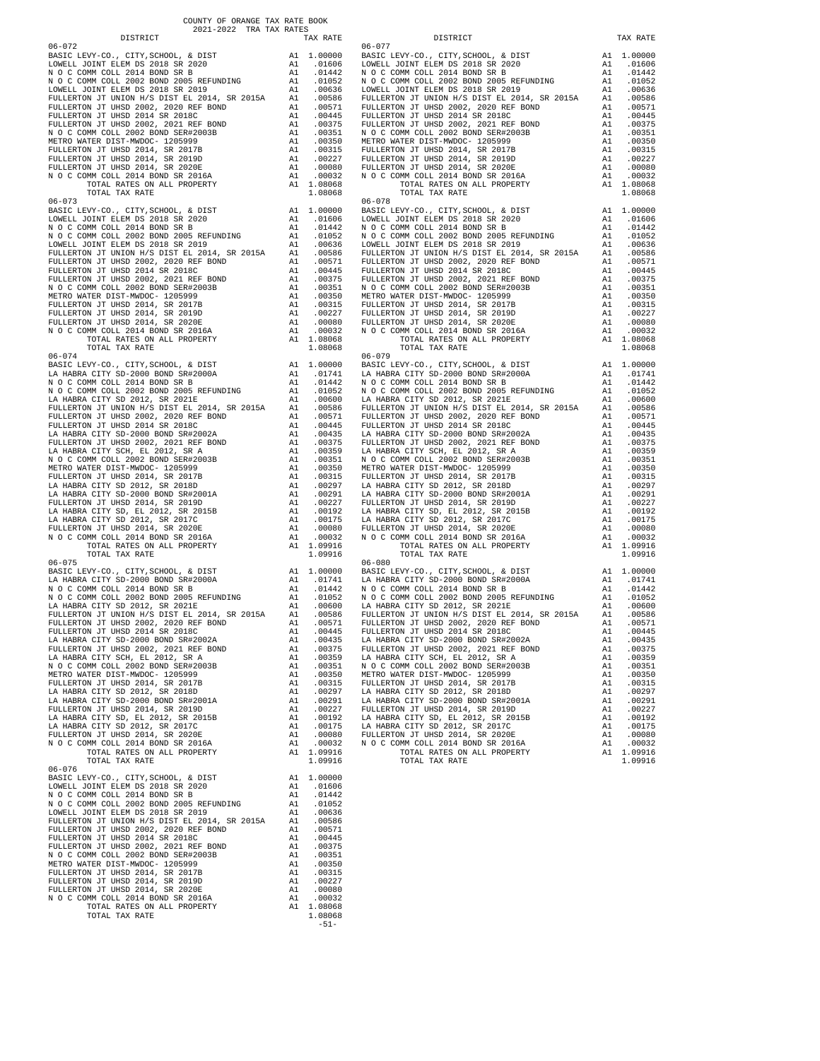COUNTY OF ORANGE TAX RATE BOOK
2021-2022 TRA TAX RATES

| DISTRICT | | TAX RATE |
|---|---|---|
| **06-072** | | |
| BASIC LEVY-CO., CITY,SCHOOL, & DIST | A1 | 1.00000 |
| LOWELL JOINT ELEM DS 2018 SR 2020 | A1 | .01606 |
| N O C COMM COLL 2014 BOND SR B | A1 | .01442 |
| N O C COMM COLL 2002 BOND 2005 REFUNDING | A1 | .01052 |
| LOWELL JOINT ELEM DS 2018 SR 2019 | A1 | .00636 |
| FULLERTON JT UNION H/S DIST EL 2014, SR 2015A | A1 | .00586 |
| FULLERTON JT UHSD 2002, 2020 REF BOND | A1 | .00571 |
| FULLERTON JT UHSD 2014 SR 2018C | A1 | .00445 |
| FULLERTON JT UHSD 2002, 2021 REF BOND | A1 | .00375 |
| N O C COMM COLL 2002 BOND SER#2003B | A1 | .00351 |
| METRO WATER DIST-MWDOC- 1205999 | A1 | .00350 |
| FULLERTON JT UHSD 2014, SR 2017B | A1 | .00315 |
| FULLERTON JT UHSD 2014, SR 2019D | A1 | .00227 |
| FULLERTON JT UHSD 2014, SR 2020E | A1 | .00080 |
| N O C COMM COLL 2014 BOND SR 2016A | A1 | .00032 |
| TOTAL RATES ON ALL PROPERTY | A1 | 1.08068 |
| TOTAL TAX RATE | | 1.08068 |
| **06-073** | | |
| BASIC LEVY-CO., CITY,SCHOOL, & DIST | A1 | 1.00000 |
| LOWELL JOINT ELEM DS 2018 SR 2020 | A1 | .01606 |
| N O C COMM COLL 2014 BOND SR B | A1 | .01442 |
| N O C COMM COLL 2002 BOND 2005 REFUNDING | A1 | .01052 |
| LOWELL JOINT ELEM DS 2018 SR 2019 | A1 | .00636 |
| FULLERTON JT UNION H/S DIST EL 2014, SR 2015A | A1 | .00586 |
| FULLERTON JT UHSD 2002, 2020 REF BOND | A1 | .00571 |
| FULLERTON JT UHSD 2014 SR 2018C | A1 | .00445 |
| FULLERTON JT UHSD 2002, 2021 REF BOND | A1 | .00375 |
| N O C COMM COLL 2002 BOND SER#2003B | A1 | .00351 |
| METRO WATER DIST-MWDOC- 1205999 | A1 | .00350 |
| FULLERTON JT UHSD 2014, SR 2017B | A1 | .00315 |
| FULLERTON JT UHSD 2014, SR 2019D | A1 | .00227 |
| FULLERTON JT UHSD 2014, SR 2020E | A1 | .00080 |
| N O C COMM COLL 2014 BOND SR 2016A | A1 | .00032 |
| TOTAL RATES ON ALL PROPERTY | A1 | 1.08068 |
| TOTAL TAX RATE | | 1.08068 |
| **06-074** | | |
| BASIC LEVY-CO., CITY,SCHOOL, & DIST | A1 | 1.00000 |
| LA HABRA CITY SD-2000 BOND SR#2000A | A1 | .01741 |
| N O C COMM COLL 2014 BOND SR B | A1 | .01442 |
| N O C COMM COLL 2002 BOND 2005 REFUNDING | A1 | .01052 |
| LA HABRA CITY SD 2012, SR 2021E | A1 | .00600 |
| FULLERTON JT UNION H/S DIST EL 2014, SR 2015A | A1 | .00586 |
| FULLERTON JT UHSD 2002, 2020 REF BOND | A1 | .00571 |
| FULLERTON JT UHSD 2014 SR 2018C | A1 | .00445 |
| LA HABRA CITY SD-2000 BOND SR#2002A | A1 | .00435 |
| FULLERTON JT UHSD 2002, 2021 REF BOND | A1 | .00375 |
| LA HABRA CITY SCH, EL 2012, SR A | A1 | .00359 |
| N O C COMM COLL 2002 BOND SER#2003B | A1 | .00351 |
| METRO WATER DIST-MWDOC- 1205999 | A1 | .00350 |
| FULLERTON JT UHSD 2014, SR 2017B | A1 | .00315 |
| LA HABRA CITY SD 2012, SR 2018D | A1 | .00297 |
| LA HABRA CITY SD-2000 BOND SR#2001A | A1 | .00291 |
| FULLERTON JT UHSD 2014, SR 2019D | A1 | .00227 |
| LA HABRA CITY SD, EL 2012, SR 2015B | A1 | .00192 |
| LA HABRA CITY SD 2012, SR 2017C | A1 | .00175 |
| FULLERTON JT UHSD 2014, SR 2020E | A1 | .00080 |
| N O C COMM COLL 2014 BOND SR 2016A | A1 | .00032 |
| TOTAL RATES ON ALL PROPERTY | A1 | 1.09916 |
| TOTAL TAX RATE | | 1.09916 |
| **06-075** | | |
| BASIC LEVY-CO., CITY,SCHOOL, & DIST | A1 | 1.00000 |
| LA HABRA CITY SD-2000 BOND SR#2000A | A1 | .01741 |
| N O C COMM COLL 2014 BOND SR B | A1 | .01442 |
| N O C COMM COLL 2002 BOND 2005 REFUNDING | A1 | .01052 |
| LA HABRA CITY SD 2012, SR 2021E | A1 | .00600 |
| FULLERTON JT UNION H/S DIST EL 2014, SR 2015A | A1 | .00586 |
| FULLERTON JT UHSD 2002, 2020 REF BOND | A1 | .00571 |
| FULLERTON JT UHSD 2014 SR 2018C | A1 | .00445 |
| LA HABRA CITY SD-2000 BOND SR#2002A | A1 | .00435 |
| FULLERTON JT UHSD 2002, 2021 REF BOND | A1 | .00375 |
| LA HABRA CITY SCH, EL 2012, SR A | A1 | .00359 |
| N O C COMM COLL 2002 BOND SER#2003B | A1 | .00351 |
| METRO WATER DIST-MWDOC- 1205999 | A1 | .00350 |
| FULLERTON JT UHSD 2014, SR 2017B | A1 | .00315 |
| LA HABRA CITY SD 2012, SR 2018D | A1 | .00297 |
| LA HABRA CITY SD-2000 BOND SR#2001A | A1 | .00291 |
| FULLERTON JT UHSD 2014, SR 2019D | A1 | .00227 |
| LA HABRA CITY SD, EL 2012, SR 2015B | A1 | .00192 |
| LA HABRA CITY SD 2012, SR 2017C | A1 | .00175 |
| FULLERTON JT UHSD 2014, SR 2020E | A1 | .00080 |
| N O C COMM COLL 2014 BOND SR 2016A | A1 | .00032 |
| TOTAL RATES ON ALL PROPERTY | A1 | 1.09916 |
| TOTAL TAX RATE | | 1.09916 |
| **06-076** | | |
| BASIC LEVY-CO., CITY,SCHOOL, & DIST | A1 | 1.00000 |
| LOWELL JOINT ELEM DS 2018 SR 2020 | A1 | .01606 |
| N O C COMM COLL 2014 BOND SR B | A1 | .01442 |
| N O C COMM COLL 2002 BOND 2005 REFUNDING | A1 | .01052 |
| LOWELL JOINT ELEM DS 2018 SR 2019 | A1 | .00636 |
| FULLERTON JT UNION H/S DIST EL 2014, SR 2015A | A1 | .00586 |
| FULLERTON JT UHSD 2002, 2020 REF BOND | A1 | .00571 |
| FULLERTON JT UHSD 2014 SR 2018C | A1 | .00445 |
| FULLERTON JT UHSD 2002, 2021 REF BOND | A1 | .00375 |
| N O C COMM COLL 2002 BOND SER#2003B | A1 | .00351 |
| METRO WATER DIST-MWDOC- 1205999 | A1 | .00350 |
| FULLERTON JT UHSD 2014, SR 2017B | A1 | .00315 |
| FULLERTON JT UHSD 2014, SR 2019D | A1 | .00227 |
| FULLERTON JT UHSD 2014, SR 2020E | A1 | .00080 |
| N O C COMM COLL 2014 BOND SR 2016A | A1 | .00032 |
| TOTAL RATES ON ALL PROPERTY | A1 | 1.08068 |
| TOTAL TAX RATE | | 1.08068 |
| **06-077** | | |
| BASIC LEVY-CO., CITY,SCHOOL, & DIST | A1 | 1.00000 |
| LOWELL JOINT ELEM DS 2018 SR 2020 | A1 | .01606 |
| N O C COMM COLL 2014 BOND SR B | A1 | .01442 |
| N O C COMM COLL 2002 BOND 2005 REFUNDING | A1 | .01052 |
| LOWELL JOINT ELEM DS 2018 SR 2019 | A1 | .00636 |
| FULLERTON JT UNION H/S DIST EL 2014, SR 2015A | A1 | .00586 |
| FULLERTON JT UHSD 2002, 2020 REF BOND | A1 | .00571 |
| FULLERTON JT UHSD 2014 SR 2018C | A1 | .00445 |
| FULLERTON JT UHSD 2002, 2021 REF BOND | A1 | .00375 |
| N O C COMM COLL 2002 BOND SER#2003B | A1 | .00351 |
| METRO WATER DIST-MWDOC- 1205999 | A1 | .00350 |
| FULLERTON JT UHSD 2014, SR 2017B | A1 | .00315 |
| FULLERTON JT UHSD 2014, SR 2019D | A1 | .00227 |
| FULLERTON JT UHSD 2014, SR 2020E | A1 | .00080 |
| N O C COMM COLL 2014 BOND SR 2016A | A1 | .00032 |
| TOTAL RATES ON ALL PROPERTY | A1 | 1.08068 |
| TOTAL TAX RATE | | 1.08068 |
| **06-078** | | |
| BASIC LEVY-CO., CITY,SCHOOL, & DIST | A1 | 1.00000 |
| LOWELL JOINT ELEM DS 2018 SR 2020 | A1 | .01606 |
| N O C COMM COLL 2014 BOND SR B | A1 | .01442 |
| N O C COMM COLL 2002 BOND 2005 REFUNDING | A1 | .01052 |
| LOWELL JOINT ELEM DS 2018 SR 2019 | A1 | .00636 |
| FULLERTON JT UNION H/S DIST EL 2014, SR 2015A | A1 | .00586 |
| FULLERTON JT UHSD 2002, 2020 REF BOND | A1 | .00571 |
| FULLERTON JT UHSD 2014 SR 2018C | A1 | .00445 |
| FULLERTON JT UHSD 2002, 2021 REF BOND | A1 | .00375 |
| N O C COMM COLL 2002 BOND SER#2003B | A1 | .00351 |
| METRO WATER DIST-MWDOC- 1205999 | A1 | .00350 |
| FULLERTON JT UHSD 2014, SR 2017B | A1 | .00315 |
| FULLERTON JT UHSD 2014, SR 2019D | A1 | .00227 |
| FULLERTON JT UHSD 2014, SR 2020E | A1 | .00080 |
| N O C COMM COLL 2014 BOND SR 2016A | A1 | .00032 |
| TOTAL RATES ON ALL PROPERTY | A1 | 1.08068 |
| TOTAL TAX RATE | | 1.08068 |
| **06-079** | | |
| BASIC LEVY-CO., CITY,SCHOOL, & DIST | A1 | 1.00000 |
| LA HABRA CITY SD-2000 BOND SR#2000A | A1 | .01741 |
| N O C COMM COLL 2014 BOND SR B | A1 | .01442 |
| N O C COMM COLL 2002 BOND 2005 REFUNDING | A1 | .01052 |
| LA HABRA CITY SD 2012, SR 2021E | A1 | .00600 |
| FULLERTON JT UNION H/S DIST EL 2014, SR 2015A | A1 | .00586 |
| FULLERTON JT UHSD 2002, 2020 REF BOND | A1 | .00571 |
| FULLERTON JT UHSD 2014 SR 2018C | A1 | .00445 |
| LA HABRA CITY SD-2000 BOND SR#2002A | A1 | .00435 |
| FULLERTON JT UHSD 2002, 2021 REF BOND | A1 | .00375 |
| LA HABRA CITY SCH, EL 2012, SR A | A1 | .00359 |
| N O C COMM COLL 2002 BOND SER#2003B | A1 | .00351 |
| METRO WATER DIST-MWDOC- 1205999 | A1 | .00350 |
| FULLERTON JT UHSD 2014, SR 2017B | A1 | .00315 |
| LA HABRA CITY SD 2012, SR 2018D | A1 | .00297 |
| LA HABRA CITY SD-2000 BOND SR#2001A | A1 | .00291 |
| FULLERTON JT UHSD 2014, SR 2019D | A1 | .00227 |
| LA HABRA CITY SD, EL 2012, SR 2015B | A1 | .00192 |
| LA HABRA CITY SD 2012, SR 2017C | A1 | .00175 |
| FULLERTON JT UHSD 2014, SR 2020E | A1 | .00080 |
| N O C COMM COLL 2014 BOND SR 2016A | A1 | .00032 |
| TOTAL RATES ON ALL PROPERTY | A1 | 1.09916 |
| TOTAL TAX RATE | | 1.09916 |
| **06-080** | | |
| BASIC LEVY-CO., CITY,SCHOOL, & DIST | A1 | 1.00000 |
| LA HABRA CITY SD-2000 BOND SR#2000A | A1 | .01741 |
| N O C COMM COLL 2014 BOND SR B | A1 | .01442 |
| N O C COMM COLL 2002 BOND 2005 REFUNDING | A1 | .01052 |
| LA HABRA CITY SD 2012, SR 2021E | A1 | .00600 |
| FULLERTON JT UNION H/S DIST EL 2014, SR 2015A | A1 | .00586 |
| FULLERTON JT UHSD 2002, 2020 REF BOND | A1 | .00571 |
| FULLERTON JT UHSD 2014 SR 2018C | A1 | .00445 |
| LA HABRA CITY SD-2000 BOND SR#2002A | A1 | .00435 |
| FULLERTON JT UHSD 2002, 2021 REF BOND | A1 | .00375 |
| LA HABRA CITY SCH, EL 2012, SR A | A1 | .00359 |
| N O C COMM COLL 2002 BOND SER#2003B | A1 | .00351 |
| METRO WATER DIST-MWDOC- 1205999 | A1 | .00350 |
| FULLERTON JT UHSD 2014, SR 2017B | A1 | .00315 |
| LA HABRA CITY SD 2012, SR 2018D | A1 | .00297 |
| LA HABRA CITY SD-2000 BOND SR#2001A | A1 | .00291 |
| FULLERTON JT UHSD 2014, SR 2019D | A1 | .00227 |
| LA HABRA CITY SD, EL 2012, SR 2015B | A1 | .00192 |
| LA HABRA CITY SD 2012, SR 2017C | A1 | .00175 |
| FULLERTON JT UHSD 2014, SR 2020E | A1 | .00080 |
| N O C COMM COLL 2014 BOND SR 2016A | A1 | .00032 |
| TOTAL RATES ON ALL PROPERTY | A1 | 1.09916 |
| TOTAL TAX RATE | | 1.09916 |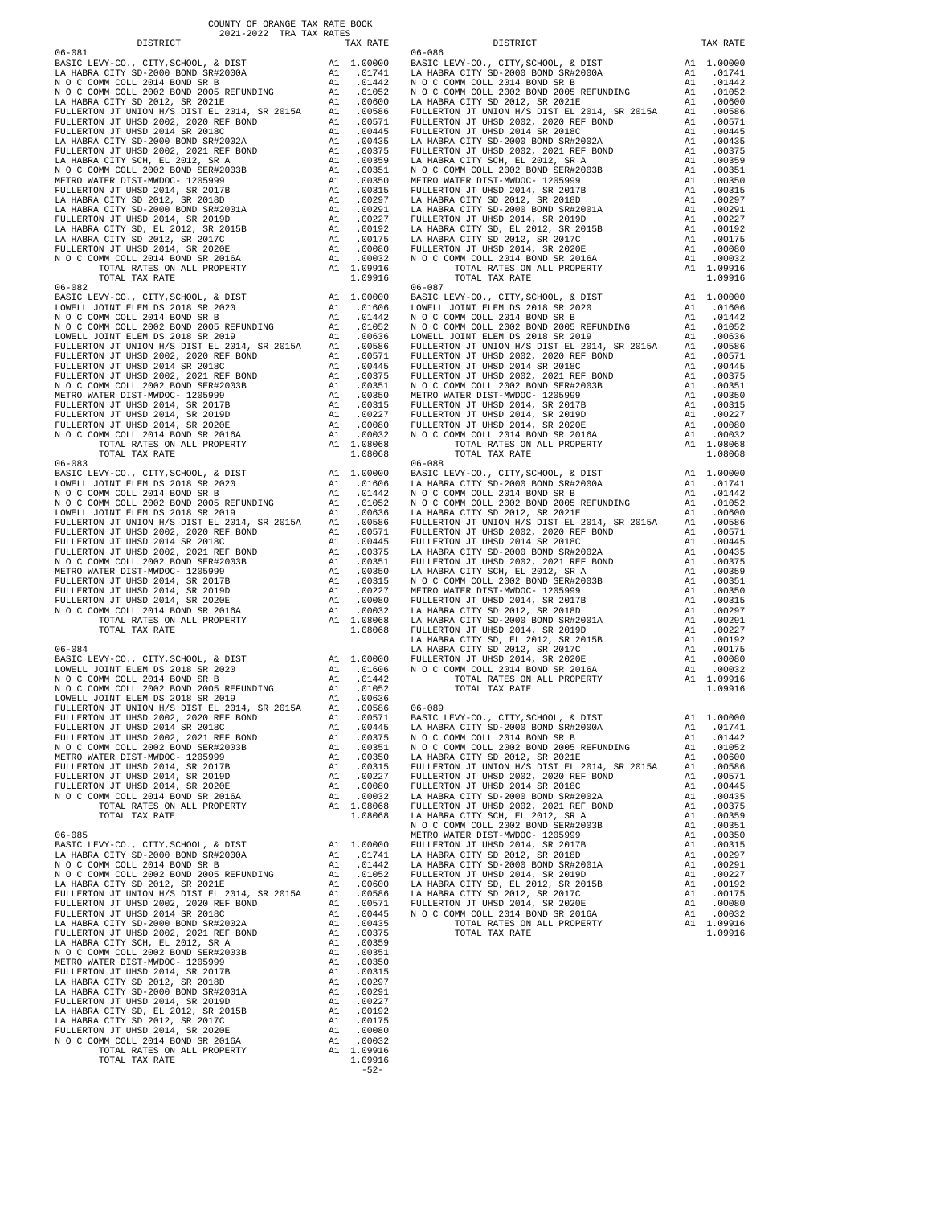COUNTY OF ORANGE TAX RATE BOOK
2021-2022 TRA TAX RATES

### 06-081

| DISTRICT | | TAX RATE |
|---|---|---|
| BASIC LEVY-CO., CITY,SCHOOL, & DIST | A1 | 1.00000 |
| LA HABRA CITY SD-2000 BOND SR#2000A | A1 | .01741 |
| N O C COMM COLL 2014 BOND SR B | A1 | .01442 |
| N O C COMM COLL 2002 BOND 2005 REFUNDING | A1 | .01052 |
| LA HABRA CITY SD 2012, SR 2021E | A1 | .00600 |
| FULLERTON JT UNION H/S DIST EL 2014, SR 2015A | A1 | .00586 |
| FULLERTON JT UHSD 2002, 2020 REF BOND | A1 | .00571 |
| FULLERTON JT UHSD 2014 SR 2018C | A1 | .00445 |
| LA HABRA CITY SD-2000 BOND SR#2002A | A1 | .00435 |
| FULLERTON JT UHSD 2002, 2021 REF BOND | A1 | .00375 |
| LA HABRA CITY SCH, EL 2012, SR A | A1 | .00359 |
| N O C COMM COLL 2002 BOND SER#2003B | A1 | .00351 |
| METRO WATER DIST-MWDOC- 1205999 | A1 | .00350 |
| FULLERTON JT UHSD 2014, SR 2017B | A1 | .00315 |
| LA HABRA CITY SD 2012, SR 2018D | A1 | .00297 |
| LA HABRA CITY SD-2000 BOND SR#2001A | A1 | .00291 |
| FULLERTON JT UHSD 2014, SR 2019D | A1 | .00227 |
| LA HABRA CITY SD, EL 2012, SR 2015B | A1 | .00192 |
| LA HABRA CITY SD 2012, SR 2017C | A1 | .00175 |
| FULLERTON JT UHSD 2014, SR 2020E | A1 | .00080 |
| N O C COMM COLL 2014 BOND SR 2016A | A1 | .00032 |
| TOTAL RATES ON ALL PROPERTY | A1 | 1.09916 |
| TOTAL TAX RATE | | 1.09916 |

### 06-082

| DISTRICT | | TAX RATE |
|---|---|---|
| BASIC LEVY-CO., CITY,SCHOOL, & DIST | A1 | 1.00000 |
| LOWELL JOINT ELEM DS 2018 SR 2020 | A1 | .01606 |
| N O C COMM COLL 2014 BOND SR B | A1 | .01442 |
| N O C COMM COLL 2002 BOND 2005 REFUNDING | A1 | .01052 |
| LOWELL JOINT ELEM DS 2018 SR 2019 | A1 | .00636 |
| FULLERTON JT UNION H/S DIST EL 2014, SR 2015A | A1 | .00586 |
| FULLERTON JT UHSD 2002, 2020 REF BOND | A1 | .00571 |
| FULLERTON JT UHSD 2014 SR 2018C | A1 | .00445 |
| FULLERTON JT UHSD 2002, 2021 REF BOND | A1 | .00375 |
| N O C COMM COLL 2002 BOND SER#2003B | A1 | .00351 |
| METRO WATER DIST-MWDOC- 1205999 | A1 | .00350 |
| FULLERTON JT UHSD 2014, SR 2017B | A1 | .00315 |
| FULLERTON JT UHSD 2014, SR 2019D | A1 | .00227 |
| FULLERTON JT UHSD 2014, SR 2020E | A1 | .00080 |
| N O C COMM COLL 2014 BOND SR 2016A | A1 | .00032 |
| TOTAL RATES ON ALL PROPERTY | A1 | 1.08068 |
| TOTAL TAX RATE | | 1.08068 |

### 06-083

| DISTRICT | | TAX RATE |
|---|---|---|
| BASIC LEVY-CO., CITY,SCHOOL, & DIST | A1 | 1.00000 |
| LOWELL JOINT ELEM DS 2018 SR 2020 | A1 | .01606 |
| N O C COMM COLL 2014 BOND SR B | A1 | .01442 |
| N O C COMM COLL 2002 BOND 2005 REFUNDING | A1 | .01052 |
| LOWELL JOINT ELEM DS 2018 SR 2019 | A1 | .00636 |
| FULLERTON JT UNION H/S DIST EL 2014, SR 2015A | A1 | .00586 |
| FULLERTON JT UHSD 2002, 2020 REF BOND | A1 | .00571 |
| FULLERTON JT UHSD 2014 SR 2018C | A1 | .00445 |
| FULLERTON JT UHSD 2002, 2021 REF BOND | A1 | .00375 |
| N O C COMM COLL 2002 BOND SER#2003B | A1 | .00351 |
| METRO WATER DIST-MWDOC- 1205999 | A1 | .00350 |
| FULLERTON JT UHSD 2014, SR 2017B | A1 | .00315 |
| FULLERTON JT UHSD 2014, SR 2019D | A1 | .00227 |
| FULLERTON JT UHSD 2014, SR 2020E | A1 | .00080 |
| N O C COMM COLL 2014 BOND SR 2016A | A1 | .00032 |
| TOTAL RATES ON ALL PROPERTY | A1 | 1.08068 |
| TOTAL TAX RATE | | 1.08068 |

### 06-084

| DISTRICT | | TAX RATE |
|---|---|---|
| BASIC LEVY-CO., CITY,SCHOOL, & DIST | A1 | 1.00000 |
| LOWELL JOINT ELEM DS 2018 SR 2020 | A1 | .01606 |
| N O C COMM COLL 2014 BOND SR B | A1 | .01442 |
| N O C COMM COLL 2002 BOND 2005 REFUNDING | A1 | .01052 |
| LOWELL JOINT ELEM DS 2018 SR 2019 | A1 | .00636 |
| FULLERTON JT UNION H/S DIST EL 2014, SR 2015A | A1 | .00586 |
| FULLERTON JT UHSD 2002, 2020 REF BOND | A1 | .00571 |
| FULLERTON JT UHSD 2014 SR 2018C | A1 | .00445 |
| FULLERTON JT UHSD 2002, 2021 REF BOND | A1 | .00375 |
| N O C COMM COLL 2002 BOND SER#2003B | A1 | .00351 |
| METRO WATER DIST-MWDOC- 1205999 | A1 | .00350 |
| FULLERTON JT UHSD 2014, SR 2017B | A1 | .00315 |
| FULLERTON JT UHSD 2014, SR 2019D | A1 | .00227 |
| FULLERTON JT UHSD 2014, SR 2020E | A1 | .00080 |
| N O C COMM COLL 2014 BOND SR 2016A | A1 | .00032 |
| TOTAL RATES ON ALL PROPERTY | A1 | 1.08068 |
| TOTAL TAX RATE | | 1.08068 |

### 06-085

| DISTRICT | | TAX RATE |
|---|---|---|
| BASIC LEVY-CO., CITY,SCHOOL, & DIST | A1 | 1.00000 |
| LA HABRA CITY SD-2000 BOND SR#2000A | A1 | .01741 |
| N O C COMM COLL 2014 BOND SR B | A1 | .01442 |
| N O C COMM COLL 2002 BOND 2005 REFUNDING | A1 | .01052 |
| LA HABRA CITY SD 2012, SR 2021E | A1 | .00600 |
| FULLERTON JT UNION H/S DIST EL 2014, SR 2015A | A1 | .00586 |
| FULLERTON JT UHSD 2002, 2020 REF BOND | A1 | .00571 |
| FULLERTON JT UHSD 2014 SR 2018C | A1 | .00445 |
| LA HABRA CITY SD-2000 BOND SR#2002A | A1 | .00435 |
| FULLERTON JT UHSD 2002, 2021 REF BOND | A1 | .00375 |
| LA HABRA CITY SCH, EL 2012, SR A | A1 | .00359 |
| N O C COMM COLL 2002 BOND SER#2003B | A1 | .00351 |
| METRO WATER DIST-MWDOC- 1205999 | A1 | .00350 |
| FULLERTON JT UHSD 2014, SR 2017B | A1 | .00315 |
| LA HABRA CITY SD 2012, SR 2018D | A1 | .00297 |
| LA HABRA CITY SD-2000 BOND SR#2001A | A1 | .00291 |
| FULLERTON JT UHSD 2014, SR 2019D | A1 | .00227 |
| LA HABRA CITY SD, EL 2012, SR 2015B | A1 | .00192 |
| LA HABRA CITY SD 2012, SR 2017C | A1 | .00175 |
| FULLERTON JT UHSD 2014, SR 2020E | A1 | .00080 |
| N O C COMM COLL 2014 BOND SR 2016A | A1 | .00032 |
| TOTAL RATES ON ALL PROPERTY | A1 | 1.09916 |
| TOTAL TAX RATE | | 1.09916 |

### 06-086

| DISTRICT | | TAX RATE |
|---|---|---|
| BASIC LEVY-CO., CITY,SCHOOL, & DIST | A1 | 1.00000 |
| LA HABRA CITY SD-2000 BOND SR#2000A | A1 | .01741 |
| N O C COMM COLL 2014 BOND SR B | A1 | .01442 |
| N O C COMM COLL 2002 BOND 2005 REFUNDING | A1 | .01052 |
| LA HABRA CITY SD 2012, SR 2021E | A1 | .00600 |
| FULLERTON JT UNION H/S DIST EL 2014, SR 2015A | A1 | .00586 |
| FULLERTON JT UHSD 2002, 2020 REF BOND | A1 | .00571 |
| FULLERTON JT UHSD 2014 SR 2018C | A1 | .00445 |
| LA HABRA CITY SD-2000 BOND SR#2002A | A1 | .00435 |
| FULLERTON JT UHSD 2002, 2021 REF BOND | A1 | .00375 |
| LA HABRA CITY SCH, EL 2012, SR A | A1 | .00359 |
| N O C COMM COLL 2002 BOND SER#2003B | A1 | .00351 |
| METRO WATER DIST-MWDOC- 1205999 | A1 | .00350 |
| FULLERTON JT UHSD 2014, SR 2017B | A1 | .00315 |
| LA HABRA CITY SD 2012, SR 2018D | A1 | .00297 |
| LA HABRA CITY SD-2000 BOND SR#2001A | A1 | .00291 |
| FULLERTON JT UHSD 2014, SR 2019D | A1 | .00227 |
| LA HABRA CITY SD, EL 2012, SR 2015B | A1 | .00192 |
| LA HABRA CITY SD 2012, SR 2017C | A1 | .00175 |
| FULLERTON JT UHSD 2014, SR 2020E | A1 | .00080 |
| N O C COMM COLL 2014 BOND SR 2016A | A1 | .00032 |
| TOTAL RATES ON ALL PROPERTY | A1 | 1.09916 |
| TOTAL TAX RATE | | 1.09916 |

### 06-087

| DISTRICT | | TAX RATE |
|---|---|---|
| BASIC LEVY-CO., CITY,SCHOOL, & DIST | A1 | 1.00000 |
| LOWELL JOINT ELEM DS 2018 SR 2020 | A1 | .01606 |
| N O C COMM COLL 2014 BOND SR B | A1 | .01442 |
| N O C COMM COLL 2002 BOND 2005 REFUNDING | A1 | .01052 |
| LOWELL JOINT ELEM DS 2018 SR 2019 | A1 | .00636 |
| FULLERTON JT UNION H/S DIST EL 2014, SR 2015A | A1 | .00586 |
| FULLERTON JT UHSD 2002, 2020 REF BOND | A1 | .00571 |
| FULLERTON JT UHSD 2014 SR 2018C | A1 | .00445 |
| FULLERTON JT UHSD 2002, 2021 REF BOND | A1 | .00375 |
| N O C COMM COLL 2002 BOND SER#2003B | A1 | .00351 |
| METRO WATER DIST-MWDOC- 1205999 | A1 | .00350 |
| FULLERTON JT UHSD 2014, SR 2017B | A1 | .00315 |
| FULLERTON JT UHSD 2014, SR 2019D | A1 | .00227 |
| FULLERTON JT UHSD 2014, SR 2020E | A1 | .00080 |
| N O C COMM COLL 2014 BOND SR 2016A | A1 | .00032 |
| TOTAL RATES ON ALL PROPERTY | A1 | 1.08068 |
| TOTAL TAX RATE | | 1.08068 |

### 06-088

| DISTRICT | | TAX RATE |
|---|---|---|
| BASIC LEVY-CO., CITY,SCHOOL, & DIST | A1 | 1.00000 |
| LA HABRA CITY SD-2000 BOND SR#2000A | A1 | .01741 |
| N O C COMM COLL 2014 BOND SR B | A1 | .01442 |
| N O C COMM COLL 2002 BOND 2005 REFUNDING | A1 | .01052 |
| LA HABRA CITY SD 2012, SR 2021E | A1 | .00600 |
| FULLERTON JT UNION H/S DIST EL 2014, SR 2015A | A1 | .00586 |
| FULLERTON JT UHSD 2002, 2020 REF BOND | A1 | .00571 |
| FULLERTON JT UHSD 2014 SR 2018C | A1 | .00445 |
| LA HABRA CITY SD-2000 BOND SR#2002A | A1 | .00435 |
| FULLERTON JT UHSD 2002, 2021 REF BOND | A1 | .00375 |
| LA HABRA CITY SCH, EL 2012, SR A | A1 | .00359 |
| N O C COMM COLL 2002 BOND SER#2003B | A1 | .00351 |
| METRO WATER DIST-MWDOC- 1205999 | A1 | .00350 |
| FULLERTON JT UHSD 2014, SR 2017B | A1 | .00315 |
| LA HABRA CITY SD 2012, SR 2018D | A1 | .00297 |
| LA HABRA CITY SD-2000 BOND SR#2001A | A1 | .00291 |
| FULLERTON JT UHSD 2014, SR 2019D | A1 | .00227 |
| LA HABRA CITY SD, EL 2012, SR 2015B | A1 | .00192 |
| LA HABRA CITY SD 2012, SR 2017C | A1 | .00175 |
| FULLERTON JT UHSD 2014, SR 2020E | A1 | .00080 |
| N O C COMM COLL 2014 BOND SR 2016A | A1 | .00032 |
| TOTAL RATES ON ALL PROPERTY | A1 | 1.09916 |
| TOTAL TAX RATE | | 1.09916 |

### 06-089

| DISTRICT | | TAX RATE |
|---|---|---|
| BASIC LEVY-CO., CITY,SCHOOL, & DIST | A1 | 1.00000 |
| LA HABRA CITY SD-2000 BOND SR#2000A | A1 | .01741 |
| N O C COMM COLL 2014 BOND SR B | A1 | .01442 |
| N O C COMM COLL 2002 BOND 2005 REFUNDING | A1 | .01052 |
| LA HABRA CITY SD 2012, SR 2021E | A1 | .00600 |
| FULLERTON JT UNION H/S DIST EL 2014, SR 2015A | A1 | .00586 |
| FULLERTON JT UHSD 2002, 2020 REF BOND | A1 | .00571 |
| FULLERTON JT UHSD 2014 SR 2018C | A1 | .00445 |
| LA HABRA CITY SD-2000 BOND SR#2002A | A1 | .00435 |
| FULLERTON JT UHSD 2002, 2021 REF BOND | A1 | .00375 |
| LA HABRA CITY SCH, EL 2012, SR A | A1 | .00359 |
| N O C COMM COLL 2002 BOND SER#2003B | A1 | .00351 |
| METRO WATER DIST-MWDOC- 1205999 | A1 | .00350 |
| FULLERTON JT UHSD 2014, SR 2017B | A1 | .00315 |
| LA HABRA CITY SD 2012, SR 2018D | A1 | .00297 |
| LA HABRA CITY SD-2000 BOND SR#2001A | A1 | .00291 |
| FULLERTON JT UHSD 2014, SR 2019D | A1 | .00227 |
| LA HABRA CITY SD, EL 2012, SR 2015B | A1 | .00192 |
| LA HABRA CITY SD 2012, SR 2017C | A1 | .00175 |
| FULLERTON JT UHSD 2014, SR 2020E | A1 | .00080 |
| N O C COMM COLL 2014 BOND SR 2016A | A1 | .00032 |
| TOTAL RATES ON ALL PROPERTY | A1 | 1.09916 |
| TOTAL TAX RATE | | 1.09916 |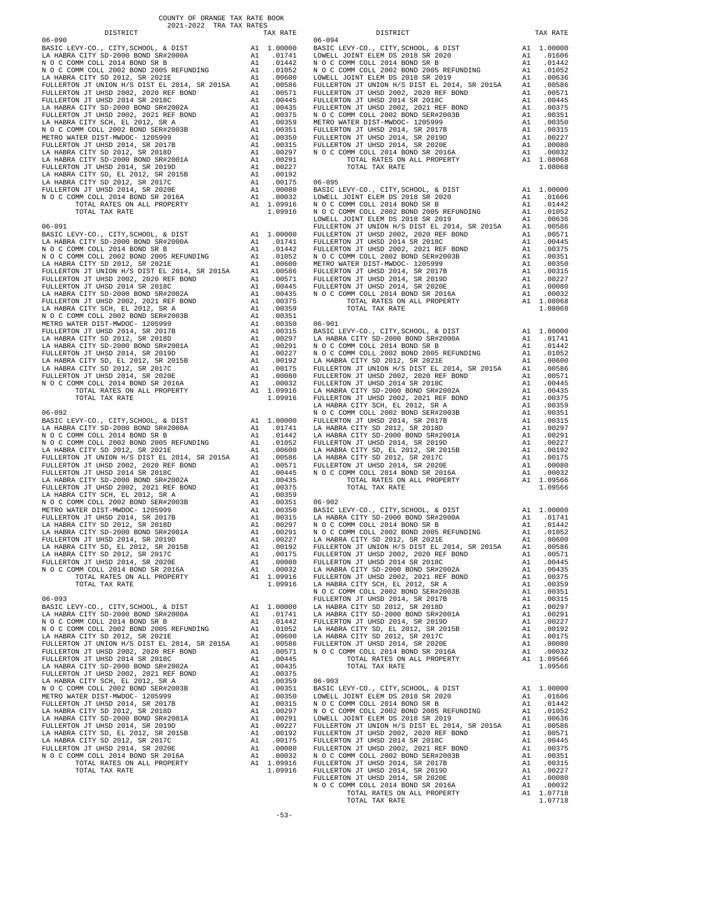COUNTY OF ORANGE TAX RATE BOOK
2021-2022 TRA TAX RATES

### 06-090

| DISTRICT | | TAX RATE |
|---|---|---|
| BASIC LEVY-CO., CITY,SCHOOL, & DIST | A1 | 1.00000 |
| LA HABRA CITY SD-2000 BOND SR#2000A | A1 | .01741 |
| N O C COMM COLL 2014 BOND SR B | A1 | .01442 |
| N O C COMM COLL 2002 BOND 2005 REFUNDING | A1 | .01052 |
| LA HABRA CITY SD 2012, SR 2021E | A1 | .00600 |
| FULLERTON JT UNION H/S DIST EL 2014, SR 2015A | A1 | .00586 |
| FULLERTON JT UHSD 2002, 2020 REF BOND | A1 | .00571 |
| FULLERTON JT UHSD 2014 SR 2018C | A1 | .00445 |
| LA HABRA CITY SD-2000 BOND SR#2002A | A1 | .00435 |
| FULLERTON JT UHSD 2002, 2021 REF BOND | A1 | .00375 |
| LA HABRA CITY SCH, EL 2012, SR A | A1 | .00359 |
| N O C COMM COLL 2002 BOND SER#2003B | A1 | .00351 |
| METRO WATER DIST-MWDOC- 1205999 | A1 | .00350 |
| FULLERTON JT UHSD 2014, SR 2017B | A1 | .00315 |
| LA HABRA CITY SD 2012, SR 2018D | A1 | .00297 |
| LA HABRA CITY SD-2000 BOND SR#2001A | A1 | .00291 |
| FULLERTON JT UHSD 2014, SR 2019D | A1 | .00227 |
| LA HABRA CITY SD, EL 2012, SR 2015B | A1 | .00192 |
| LA HABRA CITY SD 2012, SR 2017C | A1 | .00175 |
| FULLERTON JT UHSD 2014, SR 2020E | A1 | .00080 |
| N O C COMM COLL 2014 BOND SR 2016A | A1 | .00032 |
| TOTAL RATES ON ALL PROPERTY | A1 | 1.09916 |
| TOTAL TAX RATE | | 1.09916 |

### 06-091

| DISTRICT | | TAX RATE |
|---|---|---|
| BASIC LEVY-CO., CITY,SCHOOL, & DIST | A1 | 1.00000 |
| LA HABRA CITY SD-2000 BOND SR#2000A | A1 | .01741 |
| N O C COMM COLL 2014 BOND SR B | A1 | .01442 |
| N O C COMM COLL 2002 BOND 2005 REFUNDING | A1 | .01052 |
| LA HABRA CITY SD 2012, SR 2021E | A1 | .00600 |
| FULLERTON JT UNION H/S DIST EL 2014, SR 2015A | A1 | .00586 |
| FULLERTON JT UHSD 2002, 2020 REF BOND | A1 | .00571 |
| FULLERTON JT UHSD 2014 SR 2018C | A1 | .00445 |
| LA HABRA CITY SD-2000 BOND SR#2002A | A1 | .00435 |
| FULLERTON JT UHSD 2002, 2021 REF BOND | A1 | .00375 |
| LA HABRA CITY SCH, EL 2012, SR A | A1 | .00359 |
| N O C COMM COLL 2002 BOND SER#2003B | A1 | .00351 |
| METRO WATER DIST-MWDOC- 1205999 | A1 | .00350 |
| FULLERTON JT UHSD 2014, SR 2017B | A1 | .00315 |
| LA HABRA CITY SD 2012, SR 2018D | A1 | .00297 |
| LA HABRA CITY SD-2000 BOND SR#2001A | A1 | .00291 |
| FULLERTON JT UHSD 2014, SR 2019D | A1 | .00227 |
| LA HABRA CITY SD, EL 2012, SR 2015B | A1 | .00192 |
| LA HABRA CITY SD 2012, SR 2017C | A1 | .00175 |
| FULLERTON JT UHSD 2014, SR 2020E | A1 | .00080 |
| N O C COMM COLL 2014 BOND SR 2016A | A1 | .00032 |
| TOTAL RATES ON ALL PROPERTY | A1 | 1.09916 |
| TOTAL TAX RATE | | 1.09916 |

### 06-092

| DISTRICT | | TAX RATE |
|---|---|---|
| BASIC LEVY-CO., CITY,SCHOOL, & DIST | A1 | 1.00000 |
| LA HABRA CITY SD-2000 BOND SR#2000A | A1 | .01741 |
| N O C COMM COLL 2014 BOND SR B | A1 | .01442 |
| N O C COMM COLL 2002 BOND 2005 REFUNDING | A1 | .01052 |
| LA HABRA CITY SD 2012, SR 2021E | A1 | .00600 |
| FULLERTON JT UNION H/S DIST EL 2014, SR 2015A | A1 | .00586 |
| FULLERTON JT UHSD 2002, 2020 REF BOND | A1 | .00571 |
| FULLERTON JT UHSD 2014 SR 2018C | A1 | .00445 |
| LA HABRA CITY SD-2000 BOND SR#2002A | A1 | .00435 |
| FULLERTON JT UHSD 2002, 2021 REF BOND | A1 | .00375 |
| LA HABRA CITY SCH, EL 2012, SR A | A1 | .00359 |
| N O C COMM COLL 2002 BOND SER#2003B | A1 | .00351 |
| METRO WATER DIST-MWDOC- 1205999 | A1 | .00350 |
| FULLERTON JT UHSD 2014, SR 2017B | A1 | .00315 |
| LA HABRA CITY SD 2012, SR 2018D | A1 | .00297 |
| LA HABRA CITY SD-2000 BOND SR#2001A | A1 | .00291 |
| FULLERTON JT UHSD 2014, SR 2019D | A1 | .00227 |
| LA HABRA CITY SD, EL 2012, SR 2015B | A1 | .00192 |
| LA HABRA CITY SD 2012, SR 2017C | A1 | .00175 |
| FULLERTON JT UHSD 2014, SR 2020E | A1 | .00080 |
| N O C COMM COLL 2014 BOND SR 2016A | A1 | .00032 |
| TOTAL RATES ON ALL PROPERTY | A1 | 1.09916 |
| TOTAL TAX RATE | | 1.09916 |

### 06-093

| DISTRICT | | TAX RATE |
|---|---|---|
| BASIC LEVY-CO., CITY,SCHOOL, & DIST | A1 | 1.00000 |
| LA HABRA CITY SD-2000 BOND SR#2000A | A1 | .01741 |
| N O C COMM COLL 2014 BOND SR B | A1 | .01442 |
| N O C COMM COLL 2002 BOND 2005 REFUNDING | A1 | .01052 |
| LA HABRA CITY SD 2012, SR 2021E | A1 | .00600 |
| FULLERTON JT UNION H/S DIST EL 2014, SR 2015A | A1 | .00586 |
| FULLERTON JT UHSD 2002, 2020 REF BOND | A1 | .00571 |
| FULLERTON JT UHSD 2014 SR 2018C | A1 | .00445 |
| LA HABRA CITY SD-2000 BOND SR#2002A | A1 | .00435 |
| FULLERTON JT UHSD 2002, 2021 REF BOND | A1 | .00375 |
| LA HABRA CITY SCH, EL 2012, SR A | A1 | .00359 |
| N O C COMM COLL 2002 BOND SER#2003B | A1 | .00351 |
| METRO WATER DIST-MWDOC- 1205999 | A1 | .00350 |
| FULLERTON JT UHSD 2014, SR 2017B | A1 | .00315 |
| LA HABRA CITY SD 2012, SR 2018D | A1 | .00297 |
| LA HABRA CITY SD-2000 BOND SR#2001A | A1 | .00291 |
| FULLERTON JT UHSD 2014, SR 2019D | A1 | .00227 |
| LA HABRA CITY SD, EL 2012, SR 2015B | A1 | .00192 |
| LA HABRA CITY SD 2012, SR 2017C | A1 | .00175 |
| FULLERTON JT UHSD 2014, SR 2020E | A1 | .00080 |
| N O C COMM COLL 2014 BOND SR 2016A | A1 | .00032 |
| TOTAL RATES ON ALL PROPERTY | A1 | 1.09916 |
| TOTAL TAX RATE | | 1.09916 |

### 06-094

| DISTRICT | | TAX RATE |
|---|---|---|
| BASIC LEVY-CO., CITY,SCHOOL, & DIST | A1 | 1.00000 |
| LOWELL JOINT ELEM DS 2018 SR 2020 | A1 | .01606 |
| N O C COMM COLL 2014 BOND SR B | A1 | .01442 |
| N O C COMM COLL 2002 BOND 2005 REFUNDING | A1 | .01052 |
| LOWELL JOINT ELEM DS 2018 SR 2019 | A1 | .00636 |
| FULLERTON JT UNION H/S DIST EL 2014, SR 2015A | A1 | .00586 |
| FULLERTON JT UHSD 2002, 2020 REF BOND | A1 | .00571 |
| FULLERTON JT UHSD 2014 SR 2018C | A1 | .00445 |
| FULLERTON JT UHSD 2002, 2021 REF BOND | A1 | .00375 |
| N O C COMM COLL 2002 BOND SER#2003B | A1 | .00351 |
| METRO WATER DIST-MWDOC- 1205999 | A1 | .00350 |
| FULLERTON JT UHSD 2014, SR 2017B | A1 | .00315 |
| FULLERTON JT UHSD 2014, SR 2019D | A1 | .00227 |
| FULLERTON JT UHSD 2014, SR 2020E | A1 | .00080 |
| N O C COMM COLL 2014 BOND SR 2016A | A1 | .00032 |
| TOTAL RATES ON ALL PROPERTY | A1 | 1.08068 |
| TOTAL TAX RATE | | 1.08068 |

### 06-095

| DISTRICT | | TAX RATE |
|---|---|---|
| BASIC LEVY-CO., CITY,SCHOOL, & DIST | A1 | 1.00000 |
| LOWELL JOINT ELEM DS 2018 SR 2020 | A1 | .01606 |
| N O C COMM COLL 2014 BOND SR B | A1 | .01442 |
| N O C COMM COLL 2002 BOND 2005 REFUNDING | A1 | .01052 |
| LOWELL JOINT ELEM DS 2018 SR 2019 | A1 | .00636 |
| FULLERTON JT UNION H/S DIST EL 2014, SR 2015A | A1 | .00586 |
| FULLERTON JT UHSD 2002, 2020 REF BOND | A1 | .00571 |
| FULLERTON JT UHSD 2014 SR 2018C | A1 | .00445 |
| FULLERTON JT UHSD 2002, 2021 REF BOND | A1 | .00375 |
| N O C COMM COLL 2002 BOND SER#2003B | A1 | .00351 |
| METRO WATER DIST-MWDOC- 1205999 | A1 | .00350 |
| FULLERTON JT UHSD 2014, SR 2017B | A1 | .00315 |
| FULLERTON JT UHSD 2014, SR 2019D | A1 | .00227 |
| FULLERTON JT UHSD 2014, SR 2020E | A1 | .00080 |
| N O C COMM COLL 2014 BOND SR 2016A | A1 | .00032 |
| TOTAL RATES ON ALL PROPERTY | A1 | 1.08068 |
| TOTAL TAX RATE | | 1.08068 |

### 06-901

| DISTRICT | | TAX RATE |
|---|---|---|
| BASIC LEVY-CO., CITY,SCHOOL, & DIST | A1 | 1.00000 |
| LA HABRA CITY SD-2000 BOND SR#2000A | A1 | .01741 |
| N O C COMM COLL 2014 BOND SR B | A1 | .01442 |
| N O C COMM COLL 2002 BOND 2005 REFUNDING | A1 | .01052 |
| LA HABRA CITY SD 2012, SR 2021E | A1 | .00600 |
| FULLERTON JT UNION H/S DIST EL 2014, SR 2015A | A1 | .00586 |
| FULLERTON JT UHSD 2002, 2020 REF BOND | A1 | .00571 |
| FULLERTON JT UHSD 2014 SR 2018C | A1 | .00445 |
| LA HABRA CITY SD-2000 BOND SR#2002A | A1 | .00435 |
| FULLERTON JT UHSD 2002, 2021 REF BOND | A1 | .00375 |
| LA HABRA CITY SCH, EL 2012, SR A | A1 | .00359 |
| N O C COMM COLL 2002 BOND SER#2003B | A1 | .00351 |
| FULLERTON JT UHSD 2014, SR 2017B | A1 | .00315 |
| LA HABRA CITY SD 2012, SR 2018D | A1 | .00297 |
| LA HABRA CITY SD-2000 BOND SR#2001A | A1 | .00291 |
| FULLERTON JT UHSD 2014, SR 2019D | A1 | .00227 |
| LA HABRA CITY SD, EL 2012, SR 2015B | A1 | .00192 |
| LA HABRA CITY SD 2012, SR 2017C | A1 | .00175 |
| FULLERTON JT UHSD 2014, SR 2020E | A1 | .00080 |
| N O C COMM COLL 2014 BOND SR 2016A | A1 | .00032 |
| TOTAL RATES ON ALL PROPERTY | A1 | 1.09566 |
| TOTAL TAX RATE | | 1.09566 |

### 06-902

| DISTRICT | | TAX RATE |
|---|---|---|
| BASIC LEVY-CO., CITY,SCHOOL, & DIST | A1 | 1.00000 |
| LA HABRA CITY SD-2000 BOND SR#2000A | A1 | .01741 |
| N O C COMM COLL 2014 BOND SR B | A1 | .01442 |
| N O C COMM COLL 2002 BOND 2005 REFUNDING | A1 | .01052 |
| LA HABRA CITY SD 2012, SR 2021E | A1 | .00600 |
| FULLERTON JT UNION H/S DIST EL 2014, SR 2015A | A1 | .00586 |
| FULLERTON JT UHSD 2002, 2020 REF BOND | A1 | .00571 |
| FULLERTON JT UHSD 2014 SR 2018C | A1 | .00445 |
| LA HABRA CITY SD-2000 BOND SR#2002A | A1 | .00435 |
| FULLERTON JT UHSD 2002, 2021 REF BOND | A1 | .00375 |
| LA HABRA CITY SCH, EL 2012, SR A | A1 | .00359 |
| N O C COMM COLL 2002 BOND SER#2003B | A1 | .00351 |
| FULLERTON JT UHSD 2014, SR 2017B | A1 | .00315 |
| LA HABRA CITY SD 2012, SR 2018D | A1 | .00297 |
| LA HABRA CITY SD-2000 BOND SR#2001A | A1 | .00291 |
| FULLERTON JT UHSD 2014, SR 2019D | A1 | .00227 |
| LA HABRA CITY SD, EL 2012, SR 2015B | A1 | .00192 |
| LA HABRA CITY SD 2012, SR 2017C | A1 | .00175 |
| FULLERTON JT UHSD 2014, SR 2020E | A1 | .00080 |
| N O C COMM COLL 2014 BOND SR 2016A | A1 | .00032 |
| TOTAL RATES ON ALL PROPERTY | A1 | 1.09566 |
| TOTAL TAX RATE | | 1.09566 |

### 06-903

| DISTRICT | | TAX RATE |
|---|---|---|
| BASIC LEVY-CO., CITY,SCHOOL, & DIST | A1 | 1.00000 |
| LOWELL JOINT ELEM DS 2018 SR 2020 | A1 | .01606 |
| N O C COMM COLL 2014 BOND SR B | A1 | .01442 |
| N O C COMM COLL 2002 BOND 2005 REFUNDING | A1 | .01052 |
| LOWELL JOINT ELEM DS 2018 SR 2019 | A1 | .00636 |
| FULLERTON JT UNION H/S DIST EL 2014, SR 2015A | A1 | .00586 |
| FULLERTON JT UHSD 2002, 2020 REF BOND | A1 | .00571 |
| FULLERTON JT UHSD 2014 SR 2018C | A1 | .00445 |
| FULLERTON JT UHSD 2002, 2021 REF BOND | A1 | .00375 |
| N O C COMM COLL 2002 BOND SER#2003B | A1 | .00351 |
| FULLERTON JT UHSD 2014, SR 2017B | A1 | .00315 |
| FULLERTON JT UHSD 2014, SR 2019D | A1 | .00227 |
| FULLERTON JT UHSD 2014, SR 2020E | A1 | .00080 |
| N O C COMM COLL 2014 BOND SR 2016A | A1 | .00032 |
| TOTAL RATES ON ALL PROPERTY | A1 | 1.07718 |
| TOTAL TAX RATE | | 1.07718 |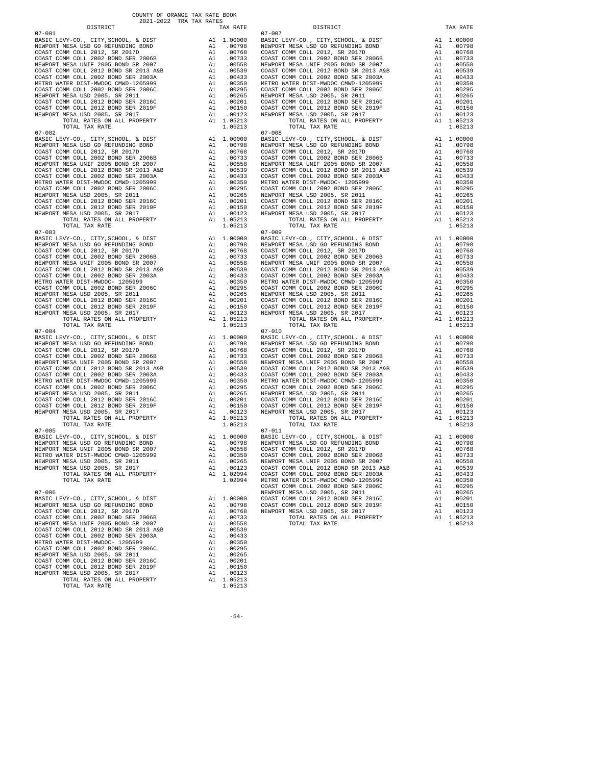COUNTY OF ORANGE TAX RATE BOOK
2021-2022 TRA TAX RATES

| DISTRICT | | TAX RATE |
|---|---|---|
| 07-001 | | |
| BASIC LEVY-CO., CITY,SCHOOL, & DIST | A1 | 1.00000 |
| NEWPORT MESA USD GO REFUNDING BOND | A1 | .00798 |
| COAST COMM COLL 2012, SR 2017D | A1 | .00768 |
| COAST COMM COLL 2002 BOND SER 2006B | A1 | .00733 |
| NEWPORT MESA UNIF 2005 BOND SR 2007 | A1 | .00558 |
| COAST COMM COLL 2012 BOND SR 2013 A&B | A1 | .00539 |
| COAST COMM COLL 2002 BOND SER 2003A | A1 | .00433 |
| METRO WATER DIST-MWDOC CMWD-1205999 | A1 | .00350 |
| COAST COMM COLL 2002 BOND SER 2006C | A1 | .00295 |
| NEWPORT MESA USD 2005, SR 2011 | A1 | .00265 |
| COAST COMM COLL 2012 BOND SER 2016C | A1 | .00201 |
| COAST COMM COLL 2012 BOND SER 2019F | A1 | .00150 |
| NEWPORT MESA USD 2005, SR 2017 | A1 | .00123 |
| TOTAL RATES ON ALL PROPERTY | A1 | 1.05213 |
| TOTAL TAX RATE | | 1.05213 |
| 07-002 | | |
| BASIC LEVY-CO., CITY,SCHOOL, & DIST | A1 | 1.00000 |
| NEWPORT MESA USD GO REFUNDING BOND | A1 | .00798 |
| COAST COMM COLL 2012, SR 2017D | A1 | .00768 |
| COAST COMM COLL 2002 BOND SER 2006B | A1 | .00733 |
| NEWPORT MESA UNIF 2005 BOND SR 2007 | A1 | .00558 |
| COAST COMM COLL 2012 BOND SR 2013 A&B | A1 | .00539 |
| COAST COMM COLL 2002 BOND SER 2003A | A1 | .00433 |
| METRO WATER DIST-MWDOC CMWD-1205999 | A1 | .00350 |
| COAST COMM COLL 2002 BOND SER 2006C | A1 | .00295 |
| NEWPORT MESA USD 2005, SR 2011 | A1 | .00265 |
| COAST COMM COLL 2012 BOND SER 2016C | A1 | .00201 |
| COAST COMM COLL 2012 BOND SER 2019F | A1 | .00150 |
| NEWPORT MESA USD 2005, SR 2017 | A1 | .00123 |
| TOTAL RATES ON ALL PROPERTY | A1 | 1.05213 |
| TOTAL TAX RATE | | 1.05213 |
| 07-003 | | |
| BASIC LEVY-CO., CITY,SCHOOL, & DIST | A1 | 1.00000 |
| NEWPORT MESA USD GO REFUNDING BOND | A1 | .00798 |
| COAST COMM COLL 2012, SR 2017D | A1 | .00768 |
| COAST COMM COLL 2002 BOND SER 2006B | A1 | .00733 |
| NEWPORT MESA UNIF 2005 BOND SR 2007 | A1 | .00558 |
| COAST COMM COLL 2012 BOND SR 2013 A&B | A1 | .00539 |
| COAST COMM COLL 2002 BOND SER 2003A | A1 | .00433 |
| METRO WATER DIST-MWDOC- 1205999 | A1 | .00350 |
| COAST COMM COLL 2002 BOND SER 2006C | A1 | .00295 |
| NEWPORT MESA USD 2005, SR 2011 | A1 | .00265 |
| COAST COMM COLL 2012 BOND SER 2016C | A1 | .00201 |
| COAST COMM COLL 2012 BOND SER 2019F | A1 | .00150 |
| NEWPORT MESA USD 2005, SR 2017 | A1 | .00123 |
| TOTAL RATES ON ALL PROPERTY | A1 | 1.05213 |
| TOTAL TAX RATE | | 1.05213 |
| 07-004 | | |
| BASIC LEVY-CO., CITY,SCHOOL, & DIST | A1 | 1.00000 |
| NEWPORT MESA USD GO REFUNDING BOND | A1 | .00798 |
| COAST COMM COLL 2012, SR 2017D | A1 | .00768 |
| COAST COMM COLL 2002 BOND SER 2006B | A1 | .00733 |
| NEWPORT MESA UNIF 2005 BOND SR 2007 | A1 | .00558 |
| COAST COMM COLL 2012 BOND SR 2013 A&B | A1 | .00539 |
| COAST COMM COLL 2002 BOND SER 2003A | A1 | .00433 |
| METRO WATER DIST-MWDOC CMWD-1205999 | A1 | .00350 |
| COAST COMM COLL 2002 BOND SER 2006C | A1 | .00295 |
| NEWPORT MESA USD 2005, SR 2011 | A1 | .00265 |
| COAST COMM COLL 2012 BOND SER 2016C | A1 | .00201 |
| COAST COMM COLL 2012 BOND SER 2019F | A1 | .00150 |
| NEWPORT MESA USD 2005, SR 2017 | A1 | .00123 |
| TOTAL RATES ON ALL PROPERTY | A1 | 1.05213 |
| TOTAL TAX RATE | | 1.05213 |
| 07-005 | | |
| BASIC LEVY-CO., CITY,SCHOOL, & DIST | A1 | 1.00000 |
| NEWPORT MESA USD GO REFUNDING BOND | A1 | .00798 |
| NEWPORT MESA UNIF 2005 BOND SR 2007 | A1 | .00558 |
| METRO WATER DIST-MWDOC CMWD-1205999 | A1 | .00350 |
| NEWPORT MESA USD 2005, SR 2011 | A1 | .00265 |
| NEWPORT MESA USD 2005, SR 2017 | A1 | .00123 |
| TOTAL RATES ON ALL PROPERTY | A1 | 1.02094 |
| TOTAL TAX RATE | | 1.02094 |
| 07-006 | | |
| BASIC LEVY-CO., CITY,SCHOOL, & DIST | A1 | 1.00000 |
| NEWPORT MESA USD GO REFUNDING BOND | A1 | .00798 |
| COAST COMM COLL 2012, SR 2017D | A1 | .00768 |
| COAST COMM COLL 2002 BOND SER 2006B | A1 | .00733 |
| NEWPORT MESA UNIF 2005 BOND SR 2007 | A1 | .00558 |
| COAST COMM COLL 2012 BOND SR 2013 A&B | A1 | .00539 |
| COAST COMM COLL 2002 BOND SER 2003A | A1 | .00433 |
| METRO WATER DIST-MWDOC- 1205999 | A1 | .00350 |
| COAST COMM COLL 2002 BOND SER 2006C | A1 | .00295 |
| NEWPORT MESA USD 2005, SR 2011 | A1 | .00265 |
| COAST COMM COLL 2012 BOND SER 2016C | A1 | .00201 |
| COAST COMM COLL 2012 BOND SER 2019F | A1 | .00150 |
| NEWPORT MESA USD 2005, SR 2017 | A1 | .00123 |
| TOTAL RATES ON ALL PROPERTY | A1 | 1.05213 |
| TOTAL TAX RATE | | 1.05213 |
| 07-007 | | |
| BASIC LEVY-CO., CITY,SCHOOL, & DIST | A1 | 1.00000 |
| NEWPORT MESA USD GO REFUNDING BOND | A1 | .00798 |
| COAST COMM COLL 2012, SR 2017D | A1 | .00768 |
| COAST COMM COLL 2002 BOND SER 2006B | A1 | .00733 |
| NEWPORT MESA UNIF 2005 BOND SR 2007 | A1 | .00558 |
| COAST COMM COLL 2012 BOND SR 2013 A&B | A1 | .00539 |
| COAST COMM COLL 2002 BOND SER 2003A | A1 | .00433 |
| METRO WATER DIST-MWDOC CMWD-1205999 | A1 | .00350 |
| COAST COMM COLL 2002 BOND SER 2006C | A1 | .00295 |
| NEWPORT MESA USD 2005, SR 2011 | A1 | .00265 |
| COAST COMM COLL 2012 BOND SER 2016C | A1 | .00201 |
| COAST COMM COLL 2012 BOND SER 2019F | A1 | .00150 |
| NEWPORT MESA USD 2005, SR 2017 | A1 | .00123 |
| TOTAL RATES ON ALL PROPERTY | A1 | 1.05213 |
| TOTAL TAX RATE | | 1.05213 |
| 07-008 | | |
| BASIC LEVY-CO., CITY,SCHOOL, & DIST | A1 | 1.00000 |
| NEWPORT MESA USD GO REFUNDING BOND | A1 | .00798 |
| COAST COMM COLL 2012, SR 2017D | A1 | .00768 |
| COAST COMM COLL 2002 BOND SER 2006B | A1 | .00733 |
| NEWPORT MESA UNIF 2005 BOND SR 2007 | A1 | .00558 |
| COAST COMM COLL 2012 BOND SR 2013 A&B | A1 | .00539 |
| COAST COMM COLL 2002 BOND SER 2003A | A1 | .00433 |
| METRO WATER DIST-MWDOC- 1205999 | A1 | .00350 |
| COAST COMM COLL 2002 BOND SER 2006C | A1 | .00295 |
| NEWPORT MESA USD 2005, SR 2011 | A1 | .00265 |
| COAST COMM COLL 2012 BOND SER 2016C | A1 | .00201 |
| COAST COMM COLL 2012 BOND SER 2019F | A1 | .00150 |
| NEWPORT MESA USD 2005, SR 2017 | A1 | .00123 |
| TOTAL RATES ON ALL PROPERTY | A1 | 1.05213 |
| TOTAL TAX RATE | | 1.05213 |
| 07-009 | | |
| BASIC LEVY-CO., CITY,SCHOOL, & DIST | A1 | 1.00000 |
| NEWPORT MESA USD GO REFUNDING BOND | A1 | .00798 |
| COAST COMM COLL 2012, SR 2017D | A1 | .00768 |
| COAST COMM COLL 2002 BOND SER 2006B | A1 | .00733 |
| NEWPORT MESA UNIF 2005 BOND SR 2007 | A1 | .00558 |
| COAST COMM COLL 2012 BOND SR 2013 A&B | A1 | .00539 |
| COAST COMM COLL 2002 BOND SER 2003A | A1 | .00433 |
| METRO WATER DIST-MWDOC CMWD-1205999 | A1 | .00350 |
| COAST COMM COLL 2002 BOND SER 2006C | A1 | .00295 |
| NEWPORT MESA USD 2005, SR 2011 | A1 | .00265 |
| COAST COMM COLL 2012 BOND SER 2016C | A1 | .00201 |
| COAST COMM COLL 2012 BOND SER 2019F | A1 | .00150 |
| NEWPORT MESA USD 2005, SR 2017 | A1 | .00123 |
| TOTAL RATES ON ALL PROPERTY | A1 | 1.05213 |
| TOTAL TAX RATE | | 1.05213 |
| 07-010 | | |
| BASIC LEVY-CO., CITY,SCHOOL, & DIST | A1 | 1.00000 |
| NEWPORT MESA USD GO REFUNDING BOND | A1 | .00798 |
| COAST COMM COLL 2012, SR 2017D | A1 | .00768 |
| COAST COMM COLL 2002 BOND SER 2006B | A1 | .00733 |
| NEWPORT MESA UNIF 2005 BOND SR 2007 | A1 | .00558 |
| COAST COMM COLL 2012 BOND SR 2013 A&B | A1 | .00539 |
| COAST COMM COLL 2002 BOND SER 2003A | A1 | .00433 |
| METRO WATER DIST-MWDOC CMWD-1205999 | A1 | .00350 |
| COAST COMM COLL 2002 BOND SER 2006C | A1 | .00295 |
| NEWPORT MESA USD 2005, SR 2011 | A1 | .00265 |
| COAST COMM COLL 2012 BOND SER 2016C | A1 | .00201 |
| COAST COMM COLL 2012 BOND SER 2019F | A1 | .00150 |
| NEWPORT MESA USD 2005, SR 2017 | A1 | .00123 |
| TOTAL RATES ON ALL PROPERTY | A1 | 1.05213 |
| TOTAL TAX RATE | | 1.05213 |
| 07-011 | | |
| BASIC LEVY-CO., CITY,SCHOOL, & DIST | A1 | 1.00000 |
| NEWPORT MESA USD GO REFUNDING BOND | A1 | .00798 |
| COAST COMM COLL 2012, SR 2017D | A1 | .00768 |
| COAST COMM COLL 2002 BOND SER 2006B | A1 | .00733 |
| NEWPORT MESA UNIF 2005 BOND SR 2007 | A1 | .00558 |
| COAST COMM COLL 2012 BOND SR 2013 A&B | A1 | .00539 |
| COAST COMM COLL 2002 BOND SER 2003A | A1 | .00433 |
| METRO WATER DIST-MWDOC CMWD-1205999 | A1 | .00350 |
| COAST COMM COLL 2002 BOND SER 2006C | A1 | .00295 |
| NEWPORT MESA USD 2005, SR 2011 | A1 | .00265 |
| COAST COMM COLL 2012 BOND SER 2016C | A1 | .00201 |
| COAST COMM COLL 2012 BOND SER 2019F | A1 | .00150 |
| NEWPORT MESA USD 2005, SR 2017 | A1 | .00123 |
| TOTAL RATES ON ALL PROPERTY | A1 | 1.05213 |
| TOTAL TAX RATE | | 1.05213 |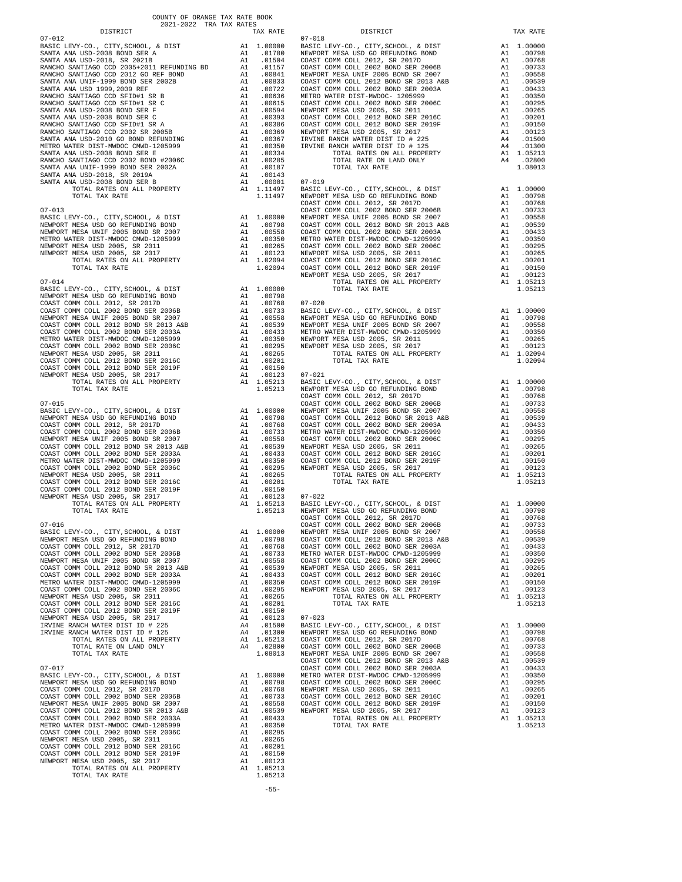COUNTY OF ORANGE TAX RATE BOOK
2021-2022 TRA TAX RATES

### 07-012

| DISTRICT | | TAX RATE |
|---|---|---|
| BASIC LEVY-CO., CITY,SCHOOL, & DIST | A1 | 1.00000 |
| SANTA ANA USD-2008 BOND SER A | A1 | .01780 |
| SANTA ANA USD-2018, SR 2021B | A1 | .01504 |
| RANCHO SANTIAGO CCD 2005+2011 REFUNDING BD | A1 | .01157 |
| RANCHO SANTIAGO CCD 2012 GO REF BOND | A1 | .00841 |
| SANTA ANA UNIF-1999 BOND SER 2002B | A1 | .00833 |
| SANTA ANA USD 1999,2009 REF | A1 | .00722 |
| RANCHO SANTIAGO CCD SFID#1 SR B | A1 | .00636 |
| RANCHO SANTIAGO CCD SFID#1 SR C | A1 | .00615 |
| SANTA ANA USD-2008 BOND SER F | A1 | .00594 |
| SANTA ANA USD-2008 BOND SER C | A1 | .00393 |
| RANCHO SANTIAGO CCD SFID#1 SR A | A1 | .00386 |
| RANCHO SANTIAGO CCD 2002 SR 2005B | A1 | .00369 |
| SANTA ANA USD-2010 GO BOND REFUNDING | A1 | .00367 |
| METRO WATER DIST-MWDOC CMWD-1205999 | A1 | .00350 |
| SANTA ANA USD-2008 BOND SER E | A1 | .00334 |
| RANCHO SANTIAGO CCD 2002 BOND #2006C | A1 | .00285 |
| SANTA ANA UNIF-1999 BOND SER 2002A | A1 | .00187 |
| SANTA ANA USD-2018, SR 2019A | A1 | .00143 |
| SANTA ANA USD-2008 BOND SER B | A1 | .00001 |
| TOTAL RATES ON ALL PROPERTY | A1 | 1.11497 |
| TOTAL TAX RATE | | 1.11497 |

### 07-013

| DISTRICT | | TAX RATE |
|---|---|---|
| BASIC LEVY-CO., CITY,SCHOOL, & DIST | A1 | 1.00000 |
| NEWPORT MESA USD GO REFUNDING BOND | A1 | .00798 |
| NEWPORT MESA UNIF 2005 BOND SR 2007 | A1 | .00558 |
| METRO WATER DIST-MWDOC CMWD-1205999 | A1 | .00350 |
| NEWPORT MESA USD 2005, SR 2011 | A1 | .00265 |
| NEWPORT MESA USD 2005, SR 2017 | A1 | .00123 |
| TOTAL RATES ON ALL PROPERTY | A1 | 1.02094 |
| TOTAL TAX RATE | | 1.02094 |

### 07-014

| DISTRICT | | TAX RATE |
|---|---|---|
| BASIC LEVY-CO., CITY,SCHOOL, & DIST | A1 | 1.00000 |
| NEWPORT MESA USD GO REFUNDING BOND | A1 | .00798 |
| COAST COMM COLL 2012, SR 2017D | A1 | .00768 |
| COAST COMM COLL 2002 BOND SER 2006B | A1 | .00733 |
| NEWPORT MESA UNIF 2005 BOND SR 2007 | A1 | .00558 |
| COAST COMM COLL 2012 BOND SR 2013 A&B | A1 | .00539 |
| COAST COMM COLL 2002 BOND SER 2003A | A1 | .00433 |
| METRO WATER DIST-MWDOC CMWD-1205999 | A1 | .00350 |
| COAST COMM COLL 2002 BOND SER 2006C | A1 | .00295 |
| NEWPORT MESA USD 2005, SR 2011 | A1 | .00265 |
| COAST COMM COLL 2012 BOND SER 2016C | A1 | .00201 |
| COAST COMM COLL 2012 BOND SER 2019F | A1 | .00150 |
| NEWPORT MESA USD 2005, SR 2017 | A1 | .00123 |
| TOTAL RATES ON ALL PROPERTY | A1 | 1.05213 |
| TOTAL TAX RATE | | 1.05213 |

### 07-015

| DISTRICT | | TAX RATE |
|---|---|---|
| BASIC LEVY-CO., CITY,SCHOOL, & DIST | A1 | 1.00000 |
| NEWPORT MESA USD GO REFUNDING BOND | A1 | .00798 |
| COAST COMM COLL 2012, SR 2017D | A1 | .00768 |
| COAST COMM COLL 2002 BOND SER 2006B | A1 | .00733 |
| NEWPORT MESA UNIF 2005 BOND SR 2007 | A1 | .00558 |
| COAST COMM COLL 2012 BOND SR 2013 A&B | A1 | .00539 |
| COAST COMM COLL 2002 BOND SER 2003A | A1 | .00433 |
| METRO WATER DIST-MWDOC CMWD-1205999 | A1 | .00350 |
| COAST COMM COLL 2002 BOND SER 2006C | A1 | .00295 |
| NEWPORT MESA USD 2005, SR 2011 | A1 | .00265 |
| COAST COMM COLL 2012 BOND SER 2016C | A1 | .00201 |
| COAST COMM COLL 2012 BOND SER 2019F | A1 | .00150 |
| NEWPORT MESA USD 2005, SR 2017 | A1 | .00123 |
| TOTAL RATES ON ALL PROPERTY | A1 | 1.05213 |
| TOTAL TAX RATE | | 1.05213 |

### 07-016

| DISTRICT | | TAX RATE |
|---|---|---|
| BASIC LEVY-CO., CITY,SCHOOL, & DIST | A1 | 1.00000 |
| NEWPORT MESA USD GO REFUNDING BOND | A1 | .00798 |
| COAST COMM COLL 2012, SR 2017D | A1 | .00768 |
| COAST COMM COLL 2002 BOND SER 2006B | A1 | .00733 |
| NEWPORT MESA UNIF 2005 BOND SR 2007 | A1 | .00558 |
| COAST COMM COLL 2012 BOND SR 2013 A&B | A1 | .00539 |
| COAST COMM COLL 2002 BOND SER 2003A | A1 | .00433 |
| METRO WATER DIST-MWDOC CMWD-1205999 | A1 | .00350 |
| COAST COMM COLL 2002 BOND SER 2006C | A1 | .00295 |
| NEWPORT MESA USD 2005, SR 2011 | A1 | .00265 |
| COAST COMM COLL 2012 BOND SER 2016C | A1 | .00201 |
| COAST COMM COLL 2012 BOND SER 2019F | A1 | .00150 |
| NEWPORT MESA USD 2005, SR 2017 | A1 | .00123 |
| IRVINE RANCH WATER DIST ID # 225 | A4 | .01500 |
| IRVINE RANCH WATER DIST ID # 125 | A4 | .01300 |
| TOTAL RATES ON ALL PROPERTY | A1 | 1.05213 |
| TOTAL RATE ON LAND ONLY | A4 | .02800 |
| TOTAL TAX RATE | | 1.08013 |

### 07-017

| DISTRICT | | TAX RATE |
|---|---|---|
| BASIC LEVY-CO., CITY,SCHOOL, & DIST | A1 | 1.00000 |
| NEWPORT MESA USD GO REFUNDING BOND | A1 | .00798 |
| COAST COMM COLL 2012, SR 2017D | A1 | .00768 |
| COAST COMM COLL 2002 BOND SER 2006B | A1 | .00733 |
| NEWPORT MESA UNIF 2005 BOND SR 2007 | A1 | .00558 |
| COAST COMM COLL 2012 BOND SR 2013 A&B | A1 | .00539 |
| COAST COMM COLL 2002 BOND SER 2003A | A1 | .00433 |
| METRO WATER DIST-MWDOC CMWD-1205999 | A1 | .00350 |
| COAST COMM COLL 2002 BOND SER 2006C | A1 | .00295 |
| NEWPORT MESA USD 2005, SR 2011 | A1 | .00265 |
| COAST COMM COLL 2012 BOND SER 2016C | A1 | .00201 |
| COAST COMM COLL 2012 BOND SER 2019F | A1 | .00150 |
| NEWPORT MESA USD 2005, SR 2017 | A1 | .00123 |
| TOTAL RATES ON ALL PROPERTY | A1 | 1.05213 |
| TOTAL TAX RATE | | 1.05213 |

### 07-018

| DISTRICT | | TAX RATE |
|---|---|---|
| BASIC LEVY-CO., CITY,SCHOOL, & DIST | A1 | 1.00000 |
| NEWPORT MESA USD GO REFUNDING BOND | A1 | .00798 |
| COAST COMM COLL 2012, SR 2017D | A1 | .00768 |
| COAST COMM COLL 2002 BOND SER 2006B | A1 | .00733 |
| NEWPORT MESA UNIF 2005 BOND SR 2007 | A1 | .00558 |
| COAST COMM COLL 2012 BOND SR 2013 A&B | A1 | .00539 |
| COAST COMM COLL 2002 BOND SER 2003A | A1 | .00433 |
| METRO WATER DIST-MWDOC- 1205999 | A1 | .00350 |
| COAST COMM COLL 2002 BOND SER 2006C | A1 | .00295 |
| NEWPORT MESA USD 2005, SR 2011 | A1 | .00265 |
| COAST COMM COLL 2012 BOND SER 2016C | A1 | .00201 |
| COAST COMM COLL 2012 BOND SER 2019F | A1 | .00150 |
| NEWPORT MESA USD 2005, SR 2017 | A1 | .00123 |
| IRVINE RANCH WATER DIST ID # 225 | A4 | .01500 |
| IRVINE RANCH WATER DIST ID # 125 | A4 | .01300 |
| TOTAL RATES ON ALL PROPERTY | A1 | 1.05213 |
| TOTAL RATE ON LAND ONLY | A4 | .02800 |
| TOTAL TAX RATE | | 1.08013 |

### 07-019

| DISTRICT | | TAX RATE |
|---|---|---|
| BASIC LEVY-CO., CITY,SCHOOL, & DIST | A1 | 1.00000 |
| NEWPORT MESA USD GO REFUNDING BOND | A1 | .00798 |
| COAST COMM COLL 2012, SR 2017D | A1 | .00768 |
| COAST COMM COLL 2002 BOND SER 2006B | A1 | .00733 |
| NEWPORT MESA UNIF 2005 BOND SR 2007 | A1 | .00558 |
| COAST COMM COLL 2012 BOND SR 2013 A&B | A1 | .00539 |
| COAST COMM COLL 2002 BOND SER 2003A | A1 | .00433 |
| METRO WATER DIST-MWDOC CMWD-1205999 | A1 | .00350 |
| COAST COMM COLL 2002 BOND SER 2006C | A1 | .00295 |
| NEWPORT MESA USD 2005, SR 2011 | A1 | .00265 |
| COAST COMM COLL 2012 BOND SER 2016C | A1 | .00201 |
| COAST COMM COLL 2012 BOND SER 2019F | A1 | .00150 |
| NEWPORT MESA USD 2005, SR 2017 | A1 | .00123 |
| TOTAL RATES ON ALL PROPERTY | A1 | 1.05213 |
| TOTAL TAX RATE | | 1.05213 |

### 07-020

| DISTRICT | | TAX RATE |
|---|---|---|
| BASIC LEVY-CO., CITY,SCHOOL, & DIST | A1 | 1.00000 |
| NEWPORT MESA USD GO REFUNDING BOND | A1 | .00798 |
| NEWPORT MESA UNIF 2005 BOND SR 2007 | A1 | .00558 |
| METRO WATER DIST-MWDOC CMWD-1205999 | A1 | .00350 |
| NEWPORT MESA USD 2005, SR 2011 | A1 | .00265 |
| NEWPORT MESA USD 2005, SR 2017 | A1 | .00123 |
| TOTAL RATES ON ALL PROPERTY | A1 | 1.02094 |
| TOTAL TAX RATE | | 1.02094 |

### 07-021

| DISTRICT | | TAX RATE |
|---|---|---|
| BASIC LEVY-CO., CITY,SCHOOL, & DIST | A1 | 1.00000 |
| NEWPORT MESA USD GO REFUNDING BOND | A1 | .00798 |
| COAST COMM COLL 2012, SR 2017D | A1 | .00768 |
| COAST COMM COLL 2002 BOND SER 2006B | A1 | .00733 |
| NEWPORT MESA UNIF 2005 BOND SR 2007 | A1 | .00558 |
| COAST COMM COLL 2012 BOND SR 2013 A&B | A1 | .00539 |
| COAST COMM COLL 2002 BOND SER 2003A | A1 | .00433 |
| METRO WATER DIST-MWDOC CMWD-1205999 | A1 | .00350 |
| COAST COMM COLL 2002 BOND SER 2006C | A1 | .00295 |
| NEWPORT MESA USD 2005, SR 2011 | A1 | .00265 |
| COAST COMM COLL 2012 BOND SER 2016C | A1 | .00201 |
| COAST COMM COLL 2012 BOND SER 2019F | A1 | .00150 |
| NEWPORT MESA USD 2005, SR 2017 | A1 | .00123 |
| TOTAL RATES ON ALL PROPERTY | A1 | 1.05213 |
| TOTAL TAX RATE | | 1.05213 |

### 07-022

| DISTRICT | | TAX RATE |
|---|---|---|
| BASIC LEVY-CO., CITY,SCHOOL, & DIST | A1 | 1.00000 |
| NEWPORT MESA USD GO REFUNDING BOND | A1 | .00798 |
| COAST COMM COLL 2012, SR 2017D | A1 | .00768 |
| COAST COMM COLL 2002 BOND SER 2006B | A1 | .00733 |
| NEWPORT MESA UNIF 2005 BOND SR 2007 | A1 | .00558 |
| COAST COMM COLL 2012 BOND SR 2013 A&B | A1 | .00539 |
| COAST COMM COLL 2002 BOND SER 2003A | A1 | .00433 |
| METRO WATER DIST-MWDOC CMWD-1205999 | A1 | .00350 |
| COAST COMM COLL 2002 BOND SER 2006C | A1 | .00295 |
| NEWPORT MESA USD 2005, SR 2011 | A1 | .00265 |
| COAST COMM COLL 2012 BOND SER 2016C | A1 | .00201 |
| COAST COMM COLL 2012 BOND SER 2019F | A1 | .00150 |
| NEWPORT MESA USD 2005, SR 2017 | A1 | .00123 |
| TOTAL RATES ON ALL PROPERTY | A1 | 1.05213 |
| TOTAL TAX RATE | | 1.05213 |

### 07-023

| DISTRICT | | TAX RATE |
|---|---|---|
| BASIC LEVY-CO., CITY,SCHOOL, & DIST | A1 | 1.00000 |
| NEWPORT MESA USD GO REFUNDING BOND | A1 | .00798 |
| COAST COMM COLL 2012, SR 2017D | A1 | .00768 |
| COAST COMM COLL 2002 BOND SER 2006B | A1 | .00733 |
| NEWPORT MESA UNIF 2005 BOND SR 2007 | A1 | .00558 |
| COAST COMM COLL 2012 BOND SR 2013 A&B | A1 | .00539 |
| COAST COMM COLL 2002 BOND SER 2003A | A1 | .00433 |
| METRO WATER DIST-MWDOC CMWD-1205999 | A1 | .00350 |
| COAST COMM COLL 2002 BOND SER 2006C | A1 | .00295 |
| NEWPORT MESA USD 2005, SR 2011 | A1 | .00265 |
| COAST COMM COLL 2012 BOND SER 2016C | A1 | .00201 |
| COAST COMM COLL 2012 BOND SER 2019F | A1 | .00150 |
| NEWPORT MESA USD 2005, SR 2017 | A1 | .00123 |
| TOTAL RATES ON ALL PROPERTY | A1 | 1.05213 |
| TOTAL TAX RATE | | 1.05213 |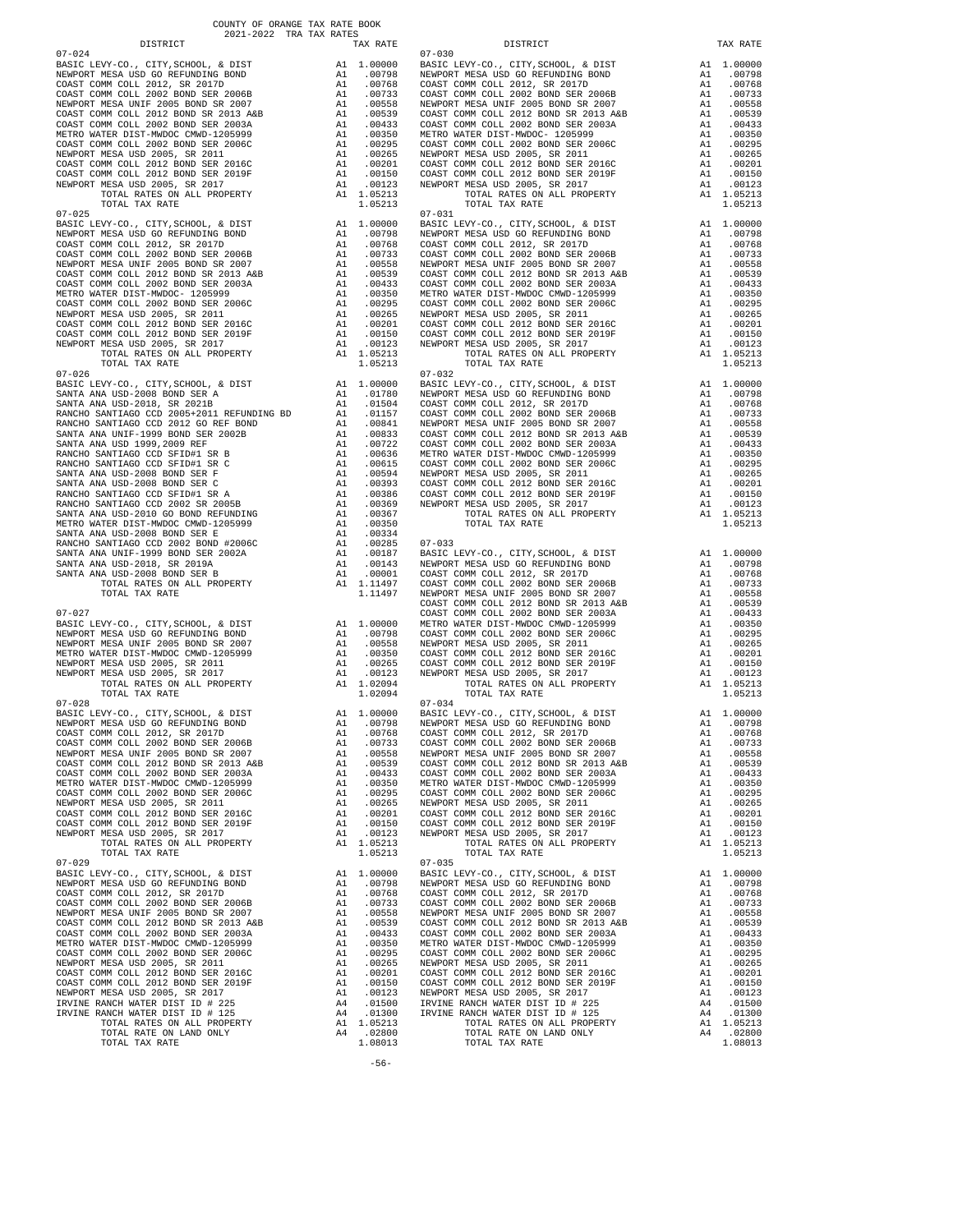COUNTY OF ORANGE TAX RATE BOOK
2021-2022 TRA TAX RATES

| DISTRICT | | TAX RATE |
|---|---|---|
| **07-024** | | |
| BASIC LEVY-CO., CITY,SCHOOL, & DIST | A1 | 1.00000 |
| NEWPORT MESA USD GO REFUNDING BOND | A1 | .00798 |
| COAST COMM COLL 2012, SR 2017D | A1 | .00768 |
| COAST COMM COLL 2002 BOND SER 2006B | A1 | .00733 |
| NEWPORT MESA UNIF 2005 BOND SR 2007 | A1 | .00558 |
| COAST COMM COLL 2012 BOND SR 2013 A&B | A1 | .00539 |
| COAST COMM COLL 2002 BOND SER 2003A | A1 | .00433 |
| METRO WATER DIST-MWDOC CMWD-1205999 | A1 | .00350 |
| COAST COMM COLL 2002 BOND SER 2006C | A1 | .00295 |
| NEWPORT MESA USD 2005, SR 2011 | A1 | .00265 |
| COAST COMM COLL 2012 BOND SER 2016C | A1 | .00201 |
| COAST COMM COLL 2012 BOND SER 2019F | A1 | .00150 |
| NEWPORT MESA USD 2005, SR 2017 | A1 | .00123 |
| TOTAL RATES ON ALL PROPERTY | A1 | 1.05213 |
| TOTAL TAX RATE | | 1.05213 |
| **07-025** | | |
| BASIC LEVY-CO., CITY,SCHOOL, & DIST | A1 | 1.00000 |
| NEWPORT MESA USD GO REFUNDING BOND | A1 | .00798 |
| COAST COMM COLL 2012, SR 2017D | A1 | .00768 |
| COAST COMM COLL 2002 BOND SER 2006B | A1 | .00733 |
| NEWPORT MESA UNIF 2005 BOND SR 2007 | A1 | .00558 |
| COAST COMM COLL 2012 BOND SR 2013 A&B | A1 | .00539 |
| COAST COMM COLL 2002 BOND SER 2003A | A1 | .00433 |
| METRO WATER DIST-MWDOC- 1205999 | A1 | .00350 |
| COAST COMM COLL 2002 BOND SER 2006C | A1 | .00295 |
| NEWPORT MESA USD 2005, SR 2011 | A1 | .00265 |
| COAST COMM COLL 2012 BOND SER 2016C | A1 | .00201 |
| COAST COMM COLL 2012 BOND SER 2019F | A1 | .00150 |
| NEWPORT MESA USD 2005, SR 2017 | A1 | .00123 |
| TOTAL RATES ON ALL PROPERTY | A1 | 1.05213 |
| TOTAL TAX RATE | | 1.05213 |
| **07-026** | | |
| BASIC LEVY-CO., CITY,SCHOOL, & DIST | A1 | 1.00000 |
| SANTA ANA USD-2008 BOND SER A | A1 | .01780 |
| SANTA ANA USD-2018, SR 2021B | A1 | .01504 |
| RANCHO SANTIAGO CCD 2005+2011 REFUNDING BD | A1 | .01157 |
| RANCHO SANTIAGO CCD 2012 GO REF BOND | A1 | .00841 |
| SANTA ANA UNIF-1999 BOND SER 2002B | A1 | .00833 |
| SANTA ANA USD 1999,2009 REF | A1 | .00722 |
| RANCHO SANTIAGO CCD SFID#1 SR B | A1 | .00636 |
| RANCHO SANTIAGO CCD SFID#1 SR C | A1 | .00615 |
| SANTA ANA USD-2008 BOND SER F | A1 | .00594 |
| SANTA ANA USD-2008 BOND SER C | A1 | .00393 |
| RANCHO SANTIAGO CCD SFID#1 SR A | A1 | .00386 |
| RANCHO SANTIAGO CCD 2002 SR 2005B | A1 | .00369 |
| SANTA ANA USD-2010 GO BOND REFUNDING | A1 | .00367 |
| METRO WATER DIST-MWDOC CMWD-1205999 | A1 | .00350 |
| SANTA ANA USD-2008 BOND SER E | A1 | .00334 |
| RANCHO SANTIAGO CCD 2002 BOND #2006C | A1 | .00285 |
| SANTA ANA UNIF-1999 BOND SER 2002A | A1 | .00187 |
| SANTA ANA USD-2018, SR 2019A | A1 | .00143 |
| SANTA ANA USD-2008 BOND SER B | A1 | .00001 |
| TOTAL RATES ON ALL PROPERTY | A1 | 1.11497 |
| TOTAL TAX RATE | | 1.11497 |
| **07-027** | | |
| BASIC LEVY-CO., CITY,SCHOOL, & DIST | A1 | 1.00000 |
| NEWPORT MESA USD GO REFUNDING BOND | A1 | .00798 |
| NEWPORT MESA UNIF 2005 BOND SR 2007 | A1 | .00558 |
| METRO WATER DIST-MWDOC CMWD-1205999 | A1 | .00350 |
| NEWPORT MESA USD 2005, SR 2011 | A1 | .00265 |
| NEWPORT MESA USD 2005, SR 2017 | A1 | .00123 |
| TOTAL RATES ON ALL PROPERTY | A1 | 1.02094 |
| TOTAL TAX RATE | | 1.02094 |
| **07-028** | | |
| BASIC LEVY-CO., CITY,SCHOOL, & DIST | A1 | 1.00000 |
| NEWPORT MESA USD GO REFUNDING BOND | A1 | .00798 |
| COAST COMM COLL 2012, SR 2017D | A1 | .00768 |
| COAST COMM COLL 2002 BOND SER 2006B | A1 | .00733 |
| NEWPORT MESA UNIF 2005 BOND SR 2007 | A1 | .00558 |
| COAST COMM COLL 2012 BOND SR 2013 A&B | A1 | .00539 |
| COAST COMM COLL 2002 BOND SER 2003A | A1 | .00433 |
| METRO WATER DIST-MWDOC CMWD-1205999 | A1 | .00350 |
| COAST COMM COLL 2002 BOND SER 2006C | A1 | .00295 |
| NEWPORT MESA USD 2005, SR 2011 | A1 | .00265 |
| COAST COMM COLL 2012 BOND SER 2016C | A1 | .00201 |
| COAST COMM COLL 2012 BOND SER 2019F | A1 | .00150 |
| NEWPORT MESA USD 2005, SR 2017 | A1 | .00123 |
| TOTAL RATES ON ALL PROPERTY | A1 | 1.05213 |
| TOTAL TAX RATE | | 1.05213 |
| **07-029** | | |
| BASIC LEVY-CO., CITY,SCHOOL, & DIST | A1 | 1.00000 |
| NEWPORT MESA USD GO REFUNDING BOND | A1 | .00798 |
| COAST COMM COLL 2012, SR 2017D | A1 | .00768 |
| COAST COMM COLL 2002 BOND SER 2006B | A1 | .00733 |
| NEWPORT MESA UNIF 2005 BOND SR 2007 | A1 | .00558 |
| COAST COMM COLL 2012 BOND SR 2013 A&B | A1 | .00539 |
| COAST COMM COLL 2002 BOND SER 2003A | A1 | .00433 |
| METRO WATER DIST-MWDOC CMWD-1205999 | A1 | .00350 |
| COAST COMM COLL 2002 BOND SER 2006C | A1 | .00295 |
| NEWPORT MESA USD 2005, SR 2011 | A1 | .00265 |
| COAST COMM COLL 2012 BOND SER 2016C | A1 | .00201 |
| COAST COMM COLL 2012 BOND SER 2019F | A1 | .00150 |
| NEWPORT MESA USD 2005, SR 2017 | A1 | .00123 |
| IRVINE RANCH WATER DIST ID # 225 | A4 | .01500 |
| IRVINE RANCH WATER DIST ID # 125 | A4 | .01300 |
| TOTAL RATES ON ALL PROPERTY | A1 | 1.05213 |
| TOTAL RATE ON LAND ONLY | A4 | .02800 |
| TOTAL TAX RATE | | 1.08013 |
| **07-030** | | |
| BASIC LEVY-CO., CITY,SCHOOL, & DIST | A1 | 1.00000 |
| NEWPORT MESA USD GO REFUNDING BOND | A1 | .00798 |
| COAST COMM COLL 2012, SR 2017D | A1 | .00768 |
| COAST COMM COLL 2002 BOND SER 2006B | A1 | .00733 |
| NEWPORT MESA UNIF 2005 BOND SR 2007 | A1 | .00558 |
| COAST COMM COLL 2012 BOND SR 2013 A&B | A1 | .00539 |
| COAST COMM COLL 2002 BOND SER 2003A | A1 | .00433 |
| METRO WATER DIST-MWDOC- 1205999 | A1 | .00350 |
| COAST COMM COLL 2002 BOND SER 2006C | A1 | .00295 |
| NEWPORT MESA USD 2005, SR 2011 | A1 | .00265 |
| COAST COMM COLL 2012 BOND SER 2016C | A1 | .00201 |
| COAST COMM COLL 2012 BOND SER 2019F | A1 | .00150 |
| NEWPORT MESA USD 2005, SR 2017 | A1 | .00123 |
| TOTAL RATES ON ALL PROPERTY | A1 | 1.05213 |
| TOTAL TAX RATE | | 1.05213 |
| **07-031** | | |
| BASIC LEVY-CO., CITY,SCHOOL, & DIST | A1 | 1.00000 |
| NEWPORT MESA USD GO REFUNDING BOND | A1 | .00798 |
| COAST COMM COLL 2012, SR 2017D | A1 | .00768 |
| COAST COMM COLL 2002 BOND SER 2006B | A1 | .00733 |
| NEWPORT MESA UNIF 2005 BOND SR 2007 | A1 | .00558 |
| COAST COMM COLL 2012 BOND SR 2013 A&B | A1 | .00539 |
| COAST COMM COLL 2002 BOND SER 2003A | A1 | .00433 |
| METRO WATER DIST-MWDOC CMWD-1205999 | A1 | .00350 |
| COAST COMM COLL 2002 BOND SER 2006C | A1 | .00295 |
| NEWPORT MESA USD 2005, SR 2011 | A1 | .00265 |
| COAST COMM COLL 2012 BOND SER 2016C | A1 | .00201 |
| COAST COMM COLL 2012 BOND SER 2019F | A1 | .00150 |
| NEWPORT MESA USD 2005, SR 2017 | A1 | .00123 |
| TOTAL RATES ON ALL PROPERTY | A1 | 1.05213 |
| TOTAL TAX RATE | | 1.05213 |
| **07-032** | | |
| BASIC LEVY-CO., CITY,SCHOOL, & DIST | A1 | 1.00000 |
| NEWPORT MESA USD GO REFUNDING BOND | A1 | .00798 |
| COAST COMM COLL 2012, SR 2017D | A1 | .00768 |
| COAST COMM COLL 2002 BOND SER 2006B | A1 | .00733 |
| NEWPORT MESA UNIF 2005 BOND SR 2007 | A1 | .00558 |
| COAST COMM COLL 2012 BOND SR 2013 A&B | A1 | .00539 |
| COAST COMM COLL 2002 BOND SER 2003A | A1 | .00433 |
| METRO WATER DIST-MWDOC CMWD-1205999 | A1 | .00350 |
| COAST COMM COLL 2002 BOND SER 2006C | A1 | .00295 |
| NEWPORT MESA USD 2005, SR 2011 | A1 | .00265 |
| COAST COMM COLL 2012 BOND SER 2016C | A1 | .00201 |
| COAST COMM COLL 2012 BOND SER 2019F | A1 | .00150 |
| NEWPORT MESA USD 2005, SR 2017 | A1 | .00123 |
| TOTAL RATES ON ALL PROPERTY | A1 | 1.05213 |
| TOTAL TAX RATE | | 1.05213 |
| **07-033** | | |
| BASIC LEVY-CO., CITY,SCHOOL, & DIST | A1 | 1.00000 |
| NEWPORT MESA USD GO REFUNDING BOND | A1 | .00798 |
| COAST COMM COLL 2012, SR 2017D | A1 | .00768 |
| COAST COMM COLL 2002 BOND SER 2006B | A1 | .00733 |
| NEWPORT MESA UNIF 2005 BOND SR 2007 | A1 | .00558 |
| COAST COMM COLL 2012 BOND SR 2013 A&B | A1 | .00539 |
| COAST COMM COLL 2002 BOND SER 2003A | A1 | .00433 |
| METRO WATER DIST-MWDOC CMWD-1205999 | A1 | .00350 |
| COAST COMM COLL 2002 BOND SER 2006C | A1 | .00295 |
| NEWPORT MESA USD 2005, SR 2011 | A1 | .00265 |
| COAST COMM COLL 2012 BOND SER 2016C | A1 | .00201 |
| COAST COMM COLL 2012 BOND SER 2019F | A1 | .00150 |
| NEWPORT MESA USD 2005, SR 2017 | A1 | .00123 |
| TOTAL RATES ON ALL PROPERTY | A1 | 1.05213 |
| TOTAL TAX RATE | | 1.05213 |
| **07-034** | | |
| BASIC LEVY-CO., CITY,SCHOOL, & DIST | A1 | 1.00000 |
| NEWPORT MESA USD GO REFUNDING BOND | A1 | .00798 |
| COAST COMM COLL 2012, SR 2017D | A1 | .00768 |
| COAST COMM COLL 2002 BOND SER 2006B | A1 | .00733 |
| NEWPORT MESA UNIF 2005 BOND SR 2007 | A1 | .00558 |
| COAST COMM COLL 2012 BOND SR 2013 A&B | A1 | .00539 |
| COAST COMM COLL 2002 BOND SER 2003A | A1 | .00433 |
| METRO WATER DIST-MWDOC CMWD-1205999 | A1 | .00350 |
| COAST COMM COLL 2002 BOND SER 2006C | A1 | .00295 |
| NEWPORT MESA USD 2005, SR 2011 | A1 | .00265 |
| COAST COMM COLL 2012 BOND SER 2016C | A1 | .00201 |
| COAST COMM COLL 2012 BOND SER 2019F | A1 | .00150 |
| NEWPORT MESA USD 2005, SR 2017 | A1 | .00123 |
| TOTAL RATES ON ALL PROPERTY | A1 | 1.05213 |
| TOTAL TAX RATE | | 1.05213 |
| **07-035** | | |
| BASIC LEVY-CO., CITY,SCHOOL, & DIST | A1 | 1.00000 |
| NEWPORT MESA USD GO REFUNDING BOND | A1 | .00798 |
| COAST COMM COLL 2012, SR 2017D | A1 | .00768 |
| COAST COMM COLL 2002 BOND SER 2006B | A1 | .00733 |
| NEWPORT MESA UNIF 2005 BOND SR 2007 | A1 | .00558 |
| COAST COMM COLL 2012 BOND SR 2013 A&B | A1 | .00539 |
| COAST COMM COLL 2002 BOND SER 2003A | A1 | .00433 |
| METRO WATER DIST-MWDOC CMWD-1205999 | A1 | .00350 |
| COAST COMM COLL 2002 BOND SER 2006C | A1 | .00295 |
| NEWPORT MESA USD 2005, SR 2011 | A1 | .00265 |
| COAST COMM COLL 2012 BOND SER 2016C | A1 | .00201 |
| COAST COMM COLL 2012 BOND SER 2019F | A1 | .00150 |
| NEWPORT MESA USD 2005, SR 2017 | A1 | .00123 |
| IRVINE RANCH WATER DIST ID # 225 | A4 | .01500 |
| IRVINE RANCH WATER DIST ID # 125 | A4 | .01300 |
| TOTAL RATES ON ALL PROPERTY | A1 | 1.05213 |
| TOTAL RATE ON LAND ONLY | A4 | .02800 |
| TOTAL TAX RATE | | 1.08013 |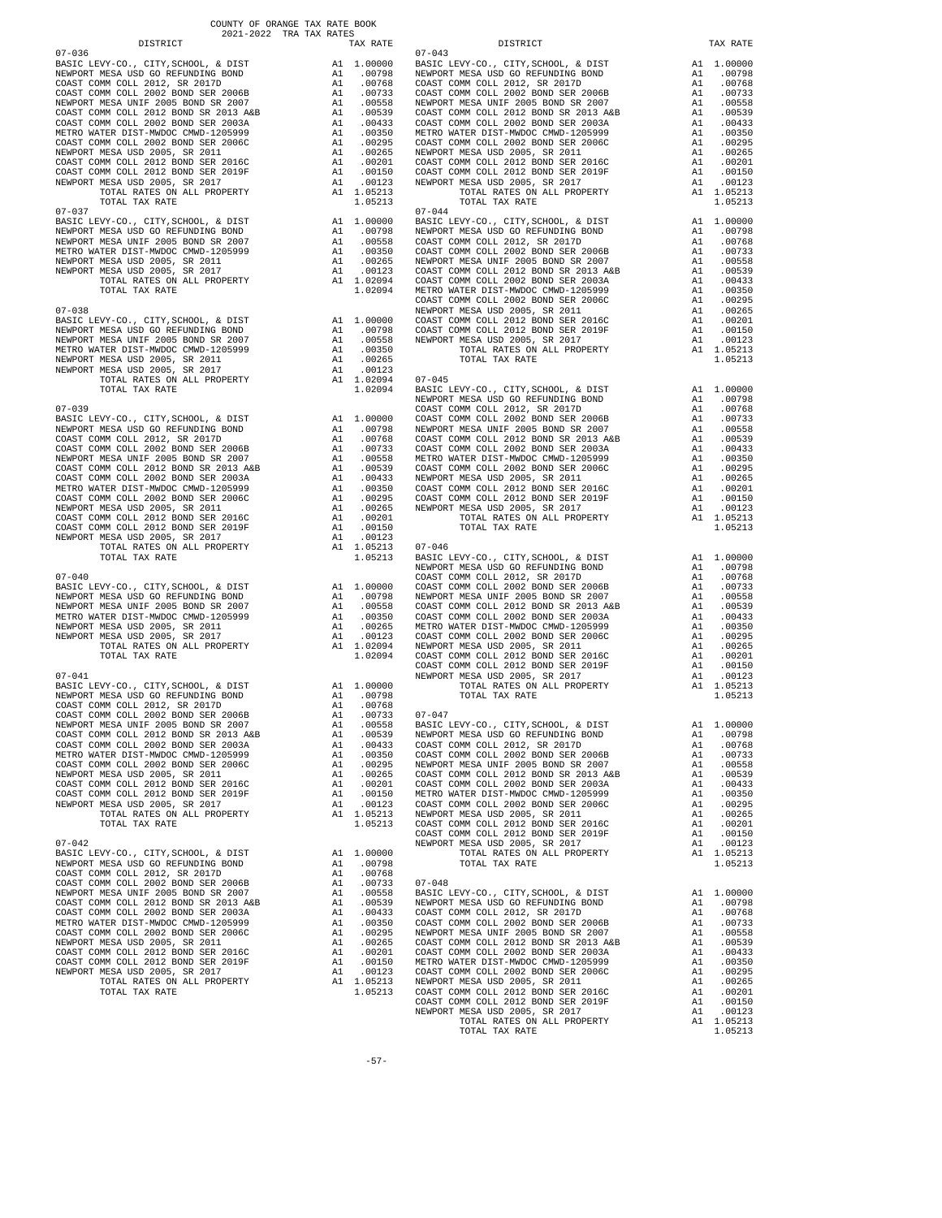COUNTY OF ORANGE TAX RATE BOOK
2021-2022 TRA TAX RATES

| DISTRICT | | TAX RATE |
|---|---|---|
| 07-036 | | |
| BASIC LEVY-CO., CITY,SCHOOL, & DIST | A1 | 1.00000 |
| NEWPORT MESA USD GO REFUNDING BOND | A1 | .00798 |
| COAST COMM COLL 2012, SR 2017D | A1 | .00768 |
| COAST COMM COLL 2002 BOND SER 2006B | A1 | .00733 |
| NEWPORT MESA UNIF 2005 BOND SR 2007 | A1 | .00558 |
| COAST COMM COLL 2012 BOND SR 2013 A&B | A1 | .00539 |
| COAST COMM COLL 2002 BOND SER 2003A | A1 | .00433 |
| METRO WATER DIST-MWDOC CMWD-1205999 | A1 | .00350 |
| COAST COMM COLL 2002 BOND SER 2006C | A1 | .00295 |
| NEWPORT MESA USD 2005, SR 2011 | A1 | .00265 |
| COAST COMM COLL 2012 BOND SER 2016C | A1 | .00201 |
| COAST COMM COLL 2012 BOND SER 2019F | A1 | .00150 |
| NEWPORT MESA USD 2005, SR 2017 | A1 | .00123 |
| TOTAL RATES ON ALL PROPERTY | A1 | 1.05213 |
| TOTAL TAX RATE | | 1.05213 |
| 07-037 | | |
| BASIC LEVY-CO., CITY,SCHOOL, & DIST | A1 | 1.00000 |
| NEWPORT MESA USD GO REFUNDING BOND | A1 | .00798 |
| NEWPORT MESA UNIF 2005 BOND SR 2007 | A1 | .00558 |
| METRO WATER DIST-MWDOC CMWD-1205999 | A1 | .00350 |
| NEWPORT MESA USD 2005, SR 2011 | A1 | .00265 |
| NEWPORT MESA USD 2005, SR 2017 | A1 | .00123 |
| TOTAL RATES ON ALL PROPERTY | A1 | 1.02094 |
| TOTAL TAX RATE | | 1.02094 |
| 07-038 | | |
| BASIC LEVY-CO., CITY,SCHOOL, & DIST | A1 | 1.00000 |
| NEWPORT MESA USD GO REFUNDING BOND | A1 | .00798 |
| NEWPORT MESA UNIF 2005 BOND SR 2007 | A1 | .00558 |
| METRO WATER DIST-MWDOC CMWD-1205999 | A1 | .00350 |
| NEWPORT MESA USD 2005, SR 2011 | A1 | .00265 |
| NEWPORT MESA USD 2005, SR 2017 | A1 | .00123 |
| TOTAL RATES ON ALL PROPERTY | A1 | 1.02094 |
| TOTAL TAX RATE | | 1.02094 |
| 07-039 | | |
| BASIC LEVY-CO., CITY,SCHOOL, & DIST | A1 | 1.00000 |
| NEWPORT MESA USD GO REFUNDING BOND | A1 | .00798 |
| COAST COMM COLL 2012, SR 2017D | A1 | .00768 |
| COAST COMM COLL 2002 BOND SER 2006B | A1 | .00733 |
| NEWPORT MESA UNIF 2005 BOND SR 2007 | A1 | .00558 |
| COAST COMM COLL 2012 BOND SR 2013 A&B | A1 | .00539 |
| COAST COMM COLL 2002 BOND SER 2003A | A1 | .00433 |
| METRO WATER DIST-MWDOC CMWD-1205999 | A1 | .00350 |
| COAST COMM COLL 2002 BOND SER 2006C | A1 | .00295 |
| NEWPORT MESA USD 2005, SR 2011 | A1 | .00265 |
| COAST COMM COLL 2012 BOND SER 2016C | A1 | .00201 |
| COAST COMM COLL 2012 BOND SER 2019F | A1 | .00150 |
| NEWPORT MESA USD 2005, SR 2017 | A1 | .00123 |
| TOTAL RATES ON ALL PROPERTY | A1 | 1.05213 |
| TOTAL TAX RATE | | 1.05213 |
| 07-040 | | |
| BASIC LEVY-CO., CITY,SCHOOL, & DIST | A1 | 1.00000 |
| NEWPORT MESA USD GO REFUNDING BOND | A1 | .00798 |
| NEWPORT MESA UNIF 2005 BOND SR 2007 | A1 | .00558 |
| METRO WATER DIST-MWDOC CMWD-1205999 | A1 | .00350 |
| NEWPORT MESA USD 2005, SR 2011 | A1 | .00265 |
| NEWPORT MESA USD 2005, SR 2017 | A1 | .00123 |
| TOTAL RATES ON ALL PROPERTY | A1 | 1.02094 |
| TOTAL TAX RATE | | 1.02094 |
| 07-041 | | |
| BASIC LEVY-CO., CITY,SCHOOL, & DIST | A1 | 1.00000 |
| NEWPORT MESA USD GO REFUNDING BOND | A1 | .00798 |
| COAST COMM COLL 2012, SR 2017D | A1 | .00768 |
| COAST COMM COLL 2002 BOND SER 2006B | A1 | .00733 |
| NEWPORT MESA UNIF 2005 BOND SR 2007 | A1 | .00558 |
| COAST COMM COLL 2012 BOND SR 2013 A&B | A1 | .00539 |
| COAST COMM COLL 2002 BOND SER 2003A | A1 | .00433 |
| METRO WATER DIST-MWDOC CMWD-1205999 | A1 | .00350 |
| COAST COMM COLL 2002 BOND SER 2006C | A1 | .00295 |
| NEWPORT MESA USD 2005, SR 2011 | A1 | .00265 |
| COAST COMM COLL 2012 BOND SER 2016C | A1 | .00201 |
| COAST COMM COLL 2012 BOND SER 2019F | A1 | .00150 |
| NEWPORT MESA USD 2005, SR 2017 | A1 | .00123 |
| TOTAL RATES ON ALL PROPERTY | A1 | 1.05213 |
| TOTAL TAX RATE | | 1.05213 |
| 07-042 | | |
| BASIC LEVY-CO., CITY,SCHOOL, & DIST | A1 | 1.00000 |
| NEWPORT MESA USD GO REFUNDING BOND | A1 | .00798 |
| COAST COMM COLL 2012, SR 2017D | A1 | .00768 |
| COAST COMM COLL 2002 BOND SER 2006B | A1 | .00733 |
| NEWPORT MESA UNIF 2005 BOND SR 2007 | A1 | .00558 |
| COAST COMM COLL 2012 BOND SR 2013 A&B | A1 | .00539 |
| COAST COMM COLL 2002 BOND SER 2003A | A1 | .00433 |
| METRO WATER DIST-MWDOC CMWD-1205999 | A1 | .00350 |
| COAST COMM COLL 2002 BOND SER 2006C | A1 | .00295 |
| NEWPORT MESA USD 2005, SR 2011 | A1 | .00265 |
| COAST COMM COLL 2012 BOND SER 2016C | A1 | .00201 |
| COAST COMM COLL 2012 BOND SER 2019F | A1 | .00150 |
| NEWPORT MESA USD 2005, SR 2017 | A1 | .00123 |
| TOTAL RATES ON ALL PROPERTY | A1 | 1.05213 |
| TOTAL TAX RATE | | 1.05213 |
| 07-043 | | |
| BASIC LEVY-CO., CITY,SCHOOL, & DIST | A1 | 1.00000 |
| NEWPORT MESA USD GO REFUNDING BOND | A1 | .00798 |
| COAST COMM COLL 2012, SR 2017D | A1 | .00768 |
| COAST COMM COLL 2002 BOND SER 2006B | A1 | .00733 |
| NEWPORT MESA UNIF 2005 BOND SR 2007 | A1 | .00558 |
| COAST COMM COLL 2012 BOND SR 2013 A&B | A1 | .00539 |
| COAST COMM COLL 2002 BOND SER 2003A | A1 | .00433 |
| METRO WATER DIST-MWDOC CMWD-1205999 | A1 | .00350 |
| COAST COMM COLL 2002 BOND SER 2006C | A1 | .00295 |
| NEWPORT MESA USD 2005, SR 2011 | A1 | .00265 |
| COAST COMM COLL 2012 BOND SER 2016C | A1 | .00201 |
| COAST COMM COLL 2012 BOND SER 2019F | A1 | .00150 |
| NEWPORT MESA USD 2005, SR 2017 | A1 | .00123 |
| TOTAL RATES ON ALL PROPERTY | A1 | 1.05213 |
| TOTAL TAX RATE | | 1.05213 |
| 07-044 | | |
| BASIC LEVY-CO., CITY,SCHOOL, & DIST | A1 | 1.00000 |
| NEWPORT MESA USD GO REFUNDING BOND | A1 | .00798 |
| COAST COMM COLL 2012, SR 2017D | A1 | .00768 |
| COAST COMM COLL 2002 BOND SER 2006B | A1 | .00733 |
| NEWPORT MESA UNIF 2005 BOND SR 2007 | A1 | .00558 |
| COAST COMM COLL 2012 BOND SR 2013 A&B | A1 | .00539 |
| COAST COMM COLL 2002 BOND SER 2003A | A1 | .00433 |
| METRO WATER DIST-MWDOC CMWD-1205999 | A1 | .00350 |
| COAST COMM COLL 2002 BOND SER 2006C | A1 | .00295 |
| NEWPORT MESA USD 2005, SR 2011 | A1 | .00265 |
| COAST COMM COLL 2012 BOND SER 2016C | A1 | .00201 |
| COAST COMM COLL 2012 BOND SER 2019F | A1 | .00150 |
| NEWPORT MESA USD 2005, SR 2017 | A1 | .00123 |
| TOTAL RATES ON ALL PROPERTY | A1 | 1.05213 |
| TOTAL TAX RATE | | 1.05213 |
| 07-045 | | |
| BASIC LEVY-CO., CITY,SCHOOL, & DIST | A1 | 1.00000 |
| NEWPORT MESA USD GO REFUNDING BOND | A1 | .00798 |
| COAST COMM COLL 2012, SR 2017D | A1 | .00768 |
| COAST COMM COLL 2002 BOND SER 2006B | A1 | .00733 |
| NEWPORT MESA UNIF 2005 BOND SR 2007 | A1 | .00558 |
| COAST COMM COLL 2012 BOND SR 2013 A&B | A1 | .00539 |
| COAST COMM COLL 2002 BOND SER 2003A | A1 | .00433 |
| METRO WATER DIST-MWDOC CMWD-1205999 | A1 | .00350 |
| COAST COMM COLL 2002 BOND SER 2006C | A1 | .00295 |
| NEWPORT MESA USD 2005, SR 2011 | A1 | .00265 |
| COAST COMM COLL 2012 BOND SER 2016C | A1 | .00201 |
| COAST COMM COLL 2012 BOND SER 2019F | A1 | .00150 |
| NEWPORT MESA USD 2005, SR 2017 | A1 | .00123 |
| TOTAL RATES ON ALL PROPERTY | A1 | 1.05213 |
| TOTAL TAX RATE | | 1.05213 |
| 07-046 | | |
| BASIC LEVY-CO., CITY,SCHOOL, & DIST | A1 | 1.00000 |
| NEWPORT MESA USD GO REFUNDING BOND | A1 | .00798 |
| COAST COMM COLL 2012, SR 2017D | A1 | .00768 |
| COAST COMM COLL 2002 BOND SER 2006B | A1 | .00733 |
| NEWPORT MESA UNIF 2005 BOND SR 2007 | A1 | .00558 |
| COAST COMM COLL 2012 BOND SR 2013 A&B | A1 | .00539 |
| COAST COMM COLL 2002 BOND SER 2003A | A1 | .00433 |
| METRO WATER DIST-MWDOC CMWD-1205999 | A1 | .00350 |
| COAST COMM COLL 2002 BOND SER 2006C | A1 | .00295 |
| NEWPORT MESA USD 2005, SR 2011 | A1 | .00265 |
| COAST COMM COLL 2012 BOND SER 2016C | A1 | .00201 |
| COAST COMM COLL 2012 BOND SER 2019F | A1 | .00150 |
| NEWPORT MESA USD 2005, SR 2017 | A1 | .00123 |
| TOTAL RATES ON ALL PROPERTY | A1 | 1.05213 |
| TOTAL TAX RATE | | 1.05213 |
| 07-047 | | |
| BASIC LEVY-CO., CITY,SCHOOL, & DIST | A1 | 1.00000 |
| NEWPORT MESA USD GO REFUNDING BOND | A1 | .00798 |
| COAST COMM COLL 2012, SR 2017D | A1 | .00768 |
| COAST COMM COLL 2002 BOND SER 2006B | A1 | .00733 |
| NEWPORT MESA UNIF 2005 BOND SR 2007 | A1 | .00558 |
| COAST COMM COLL 2012 BOND SR 2013 A&B | A1 | .00539 |
| COAST COMM COLL 2002 BOND SER 2003A | A1 | .00433 |
| METRO WATER DIST-MWDOC CMWD-1205999 | A1 | .00350 |
| COAST COMM COLL 2002 BOND SER 2006C | A1 | .00295 |
| NEWPORT MESA USD 2005, SR 2011 | A1 | .00265 |
| COAST COMM COLL 2012 BOND SER 2016C | A1 | .00201 |
| COAST COMM COLL 2012 BOND SER 2019F | A1 | .00150 |
| NEWPORT MESA USD 2005, SR 2017 | A1 | .00123 |
| TOTAL RATES ON ALL PROPERTY | A1 | 1.05213 |
| TOTAL TAX RATE | | 1.05213 |
| 07-048 | | |
| BASIC LEVY-CO., CITY,SCHOOL, & DIST | A1 | 1.00000 |
| NEWPORT MESA USD GO REFUNDING BOND | A1 | .00798 |
| COAST COMM COLL 2012, SR 2017D | A1 | .00768 |
| COAST COMM COLL 2002 BOND SER 2006B | A1 | .00733 |
| NEWPORT MESA UNIF 2005 BOND SR 2007 | A1 | .00558 |
| COAST COMM COLL 2012 BOND SR 2013 A&B | A1 | .00539 |
| COAST COMM COLL 2002 BOND SER 2003A | A1 | .00433 |
| METRO WATER DIST-MWDOC CMWD-1205999 | A1 | .00350 |
| COAST COMM COLL 2002 BOND SER 2006C | A1 | .00295 |
| NEWPORT MESA USD 2005, SR 2011 | A1 | .00265 |
| COAST COMM COLL 2012 BOND SER 2016C | A1 | .00201 |
| COAST COMM COLL 2012 BOND SER 2019F | A1 | .00150 |
| NEWPORT MESA USD 2005, SR 2017 | A1 | .00123 |
| TOTAL RATES ON ALL PROPERTY | A1 | 1.05213 |
| TOTAL TAX RATE | | 1.05213 |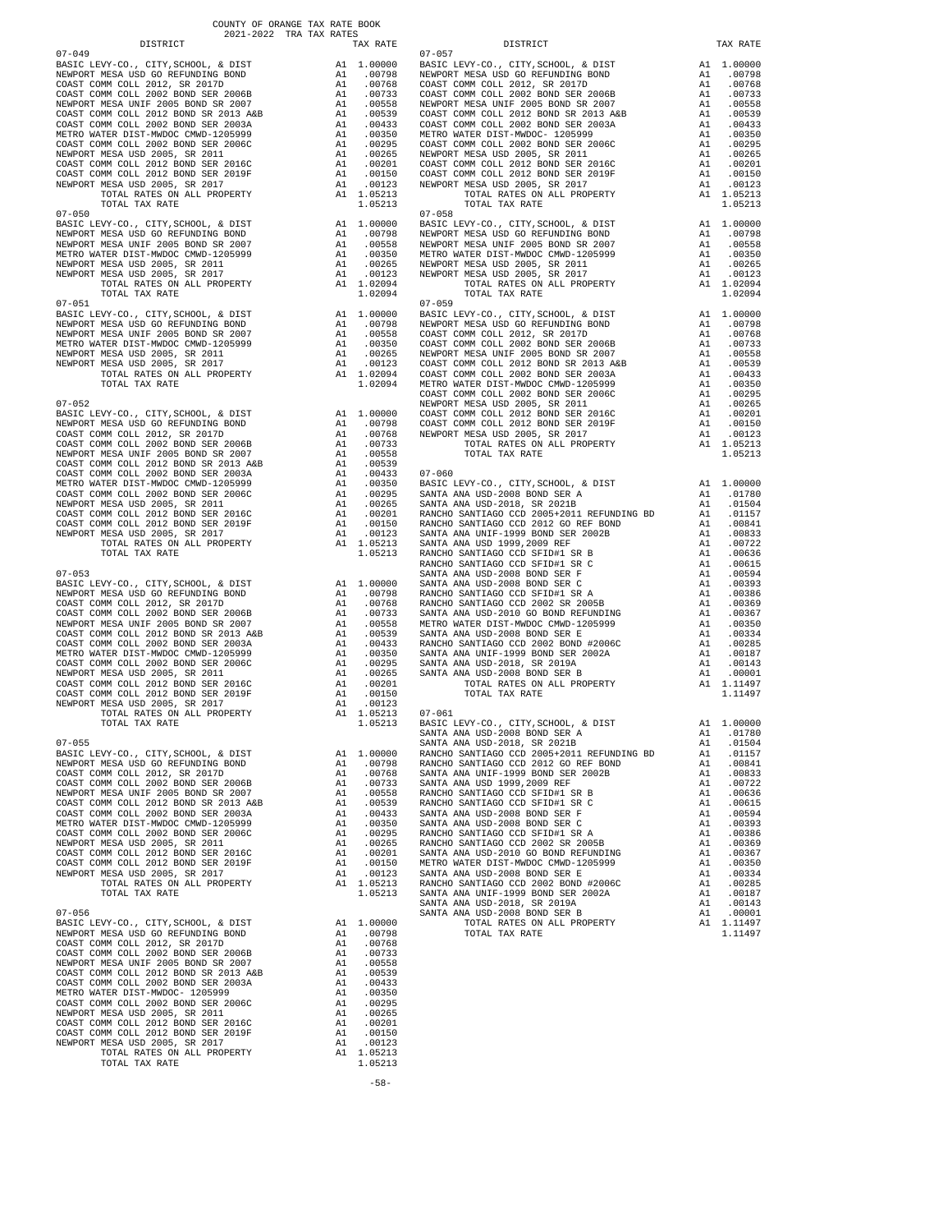COUNTY OF ORANGE TAX RATE BOOK
2021-2022 TRA TAX RATES

| DISTRICT | | TAX RATE |
|---|---|---|
| **07-049** | | |
| BASIC LEVY-CO., CITY,SCHOOL, & DIST | A1 | 1.00000 |
| NEWPORT MESA USD GO REFUNDING BOND | A1 | .00798 |
| COAST COMM COLL 2012, SR 2017D | A1 | .00768 |
| COAST COMM COLL 2002 BOND SER 2006B | A1 | .00733 |
| NEWPORT MESA UNIF 2005 BOND SR 2007 | A1 | .00558 |
| COAST COMM COLL 2012 BOND SR 2013 A&B | A1 | .00539 |
| COAST COMM COLL 2002 BOND SER 2003A | A1 | .00433 |
| METRO WATER DIST-MWDOC CMWD-1205999 | A1 | .00350 |
| COAST COMM COLL 2002 BOND SER 2006C | A1 | .00295 |
| NEWPORT MESA USD 2005, SR 2011 | A1 | .00265 |
| COAST COMM COLL 2012 BOND SER 2016C | A1 | .00201 |
| COAST COMM COLL 2012 BOND SER 2019F | A1 | .00150 |
| NEWPORT MESA USD 2005, SR 2017 | A1 | .00123 |
| TOTAL RATES ON ALL PROPERTY | A1 | 1.05213 |
| TOTAL TAX RATE | | 1.05213 |
| **07-050** | | |
| BASIC LEVY-CO., CITY,SCHOOL, & DIST | A1 | 1.00000 |
| NEWPORT MESA USD GO REFUNDING BOND | A1 | .00798 |
| NEWPORT MESA UNIF 2005 BOND SR 2007 | A1 | .00558 |
| METRO WATER DIST-MWDOC CMWD-1205999 | A1 | .00350 |
| NEWPORT MESA USD 2005, SR 2011 | A1 | .00265 |
| NEWPORT MESA USD 2005, SR 2017 | A1 | .00123 |
| TOTAL RATES ON ALL PROPERTY | A1 | 1.02094 |
| TOTAL TAX RATE | | 1.02094 |
| **07-051** | | |
| BASIC LEVY-CO., CITY,SCHOOL, & DIST | A1 | 1.00000 |
| NEWPORT MESA USD GO REFUNDING BOND | A1 | .00798 |
| NEWPORT MESA UNIF 2005 BOND SR 2007 | A1 | .00558 |
| METRO WATER DIST-MWDOC CMWD-1205999 | A1 | .00350 |
| NEWPORT MESA USD 2005, SR 2011 | A1 | .00265 |
| NEWPORT MESA USD 2005, SR 2017 | A1 | .00123 |
| TOTAL RATES ON ALL PROPERTY | A1 | 1.02094 |
| TOTAL TAX RATE | | 1.02094 |
| **07-052** | | |
| BASIC LEVY-CO., CITY,SCHOOL, & DIST | A1 | 1.00000 |
| NEWPORT MESA USD GO REFUNDING BOND | A1 | .00798 |
| COAST COMM COLL 2012, SR 2017D | A1 | .00768 |
| COAST COMM COLL 2002 BOND SER 2006B | A1 | .00733 |
| NEWPORT MESA UNIF 2005 BOND SR 2007 | A1 | .00558 |
| COAST COMM COLL 2012 BOND SR 2013 A&B | A1 | .00539 |
| COAST COMM COLL 2002 BOND SER 2003A | A1 | .00433 |
| METRO WATER DIST-MWDOC CMWD-1205999 | A1 | .00350 |
| COAST COMM COLL 2002 BOND SER 2006C | A1 | .00295 |
| NEWPORT MESA USD 2005, SR 2011 | A1 | .00265 |
| COAST COMM COLL 2012 BOND SER 2016C | A1 | .00201 |
| COAST COMM COLL 2012 BOND SER 2019F | A1 | .00150 |
| NEWPORT MESA USD 2005, SR 2017 | A1 | .00123 |
| TOTAL RATES ON ALL PROPERTY | A1 | 1.05213 |
| TOTAL TAX RATE | | 1.05213 |
| **07-053** | | |
| BASIC LEVY-CO., CITY,SCHOOL, & DIST | A1 | 1.00000 |
| NEWPORT MESA USD GO REFUNDING BOND | A1 | .00798 |
| COAST COMM COLL 2012, SR 2017D | A1 | .00768 |
| COAST COMM COLL 2002 BOND SER 2006B | A1 | .00733 |
| NEWPORT MESA UNIF 2005 BOND SR 2007 | A1 | .00558 |
| COAST COMM COLL 2012 BOND SR 2013 A&B | A1 | .00539 |
| COAST COMM COLL 2002 BOND SER 2003A | A1 | .00433 |
| METRO WATER DIST-MWDOC CMWD-1205999 | A1 | .00350 |
| COAST COMM COLL 2002 BOND SER 2006C | A1 | .00295 |
| NEWPORT MESA USD 2005, SR 2011 | A1 | .00265 |
| COAST COMM COLL 2012 BOND SER 2016C | A1 | .00201 |
| COAST COMM COLL 2012 BOND SER 2019F | A1 | .00150 |
| NEWPORT MESA USD 2005, SR 2017 | A1 | .00123 |
| TOTAL RATES ON ALL PROPERTY | A1 | 1.05213 |
| TOTAL TAX RATE | | 1.05213 |
| **07-055** | | |
| BASIC LEVY-CO., CITY,SCHOOL, & DIST | A1 | 1.00000 |
| NEWPORT MESA USD GO REFUNDING BOND | A1 | .00798 |
| COAST COMM COLL 2012, SR 2017D | A1 | .00768 |
| COAST COMM COLL 2002 BOND SER 2006B | A1 | .00733 |
| NEWPORT MESA UNIF 2005 BOND SR 2007 | A1 | .00558 |
| COAST COMM COLL 2012 BOND SR 2013 A&B | A1 | .00539 |
| COAST COMM COLL 2002 BOND SER 2003A | A1 | .00433 |
| METRO WATER DIST-MWDOC CMWD-1205999 | A1 | .00350 |
| COAST COMM COLL 2002 BOND SER 2006C | A1 | .00295 |
| NEWPORT MESA USD 2005, SR 2011 | A1 | .00265 |
| COAST COMM COLL 2012 BOND SER 2016C | A1 | .00201 |
| COAST COMM COLL 2012 BOND SER 2019F | A1 | .00150 |
| NEWPORT MESA USD 2005, SR 2017 | A1 | .00123 |
| TOTAL RATES ON ALL PROPERTY | A1 | 1.05213 |
| TOTAL TAX RATE | | 1.05213 |
| **07-056** | | |
| BASIC LEVY-CO., CITY,SCHOOL, & DIST | A1 | 1.00000 |
| NEWPORT MESA USD GO REFUNDING BOND | A1 | .00798 |
| COAST COMM COLL 2012, SR 2017D | A1 | .00768 |
| COAST COMM COLL 2002 BOND SER 2006B | A1 | .00733 |
| NEWPORT MESA UNIF 2005 BOND SR 2007 | A1 | .00558 |
| COAST COMM COLL 2012 BOND SR 2013 A&B | A1 | .00539 |
| COAST COMM COLL 2002 BOND SER 2003A | A1 | .00433 |
| METRO WATER DIST-MWDOC- 1205999 | A1 | .00350 |
| COAST COMM COLL 2002 BOND SER 2006C | A1 | .00295 |
| NEWPORT MESA USD 2005, SR 2011 | A1 | .00265 |
| COAST COMM COLL 2012 BOND SER 2016C | A1 | .00201 |
| COAST COMM COLL 2012 BOND SER 2019F | A1 | .00150 |
| NEWPORT MESA USD 2005, SR 2017 | A1 | .00123 |
| TOTAL RATES ON ALL PROPERTY | A1 | 1.05213 |
| TOTAL TAX RATE | | 1.05213 |
| **07-057** | | |
| BASIC LEVY-CO., CITY,SCHOOL, & DIST | A1 | 1.00000 |
| NEWPORT MESA USD GO REFUNDING BOND | A1 | .00798 |
| COAST COMM COLL 2012, SR 2017D | A1 | .00768 |
| COAST COMM COLL 2002 BOND SER 2006B | A1 | .00733 |
| NEWPORT MESA UNIF 2005 BOND SR 2007 | A1 | .00558 |
| COAST COMM COLL 2012 BOND SR 2013 A&B | A1 | .00539 |
| COAST COMM COLL 2002 BOND SER 2003A | A1 | .00433 |
| METRO WATER DIST-MWDOC- 1205999 | A1 | .00350 |
| COAST COMM COLL 2002 BOND SER 2006C | A1 | .00295 |
| NEWPORT MESA USD 2005, SR 2011 | A1 | .00265 |
| COAST COMM COLL 2012 BOND SER 2016C | A1 | .00201 |
| COAST COMM COLL 2012 BOND SER 2019F | A1 | .00150 |
| NEWPORT MESA USD 2005, SR 2017 | A1 | .00123 |
| TOTAL RATES ON ALL PROPERTY | A1 | 1.05213 |
| TOTAL TAX RATE | | 1.05213 |
| **07-058** | | |
| BASIC LEVY-CO., CITY,SCHOOL, & DIST | A1 | 1.00000 |
| NEWPORT MESA USD GO REFUNDING BOND | A1 | .00798 |
| NEWPORT MESA UNIF 2005 BOND SR 2007 | A1 | .00558 |
| METRO WATER DIST-MWDOC CMWD-1205999 | A1 | .00350 |
| NEWPORT MESA USD 2005, SR 2011 | A1 | .00265 |
| NEWPORT MESA USD 2005, SR 2017 | A1 | .00123 |
| TOTAL RATES ON ALL PROPERTY | A1 | 1.02094 |
| TOTAL TAX RATE | | 1.02094 |
| **07-059** | | |
| BASIC LEVY-CO., CITY,SCHOOL, & DIST | A1 | 1.00000 |
| NEWPORT MESA USD GO REFUNDING BOND | A1 | .00798 |
| COAST COMM COLL 2012, SR 2017D | A1 | .00768 |
| COAST COMM COLL 2002 BOND SER 2006B | A1 | .00733 |
| NEWPORT MESA UNIF 2005 BOND SR 2007 | A1 | .00558 |
| COAST COMM COLL 2012 BOND SR 2013 A&B | A1 | .00539 |
| COAST COMM COLL 2002 BOND SER 2003A | A1 | .00433 |
| METRO WATER DIST-MWDOC CMWD-1205999 | A1 | .00350 |
| COAST COMM COLL 2002 BOND SER 2006C | A1 | .00295 |
| NEWPORT MESA USD 2005, SR 2011 | A1 | .00265 |
| COAST COMM COLL 2012 BOND SER 2016C | A1 | .00201 |
| COAST COMM COLL 2012 BOND SER 2019F | A1 | .00150 |
| NEWPORT MESA USD 2005, SR 2017 | A1 | .00123 |
| TOTAL RATES ON ALL PROPERTY | A1 | 1.05213 |
| TOTAL TAX RATE | | 1.05213 |
| **07-060** | | |
| BASIC LEVY-CO., CITY,SCHOOL, & DIST | A1 | 1.00000 |
| SANTA ANA USD-2008 BOND SER A | A1 | .01780 |
| SANTA ANA USD-2018, SR 2021B | A1 | .01504 |
| RANCHO SANTIAGO CCD 2005+2011 REFUNDING BD | A1 | .01157 |
| RANCHO SANTIAGO CCD 2012 GO REF BOND | A1 | .00841 |
| SANTA ANA UNIF-1999 BOND SER 2002B | A1 | .00833 |
| SANTA ANA USD 1999,2009 REF | A1 | .00722 |
| RANCHO SANTIAGO CCD SFID#1 SR B | A1 | .00636 |
| RANCHO SANTIAGO CCD SFID#1 SR C | A1 | .00615 |
| SANTA ANA USD-2008 BOND SER F | A1 | .00594 |
| SANTA ANA USD-2008 BOND SER C | A1 | .00393 |
| RANCHO SANTIAGO CCD SFID#1 SR A | A1 | .00386 |
| RANCHO SANTIAGO CCD 2002 SR 2005B | A1 | .00369 |
| SANTA ANA USD-2010 GO BOND REFUNDING | A1 | .00367 |
| METRO WATER DIST-MWDOC CMWD-1205999 | A1 | .00350 |
| SANTA ANA USD-2008 BOND SER E | A1 | .00334 |
| RANCHO SANTIAGO CCD 2002 BOND #2006C | A1 | .00285 |
| SANTA ANA UNIF-1999 BOND SER 2002A | A1 | .00187 |
| SANTA ANA USD-2018, SR 2019A | A1 | .00143 |
| SANTA ANA USD-2008 BOND SER B | A1 | .00001 |
| TOTAL RATES ON ALL PROPERTY | A1 | 1.11497 |
| TOTAL TAX RATE | | 1.11497 |
| **07-061** | | |
| BASIC LEVY-CO., CITY,SCHOOL, & DIST | A1 | 1.00000 |
| SANTA ANA USD-2008 BOND SER A | A1 | .01780 |
| SANTA ANA USD-2018, SR 2021B | A1 | .01504 |
| RANCHO SANTIAGO CCD 2005+2011 REFUNDING BD | A1 | .01157 |
| RANCHO SANTIAGO CCD 2012 GO REF BOND | A1 | .00841 |
| SANTA ANA UNIF-1999 BOND SER 2002B | A1 | .00833 |
| SANTA ANA USD 1999,2009 REF | A1 | .00722 |
| RANCHO SANTIAGO CCD SFID#1 SR B | A1 | .00636 |
| RANCHO SANTIAGO CCD SFID#1 SR C | A1 | .00615 |
| SANTA ANA USD-2008 BOND SER F | A1 | .00594 |
| SANTA ANA USD-2008 BOND SER C | A1 | .00393 |
| RANCHO SANTIAGO CCD SFID#1 SR A | A1 | .00386 |
| RANCHO SANTIAGO CCD 2002 SR 2005B | A1 | .00369 |
| SANTA ANA USD-2010 GO BOND REFUNDING | A1 | .00367 |
| METRO WATER DIST-MWDOC CMWD-1205999 | A1 | .00350 |
| SANTA ANA USD-2008 BOND SER E | A1 | .00334 |
| RANCHO SANTIAGO CCD 2002 BOND #2006C | A1 | .00285 |
| SANTA ANA UNIF-1999 BOND SER 2002A | A1 | .00187 |
| SANTA ANA USD-2018, SR 2019A | A1 | .00143 |
| SANTA ANA USD-2008 BOND SER B | A1 | .00001 |
| TOTAL RATES ON ALL PROPERTY | A1 | 1.11497 |
| TOTAL TAX RATE | | 1.11497 |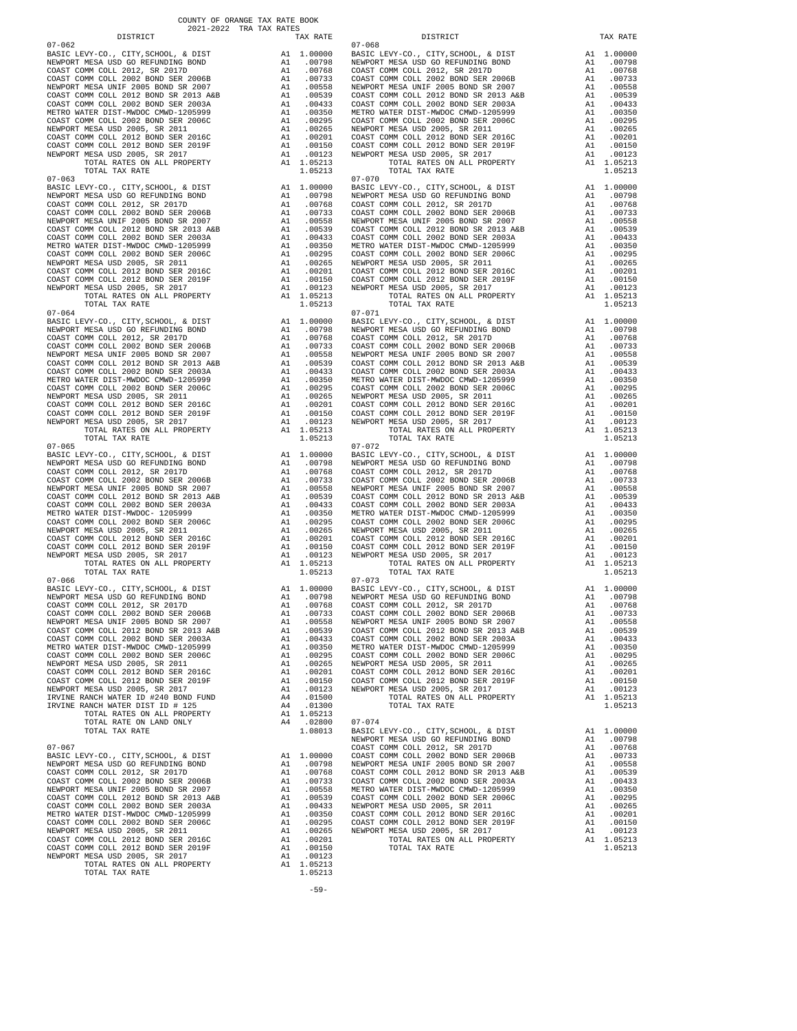COUNTY OF ORANGE TAX RATE BOOK

2021-2022 TRA TAX RATES

| DISTRICT | | TAX RATE |
|---|---|---|
| **07-062** | | |
| BASIC LEVY-CO., CITY,SCHOOL, & DIST | A1 | 1.00000 |
| NEWPORT MESA USD GO REFUNDING BOND | A1 | .00798 |
| COAST COMM COLL 2012, SR 2017D | A1 | .00768 |
| COAST COMM COLL 2002 BOND SER 2006B | A1 | .00733 |
| NEWPORT MESA UNIF 2005 BOND SR 2007 | A1 | .00558 |
| COAST COMM COLL 2012 BOND SR 2013 A&B | A1 | .00539 |
| COAST COMM COLL 2002 BOND SER 2003A | A1 | .00433 |
| METRO WATER DIST-MWDOC CMWD-1205999 | A1 | .00350 |
| COAST COMM COLL 2002 BOND SER 2006C | A1 | .00295 |
| NEWPORT MESA USD 2005, SR 2011 | A1 | .00265 |
| COAST COMM COLL 2012 BOND SER 2016C | A1 | .00201 |
| COAST COMM COLL 2012 BOND SER 2019F | A1 | .00150 |
| NEWPORT MESA USD 2005, SR 2017 | A1 | .00123 |
| TOTAL RATES ON ALL PROPERTY | A1 | 1.05213 |
| TOTAL TAX RATE | | 1.05213 |
| **07-063** | | |
| BASIC LEVY-CO., CITY,SCHOOL, & DIST | A1 | 1.00000 |
| NEWPORT MESA USD GO REFUNDING BOND | A1 | .00798 |
| COAST COMM COLL 2012, SR 2017D | A1 | .00768 |
| COAST COMM COLL 2002 BOND SER 2006B | A1 | .00733 |
| NEWPORT MESA UNIF 2005 BOND SR 2007 | A1 | .00558 |
| COAST COMM COLL 2012 BOND SR 2013 A&B | A1 | .00539 |
| COAST COMM COLL 2002 BOND SER 2003A | A1 | .00433 |
| METRO WATER DIST-MWDOC CMWD-1205999 | A1 | .00350 |
| COAST COMM COLL 2002 BOND SER 2006C | A1 | .00295 |
| NEWPORT MESA USD 2005, SR 2011 | A1 | .00265 |
| COAST COMM COLL 2012 BOND SER 2016C | A1 | .00201 |
| COAST COMM COLL 2012 BOND SER 2019F | A1 | .00150 |
| NEWPORT MESA USD 2005, SR 2017 | A1 | .00123 |
| TOTAL RATES ON ALL PROPERTY | A1 | 1.05213 |
| TOTAL TAX RATE | | 1.05213 |
| **07-064** | | |
| BASIC LEVY-CO., CITY,SCHOOL, & DIST | A1 | 1.00000 |
| NEWPORT MESA USD GO REFUNDING BOND | A1 | .00798 |
| COAST COMM COLL 2012, SR 2017D | A1 | .00768 |
| COAST COMM COLL 2002 BOND SER 2006B | A1 | .00733 |
| NEWPORT MESA UNIF 2005 BOND SR 2007 | A1 | .00558 |
| COAST COMM COLL 2012 BOND SR 2013 A&B | A1 | .00539 |
| COAST COMM COLL 2002 BOND SER 2003A | A1 | .00433 |
| METRO WATER DIST-MWDOC CMWD-1205999 | A1 | .00350 |
| COAST COMM COLL 2002 BOND SER 2006C | A1 | .00295 |
| NEWPORT MESA USD 2005, SR 2011 | A1 | .00265 |
| COAST COMM COLL 2012 BOND SER 2016C | A1 | .00201 |
| COAST COMM COLL 2012 BOND SER 2019F | A1 | .00150 |
| NEWPORT MESA USD 2005, SR 2017 | A1 | .00123 |
| TOTAL RATES ON ALL PROPERTY | A1 | 1.05213 |
| TOTAL TAX RATE | | 1.05213 |
| **07-065** | | |
| BASIC LEVY-CO., CITY,SCHOOL, & DIST | A1 | 1.00000 |
| NEWPORT MESA USD GO REFUNDING BOND | A1 | .00798 |
| COAST COMM COLL 2012, SR 2017D | A1 | .00768 |
| COAST COMM COLL 2002 BOND SER 2006B | A1 | .00733 |
| NEWPORT MESA UNIF 2005 BOND SR 2007 | A1 | .00558 |
| COAST COMM COLL 2012 BOND SR 2013 A&B | A1 | .00539 |
| COAST COMM COLL 2002 BOND SER 2003A | A1 | .00433 |
| METRO WATER DIST-MWDOC- 1205999 | A1 | .00350 |
| COAST COMM COLL 2002 BOND SER 2006C | A1 | .00295 |
| NEWPORT MESA USD 2005, SR 2011 | A1 | .00265 |
| COAST COMM COLL 2012 BOND SER 2016C | A1 | .00201 |
| COAST COMM COLL 2012 BOND SER 2019F | A1 | .00150 |
| NEWPORT MESA USD 2005, SR 2017 | A1 | .00123 |
| TOTAL RATES ON ALL PROPERTY | A1 | 1.05213 |
| TOTAL TAX RATE | | 1.05213 |
| **07-066** | | |
| BASIC LEVY-CO., CITY,SCHOOL, & DIST | A1 | 1.00000 |
| NEWPORT MESA USD GO REFUNDING BOND | A1 | .00798 |
| COAST COMM COLL 2012, SR 2017D | A1 | .00768 |
| COAST COMM COLL 2002 BOND SER 2006B | A1 | .00733 |
| NEWPORT MESA UNIF 2005 BOND SR 2007 | A1 | .00558 |
| COAST COMM COLL 2012 BOND SR 2013 A&B | A1 | .00539 |
| COAST COMM COLL 2002 BOND SER 2003A | A1 | .00433 |
| METRO WATER DIST-MWDOC CMWD-1205999 | A1 | .00350 |
| COAST COMM COLL 2002 BOND SER 2006C | A1 | .00295 |
| NEWPORT MESA USD 2005, SR 2011 | A1 | .00265 |
| COAST COMM COLL 2012 BOND SER 2016C | A1 | .00201 |
| COAST COMM COLL 2012 BOND SER 2019F | A1 | .00150 |
| NEWPORT MESA USD 2005, SR 2017 | A1 | .00123 |
| IRVINE RANCH WATER ID #240 BOND FUND | A4 | .01500 |
| IRVINE RANCH WATER DIST ID # 125 | A4 | .01300 |
| TOTAL RATES ON ALL PROPERTY | A1 | 1.05213 |
| TOTAL RATE ON LAND ONLY | A4 | .02800 |
| TOTAL TAX RATE | | 1.08013 |
| **07-067** | | |
| BASIC LEVY-CO., CITY,SCHOOL, & DIST | A1 | 1.00000 |
| NEWPORT MESA USD GO REFUNDING BOND | A1 | .00798 |
| COAST COMM COLL 2012, SR 2017D | A1 | .00768 |
| COAST COMM COLL 2002 BOND SER 2006B | A1 | .00733 |
| NEWPORT MESA UNIF 2005 BOND SR 2007 | A1 | .00558 |
| COAST COMM COLL 2012 BOND SR 2013 A&B | A1 | .00539 |
| COAST COMM COLL 2002 BOND SER 2003A | A1 | .00433 |
| METRO WATER DIST-MWDOC CMWD-1205999 | A1 | .00350 |
| COAST COMM COLL 2002 BOND SER 2006C | A1 | .00295 |
| NEWPORT MESA USD 2005, SR 2011 | A1 | .00265 |
| COAST COMM COLL 2012 BOND SER 2016C | A1 | .00201 |
| COAST COMM COLL 2012 BOND SER 2019F | A1 | .00150 |
| NEWPORT MESA USD 2005, SR 2017 | A1 | .00123 |
| TOTAL RATES ON ALL PROPERTY | A1 | 1.05213 |
| TOTAL TAX RATE | | 1.05213 |
| **07-068** | | |
| BASIC LEVY-CO., CITY,SCHOOL, & DIST | A1 | 1.00000 |
| NEWPORT MESA USD GO REFUNDING BOND | A1 | .00798 |
| COAST COMM COLL 2012, SR 2017D | A1 | .00768 |
| COAST COMM COLL 2002 BOND SER 2006B | A1 | .00733 |
| NEWPORT MESA UNIF 2005 BOND SR 2007 | A1 | .00558 |
| COAST COMM COLL 2012 BOND SR 2013 A&B | A1 | .00539 |
| COAST COMM COLL 2002 BOND SER 2003A | A1 | .00433 |
| METRO WATER DIST-MWDOC CMWD-1205999 | A1 | .00350 |
| COAST COMM COLL 2002 BOND SER 2006C | A1 | .00295 |
| NEWPORT MESA USD 2005, SR 2011 | A1 | .00265 |
| COAST COMM COLL 2012 BOND SER 2016C | A1 | .00201 |
| COAST COMM COLL 2012 BOND SER 2019F | A1 | .00150 |
| NEWPORT MESA USD 2005, SR 2017 | A1 | .00123 |
| TOTAL RATES ON ALL PROPERTY | A1 | 1.05213 |
| TOTAL TAX RATE | | 1.05213 |
| **07-070** | | |
| BASIC LEVY-CO., CITY,SCHOOL, & DIST | A1 | 1.00000 |
| NEWPORT MESA USD GO REFUNDING BOND | A1 | .00798 |
| COAST COMM COLL 2012, SR 2017D | A1 | .00768 |
| COAST COMM COLL 2002 BOND SER 2006B | A1 | .00733 |
| NEWPORT MESA UNIF 2005 BOND SR 2007 | A1 | .00558 |
| COAST COMM COLL 2012 BOND SR 2013 A&B | A1 | .00539 |
| COAST COMM COLL 2002 BOND SER 2003A | A1 | .00433 |
| METRO WATER DIST-MWDOC CMWD-1205999 | A1 | .00350 |
| COAST COMM COLL 2002 BOND SER 2006C | A1 | .00295 |
| NEWPORT MESA USD 2005, SR 2011 | A1 | .00265 |
| COAST COMM COLL 2012 BOND SER 2016C | A1 | .00201 |
| COAST COMM COLL 2012 BOND SER 2019F | A1 | .00150 |
| NEWPORT MESA USD 2005, SR 2017 | A1 | .00123 |
| TOTAL RATES ON ALL PROPERTY | A1 | 1.05213 |
| TOTAL TAX RATE | | 1.05213 |
| **07-071** | | |
| BASIC LEVY-CO., CITY,SCHOOL, & DIST | A1 | 1.00000 |
| NEWPORT MESA USD GO REFUNDING BOND | A1 | .00798 |
| COAST COMM COLL 2012, SR 2017D | A1 | .00768 |
| COAST COMM COLL 2002 BOND SER 2006B | A1 | .00733 |
| NEWPORT MESA UNIF 2005 BOND SR 2007 | A1 | .00558 |
| COAST COMM COLL 2012 BOND SR 2013 A&B | A1 | .00539 |
| COAST COMM COLL 2002 BOND SER 2003A | A1 | .00433 |
| METRO WATER DIST-MWDOC CMWD-1205999 | A1 | .00350 |
| COAST COMM COLL 2002 BOND SER 2006C | A1 | .00295 |
| NEWPORT MESA USD 2005, SR 2011 | A1 | .00265 |
| COAST COMM COLL 2012 BOND SER 2016C | A1 | .00201 |
| COAST COMM COLL 2012 BOND SER 2019F | A1 | .00150 |
| NEWPORT MESA USD 2005, SR 2017 | A1 | .00123 |
| TOTAL RATES ON ALL PROPERTY | A1 | 1.05213 |
| TOTAL TAX RATE | | 1.05213 |
| **07-072** | | |
| BASIC LEVY-CO., CITY,SCHOOL, & DIST | A1 | 1.00000 |
| NEWPORT MESA USD GO REFUNDING BOND | A1 | .00798 |
| COAST COMM COLL 2012, SR 2017D | A1 | .00768 |
| COAST COMM COLL 2002 BOND SER 2006B | A1 | .00733 |
| NEWPORT MESA UNIF 2005 BOND SR 2007 | A1 | .00558 |
| COAST COMM COLL 2012 BOND SR 2013 A&B | A1 | .00539 |
| COAST COMM COLL 2002 BOND SER 2003A | A1 | .00433 |
| METRO WATER DIST-MWDOC CMWD-1205999 | A1 | .00350 |
| COAST COMM COLL 2002 BOND SER 2006C | A1 | .00295 |
| NEWPORT MESA USD 2005, SR 2011 | A1 | .00265 |
| COAST COMM COLL 2012 BOND SER 2016C | A1 | .00201 |
| COAST COMM COLL 2012 BOND SER 2019F | A1 | .00150 |
| NEWPORT MESA USD 2005, SR 2017 | A1 | .00123 |
| TOTAL RATES ON ALL PROPERTY | A1 | 1.05213 |
| TOTAL TAX RATE | | 1.05213 |
| **07-073** | | |
| BASIC LEVY-CO., CITY,SCHOOL, & DIST | A1 | 1.00000 |
| NEWPORT MESA USD GO REFUNDING BOND | A1 | .00798 |
| COAST COMM COLL 2012, SR 2017D | A1 | .00768 |
| COAST COMM COLL 2002 BOND SER 2006B | A1 | .00733 |
| NEWPORT MESA UNIF 2005 BOND SR 2007 | A1 | .00558 |
| COAST COMM COLL 2012 BOND SR 2013 A&B | A1 | .00539 |
| COAST COMM COLL 2002 BOND SER 2003A | A1 | .00433 |
| METRO WATER DIST-MWDOC CMWD-1205999 | A1 | .00350 |
| COAST COMM COLL 2002 BOND SER 2006C | A1 | .00295 |
| NEWPORT MESA USD 2005, SR 2011 | A1 | .00265 |
| COAST COMM COLL 2012 BOND SER 2016C | A1 | .00201 |
| COAST COMM COLL 2012 BOND SER 2019F | A1 | .00150 |
| NEWPORT MESA USD 2005, SR 2017 | A1 | .00123 |
| TOTAL RATES ON ALL PROPERTY | A1 | 1.05213 |
| TOTAL TAX RATE | | 1.05213 |
| **07-074** | | |
| BASIC LEVY-CO., CITY,SCHOOL, & DIST | A1 | 1.00000 |
| NEWPORT MESA USD GO REFUNDING BOND | A1 | .00798 |
| COAST COMM COLL 2012, SR 2017D | A1 | .00768 |
| COAST COMM COLL 2002 BOND SER 2006B | A1 | .00733 |
| NEWPORT MESA UNIF 2005 BOND SR 2007 | A1 | .00558 |
| COAST COMM COLL 2012 BOND SR 2013 A&B | A1 | .00539 |
| COAST COMM COLL 2002 BOND SER 2003A | A1 | .00433 |
| METRO WATER DIST-MWDOC CMWD-1205999 | A1 | .00350 |
| COAST COMM COLL 2002 BOND SER 2006C | A1 | .00295 |
| NEWPORT MESA USD 2005, SR 2011 | A1 | .00265 |
| COAST COMM COLL 2012 BOND SER 2016C | A1 | .00201 |
| COAST COMM COLL 2012 BOND SER 2019F | A1 | .00150 |
| NEWPORT MESA USD 2005, SR 2017 | A1 | .00123 |
| TOTAL RATES ON ALL PROPERTY | A1 | 1.05213 |
| TOTAL TAX RATE | | 1.05213 |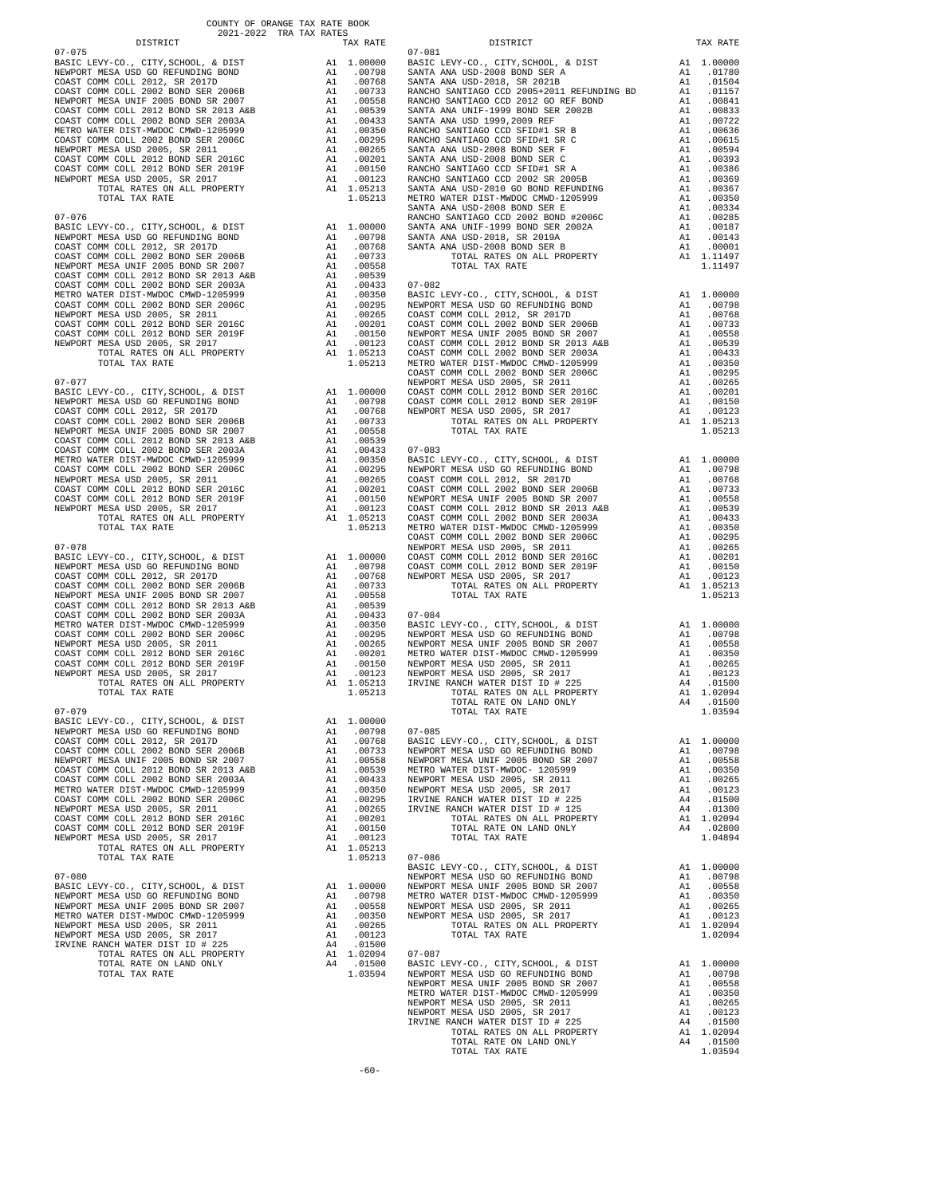COUNTY OF ORANGE TAX RATE BOOK
2021-2022 TRA TAX RATES

| DISTRICT | | TAX RATE |
|---|---|---|
| **07-075** | | |
| BASIC LEVY-CO., CITY,SCHOOL, & DIST | A1 | 1.00000 |
| NEWPORT MESA USD GO REFUNDING BOND | A1 | .00798 |
| COAST COMM COLL 2012, SR 2017D | A1 | .00768 |
| COAST COMM COLL 2002 BOND SER 2006B | A1 | .00733 |
| NEWPORT MESA UNIF 2005 BOND SR 2007 | A1 | .00558 |
| COAST COMM COLL 2012 BOND SR 2013 A&B | A1 | .00539 |
| COAST COMM COLL 2002 BOND SER 2003A | A1 | .00433 |
| METRO WATER DIST-MWDOC CMWD-1205999 | A1 | .00350 |
| COAST COMM COLL 2002 BOND SER 2006C | A1 | .00295 |
| NEWPORT MESA USD 2005, SR 2011 | A1 | .00265 |
| COAST COMM COLL 2012 BOND SER 2016C | A1 | .00201 |
| COAST COMM COLL 2012 BOND SER 2019F | A1 | .00150 |
| NEWPORT MESA USD 2005, SR 2017 | A1 | .00123 |
| TOTAL RATES ON ALL PROPERTY | A1 | 1.05213 |
| TOTAL TAX RATE | | 1.05213 |
| **07-076** | | |
| BASIC LEVY-CO., CITY,SCHOOL, & DIST | A1 | 1.00000 |
| NEWPORT MESA USD GO REFUNDING BOND | A1 | .00798 |
| COAST COMM COLL 2012, SR 2017D | A1 | .00768 |
| COAST COMM COLL 2002 BOND SER 2006B | A1 | .00733 |
| NEWPORT MESA UNIF 2005 BOND SR 2007 | A1 | .00558 |
| COAST COMM COLL 2012 BOND SR 2013 A&B | A1 | .00539 |
| COAST COMM COLL 2002 BOND SER 2003A | A1 | .00433 |
| METRO WATER DIST-MWDOC CMWD-1205999 | A1 | .00350 |
| COAST COMM COLL 2002 BOND SER 2006C | A1 | .00295 |
| NEWPORT MESA USD 2005, SR 2011 | A1 | .00265 |
| COAST COMM COLL 2012 BOND SER 2016C | A1 | .00201 |
| COAST COMM COLL 2012 BOND SER 2019F | A1 | .00150 |
| NEWPORT MESA USD 2005, SR 2017 | A1 | .00123 |
| TOTAL RATES ON ALL PROPERTY | A1 | 1.05213 |
| TOTAL TAX RATE | | 1.05213 |
| **07-077** | | |
| BASIC LEVY-CO., CITY,SCHOOL, & DIST | A1 | 1.00000 |
| NEWPORT MESA USD GO REFUNDING BOND | A1 | .00798 |
| COAST COMM COLL 2012, SR 2017D | A1 | .00768 |
| COAST COMM COLL 2002 BOND SER 2006B | A1 | .00733 |
| NEWPORT MESA UNIF 2005 BOND SR 2007 | A1 | .00558 |
| COAST COMM COLL 2012 BOND SR 2013 A&B | A1 | .00539 |
| COAST COMM COLL 2002 BOND SER 2003A | A1 | .00433 |
| METRO WATER DIST-MWDOC CMWD-1205999 | A1 | .00350 |
| COAST COMM COLL 2002 BOND SER 2006C | A1 | .00295 |
| NEWPORT MESA USD 2005, SR 2011 | A1 | .00265 |
| COAST COMM COLL 2012 BOND SER 2016C | A1 | .00201 |
| COAST COMM COLL 2012 BOND SER 2019F | A1 | .00150 |
| NEWPORT MESA USD 2005, SR 2017 | A1 | .00123 |
| TOTAL RATES ON ALL PROPERTY | A1 | 1.05213 |
| TOTAL TAX RATE | | 1.05213 |
| **07-078** | | |
| BASIC LEVY-CO., CITY,SCHOOL, & DIST | A1 | 1.00000 |
| NEWPORT MESA USD GO REFUNDING BOND | A1 | .00798 |
| COAST COMM COLL 2012, SR 2017D | A1 | .00768 |
| COAST COMM COLL 2002 BOND SER 2006B | A1 | .00733 |
| NEWPORT MESA UNIF 2005 BOND SR 2007 | A1 | .00558 |
| COAST COMM COLL 2012 BOND SR 2013 A&B | A1 | .00539 |
| COAST COMM COLL 2002 BOND SER 2003A | A1 | .00433 |
| METRO WATER DIST-MWDOC CMWD-1205999 | A1 | .00350 |
| COAST COMM COLL 2002 BOND SER 2006C | A1 | .00295 |
| NEWPORT MESA USD 2005, SR 2011 | A1 | .00265 |
| COAST COMM COLL 2012 BOND SER 2016C | A1 | .00201 |
| COAST COMM COLL 2012 BOND SER 2019F | A1 | .00150 |
| NEWPORT MESA USD 2005, SR 2017 | A1 | .00123 |
| TOTAL RATES ON ALL PROPERTY | A1 | 1.05213 |
| TOTAL TAX RATE | | 1.05213 |
| **07-079** | | |
| BASIC LEVY-CO., CITY,SCHOOL, & DIST | A1 | 1.00000 |
| NEWPORT MESA USD GO REFUNDING BOND | A1 | .00798 |
| COAST COMM COLL 2012, SR 2017D | A1 | .00768 |
| COAST COMM COLL 2002 BOND SER 2006B | A1 | .00733 |
| NEWPORT MESA UNIF 2005 BOND SR 2007 | A1 | .00558 |
| COAST COMM COLL 2012 BOND SR 2013 A&B | A1 | .00539 |
| COAST COMM COLL 2002 BOND SER 2003A | A1 | .00433 |
| METRO WATER DIST-MWDOC CMWD-1205999 | A1 | .00350 |
| COAST COMM COLL 2002 BOND SER 2006C | A1 | .00295 |
| NEWPORT MESA USD 2005, SR 2011 | A1 | .00265 |
| COAST COMM COLL 2012 BOND SER 2016C | A1 | .00201 |
| COAST COMM COLL 2012 BOND SER 2019F | A1 | .00150 |
| NEWPORT MESA USD 2005, SR 2017 | A1 | .00123 |
| TOTAL RATES ON ALL PROPERTY | A1 | 1.05213 |
| TOTAL TAX RATE | | 1.05213 |
| **07-080** | | |
| BASIC LEVY-CO., CITY,SCHOOL, & DIST | A1 | 1.00000 |
| NEWPORT MESA USD GO REFUNDING BOND | A1 | .00798 |
| NEWPORT MESA UNIF 2005 BOND SR 2007 | A1 | .00558 |
| METRO WATER DIST-MWDOC CMWD-1205999 | A1 | .00350 |
| NEWPORT MESA USD 2005, SR 2011 | A1 | .00265 |
| NEWPORT MESA USD 2005, SR 2017 | A1 | .00123 |
| IRVINE RANCH WATER DIST ID # 225 | A4 | .01500 |
| TOTAL RATES ON ALL PROPERTY | A1 | 1.02094 |
| TOTAL RATE ON LAND ONLY | A4 | .01500 |
| TOTAL TAX RATE | | 1.03594 |
| **07-081** | | |
| BASIC LEVY-CO., CITY,SCHOOL, & DIST | A1 | 1.00000 |
| SANTA ANA USD-2008 BOND SER A | A1 | .01780 |
| SANTA ANA USD-2018, SR 2021B | A1 | .01504 |
| RANCHO SANTIAGO CCD 2005+2011 REFUNDING BD | A1 | .01157 |
| RANCHO SANTIAGO CCD 2012 GO REF BOND | A1 | .00841 |
| SANTA ANA UNIF-1999 BOND SER 2002B | A1 | .00833 |
| SANTA ANA USD 1999,2009 REF | A1 | .00722 |
| RANCHO SANTIAGO CCD SFID#1 SR B | A1 | .00636 |
| RANCHO SANTIAGO CCD SFID#1 SR C | A1 | .00615 |
| SANTA ANA USD-2008 BOND SER F | A1 | .00594 |
| SANTA ANA USD-2008 BOND SER C | A1 | .00393 |
| RANCHO SANTIAGO CCD SFID#1 SR A | A1 | .00386 |
| RANCHO SANTIAGO CCD 2002 SR 2005B | A1 | .00369 |
| SANTA ANA USD-2010 GO BOND REFUNDING | A1 | .00367 |
| METRO WATER DIST-MWDOC CMWD-1205999 | A1 | .00350 |
| SANTA ANA USD-2008 BOND SER E | A1 | .00334 |
| RANCHO SANTIAGO CCD 2002 BOND #2006C | A1 | .00285 |
| SANTA ANA UNIF-1999 BOND SER 2002A | A1 | .00187 |
| SANTA ANA USD-2018, SR 2019A | A1 | .00143 |
| SANTA ANA USD-2008 BOND SER B | A1 | .00001 |
| TOTAL RATES ON ALL PROPERTY | A1 | 1.11497 |
| TOTAL TAX RATE | | 1.11497 |
| **07-082** | | |
| BASIC LEVY-CO., CITY,SCHOOL, & DIST | A1 | 1.00000 |
| NEWPORT MESA USD GO REFUNDING BOND | A1 | .00798 |
| COAST COMM COLL 2012, SR 2017D | A1 | .00768 |
| COAST COMM COLL 2002 BOND SER 2006B | A1 | .00733 |
| NEWPORT MESA UNIF 2005 BOND SR 2007 | A1 | .00558 |
| COAST COMM COLL 2012 BOND SR 2013 A&B | A1 | .00539 |
| COAST COMM COLL 2002 BOND SER 2003A | A1 | .00433 |
| METRO WATER DIST-MWDOC CMWD-1205999 | A1 | .00350 |
| COAST COMM COLL 2002 BOND SER 2006C | A1 | .00295 |
| NEWPORT MESA USD 2005, SR 2011 | A1 | .00265 |
| COAST COMM COLL 2012 BOND SER 2016C | A1 | .00201 |
| COAST COMM COLL 2012 BOND SER 2019F | A1 | .00150 |
| NEWPORT MESA USD 2005, SR 2017 | A1 | .00123 |
| TOTAL RATES ON ALL PROPERTY | A1 | 1.05213 |
| TOTAL TAX RATE | | 1.05213 |
| **07-083** | | |
| BASIC LEVY-CO., CITY,SCHOOL, & DIST | A1 | 1.00000 |
| NEWPORT MESA USD GO REFUNDING BOND | A1 | .00798 |
| COAST COMM COLL 2012, SR 2017D | A1 | .00768 |
| COAST COMM COLL 2002 BOND SER 2006B | A1 | .00733 |
| NEWPORT MESA UNIF 2005 BOND SR 2007 | A1 | .00558 |
| COAST COMM COLL 2012 BOND SR 2013 A&B | A1 | .00539 |
| COAST COMM COLL 2002 BOND SER 2003A | A1 | .00433 |
| METRO WATER DIST-MWDOC CMWD-1205999 | A1 | .00350 |
| COAST COMM COLL 2002 BOND SER 2006C | A1 | .00295 |
| NEWPORT MESA USD 2005, SR 2011 | A1 | .00265 |
| COAST COMM COLL 2012 BOND SER 2016C | A1 | .00201 |
| COAST COMM COLL 2012 BOND SER 2019F | A1 | .00150 |
| NEWPORT MESA USD 2005, SR 2017 | A1 | .00123 |
| TOTAL RATES ON ALL PROPERTY | A1 | 1.05213 |
| TOTAL TAX RATE | | 1.05213 |
| **07-084** | | |
| BASIC LEVY-CO., CITY,SCHOOL, & DIST | A1 | 1.00000 |
| NEWPORT MESA USD GO REFUNDING BOND | A1 | .00798 |
| NEWPORT MESA UNIF 2005 BOND SR 2007 | A1 | .00558 |
| METRO WATER DIST-MWDOC CMWD-1205999 | A1 | .00350 |
| NEWPORT MESA USD 2005, SR 2011 | A1 | .00265 |
| NEWPORT MESA USD 2005, SR 2017 | A1 | .00123 |
| IRVINE RANCH WATER DIST ID # 225 | A4 | .01500 |
| TOTAL RATES ON ALL PROPERTY | A1 | 1.02094 |
| TOTAL RATE ON LAND ONLY | A4 | .01500 |
| TOTAL TAX RATE | | 1.03594 |
| **07-085** | | |
| BASIC LEVY-CO., CITY,SCHOOL, & DIST | A1 | 1.00000 |
| NEWPORT MESA USD GO REFUNDING BOND | A1 | .00798 |
| NEWPORT MESA UNIF 2005 BOND SR 2007 | A1 | .00558 |
| METRO WATER DIST-MWDOC- 1205999 | A1 | .00350 |
| NEWPORT MESA USD 2005, SR 2011 | A1 | .00265 |
| NEWPORT MESA USD 2005, SR 2017 | A1 | .00123 |
| IRVINE RANCH WATER DIST ID # 225 | A4 | .01500 |
| IRVINE RANCH WATER DIST ID # 125 | A4 | .01300 |
| TOTAL RATES ON ALL PROPERTY | A1 | 1.02094 |
| TOTAL RATE ON LAND ONLY | A4 | .02800 |
| TOTAL TAX RATE | | 1.04894 |
| **07-086** | | |
| BASIC LEVY-CO., CITY,SCHOOL, & DIST | A1 | 1.00000 |
| NEWPORT MESA USD GO REFUNDING BOND | A1 | .00798 |
| NEWPORT MESA UNIF 2005 BOND SR 2007 | A1 | .00558 |
| METRO WATER DIST-MWDOC CMWD-1205999 | A1 | .00350 |
| NEWPORT MESA USD 2005, SR 2011 | A1 | .00265 |
| NEWPORT MESA USD 2005, SR 2017 | A1 | .00123 |
| TOTAL RATES ON ALL PROPERTY | A1 | 1.02094 |
| TOTAL TAX RATE | | 1.02094 |
| **07-087** | | |
| BASIC LEVY-CO., CITY,SCHOOL, & DIST | A1 | 1.00000 |
| NEWPORT MESA USD GO REFUNDING BOND | A1 | .00798 |
| NEWPORT MESA UNIF 2005 BOND SR 2007 | A1 | .00558 |
| METRO WATER DIST-MWDOC CMWD-1205999 | A1 | .00350 |
| NEWPORT MESA USD 2005, SR 2011 | A1 | .00265 |
| NEWPORT MESA USD 2005, SR 2017 | A1 | .00123 |
| IRVINE RANCH WATER DIST ID # 225 | A4 | .01500 |
| TOTAL RATES ON ALL PROPERTY | A1 | 1.02094 |
| TOTAL RATE ON LAND ONLY | A4 | .01500 |
| TOTAL TAX RATE | | 1.03594 |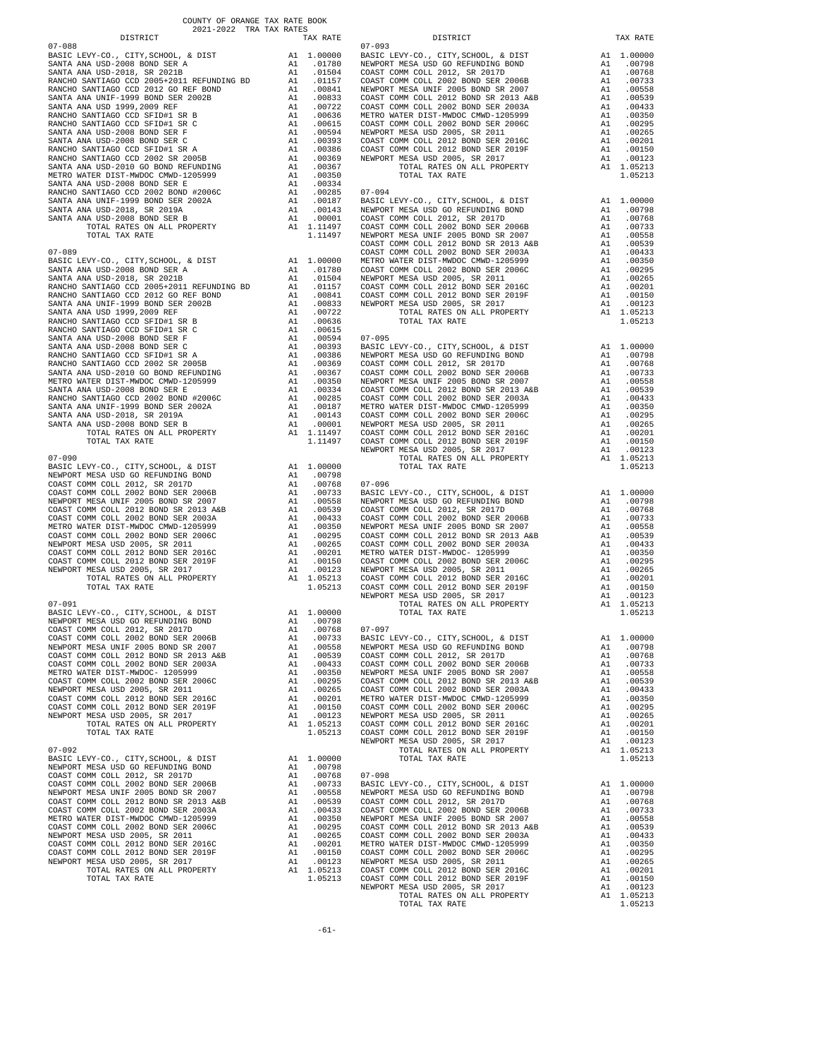COUNTY OF ORANGE TAX RATE BOOK
2021-2022 TRA TAX RATES

| DISTRICT | | TAX RATE |
|---|---|---|
| **07-088** | | |
| BASIC LEVY-CO., CITY,SCHOOL, & DIST | A1 | 1.00000 |
| SANTA ANA USD-2008 BOND SER A | A1 | .01780 |
| SANTA ANA USD-2018, SR 2021B | A1 | .01504 |
| RANCHO SANTIAGO CCD 2005+2011 REFUNDING BD | A1 | .01157 |
| RANCHO SANTIAGO CCD 2012 GO REF BOND | A1 | .00841 |
| SANTA ANA UNIF-1999 BOND SER 2002B | A1 | .00833 |
| SANTA ANA USD 1999,2009 REF | A1 | .00722 |
| RANCHO SANTIAGO CCD SFID#1 SR B | A1 | .00636 |
| RANCHO SANTIAGO CCD SFID#1 SR C | A1 | .00615 |
| SANTA ANA USD-2008 BOND SER F | A1 | .00594 |
| SANTA ANA USD-2008 BOND SER C | A1 | .00393 |
| RANCHO SANTIAGO CCD SFID#1 SR A | A1 | .00386 |
| RANCHO SANTIAGO CCD 2002 SER 2005B | A1 | .00369 |
| SANTA ANA USD-2010 GO BOND REFUNDING | A1 | .00367 |
| METRO WATER DIST-MWDOC CMWD-1205999 | A1 | .00350 |
| SANTA ANA USD-2008 BOND SER E | A1 | .00334 |
| RANCHO SANTIAGO CCD 2002 BOND #2006C | A1 | .00285 |
| SANTA ANA UNIF-1999 BOND SER 2002A | A1 | .00187 |
| SANTA ANA USD-2018, SR 2019A | A1 | .00143 |
| SANTA ANA USD-2008 BOND SER B | A1 | .00001 |
| TOTAL RATES ON ALL PROPERTY | A1 | 1.11497 |
| TOTAL TAX RATE | | 1.11497 |
| **07-089** | | |
| BASIC LEVY-CO., CITY,SCHOOL, & DIST | A1 | 1.00000 |
| SANTA ANA USD-2008 BOND SER A | A1 | .01780 |
| SANTA ANA USD-2018, SR 2021B | A1 | .01504 |
| RANCHO SANTIAGO CCD 2005+2011 REFUNDING BD | A1 | .01157 |
| RANCHO SANTIAGO CCD 2012 GO REF BOND | A1 | .00841 |
| SANTA ANA UNIF-1999 BOND SER 2002B | A1 | .00833 |
| SANTA ANA USD 1999,2009 REF | A1 | .00722 |
| RANCHO SANTIAGO CCD SFID#1 SR B | A1 | .00636 |
| RANCHO SANTIAGO CCD SFID#1 SR C | A1 | .00615 |
| SANTA ANA USD-2008 BOND SER F | A1 | .00594 |
| SANTA ANA USD-2008 BOND SER C | A1 | .00393 |
| RANCHO SANTIAGO CCD SFID#1 SR A | A1 | .00386 |
| RANCHO SANTIAGO CCD 2002 SER 2005B | A1 | .00369 |
| SANTA ANA USD-2010 GO BOND REFUNDING | A1 | .00367 |
| METRO WATER DIST-MWDOC CMWD-1205999 | A1 | .00350 |
| SANTA ANA USD-2008 BOND SER E | A1 | .00334 |
| RANCHO SANTIAGO CCD 2002 BOND #2006C | A1 | .00285 |
| SANTA ANA UNIF-1999 BOND SER 2002A | A1 | .00187 |
| SANTA ANA USD-2018, SR 2019A | A1 | .00143 |
| SANTA ANA USD-2008 BOND SER B | A1 | .00001 |
| TOTAL RATES ON ALL PROPERTY | A1 | 1.11497 |
| TOTAL TAX RATE | | 1.11497 |
| **07-090** | | |
| BASIC LEVY-CO., CITY,SCHOOL, & DIST | A1 | 1.00000 |
| NEWPORT MESA USD GO REFUNDING BOND | A1 | .00798 |
| COAST COMM COLL 2012, SR 2017D | A1 | .00768 |
| COAST COMM COLL 2002 BOND SER 2006B | A1 | .00733 |
| NEWPORT MESA UNIF 2005 BOND SR 2007 | A1 | .00558 |
| COAST COMM COLL 2012 BOND SR 2013 A&B | A1 | .00539 |
| COAST COMM COLL 2002 BOND SER 2003A | A1 | .00433 |
| METRO WATER DIST-MWDOC CMWD-1205999 | A1 | .00350 |
| COAST COMM COLL 2002 BOND SER 2006C | A1 | .00295 |
| NEWPORT MESA USD 2005, SR 2011 | A1 | .00265 |
| COAST COMM COLL 2012 BOND SER 2016C | A1 | .00201 |
| COAST COMM COLL 2012 BOND SER 2019F | A1 | .00150 |
| NEWPORT MESA USD 2005, SR 2017 | A1 | .00123 |
| TOTAL RATES ON ALL PROPERTY | A1 | 1.05213 |
| TOTAL TAX RATE | | 1.05213 |
| **07-091** | | |
| BASIC LEVY-CO., CITY,SCHOOL, & DIST | A1 | 1.00000 |
| NEWPORT MESA USD GO REFUNDING BOND | A1 | .00798 |
| COAST COMM COLL 2012, SR 2017D | A1 | .00768 |
| COAST COMM COLL 2002 BOND SER 2006B | A1 | .00733 |
| NEWPORT MESA UNIF 2005 BOND SR 2007 | A1 | .00558 |
| COAST COMM COLL 2012 BOND SR 2013 A&B | A1 | .00539 |
| COAST COMM COLL 2002 BOND SER 2003A | A1 | .00433 |
| METRO WATER DIST-MWDOC- 1205999 | A1 | .00350 |
| COAST COMM COLL 2002 BOND SER 2006C | A1 | .00295 |
| NEWPORT MESA USD 2005, SR 2011 | A1 | .00265 |
| COAST COMM COLL 2012 BOND SER 2016C | A1 | .00201 |
| COAST COMM COLL 2012 BOND SER 2019F | A1 | .00150 |
| NEWPORT MESA USD 2005, SR 2017 | A1 | .00123 |
| TOTAL RATES ON ALL PROPERTY | A1 | 1.05213 |
| TOTAL TAX RATE | | 1.05213 |
| **07-092** | | |
| BASIC LEVY-CO., CITY,SCHOOL, & DIST | A1 | 1.00000 |
| NEWPORT MESA USD GO REFUNDING BOND | A1 | .00798 |
| COAST COMM COLL 2012, SR 2017D | A1 | .00768 |
| COAST COMM COLL 2002 BOND SER 2006B | A1 | .00733 |
| NEWPORT MESA UNIF 2005 BOND SR 2007 | A1 | .00558 |
| COAST COMM COLL 2012 BOND SR 2013 A&B | A1 | .00539 |
| COAST COMM COLL 2002 BOND SER 2003A | A1 | .00433 |
| METRO WATER DIST-MWDOC CMWD-1205999 | A1 | .00350 |
| COAST COMM COLL 2002 BOND SER 2006C | A1 | .00295 |
| NEWPORT MESA USD 2005, SR 2011 | A1 | .00265 |
| COAST COMM COLL 2012 BOND SER 2016C | A1 | .00201 |
| COAST COMM COLL 2012 BOND SER 2019F | A1 | .00150 |
| NEWPORT MESA USD 2005, SR 2017 | A1 | .00123 |
| TOTAL RATES ON ALL PROPERTY | A1 | 1.05213 |
| TOTAL TAX RATE | | 1.05213 |
| **07-093** | | |
| BASIC LEVY-CO., CITY,SCHOOL, & DIST | A1 | 1.00000 |
| NEWPORT MESA USD GO REFUNDING BOND | A1 | .00798 |
| COAST COMM COLL 2012, SR 2017D | A1 | .00768 |
| COAST COMM COLL 2002 BOND SER 2006B | A1 | .00733 |
| NEWPORT MESA UNIF 2005 BOND SR 2007 | A1 | .00558 |
| COAST COMM COLL 2012 BOND SR 2013 A&B | A1 | .00539 |
| COAST COMM COLL 2002 BOND SER 2003A | A1 | .00433 |
| METRO WATER DIST-MWDOC CMWD-1205999 | A1 | .00350 |
| COAST COMM COLL 2002 BOND SER 2006C | A1 | .00295 |
| NEWPORT MESA USD 2005, SR 2011 | A1 | .00265 |
| COAST COMM COLL 2012 BOND SER 2016C | A1 | .00201 |
| COAST COMM COLL 2012 BOND SER 2019F | A1 | .00150 |
| NEWPORT MESA USD 2005, SR 2017 | A1 | .00123 |
| TOTAL RATES ON ALL PROPERTY | A1 | 1.05213 |
| TOTAL TAX RATE | | 1.05213 |
| **07-094** | | |
| BASIC LEVY-CO., CITY,SCHOOL, & DIST | A1 | 1.00000 |
| NEWPORT MESA USD GO REFUNDING BOND | A1 | .00798 |
| COAST COMM COLL 2012, SR 2017D | A1 | .00768 |
| COAST COMM COLL 2002 BOND SER 2006B | A1 | .00733 |
| NEWPORT MESA UNIF 2005 BOND SER 2007 | A1 | .00558 |
| COAST COMM COLL 2012 BOND SR 2013 A&B | A1 | .00539 |
| COAST COMM COLL 2002 BOND SER 2003A | A1 | .00433 |
| METRO WATER DIST-MWDOC CMWD-1205999 | A1 | .00350 |
| COAST COMM COLL 2002 BOND SER 2006C | A1 | .00295 |
| NEWPORT MESA USD 2005, SR 2011 | A1 | .00265 |
| COAST COMM COLL 2012 BOND SER 2016C | A1 | .00201 |
| COAST COMM COLL 2012 BOND SER 2019F | A1 | .00150 |
| NEWPORT MESA USD 2005, SR 2017 | A1 | .00123 |
| TOTAL RATES ON ALL PROPERTY | A1 | 1.05213 |
| TOTAL TAX RATE | | 1.05213 |
| **07-095** | | |
| BASIC LEVY-CO., CITY,SCHOOL, & DIST | A1 | 1.00000 |
| NEWPORT MESA USD GO REFUNDING BOND | A1 | .00798 |
| COAST COMM COLL 2012, SR 2017D | A1 | .00768 |
| COAST COMM COLL 2002 BOND SER 2006B | A1 | .00733 |
| NEWPORT MESA UNIF 2005 BOND SR 2007 | A1 | .00558 |
| COAST COMM COLL 2012 BOND SR 2013 A&B | A1 | .00539 |
| COAST COMM COLL 2002 BOND SER 2003A | A1 | .00433 |
| METRO WATER DIST-MWDOC CMWD-1205999 | A1 | .00350 |
| COAST COMM COLL 2002 BOND SER 2006C | A1 | .00295 |
| NEWPORT MESA USD 2005, SR 2011 | A1 | .00265 |
| COAST COMM COLL 2012 BOND SER 2016C | A1 | .00201 |
| COAST COMM COLL 2012 BOND SER 2019F | A1 | .00150 |
| NEWPORT MESA USD 2005, SR 2017 | A1 | .00123 |
| TOTAL RATES ON ALL PROPERTY | A1 | 1.05213 |
| TOTAL TAX RATE | | 1.05213 |
| **07-096** | | |
| BASIC LEVY-CO., CITY,SCHOOL, & DIST | A1 | 1.00000 |
| NEWPORT MESA USD GO REFUNDING BOND | A1 | .00798 |
| COAST COMM COLL 2012, SR 2017D | A1 | .00768 |
| COAST COMM COLL 2002 BOND SER 2006B | A1 | .00733 |
| NEWPORT MESA UNIF 2005 BOND SR 2007 | A1 | .00558 |
| COAST COMM COLL 2012 BOND SR 2013 A&B | A1 | .00539 |
| COAST COMM COLL 2002 BOND SER 2003A | A1 | .00433 |
| METRO WATER DIST-MWDOC- 1205999 | A1 | .00350 |
| COAST COMM COLL 2002 BOND SER 2006C | A1 | .00295 |
| NEWPORT MESA USD 2005, SR 2011 | A1 | .00265 |
| COAST COMM COLL 2012 BOND SER 2016C | A1 | .00201 |
| COAST COMM COLL 2012 BOND SER 2019F | A1 | .00150 |
| NEWPORT MESA USD 2005, SR 2017 | A1 | .00123 |
| TOTAL RATES ON ALL PROPERTY | A1 | 1.05213 |
| TOTAL TAX RATE | | 1.05213 |
| **07-097** | | |
| BASIC LEVY-CO., CITY,SCHOOL, & DIST | A1 | 1.00000 |
| NEWPORT MESA USD GO REFUNDING BOND | A1 | .00798 |
| COAST COMM COLL 2012, SR 2017D | A1 | .00768 |
| COAST COMM COLL 2002 BOND SER 2006B | A1 | .00733 |
| NEWPORT MESA UNIF 2005 BOND SR 2007 | A1 | .00558 |
| COAST COMM COLL 2012 BOND SR 2013 A&B | A1 | .00539 |
| COAST COMM COLL 2002 BOND SER 2003A | A1 | .00433 |
| METRO WATER DIST-MWDOC CMWD-1205999 | A1 | .00350 |
| COAST COMM COLL 2002 BOND SER 2006C | A1 | .00295 |
| NEWPORT MESA USD 2005, SR 2011 | A1 | .00265 |
| COAST COMM COLL 2012 BOND SER 2016C | A1 | .00201 |
| COAST COMM COLL 2012 BOND SER 2019F | A1 | .00150 |
| NEWPORT MESA USD 2005, SR 2017 | A1 | .00123 |
| TOTAL RATES ON ALL PROPERTY | A1 | 1.05213 |
| TOTAL TAX RATE | | 1.05213 |
| **07-098** | | |
| BASIC LEVY-CO., CITY,SCHOOL, & DIST | A1 | 1.00000 |
| NEWPORT MESA USD GO REFUNDING BOND | A1 | .00798 |
| COAST COMM COLL 2012, SR 2017D | A1 | .00768 |
| COAST COMM COLL 2002 BOND SER 2006B | A1 | .00733 |
| NEWPORT MESA UNIF 2005 BOND SR 2007 | A1 | .00558 |
| COAST COMM COLL 2012 BOND SR 2013 A&B | A1 | .00539 |
| COAST COMM COLL 2002 BOND SER 2003A | A1 | .00433 |
| METRO WATER DIST-MWDOC CMWD-1205999 | A1 | .00350 |
| COAST COMM COLL 2002 BOND SER 2006C | A1 | .00295 |
| NEWPORT MESA USD 2005, SR 2011 | A1 | .00265 |
| COAST COMM COLL 2012 BOND SER 2016C | A1 | .00201 |
| COAST COMM COLL 2012 BOND SER 2019F | A1 | .00150 |
| NEWPORT MESA USD 2005, SR 2017 | A1 | .00123 |
| TOTAL RATES ON ALL PROPERTY | A1 | 1.05213 |
| TOTAL TAX RATE | | 1.05213 |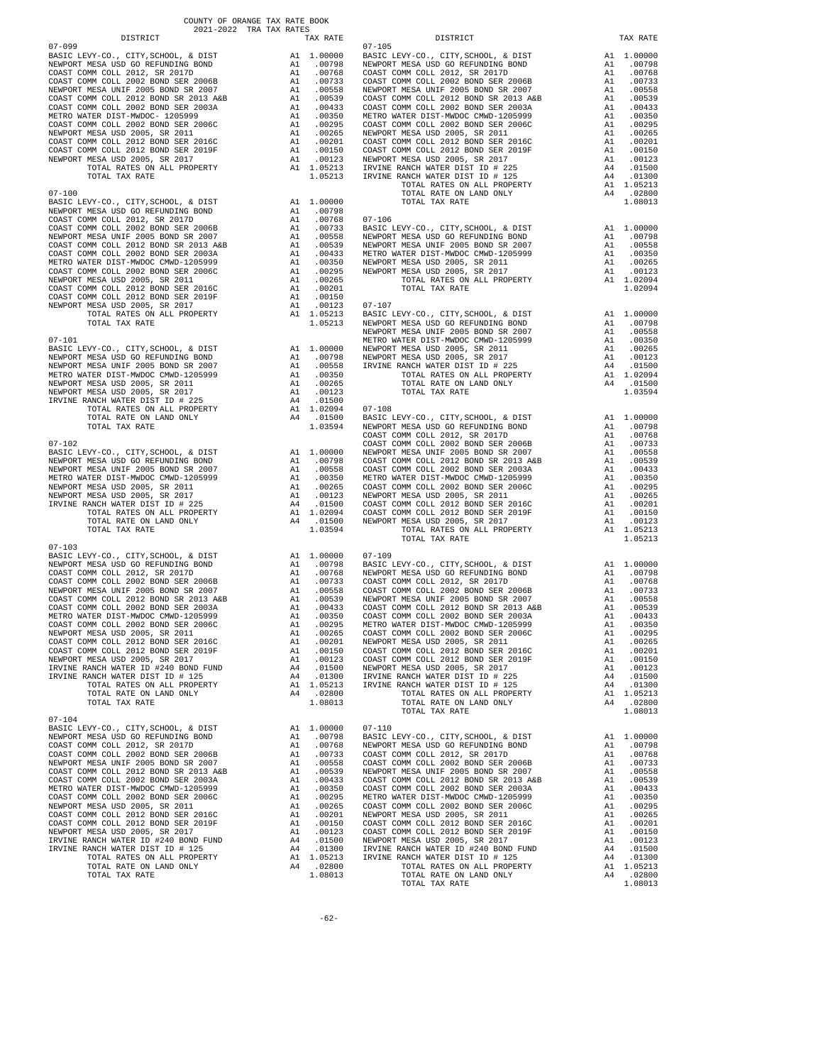COUNTY OF ORANGE TAX RATE BOOK
2021-2022 TRA TAX RATES

| DISTRICT | | TAX RATE |
|---|---|---|
| **07-099** | | |
| BASIC LEVY-CO., CITY,SCHOOL, & DIST | A1 | 1.00000 |
| NEWPORT MESA USD GO REFUNDING BOND | A1 | .00798 |
| COAST COMM COLL 2012, SR 2017D | A1 | .00768 |
| COAST COMM COLL 2002 BOND SER 2006B | A1 | .00733 |
| NEWPORT MESA UNIF 2005 BOND SR 2007 | A1 | .00558 |
| COAST COMM COLL 2012 BOND SR 2013 A&B | A1 | .00539 |
| COAST COMM COLL 2002 BOND SER 2003A | A1 | .00433 |
| METRO WATER DIST-MWDOC- 1205999 | A1 | .00350 |
| COAST COMM COLL 2002 BOND SER 2006C | A1 | .00295 |
| NEWPORT MESA USD 2005, SR 2011 | A1 | .00265 |
| COAST COMM COLL 2012 BOND SER 2016C | A1 | .00201 |
| COAST COMM COLL 2012 BOND SER 2019F | A1 | .00150 |
| NEWPORT MESA USD 2005, SR 2017 | A1 | .00123 |
| TOTAL RATES ON ALL PROPERTY | A1 | 1.05213 |
| TOTAL TAX RATE | | 1.05213 |
| **07-100** | | |
| BASIC LEVY-CO., CITY,SCHOOL, & DIST | A1 | 1.00000 |
| NEWPORT MESA USD GO REFUNDING BOND | A1 | .00798 |
| COAST COMM COLL 2012, SR 2017D | A1 | .00768 |
| COAST COMM COLL 2002 BOND SER 2006B | A1 | .00733 |
| NEWPORT MESA UNIF 2005 BOND SR 2007 | A1 | .00558 |
| COAST COMM COLL 2012 BOND SR 2013 A&B | A1 | .00539 |
| COAST COMM COLL 2002 BOND SER 2003A | A1 | .00433 |
| METRO WATER DIST-MWDOC CMWD-1205999 | A1 | .00350 |
| COAST COMM COLL 2002 BOND SER 2006C | A1 | .00295 |
| NEWPORT MESA USD 2005, SR 2011 | A1 | .00265 |
| COAST COMM COLL 2012 BOND SER 2016C | A1 | .00201 |
| COAST COMM COLL 2012 BOND SER 2019F | A1 | .00150 |
| NEWPORT MESA USD 2005, SR 2017 | A1 | .00123 |
| TOTAL RATES ON ALL PROPERTY | A1 | 1.05213 |
| TOTAL TAX RATE | | 1.05213 |
| **07-101** | | |
| BASIC LEVY-CO., CITY,SCHOOL, & DIST | A1 | 1.00000 |
| NEWPORT MESA USD GO REFUNDING BOND | A1 | .00798 |
| NEWPORT MESA UNIF 2005 BOND SR 2007 | A1 | .00558 |
| METRO WATER DIST-MWDOC CMWD-1205999 | A1 | .00350 |
| NEWPORT MESA USD 2005, SR 2011 | A1 | .00265 |
| NEWPORT MESA USD 2005, SR 2017 | A1 | .00123 |
| IRVINE RANCH WATER DIST ID # 225 | A4 | .01500 |
| TOTAL RATES ON ALL PROPERTY | A1 | 1.02094 |
| TOTAL RATE ON LAND ONLY | A4 | .01500 |
| TOTAL TAX RATE | | 1.03594 |
| **07-102** | | |
| BASIC LEVY-CO., CITY,SCHOOL, & DIST | A1 | 1.00000 |
| NEWPORT MESA USD GO REFUNDING BOND | A1 | .00798 |
| NEWPORT MESA UNIF 2005 BOND SR 2007 | A1 | .00558 |
| METRO WATER DIST-MWDOC CMWD-1205999 | A1 | .00350 |
| NEWPORT MESA USD 2005, SR 2011 | A1 | .00265 |
| NEWPORT MESA USD 2005, SR 2017 | A1 | .00123 |
| IRVINE RANCH WATER DIST ID # 225 | A4 | .01500 |
| TOTAL RATES ON ALL PROPERTY | A1 | 1.02094 |
| TOTAL RATE ON LAND ONLY | A4 | .01500 |
| TOTAL TAX RATE | | 1.03594 |
| **07-103** | | |
| BASIC LEVY-CO., CITY,SCHOOL, & DIST | A1 | 1.00000 |
| NEWPORT MESA USD GO REFUNDING BOND | A1 | .00798 |
| COAST COMM COLL 2012, SR 2017D | A1 | .00768 |
| COAST COMM COLL 2002 BOND SER 2006B | A1 | .00733 |
| NEWPORT MESA UNIF 2005 BOND SR 2007 | A1 | .00558 |
| COAST COMM COLL 2012 BOND SR 2013 A&B | A1 | .00539 |
| COAST COMM COLL 2002 BOND SER 2003A | A1 | .00433 |
| METRO WATER DIST-MWDOC CMWD-1205999 | A1 | .00350 |
| COAST COMM COLL 2002 BOND SER 2006C | A1 | .00295 |
| NEWPORT MESA USD 2005, SR 2011 | A1 | .00265 |
| COAST COMM COLL 2012 BOND SER 2016C | A1 | .00201 |
| COAST COMM COLL 2012 BOND SER 2019F | A1 | .00150 |
| NEWPORT MESA USD 2005, SR 2017 | A1 | .00123 |
| IRVINE RANCH WATER ID #240 BOND FUND | A4 | .01500 |
| IRVINE RANCH WATER DIST ID # 125 | A4 | .01300 |
| TOTAL RATES ON ALL PROPERTY | A1 | 1.05213 |
| TOTAL RATE ON LAND ONLY | A4 | .02800 |
| TOTAL TAX RATE | | 1.08013 |
| **07-104** | | |
| BASIC LEVY-CO., CITY,SCHOOL, & DIST | A1 | 1.00000 |
| NEWPORT MESA USD GO REFUNDING BOND | A1 | .00798 |
| COAST COMM COLL 2012, SR 2017D | A1 | .00768 |
| COAST COMM COLL 2002 BOND SER 2006B | A1 | .00733 |
| NEWPORT MESA UNIF 2005 BOND SR 2007 | A1 | .00558 |
| COAST COMM COLL 2012 BOND SR 2013 A&B | A1 | .00539 |
| COAST COMM COLL 2002 BOND SER 2003A | A1 | .00433 |
| METRO WATER DIST-MWDOC CMWD-1205999 | A1 | .00350 |
| COAST COMM COLL 2002 BOND SER 2006C | A1 | .00295 |
| NEWPORT MESA USD 2005, SR 2011 | A1 | .00265 |
| COAST COMM COLL 2012 BOND SER 2016C | A1 | .00201 |
| COAST COMM COLL 2012 BOND SER 2019F | A1 | .00150 |
| NEWPORT MESA USD 2005, SR 2017 | A1 | .00123 |
| IRVINE RANCH WATER ID #240 BOND FUND | A4 | .01500 |
| IRVINE RANCH WATER DIST ID # 125 | A4 | .01300 |
| TOTAL RATES ON ALL PROPERTY | A1 | 1.05213 |
| TOTAL RATE ON LAND ONLY | A4 | .02800 |
| TOTAL TAX RATE | | 1.08013 |
| **07-105** | | |
| BASIC LEVY-CO., CITY,SCHOOL, & DIST | A1 | 1.00000 |
| NEWPORT MESA USD GO REFUNDING BOND | A1 | .00798 |
| COAST COMM COLL 2012, SR 2017D | A1 | .00768 |
| COAST COMM COLL 2002 BOND SER 2006B | A1 | .00733 |
| NEWPORT MESA UNIF 2005 BOND SR 2007 | A1 | .00558 |
| COAST COMM COLL 2012 BOND SR 2013 A&B | A1 | .00539 |
| COAST COMM COLL 2002 BOND SER 2003A | A1 | .00433 |
| METRO WATER DIST-MWDOC CMWD-1205999 | A1 | .00350 |
| COAST COMM COLL 2002 BOND SER 2006C | A1 | .00295 |
| NEWPORT MESA USD 2005, SR 2011 | A1 | .00265 |
| COAST COMM COLL 2012 BOND SER 2016C | A1 | .00201 |
| COAST COMM COLL 2012 BOND SER 2019F | A1 | .00150 |
| NEWPORT MESA USD 2005, SR 2017 | A1 | .00123 |
| IRVINE RANCH WATER DIST ID # 225 | A4 | .01500 |
| IRVINE RANCH WATER DIST ID # 125 | A4 | .01300 |
| TOTAL RATES ON ALL PROPERTY | A1 | 1.05213 |
| TOTAL RATE ON LAND ONLY | A4 | .02800 |
| TOTAL TAX RATE | | 1.08013 |
| **07-106** | | |
| BASIC LEVY-CO., CITY,SCHOOL, & DIST | A1 | 1.00000 |
| NEWPORT MESA USD GO REFUNDING BOND | A1 | .00798 |
| NEWPORT MESA UNIF 2005 BOND SR 2007 | A1 | .00558 |
| METRO WATER DIST-MWDOC CMWD-1205999 | A1 | .00350 |
| NEWPORT MESA USD 2005, SR 2011 | A1 | .00265 |
| NEWPORT MESA USD 2005, SR 2017 | A1 | .00123 |
| TOTAL RATES ON ALL PROPERTY | A1 | 1.02094 |
| TOTAL TAX RATE | | 1.02094 |
| **07-107** | | |
| BASIC LEVY-CO., CITY,SCHOOL, & DIST | A1 | 1.00000 |
| NEWPORT MESA USD GO REFUNDING BOND | A1 | .00798 |
| NEWPORT MESA UNIF 2005 BOND SR 2007 | A1 | .00558 |
| METRO WATER DIST-MWDOC CMWD-1205999 | A1 | .00350 |
| NEWPORT MESA USD 2005, SR 2011 | A1 | .00265 |
| NEWPORT MESA USD 2005, SR 2017 | A1 | .00123 |
| IRVINE RANCH WATER DIST ID # 225 | A4 | .01500 |
| TOTAL RATES ON ALL PROPERTY | A1 | 1.02094 |
| TOTAL RATE ON LAND ONLY | A4 | .01500 |
| TOTAL TAX RATE | | 1.03594 |
| **07-108** | | |
| BASIC LEVY-CO., CITY,SCHOOL, & DIST | A1 | 1.00000 |
| NEWPORT MESA USD GO REFUNDING BOND | A1 | .00798 |
| COAST COMM COLL 2012, SR 2017D | A1 | .00768 |
| COAST COMM COLL 2002 BOND SER 2006B | A1 | .00733 |
| NEWPORT MESA UNIF 2005 BOND SR 2007 | A1 | .00558 |
| COAST COMM COLL 2012 BOND SR 2013 A&B | A1 | .00539 |
| COAST COMM COLL 2002 BOND SER 2003A | A1 | .00433 |
| METRO WATER DIST-MWDOC CMWD-1205999 | A1 | .00350 |
| COAST COMM COLL 2002 BOND SER 2006C | A1 | .00295 |
| NEWPORT MESA USD 2005, SR 2011 | A1 | .00265 |
| COAST COMM COLL 2012 BOND SER 2016C | A1 | .00201 |
| COAST COMM COLL 2012 BOND SER 2019F | A1 | .00150 |
| NEWPORT MESA USD 2005, SR 2017 | A1 | .00123 |
| TOTAL RATES ON ALL PROPERTY | A1 | 1.05213 |
| TOTAL TAX RATE | | 1.05213 |
| **07-109** | | |
| BASIC LEVY-CO., CITY,SCHOOL, & DIST | A1 | 1.00000 |
| NEWPORT MESA USD GO REFUNDING BOND | A1 | .00798 |
| COAST COMM COLL 2012, SR 2017D | A1 | .00768 |
| COAST COMM COLL 2002 BOND SER 2006B | A1 | .00733 |
| NEWPORT MESA UNIF 2005 BOND SR 2007 | A1 | .00558 |
| COAST COMM COLL 2012 BOND SR 2013 A&B | A1 | .00539 |
| COAST COMM COLL 2002 BOND SER 2003A | A1 | .00433 |
| METRO WATER DIST-MWDOC CMWD-1205999 | A1 | .00350 |
| COAST COMM COLL 2002 BOND SER 2006C | A1 | .00295 |
| NEWPORT MESA USD 2005, SR 2011 | A1 | .00265 |
| COAST COMM COLL 2012 BOND SER 2016C | A1 | .00201 |
| COAST COMM COLL 2012 BOND SER 2019F | A1 | .00150 |
| NEWPORT MESA USD 2005, SR 2017 | A1 | .00123 |
| IRVINE RANCH WATER DIST ID # 225 | A4 | .01500 |
| IRVINE RANCH WATER DIST ID # 125 | A4 | .01300 |
| TOTAL RATES ON ALL PROPERTY | A1 | 1.05213 |
| TOTAL RATE ON LAND ONLY | A4 | .02800 |
| TOTAL TAX RATE | | 1.08013 |
| **07-110** | | |
| BASIC LEVY-CO., CITY,SCHOOL, & DIST | A1 | 1.00000 |
| NEWPORT MESA USD GO REFUNDING BOND | A1 | .00798 |
| COAST COMM COLL 2012, SR 2017D | A1 | .00768 |
| COAST COMM COLL 2002 BOND SER 2006B | A1 | .00733 |
| NEWPORT MESA UNIF 2005 BOND SR 2007 | A1 | .00558 |
| COAST COMM COLL 2012 BOND SR 2013 A&B | A1 | .00539 |
| COAST COMM COLL 2002 BOND SER 2003A | A1 | .00433 |
| METRO WATER DIST-MWDOC CMWD-1205999 | A1 | .00350 |
| COAST COMM COLL 2002 BOND SER 2006C | A1 | .00295 |
| NEWPORT MESA USD 2005, SR 2011 | A1 | .00265 |
| COAST COMM COLL 2012 BOND SER 2016C | A1 | .00201 |
| COAST COMM COLL 2012 BOND SER 2019F | A1 | .00150 |
| NEWPORT MESA USD 2005, SR 2017 | A1 | .00123 |
| IRVINE RANCH WATER ID #240 BOND FUND | A4 | .01500 |
| IRVINE RANCH WATER DIST ID # 125 | A4 | .01300 |
| TOTAL RATES ON ALL PROPERTY | A1 | 1.05213 |
| TOTAL RATE ON LAND ONLY | A4 | .02800 |
| TOTAL TAX RATE | | 1.08013 |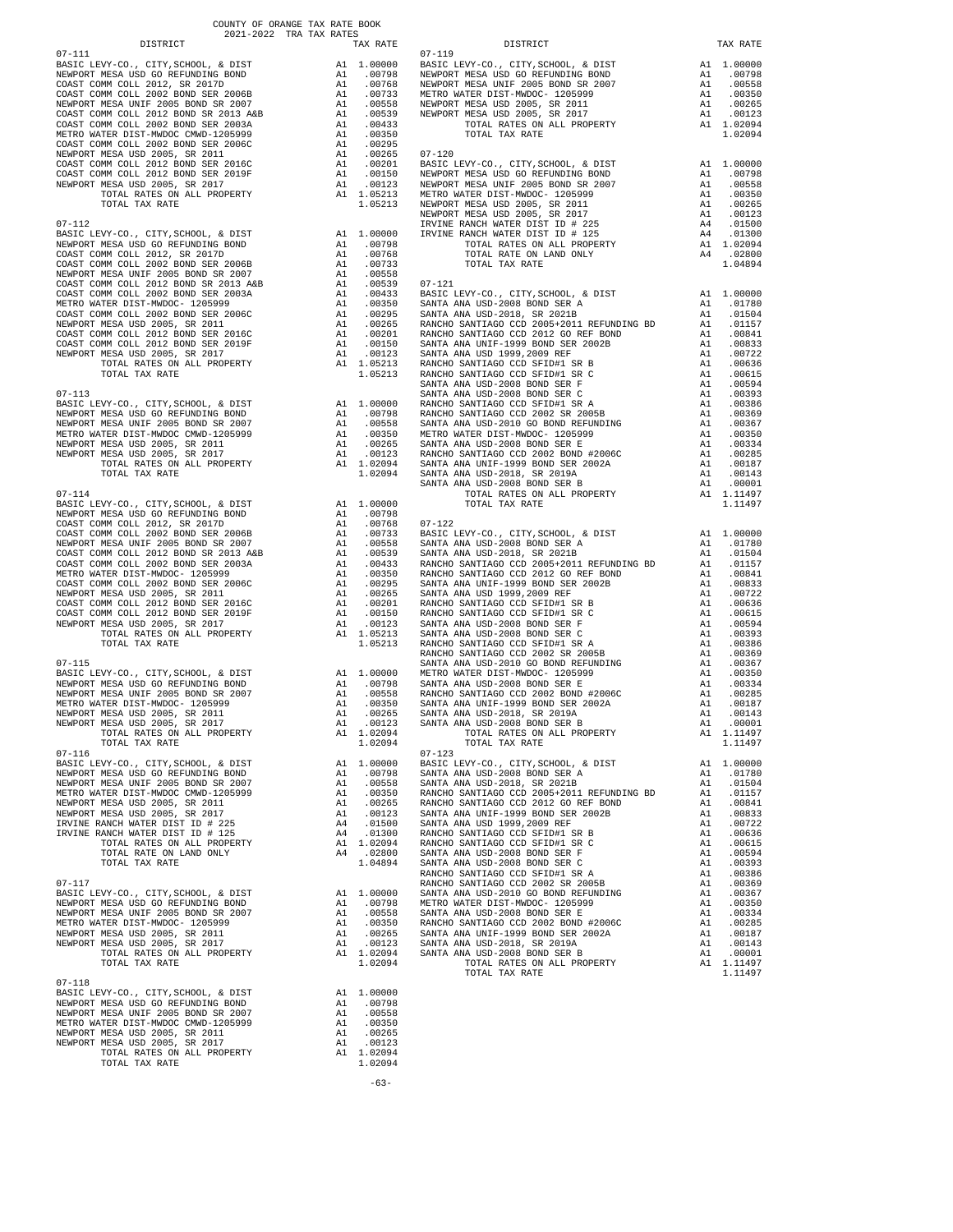COUNTY OF ORANGE TAX RATE BOOK
2021-2022 TRA TAX RATES

| DISTRICT | | TAX RATE |
|---|---|---|
| **07-111** | | |
| BASIC LEVY-CO., CITY,SCHOOL, & DIST | A1 | 1.00000 |
| NEWPORT MESA USD GO REFUNDING BOND | A1 | .00798 |
| COAST COMM COLL 2012, SR 2017D | A1 | .00768 |
| COAST COMM COLL 2002 BOND SER 2006B | A1 | .00733 |
| NEWPORT MESA UNIF 2005 BOND SR 2007 | A1 | .00558 |
| COAST COMM COLL 2012 BOND SR 2013 A&B | A1 | .00539 |
| COAST COMM COLL 2002 BOND SER 2003A | A1 | .00433 |
| METRO WATER DIST-MWDOC CMWD-1205999 | A1 | .00350 |
| COAST COMM COLL 2002 BOND SER 2006C | A1 | .00295 |
| NEWPORT MESA USD 2005, SR 2011 | A1 | .00265 |
| COAST COMM COLL 2012 BOND SER 2016C | A1 | .00201 |
| COAST COMM COLL 2012 BOND SER 2019F | A1 | .00150 |
| NEWPORT MESA USD 2005, SR 2017 | A1 | .00123 |
| TOTAL RATES ON ALL PROPERTY | A1 | 1.05213 |
| TOTAL TAX RATE | | 1.05213 |
| **07-112** | | |
| BASIC LEVY-CO., CITY,SCHOOL, & DIST | A1 | 1.00000 |
| NEWPORT MESA USD GO REFUNDING BOND | A1 | .00798 |
| COAST COMM COLL 2012, SR 2017D | A1 | .00768 |
| COAST COMM COLL 2002 BOND SER 2006B | A1 | .00733 |
| NEWPORT MESA UNIF 2005 BOND SR 2007 | A1 | .00558 |
| COAST COMM COLL 2012 BOND SR 2013 A&B | A1 | .00539 |
| COAST COMM COLL 2002 BOND SER 2003A | A1 | .00433 |
| METRO WATER DIST-MWDOC- 1205999 | A1 | .00350 |
| COAST COMM COLL 2002 BOND SER 2006C | A1 | .00295 |
| NEWPORT MESA USD 2005, SR 2011 | A1 | .00265 |
| COAST COMM COLL 2012 BOND SER 2016C | A1 | .00201 |
| COAST COMM COLL 2012 BOND SER 2019F | A1 | .00150 |
| NEWPORT MESA USD 2005, SR 2017 | A1 | .00123 |
| TOTAL RATES ON ALL PROPERTY | A1 | 1.05213 |
| TOTAL TAX RATE | | 1.05213 |
| **07-113** | | |
| BASIC LEVY-CO., CITY,SCHOOL, & DIST | A1 | 1.00000 |
| NEWPORT MESA USD GO REFUNDING BOND | A1 | .00798 |
| NEWPORT MESA UNIF 2005 BOND SR 2007 | A1 | .00558 |
| METRO WATER DIST-MWDOC CMWD-1205999 | A1 | .00350 |
| NEWPORT MESA USD 2005, SR 2011 | A1 | .00265 |
| NEWPORT MESA USD 2005, SR 2017 | A1 | .00123 |
| TOTAL RATES ON ALL PROPERTY | A1 | 1.02094 |
| TOTAL TAX RATE | | 1.02094 |
| **07-114** | | |
| BASIC LEVY-CO., CITY,SCHOOL, & DIST | A1 | 1.00000 |
| NEWPORT MESA USD GO REFUNDING BOND | A1 | .00798 |
| COAST COMM COLL 2012, SR 2017D | A1 | .00768 |
| COAST COMM COLL 2002 BOND SER 2006B | A1 | .00733 |
| NEWPORT MESA UNIF 2005 BOND SR 2007 | A1 | .00558 |
| COAST COMM COLL 2012 BOND SR 2013 A&B | A1 | .00539 |
| COAST COMM COLL 2002 BOND SER 2003A | A1 | .00433 |
| METRO WATER DIST-MWDOC- 1205999 | A1 | .00350 |
| COAST COMM COLL 2002 BOND SER 2006C | A1 | .00295 |
| NEWPORT MESA USD 2005, SR 2011 | A1 | .00265 |
| COAST COMM COLL 2012 BOND SER 2016C | A1 | .00201 |
| COAST COMM COLL 2012 BOND SER 2019F | A1 | .00150 |
| NEWPORT MESA USD 2005, SR 2017 | A1 | .00123 |
| TOTAL RATES ON ALL PROPERTY | A1 | 1.05213 |
| TOTAL TAX RATE | | 1.05213 |
| **07-115** | | |
| BASIC LEVY-CO., CITY,SCHOOL, & DIST | A1 | 1.00000 |
| NEWPORT MESA USD GO REFUNDING BOND | A1 | .00798 |
| NEWPORT MESA UNIF 2005 BOND SR 2007 | A1 | .00558 |
| METRO WATER DIST-MWDOC- 1205999 | A1 | .00350 |
| NEWPORT MESA USD 2005, SR 2011 | A1 | .00265 |
| NEWPORT MESA USD 2005, SR 2017 | A1 | .00123 |
| TOTAL RATES ON ALL PROPERTY | A1 | 1.02094 |
| TOTAL TAX RATE | | 1.02094 |
| **07-116** | | |
| BASIC LEVY-CO., CITY,SCHOOL, & DIST | A1 | 1.00000 |
| NEWPORT MESA USD GO REFUNDING BOND | A1 | .00798 |
| NEWPORT MESA UNIF 2005 BOND SR 2007 | A1 | .00558 |
| METRO WATER DIST-MWDOC CMWD-1205999 | A1 | .00350 |
| NEWPORT MESA USD 2005, SR 2011 | A1 | .00265 |
| NEWPORT MESA USD 2005, SR 2017 | A1 | .00123 |
| IRVINE RANCH WATER DIST ID # 225 | A4 | .01500 |
| IRVINE RANCH WATER DIST ID # 125 | A4 | .01300 |
| TOTAL RATES ON ALL PROPERTY | A1 | 1.02094 |
| TOTAL RATE ON LAND ONLY | A4 | .02800 |
| TOTAL TAX RATE | | 1.04894 |
| **07-117** | | |
| BASIC LEVY-CO., CITY,SCHOOL, & DIST | A1 | 1.00000 |
| NEWPORT MESA USD GO REFUNDING BOND | A1 | .00798 |
| NEWPORT MESA UNIF 2005 BOND SR 2007 | A1 | .00558 |
| METRO WATER DIST-MWDOC- 1205999 | A1 | .00350 |
| NEWPORT MESA USD 2005, SR 2011 | A1 | .00265 |
| NEWPORT MESA USD 2005, SR 2017 | A1 | .00123 |
| TOTAL RATES ON ALL PROPERTY | A1 | 1.02094 |
| TOTAL TAX RATE | | 1.02094 |
| **07-118** | | |
| BASIC LEVY-CO., CITY,SCHOOL, & DIST | A1 | 1.00000 |
| NEWPORT MESA USD GO REFUNDING BOND | A1 | .00798 |
| NEWPORT MESA UNIF 2005 BOND SR 2007 | A1 | .00558 |
| METRO WATER DIST-MWDOC CMWD-1205999 | A1 | .00350 |
| NEWPORT MESA USD 2005, SR 2011 | A1 | .00265 |
| NEWPORT MESA USD 2005, SR 2017 | A1 | .00123 |
| TOTAL RATES ON ALL PROPERTY | A1 | 1.02094 |
| TOTAL TAX RATE | | 1.02094 |
| **07-119** | | |
| BASIC LEVY-CO., CITY,SCHOOL, & DIST | A1 | 1.00000 |
| NEWPORT MESA USD GO REFUNDING BOND | A1 | .00798 |
| NEWPORT MESA UNIF 2005 BOND SR 2007 | A1 | .00558 |
| METRO WATER DIST-MWDOC- 1205999 | A1 | .00350 |
| NEWPORT MESA USD 2005, SR 2011 | A1 | .00265 |
| NEWPORT MESA USD 2005, SR 2017 | A1 | .00123 |
| TOTAL RATES ON ALL PROPERTY | A1 | 1.02094 |
| TOTAL TAX RATE | | 1.02094 |
| **07-120** | | |
| BASIC LEVY-CO., CITY,SCHOOL, & DIST | A1 | 1.00000 |
| NEWPORT MESA USD GO REFUNDING BOND | A1 | .00798 |
| NEWPORT MESA UNIF 2005 BOND SR 2007 | A1 | .00558 |
| METRO WATER DIST-MWDOC- 1205999 | A1 | .00350 |
| NEWPORT MESA USD 2005, SR 2011 | A1 | .00265 |
| NEWPORT MESA USD 2005, SR 2017 | A1 | .00123 |
| IRVINE RANCH WATER DIST ID # 225 | A4 | .01500 |
| IRVINE RANCH WATER DIST ID # 125 | A4 | .01300 |
| TOTAL RATES ON ALL PROPERTY | A1 | 1.02094 |
| TOTAL RATE ON LAND ONLY | A4 | .02800 |
| TOTAL TAX RATE | | 1.04894 |
| **07-121** | | |
| BASIC LEVY-CO., CITY,SCHOOL, & DIST | A1 | 1.00000 |
| SANTA ANA USD-2008 BOND SER A | A1 | .01780 |
| SANTA ANA USD-2018, SR 2021B | A1 | .01504 |
| RANCHO SANTIAGO CCD 2005+2011 REFUNDING BD | A1 | .01157 |
| RANCHO SANTIAGO CCD 2012 GO REF BOND | A1 | .00841 |
| SANTA ANA UNIF-1999 BOND SER 2002B | A1 | .00833 |
| SANTA ANA USD 1999,2009 REF | A1 | .00722 |
| RANCHO SANTIAGO CCD SFID#1 SR B | A1 | .00636 |
| RANCHO SANTIAGO CCD SFID#1 SR C | A1 | .00615 |
| SANTA ANA USD-2008 BOND SER F | A1 | .00594 |
| SANTA ANA USD-2008 BOND SER C | A1 | .00393 |
| RANCHO SANTIAGO CCD SFID#1 SR A | A1 | .00386 |
| RANCHO SANTIAGO CCD 2002 SR 2005B | A1 | .00369 |
| SANTA ANA USD-2010 GO BOND REFUNDING | A1 | .00367 |
| METRO WATER DIST-MWDOC- 1205999 | A1 | .00350 |
| SANTA ANA USD-2008 BOND SER E | A1 | .00334 |
| RANCHO SANTIAGO CCD 2002 BOND #2006C | A1 | .00285 |
| SANTA ANA UNIF-1999 BOND SER 2002A | A1 | .00187 |
| SANTA ANA USD-2018, SR 2019A | A1 | .00143 |
| SANTA ANA USD-2008 BOND SER B | A1 | .00001 |
| TOTAL RATES ON ALL PROPERTY | A1 | 1.11497 |
| TOTAL TAX RATE | | 1.11497 |
| **07-122** | | |
| BASIC LEVY-CO., CITY,SCHOOL, & DIST | A1 | 1.00000 |
| SANTA ANA USD-2008 BOND SER A | A1 | .01780 |
| SANTA ANA USD-2018, SR 2021B | A1 | .01504 |
| RANCHO SANTIAGO CCD 2005+2011 REFUNDING BD | A1 | .01157 |
| RANCHO SANTIAGO CCD 2012 GO REF BOND | A1 | .00841 |
| SANTA ANA UNIF-1999 BOND SER 2002B | A1 | .00833 |
| SANTA ANA USD 1999,2009 REF | A1 | .00722 |
| RANCHO SANTIAGO CCD SFID#1 SR B | A1 | .00636 |
| RANCHO SANTIAGO CCD SFID#1 SR C | A1 | .00615 |
| SANTA ANA USD-2008 BOND SER F | A1 | .00594 |
| SANTA ANA USD-2008 BOND SER C | A1 | .00393 |
| RANCHO SANTIAGO CCD SFID#1 SR A | A1 | .00386 |
| RANCHO SANTIAGO CCD 2002 SR 2005B | A1 | .00369 |
| SANTA ANA USD-2010 GO BOND REFUNDING | A1 | .00367 |
| METRO WATER DIST-MWDOC- 1205999 | A1 | .00350 |
| SANTA ANA USD-2008 BOND SER E | A1 | .00334 |
| RANCHO SANTIAGO CCD 2002 BOND #2006C | A1 | .00285 |
| SANTA ANA UNIF-1999 BOND SER 2002A | A1 | .00187 |
| SANTA ANA USD-2018, SR 2019A | A1 | .00143 |
| SANTA ANA USD-2008 BOND SER B | A1 | .00001 |
| TOTAL RATES ON ALL PROPERTY | A1 | 1.11497 |
| TOTAL TAX RATE | | 1.11497 |
| **07-123** | | |
| BASIC LEVY-CO., CITY,SCHOOL, & DIST | A1 | 1.00000 |
| SANTA ANA USD-2008 BOND SER A | A1 | .01780 |
| SANTA ANA USD-2018, SR 2021B | A1 | .01504 |
| RANCHO SANTIAGO CCD 2005+2011 REFUNDING BD | A1 | .01157 |
| RANCHO SANTIAGO CCD 2012 GO REF BOND | A1 | .00841 |
| SANTA ANA UNIF-1999 BOND SER 2002B | A1 | .00833 |
| SANTA ANA USD 1999,2009 REF | A1 | .00722 |
| RANCHO SANTIAGO CCD SFID#1 SR B | A1 | .00636 |
| RANCHO SANTIAGO CCD SFID#1 SR C | A1 | .00615 |
| SANTA ANA USD-2008 BOND SER F | A1 | .00594 |
| SANTA ANA USD-2008 BOND SER C | A1 | .00393 |
| RANCHO SANTIAGO CCD SFID#1 SR A | A1 | .00386 |
| RANCHO SANTIAGO CCD 2002 SR 2005B | A1 | .00369 |
| SANTA ANA USD-2010 GO BOND REFUNDING | A1 | .00367 |
| METRO WATER DIST-MWDOC- 1205999 | A1 | .00350 |
| SANTA ANA USD-2008 BOND SER E | A1 | .00334 |
| RANCHO SANTIAGO CCD 2002 BOND #2006C | A1 | .00285 |
| SANTA ANA UNIF-1999 BOND SER 2002A | A1 | .00187 |
| SANTA ANA USD-2018, SR 2019A | A1 | .00143 |
| SANTA ANA USD-2008 BOND SER B | A1 | .00001 |
| TOTAL RATES ON ALL PROPERTY | A1 | 1.11497 |
| TOTAL TAX RATE | | 1.11497 |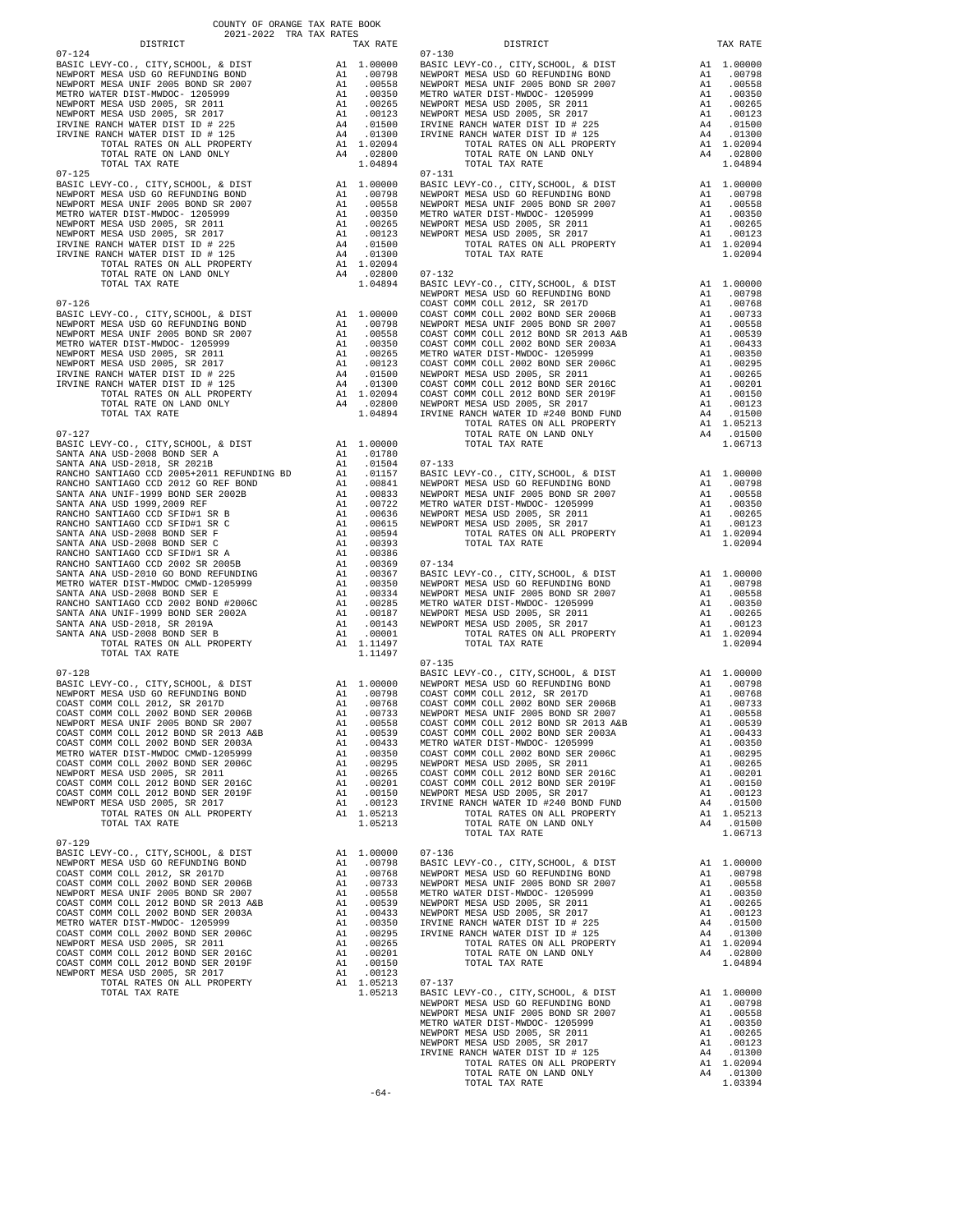COUNTY OF ORANGE TAX RATE BOOK
2021-2022 TRA TAX RATES

| DISTRICT | | TAX RATE |
|---|---|---|
| **07-124** | | |
| BASIC LEVY-CO., CITY,SCHOOL, & DIST | A1 | 1.00000 |
| NEWPORT MESA USD GO REFUNDING BOND | A1 | .00798 |
| NEWPORT MESA UNIF 2005 BOND SR 2007 | A1 | .00558 |
| METRO WATER DIST-MWDOC- 1205999 | A1 | .00350 |
| NEWPORT MESA USD 2005, SR 2011 | A1 | .00265 |
| NEWPORT MESA USD 2005, SR 2017 | A1 | .00123 |
| IRVINE RANCH WATER DIST ID # 225 | A4 | .01500 |
| IRVINE RANCH WATER DIST ID # 125 | A4 | .01300 |
| TOTAL RATES ON ALL PROPERTY | A1 | 1.02094 |
| TOTAL RATE ON LAND ONLY | A4 | .02800 |
| TOTAL TAX RATE | | 1.04894 |
| **07-125** | | |
| BASIC LEVY-CO., CITY,SCHOOL, & DIST | A1 | 1.00000 |
| NEWPORT MESA USD GO REFUNDING BOND | A1 | .00798 |
| NEWPORT MESA UNIF 2005 BOND SR 2007 | A1 | .00558 |
| METRO WATER DIST-MWDOC- 1205999 | A1 | .00350 |
| NEWPORT MESA USD 2005, SR 2011 | A1 | .00265 |
| NEWPORT MESA USD 2005, SR 2017 | A1 | .00123 |
| IRVINE RANCH WATER DIST ID # 225 | A4 | .01500 |
| IRVINE RANCH WATER DIST ID # 125 | A4 | .01300 |
| TOTAL RATES ON ALL PROPERTY | A1 | 1.02094 |
| TOTAL RATE ON LAND ONLY | A4 | .02800 |
| TOTAL TAX RATE | | 1.04894 |
| **07-126** | | |
| BASIC LEVY-CO., CITY,SCHOOL, & DIST | A1 | 1.00000 |
| NEWPORT MESA USD GO REFUNDING BOND | A1 | .00798 |
| NEWPORT MESA UNIF 2005 BOND SR 2007 | A1 | .00558 |
| METRO WATER DIST-MWDOC- 1205999 | A1 | .00350 |
| NEWPORT MESA USD 2005, SR 2011 | A1 | .00265 |
| NEWPORT MESA USD 2005, SR 2017 | A1 | .00123 |
| IRVINE RANCH WATER DIST ID # 225 | A4 | .01500 |
| IRVINE RANCH WATER DIST ID # 125 | A4 | .01300 |
| TOTAL RATES ON ALL PROPERTY | A1 | 1.02094 |
| TOTAL RATE ON LAND ONLY | A4 | .02800 |
| TOTAL TAX RATE | | 1.04894 |
| **07-127** | | |
| BASIC LEVY-CO., CITY,SCHOOL, & DIST | A1 | 1.00000 |
| SANTA ANA USD-2008 BOND SER A | A1 | .01780 |
| SANTA ANA USD-2018, SR 2021B | A1 | .01504 |
| RANCHO SANTIAGO CCD 2005+2011 REFUNDING BD | A1 | .01157 |
| RANCHO SANTIAGO CCD 2012 GO REF BOND | A1 | .00841 |
| SANTA ANA UNIF-1999 BOND SER 2002B | A1 | .00833 |
| SANTA ANA USD 1999,2009 REF | A1 | .00722 |
| RANCHO SANTIAGO CCD SFID#1 SR B | A1 | .00636 |
| RANCHO SANTIAGO CCD SFID#1 SR C | A1 | .00615 |
| SANTA ANA USD-2008 BOND SER F | A1 | .00594 |
| SANTA ANA USD-2008 BOND SER C | A1 | .00393 |
| RANCHO SANTIAGO CCD SFID#1 SR A | A1 | .00386 |
| RANCHO SANTIAGO CCD 2002 SR 2005B | A1 | .00369 |
| SANTA ANA USD-2010 GO BOND REFUNDING | A1 | .00367 |
| METRO WATER DIST-MWDOC CMWD-1205999 | A1 | .00350 |
| SANTA ANA USD-2008 BOND SER E | A1 | .00334 |
| RANCHO SANTIAGO CCD 2002 BOND #2006C | A1 | .00285 |
| SANTA ANA UNIF-1999 BOND SER 2002A | A1 | .00187 |
| SANTA ANA USD-2018, SR 2019A | A1 | .00143 |
| SANTA ANA USD-2008 BOND SER B | A1 | .00001 |
| TOTAL RATES ON ALL PROPERTY | A1 | 1.11497 |
| TOTAL TAX RATE | | 1.11497 |
| **07-128** | | |
| BASIC LEVY-CO., CITY,SCHOOL, & DIST | A1 | 1.00000 |
| NEWPORT MESA USD GO REFUNDING BOND | A1 | .00798 |
| COAST COMM COLL 2012, SR 2017D | A1 | .00768 |
| COAST COMM COLL 2002 BOND SER 2006B | A1 | .00733 |
| NEWPORT MESA UNIF 2005 BOND SR 2007 | A1 | .00558 |
| COAST COMM COLL 2012 BOND SR 2013 A&B | A1 | .00539 |
| COAST COMM COLL 2002 BOND SER 2003A | A1 | .00433 |
| METRO WATER DIST-MWDOC CMWD-1205999 | A1 | .00350 |
| COAST COMM COLL 2002 BOND SER 2006C | A1 | .00295 |
| NEWPORT MESA USD 2005, SR 2011 | A1 | .00265 |
| COAST COMM COLL 2012 BOND SER 2016C | A1 | .00201 |
| COAST COMM COLL 2012 BOND SER 2019F | A1 | .00150 |
| NEWPORT MESA USD 2005, SR 2017 | A1 | .00123 |
| TOTAL RATES ON ALL PROPERTY | A1 | 1.05213 |
| TOTAL TAX RATE | | 1.05213 |
| **07-129** | | |
| BASIC LEVY-CO., CITY,SCHOOL, & DIST | A1 | 1.00000 |
| NEWPORT MESA USD GO REFUNDING BOND | A1 | .00798 |
| COAST COMM COLL 2012, SR 2017D | A1 | .00768 |
| COAST COMM COLL 2002 BOND SER 2006B | A1 | .00733 |
| NEWPORT MESA UNIF 2005 BOND SR 2007 | A1 | .00558 |
| COAST COMM COLL 2012 BOND SR 2013 A&B | A1 | .00539 |
| COAST COMM COLL 2002 BOND SER 2003A | A1 | .00433 |
| METRO WATER DIST-MWDOC- 1205999 | A1 | .00350 |
| COAST COMM COLL 2002 BOND SER 2006C | A1 | .00295 |
| NEWPORT MESA USD 2005, SR 2011 | A1 | .00265 |
| COAST COMM COLL 2012 BOND SER 2016C | A1 | .00201 |
| COAST COMM COLL 2012 BOND SER 2019F | A1 | .00150 |
| NEWPORT MESA USD 2005, SR 2017 | A1 | .00123 |
| TOTAL RATES ON ALL PROPERTY | A1 | 1.05213 |
| TOTAL TAX RATE | | 1.05213 |
| **07-130** | | |
| BASIC LEVY-CO., CITY,SCHOOL, & DIST | A1 | 1.00000 |
| NEWPORT MESA USD GO REFUNDING BOND | A1 | .00798 |
| NEWPORT MESA UNIF 2005 BOND SR 2007 | A1 | .00558 |
| METRO WATER DIST-MWDOC- 1205999 | A1 | .00350 |
| NEWPORT MESA USD 2005, SR 2011 | A1 | .00265 |
| NEWPORT MESA USD 2005, SR 2017 | A1 | .00123 |
| IRVINE RANCH WATER DIST ID # 225 | A4 | .01500 |
| IRVINE RANCH WATER DIST ID # 125 | A4 | .01300 |
| TOTAL RATES ON ALL PROPERTY | A1 | 1.02094 |
| TOTAL RATE ON LAND ONLY | A4 | .02800 |
| TOTAL TAX RATE | | 1.04894 |
| **07-131** | | |
| BASIC LEVY-CO., CITY,SCHOOL, & DIST | A1 | 1.00000 |
| NEWPORT MESA USD GO REFUNDING BOND | A1 | .00798 |
| NEWPORT MESA UNIF 2005 BOND SR 2007 | A1 | .00558 |
| METRO WATER DIST-MWDOC- 1205999 | A1 | .00350 |
| NEWPORT MESA USD 2005, SR 2011 | A1 | .00265 |
| NEWPORT MESA USD 2005, SR 2017 | A1 | .00123 |
| TOTAL RATES ON ALL PROPERTY | A1 | 1.02094 |
| TOTAL TAX RATE | | 1.02094 |
| **07-132** | | |
| BASIC LEVY-CO., CITY,SCHOOL, & DIST | A1 | 1.00000 |
| NEWPORT MESA USD GO REFUNDING BOND | A1 | .00798 |
| COAST COMM COLL 2012, SR 2017D | A1 | .00768 |
| COAST COMM COLL 2002 BOND SER 2006B | A1 | .00733 |
| NEWPORT MESA UNIF 2005 BOND SR 2007 | A1 | .00558 |
| COAST COMM COLL 2012 BOND SR 2013 A&B | A1 | .00539 |
| COAST COMM COLL 2002 BOND SER 2003A | A1 | .00433 |
| METRO WATER DIST-MWDOC- 1205999 | A1 | .00350 |
| COAST COMM COLL 2002 BOND SER 2006C | A1 | .00295 |
| NEWPORT MESA USD 2005, SR 2011 | A1 | .00265 |
| COAST COMM COLL 2012 BOND SER 2016C | A1 | .00201 |
| COAST COMM COLL 2012 BOND SER 2019F | A1 | .00150 |
| NEWPORT MESA USD 2005, SR 2017 | A1 | .00123 |
| IRVINE RANCH WATER ID #240 BOND FUND | A4 | .01500 |
| TOTAL RATES ON ALL PROPERTY | A1 | 1.05213 |
| TOTAL RATE ON LAND ONLY | A4 | .01500 |
| TOTAL TAX RATE | | 1.06713 |
| **07-133** | | |
| BASIC LEVY-CO., CITY,SCHOOL, & DIST | A1 | 1.00000 |
| NEWPORT MESA USD GO REFUNDING BOND | A1 | .00798 |
| NEWPORT MESA UNIF 2005 BOND SR 2007 | A1 | .00558 |
| METRO WATER DIST-MWDOC- 1205999 | A1 | .00350 |
| NEWPORT MESA USD 2005, SR 2011 | A1 | .00265 |
| NEWPORT MESA USD 2005, SR 2017 | A1 | .00123 |
| TOTAL RATES ON ALL PROPERTY | A1 | 1.02094 |
| TOTAL TAX RATE | | 1.02094 |
| **07-134** | | |
| BASIC LEVY-CO., CITY,SCHOOL, & DIST | A1 | 1.00000 |
| NEWPORT MESA USD GO REFUNDING BOND | A1 | .00798 |
| NEWPORT MESA UNIF 2005 BOND SR 2007 | A1 | .00558 |
| METRO WATER DIST-MWDOC- 1205999 | A1 | .00350 |
| NEWPORT MESA USD 2005, SR 2011 | A1 | .00265 |
| NEWPORT MESA USD 2005, SR 2017 | A1 | .00123 |
| TOTAL RATES ON ALL PROPERTY | A1 | 1.02094 |
| TOTAL TAX RATE | | 1.02094 |
| **07-135** | | |
| BASIC LEVY-CO., CITY,SCHOOL, & DIST | A1 | 1.00000 |
| NEWPORT MESA USD GO REFUNDING BOND | A1 | .00798 |
| COAST COMM COLL 2012, SR 2017D | A1 | .00768 |
| COAST COMM COLL 2002 BOND SER 2006B | A1 | .00733 |
| NEWPORT MESA UNIF 2005 BOND SR 2007 | A1 | .00558 |
| COAST COMM COLL 2012 BOND SR 2013 A&B | A1 | .00539 |
| COAST COMM COLL 2002 BOND SER 2003A | A1 | .00433 |
| METRO WATER DIST-MWDOC- 1205999 | A1 | .00350 |
| COAST COMM COLL 2002 BOND SER 2006C | A1 | .00295 |
| NEWPORT MESA USD 2005, SR 2011 | A1 | .00265 |
| COAST COMM COLL 2012 BOND SER 2016C | A1 | .00201 |
| COAST COMM COLL 2012 BOND SER 2019F | A1 | .00150 |
| NEWPORT MESA USD 2005, SR 2017 | A1 | .00123 |
| IRVINE RANCH WATER ID #240 BOND FUND | A4 | .01500 |
| TOTAL RATES ON ALL PROPERTY | A1 | 1.05213 |
| TOTAL RATE ON LAND ONLY | A4 | .01500 |
| TOTAL TAX RATE | | 1.06713 |
| **07-136** | | |
| BASIC LEVY-CO., CITY,SCHOOL, & DIST | A1 | 1.00000 |
| NEWPORT MESA USD GO REFUNDING BOND | A1 | .00798 |
| NEWPORT MESA UNIF 2005 BOND SR 2007 | A1 | .00558 |
| METRO WATER DIST-MWDOC- 1205999 | A1 | .00350 |
| NEWPORT MESA USD 2005, SR 2011 | A1 | .00265 |
| NEWPORT MESA USD 2005, SR 2017 | A1 | .00123 |
| IRVINE RANCH WATER DIST ID # 225 | A4 | .01500 |
| IRVINE RANCH WATER DIST ID # 125 | A4 | .01300 |
| TOTAL RATES ON ALL PROPERTY | A1 | 1.02094 |
| TOTAL RATE ON LAND ONLY | A4 | .02800 |
| TOTAL TAX RATE | | 1.04894 |
| **07-137** | | |
| BASIC LEVY-CO., CITY,SCHOOL, & DIST | A1 | 1.00000 |
| NEWPORT MESA USD GO REFUNDING BOND | A1 | .00798 |
| NEWPORT MESA UNIF 2005 BOND SR 2007 | A1 | .00558 |
| METRO WATER DIST-MWDOC- 1205999 | A1 | .00350 |
| NEWPORT MESA USD 2005, SR 2011 | A1 | .00265 |
| NEWPORT MESA USD 2005, SR 2017 | A1 | .00123 |
| IRVINE RANCH WATER DIST ID # 125 | A4 | .01300 |
| TOTAL RATES ON ALL PROPERTY | A1 | 1.02094 |
| TOTAL RATE ON LAND ONLY | A4 | .01300 |
| TOTAL TAX RATE | | 1.03394 |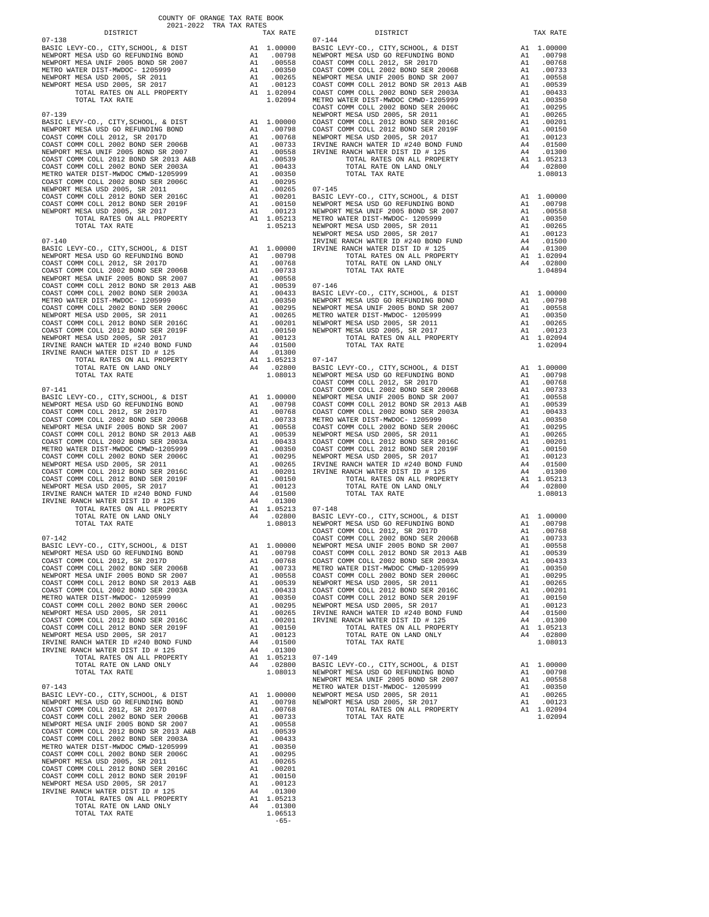COUNTY OF ORANGE TAX RATE BOOK
2021-2022 TRA TAX RATES

### 07-138

| DISTRICT | | TAX RATE |
|---|---|---|
| BASIC LEVY-CO., CITY,SCHOOL, & DIST | A1 | 1.00000 |
| NEWPORT MESA USD GO REFUNDING BOND | A1 | .00798 |
| NEWPORT MESA UNIF 2005 BOND SR 2007 | A1 | .00558 |
| METRO WATER DIST-MWDOC- 1205999 | A1 | .00350 |
| NEWPORT MESA USD 2005, SR 2011 | A1 | .00265 |
| NEWPORT MESA USD 2005, SR 2017 | A1 | .00123 |
| TOTAL RATES ON ALL PROPERTY | A1 | 1.02094 |
| TOTAL TAX RATE | | 1.02094 |

### 07-139

| DISTRICT | | TAX RATE |
|---|---|---|
| BASIC LEVY-CO., CITY,SCHOOL, & DIST | A1 | 1.00000 |
| NEWPORT MESA USD GO REFUNDING BOND | A1 | .00798 |
| COAST COMM COLL 2012, SR 2017D | A1 | .00768 |
| COAST COMM COLL 2002 BOND SER 2006B | A1 | .00733 |
| NEWPORT MESA UNIF 2005 BOND SR 2007 | A1 | .00558 |
| COAST COMM COLL 2012 BOND SR 2013 A&B | A1 | .00539 |
| COAST COMM COLL 2002 BOND SER 2003A | A1 | .00433 |
| METRO WATER DIST-MWDOC CMWD-1205999 | A1 | .00350 |
| COAST COMM COLL 2002 BOND SER 2006C | A1 | .00295 |
| NEWPORT MESA USD 2005, SR 2011 | A1 | .00265 |
| COAST COMM COLL 2012 BOND SER 2016C | A1 | .00201 |
| COAST COMM COLL 2012 BOND SER 2019F | A1 | .00150 |
| NEWPORT MESA USD 2005, SR 2017 | A1 | .00123 |
| TOTAL RATES ON ALL PROPERTY | A1 | 1.05213 |
| TOTAL TAX RATE | | 1.05213 |

### 07-140

| DISTRICT | | TAX RATE |
|---|---|---|
| BASIC LEVY-CO., CITY,SCHOOL, & DIST | A1 | 1.00000 |
| NEWPORT MESA USD GO REFUNDING BOND | A1 | .00798 |
| COAST COMM COLL 2012, SR 2017D | A1 | .00768 |
| COAST COMM COLL 2002 BOND SER 2006B | A1 | .00733 |
| NEWPORT MESA UNIF 2005 BOND SR 2007 | A1 | .00558 |
| COAST COMM COLL 2012 BOND SR 2013 A&B | A1 | .00539 |
| COAST COMM COLL 2002 BOND SER 2003A | A1 | .00433 |
| METRO WATER DIST-MWDOC- 1205999 | A1 | .00350 |
| COAST COMM COLL 2002 BOND SER 2006C | A1 | .00295 |
| NEWPORT MESA USD 2005, SR 2011 | A1 | .00265 |
| COAST COMM COLL 2012 BOND SER 2016C | A1 | .00201 |
| COAST COMM COLL 2012 BOND SER 2019F | A1 | .00150 |
| NEWPORT MESA USD 2005, SR 2017 | A1 | .00123 |
| IRVINE RANCH WATER ID #240 BOND FUND | A4 | .01500 |
| IRVINE RANCH WATER DIST ID # 125 | A4 | .01300 |
| TOTAL RATES ON ALL PROPERTY | A1 | 1.05213 |
| TOTAL RATE ON LAND ONLY | A4 | .02800 |
| TOTAL TAX RATE | | 1.08013 |

### 07-141

| DISTRICT | | TAX RATE |
|---|---|---|
| BASIC LEVY-CO., CITY,SCHOOL, & DIST | A1 | 1.00000 |
| NEWPORT MESA USD GO REFUNDING BOND | A1 | .00798 |
| COAST COMM COLL 2012, SR 2017D | A1 | .00768 |
| COAST COMM COLL 2002 BOND SER 2006B | A1 | .00733 |
| NEWPORT MESA UNIF 2005 BOND SR 2007 | A1 | .00558 |
| COAST COMM COLL 2012 BOND SR 2013 A&B | A1 | .00539 |
| COAST COMM COLL 2002 BOND SER 2003A | A1 | .00433 |
| METRO WATER DIST-MWDOC CMWD-1205999 | A1 | .00350 |
| COAST COMM COLL 2002 BOND SER 2006C | A1 | .00295 |
| NEWPORT MESA USD 2005, SR 2011 | A1 | .00265 |
| COAST COMM COLL 2012 BOND SER 2016C | A1 | .00201 |
| COAST COMM COLL 2012 BOND SER 2019F | A1 | .00150 |
| NEWPORT MESA USD 2005, SR 2017 | A1 | .00123 |
| IRVINE RANCH WATER ID #240 BOND FUND | A4 | .01500 |
| IRVINE RANCH WATER DIST ID # 125 | A4 | .01300 |
| TOTAL RATES ON ALL PROPERTY | A1 | 1.05213 |
| TOTAL RATE ON LAND ONLY | A4 | .02800 |
| TOTAL TAX RATE | | 1.08013 |

### 07-142

| DISTRICT | | TAX RATE |
|---|---|---|
| BASIC LEVY-CO., CITY,SCHOOL, & DIST | A1 | 1.00000 |
| NEWPORT MESA USD GO REFUNDING BOND | A1 | .00798 |
| COAST COMM COLL 2012, SR 2017D | A1 | .00768 |
| COAST COMM COLL 2002 BOND SER 2006B | A1 | .00733 |
| NEWPORT MESA UNIF 2005 BOND SR 2007 | A1 | .00558 |
| COAST COMM COLL 2012 BOND SR 2013 A&B | A1 | .00539 |
| COAST COMM COLL 2002 BOND SER 2003A | A1 | .00433 |
| METRO WATER DIST-MWDOC- 1205999 | A1 | .00350 |
| COAST COMM COLL 2002 BOND SER 2006C | A1 | .00295 |
| NEWPORT MESA USD 2005, SR 2011 | A1 | .00265 |
| COAST COMM COLL 2012 BOND SER 2016C | A1 | .00201 |
| COAST COMM COLL 2012 BOND SER 2019F | A1 | .00150 |
| NEWPORT MESA USD 2005, SR 2017 | A1 | .00123 |
| IRVINE RANCH WATER ID #240 BOND FUND | A4 | .01500 |
| IRVINE RANCH WATER DIST ID # 125 | A4 | .01300 |
| TOTAL RATES ON ALL PROPERTY | A1 | 1.05213 |
| TOTAL RATE ON LAND ONLY | A4 | .02800 |
| TOTAL TAX RATE | | 1.08013 |

### 07-143

| DISTRICT | | TAX RATE |
|---|---|---|
| BASIC LEVY-CO., CITY,SCHOOL, & DIST | A1 | 1.00000 |
| NEWPORT MESA USD GO REFUNDING BOND | A1 | .00798 |
| COAST COMM COLL 2012, SR 2017D | A1 | .00768 |
| COAST COMM COLL 2002 BOND SER 2006B | A1 | .00733 |
| NEWPORT MESA UNIF 2005 BOND SR 2007 | A1 | .00558 |
| COAST COMM COLL 2012 BOND SR 2013 A&B | A1 | .00539 |
| COAST COMM COLL 2002 BOND SER 2003A | A1 | .00433 |
| METRO WATER DIST-MWDOC CMWD-1205999 | A1 | .00350 |
| COAST COMM COLL 2002 BOND SER 2006C | A1 | .00295 |
| NEWPORT MESA USD 2005, SR 2011 | A1 | .00265 |
| COAST COMM COLL 2012 BOND SER 2016C | A1 | .00201 |
| COAST COMM COLL 2012 BOND SER 2019F | A1 | .00150 |
| NEWPORT MESA USD 2005, SR 2017 | A1 | .00123 |
| IRVINE RANCH WATER DIST ID # 125 | A4 | .01300 |
| TOTAL RATES ON ALL PROPERTY | A1 | 1.05213 |
| TOTAL RATE ON LAND ONLY | A4 | .01300 |
| TOTAL TAX RATE | | 1.06513 |

### 07-144

| DISTRICT | | TAX RATE |
|---|---|---|
| BASIC LEVY-CO., CITY,SCHOOL, & DIST | A1 | 1.00000 |
| NEWPORT MESA USD GO REFUNDING BOND | A1 | .00798 |
| COAST COMM COLL 2012, SR 2017D | A1 | .00768 |
| COAST COMM COLL 2002 BOND SER 2006B | A1 | .00733 |
| NEWPORT MESA UNIF 2005 BOND SR 2007 | A1 | .00558 |
| COAST COMM COLL 2012 BOND SR 2013 A&B | A1 | .00539 |
| COAST COMM COLL 2002 BOND SER 2003A | A1 | .00433 |
| METRO WATER DIST-MWDOC CMWD-1205999 | A1 | .00350 |
| COAST COMM COLL 2002 BOND SER 2006C | A1 | .00295 |
| NEWPORT MESA USD 2005, SR 2011 | A1 | .00265 |
| COAST COMM COLL 2012 BOND SER 2016C | A1 | .00201 |
| COAST COMM COLL 2012 BOND SER 2019F | A1 | .00150 |
| NEWPORT MESA USD 2005, SR 2017 | A1 | .00123 |
| IRVINE RANCH WATER ID #240 BOND FUND | A4 | .01500 |
| IRVINE RANCH WATER DIST ID # 125 | A4 | .01300 |
| TOTAL RATES ON ALL PROPERTY | A1 | 1.05213 |
| TOTAL RATE ON LAND ONLY | A4 | .02800 |
| TOTAL TAX RATE | | 1.08013 |

### 07-145

| DISTRICT | | TAX RATE |
|---|---|---|
| BASIC LEVY-CO., CITY,SCHOOL, & DIST | A1 | 1.00000 |
| NEWPORT MESA USD GO REFUNDING BOND | A1 | .00798 |
| NEWPORT MESA UNIF 2005 BOND SR 2007 | A1 | .00558 |
| METRO WATER DIST-MWDOC- 1205999 | A1 | .00350 |
| NEWPORT MESA USD 2005, SR 2011 | A1 | .00265 |
| NEWPORT MESA USD 2005, SR 2017 | A1 | .00123 |
| IRVINE RANCH WATER ID #240 BOND FUND | A4 | .01500 |
| IRVINE RANCH WATER DIST ID # 125 | A4 | .01300 |
| TOTAL RATES ON ALL PROPERTY | A1 | 1.02094 |
| TOTAL RATE ON LAND ONLY | A4 | .02800 |
| TOTAL TAX RATE | | 1.04894 |

### 07-146

| DISTRICT | | TAX RATE |
|---|---|---|
| BASIC LEVY-CO., CITY,SCHOOL, & DIST | A1 | 1.00000 |
| NEWPORT MESA USD GO REFUNDING BOND | A1 | .00798 |
| NEWPORT MESA UNIF 2005 BOND SR 2007 | A1 | .00558 |
| METRO WATER DIST-MWDOC- 1205999 | A1 | .00350 |
| NEWPORT MESA USD 2005, SR 2011 | A1 | .00265 |
| NEWPORT MESA USD 2005, SR 2017 | A1 | .00123 |
| TOTAL RATES ON ALL PROPERTY | A1 | 1.02094 |
| TOTAL TAX RATE | | 1.02094 |

### 07-147

| DISTRICT | | TAX RATE |
|---|---|---|
| BASIC LEVY-CO., CITY,SCHOOL, & DIST | A1 | 1.00000 |
| NEWPORT MESA USD GO REFUNDING BOND | A1 | .00798 |
| COAST COMM COLL 2012, SR 2017D | A1 | .00768 |
| COAST COMM COLL 2002 BOND SER 2006B | A1 | .00733 |
| NEWPORT MESA UNIF 2005 BOND SR 2007 | A1 | .00558 |
| COAST COMM COLL 2012 BOND SR 2013 A&B | A1 | .00539 |
| COAST COMM COLL 2002 BOND SER 2003A | A1 | .00433 |
| METRO WATER DIST-MWDOC- 1205999 | A1 | .00350 |
| COAST COMM COLL 2002 BOND SER 2006C | A1 | .00295 |
| NEWPORT MESA USD 2005, SR 2011 | A1 | .00265 |
| COAST COMM COLL 2012 BOND SER 2016C | A1 | .00201 |
| COAST COMM COLL 2012 BOND SER 2019F | A1 | .00150 |
| NEWPORT MESA USD 2005, SR 2017 | A1 | .00123 |
| IRVINE RANCH WATER ID #240 BOND FUND | A4 | .01500 |
| IRVINE RANCH WATER DIST ID # 125 | A4 | .01300 |
| TOTAL RATES ON ALL PROPERTY | A1 | 1.05213 |
| TOTAL RATE ON LAND ONLY | A4 | .02800 |
| TOTAL TAX RATE | | 1.08013 |

### 07-148

| DISTRICT | | TAX RATE |
|---|---|---|
| BASIC LEVY-CO., CITY,SCHOOL, & DIST | A1 | 1.00000 |
| NEWPORT MESA USD GO REFUNDING BOND | A1 | .00798 |
| COAST COMM COLL 2012, SR 2017D | A1 | .00768 |
| COAST COMM COLL 2002 BOND SER 2006B | A1 | .00733 |
| NEWPORT MESA UNIF 2005 BOND SR 2007 | A1 | .00558 |
| COAST COMM COLL 2012 BOND SR 2013 A&B | A1 | .00539 |
| COAST COMM COLL 2002 BOND SER 2003A | A1 | .00433 |
| METRO WATER DIST-MWDOC CMWD-1205999 | A1 | .00350 |
| COAST COMM COLL 2002 BOND SER 2006C | A1 | .00295 |
| NEWPORT MESA USD 2005, SR 2011 | A1 | .00265 |
| COAST COMM COLL 2012 BOND SER 2016C | A1 | .00201 |
| COAST COMM COLL 2012 BOND SER 2019F | A1 | .00150 |
| NEWPORT MESA USD 2005, SR 2017 | A1 | .00123 |
| IRVINE RANCH WATER ID #240 BOND FUND | A4 | .01500 |
| IRVINE RANCH WATER DIST ID # 125 | A4 | .01300 |
| TOTAL RATES ON ALL PROPERTY | A1 | 1.05213 |
| TOTAL RATE ON LAND ONLY | A4 | .02800 |
| TOTAL TAX RATE | | 1.08013 |

### 07-149

| DISTRICT | | TAX RATE |
|---|---|---|
| BASIC LEVY-CO., CITY,SCHOOL, & DIST | A1 | 1.00000 |
| NEWPORT MESA USD GO REFUNDING BOND | A1 | .00798 |
| NEWPORT MESA UNIF 2005 BOND SR 2007 | A1 | .00558 |
| METRO WATER DIST-MWDOC- 1205999 | A1 | .00350 |
| NEWPORT MESA USD 2005, SR 2011 | A1 | .00265 |
| NEWPORT MESA USD 2005, SR 2017 | A1 | .00123 |
| TOTAL RATES ON ALL PROPERTY | A1 | 1.02094 |
| TOTAL TAX RATE | | 1.02094 |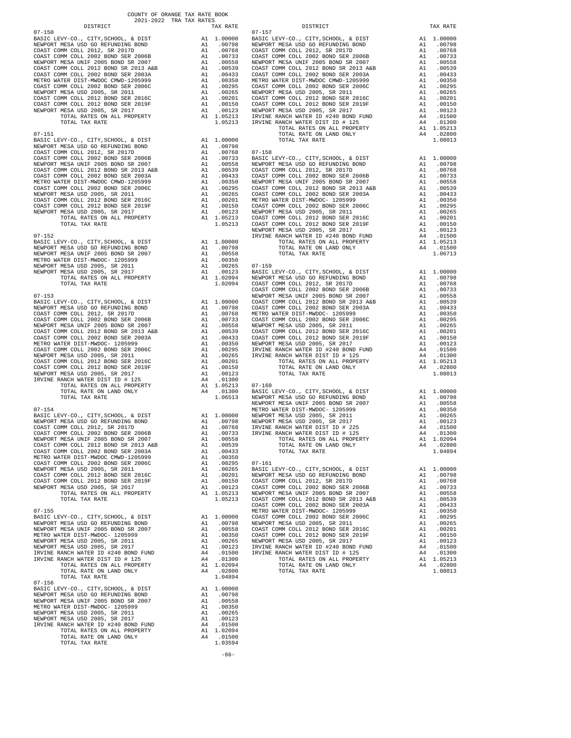COUNTY OF ORANGE TAX RATE BOOK
2021-2022 TRA TAX RATES

| DISTRICT | | TAX RATE |
|---|---|---|
| **07-150** | | |
| BASIC LEVY-CO., CITY,SCHOOL, & DIST | A1 | 1.00000 |
| NEWPORT MESA USD GO REFUNDING BOND | A1 | .00798 |
| COAST COMM COLL 2012, SR 2017D | A1 | .00768 |
| COAST COMM COLL 2002 BOND SER 2006B | A1 | .00733 |
| NEWPORT MESA UNIF 2005 BOND SR 2007 | A1 | .00558 |
| COAST COMM COLL 2012 BOND SR 2013 A&B | A1 | .00539 |
| COAST COMM COLL 2002 BOND SER 2003A | A1 | .00433 |
| METRO WATER DIST-MWDOC CMWD-1205999 | A1 | .00350 |
| COAST COMM COLL 2002 BOND SER 2006C | A1 | .00295 |
| NEWPORT MESA USD 2005, SR 2011 | A1 | .00265 |
| COAST COMM COLL 2012 BOND SER 2016C | A1 | .00201 |
| COAST COMM COLL 2012 BOND SER 2019F | A1 | .00150 |
| NEWPORT MESA USD 2005, SR 2017 | A1 | .00123 |
| TOTAL RATES ON ALL PROPERTY | A1 | 1.05213 |
| TOTAL TAX RATE | | 1.05213 |
| **07-151** | | |
| BASIC LEVY-CO., CITY,SCHOOL, & DIST | A1 | 1.00000 |
| NEWPORT MESA USD GO REFUNDING BOND | A1 | .00798 |
| COAST COMM COLL 2012, SR 2017D | A1 | .00768 |
| COAST COMM COLL 2002 BOND SER 2006B | A1 | .00733 |
| NEWPORT MESA UNIF 2005 BOND SR 2007 | A1 | .00558 |
| COAST COMM COLL 2012 BOND SR 2013 A&B | A1 | .00539 |
| COAST COMM COLL 2002 BOND SER 2003A | A1 | .00433 |
| METRO WATER DIST-MWDOC CMWD-1205999 | A1 | .00350 |
| COAST COMM COLL 2002 BOND SER 2006C | A1 | .00295 |
| NEWPORT MESA USD 2005, SR 2011 | A1 | .00265 |
| COAST COMM COLL 2012 BOND SER 2016C | A1 | .00201 |
| COAST COMM COLL 2012 BOND SER 2019F | A1 | .00150 |
| NEWPORT MESA USD 2005, SR 2017 | A1 | .00123 |
| TOTAL RATES ON ALL PROPERTY | A1 | 1.05213 |
| TOTAL TAX RATE | | 1.05213 |
| **07-152** | | |
| BASIC LEVY-CO., CITY,SCHOOL, & DIST | A1 | 1.00000 |
| NEWPORT MESA USD GO REFUNDING BOND | A1 | .00798 |
| NEWPORT MESA UNIF 2005 BOND SR 2007 | A1 | .00558 |
| METRO WATER DIST-MWDOC- 1205999 | A1 | .00350 |
| NEWPORT MESA USD 2005, SR 2011 | A1 | .00265 |
| NEWPORT MESA USD 2005, SR 2017 | A1 | .00123 |
| TOTAL RATES ON ALL PROPERTY | A1 | 1.02094 |
| TOTAL TAX RATE | | 1.02094 |
| **07-153** | | |
| BASIC LEVY-CO., CITY,SCHOOL, & DIST | A1 | 1.00000 |
| NEWPORT MESA USD GO REFUNDING BOND | A1 | .00798 |
| COAST COMM COLL 2012, SR 2017D | A1 | .00768 |
| COAST COMM COLL 2002 BOND SER 2006B | A1 | .00733 |
| NEWPORT MESA UNIF 2005 BOND SR 2007 | A1 | .00558 |
| COAST COMM COLL 2012 BOND SR 2013 A&B | A1 | .00539 |
| COAST COMM COLL 2002 BOND SER 2003A | A1 | .00433 |
| METRO WATER DIST-MWDOC- 1205999 | A1 | .00350 |
| COAST COMM COLL 2002 BOND SER 2006C | A1 | .00295 |
| NEWPORT MESA USD 2005, SR 2011 | A1 | .00265 |
| COAST COMM COLL 2012 BOND SER 2016C | A1 | .00201 |
| COAST COMM COLL 2012 BOND SER 2019F | A1 | .00150 |
| NEWPORT MESA USD 2005, SR 2017 | A1 | .00123 |
| IRVINE RANCH WATER DIST ID # 125 | A4 | .01300 |
| TOTAL RATES ON ALL PROPERTY | A1 | 1.05213 |
| TOTAL RATE ON LAND ONLY | A4 | .01300 |
| TOTAL TAX RATE | | 1.06513 |
| **07-154** | | |
| BASIC LEVY-CO., CITY,SCHOOL, & DIST | A1 | 1.00000 |
| NEWPORT MESA USD GO REFUNDING BOND | A1 | .00798 |
| COAST COMM COLL 2012, SR 2017D | A1 | .00768 |
| COAST COMM COLL 2002 BOND SER 2006B | A1 | .00733 |
| NEWPORT MESA UNIF 2005 BOND SR 2007 | A1 | .00558 |
| COAST COMM COLL 2012 BOND SR 2013 A&B | A1 | .00539 |
| COAST COMM COLL 2002 BOND SER 2003A | A1 | .00433 |
| METRO WATER DIST-MWDOC CMWD-1205999 | A1 | .00350 |
| COAST COMM COLL 2002 BOND SER 2006C | A1 | .00295 |
| NEWPORT MESA USD 2005, SR 2011 | A1 | .00265 |
| COAST COMM COLL 2012 BOND SER 2016C | A1 | .00201 |
| COAST COMM COLL 2012 BOND SER 2019F | A1 | .00150 |
| NEWPORT MESA USD 2005, SR 2017 | A1 | .00123 |
| TOTAL RATES ON ALL PROPERTY | A1 | 1.05213 |
| TOTAL TAX RATE | | 1.05213 |
| **07-155** | | |
| BASIC LEVY-CO., CITY,SCHOOL, & DIST | A1 | 1.00000 |
| NEWPORT MESA USD GO REFUNDING BOND | A1 | .00798 |
| NEWPORT MESA UNIF 2005 BOND SR 2007 | A1 | .00558 |
| METRO WATER DIST-MWDOC- 1205999 | A1 | .00350 |
| NEWPORT MESA USD 2005, SR 2011 | A1 | .00265 |
| NEWPORT MESA USD 2005, SR 2017 | A1 | .00123 |
| IRVINE RANCH WATER ID #240 BOND FUND | A4 | .01500 |
| IRVINE RANCH WATER DIST ID # 125 | A4 | .01300 |
| TOTAL RATES ON ALL PROPERTY | A1 | 1.02094 |
| TOTAL RATE ON LAND ONLY | A4 | .02800 |
| TOTAL TAX RATE | | 1.04894 |
| **07-156** | | |
| BASIC LEVY-CO., CITY,SCHOOL, & DIST | A1 | 1.00000 |
| NEWPORT MESA USD GO REFUNDING BOND | A1 | .00798 |
| NEWPORT MESA UNIF 2005 BOND SR 2007 | A1 | .00558 |
| METRO WATER DIST-MWDOC- 1205999 | A1 | .00350 |
| NEWPORT MESA USD 2005, SR 2011 | A1 | .00265 |
| NEWPORT MESA USD 2005, SR 2017 | A1 | .00123 |
| IRVINE RANCH WATER ID #240 BOND FUND | A4 | .01500 |
| TOTAL RATES ON ALL PROPERTY | A1 | 1.02094 |
| TOTAL RATE ON LAND ONLY | A4 | .01500 |
| TOTAL TAX RATE | | 1.03594 |
| **07-157** | | |
| BASIC LEVY-CO., CITY,SCHOOL, & DIST | A1 | 1.00000 |
| NEWPORT MESA USD GO REFUNDING BOND | A1 | .00798 |
| COAST COMM COLL 2012, SR 2017D | A1 | .00768 |
| COAST COMM COLL 2002 BOND SER 2006B | A1 | .00733 |
| NEWPORT MESA UNIF 2005 BOND SR 2007 | A1 | .00558 |
| COAST COMM COLL 2012 BOND SR 2013 A&B | A1 | .00539 |
| COAST COMM COLL 2002 BOND SER 2003A | A1 | .00433 |
| METRO WATER DIST-MWDOC CMWD-1205999 | A1 | .00350 |
| COAST COMM COLL 2002 BOND SER 2006C | A1 | .00295 |
| NEWPORT MESA USD 2005, SR 2011 | A1 | .00265 |
| COAST COMM COLL 2012 BOND SER 2016C | A1 | .00201 |
| COAST COMM COLL 2012 BOND SER 2019F | A1 | .00150 |
| NEWPORT MESA USD 2005, SR 2017 | A1 | .00123 |
| IRVINE RANCH WATER ID #240 BOND FUND | A4 | .01500 |
| IRVINE RANCH WATER DIST ID # 125 | A4 | .01300 |
| TOTAL RATES ON ALL PROPERTY | A1 | 1.05213 |
| TOTAL RATE ON LAND ONLY | A4 | .02800 |
| TOTAL TAX RATE | | 1.08013 |
| **07-158** | | |
| BASIC LEVY-CO., CITY,SCHOOL, & DIST | A1 | 1.00000 |
| NEWPORT MESA USD GO REFUNDING BOND | A1 | .00798 |
| COAST COMM COLL 2012, SR 2017D | A1 | .00768 |
| COAST COMM COLL 2002 BOND SER 2006B | A1 | .00733 |
| NEWPORT MESA UNIF 2005 BOND SR 2007 | A1 | .00558 |
| COAST COMM COLL 2012 BOND SR 2013 A&B | A1 | .00539 |
| COAST COMM COLL 2002 BOND SER 2003A | A1 | .00433 |
| METRO WATER DIST-MWDOC- 1205999 | A1 | .00350 |
| COAST COMM COLL 2002 BOND SER 2006C | A1 | .00295 |
| NEWPORT MESA USD 2005, SR 2011 | A1 | .00265 |
| COAST COMM COLL 2012 BOND SER 2016C | A1 | .00201 |
| COAST COMM COLL 2012 BOND SER 2019F | A1 | .00150 |
| NEWPORT MESA USD 2005, SR 2017 | A1 | .00123 |
| IRVINE RANCH WATER ID #240 BOND FUND | A4 | .01500 |
| TOTAL RATES ON ALL PROPERTY | A1 | 1.05213 |
| TOTAL RATE ON LAND ONLY | A4 | .01500 |
| TOTAL TAX RATE | | 1.06713 |
| **07-159** | | |
| BASIC LEVY-CO., CITY,SCHOOL, & DIST | A1 | 1.00000 |
| NEWPORT MESA USD GO REFUNDING BOND | A1 | .00798 |
| COAST COMM COLL 2012, SR 2017D | A1 | .00768 |
| COAST COMM COLL 2002 BOND SER 2006B | A1 | .00733 |
| NEWPORT MESA UNIF 2005 BOND SR 2007 | A1 | .00558 |
| COAST COMM COLL 2012 BOND SR 2013 A&B | A1 | .00539 |
| COAST COMM COLL 2002 BOND SER 2003A | A1 | .00433 |
| METRO WATER DIST-MWDOC- 1205999 | A1 | .00350 |
| COAST COMM COLL 2002 BOND SER 2006C | A1 | .00295 |
| NEWPORT MESA USD 2005, SR 2011 | A1 | .00265 |
| COAST COMM COLL 2012 BOND SER 2016C | A1 | .00201 |
| COAST COMM COLL 2012 BOND SER 2019F | A1 | .00150 |
| NEWPORT MESA USD 2005, SR 2017 | A1 | .00123 |
| IRVINE RANCH WATER ID #240 BOND FUND | A4 | .01500 |
| IRVINE RANCH WATER DIST ID # 125 | A4 | .01300 |
| TOTAL RATES ON ALL PROPERTY | A1 | 1.05213 |
| TOTAL RATE ON LAND ONLY | A4 | .02800 |
| TOTAL TAX RATE | | 1.08013 |
| **07-160** | | |
| BASIC LEVY-CO., CITY,SCHOOL, & DIST | A1 | 1.00000 |
| NEWPORT MESA USD GO REFUNDING BOND | A1 | .00798 |
| NEWPORT MESA UNIF 2005 BOND SR 2007 | A1 | .00558 |
| METRO WATER DIST-MWDOC- 1205999 | A1 | .00350 |
| NEWPORT MESA USD 2005, SR 2011 | A1 | .00265 |
| NEWPORT MESA USD 2005, SR 2017 | A1 | .00123 |
| IRVINE RANCH WATER DIST ID # 225 | A4 | .01500 |
| IRVINE RANCH WATER DIST ID # 125 | A4 | .01300 |
| TOTAL RATES ON ALL PROPERTY | A1 | 1.02094 |
| TOTAL RATE ON LAND ONLY | A4 | .02800 |
| TOTAL TAX RATE | | 1.04894 |
| **07-161** | | |
| BASIC LEVY-CO., CITY,SCHOOL, & DIST | A1 | 1.00000 |
| NEWPORT MESA USD GO REFUNDING BOND | A1 | .00798 |
| COAST COMM COLL 2012, SR 2017D | A1 | .00768 |
| COAST COMM COLL 2002 BOND SER 2006B | A1 | .00733 |
| NEWPORT MESA UNIF 2005 BOND SR 2007 | A1 | .00558 |
| COAST COMM COLL 2012 BOND SR 2013 A&B | A1 | .00539 |
| COAST COMM COLL 2002 BOND SER 2003A | A1 | .00433 |
| METRO WATER DIST-MWDOC- 1205999 | A1 | .00350 |
| COAST COMM COLL 2002 BOND SER 2006C | A1 | .00295 |
| NEWPORT MESA USD 2005, SR 2011 | A1 | .00265 |
| COAST COMM COLL 2012 BOND SER 2016C | A1 | .00201 |
| COAST COMM COLL 2012 BOND SER 2019F | A1 | .00150 |
| NEWPORT MESA USD 2005, SR 2017 | A1 | .00123 |
| IRVINE RANCH WATER ID #240 BOND FUND | A4 | .01500 |
| IRVINE RANCH WATER DIST ID # 125 | A4 | .01300 |
| TOTAL RATES ON ALL PROPERTY | A1 | 1.05213 |
| TOTAL RATE ON LAND ONLY | A4 | .02800 |
| TOTAL TAX RATE | | 1.08013 |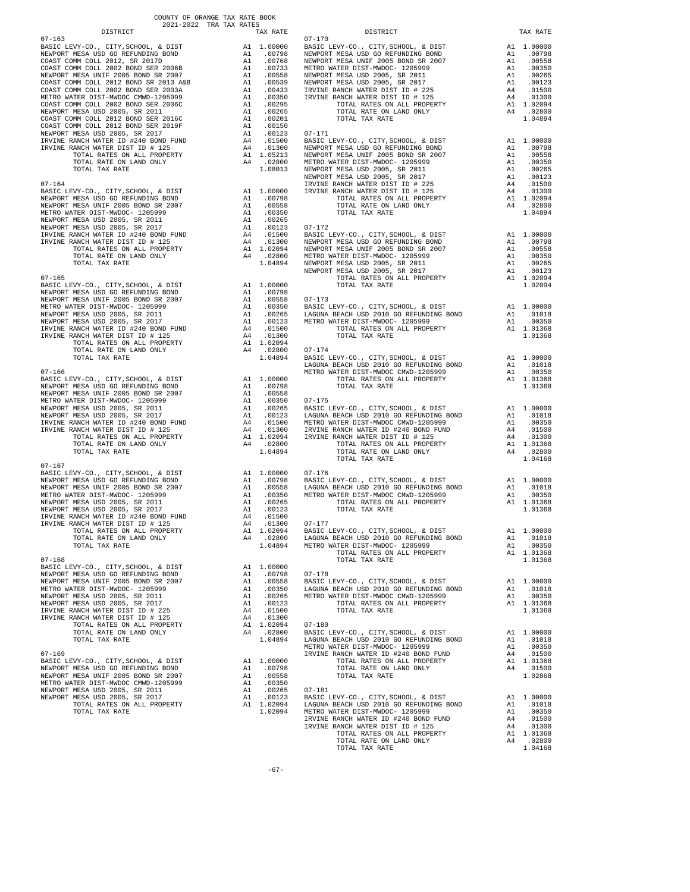COUNTY OF ORANGE TAX RATE BOOK
2021-2022 TRA TAX RATES

| DISTRICT | | TAX RATE |
|---|---|---|
| **07-163** | | |
| BASIC LEVY-CO., CITY,SCHOOL, & DIST | A1 | 1.00000 |
| NEWPORT MESA USD GO REFUNDING BOND | A1 | .00798 |
| COAST COMM COLL 2012, SR 2017D | A1 | .00768 |
| COAST COMM COLL 2002 BOND SER 2006B | A1 | .00733 |
| NEWPORT MESA UNIF 2005 BOND SR 2007 | A1 | .00558 |
| COAST COMM COLL 2012 BOND SR 2013 A&B | A1 | .00539 |
| COAST COMM COLL 2002 BOND SER 2003A | A1 | .00433 |
| METRO WATER DIST-MWDOC CMWD-1205999 | A1 | .00350 |
| COAST COMM COLL 2002 BOND SER 2006C | A1 | .00295 |
| NEWPORT MESA USD 2005, SR 2011 | A1 | .00265 |
| COAST COMM COLL 2012 BOND SER 2016C | A1 | .00201 |
| COAST COMM COLL 2012 BOND SER 2019F | A1 | .00150 |
| NEWPORT MESA USD 2005, SR 2017 | A1 | .00123 |
| IRVINE RANCH WATER ID #240 BOND FUND | A4 | .01500 |
| IRVINE RANCH WATER DIST ID # 125 | A4 | .01300 |
| TOTAL RATES ON ALL PROPERTY | A1 | 1.05213 |
| TOTAL RATE ON LAND ONLY | A4 | .02800 |
| TOTAL TAX RATE | | 1.08013 |
| **07-164** | | |
| BASIC LEVY-CO., CITY,SCHOOL, & DIST | A1 | 1.00000 |
| NEWPORT MESA USD GO REFUNDING BOND | A1 | .00798 |
| NEWPORT MESA UNIF 2005 BOND SR 2007 | A1 | .00558 |
| METRO WATER DIST-MWDOC- 1205999 | A1 | .00350 |
| NEWPORT MESA USD 2005, SR 2011 | A1 | .00265 |
| NEWPORT MESA USD 2005, SR 2017 | A1 | .00123 |
| IRVINE RANCH WATER ID #240 BOND FUND | A4 | .01500 |
| IRVINE RANCH WATER DIST ID # 125 | A4 | .01300 |
| TOTAL RATES ON ALL PROPERTY | A1 | 1.02094 |
| TOTAL RATE ON LAND ONLY | A4 | .02800 |
| TOTAL TAX RATE | | 1.04894 |
| **07-165** | | |
| BASIC LEVY-CO., CITY,SCHOOL, & DIST | A1 | 1.00000 |
| NEWPORT MESA USD GO REFUNDING BOND | A1 | .00798 |
| NEWPORT MESA UNIF 2005 BOND SR 2007 | A1 | .00558 |
| METRO WATER DIST-MWDOC- 1205999 | A1 | .00350 |
| NEWPORT MESA USD 2005, SR 2011 | A1 | .00265 |
| NEWPORT MESA USD 2005, SR 2017 | A1 | .00123 |
| IRVINE RANCH WATER ID #240 BOND FUND | A4 | .01500 |
| IRVINE RANCH WATER DIST ID # 125 | A4 | .01300 |
| TOTAL RATES ON ALL PROPERTY | A1 | 1.02094 |
| TOTAL RATE ON LAND ONLY | A4 | .02800 |
| TOTAL TAX RATE | | 1.04894 |
| **07-166** | | |
| BASIC LEVY-CO., CITY,SCHOOL, & DIST | A1 | 1.00000 |
| NEWPORT MESA USD GO REFUNDING BOND | A1 | .00798 |
| NEWPORT MESA UNIF 2005 BOND SR 2007 | A1 | .00558 |
| METRO WATER DIST-MWDOC- 1205999 | A1 | .00350 |
| NEWPORT MESA USD 2005, SR 2011 | A1 | .00265 |
| NEWPORT MESA USD 2005, SR 2017 | A1 | .00123 |
| IRVINE RANCH WATER ID #240 BOND FUND | A4 | .01500 |
| IRVINE RANCH WATER DIST ID # 125 | A4 | .01300 |
| TOTAL RATES ON ALL PROPERTY | A1 | 1.02094 |
| TOTAL RATE ON LAND ONLY | A4 | .02800 |
| TOTAL TAX RATE | | 1.04894 |
| **07-167** | | |
| BASIC LEVY-CO., CITY,SCHOOL, & DIST | A1 | 1.00000 |
| NEWPORT MESA USD GO REFUNDING BOND | A1 | .00798 |
| NEWPORT MESA UNIF 2005 BOND SR 2007 | A1 | .00558 |
| METRO WATER DIST-MWDOC- 1205999 | A1 | .00350 |
| NEWPORT MESA USD 2005, SR 2011 | A1 | .00265 |
| NEWPORT MESA USD 2005, SR 2017 | A1 | .00123 |
| IRVINE RANCH WATER ID #240 BOND FUND | A4 | .01500 |
| IRVINE RANCH WATER DIST ID # 125 | A4 | .01300 |
| TOTAL RATES ON ALL PROPERTY | A1 | 1.02094 |
| TOTAL RATE ON LAND ONLY | A4 | .02800 |
| TOTAL TAX RATE | | 1.04894 |
| **07-168** | | |
| BASIC LEVY-CO., CITY,SCHOOL, & DIST | A1 | 1.00000 |
| NEWPORT MESA USD GO REFUNDING BOND | A1 | .00798 |
| NEWPORT MESA UNIF 2005 BOND SR 2007 | A1 | .00558 |
| METRO WATER DIST-MWDOC- 1205999 | A1 | .00350 |
| NEWPORT MESA USD 2005, SR 2011 | A1 | .00265 |
| NEWPORT MESA USD 2005, SR 2017 | A1 | .00123 |
| IRVINE RANCH WATER DIST ID # 225 | A4 | .01500 |
| IRVINE RANCH WATER DIST ID # 125 | A4 | .01300 |
| TOTAL RATES ON ALL PROPERTY | A1 | 1.02094 |
| TOTAL RATE ON LAND ONLY | A4 | .02800 |
| TOTAL TAX RATE | | 1.04894 |
| **07-169** | | |
| BASIC LEVY-CO., CITY,SCHOOL, & DIST | A1 | 1.00000 |
| NEWPORT MESA USD GO REFUNDING BOND | A1 | .00798 |
| NEWPORT MESA UNIF 2005 BOND SR 2007 | A1 | .00558 |
| METRO WATER DIST-MWDOC CMWD-1205999 | A1 | .00350 |
| NEWPORT MESA USD 2005, SR 2011 | A1 | .00265 |
| NEWPORT MESA USD 2005, SR 2017 | A1 | .00123 |
| TOTAL RATES ON ALL PROPERTY | A1 | 1.02094 |
| TOTAL TAX RATE | | 1.02094 |
| **07-170** | | |
| BASIC LEVY-CO., CITY,SCHOOL, & DIST | A1 | 1.00000 |
| NEWPORT MESA USD GO REFUNDING BOND | A1 | .00798 |
| NEWPORT MESA UNIF 2005 BOND SR 2007 | A1 | .00558 |
| METRO WATER DIST-MWDOC- 1205999 | A1 | .00350 |
| NEWPORT MESA USD 2005, SR 2011 | A1 | .00265 |
| NEWPORT MESA USD 2005, SR 2017 | A1 | .00123 |
| IRVINE RANCH WATER DIST ID # 225 | A4 | .01500 |
| IRVINE RANCH WATER DIST ID # 125 | A4 | .01300 |
| TOTAL RATES ON ALL PROPERTY | A1 | 1.02094 |
| TOTAL RATE ON LAND ONLY | A4 | .02800 |
| TOTAL TAX RATE | | 1.04894 |
| **07-171** | | |
| BASIC LEVY-CO., CITY,SCHOOL, & DIST | A1 | 1.00000 |
| NEWPORT MESA USD GO REFUNDING BOND | A1 | .00798 |
| NEWPORT MESA UNIF 2005 BOND SR 2007 | A1 | .00558 |
| METRO WATER DIST-MWDOC- 1205999 | A1 | .00350 |
| NEWPORT MESA USD 2005, SR 2011 | A1 | .00265 |
| NEWPORT MESA USD 2005, SR 2017 | A1 | .00123 |
| IRVINE RANCH WATER DIST ID # 225 | A4 | .01500 |
| IRVINE RANCH WATER DIST ID # 125 | A4 | .01300 |
| TOTAL RATES ON ALL PROPERTY | A1 | 1.02094 |
| TOTAL RATE ON LAND ONLY | A4 | .02800 |
| TOTAL TAX RATE | | 1.04894 |
| **07-172** | | |
| BASIC LEVY-CO., CITY,SCHOOL, & DIST | A1 | 1.00000 |
| NEWPORT MESA USD GO REFUNDING BOND | A1 | .00798 |
| NEWPORT MESA UNIF 2005 BOND SR 2007 | A1 | .00558 |
| METRO WATER DIST-MWDOC- 1205999 | A1 | .00350 |
| NEWPORT MESA USD 2005, SR 2011 | A1 | .00265 |
| NEWPORT MESA USD 2005, SR 2017 | A1 | .00123 |
| TOTAL RATES ON ALL PROPERTY | A1 | 1.02094 |
| TOTAL TAX RATE | | 1.02094 |
| **07-173** | | |
| BASIC LEVY-CO., CITY,SCHOOL, & DIST | A1 | 1.00000 |
| LAGUNA BEACH USD 2010 GO REFUNDING BOND | A1 | .01018 |
| METRO WATER DIST-MWDOC- 1205999 | A1 | .00350 |
| TOTAL RATES ON ALL PROPERTY | A1 | 1.01368 |
| TOTAL TAX RATE | | 1.01368 |
| **07-174** | | |
| BASIC LEVY-CO., CITY,SCHOOL, & DIST | A1 | 1.00000 |
| LAGUNA BEACH USD 2010 GO REFUNDING BOND | A1 | .01018 |
| METRO WATER DIST-MWDOC CMWD-1205999 | A1 | .00350 |
| TOTAL RATES ON ALL PROPERTY | A1 | 1.01368 |
| TOTAL TAX RATE | | 1.01368 |
| **07-175** | | |
| BASIC LEVY-CO., CITY,SCHOOL, & DIST | A1 | 1.00000 |
| LAGUNA BEACH USD 2010 GO REFUNDING BOND | A1 | .01018 |
| METRO WATER DIST-MWDOC CMWD-1205999 | A1 | .00350 |
| IRVINE RANCH WATER ID #240 BOND FUND | A4 | .01500 |
| IRVINE RANCH WATER DIST ID # 125 | A4 | .01300 |
| TOTAL RATES ON ALL PROPERTY | A1 | 1.01368 |
| TOTAL RATE ON LAND ONLY | A4 | .02800 |
| TOTAL TAX RATE | | 1.04168 |
| **07-176** | | |
| BASIC LEVY-CO., CITY,SCHOOL, & DIST | A1 | 1.00000 |
| LAGUNA BEACH USD 2010 GO REFUNDING BOND | A1 | .01018 |
| METRO WATER DIST-MWDOC CMWD-1205999 | A1 | .00350 |
| TOTAL RATES ON ALL PROPERTY | A1 | 1.01368 |
| TOTAL TAX RATE | | 1.01368 |
| **07-177** | | |
| BASIC LEVY-CO., CITY,SCHOOL, & DIST | A1 | 1.00000 |
| LAGUNA BEACH USD 2010 GO REFUNDING BOND | A1 | .01018 |
| METRO WATER DIST-MWDOC- 1205999 | A1 | .00350 |
| TOTAL RATES ON ALL PROPERTY | A1 | 1.01368 |
| TOTAL TAX RATE | | 1.01368 |
| **07-178** | | |
| BASIC LEVY-CO., CITY,SCHOOL, & DIST | A1 | 1.00000 |
| LAGUNA BEACH USD 2010 GO REFUNDING BOND | A1 | .01018 |
| METRO WATER DIST-MWDOC CMWD-1205999 | A1 | .00350 |
| TOTAL RATES ON ALL PROPERTY | A1 | 1.01368 |
| TOTAL TAX RATE | | 1.01368 |
| **07-180** | | |
| BASIC LEVY-CO., CITY,SCHOOL, & DIST | A1 | 1.00000 |
| LAGUNA BEACH USD 2010 GO REFUNDING BOND | A1 | .01018 |
| METRO WATER DIST-MWDOC- 1205999 | A1 | .00350 |
| IRVINE RANCH WATER ID #240 BOND FUND | A4 | .01500 |
| TOTAL RATES ON ALL PROPERTY | A1 | 1.01368 |
| TOTAL RATE ON LAND ONLY | A4 | .01500 |
| TOTAL TAX RATE | | 1.02868 |
| **07-181** | | |
| BASIC LEVY-CO., CITY,SCHOOL, & DIST | A1 | 1.00000 |
| LAGUNA BEACH USD 2010 GO REFUNDING BOND | A1 | .01018 |
| METRO WATER DIST-MWDOC- 1205999 | A1 | .00350 |
| IRVINE RANCH WATER ID #240 BOND FUND | A4 | .01500 |
| IRVINE RANCH WATER DIST ID # 125 | A4 | .01300 |
| TOTAL RATES ON ALL PROPERTY | A1 | 1.01368 |
| TOTAL RATE ON LAND ONLY | A4 | .02800 |
| TOTAL TAX RATE | | 1.04168 |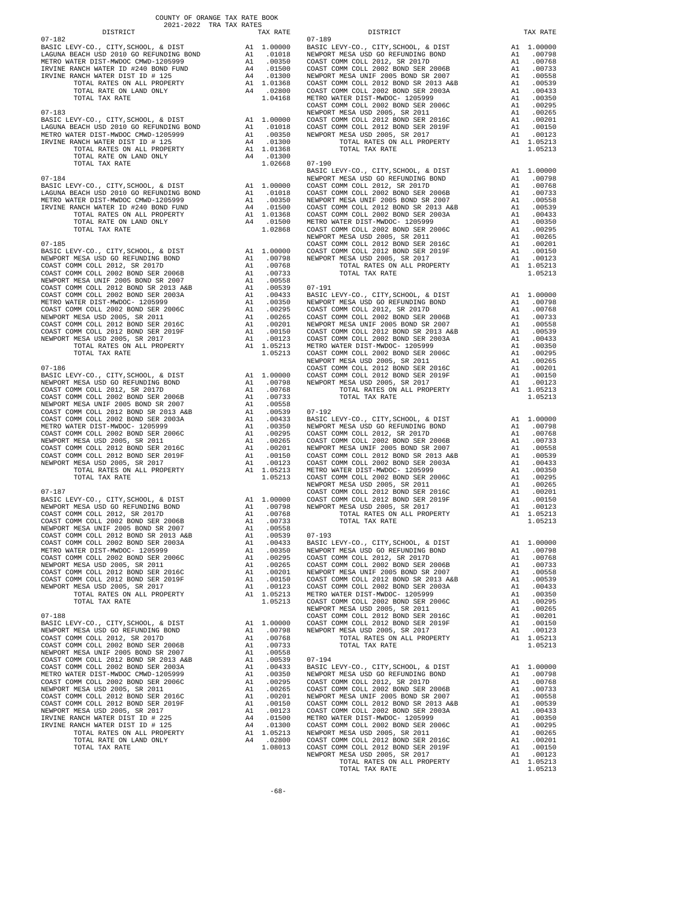COUNTY OF ORANGE TAX RATE BOOK
2021-2022 TRA TAX RATES

| DISTRICT | | TAX RATE |
|---|---|---|
| **07-182** | | |
| BASIC LEVY-CO., CITY,SCHOOL, & DIST | A1 | 1.00000 |
| LAGUNA BEACH USD 2010 GO REFUNDING BOND | A1 | .01018 |
| METRO WATER DIST-MWDOC CMWD-1205999 | A1 | .00350 |
| IRVINE RANCH WATER ID #240 BOND FUND | A4 | .01500 |
| IRVINE RANCH WATER DIST ID # 125 | A4 | .01300 |
| TOTAL RATES ON ALL PROPERTY | A1 | 1.01368 |
| TOTAL RATE ON LAND ONLY | A4 | .02800 |
| TOTAL TAX RATE | | 1.04168 |
| **07-183** | | |
| BASIC LEVY-CO., CITY,SCHOOL, & DIST | A1 | 1.00000 |
| LAGUNA BEACH USD 2010 GO REFUNDING BOND | A1 | .01018 |
| METRO WATER DIST-MWDOC CMWD-1205999 | A1 | .00350 |
| IRVINE RANCH WATER DIST ID # 125 | A4 | .01300 |
| TOTAL RATES ON ALL PROPERTY | A1 | 1.01368 |
| TOTAL RATE ON LAND ONLY | A4 | .01300 |
| TOTAL TAX RATE | | 1.02668 |
| **07-184** | | |
| BASIC LEVY-CO., CITY,SCHOOL, & DIST | A1 | 1.00000 |
| LAGUNA BEACH USD 2010 GO REFUNDING BOND | A1 | .01018 |
| METRO WATER DIST-MWDOC CMWD-1205999 | A1 | .00350 |
| IRVINE RANCH WATER ID #240 BOND FUND | A4 | .01500 |
| TOTAL RATES ON ALL PROPERTY | A1 | 1.01368 |
| TOTAL RATE ON LAND ONLY | A4 | .01500 |
| TOTAL TAX RATE | | 1.02868 |
| **07-185** | | |
| BASIC LEVY-CO., CITY,SCHOOL, & DIST | A1 | 1.00000 |
| NEWPORT MESA USD GO REFUNDING BOND | A1 | .00798 |
| COAST COMM COLL 2012, SR 2017D | A1 | .00768 |
| COAST COMM COLL 2002 BOND SER 2006B | A1 | .00733 |
| NEWPORT MESA UNIF 2005 BOND SR 2007 | A1 | .00558 |
| COAST COMM COLL 2012 BOND SR 2013 A&B | A1 | .00539 |
| COAST COMM COLL 2002 BOND SER 2003A | A1 | .00433 |
| METRO WATER DIST-MWDOC- 1205999 | A1 | .00350 |
| COAST COMM COLL 2002 BOND SER 2006C | A1 | .00295 |
| NEWPORT MESA USD 2005, SR 2011 | A1 | .00265 |
| COAST COMM COLL 2012 BOND SER 2016C | A1 | .00201 |
| COAST COMM COLL 2012 BOND SER 2019F | A1 | .00150 |
| NEWPORT MESA USD 2005, SR 2017 | A1 | .00123 |
| TOTAL RATES ON ALL PROPERTY | A1 | 1.05213 |
| TOTAL TAX RATE | | 1.05213 |
| **07-186** | | |
| BASIC LEVY-CO., CITY,SCHOOL, & DIST | A1 | 1.00000 |
| NEWPORT MESA USD GO REFUNDING BOND | A1 | .00798 |
| COAST COMM COLL 2012, SR 2017D | A1 | .00768 |
| COAST COMM COLL 2002 BOND SER 2006B | A1 | .00733 |
| NEWPORT MESA UNIF 2005 BOND SR 2007 | A1 | .00558 |
| COAST COMM COLL 2012 BOND SR 2013 A&B | A1 | .00539 |
| COAST COMM COLL 2002 BOND SER 2003A | A1 | .00433 |
| METRO WATER DIST-MWDOC- 1205999 | A1 | .00350 |
| COAST COMM COLL 2002 BOND SER 2006C | A1 | .00295 |
| NEWPORT MESA USD 2005, SR 2011 | A1 | .00265 |
| COAST COMM COLL 2012 BOND SER 2016C | A1 | .00201 |
| COAST COMM COLL 2012 BOND SER 2019F | A1 | .00150 |
| NEWPORT MESA USD 2005, SR 2017 | A1 | .00123 |
| TOTAL RATES ON ALL PROPERTY | A1 | 1.05213 |
| TOTAL TAX RATE | | 1.05213 |
| **07-187** | | |
| BASIC LEVY-CO., CITY,SCHOOL, & DIST | A1 | 1.00000 |
| NEWPORT MESA USD GO REFUNDING BOND | A1 | .00798 |
| COAST COMM COLL 2012, SR 2017D | A1 | .00768 |
| COAST COMM COLL 2002 BOND SER 2006B | A1 | .00733 |
| NEWPORT MESA UNIF 2005 BOND SR 2007 | A1 | .00558 |
| COAST COMM COLL 2012 BOND SR 2013 A&B | A1 | .00539 |
| COAST COMM COLL 2002 BOND SER 2003A | A1 | .00433 |
| METRO WATER DIST-MWDOC- 1205999 | A1 | .00350 |
| COAST COMM COLL 2002 BOND SER 2006C | A1 | .00295 |
| NEWPORT MESA USD 2005, SR 2011 | A1 | .00265 |
| COAST COMM COLL 2012 BOND SER 2016C | A1 | .00201 |
| COAST COMM COLL 2012 BOND SER 2019F | A1 | .00150 |
| NEWPORT MESA USD 2005, SR 2017 | A1 | .00123 |
| TOTAL RATES ON ALL PROPERTY | A1 | 1.05213 |
| TOTAL TAX RATE | | 1.05213 |
| **07-188** | | |
| BASIC LEVY-CO., CITY,SCHOOL, & DIST | A1 | 1.00000 |
| NEWPORT MESA USD GO REFUNDING BOND | A1 | .00798 |
| COAST COMM COLL 2012, SR 2017D | A1 | .00768 |
| COAST COMM COLL 2002 BOND SER 2006B | A1 | .00733 |
| NEWPORT MESA UNIF 2005 BOND SR 2007 | A1 | .00558 |
| COAST COMM COLL 2012 BOND SR 2013 A&B | A1 | .00539 |
| COAST COMM COLL 2002 BOND SER 2003A | A1 | .00433 |
| METRO WATER DIST-MWDOC CMWD-1205999 | A1 | .00350 |
| COAST COMM COLL 2002 BOND SER 2006C | A1 | .00295 |
| NEWPORT MESA USD 2005, SR 2011 | A1 | .00265 |
| COAST COMM COLL 2012 BOND SER 2016C | A1 | .00201 |
| COAST COMM COLL 2012 BOND SER 2019F | A1 | .00150 |
| NEWPORT MESA USD 2005, SR 2017 | A1 | .00123 |
| IRVINE RANCH WATER DIST ID # 225 | A4 | .01500 |
| IRVINE RANCH WATER DIST ID # 125 | A4 | .01300 |
| TOTAL RATES ON ALL PROPERTY | A1 | 1.05213 |
| TOTAL RATE ON LAND ONLY | A4 | .02800 |
| TOTAL TAX RATE | | 1.08013 |
| **07-189** | | |
| BASIC LEVY-CO., CITY,SCHOOL, & DIST | A1 | 1.00000 |
| NEWPORT MESA USD GO REFUNDING BOND | A1 | .00798 |
| COAST COMM COLL 2012, SR 2017D | A1 | .00768 |
| COAST COMM COLL 2002 BOND SER 2006B | A1 | .00733 |
| NEWPORT MESA UNIF 2005 BOND SR 2007 | A1 | .00558 |
| COAST COMM COLL 2012 BOND SR 2013 A&B | A1 | .00539 |
| COAST COMM COLL 2002 BOND SER 2003A | A1 | .00433 |
| METRO WATER DIST-MWDOC- 1205999 | A1 | .00350 |
| COAST COMM COLL 2002 BOND SER 2006C | A1 | .00295 |
| NEWPORT MESA USD 2005, SR 2011 | A1 | .00265 |
| COAST COMM COLL 2012 BOND SER 2016C | A1 | .00201 |
| COAST COMM COLL 2012 BOND SER 2019F | A1 | .00150 |
| NEWPORT MESA USD 2005, SR 2017 | A1 | .00123 |
| TOTAL RATES ON ALL PROPERTY | A1 | 1.05213 |
| TOTAL TAX RATE | | 1.05213 |
| **07-190** | | |
| BASIC LEVY-CO., CITY,SCHOOL, & DIST | A1 | 1.00000 |
| NEWPORT MESA USD GO REFUNDING BOND | A1 | .00798 |
| COAST COMM COLL 2012, SR 2017D | A1 | .00768 |
| COAST COMM COLL 2002 BOND SER 2006B | A1 | .00733 |
| NEWPORT MESA UNIF 2005 BOND SR 2007 | A1 | .00558 |
| COAST COMM COLL 2012 BOND SR 2013 A&B | A1 | .00539 |
| COAST COMM COLL 2002 BOND SER 2003A | A1 | .00433 |
| METRO WATER DIST-MWDOC- 1205999 | A1 | .00350 |
| COAST COMM COLL 2002 BOND SER 2006C | A1 | .00295 |
| NEWPORT MESA USD 2005, SR 2011 | A1 | .00265 |
| COAST COMM COLL 2012 BOND SER 2016C | A1 | .00201 |
| COAST COMM COLL 2012 BOND SER 2019F | A1 | .00150 |
| NEWPORT MESA USD 2005, SR 2017 | A1 | .00123 |
| TOTAL RATES ON ALL PROPERTY | A1 | 1.05213 |
| TOTAL TAX RATE | | 1.05213 |
| **07-191** | | |
| BASIC LEVY-CO., CITY,SCHOOL, & DIST | A1 | 1.00000 |
| NEWPORT MESA USD GO REFUNDING BOND | A1 | .00798 |
| COAST COMM COLL 2012, SR 2017D | A1 | .00768 |
| COAST COMM COLL 2002 BOND SER 2006B | A1 | .00733 |
| NEWPORT MESA UNIF 2005 BOND SR 2007 | A1 | .00558 |
| COAST COMM COLL 2012 BOND SR 2013 A&B | A1 | .00539 |
| COAST COMM COLL 2002 BOND SER 2003A | A1 | .00433 |
| METRO WATER DIST-MWDOC- 1205999 | A1 | .00350 |
| COAST COMM COLL 2002 BOND SER 2006C | A1 | .00295 |
| NEWPORT MESA USD 2005, SR 2011 | A1 | .00265 |
| COAST COMM COLL 2012 BOND SER 2016C | A1 | .00201 |
| COAST COMM COLL 2012 BOND SER 2019F | A1 | .00150 |
| NEWPORT MESA USD 2005, SR 2017 | A1 | .00123 |
| TOTAL RATES ON ALL PROPERTY | A1 | 1.05213 |
| TOTAL TAX RATE | | 1.05213 |
| **07-192** | | |
| BASIC LEVY-CO., CITY,SCHOOL, & DIST | A1 | 1.00000 |
| NEWPORT MESA USD GO REFUNDING BOND | A1 | .00798 |
| COAST COMM COLL 2012, SR 2017D | A1 | .00768 |
| COAST COMM COLL 2002 BOND SER 2006B | A1 | .00733 |
| NEWPORT MESA UNIF 2005 BOND SR 2007 | A1 | .00558 |
| COAST COMM COLL 2012 BOND SR 2013 A&B | A1 | .00539 |
| COAST COMM COLL 2002 BOND SER 2003A | A1 | .00433 |
| METRO WATER DIST-MWDOC- 1205999 | A1 | .00350 |
| COAST COMM COLL 2002 BOND SER 2006C | A1 | .00295 |
| NEWPORT MESA USD 2005, SR 2011 | A1 | .00265 |
| COAST COMM COLL 2012 BOND SER 2016C | A1 | .00201 |
| COAST COMM COLL 2012 BOND SER 2019F | A1 | .00150 |
| NEWPORT MESA USD 2005, SR 2017 | A1 | .00123 |
| TOTAL RATES ON ALL PROPERTY | A1 | 1.05213 |
| TOTAL TAX RATE | | 1.05213 |
| **07-193** | | |
| BASIC LEVY-CO., CITY,SCHOOL, & DIST | A1 | 1.00000 |
| NEWPORT MESA USD GO REFUNDING BOND | A1 | .00798 |
| COAST COMM COLL 2012, SR 2017D | A1 | .00768 |
| COAST COMM COLL 2002 BOND SER 2006B | A1 | .00733 |
| NEWPORT MESA UNIF 2005 BOND SR 2007 | A1 | .00558 |
| COAST COMM COLL 2012 BOND SR 2013 A&B | A1 | .00539 |
| COAST COMM COLL 2002 BOND SER 2003A | A1 | .00433 |
| METRO WATER DIST-MWDOC- 1205999 | A1 | .00350 |
| COAST COMM COLL 2002 BOND SER 2006C | A1 | .00295 |
| NEWPORT MESA USD 2005, SR 2011 | A1 | .00265 |
| COAST COMM COLL 2012 BOND SER 2016C | A1 | .00201 |
| COAST COMM COLL 2012 BOND SER 2019F | A1 | .00150 |
| NEWPORT MESA USD 2005, SR 2017 | A1 | .00123 |
| TOTAL RATES ON ALL PROPERTY | A1 | 1.05213 |
| TOTAL TAX RATE | | 1.05213 |
| **07-194** | | |
| BASIC LEVY-CO., CITY,SCHOOL, & DIST | A1 | 1.00000 |
| NEWPORT MESA USD GO REFUNDING BOND | A1 | .00798 |
| COAST COMM COLL 2012, SR 2017D | A1 | .00768 |
| COAST COMM COLL 2002 BOND SER 2006B | A1 | .00733 |
| NEWPORT MESA UNIF 2005 BOND SR 2007 | A1 | .00558 |
| COAST COMM COLL 2012 BOND SR 2013 A&B | A1 | .00539 |
| COAST COMM COLL 2002 BOND SER 2003A | A1 | .00433 |
| METRO WATER DIST-MWDOC- 1205999 | A1 | .00350 |
| COAST COMM COLL 2002 BOND SER 2006C | A1 | .00295 |
| NEWPORT MESA USD 2005, SR 2011 | A1 | .00265 |
| COAST COMM COLL 2012 BOND SER 2016C | A1 | .00201 |
| COAST COMM COLL 2012 BOND SER 2019F | A1 | .00150 |
| NEWPORT MESA USD 2005, SR 2017 | A1 | .00123 |
| TOTAL RATES ON ALL PROPERTY | A1 | 1.05213 |
| TOTAL TAX RATE | | 1.05213 |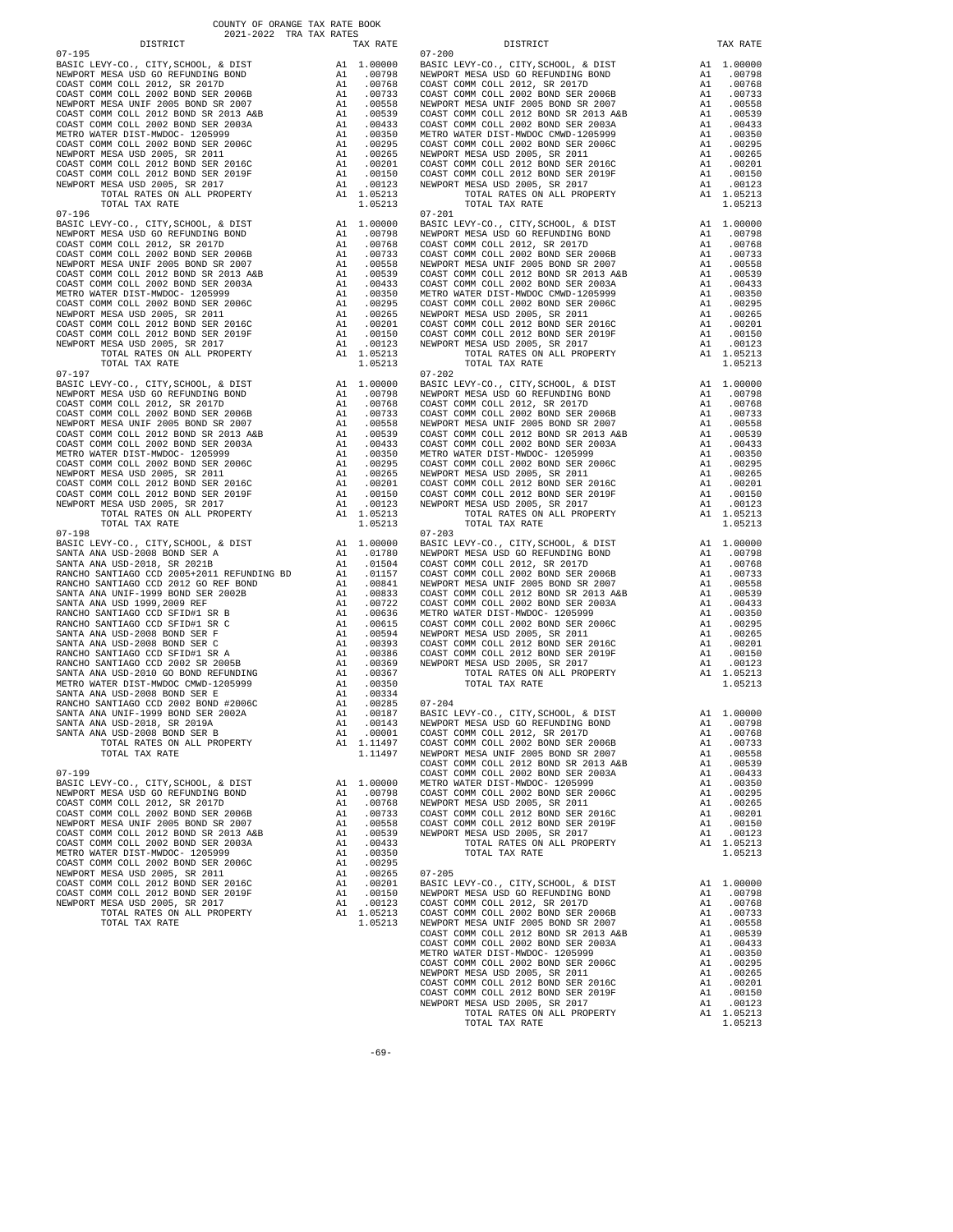COUNTY OF ORANGE TAX RATE BOOK
2021-2022 TRA TAX RATES

| DISTRICT | | TAX RATE |
|---|---|---|
| 07-195 | | |
| BASIC LEVY-CO., CITY,SCHOOL, & DIST | A1 | 1.00000 |
| NEWPORT MESA USD GO REFUNDING BOND | A1 | .00798 |
| COAST COMM COLL 2012, SR 2017D | A1 | .00768 |
| COAST COMM COLL 2002 BOND SER 2006B | A1 | .00733 |
| NEWPORT MESA UNIF 2005 BOND SR 2007 | A1 | .00558 |
| COAST COMM COLL 2012 BOND SR 2013 A&B | A1 | .00539 |
| COAST COMM COLL 2002 BOND SER 2003A | A1 | .00433 |
| METRO WATER DIST-MWDOC- 1205999 | A1 | .00350 |
| COAST COMM COLL 2002 BOND SER 2006C | A1 | .00295 |
| NEWPORT MESA USD 2005, SR 2011 | A1 | .00265 |
| COAST COMM COLL 2012 BOND SER 2016C | A1 | .00201 |
| COAST COMM COLL 2012 BOND SER 2019F | A1 | .00150 |
| NEWPORT MESA USD 2005, SR 2017 | A1 | .00123 |
| TOTAL RATES ON ALL PROPERTY | A1 | 1.05213 |
| TOTAL TAX RATE | | 1.05213 |
| 07-196 | | |
| BASIC LEVY-CO., CITY,SCHOOL, & DIST | A1 | 1.00000 |
| NEWPORT MESA USD GO REFUNDING BOND | A1 | .00798 |
| COAST COMM COLL 2012, SR 2017D | A1 | .00768 |
| COAST COMM COLL 2002 BOND SER 2006B | A1 | .00733 |
| NEWPORT MESA UNIF 2005 BOND SR 2007 | A1 | .00558 |
| COAST COMM COLL 2012 BOND SR 2013 A&B | A1 | .00539 |
| COAST COMM COLL 2002 BOND SER 2003A | A1 | .00433 |
| METRO WATER DIST-MWDOC- 1205999 | A1 | .00350 |
| COAST COMM COLL 2002 BOND SER 2006C | A1 | .00295 |
| NEWPORT MESA USD 2005, SR 2011 | A1 | .00265 |
| COAST COMM COLL 2012 BOND SER 2016C | A1 | .00201 |
| COAST COMM COLL 2012 BOND SER 2019F | A1 | .00150 |
| NEWPORT MESA USD 2005, SR 2017 | A1 | .00123 |
| TOTAL RATES ON ALL PROPERTY | A1 | 1.05213 |
| TOTAL TAX RATE | | 1.05213 |
| 07-197 | | |
| BASIC LEVY-CO., CITY,SCHOOL, & DIST | A1 | 1.00000 |
| NEWPORT MESA USD GO REFUNDING BOND | A1 | .00798 |
| COAST COMM COLL 2012, SR 2017D | A1 | .00768 |
| COAST COMM COLL 2002 BOND SER 2006B | A1 | .00733 |
| NEWPORT MESA UNIF 2005 BOND SR 2007 | A1 | .00558 |
| COAST COMM COLL 2012 BOND SR 2013 A&B | A1 | .00539 |
| COAST COMM COLL 2002 BOND SER 2003A | A1 | .00433 |
| METRO WATER DIST-MWDOC- 1205999 | A1 | .00350 |
| COAST COMM COLL 2002 BOND SER 2006C | A1 | .00295 |
| NEWPORT MESA USD 2005, SR 2011 | A1 | .00265 |
| COAST COMM COLL 2012 BOND SER 2016C | A1 | .00201 |
| COAST COMM COLL 2012 BOND SER 2019F | A1 | .00150 |
| NEWPORT MESA USD 2005, SR 2017 | A1 | .00123 |
| TOTAL RATES ON ALL PROPERTY | A1 | 1.05213 |
| TOTAL TAX RATE | | 1.05213 |
| 07-198 | | |
| BASIC LEVY-CO., CITY,SCHOOL, & DIST | A1 | 1.00000 |
| SANTA ANA USD-2008 BOND SER A | A1 | .01780 |
| SANTA ANA USD-2018, SR 2021B | A1 | .01504 |
| RANCHO SANTIAGO CCD 2005+2011 REFUNDING BD | A1 | .01157 |
| RANCHO SANTIAGO CCD 2012 GO REF BOND | A1 | .00841 |
| SANTA ANA UNIF-1999 BOND SER 2002B | A1 | .00833 |
| SANTA ANA USD 1999,2009 REF | A1 | .00722 |
| RANCHO SANTIAGO CCD SFID#1 SR B | A1 | .00636 |
| RANCHO SANTIAGO CCD SFID#1 SR C | A1 | .00615 |
| SANTA ANA USD-2008 BOND SER F | A1 | .00594 |
| SANTA ANA USD-2008 BOND SER C | A1 | .00393 |
| RANCHO SANTIAGO CCD SFID#1 SR A | A1 | .00386 |
| RANCHO SANTIAGO CCD 2002 SR 2005B | A1 | .00369 |
| SANTA ANA USD-2010 GO BOND REFUNDING | A1 | .00367 |
| METRO WATER DIST-MWDOC CMWD-1205999 | A1 | .00350 |
| SANTA ANA USD-2008 BOND SER E | A1 | .00334 |
| RANCHO SANTIAGO CCD 2002 BOND #2006C | A1 | .00285 |
| SANTA ANA UNIF-1999 BOND SER 2002A | A1 | .00187 |
| SANTA ANA USD-2018, SR 2019A | A1 | .00143 |
| SANTA ANA USD-2008 BOND SER B | A1 | .00001 |
| TOTAL RATES ON ALL PROPERTY | A1 | 1.11497 |
| TOTAL TAX RATE | | 1.11497 |
| 07-199 | | |
| BASIC LEVY-CO., CITY,SCHOOL, & DIST | A1 | 1.00000 |
| NEWPORT MESA USD GO REFUNDING BOND | A1 | .00798 |
| COAST COMM COLL 2012, SR 2017D | A1 | .00768 |
| COAST COMM COLL 2002 BOND SER 2006B | A1 | .00733 |
| NEWPORT MESA UNIF 2005 BOND SR 2007 | A1 | .00558 |
| COAST COMM COLL 2012 BOND SR 2013 A&B | A1 | .00539 |
| COAST COMM COLL 2002 BOND SER 2003A | A1 | .00433 |
| METRO WATER DIST-MWDOC- 1205999 | A1 | .00350 |
| COAST COMM COLL 2002 BOND SER 2006C | A1 | .00295 |
| NEWPORT MESA USD 2005, SR 2011 | A1 | .00265 |
| COAST COMM COLL 2012 BOND SER 2016C | A1 | .00201 |
| COAST COMM COLL 2012 BOND SER 2019F | A1 | .00150 |
| NEWPORT MESA USD 2005, SR 2017 | A1 | .00123 |
| TOTAL RATES ON ALL PROPERTY | A1 | 1.05213 |
| TOTAL TAX RATE | | 1.05213 |
| 07-200 | | |
| BASIC LEVY-CO., CITY,SCHOOL, & DIST | A1 | 1.00000 |
| NEWPORT MESA USD GO REFUNDING BOND | A1 | .00798 |
| COAST COMM COLL 2012, SR 2017D | A1 | .00768 |
| COAST COMM COLL 2002 BOND SER 2006B | A1 | .00733 |
| NEWPORT MESA UNIF 2005 BOND SR 2007 | A1 | .00558 |
| COAST COMM COLL 2012 BOND SR 2013 A&B | A1 | .00539 |
| COAST COMM COLL 2002 BOND SER 2003A | A1 | .00433 |
| METRO WATER DIST-MWDOC CMWD-1205999 | A1 | .00350 |
| COAST COMM COLL 2002 BOND SER 2006C | A1 | .00295 |
| NEWPORT MESA USD 2005, SR 2011 | A1 | .00265 |
| COAST COMM COLL 2012 BOND SER 2016C | A1 | .00201 |
| COAST COMM COLL 2012 BOND SER 2019F | A1 | .00150 |
| NEWPORT MESA USD 2005, SR 2017 | A1 | .00123 |
| TOTAL RATES ON ALL PROPERTY | A1 | 1.05213 |
| TOTAL TAX RATE | | 1.05213 |
| 07-201 | | |
| BASIC LEVY-CO., CITY,SCHOOL, & DIST | A1 | 1.00000 |
| NEWPORT MESA USD GO REFUNDING BOND | A1 | .00798 |
| COAST COMM COLL 2012, SR 2017D | A1 | .00768 |
| COAST COMM COLL 2002 BOND SER 2006B | A1 | .00733 |
| NEWPORT MESA UNIF 2005 BOND SR 2007 | A1 | .00558 |
| COAST COMM COLL 2012 BOND SR 2013 A&B | A1 | .00539 |
| COAST COMM COLL 2002 BOND SER 2003A | A1 | .00433 |
| METRO WATER DIST-MWDOC CMWD-1205999 | A1 | .00350 |
| COAST COMM COLL 2002 BOND SER 2006C | A1 | .00295 |
| NEWPORT MESA USD 2005, SR 2011 | A1 | .00265 |
| COAST COMM COLL 2012 BOND SER 2016C | A1 | .00201 |
| COAST COMM COLL 2012 BOND SER 2019F | A1 | .00150 |
| NEWPORT MESA USD 2005, SR 2017 | A1 | .00123 |
| TOTAL RATES ON ALL PROPERTY | A1 | 1.05213 |
| TOTAL TAX RATE | | 1.05213 |
| 07-202 | | |
| BASIC LEVY-CO., CITY,SCHOOL, & DIST | A1 | 1.00000 |
| NEWPORT MESA USD GO REFUNDING BOND | A1 | .00798 |
| COAST COMM COLL 2012, SR 2017D | A1 | .00768 |
| COAST COMM COLL 2002 BOND SER 2006B | A1 | .00733 |
| NEWPORT MESA UNIF 2005 BOND SR 2007 | A1 | .00558 |
| COAST COMM COLL 2012 BOND SR 2013 A&B | A1 | .00539 |
| COAST COMM COLL 2002 BOND SER 2003A | A1 | .00433 |
| METRO WATER DIST-MWDOC- 1205999 | A1 | .00350 |
| COAST COMM COLL 2002 BOND SER 2006C | A1 | .00295 |
| NEWPORT MESA USD 2005, SR 2011 | A1 | .00265 |
| COAST COMM COLL 2012 BOND SER 2016C | A1 | .00201 |
| COAST COMM COLL 2012 BOND SER 2019F | A1 | .00150 |
| NEWPORT MESA USD 2005, SR 2017 | A1 | .00123 |
| TOTAL RATES ON ALL PROPERTY | A1 | 1.05213 |
| TOTAL TAX RATE | | 1.05213 |
| 07-203 | | |
| BASIC LEVY-CO., CITY,SCHOOL, & DIST | A1 | 1.00000 |
| NEWPORT MESA USD GO REFUNDING BOND | A1 | .00798 |
| COAST COMM COLL 2012, SR 2017D | A1 | .00768 |
| COAST COMM COLL 2002 BOND SER 2006B | A1 | .00733 |
| NEWPORT MESA UNIF 2005 BOND SR 2007 | A1 | .00558 |
| COAST COMM COLL 2012 BOND SR 2013 A&B | A1 | .00539 |
| COAST COMM COLL 2002 BOND SER 2003A | A1 | .00433 |
| METRO WATER DIST-MWDOC- 1205999 | A1 | .00350 |
| COAST COMM COLL 2002 BOND SER 2006C | A1 | .00295 |
| NEWPORT MESA USD 2005, SR 2011 | A1 | .00265 |
| COAST COMM COLL 2012 BOND SER 2016C | A1 | .00201 |
| COAST COMM COLL 2012 BOND SER 2019F | A1 | .00150 |
| NEWPORT MESA USD 2005, SR 2017 | A1 | .00123 |
| TOTAL RATES ON ALL PROPERTY | A1 | 1.05213 |
| TOTAL TAX RATE | | 1.05213 |
| 07-204 | | |
| BASIC LEVY-CO., CITY,SCHOOL, & DIST | A1 | 1.00000 |
| NEWPORT MESA USD GO REFUNDING BOND | A1 | .00798 |
| COAST COMM COLL 2012, SR 2017D | A1 | .00768 |
| COAST COMM COLL 2002 BOND SER 2006B | A1 | .00733 |
| NEWPORT MESA UNIF 2005 BOND SR 2007 | A1 | .00558 |
| COAST COMM COLL 2012 BOND SR 2013 A&B | A1 | .00539 |
| COAST COMM COLL 2002 BOND SER 2003A | A1 | .00433 |
| METRO WATER DIST-MWDOC- 1205999 | A1 | .00350 |
| COAST COMM COLL 2002 BOND SER 2006C | A1 | .00295 |
| NEWPORT MESA USD 2005, SR 2011 | A1 | .00265 |
| COAST COMM COLL 2012 BOND SER 2016C | A1 | .00201 |
| COAST COMM COLL 2012 BOND SER 2019F | A1 | .00150 |
| NEWPORT MESA USD 2005, SR 2017 | A1 | .00123 |
| TOTAL RATES ON ALL PROPERTY | A1 | 1.05213 |
| TOTAL TAX RATE | | 1.05213 |
| 07-205 | | |
| BASIC LEVY-CO., CITY,SCHOOL, & DIST | A1 | 1.00000 |
| NEWPORT MESA USD GO REFUNDING BOND | A1 | .00798 |
| COAST COMM COLL 2012, SR 2017D | A1 | .00768 |
| COAST COMM COLL 2002 BOND SER 2006B | A1 | .00733 |
| NEWPORT MESA UNIF 2005 BOND SR 2007 | A1 | .00558 |
| COAST COMM COLL 2012 BOND SR 2013 A&B | A1 | .00539 |
| COAST COMM COLL 2002 BOND SER 2003A | A1 | .00433 |
| METRO WATER DIST-MWDOC- 1205999 | A1 | .00350 |
| COAST COMM COLL 2002 BOND SER 2006C | A1 | .00295 |
| NEWPORT MESA USD 2005, SR 2011 | A1 | .00265 |
| COAST COMM COLL 2012 BOND SER 2016C | A1 | .00201 |
| COAST COMM COLL 2012 BOND SER 2019F | A1 | .00150 |
| NEWPORT MESA USD 2005, SR 2017 | A1 | .00123 |
| TOTAL RATES ON ALL PROPERTY | A1 | 1.05213 |
| TOTAL TAX RATE | | 1.05213 |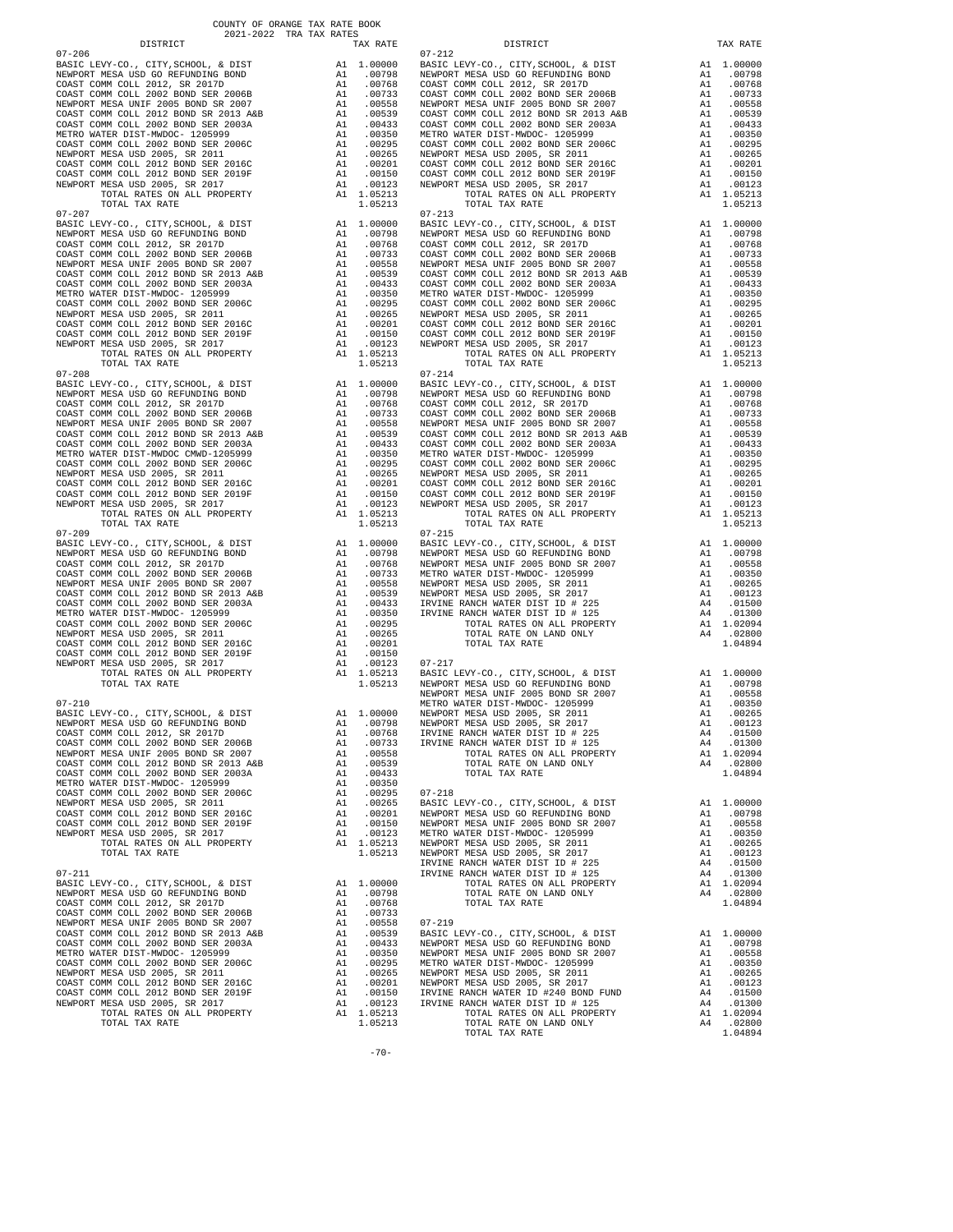COUNTY OF ORANGE TAX RATE BOOK
2021-2022 TRA TAX RATES

| DISTRICT | | TAX RATE |
|---|---|---|
| **07-206** | | |
| BASIC LEVY-CO., CITY,SCHOOL, & DIST | A1 | 1.00000 |
| NEWPORT MESA USD GO REFUNDING BOND | A1 | .00798 |
| COAST COMM COLL 2012, SR 2017D | A1 | .00768 |
| COAST COMM COLL 2002 BOND SER 2006B | A1 | .00733 |
| NEWPORT MESA UNIF 2005 BOND SR 2007 | A1 | .00558 |
| COAST COMM COLL 2012 BOND SR 2013 A&B | A1 | .00539 |
| COAST COMM COLL 2002 BOND SER 2003A | A1 | .00433 |
| METRO WATER DIST-MWDOC- 1205999 | A1 | .00350 |
| COAST COMM COLL 2002 BOND SER 2006C | A1 | .00295 |
| NEWPORT MESA USD 2005, SR 2011 | A1 | .00265 |
| COAST COMM COLL 2012 BOND SER 2016C | A1 | .00201 |
| COAST COMM COLL 2012 BOND SER 2019F | A1 | .00150 |
| NEWPORT MESA USD 2005, SR 2017 | A1 | .00123 |
| TOTAL RATES ON ALL PROPERTY | A1 | 1.05213 |
| TOTAL TAX RATE | | 1.05213 |
| **07-207** | | |
| BASIC LEVY-CO., CITY,SCHOOL, & DIST | A1 | 1.00000 |
| NEWPORT MESA USD GO REFUNDING BOND | A1 | .00798 |
| COAST COMM COLL 2012, SR 2017D | A1 | .00768 |
| COAST COMM COLL 2002 BOND SER 2006B | A1 | .00733 |
| NEWPORT MESA UNIF 2005 BOND SR 2007 | A1 | .00558 |
| COAST COMM COLL 2012 BOND SR 2013 A&B | A1 | .00539 |
| COAST COMM COLL 2002 BOND SER 2003A | A1 | .00433 |
| METRO WATER DIST-MWDOC- 1205999 | A1 | .00350 |
| COAST COMM COLL 2002 BOND SER 2006C | A1 | .00295 |
| NEWPORT MESA USD 2005, SR 2011 | A1 | .00265 |
| COAST COMM COLL 2012 BOND SER 2016C | A1 | .00201 |
| COAST COMM COLL 2012 BOND SER 2019F | A1 | .00150 |
| NEWPORT MESA USD 2005, SR 2017 | A1 | .00123 |
| TOTAL RATES ON ALL PROPERTY | A1 | 1.05213 |
| TOTAL TAX RATE | | 1.05213 |
| **07-208** | | |
| BASIC LEVY-CO., CITY,SCHOOL, & DIST | A1 | 1.00000 |
| NEWPORT MESA USD GO REFUNDING BOND | A1 | .00798 |
| COAST COMM COLL 2012, SR 2017D | A1 | .00768 |
| COAST COMM COLL 2002 BOND SER 2006B | A1 | .00733 |
| NEWPORT MESA UNIF 2005 BOND SR 2007 | A1 | .00558 |
| COAST COMM COLL 2012 BOND SR 2013 A&B | A1 | .00539 |
| COAST COMM COLL 2002 BOND SER 2003A | A1 | .00433 |
| METRO WATER DIST-MWDOC CMWD-1205999 | A1 | .00350 |
| COAST COMM COLL 2002 BOND SER 2006C | A1 | .00295 |
| NEWPORT MESA USD 2005, SR 2011 | A1 | .00265 |
| COAST COMM COLL 2012 BOND SER 2016C | A1 | .00201 |
| COAST COMM COLL 2012 BOND SER 2019F | A1 | .00150 |
| NEWPORT MESA USD 2005, SR 2017 | A1 | .00123 |
| TOTAL RATES ON ALL PROPERTY | A1 | 1.05213 |
| TOTAL TAX RATE | | 1.05213 |
| **07-209** | | |
| BASIC LEVY-CO., CITY,SCHOOL, & DIST | A1 | 1.00000 |
| NEWPORT MESA USD GO REFUNDING BOND | A1 | .00798 |
| COAST COMM COLL 2012, SR 2017D | A1 | .00768 |
| COAST COMM COLL 2002 BOND SER 2006B | A1 | .00733 |
| NEWPORT MESA UNIF 2005 BOND SR 2007 | A1 | .00558 |
| COAST COMM COLL 2012 BOND SR 2013 A&B | A1 | .00539 |
| COAST COMM COLL 2002 BOND SER 2003A | A1 | .00433 |
| METRO WATER DIST-MWDOC- 1205999 | A1 | .00350 |
| COAST COMM COLL 2002 BOND SER 2006C | A1 | .00295 |
| NEWPORT MESA USD 2005, SR 2011 | A1 | .00265 |
| COAST COMM COLL 2012 BOND SER 2016C | A1 | .00201 |
| COAST COMM COLL 2012 BOND SER 2019F | A1 | .00150 |
| NEWPORT MESA USD 2005, SR 2017 | A1 | .00123 |
| TOTAL RATES ON ALL PROPERTY | A1 | 1.05213 |
| TOTAL TAX RATE | | 1.05213 |
| **07-210** | | |
| BASIC LEVY-CO., CITY,SCHOOL, & DIST | A1 | 1.00000 |
| NEWPORT MESA USD GO REFUNDING BOND | A1 | .00798 |
| COAST COMM COLL 2012, SR 2017D | A1 | .00768 |
| COAST COMM COLL 2002 BOND SER 2006B | A1 | .00733 |
| NEWPORT MESA UNIF 2005 BOND SR 2007 | A1 | .00558 |
| COAST COMM COLL 2012 BOND SR 2013 A&B | A1 | .00539 |
| COAST COMM COLL 2002 BOND SER 2003A | A1 | .00433 |
| METRO WATER DIST-MWDOC- 1205999 | A1 | .00350 |
| COAST COMM COLL 2002 BOND SER 2006C | A1 | .00295 |
| NEWPORT MESA USD 2005, SR 2011 | A1 | .00265 |
| COAST COMM COLL 2012 BOND SER 2016C | A1 | .00201 |
| COAST COMM COLL 2012 BOND SER 2019F | A1 | .00150 |
| NEWPORT MESA USD 2005, SR 2017 | A1 | .00123 |
| TOTAL RATES ON ALL PROPERTY | A1 | 1.05213 |
| TOTAL TAX RATE | | 1.05213 |
| **07-211** | | |
| BASIC LEVY-CO., CITY,SCHOOL, & DIST | A1 | 1.00000 |
| NEWPORT MESA USD GO REFUNDING BOND | A1 | .00798 |
| COAST COMM COLL 2012, SR 2017D | A1 | .00768 |
| COAST COMM COLL 2002 BOND SER 2006B | A1 | .00733 |
| NEWPORT MESA UNIF 2005 BOND SR 2007 | A1 | .00558 |
| COAST COMM COLL 2012 BOND SR 2013 A&B | A1 | .00539 |
| COAST COMM COLL 2002 BOND SER 2003A | A1 | .00433 |
| METRO WATER DIST-MWDOC- 1205999 | A1 | .00350 |
| COAST COMM COLL 2002 BOND SER 2006C | A1 | .00295 |
| NEWPORT MESA USD 2005, SR 2011 | A1 | .00265 |
| COAST COMM COLL 2012 BOND SER 2016C | A1 | .00201 |
| COAST COMM COLL 2012 BOND SER 2019F | A1 | .00150 |
| NEWPORT MESA USD 2005, SR 2017 | A1 | .00123 |
| TOTAL RATES ON ALL PROPERTY | A1 | 1.05213 |
| TOTAL TAX RATE | | 1.05213 |
| **07-212** | | |
| BASIC LEVY-CO., CITY,SCHOOL, & DIST | A1 | 1.00000 |
| NEWPORT MESA USD GO REFUNDING BOND | A1 | .00798 |
| COAST COMM COLL 2012, SR 2017D | A1 | .00768 |
| COAST COMM COLL 2002 BOND SER 2006B | A1 | .00733 |
| NEWPORT MESA UNIF 2005 BOND SR 2007 | A1 | .00558 |
| COAST COMM COLL 2012 BOND SR 2013 A&B | A1 | .00539 |
| COAST COMM COLL 2002 BOND SER 2003A | A1 | .00433 |
| METRO WATER DIST-MWDOC- 1205999 | A1 | .00350 |
| COAST COMM COLL 2002 BOND SER 2006C | A1 | .00295 |
| NEWPORT MESA USD 2005, SR 2011 | A1 | .00265 |
| COAST COMM COLL 2012 BOND SER 2016C | A1 | .00201 |
| COAST COMM COLL 2012 BOND SER 2019F | A1 | .00150 |
| NEWPORT MESA USD 2005, SR 2017 | A1 | .00123 |
| TOTAL RATES ON ALL PROPERTY | A1 | 1.05213 |
| TOTAL TAX RATE | | 1.05213 |
| **07-213** | | |
| BASIC LEVY-CO., CITY,SCHOOL, & DIST | A1 | 1.00000 |
| NEWPORT MESA USD GO REFUNDING BOND | A1 | .00798 |
| COAST COMM COLL 2012, SR 2017D | A1 | .00768 |
| COAST COMM COLL 2002 BOND SER 2006B | A1 | .00733 |
| NEWPORT MESA UNIF 2005 BOND SR 2007 | A1 | .00558 |
| COAST COMM COLL 2012 BOND SR 2013 A&B | A1 | .00539 |
| COAST COMM COLL 2002 BOND SER 2003A | A1 | .00433 |
| METRO WATER DIST-MWDOC- 1205999 | A1 | .00350 |
| COAST COMM COLL 2002 BOND SER 2006C | A1 | .00295 |
| NEWPORT MESA USD 2005, SR 2011 | A1 | .00265 |
| COAST COMM COLL 2012 BOND SER 2016C | A1 | .00201 |
| COAST COMM COLL 2012 BOND SER 2019F | A1 | .00150 |
| NEWPORT MESA USD 2005, SR 2017 | A1 | .00123 |
| TOTAL RATES ON ALL PROPERTY | A1 | 1.05213 |
| TOTAL TAX RATE | | 1.05213 |
| **07-214** | | |
| BASIC LEVY-CO., CITY,SCHOOL, & DIST | A1 | 1.00000 |
| NEWPORT MESA USD GO REFUNDING BOND | A1 | .00798 |
| COAST COMM COLL 2012, SR 2017D | A1 | .00768 |
| COAST COMM COLL 2002 BOND SER 2006B | A1 | .00733 |
| NEWPORT MESA UNIF 2005 BOND SR 2007 | A1 | .00558 |
| COAST COMM COLL 2012 BOND SR 2013 A&B | A1 | .00539 |
| COAST COMM COLL 2002 BOND SER 2003A | A1 | .00433 |
| METRO WATER DIST-MWDOC- 1205999 | A1 | .00350 |
| COAST COMM COLL 2002 BOND SER 2006C | A1 | .00295 |
| NEWPORT MESA USD 2005, SR 2011 | A1 | .00265 |
| COAST COMM COLL 2012 BOND SER 2016C | A1 | .00201 |
| COAST COMM COLL 2012 BOND SER 2019F | A1 | .00150 |
| NEWPORT MESA USD 2005, SR 2017 | A1 | .00123 |
| TOTAL RATES ON ALL PROPERTY | A1 | 1.05213 |
| TOTAL TAX RATE | | 1.05213 |
| **07-215** | | |
| BASIC LEVY-CO., CITY,SCHOOL, & DIST | A1 | 1.00000 |
| NEWPORT MESA USD GO REFUNDING BOND | A1 | .00798 |
| NEWPORT MESA UNIF 2005 BOND SR 2007 | A1 | .00558 |
| METRO WATER DIST-MWDOC- 1205999 | A1 | .00350 |
| NEWPORT MESA USD 2005, SR 2011 | A1 | .00265 |
| NEWPORT MESA USD 2005, SR 2017 | A1 | .00123 |
| IRVINE RANCH WATER DIST ID # 225 | A4 | .01500 |
| IRVINE RANCH WATER DIST ID # 125 | A4 | .01300 |
| TOTAL RATES ON ALL PROPERTY | A1 | 1.02094 |
| TOTAL RATE ON LAND ONLY | A4 | .02800 |
| TOTAL TAX RATE | | 1.04894 |
| **07-217** | | |
| BASIC LEVY-CO., CITY,SCHOOL, & DIST | A1 | 1.00000 |
| NEWPORT MESA USD GO REFUNDING BOND | A1 | .00798 |
| NEWPORT MESA UNIF 2005 BOND SR 2007 | A1 | .00558 |
| METRO WATER DIST-MWDOC- 1205999 | A1 | .00350 |
| NEWPORT MESA USD 2005, SR 2011 | A1 | .00265 |
| NEWPORT MESA USD 2005, SR 2017 | A1 | .00123 |
| IRVINE RANCH WATER DIST ID # 225 | A4 | .01500 |
| IRVINE RANCH WATER DIST ID # 125 | A4 | .01300 |
| TOTAL RATES ON ALL PROPERTY | A1 | 1.02094 |
| TOTAL RATE ON LAND ONLY | A4 | .02800 |
| TOTAL TAX RATE | | 1.04894 |
| **07-218** | | |
| BASIC LEVY-CO., CITY,SCHOOL, & DIST | A1 | 1.00000 |
| NEWPORT MESA USD GO REFUNDING BOND | A1 | .00798 |
| NEWPORT MESA UNIF 2005 BOND SR 2007 | A1 | .00558 |
| METRO WATER DIST-MWDOC- 1205999 | A1 | .00350 |
| NEWPORT MESA USD 2005, SR 2011 | A1 | .00265 |
| NEWPORT MESA USD 2005, SR 2017 | A1 | .00123 |
| IRVINE RANCH WATER DIST ID # 225 | A4 | .01500 |
| IRVINE RANCH WATER DIST ID # 125 | A4 | .01300 |
| TOTAL RATES ON ALL PROPERTY | A1 | 1.02094 |
| TOTAL RATE ON LAND ONLY | A4 | .02800 |
| TOTAL TAX RATE | | 1.04894 |
| **07-219** | | |
| BASIC LEVY-CO., CITY,SCHOOL, & DIST | A1 | 1.00000 |
| NEWPORT MESA USD GO REFUNDING BOND | A1 | .00798 |
| NEWPORT MESA UNIF 2005 BOND SR 2007 | A1 | .00558 |
| METRO WATER DIST-MWDOC- 1205999 | A1 | .00350 |
| NEWPORT MESA USD 2005, SR 2011 | A1 | .00265 |
| NEWPORT MESA USD 2005, SR 2017 | A1 | .00123 |
| IRVINE RANCH WATER ID #240 BOND FUND | A4 | .01500 |
| IRVINE RANCH WATER DIST ID # 125 | A4 | .01300 |
| TOTAL RATES ON ALL PROPERTY | A1 | 1.02094 |
| TOTAL RATE ON LAND ONLY | A4 | .02800 |
| TOTAL TAX RATE | | 1.04894 |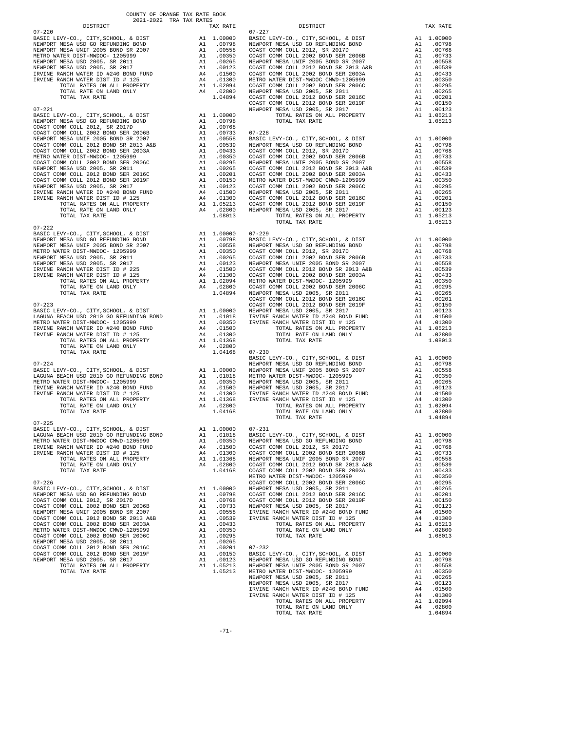COUNTY OF ORANGE TAX RATE BOOK
2021-2022 TRA TAX RATES

| DISTRICT | | TAX RATE |
|---|---|---|
| **07-220** | | |
| BASIC LEVY-CO., CITY,SCHOOL, & DIST | A1 | 1.00000 |
| NEWPORT MESA USD GO REFUNDING BOND | A1 | .00798 |
| NEWPORT MESA UNIF 2005 BOND SR 2007 | A1 | .00558 |
| METRO WATER DIST-MWDOC- 1205999 | A1 | .00350 |
| NEWPORT MESA USD 2005, SR 2011 | A1 | .00265 |
| NEWPORT MESA USD 2005, SR 2017 | A1 | .00123 |
| IRVINE RANCH WATER ID #240 BOND FUND | A4 | .01500 |
| IRVINE RANCH WATER DIST ID # 125 | A4 | .01300 |
| TOTAL RATES ON ALL PROPERTY | A1 | 1.02094 |
| TOTAL RATE ON LAND ONLY | A4 | .02800 |
| TOTAL TAX RATE | | 1.04894 |
| **07-221** | | |
| BASIC LEVY-CO., CITY,SCHOOL, & DIST | A1 | 1.00000 |
| NEWPORT MESA USD GO REFUNDING BOND | A1 | .00798 |
| COAST COMM COLL 2012, SR 2017D | A1 | .00768 |
| COAST COMM COLL 2002 BOND SER 2006B | A1 | .00733 |
| NEWPORT MESA UNIF 2005 BOND SR 2007 | A1 | .00558 |
| COAST COMM COLL 2012 BOND SR 2013 A&B | A1 | .00539 |
| COAST COMM COLL 2002 BOND SER 2003A | A1 | .00433 |
| METRO WATER DIST-MWDOC- 1205999 | A1 | .00350 |
| COAST COMM COLL 2002 BOND SER 2006C | A1 | .00295 |
| NEWPORT MESA USD 2005, SR 2011 | A1 | .00265 |
| COAST COMM COLL 2012 BOND SER 2016C | A1 | .00201 |
| COAST COMM COLL 2012 BOND SER 2019F | A1 | .00150 |
| NEWPORT MESA USD 2005, SR 2017 | A1 | .00123 |
| IRVINE RANCH WATER ID #240 BOND FUND | A4 | .01500 |
| IRVINE RANCH WATER DIST ID # 125 | A4 | .01300 |
| TOTAL RATES ON ALL PROPERTY | A1 | 1.05213 |
| TOTAL RATE ON LAND ONLY | A4 | .02800 |
| TOTAL TAX RATE | | 1.08013 |
| **07-222** | | |
| BASIC LEVY-CO., CITY,SCHOOL, & DIST | A1 | 1.00000 |
| NEWPORT MESA USD GO REFUNDING BOND | A1 | .00798 |
| NEWPORT MESA UNIF 2005 BOND SR 2007 | A1 | .00558 |
| METRO WATER DIST-MWDOC- 1205999 | A1 | .00350 |
| NEWPORT MESA USD 2005, SR 2011 | A1 | .00265 |
| NEWPORT MESA USD 2005, SR 2017 | A1 | .00123 |
| IRVINE RANCH WATER DIST ID # 225 | A4 | .01500 |
| IRVINE RANCH WATER DIST ID # 125 | A4 | .01300 |
| TOTAL RATES ON ALL PROPERTY | A1 | 1.02094 |
| TOTAL RATE ON LAND ONLY | A4 | .02800 |
| TOTAL TAX RATE | | 1.04894 |
| **07-223** | | |
| BASIC LEVY-CO., CITY,SCHOOL, & DIST | A1 | 1.00000 |
| LAGUNA BEACH USD 2010 GO REFUNDING BOND | A1 | .01018 |
| METRO WATER DIST-MWDOC- 1205999 | A1 | .00350 |
| IRVINE RANCH WATER ID #240 BOND FUND | A4 | .01500 |
| IRVINE RANCH WATER DIST ID # 125 | A4 | .01300 |
| TOTAL RATES ON ALL PROPERTY | A1 | 1.01368 |
| TOTAL RATE ON LAND ONLY | A4 | .02800 |
| TOTAL TAX RATE | | 1.04168 |
| **07-224** | | |
| BASIC LEVY-CO., CITY,SCHOOL, & DIST | A1 | 1.00000 |
| LAGUNA BEACH USD 2010 GO REFUNDING BOND | A1 | .01018 |
| METRO WATER DIST-MWDOC- 1205999 | A1 | .00350 |
| IRVINE RANCH WATER ID #240 BOND FUND | A4 | .01500 |
| IRVINE RANCH WATER DIST ID # 125 | A4 | .01300 |
| TOTAL RATES ON ALL PROPERTY | A1 | 1.01368 |
| TOTAL RATE ON LAND ONLY | A4 | .02800 |
| TOTAL TAX RATE | | 1.04168 |
| **07-225** | | |
| BASIC LEVY-CO., CITY,SCHOOL, & DIST | A1 | 1.00000 |
| LAGUNA BEACH USD 2010 GO REFUNDING BOND | A1 | .01018 |
| METRO WATER DIST-MWDOC CMWD-1205999 | A1 | .00350 |
| IRVINE RANCH WATER ID #240 BOND FUND | A4 | .01500 |
| IRVINE RANCH WATER DIST ID # 125 | A4 | .01300 |
| TOTAL RATES ON ALL PROPERTY | A1 | 1.01368 |
| TOTAL RATE ON LAND ONLY | A4 | .02800 |
| TOTAL TAX RATE | | 1.04168 |
| **07-226** | | |
| BASIC LEVY-CO., CITY,SCHOOL, & DIST | A1 | 1.00000 |
| NEWPORT MESA USD GO REFUNDING BOND | A1 | .00798 |
| COAST COMM COLL 2012, SR 2017D | A1 | .00768 |
| COAST COMM COLL 2002 BOND SER 2006B | A1 | .00733 |
| NEWPORT MESA UNIF 2005 BOND SR 2007 | A1 | .00558 |
| COAST COMM COLL 2012 BOND SR 2013 A&B | A1 | .00539 |
| COAST COMM COLL 2002 BOND SER 2003A | A1 | .00433 |
| METRO WATER DIST-MWDOC CMWD-1205999 | A1 | .00350 |
| COAST COMM COLL 2002 BOND SER 2006C | A1 | .00295 |
| NEWPORT MESA USD 2005, SR 2011 | A1 | .00265 |
| COAST COMM COLL 2012 BOND SER 2016C | A1 | .00201 |
| COAST COMM COLL 2012 BOND SER 2019F | A1 | .00150 |
| NEWPORT MESA USD 2005, SR 2017 | A1 | .00123 |
| TOTAL RATES ON ALL PROPERTY | A1 | 1.05213 |
| TOTAL TAX RATE | | 1.05213 |
| **07-227** | | |
| BASIC LEVY-CO., CITY,SCHOOL, & DIST | A1 | 1.00000 |
| NEWPORT MESA USD GO REFUNDING BOND | A1 | .00798 |
| COAST COMM COLL 2012, SR 2017D | A1 | .00768 |
| COAST COMM COLL 2002 BOND SER 2006B | A1 | .00733 |
| NEWPORT MESA UNIF 2005 BOND SR 2007 | A1 | .00558 |
| COAST COMM COLL 2012 BOND SR 2013 A&B | A1 | .00539 |
| COAST COMM COLL 2002 BOND SER 2003A | A1 | .00433 |
| METRO WATER DIST-MWDOC CMWD-1205999 | A1 | .00350 |
| COAST COMM COLL 2002 BOND SER 2006C | A1 | .00295 |
| NEWPORT MESA USD 2005, SR 2011 | A1 | .00265 |
| COAST COMM COLL 2012 BOND SER 2016C | A1 | .00201 |
| COAST COMM COLL 2012 BOND SER 2019F | A1 | .00150 |
| NEWPORT MESA USD 2005, SR 2017 | A1 | .00123 |
| TOTAL RATES ON ALL PROPERTY | A1 | 1.05213 |
| TOTAL TAX RATE | | 1.05213 |
| **07-228** | | |
| BASIC LEVY-CO., CITY,SCHOOL, & DIST | A1 | 1.00000 |
| NEWPORT MESA USD GO REFUNDING BOND | A1 | .00798 |
| COAST COMM COLL 2012, SR 2017D | A1 | .00768 |
| COAST COMM COLL 2002 BOND SER 2006B | A1 | .00733 |
| NEWPORT MESA UNIF 2005 BOND SR 2007 | A1 | .00558 |
| COAST COMM COLL 2012 BOND SR 2013 A&B | A1 | .00539 |
| COAST COMM COLL 2002 BOND SER 2003A | A1 | .00433 |
| METRO WATER DIST-MWDOC CMWD-1205999 | A1 | .00350 |
| COAST COMM COLL 2002 BOND SER 2006C | A1 | .00295 |
| NEWPORT MESA USD 2005, SR 2011 | A1 | .00265 |
| COAST COMM COLL 2012 BOND SER 2016C | A1 | .00201 |
| COAST COMM COLL 2012 BOND SER 2019F | A1 | .00150 |
| NEWPORT MESA USD 2005, SR 2017 | A1 | .00123 |
| TOTAL RATES ON ALL PROPERTY | A1 | 1.05213 |
| TOTAL TAX RATE | | 1.05213 |
| **07-229** | | |
| BASIC LEVY-CO., CITY,SCHOOL, & DIST | A1 | 1.00000 |
| NEWPORT MESA USD GO REFUNDING BOND | A1 | .00798 |
| COAST COMM COLL 2012, SR 2017D | A1 | .00768 |
| COAST COMM COLL 2002 BOND SER 2006B | A1 | .00733 |
| NEWPORT MESA UNIF 2005 BOND SR 2007 | A1 | .00558 |
| COAST COMM COLL 2012 BOND SR 2013 A&B | A1 | .00539 |
| COAST COMM COLL 2002 BOND SER 2003A | A1 | .00433 |
| METRO WATER DIST-MWDOC- 1205999 | A1 | .00350 |
| COAST COMM COLL 2002 BOND SER 2006C | A1 | .00295 |
| NEWPORT MESA USD 2005, SR 2011 | A1 | .00265 |
| COAST COMM COLL 2012 BOND SER 2016C | A1 | .00201 |
| COAST COMM COLL 2012 BOND SER 2019F | A1 | .00150 |
| NEWPORT MESA USD 2005, SR 2017 | A1 | .00123 |
| IRVINE RANCH WATER ID #240 BOND FUND | A4 | .01500 |
| IRVINE RANCH WATER DIST ID # 125 | A4 | .01300 |
| TOTAL RATES ON ALL PROPERTY | A1 | 1.05213 |
| TOTAL RATE ON LAND ONLY | A4 | .02800 |
| TOTAL TAX RATE | | 1.08013 |
| **07-230** | | |
| BASIC LEVY-CO., CITY,SCHOOL, & DIST | A1 | 1.00000 |
| NEWPORT MESA USD GO REFUNDING BOND | A1 | .00798 |
| NEWPORT MESA UNIF 2005 BOND SR 2007 | A1 | .00558 |
| METRO WATER DIST-MWDOC- 1205999 | A1 | .00350 |
| NEWPORT MESA USD 2005, SR 2011 | A1 | .00265 |
| NEWPORT MESA USD 2005, SR 2017 | A1 | .00123 |
| IRVINE RANCH WATER ID #240 BOND FUND | A4 | .01500 |
| IRVINE RANCH WATER DIST ID # 125 | A4 | .01300 |
| TOTAL RATES ON ALL PROPERTY | A1 | 1.02094 |
| TOTAL RATE ON LAND ONLY | A4 | .02800 |
| TOTAL TAX RATE | | 1.04894 |
| **07-231** | | |
| BASIC LEVY-CO., CITY,SCHOOL, & DIST | A1 | 1.00000 |
| NEWPORT MESA USD GO REFUNDING BOND | A1 | .00798 |
| COAST COMM COLL 2012, SR 2017D | A1 | .00768 |
| COAST COMM COLL 2002 BOND SER 2006B | A1 | .00733 |
| NEWPORT MESA UNIF 2005 BOND SR 2007 | A1 | .00558 |
| COAST COMM COLL 2012 BOND SR 2013 A&B | A1 | .00539 |
| COAST COMM COLL 2002 BOND SER 2003A | A1 | .00433 |
| METRO WATER DIST-MWDOC- 1205999 | A1 | .00350 |
| COAST COMM COLL 2002 BOND SER 2006C | A1 | .00295 |
| NEWPORT MESA USD 2005, SR 2011 | A1 | .00265 |
| COAST COMM COLL 2012 BOND SER 2016C | A1 | .00201 |
| COAST COMM COLL 2012 BOND SER 2019F | A1 | .00150 |
| NEWPORT MESA USD 2005, SR 2017 | A1 | .00123 |
| IRVINE RANCH WATER ID #240 BOND FUND | A4 | .01500 |
| IRVINE RANCH WATER DIST ID # 125 | A4 | .01300 |
| TOTAL RATES ON ALL PROPERTY | A1 | 1.05213 |
| TOTAL RATE ON LAND ONLY | A4 | .02800 |
| TOTAL TAX RATE | | 1.08013 |
| **07-232** | | |
| BASIC LEVY-CO., CITY,SCHOOL, & DIST | A1 | 1.00000 |
| NEWPORT MESA USD GO REFUNDING BOND | A1 | .00798 |
| NEWPORT MESA UNIF 2005 BOND SR 2007 | A1 | .00558 |
| METRO WATER DIST-MWDOC- 1205999 | A1 | .00350 |
| NEWPORT MESA USD 2005, SR 2011 | A1 | .00265 |
| NEWPORT MESA USD 2005, SR 2017 | A1 | .00123 |
| IRVINE RANCH WATER ID #240 BOND FUND | A4 | .01500 |
| IRVINE RANCH WATER DIST ID # 125 | A4 | .01300 |
| TOTAL RATES ON ALL PROPERTY | A1 | 1.02094 |
| TOTAL RATE ON LAND ONLY | A4 | .02800 |
| TOTAL TAX RATE | | 1.04894 |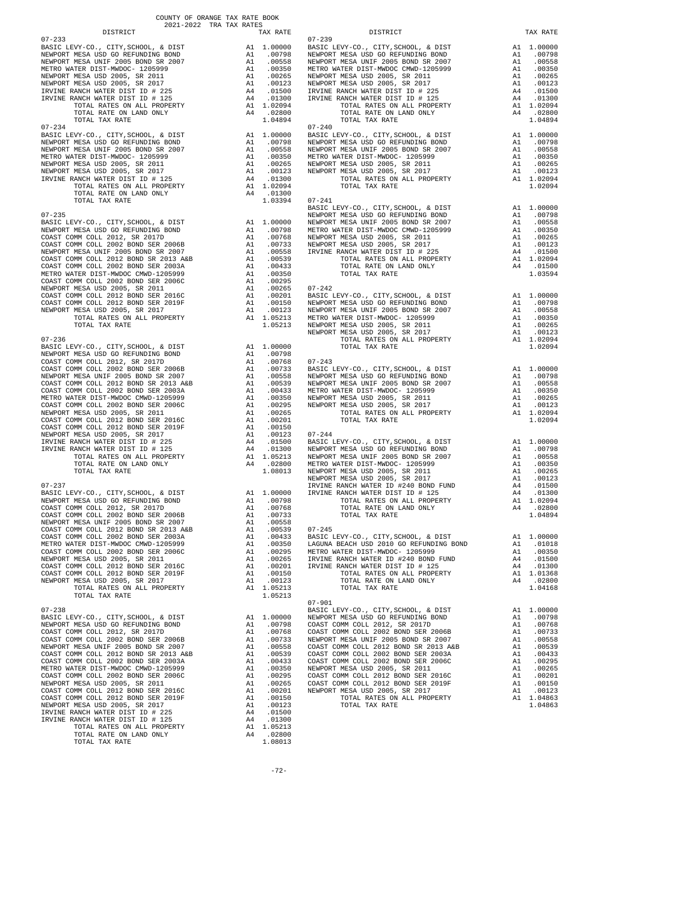COUNTY OF ORANGE TAX RATE BOOK
2021-2022 TRA TAX RATES

| DISTRICT | | TAX RATE |
|---|---|---|
| **07-233** | | |
| BASIC LEVY-CO., CITY,SCHOOL, & DIST | A1 | 1.00000 |
| NEWPORT MESA USD GO REFUNDING BOND | A1 | .00798 |
| NEWPORT MESA UNIF 2005 BOND SR 2007 | A1 | .00558 |
| METRO WATER DIST-MWDOC- 1205999 | A1 | .00350 |
| NEWPORT MESA USD 2005, SR 2011 | A1 | .00265 |
| NEWPORT MESA USD 2005, SR 2017 | A1 | .00123 |
| IRVINE RANCH WATER DIST ID # 225 | A4 | .01500 |
| IRVINE RANCH WATER DIST ID # 125 | A4 | .01300 |
| TOTAL RATES ON ALL PROPERTY | A1 | 1.02094 |
| TOTAL RATE ON LAND ONLY | A4 | .02800 |
| TOTAL TAX RATE | | 1.04894 |
| **07-234** | | |
| BASIC LEVY-CO., CITY,SCHOOL, & DIST | A1 | 1.00000 |
| NEWPORT MESA USD GO REFUNDING BOND | A1 | .00798 |
| NEWPORT MESA UNIF 2005 BOND SR 2007 | A1 | .00558 |
| METRO WATER DIST-MWDOC- 1205999 | A1 | .00350 |
| NEWPORT MESA USD 2005, SR 2011 | A1 | .00265 |
| NEWPORT MESA USD 2005, SR 2017 | A1 | .00123 |
| IRVINE RANCH WATER DIST ID # 125 | A4 | .01300 |
| TOTAL RATES ON ALL PROPERTY | A1 | 1.02094 |
| TOTAL RATE ON LAND ONLY | A4 | .01300 |
| TOTAL TAX RATE | | 1.03394 |
| **07-235** | | |
| BASIC LEVY-CO., CITY,SCHOOL, & DIST | A1 | 1.00000 |
| NEWPORT MESA USD GO REFUNDING BOND | A1 | .00798 |
| COAST COMM COLL 2012, SR 2017D | A1 | .00768 |
| COAST COMM COLL 2002 BOND SER 2006B | A1 | .00733 |
| NEWPORT MESA UNIF 2005 BOND SR 2007 | A1 | .00558 |
| COAST COMM COLL 2012 BOND SR 2013 A&B | A1 | .00539 |
| COAST COMM COLL 2002 BOND SER 2003A | A1 | .00433 |
| METRO WATER DIST-MWDOC CMWD-1205999 | A1 | .00350 |
| COAST COMM COLL 2002 BOND SER 2006C | A1 | .00295 |
| NEWPORT MESA USD 2005, SR 2011 | A1 | .00265 |
| COAST COMM COLL 2012 BOND SER 2016C | A1 | .00201 |
| COAST COMM COLL 2012 BOND SER 2019F | A1 | .00150 |
| NEWPORT MESA USD 2005, SR 2017 | A1 | .00123 |
| TOTAL RATES ON ALL PROPERTY | A1 | 1.05213 |
| TOTAL TAX RATE | | 1.05213 |
| **07-236** | | |
| BASIC LEVY-CO., CITY,SCHOOL, & DIST | A1 | 1.00000 |
| NEWPORT MESA USD GO REFUNDING BOND | A1 | .00798 |
| COAST COMM COLL 2012, SR 2017D | A1 | .00768 |
| COAST COMM COLL 2002 BOND SER 2006B | A1 | .00733 |
| NEWPORT MESA UNIF 2005 BOND SR 2007 | A1 | .00558 |
| COAST COMM COLL 2012 BOND SR 2013 A&B | A1 | .00539 |
| COAST COMM COLL 2002 BOND SER 2003A | A1 | .00433 |
| METRO WATER DIST-MWDOC CMWD-1205999 | A1 | .00350 |
| COAST COMM COLL 2002 BOND SER 2006C | A1 | .00295 |
| NEWPORT MESA USD 2005, SR 2011 | A1 | .00265 |
| COAST COMM COLL 2012 BOND SER 2016C | A1 | .00201 |
| COAST COMM COLL 2012 BOND SER 2019F | A1 | .00150 |
| NEWPORT MESA USD 2005, SR 2017 | A1 | .00123 |
| IRVINE RANCH WATER DIST ID # 225 | A4 | .01500 |
| IRVINE RANCH WATER DIST ID # 125 | A4 | .01300 |
| TOTAL RATES ON ALL PROPERTY | A1 | 1.05213 |
| TOTAL RATE ON LAND ONLY | A4 | .02800 |
| TOTAL TAX RATE | | 1.08013 |
| **07-237** | | |
| BASIC LEVY-CO., CITY,SCHOOL, & DIST | A1 | 1.00000 |
| NEWPORT MESA USD GO REFUNDING BOND | A1 | .00798 |
| COAST COMM COLL 2012, SR 2017D | A1 | .00768 |
| COAST COMM COLL 2002 BOND SER 2006B | A1 | .00733 |
| NEWPORT MESA UNIF 2005 BOND SR 2007 | A1 | .00558 |
| COAST COMM COLL 2012 BOND SR 2013 A&B | A1 | .00539 |
| COAST COMM COLL 2002 BOND SER 2003A | A1 | .00433 |
| METRO WATER DIST-MWDOC CMWD-1205999 | A1 | .00350 |
| COAST COMM COLL 2002 BOND SER 2006C | A1 | .00295 |
| NEWPORT MESA USD 2005, SR 2011 | A1 | .00265 |
| COAST COMM COLL 2012 BOND SER 2016C | A1 | .00201 |
| COAST COMM COLL 2012 BOND SER 2019F | A1 | .00150 |
| NEWPORT MESA USD 2005, SR 2017 | A1 | .00123 |
| TOTAL RATES ON ALL PROPERTY | A1 | 1.05213 |
| TOTAL TAX RATE | | 1.05213 |
| **07-238** | | |
| BASIC LEVY-CO., CITY,SCHOOL, & DIST | A1 | 1.00000 |
| NEWPORT MESA USD GO REFUNDING BOND | A1 | .00798 |
| COAST COMM COLL 2012, SR 2017D | A1 | .00768 |
| COAST COMM COLL 2002 BOND SER 2006B | A1 | .00733 |
| NEWPORT MESA UNIF 2005 BOND SR 2007 | A1 | .00558 |
| COAST COMM COLL 2012 BOND SR 2013 A&B | A1 | .00539 |
| COAST COMM COLL 2002 BOND SER 2003A | A1 | .00433 |
| METRO WATER DIST-MWDOC CMWD-1205999 | A1 | .00350 |
| COAST COMM COLL 2002 BOND SER 2006C | A1 | .00295 |
| NEWPORT MESA USD 2005, SR 2011 | A1 | .00265 |
| COAST COMM COLL 2012 BOND SER 2016C | A1 | .00201 |
| COAST COMM COLL 2012 BOND SER 2019F | A1 | .00150 |
| NEWPORT MESA USD 2005, SR 2017 | A1 | .00123 |
| IRVINE RANCH WATER DIST ID # 225 | A4 | .01500 |
| IRVINE RANCH WATER DIST ID # 125 | A4 | .01300 |
| TOTAL RATES ON ALL PROPERTY | A1 | 1.05213 |
| TOTAL RATE ON LAND ONLY | A4 | .02800 |
| TOTAL TAX RATE | | 1.08013 |
| **07-239** | | |
| BASIC LEVY-CO., CITY,SCHOOL, & DIST | A1 | 1.00000 |
| NEWPORT MESA USD GO REFUNDING BOND | A1 | .00798 |
| NEWPORT MESA UNIF 2005 BOND SR 2007 | A1 | .00558 |
| METRO WATER DIST-MWDOC CMWD-1205999 | A1 | .00350 |
| NEWPORT MESA USD 2005, SR 2011 | A1 | .00265 |
| NEWPORT MESA USD 2005, SR 2017 | A1 | .00123 |
| IRVINE RANCH WATER DIST ID # 225 | A4 | .01500 |
| IRVINE RANCH WATER DIST ID # 125 | A4 | .01300 |
| TOTAL RATES ON ALL PROPERTY | A1 | 1.02094 |
| TOTAL RATE ON LAND ONLY | A4 | .02800 |
| TOTAL TAX RATE | | 1.04894 |
| **07-240** | | |
| BASIC LEVY-CO., CITY,SCHOOL, & DIST | A1 | 1.00000 |
| NEWPORT MESA USD GO REFUNDING BOND | A1 | .00798 |
| NEWPORT MESA UNIF 2005 BOND SR 2007 | A1 | .00558 |
| METRO WATER DIST-MWDOC- 1205999 | A1 | .00350 |
| NEWPORT MESA USD 2005, SR 2011 | A1 | .00265 |
| NEWPORT MESA USD 2005, SR 2017 | A1 | .00123 |
| TOTAL RATES ON ALL PROPERTY | A1 | 1.02094 |
| TOTAL TAX RATE | | 1.02094 |
| **07-241** | | |
| BASIC LEVY-CO., CITY,SCHOOL, & DIST | A1 | 1.00000 |
| NEWPORT MESA USD GO REFUNDING BOND | A1 | .00798 |
| NEWPORT MESA UNIF 2005 BOND SR 2007 | A1 | .00558 |
| METRO WATER DIST-MWDOC CMWD-1205999 | A1 | .00350 |
| NEWPORT MESA USD 2005, SR 2011 | A1 | .00265 |
| NEWPORT MESA USD 2005, SR 2017 | A1 | .00123 |
| IRVINE RANCH WATER DIST ID # 225 | A4 | .01500 |
| TOTAL RATES ON ALL PROPERTY | A1 | 1.02094 |
| TOTAL RATE ON LAND ONLY | A4 | .01500 |
| TOTAL TAX RATE | | 1.03594 |
| **07-242** | | |
| BASIC LEVY-CO., CITY,SCHOOL, & DIST | A1 | 1.00000 |
| NEWPORT MESA USD GO REFUNDING BOND | A1 | .00798 |
| NEWPORT MESA UNIF 2005 BOND SR 2007 | A1 | .00558 |
| METRO WATER DIST-MWDOC- 1205999 | A1 | .00350 |
| NEWPORT MESA USD 2005, SR 2011 | A1 | .00265 |
| NEWPORT MESA USD 2005, SR 2017 | A1 | .00123 |
| TOTAL RATES ON ALL PROPERTY | A1 | 1.02094 |
| TOTAL TAX RATE | | 1.02094 |
| **07-243** | | |
| BASIC LEVY-CO., CITY,SCHOOL, & DIST | A1 | 1.00000 |
| NEWPORT MESA USD GO REFUNDING BOND | A1 | .00798 |
| NEWPORT MESA UNIF 2005 BOND SR 2007 | A1 | .00558 |
| METRO WATER DIST-MWDOC- 1205999 | A1 | .00350 |
| NEWPORT MESA USD 2005, SR 2011 | A1 | .00265 |
| NEWPORT MESA USD 2005, SR 2017 | A1 | .00123 |
| TOTAL RATES ON ALL PROPERTY | A1 | 1.02094 |
| TOTAL TAX RATE | | 1.02094 |
| **07-244** | | |
| BASIC LEVY-CO., CITY,SCHOOL, & DIST | A1 | 1.00000 |
| NEWPORT MESA USD GO REFUNDING BOND | A1 | .00798 |
| NEWPORT MESA UNIF 2005 BOND SR 2007 | A1 | .00558 |
| METRO WATER DIST-MWDOC- 1205999 | A1 | .00350 |
| NEWPORT MESA USD 2005, SR 2011 | A1 | .00265 |
| NEWPORT MESA USD 2005, SR 2017 | A1 | .00123 |
| IRVINE RANCH WATER ID #240 BOND FUND | A4 | .01500 |
| IRVINE RANCH WATER DIST ID # 125 | A4 | .01300 |
| TOTAL RATES ON ALL PROPERTY | A1 | 1.02094 |
| TOTAL RATE ON LAND ONLY | A4 | .02800 |
| TOTAL TAX RATE | | 1.04894 |
| **07-245** | | |
| BASIC LEVY-CO., CITY,SCHOOL, & DIST | A1 | 1.00000 |
| LAGUNA BEACH USD 2010 GO REFUNDING BOND | A1 | .01018 |
| METRO WATER DIST-MWDOC- 1205999 | A1 | .00350 |
| IRVINE RANCH WATER ID #240 BOND FUND | A4 | .01500 |
| IRVINE RANCH WATER DIST ID # 125 | A4 | .01300 |
| TOTAL RATES ON ALL PROPERTY | A1 | 1.01368 |
| TOTAL RATE ON LAND ONLY | A4 | .02800 |
| TOTAL TAX RATE | | 1.04168 |
| **07-901** | | |
| BASIC LEVY-CO., CITY,SCHOOL, & DIST | A1 | 1.00000 |
| NEWPORT MESA USD GO REFUNDING BOND | A1 | .00798 |
| COAST COMM COLL 2012, SR 2017D | A1 | .00768 |
| COAST COMM COLL 2002 BOND SER 2006B | A1 | .00733 |
| NEWPORT MESA UNIF 2005 BOND SR 2007 | A1 | .00558 |
| COAST COMM COLL 2012 BOND SR 2013 A&B | A1 | .00539 |
| COAST COMM COLL 2002 BOND SER 2003A | A1 | .00433 |
| COAST COMM COLL 2002 BOND SER 2006C | A1 | .00295 |
| NEWPORT MESA USD 2005, SR 2011 | A1 | .00265 |
| COAST COMM COLL 2012 BOND SER 2016C | A1 | .00201 |
| COAST COMM COLL 2012 BOND SER 2019F | A1 | .00150 |
| NEWPORT MESA USD 2005, SR 2017 | A1 | .00123 |
| TOTAL RATES ON ALL PROPERTY | A1 | 1.04863 |
| TOTAL TAX RATE | | 1.04863 |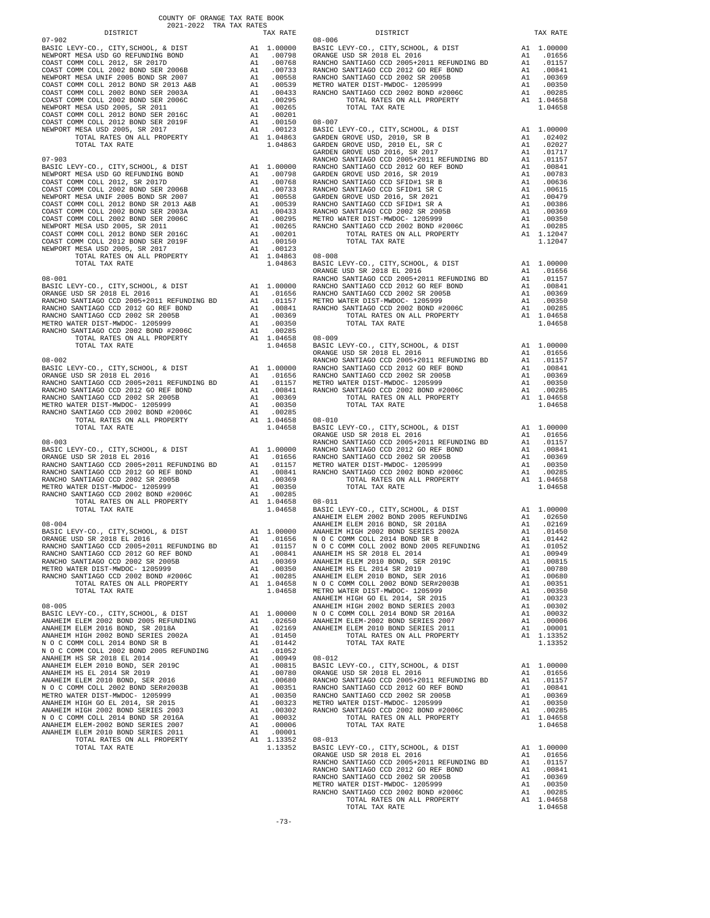COUNTY OF ORANGE TAX RATE BOOK
2021-2022 TRA TAX RATES

| DISTRICT | | TAX RATE |
|---|---|---|
| **07-902** | | |
| BASIC LEVY-CO., CITY,SCHOOL, & DIST | A1 | 1.00000 |
| NEWPORT MESA USD GO REFUNDING BOND | A1 | .00798 |
| COAST COMM COLL 2012, SR 2017D | A1 | .00768 |
| COAST COMM COLL 2002 BOND SER 2006B | A1 | .00733 |
| NEWPORT MESA UNIF 2005 BOND SR 2007 | A1 | .00558 |
| COAST COMM COLL 2012 BOND SR 2013 A&B | A1 | .00539 |
| COAST COMM COLL 2002 BOND SER 2003A | A1 | .00433 |
| COAST COMM COLL 2002 BOND SER 2006C | A1 | .00295 |
| NEWPORT MESA USD 2005, SR 2011 | A1 | .00265 |
| COAST COMM COLL 2012 BOND SER 2016C | A1 | .00201 |
| COAST COMM COLL 2012 BOND SER 2019F | A1 | .00150 |
| NEWPORT MESA USD 2005, SR 2017 | A1 | .00123 |
| TOTAL RATES ON ALL PROPERTY | A1 | 1.04863 |
| TOTAL TAX RATE | | 1.04863 |
| **07-903** | | |
| BASIC LEVY-CO., CITY,SCHOOL, & DIST | A1 | 1.00000 |
| NEWPORT MESA USD GO REFUNDING BOND | A1 | .00798 |
| COAST COMM COLL 2012, SR 2017D | A1 | .00768 |
| COAST COMM COLL 2002 BOND SER 2006B | A1 | .00733 |
| NEWPORT MESA UNIF 2005 BOND SR 2007 | A1 | .00558 |
| COAST COMM COLL 2012 BOND SR 2013 A&B | A1 | .00539 |
| COAST COMM COLL 2002 BOND SER 2003A | A1 | .00433 |
| COAST COMM COLL 2002 BOND SER 2006C | A1 | .00295 |
| NEWPORT MESA USD 2005, SR 2011 | A1 | .00265 |
| COAST COMM COLL 2012 BOND SER 2016C | A1 | .00201 |
| COAST COMM COLL 2012 BOND SER 2019F | A1 | .00150 |
| NEWPORT MESA USD 2005, SR 2017 | A1 | .00123 |
| TOTAL RATES ON ALL PROPERTY | A1 | 1.04863 |
| TOTAL TAX RATE | | 1.04863 |
| **08-001** | | |
| BASIC LEVY-CO., CITY,SCHOOL, & DIST | A1 | 1.00000 |
| ORANGE USD SR 2018 EL 2016 | A1 | .01656 |
| RANCHO SANTIAGO CCD 2005+2011 REFUNDING BD | A1 | .01157 |
| RANCHO SANTIAGO CCD 2012 GO REF BOND | A1 | .00841 |
| RANCHO SANTIAGO CCD 2002 SR 2005B | A1 | .00369 |
| METRO WATER DIST-MWDOC- 1205999 | A1 | .00350 |
| RANCHO SANTIAGO CCD 2002 BOND #2006C | A1 | .00285 |
| TOTAL RATES ON ALL PROPERTY | A1 | 1.04658 |
| TOTAL TAX RATE | | 1.04658 |
| **08-002** | | |
| BASIC LEVY-CO., CITY,SCHOOL, & DIST | A1 | 1.00000 |
| ORANGE USD SR 2018 EL 2016 | A1 | .01656 |
| RANCHO SANTIAGO CCD 2005+2011 REFUNDING BD | A1 | .01157 |
| RANCHO SANTIAGO CCD 2012 GO REF BOND | A1 | .00841 |
| RANCHO SANTIAGO CCD 2002 SR 2005B | A1 | .00369 |
| METRO WATER DIST-MWDOC- 1205999 | A1 | .00350 |
| RANCHO SANTIAGO CCD 2002 BOND #2006C | A1 | .00285 |
| TOTAL RATES ON ALL PROPERTY | A1 | 1.04658 |
| TOTAL TAX RATE | | 1.04658 |
| **08-003** | | |
| BASIC LEVY-CO., CITY,SCHOOL, & DIST | A1 | 1.00000 |
| ORANGE USD SR 2018 EL 2016 | A1 | .01656 |
| RANCHO SANTIAGO CCD 2005+2011 REFUNDING BD | A1 | .01157 |
| RANCHO SANTIAGO CCD 2012 GO REF BOND | A1 | .00841 |
| RANCHO SANTIAGO CCD 2002 SR 2005B | A1 | .00369 |
| METRO WATER DIST-MWDOC- 1205999 | A1 | .00350 |
| RANCHO SANTIAGO CCD 2002 BOND #2006C | A1 | .00285 |
| TOTAL RATES ON ALL PROPERTY | A1 | 1.04658 |
| TOTAL TAX RATE | | 1.04658 |
| **08-004** | | |
| BASIC LEVY-CO., CITY,SCHOOL, & DIST | A1 | 1.00000 |
| ORANGE USD SR 2018 EL 2016 | A1 | .01656 |
| RANCHO SANTIAGO CCD 2005+2011 REFUNDING BD | A1 | .01157 |
| RANCHO SANTIAGO CCD 2012 GO REF BOND | A1 | .00841 |
| RANCHO SANTIAGO CCD 2002 SR 2005B | A1 | .00369 |
| METRO WATER DIST-MWDOC- 1205999 | A1 | .00350 |
| RANCHO SANTIAGO CCD 2002 BOND #2006C | A1 | .00285 |
| TOTAL RATES ON ALL PROPERTY | A1 | 1.04658 |
| TOTAL TAX RATE | | 1.04658 |
| **08-005** | | |
| BASIC LEVY-CO., CITY,SCHOOL, & DIST | A1 | 1.00000 |
| ANAHEIM ELEM 2002 BOND 2005 REFUNDING | A1 | .02650 |
| ANAHEIM ELEM 2016 BOND, SR 2018A | A1 | .02169 |
| ANAHEIM HIGH 2002 BOND SERIES 2002A | A1 | .01450 |
| N O C COMM COLL 2014 BOND SR B | A1 | .01442 |
| N O C COMM COLL 2002 BOND 2005 REFUNDING | A1 | .01052 |
| ANAHEIM HS SR 2018 EL 2014 | A1 | .00949 |
| ANAHEIM ELEM 2010 BOND, SER 2019C | A1 | .00815 |
| ANAHEIM HS EL 2014 SR 2019 | A1 | .00780 |
| ANAHEIM ELEM 2010 BOND, SER 2016 | A1 | .00680 |
| N O C COMM COLL 2002 BOND SER#2003B | A1 | .00351 |
| METRO WATER DIST-MWDOC- 1205999 | A1 | .00350 |
| ANAHEIM HIGH GO EL 2014, SR 2015 | A1 | .00323 |
| ANAHEIM HIGH 2002 BOND SERIES 2003 | A1 | .00302 |
| N O C COMM COLL 2014 BOND SR 2016A | A1 | .00032 |
| ANAHEIM ELEM-2002 BOND SERIES 2007 | A1 | .00006 |
| ANAHEIM ELEM 2010 BOND SERIES 2011 | A1 | .00001 |
| TOTAL RATES ON ALL PROPERTY | A1 | 1.13352 |
| TOTAL TAX RATE | | 1.13352 |
| **08-006** | | |
| BASIC LEVY-CO., CITY,SCHOOL, & DIST | A1 | 1.00000 |
| ORANGE USD SR 2018 EL 2016 | A1 | .01656 |
| RANCHO SANTIAGO CCD 2005+2011 REFUNDING BD | A1 | .01157 |
| RANCHO SANTIAGO CCD 2012 GO REF BOND | A1 | .00841 |
| RANCHO SANTIAGO CCD 2002 SR 2005B | A1 | .00369 |
| METRO WATER DIST-MWDOC- 1205999 | A1 | .00350 |
| RANCHO SANTIAGO CCD 2002 BOND #2006C | A1 | .00285 |
| TOTAL RATES ON ALL PROPERTY | A1 | 1.04658 |
| TOTAL TAX RATE | | 1.04658 |
| **08-007** | | |
| BASIC LEVY-CO., CITY,SCHOOL, & DIST | A1 | 1.00000 |
| GARDEN GROVE USD, 2010, SR B | A1 | .02402 |
| GARDEN GROVE USD, 2010 EL, SR C | A1 | .02027 |
| GARDEN GROVE USD 2016, SR 2017 | A1 | .01717 |
| RANCHO SANTIAGO CCD 2005+2011 REFUNDING BD | A1 | .01157 |
| RANCHO SANTIAGO CCD 2012 GO REF BOND | A1 | .00841 |
| GARDEN GROVE USD 2016, SR 2019 | A1 | .00783 |
| RANCHO SANTIAGO CCD SFID#1 SR B | A1 | .00636 |
| RANCHO SANTIAGO CCD SFID#1 SR C | A1 | .00615 |
| GARDEN GROVE USD 2016, SR 2021 | A1 | .00479 |
| RANCHO SANTIAGO CCD SFID#1 SR A | A1 | .00386 |
| RANCHO SANTIAGO CCD 2002 SR 2005B | A1 | .00369 |
| METRO WATER DIST-MWDOC- 1205999 | A1 | .00350 |
| RANCHO SANTIAGO CCD 2002 BOND #2006C | A1 | .00285 |
| TOTAL RATES ON ALL PROPERTY | A1 | 1.12047 |
| TOTAL TAX RATE | | 1.12047 |
| **08-008** | | |
| BASIC LEVY-CO., CITY,SCHOOL, & DIST | A1 | 1.00000 |
| ORANGE USD SR 2018 EL 2016 | A1 | .01656 |
| RANCHO SANTIAGO CCD 2005+2011 REFUNDING BD | A1 | .01157 |
| RANCHO SANTIAGO CCD 2012 GO REF BOND | A1 | .00841 |
| RANCHO SANTIAGO CCD 2002 SR 2005B | A1 | .00369 |
| METRO WATER DIST-MWDOC- 1205999 | A1 | .00350 |
| RANCHO SANTIAGO CCD 2002 BOND #2006C | A1 | .00285 |
| TOTAL RATES ON ALL PROPERTY | A1 | 1.04658 |
| TOTAL TAX RATE | | 1.04658 |
| **08-009** | | |
| BASIC LEVY-CO., CITY,SCHOOL, & DIST | A1 | 1.00000 |
| ORANGE USD SR 2018 EL 2016 | A1 | .01656 |
| RANCHO SANTIAGO CCD 2005+2011 REFUNDING BD | A1 | .01157 |
| RANCHO SANTIAGO CCD 2012 GO REF BOND | A1 | .00841 |
| RANCHO SANTIAGO CCD 2002 SR 2005B | A1 | .00369 |
| METRO WATER DIST-MWDOC- 1205999 | A1 | .00350 |
| RANCHO SANTIAGO CCD 2002 BOND #2006C | A1 | .00285 |
| TOTAL RATES ON ALL PROPERTY | A1 | 1.04658 |
| TOTAL TAX RATE | | 1.04658 |
| **08-010** | | |
| BASIC LEVY-CO., CITY,SCHOOL, & DIST | A1 | 1.00000 |
| ORANGE USD SR 2018 EL 2016 | A1 | .01656 |
| RANCHO SANTIAGO CCD 2005+2011 REFUNDING BD | A1 | .01157 |
| RANCHO SANTIAGO CCD 2012 GO REF BOND | A1 | .00841 |
| RANCHO SANTIAGO CCD 2002 SR 2005B | A1 | .00369 |
| METRO WATER DIST-MWDOC- 1205999 | A1 | .00350 |
| RANCHO SANTIAGO CCD 2002 BOND #2006C | A1 | .00285 |
| TOTAL RATES ON ALL PROPERTY | A1 | 1.04658 |
| TOTAL TAX RATE | | 1.04658 |
| **08-011** | | |
| BASIC LEVY-CO., CITY,SCHOOL, & DIST | A1 | 1.00000 |
| ANAHEIM ELEM 2002 BOND 2005 REFUNDING | A1 | .02650 |
| ANAHEIM ELEM 2016 BOND, SR 2018A | A1 | .02169 |
| ANAHEIM HIGH 2002 BOND SERIES 2002A | A1 | .01450 |
| N O C COMM COLL 2014 BOND SR B | A1 | .01442 |
| N O C COMM COLL 2002 BOND 2005 REFUNDING | A1 | .01052 |
| ANAHEIM HS SR 2018 EL 2014 | A1 | .00949 |
| ANAHEIM ELEM 2010 BOND, SER 2019C | A1 | .00815 |
| ANAHEIM HS EL 2014 SR 2019 | A1 | .00780 |
| ANAHEIM ELEM 2010 BOND, SER 2016 | A1 | .00680 |
| N O C COMM COLL 2002 BOND SER#2003B | A1 | .00351 |
| METRO WATER DIST-MWDOC- 1205999 | A1 | .00350 |
| ANAHEIM HIGH GO EL 2014, SR 2015 | A1 | .00323 |
| ANAHEIM HIGH 2002 BOND SERIES 2003 | A1 | .00302 |
| N O C COMM COLL 2014 BOND SR 2016A | A1 | .00032 |
| ANAHEIM ELEM-2002 BOND SERIES 2007 | A1 | .00006 |
| ANAHEIM ELEM 2010 BOND SERIES 2011 | A1 | .00001 |
| TOTAL RATES ON ALL PROPERTY | A1 | 1.13352 |
| TOTAL TAX RATE | | 1.13352 |
| **08-012** | | |
| BASIC LEVY-CO., CITY,SCHOOL, & DIST | A1 | 1.00000 |
| ORANGE USD SR 2018 EL 2016 | A1 | .01656 |
| RANCHO SANTIAGO CCD 2005+2011 REFUNDING BD | A1 | .01157 |
| RANCHO SANTIAGO CCD 2012 GO REF BOND | A1 | .00841 |
| RANCHO SANTIAGO CCD 2002 SR 2005B | A1 | .00369 |
| METRO WATER DIST-MWDOC- 1205999 | A1 | .00350 |
| RANCHO SANTIAGO CCD 2002 BOND #2006C | A1 | .00285 |
| TOTAL RATES ON ALL PROPERTY | A1 | 1.04658 |
| TOTAL TAX RATE | | 1.04658 |
| **08-013** | | |
| BASIC LEVY-CO., CITY,SCHOOL, & DIST | A1 | 1.00000 |
| ORANGE USD SR 2018 EL 2016 | A1 | .01656 |
| RANCHO SANTIAGO CCD 2005+2011 REFUNDING BD | A1 | .01157 |
| RANCHO SANTIAGO CCD 2012 GO REF BOND | A1 | .00841 |
| RANCHO SANTIAGO CCD 2002 SR 2005B | A1 | .00369 |
| METRO WATER DIST-MWDOC- 1205999 | A1 | .00350 |
| RANCHO SANTIAGO CCD 2002 BOND #2006C | A1 | .00285 |
| TOTAL RATES ON ALL PROPERTY | A1 | 1.04658 |
| TOTAL TAX RATE | | 1.04658 |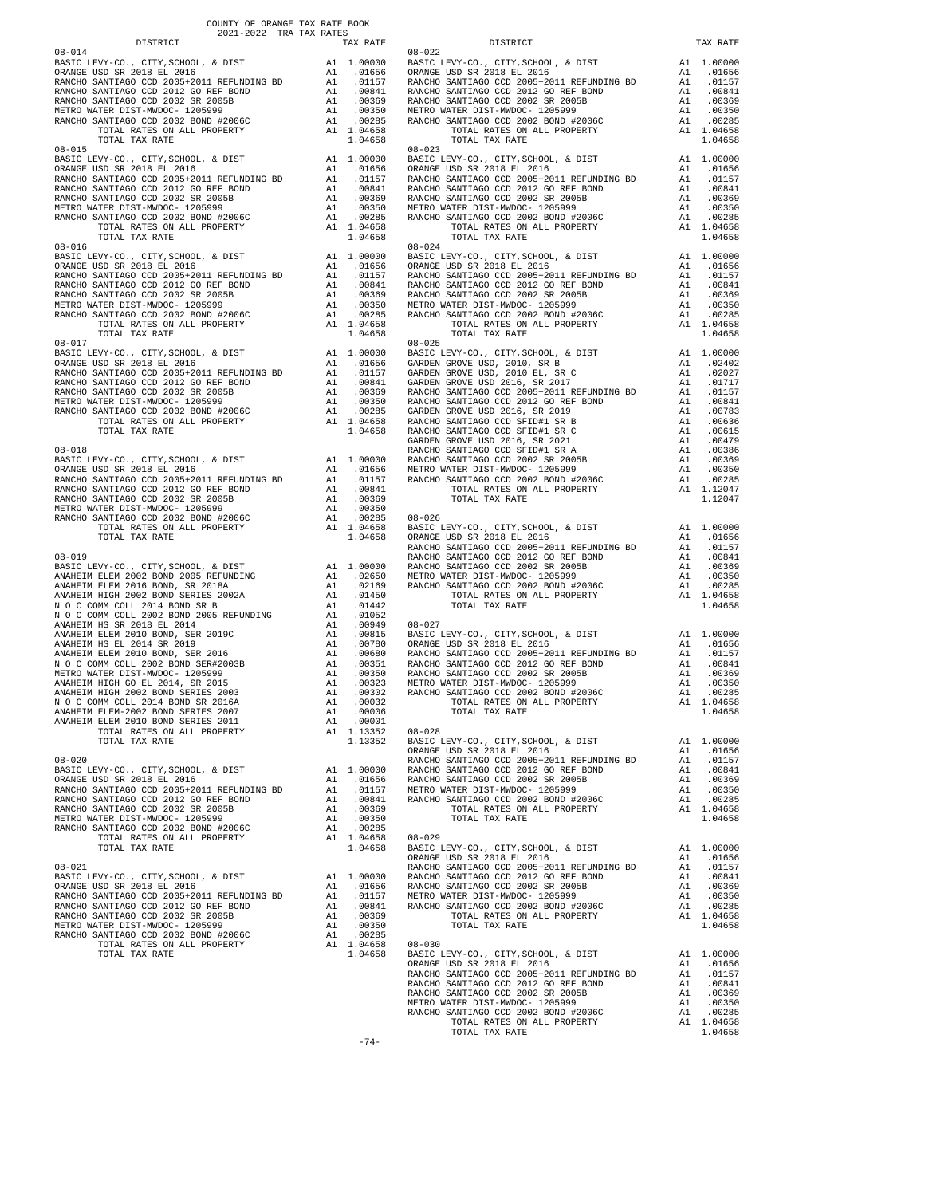COUNTY OF ORANGE TAX RATE BOOK
2021-2022 TRA TAX RATES

| DISTRICT | | TAX RATE |
|---|---|---|
| **08-014** | | |
| BASIC LEVY-CO., CITY,SCHOOL, & DIST | A1 | 1.00000 |
| ORANGE USD SR 2018 EL 2016 | A1 | .01656 |
| RANCHO SANTIAGO CCD 2005+2011 REFUNDING BD | A1 | .01157 |
| RANCHO SANTIAGO CCD 2012 GO REF BOND | A1 | .00841 |
| RANCHO SANTIAGO CCD 2002 SR 2005B | A1 | .00369 |
| METRO WATER DIST-MWDOC- 1205999 | A1 | .00350 |
| RANCHO SANTIAGO CCD 2002 BOND #2006C | A1 | .00285 |
| TOTAL RATES ON ALL PROPERTY | A1 | 1.04658 |
| TOTAL TAX RATE | | 1.04658 |
| **08-015** | | |
| BASIC LEVY-CO., CITY,SCHOOL, & DIST | A1 | 1.00000 |
| ORANGE USD SR 2018 EL 2016 | A1 | .01656 |
| RANCHO SANTIAGO CCD 2005+2011 REFUNDING BD | A1 | .01157 |
| RANCHO SANTIAGO CCD 2012 GO REF BOND | A1 | .00841 |
| RANCHO SANTIAGO CCD 2002 SR 2005B | A1 | .00369 |
| METRO WATER DIST-MWDOC- 1205999 | A1 | .00350 |
| RANCHO SANTIAGO CCD 2002 BOND #2006C | A1 | .00285 |
| TOTAL RATES ON ALL PROPERTY | A1 | 1.04658 |
| TOTAL TAX RATE | | 1.04658 |
| **08-016** | | |
| BASIC LEVY-CO., CITY,SCHOOL, & DIST | A1 | 1.00000 |
| ORANGE USD SR 2018 EL 2016 | A1 | .01656 |
| RANCHO SANTIAGO CCD 2005+2011 REFUNDING BD | A1 | .01157 |
| RANCHO SANTIAGO CCD 2012 GO REF BOND | A1 | .00841 |
| RANCHO SANTIAGO CCD 2002 SR 2005B | A1 | .00369 |
| METRO WATER DIST-MWDOC- 1205999 | A1 | .00350 |
| RANCHO SANTIAGO CCD 2002 BOND #2006C | A1 | .00285 |
| TOTAL RATES ON ALL PROPERTY | A1 | 1.04658 |
| TOTAL TAX RATE | | 1.04658 |
| **08-017** | | |
| BASIC LEVY-CO., CITY,SCHOOL, & DIST | A1 | 1.00000 |
| ORANGE USD SR 2018 EL 2016 | A1 | .01656 |
| RANCHO SANTIAGO CCD 2005+2011 REFUNDING BD | A1 | .01157 |
| RANCHO SANTIAGO CCD 2012 GO REF BOND | A1 | .00841 |
| RANCHO SANTIAGO CCD 2002 SR 2005B | A1 | .00369 |
| METRO WATER DIST-MWDOC- 1205999 | A1 | .00350 |
| RANCHO SANTIAGO CCD 2002 BOND #2006C | A1 | .00285 |
| TOTAL RATES ON ALL PROPERTY | A1 | 1.04658 |
| TOTAL TAX RATE | | 1.04658 |
| **08-018** | | |
| BASIC LEVY-CO., CITY,SCHOOL, & DIST | A1 | 1.00000 |
| ORANGE USD SR 2018 EL 2016 | A1 | .01656 |
| RANCHO SANTIAGO CCD 2005+2011 REFUNDING BD | A1 | .01157 |
| RANCHO SANTIAGO CCD 2012 GO REF BOND | A1 | .00841 |
| RANCHO SANTIAGO CCD 2002 SR 2005B | A1 | .00369 |
| METRO WATER DIST-MWDOC- 1205999 | A1 | .00350 |
| RANCHO SANTIAGO CCD 2002 BOND #2006C | A1 | .00285 |
| TOTAL RATES ON ALL PROPERTY | A1 | 1.04658 |
| TOTAL TAX RATE | | 1.04658 |
| **08-019** | | |
| BASIC LEVY-CO., CITY,SCHOOL, & DIST | A1 | 1.00000 |
| ANAHEIM ELEM 2002 BOND 2005 REFUNDING | A1 | .02650 |
| ANAHEIM ELEM 2016 BOND, SR 2018A | A1 | .02169 |
| ANAHEIM HIGH 2002 BOND SERIES 2002A | A1 | .01450 |
| N O C COMM COLL 2014 BOND SR B | A1 | .01442 |
| N O C COMM COLL 2002 BOND 2005 REFUNDING | A1 | .01052 |
| ANAHEIM HS SR 2018 EL 2014 | A1 | .00949 |
| ANAHEIM ELEM 2010 BOND, SER 2019C | A1 | .00815 |
| ANAHEIM HS EL 2014 SR 2019 | A1 | .00780 |
| ANAHEIM ELEM 2010 BOND, SER 2016 | A1 | .00680 |
| N O C COMM COLL 2002 BOND SER#2003B | A1 | .00351 |
| METRO WATER DIST-MWDOC- 1205999 | A1 | .00350 |
| ANAHEIM HIGH GO EL 2014, SR 2015 | A1 | .00323 |
| ANAHEIM HIGH 2002 BOND SERIES 2003 | A1 | .00302 |
| N O C COMM COLL 2014 BOND SR 2016A | A1 | .00032 |
| ANAHEIM ELEM-2002 BOND SERIES 2007 | A1 | .00006 |
| ANAHEIM ELEM 2010 BOND SERIES 2011 | A1 | .00001 |
| TOTAL RATES ON ALL PROPERTY | A1 | 1.13352 |
| TOTAL TAX RATE | | 1.13352 |
| **08-020** | | |
| BASIC LEVY-CO., CITY,SCHOOL, & DIST | A1 | 1.00000 |
| ORANGE USD SR 2018 EL 2016 | A1 | .01656 |
| RANCHO SANTIAGO CCD 2005+2011 REFUNDING BD | A1 | .01157 |
| RANCHO SANTIAGO CCD 2012 GO REF BOND | A1 | .00841 |
| RANCHO SANTIAGO CCD 2002 SR 2005B | A1 | .00369 |
| METRO WATER DIST-MWDOC- 1205999 | A1 | .00350 |
| RANCHO SANTIAGO CCD 2002 BOND #2006C | A1 | .00285 |
| TOTAL RATES ON ALL PROPERTY | A1 | 1.04658 |
| TOTAL TAX RATE | | 1.04658 |
| **08-021** | | |
| BASIC LEVY-CO., CITY,SCHOOL, & DIST | A1 | 1.00000 |
| ORANGE USD SR 2018 EL 2016 | A1 | .01656 |
| RANCHO SANTIAGO CCD 2005+2011 REFUNDING BD | A1 | .01157 |
| RANCHO SANTIAGO CCD 2012 GO REF BOND | A1 | .00841 |
| RANCHO SANTIAGO CCD 2002 SR 2005B | A1 | .00369 |
| METRO WATER DIST-MWDOC- 1205999 | A1 | .00350 |
| RANCHO SANTIAGO CCD 2002 BOND #2006C | A1 | .00285 |
| TOTAL RATES ON ALL PROPERTY | A1 | 1.04658 |
| TOTAL TAX RATE | | 1.04658 |
| **08-022** | | |
| BASIC LEVY-CO., CITY,SCHOOL, & DIST | A1 | 1.00000 |
| ORANGE USD SR 2018 EL 2016 | A1 | .01656 |
| RANCHO SANTIAGO CCD 2005+2011 REFUNDING BD | A1 | .01157 |
| RANCHO SANTIAGO CCD 2012 GO REF BOND | A1 | .00841 |
| RANCHO SANTIAGO CCD 2002 SR 2005B | A1 | .00369 |
| METRO WATER DIST-MWDOC- 1205999 | A1 | .00350 |
| RANCHO SANTIAGO CCD 2002 BOND #2006C | A1 | .00285 |
| TOTAL RATES ON ALL PROPERTY | A1 | 1.04658 |
| TOTAL TAX RATE | | 1.04658 |
| **08-023** | | |
| BASIC LEVY-CO., CITY,SCHOOL, & DIST | A1 | 1.00000 |
| ORANGE USD SR 2018 EL 2016 | A1 | .01656 |
| RANCHO SANTIAGO CCD 2005+2011 REFUNDING BD | A1 | .01157 |
| RANCHO SANTIAGO CCD 2012 GO REF BOND | A1 | .00841 |
| RANCHO SANTIAGO CCD 2002 SR 2005B | A1 | .00369 |
| METRO WATER DIST-MWDOC- 1205999 | A1 | .00350 |
| RANCHO SANTIAGO CCD 2002 BOND #2006C | A1 | .00285 |
| TOTAL RATES ON ALL PROPERTY | A1 | 1.04658 |
| TOTAL TAX RATE | | 1.04658 |
| **08-024** | | |
| BASIC LEVY-CO., CITY,SCHOOL, & DIST | A1 | 1.00000 |
| ORANGE USD SR 2018 EL 2016 | A1 | .01656 |
| RANCHO SANTIAGO CCD 2005+2011 REFUNDING BD | A1 | .01157 |
| RANCHO SANTIAGO CCD 2012 GO REF BOND | A1 | .00841 |
| RANCHO SANTIAGO CCD 2002 SR 2005B | A1 | .00369 |
| METRO WATER DIST-MWDOC- 1205999 | A1 | .00350 |
| RANCHO SANTIAGO CCD 2002 BOND #2006C | A1 | .00285 |
| TOTAL RATES ON ALL PROPERTY | A1 | 1.04658 |
| TOTAL TAX RATE | | 1.04658 |
| **08-025** | | |
| BASIC LEVY-CO., CITY,SCHOOL, & DIST | A1 | 1.00000 |
| GARDEN GROVE USD, 2010, SR B | A1 | .02402 |
| GARDEN GROVE USD, 2010 EL, SR C | A1 | .02027 |
| GARDEN GROVE USD 2016, SR 2017 | A1 | .01717 |
| RANCHO SANTIAGO CCD 2005+2011 REFUNDING BD | A1 | .01157 |
| RANCHO SANTIAGO CCD 2012 GO REF BOND | A1 | .00841 |
| GARDEN GROVE USD 2016, SR 2019 | A1 | .00783 |
| RANCHO SANTIAGO CCD SFID#1 SR B | A1 | .00636 |
| RANCHO SANTIAGO CCD SFID#1 SR C | A1 | .00615 |
| GARDEN GROVE USD 2016, SR 2021 | A1 | .00479 |
| RANCHO SANTIAGO CCD SFID#1 SR A | A1 | .00386 |
| RANCHO SANTIAGO CCD 2002 SR 2005B | A1 | .00369 |
| METRO WATER DIST-MWDOC- 1205999 | A1 | .00350 |
| RANCHO SANTIAGO CCD 2002 BOND #2006C | A1 | .00285 |
| TOTAL RATES ON ALL PROPERTY | A1 | 1.12047 |
| TOTAL TAX RATE | | 1.12047 |
| **08-026** | | |
| BASIC LEVY-CO., CITY,SCHOOL, & DIST | A1 | 1.00000 |
| ORANGE USD SR 2018 EL 2016 | A1 | .01656 |
| RANCHO SANTIAGO CCD 2005+2011 REFUNDING BD | A1 | .01157 |
| RANCHO SANTIAGO CCD 2012 GO REF BOND | A1 | .00841 |
| RANCHO SANTIAGO CCD 2002 SR 2005B | A1 | .00369 |
| METRO WATER DIST-MWDOC- 1205999 | A1 | .00350 |
| RANCHO SANTIAGO CCD 2002 BOND #2006C | A1 | .00285 |
| TOTAL RATES ON ALL PROPERTY | A1 | 1.04658 |
| TOTAL TAX RATE | | 1.04658 |
| **08-027** | | |
| BASIC LEVY-CO., CITY,SCHOOL, & DIST | A1 | 1.00000 |
| ORANGE USD SR 2018 EL 2016 | A1 | .01656 |
| RANCHO SANTIAGO CCD 2005+2011 REFUNDING BD | A1 | .01157 |
| RANCHO SANTIAGO CCD 2012 GO REF BOND | A1 | .00841 |
| RANCHO SANTIAGO CCD 2002 SR 2005B | A1 | .00369 |
| METRO WATER DIST-MWDOC- 1205999 | A1 | .00350 |
| RANCHO SANTIAGO CCD 2002 BOND #2006C | A1 | .00285 |
| TOTAL RATES ON ALL PROPERTY | A1 | 1.04658 |
| TOTAL TAX RATE | | 1.04658 |
| **08-028** | | |
| BASIC LEVY-CO., CITY,SCHOOL, & DIST | A1 | 1.00000 |
| ORANGE USD SR 2018 EL 2016 | A1 | .01656 |
| RANCHO SANTIAGO CCD 2005+2011 REFUNDING BD | A1 | .01157 |
| RANCHO SANTIAGO CCD 2012 GO REF BOND | A1 | .00841 |
| RANCHO SANTIAGO CCD 2002 SR 2005B | A1 | .00369 |
| METRO WATER DIST-MWDOC- 1205999 | A1 | .00350 |
| RANCHO SANTIAGO CCD 2002 BOND #2006C | A1 | .00285 |
| TOTAL RATES ON ALL PROPERTY | A1 | 1.04658 |
| TOTAL TAX RATE | | 1.04658 |
| **08-029** | | |
| BASIC LEVY-CO., CITY,SCHOOL, & DIST | A1 | 1.00000 |
| ORANGE USD SR 2018 EL 2016 | A1 | .01656 |
| RANCHO SANTIAGO CCD 2005+2011 REFUNDING BD | A1 | .01157 |
| RANCHO SANTIAGO CCD 2012 GO REF BOND | A1 | .00841 |
| RANCHO SANTIAGO CCD 2002 SR 2005B | A1 | .00369 |
| METRO WATER DIST-MWDOC- 1205999 | A1 | .00350 |
| RANCHO SANTIAGO CCD 2002 BOND #2006C | A1 | .00285 |
| TOTAL RATES ON ALL PROPERTY | A1 | 1.04658 |
| TOTAL TAX RATE | | 1.04658 |
| **08-030** | | |
| BASIC LEVY-CO., CITY,SCHOOL, & DIST | A1 | 1.00000 |
| ORANGE USD SR 2018 EL 2016 | A1 | .01656 |
| RANCHO SANTIAGO CCD 2005+2011 REFUNDING BD | A1 | .01157 |
| RANCHO SANTIAGO CCD 2012 GO REF BOND | A1 | .00841 |
| RANCHO SANTIAGO CCD 2002 SR 2005B | A1 | .00369 |
| METRO WATER DIST-MWDOC- 1205999 | A1 | .00350 |
| RANCHO SANTIAGO CCD 2002 BOND #2006C | A1 | .00285 |
| TOTAL RATES ON ALL PROPERTY | A1 | 1.04658 |
| TOTAL TAX RATE | | 1.04658 |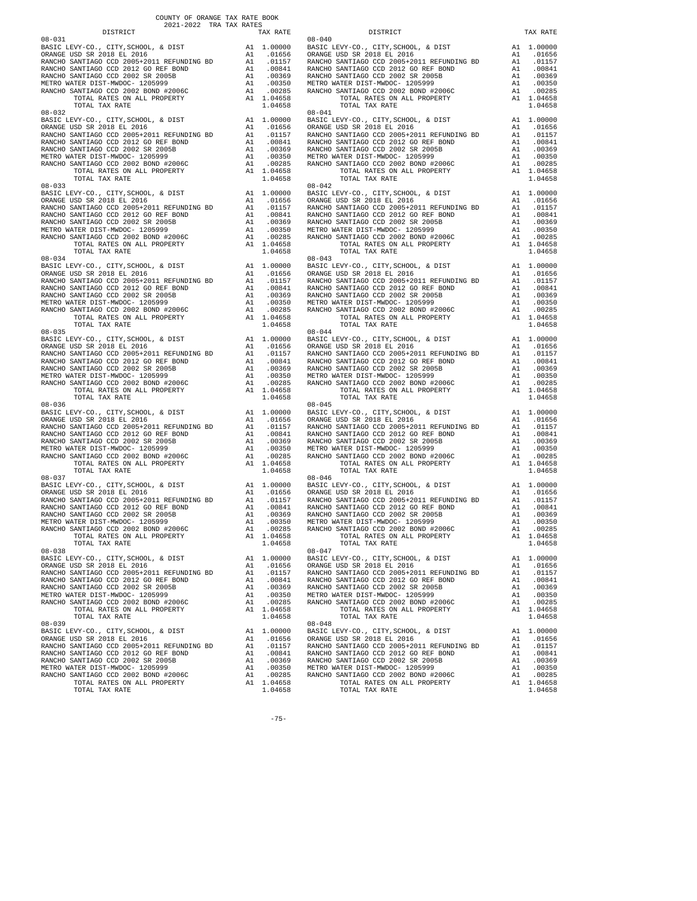COUNTY OF ORANGE TAX RATE BOOK
2021-2022 TRA TAX RATES

| DISTRICT | | TAX RATE | DISTRICT | | TAX RATE |
|---|---|---|---|---|---|
| 08-031 | | | 08-040 | | |
| BASIC LEVY-CO., CITY,SCHOOL, & DIST | A1 | 1.00000 | BASIC LEVY-CO., CITY,SCHOOL, & DIST | A1 | 1.00000 |
| ORANGE USD SR 2018 EL 2016 | A1 | .01656 | ORANGE USD SR 2018 EL 2016 | A1 | .01656 |
| RANCHO SANTIAGO CCD 2005+2011 REFUNDING BD | A1 | .01157 | RANCHO SANTIAGO CCD 2005+2011 REFUNDING BD | A1 | .01157 |
| RANCHO SANTIAGO CCD 2012 GO REF BOND | A1 | .00841 | RANCHO SANTIAGO CCD 2012 GO REF BOND | A1 | .00841 |
| RANCHO SANTIAGO CCD 2002 SR 2005B | A1 | .00369 | RANCHO SANTIAGO CCD 2002 SR 2005B | A1 | .00369 |
| METRO WATER DIST-MWDOC- 1205999 | A1 | .00350 | METRO WATER DIST-MWDOC- 1205999 | A1 | .00350 |
| RANCHO SANTIAGO CCD 2002 BOND #2006C | A1 | .00285 | RANCHO SANTIAGO CCD 2002 BOND #2006C | A1 | .00285 |
| TOTAL RATES ON ALL PROPERTY | A1 | 1.04658 | TOTAL RATES ON ALL PROPERTY | A1 | 1.04658 |
| TOTAL TAX RATE | | 1.04658 | TOTAL TAX RATE | | 1.04658 |
| 08-032 | | | 08-041 | | |
| BASIC LEVY-CO., CITY,SCHOOL, & DIST | A1 | 1.00000 | BASIC LEVY-CO., CITY,SCHOOL, & DIST | A1 | 1.00000 |
| ORANGE USD SR 2018 EL 2016 | A1 | .01656 | ORANGE USD SR 2018 EL 2016 | A1 | .01656 |
| RANCHO SANTIAGO CCD 2005+2011 REFUNDING BD | A1 | .01157 | RANCHO SANTIAGO CCD 2005+2011 REFUNDING BD | A1 | .01157 |
| RANCHO SANTIAGO CCD 2012 GO REF BOND | A1 | .00841 | RANCHO SANTIAGO CCD 2012 GO REF BOND | A1 | .00841 |
| RANCHO SANTIAGO CCD 2002 SR 2005B | A1 | .00369 | RANCHO SANTIAGO CCD 2002 SR 2005B | A1 | .00369 |
| METRO WATER DIST-MWDOC- 1205999 | A1 | .00350 | METRO WATER DIST-MWDOC- 1205999 | A1 | .00350 |
| RANCHO SANTIAGO CCD 2002 BOND #2006C | A1 | .00285 | RANCHO SANTIAGO CCD 2002 BOND #2006C | A1 | .00285 |
| TOTAL RATES ON ALL PROPERTY | A1 | 1.04658 | TOTAL RATES ON ALL PROPERTY | A1 | 1.04658 |
| TOTAL TAX RATE | | 1.04658 | TOTAL TAX RATE | | 1.04658 |
| 08-033 | | | 08-042 | | |
| BASIC LEVY-CO., CITY,SCHOOL, & DIST | A1 | 1.00000 | BASIC LEVY-CO., CITY,SCHOOL, & DIST | A1 | 1.00000 |
| ORANGE USD SR 2018 EL 2016 | A1 | .01656 | ORANGE USD SR 2018 EL 2016 | A1 | .01656 |
| RANCHO SANTIAGO CCD 2005+2011 REFUNDING BD | A1 | .01157 | RANCHO SANTIAGO CCD 2005+2011 REFUNDING BD | A1 | .01157 |
| RANCHO SANTIAGO CCD 2012 GO REF BOND | A1 | .00841 | RANCHO SANTIAGO CCD 2012 GO REF BOND | A1 | .00841 |
| RANCHO SANTIAGO CCD 2002 SR 2005B | A1 | .00369 | RANCHO SANTIAGO CCD 2002 SR 2005B | A1 | .00369 |
| METRO WATER DIST-MWDOC- 1205999 | A1 | .00350 | METRO WATER DIST-MWDOC- 1205999 | A1 | .00350 |
| RANCHO SANTIAGO CCD 2002 BOND #2006C | A1 | .00285 | RANCHO SANTIAGO CCD 2002 BOND #2006C | A1 | .00285 |
| TOTAL RATES ON ALL PROPERTY | A1 | 1.04658 | TOTAL RATES ON ALL PROPERTY | A1 | 1.04658 |
| TOTAL TAX RATE | | 1.04658 | TOTAL TAX RATE | | 1.04658 |
| 08-034 | | | 08-043 | | |
| BASIC LEVY-CO., CITY,SCHOOL, & DIST | A1 | 1.00000 | BASIC LEVY-CO., CITY,SCHOOL, & DIST | A1 | 1.00000 |
| ORANGE USD SR 2018 EL 2016 | A1 | .01656 | ORANGE USD SR 2018 EL 2016 | A1 | .01656 |
| RANCHO SANTIAGO CCD 2005+2011 REFUNDING BD | A1 | .01157 | RANCHO SANTIAGO CCD 2005+2011 REFUNDING BD | A1 | .01157 |
| RANCHO SANTIAGO CCD 2012 GO REF BOND | A1 | .00841 | RANCHO SANTIAGO CCD 2012 GO REF BOND | A1 | .00841 |
| RANCHO SANTIAGO CCD 2002 SR 2005B | A1 | .00369 | RANCHO SANTIAGO CCD 2002 SR 2005B | A1 | .00369 |
| METRO WATER DIST-MWDOC- 1205999 | A1 | .00350 | METRO WATER DIST-MWDOC- 1205999 | A1 | .00350 |
| RANCHO SANTIAGO CCD 2002 BOND #2006C | A1 | .00285 | RANCHO SANTIAGO CCD 2002 BOND #2006C | A1 | .00285 |
| TOTAL RATES ON ALL PROPERTY | A1 | 1.04658 | TOTAL RATES ON ALL PROPERTY | A1 | 1.04658 |
| TOTAL TAX RATE | | 1.04658 | TOTAL TAX RATE | | 1.04658 |
| 08-035 | | | 08-044 | | |
| BASIC LEVY-CO., CITY,SCHOOL, & DIST | A1 | 1.00000 | BASIC LEVY-CO., CITY,SCHOOL, & DIST | A1 | 1.00000 |
| ORANGE USD SR 2018 EL 2016 | A1 | .01656 | ORANGE USD SR 2018 EL 2016 | A1 | .01656 |
| RANCHO SANTIAGO CCD 2005+2011 REFUNDING BD | A1 | .01157 | RANCHO SANTIAGO CCD 2005+2011 REFUNDING BD | A1 | .01157 |
| RANCHO SANTIAGO CCD 2012 GO REF BOND | A1 | .00841 | RANCHO SANTIAGO CCD 2012 GO REF BOND | A1 | .00841 |
| RANCHO SANTIAGO CCD 2002 SR 2005B | A1 | .00369 | RANCHO SANTIAGO CCD 2002 SR 2005B | A1 | .00369 |
| METRO WATER DIST-MWDOC- 1205999 | A1 | .00350 | METRO WATER DIST-MWDOC- 1205999 | A1 | .00350 |
| RANCHO SANTIAGO CCD 2002 BOND #2006C | A1 | .00285 | RANCHO SANTIAGO CCD 2002 BOND #2006C | A1 | .00285 |
| TOTAL RATES ON ALL PROPERTY | A1 | 1.04658 | TOTAL RATES ON ALL PROPERTY | A1 | 1.04658 |
| TOTAL TAX RATE | | 1.04658 | TOTAL TAX RATE | | 1.04658 |
| 08-036 | | | 08-045 | | |
| BASIC LEVY-CO., CITY,SCHOOL, & DIST | A1 | 1.00000 | BASIC LEVY-CO., CITY,SCHOOL, & DIST | A1 | 1.00000 |
| ORANGE USD SR 2018 EL 2016 | A1 | .01656 | ORANGE USD SR 2018 EL 2016 | A1 | .01656 |
| RANCHO SANTIAGO CCD 2005+2011 REFUNDING BD | A1 | .01157 | RANCHO SANTIAGO CCD 2005+2011 REFUNDING BD | A1 | .01157 |
| RANCHO SANTIAGO CCD 2012 GO REF BOND | A1 | .00841 | RANCHO SANTIAGO CCD 2012 GO REF BOND | A1 | .00841 |
| RANCHO SANTIAGO CCD 2002 SR 2005B | A1 | .00369 | RANCHO SANTIAGO CCD 2002 SR 2005B | A1 | .00369 |
| METRO WATER DIST-MWDOC- 1205999 | A1 | .00350 | METRO WATER DIST-MWDOC- 1205999 | A1 | .00350 |
| RANCHO SANTIAGO CCD 2002 BOND #2006C | A1 | .00285 | RANCHO SANTIAGO CCD 2002 BOND #2006C | A1 | .00285 |
| TOTAL RATES ON ALL PROPERTY | A1 | 1.04658 | TOTAL RATES ON ALL PROPERTY | A1 | 1.04658 |
| TOTAL TAX RATE | | 1.04658 | TOTAL TAX RATE | | 1.04658 |
| 08-037 | | | 08-046 | | |
| BASIC LEVY-CO., CITY,SCHOOL, & DIST | A1 | 1.00000 | BASIC LEVY-CO., CITY,SCHOOL, & DIST | A1 | 1.00000 |
| ORANGE USD SR 2018 EL 2016 | A1 | .01656 | ORANGE USD SR 2018 EL 2016 | A1 | .01656 |
| RANCHO SANTIAGO CCD 2005+2011 REFUNDING BD | A1 | .01157 | RANCHO SANTIAGO CCD 2005+2011 REFUNDING BD | A1 | .01157 |
| RANCHO SANTIAGO CCD 2012 GO REF BOND | A1 | .00841 | RANCHO SANTIAGO CCD 2012 GO REF BOND | A1 | .00841 |
| RANCHO SANTIAGO CCD 2002 SR 2005B | A1 | .00369 | RANCHO SANTIAGO CCD 2002 SR 2005B | A1 | .00369 |
| METRO WATER DIST-MWDOC- 1205999 | A1 | .00350 | METRO WATER DIST-MWDOC- 1205999 | A1 | .00350 |
| RANCHO SANTIAGO CCD 2002 BOND #2006C | A1 | .00285 | RANCHO SANTIAGO CCD 2002 BOND #2006C | A1 | .00285 |
| TOTAL RATES ON ALL PROPERTY | A1 | 1.04658 | TOTAL RATES ON ALL PROPERTY | A1 | 1.04658 |
| TOTAL TAX RATE | | 1.04658 | TOTAL TAX RATE | | 1.04658 |
| 08-038 | | | 08-047 | | |
| BASIC LEVY-CO., CITY,SCHOOL, & DIST | A1 | 1.00000 | BASIC LEVY-CO., CITY,SCHOOL, & DIST | A1 | 1.00000 |
| ORANGE USD SR 2018 EL 2016 | A1 | .01656 | ORANGE USD SR 2018 EL 2016 | A1 | .01656 |
| RANCHO SANTIAGO CCD 2005+2011 REFUNDING BD | A1 | .01157 | RANCHO SANTIAGO CCD 2005+2011 REFUNDING BD | A1 | .01157 |
| RANCHO SANTIAGO CCD 2012 GO REF BOND | A1 | .00841 | RANCHO SANTIAGO CCD 2012 GO REF BOND | A1 | .00841 |
| RANCHO SANTIAGO CCD 2002 SR 2005B | A1 | .00369 | RANCHO SANTIAGO CCD 2002 SR 2005B | A1 | .00369 |
| METRO WATER DIST-MWDOC- 1205999 | A1 | .00350 | METRO WATER DIST-MWDOC- 1205999 | A1 | .00350 |
| RANCHO SANTIAGO CCD 2002 BOND #2006C | A1 | .00285 | RANCHO SANTIAGO CCD 2002 BOND #2006C | A1 | .00285 |
| TOTAL RATES ON ALL PROPERTY | A1 | 1.04658 | TOTAL RATES ON ALL PROPERTY | A1 | 1.04658 |
| TOTAL TAX RATE | | 1.04658 | TOTAL TAX RATE | | 1.04658 |
| 08-039 | | | 08-048 | | |
| BASIC LEVY-CO., CITY,SCHOOL, & DIST | A1 | 1.00000 | BASIC LEVY-CO., CITY,SCHOOL, & DIST | A1 | 1.00000 |
| ORANGE USD SR 2018 EL 2016 | A1 | .01656 | ORANGE USD SR 2018 EL 2016 | A1 | .01656 |
| RANCHO SANTIAGO CCD 2005+2011 REFUNDING BD | A1 | .01157 | RANCHO SANTIAGO CCD 2005+2011 REFUNDING BD | A1 | .01157 |
| RANCHO SANTIAGO CCD 2012 GO REF BOND | A1 | .00841 | RANCHO SANTIAGO CCD 2012 GO REF BOND | A1 | .00841 |
| RANCHO SANTIAGO CCD 2002 SR 2005B | A1 | .00369 | RANCHO SANTIAGO CCD 2002 SR 2005B | A1 | .00369 |
| METRO WATER DIST-MWDOC- 1205999 | A1 | .00350 | METRO WATER DIST-MWDOC- 1205999 | A1 | .00350 |
| RANCHO SANTIAGO CCD 2002 BOND #2006C | A1 | .00285 | RANCHO SANTIAGO CCD 2002 BOND #2006C | A1 | .00285 |
| TOTAL RATES ON ALL PROPERTY | A1 | 1.04658 | TOTAL RATES ON ALL PROPERTY | A1 | 1.04658 |
| TOTAL TAX RATE | | 1.04658 | TOTAL TAX RATE | | 1.04658 |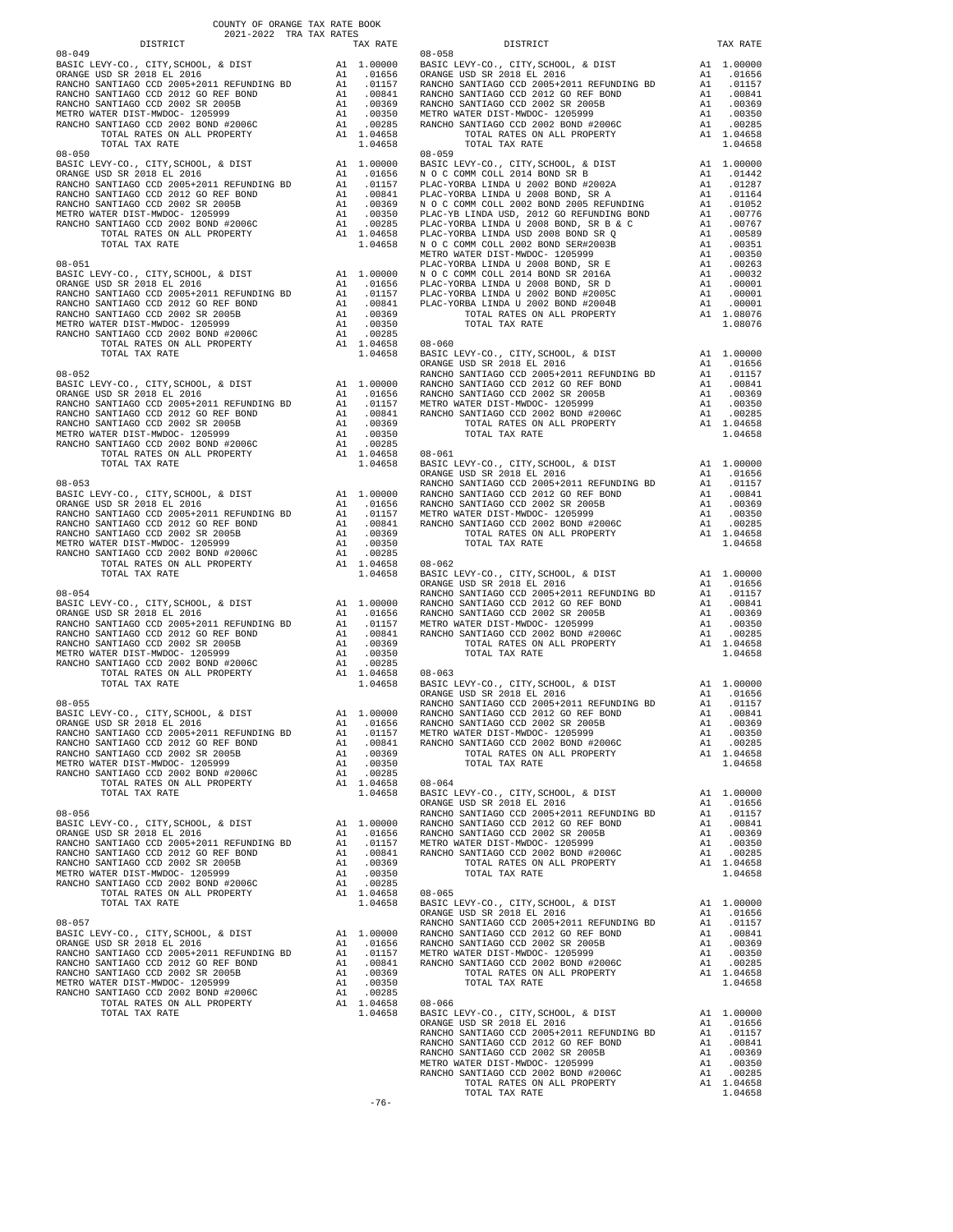COUNTY OF ORANGE TAX RATE BOOK
2021-2022 TRA TAX RATES

| DISTRICT | | TAX RATE |
|---|---|---|
| **08-049** | | |
| BASIC LEVY-CO., CITY,SCHOOL, & DIST | A1 | 1.00000 |
| ORANGE USD SR 2018 EL 2016 | A1 | .01656 |
| RANCHO SANTIAGO CCD 2005+2011 REFUNDING BD | A1 | .01157 |
| RANCHO SANTIAGO CCD 2012 GO REF BOND | A1 | .00841 |
| RANCHO SANTIAGO CCD 2002 SR 2005B | A1 | .00369 |
| METRO WATER DIST-MWDOC- 1205999 | A1 | .00350 |
| RANCHO SANTIAGO CCD 2002 BOND #2006C | A1 | .00285 |
| TOTAL RATES ON ALL PROPERTY | A1 | 1.04658 |
| TOTAL TAX RATE | | 1.04658 |
| **08-050** | | |
| BASIC LEVY-CO., CITY,SCHOOL, & DIST | A1 | 1.00000 |
| ORANGE USD SR 2018 EL 2016 | A1 | .01656 |
| RANCHO SANTIAGO CCD 2005+2011 REFUNDING BD | A1 | .01157 |
| RANCHO SANTIAGO CCD 2012 GO REF BOND | A1 | .00841 |
| RANCHO SANTIAGO CCD 2002 SR 2005B | A1 | .00369 |
| METRO WATER DIST-MWDOC- 1205999 | A1 | .00350 |
| RANCHO SANTIAGO CCD 2002 BOND #2006C | A1 | .00285 |
| TOTAL RATES ON ALL PROPERTY | A1 | 1.04658 |
| TOTAL TAX RATE | | 1.04658 |
| **08-051** | | |
| BASIC LEVY-CO., CITY,SCHOOL, & DIST | A1 | 1.00000 |
| ORANGE USD SR 2018 EL 2016 | A1 | .01656 |
| RANCHO SANTIAGO CCD 2005+2011 REFUNDING BD | A1 | .01157 |
| RANCHO SANTIAGO CCD 2012 GO REF BOND | A1 | .00841 |
| RANCHO SANTIAGO CCD 2002 SR 2005B | A1 | .00369 |
| METRO WATER DIST-MWDOC- 1205999 | A1 | .00350 |
| RANCHO SANTIAGO CCD 2002 BOND #2006C | A1 | .00285 |
| TOTAL RATES ON ALL PROPERTY | A1 | 1.04658 |
| TOTAL TAX RATE | | 1.04658 |
| **08-052** | | |
| BASIC LEVY-CO., CITY,SCHOOL, & DIST | A1 | 1.00000 |
| ORANGE USD SR 2018 EL 2016 | A1 | .01656 |
| RANCHO SANTIAGO CCD 2005+2011 REFUNDING BD | A1 | .01157 |
| RANCHO SANTIAGO CCD 2012 GO REF BOND | A1 | .00841 |
| RANCHO SANTIAGO CCD 2002 SR 2005B | A1 | .00369 |
| METRO WATER DIST-MWDOC- 1205999 | A1 | .00350 |
| RANCHO SANTIAGO CCD 2002 BOND #2006C | A1 | .00285 |
| TOTAL RATES ON ALL PROPERTY | A1 | 1.04658 |
| TOTAL TAX RATE | | 1.04658 |
| **08-053** | | |
| BASIC LEVY-CO., CITY,SCHOOL, & DIST | A1 | 1.00000 |
| ORANGE USD SR 2018 EL 2016 | A1 | .01656 |
| RANCHO SANTIAGO CCD 2005+2011 REFUNDING BD | A1 | .01157 |
| RANCHO SANTIAGO CCD 2012 GO REF BOND | A1 | .00841 |
| RANCHO SANTIAGO CCD 2002 SR 2005B | A1 | .00369 |
| METRO WATER DIST-MWDOC- 1205999 | A1 | .00350 |
| RANCHO SANTIAGO CCD 2002 BOND #2006C | A1 | .00285 |
| TOTAL RATES ON ALL PROPERTY | A1 | 1.04658 |
| TOTAL TAX RATE | | 1.04658 |
| **08-054** | | |
| BASIC LEVY-CO., CITY,SCHOOL, & DIST | A1 | 1.00000 |
| ORANGE USD SR 2018 EL 2016 | A1 | .01656 |
| RANCHO SANTIAGO CCD 2005+2011 REFUNDING BD | A1 | .01157 |
| RANCHO SANTIAGO CCD 2012 GO REF BOND | A1 | .00841 |
| RANCHO SANTIAGO CCD 2002 SR 2005B | A1 | .00369 |
| METRO WATER DIST-MWDOC- 1205999 | A1 | .00350 |
| RANCHO SANTIAGO CCD 2002 BOND #2006C | A1 | .00285 |
| TOTAL RATES ON ALL PROPERTY | A1 | 1.04658 |
| TOTAL TAX RATE | | 1.04658 |
| **08-055** | | |
| BASIC LEVY-CO., CITY,SCHOOL, & DIST | A1 | 1.00000 |
| ORANGE USD SR 2018 EL 2016 | A1 | .01656 |
| RANCHO SANTIAGO CCD 2005+2011 REFUNDING BD | A1 | .01157 |
| RANCHO SANTIAGO CCD 2012 GO REF BOND | A1 | .00841 |
| RANCHO SANTIAGO CCD 2002 SR 2005B | A1 | .00369 |
| METRO WATER DIST-MWDOC- 1205999 | A1 | .00350 |
| RANCHO SANTIAGO CCD 2002 BOND #2006C | A1 | .00285 |
| TOTAL RATES ON ALL PROPERTY | A1 | 1.04658 |
| TOTAL TAX RATE | | 1.04658 |
| **08-056** | | |
| BASIC LEVY-CO., CITY,SCHOOL, & DIST | A1 | 1.00000 |
| ORANGE USD SR 2018 EL 2016 | A1 | .01656 |
| RANCHO SANTIAGO CCD 2005+2011 REFUNDING BD | A1 | .01157 |
| RANCHO SANTIAGO CCD 2012 GO REF BOND | A1 | .00841 |
| RANCHO SANTIAGO CCD 2002 SR 2005B | A1 | .00369 |
| METRO WATER DIST-MWDOC- 1205999 | A1 | .00350 |
| RANCHO SANTIAGO CCD 2002 BOND #2006C | A1 | .00285 |
| TOTAL RATES ON ALL PROPERTY | A1 | 1.04658 |
| TOTAL TAX RATE | | 1.04658 |
| **08-057** | | |
| BASIC LEVY-CO., CITY,SCHOOL, & DIST | A1 | 1.00000 |
| ORANGE USD SR 2018 EL 2016 | A1 | .01656 |
| RANCHO SANTIAGO CCD 2005+2011 REFUNDING BD | A1 | .01157 |
| RANCHO SANTIAGO CCD 2012 GO REF BOND | A1 | .00841 |
| RANCHO SANTIAGO CCD 2002 SR 2005B | A1 | .00369 |
| METRO WATER DIST-MWDOC- 1205999 | A1 | .00350 |
| RANCHO SANTIAGO CCD 2002 BOND #2006C | A1 | .00285 |
| TOTAL RATES ON ALL PROPERTY | A1 | 1.04658 |
| TOTAL TAX RATE | | 1.04658 |
| **08-058** | | |
| BASIC LEVY-CO., CITY,SCHOOL, & DIST | A1 | 1.00000 |
| ORANGE USD SR 2018 EL 2016 | A1 | .01656 |
| RANCHO SANTIAGO CCD 2005+2011 REFUNDING BD | A1 | .01157 |
| RANCHO SANTIAGO CCD 2012 GO REF BOND | A1 | .00841 |
| RANCHO SANTIAGO CCD 2002 SR 2005B | A1 | .00369 |
| METRO WATER DIST-MWDOC- 1205999 | A1 | .00350 |
| RANCHO SANTIAGO CCD 2002 BOND #2006C | A1 | .00285 |
| TOTAL RATES ON ALL PROPERTY | A1 | 1.04658 |
| TOTAL TAX RATE | | 1.04658 |
| **08-059** | | |
| BASIC LEVY-CO., CITY,SCHOOL, & DIST | A1 | 1.00000 |
| N O C COMM COLL 2014 BOND SR B | A1 | .01442 |
| PLAC-YORBA LINDA U 2002 BOND #2002A | A1 | .01287 |
| PLAC-YORBA LINDA U 2008 BOND, SR A | A1 | .01164 |
| N O C COMM COLL 2002 BOND 2005 REFUNDING | A1 | .01052 |
| PLAC-YB LINDA USD, 2012 GO REFUNDING BOND | A1 | .00776 |
| PLAC-YORBA LINDA U 2008 BOND, SR B & C | A1 | .00767 |
| PLAC-YORBA LINDA USD 2008 BOND SR Q | A1 | .00589 |
| N O C COMM COLL 2002 BOND SER#2003B | A1 | .00351 |
| METRO WATER DIST-MWDOC- 1205999 | A1 | .00350 |
| PLAC-YORBA LINDA U 2008 BOND, SR E | A1 | .00263 |
| N O C COMM COLL 2014 BOND SR 2016A | A1 | .00032 |
| PLAC-YORBA LINDA U 2008 BOND, SR D | A1 | .00001 |
| PLAC-YORBA LINDA U 2002 BOND #2005C | A1 | .00001 |
| PLAC-YORBA LINDA U 2002 BOND #2004B | A1 | .00001 |
| TOTAL RATES ON ALL PROPERTY | A1 | 1.08076 |
| TOTAL TAX RATE | | 1.08076 |
| **08-060** | | |
| BASIC LEVY-CO., CITY,SCHOOL, & DIST | A1 | 1.00000 |
| ORANGE USD SR 2018 EL 2016 | A1 | .01656 |
| RANCHO SANTIAGO CCD 2005+2011 REFUNDING BD | A1 | .01157 |
| RANCHO SANTIAGO CCD 2012 GO REF BOND | A1 | .00841 |
| RANCHO SANTIAGO CCD 2002 SR 2005B | A1 | .00369 |
| METRO WATER DIST-MWDOC- 1205999 | A1 | .00350 |
| RANCHO SANTIAGO CCD 2002 BOND #2006C | A1 | .00285 |
| TOTAL RATES ON ALL PROPERTY | A1 | 1.04658 |
| TOTAL TAX RATE | | 1.04658 |
| **08-061** | | |
| BASIC LEVY-CO., CITY,SCHOOL, & DIST | A1 | 1.00000 |
| ORANGE USD SR 2018 EL 2016 | A1 | .01656 |
| RANCHO SANTIAGO CCD 2005+2011 REFUNDING BD | A1 | .01157 |
| RANCHO SANTIAGO CCD 2012 GO REF BOND | A1 | .00841 |
| RANCHO SANTIAGO CCD 2002 SR 2005B | A1 | .00369 |
| METRO WATER DIST-MWDOC- 1205999 | A1 | .00350 |
| RANCHO SANTIAGO CCD 2002 BOND #2006C | A1 | .00285 |
| TOTAL RATES ON ALL PROPERTY | A1 | 1.04658 |
| TOTAL TAX RATE | | 1.04658 |
| **08-062** | | |
| BASIC LEVY-CO., CITY,SCHOOL, & DIST | A1 | 1.00000 |
| ORANGE USD SR 2018 EL 2016 | A1 | .01656 |
| RANCHO SANTIAGO CCD 2005+2011 REFUNDING BD | A1 | .01157 |
| RANCHO SANTIAGO CCD 2012 GO REF BOND | A1 | .00841 |
| RANCHO SANTIAGO CCD 2002 SR 2005B | A1 | .00369 |
| METRO WATER DIST-MWDOC- 1205999 | A1 | .00350 |
| RANCHO SANTIAGO CCD 2002 BOND #2006C | A1 | .00285 |
| TOTAL RATES ON ALL PROPERTY | A1 | 1.04658 |
| TOTAL TAX RATE | | 1.04658 |
| **08-063** | | |
| BASIC LEVY-CO., CITY,SCHOOL, & DIST | A1 | 1.00000 |
| ORANGE USD SR 2018 EL 2016 | A1 | .01656 |
| RANCHO SANTIAGO CCD 2005+2011 REFUNDING BD | A1 | .01157 |
| RANCHO SANTIAGO CCD 2012 GO REF BOND | A1 | .00841 |
| RANCHO SANTIAGO CCD 2002 SR 2005B | A1 | .00369 |
| METRO WATER DIST-MWDOC- 1205999 | A1 | .00350 |
| RANCHO SANTIAGO CCD 2002 BOND #2006C | A1 | .00285 |
| TOTAL RATES ON ALL PROPERTY | A1 | 1.04658 |
| TOTAL TAX RATE | | 1.04658 |
| **08-064** | | |
| BASIC LEVY-CO., CITY,SCHOOL, & DIST | A1 | 1.00000 |
| ORANGE USD SR 2018 EL 2016 | A1 | .01656 |
| RANCHO SANTIAGO CCD 2005+2011 REFUNDING BD | A1 | .01157 |
| RANCHO SANTIAGO CCD 2012 GO REF BOND | A1 | .00841 |
| RANCHO SANTIAGO CCD 2002 SR 2005B | A1 | .00369 |
| METRO WATER DIST-MWDOC- 1205999 | A1 | .00350 |
| RANCHO SANTIAGO CCD 2002 BOND #2006C | A1 | .00285 |
| TOTAL RATES ON ALL PROPERTY | A1 | 1.04658 |
| TOTAL TAX RATE | | 1.04658 |
| **08-065** | | |
| BASIC LEVY-CO., CITY,SCHOOL, & DIST | A1 | 1.00000 |
| ORANGE USD SR 2018 EL 2016 | A1 | .01656 |
| RANCHO SANTIAGO CCD 2005+2011 REFUNDING BD | A1 | .01157 |
| RANCHO SANTIAGO CCD 2012 GO REF BOND | A1 | .00841 |
| RANCHO SANTIAGO CCD 2002 SR 2005B | A1 | .00369 |
| METRO WATER DIST-MWDOC- 1205999 | A1 | .00350 |
| RANCHO SANTIAGO CCD 2002 BOND #2006C | A1 | .00285 |
| TOTAL RATES ON ALL PROPERTY | A1 | 1.04658 |
| TOTAL TAX RATE | | 1.04658 |
| **08-066** | | |
| BASIC LEVY-CO., CITY,SCHOOL, & DIST | A1 | 1.00000 |
| ORANGE USD SR 2018 EL 2016 | A1 | .01656 |
| RANCHO SANTIAGO CCD 2005+2011 REFUNDING BD | A1 | .01157 |
| RANCHO SANTIAGO CCD 2012 GO REF BOND | A1 | .00841 |
| RANCHO SANTIAGO CCD 2002 SR 2005B | A1 | .00369 |
| METRO WATER DIST-MWDOC- 1205999 | A1 | .00350 |
| RANCHO SANTIAGO CCD 2002 BOND #2006C | A1 | .00285 |
| TOTAL RATES ON ALL PROPERTY | A1 | 1.04658 |
| TOTAL TAX RATE | | 1.04658 |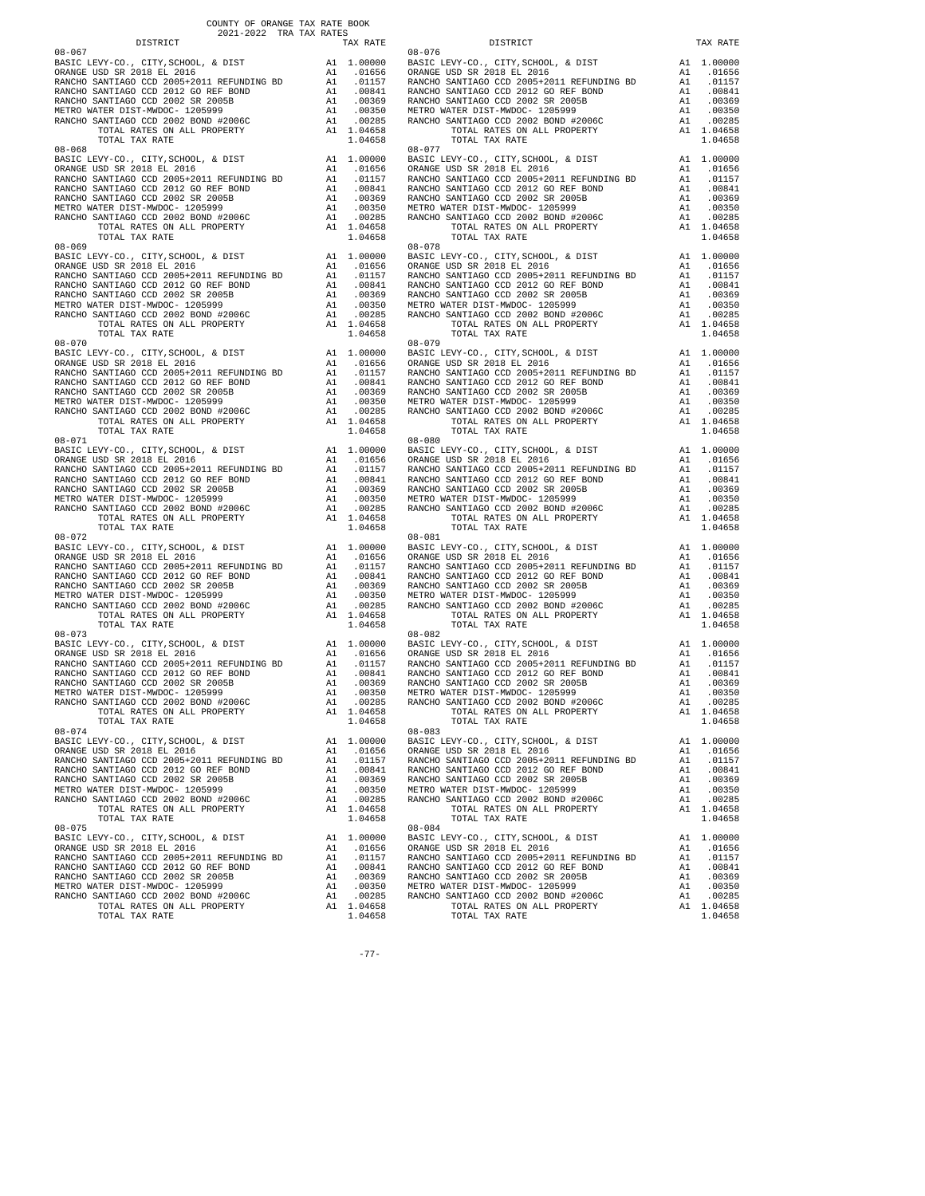COUNTY OF ORANGE TAX RATE BOOK
2021-2022 TRA TAX RATES

| DISTRICT | | TAX RATE |
|---|---|---|
| 08-067 | | |
| BASIC LEVY-CO., CITY,SCHOOL, & DIST | A1 | 1.00000 |
| ORANGE USD SR 2018 EL 2016 | A1 | .01656 |
| RANCHO SANTIAGO CCD 2005+2011 REFUNDING BD | A1 | .01157 |
| RANCHO SANTIAGO CCD 2012 GO REF BOND | A1 | .00841 |
| RANCHO SANTIAGO CCD 2002 SR 2005B | A1 | .00369 |
| METRO WATER DIST-MWDOC- 1205999 | A1 | .00350 |
| RANCHO SANTIAGO CCD 2002 BOND #2006C | A1 | .00285 |
| TOTAL RATES ON ALL PROPERTY | A1 | 1.04658 |
| TOTAL TAX RATE | | 1.04658 |
| 08-068 | | |
| BASIC LEVY-CO., CITY,SCHOOL, & DIST | A1 | 1.00000 |
| ORANGE USD SR 2018 EL 2016 | A1 | .01656 |
| RANCHO SANTIAGO CCD 2005+2011 REFUNDING BD | A1 | .01157 |
| RANCHO SANTIAGO CCD 2012 GO REF BOND | A1 | .00841 |
| RANCHO SANTIAGO CCD 2002 SR 2005B | A1 | .00369 |
| METRO WATER DIST-MWDOC- 1205999 | A1 | .00350 |
| RANCHO SANTIAGO CCD 2002 BOND #2006C | A1 | .00285 |
| TOTAL RATES ON ALL PROPERTY | A1 | 1.04658 |
| TOTAL TAX RATE | | 1.04658 |
| 08-069 | | |
| BASIC LEVY-CO., CITY,SCHOOL, & DIST | A1 | 1.00000 |
| ORANGE USD SR 2018 EL 2016 | A1 | .01656 |
| RANCHO SANTIAGO CCD 2005+2011 REFUNDING BD | A1 | .01157 |
| RANCHO SANTIAGO CCD 2012 GO REF BOND | A1 | .00841 |
| RANCHO SANTIAGO CCD 2002 SR 2005B | A1 | .00369 |
| METRO WATER DIST-MWDOC- 1205999 | A1 | .00350 |
| RANCHO SANTIAGO CCD 2002 BOND #2006C | A1 | .00285 |
| TOTAL RATES ON ALL PROPERTY | A1 | 1.04658 |
| TOTAL TAX RATE | | 1.04658 |
| 08-070 | | |
| BASIC LEVY-CO., CITY,SCHOOL, & DIST | A1 | 1.00000 |
| ORANGE USD SR 2018 EL 2016 | A1 | .01656 |
| RANCHO SANTIAGO CCD 2005+2011 REFUNDING BD | A1 | .01157 |
| RANCHO SANTIAGO CCD 2012 GO REF BOND | A1 | .00841 |
| RANCHO SANTIAGO CCD 2002 SR 2005B | A1 | .00369 |
| METRO WATER DIST-MWDOC- 1205999 | A1 | .00350 |
| RANCHO SANTIAGO CCD 2002 BOND #2006C | A1 | .00285 |
| TOTAL RATES ON ALL PROPERTY | A1 | 1.04658 |
| TOTAL TAX RATE | | 1.04658 |
| 08-071 | | |
| BASIC LEVY-CO., CITY,SCHOOL, & DIST | A1 | 1.00000 |
| ORANGE USD SR 2018 EL 2016 | A1 | .01656 |
| RANCHO SANTIAGO CCD 2005+2011 REFUNDING BD | A1 | .01157 |
| RANCHO SANTIAGO CCD 2012 GO REF BOND | A1 | .00841 |
| RANCHO SANTIAGO CCD 2002 SR 2005B | A1 | .00369 |
| METRO WATER DIST-MWDOC- 1205999 | A1 | .00350 |
| RANCHO SANTIAGO CCD 2002 BOND #2006C | A1 | .00285 |
| TOTAL RATES ON ALL PROPERTY | A1 | 1.04658 |
| TOTAL TAX RATE | | 1.04658 |
| 08-072 | | |
| BASIC LEVY-CO., CITY,SCHOOL, & DIST | A1 | 1.00000 |
| ORANGE USD SR 2018 EL 2016 | A1 | .01656 |
| RANCHO SANTIAGO CCD 2005+2011 REFUNDING BD | A1 | .01157 |
| RANCHO SANTIAGO CCD 2012 GO REF BOND | A1 | .00841 |
| RANCHO SANTIAGO CCD 2002 SR 2005B | A1 | .00369 |
| METRO WATER DIST-MWDOC- 1205999 | A1 | .00350 |
| RANCHO SANTIAGO CCD 2002 BOND #2006C | A1 | .00285 |
| TOTAL RATES ON ALL PROPERTY | A1 | 1.04658 |
| TOTAL TAX RATE | | 1.04658 |
| 08-073 | | |
| BASIC LEVY-CO., CITY,SCHOOL, & DIST | A1 | 1.00000 |
| ORANGE USD SR 2018 EL 2016 | A1 | .01656 |
| RANCHO SANTIAGO CCD 2005+2011 REFUNDING BD | A1 | .01157 |
| RANCHO SANTIAGO CCD 2012 GO REF BOND | A1 | .00841 |
| RANCHO SANTIAGO CCD 2002 SR 2005B | A1 | .00369 |
| METRO WATER DIST-MWDOC- 1205999 | A1 | .00350 |
| RANCHO SANTIAGO CCD 2002 BOND #2006C | A1 | .00285 |
| TOTAL RATES ON ALL PROPERTY | A1 | 1.04658 |
| TOTAL TAX RATE | | 1.04658 |
| 08-074 | | |
| BASIC LEVY-CO., CITY,SCHOOL, & DIST | A1 | 1.00000 |
| ORANGE USD SR 2018 EL 2016 | A1 | .01656 |
| RANCHO SANTIAGO CCD 2005+2011 REFUNDING BD | A1 | .01157 |
| RANCHO SANTIAGO CCD 2012 GO REF BOND | A1 | .00841 |
| RANCHO SANTIAGO CCD 2002 SR 2005B | A1 | .00369 |
| METRO WATER DIST-MWDOC- 1205999 | A1 | .00350 |
| RANCHO SANTIAGO CCD 2002 BOND #2006C | A1 | .00285 |
| TOTAL RATES ON ALL PROPERTY | A1 | 1.04658 |
| TOTAL TAX RATE | | 1.04658 |
| 08-075 | | |
| BASIC LEVY-CO., CITY,SCHOOL, & DIST | A1 | 1.00000 |
| ORANGE USD SR 2018 EL 2016 | A1 | .01656 |
| RANCHO SANTIAGO CCD 2005+2011 REFUNDING BD | A1 | .01157 |
| RANCHO SANTIAGO CCD 2012 GO REF BOND | A1 | .00841 |
| RANCHO SANTIAGO CCD 2002 SR 2005B | A1 | .00369 |
| METRO WATER DIST-MWDOC- 1205999 | A1 | .00350 |
| RANCHO SANTIAGO CCD 2002 BOND #2006C | A1 | .00285 |
| TOTAL RATES ON ALL PROPERTY | A1 | 1.04658 |
| TOTAL TAX RATE | | 1.04658 |
| 08-076 | | |
| BASIC LEVY-CO., CITY,SCHOOL, & DIST | A1 | 1.00000 |
| ORANGE USD SR 2018 EL 2016 | A1 | .01656 |
| RANCHO SANTIAGO CCD 2005+2011 REFUNDING BD | A1 | .01157 |
| RANCHO SANTIAGO CCD 2012 GO REF BOND | A1 | .00841 |
| RANCHO SANTIAGO CCD 2002 SR 2005B | A1 | .00369 |
| METRO WATER DIST-MWDOC- 1205999 | A1 | .00350 |
| RANCHO SANTIAGO CCD 2002 BOND #2006C | A1 | .00285 |
| TOTAL RATES ON ALL PROPERTY | A1 | 1.04658 |
| TOTAL TAX RATE | | 1.04658 |
| 08-077 | | |
| BASIC LEVY-CO., CITY,SCHOOL, & DIST | A1 | 1.00000 |
| ORANGE USD SR 2018 EL 2016 | A1 | .01656 |
| RANCHO SANTIAGO CCD 2005+2011 REFUNDING BD | A1 | .01157 |
| RANCHO SANTIAGO CCD 2012 GO REF BOND | A1 | .00841 |
| RANCHO SANTIAGO CCD 2002 SR 2005B | A1 | .00369 |
| METRO WATER DIST-MWDOC- 1205999 | A1 | .00350 |
| RANCHO SANTIAGO CCD 2002 BOND #2006C | A1 | .00285 |
| TOTAL RATES ON ALL PROPERTY | A1 | 1.04658 |
| TOTAL TAX RATE | | 1.04658 |
| 08-078 | | |
| BASIC LEVY-CO., CITY,SCHOOL, & DIST | A1 | 1.00000 |
| ORANGE USD SR 2018 EL 2016 | A1 | .01656 |
| RANCHO SANTIAGO CCD 2005+2011 REFUNDING BD | A1 | .01157 |
| RANCHO SANTIAGO CCD 2012 GO REF BOND | A1 | .00841 |
| RANCHO SANTIAGO CCD 2002 SR 2005B | A1 | .00369 |
| METRO WATER DIST-MWDOC- 1205999 | A1 | .00350 |
| RANCHO SANTIAGO CCD 2002 BOND #2006C | A1 | .00285 |
| TOTAL RATES ON ALL PROPERTY | A1 | 1.04658 |
| TOTAL TAX RATE | | 1.04658 |
| 08-079 | | |
| BASIC LEVY-CO., CITY,SCHOOL, & DIST | A1 | 1.00000 |
| ORANGE USD SR 2018 EL 2016 | A1 | .01656 |
| RANCHO SANTIAGO CCD 2005+2011 REFUNDING BD | A1 | .01157 |
| RANCHO SANTIAGO CCD 2012 GO REF BOND | A1 | .00841 |
| RANCHO SANTIAGO CCD 2002 SR 2005B | A1 | .00369 |
| METRO WATER DIST-MWDOC- 1205999 | A1 | .00350 |
| RANCHO SANTIAGO CCD 2002 BOND #2006C | A1 | .00285 |
| TOTAL RATES ON ALL PROPERTY | A1 | 1.04658 |
| TOTAL TAX RATE | | 1.04658 |
| 08-080 | | |
| BASIC LEVY-CO., CITY,SCHOOL, & DIST | A1 | 1.00000 |
| ORANGE USD SR 2018 EL 2016 | A1 | .01656 |
| RANCHO SANTIAGO CCD 2005+2011 REFUNDING BD | A1 | .01157 |
| RANCHO SANTIAGO CCD 2012 GO REF BOND | A1 | .00841 |
| RANCHO SANTIAGO CCD 2002 SR 2005B | A1 | .00369 |
| METRO WATER DIST-MWDOC- 1205999 | A1 | .00350 |
| RANCHO SANTIAGO CCD 2002 BOND #2006C | A1 | .00285 |
| TOTAL RATES ON ALL PROPERTY | A1 | 1.04658 |
| TOTAL TAX RATE | | 1.04658 |
| 08-081 | | |
| BASIC LEVY-CO., CITY,SCHOOL, & DIST | A1 | 1.00000 |
| ORANGE USD SR 2018 EL 2016 | A1 | .01656 |
| RANCHO SANTIAGO CCD 2005+2011 REFUNDING BD | A1 | .01157 |
| RANCHO SANTIAGO CCD 2012 GO REF BOND | A1 | .00841 |
| RANCHO SANTIAGO CCD 2002 SR 2005B | A1 | .00369 |
| METRO WATER DIST-MWDOC- 1205999 | A1 | .00350 |
| RANCHO SANTIAGO CCD 2002 BOND #2006C | A1 | .00285 |
| TOTAL RATES ON ALL PROPERTY | A1 | 1.04658 |
| TOTAL TAX RATE | | 1.04658 |
| 08-082 | | |
| BASIC LEVY-CO., CITY,SCHOOL, & DIST | A1 | 1.00000 |
| ORANGE USD SR 2018 EL 2016 | A1 | .01656 |
| RANCHO SANTIAGO CCD 2005+2011 REFUNDING BD | A1 | .01157 |
| RANCHO SANTIAGO CCD 2012 GO REF BOND | A1 | .00841 |
| RANCHO SANTIAGO CCD 2002 SR 2005B | A1 | .00369 |
| METRO WATER DIST-MWDOC- 1205999 | A1 | .00350 |
| RANCHO SANTIAGO CCD 2002 BOND #2006C | A1 | .00285 |
| TOTAL RATES ON ALL PROPERTY | A1 | 1.04658 |
| TOTAL TAX RATE | | 1.04658 |
| 08-083 | | |
| BASIC LEVY-CO., CITY,SCHOOL, & DIST | A1 | 1.00000 |
| ORANGE USD SR 2018 EL 2016 | A1 | .01656 |
| RANCHO SANTIAGO CCD 2005+2011 REFUNDING BD | A1 | .01157 |
| RANCHO SANTIAGO CCD 2012 GO REF BOND | A1 | .00841 |
| RANCHO SANTIAGO CCD 2002 SR 2005B | A1 | .00369 |
| METRO WATER DIST-MWDOC- 1205999 | A1 | .00350 |
| RANCHO SANTIAGO CCD 2002 BOND #2006C | A1 | .00285 |
| TOTAL RATES ON ALL PROPERTY | A1 | 1.04658 |
| TOTAL TAX RATE | | 1.04658 |
| 08-084 | | |
| BASIC LEVY-CO., CITY,SCHOOL, & DIST | A1 | 1.00000 |
| ORANGE USD SR 2018 EL 2016 | A1 | .01656 |
| RANCHO SANTIAGO CCD 2005+2011 REFUNDING BD | A1 | .01157 |
| RANCHO SANTIAGO CCD 2012 GO REF BOND | A1 | .00841 |
| RANCHO SANTIAGO CCD 2002 SR 2005B | A1 | .00369 |
| METRO WATER DIST-MWDOC- 1205999 | A1 | .00350 |
| RANCHO SANTIAGO CCD 2002 BOND #2006C | A1 | .00285 |
| TOTAL RATES ON ALL PROPERTY | A1 | 1.04658 |
| TOTAL TAX RATE | | 1.04658 |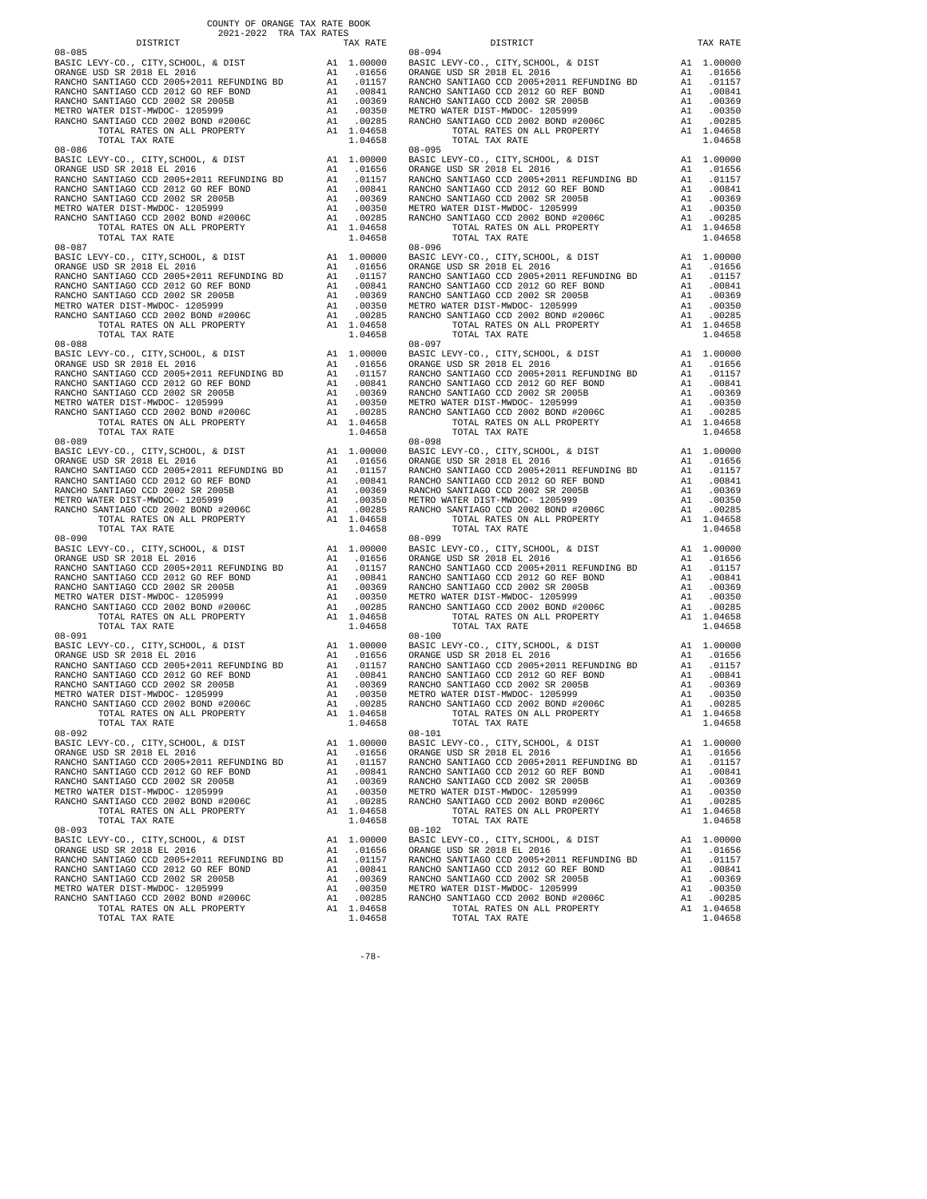COUNTY OF ORANGE TAX RATE BOOK
2021-2022 TRA TAX RATES

| DISTRICT | | TAX RATE | DISTRICT | | TAX RATE |
|---|---|---|---|---|---|
| 08-085 | | | 08-094 | | |
| BASIC LEVY-CO., CITY,SCHOOL, & DIST | A1 | 1.00000 | BASIC LEVY-CO., CITY,SCHOOL, & DIST | A1 | 1.00000 |
| ORANGE USD SR 2018 EL 2016 | A1 | .01656 | ORANGE USD SR 2018 EL 2016 | A1 | .01656 |
| RANCHO SANTIAGO CCD 2005+2011 REFUNDING BD | A1 | .01157 | RANCHO SANTIAGO CCD 2005+2011 REFUNDING BD | A1 | .01157 |
| RANCHO SANTIAGO CCD 2012 GO REF BOND | A1 | .00841 | RANCHO SANTIAGO CCD 2012 GO REF BOND | A1 | .00841 |
| RANCHO SANTIAGO CCD 2002 SR 2005B | A1 | .00369 | RANCHO SANTIAGO CCD 2002 SR 2005B | A1 | .00369 |
| METRO WATER DIST-MWDOC- 1205999 | A1 | .00350 | METRO WATER DIST-MWDOC- 1205999 | A1 | .00350 |
| RANCHO SANTIAGO CCD 2002 BOND #2006C | A1 | .00285 | RANCHO SANTIAGO CCD 2002 BOND #2006C | A1 | .00285 |
| TOTAL RATES ON ALL PROPERTY | A1 | 1.04658 | TOTAL RATES ON ALL PROPERTY | A1 | 1.04658 |
| TOTAL TAX RATE | | 1.04658 | TOTAL TAX RATE | | 1.04658 |
| 08-086 | | | 08-095 | | |
| BASIC LEVY-CO., CITY,SCHOOL, & DIST | A1 | 1.00000 | BASIC LEVY-CO., CITY,SCHOOL, & DIST | A1 | 1.00000 |
| ORANGE USD SR 2018 EL 2016 | A1 | .01656 | ORANGE USD SR 2018 EL 2016 | A1 | .01656 |
| RANCHO SANTIAGO CCD 2005+2011 REFUNDING BD | A1 | .01157 | RANCHO SANTIAGO CCD 2005+2011 REFUNDING BD | A1 | .01157 |
| RANCHO SANTIAGO CCD 2012 GO REF BOND | A1 | .00841 | RANCHO SANTIAGO CCD 2012 GO REF BOND | A1 | .00841 |
| RANCHO SANTIAGO CCD 2002 SR 2005B | A1 | .00369 | RANCHO SANTIAGO CCD 2002 SR 2005B | A1 | .00369 |
| METRO WATER DIST-MWDOC- 1205999 | A1 | .00350 | METRO WATER DIST-MWDOC- 1205999 | A1 | .00350 |
| RANCHO SANTIAGO CCD 2002 BOND #2006C | A1 | .00285 | RANCHO SANTIAGO CCD 2002 BOND #2006C | A1 | .00285 |
| TOTAL RATES ON ALL PROPERTY | A1 | 1.04658 | TOTAL RATES ON ALL PROPERTY | A1 | 1.04658 |
| TOTAL TAX RATE | | 1.04658 | TOTAL TAX RATE | | 1.04658 |
| 08-087 | | | 08-096 | | |
| BASIC LEVY-CO., CITY,SCHOOL, & DIST | A1 | 1.00000 | BASIC LEVY-CO., CITY,SCHOOL, & DIST | A1 | 1.00000 |
| ORANGE USD SR 2018 EL 2016 | A1 | .01656 | ORANGE USD SR 2018 EL 2016 | A1 | .01656 |
| RANCHO SANTIAGO CCD 2005+2011 REFUNDING BD | A1 | .01157 | RANCHO SANTIAGO CCD 2005+2011 REFUNDING BD | A1 | .01157 |
| RANCHO SANTIAGO CCD 2012 GO REF BOND | A1 | .00841 | RANCHO SANTIAGO CCD 2012 GO REF BOND | A1 | .00841 |
| RANCHO SANTIAGO CCD 2002 SR 2005B | A1 | .00369 | RANCHO SANTIAGO CCD 2002 SR 2005B | A1 | .00369 |
| METRO WATER DIST-MWDOC- 1205999 | A1 | .00350 | METRO WATER DIST-MWDOC- 1205999 | A1 | .00350 |
| RANCHO SANTIAGO CCD 2002 BOND #2006C | A1 | .00285 | RANCHO SANTIAGO CCD 2002 BOND #2006C | A1 | .00285 |
| TOTAL RATES ON ALL PROPERTY | A1 | 1.04658 | TOTAL RATES ON ALL PROPERTY | A1 | 1.04658 |
| TOTAL TAX RATE | | 1.04658 | TOTAL TAX RATE | | 1.04658 |
| 08-088 | | | 08-097 | | |
| BASIC LEVY-CO., CITY,SCHOOL, & DIST | A1 | 1.00000 | BASIC LEVY-CO., CITY,SCHOOL, & DIST | A1 | 1.00000 |
| ORANGE USD SR 2018 EL 2016 | A1 | .01656 | ORANGE USD SR 2018 EL 2016 | A1 | .01656 |
| RANCHO SANTIAGO CCD 2005+2011 REFUNDING BD | A1 | .01157 | RANCHO SANTIAGO CCD 2005+2011 REFUNDING BD | A1 | .01157 |
| RANCHO SANTIAGO CCD 2012 GO REF BOND | A1 | .00841 | RANCHO SANTIAGO CCD 2012 GO REF BOND | A1 | .00841 |
| RANCHO SANTIAGO CCD 2002 SR 2005B | A1 | .00369 | RANCHO SANTIAGO CCD 2002 SR 2005B | A1 | .00369 |
| METRO WATER DIST-MWDOC- 1205999 | A1 | .00350 | METRO WATER DIST-MWDOC- 1205999 | A1 | .00350 |
| RANCHO SANTIAGO CCD 2002 BOND #2006C | A1 | .00285 | RANCHO SANTIAGO CCD 2002 BOND #2006C | A1 | .00285 |
| TOTAL RATES ON ALL PROPERTY | A1 | 1.04658 | TOTAL RATES ON ALL PROPERTY | A1 | 1.04658 |
| TOTAL TAX RATE | | 1.04658 | TOTAL TAX RATE | | 1.04658 |
| 08-089 | | | 08-098 | | |
| BASIC LEVY-CO., CITY,SCHOOL, & DIST | A1 | 1.00000 | BASIC LEVY-CO., CITY,SCHOOL, & DIST | A1 | 1.00000 |
| ORANGE USD SR 2018 EL 2016 | A1 | .01656 | ORANGE USD SR 2018 EL 2016 | A1 | .01656 |
| RANCHO SANTIAGO CCD 2005+2011 REFUNDING BD | A1 | .01157 | RANCHO SANTIAGO CCD 2005+2011 REFUNDING BD | A1 | .01157 |
| RANCHO SANTIAGO CCD 2012 GO REF BOND | A1 | .00841 | RANCHO SANTIAGO CCD 2012 GO REF BOND | A1 | .00841 |
| RANCHO SANTIAGO CCD 2002 SR 2005B | A1 | .00369 | RANCHO SANTIAGO CCD 2002 SR 2005B | A1 | .00369 |
| METRO WATER DIST-MWDOC- 1205999 | A1 | .00350 | METRO WATER DIST-MWDOC- 1205999 | A1 | .00350 |
| RANCHO SANTIAGO CCD 2002 BOND #2006C | A1 | .00285 | RANCHO SANTIAGO CCD 2002 BOND #2006C | A1 | .00285 |
| TOTAL RATES ON ALL PROPERTY | A1 | 1.04658 | TOTAL RATES ON ALL PROPERTY | A1 | 1.04658 |
| TOTAL TAX RATE | | 1.04658 | TOTAL TAX RATE | | 1.04658 |
| 08-090 | | | 08-099 | | |
| BASIC LEVY-CO., CITY,SCHOOL, & DIST | A1 | 1.00000 | BASIC LEVY-CO., CITY,SCHOOL, & DIST | A1 | 1.00000 |
| ORANGE USD SR 2018 EL 2016 | A1 | .01656 | ORANGE USD SR 2018 EL 2016 | A1 | .01656 |
| RANCHO SANTIAGO CCD 2005+2011 REFUNDING BD | A1 | .01157 | RANCHO SANTIAGO CCD 2005+2011 REFUNDING BD | A1 | .01157 |
| RANCHO SANTIAGO CCD 2012 GO REF BOND | A1 | .00841 | RANCHO SANTIAGO CCD 2012 GO REF BOND | A1 | .00841 |
| RANCHO SANTIAGO CCD 2002 SR 2005B | A1 | .00369 | RANCHO SANTIAGO CCD 2002 SR 2005B | A1 | .00369 |
| METRO WATER DIST-MWDOC- 1205999 | A1 | .00350 | METRO WATER DIST-MWDOC- 1205999 | A1 | .00350 |
| RANCHO SANTIAGO CCD 2002 BOND #2006C | A1 | .00285 | RANCHO SANTIAGO CCD 2002 BOND #2006C | A1 | .00285 |
| TOTAL RATES ON ALL PROPERTY | A1 | 1.04658 | TOTAL RATES ON ALL PROPERTY | A1 | 1.04658 |
| TOTAL TAX RATE | | 1.04658 | TOTAL TAX RATE | | 1.04658 |
| 08-091 | | | 08-100 | | |
| BASIC LEVY-CO., CITY,SCHOOL, & DIST | A1 | 1.00000 | BASIC LEVY-CO., CITY,SCHOOL, & DIST | A1 | 1.00000 |
| ORANGE USD SR 2018 EL 2016 | A1 | .01656 | ORANGE USD SR 2018 EL 2016 | A1 | .01656 |
| RANCHO SANTIAGO CCD 2005+2011 REFUNDING BD | A1 | .01157 | RANCHO SANTIAGO CCD 2005+2011 REFUNDING BD | A1 | .01157 |
| RANCHO SANTIAGO CCD 2012 GO REF BOND | A1 | .00841 | RANCHO SANTIAGO CCD 2012 GO REF BOND | A1 | .00841 |
| RANCHO SANTIAGO CCD 2002 SR 2005B | A1 | .00369 | RANCHO SANTIAGO CCD 2002 SR 2005B | A1 | .00369 |
| METRO WATER DIST-MWDOC- 1205999 | A1 | .00350 | METRO WATER DIST-MWDOC- 1205999 | A1 | .00350 |
| RANCHO SANTIAGO CCD 2002 BOND #2006C | A1 | .00285 | RANCHO SANTIAGO CCD 2002 BOND #2006C | A1 | .00285 |
| TOTAL RATES ON ALL PROPERTY | A1 | 1.04658 | TOTAL RATES ON ALL PROPERTY | A1 | 1.04658 |
| TOTAL TAX RATE | | 1.04658 | TOTAL TAX RATE | | 1.04658 |
| 08-092 | | | 08-101 | | |
| BASIC LEVY-CO., CITY,SCHOOL, & DIST | A1 | 1.00000 | BASIC LEVY-CO., CITY,SCHOOL, & DIST | A1 | 1.00000 |
| ORANGE USD SR 2018 EL 2016 | A1 | .01656 | ORANGE USD SR 2018 EL 2016 | A1 | .01656 |
| RANCHO SANTIAGO CCD 2005+2011 REFUNDING BD | A1 | .01157 | RANCHO SANTIAGO CCD 2005+2011 REFUNDING BD | A1 | .01157 |
| RANCHO SANTIAGO CCD 2012 GO REF BOND | A1 | .00841 | RANCHO SANTIAGO CCD 2012 GO REF BOND | A1 | .00841 |
| RANCHO SANTIAGO CCD 2002 SR 2005B | A1 | .00369 | RANCHO SANTIAGO CCD 2002 SR 2005B | A1 | .00369 |
| METRO WATER DIST-MWDOC- 1205999 | A1 | .00350 | METRO WATER DIST-MWDOC- 1205999 | A1 | .00350 |
| RANCHO SANTIAGO CCD 2002 BOND #2006C | A1 | .00285 | RANCHO SANTIAGO CCD 2002 BOND #2006C | A1 | .00285 |
| TOTAL RATES ON ALL PROPERTY | A1 | 1.04658 | TOTAL RATES ON ALL PROPERTY | A1 | 1.04658 |
| TOTAL TAX RATE | | 1.04658 | TOTAL TAX RATE | | 1.04658 |
| 08-093 | | | 08-102 | | |
| BASIC LEVY-CO., CITY,SCHOOL, & DIST | A1 | 1.00000 | BASIC LEVY-CO., CITY,SCHOOL, & DIST | A1 | 1.00000 |
| ORANGE USD SR 2018 EL 2016 | A1 | .01656 | ORANGE USD SR 2018 EL 2016 | A1 | .01656 |
| RANCHO SANTIAGO CCD 2005+2011 REFUNDING BD | A1 | .01157 | RANCHO SANTIAGO CCD 2005+2011 REFUNDING BD | A1 | .01157 |
| RANCHO SANTIAGO CCD 2012 GO REF BOND | A1 | .00841 | RANCHO SANTIAGO CCD 2012 GO REF BOND | A1 | .00841 |
| RANCHO SANTIAGO CCD 2002 SR 2005B | A1 | .00369 | RANCHO SANTIAGO CCD 2002 SR 2005B | A1 | .00369 |
| METRO WATER DIST-MWDOC- 1205999 | A1 | .00350 | METRO WATER DIST-MWDOC- 1205999 | A1 | .00350 |
| RANCHO SANTIAGO CCD 2002 BOND #2006C | A1 | .00285 | RANCHO SANTIAGO CCD 2002 BOND #2006C | A1 | .00285 |
| TOTAL RATES ON ALL PROPERTY | A1 | 1.04658 | TOTAL RATES ON ALL PROPERTY | A1 | 1.04658 |
| TOTAL TAX RATE | | 1.04658 | TOTAL TAX RATE | | 1.04658 |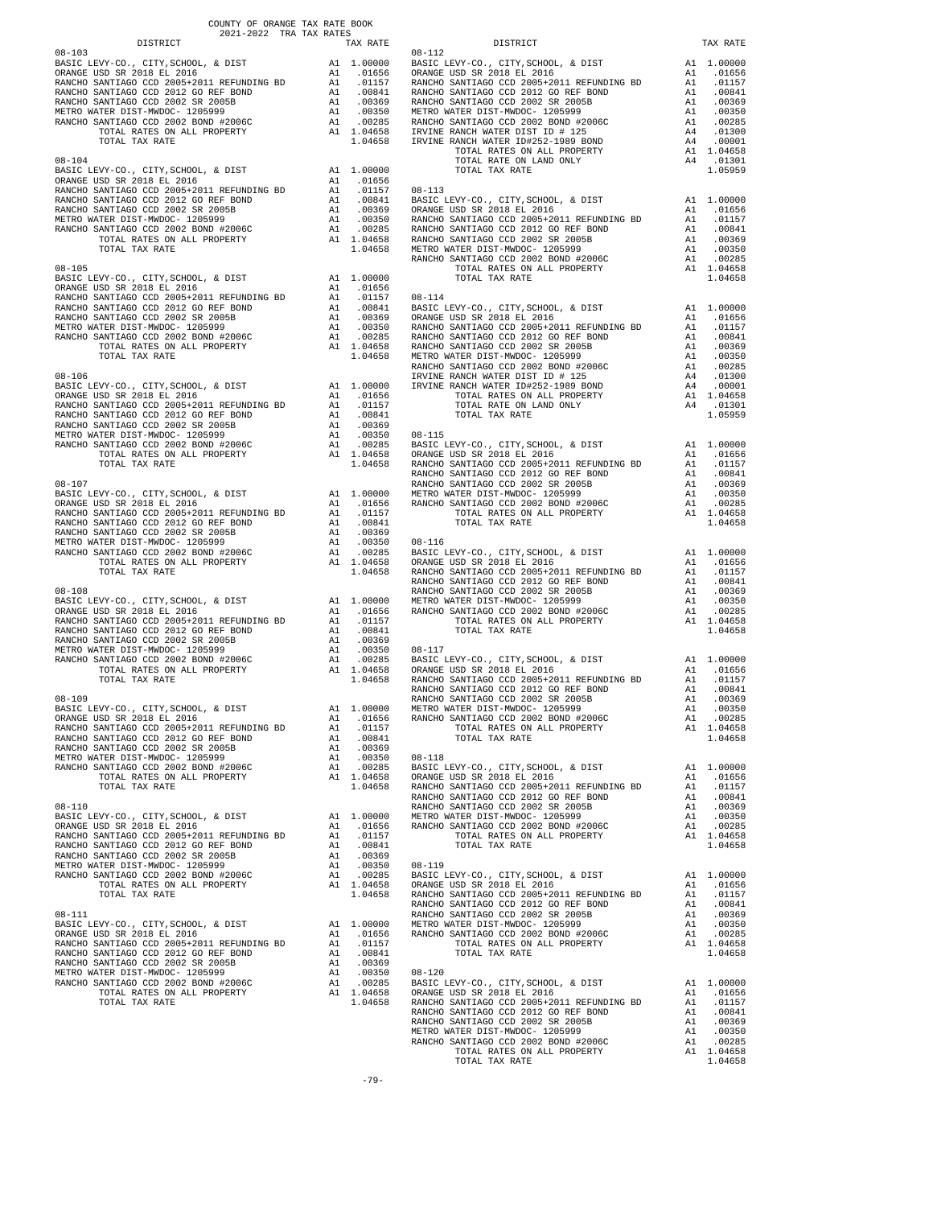COUNTY OF ORANGE TAX RATE BOOK
2021-2022 TRA TAX RATES

| DISTRICT | | TAX RATE |
|---|---|---|
| **08-103** | | |
| BASIC LEVY-CO., CITY,SCHOOL, & DIST | A1 | 1.00000 |
| ORANGE USD SR 2018 EL 2016 | A1 | .01656 |
| RANCHO SANTIAGO CCD 2005+2011 REFUNDING BD | A1 | .01157 |
| RANCHO SANTIAGO CCD 2012 GO REF BOND | A1 | .00841 |
| RANCHO SANTIAGO CCD 2002 SR 2005B | A1 | .00369 |
| METRO WATER DIST-MWDOC- 1205999 | A1 | .00350 |
| RANCHO SANTIAGO CCD 2002 BOND #2006C | A1 | .00285 |
| TOTAL RATES ON ALL PROPERTY | A1 | 1.04658 |
| TOTAL TAX RATE | | 1.04658 |
| **08-104** | | |
| BASIC LEVY-CO., CITY,SCHOOL, & DIST | A1 | 1.00000 |
| ORANGE USD SR 2018 EL 2016 | A1 | .01656 |
| RANCHO SANTIAGO CCD 2005+2011 REFUNDING BD | A1 | .01157 |
| RANCHO SANTIAGO CCD 2012 GO REF BOND | A1 | .00841 |
| RANCHO SANTIAGO CCD 2002 SR 2005B | A1 | .00369 |
| METRO WATER DIST-MWDOC- 1205999 | A1 | .00350 |
| RANCHO SANTIAGO CCD 2002 BOND #2006C | A1 | .00285 |
| TOTAL RATES ON ALL PROPERTY | A1 | 1.04658 |
| TOTAL TAX RATE | | 1.04658 |
| **08-105** | | |
| BASIC LEVY-CO., CITY,SCHOOL, & DIST | A1 | 1.00000 |
| ORANGE USD SR 2018 EL 2016 | A1 | .01656 |
| RANCHO SANTIAGO CCD 2005+2011 REFUNDING BD | A1 | .01157 |
| RANCHO SANTIAGO CCD 2012 GO REF BOND | A1 | .00841 |
| RANCHO SANTIAGO CCD 2002 SR 2005B | A1 | .00369 |
| METRO WATER DIST-MWDOC- 1205999 | A1 | .00350 |
| RANCHO SANTIAGO CCD 2002 BOND #2006C | A1 | .00285 |
| TOTAL RATES ON ALL PROPERTY | A1 | 1.04658 |
| TOTAL TAX RATE | | 1.04658 |
| **08-106** | | |
| BASIC LEVY-CO., CITY,SCHOOL, & DIST | A1 | 1.00000 |
| ORANGE USD SR 2018 EL 2016 | A1 | .01656 |
| RANCHO SANTIAGO CCD 2005+2011 REFUNDING BD | A1 | .01157 |
| RANCHO SANTIAGO CCD 2012 GO REF BOND | A1 | .00841 |
| RANCHO SANTIAGO CCD 2002 SR 2005B | A1 | .00369 |
| METRO WATER DIST-MWDOC- 1205999 | A1 | .00350 |
| RANCHO SANTIAGO CCD 2002 BOND #2006C | A1 | .00285 |
| TOTAL RATES ON ALL PROPERTY | A1 | 1.04658 |
| TOTAL TAX RATE | | 1.04658 |
| **08-107** | | |
| BASIC LEVY-CO., CITY,SCHOOL, & DIST | A1 | 1.00000 |
| ORANGE USD SR 2018 EL 2016 | A1 | .01656 |
| RANCHO SANTIAGO CCD 2005+2011 REFUNDING BD | A1 | .01157 |
| RANCHO SANTIAGO CCD 2012 GO REF BOND | A1 | .00841 |
| RANCHO SANTIAGO CCD 2002 SR 2005B | A1 | .00369 |
| METRO WATER DIST-MWDOC- 1205999 | A1 | .00350 |
| RANCHO SANTIAGO CCD 2002 BOND #2006C | A1 | .00285 |
| TOTAL RATES ON ALL PROPERTY | A1 | 1.04658 |
| TOTAL TAX RATE | | 1.04658 |
| **08-108** | | |
| BASIC LEVY-CO., CITY,SCHOOL, & DIST | A1 | 1.00000 |
| ORANGE USD SR 2018 EL 2016 | A1 | .01656 |
| RANCHO SANTIAGO CCD 2005+2011 REFUNDING BD | A1 | .01157 |
| RANCHO SANTIAGO CCD 2012 GO REF BOND | A1 | .00841 |
| RANCHO SANTIAGO CCD 2002 SR 2005B | A1 | .00369 |
| METRO WATER DIST-MWDOC- 1205999 | A1 | .00350 |
| RANCHO SANTIAGO CCD 2002 BOND #2006C | A1 | .00285 |
| TOTAL RATES ON ALL PROPERTY | A1 | 1.04658 |
| TOTAL TAX RATE | | 1.04658 |
| **08-109** | | |
| BASIC LEVY-CO., CITY,SCHOOL, & DIST | A1 | 1.00000 |
| ORANGE USD SR 2018 EL 2016 | A1 | .01656 |
| RANCHO SANTIAGO CCD 2005+2011 REFUNDING BD | A1 | .01157 |
| RANCHO SANTIAGO CCD 2012 GO REF BOND | A1 | .00841 |
| RANCHO SANTIAGO CCD 2002 SR 2005B | A1 | .00369 |
| METRO WATER DIST-MWDOC- 1205999 | A1 | .00350 |
| RANCHO SANTIAGO CCD 2002 BOND #2006C | A1 | .00285 |
| TOTAL RATES ON ALL PROPERTY | A1 | 1.04658 |
| TOTAL TAX RATE | | 1.04658 |
| **08-110** | | |
| BASIC LEVY-CO., CITY,SCHOOL, & DIST | A1 | 1.00000 |
| ORANGE USD SR 2018 EL 2016 | A1 | .01656 |
| RANCHO SANTIAGO CCD 2005+2011 REFUNDING BD | A1 | .01157 |
| RANCHO SANTIAGO CCD 2012 GO REF BOND | A1 | .00841 |
| RANCHO SANTIAGO CCD 2002 SR 2005B | A1 | .00369 |
| METRO WATER DIST-MWDOC- 1205999 | A1 | .00350 |
| RANCHO SANTIAGO CCD 2002 BOND #2006C | A1 | .00285 |
| TOTAL RATES ON ALL PROPERTY | A1 | 1.04658 |
| TOTAL TAX RATE | | 1.04658 |
| **08-111** | | |
| BASIC LEVY-CO., CITY,SCHOOL, & DIST | A1 | 1.00000 |
| ORANGE USD SR 2018 EL 2016 | A1 | .01656 |
| RANCHO SANTIAGO CCD 2005+2011 REFUNDING BD | A1 | .01157 |
| RANCHO SANTIAGO CCD 2012 GO REF BOND | A1 | .00841 |
| RANCHO SANTIAGO CCD 2002 SR 2005B | A1 | .00369 |
| METRO WATER DIST-MWDOC- 1205999 | A1 | .00350 |
| RANCHO SANTIAGO CCD 2002 BOND #2006C | A1 | .00285 |
| TOTAL RATES ON ALL PROPERTY | A1 | 1.04658 |
| TOTAL TAX RATE | | 1.04658 |
| **08-112** | | |
| BASIC LEVY-CO., CITY,SCHOOL, & DIST | A1 | 1.00000 |
| ORANGE USD SR 2018 EL 2016 | A1 | .01656 |
| RANCHO SANTIAGO CCD 2005+2011 REFUNDING BD | A1 | .01157 |
| RANCHO SANTIAGO CCD 2012 GO REF BOND | A1 | .00841 |
| RANCHO SANTIAGO CCD 2002 SR 2005B | A1 | .00369 |
| METRO WATER DIST-MWDOC- 1205999 | A1 | .00350 |
| RANCHO SANTIAGO CCD 2002 BOND #2006C | A1 | .00285 |
| IRVINE RANCH WATER DIST ID # 125 | A4 | .01300 |
| IRVINE RANCH WATER ID#252-1989 BOND | A4 | .00001 |
| TOTAL RATES ON ALL PROPERTY | A1 | 1.04658 |
| TOTAL RATE ON LAND ONLY | A4 | .01301 |
| TOTAL TAX RATE | | 1.05959 |
| **08-113** | | |
| BASIC LEVY-CO., CITY,SCHOOL, & DIST | A1 | 1.00000 |
| ORANGE USD SR 2018 EL 2016 | A1 | .01656 |
| RANCHO SANTIAGO CCD 2005+2011 REFUNDING BD | A1 | .01157 |
| RANCHO SANTIAGO CCD 2012 GO REF BOND | A1 | .00841 |
| RANCHO SANTIAGO CCD 2002 SR 2005B | A1 | .00369 |
| METRO WATER DIST-MWDOC- 1205999 | A1 | .00350 |
| RANCHO SANTIAGO CCD 2002 BOND #2006C | A1 | .00285 |
| TOTAL RATES ON ALL PROPERTY | A1 | 1.04658 |
| TOTAL TAX RATE | | 1.04658 |
| **08-114** | | |
| BASIC LEVY-CO., CITY,SCHOOL, & DIST | A1 | 1.00000 |
| ORANGE USD SR 2018 EL 2016 | A1 | .01656 |
| RANCHO SANTIAGO CCD 2005+2011 REFUNDING BD | A1 | .01157 |
| RANCHO SANTIAGO CCD 2012 GO REF BOND | A1 | .00841 |
| RANCHO SANTIAGO CCD 2002 SR 2005B | A1 | .00369 |
| METRO WATER DIST-MWDOC- 1205999 | A1 | .00350 |
| RANCHO SANTIAGO CCD 2002 BOND #2006C | A1 | .00285 |
| IRVINE RANCH WATER DIST ID # 125 | A4 | .01300 |
| IRVINE RANCH WATER ID#252-1989 BOND | A4 | .00001 |
| TOTAL RATES ON ALL PROPERTY | A1 | 1.04658 |
| TOTAL RATE ON LAND ONLY | A4 | .01301 |
| TOTAL TAX RATE | | 1.05959 |
| **08-115** | | |
| BASIC LEVY-CO., CITY,SCHOOL, & DIST | A1 | 1.00000 |
| ORANGE USD SR 2018 EL 2016 | A1 | .01656 |
| RANCHO SANTIAGO CCD 2005+2011 REFUNDING BD | A1 | .01157 |
| RANCHO SANTIAGO CCD 2012 GO REF BOND | A1 | .00841 |
| RANCHO SANTIAGO CCD 2002 SR 2005B | A1 | .00369 |
| METRO WATER DIST-MWDOC- 1205999 | A1 | .00350 |
| RANCHO SANTIAGO CCD 2002 BOND #2006C | A1 | .00285 |
| TOTAL RATES ON ALL PROPERTY | A1 | 1.04658 |
| TOTAL TAX RATE | | 1.04658 |
| **08-116** | | |
| BASIC LEVY-CO., CITY,SCHOOL, & DIST | A1 | 1.00000 |
| ORANGE USD SR 2018 EL 2016 | A1 | .01656 |
| RANCHO SANTIAGO CCD 2005+2011 REFUNDING BD | A1 | .01157 |
| RANCHO SANTIAGO CCD 2012 GO REF BOND | A1 | .00841 |
| RANCHO SANTIAGO CCD 2002 SR 2005B | A1 | .00369 |
| METRO WATER DIST-MWDOC- 1205999 | A1 | .00350 |
| RANCHO SANTIAGO CCD 2002 BOND #2006C | A1 | .00285 |
| TOTAL RATES ON ALL PROPERTY | A1 | 1.04658 |
| TOTAL TAX RATE | | 1.04658 |
| **08-117** | | |
| BASIC LEVY-CO., CITY,SCHOOL, & DIST | A1 | 1.00000 |
| ORANGE USD SR 2018 EL 2016 | A1 | .01656 |
| RANCHO SANTIAGO CCD 2005+2011 REFUNDING BD | A1 | .01157 |
| RANCHO SANTIAGO CCD 2012 GO REF BOND | A1 | .00841 |
| RANCHO SANTIAGO CCD 2002 SR 2005B | A1 | .00369 |
| METRO WATER DIST-MWDOC- 1205999 | A1 | .00350 |
| RANCHO SANTIAGO CCD 2002 BOND #2006C | A1 | .00285 |
| TOTAL RATES ON ALL PROPERTY | A1 | 1.04658 |
| TOTAL TAX RATE | | 1.04658 |
| **08-118** | | |
| BASIC LEVY-CO., CITY,SCHOOL, & DIST | A1 | 1.00000 |
| ORANGE USD SR 2018 EL 2016 | A1 | .01656 |
| RANCHO SANTIAGO CCD 2005+2011 REFUNDING BD | A1 | .01157 |
| RANCHO SANTIAGO CCD 2012 GO REF BOND | A1 | .00841 |
| RANCHO SANTIAGO CCD 2002 SR 2005B | A1 | .00369 |
| METRO WATER DIST-MWDOC- 1205999 | A1 | .00350 |
| RANCHO SANTIAGO CCD 2002 BOND #2006C | A1 | .00285 |
| TOTAL RATES ON ALL PROPERTY | A1 | 1.04658 |
| TOTAL TAX RATE | | 1.04658 |
| **08-119** | | |
| BASIC LEVY-CO., CITY,SCHOOL, & DIST | A1 | 1.00000 |
| ORANGE USD SR 2018 EL 2016 | A1 | .01656 |
| RANCHO SANTIAGO CCD 2005+2011 REFUNDING BD | A1 | .01157 |
| RANCHO SANTIAGO CCD 2012 GO REF BOND | A1 | .00841 |
| RANCHO SANTIAGO CCD 2002 SR 2005B | A1 | .00369 |
| METRO WATER DIST-MWDOC- 1205999 | A1 | .00350 |
| RANCHO SANTIAGO CCD 2002 BOND #2006C | A1 | .00285 |
| TOTAL RATES ON ALL PROPERTY | A1 | 1.04658 |
| TOTAL TAX RATE | | 1.04658 |
| **08-120** | | |
| BASIC LEVY-CO., CITY,SCHOOL, & DIST | A1 | 1.00000 |
| ORANGE USD SR 2018 EL 2016 | A1 | .01656 |
| RANCHO SANTIAGO CCD 2005+2011 REFUNDING BD | A1 | .01157 |
| RANCHO SANTIAGO CCD 2012 GO REF BOND | A1 | .00841 |
| RANCHO SANTIAGO CCD 2002 SR 2005B | A1 | .00369 |
| METRO WATER DIST-MWDOC- 1205999 | A1 | .00350 |
| RANCHO SANTIAGO CCD 2002 BOND #2006C | A1 | .00285 |
| TOTAL RATES ON ALL PROPERTY | A1 | 1.04658 |
| TOTAL TAX RATE | | 1.04658 |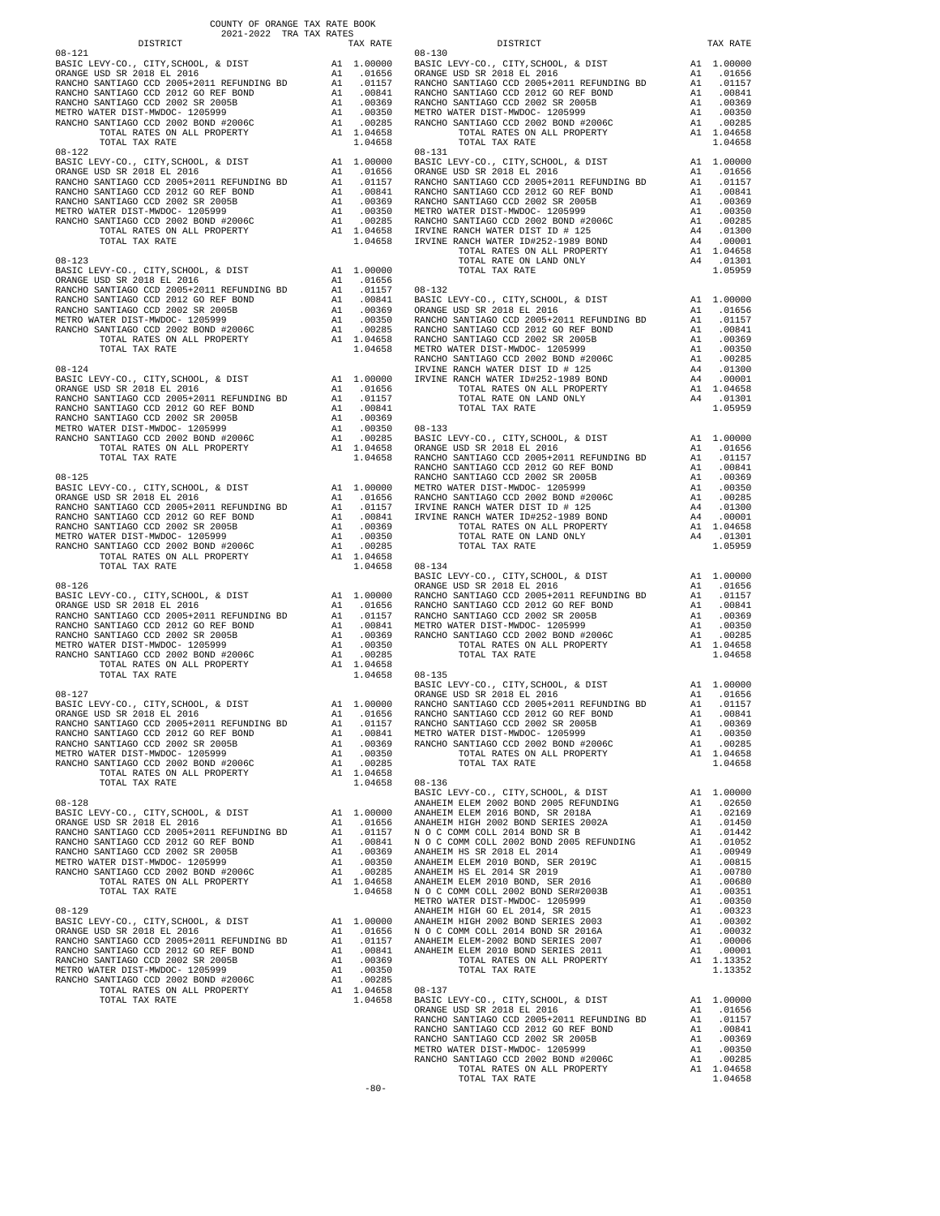COUNTY OF ORANGE TAX RATE BOOK
2021-2022 TRA TAX RATES

| DISTRICT | | TAX RATE |
|---|---|---|
| **08-121** | | |
| BASIC LEVY-CO., CITY,SCHOOL, & DIST | A1 | 1.00000 |
| ORANGE USD SR 2018 EL 2016 | A1 | .01656 |
| RANCHO SANTIAGO CCD 2005+2011 REFUNDING BD | A1 | .01157 |
| RANCHO SANTIAGO CCD 2012 GO REF BOND | A1 | .00841 |
| RANCHO SANTIAGO CCD 2002 SR 2005B | A1 | .00369 |
| METRO WATER DIST-MWDOC- 1205999 | A1 | .00350 |
| RANCHO SANTIAGO CCD 2002 BOND #2006C | A1 | .00285 |
| TOTAL RATES ON ALL PROPERTY | A1 | 1.04658 |
| TOTAL TAX RATE | | 1.04658 |
| **08-122** | | |
| BASIC LEVY-CO., CITY,SCHOOL, & DIST | A1 | 1.00000 |
| ORANGE USD SR 2018 EL 2016 | A1 | .01656 |
| RANCHO SANTIAGO CCD 2005+2011 REFUNDING BD | A1 | .01157 |
| RANCHO SANTIAGO CCD 2012 GO REF BOND | A1 | .00841 |
| RANCHO SANTIAGO CCD 2002 SR 2005B | A1 | .00369 |
| METRO WATER DIST-MWDOC- 1205999 | A1 | .00350 |
| RANCHO SANTIAGO CCD 2002 BOND #2006C | A1 | .00285 |
| TOTAL RATES ON ALL PROPERTY | A1 | 1.04658 |
| TOTAL TAX RATE | | 1.04658 |
| **08-123** | | |
| BASIC LEVY-CO., CITY,SCHOOL, & DIST | A1 | 1.00000 |
| ORANGE USD SR 2018 EL 2016 | A1 | .01656 |
| RANCHO SANTIAGO CCD 2005+2011 REFUNDING BD | A1 | .01157 |
| RANCHO SANTIAGO CCD 2012 GO REF BOND | A1 | .00841 |
| RANCHO SANTIAGO CCD 2002 SR 2005B | A1 | .00369 |
| METRO WATER DIST-MWDOC- 1205999 | A1 | .00350 |
| RANCHO SANTIAGO CCD 2002 BOND #2006C | A1 | .00285 |
| TOTAL RATES ON ALL PROPERTY | A1 | 1.04658 |
| TOTAL TAX RATE | | 1.04658 |
| **08-124** | | |
| BASIC LEVY-CO., CITY,SCHOOL, & DIST | A1 | 1.00000 |
| ORANGE USD SR 2018 EL 2016 | A1 | .01656 |
| RANCHO SANTIAGO CCD 2005+2011 REFUNDING BD | A1 | .01157 |
| RANCHO SANTIAGO CCD 2012 GO REF BOND | A1 | .00841 |
| RANCHO SANTIAGO CCD 2002 SR 2005B | A1 | .00369 |
| METRO WATER DIST-MWDOC- 1205999 | A1 | .00350 |
| RANCHO SANTIAGO CCD 2002 BOND #2006C | A1 | .00285 |
| TOTAL RATES ON ALL PROPERTY | A1 | 1.04658 |
| TOTAL TAX RATE | | 1.04658 |
| **08-125** | | |
| BASIC LEVY-CO., CITY,SCHOOL, & DIST | A1 | 1.00000 |
| ORANGE USD SR 2018 EL 2016 | A1 | .01656 |
| RANCHO SANTIAGO CCD 2005+2011 REFUNDING BD | A1 | .01157 |
| RANCHO SANTIAGO CCD 2012 GO REF BOND | A1 | .00841 |
| RANCHO SANTIAGO CCD 2002 SR 2005B | A1 | .00369 |
| METRO WATER DIST-MWDOC- 1205999 | A1 | .00350 |
| RANCHO SANTIAGO CCD 2002 BOND #2006C | A1 | .00285 |
| TOTAL RATES ON ALL PROPERTY | A1 | 1.04658 |
| TOTAL TAX RATE | | 1.04658 |
| **08-126** | | |
| BASIC LEVY-CO., CITY,SCHOOL, & DIST | A1 | 1.00000 |
| ORANGE USD SR 2018 EL 2016 | A1 | .01656 |
| RANCHO SANTIAGO CCD 2005+2011 REFUNDING BD | A1 | .01157 |
| RANCHO SANTIAGO CCD 2012 GO REF BOND | A1 | .00841 |
| RANCHO SANTIAGO CCD 2002 SR 2005B | A1 | .00369 |
| METRO WATER DIST-MWDOC- 1205999 | A1 | .00350 |
| RANCHO SANTIAGO CCD 2002 BOND #2006C | A1 | .00285 |
| TOTAL RATES ON ALL PROPERTY | A1 | 1.04658 |
| TOTAL TAX RATE | | 1.04658 |
| **08-127** | | |
| BASIC LEVY-CO., CITY,SCHOOL, & DIST | A1 | 1.00000 |
| ORANGE USD SR 2018 EL 2016 | A1 | .01656 |
| RANCHO SANTIAGO CCD 2005+2011 REFUNDING BD | A1 | .01157 |
| RANCHO SANTIAGO CCD 2012 GO REF BOND | A1 | .00841 |
| RANCHO SANTIAGO CCD 2002 SR 2005B | A1 | .00369 |
| METRO WATER DIST-MWDOC- 1205999 | A1 | .00350 |
| RANCHO SANTIAGO CCD 2002 BOND #2006C | A1 | .00285 |
| TOTAL RATES ON ALL PROPERTY | A1 | 1.04658 |
| TOTAL TAX RATE | | 1.04658 |
| **08-128** | | |
| BASIC LEVY-CO., CITY,SCHOOL, & DIST | A1 | 1.00000 |
| ORANGE USD SR 2018 EL 2016 | A1 | .01656 |
| RANCHO SANTIAGO CCD 2005+2011 REFUNDING BD | A1 | .01157 |
| RANCHO SANTIAGO CCD 2012 GO REF BOND | A1 | .00841 |
| RANCHO SANTIAGO CCD 2002 SR 2005B | A1 | .00369 |
| METRO WATER DIST-MWDOC- 1205999 | A1 | .00350 |
| RANCHO SANTIAGO CCD 2002 BOND #2006C | A1 | .00285 |
| TOTAL RATES ON ALL PROPERTY | A1 | 1.04658 |
| TOTAL TAX RATE | | 1.04658 |
| **08-129** | | |
| BASIC LEVY-CO., CITY,SCHOOL, & DIST | A1 | 1.00000 |
| ORANGE USD SR 2018 EL 2016 | A1 | .01656 |
| RANCHO SANTIAGO CCD 2005+2011 REFUNDING BD | A1 | .01157 |
| RANCHO SANTIAGO CCD 2012 GO REF BOND | A1 | .00841 |
| RANCHO SANTIAGO CCD 2002 SR 2005B | A1 | .00369 |
| METRO WATER DIST-MWDOC- 1205999 | A1 | .00350 |
| RANCHO SANTIAGO CCD 2002 BOND #2006C | A1 | .00285 |
| TOTAL RATES ON ALL PROPERTY | A1 | 1.04658 |
| TOTAL TAX RATE | | 1.04658 |
| **08-130** | | |
| BASIC LEVY-CO., CITY,SCHOOL, & DIST | A1 | 1.00000 |
| ORANGE USD SR 2018 EL 2016 | A1 | .01656 |
| RANCHO SANTIAGO CCD 2005+2011 REFUNDING BD | A1 | .01157 |
| RANCHO SANTIAGO CCD 2012 GO REF BOND | A1 | .00841 |
| RANCHO SANTIAGO CCD 2002 SR 2005B | A1 | .00369 |
| METRO WATER DIST-MWDOC- 1205999 | A1 | .00350 |
| RANCHO SANTIAGO CCD 2002 BOND #2006C | A1 | .00285 |
| TOTAL RATES ON ALL PROPERTY | A1 | 1.04658 |
| TOTAL TAX RATE | | 1.04658 |
| **08-131** | | |
| BASIC LEVY-CO., CITY,SCHOOL, & DIST | A1 | 1.00000 |
| ORANGE USD SR 2018 EL 2016 | A1 | .01656 |
| RANCHO SANTIAGO CCD 2005+2011 REFUNDING BD | A1 | .01157 |
| RANCHO SANTIAGO CCD 2012 GO REF BOND | A1 | .00841 |
| RANCHO SANTIAGO CCD 2002 SR 2005B | A1 | .00369 |
| METRO WATER DIST-MWDOC- 1205999 | A1 | .00350 |
| RANCHO SANTIAGO CCD 2002 BOND #2006C | A1 | .00285 |
| IRVINE RANCH WATER DIST ID # 125 | A4 | .01300 |
| IRVINE RANCH WATER ID#252-1989 BOND | A4 | .00001 |
| TOTAL RATES ON ALL PROPERTY | A1 | 1.04658 |
| TOTAL RATE ON LAND ONLY | A4 | .01301 |
| TOTAL TAX RATE | | 1.05959 |
| **08-132** | | |
| BASIC LEVY-CO., CITY,SCHOOL, & DIST | A1 | 1.00000 |
| ORANGE USD SR 2018 EL 2016 | A1 | .01656 |
| RANCHO SANTIAGO CCD 2005+2011 REFUNDING BD | A1 | .01157 |
| RANCHO SANTIAGO CCD 2012 GO REF BOND | A1 | .00841 |
| RANCHO SANTIAGO CCD 2002 SR 2005B | A1 | .00369 |
| METRO WATER DIST-MWDOC- 1205999 | A1 | .00350 |
| RANCHO SANTIAGO CCD 2002 BOND #2006C | A1 | .00285 |
| IRVINE RANCH WATER DIST ID # 125 | A4 | .01300 |
| IRVINE RANCH WATER ID#252-1989 BOND | A4 | .00001 |
| TOTAL RATES ON ALL PROPERTY | A1 | 1.04658 |
| TOTAL RATE ON LAND ONLY | A4 | .01301 |
| TOTAL TAX RATE | | 1.05959 |
| **08-133** | | |
| BASIC LEVY-CO., CITY,SCHOOL, & DIST | A1 | 1.00000 |
| ORANGE USD SR 2018 EL 2016 | A1 | .01656 |
| RANCHO SANTIAGO CCD 2005+2011 REFUNDING BD | A1 | .01157 |
| RANCHO SANTIAGO CCD 2012 GO REF BOND | A1 | .00841 |
| RANCHO SANTIAGO CCD 2002 SR 2005B | A1 | .00369 |
| METRO WATER DIST-MWDOC- 1205999 | A1 | .00350 |
| RANCHO SANTIAGO CCD 2002 BOND #2006C | A1 | .00285 |
| IRVINE RANCH WATER DIST ID # 125 | A4 | .01300 |
| IRVINE RANCH WATER ID#252-1989 BOND | A4 | .00001 |
| TOTAL RATES ON ALL PROPERTY | A1 | 1.04658 |
| TOTAL RATE ON LAND ONLY | A4 | .01301 |
| TOTAL TAX RATE | | 1.05959 |
| **08-134** | | |
| BASIC LEVY-CO., CITY,SCHOOL, & DIST | A1 | 1.00000 |
| ORANGE USD SR 2018 EL 2016 | A1 | .01656 |
| RANCHO SANTIAGO CCD 2005+2011 REFUNDING BD | A1 | .01157 |
| RANCHO SANTIAGO CCD 2012 GO REF BOND | A1 | .00841 |
| RANCHO SANTIAGO CCD 2002 SR 2005B | A1 | .00369 |
| METRO WATER DIST-MWDOC- 1205999 | A1 | .00350 |
| RANCHO SANTIAGO CCD 2002 BOND #2006C | A1 | .00285 |
| TOTAL RATES ON ALL PROPERTY | A1 | 1.04658 |
| TOTAL TAX RATE | | 1.04658 |
| **08-135** | | |
| BASIC LEVY-CO., CITY,SCHOOL, & DIST | A1 | 1.00000 |
| ORANGE USD SR 2018 EL 2016 | A1 | .01656 |
| RANCHO SANTIAGO CCD 2005+2011 REFUNDING BD | A1 | .01157 |
| RANCHO SANTIAGO CCD 2012 GO REF BOND | A1 | .00841 |
| RANCHO SANTIAGO CCD 2002 SR 2005B | A1 | .00369 |
| METRO WATER DIST-MWDOC- 1205999 | A1 | .00350 |
| RANCHO SANTIAGO CCD 2002 BOND #2006C | A1 | .00285 |
| TOTAL RATES ON ALL PROPERTY | A1 | 1.04658 |
| TOTAL TAX RATE | | 1.04658 |
| **08-136** | | |
| BASIC LEVY-CO., CITY,SCHOOL, & DIST | A1 | 1.00000 |
| ANAHEIM ELEM 2002 BOND 2005 REFUNDING | A1 | .02650 |
| ANAHEIM ELEM 2016 BOND, SR 2018A | A1 | .02169 |
| ANAHEIM HIGH 2002 BOND SERIES 2002A | A1 | .01450 |
| N O C COMM COLL 2014 BOND SR B | A1 | .01442 |
| N O C COMM COLL 2002 BOND 2005 REFUNDING | A1 | .01052 |
| ANAHEIM HS SR 2018 EL 2014 | A1 | .00949 |
| ANAHEIM ELEM 2010 BOND, SER 2019C | A1 | .00815 |
| ANAHEIM HS EL 2014 SR 2019 | A1 | .00780 |
| ANAHEIM ELEM 2010 BOND, SER 2016 | A1 | .00680 |
| N O C COMM COLL 2002 BOND SER#2003B | A1 | .00351 |
| METRO WATER DIST-MWDOC- 1205999 | A1 | .00350 |
| ANAHEIM HIGH GO EL 2014, SR 2015 | A1 | .00323 |
| ANAHEIM HIGH 2002 BOND SERIES 2003 | A1 | .00302 |
| N O C COMM COLL 2014 BOND SR 2016A | A1 | .00032 |
| ANAHEIM ELEM-2002 BOND SERIES 2007 | A1 | .00006 |
| ANAHEIM ELEM 2010 BOND SERIES 2011 | A1 | .00001 |
| TOTAL RATES ON ALL PROPERTY | A1 | 1.13352 |
| TOTAL TAX RATE | | 1.13352 |
| **08-137** | | |
| BASIC LEVY-CO., CITY,SCHOOL, & DIST | A1 | 1.00000 |
| ORANGE USD SR 2018 EL 2016 | A1 | .01656 |
| RANCHO SANTIAGO CCD 2005+2011 REFUNDING BD | A1 | .01157 |
| RANCHO SANTIAGO CCD 2012 GO REF BOND | A1 | .00841 |
| RANCHO SANTIAGO CCD 2002 SR 2005B | A1 | .00369 |
| METRO WATER DIST-MWDOC- 1205999 | A1 | .00350 |
| RANCHO SANTIAGO CCD 2002 BOND #2006C | A1 | .00285 |
| TOTAL RATES ON ALL PROPERTY | A1 | 1.04658 |
| TOTAL TAX RATE | | 1.04658 |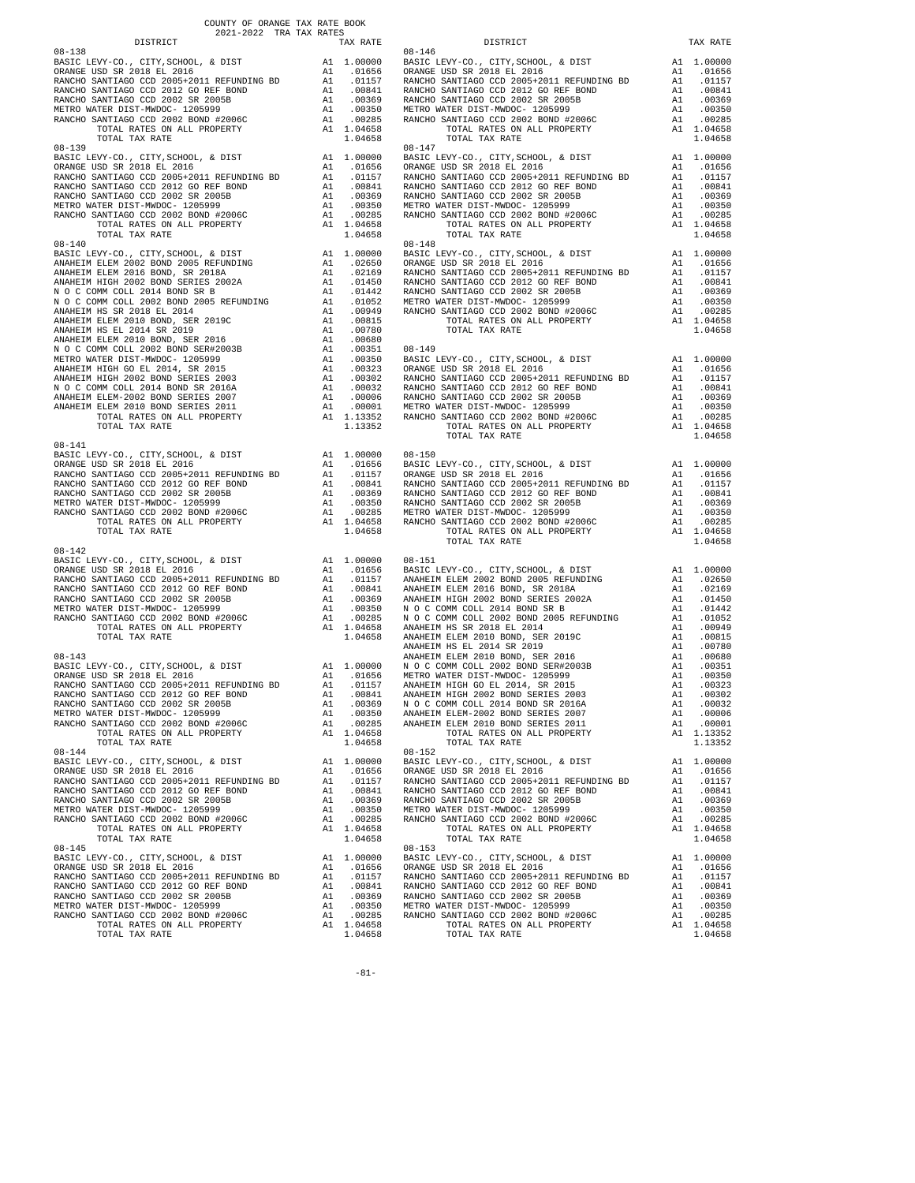COUNTY OF ORANGE TAX RATE BOOK
2021-2022 TRA TAX RATES

| DISTRICT | | TAX RATE |
|---|---|---|
| **08-138** | | |
| BASIC LEVY-CO., CITY,SCHOOL, & DIST | A1 | 1.00000 |
| ORANGE USD SR 2018 EL 2016 | A1 | .01656 |
| RANCHO SANTIAGO CCD 2005+2011 REFUNDING BD | A1 | .01157 |
| RANCHO SANTIAGO CCD 2012 GO REF BOND | A1 | .00841 |
| RANCHO SANTIAGO CCD 2002 SR 2005B | A1 | .00369 |
| METRO WATER DIST-MWDOC- 1205999 | A1 | .00350 |
| RANCHO SANTIAGO CCD 2002 BOND #2006C | A1 | .00285 |
| TOTAL RATES ON ALL PROPERTY | A1 | 1.04658 |
| TOTAL TAX RATE | | 1.04658 |
| **08-139** | | |
| BASIC LEVY-CO., CITY,SCHOOL, & DIST | A1 | 1.00000 |
| ORANGE USD SR 2018 EL 2016 | A1 | .01656 |
| RANCHO SANTIAGO CCD 2005+2011 REFUNDING BD | A1 | .01157 |
| RANCHO SANTIAGO CCD 2012 GO REF BOND | A1 | .00841 |
| RANCHO SANTIAGO CCD 2002 SR 2005B | A1 | .00369 |
| METRO WATER DIST-MWDOC- 1205999 | A1 | .00350 |
| RANCHO SANTIAGO CCD 2002 BOND #2006C | A1 | .00285 |
| TOTAL RATES ON ALL PROPERTY | A1 | 1.04658 |
| TOTAL TAX RATE | | 1.04658 |
| **08-140** | | |
| BASIC LEVY-CO., CITY,SCHOOL, & DIST | A1 | 1.00000 |
| ANAHEIM ELEM 2002 BOND 2005 REFUNDING | A1 | .02650 |
| ANAHEIM ELEM 2016 BOND, SR 2018A | A1 | .02169 |
| ANAHEIM HIGH 2002 BOND SERIES 2002A | A1 | .01450 |
| N O C COMM COLL 2014 BOND SR B | A1 | .01442 |
| N O C COMM COLL 2002 BOND 2005 REFUNDING | A1 | .01052 |
| ANAHEIM HS SR 2018 EL 2014 | A1 | .00949 |
| ANAHEIM ELEM 2010 BOND, SER 2019C | A1 | .00815 |
| ANAHEIM HS EL 2014 SR 2019 | A1 | .00780 |
| ANAHEIM ELEM 2010 BOND, SER 2016 | A1 | .00680 |
| N O C COMM COLL 2002 BOND SER#2003B | A1 | .00351 |
| METRO WATER DIST-MWDOC- 1205999 | A1 | .00350 |
| ANAHEIM HIGH GO EL 2014, SR 2015 | A1 | .00323 |
| ANAHEIM HIGH 2002 BOND SERIES 2003 | A1 | .00302 |
| N O C COMM COLL 2014 BOND SR 2016A | A1 | .00032 |
| ANAHEIM ELEM-2002 BOND SERIES 2007 | A1 | .00006 |
| ANAHEIM ELEM 2010 BOND SERIES 2011 | A1 | .00001 |
| TOTAL RATES ON ALL PROPERTY | A1 | 1.13352 |
| TOTAL TAX RATE | | 1.13352 |
| **08-141** | | |
| BASIC LEVY-CO., CITY,SCHOOL, & DIST | A1 | 1.00000 |
| ORANGE USD SR 2018 EL 2016 | A1 | .01656 |
| RANCHO SANTIAGO CCD 2005+2011 REFUNDING BD | A1 | .01157 |
| RANCHO SANTIAGO CCD 2012 GO REF BOND | A1 | .00841 |
| RANCHO SANTIAGO CCD 2002 SR 2005B | A1 | .00369 |
| METRO WATER DIST-MWDOC- 1205999 | A1 | .00350 |
| RANCHO SANTIAGO CCD 2002 BOND #2006C | A1 | .00285 |
| TOTAL RATES ON ALL PROPERTY | A1 | 1.04658 |
| TOTAL TAX RATE | | 1.04658 |
| **08-142** | | |
| BASIC LEVY-CO., CITY,SCHOOL, & DIST | A1 | 1.00000 |
| ORANGE USD SR 2018 EL 2016 | A1 | .01656 |
| RANCHO SANTIAGO CCD 2005+2011 REFUNDING BD | A1 | .01157 |
| RANCHO SANTIAGO CCD 2012 GO REF BOND | A1 | .00841 |
| RANCHO SANTIAGO CCD 2002 SR 2005B | A1 | .00369 |
| METRO WATER DIST-MWDOC- 1205999 | A1 | .00350 |
| RANCHO SANTIAGO CCD 2002 BOND #2006C | A1 | .00285 |
| TOTAL RATES ON ALL PROPERTY | A1 | 1.04658 |
| TOTAL TAX RATE | | 1.04658 |
| **08-143** | | |
| BASIC LEVY-CO., CITY,SCHOOL, & DIST | A1 | 1.00000 |
| ORANGE USD SR 2018 EL 2016 | A1 | .01656 |
| RANCHO SANTIAGO CCD 2005+2011 REFUNDING BD | A1 | .01157 |
| RANCHO SANTIAGO CCD 2012 GO REF BOND | A1 | .00841 |
| RANCHO SANTIAGO CCD 2002 SR 2005B | A1 | .00369 |
| METRO WATER DIST-MWDOC- 1205999 | A1 | .00350 |
| RANCHO SANTIAGO CCD 2002 BOND #2006C | A1 | .00285 |
| TOTAL RATES ON ALL PROPERTY | A1 | 1.04658 |
| TOTAL TAX RATE | | 1.04658 |
| **08-144** | | |
| BASIC LEVY-CO., CITY,SCHOOL, & DIST | A1 | 1.00000 |
| ORANGE USD SR 2018 EL 2016 | A1 | .01656 |
| RANCHO SANTIAGO CCD 2005+2011 REFUNDING BD | A1 | .01157 |
| RANCHO SANTIAGO CCD 2012 GO REF BOND | A1 | .00841 |
| RANCHO SANTIAGO CCD 2002 SR 2005B | A1 | .00369 |
| METRO WATER DIST-MWDOC- 1205999 | A1 | .00350 |
| RANCHO SANTIAGO CCD 2002 BOND #2006C | A1 | .00285 |
| TOTAL RATES ON ALL PROPERTY | A1 | 1.04658 |
| TOTAL TAX RATE | | 1.04658 |
| **08-145** | | |
| BASIC LEVY-CO., CITY,SCHOOL, & DIST | A1 | 1.00000 |
| ORANGE USD SR 2018 EL 2016 | A1 | .01656 |
| RANCHO SANTIAGO CCD 2005+2011 REFUNDING BD | A1 | .01157 |
| RANCHO SANTIAGO CCD 2012 GO REF BOND | A1 | .00841 |
| RANCHO SANTIAGO CCD 2002 SR 2005B | A1 | .00369 |
| METRO WATER DIST-MWDOC- 1205999 | A1 | .00350 |
| RANCHO SANTIAGO CCD 2002 BOND #2006C | A1 | .00285 |
| TOTAL RATES ON ALL PROPERTY | A1 | 1.04658 |
| TOTAL TAX RATE | | 1.04658 |
| **08-146** | | |
| BASIC LEVY-CO., CITY,SCHOOL, & DIST | A1 | 1.00000 |
| ORANGE USD SR 2018 EL 2016 | A1 | .01656 |
| RANCHO SANTIAGO CCD 2005+2011 REFUNDING BD | A1 | .01157 |
| RANCHO SANTIAGO CCD 2012 GO REF BOND | A1 | .00841 |
| RANCHO SANTIAGO CCD 2002 SR 2005B | A1 | .00369 |
| METRO WATER DIST-MWDOC- 1205999 | A1 | .00350 |
| RANCHO SANTIAGO CCD 2002 BOND #2006C | A1 | .00285 |
| TOTAL RATES ON ALL PROPERTY | A1 | 1.04658 |
| TOTAL TAX RATE | | 1.04658 |
| **08-147** | | |
| BASIC LEVY-CO., CITY,SCHOOL, & DIST | A1 | 1.00000 |
| ORANGE USD SR 2018 EL 2016 | A1 | .01656 |
| RANCHO SANTIAGO CCD 2005+2011 REFUNDING BD | A1 | .01157 |
| RANCHO SANTIAGO CCD 2012 GO REF BOND | A1 | .00841 |
| RANCHO SANTIAGO CCD 2002 SR 2005B | A1 | .00369 |
| METRO WATER DIST-MWDOC- 1205999 | A1 | .00350 |
| RANCHO SANTIAGO CCD 2002 BOND #2006C | A1 | .00285 |
| TOTAL RATES ON ALL PROPERTY | A1 | 1.04658 |
| TOTAL TAX RATE | | 1.04658 |
| **08-148** | | |
| BASIC LEVY-CO., CITY,SCHOOL, & DIST | A1 | 1.00000 |
| ORANGE USD SR 2018 EL 2016 | A1 | .01656 |
| RANCHO SANTIAGO CCD 2005+2011 REFUNDING BD | A1 | .01157 |
| RANCHO SANTIAGO CCD 2012 GO REF BOND | A1 | .00841 |
| RANCHO SANTIAGO CCD 2002 SR 2005B | A1 | .00369 |
| METRO WATER DIST-MWDOC- 1205999 | A1 | .00350 |
| RANCHO SANTIAGO CCD 2002 BOND #2006C | A1 | .00285 |
| TOTAL RATES ON ALL PROPERTY | A1 | 1.04658 |
| TOTAL TAX RATE | | 1.04658 |
| **08-149** | | |
| BASIC LEVY-CO., CITY,SCHOOL, & DIST | A1 | 1.00000 |
| ORANGE USD SR 2018 EL 2016 | A1 | .01656 |
| RANCHO SANTIAGO CCD 2005+2011 REFUNDING BD | A1 | .01157 |
| RANCHO SANTIAGO CCD 2012 GO REF BOND | A1 | .00841 |
| RANCHO SANTIAGO CCD 2002 SR 2005B | A1 | .00369 |
| METRO WATER DIST-MWDOC- 1205999 | A1 | .00350 |
| RANCHO SANTIAGO CCD 2002 BOND #2006C | A1 | .00285 |
| TOTAL RATES ON ALL PROPERTY | A1 | 1.04658 |
| TOTAL TAX RATE | | 1.04658 |
| **08-150** | | |
| BASIC LEVY-CO., CITY,SCHOOL, & DIST | A1 | 1.00000 |
| ORANGE USD SR 2018 EL 2016 | A1 | .01656 |
| RANCHO SANTIAGO CCD 2005+2011 REFUNDING BD | A1 | .01157 |
| RANCHO SANTIAGO CCD 2012 GO REF BOND | A1 | .00841 |
| RANCHO SANTIAGO CCD 2002 SR 2005B | A1 | .00369 |
| METRO WATER DIST-MWDOC- 1205999 | A1 | .00350 |
| RANCHO SANTIAGO CCD 2002 BOND #2006C | A1 | .00285 |
| TOTAL RATES ON ALL PROPERTY | A1 | 1.04658 |
| TOTAL TAX RATE | | 1.04658 |
| **08-151** | | |
| BASIC LEVY-CO., CITY,SCHOOL, & DIST | A1 | 1.00000 |
| ANAHEIM ELEM 2002 BOND 2005 REFUNDING | A1 | .02650 |
| ANAHEIM ELEM 2016 BOND, SR 2018A | A1 | .02169 |
| ANAHEIM HIGH 2002 BOND SERIES 2002A | A1 | .01450 |
| N O C COMM COLL 2014 BOND SR B | A1 | .01442 |
| N O C COMM COLL 2002 BOND 2005 REFUNDING | A1 | .01052 |
| ANAHEIM HS SR 2018 EL 2014 | A1 | .00949 |
| ANAHEIM ELEM 2010 BOND, SER 2019C | A1 | .00815 |
| ANAHEIM HS EL 2014 SR 2019 | A1 | .00780 |
| ANAHEIM ELEM 2010 BOND, SER 2016 | A1 | .00680 |
| N O C COMM COLL 2002 BOND SER#2003B | A1 | .00351 |
| METRO WATER DIST-MWDOC- 1205999 | A1 | .00350 |
| ANAHEIM HIGH GO EL 2014, SR 2015 | A1 | .00323 |
| ANAHEIM HIGH 2002 BOND SERIES 2003 | A1 | .00302 |
| N O C COMM COLL 2014 BOND SR 2016A | A1 | .00032 |
| ANAHEIM ELEM-2002 BOND SERIES 2007 | A1 | .00006 |
| ANAHEIM ELEM 2010 BOND SERIES 2011 | A1 | .00001 |
| TOTAL RATES ON ALL PROPERTY | A1 | 1.13352 |
| TOTAL TAX RATE | | 1.13352 |
| **08-152** | | |
| BASIC LEVY-CO., CITY,SCHOOL, & DIST | A1 | 1.00000 |
| ORANGE USD SR 2018 EL 2016 | A1 | .01656 |
| RANCHO SANTIAGO CCD 2005+2011 REFUNDING BD | A1 | .01157 |
| RANCHO SANTIAGO CCD 2012 GO REF BOND | A1 | .00841 |
| RANCHO SANTIAGO CCD 2002 SR 2005B | A1 | .00369 |
| METRO WATER DIST-MWDOC- 1205999 | A1 | .00350 |
| RANCHO SANTIAGO CCD 2002 BOND #2006C | A1 | .00285 |
| TOTAL RATES ON ALL PROPERTY | A1 | 1.04658 |
| TOTAL TAX RATE | | 1.04658 |
| **08-153** | | |
| BASIC LEVY-CO., CITY,SCHOOL, & DIST | A1 | 1.00000 |
| ORANGE USD SR 2018 EL 2016 | A1 | .01656 |
| RANCHO SANTIAGO CCD 2005+2011 REFUNDING BD | A1 | .01157 |
| RANCHO SANTIAGO CCD 2012 GO REF BOND | A1 | .00841 |
| RANCHO SANTIAGO CCD 2002 SR 2005B | A1 | .00369 |
| METRO WATER DIST-MWDOC- 1205999 | A1 | .00350 |
| RANCHO SANTIAGO CCD 2002 BOND #2006C | A1 | .00285 |
| TOTAL RATES ON ALL PROPERTY | A1 | 1.04658 |
| TOTAL TAX RATE | | 1.04658 |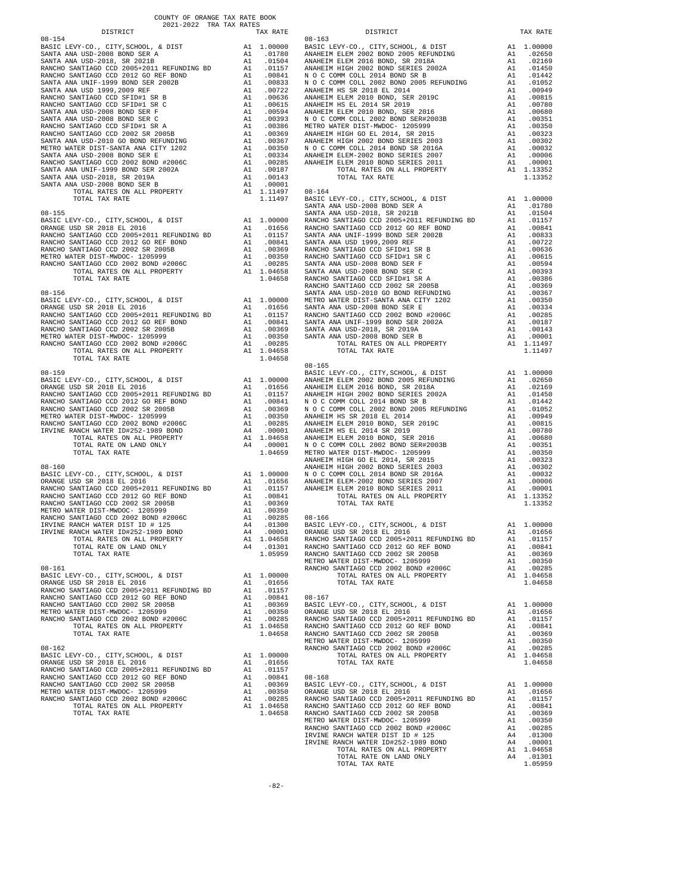COUNTY OF ORANGE TAX RATE BOOK
2021-2022 TRA TAX RATES

| DISTRICT | | TAX RATE |
|---|---|---|
| **08-154** | | |
| BASIC LEVY-CO., CITY,SCHOOL, & DIST | A1 | 1.00000 |
| SANTA ANA USD-2008 BOND SER A | A1 | .01780 |
| SANTA ANA USD-2018, SR 2021B | A1 | .01504 |
| RANCHO SANTIAGO CCD 2005+2011 REFUNDING BD | A1 | .01157 |
| RANCHO SANTIAGO CCD 2012 GO REF BOND | A1 | .00841 |
| SANTA ANA UNIF-1999 BOND SER 2002B | A1 | .00833 |
| SANTA ANA USD 1999,2009 REF | A1 | .00722 |
| RANCHO SANTIAGO CCD SFID#1 SR B | A1 | .00636 |
| RANCHO SANTIAGO CCD SFID#1 SR C | A1 | .00615 |
| SANTA ANA USD-2008 BOND SER F | A1 | .00594 |
| SANTA ANA USD-2008 BOND SER C | A1 | .00393 |
| RANCHO SANTIAGO CCD SFID#1 SR A | A1 | .00386 |
| RANCHO SANTIAGO CCD 2002 SR 2005B | A1 | .00369 |
| SANTA ANA USD-2010 GO BOND REFUNDING | A1 | .00367 |
| METRO WATER DIST-SANTA ANA CITY 1202 | A1 | .00350 |
| SANTA ANA USD-2008 BOND SER E | A1 | .00334 |
| RANCHO SANTIAGO CCD 2002 BOND #2006C | A1 | .00285 |
| SANTA ANA UNIF-1999 BOND SER 2002A | A1 | .00187 |
| SANTA ANA USD-2018, SR 2019A | A1 | .00143 |
| SANTA ANA USD-2008 BOND SER B | A1 | .00001 |
| TOTAL RATES ON ALL PROPERTY | A1 | 1.11497 |
| TOTAL TAX RATE | | 1.11497 |
| **08-155** | | |
| BASIC LEVY-CO., CITY,SCHOOL, & DIST | A1 | 1.00000 |
| ORANGE USD SR 2018 EL 2016 | A1 | .01656 |
| RANCHO SANTIAGO CCD 2005+2011 REFUNDING BD | A1 | .01157 |
| RANCHO SANTIAGO CCD 2012 GO REF BOND | A1 | .00841 |
| RANCHO SANTIAGO CCD 2002 SR 2005B | A1 | .00369 |
| METRO WATER DIST-MWDOC- 1205999 | A1 | .00350 |
| RANCHO SANTIAGO CCD 2002 BOND #2006C | A1 | .00285 |
| TOTAL RATES ON ALL PROPERTY | A1 | 1.04658 |
| TOTAL TAX RATE | | 1.04658 |
| **08-156** | | |
| BASIC LEVY-CO., CITY,SCHOOL, & DIST | A1 | 1.00000 |
| ORANGE USD SR 2018 EL 2016 | A1 | .01656 |
| RANCHO SANTIAGO CCD 2005+2011 REFUNDING BD | A1 | .01157 |
| RANCHO SANTIAGO CCD 2012 GO REF BOND | A1 | .00841 |
| RANCHO SANTIAGO CCD 2002 SR 2005B | A1 | .00369 |
| METRO WATER DIST-MWDOC- 1205999 | A1 | .00350 |
| RANCHO SANTIAGO CCD 2002 BOND #2006C | A1 | .00285 |
| TOTAL RATES ON ALL PROPERTY | A1 | 1.04658 |
| TOTAL TAX RATE | | 1.04658 |
| **08-159** | | |
| BASIC LEVY-CO., CITY,SCHOOL, & DIST | A1 | 1.00000 |
| ORANGE USD SR 2018 EL 2016 | A1 | .01656 |
| RANCHO SANTIAGO CCD 2005+2011 REFUNDING BD | A1 | .01157 |
| RANCHO SANTIAGO CCD 2012 GO REF BOND | A1 | .00841 |
| RANCHO SANTIAGO CCD 2002 SR 2005B | A1 | .00369 |
| METRO WATER DIST-MWDOC- 1205999 | A1 | .00350 |
| RANCHO SANTIAGO CCD 2002 BOND #2006C | A1 | .00285 |
| IRVINE RANCH WATER ID#252-1989 BOND | A4 | .00001 |
| TOTAL RATES ON ALL PROPERTY | A1 | 1.04658 |
| TOTAL RATE ON LAND ONLY | A4 | .00001 |
| TOTAL TAX RATE | | 1.04659 |
| **08-160** | | |
| BASIC LEVY-CO., CITY,SCHOOL, & DIST | A1 | 1.00000 |
| ORANGE USD SR 2018 EL 2016 | A1 | .01656 |
| RANCHO SANTIAGO CCD 2005+2011 REFUNDING BD | A1 | .01157 |
| RANCHO SANTIAGO CCD 2012 GO REF BOND | A1 | .00841 |
| RANCHO SANTIAGO CCD 2002 SR 2005B | A1 | .00369 |
| METRO WATER DIST-MWDOC- 1205999 | A1 | .00350 |
| RANCHO SANTIAGO CCD 2002 BOND #2006C | A1 | .00285 |
| IRVINE RANCH WATER DIST ID # 125 | A4 | .01300 |
| IRVINE RANCH WATER ID#252-1989 BOND | A4 | .00001 |
| TOTAL RATES ON ALL PROPERTY | A1 | 1.04658 |
| TOTAL RATE ON LAND ONLY | A4 | .01301 |
| TOTAL TAX RATE | | 1.05959 |
| **08-161** | | |
| BASIC LEVY-CO., CITY,SCHOOL, & DIST | A1 | 1.00000 |
| ORANGE USD SR 2018 EL 2016 | A1 | .01656 |
| RANCHO SANTIAGO CCD 2005+2011 REFUNDING BD | A1 | .01157 |
| RANCHO SANTIAGO CCD 2012 GO REF BOND | A1 | .00841 |
| RANCHO SANTIAGO CCD 2002 SR 2005B | A1 | .00369 |
| METRO WATER DIST-MWDOC- 1205999 | A1 | .00350 |
| RANCHO SANTIAGO CCD 2002 BOND #2006C | A1 | .00285 |
| TOTAL RATES ON ALL PROPERTY | A1 | 1.04658 |
| TOTAL TAX RATE | | 1.04658 |
| **08-162** | | |
| BASIC LEVY-CO., CITY,SCHOOL, & DIST | A1 | 1.00000 |
| ORANGE USD SR 2018 EL 2016 | A1 | .01656 |
| RANCHO SANTIAGO CCD 2005+2011 REFUNDING BD | A1 | .01157 |
| RANCHO SANTIAGO CCD 2012 GO REF BOND | A1 | .00841 |
| RANCHO SANTIAGO CCD 2002 SR 2005B | A1 | .00369 |
| METRO WATER DIST-MWDOC- 1205999 | A1 | .00350 |
| RANCHO SANTIAGO CCD 2002 BOND #2006C | A1 | .00285 |
| TOTAL RATES ON ALL PROPERTY | A1 | 1.04658 |
| TOTAL TAX RATE | | 1.04658 |
| **08-163** | | |
| BASIC LEVY-CO., CITY,SCHOOL, & DIST | A1 | 1.00000 |
| ANAHEIM ELEM 2002 BOND 2005 REFUNDING | A1 | .02650 |
| ANAHEIM ELEM 2016 BOND, SR 2018A | A1 | .02169 |
| ANAHEIM HIGH 2002 BOND SERIES 2002A | A1 | .01450 |
| N O C COMM COLL 2014 BOND SR B | A1 | .01442 |
| N O C COMM COLL 2002 BOND 2005 REFUNDING | A1 | .01052 |
| ANAHEIM HS SR 2018 EL 2014 | A1 | .00949 |
| ANAHEIM ELEM 2010 BOND, SER 2019C | A1 | .00815 |
| ANAHEIM HS EL 2014 SR 2019 | A1 | .00780 |
| ANAHEIM ELEM 2010 BOND, SER 2016 | A1 | .00680 |
| N O C COMM COLL 2002 BOND SER#2003B | A1 | .00351 |
| METRO WATER DIST-MWDOC- 1205999 | A1 | .00350 |
| ANAHEIM HIGH GO EL 2014, SR 2015 | A1 | .00323 |
| ANAHEIM HIGH 2002 BOND SERIES 2003 | A1 | .00302 |
| N O C COMM COLL 2014 BOND SR 2016A | A1 | .00032 |
| ANAHEIM ELEM-2002 BOND SERIES 2007 | A1 | .00006 |
| ANAHEIM ELEM 2010 BOND SERIES 2011 | A1 | .00001 |
| TOTAL RATES ON ALL PROPERTY | A1 | 1.13352 |
| TOTAL TAX RATE | | 1.13352 |
| **08-164** | | |
| BASIC LEVY-CO., CITY,SCHOOL, & DIST | A1 | 1.00000 |
| SANTA ANA USD-2008 BOND SER A | A1 | .01780 |
| SANTA ANA USD-2018, SR 2021B | A1 | .01504 |
| RANCHO SANTIAGO CCD 2005+2011 REFUNDING BD | A1 | .01157 |
| RANCHO SANTIAGO CCD 2012 GO REF BOND | A1 | .00841 |
| SANTA ANA UNIF-1999 BOND SER 2002B | A1 | .00833 |
| SANTA ANA USD 1999,2009 REF | A1 | .00722 |
| RANCHO SANTIAGO CCD SFID#1 SR B | A1 | .00636 |
| RANCHO SANTIAGO CCD SFID#1 SR C | A1 | .00615 |
| SANTA ANA USD-2008 BOND SER F | A1 | .00594 |
| SANTA ANA USD-2008 BOND SER C | A1 | .00393 |
| RANCHO SANTIAGO CCD SFID#1 SR A | A1 | .00386 |
| RANCHO SANTIAGO CCD 2002 SR 2005B | A1 | .00369 |
| SANTA ANA USD-2010 GO BOND REFUNDING | A1 | .00367 |
| METRO WATER DIST-SANTA ANA CITY 1202 | A1 | .00350 |
| SANTA ANA USD-2008 BOND SER E | A1 | .00334 |
| RANCHO SANTIAGO CCD 2002 BOND #2006C | A1 | .00285 |
| SANTA ANA UNIF-1999 BOND SER 2002A | A1 | .00187 |
| SANTA ANA USD-2018, SR 2019A | A1 | .00143 |
| SANTA ANA USD-2008 BOND SER B | A1 | .00001 |
| TOTAL RATES ON ALL PROPERTY | A1 | 1.11497 |
| TOTAL TAX RATE | | 1.11497 |
| **08-165** | | |
| BASIC LEVY-CO., CITY,SCHOOL, & DIST | A1 | 1.00000 |
| ANAHEIM ELEM 2002 BOND 2005 REFUNDING | A1 | .02650 |
| ANAHEIM ELEM 2016 BOND, SR 2018A | A1 | .02169 |
| ANAHEIM HIGH 2002 BOND SERIES 2002A | A1 | .01450 |
| N O C COMM COLL 2014 BOND SR B | A1 | .01442 |
| N O C COMM COLL 2002 BOND 2005 REFUNDING | A1 | .01052 |
| ANAHEIM HS SR 2018 EL 2014 | A1 | .00949 |
| ANAHEIM ELEM 2010 BOND, SER 2019C | A1 | .00815 |
| ANAHEIM HS EL 2014 SR 2019 | A1 | .00780 |
| ANAHEIM ELEM 2010 BOND, SER 2016 | A1 | .00680 |
| N O C COMM COLL 2002 BOND SER#2003B | A1 | .00351 |
| METRO WATER DIST-MWDOC- 1205999 | A1 | .00350 |
| ANAHEIM HIGH GO EL 2014, SR 2015 | A1 | .00323 |
| ANAHEIM HIGH 2002 BOND SERIES 2003 | A1 | .00302 |
| N O C COMM COLL 2014 BOND SR 2016A | A1 | .00032 |
| ANAHEIM ELEM-2002 BOND SERIES 2007 | A1 | .00006 |
| ANAHEIM ELEM 2010 BOND SERIES 2011 | A1 | .00001 |
| TOTAL RATES ON ALL PROPERTY | A1 | 1.13352 |
| TOTAL TAX RATE | | 1.13352 |
| **08-166** | | |
| BASIC LEVY-CO., CITY,SCHOOL, & DIST | A1 | 1.00000 |
| ORANGE USD SR 2018 EL 2016 | A1 | .01656 |
| RANCHO SANTIAGO CCD 2005+2011 REFUNDING BD | A1 | .01157 |
| RANCHO SANTIAGO CCD 2012 GO REF BOND | A1 | .00841 |
| RANCHO SANTIAGO CCD 2002 SR 2005B | A1 | .00369 |
| METRO WATER DIST-MWDOC- 1205999 | A1 | .00350 |
| RANCHO SANTIAGO CCD 2002 BOND #2006C | A1 | .00285 |
| TOTAL RATES ON ALL PROPERTY | A1 | 1.04658 |
| TOTAL TAX RATE | | 1.04658 |
| **08-167** | | |
| BASIC LEVY-CO., CITY,SCHOOL, & DIST | A1 | 1.00000 |
| ORANGE USD SR 2018 EL 2016 | A1 | .01656 |
| RANCHO SANTIAGO CCD 2005+2011 REFUNDING BD | A1 | .01157 |
| RANCHO SANTIAGO CCD 2012 GO REF BOND | A1 | .00841 |
| RANCHO SANTIAGO CCD 2002 SR 2005B | A1 | .00369 |
| METRO WATER DIST-MWDOC- 1205999 | A1 | .00350 |
| RANCHO SANTIAGO CCD 2002 BOND #2006C | A1 | .00285 |
| TOTAL RATES ON ALL PROPERTY | A1 | 1.04658 |
| TOTAL TAX RATE | | 1.04658 |
| **08-168** | | |
| BASIC LEVY-CO., CITY,SCHOOL, & DIST | A1 | 1.00000 |
| ORANGE USD SR 2018 EL 2016 | A1 | .01656 |
| RANCHO SANTIAGO CCD 2005+2011 REFUNDING BD | A1 | .01157 |
| RANCHO SANTIAGO CCD 2012 GO REF BOND | A1 | .00841 |
| RANCHO SANTIAGO CCD 2002 SR 2005B | A1 | .00369 |
| METRO WATER DIST-MWDOC- 1205999 | A1 | .00350 |
| RANCHO SANTIAGO CCD 2002 BOND #2006C | A1 | .00285 |
| IRVINE RANCH WATER DIST ID # 125 | A4 | .01300 |
| IRVINE RANCH WATER ID#252-1989 BOND | A4 | .00001 |
| TOTAL RATES ON ALL PROPERTY | A1 | 1.04658 |
| TOTAL RATE ON LAND ONLY | A4 | .01301 |
| TOTAL TAX RATE | | 1.05959 |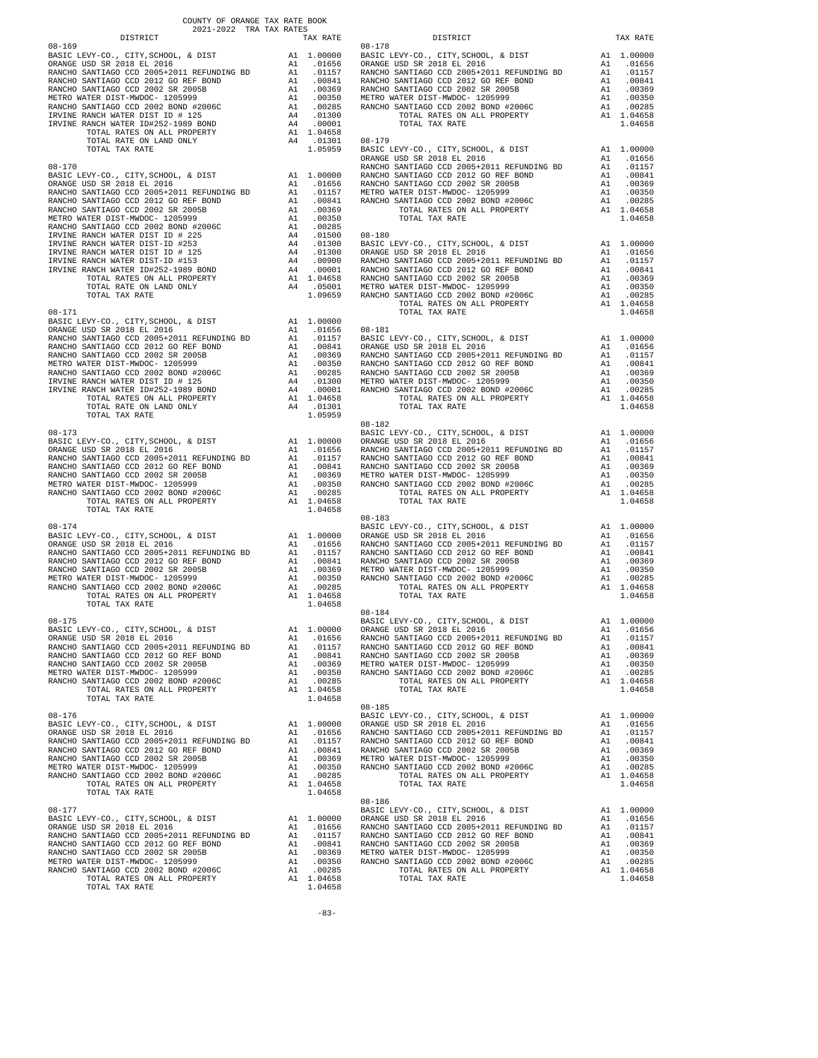COUNTY OF ORANGE TAX RATE BOOK
2021-2022 TRA TAX RATES

**08-169**

| DISTRICT | | TAX RATE |
|---|---|---|
| BASIC LEVY-CO., CITY,SCHOOL, & DIST | A1 | 1.00000 |
| ORANGE USD SR 2018 EL 2016 | A1 | .01656 |
| RANCHO SANTIAGO CCD 2005+2011 REFUNDING BD | A1 | .01157 |
| RANCHO SANTIAGO CCD 2012 GO REF BOND | A1 | .00841 |
| RANCHO SANTIAGO CCD 2002 SR 2005B | A1 | .00369 |
| METRO WATER DIST-MWDOC- 1205999 | A1 | .00350 |
| RANCHO SANTIAGO CCD 2002 BOND #2006C | A1 | .00285 |
| IRVINE RANCH WATER DIST # 125 | A4 | .01300 |
| IRVINE RANCH WATER ID#252-1989 BOND | A4 | .00001 |
| TOTAL RATES ON ALL PROPERTY | A1 | 1.04658 |
| TOTAL RATE ON LAND ONLY | A4 | .01301 |
| TOTAL TAX RATE | | 1.05959 |

**08-170**

| DISTRICT | | TAX RATE |
|---|---|---|
| BASIC LEVY-CO., CITY,SCHOOL, & DIST | A1 | 1.00000 |
| ORANGE USD SR 2018 EL 2016 | A1 | .01656 |
| RANCHO SANTIAGO CCD 2005+2011 REFUNDING BD | A1 | .01157 |
| RANCHO SANTIAGO CCD 2012 GO REF BOND | A1 | .00841 |
| RANCHO SANTIAGO CCD 2002 SR 2005B | A1 | .00369 |
| METRO WATER DIST-MWDOC- 1205999 | A1 | .00350 |
| RANCHO SANTIAGO CCD 2002 BOND #2006C | A1 | .00285 |
| IRVINE RANCH WATER DIST ID # 225 | A4 | .01500 |
| IRVINE RANCH WATER DIST-ID #253 | A4 | .01300 |
| IRVINE RANCH WATER DIST ID # 125 | A4 | .01300 |
| IRVINE RANCH WATER DIST-ID #153 | A4 | .00900 |
| IRVINE RANCH WATER ID#252-1989 BOND | A4 | .00001 |
| TOTAL RATES ON ALL PROPERTY | A1 | 1.04658 |
| TOTAL RATE ON LAND ONLY | A4 | .05001 |
| TOTAL TAX RATE | | 1.09659 |

**08-171**

| DISTRICT | | TAX RATE |
|---|---|---|
| BASIC LEVY-CO., CITY,SCHOOL, & DIST | A1 | 1.00000 |
| ORANGE USD SR 2018 EL 2016 | A1 | .01656 |
| RANCHO SANTIAGO CCD 2005+2011 REFUNDING BD | A1 | .01157 |
| RANCHO SANTIAGO CCD 2012 GO REF BOND | A1 | .00841 |
| RANCHO SANTIAGO CCD 2002 SR 2005B | A1 | .00369 |
| METRO WATER DIST-MWDOC- 1205999 | A1 | .00350 |
| RANCHO SANTIAGO CCD 2002 BOND #2006C | A1 | .00285 |
| IRVINE RANCH WATER DIST ID # 125 | A4 | .01300 |
| IRVINE RANCH WATER ID#252-1989 BOND | A4 | .00001 |
| TOTAL RATES ON ALL PROPERTY | A1 | 1.04658 |
| TOTAL RATE ON LAND ONLY | A4 | .01301 |
| TOTAL TAX RATE | | 1.05959 |

**08-173, 08-174, 08-175, 08-176, 08-177, 08-178, 08-179, 08-180, 08-181, 08-182, 08-183, 08-184, 08-185, 08-186** (each TRA has identical rates)

| DISTRICT | | TAX RATE |
|---|---|---|
| BASIC LEVY-CO., CITY,SCHOOL, & DIST | A1 | 1.00000 |
| ORANGE USD SR 2018 EL 2016 | A1 | .01656 |
| RANCHO SANTIAGO CCD 2005+2011 REFUNDING BD | A1 | .01157 |
| RANCHO SANTIAGO CCD 2012 GO REF BOND | A1 | .00841 |
| RANCHO SANTIAGO CCD 2002 SR 2005B | A1 | .00369 |
| METRO WATER DIST-MWDOC- 1205999 | A1 | .00350 |
| RANCHO SANTIAGO CCD 2002 BOND #2006C | A1 | .00285 |
| TOTAL RATES ON ALL PROPERTY | A1 | 1.04658 |
| TOTAL TAX RATE | | 1.04658 |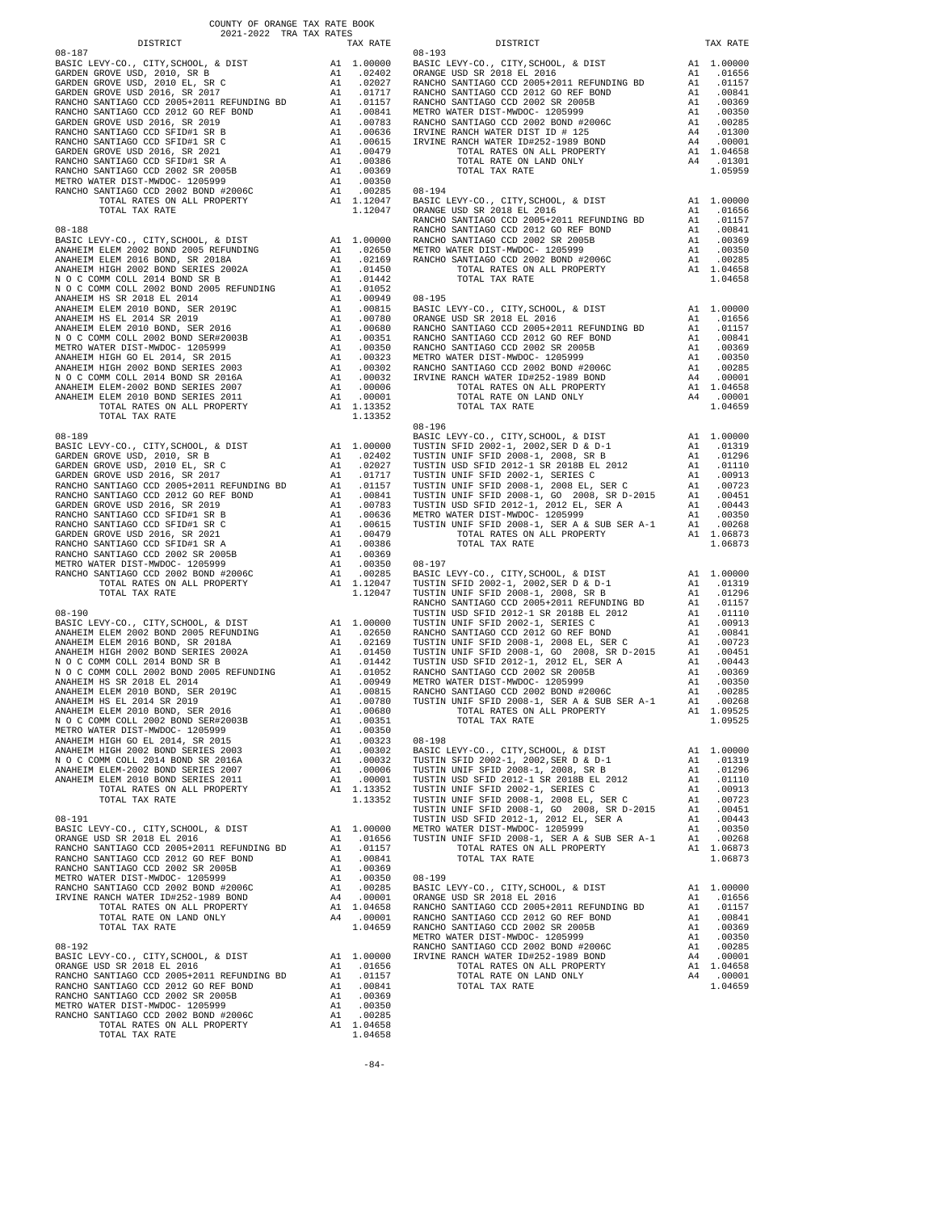COUNTY OF ORANGE TAX RATE BOOK
2021-2022 TRA TAX RATES

| DISTRICT | | TAX RATE |
|---|---|---|
| **08-187** | | |
| BASIC LEVY-CO., CITY,SCHOOL, & DIST | A1 | 1.00000 |
| GARDEN GROVE USD, 2010, SR B | A1 | .02402 |
| GARDEN GROVE USD, 2010 EL, SR C | A1 | .02027 |
| GARDEN GROVE USD 2016, SR 2017 | A1 | .01717 |
| RANCHO SANTIAGO CCD 2005+2011 REFUNDING BD | A1 | .01157 |
| RANCHO SANTIAGO CCD 2012 GO REF BOND | A1 | .00841 |
| GARDEN GROVE USD 2016, SR 2019 | A1 | .00783 |
| RANCHO SANTIAGO CCD SFID#1 SR B | A1 | .00636 |
| RANCHO SANTIAGO CCD SFID#1 SR C | A1 | .00615 |
| GARDEN GROVE USD 2016, SR 2021 | A1 | .00479 |
| RANCHO SANTIAGO CCD SFID#1 SR A | A1 | .00386 |
| RANCHO SANTIAGO CCD 2002 SR 2005B | A1 | .00369 |
| METRO WATER DIST-MWDOC- 1205999 | A1 | .00350 |
| RANCHO SANTIAGO CCD 2002 BOND #2006C | A1 | .00285 |
| TOTAL RATES ON ALL PROPERTY | A1 | 1.12047 |
| TOTAL TAX RATE | | 1.12047 |
| **08-188** | | |
| BASIC LEVY-CO., CITY,SCHOOL, & DIST | A1 | 1.00000 |
| ANAHEIM ELEM 2002 BOND 2005 REFUNDING | A1 | .02650 |
| ANAHEIM ELEM 2016 BOND, SR 2018A | A1 | .02169 |
| ANAHEIM HIGH 2002 BOND SERIES 2002A | A1 | .01450 |
| N O C COMM COLL 2014 BOND SR B | A1 | .01442 |
| N O C COMM COLL 2002 BOND 2005 REFUNDING | A1 | .01052 |
| ANAHEIM HS SR 2018 EL 2014 | A1 | .00949 |
| ANAHEIM ELEM 2010 BOND, SER 2019C | A1 | .00815 |
| ANAHEIM HS EL 2014 SR 2019 | A1 | .00780 |
| ANAHEIM ELEM 2010 BOND, SER 2016 | A1 | .00680 |
| N O C COMM COLL 2002 BOND SER#2003B | A1 | .00351 |
| METRO WATER DIST-MWDOC- 1205999 | A1 | .00350 |
| ANAHEIM HIGH GO EL 2014, SR 2015 | A1 | .00323 |
| ANAHEIM HIGH 2002 BOND SERIES 2003 | A1 | .00302 |
| N O C COMM COLL 2014 BOND SR 2016A | A1 | .00032 |
| ANAHEIM ELEM-2002 BOND SERIES 2007 | A1 | .00006 |
| ANAHEIM ELEM 2010 BOND SERIES 2011 | A1 | .00001 |
| TOTAL RATES ON ALL PROPERTY | A1 | 1.13352 |
| TOTAL TAX RATE | | 1.13352 |
| **08-189** | | |
| BASIC LEVY-CO., CITY,SCHOOL, & DIST | A1 | 1.00000 |
| GARDEN GROVE USD, 2010, SR B | A1 | .02402 |
| GARDEN GROVE USD, 2010 EL, SR C | A1 | .02027 |
| GARDEN GROVE USD 2016, SR 2017 | A1 | .01717 |
| RANCHO SANTIAGO CCD 2005+2011 REFUNDING BD | A1 | .01157 |
| RANCHO SANTIAGO CCD 2012 GO REF BOND | A1 | .00841 |
| GARDEN GROVE USD 2016, SR 2019 | A1 | .00783 |
| RANCHO SANTIAGO CCD SFID#1 SR B | A1 | .00636 |
| RANCHO SANTIAGO CCD SFID#1 SR C | A1 | .00615 |
| GARDEN GROVE USD 2016, SR 2021 | A1 | .00479 |
| RANCHO SANTIAGO CCD SFID#1 SR A | A1 | .00386 |
| RANCHO SANTIAGO CCD 2002 SR 2005B | A1 | .00369 |
| METRO WATER DIST-MWDOC- 1205999 | A1 | .00350 |
| RANCHO SANTIAGO CCD 2002 BOND #2006C | A1 | .00285 |
| TOTAL RATES ON ALL PROPERTY | A1 | 1.12047 |
| TOTAL TAX RATE | | 1.12047 |
| **08-190** | | |
| BASIC LEVY-CO., CITY,SCHOOL, & DIST | A1 | 1.00000 |
| ANAHEIM ELEM 2002 BOND 2005 REFUNDING | A1 | .02650 |
| ANAHEIM ELEM 2016 BOND, SR 2018A | A1 | .02169 |
| ANAHEIM HIGH 2002 BOND SERIES 2002A | A1 | .01450 |
| N O C COMM COLL 2014 BOND SR B | A1 | .01442 |
| N O C COMM COLL 2002 BOND 2005 REFUNDING | A1 | .01052 |
| ANAHEIM HS SR 2018 EL 2014 | A1 | .00949 |
| ANAHEIM ELEM 2010 BOND, SER 2019C | A1 | .00815 |
| ANAHEIM HS EL 2014 SR 2019 | A1 | .00780 |
| ANAHEIM ELEM 2010 BOND, SER 2016 | A1 | .00680 |
| N O C COMM COLL 2002 BOND SER#2003B | A1 | .00351 |
| METRO WATER DIST-MWDOC- 1205999 | A1 | .00350 |
| ANAHEIM HIGH GO EL 2014, SR 2015 | A1 | .00323 |
| ANAHEIM HIGH 2002 BOND SERIES 2003 | A1 | .00302 |
| N O C COMM COLL 2014 BOND SR 2016A | A1 | .00032 |
| ANAHEIM ELEM-2002 BOND SERIES 2007 | A1 | .00006 |
| ANAHEIM ELEM 2010 BOND SERIES 2011 | A1 | .00001 |
| TOTAL RATES ON ALL PROPERTY | A1 | 1.13352 |
| TOTAL TAX RATE | | 1.13352 |
| **08-191** | | |
| BASIC LEVY-CO., CITY,SCHOOL, & DIST | A1 | 1.00000 |
| ORANGE USD SR 2018 EL 2016 | A1 | .01656 |
| RANCHO SANTIAGO CCD 2005+2011 REFUNDING BD | A1 | .01157 |
| RANCHO SANTIAGO CCD 2012 GO REF BOND | A1 | .00841 |
| RANCHO SANTIAGO CCD 2002 SR 2005B | A1 | .00369 |
| METRO WATER DIST-MWDOC- 1205999 | A1 | .00350 |
| RANCHO SANTIAGO CCD 2002 BOND #2006C | A1 | .00285 |
| IRVINE RANCH WATER ID#252-1989 BOND | A4 | .00001 |
| TOTAL RATES ON ALL PROPERTY | A1 | 1.04658 |
| TOTAL RATE ON LAND ONLY | A4 | .00001 |
| TOTAL TAX RATE | | 1.04659 |
| **08-192** | | |
| BASIC LEVY-CO., CITY,SCHOOL, & DIST | A1 | 1.00000 |
| ORANGE USD SR 2018 EL 2016 | A1 | .01656 |
| RANCHO SANTIAGO CCD 2005+2011 REFUNDING BD | A1 | .01157 |
| RANCHO SANTIAGO CCD 2012 GO REF BOND | A1 | .00841 |
| RANCHO SANTIAGO CCD 2002 SR 2005B | A1 | .00369 |
| METRO WATER DIST-MWDOC- 1205999 | A1 | .00350 |
| RANCHO SANTIAGO CCD 2002 BOND #2006C | A1 | .00285 |
| TOTAL RATES ON ALL PROPERTY | A1 | 1.04658 |
| TOTAL TAX RATE | | 1.04658 |
| **08-193** | | |
| BASIC LEVY-CO., CITY,SCHOOL, & DIST | A1 | 1.00000 |
| ORANGE USD SR 2018 EL 2016 | A1 | .01656 |
| RANCHO SANTIAGO CCD 2005+2011 REFUNDING BD | A1 | .01157 |
| RANCHO SANTIAGO CCD 2012 GO REF BOND | A1 | .00841 |
| RANCHO SANTIAGO CCD 2002 SR 2005B | A1 | .00369 |
| METRO WATER DIST-MWDOC- 1205999 | A1 | .00350 |
| RANCHO SANTIAGO CCD 2002 BOND #2006C | A1 | .00285 |
| IRVINE RANCH WATER DIST ID # 125 | A4 | .01300 |
| IRVINE RANCH WATER ID#252-1989 BOND | A4 | .00001 |
| TOTAL RATES ON ALL PROPERTY | A1 | 1.04658 |
| TOTAL RATE ON LAND ONLY | A4 | .01301 |
| TOTAL TAX RATE | | 1.05959 |
| **08-194** | | |
| BASIC LEVY-CO., CITY,SCHOOL, & DIST | A1 | 1.00000 |
| ORANGE USD SR 2018 EL 2016 | A1 | .01656 |
| RANCHO SANTIAGO CCD 2005+2011 REFUNDING BD | A1 | .01157 |
| RANCHO SANTIAGO CCD 2012 GO REF BOND | A1 | .00841 |
| RANCHO SANTIAGO CCD 2002 SR 2005B | A1 | .00369 |
| METRO WATER DIST-MWDOC- 1205999 | A1 | .00350 |
| RANCHO SANTIAGO CCD 2002 BOND #2006C | A1 | .00285 |
| TOTAL RATES ON ALL PROPERTY | A1 | 1.04658 |
| TOTAL TAX RATE | | 1.04658 |
| **08-195** | | |
| BASIC LEVY-CO., CITY,SCHOOL, & DIST | A1 | 1.00000 |
| ORANGE USD SR 2018 EL 2016 | A1 | .01656 |
| RANCHO SANTIAGO CCD 2005+2011 REFUNDING BD | A1 | .01157 |
| RANCHO SANTIAGO CCD 2012 GO REF BOND | A1 | .00841 |
| RANCHO SANTIAGO CCD 2002 SR 2005B | A1 | .00369 |
| METRO WATER DIST-MWDOC- 1205999 | A1 | .00350 |
| RANCHO SANTIAGO CCD 2002 BOND #2006C | A1 | .00285 |
| IRVINE RANCH WATER ID#252-1989 BOND | A4 | .00001 |
| TOTAL RATES ON ALL PROPERTY | A1 | 1.04658 |
| TOTAL RATE ON LAND ONLY | A4 | .00001 |
| TOTAL TAX RATE | | 1.04659 |
| **08-196** | | |
| BASIC LEVY-CO., CITY,SCHOOL, & DIST | A1 | 1.00000 |
| TUSTIN SFID 2002-1, 2002,SER D & D-1 | A1 | .01319 |
| TUSTIN UNIF SFID 2008-1, 2008, SR B | A1 | .01296 |
| TUSTIN USD SFID 2012-1 SR 2018B EL 2012 | A1 | .01110 |
| TUSTIN UNIF SFID 2002-1, SERIES C | A1 | .00913 |
| TUSTIN UNIF SFID 2008-1, 2008 EL, SER C | A1 | .00723 |
| TUSTIN UNIF SFID 2008-1, GO 2008, SR D-2015 | A1 | .00451 |
| TUSTIN USD SFID 2012-1, 2012 EL, SER A | A1 | .00443 |
| METRO WATER DIST-MWDOC- 1205999 | A1 | .00350 |
| TUSTIN UNIF SFID 2008-1, SER A & SUB SER A-1 | A1 | .00268 |
| TOTAL RATES ON ALL PROPERTY | A1 | 1.06873 |
| TOTAL TAX RATE | | 1.06873 |
| **08-197** | | |
| BASIC LEVY-CO., CITY,SCHOOL, & DIST | A1 | 1.00000 |
| TUSTIN SFID 2002-1, 2002,SER D & D-1 | A1 | .01319 |
| TUSTIN UNIF SFID 2008-1, 2008, SR B | A1 | .01296 |
| RANCHO SANTIAGO CCD 2005+2011 REFUNDING BD | A1 | .01157 |
| TUSTIN USD SFID 2012-1 SR 2018B EL 2012 | A1 | .01110 |
| TUSTIN UNIF SFID 2002-1, SERIES C | A1 | .00913 |
| RANCHO SANTIAGO CCD 2012 GO REF BOND | A1 | .00841 |
| TUSTIN UNIF SFID 2008-1, 2008 EL, SER C | A1 | .00723 |
| TUSTIN UNIF SFID 2008-1, GO 2008, SR D-2015 | A1 | .00451 |
| TUSTIN USD SFID 2012-1, 2012 EL, SER A | A1 | .00443 |
| RANCHO SANTIAGO CCD 2002 SR 2005B | A1 | .00369 |
| METRO WATER DIST-MWDOC- 1205999 | A1 | .00350 |
| RANCHO SANTIAGO CCD 2002 BOND #2006C | A1 | .00285 |
| TUSTIN UNIF SFID 2008-1, SER A & SUB SER A-1 | A1 | .00268 |
| TOTAL RATES ON ALL PROPERTY | A1 | 1.09525 |
| TOTAL TAX RATE | | 1.09525 |
| **08-198** | | |
| BASIC LEVY-CO., CITY,SCHOOL, & DIST | A1 | 1.00000 |
| TUSTIN SFID 2002-1, 2002,SER D & D-1 | A1 | .01319 |
| TUSTIN UNIF SFID 2008-1, 2008, SR B | A1 | .01296 |
| TUSTIN USD SFID 2012-1 SR 2018B EL 2012 | A1 | .01110 |
| TUSTIN UNIF SFID 2002-1, SERIES C | A1 | .00913 |
| TUSTIN UNIF SFID 2008-1, 2008 EL, SER C | A1 | .00723 |
| TUSTIN UNIF SFID 2008-1, GO 2008, SR D-2015 | A1 | .00451 |
| TUSTIN USD SFID 2012-1, 2012 EL, SER A | A1 | .00443 |
| METRO WATER DIST-MWDOC- 1205999 | A1 | .00350 |
| TUSTIN UNIF SFID 2008-1, SER A & SUB SER A-1 | A1 | .00268 |
| TOTAL RATES ON ALL PROPERTY | A1 | 1.06873 |
| TOTAL TAX RATE | | 1.06873 |
| **08-199** | | |
| BASIC LEVY-CO., CITY,SCHOOL, & DIST | A1 | 1.00000 |
| ORANGE USD SR 2018 EL 2016 | A1 | .01656 |
| RANCHO SANTIAGO CCD 2005+2011 REFUNDING BD | A1 | .01157 |
| RANCHO SANTIAGO CCD 2012 GO REF BOND | A1 | .00841 |
| RANCHO SANTIAGO CCD 2002 SR 2005B | A1 | .00369 |
| METRO WATER DIST-MWDOC- 1205999 | A1 | .00350 |
| RANCHO SANTIAGO CCD 2002 BOND #2006C | A1 | .00285 |
| IRVINE RANCH WATER ID#252-1989 BOND | A4 | .00001 |
| TOTAL RATES ON ALL PROPERTY | A1 | 1.04658 |
| TOTAL RATE ON LAND ONLY | A4 | .00001 |
| TOTAL TAX RATE | | 1.04659 |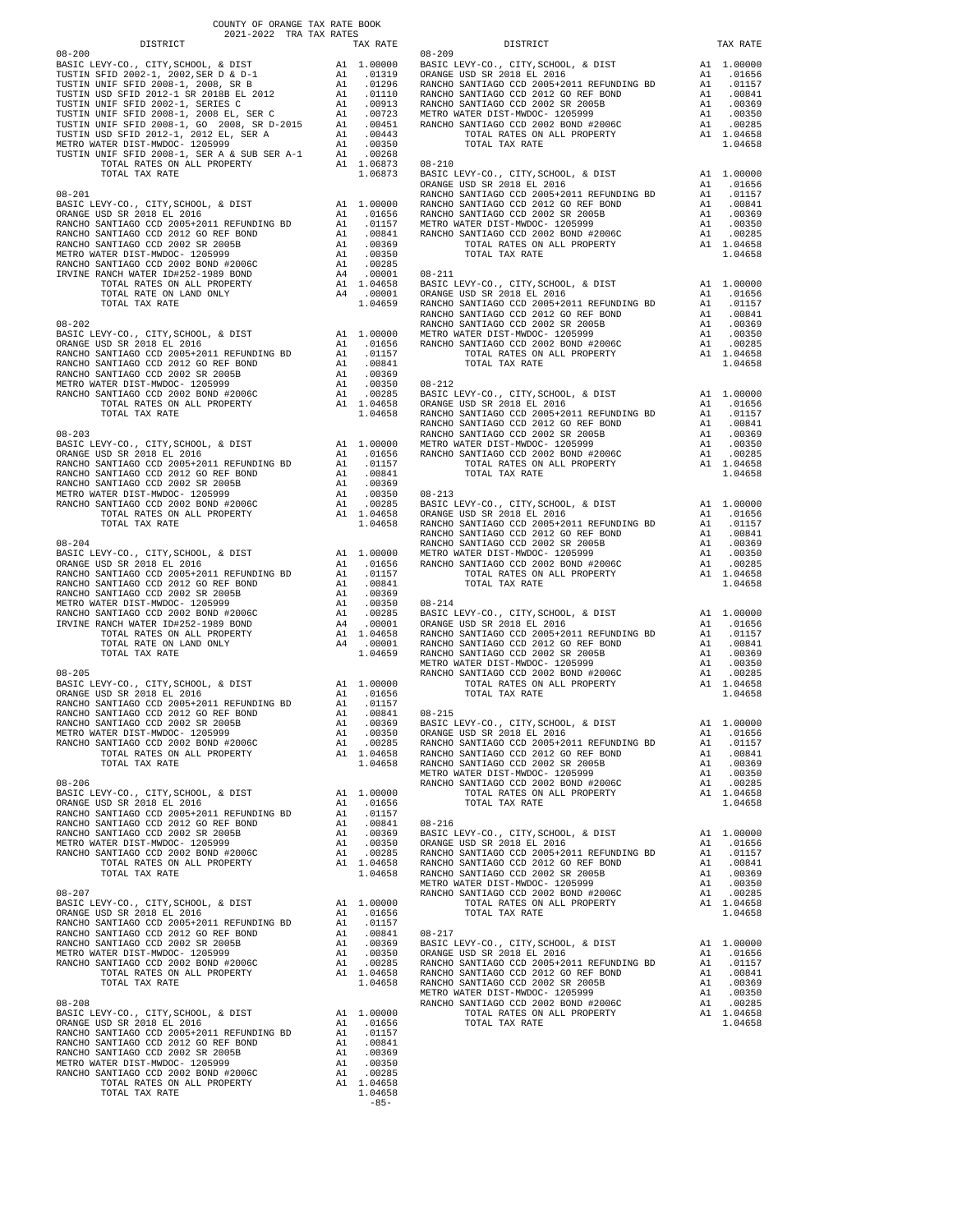COUNTY OF ORANGE TAX RATE BOOK
2021-2022 TRA TAX RATES

| DISTRICT | | TAX RATE |
|---|---|---|
| **08-200** | | |
| BASIC LEVY-CO., CITY,SCHOOL, & DIST | A1 | 1.00000 |
| TUSTIN USD SFID 2002-1, 2002,SER D & D-1 | A1 | .01319 |
| TUSTIN UNIF SFID 2008-1, 2008, SR B | A1 | .01296 |
| TUSTIN USD SFID 2012-1 SR 2018B EL 2012 | A1 | .01110 |
| TUSTIN UNIF SFID 2002-1, SERIES C | A1 | .00913 |
| TUSTIN UNIF SFID 2008-1, 2008 EL, SER C | A1 | .00723 |
| TUSTIN UNIF SFID 2008-1, GO 2008, SR D-2015 | A1 | .00451 |
| TUSTIN USD SFID 2012-1, 2012 EL, SER A | A1 | .00443 |
| METRO WATER DIST-MWDOC- 1205999 | A1 | .00350 |
| TUSTIN UNIF SFID 2008-1, SER A & SUB SER A-1 | A1 | .00268 |
| TOTAL RATES ON ALL PROPERTY | A1 | 1.06873 |
| TOTAL TAX RATE | | 1.06873 |
| **08-201** | | |
| BASIC LEVY-CO., CITY,SCHOOL, & DIST | A1 | 1.00000 |
| ORANGE USD SR 2018 EL 2016 | A1 | .01656 |
| RANCHO SANTIAGO CCD 2005+2011 REFUNDING BD | A1 | .01157 |
| RANCHO SANTIAGO CCD 2012 GO REF BOND | A1 | .00841 |
| RANCHO SANTIAGO CCD 2002 SR 2005B | A1 | .00369 |
| METRO WATER DIST-MWDOC- 1205999 | A1 | .00350 |
| RANCHO SANTIAGO CCD 2002 BOND #2006C | A1 | .00285 |
| IRVINE RANCH WATER ID#252-1989 BOND | A4 | .00001 |
| TOTAL RATES ON ALL PROPERTY | A1 | 1.04658 |
| TOTAL RATE ON LAND ONLY | A4 | .00001 |
| TOTAL TAX RATE | | 1.04659 |
| **08-202** | | |
| BASIC LEVY-CO., CITY,SCHOOL, & DIST | A1 | 1.00000 |
| ORANGE USD SR 2018 EL 2016 | A1 | .01656 |
| RANCHO SANTIAGO CCD 2005+2011 REFUNDING BD | A1 | .01157 |
| RANCHO SANTIAGO CCD 2012 GO REF BOND | A1 | .00841 |
| RANCHO SANTIAGO CCD 2002 SR 2005B | A1 | .00369 |
| METRO WATER DIST-MWDOC- 1205999 | A1 | .00350 |
| RANCHO SANTIAGO CCD 2002 BOND #2006C | A1 | .00285 |
| TOTAL RATES ON ALL PROPERTY | A1 | 1.04658 |
| TOTAL TAX RATE | | 1.04658 |
| **08-203** | | |
| BASIC LEVY-CO., CITY,SCHOOL, & DIST | A1 | 1.00000 |
| ORANGE USD SR 2018 EL 2016 | A1 | .01656 |
| RANCHO SANTIAGO CCD 2005+2011 REFUNDING BD | A1 | .01157 |
| RANCHO SANTIAGO CCD 2012 GO REF BOND | A1 | .00841 |
| RANCHO SANTIAGO CCD 2002 SR 2005B | A1 | .00369 |
| METRO WATER DIST-MWDOC- 1205999 | A1 | .00350 |
| RANCHO SANTIAGO CCD 2002 BOND #2006C | A1 | .00285 |
| TOTAL RATES ON ALL PROPERTY | A1 | 1.04658 |
| TOTAL TAX RATE | | 1.04658 |
| **08-204** | | |
| BASIC LEVY-CO., CITY,SCHOOL, & DIST | A1 | 1.00000 |
| ORANGE USD SR 2018 EL 2016 | A1 | .01656 |
| RANCHO SANTIAGO CCD 2005+2011 REFUNDING BD | A1 | .01157 |
| RANCHO SANTIAGO CCD 2012 GO REF BOND | A1 | .00841 |
| RANCHO SANTIAGO CCD 2002 SR 2005B | A1 | .00369 |
| METRO WATER DIST-MWDOC- 1205999 | A1 | .00350 |
| RANCHO SANTIAGO CCD 2002 BOND #2006C | A1 | .00285 |
| IRVINE RANCH WATER ID#252-1989 BOND | A4 | .00001 |
| TOTAL RATES ON ALL PROPERTY | A1 | 1.04658 |
| TOTAL RATE ON LAND ONLY | A4 | .00001 |
| TOTAL TAX RATE | | 1.04659 |
| **08-205** | | |
| BASIC LEVY-CO., CITY,SCHOOL, & DIST | A1 | 1.00000 |
| ORANGE USD SR 2018 EL 2016 | A1 | .01656 |
| RANCHO SANTIAGO CCD 2005+2011 REFUNDING BD | A1 | .01157 |
| RANCHO SANTIAGO CCD 2012 GO REF BOND | A1 | .00841 |
| RANCHO SANTIAGO CCD 2002 SR 2005B | A1 | .00369 |
| METRO WATER DIST-MWDOC- 1205999 | A1 | .00350 |
| RANCHO SANTIAGO CCD 2002 BOND #2006C | A1 | .00285 |
| TOTAL RATES ON ALL PROPERTY | A1 | 1.04658 |
| TOTAL TAX RATE | | 1.04658 |
| **08-206** | | |
| BASIC LEVY-CO., CITY,SCHOOL, & DIST | A1 | 1.00000 |
| ORANGE USD SR 2018 EL 2016 | A1 | .01656 |
| RANCHO SANTIAGO CCD 2005+2011 REFUNDING BD | A1 | .01157 |
| RANCHO SANTIAGO CCD 2012 GO REF BOND | A1 | .00841 |
| RANCHO SANTIAGO CCD 2002 SR 2005B | A1 | .00369 |
| METRO WATER DIST-MWDOC- 1205999 | A1 | .00350 |
| RANCHO SANTIAGO CCD 2002 BOND #2006C | A1 | .00285 |
| TOTAL RATES ON ALL PROPERTY | A1 | 1.04658 |
| TOTAL TAX RATE | | 1.04658 |
| **08-207** | | |
| BASIC LEVY-CO., CITY,SCHOOL, & DIST | A1 | 1.00000 |
| ORANGE USD SR 2018 EL 2016 | A1 | .01656 |
| RANCHO SANTIAGO CCD 2005+2011 REFUNDING BD | A1 | .01157 |
| RANCHO SANTIAGO CCD 2012 GO REF BOND | A1 | .00841 |
| RANCHO SANTIAGO CCD 2002 SR 2005B | A1 | .00369 |
| METRO WATER DIST-MWDOC- 1205999 | A1 | .00350 |
| RANCHO SANTIAGO CCD 2002 BOND #2006C | A1 | .00285 |
| TOTAL RATES ON ALL PROPERTY | A1 | 1.04658 |
| TOTAL TAX RATE | | 1.04658 |
| **08-208** | | |
| BASIC LEVY-CO., CITY,SCHOOL, & DIST | A1 | 1.00000 |
| ORANGE USD SR 2018 EL 2016 | A1 | .01656 |
| RANCHO SANTIAGO CCD 2005+2011 REFUNDING BD | A1 | .01157 |
| RANCHO SANTIAGO CCD 2012 GO REF BOND | A1 | .00841 |
| RANCHO SANTIAGO CCD 2002 SR 2005B | A1 | .00369 |
| METRO WATER DIST-MWDOC- 1205999 | A1 | .00350 |
| RANCHO SANTIAGO CCD 2002 BOND #2006C | A1 | .00285 |
| TOTAL RATES ON ALL PROPERTY | A1 | 1.04658 |
| TOTAL TAX RATE | | 1.04658 |
| **08-209** | | |
| BASIC LEVY-CO., CITY,SCHOOL, & DIST | A1 | 1.00000 |
| ORANGE USD SR 2018 EL 2016 | A1 | .01656 |
| RANCHO SANTIAGO CCD 2005+2011 REFUNDING BD | A1 | .01157 |
| RANCHO SANTIAGO CCD 2012 GO REF BOND | A1 | .00841 |
| RANCHO SANTIAGO CCD 2002 SR 2005B | A1 | .00369 |
| METRO WATER DIST-MWDOC- 1205999 | A1 | .00350 |
| RANCHO SANTIAGO CCD 2002 BOND #2006C | A1 | .00285 |
| TOTAL RATES ON ALL PROPERTY | A1 | 1.04658 |
| TOTAL TAX RATE | | 1.04658 |
| **08-210** | | |
| BASIC LEVY-CO., CITY,SCHOOL, & DIST | A1 | 1.00000 |
| ORANGE USD SR 2018 EL 2016 | A1 | .01656 |
| RANCHO SANTIAGO CCD 2005+2011 REFUNDING BD | A1 | .01157 |
| RANCHO SANTIAGO CCD 2012 GO REF BOND | A1 | .00841 |
| RANCHO SANTIAGO CCD 2002 SR 2005B | A1 | .00369 |
| METRO WATER DIST-MWDOC- 1205999 | A1 | .00350 |
| RANCHO SANTIAGO CCD 2002 BOND #2006C | A1 | .00285 |
| TOTAL RATES ON ALL PROPERTY | A1 | 1.04658 |
| TOTAL TAX RATE | | 1.04658 |
| **08-211** | | |
| BASIC LEVY-CO., CITY,SCHOOL, & DIST | A1 | 1.00000 |
| ORANGE USD SR 2018 EL 2016 | A1 | .01656 |
| RANCHO SANTIAGO CCD 2005+2011 REFUNDING BD | A1 | .01157 |
| RANCHO SANTIAGO CCD 2012 GO REF BOND | A1 | .00841 |
| RANCHO SANTIAGO CCD 2002 SR 2005B | A1 | .00369 |
| METRO WATER DIST-MWDOC- 1205999 | A1 | .00350 |
| RANCHO SANTIAGO CCD 2002 BOND #2006C | A1 | .00285 |
| TOTAL RATES ON ALL PROPERTY | A1 | 1.04658 |
| TOTAL TAX RATE | | 1.04658 |
| **08-212** | | |
| BASIC LEVY-CO., CITY,SCHOOL, & DIST | A1 | 1.00000 |
| ORANGE USD SR 2018 EL 2016 | A1 | .01656 |
| RANCHO SANTIAGO CCD 2005+2011 REFUNDING BD | A1 | .01157 |
| RANCHO SANTIAGO CCD 2012 GO REF BOND | A1 | .00841 |
| RANCHO SANTIAGO CCD 2002 SR 2005B | A1 | .00369 |
| METRO WATER DIST-MWDOC- 1205999 | A1 | .00350 |
| RANCHO SANTIAGO CCD 2002 BOND #2006C | A1 | .00285 |
| TOTAL RATES ON ALL PROPERTY | A1 | 1.04658 |
| TOTAL TAX RATE | | 1.04658 |
| **08-213** | | |
| BASIC LEVY-CO., CITY,SCHOOL, & DIST | A1 | 1.00000 |
| ORANGE USD SR 2018 EL 2016 | A1 | .01656 |
| RANCHO SANTIAGO CCD 2005+2011 REFUNDING BD | A1 | .01157 |
| RANCHO SANTIAGO CCD 2012 GO REF BOND | A1 | .00841 |
| RANCHO SANTIAGO CCD 2002 SR 2005B | A1 | .00369 |
| METRO WATER DIST-MWDOC- 1205999 | A1 | .00350 |
| RANCHO SANTIAGO CCD 2002 BOND #2006C | A1 | .00285 |
| TOTAL RATES ON ALL PROPERTY | A1 | 1.04658 |
| TOTAL TAX RATE | | 1.04658 |
| **08-214** | | |
| BASIC LEVY-CO., CITY,SCHOOL, & DIST | A1 | 1.00000 |
| ORANGE USD SR 2018 EL 2016 | A1 | .01656 |
| RANCHO SANTIAGO CCD 2005+2011 REFUNDING BD | A1 | .01157 |
| RANCHO SANTIAGO CCD 2012 GO REF BOND | A1 | .00841 |
| RANCHO SANTIAGO CCD 2002 SR 2005B | A1 | .00369 |
| METRO WATER DIST-MWDOC- 1205999 | A1 | .00350 |
| RANCHO SANTIAGO CCD 2002 BOND #2006C | A1 | .00285 |
| TOTAL RATES ON ALL PROPERTY | A1 | 1.04658 |
| TOTAL TAX RATE | | 1.04658 |
| **08-215** | | |
| BASIC LEVY-CO., CITY,SCHOOL, & DIST | A1 | 1.00000 |
| ORANGE USD SR 2018 EL 2016 | A1 | .01656 |
| RANCHO SANTIAGO CCD 2005+2011 REFUNDING BD | A1 | .01157 |
| RANCHO SANTIAGO CCD 2012 GO REF BOND | A1 | .00841 |
| RANCHO SANTIAGO CCD 2002 SR 2005B | A1 | .00369 |
| METRO WATER DIST-MWDOC- 1205999 | A1 | .00350 |
| RANCHO SANTIAGO CCD 2002 BOND #2006C | A1 | .00285 |
| TOTAL RATES ON ALL PROPERTY | A1 | 1.04658 |
| TOTAL TAX RATE | | 1.04658 |
| **08-216** | | |
| BASIC LEVY-CO., CITY,SCHOOL, & DIST | A1 | 1.00000 |
| ORANGE USD SR 2018 EL 2016 | A1 | .01656 |
| RANCHO SANTIAGO CCD 2005+2011 REFUNDING BD | A1 | .01157 |
| RANCHO SANTIAGO CCD 2012 GO REF BOND | A1 | .00841 |
| RANCHO SANTIAGO CCD 2002 SR 2005B | A1 | .00369 |
| METRO WATER DIST-MWDOC- 1205999 | A1 | .00350 |
| RANCHO SANTIAGO CCD 2002 BOND #2006C | A1 | .00285 |
| TOTAL RATES ON ALL PROPERTY | A1 | 1.04658 |
| TOTAL TAX RATE | | 1.04658 |
| **08-217** | | |
| BASIC LEVY-CO., CITY,SCHOOL, & DIST | A1 | 1.00000 |
| ORANGE USD SR 2018 EL 2016 | A1 | .01656 |
| RANCHO SANTIAGO CCD 2005+2011 REFUNDING BD | A1 | .01157 |
| RANCHO SANTIAGO CCD 2012 GO REF BOND | A1 | .00841 |
| RANCHO SANTIAGO CCD 2002 SR 2005B | A1 | .00369 |
| METRO WATER DIST-MWDOC- 1205999 | A1 | .00350 |
| RANCHO SANTIAGO CCD 2002 BOND #2006C | A1 | .00285 |
| TOTAL RATES ON ALL PROPERTY | A1 | 1.04658 |
| TOTAL TAX RATE | | 1.04658 |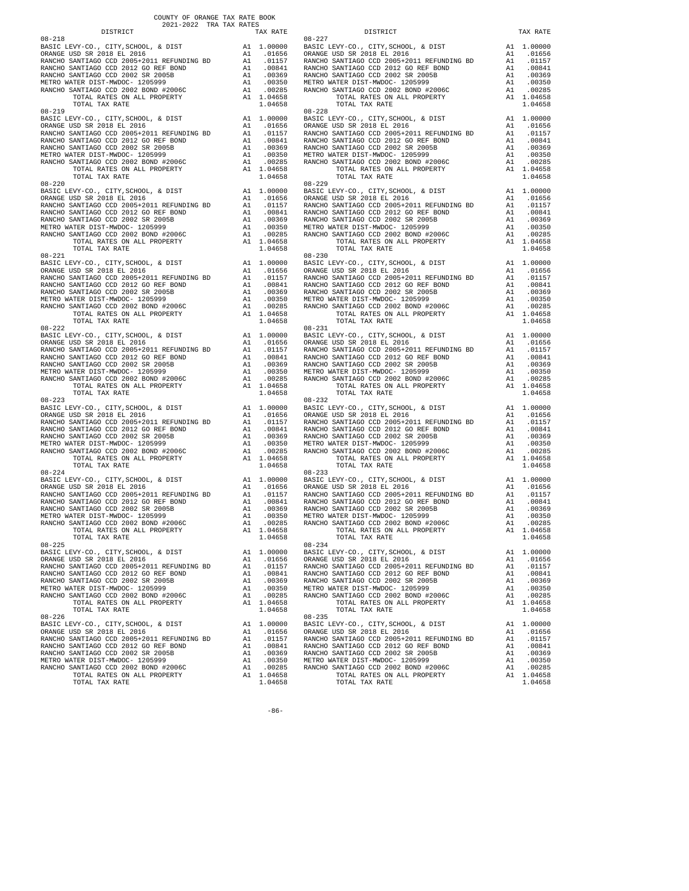COUNTY OF ORANGE TAX RATE BOOK
2021-2022 TRA TAX RATES

| DISTRICT | | TAX RATE | DISTRICT | | TAX RATE |
|---|---|---|---|---|---|
| 08-218 | | | 08-227 | | |
| BASIC LEVY-CO., CITY,SCHOOL, & DIST | A1 | 1.00000 | BASIC LEVY-CO., CITY,SCHOOL, & DIST | A1 | 1.00000 |
| ORANGE USD SR 2018 EL 2016 | A1 | .01656 | ORANGE USD SR 2018 EL 2016 | A1 | .01656 |
| RANCHO SANTIAGO CCD 2005+2011 REFUNDING BD | A1 | .01157 | RANCHO SANTIAGO CCD 2005+2011 REFUNDING BD | A1 | .01157 |
| RANCHO SANTIAGO CCD 2012 GO REF BOND | A1 | .00841 | RANCHO SANTIAGO CCD 2012 GO REF BOND | A1 | .00841 |
| RANCHO SANTIAGO CCD 2002 SR 2005B | A1 | .00369 | RANCHO SANTIAGO CCD 2002 SR 2005B | A1 | .00369 |
| METRO WATER DIST-MWDOC- 1205999 | A1 | .00350 | METRO WATER DIST-MWDOC- 1205999 | A1 | .00350 |
| RANCHO SANTIAGO CCD 2002 BOND #2006C | A1 | .00285 | RANCHO SANTIAGO CCD 2002 BOND #2006C | A1 | .00285 |
| TOTAL RATES ON ALL PROPERTY | A1 | 1.04658 | TOTAL RATES ON ALL PROPERTY | A1 | 1.04658 |
| TOTAL TAX RATE | | 1.04658 | TOTAL TAX RATE | | 1.04658 |
| 08-219 | | | 08-228 | | |
| BASIC LEVY-CO., CITY,SCHOOL, & DIST | A1 | 1.00000 | BASIC LEVY-CO., CITY,SCHOOL, & DIST | A1 | 1.00000 |
| ORANGE USD SR 2018 EL 2016 | A1 | .01656 | ORANGE USD SR 2018 EL 2016 | A1 | .01656 |
| RANCHO SANTIAGO CCD 2005+2011 REFUNDING BD | A1 | .01157 | RANCHO SANTIAGO CCD 2005+2011 REFUNDING BD | A1 | .01157 |
| RANCHO SANTIAGO CCD 2012 GO REF BOND | A1 | .00841 | RANCHO SANTIAGO CCD 2012 GO REF BOND | A1 | .00841 |
| RANCHO SANTIAGO CCD 2002 SR 2005B | A1 | .00369 | RANCHO SANTIAGO CCD 2002 SR 2005B | A1 | .00369 |
| METRO WATER DIST-MWDOC- 1205999 | A1 | .00350 | METRO WATER DIST-MWDOC- 1205999 | A1 | .00350 |
| RANCHO SANTIAGO CCD 2002 BOND #2006C | A1 | .00285 | RANCHO SANTIAGO CCD 2002 BOND #2006C | A1 | .00285 |
| TOTAL RATES ON ALL PROPERTY | A1 | 1.04658 | TOTAL RATES ON ALL PROPERTY | A1 | 1.04658 |
| TOTAL TAX RATE | | 1.04658 | TOTAL TAX RATE | | 1.04658 |
| 08-220 | | | 08-229 | | |
| BASIC LEVY-CO., CITY,SCHOOL, & DIST | A1 | 1.00000 | BASIC LEVY-CO., CITY,SCHOOL, & DIST | A1 | 1.00000 |
| ORANGE USD SR 2018 EL 2016 | A1 | .01656 | ORANGE USD SR 2018 EL 2016 | A1 | .01656 |
| RANCHO SANTIAGO CCD 2005+2011 REFUNDING BD | A1 | .01157 | RANCHO SANTIAGO CCD 2005+2011 REFUNDING BD | A1 | .01157 |
| RANCHO SANTIAGO CCD 2012 GO REF BOND | A1 | .00841 | RANCHO SANTIAGO CCD 2012 GO REF BOND | A1 | .00841 |
| RANCHO SANTIAGO CCD 2002 SR 2005B | A1 | .00369 | RANCHO SANTIAGO CCD 2002 SR 2005B | A1 | .00369 |
| METRO WATER DIST-MWDOC- 1205999 | A1 | .00350 | METRO WATER DIST-MWDOC- 1205999 | A1 | .00350 |
| RANCHO SANTIAGO CCD 2002 BOND #2006C | A1 | .00285 | RANCHO SANTIAGO CCD 2002 BOND #2006C | A1 | .00285 |
| TOTAL RATES ON ALL PROPERTY | A1 | 1.04658 | TOTAL RATES ON ALL PROPERTY | A1 | 1.04658 |
| TOTAL TAX RATE | | 1.04658 | TOTAL TAX RATE | | 1.04658 |
| 08-221 | | | 08-230 | | |
| BASIC LEVY-CO., CITY,SCHOOL, & DIST | A1 | 1.00000 | BASIC LEVY-CO., CITY,SCHOOL, & DIST | A1 | 1.00000 |
| ORANGE USD SR 2018 EL 2016 | A1 | .01656 | ORANGE USD SR 2018 EL 2016 | A1 | .01656 |
| RANCHO SANTIAGO CCD 2005+2011 REFUNDING BD | A1 | .01157 | RANCHO SANTIAGO CCD 2005+2011 REFUNDING BD | A1 | .01157 |
| RANCHO SANTIAGO CCD 2012 GO REF BOND | A1 | .00841 | RANCHO SANTIAGO CCD 2012 GO REF BOND | A1 | .00841 |
| RANCHO SANTIAGO CCD 2002 SR 2005B | A1 | .00369 | RANCHO SANTIAGO CCD 2002 SR 2005B | A1 | .00369 |
| METRO WATER DIST-MWDOC- 1205999 | A1 | .00350 | METRO WATER DIST-MWDOC- 1205999 | A1 | .00350 |
| RANCHO SANTIAGO CCD 2002 BOND #2006C | A1 | .00285 | RANCHO SANTIAGO CCD 2002 BOND #2006C | A1 | .00285 |
| TOTAL RATES ON ALL PROPERTY | A1 | 1.04658 | TOTAL RATES ON ALL PROPERTY | A1 | 1.04658 |
| TOTAL TAX RATE | | 1.04658 | TOTAL TAX RATE | | 1.04658 |
| 08-222 | | | 08-231 | | |
| BASIC LEVY-CO., CITY,SCHOOL, & DIST | A1 | 1.00000 | BASIC LEVY-CO., CITY,SCHOOL, & DIST | A1 | 1.00000 |
| ORANGE USD SR 2018 EL 2016 | A1 | .01656 | ORANGE USD SR 2018 EL 2016 | A1 | .01656 |
| RANCHO SANTIAGO CCD 2005+2011 REFUNDING BD | A1 | .01157 | RANCHO SANTIAGO CCD 2005+2011 REFUNDING BD | A1 | .01157 |
| RANCHO SANTIAGO CCD 2012 GO REF BOND | A1 | .00841 | RANCHO SANTIAGO CCD 2012 GO REF BOND | A1 | .00841 |
| RANCHO SANTIAGO CCD 2002 SR 2005B | A1 | .00369 | RANCHO SANTIAGO CCD 2002 SR 2005B | A1 | .00369 |
| METRO WATER DIST-MWDOC- 1205999 | A1 | .00350 | METRO WATER DIST-MWDOC- 1205999 | A1 | .00350 |
| RANCHO SANTIAGO CCD 2002 BOND #2006C | A1 | .00285 | RANCHO SANTIAGO CCD 2002 BOND #2006C | A1 | .00285 |
| TOTAL RATES ON ALL PROPERTY | A1 | 1.04658 | TOTAL RATES ON ALL PROPERTY | A1 | 1.04658 |
| TOTAL TAX RATE | | 1.04658 | TOTAL TAX RATE | | 1.04658 |
| 08-223 | | | 08-232 | | |
| BASIC LEVY-CO., CITY,SCHOOL, & DIST | A1 | 1.00000 | BASIC LEVY-CO., CITY,SCHOOL, & DIST | A1 | 1.00000 |
| ORANGE USD SR 2018 EL 2016 | A1 | .01656 | ORANGE USD SR 2018 EL 2016 | A1 | .01656 |
| RANCHO SANTIAGO CCD 2005+2011 REFUNDING BD | A1 | .01157 | RANCHO SANTIAGO CCD 2005+2011 REFUNDING BD | A1 | .01157 |
| RANCHO SANTIAGO CCD 2012 GO REF BOND | A1 | .00841 | RANCHO SANTIAGO CCD 2012 GO REF BOND | A1 | .00841 |
| RANCHO SANTIAGO CCD 2002 SR 2005B | A1 | .00369 | RANCHO SANTIAGO CCD 2002 SR 2005B | A1 | .00369 |
| METRO WATER DIST-MWDOC- 1205999 | A1 | .00350 | METRO WATER DIST-MWDOC- 1205999 | A1 | .00350 |
| RANCHO SANTIAGO CCD 2002 BOND #2006C | A1 | .00285 | RANCHO SANTIAGO CCD 2002 BOND #2006C | A1 | .00285 |
| TOTAL RATES ON ALL PROPERTY | A1 | 1.04658 | TOTAL RATES ON ALL PROPERTY | A1 | 1.04658 |
| TOTAL TAX RATE | | 1.04658 | TOTAL TAX RATE | | 1.04658 |
| 08-224 | | | 08-233 | | |
| BASIC LEVY-CO., CITY,SCHOOL, & DIST | A1 | 1.00000 | BASIC LEVY-CO., CITY,SCHOOL, & DIST | A1 | 1.00000 |
| ORANGE USD SR 2018 EL 2016 | A1 | .01656 | ORANGE USD SR 2018 EL 2016 | A1 | .01656 |
| RANCHO SANTIAGO CCD 2005+2011 REFUNDING BD | A1 | .01157 | RANCHO SANTIAGO CCD 2005+2011 REFUNDING BD | A1 | .01157 |
| RANCHO SANTIAGO CCD 2012 GO REF BOND | A1 | .00841 | RANCHO SANTIAGO CCD 2012 GO REF BOND | A1 | .00841 |
| RANCHO SANTIAGO CCD 2002 SR 2005B | A1 | .00369 | RANCHO SANTIAGO CCD 2002 SR 2005B | A1 | .00369 |
| METRO WATER DIST-MWDOC- 1205999 | A1 | .00350 | METRO WATER DIST-MWDOC- 1205999 | A1 | .00350 |
| RANCHO SANTIAGO CCD 2002 BOND #2006C | A1 | .00285 | RANCHO SANTIAGO CCD 2002 BOND #2006C | A1 | .00285 |
| TOTAL RATES ON ALL PROPERTY | A1 | 1.04658 | TOTAL RATES ON ALL PROPERTY | A1 | 1.04658 |
| TOTAL TAX RATE | | 1.04658 | TOTAL TAX RATE | | 1.04658 |
| 08-225 | | | 08-234 | | |
| BASIC LEVY-CO., CITY,SCHOOL, & DIST | A1 | 1.00000 | BASIC LEVY-CO., CITY,SCHOOL, & DIST | A1 | 1.00000 |
| ORANGE USD SR 2018 EL 2016 | A1 | .01656 | ORANGE USD SR 2018 EL 2016 | A1 | .01656 |
| RANCHO SANTIAGO CCD 2005+2011 REFUNDING BD | A1 | .01157 | RANCHO SANTIAGO CCD 2005+2011 REFUNDING BD | A1 | .01157 |
| RANCHO SANTIAGO CCD 2012 GO REF BOND | A1 | .00841 | RANCHO SANTIAGO CCD 2012 GO REF BOND | A1 | .00841 |
| RANCHO SANTIAGO CCD 2002 SR 2005B | A1 | .00369 | RANCHO SANTIAGO CCD 2002 SR 2005B | A1 | .00369 |
| METRO WATER DIST-MWDOC- 1205999 | A1 | .00350 | METRO WATER DIST-MWDOC- 1205999 | A1 | .00350 |
| RANCHO SANTIAGO CCD 2002 BOND #2006C | A1 | .00285 | RANCHO SANTIAGO CCD 2002 BOND #2006C | A1 | .00285 |
| TOTAL RATES ON ALL PROPERTY | A1 | 1.04658 | TOTAL RATES ON ALL PROPERTY | A1 | 1.04658 |
| TOTAL TAX RATE | | 1.04658 | TOTAL TAX RATE | | 1.04658 |
| 08-226 | | | 08-235 | | |
| BASIC LEVY-CO., CITY,SCHOOL, & DIST | A1 | 1.00000 | BASIC LEVY-CO., CITY,SCHOOL, & DIST | A1 | 1.00000 |
| ORANGE USD SR 2018 EL 2016 | A1 | .01656 | ORANGE USD SR 2018 EL 2016 | A1 | .01656 |
| RANCHO SANTIAGO CCD 2005+2011 REFUNDING BD | A1 | .01157 | RANCHO SANTIAGO CCD 2005+2011 REFUNDING BD | A1 | .01157 |
| RANCHO SANTIAGO CCD 2012 GO REF BOND | A1 | .00841 | RANCHO SANTIAGO CCD 2012 GO REF BOND | A1 | .00841 |
| RANCHO SANTIAGO CCD 2002 SR 2005B | A1 | .00369 | RANCHO SANTIAGO CCD 2002 SR 2005B | A1 | .00369 |
| METRO WATER DIST-MWDOC- 1205999 | A1 | .00350 | METRO WATER DIST-MWDOC- 1205999 | A1 | .00350 |
| RANCHO SANTIAGO CCD 2002 BOND #2006C | A1 | .00285 | RANCHO SANTIAGO CCD 2002 BOND #2006C | A1 | .00285 |
| TOTAL RATES ON ALL PROPERTY | A1 | 1.04658 | TOTAL RATES ON ALL PROPERTY | A1 | 1.04658 |
| TOTAL TAX RATE | | 1.04658 | TOTAL TAX RATE | | 1.04658 |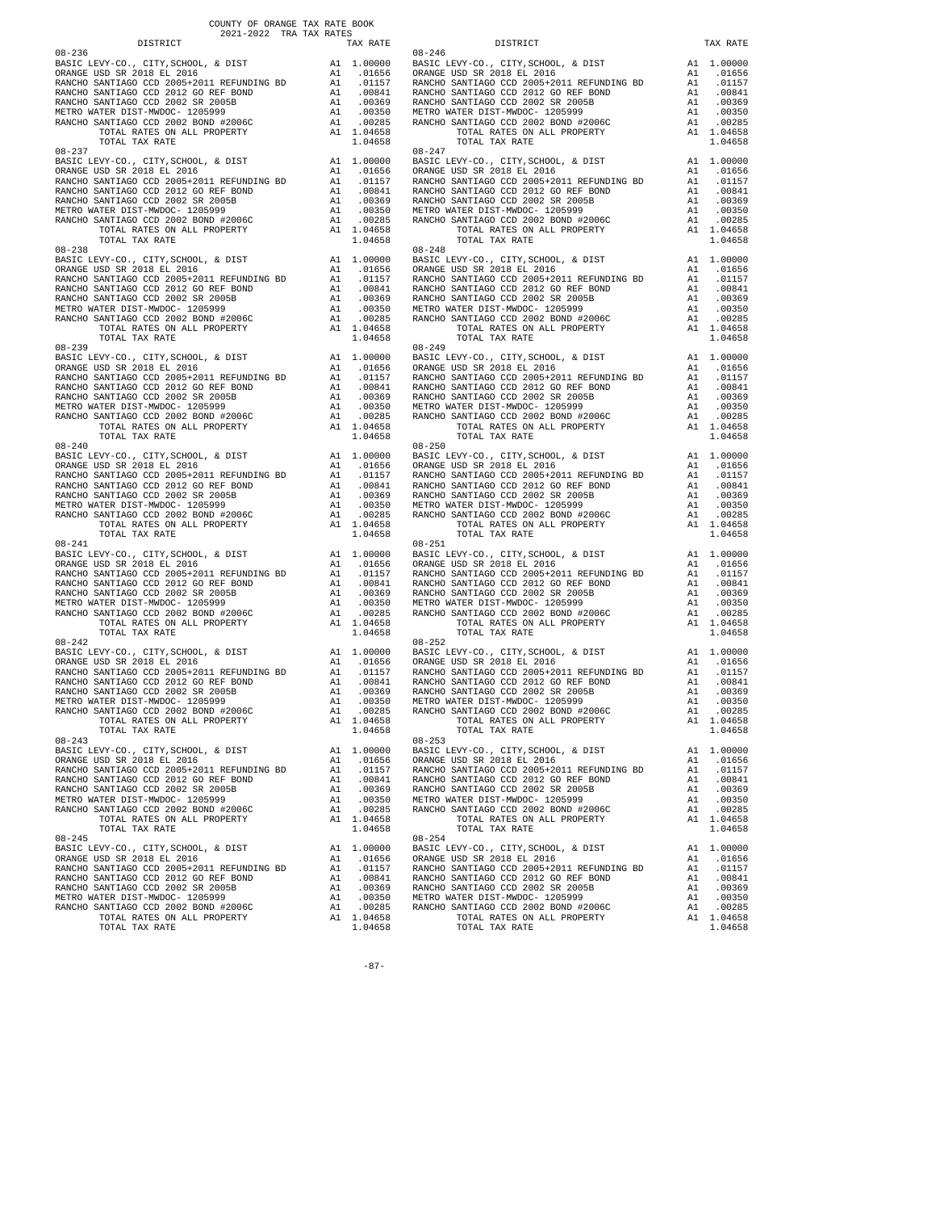COUNTY OF ORANGE TAX RATE BOOK
2021-2022 TRA TAX RATES

| DISTRICT | | TAX RATE | DISTRICT | | TAX RATE |
|---|---|---|---|---|---|
| 08-236 | | | 08-246 | | |
| BASIC LEVY-CO., CITY,SCHOOL, & DIST | A1 | 1.00000 | BASIC LEVY-CO., CITY,SCHOOL, & DIST | A1 | 1.00000 |
| ORANGE USD SR 2018 EL 2016 | A1 | .01656 | ORANGE USD SR 2018 EL 2016 | A1 | .01656 |
| RANCHO SANTIAGO CCD 2005+2011 REFUNDING BD | A1 | .01157 | RANCHO SANTIAGO CCD 2005+2011 REFUNDING BD | A1 | .01157 |
| RANCHO SANTIAGO CCD 2012 GO REF BOND | A1 | .00841 | RANCHO SANTIAGO CCD 2012 GO REF BOND | A1 | .00841 |
| RANCHO SANTIAGO CCD 2002 SR 2005B | A1 | .00369 | RANCHO SANTIAGO CCD 2002 SR 2005B | A1 | .00369 |
| METRO WATER DIST-MWDOC- 1205999 | A1 | .00350 | METRO WATER DIST-MWDOC- 1205999 | A1 | .00350 |
| RANCHO SANTIAGO CCD 2002 BOND #2006C | A1 | .00285 | RANCHO SANTIAGO CCD 2002 BOND #2006C | A1 | .00285 |
| TOTAL RATES ON ALL PROPERTY | A1 | 1.04658 | TOTAL RATES ON ALL PROPERTY | A1 | 1.04658 |
| TOTAL TAX RATE | | 1.04658 | TOTAL TAX RATE | | 1.04658 |
| 08-237 | | | 08-247 | | |
| BASIC LEVY-CO., CITY,SCHOOL, & DIST | A1 | 1.00000 | BASIC LEVY-CO., CITY,SCHOOL, & DIST | A1 | 1.00000 |
| ORANGE USD SR 2018 EL 2016 | A1 | .01656 | ORANGE USD SR 2018 EL 2016 | A1 | .01656 |
| RANCHO SANTIAGO CCD 2005+2011 REFUNDING BD | A1 | .01157 | RANCHO SANTIAGO CCD 2005+2011 REFUNDING BD | A1 | .01157 |
| RANCHO SANTIAGO CCD 2012 GO REF BOND | A1 | .00841 | RANCHO SANTIAGO CCD 2012 GO REF BOND | A1 | .00841 |
| RANCHO SANTIAGO CCD 2002 SR 2005B | A1 | .00369 | RANCHO SANTIAGO CCD 2002 SR 2005B | A1 | .00369 |
| METRO WATER DIST-MWDOC- 1205999 | A1 | .00350 | METRO WATER DIST-MWDOC- 1205999 | A1 | .00350 |
| RANCHO SANTIAGO CCD 2002 BOND #2006C | A1 | .00285 | RANCHO SANTIAGO CCD 2002 BOND #2006C | A1 | .00285 |
| TOTAL RATES ON ALL PROPERTY | A1 | 1.04658 | TOTAL RATES ON ALL PROPERTY | A1 | 1.04658 |
| TOTAL TAX RATE | | 1.04658 | TOTAL TAX RATE | | 1.04658 |
| 08-238 | | | 08-248 | | |
| BASIC LEVY-CO., CITY,SCHOOL, & DIST | A1 | 1.00000 | BASIC LEVY-CO., CITY,SCHOOL, & DIST | A1 | 1.00000 |
| ORANGE USD SR 2018 EL 2016 | A1 | .01656 | ORANGE USD SR 2018 EL 2016 | A1 | .01656 |
| RANCHO SANTIAGO CCD 2005+2011 REFUNDING BD | A1 | .01157 | RANCHO SANTIAGO CCD 2005+2011 REFUNDING BD | A1 | .01157 |
| RANCHO SANTIAGO CCD 2012 GO REF BOND | A1 | .00841 | RANCHO SANTIAGO CCD 2012 GO REF BOND | A1 | .00841 |
| RANCHO SANTIAGO CCD 2002 SR 2005B | A1 | .00369 | RANCHO SANTIAGO CCD 2002 SR 2005B | A1 | .00369 |
| METRO WATER DIST-MWDOC- 1205999 | A1 | .00350 | METRO WATER DIST-MWDOC- 1205999 | A1 | .00350 |
| RANCHO SANTIAGO CCD 2002 BOND #2006C | A1 | .00285 | RANCHO SANTIAGO CCD 2002 BOND #2006C | A1 | .00285 |
| TOTAL RATES ON ALL PROPERTY | A1 | 1.04658 | TOTAL RATES ON ALL PROPERTY | A1 | 1.04658 |
| TOTAL TAX RATE | | 1.04658 | TOTAL TAX RATE | | 1.04658 |
| 08-239 | | | 08-249 | | |
| BASIC LEVY-CO., CITY,SCHOOL, & DIST | A1 | 1.00000 | BASIC LEVY-CO., CITY,SCHOOL, & DIST | A1 | 1.00000 |
| ORANGE USD SR 2018 EL 2016 | A1 | .01656 | ORANGE USD SR 2018 EL 2016 | A1 | .01656 |
| RANCHO SANTIAGO CCD 2005+2011 REFUNDING BD | A1 | .01157 | RANCHO SANTIAGO CCD 2005+2011 REFUNDING BD | A1 | .01157 |
| RANCHO SANTIAGO CCD 2012 GO REF BOND | A1 | .00841 | RANCHO SANTIAGO CCD 2012 GO REF BOND | A1 | .00841 |
| RANCHO SANTIAGO CCD 2002 SR 2005B | A1 | .00369 | RANCHO SANTIAGO CCD 2002 SR 2005B | A1 | .00369 |
| METRO WATER DIST-MWDOC- 1205999 | A1 | .00350 | METRO WATER DIST-MWDOC- 1205999 | A1 | .00350 |
| RANCHO SANTIAGO CCD 2002 BOND #2006C | A1 | .00285 | RANCHO SANTIAGO CCD 2002 BOND #2006C | A1 | .00285 |
| TOTAL RATES ON ALL PROPERTY | A1 | 1.04658 | TOTAL RATES ON ALL PROPERTY | A1 | 1.04658 |
| TOTAL TAX RATE | | 1.04658 | TOTAL TAX RATE | | 1.04658 |
| 08-240 | | | 08-250 | | |
| BASIC LEVY-CO., CITY,SCHOOL, & DIST | A1 | 1.00000 | BASIC LEVY-CO., CITY,SCHOOL, & DIST | A1 | 1.00000 |
| ORANGE USD SR 2018 EL 2016 | A1 | .01656 | ORANGE USD SR 2018 EL 2016 | A1 | .01656 |
| RANCHO SANTIAGO CCD 2005+2011 REFUNDING BD | A1 | .01157 | RANCHO SANTIAGO CCD 2005+2011 REFUNDING BD | A1 | .01157 |
| RANCHO SANTIAGO CCD 2012 GO REF BOND | A1 | .00841 | RANCHO SANTIAGO CCD 2012 GO REF BOND | A1 | .00841 |
| RANCHO SANTIAGO CCD 2002 SR 2005B | A1 | .00369 | RANCHO SANTIAGO CCD 2002 SR 2005B | A1 | .00369 |
| METRO WATER DIST-MWDOC- 1205999 | A1 | .00350 | METRO WATER DIST-MWDOC- 1205999 | A1 | .00350 |
| RANCHO SANTIAGO CCD 2002 BOND #2006C | A1 | .00285 | RANCHO SANTIAGO CCD 2002 BOND #2006C | A1 | .00285 |
| TOTAL RATES ON ALL PROPERTY | A1 | 1.04658 | TOTAL RATES ON ALL PROPERTY | A1 | 1.04658 |
| TOTAL TAX RATE | | 1.04658 | TOTAL TAX RATE | | 1.04658 |
| 08-241 | | | 08-251 | | |
| BASIC LEVY-CO., CITY,SCHOOL, & DIST | A1 | 1.00000 | BASIC LEVY-CO., CITY,SCHOOL, & DIST | A1 | 1.00000 |
| ORANGE USD SR 2018 EL 2016 | A1 | .01656 | ORANGE USD SR 2018 EL 2016 | A1 | .01656 |
| RANCHO SANTIAGO CCD 2005+2011 REFUNDING BD | A1 | .01157 | RANCHO SANTIAGO CCD 2005+2011 REFUNDING BD | A1 | .01157 |
| RANCHO SANTIAGO CCD 2012 GO REF BOND | A1 | .00841 | RANCHO SANTIAGO CCD 2012 GO REF BOND | A1 | .00841 |
| RANCHO SANTIAGO CCD 2002 SR 2005B | A1 | .00369 | RANCHO SANTIAGO CCD 2002 SR 2005B | A1 | .00369 |
| METRO WATER DIST-MWDOC- 1205999 | A1 | .00350 | METRO WATER DIST-MWDOC- 1205999 | A1 | .00350 |
| RANCHO SANTIAGO CCD 2002 BOND #2006C | A1 | .00285 | RANCHO SANTIAGO CCD 2002 BOND #2006C | A1 | .00285 |
| TOTAL RATES ON ALL PROPERTY | A1 | 1.04658 | TOTAL RATES ON ALL PROPERTY | A1 | 1.04658 |
| TOTAL TAX RATE | | 1.04658 | TOTAL TAX RATE | | 1.04658 |
| 08-242 | | | 08-252 | | |
| BASIC LEVY-CO., CITY,SCHOOL, & DIST | A1 | 1.00000 | BASIC LEVY-CO., CITY,SCHOOL, & DIST | A1 | 1.00000 |
| ORANGE USD SR 2018 EL 2016 | A1 | .01656 | ORANGE USD SR 2018 EL 2016 | A1 | .01656 |
| RANCHO SANTIAGO CCD 2005+2011 REFUNDING BD | A1 | .01157 | RANCHO SANTIAGO CCD 2005+2011 REFUNDING BD | A1 | .01157 |
| RANCHO SANTIAGO CCD 2012 GO REF BOND | A1 | .00841 | RANCHO SANTIAGO CCD 2012 GO REF BOND | A1 | .00841 |
| RANCHO SANTIAGO CCD 2002 SR 2005B | A1 | .00369 | RANCHO SANTIAGO CCD 2002 SR 2005B | A1 | .00369 |
| METRO WATER DIST-MWDOC- 1205999 | A1 | .00350 | METRO WATER DIST-MWDOC- 1205999 | A1 | .00350 |
| RANCHO SANTIAGO CCD 2002 BOND #2006C | A1 | .00285 | RANCHO SANTIAGO CCD 2002 BOND #2006C | A1 | .00285 |
| TOTAL RATES ON ALL PROPERTY | A1 | 1.04658 | TOTAL RATES ON ALL PROPERTY | A1 | 1.04658 |
| TOTAL TAX RATE | | 1.04658 | TOTAL TAX RATE | | 1.04658 |
| 08-243 | | | 08-253 | | |
| BASIC LEVY-CO., CITY,SCHOOL, & DIST | A1 | 1.00000 | BASIC LEVY-CO., CITY,SCHOOL, & DIST | A1 | 1.00000 |
| ORANGE USD SR 2018 EL 2016 | A1 | .01656 | ORANGE USD SR 2018 EL 2016 | A1 | .01656 |
| RANCHO SANTIAGO CCD 2005+2011 REFUNDING BD | A1 | .01157 | RANCHO SANTIAGO CCD 2005+2011 REFUNDING BD | A1 | .01157 |
| RANCHO SANTIAGO CCD 2012 GO REF BOND | A1 | .00841 | RANCHO SANTIAGO CCD 2012 GO REF BOND | A1 | .00841 |
| RANCHO SANTIAGO CCD 2002 SR 2005B | A1 | .00369 | RANCHO SANTIAGO CCD 2002 SR 2005B | A1 | .00369 |
| METRO WATER DIST-MWDOC- 1205999 | A1 | .00350 | METRO WATER DIST-MWDOC- 1205999 | A1 | .00350 |
| RANCHO SANTIAGO CCD 2002 BOND #2006C | A1 | .00285 | RANCHO SANTIAGO CCD 2002 BOND #2006C | A1 | .00285 |
| TOTAL RATES ON ALL PROPERTY | A1 | 1.04658 | TOTAL RATES ON ALL PROPERTY | A1 | 1.04658 |
| TOTAL TAX RATE | | 1.04658 | TOTAL TAX RATE | | 1.04658 |
| 08-245 | | | 08-254 | | |
| BASIC LEVY-CO., CITY,SCHOOL, & DIST | A1 | 1.00000 | BASIC LEVY-CO., CITY,SCHOOL, & DIST | A1 | 1.00000 |
| ORANGE USD SR 2018 EL 2016 | A1 | .01656 | ORANGE USD SR 2018 EL 2016 | A1 | .01656 |
| RANCHO SANTIAGO CCD 2005+2011 REFUNDING BD | A1 | .01157 | RANCHO SANTIAGO CCD 2005+2011 REFUNDING BD | A1 | .01157 |
| RANCHO SANTIAGO CCD 2012 GO REF BOND | A1 | .00841 | RANCHO SANTIAGO CCD 2012 GO REF BOND | A1 | .00841 |
| RANCHO SANTIAGO CCD 2002 SR 2005B | A1 | .00369 | RANCHO SANTIAGO CCD 2002 SR 2005B | A1 | .00369 |
| METRO WATER DIST-MWDOC- 1205999 | A1 | .00350 | METRO WATER DIST-MWDOC- 1205999 | A1 | .00350 |
| RANCHO SANTIAGO CCD 2002 BOND #2006C | A1 | .00285 | RANCHO SANTIAGO CCD 2002 BOND #2006C | A1 | .00285 |
| TOTAL RATES ON ALL PROPERTY | A1 | 1.04658 | TOTAL RATES ON ALL PROPERTY | A1 | 1.04658 |
| TOTAL TAX RATE | | 1.04658 | TOTAL TAX RATE | | 1.04658 |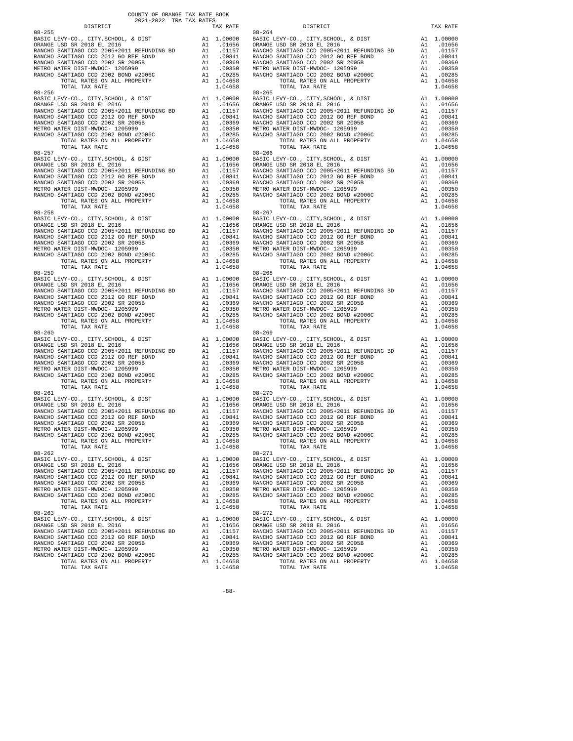| DISTRICT | | TAX RATE |
|---|---|---|
| **08-255** | | |
| BASIC LEVY-CO., CITY,SCHOOL, & DIST | A1 | 1.00000 |
| ORANGE USD SR 2018 EL 2016 | A1 | .01656 |
| RANCHO SANTIAGO CCD 2005+2011 REFUNDING BD | A1 | .01157 |
| RANCHO SANTIAGO CCD 2012 GO REF BOND | A1 | .00841 |
| RANCHO SANTIAGO CCD 2002 SR 2005B | A1 | .00369 |
| METRO WATER DIST-MWDOC- 1205999 | A1 | .00350 |
| RANCHO SANTIAGO CCD 2002 BOND #2006C | A1 | .00285 |
| TOTAL RATES ON ALL PROPERTY | A1 | 1.04658 |
| TOTAL TAX RATE | | 1.04658 |
| **08-256** | | |
| BASIC LEVY-CO., CITY,SCHOOL, & DIST | A1 | 1.00000 |
| ORANGE USD SR 2018 EL 2016 | A1 | .01656 |
| RANCHO SANTIAGO CCD 2005+2011 REFUNDING BD | A1 | .01157 |
| RANCHO SANTIAGO CCD 2012 GO REF BOND | A1 | .00841 |
| RANCHO SANTIAGO CCD 2002 SR 2005B | A1 | .00369 |
| METRO WATER DIST-MWDOC- 1205999 | A1 | .00350 |
| RANCHO SANTIAGO CCD 2002 BOND #2006C | A1 | .00285 |
| TOTAL RATES ON ALL PROPERTY | A1 | 1.04658 |
| TOTAL TAX RATE | | 1.04658 |
| **08-257** | | |
| BASIC LEVY-CO., CITY,SCHOOL, & DIST | A1 | 1.00000 |
| ORANGE USD SR 2018 EL 2016 | A1 | .01656 |
| RANCHO SANTIAGO CCD 2005+2011 REFUNDING BD | A1 | .01157 |
| RANCHO SANTIAGO CCD 2012 GO REF BOND | A1 | .00841 |
| RANCHO SANTIAGO CCD 2002 SR 2005B | A1 | .00369 |
| METRO WATER DIST-MWDOC- 1205999 | A1 | .00350 |
| RANCHO SANTIAGO CCD 2002 BOND #2006C | A1 | .00285 |
| TOTAL RATES ON ALL PROPERTY | A1 | 1.04658 |
| TOTAL TAX RATE | | 1.04658 |
| **08-258** | | |
| BASIC LEVY-CO., CITY,SCHOOL, & DIST | A1 | 1.00000 |
| ORANGE USD SR 2018 EL 2016 | A1 | .01656 |
| RANCHO SANTIAGO CCD 2005+2011 REFUNDING BD | A1 | .01157 |
| RANCHO SANTIAGO CCD 2012 GO REF BOND | A1 | .00841 |
| RANCHO SANTIAGO CCD 2002 SR 2005B | A1 | .00369 |
| METRO WATER DIST-MWDOC- 1205999 | A1 | .00350 |
| RANCHO SANTIAGO CCD 2002 BOND #2006C | A1 | .00285 |
| TOTAL RATES ON ALL PROPERTY | A1 | 1.04658 |
| TOTAL TAX RATE | | 1.04658 |
| **08-259** | | |
| BASIC LEVY-CO., CITY,SCHOOL, & DIST | A1 | 1.00000 |
| ORANGE USD SR 2018 EL 2016 | A1 | .01656 |
| RANCHO SANTIAGO CCD 2005+2011 REFUNDING BD | A1 | .01157 |
| RANCHO SANTIAGO CCD 2012 GO REF BOND | A1 | .00841 |
| RANCHO SANTIAGO CCD 2002 SR 2005B | A1 | .00369 |
| METRO WATER DIST-MWDOC- 1205999 | A1 | .00350 |
| RANCHO SANTIAGO CCD 2002 BOND #2006C | A1 | .00285 |
| TOTAL RATES ON ALL PROPERTY | A1 | 1.04658 |
| TOTAL TAX RATE | | 1.04658 |
| **08-260** | | |
| BASIC LEVY-CO., CITY,SCHOOL, & DIST | A1 | 1.00000 |
| ORANGE USD SR 2018 EL 2016 | A1 | .01656 |
| RANCHO SANTIAGO CCD 2005+2011 REFUNDING BD | A1 | .01157 |
| RANCHO SANTIAGO CCD 2012 GO REF BOND | A1 | .00841 |
| RANCHO SANTIAGO CCD 2002 SR 2005B | A1 | .00369 |
| METRO WATER DIST-MWDOC- 1205999 | A1 | .00350 |
| RANCHO SANTIAGO CCD 2002 BOND #2006C | A1 | .00285 |
| TOTAL RATES ON ALL PROPERTY | A1 | 1.04658 |
| TOTAL TAX RATE | | 1.04658 |
| **08-261** | | |
| BASIC LEVY-CO., CITY,SCHOOL, & DIST | A1 | 1.00000 |
| ORANGE USD SR 2018 EL 2016 | A1 | .01656 |
| RANCHO SANTIAGO CCD 2005+2011 REFUNDING BD | A1 | .01157 |
| RANCHO SANTIAGO CCD 2012 GO REF BOND | A1 | .00841 |
| RANCHO SANTIAGO CCD 2002 SR 2005B | A1 | .00369 |
| METRO WATER DIST-MWDOC- 1205999 | A1 | .00350 |
| RANCHO SANTIAGO CCD 2002 BOND #2006C | A1 | .00285 |
| TOTAL RATES ON ALL PROPERTY | A1 | 1.04658 |
| TOTAL TAX RATE | | 1.04658 |
| **08-262** | | |
| BASIC LEVY-CO., CITY,SCHOOL, & DIST | A1 | 1.00000 |
| ORANGE USD SR 2018 EL 2016 | A1 | .01656 |
| RANCHO SANTIAGO CCD 2005+2011 REFUNDING BD | A1 | .01157 |
| RANCHO SANTIAGO CCD 2012 GO REF BOND | A1 | .00841 |
| RANCHO SANTIAGO CCD 2002 SR 2005B | A1 | .00369 |
| METRO WATER DIST-MWDOC- 1205999 | A1 | .00350 |
| RANCHO SANTIAGO CCD 2002 BOND #2006C | A1 | .00285 |
| TOTAL RATES ON ALL PROPERTY | A1 | 1.04658 |
| TOTAL TAX RATE | | 1.04658 |
| **08-263** | | |
| BASIC LEVY-CO., CITY,SCHOOL, & DIST | A1 | 1.00000 |
| ORANGE USD SR 2018 EL 2016 | A1 | .01656 |
| RANCHO SANTIAGO CCD 2005+2011 REFUNDING BD | A1 | .01157 |
| RANCHO SANTIAGO CCD 2012 GO REF BOND | A1 | .00841 |
| RANCHO SANTIAGO CCD 2002 SR 2005B | A1 | .00369 |
| METRO WATER DIST-MWDOC- 1205999 | A1 | .00350 |
| RANCHO SANTIAGO CCD 2002 BOND #2006C | A1 | .00285 |
| TOTAL RATES ON ALL PROPERTY | A1 | 1.04658 |
| TOTAL TAX RATE | | 1.04658 |
| **08-264** | | |
| BASIC LEVY-CO., CITY,SCHOOL, & DIST | A1 | 1.00000 |
| ORANGE USD SR 2018 EL 2016 | A1 | .01656 |
| RANCHO SANTIAGO CCD 2005+2011 REFUNDING BD | A1 | .01157 |
| RANCHO SANTIAGO CCD 2012 GO REF BOND | A1 | .00841 |
| RANCHO SANTIAGO CCD 2002 SR 2005B | A1 | .00369 |
| METRO WATER DIST-MWDOC- 1205999 | A1 | .00350 |
| RANCHO SANTIAGO CCD 2002 BOND #2006C | A1 | .00285 |
| TOTAL RATES ON ALL PROPERTY | A1 | 1.04658 |
| TOTAL TAX RATE | | 1.04658 |
| **08-265** | | |
| BASIC LEVY-CO., CITY,SCHOOL, & DIST | A1 | 1.00000 |
| ORANGE USD SR 2018 EL 2016 | A1 | .01656 |
| RANCHO SANTIAGO CCD 2005+2011 REFUNDING BD | A1 | .01157 |
| RANCHO SANTIAGO CCD 2012 GO REF BOND | A1 | .00841 |
| RANCHO SANTIAGO CCD 2002 SR 2005B | A1 | .00369 |
| METRO WATER DIST-MWDOC- 1205999 | A1 | .00350 |
| RANCHO SANTIAGO CCD 2002 BOND #2006C | A1 | .00285 |
| TOTAL RATES ON ALL PROPERTY | A1 | 1.04658 |
| TOTAL TAX RATE | | 1.04658 |
| **08-266** | | |
| BASIC LEVY-CO., CITY,SCHOOL, & DIST | A1 | 1.00000 |
| ORANGE USD SR 2018 EL 2016 | A1 | .01656 |
| RANCHO SANTIAGO CCD 2005+2011 REFUNDING BD | A1 | .01157 |
| RANCHO SANTIAGO CCD 2012 GO REF BOND | A1 | .00841 |
| RANCHO SANTIAGO CCD 2002 SR 2005B | A1 | .00369 |
| METRO WATER DIST-MWDOC- 1205999 | A1 | .00350 |
| RANCHO SANTIAGO CCD 2002 BOND #2006C | A1 | .00285 |
| TOTAL RATES ON ALL PROPERTY | A1 | 1.04658 |
| TOTAL TAX RATE | | 1.04658 |
| **08-267** | | |
| BASIC LEVY-CO., CITY,SCHOOL, & DIST | A1 | 1.00000 |
| ORANGE USD SR 2018 EL 2016 | A1 | .01656 |
| RANCHO SANTIAGO CCD 2005+2011 REFUNDING BD | A1 | .01157 |
| RANCHO SANTIAGO CCD 2012 GO REF BOND | A1 | .00841 |
| RANCHO SANTIAGO CCD 2002 SR 2005B | A1 | .00369 |
| METRO WATER DIST-MWDOC- 1205999 | A1 | .00350 |
| RANCHO SANTIAGO CCD 2002 BOND #2006C | A1 | .00285 |
| TOTAL RATES ON ALL PROPERTY | A1 | 1.04658 |
| TOTAL TAX RATE | | 1.04658 |
| **08-268** | | |
| BASIC LEVY-CO., CITY,SCHOOL, & DIST | A1 | 1.00000 |
| ORANGE USD SR 2018 EL 2016 | A1 | .01656 |
| RANCHO SANTIAGO CCD 2005+2011 REFUNDING BD | A1 | .01157 |
| RANCHO SANTIAGO CCD 2012 GO REF BOND | A1 | .00841 |
| RANCHO SANTIAGO CCD 2002 SR 2005B | A1 | .00369 |
| METRO WATER DIST-MWDOC- 1205999 | A1 | .00350 |
| RANCHO SANTIAGO CCD 2002 BOND #2006C | A1 | .00285 |
| TOTAL RATES ON ALL PROPERTY | A1 | 1.04658 |
| TOTAL TAX RATE | | 1.04658 |
| **08-269** | | |
| BASIC LEVY-CO., CITY,SCHOOL, & DIST | A1 | 1.00000 |
| ORANGE USD SR 2018 EL 2016 | A1 | .01656 |
| RANCHO SANTIAGO CCD 2005+2011 REFUNDING BD | A1 | .01157 |
| RANCHO SANTIAGO CCD 2012 GO REF BOND | A1 | .00841 |
| RANCHO SANTIAGO CCD 2002 SR 2005B | A1 | .00369 |
| METRO WATER DIST-MWDOC- 1205999 | A1 | .00350 |
| RANCHO SANTIAGO CCD 2002 BOND #2006C | A1 | .00285 |
| TOTAL RATES ON ALL PROPERTY | A1 | 1.04658 |
| TOTAL TAX RATE | | 1.04658 |
| **08-270** | | |
| BASIC LEVY-CO., CITY,SCHOOL, & DIST | A1 | 1.00000 |
| ORANGE USD SR 2018 EL 2016 | A1 | .01656 |
| RANCHO SANTIAGO CCD 2005+2011 REFUNDING BD | A1 | .01157 |
| RANCHO SANTIAGO CCD 2012 GO REF BOND | A1 | .00841 |
| RANCHO SANTIAGO CCD 2002 SR 2005B | A1 | .00369 |
| METRO WATER DIST-MWDOC- 1205999 | A1 | .00350 |
| RANCHO SANTIAGO CCD 2002 BOND #2006C | A1 | .00285 |
| TOTAL RATES ON ALL PROPERTY | A1 | 1.04658 |
| TOTAL TAX RATE | | 1.04658 |
| **08-271** | | |
| BASIC LEVY-CO., CITY,SCHOOL, & DIST | A1 | 1.00000 |
| ORANGE USD SR 2018 EL 2016 | A1 | .01656 |
| RANCHO SANTIAGO CCD 2005+2011 REFUNDING BD | A1 | .01157 |
| RANCHO SANTIAGO CCD 2012 GO REF BOND | A1 | .00841 |
| RANCHO SANTIAGO CCD 2002 SR 2005B | A1 | .00369 |
| METRO WATER DIST-MWDOC- 1205999 | A1 | .00350 |
| RANCHO SANTIAGO CCD 2002 BOND #2006C | A1 | .00285 |
| TOTAL RATES ON ALL PROPERTY | A1 | 1.04658 |
| TOTAL TAX RATE | | 1.04658 |
| **08-272** | | |
| BASIC LEVY-CO., CITY,SCHOOL, & DIST | A1 | 1.00000 |
| ORANGE USD SR 2018 EL 2016 | A1 | .01656 |
| RANCHO SANTIAGO CCD 2005+2011 REFUNDING BD | A1 | .01157 |
| RANCHO SANTIAGO CCD 2012 GO REF BOND | A1 | .00841 |
| RANCHO SANTIAGO CCD 2002 SR 2005B | A1 | .00369 |
| METRO WATER DIST-MWDOC- 1205999 | A1 | .00350 |
| RANCHO SANTIAGO CCD 2002 BOND #2006C | A1 | .00285 |
| TOTAL RATES ON ALL PROPERTY | A1 | 1.04658 |
| TOTAL TAX RATE | | 1.04658 |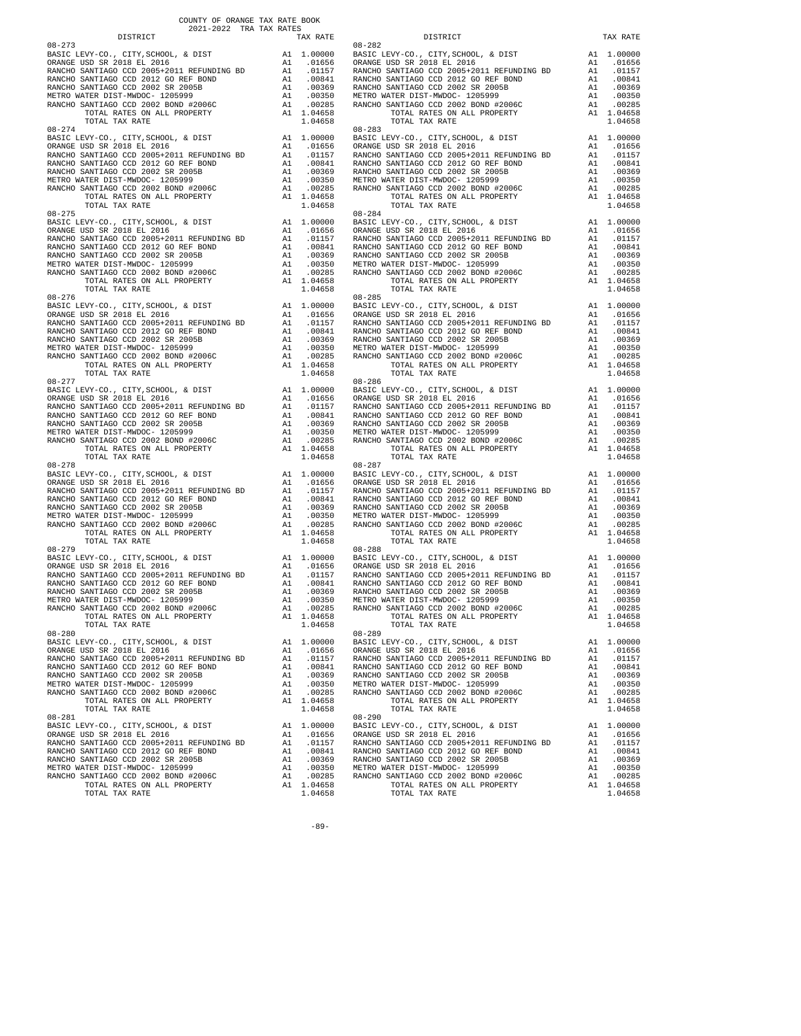COUNTY OF ORANGE TAX RATE BOOK
2021-2022 TRA TAX RATES

| DISTRICT | | TAX RATE |
|---|---|---|
| 08-273 | | |
| BASIC LEVY-CO., CITY,SCHOOL, & DIST | A1 | 1.00000 |
| ORANGE USD SR 2018 EL 2016 | A1 | .01656 |
| RANCHO SANTIAGO CCD 2005+2011 REFUNDING BD | A1 | .01157 |
| RANCHO SANTIAGO CCD 2012 GO REF BOND | A1 | .00841 |
| RANCHO SANTIAGO CCD 2002 SR 2005B | A1 | .00369 |
| METRO WATER DIST-MWDOC- 1205999 | A1 | .00350 |
| RANCHO SANTIAGO CCD 2002 BOND #2006C | A1 | .00285 |
| TOTAL RATES ON ALL PROPERTY | A1 | 1.04658 |
| TOTAL TAX RATE | | 1.04658 |
| 08-274 | | |
| BASIC LEVY-CO., CITY,SCHOOL, & DIST | A1 | 1.00000 |
| ORANGE USD SR 2018 EL 2016 | A1 | .01656 |
| RANCHO SANTIAGO CCD 2005+2011 REFUNDING BD | A1 | .01157 |
| RANCHO SANTIAGO CCD 2012 GO REF BOND | A1 | .00841 |
| RANCHO SANTIAGO CCD 2002 SR 2005B | A1 | .00369 |
| METRO WATER DIST-MWDOC- 1205999 | A1 | .00350 |
| RANCHO SANTIAGO CCD 2002 BOND #2006C | A1 | .00285 |
| TOTAL RATES ON ALL PROPERTY | A1 | 1.04658 |
| TOTAL TAX RATE | | 1.04658 |
| 08-275 | | |
| BASIC LEVY-CO., CITY,SCHOOL, & DIST | A1 | 1.00000 |
| ORANGE USD SR 2018 EL 2016 | A1 | .01656 |
| RANCHO SANTIAGO CCD 2005+2011 REFUNDING BD | A1 | .01157 |
| RANCHO SANTIAGO CCD 2012 GO REF BOND | A1 | .00841 |
| RANCHO SANTIAGO CCD 2002 SR 2005B | A1 | .00369 |
| METRO WATER DIST-MWDOC- 1205999 | A1 | .00350 |
| RANCHO SANTIAGO CCD 2002 BOND #2006C | A1 | .00285 |
| TOTAL RATES ON ALL PROPERTY | A1 | 1.04658 |
| TOTAL TAX RATE | | 1.04658 |
| 08-276 | | |
| BASIC LEVY-CO., CITY,SCHOOL, & DIST | A1 | 1.00000 |
| ORANGE USD SR 2018 EL 2016 | A1 | .01656 |
| RANCHO SANTIAGO CCD 2005+2011 REFUNDING BD | A1 | .01157 |
| RANCHO SANTIAGO CCD 2012 GO REF BOND | A1 | .00841 |
| RANCHO SANTIAGO CCD 2002 SR 2005B | A1 | .00369 |
| METRO WATER DIST-MWDOC- 1205999 | A1 | .00350 |
| RANCHO SANTIAGO CCD 2002 BOND #2006C | A1 | .00285 |
| TOTAL RATES ON ALL PROPERTY | A1 | 1.04658 |
| TOTAL TAX RATE | | 1.04658 |
| 08-277 | | |
| BASIC LEVY-CO., CITY,SCHOOL, & DIST | A1 | 1.00000 |
| ORANGE USD SR 2018 EL 2016 | A1 | .01656 |
| RANCHO SANTIAGO CCD 2005+2011 REFUNDING BD | A1 | .01157 |
| RANCHO SANTIAGO CCD 2012 GO REF BOND | A1 | .00841 |
| RANCHO SANTIAGO CCD 2002 SR 2005B | A1 | .00369 |
| METRO WATER DIST-MWDOC- 1205999 | A1 | .00350 |
| RANCHO SANTIAGO CCD 2002 BOND #2006C | A1 | .00285 |
| TOTAL RATES ON ALL PROPERTY | A1 | 1.04658 |
| TOTAL TAX RATE | | 1.04658 |
| 08-278 | | |
| BASIC LEVY-CO., CITY,SCHOOL, & DIST | A1 | 1.00000 |
| ORANGE USD SR 2018 EL 2016 | A1 | .01656 |
| RANCHO SANTIAGO CCD 2005+2011 REFUNDING BD | A1 | .01157 |
| RANCHO SANTIAGO CCD 2012 GO REF BOND | A1 | .00841 |
| RANCHO SANTIAGO CCD 2002 SR 2005B | A1 | .00369 |
| METRO WATER DIST-MWDOC- 1205999 | A1 | .00350 |
| RANCHO SANTIAGO CCD 2002 BOND #2006C | A1 | .00285 |
| TOTAL RATES ON ALL PROPERTY | A1 | 1.04658 |
| TOTAL TAX RATE | | 1.04658 |
| 08-279 | | |
| BASIC LEVY-CO., CITY,SCHOOL, & DIST | A1 | 1.00000 |
| ORANGE USD SR 2018 EL 2016 | A1 | .01656 |
| RANCHO SANTIAGO CCD 2005+2011 REFUNDING BD | A1 | .01157 |
| RANCHO SANTIAGO CCD 2012 GO REF BOND | A1 | .00841 |
| RANCHO SANTIAGO CCD 2002 SR 2005B | A1 | .00369 |
| METRO WATER DIST-MWDOC- 1205999 | A1 | .00350 |
| RANCHO SANTIAGO CCD 2002 BOND #2006C | A1 | .00285 |
| TOTAL RATES ON ALL PROPERTY | A1 | 1.04658 |
| TOTAL TAX RATE | | 1.04658 |
| 08-280 | | |
| BASIC LEVY-CO., CITY,SCHOOL, & DIST | A1 | 1.00000 |
| ORANGE USD SR 2018 EL 2016 | A1 | .01656 |
| RANCHO SANTIAGO CCD 2005+2011 REFUNDING BD | A1 | .01157 |
| RANCHO SANTIAGO CCD 2012 GO REF BOND | A1 | .00841 |
| RANCHO SANTIAGO CCD 2002 SR 2005B | A1 | .00369 |
| METRO WATER DIST-MWDOC- 1205999 | A1 | .00350 |
| RANCHO SANTIAGO CCD 2002 BOND #2006C | A1 | .00285 |
| TOTAL RATES ON ALL PROPERTY | A1 | 1.04658 |
| TOTAL TAX RATE | | 1.04658 |
| 08-281 | | |
| BASIC LEVY-CO., CITY,SCHOOL, & DIST | A1 | 1.00000 |
| ORANGE USD SR 2018 EL 2016 | A1 | .01656 |
| RANCHO SANTIAGO CCD 2005+2011 REFUNDING BD | A1 | .01157 |
| RANCHO SANTIAGO CCD 2012 GO REF BOND | A1 | .00841 |
| RANCHO SANTIAGO CCD 2002 SR 2005B | A1 | .00369 |
| METRO WATER DIST-MWDOC- 1205999 | A1 | .00350 |
| RANCHO SANTIAGO CCD 2002 BOND #2006C | A1 | .00285 |
| TOTAL RATES ON ALL PROPERTY | A1 | 1.04658 |
| TOTAL TAX RATE | | 1.04658 |
| 08-282 | | |
| BASIC LEVY-CO., CITY,SCHOOL, & DIST | A1 | 1.00000 |
| ORANGE USD SR 2018 EL 2016 | A1 | .01656 |
| RANCHO SANTIAGO CCD 2005+2011 REFUNDING BD | A1 | .01157 |
| RANCHO SANTIAGO CCD 2012 GO REF BOND | A1 | .00841 |
| RANCHO SANTIAGO CCD 2002 SR 2005B | A1 | .00369 |
| METRO WATER DIST-MWDOC- 1205999 | A1 | .00350 |
| RANCHO SANTIAGO CCD 2002 BOND #2006C | A1 | .00285 |
| TOTAL RATES ON ALL PROPERTY | A1 | 1.04658 |
| TOTAL TAX RATE | | 1.04658 |
| 08-283 | | |
| BASIC LEVY-CO., CITY,SCHOOL, & DIST | A1 | 1.00000 |
| ORANGE USD SR 2018 EL 2016 | A1 | .01656 |
| RANCHO SANTIAGO CCD 2005+2011 REFUNDING BD | A1 | .01157 |
| RANCHO SANTIAGO CCD 2012 GO REF BOND | A1 | .00841 |
| RANCHO SANTIAGO CCD 2002 SR 2005B | A1 | .00369 |
| METRO WATER DIST-MWDOC- 1205999 | A1 | .00350 |
| RANCHO SANTIAGO CCD 2002 BOND #2006C | A1 | .00285 |
| TOTAL RATES ON ALL PROPERTY | A1 | 1.04658 |
| TOTAL TAX RATE | | 1.04658 |
| 08-284 | | |
| BASIC LEVY-CO., CITY,SCHOOL, & DIST | A1 | 1.00000 |
| ORANGE USD SR 2018 EL 2016 | A1 | .01656 |
| RANCHO SANTIAGO CCD 2005+2011 REFUNDING BD | A1 | .01157 |
| RANCHO SANTIAGO CCD 2012 GO REF BOND | A1 | .00841 |
| RANCHO SANTIAGO CCD 2002 SR 2005B | A1 | .00369 |
| METRO WATER DIST-MWDOC- 1205999 | A1 | .00350 |
| RANCHO SANTIAGO CCD 2002 BOND #2006C | A1 | .00285 |
| TOTAL RATES ON ALL PROPERTY | A1 | 1.04658 |
| TOTAL TAX RATE | | 1.04658 |
| 08-285 | | |
| BASIC LEVY-CO., CITY,SCHOOL, & DIST | A1 | 1.00000 |
| ORANGE USD SR 2018 EL 2016 | A1 | .01656 |
| RANCHO SANTIAGO CCD 2005+2011 REFUNDING BD | A1 | .01157 |
| RANCHO SANTIAGO CCD 2012 GO REF BOND | A1 | .00841 |
| RANCHO SANTIAGO CCD 2002 SR 2005B | A1 | .00369 |
| METRO WATER DIST-MWDOC- 1205999 | A1 | .00350 |
| RANCHO SANTIAGO CCD 2002 BOND #2006C | A1 | .00285 |
| TOTAL RATES ON ALL PROPERTY | A1 | 1.04658 |
| TOTAL TAX RATE | | 1.04658 |
| 08-286 | | |
| BASIC LEVY-CO., CITY,SCHOOL, & DIST | A1 | 1.00000 |
| ORANGE USD SR 2018 EL 2016 | A1 | .01656 |
| RANCHO SANTIAGO CCD 2005+2011 REFUNDING BD | A1 | .01157 |
| RANCHO SANTIAGO CCD 2012 GO REF BOND | A1 | .00841 |
| RANCHO SANTIAGO CCD 2002 SR 2005B | A1 | .00369 |
| METRO WATER DIST-MWDOC- 1205999 | A1 | .00350 |
| RANCHO SANTIAGO CCD 2002 BOND #2006C | A1 | .00285 |
| TOTAL RATES ON ALL PROPERTY | A1 | 1.04658 |
| TOTAL TAX RATE | | 1.04658 |
| 08-287 | | |
| BASIC LEVY-CO., CITY,SCHOOL, & DIST | A1 | 1.00000 |
| ORANGE USD SR 2018 EL 2016 | A1 | .01656 |
| RANCHO SANTIAGO CCD 2005+2011 REFUNDING BD | A1 | .01157 |
| RANCHO SANTIAGO CCD 2012 GO REF BOND | A1 | .00841 |
| RANCHO SANTIAGO CCD 2002 SR 2005B | A1 | .00369 |
| METRO WATER DIST-MWDOC- 1205999 | A1 | .00350 |
| RANCHO SANTIAGO CCD 2002 BOND #2006C | A1 | .00285 |
| TOTAL RATES ON ALL PROPERTY | A1 | 1.04658 |
| TOTAL TAX RATE | | 1.04658 |
| 08-288 | | |
| BASIC LEVY-CO., CITY,SCHOOL, & DIST | A1 | 1.00000 |
| ORANGE USD SR 2018 EL 2016 | A1 | .01656 |
| RANCHO SANTIAGO CCD 2005+2011 REFUNDING BD | A1 | .01157 |
| RANCHO SANTIAGO CCD 2012 GO REF BOND | A1 | .00841 |
| RANCHO SANTIAGO CCD 2002 SR 2005B | A1 | .00369 |
| METRO WATER DIST-MWDOC- 1205999 | A1 | .00350 |
| RANCHO SANTIAGO CCD 2002 BOND #2006C | A1 | .00285 |
| TOTAL RATES ON ALL PROPERTY | A1 | 1.04658 |
| TOTAL TAX RATE | | 1.04658 |
| 08-289 | | |
| BASIC LEVY-CO., CITY,SCHOOL, & DIST | A1 | 1.00000 |
| ORANGE USD SR 2018 EL 2016 | A1 | .01656 |
| RANCHO SANTIAGO CCD 2005+2011 REFUNDING BD | A1 | .01157 |
| RANCHO SANTIAGO CCD 2012 GO REF BOND | A1 | .00841 |
| RANCHO SANTIAGO CCD 2002 SR 2005B | A1 | .00369 |
| METRO WATER DIST-MWDOC- 1205999 | A1 | .00350 |
| RANCHO SANTIAGO CCD 2002 BOND #2006C | A1 | .00285 |
| TOTAL RATES ON ALL PROPERTY | A1 | 1.04658 |
| TOTAL TAX RATE | | 1.04658 |
| 08-290 | | |
| BASIC LEVY-CO., CITY,SCHOOL, & DIST | A1 | 1.00000 |
| ORANGE USD SR 2018 EL 2016 | A1 | .01656 |
| RANCHO SANTIAGO CCD 2005+2011 REFUNDING BD | A1 | .01157 |
| RANCHO SANTIAGO CCD 2012 GO REF BOND | A1 | .00841 |
| RANCHO SANTIAGO CCD 2002 SR 2005B | A1 | .00369 |
| METRO WATER DIST-MWDOC- 1205999 | A1 | .00350 |
| RANCHO SANTIAGO CCD 2002 BOND #2006C | A1 | .00285 |
| TOTAL RATES ON ALL PROPERTY | A1 | 1.04658 |
| TOTAL TAX RATE | | 1.04658 |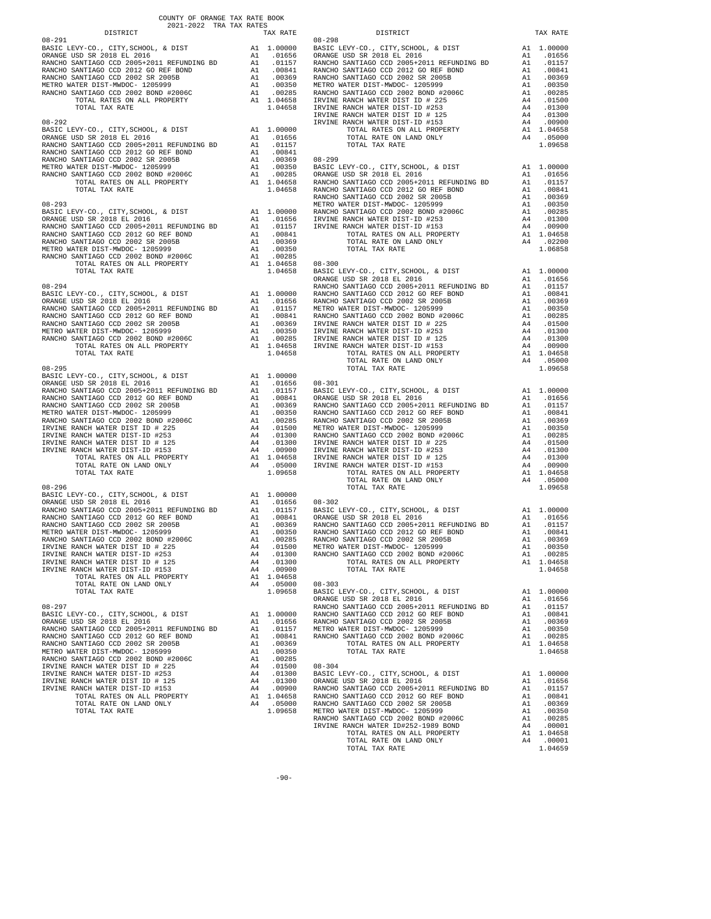COUNTY OF ORANGE TAX RATE BOOK
2021-2022 TRA TAX RATES

| DISTRICT | | TAX RATE |
|---|---|---|
| **08-291** | | |
| BASIC LEVY-CO., CITY,SCHOOL, & DIST | A1 | 1.00000 |
| ORANGE USD SR 2018 EL 2016 | A1 | .01656 |
| RANCHO SANTIAGO CCD 2005+2011 REFUNDING BD | A1 | .01157 |
| RANCHO SANTIAGO CCD 2012 GO REF BOND | A1 | .00841 |
| RANCHO SANTIAGO CCD 2002 SR 2005B | A1 | .00369 |
| METRO WATER DIST-MWDOC- 1205999 | A1 | .00350 |
| RANCHO SANTIAGO CCD 2002 BOND #2006C | A1 | .00285 |
| TOTAL RATES ON ALL PROPERTY | A1 | 1.04658 |
| TOTAL TAX RATE | | 1.04658 |
| **08-292** | | |
| BASIC LEVY-CO., CITY,SCHOOL, & DIST | A1 | 1.00000 |
| ORANGE USD SR 2018 EL 2016 | A1 | .01656 |
| RANCHO SANTIAGO CCD 2005+2011 REFUNDING BD | A1 | .01157 |
| RANCHO SANTIAGO CCD 2012 GO REF BOND | A1 | .00841 |
| RANCHO SANTIAGO CCD 2002 SR 2005B | A1 | .00369 |
| METRO WATER DIST-MWDOC- 1205999 | A1 | .00350 |
| RANCHO SANTIAGO CCD 2002 BOND #2006C | A1 | .00285 |
| TOTAL RATES ON ALL PROPERTY | A1 | 1.04658 |
| TOTAL TAX RATE | | 1.04658 |
| **08-293** | | |
| BASIC LEVY-CO., CITY,SCHOOL, & DIST | A1 | 1.00000 |
| ORANGE USD SR 2018 EL 2016 | A1 | .01656 |
| RANCHO SANTIAGO CCD 2005+2011 REFUNDING BD | A1 | .01157 |
| RANCHO SANTIAGO CCD 2012 GO REF BOND | A1 | .00841 |
| RANCHO SANTIAGO CCD 2002 SR 2005B | A1 | .00369 |
| METRO WATER DIST-MWDOC- 1205999 | A1 | .00350 |
| RANCHO SANTIAGO CCD 2002 BOND #2006C | A1 | .00285 |
| TOTAL RATES ON ALL PROPERTY | A1 | 1.04658 |
| TOTAL TAX RATE | | 1.04658 |
| **08-294** | | |
| BASIC LEVY-CO., CITY,SCHOOL, & DIST | A1 | 1.00000 |
| ORANGE USD SR 2018 EL 2016 | A1 | .01656 |
| RANCHO SANTIAGO CCD 2005+2011 REFUNDING BD | A1 | .01157 |
| RANCHO SANTIAGO CCD 2012 GO REF BOND | A1 | .00841 |
| RANCHO SANTIAGO CCD 2002 SR 2005B | A1 | .00369 |
| METRO WATER DIST-MWDOC- 1205999 | A1 | .00350 |
| RANCHO SANTIAGO CCD 2002 BOND #2006C | A1 | .00285 |
| TOTAL RATES ON ALL PROPERTY | A1 | 1.04658 |
| TOTAL TAX RATE | | 1.04658 |
| **08-295** | | |
| BASIC LEVY-CO., CITY,SCHOOL, & DIST | A1 | 1.00000 |
| ORANGE USD SR 2018 EL 2016 | A1 | .01656 |
| RANCHO SANTIAGO CCD 2005+2011 REFUNDING BD | A1 | .01157 |
| RANCHO SANTIAGO CCD 2012 GO REF BOND | A1 | .00841 |
| RANCHO SANTIAGO CCD 2002 SR 2005B | A1 | .00369 |
| METRO WATER DIST-MWDOC- 1205999 | A1 | .00350 |
| RANCHO SANTIAGO CCD 2002 BOND #2006C | A1 | .00285 |
| IRVINE RANCH WATER DIST ID # 225 | A4 | .01500 |
| IRVINE RANCH WATER DIST-ID #253 | A4 | .01300 |
| IRVINE RANCH WATER DIST ID # 125 | A4 | .01300 |
| IRVINE RANCH WATER DIST-ID #153 | A4 | .00900 |
| TOTAL RATES ON ALL PROPERTY | A1 | 1.04658 |
| TOTAL RATE ON LAND ONLY | A4 | .05000 |
| TOTAL TAX RATE | | 1.09658 |
| **08-296** | | |
| BASIC LEVY-CO., CITY,SCHOOL, & DIST | A1 | 1.00000 |
| ORANGE USD SR 2018 EL 2016 | A1 | .01656 |
| RANCHO SANTIAGO CCD 2005+2011 REFUNDING BD | A1 | .01157 |
| RANCHO SANTIAGO CCD 2012 GO REF BOND | A1 | .00841 |
| RANCHO SANTIAGO CCD 2002 SR 2005B | A1 | .00369 |
| METRO WATER DIST-MWDOC- 1205999 | A1 | .00350 |
| RANCHO SANTIAGO CCD 2002 BOND #2006C | A1 | .00285 |
| IRVINE RANCH WATER DIST ID # 225 | A4 | .01500 |
| IRVINE RANCH WATER DIST-ID #253 | A4 | .01300 |
| IRVINE RANCH WATER DIST ID # 125 | A4 | .01300 |
| IRVINE RANCH WATER DIST-ID #153 | A4 | .00900 |
| TOTAL RATES ON ALL PROPERTY | A1 | 1.04658 |
| TOTAL RATE ON LAND ONLY | A4 | .05000 |
| TOTAL TAX RATE | | 1.09658 |
| **08-297** | | |
| BASIC LEVY-CO., CITY,SCHOOL, & DIST | A1 | 1.00000 |
| ORANGE USD SR 2018 EL 2016 | A1 | .01656 |
| RANCHO SANTIAGO CCD 2005+2011 REFUNDING BD | A1 | .01157 |
| RANCHO SANTIAGO CCD 2012 GO REF BOND | A1 | .00841 |
| RANCHO SANTIAGO CCD 2002 SR 2005B | A1 | .00369 |
| METRO WATER DIST-MWDOC- 1205999 | A1 | .00350 |
| RANCHO SANTIAGO CCD 2002 BOND #2006C | A1 | .00285 |
| IRVINE RANCH WATER DIST ID # 225 | A4 | .01500 |
| IRVINE RANCH WATER DIST-ID #253 | A4 | .01300 |
| IRVINE RANCH WATER DIST ID # 125 | A4 | .01300 |
| IRVINE RANCH WATER DIST-ID #153 | A4 | .00900 |
| TOTAL RATES ON ALL PROPERTY | A1 | 1.04658 |
| TOTAL RATE ON LAND ONLY | A4 | .05000 |
| TOTAL TAX RATE | | 1.09658 |
| **08-298** | | |
| BASIC LEVY-CO., CITY,SCHOOL, & DIST | A1 | 1.00000 |
| ORANGE USD SR 2018 EL 2016 | A1 | .01656 |
| RANCHO SANTIAGO CCD 2005+2011 REFUNDING BD | A1 | .01157 |
| RANCHO SANTIAGO CCD 2012 GO REF BOND | A1 | .00841 |
| RANCHO SANTIAGO CCD 2002 SR 2005B | A1 | .00369 |
| METRO WATER DIST-MWDOC- 1205999 | A1 | .00350 |
| RANCHO SANTIAGO CCD 2002 BOND #2006C | A1 | .00285 |
| IRVINE RANCH WATER DIST ID # 225 | A4 | .01500 |
| IRVINE RANCH WATER DIST-ID #253 | A4 | .01300 |
| IRVINE RANCH WATER DIST ID # 125 | A4 | .01300 |
| IRVINE RANCH WATER DIST-ID #153 | A4 | .00900 |
| TOTAL RATES ON ALL PROPERTY | A1 | 1.04658 |
| TOTAL RATE ON LAND ONLY | A4 | .05000 |
| TOTAL TAX RATE | | 1.09658 |
| **08-299** | | |
| BASIC LEVY-CO., CITY,SCHOOL, & DIST | A1 | 1.00000 |
| ORANGE USD SR 2018 EL 2016 | A1 | .01656 |
| RANCHO SANTIAGO CCD 2005+2011 REFUNDING BD | A1 | .01157 |
| RANCHO SANTIAGO CCD 2012 GO REF BOND | A1 | .00841 |
| RANCHO SANTIAGO CCD 2002 SR 2005B | A1 | .00369 |
| METRO WATER DIST-MWDOC- 1205999 | A1 | .00350 |
| RANCHO SANTIAGO CCD 2002 BOND #2006C | A1 | .00285 |
| IRVINE RANCH WATER DIST-ID #253 | A4 | .01300 |
| IRVINE RANCH WATER DIST-ID #153 | A4 | .00900 |
| TOTAL RATES ON ALL PROPERTY | A1 | 1.04658 |
| TOTAL RATE ON LAND ONLY | A4 | .02200 |
| TOTAL TAX RATE | | 1.06858 |
| **08-300** | | |
| BASIC LEVY-CO., CITY,SCHOOL, & DIST | A1 | 1.00000 |
| ORANGE USD SR 2018 EL 2016 | A1 | .01656 |
| RANCHO SANTIAGO CCD 2005+2011 REFUNDING BD | A1 | .01157 |
| RANCHO SANTIAGO CCD 2012 GO REF BOND | A1 | .00841 |
| RANCHO SANTIAGO CCD 2002 SR 2005B | A1 | .00369 |
| METRO WATER DIST-MWDOC- 1205999 | A1 | .00350 |
| RANCHO SANTIAGO CCD 2002 BOND #2006C | A1 | .00285 |
| IRVINE RANCH WATER DIST ID # 225 | A4 | .01500 |
| IRVINE RANCH WATER DIST-ID #253 | A4 | .01300 |
| IRVINE RANCH WATER DIST ID # 125 | A4 | .01300 |
| IRVINE RANCH WATER DIST-ID #153 | A4 | .00900 |
| TOTAL RATES ON ALL PROPERTY | A1 | 1.04658 |
| TOTAL RATE ON LAND ONLY | A4 | .05000 |
| TOTAL TAX RATE | | 1.09658 |
| **08-301** | | |
| BASIC LEVY-CO., CITY,SCHOOL, & DIST | A1 | 1.00000 |
| ORANGE USD SR 2018 EL 2016 | A1 | .01656 |
| RANCHO SANTIAGO CCD 2005+2011 REFUNDING BD | A1 | .01157 |
| RANCHO SANTIAGO CCD 2012 GO REF BOND | A1 | .00841 |
| RANCHO SANTIAGO CCD 2002 SR 2005B | A1 | .00369 |
| METRO WATER DIST-MWDOC- 1205999 | A1 | .00350 |
| RANCHO SANTIAGO CCD 2002 BOND #2006C | A1 | .00285 |
| IRVINE RANCH WATER DIST ID # 225 | A4 | .01500 |
| IRVINE RANCH WATER DIST-ID #253 | A4 | .01300 |
| IRVINE RANCH WATER DIST ID # 125 | A4 | .01300 |
| IRVINE RANCH WATER DIST-ID #153 | A4 | .00900 |
| TOTAL RATES ON ALL PROPERTY | A1 | 1.04658 |
| TOTAL RATE ON LAND ONLY | A4 | .05000 |
| TOTAL TAX RATE | | 1.09658 |
| **08-302** | | |
| BASIC LEVY-CO., CITY,SCHOOL, & DIST | A1 | 1.00000 |
| ORANGE USD SR 2018 EL 2016 | A1 | .01656 |
| RANCHO SANTIAGO CCD 2005+2011 REFUNDING BD | A1 | .01157 |
| RANCHO SANTIAGO CCD 2012 GO REF BOND | A1 | .00841 |
| RANCHO SANTIAGO CCD 2002 SR 2005B | A1 | .00369 |
| METRO WATER DIST-MWDOC- 1205999 | A1 | .00350 |
| RANCHO SANTIAGO CCD 2002 BOND #2006C | A1 | .00285 |
| TOTAL RATES ON ALL PROPERTY | A1 | 1.04658 |
| TOTAL TAX RATE | | 1.04658 |
| **08-303** | | |
| BASIC LEVY-CO., CITY,SCHOOL, & DIST | A1 | 1.00000 |
| ORANGE USD SR 2018 EL 2016 | A1 | .01656 |
| RANCHO SANTIAGO CCD 2005+2011 REFUNDING BD | A1 | .01157 |
| RANCHO SANTIAGO CCD 2012 GO REF BOND | A1 | .00841 |
| RANCHO SANTIAGO CCD 2002 SR 2005B | A1 | .00369 |
| METRO WATER DIST-MWDOC- 1205999 | A1 | .00350 |
| RANCHO SANTIAGO CCD 2002 BOND #2006C | A1 | .00285 |
| TOTAL RATES ON ALL PROPERTY | A1 | 1.04658 |
| TOTAL TAX RATE | | 1.04658 |
| **08-304** | | |
| BASIC LEVY-CO., CITY,SCHOOL, & DIST | A1 | 1.00000 |
| ORANGE USD SR 2018 EL 2016 | A1 | .01656 |
| RANCHO SANTIAGO CCD 2005+2011 REFUNDING BD | A1 | .01157 |
| RANCHO SANTIAGO CCD 2012 GO REF BOND | A1 | .00841 |
| RANCHO SANTIAGO CCD 2002 SR 2005B | A1 | .00369 |
| METRO WATER DIST-MWDOC- 1205999 | A1 | .00350 |
| RANCHO SANTIAGO CCD 2002 BOND #2006C | A1 | .00285 |
| IRVINE RANCH WATER ID#252-1989 BOND | A4 | .00001 |
| TOTAL RATES ON ALL PROPERTY | A1 | 1.04658 |
| TOTAL RATE ON LAND ONLY | A4 | .00001 |
| TOTAL TAX RATE | | 1.04659 |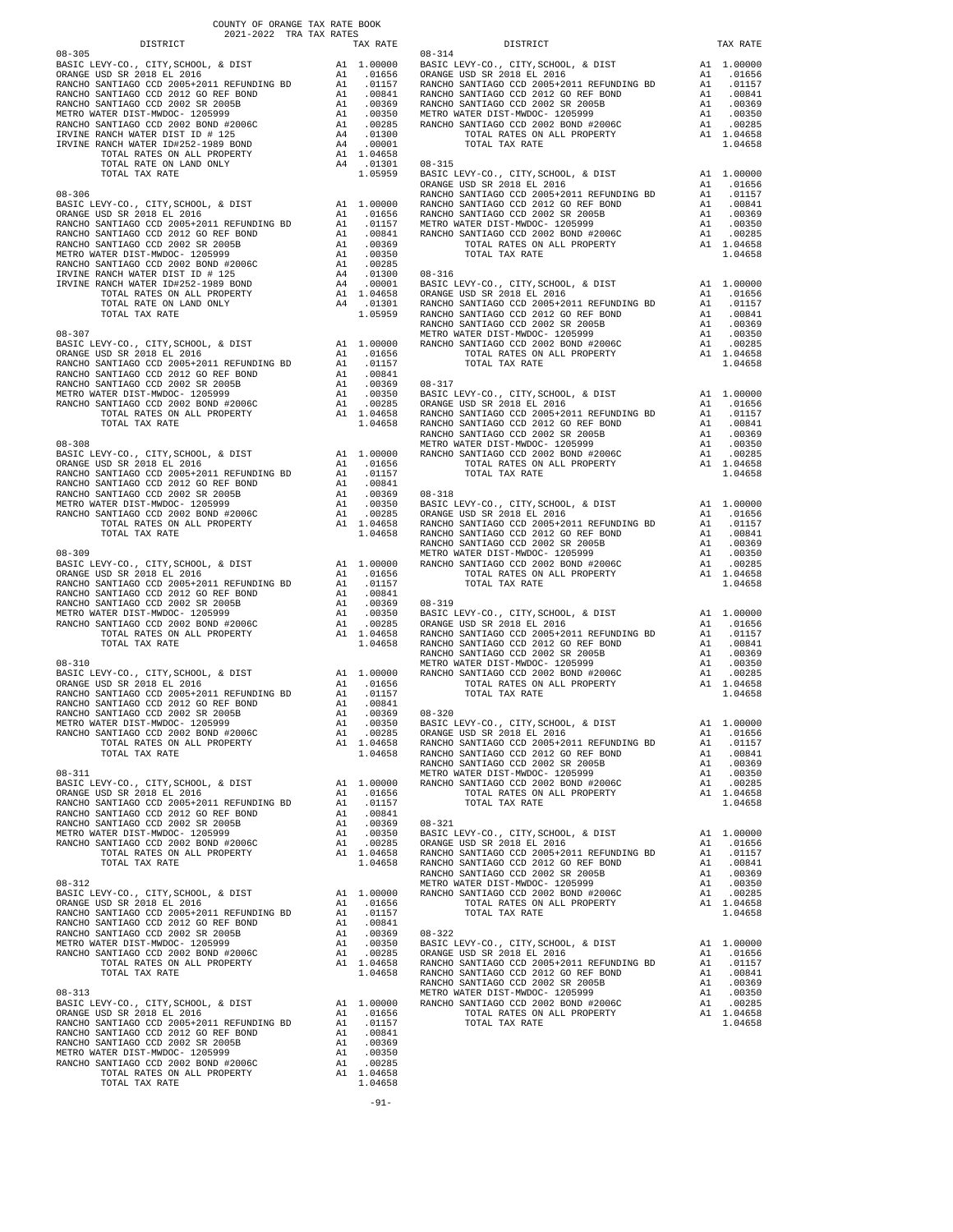COUNTY OF ORANGE TAX RATE BOOK
2021-2022 TRA TAX RATES

| DISTRICT | | TAX RATE |
|---|---|---|
| **08-305** | | |
| BASIC LEVY-CO., CITY,SCHOOL, & DIST | A1 | 1.00000 |
| ORANGE USD SR 2018 EL 2016 | A1 | .01656 |
| RANCHO SANTIAGO CCD 2005+2011 REFUNDING BD | A1 | .01157 |
| RANCHO SANTIAGO CCD 2012 GO REF BOND | A1 | .00841 |
| RANCHO SANTIAGO CCD 2002 SR 2005B | A1 | .00369 |
| METRO WATER DIST-MWDOC- 1205999 | A1 | .00350 |
| RANCHO SANTIAGO CCD 2002 BOND #2006C | A1 | .00285 |
| IRVINE RANCH WATER DIST ID # 125 | A4 | .01300 |
| IRVINE RANCH WATER ID#252-1989 BOND | A4 | .00001 |
| TOTAL RATES ON ALL PROPERTY | A1 | 1.04658 |
| TOTAL RATE ON LAND ONLY | A4 | .01301 |
| TOTAL TAX RATE | | 1.05959 |
| **08-306** | | |
| BASIC LEVY-CO., CITY,SCHOOL, & DIST | A1 | 1.00000 |
| ORANGE USD SR 2018 EL 2016 | A1 | .01656 |
| RANCHO SANTIAGO CCD 2005+2011 REFUNDING BD | A1 | .01157 |
| RANCHO SANTIAGO CCD 2012 GO REF BOND | A1 | .00841 |
| RANCHO SANTIAGO CCD 2002 SR 2005B | A1 | .00369 |
| METRO WATER DIST-MWDOC- 1205999 | A1 | .00350 |
| RANCHO SANTIAGO CCD 2002 BOND #2006C | A1 | .00285 |
| IRVINE RANCH WATER DIST ID # 125 | A4 | .01300 |
| IRVINE RANCH WATER ID#252-1989 BOND | A4 | .00001 |
| TOTAL RATES ON ALL PROPERTY | A1 | 1.04658 |
| TOTAL RATE ON LAND ONLY | A4 | .01301 |
| TOTAL TAX RATE | | 1.05959 |
| **08-307** | | |
| BASIC LEVY-CO., CITY,SCHOOL, & DIST | A1 | 1.00000 |
| ORANGE USD SR 2018 EL 2016 | A1 | .01656 |
| RANCHO SANTIAGO CCD 2005+2011 REFUNDING BD | A1 | .01157 |
| RANCHO SANTIAGO CCD 2012 GO REF BOND | A1 | .00841 |
| RANCHO SANTIAGO CCD 2002 SR 2005B | A1 | .00369 |
| METRO WATER DIST-MWDOC- 1205999 | A1 | .00350 |
| RANCHO SANTIAGO CCD 2002 BOND #2006C | A1 | .00285 |
| TOTAL RATES ON ALL PROPERTY | A1 | 1.04658 |
| TOTAL TAX RATE | | 1.04658 |
| **08-308** | | |
| BASIC LEVY-CO., CITY,SCHOOL, & DIST | A1 | 1.00000 |
| ORANGE USD SR 2018 EL 2016 | A1 | .01656 |
| RANCHO SANTIAGO CCD 2005+2011 REFUNDING BD | A1 | .01157 |
| RANCHO SANTIAGO CCD 2012 GO REF BOND | A1 | .00841 |
| RANCHO SANTIAGO CCD 2002 SR 2005B | A1 | .00369 |
| METRO WATER DIST-MWDOC- 1205999 | A1 | .00350 |
| RANCHO SANTIAGO CCD 2002 BOND #2006C | A1 | .00285 |
| TOTAL RATES ON ALL PROPERTY | A1 | 1.04658 |
| TOTAL TAX RATE | | 1.04658 |
| **08-309** | | |
| BASIC LEVY-CO., CITY,SCHOOL, & DIST | A1 | 1.00000 |
| ORANGE USD SR 2018 EL 2016 | A1 | .01656 |
| RANCHO SANTIAGO CCD 2005+2011 REFUNDING BD | A1 | .01157 |
| RANCHO SANTIAGO CCD 2012 GO REF BOND | A1 | .00841 |
| RANCHO SANTIAGO CCD 2002 SR 2005B | A1 | .00369 |
| METRO WATER DIST-MWDOC- 1205999 | A1 | .00350 |
| RANCHO SANTIAGO CCD 2002 BOND #2006C | A1 | .00285 |
| TOTAL RATES ON ALL PROPERTY | A1 | 1.04658 |
| TOTAL TAX RATE | | 1.04658 |
| **08-310** | | |
| BASIC LEVY-CO., CITY,SCHOOL, & DIST | A1 | 1.00000 |
| ORANGE USD SR 2018 EL 2016 | A1 | .01656 |
| RANCHO SANTIAGO CCD 2005+2011 REFUNDING BD | A1 | .01157 |
| RANCHO SANTIAGO CCD 2012 GO REF BOND | A1 | .00841 |
| RANCHO SANTIAGO CCD 2002 SR 2005B | A1 | .00369 |
| METRO WATER DIST-MWDOC- 1205999 | A1 | .00350 |
| RANCHO SANTIAGO CCD 2002 BOND #2006C | A1 | .00285 |
| TOTAL RATES ON ALL PROPERTY | A1 | 1.04658 |
| TOTAL TAX RATE | | 1.04658 |
| **08-311** | | |
| BASIC LEVY-CO., CITY,SCHOOL, & DIST | A1 | 1.00000 |
| ORANGE USD SR 2018 EL 2016 | A1 | .01656 |
| RANCHO SANTIAGO CCD 2005+2011 REFUNDING BD | A1 | .01157 |
| RANCHO SANTIAGO CCD 2012 GO REF BOND | A1 | .00841 |
| RANCHO SANTIAGO CCD 2002 SR 2005B | A1 | .00369 |
| METRO WATER DIST-MWDOC- 1205999 | A1 | .00350 |
| RANCHO SANTIAGO CCD 2002 BOND #2006C | A1 | .00285 |
| TOTAL RATES ON ALL PROPERTY | A1 | 1.04658 |
| TOTAL TAX RATE | | 1.04658 |
| **08-312** | | |
| BASIC LEVY-CO., CITY,SCHOOL, & DIST | A1 | 1.00000 |
| ORANGE USD SR 2018 EL 2016 | A1 | .01656 |
| RANCHO SANTIAGO CCD 2005+2011 REFUNDING BD | A1 | .01157 |
| RANCHO SANTIAGO CCD 2012 GO REF BOND | A1 | .00841 |
| RANCHO SANTIAGO CCD 2002 SR 2005B | A1 | .00369 |
| METRO WATER DIST-MWDOC- 1205999 | A1 | .00350 |
| RANCHO SANTIAGO CCD 2002 BOND #2006C | A1 | .00285 |
| TOTAL RATES ON ALL PROPERTY | A1 | 1.04658 |
| TOTAL TAX RATE | | 1.04658 |
| **08-313** | | |
| BASIC LEVY-CO., CITY,SCHOOL, & DIST | A1 | 1.00000 |
| ORANGE USD SR 2018 EL 2016 | A1 | .01656 |
| RANCHO SANTIAGO CCD 2005+2011 REFUNDING BD | A1 | .01157 |
| RANCHO SANTIAGO CCD 2012 GO REF BOND | A1 | .00841 |
| RANCHO SANTIAGO CCD 2002 SR 2005B | A1 | .00369 |
| METRO WATER DIST-MWDOC- 1205999 | A1 | .00350 |
| RANCHO SANTIAGO CCD 2002 BOND #2006C | A1 | .00285 |
| TOTAL RATES ON ALL PROPERTY | A1 | 1.04658 |
| TOTAL TAX RATE | | 1.04658 |
| **08-314** | | |
| BASIC LEVY-CO., CITY,SCHOOL, & DIST | A1 | 1.00000 |
| ORANGE USD SR 2018 EL 2016 | A1 | .01656 |
| RANCHO SANTIAGO CCD 2005+2011 REFUNDING BD | A1 | .01157 |
| RANCHO SANTIAGO CCD 2012 GO REF BOND | A1 | .00841 |
| RANCHO SANTIAGO CCD 2002 SR 2005B | A1 | .00369 |
| METRO WATER DIST-MWDOC- 1205999 | A1 | .00350 |
| RANCHO SANTIAGO CCD 2002 BOND #2006C | A1 | .00285 |
| TOTAL RATES ON ALL PROPERTY | A1 | 1.04658 |
| TOTAL TAX RATE | | 1.04658 |
| **08-315** | | |
| BASIC LEVY-CO., CITY,SCHOOL, & DIST | A1 | 1.00000 |
| ORANGE USD SR 2018 EL 2016 | A1 | .01656 |
| RANCHO SANTIAGO CCD 2005+2011 REFUNDING BD | A1 | .01157 |
| RANCHO SANTIAGO CCD 2012 GO REF BOND | A1 | .00841 |
| RANCHO SANTIAGO CCD 2002 SR 2005B | A1 | .00369 |
| METRO WATER DIST-MWDOC- 1205999 | A1 | .00350 |
| RANCHO SANTIAGO CCD 2002 BOND #2006C | A1 | .00285 |
| TOTAL RATES ON ALL PROPERTY | A1 | 1.04658 |
| TOTAL TAX RATE | | 1.04658 |
| **08-316** | | |
| BASIC LEVY-CO., CITY,SCHOOL, & DIST | A1 | 1.00000 |
| ORANGE USD SR 2018 EL 2016 | A1 | .01656 |
| RANCHO SANTIAGO CCD 2005+2011 REFUNDING BD | A1 | .01157 |
| RANCHO SANTIAGO CCD 2012 GO REF BOND | A1 | .00841 |
| RANCHO SANTIAGO CCD 2002 SR 2005B | A1 | .00369 |
| METRO WATER DIST-MWDOC- 1205999 | A1 | .00350 |
| RANCHO SANTIAGO CCD 2002 BOND #2006C | A1 | .00285 |
| TOTAL RATES ON ALL PROPERTY | A1 | 1.04658 |
| TOTAL TAX RATE | | 1.04658 |
| **08-317** | | |
| BASIC LEVY-CO., CITY,SCHOOL, & DIST | A1 | 1.00000 |
| ORANGE USD SR 2018 EL 2016 | A1 | .01656 |
| RANCHO SANTIAGO CCD 2005+2011 REFUNDING BD | A1 | .01157 |
| RANCHO SANTIAGO CCD 2012 GO REF BOND | A1 | .00841 |
| RANCHO SANTIAGO CCD 2002 SR 2005B | A1 | .00369 |
| METRO WATER DIST-MWDOC- 1205999 | A1 | .00350 |
| RANCHO SANTIAGO CCD 2002 BOND #2006C | A1 | .00285 |
| TOTAL RATES ON ALL PROPERTY | A1 | 1.04658 |
| TOTAL TAX RATE | | 1.04658 |
| **08-318** | | |
| BASIC LEVY-CO., CITY,SCHOOL, & DIST | A1 | 1.00000 |
| ORANGE USD SR 2018 EL 2016 | A1 | .01656 |
| RANCHO SANTIAGO CCD 2005+2011 REFUNDING BD | A1 | .01157 |
| RANCHO SANTIAGO CCD 2012 GO REF BOND | A1 | .00841 |
| RANCHO SANTIAGO CCD 2002 SR 2005B | A1 | .00369 |
| METRO WATER DIST-MWDOC- 1205999 | A1 | .00350 |
| RANCHO SANTIAGO CCD 2002 BOND #2006C | A1 | .00285 |
| TOTAL RATES ON ALL PROPERTY | A1 | 1.04658 |
| TOTAL TAX RATE | | 1.04658 |
| **08-319** | | |
| BASIC LEVY-CO., CITY,SCHOOL, & DIST | A1 | 1.00000 |
| ORANGE USD SR 2018 EL 2016 | A1 | .01656 |
| RANCHO SANTIAGO CCD 2005+2011 REFUNDING BD | A1 | .01157 |
| RANCHO SANTIAGO CCD 2012 GO REF BOND | A1 | .00841 |
| RANCHO SANTIAGO CCD 2002 SR 2005B | A1 | .00369 |
| METRO WATER DIST-MWDOC- 1205999 | A1 | .00350 |
| RANCHO SANTIAGO CCD 2002 BOND #2006C | A1 | .00285 |
| TOTAL RATES ON ALL PROPERTY | A1 | 1.04658 |
| TOTAL TAX RATE | | 1.04658 |
| **08-320** | | |
| BASIC LEVY-CO., CITY,SCHOOL, & DIST | A1 | 1.00000 |
| ORANGE USD SR 2018 EL 2016 | A1 | .01656 |
| RANCHO SANTIAGO CCD 2005+2011 REFUNDING BD | A1 | .01157 |
| RANCHO SANTIAGO CCD 2012 GO REF BOND | A1 | .00841 |
| RANCHO SANTIAGO CCD 2002 SR 2005B | A1 | .00369 |
| METRO WATER DIST-MWDOC- 1205999 | A1 | .00350 |
| RANCHO SANTIAGO CCD 2002 BOND #2006C | A1 | .00285 |
| TOTAL RATES ON ALL PROPERTY | A1 | 1.04658 |
| TOTAL TAX RATE | | 1.04658 |
| **08-321** | | |
| BASIC LEVY-CO., CITY,SCHOOL, & DIST | A1 | 1.00000 |
| ORANGE USD SR 2018 EL 2016 | A1 | .01656 |
| RANCHO SANTIAGO CCD 2005+2011 REFUNDING BD | A1 | .01157 |
| RANCHO SANTIAGO CCD 2012 GO REF BOND | A1 | .00841 |
| RANCHO SANTIAGO CCD 2002 SR 2005B | A1 | .00369 |
| METRO WATER DIST-MWDOC- 1205999 | A1 | .00350 |
| RANCHO SANTIAGO CCD 2002 BOND #2006C | A1 | .00285 |
| TOTAL RATES ON ALL PROPERTY | A1 | 1.04658 |
| TOTAL TAX RATE | | 1.04658 |
| **08-322** | | |
| BASIC LEVY-CO., CITY,SCHOOL, & DIST | A1 | 1.00000 |
| ORANGE USD SR 2018 EL 2016 | A1 | .01656 |
| RANCHO SANTIAGO CCD 2005+2011 REFUNDING BD | A1 | .01157 |
| RANCHO SANTIAGO CCD 2012 GO REF BOND | A1 | .00841 |
| RANCHO SANTIAGO CCD 2002 SR 2005B | A1 | .00369 |
| METRO WATER DIST-MWDOC- 1205999 | A1 | .00350 |
| RANCHO SANTIAGO CCD 2002 BOND #2006C | A1 | .00285 |
| TOTAL RATES ON ALL PROPERTY | A1 | 1.04658 |
| TOTAL TAX RATE | | 1.04658 |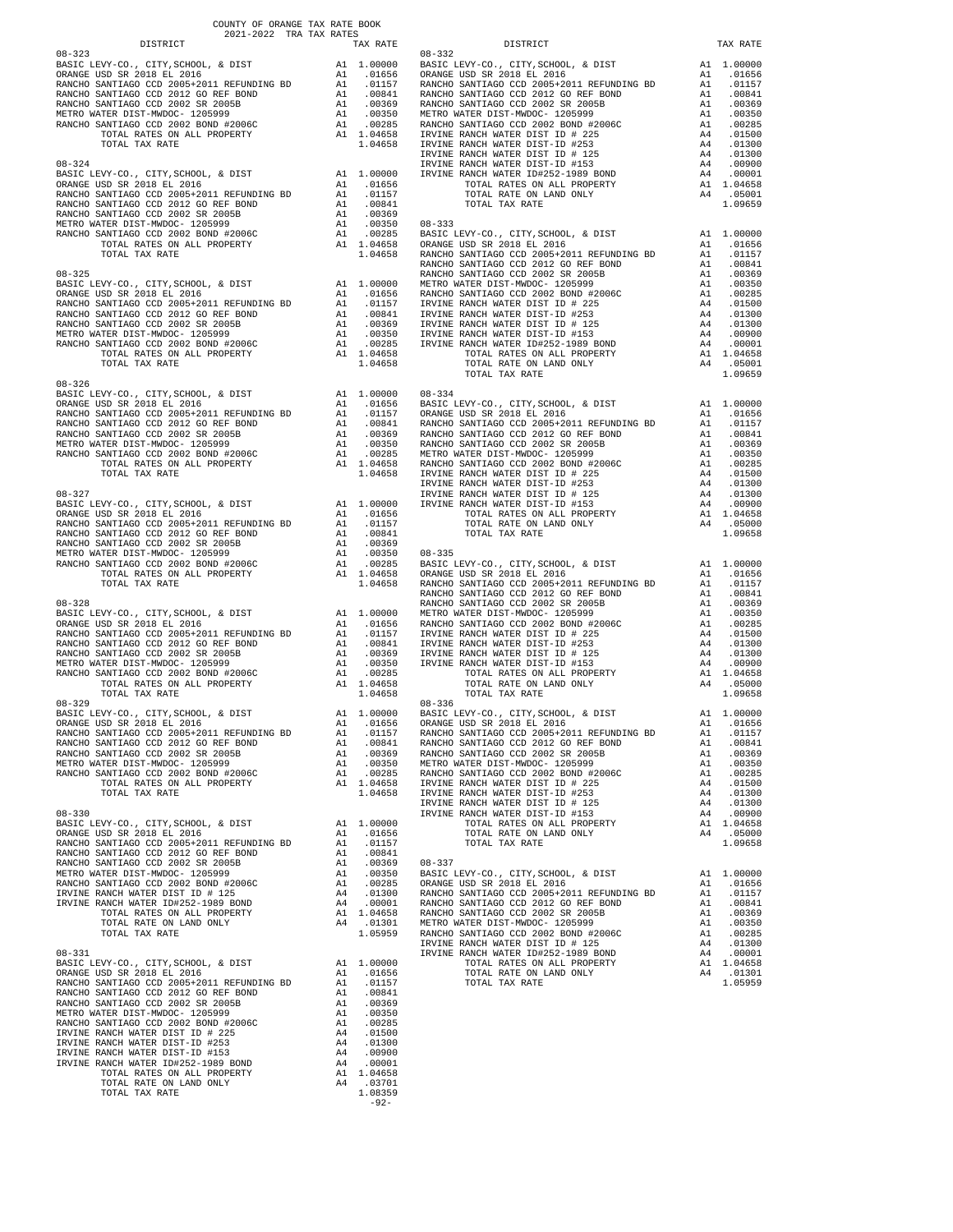COUNTY OF ORANGE TAX RATE BOOK
2021-2022 TRA TAX RATES

| DISTRICT | | TAX RATE |
|---|---|---|
| **08-323** | | |
| BASIC LEVY-CO., CITY,SCHOOL, & DIST | A1 | 1.00000 |
| ORANGE USD SR 2018 EL 2016 | A1 | .01656 |
| RANCHO SANTIAGO CCD 2005+2011 REFUNDING BD | A1 | .01157 |
| RANCHO SANTIAGO CCD 2012 GO REF BOND | A1 | .00841 |
| RANCHO SANTIAGO CCD 2002 SR 2005B | A1 | .00369 |
| METRO WATER DIST-MWDOC- 1205999 | A1 | .00350 |
| RANCHO SANTIAGO CCD 2002 BOND #2006C | A1 | .00285 |
| TOTAL RATES ON ALL PROPERTY | A1 | 1.04658 |
| TOTAL TAX RATE | | 1.04658 |
| **08-324** | | |
| BASIC LEVY-CO., CITY,SCHOOL, & DIST | A1 | 1.00000 |
| ORANGE USD SR 2018 EL 2016 | A1 | .01656 |
| RANCHO SANTIAGO CCD 2005+2011 REFUNDING BD | A1 | .01157 |
| RANCHO SANTIAGO CCD 2012 GO REF BOND | A1 | .00841 |
| RANCHO SANTIAGO CCD 2002 SR 2005B | A1 | .00369 |
| METRO WATER DIST-MWDOC- 1205999 | A1 | .00350 |
| RANCHO SANTIAGO CCD 2002 BOND #2006C | A1 | .00285 |
| TOTAL RATES ON ALL PROPERTY | A1 | 1.04658 |
| TOTAL TAX RATE | | 1.04658 |
| **08-325** | | |
| BASIC LEVY-CO., CITY,SCHOOL, & DIST | A1 | 1.00000 |
| ORANGE USD SR 2018 EL 2016 | A1 | .01656 |
| RANCHO SANTIAGO CCD 2005+2011 REFUNDING BD | A1 | .01157 |
| RANCHO SANTIAGO CCD 2012 GO REF BOND | A1 | .00841 |
| RANCHO SANTIAGO CCD 2002 SR 2005B | A1 | .00369 |
| METRO WATER DIST-MWDOC- 1205999 | A1 | .00350 |
| RANCHO SANTIAGO CCD 2002 BOND #2006C | A1 | .00285 |
| TOTAL RATES ON ALL PROPERTY | A1 | 1.04658 |
| TOTAL TAX RATE | | 1.04658 |
| **08-326** | | |
| BASIC LEVY-CO., CITY,SCHOOL, & DIST | A1 | 1.00000 |
| ORANGE USD SR 2018 EL 2016 | A1 | .01656 |
| RANCHO SANTIAGO CCD 2005+2011 REFUNDING BD | A1 | .01157 |
| RANCHO SANTIAGO CCD 2012 GO REF BOND | A1 | .00841 |
| RANCHO SANTIAGO CCD 2002 SR 2005B | A1 | .00369 |
| METRO WATER DIST-MWDOC- 1205999 | A1 | .00350 |
| RANCHO SANTIAGO CCD 2002 BOND #2006C | A1 | .00285 |
| TOTAL RATES ON ALL PROPERTY | A1 | 1.04658 |
| TOTAL TAX RATE | | 1.04658 |
| **08-327** | | |
| BASIC LEVY-CO., CITY,SCHOOL, & DIST | A1 | 1.00000 |
| ORANGE USD SR 2018 EL 2016 | A1 | .01656 |
| RANCHO SANTIAGO CCD 2005+2011 REFUNDING BD | A1 | .01157 |
| RANCHO SANTIAGO CCD 2012 GO REF BOND | A1 | .00841 |
| RANCHO SANTIAGO CCD 2002 SR 2005B | A1 | .00369 |
| METRO WATER DIST-MWDOC- 1205999 | A1 | .00350 |
| RANCHO SANTIAGO CCD 2002 BOND #2006C | A1 | .00285 |
| TOTAL RATES ON ALL PROPERTY | A1 | 1.04658 |
| TOTAL TAX RATE | | 1.04658 |
| **08-328** | | |
| BASIC LEVY-CO., CITY,SCHOOL, & DIST | A1 | 1.00000 |
| ORANGE USD SR 2018 EL 2016 | A1 | .01656 |
| RANCHO SANTIAGO CCD 2005+2011 REFUNDING BD | A1 | .01157 |
| RANCHO SANTIAGO CCD 2012 GO REF BOND | A1 | .00841 |
| RANCHO SANTIAGO CCD 2002 SR 2005B | A1 | .00369 |
| METRO WATER DIST-MWDOC- 1205999 | A1 | .00350 |
| RANCHO SANTIAGO CCD 2002 BOND #2006C | A1 | .00285 |
| TOTAL RATES ON ALL PROPERTY | A1 | 1.04658 |
| TOTAL TAX RATE | | 1.04658 |
| **08-329** | | |
| BASIC LEVY-CO., CITY,SCHOOL, & DIST | A1 | 1.00000 |
| ORANGE USD SR 2018 EL 2016 | A1 | .01656 |
| RANCHO SANTIAGO CCD 2005+2011 REFUNDING BD | A1 | .01157 |
| RANCHO SANTIAGO CCD 2012 GO REF BOND | A1 | .00841 |
| RANCHO SANTIAGO CCD 2002 SR 2005B | A1 | .00369 |
| METRO WATER DIST-MWDOC- 1205999 | A1 | .00350 |
| RANCHO SANTIAGO CCD 2002 BOND #2006C | A1 | .00285 |
| TOTAL RATES ON ALL PROPERTY | A1 | 1.04658 |
| TOTAL TAX RATE | | 1.04658 |
| **08-330** | | |
| BASIC LEVY-CO., CITY,SCHOOL, & DIST | A1 | 1.00000 |
| ORANGE USD SR 2018 EL 2016 | A1 | .01656 |
| RANCHO SANTIAGO CCD 2005+2011 REFUNDING BD | A1 | .01157 |
| RANCHO SANTIAGO CCD 2012 GO REF BOND | A1 | .00841 |
| RANCHO SANTIAGO CCD 2002 SR 2005B | A1 | .00369 |
| METRO WATER DIST-MWDOC- 1205999 | A1 | .00350 |
| RANCHO SANTIAGO CCD 2002 BOND #2006C | A1 | .00285 |
| IRVINE RANCH WATER DIST ID # 125 | A4 | .01300 |
| IRVINE RANCH WATER ID#252-1989 BOND | A4 | .00001 |
| TOTAL RATES ON ALL PROPERTY | A1 | 1.04658 |
| TOTAL RATE ON LAND ONLY | A4 | .01301 |
| TOTAL TAX RATE | | 1.05959 |
| **08-331** | | |
| BASIC LEVY-CO., CITY,SCHOOL, & DIST | A1 | 1.00000 |
| ORANGE USD SR 2018 EL 2016 | A1 | .01656 |
| RANCHO SANTIAGO CCD 2005+2011 REFUNDING BD | A1 | .01157 |
| RANCHO SANTIAGO CCD 2012 GO REF BOND | A1 | .00841 |
| RANCHO SANTIAGO CCD 2002 SR 2005B | A1 | .00369 |
| METRO WATER DIST-MWDOC- 1205999 | A1 | .00350 |
| RANCHO SANTIAGO CCD 2002 BOND #2006C | A1 | .00285 |
| IRVINE RANCH WATER DIST ID # 225 | A4 | .01500 |
| IRVINE RANCH WATER DIST-ID #253 | A4 | .01300 |
| IRVINE RANCH WATER DIST-ID #153 | A4 | .00900 |
| IRVINE RANCH WATER ID#252-1989 BOND | A4 | .00001 |
| TOTAL RATES ON ALL PROPERTY | A1 | 1.04658 |
| TOTAL RATE ON LAND ONLY | A4 | .03701 |
| TOTAL TAX RATE | | 1.08359 |
| **08-332** | | |
| BASIC LEVY-CO., CITY,SCHOOL, & DIST | A1 | 1.00000 |
| ORANGE USD SR 2018 EL 2016 | A1 | .01656 |
| RANCHO SANTIAGO CCD 2005+2011 REFUNDING BD | A1 | .01157 |
| RANCHO SANTIAGO CCD 2012 GO REF BOND | A1 | .00841 |
| RANCHO SANTIAGO CCD 2002 SR 2005B | A1 | .00369 |
| METRO WATER DIST-MWDOC- 1205999 | A1 | .00350 |
| RANCHO SANTIAGO CCD 2002 BOND #2006C | A1 | .00285 |
| IRVINE RANCH WATER DIST ID # 225 | A4 | .01500 |
| IRVINE RANCH WATER DIST-ID #253 | A4 | .01300 |
| IRVINE RANCH WATER DIST ID # 125 | A4 | .01300 |
| IRVINE RANCH WATER DIST-ID #153 | A4 | .00900 |
| IRVINE RANCH WATER ID#252-1989 BOND | A4 | .00001 |
| TOTAL RATES ON ALL PROPERTY | A1 | 1.04658 |
| TOTAL RATE ON LAND ONLY | A4 | .05001 |
| TOTAL TAX RATE | | 1.09659 |
| **08-333** | | |
| BASIC LEVY-CO., CITY,SCHOOL, & DIST | A1 | 1.00000 |
| ORANGE USD SR 2018 EL 2016 | A1 | .01656 |
| RANCHO SANTIAGO CCD 2005+2011 REFUNDING BD | A1 | .01157 |
| RANCHO SANTIAGO CCD 2012 GO REF BOND | A1 | .00841 |
| RANCHO SANTIAGO CCD 2002 SR 2005B | A1 | .00369 |
| METRO WATER DIST-MWDOC- 1205999 | A1 | .00350 |
| RANCHO SANTIAGO CCD 2002 BOND #2006C | A1 | .00285 |
| IRVINE RANCH WATER DIST ID # 225 | A4 | .01500 |
| IRVINE RANCH WATER DIST-ID #253 | A4 | .01300 |
| IRVINE RANCH WATER DIST ID # 125 | A4 | .01300 |
| IRVINE RANCH WATER DIST-ID #153 | A4 | .00900 |
| IRVINE RANCH WATER ID#252-1989 BOND | A4 | .00001 |
| TOTAL RATES ON ALL PROPERTY | A1 | 1.04658 |
| TOTAL RATE ON LAND ONLY | A4 | .05001 |
| TOTAL TAX RATE | | 1.09659 |
| **08-334** | | |
| BASIC LEVY-CO., CITY,SCHOOL, & DIST | A1 | 1.00000 |
| ORANGE USD SR 2018 EL 2016 | A1 | .01656 |
| RANCHO SANTIAGO CCD 2005+2011 REFUNDING BD | A1 | .01157 |
| RANCHO SANTIAGO CCD 2012 GO REF BOND | A1 | .00841 |
| RANCHO SANTIAGO CCD 2002 SR 2005B | A1 | .00369 |
| METRO WATER DIST-MWDOC- 1205999 | A1 | .00350 |
| RANCHO SANTIAGO CCD 2002 BOND #2006C | A1 | .00285 |
| IRVINE RANCH WATER DIST ID # 225 | A4 | .01500 |
| IRVINE RANCH WATER DIST-ID #253 | A4 | .01300 |
| IRVINE RANCH WATER DIST ID # 125 | A4 | .01300 |
| IRVINE RANCH WATER DIST-ID #153 | A4 | .00900 |
| TOTAL RATES ON ALL PROPERTY | A1 | 1.04658 |
| TOTAL RATE ON LAND ONLY | A4 | .05000 |
| TOTAL TAX RATE | | 1.09658 |
| **08-335** | | |
| BASIC LEVY-CO., CITY,SCHOOL, & DIST | A1 | 1.00000 |
| ORANGE USD SR 2018 EL 2016 | A1 | .01656 |
| RANCHO SANTIAGO CCD 2005+2011 REFUNDING BD | A1 | .01157 |
| RANCHO SANTIAGO CCD 2012 GO REF BOND | A1 | .00841 |
| RANCHO SANTIAGO CCD 2002 SR 2005B | A1 | .00369 |
| METRO WATER DIST-MWDOC- 1205999 | A1 | .00350 |
| RANCHO SANTIAGO CCD 2002 BOND #2006C | A1 | .00285 |
| IRVINE RANCH WATER DIST ID # 225 | A4 | .01500 |
| IRVINE RANCH WATER DIST-ID #253 | A4 | .01300 |
| IRVINE RANCH WATER DIST ID # 125 | A4 | .01300 |
| IRVINE RANCH WATER DIST-ID #153 | A4 | .00900 |
| TOTAL RATES ON ALL PROPERTY | A1 | 1.04658 |
| TOTAL RATE ON LAND ONLY | A4 | .05000 |
| TOTAL TAX RATE | | 1.09658 |
| **08-336** | | |
| BASIC LEVY-CO., CITY,SCHOOL, & DIST | A1 | 1.00000 |
| ORANGE USD SR 2018 EL 2016 | A1 | .01656 |
| RANCHO SANTIAGO CCD 2005+2011 REFUNDING BD | A1 | .01157 |
| RANCHO SANTIAGO CCD 2012 GO REF BOND | A1 | .00841 |
| RANCHO SANTIAGO CCD 2002 SR 2005B | A1 | .00369 |
| METRO WATER DIST-MWDOC- 1205999 | A1 | .00350 |
| RANCHO SANTIAGO CCD 2002 BOND #2006C | A1 | .00285 |
| IRVINE RANCH WATER DIST ID # 225 | A4 | .01500 |
| IRVINE RANCH WATER DIST-ID #253 | A4 | .01300 |
| IRVINE RANCH WATER DIST ID # 125 | A4 | .01300 |
| IRVINE RANCH WATER DIST-ID #153 | A4 | .00900 |
| TOTAL RATES ON ALL PROPERTY | A1 | 1.04658 |
| TOTAL RATE ON LAND ONLY | A4 | .05000 |
| TOTAL TAX RATE | | 1.09658 |
| **08-337** | | |
| BASIC LEVY-CO., CITY,SCHOOL, & DIST | A1 | 1.00000 |
| ORANGE USD SR 2018 EL 2016 | A1 | .01656 |
| RANCHO SANTIAGO CCD 2005+2011 REFUNDING BD | A1 | .01157 |
| RANCHO SANTIAGO CCD 2012 GO REF BOND | A1 | .00841 |
| RANCHO SANTIAGO CCD 2002 SR 2005B | A1 | .00369 |
| METRO WATER DIST-MWDOC- 1205999 | A1 | .00350 |
| RANCHO SANTIAGO CCD 2002 BOND #2006C | A1 | .00285 |
| IRVINE RANCH WATER DIST ID # 125 | A4 | .01300 |
| IRVINE RANCH WATER ID#252-1989 BOND | A4 | .00001 |
| TOTAL RATES ON ALL PROPERTY | A1 | 1.04658 |
| TOTAL RATE ON LAND ONLY | A4 | .01301 |
| TOTAL TAX RATE | | 1.05959 |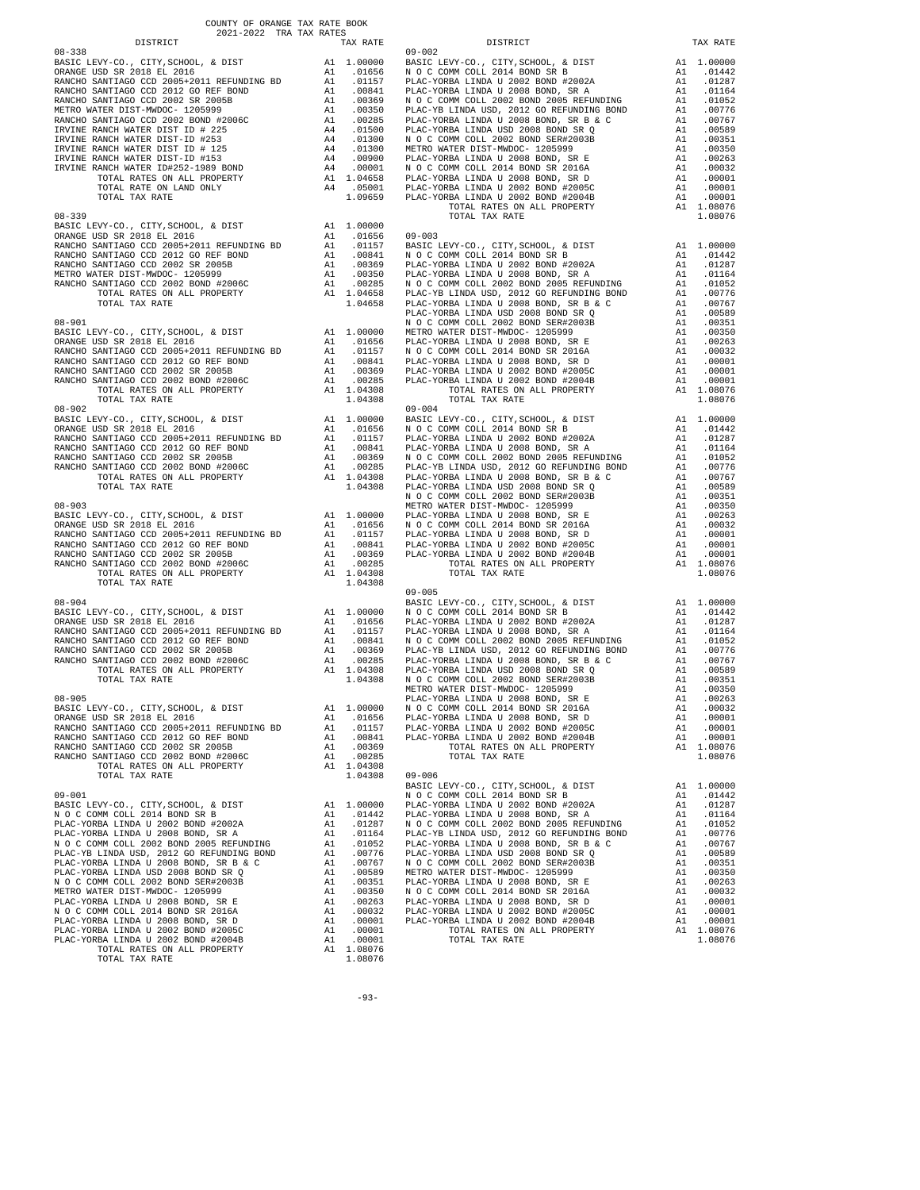COUNTY OF ORANGE TAX RATE BOOK
2021-2022 TRA TAX RATES

| DISTRICT | | TAX RATE |
|---|---|---|
| **08-338** | | |
| BASIC LEVY-CO., CITY,SCHOOL, & DIST | A1 | 1.00000 |
| ORANGE USD SR 2018 EL 2016 | A1 | .01656 |
| RANCHO SANTIAGO CCD 2005+2011 REFUNDING BD | A1 | .01157 |
| RANCHO SANTIAGO CCD 2012 GO REF BOND | A1 | .00841 |
| RANCHO SANTIAGO CCD 2002 SR 2005B | A1 | .00369 |
| METRO WATER DIST-MWDOC- 1205999 | A1 | .00350 |
| RANCHO SANTIAGO CCD 2002 BOND #2006C | A1 | .00285 |
| IRVINE RANCH WATER DIST # 225 | A4 | .01500 |
| IRVINE RANCH WATER DIST-ID #253 | A4 | .01300 |
| IRVINE RANCH WATER DIST ID # 125 | A4 | .01300 |
| IRVINE RANCH WATER DIST-ID #153 | A4 | .00900 |
| IRVINE RANCH WATER ID#252-1989 BOND | A4 | .00001 |
| TOTAL RATES ON ALL PROPERTY | A1 | 1.04658 |
| TOTAL RATE ON LAND ONLY | A4 | .05001 |
| TOTAL TAX RATE | | 1.09659 |
| **08-339** | | |
| BASIC LEVY-CO., CITY,SCHOOL, & DIST | A1 | 1.00000 |
| ORANGE USD SR 2018 EL 2016 | A1 | .01656 |
| RANCHO SANTIAGO CCD 2005+2011 REFUNDING BD | A1 | .01157 |
| RANCHO SANTIAGO CCD 2012 GO REF BOND | A1 | .00841 |
| RANCHO SANTIAGO CCD 2002 SR 2005B | A1 | .00369 |
| METRO WATER DIST-MWDOC- 1205999 | A1 | .00350 |
| RANCHO SANTIAGO CCD 2002 BOND #2006C | A1 | .00285 |
| TOTAL RATES ON ALL PROPERTY | A1 | 1.04658 |
| TOTAL TAX RATE | | 1.04658 |
| **08-901** | | |
| BASIC LEVY-CO., CITY,SCHOOL, & DIST | A1 | 1.00000 |
| ORANGE USD SR 2018 EL 2016 | A1 | .01656 |
| RANCHO SANTIAGO CCD 2005+2011 REFUNDING BD | A1 | .01157 |
| RANCHO SANTIAGO CCD 2012 GO REF BOND | A1 | .00841 |
| RANCHO SANTIAGO CCD 2002 SR 2005B | A1 | .00369 |
| RANCHO SANTIAGO CCD 2002 BOND #2006C | A1 | .00285 |
| TOTAL RATES ON ALL PROPERTY | A1 | 1.04308 |
| TOTAL TAX RATE | | 1.04308 |
| **08-902** | | |
| BASIC LEVY-CO., CITY,SCHOOL, & DIST | A1 | 1.00000 |
| ORANGE USD SR 2018 EL 2016 | A1 | .01656 |
| RANCHO SANTIAGO CCD 2005+2011 REFUNDING BD | A1 | .01157 |
| RANCHO SANTIAGO CCD 2012 GO REF BOND | A1 | .00841 |
| RANCHO SANTIAGO CCD 2002 SR 2005B | A1 | .00369 |
| RANCHO SANTIAGO CCD 2002 BOND #2006C | A1 | .00285 |
| TOTAL RATES ON ALL PROPERTY | A1 | 1.04308 |
| TOTAL TAX RATE | | 1.04308 |
| **08-903** | | |
| BASIC LEVY-CO., CITY,SCHOOL, & DIST | A1 | 1.00000 |
| ORANGE USD SR 2018 EL 2016 | A1 | .01656 |
| RANCHO SANTIAGO CCD 2005+2011 REFUNDING BD | A1 | .01157 |
| RANCHO SANTIAGO CCD 2012 GO REF BOND | A1 | .00841 |
| RANCHO SANTIAGO CCD 2002 SR 2005B | A1 | .00369 |
| RANCHO SANTIAGO CCD 2002 BOND #2006C | A1 | .00285 |
| TOTAL RATES ON ALL PROPERTY | A1 | 1.04308 |
| TOTAL TAX RATE | | 1.04308 |
| **08-904** | | |
| BASIC LEVY-CO., CITY,SCHOOL, & DIST | A1 | 1.00000 |
| ORANGE USD SR 2018 EL 2016 | A1 | .01656 |
| RANCHO SANTIAGO CCD 2005+2011 REFUNDING BD | A1 | .01157 |
| RANCHO SANTIAGO CCD 2012 GO REF BOND | A1 | .00841 |
| RANCHO SANTIAGO CCD 2002 SR 2005B | A1 | .00369 |
| RANCHO SANTIAGO CCD 2002 BOND #2006C | A1 | .00285 |
| TOTAL RATES ON ALL PROPERTY | A1 | 1.04308 |
| TOTAL TAX RATE | | 1.04308 |
| **08-905** | | |
| BASIC LEVY-CO., CITY,SCHOOL, & DIST | A1 | 1.00000 |
| ORANGE USD SR 2018 EL 2016 | A1 | .01656 |
| RANCHO SANTIAGO CCD 2005+2011 REFUNDING BD | A1 | .01157 |
| RANCHO SANTIAGO CCD 2012 GO REF BOND | A1 | .00841 |
| RANCHO SANTIAGO CCD 2002 SR 2005B | A1 | .00369 |
| RANCHO SANTIAGO CCD 2002 BOND #2006C | A1 | .00285 |
| TOTAL RATES ON ALL PROPERTY | A1 | 1.04308 |
| TOTAL TAX RATE | | 1.04308 |
| **09-001** | | |
| BASIC LEVY-CO., CITY,SCHOOL, & DIST | A1 | 1.00000 |
| N O C COMM COLL 2014 BOND SR B | A1 | .01442 |
| PLAC-YORBA LINDA U 2002 BOND #2002A | A1 | .01287 |
| PLAC-YORBA LINDA U 2008 BOND, SR A | A1 | .01164 |
| N O C COMM COLL 2002 BOND 2005 REFUNDING | A1 | .01052 |
| PLAC-YB LINDA USD, 2012 GO REFUNDING BOND | A1 | .00776 |
| PLAC-YORBA LINDA U 2008 BOND, SR B & C | A1 | .00767 |
| PLAC-YORBA LINDA USD 2008 BOND SR Q | A1 | .00589 |
| N O C COMM COLL 2002 BOND SER#2003B | A1 | .00351 |
| METRO WATER DIST-MWDOC- 1205999 | A1 | .00350 |
| PLAC-YORBA LINDA U 2008 BOND, SR E | A1 | .00263 |
| N O C COMM COLL 2014 BOND SR 2016A | A1 | .00032 |
| PLAC-YORBA LINDA U 2008 BOND, SR D | A1 | .00001 |
| PLAC-YORBA LINDA U 2002 BOND #2005C | A1 | .00001 |
| PLAC-YORBA LINDA U 2002 BOND #2004B | A1 | .00001 |
| TOTAL RATES ON ALL PROPERTY | A1 | 1.08076 |
| TOTAL TAX RATE | | 1.08076 |
| **09-002** | | |
| BASIC LEVY-CO., CITY,SCHOOL, & DIST | A1 | 1.00000 |
| N O C COMM COLL 2014 BOND SR B | A1 | .01442 |
| PLAC-YORBA LINDA U 2002 BOND #2002A | A1 | .01287 |
| PLAC-YORBA LINDA U 2008 BOND, SR A | A1 | .01164 |
| N O C COMM COLL 2002 BOND 2005 REFUNDING | A1 | .01052 |
| PLAC-YB LINDA USD, 2012 GO REFUNDING BOND | A1 | .00776 |
| PLAC-YORBA LINDA U 2008 BOND, SR B & C | A1 | .00767 |
| PLAC-YORBA LINDA USD 2008 BOND SR Q | A1 | .00589 |
| N O C COMM COLL 2002 BOND SER#2003B | A1 | .00351 |
| METRO WATER DIST-MWDOC- 1205999 | A1 | .00350 |
| PLAC-YORBA LINDA U 2008 BOND, SR E | A1 | .00263 |
| N O C COMM COLL 2014 BOND SR 2016A | A1 | .00032 |
| PLAC-YORBA LINDA U 2008 BOND, SR D | A1 | .00001 |
| PLAC-YORBA LINDA U 2002 BOND #2005C | A1 | .00001 |
| PLAC-YORBA LINDA U 2002 BOND #2004B | A1 | .00001 |
| TOTAL RATES ON ALL PROPERTY | A1 | 1.08076 |
| TOTAL TAX RATE | | 1.08076 |
| **09-003** | | |
| BASIC LEVY-CO., CITY,SCHOOL, & DIST | A1 | 1.00000 |
| N O C COMM COLL 2014 BOND SR B | A1 | .01442 |
| PLAC-YORBA LINDA U 2002 BOND #2002A | A1 | .01287 |
| PLAC-YORBA LINDA U 2008 BOND, SR A | A1 | .01164 |
| N O C COMM COLL 2002 BOND 2005 REFUNDING | A1 | .01052 |
| PLAC-YB LINDA USD, 2012 GO REFUNDING BOND | A1 | .00776 |
| PLAC-YORBA LINDA U 2008 BOND, SR B & C | A1 | .00767 |
| PLAC-YORBA LINDA USD 2008 BOND SR Q | A1 | .00589 |
| N O C COMM COLL 2002 BOND SER#2003B | A1 | .00351 |
| METRO WATER DIST-MWDOC- 1205999 | A1 | .00350 |
| PLAC-YORBA LINDA U 2008 BOND, SR E | A1 | .00263 |
| N O C COMM COLL 2014 BOND SR 2016A | A1 | .00032 |
| PLAC-YORBA LINDA U 2008 BOND, SR D | A1 | .00001 |
| PLAC-YORBA LINDA U 2002 BOND #2005C | A1 | .00001 |
| PLAC-YORBA LINDA U 2002 BOND #2004B | A1 | .00001 |
| TOTAL RATES ON ALL PROPERTY | A1 | 1.08076 |
| TOTAL TAX RATE | | 1.08076 |
| **09-004** | | |
| BASIC LEVY-CO., CITY,SCHOOL, & DIST | A1 | 1.00000 |
| N O C COMM COLL 2014 BOND SR B | A1 | .01442 |
| PLAC-YORBA LINDA U 2002 BOND #2002A | A1 | .01287 |
| PLAC-YORBA LINDA U 2008 BOND, SR A | A1 | .01164 |
| N O C COMM COLL 2002 BOND 2005 REFUNDING | A1 | .01052 |
| PLAC-YB LINDA USD, 2012 GO REFUNDING BOND | A1 | .00776 |
| PLAC-YORBA LINDA U 2008 BOND, SR B & C | A1 | .00767 |
| PLAC-YORBA LINDA USD 2008 BOND SR Q | A1 | .00589 |
| N O C COMM COLL 2002 BOND SER#2003B | A1 | .00351 |
| METRO WATER DIST-MWDOC- 1205999 | A1 | .00350 |
| PLAC-YORBA LINDA U 2008 BOND, SR E | A1 | .00263 |
| N O C COMM COLL 2014 BOND SR 2016A | A1 | .00032 |
| PLAC-YORBA LINDA U 2008 BOND, SR D | A1 | .00001 |
| PLAC-YORBA LINDA U 2002 BOND #2005C | A1 | .00001 |
| PLAC-YORBA LINDA U 2002 BOND #2004B | A1 | .00001 |
| TOTAL RATES ON ALL PROPERTY | A1 | 1.08076 |
| TOTAL TAX RATE | | 1.08076 |
| **09-005** | | |
| BASIC LEVY-CO., CITY,SCHOOL, & DIST | A1 | 1.00000 |
| N O C COMM COLL 2014 BOND SR B | A1 | .01442 |
| PLAC-YORBA LINDA U 2002 BOND #2002A | A1 | .01287 |
| PLAC-YORBA LINDA U 2008 BOND, SR A | A1 | .01164 |
| N O C COMM COLL 2002 BOND 2005 REFUNDING | A1 | .01052 |
| PLAC-YB LINDA USD, 2012 GO REFUNDING BOND | A1 | .00776 |
| PLAC-YORBA LINDA U 2008 BOND, SR B & C | A1 | .00767 |
| PLAC-YORBA LINDA USD 2008 BOND SR Q | A1 | .00589 |
| N O C COMM COLL 2002 BOND SER#2003B | A1 | .00351 |
| METRO WATER DIST-MWDOC- 1205999 | A1 | .00350 |
| PLAC-YORBA LINDA U 2008 BOND, SR E | A1 | .00263 |
| N O C COMM COLL 2014 BOND SR 2016A | A1 | .00032 |
| PLAC-YORBA LINDA U 2008 BOND, SR D | A1 | .00001 |
| PLAC-YORBA LINDA U 2002 BOND #2005C | A1 | .00001 |
| PLAC-YORBA LINDA U 2002 BOND #2004B | A1 | .00001 |
| TOTAL RATES ON ALL PROPERTY | A1 | 1.08076 |
| TOTAL TAX RATE | | 1.08076 |
| **09-006** | | |
| BASIC LEVY-CO., CITY,SCHOOL, & DIST | A1 | 1.00000 |
| N O C COMM COLL 2014 BOND SR B | A1 | .01442 |
| PLAC-YORBA LINDA U 2002 BOND #2002A | A1 | .01287 |
| PLAC-YORBA LINDA U 2008 BOND, SR A | A1 | .01164 |
| N O C COMM COLL 2002 BOND 2005 REFUNDING | A1 | .01052 |
| PLAC-YB LINDA USD, 2012 GO REFUNDING BOND | A1 | .00776 |
| PLAC-YORBA LINDA U 2008 BOND, SR B & C | A1 | .00767 |
| PLAC-YORBA LINDA USD 2008 BOND SR Q | A1 | .00589 |
| N O C COMM COLL 2002 BOND SER#2003B | A1 | .00351 |
| METRO WATER DIST-MWDOC- 1205999 | A1 | .00350 |
| PLAC-YORBA LINDA U 2008 BOND, SR E | A1 | .00263 |
| N O C COMM COLL 2014 BOND SR 2016A | A1 | .00032 |
| PLAC-YORBA LINDA U 2008 BOND, SR D | A1 | .00001 |
| PLAC-YORBA LINDA U 2002 BOND #2005C | A1 | .00001 |
| PLAC-YORBA LINDA U 2002 BOND #2004B | A1 | .00001 |
| TOTAL RATES ON ALL PROPERTY | A1 | 1.08076 |
| TOTAL TAX RATE | | 1.08076 |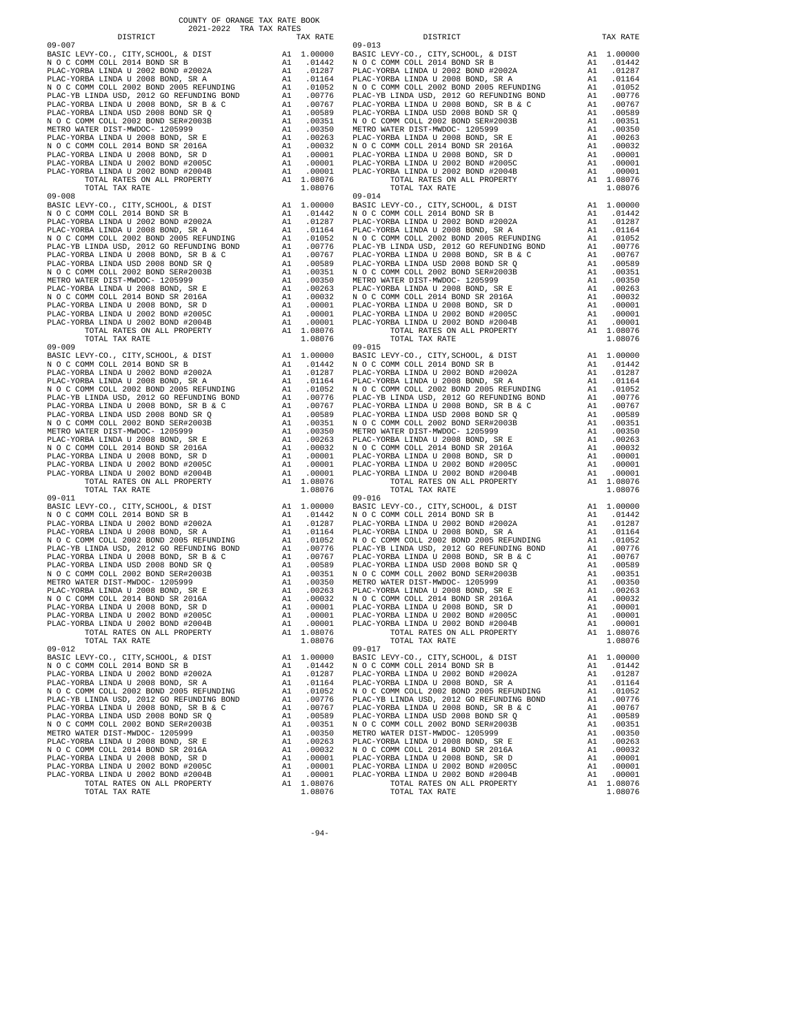COUNTY OF ORANGE TAX RATE BOOK
2021-2022 TRA TAX RATES

| DISTRICT | | TAX RATE |
|---|---|---|
| 09-007 | | |
| BASIC LEVY-CO., CITY,SCHOOL, & DIST | A1 | 1.00000 |
| N O C COMM COLL 2014 BOND SR B | A1 | .01442 |
| PLAC-YORBA LINDA U 2002 BOND #2002A | A1 | .01287 |
| PLAC-YORBA LINDA U 2008 BOND, SR A | A1 | .01164 |
| N O C COMM COLL 2002 BOND 2005 REFUNDING | A1 | .01052 |
| PLAC-YB LINDA USD, 2012 GO REFUNDING BOND | A1 | .00776 |
| PLAC-YORBA LINDA U 2008 BOND, SR B & C | A1 | .00767 |
| PLAC-YORBA LINDA USD 2008 BOND SR Q | A1 | .00589 |
| N O C COMM COLL 2002 BOND SER#2003B | A1 | .00351 |
| METRO WATER DIST-MWDOC- 1205999 | A1 | .00350 |
| PLAC-YORBA LINDA U 2008 BOND, SR E | A1 | .00263 |
| N O C COMM COLL 2014 BOND SR 2016A | A1 | .00032 |
| PLAC-YORBA LINDA U 2008 BOND, SR D | A1 | .00001 |
| PLAC-YORBA LINDA U 2002 BOND #2005C | A1 | .00001 |
| PLAC-YORBA LINDA U 2002 BOND #2004B | A1 | .00001 |
| TOTAL RATES ON ALL PROPERTY | A1 | 1.08076 |
| TOTAL TAX RATE | | 1.08076 |
| 09-008 | | |
| BASIC LEVY-CO., CITY,SCHOOL, & DIST | A1 | 1.00000 |
| N O C COMM COLL 2014 BOND SR B | A1 | .01442 |
| PLAC-YORBA LINDA U 2002 BOND #2002A | A1 | .01287 |
| PLAC-YORBA LINDA U 2008 BOND, SR A | A1 | .01164 |
| N O C COMM COLL 2002 BOND 2005 REFUNDING | A1 | .01052 |
| PLAC-YB LINDA USD, 2012 GO REFUNDING BOND | A1 | .00776 |
| PLAC-YORBA LINDA U 2008 BOND, SR B & C | A1 | .00767 |
| PLAC-YORBA LINDA USD 2008 BOND SR Q | A1 | .00589 |
| N O C COMM COLL 2002 BOND SER#2003B | A1 | .00351 |
| METRO WATER DIST-MWDOC- 1205999 | A1 | .00350 |
| PLAC-YORBA LINDA U 2008 BOND, SR E | A1 | .00263 |
| N O C COMM COLL 2014 BOND SR 2016A | A1 | .00032 |
| PLAC-YORBA LINDA U 2008 BOND, SR D | A1 | .00001 |
| PLAC-YORBA LINDA U 2002 BOND #2005C | A1 | .00001 |
| PLAC-YORBA LINDA U 2002 BOND #2004B | A1 | .00001 |
| TOTAL RATES ON ALL PROPERTY | A1 | 1.08076 |
| TOTAL TAX RATE | | 1.08076 |
| 09-009 | | |
| BASIC LEVY-CO., CITY,SCHOOL, & DIST | A1 | 1.00000 |
| N O C COMM COLL 2014 BOND SR B | A1 | .01442 |
| PLAC-YORBA LINDA U 2002 BOND #2002A | A1 | .01287 |
| PLAC-YORBA LINDA U 2008 BOND, SR A | A1 | .01164 |
| N O C COMM COLL 2002 BOND 2005 REFUNDING | A1 | .01052 |
| PLAC-YB LINDA USD, 2012 GO REFUNDING BOND | A1 | .00776 |
| PLAC-YORBA LINDA U 2008 BOND, SR B & C | A1 | .00767 |
| PLAC-YORBA LINDA USD 2008 BOND SR Q | A1 | .00589 |
| N O C COMM COLL 2002 BOND SER#2003B | A1 | .00351 |
| METRO WATER DIST-MWDOC- 1205999 | A1 | .00350 |
| PLAC-YORBA LINDA U 2008 BOND, SR E | A1 | .00263 |
| N O C COMM COLL 2014 BOND SR 2016A | A1 | .00032 |
| PLAC-YORBA LINDA U 2008 BOND, SR D | A1 | .00001 |
| PLAC-YORBA LINDA U 2002 BOND #2005C | A1 | .00001 |
| PLAC-YORBA LINDA U 2002 BOND #2004B | A1 | .00001 |
| TOTAL RATES ON ALL PROPERTY | A1 | 1.08076 |
| TOTAL TAX RATE | | 1.08076 |
| 09-011 | | |
| BASIC LEVY-CO., CITY,SCHOOL, & DIST | A1 | 1.00000 |
| N O C COMM COLL 2014 BOND SR B | A1 | .01442 |
| PLAC-YORBA LINDA U 2002 BOND #2002A | A1 | .01287 |
| PLAC-YORBA LINDA U 2008 BOND, SR A | A1 | .01164 |
| N O C COMM COLL 2002 BOND 2005 REFUNDING | A1 | .01052 |
| PLAC-YB LINDA USD, 2012 GO REFUNDING BOND | A1 | .00776 |
| PLAC-YORBA LINDA U 2008 BOND, SR B & C | A1 | .00767 |
| PLAC-YORBA LINDA USD 2008 BOND SR Q | A1 | .00589 |
| N O C COMM COLL 2002 BOND SER#2003B | A1 | .00351 |
| METRO WATER DIST-MWDOC- 1205999 | A1 | .00350 |
| PLAC-YORBA LINDA U 2008 BOND, SR E | A1 | .00263 |
| N O C COMM COLL 2014 BOND SR 2016A | A1 | .00032 |
| PLAC-YORBA LINDA U 2008 BOND, SR D | A1 | .00001 |
| PLAC-YORBA LINDA U 2002 BOND #2005C | A1 | .00001 |
| PLAC-YORBA LINDA U 2002 BOND #2004B | A1 | .00001 |
| TOTAL RATES ON ALL PROPERTY | A1 | 1.08076 |
| TOTAL TAX RATE | | 1.08076 |
| 09-012 | | |
| BASIC LEVY-CO., CITY,SCHOOL, & DIST | A1 | 1.00000 |
| N O C COMM COLL 2014 BOND SR B | A1 | .01442 |
| PLAC-YORBA LINDA U 2002 BOND #2002A | A1 | .01287 |
| PLAC-YORBA LINDA U 2008 BOND, SR A | A1 | .01164 |
| N O C COMM COLL 2002 BOND 2005 REFUNDING | A1 | .01052 |
| PLAC-YB LINDA USD, 2012 GO REFUNDING BOND | A1 | .00776 |
| PLAC-YORBA LINDA U 2008 BOND, SR B & C | A1 | .00767 |
| PLAC-YORBA LINDA USD 2008 BOND SR Q | A1 | .00589 |
| N O C COMM COLL 2002 BOND SER#2003B | A1 | .00351 |
| METRO WATER DIST-MWDOC- 1205999 | A1 | .00350 |
| PLAC-YORBA LINDA U 2008 BOND, SR E | A1 | .00263 |
| N O C COMM COLL 2014 BOND SR 2016A | A1 | .00032 |
| PLAC-YORBA LINDA U 2008 BOND, SR D | A1 | .00001 |
| PLAC-YORBA LINDA U 2002 BOND #2005C | A1 | .00001 |
| PLAC-YORBA LINDA U 2002 BOND #2004B | A1 | .00001 |
| TOTAL RATES ON ALL PROPERTY | A1 | 1.08076 |
| TOTAL TAX RATE | | 1.08076 |
| 09-013 | | |
| BASIC LEVY-CO., CITY,SCHOOL, & DIST | A1 | 1.00000 |
| N O C COMM COLL 2014 BOND SR B | A1 | .01442 |
| PLAC-YORBA LINDA U 2002 BOND #2002A | A1 | .01287 |
| PLAC-YORBA LINDA U 2008 BOND, SR A | A1 | .01164 |
| N O C COMM COLL 2002 BOND 2005 REFUNDING | A1 | .01052 |
| PLAC-YB LINDA USD, 2012 GO REFUNDING BOND | A1 | .00776 |
| PLAC-YORBA LINDA U 2008 BOND, SR B & C | A1 | .00767 |
| PLAC-YORBA LINDA USD 2008 BOND SR Q | A1 | .00589 |
| N O C COMM COLL 2002 BOND SER#2003B | A1 | .00351 |
| METRO WATER DIST-MWDOC- 1205999 | A1 | .00350 |
| PLAC-YORBA LINDA U 2008 BOND, SR E | A1 | .00263 |
| N O C COMM COLL 2014 BOND SR 2016A | A1 | .00032 |
| PLAC-YORBA LINDA U 2008 BOND, SR D | A1 | .00001 |
| PLAC-YORBA LINDA U 2002 BOND #2005C | A1 | .00001 |
| PLAC-YORBA LINDA U 2002 BOND #2004B | A1 | .00001 |
| TOTAL RATES ON ALL PROPERTY | A1 | 1.08076 |
| TOTAL TAX RATE | | 1.08076 |
| 09-014 | | |
| BASIC LEVY-CO., CITY,SCHOOL, & DIST | A1 | 1.00000 |
| N O C COMM COLL 2014 BOND SR B | A1 | .01442 |
| PLAC-YORBA LINDA U 2002 BOND #2002A | A1 | .01287 |
| PLAC-YORBA LINDA U 2008 BOND, SR A | A1 | .01164 |
| N O C COMM COLL 2002 BOND 2005 REFUNDING | A1 | .01052 |
| PLAC-YB LINDA USD, 2012 GO REFUNDING BOND | A1 | .00776 |
| PLAC-YORBA LINDA U 2008 BOND, SR B & C | A1 | .00767 |
| PLAC-YORBA LINDA USD 2008 BOND SR Q | A1 | .00589 |
| N O C COMM COLL 2002 BOND SER#2003B | A1 | .00351 |
| METRO WATER DIST-MWDOC- 1205999 | A1 | .00350 |
| PLAC-YORBA LINDA U 2008 BOND, SR E | A1 | .00263 |
| N O C COMM COLL 2014 BOND SR 2016A | A1 | .00032 |
| PLAC-YORBA LINDA U 2008 BOND, SR D | A1 | .00001 |
| PLAC-YORBA LINDA U 2002 BOND #2005C | A1 | .00001 |
| PLAC-YORBA LINDA U 2002 BOND #2004B | A1 | .00001 |
| TOTAL RATES ON ALL PROPERTY | A1 | 1.08076 |
| TOTAL TAX RATE | | 1.08076 |
| 09-015 | | |
| BASIC LEVY-CO., CITY,SCHOOL, & DIST | A1 | 1.00000 |
| N O C COMM COLL 2014 BOND SR B | A1 | .01442 |
| PLAC-YORBA LINDA U 2002 BOND #2002A | A1 | .01287 |
| PLAC-YORBA LINDA U 2008 BOND, SR A | A1 | .01164 |
| N O C COMM COLL 2002 BOND 2005 REFUNDING | A1 | .01052 |
| PLAC-YB LINDA USD, 2012 GO REFUNDING BOND | A1 | .00776 |
| PLAC-YORBA LINDA U 2008 BOND, SR B & C | A1 | .00767 |
| PLAC-YORBA LINDA USD 2008 BOND SR Q | A1 | .00589 |
| N O C COMM COLL 2002 BOND SER#2003B | A1 | .00351 |
| METRO WATER DIST-MWDOC- 1205999 | A1 | .00350 |
| PLAC-YORBA LINDA U 2008 BOND, SR E | A1 | .00263 |
| N O C COMM COLL 2014 BOND SR 2016A | A1 | .00032 |
| PLAC-YORBA LINDA U 2008 BOND, SR D | A1 | .00001 |
| PLAC-YORBA LINDA U 2002 BOND #2005C | A1 | .00001 |
| PLAC-YORBA LINDA U 2002 BOND #2004B | A1 | .00001 |
| TOTAL RATES ON ALL PROPERTY | A1 | 1.08076 |
| TOTAL TAX RATE | | 1.08076 |
| 09-016 | | |
| BASIC LEVY-CO., CITY,SCHOOL, & DIST | A1 | 1.00000 |
| N O C COMM COLL 2014 BOND SR B | A1 | .01442 |
| PLAC-YORBA LINDA U 2002 BOND #2002A | A1 | .01287 |
| PLAC-YORBA LINDA U 2008 BOND, SR A | A1 | .01164 |
| N O C COMM COLL 2002 BOND 2005 REFUNDING | A1 | .01052 |
| PLAC-YB LINDA USD, 2012 GO REFUNDING BOND | A1 | .00776 |
| PLAC-YORBA LINDA U 2008 BOND, SR B & C | A1 | .00767 |
| PLAC-YORBA LINDA USD 2008 BOND SR Q | A1 | .00589 |
| N O C COMM COLL 2002 BOND SER#2003B | A1 | .00351 |
| METRO WATER DIST-MWDOC- 1205999 | A1 | .00350 |
| PLAC-YORBA LINDA U 2008 BOND, SR E | A1 | .00263 |
| N O C COMM COLL 2014 BOND SR 2016A | A1 | .00032 |
| PLAC-YORBA LINDA U 2008 BOND, SR D | A1 | .00001 |
| PLAC-YORBA LINDA U 2002 BOND #2005C | A1 | .00001 |
| PLAC-YORBA LINDA U 2002 BOND #2004B | A1 | .00001 |
| TOTAL RATES ON ALL PROPERTY | A1 | 1.08076 |
| TOTAL TAX RATE | | 1.08076 |
| 09-017 | | |
| BASIC LEVY-CO., CITY,SCHOOL, & DIST | A1 | 1.00000 |
| N O C COMM COLL 2014 BOND SR B | A1 | .01442 |
| PLAC-YORBA LINDA U 2002 BOND #2002A | A1 | .01287 |
| PLAC-YORBA LINDA U 2008 BOND, SR A | A1 | .01164 |
| N O C COMM COLL 2002 BOND 2005 REFUNDING | A1 | .01052 |
| PLAC-YB LINDA USD, 2012 GO REFUNDING BOND | A1 | .00776 |
| PLAC-YORBA LINDA U 2008 BOND, SR B & C | A1 | .00767 |
| PLAC-YORBA LINDA USD 2008 BOND SR Q | A1 | .00589 |
| N O C COMM COLL 2002 BOND SER#2003B | A1 | .00351 |
| METRO WATER DIST-MWDOC- 1205999 | A1 | .00350 |
| PLAC-YORBA LINDA U 2008 BOND, SR E | A1 | .00263 |
| N O C COMM COLL 2014 BOND SR 2016A | A1 | .00032 |
| PLAC-YORBA LINDA U 2008 BOND, SR D | A1 | .00001 |
| PLAC-YORBA LINDA U 2002 BOND #2005C | A1 | .00001 |
| PLAC-YORBA LINDA U 2002 BOND #2004B | A1 | .00001 |
| TOTAL RATES ON ALL PROPERTY | A1 | 1.08076 |
| TOTAL TAX RATE | | 1.08076 |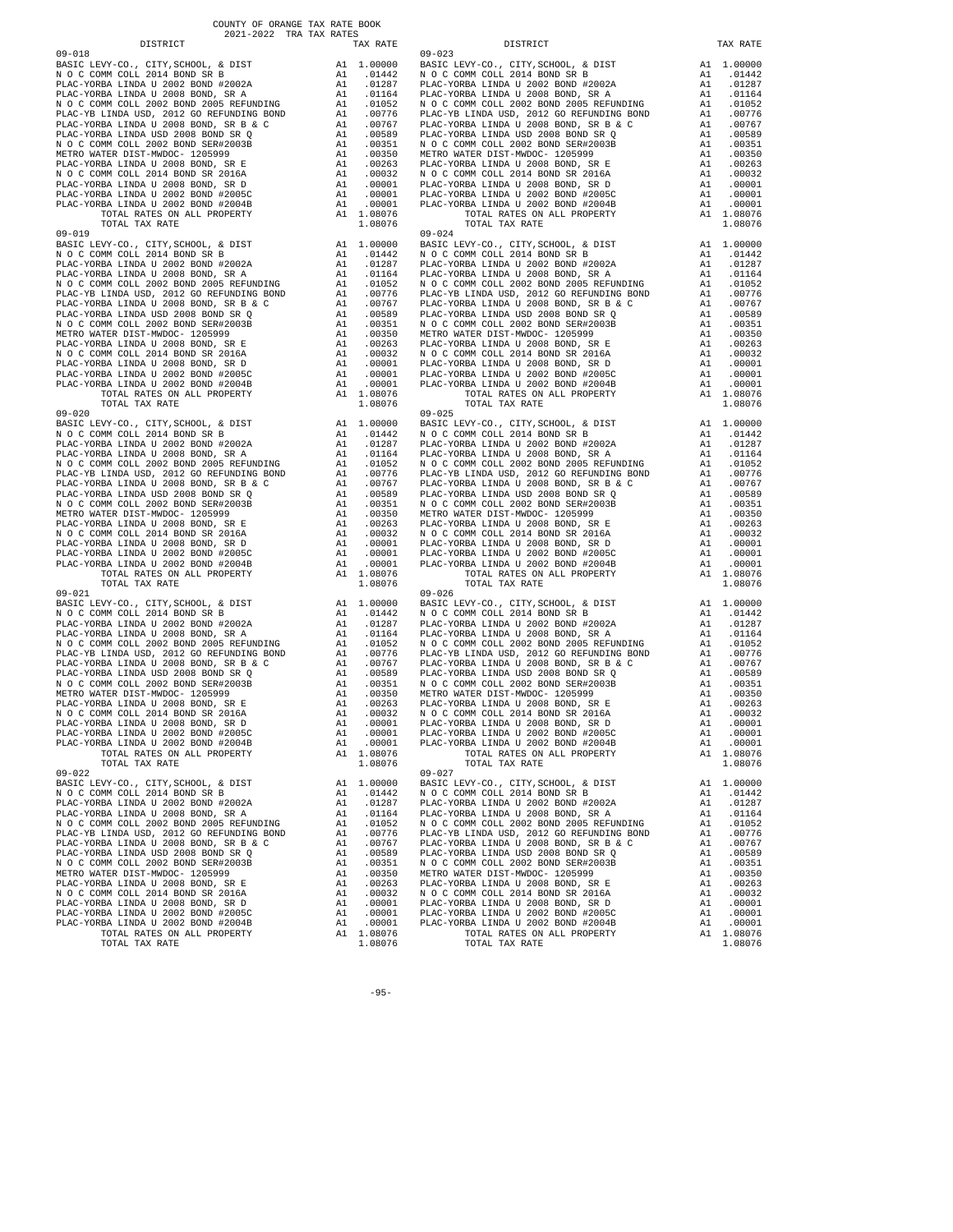COUNTY OF ORANGE TAX RATE BOOK
2021-2022 TRA TAX RATES

| DISTRICT | | TAX RATE |
|---|---|---|
| 09-018 | | |
| BASIC LEVY-CO., CITY,SCHOOL, & DIST | A1 | 1.00000 |
| N O C COMM COLL 2014 BOND SR B | A1 | .01442 |
| PLAC-YORBA LINDA U 2002 BOND #2002A | A1 | .01287 |
| PLAC-YORBA LINDA U 2008 BOND, SR A | A1 | .01164 |
| N O C COMM COLL 2002 BOND 2005 REFUNDING | A1 | .01052 |
| PLAC-YB LINDA USD, 2012 GO REFUNDING BOND | A1 | .00776 |
| PLAC-YORBA LINDA U 2008 BOND, SR B & C | A1 | .00767 |
| PLAC-YORBA LINDA USD 2008 BOND SR Q | A1 | .00589 |
| N O C COMM COLL 2002 BOND SER#2003B | A1 | .00351 |
| METRO WATER DIST-MWDOC- 1205999 | A1 | .00350 |
| PLAC-YORBA LINDA U 2008 BOND, SR E | A1 | .00263 |
| N O C COMM COLL 2014 BOND SR 2016A | A1 | .00032 |
| PLAC-YORBA LINDA U 2008 BOND, SR D | A1 | .00001 |
| PLAC-YORBA LINDA U 2002 BOND #2005C | A1 | .00001 |
| PLAC-YORBA LINDA U 2002 BOND #2004B | A1 | .00001 |
| TOTAL RATES ON ALL PROPERTY | A1 | 1.08076 |
| TOTAL TAX RATE | | 1.08076 |
| 09-019 | | |
| BASIC LEVY-CO., CITY,SCHOOL, & DIST | A1 | 1.00000 |
| N O C COMM COLL 2014 BOND SR B | A1 | .01442 |
| PLAC-YORBA LINDA U 2002 BOND #2002A | A1 | .01287 |
| PLAC-YORBA LINDA U 2008 BOND, SR A | A1 | .01164 |
| N O C COMM COLL 2002 BOND 2005 REFUNDING | A1 | .01052 |
| PLAC-YB LINDA USD, 2012 GO REFUNDING BOND | A1 | .00776 |
| PLAC-YORBA LINDA U 2008 BOND, SR B & C | A1 | .00767 |
| PLAC-YORBA LINDA USD 2008 BOND SR Q | A1 | .00589 |
| N O C COMM COLL 2002 BOND SER#2003B | A1 | .00351 |
| METRO WATER DIST-MWDOC- 1205999 | A1 | .00350 |
| PLAC-YORBA LINDA U 2008 BOND, SR E | A1 | .00263 |
| N O C COMM COLL 2014 BOND SR 2016A | A1 | .00032 |
| PLAC-YORBA LINDA U 2008 BOND, SR D | A1 | .00001 |
| PLAC-YORBA LINDA U 2002 BOND #2005C | A1 | .00001 |
| PLAC-YORBA LINDA U 2002 BOND #2004B | A1 | .00001 |
| TOTAL RATES ON ALL PROPERTY | A1 | 1.08076 |
| TOTAL TAX RATE | | 1.08076 |
| 09-020 | | |
| BASIC LEVY-CO., CITY,SCHOOL, & DIST | A1 | 1.00000 |
| N O C COMM COLL 2014 BOND SR B | A1 | .01442 |
| PLAC-YORBA LINDA U 2002 BOND #2002A | A1 | .01287 |
| PLAC-YORBA LINDA U 2008 BOND, SR A | A1 | .01164 |
| N O C COMM COLL 2002 BOND 2005 REFUNDING | A1 | .01052 |
| PLAC-YB LINDA USD, 2012 GO REFUNDING BOND | A1 | .00776 |
| PLAC-YORBA LINDA U 2008 BOND, SR B & C | A1 | .00767 |
| PLAC-YORBA LINDA USD 2008 BOND SR Q | A1 | .00589 |
| N O C COMM COLL 2002 BOND SER#2003B | A1 | .00351 |
| METRO WATER DIST-MWDOC- 1205999 | A1 | .00350 |
| PLAC-YORBA LINDA U 2008 BOND, SR E | A1 | .00263 |
| N O C COMM COLL 2014 BOND SR 2016A | A1 | .00032 |
| PLAC-YORBA LINDA U 2008 BOND, SR D | A1 | .00001 |
| PLAC-YORBA LINDA U 2002 BOND #2005C | A1 | .00001 |
| PLAC-YORBA LINDA U 2002 BOND #2004B | A1 | .00001 |
| TOTAL RATES ON ALL PROPERTY | A1 | 1.08076 |
| TOTAL TAX RATE | | 1.08076 |
| 09-021 | | |
| BASIC LEVY-CO., CITY,SCHOOL, & DIST | A1 | 1.00000 |
| N O C COMM COLL 2014 BOND SR B | A1 | .01442 |
| PLAC-YORBA LINDA U 2002 BOND #2002A | A1 | .01287 |
| PLAC-YORBA LINDA U 2008 BOND, SR A | A1 | .01164 |
| N O C COMM COLL 2002 BOND 2005 REFUNDING | A1 | .01052 |
| PLAC-YB LINDA USD, 2012 GO REFUNDING BOND | A1 | .00776 |
| PLAC-YORBA LINDA U 2008 BOND, SR B & C | A1 | .00767 |
| PLAC-YORBA LINDA USD 2008 BOND SR Q | A1 | .00589 |
| N O C COMM COLL 2002 BOND SER#2003B | A1 | .00351 |
| METRO WATER DIST-MWDOC- 1205999 | A1 | .00350 |
| PLAC-YORBA LINDA U 2008 BOND, SR E | A1 | .00263 |
| N O C COMM COLL 2014 BOND SR 2016A | A1 | .00032 |
| PLAC-YORBA LINDA U 2008 BOND, SR D | A1 | .00001 |
| PLAC-YORBA LINDA U 2002 BOND #2005C | A1 | .00001 |
| PLAC-YORBA LINDA U 2002 BOND #2004B | A1 | .00001 |
| TOTAL RATES ON ALL PROPERTY | A1 | 1.08076 |
| TOTAL TAX RATE | | 1.08076 |
| 09-022 | | |
| BASIC LEVY-CO., CITY,SCHOOL, & DIST | A1 | 1.00000 |
| N O C COMM COLL 2014 BOND SR B | A1 | .01442 |
| PLAC-YORBA LINDA U 2002 BOND #2002A | A1 | .01287 |
| PLAC-YORBA LINDA U 2008 BOND, SR A | A1 | .01164 |
| N O C COMM COLL 2002 BOND 2005 REFUNDING | A1 | .01052 |
| PLAC-YB LINDA USD, 2012 GO REFUNDING BOND | A1 | .00776 |
| PLAC-YORBA LINDA U 2008 BOND, SR B & C | A1 | .00767 |
| PLAC-YORBA LINDA USD 2008 BOND SR Q | A1 | .00589 |
| N O C COMM COLL 2002 BOND SER#2003B | A1 | .00351 |
| METRO WATER DIST-MWDOC- 1205999 | A1 | .00350 |
| PLAC-YORBA LINDA U 2008 BOND, SR E | A1 | .00263 |
| N O C COMM COLL 2014 BOND SR 2016A | A1 | .00032 |
| PLAC-YORBA LINDA U 2008 BOND, SR D | A1 | .00001 |
| PLAC-YORBA LINDA U 2002 BOND #2005C | A1 | .00001 |
| PLAC-YORBA LINDA U 2002 BOND #2004B | A1 | .00001 |
| TOTAL RATES ON ALL PROPERTY | A1 | 1.08076 |
| TOTAL TAX RATE | | 1.08076 |
| 09-023 | | |
| BASIC LEVY-CO., CITY,SCHOOL, & DIST | A1 | 1.00000 |
| N O C COMM COLL 2014 BOND SR B | A1 | .01442 |
| PLAC-YORBA LINDA U 2002 BOND #2002A | A1 | .01287 |
| PLAC-YORBA LINDA U 2008 BOND, SR A | A1 | .01164 |
| N O C COMM COLL 2002 BOND 2005 REFUNDING | A1 | .01052 |
| PLAC-YB LINDA USD, 2012 GO REFUNDING BOND | A1 | .00776 |
| PLAC-YORBA LINDA U 2008 BOND, SR B & C | A1 | .00767 |
| PLAC-YORBA LINDA USD 2008 BOND SR Q | A1 | .00589 |
| N O C COMM COLL 2002 BOND SER#2003B | A1 | .00351 |
| METRO WATER DIST-MWDOC- 1205999 | A1 | .00350 |
| PLAC-YORBA LINDA U 2008 BOND, SR E | A1 | .00263 |
| N O C COMM COLL 2014 BOND SR 2016A | A1 | .00032 |
| PLAC-YORBA LINDA U 2008 BOND, SR D | A1 | .00001 |
| PLAC-YORBA LINDA U 2002 BOND #2005C | A1 | .00001 |
| PLAC-YORBA LINDA U 2002 BOND #2004B | A1 | .00001 |
| TOTAL RATES ON ALL PROPERTY | A1 | 1.08076 |
| TOTAL TAX RATE | | 1.08076 |
| 09-024 | | |
| BASIC LEVY-CO., CITY,SCHOOL, & DIST | A1 | 1.00000 |
| N O C COMM COLL 2014 BOND SR B | A1 | .01442 |
| PLAC-YORBA LINDA U 2002 BOND #2002A | A1 | .01287 |
| PLAC-YORBA LINDA U 2008 BOND, SR A | A1 | .01164 |
| N O C COMM COLL 2002 BOND 2005 REFUNDING | A1 | .01052 |
| PLAC-YB LINDA USD, 2012 GO REFUNDING BOND | A1 | .00776 |
| PLAC-YORBA LINDA U 2008 BOND, SR B & C | A1 | .00767 |
| PLAC-YORBA LINDA USD 2008 BOND SR Q | A1 | .00589 |
| N O C COMM COLL 2002 BOND SER#2003B | A1 | .00351 |
| METRO WATER DIST-MWDOC- 1205999 | A1 | .00350 |
| PLAC-YORBA LINDA U 2008 BOND, SR E | A1 | .00263 |
| N O C COMM COLL 2014 BOND SR 2016A | A1 | .00032 |
| PLAC-YORBA LINDA U 2008 BOND, SR D | A1 | .00001 |
| PLAC-YORBA LINDA U 2002 BOND #2005C | A1 | .00001 |
| PLAC-YORBA LINDA U 2002 BOND #2004B | A1 | .00001 |
| TOTAL RATES ON ALL PROPERTY | A1 | 1.08076 |
| TOTAL TAX RATE | | 1.08076 |
| 09-025 | | |
| BASIC LEVY-CO., CITY,SCHOOL, & DIST | A1 | 1.00000 |
| N O C COMM COLL 2014 BOND SR B | A1 | .01442 |
| PLAC-YORBA LINDA U 2002 BOND #2002A | A1 | .01287 |
| PLAC-YORBA LINDA U 2008 BOND, SR A | A1 | .01164 |
| N O C COMM COLL 2002 BOND 2005 REFUNDING | A1 | .01052 |
| PLAC-YB LINDA USD, 2012 GO REFUNDING BOND | A1 | .00776 |
| PLAC-YORBA LINDA U 2008 BOND, SR B & C | A1 | .00767 |
| PLAC-YORBA LINDA USD 2008 BOND SR Q | A1 | .00589 |
| N O C COMM COLL 2002 BOND SER#2003B | A1 | .00351 |
| METRO WATER DIST-MWDOC- 1205999 | A1 | .00350 |
| PLAC-YORBA LINDA U 2008 BOND, SR E | A1 | .00263 |
| N O C COMM COLL 2014 BOND SR 2016A | A1 | .00032 |
| PLAC-YORBA LINDA U 2008 BOND, SR D | A1 | .00001 |
| PLAC-YORBA LINDA U 2002 BOND #2005C | A1 | .00001 |
| PLAC-YORBA LINDA U 2002 BOND #2004B | A1 | .00001 |
| TOTAL RATES ON ALL PROPERTY | A1 | 1.08076 |
| TOTAL TAX RATE | | 1.08076 |
| 09-026 | | |
| BASIC LEVY-CO., CITY,SCHOOL, & DIST | A1 | 1.00000 |
| N O C COMM COLL 2014 BOND SR B | A1 | .01442 |
| PLAC-YORBA LINDA U 2002 BOND #2002A | A1 | .01287 |
| PLAC-YORBA LINDA U 2008 BOND, SR A | A1 | .01164 |
| N O C COMM COLL 2002 BOND 2005 REFUNDING | A1 | .01052 |
| PLAC-YB LINDA USD, 2012 GO REFUNDING BOND | A1 | .00776 |
| PLAC-YORBA LINDA U 2008 BOND, SR B & C | A1 | .00767 |
| PLAC-YORBA LINDA USD 2008 BOND SR Q | A1 | .00589 |
| N O C COMM COLL 2002 BOND SER#2003B | A1 | .00351 |
| METRO WATER DIST-MWDOC- 1205999 | A1 | .00350 |
| PLAC-YORBA LINDA U 2008 BOND, SR E | A1 | .00263 |
| N O C COMM COLL 2014 BOND SR 2016A | A1 | .00032 |
| PLAC-YORBA LINDA U 2008 BOND, SR D | A1 | .00001 |
| PLAC-YORBA LINDA U 2002 BOND #2005C | A1 | .00001 |
| PLAC-YORBA LINDA U 2002 BOND #2004B | A1 | .00001 |
| TOTAL RATES ON ALL PROPERTY | A1 | 1.08076 |
| TOTAL TAX RATE | | 1.08076 |
| 09-027 | | |
| BASIC LEVY-CO., CITY,SCHOOL, & DIST | A1 | 1.00000 |
| N O C COMM COLL 2014 BOND SR B | A1 | .01442 |
| PLAC-YORBA LINDA U 2002 BOND #2002A | A1 | .01287 |
| PLAC-YORBA LINDA U 2008 BOND, SR A | A1 | .01164 |
| N O C COMM COLL 2002 BOND 2005 REFUNDING | A1 | .01052 |
| PLAC-YB LINDA USD, 2012 GO REFUNDING BOND | A1 | .00776 |
| PLAC-YORBA LINDA U 2008 BOND, SR B & C | A1 | .00767 |
| PLAC-YORBA LINDA USD 2008 BOND SR Q | A1 | .00589 |
| N O C COMM COLL 2002 BOND SER#2003B | A1 | .00351 |
| METRO WATER DIST-MWDOC- 1205999 | A1 | .00350 |
| PLAC-YORBA LINDA U 2008 BOND, SR E | A1 | .00263 |
| N O C COMM COLL 2014 BOND SR 2016A | A1 | .00032 |
| PLAC-YORBA LINDA U 2008 BOND, SR D | A1 | .00001 |
| PLAC-YORBA LINDA U 2002 BOND #2005C | A1 | .00001 |
| PLAC-YORBA LINDA U 2002 BOND #2004B | A1 | .00001 |
| TOTAL RATES ON ALL PROPERTY | A1 | 1.08076 |
| TOTAL TAX RATE | | 1.08076 |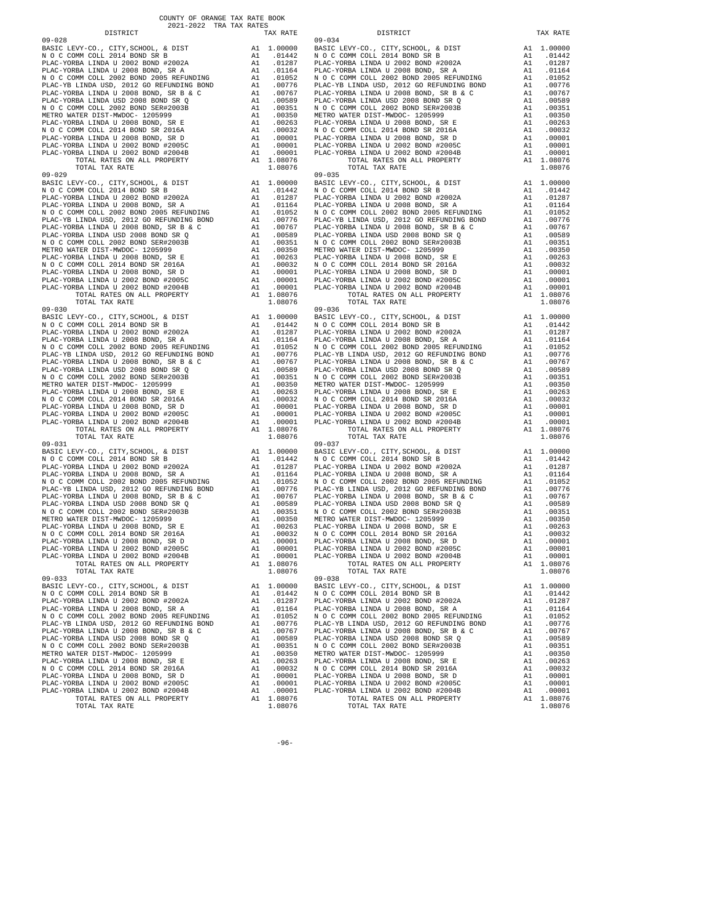COUNTY OF ORANGE TAX RATE BOOK
2021-2022 TRA TAX RATES

| DISTRICT | | TAX RATE |
|---|---|---|
| 09-028 | | |
| BASIC LEVY-CO., CITY,SCHOOL, & DIST | A1 | 1.00000 |
| N O C COMM COLL 2014 BOND SR B | A1 | .01442 |
| PLAC-YORBA LINDA U 2002 BOND #2002A | A1 | .01287 |
| PLAC-YORBA LINDA U 2008 BOND, SR A | A1 | .01164 |
| N O C COMM COLL 2002 BOND 2005 REFUNDING | A1 | .01052 |
| PLAC-YB LINDA USD, 2012 GO REFUNDING BOND | A1 | .00776 |
| PLAC-YORBA LINDA U 2008 BOND, SR B & C | A1 | .00767 |
| PLAC-YORBA LINDA USD 2008 BOND SR Q | A1 | .00589 |
| N O C COMM COLL 2002 BOND SER#2003B | A1 | .00351 |
| METRO WATER DIST-MWDOC- 1205999 | A1 | .00350 |
| PLAC-YORBA LINDA U 2008 BOND, SR E | A1 | .00263 |
| N O C COMM COLL 2014 BOND SR 2016A | A1 | .00032 |
| PLAC-YORBA LINDA U 2008 BOND, SR D | A1 | .00001 |
| PLAC-YORBA LINDA U 2002 BOND #2005C | A1 | .00001 |
| PLAC-YORBA LINDA U 2002 BOND #2004B | A1 | .00001 |
| TOTAL RATES ON ALL PROPERTY | A1 | 1.08076 |
| TOTAL TAX RATE | | 1.08076 |
| 09-029 | | |
| BASIC LEVY-CO., CITY,SCHOOL, & DIST | A1 | 1.00000 |
| N O C COMM COLL 2014 BOND SR B | A1 | .01442 |
| PLAC-YORBA LINDA U 2002 BOND #2002A | A1 | .01287 |
| PLAC-YORBA LINDA U 2008 BOND, SR A | A1 | .01164 |
| N O C COMM COLL 2002 BOND 2005 REFUNDING | A1 | .01052 |
| PLAC-YB LINDA USD, 2012 GO REFUNDING BOND | A1 | .00776 |
| PLAC-YORBA LINDA U 2008 BOND, SR B & C | A1 | .00767 |
| PLAC-YORBA LINDA USD 2008 BOND SR Q | A1 | .00589 |
| N O C COMM COLL 2002 BOND SER#2003B | A1 | .00351 |
| METRO WATER DIST-MWDOC- 1205999 | A1 | .00350 |
| PLAC-YORBA LINDA U 2008 BOND, SR E | A1 | .00263 |
| N O C COMM COLL 2014 BOND SR 2016A | A1 | .00032 |
| PLAC-YORBA LINDA U 2008 BOND, SR D | A1 | .00001 |
| PLAC-YORBA LINDA U 2002 BOND #2005C | A1 | .00001 |
| PLAC-YORBA LINDA U 2002 BOND #2004B | A1 | .00001 |
| TOTAL RATES ON ALL PROPERTY | A1 | 1.08076 |
| TOTAL TAX RATE | | 1.08076 |
| 09-030 | | |
| BASIC LEVY-CO., CITY,SCHOOL, & DIST | A1 | 1.00000 |
| N O C COMM COLL 2014 BOND SR B | A1 | .01442 |
| PLAC-YORBA LINDA U 2002 BOND #2002A | A1 | .01287 |
| PLAC-YORBA LINDA U 2008 BOND, SR A | A1 | .01164 |
| N O C COMM COLL 2002 BOND 2005 REFUNDING | A1 | .01052 |
| PLAC-YB LINDA USD, 2012 GO REFUNDING BOND | A1 | .00776 |
| PLAC-YORBA LINDA U 2008 BOND, SR B & C | A1 | .00767 |
| PLAC-YORBA LINDA USD 2008 BOND SR Q | A1 | .00589 |
| N O C COMM COLL 2002 BOND SER#2003B | A1 | .00351 |
| METRO WATER DIST-MWDOC- 1205999 | A1 | .00350 |
| PLAC-YORBA LINDA U 2008 BOND, SR E | A1 | .00263 |
| N O C COMM COLL 2014 BOND SR 2016A | A1 | .00032 |
| PLAC-YORBA LINDA U 2008 BOND, SR D | A1 | .00001 |
| PLAC-YORBA LINDA U 2002 BOND #2005C | A1 | .00001 |
| PLAC-YORBA LINDA U 2002 BOND #2004B | A1 | .00001 |
| TOTAL RATES ON ALL PROPERTY | A1 | 1.08076 |
| TOTAL TAX RATE | | 1.08076 |
| 09-031 | | |
| BASIC LEVY-CO., CITY,SCHOOL, & DIST | A1 | 1.00000 |
| N O C COMM COLL 2014 BOND SR B | A1 | .01442 |
| PLAC-YORBA LINDA U 2002 BOND #2002A | A1 | .01287 |
| PLAC-YORBA LINDA U 2008 BOND, SR A | A1 | .01164 |
| N O C COMM COLL 2002 BOND 2005 REFUNDING | A1 | .01052 |
| PLAC-YB LINDA USD, 2012 GO REFUNDING BOND | A1 | .00776 |
| PLAC-YORBA LINDA U 2008 BOND, SR B & C | A1 | .00767 |
| PLAC-YORBA LINDA USD 2008 BOND SR Q | A1 | .00589 |
| N O C COMM COLL 2002 BOND SER#2003B | A1 | .00351 |
| METRO WATER DIST-MWDOC- 1205999 | A1 | .00350 |
| PLAC-YORBA LINDA U 2008 BOND, SR E | A1 | .00263 |
| N O C COMM COLL 2014 BOND SR 2016A | A1 | .00032 |
| PLAC-YORBA LINDA U 2008 BOND, SR D | A1 | .00001 |
| PLAC-YORBA LINDA U 2002 BOND #2005C | A1 | .00001 |
| PLAC-YORBA LINDA U 2002 BOND #2004B | A1 | .00001 |
| TOTAL RATES ON ALL PROPERTY | A1 | 1.08076 |
| TOTAL TAX RATE | | 1.08076 |
| 09-033 | | |
| BASIC LEVY-CO., CITY,SCHOOL, & DIST | A1 | 1.00000 |
| N O C COMM COLL 2014 BOND SR B | A1 | .01442 |
| PLAC-YORBA LINDA U 2002 BOND #2002A | A1 | .01287 |
| PLAC-YORBA LINDA U 2008 BOND, SR A | A1 | .01164 |
| N O C COMM COLL 2002 BOND 2005 REFUNDING | A1 | .01052 |
| PLAC-YB LINDA USD, 2012 GO REFUNDING BOND | A1 | .00776 |
| PLAC-YORBA LINDA U 2008 BOND, SR B & C | A1 | .00767 |
| PLAC-YORBA LINDA USD 2008 BOND SR Q | A1 | .00589 |
| N O C COMM COLL 2002 BOND SER#2003B | A1 | .00351 |
| METRO WATER DIST-MWDOC- 1205999 | A1 | .00350 |
| PLAC-YORBA LINDA U 2008 BOND, SR E | A1 | .00263 |
| N O C COMM COLL 2014 BOND SR 2016A | A1 | .00032 |
| PLAC-YORBA LINDA U 2008 BOND, SR D | A1 | .00001 |
| PLAC-YORBA LINDA U 2002 BOND #2005C | A1 | .00001 |
| PLAC-YORBA LINDA U 2002 BOND #2004B | A1 | .00001 |
| TOTAL RATES ON ALL PROPERTY | A1 | 1.08076 |
| TOTAL TAX RATE | | 1.08076 |
| 09-034 | | |
| BASIC LEVY-CO., CITY,SCHOOL, & DIST | A1 | 1.00000 |
| N O C COMM COLL 2014 BOND SR B | A1 | .01442 |
| PLAC-YORBA LINDA U 2002 BOND #2002A | A1 | .01287 |
| PLAC-YORBA LINDA U 2008 BOND, SR A | A1 | .01164 |
| N O C COMM COLL 2002 BOND 2005 REFUNDING | A1 | .01052 |
| PLAC-YB LINDA USD, 2012 GO REFUNDING BOND | A1 | .00776 |
| PLAC-YORBA LINDA U 2008 BOND, SR B & C | A1 | .00767 |
| PLAC-YORBA LINDA USD 2008 BOND SR Q | A1 | .00589 |
| N O C COMM COLL 2002 BOND SER#2003B | A1 | .00351 |
| METRO WATER DIST-MWDOC- 1205999 | A1 | .00350 |
| PLAC-YORBA LINDA U 2008 BOND, SR E | A1 | .00263 |
| N O C COMM COLL 2014 BOND SR 2016A | A1 | .00032 |
| PLAC-YORBA LINDA U 2008 BOND, SR D | A1 | .00001 |
| PLAC-YORBA LINDA U 2002 BOND #2005C | A1 | .00001 |
| PLAC-YORBA LINDA U 2002 BOND #2004B | A1 | .00001 |
| TOTAL RATES ON ALL PROPERTY | A1 | 1.08076 |
| TOTAL TAX RATE | | 1.08076 |
| 09-035 | | |
| BASIC LEVY-CO., CITY,SCHOOL, & DIST | A1 | 1.00000 |
| N O C COMM COLL 2014 BOND SR B | A1 | .01442 |
| PLAC-YORBA LINDA U 2002 BOND #2002A | A1 | .01287 |
| PLAC-YORBA LINDA U 2008 BOND, SR A | A1 | .01164 |
| N O C COMM COLL 2002 BOND 2005 REFUNDING | A1 | .01052 |
| PLAC-YB LINDA USD, 2012 GO REFUNDING BOND | A1 | .00776 |
| PLAC-YORBA LINDA U 2008 BOND, SR B & C | A1 | .00767 |
| PLAC-YORBA LINDA USD 2008 BOND SR Q | A1 | .00589 |
| N O C COMM COLL 2002 BOND SER#2003B | A1 | .00351 |
| METRO WATER DIST-MWDOC- 1205999 | A1 | .00350 |
| PLAC-YORBA LINDA U 2008 BOND, SR E | A1 | .00263 |
| N O C COMM COLL 2014 BOND SR 2016A | A1 | .00032 |
| PLAC-YORBA LINDA U 2008 BOND, SR D | A1 | .00001 |
| PLAC-YORBA LINDA U 2002 BOND #2005C | A1 | .00001 |
| PLAC-YORBA LINDA U 2002 BOND #2004B | A1 | .00001 |
| TOTAL RATES ON ALL PROPERTY | A1 | 1.08076 |
| TOTAL TAX RATE | | 1.08076 |
| 09-036 | | |
| BASIC LEVY-CO., CITY,SCHOOL, & DIST | A1 | 1.00000 |
| N O C COMM COLL 2014 BOND SR B | A1 | .01442 |
| PLAC-YORBA LINDA U 2002 BOND #2002A | A1 | .01287 |
| PLAC-YORBA LINDA U 2008 BOND, SR A | A1 | .01164 |
| N O C COMM COLL 2002 BOND 2005 REFUNDING | A1 | .01052 |
| PLAC-YB LINDA USD, 2012 GO REFUNDING BOND | A1 | .00776 |
| PLAC-YORBA LINDA U 2008 BOND, SR B & C | A1 | .00767 |
| PLAC-YORBA LINDA USD 2008 BOND SR Q | A1 | .00589 |
| N O C COMM COLL 2002 BOND SER#2003B | A1 | .00351 |
| METRO WATER DIST-MWDOC- 1205999 | A1 | .00350 |
| PLAC-YORBA LINDA U 2008 BOND, SR E | A1 | .00263 |
| N O C COMM COLL 2014 BOND SR 2016A | A1 | .00032 |
| PLAC-YORBA LINDA U 2008 BOND, SR D | A1 | .00001 |
| PLAC-YORBA LINDA U 2002 BOND #2005C | A1 | .00001 |
| PLAC-YORBA LINDA U 2002 BOND #2004B | A1 | .00001 |
| TOTAL RATES ON ALL PROPERTY | A1 | 1.08076 |
| TOTAL TAX RATE | | 1.08076 |
| 09-037 | | |
| BASIC LEVY-CO., CITY,SCHOOL, & DIST | A1 | 1.00000 |
| N O C COMM COLL 2014 BOND SR B | A1 | .01442 |
| PLAC-YORBA LINDA U 2002 BOND #2002A | A1 | .01287 |
| PLAC-YORBA LINDA U 2008 BOND, SR A | A1 | .01164 |
| N O C COMM COLL 2002 BOND 2005 REFUNDING | A1 | .01052 |
| PLAC-YB LINDA USD, 2012 GO REFUNDING BOND | A1 | .00776 |
| PLAC-YORBA LINDA U 2008 BOND, SR B & C | A1 | .00767 |
| PLAC-YORBA LINDA USD 2008 BOND SR Q | A1 | .00589 |
| N O C COMM COLL 2002 BOND SER#2003B | A1 | .00351 |
| METRO WATER DIST-MWDOC- 1205999 | A1 | .00350 |
| PLAC-YORBA LINDA U 2008 BOND, SR E | A1 | .00263 |
| N O C COMM COLL 2014 BOND SR 2016A | A1 | .00032 |
| PLAC-YORBA LINDA U 2008 BOND, SR D | A1 | .00001 |
| PLAC-YORBA LINDA U 2002 BOND #2005C | A1 | .00001 |
| PLAC-YORBA LINDA U 2002 BOND #2004B | A1 | .00001 |
| TOTAL RATES ON ALL PROPERTY | A1 | 1.08076 |
| TOTAL TAX RATE | | 1.08076 |
| 09-038 | | |
| BASIC LEVY-CO., CITY,SCHOOL, & DIST | A1 | 1.00000 |
| N O C COMM COLL 2014 BOND SR B | A1 | .01442 |
| PLAC-YORBA LINDA U 2002 BOND #2002A | A1 | .01287 |
| PLAC-YORBA LINDA U 2008 BOND, SR A | A1 | .01164 |
| N O C COMM COLL 2002 BOND 2005 REFUNDING | A1 | .01052 |
| PLAC-YB LINDA USD, 2012 GO REFUNDING BOND | A1 | .00776 |
| PLAC-YORBA LINDA U 2008 BOND, SR B & C | A1 | .00767 |
| PLAC-YORBA LINDA USD 2008 BOND SR Q | A1 | .00589 |
| N O C COMM COLL 2002 BOND SER#2003B | A1 | .00351 |
| METRO WATER DIST-MWDOC- 1205999 | A1 | .00350 |
| PLAC-YORBA LINDA U 2008 BOND, SR E | A1 | .00263 |
| N O C COMM COLL 2014 BOND SR 2016A | A1 | .00032 |
| PLAC-YORBA LINDA U 2008 BOND, SR D | A1 | .00001 |
| PLAC-YORBA LINDA U 2002 BOND #2005C | A1 | .00001 |
| PLAC-YORBA LINDA U 2002 BOND #2004B | A1 | .00001 |
| TOTAL RATES ON ALL PROPERTY | A1 | 1.08076 |
| TOTAL TAX RATE | | 1.08076 |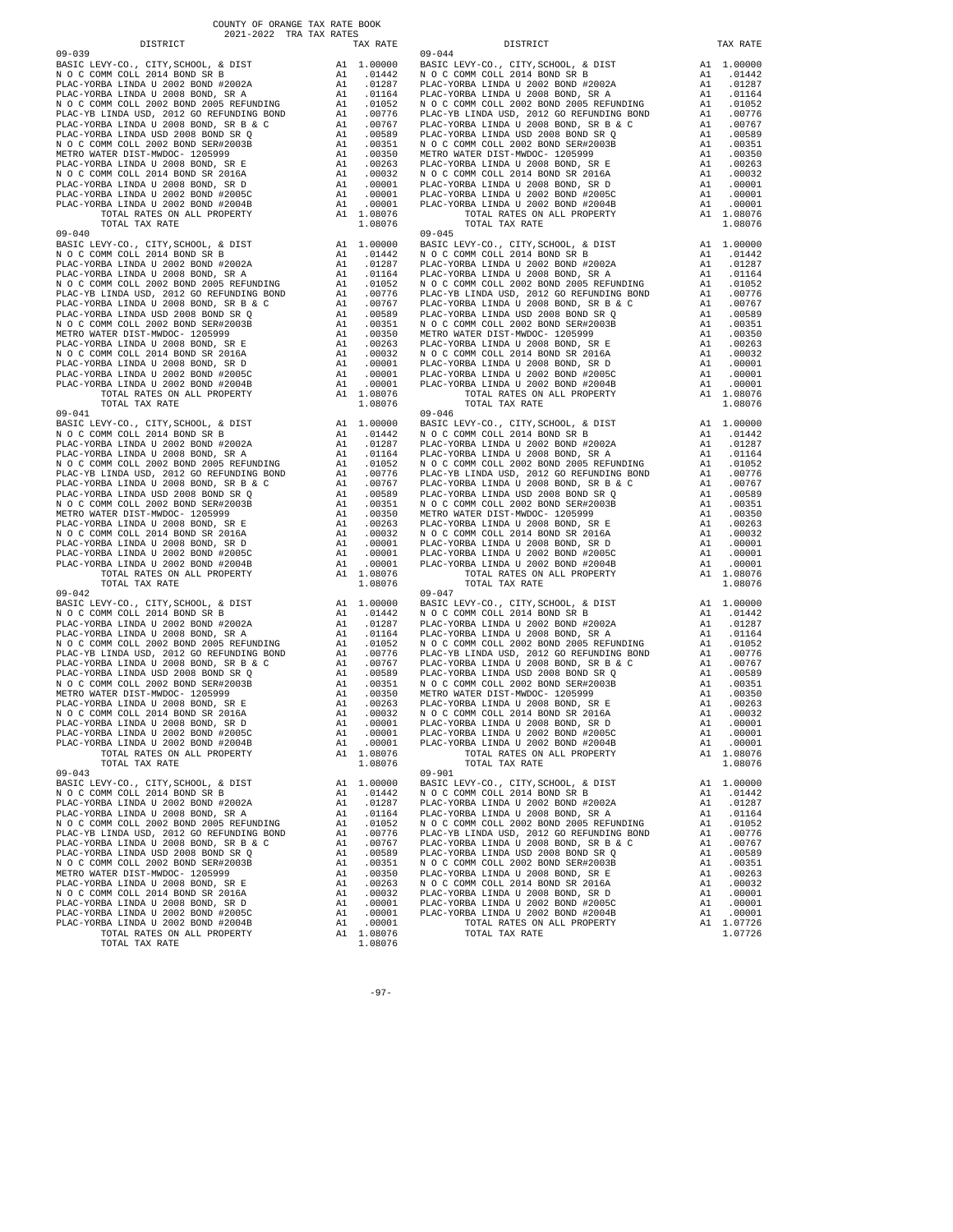COUNTY OF ORANGE TAX RATE BOOK
2021-2022 TRA TAX RATES

| DISTRICT | | TAX RATE |
|---|---|---|
| 09-039 | | |
| BASIC LEVY-CO., CITY,SCHOOL, & DIST | A1 | 1.00000 |
| N O C COMM COLL 2014 BOND SR B | A1 | .01442 |
| PLAC-YORBA LINDA U 2002 BOND #2002A | A1 | .01287 |
| PLAC-YORBA LINDA U 2008 BOND, SR A | A1 | .01164 |
| N O C COMM COLL 2002 BOND 2005 REFUNDING | A1 | .01052 |
| PLAC-YB LINDA USD, 2012 GO REFUNDING BOND | A1 | .00776 |
| PLAC-YORBA LINDA U 2008 BOND, SR B & C | A1 | .00767 |
| PLAC-YORBA LINDA USD 2008 BOND SR Q | A1 | .00589 |
| N O C COMM COLL 2002 BOND SER#2003B | A1 | .00351 |
| METRO WATER DIST-MWDOC- 1205999 | A1 | .00350 |
| PLAC-YORBA LINDA U 2008 BOND, SR E | A1 | .00263 |
| N O C COMM COLL 2014 BOND SR 2016A | A1 | .00032 |
| PLAC-YORBA LINDA U 2008 BOND, SR D | A1 | .00001 |
| PLAC-YORBA LINDA U 2002 BOND #2005C | A1 | .00001 |
| PLAC-YORBA LINDA U 2002 BOND #2004B | A1 | .00001 |
| TOTAL RATES ON ALL PROPERTY | A1 | 1.08076 |
| TOTAL TAX RATE | | 1.08076 |
| 09-040 | | |
| BASIC LEVY-CO., CITY,SCHOOL, & DIST | A1 | 1.00000 |
| N O C COMM COLL 2014 BOND SR B | A1 | .01442 |
| PLAC-YORBA LINDA U 2002 BOND #2002A | A1 | .01287 |
| PLAC-YORBA LINDA U 2008 BOND, SR A | A1 | .01164 |
| N O C COMM COLL 2002 BOND 2005 REFUNDING | A1 | .01052 |
| PLAC-YB LINDA USD, 2012 GO REFUNDING BOND | A1 | .00776 |
| PLAC-YORBA LINDA U 2008 BOND, SR B & C | A1 | .00767 |
| PLAC-YORBA LINDA USD 2008 BOND SR Q | A1 | .00589 |
| N O C COMM COLL 2002 BOND SER#2003B | A1 | .00351 |
| METRO WATER DIST-MWDOC- 1205999 | A1 | .00350 |
| PLAC-YORBA LINDA U 2008 BOND, SR E | A1 | .00263 |
| N O C COMM COLL 2014 BOND SR 2016A | A1 | .00032 |
| PLAC-YORBA LINDA U 2008 BOND, SR D | A1 | .00001 |
| PLAC-YORBA LINDA U 2002 BOND #2005C | A1 | .00001 |
| PLAC-YORBA LINDA U 2002 BOND #2004B | A1 | .00001 |
| TOTAL RATES ON ALL PROPERTY | A1 | 1.08076 |
| TOTAL TAX RATE | | 1.08076 |
| 09-041 | | |
| BASIC LEVY-CO., CITY,SCHOOL, & DIST | A1 | 1.00000 |
| N O C COMM COLL 2014 BOND SR B | A1 | .01442 |
| PLAC-YORBA LINDA U 2002 BOND #2002A | A1 | .01287 |
| PLAC-YORBA LINDA U 2008 BOND, SR A | A1 | .01164 |
| N O C COMM COLL 2002 BOND 2005 REFUNDING | A1 | .01052 |
| PLAC-YB LINDA USD, 2012 GO REFUNDING BOND | A1 | .00776 |
| PLAC-YORBA LINDA U 2008 BOND, SR B & C | A1 | .00767 |
| PLAC-YORBA LINDA USD 2008 BOND SR Q | A1 | .00589 |
| N O C COMM COLL 2002 BOND SER#2003B | A1 | .00351 |
| METRO WATER DIST-MWDOC- 1205999 | A1 | .00350 |
| PLAC-YORBA LINDA U 2008 BOND, SR E | A1 | .00263 |
| N O C COMM COLL 2014 BOND SR 2016A | A1 | .00032 |
| PLAC-YORBA LINDA U 2008 BOND, SR D | A1 | .00001 |
| PLAC-YORBA LINDA U 2002 BOND #2005C | A1 | .00001 |
| PLAC-YORBA LINDA U 2002 BOND #2004B | A1 | .00001 |
| TOTAL RATES ON ALL PROPERTY | A1 | 1.08076 |
| TOTAL TAX RATE | | 1.08076 |
| 09-042 | | |
| BASIC LEVY-CO., CITY,SCHOOL, & DIST | A1 | 1.00000 |
| N O C COMM COLL 2014 BOND SR B | A1 | .01442 |
| PLAC-YORBA LINDA U 2002 BOND #2002A | A1 | .01287 |
| PLAC-YORBA LINDA U 2008 BOND, SR A | A1 | .01164 |
| N O C COMM COLL 2002 BOND 2005 REFUNDING | A1 | .01052 |
| PLAC-YB LINDA USD, 2012 GO REFUNDING BOND | A1 | .00776 |
| PLAC-YORBA LINDA U 2008 BOND, SR B & C | A1 | .00767 |
| PLAC-YORBA LINDA USD 2008 BOND SR Q | A1 | .00589 |
| N O C COMM COLL 2002 BOND SER#2003B | A1 | .00351 |
| METRO WATER DIST-MWDOC- 1205999 | A1 | .00350 |
| PLAC-YORBA LINDA U 2008 BOND, SR E | A1 | .00263 |
| N O C COMM COLL 2014 BOND SR 2016A | A1 | .00032 |
| PLAC-YORBA LINDA U 2008 BOND, SR D | A1 | .00001 |
| PLAC-YORBA LINDA U 2002 BOND #2005C | A1 | .00001 |
| PLAC-YORBA LINDA U 2002 BOND #2004B | A1 | .00001 |
| TOTAL RATES ON ALL PROPERTY | A1 | 1.08076 |
| TOTAL TAX RATE | | 1.08076 |
| 09-043 | | |
| BASIC LEVY-CO., CITY,SCHOOL, & DIST | A1 | 1.00000 |
| N O C COMM COLL 2014 BOND SR B | A1 | .01442 |
| PLAC-YORBA LINDA U 2002 BOND #2002A | A1 | .01287 |
| PLAC-YORBA LINDA U 2008 BOND, SR A | A1 | .01164 |
| N O C COMM COLL 2002 BOND 2005 REFUNDING | A1 | .01052 |
| PLAC-YB LINDA USD, 2012 GO REFUNDING BOND | A1 | .00776 |
| PLAC-YORBA LINDA U 2008 BOND, SR B & C | A1 | .00767 |
| PLAC-YORBA LINDA USD 2008 BOND SR Q | A1 | .00589 |
| N O C COMM COLL 2002 BOND SER#2003B | A1 | .00351 |
| METRO WATER DIST-MWDOC- 1205999 | A1 | .00350 |
| PLAC-YORBA LINDA U 2008 BOND, SR E | A1 | .00263 |
| N O C COMM COLL 2014 BOND SR 2016A | A1 | .00032 |
| PLAC-YORBA LINDA U 2008 BOND, SR D | A1 | .00001 |
| PLAC-YORBA LINDA U 2002 BOND #2005C | A1 | .00001 |
| PLAC-YORBA LINDA U 2002 BOND #2004B | A1 | .00001 |
| TOTAL RATES ON ALL PROPERTY | A1 | 1.08076 |
| TOTAL TAX RATE | | 1.08076 |
| 09-044 | | |
| BASIC LEVY-CO., CITY,SCHOOL, & DIST | A1 | 1.00000 |
| N O C COMM COLL 2014 BOND SR B | A1 | .01442 |
| PLAC-YORBA LINDA U 2002 BOND #2002A | A1 | .01287 |
| PLAC-YORBA LINDA U 2008 BOND, SR A | A1 | .01164 |
| N O C COMM COLL 2002 BOND 2005 REFUNDING | A1 | .01052 |
| PLAC-YB LINDA USD, 2012 GO REFUNDING BOND | A1 | .00776 |
| PLAC-YORBA LINDA U 2008 BOND, SR B & C | A1 | .00767 |
| PLAC-YORBA LINDA USD 2008 BOND SR Q | A1 | .00589 |
| N O C COMM COLL 2002 BOND SER#2003B | A1 | .00351 |
| METRO WATER DIST-MWDOC- 1205999 | A1 | .00350 |
| PLAC-YORBA LINDA U 2008 BOND, SR E | A1 | .00263 |
| N O C COMM COLL 2014 BOND SR 2016A | A1 | .00032 |
| PLAC-YORBA LINDA U 2008 BOND, SR D | A1 | .00001 |
| PLAC-YORBA LINDA U 2002 BOND #2005C | A1 | .00001 |
| PLAC-YORBA LINDA U 2002 BOND #2004B | A1 | .00001 |
| TOTAL RATES ON ALL PROPERTY | A1 | 1.08076 |
| TOTAL TAX RATE | | 1.08076 |
| 09-045 | | |
| BASIC LEVY-CO., CITY,SCHOOL, & DIST | A1 | 1.00000 |
| N O C COMM COLL 2014 BOND SR B | A1 | .01442 |
| PLAC-YORBA LINDA U 2002 BOND #2002A | A1 | .01287 |
| PLAC-YORBA LINDA U 2008 BOND, SR A | A1 | .01164 |
| N O C COMM COLL 2002 BOND 2005 REFUNDING | A1 | .01052 |
| PLAC-YB LINDA USD, 2012 GO REFUNDING BOND | A1 | .00776 |
| PLAC-YORBA LINDA U 2008 BOND, SR B & C | A1 | .00767 |
| PLAC-YORBA LINDA USD 2008 BOND SR Q | A1 | .00589 |
| N O C COMM COLL 2002 BOND SER#2003B | A1 | .00351 |
| METRO WATER DIST-MWDOC- 1205999 | A1 | .00350 |
| PLAC-YORBA LINDA U 2008 BOND, SR E | A1 | .00263 |
| N O C COMM COLL 2014 BOND SR 2016A | A1 | .00032 |
| PLAC-YORBA LINDA U 2008 BOND, SR D | A1 | .00001 |
| PLAC-YORBA LINDA U 2002 BOND #2005C | A1 | .00001 |
| PLAC-YORBA LINDA U 2002 BOND #2004B | A1 | .00001 |
| TOTAL RATES ON ALL PROPERTY | A1 | 1.08076 |
| TOTAL TAX RATE | | 1.08076 |
| 09-046 | | |
| BASIC LEVY-CO., CITY,SCHOOL, & DIST | A1 | 1.00000 |
| N O C COMM COLL 2014 BOND SR B | A1 | .01442 |
| PLAC-YORBA LINDA U 2002 BOND #2002A | A1 | .01287 |
| PLAC-YORBA LINDA U 2008 BOND, SR A | A1 | .01164 |
| N O C COMM COLL 2002 BOND 2005 REFUNDING | A1 | .01052 |
| PLAC-YB LINDA USD, 2012 GO REFUNDING BOND | A1 | .00776 |
| PLAC-YORBA LINDA U 2008 BOND, SR B & C | A1 | .00767 |
| PLAC-YORBA LINDA USD 2008 BOND SR Q | A1 | .00589 |
| N O C COMM COLL 2002 BOND SER#2003B | A1 | .00351 |
| METRO WATER DIST-MWDOC- 1205999 | A1 | .00350 |
| PLAC-YORBA LINDA U 2008 BOND, SR E | A1 | .00263 |
| N O C COMM COLL 2014 BOND SR 2016A | A1 | .00032 |
| PLAC-YORBA LINDA U 2008 BOND, SR D | A1 | .00001 |
| PLAC-YORBA LINDA U 2002 BOND #2005C | A1 | .00001 |
| PLAC-YORBA LINDA U 2002 BOND #2004B | A1 | .00001 |
| TOTAL RATES ON ALL PROPERTY | A1 | 1.08076 |
| TOTAL TAX RATE | | 1.08076 |
| 09-047 | | |
| BASIC LEVY-CO., CITY,SCHOOL, & DIST | A1 | 1.00000 |
| N O C COMM COLL 2014 BOND SR B | A1 | .01442 |
| PLAC-YORBA LINDA U 2002 BOND #2002A | A1 | .01287 |
| PLAC-YORBA LINDA U 2008 BOND, SR A | A1 | .01164 |
| N O C COMM COLL 2002 BOND 2005 REFUNDING | A1 | .01052 |
| PLAC-YB LINDA USD, 2012 GO REFUNDING BOND | A1 | .00776 |
| PLAC-YORBA LINDA U 2008 BOND, SR B & C | A1 | .00767 |
| PLAC-YORBA LINDA USD 2008 BOND SR Q | A1 | .00589 |
| N O C COMM COLL 2002 BOND SER#2003B | A1 | .00351 |
| METRO WATER DIST-MWDOC- 1205999 | A1 | .00350 |
| PLAC-YORBA LINDA U 2008 BOND, SR E | A1 | .00263 |
| N O C COMM COLL 2014 BOND SR 2016A | A1 | .00032 |
| PLAC-YORBA LINDA U 2008 BOND, SR D | A1 | .00001 |
| PLAC-YORBA LINDA U 2002 BOND #2005C | A1 | .00001 |
| PLAC-YORBA LINDA U 2002 BOND #2004B | A1 | .00001 |
| TOTAL RATES ON ALL PROPERTY | A1 | 1.08076 |
| TOTAL TAX RATE | | 1.08076 |
| 09-901 | | |
| BASIC LEVY-CO., CITY,SCHOOL, & DIST | A1 | 1.00000 |
| N O C COMM COLL 2014 BOND SR B | A1 | .01442 |
| PLAC-YORBA LINDA U 2002 BOND #2002A | A1 | .01287 |
| PLAC-YORBA LINDA U 2008 BOND, SR A | A1 | .01164 |
| N O C COMM COLL 2002 BOND 2005 REFUNDING | A1 | .01052 |
| PLAC-YB LINDA USD, 2012 GO REFUNDING BOND | A1 | .00776 |
| PLAC-YORBA LINDA U 2008 BOND, SR B & C | A1 | .00767 |
| PLAC-YORBA LINDA USD 2008 BOND SR Q | A1 | .00589 |
| N O C COMM COLL 2002 BOND SER#2003B | A1 | .00351 |
| PLAC-YORBA LINDA U 2008 BOND, SR E | A1 | .00263 |
| N O C COMM COLL 2014 BOND SR 2016A | A1 | .00032 |
| PLAC-YORBA LINDA U 2008 BOND, SR D | A1 | .00001 |
| PLAC-YORBA LINDA U 2002 BOND #2004B | A1 | .00001 |
| TOTAL RATES ON ALL PROPERTY | A1 | 1.07726 |
| TOTAL TAX RATE | | 1.07726 |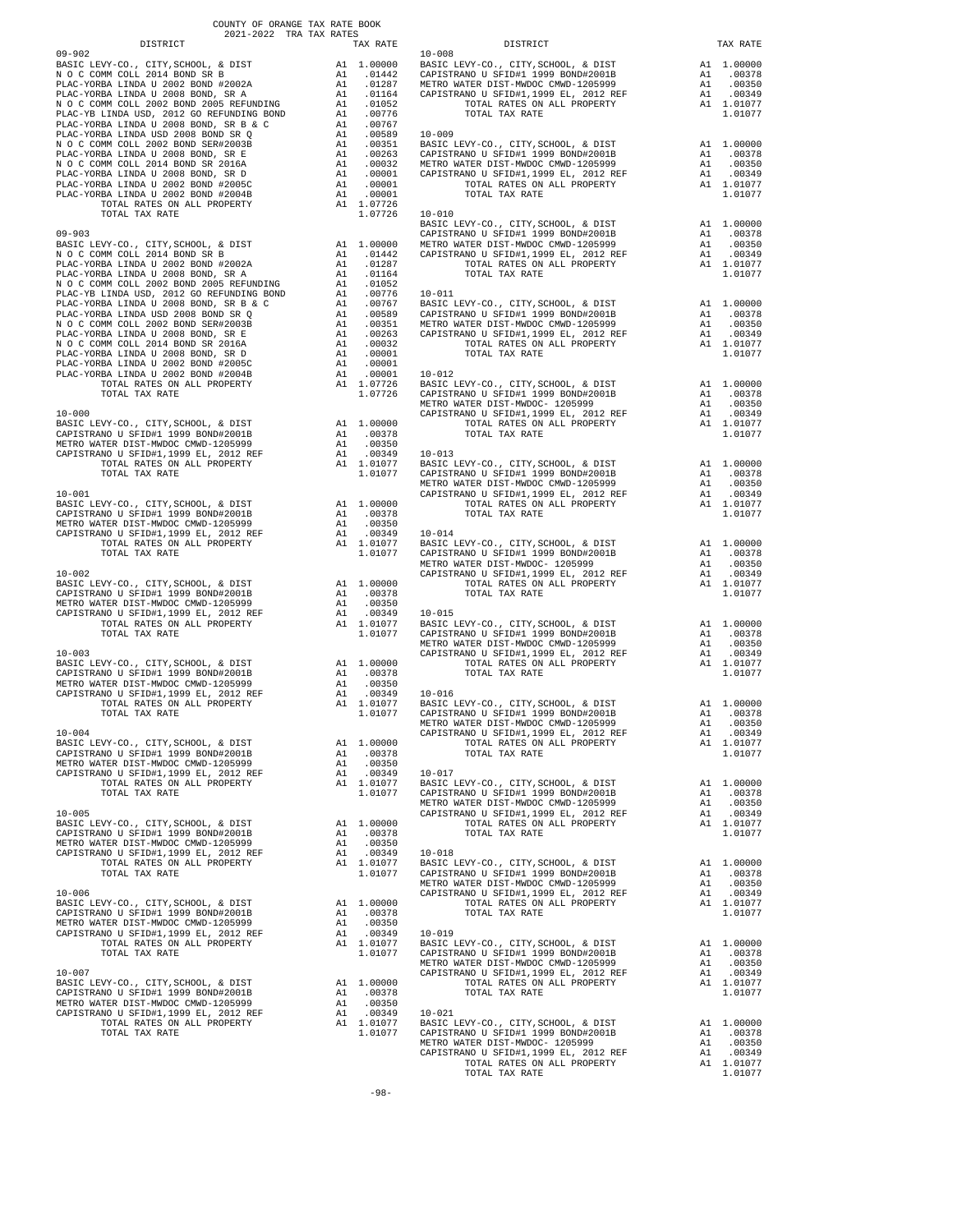COUNTY OF ORANGE TAX RATE BOOK
2021-2022 TRA TAX RATES

| DISTRICT | | TAX RATE |
|---|---|---|
| **09-902** | | |
| BASIC LEVY-CO., CITY,SCHOOL, & DIST | A1 | 1.00000 |
| N O C COMM COLL 2014 BOND SR B | A1 | .01442 |
| PLAC-YORBA LINDA U 2002 BOND #2002A | A1 | .01287 |
| PLAC-YORBA LINDA U 2008 BOND, SR A | A1 | .01164 |
| N O C COMM COLL 2002 BOND 2005 REFUNDING | A1 | .01052 |
| PLAC-YB LINDA USD, 2012 GO REFUNDING BOND | A1 | .00776 |
| PLAC-YORBA LINDA U 2008 BOND, SR B & C | A1 | .00767 |
| PLAC-YORBA LINDA USD 2008 BOND SR Q | A1 | .00589 |
| N O C COMM COLL 2002 BOND SER#2003B | A1 | .00351 |
| PLAC-YORBA LINDA U 2008 BOND, SR E | A1 | .00263 |
| N O C COMM COLL 2014 BOND SR 2016A | A1 | .00032 |
| PLAC-YORBA LINDA U 2008 BOND, SR D | A1 | .00001 |
| PLAC-YORBA LINDA U 2002 BOND #2005C | A1 | .00001 |
| PLAC-YORBA LINDA U 2002 BOND #2004B | A1 | .00001 |
| TOTAL RATES ON ALL PROPERTY | A1 | 1.07726 |
| TOTAL TAX RATE | | 1.07726 |
| **09-903** | | |
| BASIC LEVY-CO., CITY,SCHOOL, & DIST | A1 | 1.00000 |
| N O C COMM COLL 2014 BOND SR B | A1 | .01442 |
| PLAC-YORBA LINDA U 2002 BOND #2002A | A1 | .01287 |
| PLAC-YORBA LINDA U 2008 BOND, SR A | A1 | .01164 |
| N O C COMM COLL 2002 BOND 2005 REFUNDING | A1 | .01052 |
| PLAC-YB LINDA USD, 2012 GO REFUNDING BOND | A1 | .00776 |
| PLAC-YORBA LINDA U 2008 BOND, SR B & C | A1 | .00767 |
| PLAC-YORBA LINDA USD 2008 BOND SR Q | A1 | .00589 |
| N O C COMM COLL 2002 BOND SER#2003B | A1 | .00351 |
| PLAC-YORBA LINDA U 2008 BOND, SR E | A1 | .00263 |
| N O C COMM COLL 2014 BOND SR 2016A | A1 | .00032 |
| PLAC-YORBA LINDA U 2008 BOND, SR D | A1 | .00001 |
| PLAC-YORBA LINDA U 2002 BOND #2005C | A1 | .00001 |
| PLAC-YORBA LINDA U 2002 BOND #2004B | A1 | .00001 |
| TOTAL RATES ON ALL PROPERTY | A1 | 1.07726 |
| TOTAL TAX RATE | | 1.07726 |
| **10-000** | | |
| BASIC LEVY-CO., CITY,SCHOOL, & DIST | A1 | 1.00000 |
| CAPISTRANO U SFID#1 1999 BOND#2001B | A1 | .00378 |
| METRO WATER DIST-MWDOC CMWD-1205999 | A1 | .00350 |
| CAPISTRANO U SFID#1,1999 EL, 2012 REF | A1 | .00349 |
| TOTAL RATES ON ALL PROPERTY | A1 | 1.01077 |
| TOTAL TAX RATE | | 1.01077 |
| **10-001** | | |
| BASIC LEVY-CO., CITY,SCHOOL, & DIST | A1 | 1.00000 |
| CAPISTRANO U SFID#1 1999 BOND#2001B | A1 | .00378 |
| METRO WATER DIST-MWDOC CMWD-1205999 | A1 | .00350 |
| CAPISTRANO U SFID#1,1999 EL, 2012 REF | A1 | .00349 |
| TOTAL RATES ON ALL PROPERTY | A1 | 1.01077 |
| TOTAL TAX RATE | | 1.01077 |
| **10-002** | | |
| BASIC LEVY-CO., CITY,SCHOOL, & DIST | A1 | 1.00000 |
| CAPISTRANO U SFID#1 1999 BOND#2001B | A1 | .00378 |
| METRO WATER DIST-MWDOC CMWD-1205999 | A1 | .00350 |
| CAPISTRANO U SFID#1,1999 EL, 2012 REF | A1 | .00349 |
| TOTAL RATES ON ALL PROPERTY | A1 | 1.01077 |
| TOTAL TAX RATE | | 1.01077 |
| **10-003** | | |
| BASIC LEVY-CO., CITY,SCHOOL, & DIST | A1 | 1.00000 |
| CAPISTRANO U SFID#1 1999 BOND#2001B | A1 | .00378 |
| METRO WATER DIST-MWDOC CMWD-1205999 | A1 | .00350 |
| CAPISTRANO U SFID#1,1999 EL, 2012 REF | A1 | .00349 |
| TOTAL RATES ON ALL PROPERTY | A1 | 1.01077 |
| TOTAL TAX RATE | | 1.01077 |
| **10-004** | | |
| BASIC LEVY-CO., CITY,SCHOOL, & DIST | A1 | 1.00000 |
| CAPISTRANO U SFID#1 1999 BOND#2001B | A1 | .00378 |
| METRO WATER DIST-MWDOC CMWD-1205999 | A1 | .00350 |
| CAPISTRANO U SFID#1,1999 EL, 2012 REF | A1 | .00349 |
| TOTAL RATES ON ALL PROPERTY | A1 | 1.01077 |
| TOTAL TAX RATE | | 1.01077 |
| **10-005** | | |
| BASIC LEVY-CO., CITY,SCHOOL, & DIST | A1 | 1.00000 |
| CAPISTRANO U SFID#1 1999 BOND#2001B | A1 | .00378 |
| METRO WATER DIST-MWDOC CMWD-1205999 | A1 | .00350 |
| CAPISTRANO U SFID#1,1999 EL, 2012 REF | A1 | .00349 |
| TOTAL RATES ON ALL PROPERTY | A1 | 1.01077 |
| TOTAL TAX RATE | | 1.01077 |
| **10-006** | | |
| BASIC LEVY-CO., CITY,SCHOOL, & DIST | A1 | 1.00000 |
| CAPISTRANO U SFID#1 1999 BOND#2001B | A1 | .00378 |
| METRO WATER DIST-MWDOC CMWD-1205999 | A1 | .00350 |
| CAPISTRANO U SFID#1,1999 EL, 2012 REF | A1 | .00349 |
| TOTAL RATES ON ALL PROPERTY | A1 | 1.01077 |
| TOTAL TAX RATE | | 1.01077 |
| **10-007** | | |
| BASIC LEVY-CO., CITY,SCHOOL, & DIST | A1 | 1.00000 |
| CAPISTRANO U SFID#1 1999 BOND#2001B | A1 | .00378 |
| METRO WATER DIST-MWDOC CMWD-1205999 | A1 | .00350 |
| CAPISTRANO U SFID#1,1999 EL, 2012 REF | A1 | .00349 |
| TOTAL RATES ON ALL PROPERTY | A1 | 1.01077 |
| TOTAL TAX RATE | | 1.01077 |
| **10-008** | | |
| BASIC LEVY-CO., CITY,SCHOOL, & DIST | A1 | 1.00000 |
| CAPISTRANO U SFID#1 1999 BOND#2001B | A1 | .00378 |
| METRO WATER DIST-MWDOC CMWD-1205999 | A1 | .00350 |
| CAPISTRANO U SFID#1,1999 EL, 2012 REF | A1 | .00349 |
| TOTAL RATES ON ALL PROPERTY | A1 | 1.01077 |
| TOTAL TAX RATE | | 1.01077 |
| **10-009** | | |
| BASIC LEVY-CO., CITY,SCHOOL, & DIST | A1 | 1.00000 |
| CAPISTRANO U SFID#1 1999 BOND#2001B | A1 | .00378 |
| METRO WATER DIST-MWDOC CMWD-1205999 | A1 | .00350 |
| CAPISTRANO U SFID#1,1999 EL, 2012 REF | A1 | .00349 |
| TOTAL RATES ON ALL PROPERTY | A1 | 1.01077 |
| TOTAL TAX RATE | | 1.01077 |
| **10-010** | | |
| BASIC LEVY-CO., CITY,SCHOOL, & DIST | A1 | 1.00000 |
| CAPISTRANO U SFID#1 1999 BOND#2001B | A1 | .00378 |
| METRO WATER DIST-MWDOC CMWD-1205999 | A1 | .00350 |
| CAPISTRANO U SFID#1,1999 EL, 2012 REF | A1 | .00349 |
| TOTAL RATES ON ALL PROPERTY | A1 | 1.01077 |
| TOTAL TAX RATE | | 1.01077 |
| **10-011** | | |
| BASIC LEVY-CO., CITY,SCHOOL, & DIST | A1 | 1.00000 |
| CAPISTRANO U SFID#1 1999 BOND#2001B | A1 | .00378 |
| METRO WATER DIST-MWDOC CMWD-1205999 | A1 | .00350 |
| CAPISTRANO U SFID#1,1999 EL, 2012 REF | A1 | .00349 |
| TOTAL RATES ON ALL PROPERTY | A1 | 1.01077 |
| TOTAL TAX RATE | | 1.01077 |
| **10-012** | | |
| BASIC LEVY-CO., CITY,SCHOOL, & DIST | A1 | 1.00000 |
| CAPISTRANO U SFID#1 1999 BOND#2001B | A1 | .00378 |
| METRO WATER DIST-MWDOC- 1205999 | A1 | .00350 |
| CAPISTRANO U SFID#1,1999 EL, 2012 REF | A1 | .00349 |
| TOTAL RATES ON ALL PROPERTY | A1 | 1.01077 |
| TOTAL TAX RATE | | 1.01077 |
| **10-013** | | |
| BASIC LEVY-CO., CITY,SCHOOL, & DIST | A1 | 1.00000 |
| CAPISTRANO U SFID#1 1999 BOND#2001B | A1 | .00378 |
| METRO WATER DIST-MWDOC CMWD-1205999 | A1 | .00350 |
| CAPISTRANO U SFID#1,1999 EL, 2012 REF | A1 | .00349 |
| TOTAL RATES ON ALL PROPERTY | A1 | 1.01077 |
| TOTAL TAX RATE | | 1.01077 |
| **10-014** | | |
| BASIC LEVY-CO., CITY,SCHOOL, & DIST | A1 | 1.00000 |
| CAPISTRANO U SFID#1 1999 BOND#2001B | A1 | .00378 |
| METRO WATER DIST-MWDOC- 1205999 | A1 | .00350 |
| CAPISTRANO U SFID#1,1999 EL, 2012 REF | A1 | .00349 |
| TOTAL RATES ON ALL PROPERTY | A1 | 1.01077 |
| TOTAL TAX RATE | | 1.01077 |
| **10-015** | | |
| BASIC LEVY-CO., CITY,SCHOOL, & DIST | A1 | 1.00000 |
| CAPISTRANO U SFID#1 1999 BOND#2001B | A1 | .00378 |
| METRO WATER DIST-MWDOC CMWD-1205999 | A1 | .00350 |
| CAPISTRANO U SFID#1,1999 EL, 2012 REF | A1 | .00349 |
| TOTAL RATES ON ALL PROPERTY | A1 | 1.01077 |
| TOTAL TAX RATE | | 1.01077 |
| **10-016** | | |
| BASIC LEVY-CO., CITY,SCHOOL, & DIST | A1 | 1.00000 |
| CAPISTRANO U SFID#1 1999 BOND#2001B | A1 | .00378 |
| METRO WATER DIST-MWDOC CMWD-1205999 | A1 | .00350 |
| CAPISTRANO U SFID#1,1999 EL, 2012 REF | A1 | .00349 |
| TOTAL RATES ON ALL PROPERTY | A1 | 1.01077 |
| TOTAL TAX RATE | | 1.01077 |
| **10-017** | | |
| BASIC LEVY-CO., CITY,SCHOOL, & DIST | A1 | 1.00000 |
| CAPISTRANO U SFID#1 1999 BOND#2001B | A1 | .00378 |
| METRO WATER DIST-MWDOC CMWD-1205999 | A1 | .00350 |
| CAPISTRANO U SFID#1,1999 EL, 2012 REF | A1 | .00349 |
| TOTAL RATES ON ALL PROPERTY | A1 | 1.01077 |
| TOTAL TAX RATE | | 1.01077 |
| **10-018** | | |
| BASIC LEVY-CO., CITY,SCHOOL, & DIST | A1 | 1.00000 |
| CAPISTRANO U SFID#1 1999 BOND#2001B | A1 | .00378 |
| METRO WATER DIST-MWDOC CMWD-1205999 | A1 | .00350 |
| CAPISTRANO U SFID#1,1999 EL, 2012 REF | A1 | .00349 |
| TOTAL RATES ON ALL PROPERTY | A1 | 1.01077 |
| TOTAL TAX RATE | | 1.01077 |
| **10-019** | | |
| BASIC LEVY-CO., CITY,SCHOOL, & DIST | A1 | 1.00000 |
| CAPISTRANO U SFID#1 1999 BOND#2001B | A1 | .00378 |
| METRO WATER DIST-MWDOC CMWD-1205999 | A1 | .00350 |
| CAPISTRANO U SFID#1,1999 EL, 2012 REF | A1 | .00349 |
| TOTAL RATES ON ALL PROPERTY | A1 | 1.01077 |
| TOTAL TAX RATE | | 1.01077 |
| **10-021** | | |
| BASIC LEVY-CO., CITY,SCHOOL, & DIST | A1 | 1.00000 |
| CAPISTRANO U SFID#1 1999 BOND#2001B | A1 | .00378 |
| METRO WATER DIST-MWDOC- 1205999 | A1 | .00350 |
| CAPISTRANO U SFID#1,1999 EL, 2012 REF | A1 | .00349 |
| TOTAL RATES ON ALL PROPERTY | A1 | 1.01077 |
| TOTAL TAX RATE | | 1.01077 |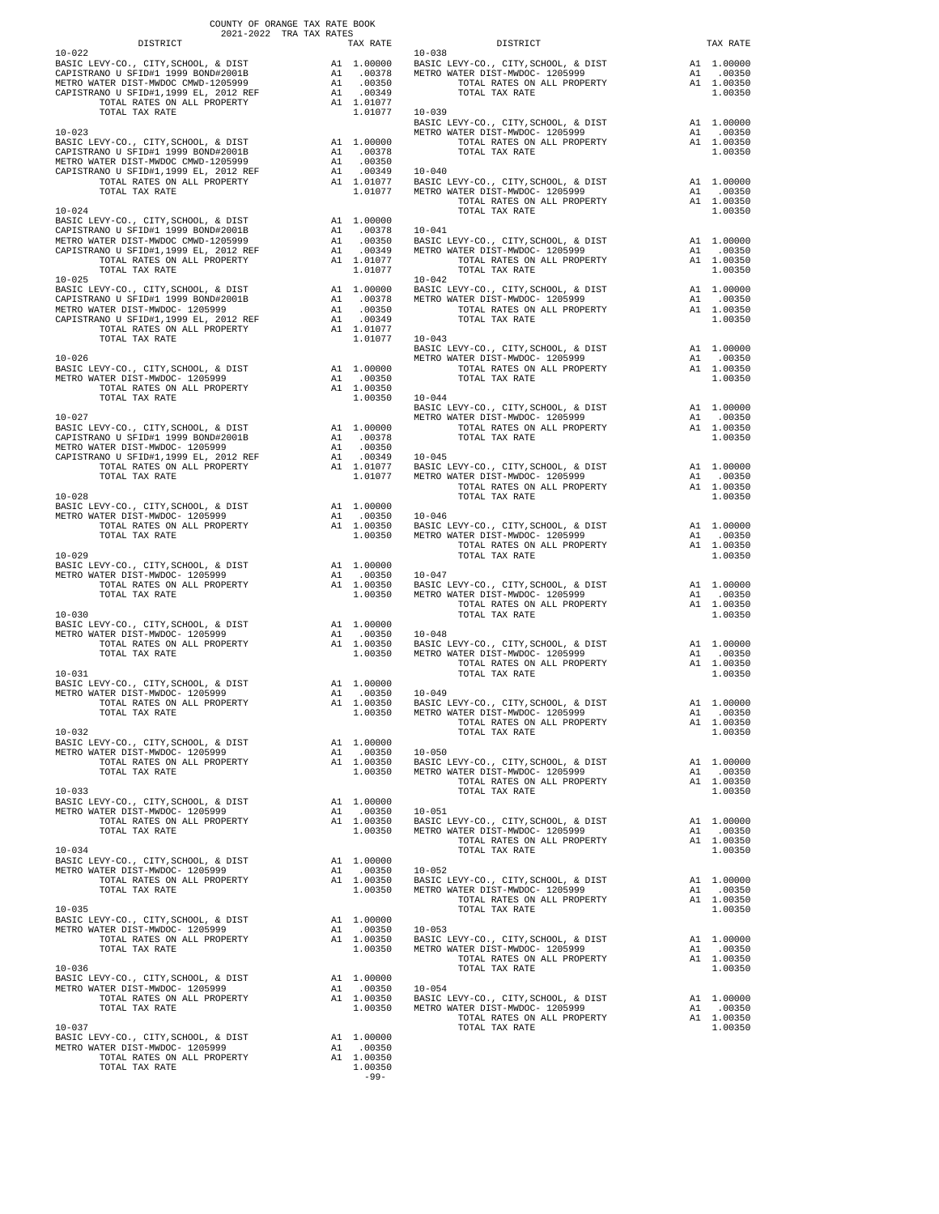COUNTY OF ORANGE TAX RATE BOOK
2021-2022 TRA TAX RATES

| DISTRICT | | TAX RATE |
|---|---|---|
| **10-022** | | |
| BASIC LEVY-CO., CITY,SCHOOL, & DIST | A1 | 1.00000 |
| CAPISTRANO U SFID#1 1999 BOND#2001B | A1 | .00378 |
| METRO WATER DIST-MWDOC CMWD-1205999 | A1 | .00350 |
| CAPISTRANO U SFID#1,1999 EL, 2012 REF | A1 | .00349 |
| TOTAL RATES ON ALL PROPERTY | A1 | 1.01077 |
| TOTAL TAX RATE | | 1.01077 |
| **10-023** | | |
| BASIC LEVY-CO., CITY,SCHOOL, & DIST | A1 | 1.00000 |
| CAPISTRANO U SFID#1 1999 BOND#2001B | A1 | .00378 |
| METRO WATER DIST-MWDOC CMWD-1205999 | A1 | .00350 |
| CAPISTRANO U SFID#1,1999 EL, 2012 REF | A1 | .00349 |
| TOTAL RATES ON ALL PROPERTY | A1 | 1.01077 |
| TOTAL TAX RATE | | 1.01077 |
| **10-024** | | |
| BASIC LEVY-CO., CITY,SCHOOL, & DIST | A1 | 1.00000 |
| CAPISTRANO U SFID#1 1999 BOND#2001B | A1 | .00378 |
| METRO WATER DIST-MWDOC CMWD-1205999 | A1 | .00350 |
| CAPISTRANO U SFID#1,1999 EL, 2012 REF | A1 | .00349 |
| TOTAL RATES ON ALL PROPERTY | A1 | 1.01077 |
| TOTAL TAX RATE | | 1.01077 |
| **10-025** | | |
| BASIC LEVY-CO., CITY,SCHOOL, & DIST | A1 | 1.00000 |
| CAPISTRANO U SFID#1 1999 BOND#2001B | A1 | .00378 |
| METRO WATER DIST-MWDOC- 1205999 | A1 | .00350 |
| CAPISTRANO U SFID#1,1999 EL, 2012 REF | A1 | .00349 |
| TOTAL RATES ON ALL PROPERTY | A1 | 1.01077 |
| TOTAL TAX RATE | | 1.01077 |
| **10-026** | | |
| BASIC LEVY-CO., CITY,SCHOOL, & DIST | A1 | 1.00000 |
| METRO WATER DIST-MWDOC- 1205999 | A1 | .00350 |
| TOTAL RATES ON ALL PROPERTY | A1 | 1.00350 |
| TOTAL TAX RATE | | 1.00350 |
| **10-027** | | |
| BASIC LEVY-CO., CITY,SCHOOL, & DIST | A1 | 1.00000 |
| CAPISTRANO U SFID#1 1999 BOND#2001B | A1 | .00378 |
| METRO WATER DIST-MWDOC- 1205999 | A1 | .00350 |
| CAPISTRANO U SFID#1,1999 EL, 2012 REF | A1 | .00349 |
| TOTAL RATES ON ALL PROPERTY | A1 | 1.01077 |
| TOTAL TAX RATE | | 1.01077 |
| **10-028** | | |
| BASIC LEVY-CO., CITY,SCHOOL, & DIST | A1 | 1.00000 |
| METRO WATER DIST-MWDOC- 1205999 | A1 | .00350 |
| TOTAL RATES ON ALL PROPERTY | A1 | 1.00350 |
| TOTAL TAX RATE | | 1.00350 |
| **10-029** | | |
| BASIC LEVY-CO., CITY,SCHOOL, & DIST | A1 | 1.00000 |
| METRO WATER DIST-MWDOC- 1205999 | A1 | .00350 |
| TOTAL RATES ON ALL PROPERTY | A1 | 1.00350 |
| TOTAL TAX RATE | | 1.00350 |
| **10-030** | | |
| BASIC LEVY-CO., CITY,SCHOOL, & DIST | A1 | 1.00000 |
| METRO WATER DIST-MWDOC- 1205999 | A1 | .00350 |
| TOTAL RATES ON ALL PROPERTY | A1 | 1.00350 |
| TOTAL TAX RATE | | 1.00350 |
| **10-031** | | |
| BASIC LEVY-CO., CITY,SCHOOL, & DIST | A1 | 1.00000 |
| METRO WATER DIST-MWDOC- 1205999 | A1 | .00350 |
| TOTAL RATES ON ALL PROPERTY | A1 | 1.00350 |
| TOTAL TAX RATE | | 1.00350 |
| **10-032** | | |
| BASIC LEVY-CO., CITY,SCHOOL, & DIST | A1 | 1.00000 |
| METRO WATER DIST-MWDOC- 1205999 | A1 | .00350 |
| TOTAL RATES ON ALL PROPERTY | A1 | 1.00350 |
| TOTAL TAX RATE | | 1.00350 |
| **10-033** | | |
| BASIC LEVY-CO., CITY,SCHOOL, & DIST | A1 | 1.00000 |
| METRO WATER DIST-MWDOC- 1205999 | A1 | .00350 |
| TOTAL RATES ON ALL PROPERTY | A1 | 1.00350 |
| TOTAL TAX RATE | | 1.00350 |
| **10-034** | | |
| BASIC LEVY-CO., CITY,SCHOOL, & DIST | A1 | 1.00000 |
| METRO WATER DIST-MWDOC- 1205999 | A1 | .00350 |
| TOTAL RATES ON ALL PROPERTY | A1 | 1.00350 |
| TOTAL TAX RATE | | 1.00350 |
| **10-035** | | |
| BASIC LEVY-CO., CITY,SCHOOL, & DIST | A1 | 1.00000 |
| METRO WATER DIST-MWDOC- 1205999 | A1 | .00350 |
| TOTAL RATES ON ALL PROPERTY | A1 | 1.00350 |
| TOTAL TAX RATE | | 1.00350 |
| **10-036** | | |
| BASIC LEVY-CO., CITY,SCHOOL, & DIST | A1 | 1.00000 |
| METRO WATER DIST-MWDOC- 1205999 | A1 | .00350 |
| TOTAL RATES ON ALL PROPERTY | A1 | 1.00350 |
| TOTAL TAX RATE | | 1.00350 |
| **10-037** | | |
| BASIC LEVY-CO., CITY,SCHOOL, & DIST | A1 | 1.00000 |
| METRO WATER DIST-MWDOC- 1205999 | A1 | .00350 |
| TOTAL RATES ON ALL PROPERTY | A1 | 1.00350 |
| TOTAL TAX RATE | | 1.00350 |
| **10-038** | | |
| BASIC LEVY-CO., CITY,SCHOOL, & DIST | A1 | 1.00000 |
| METRO WATER DIST-MWDOC- 1205999 | A1 | .00350 |
| TOTAL RATES ON ALL PROPERTY | A1 | 1.00350 |
| TOTAL TAX RATE | | 1.00350 |
| **10-039** | | |
| BASIC LEVY-CO., CITY,SCHOOL, & DIST | A1 | 1.00000 |
| METRO WATER DIST-MWDOC- 1205999 | A1 | .00350 |
| TOTAL RATES ON ALL PROPERTY | A1 | 1.00350 |
| TOTAL TAX RATE | | 1.00350 |
| **10-040** | | |
| BASIC LEVY-CO., CITY,SCHOOL, & DIST | A1 | 1.00000 |
| METRO WATER DIST-MWDOC- 1205999 | A1 | .00350 |
| TOTAL RATES ON ALL PROPERTY | A1 | 1.00350 |
| TOTAL TAX RATE | | 1.00350 |
| **10-041** | | |
| BASIC LEVY-CO., CITY,SCHOOL, & DIST | A1 | 1.00000 |
| METRO WATER DIST-MWDOC- 1205999 | A1 | .00350 |
| TOTAL RATES ON ALL PROPERTY | A1 | 1.00350 |
| TOTAL TAX RATE | | 1.00350 |
| **10-042** | | |
| BASIC LEVY-CO., CITY,SCHOOL, & DIST | A1 | 1.00000 |
| METRO WATER DIST-MWDOC- 1205999 | A1 | .00350 |
| TOTAL RATES ON ALL PROPERTY | A1 | 1.00350 |
| TOTAL TAX RATE | | 1.00350 |
| **10-043** | | |
| BASIC LEVY-CO., CITY,SCHOOL, & DIST | A1 | 1.00000 |
| METRO WATER DIST-MWDOC- 1205999 | A1 | .00350 |
| TOTAL RATES ON ALL PROPERTY | A1 | 1.00350 |
| TOTAL TAX RATE | | 1.00350 |
| **10-044** | | |
| BASIC LEVY-CO., CITY,SCHOOL, & DIST | A1 | 1.00000 |
| METRO WATER DIST-MWDOC- 1205999 | A1 | .00350 |
| TOTAL RATES ON ALL PROPERTY | A1 | 1.00350 |
| TOTAL TAX RATE | | 1.00350 |
| **10-045** | | |
| BASIC LEVY-CO., CITY,SCHOOL, & DIST | A1 | 1.00000 |
| METRO WATER DIST-MWDOC- 1205999 | A1 | .00350 |
| TOTAL RATES ON ALL PROPERTY | A1 | 1.00350 |
| TOTAL TAX RATE | | 1.00350 |
| **10-046** | | |
| BASIC LEVY-CO., CITY,SCHOOL, & DIST | A1 | 1.00000 |
| METRO WATER DIST-MWDOC- 1205999 | A1 | .00350 |
| TOTAL RATES ON ALL PROPERTY | A1 | 1.00350 |
| TOTAL TAX RATE | | 1.00350 |
| **10-047** | | |
| BASIC LEVY-CO., CITY,SCHOOL, & DIST | A1 | 1.00000 |
| METRO WATER DIST-MWDOC- 1205999 | A1 | .00350 |
| TOTAL RATES ON ALL PROPERTY | A1 | 1.00350 |
| TOTAL TAX RATE | | 1.00350 |
| **10-048** | | |
| BASIC LEVY-CO., CITY,SCHOOL, & DIST | A1 | 1.00000 |
| METRO WATER DIST-MWDOC- 1205999 | A1 | .00350 |
| TOTAL RATES ON ALL PROPERTY | A1 | 1.00350 |
| TOTAL TAX RATE | | 1.00350 |
| **10-049** | | |
| BASIC LEVY-CO., CITY,SCHOOL, & DIST | A1 | 1.00000 |
| METRO WATER DIST-MWDOC- 1205999 | A1 | .00350 |
| TOTAL RATES ON ALL PROPERTY | A1 | 1.00350 |
| TOTAL TAX RATE | | 1.00350 |
| **10-050** | | |
| BASIC LEVY-CO., CITY,SCHOOL, & DIST | A1 | 1.00000 |
| METRO WATER DIST-MWDOC- 1205999 | A1 | .00350 |
| TOTAL RATES ON ALL PROPERTY | A1 | 1.00350 |
| TOTAL TAX RATE | | 1.00350 |
| **10-051** | | |
| BASIC LEVY-CO., CITY,SCHOOL, & DIST | A1 | 1.00000 |
| METRO WATER DIST-MWDOC- 1205999 | A1 | .00350 |
| TOTAL RATES ON ALL PROPERTY | A1 | 1.00350 |
| TOTAL TAX RATE | | 1.00350 |
| **10-052** | | |
| BASIC LEVY-CO., CITY,SCHOOL, & DIST | A1 | 1.00000 |
| METRO WATER DIST-MWDOC- 1205999 | A1 | .00350 |
| TOTAL RATES ON ALL PROPERTY | A1 | 1.00350 |
| TOTAL TAX RATE | | 1.00350 |
| **10-053** | | |
| BASIC LEVY-CO., CITY,SCHOOL, & DIST | A1 | 1.00000 |
| METRO WATER DIST-MWDOC- 1205999 | A1 | .00350 |
| TOTAL RATES ON ALL PROPERTY | A1 | 1.00350 |
| TOTAL TAX RATE | | 1.00350 |
| **10-054** | | |
| BASIC LEVY-CO., CITY,SCHOOL, & DIST | A1 | 1.00000 |
| METRO WATER DIST-MWDOC- 1205999 | A1 | .00350 |
| TOTAL RATES ON ALL PROPERTY | A1 | 1.00350 |
| TOTAL TAX RATE | | 1.00350 |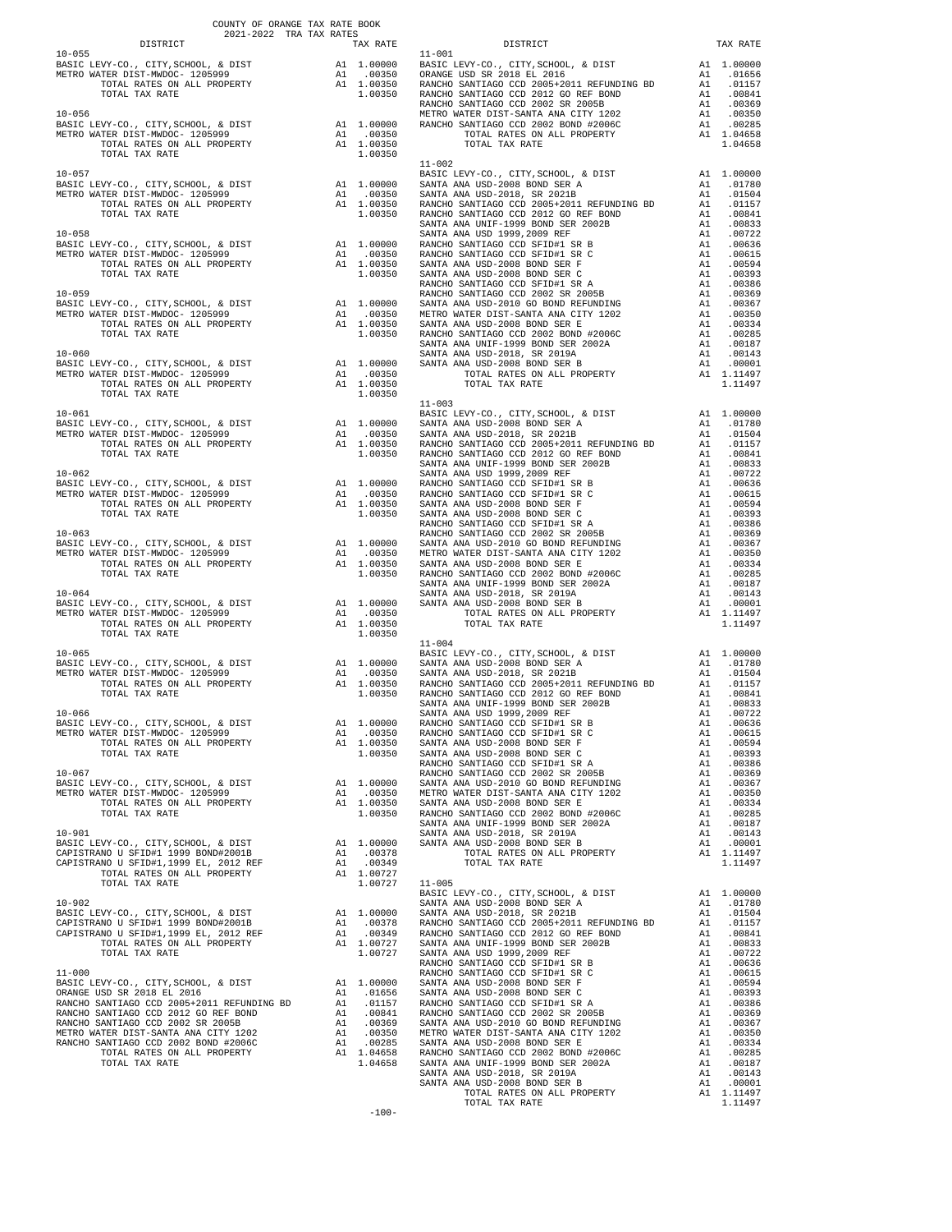COUNTY OF ORANGE TAX RATE BOOK
2021-2022 TRA TAX RATES

| DISTRICT | | TAX RATE |
|---|---|---|
| **10-055** | | |
| BASIC LEVY-CO., CITY,SCHOOL, & DIST | A1 | 1.00000 |
| METRO WATER DIST-MWDOC- 1205999 | A1 | .00350 |
| TOTAL RATES ON ALL PROPERTY | A1 | 1.00350 |
| TOTAL TAX RATE | | 1.00350 |
| **10-056** | | |
| BASIC LEVY-CO., CITY,SCHOOL, & DIST | A1 | 1.00000 |
| METRO WATER DIST-MWDOC- 1205999 | A1 | .00350 |
| TOTAL RATES ON ALL PROPERTY | A1 | 1.00350 |
| TOTAL TAX RATE | | 1.00350 |
| **10-057** | | |
| BASIC LEVY-CO., CITY,SCHOOL, & DIST | A1 | 1.00000 |
| METRO WATER DIST-MWDOC- 1205999 | A1 | .00350 |
| TOTAL RATES ON ALL PROPERTY | A1 | 1.00350 |
| TOTAL TAX RATE | | 1.00350 |
| **10-058** | | |
| BASIC LEVY-CO., CITY,SCHOOL, & DIST | A1 | 1.00000 |
| METRO WATER DIST-MWDOC- 1205999 | A1 | .00350 |
| TOTAL RATES ON ALL PROPERTY | A1 | 1.00350 |
| TOTAL TAX RATE | | 1.00350 |
| **10-059** | | |
| BASIC LEVY-CO., CITY,SCHOOL, & DIST | A1 | 1.00000 |
| METRO WATER DIST-MWDOC- 1205999 | A1 | .00350 |
| TOTAL RATES ON ALL PROPERTY | A1 | 1.00350 |
| TOTAL TAX RATE | | 1.00350 |
| **10-060** | | |
| BASIC LEVY-CO., CITY,SCHOOL, & DIST | A1 | 1.00000 |
| METRO WATER DIST-MWDOC- 1205999 | A1 | .00350 |
| TOTAL RATES ON ALL PROPERTY | A1 | 1.00350 |
| TOTAL TAX RATE | | 1.00350 |
| **10-061** | | |
| BASIC LEVY-CO., CITY,SCHOOL, & DIST | A1 | 1.00000 |
| METRO WATER DIST-MWDOC- 1205999 | A1 | .00350 |
| TOTAL RATES ON ALL PROPERTY | A1 | 1.00350 |
| TOTAL TAX RATE | | 1.00350 |
| **10-062** | | |
| BASIC LEVY-CO., CITY,SCHOOL, & DIST | A1 | 1.00000 |
| METRO WATER DIST-MWDOC- 1205999 | A1 | .00350 |
| TOTAL RATES ON ALL PROPERTY | A1 | 1.00350 |
| TOTAL TAX RATE | | 1.00350 |
| **10-063** | | |
| BASIC LEVY-CO., CITY,SCHOOL, & DIST | A1 | 1.00000 |
| METRO WATER DIST-MWDOC- 1205999 | A1 | .00350 |
| TOTAL RATES ON ALL PROPERTY | A1 | 1.00350 |
| TOTAL TAX RATE | | 1.00350 |
| **10-064** | | |
| BASIC LEVY-CO., CITY,SCHOOL, & DIST | A1 | 1.00000 |
| METRO WATER DIST-MWDOC- 1205999 | A1 | .00350 |
| TOTAL RATES ON ALL PROPERTY | A1 | 1.00350 |
| TOTAL TAX RATE | | 1.00350 |
| **10-065** | | |
| BASIC LEVY-CO., CITY,SCHOOL, & DIST | A1 | 1.00000 |
| METRO WATER DIST-MWDOC- 1205999 | A1 | .00350 |
| TOTAL RATES ON ALL PROPERTY | A1 | 1.00350 |
| TOTAL TAX RATE | | 1.00350 |
| **10-066** | | |
| BASIC LEVY-CO., CITY,SCHOOL, & DIST | A1 | 1.00000 |
| METRO WATER DIST-MWDOC- 1205999 | A1 | .00350 |
| TOTAL RATES ON ALL PROPERTY | A1 | 1.00350 |
| TOTAL TAX RATE | | 1.00350 |
| **10-067** | | |
| BASIC LEVY-CO., CITY,SCHOOL, & DIST | A1 | 1.00000 |
| METRO WATER DIST-MWDOC- 1205999 | A1 | .00350 |
| TOTAL RATES ON ALL PROPERTY | A1 | 1.00350 |
| TOTAL TAX RATE | | 1.00350 |
| **10-901** | | |
| BASIC LEVY-CO., CITY,SCHOOL, & DIST | A1 | 1.00000 |
| CAPISTRANO U SFID#1 1999 BOND#2001B | A1 | .00378 |
| CAPISTRANO U SFID#1,1999 EL, 2012 REF | A1 | .00349 |
| TOTAL RATES ON ALL PROPERTY | A1 | 1.00727 |
| TOTAL TAX RATE | | 1.00727 |
| **10-902** | | |
| BASIC LEVY-CO., CITY,SCHOOL, & DIST | A1 | 1.00000 |
| CAPISTRANO U SFID#1 1999 BOND#2001B | A1 | .00378 |
| CAPISTRANO U SFID#1,1999 EL, 2012 REF | A1 | .00349 |
| TOTAL RATES ON ALL PROPERTY | A1 | 1.00727 |
| TOTAL TAX RATE | | 1.00727 |
| **11-000** | | |
| BASIC LEVY-CO., CITY,SCHOOL, & DIST | A1 | 1.00000 |
| ORANGE USD SR 2018 EL 2016 | A1 | .01656 |
| RANCHO SANTIAGO CCD 2005+2011 REFUNDING BD | A1 | .01157 |
| RANCHO SANTIAGO CCD 2012 GO REF BOND | A1 | .00841 |
| RANCHO SANTIAGO CCD 2002 SR 2005B | A1 | .00369 |
| METRO WATER DIST-SANTA ANA CITY 1202 | A1 | .00350 |
| RANCHO SANTIAGO CCD 2002 BOND #2006C | A1 | .00285 |
| TOTAL RATES ON ALL PROPERTY | A1 | 1.04658 |
| TOTAL TAX RATE | | 1.04658 |
| **11-001** | | |
| BASIC LEVY-CO., CITY,SCHOOL, & DIST | A1 | 1.00000 |
| ORANGE USD SR 2018 EL 2016 | A1 | .01656 |
| RANCHO SANTIAGO CCD 2005+2011 REFUNDING BD | A1 | .01157 |
| RANCHO SANTIAGO CCD 2012 GO REF BOND | A1 | .00841 |
| RANCHO SANTIAGO CCD 2002 SR 2005B | A1 | .00369 |
| METRO WATER DIST-SANTA ANA CITY 1202 | A1 | .00350 |
| RANCHO SANTIAGO CCD 2002 BOND #2006C | A1 | .00285 |
| TOTAL RATES ON ALL PROPERTY | A1 | 1.04658 |
| TOTAL TAX RATE | | 1.04658 |
| **11-002** | | |
| BASIC LEVY-CO., CITY,SCHOOL, & DIST | A1 | 1.00000 |
| SANTA ANA USD-2008 BOND SER A | A1 | .01780 |
| SANTA ANA USD-2018, SR 2021B | A1 | .01504 |
| RANCHO SANTIAGO CCD 2005+2011 REFUNDING BD | A1 | .01157 |
| RANCHO SANTIAGO CCD 2012 GO REF BOND | A1 | .00841 |
| SANTA ANA UNIF-1999 BOND SER 2002B | A1 | .00833 |
| SANTA ANA USD 1999,2009 REF | A1 | .00722 |
| RANCHO SANTIAGO CCD SFID#1 SR B | A1 | .00636 |
| RANCHO SANTIAGO CCD SFID#1 SR C | A1 | .00615 |
| SANTA ANA USD-2008 BOND SER F | A1 | .00594 |
| SANTA ANA USD-2008 BOND SER C | A1 | .00393 |
| RANCHO SANTIAGO CCD SFID#1 SR A | A1 | .00386 |
| RANCHO SANTIAGO CCD 2002 SR 2005B | A1 | .00369 |
| SANTA ANA USD-2010 GO BOND REFUNDING | A1 | .00367 |
| METRO WATER DIST-SANTA ANA CITY 1202 | A1 | .00350 |
| SANTA ANA USD-2008 BOND SER E | A1 | .00334 |
| RANCHO SANTIAGO CCD 2002 BOND #2006C | A1 | .00285 |
| SANTA ANA UNIF-1999 BOND SER 2002A | A1 | .00187 |
| SANTA ANA USD-2018, SR 2019A | A1 | .00143 |
| SANTA ANA USD-2008 BOND SER B | A1 | .00001 |
| TOTAL RATES ON ALL PROPERTY | A1 | 1.11497 |
| TOTAL TAX RATE | | 1.11497 |
| **11-003** | | |
| BASIC LEVY-CO., CITY,SCHOOL, & DIST | A1 | 1.00000 |
| SANTA ANA USD-2008 BOND SER A | A1 | .01780 |
| SANTA ANA USD-2018, SR 2021B | A1 | .01504 |
| RANCHO SANTIAGO CCD 2005+2011 REFUNDING BD | A1 | .01157 |
| RANCHO SANTIAGO CCD 2012 GO REF BOND | A1 | .00841 |
| SANTA ANA UNIF-1999 BOND SER 2002B | A1 | .00833 |
| SANTA ANA USD 1999,2009 REF | A1 | .00722 |
| RANCHO SANTIAGO CCD SFID#1 SR B | A1 | .00636 |
| RANCHO SANTIAGO CCD SFID#1 SR C | A1 | .00615 |
| SANTA ANA USD-2008 BOND SER F | A1 | .00594 |
| SANTA ANA USD-2008 BOND SER C | A1 | .00393 |
| RANCHO SANTIAGO CCD SFID#1 SR A | A1 | .00386 |
| RANCHO SANTIAGO CCD 2002 SR 2005B | A1 | .00369 |
| SANTA ANA USD-2010 GO BOND REFUNDING | A1 | .00367 |
| METRO WATER DIST-SANTA ANA CITY 1202 | A1 | .00350 |
| SANTA ANA USD-2008 BOND SER E | A1 | .00334 |
| RANCHO SANTIAGO CCD 2002 BOND #2006C | A1 | .00285 |
| SANTA ANA UNIF-1999 BOND SER 2002A | A1 | .00187 |
| SANTA ANA USD-2018, SR 2019A | A1 | .00143 |
| SANTA ANA USD-2008 BOND SER B | A1 | .00001 |
| TOTAL RATES ON ALL PROPERTY | A1 | 1.11497 |
| TOTAL TAX RATE | | 1.11497 |
| **11-004** | | |
| BASIC LEVY-CO., CITY,SCHOOL, & DIST | A1 | 1.00000 |
| SANTA ANA USD-2008 BOND SER A | A1 | .01780 |
| SANTA ANA USD-2018, SR 2021B | A1 | .01504 |
| RANCHO SANTIAGO CCD 2005+2011 REFUNDING BD | A1 | .01157 |
| RANCHO SANTIAGO CCD 2012 GO REF BOND | A1 | .00841 |
| SANTA ANA UNIF-1999 BOND SER 2002B | A1 | .00833 |
| SANTA ANA USD 1999,2009 REF | A1 | .00722 |
| RANCHO SANTIAGO CCD SFID#1 SR B | A1 | .00636 |
| RANCHO SANTIAGO CCD SFID#1 SR C | A1 | .00615 |
| SANTA ANA USD-2008 BOND SER F | A1 | .00594 |
| SANTA ANA USD-2008 BOND SER C | A1 | .00393 |
| RANCHO SANTIAGO CCD SFID#1 SR A | A1 | .00386 |
| RANCHO SANTIAGO CCD 2002 SR 2005B | A1 | .00369 |
| SANTA ANA USD-2010 GO BOND REFUNDING | A1 | .00367 |
| METRO WATER DIST-SANTA ANA CITY 1202 | A1 | .00350 |
| SANTA ANA USD-2008 BOND SER E | A1 | .00334 |
| RANCHO SANTIAGO CCD 2002 BOND #2006C | A1 | .00285 |
| SANTA ANA UNIF-1999 BOND SER 2002A | A1 | .00187 |
| SANTA ANA USD-2018, SR 2019A | A1 | .00143 |
| SANTA ANA USD-2008 BOND SER B | A1 | .00001 |
| TOTAL RATES ON ALL PROPERTY | A1 | 1.11497 |
| TOTAL TAX RATE | | 1.11497 |
| **11-005** | | |
| BASIC LEVY-CO., CITY,SCHOOL, & DIST | A1 | 1.00000 |
| SANTA ANA USD-2008 BOND SER A | A1 | .01780 |
| SANTA ANA USD-2018, SR 2021B | A1 | .01504 |
| RANCHO SANTIAGO CCD 2005+2011 REFUNDING BD | A1 | .01157 |
| RANCHO SANTIAGO CCD 2012 GO REF BOND | A1 | .00841 |
| SANTA ANA UNIF-1999 BOND SER 2002B | A1 | .00833 |
| SANTA ANA USD 1999,2009 REF | A1 | .00722 |
| RANCHO SANTIAGO CCD SFID#1 SR B | A1 | .00636 |
| RANCHO SANTIAGO CCD SFID#1 SR C | A1 | .00615 |
| SANTA ANA USD-2008 BOND SER F | A1 | .00594 |
| SANTA ANA USD-2008 BOND SER C | A1 | .00393 |
| RANCHO SANTIAGO CCD SFID#1 SR A | A1 | .00386 |
| RANCHO SANTIAGO CCD 2002 SR 2005B | A1 | .00369 |
| SANTA ANA USD-2010 GO BOND REFUNDING | A1 | .00367 |
| METRO WATER DIST-SANTA ANA CITY 1202 | A1 | .00350 |
| SANTA ANA USD-2008 BOND SER E | A1 | .00334 |
| RANCHO SANTIAGO CCD 2002 BOND #2006C | A1 | .00285 |
| SANTA ANA UNIF-1999 BOND SER 2002A | A1 | .00187 |
| SANTA ANA USD-2018, SR 2019A | A1 | .00143 |
| SANTA ANA USD-2008 BOND SER B | A1 | .00001 |
| TOTAL RATES ON ALL PROPERTY | A1 | 1.11497 |
| TOTAL TAX RATE | | 1.11497 |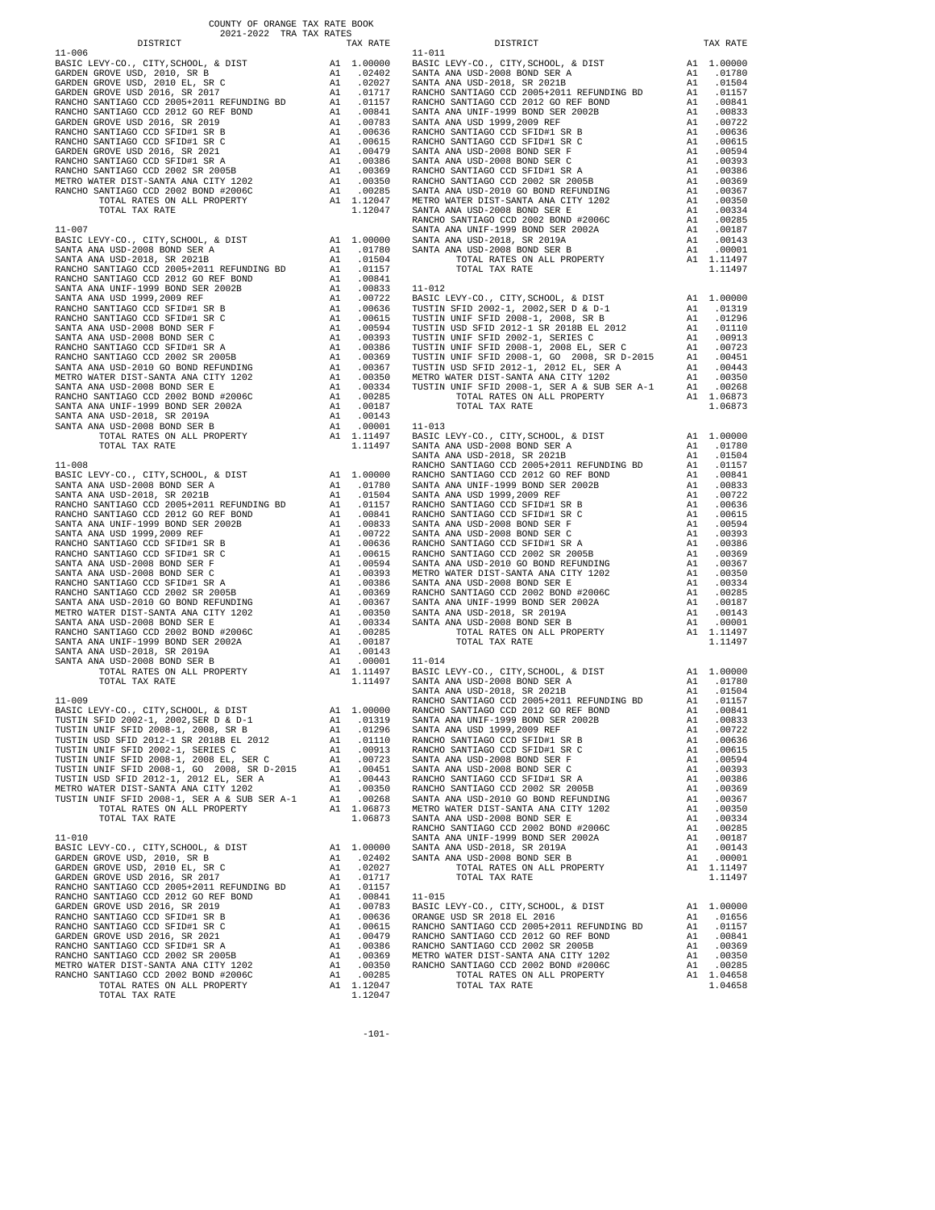COUNTY OF ORANGE TAX RATE BOOK
2021-2022 TRA TAX RATES

| DISTRICT | | TAX RATE |
|---|---|---|
| **11-006** | | |
| BASIC LEVY-CO., CITY,SCHOOL, & DIST | A1 | 1.00000 |
| GARDEN GROVE USD, 2010, SR B | A1 | .02402 |
| GARDEN GROVE USD, 2010 EL, SR C | A1 | .02027 |
| GARDEN GROVE USD 2016, SR 2017 | A1 | .01717 |
| RANCHO SANTIAGO CCD 2005+2011 REFUNDING BD | A1 | .01157 |
| RANCHO SANTIAGO CCD 2012 GO REF BOND | A1 | .00841 |
| GARDEN GROVE USD 2016, SR 2019 | A1 | .00783 |
| RANCHO SANTIAGO CCD SFID#1 SR B | A1 | .00636 |
| RANCHO SANTIAGO CCD SFID#1 SR C | A1 | .00615 |
| GARDEN GROVE USD 2016, SR 2021 | A1 | .00479 |
| RANCHO SANTIAGO CCD SFID#1 SR A | A1 | .00386 |
| RANCHO SANTIAGO CCD 2002 SR 2005B | A1 | .00369 |
| METRO WATER DIST-SANTA ANA CITY 1202 | A1 | .00350 |
| RANCHO SANTIAGO CCD 2002 BOND #2006C | A1 | .00285 |
| TOTAL RATES ON ALL PROPERTY | A1 | 1.12047 |
| TOTAL TAX RATE | | 1.12047 |
| **11-007** | | |
| BASIC LEVY-CO., CITY,SCHOOL, & DIST | A1 | 1.00000 |
| SANTA ANA USD-2008 BOND SER A | A1 | .01780 |
| SANTA ANA USD-2018, SR 2021B | A1 | .01504 |
| RANCHO SANTIAGO CCD 2005+2011 REFUNDING BD | A1 | .01157 |
| RANCHO SANTIAGO CCD 2012 GO REF BOND | A1 | .00841 |
| SANTA ANA UNIF-1999 BOND SER 2002B | A1 | .00833 |
| SANTA ANA USD 1999,2009 REF | A1 | .00722 |
| RANCHO SANTIAGO CCD SFID#1 SR B | A1 | .00636 |
| RANCHO SANTIAGO CCD SFID#1 SR C | A1 | .00615 |
| SANTA ANA USD-2008 BOND SER F | A1 | .00594 |
| SANTA ANA USD-2008 BOND SER C | A1 | .00393 |
| RANCHO SANTIAGO CCD SFID#1 SR A | A1 | .00386 |
| RANCHO SANTIAGO CCD 2002 SR 2005B | A1 | .00369 |
| SANTA ANA USD-2010 GO BOND REFUNDING | A1 | .00367 |
| METRO WATER DIST-SANTA ANA CITY 1202 | A1 | .00350 |
| SANTA ANA USD-2008 BOND SER E | A1 | .00334 |
| RANCHO SANTIAGO CCD 2002 BOND #2006C | A1 | .00285 |
| SANTA ANA UNIF-1999 BOND SER 2002A | A1 | .00187 |
| SANTA ANA USD-2018, SR 2019A | A1 | .00143 |
| SANTA ANA USD-2008 BOND SER B | A1 | .00001 |
| TOTAL RATES ON ALL PROPERTY | A1 | 1.11497 |
| TOTAL TAX RATE | | 1.11497 |
| **11-008** | | |
| BASIC LEVY-CO., CITY,SCHOOL, & DIST | A1 | 1.00000 |
| SANTA ANA USD-2008 BOND SER A | A1 | .01780 |
| SANTA ANA USD-2018, SR 2021B | A1 | .01504 |
| RANCHO SANTIAGO CCD 2005+2011 REFUNDING BD | A1 | .01157 |
| RANCHO SANTIAGO CCD 2012 GO REF BOND | A1 | .00841 |
| SANTA ANA UNIF-1999 BOND SER 2002B | A1 | .00833 |
| SANTA ANA USD 1999,2009 REF | A1 | .00722 |
| RANCHO SANTIAGO CCD SFID#1 SR B | A1 | .00636 |
| RANCHO SANTIAGO CCD SFID#1 SR C | A1 | .00615 |
| SANTA ANA USD-2008 BOND SER F | A1 | .00594 |
| SANTA ANA USD-2008 BOND SER C | A1 | .00393 |
| RANCHO SANTIAGO CCD SFID#1 SR A | A1 | .00386 |
| RANCHO SANTIAGO CCD 2002 SR 2005B | A1 | .00369 |
| SANTA ANA USD-2010 GO BOND REFUNDING | A1 | .00367 |
| METRO WATER DIST-SANTA ANA CITY 1202 | A1 | .00350 |
| SANTA ANA USD-2008 BOND SER E | A1 | .00334 |
| RANCHO SANTIAGO CCD 2002 BOND #2006C | A1 | .00285 |
| SANTA ANA UNIF-1999 BOND SER 2002A | A1 | .00187 |
| SANTA ANA USD-2018, SR 2019A | A1 | .00143 |
| SANTA ANA USD-2008 BOND SER B | A1 | .00001 |
| TOTAL RATES ON ALL PROPERTY | A1 | 1.11497 |
| TOTAL TAX RATE | | 1.11497 |
| **11-009** | | |
| BASIC LEVY-CO., CITY,SCHOOL, & DIST | A1 | 1.00000 |
| TUSTIN SFID 2002-1, 2002,SER D & D-1 | A1 | .01319 |
| TUSTIN UNIF SFID 2008-1, 2008, SR B | A1 | .01296 |
| TUSTIN USD SFID 2012-1 SR 2018B EL 2012 | A1 | .01110 |
| TUSTIN UNIF SFID 2002-1, SERIES C | A1 | .00913 |
| TUSTIN UNIF SFID 2008-1, 2008 EL, SER C | A1 | .00723 |
| TUSTIN UNIF SFID 2008-1, GO 2008, SR D-2015 | A1 | .00451 |
| TUSTIN USD SFID 2012-1, 2012 EL, SER A | A1 | .00443 |
| METRO WATER DIST-SANTA ANA CITY 1202 | A1 | .00350 |
| TUSTIN UNIF SFID 2008-1, SER A & SUB SER A-1 | A1 | .00268 |
| TOTAL RATES ON ALL PROPERTY | A1 | 1.06873 |
| TOTAL TAX RATE | | 1.06873 |
| **11-010** | | |
| BASIC LEVY-CO., CITY,SCHOOL, & DIST | A1 | 1.00000 |
| GARDEN GROVE USD, 2010, SR B | A1 | .02402 |
| GARDEN GROVE USD, 2010 EL, SR C | A1 | .02027 |
| GARDEN GROVE USD 2016, SR 2017 | A1 | .01717 |
| RANCHO SANTIAGO CCD 2005+2011 REFUNDING BD | A1 | .01157 |
| RANCHO SANTIAGO CCD 2012 GO REF BOND | A1 | .00841 |
| GARDEN GROVE USD 2016, SR 2019 | A1 | .00783 |
| RANCHO SANTIAGO CCD SFID#1 SR B | A1 | .00636 |
| RANCHO SANTIAGO CCD SFID#1 SR C | A1 | .00615 |
| GARDEN GROVE USD 2016, SR 2021 | A1 | .00479 |
| RANCHO SANTIAGO CCD SFID#1 SR A | A1 | .00386 |
| RANCHO SANTIAGO CCD 2002 SR 2005B | A1 | .00369 |
| METRO WATER DIST-SANTA ANA CITY 1202 | A1 | .00350 |
| RANCHO SANTIAGO CCD 2002 BOND #2006C | A1 | .00285 |
| TOTAL RATES ON ALL PROPERTY | A1 | 1.12047 |
| TOTAL TAX RATE | | 1.12047 |
| **11-011** | | |
| BASIC LEVY-CO., CITY,SCHOOL, & DIST | A1 | 1.00000 |
| SANTA ANA USD-2008 BOND SER A | A1 | .01780 |
| SANTA ANA USD-2018, SR 2021B | A1 | .01504 |
| RANCHO SANTIAGO CCD 2005+2011 REFUNDING BD | A1 | .01157 |
| RANCHO SANTIAGO CCD 2012 GO REF BOND | A1 | .00841 |
| SANTA ANA UNIF-1999 BOND SER 2002B | A1 | .00833 |
| SANTA ANA USD 1999,2009 REF | A1 | .00722 |
| RANCHO SANTIAGO CCD SFID#1 SR B | A1 | .00636 |
| RANCHO SANTIAGO CCD SFID#1 SR C | A1 | .00615 |
| SANTA ANA USD-2008 BOND SER F | A1 | .00594 |
| SANTA ANA USD-2008 BOND SER C | A1 | .00393 |
| RANCHO SANTIAGO CCD SFID#1 SR A | A1 | .00386 |
| RANCHO SANTIAGO CCD 2002 SR 2005B | A1 | .00369 |
| SANTA ANA USD-2010 GO BOND REFUNDING | A1 | .00367 |
| METRO WATER DIST-SANTA ANA CITY 1202 | A1 | .00350 |
| SANTA ANA USD-2008 BOND SER E | A1 | .00334 |
| RANCHO SANTIAGO CCD 2002 BOND #2006C | A1 | .00285 |
| SANTA ANA UNIF-1999 BOND SER 2002A | A1 | .00187 |
| SANTA ANA USD-2018, SR 2019A | A1 | .00143 |
| SANTA ANA USD-2008 BOND SER B | A1 | .00001 |
| TOTAL RATES ON ALL PROPERTY | A1 | 1.11497 |
| TOTAL TAX RATE | | 1.11497 |
| **11-012** | | |
| BASIC LEVY-CO., CITY,SCHOOL, & DIST | A1 | 1.00000 |
| TUSTIN SFID 2002-1, 2002,SER D & D-1 | A1 | .01319 |
| TUSTIN UNIF SFID 2008-1, 2008, SR B | A1 | .01296 |
| TUSTIN USD SFID 2012-1 SR 2018B EL 2012 | A1 | .01110 |
| TUSTIN UNIF SFID 2002-1, SERIES C | A1 | .00913 |
| TUSTIN UNIF SFID 2008-1, 2008 EL, SER C | A1 | .00723 |
| TUSTIN UNIF SFID 2008-1, GO 2008, SR D-2015 | A1 | .00451 |
| TUSTIN USD SFID 2012-1, 2012 EL, SER A | A1 | .00443 |
| METRO WATER DIST-SANTA ANA CITY 1202 | A1 | .00350 |
| TUSTIN UNIF SFID 2008-1, SER A & SUB SER A-1 | A1 | .00268 |
| TOTAL RATES ON ALL PROPERTY | A1 | 1.06873 |
| TOTAL TAX RATE | | 1.06873 |
| **11-013** | | |
| BASIC LEVY-CO., CITY,SCHOOL, & DIST | A1 | 1.00000 |
| SANTA ANA USD-2008 BOND SER A | A1 | .01780 |
| SANTA ANA USD-2018, SR 2021B | A1 | .01504 |
| RANCHO SANTIAGO CCD 2005+2011 REFUNDING BD | A1 | .01157 |
| RANCHO SANTIAGO CCD 2012 GO REF BOND | A1 | .00841 |
| SANTA ANA UNIF-1999 BOND SER 2002B | A1 | .00833 |
| SANTA ANA USD 1999,2009 REF | A1 | .00722 |
| RANCHO SANTIAGO CCD SFID#1 SR B | A1 | .00636 |
| RANCHO SANTIAGO CCD SFID#1 SR C | A1 | .00615 |
| SANTA ANA USD-2008 BOND SER F | A1 | .00594 |
| SANTA ANA USD-2008 BOND SER C | A1 | .00393 |
| RANCHO SANTIAGO CCD SFID#1 SR A | A1 | .00386 |
| RANCHO SANTIAGO CCD 2002 SR 2005B | A1 | .00369 |
| SANTA ANA USD-2010 GO BOND REFUNDING | A1 | .00367 |
| METRO WATER DIST-SANTA ANA CITY 1202 | A1 | .00350 |
| SANTA ANA USD-2008 BOND SER E | A1 | .00334 |
| RANCHO SANTIAGO CCD 2002 BOND #2006C | A1 | .00285 |
| SANTA ANA UNIF-1999 BOND SER 2002A | A1 | .00187 |
| SANTA ANA USD-2018, SR 2019A | A1 | .00143 |
| SANTA ANA USD-2008 BOND SER B | A1 | .00001 |
| TOTAL RATES ON ALL PROPERTY | A1 | 1.11497 |
| TOTAL TAX RATE | | 1.11497 |
| **11-014** | | |
| BASIC LEVY-CO., CITY,SCHOOL, & DIST | A1 | 1.00000 |
| SANTA ANA USD-2008 BOND SER A | A1 | .01780 |
| SANTA ANA USD-2018, SR 2021B | A1 | .01504 |
| RANCHO SANTIAGO CCD 2005+2011 REFUNDING BD | A1 | .01157 |
| RANCHO SANTIAGO CCD 2012 GO REF BOND | A1 | .00841 |
| SANTA ANA UNIF-1999 BOND SER 2002B | A1 | .00833 |
| SANTA ANA USD 1999,2009 REF | A1 | .00722 |
| RANCHO SANTIAGO CCD SFID#1 SR B | A1 | .00636 |
| RANCHO SANTIAGO CCD SFID#1 SR C | A1 | .00615 |
| SANTA ANA USD-2008 BOND SER F | A1 | .00594 |
| SANTA ANA USD-2008 BOND SER C | A1 | .00393 |
| RANCHO SANTIAGO CCD SFID#1 SR A | A1 | .00386 |
| RANCHO SANTIAGO CCD 2002 SR 2005B | A1 | .00369 |
| SANTA ANA USD-2010 GO BOND REFUNDING | A1 | .00367 |
| METRO WATER DIST-SANTA ANA CITY 1202 | A1 | .00350 |
| SANTA ANA USD-2008 BOND SER E | A1 | .00334 |
| RANCHO SANTIAGO CCD 2002 BOND #2006C | A1 | .00285 |
| SANTA ANA UNIF-1999 BOND SER 2002A | A1 | .00187 |
| SANTA ANA USD-2018, SR 2019A | A1 | .00143 |
| SANTA ANA USD-2008 BOND SER B | A1 | .00001 |
| TOTAL RATES ON ALL PROPERTY | A1 | 1.11497 |
| TOTAL TAX RATE | | 1.11497 |
| **11-015** | | |
| BASIC LEVY-CO., CITY,SCHOOL, & DIST | A1 | 1.00000 |
| ORANGE USD SR 2018 EL 2016 | A1 | .01656 |
| RANCHO SANTIAGO CCD 2005+2011 REFUNDING BD | A1 | .01157 |
| RANCHO SANTIAGO CCD 2012 GO REF BOND | A1 | .00841 |
| RANCHO SANTIAGO CCD 2002 SR 2005B | A1 | .00369 |
| METRO WATER DIST-SANTA ANA CITY 1202 | A1 | .00350 |
| RANCHO SANTIAGO CCD 2002 BOND #2006C | A1 | .00285 |
| TOTAL RATES ON ALL PROPERTY | A1 | 1.04658 |
| TOTAL TAX RATE | | 1.04658 |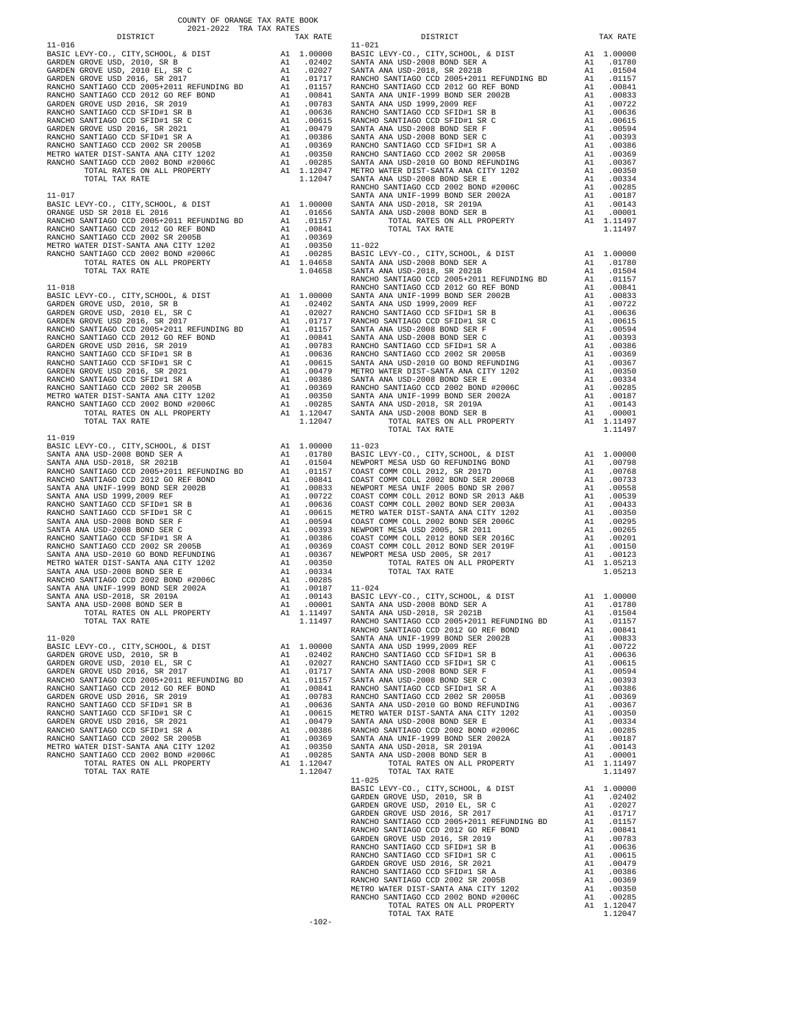COUNTY OF ORANGE TAX RATE BOOK
2021-2022 TRA TAX RATES

| DISTRICT | | TAX RATE |
|---|---|---|
| **11-016** | | |
| BASIC LEVY-CO., CITY,SCHOOL, & DIST | A1 | 1.00000 |
| GARDEN GROVE USD, 2010, SR B | A1 | .02402 |
| GARDEN GROVE USD, 2010 EL, SR C | A1 | .02027 |
| GARDEN GROVE USD 2016, SR 2017 | A1 | .01717 |
| RANCHO SANTIAGO CCD 2005+2011 REFUNDING BD | A1 | .01157 |
| RANCHO SANTIAGO CCD 2012 GO REF BOND | A1 | .00841 |
| GARDEN GROVE USD 2016, SR 2019 | A1 | .00783 |
| RANCHO SANTIAGO CCD SFID#1 SR B | A1 | .00636 |
| RANCHO SANTIAGO CCD SFID#1 SR C | A1 | .00615 |
| GARDEN GROVE USD 2016, SR 2021 | A1 | .00479 |
| RANCHO SANTIAGO CCD SFID#1 SR A | A1 | .00386 |
| RANCHO SANTIAGO CCD 2002 SR 2005B | A1 | .00369 |
| METRO WATER DIST-SANTA ANA CITY 1202 | A1 | .00350 |
| RANCHO SANTIAGO CCD 2002 BOND #2006C | A1 | .00285 |
| TOTAL RATES ON ALL PROPERTY | A1 | 1.12047 |
| TOTAL TAX RATE | | 1.12047 |
| **11-017** | | |
| BASIC LEVY-CO., CITY,SCHOOL, & DIST | A1 | 1.00000 |
| ORANGE USD SR 2018 EL 2016 | A1 | .01656 |
| RANCHO SANTIAGO CCD 2005+2011 REFUNDING BD | A1 | .01157 |
| RANCHO SANTIAGO CCD 2012 GO REF BOND | A1 | .00841 |
| RANCHO SANTIAGO CCD 2002 SR 2005B | A1 | .00369 |
| METRO WATER DIST-SANTA ANA CITY 1202 | A1 | .00350 |
| RANCHO SANTIAGO CCD 2002 BOND #2006C | A1 | .00285 |
| TOTAL RATES ON ALL PROPERTY | A1 | 1.04658 |
| TOTAL TAX RATE | | 1.04658 |
| **11-018** | | |
| BASIC LEVY-CO., CITY,SCHOOL, & DIST | A1 | 1.00000 |
| GARDEN GROVE USD, 2010, SR B | A1 | .02402 |
| GARDEN GROVE USD, 2010 EL, SR C | A1 | .02027 |
| GARDEN GROVE USD 2016, SR 2017 | A1 | .01717 |
| RANCHO SANTIAGO CCD 2005+2011 REFUNDING BD | A1 | .01157 |
| RANCHO SANTIAGO CCD 2012 GO REF BOND | A1 | .00841 |
| GARDEN GROVE USD 2016, SR 2019 | A1 | .00783 |
| RANCHO SANTIAGO CCD SFID#1 SR B | A1 | .00636 |
| RANCHO SANTIAGO CCD SFID#1 SR C | A1 | .00615 |
| GARDEN GROVE USD 2016, SR 2021 | A1 | .00479 |
| RANCHO SANTIAGO CCD SFID#1 SR A | A1 | .00386 |
| RANCHO SANTIAGO CCD 2002 SR 2005B | A1 | .00369 |
| METRO WATER DIST-SANTA ANA CITY 1202 | A1 | .00350 |
| RANCHO SANTIAGO CCD 2002 BOND #2006C | A1 | .00285 |
| TOTAL RATES ON ALL PROPERTY | A1 | 1.12047 |
| TOTAL TAX RATE | | 1.12047 |
| **11-019** | | |
| BASIC LEVY-CO., CITY,SCHOOL, & DIST | A1 | 1.00000 |
| SANTA ANA USD-2008 BOND SER A | A1 | .01780 |
| SANTA ANA USD-2018, SR 2021B | A1 | .01504 |
| RANCHO SANTIAGO CCD 2005+2011 REFUNDING BD | A1 | .01157 |
| RANCHO SANTIAGO CCD 2012 GO REF BOND | A1 | .00841 |
| SANTA ANA UNIF-1999 BOND SER 2002B | A1 | .00833 |
| SANTA ANA USD 1999,2009 REF | A1 | .00722 |
| RANCHO SANTIAGO CCD SFID#1 SR B | A1 | .00636 |
| RANCHO SANTIAGO CCD SFID#1 SR C | A1 | .00615 |
| SANTA ANA USD-2008 BOND SER F | A1 | .00594 |
| SANTA ANA USD-2008 BOND SER C | A1 | .00393 |
| RANCHO SANTIAGO CCD SFID#1 SR A | A1 | .00386 |
| RANCHO SANTIAGO CCD 2002 SR 2005B | A1 | .00369 |
| SANTA ANA USD-2010 GO BOND REFUNDING | A1 | .00367 |
| METRO WATER DIST-SANTA ANA CITY 1202 | A1 | .00350 |
| SANTA ANA USD-2008 BOND SER E | A1 | .00334 |
| RANCHO SANTIAGO CCD 2002 BOND #2006C | A1 | .00285 |
| SANTA ANA UNIF-1999 BOND SER 2002A | A1 | .00187 |
| SANTA ANA USD-2018, SR 2019A | A1 | .00143 |
| SANTA ANA USD-2008 BOND SER B | A1 | .00001 |
| TOTAL RATES ON ALL PROPERTY | A1 | 1.11497 |
| TOTAL TAX RATE | | 1.11497 |
| **11-020** | | |
| BASIC LEVY-CO., CITY,SCHOOL, & DIST | A1 | 1.00000 |
| GARDEN GROVE USD, 2010, SR B | A1 | .02402 |
| GARDEN GROVE USD, 2010 EL, SR C | A1 | .02027 |
| GARDEN GROVE USD 2016, SR 2017 | A1 | .01717 |
| RANCHO SANTIAGO CCD 2005+2011 REFUNDING BD | A1 | .01157 |
| RANCHO SANTIAGO CCD 2012 GO REF BOND | A1 | .00841 |
| GARDEN GROVE USD 2016, SR 2019 | A1 | .00783 |
| RANCHO SANTIAGO CCD SFID#1 SR B | A1 | .00636 |
| RANCHO SANTIAGO CCD SFID#1 SR C | A1 | .00615 |
| GARDEN GROVE USD 2016, SR 2021 | A1 | .00479 |
| RANCHO SANTIAGO CCD SFID#1 SR A | A1 | .00386 |
| RANCHO SANTIAGO CCD 2002 SR 2005B | A1 | .00369 |
| METRO WATER DIST-SANTA ANA CITY 1202 | A1 | .00350 |
| RANCHO SANTIAGO CCD 2002 BOND #2006C | A1 | .00285 |
| TOTAL RATES ON ALL PROPERTY | A1 | 1.12047 |
| TOTAL TAX RATE | | 1.12047 |
| **11-021** | | |
| BASIC LEVY-CO., CITY,SCHOOL, & DIST | A1 | 1.00000 |
| SANTA ANA USD-2008 BOND SER A | A1 | .01780 |
| SANTA ANA USD-2018, SR 2021B | A1 | .01504 |
| RANCHO SANTIAGO CCD 2005+2011 REFUNDING BD | A1 | .01157 |
| RANCHO SANTIAGO CCD 2012 GO REF BOND | A1 | .00841 |
| SANTA ANA UNIF-1999 BOND SER 2002B | A1 | .00833 |
| SANTA ANA USD 1999,2009 REF | A1 | .00722 |
| RANCHO SANTIAGO CCD SFID#1 SR B | A1 | .00636 |
| RANCHO SANTIAGO CCD SFID#1 SR C | A1 | .00615 |
| SANTA ANA USD-2008 BOND SER F | A1 | .00594 |
| SANTA ANA USD-2008 BOND SER C | A1 | .00393 |
| RANCHO SANTIAGO CCD SFID#1 SR A | A1 | .00386 |
| RANCHO SANTIAGO CCD 2002 SR 2005B | A1 | .00369 |
| SANTA ANA USD-2010 GO BOND REFUNDING | A1 | .00367 |
| METRO WATER DIST-SANTA ANA CITY 1202 | A1 | .00350 |
| SANTA ANA USD-2008 BOND SER E | A1 | .00334 |
| RANCHO SANTIAGO CCD 2002 BOND #2006C | A1 | .00285 |
| SANTA ANA UNIF-1999 BOND SER 2002A | A1 | .00187 |
| SANTA ANA USD-2018, SR 2019A | A1 | .00143 |
| SANTA ANA USD-2008 BOND SER B | A1 | .00001 |
| TOTAL RATES ON ALL PROPERTY | A1 | 1.11497 |
| TOTAL TAX RATE | | 1.11497 |
| **11-022** | | |
| BASIC LEVY-CO., CITY,SCHOOL, & DIST | A1 | 1.00000 |
| SANTA ANA USD-2008 BOND SER A | A1 | .01780 |
| SANTA ANA USD-2018, SR 2021B | A1 | .01504 |
| RANCHO SANTIAGO CCD 2005+2011 REFUNDING BD | A1 | .01157 |
| RANCHO SANTIAGO CCD 2012 GO REF BOND | A1 | .00841 |
| SANTA ANA UNIF-1999 BOND SER 2002B | A1 | .00833 |
| SANTA ANA USD 1999,2009 REF | A1 | .00722 |
| RANCHO SANTIAGO CCD SFID#1 SR B | A1 | .00636 |
| RANCHO SANTIAGO CCD SFID#1 SR C | A1 | .00615 |
| SANTA ANA USD-2008 BOND SER F | A1 | .00594 |
| SANTA ANA USD-2008 BOND SER C | A1 | .00393 |
| RANCHO SANTIAGO CCD SFID#1 SR A | A1 | .00386 |
| RANCHO SANTIAGO CCD 2002 SR 2005B | A1 | .00369 |
| SANTA ANA USD-2010 GO BOND REFUNDING | A1 | .00367 |
| METRO WATER DIST-SANTA ANA CITY 1202 | A1 | .00350 |
| SANTA ANA USD-2008 BOND SER E | A1 | .00334 |
| RANCHO SANTIAGO CCD 2002 BOND #2006C | A1 | .00285 |
| SANTA ANA UNIF-1999 BOND SER 2002A | A1 | .00187 |
| SANTA ANA USD-2018, SR 2019A | A1 | .00143 |
| SANTA ANA USD-2008 BOND SER B | A1 | .00001 |
| TOTAL RATES ON ALL PROPERTY | A1 | 1.11497 |
| TOTAL TAX RATE | | 1.11497 |
| **11-023** | | |
| BASIC LEVY-CO., CITY,SCHOOL, & DIST | A1 | 1.00000 |
| NEWPORT MESA USD GO REFUNDING BOND | A1 | .00798 |
| COAST COMM COLL 2012, SR 2017D | A1 | .00768 |
| COAST COMM COLL 2002 BOND SER 2006B | A1 | .00733 |
| NEWPORT MESA UNIF 2005 BOND SER 2007 | A1 | .00558 |
| COAST COMM COLL 2012 BOND SR 2013 A&B | A1 | .00539 |
| COAST COMM COLL 2002 BOND SER 2003A | A1 | .00433 |
| METRO WATER DIST-SANTA ANA CITY 1202 | A1 | .00350 |
| COAST COMM COLL 2002 BOND SER 2006C | A1 | .00295 |
| NEWPORT MESA USD 2005, SR 2011 | A1 | .00265 |
| COAST COMM COLL 2012 BOND SER 2016C | A1 | .00201 |
| COAST COMM COLL 2012 BOND SER 2019F | A1 | .00150 |
| NEWPORT MESA USD 2005, SR 2017 | A1 | .00123 |
| TOTAL RATES ON ALL PROPERTY | A1 | 1.05213 |
| TOTAL TAX RATE | | 1.05213 |
| **11-024** | | |
| BASIC LEVY-CO., CITY,SCHOOL, & DIST | A1 | 1.00000 |
| SANTA ANA USD-2008 BOND SER A | A1 | .01780 |
| SANTA ANA USD-2018, SR 2021B | A1 | .01504 |
| RANCHO SANTIAGO CCD 2005+2011 REFUNDING BD | A1 | .01157 |
| RANCHO SANTIAGO CCD 2012 GO REF BOND | A1 | .00841 |
| SANTA ANA UNIF-1999 BOND SER 2002B | A1 | .00833 |
| SANTA ANA USD 1999,2009 REF | A1 | .00722 |
| RANCHO SANTIAGO CCD SFID#1 SR B | A1 | .00636 |
| RANCHO SANTIAGO CCD SFID#1 SR C | A1 | .00615 |
| SANTA ANA USD-2008 BOND SER F | A1 | .00594 |
| SANTA ANA USD-2008 BOND SER C | A1 | .00393 |
| RANCHO SANTIAGO CCD SFID#1 SR A | A1 | .00386 |
| RANCHO SANTIAGO CCD 2002 SR 2005B | A1 | .00369 |
| SANTA ANA USD-2010 GO BOND REFUNDING | A1 | .00367 |
| METRO WATER DIST-SANTA ANA CITY 1202 | A1 | .00350 |
| SANTA ANA USD-2008 BOND SER E | A1 | .00334 |
| RANCHO SANTIAGO CCD 2002 BOND #2006C | A1 | .00285 |
| SANTA ANA UNIF-1999 BOND SER 2002A | A1 | .00187 |
| SANTA ANA USD-2018, SR 2019A | A1 | .00143 |
| SANTA ANA USD-2008 BOND SER B | A1 | .00001 |
| TOTAL RATES ON ALL PROPERTY | A1 | 1.11497 |
| TOTAL TAX RATE | | 1.11497 |
| **11-025** | | |
| BASIC LEVY-CO., CITY,SCHOOL, & DIST | A1 | 1.00000 |
| GARDEN GROVE USD, 2010, SR B | A1 | .02402 |
| GARDEN GROVE USD, 2010 EL, SR C | A1 | .02027 |
| GARDEN GROVE USD 2016, SR 2017 | A1 | .01717 |
| RANCHO SANTIAGO CCD 2005+2011 REFUNDING BD | A1 | .01157 |
| RANCHO SANTIAGO CCD 2012 GO REF BOND | A1 | .00841 |
| GARDEN GROVE USD 2016, SR 2019 | A1 | .00783 |
| RANCHO SANTIAGO CCD SFID#1 SR B | A1 | .00636 |
| RANCHO SANTIAGO CCD SFID#1 SR C | A1 | .00615 |
| GARDEN GROVE USD 2016, SR 2021 | A1 | .00479 |
| RANCHO SANTIAGO CCD SFID#1 SR A | A1 | .00386 |
| RANCHO SANTIAGO CCD 2002 SR 2005B | A1 | .00369 |
| METRO WATER DIST-SANTA ANA CITY 1202 | A1 | .00350 |
| RANCHO SANTIAGO CCD 2002 BOND #2006C | A1 | .00285 |
| TOTAL RATES ON ALL PROPERTY | A1 | 1.12047 |
| TOTAL TAX RATE | | 1.12047 |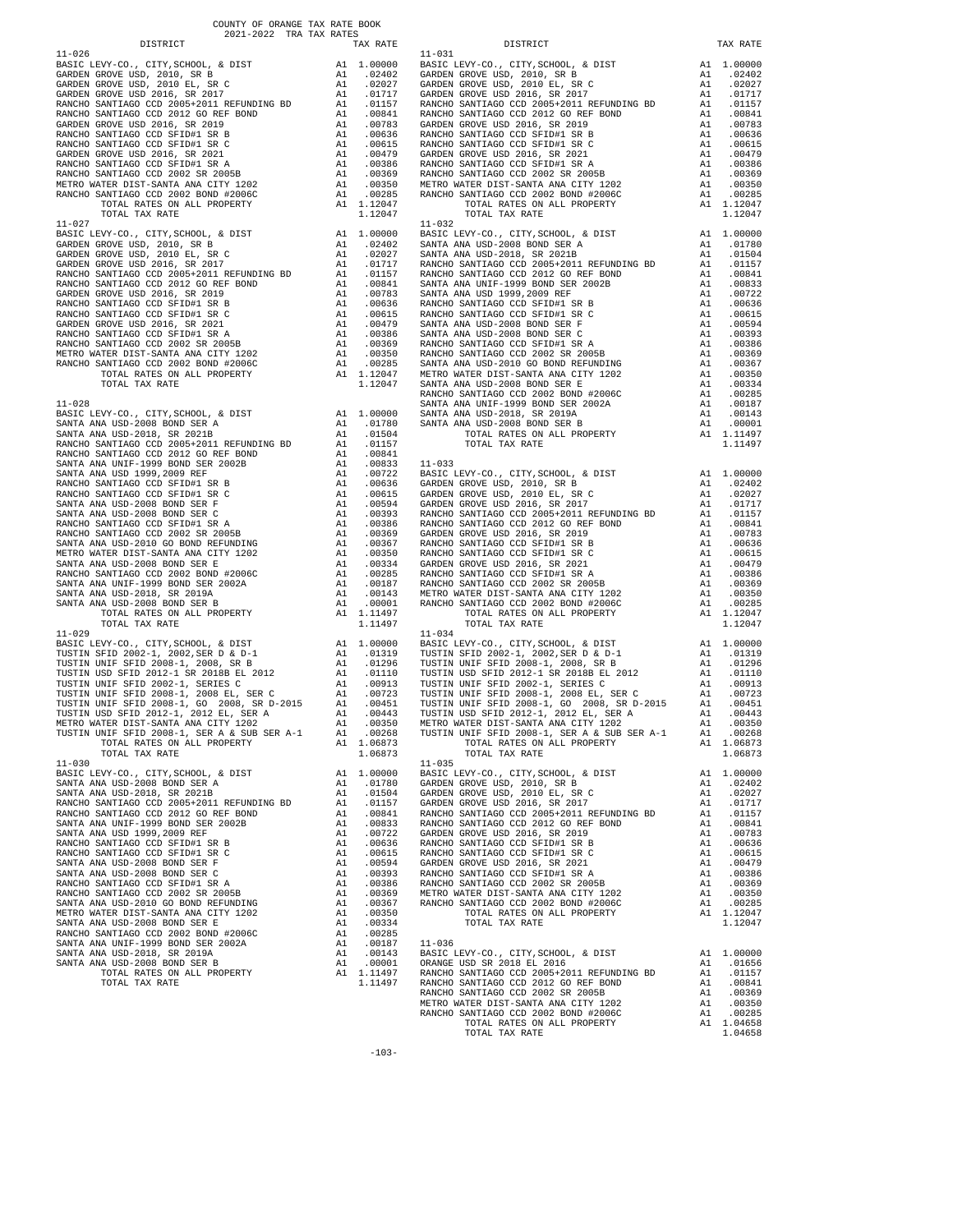COUNTY OF ORANGE TAX RATE BOOK
2021-2022 TRA TAX RATES

| DISTRICT | | TAX RATE |
|---|---|---|
| **11-026** | | |
| BASIC LEVY-CO., CITY,SCHOOL, & DIST | A1 | 1.00000 |
| GARDEN GROVE USD, 2010, SR B | A1 | .02402 |
| GARDEN GROVE USD, 2010 EL, SR C | A1 | .02027 |
| GARDEN GROVE USD 2016, SR 2017 | A1 | .01717 |
| RANCHO SANTIAGO CCD 2005+2011 REFUNDING BD | A1 | .01157 |
| RANCHO SANTIAGO CCD 2012 GO REF BOND | A1 | .00841 |
| GARDEN GROVE USD 2016, SR 2019 | A1 | .00783 |
| RANCHO SANTIAGO CCD SFID#1 SR B | A1 | .00636 |
| RANCHO SANTIAGO CCD SFID#1 SR C | A1 | .00615 |
| GARDEN GROVE USD 2016, SR 2021 | A1 | .00479 |
| RANCHO SANTIAGO CCD SFID#1 SR A | A1 | .00386 |
| RANCHO SANTIAGO CCD 2002 SR 2005B | A1 | .00369 |
| METRO WATER DIST-SANTA ANA CITY 1202 | A1 | .00350 |
| RANCHO SANTIAGO CCD 2002 BOND #2006C | A1 | .00285 |
| TOTAL RATES ON ALL PROPERTY | A1 | 1.12047 |
| TOTAL TAX RATE | | 1.12047 |
| **11-027** | | |
| BASIC LEVY-CO., CITY,SCHOOL, & DIST | A1 | 1.00000 |
| GARDEN GROVE USD, 2010, SR B | A1 | .02402 |
| GARDEN GROVE USD, 2010 EL, SR C | A1 | .02027 |
| GARDEN GROVE USD 2016, SR 2017 | A1 | .01717 |
| RANCHO SANTIAGO CCD 2005+2011 REFUNDING BD | A1 | .01157 |
| RANCHO SANTIAGO CCD 2012 GO REF BOND | A1 | .00841 |
| GARDEN GROVE USD 2016, SR 2019 | A1 | .00783 |
| RANCHO SANTIAGO CCD SFID#1 SR B | A1 | .00636 |
| RANCHO SANTIAGO CCD SFID#1 SR C | A1 | .00615 |
| GARDEN GROVE USD 2016, SR 2021 | A1 | .00479 |
| RANCHO SANTIAGO CCD SFID#1 SR A | A1 | .00386 |
| RANCHO SANTIAGO CCD 2002 SR 2005B | A1 | .00369 |
| METRO WATER DIST-SANTA ANA CITY 1202 | A1 | .00350 |
| RANCHO SANTIAGO CCD 2002 BOND #2006C | A1 | .00285 |
| TOTAL RATES ON ALL PROPERTY | A1 | 1.12047 |
| TOTAL TAX RATE | | 1.12047 |
| **11-028** | | |
| BASIC LEVY-CO., CITY,SCHOOL, & DIST | A1 | 1.00000 |
| SANTA ANA USD-2008 BOND SER A | A1 | .01780 |
| SANTA ANA USD-2018, SR 2021B | A1 | .01504 |
| RANCHO SANTIAGO CCD 2005+2011 REFUNDING BD | A1 | .01157 |
| RANCHO SANTIAGO CCD 2012 GO REF BOND | A1 | .00841 |
| SANTA ANA UNIF-1999 BOND SER 2002B | A1 | .00833 |
| SANTA ANA USD 1999,2009 REF | A1 | .00722 |
| RANCHO SANTIAGO CCD SFID#1 SR B | A1 | .00636 |
| RANCHO SANTIAGO CCD SFID#1 SR C | A1 | .00615 |
| SANTA ANA USD-2008 BOND SER F | A1 | .00594 |
| SANTA ANA USD-2008 BOND SER C | A1 | .00393 |
| RANCHO SANTIAGO CCD SFID#1 SR A | A1 | .00386 |
| RANCHO SANTIAGO CCD 2002 SR 2005B | A1 | .00369 |
| SANTA ANA USD-2010 GO BOND REFUNDING | A1 | .00367 |
| METRO WATER DIST-SANTA ANA CITY 1202 | A1 | .00350 |
| SANTA ANA USD-2008 BOND SER E | A1 | .00334 |
| RANCHO SANTIAGO CCD 2002 BOND #2006C | A1 | .00285 |
| SANTA ANA UNIF-1999 BOND SER 2002A | A1 | .00187 |
| SANTA ANA USD-2018, SR 2019A | A1 | .00143 |
| SANTA ANA USD-2008 BOND SER B | A1 | .00001 |
| TOTAL RATES ON ALL PROPERTY | A1 | 1.11497 |
| TOTAL TAX RATE | | 1.11497 |
| **11-029** | | |
| BASIC LEVY-CO., CITY,SCHOOL, & DIST | A1 | 1.00000 |
| TUSTIN SFID 2002-1, 2002,SER D & D-1 | A1 | .01319 |
| TUSTIN UNIF SFID 2008-1, 2008, SR B | A1 | .01296 |
| TUSTIN USD SFID 2012-1 SR 2018B EL 2012 | A1 | .01110 |
| TUSTIN UNIF SFID 2002-1, SERIES C | A1 | .00913 |
| TUSTIN UNIF SFID 2008-1, 2008 EL, SER C | A1 | .00723 |
| TUSTIN UNIF SFID 2008-1, GO 2008, SR D-2015 | A1 | .00451 |
| TUSTIN USD SFID 2012-1, 2012 EL, SER A | A1 | .00443 |
| METRO WATER DIST-SANTA ANA CITY 1202 | A1 | .00350 |
| TUSTIN UNIF SFID 2008-1, SER A & SUB SER A-1 | A1 | .00268 |
| TOTAL RATES ON ALL PROPERTY | A1 | 1.06873 |
| TOTAL TAX RATE | | 1.06873 |
| **11-030** | | |
| BASIC LEVY-CO., CITY,SCHOOL, & DIST | A1 | 1.00000 |
| SANTA ANA USD-2008 BOND SER A | A1 | .01780 |
| SANTA ANA USD-2018, SR 2021B | A1 | .01504 |
| RANCHO SANTIAGO CCD 2005+2011 REFUNDING BD | A1 | .01157 |
| RANCHO SANTIAGO CCD 2012 GO REF BOND | A1 | .00841 |
| SANTA ANA UNIF-1999 BOND SER 2002B | A1 | .00833 |
| SANTA ANA USD 1999,2009 REF | A1 | .00722 |
| RANCHO SANTIAGO CCD SFID#1 SR B | A1 | .00636 |
| RANCHO SANTIAGO CCD SFID#1 SR C | A1 | .00615 |
| SANTA ANA USD-2008 BOND SER F | A1 | .00594 |
| SANTA ANA USD-2008 BOND SER C | A1 | .00393 |
| RANCHO SANTIAGO CCD SFID#1 SR A | A1 | .00386 |
| RANCHO SANTIAGO CCD 2002 SR 2005B | A1 | .00369 |
| SANTA ANA USD-2010 GO BOND REFUNDING | A1 | .00367 |
| METRO WATER DIST-SANTA ANA CITY 1202 | A1 | .00350 |
| SANTA ANA USD-2008 BOND SER E | A1 | .00334 |
| RANCHO SANTIAGO CCD 2002 BOND #2006C | A1 | .00285 |
| SANTA ANA UNIF-1999 BOND SER 2002A | A1 | .00187 |
| SANTA ANA USD-2018, SR 2019A | A1 | .00143 |
| SANTA ANA USD-2008 BOND SER B | A1 | .00001 |
| TOTAL RATES ON ALL PROPERTY | A1 | 1.11497 |
| TOTAL TAX RATE | | 1.11497 |
| **11-031** | | |
| BASIC LEVY-CO., CITY,SCHOOL, & DIST | A1 | 1.00000 |
| GARDEN GROVE USD, 2010, SR B | A1 | .02402 |
| GARDEN GROVE USD, 2010 EL, SR C | A1 | .02027 |
| GARDEN GROVE USD 2016, SR 2017 | A1 | .01717 |
| RANCHO SANTIAGO CCD 2005+2011 REFUNDING BD | A1 | .01157 |
| RANCHO SANTIAGO CCD 2012 GO REF BOND | A1 | .00841 |
| GARDEN GROVE USD 2016, SR 2019 | A1 | .00783 |
| RANCHO SANTIAGO CCD SFID#1 SR B | A1 | .00636 |
| RANCHO SANTIAGO CCD SFID#1 SR C | A1 | .00615 |
| GARDEN GROVE USD 2016, SR 2021 | A1 | .00479 |
| RANCHO SANTIAGO CCD SFID#1 SR A | A1 | .00386 |
| RANCHO SANTIAGO CCD 2002 SR 2005B | A1 | .00369 |
| METRO WATER DIST-SANTA ANA CITY 1202 | A1 | .00350 |
| RANCHO SANTIAGO CCD 2002 BOND #2006C | A1 | .00285 |
| TOTAL RATES ON ALL PROPERTY | A1 | 1.12047 |
| TOTAL TAX RATE | | 1.12047 |
| **11-032** | | |
| BASIC LEVY-CO., CITY,SCHOOL, & DIST | A1 | 1.00000 |
| SANTA ANA USD-2008 BOND SER A | A1 | .01780 |
| SANTA ANA USD-2018, SR 2021B | A1 | .01504 |
| RANCHO SANTIAGO CCD 2005+2011 REFUNDING BD | A1 | .01157 |
| RANCHO SANTIAGO CCD 2012 GO REF BOND | A1 | .00841 |
| SANTA ANA UNIF-1999 BOND SER 2002B | A1 | .00833 |
| SANTA ANA USD 1999,2009 REF | A1 | .00722 |
| RANCHO SANTIAGO CCD SFID#1 SR B | A1 | .00636 |
| RANCHO SANTIAGO CCD SFID#1 SR C | A1 | .00615 |
| SANTA ANA USD-2008 BOND SER F | A1 | .00594 |
| SANTA ANA USD-2008 BOND SER C | A1 | .00393 |
| RANCHO SANTIAGO CCD SFID#1 SR A | A1 | .00386 |
| RANCHO SANTIAGO CCD 2002 SR 2005B | A1 | .00369 |
| SANTA ANA USD-2010 GO BOND REFUNDING | A1 | .00367 |
| METRO WATER DIST-SANTA ANA CITY 1202 | A1 | .00350 |
| SANTA ANA USD-2008 BOND SER E | A1 | .00334 |
| RANCHO SANTIAGO CCD 2002 BOND #2006C | A1 | .00285 |
| SANTA ANA UNIF-1999 BOND SER 2002A | A1 | .00187 |
| SANTA ANA USD-2018, SR 2019A | A1 | .00143 |
| SANTA ANA USD-2008 BOND SER B | A1 | .00001 |
| TOTAL RATES ON ALL PROPERTY | A1 | 1.11497 |
| TOTAL TAX RATE | | 1.11497 |
| **11-033** | | |
| BASIC LEVY-CO., CITY,SCHOOL, & DIST | A1 | 1.00000 |
| GARDEN GROVE USD, 2010, SR B | A1 | .02402 |
| GARDEN GROVE USD, 2010 EL, SR C | A1 | .02027 |
| GARDEN GROVE USD 2016, SR 2017 | A1 | .01717 |
| RANCHO SANTIAGO CCD 2005+2011 REFUNDING BD | A1 | .01157 |
| RANCHO SANTIAGO CCD 2012 GO REF BOND | A1 | .00841 |
| GARDEN GROVE USD 2016, SR 2019 | A1 | .00783 |
| RANCHO SANTIAGO CCD SFID#1 SR B | A1 | .00636 |
| RANCHO SANTIAGO CCD SFID#1 SR C | A1 | .00615 |
| GARDEN GROVE USD 2016, SR 2021 | A1 | .00479 |
| RANCHO SANTIAGO CCD SFID#1 SR A | A1 | .00386 |
| RANCHO SANTIAGO CCD 2002 SR 2005B | A1 | .00369 |
| METRO WATER DIST-SANTA ANA CITY 1202 | A1 | .00350 |
| RANCHO SANTIAGO CCD 2002 BOND #2006C | A1 | .00285 |
| TOTAL RATES ON ALL PROPERTY | A1 | 1.12047 |
| TOTAL TAX RATE | | 1.12047 |
| **11-034** | | |
| BASIC LEVY-CO., CITY,SCHOOL, & DIST | A1 | 1.00000 |
| TUSTIN SFID 2002-1, 2002,SER D & D-1 | A1 | .01319 |
| TUSTIN UNIF SFID 2008-1, 2008, SR B | A1 | .01296 |
| TUSTIN USD SFID 2012-1 SR 2018B EL 2012 | A1 | .01110 |
| TUSTIN UNIF SFID 2002-1, SERIES C | A1 | .00913 |
| TUSTIN UNIF SFID 2008-1, 2008 EL, SER C | A1 | .00723 |
| TUSTIN UNIF SFID 2008-1, GO 2008, SR D-2015 | A1 | .00451 |
| TUSTIN USD SFID 2012-1, 2012 EL, SER A | A1 | .00443 |
| METRO WATER DIST-SANTA ANA CITY 1202 | A1 | .00350 |
| TUSTIN UNIF SFID 2008-1, SER A & SUB SER A-1 | A1 | .00268 |
| TOTAL RATES ON ALL PROPERTY | A1 | 1.06873 |
| TOTAL TAX RATE | | 1.06873 |
| **11-035** | | |
| BASIC LEVY-CO., CITY,SCHOOL, & DIST | A1 | 1.00000 |
| GARDEN GROVE USD, 2010, SR B | A1 | .02402 |
| GARDEN GROVE USD, 2010 EL, SR C | A1 | .02027 |
| GARDEN GROVE USD 2016, SR 2017 | A1 | .01717 |
| RANCHO SANTIAGO CCD 2005+2011 REFUNDING BD | A1 | .01157 |
| RANCHO SANTIAGO CCD 2012 GO REF BOND | A1 | .00841 |
| GARDEN GROVE USD 2016, SR 2019 | A1 | .00783 |
| RANCHO SANTIAGO CCD SFID#1 SR B | A1 | .00636 |
| RANCHO SANTIAGO CCD SFID#1 SR C | A1 | .00615 |
| GARDEN GROVE USD 2016, SR 2021 | A1 | .00479 |
| RANCHO SANTIAGO CCD SFID#1 SR A | A1 | .00386 |
| RANCHO SANTIAGO CCD 2002 SR 2005B | A1 | .00369 |
| METRO WATER DIST-SANTA ANA CITY 1202 | A1 | .00350 |
| RANCHO SANTIAGO CCD 2002 BOND #2006C | A1 | .00285 |
| TOTAL RATES ON ALL PROPERTY | A1 | 1.12047 |
| TOTAL TAX RATE | | 1.12047 |
| **11-036** | | |
| BASIC LEVY-CO., CITY,SCHOOL, & DIST | A1 | 1.00000 |
| ORANGE USD SR 2018 EL 2016 | A1 | .01656 |
| RANCHO SANTIAGO CCD 2005+2011 REFUNDING BD | A1 | .01157 |
| RANCHO SANTIAGO CCD 2012 GO REF BOND | A1 | .00841 |
| RANCHO SANTIAGO CCD 2002 SR 2005B | A1 | .00369 |
| METRO WATER DIST-SANTA ANA CITY 1202 | A1 | .00350 |
| RANCHO SANTIAGO CCD 2002 BOND #2006C | A1 | .00285 |
| TOTAL RATES ON ALL PROPERTY | A1 | 1.04658 |
| TOTAL TAX RATE | | 1.04658 |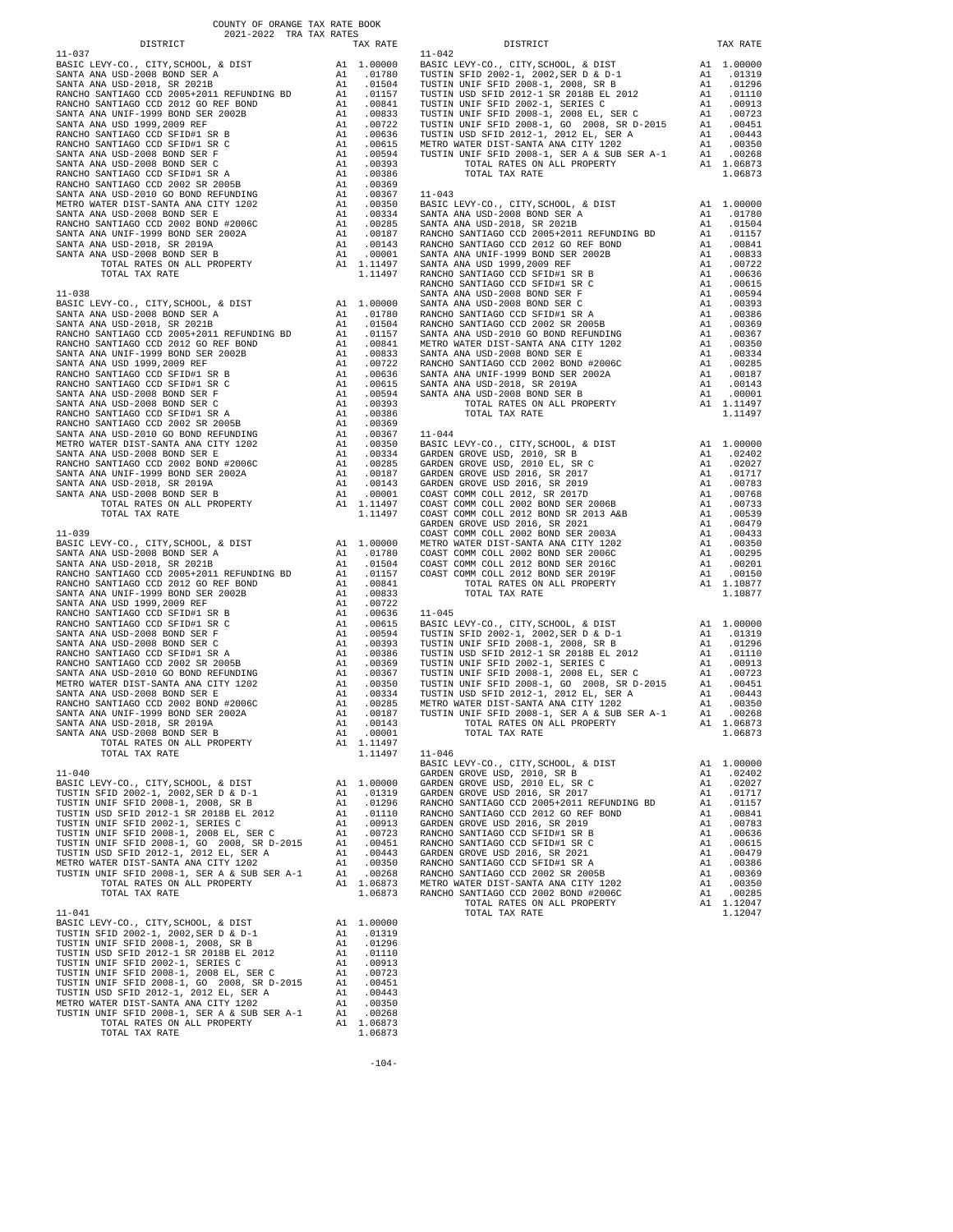COUNTY OF ORANGE TAX RATE BOOK
2021-2022 TRA TAX RATES

| DISTRICT | | TAX RATE |
|---|---|---|
| **11-037** | | |
| BASIC LEVY-CO., CITY,SCHOOL, & DIST | A1 | 1.00000 |
| SANTA ANA USD-2008 BOND SER A | A1 | .01780 |
| SANTA ANA USD-2018, SR 2021B | A1 | .01504 |
| RANCHO SANTIAGO CCD 2005+2011 REFUNDING BD | A1 | .01157 |
| RANCHO SANTIAGO CCD 2012 GO REF BOND | A1 | .00841 |
| SANTA ANA UNIF-1999 BOND SER 2002B | A1 | .00833 |
| SANTA ANA USD 1999,2009 REF | A1 | .00722 |
| RANCHO SANTIAGO CCD SFID#1 SR B | A1 | .00636 |
| RANCHO SANTIAGO CCD SFID#1 SR C | A1 | .00615 |
| SANTA ANA USD-2008 BOND SER F | A1 | .00594 |
| SANTA ANA USD-2008 BOND SER C | A1 | .00393 |
| RANCHO SANTIAGO CCD SFID#1 SR A | A1 | .00386 |
| RANCHO SANTIAGO CCD 2002 SR 2005B | A1 | .00369 |
| SANTA ANA USD-2010 GO BOND REFUNDING | A1 | .00367 |
| METRO WATER DIST-SANTA ANA CITY 1202 | A1 | .00350 |
| SANTA ANA USD-2008 BOND SER E | A1 | .00334 |
| RANCHO SANTIAGO CCD 2002 BOND #2006C | A1 | .00285 |
| SANTA ANA UNIF-1999 BOND SER 2002A | A1 | .00187 |
| SANTA ANA USD-2018, SR 2019A | A1 | .00143 |
| SANTA ANA USD-2008 BOND SER B | A1 | .00001 |
| TOTAL RATES ON ALL PROPERTY | A1 | 1.11497 |
| TOTAL TAX RATE | | 1.11497 |
| **11-038** | | |
| BASIC LEVY-CO., CITY,SCHOOL, & DIST | A1 | 1.00000 |
| SANTA ANA USD-2008 BOND SER A | A1 | .01780 |
| SANTA ANA USD-2018, SR 2021B | A1 | .01504 |
| RANCHO SANTIAGO CCD 2005+2011 REFUNDING BD | A1 | .01157 |
| RANCHO SANTIAGO CCD 2012 GO REF BOND | A1 | .00841 |
| SANTA ANA UNIF-1999 BOND SER 2002B | A1 | .00833 |
| SANTA ANA USD 1999,2009 REF | A1 | .00722 |
| RANCHO SANTIAGO CCD SFID#1 SR B | A1 | .00636 |
| RANCHO SANTIAGO CCD SFID#1 SR C | A1 | .00615 |
| SANTA ANA USD-2008 BOND SER F | A1 | .00594 |
| SANTA ANA USD-2008 BOND SER C | A1 | .00393 |
| RANCHO SANTIAGO CCD SFID#1 SR A | A1 | .00386 |
| RANCHO SANTIAGO CCD 2002 SR 2005B | A1 | .00369 |
| SANTA ANA USD-2010 GO BOND REFUNDING | A1 | .00367 |
| METRO WATER DIST-SANTA ANA CITY 1202 | A1 | .00350 |
| SANTA ANA USD-2008 BOND SER E | A1 | .00334 |
| RANCHO SANTIAGO CCD 2002 BOND #2006C | A1 | .00285 |
| SANTA ANA UNIF-1999 BOND SER 2002A | A1 | .00187 |
| SANTA ANA USD-2018, SR 2019A | A1 | .00143 |
| SANTA ANA USD-2008 BOND SER B | A1 | .00001 |
| TOTAL RATES ON ALL PROPERTY | A1 | 1.11497 |
| TOTAL TAX RATE | | 1.11497 |
| **11-039** | | |
| BASIC LEVY-CO., CITY,SCHOOL, & DIST | A1 | 1.00000 |
| SANTA ANA USD-2008 BOND SER A | A1 | .01780 |
| SANTA ANA USD-2018, SR 2021B | A1 | .01504 |
| RANCHO SANTIAGO CCD 2005+2011 REFUNDING BD | A1 | .01157 |
| RANCHO SANTIAGO CCD 2012 GO REF BOND | A1 | .00841 |
| SANTA ANA UNIF-1999 BOND SER 2002B | A1 | .00833 |
| SANTA ANA USD 1999,2009 REF | A1 | .00722 |
| RANCHO SANTIAGO CCD SFID#1 SR B | A1 | .00636 |
| RANCHO SANTIAGO CCD SFID#1 SR C | A1 | .00615 |
| SANTA ANA USD-2008 BOND SER F | A1 | .00594 |
| SANTA ANA USD-2008 BOND SER C | A1 | .00393 |
| RANCHO SANTIAGO CCD SFID#1 SR A | A1 | .00386 |
| RANCHO SANTIAGO CCD 2002 SR 2005B | A1 | .00369 |
| SANTA ANA USD-2010 GO BOND REFUNDING | A1 | .00367 |
| METRO WATER DIST-SANTA ANA CITY 1202 | A1 | .00350 |
| SANTA ANA USD-2008 BOND SER E | A1 | .00334 |
| RANCHO SANTIAGO CCD 2002 BOND #2006C | A1 | .00285 |
| SANTA ANA UNIF-1999 BOND SER 2002A | A1 | .00187 |
| SANTA ANA USD-2018, SR 2019A | A1 | .00143 |
| SANTA ANA USD-2008 BOND SER B | A1 | .00001 |
| TOTAL RATES ON ALL PROPERTY | A1 | 1.11497 |
| TOTAL TAX RATE | | 1.11497 |
| **11-040** | | |
| BASIC LEVY-CO., CITY,SCHOOL, & DIST | A1 | 1.00000 |
| TUSTIN SFID 2002-1, 2002,SER D & D-1 | A1 | .01319 |
| TUSTIN UNIF SFID 2008-1, 2008, SR B | A1 | .01296 |
| TUSTIN USD SFID 2012-1 SR 2018B EL 2012 | A1 | .01110 |
| TUSTIN UNIF SFID 2002-1, SERIES C | A1 | .00913 |
| TUSTIN UNIF SFID 2008-1, 2008 EL, SER C | A1 | .00723 |
| TUSTIN UNIF SFID 2008-1, GO 2008, SR D-2015 | A1 | .00451 |
| TUSTIN USD SFID 2012-1, 2012 EL, SER A | A1 | .00443 |
| METRO WATER DIST-SANTA ANA CITY 1202 | A1 | .00350 |
| TUSTIN UNIF SFID 2008-1, SER A & SUB SER A-1 | A1 | .00268 |
| TOTAL RATES ON ALL PROPERTY | A1 | 1.06873 |
| TOTAL TAX RATE | | 1.06873 |
| **11-041** | | |
| BASIC LEVY-CO., CITY,SCHOOL, & DIST | A1 | 1.00000 |
| TUSTIN SFID 2002-1, 2002,SER D & D-1 | A1 | .01319 |
| TUSTIN UNIF SFID 2008-1, 2008, SR B | A1 | .01296 |
| TUSTIN USD SFID 2012-1 SR 2018B EL 2012 | A1 | .01110 |
| TUSTIN UNIF SFID 2002-1, SERIES C | A1 | .00913 |
| TUSTIN UNIF SFID 2008-1, 2008 EL, SER C | A1 | .00723 |
| TUSTIN UNIF SFID 2008-1, GO 2008, SR D-2015 | A1 | .00451 |
| TUSTIN USD SFID 2012-1, 2012 EL, SER A | A1 | .00443 |
| METRO WATER DIST-SANTA ANA CITY 1202 | A1 | .00350 |
| TUSTIN UNIF SFID 2008-1, SER A & SUB SER A-1 | A1 | .00268 |
| TOTAL RATES ON ALL PROPERTY | A1 | 1.06873 |
| TOTAL TAX RATE | | 1.06873 |
| **11-042** | | |
| BASIC LEVY-CO., CITY,SCHOOL, & DIST | A1 | 1.00000 |
| TUSTIN SFID 2002-1, 2002,SER D & D-1 | A1 | .01319 |
| TUSTIN UNIF SFID 2008-1, 2008, SR B | A1 | .01296 |
| TUSTIN USD SFID 2012-1 SR 2018B EL 2012 | A1 | .01110 |
| TUSTIN UNIF SFID 2002-1, SERIES C | A1 | .00913 |
| TUSTIN UNIF SFID 2008-1, 2008 EL, SER C | A1 | .00723 |
| TUSTIN UNIF SFID 2008-1, GO 2008, SR D-2015 | A1 | .00451 |
| TUSTIN USD SFID 2012-1, 2012 EL, SER A | A1 | .00443 |
| METRO WATER DIST-SANTA ANA CITY 1202 | A1 | .00350 |
| TUSTIN UNIF SFID 2008-1, SER A & SUB SER A-1 | A1 | .00268 |
| TOTAL RATES ON ALL PROPERTY | A1 | 1.06873 |
| TOTAL TAX RATE | | 1.06873 |
| **11-043** | | |
| BASIC LEVY-CO., CITY,SCHOOL, & DIST | A1 | 1.00000 |
| SANTA ANA USD-2008 BOND SER A | A1 | .01780 |
| SANTA ANA USD-2018, SR 2021B | A1 | .01504 |
| RANCHO SANTIAGO CCD 2005+2011 REFUNDING BD | A1 | .01157 |
| RANCHO SANTIAGO CCD 2012 GO REF BOND | A1 | .00841 |
| SANTA ANA UNIF-1999 BOND SER 2002B | A1 | .00833 |
| SANTA ANA USD 1999,2009 REF | A1 | .00722 |
| RANCHO SANTIAGO CCD SFID#1 SR B | A1 | .00636 |
| RANCHO SANTIAGO CCD SFID#1 SR C | A1 | .00615 |
| SANTA ANA USD-2008 BOND SER F | A1 | .00594 |
| SANTA ANA USD-2008 BOND SER C | A1 | .00393 |
| RANCHO SANTIAGO CCD SFID#1 SR A | A1 | .00386 |
| RANCHO SANTIAGO CCD 2002 SR 2005B | A1 | .00369 |
| SANTA ANA USD-2010 GO BOND REFUNDING | A1 | .00367 |
| METRO WATER DIST-SANTA ANA CITY 1202 | A1 | .00350 |
| SANTA ANA USD-2008 BOND SER E | A1 | .00334 |
| RANCHO SANTIAGO CCD 2002 BOND #2006C | A1 | .00285 |
| SANTA ANA UNIF-1999 BOND SER 2002A | A1 | .00187 |
| SANTA ANA USD-2018, SR 2019A | A1 | .00143 |
| SANTA ANA USD-2008 BOND SER B | A1 | .00001 |
| TOTAL RATES ON ALL PROPERTY | A1 | 1.11497 |
| TOTAL TAX RATE | | 1.11497 |
| **11-044** | | |
| BASIC LEVY-CO., CITY,SCHOOL, & DIST | A1 | 1.00000 |
| GARDEN GROVE USD, 2010, SR B | A1 | .02402 |
| GARDEN GROVE USD, 2010 EL, SR C | A1 | .02027 |
| GARDEN GROVE USD 2016, SR 2017 | A1 | .01717 |
| GARDEN GROVE USD 2016, SR 2019 | A1 | .00783 |
| COAST COMM COLL 2012, SR 2017D | A1 | .00768 |
| COAST COMM COLL 2002 BOND SER 2006B | A1 | .00733 |
| COAST COMM COLL 2012 BOND SR 2013 A&B | A1 | .00539 |
| GARDEN GROVE USD 2016, SR 2021 | A1 | .00479 |
| COAST COMM COLL 2002 BOND SER 2003A | A1 | .00433 |
| METRO WATER DIST-SANTA ANA CITY 1202 | A1 | .00350 |
| COAST COMM COLL 2002 BOND SER 2006C | A1 | .00295 |
| COAST COMM COLL 2012 BOND SER 2016C | A1 | .00201 |
| COAST COMM COLL 2012 BOND SR 2019F | A1 | .00150 |
| TOTAL RATES ON ALL PROPERTY | A1 | 1.10877 |
| TOTAL TAX RATE | | 1.10877 |
| **11-045** | | |
| BASIC LEVY-CO., CITY,SCHOOL, & DIST | A1 | 1.00000 |
| TUSTIN SFID 2002-1, 2002,SER D & D-1 | A1 | .01319 |
| TUSTIN UNIF SFID 2008-1, 2008, SR B | A1 | .01296 |
| TUSTIN USD SFID 2012-1 SR 2018B EL 2012 | A1 | .01110 |
| TUSTIN UNIF SFID 2002-1, SERIES C | A1 | .00913 |
| TUSTIN UNIF SFID 2008-1, 2008 EL, SER C | A1 | .00723 |
| TUSTIN UNIF SFID 2008-1, GO 2008, SR D-2015 | A1 | .00451 |
| TUSTIN USD SFID 2012-1, 2012 EL, SER A | A1 | .00443 |
| METRO WATER DIST-SANTA ANA CITY 1202 | A1 | .00350 |
| TUSTIN UNIF SFID 2008-1, SER A & SUB SER A-1 | A1 | .00268 |
| TOTAL RATES ON ALL PROPERTY | A1 | 1.06873 |
| TOTAL TAX RATE | | 1.06873 |
| **11-046** | | |
| BASIC LEVY-CO., CITY,SCHOOL, & DIST | A1 | 1.00000 |
| GARDEN GROVE USD, 2010, SR B | A1 | .02402 |
| GARDEN GROVE USD, 2010 EL, SR C | A1 | .02027 |
| GARDEN GROVE USD 2016, SR 2017 | A1 | .01717 |
| RANCHO SANTIAGO CCD 2005+2011 REFUNDING BD | A1 | .01157 |
| RANCHO SANTIAGO CCD 2012 GO REF BOND | A1 | .00841 |
| GARDEN GROVE USD 2016, SR 2019 | A1 | .00783 |
| RANCHO SANTIAGO CCD SFID#1 SR B | A1 | .00636 |
| RANCHO SANTIAGO CCD SFID#1 SR C | A1 | .00615 |
| GARDEN GROVE USD 2016, SR 2021 | A1 | .00479 |
| RANCHO SANTIAGO CCD SFID#1 SR A | A1 | .00386 |
| RANCHO SANTIAGO CCD 2002 SR 2005B | A1 | .00369 |
| METRO WATER DIST-SANTA ANA CITY 1202 | A1 | .00350 |
| RANCHO SANTIAGO CCD 2002 BOND #2006C | A1 | .00285 |
| TOTAL RATES ON ALL PROPERTY | A1 | 1.12047 |
| TOTAL TAX RATE | | 1.12047 |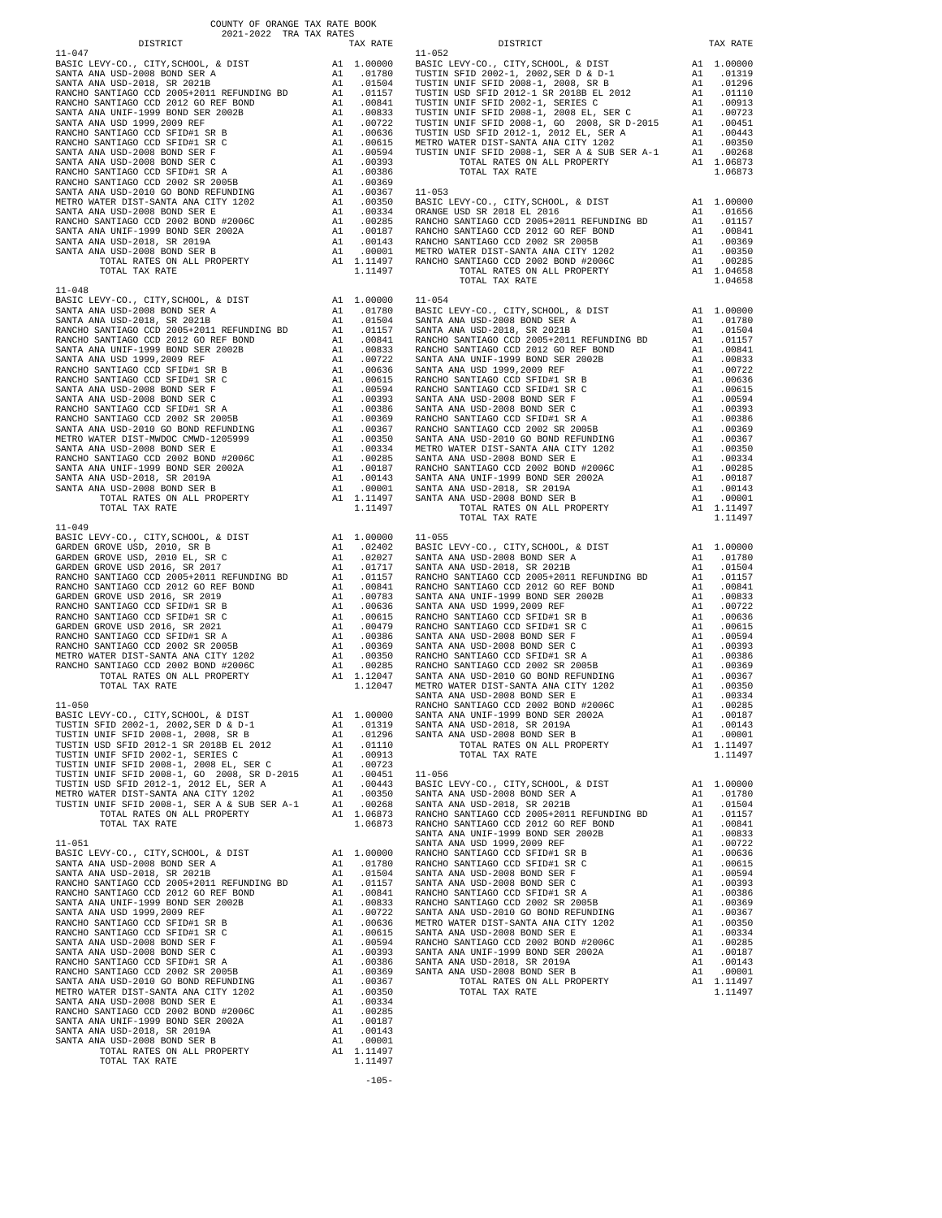COUNTY OF ORANGE TAX RATE BOOK
2021-2022 TRA TAX RATES

**11-047**

| DISTRICT | | TAX RATE |
|---|---|---|
| BASIC LEVY-CO., CITY,SCHOOL, & DIST | A1 | 1.00000 |
| SANTA ANA USD-2008 BOND SER A | A1 | .01780 |
| SANTA ANA USD-2018, SR 2021B | A1 | .01504 |
| RANCHO SANTIAGO CCD 2005+2011 REFUNDING BD | A1 | .01157 |
| RANCHO SANTIAGO CCD 2012 GO REF BOND | A1 | .00841 |
| SANTA ANA UNIF-1999 BOND SER 2002B | A1 | .00833 |
| SANTA ANA USD 1999,2009 REF | A1 | .00722 |
| RANCHO SANTIAGO CCD SFID#1 SR B | A1 | .00636 |
| RANCHO SANTIAGO CCD SFID#1 SR C | A1 | .00615 |
| SANTA ANA USD-2008 BOND SER F | A1 | .00594 |
| SANTA ANA USD-2008 BOND SER C | A1 | .00393 |
| RANCHO SANTIAGO CCD SFID#1 SR A | A1 | .00386 |
| RANCHO SANTIAGO CCD 2002 SR 2005B | A1 | .00369 |
| SANTA ANA USD-2010 GO BOND REFUNDING | A1 | .00367 |
| METRO WATER DIST-SANTA ANA CITY 1202 | A1 | .00350 |
| SANTA ANA USD-2008 BOND SER E | A1 | .00334 |
| RANCHO SANTIAGO CCD 2002 BOND #2006C | A1 | .00285 |
| SANTA ANA UNIF-1999 BOND SER 2002A | A1 | .00187 |
| SANTA ANA USD-2018, SR 2019A | A1 | .00143 |
| SANTA ANA USD-2008 BOND SER B | A1 | .00001 |
| TOTAL RATES ON ALL PROPERTY | A1 | 1.11497 |
| TOTAL TAX RATE | | 1.11497 |

**11-048**

| DISTRICT | | TAX RATE |
|---|---|---|
| BASIC LEVY-CO., CITY,SCHOOL, & DIST | A1 | 1.00000 |
| SANTA ANA USD-2008 BOND SER A | A1 | .01780 |
| SANTA ANA USD-2018, SR 2021B | A1 | .01504 |
| RANCHO SANTIAGO CCD 2005+2011 REFUNDING BD | A1 | .01157 |
| RANCHO SANTIAGO CCD 2012 GO REF BOND | A1 | .00841 |
| SANTA ANA UNIF-1999 BOND SER 2002B | A1 | .00833 |
| SANTA ANA USD 1999,2009 REF | A1 | .00722 |
| RANCHO SANTIAGO CCD SFID#1 SR B | A1 | .00636 |
| RANCHO SANTIAGO CCD SFID#1 SR C | A1 | .00615 |
| SANTA ANA USD-2008 BOND SER F | A1 | .00594 |
| SANTA ANA USD-2008 BOND SER C | A1 | .00393 |
| RANCHO SANTIAGO CCD SFID#1 SR A | A1 | .00386 |
| RANCHO SANTIAGO CCD 2002 SR 2005B | A1 | .00369 |
| SANTA ANA USD-2010 GO BOND REFUNDING | A1 | .00367 |
| METRO WATER DIST-MWDOC CMWD-1205999 | A1 | .00350 |
| SANTA ANA USD-2008 BOND SER E | A1 | .00334 |
| RANCHO SANTIAGO CCD 2002 BOND #2006C | A1 | .00285 |
| SANTA ANA UNIF-1999 BOND SER 2002A | A1 | .00187 |
| SANTA ANA USD-2018, SR 2019A | A1 | .00143 |
| SANTA ANA USD-2008 BOND SER B | A1 | .00001 |
| TOTAL RATES ON ALL PROPERTY | A1 | 1.11497 |
| TOTAL TAX RATE | | 1.11497 |

**11-049**

| DISTRICT | | TAX RATE |
|---|---|---|
| BASIC LEVY-CO., CITY,SCHOOL, & DIST | A1 | 1.00000 |
| GARDEN GROVE USD, 2010, SR B | A1 | .02402 |
| GARDEN GROVE USD, 2010 EL, SR C | A1 | .02027 |
| GARDEN GROVE USD 2016, SR 2017 | A1 | .01717 |
| RANCHO SANTIAGO CCD 2005+2011 REFUNDING BD | A1 | .01157 |
| RANCHO SANTIAGO CCD 2012 GO REF BOND | A1 | .00841 |
| GARDEN GROVE USD 2016, SR 2019 | A1 | .00783 |
| RANCHO SANTIAGO CCD SFID#1 SR B | A1 | .00636 |
| RANCHO SANTIAGO CCD SFID#1 SR C | A1 | .00615 |
| GARDEN GROVE USD 2016, SR 2021 | A1 | .00479 |
| RANCHO SANTIAGO CCD SFID#1 SR A | A1 | .00386 |
| RANCHO SANTIAGO CCD 2002 SR 2005B | A1 | .00369 |
| METRO WATER DIST-SANTA ANA CITY 1202 | A1 | .00350 |
| RANCHO SANTIAGO CCD 2002 BOND #2006C | A1 | .00285 |
| TOTAL RATES ON ALL PROPERTY | A1 | 1.12047 |
| TOTAL TAX RATE | | 1.12047 |

**11-050**

| DISTRICT | | TAX RATE |
|---|---|---|
| BASIC LEVY-CO., CITY,SCHOOL, & DIST | A1 | 1.00000 |
| TUSTIN SFID 2002-1, 2002,SER D & D-1 | A1 | .01319 |
| TUSTIN UNIF SFID 2008-1, 2008, SR B | A1 | .01296 |
| TUSTIN USD SFID 2012-1 SR 2018B EL 2012 | A1 | .01110 |
| TUSTIN UNIF SFID 2002-1, SERIES C | A1 | .00913 |
| TUSTIN UNIF SFID 2008-1, 2008 EL, SER C | A1 | .00723 |
| TUSTIN UNIF SFID 2008-1, GO 2008, SR D-2015 | A1 | .00451 |
| TUSTIN USD SFID 2012-1, 2012 EL, SER A | A1 | .00443 |
| METRO WATER DIST-SANTA ANA CITY 1202 | A1 | .00350 |
| TUSTIN UNIF SFID 2008-1, SER A & SUB SER A-1 | A1 | .00268 |
| TOTAL RATES ON ALL PROPERTY | A1 | 1.06873 |
| TOTAL TAX RATE | | 1.06873 |

**11-051**

| DISTRICT | | TAX RATE |
|---|---|---|
| BASIC LEVY-CO., CITY,SCHOOL, & DIST | A1 | 1.00000 |
| SANTA ANA USD-2008 BOND SER A | A1 | .01780 |
| SANTA ANA USD-2018, SR 2021B | A1 | .01504 |
| RANCHO SANTIAGO CCD 2005+2011 REFUNDING BD | A1 | .01157 |
| RANCHO SANTIAGO CCD 2012 GO REF BOND | A1 | .00841 |
| SANTA ANA UNIF-1999 BOND SER 2002B | A1 | .00833 |
| SANTA ANA USD 1999,2009 REF | A1 | .00722 |
| RANCHO SANTIAGO CCD SFID#1 SR B | A1 | .00636 |
| RANCHO SANTIAGO CCD SFID#1 SR C | A1 | .00615 |
| SANTA ANA USD-2008 BOND SER F | A1 | .00594 |
| SANTA ANA USD-2008 BOND SER C | A1 | .00393 |
| RANCHO SANTIAGO CCD SFID#1 SR A | A1 | .00386 |
| RANCHO SANTIAGO CCD 2002 SR 2005B | A1 | .00369 |
| SANTA ANA USD-2010 GO BOND REFUNDING | A1 | .00367 |
| METRO WATER DIST-SANTA ANA CITY 1202 | A1 | .00350 |
| SANTA ANA USD-2008 BOND SER E | A1 | .00334 |
| RANCHO SANTIAGO CCD 2002 BOND #2006C | A1 | .00285 |
| SANTA ANA UNIF-1999 BOND SER 2002A | A1 | .00187 |
| SANTA ANA USD-2018, SR 2019A | A1 | .00143 |
| SANTA ANA USD-2008 BOND SER B | A1 | .00001 |
| TOTAL RATES ON ALL PROPERTY | A1 | 1.11497 |
| TOTAL TAX RATE | | 1.11497 |

**11-052**

| DISTRICT | | TAX RATE |
|---|---|---|
| BASIC LEVY-CO., CITY,SCHOOL, & DIST | A1 | 1.00000 |
| TUSTIN SFID 2002-1, 2002,SER D & D-1 | A1 | .01319 |
| TUSTIN UNIF SFID 2008-1, 2008, SR B | A1 | .01296 |
| TUSTIN USD SFID 2012-1 SR 2018B EL 2012 | A1 | .01110 |
| TUSTIN UNIF SFID 2002-1, SERIES C | A1 | .00913 |
| TUSTIN UNIF SFID 2008-1, 2008 EL, SER C | A1 | .00723 |
| TUSTIN UNIF SFID 2008-1, GO 2008, SR D-2015 | A1 | .00451 |
| TUSTIN USD SFID 2012-1, 2012 EL, SER A | A1 | .00443 |
| METRO WATER DIST-SANTA ANA CITY 1202 | A1 | .00350 |
| TUSTIN UNIF SFID 2008-1, SER A & SUB SER A-1 | A1 | .00268 |
| TOTAL RATES ON ALL PROPERTY | A1 | 1.06873 |
| TOTAL TAX RATE | | 1.06873 |

**11-053**

| DISTRICT | | TAX RATE |
|---|---|---|
| BASIC LEVY-CO., CITY,SCHOOL, & DIST | A1 | 1.00000 |
| ORANGE USD SR 2018 EL 2016 | A1 | .01656 |
| RANCHO SANTIAGO CCD 2005+2011 REFUNDING BD | A1 | .01157 |
| RANCHO SANTIAGO CCD 2012 GO REF BOND | A1 | .00841 |
| RANCHO SANTIAGO CCD 2002 SR 2005B | A1 | .00369 |
| METRO WATER DIST-SANTA ANA CITY 1202 | A1 | .00350 |
| RANCHO SANTIAGO CCD 2002 BOND #2006C | A1 | .00285 |
| TOTAL RATES ON ALL PROPERTY | A1 | 1.04658 |
| TOTAL TAX RATE | | 1.04658 |

**11-054**

| DISTRICT | | TAX RATE |
|---|---|---|
| BASIC LEVY-CO., CITY,SCHOOL, & DIST | A1 | 1.00000 |
| SANTA ANA USD-2008 BOND SER A | A1 | .01780 |
| SANTA ANA USD-2018, SR 2021B | A1 | .01504 |
| RANCHO SANTIAGO CCD 2005+2011 REFUNDING BD | A1 | .01157 |
| RANCHO SANTIAGO CCD 2012 GO REF BOND | A1 | .00841 |
| SANTA ANA UNIF-1999 BOND SER 2002B | A1 | .00833 |
| SANTA ANA USD 1999,2009 REF | A1 | .00722 |
| RANCHO SANTIAGO CCD SFID#1 SR B | A1 | .00636 |
| RANCHO SANTIAGO CCD SFID#1 SR C | A1 | .00615 |
| SANTA ANA USD-2008 BOND SER F | A1 | .00594 |
| SANTA ANA USD-2008 BOND SER C | A1 | .00393 |
| RANCHO SANTIAGO CCD SFID#1 SR A | A1 | .00386 |
| RANCHO SANTIAGO CCD 2002 SR 2005B | A1 | .00369 |
| SANTA ANA USD-2010 GO BOND REFUNDING | A1 | .00367 |
| METRO WATER DIST-SANTA ANA CITY 1202 | A1 | .00350 |
| SANTA ANA USD-2008 BOND SER E | A1 | .00334 |
| RANCHO SANTIAGO CCD 2002 BOND #2006C | A1 | .00285 |
| SANTA ANA UNIF-1999 BOND SER 2002A | A1 | .00187 |
| SANTA ANA USD-2018, SR 2019A | A1 | .00143 |
| SANTA ANA USD-2008 BOND SER B | A1 | .00001 |
| TOTAL RATES ON ALL PROPERTY | A1 | 1.11497 |
| TOTAL TAX RATE | | 1.11497 |

**11-055**

| DISTRICT | | TAX RATE |
|---|---|---|
| BASIC LEVY-CO., CITY,SCHOOL, & DIST | A1 | 1.00000 |
| SANTA ANA USD-2008 BOND SER A | A1 | .01780 |
| SANTA ANA USD-2018, SR 2021B | A1 | .01504 |
| RANCHO SANTIAGO CCD 2005+2011 REFUNDING BD | A1 | .01157 |
| RANCHO SANTIAGO CCD 2012 GO REF BOND | A1 | .00841 |
| SANTA ANA UNIF-1999 BOND SER 2002B | A1 | .00833 |
| SANTA ANA USD 1999,2009 REF | A1 | .00722 |
| RANCHO SANTIAGO CCD SFID#1 SR B | A1 | .00636 |
| RANCHO SANTIAGO CCD SFID#1 SR C | A1 | .00615 |
| SANTA ANA USD-2008 BOND SER F | A1 | .00594 |
| SANTA ANA USD-2008 BOND SER C | A1 | .00393 |
| RANCHO SANTIAGO CCD SFID#1 SR A | A1 | .00386 |
| RANCHO SANTIAGO CCD 2002 SR 2005B | A1 | .00369 |
| SANTA ANA USD-2010 GO BOND REFUNDING | A1 | .00367 |
| METRO WATER DIST-SANTA ANA CITY 1202 | A1 | .00350 |
| SANTA ANA USD-2008 BOND SER E | A1 | .00334 |
| RANCHO SANTIAGO CCD 2002 BOND #2006C | A1 | .00285 |
| SANTA ANA UNIF-1999 BOND SER 2002A | A1 | .00187 |
| SANTA ANA USD-2018, SR 2019A | A1 | .00143 |
| SANTA ANA USD-2008 BOND SER B | A1 | .00001 |
| TOTAL RATES ON ALL PROPERTY | A1 | 1.11497 |
| TOTAL TAX RATE | | 1.11497 |

**11-056**

| DISTRICT | | TAX RATE |
|---|---|---|
| BASIC LEVY-CO., CITY,SCHOOL, & DIST | A1 | 1.00000 |
| SANTA ANA USD-2008 BOND SER A | A1 | .01780 |
| SANTA ANA USD-2018, SR 2021B | A1 | .01504 |
| RANCHO SANTIAGO CCD 2005+2011 REFUNDING BD | A1 | .01157 |
| RANCHO SANTIAGO CCD 2012 GO REF BOND | A1 | .00841 |
| SANTA ANA UNIF-1999 BOND SER 2002B | A1 | .00833 |
| SANTA ANA USD 1999,2009 REF | A1 | .00722 |
| RANCHO SANTIAGO CCD SFID#1 SR B | A1 | .00636 |
| RANCHO SANTIAGO CCD SFID#1 SR C | A1 | .00615 |
| SANTA ANA USD-2008 BOND SER F | A1 | .00594 |
| SANTA ANA USD-2008 BOND SER C | A1 | .00393 |
| RANCHO SANTIAGO CCD SFID#1 SR A | A1 | .00386 |
| RANCHO SANTIAGO CCD 2002 SR 2005B | A1 | .00369 |
| SANTA ANA USD-2010 GO BOND REFUNDING | A1 | .00367 |
| METRO WATER DIST-SANTA ANA CITY 1202 | A1 | .00350 |
| SANTA ANA USD-2008 BOND SER E | A1 | .00334 |
| RANCHO SANTIAGO CCD 2002 BOND #2006C | A1 | .00285 |
| SANTA ANA UNIF-1999 BOND SER 2002A | A1 | .00187 |
| SANTA ANA USD-2018, SR 2019A | A1 | .00143 |
| SANTA ANA USD-2008 BOND SER B | A1 | .00001 |
| TOTAL RATES ON ALL PROPERTY | A1 | 1.11497 |
| TOTAL TAX RATE | | 1.11497 |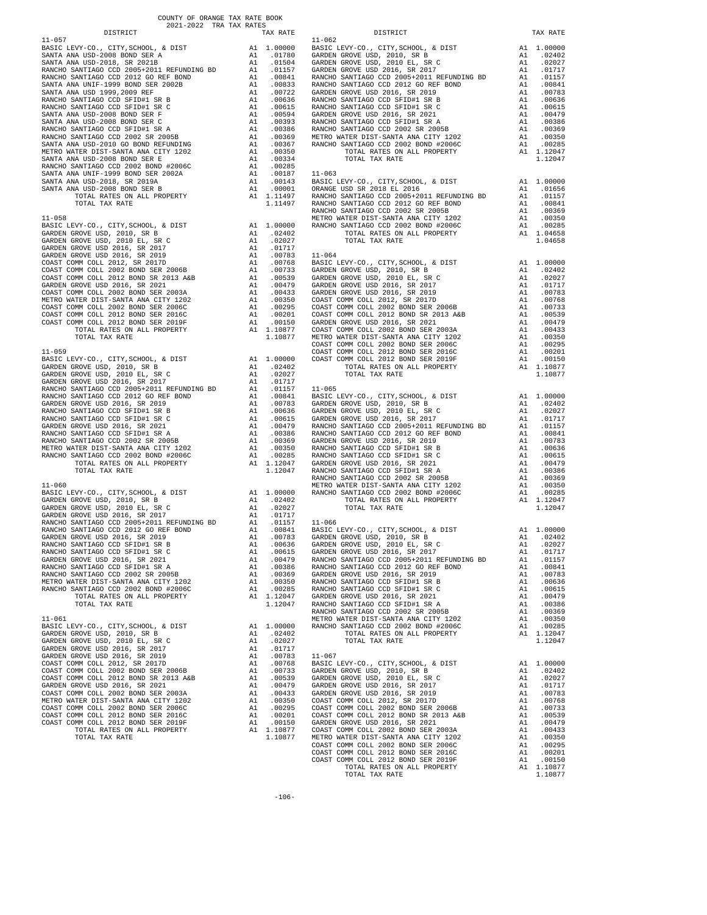COUNTY OF ORANGE TAX RATE BOOK
2021-2022 TRA TAX RATES

| DISTRICT | | TAX RATE |
|---|---|---|
| **11-057** | | |
| BASIC LEVY-CO., CITY,SCHOOL, & DIST | A1 | 1.00000 |
| SANTA ANA USD-2008 BOND SER A | A1 | .01780 |
| SANTA ANA USD-2018, SR 2021B | A1 | .01504 |
| RANCHO SANTIAGO CCD 2005+2011 REFUNDING BD | A1 | .01157 |
| RANCHO SANTIAGO CCD 2012 GO REF BOND | A1 | .00841 |
| SANTA ANA UNIF-1999 BOND SER 2002B | A1 | .00833 |
| SANTA ANA USD 1999,2009 REF | A1 | .00722 |
| RANCHO SANTIAGO CCD SFID#1 SR B | A1 | .00636 |
| RANCHO SANTIAGO CCD SFID#1 SR C | A1 | .00615 |
| SANTA ANA USD-2008 BOND SER F | A1 | .00594 |
| SANTA ANA USD-2008 BOND SER C | A1 | .00393 |
| RANCHO SANTIAGO CCD SFID#1 SR A | A1 | .00386 |
| RANCHO SANTIAGO CCD 2002 SR 2005B | A1 | .00369 |
| SANTA ANA USD-2010 GO BOND REFUNDING | A1 | .00367 |
| METRO WATER DIST-SANTA ANA CITY 1202 | A1 | .00350 |
| SANTA ANA USD-2008 BOND SER E | A1 | .00334 |
| RANCHO SANTIAGO CCD 2002 BOND #2006C | A1 | .00285 |
| SANTA ANA UNIF-1999 BOND SER 2002A | A1 | .00187 |
| SANTA ANA USD-2018, SR 2019A | A1 | .00143 |
| SANTA ANA USD-2008 BOND SER B | A1 | .00001 |
| TOTAL RATES ON ALL PROPERTY | A1 | 1.11497 |
| TOTAL TAX RATE | | 1.11497 |
| **11-058** | | |
| BASIC LEVY-CO., CITY,SCHOOL, & DIST | A1 | 1.00000 |
| GARDEN GROVE USD, 2010, SR B | A1 | .02402 |
| GARDEN GROVE USD, 2010 EL, SR C | A1 | .02027 |
| GARDEN GROVE USD 2016, SR 2017 | A1 | .01717 |
| GARDEN GROVE USD 2016, SR 2019 | A1 | .00783 |
| COAST COMM COLL 2012, SR 2017D | A1 | .00768 |
| COAST COMM COLL 2002 BOND SER 2006B | A1 | .00733 |
| COAST COMM COLL 2012 BOND SR 2013 A&B | A1 | .00539 |
| GARDEN GROVE USD 2016, SR 2021 | A1 | .00479 |
| COAST COMM COLL 2002 BOND SER 2003A | A1 | .00433 |
| METRO WATER DIST-SANTA ANA CITY 1202 | A1 | .00350 |
| COAST COMM COLL 2002 BOND SER 2006C | A1 | .00295 |
| COAST COMM COLL 2012 BOND SER 2016C | A1 | .00201 |
| COAST COMM COLL 2012 BOND SER 2019F | A1 | .00150 |
| TOTAL RATES ON ALL PROPERTY | A1 | 1.10877 |
| TOTAL TAX RATE | | 1.10877 |
| **11-059** | | |
| BASIC LEVY-CO., CITY,SCHOOL, & DIST | A1 | 1.00000 |
| GARDEN GROVE USD, 2010, SR B | A1 | .02402 |
| GARDEN GROVE USD, 2010 EL, SR C | A1 | .02027 |
| GARDEN GROVE USD 2016, SR 2017 | A1 | .01717 |
| RANCHO SANTIAGO CCD 2005+2011 REFUNDING BD | A1 | .01157 |
| RANCHO SANTIAGO CCD 2012 GO REF BOND | A1 | .00841 |
| GARDEN GROVE USD 2016, SR 2019 | A1 | .00783 |
| RANCHO SANTIAGO CCD SFID#1 SR B | A1 | .00636 |
| RANCHO SANTIAGO CCD SFID#1 SR C | A1 | .00615 |
| GARDEN GROVE USD 2016, SR 2021 | A1 | .00479 |
| RANCHO SANTIAGO CCD SFID#1 SR A | A1 | .00386 |
| RANCHO SANTIAGO CCD 2002 SR 2005B | A1 | .00369 |
| METRO WATER DIST-SANTA ANA CITY 1202 | A1 | .00350 |
| RANCHO SANTIAGO CCD 2002 BOND #2006C | A1 | .00285 |
| TOTAL RATES ON ALL PROPERTY | A1 | 1.12047 |
| TOTAL TAX RATE | | 1.12047 |
| **11-060** | | |
| BASIC LEVY-CO., CITY,SCHOOL, & DIST | A1 | 1.00000 |
| GARDEN GROVE USD, 2010, SR B | A1 | .02402 |
| GARDEN GROVE USD, 2010 EL, SR C | A1 | .02027 |
| GARDEN GROVE USD 2016, SR 2017 | A1 | .01717 |
| RANCHO SANTIAGO CCD 2005+2011 REFUNDING BD | A1 | .01157 |
| RANCHO SANTIAGO CCD 2012 GO REF BOND | A1 | .00841 |
| GARDEN GROVE USD 2016, SR 2019 | A1 | .00783 |
| RANCHO SANTIAGO CCD SFID#1 SR B | A1 | .00636 |
| RANCHO SANTIAGO CCD SFID#1 SR C | A1 | .00615 |
| GARDEN GROVE USD 2016, SR 2021 | A1 | .00479 |
| RANCHO SANTIAGO CCD SFID#1 SR A | A1 | .00386 |
| RANCHO SANTIAGO CCD 2002 SR 2005B | A1 | .00369 |
| METRO WATER DIST-SANTA ANA CITY 1202 | A1 | .00350 |
| RANCHO SANTIAGO CCD 2002 BOND #2006C | A1 | .00285 |
| TOTAL RATES ON ALL PROPERTY | A1 | 1.12047 |
| TOTAL TAX RATE | | 1.12047 |
| **11-061** | | |
| BASIC LEVY-CO., CITY,SCHOOL, & DIST | A1 | 1.00000 |
| GARDEN GROVE USD, 2010, SR B | A1 | .02402 |
| GARDEN GROVE USD, 2010 EL, SR C | A1 | .02027 |
| GARDEN GROVE USD 2016, SR 2017 | A1 | .01717 |
| GARDEN GROVE USD 2016, SR 2019 | A1 | .00783 |
| COAST COMM COLL 2012, SR 2017D | A1 | .00768 |
| COAST COMM COLL 2002 BOND SER 2006B | A1 | .00733 |
| COAST COMM COLL 2012 BOND SR 2013 A&B | A1 | .00539 |
| GARDEN GROVE USD 2016, SR 2021 | A1 | .00479 |
| COAST COMM COLL 2002 BOND SER 2003A | A1 | .00433 |
| METRO WATER DIST-SANTA ANA CITY 1202 | A1 | .00350 |
| COAST COMM COLL 2002 BOND SER 2006C | A1 | .00295 |
| COAST COMM COLL 2012 BOND SER 2016C | A1 | .00201 |
| COAST COMM COLL 2012 BOND SER 2019F | A1 | .00150 |
| TOTAL RATES ON ALL PROPERTY | A1 | 1.10877 |
| TOTAL TAX RATE | | 1.10877 |
| **11-062** | | |
| BASIC LEVY-CO., CITY,SCHOOL, & DIST | A1 | 1.00000 |
| GARDEN GROVE USD, 2010, SR B | A1 | .02402 |
| GARDEN GROVE USD, 2010 EL, SR C | A1 | .02027 |
| GARDEN GROVE USD 2016, SR 2017 | A1 | .01717 |
| RANCHO SANTIAGO CCD 2005+2011 REFUNDING BD | A1 | .01157 |
| RANCHO SANTIAGO CCD 2012 GO REF BOND | A1 | .00841 |
| GARDEN GROVE USD 2016, SR 2019 | A1 | .00783 |
| RANCHO SANTIAGO CCD SFID#1 SR B | A1 | .00636 |
| RANCHO SANTIAGO CCD SFID#1 SR C | A1 | .00615 |
| GARDEN GROVE USD 2016, SR 2021 | A1 | .00479 |
| RANCHO SANTIAGO CCD SFID#1 SR A | A1 | .00386 |
| RANCHO SANTIAGO CCD 2002 SR 2005B | A1 | .00369 |
| METRO WATER DIST-SANTA ANA CITY 1202 | A1 | .00350 |
| RANCHO SANTIAGO CCD 2002 BOND #2006C | A1 | .00285 |
| TOTAL RATES ON ALL PROPERTY | A1 | 1.12047 |
| TOTAL TAX RATE | | 1.12047 |
| **11-063** | | |
| BASIC LEVY-CO., CITY,SCHOOL, & DIST | A1 | 1.00000 |
| ORANGE USD SR 2018 EL 2016 | A1 | .01656 |
| RANCHO SANTIAGO CCD 2005+2011 REFUNDING BD | A1 | .01157 |
| RANCHO SANTIAGO CCD 2012 GO REF BOND | A1 | .00841 |
| RANCHO SANTIAGO CCD 2002 SR 2005B | A1 | .00369 |
| METRO WATER DIST-SANTA ANA CITY 1202 | A1 | .00350 |
| RANCHO SANTIAGO CCD 2002 BOND #2006C | A1 | .00285 |
| TOTAL RATES ON ALL PROPERTY | A1 | 1.04658 |
| TOTAL TAX RATE | | 1.04658 |
| **11-064** | | |
| BASIC LEVY-CO., CITY,SCHOOL, & DIST | A1 | 1.00000 |
| GARDEN GROVE USD, 2010, SR B | A1 | .02402 |
| GARDEN GROVE USD, 2010 EL, SR C | A1 | .02027 |
| GARDEN GROVE USD 2016, SR 2017 | A1 | .01717 |
| GARDEN GROVE USD 2016, SR 2019 | A1 | .00783 |
| COAST COMM COLL 2012, SR 2017D | A1 | .00768 |
| COAST COMM COLL 2002 BOND SER 2006B | A1 | .00733 |
| COAST COMM COLL 2012 BOND SR 2013 A&B | A1 | .00539 |
| GARDEN GROVE USD 2016, SR 2021 | A1 | .00479 |
| COAST COMM COLL 2002 BOND SER 2003A | A1 | .00433 |
| METRO WATER DIST-SANTA ANA CITY 1202 | A1 | .00350 |
| COAST COMM COLL 2002 BOND SER 2006C | A1 | .00295 |
| COAST COMM COLL 2012 BOND SER 2016C | A1 | .00201 |
| COAST COMM COLL 2012 BOND SER 2019F | A1 | .00150 |
| TOTAL RATES ON ALL PROPERTY | A1 | 1.10877 |
| TOTAL TAX RATE | | 1.10877 |
| **11-065** | | |
| BASIC LEVY-CO., CITY,SCHOOL, & DIST | A1 | 1.00000 |
| GARDEN GROVE USD, 2010, SR B | A1 | .02402 |
| GARDEN GROVE USD, 2010 EL, SR C | A1 | .02027 |
| GARDEN GROVE USD 2016, SR 2017 | A1 | .01717 |
| RANCHO SANTIAGO CCD 2005+2011 REFUNDING BD | A1 | .01157 |
| RANCHO SANTIAGO CCD 2012 GO REF BOND | A1 | .00841 |
| GARDEN GROVE USD 2016, SR 2019 | A1 | .00783 |
| RANCHO SANTIAGO CCD SFID#1 SR B | A1 | .00636 |
| RANCHO SANTIAGO CCD SFID#1 SR C | A1 | .00615 |
| GARDEN GROVE USD 2016, SR 2021 | A1 | .00479 |
| RANCHO SANTIAGO CCD SFID#1 SR A | A1 | .00386 |
| RANCHO SANTIAGO CCD 2002 SR 2005B | A1 | .00369 |
| METRO WATER DIST-SANTA ANA CITY 1202 | A1 | .00350 |
| RANCHO SANTIAGO CCD 2002 BOND #2006C | A1 | .00285 |
| TOTAL RATES ON ALL PROPERTY | A1 | 1.12047 |
| TOTAL TAX RATE | | 1.12047 |
| **11-066** | | |
| BASIC LEVY-CO., CITY,SCHOOL, & DIST | A1 | 1.00000 |
| GARDEN GROVE USD, 2010, SR B | A1 | .02402 |
| GARDEN GROVE USD, 2010 EL, SR C | A1 | .02027 |
| GARDEN GROVE USD 2016, SR 2017 | A1 | .01717 |
| RANCHO SANTIAGO CCD 2005+2011 REFUNDING BD | A1 | .01157 |
| RANCHO SANTIAGO CCD 2012 GO REF BOND | A1 | .00841 |
| GARDEN GROVE USD 2016, SR 2019 | A1 | .00783 |
| RANCHO SANTIAGO CCD SFID#1 SR B | A1 | .00636 |
| RANCHO SANTIAGO CCD SFID#1 SR C | A1 | .00615 |
| GARDEN GROVE USD 2016, SR 2021 | A1 | .00479 |
| RANCHO SANTIAGO CCD SFID#1 SR A | A1 | .00386 |
| RANCHO SANTIAGO CCD 2002 SR 2005B | A1 | .00369 |
| METRO WATER DIST-SANTA ANA CITY 1202 | A1 | .00350 |
| RANCHO SANTIAGO CCD 2002 BOND #2006C | A1 | .00285 |
| TOTAL RATES ON ALL PROPERTY | A1 | 1.12047 |
| TOTAL TAX RATE | | 1.12047 |
| **11-067** | | |
| BASIC LEVY-CO., CITY,SCHOOL, & DIST | A1 | 1.00000 |
| GARDEN GROVE USD, 2010, SR B | A1 | .02402 |
| GARDEN GROVE USD, 2010 EL, SR C | A1 | .02027 |
| GARDEN GROVE USD 2016, SR 2017 | A1 | .01717 |
| GARDEN GROVE USD 2016, SR 2019 | A1 | .00783 |
| COAST COMM COLL 2012, SR 2017D | A1 | .00768 |
| COAST COMM COLL 2002 BOND SER 2006B | A1 | .00733 |
| COAST COMM COLL 2012 BOND SR 2013 A&B | A1 | .00539 |
| GARDEN GROVE USD 2016, SR 2021 | A1 | .00479 |
| COAST COMM COLL 2002 BOND SER 2003A | A1 | .00433 |
| METRO WATER DIST-SANTA ANA CITY 1202 | A1 | .00350 |
| COAST COMM COLL 2002 BOND SER 2006C | A1 | .00295 |
| COAST COMM COLL 2012 BOND SER 2016C | A1 | .00201 |
| COAST COMM COLL 2012 BOND SER 2019F | A1 | .00150 |
| TOTAL RATES ON ALL PROPERTY | A1 | 1.10877 |
| TOTAL TAX RATE | | 1.10877 |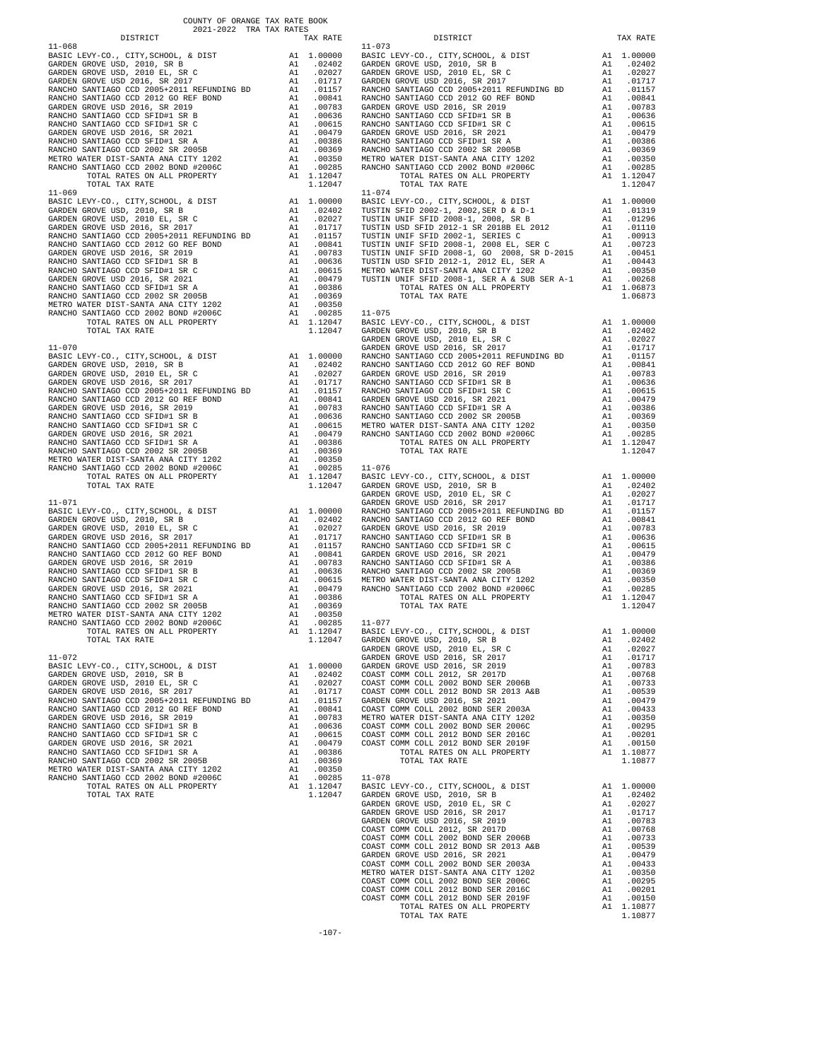COUNTY OF ORANGE TAX RATE BOOK
2021-2022 TRA TAX RATES

| DISTRICT | | TAX RATE |
|---|---|---|
| **11-068** | | |
| BASIC LEVY-CO., CITY,SCHOOL, & DIST | A1 | 1.00000 |
| GARDEN GROVE USD, 2010, SR B | A1 | .02402 |
| GARDEN GROVE USD, 2010 EL, SR C | A1 | .02027 |
| GARDEN GROVE USD 2016, SR 2017 | A1 | .01717 |
| RANCHO SANTIAGO CCD 2005+2011 REFUNDING BD | A1 | .01157 |
| RANCHO SANTIAGO CCD 2012 GO REF BOND | A1 | .00841 |
| GARDEN GROVE USD 2016, SR 2019 | A1 | .00783 |
| RANCHO SANTIAGO CCD SFID#1 SR B | A1 | .00636 |
| RANCHO SANTIAGO CCD SFID#1 SR C | A1 | .00615 |
| GARDEN GROVE USD 2016, SR 2021 | A1 | .00479 |
| RANCHO SANTIAGO CCD SFID#1 SR A | A1 | .00386 |
| RANCHO SANTIAGO CCD 2002 SR 2005B | A1 | .00369 |
| METRO WATER DIST-SANTA ANA CITY 1202 | A1 | .00350 |
| RANCHO SANTIAGO CCD 2002 BOND #2006C | A1 | .00285 |
| TOTAL RATES ON ALL PROPERTY | A1 | 1.12047 |
| TOTAL TAX RATE | | 1.12047 |
| **11-069** | | |
| BASIC LEVY-CO., CITY,SCHOOL, & DIST | A1 | 1.00000 |
| GARDEN GROVE USD, 2010, SR B | A1 | .02402 |
| GARDEN GROVE USD, 2010 EL, SR C | A1 | .02027 |
| GARDEN GROVE USD 2016, SR 2017 | A1 | .01717 |
| RANCHO SANTIAGO CCD 2005+2011 REFUNDING BD | A1 | .01157 |
| RANCHO SANTIAGO CCD 2012 GO REF BOND | A1 | .00841 |
| GARDEN GROVE USD 2016, SR 2019 | A1 | .00783 |
| RANCHO SANTIAGO CCD SFID#1 SR B | A1 | .00636 |
| RANCHO SANTIAGO CCD SFID#1 SR C | A1 | .00615 |
| GARDEN GROVE USD 2016, SR 2021 | A1 | .00479 |
| RANCHO SANTIAGO CCD SFID#1 SR A | A1 | .00386 |
| RANCHO SANTIAGO CCD 2002 SR 2005B | A1 | .00369 |
| METRO WATER DIST-SANTA ANA CITY 1202 | A1 | .00350 |
| RANCHO SANTIAGO CCD 2002 BOND #2006C | A1 | .00285 |
| TOTAL RATES ON ALL PROPERTY | A1 | 1.12047 |
| TOTAL TAX RATE | | 1.12047 |
| **11-070** | | |
| BASIC LEVY-CO., CITY,SCHOOL, & DIST | A1 | 1.00000 |
| GARDEN GROVE USD, 2010, SR B | A1 | .02402 |
| GARDEN GROVE USD, 2010 EL, SR C | A1 | .02027 |
| GARDEN GROVE USD 2016, SR 2017 | A1 | .01717 |
| RANCHO SANTIAGO CCD 2005+2011 REFUNDING BD | A1 | .01157 |
| RANCHO SANTIAGO CCD 2012 GO REF BOND | A1 | .00841 |
| GARDEN GROVE USD 2016, SR 2019 | A1 | .00783 |
| RANCHO SANTIAGO CCD SFID#1 SR B | A1 | .00636 |
| RANCHO SANTIAGO CCD SFID#1 SR C | A1 | .00615 |
| GARDEN GROVE USD 2016, SR 2021 | A1 | .00479 |
| RANCHO SANTIAGO CCD SFID#1 SR A | A1 | .00386 |
| RANCHO SANTIAGO CCD 2002 SR 2005B | A1 | .00369 |
| METRO WATER DIST-SANTA ANA CITY 1202 | A1 | .00350 |
| RANCHO SANTIAGO CCD 2002 BOND #2006C | A1 | .00285 |
| TOTAL RATES ON ALL PROPERTY | A1 | 1.12047 |
| TOTAL TAX RATE | | 1.12047 |
| **11-071** | | |
| BASIC LEVY-CO., CITY,SCHOOL, & DIST | A1 | 1.00000 |
| GARDEN GROVE USD, 2010, SR B | A1 | .02402 |
| GARDEN GROVE USD, 2010 EL, SR C | A1 | .02027 |
| GARDEN GROVE USD 2016, SR 2017 | A1 | .01717 |
| RANCHO SANTIAGO CCD 2005+2011 REFUNDING BD | A1 | .01157 |
| RANCHO SANTIAGO CCD 2012 GO REF BOND | A1 | .00841 |
| GARDEN GROVE USD 2016, SR 2019 | A1 | .00783 |
| RANCHO SANTIAGO CCD SFID#1 SR B | A1 | .00636 |
| RANCHO SANTIAGO CCD SFID#1 SR C | A1 | .00615 |
| GARDEN GROVE USD 2016, SR 2021 | A1 | .00479 |
| RANCHO SANTIAGO CCD SFID#1 SR A | A1 | .00386 |
| RANCHO SANTIAGO CCD 2002 SR 2005B | A1 | .00369 |
| METRO WATER DIST-SANTA ANA CITY 1202 | A1 | .00350 |
| RANCHO SANTIAGO CCD 2002 BOND #2006C | A1 | .00285 |
| TOTAL RATES ON ALL PROPERTY | A1 | 1.12047 |
| TOTAL TAX RATE | | 1.12047 |
| **11-072** | | |
| BASIC LEVY-CO., CITY,SCHOOL, & DIST | A1 | 1.00000 |
| GARDEN GROVE USD, 2010, SR B | A1 | .02402 |
| GARDEN GROVE USD, 2010 EL, SR C | A1 | .02027 |
| GARDEN GROVE USD 2016, SR 2017 | A1 | .01717 |
| RANCHO SANTIAGO CCD 2005+2011 REFUNDING BD | A1 | .01157 |
| RANCHO SANTIAGO CCD 2012 GO REF BOND | A1 | .00841 |
| GARDEN GROVE USD 2016, SR 2019 | A1 | .00783 |
| RANCHO SANTIAGO CCD SFID#1 SR B | A1 | .00636 |
| RANCHO SANTIAGO CCD SFID#1 SR C | A1 | .00615 |
| GARDEN GROVE USD 2016, SR 2021 | A1 | .00479 |
| RANCHO SANTIAGO CCD SFID#1 SR A | A1 | .00386 |
| RANCHO SANTIAGO CCD 2002 SR 2005B | A1 | .00369 |
| METRO WATER DIST-SANTA ANA CITY 1202 | A1 | .00350 |
| RANCHO SANTIAGO CCD 2002 BOND #2006C | A1 | .00285 |
| TOTAL RATES ON ALL PROPERTY | A1 | 1.12047 |
| TOTAL TAX RATE | | 1.12047 |
| **11-073** | | |
| BASIC LEVY-CO., CITY,SCHOOL, & DIST | A1 | 1.00000 |
| GARDEN GROVE USD, 2010, SR B | A1 | .02402 |
| GARDEN GROVE USD, 2010 EL, SR C | A1 | .02027 |
| GARDEN GROVE USD 2016, SR 2017 | A1 | .01717 |
| RANCHO SANTIAGO CCD 2005+2011 REFUNDING BD | A1 | .01157 |
| RANCHO SANTIAGO CCD 2012 GO REF BOND | A1 | .00841 |
| GARDEN GROVE USD 2016, SR 2019 | A1 | .00783 |
| RANCHO SANTIAGO CCD SFID#1 SR B | A1 | .00636 |
| RANCHO SANTIAGO CCD SFID#1 SR C | A1 | .00615 |
| GARDEN GROVE USD 2016, SR 2021 | A1 | .00479 |
| RANCHO SANTIAGO CCD SFID#1 SR A | A1 | .00386 |
| RANCHO SANTIAGO CCD 2002 SR 2005B | A1 | .00369 |
| METRO WATER DIST-SANTA ANA CITY 1202 | A1 | .00350 |
| RANCHO SANTIAGO CCD 2002 BOND #2006C | A1 | .00285 |
| TOTAL RATES ON ALL PROPERTY | A1 | 1.12047 |
| TOTAL TAX RATE | | 1.12047 |
| **11-074** | | |
| BASIC LEVY-CO., CITY,SCHOOL, & DIST | A1 | 1.00000 |
| TUSTIN SFID 2002-1, 2002,SER D & D-1 | A1 | .01319 |
| TUSTIN UNIF SFID 2008-1, 2008, SR B | A1 | .01296 |
| TUSTIN USD SFID 2012-1 SR 2018B EL 2012 | A1 | .01110 |
| TUSTIN UNIF SFID 2002-1, SERIES C | A1 | .00913 |
| TUSTIN UNIF SFID 2008-1, 2008 EL, SER C | A1 | .00723 |
| TUSTIN UNIF SFID 2008-1, GO 2008, SR D-2015 | A1 | .00451 |
| TUSTIN USD SFID 2012-1, 2012 EL, SER A | A1 | .00443 |
| METRO WATER DIST-SANTA ANA CITY 1202 | A1 | .00350 |
| TUSTIN UNIF SFID 2008-1, SER A & SUB SER A-1 | A1 | .00268 |
| TOTAL RATES ON ALL PROPERTY | A1 | 1.06873 |
| TOTAL TAX RATE | | 1.06873 |
| **11-075** | | |
| BASIC LEVY-CO., CITY,SCHOOL, & DIST | A1 | 1.00000 |
| GARDEN GROVE USD, 2010, SR B | A1 | .02402 |
| GARDEN GROVE USD, 2010 EL, SR C | A1 | .02027 |
| GARDEN GROVE USD 2016, SR 2017 | A1 | .01717 |
| RANCHO SANTIAGO CCD 2005+2011 REFUNDING BD | A1 | .01157 |
| RANCHO SANTIAGO CCD 2012 GO REF BOND | A1 | .00841 |
| GARDEN GROVE USD 2016, SR 2019 | A1 | .00783 |
| RANCHO SANTIAGO CCD SFID#1 SR B | A1 | .00636 |
| RANCHO SANTIAGO CCD SFID#1 SR C | A1 | .00615 |
| GARDEN GROVE USD 2016, SR 2021 | A1 | .00479 |
| RANCHO SANTIAGO CCD SFID#1 SR A | A1 | .00386 |
| RANCHO SANTIAGO CCD 2002 SR 2005B | A1 | .00369 |
| METRO WATER DIST-SANTA ANA CITY 1202 | A1 | .00350 |
| RANCHO SANTIAGO CCD 2002 BOND #2006C | A1 | .00285 |
| TOTAL RATES ON ALL PROPERTY | A1 | 1.12047 |
| TOTAL TAX RATE | | 1.12047 |
| **11-076** | | |
| BASIC LEVY-CO., CITY,SCHOOL, & DIST | A1 | 1.00000 |
| GARDEN GROVE USD, 2010, SR B | A1 | .02402 |
| GARDEN GROVE USD, 2010 EL, SR C | A1 | .02027 |
| GARDEN GROVE USD 2016, SR 2017 | A1 | .01717 |
| RANCHO SANTIAGO CCD 2005+2011 REFUNDING BD | A1 | .01157 |
| RANCHO SANTIAGO CCD 2012 GO REF BOND | A1 | .00841 |
| GARDEN GROVE USD 2016, SR 2019 | A1 | .00783 |
| RANCHO SANTIAGO CCD SFID#1 SR B | A1 | .00636 |
| RANCHO SANTIAGO CCD SFID#1 SR C | A1 | .00615 |
| GARDEN GROVE USD 2016, SR 2021 | A1 | .00479 |
| RANCHO SANTIAGO CCD SFID#1 SR A | A1 | .00386 |
| RANCHO SANTIAGO CCD 2002 SR 2005B | A1 | .00369 |
| METRO WATER DIST-SANTA ANA CITY 1202 | A1 | .00350 |
| RANCHO SANTIAGO CCD 2002 BOND #2006C | A1 | .00285 |
| TOTAL RATES ON ALL PROPERTY | A1 | 1.12047 |
| TOTAL TAX RATE | | 1.12047 |
| **11-077** | | |
| BASIC LEVY-CO., CITY,SCHOOL, & DIST | A1 | 1.00000 |
| GARDEN GROVE USD, 2010, SR B | A1 | .02402 |
| GARDEN GROVE USD, 2010 EL, SR C | A1 | .02027 |
| GARDEN GROVE USD 2016, SR 2017 | A1 | .01717 |
| GARDEN GROVE USD 2016, SR 2019 | A1 | .00783 |
| COAST COMM COLL 2012, SR 2017D | A1 | .00768 |
| COAST COMM COLL 2002 BOND SER 2006B | A1 | .00733 |
| COAST COMM COLL 2012 BOND SR 2013 A&B | A1 | .00539 |
| GARDEN GROVE USD 2016, SR 2021 | A1 | .00479 |
| COAST COMM COLL 2002 BOND SER 2003A | A1 | .00433 |
| METRO WATER DIST-SANTA ANA CITY 1202 | A1 | .00350 |
| COAST COMM COLL 2002 BOND SER 2006C | A1 | .00295 |
| COAST COMM COLL 2012 BOND SER 2016C | A1 | .00201 |
| COAST COMM COLL 2012 BOND SER 2019F | A1 | .00150 |
| TOTAL RATES ON ALL PROPERTY | A1 | 1.10877 |
| TOTAL TAX RATE | | 1.10877 |
| **11-078** | | |
| BASIC LEVY-CO., CITY,SCHOOL, & DIST | A1 | 1.00000 |
| GARDEN GROVE USD, 2010, SR B | A1 | .02402 |
| GARDEN GROVE USD, 2010 EL, SR C | A1 | .02027 |
| GARDEN GROVE USD 2016, SR 2017 | A1 | .01717 |
| GARDEN GROVE USD 2016, SR 2019 | A1 | .00783 |
| COAST COMM COLL 2012, SR 2017D | A1 | .00768 |
| COAST COMM COLL 2002 BOND SER 2006B | A1 | .00733 |
| COAST COMM COLL 2012 BOND SR 2013 A&B | A1 | .00539 |
| GARDEN GROVE USD 2016, SR 2021 | A1 | .00479 |
| COAST COMM COLL 2002 BOND SER 2003A | A1 | .00433 |
| METRO WATER DIST-SANTA ANA CITY 1202 | A1 | .00350 |
| COAST COMM COLL 2002 BOND SER 2006C | A1 | .00295 |
| COAST COMM COLL 2012 BOND SER 2016C | A1 | .00201 |
| COAST COMM COLL 2012 BOND SER 2019F | A1 | .00150 |
| TOTAL RATES ON ALL PROPERTY | A1 | 1.10877 |
| TOTAL TAX RATE | | 1.10877 |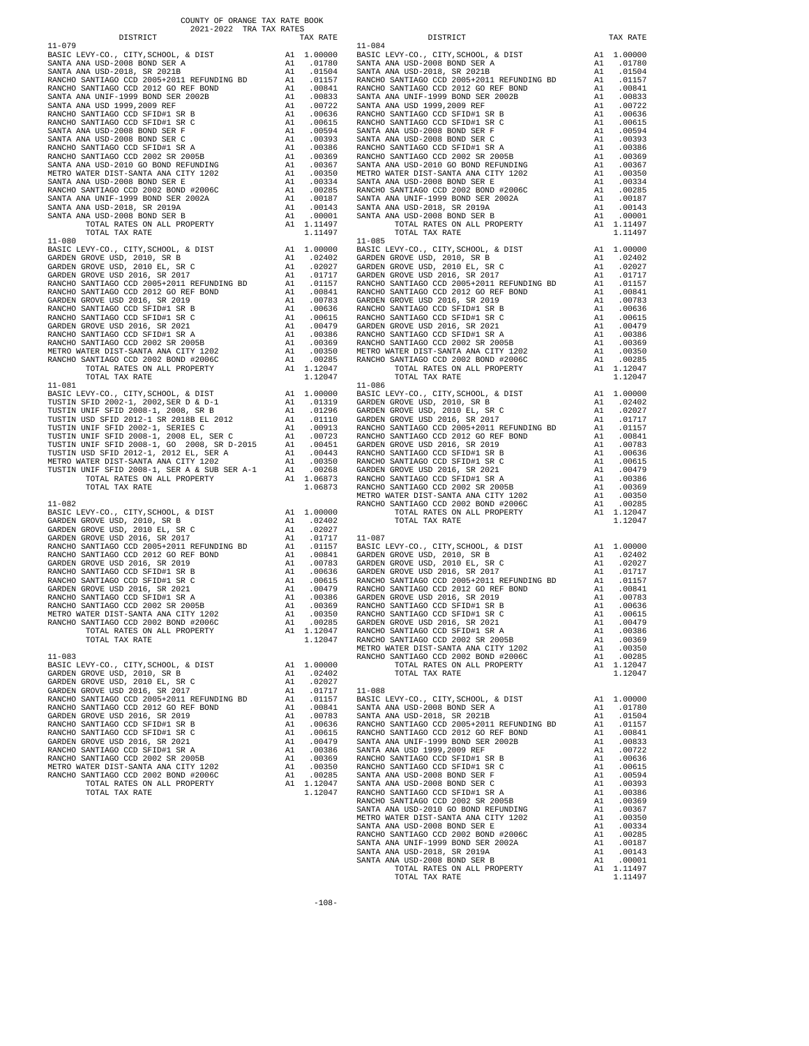COUNTY OF ORANGE TAX RATE BOOK
2021-2022 TRA TAX RATES

| DISTRICT | | TAX RATE |
|---|---|---|
| **11-079** | | |
| BASIC LEVY-CO., CITY,SCHOOL, & DIST | A1 | 1.00000 |
| SANTA ANA USD-2008 BOND SER A | A1 | .01780 |
| SANTA ANA USD-2018, SR 2021B | A1 | .01504 |
| RANCHO SANTIAGO CCD 2005+2011 REFUNDING BD | A1 | .01157 |
| RANCHO SANTIAGO CCD 2012 GO REF BOND | A1 | .00841 |
| SANTA ANA UNIF-1999 BOND SER 2002B | A1 | .00833 |
| SANTA ANA USD 1999,2009 REF | A1 | .00722 |
| RANCHO SANTIAGO CCD SFID#1 SR B | A1 | .00636 |
| RANCHO SANTIAGO CCD SFID#1 SR C | A1 | .00615 |
| SANTA ANA USD-2008 BOND SER F | A1 | .00594 |
| SANTA ANA USD-2008 BOND SER C | A1 | .00393 |
| RANCHO SANTIAGO CCD SFID#1 SR A | A1 | .00386 |
| RANCHO SANTIAGO CCD 2002 SR 2005B | A1 | .00369 |
| SANTA ANA USD-2010 GO BOND REFUNDING | A1 | .00367 |
| METRO WATER DIST-SANTA ANA CITY 1202 | A1 | .00350 |
| SANTA ANA USD-2008 BOND SER E | A1 | .00334 |
| RANCHO SANTIAGO CCD 2002 BOND #2006C | A1 | .00285 |
| SANTA ANA UNIF-1999 BOND SER 2002A | A1 | .00187 |
| SANTA ANA USD-2018, SR 2019A | A1 | .00143 |
| SANTA ANA USD-2008 BOND SER B | A1 | .00001 |
| TOTAL RATES ON ALL PROPERTY | A1 | 1.11497 |
| TOTAL TAX RATE | | 1.11497 |
| **11-080** | | |
| BASIC LEVY-CO., CITY,SCHOOL, & DIST | A1 | 1.00000 |
| GARDEN GROVE USD, 2010, SR B | A1 | .02402 |
| GARDEN GROVE USD, 2010 EL, SR C | A1 | .02027 |
| GARDEN GROVE USD 2016, SR 2017 | A1 | .01717 |
| RANCHO SANTIAGO CCD 2005+2011 REFUNDING BD | A1 | .01157 |
| RANCHO SANTIAGO CCD 2012 GO REF BOND | A1 | .00841 |
| GARDEN GROVE USD 2016, SR 2019 | A1 | .00783 |
| RANCHO SANTIAGO CCD SFID#1 SR B | A1 | .00636 |
| RANCHO SANTIAGO CCD SFID#1 SR C | A1 | .00615 |
| GARDEN GROVE USD 2016, SR 2021 | A1 | .00479 |
| RANCHO SANTIAGO CCD SFID#1 SR A | A1 | .00386 |
| RANCHO SANTIAGO CCD 2002 SR 2005B | A1 | .00369 |
| METRO WATER DIST-SANTA ANA CITY 1202 | A1 | .00350 |
| RANCHO SANTIAGO CCD 2002 BOND #2006C | A1 | .00285 |
| TOTAL RATES ON ALL PROPERTY | A1 | 1.12047 |
| TOTAL TAX RATE | | 1.12047 |
| **11-081** | | |
| BASIC LEVY-CO., CITY,SCHOOL, & DIST | A1 | 1.00000 |
| TUSTIN SFID 2002-1, 2002,SER D & D-1 | A1 | .01319 |
| TUSTIN UNIF SFID 2008-1, 2008, SR B | A1 | .01296 |
| TUSTIN USD SFID 2012-1 SR 2018B EL 2012 | A1 | .01110 |
| TUSTIN UNIF SFID 2002-1, SERIES C | A1 | .00913 |
| TUSTIN UNIF SFID 2008-1, 2008 EL, SER C | A1 | .00723 |
| TUSTIN UNIF SFID 2008-1, GO 2008, SR D-2015 | A1 | .00451 |
| TUSTIN USD SFID 2012-1, 2012 EL, SER A | A1 | .00443 |
| METRO WATER DIST-SANTA ANA CITY 1202 | A1 | .00350 |
| TUSTIN UNIF SFID 2008-1, SER A & SUB SER A-1 | A1 | .00268 |
| TOTAL RATES ON ALL PROPERTY | A1 | 1.06873 |
| TOTAL TAX RATE | | 1.06873 |
| **11-082** | | |
| BASIC LEVY-CO., CITY,SCHOOL, & DIST | A1 | 1.00000 |
| GARDEN GROVE USD, 2010, SR B | A1 | .02402 |
| GARDEN GROVE USD, 2010 EL, SR C | A1 | .02027 |
| GARDEN GROVE USD 2016, SR 2017 | A1 | .01717 |
| RANCHO SANTIAGO CCD 2005+2011 REFUNDING BD | A1 | .01157 |
| RANCHO SANTIAGO CCD 2012 GO REF BOND | A1 | .00841 |
| GARDEN GROVE USD 2016, SR 2019 | A1 | .00783 |
| RANCHO SANTIAGO CCD SFID#1 SR B | A1 | .00636 |
| RANCHO SANTIAGO CCD SFID#1 SR C | A1 | .00615 |
| GARDEN GROVE USD 2016, SR 2021 | A1 | .00479 |
| RANCHO SANTIAGO CCD SFID#1 SR A | A1 | .00386 |
| RANCHO SANTIAGO CCD 2002 SR 2005B | A1 | .00369 |
| METRO WATER DIST-SANTA ANA CITY 1202 | A1 | .00350 |
| RANCHO SANTIAGO CCD 2002 BOND #2006C | A1 | .00285 |
| TOTAL RATES ON ALL PROPERTY | A1 | 1.12047 |
| TOTAL TAX RATE | | 1.12047 |
| **11-083** | | |
| BASIC LEVY-CO., CITY,SCHOOL, & DIST | A1 | 1.00000 |
| GARDEN GROVE USD, 2010, SR B | A1 | .02402 |
| GARDEN GROVE USD, 2010 EL, SR C | A1 | .02027 |
| GARDEN GROVE USD 2016, SR 2017 | A1 | .01717 |
| RANCHO SANTIAGO CCD 2005+2011 REFUNDING BD | A1 | .01157 |
| RANCHO SANTIAGO CCD 2012 GO REF BOND | A1 | .00841 |
| GARDEN GROVE USD 2016, SR 2019 | A1 | .00783 |
| RANCHO SANTIAGO CCD SFID#1 SR B | A1 | .00636 |
| RANCHO SANTIAGO CCD SFID#1 SR C | A1 | .00615 |
| GARDEN GROVE USD 2016, SR 2021 | A1 | .00479 |
| RANCHO SANTIAGO CCD SFID#1 SR A | A1 | .00386 |
| RANCHO SANTIAGO CCD 2002 SR 2005B | A1 | .00369 |
| METRO WATER DIST-SANTA ANA CITY 1202 | A1 | .00350 |
| RANCHO SANTIAGO CCD 2002 BOND #2006C | A1 | .00285 |
| TOTAL RATES ON ALL PROPERTY | A1 | 1.12047 |
| TOTAL TAX RATE | | 1.12047 |
| **11-084** | | |
| BASIC LEVY-CO., CITY,SCHOOL, & DIST | A1 | 1.00000 |
| SANTA ANA USD-2008 BOND SER A | A1 | .01780 |
| SANTA ANA USD-2018, SR 2021B | A1 | .01504 |
| RANCHO SANTIAGO CCD 2005+2011 REFUNDING BD | A1 | .01157 |
| RANCHO SANTIAGO CCD 2012 GO REF BOND | A1 | .00841 |
| SANTA ANA UNIF-1999 BOND SER 2002B | A1 | .00833 |
| SANTA ANA USD 1999,2009 REF | A1 | .00722 |
| RANCHO SANTIAGO CCD SFID#1 SR B | A1 | .00636 |
| RANCHO SANTIAGO CCD SFID#1 SR C | A1 | .00615 |
| SANTA ANA USD-2008 BOND SER F | A1 | .00594 |
| SANTA ANA USD-2008 BOND SER C | A1 | .00393 |
| RANCHO SANTIAGO CCD SFID#1 SR A | A1 | .00386 |
| RANCHO SANTIAGO CCD 2002 SR 2005B | A1 | .00369 |
| SANTA ANA USD-2010 GO BOND REFUNDING | A1 | .00367 |
| METRO WATER DIST-SANTA ANA CITY 1202 | A1 | .00350 |
| SANTA ANA USD-2008 BOND SER E | A1 | .00334 |
| RANCHO SANTIAGO CCD 2002 BOND #2006C | A1 | .00285 |
| SANTA ANA UNIF-1999 BOND SER 2002A | A1 | .00187 |
| SANTA ANA USD-2018, SR 2019A | A1 | .00143 |
| SANTA ANA USD-2008 BOND SER B | A1 | .00001 |
| TOTAL RATES ON ALL PROPERTY | A1 | 1.11497 |
| TOTAL TAX RATE | | 1.11497 |
| **11-085** | | |
| BASIC LEVY-CO., CITY,SCHOOL, & DIST | A1 | 1.00000 |
| GARDEN GROVE USD, 2010, SR B | A1 | .02402 |
| GARDEN GROVE USD, 2010 EL, SR C | A1 | .02027 |
| GARDEN GROVE USD 2016, SR 2017 | A1 | .01717 |
| RANCHO SANTIAGO CCD 2005+2011 REFUNDING BD | A1 | .01157 |
| RANCHO SANTIAGO CCD 2012 GO REF BOND | A1 | .00841 |
| GARDEN GROVE USD 2016, SR 2019 | A1 | .00783 |
| RANCHO SANTIAGO CCD SFID#1 SR B | A1 | .00636 |
| RANCHO SANTIAGO CCD SFID#1 SR C | A1 | .00615 |
| GARDEN GROVE USD 2016, SR 2021 | A1 | .00479 |
| RANCHO SANTIAGO CCD SFID#1 SR A | A1 | .00386 |
| RANCHO SANTIAGO CCD 2002 SR 2005B | A1 | .00369 |
| METRO WATER DIST-SANTA ANA CITY 1202 | A1 | .00350 |
| RANCHO SANTIAGO CCD 2002 BOND #2006C | A1 | .00285 |
| TOTAL RATES ON ALL PROPERTY | A1 | 1.12047 |
| TOTAL TAX RATE | | 1.12047 |
| **11-086** | | |
| BASIC LEVY-CO., CITY,SCHOOL, & DIST | A1 | 1.00000 |
| GARDEN GROVE USD, 2010, SR B | A1 | .02402 |
| GARDEN GROVE USD, 2010 EL, SR C | A1 | .02027 |
| GARDEN GROVE USD 2016, SR 2017 | A1 | .01717 |
| RANCHO SANTIAGO CCD 2005+2011 REFUNDING BD | A1 | .01157 |
| RANCHO SANTIAGO CCD 2012 GO REF BOND | A1 | .00841 |
| GARDEN GROVE USD 2016, SR 2019 | A1 | .00783 |
| RANCHO SANTIAGO CCD SFID#1 SR B | A1 | .00636 |
| RANCHO SANTIAGO CCD SFID#1 SR C | A1 | .00615 |
| GARDEN GROVE USD 2016, SR 2021 | A1 | .00479 |
| RANCHO SANTIAGO CCD SFID#1 SR A | A1 | .00386 |
| RANCHO SANTIAGO CCD 2002 SR 2005B | A1 | .00369 |
| METRO WATER DIST-SANTA ANA CITY 1202 | A1 | .00350 |
| RANCHO SANTIAGO CCD 2002 BOND #2006C | A1 | .00285 |
| TOTAL RATES ON ALL PROPERTY | A1 | 1.12047 |
| TOTAL TAX RATE | | 1.12047 |
| **11-087** | | |
| BASIC LEVY-CO., CITY,SCHOOL, & DIST | A1 | 1.00000 |
| GARDEN GROVE USD, 2010, SR B | A1 | .02402 |
| GARDEN GROVE USD, 2010 EL, SR C | A1 | .02027 |
| GARDEN GROVE USD 2016, SR 2017 | A1 | .01717 |
| RANCHO SANTIAGO CCD 2005+2011 REFUNDING BD | A1 | .01157 |
| RANCHO SANTIAGO CCD 2012 GO REF BOND | A1 | .00841 |
| GARDEN GROVE USD 2016, SR 2019 | A1 | .00783 |
| RANCHO SANTIAGO CCD SFID#1 SR B | A1 | .00636 |
| RANCHO SANTIAGO CCD SFID#1 SR C | A1 | .00615 |
| GARDEN GROVE USD 2016, SR 2021 | A1 | .00479 |
| RANCHO SANTIAGO CCD SFID#1 SR A | A1 | .00386 |
| RANCHO SANTIAGO CCD 2002 SR 2005B | A1 | .00369 |
| METRO WATER DIST-SANTA ANA CITY 1202 | A1 | .00350 |
| RANCHO SANTIAGO CCD 2002 BOND #2006C | A1 | .00285 |
| TOTAL RATES ON ALL PROPERTY | A1 | 1.12047 |
| TOTAL TAX RATE | | 1.12047 |
| **11-088** | | |
| BASIC LEVY-CO., CITY,SCHOOL, & DIST | A1 | 1.00000 |
| SANTA ANA USD-2008 BOND SER A | A1 | .01780 |
| SANTA ANA USD-2018, SR 2021B | A1 | .01504 |
| RANCHO SANTIAGO CCD 2005+2011 REFUNDING BD | A1 | .01157 |
| RANCHO SANTIAGO CCD 2012 GO REF BOND | A1 | .00841 |
| SANTA ANA UNIF-1999 BOND SER 2002B | A1 | .00833 |
| SANTA ANA USD 1999,2009 REF | A1 | .00722 |
| RANCHO SANTIAGO CCD SFID#1 SR B | A1 | .00636 |
| RANCHO SANTIAGO CCD SFID#1 SR C | A1 | .00615 |
| SANTA ANA USD-2008 BOND SER F | A1 | .00594 |
| SANTA ANA USD-2008 BOND SER C | A1 | .00393 |
| RANCHO SANTIAGO CCD SFID#1 SR A | A1 | .00386 |
| RANCHO SANTIAGO CCD 2002 SR 2005B | A1 | .00369 |
| SANTA ANA USD-2010 GO BOND REFUNDING | A1 | .00367 |
| METRO WATER DIST-SANTA ANA CITY 1202 | A1 | .00350 |
| SANTA ANA USD-2008 BOND SER E | A1 | .00334 |
| RANCHO SANTIAGO CCD 2002 BOND #2006C | A1 | .00285 |
| SANTA ANA UNIF-1999 BOND SER 2002A | A1 | .00187 |
| SANTA ANA USD-2018, SR 2019A | A1 | .00143 |
| SANTA ANA USD-2008 BOND SER B | A1 | .00001 |
| TOTAL RATES ON ALL PROPERTY | A1 | 1.11497 |
| TOTAL TAX RATE | | 1.11497 |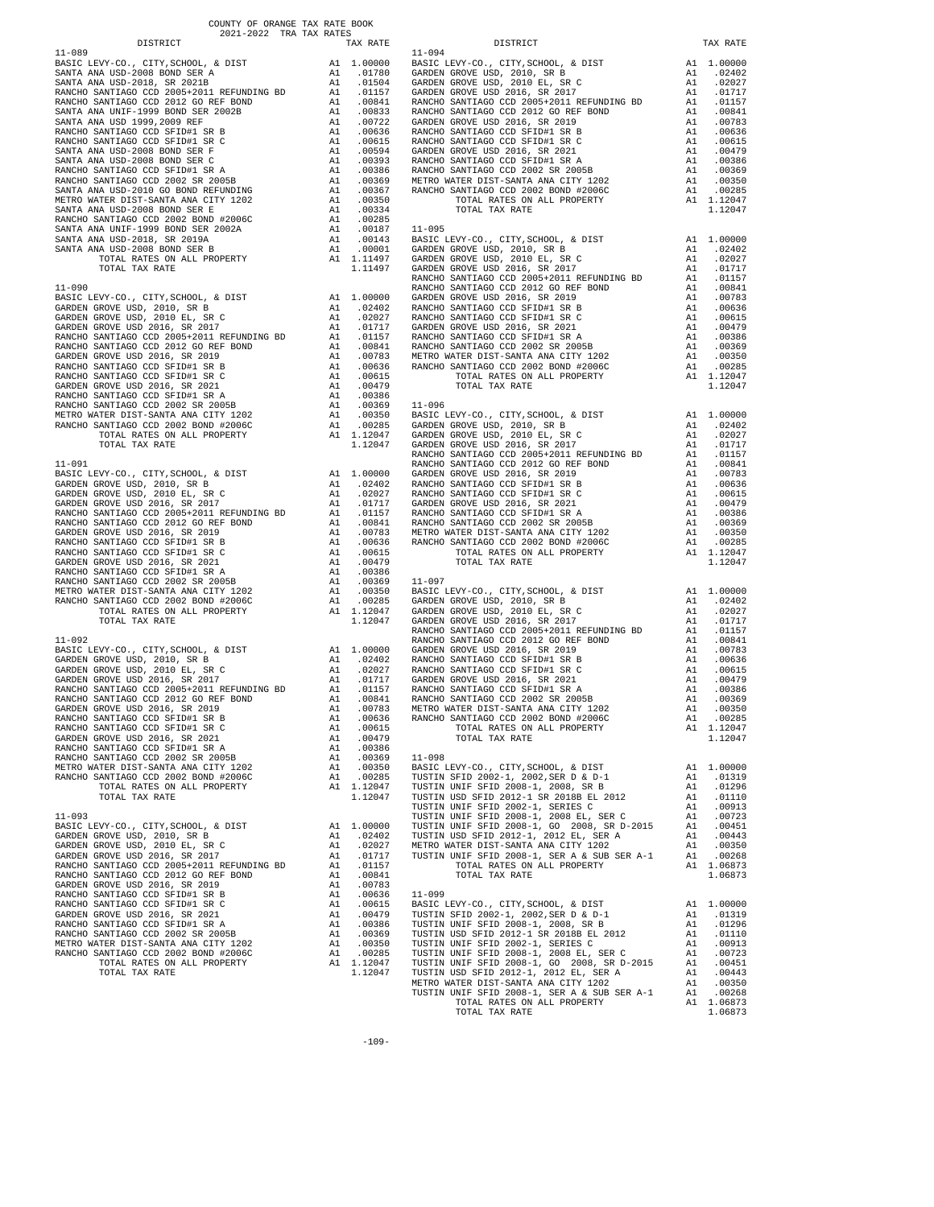COUNTY OF ORANGE TAX RATE BOOK
2021-2022 TRA TAX RATES

### 11-089

| DISTRICT | | TAX RATE |
|---|---|---|
| BASIC LEVY-CO., CITY,SCHOOL, & DIST | A1 | 1.00000 |
| SANTA ANA USD-2008 BOND SER A | A1 | .01780 |
| SANTA ANA USD-2018, SR 2021B | A1 | .01504 |
| RANCHO SANTIAGO CCD 2005+2011 REFUNDING BD | A1 | .01157 |
| RANCHO SANTIAGO CCD 2012 GO REF BOND | A1 | .00841 |
| SANTA ANA UNIF-1999 BOND SER 2002B | A1 | .00833 |
| SANTA ANA USD 1999,2009 REF | A1 | .00722 |
| RANCHO SANTIAGO CCD SFID#1 SR B | A1 | .00636 |
| RANCHO SANTIAGO CCD SFID#1 SR C | A1 | .00615 |
| SANTA ANA USD-2008 BOND SER F | A1 | .00594 |
| SANTA ANA USD-2008 BOND SER C | A1 | .00393 |
| RANCHO SANTIAGO CCD SFID#1 SR A | A1 | .00386 |
| RANCHO SANTIAGO CCD 2002 SR 2005B | A1 | .00369 |
| SANTA ANA USD-2010 GO BOND REFUNDING | A1 | .00367 |
| METRO WATER DIST-SANTA ANA CITY 1202 | A1 | .00350 |
| SANTA ANA USD-2008 BOND SER E | A1 | .00334 |
| RANCHO SANTIAGO CCD 2002 BOND #2006C | A1 | .00285 |
| SANTA ANA UNIF-1999 BOND SER 2002A | A1 | .00187 |
| SANTA ANA USD-2018, SR 2019A | A1 | .00143 |
| SANTA ANA USD-2008 BOND SER B | A1 | .00001 |
| TOTAL RATES ON ALL PROPERTY | A1 | 1.11497 |
| TOTAL TAX RATE | | 1.11497 |

### 11-090

| DISTRICT | | TAX RATE |
|---|---|---|
| BASIC LEVY-CO., CITY,SCHOOL, & DIST | A1 | 1.00000 |
| GARDEN GROVE USD, 2010, SR B | A1 | .02402 |
| GARDEN GROVE USD, 2010 EL, SR C | A1 | .02027 |
| GARDEN GROVE USD 2016, SR 2017 | A1 | .01717 |
| RANCHO SANTIAGO CCD 2005+2011 REFUNDING BD | A1 | .01157 |
| RANCHO SANTIAGO CCD 2012 GO REF BOND | A1 | .00841 |
| GARDEN GROVE USD 2016, SR 2019 | A1 | .00783 |
| RANCHO SANTIAGO CCD SFID#1 SR B | A1 | .00636 |
| RANCHO SANTIAGO CCD SFID#1 SR C | A1 | .00615 |
| GARDEN GROVE USD 2016, SR 2021 | A1 | .00479 |
| RANCHO SANTIAGO CCD SFID#1 SR A | A1 | .00386 |
| RANCHO SANTIAGO CCD 2002 SR 2005B | A1 | .00369 |
| METRO WATER DIST-SANTA ANA CITY 1202 | A1 | .00350 |
| RANCHO SANTIAGO CCD 2002 BOND #2006C | A1 | .00285 |
| TOTAL RATES ON ALL PROPERTY | A1 | 1.12047 |
| TOTAL TAX RATE | | 1.12047 |

### 11-091

| DISTRICT | | TAX RATE |
|---|---|---|
| BASIC LEVY-CO., CITY,SCHOOL, & DIST | A1 | 1.00000 |
| GARDEN GROVE USD, 2010, SR B | A1 | .02402 |
| GARDEN GROVE USD, 2010 EL, SR C | A1 | .02027 |
| GARDEN GROVE USD 2016, SR 2017 | A1 | .01717 |
| RANCHO SANTIAGO CCD 2005+2011 REFUNDING BD | A1 | .01157 |
| RANCHO SANTIAGO CCD 2012 GO REF BOND | A1 | .00841 |
| GARDEN GROVE USD 2016, SR 2019 | A1 | .00783 |
| RANCHO SANTIAGO CCD SFID#1 SR B | A1 | .00636 |
| RANCHO SANTIAGO CCD SFID#1 SR C | A1 | .00615 |
| GARDEN GROVE USD 2016, SR 2021 | A1 | .00479 |
| RANCHO SANTIAGO CCD SFID#1 SR A | A1 | .00386 |
| RANCHO SANTIAGO CCD 2002 SR 2005B | A1 | .00369 |
| METRO WATER DIST-SANTA ANA CITY 1202 | A1 | .00350 |
| RANCHO SANTIAGO CCD 2002 BOND #2006C | A1 | .00285 |
| TOTAL RATES ON ALL PROPERTY | A1 | 1.12047 |
| TOTAL TAX RATE | | 1.12047 |

### 11-092

| DISTRICT | | TAX RATE |
|---|---|---|
| BASIC LEVY-CO., CITY,SCHOOL, & DIST | A1 | 1.00000 |
| GARDEN GROVE USD, 2010, SR B | A1 | .02402 |
| GARDEN GROVE USD, 2010 EL, SR C | A1 | .02027 |
| GARDEN GROVE USD 2016, SR 2017 | A1 | .01717 |
| RANCHO SANTIAGO CCD 2005+2011 REFUNDING BD | A1 | .01157 |
| RANCHO SANTIAGO CCD 2012 GO REF BOND | A1 | .00841 |
| GARDEN GROVE USD 2016, SR 2019 | A1 | .00783 |
| RANCHO SANTIAGO CCD SFID#1 SR B | A1 | .00636 |
| RANCHO SANTIAGO CCD SFID#1 SR C | A1 | .00615 |
| GARDEN GROVE USD 2016, SR 2021 | A1 | .00479 |
| RANCHO SANTIAGO CCD SFID#1 SR A | A1 | .00386 |
| RANCHO SANTIAGO CCD 2002 SR 2005B | A1 | .00369 |
| METRO WATER DIST-SANTA ANA CITY 1202 | A1 | .00350 |
| RANCHO SANTIAGO CCD 2002 BOND #2006C | A1 | .00285 |
| TOTAL RATES ON ALL PROPERTY | A1 | 1.12047 |
| TOTAL TAX RATE | | 1.12047 |

### 11-093

| DISTRICT | | TAX RATE |
|---|---|---|
| BASIC LEVY-CO., CITY,SCHOOL, & DIST | A1 | 1.00000 |
| GARDEN GROVE USD, 2010, SR B | A1 | .02402 |
| GARDEN GROVE USD, 2010 EL, SR C | A1 | .02027 |
| GARDEN GROVE USD 2016, SR 2017 | A1 | .01717 |
| RANCHO SANTIAGO CCD 2005+2011 REFUNDING BD | A1 | .01157 |
| RANCHO SANTIAGO CCD 2012 GO REF BOND | A1 | .00841 |
| GARDEN GROVE USD 2016, SR 2019 | A1 | .00783 |
| RANCHO SANTIAGO CCD SFID#1 SR B | A1 | .00636 |
| RANCHO SANTIAGO CCD SFID#1 SR C | A1 | .00615 |
| GARDEN GROVE USD 2016, SR 2021 | A1 | .00479 |
| RANCHO SANTIAGO CCD SFID#1 SR A | A1 | .00386 |
| RANCHO SANTIAGO CCD 2002 SR 2005B | A1 | .00369 |
| METRO WATER DIST-SANTA ANA CITY 1202 | A1 | .00350 |
| RANCHO SANTIAGO CCD 2002 BOND #2006C | A1 | .00285 |
| TOTAL RATES ON ALL PROPERTY | A1 | 1.12047 |
| TOTAL TAX RATE | | 1.12047 |

### 11-094

| DISTRICT | | TAX RATE |
|---|---|---|
| BASIC LEVY-CO., CITY,SCHOOL, & DIST | A1 | 1.00000 |
| GARDEN GROVE USD, 2010, SR B | A1 | .02402 |
| GARDEN GROVE USD, 2010 EL, SR C | A1 | .02027 |
| GARDEN GROVE USD 2016, SR 2017 | A1 | .01717 |
| RANCHO SANTIAGO CCD 2005+2011 REFUNDING BD | A1 | .01157 |
| RANCHO SANTIAGO CCD 2012 GO REF BOND | A1 | .00841 |
| GARDEN GROVE USD 2016, SR 2019 | A1 | .00783 |
| RANCHO SANTIAGO CCD SFID#1 SR B | A1 | .00636 |
| RANCHO SANTIAGO CCD SFID#1 SR C | A1 | .00615 |
| GARDEN GROVE USD 2016, SR 2021 | A1 | .00479 |
| RANCHO SANTIAGO CCD SFID#1 SR A | A1 | .00386 |
| RANCHO SANTIAGO CCD 2002 SR 2005B | A1 | .00369 |
| METRO WATER DIST-SANTA ANA CITY 1202 | A1 | .00350 |
| RANCHO SANTIAGO CCD 2002 BOND #2006C | A1 | .00285 |
| TOTAL RATES ON ALL PROPERTY | A1 | 1.12047 |
| TOTAL TAX RATE | | 1.12047 |

### 11-095

| DISTRICT | | TAX RATE |
|---|---|---|
| BASIC LEVY-CO., CITY,SCHOOL, & DIST | A1 | 1.00000 |
| GARDEN GROVE USD, 2010, SR B | A1 | .02402 |
| GARDEN GROVE USD, 2010 EL, SR C | A1 | .02027 |
| GARDEN GROVE USD 2016, SR 2017 | A1 | .01717 |
| RANCHO SANTIAGO CCD 2005+2011 REFUNDING BD | A1 | .01157 |
| RANCHO SANTIAGO CCD 2012 GO REF BOND | A1 | .00841 |
| GARDEN GROVE USD 2016, SR 2019 | A1 | .00783 |
| RANCHO SANTIAGO CCD SFID#1 SR B | A1 | .00636 |
| RANCHO SANTIAGO CCD SFID#1 SR C | A1 | .00615 |
| GARDEN GROVE USD 2016, SR 2021 | A1 | .00479 |
| RANCHO SANTIAGO CCD SFID#1 SR A | A1 | .00386 |
| RANCHO SANTIAGO CCD 2002 SR 2005B | A1 | .00369 |
| METRO WATER DIST-SANTA ANA CITY 1202 | A1 | .00350 |
| RANCHO SANTIAGO CCD 2002 BOND #2006C | A1 | .00285 |
| TOTAL RATES ON ALL PROPERTY | A1 | 1.12047 |
| TOTAL TAX RATE | | 1.12047 |

### 11-096

| DISTRICT | | TAX RATE |
|---|---|---|
| BASIC LEVY-CO., CITY,SCHOOL, & DIST | A1 | 1.00000 |
| GARDEN GROVE USD, 2010, SR B | A1 | .02402 |
| GARDEN GROVE USD, 2010 EL, SR C | A1 | .02027 |
| GARDEN GROVE USD 2016, SR 2017 | A1 | .01717 |
| RANCHO SANTIAGO CCD 2005+2011 REFUNDING BD | A1 | .01157 |
| RANCHO SANTIAGO CCD 2012 GO REF BOND | A1 | .00841 |
| GARDEN GROVE USD 2016, SR 2019 | A1 | .00783 |
| RANCHO SANTIAGO CCD SFID#1 SR B | A1 | .00636 |
| RANCHO SANTIAGO CCD SFID#1 SR C | A1 | .00615 |
| GARDEN GROVE USD 2016, SR 2021 | A1 | .00479 |
| RANCHO SANTIAGO CCD SFID#1 SR A | A1 | .00386 |
| RANCHO SANTIAGO CCD 2002 SR 2005B | A1 | .00369 |
| METRO WATER DIST-SANTA ANA CITY 1202 | A1 | .00350 |
| RANCHO SANTIAGO CCD 2002 BOND #2006C | A1 | .00285 |
| TOTAL RATES ON ALL PROPERTY | A1 | 1.12047 |
| TOTAL TAX RATE | | 1.12047 |

### 11-097

| DISTRICT | | TAX RATE |
|---|---|---|
| BASIC LEVY-CO., CITY,SCHOOL, & DIST | A1 | 1.00000 |
| GARDEN GROVE USD, 2010, SR B | A1 | .02402 |
| GARDEN GROVE USD, 2010 EL, SR C | A1 | .02027 |
| GARDEN GROVE USD 2016, SR 2017 | A1 | .01717 |
| RANCHO SANTIAGO CCD 2005+2011 REFUNDING BD | A1 | .01157 |
| RANCHO SANTIAGO CCD 2012 GO REF BOND | A1 | .00841 |
| GARDEN GROVE USD 2016, SR 2019 | A1 | .00783 |
| RANCHO SANTIAGO CCD SFID#1 SR B | A1 | .00636 |
| RANCHO SANTIAGO CCD SFID#1 SR C | A1 | .00615 |
| GARDEN GROVE USD 2016, SR 2021 | A1 | .00479 |
| RANCHO SANTIAGO CCD SFID#1 SR A | A1 | .00386 |
| RANCHO SANTIAGO CCD 2002 SR 2005B | A1 | .00369 |
| METRO WATER DIST-SANTA ANA CITY 1202 | A1 | .00350 |
| RANCHO SANTIAGO CCD 2002 BOND #2006C | A1 | .00285 |
| TOTAL RATES ON ALL PROPERTY | A1 | 1.12047 |
| TOTAL TAX RATE | | 1.12047 |

### 11-098

| DISTRICT | | TAX RATE |
|---|---|---|
| BASIC LEVY-CO., CITY,SCHOOL, & DIST | A1 | 1.00000 |
| TUSTIN SFID 2002-1, 2002,SER D & D-1 | A1 | .01319 |
| TUSTIN UNIF SFID 2008-1, 2008, SR B | A1 | .01296 |
| TUSTIN USD SFID 2012-1 SR 2018B EL 2012 | A1 | .01110 |
| TUSTIN UNIF SFID 2002-1, SERIES C | A1 | .00913 |
| TUSTIN UNIF SFID 2008-1, 2008 EL, SER C | A1 | .00723 |
| TUSTIN UNIF SFID 2008-1, GO 2008, SR D-2015 | A1 | .00451 |
| TUSTIN USD SFID 2012-1, 2012 EL, SER A | A1 | .00443 |
| METRO WATER DIST-SANTA ANA CITY 1202 | A1 | .00350 |
| TUSTIN UNIF SFID 2008-1, SER A & SUB SER A-1 | A1 | .00268 |
| TOTAL RATES ON ALL PROPERTY | A1 | 1.06873 |
| TOTAL TAX RATE | | 1.06873 |

### 11-099

| DISTRICT | | TAX RATE |
|---|---|---|
| BASIC LEVY-CO., CITY,SCHOOL, & DIST | A1 | 1.00000 |
| TUSTIN SFID 2002-1, 2002,SER D & D-1 | A1 | .01319 |
| TUSTIN UNIF SFID 2008-1, 2008, SR B | A1 | .01296 |
| TUSTIN USD SFID 2012-1 SR 2018B EL 2012 | A1 | .01110 |
| TUSTIN UNIF SFID 2002-1, SERIES C | A1 | .00913 |
| TUSTIN UNIF SFID 2008-1, 2008 EL, SER C | A1 | .00723 |
| TUSTIN UNIF SFID 2008-1, GO 2008, SR D-2015 | A1 | .00451 |
| TUSTIN USD SFID 2012-1, 2012 EL, SER A | A1 | .00443 |
| METRO WATER DIST-SANTA ANA CITY 1202 | A1 | .00350 |
| TUSTIN UNIF SFID 2008-1, SER A & SUB SER A-1 | A1 | .00268 |
| TOTAL RATES ON ALL PROPERTY | A1 | 1.06873 |
| TOTAL TAX RATE | | 1.06873 |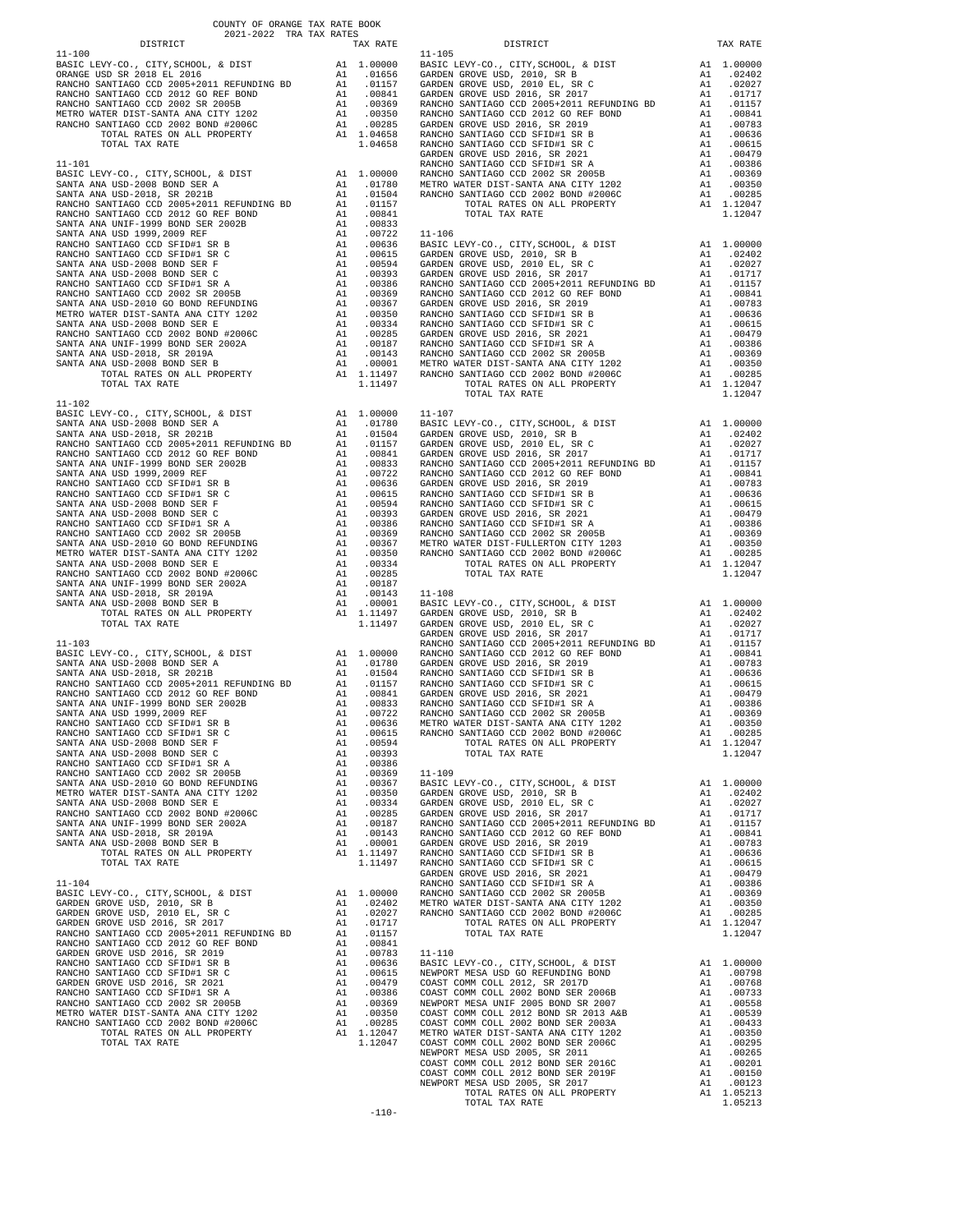COUNTY OF ORANGE TAX RATE BOOK
2021-2022 TRA TAX RATES

| DISTRICT | | TAX RATE |
|---|---|---|
| **11-100** | | |
| BASIC LEVY-CO., CITY,SCHOOL, & DIST | A1 | 1.00000 |
| ORANGE USD SR 2018 EL 2016 | A1 | .01656 |
| RANCHO SANTIAGO CCD 2005+2011 REFUNDING BD | A1 | .01157 |
| RANCHO SANTIAGO CCD 2012 GO REF BOND | A1 | .00841 |
| RANCHO SANTIAGO CCD 2002 SR 2005B | A1 | .00369 |
| METRO WATER DIST-SANTA ANA CITY 1202 | A1 | .00350 |
| RANCHO SANTIAGO CCD 2002 BOND #2006C | A1 | .00285 |
| TOTAL RATES ON ALL PROPERTY | A1 | 1.04658 |
| TOTAL TAX RATE | | 1.04658 |
| **11-101** | | |
| BASIC LEVY-CO., CITY,SCHOOL, & DIST | A1 | 1.00000 |
| SANTA ANA USD-2008 BOND SER A | A1 | .01780 |
| SANTA ANA USD-2018, SR 2021B | A1 | .01504 |
| RANCHO SANTIAGO CCD 2005+2011 REFUNDING BD | A1 | .01157 |
| RANCHO SANTIAGO CCD 2012 GO REF BOND | A1 | .00841 |
| SANTA ANA UNIF-1999 BOND SER 2002B | A1 | .00833 |
| SANTA ANA USD 1999,2009 REF | A1 | .00722 |
| RANCHO SANTIAGO CCD SFID#1 SR B | A1 | .00636 |
| RANCHO SANTIAGO CCD SFID#1 SR C | A1 | .00615 |
| SANTA ANA USD-2008 BOND SER F | A1 | .00594 |
| SANTA ANA USD-2008 BOND SER C | A1 | .00393 |
| RANCHO SANTIAGO CCD SFID#1 SR A | A1 | .00386 |
| RANCHO SANTIAGO CCD 2002 SR 2005B | A1 | .00369 |
| SANTA ANA USD-2010 GO BOND REFUNDING | A1 | .00367 |
| METRO WATER DIST-SANTA ANA CITY 1202 | A1 | .00350 |
| SANTA ANA USD-2008 BOND SER E | A1 | .00334 |
| RANCHO SANTIAGO CCD 2002 BOND #2006C | A1 | .00285 |
| SANTA ANA UNIF-1999 BOND SER 2002A | A1 | .00187 |
| SANTA ANA USD-2018, SR 2019A | A1 | .00143 |
| SANTA ANA USD-2008 BOND SER B | A1 | .00001 |
| TOTAL RATES ON ALL PROPERTY | A1 | 1.11497 |
| TOTAL TAX RATE | | 1.11497 |
| **11-102** | | |
| BASIC LEVY-CO., CITY,SCHOOL, & DIST | A1 | 1.00000 |
| SANTA ANA USD-2008 BOND SER A | A1 | .01780 |
| SANTA ANA USD-2018, SR 2021B | A1 | .01504 |
| RANCHO SANTIAGO CCD 2005+2011 REFUNDING BD | A1 | .01157 |
| RANCHO SANTIAGO CCD 2012 GO REF BOND | A1 | .00841 |
| SANTA ANA UNIF-1999 BOND SER 2002B | A1 | .00833 |
| SANTA ANA USD 1999,2009 REF | A1 | .00722 |
| RANCHO SANTIAGO CCD SFID#1 SR B | A1 | .00636 |
| RANCHO SANTIAGO CCD SFID#1 SR C | A1 | .00615 |
| SANTA ANA USD-2008 BOND SER F | A1 | .00594 |
| SANTA ANA USD-2008 BOND SER C | A1 | .00393 |
| RANCHO SANTIAGO CCD SFID#1 SR A | A1 | .00386 |
| RANCHO SANTIAGO CCD 2002 SR 2005B | A1 | .00369 |
| SANTA ANA USD-2010 GO BOND REFUNDING | A1 | .00367 |
| METRO WATER DIST-SANTA ANA CITY 1202 | A1 | .00350 |
| SANTA ANA USD-2008 BOND SER E | A1 | .00334 |
| RANCHO SANTIAGO CCD 2002 BOND #2006C | A1 | .00285 |
| SANTA ANA UNIF-1999 BOND SER 2002A | A1 | .00187 |
| SANTA ANA USD-2018, SR 2019A | A1 | .00143 |
| SANTA ANA USD-2008 BOND SER B | A1 | .00001 |
| TOTAL RATES ON ALL PROPERTY | A1 | 1.11497 |
| TOTAL TAX RATE | | 1.11497 |
| **11-103** | | |
| BASIC LEVY-CO., CITY,SCHOOL, & DIST | A1 | 1.00000 |
| SANTA ANA USD-2008 BOND SER A | A1 | .01780 |
| SANTA ANA USD-2018, SR 2021B | A1 | .01504 |
| RANCHO SANTIAGO CCD 2005+2011 REFUNDING BD | A1 | .01157 |
| RANCHO SANTIAGO CCD 2012 GO REF BOND | A1 | .00841 |
| SANTA ANA UNIF-1999 BOND SER 2002B | A1 | .00833 |
| SANTA ANA USD 1999,2009 REF | A1 | .00722 |
| RANCHO SANTIAGO CCD SFID#1 SR B | A1 | .00636 |
| RANCHO SANTIAGO CCD SFID#1 SR C | A1 | .00615 |
| SANTA ANA USD-2008 BOND SER F | A1 | .00594 |
| SANTA ANA USD-2008 BOND SER C | A1 | .00393 |
| RANCHO SANTIAGO CCD SFID#1 SR A | A1 | .00386 |
| RANCHO SANTIAGO CCD 2002 SR 2005B | A1 | .00369 |
| SANTA ANA USD-2010 GO BOND REFUNDING | A1 | .00367 |
| METRO WATER DIST-SANTA ANA CITY 1202 | A1 | .00350 |
| SANTA ANA USD-2008 BOND SER E | A1 | .00334 |
| RANCHO SANTIAGO CCD 2002 BOND #2006C | A1 | .00285 |
| SANTA ANA UNIF-1999 BOND SER 2002A | A1 | .00187 |
| SANTA ANA USD-2018, SR 2019A | A1 | .00143 |
| SANTA ANA USD-2008 BOND SER B | A1 | .00001 |
| TOTAL RATES ON ALL PROPERTY | A1 | 1.11497 |
| TOTAL TAX RATE | | 1.11497 |
| **11-104** | | |
| BASIC LEVY-CO., CITY,SCHOOL, & DIST | A1 | 1.00000 |
| GARDEN GROVE USD, 2010, SR B | A1 | .02402 |
| GARDEN GROVE USD, 2010 EL, SR C | A1 | .02027 |
| GARDEN GROVE USD 2016, SR 2017 | A1 | .01717 |
| RANCHO SANTIAGO CCD 2005+2011 REFUNDING BD | A1 | .01157 |
| RANCHO SANTIAGO CCD 2012 GO REF BOND | A1 | .00841 |
| GARDEN GROVE USD 2016, SR 2019 | A1 | .00783 |
| RANCHO SANTIAGO CCD SFID#1 SR B | A1 | .00636 |
| RANCHO SANTIAGO CCD SFID#1 SR C | A1 | .00615 |
| GARDEN GROVE USD 2016, SR 2021 | A1 | .00479 |
| RANCHO SANTIAGO CCD SFID#1 SR A | A1 | .00386 |
| RANCHO SANTIAGO CCD 2002 SR 2005B | A1 | .00369 |
| METRO WATER DIST-SANTA ANA CITY 1202 | A1 | .00350 |
| RANCHO SANTIAGO CCD 2002 BOND #2006C | A1 | .00285 |
| TOTAL RATES ON ALL PROPERTY | A1 | 1.12047 |
| TOTAL TAX RATE | | 1.12047 |
| **11-105** | | |
| BASIC LEVY-CO., CITY,SCHOOL, & DIST | A1 | 1.00000 |
| GARDEN GROVE USD, 2010, SR B | A1 | .02402 |
| GARDEN GROVE USD, 2010 EL, SR C | A1 | .02027 |
| GARDEN GROVE USD 2016, SR 2017 | A1 | .01717 |
| RANCHO SANTIAGO CCD 2005+2011 REFUNDING BD | A1 | .01157 |
| RANCHO SANTIAGO CCD 2012 GO REF BOND | A1 | .00841 |
| GARDEN GROVE USD 2016, SR 2019 | A1 | .00783 |
| RANCHO SANTIAGO CCD SFID#1 SR B | A1 | .00636 |
| RANCHO SANTIAGO CCD SFID#1 SR C | A1 | .00615 |
| GARDEN GROVE USD 2016, SR 2021 | A1 | .00479 |
| RANCHO SANTIAGO CCD SFID#1 SR A | A1 | .00386 |
| RANCHO SANTIAGO CCD 2002 SR 2005B | A1 | .00369 |
| METRO WATER DIST-SANTA ANA CITY 1202 | A1 | .00350 |
| RANCHO SANTIAGO CCD 2002 BOND #2006C | A1 | .00285 |
| TOTAL RATES ON ALL PROPERTY | A1 | 1.12047 |
| TOTAL TAX RATE | | 1.12047 |
| **11-106** | | |
| BASIC LEVY-CO., CITY,SCHOOL, & DIST | A1 | 1.00000 |
| GARDEN GROVE USD, 2010, SR B | A1 | .02402 |
| GARDEN GROVE USD, 2010 EL, SR C | A1 | .02027 |
| GARDEN GROVE USD 2016, SR 2017 | A1 | .01717 |
| RANCHO SANTIAGO CCD 2005+2011 REFUNDING BD | A1 | .01157 |
| RANCHO SANTIAGO CCD 2012 GO REF BOND | A1 | .00841 |
| GARDEN GROVE USD 2016, SR 2019 | A1 | .00783 |
| RANCHO SANTIAGO CCD SFID#1 SR B | A1 | .00636 |
| RANCHO SANTIAGO CCD SFID#1 SR C | A1 | .00615 |
| GARDEN GROVE USD 2016, SR 2021 | A1 | .00479 |
| RANCHO SANTIAGO CCD SFID#1 SR A | A1 | .00386 |
| RANCHO SANTIAGO CCD 2002 SR 2005B | A1 | .00369 |
| METRO WATER DIST-SANTA ANA CITY 1202 | A1 | .00350 |
| RANCHO SANTIAGO CCD 2002 BOND #2006C | A1 | .00285 |
| TOTAL RATES ON ALL PROPERTY | A1 | 1.12047 |
| TOTAL TAX RATE | | 1.12047 |
| **11-107** | | |
| BASIC LEVY-CO., CITY,SCHOOL, & DIST | A1 | 1.00000 |
| GARDEN GROVE USD, 2010, SR B | A1 | .02402 |
| GARDEN GROVE USD, 2010 EL, SR C | A1 | .02027 |
| GARDEN GROVE USD 2016, SR 2017 | A1 | .01717 |
| RANCHO SANTIAGO CCD 2005+2011 REFUNDING BD | A1 | .01157 |
| RANCHO SANTIAGO CCD 2012 GO REF BOND | A1 | .00841 |
| GARDEN GROVE USD 2016, SR 2019 | A1 | .00783 |
| RANCHO SANTIAGO CCD SFID#1 SR B | A1 | .00636 |
| RANCHO SANTIAGO CCD SFID#1 SR C | A1 | .00615 |
| GARDEN GROVE USD 2016, SR 2021 | A1 | .00479 |
| RANCHO SANTIAGO CCD SFID#1 SR A | A1 | .00386 |
| RANCHO SANTIAGO CCD 2002 SR 2005B | A1 | .00369 |
| METRO WATER DIST-FULLERTON CITY 1203 | A1 | .00350 |
| RANCHO SANTIAGO CCD 2002 BOND #2006C | A1 | .00285 |
| TOTAL RATES ON ALL PROPERTY | A1 | 1.12047 |
| TOTAL TAX RATE | | 1.12047 |
| **11-108** | | |
| BASIC LEVY-CO., CITY,SCHOOL, & DIST | A1 | 1.00000 |
| GARDEN GROVE USD, 2010, SR B | A1 | .02402 |
| GARDEN GROVE USD, 2010 EL, SR C | A1 | .02027 |
| GARDEN GROVE USD 2016, SR 2017 | A1 | .01717 |
| RANCHO SANTIAGO CCD 2005+2011 REFUNDING BD | A1 | .01157 |
| RANCHO SANTIAGO CCD 2012 GO REF BOND | A1 | .00841 |
| GARDEN GROVE USD 2016, SR 2019 | A1 | .00783 |
| RANCHO SANTIAGO CCD SFID#1 SR B | A1 | .00636 |
| RANCHO SANTIAGO CCD SFID#1 SR C | A1 | .00615 |
| GARDEN GROVE USD 2016, SR 2021 | A1 | .00479 |
| RANCHO SANTIAGO CCD SFID#1 SR A | A1 | .00386 |
| RANCHO SANTIAGO CCD 2002 SR 2005B | A1 | .00369 |
| METRO WATER DIST-SANTA ANA CITY 1202 | A1 | .00350 |
| RANCHO SANTIAGO CCD 2002 BOND #2006C | A1 | .00285 |
| TOTAL RATES ON ALL PROPERTY | A1 | 1.12047 |
| TOTAL TAX RATE | | 1.12047 |
| **11-109** | | |
| BASIC LEVY-CO., CITY,SCHOOL, & DIST | A1 | 1.00000 |
| GARDEN GROVE USD, 2010, SR B | A1 | .02402 |
| GARDEN GROVE USD, 2010 EL, SR C | A1 | .02027 |
| GARDEN GROVE USD 2016, SR 2017 | A1 | .01717 |
| RANCHO SANTIAGO CCD 2005+2011 REFUNDING BD | A1 | .01157 |
| RANCHO SANTIAGO CCD 2012 GO REF BOND | A1 | .00841 |
| GARDEN GROVE USD 2016, SR 2019 | A1 | .00783 |
| RANCHO SANTIAGO CCD SFID#1 SR B | A1 | .00636 |
| RANCHO SANTIAGO CCD SFID#1 SR C | A1 | .00615 |
| GARDEN GROVE USD 2016, SR 2021 | A1 | .00479 |
| RANCHO SANTIAGO CCD SFID#1 SR A | A1 | .00386 |
| RANCHO SANTIAGO CCD 2002 SR 2005B | A1 | .00369 |
| METRO WATER DIST-SANTA ANA CITY 1202 | A1 | .00350 |
| RANCHO SANTIAGO CCD 2002 BOND #2006C | A1 | .00285 |
| TOTAL RATES ON ALL PROPERTY | A1 | 1.12047 |
| TOTAL TAX RATE | | 1.12047 |
| **11-110** | | |
| BASIC LEVY-CO., CITY,SCHOOL, & DIST | A1 | 1.00000 |
| NEWPORT MESA USD GO REFUNDING BOND | A1 | .00798 |
| COAST COMM COLL 2012, SR 2017D | A1 | .00768 |
| COAST COMM COLL 2002 BOND SER 2006B | A1 | .00733 |
| NEWPORT MESA UNIF 2005 BOND SR 2007 | A1 | .00558 |
| COAST COMM COLL 2012 BOND SR 2013 A&B | A1 | .00539 |
| COAST COMM COLL 2002 BOND SER 2003A | A1 | .00433 |
| METRO WATER DIST-SANTA ANA CITY 1202 | A1 | .00350 |
| COAST COMM COLL 2002 BOND SER 2006C | A1 | .00295 |
| NEWPORT MESA USD 2005, SR 2011 | A1 | .00265 |
| COAST COMM COLL 2012 BOND SER 2016C | A1 | .00201 |
| COAST COMM COLL 2012 BOND SER 2019F | A1 | .00150 |
| NEWPORT MESA USD 2005, SR 2017 | A1 | .00123 |
| TOTAL RATES ON ALL PROPERTY | A1 | 1.05213 |
| TOTAL TAX RATE | | 1.05213 |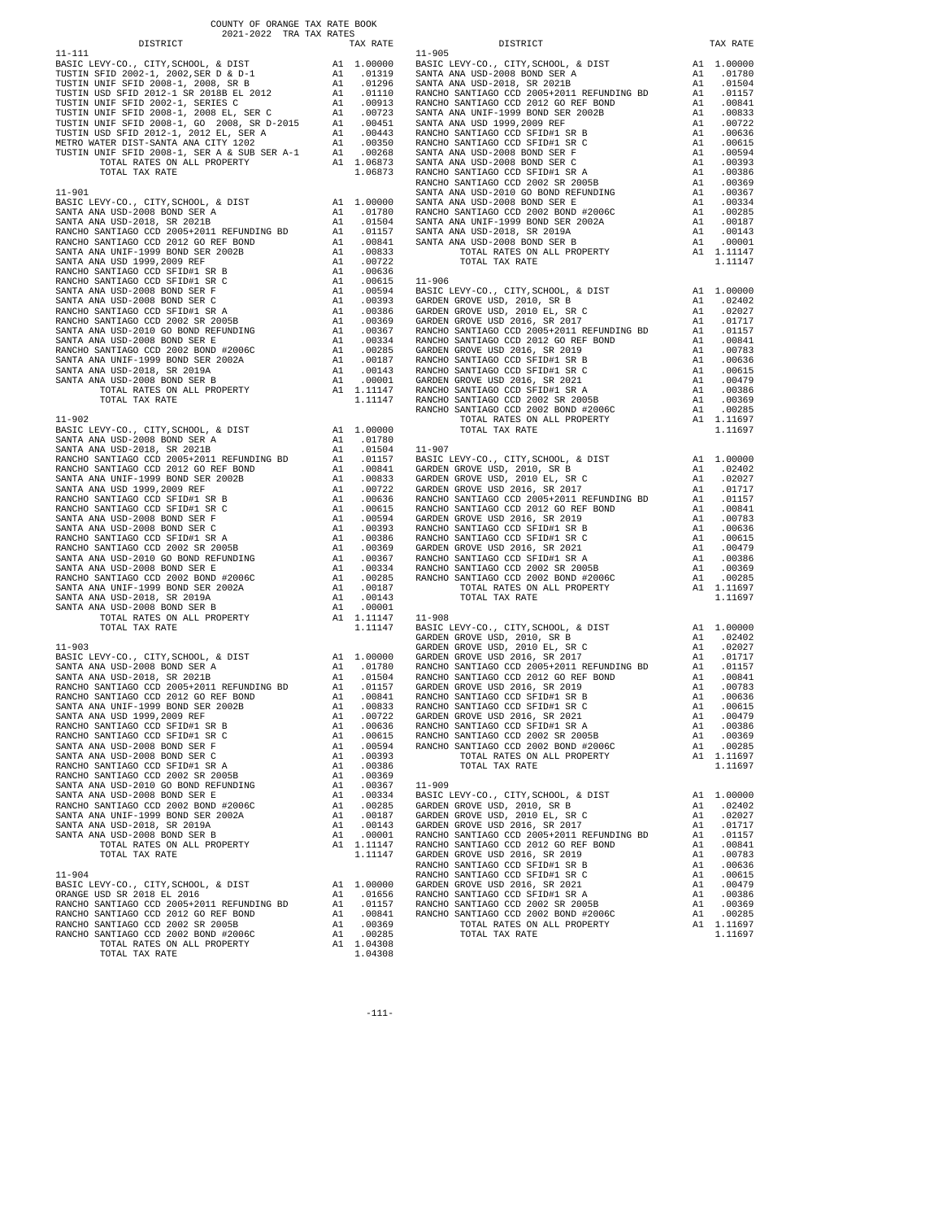COUNTY OF ORANGE TAX RATE BOOK
2021-2022 TRA TAX RATES

| DISTRICT | | TAX RATE |
|---|---|---|
| 11-111 | | |
| BASIC LEVY-CO., CITY,SCHOOL, & DIST | A1 | 1.00000 |
| TUSTIN SFID 2002-1, 2002,SER D & D-1 | A1 | .01319 |
| TUSTIN UNIF SFID 2008-1, 2008, SR B | A1 | .01296 |
| TUSTIN USD SFID 2012-1 SR 2018B EL 2012 | A1 | .01110 |
| TUSTIN UNIF SFID 2002-1, SERIES C | A1 | .00913 |
| TUSTIN UNIF SFID 2008-1, 2008 EL, SER C | A1 | .00723 |
| TUSTIN UNIF SFID 2008-1, GO 2008, SR D-2015 | A1 | .00451 |
| TUSTIN USD SFID 2012-1, 2012 EL, SER A | A1 | .00443 |
| METRO WATER DIST-SANTA ANA CITY 1202 | A1 | .00350 |
| TUSTIN UNIF SFID 2008-1, SER A & SUB SER A-1 | A1 | .00268 |
| TOTAL RATES ON ALL PROPERTY | A1 | 1.06873 |
| TOTAL TAX RATE | | 1.06873 |
| 11-901 | | |
| BASIC LEVY-CO., CITY,SCHOOL, & DIST | A1 | 1.00000 |
| SANTA ANA USD-2008 BOND SER A | A1 | .01780 |
| SANTA ANA USD-2018, SR 2021B | A1 | .01504 |
| RANCHO SANTIAGO CCD 2005+2011 REFUNDING BD | A1 | .01157 |
| RANCHO SANTIAGO CCD 2012 GO REF BOND | A1 | .00841 |
| SANTA ANA UNIF-1999 BOND SER 2002B | A1 | .00833 |
| SANTA ANA USD 1999,2009 REF | A1 | .00722 |
| RANCHO SANTIAGO CCD SFID#1 SR B | A1 | .00636 |
| RANCHO SANTIAGO CCD SFID#1 SR C | A1 | .00615 |
| SANTA ANA USD-2008 BOND SER F | A1 | .00594 |
| SANTA ANA USD-2008 BOND SER C | A1 | .00393 |
| RANCHO SANTIAGO CCD SFID#1 SR A | A1 | .00386 |
| RANCHO SANTIAGO CCD 2002 SR 2005B | A1 | .00369 |
| SANTA ANA USD-2010 GO BOND REFUNDING | A1 | .00367 |
| SANTA ANA USD-2008 BOND SER E | A1 | .00334 |
| RANCHO SANTIAGO CCD 2002 BOND #2006C | A1 | .00285 |
| SANTA ANA UNIF-1999 BOND SER 2002A | A1 | .00187 |
| SANTA ANA USD-2018, SR 2019A | A1 | .00143 |
| SANTA ANA USD-2008 BOND SER B | A1 | .00001 |
| TOTAL RATES ON ALL PROPERTY | A1 | 1.11147 |
| TOTAL TAX RATE | | 1.11147 |
| 11-902 | | |
| BASIC LEVY-CO., CITY,SCHOOL, & DIST | A1 | 1.00000 |
| SANTA ANA USD-2008 BOND SER A | A1 | .01780 |
| SANTA ANA USD-2018, SR 2021B | A1 | .01504 |
| RANCHO SANTIAGO CCD 2005+2011 REFUNDING BD | A1 | .01157 |
| RANCHO SANTIAGO CCD 2012 GO REF BOND | A1 | .00841 |
| SANTA ANA UNIF-1999 BOND SER 2002B | A1 | .00833 |
| SANTA ANA USD 1999,2009 REF | A1 | .00722 |
| RANCHO SANTIAGO CCD SFID#1 SR B | A1 | .00636 |
| RANCHO SANTIAGO CCD SFID#1 SR C | A1 | .00615 |
| SANTA ANA USD-2008 BOND SER F | A1 | .00594 |
| SANTA ANA USD-2008 BOND SER C | A1 | .00393 |
| RANCHO SANTIAGO CCD SFID#1 SR A | A1 | .00386 |
| RANCHO SANTIAGO CCD 2002 SR 2005B | A1 | .00369 |
| SANTA ANA USD-2010 GO BOND REFUNDING | A1 | .00367 |
| SANTA ANA USD-2008 BOND SER E | A1 | .00334 |
| RANCHO SANTIAGO CCD 2002 BOND #2006C | A1 | .00285 |
| SANTA ANA UNIF-1999 BOND SER 2002A | A1 | .00187 |
| SANTA ANA USD-2018, SR 2019A | A1 | .00143 |
| SANTA ANA USD-2008 BOND SER B | A1 | .00001 |
| TOTAL RATES ON ALL PROPERTY | A1 | 1.11147 |
| TOTAL TAX RATE | | 1.11147 |
| 11-903 | | |
| BASIC LEVY-CO., CITY,SCHOOL, & DIST | A1 | 1.00000 |
| SANTA ANA USD-2008 BOND SER A | A1 | .01780 |
| SANTA ANA USD-2018, SR 2021B | A1 | .01504 |
| RANCHO SANTIAGO CCD 2005+2011 REFUNDING BD | A1 | .01157 |
| RANCHO SANTIAGO CCD 2012 GO REF BOND | A1 | .00841 |
| SANTA ANA UNIF-1999 BOND SER 2002B | A1 | .00833 |
| SANTA ANA USD 1999,2009 REF | A1 | .00722 |
| RANCHO SANTIAGO CCD SFID#1 SR B | A1 | .00636 |
| RANCHO SANTIAGO CCD SFID#1 SR C | A1 | .00615 |
| SANTA ANA USD-2008 BOND SER F | A1 | .00594 |
| SANTA ANA USD-2008 BOND SER C | A1 | .00393 |
| RANCHO SANTIAGO CCD SFID#1 SR A | A1 | .00386 |
| RANCHO SANTIAGO CCD 2002 SR 2005B | A1 | .00369 |
| SANTA ANA USD-2010 GO BOND REFUNDING | A1 | .00367 |
| SANTA ANA USD-2008 BOND SER E | A1 | .00334 |
| RANCHO SANTIAGO CCD 2002 BOND #2006C | A1 | .00285 |
| SANTA ANA UNIF-1999 BOND SER 2002A | A1 | .00187 |
| SANTA ANA USD-2018, SR 2019A | A1 | .00143 |
| SANTA ANA USD-2008 BOND SER B | A1 | .00001 |
| TOTAL RATES ON ALL PROPERTY | A1 | 1.11147 |
| TOTAL TAX RATE | | 1.11147 |
| 11-904 | | |
| BASIC LEVY-CO., CITY,SCHOOL, & DIST | A1 | 1.00000 |
| ORANGE USD SR 2018 EL 2016 | A1 | .01656 |
| RANCHO SANTIAGO CCD 2005+2011 REFUNDING BD | A1 | .01157 |
| RANCHO SANTIAGO CCD 2012 GO REF BOND | A1 | .00841 |
| RANCHO SANTIAGO CCD 2002 SR 2005B | A1 | .00369 |
| RANCHO SANTIAGO CCD 2002 BOND #2006C | A1 | .00285 |
| TOTAL RATES ON ALL PROPERTY | A1 | 1.04308 |
| TOTAL TAX RATE | | 1.04308 |
| 11-905 | | |
| BASIC LEVY-CO., CITY,SCHOOL, & DIST | A1 | 1.00000 |
| SANTA ANA USD-2008 BOND SER A | A1 | .01780 |
| SANTA ANA USD-2018, SR 2021B | A1 | .01504 |
| RANCHO SANTIAGO CCD 2005+2011 REFUNDING BD | A1 | .01157 |
| RANCHO SANTIAGO CCD 2012 GO REF BOND | A1 | .00841 |
| SANTA ANA UNIF-1999 BOND SER 2002B | A1 | .00833 |
| SANTA ANA USD 1999,2009 REF | A1 | .00722 |
| RANCHO SANTIAGO CCD SFID#1 SR B | A1 | .00636 |
| RANCHO SANTIAGO CCD SFID#1 SR C | A1 | .00615 |
| SANTA ANA USD-2008 BOND SER F | A1 | .00594 |
| SANTA ANA USD-2008 BOND SER C | A1 | .00393 |
| RANCHO SANTIAGO CCD SFID#1 SR A | A1 | .00386 |
| RANCHO SANTIAGO CCD 2002 SR 2005B | A1 | .00369 |
| SANTA ANA USD-2010 GO BOND REFUNDING | A1 | .00367 |
| SANTA ANA USD-2008 BOND SER E | A1 | .00334 |
| RANCHO SANTIAGO CCD 2002 BOND #2006C | A1 | .00285 |
| SANTA ANA UNIF-1999 BOND SER 2002A | A1 | .00187 |
| SANTA ANA USD-2018, SR 2019A | A1 | .00143 |
| SANTA ANA USD-2008 BOND SER B | A1 | .00001 |
| TOTAL RATES ON ALL PROPERTY | A1 | 1.11147 |
| TOTAL TAX RATE | | 1.11147 |
| 11-906 | | |
| BASIC LEVY-CO., CITY,SCHOOL, & DIST | A1 | 1.00000 |
| GARDEN GROVE USD, 2010, SR B | A1 | .02402 |
| GARDEN GROVE USD, 2010 EL, SR C | A1 | .02027 |
| GARDEN GROVE USD 2016, SR 2017 | A1 | .01717 |
| RANCHO SANTIAGO CCD 2005+2011 REFUNDING BD | A1 | .01157 |
| RANCHO SANTIAGO CCD 2012 GO REF BOND | A1 | .00841 |
| GARDEN GROVE USD 2016, SR 2019 | A1 | .00783 |
| RANCHO SANTIAGO CCD SFID#1 SR B | A1 | .00636 |
| RANCHO SANTIAGO CCD SFID#1 SR C | A1 | .00615 |
| GARDEN GROVE USD 2016, SR 2021 | A1 | .00479 |
| RANCHO SANTIAGO CCD SFID#1 SR A | A1 | .00386 |
| RANCHO SANTIAGO CCD 2002 SR 2005B | A1 | .00369 |
| RANCHO SANTIAGO CCD 2002 BOND #2006C | A1 | .00285 |
| TOTAL RATES ON ALL PROPERTY | A1 | 1.11697 |
| TOTAL TAX RATE | | 1.11697 |
| 11-907 | | |
| BASIC LEVY-CO., CITY,SCHOOL, & DIST | A1 | 1.00000 |
| GARDEN GROVE USD, 2010, SR B | A1 | .02402 |
| GARDEN GROVE USD, 2010 EL, SR C | A1 | .02027 |
| GARDEN GROVE USD 2016, SR 2017 | A1 | .01717 |
| RANCHO SANTIAGO CCD 2005+2011 REFUNDING BD | A1 | .01157 |
| RANCHO SANTIAGO CCD 2012 GO REF BOND | A1 | .00841 |
| GARDEN GROVE USD 2016, SR 2019 | A1 | .00783 |
| RANCHO SANTIAGO CCD SFID#1 SR B | A1 | .00636 |
| RANCHO SANTIAGO CCD SFID#1 SR C | A1 | .00615 |
| GARDEN GROVE USD 2016, SR 2021 | A1 | .00479 |
| RANCHO SANTIAGO CCD SFID#1 SR A | A1 | .00386 |
| RANCHO SANTIAGO CCD 2002 SR 2005B | A1 | .00369 |
| RANCHO SANTIAGO CCD 2002 BOND #2006C | A1 | .00285 |
| TOTAL RATES ON ALL PROPERTY | A1 | 1.11697 |
| TOTAL TAX RATE | | 1.11697 |
| 11-908 | | |
| BASIC LEVY-CO., CITY,SCHOOL, & DIST | A1 | 1.00000 |
| GARDEN GROVE USD, 2010, SR B | A1 | .02402 |
| GARDEN GROVE USD, 2010 EL, SR C | A1 | .02027 |
| GARDEN GROVE USD 2016, SR 2017 | A1 | .01717 |
| RANCHO SANTIAGO CCD 2005+2011 REFUNDING BD | A1 | .01157 |
| RANCHO SANTIAGO CCD 2012 GO REF BOND | A1 | .00841 |
| GARDEN GROVE USD 2016, SR 2019 | A1 | .00783 |
| RANCHO SANTIAGO CCD SFID#1 SR B | A1 | .00636 |
| RANCHO SANTIAGO CCD SFID#1 SR C | A1 | .00615 |
| GARDEN GROVE USD 2016, SR 2021 | A1 | .00479 |
| RANCHO SANTIAGO CCD SFID#1 SR A | A1 | .00386 |
| RANCHO SANTIAGO CCD 2002 SR 2005B | A1 | .00369 |
| RANCHO SANTIAGO CCD 2002 BOND #2006C | A1 | .00285 |
| TOTAL RATES ON ALL PROPERTY | A1 | 1.11697 |
| TOTAL TAX RATE | | 1.11697 |
| 11-909 | | |
| BASIC LEVY-CO., CITY,SCHOOL, & DIST | A1 | 1.00000 |
| GARDEN GROVE USD, 2010, SR B | A1 | .02402 |
| GARDEN GROVE USD, 2010 EL, SR C | A1 | .02027 |
| GARDEN GROVE USD 2016, SR 2017 | A1 | .01717 |
| RANCHO SANTIAGO CCD 2005+2011 REFUNDING BD | A1 | .01157 |
| RANCHO SANTIAGO CCD 2012 GO REF BOND | A1 | .00841 |
| GARDEN GROVE USD 2016, SR 2019 | A1 | .00783 |
| RANCHO SANTIAGO CCD SFID#1 SR B | A1 | .00636 |
| RANCHO SANTIAGO CCD SFID#1 SR C | A1 | .00615 |
| GARDEN GROVE USD 2016, SR 2021 | A1 | .00479 |
| RANCHO SANTIAGO CCD SFID#1 SR A | A1 | .00386 |
| RANCHO SANTIAGO CCD 2002 SR 2005B | A1 | .00369 |
| RANCHO SANTIAGO CCD 2002 BOND #2006C | A1 | .00285 |
| TOTAL RATES ON ALL PROPERTY | A1 | 1.11697 |
| TOTAL TAX RATE | | 1.11697 |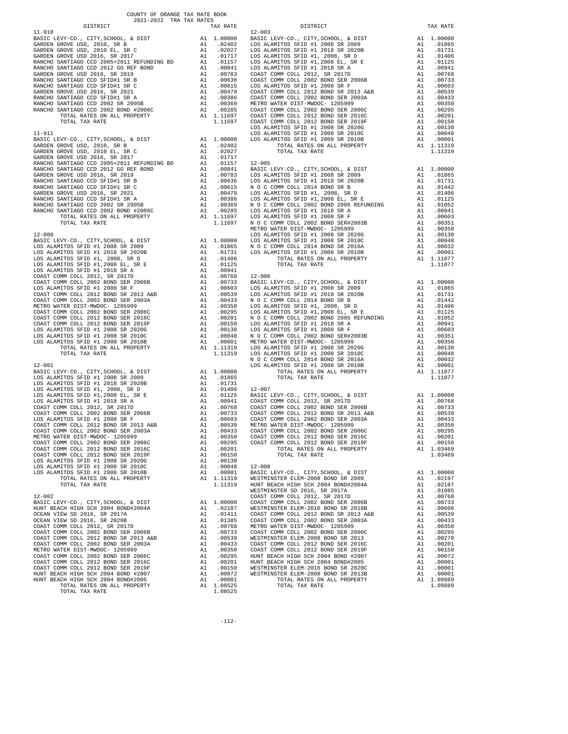COUNTY OF ORANGE TAX RATE BOOK
2021-2022 TRA TAX RATES

| DISTRICT | | TAX RATE |
|---|---|---|
| **11-910** | | |
| BASIC LEVY-CO., CITY,SCHOOL, & DIST | A1 | 1.00000 |
| GARDEN GROVE USD, 2010, SR B | A1 | .02402 |
| GARDEN GROVE USD, 2010 EL, SR C | A1 | .02027 |
| GARDEN GROVE USD 2016, SR 2017 | A1 | .01717 |
| RANCHO SANTIAGO CCD 2005+2011 REFUNDING BD | A1 | .01157 |
| RANCHO SANTIAGO CCD 2012 GO REF BOND | A1 | .00841 |
| GARDEN GROVE USD 2016, SR 2019 | A1 | .00783 |
| RANCHO SANTIAGO CCD SFID#1 SR B | A1 | .00636 |
| RANCHO SANTIAGO CCD SFID#1 SR C | A1 | .00615 |
| GARDEN GROVE USD 2016, SR 2021 | A1 | .00479 |
| RANCHO SANTIAGO CCD SFID#1 SR A | A1 | .00386 |
| RANCHO SANTIAGO CCD 2002 SR 2005B | A1 | .00369 |
| RANCHO SANTIAGO CCD 2002 BOND #2006C | A1 | .00285 |
| TOTAL RATES ON ALL PROPERTY | A1 | 1.11697 |
| TOTAL TAX RATE | | 1.11697 |
| **11-911** | | |
| BASIC LEVY-CO., CITY,SCHOOL, & DIST | A1 | 1.00000 |
| GARDEN GROVE USD, 2010, SR B | A1 | .02402 |
| GARDEN GROVE USD, 2010 EL, SR C | A1 | .02027 |
| GARDEN GROVE USD 2016, SR 2017 | A1 | .01717 |
| RANCHO SANTIAGO CCD 2005+2011 REFUNDING BD | A1 | .01157 |
| RANCHO SANTIAGO CCD 2012 GO REF BOND | A1 | .00841 |
| GARDEN GROVE USD 2016, SR 2019 | A1 | .00783 |
| RANCHO SANTIAGO CCD SFID#1 SR B | A1 | .00636 |
| RANCHO SANTIAGO CCD SFID#1 SR C | A1 | .00615 |
| GARDEN GROVE USD 2016, SR 2021 | A1 | .00479 |
| RANCHO SANTIAGO CCD SFID#1 SR A | A1 | .00386 |
| RANCHO SANTIAGO CCD 2002 SR 2005B | A1 | .00369 |
| RANCHO SANTIAGO CCD 2002 BOND #2006C | A1 | .00285 |
| TOTAL RATES ON ALL PROPERTY | A1 | 1.11697 |
| TOTAL TAX RATE | | 1.11697 |
| **12-000** | | |
| BASIC LEVY-CO., CITY,SCHOOL, & DIST | A1 | 1.00000 |
| LOS ALAMITOS SFID #1 2008 SR 2009 | A1 | .01865 |
| LOS ALAMITOS SFID #1 2018 SR 2020B | A1 | .01731 |
| LOS ALAMITOS SFID #1, 2008, SR D | A1 | .01406 |
| LOS ALAMITOS SFID #1,2008 EL, SR E | A1 | .01125 |
| LOS ALAMITOS SFID #1 2018 SR A | A1 | .00941 |
| COAST COMM COLL 2012, SR 2017D | A1 | .00768 |
| COAST COMM COLL 2002 BOND SER 2006B | A1 | .00733 |
| LOS ALAMITOS SFID #1 2008 SR F | A1 | .00603 |
| COAST COMM COLL 2012 BOND SR 2013 A&B | A1 | .00539 |
| COAST COMM COLL 2002 BOND SER 2003A | A1 | .00433 |
| METRO WATER DIST-MWDOC- 1205999 | A1 | .00350 |
| COAST COMM COLL 2002 BOND SER 2006C | A1 | .00295 |
| COAST COMM COLL 2012 BOND SER 2016C | A1 | .00201 |
| COAST COMM COLL 2012 BOND SER 2019F | A1 | .00150 |
| LOS ALAMITOS SFID #1 2008 SR 2020G | A1 | .00130 |
| LOS ALAMITOS SFID #1 2008 SR 2010C | A1 | .00048 |
| LOS ALAMITOS SFID #1 2008 SR 2010B | A1 | .00001 |
| TOTAL RATES ON ALL PROPERTY | A1 | 1.11319 |
| TOTAL TAX RATE | | 1.11319 |
| **12-001** | | |
| BASIC LEVY-CO., CITY,SCHOOL, & DIST | A1 | 1.00000 |
| LOS ALAMITOS SFID #1 2008 SR 2009 | A1 | .01865 |
| LOS ALAMITOS SFID #1 2018 SR 2020B | A1 | .01731 |
| LOS ALAMITOS SFID #1, 2008, SR D | A1 | .01406 |
| LOS ALAMITOS SFID #1,2008 EL, SR E | A1 | .01125 |
| LOS ALAMITOS SFID #1 2018 SR A | A1 | .00941 |
| COAST COMM COLL 2012, SR 2017D | A1 | .00768 |
| COAST COMM COLL 2002 BOND SER 2006B | A1 | .00733 |
| LOS ALAMITOS SFID #1 2008 SR F | A1 | .00603 |
| COAST COMM COLL 2012 BOND SR 2013 A&B | A1 | .00539 |
| COAST COMM COLL 2002 BOND SER 2003A | A1 | .00433 |
| METRO WATER DIST-MWDOC- 1205999 | A1 | .00350 |
| COAST COMM COLL 2002 BOND SER 2006C | A1 | .00295 |
| COAST COMM COLL 2012 BOND SER 2016C | A1 | .00201 |
| COAST COMM COLL 2012 BOND SER 2019F | A1 | .00150 |
| LOS ALAMITOS SFID #1 2008 SR 2020G | A1 | .00130 |
| LOS ALAMITOS SFID #1 2008 SR 2010C | A1 | .00048 |
| LOS ALAMITOS SFID #1 2008 SR 2010B | A1 | .00001 |
| TOTAL RATES ON ALL PROPERTY | A1 | 1.11319 |
| TOTAL TAX RATE | | 1.11319 |
| **12-002** | | |
| BASIC LEVY-CO., CITY,SCHOOL, & DIST | A1 | 1.00000 |
| HUNT BEACH HIGH SCH 2004 BOND#2004A | A1 | .02187 |
| OCEAN VIEW SD 2016, SR 2017A | A1 | .01411 |
| OCEAN VIEW SD 2016, SR 2020B | A1 | .01385 |
| COAST COMM COLL 2012, SR 2017D | A1 | .00768 |
| COAST COMM COLL 2002 BOND SER 2006B | A1 | .00733 |
| COAST COMM COLL 2012 BOND SR 2013 A&B | A1 | .00539 |
| COAST COMM COLL 2002 BOND SER 2003A | A1 | .00433 |
| METRO WATER DIST-MWDOC- 1205999 | A1 | .00350 |
| COAST COMM COLL 2002 BOND SER 2006C | A1 | .00295 |
| COAST COMM COLL 2012 BOND SER 2016C | A1 | .00201 |
| COAST COMM COLL 2012 BOND SER 2019F | A1 | .00150 |
| HUNT BEACH HIGH SCH 2004 BOND #2007 | A1 | .00072 |
| HUNT BEACH HIGH SCH 2004 BOND#2005 | A1 | .00001 |
| TOTAL RATES ON ALL PROPERTY | A1 | 1.08525 |
| TOTAL TAX RATE | | 1.08525 |
| **12-003** | | |
| BASIC LEVY-CO., CITY,SCHOOL, & DIST | A1 | 1.00000 |
| LOS ALAMITOS SFID #1 2008 SR 2009 | A1 | .01865 |
| LOS ALAMITOS SFID #1 2018 SR 2020B | A1 | .01731 |
| LOS ALAMITOS SFID #1, 2008, SR D | A1 | .01406 |
| LOS ALAMITOS SFID #1,2008 EL, SR E | A1 | .01125 |
| LOS ALAMITOS SFID #1 2018 SR A | A1 | .00941 |
| COAST COMM COLL 2012, SR 2017D | A1 | .00768 |
| COAST COMM COLL 2002 BOND SER 2006B | A1 | .00733 |
| LOS ALAMITOS SFID #1 2008 SR F | A1 | .00603 |
| COAST COMM COLL 2012 BOND SR 2013 A&B | A1 | .00539 |
| COAST COMM COLL 2002 BOND SER 2003A | A1 | .00433 |
| METRO WATER DIST-MWDOC- 1205999 | A1 | .00350 |
| COAST COMM COLL 2002 BOND SER 2006C | A1 | .00295 |
| COAST COMM COLL 2012 BOND SER 2016C | A1 | .00201 |
| COAST COMM COLL 2012 BOND SER 2019F | A1 | .00150 |
| LOS ALAMITOS SFID #1 2008 SR 2020G | A1 | .00130 |
| LOS ALAMITOS SFID #1 2008 SR 2010C | A1 | .00048 |
| LOS ALAMITOS SFID #1 2008 SR 2010B | A1 | .00001 |
| TOTAL RATES ON ALL PROPERTY | A1 | 1.11319 |
| TOTAL TAX RATE | | 1.11319 |
| **12-005** | | |
| BASIC LEVY-CO., CITY,SCHOOL, & DIST | A1 | 1.00000 |
| LOS ALAMITOS SFID #1 2008 SR 2009 | A1 | .01865 |
| LOS ALAMITOS SFID #1 2018 SR 2020B | A1 | .01731 |
| N O C COMM COLL 2014 BOND SR B | A1 | .01442 |
| LOS ALAMITOS SFID #1, 2008, SR D | A1 | .01406 |
| LOS ALAMITOS SFID #1,2008 EL, SR E | A1 | .01125 |
| N O C COMM COLL 2002 BOND 2005 REFUNDING | A1 | .01052 |
| LOS ALAMITOS SFID #1 2018 SR A | A1 | .00941 |
| LOS ALAMITOS SFID #1 2008 SR F | A1 | .00603 |
| N O C COMM COLL 2002 BOND SER#2003B | A1 | .00351 |
| METRO WATER DIST-MWDOC- 1205999 | A1 | .00350 |
| LOS ALAMITOS SFID #1 2008 SR 2020G | A1 | .00130 |
| LOS ALAMITOS SFID #1 2008 SR 2010C | A1 | .00048 |
| N O C COMM COLL 2014 BOND SR 2016A | A1 | .00032 |
| LOS ALAMITOS SFID #1 2008 SR 2010B | A1 | .00001 |
| TOTAL RATES ON ALL PROPERTY | A1 | 1.11077 |
| TOTAL TAX RATE | | 1.11077 |
| **12-006** | | |
| BASIC LEVY-CO., CITY,SCHOOL, & DIST | A1 | 1.00000 |
| LOS ALAMITOS SFID #1 2008 SR 2009 | A1 | .01865 |
| LOS ALAMITOS SFID #1 2018 SR 2020B | A1 | .01731 |
| N O C COMM COLL 2014 BOND SR B | A1 | .01442 |
| LOS ALAMITOS SFID #1, 2008, SR D | A1 | .01406 |
| LOS ALAMITOS SFID #1,2008 EL, SR E | A1 | .01125 |
| N O C COMM COLL 2002 BOND 2005 REFUNDING | A1 | .01052 |
| LOS ALAMITOS SFID #1 2018 SR A | A1 | .00941 |
| LOS ALAMITOS SFID #1 2008 SR F | A1 | .00603 |
| N O C COMM COLL 2002 BOND SER#2003B | A1 | .00351 |
| METRO WATER DIST-MWDOC- 1205999 | A1 | .00350 |
| LOS ALAMITOS SFID #1 2008 SR 2020G | A1 | .00130 |
| LOS ALAMITOS SFID #1 2008 SR 2010C | A1 | .00048 |
| N O C COMM COLL 2014 BOND SR 2016A | A1 | .00032 |
| LOS ALAMITOS SFID #1 2008 SR 2010B | A1 | .00001 |
| TOTAL RATES ON ALL PROPERTY | A1 | 1.11077 |
| TOTAL TAX RATE | | 1.11077 |
| **12-007** | | |
| BASIC LEVY-CO., CITY,SCHOOL, & DIST | A1 | 1.00000 |
| COAST COMM COLL 2012, SR 2017D | A1 | .00768 |
| COAST COMM COLL 2002 BOND SER 2006B | A1 | .00733 |
| COAST COMM COLL 2012 BOND SR 2013 A&B | A1 | .00539 |
| COAST COMM COLL 2002 BOND SER 2003A | A1 | .00433 |
| METRO WATER DIST-MWDOC- 1205999 | A1 | .00350 |
| COAST COMM COLL 2002 BOND SER 2006C | A1 | .00295 |
| COAST COMM COLL 2012 BOND SER 2016C | A1 | .00201 |
| COAST COMM COLL 2012 BOND SER 2019F | A1 | .00150 |
| TOTAL RATES ON ALL PROPERTY | A1 | 1.03469 |
| TOTAL TAX RATE | | 1.03469 |
| **12-008** | | |
| BASIC LEVY-CO., CITY,SCHOOL, & DIST | A1 | 1.00000 |
| WESTMINSTER ELEM-2008 BOND SR 2009 | A1 | .02197 |
| HUNT BEACH HIGH SCH 2004 BOND#2004A | A1 | .02187 |
| WESTMINSTER SD 2016, SR 2017A | A1 | .01085 |
| COAST COMM COLL 2012, SR 2017D | A1 | .00768 |
| COAST COMM COLL 2002 BOND SER 2006B | A1 | .00733 |
| WESTMINSTER ELEM-2016 BOND SR 2018B | A1 | .00606 |
| COAST COMM COLL 2012 BOND SR 2013 A&B | A1 | .00539 |
| COAST COMM COLL 2002 BOND SER 2003A | A1 | .00433 |
| METRO WATER DIST-MWDOC- 1205999 | A1 | .00350 |
| COAST COMM COLL 2002 BOND SER 2006C | A1 | .00295 |
| WESTMINSTER ELEM-2008 BOND SR 2013 | A1 | .00270 |
| COAST COMM COLL 2012 BOND SER 2016C | A1 | .00201 |
| COAST COMM COLL 2012 BOND SER 2019F | A1 | .00150 |
| HUNT BEACH HIGH SCH 2004 BOND #2007 | A1 | .00072 |
| HUNT BEACH HIGH SCH 2004 BOND#2005 | A1 | .00001 |
| WESTMINSTER ELEM-2016 BOND SR 2020C | A1 | .00001 |
| WESTMINSTER ELEM-2008 BOND SR 2013B | A1 | .00001 |
| TOTAL RATES ON ALL PROPERTY | A1 | 1.09889 |
| TOTAL TAX RATE | | 1.09889 |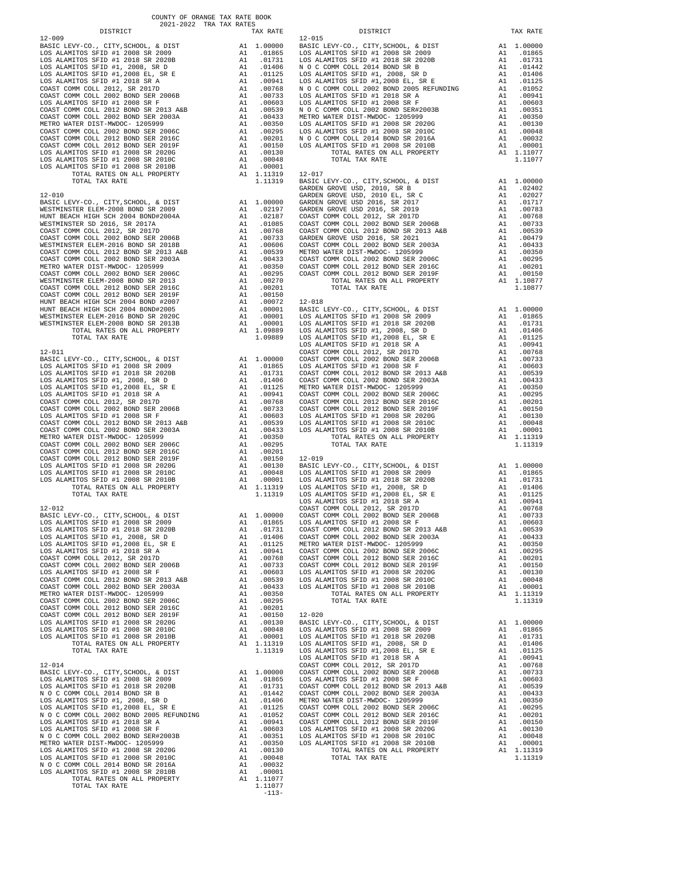# COUNTY OF ORANGE TAX RATE BOOK

## 2021-2022 TRA TAX RATES

### 12-009

| DISTRICT | | TAX RATE |
|---|---|---|
| BASIC LEVY-CO., CITY,SCHOOL, & DIST | A1 | 1.00000 |
| LOS ALAMITOS SFID #1 2008 SR 2009 | A1 | .01865 |
| LOS ALAMITOS SFID #1 2018 SR 2020B | A1 | .01731 |
| LOS ALAMITOS SFID #1, 2008, SR D | A1 | .01406 |
| LOS ALAMITOS SFID #1,2008 EL, SR E | A1 | .01125 |
| LOS ALAMITOS SFID #1 2018 SR A | A1 | .00941 |
| COAST COMM COLL 2012, SR 2017D | A1 | .00768 |
| COAST COMM COLL 2002 BOND SER 2006B | A1 | .00733 |
| LOS ALAMITOS SFID #1 2008 SR F | A1 | .00603 |
| COAST COMM COLL 2012 BOND SR 2013 A&B | A1 | .00539 |
| COAST COMM COLL 2002 BOND SER 2003A | A1 | .00433 |
| METRO WATER DIST-MWDOC- 1205999 | A1 | .00350 |
| COAST COMM COLL 2002 BOND SER 2006C | A1 | .00295 |
| COAST COMM COLL 2012 BOND SER 2016C | A1 | .00201 |
| COAST COMM COLL 2012 BOND SER 2019F | A1 | .00150 |
| LOS ALAMITOS SFID #1 2008 SR 2020G | A1 | .00130 |
| LOS ALAMITOS SFID #1 2008 SR 2010C | A1 | .00048 |
| LOS ALAMITOS SFID #1 2008 SR 2010B | A1 | .00001 |
| TOTAL RATES ON ALL PROPERTY | A1 | 1.11319 |
| TOTAL TAX RATE | | 1.11319 |

### 12-010

| DISTRICT | | TAX RATE |
|---|---|---|
| BASIC LEVY-CO., CITY,SCHOOL, & DIST | A1 | 1.00000 |
| WESTMINSTER ELEM-2008 BOND SR 2009 | A1 | .02197 |
| HUNT BEACH HIGH SCH 2004 BOND#2004A | A1 | .02187 |
| WESTMINSTER SD 2016, SR 2017A | A1 | .01085 |
| COAST COMM COLL 2012, SR 2017D | A1 | .00768 |
| COAST COMM COLL 2002 BOND SER 2006B | A1 | .00733 |
| WESTMINSTER ELEM-2016 BOND SR 2018B | A1 | .00606 |
| COAST COMM COLL 2012 BOND SR 2013 A&B | A1 | .00539 |
| COAST COMM COLL 2002 BOND SER 2003A | A1 | .00433 |
| METRO WATER DIST-MWDOC- 1205999 | A1 | .00350 |
| COAST COMM COLL 2002 BOND SER 2006C | A1 | .00295 |
| WESTMINSTER ELEM-2008 BOND SR 2013 | A1 | .00270 |
| COAST COMM COLL 2012 BOND SER 2016C | A1 | .00201 |
| COAST COMM COLL 2012 BOND SER 2019F | A1 | .00150 |
| HUNT BEACH HIGH SCH 2004 BOND #2007 | A1 | .00072 |
| HUNT BEACH HIGH SCH 2004 BOND#2005 | A1 | .00001 |
| WESTMINSTER ELEM-2016 BOND SR 2020C | A1 | .00001 |
| WESTMINSTER ELEM-2008 BOND SR 2013B | A1 | .00001 |
| TOTAL RATES ON ALL PROPERTY | A1 | 1.09889 |
| TOTAL TAX RATE | | 1.09889 |

### 12-011

| DISTRICT | | TAX RATE |
|---|---|---|
| BASIC LEVY-CO., CITY,SCHOOL, & DIST | A1 | 1.00000 |
| LOS ALAMITOS SFID #1 2008 SR 2009 | A1 | .01865 |
| LOS ALAMITOS SFID #1 2018 SR 2020B | A1 | .01731 |
| LOS ALAMITOS SFID #1, 2008, SR D | A1 | .01406 |
| LOS ALAMITOS SFID #1,2008 EL, SR E | A1 | .01125 |
| LOS ALAMITOS SFID #1 2018 SR A | A1 | .00941 |
| COAST COMM COLL 2012, SR 2017D | A1 | .00768 |
| COAST COMM COLL 2002 BOND SER 2006B | A1 | .00733 |
| LOS ALAMITOS SFID #1 2008 SR F | A1 | .00603 |
| COAST COMM COLL 2012 BOND SR 2013 A&B | A1 | .00539 |
| COAST COMM COLL 2002 BOND SER 2003A | A1 | .00433 |
| METRO WATER DIST-MWDOC- 1205999 | A1 | .00350 |
| COAST COMM COLL 2002 BOND SER 2006C | A1 | .00295 |
| COAST COMM COLL 2012 BOND SER 2016C | A1 | .00201 |
| COAST COMM COLL 2012 BOND SER 2019F | A1 | .00150 |
| LOS ALAMITOS SFID #1 2008 SR 2020G | A1 | .00130 |
| LOS ALAMITOS SFID #1 2008 SR 2010C | A1 | .00048 |
| LOS ALAMITOS SFID #1 2008 SR 2010B | A1 | .00001 |
| TOTAL RATES ON ALL PROPERTY | A1 | 1.11319 |
| TOTAL TAX RATE | | 1.11319 |

### 12-012

| DISTRICT | | TAX RATE |
|---|---|---|
| BASIC LEVY-CO., CITY,SCHOOL, & DIST | A1 | 1.00000 |
| LOS ALAMITOS SFID #1 2008 SR 2009 | A1 | .01865 |
| LOS ALAMITOS SFID #1 2018 SR 2020B | A1 | .01731 |
| LOS ALAMITOS SFID #1, 2008, SR D | A1 | .01406 |
| LOS ALAMITOS SFID #1,2008 EL, SR E | A1 | .01125 |
| LOS ALAMITOS SFID #1 2018 SR A | A1 | .00941 |
| COAST COMM COLL 2012, SR 2017D | A1 | .00768 |
| COAST COMM COLL 2002 BOND SER 2006B | A1 | .00733 |
| LOS ALAMITOS SFID #1 2008 SR F | A1 | .00603 |
| COAST COMM COLL 2012 BOND SR 2013 A&B | A1 | .00539 |
| COAST COMM COLL 2002 BOND SER 2003A | A1 | .00433 |
| METRO WATER DIST-MWDOC- 1205999 | A1 | .00350 |
| COAST COMM COLL 2002 BOND SER 2006C | A1 | .00295 |
| COAST COMM COLL 2012 BOND SER 2016C | A1 | .00201 |
| COAST COMM COLL 2012 BOND SER 2019F | A1 | .00150 |
| LOS ALAMITOS SFID #1 2008 SR 2020G | A1 | .00130 |
| LOS ALAMITOS SFID #1 2008 SR 2010C | A1 | .00048 |
| LOS ALAMITOS SFID #1 2008 SR 2010B | A1 | .00001 |
| TOTAL RATES ON ALL PROPERTY | A1 | 1.11319 |
| TOTAL TAX RATE | | 1.11319 |

### 12-014

| DISTRICT | | TAX RATE |
|---|---|---|
| BASIC LEVY-CO., CITY,SCHOOL, & DIST | A1 | 1.00000 |
| LOS ALAMITOS SFID #1 2008 SR 2009 | A1 | .01865 |
| LOS ALAMITOS SFID #1 2018 SR 2020B | A1 | .01731 |
| N O C COMM COLL 2014 BOND SR B | A1 | .01442 |
| LOS ALAMITOS SFID #1, 2008, SR D | A1 | .01406 |
| LOS ALAMITOS SFID #1,2008 EL, SR E | A1 | .01125 |
| N O C COMM COLL 2002 BOND 2005 REFUNDING | A1 | .01052 |
| LOS ALAMITOS SFID #1 2018 SR A | A1 | .00941 |
| LOS ALAMITOS SFID #1 2008 SR F | A1 | .00603 |
| N O C COMM COLL 2002 BOND SER#2003B | A1 | .00351 |
| METRO WATER DIST-MWDOC- 1205999 | A1 | .00350 |
| LOS ALAMITOS SFID #1 2008 SR 2020G | A1 | .00130 |
| LOS ALAMITOS SFID #1 2008 SR 2010C | A1 | .00048 |
| N O C COMM COLL 2014 BOND SR 2016A | A1 | .00032 |
| LOS ALAMITOS SFID #1 2008 SR 2010B | A1 | .00001 |
| TOTAL RATES ON ALL PROPERTY | A1 | 1.11077 |
| TOTAL TAX RATE | | 1.11077 |

### 12-015

| DISTRICT | | TAX RATE |
|---|---|---|
| BASIC LEVY-CO., CITY,SCHOOL, & DIST | A1 | 1.00000 |
| LOS ALAMITOS SFID #1 2008 SR 2009 | A1 | .01865 |
| LOS ALAMITOS SFID #1 2018 SR 2020B | A1 | .01731 |
| N O C COMM COLL 2014 BOND SR B | A1 | .01442 |
| LOS ALAMITOS SFID #1, 2008, SR D | A1 | .01406 |
| LOS ALAMITOS SFID #1,2008 EL, SR E | A1 | .01125 |
| N O C COMM COLL 2002 BOND 2005 REFUNDING | A1 | .01052 |
| LOS ALAMITOS SFID #1 2018 SR A | A1 | .00941 |
| LOS ALAMITOS SFID #1 2008 SR F | A1 | .00603 |
| N O C COMM COLL 2002 BOND SER#2003B | A1 | .00351 |
| METRO WATER DIST-MWDOC- 1205999 | A1 | .00350 |
| LOS ALAMITOS SFID #1 2008 SR 2020G | A1 | .00130 |
| LOS ALAMITOS SFID #1 2008 SR 2010C | A1 | .00048 |
| N O C COMM COLL 2014 BOND SR 2016A | A1 | .00032 |
| LOS ALAMITOS SFID #1 2008 SR 2010B | A1 | .00001 |
| TOTAL RATES ON ALL PROPERTY | A1 | 1.11077 |
| TOTAL TAX RATE | | 1.11077 |

### 12-017

| DISTRICT | | TAX RATE |
|---|---|---|
| BASIC LEVY-CO., CITY,SCHOOL, & DIST | A1 | 1.00000 |
| GARDEN GROVE USD, 2010, SR B | A1 | .02402 |
| GARDEN GROVE USD, 2010 EL, SR C | A1 | .02027 |
| GARDEN GROVE USD 2016, SR 2017 | A1 | .01717 |
| GARDEN GROVE USD 2016, SR 2019 | A1 | .00783 |
| COAST COMM COLL 2012, SR 2017D | A1 | .00768 |
| COAST COMM COLL 2002 BOND SER 2006B | A1 | .00733 |
| COAST COMM COLL 2012 BOND SR 2013 A&B | A1 | .00539 |
| GARDEN GROVE USD 2016, SR 2021 | A1 | .00479 |
| COAST COMM COLL 2002 BOND SER 2003A | A1 | .00433 |
| METRO WATER DIST-MWDOC- 1205999 | A1 | .00350 |
| COAST COMM COLL 2002 BOND SER 2006C | A1 | .00295 |
| COAST COMM COLL 2012 BOND SER 2016C | A1 | .00201 |
| COAST COMM COLL 2012 BOND SER 2019F | A1 | .00150 |
| TOTAL RATES ON ALL PROPERTY | A1 | 1.10877 |
| TOTAL TAX RATE | | 1.10877 |

### 12-018

| DISTRICT | | TAX RATE |
|---|---|---|
| BASIC LEVY-CO., CITY,SCHOOL, & DIST | A1 | 1.00000 |
| LOS ALAMITOS SFID #1 2008 SR 2009 | A1 | .01865 |
| LOS ALAMITOS SFID #1 2018 SR 2020B | A1 | .01731 |
| LOS ALAMITOS SFID #1, 2008, SR D | A1 | .01406 |
| LOS ALAMITOS SFID #1,2008 EL, SR E | A1 | .01125 |
| LOS ALAMITOS SFID #1 2018 SR A | A1 | .00941 |
| COAST COMM COLL 2012, SR 2017D | A1 | .00768 |
| COAST COMM COLL 2002 BOND SER 2006B | A1 | .00733 |
| LOS ALAMITOS SFID #1 2008 SR F | A1 | .00603 |
| COAST COMM COLL 2012 BOND SR 2013 A&B | A1 | .00539 |
| COAST COMM COLL 2002 BOND SER 2003A | A1 | .00433 |
| METRO WATER DIST-MWDOC- 1205999 | A1 | .00350 |
| COAST COMM COLL 2002 BOND SER 2006C | A1 | .00295 |
| COAST COMM COLL 2012 BOND SER 2016C | A1 | .00201 |
| COAST COMM COLL 2012 BOND SER 2019F | A1 | .00150 |
| LOS ALAMITOS SFID #1 2008 SR 2020G | A1 | .00130 |
| LOS ALAMITOS SFID #1 2008 SR 2010C | A1 | .00048 |
| LOS ALAMITOS SFID #1 2008 SR 2010B | A1 | .00001 |
| TOTAL RATES ON ALL PROPERTY | A1 | 1.11319 |
| TOTAL TAX RATE | | 1.11319 |

### 12-019

| DISTRICT | | TAX RATE |
|---|---|---|
| BASIC LEVY-CO., CITY,SCHOOL, & DIST | A1 | 1.00000 |
| LOS ALAMITOS SFID #1 2008 SR 2009 | A1 | .01865 |
| LOS ALAMITOS SFID #1 2018 SR 2020B | A1 | .01731 |
| LOS ALAMITOS SFID #1, 2008, SR D | A1 | .01406 |
| LOS ALAMITOS SFID #1,2008 EL, SR E | A1 | .01125 |
| LOS ALAMITOS SFID #1 2018 SR A | A1 | .00941 |
| COAST COMM COLL 2012, SR 2017D | A1 | .00768 |
| COAST COMM COLL 2002 BOND SER 2006B | A1 | .00733 |
| LOS ALAMITOS SFID #1 2008 SR F | A1 | .00603 |
| COAST COMM COLL 2012 BOND SR 2013 A&B | A1 | .00539 |
| COAST COMM COLL 2002 BOND SER 2003A | A1 | .00433 |
| METRO WATER DIST-MWDOC- 1205999 | A1 | .00350 |
| COAST COMM COLL 2002 BOND SER 2006C | A1 | .00295 |
| COAST COMM COLL 2012 BOND SER 2016C | A1 | .00201 |
| COAST COMM COLL 2012 BOND SER 2019F | A1 | .00150 |
| LOS ALAMITOS SFID #1 2008 SR 2020G | A1 | .00130 |
| LOS ALAMITOS SFID #1 2008 SR 2010C | A1 | .00048 |
| LOS ALAMITOS SFID #1 2008 SR 2010B | A1 | .00001 |
| TOTAL RATES ON ALL PROPERTY | A1 | 1.11319 |
| TOTAL TAX RATE | | 1.11319 |

### 12-020

| DISTRICT | | TAX RATE |
|---|---|---|
| BASIC LEVY-CO., CITY,SCHOOL, & DIST | A1 | 1.00000 |
| LOS ALAMITOS SFID #1 2008 SR 2009 | A1 | .01865 |
| LOS ALAMITOS SFID #1 2018 SR 2020B | A1 | .01731 |
| LOS ALAMITOS SFID #1, 2008, SR D | A1 | .01406 |
| LOS ALAMITOS SFID #1,2008 EL, SR E | A1 | .01125 |
| LOS ALAMITOS SFID #1 2018 SR A | A1 | .00941 |
| COAST COMM COLL 2012, SR 2017D | A1 | .00768 |
| COAST COMM COLL 2002 BOND SER 2006B | A1 | .00733 |
| LOS ALAMITOS SFID #1 2008 SR F | A1 | .00603 |
| COAST COMM COLL 2012 BOND SR 2013 A&B | A1 | .00539 |
| COAST COMM COLL 2002 BOND SER 2003A | A1 | .00433 |
| METRO WATER DIST-MWDOC- 1205999 | A1 | .00350 |
| COAST COMM COLL 2002 BOND SER 2006C | A1 | .00295 |
| COAST COMM COLL 2012 BOND SER 2016C | A1 | .00201 |
| COAST COMM COLL 2012 BOND SER 2019F | A1 | .00150 |
| LOS ALAMITOS SFID #1 2008 SR 2020G | A1 | .00130 |
| LOS ALAMITOS SFID #1 2008 SR 2010C | A1 | .00048 |
| LOS ALAMITOS SFID #1 2008 SR 2010B | A1 | .00001 |
| TOTAL RATES ON ALL PROPERTY | A1 | 1.11319 |
| TOTAL TAX RATE | | 1.11319 |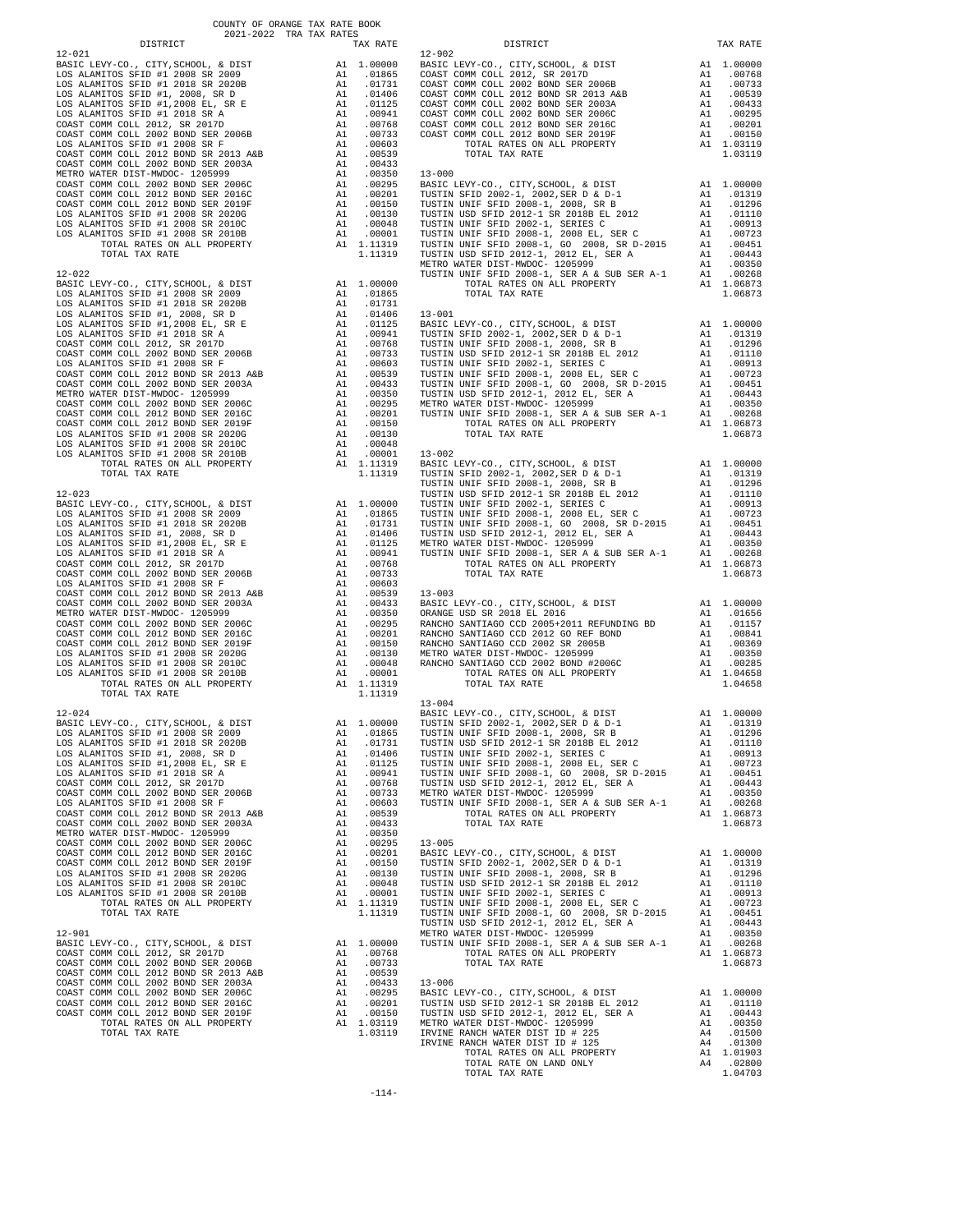COUNTY OF ORANGE TAX RATE BOOK
2021-2022 TRA TAX RATES

| DISTRICT | | TAX RATE |
|---|---|---|
| **12-021** | | |
| BASIC LEVY-CO., CITY,SCHOOL, & DIST | A1 | 1.00000 |
| LOS ALAMITOS SFID #1 2008 SR 2009 | A1 | .01865 |
| LOS ALAMITOS SFID #1 2018 SR 2020B | A1 | .01731 |
| LOS ALAMITOS SFID #1, 2008, SR D | A1 | .01406 |
| LOS ALAMITOS SFID #1,2008 EL, SR E | A1 | .01125 |
| LOS ALAMITOS SFID #1 2018 SR A | A1 | .00941 |
| COAST COMM COLL 2012, SR 2017D | A1 | .00768 |
| COAST COMM COLL 2002 BOND SER 2006B | A1 | .00733 |
| LOS ALAMITOS SFID #1 2008 SR F | A1 | .00603 |
| COAST COMM COLL 2012 BOND SR 2013 A&B | A1 | .00539 |
| COAST COMM COLL 2002 BOND SER 2003A | A1 | .00433 |
| METRO WATER DIST-MWDOC- 1205999 | A1 | .00350 |
| COAST COMM COLL 2002 BOND SER 2006C | A1 | .00295 |
| COAST COMM COLL 2012 BOND SER 2016C | A1 | .00201 |
| COAST COMM COLL 2012 BOND SER 2019F | A1 | .00150 |
| LOS ALAMITOS SFID #1 2008 SR 2020G | A1 | .00130 |
| LOS ALAMITOS SFID #1 2008 SR 2010C | A1 | .00048 |
| LOS ALAMITOS SFID #1 2008 SR 2010B | A1 | .00001 |
| TOTAL RATES ON ALL PROPERTY | A1 | 1.11319 |
| TOTAL TAX RATE | | 1.11319 |
| **12-022** | | |
| BASIC LEVY-CO., CITY,SCHOOL, & DIST | A1 | 1.00000 |
| LOS ALAMITOS SFID #1 2008 SR 2009 | A1 | .01865 |
| LOS ALAMITOS SFID #1 2018 SR 2020B | A1 | .01731 |
| LOS ALAMITOS SFID #1, 2008, SR D | A1 | .01406 |
| LOS ALAMITOS SFID #1,2008 EL, SR E | A1 | .01125 |
| LOS ALAMITOS SFID #1 2018 SR A | A1 | .00941 |
| COAST COMM COLL 2012, SR 2017D | A1 | .00768 |
| COAST COMM COLL 2002 BOND SER 2006B | A1 | .00733 |
| LOS ALAMITOS SFID #1 2008 SR F | A1 | .00603 |
| COAST COMM COLL 2012 BOND SR 2013 A&B | A1 | .00539 |
| COAST COMM COLL 2002 BOND SER 2003A | A1 | .00433 |
| METRO WATER DIST-MWDOC- 1205999 | A1 | .00350 |
| COAST COMM COLL 2002 BOND SER 2006C | A1 | .00295 |
| COAST COMM COLL 2012 BOND SER 2016C | A1 | .00201 |
| COAST COMM COLL 2012 BOND SER 2019F | A1 | .00150 |
| LOS ALAMITOS SFID #1 2008 SR 2020G | A1 | .00130 |
| LOS ALAMITOS SFID #1 2008 SR 2010C | A1 | .00048 |
| LOS ALAMITOS SFID #1 2008 SR 2010B | A1 | .00001 |
| TOTAL RATES ON ALL PROPERTY | A1 | 1.11319 |
| TOTAL TAX RATE | | 1.11319 |
| **12-023** | | |
| BASIC LEVY-CO., CITY,SCHOOL, & DIST | A1 | 1.00000 |
| LOS ALAMITOS SFID #1 2008 SR 2009 | A1 | .01865 |
| LOS ALAMITOS SFID #1 2018 SR 2020B | A1 | .01731 |
| LOS ALAMITOS SFID #1, 2008, SR D | A1 | .01406 |
| LOS ALAMITOS SFID #1,2008 EL, SR E | A1 | .01125 |
| LOS ALAMITOS SFID #1 2018 SR A | A1 | .00941 |
| COAST COMM COLL 2012, SR 2017D | A1 | .00768 |
| COAST COMM COLL 2002 BOND SER 2006B | A1 | .00733 |
| LOS ALAMITOS SFID #1 2008 SR F | A1 | .00603 |
| COAST COMM COLL 2012 BOND SR 2013 A&B | A1 | .00539 |
| COAST COMM COLL 2002 BOND SER 2003A | A1 | .00433 |
| METRO WATER DIST-MWDOC- 1205999 | A1 | .00350 |
| COAST COMM COLL 2002 BOND SER 2006C | A1 | .00295 |
| COAST COMM COLL 2012 BOND SER 2016C | A1 | .00201 |
| COAST COMM COLL 2012 BOND SER 2019F | A1 | .00150 |
| LOS ALAMITOS SFID #1 2008 SR 2020G | A1 | .00130 |
| LOS ALAMITOS SFID #1 2008 SR 2010C | A1 | .00048 |
| LOS ALAMITOS SFID #1 2008 SR 2010B | A1 | .00001 |
| TOTAL RATES ON ALL PROPERTY | A1 | 1.11319 |
| TOTAL TAX RATE | | 1.11319 |
| **12-024** | | |
| BASIC LEVY-CO., CITY,SCHOOL, & DIST | A1 | 1.00000 |
| LOS ALAMITOS SFID #1 2008 SR 2009 | A1 | .01865 |
| LOS ALAMITOS SFID #1 2018 SR 2020B | A1 | .01731 |
| LOS ALAMITOS SFID #1, 2008, SR D | A1 | .01406 |
| LOS ALAMITOS SFID #1,2008 EL, SR E | A1 | .01125 |
| LOS ALAMITOS SFID #1 2018 SR A | A1 | .00941 |
| COAST COMM COLL 2012, SR 2017D | A1 | .00768 |
| COAST COMM COLL 2002 BOND SER 2006B | A1 | .00733 |
| LOS ALAMITOS SFID #1 2008 SR F | A1 | .00603 |
| COAST COMM COLL 2012 BOND SR 2013 A&B | A1 | .00539 |
| COAST COMM COLL 2002 BOND SER 2003A | A1 | .00433 |
| METRO WATER DIST-MWDOC- 1205999 | A1 | .00350 |
| COAST COMM COLL 2002 BOND SER 2006C | A1 | .00295 |
| COAST COMM COLL 2012 BOND SER 2016C | A1 | .00201 |
| COAST COMM COLL 2012 BOND SER 2019F | A1 | .00150 |
| LOS ALAMITOS SFID #1 2008 SR 2020G | A1 | .00130 |
| LOS ALAMITOS SFID #1 2008 SR 2010C | A1 | .00048 |
| LOS ALAMITOS SFID #1 2008 SR 2010B | A1 | .00001 |
| TOTAL RATES ON ALL PROPERTY | A1 | 1.11319 |
| TOTAL TAX RATE | | 1.11319 |
| **12-901** | | |
| BASIC LEVY-CO., CITY,SCHOOL, & DIST | A1 | 1.00000 |
| COAST COMM COLL 2012, SR 2017D | A1 | .00768 |
| COAST COMM COLL 2002 BOND SER 2006B | A1 | .00733 |
| COAST COMM COLL 2012 BOND SR 2013 A&B | A1 | .00539 |
| COAST COMM COLL 2002 BOND SER 2003A | A1 | .00433 |
| COAST COMM COLL 2002 BOND SER 2006C | A1 | .00295 |
| COAST COMM COLL 2012 BOND SER 2016C | A1 | .00201 |
| COAST COMM COLL 2012 BOND SER 2019F | A1 | .00150 |
| TOTAL RATES ON ALL PROPERTY | A1 | 1.03119 |
| TOTAL TAX RATE | | 1.03119 |
| **12-902** | | |
| BASIC LEVY-CO., CITY,SCHOOL, & DIST | A1 | 1.00000 |
| COAST COMM COLL 2012, SR 2017D | A1 | .00768 |
| COAST COMM COLL 2002 BOND SER 2006B | A1 | .00733 |
| COAST COMM COLL 2012 BOND SR 2013 A&B | A1 | .00539 |
| COAST COMM COLL 2002 BOND SER 2003A | A1 | .00433 |
| COAST COMM COLL 2002 BOND SER 2006C | A1 | .00295 |
| COAST COMM COLL 2012 BOND SER 2016C | A1 | .00201 |
| COAST COMM COLL 2012 BOND SER 2019F | A1 | .00150 |
| TOTAL RATES ON ALL PROPERTY | A1 | 1.03119 |
| TOTAL TAX RATE | | 1.03119 |
| **13-000** | | |
| BASIC LEVY-CO., CITY,SCHOOL, & DIST | A1 | 1.00000 |
| TUSTIN SFID 2002-1, 2002,SER D & D-1 | A1 | .01319 |
| TUSTIN UNIF SFID 2008-1, 2008, SR B | A1 | .01296 |
| TUSTIN USD SFID 2012-1 SR 2018B EL 2012 | A1 | .01110 |
| TUSTIN UNIF SFID 2002-1, SERIES C | A1 | .00913 |
| TUSTIN UNIF SFID 2008-1, 2008 EL, SER C | A1 | .00723 |
| TUSTIN UNIF SFID 2008-1, GO 2008, SR D-2015 | A1 | .00451 |
| TUSTIN USD SFID 2012-1, 2012 EL, SER A | A1 | .00443 |
| METRO WATER DIST-MWDOC- 1205999 | A1 | .00350 |
| TUSTIN UNIF SFID 2008-1, SER A & SUB SER A-1 | A1 | .00268 |
| TOTAL RATES ON ALL PROPERTY | A1 | 1.06873 |
| TOTAL TAX RATE | | 1.06873 |
| **13-001** | | |
| BASIC LEVY-CO., CITY,SCHOOL, & DIST | A1 | 1.00000 |
| TUSTIN SFID 2002-1, 2002,SER D & D-1 | A1 | .01319 |
| TUSTIN UNIF SFID 2008-1, 2008, SR B | A1 | .01296 |
| TUSTIN USD SFID 2012-1 SR 2018B EL 2012 | A1 | .01110 |
| TUSTIN UNIF SFID 2002-1, SERIES C | A1 | .00913 |
| TUSTIN UNIF SFID 2008-1, 2008 EL, SER C | A1 | .00723 |
| TUSTIN UNIF SFID 2008-1, GO 2008, SR D-2015 | A1 | .00451 |
| TUSTIN USD SFID 2012-1, 2012 EL, SER A | A1 | .00443 |
| METRO WATER DIST-MWDOC- 1205999 | A1 | .00350 |
| TUSTIN UNIF SFID 2008-1, SER A & SUB SER A-1 | A1 | .00268 |
| TOTAL RATES ON ALL PROPERTY | A1 | 1.06873 |
| TOTAL TAX RATE | | 1.06873 |
| **13-002** | | |
| BASIC LEVY-CO., CITY,SCHOOL, & DIST | A1 | 1.00000 |
| TUSTIN SFID 2002-1, 2002,SER D & D-1 | A1 | .01319 |
| TUSTIN UNIF SFID 2008-1, 2008, SR B | A1 | .01296 |
| TUSTIN USD SFID 2012-1 SR 2018B EL 2012 | A1 | .01110 |
| TUSTIN UNIF SFID 2002-1, SERIES C | A1 | .00913 |
| TUSTIN UNIF SFID 2008-1, 2008 EL, SER C | A1 | .00723 |
| TUSTIN UNIF SFID 2008-1, GO 2008, SR D-2015 | A1 | .00451 |
| TUSTIN USD SFID 2012-1, 2012 EL, SER A | A1 | .00443 |
| METRO WATER DIST-MWDOC- 1205999 | A1 | .00350 |
| TUSTIN UNIF SFID 2008-1, SER A & SUB SER A-1 | A1 | .00268 |
| TOTAL RATES ON ALL PROPERTY | A1 | 1.06873 |
| TOTAL TAX RATE | | 1.06873 |
| **13-003** | | |
| BASIC LEVY-CO., CITY,SCHOOL, & DIST | A1 | 1.00000 |
| ORANGE USD SR 2018 EL 2016 | A1 | .01656 |
| RANCHO SANTIAGO CCD 2005+2011 REFUNDING BD | A1 | .01157 |
| RANCHO SANTIAGO CCD 2012 GO REF BOND | A1 | .00841 |
| RANCHO SANTIAGO CCD 2002 SR 2005B | A1 | .00369 |
| METRO WATER DIST-MWDOC- 1205999 | A1 | .00350 |
| RANCHO SANTIAGO CCD 2002 BOND #2006C | A1 | .00285 |
| TOTAL RATES ON ALL PROPERTY | A1 | 1.04658 |
| TOTAL TAX RATE | | 1.04658 |
| **13-004** | | |
| BASIC LEVY-CO., CITY,SCHOOL, & DIST | A1 | 1.00000 |
| TUSTIN SFID 2002-1, 2002,SER D & D-1 | A1 | .01319 |
| TUSTIN UNIF SFID 2008-1, 2008, SR B | A1 | .01296 |
| TUSTIN USD SFID 2012-1 SR 2018B EL 2012 | A1 | .01110 |
| TUSTIN UNIF SFID 2002-1, SERIES C | A1 | .00913 |
| TUSTIN UNIF SFID 2008-1, 2008 EL, SER C | A1 | .00723 |
| TUSTIN UNIF SFID 2008-1, GO 2008, SR D-2015 | A1 | .00451 |
| TUSTIN USD SFID 2012-1, 2012 EL, SER A | A1 | .00443 |
| METRO WATER DIST-MWDOC- 1205999 | A1 | .00350 |
| TUSTIN UNIF SFID 2008-1, SER A & SUB SER A-1 | A1 | .00268 |
| TOTAL RATES ON ALL PROPERTY | A1 | 1.06873 |
| TOTAL TAX RATE | | 1.06873 |
| **13-005** | | |
| BASIC LEVY-CO., CITY,SCHOOL, & DIST | A1 | 1.00000 |
| TUSTIN SFID 2002-1, 2002,SER D & D-1 | A1 | .01319 |
| TUSTIN UNIF SFID 2008-1, 2008, SR B | A1 | .01296 |
| TUSTIN USD SFID 2012-1 SR 2018B EL 2012 | A1 | .01110 |
| TUSTIN UNIF SFID 2002-1, SERIES C | A1 | .00913 |
| TUSTIN UNIF SFID 2008-1, 2008 EL, SER C | A1 | .00723 |
| TUSTIN UNIF SFID 2008-1, GO 2008, SR D-2015 | A1 | .00451 |
| TUSTIN USD SFID 2012-1, 2012 EL, SER A | A1 | .00443 |
| METRO WATER DIST-MWDOC- 1205999 | A1 | .00350 |
| TUSTIN UNIF SFID 2008-1, SER A & SUB SER A-1 | A1 | .00268 |
| TOTAL RATES ON ALL PROPERTY | A1 | 1.06873 |
| TOTAL TAX RATE | | 1.06873 |
| **13-006** | | |
| BASIC LEVY-CO., CITY,SCHOOL, & DIST | A1 | 1.00000 |
| TUSTIN USD SFID 2012-1 SR 2018B EL 2012 | A1 | .01110 |
| TUSTIN USD SFID 2012-1, 2012 EL, SER A | A1 | .00443 |
| METRO WATER DIST-MWDOC- 1205999 | A1 | .00350 |
| IRVINE RANCH WATER DIST ID # 225 | A4 | .01500 |
| IRVINE RANCH WATER DIST ID # 125 | A4 | .01300 |
| TOTAL RATES ON ALL PROPERTY | A1 | 1.01903 |
| TOTAL RATE ON LAND ONLY | A4 | .02800 |
| TOTAL TAX RATE | | 1.04703 |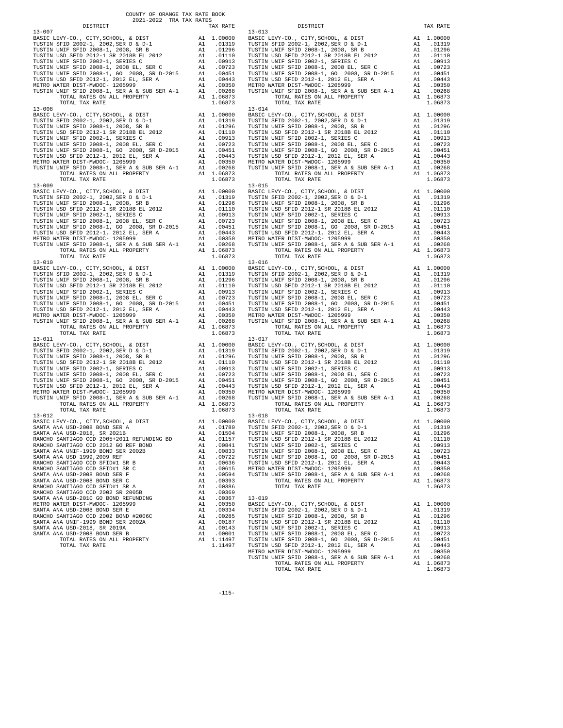COUNTY OF ORANGE TAX RATE BOOK
2021-2022 TRA TAX RATES

| DISTRICT | | TAX RATE |
|---|---|---|
| **13-007** | | |
| BASIC LEVY-CO., CITY,SCHOOL, & DIST | A1 | 1.00000 |
| TUSTIN SFID 2002-1, 2002,SER D & D-1 | A1 | .01319 |
| TUSTIN UNIF SFID 2008-1, 2008, SR B | A1 | .01296 |
| TUSTIN USD SFID 2012-1 SR 2018B EL 2012 | A1 | .01110 |
| TUSTIN UNIF SFID 2002-1, SERIES C | A1 | .00913 |
| TUSTIN UNIF SFID 2008-1, 2008 EL, SER C | A1 | .00723 |
| TUSTIN UNIF SFID 2008-1, GO 2008, SR D-2015 | A1 | .00451 |
| TUSTIN USD SFID 2012-1, 2012 EL, SER A | A1 | .00443 |
| METRO WATER DIST-MWDOC- 1205999 | A1 | .00350 |
| TUSTIN UNIF SFID 2008-1, SER A & SUB SER A-1 | A1 | .00268 |
| TOTAL RATES ON ALL PROPERTY | A1 | 1.06873 |
| TOTAL TAX RATE | | 1.06873 |
| **13-008** | | |
| BASIC LEVY-CO., CITY,SCHOOL, & DIST | A1 | 1.00000 |
| TUSTIN SFID 2002-1, 2002,SER D & D-1 | A1 | .01319 |
| TUSTIN UNIF SFID 2008-1, 2008, SR B | A1 | .01296 |
| TUSTIN USD SFID 2012-1 SR 2018B EL 2012 | A1 | .01110 |
| TUSTIN UNIF SFID 2002-1, SERIES C | A1 | .00913 |
| TUSTIN UNIF SFID 2008-1, 2008 EL, SER C | A1 | .00723 |
| TUSTIN UNIF SFID 2008-1, GO 2008, SR D-2015 | A1 | .00451 |
| TUSTIN USD SFID 2012-1, 2012 EL, SER A | A1 | .00443 |
| METRO WATER DIST-MWDOC- 1205999 | A1 | .00350 |
| TUSTIN UNIF SFID 2008-1, SER A & SUB SER A-1 | A1 | .00268 |
| TOTAL RATES ON ALL PROPERTY | A1 | 1.06873 |
| TOTAL TAX RATE | | 1.06873 |
| **13-009** | | |
| BASIC LEVY-CO., CITY,SCHOOL, & DIST | A1 | 1.00000 |
| TUSTIN SFID 2002-1, 2002,SER D & D-1 | A1 | .01319 |
| TUSTIN UNIF SFID 2008-1, 2008, SR B | A1 | .01296 |
| TUSTIN USD SFID 2012-1 SR 2018B EL 2012 | A1 | .01110 |
| TUSTIN UNIF SFID 2002-1, SERIES C | A1 | .00913 |
| TUSTIN UNIF SFID 2008-1, 2008 EL, SER C | A1 | .00723 |
| TUSTIN UNIF SFID 2008-1, GO 2008, SR D-2015 | A1 | .00451 |
| TUSTIN USD SFID 2012-1, 2012 EL, SER A | A1 | .00443 |
| METRO WATER DIST-MWDOC- 1205999 | A1 | .00350 |
| TUSTIN UNIF SFID 2008-1, SER A & SUB SER A-1 | A1 | .00268 |
| TOTAL RATES ON ALL PROPERTY | A1 | 1.06873 |
| TOTAL TAX RATE | | 1.06873 |
| **13-010** | | |
| BASIC LEVY-CO., CITY,SCHOOL, & DIST | A1 | 1.00000 |
| TUSTIN SFID 2002-1, 2002,SER D & D-1 | A1 | .01319 |
| TUSTIN UNIF SFID 2008-1, 2008, SR B | A1 | .01296 |
| TUSTIN USD SFID 2012-1 SR 2018B EL 2012 | A1 | .01110 |
| TUSTIN UNIF SFID 2002-1, SERIES C | A1 | .00913 |
| TUSTIN UNIF SFID 2008-1, 2008 EL, SER C | A1 | .00723 |
| TUSTIN UNIF SFID 2008-1, GO 2008, SR D-2015 | A1 | .00451 |
| TUSTIN USD SFID 2012-1, 2012 EL, SER A | A1 | .00443 |
| METRO WATER DIST-MWDOC- 1205999 | A1 | .00350 |
| TUSTIN UNIF SFID 2008-1, SER A & SUB SER A-1 | A1 | .00268 |
| TOTAL RATES ON ALL PROPERTY | A1 | 1.06873 |
| TOTAL TAX RATE | | 1.06873 |
| **13-011** | | |
| BASIC LEVY-CO., CITY,SCHOOL, & DIST | A1 | 1.00000 |
| TUSTIN SFID 2002-1, 2002,SER D & D-1 | A1 | .01319 |
| TUSTIN UNIF SFID 2008-1, 2008, SR B | A1 | .01296 |
| TUSTIN USD SFID 2012-1 SR 2018B EL 2012 | A1 | .01110 |
| TUSTIN UNIF SFID 2002-1, SERIES C | A1 | .00913 |
| TUSTIN UNIF SFID 2008-1, 2008 EL, SER C | A1 | .00723 |
| TUSTIN UNIF SFID 2008-1, GO 2008, SR D-2015 | A1 | .00451 |
| TUSTIN USD SFID 2012-1, 2012 EL, SER A | A1 | .00443 |
| METRO WATER DIST-MWDOC- 1205999 | A1 | .00350 |
| TUSTIN UNIF SFID 2008-1, SER A & SUB SER A-1 | A1 | .00268 |
| TOTAL RATES ON ALL PROPERTY | A1 | 1.06873 |
| TOTAL TAX RATE | | 1.06873 |
| **13-012** | | |
| BASIC LEVY-CO., CITY,SCHOOL, & DIST | A1 | 1.00000 |
| SANTA ANA USD-2008 BOND SER A | A1 | .01780 |
| SANTA ANA USD-2018, SR 2021B | A1 | .01504 |
| RANCHO SANTIAGO CCD 2005+2011 REFUNDING BD | A1 | .01157 |
| RANCHO SANTIAGO CCD 2012 GO REF BOND | A1 | .00841 |
| SANTA ANA UNIF-1999 BOND SER 2002B | A1 | .00833 |
| SANTA ANA USD 1999,2009 REF | A1 | .00722 |
| RANCHO SANTIAGO CCD SFID#1 SR B | A1 | .00636 |
| RANCHO SANTIAGO CCD SFID#1 SR C | A1 | .00615 |
| SANTA ANA USD-2008 BOND SER F | A1 | .00594 |
| SANTA ANA USD-2008 BOND SER C | A1 | .00393 |
| RANCHO SANTIAGO CCD SFID#1 SR A | A1 | .00386 |
| RANCHO SANTIAGO CCD 2002 SR 2005B | A1 | .00369 |
| SANTA ANA USD-2010 GO BOND REFUNDING | A1 | .00367 |
| METRO WATER DIST-MWDOC- 1205999 | A1 | .00350 |
| SANTA ANA USD-2008 BOND SER E | A1 | .00334 |
| RANCHO SANTIAGO CCD 2002 BOND #2006C | A1 | .00285 |
| SANTA ANA UNIF-1999 BOND SER 2002A | A1 | .00187 |
| SANTA ANA USD-2018, SR 2019A | A1 | .00143 |
| SANTA ANA USD-2008 BOND SER B | A1 | .00001 |
| TOTAL RATES ON ALL PROPERTY | A1 | 1.11497 |
| TOTAL TAX RATE | | 1.11497 |
| **13-013** | | |
| BASIC LEVY-CO., CITY,SCHOOL, & DIST | A1 | 1.00000 |
| TUSTIN SFID 2002-1, 2002,SER D & D-1 | A1 | .01319 |
| TUSTIN UNIF SFID 2008-1, 2008, SR B | A1 | .01296 |
| TUSTIN USD SFID 2012-1 SR 2018B EL 2012 | A1 | .01110 |
| TUSTIN UNIF SFID 2002-1, SERIES C | A1 | .00913 |
| TUSTIN UNIF SFID 2008-1, 2008 EL, SER C | A1 | .00723 |
| TUSTIN UNIF SFID 2008-1, GO 2008, SR D-2015 | A1 | .00451 |
| TUSTIN USD SFID 2012-1, 2012 EL, SER A | A1 | .00443 |
| METRO WATER DIST-MWDOC- 1205999 | A1 | .00350 |
| TUSTIN UNIF SFID 2008-1, SER A & SUB SER A-1 | A1 | .00268 |
| TOTAL RATES ON ALL PROPERTY | A1 | 1.06873 |
| TOTAL TAX RATE | | 1.06873 |
| **13-014** | | |
| BASIC LEVY-CO., CITY,SCHOOL, & DIST | A1 | 1.00000 |
| TUSTIN SFID 2002-1, 2002,SER D & D-1 | A1 | .01319 |
| TUSTIN UNIF SFID 2008-1, 2008, SR B | A1 | .01296 |
| TUSTIN USD SFID 2012-1 SR 2018B EL 2012 | A1 | .01110 |
| TUSTIN UNIF SFID 2002-1, SERIES C | A1 | .00913 |
| TUSTIN UNIF SFID 2008-1, 2008 EL, SER C | A1 | .00723 |
| TUSTIN UNIF SFID 2008-1, GO 2008, SR D-2015 | A1 | .00451 |
| TUSTIN USD SFID 2012-1, 2012 EL, SER A | A1 | .00443 |
| METRO WATER DIST-MWDOC- 1205999 | A1 | .00350 |
| TUSTIN UNIF SFID 2008-1, SER A & SUB SER A-1 | A1 | .00268 |
| TOTAL RATES ON ALL PROPERTY | A1 | 1.06873 |
| TOTAL TAX RATE | | 1.06873 |
| **13-015** | | |
| BASIC LEVY-CO., CITY,SCHOOL, & DIST | A1 | 1.00000 |
| TUSTIN SFID 2002-1, 2002,SER D & D-1 | A1 | .01319 |
| TUSTIN UNIF SFID 2008-1, 2008, SR B | A1 | .01296 |
| TUSTIN USD SFID 2012-1 SR 2018B EL 2012 | A1 | .01110 |
| TUSTIN UNIF SFID 2002-1, SERIES C | A1 | .00913 |
| TUSTIN UNIF SFID 2008-1, 2008 EL, SER C | A1 | .00723 |
| TUSTIN UNIF SFID 2008-1, GO 2008, SR D-2015 | A1 | .00451 |
| TUSTIN USD SFID 2012-1, 2012 EL, SER A | A1 | .00443 |
| METRO WATER DIST-MWDOC- 1205999 | A1 | .00350 |
| TUSTIN UNIF SFID 2008-1, SER A & SUB SER A-1 | A1 | .00268 |
| TOTAL RATES ON ALL PROPERTY | A1 | 1.06873 |
| TOTAL TAX RATE | | 1.06873 |
| **13-016** | | |
| BASIC LEVY-CO., CITY,SCHOOL, & DIST | A1 | 1.00000 |
| TUSTIN SFID 2002-1, 2002,SER D & D-1 | A1 | .01319 |
| TUSTIN UNIF SFID 2008-1, 2008, SR B | A1 | .01296 |
| TUSTIN USD SFID 2012-1 SR 2018B EL 2012 | A1 | .01110 |
| TUSTIN UNIF SFID 2002-1, SERIES C | A1 | .00913 |
| TUSTIN UNIF SFID 2008-1, 2008 EL, SER C | A1 | .00723 |
| TUSTIN UNIF SFID 2008-1, GO 2008, SR D-2015 | A1 | .00451 |
| TUSTIN USD SFID 2012-1, 2012 EL, SER A | A1 | .00443 |
| METRO WATER DIST-MWDOC- 1205999 | A1 | .00350 |
| TUSTIN UNIF SFID 2008-1, SER A & SUB SER A-1 | A1 | .00268 |
| TOTAL RATES ON ALL PROPERTY | A1 | 1.06873 |
| TOTAL TAX RATE | | 1.06873 |
| **13-017** | | |
| BASIC LEVY-CO., CITY,SCHOOL, & DIST | A1 | 1.00000 |
| TUSTIN SFID 2002-1, 2002,SER D & D-1 | A1 | .01319 |
| TUSTIN UNIF SFID 2008-1, 2008, SR B | A1 | .01296 |
| TUSTIN USD SFID 2012-1 SR 2018B EL 2012 | A1 | .01110 |
| TUSTIN UNIF SFID 2002-1, SERIES C | A1 | .00913 |
| TUSTIN UNIF SFID 2008-1, 2008 EL, SER C | A1 | .00723 |
| TUSTIN UNIF SFID 2008-1, GO 2008, SR D-2015 | A1 | .00451 |
| TUSTIN USD SFID 2012-1, 2012 EL, SER A | A1 | .00443 |
| METRO WATER DIST-MWDOC- 1205999 | A1 | .00350 |
| TUSTIN UNIF SFID 2008-1, SER A & SUB SER A-1 | A1 | .00268 |
| TOTAL RATES ON ALL PROPERTY | A1 | 1.06873 |
| TOTAL TAX RATE | | 1.06873 |
| **13-018** | | |
| BASIC LEVY-CO., CITY,SCHOOL, & DIST | A1 | 1.00000 |
| TUSTIN SFID 2002-1, 2002,SER D & D-1 | A1 | .01319 |
| TUSTIN UNIF SFID 2008-1, 2008, SR B | A1 | .01296 |
| TUSTIN USD SFID 2012-1 SR 2018B EL 2012 | A1 | .01110 |
| TUSTIN UNIF SFID 2002-1, SERIES C | A1 | .00913 |
| TUSTIN UNIF SFID 2008-1, 2008 EL, SER C | A1 | .00723 |
| TUSTIN UNIF SFID 2008-1, GO 2008, SR D-2015 | A1 | .00451 |
| TUSTIN USD SFID 2012-1, 2012 EL, SER A | A1 | .00443 |
| METRO WATER DIST-MWDOC- 1205999 | A1 | .00350 |
| TUSTIN UNIF SFID 2008-1, SER A & SUB SER A-1 | A1 | .00268 |
| TOTAL RATES ON ALL PROPERTY | A1 | 1.06873 |
| TOTAL TAX RATE | | 1.06873 |
| **13-019** | | |
| BASIC LEVY-CO., CITY,SCHOOL, & DIST | A1 | 1.00000 |
| TUSTIN SFID 2002-1, 2002,SER D & D-1 | A1 | .01319 |
| TUSTIN UNIF SFID 2008-1, 2008, SR B | A1 | .01296 |
| TUSTIN USD SFID 2012-1 SR 2018B EL 2012 | A1 | .01110 |
| TUSTIN UNIF SFID 2002-1, SERIES C | A1 | .00913 |
| TUSTIN UNIF SFID 2008-1, 2008 EL, SER C | A1 | .00723 |
| TUSTIN UNIF SFID 2008-1, GO 2008, SR D-2015 | A1 | .00451 |
| TUSTIN USD SFID 2012-1, 2012 EL, SER A | A1 | .00443 |
| METRO WATER DIST-MWDOC- 1205999 | A1 | .00350 |
| TUSTIN UNIF SFID 2008-1, SER A & SUB SER A-1 | A1 | .00268 |
| TOTAL RATES ON ALL PROPERTY | A1 | 1.06873 |
| TOTAL TAX RATE | | 1.06873 |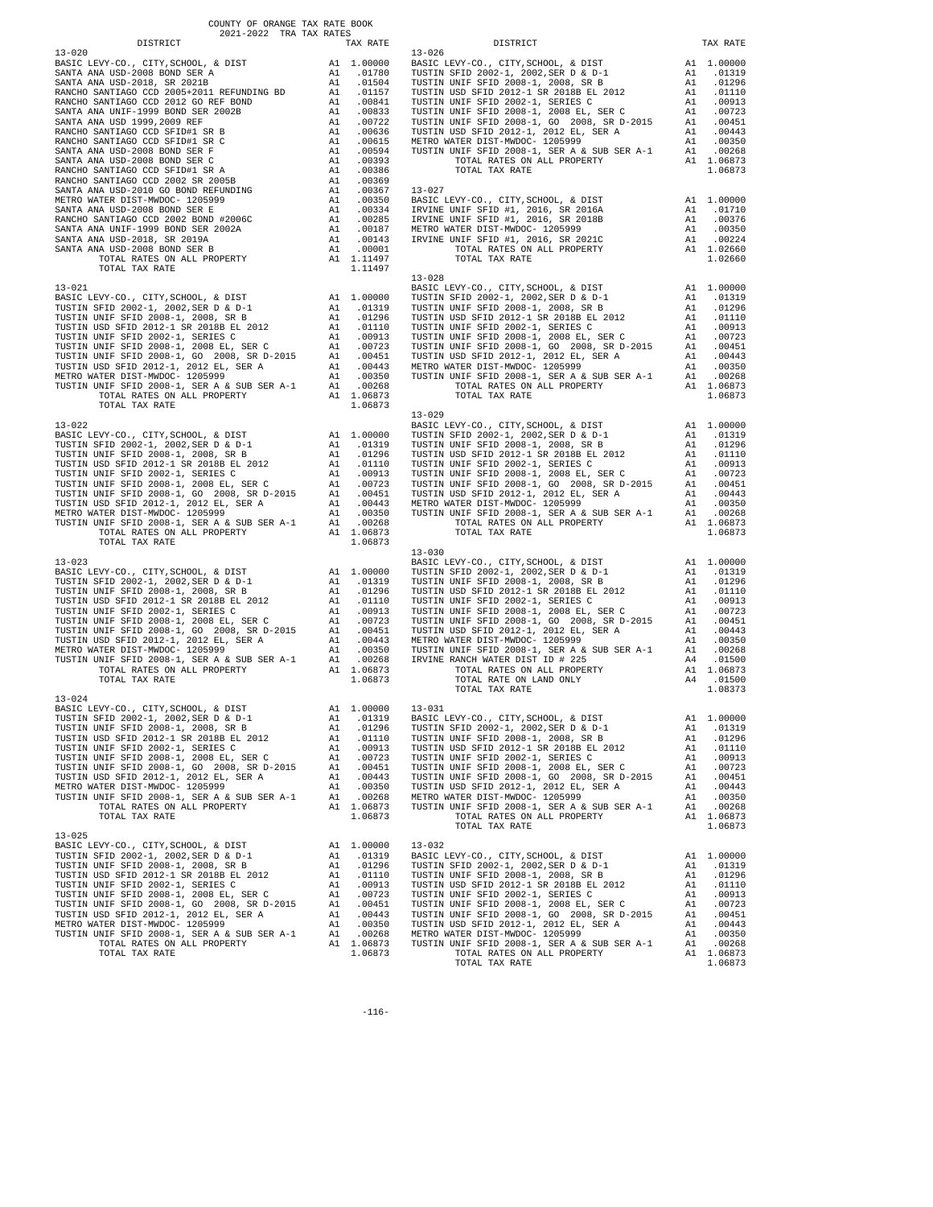COUNTY OF ORANGE TAX RATE BOOK
2021-2022 TRA TAX RATES

| DISTRICT | | TAX RATE |
|---|---|---|
| **13-020** | | |
| BASIC LEVY-CO., CITY,SCHOOL, & DIST | A1 | 1.00000 |
| SANTA ANA USD-2008 BOND SER A | A1 | .01780 |
| SANTA ANA USD-2018, SR 2021B | A1 | .01504 |
| RANCHO SANTIAGO CCD 2005+2011 REFUNDING BD | A1 | .01157 |
| RANCHO SANTIAGO CCD 2012 GO REF BOND | A1 | .00841 |
| SANTA ANA UNIF-1999 BOND SER 2002B | A1 | .00833 |
| SANTA ANA USD 1999,2009 REF | A1 | .00722 |
| RANCHO SANTIAGO CCD SFID#1 SR B | A1 | .00636 |
| RANCHO SANTIAGO CCD SFID#1 SR C | A1 | .00615 |
| SANTA ANA USD-2008 BOND SER F | A1 | .00594 |
| SANTA ANA USD-2008 BOND SER C | A1 | .00393 |
| RANCHO SANTIAGO CCD SFID#1 SR A | A1 | .00386 |
| RANCHO SANTIAGO CCD 2002 SR 2005B | A1 | .00369 |
| SANTA ANA USD-2010 GO BOND REFUNDING | A1 | .00367 |
| METRO WATER DIST-MWDOC- 1205999 | A1 | .00350 |
| SANTA ANA USD-2008 BOND SER E | A1 | .00334 |
| RANCHO SANTIAGO CCD 2002 BOND #2006C | A1 | .00285 |
| SANTA ANA UNIF-1999 BOND SER 2002A | A1 | .00187 |
| SANTA ANA USD-2018, SR 2019A | A1 | .00143 |
| SANTA ANA USD-2008 BOND SER B | A1 | .00001 |
| TOTAL RATES ON ALL PROPERTY | A1 | 1.11497 |
| TOTAL TAX RATE | | 1.11497 |
| **13-021** | | |
| BASIC LEVY-CO., CITY,SCHOOL, & DIST | A1 | 1.00000 |
| TUSTIN SFID 2002-1, 2002,SER D & D-1 | A1 | .01319 |
| TUSTIN UNIF SFID 2008-1, 2008, SR B | A1 | .01296 |
| TUSTIN USD SFID 2012-1 SR 2018B EL 2012 | A1 | .01110 |
| TUSTIN UNIF SFID 2002-1, SERIES C | A1 | .00913 |
| TUSTIN UNIF SFID 2008-1, 2008 EL, SER C | A1 | .00723 |
| TUSTIN UNIF SFID 2008-1, GO 2008, SR D-2015 | A1 | .00451 |
| TUSTIN USD SFID 2012-1, 2012 EL, SER A | A1 | .00443 |
| METRO WATER DIST-MWDOC- 1205999 | A1 | .00350 |
| TUSTIN UNIF SFID 2008-1, SER A & SUB SER A-1 | A1 | .00268 |
| TOTAL RATES ON ALL PROPERTY | A1 | 1.06873 |
| TOTAL TAX RATE | | 1.06873 |
| **13-022** | | |
| BASIC LEVY-CO., CITY,SCHOOL, & DIST | A1 | 1.00000 |
| TUSTIN SFID 2002-1, 2002,SER D & D-1 | A1 | .01319 |
| TUSTIN UNIF SFID 2008-1, 2008, SR B | A1 | .01296 |
| TUSTIN USD SFID 2012-1 SR 2018B EL 2012 | A1 | .01110 |
| TUSTIN UNIF SFID 2002-1, SERIES C | A1 | .00913 |
| TUSTIN UNIF SFID 2008-1, 2008 EL, SER C | A1 | .00723 |
| TUSTIN UNIF SFID 2008-1, GO 2008, SR D-2015 | A1 | .00451 |
| TUSTIN USD SFID 2012-1, 2012 EL, SER A | A1 | .00443 |
| METRO WATER DIST-MWDOC- 1205999 | A1 | .00350 |
| TUSTIN UNIF SFID 2008-1, SER A & SUB SER A-1 | A1 | .00268 |
| TOTAL RATES ON ALL PROPERTY | A1 | 1.06873 |
| TOTAL TAX RATE | | 1.06873 |
| **13-023** | | |
| BASIC LEVY-CO., CITY,SCHOOL, & DIST | A1 | 1.00000 |
| TUSTIN SFID 2002-1, 2002,SER D & D-1 | A1 | .01319 |
| TUSTIN UNIF SFID 2008-1, 2008, SR B | A1 | .01296 |
| TUSTIN USD SFID 2012-1 SR 2018B EL 2012 | A1 | .01110 |
| TUSTIN UNIF SFID 2002-1, SERIES C | A1 | .00913 |
| TUSTIN UNIF SFID 2008-1, 2008 EL, SER C | A1 | .00723 |
| TUSTIN UNIF SFID 2008-1, GO 2008, SR D-2015 | A1 | .00451 |
| TUSTIN USD SFID 2012-1, 2012 EL, SER A | A1 | .00443 |
| METRO WATER DIST-MWDOC- 1205999 | A1 | .00350 |
| TUSTIN UNIF SFID 2008-1, SER A & SUB SER A-1 | A1 | .00268 |
| TOTAL RATES ON ALL PROPERTY | A1 | 1.06873 |
| TOTAL TAX RATE | | 1.06873 |
| **13-024** | | |
| BASIC LEVY-CO., CITY,SCHOOL, & DIST | A1 | 1.00000 |
| TUSTIN SFID 2002-1, 2002,SER D & D-1 | A1 | .01319 |
| TUSTIN UNIF SFID 2008-1, 2008, SR B | A1 | .01296 |
| TUSTIN USD SFID 2012-1 SR 2018B EL 2012 | A1 | .01110 |
| TUSTIN UNIF SFID 2002-1, SERIES C | A1 | .00913 |
| TUSTIN UNIF SFID 2008-1, 2008 EL, SER C | A1 | .00723 |
| TUSTIN UNIF SFID 2008-1, GO 2008, SR D-2015 | A1 | .00451 |
| TUSTIN USD SFID 2012-1, 2012 EL, SER A | A1 | .00443 |
| METRO WATER DIST-MWDOC- 1205999 | A1 | .00350 |
| TUSTIN UNIF SFID 2008-1, SER A & SUB SER A-1 | A1 | .00268 |
| TOTAL RATES ON ALL PROPERTY | A1 | 1.06873 |
| TOTAL TAX RATE | | 1.06873 |
| **13-025** | | |
| BASIC LEVY-CO., CITY,SCHOOL, & DIST | A1 | 1.00000 |
| TUSTIN SFID 2002-1, 2002,SER D & D-1 | A1 | .01319 |
| TUSTIN UNIF SFID 2008-1, 2008, SR B | A1 | .01296 |
| TUSTIN USD SFID 2012-1 SR 2018B EL 2012 | A1 | .01110 |
| TUSTIN UNIF SFID 2002-1, SERIES C | A1 | .00913 |
| TUSTIN UNIF SFID 2008-1, 2008 EL, SER C | A1 | .00723 |
| TUSTIN UNIF SFID 2008-1, GO 2008, SR D-2015 | A1 | .00451 |
| TUSTIN USD SFID 2012-1, 2012 EL, SER A | A1 | .00443 |
| METRO WATER DIST-MWDOC- 1205999 | A1 | .00350 |
| TUSTIN UNIF SFID 2008-1, SER A & SUB SER A-1 | A1 | .00268 |
| TOTAL RATES ON ALL PROPERTY | A1 | 1.06873 |
| TOTAL TAX RATE | | 1.06873 |
| **13-026** | | |
| BASIC LEVY-CO., CITY,SCHOOL, & DIST | A1 | 1.00000 |
| TUSTIN SFID 2002-1, 2002,SER D & D-1 | A1 | .01319 |
| TUSTIN UNIF SFID 2008-1, 2008, SR B | A1 | .01296 |
| TUSTIN USD SFID 2012-1 SR 2018B EL 2012 | A1 | .01110 |
| TUSTIN UNIF SFID 2002-1, SERIES C | A1 | .00913 |
| TUSTIN UNIF SFID 2008-1, 2008 EL, SER C | A1 | .00723 |
| TUSTIN UNIF SFID 2008-1, GO 2008, SR D-2015 | A1 | .00451 |
| TUSTIN USD SFID 2012-1, 2012 EL, SER A | A1 | .00443 |
| METRO WATER DIST-MWDOC- 1205999 | A1 | .00350 |
| TUSTIN UNIF SFID 2008-1, SER A & SUB SER A-1 | A1 | .00268 |
| TOTAL RATES ON ALL PROPERTY | A1 | 1.06873 |
| TOTAL TAX RATE | | 1.06873 |
| **13-027** | | |
| BASIC LEVY-CO., CITY,SCHOOL, & DIST | A1 | 1.00000 |
| IRVINE UNIF SFID #1, 2016, SR 2016A | A1 | .01710 |
| IRVINE UNIF SFID #1, 2016, SR 2018B | A1 | .00376 |
| METRO WATER DIST-MWDOC- 1205999 | A1 | .00350 |
| IRVINE UNIF SFID #1, 2016, SR 2021C | A1 | .00224 |
| TOTAL RATES ON ALL PROPERTY | A1 | 1.02660 |
| TOTAL TAX RATE | | 1.02660 |
| **13-028** | | |
| BASIC LEVY-CO., CITY,SCHOOL, & DIST | A1 | 1.00000 |
| TUSTIN SFID 2002-1, 2002,SER D & D-1 | A1 | .01319 |
| TUSTIN UNIF SFID 2008-1, 2008, SR B | A1 | .01296 |
| TUSTIN USD SFID 2012-1 SR 2018B EL 2012 | A1 | .01110 |
| TUSTIN UNIF SFID 2002-1, SERIES C | A1 | .00913 |
| TUSTIN UNIF SFID 2008-1, 2008 EL, SER C | A1 | .00723 |
| TUSTIN UNIF SFID 2008-1, GO 2008, SR D-2015 | A1 | .00451 |
| TUSTIN USD SFID 2012-1, 2012 EL, SER A | A1 | .00443 |
| METRO WATER DIST-MWDOC- 1205999 | A1 | .00350 |
| TUSTIN UNIF SFID 2008-1, SER A & SUB SER A-1 | A1 | .00268 |
| TOTAL RATES ON ALL PROPERTY | A1 | 1.06873 |
| TOTAL TAX RATE | | 1.06873 |
| **13-029** | | |
| BASIC LEVY-CO., CITY,SCHOOL, & DIST | A1 | 1.00000 |
| TUSTIN SFID 2002-1, 2002,SER D & D-1 | A1 | .01319 |
| TUSTIN UNIF SFID 2008-1, 2008, SR B | A1 | .01296 |
| TUSTIN USD SFID 2012-1 SR 2018B EL 2012 | A1 | .01110 |
| TUSTIN UNIF SFID 2002-1, SERIES C | A1 | .00913 |
| TUSTIN UNIF SFID 2008-1, 2008 EL, SER C | A1 | .00723 |
| TUSTIN UNIF SFID 2008-1, GO 2008, SR D-2015 | A1 | .00451 |
| TUSTIN USD SFID 2012-1, 2012 EL, SER A | A1 | .00443 |
| METRO WATER DIST-MWDOC- 1205999 | A1 | .00350 |
| TUSTIN UNIF SFID 2008-1, SER A & SUB SER A-1 | A1 | .00268 |
| TOTAL RATES ON ALL PROPERTY | A1 | 1.06873 |
| TOTAL TAX RATE | | 1.06873 |
| **13-030** | | |
| BASIC LEVY-CO., CITY,SCHOOL, & DIST | A1 | 1.00000 |
| TUSTIN SFID 2002-1, 2002,SER D & D-1 | A1 | .01319 |
| TUSTIN UNIF SFID 2008-1, 2008, SR B | A1 | .01296 |
| TUSTIN USD SFID 2012-1 SR 2018B EL 2012 | A1 | .01110 |
| TUSTIN UNIF SFID 2002-1, SERIES C | A1 | .00913 |
| TUSTIN UNIF SFID 2008-1, 2008 EL, SER C | A1 | .00723 |
| TUSTIN UNIF SFID 2008-1, GO 2008, SR D-2015 | A1 | .00451 |
| TUSTIN USD SFID 2012-1, 2012 EL, SER A | A1 | .00443 |
| METRO WATER DIST-MWDOC- 1205999 | A1 | .00350 |
| TUSTIN UNIF SFID 2008-1, SER A & SUB SER A-1 | A1 | .00268 |
| IRVINE RANCH WATER DIST ID # 225 | A4 | .01500 |
| TOTAL RATES ON ALL PROPERTY | A1 | 1.06873 |
| TOTAL RATE ON LAND ONLY | A4 | .01500 |
| TOTAL TAX RATE | | 1.08373 |
| **13-031** | | |
| BASIC LEVY-CO., CITY,SCHOOL, & DIST | A1 | 1.00000 |
| TUSTIN SFID 2002-1, 2002,SER D & D-1 | A1 | .01319 |
| TUSTIN UNIF SFID 2008-1, 2008, SR B | A1 | .01296 |
| TUSTIN USD SFID 2012-1 SR 2018B EL 2012 | A1 | .01110 |
| TUSTIN UNIF SFID 2002-1, SERIES C | A1 | .00913 |
| TUSTIN UNIF SFID 2008-1, 2008 EL, SER C | A1 | .00723 |
| TUSTIN UNIF SFID 2008-1, GO 2008, SR D-2015 | A1 | .00451 |
| TUSTIN USD SFID 2012-1, 2012 EL, SER A | A1 | .00443 |
| METRO WATER DIST-MWDOC- 1205999 | A1 | .00350 |
| TUSTIN UNIF SFID 2008-1, SER A & SUB SER A-1 | A1 | .00268 |
| TOTAL RATES ON ALL PROPERTY | A1 | 1.06873 |
| TOTAL TAX RATE | | 1.06873 |
| **13-032** | | |
| BASIC LEVY-CO., CITY,SCHOOL, & DIST | A1 | 1.00000 |
| TUSTIN SFID 2002-1, 2002,SER D & D-1 | A1 | .01319 |
| TUSTIN UNIF SFID 2008-1, 2008, SR B | A1 | .01296 |
| TUSTIN USD SFID 2012-1 SR 2018B EL 2012 | A1 | .01110 |
| TUSTIN UNIF SFID 2002-1, SERIES C | A1 | .00913 |
| TUSTIN UNIF SFID 2008-1, 2008 EL, SER C | A1 | .00723 |
| TUSTIN UNIF SFID 2008-1, GO 2008, SR D-2015 | A1 | .00451 |
| TUSTIN USD SFID 2012-1, 2012 EL, SER A | A1 | .00443 |
| METRO WATER DIST-MWDOC- 1205999 | A1 | .00350 |
| TUSTIN UNIF SFID 2008-1, SER A & SUB SER A-1 | A1 | .00268 |
| TOTAL RATES ON ALL PROPERTY | A1 | 1.06873 |
| TOTAL TAX RATE | | 1.06873 |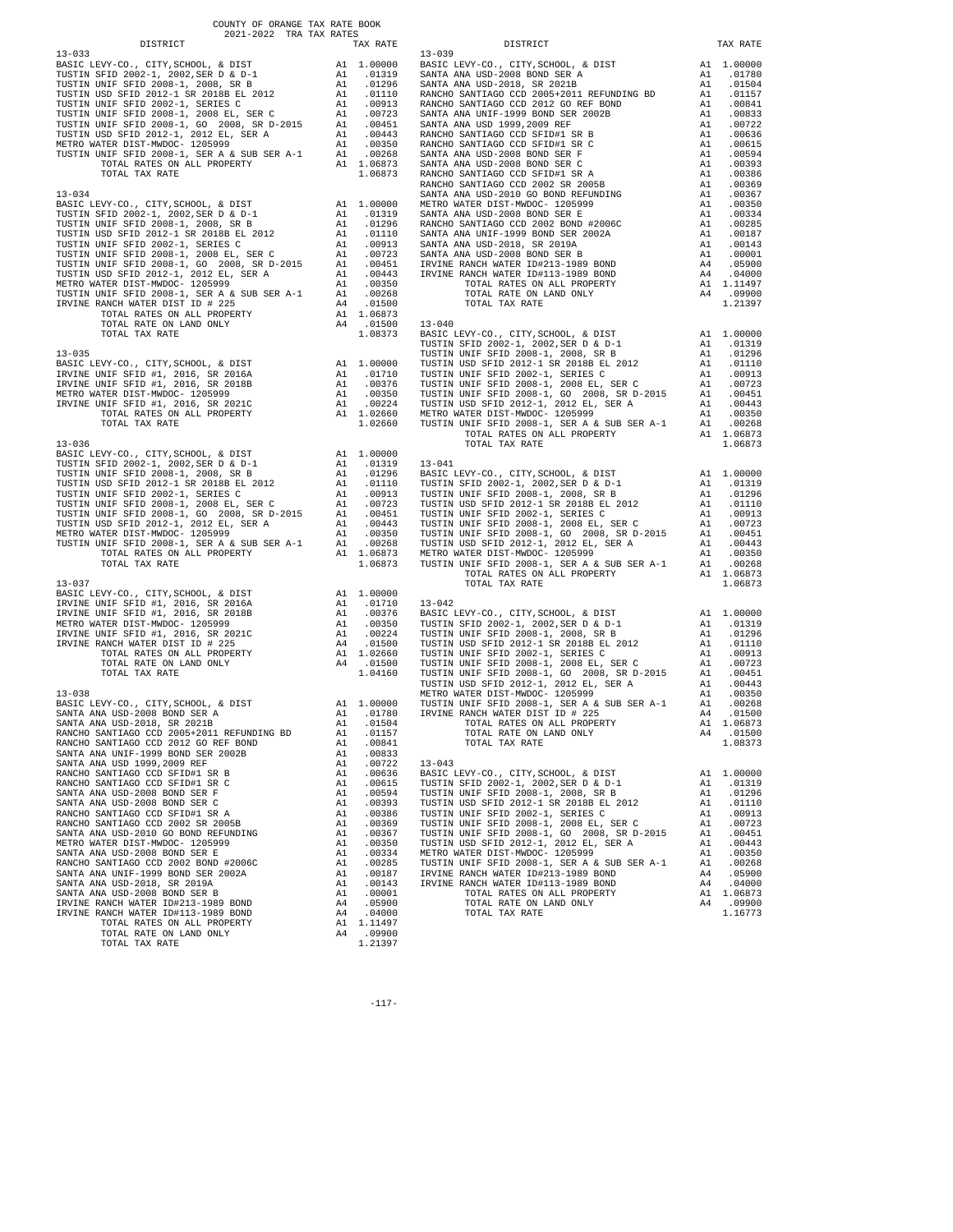COUNTY OF ORANGE TAX RATE BOOK
2021-2022 TRA TAX RATES

| DISTRICT | | TAX RATE |
|---|---|---|
| **13-033** | | |
| BASIC LEVY-CO., CITY,SCHOOL, & DIST | A1 | 1.00000 |
| TUSTIN SFID 2002-1, 2002,SER D & D-1 | A1 | .01319 |
| TUSTIN UNIF SFID 2008-1, 2008, SR B | A1 | .01296 |
| TUSTIN USD SFID 2012-1 SR 2018B EL 2012 | A1 | .01110 |
| TUSTIN UNIF SFID 2002-1, SERIES C | A1 | .00913 |
| TUSTIN UNIF SFID 2008-1, 2008 EL, SER C | A1 | .00723 |
| TUSTIN UNIF SFID 2008-1, GO 2008, SR D-2015 | A1 | .00451 |
| TUSTIN USD SFID 2012-1, 2012 EL, SER A | A1 | .00443 |
| METRO WATER DIST-MWDOC- 1205999 | A1 | .00350 |
| TUSTIN UNIF SFID 2008-1, SER A & SUB SER A-1 | A1 | .00268 |
| TOTAL RATES ON ALL PROPERTY | A1 | 1.06873 |
| TOTAL TAX RATE | | 1.06873 |
| **13-034** | | |
| BASIC LEVY-CO., CITY,SCHOOL, & DIST | A1 | 1.00000 |
| TUSTIN SFID 2002-1, 2002,SER D & D-1 | A1 | .01319 |
| TUSTIN UNIF SFID 2008-1, 2008, SR B | A1 | .01296 |
| TUSTIN USD SFID 2012-1 SR 2018B EL 2012 | A1 | .01110 |
| TUSTIN UNIF SFID 2002-1, SERIES C | A1 | .00913 |
| TUSTIN UNIF SFID 2008-1, 2008 EL, SER C | A1 | .00723 |
| TUSTIN UNIF SFID 2008-1, GO 2008, SR D-2015 | A1 | .00451 |
| TUSTIN USD SFID 2012-1, 2012 EL, SER A | A1 | .00443 |
| METRO WATER DIST-MWDOC- 1205999 | A1 | .00350 |
| TUSTIN UNIF SFID 2008-1, SER A & SUB SER A-1 | A1 | .00268 |
| IRVINE RANCH WATER DIST ID # 225 | A4 | .01500 |
| TOTAL RATES ON ALL PROPERTY | A1 | 1.06873 |
| TOTAL RATE ON LAND ONLY | A4 | .01500 |
| TOTAL TAX RATE | | 1.08373 |
| **13-035** | | |
| BASIC LEVY-CO., CITY,SCHOOL, & DIST | A1 | 1.00000 |
| IRVINE UNIF SFID #1, 2016, SR 2016A | A1 | .01710 |
| IRVINE UNIF SFID #1, 2016, SR 2018B | A1 | .00376 |
| METRO WATER DIST-MWDOC- 1205999 | A1 | .00350 |
| IRVINE UNIF SFID #1, 2016, SR 2021C | A1 | .00224 |
| TOTAL RATES ON ALL PROPERTY | A1 | 1.02660 |
| TOTAL TAX RATE | | 1.02660 |
| **13-036** | | |
| BASIC LEVY-CO., CITY,SCHOOL, & DIST | A1 | 1.00000 |
| TUSTIN SFID 2002-1, 2002,SER D & D-1 | A1 | .01319 |
| TUSTIN UNIF SFID 2008-1, 2008, SR B | A1 | .01296 |
| TUSTIN USD SFID 2012-1 SR 2018B EL 2012 | A1 | .01110 |
| TUSTIN UNIF SFID 2002-1, SERIES C | A1 | .00913 |
| TUSTIN UNIF SFID 2008-1, 2008 EL, SER C | A1 | .00723 |
| TUSTIN UNIF SFID 2008-1, GO 2008, SR D-2015 | A1 | .00451 |
| TUSTIN USD SFID 2012-1, 2012 EL, SER A | A1 | .00443 |
| METRO WATER DIST-MWDOC- 1205999 | A1 | .00350 |
| TUSTIN UNIF SFID 2008-1, SER A & SUB SER A-1 | A1 | .00268 |
| TOTAL RATES ON ALL PROPERTY | A1 | 1.06873 |
| TOTAL TAX RATE | | 1.06873 |
| **13-037** | | |
| BASIC LEVY-CO., CITY,SCHOOL, & DIST | A1 | 1.00000 |
| IRVINE UNIF SFID #1, 2016, SR 2016A | A1 | .01710 |
| IRVINE UNIF SFID #1, 2016, SR 2018B | A1 | .00376 |
| METRO WATER DIST-MWDOC- 1205999 | A1 | .00350 |
| IRVINE UNIF SFID #1, 2016, SR 2021C | A1 | .00224 |
| IRVINE RANCH WATER DIST ID # 225 | A4 | .01500 |
| TOTAL RATES ON ALL PROPERTY | A1 | 1.02660 |
| TOTAL RATE ON LAND ONLY | A4 | .01500 |
| TOTAL TAX RATE | | 1.04160 |
| **13-038** | | |
| BASIC LEVY-CO., CITY,SCHOOL, & DIST | A1 | 1.00000 |
| SANTA ANA USD-2008 BOND SER A | A1 | .01780 |
| SANTA ANA USD-2018, SR 2021B | A1 | .01504 |
| RANCHO SANTIAGO CCD 2005+2011 REFUNDING BD | A1 | .01157 |
| RANCHO SANTIAGO CCD 2012 GO REF BOND | A1 | .00841 |
| SANTA ANA UNIF-1999 BOND SER 2002B | A1 | .00833 |
| SANTA ANA USD 1999,2009 REF | A1 | .00722 |
| RANCHO SANTIAGO CCD SFID#1 SR B | A1 | .00636 |
| RANCHO SANTIAGO CCD SFID#1 SR C | A1 | .00615 |
| SANTA ANA USD-2008 BOND SER F | A1 | .00594 |
| SANTA ANA USD-2008 BOND SER C | A1 | .00393 |
| RANCHO SANTIAGO CCD SFID#1 SR A | A1 | .00386 |
| RANCHO SANTIAGO CCD 2002 SR 2005B | A1 | .00369 |
| SANTA ANA USD-2010 GO BOND REFUNDING | A1 | .00367 |
| METRO WATER DIST-MWDOC- 1205999 | A1 | .00350 |
| SANTA ANA USD-2008 BOND SER E | A1 | .00334 |
| RANCHO SANTIAGO CCD 2002 BOND #2006C | A1 | .00285 |
| SANTA ANA UNIF-1999 BOND SER 2002A | A1 | .00187 |
| SANTA ANA USD-2018, SR 2019A | A1 | .00143 |
| SANTA ANA USD-2008 BOND SER B | A1 | .00001 |
| IRVINE RANCH WATER ID#213-1989 BOND | A4 | .05900 |
| IRVINE RANCH WATER ID#113-1989 BOND | A4 | .04000 |
| TOTAL RATES ON ALL PROPERTY | A1 | 1.11497 |
| TOTAL RATE ON LAND ONLY | A4 | .09900 |
| TOTAL TAX RATE | | 1.21397 |
| **13-039** | | |
| BASIC LEVY-CO., CITY,SCHOOL, & DIST | A1 | 1.00000 |
| SANTA ANA USD-2008 BOND SER A | A1 | .01780 |
| SANTA ANA USD-2018, SR 2021B | A1 | .01504 |
| RANCHO SANTIAGO CCD 2005+2011 REFUNDING BD | A1 | .01157 |
| RANCHO SANTIAGO CCD 2012 GO REF BOND | A1 | .00841 |
| SANTA ANA UNIF-1999 BOND SER 2002B | A1 | .00833 |
| SANTA ANA USD 1999,2009 REF | A1 | .00722 |
| RANCHO SANTIAGO CCD SFID#1 SR B | A1 | .00636 |
| RANCHO SANTIAGO CCD SFID#1 SR C | A1 | .00615 |
| SANTA ANA USD-2008 BOND SER F | A1 | .00594 |
| SANTA ANA USD-2008 BOND SER C | A1 | .00393 |
| RANCHO SANTIAGO CCD SFID#1 SR A | A1 | .00386 |
| RANCHO SANTIAGO CCD 2002 SR 2005B | A1 | .00369 |
| SANTA ANA USD-2010 GO BOND REFUNDING | A1 | .00367 |
| METRO WATER DIST-MWDOC- 1205999 | A1 | .00350 |
| SANTA ANA USD-2008 BOND SER E | A1 | .00334 |
| RANCHO SANTIAGO CCD 2002 BOND #2006C | A1 | .00285 |
| SANTA ANA UNIF-1999 BOND SER 2002A | A1 | .00187 |
| SANTA ANA USD-2018, SR 2019A | A1 | .00143 |
| SANTA ANA USD-2008 BOND SER B | A1 | .00001 |
| IRVINE RANCH WATER ID#213-1989 BOND | A4 | .05900 |
| IRVINE RANCH WATER ID#113-1989 BOND | A4 | .04000 |
| TOTAL RATES ON ALL PROPERTY | A1 | 1.11497 |
| TOTAL RATE ON LAND ONLY | A4 | .09900 |
| TOTAL TAX RATE | | 1.21397 |
| **13-040** | | |
| BASIC LEVY-CO., CITY,SCHOOL, & DIST | A1 | 1.00000 |
| TUSTIN SFID 2002-1, 2002,SER D & D-1 | A1 | .01319 |
| TUSTIN UNIF SFID 2008-1, 2008, SR B | A1 | .01296 |
| TUSTIN USD SFID 2012-1 SR 2018B EL 2012 | A1 | .01110 |
| TUSTIN UNIF SFID 2002-1, SERIES C | A1 | .00913 |
| TUSTIN UNIF SFID 2008-1, 2008 EL, SER C | A1 | .00723 |
| TUSTIN UNIF SFID 2008-1, GO 2008, SR D-2015 | A1 | .00451 |
| TUSTIN USD SFID 2012-1, 2012 EL, SER A | A1 | .00443 |
| METRO WATER DIST-MWDOC- 1205999 | A1 | .00350 |
| TUSTIN UNIF SFID 2008-1, SER A & SUB SER A-1 | A1 | .00268 |
| TOTAL RATES ON ALL PROPERTY | A1 | 1.06873 |
| TOTAL TAX RATE | | 1.06873 |
| **13-041** | | |
| BASIC LEVY-CO., CITY,SCHOOL, & DIST | A1 | 1.00000 |
| TUSTIN SFID 2002-1, 2002,SER D & D-1 | A1 | .01319 |
| TUSTIN UNIF SFID 2008-1, 2008, SR B | A1 | .01296 |
| TUSTIN USD SFID 2012-1 SR 2018B EL 2012 | A1 | .01110 |
| TUSTIN UNIF SFID 2002-1, SERIES C | A1 | .00913 |
| TUSTIN UNIF SFID 2008-1, 2008 EL, SER C | A1 | .00723 |
| TUSTIN UNIF SFID 2008-1, GO 2008, SR D-2015 | A1 | .00451 |
| TUSTIN USD SFID 2012-1, 2012 EL, SER A | A1 | .00443 |
| METRO WATER DIST-MWDOC- 1205999 | A1 | .00350 |
| TUSTIN UNIF SFID 2008-1, SER A & SUB SER A-1 | A1 | .00268 |
| TOTAL RATES ON ALL PROPERTY | A1 | 1.06873 |
| TOTAL TAX RATE | | 1.06873 |
| **13-042** | | |
| BASIC LEVY-CO., CITY,SCHOOL, & DIST | A1 | 1.00000 |
| TUSTIN SFID 2002-1, 2002,SER D & D-1 | A1 | .01319 |
| TUSTIN UNIF SFID 2008-1, 2008, SR B | A1 | .01296 |
| TUSTIN USD SFID 2012-1 SR 2018B EL 2012 | A1 | .01110 |
| TUSTIN UNIF SFID 2002-1, SERIES C | A1 | .00913 |
| TUSTIN UNIF SFID 2008-1, 2008 EL, SER C | A1 | .00723 |
| TUSTIN UNIF SFID 2008-1, GO 2008, SR D-2015 | A1 | .00451 |
| TUSTIN USD SFID 2012-1, 2012 EL, SER A | A1 | .00443 |
| METRO WATER DIST-MWDOC- 1205999 | A1 | .00350 |
| TUSTIN UNIF SFID 2008-1, SER A & SUB SER A-1 | A1 | .00268 |
| IRVINE RANCH WATER DIST ID # 225 | A4 | .01500 |
| TOTAL RATES ON ALL PROPERTY | A1 | 1.06873 |
| TOTAL RATE ON LAND ONLY | A4 | .01500 |
| TOTAL TAX RATE | | 1.08373 |
| **13-043** | | |
| BASIC LEVY-CO., CITY,SCHOOL, & DIST | A1 | 1.00000 |
| TUSTIN SFID 2002-1, 2002,SER D & D-1 | A1 | .01319 |
| TUSTIN UNIF SFID 2008-1, 2008, SR B | A1 | .01296 |
| TUSTIN USD SFID 2012-1 SR 2018B EL 2012 | A1 | .01110 |
| TUSTIN UNIF SFID 2002-1, SERIES C | A1 | .00913 |
| TUSTIN UNIF SFID 2008-1, 2008 EL, SER C | A1 | .00723 |
| TUSTIN UNIF SFID 2008-1, GO 2008, SR D-2015 | A1 | .00451 |
| TUSTIN USD SFID 2012-1, 2012 EL, SER A | A1 | .00443 |
| METRO WATER DIST-MWDOC- 1205999 | A1 | .00350 |
| TUSTIN UNIF SFID 2008-1, SER A & SUB SER A-1 | A1 | .00268 |
| IRVINE RANCH WATER ID#213-1989 BOND | A4 | .05900 |
| IRVINE RANCH WATER ID#113-1989 BOND | A4 | .04000 |
| TOTAL RATES ON ALL PROPERTY | A1 | 1.06873 |
| TOTAL RATE ON LAND ONLY | A4 | .09900 |
| TOTAL TAX RATE | | 1.16773 |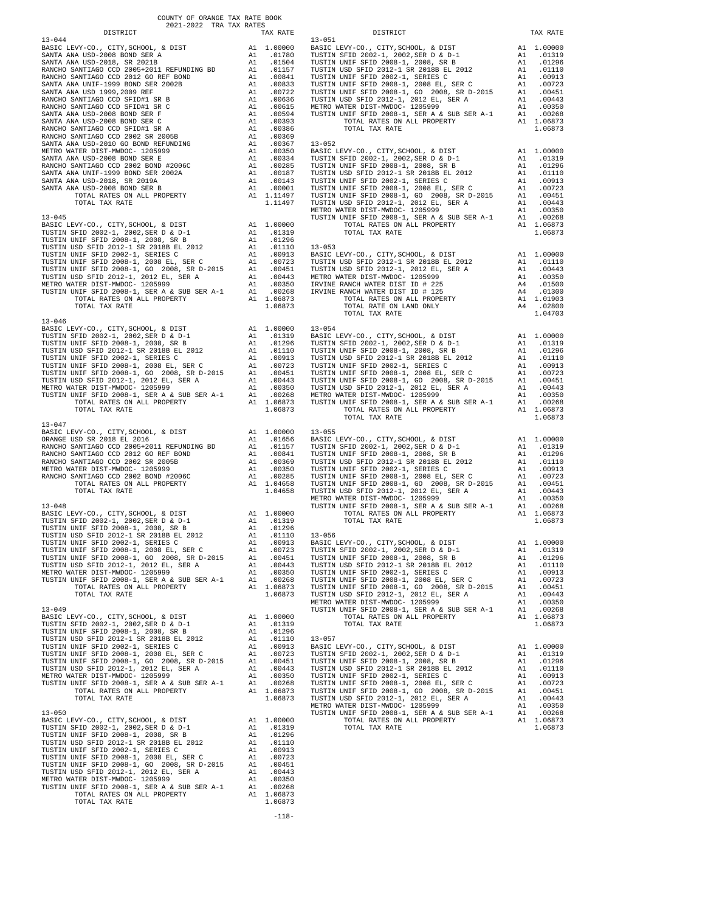COUNTY OF ORANGE TAX RATE BOOK
2021-2022 TRA TAX RATES

| DISTRICT | | TAX RATE |
|---|---|---|
| **13-044** | | |
| BASIC LEVY-CO., CITY,SCHOOL, & DIST | A1 | 1.00000 |
| SANTA ANA USD-2008 BOND SER A | A1 | .01780 |
| SANTA ANA USD-2018, SR 2021B | A1 | .01504 |
| RANCHO SANTIAGO CCD 2005+2011 REFUNDING BD | A1 | .01157 |
| RANCHO SANTIAGO CCD 2012 GO REF BOND | A1 | .00841 |
| SANTA ANA UNIF-1999 BOND SER 2002B | A1 | .00833 |
| SANTA ANA USD 1999,2009 REF | A1 | .00722 |
| RANCHO SANTIAGO CCD SFID#1 SR B | A1 | .00636 |
| RANCHO SANTIAGO CCD SFID#1 SR C | A1 | .00615 |
| SANTA ANA USD-2008 BOND SER F | A1 | .00594 |
| SANTA ANA USD-2008 BOND SER C | A1 | .00393 |
| RANCHO SANTIAGO CCD SFID#1 SR A | A1 | .00386 |
| RANCHO SANTIAGO CCD 2002 SR 2005B | A1 | .00369 |
| SANTA ANA USD-2010 GO BOND REFUNDING | A1 | .00367 |
| METRO WATER DIST-MWDOC- 1205999 | A1 | .00350 |
| SANTA ANA USD-2008 BOND SER E | A1 | .00334 |
| RANCHO SANTIAGO CCD 2002 BOND #2006C | A1 | .00285 |
| SANTA ANA UNIF-1999 BOND SER 2002A | A1 | .00187 |
| SANTA ANA USD-2018, SR 2019A | A1 | .00143 |
| SANTA ANA USD-2008 BOND SER B | A1 | .00001 |
| TOTAL RATES ON ALL PROPERTY | A1 | 1.11497 |
| TOTAL TAX RATE | | 1.11497 |
| **13-045** | | |
| BASIC LEVY-CO., CITY,SCHOOL, & DIST | A1 | 1.00000 |
| TUSTIN SFID 2002-1, 2002,SER D & D-1 | A1 | .01319 |
| TUSTIN UNIF SFID 2008-1, 2008, SR B | A1 | .01296 |
| TUSTIN USD SFID 2012-1 SR 2018B EL 2012 | A1 | .01110 |
| TUSTIN UNIF SFID 2002-1, SERIES C | A1 | .00913 |
| TUSTIN UNIF SFID 2008-1, 2008 EL, SER C | A1 | .00723 |
| TUSTIN UNIF SFID 2008-1, GO 2008, SR D-2015 | A1 | .00451 |
| TUSTIN USD SFID 2012-1, 2012 EL, SER A | A1 | .00443 |
| METRO WATER DIST-MWDOC- 1205999 | A1 | .00350 |
| TUSTIN UNIF SFID 2008-1, SER A & SUB SER A-1 | A1 | .00268 |
| TOTAL RATES ON ALL PROPERTY | A1 | 1.06873 |
| TOTAL TAX RATE | | 1.06873 |
| **13-046** | | |
| BASIC LEVY-CO., CITY,SCHOOL, & DIST | A1 | 1.00000 |
| TUSTIN SFID 2002-1, 2002,SER D & D-1 | A1 | .01319 |
| TUSTIN UNIF SFID 2008-1, 2008, SR B | A1 | .01296 |
| TUSTIN USD SFID 2012-1 SR 2018B EL 2012 | A1 | .01110 |
| TUSTIN UNIF SFID 2002-1, SERIES C | A1 | .00913 |
| TUSTIN UNIF SFID 2008-1, 2008 EL, SER C | A1 | .00723 |
| TUSTIN UNIF SFID 2008-1, GO 2008, SR D-2015 | A1 | .00451 |
| TUSTIN USD SFID 2012-1, 2012 EL, SER A | A1 | .00443 |
| METRO WATER DIST-MWDOC- 1205999 | A1 | .00350 |
| TUSTIN UNIF SFID 2008-1, SER A & SUB SER A-1 | A1 | .00268 |
| TOTAL RATES ON ALL PROPERTY | A1 | 1.06873 |
| TOTAL TAX RATE | | 1.06873 |
| **13-047** | | |
| BASIC LEVY-CO., CITY,SCHOOL, & DIST | A1 | 1.00000 |
| ORANGE USD SR 2018 EL 2016 | A1 | .01656 |
| RANCHO SANTIAGO CCD 2005+2011 REFUNDING BD | A1 | .01157 |
| RANCHO SANTIAGO CCD 2012 GO REF BOND | A1 | .00841 |
| RANCHO SANTIAGO CCD 2002 SR 2005B | A1 | .00369 |
| METRO WATER DIST-MWDOC- 1205999 | A1 | .00350 |
| RANCHO SANTIAGO CCD 2002 BOND #2006C | A1 | .00285 |
| TOTAL RATES ON ALL PROPERTY | A1 | 1.04658 |
| TOTAL TAX RATE | | 1.04658 |
| **13-048** | | |
| BASIC LEVY-CO., CITY,SCHOOL, & DIST | A1 | 1.00000 |
| TUSTIN SFID 2002-1, 2002,SER D & D-1 | A1 | .01319 |
| TUSTIN UNIF SFID 2008-1, 2008, SR B | A1 | .01296 |
| TUSTIN USD SFID 2012-1 SR 2018B EL 2012 | A1 | .01110 |
| TUSTIN UNIF SFID 2002-1, SERIES C | A1 | .00913 |
| TUSTIN UNIF SFID 2008-1, 2008 EL, SER C | A1 | .00723 |
| TUSTIN UNIF SFID 2008-1, GO 2008, SR D-2015 | A1 | .00451 |
| TUSTIN USD SFID 2012-1, 2012 EL, SER A | A1 | .00443 |
| METRO WATER DIST-MWDOC- 1205999 | A1 | .00350 |
| TUSTIN UNIF SFID 2008-1, SER A & SUB SER A-1 | A1 | .00268 |
| TOTAL RATES ON ALL PROPERTY | A1 | 1.06873 |
| TOTAL TAX RATE | | 1.06873 |
| **13-049** | | |
| BASIC LEVY-CO., CITY,SCHOOL, & DIST | A1 | 1.00000 |
| TUSTIN SFID 2002-1, 2002,SER D & D-1 | A1 | .01319 |
| TUSTIN UNIF SFID 2008-1, 2008, SR B | A1 | .01296 |
| TUSTIN USD SFID 2012-1 SR 2018B EL 2012 | A1 | .01110 |
| TUSTIN UNIF SFID 2002-1, SERIES C | A1 | .00913 |
| TUSTIN UNIF SFID 2008-1, 2008 EL, SER C | A1 | .00723 |
| TUSTIN UNIF SFID 2008-1, GO 2008, SR D-2015 | A1 | .00451 |
| TUSTIN USD SFID 2012-1, 2012 EL, SER A | A1 | .00443 |
| METRO WATER DIST-MWDOC- 1205999 | A1 | .00350 |
| TUSTIN UNIF SFID 2008-1, SER A & SUB SER A-1 | A1 | .00268 |
| TOTAL RATES ON ALL PROPERTY | A1 | 1.06873 |
| TOTAL TAX RATE | | 1.06873 |
| **13-050** | | |
| BASIC LEVY-CO., CITY,SCHOOL, & DIST | A1 | 1.00000 |
| TUSTIN SFID 2002-1, 2002,SER D & D-1 | A1 | .01319 |
| TUSTIN UNIF SFID 2008-1, 2008, SR B | A1 | .01296 |
| TUSTIN USD SFID 2012-1 SR 2018B EL 2012 | A1 | .01110 |
| TUSTIN UNIF SFID 2002-1, SERIES C | A1 | .00913 |
| TUSTIN UNIF SFID 2008-1, 2008 EL, SER C | A1 | .00723 |
| TUSTIN UNIF SFID 2008-1, GO 2008, SR D-2015 | A1 | .00451 |
| TUSTIN USD SFID 2012-1, 2012 EL, SER A | A1 | .00443 |
| METRO WATER DIST-MWDOC- 1205999 | A1 | .00350 |
| TUSTIN UNIF SFID 2008-1, SER A & SUB SER A-1 | A1 | .00268 |
| TOTAL RATES ON ALL PROPERTY | A1 | 1.06873 |
| TOTAL TAX RATE | | 1.06873 |
| **13-051** | | |
| BASIC LEVY-CO., CITY,SCHOOL, & DIST | A1 | 1.00000 |
| TUSTIN SFID 2002-1, 2002,SER D & D-1 | A1 | .01319 |
| TUSTIN UNIF SFID 2008-1, 2008, SR B | A1 | .01296 |
| TUSTIN USD SFID 2012-1 SR 2018B EL 2012 | A1 | .01110 |
| TUSTIN UNIF SFID 2002-1, SERIES C | A1 | .00913 |
| TUSTIN UNIF SFID 2008-1, 2008 EL, SER C | A1 | .00723 |
| TUSTIN UNIF SFID 2008-1, GO 2008, SR D-2015 | A1 | .00451 |
| TUSTIN USD SFID 2012-1, 2012 EL, SER A | A1 | .00443 |
| METRO WATER DIST-MWDOC- 1205999 | A1 | .00350 |
| TUSTIN UNIF SFID 2008-1, SER A & SUB SER A-1 | A1 | .00268 |
| TOTAL RATES ON ALL PROPERTY | A1 | 1.06873 |
| TOTAL TAX RATE | | 1.06873 |
| **13-052** | | |
| BASIC LEVY-CO., CITY,SCHOOL, & DIST | A1 | 1.00000 |
| TUSTIN SFID 2002-1, 2002,SER D & D-1 | A1 | .01319 |
| TUSTIN UNIF SFID 2008-1, 2008, SR B | A1 | .01296 |
| TUSTIN USD SFID 2012-1 SR 2018B EL 2012 | A1 | .01110 |
| TUSTIN UNIF SFID 2002-1, SERIES C | A1 | .00913 |
| TUSTIN UNIF SFID 2008-1, 2008 EL, SER C | A1 | .00723 |
| TUSTIN UNIF SFID 2008-1, GO 2008, SR D-2015 | A1 | .00451 |
| TUSTIN USD SFID 2012-1, 2012 EL, SER A | A1 | .00443 |
| METRO WATER DIST-MWDOC- 1205999 | A1 | .00350 |
| TUSTIN UNIF SFID 2008-1, SER A & SUB SER A-1 | A1 | .00268 |
| TOTAL RATES ON ALL PROPERTY | A1 | 1.06873 |
| TOTAL TAX RATE | | 1.06873 |
| **13-053** | | |
| BASIC LEVY-CO., CITY,SCHOOL, & DIST | A1 | 1.00000 |
| TUSTIN USD SFID 2012-1 SR 2018B EL 2012 | A1 | .01110 |
| TUSTIN USD SFID 2012-1, 2012 EL, SER A | A1 | .00443 |
| METRO WATER DIST-MWDOC- 1205999 | A1 | .00350 |
| IRVINE RANCH WATER DIST ID # 225 | A4 | .01500 |
| IRVINE RANCH WATER DIST ID # 125 | A4 | .01300 |
| TOTAL RATES ON ALL PROPERTY | A1 | 1.01903 |
| TOTAL RATE ON LAND ONLY | A4 | .02800 |
| TOTAL TAX RATE | | 1.04703 |
| **13-054** | | |
| BASIC LEVY-CO., CITY,SCHOOL, & DIST | A1 | 1.00000 |
| TUSTIN SFID 2002-1, 2002,SER D & D-1 | A1 | .01319 |
| TUSTIN UNIF SFID 2008-1, 2008, SR B | A1 | .01296 |
| TUSTIN USD SFID 2012-1 SR 2018B EL 2012 | A1 | .01110 |
| TUSTIN UNIF SFID 2002-1, SERIES C | A1 | .00913 |
| TUSTIN UNIF SFID 2008-1, 2008 EL, SER C | A1 | .00723 |
| TUSTIN UNIF SFID 2008-1, GO 2008, SR D-2015 | A1 | .00451 |
| TUSTIN USD SFID 2012-1, 2012 EL, SER A | A1 | .00443 |
| METRO WATER DIST-MWDOC- 1205999 | A1 | .00350 |
| TUSTIN UNIF SFID 2008-1, SER A & SUB SER A-1 | A1 | .00268 |
| TOTAL RATES ON ALL PROPERTY | A1 | 1.06873 |
| TOTAL TAX RATE | | 1.06873 |
| **13-055** | | |
| BASIC LEVY-CO., CITY,SCHOOL, & DIST | A1 | 1.00000 |
| TUSTIN SFID 2002-1, 2002,SER D & D-1 | A1 | .01319 |
| TUSTIN UNIF SFID 2008-1, 2008, SR B | A1 | .01296 |
| TUSTIN USD SFID 2012-1 SR 2018B EL 2012 | A1 | .01110 |
| TUSTIN UNIF SFID 2002-1, SERIES C | A1 | .00913 |
| TUSTIN UNIF SFID 2008-1, 2008 EL, SER C | A1 | .00723 |
| TUSTIN UNIF SFID 2008-1, GO 2008, SR D-2015 | A1 | .00451 |
| TUSTIN USD SFID 2012-1, 2012 EL, SER A | A1 | .00443 |
| METRO WATER DIST-MWDOC- 1205999 | A1 | .00350 |
| TUSTIN UNIF SFID 2008-1, SER A & SUB SER A-1 | A1 | .00268 |
| TOTAL RATES ON ALL PROPERTY | A1 | 1.06873 |
| TOTAL TAX RATE | | 1.06873 |
| **13-056** | | |
| BASIC LEVY-CO., CITY,SCHOOL, & DIST | A1 | 1.00000 |
| TUSTIN SFID 2002-1, 2002,SER D & D-1 | A1 | .01319 |
| TUSTIN UNIF SFID 2008-1, 2008, SR B | A1 | .01296 |
| TUSTIN USD SFID 2012-1 SR 2018B EL 2012 | A1 | .01110 |
| TUSTIN UNIF SFID 2002-1, SERIES C | A1 | .00913 |
| TUSTIN UNIF SFID 2008-1, 2008 EL, SER C | A1 | .00723 |
| TUSTIN UNIF SFID 2008-1, GO 2008, SR D-2015 | A1 | .00451 |
| TUSTIN USD SFID 2012-1, 2012 EL, SER A | A1 | .00443 |
| METRO WATER DIST-MWDOC- 1205999 | A1 | .00350 |
| TUSTIN UNIF SFID 2008-1, SER A & SUB SER A-1 | A1 | .00268 |
| TOTAL RATES ON ALL PROPERTY | A1 | 1.06873 |
| TOTAL TAX RATE | | 1.06873 |
| **13-057** | | |
| BASIC LEVY-CO., CITY,SCHOOL, & DIST | A1 | 1.00000 |
| TUSTIN SFID 2002-1, 2002,SER D & D-1 | A1 | .01319 |
| TUSTIN UNIF SFID 2008-1, 2008, SR B | A1 | .01296 |
| TUSTIN USD SFID 2012-1 SR 2018B EL 2012 | A1 | .01110 |
| TUSTIN UNIF SFID 2002-1, SERIES C | A1 | .00913 |
| TUSTIN UNIF SFID 2008-1, 2008 EL, SER C | A1 | .00723 |
| TUSTIN UNIF SFID 2008-1, GO 2008, SR D-2015 | A1 | .00451 |
| TUSTIN USD SFID 2012-1, 2012 EL, SER A | A1 | .00443 |
| METRO WATER DIST-MWDOC- 1205999 | A1 | .00350 |
| TUSTIN UNIF SFID 2008-1, SER A & SUB SER A-1 | A1 | .00268 |
| TOTAL RATES ON ALL PROPERTY | A1 | 1.06873 |
| TOTAL TAX RATE | | 1.06873 |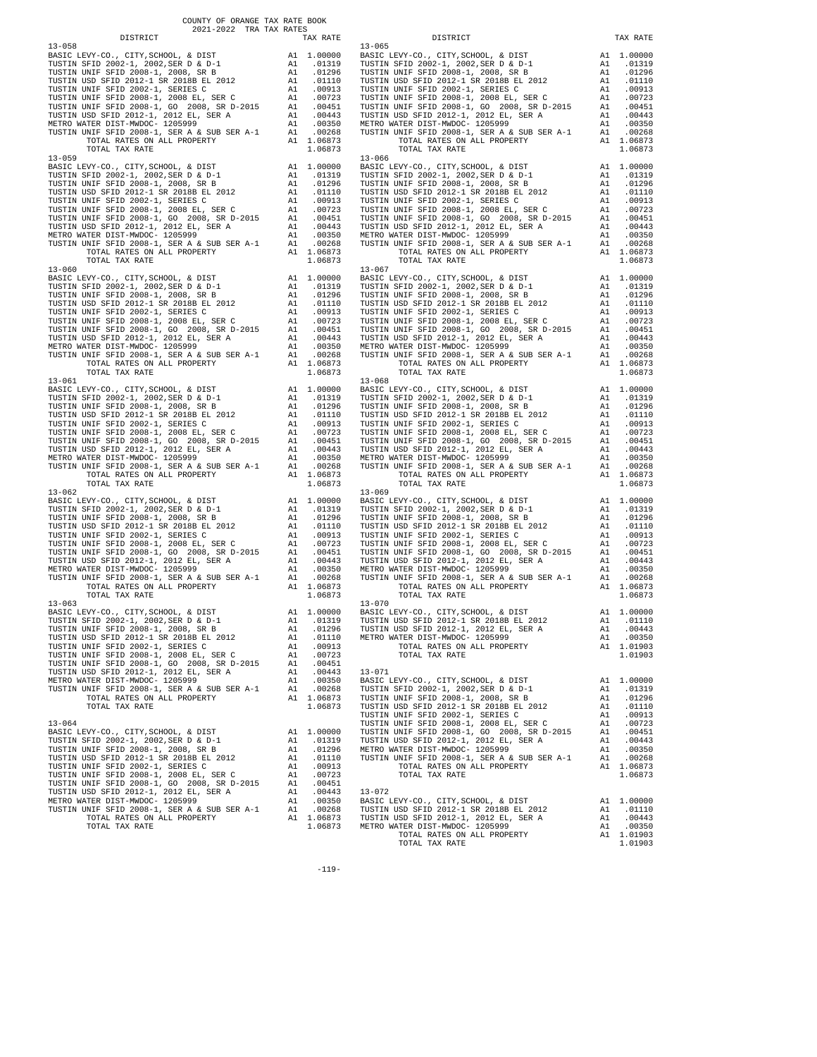COUNTY OF ORANGE TAX RATE BOOK
2021-2022 TRA TAX RATES

| DISTRICT | | TAX RATE |
|---|---|---|
| **13-058** | | |
| BASIC LEVY-CO., CITY,SCHOOL, & DIST | A1 | 1.00000 |
| TUSTIN SFID 2002-1, 2002,SER D & D-1 | A1 | .01319 |
| TUSTIN UNIF SFID 2008-1, 2008, SR B | A1 | .01296 |
| TUSTIN USD SFID 2012-1 SR 2018B EL 2012 | A1 | .01110 |
| TUSTIN UNIF SFID 2002-1, SERIES C | A1 | .00913 |
| TUSTIN UNIF SFID 2008-1, 2008 EL, SER C | A1 | .00723 |
| TUSTIN UNIF SFID 2008-1, GO 2008, SR D-2015 | A1 | .00451 |
| TUSTIN USD SFID 2012-1, 2012 EL, SER A | A1 | .00443 |
| METRO WATER DIST-MWDOC- 1205999 | A1 | .00350 |
| TUSTIN UNIF SFID 2008-1, SER A & SUB SER A-1 | A1 | .00268 |
| TOTAL RATES ON ALL PROPERTY | A1 | 1.06873 |
| TOTAL TAX RATE | | 1.06873 |
| **13-059** | | |
| BASIC LEVY-CO., CITY,SCHOOL, & DIST | A1 | 1.00000 |
| TUSTIN SFID 2002-1, 2002,SER D & D-1 | A1 | .01319 |
| TUSTIN UNIF SFID 2008-1, 2008, SR B | A1 | .01296 |
| TUSTIN USD SFID 2012-1 SR 2018B EL 2012 | A1 | .01110 |
| TUSTIN UNIF SFID 2002-1, SERIES C | A1 | .00913 |
| TUSTIN UNIF SFID 2008-1, 2008 EL, SER C | A1 | .00723 |
| TUSTIN UNIF SFID 2008-1, GO 2008, SR D-2015 | A1 | .00451 |
| TUSTIN USD SFID 2012-1, 2012 EL, SER A | A1 | .00443 |
| METRO WATER DIST-MWDOC- 1205999 | A1 | .00350 |
| TUSTIN UNIF SFID 2008-1, SER A & SUB SER A-1 | A1 | .00268 |
| TOTAL RATES ON ALL PROPERTY | A1 | 1.06873 |
| TOTAL TAX RATE | | 1.06873 |
| **13-060** | | |
| BASIC LEVY-CO., CITY,SCHOOL, & DIST | A1 | 1.00000 |
| TUSTIN SFID 2002-1, 2002,SER D & D-1 | A1 | .01319 |
| TUSTIN UNIF SFID 2008-1, 2008, SR B | A1 | .01296 |
| TUSTIN USD SFID 2012-1 SR 2018B EL 2012 | A1 | .01110 |
| TUSTIN UNIF SFID 2002-1, SERIES C | A1 | .00913 |
| TUSTIN UNIF SFID 2008-1, 2008 EL, SER C | A1 | .00723 |
| TUSTIN UNIF SFID 2008-1, GO 2008, SR D-2015 | A1 | .00451 |
| TUSTIN USD SFID 2012-1, 2012 EL, SER A | A1 | .00443 |
| METRO WATER DIST-MWDOC- 1205999 | A1 | .00350 |
| TUSTIN UNIF SFID 2008-1, SER A & SUB SER A-1 | A1 | .00268 |
| TOTAL RATES ON ALL PROPERTY | A1 | 1.06873 |
| TOTAL TAX RATE | | 1.06873 |
| **13-061** | | |
| BASIC LEVY-CO., CITY,SCHOOL, & DIST | A1 | 1.00000 |
| TUSTIN SFID 2002-1, 2002,SER D & D-1 | A1 | .01319 |
| TUSTIN UNIF SFID 2008-1, 2008, SR B | A1 | .01296 |
| TUSTIN USD SFID 2012-1 SR 2018B EL 2012 | A1 | .01110 |
| TUSTIN UNIF SFID 2002-1, SERIES C | A1 | .00913 |
| TUSTIN UNIF SFID 2008-1, 2008 EL, SER C | A1 | .00723 |
| TUSTIN UNIF SFID 2008-1, GO 2008, SR D-2015 | A1 | .00451 |
| TUSTIN USD SFID 2012-1, 2012 EL, SER A | A1 | .00443 |
| METRO WATER DIST-MWDOC- 1205999 | A1 | .00350 |
| TUSTIN UNIF SFID 2008-1, SER A & SUB SER A-1 | A1 | .00268 |
| TOTAL RATES ON ALL PROPERTY | A1 | 1.06873 |
| TOTAL TAX RATE | | 1.06873 |
| **13-062** | | |
| BASIC LEVY-CO., CITY,SCHOOL, & DIST | A1 | 1.00000 |
| TUSTIN SFID 2002-1, 2002,SER D & D-1 | A1 | .01319 |
| TUSTIN UNIF SFID 2008-1, 2008, SR B | A1 | .01296 |
| TUSTIN USD SFID 2012-1 SR 2018B EL 2012 | A1 | .01110 |
| TUSTIN UNIF SFID 2002-1, SERIES C | A1 | .00913 |
| TUSTIN UNIF SFID 2008-1, 2008 EL, SER C | A1 | .00723 |
| TUSTIN UNIF SFID 2008-1, GO 2008, SR D-2015 | A1 | .00451 |
| TUSTIN USD SFID 2012-1, 2012 EL, SER A | A1 | .00443 |
| METRO WATER DIST-MWDOC- 1205999 | A1 | .00350 |
| TUSTIN UNIF SFID 2008-1, SER A & SUB SER A-1 | A1 | .00268 |
| TOTAL RATES ON ALL PROPERTY | A1 | 1.06873 |
| TOTAL TAX RATE | | 1.06873 |
| **13-063** | | |
| BASIC LEVY-CO., CITY,SCHOOL, & DIST | A1 | 1.00000 |
| TUSTIN SFID 2002-1, 2002,SER D & D-1 | A1 | .01319 |
| TUSTIN UNIF SFID 2008-1, 2008, SR B | A1 | .01296 |
| TUSTIN USD SFID 2012-1 SR 2018B EL 2012 | A1 | .01110 |
| TUSTIN UNIF SFID 2002-1, SERIES C | A1 | .00913 |
| TUSTIN UNIF SFID 2008-1, 2008 EL, SER C | A1 | .00723 |
| TUSTIN UNIF SFID 2008-1, GO 2008, SR D-2015 | A1 | .00451 |
| TUSTIN USD SFID 2012-1, 2012 EL, SER A | A1 | .00443 |
| METRO WATER DIST-MWDOC- 1205999 | A1 | .00350 |
| TUSTIN UNIF SFID 2008-1, SER A & SUB SER A-1 | A1 | .00268 |
| TOTAL RATES ON ALL PROPERTY | A1 | 1.06873 |
| TOTAL TAX RATE | | 1.06873 |
| **13-064** | | |
| BASIC LEVY-CO., CITY,SCHOOL, & DIST | A1 | 1.00000 |
| TUSTIN SFID 2002-1, 2002,SER D & D-1 | A1 | .01319 |
| TUSTIN UNIF SFID 2008-1, 2008, SR B | A1 | .01296 |
| TUSTIN USD SFID 2012-1 SR 2018B EL 2012 | A1 | .01110 |
| TUSTIN UNIF SFID 2002-1, SERIES C | A1 | .00913 |
| TUSTIN UNIF SFID 2008-1, 2008 EL, SER C | A1 | .00723 |
| TUSTIN UNIF SFID 2008-1, GO 2008, SR D-2015 | A1 | .00451 |
| TUSTIN USD SFID 2012-1, 2012 EL, SER A | A1 | .00443 |
| METRO WATER DIST-MWDOC- 1205999 | A1 | .00350 |
| TUSTIN UNIF SFID 2008-1, SER A & SUB SER A-1 | A1 | .00268 |
| TOTAL RATES ON ALL PROPERTY | A1 | 1.06873 |
| TOTAL TAX RATE | | 1.06873 |
| **13-065** | | |
| BASIC LEVY-CO., CITY,SCHOOL, & DIST | A1 | 1.00000 |
| TUSTIN SFID 2002-1, 2002,SER D & D-1 | A1 | .01319 |
| TUSTIN UNIF SFID 2008-1, 2008, SR B | A1 | .01296 |
| TUSTIN USD SFID 2012-1 SR 2018B EL 2012 | A1 | .01110 |
| TUSTIN UNIF SFID 2002-1, SERIES C | A1 | .00913 |
| TUSTIN UNIF SFID 2008-1, 2008 EL, SER C | A1 | .00723 |
| TUSTIN UNIF SFID 2008-1, GO 2008, SR D-2015 | A1 | .00451 |
| TUSTIN USD SFID 2012-1, 2012 EL, SER A | A1 | .00443 |
| METRO WATER DIST-MWDOC- 1205999 | A1 | .00350 |
| TUSTIN UNIF SFID 2008-1, SER A & SUB SER A-1 | A1 | .00268 |
| TOTAL RATES ON ALL PROPERTY | A1 | 1.06873 |
| TOTAL TAX RATE | | 1.06873 |
| **13-066** | | |
| BASIC LEVY-CO., CITY,SCHOOL, & DIST | A1 | 1.00000 |
| TUSTIN SFID 2002-1, 2002,SER D & D-1 | A1 | .01319 |
| TUSTIN UNIF SFID 2008-1, 2008, SR B | A1 | .01296 |
| TUSTIN USD SFID 2012-1 SR 2018B EL 2012 | A1 | .01110 |
| TUSTIN UNIF SFID 2002-1, SERIES C | A1 | .00913 |
| TUSTIN UNIF SFID 2008-1, 2008 EL, SER C | A1 | .00723 |
| TUSTIN UNIF SFID 2008-1, GO 2008, SR D-2015 | A1 | .00451 |
| TUSTIN USD SFID 2012-1, 2012 EL, SER A | A1 | .00443 |
| METRO WATER DIST-MWDOC- 1205999 | A1 | .00350 |
| TUSTIN UNIF SFID 2008-1, SER A & SUB SER A-1 | A1 | .00268 |
| TOTAL RATES ON ALL PROPERTY | A1 | 1.06873 |
| TOTAL TAX RATE | | 1.06873 |
| **13-067** | | |
| BASIC LEVY-CO., CITY,SCHOOL, & DIST | A1 | 1.00000 |
| TUSTIN SFID 2002-1, 2002,SER D & D-1 | A1 | .01319 |
| TUSTIN UNIF SFID 2008-1, 2008, SR B | A1 | .01296 |
| TUSTIN USD SFID 2012-1 SR 2018B EL 2012 | A1 | .01110 |
| TUSTIN UNIF SFID 2002-1, SERIES C | A1 | .00913 |
| TUSTIN UNIF SFID 2008-1, 2008 EL, SER C | A1 | .00723 |
| TUSTIN UNIF SFID 2008-1, GO 2008, SR D-2015 | A1 | .00451 |
| TUSTIN USD SFID 2012-1, 2012 EL, SER A | A1 | .00443 |
| METRO WATER DIST-MWDOC- 1205999 | A1 | .00350 |
| TUSTIN UNIF SFID 2008-1, SER A & SUB SER A-1 | A1 | .00268 |
| TOTAL RATES ON ALL PROPERTY | A1 | 1.06873 |
| TOTAL TAX RATE | | 1.06873 |
| **13-068** | | |
| BASIC LEVY-CO., CITY,SCHOOL, & DIST | A1 | 1.00000 |
| TUSTIN SFID 2002-1, 2002,SER D & D-1 | A1 | .01319 |
| TUSTIN UNIF SFID 2008-1, 2008, SR B | A1 | .01296 |
| TUSTIN USD SFID 2012-1 SR 2018B EL 2012 | A1 | .01110 |
| TUSTIN UNIF SFID 2002-1, SERIES C | A1 | .00913 |
| TUSTIN UNIF SFID 2008-1, 2008 EL, SER C | A1 | .00723 |
| TUSTIN UNIF SFID 2008-1, GO 2008, SR D-2015 | A1 | .00451 |
| TUSTIN USD SFID 2012-1, 2012 EL, SER A | A1 | .00443 |
| METRO WATER DIST-MWDOC- 1205999 | A1 | .00350 |
| TUSTIN UNIF SFID 2008-1, SER A & SUB SER A-1 | A1 | .00268 |
| TOTAL RATES ON ALL PROPERTY | A1 | 1.06873 |
| TOTAL TAX RATE | | 1.06873 |
| **13-069** | | |
| BASIC LEVY-CO., CITY,SCHOOL, & DIST | A1 | 1.00000 |
| TUSTIN SFID 2002-1, 2002,SER D & D-1 | A1 | .01319 |
| TUSTIN UNIF SFID 2008-1, 2008, SR B | A1 | .01296 |
| TUSTIN USD SFID 2012-1 SR 2018B EL 2012 | A1 | .01110 |
| TUSTIN UNIF SFID 2002-1, SERIES C | A1 | .00913 |
| TUSTIN UNIF SFID 2008-1, 2008 EL, SER C | A1 | .00723 |
| TUSTIN UNIF SFID 2008-1, GO 2008, SR D-2015 | A1 | .00451 |
| TUSTIN USD SFID 2012-1, 2012 EL, SER A | A1 | .00443 |
| METRO WATER DIST-MWDOC- 1205999 | A1 | .00350 |
| TUSTIN UNIF SFID 2008-1, SER A & SUB SER A-1 | A1 | .00268 |
| TOTAL RATES ON ALL PROPERTY | A1 | 1.06873 |
| TOTAL TAX RATE | | 1.06873 |
| **13-070** | | |
| BASIC LEVY-CO., CITY,SCHOOL, & DIST | A1 | 1.00000 |
| TUSTIN USD SFID 2012-1 SR 2018B EL 2012 | A1 | .01110 |
| TUSTIN USD SFID 2012-1, 2012 EL, SER A | A1 | .00443 |
| METRO WATER DIST-MWDOC- 1205999 | A1 | .00350 |
| TOTAL RATES ON ALL PROPERTY | A1 | 1.01903 |
| TOTAL TAX RATE | | 1.01903 |
| **13-071** | | |
| BASIC LEVY-CO., CITY,SCHOOL, & DIST | A1 | 1.00000 |
| TUSTIN SFID 2002-1, 2002,SER D & D-1 | A1 | .01319 |
| TUSTIN UNIF SFID 2008-1, 2008, SR B | A1 | .01296 |
| TUSTIN USD SFID 2012-1 SR 2018B EL 2012 | A1 | .01110 |
| TUSTIN UNIF SFID 2002-1, SERIES C | A1 | .00913 |
| TUSTIN UNIF SFID 2008-1, 2008 EL, SER C | A1 | .00723 |
| TUSTIN UNIF SFID 2008-1, GO 2008, SR D-2015 | A1 | .00451 |
| TUSTIN USD SFID 2012-1, 2012 EL, SER A | A1 | .00443 |
| METRO WATER DIST-MWDOC- 1205999 | A1 | .00350 |
| TUSTIN UNIF SFID 2008-1, SER A & SUB SER A-1 | A1 | .00268 |
| TOTAL RATES ON ALL PROPERTY | A1 | 1.06873 |
| TOTAL TAX RATE | | 1.06873 |
| **13-072** | | |
| BASIC LEVY-CO., CITY,SCHOOL, & DIST | A1 | 1.00000 |
| TUSTIN USD SFID 2012-1 SR 2018B EL 2012 | A1 | .01110 |
| TUSTIN USD SFID 2012-1, 2012 EL, SER A | A1 | .00443 |
| METRO WATER DIST-MWDOC- 1205999 | A1 | .00350 |
| TOTAL RATES ON ALL PROPERTY | A1 | 1.01903 |
| TOTAL TAX RATE | | 1.01903 |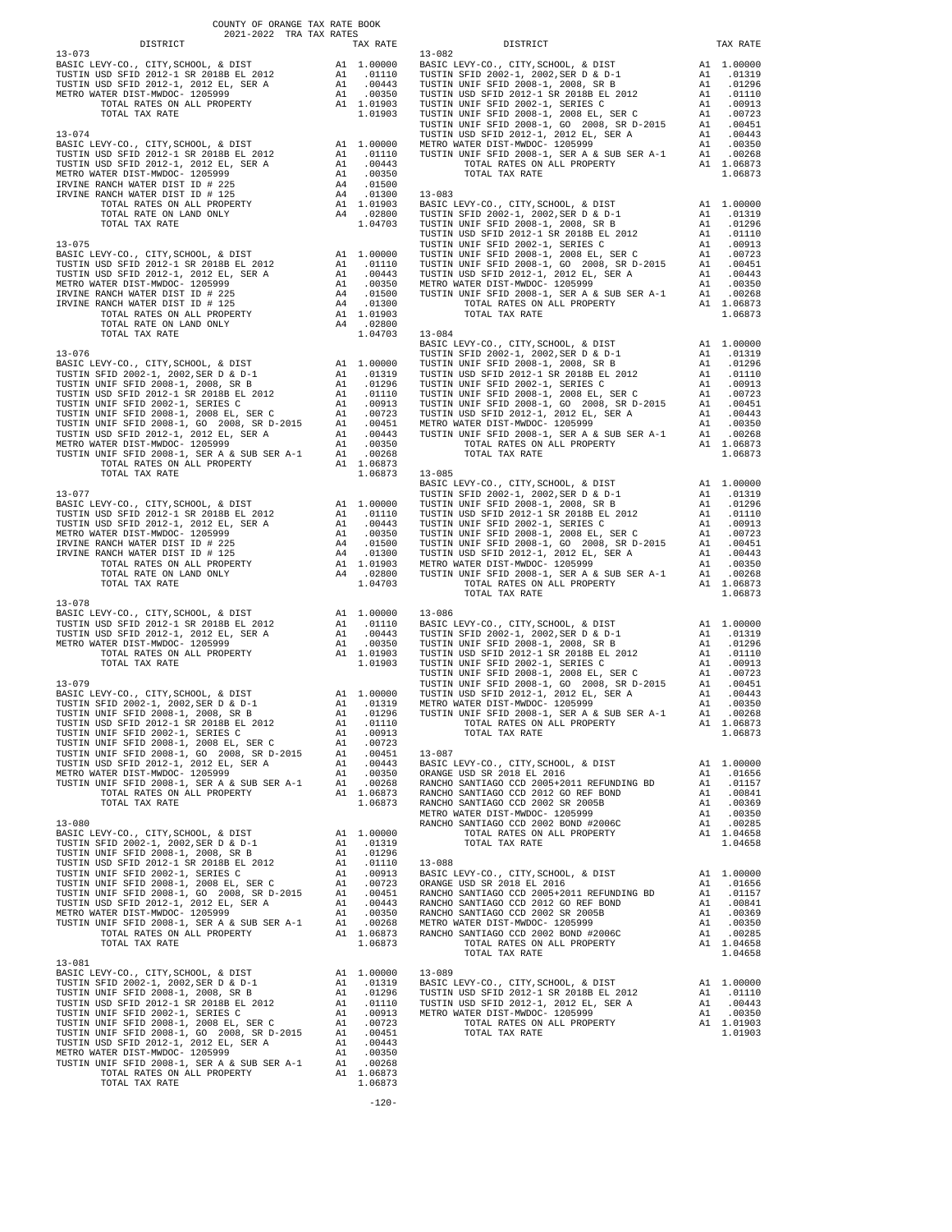COUNTY OF ORANGE TAX RATE BOOK
2021-2022 TRA TAX RATES

| DISTRICT | | TAX RATE |
|---|---|---|
| **13-073** | | |
| BASIC LEVY-CO., CITY,SCHOOL, & DIST | A1 | 1.00000 |
| TUSTIN USD SFID 2012-1 SR 2018B EL 2012 | A1 | .01110 |
| TUSTIN USD SFID 2012-1, 2012 EL, SER A | A1 | .00443 |
| METRO WATER DIST-MWDOC- 1205999 | A1 | .00350 |
| TOTAL RATES ON ALL PROPERTY | A1 | 1.01903 |
| TOTAL TAX RATE | | 1.01903 |
| **13-074** | | |
| BASIC LEVY-CO., CITY,SCHOOL, & DIST | A1 | 1.00000 |
| TUSTIN USD SFID 2012-1 SR 2018B EL 2012 | A1 | .01110 |
| TUSTIN USD SFID 2012-1, 2012 EL, SER A | A1 | .00443 |
| METRO WATER DIST-MWDOC- 1205999 | A1 | .00350 |
| IRVINE RANCH WATER DIST ID # 225 | A4 | .01500 |
| IRVINE RANCH WATER DIST ID # 125 | A4 | .01300 |
| TOTAL RATES ON ALL PROPERTY | A1 | 1.01903 |
| TOTAL RATE ON LAND ONLY | A4 | .02800 |
| TOTAL TAX RATE | | 1.04703 |
| **13-075** | | |
| BASIC LEVY-CO., CITY,SCHOOL, & DIST | A1 | 1.00000 |
| TUSTIN USD SFID 2012-1 SR 2018B EL 2012 | A1 | .01110 |
| TUSTIN USD SFID 2012-1, 2012 EL, SER A | A1 | .00443 |
| METRO WATER DIST-MWDOC- 1205999 | A1 | .00350 |
| IRVINE RANCH WATER DIST ID # 225 | A4 | .01500 |
| IRVINE RANCH WATER DIST ID # 125 | A4 | .01300 |
| TOTAL RATES ON ALL PROPERTY | A1 | 1.01903 |
| TOTAL RATE ON LAND ONLY | A4 | .02800 |
| TOTAL TAX RATE | | 1.04703 |
| **13-076** | | |
| BASIC LEVY-CO., CITY,SCHOOL, & DIST | A1 | 1.00000 |
| TUSTIN SFID 2002-1, 2002,SER D & D-1 | A1 | .01319 |
| TUSTIN UNIF SFID 2008-1, 2008, SR B | A1 | .01296 |
| TUSTIN USD SFID 2012-1 SR 2018B EL 2012 | A1 | .01110 |
| TUSTIN UNIF SFID 2002-1, SERIES C | A1 | .00913 |
| TUSTIN UNIF SFID 2008-1, 2008 EL, SER C | A1 | .00723 |
| TUSTIN UNIF SFID 2008-1, GO 2008, SR D-2015 | A1 | .00451 |
| TUSTIN USD SFID 2012-1, 2012 EL, SER A | A1 | .00443 |
| METRO WATER DIST-MWDOC- 1205999 | A1 | .00350 |
| TUSTIN UNIF SFID 2008-1, SER A & SUB SER A-1 | A1 | .00268 |
| TOTAL RATES ON ALL PROPERTY | A1 | 1.06873 |
| TOTAL TAX RATE | | 1.06873 |
| **13-077** | | |
| BASIC LEVY-CO., CITY,SCHOOL, & DIST | A1 | 1.00000 |
| TUSTIN USD SFID 2012-1 SR 2018B EL 2012 | A1 | .01110 |
| TUSTIN USD SFID 2012-1, 2012 EL, SER A | A1 | .00443 |
| METRO WATER DIST-MWDOC- 1205999 | A1 | .00350 |
| IRVINE RANCH WATER DIST ID # 225 | A4 | .01500 |
| IRVINE RANCH WATER DIST ID # 125 | A4 | .01300 |
| TOTAL RATES ON ALL PROPERTY | A1 | 1.01903 |
| TOTAL RATE ON LAND ONLY | A4 | .02800 |
| TOTAL TAX RATE | | 1.04703 |
| **13-078** | | |
| BASIC LEVY-CO., CITY,SCHOOL, & DIST | A1 | 1.00000 |
| TUSTIN USD SFID 2012-1 SR 2018B EL 2012 | A1 | .01110 |
| TUSTIN USD SFID 2012-1, 2012 EL, SER A | A1 | .00443 |
| METRO WATER DIST-MWDOC- 1205999 | A1 | .00350 |
| TOTAL RATES ON ALL PROPERTY | A1 | 1.01903 |
| TOTAL TAX RATE | | 1.01903 |
| **13-079** | | |
| BASIC LEVY-CO., CITY,SCHOOL, & DIST | A1 | 1.00000 |
| TUSTIN SFID 2002-1, 2002,SER D & D-1 | A1 | .01319 |
| TUSTIN UNIF SFID 2008-1, 2008, SR B | A1 | .01296 |
| TUSTIN USD SFID 2012-1 SR 2018B EL 2012 | A1 | .01110 |
| TUSTIN UNIF SFID 2002-1, SERIES C | A1 | .00913 |
| TUSTIN UNIF SFID 2008-1, 2008 EL, SER C | A1 | .00723 |
| TUSTIN UNIF SFID 2008-1, GO 2008, SR D-2015 | A1 | .00451 |
| TUSTIN USD SFID 2012-1, 2012 EL, SER A | A1 | .00443 |
| METRO WATER DIST-MWDOC- 1205999 | A1 | .00350 |
| TUSTIN UNIF SFID 2008-1, SER A & SUB SER A-1 | A1 | .00268 |
| TOTAL RATES ON ALL PROPERTY | A1 | 1.06873 |
| TOTAL TAX RATE | | 1.06873 |
| **13-080** | | |
| BASIC LEVY-CO., CITY,SCHOOL, & DIST | A1 | 1.00000 |
| TUSTIN SFID 2002-1, 2002,SER D & D-1 | A1 | .01319 |
| TUSTIN UNIF SFID 2008-1, 2008, SR B | A1 | .01296 |
| TUSTIN USD SFID 2012-1 SR 2018B EL 2012 | A1 | .01110 |
| TUSTIN UNIF SFID 2002-1, SERIES C | A1 | .00913 |
| TUSTIN UNIF SFID 2008-1, 2008 EL, SER C | A1 | .00723 |
| TUSTIN UNIF SFID 2008-1, GO 2008, SR D-2015 | A1 | .00451 |
| TUSTIN USD SFID 2012-1, 2012 EL, SER A | A1 | .00443 |
| METRO WATER DIST-MWDOC- 1205999 | A1 | .00350 |
| TUSTIN UNIF SFID 2008-1, SER A & SUB SER A-1 | A1 | .00268 |
| TOTAL RATES ON ALL PROPERTY | A1 | 1.06873 |
| TOTAL TAX RATE | | 1.06873 |
| **13-081** | | |
| BASIC LEVY-CO., CITY,SCHOOL, & DIST | A1 | 1.00000 |
| TUSTIN SFID 2002-1, 2002,SER D & D-1 | A1 | .01319 |
| TUSTIN UNIF SFID 2008-1, 2008, SR B | A1 | .01296 |
| TUSTIN USD SFID 2012-1 SR 2018B EL 2012 | A1 | .01110 |
| TUSTIN UNIF SFID 2002-1, SERIES C | A1 | .00913 |
| TUSTIN UNIF SFID 2008-1, 2008 EL, SER C | A1 | .00723 |
| TUSTIN UNIF SFID 2008-1, GO 2008, SR D-2015 | A1 | .00451 |
| TUSTIN USD SFID 2012-1, 2012 EL, SER A | A1 | .00443 |
| METRO WATER DIST-MWDOC- 1205999 | A1 | .00350 |
| TUSTIN UNIF SFID 2008-1, SER A & SUB SER A-1 | A1 | .00268 |
| TOTAL RATES ON ALL PROPERTY | A1 | 1.06873 |
| TOTAL TAX RATE | | 1.06873 |
| **13-082** | | |
| BASIC LEVY-CO., CITY,SCHOOL, & DIST | A1 | 1.00000 |
| TUSTIN SFID 2002-1, 2002,SER D & D-1 | A1 | .01319 |
| TUSTIN UNIF SFID 2008-1, 2008, SR B | A1 | .01296 |
| TUSTIN USD SFID 2012-1 SR 2018B EL 2012 | A1 | .01110 |
| TUSTIN UNIF SFID 2002-1, SERIES C | A1 | .00913 |
| TUSTIN UNIF SFID 2008-1, 2008 EL, SER C | A1 | .00723 |
| TUSTIN UNIF SFID 2008-1, GO 2008, SR D-2015 | A1 | .00451 |
| TUSTIN USD SFID 2012-1, 2012 EL, SER A | A1 | .00443 |
| METRO WATER DIST-MWDOC- 1205999 | A1 | .00350 |
| TUSTIN UNIF SFID 2008-1, SER A & SUB SER A-1 | A1 | .00268 |
| TOTAL RATES ON ALL PROPERTY | A1 | 1.06873 |
| TOTAL TAX RATE | | 1.06873 |
| **13-083** | | |
| BASIC LEVY-CO., CITY,SCHOOL, & DIST | A1 | 1.00000 |
| TUSTIN SFID 2002-1, 2002,SER D & D-1 | A1 | .01319 |
| TUSTIN UNIF SFID 2008-1, 2008, SR B | A1 | .01296 |
| TUSTIN USD SFID 2012-1 SR 2018B EL 2012 | A1 | .01110 |
| TUSTIN UNIF SFID 2002-1, SERIES C | A1 | .00913 |
| TUSTIN UNIF SFID 2008-1, 2008 EL, SER C | A1 | .00723 |
| TUSTIN UNIF SFID 2008-1, GO 2008, SR D-2015 | A1 | .00451 |
| TUSTIN USD SFID 2012-1, 2012 EL, SER A | A1 | .00443 |
| METRO WATER DIST-MWDOC- 1205999 | A1 | .00350 |
| TUSTIN UNIF SFID 2008-1, SER A & SUB SER A-1 | A1 | .00268 |
| TOTAL RATES ON ALL PROPERTY | A1 | 1.06873 |
| TOTAL TAX RATE | | 1.06873 |
| **13-084** | | |
| BASIC LEVY-CO., CITY,SCHOOL, & DIST | A1 | 1.00000 |
| TUSTIN SFID 2002-1, 2002,SER D & D-1 | A1 | .01319 |
| TUSTIN UNIF SFID 2008-1, 2008, SR B | A1 | .01296 |
| TUSTIN USD SFID 2012-1 SR 2018B EL 2012 | A1 | .01110 |
| TUSTIN UNIF SFID 2002-1, SERIES C | A1 | .00913 |
| TUSTIN UNIF SFID 2008-1, 2008 EL, SER C | A1 | .00723 |
| TUSTIN UNIF SFID 2008-1, GO 2008, SR D-2015 | A1 | .00451 |
| TUSTIN USD SFID 2012-1, 2012 EL, SER A | A1 | .00443 |
| METRO WATER DIST-MWDOC- 1205999 | A1 | .00350 |
| TUSTIN UNIF SFID 2008-1, SER A & SUB SER A-1 | A1 | .00268 |
| TOTAL RATES ON ALL PROPERTY | A1 | 1.06873 |
| TOTAL TAX RATE | | 1.06873 |
| **13-085** | | |
| BASIC LEVY-CO., CITY,SCHOOL, & DIST | A1 | 1.00000 |
| TUSTIN SFID 2002-1, 2002,SER D & D-1 | A1 | .01319 |
| TUSTIN UNIF SFID 2008-1, 2008, SR B | A1 | .01296 |
| TUSTIN USD SFID 2012-1 SR 2018B EL 2012 | A1 | .01110 |
| TUSTIN UNIF SFID 2002-1, SERIES C | A1 | .00913 |
| TUSTIN UNIF SFID 2008-1, 2008 EL, SER C | A1 | .00723 |
| TUSTIN UNIF SFID 2008-1, GO 2008, SR D-2015 | A1 | .00451 |
| TUSTIN USD SFID 2012-1, 2012 EL, SER A | A1 | .00443 |
| METRO WATER DIST-MWDOC- 1205999 | A1 | .00350 |
| TUSTIN UNIF SFID 2008-1, SER A & SUB SER A-1 | A1 | .00268 |
| TOTAL RATES ON ALL PROPERTY | A1 | 1.06873 |
| TOTAL TAX RATE | | 1.06873 |
| **13-086** | | |
| BASIC LEVY-CO., CITY,SCHOOL, & DIST | A1 | 1.00000 |
| TUSTIN SFID 2002-1, 2002,SER D & D-1 | A1 | .01319 |
| TUSTIN UNIF SFID 2008-1, 2008, SR B | A1 | .01296 |
| TUSTIN USD SFID 2012-1 SR 2018B EL 2012 | A1 | .01110 |
| TUSTIN UNIF SFID 2002-1, SERIES C | A1 | .00913 |
| TUSTIN UNIF SFID 2008-1, 2008 EL, SER C | A1 | .00723 |
| TUSTIN UNIF SFID 2008-1, GO 2008, SR D-2015 | A1 | .00451 |
| TUSTIN USD SFID 2012-1, 2012 EL, SER A | A1 | .00443 |
| METRO WATER DIST-MWDOC- 1205999 | A1 | .00350 |
| TUSTIN UNIF SFID 2008-1, SER A & SUB SER A-1 | A1 | .00268 |
| TOTAL RATES ON ALL PROPERTY | A1 | 1.06873 |
| TOTAL TAX RATE | | 1.06873 |
| **13-087** | | |
| BASIC LEVY-CO., CITY,SCHOOL, & DIST | A1 | 1.00000 |
| ORANGE USD SR 2018 EL 2016 | A1 | .01656 |
| RANCHO SANTIAGO CCD 2005+2011 REFUNDING BD | A1 | .01157 |
| RANCHO SANTIAGO CCD 2012 GO REF BOND | A1 | .00841 |
| RANCHO SANTIAGO CCD 2002 SR 2005B | A1 | .00369 |
| METRO WATER DIST-MWDOC- 1205999 | A1 | .00350 |
| RANCHO SANTIAGO CCD 2002 BOND #2006C | A1 | .00285 |
| TOTAL RATES ON ALL PROPERTY | A1 | 1.04658 |
| TOTAL TAX RATE | | 1.04658 |
| **13-088** | | |
| BASIC LEVY-CO., CITY,SCHOOL, & DIST | A1 | 1.00000 |
| ORANGE USD SR 2018 EL 2016 | A1 | .01656 |
| RANCHO SANTIAGO CCD 2005+2011 REFUNDING BD | A1 | .01157 |
| RANCHO SANTIAGO CCD 2012 GO REF BOND | A1 | .00841 |
| RANCHO SANTIAGO CCD 2002 SR 2005B | A1 | .00369 |
| METRO WATER DIST-MWDOC- 1205999 | A1 | .00350 |
| RANCHO SANTIAGO CCD 2002 BOND #2006C | A1 | .00285 |
| TOTAL RATES ON ALL PROPERTY | A1 | 1.04658 |
| TOTAL TAX RATE | | 1.04658 |
| **13-089** | | |
| BASIC LEVY-CO., CITY,SCHOOL, & DIST | A1 | 1.00000 |
| TUSTIN USD SFID 2012-1 SR 2018B EL 2012 | A1 | .01110 |
| TUSTIN USD SFID 2012-1, 2012 EL, SER A | A1 | .00443 |
| METRO WATER DIST-MWDOC- 1205999 | A1 | .00350 |
| TOTAL RATES ON ALL PROPERTY | A1 | 1.01903 |
| TOTAL TAX RATE | | 1.01903 |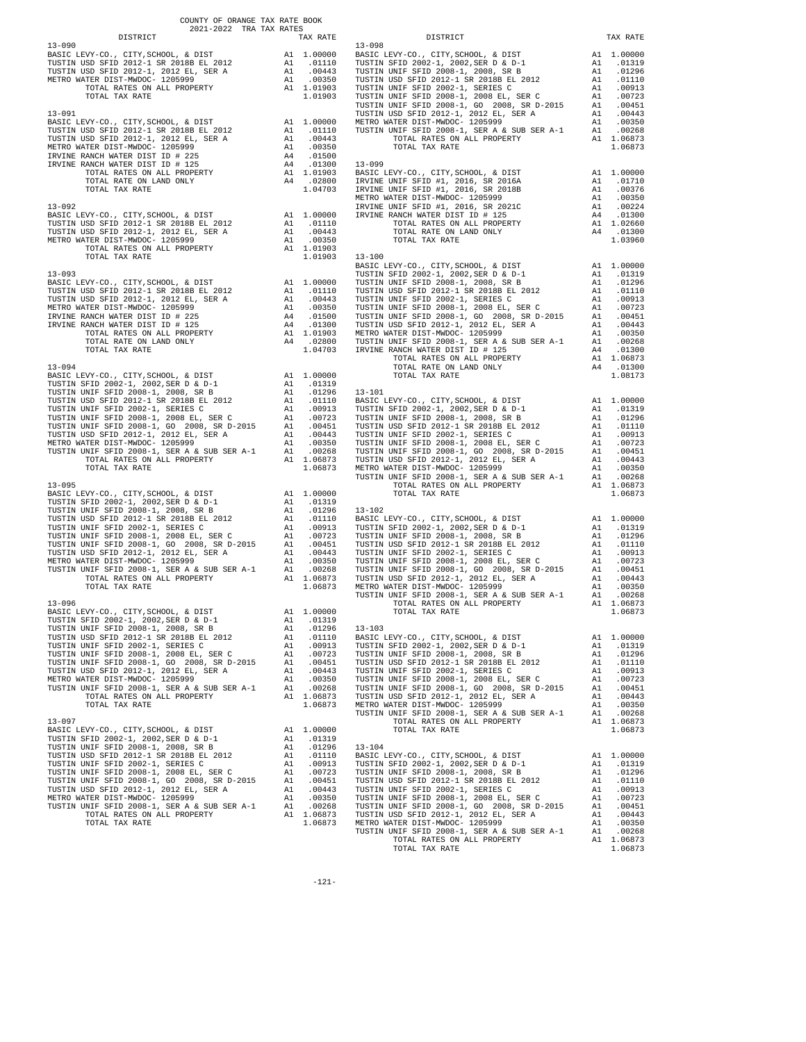COUNTY OF ORANGE TAX RATE BOOK
2021-2022 TRA TAX RATES

| DISTRICT | | TAX RATE |
|---|---|---|
| **13-090** | | |
| BASIC LEVY-CO., CITY,SCHOOL, & DIST | A1 | 1.00000 |
| TUSTIN USD SFID 2012-1 SR 2018B EL 2012 | A1 | .01110 |
| TUSTIN USD SFID 2012-1, 2012 EL, SER A | A1 | .00443 |
| METRO WATER DIST-MWDOC- 1205999 | A1 | .00350 |
| TOTAL RATES ON ALL PROPERTY | A1 | 1.01903 |
| TOTAL TAX RATE | | 1.01903 |
| **13-091** | | |
| BASIC LEVY-CO., CITY,SCHOOL, & DIST | A1 | 1.00000 |
| TUSTIN USD SFID 2012-1 SR 2018B EL 2012 | A1 | .01110 |
| TUSTIN USD SFID 2012-1, 2012 EL, SER A | A1 | .00443 |
| METRO WATER DIST-MWDOC- 1205999 | A1 | .00350 |
| IRVINE RANCH WATER DIST ID # 225 | A4 | .01500 |
| IRVINE RANCH WATER DIST ID # 125 | A4 | .01300 |
| TOTAL RATES ON ALL PROPERTY | A1 | 1.01903 |
| TOTAL RATE ON LAND ONLY | A4 | .02800 |
| TOTAL TAX RATE | | 1.04703 |
| **13-092** | | |
| BASIC LEVY-CO., CITY,SCHOOL, & DIST | A1 | 1.00000 |
| TUSTIN USD SFID 2012-1 SR 2018B EL 2012 | A1 | .01110 |
| TUSTIN USD SFID 2012-1, 2012 EL, SER A | A1 | .00443 |
| METRO WATER DIST-MWDOC- 1205999 | A1 | .00350 |
| TOTAL RATES ON ALL PROPERTY | A1 | 1.01903 |
| TOTAL TAX RATE | | 1.01903 |
| **13-093** | | |
| BASIC LEVY-CO., CITY,SCHOOL, & DIST | A1 | 1.00000 |
| TUSTIN USD SFID 2012-1 SR 2018B EL 2012 | A1 | .01110 |
| TUSTIN USD SFID 2012-1, 2012 EL, SER A | A1 | .00443 |
| METRO WATER DIST-MWDOC- 1205999 | A1 | .00350 |
| IRVINE RANCH WATER DIST ID # 225 | A4 | .01500 |
| IRVINE RANCH WATER DIST ID # 125 | A4 | .01300 |
| TOTAL RATES ON ALL PROPERTY | A1 | 1.01903 |
| TOTAL RATE ON LAND ONLY | A4 | .02800 |
| TOTAL TAX RATE | | 1.04703 |
| **13-094** | | |
| BASIC LEVY-CO., CITY,SCHOOL, & DIST | A1 | 1.00000 |
| TUSTIN SFID 2002-1, 2002,SER D & D-1 | A1 | .01319 |
| TUSTIN UNIF SFID 2008-1, 2008, SR B | A1 | .01296 |
| TUSTIN USD SFID 2012-1 SR 2018B EL 2012 | A1 | .01110 |
| TUSTIN UNIF SFID 2002-1, SERIES C | A1 | .00913 |
| TUSTIN UNIF SFID 2008-1, 2008 EL, SER C | A1 | .00723 |
| TUSTIN UNIF SFID 2008-1, GO 2008, SR D-2015 | A1 | .00451 |
| TUSTIN USD SFID 2012-1, 2012 EL, SER A | A1 | .00443 |
| METRO WATER DIST-MWDOC- 1205999 | A1 | .00350 |
| TUSTIN UNIF SFID 2008-1, SER A & SUB SER A-1 | A1 | .00268 |
| TOTAL RATES ON ALL PROPERTY | A1 | 1.06873 |
| TOTAL TAX RATE | | 1.06873 |
| **13-095** | | |
| BASIC LEVY-CO., CITY,SCHOOL, & DIST | A1 | 1.00000 |
| TUSTIN SFID 2002-1, 2002,SER D & D-1 | A1 | .01319 |
| TUSTIN UNIF SFID 2008-1, 2008, SR B | A1 | .01296 |
| TUSTIN USD SFID 2012-1 SR 2018B EL 2012 | A1 | .01110 |
| TUSTIN UNIF SFID 2002-1, SERIES C | A1 | .00913 |
| TUSTIN UNIF SFID 2008-1, 2008 EL, SER C | A1 | .00723 |
| TUSTIN UNIF SFID 2008-1, GO 2008, SR D-2015 | A1 | .00451 |
| TUSTIN USD SFID 2012-1, 2012 EL, SER A | A1 | .00443 |
| METRO WATER DIST-MWDOC- 1205999 | A1 | .00350 |
| TUSTIN UNIF SFID 2008-1, SER A & SUB SER A-1 | A1 | .00268 |
| TOTAL RATES ON ALL PROPERTY | A1 | 1.06873 |
| TOTAL TAX RATE | | 1.06873 |
| **13-096** | | |
| BASIC LEVY-CO., CITY,SCHOOL, & DIST | A1 | 1.00000 |
| TUSTIN SFID 2002-1, 2002,SER D & D-1 | A1 | .01319 |
| TUSTIN UNIF SFID 2008-1, 2008, SR B | A1 | .01296 |
| TUSTIN USD SFID 2012-1 SR 2018B EL 2012 | A1 | .01110 |
| TUSTIN UNIF SFID 2002-1, SERIES C | A1 | .00913 |
| TUSTIN UNIF SFID 2008-1, 2008 EL, SER C | A1 | .00723 |
| TUSTIN UNIF SFID 2008-1, GO 2008, SR D-2015 | A1 | .00451 |
| TUSTIN USD SFID 2012-1, 2012 EL, SER A | A1 | .00443 |
| METRO WATER DIST-MWDOC- 1205999 | A1 | .00350 |
| TUSTIN UNIF SFID 2008-1, SER A & SUB SER A-1 | A1 | .00268 |
| TOTAL RATES ON ALL PROPERTY | A1 | 1.06873 |
| TOTAL TAX RATE | | 1.06873 |
| **13-097** | | |
| BASIC LEVY-CO., CITY,SCHOOL, & DIST | A1 | 1.00000 |
| TUSTIN SFID 2002-1, 2002,SER D & D-1 | A1 | .01319 |
| TUSTIN UNIF SFID 2008-1, 2008, SR B | A1 | .01296 |
| TUSTIN USD SFID 2012-1 SR 2018B EL 2012 | A1 | .01110 |
| TUSTIN UNIF SFID 2002-1, SERIES C | A1 | .00913 |
| TUSTIN UNIF SFID 2008-1, 2008 EL, SER C | A1 | .00723 |
| TUSTIN UNIF SFID 2008-1, GO 2008, SR D-2015 | A1 | .00451 |
| TUSTIN USD SFID 2012-1, 2012 EL, SER A | A1 | .00443 |
| METRO WATER DIST-MWDOC- 1205999 | A1 | .00350 |
| TUSTIN UNIF SFID 2008-1, SER A & SUB SER A-1 | A1 | .00268 |
| TOTAL RATES ON ALL PROPERTY | A1 | 1.06873 |
| TOTAL TAX RATE | | 1.06873 |
| **13-098** | | |
| BASIC LEVY-CO., CITY,SCHOOL, & DIST | A1 | 1.00000 |
| TUSTIN SFID 2002-1, 2002,SER D & D-1 | A1 | .01319 |
| TUSTIN UNIF SFID 2008-1, 2008, SR B | A1 | .01296 |
| TUSTIN USD SFID 2012-1 SR 2018B EL 2012 | A1 | .01110 |
| TUSTIN UNIF SFID 2002-1, SERIES C | A1 | .00913 |
| TUSTIN UNIF SFID 2008-1, 2008 EL, SER C | A1 | .00723 |
| TUSTIN UNIF SFID 2008-1, GO 2008, SR D-2015 | A1 | .00451 |
| TUSTIN USD SFID 2012-1, 2012 EL, SER A | A1 | .00443 |
| METRO WATER DIST-MWDOC- 1205999 | A1 | .00350 |
| TUSTIN UNIF SFID 2008-1, SER A & SUB SER A-1 | A1 | .00268 |
| TOTAL RATES ON ALL PROPERTY | A1 | 1.06873 |
| TOTAL TAX RATE | | 1.06873 |
| **13-099** | | |
| BASIC LEVY-CO., CITY,SCHOOL, & DIST | A1 | 1.00000 |
| IRVINE UNIF SFID #1, 2016, SR 2016A | A1 | .01710 |
| IRVINE UNIF SFID #1, 2016, SR 2018B | A1 | .00376 |
| METRO WATER DIST-MWDOC- 1205999 | A1 | .00350 |
| IRVINE UNIF SFID #1, 2016, SR 2021C | A1 | .00224 |
| IRVINE RANCH WATER DIST ID # 125 | A4 | .01300 |
| TOTAL RATES ON ALL PROPERTY | A1 | 1.02660 |
| TOTAL RATE ON LAND ONLY | A4 | .01300 |
| TOTAL TAX RATE | | 1.03960 |
| **13-100** | | |
| BASIC LEVY-CO., CITY,SCHOOL, & DIST | A1 | 1.00000 |
| TUSTIN SFID 2002-1, 2002,SER D & D-1 | A1 | .01319 |
| TUSTIN UNIF SFID 2008-1, 2008, SR B | A1 | .01296 |
| TUSTIN USD SFID 2012-1 SR 2018B EL 2012 | A1 | .01110 |
| TUSTIN UNIF SFID 2002-1, SERIES C | A1 | .00913 |
| TUSTIN UNIF SFID 2008-1, 2008 EL, SER C | A1 | .00723 |
| TUSTIN UNIF SFID 2008-1, GO 2008, SR D-2015 | A1 | .00451 |
| TUSTIN USD SFID 2012-1, 2012 EL, SER A | A1 | .00443 |
| METRO WATER DIST-MWDOC- 1205999 | A1 | .00350 |
| TUSTIN UNIF SFID 2008-1, SER A & SUB SER A-1 | A1 | .00268 |
| IRVINE RANCH WATER DIST ID # 125 | A4 | .01300 |
| TOTAL RATES ON ALL PROPERTY | A1 | 1.06873 |
| TOTAL RATE ON LAND ONLY | A4 | .01300 |
| TOTAL TAX RATE | | 1.08173 |
| **13-101** | | |
| BASIC LEVY-CO., CITY,SCHOOL, & DIST | A1 | 1.00000 |
| TUSTIN SFID 2002-1, 2002,SER D & D-1 | A1 | .01319 |
| TUSTIN UNIF SFID 2008-1, 2008, SR B | A1 | .01296 |
| TUSTIN USD SFID 2012-1 SR 2018B EL 2012 | A1 | .01110 |
| TUSTIN UNIF SFID 2002-1, SERIES C | A1 | .00913 |
| TUSTIN UNIF SFID 2008-1, 2008 EL, SER C | A1 | .00723 |
| TUSTIN UNIF SFID 2008-1, GO 2008, SR D-2015 | A1 | .00451 |
| TUSTIN USD SFID 2012-1, 2012 EL, SER A | A1 | .00443 |
| METRO WATER DIST-MWDOC- 1205999 | A1 | .00350 |
| TUSTIN UNIF SFID 2008-1, SER A & SUB SER A-1 | A1 | .00268 |
| TOTAL RATES ON ALL PROPERTY | A1 | 1.06873 |
| TOTAL TAX RATE | | 1.06873 |
| **13-102** | | |
| BASIC LEVY-CO., CITY,SCHOOL, & DIST | A1 | 1.00000 |
| TUSTIN SFID 2002-1, 2002,SER D & D-1 | A1 | .01319 |
| TUSTIN UNIF SFID 2008-1, 2008, SR B | A1 | .01296 |
| TUSTIN USD SFID 2012-1 SR 2018B EL 2012 | A1 | .01110 |
| TUSTIN UNIF SFID 2002-1, SERIES C | A1 | .00913 |
| TUSTIN UNIF SFID 2008-1, 2008 EL, SER C | A1 | .00723 |
| TUSTIN UNIF SFID 2008-1, GO 2008, SR D-2015 | A1 | .00451 |
| TUSTIN USD SFID 2012-1, 2012 EL, SER A | A1 | .00443 |
| METRO WATER DIST-MWDOC- 1205999 | A1 | .00350 |
| TUSTIN UNIF SFID 2008-1, SER A & SUB SER A-1 | A1 | .00268 |
| TOTAL RATES ON ALL PROPERTY | A1 | 1.06873 |
| TOTAL TAX RATE | | 1.06873 |
| **13-103** | | |
| BASIC LEVY-CO., CITY,SCHOOL, & DIST | A1 | 1.00000 |
| TUSTIN SFID 2002-1, 2002,SER D & D-1 | A1 | .01319 |
| TUSTIN UNIF SFID 2008-1, 2008, SR B | A1 | .01296 |
| TUSTIN USD SFID 2012-1 SR 2018B EL 2012 | A1 | .01110 |
| TUSTIN UNIF SFID 2002-1, SERIES C | A1 | .00913 |
| TUSTIN UNIF SFID 2008-1, 2008 EL, SER C | A1 | .00723 |
| TUSTIN UNIF SFID 2008-1, GO 2008, SR D-2015 | A1 | .00451 |
| TUSTIN USD SFID 2012-1, 2012 EL, SER A | A1 | .00443 |
| METRO WATER DIST-MWDOC- 1205999 | A1 | .00350 |
| TUSTIN UNIF SFID 2008-1, SER A & SUB SER A-1 | A1 | .00268 |
| TOTAL RATES ON ALL PROPERTY | A1 | 1.06873 |
| TOTAL TAX RATE | | 1.06873 |
| **13-104** | | |
| BASIC LEVY-CO., CITY,SCHOOL, & DIST | A1 | 1.00000 |
| TUSTIN SFID 2002-1, 2002,SER D & D-1 | A1 | .01319 |
| TUSTIN UNIF SFID 2008-1, 2008, SR B | A1 | .01296 |
| TUSTIN USD SFID 2012-1 SR 2018B EL 2012 | A1 | .01110 |
| TUSTIN UNIF SFID 2002-1, SERIES C | A1 | .00913 |
| TUSTIN UNIF SFID 2008-1, 2008 EL, SER C | A1 | .00723 |
| TUSTIN UNIF SFID 2008-1, GO 2008, SR D-2015 | A1 | .00451 |
| TUSTIN USD SFID 2012-1, 2012 EL, SER A | A1 | .00443 |
| METRO WATER DIST-MWDOC- 1205999 | A1 | .00350 |
| TUSTIN UNIF SFID 2008-1, SER A & SUB SER A-1 | A1 | .00268 |
| TOTAL RATES ON ALL PROPERTY | A1 | 1.06873 |
| TOTAL TAX RATE | | 1.06873 |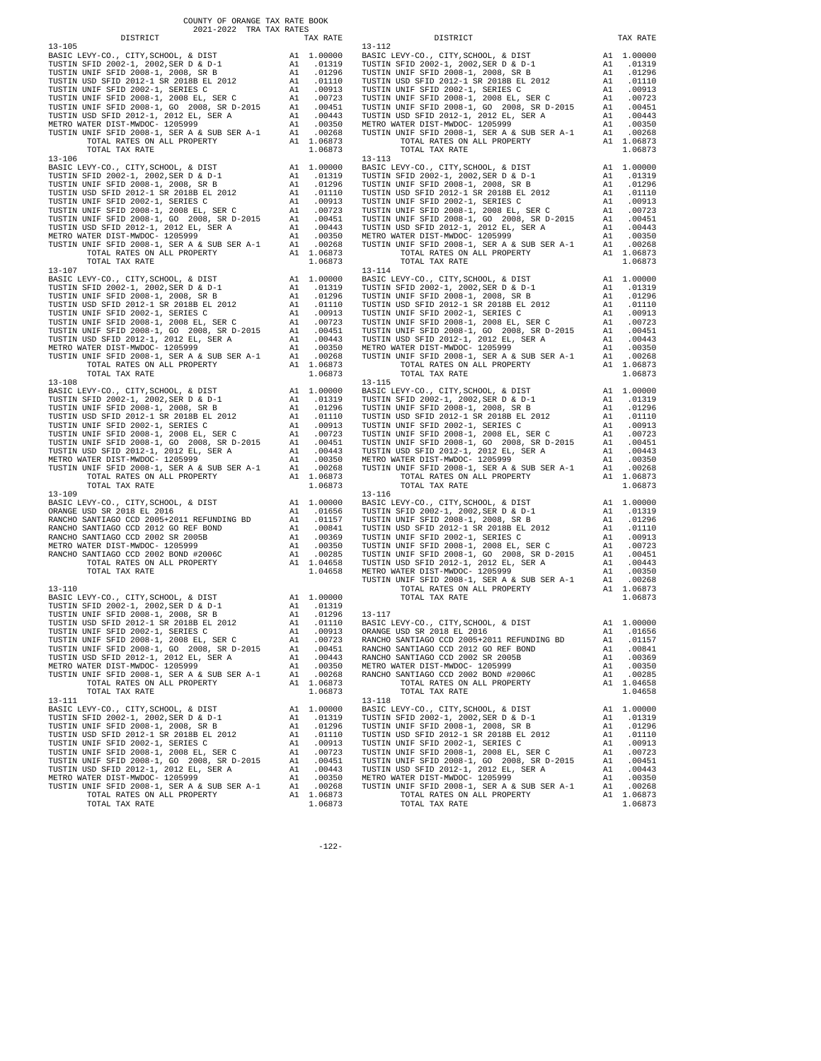COUNTY OF ORANGE TAX RATE BOOK
2021-2022 TRA TAX RATES

| DISTRICT | | TAX RATE |
|---|---|---|
| **13-105** | | |
| BASIC LEVY-CO., CITY,SCHOOL, & DIST | A1 | 1.00000 |
| TUSTIN SFID 2002-1, 2002,SER D & D-1 | A1 | .01319 |
| TUSTIN UNIF SFID 2008-1, 2008, SR B | A1 | .01296 |
| TUSTIN USD SFID 2012-1 SR 2018B EL 2012 | A1 | .01110 |
| TUSTIN UNIF SFID 2002-1, SERIES C | A1 | .00913 |
| TUSTIN UNIF SFID 2008-1, 2008 EL, SER C | A1 | .00723 |
| TUSTIN UNIF SFID 2008-1, GO 2008, SR D-2015 | A1 | .00451 |
| TUSTIN USD SFID 2012-1, 2012 EL, SER A | A1 | .00443 |
| METRO WATER DIST-MWDOC- 1205999 | A1 | .00350 |
| TUSTIN UNIF SFID 2008-1, SER A & SUB SER A-1 | A1 | .00268 |
| TOTAL RATES ON ALL PROPERTY | A1 | 1.06873 |
| TOTAL TAX RATE | | 1.06873 |
| **13-106** | | |
| BASIC LEVY-CO., CITY,SCHOOL, & DIST | A1 | 1.00000 |
| TUSTIN SFID 2002-1, 2002,SER D & D-1 | A1 | .01319 |
| TUSTIN UNIF SFID 2008-1, 2008, SR B | A1 | .01296 |
| TUSTIN USD SFID 2012-1 SR 2018B EL 2012 | A1 | .01110 |
| TUSTIN UNIF SFID 2002-1, SERIES C | A1 | .00913 |
| TUSTIN UNIF SFID 2008-1, 2008 EL, SER C | A1 | .00723 |
| TUSTIN UNIF SFID 2008-1, GO 2008, SR D-2015 | A1 | .00451 |
| TUSTIN USD SFID 2012-1, 2012 EL, SER A | A1 | .00443 |
| METRO WATER DIST-MWDOC- 1205999 | A1 | .00350 |
| TUSTIN UNIF SFID 2008-1, SER A & SUB SER A-1 | A1 | .00268 |
| TOTAL RATES ON ALL PROPERTY | A1 | 1.06873 |
| TOTAL TAX RATE | | 1.06873 |
| **13-107** | | |
| BASIC LEVY-CO., CITY,SCHOOL, & DIST | A1 | 1.00000 |
| TUSTIN SFID 2002-1, 2002,SER D & D-1 | A1 | .01319 |
| TUSTIN UNIF SFID 2008-1, 2008, SR B | A1 | .01296 |
| TUSTIN USD SFID 2012-1 SR 2018B EL 2012 | A1 | .01110 |
| TUSTIN UNIF SFID 2002-1, SERIES C | A1 | .00913 |
| TUSTIN UNIF SFID 2008-1, 2008 EL, SER C | A1 | .00723 |
| TUSTIN UNIF SFID 2008-1, GO 2008, SR D-2015 | A1 | .00451 |
| TUSTIN USD SFID 2012-1, 2012 EL, SER A | A1 | .00443 |
| METRO WATER DIST-MWDOC- 1205999 | A1 | .00350 |
| TUSTIN UNIF SFID 2008-1, SER A & SUB SER A-1 | A1 | .00268 |
| TOTAL RATES ON ALL PROPERTY | A1 | 1.06873 |
| TOTAL TAX RATE | | 1.06873 |
| **13-108** | | |
| BASIC LEVY-CO., CITY,SCHOOL, & DIST | A1 | 1.00000 |
| TUSTIN SFID 2002-1, 2002,SER D & D-1 | A1 | .01319 |
| TUSTIN UNIF SFID 2008-1, 2008, SR B | A1 | .01296 |
| TUSTIN USD SFID 2012-1 SR 2018B EL 2012 | A1 | .01110 |
| TUSTIN UNIF SFID 2002-1, SERIES C | A1 | .00913 |
| TUSTIN UNIF SFID 2008-1, 2008 EL, SER C | A1 | .00723 |
| TUSTIN UNIF SFID 2008-1, GO 2008, SR D-2015 | A1 | .00451 |
| TUSTIN USD SFID 2012-1, 2012 EL, SER A | A1 | .00443 |
| METRO WATER DIST-MWDOC- 1205999 | A1 | .00350 |
| TUSTIN UNIF SFID 2008-1, SER A & SUB SER A-1 | A1 | .00268 |
| TOTAL RATES ON ALL PROPERTY | A1 | 1.06873 |
| TOTAL TAX RATE | | 1.06873 |
| **13-109** | | |
| BASIC LEVY-CO., CITY,SCHOOL, & DIST | A1 | 1.00000 |
| ORANGE USD SR 2018 EL 2016 | A1 | .01656 |
| RANCHO SANTIAGO CCD 2005+2011 REFUNDING BD | A1 | .01157 |
| RANCHO SANTIAGO CCD 2012 GO REF BOND | A1 | .00841 |
| RANCHO SANTIAGO CCD 2002 SR 2005B | A1 | .00369 |
| METRO WATER DIST-MWDOC- 1205999 | A1 | .00350 |
| RANCHO SANTIAGO CCD 2002 BOND #2006C | A1 | .00285 |
| TOTAL RATES ON ALL PROPERTY | A1 | 1.04658 |
| TOTAL TAX RATE | | 1.04658 |
| **13-110** | | |
| BASIC LEVY-CO., CITY,SCHOOL, & DIST | A1 | 1.00000 |
| TUSTIN SFID 2002-1, 2002,SER D & D-1 | A1 | .01319 |
| TUSTIN UNIF SFID 2008-1, 2008, SR B | A1 | .01296 |
| TUSTIN USD SFID 2012-1 SR 2018B EL 2012 | A1 | .01110 |
| TUSTIN UNIF SFID 2002-1, SERIES C | A1 | .00913 |
| TUSTIN UNIF SFID 2008-1, 2008 EL, SER C | A1 | .00723 |
| TUSTIN UNIF SFID 2008-1, GO 2008, SR D-2015 | A1 | .00451 |
| TUSTIN USD SFID 2012-1, 2012 EL, SER A | A1 | .00443 |
| METRO WATER DIST-MWDOC- 1205999 | A1 | .00350 |
| TUSTIN UNIF SFID 2008-1, SER A & SUB SER A-1 | A1 | .00268 |
| TOTAL RATES ON ALL PROPERTY | A1 | 1.06873 |
| TOTAL TAX RATE | | 1.06873 |
| **13-111** | | |
| BASIC LEVY-CO., CITY,SCHOOL, & DIST | A1 | 1.00000 |
| TUSTIN SFID 2002-1, 2002,SER D & D-1 | A1 | .01319 |
| TUSTIN UNIF SFID 2008-1, 2008, SR B | A1 | .01296 |
| TUSTIN USD SFID 2012-1 SR 2018B EL 2012 | A1 | .01110 |
| TUSTIN UNIF SFID 2002-1, SERIES C | A1 | .00913 |
| TUSTIN UNIF SFID 2008-1, 2008 EL, SER C | A1 | .00723 |
| TUSTIN UNIF SFID 2008-1, GO 2008, SR D-2015 | A1 | .00451 |
| TUSTIN USD SFID 2012-1, 2012 EL, SER A | A1 | .00443 |
| METRO WATER DIST-MWDOC- 1205999 | A1 | .00350 |
| TUSTIN UNIF SFID 2008-1, SER A & SUB SER A-1 | A1 | .00268 |
| TOTAL RATES ON ALL PROPERTY | A1 | 1.06873 |
| TOTAL TAX RATE | | 1.06873 |
| **13-112** | | |
| BASIC LEVY-CO., CITY,SCHOOL, & DIST | A1 | 1.00000 |
| TUSTIN SFID 2002-1, 2002,SER D & D-1 | A1 | .01319 |
| TUSTIN UNIF SFID 2008-1, 2008, SR B | A1 | .01296 |
| TUSTIN USD SFID 2012-1 SR 2018B EL 2012 | A1 | .01110 |
| TUSTIN UNIF SFID 2002-1, SERIES C | A1 | .00913 |
| TUSTIN UNIF SFID 2008-1, 2008 EL, SER C | A1 | .00723 |
| TUSTIN UNIF SFID 2008-1, GO 2008, SR D-2015 | A1 | .00451 |
| TUSTIN USD SFID 2012-1, 2012 EL, SER A | A1 | .00443 |
| METRO WATER DIST-MWDOC- 1205999 | A1 | .00350 |
| TUSTIN UNIF SFID 2008-1, SER A & SUB SER A-1 | A1 | .00268 |
| TOTAL RATES ON ALL PROPERTY | A1 | 1.06873 |
| TOTAL TAX RATE | | 1.06873 |
| **13-113** | | |
| BASIC LEVY-CO., CITY,SCHOOL, & DIST | A1 | 1.00000 |
| TUSTIN SFID 2002-1, 2002,SER D & D-1 | A1 | .01319 |
| TUSTIN UNIF SFID 2008-1, 2008, SR B | A1 | .01296 |
| TUSTIN USD SFID 2012-1 SR 2018B EL 2012 | A1 | .01110 |
| TUSTIN UNIF SFID 2002-1, SERIES C | A1 | .00913 |
| TUSTIN UNIF SFID 2008-1, 2008 EL, SER C | A1 | .00723 |
| TUSTIN UNIF SFID 2008-1, GO 2008, SR D-2015 | A1 | .00451 |
| TUSTIN USD SFID 2012-1, 2012 EL, SER A | A1 | .00443 |
| METRO WATER DIST-MWDOC- 1205999 | A1 | .00350 |
| TUSTIN UNIF SFID 2008-1, SER A & SUB SER A-1 | A1 | .00268 |
| TOTAL RATES ON ALL PROPERTY | A1 | 1.06873 |
| TOTAL TAX RATE | | 1.06873 |
| **13-114** | | |
| BASIC LEVY-CO., CITY,SCHOOL, & DIST | A1 | 1.00000 |
| TUSTIN SFID 2002-1, 2002,SER D & D-1 | A1 | .01319 |
| TUSTIN UNIF SFID 2008-1, 2008, SR B | A1 | .01296 |
| TUSTIN USD SFID 2012-1 SR 2018B EL 2012 | A1 | .01110 |
| TUSTIN UNIF SFID 2002-1, SERIES C | A1 | .00913 |
| TUSTIN UNIF SFID 2008-1, 2008 EL, SER C | A1 | .00723 |
| TUSTIN UNIF SFID 2008-1, GO 2008, SR D-2015 | A1 | .00451 |
| TUSTIN USD SFID 2012-1, 2012 EL, SER A | A1 | .00443 |
| METRO WATER DIST-MWDOC- 1205999 | A1 | .00350 |
| TUSTIN UNIF SFID 2008-1, SER A & SUB SER A-1 | A1 | .00268 |
| TOTAL RATES ON ALL PROPERTY | A1 | 1.06873 |
| TOTAL TAX RATE | | 1.06873 |
| **13-115** | | |
| BASIC LEVY-CO., CITY,SCHOOL, & DIST | A1 | 1.00000 |
| TUSTIN SFID 2002-1, 2002,SER D & D-1 | A1 | .01319 |
| TUSTIN UNIF SFID 2008-1, 2008, SR B | A1 | .01296 |
| TUSTIN USD SFID 2012-1 SR 2018B EL 2012 | A1 | .01110 |
| TUSTIN UNIF SFID 2002-1, SERIES C | A1 | .00913 |
| TUSTIN UNIF SFID 2008-1, 2008 EL, SER C | A1 | .00723 |
| TUSTIN UNIF SFID 2008-1, GO 2008, SR D-2015 | A1 | .00451 |
| TUSTIN USD SFID 2012-1, 2012 EL, SER A | A1 | .00443 |
| METRO WATER DIST-MWDOC- 1205999 | A1 | .00350 |
| TUSTIN UNIF SFID 2008-1, SER A & SUB SER A-1 | A1 | .00268 |
| TOTAL RATES ON ALL PROPERTY | A1 | 1.06873 |
| TOTAL TAX RATE | | 1.06873 |
| **13-116** | | |
| BASIC LEVY-CO., CITY,SCHOOL, & DIST | A1 | 1.00000 |
| TUSTIN SFID 2002-1, 2002,SER D & D-1 | A1 | .01319 |
| TUSTIN UNIF SFID 2008-1, 2008, SR B | A1 | .01296 |
| TUSTIN USD SFID 2012-1 SR 2018B EL 2012 | A1 | .01110 |
| TUSTIN UNIF SFID 2002-1, SERIES C | A1 | .00913 |
| TUSTIN UNIF SFID 2008-1, 2008 EL, SER C | A1 | .00723 |
| TUSTIN UNIF SFID 2008-1, GO 2008, SR D-2015 | A1 | .00451 |
| TUSTIN USD SFID 2012-1, 2012 EL, SER A | A1 | .00443 |
| METRO WATER DIST-MWDOC- 1205999 | A1 | .00350 |
| TUSTIN UNIF SFID 2008-1, SER A & SUB SER A-1 | A1 | .00268 |
| TOTAL RATES ON ALL PROPERTY | A1 | 1.06873 |
| TOTAL TAX RATE | | 1.06873 |
| **13-117** | | |
| BASIC LEVY-CO., CITY,SCHOOL, & DIST | A1 | 1.00000 |
| ORANGE USD SR 2018 EL 2016 | A1 | .01656 |
| RANCHO SANTIAGO CCD 2005+2011 REFUNDING BD | A1 | .01157 |
| RANCHO SANTIAGO CCD 2012 GO REF BOND | A1 | .00841 |
| RANCHO SANTIAGO CCD 2002 SR 2005B | A1 | .00369 |
| METRO WATER DIST-MWDOC- 1205999 | A1 | .00350 |
| RANCHO SANTIAGO CCD 2002 BOND #2006C | A1 | .00285 |
| TOTAL RATES ON ALL PROPERTY | A1 | 1.04658 |
| TOTAL TAX RATE | | 1.04658 |
| **13-118** | | |
| BASIC LEVY-CO., CITY,SCHOOL, & DIST | A1 | 1.00000 |
| TUSTIN SFID 2002-1, 2002,SER D & D-1 | A1 | .01319 |
| TUSTIN UNIF SFID 2008-1, 2008, SR B | A1 | .01296 |
| TUSTIN USD SFID 2012-1 SR 2018B EL 2012 | A1 | .01110 |
| TUSTIN UNIF SFID 2002-1, SERIES C | A1 | .00913 |
| TUSTIN UNIF SFID 2008-1, 2008 EL, SER C | A1 | .00723 |
| TUSTIN UNIF SFID 2008-1, GO 2008, SR D-2015 | A1 | .00451 |
| TUSTIN USD SFID 2012-1, 2012 EL, SER A | A1 | .00443 |
| METRO WATER DIST-MWDOC- 1205999 | A1 | .00350 |
| TUSTIN UNIF SFID 2008-1, SER A & SUB SER A-1 | A1 | .00268 |
| TOTAL RATES ON ALL PROPERTY | A1 | 1.06873 |
| TOTAL TAX RATE | | 1.06873 |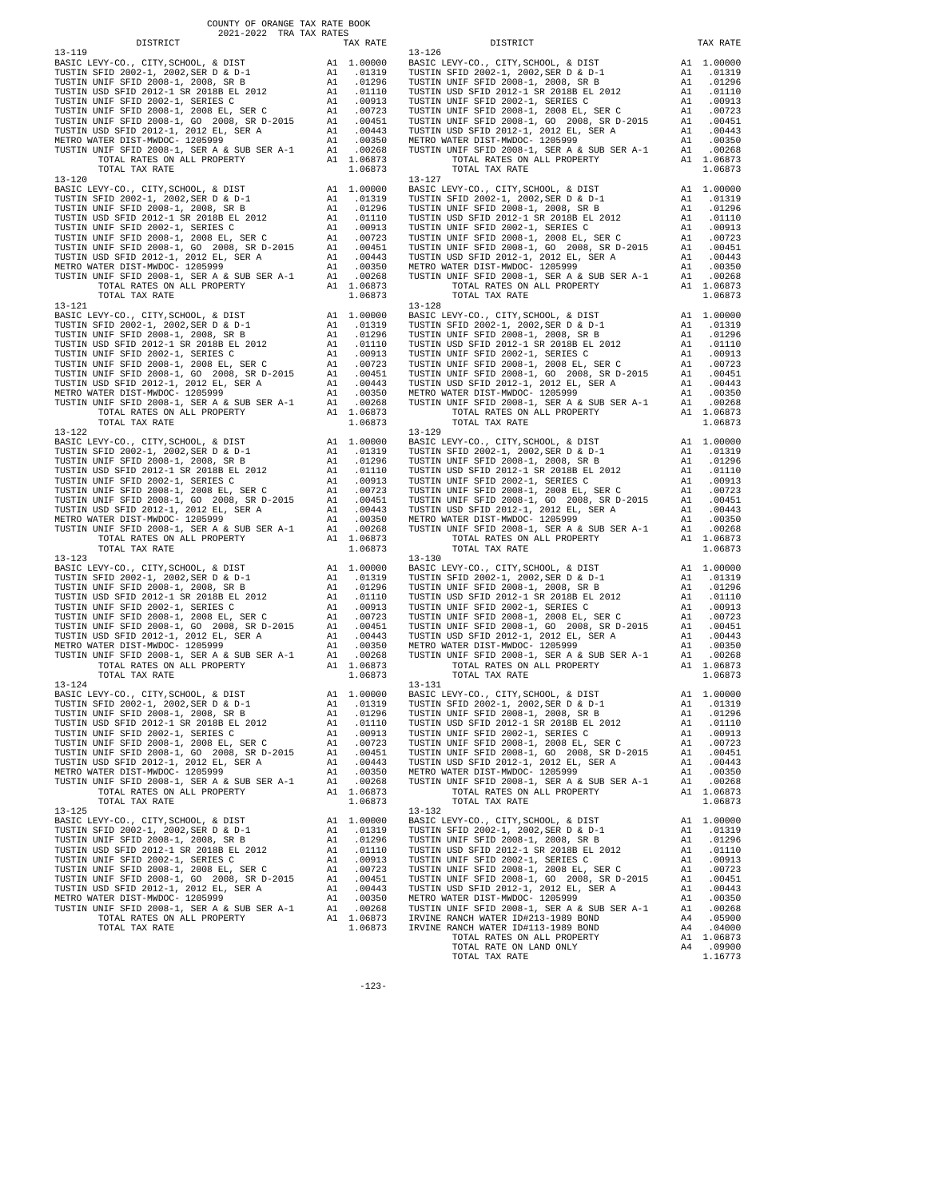COUNTY OF ORANGE TAX RATE BOOK
2021-2022 TRA TAX RATES

| DISTRICT | | TAX RATE |
|---|---|---|
| **13-119** | | |
| BASIC LEVY-CO., CITY,SCHOOL, & DIST | A1 | 1.00000 |
| TUSTIN SFID 2002-1, 2002,SER D & D-1 | A1 | .01319 |
| TUSTIN UNIF SFID 2008-1, 2008, SR B | A1 | .01296 |
| TUSTIN USD SFID 2012-1 SR 2018B EL 2012 | A1 | .01110 |
| TUSTIN UNIF SFID 2002-1, SERIES C | A1 | .00913 |
| TUSTIN UNIF SFID 2008-1, 2008 EL, SER C | A1 | .00723 |
| TUSTIN UNIF SFID 2008-1, GO 2008, SR D-2015 | A1 | .00451 |
| TUSTIN USD SFID 2012-1, 2012 EL, SER A | A1 | .00443 |
| METRO WATER DIST-MWDOC- 1205999 | A1 | .00350 |
| TUSTIN UNIF SFID 2008-1, SER A & SUB SER A-1 | A1 | .00268 |
| TOTAL RATES ON ALL PROPERTY | A1 | 1.06873 |
| TOTAL TAX RATE | | 1.06873 |
| **13-120** | | |
| BASIC LEVY-CO., CITY,SCHOOL, & DIST | A1 | 1.00000 |
| TUSTIN SFID 2002-1, 2002,SER D & D-1 | A1 | .01319 |
| TUSTIN UNIF SFID 2008-1, 2008, SR B | A1 | .01296 |
| TUSTIN USD SFID 2012-1 SR 2018B EL 2012 | A1 | .01110 |
| TUSTIN UNIF SFID 2002-1, SERIES C | A1 | .00913 |
| TUSTIN UNIF SFID 2008-1, 2008 EL, SER C | A1 | .00723 |
| TUSTIN UNIF SFID 2008-1, GO 2008, SR D-2015 | A1 | .00451 |
| TUSTIN USD SFID 2012-1, 2012 EL, SER A | A1 | .00443 |
| METRO WATER DIST-MWDOC- 1205999 | A1 | .00350 |
| TUSTIN UNIF SFID 2008-1, SER A & SUB SER A-1 | A1 | .00268 |
| TOTAL RATES ON ALL PROPERTY | A1 | 1.06873 |
| TOTAL TAX RATE | | 1.06873 |
| **13-121** | | |
| BASIC LEVY-CO., CITY,SCHOOL, & DIST | A1 | 1.00000 |
| TUSTIN SFID 2002-1, 2002,SER D & D-1 | A1 | .01319 |
| TUSTIN UNIF SFID 2008-1, 2008, SR B | A1 | .01296 |
| TUSTIN USD SFID 2012-1 SR 2018B EL 2012 | A1 | .01110 |
| TUSTIN UNIF SFID 2002-1, SERIES C | A1 | .00913 |
| TUSTIN UNIF SFID 2008-1, 2008 EL, SER C | A1 | .00723 |
| TUSTIN UNIF SFID 2008-1, GO 2008, SR D-2015 | A1 | .00451 |
| TUSTIN USD SFID 2012-1, 2012 EL, SER A | A1 | .00443 |
| METRO WATER DIST-MWDOC- 1205999 | A1 | .00350 |
| TUSTIN UNIF SFID 2008-1, SER A & SUB SER A-1 | A1 | .00268 |
| TOTAL RATES ON ALL PROPERTY | A1 | 1.06873 |
| TOTAL TAX RATE | | 1.06873 |
| **13-122** | | |
| BASIC LEVY-CO., CITY,SCHOOL, & DIST | A1 | 1.00000 |
| TUSTIN SFID 2002-1, 2002,SER D & D-1 | A1 | .01319 |
| TUSTIN UNIF SFID 2008-1, 2008, SR B | A1 | .01296 |
| TUSTIN USD SFID 2012-1 SR 2018B EL 2012 | A1 | .01110 |
| TUSTIN UNIF SFID 2002-1, SERIES C | A1 | .00913 |
| TUSTIN UNIF SFID 2008-1, 2008 EL, SER C | A1 | .00723 |
| TUSTIN UNIF SFID 2008-1, GO 2008, SR D-2015 | A1 | .00451 |
| TUSTIN USD SFID 2012-1, 2012 EL, SER A | A1 | .00443 |
| METRO WATER DIST-MWDOC- 1205999 | A1 | .00350 |
| TUSTIN UNIF SFID 2008-1, SER A & SUB SER A-1 | A1 | .00268 |
| TOTAL RATES ON ALL PROPERTY | A1 | 1.06873 |
| TOTAL TAX RATE | | 1.06873 |
| **13-123** | | |
| BASIC LEVY-CO., CITY,SCHOOL, & DIST | A1 | 1.00000 |
| TUSTIN SFID 2002-1, 2002,SER D & D-1 | A1 | .01319 |
| TUSTIN UNIF SFID 2008-1, 2008, SR B | A1 | .01296 |
| TUSTIN USD SFID 2012-1 SR 2018B EL 2012 | A1 | .01110 |
| TUSTIN UNIF SFID 2002-1, SERIES C | A1 | .00913 |
| TUSTIN UNIF SFID 2008-1, 2008 EL, SER C | A1 | .00723 |
| TUSTIN UNIF SFID 2008-1, GO 2008, SR D-2015 | A1 | .00451 |
| TUSTIN USD SFID 2012-1, 2012 EL, SER A | A1 | .00443 |
| METRO WATER DIST-MWDOC- 1205999 | A1 | .00350 |
| TUSTIN UNIF SFID 2008-1, SER A & SUB SER A-1 | A1 | .00268 |
| TOTAL RATES ON ALL PROPERTY | A1 | 1.06873 |
| TOTAL TAX RATE | | 1.06873 |
| **13-124** | | |
| BASIC LEVY-CO., CITY,SCHOOL, & DIST | A1 | 1.00000 |
| TUSTIN SFID 2002-1, 2002,SER D & D-1 | A1 | .01319 |
| TUSTIN UNIF SFID 2008-1, 2008, SR B | A1 | .01296 |
| TUSTIN USD SFID 2012-1 SR 2018B EL 2012 | A1 | .01110 |
| TUSTIN UNIF SFID 2002-1, SERIES C | A1 | .00913 |
| TUSTIN UNIF SFID 2008-1, 2008 EL, SER C | A1 | .00723 |
| TUSTIN UNIF SFID 2008-1, GO 2008, SR D-2015 | A1 | .00451 |
| TUSTIN USD SFID 2012-1, 2012 EL, SER A | A1 | .00443 |
| METRO WATER DIST-MWDOC- 1205999 | A1 | .00350 |
| TUSTIN UNIF SFID 2008-1, SER A & SUB SER A-1 | A1 | .00268 |
| TOTAL RATES ON ALL PROPERTY | A1 | 1.06873 |
| TOTAL TAX RATE | | 1.06873 |
| **13-125** | | |
| BASIC LEVY-CO., CITY,SCHOOL, & DIST | A1 | 1.00000 |
| TUSTIN SFID 2002-1, 2002,SER D & D-1 | A1 | .01319 |
| TUSTIN UNIF SFID 2008-1, 2008, SR B | A1 | .01296 |
| TUSTIN USD SFID 2012-1 SR 2018B EL 2012 | A1 | .01110 |
| TUSTIN UNIF SFID 2002-1, SERIES C | A1 | .00913 |
| TUSTIN UNIF SFID 2008-1, 2008 EL, SER C | A1 | .00723 |
| TUSTIN UNIF SFID 2008-1, GO 2008, SR D-2015 | A1 | .00451 |
| TUSTIN USD SFID 2012-1, 2012 EL, SER A | A1 | .00443 |
| METRO WATER DIST-MWDOC- 1205999 | A1 | .00350 |
| TUSTIN UNIF SFID 2008-1, SER A & SUB SER A-1 | A1 | .00268 |
| TOTAL RATES ON ALL PROPERTY | A1 | 1.06873 |
| TOTAL TAX RATE | | 1.06873 |
| **13-126** | | |
| BASIC LEVY-CO., CITY,SCHOOL, & DIST | A1 | 1.00000 |
| TUSTIN SFID 2002-1, 2002,SER D & D-1 | A1 | .01319 |
| TUSTIN UNIF SFID 2008-1, 2008, SR B | A1 | .01296 |
| TUSTIN USD SFID 2012-1 SR 2018B EL 2012 | A1 | .01110 |
| TUSTIN UNIF SFID 2002-1, SERIES C | A1 | .00913 |
| TUSTIN UNIF SFID 2008-1, 2008 EL, SER C | A1 | .00723 |
| TUSTIN UNIF SFID 2008-1, GO 2008, SR D-2015 | A1 | .00451 |
| TUSTIN USD SFID 2012-1, 2012 EL, SER A | A1 | .00443 |
| METRO WATER DIST-MWDOC- 1205999 | A1 | .00350 |
| TUSTIN UNIF SFID 2008-1, SER A & SUB SER A-1 | A1 | .00268 |
| TOTAL RATES ON ALL PROPERTY | A1 | 1.06873 |
| TOTAL TAX RATE | | 1.06873 |
| **13-127** | | |
| BASIC LEVY-CO., CITY,SCHOOL, & DIST | A1 | 1.00000 |
| TUSTIN SFID 2002-1, 2002,SER D & D-1 | A1 | .01319 |
| TUSTIN UNIF SFID 2008-1, 2008, SR B | A1 | .01296 |
| TUSTIN USD SFID 2012-1 SR 2018B EL 2012 | A1 | .01110 |
| TUSTIN UNIF SFID 2002-1, SERIES C | A1 | .00913 |
| TUSTIN UNIF SFID 2008-1, 2008 EL, SER C | A1 | .00723 |
| TUSTIN UNIF SFID 2008-1, GO 2008, SR D-2015 | A1 | .00451 |
| TUSTIN USD SFID 2012-1, 2012 EL, SER A | A1 | .00443 |
| METRO WATER DIST-MWDOC- 1205999 | A1 | .00350 |
| TUSTIN UNIF SFID 2008-1, SER A & SUB SER A-1 | A1 | .00268 |
| TOTAL RATES ON ALL PROPERTY | A1 | 1.06873 |
| TOTAL TAX RATE | | 1.06873 |
| **13-128** | | |
| BASIC LEVY-CO., CITY,SCHOOL, & DIST | A1 | 1.00000 |
| TUSTIN SFID 2002-1, 2002,SER D & D-1 | A1 | .01319 |
| TUSTIN UNIF SFID 2008-1, 2008, SR B | A1 | .01296 |
| TUSTIN USD SFID 2012-1 SR 2018B EL 2012 | A1 | .01110 |
| TUSTIN UNIF SFID 2002-1, SERIES C | A1 | .00913 |
| TUSTIN UNIF SFID 2008-1, 2008 EL, SER C | A1 | .00723 |
| TUSTIN UNIF SFID 2008-1, GO 2008, SR D-2015 | A1 | .00451 |
| TUSTIN USD SFID 2012-1, 2012 EL, SER A | A1 | .00443 |
| METRO WATER DIST-MWDOC- 1205999 | A1 | .00350 |
| TUSTIN UNIF SFID 2008-1, SER A & SUB SER A-1 | A1 | .00268 |
| TOTAL RATES ON ALL PROPERTY | A1 | 1.06873 |
| TOTAL TAX RATE | | 1.06873 |
| **13-129** | | |
| BASIC LEVY-CO., CITY,SCHOOL, & DIST | A1 | 1.00000 |
| TUSTIN SFID 2002-1, 2002,SER D & D-1 | A1 | .01319 |
| TUSTIN UNIF SFID 2008-1, 2008, SR B | A1 | .01296 |
| TUSTIN USD SFID 2012-1 SR 2018B EL 2012 | A1 | .01110 |
| TUSTIN UNIF SFID 2002-1, SERIES C | A1 | .00913 |
| TUSTIN UNIF SFID 2008-1, 2008 EL, SER C | A1 | .00723 |
| TUSTIN UNIF SFID 2008-1, GO 2008, SR D-2015 | A1 | .00451 |
| TUSTIN USD SFID 2012-1, 2012 EL, SER A | A1 | .00443 |
| METRO WATER DIST-MWDOC- 1205999 | A1 | .00350 |
| TUSTIN UNIF SFID 2008-1, SER A & SUB SER A-1 | A1 | .00268 |
| TOTAL RATES ON ALL PROPERTY | A1 | 1.06873 |
| TOTAL TAX RATE | | 1.06873 |
| **13-130** | | |
| BASIC LEVY-CO., CITY,SCHOOL, & DIST | A1 | 1.00000 |
| TUSTIN SFID 2002-1, 2002,SER D & D-1 | A1 | .01319 |
| TUSTIN UNIF SFID 2008-1, 2008, SR B | A1 | .01296 |
| TUSTIN USD SFID 2012-1 SR 2018B EL 2012 | A1 | .01110 |
| TUSTIN UNIF SFID 2002-1, SERIES C | A1 | .00913 |
| TUSTIN UNIF SFID 2008-1, 2008 EL, SER C | A1 | .00723 |
| TUSTIN UNIF SFID 2008-1, GO 2008, SR D-2015 | A1 | .00451 |
| TUSTIN USD SFID 2012-1, 2012 EL, SER A | A1 | .00443 |
| METRO WATER DIST-MWDOC- 1205999 | A1 | .00350 |
| TUSTIN UNIF SFID 2008-1, SER A & SUB SER A-1 | A1 | .00268 |
| TOTAL RATES ON ALL PROPERTY | A1 | 1.06873 |
| TOTAL TAX RATE | | 1.06873 |
| **13-131** | | |
| BASIC LEVY-CO., CITY,SCHOOL, & DIST | A1 | 1.00000 |
| TUSTIN SFID 2002-1, 2002,SER D & D-1 | A1 | .01319 |
| TUSTIN UNIF SFID 2008-1, 2008, SR B | A1 | .01296 |
| TUSTIN USD SFID 2012-1 SR 2018B EL 2012 | A1 | .01110 |
| TUSTIN UNIF SFID 2002-1, SERIES C | A1 | .00913 |
| TUSTIN UNIF SFID 2008-1, 2008 EL, SER C | A1 | .00723 |
| TUSTIN UNIF SFID 2008-1, GO 2008, SR D-2015 | A1 | .00451 |
| TUSTIN USD SFID 2012-1, 2012 EL, SER A | A1 | .00443 |
| METRO WATER DIST-MWDOC- 1205999 | A1 | .00350 |
| TUSTIN UNIF SFID 2008-1, SER A & SUB SER A-1 | A1 | .00268 |
| TOTAL RATES ON ALL PROPERTY | A1 | 1.06873 |
| TOTAL TAX RATE | | 1.06873 |
| **13-132** | | |
| BASIC LEVY-CO., CITY,SCHOOL, & DIST | A1 | 1.00000 |
| TUSTIN SFID 2002-1, 2002,SER D & D-1 | A1 | .01319 |
| TUSTIN UNIF SFID 2008-1, 2008, SR B | A1 | .01296 |
| TUSTIN USD SFID 2012-1 SR 2018B EL 2012 | A1 | .01110 |
| TUSTIN UNIF SFID 2002-1, SERIES C | A1 | .00913 |
| TUSTIN UNIF SFID 2008-1, 2008 EL, SER C | A1 | .00723 |
| TUSTIN UNIF SFID 2008-1, GO 2008, SR D-2015 | A1 | .00451 |
| TUSTIN USD SFID 2012-1, 2012 EL, SER A | A1 | .00443 |
| METRO WATER DIST-MWDOC- 1205999 | A1 | .00350 |
| TUSTIN UNIF SFID 2008-1, SER A & SUB SER A-1 | A1 | .00268 |
| IRVINE RANCH WATER ID#213-1989 BOND | A4 | .05900 |
| IRVINE RANCH WATER ID#113-1989 BOND | A4 | .04000 |
| TOTAL RATES ON ALL PROPERTY | A1 | 1.06873 |
| TOTAL RATE ON LAND ONLY | A4 | .09900 |
| TOTAL TAX RATE | | 1.16773 |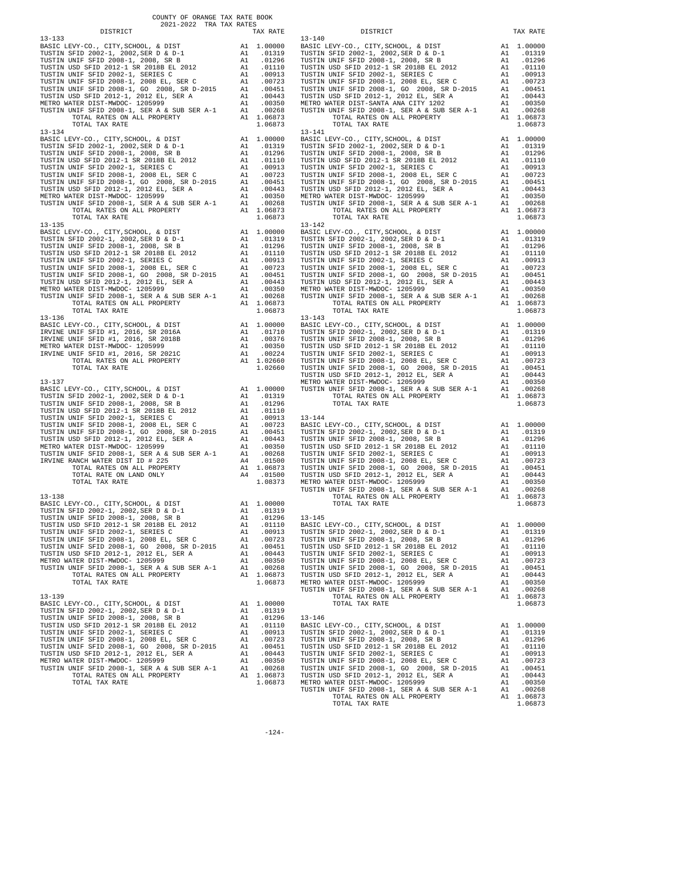COUNTY OF ORANGE TAX RATE BOOK
2021-2022 TRA TAX RATES

| DISTRICT | | TAX RATE |
|---|---|---|
| **13-133** | | |
| BASIC LEVY-CO., CITY,SCHOOL, & DIST | A1 | 1.00000 |
| TUSTIN SFID 2002-1, 2002,SER D & D-1 | A1 | .01319 |
| TUSTIN UNIF SFID 2008-1, 2008, SR B | A1 | .01296 |
| TUSTIN USD SFID 2012-1 SR 2018B EL 2012 | A1 | .01110 |
| TUSTIN UNIF SFID 2002-1, SERIES C | A1 | .00913 |
| TUSTIN UNIF SFID 2008-1, 2008 EL, SER C | A1 | .00723 |
| TUSTIN UNIF SFID 2008-1, GO 2008, SR D-2015 | A1 | .00451 |
| TUSTIN USD SFID 2012-1, 2012 EL, SER A | A1 | .00443 |
| METRO WATER DIST-MWDOC- 1205999 | A1 | .00350 |
| TUSTIN UNIF SFID 2008-1, SER A & SUB SER A-1 | A1 | .00268 |
| TOTAL RATES ON ALL PROPERTY | A1 | 1.06873 |
| TOTAL TAX RATE | | 1.06873 |
| **13-134** | | |
| BASIC LEVY-CO., CITY,SCHOOL, & DIST | A1 | 1.00000 |
| TUSTIN SFID 2002-1, 2002,SER D & D-1 | A1 | .01319 |
| TUSTIN UNIF SFID 2008-1, 2008, SR B | A1 | .01296 |
| TUSTIN USD SFID 2012-1 SR 2018B EL 2012 | A1 | .01110 |
| TUSTIN UNIF SFID 2002-1, SERIES C | A1 | .00913 |
| TUSTIN UNIF SFID 2008-1, 2008 EL, SER C | A1 | .00723 |
| TUSTIN UNIF SFID 2008-1, GO 2008, SR D-2015 | A1 | .00451 |
| TUSTIN USD SFID 2012-1, 2012 EL, SER A | A1 | .00443 |
| METRO WATER DIST-MWDOC- 1205999 | A1 | .00350 |
| TUSTIN UNIF SFID 2008-1, SER A & SUB SER A-1 | A1 | .00268 |
| TOTAL RATES ON ALL PROPERTY | A1 | 1.06873 |
| TOTAL TAX RATE | | 1.06873 |
| **13-135** | | |
| BASIC LEVY-CO., CITY,SCHOOL, & DIST | A1 | 1.00000 |
| TUSTIN SFID 2002-1, 2002,SER D & D-1 | A1 | .01319 |
| TUSTIN UNIF SFID 2008-1, 2008, SR B | A1 | .01296 |
| TUSTIN USD SFID 2012-1 SR 2018B EL 2012 | A1 | .01110 |
| TUSTIN UNIF SFID 2002-1, SERIES C | A1 | .00913 |
| TUSTIN UNIF SFID 2008-1, 2008 EL, SER C | A1 | .00723 |
| TUSTIN UNIF SFID 2008-1, GO 2008, SR D-2015 | A1 | .00451 |
| TUSTIN USD SFID 2012-1, 2012 EL, SER A | A1 | .00443 |
| METRO WATER DIST-MWDOC- 1205999 | A1 | .00350 |
| TUSTIN UNIF SFID 2008-1, SER A & SUB SER A-1 | A1 | .00268 |
| TOTAL RATES ON ALL PROPERTY | A1 | 1.06873 |
| TOTAL TAX RATE | | 1.06873 |
| **13-136** | | |
| BASIC LEVY-CO., CITY,SCHOOL, & DIST | A1 | 1.00000 |
| IRVINE UNIF SFID #1, 2016, SR 2016A | A1 | .01710 |
| IRVINE UNIF SFID #1, 2016, SR 2018B | A1 | .00376 |
| METRO WATER DIST-MWDOC- 1205999 | A1 | .00350 |
| IRVINE UNIF SFID #1, 2016, SR 2021C | A1 | .00224 |
| TOTAL RATES ON ALL PROPERTY | A1 | 1.02660 |
| TOTAL TAX RATE | | 1.02660 |
| **13-137** | | |
| BASIC LEVY-CO., CITY,SCHOOL, & DIST | A1 | 1.00000 |
| TUSTIN SFID 2002-1, 2002,SER D & D-1 | A1 | .01319 |
| TUSTIN UNIF SFID 2008-1, 2008, SR B | A1 | .01296 |
| TUSTIN USD SFID 2012-1 SR 2018B EL 2012 | A1 | .01110 |
| TUSTIN UNIF SFID 2002-1, SERIES C | A1 | .00913 |
| TUSTIN UNIF SFID 2008-1, 2008 EL, SER C | A1 | .00723 |
| TUSTIN UNIF SFID 2008-1, GO 2008, SR D-2015 | A1 | .00451 |
| TUSTIN USD SFID 2012-1, 2012 EL, SER A | A1 | .00443 |
| METRO WATER DIST-MWDOC- 1205999 | A1 | .00350 |
| TUSTIN UNIF SFID 2008-1, SER A & SUB SER A-1 | A1 | .00268 |
| IRVINE RANCH WATER DIST ID # 225 | A4 | .01500 |
| TOTAL RATES ON ALL PROPERTY | A1 | 1.06873 |
| TOTAL RATE ON LAND ONLY | A4 | .01500 |
| TOTAL TAX RATE | | 1.08373 |
| **13-138** | | |
| BASIC LEVY-CO., CITY,SCHOOL, & DIST | A1 | 1.00000 |
| TUSTIN SFID 2002-1, 2002,SER D & D-1 | A1 | .01319 |
| TUSTIN UNIF SFID 2008-1, 2008, SR B | A1 | .01296 |
| TUSTIN USD SFID 2012-1 SR 2018B EL 2012 | A1 | .01110 |
| TUSTIN UNIF SFID 2002-1, SERIES C | A1 | .00913 |
| TUSTIN UNIF SFID 2008-1, 2008 EL, SER C | A1 | .00723 |
| TUSTIN UNIF SFID 2008-1, GO 2008, SR D-2015 | A1 | .00451 |
| TUSTIN USD SFID 2012-1, 2012 EL, SER A | A1 | .00443 |
| METRO WATER DIST-MWDOC- 1205999 | A1 | .00350 |
| TUSTIN UNIF SFID 2008-1, SER A & SUB SER A-1 | A1 | .00268 |
| TOTAL RATES ON ALL PROPERTY | A1 | 1.06873 |
| TOTAL TAX RATE | | 1.06873 |
| **13-139** | | |
| BASIC LEVY-CO., CITY,SCHOOL, & DIST | A1 | 1.00000 |
| TUSTIN SFID 2002-1, 2002,SER D & D-1 | A1 | .01319 |
| TUSTIN UNIF SFID 2008-1, 2008, SR B | A1 | .01296 |
| TUSTIN USD SFID 2012-1 SR 2018B EL 2012 | A1 | .01110 |
| TUSTIN UNIF SFID 2002-1, SERIES C | A1 | .00913 |
| TUSTIN UNIF SFID 2008-1, 2008 EL, SER C | A1 | .00723 |
| TUSTIN UNIF SFID 2008-1, GO 2008, SR D-2015 | A1 | .00451 |
| TUSTIN USD SFID 2012-1, 2012 EL, SER A | A1 | .00443 |
| METRO WATER DIST-MWDOC- 1205999 | A1 | .00350 |
| TUSTIN UNIF SFID 2008-1, SER A & SUB SER A-1 | A1 | .00268 |
| TOTAL RATES ON ALL PROPERTY | A1 | 1.06873 |
| TOTAL TAX RATE | | 1.06873 |
| **13-140** | | |
| BASIC LEVY-CO., CITY,SCHOOL, & DIST | A1 | 1.00000 |
| TUSTIN SFID 2002-1, 2002,SER D & D-1 | A1 | .01319 |
| TUSTIN UNIF SFID 2008-1, 2008, SR B | A1 | .01296 |
| TUSTIN USD SFID 2012-1 SR 2018B EL 2012 | A1 | .01110 |
| TUSTIN UNIF SFID 2002-1, SERIES C | A1 | .00913 |
| TUSTIN UNIF SFID 2008-1, 2008 EL, SER C | A1 | .00723 |
| TUSTIN UNIF SFID 2008-1, GO 2008, SR D-2015 | A1 | .00451 |
| TUSTIN USD SFID 2012-1, 2012 EL, SER A | A1 | .00443 |
| METRO WATER DIST-SANTA ANA CITY 1202 | A1 | .00350 |
| TUSTIN UNIF SFID 2008-1, SER A & SUB SER A-1 | A1 | .00268 |
| TOTAL RATES ON ALL PROPERTY | A1 | 1.06873 |
| TOTAL TAX RATE | | 1.06873 |
| **13-141** | | |
| BASIC LEVY-CO., CITY,SCHOOL, & DIST | A1 | 1.00000 |
| TUSTIN SFID 2002-1, 2002,SER D & D-1 | A1 | .01319 |
| TUSTIN UNIF SFID 2008-1, 2008, SR B | A1 | .01296 |
| TUSTIN USD SFID 2012-1 SR 2018B EL 2012 | A1 | .01110 |
| TUSTIN UNIF SFID 2002-1, SERIES C | A1 | .00913 |
| TUSTIN UNIF SFID 2008-1, 2008 EL, SER C | A1 | .00723 |
| TUSTIN UNIF SFID 2008-1, GO 2008, SR D-2015 | A1 | .00451 |
| TUSTIN USD SFID 2012-1, 2012 EL, SER A | A1 | .00443 |
| METRO WATER DIST-MWDOC- 1205999 | A1 | .00350 |
| TUSTIN UNIF SFID 2008-1, SER A & SUB SER A-1 | A1 | .00268 |
| TOTAL RATES ON ALL PROPERTY | A1 | 1.06873 |
| TOTAL TAX RATE | | 1.06873 |
| **13-142** | | |
| BASIC LEVY-CO., CITY,SCHOOL, & DIST | A1 | 1.00000 |
| TUSTIN SFID 2002-1, 2002,SER D & D-1 | A1 | .01319 |
| TUSTIN UNIF SFID 2008-1, 2008, SR B | A1 | .01296 |
| TUSTIN USD SFID 2012-1 SR 2018B EL 2012 | A1 | .01110 |
| TUSTIN UNIF SFID 2002-1, SERIES C | A1 | .00913 |
| TUSTIN UNIF SFID 2008-1, 2008 EL, SER C | A1 | .00723 |
| TUSTIN UNIF SFID 2008-1, GO 2008, SR D-2015 | A1 | .00451 |
| TUSTIN USD SFID 2012-1, 2012 EL, SER A | A1 | .00443 |
| METRO WATER DIST-MWDOC- 1205999 | A1 | .00350 |
| TUSTIN UNIF SFID 2008-1, SER A & SUB SER A-1 | A1 | .00268 |
| TOTAL RATES ON ALL PROPERTY | A1 | 1.06873 |
| TOTAL TAX RATE | | 1.06873 |
| **13-143** | | |
| BASIC LEVY-CO., CITY,SCHOOL, & DIST | A1 | 1.00000 |
| TUSTIN SFID 2002-1, 2002,SER D & D-1 | A1 | .01319 |
| TUSTIN UNIF SFID 2008-1, 2008, SR B | A1 | .01296 |
| TUSTIN USD SFID 2012-1 SR 2018B EL 2012 | A1 | .01110 |
| TUSTIN UNIF SFID 2002-1, SERIES C | A1 | .00913 |
| TUSTIN UNIF SFID 2008-1, 2008 EL, SER C | A1 | .00723 |
| TUSTIN UNIF SFID 2008-1, GO 2008, SR D-2015 | A1 | .00451 |
| TUSTIN USD SFID 2012-1, 2012 EL, SER A | A1 | .00443 |
| METRO WATER DIST-MWDOC- 1205999 | A1 | .00350 |
| TUSTIN UNIF SFID 2008-1, SER A & SUB SER A-1 | A1 | .00268 |
| TOTAL RATES ON ALL PROPERTY | A1 | 1.06873 |
| TOTAL TAX RATE | | 1.06873 |
| **13-144** | | |
| BASIC LEVY-CO., CITY,SCHOOL, & DIST | A1 | 1.00000 |
| TUSTIN SFID 2002-1, 2002,SER D & D-1 | A1 | .01319 |
| TUSTIN UNIF SFID 2008-1, 2008, SR B | A1 | .01296 |
| TUSTIN USD SFID 2012-1 SR 2018B EL 2012 | A1 | .01110 |
| TUSTIN UNIF SFID 2002-1, SERIES C | A1 | .00913 |
| TUSTIN UNIF SFID 2008-1, 2008 EL, SER C | A1 | .00723 |
| TUSTIN UNIF SFID 2008-1, GO 2008, SR D-2015 | A1 | .00451 |
| TUSTIN USD SFID 2012-1, 2012 EL, SER A | A1 | .00443 |
| METRO WATER DIST-MWDOC- 1205999 | A1 | .00350 |
| TUSTIN UNIF SFID 2008-1, SER A & SUB SER A-1 | A1 | .00268 |
| TOTAL RATES ON ALL PROPERTY | A1 | 1.06873 |
| TOTAL TAX RATE | | 1.06873 |
| **13-145** | | |
| BASIC LEVY-CO., CITY,SCHOOL, & DIST | A1 | 1.00000 |
| TUSTIN SFID 2002-1, 2002,SER D & D-1 | A1 | .01319 |
| TUSTIN UNIF SFID 2008-1, 2008, SR B | A1 | .01296 |
| TUSTIN USD SFID 2012-1 SR 2018B EL 2012 | A1 | .01110 |
| TUSTIN UNIF SFID 2002-1, SERIES C | A1 | .00913 |
| TUSTIN UNIF SFID 2008-1, 2008 EL, SER C | A1 | .00723 |
| TUSTIN UNIF SFID 2008-1, GO 2008, SR D-2015 | A1 | .00451 |
| TUSTIN USD SFID 2012-1, 2012 EL, SER A | A1 | .00443 |
| METRO WATER DIST-MWDOC- 1205999 | A1 | .00350 |
| TUSTIN UNIF SFID 2008-1, SER A & SUB SER A-1 | A1 | .00268 |
| TOTAL RATES ON ALL PROPERTY | A1 | 1.06873 |
| TOTAL TAX RATE | | 1.06873 |
| **13-146** | | |
| BASIC LEVY-CO., CITY,SCHOOL, & DIST | A1 | 1.00000 |
| TUSTIN SFID 2002-1, 2002,SER D & D-1 | A1 | .01319 |
| TUSTIN UNIF SFID 2008-1, 2008, SR B | A1 | .01296 |
| TUSTIN USD SFID 2012-1 SR 2018B EL 2012 | A1 | .01110 |
| TUSTIN UNIF SFID 2002-1, SERIES C | A1 | .00913 |
| TUSTIN UNIF SFID 2008-1, 2008 EL, SER C | A1 | .00723 |
| TUSTIN UNIF SFID 2008-1, GO 2008, SR D-2015 | A1 | .00451 |
| TUSTIN USD SFID 2012-1, 2012 EL, SER A | A1 | .00443 |
| METRO WATER DIST-MWDOC- 1205999 | A1 | .00350 |
| TUSTIN UNIF SFID 2008-1, SER A & SUB SER A-1 | A1 | .00268 |
| TOTAL RATES ON ALL PROPERTY | A1 | 1.06873 |
| TOTAL TAX RATE | | 1.06873 |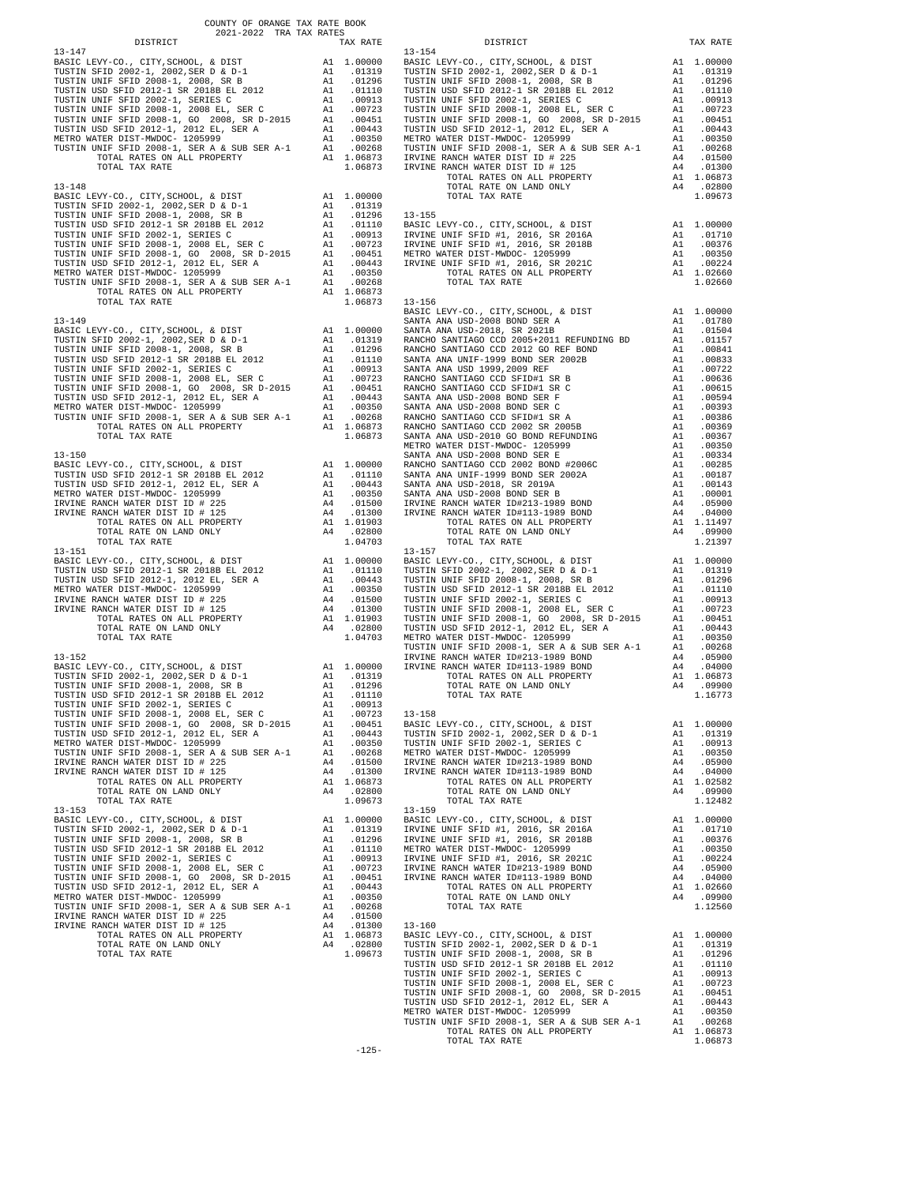COUNTY OF ORANGE TAX RATE BOOK
2021-2022 TRA TAX RATES

| DISTRICT | | TAX RATE |
|---|---|---|
| **13-147** | | |
| BASIC LEVY-CO., CITY,SCHOOL, & DIST | A1 | 1.00000 |
| TUSTIN SFID 2002-1, 2002,SER D & D-1 | A1 | .01319 |
| TUSTIN UNIF SFID 2008-1, 2008, SR B | A1 | .01296 |
| TUSTIN USD SFID 2012-1 SR 2018B EL 2012 | A1 | .01110 |
| TUSTIN UNIF SFID 2002-1, SERIES C | A1 | .00913 |
| TUSTIN UNIF SFID 2008-1, 2008 EL, SER C | A1 | .00723 |
| TUSTIN UNIF SFID 2008-1, GO 2008, SR D-2015 | A1 | .00451 |
| TUSTIN USD SFID 2012-1, 2012 EL, SER A | A1 | .00443 |
| METRO WATER DIST-MWDOC- 1205999 | A1 | .00350 |
| TUSTIN UNIF SFID 2008-1, SER A & SUB SER A-1 | A1 | .00268 |
| TOTAL RATES ON ALL PROPERTY | A1 | 1.06873 |
| TOTAL TAX RATE | | 1.06873 |
| **13-148** | | |
| BASIC LEVY-CO., CITY,SCHOOL, & DIST | A1 | 1.00000 |
| TUSTIN SFID 2002-1, 2002,SER D & D-1 | A1 | .01319 |
| TUSTIN UNIF SFID 2008-1, 2008, SR B | A1 | .01296 |
| TUSTIN USD SFID 2012-1 SR 2018B EL 2012 | A1 | .01110 |
| TUSTIN UNIF SFID 2002-1, SERIES C | A1 | .00913 |
| TUSTIN UNIF SFID 2008-1, 2008 EL, SER C | A1 | .00723 |
| TUSTIN UNIF SFID 2008-1, GO 2008, SR D-2015 | A1 | .00451 |
| TUSTIN USD SFID 2012-1, 2012 EL, SER A | A1 | .00443 |
| METRO WATER DIST-MWDOC- 1205999 | A1 | .00350 |
| TUSTIN UNIF SFID 2008-1, SER A & SUB SER A-1 | A1 | .00268 |
| TOTAL RATES ON ALL PROPERTY | A1 | 1.06873 |
| TOTAL TAX RATE | | 1.06873 |
| **13-149** | | |
| BASIC LEVY-CO., CITY,SCHOOL, & DIST | A1 | 1.00000 |
| TUSTIN SFID 2002-1, 2002,SER D & D-1 | A1 | .01319 |
| TUSTIN UNIF SFID 2008-1, 2008, SR B | A1 | .01296 |
| TUSTIN USD SFID 2012-1 SR 2018B EL 2012 | A1 | .01110 |
| TUSTIN UNIF SFID 2002-1, SERIES C | A1 | .00913 |
| TUSTIN UNIF SFID 2008-1, 2008 EL, SER C | A1 | .00723 |
| TUSTIN UNIF SFID 2008-1, GO 2008, SR D-2015 | A1 | .00451 |
| TUSTIN USD SFID 2012-1, 2012 EL, SER A | A1 | .00443 |
| METRO WATER DIST-MWDOC- 1205999 | A1 | .00350 |
| TUSTIN UNIF SFID 2008-1, SER A & SUB SER A-1 | A1 | .00268 |
| TOTAL RATES ON ALL PROPERTY | A1 | 1.06873 |
| TOTAL TAX RATE | | 1.06873 |
| **13-150** | | |
| BASIC LEVY-CO., CITY,SCHOOL, & DIST | A1 | 1.00000 |
| TUSTIN USD SFID 2012-1 SR 2018B EL 2012 | A1 | .01110 |
| TUSTIN USD SFID 2012-1, 2012 EL, SER A | A1 | .00443 |
| METRO WATER DIST-MWDOC- 1205999 | A1 | .00350 |
| IRVINE RANCH WATER DIST ID # 225 | A4 | .01500 |
| IRVINE RANCH WATER DIST ID # 125 | A4 | .01300 |
| TOTAL RATES ON ALL PROPERTY | A1 | 1.01903 |
| TOTAL RATE ON LAND ONLY | A4 | .02800 |
| TOTAL TAX RATE | | 1.04703 |
| **13-151** | | |
| BASIC LEVY-CO., CITY,SCHOOL, & DIST | A1 | 1.00000 |
| TUSTIN USD SFID 2012-1 SR 2018B EL 2012 | A1 | .01110 |
| TUSTIN USD SFID 2012-1, 2012 EL, SER A | A1 | .00443 |
| METRO WATER DIST-MWDOC- 1205999 | A1 | .00350 |
| IRVINE RANCH WATER DIST ID # 225 | A4 | .01500 |
| IRVINE RANCH WATER DIST ID # 125 | A4 | .01300 |
| TOTAL RATES ON ALL PROPERTY | A1 | 1.01903 |
| TOTAL RATE ON LAND ONLY | A4 | .02800 |
| TOTAL TAX RATE | | 1.04703 |
| **13-152** | | |
| BASIC LEVY-CO., CITY,SCHOOL, & DIST | A1 | 1.00000 |
| TUSTIN SFID 2002-1, 2002,SER D & D-1 | A1 | .01319 |
| TUSTIN UNIF SFID 2008-1, 2008, SR B | A1 | .01296 |
| TUSTIN USD SFID 2012-1 SR 2018B EL 2012 | A1 | .01110 |
| TUSTIN UNIF SFID 2002-1, SERIES C | A1 | .00913 |
| TUSTIN UNIF SFID 2008-1, 2008 EL, SER C | A1 | .00723 |
| TUSTIN UNIF SFID 2008-1, GO 2008, SR D-2015 | A1 | .00451 |
| TUSTIN USD SFID 2012-1, 2012 EL, SER A | A1 | .00443 |
| METRO WATER DIST-MWDOC- 1205999 | A1 | .00350 |
| TUSTIN UNIF SFID 2008-1, SER A & SUB SER A-1 | A1 | .00268 |
| IRVINE RANCH WATER DIST ID # 225 | A4 | .01500 |
| IRVINE RANCH WATER DIST ID # 125 | A4 | .01300 |
| TOTAL RATES ON ALL PROPERTY | A1 | 1.06873 |
| TOTAL RATE ON LAND ONLY | A4 | .02800 |
| TOTAL TAX RATE | | 1.09673 |
| **13-153** | | |
| BASIC LEVY-CO., CITY,SCHOOL, & DIST | A1 | 1.00000 |
| TUSTIN SFID 2002-1, 2002,SER D & D-1 | A1 | .01319 |
| TUSTIN UNIF SFID 2008-1, 2008, SR B | A1 | .01296 |
| TUSTIN USD SFID 2012-1 SR 2018B EL 2012 | A1 | .01110 |
| TUSTIN UNIF SFID 2002-1, SERIES C | A1 | .00913 |
| TUSTIN UNIF SFID 2008-1, 2008 EL, SER C | A1 | .00723 |
| TUSTIN UNIF SFID 2008-1, GO 2008, SR D-2015 | A1 | .00451 |
| TUSTIN USD SFID 2012-1, 2012 EL, SER A | A1 | .00443 |
| METRO WATER DIST-MWDOC- 1205999 | A1 | .00350 |
| TUSTIN UNIF SFID 2008-1, SER A & SUB SER A-1 | A1 | .00268 |
| IRVINE RANCH WATER DIST ID # 225 | A4 | .01500 |
| IRVINE RANCH WATER DIST ID # 125 | A4 | .01300 |
| TOTAL RATES ON ALL PROPERTY | A1 | 1.06873 |
| TOTAL RATE ON LAND ONLY | A4 | .02800 |
| TOTAL TAX RATE | | 1.09673 |
| **13-154** | | |
| BASIC LEVY-CO., CITY,SCHOOL, & DIST | A1 | 1.00000 |
| TUSTIN SFID 2002-1, 2002,SER D & D-1 | A1 | .01319 |
| TUSTIN UNIF SFID 2008-1, 2008, SR B | A1 | .01296 |
| TUSTIN USD SFID 2012-1 SR 2018B EL 2012 | A1 | .01110 |
| TUSTIN UNIF SFID 2002-1, SERIES C | A1 | .00913 |
| TUSTIN UNIF SFID 2008-1, 2008 EL, SER C | A1 | .00723 |
| TUSTIN UNIF SFID 2008-1, GO 2008, SR D-2015 | A1 | .00451 |
| TUSTIN USD SFID 2012-1, 2012 EL, SER A | A1 | .00443 |
| METRO WATER DIST-MWDOC- 1205999 | A1 | .00350 |
| TUSTIN UNIF SFID 2008-1, SER A & SUB SER A-1 | A1 | .00268 |
| IRVINE RANCH WATER DIST ID # 225 | A4 | .01500 |
| IRVINE RANCH WATER DIST ID # 125 | A4 | .01300 |
| TOTAL RATES ON ALL PROPERTY | A1 | 1.06873 |
| TOTAL RATE ON LAND ONLY | A4 | .02800 |
| TOTAL TAX RATE | | 1.09673 |
| **13-155** | | |
| BASIC LEVY-CO., CITY,SCHOOL, & DIST | A1 | 1.00000 |
| IRVINE UNIF SFID #1, 2016, SR 2016A | A1 | .01710 |
| IRVINE UNIF SFID #1, 2016, SR 2018B | A1 | .00376 |
| METRO WATER DIST-MWDOC- 1205999 | A1 | .00350 |
| IRVINE UNIF SFID #1, 2016, SR 2021C | A1 | .00224 |
| TOTAL RATES ON ALL PROPERTY | A1 | 1.02660 |
| TOTAL TAX RATE | | 1.02660 |
| **13-156** | | |
| BASIC LEVY-CO., CITY,SCHOOL, & DIST | A1 | 1.00000 |
| SANTA ANA USD-2008 BOND SER A | A1 | .01780 |
| SANTA ANA USD-2018, SR 2021B | A1 | .01504 |
| RANCHO SANTIAGO CCD 2005+2011 REFUNDING BD | A1 | .01157 |
| RANCHO SANTIAGO CCD 2012 GO REF BOND | A1 | .00841 |
| SANTA ANA UNIF-1999 BOND SER 2002B | A1 | .00833 |
| SANTA ANA USD 1999,2009 REF | A1 | .00722 |
| RANCHO SANTIAGO CCD SFID#1 SR B | A1 | .00636 |
| RANCHO SANTIAGO CCD SFID#1 SR C | A1 | .00615 |
| SANTA ANA USD-2008 BOND SER F | A1 | .00594 |
| SANTA ANA USD-2008 BOND SER C | A1 | .00393 |
| RANCHO SANTIAGO CCD SFID#1 SR A | A1 | .00386 |
| RANCHO SANTIAGO CCD 2002 SR 2005B | A1 | .00369 |
| SANTA ANA USD-2010 GO BOND REFUNDING | A1 | .00367 |
| METRO WATER DIST-MWDOC- 1205999 | A1 | .00350 |
| SANTA ANA USD-2008 BOND SER E | A1 | .00334 |
| RANCHO SANTIAGO CCD 2002 BOND #2006C | A1 | .00285 |
| SANTA ANA UNIF-1999 BOND SER 2002A | A1 | .00187 |
| SANTA ANA USD-2018, SR 2019A | A1 | .00143 |
| SANTA ANA USD-2008 BOND SER B | A1 | .00001 |
| IRVINE RANCH WATER ID#213-1989 BOND | A4 | .05900 |
| IRVINE RANCH WATER ID#113-1989 BOND | A4 | .04000 |
| TOTAL RATES ON ALL PROPERTY | A1 | 1.11497 |
| TOTAL RATE ON LAND ONLY | A4 | .09900 |
| TOTAL TAX RATE | | 1.21397 |
| **13-157** | | |
| BASIC LEVY-CO., CITY,SCHOOL, & DIST | A1 | 1.00000 |
| TUSTIN SFID 2002-1, 2002,SER D & D-1 | A1 | .01319 |
| TUSTIN UNIF SFID 2008-1, 2008, SR B | A1 | .01296 |
| TUSTIN USD SFID 2012-1 SR 2018B EL 2012 | A1 | .01110 |
| TUSTIN UNIF SFID 2002-1, SERIES C | A1 | .00913 |
| TUSTIN UNIF SFID 2008-1, 2008 EL, SER C | A1 | .00723 |
| TUSTIN UNIF SFID 2008-1, GO 2008, SR D-2015 | A1 | .00451 |
| TUSTIN USD SFID 2012-1, 2012 EL, SER A | A1 | .00443 |
| METRO WATER DIST-MWDOC- 1205999 | A1 | .00350 |
| TUSTIN UNIF SFID 2008-1, SER A & SUB SER A-1 | A1 | .00268 |
| IRVINE RANCH WATER ID#213-1989 BOND | A4 | .05900 |
| IRVINE RANCH WATER ID#113-1989 BOND | A4 | .04000 |
| TOTAL RATES ON ALL PROPERTY | A1 | 1.06873 |
| TOTAL RATE ON LAND ONLY | A4 | .09900 |
| TOTAL TAX RATE | | 1.16773 |
| **13-158** | | |
| BASIC LEVY-CO., CITY,SCHOOL, & DIST | A1 | 1.00000 |
| TUSTIN SFID 2002-1, 2002,SER D & D-1 | A1 | .01319 |
| TUSTIN UNIF SFID 2002-1, SERIES C | A1 | .00913 |
| METRO WATER DIST-MWDOC- 1205999 | A1 | .00350 |
| IRVINE RANCH WATER ID#213-1989 BOND | A4 | .05900 |
| IRVINE RANCH WATER ID#113-1989 BOND | A4 | .04000 |
| TOTAL RATES ON ALL PROPERTY | A1 | 1.02582 |
| TOTAL RATE ON LAND ONLY | A4 | .09900 |
| TOTAL TAX RATE | | 1.12482 |
| **13-159** | | |
| BASIC LEVY-CO., CITY,SCHOOL, & DIST | A1 | 1.00000 |
| IRVINE UNIF SFID #1, 2016, SR 2016A | A1 | .01710 |
| IRVINE UNIF SFID #1, 2016, SR 2018B | A1 | .00376 |
| METRO WATER DIST-MWDOC- 1205999 | A1 | .00350 |
| IRVINE UNIF SFID #1, 2016, SR 2021C | A1 | .00224 |
| IRVINE RANCH WATER ID#213-1989 BOND | A4 | .05900 |
| IRVINE RANCH WATER ID#113-1989 BOND | A4 | .04000 |
| TOTAL RATES ON ALL PROPERTY | A1 | 1.02660 |
| TOTAL RATE ON LAND ONLY | A4 | .09900 |
| TOTAL TAX RATE | | 1.12560 |
| **13-160** | | |
| BASIC LEVY-CO., CITY,SCHOOL, & DIST | A1 | 1.00000 |
| TUSTIN SFID 2002-1, 2002,SER D & D-1 | A1 | .01319 |
| TUSTIN UNIF SFID 2008-1, 2008, SR B | A1 | .01296 |
| TUSTIN USD SFID 2012-1 SR 2018B EL 2012 | A1 | .01110 |
| TUSTIN UNIF SFID 2002-1, SERIES C | A1 | .00913 |
| TUSTIN UNIF SFID 2008-1, 2008 EL, SER C | A1 | .00723 |
| TUSTIN UNIF SFID 2008-1, GO 2008, SR D-2015 | A1 | .00451 |
| TUSTIN USD SFID 2012-1, 2012 EL, SER A | A1 | .00443 |
| METRO WATER DIST-MWDOC- 1205999 | A1 | .00350 |
| TUSTIN UNIF SFID 2008-1, SER A & SUB SER A-1 | A1 | .00268 |
| TOTAL RATES ON ALL PROPERTY | A1 | 1.06873 |
| TOTAL TAX RATE | | 1.06873 |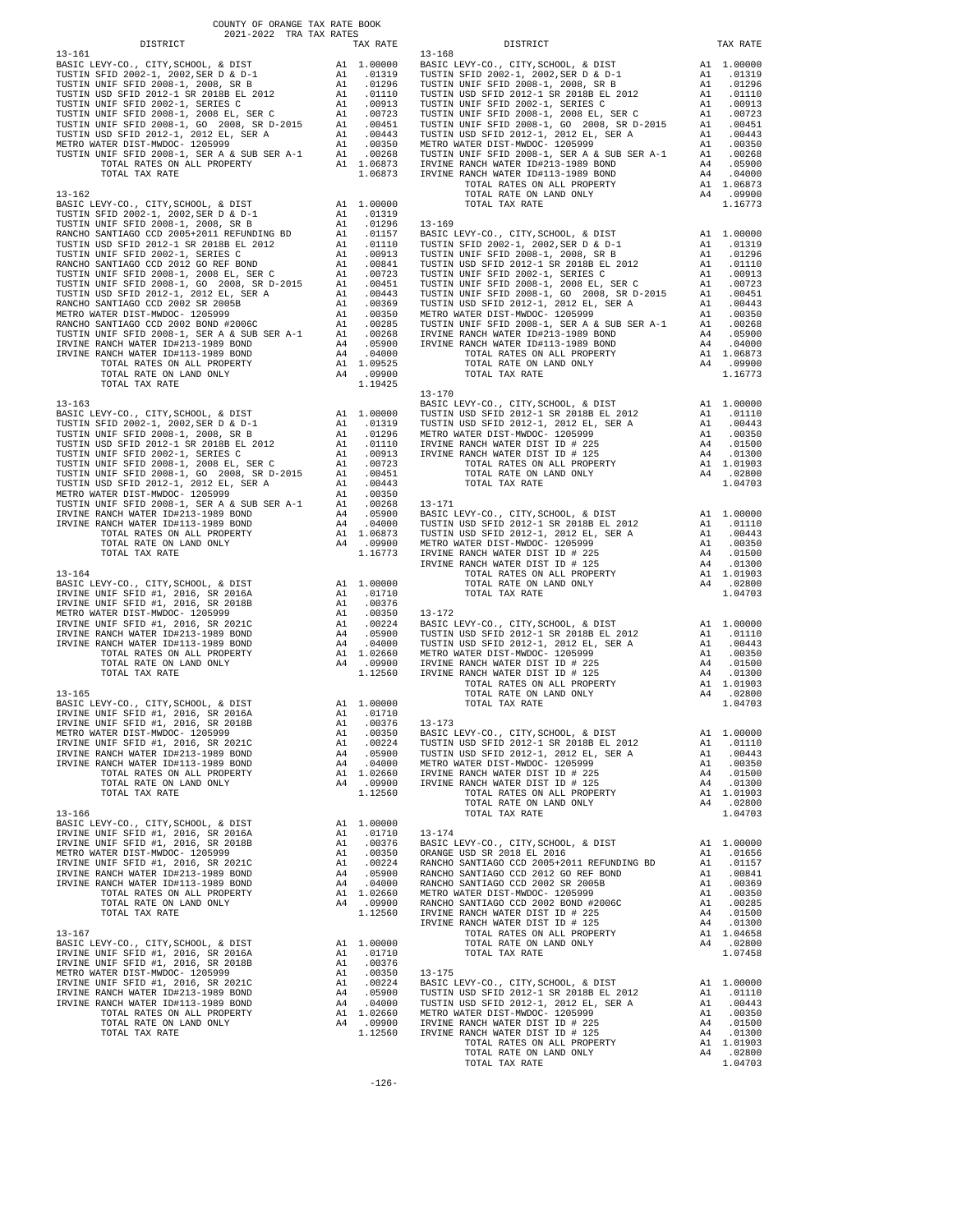COUNTY OF ORANGE TAX RATE BOOK
2021-2022 TRA TAX RATES

| DISTRICT | | TAX RATE |
|---|---|---|
| **13-161** | | |
| BASIC LEVY-CO., CITY,SCHOOL, & DIST | A1 | 1.00000 |
| TUSTIN SFID 2002-1, 2002,SER D & D-1 | A1 | .01319 |
| TUSTIN UNIF SFID 2008-1, 2008, SR B | A1 | .01296 |
| TUSTIN USD SFID 2012-1 SR 2018B EL 2012 | A1 | .01110 |
| TUSTIN UNIF SFID 2002-1, SERIES C | A1 | .00913 |
| TUSTIN UNIF SFID 2008-1, 2008 EL, SER C | A1 | .00723 |
| TUSTIN UNIF SFID 2008-1, GO 2008, SR D-2015 | A1 | .00451 |
| TUSTIN USD SFID 2012-1, 2012 EL, SER A | A1 | .00443 |
| METRO WATER DIST-MWDOC- 1205999 | A1 | .00350 |
| TUSTIN UNIF SFID 2008-1, SER A & SUB SER A-1 | A1 | .00268 |
| TOTAL RATES ON ALL PROPERTY | A1 | 1.06873 |
| TOTAL TAX RATE | | 1.06873 |
| **13-162** | | |
| BASIC LEVY-CO., CITY,SCHOOL, & DIST | A1 | 1.00000 |
| TUSTIN SFID 2002-1, 2002,SER D & D-1 | A1 | .01319 |
| TUSTIN UNIF SFID 2008-1, 2008, SR B | A1 | .01296 |
| RANCHO SANTIAGO CCD 2005+2011 REFUNDING BD | A1 | .01157 |
| TUSTIN USD SFID 2012-1 SR 2018B EL 2012 | A1 | .01110 |
| TUSTIN UNIF SFID 2002-1, SERIES C | A1 | .00913 |
| RANCHO SANTIAGO CCD 2012 GO REF BOND | A1 | .00841 |
| TUSTIN UNIF SFID 2008-1, 2008 EL, SER C | A1 | .00723 |
| TUSTIN UNIF SFID 2008-1, GO 2008, SR D-2015 | A1 | .00451 |
| TUSTIN USD SFID 2012-1, 2012 EL, SER A | A1 | .00443 |
| RANCHO SANTIAGO CCD 2002 SR 2005B | A1 | .00369 |
| METRO WATER DIST-MWDOC- 1205999 | A1 | .00350 |
| RANCHO SANTIAGO CCD 2002 BOND #2006C | A1 | .00285 |
| TUSTIN UNIF SFID 2008-1, SER A & SUB SER A-1 | A1 | .00268 |
| IRVINE RANCH WATER ID#213-1989 BOND | A4 | .05900 |
| IRVINE RANCH WATER ID#113-1989 BOND | A4 | .04000 |
| TOTAL RATES ON ALL PROPERTY | A1 | 1.09525 |
| TOTAL RATE ON LAND ONLY | A4 | .09900 |
| TOTAL TAX RATE | | 1.19425 |
| **13-163** | | |
| BASIC LEVY-CO., CITY,SCHOOL, & DIST | A1 | 1.00000 |
| TUSTIN SFID 2002-1, 2002,SER D & D-1 | A1 | .01319 |
| TUSTIN UNIF SFID 2008-1, 2008, SR B | A1 | .01296 |
| TUSTIN USD SFID 2012-1 SR 2018B EL 2012 | A1 | .01110 |
| TUSTIN UNIF SFID 2002-1, SERIES C | A1 | .00913 |
| TUSTIN UNIF SFID 2008-1, 2008 EL, SER C | A1 | .00723 |
| TUSTIN UNIF SFID 2008-1, GO 2008, SR D-2015 | A1 | .00451 |
| TUSTIN USD SFID 2012-1, 2012 EL, SER A | A1 | .00443 |
| METRO WATER DIST-MWDOC- 1205999 | A1 | .00350 |
| TUSTIN UNIF SFID 2008-1, SER A & SUB SER A-1 | A1 | .00268 |
| IRVINE RANCH WATER ID#213-1989 BOND | A4 | .05900 |
| IRVINE RANCH WATER ID#113-1989 BOND | A4 | .04000 |
| TOTAL RATES ON ALL PROPERTY | A1 | 1.06873 |
| TOTAL RATE ON LAND ONLY | A4 | .09900 |
| TOTAL TAX RATE | | 1.16773 |
| **13-164** | | |
| BASIC LEVY-CO., CITY,SCHOOL, & DIST | A1 | 1.00000 |
| IRVINE UNIF SFID #1, 2016, SR 2016A | A1 | .01710 |
| IRVINE UNIF SFID #1, 2016, SR 2018B | A1 | .00376 |
| METRO WATER DIST-MWDOC- 1205999 | A1 | .00350 |
| IRVINE UNIF SFID #1, 2016, SR 2021C | A1 | .00224 |
| IRVINE RANCH WATER ID#213-1989 BOND | A4 | .05900 |
| IRVINE RANCH WATER ID#113-1989 BOND | A4 | .04000 |
| TOTAL RATES ON ALL PROPERTY | A1 | 1.02660 |
| TOTAL RATE ON LAND ONLY | A4 | .09900 |
| TOTAL TAX RATE | | 1.12560 |
| **13-165** | | |
| BASIC LEVY-CO., CITY,SCHOOL, & DIST | A1 | 1.00000 |
| IRVINE UNIF SFID #1, 2016, SR 2016A | A1 | .01710 |
| IRVINE UNIF SFID #1, 2016, SR 2018B | A1 | .00376 |
| METRO WATER DIST-MWDOC- 1205999 | A1 | .00350 |
| IRVINE UNIF SFID #1, 2016, SR 2021C | A1 | .00224 |
| IRVINE RANCH WATER ID#213-1989 BOND | A4 | .05900 |
| IRVINE RANCH WATER ID#113-1989 BOND | A4 | .04000 |
| TOTAL RATES ON ALL PROPERTY | A1 | 1.02660 |
| TOTAL RATE ON LAND ONLY | A4 | .09900 |
| TOTAL TAX RATE | | 1.12560 |
| **13-166** | | |
| BASIC LEVY-CO., CITY,SCHOOL, & DIST | A1 | 1.00000 |
| IRVINE UNIF SFID #1, 2016, SR 2016A | A1 | .01710 |
| IRVINE UNIF SFID #1, 2016, SR 2018B | A1 | .00376 |
| METRO WATER DIST-MWDOC- 1205999 | A1 | .00350 |
| IRVINE UNIF SFID #1, 2016, SR 2021C | A1 | .00224 |
| IRVINE RANCH WATER ID#213-1989 BOND | A4 | .05900 |
| IRVINE RANCH WATER ID#113-1989 BOND | A4 | .04000 |
| TOTAL RATES ON ALL PROPERTY | A1 | 1.02660 |
| TOTAL RATE ON LAND ONLY | A4 | .09900 |
| TOTAL TAX RATE | | 1.12560 |
| **13-167** | | |
| BASIC LEVY-CO., CITY,SCHOOL, & DIST | A1 | 1.00000 |
| IRVINE UNIF SFID #1, 2016, SR 2016A | A1 | .01710 |
| IRVINE UNIF SFID #1, 2016, SR 2018B | A1 | .00376 |
| METRO WATER DIST-MWDOC- 1205999 | A1 | .00350 |
| IRVINE UNIF SFID #1, 2016, SR 2021C | A1 | .00224 |
| IRVINE RANCH WATER ID#213-1989 BOND | A4 | .05900 |
| IRVINE RANCH WATER ID#113-1989 BOND | A4 | .04000 |
| TOTAL RATES ON ALL PROPERTY | A1 | 1.02660 |
| TOTAL RATE ON LAND ONLY | A4 | .09900 |
| TOTAL TAX RATE | | 1.12560 |
| **13-168** | | |
| BASIC LEVY-CO., CITY,SCHOOL, & DIST | A1 | 1.00000 |
| TUSTIN SFID 2002-1, 2002,SER D & D-1 | A1 | .01319 |
| TUSTIN UNIF SFID 2008-1, 2008, SR B | A1 | .01296 |
| TUSTIN USD SFID 2012-1 SR 2018B EL 2012 | A1 | .01110 |
| TUSTIN UNIF SFID 2002-1, SERIES C | A1 | .00913 |
| TUSTIN UNIF SFID 2008-1, 2008 EL, SER C | A1 | .00723 |
| TUSTIN UNIF SFID 2008-1, GO 2008, SR D-2015 | A1 | .00451 |
| TUSTIN USD SFID 2012-1, 2012 EL, SER A | A1 | .00443 |
| METRO WATER DIST-MWDOC- 1205999 | A1 | .00350 |
| TUSTIN UNIF SFID 2008-1, SER A & SUB SER A-1 | A1 | .00268 |
| IRVINE RANCH WATER ID#213-1989 BOND | A4 | .05900 |
| IRVINE RANCH WATER ID#113-1989 BOND | A4 | .04000 |
| TOTAL RATES ON ALL PROPERTY | A1 | 1.06873 |
| TOTAL RATE ON LAND ONLY | A4 | .09900 |
| TOTAL TAX RATE | | 1.16773 |
| **13-169** | | |
| BASIC LEVY-CO., CITY,SCHOOL, & DIST | A1 | 1.00000 |
| TUSTIN SFID 2002-1, 2002,SER D & D-1 | A1 | .01319 |
| TUSTIN UNIF SFID 2008-1, 2008, SR B | A1 | .01296 |
| TUSTIN USD SFID 2012-1 SR 2018B EL 2012 | A1 | .01110 |
| TUSTIN UNIF SFID 2002-1, SERIES C | A1 | .00913 |
| TUSTIN UNIF SFID 2008-1, 2008 EL, SER C | A1 | .00723 |
| TUSTIN UNIF SFID 2008-1, GO 2008, SR D-2015 | A1 | .00451 |
| TUSTIN USD SFID 2012-1, 2012 EL, SER A | A1 | .00443 |
| METRO WATER DIST-MWDOC- 1205999 | A1 | .00350 |
| TUSTIN UNIF SFID 2008-1, SER A & SUB SER A-1 | A1 | .00268 |
| IRVINE RANCH WATER ID#213-1989 BOND | A4 | .05900 |
| IRVINE RANCH WATER ID#113-1989 BOND | A4 | .04000 |
| TOTAL RATES ON ALL PROPERTY | A1 | 1.06873 |
| TOTAL RATE ON LAND ONLY | A4 | .09900 |
| TOTAL TAX RATE | | 1.16773 |
| **13-170** | | |
| BASIC LEVY-CO., CITY,SCHOOL, & DIST | A1 | 1.00000 |
| TUSTIN USD SFID 2012-1 SR 2018B EL 2012 | A1 | .01110 |
| TUSTIN USD SFID 2012-1, 2012 EL, SER A | A1 | .00443 |
| METRO WATER DIST-MWDOC- 1205999 | A1 | .00350 |
| IRVINE RANCH WATER DIST ID # 225 | A4 | .01500 |
| IRVINE RANCH WATER DIST ID # 125 | A4 | .01300 |
| TOTAL RATES ON ALL PROPERTY | A1 | 1.01903 |
| TOTAL RATE ON LAND ONLY | A4 | .02800 |
| TOTAL TAX RATE | | 1.04703 |
| **13-171** | | |
| BASIC LEVY-CO., CITY,SCHOOL, & DIST | A1 | 1.00000 |
| TUSTIN USD SFID 2012-1 SR 2018B EL 2012 | A1 | .01110 |
| TUSTIN USD SFID 2012-1, 2012 EL, SER A | A1 | .00443 |
| METRO WATER DIST-MWDOC- 1205999 | A1 | .00350 |
| IRVINE RANCH WATER DIST ID # 225 | A4 | .01500 |
| IRVINE RANCH WATER DIST ID # 125 | A4 | .01300 |
| TOTAL RATES ON ALL PROPERTY | A1 | 1.01903 |
| TOTAL RATE ON LAND ONLY | A4 | .02800 |
| TOTAL TAX RATE | | 1.04703 |
| **13-172** | | |
| BASIC LEVY-CO., CITY,SCHOOL, & DIST | A1 | 1.00000 |
| TUSTIN USD SFID 2012-1 SR 2018B EL 2012 | A1 | .01110 |
| TUSTIN USD SFID 2012-1, 2012 EL, SER A | A1 | .00443 |
| METRO WATER DIST-MWDOC- 1205999 | A1 | .00350 |
| IRVINE RANCH WATER DIST ID # 225 | A4 | .01500 |
| IRVINE RANCH WATER DIST ID # 125 | A4 | .01300 |
| TOTAL RATES ON ALL PROPERTY | A1 | 1.01903 |
| TOTAL RATE ON LAND ONLY | A4 | .02800 |
| TOTAL TAX RATE | | 1.04703 |
| **13-173** | | |
| BASIC LEVY-CO., CITY,SCHOOL, & DIST | A1 | 1.00000 |
| TUSTIN USD SFID 2012-1 SR 2018B EL 2012 | A1 | .01110 |
| TUSTIN USD SFID 2012-1, 2012 EL, SER A | A1 | .00443 |
| METRO WATER DIST-MWDOC- 1205999 | A1 | .00350 |
| IRVINE RANCH WATER DIST ID # 225 | A4 | .01500 |
| IRVINE RANCH WATER DIST ID # 125 | A4 | .01300 |
| TOTAL RATES ON ALL PROPERTY | A1 | 1.01903 |
| TOTAL RATE ON LAND ONLY | A4 | .02800 |
| TOTAL TAX RATE | | 1.04703 |
| **13-174** | | |
| BASIC LEVY-CO., CITY,SCHOOL, & DIST | A1 | 1.00000 |
| ORANGE USD SR 2018 EL 2016 | A1 | .01656 |
| RANCHO SANTIAGO CCD 2005+2011 REFUNDING BD | A1 | .01157 |
| RANCHO SANTIAGO CCD 2012 GO REF BOND | A1 | .00841 |
| RANCHO SANTIAGO CCD 2002 SR 2005B | A1 | .00369 |
| METRO WATER DIST-MWDOC- 1205999 | A1 | .00350 |
| RANCHO SANTIAGO CCD 2002 BOND #2006C | A1 | .00285 |
| IRVINE RANCH WATER DIST ID # 225 | A4 | .01500 |
| IRVINE RANCH WATER DIST ID # 125 | A4 | .01300 |
| TOTAL RATES ON ALL PROPERTY | A1 | 1.04658 |
| TOTAL RATE ON LAND ONLY | A4 | .02800 |
| TOTAL TAX RATE | | 1.07458 |
| **13-175** | | |
| BASIC LEVY-CO., CITY,SCHOOL, & DIST | A1 | 1.00000 |
| TUSTIN USD SFID 2012-1 SR 2018B EL 2012 | A1 | .01110 |
| TUSTIN USD SFID 2012-1, 2012 EL, SER A | A1 | .00443 |
| METRO WATER DIST-MWDOC- 1205999 | A1 | .00350 |
| IRVINE RANCH WATER DIST ID # 225 | A4 | .01500 |
| IRVINE RANCH WATER DIST ID # 125 | A4 | .01300 |
| TOTAL RATES ON ALL PROPERTY | A1 | 1.01903 |
| TOTAL RATE ON LAND ONLY | A4 | .02800 |
| TOTAL TAX RATE | | 1.04703 |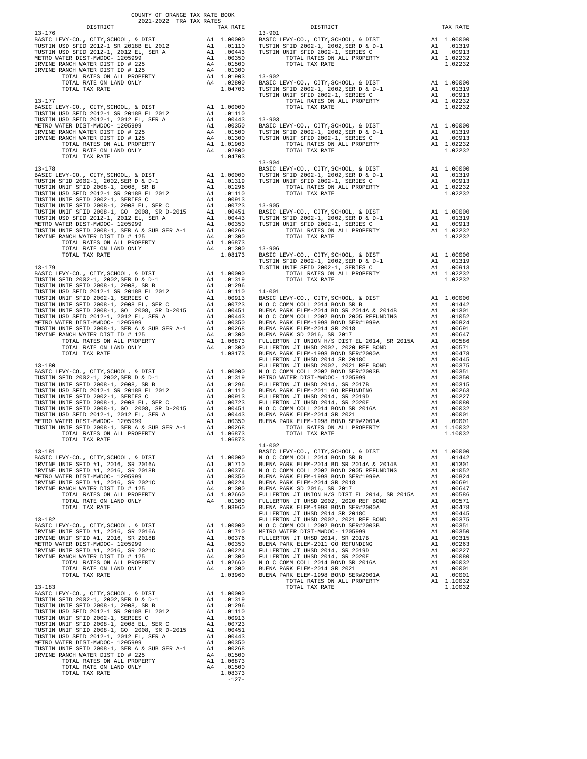COUNTY OF ORANGE TAX RATE BOOK
2021-2022 TRA TAX RATES

| DISTRICT | | TAX RATE |
|---|---|---|
| **13-176** | | |
| BASIC LEVY-CO., CITY,SCHOOL, & DIST | A1 | 1.00000 |
| TUSTIN USD SFID 2012-1 SR 2018B EL 2012 | A1 | .01110 |
| TUSTIN USD SFID 2012-1, 2012 EL, SER A | A1 | .00443 |
| METRO WATER DIST-MWDOC- 1205999 | A1 | .00350 |
| IRVINE RANCH WATER DIST ID # 225 | A4 | .01500 |
| IRVINE RANCH WATER DIST ID # 125 | A4 | .01300 |
| TOTAL RATES ON ALL PROPERTY | A1 | 1.01903 |
| TOTAL RATE ON LAND ONLY | A4 | .02800 |
| TOTAL TAX RATE | | 1.04703 |
| **13-177** | | |
| BASIC LEVY-CO., CITY,SCHOOL, & DIST | A1 | 1.00000 |
| TUSTIN USD SFID 2012-1 SR 2018B EL 2012 | A1 | .01110 |
| TUSTIN USD SFID 2012-1, 2012 EL, SER A | A1 | .00443 |
| METRO WATER DIST-MWDOC- 1205999 | A1 | .00350 |
| IRVINE RANCH WATER DIST ID # 225 | A4 | .01500 |
| IRVINE RANCH WATER DIST ID # 125 | A4 | .01300 |
| TOTAL RATES ON ALL PROPERTY | A1 | 1.01903 |
| TOTAL RATE ON LAND ONLY | A4 | .02800 |
| TOTAL TAX RATE | | 1.04703 |
| **13-178** | | |
| BASIC LEVY-CO., CITY,SCHOOL, & DIST | A1 | 1.00000 |
| TUSTIN SFID 2002-1, 2002,SER D & D-1 | A1 | .01319 |
| TUSTIN UNIF SFID 2008-1, 2008, SR B | A1 | .01296 |
| TUSTIN USD SFID 2012-1 SR 2018B EL 2012 | A1 | .01110 |
| TUSTIN UNIF SFID 2002-1, SERIES C | A1 | .00913 |
| TUSTIN UNIF SFID 2008-1, 2008 EL, SER C | A1 | .00723 |
| TUSTIN UNIF SFID 2008-1, GO 2008, SR D-2015 | A1 | .00451 |
| TUSTIN USD SFID 2012-1, 2012 EL, SER A | A1 | .00443 |
| METRO WATER DIST-MWDOC- 1205999 | A1 | .00350 |
| TUSTIN UNIF SFID 2008-1, SER A & SUB SER A-1 | A1 | .00268 |
| IRVINE RANCH WATER DIST ID # 125 | A4 | .01300 |
| TOTAL RATES ON ALL PROPERTY | A1 | 1.06873 |
| TOTAL RATE ON LAND ONLY | A4 | .01300 |
| TOTAL TAX RATE | | 1.08173 |
| **13-179** | | |
| BASIC LEVY-CO., CITY,SCHOOL, & DIST | A1 | 1.00000 |
| TUSTIN SFID 2002-1, 2002,SER D & D-1 | A1 | .01319 |
| TUSTIN UNIF SFID 2008-1, 2008, SR B | A1 | .01296 |
| TUSTIN USD SFID 2012-1 SR 2018B EL 2012 | A1 | .01110 |
| TUSTIN UNIF SFID 2002-1, SERIES C | A1 | .00913 |
| TUSTIN UNIF SFID 2008-1, 2008 EL, SER C | A1 | .00723 |
| TUSTIN UNIF SFID 2008-1, GO 2008, SR D-2015 | A1 | .00451 |
| TUSTIN USD SFID 2012-1, 2012 EL, SER A | A1 | .00443 |
| METRO WATER DIST-MWDOC- 1205999 | A1 | .00350 |
| TUSTIN UNIF SFID 2008-1, SER A & SUB SER A-1 | A1 | .00268 |
| IRVINE RANCH WATER DIST ID # 125 | A4 | .01300 |
| TOTAL RATES ON ALL PROPERTY | A1 | 1.06873 |
| TOTAL RATE ON LAND ONLY | A4 | .01300 |
| TOTAL TAX RATE | | 1.08173 |
| **13-180** | | |
| BASIC LEVY-CO., CITY,SCHOOL, & DIST | A1 | 1.00000 |
| TUSTIN SFID 2002-1, 2002,SER D & D-1 | A1 | .01319 |
| TUSTIN UNIF SFID 2008-1, 2008, SR B | A1 | .01296 |
| TUSTIN USD SFID 2012-1 SR 2018B EL 2012 | A1 | .01110 |
| TUSTIN UNIF SFID 2002-1, SERIES C | A1 | .00913 |
| TUSTIN UNIF SFID 2008-1, 2008 EL, SER C | A1 | .00723 |
| TUSTIN UNIF SFID 2008-1, GO 2008, SR D-2015 | A1 | .00451 |
| TUSTIN USD SFID 2012-1, 2012 EL, SER A | A1 | .00443 |
| METRO WATER DIST-MWDOC- 1205999 | A1 | .00350 |
| TUSTIN UNIF SFID 2008-1, SER A & SUB SER A-1 | A1 | .00268 |
| TOTAL RATES ON ALL PROPERTY | A1 | 1.06873 |
| TOTAL TAX RATE | | 1.06873 |
| **13-181** | | |
| BASIC LEVY-CO., CITY,SCHOOL, & DIST | A1 | 1.00000 |
| IRVINE UNIF SFID #1, 2016, SR 2016A | A1 | .01710 |
| IRVINE UNIF SFID #1, 2016, SR 2018B | A1 | .00376 |
| METRO WATER DIST-MWDOC- 1205999 | A1 | .00350 |
| IRVINE UNIF SFID #1, 2016, SR 2021C | A1 | .00224 |
| IRVINE RANCH WATER DIST ID # 125 | A4 | .01300 |
| TOTAL RATES ON ALL PROPERTY | A1 | 1.02660 |
| TOTAL RATE ON LAND ONLY | A4 | .01300 |
| TOTAL TAX RATE | | 1.03960 |
| **13-182** | | |
| BASIC LEVY-CO., CITY,SCHOOL, & DIST | A1 | 1.00000 |
| IRVINE UNIF SFID #1, 2016, SR 2016A | A1 | .01710 |
| IRVINE UNIF SFID #1, 2016, SR 2018B | A1 | .00376 |
| METRO WATER DIST-MWDOC- 1205999 | A1 | .00350 |
| IRVINE UNIF SFID #1, 2016, SR 2021C | A1 | .00224 |
| IRVINE RANCH WATER DIST ID # 125 | A4 | .01300 |
| TOTAL RATES ON ALL PROPERTY | A1 | 1.02660 |
| TOTAL RATE ON LAND ONLY | A4 | .01300 |
| TOTAL TAX RATE | | 1.03960 |
| **13-183** | | |
| BASIC LEVY-CO., CITY,SCHOOL, & DIST | A1 | 1.00000 |
| TUSTIN SFID 2002-1, 2002,SER D & D-1 | A1 | .01319 |
| TUSTIN UNIF SFID 2008-1, 2008, SR B | A1 | .01296 |
| TUSTIN USD SFID 2012-1 SR 2018B EL 2012 | A1 | .01110 |
| TUSTIN UNIF SFID 2002-1, SERIES C | A1 | .00913 |
| TUSTIN UNIF SFID 2008-1, 2008 EL, SER C | A1 | .00723 |
| TUSTIN UNIF SFID 2008-1, GO 2008, SR D-2015 | A1 | .00451 |
| TUSTIN USD SFID 2012-1, 2012 EL, SER A | A1 | .00443 |
| METRO WATER DIST-MWDOC- 1205999 | A1 | .00350 |
| TUSTIN UNIF SFID 2008-1, SER A & SUB SER A-1 | A1 | .00268 |
| IRVINE RANCH WATER DIST ID # 225 | A4 | .01500 |
| TOTAL RATES ON ALL PROPERTY | A1 | 1.06873 |
| TOTAL RATE ON LAND ONLY | A4 | .01500 |
| TOTAL TAX RATE | | 1.08373 |
| **13-901** | | |
| BASIC LEVY-CO., CITY,SCHOOL, & DIST | A1 | 1.00000 |
| TUSTIN SFID 2002-1, 2002,SER D & D-1 | A1 | .01319 |
| TUSTIN UNIF SFID 2002-1, SERIES C | A1 | .00913 |
| TOTAL RATES ON ALL PROPERTY | A1 | 1.02232 |
| TOTAL TAX RATE | | 1.02232 |
| **13-902** | | |
| BASIC LEVY-CO., CITY,SCHOOL, & DIST | A1 | 1.00000 |
| TUSTIN SFID 2002-1, 2002,SER D & D-1 | A1 | .01319 |
| TUSTIN UNIF SFID 2002-1, SERIES C | A1 | .00913 |
| TOTAL RATES ON ALL PROPERTY | A1 | 1.02232 |
| TOTAL TAX RATE | | 1.02232 |
| **13-903** | | |
| BASIC LEVY-CO., CITY,SCHOOL, & DIST | A1 | 1.00000 |
| TUSTIN SFID 2002-1, 2002,SER D & D-1 | A1 | .01319 |
| TUSTIN UNIF SFID 2002-1, SERIES C | A1 | .00913 |
| TOTAL RATES ON ALL PROPERTY | A1 | 1.02232 |
| TOTAL TAX RATE | | 1.02232 |
| **13-904** | | |
| BASIC LEVY-CO., CITY,SCHOOL, & DIST | A1 | 1.00000 |
| TUSTIN SFID 2002-1, 2002,SER D & D-1 | A1 | .01319 |
| TUSTIN UNIF SFID 2002-1, SERIES C | A1 | .00913 |
| TOTAL RATES ON ALL PROPERTY | A1 | 1.02232 |
| TOTAL TAX RATE | | 1.02232 |
| **13-905** | | |
| BASIC LEVY-CO., CITY,SCHOOL, & DIST | A1 | 1.00000 |
| TUSTIN SFID 2002-1, 2002,SER D & D-1 | A1 | .01319 |
| TUSTIN UNIF SFID 2002-1, SERIES C | A1 | .00913 |
| TOTAL RATES ON ALL PROPERTY | A1 | 1.02232 |
| TOTAL TAX RATE | | 1.02232 |
| **13-906** | | |
| BASIC LEVY-CO., CITY,SCHOOL, & DIST | A1 | 1.00000 |
| TUSTIN SFID 2002-1, 2002,SER D & D-1 | A1 | .01319 |
| TUSTIN UNIF SFID 2002-1, SERIES C | A1 | .00913 |
| TOTAL RATES ON ALL PROPERTY | A1 | 1.02232 |
| TOTAL TAX RATE | | 1.02232 |
| **14-001** | | |
| BASIC LEVY-CO., CITY,SCHOOL, & DIST | A1 | 1.00000 |
| N O C COMM COLL 2014 BOND SR B | A1 | .01442 |
| BUENA PARK ELEM-2014 BD SR 2014A & 2014B | A1 | .01301 |
| N O C COMM COLL 2002 BOND 2005 REFUNDING | A1 | .01052 |
| BUENA PARK ELEM-1998 BOND SER#1999A | A1 | .00824 |
| BUENA PARK ELEM-2014 SR 2018 | A1 | .00691 |
| BUENA PARK SD 2016, SR 2017 | A1 | .00647 |
| FULLERTON JT UNION H/S DIST EL 2014, SR 2015A | A1 | .00586 |
| FULLERTON JT UHSD 2002, 2020 REF BOND | A1 | .00571 |
| BUENA PARK ELEM-1998 BOND SER#2000A | A1 | .00478 |
| FULLERTON JT UHSD 2014 SR 2018C | A1 | .00445 |
| FULLERTON JT UHSD 2002, 2021 REF BOND | A1 | .00375 |
| N O C COMM COLL 2002 BOND SER#2003B | A1 | .00351 |
| METRO WATER DIST-MWDOC- 1205999 | A1 | .00350 |
| FULLERTON JT UHSD 2014, SR 2017B | A1 | .00315 |
| BUENA PARK ELEM-2011 GO REFUNDING | A1 | .00263 |
| FULLERTON JT UHSD 2014, SR 2019D | A1 | .00227 |
| FULLERTON JT UHSD 2014, SR 2020E | A1 | .00080 |
| N O C COMM COLL 2014 BOND SR 2016A | A1 | .00032 |
| BUENA PARK ELEM-2014 SR 2021 | A1 | .00001 |
| BUENA PARK ELEM-1998 BOND SER#2001A | A1 | .00001 |
| TOTAL RATES ON ALL PROPERTY | A1 | 1.10032 |
| TOTAL TAX RATE | | 1.10032 |
| **14-002** | | |
| BASIC LEVY-CO., CITY,SCHOOL, & DIST | A1 | 1.00000 |
| N O C COMM COLL 2014 BOND SR B | A1 | .01442 |
| BUENA PARK ELEM-2014 BD SR 2014A & 2014B | A1 | .01301 |
| N O C COMM COLL 2002 BOND 2005 REFUNDING | A1 | .01052 |
| BUENA PARK ELEM-1998 BOND SER#1999A | A1 | .00824 |
| BUENA PARK ELEM-2014 SR 2018 | A1 | .00691 |
| BUENA PARK SD 2016, SR 2017 | A1 | .00647 |
| FULLERTON JT UNION H/S DIST EL 2014, SR 2015A | A1 | .00586 |
| FULLERTON JT UHSD 2002, 2020 REF BOND | A1 | .00571 |
| BUENA PARK ELEM-1998 BOND SER#2000A | A1 | .00478 |
| FULLERTON JT UHSD 2014 SR 2018C | A1 | .00445 |
| FULLERTON JT UHSD 2002, 2021 REF BOND | A1 | .00375 |
| N O C COMM COLL 2002 BOND SER#2003B | A1 | .00351 |
| METRO WATER DIST-MWDOC- 1205999 | A1 | .00350 |
| FULLERTON JT UHSD 2014, SR 2017B | A1 | .00315 |
| BUENA PARK ELEM-2011 GO REFUNDING | A1 | .00263 |
| FULLERTON JT UHSD 2014, SR 2019D | A1 | .00227 |
| FULLERTON JT UHSD 2014, SR 2020E | A1 | .00080 |
| N O C COMM COLL 2014 BOND SR 2016A | A1 | .00032 |
| BUENA PARK ELEM-2014 SR 2021 | A1 | .00001 |
| BUENA PARK ELEM-1998 BOND SER#2001A | A1 | .00001 |
| TOTAL RATES ON ALL PROPERTY | A1 | 1.10032 |
| TOTAL TAX RATE | | 1.10032 |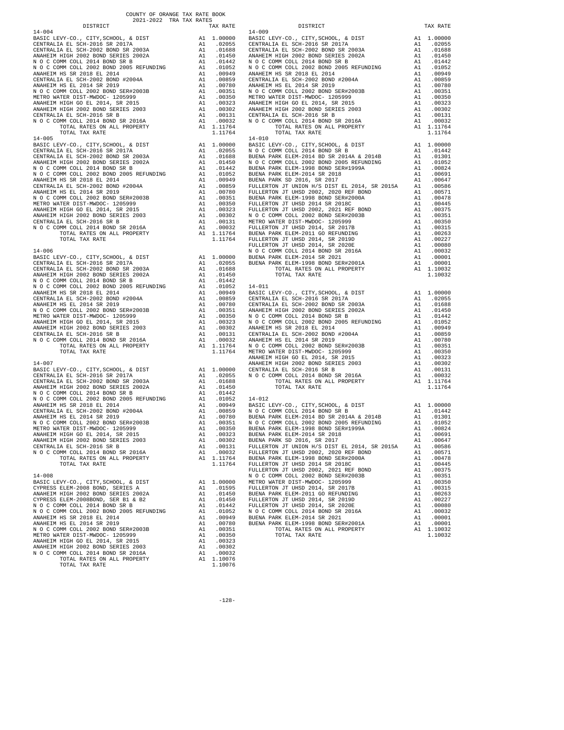COUNTY OF ORANGE TAX RATE BOOK
2021-2022 TRA TAX RATES

**14-004**

| DISTRICT | | TAX RATE |
|---|---|---|
| BASIC LEVY-CO., CITY,SCHOOL, & DIST | A1 | 1.00000 |
| CENTRALIA EL SCH-2016 SR 2017A | A1 | .02055 |
| CENTRALIA EL SCH-2002 BOND SR 2003A | A1 | .01688 |
| ANAHEIM HIGH 2002 BOND SERIES 2002A | A1 | .01450 |
| N O C COMM COLL 2014 BOND SR B | A1 | .01442 |
| N O C COMM COLL 2002 BOND 2005 REFUNDING | A1 | .01052 |
| ANAHEIM HS SR 2018 EL 2014 | A1 | .00949 |
| CENTRALIA EL SCH-2002 BOND #2004A | A1 | .00859 |
| ANAHEIM HS EL 2014 SR 2019 | A1 | .00780 |
| N O C COMM COLL 2002 BOND SER#2003B | A1 | .00351 |
| METRO WATER DIST-MWDOC- 1205999 | A1 | .00350 |
| ANAHEIM HIGH GO EL 2014, SR 2015 | A1 | .00323 |
| ANAHEIM HIGH 2002 BOND SERIES 2003 | A1 | .00302 |
| CENTRALIA EL SCH-2016 SR B | A1 | .00131 |
| N O C COMM COLL 2014 BOND SR 2016A | A1 | .00032 |
| TOTAL RATES ON ALL PROPERTY | A1 | 1.11764 |
| TOTAL TAX RATE | | 1.11764 |

**14-005**

| DISTRICT | | TAX RATE |
|---|---|---|
| BASIC LEVY-CO., CITY,SCHOOL, & DIST | A1 | 1.00000 |
| CENTRALIA EL SCH-2016 SR 2017A | A1 | .02055 |
| CENTRALIA EL SCH-2002 BOND SR 2003A | A1 | .01688 |
| ANAHEIM HIGH 2002 BOND SERIES 2002A | A1 | .01450 |
| N O C COMM COLL 2014 BOND SR B | A1 | .01442 |
| N O C COMM COLL 2002 BOND 2005 REFUNDING | A1 | .01052 |
| ANAHEIM HS SR 2018 EL 2014 | A1 | .00949 |
| CENTRALIA EL SCH-2002 BOND #2004A | A1 | .00859 |
| ANAHEIM HS EL 2014 SR 2019 | A1 | .00780 |
| N O C COMM COLL 2002 BOND SER#2003B | A1 | .00351 |
| METRO WATER DIST-MWDOC- 1205999 | A1 | .00350 |
| ANAHEIM HIGH GO EL 2014, SR 2015 | A1 | .00323 |
| ANAHEIM HIGH 2002 BOND SERIES 2003 | A1 | .00302 |
| CENTRALIA EL SCH-2016 SR B | A1 | .00131 |
| N O C COMM COLL 2014 BOND SR 2016A | A1 | .00032 |
| TOTAL RATES ON ALL PROPERTY | A1 | 1.11764 |
| TOTAL TAX RATE | | 1.11764 |

**14-006**

| DISTRICT | | TAX RATE |
|---|---|---|
| BASIC LEVY-CO., CITY,SCHOOL, & DIST | A1 | 1.00000 |
| CENTRALIA EL SCH-2016 SR 2017A | A1 | .02055 |
| CENTRALIA EL SCH-2002 BOND SR 2003A | A1 | .01688 |
| ANAHEIM HIGH 2002 BOND SERIES 2002A | A1 | .01450 |
| N O C COMM COLL 2014 BOND SR B | A1 | .01442 |
| N O C COMM COLL 2002 BOND 2005 REFUNDING | A1 | .01052 |
| ANAHEIM HS SR 2018 EL 2014 | A1 | .00949 |
| CENTRALIA EL SCH-2002 BOND #2004A | A1 | .00859 |
| ANAHEIM HS EL 2014 SR 2019 | A1 | .00780 |
| N O C COMM COLL 2002 BOND SER#2003B | A1 | .00351 |
| METRO WATER DIST-MWDOC- 1205999 | A1 | .00350 |
| ANAHEIM HIGH GO EL 2014, SR 2015 | A1 | .00323 |
| ANAHEIM HIGH 2002 BOND SERIES 2003 | A1 | .00302 |
| CENTRALIA EL SCH-2016 SR B | A1 | .00131 |
| N O C COMM COLL 2014 BOND SR 2016A | A1 | .00032 |
| TOTAL RATES ON ALL PROPERTY | A1 | 1.11764 |
| TOTAL TAX RATE | | 1.11764 |

**14-007**

| DISTRICT | | TAX RATE |
|---|---|---|
| BASIC LEVY-CO., CITY,SCHOOL, & DIST | A1 | 1.00000 |
| CENTRALIA EL SCH-2016 SR 2017A | A1 | .02055 |
| CENTRALIA EL SCH-2002 BOND SR 2003A | A1 | .01688 |
| ANAHEIM HIGH 2002 BOND SERIES 2002A | A1 | .01450 |
| N O C COMM COLL 2014 BOND SR B | A1 | .01442 |
| N O C COMM COLL 2002 BOND 2005 REFUNDING | A1 | .01052 |
| ANAHEIM HS SR 2018 EL 2014 | A1 | .00949 |
| CENTRALIA EL SCH-2002 BOND #2004A | A1 | .00859 |
| ANAHEIM HS EL 2014 SR 2019 | A1 | .00780 |
| N O C COMM COLL 2002 BOND SER#2003B | A1 | .00351 |
| METRO WATER DIST-MWDOC- 1205999 | A1 | .00350 |
| ANAHEIM HIGH GO EL 2014, SR 2015 | A1 | .00323 |
| ANAHEIM HIGH 2002 BOND SERIES 2003 | A1 | .00302 |
| CENTRALIA EL SCH-2016 SR B | A1 | .00131 |
| N O C COMM COLL 2014 BOND SR 2016A | A1 | .00032 |
| TOTAL RATES ON ALL PROPERTY | A1 | 1.11764 |
| TOTAL TAX RATE | | 1.11764 |

**14-008**

| DISTRICT | | TAX RATE |
|---|---|---|
| BASIC LEVY-CO., CITY,SCHOOL, & DIST | A1 | 1.00000 |
| CYPRESS ELEM-2008 BOND, SERIES A | A1 | .01595 |
| ANAHEIM HIGH 2002 BOND SERIES 2002A | A1 | .01450 |
| CYPRESS ELEM-2008BOND, SER B1 & B2 | A1 | .01450 |
| N O C COMM COLL 2014 BOND SR B | A1 | .01442 |
| N O C COMM COLL 2002 BOND 2005 REFUNDING | A1 | .01052 |
| ANAHEIM HS SR 2018 EL 2014 | A1 | .00949 |
| ANAHEIM HS EL 2014 SR 2019 | A1 | .00780 |
| N O C COMM COLL 2002 BOND SER#2003B | A1 | .00351 |
| METRO WATER DIST-MWDOC- 1205999 | A1 | .00350 |
| ANAHEIM HIGH GO EL 2014, SR 2015 | A1 | .00323 |
| ANAHEIM HIGH 2002 BOND SERIES 2003 | A1 | .00302 |
| N O C COMM COLL 2014 BOND SR 2016A | A1 | .00032 |
| TOTAL RATES ON ALL PROPERTY | A1 | 1.10076 |
| TOTAL TAX RATE | | 1.10076 |

**14-009**

| DISTRICT | | TAX RATE |
|---|---|---|
| BASIC LEVY-CO., CITY,SCHOOL, & DIST | A1 | 1.00000 |
| CENTRALIA EL SCH-2016 SR 2017A | A1 | .02055 |
| CENTRALIA EL SCH-2002 BOND SR 2003A | A1 | .01688 |
| ANAHEIM HIGH 2002 BOND SERIES 2002A | A1 | .01450 |
| N O C COMM COLL 2014 BOND SR B | A1 | .01442 |
| N O C COMM COLL 2002 BOND 2005 REFUNDING | A1 | .01052 |
| ANAHEIM HS SR 2018 EL 2014 | A1 | .00949 |
| CENTRALIA EL SCH-2002 BOND #2004A | A1 | .00859 |
| ANAHEIM HS EL 2014 SR 2019 | A1 | .00780 |
| N O C COMM COLL 2002 BOND SER#2003B | A1 | .00351 |
| METRO WATER DIST-MWDOC- 1205999 | A1 | .00350 |
| ANAHEIM HIGH GO EL 2014, SR 2015 | A1 | .00323 |
| ANAHEIM HIGH 2002 BOND SERIES 2003 | A1 | .00302 |
| CENTRALIA EL SCH-2016 SR B | A1 | .00131 |
| N O C COMM COLL 2014 BOND SR 2016A | A1 | .00032 |
| TOTAL RATES ON ALL PROPERTY | A1 | 1.11764 |
| TOTAL TAX RATE | | 1.11764 |

**14-010**

| DISTRICT | | TAX RATE |
|---|---|---|
| BASIC LEVY-CO., CITY,SCHOOL, & DIST | A1 | 1.00000 |
| N O C COMM COLL 2014 BOND SR B | A1 | .01442 |
| BUENA PARK ELEM-2014 BD SR 2014A & 2014B | A1 | .01301 |
| N O C COMM COLL 2002 BOND 2005 REFUNDING | A1 | .01052 |
| BUENA PARK ELEM-1998 BOND SER#1999A | A1 | .00824 |
| BUENA PARK ELEM-2014 SR 2018 | A1 | .00691 |
| BUENA PARK SD 2016, SR 2017 | A1 | .00647 |
| FULLERTON JT UNION H/S DIST EL 2014, SR 2015A | A1 | .00586 |
| FULLERTON JT UHSD 2002, 2020 REF BOND | A1 | .00571 |
| BUENA PARK ELEM-1998 BOND SER#2000A | A1 | .00478 |
| FULLERTON JT UHSD 2014 SR 2018C | A1 | .00445 |
| FULLERTON JT UHSD 2002, 2021 REF BOND | A1 | .00375 |
| N O C COMM COLL 2002 BOND SER#2003B | A1 | .00351 |
| METRO WATER DIST-MWDOC- 1205999 | A1 | .00350 |
| FULLERTON JT UHSD 2014, SR 2017B | A1 | .00315 |
| BUENA PARK ELEM-2011 GO REFUNDING | A1 | .00263 |
| FULLERTON JT UHSD 2014, SR 2019D | A1 | .00227 |
| FULLERTON JT UHSD 2014, SR 2020E | A1 | .00080 |
| N O C COMM COLL 2014 BOND SR 2016A | A1 | .00032 |
| BUENA PARK ELEM-2014 SR 2021 | A1 | .00001 |
| BUENA PARK ELEM-1998 BOND SER#2001A | A1 | .00001 |
| TOTAL RATES ON ALL PROPERTY | A1 | 1.10032 |
| TOTAL TAX RATE | | 1.10032 |

**14-011**

| DISTRICT | | TAX RATE |
|---|---|---|
| BASIC LEVY-CO., CITY,SCHOOL, & DIST | A1 | 1.00000 |
| CENTRALIA EL SCH-2016 SR 2017A | A1 | .02055 |
| CENTRALIA EL SCH-2002 BOND SR 2003A | A1 | .01688 |
| ANAHEIM HIGH 2002 BOND SERIES 2002A | A1 | .01450 |
| N O C COMM COLL 2014 BOND SR B | A1 | .01442 |
| N O C COMM COLL 2002 BOND 2005 REFUNDING | A1 | .01052 |
| ANAHEIM HS SR 2018 EL 2014 | A1 | .00949 |
| CENTRALIA EL SCH-2002 BOND #2004A | A1 | .00859 |
| ANAHEIM HS EL 2014 SR 2019 | A1 | .00780 |
| N O C COMM COLL 2002 BOND SER#2003B | A1 | .00351 |
| METRO WATER DIST-MWDOC- 1205999 | A1 | .00350 |
| ANAHEIM HIGH GO EL 2014, SR 2015 | A1 | .00323 |
| ANAHEIM HIGH 2002 BOND SERIES 2003 | A1 | .00302 |
| CENTRALIA EL SCH-2016 SR B | A1 | .00131 |
| N O C COMM COLL 2014 BOND SR 2016A | A1 | .00032 |
| TOTAL RATES ON ALL PROPERTY | A1 | 1.11764 |
| TOTAL TAX RATE | | 1.11764 |

**14-012**

| DISTRICT | | TAX RATE |
|---|---|---|
| BASIC LEVY-CO., CITY,SCHOOL, & DIST | A1 | 1.00000 |
| N O C COMM COLL 2014 BOND SR B | A1 | .01442 |
| BUENA PARK ELEM-2014 BD SR 2014A & 2014B | A1 | .01301 |
| N O C COMM COLL 2002 BOND 2005 REFUNDING | A1 | .01052 |
| BUENA PARK ELEM-1998 BOND SER#1999A | A1 | .00824 |
| BUENA PARK ELEM-2014 SR 2018 | A1 | .00691 |
| BUENA PARK SD 2016, SR 2017 | A1 | .00647 |
| FULLERTON JT UNION H/S DIST EL 2014, SR 2015A | A1 | .00586 |
| FULLERTON JT UHSD 2002, 2020 REF BOND | A1 | .00571 |
| BUENA PARK ELEM-1998 BOND SER#2000A | A1 | .00478 |
| FULLERTON JT UHSD 2014 SR 2018C | A1 | .00445 |
| FULLERTON JT UHSD 2002, 2021 REF BOND | A1 | .00375 |
| N O C COMM COLL 2002 BOND SER#2003B | A1 | .00351 |
| METRO WATER DIST-MWDOC- 1205999 | A1 | .00350 |
| FULLERTON JT UHSD 2014, SR 2017B | A1 | .00315 |
| BUENA PARK ELEM-2011 GO REFUNDING | A1 | .00263 |
| FULLERTON JT UHSD 2014, SR 2019D | A1 | .00227 |
| FULLERTON JT UHSD 2014, SR 2020E | A1 | .00080 |
| N O C COMM COLL 2014 BOND SR 2016A | A1 | .00032 |
| BUENA PARK ELEM-2014 SR 2021 | A1 | .00001 |
| BUENA PARK ELEM-1998 BOND SER#2001A | A1 | .00001 |
| TOTAL RATES ON ALL PROPERTY | A1 | 1.10032 |
| TOTAL TAX RATE | | 1.10032 |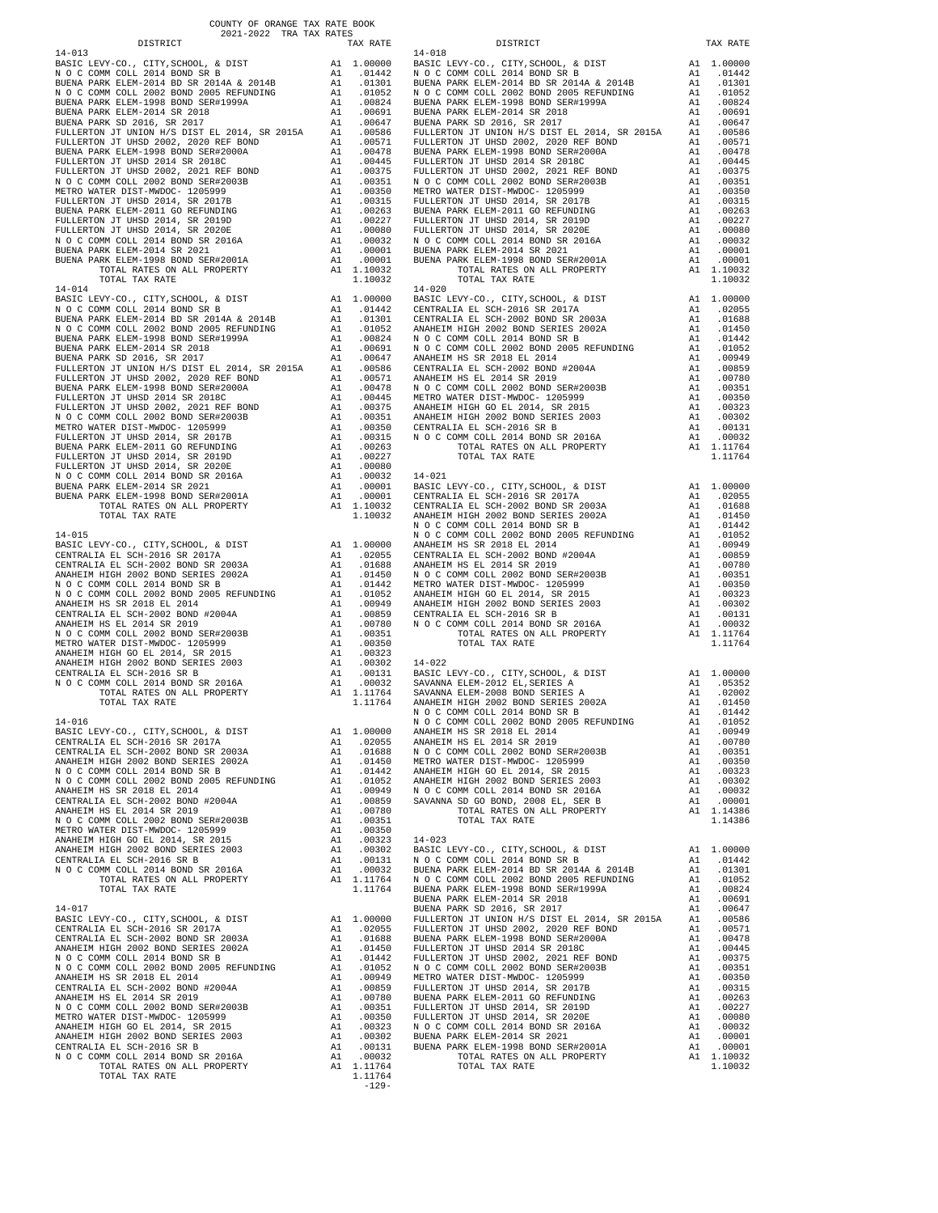COUNTY OF ORANGE TAX RATE BOOK
2021-2022 TRA TAX RATES

**14-013**

| DISTRICT | | TAX RATE |
|---|---|---|
| BASIC LEVY-CO., CITY,SCHOOL, & DIST | A1 | 1.00000 |
| N O C COMM COLL 2014 BOND SR B | A1 | .01442 |
| BUENA PARK ELEM-2014 BD SR 2014A & 2014B | A1 | .01301 |
| N O C COMM COLL 2002 BOND 2005 REFUNDING | A1 | .01052 |
| BUENA PARK ELEM-1998 BOND SER#1999A | A1 | .00824 |
| BUENA PARK ELEM-2014 SR 2018 | A1 | .00691 |
| BUENA PARK SD 2016, SR 2017 | A1 | .00647 |
| FULLERTON JT UNION H/S DIST EL 2014, SR 2015A | A1 | .00586 |
| FULLERTON JT UHSD 2002, 2020 REF BOND | A1 | .00571 |
| BUENA PARK ELEM-1998 BOND SER#2000A | A1 | .00478 |
| FULLERTON JT UHSD 2014 SR 2018C | A1 | .00445 |
| FULLERTON JT UHSD 2002, 2021 REF BOND | A1 | .00375 |
| N O C COMM COLL 2002 BOND SER#2003B | A1 | .00351 |
| METRO WATER DIST-MWDOC- 1205999 | A1 | .00350 |
| FULLERTON JT UHSD 2014, SR 2017B | A1 | .00315 |
| BUENA PARK ELEM-2011 GO REFUNDING | A1 | .00263 |
| FULLERTON JT UHSD 2014, SR 2019D | A1 | .00227 |
| FULLERTON JT UHSD 2014, SR 2020E | A1 | .00080 |
| N O C COMM COLL 2014 BOND SR 2016A | A1 | .00032 |
| BUENA PARK ELEM-2014 SR 2021 | A1 | .00001 |
| BUENA PARK ELEM-1998 BOND SER#2001A | A1 | .00001 |
| TOTAL RATES ON ALL PROPERTY | A1 | 1.10032 |
| TOTAL TAX RATE | | 1.10032 |

**14-014**

| DISTRICT | | TAX RATE |
|---|---|---|
| BASIC LEVY-CO., CITY,SCHOOL, & DIST | A1 | 1.00000 |
| N O C COMM COLL 2014 BOND SR B | A1 | .01442 |
| BUENA PARK ELEM-2014 BD SR 2014A & 2014B | A1 | .01301 |
| N O C COMM COLL 2002 BOND 2005 REFUNDING | A1 | .01052 |
| BUENA PARK ELEM-1998 BOND SER#1999A | A1 | .00824 |
| BUENA PARK ELEM-2014 SR 2018 | A1 | .00691 |
| BUENA PARK SD 2016, SR 2017 | A1 | .00647 |
| FULLERTON JT UNION H/S DIST EL 2014, SR 2015A | A1 | .00586 |
| FULLERTON JT UHSD 2002, 2020 REF BOND | A1 | .00571 |
| BUENA PARK ELEM-1998 BOND SER#2000A | A1 | .00478 |
| FULLERTON JT UHSD 2014 SR 2018C | A1 | .00445 |
| FULLERTON JT UHSD 2002, 2021 REF BOND | A1 | .00375 |
| N O C COMM COLL 2002 BOND SER#2003B | A1 | .00351 |
| METRO WATER DIST-MWDOC- 1205999 | A1 | .00350 |
| FULLERTON JT UHSD 2014, SR 2017B | A1 | .00315 |
| BUENA PARK ELEM-2011 GO REFUNDING | A1 | .00263 |
| FULLERTON JT UHSD 2014, SR 2019D | A1 | .00227 |
| FULLERTON JT UHSD 2014, SR 2020E | A1 | .00080 |
| N O C COMM COLL 2014 BOND SR 2016A | A1 | .00032 |
| BUENA PARK ELEM-2014 SR 2021 | A1 | .00001 |
| BUENA PARK ELEM-1998 BOND SER#2001A | A1 | .00001 |
| TOTAL RATES ON ALL PROPERTY | A1 | 1.10032 |
| TOTAL TAX RATE | | 1.10032 |

**14-015**

| DISTRICT | | TAX RATE |
|---|---|---|
| BASIC LEVY-CO., CITY,SCHOOL, & DIST | A1 | 1.00000 |
| CENTRALIA EL SCH-2016 SR 2017A | A1 | .02055 |
| CENTRALIA EL SCH-2002 BOND SR 2003A | A1 | .01688 |
| ANAHEIM HIGH 2002 BOND SERIES 2002A | A1 | .01450 |
| N O C COMM COLL 2014 BOND SR B | A1 | .01442 |
| N O C COMM COLL 2002 BOND 2005 REFUNDING | A1 | .01052 |
| ANAHEIM HS SR 2018 EL 2014 | A1 | .00949 |
| CENTRALIA EL SCH-2002 BOND #2004A | A1 | .00859 |
| ANAHEIM HS EL 2014 SR 2019 | A1 | .00780 |
| N O C COMM COLL 2002 BOND SER#2003B | A1 | .00351 |
| METRO WATER DIST-MWDOC- 1205999 | A1 | .00350 |
| ANAHEIM HIGH GO EL 2014, SR 2015 | A1 | .00323 |
| ANAHEIM HIGH 2002 BOND SERIES 2003 | A1 | .00302 |
| CENTRALIA EL SCH-2016 SR B | A1 | .00131 |
| N O C COMM COLL 2014 BOND SR 2016A | A1 | .00032 |
| TOTAL RATES ON ALL PROPERTY | A1 | 1.11764 |
| TOTAL TAX RATE | | 1.11764 |

**14-016**

| DISTRICT | | TAX RATE |
|---|---|---|
| BASIC LEVY-CO., CITY,SCHOOL, & DIST | A1 | 1.00000 |
| CENTRALIA EL SCH-2016 SR 2017A | A1 | .02055 |
| CENTRALIA EL SCH-2002 BOND SR 2003A | A1 | .01688 |
| ANAHEIM HIGH 2002 BOND SERIES 2002A | A1 | .01450 |
| N O C COMM COLL 2014 BOND SR B | A1 | .01442 |
| N O C COMM COLL 2002 BOND 2005 REFUNDING | A1 | .01052 |
| ANAHEIM HS SR 2018 EL 2014 | A1 | .00949 |
| CENTRALIA EL SCH-2002 BOND #2004A | A1 | .00859 |
| ANAHEIM HS EL 2014 SR 2019 | A1 | .00780 |
| N O C COMM COLL 2002 BOND SER#2003B | A1 | .00351 |
| METRO WATER DIST-MWDOC- 1205999 | A1 | .00350 |
| ANAHEIM HIGH GO EL 2014, SR 2015 | A1 | .00323 |
| ANAHEIM HIGH 2002 BOND SERIES 2003 | A1 | .00302 |
| CENTRALIA EL SCH-2016 SR B | A1 | .00131 |
| N O C COMM COLL 2014 BOND SR 2016A | A1 | .00032 |
| TOTAL RATES ON ALL PROPERTY | A1 | 1.11764 |
| TOTAL TAX RATE | | 1.11764 |

**14-017**

| DISTRICT | | TAX RATE |
|---|---|---|
| BASIC LEVY-CO., CITY,SCHOOL, & DIST | A1 | 1.00000 |
| CENTRALIA EL SCH-2016 SR 2017A | A1 | .02055 |
| CENTRALIA EL SCH-2002 BOND SR 2003A | A1 | .01688 |
| ANAHEIM HIGH 2002 BOND SERIES 2002A | A1 | .01450 |
| N O C COMM COLL 2014 BOND SR B | A1 | .01442 |
| N O C COMM COLL 2002 BOND 2005 REFUNDING | A1 | .01052 |
| ANAHEIM HS SR 2018 EL 2014 | A1 | .00949 |
| CENTRALIA EL SCH-2002 BOND #2004A | A1 | .00859 |
| ANAHEIM HS EL 2014 SR 2019 | A1 | .00780 |
| N O C COMM COLL 2002 BOND SER#2003B | A1 | .00351 |
| METRO WATER DIST-MWDOC- 1205999 | A1 | .00350 |
| ANAHEIM HIGH GO EL 2014, SR 2015 | A1 | .00323 |
| ANAHEIM HIGH 2002 BOND SERIES 2003 | A1 | .00302 |
| CENTRALIA EL SCH-2016 SR B | A1 | .00131 |
| N O C COMM COLL 2014 BOND SR 2016A | A1 | .00032 |
| TOTAL RATES ON ALL PROPERTY | A1 | 1.11764 |
| TOTAL TAX RATE | | 1.11764 |

**14-018**

| DISTRICT | | TAX RATE |
|---|---|---|
| BASIC LEVY-CO., CITY,SCHOOL, & DIST | A1 | 1.00000 |
| N O C COMM COLL 2014 BOND SR B | A1 | .01442 |
| BUENA PARK ELEM-2014 BD SR 2014A & 2014B | A1 | .01301 |
| N O C COMM COLL 2002 BOND 2005 REFUNDING | A1 | .01052 |
| BUENA PARK ELEM-1998 BOND SER#1999A | A1 | .00824 |
| BUENA PARK ELEM-2014 SR 2018 | A1 | .00691 |
| BUENA PARK SD 2016, SR 2017 | A1 | .00647 |
| FULLERTON JT UNION H/S DIST EL 2014, SR 2015A | A1 | .00586 |
| FULLERTON JT UHSD 2002, 2020 REF BOND | A1 | .00571 |
| BUENA PARK ELEM-1998 BOND SER#2000A | A1 | .00478 |
| FULLERTON JT UHSD 2014 SR 2018C | A1 | .00445 |
| FULLERTON JT UHSD 2002, 2021 REF BOND | A1 | .00375 |
| N O C COMM COLL 2002 BOND SER#2003B | A1 | .00351 |
| METRO WATER DIST-MWDOC- 1205999 | A1 | .00350 |
| FULLERTON JT UHSD 2014, SR 2017B | A1 | .00315 |
| BUENA PARK ELEM-2011 GO REFUNDING | A1 | .00263 |
| FULLERTON JT UHSD 2014, SR 2019D | A1 | .00227 |
| FULLERTON JT UHSD 2014, SR 2020E | A1 | .00080 |
| N O C COMM COLL 2014 BOND SR 2016A | A1 | .00032 |
| BUENA PARK ELEM-2014 SR 2021 | A1 | .00001 |
| BUENA PARK ELEM-1998 BOND SER#2001A | A1 | .00001 |
| TOTAL RATES ON ALL PROPERTY | A1 | 1.10032 |
| TOTAL TAX RATE | | 1.10032 |

**14-020**

| DISTRICT | | TAX RATE |
|---|---|---|
| BASIC LEVY-CO., CITY,SCHOOL, & DIST | A1 | 1.00000 |
| CENTRALIA EL SCH-2016 SR 2017A | A1 | .02055 |
| CENTRALIA EL SCH-2002 BOND SR 2003A | A1 | .01688 |
| ANAHEIM HIGH 2002 BOND SERIES 2002A | A1 | .01450 |
| N O C COMM COLL 2014 BOND SR B | A1 | .01442 |
| N O C COMM COLL 2002 BOND 2005 REFUNDING | A1 | .01052 |
| ANAHEIM HS SR 2018 EL 2014 | A1 | .00949 |
| CENTRALIA EL SCH-2002 BOND #2004A | A1 | .00859 |
| ANAHEIM HS EL 2014 SR 2019 | A1 | .00780 |
| N O C COMM COLL 2002 BOND SER#2003B | A1 | .00351 |
| METRO WATER DIST-MWDOC- 1205999 | A1 | .00350 |
| ANAHEIM HIGH GO EL 2014, SR 2015 | A1 | .00323 |
| ANAHEIM HIGH 2002 BOND SERIES 2003 | A1 | .00302 |
| CENTRALIA EL SCH-2016 SR B | A1 | .00131 |
| N O C COMM COLL 2014 BOND SR 2016A | A1 | .00032 |
| TOTAL RATES ON ALL PROPERTY | A1 | 1.11764 |
| TOTAL TAX RATE | | 1.11764 |

**14-021**

| DISTRICT | | TAX RATE |
|---|---|---|
| BASIC LEVY-CO., CITY,SCHOOL, & DIST | A1 | 1.00000 |
| CENTRALIA EL SCH-2016 SR 2017A | A1 | .02055 |
| CENTRALIA EL SCH-2002 BOND SR 2003A | A1 | .01688 |
| ANAHEIM HIGH 2002 BOND SERIES 2002A | A1 | .01450 |
| N O C COMM COLL 2014 BOND SR B | A1 | .01442 |
| N O C COMM COLL 2002 BOND 2005 REFUNDING | A1 | .01052 |
| ANAHEIM HS SR 2018 EL 2014 | A1 | .00949 |
| CENTRALIA EL SCH-2002 BOND #2004A | A1 | .00859 |
| ANAHEIM HS EL 2014 SR 2019 | A1 | .00780 |
| N O C COMM COLL 2002 BOND SER#2003B | A1 | .00351 |
| METRO WATER DIST-MWDOC- 1205999 | A1 | .00350 |
| ANAHEIM HIGH GO EL 2014, SR 2015 | A1 | .00323 |
| ANAHEIM HIGH 2002 BOND SERIES 2003 | A1 | .00302 |
| CENTRALIA EL SCH-2016 SR B | A1 | .00131 |
| N O C COMM COLL 2014 BOND SR 2016A | A1 | .00032 |
| TOTAL RATES ON ALL PROPERTY | A1 | 1.11764 |
| TOTAL TAX RATE | | 1.11764 |

**14-022**

| DISTRICT | | TAX RATE |
|---|---|---|
| BASIC LEVY-CO., CITY,SCHOOL, & DIST | A1 | 1.00000 |
| SAVANNA ELEM-2012 EL,SERIES A | A1 | .05352 |
| SAVANNA ELEM-2008 BOND SERIES A | A1 | .02002 |
| ANAHEIM HIGH 2002 BOND SERIES 2002A | A1 | .01450 |
| N O C COMM COLL 2014 BOND SR B | A1 | .01442 |
| N O C COMM COLL 2002 BOND 2005 REFUNDING | A1 | .01052 |
| ANAHEIM HS SR 2018 EL 2014 | A1 | .00949 |
| ANAHEIM HS EL 2014 SR 2019 | A1 | .00780 |
| N O C COMM COLL 2002 BOND SER#2003B | A1 | .00351 |
| METRO WATER DIST-MWDOC- 1205999 | A1 | .00350 |
| ANAHEIM HIGH GO EL 2014, SR 2015 | A1 | .00323 |
| ANAHEIM HIGH 2002 BOND SERIES 2003 | A1 | .00302 |
| N O C COMM COLL 2014 BOND SR 2016A | A1 | .00032 |
| SAVANNA SD GO BOND, 2008 EL, SER B | A1 | .00001 |
| TOTAL RATES ON ALL PROPERTY | A1 | 1.14386 |
| TOTAL TAX RATE | | 1.14386 |

**14-023**

| DISTRICT | | TAX RATE |
|---|---|---|
| BASIC LEVY-CO., CITY,SCHOOL, & DIST | A1 | 1.00000 |
| N O C COMM COLL 2014 BOND SR B | A1 | .01442 |
| BUENA PARK ELEM-2014 BD SR 2014A & 2014B | A1 | .01301 |
| N O C COMM COLL 2002 BOND 2005 REFUNDING | A1 | .01052 |
| BUENA PARK ELEM-1998 BOND SER#1999A | A1 | .00824 |
| BUENA PARK ELEM-2014 SR 2018 | A1 | .00691 |
| BUENA PARK SD 2016, SR 2017 | A1 | .00647 |
| FULLERTON JT UNION H/S DIST EL 2014, SR 2015A | A1 | .00586 |
| FULLERTON JT UHSD 2002, 2020 REF BOND | A1 | .00571 |
| BUENA PARK ELEM-1998 BOND SER#2000A | A1 | .00478 |
| FULLERTON JT UHSD 2014 SR 2018C | A1 | .00445 |
| FULLERTON JT UHSD 2002, 2021 REF BOND | A1 | .00375 |
| N O C COMM COLL 2002 BOND SER#2003B | A1 | .00351 |
| METRO WATER DIST-MWDOC- 1205999 | A1 | .00350 |
| FULLERTON JT UHSD 2014, SR 2017B | A1 | .00315 |
| BUENA PARK ELEM-2011 GO REFUNDING | A1 | .00263 |
| FULLERTON JT UHSD 2014, SR 2019D | A1 | .00227 |
| FULLERTON JT UHSD 2014, SR 2020E | A1 | .00080 |
| N O C COMM COLL 2014 BOND SR 2016A | A1 | .00032 |
| BUENA PARK ELEM-2014 SR 2021 | A1 | .00001 |
| BUENA PARK ELEM-1998 BOND SER#2001A | A1 | .00001 |
| TOTAL RATES ON ALL PROPERTY | A1 | 1.10032 |
| TOTAL TAX RATE | | 1.10032 |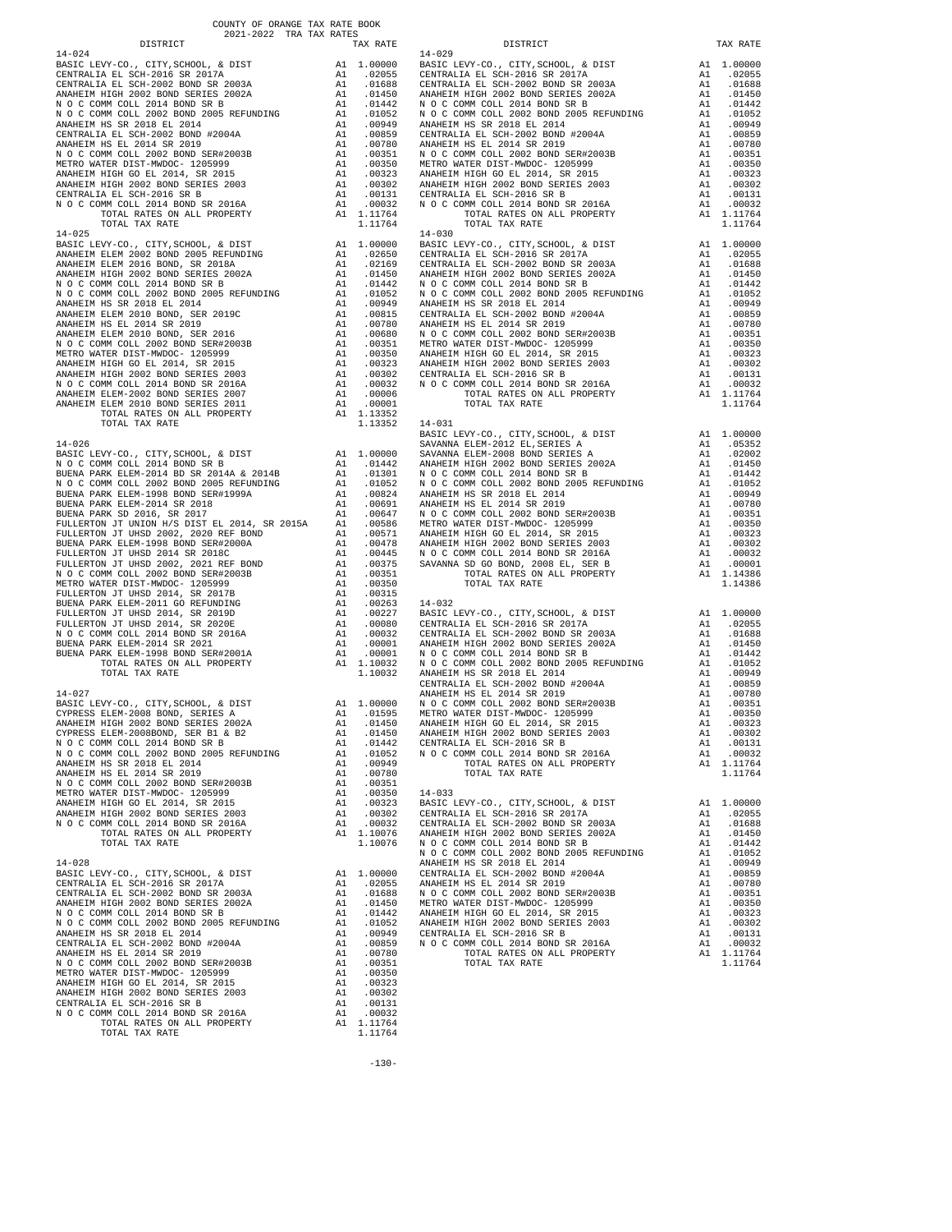COUNTY OF ORANGE TAX RATE BOOK
2021-2022 TRA TAX RATES

| DISTRICT | | TAX RATE |
|---|---|---|
| **14-024** | | |
| BASIC LEVY-CO., CITY,SCHOOL, & DIST | A1 | 1.00000 |
| CENTRALIA EL SCH-2016 SR 2017A | A1 | .02055 |
| CENTRALIA EL SCH-2002 BOND SR 2003A | A1 | .01688 |
| ANAHEIM HIGH 2002 BOND SERIES 2002A | A1 | .01450 |
| N O C COMM COLL 2014 BOND SR B | A1 | .01442 |
| N O C COMM COLL 2002 BOND 2005 REFUNDING | A1 | .01052 |
| ANAHEIM HS SR 2018 EL 2014 | A1 | .00949 |
| CENTRALIA EL SCH-2002 BOND #2004A | A1 | .00859 |
| ANAHEIM HS EL 2014 SR 2019 | A1 | .00780 |
| N O C COMM COLL 2002 BOND SER#2003B | A1 | .00351 |
| METRO WATER DIST-MWDOC- 1205999 | A1 | .00350 |
| ANAHEIM HIGH GO EL 2014, SR 2015 | A1 | .00323 |
| ANAHEIM HIGH 2002 BOND SERIES 2003 | A1 | .00302 |
| CENTRALIA EL SCH-2016 SR B | A1 | .00131 |
| N O C COMM COLL 2014 BOND SR 2016A | A1 | .00032 |
| TOTAL RATES ON ALL PROPERTY | A1 | 1.11764 |
| TOTAL TAX RATE | | 1.11764 |
| **14-025** | | |
| BASIC LEVY-CO., CITY,SCHOOL, & DIST | A1 | 1.00000 |
| ANAHEIM ELEM 2002 BOND 2005 REFUNDING | A1 | .02650 |
| ANAHEIM ELEM 2016 BOND, SR 2018A | A1 | .02169 |
| ANAHEIM HIGH 2002 BOND SERIES 2002A | A1 | .01450 |
| N O C COMM COLL 2014 BOND SR B | A1 | .01442 |
| N O C COMM COLL 2002 BOND 2005 REFUNDING | A1 | .01052 |
| ANAHEIM HS SR 2018 EL 2014 | A1 | .00949 |
| ANAHEIM ELEM 2010 BOND, SER 2019C | A1 | .00815 |
| ANAHEIM HS EL 2014 SR 2019 | A1 | .00780 |
| ANAHEIM ELEM 2010 BOND, SER 2016 | A1 | .00680 |
| N O C COMM COLL 2002 BOND SER#2003B | A1 | .00351 |
| METRO WATER DIST-MWDOC- 1205999 | A1 | .00350 |
| ANAHEIM HIGH GO EL 2014, SR 2015 | A1 | .00323 |
| ANAHEIM HIGH 2002 BOND SERIES 2003 | A1 | .00302 |
| N O C COMM COLL 2014 BOND SR 2016A | A1 | .00032 |
| ANAHEIM ELEM-2002 BOND SERIES 2007 | A1 | .00006 |
| ANAHEIM ELEM 2010 BOND SERIES 2011 | A1 | .00001 |
| TOTAL RATES ON ALL PROPERTY | A1 | 1.13352 |
| TOTAL TAX RATE | | 1.13352 |
| **14-026** | | |
| BASIC LEVY-CO., CITY,SCHOOL, & DIST | A1 | 1.00000 |
| N O C COMM COLL 2014 BOND SR B | A1 | .01442 |
| BUENA PARK ELEM-2014 BD SR 2014A & 2014B | A1 | .01301 |
| N O C COMM COLL 2002 BOND 2005 REFUNDING | A1 | .01052 |
| BUENA PARK ELEM-1998 BOND SER#1999A | A1 | .00824 |
| BUENA PARK ELEM-2014 SR 2018 | A1 | .00691 |
| BUENA PARK SD 2016, SR 2017 | A1 | .00647 |
| FULLERTON JT UNION H/S DIST EL 2014, SR 2015A | A1 | .00586 |
| FULLERTON JT UHSD 2002, 2020 REF BOND | A1 | .00571 |
| BUENA PARK ELEM-1998 BOND SER#2000A | A1 | .00478 |
| FULLERTON JT UHSD 2014 SR 2018C | A1 | .00445 |
| FULLERTON JT UHSD 2002, 2021 REF BOND | A1 | .00375 |
| N O C COMM COLL 2002 BOND SER#2003B | A1 | .00351 |
| METRO WATER DIST-MWDOC- 1205999 | A1 | .00350 |
| FULLERTON JT UHSD 2014, SR 2017B | A1 | .00315 |
| BUENA PARK ELEM-2011 GO REFUNDING | A1 | .00263 |
| FULLERTON JT UHSD 2014, SR 2019D | A1 | .00227 |
| FULLERTON JT UHSD 2014, SR 2020E | A1 | .00080 |
| N O C COMM COLL 2014 BOND SR 2016A | A1 | .00032 |
| BUENA PARK ELEM-2014 SR 2021 | A1 | .00001 |
| BUENA PARK ELEM-1998 BOND SER#2001A | A1 | .00001 |
| TOTAL RATES ON ALL PROPERTY | A1 | 1.10032 |
| TOTAL TAX RATE | | 1.10032 |
| **14-027** | | |
| BASIC LEVY-CO., CITY,SCHOOL, & DIST | A1 | 1.00000 |
| CYPRESS ELEM-2008 BOND, SERIES A | A1 | .01595 |
| ANAHEIM HIGH 2002 BOND SERIES 2002A | A1 | .01450 |
| CYPRESS ELEM-2008BOND, SER B1 & B2 | A1 | .01450 |
| N O C COMM COLL 2014 BOND SR B | A1 | .01442 |
| N O C COMM COLL 2002 BOND 2005 REFUNDING | A1 | .01052 |
| ANAHEIM HS SR 2018 EL 2014 | A1 | .00949 |
| ANAHEIM HS EL 2014 SR 2019 | A1 | .00780 |
| N O C COMM COLL 2002 BOND SER#2003B | A1 | .00351 |
| METRO WATER DIST-MWDOC- 1205999 | A1 | .00350 |
| ANAHEIM HIGH GO EL 2014, SR 2015 | A1 | .00323 |
| ANAHEIM HIGH 2002 BOND SERIES 2003 | A1 | .00302 |
| N O C COMM COLL 2014 BOND SR 2016A | A1 | .00032 |
| TOTAL RATES ON ALL PROPERTY | A1 | 1.10076 |
| TOTAL TAX RATE | | 1.10076 |
| **14-028** | | |
| BASIC LEVY-CO., CITY,SCHOOL, & DIST | A1 | 1.00000 |
| CENTRALIA EL SCH-2016 SR 2017A | A1 | .02055 |
| CENTRALIA EL SCH-2002 BOND SR 2003A | A1 | .01688 |
| ANAHEIM HIGH 2002 BOND SERIES 2002A | A1 | .01450 |
| N O C COMM COLL 2014 BOND SR B | A1 | .01442 |
| N O C COMM COLL 2002 BOND 2005 REFUNDING | A1 | .01052 |
| ANAHEIM HS SR 2018 EL 2014 | A1 | .00949 |
| CENTRALIA EL SCH-2002 BOND #2004A | A1 | .00859 |
| ANAHEIM HS EL 2014 SR 2019 | A1 | .00780 |
| N O C COMM COLL 2002 BOND SER#2003B | A1 | .00351 |
| METRO WATER DIST-MWDOC- 1205999 | A1 | .00350 |
| ANAHEIM HIGH GO EL 2014, SR 2015 | A1 | .00323 |
| ANAHEIM HIGH 2002 BOND SERIES 2003 | A1 | .00302 |
| CENTRALIA EL SCH-2016 SR B | A1 | .00131 |
| N O C COMM COLL 2014 BOND SR 2016A | A1 | .00032 |
| TOTAL RATES ON ALL PROPERTY | A1 | 1.11764 |
| TOTAL TAX RATE | | 1.11764 |
| **14-029** | | |
| BASIC LEVY-CO., CITY,SCHOOL, & DIST | A1 | 1.00000 |
| CENTRALIA EL SCH-2016 SR 2017A | A1 | .02055 |
| CENTRALIA EL SCH-2002 BOND SR 2003A | A1 | .01688 |
| ANAHEIM HIGH 2002 BOND SERIES 2002A | A1 | .01450 |
| N O C COMM COLL 2014 BOND SR B | A1 | .01442 |
| N O C COMM COLL 2002 BOND 2005 REFUNDING | A1 | .01052 |
| ANAHEIM HS SR 2018 EL 2014 | A1 | .00949 |
| CENTRALIA EL SCH-2002 BOND #2004A | A1 | .00859 |
| ANAHEIM HS EL 2014 SR 2019 | A1 | .00780 |
| N O C COMM COLL 2002 BOND SER#2003B | A1 | .00351 |
| METRO WATER DIST-MWDOC- 1205999 | A1 | .00350 |
| ANAHEIM HIGH GO EL 2014, SR 2015 | A1 | .00323 |
| ANAHEIM HIGH 2002 BOND SERIES 2003 | A1 | .00302 |
| CENTRALIA EL SCH-2016 SR B | A1 | .00131 |
| N O C COMM COLL 2014 BOND SR 2016A | A1 | .00032 |
| TOTAL RATES ON ALL PROPERTY | A1 | 1.11764 |
| TOTAL TAX RATE | | 1.11764 |
| **14-030** | | |
| BASIC LEVY-CO., CITY,SCHOOL, & DIST | A1 | 1.00000 |
| CENTRALIA EL SCH-2016 SR 2017A | A1 | .02055 |
| CENTRALIA EL SCH-2002 BOND SR 2003A | A1 | .01688 |
| ANAHEIM HIGH 2002 BOND SERIES 2002A | A1 | .01450 |
| N O C COMM COLL 2014 BOND SR B | A1 | .01442 |
| N O C COMM COLL 2002 BOND 2005 REFUNDING | A1 | .01052 |
| ANAHEIM HS SR 2018 EL 2014 | A1 | .00949 |
| CENTRALIA EL SCH-2002 BOND #2004A | A1 | .00859 |
| ANAHEIM HS EL 2014 SR 2019 | A1 | .00780 |
| N O C COMM COLL 2002 BOND SER#2003B | A1 | .00351 |
| METRO WATER DIST-MWDOC- 1205999 | A1 | .00350 |
| ANAHEIM HIGH GO EL 2014, SR 2015 | A1 | .00323 |
| ANAHEIM HIGH 2002 BOND SERIES 2003 | A1 | .00302 |
| CENTRALIA EL SCH-2016 SR B | A1 | .00131 |
| N O C COMM COLL 2014 BOND SR 2016A | A1 | .00032 |
| TOTAL RATES ON ALL PROPERTY | A1 | 1.11764 |
| TOTAL TAX RATE | | 1.11764 |
| **14-031** | | |
| BASIC LEVY-CO., CITY,SCHOOL, & DIST | A1 | 1.00000 |
| SAVANNA ELEM-2012 EL,SERIES A | A1 | .05352 |
| SAVANNA ELEM-2008 BOND SERIES A | A1 | .02002 |
| ANAHEIM HIGH 2002 BOND SERIES 2002A | A1 | .01450 |
| N O C COMM COLL 2014 BOND SR B | A1 | .01442 |
| N O C COMM COLL 2002 BOND 2005 REFUNDING | A1 | .01052 |
| ANAHEIM HS SR 2018 EL 2014 | A1 | .00949 |
| ANAHEIM HS EL 2014 SR 2019 | A1 | .00780 |
| N O C COMM COLL 2002 BOND SER#2003B | A1 | .00351 |
| METRO WATER DIST-MWDOC- 1205999 | A1 | .00350 |
| ANAHEIM HIGH GO EL 2014, SR 2015 | A1 | .00323 |
| ANAHEIM HIGH 2002 BOND SERIES 2003 | A1 | .00302 |
| N O C COMM COLL 2014 BOND SR 2016A | A1 | .00032 |
| SAVANNA SD GO BOND, 2008 EL, SER B | A1 | .00001 |
| TOTAL RATES ON ALL PROPERTY | A1 | 1.14386 |
| TOTAL TAX RATE | | 1.14386 |
| **14-032** | | |
| BASIC LEVY-CO., CITY,SCHOOL, & DIST | A1 | 1.00000 |
| CENTRALIA EL SCH-2016 SR 2017A | A1 | .02055 |
| CENTRALIA EL SCH-2002 BOND SR 2003A | A1 | .01688 |
| ANAHEIM HIGH 2002 BOND SERIES 2002A | A1 | .01450 |
| N O C COMM COLL 2014 BOND SR B | A1 | .01442 |
| N O C COMM COLL 2002 BOND 2005 REFUNDING | A1 | .01052 |
| ANAHEIM HS SR 2018 EL 2014 | A1 | .00949 |
| CENTRALIA EL SCH-2002 BOND #2004A | A1 | .00859 |
| ANAHEIM HS EL 2014 SR 2019 | A1 | .00780 |
| N O C COMM COLL 2002 BOND SER#2003B | A1 | .00351 |
| METRO WATER DIST-MWDOC- 1205999 | A1 | .00350 |
| ANAHEIM HIGH GO EL 2014, SR 2015 | A1 | .00323 |
| ANAHEIM HIGH 2002 BOND SERIES 2003 | A1 | .00302 |
| CENTRALIA EL SCH-2016 SR B | A1 | .00131 |
| N O C COMM COLL 2014 BOND SR 2016A | A1 | .00032 |
| TOTAL RATES ON ALL PROPERTY | A1 | 1.11764 |
| TOTAL TAX RATE | | 1.11764 |
| **14-033** | | |
| BASIC LEVY-CO., CITY,SCHOOL, & DIST | A1 | 1.00000 |
| CENTRALIA EL SCH-2016 SR 2017A | A1 | .02055 |
| CENTRALIA EL SCH-2002 BOND SR 2003A | A1 | .01688 |
| ANAHEIM HIGH 2002 BOND SERIES 2002A | A1 | .01450 |
| N O C COMM COLL 2014 BOND SR B | A1 | .01442 |
| N O C COMM COLL 2002 BOND 2005 REFUNDING | A1 | .01052 |
| ANAHEIM HS SR 2018 EL 2014 | A1 | .00949 |
| CENTRALIA EL SCH-2002 BOND #2004A | A1 | .00859 |
| ANAHEIM HS EL 2014 SR 2019 | A1 | .00780 |
| N O C COMM COLL 2002 BOND SER#2003B | A1 | .00351 |
| METRO WATER DIST-MWDOC- 1205999 | A1 | .00350 |
| ANAHEIM HIGH GO EL 2014, SR 2015 | A1 | .00323 |
| ANAHEIM HIGH 2002 BOND SERIES 2003 | A1 | .00302 |
| CENTRALIA EL SCH-2016 SR B | A1 | .00131 |
| N O C COMM COLL 2014 BOND SR 2016A | A1 | .00032 |
| TOTAL RATES ON ALL PROPERTY | A1 | 1.11764 |
| TOTAL TAX RATE | | 1.11764 |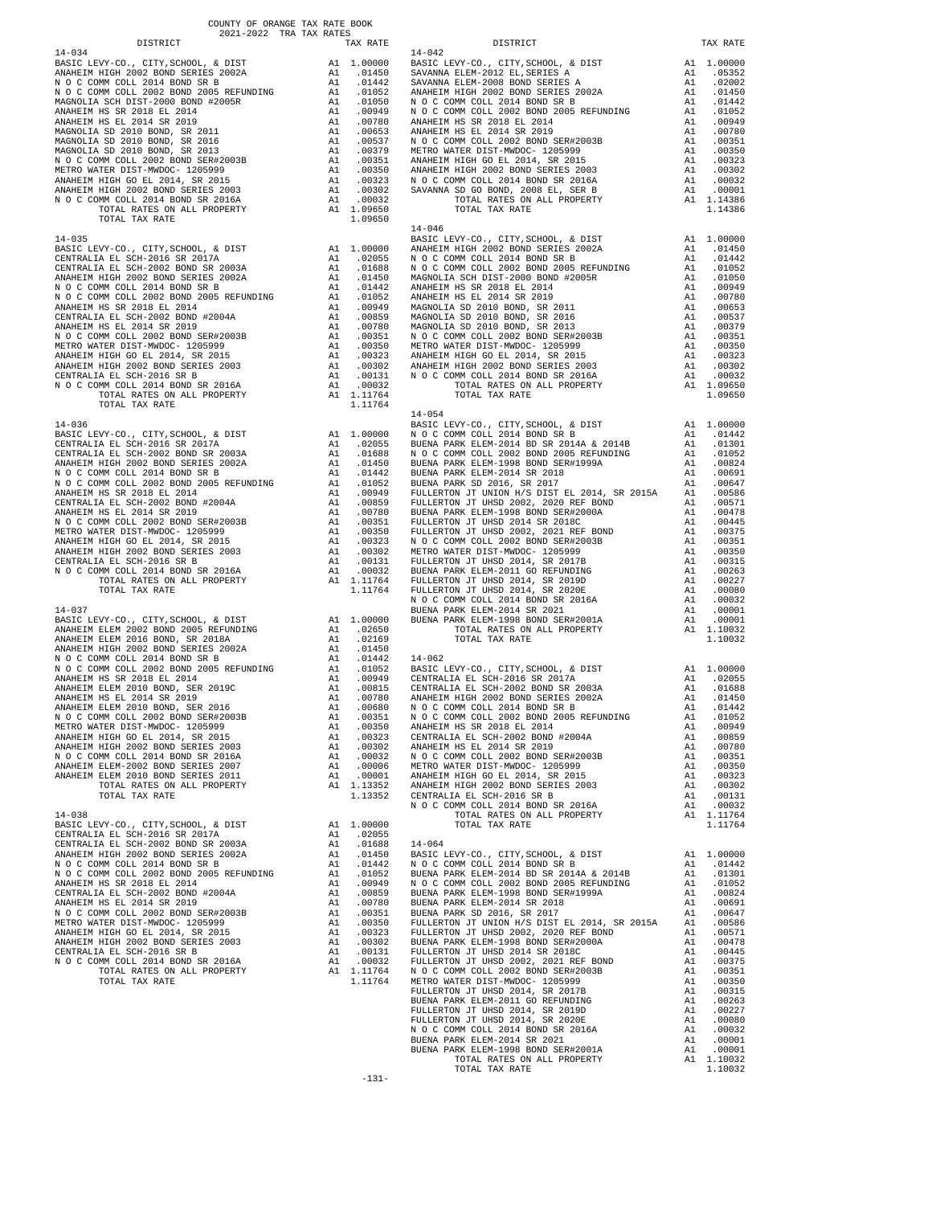COUNTY OF ORANGE TAX RATE BOOK
2021-2022 TRA TAX RATES

**14-034**

| DISTRICT | | TAX RATE |
|---|---|---|
| BASIC LEVY-CO., CITY,SCHOOL, & DIST | A1 | 1.00000 |
| ANAHEIM HIGH 2002 BOND SERIES 2002A | A1 | .01450 |
| N O C COMM COLL 2014 BOND SR B | A1 | .01442 |
| N O C COMM COLL 2002 BOND 2005 REFUNDING | A1 | .01052 |
| MAGNOLIA SCH DIST-2000 BOND #2005R | A1 | .01050 |
| ANAHEIM HS SR 2018 EL 2014 | A1 | .00949 |
| ANAHEIM HS EL 2014 SR 2019 | A1 | .00780 |
| MAGNOLIA SD 2010 BOND, SR 2011 | A1 | .00653 |
| MAGNOLIA SD 2010 BOND, SR 2016 | A1 | .00537 |
| MAGNOLIA SD 2010 BOND, SR 2013 | A1 | .00379 |
| N O C COMM COLL 2002 BOND SER#2003B | A1 | .00351 |
| METRO WATER DIST-MWDOC- 1205999 | A1 | .00350 |
| ANAHEIM HIGH GO EL 2014, SR 2015 | A1 | .00323 |
| ANAHEIM HIGH 2002 BOND SERIES 2003 | A1 | .00302 |
| N O C COMM COLL 2014 BOND SR 2016A | A1 | .00032 |
| TOTAL RATES ON ALL PROPERTY | A1 | 1.09650 |
| TOTAL TAX RATE | | 1.09650 |

**14-035**

| DISTRICT | | TAX RATE |
|---|---|---|
| BASIC LEVY-CO., CITY,SCHOOL, & DIST | A1 | 1.00000 |
| CENTRALIA EL SCH-2016 SR 2017A | A1 | .02055 |
| CENTRALIA EL SCH-2002 BOND SR 2003A | A1 | .01688 |
| ANAHEIM HIGH 2002 BOND SERIES 2002A | A1 | .01450 |
| N O C COMM COLL 2014 BOND SR B | A1 | .01442 |
| N O C COMM COLL 2002 BOND 2005 REFUNDING | A1 | .01052 |
| ANAHEIM HS SR 2018 EL 2014 | A1 | .00949 |
| CENTRALIA EL SCH-2002 BOND #2004A | A1 | .00859 |
| ANAHEIM HS EL 2014 SR 2019 | A1 | .00780 |
| N O C COMM COLL 2002 BOND SER#2003B | A1 | .00351 |
| METRO WATER DIST-MWDOC- 1205999 | A1 | .00350 |
| ANAHEIM HIGH GO EL 2014, SR 2015 | A1 | .00323 |
| ANAHEIM HIGH 2002 BOND SERIES 2003 | A1 | .00302 |
| CENTRALIA EL SCH-2016 SR B | A1 | .00131 |
| N O C COMM COLL 2014 BOND SR 2016A | A1 | .00032 |
| TOTAL RATES ON ALL PROPERTY | A1 | 1.11764 |
| TOTAL TAX RATE | | 1.11764 |

**14-036**

| DISTRICT | | TAX RATE |
|---|---|---|
| BASIC LEVY-CO., CITY,SCHOOL, & DIST | A1 | 1.00000 |
| CENTRALIA EL SCH-2016 SR 2017A | A1 | .02055 |
| CENTRALIA EL SCH-2002 BOND SR 2003A | A1 | .01688 |
| ANAHEIM HIGH 2002 BOND SERIES 2002A | A1 | .01450 |
| N O C COMM COLL 2014 BOND SR B | A1 | .01442 |
| N O C COMM COLL 2002 BOND 2005 REFUNDING | A1 | .01052 |
| ANAHEIM HS SR 2018 EL 2014 | A1 | .00949 |
| CENTRALIA EL SCH-2002 BOND #2004A | A1 | .00859 |
| ANAHEIM HS EL 2014 SR 2019 | A1 | .00780 |
| N O C COMM COLL 2002 BOND SER#2003B | A1 | .00351 |
| METRO WATER DIST-MWDOC- 1205999 | A1 | .00350 |
| ANAHEIM HIGH GO EL 2014, SR 2015 | A1 | .00323 |
| ANAHEIM HIGH 2002 BOND SERIES 2003 | A1 | .00302 |
| CENTRALIA EL SCH-2016 SR B | A1 | .00131 |
| N O C COMM COLL 2014 BOND SR 2016A | A1 | .00032 |
| TOTAL RATES ON ALL PROPERTY | A1 | 1.11764 |
| TOTAL TAX RATE | | 1.11764 |

**14-037**

| DISTRICT | | TAX RATE |
|---|---|---|
| BASIC LEVY-CO., CITY,SCHOOL, & DIST | A1 | 1.00000 |
| ANAHEIM ELEM 2002 BOND 2005 REFUNDING | A1 | .02650 |
| ANAHEIM ELEM 2016 BOND, SR 2018A | A1 | .02169 |
| ANAHEIM HIGH 2002 BOND SERIES 2002A | A1 | .01450 |
| N O C COMM COLL 2014 BOND SR B | A1 | .01442 |
| N O C COMM COLL 2002 BOND 2005 REFUNDING | A1 | .01052 |
| ANAHEIM HS SR 2018 EL 2014 | A1 | .00949 |
| ANAHEIM ELEM 2010 BOND, SER 2019C | A1 | .00815 |
| ANAHEIM HS EL 2014 SR 2019 | A1 | .00780 |
| ANAHEIM ELEM 2010 BOND, SER 2016 | A1 | .00680 |
| N O C COMM COLL 2002 BOND SER#2003B | A1 | .00351 |
| METRO WATER DIST-MWDOC- 1205999 | A1 | .00350 |
| ANAHEIM HIGH GO EL 2014, SR 2015 | A1 | .00323 |
| ANAHEIM HIGH 2002 BOND SERIES 2003 | A1 | .00302 |
| N O C COMM COLL 2014 BOND SR 2016A | A1 | .00032 |
| ANAHEIM ELEM-2002 BOND SERIES 2007 | A1 | .00006 |
| ANAHEIM ELEM 2010 BOND SERIES 2011 | A1 | .00001 |
| TOTAL RATES ON ALL PROPERTY | A1 | 1.13352 |
| TOTAL TAX RATE | | 1.13352 |

**14-038**

| DISTRICT | | TAX RATE |
|---|---|---|
| BASIC LEVY-CO., CITY,SCHOOL, & DIST | A1 | 1.00000 |
| CENTRALIA EL SCH-2016 SR 2017A | A1 | .02055 |
| CENTRALIA EL SCH-2002 BOND SR 2003A | A1 | .01688 |
| ANAHEIM HIGH 2002 BOND SERIES 2002A | A1 | .01450 |
| N O C COMM COLL 2014 BOND SR B | A1 | .01442 |
| N O C COMM COLL 2002 BOND 2005 REFUNDING | A1 | .01052 |
| ANAHEIM HS SR 2018 EL 2014 | A1 | .00949 |
| CENTRALIA EL SCH-2002 BOND #2004A | A1 | .00859 |
| ANAHEIM HS EL 2014 SR 2019 | A1 | .00780 |
| N O C COMM COLL 2002 BOND SER#2003B | A1 | .00351 |
| METRO WATER DIST-MWDOC- 1205999 | A1 | .00350 |
| ANAHEIM HIGH GO EL 2014, SR 2015 | A1 | .00323 |
| ANAHEIM HIGH 2002 BOND SERIES 2003 | A1 | .00302 |
| CENTRALIA EL SCH-2016 SR B | A1 | .00131 |
| N O C COMM COLL 2014 BOND SR 2016A | A1 | .00032 |
| TOTAL RATES ON ALL PROPERTY | A1 | 1.11764 |
| TOTAL TAX RATE | | 1.11764 |

**14-042**

| DISTRICT | | TAX RATE |
|---|---|---|
| BASIC LEVY-CO., CITY,SCHOOL, & DIST | A1 | 1.00000 |
| SAVANNA ELEM-2012 EL,SERIES A | A1 | .05352 |
| SAVANNA ELEM-2008 BOND SERIES A | A1 | .02002 |
| ANAHEIM HIGH 2002 BOND SERIES 2002A | A1 | .01450 |
| N O C COMM COLL 2014 BOND SR B | A1 | .01442 |
| N O C COMM COLL 2002 BOND 2005 REFUNDING | A1 | .01052 |
| ANAHEIM HS SR 2018 EL 2014 | A1 | .00949 |
| ANAHEIM HS EL 2014 SR 2019 | A1 | .00780 |
| N O C COMM COLL 2002 BOND SER#2003B | A1 | .00351 |
| METRO WATER DIST-MWDOC- 1205999 | A1 | .00350 |
| ANAHEIM HIGH GO EL 2014, SR 2015 | A1 | .00323 |
| ANAHEIM HIGH 2002 BOND SERIES 2003 | A1 | .00302 |
| N O C COMM COLL 2014 BOND SR 2016A | A1 | .00032 |
| SAVANNA SD GO BOND, 2008 EL, SER B | A1 | .00001 |
| TOTAL RATES ON ALL PROPERTY | A1 | 1.14386 |
| TOTAL TAX RATE | | 1.14386 |

**14-046**

| DISTRICT | | TAX RATE |
|---|---|---|
| BASIC LEVY-CO., CITY,SCHOOL, & DIST | A1 | 1.00000 |
| ANAHEIM HIGH 2002 BOND SERIES 2002A | A1 | .01450 |
| N O C COMM COLL 2014 BOND SR B | A1 | .01442 |
| N O C COMM COLL 2002 BOND 2005 REFUNDING | A1 | .01052 |
| MAGNOLIA SCH DIST-2000 BOND #2005R | A1 | .01050 |
| ANAHEIM HS SR 2018 EL 2014 | A1 | .00949 |
| ANAHEIM HS EL 2014 SR 2019 | A1 | .00780 |
| MAGNOLIA SD 2010 BOND, SR 2011 | A1 | .00653 |
| MAGNOLIA SD 2010 BOND, SR 2016 | A1 | .00537 |
| MAGNOLIA SD 2010 BOND, SR 2013 | A1 | .00379 |
| N O C COMM COLL 2002 BOND SER#2003B | A1 | .00351 |
| METRO WATER DIST-MWDOC- 1205999 | A1 | .00350 |
| ANAHEIM HIGH GO EL 2014, SR 2015 | A1 | .00323 |
| ANAHEIM HIGH 2002 BOND SERIES 2003 | A1 | .00302 |
| N O C COMM COLL 2014 BOND SR 2016A | A1 | .00032 |
| TOTAL RATES ON ALL PROPERTY | A1 | 1.09650 |
| TOTAL TAX RATE | | 1.09650 |

**14-054**

| DISTRICT | | TAX RATE |
|---|---|---|
| BASIC LEVY-CO., CITY,SCHOOL, & DIST | A1 | 1.00000 |
| N O C COMM COLL 2014 BOND SR B | A1 | .01442 |
| BUENA PARK ELEM-2014 BD SR 2014A & 2014B | A1 | .01301 |
| N O C COMM COLL 2002 BOND 2005 REFUNDING | A1 | .01052 |
| BUENA PARK ELEM-1998 BOND SER#1999A | A1 | .00824 |
| BUENA PARK ELEM-2014 SR 2018 | A1 | .00691 |
| BUENA PARK SD 2016, SR 2017 | A1 | .00647 |
| FULLERTON JT UNION H/S DIST EL 2014, SR 2015A | A1 | .00586 |
| FULLERTON JT UHSD 2002, 2020 REF BOND | A1 | .00571 |
| BUENA PARK ELEM-1998 BOND SER#2000A | A1 | .00478 |
| FULLERTON JT UHSD 2014 SR 2018C | A1 | .00445 |
| FULLERTON JT UHSD 2002, 2021 REF BOND | A1 | .00375 |
| N O C COMM COLL 2002 BOND SER#2003B | A1 | .00351 |
| METRO WATER DIST-MWDOC- 1205999 | A1 | .00350 |
| FULLERTON JT UHSD 2014, SR 2017B | A1 | .00315 |
| BUENA PARK ELEM-2011 GO REFUNDING | A1 | .00263 |
| FULLERTON JT UHSD 2014, SR 2019D | A1 | .00227 |
| FULLERTON JT UHSD 2014, SR 2020E | A1 | .00080 |
| N O C COMM COLL 2014 BOND SR 2016A | A1 | .00032 |
| BUENA PARK ELEM-2014 SR 2021 | A1 | .00001 |
| BUENA PARK ELEM-1998 BOND SER#2001A | A1 | .00001 |
| TOTAL RATES ON ALL PROPERTY | A1 | 1.10032 |
| TOTAL TAX RATE | | 1.10032 |

**14-062**

| DISTRICT | | TAX RATE |
|---|---|---|
| BASIC LEVY-CO., CITY,SCHOOL, & DIST | A1 | 1.00000 |
| CENTRALIA EL SCH-2016 SR 2017A | A1 | .02055 |
| CENTRALIA EL SCH-2002 BOND SR 2003A | A1 | .01688 |
| ANAHEIM HIGH 2002 BOND SERIES 2002A | A1 | .01450 |
| N O C COMM COLL 2014 BOND SR B | A1 | .01442 |
| N O C COMM COLL 2002 BOND 2005 REFUNDING | A1 | .01052 |
| ANAHEIM HS SR 2018 EL 2014 | A1 | .00949 |
| CENTRALIA EL SCH-2002 BOND #2004A | A1 | .00859 |
| ANAHEIM HS EL 2014 SR 2019 | A1 | .00780 |
| N O C COMM COLL 2002 BOND SER#2003B | A1 | .00351 |
| METRO WATER DIST-MWDOC- 1205999 | A1 | .00350 |
| ANAHEIM HIGH GO EL 2014, SR 2015 | A1 | .00323 |
| ANAHEIM HIGH 2002 BOND SERIES 2003 | A1 | .00302 |
| CENTRALIA EL SCH-2016 SR B | A1 | .00131 |
| N O C COMM COLL 2014 BOND SR 2016A | A1 | .00032 |
| TOTAL RATES ON ALL PROPERTY | A1 | 1.11764 |
| TOTAL TAX RATE | | 1.11764 |

**14-064**

| DISTRICT | | TAX RATE |
|---|---|---|
| BASIC LEVY-CO., CITY,SCHOOL, & DIST | A1 | 1.00000 |
| N O C COMM COLL 2014 BOND SR B | A1 | .01442 |
| BUENA PARK ELEM-2014 BD SR 2014A & 2014B | A1 | .01301 |
| N O C COMM COLL 2002 BOND 2005 REFUNDING | A1 | .01052 |
| BUENA PARK ELEM-1998 BOND SER#1999A | A1 | .00824 |
| BUENA PARK ELEM-2014 SR 2018 | A1 | .00691 |
| BUENA PARK SD 2016, SR 2017 | A1 | .00647 |
| FULLERTON JT UNION H/S DIST EL 2014, SR 2015A | A1 | .00586 |
| FULLERTON JT UHSD 2002, 2020 REF BOND | A1 | .00571 |
| BUENA PARK ELEM-1998 BOND SER#2000A | A1 | .00478 |
| FULLERTON JT UHSD 2014 SR 2018C | A1 | .00445 |
| FULLERTON JT UHSD 2002, 2021 REF BOND | A1 | .00375 |
| N O C COMM COLL 2002 BOND SER#2003B | A1 | .00351 |
| METRO WATER DIST-MWDOC- 1205999 | A1 | .00350 |
| FULLERTON JT UHSD 2014, SR 2017B | A1 | .00315 |
| BUENA PARK ELEM-2011 GO REFUNDING | A1 | .00263 |
| FULLERTON JT UHSD 2014, SR 2019D | A1 | .00227 |
| FULLERTON JT UHSD 2014, SR 2020E | A1 | .00080 |
| N O C COMM COLL 2014 BOND SR 2016A | A1 | .00032 |
| BUENA PARK ELEM-2014 SR 2021 | A1 | .00001 |
| BUENA PARK ELEM-1998 BOND SER#2001A | A1 | .00001 |
| TOTAL RATES ON ALL PROPERTY | A1 | 1.10032 |
| TOTAL TAX RATE | | 1.10032 |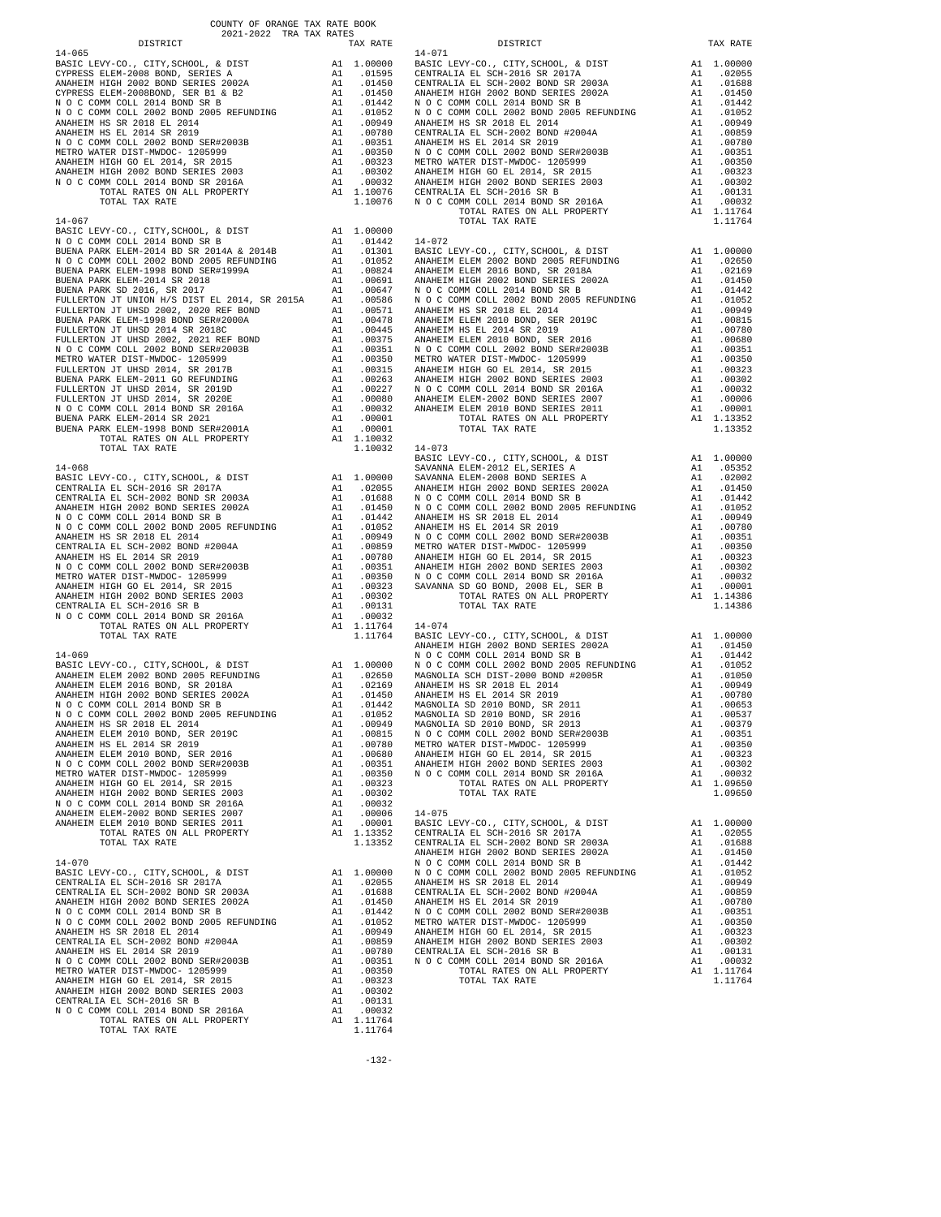COUNTY OF ORANGE TAX RATE BOOK
2021-2022 TRA TAX RATES

| DISTRICT | | TAX RATE |
|---|---|---|
| **14-065** | | |
| BASIC LEVY-CO., CITY,SCHOOL, & DIST | A1 | 1.00000 |
| CYPRESS ELEM-2008 BOND, SERIES A | A1 | .01595 |
| ANAHEIM HIGH 2002 BOND SERIES 2002A | A1 | .01450 |
| CYPRESS ELEM-2008BOND, SER B1 & B2 | A1 | .01450 |
| N O C COMM COLL 2014 BOND SR B | A1 | .01442 |
| N O C COMM COLL 2002 BOND 2005 REFUNDING | A1 | .01052 |
| ANAHEIM HS SR 2018 EL 2014 | A1 | .00949 |
| ANAHEIM HS EL 2014 SR 2019 | A1 | .00780 |
| N O C COMM COLL 2002 BOND SER#2003B | A1 | .00351 |
| METRO WATER DIST-MWDOC- 1205999 | A1 | .00350 |
| ANAHEIM HIGH GO EL 2014, SR 2015 | A1 | .00323 |
| ANAHEIM HIGH 2002 BOND SERIES 2003 | A1 | .00302 |
| N O C COMM COLL 2014 BOND SR 2016A | A1 | .00032 |
| TOTAL RATES ON ALL PROPERTY | A1 | 1.10076 |
| TOTAL TAX RATE | | 1.10076 |
| **14-067** | | |
| BASIC LEVY-CO., CITY,SCHOOL, & DIST | A1 | 1.00000 |
| N O C COMM COLL 2014 BOND SR B | A1 | .01442 |
| BUENA PARK ELEM-2014 BD SR 2014A & 2014B | A1 | .01301 |
| N O C COMM COLL 2002 BOND 2005 REFUNDING | A1 | .01052 |
| BUENA PARK ELEM-1998 BOND SER#1999A | A1 | .00824 |
| BUENA PARK ELEM-2014 SR 2018 | A1 | .00691 |
| BUENA PARK SD 2016, SR 2017 | A1 | .00647 |
| FULLERTON JT UNION H/S DIST EL 2014, SR 2015A | A1 | .00586 |
| FULLERTON JT UHSD 2002, 2020 REF BOND | A1 | .00571 |
| BUENA PARK ELEM-1998 BOND SER#2000A | A1 | .00478 |
| FULLERTON JT UHSD 2014 SR 2018C | A1 | .00445 |
| FULLERTON JT UHSD 2002, 2021 REF BOND | A1 | .00375 |
| N O C COMM COLL 2002 BOND SER#2003B | A1 | .00351 |
| METRO WATER DIST-MWDOC- 1205999 | A1 | .00350 |
| FULLERTON JT UHSD 2014, SR 2017B | A1 | .00315 |
| BUENA PARK ELEM-2011 GO REFUNDING | A1 | .00263 |
| FULLERTON JT UHSD 2014, SR 2019D | A1 | .00227 |
| FULLERTON JT UHSD 2014, SR 2020E | A1 | .00080 |
| N O C COMM COLL 2014 BOND SR 2016A | A1 | .00032 |
| BUENA PARK ELEM-2014 SR 2021 | A1 | .00001 |
| BUENA PARK ELEM-1998 BOND SER#2001A | A1 | .00001 |
| TOTAL RATES ON ALL PROPERTY | A1 | 1.10032 |
| TOTAL TAX RATE | | 1.10032 |
| **14-068** | | |
| BASIC LEVY-CO., CITY,SCHOOL, & DIST | A1 | 1.00000 |
| CENTRALIA EL SCH-2016 SR 2017A | A1 | .02055 |
| CENTRALIA EL SCH-2002 BOND SR 2003A | A1 | .01688 |
| ANAHEIM HIGH 2002 BOND SERIES 2002A | A1 | .01450 |
| N O C COMM COLL 2014 BOND SR B | A1 | .01442 |
| N O C COMM COLL 2002 BOND 2005 REFUNDING | A1 | .01052 |
| ANAHEIM HS SR 2018 EL 2014 | A1 | .00949 |
| CENTRALIA EL SCH-2002 BOND #2004A | A1 | .00859 |
| ANAHEIM HS EL 2014 SR 2019 | A1 | .00780 |
| N O C COMM COLL 2002 BOND SER#2003B | A1 | .00351 |
| METRO WATER DIST-MWDOC- 1205999 | A1 | .00350 |
| ANAHEIM HIGH GO EL 2014, SR 2015 | A1 | .00323 |
| ANAHEIM HIGH 2002 BOND SERIES 2003 | A1 | .00302 |
| CENTRALIA EL SCH-2016 SR B | A1 | .00131 |
| N O C COMM COLL 2014 BOND SR 2016A | A1 | .00032 |
| TOTAL RATES ON ALL PROPERTY | A1 | 1.11764 |
| TOTAL TAX RATE | | 1.11764 |
| **14-069** | | |
| BASIC LEVY-CO., CITY,SCHOOL, & DIST | A1 | 1.00000 |
| ANAHEIM ELEM 2002 BOND 2005 REFUNDING | A1 | .02650 |
| ANAHEIM ELEM 2016 BOND, SR 2018A | A1 | .02169 |
| ANAHEIM HIGH 2002 BOND SERIES 2002A | A1 | .01450 |
| N O C COMM COLL 2014 BOND SR B | A1 | .01442 |
| N O C COMM COLL 2002 BOND 2005 REFUNDING | A1 | .01052 |
| ANAHEIM HS SR 2018 EL 2014 | A1 | .00949 |
| ANAHEIM ELEM 2010 BOND, SER 2019C | A1 | .00815 |
| ANAHEIM HS EL 2014 SR 2019 | A1 | .00780 |
| ANAHEIM ELEM 2010 BOND, SER 2016 | A1 | .00680 |
| N O C COMM COLL 2002 BOND SER#2003B | A1 | .00351 |
| METRO WATER DIST-MWDOC- 1205999 | A1 | .00350 |
| ANAHEIM HIGH GO EL 2014, SR 2015 | A1 | .00323 |
| ANAHEIM HIGH 2002 BOND SERIES 2003 | A1 | .00302 |
| N O C COMM COLL 2014 BOND SR 2016A | A1 | .00032 |
| ANAHEIM ELEM-2002 BOND SERIES 2007 | A1 | .00006 |
| ANAHEIM ELEM 2010 BOND SERIES 2011 | A1 | .00001 |
| TOTAL RATES ON ALL PROPERTY | A1 | 1.13352 |
| TOTAL TAX RATE | | 1.13352 |
| **14-070** | | |
| BASIC LEVY-CO., CITY,SCHOOL, & DIST | A1 | 1.00000 |
| CENTRALIA EL SCH-2016 SR 2017A | A1 | .02055 |
| CENTRALIA EL SCH-2002 BOND SR 2003A | A1 | .01688 |
| ANAHEIM HIGH 2002 BOND SERIES 2002A | A1 | .01450 |
| N O C COMM COLL 2014 BOND SR B | A1 | .01442 |
| N O C COMM COLL 2002 BOND 2005 REFUNDING | A1 | .01052 |
| ANAHEIM HS SR 2018 EL 2014 | A1 | .00949 |
| CENTRALIA EL SCH-2002 BOND #2004A | A1 | .00859 |
| ANAHEIM HS EL 2014 SR 2019 | A1 | .00780 |
| N O C COMM COLL 2002 BOND SER#2003B | A1 | .00351 |
| METRO WATER DIST-MWDOC- 1205999 | A1 | .00350 |
| ANAHEIM HIGH GO EL 2014, SR 2015 | A1 | .00323 |
| ANAHEIM HIGH 2002 BOND SERIES 2003 | A1 | .00302 |
| CENTRALIA EL SCH-2016 SR B | A1 | .00131 |
| N O C COMM COLL 2014 BOND SR 2016A | A1 | .00032 |
| TOTAL RATES ON ALL PROPERTY | A1 | 1.11764 |
| TOTAL TAX RATE | | 1.11764 |
| **14-071** | | |
| BASIC LEVY-CO., CITY,SCHOOL, & DIST | A1 | 1.00000 |
| CENTRALIA EL SCH-2016 SR 2017A | A1 | .02055 |
| CENTRALIA EL SCH-2002 BOND SR 2003A | A1 | .01688 |
| ANAHEIM HIGH 2002 BOND SERIES 2002A | A1 | .01450 |
| N O C COMM COLL 2014 BOND SR B | A1 | .01442 |
| N O C COMM COLL 2002 BOND 2005 REFUNDING | A1 | .01052 |
| ANAHEIM HS SR 2018 EL 2014 | A1 | .00949 |
| CENTRALIA EL SCH-2002 BOND #2004A | A1 | .00859 |
| ANAHEIM HS EL 2014 SR 2019 | A1 | .00780 |
| N O C COMM COLL 2002 BOND SER#2003B | A1 | .00351 |
| METRO WATER DIST-MWDOC- 1205999 | A1 | .00350 |
| ANAHEIM HIGH GO EL 2014, SR 2015 | A1 | .00323 |
| ANAHEIM HIGH 2002 BOND SERIES 2003 | A1 | .00302 |
| CENTRALIA EL SCH-2016 SR B | A1 | .00131 |
| N O C COMM COLL 2014 BOND SR 2016A | A1 | .00032 |
| TOTAL RATES ON ALL PROPERTY | A1 | 1.11764 |
| TOTAL TAX RATE | | 1.11764 |
| **14-072** | | |
| BASIC LEVY-CO., CITY,SCHOOL, & DIST | A1 | 1.00000 |
| ANAHEIM ELEM 2002 BOND 2005 REFUNDING | A1 | .02650 |
| ANAHEIM ELEM 2016 BOND, SR 2018A | A1 | .02169 |
| ANAHEIM HIGH 2002 BOND SERIES 2002A | A1 | .01450 |
| N O C COMM COLL 2014 BOND SR B | A1 | .01442 |
| N O C COMM COLL 2002 BOND 2005 REFUNDING | A1 | .01052 |
| ANAHEIM HS SR 2018 EL 2014 | A1 | .00949 |
| ANAHEIM ELEM 2010 BOND, SER 2019C | A1 | .00815 |
| ANAHEIM HS EL 2014 SR 2019 | A1 | .00780 |
| ANAHEIM ELEM 2010 BOND, SER 2016 | A1 | .00680 |
| N O C COMM COLL 2002 BOND SER#2003B | A1 | .00351 |
| METRO WATER DIST-MWDOC- 1205999 | A1 | .00350 |
| ANAHEIM HIGH GO EL 2014, SR 2015 | A1 | .00323 |
| ANAHEIM HIGH 2002 BOND SERIES 2003 | A1 | .00302 |
| N O C COMM COLL 2014 BOND SR 2016A | A1 | .00032 |
| ANAHEIM ELEM-2002 BOND SERIES 2007 | A1 | .00006 |
| ANAHEIM ELEM 2010 BOND SERIES 2011 | A1 | .00001 |
| TOTAL RATES ON ALL PROPERTY | A1 | 1.13352 |
| TOTAL TAX RATE | | 1.13352 |
| **14-073** | | |
| BASIC LEVY-CO., CITY,SCHOOL, & DIST | A1 | 1.00000 |
| SAVANNA ELEM-2012 EL,SERIES A | A1 | .05352 |
| SAVANNA ELEM-2008 BOND SERIES A | A1 | .02002 |
| ANAHEIM HIGH 2002 BOND SERIES 2002A | A1 | .01450 |
| N O C COMM COLL 2014 BOND SR B | A1 | .01442 |
| N O C COMM COLL 2002 BOND 2005 REFUNDING | A1 | .01052 |
| ANAHEIM HS SR 2018 EL 2014 | A1 | .00949 |
| ANAHEIM HS EL 2014 SR 2019 | A1 | .00780 |
| N O C COMM COLL 2002 BOND SER#2003B | A1 | .00351 |
| METRO WATER DIST-MWDOC- 1205999 | A1 | .00350 |
| ANAHEIM HIGH GO EL 2014, SR 2015 | A1 | .00323 |
| ANAHEIM HIGH 2002 BOND SERIES 2003 | A1 | .00302 |
| N O C COMM COLL 2014 BOND SR 2016A | A1 | .00032 |
| SAVANNA SD GO BOND, 2008 EL, SER B | A1 | .00001 |
| TOTAL RATES ON ALL PROPERTY | A1 | 1.14386 |
| TOTAL TAX RATE | | 1.14386 |
| **14-074** | | |
| BASIC LEVY-CO., CITY,SCHOOL, & DIST | A1 | 1.00000 |
| ANAHEIM HIGH 2002 BOND SERIES 2002A | A1 | .01450 |
| N O C COMM COLL 2014 BOND SR B | A1 | .01442 |
| N O C COMM COLL 2002 BOND 2005 REFUNDING | A1 | .01052 |
| MAGNOLIA SCH DIST-2000 BOND #2005R | A1 | .01050 |
| ANAHEIM HS SR 2018 EL 2014 | A1 | .00949 |
| ANAHEIM HS EL 2014 SR 2019 | A1 | .00780 |
| MAGNOLIA SD 2010 BOND, SR 2011 | A1 | .00653 |
| MAGNOLIA SD 2010 BOND, SR 2016 | A1 | .00537 |
| MAGNOLIA SD 2010 BOND, SR 2013 | A1 | .00379 |
| N O C COMM COLL 2002 BOND SER#2003B | A1 | .00351 |
| METRO WATER DIST-MWDOC- 1205999 | A1 | .00350 |
| ANAHEIM HIGH GO EL 2014, SR 2015 | A1 | .00323 |
| ANAHEIM HIGH 2002 BOND SERIES 2003 | A1 | .00302 |
| N O C COMM COLL 2014 BOND SR 2016A | A1 | .00032 |
| TOTAL RATES ON ALL PROPERTY | A1 | 1.09650 |
| TOTAL TAX RATE | | 1.09650 |
| **14-075** | | |
| BASIC LEVY-CO., CITY,SCHOOL, & DIST | A1 | 1.00000 |
| CENTRALIA EL SCH-2016 SR 2017A | A1 | .02055 |
| CENTRALIA EL SCH-2002 BOND SR 2003A | A1 | .01688 |
| ANAHEIM HIGH 2002 BOND SERIES 2002A | A1 | .01450 |
| N O C COMM COLL 2014 BOND SR B | A1 | .01442 |
| N O C COMM COLL 2002 BOND 2005 REFUNDING | A1 | .01052 |
| ANAHEIM HS SR 2018 EL 2014 | A1 | .00949 |
| CENTRALIA EL SCH-2002 BOND #2004A | A1 | .00859 |
| ANAHEIM HS EL 2014 SR 2019 | A1 | .00780 |
| N O C COMM COLL 2002 BOND SER#2003B | A1 | .00351 |
| METRO WATER DIST-MWDOC- 1205999 | A1 | .00350 |
| ANAHEIM HIGH GO EL 2014, SR 2015 | A1 | .00323 |
| ANAHEIM HIGH 2002 BOND SERIES 2003 | A1 | .00302 |
| CENTRALIA EL SCH-2016 SR B | A1 | .00131 |
| N O C COMM COLL 2014 BOND SR 2016A | A1 | .00032 |
| TOTAL RATES ON ALL PROPERTY | A1 | 1.11764 |
| TOTAL TAX RATE | | 1.11764 |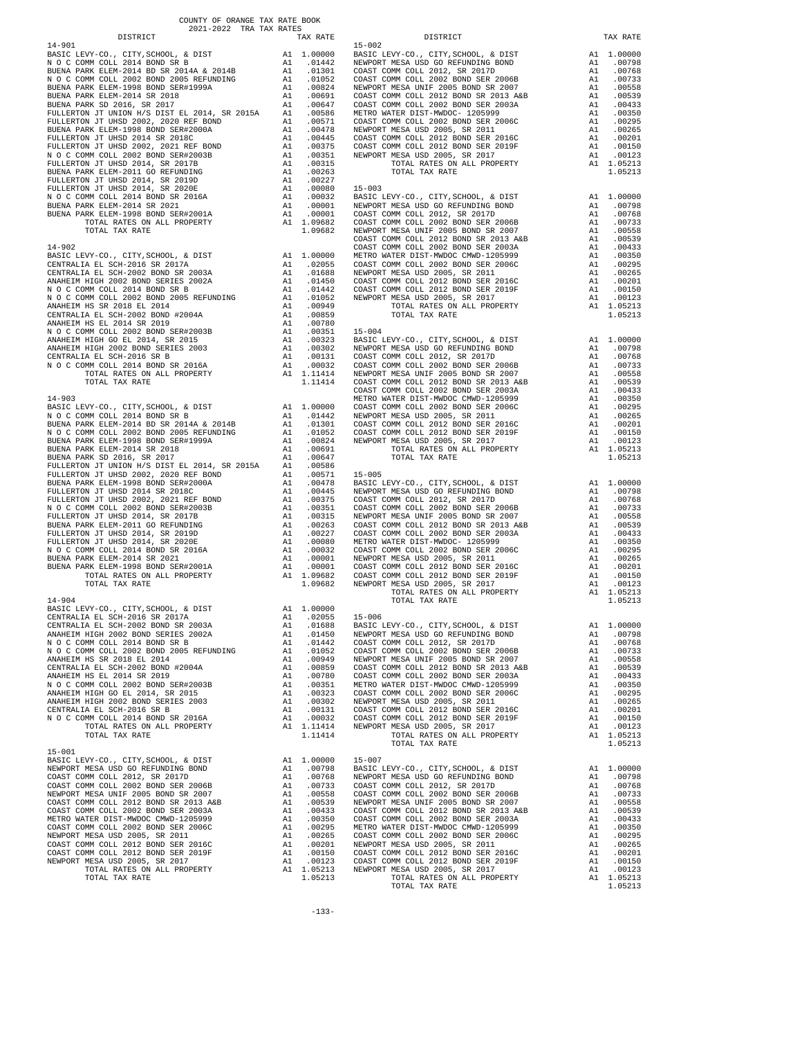COUNTY OF ORANGE TAX RATE BOOK
2021-2022 TRA TAX RATES

| DISTRICT | | TAX RATE |
|---|---|---|
| **14-901** | | |
| BASIC LEVY-CO., CITY,SCHOOL, & DIST | A1 | 1.00000 |
| N O C COMM COLL 2014 BOND SR B | A1 | .01442 |
| BUENA PARK ELEM-2014 BD SR 2014A & 2014B | A1 | .01301 |
| N O C COMM COLL 2002 BOND 2005 REFUNDING | A1 | .01052 |
| BUENA PARK ELEM-1998 BOND SER#1999A | A1 | .00824 |
| BUENA PARK ELEM-2014 SR 2018 | A1 | .00691 |
| BUENA PARK SD 2016, SR 2017 | A1 | .00647 |
| FULLERTON JT UNION H/S DIST EL 2014, SR 2015A | A1 | .00586 |
| FULLERTON JT UHSD 2002, 2020 REF BOND | A1 | .00571 |
| BUENA PARK ELEM-1998 BOND SER#2000A | A1 | .00478 |
| FULLERTON JT UHSD 2014 SR 2018C | A1 | .00445 |
| FULLERTON JT UHSD 2002, 2021 REF BOND | A1 | .00375 |
| N O C COMM COLL 2002 BOND SER#2003B | A1 | .00351 |
| FULLERTON JT UHSD 2014, SR 2017B | A1 | .00315 |
| BUENA PARK ELEM-2011 GO REFUNDING | A1 | .00263 |
| FULLERTON JT UHSD 2014, SR 2019D | A1 | .00227 |
| FULLERTON JT UHSD 2014, SR 2020E | A1 | .00080 |
| N O C COMM COLL 2014 BOND SR 2016A | A1 | .00032 |
| BUENA PARK ELEM-2014 SR 2021 | A1 | .00001 |
| BUENA PARK ELEM-1998 BOND SER#2001A | A1 | .00001 |
| TOTAL RATES ON ALL PROPERTY | A1 | 1.09682 |
| TOTAL TAX RATE | | 1.09682 |
| **14-902** | | |
| BASIC LEVY-CO., CITY,SCHOOL, & DIST | A1 | 1.00000 |
| CENTRALIA EL SCH-2016 SR 2017A | A1 | .02055 |
| CENTRALIA EL SCH-2002 BOND SER 2003A | A1 | .01688 |
| ANAHEIM HIGH 2002 BOND SERIES 2002A | A1 | .01450 |
| N O C COMM COLL 2014 BOND SR B | A1 | .01442 |
| N O C COMM COLL 2002 BOND 2005 REFUNDING | A1 | .01052 |
| ANAHEIM HS SR 2018 EL 2014 | A1 | .00949 |
| CENTRALIA EL SCH-2002 BOND #2004A | A1 | .00859 |
| ANAHEIM HS EL 2014 SR 2019 | A1 | .00780 |
| N O C COMM COLL 2002 BOND SER#2003B | A1 | .00351 |
| ANAHEIM HIGH GO EL 2014, SR 2015 | A1 | .00323 |
| ANAHEIM HIGH 2002 BOND SERIES 2003 | A1 | .00302 |
| CENTRALIA EL SCH-2016 SR B | A1 | .00131 |
| N O C COMM COLL 2014 BOND SR 2016A | A1 | .00032 |
| TOTAL RATES ON ALL PROPERTY | A1 | 1.11414 |
| TOTAL TAX RATE | | 1.11414 |
| **14-903** | | |
| BASIC LEVY-CO., CITY,SCHOOL, & DIST | A1 | 1.00000 |
| N O C COMM COLL 2014 BOND SR B | A1 | .01442 |
| BUENA PARK ELEM-2014 BD SR 2014A & 2014B | A1 | .01301 |
| N O C COMM COLL 2002 BOND 2005 REFUNDING | A1 | .01052 |
| BUENA PARK ELEM-1998 BOND SER#1999A | A1 | .00824 |
| BUENA PARK ELEM-2014 SR 2018 | A1 | .00691 |
| BUENA PARK SD 2016, SR 2017 | A1 | .00647 |
| FULLERTON JT UNION H/S DIST EL 2014, SR 2015A | A1 | .00586 |
| FULLERTON JT UHSD 2002, 2020 REF BOND | A1 | .00571 |
| BUENA PARK ELEM-1998 BOND SER#2000A | A1 | .00478 |
| FULLERTON JT UHSD 2014 SR 2018C | A1 | .00445 |
| FULLERTON JT UHSD 2002, 2021 REF BOND | A1 | .00375 |
| N O C COMM COLL 2002 BOND SER#2003B | A1 | .00351 |
| FULLERTON JT UHSD 2014, SR 2017B | A1 | .00315 |
| BUENA PARK ELEM-2011 GO REFUNDING | A1 | .00263 |
| FULLERTON JT UHSD 2014, SR 2019D | A1 | .00227 |
| FULLERTON JT UHSD 2014, SR 2020E | A1 | .00080 |
| N O C COMM COLL 2014 BOND SR 2016A | A1 | .00032 |
| BUENA PARK ELEM-2014 SR 2021 | A1 | .00001 |
| BUENA PARK ELEM-1998 BOND SER#2001A | A1 | .00001 |
| TOTAL RATES ON ALL PROPERTY | A1 | 1.09682 |
| TOTAL TAX RATE | | 1.09682 |
| **14-904** | | |
| BASIC LEVY-CO., CITY,SCHOOL, & DIST | A1 | 1.00000 |
| CENTRALIA EL SCH-2016 SR 2017A | A1 | .02055 |
| CENTRALIA EL SCH-2002 BOND SER 2003A | A1 | .01688 |
| ANAHEIM HIGH 2002 BOND SERIES 2002A | A1 | .01450 |
| N O C COMM COLL 2014 BOND SR B | A1 | .01442 |
| N O C COMM COLL 2002 BOND 2005 REFUNDING | A1 | .01052 |
| ANAHEIM HS SR 2018 EL 2014 | A1 | .00949 |
| CENTRALIA EL SCH-2002 BOND #2004A | A1 | .00859 |
| ANAHEIM HS EL 2014 SR 2019 | A1 | .00780 |
| N O C COMM COLL 2002 BOND SER#2003B | A1 | .00351 |
| ANAHEIM HIGH GO EL 2014, SR 2015 | A1 | .00323 |
| ANAHEIM HIGH 2002 BOND SERIES 2003 | A1 | .00302 |
| CENTRALIA EL SCH-2016 SR B | A1 | .00131 |
| N O C COMM COLL 2014 BOND SR 2016A | A1 | .00032 |
| TOTAL RATES ON ALL PROPERTY | A1 | 1.11414 |
| TOTAL TAX RATE | | 1.11414 |
| **15-001** | | |
| BASIC LEVY-CO., CITY,SCHOOL, & DIST | A1 | 1.00000 |
| NEWPORT MESA USD GO REFUNDING BOND | A1 | .00798 |
| COAST COMM COLL 2012, SR 2017D | A1 | .00768 |
| COAST COMM COLL 2002 BOND SER 2006B | A1 | .00733 |
| NEWPORT MESA UNIF 2005 BOND SR 2007 | A1 | .00558 |
| COAST COMM COLL 2012 BOND SR 2013 A&B | A1 | .00539 |
| COAST COMM COLL 2002 BOND SER 2003A | A1 | .00433 |
| METRO WATER DIST-MWDOC CMWD-1205999 | A1 | .00350 |
| COAST COMM COLL 2002 BOND SER 2006C | A1 | .00295 |
| NEWPORT MESA USD 2005, SR 2011 | A1 | .00265 |
| COAST COMM COLL 2012 BOND SER 2016C | A1 | .00201 |
| COAST COMM COLL 2012 BOND SER 2019F | A1 | .00150 |
| NEWPORT MESA USD 2005, SR 2017 | A1 | .00123 |
| TOTAL RATES ON ALL PROPERTY | A1 | 1.05213 |
| TOTAL TAX RATE | | 1.05213 |
| **15-002** | | |
| BASIC LEVY-CO., CITY,SCHOOL, & DIST | A1 | 1.00000 |
| NEWPORT MESA USD GO REFUNDING BOND | A1 | .00798 |
| COAST COMM COLL 2012, SR 2017D | A1 | .00768 |
| COAST COMM COLL 2002 BOND SER 2006B | A1 | .00733 |
| NEWPORT MESA UNIF 2005 BOND SR 2007 | A1 | .00558 |
| COAST COMM COLL 2012 BOND SR 2013 A&B | A1 | .00539 |
| COAST COMM COLL 2002 BOND SER 2003A | A1 | .00433 |
| METRO WATER DIST-MWDOC- 1205999 | A1 | .00350 |
| COAST COMM COLL 2002 BOND SER 2006C | A1 | .00295 |
| NEWPORT MESA USD 2005, SR 2011 | A1 | .00265 |
| COAST COMM COLL 2012 BOND SER 2016C | A1 | .00201 |
| COAST COMM COLL 2012 BOND SER 2019F | A1 | .00150 |
| NEWPORT MESA USD 2005, SR 2017 | A1 | .00123 |
| TOTAL RATES ON ALL PROPERTY | A1 | 1.05213 |
| TOTAL TAX RATE | | 1.05213 |
| **15-003** | | |
| BASIC LEVY-CO., CITY,SCHOOL, & DIST | A1 | 1.00000 |
| NEWPORT MESA USD GO REFUNDING BOND | A1 | .00798 |
| COAST COMM COLL 2012, SR 2017D | A1 | .00768 |
| COAST COMM COLL 2002 BOND SER 2006B | A1 | .00733 |
| NEWPORT MESA UNIF 2005 BOND SR 2007 | A1 | .00558 |
| COAST COMM COLL 2012 BOND SR 2013 A&B | A1 | .00539 |
| COAST COMM COLL 2002 BOND SER 2003A | A1 | .00433 |
| METRO WATER DIST-MWDOC CMWD-1205999 | A1 | .00350 |
| COAST COMM COLL 2002 BOND SER 2006C | A1 | .00295 |
| NEWPORT MESA USD 2005, SR 2011 | A1 | .00265 |
| COAST COMM COLL 2012 BOND SER 2016C | A1 | .00201 |
| COAST COMM COLL 2012 BOND SER 2019F | A1 | .00150 |
| NEWPORT MESA USD 2005, SR 2017 | A1 | .00123 |
| TOTAL RATES ON ALL PROPERTY | A1 | 1.05213 |
| TOTAL TAX RATE | | 1.05213 |
| **15-004** | | |
| BASIC LEVY-CO., CITY,SCHOOL, & DIST | A1 | 1.00000 |
| NEWPORT MESA USD GO REFUNDING BOND | A1 | .00798 |
| COAST COMM COLL 2012, SR 2017D | A1 | .00768 |
| COAST COMM COLL 2002 BOND SER 2006B | A1 | .00733 |
| NEWPORT MESA UNIF 2005 BOND SR 2007 | A1 | .00558 |
| COAST COMM COLL 2012 BOND SR 2013 A&B | A1 | .00539 |
| COAST COMM COLL 2002 BOND SER 2003A | A1 | .00433 |
| METRO WATER DIST-MWDOC CMWD-1205999 | A1 | .00350 |
| COAST COMM COLL 2002 BOND SER 2006C | A1 | .00295 |
| NEWPORT MESA USD 2005, SR 2011 | A1 | .00265 |
| COAST COMM COLL 2012 BOND SER 2016C | A1 | .00201 |
| COAST COMM COLL 2012 BOND SER 2019F | A1 | .00150 |
| NEWPORT MESA USD 2005, SR 2017 | A1 | .00123 |
| TOTAL RATES ON ALL PROPERTY | A1 | 1.05213 |
| TOTAL TAX RATE | | 1.05213 |
| **15-005** | | |
| BASIC LEVY-CO., CITY,SCHOOL, & DIST | A1 | 1.00000 |
| NEWPORT MESA USD GO REFUNDING BOND | A1 | .00798 |
| COAST COMM COLL 2012, SR 2017D | A1 | .00768 |
| COAST COMM COLL 2002 BOND SER 2006B | A1 | .00733 |
| NEWPORT MESA UNIF 2005 BOND SR 2007 | A1 | .00558 |
| COAST COMM COLL 2012 BOND SR 2013 A&B | A1 | .00539 |
| COAST COMM COLL 2002 BOND SER 2003A | A1 | .00433 |
| METRO WATER DIST-MWDOC- 1205999 | A1 | .00350 |
| COAST COMM COLL 2002 BOND SER 2006C | A1 | .00295 |
| NEWPORT MESA USD 2005, SR 2011 | A1 | .00265 |
| COAST COMM COLL 2012 BOND SER 2016C | A1 | .00201 |
| COAST COMM COLL 2012 BOND SER 2019F | A1 | .00150 |
| NEWPORT MESA USD 2005, SR 2017 | A1 | .00123 |
| TOTAL RATES ON ALL PROPERTY | A1 | 1.05213 |
| TOTAL TAX RATE | | 1.05213 |
| **15-006** | | |
| BASIC LEVY-CO., CITY,SCHOOL, & DIST | A1 | 1.00000 |
| NEWPORT MESA USD GO REFUNDING BOND | A1 | .00798 |
| COAST COMM COLL 2012, SR 2017D | A1 | .00768 |
| COAST COMM COLL 2002 BOND SER 2006B | A1 | .00733 |
| NEWPORT MESA UNIF 2005 BOND SR 2007 | A1 | .00558 |
| COAST COMM COLL 2012 BOND SR 2013 A&B | A1 | .00539 |
| COAST COMM COLL 2002 BOND SER 2003A | A1 | .00433 |
| METRO WATER DIST-MWDOC CMWD-1205999 | A1 | .00350 |
| COAST COMM COLL 2002 BOND SER 2006C | A1 | .00295 |
| NEWPORT MESA USD 2005, SR 2011 | A1 | .00265 |
| COAST COMM COLL 2012 BOND SER 2016C | A1 | .00201 |
| COAST COMM COLL 2012 BOND SER 2019F | A1 | .00150 |
| NEWPORT MESA USD 2005, SR 2017 | A1 | .00123 |
| TOTAL RATES ON ALL PROPERTY | A1 | 1.05213 |
| TOTAL TAX RATE | | 1.05213 |
| **15-007** | | |
| BASIC LEVY-CO., CITY,SCHOOL, & DIST | A1 | 1.00000 |
| NEWPORT MESA USD GO REFUNDING BOND | A1 | .00798 |
| COAST COMM COLL 2012, SR 2017D | A1 | .00768 |
| COAST COMM COLL 2002 BOND SER 2006B | A1 | .00733 |
| NEWPORT MESA UNIF 2005 BOND SR 2007 | A1 | .00558 |
| COAST COMM COLL 2012 BOND SR 2013 A&B | A1 | .00539 |
| COAST COMM COLL 2002 BOND SER 2003A | A1 | .00433 |
| METRO WATER DIST-MWDOC CMWD-1205999 | A1 | .00350 |
| COAST COMM COLL 2002 BOND SER 2006C | A1 | .00295 |
| NEWPORT MESA USD 2005, SR 2011 | A1 | .00265 |
| COAST COMM COLL 2012 BOND SER 2016C | A1 | .00201 |
| COAST COMM COLL 2012 BOND SER 2019F | A1 | .00150 |
| NEWPORT MESA USD 2005, SR 2017 | A1 | .00123 |
| TOTAL RATES ON ALL PROPERTY | A1 | 1.05213 |
| TOTAL TAX RATE | | 1.05213 |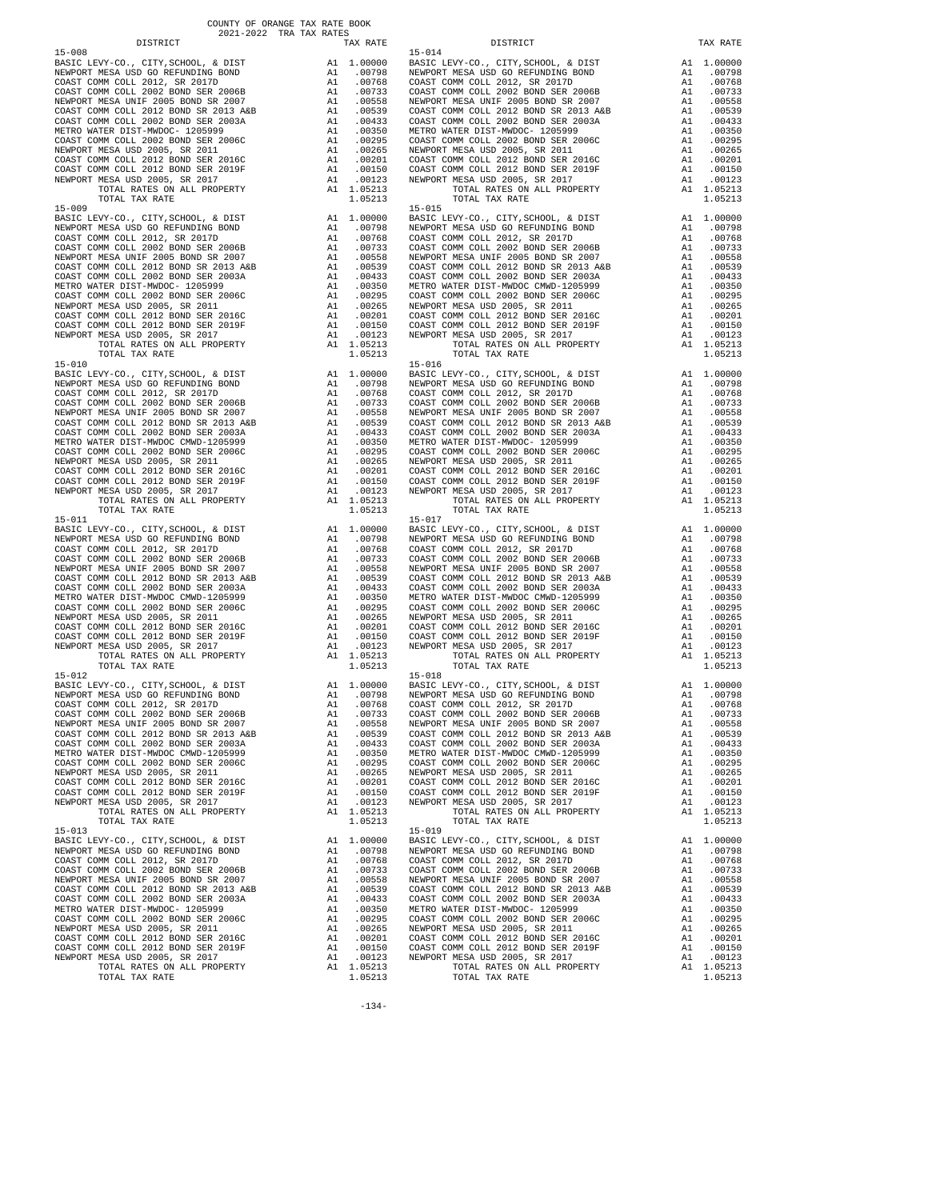COUNTY OF ORANGE TAX RATE BOOK
2021-2022 TRA TAX RATES

| DISTRICT | | TAX RATE |
|---|---|---|
| **15-008** | | |
| BASIC LEVY-CO., CITY,SCHOOL, & DIST | A1 | 1.00000 |
| NEWPORT MESA USD GO REFUNDING BOND | A1 | .00798 |
| COAST COMM COLL 2012, SR 2017D | A1 | .00768 |
| COAST COMM COLL 2002 BOND SER 2006B | A1 | .00733 |
| NEWPORT MESA UNIF 2005 BOND SR 2007 | A1 | .00558 |
| COAST COMM COLL 2012 BOND SR 2013 A&B | A1 | .00539 |
| COAST COMM COLL 2002 BOND SER 2003A | A1 | .00433 |
| METRO WATER DIST-MWDOC- 1205999 | A1 | .00350 |
| COAST COMM COLL 2002 BOND SER 2006C | A1 | .00295 |
| NEWPORT MESA USD 2005, SR 2011 | A1 | .00265 |
| COAST COMM COLL 2012 BOND SER 2016C | A1 | .00201 |
| COAST COMM COLL 2012 BOND SER 2019F | A1 | .00150 |
| NEWPORT MESA USD 2005, SR 2017 | A1 | .00123 |
| TOTAL RATES ON ALL PROPERTY | A1 | 1.05213 |
| TOTAL TAX RATE | | 1.05213 |
| **15-009** | | |
| BASIC LEVY-CO., CITY,SCHOOL, & DIST | A1 | 1.00000 |
| NEWPORT MESA USD GO REFUNDING BOND | A1 | .00798 |
| COAST COMM COLL 2012, SR 2017D | A1 | .00768 |
| COAST COMM COLL 2002 BOND SER 2006B | A1 | .00733 |
| NEWPORT MESA UNIF 2005 BOND SR 2007 | A1 | .00558 |
| COAST COMM COLL 2012 BOND SR 2013 A&B | A1 | .00539 |
| COAST COMM COLL 2002 BOND SER 2003A | A1 | .00433 |
| METRO WATER DIST-MWDOC- 1205999 | A1 | .00350 |
| COAST COMM COLL 2002 BOND SER 2006C | A1 | .00295 |
| NEWPORT MESA USD 2005, SR 2011 | A1 | .00265 |
| COAST COMM COLL 2012 BOND SER 2016C | A1 | .00201 |
| COAST COMM COLL 2012 BOND SER 2019F | A1 | .00150 |
| NEWPORT MESA USD 2005, SR 2017 | A1 | .00123 |
| TOTAL RATES ON ALL PROPERTY | A1 | 1.05213 |
| TOTAL TAX RATE | | 1.05213 |
| **15-010** | | |
| BASIC LEVY-CO., CITY,SCHOOL, & DIST | A1 | 1.00000 |
| NEWPORT MESA USD GO REFUNDING BOND | A1 | .00798 |
| COAST COMM COLL 2012, SR 2017D | A1 | .00768 |
| COAST COMM COLL 2002 BOND SER 2006B | A1 | .00733 |
| NEWPORT MESA UNIF 2005 BOND SR 2007 | A1 | .00558 |
| COAST COMM COLL 2012 BOND SR 2013 A&B | A1 | .00539 |
| COAST COMM COLL 2002 BOND SER 2003A | A1 | .00433 |
| METRO WATER DIST-MWDOC CMWD-1205999 | A1 | .00350 |
| COAST COMM COLL 2002 BOND SER 2006C | A1 | .00295 |
| NEWPORT MESA USD 2005, SR 2011 | A1 | .00265 |
| COAST COMM COLL 2012 BOND SER 2016C | A1 | .00201 |
| COAST COMM COLL 2012 BOND SER 2019F | A1 | .00150 |
| NEWPORT MESA USD 2005, SR 2017 | A1 | .00123 |
| TOTAL RATES ON ALL PROPERTY | A1 | 1.05213 |
| TOTAL TAX RATE | | 1.05213 |
| **15-011** | | |
| BASIC LEVY-CO., CITY,SCHOOL, & DIST | A1 | 1.00000 |
| NEWPORT MESA USD GO REFUNDING BOND | A1 | .00798 |
| COAST COMM COLL 2012, SR 2017D | A1 | .00768 |
| COAST COMM COLL 2002 BOND SER 2006B | A1 | .00733 |
| NEWPORT MESA UNIF 2005 BOND SR 2007 | A1 | .00558 |
| COAST COMM COLL 2012 BOND SR 2013 A&B | A1 | .00539 |
| COAST COMM COLL 2002 BOND SER 2003A | A1 | .00433 |
| METRO WATER DIST-MWDOC CMWD-1205999 | A1 | .00350 |
| COAST COMM COLL 2002 BOND SER 2006C | A1 | .00295 |
| NEWPORT MESA USD 2005, SR 2011 | A1 | .00265 |
| COAST COMM COLL 2012 BOND SER 2016C | A1 | .00201 |
| COAST COMM COLL 2012 BOND SER 2019F | A1 | .00150 |
| NEWPORT MESA USD 2005, SR 2017 | A1 | .00123 |
| TOTAL RATES ON ALL PROPERTY | A1 | 1.05213 |
| TOTAL TAX RATE | | 1.05213 |
| **15-012** | | |
| BASIC LEVY-CO., CITY,SCHOOL, & DIST | A1 | 1.00000 |
| NEWPORT MESA USD GO REFUNDING BOND | A1 | .00798 |
| COAST COMM COLL 2012, SR 2017D | A1 | .00768 |
| COAST COMM COLL 2002 BOND SER 2006B | A1 | .00733 |
| NEWPORT MESA UNIF 2005 BOND SR 2007 | A1 | .00558 |
| COAST COMM COLL 2012 BOND SR 2013 A&B | A1 | .00539 |
| COAST COMM COLL 2002 BOND SER 2003A | A1 | .00433 |
| METRO WATER DIST-MWDOC CMWD-1205999 | A1 | .00350 |
| COAST COMM COLL 2002 BOND SER 2006C | A1 | .00295 |
| NEWPORT MESA USD 2005, SR 2011 | A1 | .00265 |
| COAST COMM COLL 2012 BOND SER 2016C | A1 | .00201 |
| COAST COMM COLL 2012 BOND SER 2019F | A1 | .00150 |
| NEWPORT MESA USD 2005, SR 2017 | A1 | .00123 |
| TOTAL RATES ON ALL PROPERTY | A1 | 1.05213 |
| TOTAL TAX RATE | | 1.05213 |
| **15-013** | | |
| BASIC LEVY-CO., CITY,SCHOOL, & DIST | A1 | 1.00000 |
| NEWPORT MESA USD GO REFUNDING BOND | A1 | .00798 |
| COAST COMM COLL 2012, SR 2017D | A1 | .00768 |
| COAST COMM COLL 2002 BOND SER 2006B | A1 | .00733 |
| NEWPORT MESA UNIF 2005 BOND SR 2007 | A1 | .00558 |
| COAST COMM COLL 2012 BOND SR 2013 A&B | A1 | .00539 |
| COAST COMM COLL 2002 BOND SER 2003A | A1 | .00433 |
| METRO WATER DIST-MWDOC- 1205999 | A1 | .00350 |
| COAST COMM COLL 2002 BOND SER 2006C | A1 | .00295 |
| NEWPORT MESA USD 2005, SR 2011 | A1 | .00265 |
| COAST COMM COLL 2012 BOND SER 2016C | A1 | .00201 |
| COAST COMM COLL 2012 BOND SER 2019F | A1 | .00150 |
| NEWPORT MESA USD 2005, SR 2017 | A1 | .00123 |
| TOTAL RATES ON ALL PROPERTY | A1 | 1.05213 |
| TOTAL TAX RATE | | 1.05213 |
| **15-014** | | |
| BASIC LEVY-CO., CITY,SCHOOL, & DIST | A1 | 1.00000 |
| NEWPORT MESA USD GO REFUNDING BOND | A1 | .00798 |
| COAST COMM COLL 2012, SR 2017D | A1 | .00768 |
| COAST COMM COLL 2002 BOND SER 2006B | A1 | .00733 |
| NEWPORT MESA UNIF 2005 BOND SR 2007 | A1 | .00558 |
| COAST COMM COLL 2012 BOND SR 2013 A&B | A1 | .00539 |
| COAST COMM COLL 2002 BOND SER 2003A | A1 | .00433 |
| METRO WATER DIST-MWDOC- 1205999 | A1 | .00350 |
| COAST COMM COLL 2002 BOND SER 2006C | A1 | .00295 |
| NEWPORT MESA USD 2005, SR 2011 | A1 | .00265 |
| COAST COMM COLL 2012 BOND SER 2016C | A1 | .00201 |
| COAST COMM COLL 2012 BOND SER 2019F | A1 | .00150 |
| NEWPORT MESA USD 2005, SR 2017 | A1 | .00123 |
| TOTAL RATES ON ALL PROPERTY | A1 | 1.05213 |
| TOTAL TAX RATE | | 1.05213 |
| **15-015** | | |
| BASIC LEVY-CO., CITY,SCHOOL, & DIST | A1 | 1.00000 |
| NEWPORT MESA USD GO REFUNDING BOND | A1 | .00798 |
| COAST COMM COLL 2012, SR 2017D | A1 | .00768 |
| COAST COMM COLL 2002 BOND SER 2006B | A1 | .00733 |
| NEWPORT MESA UNIF 2005 BOND SR 2007 | A1 | .00558 |
| COAST COMM COLL 2012 BOND SR 2013 A&B | A1 | .00539 |
| COAST COMM COLL 2002 BOND SER 2003A | A1 | .00433 |
| METRO WATER DIST-MWDOC CMWD-1205999 | A1 | .00350 |
| COAST COMM COLL 2002 BOND SER 2006C | A1 | .00295 |
| NEWPORT MESA USD 2005, SR 2011 | A1 | .00265 |
| COAST COMM COLL 2012 BOND SER 2016C | A1 | .00201 |
| COAST COMM COLL 2012 BOND SER 2019F | A1 | .00150 |
| NEWPORT MESA USD 2005, SR 2017 | A1 | .00123 |
| TOTAL RATES ON ALL PROPERTY | A1 | 1.05213 |
| TOTAL TAX RATE | | 1.05213 |
| **15-016** | | |
| BASIC LEVY-CO., CITY,SCHOOL, & DIST | A1 | 1.00000 |
| NEWPORT MESA USD GO REFUNDING BOND | A1 | .00798 |
| COAST COMM COLL 2012, SR 2017D | A1 | .00768 |
| COAST COMM COLL 2002 BOND SER 2006B | A1 | .00733 |
| NEWPORT MESA UNIF 2005 BOND SR 2007 | A1 | .00558 |
| COAST COMM COLL 2012 BOND SR 2013 A&B | A1 | .00539 |
| COAST COMM COLL 2002 BOND SER 2003A | A1 | .00433 |
| METRO WATER DIST-MWDOC- 1205999 | A1 | .00350 |
| COAST COMM COLL 2002 BOND SER 2006C | A1 | .00295 |
| NEWPORT MESA USD 2005, SR 2011 | A1 | .00265 |
| COAST COMM COLL 2012 BOND SER 2016C | A1 | .00201 |
| COAST COMM COLL 2012 BOND SER 2019F | A1 | .00150 |
| NEWPORT MESA USD 2005, SR 2017 | A1 | .00123 |
| TOTAL RATES ON ALL PROPERTY | A1 | 1.05213 |
| TOTAL TAX RATE | | 1.05213 |
| **15-017** | | |
| BASIC LEVY-CO., CITY,SCHOOL, & DIST | A1 | 1.00000 |
| NEWPORT MESA USD GO REFUNDING BOND | A1 | .00798 |
| COAST COMM COLL 2012, SR 2017D | A1 | .00768 |
| COAST COMM COLL 2002 BOND SER 2006B | A1 | .00733 |
| NEWPORT MESA UNIF 2005 BOND SR 2007 | A1 | .00558 |
| COAST COMM COLL 2012 BOND SR 2013 A&B | A1 | .00539 |
| COAST COMM COLL 2002 BOND SER 2003A | A1 | .00433 |
| METRO WATER DIST-MWDOC CMWD-1205999 | A1 | .00350 |
| COAST COMM COLL 2002 BOND SER 2006C | A1 | .00295 |
| NEWPORT MESA USD 2005, SR 2011 | A1 | .00265 |
| COAST COMM COLL 2012 BOND SER 2016C | A1 | .00201 |
| COAST COMM COLL 2012 BOND SER 2019F | A1 | .00150 |
| NEWPORT MESA USD 2005, SR 2017 | A1 | .00123 |
| TOTAL RATES ON ALL PROPERTY | A1 | 1.05213 |
| TOTAL TAX RATE | | 1.05213 |
| **15-018** | | |
| BASIC LEVY-CO., CITY,SCHOOL, & DIST | A1 | 1.00000 |
| NEWPORT MESA USD GO REFUNDING BOND | A1 | .00798 |
| COAST COMM COLL 2012, SR 2017D | A1 | .00768 |
| COAST COMM COLL 2002 BOND SER 2006B | A1 | .00733 |
| NEWPORT MESA UNIF 2005 BOND SR 2007 | A1 | .00558 |
| COAST COMM COLL 2012 BOND SR 2013 A&B | A1 | .00539 |
| COAST COMM COLL 2002 BOND SER 2003A | A1 | .00433 |
| METRO WATER DIST-MWDOC CMWD-1205999 | A1 | .00350 |
| COAST COMM COLL 2002 BOND SER 2006C | A1 | .00295 |
| NEWPORT MESA USD 2005, SR 2011 | A1 | .00265 |
| COAST COMM COLL 2012 BOND SER 2016C | A1 | .00201 |
| COAST COMM COLL 2012 BOND SER 2019F | A1 | .00150 |
| NEWPORT MESA USD 2005, SR 2017 | A1 | .00123 |
| TOTAL RATES ON ALL PROPERTY | A1 | 1.05213 |
| TOTAL TAX RATE | | 1.05213 |
| **15-019** | | |
| BASIC LEVY-CO., CITY,SCHOOL, & DIST | A1 | 1.00000 |
| NEWPORT MESA USD GO REFUNDING BOND | A1 | .00798 |
| COAST COMM COLL 2012, SR 2017D | A1 | .00768 |
| COAST COMM COLL 2002 BOND SER 2006B | A1 | .00733 |
| NEWPORT MESA UNIF 2005 BOND SR 2007 | A1 | .00558 |
| COAST COMM COLL 2012 BOND SR 2013 A&B | A1 | .00539 |
| COAST COMM COLL 2002 BOND SER 2003A | A1 | .00433 |
| METRO WATER DIST-MWDOC- 1205999 | A1 | .00350 |
| COAST COMM COLL 2002 BOND SER 2006C | A1 | .00295 |
| NEWPORT MESA USD 2005, SR 2011 | A1 | .00265 |
| COAST COMM COLL 2012 BOND SER 2016C | A1 | .00201 |
| COAST COMM COLL 2012 BOND SER 2019F | A1 | .00150 |
| NEWPORT MESA USD 2005, SR 2017 | A1 | .00123 |
| TOTAL RATES ON ALL PROPERTY | A1 | 1.05213 |
| TOTAL TAX RATE | | 1.05213 |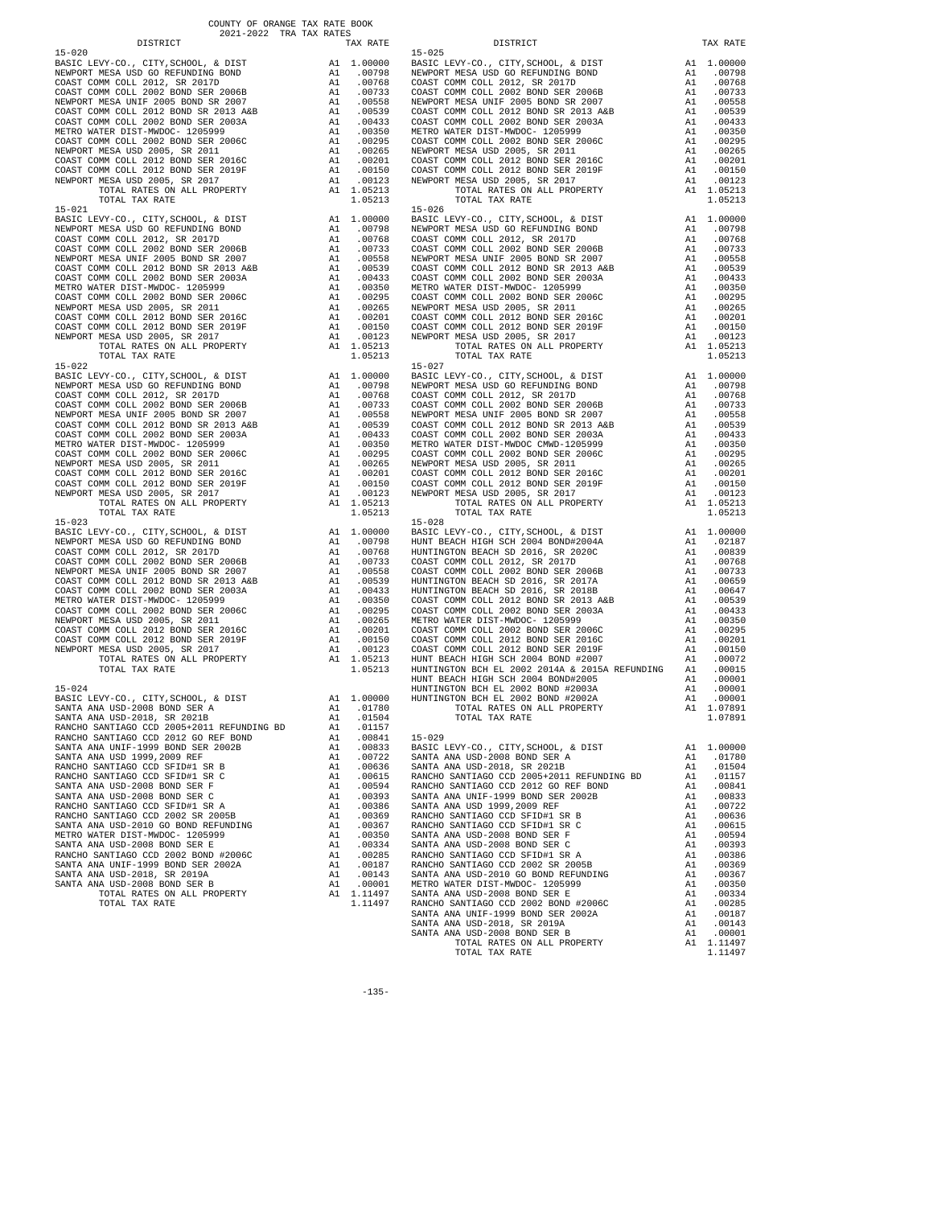COUNTY OF ORANGE TAX RATE BOOK
2021-2022 TRA TAX RATES

| DISTRICT | | TAX RATE |
|---|---|---|
| **15-020** | | |
| BASIC LEVY-CO., CITY,SCHOOL, & DIST | A1 | 1.00000 |
| NEWPORT MESA USD GO REFUNDING BOND | A1 | .00798 |
| COAST COMM COLL 2012, SR 2017D | A1 | .00768 |
| COAST COMM COLL 2002 BOND SER 2006B | A1 | .00733 |
| NEWPORT MESA UNIF 2005 BOND SR 2007 | A1 | .00558 |
| COAST COMM COLL 2012 BOND SR 2013 A&B | A1 | .00539 |
| COAST COMM COLL 2002 BOND SER 2003A | A1 | .00433 |
| METRO WATER DIST-MWDOC- 1205999 | A1 | .00350 |
| COAST COMM COLL 2002 BOND SER 2006C | A1 | .00295 |
| NEWPORT MESA USD 2005, SR 2011 | A1 | .00265 |
| COAST COMM COLL 2012 BOND SER 2016C | A1 | .00201 |
| COAST COMM COLL 2012 BOND SER 2019F | A1 | .00150 |
| NEWPORT MESA USD 2005, SR 2017 | A1 | .00123 |
| TOTAL RATES ON ALL PROPERTY | A1 | 1.05213 |
| TOTAL TAX RATE | | 1.05213 |
| **15-021** | | |
| BASIC LEVY-CO., CITY,SCHOOL, & DIST | A1 | 1.00000 |
| NEWPORT MESA USD GO REFUNDING BOND | A1 | .00798 |
| COAST COMM COLL 2012, SR 2017D | A1 | .00768 |
| COAST COMM COLL 2002 BOND SER 2006B | A1 | .00733 |
| NEWPORT MESA UNIF 2005 BOND SR 2007 | A1 | .00558 |
| COAST COMM COLL 2012 BOND SR 2013 A&B | A1 | .00539 |
| COAST COMM COLL 2002 BOND SER 2003A | A1 | .00433 |
| METRO WATER DIST-MWDOC- 1205999 | A1 | .00350 |
| COAST COMM COLL 2002 BOND SER 2006C | A1 | .00295 |
| NEWPORT MESA USD 2005, SR 2011 | A1 | .00265 |
| COAST COMM COLL 2012 BOND SER 2016C | A1 | .00201 |
| COAST COMM COLL 2012 BOND SER 2019F | A1 | .00150 |
| NEWPORT MESA USD 2005, SR 2017 | A1 | .00123 |
| TOTAL RATES ON ALL PROPERTY | A1 | 1.05213 |
| TOTAL TAX RATE | | 1.05213 |
| **15-022** | | |
| BASIC LEVY-CO., CITY,SCHOOL, & DIST | A1 | 1.00000 |
| NEWPORT MESA USD GO REFUNDING BOND | A1 | .00798 |
| COAST COMM COLL 2012, SR 2017D | A1 | .00768 |
| COAST COMM COLL 2002 BOND SER 2006B | A1 | .00733 |
| NEWPORT MESA UNIF 2005 BOND SR 2007 | A1 | .00558 |
| COAST COMM COLL 2012 BOND SR 2013 A&B | A1 | .00539 |
| COAST COMM COLL 2002 BOND SER 2003A | A1 | .00433 |
| METRO WATER DIST-MWDOC- 1205999 | A1 | .00350 |
| COAST COMM COLL 2002 BOND SER 2006C | A1 | .00295 |
| NEWPORT MESA USD 2005, SR 2011 | A1 | .00265 |
| COAST COMM COLL 2012 BOND SER 2016C | A1 | .00201 |
| COAST COMM COLL 2012 BOND SER 2019F | A1 | .00150 |
| NEWPORT MESA USD 2005, SR 2017 | A1 | .00123 |
| TOTAL RATES ON ALL PROPERTY | A1 | 1.05213 |
| TOTAL TAX RATE | | 1.05213 |
| **15-023** | | |
| BASIC LEVY-CO., CITY,SCHOOL, & DIST | A1 | 1.00000 |
| NEWPORT MESA USD GO REFUNDING BOND | A1 | .00798 |
| COAST COMM COLL 2012, SR 2017D | A1 | .00768 |
| COAST COMM COLL 2002 BOND SER 2006B | A1 | .00733 |
| NEWPORT MESA UNIF 2005 BOND SR 2007 | A1 | .00558 |
| COAST COMM COLL 2012 BOND SR 2013 A&B | A1 | .00539 |
| COAST COMM COLL 2002 BOND SER 2003A | A1 | .00433 |
| METRO WATER DIST-MWDOC- 1205999 | A1 | .00350 |
| COAST COMM COLL 2002 BOND SER 2006C | A1 | .00295 |
| NEWPORT MESA USD 2005, SR 2011 | A1 | .00265 |
| COAST COMM COLL 2012 BOND SER 2016C | A1 | .00201 |
| COAST COMM COLL 2012 BOND SER 2019F | A1 | .00150 |
| NEWPORT MESA USD 2005, SR 2017 | A1 | .00123 |
| TOTAL RATES ON ALL PROPERTY | A1 | 1.05213 |
| TOTAL TAX RATE | | 1.05213 |
| **15-024** | | |
| BASIC LEVY-CO., CITY,SCHOOL, & DIST | A1 | 1.00000 |
| SANTA ANA USD-2008 BOND SER A | A1 | .01780 |
| SANTA ANA USD-2018, SR 2021B | A1 | .01504 |
| RANCHO SANTIAGO CCD 2005+2011 REFUNDING BD | A1 | .01157 |
| RANCHO SANTIAGO CCD 2012 GO REF BOND | A1 | .00841 |
| SANTA ANA UNIF-1999 BOND SER 2002B | A1 | .00833 |
| SANTA ANA USD 1999,2009 REF | A1 | .00722 |
| RANCHO SANTIAGO CCD SFID#1 SR B | A1 | .00636 |
| RANCHO SANTIAGO CCD SFID#1 SR C | A1 | .00615 |
| SANTA ANA USD-2008 BOND SER F | A1 | .00594 |
| SANTA ANA USD-2008 BOND SER C | A1 | .00393 |
| RANCHO SANTIAGO CCD SFID#1 SR A | A1 | .00386 |
| RANCHO SANTIAGO CCD 2002 SR 2005B | A1 | .00369 |
| SANTA ANA USD-2010 GO BOND REFUNDING | A1 | .00367 |
| METRO WATER DIST-MWDOC- 1205999 | A1 | .00350 |
| SANTA ANA USD-2008 BOND SER E | A1 | .00334 |
| RANCHO SANTIAGO CCD 2002 BOND #2006C | A1 | .00285 |
| SANTA ANA UNIF-1999 BOND SER 2002A | A1 | .00187 |
| SANTA ANA USD-2018, SR 2019A | A1 | .00143 |
| SANTA ANA USD-2008 BOND SER B | A1 | .00001 |
| TOTAL RATES ON ALL PROPERTY | A1 | 1.11497 |
| TOTAL TAX RATE | | 1.11497 |
| **15-025** | | |
| BASIC LEVY-CO., CITY,SCHOOL, & DIST | A1 | 1.00000 |
| NEWPORT MESA USD GO REFUNDING BOND | A1 | .00798 |
| COAST COMM COLL 2012, SR 2017D | A1 | .00768 |
| COAST COMM COLL 2002 BOND SER 2006B | A1 | .00733 |
| NEWPORT MESA UNIF 2005 BOND SR 2007 | A1 | .00558 |
| COAST COMM COLL 2012 BOND SR 2013 A&B | A1 | .00539 |
| COAST COMM COLL 2002 BOND SER 2003A | A1 | .00433 |
| METRO WATER DIST-MWDOC- 1205999 | A1 | .00350 |
| COAST COMM COLL 2002 BOND SER 2006C | A1 | .00295 |
| NEWPORT MESA USD 2005, SR 2011 | A1 | .00265 |
| COAST COMM COLL 2012 BOND SER 2016C | A1 | .00201 |
| COAST COMM COLL 2012 BOND SER 2019F | A1 | .00150 |
| NEWPORT MESA USD 2005, SR 2017 | A1 | .00123 |
| TOTAL RATES ON ALL PROPERTY | A1 | 1.05213 |
| TOTAL TAX RATE | | 1.05213 |
| **15-026** | | |
| BASIC LEVY-CO., CITY,SCHOOL, & DIST | A1 | 1.00000 |
| NEWPORT MESA USD GO REFUNDING BOND | A1 | .00798 |
| COAST COMM COLL 2012, SR 2017D | A1 | .00768 |
| COAST COMM COLL 2002 BOND SER 2006B | A1 | .00733 |
| NEWPORT MESA UNIF 2005 BOND SR 2007 | A1 | .00558 |
| COAST COMM COLL 2012 BOND SR 2013 A&B | A1 | .00539 |
| COAST COMM COLL 2002 BOND SER 2003A | A1 | .00433 |
| METRO WATER DIST-MWDOC- 1205999 | A1 | .00350 |
| COAST COMM COLL 2002 BOND SER 2006C | A1 | .00295 |
| NEWPORT MESA USD 2005, SR 2011 | A1 | .00265 |
| COAST COMM COLL 2012 BOND SER 2016C | A1 | .00201 |
| COAST COMM COLL 2012 BOND SER 2019F | A1 | .00150 |
| NEWPORT MESA USD 2005, SR 2017 | A1 | .00123 |
| TOTAL RATES ON ALL PROPERTY | A1 | 1.05213 |
| TOTAL TAX RATE | | 1.05213 |
| **15-027** | | |
| BASIC LEVY-CO., CITY,SCHOOL, & DIST | A1 | 1.00000 |
| NEWPORT MESA USD GO REFUNDING BOND | A1 | .00798 |
| COAST COMM COLL 2012, SR 2017D | A1 | .00768 |
| COAST COMM COLL 2002 BOND SER 2006B | A1 | .00733 |
| NEWPORT MESA UNIF 2005 BOND SR 2007 | A1 | .00558 |
| COAST COMM COLL 2012 BOND SR 2013 A&B | A1 | .00539 |
| COAST COMM COLL 2002 BOND SER 2003A | A1 | .00433 |
| METRO WATER DIST-MWDOC CMWD-1205999 | A1 | .00350 |
| COAST COMM COLL 2002 BOND SER 2006C | A1 | .00295 |
| NEWPORT MESA USD 2005, SR 2011 | A1 | .00265 |
| COAST COMM COLL 2012 BOND SER 2016C | A1 | .00201 |
| COAST COMM COLL 2012 BOND SER 2019F | A1 | .00150 |
| NEWPORT MESA USD 2005, SR 2017 | A1 | .00123 |
| TOTAL RATES ON ALL PROPERTY | A1 | 1.05213 |
| TOTAL TAX RATE | | 1.05213 |
| **15-028** | | |
| BASIC LEVY-CO., CITY,SCHOOL, & DIST | A1 | 1.00000 |
| HUNT BEACH HIGH SCH 2004 BOND#2004A | A1 | .02187 |
| HUNTINGTON BEACH SD 2016, SR 2020C | A1 | .00839 |
| COAST COMM COLL 2012, SR 2017D | A1 | .00768 |
| COAST COMM COLL 2002 BOND SER 2006B | A1 | .00733 |
| HUNTINGTON BEACH SD 2016, SR 2017A | A1 | .00659 |
| HUNTINGTON BEACH SD 2016, SR 2018B | A1 | .00647 |
| COAST COMM COLL 2012 BOND SR 2013 A&B | A1 | .00539 |
| COAST COMM COLL 2002 BOND SER 2003A | A1 | .00433 |
| METRO WATER DIST-MWDOC- 1205999 | A1 | .00350 |
| COAST COMM COLL 2002 BOND SER 2006C | A1 | .00295 |
| COAST COMM COLL 2012 BOND SER 2016C | A1 | .00201 |
| COAST COMM COLL 2012 BOND SER 2019F | A1 | .00150 |
| HUNT BEACH HIGH SCH 2004 BOND #2007 | A1 | .00072 |
| HUNTINGTON BCH EL 2002 2014A & 2015A REFUNDING | A1 | .00015 |
| HUNT BEACH HIGH SCH 2004 BOND#2005 | A1 | .00001 |
| HUNTINGTON BCH EL 2002 BOND #2003A | A1 | .00001 |
| HUNTINGTON BCH EL 2002 BOND #2002A | A1 | .00001 |
| TOTAL RATES ON ALL PROPERTY | A1 | 1.07891 |
| TOTAL TAX RATE | | 1.07891 |
| **15-029** | | |
| BASIC LEVY-CO., CITY,SCHOOL, & DIST | A1 | 1.00000 |
| SANTA ANA USD-2008 BOND SER A | A1 | .01780 |
| SANTA ANA USD-2018, SR 2021B | A1 | .01504 |
| RANCHO SANTIAGO CCD 2005+2011 REFUNDING BD | A1 | .01157 |
| RANCHO SANTIAGO CCD 2012 GO REF BOND | A1 | .00841 |
| SANTA ANA UNIF-1999 BOND SER 2002B | A1 | .00833 |
| SANTA ANA USD 1999,2009 REF | A1 | .00722 |
| RANCHO SANTIAGO CCD SFID#1 SR B | A1 | .00636 |
| RANCHO SANTIAGO CCD SFID#1 SR C | A1 | .00615 |
| SANTA ANA USD-2008 BOND SER F | A1 | .00594 |
| SANTA ANA USD-2008 BOND SER C | A1 | .00393 |
| RANCHO SANTIAGO CCD SFID#1 SR A | A1 | .00386 |
| RANCHO SANTIAGO CCD 2002 SR 2005B | A1 | .00369 |
| SANTA ANA USD-2010 GO BOND REFUNDING | A1 | .00367 |
| METRO WATER DIST-MWDOC- 1205999 | A1 | .00350 |
| SANTA ANA USD-2008 BOND SER E | A1 | .00334 |
| RANCHO SANTIAGO CCD 2002 BOND #2006C | A1 | .00285 |
| SANTA ANA UNIF-1999 BOND SER 2002A | A1 | .00187 |
| SANTA ANA USD-2018, SR 2019A | A1 | .00143 |
| SANTA ANA USD-2008 BOND SER B | A1 | .00001 |
| TOTAL RATES ON ALL PROPERTY | A1 | 1.11497 |
| TOTAL TAX RATE | | 1.11497 |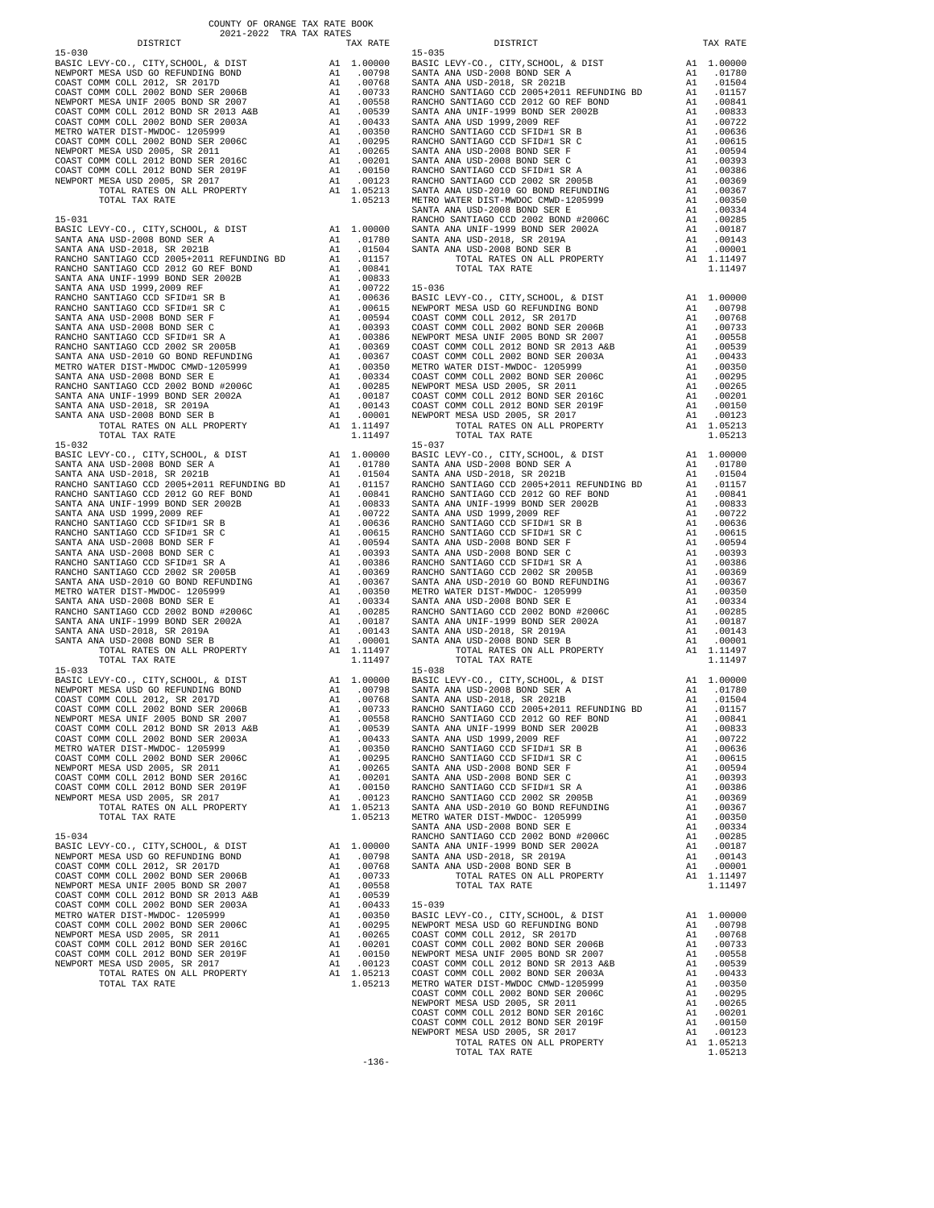COUNTY OF ORANGE TAX RATE BOOK
2021-2022 TRA TAX RATES

| DISTRICT | | TAX RATE |
|---|---|---|
| 15-030 | | |
| BASIC LEVY-CO., CITY,SCHOOL, & DIST | A1 | 1.00000 |
| NEWPORT MESA USD GO REFUNDING BOND | A1 | .00798 |
| COAST COMM COLL 2012, SR 2017D | A1 | .00768 |
| COAST COMM COLL 2002 BOND SER 2006B | A1 | .00733 |
| NEWPORT MESA UNIF 2005 BOND SR 2007 | A1 | .00558 |
| COAST COMM COLL 2012 BOND SR 2013 A&B | A1 | .00539 |
| COAST COMM COLL 2002 BOND SER 2003A | A1 | .00433 |
| METRO WATER DIST-MWDOC- 1205999 | A1 | .00350 |
| COAST COMM COLL 2002 BOND SER 2006C | A1 | .00295 |
| NEWPORT MESA USD 2005, SR 2011 | A1 | .00265 |
| COAST COMM COLL 2012 BOND SER 2016C | A1 | .00201 |
| COAST COMM COLL 2012 BOND SER 2019F | A1 | .00150 |
| NEWPORT MESA USD 2005, SR 2017 | A1 | .00123 |
| TOTAL RATES ON ALL PROPERTY | A1 | 1.05213 |
| TOTAL TAX RATE | | 1.05213 |
| 15-031 | | |
| BASIC LEVY-CO., CITY,SCHOOL, & DIST | A1 | 1.00000 |
| SANTA ANA USD-2008 BOND SER A | A1 | .01780 |
| SANTA ANA USD-2018, SR 2021B | A1 | .01504 |
| RANCHO SANTIAGO CCD 2005+2011 REFUNDING BD | A1 | .01157 |
| RANCHO SANTIAGO CCD 2012 GO REF BOND | A1 | .00841 |
| SANTA ANA UNIF-1999 BOND SER 2002B | A1 | .00833 |
| SANTA ANA USD 1999,2009 REF | A1 | .00722 |
| RANCHO SANTIAGO CCD SFID#1 SR B | A1 | .00636 |
| RANCHO SANTIAGO CCD SFID#1 SR C | A1 | .00615 |
| SANTA ANA USD-2008 BOND SER F | A1 | .00594 |
| SANTA ANA USD-2008 BOND SER C | A1 | .00393 |
| RANCHO SANTIAGO CCD SFID#1 SR A | A1 | .00386 |
| RANCHO SANTIAGO CCD 2002 SR 2005B | A1 | .00369 |
| SANTA ANA USD-2010 GO BOND REFUNDING | A1 | .00367 |
| METRO WATER DIST-MWDOC CMWD-1205999 | A1 | .00350 |
| SANTA ANA USD-2008 BOND SER E | A1 | .00334 |
| RANCHO SANTIAGO CCD 2002 BOND #2006C | A1 | .00285 |
| SANTA ANA UNIF-1999 BOND SER 2002A | A1 | .00187 |
| SANTA ANA USD-2018, SR 2019A | A1 | .00143 |
| SANTA ANA USD-2008 BOND SER B | A1 | .00001 |
| TOTAL RATES ON ALL PROPERTY | A1 | 1.11497 |
| TOTAL TAX RATE | | 1.11497 |
| 15-032 | | |
| BASIC LEVY-CO., CITY,SCHOOL, & DIST | A1 | 1.00000 |
| SANTA ANA USD-2008 BOND SER A | A1 | .01780 |
| SANTA ANA USD-2018, SR 2021B | A1 | .01504 |
| RANCHO SANTIAGO CCD 2005+2011 REFUNDING BD | A1 | .01157 |
| RANCHO SANTIAGO CCD 2012 GO REF BOND | A1 | .00841 |
| SANTA ANA UNIF-1999 BOND SER 2002B | A1 | .00833 |
| SANTA ANA USD 1999,2009 REF | A1 | .00722 |
| RANCHO SANTIAGO CCD SFID#1 SR B | A1 | .00636 |
| RANCHO SANTIAGO CCD SFID#1 SR C | A1 | .00615 |
| SANTA ANA USD-2008 BOND SER F | A1 | .00594 |
| SANTA ANA USD-2008 BOND SER C | A1 | .00393 |
| RANCHO SANTIAGO CCD SFID#1 SR A | A1 | .00386 |
| RANCHO SANTIAGO CCD 2002 SR 2005B | A1 | .00369 |
| SANTA ANA USD-2010 GO BOND REFUNDING | A1 | .00367 |
| METRO WATER DIST-MWDOC- 1205999 | A1 | .00350 |
| SANTA ANA USD-2008 BOND SER E | A1 | .00334 |
| RANCHO SANTIAGO CCD 2002 BOND #2006C | A1 | .00285 |
| SANTA ANA UNIF-1999 BOND SER 2002A | A1 | .00187 |
| SANTA ANA USD-2018, SR 2019A | A1 | .00143 |
| SANTA ANA USD-2008 BOND SER B | A1 | .00001 |
| TOTAL RATES ON ALL PROPERTY | A1 | 1.11497 |
| TOTAL TAX RATE | | 1.11497 |
| 15-033 | | |
| BASIC LEVY-CO., CITY,SCHOOL, & DIST | A1 | 1.00000 |
| NEWPORT MESA USD GO REFUNDING BOND | A1 | .00798 |
| COAST COMM COLL 2012, SR 2017D | A1 | .00768 |
| COAST COMM COLL 2002 BOND SER 2006B | A1 | .00733 |
| NEWPORT MESA UNIF 2005 BOND SR 2007 | A1 | .00558 |
| COAST COMM COLL 2012 BOND SR 2013 A&B | A1 | .00539 |
| COAST COMM COLL 2002 BOND SER 2003A | A1 | .00433 |
| METRO WATER DIST-MWDOC- 1205999 | A1 | .00350 |
| COAST COMM COLL 2002 BOND SER 2006C | A1 | .00295 |
| NEWPORT MESA USD 2005, SR 2011 | A1 | .00265 |
| COAST COMM COLL 2012 BOND SER 2016C | A1 | .00201 |
| COAST COMM COLL 2012 BOND SER 2019F | A1 | .00150 |
| NEWPORT MESA USD 2005, SR 2017 | A1 | .00123 |
| TOTAL RATES ON ALL PROPERTY | A1 | 1.05213 |
| TOTAL TAX RATE | | 1.05213 |
| 15-034 | | |
| BASIC LEVY-CO., CITY,SCHOOL, & DIST | A1 | 1.00000 |
| NEWPORT MESA USD GO REFUNDING BOND | A1 | .00798 |
| COAST COMM COLL 2012, SR 2017D | A1 | .00768 |
| COAST COMM COLL 2002 BOND SER 2006B | A1 | .00733 |
| NEWPORT MESA UNIF 2005 BOND SR 2007 | A1 | .00558 |
| COAST COMM COLL 2012 BOND SR 2013 A&B | A1 | .00539 |
| COAST COMM COLL 2002 BOND SER 2003A | A1 | .00433 |
| METRO WATER DIST-MWDOC- 1205999 | A1 | .00350 |
| COAST COMM COLL 2002 BOND SER 2006C | A1 | .00295 |
| NEWPORT MESA USD 2005, SR 2011 | A1 | .00265 |
| COAST COMM COLL 2012 BOND SER 2016C | A1 | .00201 |
| COAST COMM COLL 2012 BOND SER 2019F | A1 | .00150 |
| NEWPORT MESA USD 2005, SR 2017 | A1 | .00123 |
| TOTAL RATES ON ALL PROPERTY | A1 | 1.05213 |
| TOTAL TAX RATE | | 1.05213 |
| 15-035 | | |
| BASIC LEVY-CO., CITY,SCHOOL, & DIST | A1 | 1.00000 |
| SANTA ANA USD-2008 BOND SER A | A1 | .01780 |
| SANTA ANA USD-2018, SR 2021B | A1 | .01504 |
| RANCHO SANTIAGO CCD 2005+2011 REFUNDING BD | A1 | .01157 |
| RANCHO SANTIAGO CCD 2012 GO REF BOND | A1 | .00841 |
| SANTA ANA UNIF-1999 BOND SER 2002B | A1 | .00833 |
| SANTA ANA USD 1999 REF | A1 | .00722 |
| RANCHO SANTIAGO CCD SFID#1 SR B | A1 | .00636 |
| RANCHO SANTIAGO CCD SFID#1 SR C | A1 | .00615 |
| SANTA ANA USD-2008 BOND SER F | A1 | .00594 |
| SANTA ANA USD-2008 BOND SER C | A1 | .00393 |
| RANCHO SANTIAGO CCD SFID#1 SR A | A1 | .00386 |
| RANCHO SANTIAGO CCD 2002 SR 2005B | A1 | .00369 |
| SANTA ANA USD-2010 GO BOND REFUNDING | A1 | .00367 |
| METRO WATER DIST-MWDOC CMWD-1205999 | A1 | .00350 |
| SANTA ANA USD-2008 BOND SER E | A1 | .00334 |
| RANCHO SANTIAGO CCD 2002 BOND #2006C | A1 | .00285 |
| SANTA ANA UNIF-1999 BOND SER 2002A | A1 | .00187 |
| SANTA ANA USD-2018, SR 2019A | A1 | .00143 |
| SANTA ANA USD-2008 BOND SER B | A1 | .00001 |
| TOTAL RATES ON ALL PROPERTY | A1 | 1.11497 |
| TOTAL TAX RATE | | 1.11497 |
| 15-036 | | |
| BASIC LEVY-CO., CITY,SCHOOL, & DIST | A1 | 1.00000 |
| NEWPORT MESA USD GO REFUNDING BOND | A1 | .00798 |
| COAST COMM COLL 2012, SR 2017D | A1 | .00768 |
| COAST COMM COLL 2002 BOND SER 2006B | A1 | .00733 |
| NEWPORT MESA UNIF 2005 BOND SR 2007 | A1 | .00558 |
| COAST COMM COLL 2012 BOND SR 2013 A&B | A1 | .00539 |
| COAST COMM COLL 2002 BOND SER 2003A | A1 | .00433 |
| METRO WATER DIST-MWDOC- 1205999 | A1 | .00350 |
| COAST COMM COLL 2002 BOND SER 2006C | A1 | .00295 |
| NEWPORT MESA USD 2005, SR 2011 | A1 | .00265 |
| COAST COMM COLL 2012 BOND SER 2016C | A1 | .00201 |
| COAST COMM COLL 2012 BOND SER 2019F | A1 | .00150 |
| NEWPORT MESA USD 2005, SR 2017 | A1 | .00123 |
| TOTAL RATES ON ALL PROPERTY | A1 | 1.05213 |
| TOTAL TAX RATE | | 1.05213 |
| 15-037 | | |
| BASIC LEVY-CO., CITY,SCHOOL, & DIST | A1 | 1.00000 |
| SANTA ANA USD-2008 BOND SER A | A1 | .01780 |
| SANTA ANA USD-2018, SR 2021B | A1 | .01504 |
| RANCHO SANTIAGO CCD 2005+2011 REFUNDING BD | A1 | .01157 |
| RANCHO SANTIAGO CCD 2012 GO REF BOND | A1 | .00841 |
| SANTA ANA UNIF-1999 BOND SER 2002B | A1 | .00833 |
| SANTA ANA USD 1999,2009 REF | A1 | .00722 |
| RANCHO SANTIAGO CCD SFID#1 SR B | A1 | .00636 |
| RANCHO SANTIAGO CCD SFID#1 SR C | A1 | .00615 |
| SANTA ANA USD-2008 BOND SER F | A1 | .00594 |
| SANTA ANA USD-2008 BOND SER C | A1 | .00393 |
| RANCHO SANTIAGO CCD SFID#1 SR A | A1 | .00386 |
| RANCHO SANTIAGO CCD 2002 SR 2005B | A1 | .00369 |
| SANTA ANA USD-2010 GO BOND REFUNDING | A1 | .00367 |
| METRO WATER DIST-MWDOC- 1205999 | A1 | .00350 |
| SANTA ANA USD-2008 BOND SER E | A1 | .00334 |
| RANCHO SANTIAGO CCD 2002 BOND #2006C | A1 | .00285 |
| SANTA ANA UNIF-1999 BOND SER 2002A | A1 | .00187 |
| SANTA ANA USD-2018, SR 2019A | A1 | .00143 |
| SANTA ANA USD-2008 BOND SER B | A1 | .00001 |
| TOTAL RATES ON ALL PROPERTY | A1 | 1.11497 |
| TOTAL TAX RATE | | 1.11497 |
| 15-038 | | |
| BASIC LEVY-CO., CITY,SCHOOL, & DIST | A1 | 1.00000 |
| SANTA ANA USD-2008 BOND SER A | A1 | .01780 |
| SANTA ANA USD-2018, SR 2021B | A1 | .01504 |
| RANCHO SANTIAGO CCD 2005+2011 REFUNDING BD | A1 | .01157 |
| RANCHO SANTIAGO CCD 2012 GO REF BOND | A1 | .00841 |
| SANTA ANA UNIF-1999 BOND SER 2002B | A1 | .00833 |
| SANTA ANA USD 1999,2009 REF | A1 | .00722 |
| RANCHO SANTIAGO CCD SFID#1 SR B | A1 | .00636 |
| RANCHO SANTIAGO CCD SFID#1 SR C | A1 | .00615 |
| SANTA ANA USD-2008 BOND SER F | A1 | .00594 |
| SANTA ANA USD-2008 BOND SER C | A1 | .00393 |
| RANCHO SANTIAGO CCD SFID#1 SR A | A1 | .00386 |
| RANCHO SANTIAGO CCD 2002 SR 2005B | A1 | .00369 |
| SANTA ANA USD-2010 GO BOND REFUNDING | A1 | .00367 |
| METRO WATER DIST-MWDOC- 1205999 | A1 | .00350 |
| SANTA ANA USD-2008 BOND SER E | A1 | .00334 |
| RANCHO SANTIAGO CCD 2002 BOND #2006C | A1 | .00285 |
| SANTA ANA UNIF-1999 BOND SER 2002A | A1 | .00187 |
| SANTA ANA USD-2018, SR 2019A | A1 | .00143 |
| SANTA ANA USD-2008 BOND SER B | A1 | .00001 |
| TOTAL RATES ON ALL PROPERTY | A1 | 1.11497 |
| TOTAL TAX RATE | | 1.11497 |
| 15-039 | | |
| BASIC LEVY-CO., CITY,SCHOOL, & DIST | A1 | 1.00000 |
| NEWPORT MESA USD GO REFUNDING BOND | A1 | .00798 |
| COAST COMM COLL 2012, SR 2017D | A1 | .00768 |
| COAST COMM COLL 2002 BOND SER 2006B | A1 | .00733 |
| NEWPORT MESA UNIF 2005 BOND SR 2007 | A1 | .00558 |
| COAST COMM COLL 2012 BOND SR 2013 A&B | A1 | .00539 |
| COAST COMM COLL 2002 BOND SER 2003A | A1 | .00433 |
| METRO WATER DIST-MWDOC CMWD-1205999 | A1 | .00350 |
| COAST COMM COLL 2002 BOND SER 2006C | A1 | .00295 |
| NEWPORT MESA USD 2005, SR 2011 | A1 | .00265 |
| COAST COMM COLL 2012 BOND SER 2016C | A1 | .00201 |
| COAST COMM COLL 2012 BOND SER 2019F | A1 | .00150 |
| NEWPORT MESA USD 2005, SR 2017 | A1 | .00123 |
| TOTAL RATES ON ALL PROPERTY | A1 | 1.05213 |
| TOTAL TAX RATE | | 1.05213 |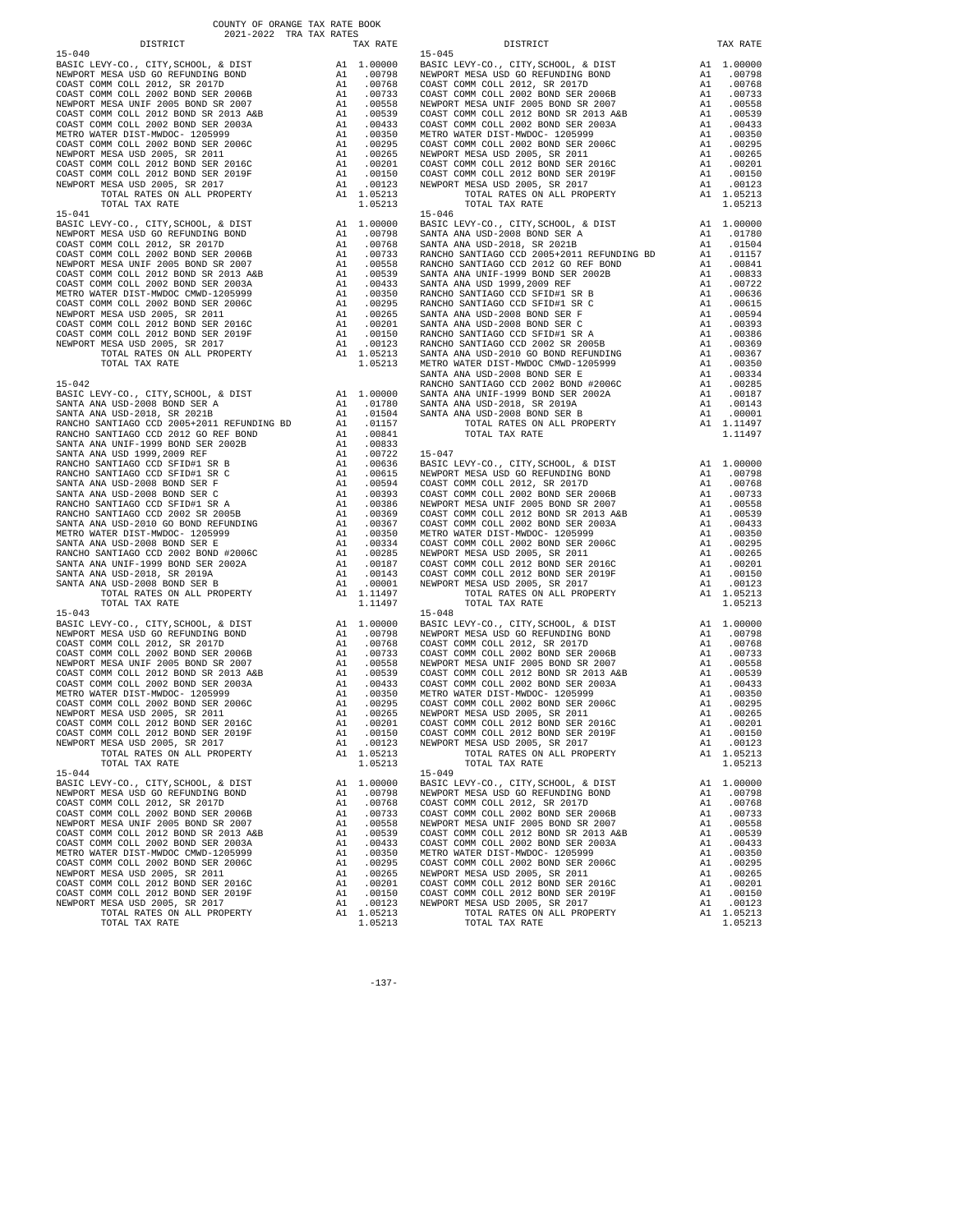COUNTY OF ORANGE TAX RATE BOOK
2021-2022 TRA TAX RATES

| DISTRICT | | TAX RATE |
|---|---|---|
| **15-040** | | |
| BASIC LEVY-CO., CITY,SCHOOL, & DIST | A1 | 1.00000 |
| NEWPORT MESA USD GO REFUNDING BOND | A1 | .00798 |
| COAST COMM COLL 2012, SR 2017D | A1 | .00768 |
| COAST COMM COLL 2002 BOND SER 2006B | A1 | .00733 |
| NEWPORT MESA UNIF 2005 BOND SR 2007 | A1 | .00558 |
| COAST COMM COLL 2012 BOND SR 2013 A&B | A1 | .00539 |
| COAST COMM COLL 2002 BOND SER 2003A | A1 | .00433 |
| METRO WATER DIST-MWDOC- 1205999 | A1 | .00350 |
| COAST COMM COLL 2002 BOND SER 2006C | A1 | .00295 |
| NEWPORT MESA USD 2005, SR 2011 | A1 | .00265 |
| COAST COMM COLL 2012 BOND SER 2016C | A1 | .00201 |
| COAST COMM COLL 2012 BOND SER 2019F | A1 | .00150 |
| NEWPORT MESA USD 2005, SR 2017 | A1 | .00123 |
| TOTAL RATES ON ALL PROPERTY | A1 | 1.05213 |
| TOTAL TAX RATE | | 1.05213 |
| **15-041** | | |
| BASIC LEVY-CO., CITY,SCHOOL, & DIST | A1 | 1.00000 |
| NEWPORT MESA USD GO REFUNDING BOND | A1 | .00798 |
| COAST COMM COLL 2012, SR 2017D | A1 | .00768 |
| COAST COMM COLL 2002 BOND SER 2006B | A1 | .00733 |
| NEWPORT MESA UNIF 2005 BOND SR 2007 | A1 | .00558 |
| COAST COMM COLL 2012 BOND SR 2013 A&B | A1 | .00539 |
| COAST COMM COLL 2002 BOND SER 2003A | A1 | .00433 |
| METRO WATER DIST-MWDOC CMWD-1205999 | A1 | .00350 |
| COAST COMM COLL 2002 BOND SER 2006C | A1 | .00295 |
| NEWPORT MESA USD 2005, SR 2011 | A1 | .00265 |
| COAST COMM COLL 2012 BOND SER 2016C | A1 | .00201 |
| COAST COMM COLL 2012 BOND SER 2019F | A1 | .00150 |
| NEWPORT MESA USD 2005, SR 2017 | A1 | .00123 |
| TOTAL RATES ON ALL PROPERTY | A1 | 1.05213 |
| TOTAL TAX RATE | | 1.05213 |
| **15-042** | | |
| BASIC LEVY-CO., CITY,SCHOOL, & DIST | A1 | 1.00000 |
| SANTA ANA USD-2008 BOND SER A | A1 | .01780 |
| SANTA ANA USD-2018, SR 2021B | A1 | .01504 |
| RANCHO SANTIAGO CCD 2005+2011 REFUNDING BD | A1 | .01157 |
| RANCHO SANTIAGO CCD 2012 GO REF BOND | A1 | .00841 |
| SANTA ANA UNIF-1999 BOND SER 2002B | A1 | .00833 |
| SANTA ANA USD 1999,2009 REF | A1 | .00722 |
| RANCHO SANTIAGO CCD SFID#1 SR B | A1 | .00636 |
| RANCHO SANTIAGO CCD SFID#1 SR C | A1 | .00615 |
| SANTA ANA USD-2008 BOND SER F | A1 | .00594 |
| SANTA ANA USD-2008 BOND SER C | A1 | .00393 |
| RANCHO SANTIAGO CCD SFID#1 SR A | A1 | .00386 |
| RANCHO SANTIAGO CCD 2002 SR 2005B | A1 | .00369 |
| SANTA ANA USD-2010 GO BOND REFUNDING | A1 | .00367 |
| METRO WATER DIST-MWDOC- 1205999 | A1 | .00350 |
| SANTA ANA USD-2008 BOND SER E | A1 | .00334 |
| RANCHO SANTIAGO CCD 2002 BOND #2006C | A1 | .00285 |
| SANTA ANA UNIF-1999 BOND SER 2002A | A1 | .00187 |
| SANTA ANA USD-2018, SR 2019A | A1 | .00143 |
| SANTA ANA USD-2008 BOND SER B | A1 | .00001 |
| TOTAL RATES ON ALL PROPERTY | A1 | 1.11497 |
| TOTAL TAX RATE | | 1.11497 |
| **15-043** | | |
| BASIC LEVY-CO., CITY,SCHOOL, & DIST | A1 | 1.00000 |
| NEWPORT MESA USD GO REFUNDING BOND | A1 | .00798 |
| COAST COMM COLL 2012, SR 2017D | A1 | .00768 |
| COAST COMM COLL 2002 BOND SER 2006B | A1 | .00733 |
| NEWPORT MESA UNIF 2005 BOND SR 2007 | A1 | .00558 |
| COAST COMM COLL 2012 BOND SR 2013 A&B | A1 | .00539 |
| COAST COMM COLL 2002 BOND SER 2003A | A1 | .00433 |
| METRO WATER DIST-MWDOC- 1205999 | A1 | .00350 |
| COAST COMM COLL 2002 BOND SER 2006C | A1 | .00295 |
| NEWPORT MESA USD 2005, SR 2011 | A1 | .00265 |
| COAST COMM COLL 2012 BOND SER 2016C | A1 | .00201 |
| COAST COMM COLL 2012 BOND SER 2019F | A1 | .00150 |
| NEWPORT MESA USD 2005, SR 2017 | A1 | .00123 |
| TOTAL RATES ON ALL PROPERTY | A1 | 1.05213 |
| TOTAL TAX RATE | | 1.05213 |
| **15-044** | | |
| BASIC LEVY-CO., CITY,SCHOOL, & DIST | A1 | 1.00000 |
| NEWPORT MESA USD GO REFUNDING BOND | A1 | .00798 |
| COAST COMM COLL 2012, SR 2017D | A1 | .00768 |
| COAST COMM COLL 2002 BOND SER 2006B | A1 | .00733 |
| NEWPORT MESA UNIF 2005 BOND SR 2007 | A1 | .00558 |
| COAST COMM COLL 2012 BOND SR 2013 A&B | A1 | .00539 |
| COAST COMM COLL 2002 BOND SER 2003A | A1 | .00433 |
| METRO WATER DIST-MWDOC CMWD-1205999 | A1 | .00350 |
| COAST COMM COLL 2002 BOND SER 2006C | A1 | .00295 |
| NEWPORT MESA USD 2005, SR 2011 | A1 | .00265 |
| COAST COMM COLL 2012 BOND SER 2016C | A1 | .00201 |
| COAST COMM COLL 2012 BOND SER 2019F | A1 | .00150 |
| NEWPORT MESA USD 2005, SR 2017 | A1 | .00123 |
| TOTAL RATES ON ALL PROPERTY | A1 | 1.05213 |
| TOTAL TAX RATE | | 1.05213 |
| **15-045** | | |
| BASIC LEVY-CO., CITY,SCHOOL, & DIST | A1 | 1.00000 |
| NEWPORT MESA USD GO REFUNDING BOND | A1 | .00798 |
| COAST COMM COLL 2012, SR 2017D | A1 | .00768 |
| COAST COMM COLL 2002 BOND SER 2006B | A1 | .00733 |
| NEWPORT MESA UNIF 2005 BOND SR 2007 | A1 | .00558 |
| COAST COMM COLL 2012 BOND SR 2013 A&B | A1 | .00539 |
| COAST COMM COLL 2002 BOND SER 2003A | A1 | .00433 |
| METRO WATER DIST-MWDOC- 1205999 | A1 | .00350 |
| COAST COMM COLL 2002 BOND SER 2006C | A1 | .00295 |
| NEWPORT MESA USD 2005, SR 2011 | A1 | .00265 |
| COAST COMM COLL 2012 BOND SER 2016C | A1 | .00201 |
| COAST COMM COLL 2012 BOND SER 2019F | A1 | .00150 |
| NEWPORT MESA USD 2005, SR 2017 | A1 | .00123 |
| TOTAL RATES ON ALL PROPERTY | A1 | 1.05213 |
| TOTAL TAX RATE | | 1.05213 |
| **15-046** | | |
| BASIC LEVY-CO., CITY,SCHOOL, & DIST | A1 | 1.00000 |
| SANTA ANA USD-2008 BOND SER A | A1 | .01780 |
| SANTA ANA USD-2018, SR 2021B | A1 | .01504 |
| RANCHO SANTIAGO CCD 2005+2011 REFUNDING BD | A1 | .01157 |
| RANCHO SANTIAGO CCD 2012 GO REF BOND | A1 | .00841 |
| SANTA ANA UNIF-1999 BOND SER 2002B | A1 | .00833 |
| SANTA ANA USD 1999,2009 REF | A1 | .00722 |
| RANCHO SANTIAGO CCD SFID#1 SR B | A1 | .00636 |
| RANCHO SANTIAGO CCD SFID#1 SR C | A1 | .00615 |
| SANTA ANA USD-2008 BOND SER F | A1 | .00594 |
| SANTA ANA USD-2008 BOND SER C | A1 | .00393 |
| RANCHO SANTIAGO CCD SFID#1 SR A | A1 | .00386 |
| RANCHO SANTIAGO CCD 2002 SR 2005B | A1 | .00369 |
| SANTA ANA USD-2010 GO BOND REFUNDING | A1 | .00367 |
| METRO WATER DIST-MWDOC CMWD-1205999 | A1 | .00350 |
| SANTA ANA USD-2008 BOND SER E | A1 | .00334 |
| RANCHO SANTIAGO CCD 2002 BOND #2006C | A1 | .00285 |
| SANTA ANA UNIF-1999 BOND SER 2002A | A1 | .00187 |
| SANTA ANA USD-2018, SR 2019A | A1 | .00143 |
| SANTA ANA USD-2008 BOND SER B | A1 | .00001 |
| TOTAL RATES ON ALL PROPERTY | A1 | 1.11497 |
| TOTAL TAX RATE | | 1.11497 |
| **15-047** | | |
| BASIC LEVY-CO., CITY,SCHOOL, & DIST | A1 | 1.00000 |
| NEWPORT MESA USD GO REFUNDING BOND | A1 | .00798 |
| COAST COMM COLL 2012, SR 2017D | A1 | .00768 |
| COAST COMM COLL 2002 BOND SER 2006B | A1 | .00733 |
| NEWPORT MESA UNIF 2005 BOND SR 2007 | A1 | .00558 |
| COAST COMM COLL 2012 BOND SR 2013 A&B | A1 | .00539 |
| COAST COMM COLL 2002 BOND SER 2003A | A1 | .00433 |
| METRO WATER DIST-MWDOC- 1205999 | A1 | .00350 |
| COAST COMM COLL 2002 BOND SER 2006C | A1 | .00295 |
| NEWPORT MESA USD 2005, SR 2011 | A1 | .00265 |
| COAST COMM COLL 2012 BOND SER 2016C | A1 | .00201 |
| COAST COMM COLL 2012 BOND SER 2019F | A1 | .00150 |
| NEWPORT MESA USD 2005, SR 2017 | A1 | .00123 |
| TOTAL RATES ON ALL PROPERTY | A1 | 1.05213 |
| TOTAL TAX RATE | | 1.05213 |
| **15-048** | | |
| BASIC LEVY-CO., CITY,SCHOOL, & DIST | A1 | 1.00000 |
| NEWPORT MESA USD GO REFUNDING BOND | A1 | .00798 |
| COAST COMM COLL 2012, SR 2017D | A1 | .00768 |
| COAST COMM COLL 2002 BOND SER 2006B | A1 | .00733 |
| NEWPORT MESA UNIF 2005 BOND SR 2007 | A1 | .00558 |
| COAST COMM COLL 2012 BOND SR 2013 A&B | A1 | .00539 |
| COAST COMM COLL 2002 BOND SER 2003A | A1 | .00433 |
| METRO WATER DIST-MWDOC- 1205999 | A1 | .00350 |
| COAST COMM COLL 2002 BOND SER 2006C | A1 | .00295 |
| NEWPORT MESA USD 2005, SR 2011 | A1 | .00265 |
| COAST COMM COLL 2012 BOND SER 2016C | A1 | .00201 |
| COAST COMM COLL 2012 BOND SER 2019F | A1 | .00150 |
| NEWPORT MESA USD 2005, SR 2017 | A1 | .00123 |
| TOTAL RATES ON ALL PROPERTY | A1 | 1.05213 |
| TOTAL TAX RATE | | 1.05213 |
| **15-049** | | |
| BASIC LEVY-CO., CITY,SCHOOL, & DIST | A1 | 1.00000 |
| NEWPORT MESA USD GO REFUNDING BOND | A1 | .00798 |
| COAST COMM COLL 2012, SR 2017D | A1 | .00768 |
| COAST COMM COLL 2002 BOND SER 2006B | A1 | .00733 |
| NEWPORT MESA UNIF 2005 BOND SR 2007 | A1 | .00558 |
| COAST COMM COLL 2012 BOND SR 2013 A&B | A1 | .00539 |
| COAST COMM COLL 2002 BOND SER 2003A | A1 | .00433 |
| METRO WATER DIST-MWDOC- 1205999 | A1 | .00350 |
| COAST COMM COLL 2002 BOND SER 2006C | A1 | .00295 |
| NEWPORT MESA USD 2005, SR 2011 | A1 | .00265 |
| COAST COMM COLL 2012 BOND SER 2016C | A1 | .00201 |
| COAST COMM COLL 2012 BOND SER 2019F | A1 | .00150 |
| NEWPORT MESA USD 2005, SR 2017 | A1 | .00123 |
| TOTAL RATES ON ALL PROPERTY | A1 | 1.05213 |
| TOTAL TAX RATE | | 1.05213 |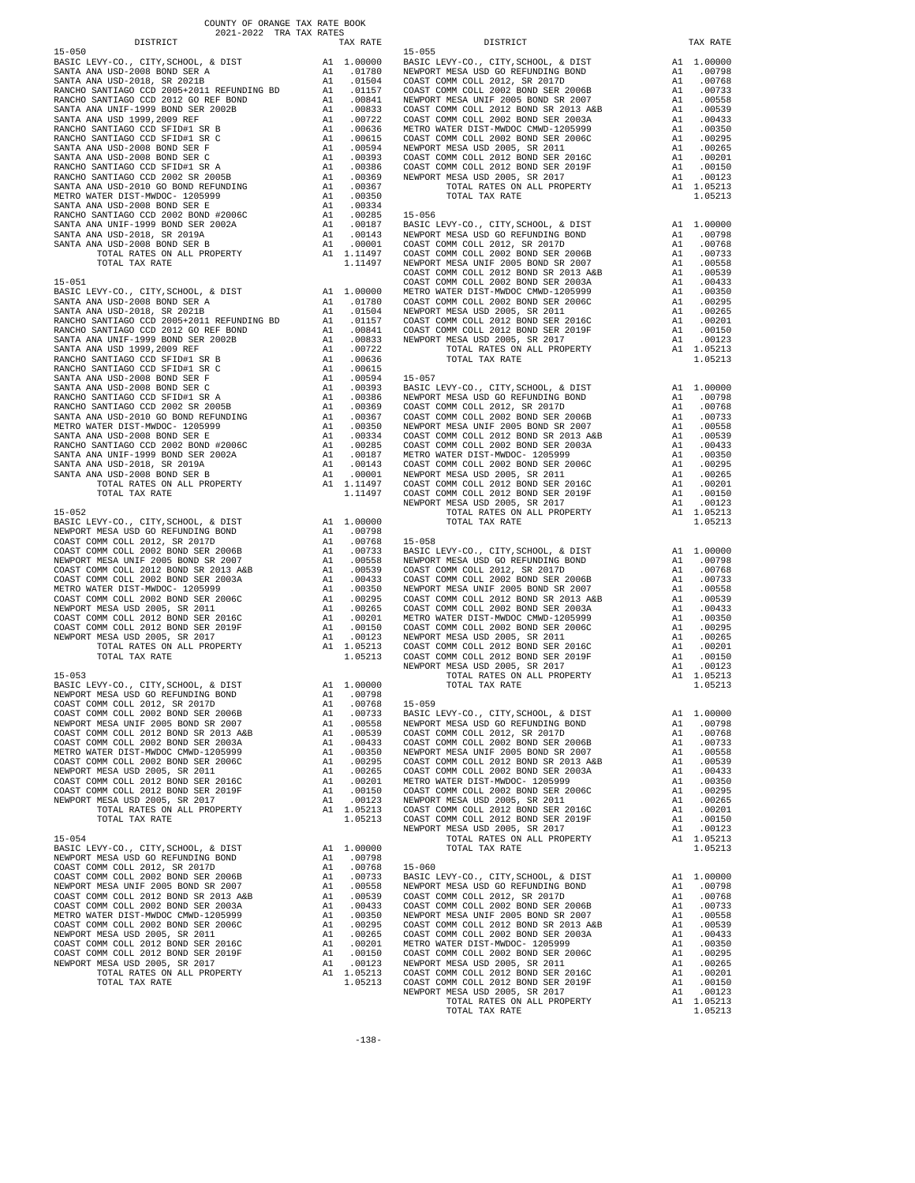COUNTY OF ORANGE TAX RATE BOOK
2021-2022 TRA TAX RATES

### 15-050

| DISTRICT | | TAX RATE |
|---|---|---|
| BASIC LEVY-CO., CITY,SCHOOL, & DIST | A1 | 1.00000 |
| SANTA ANA USD-2008 BOND SER A | A1 | .01780 |
| SANTA ANA USD-2018, SR 2021B | A1 | .01504 |
| RANCHO SANTIAGO CCD 2005+2011 REFUNDING BD | A1 | .01157 |
| RANCHO SANTIAGO CCD 2012 GO REF BOND | A1 | .00841 |
| SANTA ANA UNIF-1999 BOND SER 2002B | A1 | .00833 |
| SANTA ANA USD 1999,2009 REF | A1 | .00722 |
| RANCHO SANTIAGO CCD SFID#1 SR B | A1 | .00636 |
| RANCHO SANTIAGO CCD SFID#1 SR C | A1 | .00615 |
| SANTA ANA USD-2008 BOND SER F | A1 | .00594 |
| SANTA ANA USD-2008 BOND SER C | A1 | .00393 |
| RANCHO SANTIAGO CCD SFID#1 SR A | A1 | .00386 |
| RANCHO SANTIAGO CCD 2002 SER 2005B | A1 | .00369 |
| SANTA ANA USD-2010 GO BOND REFUNDING | A1 | .00367 |
| METRO WATER DIST-MWDOC- 1205999 | A1 | .00350 |
| SANTA ANA USD-2008 BOND SER E | A1 | .00334 |
| RANCHO SANTIAGO CCD 2002 BOND #2006C | A1 | .00285 |
| SANTA ANA UNIF-1999 BOND SER 2002A | A1 | .00187 |
| SANTA ANA USD-2018, SR 2019A | A1 | .00143 |
| SANTA ANA USD-2008 BOND SER B | A1 | .00001 |
| TOTAL RATES ON ALL PROPERTY | A1 | 1.11497 |
| TOTAL TAX RATE | | 1.11497 |

### 15-051

| DISTRICT | | TAX RATE |
|---|---|---|
| BASIC LEVY-CO., CITY,SCHOOL, & DIST | A1 | 1.00000 |
| SANTA ANA USD-2008 BOND SER A | A1 | .01780 |
| SANTA ANA USD-2018, SR 2021B | A1 | .01504 |
| RANCHO SANTIAGO CCD 2005+2011 REFUNDING BD | A1 | .01157 |
| RANCHO SANTIAGO CCD 2012 GO REF BOND | A1 | .00841 |
| SANTA ANA UNIF-1999 BOND SER 2002B | A1 | .00833 |
| SANTA ANA USD 1999,2009 REF | A1 | .00722 |
| RANCHO SANTIAGO CCD SFID#1 SR B | A1 | .00636 |
| RANCHO SANTIAGO CCD SFID#1 SR C | A1 | .00615 |
| SANTA ANA USD-2008 BOND SER F | A1 | .00594 |
| SANTA ANA USD-2008 BOND SER C | A1 | .00393 |
| RANCHO SANTIAGO CCD SFID#1 SR A | A1 | .00386 |
| RANCHO SANTIAGO CCD 2002 SER 2005B | A1 | .00369 |
| SANTA ANA USD-2010 GO BOND REFUNDING | A1 | .00367 |
| METRO WATER DIST-MWDOC- 1205999 | A1 | .00350 |
| SANTA ANA USD-2008 BOND SER E | A1 | .00334 |
| RANCHO SANTIAGO CCD 2002 BOND #2006C | A1 | .00285 |
| SANTA ANA UNIF-1999 BOND SER 2002A | A1 | .00187 |
| SANTA ANA USD-2018, SR 2019A | A1 | .00143 |
| SANTA ANA USD-2008 BOND SER B | A1 | .00001 |
| TOTAL RATES ON ALL PROPERTY | A1 | 1.11497 |
| TOTAL TAX RATE | | 1.11497 |

### 15-052

| DISTRICT | | TAX RATE |
|---|---|---|
| BASIC LEVY-CO., CITY,SCHOOL, & DIST | A1 | 1.00000 |
| NEWPORT MESA USD GO REFUNDING BOND | A1 | .00798 |
| COAST COMM COLL 2012, SR 2017D | A1 | .00768 |
| COAST COMM COLL 2002 BOND SER 2006B | A1 | .00733 |
| NEWPORT MESA UNIF 2005 BOND SR 2007 | A1 | .00558 |
| COAST COMM COLL 2012 BOND SR 2013 A&B | A1 | .00539 |
| COAST COMM COLL 2002 BOND SER 2003A | A1 | .00433 |
| METRO WATER DIST-MWDOC- 1205999 | A1 | .00350 |
| COAST COMM COLL 2002 BOND SER 2006C | A1 | .00295 |
| NEWPORT MESA USD 2005, SR 2011 | A1 | .00265 |
| COAST COMM COLL 2012 BOND SER 2016C | A1 | .00201 |
| COAST COMM COLL 2012 BOND SER 2019F | A1 | .00150 |
| NEWPORT MESA USD 2005, SR 2017 | A1 | .00123 |
| TOTAL RATES ON ALL PROPERTY | A1 | 1.05213 |
| TOTAL TAX RATE | | 1.05213 |

### 15-053

| DISTRICT | | TAX RATE |
|---|---|---|
| BASIC LEVY-CO., CITY,SCHOOL, & DIST | A1 | 1.00000 |
| NEWPORT MESA USD GO REFUNDING BOND | A1 | .00798 |
| COAST COMM COLL 2012, SR 2017D | A1 | .00768 |
| COAST COMM COLL 2002 BOND SER 2006B | A1 | .00733 |
| NEWPORT MESA UNIF 2005 BOND SR 2007 | A1 | .00558 |
| COAST COMM COLL 2012 BOND SR 2013 A&B | A1 | .00539 |
| COAST COMM COLL 2002 BOND SER 2003A | A1 | .00433 |
| METRO WATER DIST-MWDOC CMWD-1205999 | A1 | .00350 |
| COAST COMM COLL 2002 BOND SER 2006C | A1 | .00295 |
| NEWPORT MESA USD 2005, SR 2011 | A1 | .00265 |
| COAST COMM COLL 2012 BOND SER 2016C | A1 | .00201 |
| COAST COMM COLL 2012 BOND SER 2019F | A1 | .00150 |
| NEWPORT MESA USD 2005, SR 2017 | A1 | .00123 |
| TOTAL RATES ON ALL PROPERTY | A1 | 1.05213 |
| TOTAL TAX RATE | | 1.05213 |

### 15-054

| DISTRICT | | TAX RATE |
|---|---|---|
| BASIC LEVY-CO., CITY,SCHOOL, & DIST | A1 | 1.00000 |
| NEWPORT MESA USD GO REFUNDING BOND | A1 | .00798 |
| COAST COMM COLL 2012, SR 2017D | A1 | .00768 |
| COAST COMM COLL 2002 BOND SER 2006B | A1 | .00733 |
| NEWPORT MESA UNIF 2005 BOND SR 2007 | A1 | .00558 |
| COAST COMM COLL 2012 BOND SR 2013 A&B | A1 | .00539 |
| COAST COMM COLL 2002 BOND SER 2003A | A1 | .00433 |
| METRO WATER DIST-MWDOC CMWD-1205999 | A1 | .00350 |
| COAST COMM COLL 2002 BOND SER 2006C | A1 | .00295 |
| NEWPORT MESA USD 2005, SR 2011 | A1 | .00265 |
| COAST COMM COLL 2012 BOND SER 2016C | A1 | .00201 |
| COAST COMM COLL 2012 BOND SER 2019F | A1 | .00150 |
| NEWPORT MESA USD 2005, SR 2017 | A1 | .00123 |
| TOTAL RATES ON ALL PROPERTY | A1 | 1.05213 |
| TOTAL TAX RATE | | 1.05213 |

### 15-055

| DISTRICT | | TAX RATE |
|---|---|---|
| BASIC LEVY-CO., CITY,SCHOOL, & DIST | A1 | 1.00000 |
| NEWPORT MESA USD GO REFUNDING BOND | A1 | .00798 |
| COAST COMM COLL 2012, SR 2017D | A1 | .00768 |
| COAST COMM COLL 2002 BOND SER 2006B | A1 | .00733 |
| NEWPORT MESA UNIF 2005 BOND SR 2007 | A1 | .00558 |
| COAST COMM COLL 2012 BOND SR 2013 A&B | A1 | .00539 |
| COAST COMM COLL 2002 BOND SER 2003A | A1 | .00433 |
| METRO WATER DIST-MWDOC CMWD-1205999 | A1 | .00350 |
| COAST COMM COLL 2002 BOND SER 2006C | A1 | .00295 |
| NEWPORT MESA USD 2005, SR 2011 | A1 | .00265 |
| COAST COMM COLL 2012 BOND SER 2016C | A1 | .00201 |
| COAST COMM COLL 2012 BOND SER 2019F | A1 | .00150 |
| NEWPORT MESA USD 2005, SR 2017 | A1 | .00123 |
| TOTAL RATES ON ALL PROPERTY | A1 | 1.05213 |
| TOTAL TAX RATE | | 1.05213 |

### 15-056

| DISTRICT | | TAX RATE |
|---|---|---|
| BASIC LEVY-CO., CITY,SCHOOL, & DIST | A1 | 1.00000 |
| NEWPORT MESA USD GO REFUNDING BOND | A1 | .00798 |
| COAST COMM COLL 2012, SR 2017D | A1 | .00768 |
| COAST COMM COLL 2002 BOND SER 2006B | A1 | .00733 |
| NEWPORT MESA UNIF 2005 BOND SR 2007 | A1 | .00558 |
| COAST COMM COLL 2012 BOND SR 2013 A&B | A1 | .00539 |
| COAST COMM COLL 2002 BOND SER 2003A | A1 | .00433 |
| METRO WATER DIST-MWDOC CMWD-1205999 | A1 | .00350 |
| COAST COMM COLL 2002 BOND SER 2006C | A1 | .00295 |
| NEWPORT MESA USD 2005, SR 2011 | A1 | .00265 |
| COAST COMM COLL 2012 BOND SER 2016C | A1 | .00201 |
| COAST COMM COLL 2012 BOND SER 2019F | A1 | .00150 |
| NEWPORT MESA USD 2005, SR 2017 | A1 | .00123 |
| TOTAL RATES ON ALL PROPERTY | A1 | 1.05213 |
| TOTAL TAX RATE | | 1.05213 |

### 15-057

| DISTRICT | | TAX RATE |
|---|---|---|
| BASIC LEVY-CO., CITY,SCHOOL, & DIST | A1 | 1.00000 |
| NEWPORT MESA USD GO REFUNDING BOND | A1 | .00798 |
| COAST COMM COLL 2012, SR 2017D | A1 | .00768 |
| COAST COMM COLL 2002 BOND SER 2006B | A1 | .00733 |
| NEWPORT MESA UNIF 2005 BOND SR 2007 | A1 | .00558 |
| COAST COMM COLL 2012 BOND SR 2013 A&B | A1 | .00539 |
| COAST COMM COLL 2002 BOND SER 2003A | A1 | .00433 |
| METRO WATER DIST-MWDOC- 1205999 | A1 | .00350 |
| COAST COMM COLL 2002 BOND SER 2006C | A1 | .00295 |
| NEWPORT MESA USD 2005, SR 2011 | A1 | .00265 |
| COAST COMM COLL 2012 BOND SER 2016C | A1 | .00201 |
| COAST COMM COLL 2012 BOND SER 2019F | A1 | .00150 |
| NEWPORT MESA USD 2005, SR 2017 | A1 | .00123 |
| TOTAL RATES ON ALL PROPERTY | A1 | 1.05213 |
| TOTAL TAX RATE | | 1.05213 |

### 15-058

| DISTRICT | | TAX RATE |
|---|---|---|
| BASIC LEVY-CO., CITY,SCHOOL, & DIST | A1 | 1.00000 |
| NEWPORT MESA USD GO REFUNDING BOND | A1 | .00798 |
| COAST COMM COLL 2012, SR 2017D | A1 | .00768 |
| COAST COMM COLL 2002 BOND SER 2006B | A1 | .00733 |
| NEWPORT MESA UNIF 2005 BOND SR 2007 | A1 | .00558 |
| COAST COMM COLL 2012 BOND SR 2013 A&B | A1 | .00539 |
| COAST COMM COLL 2002 BOND SER 2003A | A1 | .00433 |
| METRO WATER DIST-MWDOC CMWD-1205999 | A1 | .00350 |
| COAST COMM COLL 2002 BOND SER 2006C | A1 | .00295 |
| NEWPORT MESA USD 2005, SR 2011 | A1 | .00265 |
| COAST COMM COLL 2012 BOND SER 2016C | A1 | .00201 |
| COAST COMM COLL 2012 BOND SER 2019F | A1 | .00150 |
| NEWPORT MESA USD 2005, SR 2017 | A1 | .00123 |
| TOTAL RATES ON ALL PROPERTY | A1 | 1.05213 |
| TOTAL TAX RATE | | 1.05213 |

### 15-059

| DISTRICT | | TAX RATE |
|---|---|---|
| BASIC LEVY-CO., CITY,SCHOOL, & DIST | A1 | 1.00000 |
| NEWPORT MESA USD GO REFUNDING BOND | A1 | .00798 |
| COAST COMM COLL 2012, SR 2017D | A1 | .00768 |
| COAST COMM COLL 2002 BOND SER 2006B | A1 | .00733 |
| NEWPORT MESA UNIF 2005 BOND SR 2007 | A1 | .00558 |
| COAST COMM COLL 2012 BOND SR 2013 A&B | A1 | .00539 |
| COAST COMM COLL 2002 BOND SER 2003A | A1 | .00433 |
| METRO WATER DIST-MWDOC- 1205999 | A1 | .00350 |
| COAST COMM COLL 2002 BOND SER 2006C | A1 | .00295 |
| NEWPORT MESA USD 2005, SR 2011 | A1 | .00265 |
| COAST COMM COLL 2012 BOND SER 2016C | A1 | .00201 |
| COAST COMM COLL 2012 BOND SER 2019F | A1 | .00150 |
| NEWPORT MESA USD 2005, SR 2017 | A1 | .00123 |
| TOTAL RATES ON ALL PROPERTY | A1 | 1.05213 |
| TOTAL TAX RATE | | 1.05213 |

### 15-060

| DISTRICT | | TAX RATE |
|---|---|---|
| BASIC LEVY-CO., CITY,SCHOOL, & DIST | A1 | 1.00000 |
| NEWPORT MESA USD GO REFUNDING BOND | A1 | .00798 |
| COAST COMM COLL 2012, SR 2017D | A1 | .00768 |
| COAST COMM COLL 2002 BOND SER 2006B | A1 | .00733 |
| NEWPORT MESA UNIF 2005 BOND SR 2007 | A1 | .00558 |
| COAST COMM COLL 2012 BOND SR 2013 A&B | A1 | .00539 |
| COAST COMM COLL 2002 BOND SER 2003A | A1 | .00433 |
| METRO WATER DIST-MWDOC- 1205999 | A1 | .00350 |
| COAST COMM COLL 2002 BOND SER 2006C | A1 | .00295 |
| NEWPORT MESA USD 2005, SR 2011 | A1 | .00265 |
| COAST COMM COLL 2012 BOND SER 2016C | A1 | .00201 |
| COAST COMM COLL 2012 BOND SER 2019F | A1 | .00150 |
| NEWPORT MESA USD 2005, SR 2017 | A1 | .00123 |
| TOTAL RATES ON ALL PROPERTY | A1 | 1.05213 |
| TOTAL TAX RATE | | 1.05213 |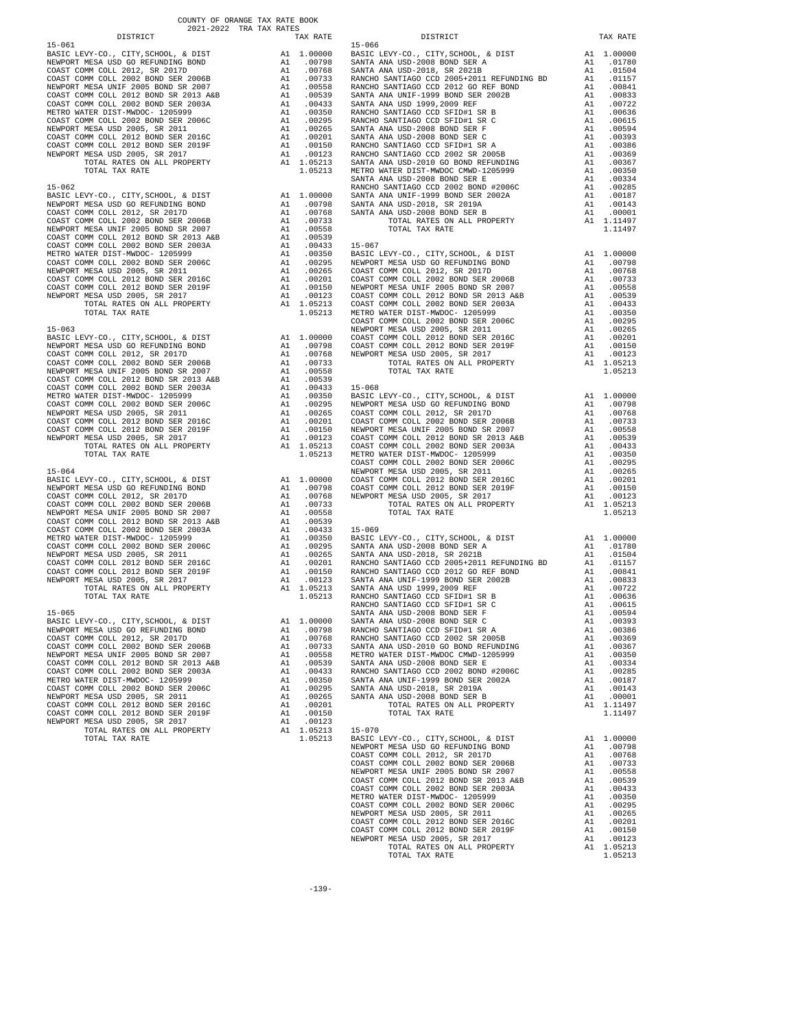COUNTY OF ORANGE TAX RATE BOOK
2021-2022 TRA TAX RATES

| DISTRICT | | TAX RATE |
|---|---|---|
| **15-061** | | |
| BASIC LEVY-CO., CITY,SCHOOL, & DIST | A1 | 1.00000 |
| NEWPORT MESA USD GO REFUNDING BOND | A1 | .00798 |
| COAST COMM COLL 2012, SR 2017D | A1 | .00768 |
| COAST COMM COLL 2002 BOND SER 2006B | A1 | .00733 |
| NEWPORT MESA UNIF 2005 BOND SR 2007 | A1 | .00558 |
| COAST COMM COLL 2012 BOND SR 2013 A&B | A1 | .00539 |
| COAST COMM COLL 2002 BOND SER 2003A | A1 | .00433 |
| METRO WATER DIST-MWDOC- 1205999 | A1 | .00350 |
| COAST COMM COLL 2002 BOND SER 2006C | A1 | .00295 |
| NEWPORT MESA USD 2005, SR 2011 | A1 | .00265 |
| COAST COMM COLL 2012 BOND SER 2016C | A1 | .00201 |
| COAST COMM COLL 2012 BOND SER 2019F | A1 | .00150 |
| NEWPORT MESA USD 2005, SR 2017 | A1 | .00123 |
| TOTAL RATES ON ALL PROPERTY | A1 | 1.05213 |
| TOTAL TAX RATE | | 1.05213 |
| **15-062** | | |
| BASIC LEVY-CO., CITY,SCHOOL, & DIST | A1 | 1.00000 |
| NEWPORT MESA USD GO REFUNDING BOND | A1 | .00798 |
| COAST COMM COLL 2012, SR 2017D | A1 | .00768 |
| COAST COMM COLL 2002 BOND SER 2006B | A1 | .00733 |
| NEWPORT MESA UNIF 2005 BOND SR 2007 | A1 | .00558 |
| COAST COMM COLL 2012 BOND SR 2013 A&B | A1 | .00539 |
| COAST COMM COLL 2002 BOND SER 2003A | A1 | .00433 |
| METRO WATER DIST-MWDOC- 1205999 | A1 | .00350 |
| COAST COMM COLL 2002 BOND SER 2006C | A1 | .00295 |
| NEWPORT MESA USD 2005, SR 2011 | A1 | .00265 |
| COAST COMM COLL 2012 BOND SER 2016C | A1 | .00201 |
| COAST COMM COLL 2012 BOND SER 2019F | A1 | .00150 |
| NEWPORT MESA USD 2005, SR 2017 | A1 | .00123 |
| TOTAL RATES ON ALL PROPERTY | A1 | 1.05213 |
| TOTAL TAX RATE | | 1.05213 |
| **15-063** | | |
| BASIC LEVY-CO., CITY,SCHOOL, & DIST | A1 | 1.00000 |
| NEWPORT MESA USD GO REFUNDING BOND | A1 | .00798 |
| COAST COMM COLL 2012, SR 2017D | A1 | .00768 |
| COAST COMM COLL 2002 BOND SER 2006B | A1 | .00733 |
| NEWPORT MESA UNIF 2005 BOND SR 2007 | A1 | .00558 |
| COAST COMM COLL 2012 BOND SR 2013 A&B | A1 | .00539 |
| COAST COMM COLL 2002 BOND SER 2003A | A1 | .00433 |
| METRO WATER DIST-MWDOC- 1205999 | A1 | .00350 |
| COAST COMM COLL 2002 BOND SER 2006C | A1 | .00295 |
| NEWPORT MESA USD 2005, SR 2011 | A1 | .00265 |
| COAST COMM COLL 2012 BOND SER 2016C | A1 | .00201 |
| COAST COMM COLL 2012 BOND SER 2019F | A1 | .00150 |
| NEWPORT MESA USD 2005, SR 2017 | A1 | .00123 |
| TOTAL RATES ON ALL PROPERTY | A1 | 1.05213 |
| TOTAL TAX RATE | | 1.05213 |
| **15-064** | | |
| BASIC LEVY-CO., CITY,SCHOOL, & DIST | A1 | 1.00000 |
| NEWPORT MESA USD GO REFUNDING BOND | A1 | .00798 |
| COAST COMM COLL 2012, SR 2017D | A1 | .00768 |
| COAST COMM COLL 2002 BOND SER 2006B | A1 | .00733 |
| NEWPORT MESA UNIF 2005 BOND SR 2007 | A1 | .00558 |
| COAST COMM COLL 2012 BOND SR 2013 A&B | A1 | .00539 |
| COAST COMM COLL 2002 BOND SER 2003A | A1 | .00433 |
| METRO WATER DIST-MWDOC- 1205999 | A1 | .00350 |
| COAST COMM COLL 2002 BOND SER 2006C | A1 | .00295 |
| NEWPORT MESA USD 2005, SR 2011 | A1 | .00265 |
| COAST COMM COLL 2012 BOND SER 2016C | A1 | .00201 |
| COAST COMM COLL 2012 BOND SER 2019F | A1 | .00150 |
| NEWPORT MESA USD 2005, SR 2017 | A1 | .00123 |
| TOTAL RATES ON ALL PROPERTY | A1 | 1.05213 |
| TOTAL TAX RATE | | 1.05213 |
| **15-065** | | |
| BASIC LEVY-CO., CITY,SCHOOL, & DIST | A1 | 1.00000 |
| NEWPORT MESA USD GO REFUNDING BOND | A1 | .00798 |
| COAST COMM COLL 2012, SR 2017D | A1 | .00768 |
| COAST COMM COLL 2002 BOND SER 2006B | A1 | .00733 |
| NEWPORT MESA UNIF 2005 BOND SR 2007 | A1 | .00558 |
| COAST COMM COLL 2012 BOND SR 2013 A&B | A1 | .00539 |
| COAST COMM COLL 2002 BOND SER 2003A | A1 | .00433 |
| METRO WATER DIST-MWDOC- 1205999 | A1 | .00350 |
| COAST COMM COLL 2002 BOND SER 2006C | A1 | .00295 |
| NEWPORT MESA USD 2005, SR 2011 | A1 | .00265 |
| COAST COMM COLL 2012 BOND SER 2016C | A1 | .00201 |
| COAST COMM COLL 2012 BOND SER 2019F | A1 | .00150 |
| NEWPORT MESA USD 2005, SR 2017 | A1 | .00123 |
| TOTAL RATES ON ALL PROPERTY | A1 | 1.05213 |
| TOTAL TAX RATE | | 1.05213 |
| **15-066** | | |
| BASIC LEVY-CO., CITY,SCHOOL, & DIST | A1 | 1.00000 |
| SANTA ANA USD-2008 BOND SER A | A1 | .01780 |
| SANTA ANA USD-2018, SR 2021B | A1 | .01504 |
| RANCHO SANTIAGO CCD 2005+2011 REFUNDING BD | A1 | .01157 |
| RANCHO SANTIAGO CCD 2012 GO REF BOND | A1 | .00841 |
| SANTA ANA UNIF-1999 BOND SER 2002B | A1 | .00833 |
| SANTA ANA USD 1999,2009 REF | A1 | .00722 |
| RANCHO SANTIAGO CCD SFID#1 SR B | A1 | .00636 |
| RANCHO SANTIAGO CCD SFID#1 SR C | A1 | .00615 |
| SANTA ANA USD-2008 BOND SER F | A1 | .00594 |
| SANTA ANA USD-2008 BOND SER C | A1 | .00393 |
| RANCHO SANTIAGO CCD SFID#1 SR A | A1 | .00386 |
| RANCHO SANTIAGO CCD 2002 SR 2005B | A1 | .00369 |
| SANTA ANA USD-2010 GO BOND REFUNDING | A1 | .00367 |
| METRO WATER DIST-MWDOC CMWD-1205999 | A1 | .00350 |
| SANTA ANA USD-2008 BOND SER E | A1 | .00334 |
| RANCHO SANTIAGO CCD 2002 BOND #2006C | A1 | .00285 |
| SANTA ANA UNIF-1999 BOND SER 2002A | A1 | .00187 |
| SANTA ANA USD-2018, SR 2019A | A1 | .00143 |
| SANTA ANA USD-2008 BOND SER B | A1 | .00001 |
| TOTAL RATES ON ALL PROPERTY | A1 | 1.11497 |
| TOTAL TAX RATE | | 1.11497 |
| **15-067** | | |
| BASIC LEVY-CO., CITY,SCHOOL, & DIST | A1 | 1.00000 |
| NEWPORT MESA USD GO REFUNDING BOND | A1 | .00798 |
| COAST COMM COLL 2012, SR 2017D | A1 | .00768 |
| COAST COMM COLL 2002 BOND SER 2006B | A1 | .00733 |
| NEWPORT MESA UNIF 2005 BOND SR 2007 | A1 | .00558 |
| COAST COMM COLL 2012 BOND SR 2013 A&B | A1 | .00539 |
| COAST COMM COLL 2002 BOND SER 2003A | A1 | .00433 |
| METRO WATER DIST-MWDOC- 1205999 | A1 | .00350 |
| COAST COMM COLL 2002 BOND SER 2006C | A1 | .00295 |
| NEWPORT MESA USD 2005, SR 2011 | A1 | .00265 |
| COAST COMM COLL 2012 BOND SER 2016C | A1 | .00201 |
| COAST COMM COLL 2012 BOND SER 2019F | A1 | .00150 |
| NEWPORT MESA USD 2005, SR 2017 | A1 | .00123 |
| TOTAL RATES ON ALL PROPERTY | A1 | 1.05213 |
| TOTAL TAX RATE | | 1.05213 |
| **15-068** | | |
| BASIC LEVY-CO., CITY,SCHOOL, & DIST | A1 | 1.00000 |
| NEWPORT MESA USD GO REFUNDING BOND | A1 | .00798 |
| COAST COMM COLL 2012, SR 2017D | A1 | .00768 |
| COAST COMM COLL 2002 BOND SER 2006B | A1 | .00733 |
| NEWPORT MESA UNIF 2005 BOND SR 2007 | A1 | .00558 |
| COAST COMM COLL 2012 BOND SR 2013 A&B | A1 | .00539 |
| COAST COMM COLL 2002 BOND SER 2003A | A1 | .00433 |
| METRO WATER DIST-MWDOC- 1205999 | A1 | .00350 |
| COAST COMM COLL 2002 BOND SER 2006C | A1 | .00295 |
| NEWPORT MESA USD 2005, SR 2011 | A1 | .00265 |
| COAST COMM COLL 2012 BOND SER 2016C | A1 | .00201 |
| COAST COMM COLL 2012 BOND SER 2019F | A1 | .00150 |
| NEWPORT MESA USD 2005, SR 2017 | A1 | .00123 |
| TOTAL RATES ON ALL PROPERTY | A1 | 1.05213 |
| TOTAL TAX RATE | | 1.05213 |
| **15-069** | | |
| BASIC LEVY-CO., CITY,SCHOOL, & DIST | A1 | 1.00000 |
| SANTA ANA USD-2008 BOND SER A | A1 | .01780 |
| SANTA ANA USD-2018, SR 2021B | A1 | .01504 |
| RANCHO SANTIAGO CCD 2005+2011 REFUNDING BD | A1 | .01157 |
| RANCHO SANTIAGO CCD 2012 GO REF BOND | A1 | .00841 |
| SANTA ANA UNIF-1999 BOND SER 2002B | A1 | .00833 |
| SANTA ANA USD 1999,2009 REF | A1 | .00722 |
| RANCHO SANTIAGO CCD SFID#1 SR B | A1 | .00636 |
| RANCHO SANTIAGO CCD SFID#1 SR C | A1 | .00615 |
| SANTA ANA USD-2008 BOND SER F | A1 | .00594 |
| SANTA ANA USD-2008 BOND SER C | A1 | .00393 |
| RANCHO SANTIAGO CCD SFID#1 SR A | A1 | .00386 |
| RANCHO SANTIAGO CCD 2002 SR 2005B | A1 | .00369 |
| SANTA ANA USD-2010 GO BOND REFUNDING | A1 | .00367 |
| METRO WATER DIST-MWDOC CMWD-1205999 | A1 | .00350 |
| SANTA ANA USD-2008 BOND SER E | A1 | .00334 |
| RANCHO SANTIAGO CCD 2002 BOND #2006C | A1 | .00285 |
| SANTA ANA UNIF-1999 BOND SER 2002A | A1 | .00187 |
| SANTA ANA USD-2018, SR 2019A | A1 | .00143 |
| SANTA ANA USD-2008 BOND SER B | A1 | .00001 |
| TOTAL RATES ON ALL PROPERTY | A1 | 1.11497 |
| TOTAL TAX RATE | | 1.11497 |
| **15-070** | | |
| BASIC LEVY-CO., CITY,SCHOOL, & DIST | A1 | 1.00000 |
| NEWPORT MESA USD GO REFUNDING BOND | A1 | .00798 |
| COAST COMM COLL 2012, SR 2017D | A1 | .00768 |
| COAST COMM COLL 2002 BOND SER 2006B | A1 | .00733 |
| NEWPORT MESA UNIF 2005 BOND SR 2007 | A1 | .00558 |
| COAST COMM COLL 2012 BOND SR 2013 A&B | A1 | .00539 |
| COAST COMM COLL 2002 BOND SER 2003A | A1 | .00433 |
| METRO WATER DIST-MWDOC- 1205999 | A1 | .00350 |
| COAST COMM COLL 2002 BOND SER 2006C | A1 | .00295 |
| NEWPORT MESA USD 2005, SR 2011 | A1 | .00265 |
| COAST COMM COLL 2012 BOND SER 2016C | A1 | .00201 |
| COAST COMM COLL 2012 BOND SER 2019F | A1 | .00150 |
| NEWPORT MESA USD 2005, SR 2017 | A1 | .00123 |
| TOTAL RATES ON ALL PROPERTY | A1 | 1.05213 |
| TOTAL TAX RATE | | 1.05213 |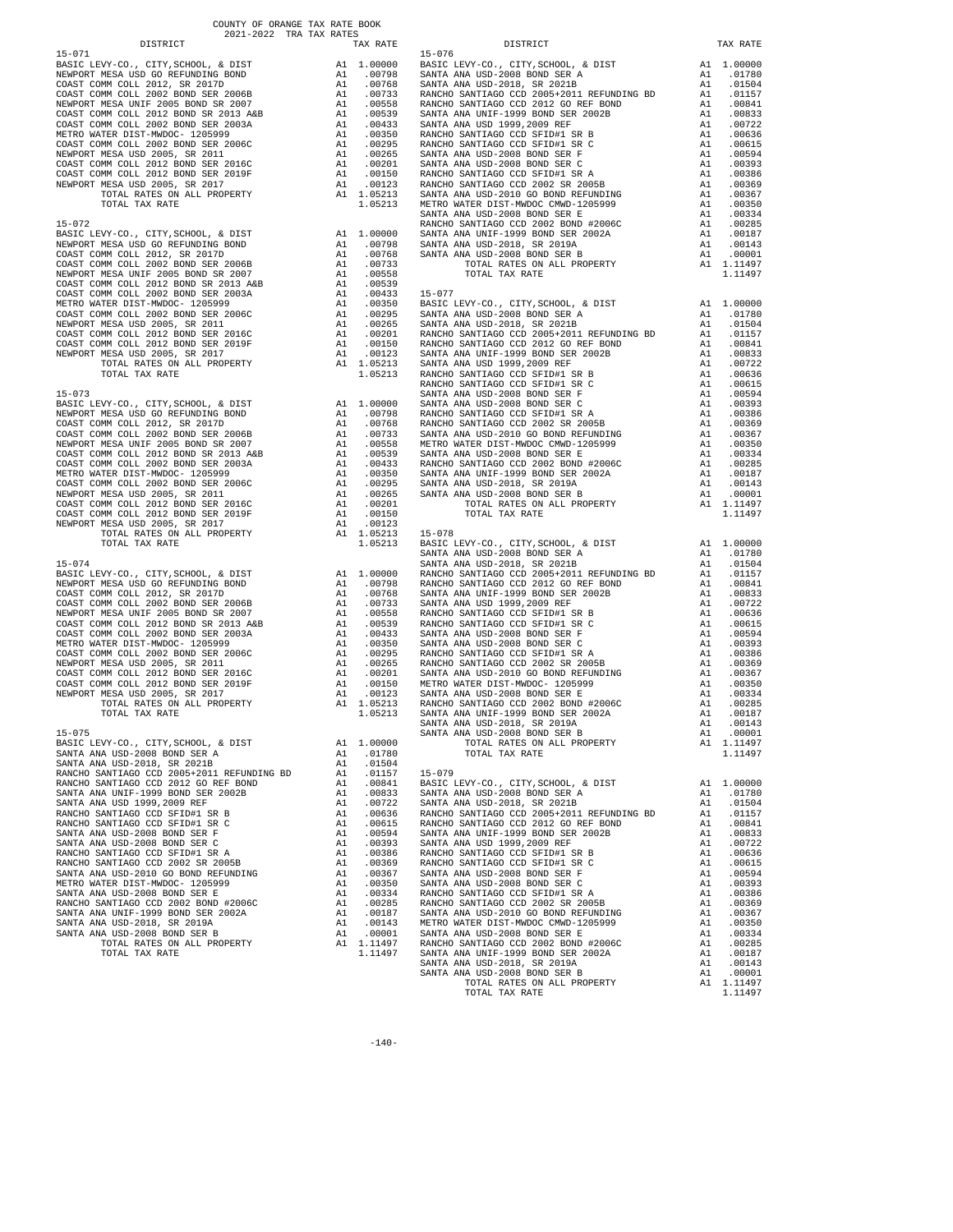COUNTY OF ORANGE TAX RATE BOOK
2021-2022 TRA TAX RATES

| DISTRICT | | TAX RATE |
|---|---|---|
| **15-071** | | |
| BASIC LEVY-CO., CITY,SCHOOL, & DIST | A1 | 1.00000 |
| NEWPORT MESA USD GO REFUNDING BOND | A1 | .00798 |
| COAST COMM COLL 2012, SR 2017D | A1 | .00768 |
| COAST COMM COLL 2002 BOND SER 2006B | A1 | .00733 |
| NEWPORT MESA UNIF 2005 BOND SR 2007 | A1 | .00558 |
| COAST COMM COLL 2012 BOND SR 2013 A&B | A1 | .00539 |
| COAST COMM COLL 2002 BOND SER 2003A | A1 | .00433 |
| METRO WATER DIST-MWDOC- 1205999 | A1 | .00350 |
| COAST COMM COLL 2002 BOND SER 2006C | A1 | .00295 |
| NEWPORT MESA USD 2005, SR 2011 | A1 | .00265 |
| COAST COMM COLL 2012 BOND SER 2016C | A1 | .00201 |
| COAST COMM COLL 2012 BOND SER 2019F | A1 | .00150 |
| NEWPORT MESA USD 2005, SR 2017 | A1 | .00123 |
| TOTAL RATES ON ALL PROPERTY | A1 | 1.05213 |
| TOTAL TAX RATE | | 1.05213 |
| **15-072** | | |
| BASIC LEVY-CO., CITY,SCHOOL, & DIST | A1 | 1.00000 |
| NEWPORT MESA USD GO REFUNDING BOND | A1 | .00798 |
| COAST COMM COLL 2012, SR 2017D | A1 | .00768 |
| COAST COMM COLL 2002 BOND SER 2006B | A1 | .00733 |
| NEWPORT MESA UNIF 2005 BOND SR 2007 | A1 | .00558 |
| COAST COMM COLL 2012 BOND SR 2013 A&B | A1 | .00539 |
| COAST COMM COLL 2002 BOND SER 2003A | A1 | .00433 |
| METRO WATER DIST-MWDOC- 1205999 | A1 | .00350 |
| COAST COMM COLL 2002 BOND SER 2006C | A1 | .00295 |
| NEWPORT MESA USD 2005, SR 2011 | A1 | .00265 |
| COAST COMM COLL 2012 BOND SER 2016C | A1 | .00201 |
| COAST COMM COLL 2012 BOND SER 2019F | A1 | .00150 |
| NEWPORT MESA USD 2005, SR 2017 | A1 | .00123 |
| TOTAL RATES ON ALL PROPERTY | A1 | 1.05213 |
| TOTAL TAX RATE | | 1.05213 |
| **15-073** | | |
| BASIC LEVY-CO., CITY,SCHOOL, & DIST | A1 | 1.00000 |
| NEWPORT MESA USD GO REFUNDING BOND | A1 | .00798 |
| COAST COMM COLL 2012, SR 2017D | A1 | .00768 |
| COAST COMM COLL 2002 BOND SER 2006B | A1 | .00733 |
| NEWPORT MESA UNIF 2005 BOND SR 2007 | A1 | .00558 |
| COAST COMM COLL 2012 BOND SR 2013 A&B | A1 | .00539 |
| COAST COMM COLL 2002 BOND SER 2003A | A1 | .00433 |
| METRO WATER DIST-MWDOC- 1205999 | A1 | .00350 |
| COAST COMM COLL 2002 BOND SER 2006C | A1 | .00295 |
| NEWPORT MESA USD 2005, SR 2011 | A1 | .00265 |
| COAST COMM COLL 2012 BOND SER 2016C | A1 | .00201 |
| COAST COMM COLL 2012 BOND SER 2019F | A1 | .00150 |
| NEWPORT MESA USD 2005, SR 2017 | A1 | .00123 |
| TOTAL RATES ON ALL PROPERTY | A1 | 1.05213 |
| TOTAL TAX RATE | | 1.05213 |
| **15-074** | | |
| BASIC LEVY-CO., CITY,SCHOOL, & DIST | A1 | 1.00000 |
| NEWPORT MESA USD GO REFUNDING BOND | A1 | .00798 |
| COAST COMM COLL 2012, SR 2017D | A1 | .00768 |
| COAST COMM COLL 2002 BOND SER 2006B | A1 | .00733 |
| NEWPORT MESA UNIF 2005 BOND SR 2007 | A1 | .00558 |
| COAST COMM COLL 2012 BOND SR 2013 A&B | A1 | .00539 |
| COAST COMM COLL 2002 BOND SER 2003A | A1 | .00433 |
| METRO WATER DIST-MWDOC- 1205999 | A1 | .00350 |
| COAST COMM COLL 2002 BOND SER 2006C | A1 | .00295 |
| NEWPORT MESA USD 2005, SR 2011 | A1 | .00265 |
| COAST COMM COLL 2012 BOND SER 2016C | A1 | .00201 |
| COAST COMM COLL 2012 BOND SER 2019F | A1 | .00150 |
| NEWPORT MESA USD 2005, SR 2017 | A1 | .00123 |
| TOTAL RATES ON ALL PROPERTY | A1 | 1.05213 |
| TOTAL TAX RATE | | 1.05213 |
| **15-075** | | |
| BASIC LEVY-CO., CITY,SCHOOL, & DIST | A1 | 1.00000 |
| SANTA ANA USD-2008 BOND SER A | A1 | .01780 |
| SANTA ANA USD-2018, SR 2021B | A1 | .01504 |
| RANCHO SANTIAGO CCD 2005+2011 REFUNDING BD | A1 | .01157 |
| RANCHO SANTIAGO CCD 2012 GO REF BOND | A1 | .00841 |
| SANTA ANA UNIF-1999 BOND SER 2002B | A1 | .00833 |
| SANTA ANA USD 1999,2009 REF | A1 | .00722 |
| RANCHO SANTIAGO CCD SFID#1 SR B | A1 | .00636 |
| RANCHO SANTIAGO CCD SFID#1 SR C | A1 | .00615 |
| SANTA ANA USD-2008 BOND SER F | A1 | .00594 |
| SANTA ANA USD-2008 BOND SER C | A1 | .00393 |
| RANCHO SANTIAGO CCD SFID#1 SR A | A1 | .00386 |
| RANCHO SANTIAGO CCD 2002 SR 2005B | A1 | .00369 |
| SANTA ANA USD-2010 GO BOND REFUNDING | A1 | .00367 |
| METRO WATER DIST-MWDOC- 1205999 | A1 | .00350 |
| SANTA ANA USD-2008 BOND SER E | A1 | .00334 |
| RANCHO SANTIAGO CCD 2002 BOND #2006C | A1 | .00285 |
| SANTA ANA UNIF-1999 BOND SER 2002A | A1 | .00187 |
| SANTA ANA USD-2018, SR 2019A | A1 | .00143 |
| SANTA ANA USD-2008 BOND SER B | A1 | .00001 |
| TOTAL RATES ON ALL PROPERTY | A1 | 1.11497 |
| TOTAL TAX RATE | | 1.11497 |
| **15-076** | | |
| BASIC LEVY-CO., CITY,SCHOOL, & DIST | A1 | 1.00000 |
| SANTA ANA USD-2008 BOND SER A | A1 | .01780 |
| SANTA ANA USD-2018, SR 2021B | A1 | .01504 |
| RANCHO SANTIAGO CCD 2005+2011 REFUNDING BD | A1 | .01157 |
| RANCHO SANTIAGO CCD 2012 GO REF BOND | A1 | .00841 |
| SANTA ANA UNIF-1999 BOND SER 2002B | A1 | .00833 |
| SANTA ANA USD 1999,2009 REF | A1 | .00722 |
| RANCHO SANTIAGO CCD SFID#1 SR B | A1 | .00636 |
| RANCHO SANTIAGO CCD SFID#1 SR C | A1 | .00615 |
| SANTA ANA USD-2008 BOND SER F | A1 | .00594 |
| SANTA ANA USD-2008 BOND SER C | A1 | .00393 |
| RANCHO SANTIAGO CCD SFID#1 SR A | A1 | .00386 |
| RANCHO SANTIAGO CCD 2002 SR 2005B | A1 | .00369 |
| SANTA ANA USD-2010 GO BOND REFUNDING | A1 | .00367 |
| METRO WATER DIST-MWDOC CMWD-1205999 | A1 | .00350 |
| SANTA ANA USD-2008 BOND SER E | A1 | .00334 |
| RANCHO SANTIAGO CCD 2002 BOND #2006C | A1 | .00285 |
| SANTA ANA UNIF-1999 BOND SER 2002A | A1 | .00187 |
| SANTA ANA USD-2018, SR 2019A | A1 | .00143 |
| SANTA ANA USD-2008 BOND SER B | A1 | .00001 |
| TOTAL RATES ON ALL PROPERTY | A1 | 1.11497 |
| TOTAL TAX RATE | | 1.11497 |
| **15-077** | | |
| BASIC LEVY-CO., CITY,SCHOOL, & DIST | A1 | 1.00000 |
| SANTA ANA USD-2008 BOND SER A | A1 | .01780 |
| SANTA ANA USD-2018, SR 2021B | A1 | .01504 |
| RANCHO SANTIAGO CCD 2005+2011 REFUNDING BD | A1 | .01157 |
| RANCHO SANTIAGO CCD 2012 GO REF BOND | A1 | .00841 |
| SANTA ANA UNIF-1999 BOND SER 2002B | A1 | .00833 |
| SANTA ANA USD 1999,2009 REF | A1 | .00722 |
| RANCHO SANTIAGO CCD SFID#1 SR B | A1 | .00636 |
| RANCHO SANTIAGO CCD SFID#1 SR C | A1 | .00615 |
| SANTA ANA USD-2008 BOND SER F | A1 | .00594 |
| SANTA ANA USD-2008 BOND SER C | A1 | .00393 |
| RANCHO SANTIAGO CCD SFID#1 SR A | A1 | .00386 |
| RANCHO SANTIAGO CCD 2002 SR 2005B | A1 | .00369 |
| SANTA ANA USD-2010 GO BOND REFUNDING | A1 | .00367 |
| METRO WATER DIST-MWDOC CMWD-1205999 | A1 | .00350 |
| SANTA ANA USD-2008 BOND SER E | A1 | .00334 |
| RANCHO SANTIAGO CCD 2002 BOND #2006C | A1 | .00285 |
| SANTA ANA UNIF-1999 BOND SER 2002A | A1 | .00187 |
| SANTA ANA USD-2018, SR 2019A | A1 | .00143 |
| SANTA ANA USD-2008 BOND SER B | A1 | .00001 |
| TOTAL RATES ON ALL PROPERTY | A1 | 1.11497 |
| TOTAL TAX RATE | | 1.11497 |
| **15-078** | | |
| BASIC LEVY-CO., CITY,SCHOOL, & DIST | A1 | 1.00000 |
| SANTA ANA USD-2008 BOND SER A | A1 | .01780 |
| SANTA ANA USD-2018, SR 2021B | A1 | .01504 |
| RANCHO SANTIAGO CCD 2005+2011 REFUNDING BD | A1 | .01157 |
| RANCHO SANTIAGO CCD 2012 GO REF BOND | A1 | .00841 |
| SANTA ANA UNIF-1999 BOND SER 2002B | A1 | .00833 |
| SANTA ANA USD 1999,2009 REF | A1 | .00722 |
| RANCHO SANTIAGO CCD SFID#1 SR B | A1 | .00636 |
| RANCHO SANTIAGO CCD SFID#1 SR C | A1 | .00615 |
| SANTA ANA USD-2008 BOND SER F | A1 | .00594 |
| SANTA ANA USD-2008 BOND SER C | A1 | .00393 |
| RANCHO SANTIAGO CCD SFID#1 SR A | A1 | .00386 |
| RANCHO SANTIAGO CCD 2002 SR 2005B | A1 | .00369 |
| SANTA ANA USD-2010 GO BOND REFUNDING | A1 | .00367 |
| METRO WATER DIST-MWDOC- 1205999 | A1 | .00350 |
| SANTA ANA USD-2008 BOND SER E | A1 | .00334 |
| RANCHO SANTIAGO CCD 2002 BOND #2006C | A1 | .00285 |
| SANTA ANA UNIF-1999 BOND SER 2002A | A1 | .00187 |
| SANTA ANA USD-2018, SR 2019A | A1 | .00143 |
| SANTA ANA USD-2008 BOND SER B | A1 | .00001 |
| TOTAL RATES ON ALL PROPERTY | A1 | 1.11497 |
| TOTAL TAX RATE | | 1.11497 |
| **15-079** | | |
| BASIC LEVY-CO., CITY,SCHOOL, & DIST | A1 | 1.00000 |
| SANTA ANA USD-2008 BOND SER A | A1 | .01780 |
| SANTA ANA USD-2018, SR 2021B | A1 | .01504 |
| RANCHO SANTIAGO CCD 2005+2011 REFUNDING BD | A1 | .01157 |
| RANCHO SANTIAGO CCD 2012 GO REF BOND | A1 | .00841 |
| SANTA ANA UNIF-1999 BOND SER 2002B | A1 | .00833 |
| SANTA ANA USD 1999,2009 REF | A1 | .00722 |
| RANCHO SANTIAGO CCD SFID#1 SR B | A1 | .00636 |
| RANCHO SANTIAGO CCD SFID#1 SR C | A1 | .00615 |
| SANTA ANA USD-2008 BOND SER F | A1 | .00594 |
| SANTA ANA USD-2008 BOND SER C | A1 | .00393 |
| RANCHO SANTIAGO CCD SFID#1 SR A | A1 | .00386 |
| RANCHO SANTIAGO CCD 2002 SR 2005B | A1 | .00369 |
| SANTA ANA USD-2010 GO BOND REFUNDING | A1 | .00367 |
| METRO WATER DIST-MWDOC CMWD-1205999 | A1 | .00350 |
| SANTA ANA USD-2008 BOND SER E | A1 | .00334 |
| RANCHO SANTIAGO CCD 2002 BOND #2006C | A1 | .00285 |
| SANTA ANA UNIF-1999 BOND SER 2002A | A1 | .00187 |
| SANTA ANA USD-2018, SR 2019A | A1 | .00143 |
| SANTA ANA USD-2008 BOND SER B | A1 | .00001 |
| TOTAL RATES ON ALL PROPERTY | A1 | 1.11497 |
| TOTAL TAX RATE | | 1.11497 |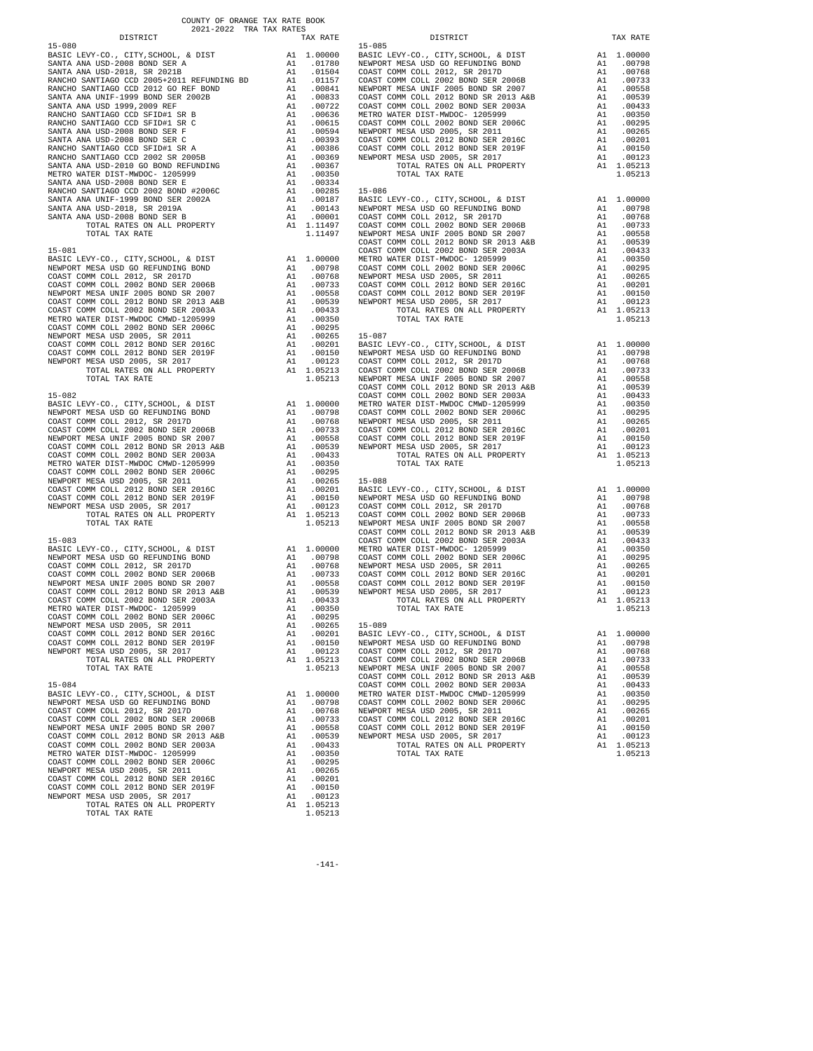COUNTY OF ORANGE TAX RATE BOOK
2021-2022 TRA TAX RATES

### 15-080

| DISTRICT | | TAX RATE |
|---|---|---|
| BASIC LEVY-CO., CITY,SCHOOL, & DIST | A1 | 1.00000 |
| SANTA ANA USD-2008 BOND SER A | A1 | .01780 |
| SANTA ANA USD-2018, SR 2021B | A1 | .01504 |
| RANCHO SANTIAGO CCD 2005+2011 REFUNDING BD | A1 | .01157 |
| RANCHO SANTIAGO CCD 2012 GO REF BOND | A1 | .00841 |
| SANTA ANA UNIF-1999 BOND SER 2002B | A1 | .00833 |
| SANTA ANA USD 1999,2009 REF | A1 | .00722 |
| RANCHO SANTIAGO CCD SFID#1 SR B | A1 | .00636 |
| RANCHO SANTIAGO CCD SFID#1 SR C | A1 | .00615 |
| SANTA ANA USD-2008 BOND SER F | A1 | .00594 |
| SANTA ANA USD-2008 BOND SER C | A1 | .00393 |
| RANCHO SANTIAGO CCD SFID#1 SR A | A1 | .00386 |
| RANCHO SANTIAGO CCD 2002 SR 2005B | A1 | .00369 |
| SANTA ANA USD-2010 GO BOND REFUNDING | A1 | .00367 |
| METRO WATER DIST-MWDOC- 1205999 | A1 | .00350 |
| SANTA ANA USD-2008 BOND SER E | A1 | .00334 |
| RANCHO SANTIAGO CCD 2002 BOND #2006C | A1 | .00285 |
| SANTA ANA UNIF-1999 BOND SER 2002A | A1 | .00187 |
| SANTA ANA USD-2018, SR 2019A | A1 | .00143 |
| SANTA ANA USD-2008 BOND SER B | A1 | .00001 |
| TOTAL RATES ON ALL PROPERTY | A1 | 1.11497 |
| TOTAL TAX RATE | | 1.11497 |

### 15-081

| DISTRICT | | TAX RATE |
|---|---|---|
| BASIC LEVY-CO., CITY,SCHOOL, & DIST | A1 | 1.00000 |
| NEWPORT MESA USD GO REFUNDING BOND | A1 | .00798 |
| COAST COMM COLL 2012, SR 2017D | A1 | .00768 |
| COAST COMM COLL 2002 BOND SER 2006B | A1 | .00733 |
| NEWPORT MESA UNIF 2005 BOND SR 2007 | A1 | .00558 |
| COAST COMM COLL 2012 BOND SR 2013 A&B | A1 | .00539 |
| COAST COMM COLL 2002 BOND SER 2003A | A1 | .00433 |
| METRO WATER DIST-MWDOC CMWD-1205999 | A1 | .00350 |
| COAST COMM COLL 2002 BOND SER 2006C | A1 | .00295 |
| NEWPORT MESA USD 2005, SR 2011 | A1 | .00265 |
| COAST COMM COLL 2012 BOND SER 2016C | A1 | .00201 |
| COAST COMM COLL 2012 BOND SER 2019F | A1 | .00150 |
| NEWPORT MESA USD 2005, SR 2017 | A1 | .00123 |
| TOTAL RATES ON ALL PROPERTY | A1 | 1.05213 |
| TOTAL TAX RATE | | 1.05213 |

### 15-082

| DISTRICT | | TAX RATE |
|---|---|---|
| BASIC LEVY-CO., CITY,SCHOOL, & DIST | A1 | 1.00000 |
| NEWPORT MESA USD GO REFUNDING BOND | A1 | .00798 |
| COAST COMM COLL 2012, SR 2017D | A1 | .00768 |
| COAST COMM COLL 2002 BOND SER 2006B | A1 | .00733 |
| NEWPORT MESA UNIF 2005 BOND SR 2007 | A1 | .00558 |
| COAST COMM COLL 2012 BOND SR 2013 A&B | A1 | .00539 |
| COAST COMM COLL 2002 BOND SER 2003A | A1 | .00433 |
| METRO WATER DIST-MWDOC CMWD-1205999 | A1 | .00350 |
| COAST COMM COLL 2002 BOND SER 2006C | A1 | .00295 |
| NEWPORT MESA USD 2005, SR 2011 | A1 | .00265 |
| COAST COMM COLL 2012 BOND SER 2016C | A1 | .00201 |
| COAST COMM COLL 2012 BOND SER 2019F | A1 | .00150 |
| NEWPORT MESA USD 2005, SR 2017 | A1 | .00123 |
| TOTAL RATES ON ALL PROPERTY | A1 | 1.05213 |
| TOTAL TAX RATE | | 1.05213 |

### 15-083

| DISTRICT | | TAX RATE |
|---|---|---|
| BASIC LEVY-CO., CITY,SCHOOL, & DIST | A1 | 1.00000 |
| NEWPORT MESA USD GO REFUNDING BOND | A1 | .00798 |
| COAST COMM COLL 2012, SR 2017D | A1 | .00768 |
| COAST COMM COLL 2002 BOND SER 2006B | A1 | .00733 |
| NEWPORT MESA UNIF 2005 BOND SR 2007 | A1 | .00558 |
| COAST COMM COLL 2012 BOND SR 2013 A&B | A1 | .00539 |
| COAST COMM COLL 2002 BOND SER 2003A | A1 | .00433 |
| METRO WATER DIST-MWDOC- 1205999 | A1 | .00350 |
| COAST COMM COLL 2002 BOND SER 2006C | A1 | .00295 |
| NEWPORT MESA USD 2005, SR 2011 | A1 | .00265 |
| COAST COMM COLL 2012 BOND SER 2016C | A1 | .00201 |
| COAST COMM COLL 2012 BOND SER 2019F | A1 | .00150 |
| NEWPORT MESA USD 2005, SR 2017 | A1 | .00123 |
| TOTAL RATES ON ALL PROPERTY | A1 | 1.05213 |
| TOTAL TAX RATE | | 1.05213 |

### 15-084

| DISTRICT | | TAX RATE |
|---|---|---|
| BASIC LEVY-CO., CITY,SCHOOL, & DIST | A1 | 1.00000 |
| NEWPORT MESA USD GO REFUNDING BOND | A1 | .00798 |
| COAST COMM COLL 2012, SR 2017D | A1 | .00768 |
| COAST COMM COLL 2002 BOND SER 2006B | A1 | .00733 |
| NEWPORT MESA UNIF 2005 BOND SR 2007 | A1 | .00558 |
| COAST COMM COLL 2012 BOND SR 2013 A&B | A1 | .00539 |
| COAST COMM COLL 2002 BOND SER 2003A | A1 | .00433 |
| METRO WATER DIST-MWDOC- 1205999 | A1 | .00350 |
| COAST COMM COLL 2002 BOND SER 2006C | A1 | .00295 |
| NEWPORT MESA USD 2005, SR 2011 | A1 | .00265 |
| COAST COMM COLL 2012 BOND SER 2016C | A1 | .00201 |
| COAST COMM COLL 2012 BOND SER 2019F | A1 | .00150 |
| NEWPORT MESA USD 2005, SR 2017 | A1 | .00123 |
| TOTAL RATES ON ALL PROPERTY | A1 | 1.05213 |
| TOTAL TAX RATE | | 1.05213 |

### 15-085

| DISTRICT | | TAX RATE |
|---|---|---|
| BASIC LEVY-CO., CITY,SCHOOL, & DIST | A1 | 1.00000 |
| NEWPORT MESA USD GO REFUNDING BOND | A1 | .00798 |
| COAST COMM COLL 2012, SR 2017D | A1 | .00768 |
| COAST COMM COLL 2002 BOND SER 2006B | A1 | .00733 |
| NEWPORT MESA UNIF 2005 BOND SR 2007 | A1 | .00558 |
| COAST COMM COLL 2012 BOND SR 2013 A&B | A1 | .00539 |
| COAST COMM COLL 2002 BOND SER 2003A | A1 | .00433 |
| METRO WATER DIST-MWDOC- 1205999 | A1 | .00350 |
| COAST COMM COLL 2002 BOND SER 2006C | A1 | .00295 |
| NEWPORT MESA USD 2005, SR 2011 | A1 | .00265 |
| COAST COMM COLL 2012 BOND SER 2016C | A1 | .00201 |
| COAST COMM COLL 2012 BOND SER 2019F | A1 | .00150 |
| NEWPORT MESA USD 2005, SR 2017 | A1 | .00123 |
| TOTAL RATES ON ALL PROPERTY | A1 | 1.05213 |
| TOTAL TAX RATE | | 1.05213 |

### 15-086

| DISTRICT | | TAX RATE |
|---|---|---|
| BASIC LEVY-CO., CITY,SCHOOL, & DIST | A1 | 1.00000 |
| NEWPORT MESA USD GO REFUNDING BOND | A1 | .00798 |
| COAST COMM COLL 2012, SR 2017D | A1 | .00768 |
| COAST COMM COLL 2002 BOND SER 2006B | A1 | .00733 |
| NEWPORT MESA UNIF 2005 BOND SR 2007 | A1 | .00558 |
| COAST COMM COLL 2012 BOND SR 2013 A&B | A1 | .00539 |
| COAST COMM COLL 2002 BOND SER 2003A | A1 | .00433 |
| METRO WATER DIST-MWDOC- 1205999 | A1 | .00350 |
| COAST COMM COLL 2002 BOND SER 2006C | A1 | .00295 |
| NEWPORT MESA USD 2005, SR 2011 | A1 | .00265 |
| COAST COMM COLL 2012 BOND SER 2016C | A1 | .00201 |
| COAST COMM COLL 2012 BOND SER 2019F | A1 | .00150 |
| NEWPORT MESA USD 2005, SR 2017 | A1 | .00123 |
| TOTAL RATES ON ALL PROPERTY | A1 | 1.05213 |
| TOTAL TAX RATE | | 1.05213 |

### 15-087

| DISTRICT | | TAX RATE |
|---|---|---|
| BASIC LEVY-CO., CITY,SCHOOL, & DIST | A1 | 1.00000 |
| NEWPORT MESA USD GO REFUNDING BOND | A1 | .00798 |
| COAST COMM COLL 2012, SR 2017D | A1 | .00768 |
| COAST COMM COLL 2002 BOND SER 2006B | A1 | .00733 |
| NEWPORT MESA UNIF 2005 BOND SR 2007 | A1 | .00558 |
| COAST COMM COLL 2012 BOND SR 2013 A&B | A1 | .00539 |
| COAST COMM COLL 2002 BOND SER 2003A | A1 | .00433 |
| METRO WATER DIST-MWDOC CMWD-1205999 | A1 | .00350 |
| COAST COMM COLL 2002 BOND SER 2006C | A1 | .00295 |
| NEWPORT MESA USD 2005, SR 2011 | A1 | .00265 |
| COAST COMM COLL 2012 BOND SER 2016C | A1 | .00201 |
| COAST COMM COLL 2012 BOND SER 2019F | A1 | .00150 |
| NEWPORT MESA USD 2005, SR 2017 | A1 | .00123 |
| TOTAL RATES ON ALL PROPERTY | A1 | 1.05213 |
| TOTAL TAX RATE | | 1.05213 |

### 15-088

| DISTRICT | | TAX RATE |
|---|---|---|
| BASIC LEVY-CO., CITY,SCHOOL, & DIST | A1 | 1.00000 |
| NEWPORT MESA USD GO REFUNDING BOND | A1 | .00798 |
| COAST COMM COLL 2012, SR 2017D | A1 | .00768 |
| COAST COMM COLL 2002 BOND SER 2006B | A1 | .00733 |
| NEWPORT MESA UNIF 2005 BOND SR 2007 | A1 | .00558 |
| COAST COMM COLL 2012 BOND SR 2013 A&B | A1 | .00539 |
| COAST COMM COLL 2002 BOND SER 2003A | A1 | .00433 |
| METRO WATER DIST-MWDOC- 1205999 | A1 | .00350 |
| COAST COMM COLL 2002 BOND SER 2006C | A1 | .00295 |
| NEWPORT MESA USD 2005, SR 2011 | A1 | .00265 |
| COAST COMM COLL 2012 BOND SER 2016C | A1 | .00201 |
| COAST COMM COLL 2012 BOND SER 2019F | A1 | .00150 |
| NEWPORT MESA USD 2005, SR 2017 | A1 | .00123 |
| TOTAL RATES ON ALL PROPERTY | A1 | 1.05213 |
| TOTAL TAX RATE | | 1.05213 |

### 15-089

| DISTRICT | | TAX RATE |
|---|---|---|
| BASIC LEVY-CO., CITY,SCHOOL, & DIST | A1 | 1.00000 |
| NEWPORT MESA USD GO REFUNDING BOND | A1 | .00798 |
| COAST COMM COLL 2012, SR 2017D | A1 | .00768 |
| COAST COMM COLL 2002 BOND SER 2006B | A1 | .00733 |
| NEWPORT MESA UNIF 2005 BOND SR 2007 | A1 | .00558 |
| COAST COMM COLL 2012 BOND SR 2013 A&B | A1 | .00539 |
| COAST COMM COLL 2002 BOND SER 2003A | A1 | .00433 |
| METRO WATER DIST-MWDOC CMWD-1205999 | A1 | .00350 |
| COAST COMM COLL 2002 BOND SER 2006C | A1 | .00295 |
| NEWPORT MESA USD 2005, SR 2011 | A1 | .00265 |
| COAST COMM COLL 2012 BOND SER 2016C | A1 | .00201 |
| COAST COMM COLL 2012 BOND SER 2019F | A1 | .00150 |
| NEWPORT MESA USD 2005, SR 2017 | A1 | .00123 |
| TOTAL RATES ON ALL PROPERTY | A1 | 1.05213 |
| TOTAL TAX RATE | | 1.05213 |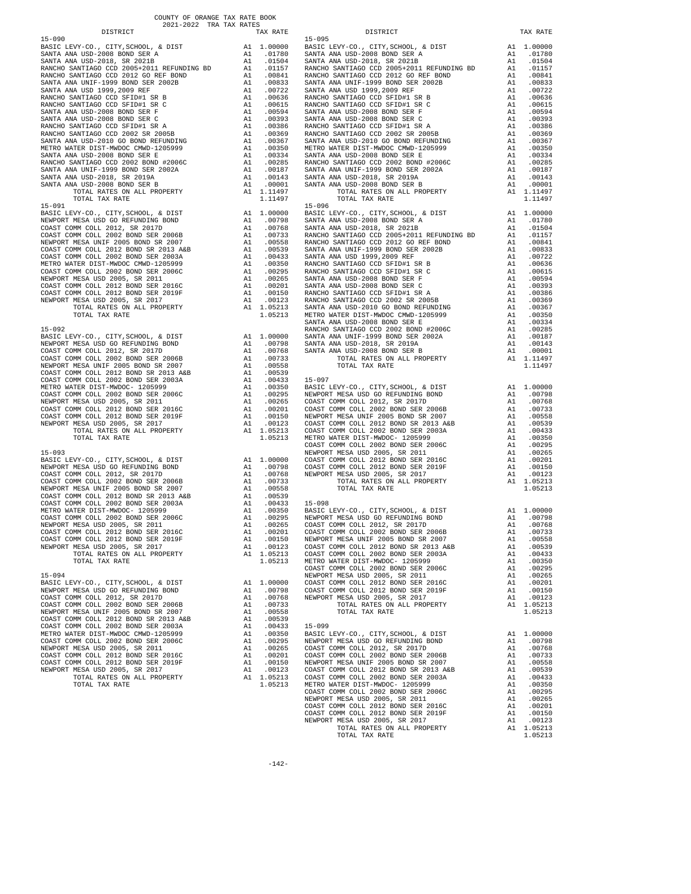COUNTY OF ORANGE TAX RATE BOOK
2021-2022 TRA TAX RATES

| DISTRICT | | TAX RATE |
|---|---|---|
| **15-090** | | |
| BASIC LEVY-CO., CITY,SCHOOL, & DIST | A1 | 1.00000 |
| SANTA ANA USD-2008 BOND SER A | A1 | .01780 |
| SANTA ANA USD-2018, SR 2021B | A1 | .01504 |
| RANCHO SANTIAGO CCD 2005+2011 REFUNDING BD | A1 | .01157 |
| RANCHO SANTIAGO CCD 2012 GO REF BOND | A1 | .00841 |
| SANTA ANA UNIF-1999 BOND SER 2002B | A1 | .00833 |
| SANTA ANA USD 1999,2009 REF | A1 | .00722 |
| RANCHO SANTIAGO CCD SFID#1 SR B | A1 | .00636 |
| RANCHO SANTIAGO CCD SFID#1 SR C | A1 | .00615 |
| SANTA ANA USD-2008 BOND SER F | A1 | .00594 |
| SANTA ANA USD-2008 BOND SER C | A1 | .00393 |
| RANCHO SANTIAGO CCD SFID#1 SR A | A1 | .00386 |
| RANCHO SANTIAGO CCD 2002 SR 2005B | A1 | .00369 |
| SANTA ANA USD-2010 GO BOND REFUNDING | A1 | .00367 |
| METRO WATER DIST-MWDOC CMWD-1205999 | A1 | .00350 |
| SANTA ANA USD-2008 BOND SER E | A1 | .00334 |
| RANCHO SANTIAGO CCD 2002 BOND #2006C | A1 | .00285 |
| SANTA ANA UNIF-1999 BOND SER 2002A | A1 | .00187 |
| SANTA ANA USD-2018, SR 2019A | A1 | .00143 |
| SANTA ANA USD-2008 BOND SER B | A1 | .00001 |
| TOTAL RATES ON ALL PROPERTY | A1 | 1.11497 |
| TOTAL TAX RATE | | 1.11497 |
| **15-091** | | |
| BASIC LEVY-CO., CITY,SCHOOL, & DIST | A1 | 1.00000 |
| NEWPORT MESA USD GO REFUNDING BOND | A1 | .00798 |
| COAST COMM COLL 2012, SR 2017D | A1 | .00768 |
| COAST COMM COLL 2002 BOND SER 2006B | A1 | .00733 |
| NEWPORT MESA UNIF 2005 BOND SER 2007 | A1 | .00558 |
| COAST COMM COLL 2012 BOND SR 2013 A&B | A1 | .00539 |
| COAST COMM COLL 2002 BOND SER 2003A | A1 | .00433 |
| METRO WATER DIST-MWDOC CMWD-1205999 | A1 | .00350 |
| COAST COMM COLL 2002 BOND SER 2006C | A1 | .00295 |
| NEWPORT MESA USD 2005, SR 2011 | A1 | .00265 |
| COAST COMM COLL 2012 BOND SER 2016C | A1 | .00201 |
| COAST COMM COLL 2012 BOND SER 2019F | A1 | .00150 |
| NEWPORT MESA USD 2005, SR 2017 | A1 | .00123 |
| TOTAL RATES ON ALL PROPERTY | A1 | 1.05213 |
| TOTAL TAX RATE | | 1.05213 |
| **15-092** | | |
| BASIC LEVY-CO., CITY,SCHOOL, & DIST | A1 | 1.00000 |
| NEWPORT MESA USD GO REFUNDING BOND | A1 | .00798 |
| COAST COMM COLL 2012, SR 2017D | A1 | .00768 |
| COAST COMM COLL 2002 BOND SER 2006B | A1 | .00733 |
| NEWPORT MESA UNIF 2005 BOND SER 2007 | A1 | .00558 |
| COAST COMM COLL 2012 BOND SR 2013 A&B | A1 | .00539 |
| COAST COMM COLL 2002 BOND SER 2003A | A1 | .00433 |
| METRO WATER DIST-MWDOC- 1205999 | A1 | .00350 |
| COAST COMM COLL 2002 BOND SER 2006C | A1 | .00295 |
| NEWPORT MESA USD 2005, SR 2011 | A1 | .00265 |
| COAST COMM COLL 2012 BOND SER 2016C | A1 | .00201 |
| COAST COMM COLL 2012 BOND SER 2019F | A1 | .00150 |
| NEWPORT MESA USD 2005, SR 2017 | A1 | .00123 |
| TOTAL RATES ON ALL PROPERTY | A1 | 1.05213 |
| TOTAL TAX RATE | | 1.05213 |
| **15-093** | | |
| BASIC LEVY-CO., CITY,SCHOOL, & DIST | A1 | 1.00000 |
| NEWPORT MESA USD GO REFUNDING BOND | A1 | .00798 |
| COAST COMM COLL 2012, SR 2017D | A1 | .00768 |
| COAST COMM COLL 2002 BOND SER 2006B | A1 | .00733 |
| NEWPORT MESA UNIF 2005 BOND SER 2007 | A1 | .00558 |
| COAST COMM COLL 2012 BOND SR 2013 A&B | A1 | .00539 |
| COAST COMM COLL 2002 BOND SER 2003A | A1 | .00433 |
| METRO WATER DIST-MWDOC- 1205999 | A1 | .00350 |
| COAST COMM COLL 2002 BOND SER 2006C | A1 | .00295 |
| NEWPORT MESA USD 2005, SR 2011 | A1 | .00265 |
| COAST COMM COLL 2012 BOND SER 2016C | A1 | .00201 |
| COAST COMM COLL 2012 BOND SER 2019F | A1 | .00150 |
| NEWPORT MESA USD 2005, SR 2017 | A1 | .00123 |
| TOTAL RATES ON ALL PROPERTY | A1 | 1.05213 |
| TOTAL TAX RATE | | 1.05213 |
| **15-094** | | |
| BASIC LEVY-CO., CITY,SCHOOL, & DIST | A1 | 1.00000 |
| NEWPORT MESA USD GO REFUNDING BOND | A1 | .00798 |
| COAST COMM COLL 2012, SR 2017D | A1 | .00768 |
| COAST COMM COLL 2002 BOND SER 2006B | A1 | .00733 |
| NEWPORT MESA UNIF 2005 BOND SER 2007 | A1 | .00558 |
| COAST COMM COLL 2012 BOND SR 2013 A&B | A1 | .00539 |
| COAST COMM COLL 2002 BOND SER 2003A | A1 | .00433 |
| METRO WATER DIST-MWDOC CMWD-1205999 | A1 | .00350 |
| COAST COMM COLL 2002 BOND SER 2006C | A1 | .00295 |
| NEWPORT MESA USD 2005, SR 2011 | A1 | .00265 |
| COAST COMM COLL 2012 BOND SER 2016C | A1 | .00201 |
| COAST COMM COLL 2012 BOND SER 2019F | A1 | .00150 |
| NEWPORT MESA USD 2005, SR 2017 | A1 | .00123 |
| TOTAL RATES ON ALL PROPERTY | A1 | 1.05213 |
| TOTAL TAX RATE | | 1.05213 |
| **15-095** | | |
| BASIC LEVY-CO., CITY,SCHOOL, & DIST | A1 | 1.00000 |
| SANTA ANA USD-2008 BOND SER A | A1 | .01780 |
| SANTA ANA USD-2018, SR 2021B | A1 | .01504 |
| RANCHO SANTIAGO CCD 2005+2011 REFUNDING BD | A1 | .01157 |
| RANCHO SANTIAGO CCD 2012 GO REF BOND | A1 | .00841 |
| SANTA ANA UNIF-1999 BOND SER 2002B | A1 | .00833 |
| SANTA ANA USD 1999,2009 REF | A1 | .00722 |
| RANCHO SANTIAGO CCD SFID#1 SR B | A1 | .00636 |
| RANCHO SANTIAGO CCD SFID#1 SR C | A1 | .00615 |
| SANTA ANA USD-2008 BOND SER F | A1 | .00594 |
| SANTA ANA USD-2008 BOND SER C | A1 | .00393 |
| RANCHO SANTIAGO CCD SFID#1 SR A | A1 | .00386 |
| RANCHO SANTIAGO CCD 2002 SR 2005B | A1 | .00369 |
| SANTA ANA USD-2010 GO BOND REFUNDING | A1 | .00367 |
| METRO WATER DIST-MWDOC CMWD-1205999 | A1 | .00350 |
| SANTA ANA USD-2008 BOND SER E | A1 | .00334 |
| RANCHO SANTIAGO CCD 2002 BOND #2006C | A1 | .00285 |
| SANTA ANA UNIF-1999 BOND SER 2002A | A1 | .00187 |
| SANTA ANA USD-2018, SR 2019A | A1 | .00143 |
| SANTA ANA USD-2008 BOND SER B | A1 | .00001 |
| TOTAL RATES ON ALL PROPERTY | A1 | 1.11497 |
| TOTAL TAX RATE | | 1.11497 |
| **15-096** | | |
| BASIC LEVY-CO., CITY,SCHOOL, & DIST | A1 | 1.00000 |
| SANTA ANA USD-2008 BOND SER A | A1 | .01780 |
| SANTA ANA USD-2018, SR 2021B | A1 | .01504 |
| RANCHO SANTIAGO CCD 2005+2011 REFUNDING BD | A1 | .01157 |
| RANCHO SANTIAGO CCD 2012 GO REF BOND | A1 | .00841 |
| SANTA ANA UNIF-1999 BOND SER 2002B | A1 | .00833 |
| SANTA ANA USD 1999,2009 REF | A1 | .00722 |
| RANCHO SANTIAGO CCD SFID#1 SR B | A1 | .00636 |
| RANCHO SANTIAGO CCD SFID#1 SR C | A1 | .00615 |
| SANTA ANA USD-2008 BOND SER F | A1 | .00594 |
| SANTA ANA USD-2008 BOND SER C | A1 | .00393 |
| RANCHO SANTIAGO CCD SFID#1 SR A | A1 | .00386 |
| RANCHO SANTIAGO CCD 2002 SR 2005B | A1 | .00369 |
| SANTA ANA USD-2010 GO BOND REFUNDING | A1 | .00367 |
| METRO WATER DIST-MWDOC CMWD-1205999 | A1 | .00350 |
| SANTA ANA USD-2008 BOND SER E | A1 | .00334 |
| RANCHO SANTIAGO CCD 2002 BOND #2006C | A1 | .00285 |
| SANTA ANA UNIF-1999 BOND SER 2002A | A1 | .00187 |
| SANTA ANA USD-2018, SR 2019A | A1 | .00143 |
| SANTA ANA USD-2008 BOND SER B | A1 | .00001 |
| TOTAL RATES ON ALL PROPERTY | A1 | 1.11497 |
| TOTAL TAX RATE | | 1.11497 |
| **15-097** | | |
| BASIC LEVY-CO., CITY,SCHOOL, & DIST | A1 | 1.00000 |
| NEWPORT MESA USD GO REFUNDING BOND | A1 | .00798 |
| COAST COMM COLL 2012, SR 2017D | A1 | .00768 |
| COAST COMM COLL 2002 BOND SER 2006B | A1 | .00733 |
| NEWPORT MESA UNIF 2005 BOND SER 2007 | A1 | .00558 |
| COAST COMM COLL 2012 BOND SR 2013 A&B | A1 | .00539 |
| COAST COMM COLL 2002 BOND SER 2003A | A1 | .00433 |
| METRO WATER DIST-MWDOC- 1205999 | A1 | .00350 |
| COAST COMM COLL 2002 BOND SER 2006C | A1 | .00295 |
| NEWPORT MESA USD 2005, SR 2011 | A1 | .00265 |
| COAST COMM COLL 2012 BOND SER 2016C | A1 | .00201 |
| COAST COMM COLL 2012 BOND SER 2019F | A1 | .00150 |
| NEWPORT MESA USD 2005, SR 2017 | A1 | .00123 |
| TOTAL RATES ON ALL PROPERTY | A1 | 1.05213 |
| TOTAL TAX RATE | | 1.05213 |
| **15-098** | | |
| BASIC LEVY-CO., CITY,SCHOOL, & DIST | A1 | 1.00000 |
| NEWPORT MESA USD GO REFUNDING BOND | A1 | .00798 |
| COAST COMM COLL 2012, SR 2017D | A1 | .00768 |
| COAST COMM COLL 2002 BOND SER 2006B | A1 | .00733 |
| NEWPORT MESA UNIF 2005 BOND SER 2007 | A1 | .00558 |
| COAST COMM COLL 2012 BOND SR 2013 A&B | A1 | .00539 |
| COAST COMM COLL 2002 BOND SER 2003A | A1 | .00433 |
| METRO WATER DIST-MWDOC- 1205999 | A1 | .00350 |
| COAST COMM COLL 2002 BOND SER 2006C | A1 | .00295 |
| NEWPORT MESA USD 2005, SR 2011 | A1 | .00265 |
| COAST COMM COLL 2012 BOND SER 2016C | A1 | .00201 |
| COAST COMM COLL 2012 BOND SER 2019F | A1 | .00150 |
| NEWPORT MESA USD 2005, SR 2017 | A1 | .00123 |
| TOTAL RATES ON ALL PROPERTY | A1 | 1.05213 |
| TOTAL TAX RATE | | 1.05213 |
| **15-099** | | |
| BASIC LEVY-CO., CITY,SCHOOL, & DIST | A1 | 1.00000 |
| NEWPORT MESA USD GO REFUNDING BOND | A1 | .00798 |
| COAST COMM COLL 2012, SR 2017D | A1 | .00768 |
| COAST COMM COLL 2002 BOND SER 2006B | A1 | .00733 |
| NEWPORT MESA UNIF 2005 BOND SER 2007 | A1 | .00558 |
| COAST COMM COLL 2012 BOND SR 2013 A&B | A1 | .00539 |
| COAST COMM COLL 2002 BOND SER 2003A | A1 | .00433 |
| METRO WATER DIST-MWDOC- 1205999 | A1 | .00350 |
| COAST COMM COLL 2002 BOND SER 2006C | A1 | .00295 |
| NEWPORT MESA USD 2005, SR 2011 | A1 | .00265 |
| COAST COMM COLL 2012 BOND SER 2016C | A1 | .00201 |
| COAST COMM COLL 2012 BOND SER 2019F | A1 | .00150 |
| NEWPORT MESA USD 2005, SR 2017 | A1 | .00123 |
| TOTAL RATES ON ALL PROPERTY | A1 | 1.05213 |
| TOTAL TAX RATE | | 1.05213 |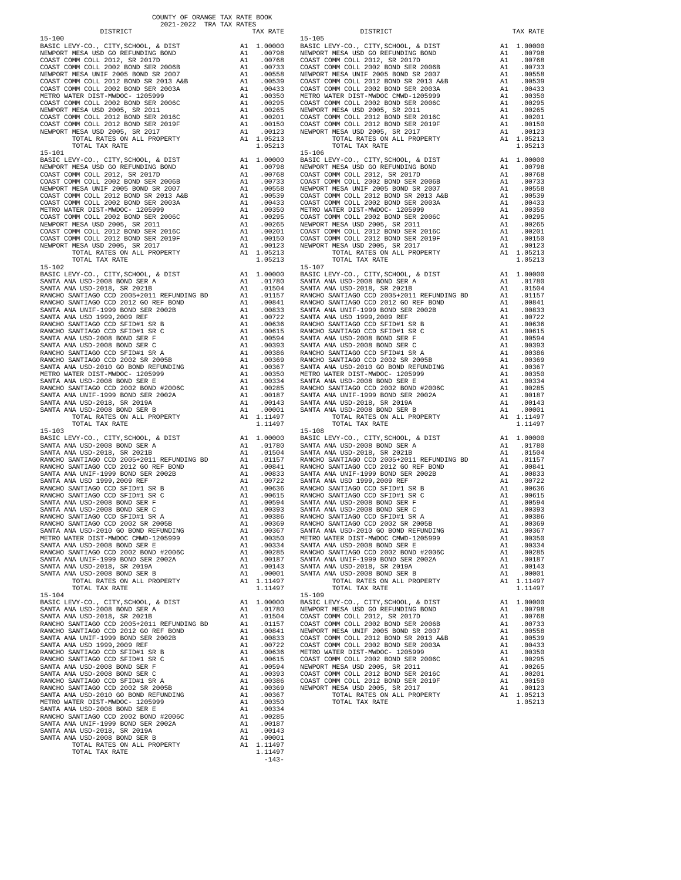COUNTY OF ORANGE TAX RATE BOOK
2021-2022 TRA TAX RATES

| DISTRICT | | TAX RATE |
|---|---|---|
| **15-100** | | |
| BASIC LEVY-CO., CITY,SCHOOL, & DIST | A1 | 1.00000 |
| NEWPORT MESA USD GO REFUNDING BOND | A1 | .00798 |
| COAST COMM COLL 2012, SR 2017D | A1 | .00768 |
| COAST COMM COLL 2002 BOND SER 2006B | A1 | .00733 |
| NEWPORT MESA UNIF 2005 BOND SR 2007 | A1 | .00558 |
| COAST COMM COLL 2012 BOND SR 2013 A&B | A1 | .00539 |
| COAST COMM COLL 2002 BOND SER 2003A | A1 | .00433 |
| METRO WATER DIST-MWDOC- 1205999 | A1 | .00350 |
| COAST COMM COLL 2002 BOND SER 2006C | A1 | .00295 |
| NEWPORT MESA USD 2005, SR 2011 | A1 | .00265 |
| COAST COMM COLL 2012 BOND SER 2016C | A1 | .00201 |
| COAST COMM COLL 2012 BOND SER 2019F | A1 | .00150 |
| NEWPORT MESA USD 2005, SR 2017 | A1 | .00123 |
| TOTAL RATES ON ALL PROPERTY | A1 | 1.05213 |
| TOTAL TAX RATE | | 1.05213 |
| **15-101** | | |
| BASIC LEVY-CO., CITY,SCHOOL, & DIST | A1 | 1.00000 |
| NEWPORT MESA USD GO REFUNDING BOND | A1 | .00798 |
| COAST COMM COLL 2012, SR 2017D | A1 | .00768 |
| COAST COMM COLL 2002 BOND SER 2006B | A1 | .00733 |
| NEWPORT MESA UNIF 2005 BOND SR 2007 | A1 | .00558 |
| COAST COMM COLL 2012 BOND SR 2013 A&B | A1 | .00539 |
| COAST COMM COLL 2002 BOND SER 2003A | A1 | .00433 |
| METRO WATER DIST-MWDOC- 1205999 | A1 | .00350 |
| COAST COMM COLL 2002 BOND SER 2006C | A1 | .00295 |
| NEWPORT MESA USD 2005, SR 2011 | A1 | .00265 |
| COAST COMM COLL 2012 BOND SER 2016C | A1 | .00201 |
| COAST COMM COLL 2012 BOND SER 2019F | A1 | .00150 |
| NEWPORT MESA USD 2005, SR 2017 | A1 | .00123 |
| TOTAL RATES ON ALL PROPERTY | A1 | 1.05213 |
| TOTAL TAX RATE | | 1.05213 |
| **15-102** | | |
| BASIC LEVY-CO., CITY,SCHOOL, & DIST | A1 | 1.00000 |
| SANTA ANA USD-2008 BOND SER A | A1 | .01780 |
| SANTA ANA USD-2018, SR 2021B | A1 | .01504 |
| RANCHO SANTIAGO CCD 2005+2011 REFUNDING BD | A1 | .01157 |
| RANCHO SANTIAGO CCD 2012 GO REF BOND | A1 | .00841 |
| SANTA ANA UNIF-1999 BOND SER 2002B | A1 | .00833 |
| SANTA ANA USD 1999,2009 REF | A1 | .00722 |
| RANCHO SANTIAGO CCD SFID#1 SR B | A1 | .00636 |
| RANCHO SANTIAGO CCD SFID#1 SR C | A1 | .00615 |
| SANTA ANA USD-2008 BOND SER F | A1 | .00594 |
| SANTA ANA USD-2008 BOND SER C | A1 | .00393 |
| RANCHO SANTIAGO CCD SFID#1 SR A | A1 | .00386 |
| RANCHO SANTIAGO CCD 2002 SR 2005B | A1 | .00369 |
| SANTA ANA USD-2010 GO BOND REFUNDING | A1 | .00367 |
| METRO WATER DIST-MWDOC- 1205999 | A1 | .00350 |
| SANTA ANA USD-2008 BOND SER E | A1 | .00334 |
| RANCHO SANTIAGO CCD 2002 BOND #2006C | A1 | .00285 |
| SANTA ANA UNIF-1999 BOND SER 2002A | A1 | .00187 |
| SANTA ANA USD-2018, SR 2019A | A1 | .00143 |
| SANTA ANA USD-2008 BOND SER B | A1 | .00001 |
| TOTAL RATES ON ALL PROPERTY | A1 | 1.11497 |
| TOTAL TAX RATE | | 1.11497 |
| **15-103** | | |
| BASIC LEVY-CO., CITY,SCHOOL, & DIST | A1 | 1.00000 |
| SANTA ANA USD-2008 BOND SER A | A1 | .01780 |
| SANTA ANA USD-2018, SR 2021B | A1 | .01504 |
| RANCHO SANTIAGO CCD 2005+2011 REFUNDING BD | A1 | .01157 |
| RANCHO SANTIAGO CCD 2012 GO REF BOND | A1 | .00841 |
| SANTA ANA UNIF-1999 BOND SER 2002B | A1 | .00833 |
| SANTA ANA USD 1999,2009 REF | A1 | .00722 |
| RANCHO SANTIAGO CCD SFID#1 SR B | A1 | .00636 |
| RANCHO SANTIAGO CCD SFID#1 SR C | A1 | .00615 |
| SANTA ANA USD-2008 BOND SER F | A1 | .00594 |
| SANTA ANA USD-2008 BOND SER C | A1 | .00393 |
| RANCHO SANTIAGO CCD SFID#1 SR A | A1 | .00386 |
| RANCHO SANTIAGO CCD 2002 SR 2005B | A1 | .00369 |
| SANTA ANA USD-2010 GO BOND REFUNDING | A1 | .00367 |
| METRO WATER DIST-MWDOC CMWD-1205999 | A1 | .00350 |
| SANTA ANA USD-2008 BOND SER E | A1 | .00334 |
| RANCHO SANTIAGO CCD 2002 BOND #2006C | A1 | .00285 |
| SANTA ANA UNIF-1999 BOND SER 2002A | A1 | .00187 |
| SANTA ANA USD-2018, SR 2019A | A1 | .00143 |
| SANTA ANA USD-2008 BOND SER B | A1 | .00001 |
| TOTAL RATES ON ALL PROPERTY | A1 | 1.11497 |
| TOTAL TAX RATE | | 1.11497 |
| **15-104** | | |
| BASIC LEVY-CO., CITY,SCHOOL, & DIST | A1 | 1.00000 |
| SANTA ANA USD-2008 BOND SER A | A1 | .01780 |
| SANTA ANA USD-2018, SR 2021B | A1 | .01504 |
| RANCHO SANTIAGO CCD 2005+2011 REFUNDING BD | A1 | .01157 |
| RANCHO SANTIAGO CCD 2012 GO REF BOND | A1 | .00841 |
| SANTA ANA UNIF-1999 BOND SER 2002B | A1 | .00833 |
| SANTA ANA USD 1999,2009 REF | A1 | .00722 |
| RANCHO SANTIAGO CCD SFID#1 SR B | A1 | .00636 |
| RANCHO SANTIAGO CCD SFID#1 SR C | A1 | .00615 |
| SANTA ANA USD-2008 BOND SER F | A1 | .00594 |
| SANTA ANA USD-2008 BOND SER C | A1 | .00393 |
| RANCHO SANTIAGO CCD SFID#1 SR A | A1 | .00386 |
| RANCHO SANTIAGO CCD 2002 SR 2005B | A1 | .00369 |
| SANTA ANA USD-2010 GO BOND REFUNDING | A1 | .00367 |
| METRO WATER DIST-MWDOC- 1205999 | A1 | .00350 |
| SANTA ANA USD-2008 BOND SER E | A1 | .00334 |
| RANCHO SANTIAGO CCD 2002 BOND #2006C | A1 | .00285 |
| SANTA ANA UNIF-1999 BOND SER 2002A | A1 | .00187 |
| SANTA ANA USD-2018, SR 2019A | A1 | .00143 |
| SANTA ANA USD-2008 BOND SER B | A1 | .00001 |
| TOTAL RATES ON ALL PROPERTY | A1 | 1.11497 |
| TOTAL TAX RATE | | 1.11497 |
| **15-105** | | |
| BASIC LEVY-CO., CITY,SCHOOL, & DIST | A1 | 1.00000 |
| NEWPORT MESA USD GO REFUNDING BOND | A1 | .00798 |
| COAST COMM COLL 2012, SR 2017D | A1 | .00768 |
| COAST COMM COLL 2002 BOND SER 2006B | A1 | .00733 |
| NEWPORT MESA UNIF 2005 BOND SR 2007 | A1 | .00558 |
| COAST COMM COLL 2012 BOND SR 2013 A&B | A1 | .00539 |
| COAST COMM COLL 2002 BOND SER 2003A | A1 | .00433 |
| METRO WATER DIST-MWDOC CMWD-1205999 | A1 | .00350 |
| COAST COMM COLL 2002 BOND SER 2006C | A1 | .00295 |
| NEWPORT MESA USD 2005, SR 2011 | A1 | .00265 |
| COAST COMM COLL 2012 BOND SER 2016C | A1 | .00201 |
| COAST COMM COLL 2012 BOND SER 2019F | A1 | .00150 |
| NEWPORT MESA USD 2005, SR 2017 | A1 | .00123 |
| TOTAL RATES ON ALL PROPERTY | A1 | 1.05213 |
| TOTAL TAX RATE | | 1.05213 |
| **15-106** | | |
| BASIC LEVY-CO., CITY,SCHOOL, & DIST | A1 | 1.00000 |
| NEWPORT MESA USD GO REFUNDING BOND | A1 | .00798 |
| COAST COMM COLL 2012, SR 2017D | A1 | .00768 |
| COAST COMM COLL 2002 BOND SER 2006B | A1 | .00733 |
| NEWPORT MESA UNIF 2005 BOND SR 2007 | A1 | .00558 |
| COAST COMM COLL 2012 BOND SR 2013 A&B | A1 | .00539 |
| COAST COMM COLL 2002 BOND SER 2003A | A1 | .00433 |
| METRO WATER DIST-MWDOC- 1205999 | A1 | .00350 |
| COAST COMM COLL 2002 BOND SER 2006C | A1 | .00295 |
| NEWPORT MESA USD 2005, SR 2011 | A1 | .00265 |
| COAST COMM COLL 2012 BOND SER 2016C | A1 | .00201 |
| COAST COMM COLL 2012 BOND SER 2019F | A1 | .00150 |
| NEWPORT MESA USD 2005, SR 2017 | A1 | .00123 |
| TOTAL RATES ON ALL PROPERTY | A1 | 1.05213 |
| TOTAL TAX RATE | | 1.05213 |
| **15-107** | | |
| BASIC LEVY-CO., CITY,SCHOOL, & DIST | A1 | 1.00000 |
| SANTA ANA USD-2008 BOND SER A | A1 | .01780 |
| SANTA ANA USD-2018, SR 2021B | A1 | .01504 |
| RANCHO SANTIAGO CCD 2005+2011 REFUNDING BD | A1 | .01157 |
| RANCHO SANTIAGO CCD 2012 GO REF BOND | A1 | .00841 |
| SANTA ANA UNIF-1999 BOND SER 2002B | A1 | .00833 |
| SANTA ANA USD 1999,2009 REF | A1 | .00722 |
| RANCHO SANTIAGO CCD SFID#1 SR B | A1 | .00636 |
| RANCHO SANTIAGO CCD SFID#1 SR C | A1 | .00615 |
| SANTA ANA USD-2008 BOND SER F | A1 | .00594 |
| SANTA ANA USD-2008 BOND SER C | A1 | .00393 |
| RANCHO SANTIAGO CCD SFID#1 SR A | A1 | .00386 |
| RANCHO SANTIAGO CCD 2002 SR 2005B | A1 | .00369 |
| SANTA ANA USD-2010 GO BOND REFUNDING | A1 | .00367 |
| METRO WATER DIST-MWDOC- 1205999 | A1 | .00350 |
| SANTA ANA USD-2008 BOND SER E | A1 | .00334 |
| RANCHO SANTIAGO CCD 2002 BOND #2006C | A1 | .00285 |
| SANTA ANA UNIF-1999 BOND SER 2002A | A1 | .00187 |
| SANTA ANA USD-2018, SR 2019A | A1 | .00143 |
| SANTA ANA USD-2008 BOND SER B | A1 | .00001 |
| TOTAL RATES ON ALL PROPERTY | A1 | 1.11497 |
| TOTAL TAX RATE | | 1.11497 |
| **15-108** | | |
| BASIC LEVY-CO., CITY,SCHOOL, & DIST | A1 | 1.00000 |
| SANTA ANA USD-2008 BOND SER A | A1 | .01780 |
| SANTA ANA USD-2018, SR 2021B | A1 | .01504 |
| RANCHO SANTIAGO CCD 2005+2011 REFUNDING BD | A1 | .01157 |
| RANCHO SANTIAGO CCD 2012 GO REF BOND | A1 | .00841 |
| SANTA ANA UNIF-1999 BOND SER 2002B | A1 | .00833 |
| SANTA ANA USD 1999,2009 REF | A1 | .00722 |
| RANCHO SANTIAGO CCD SFID#1 SR B | A1 | .00636 |
| RANCHO SANTIAGO CCD SFID#1 SR C | A1 | .00615 |
| SANTA ANA USD-2008 BOND SER F | A1 | .00594 |
| SANTA ANA USD-2008 BOND SER C | A1 | .00393 |
| RANCHO SANTIAGO CCD SFID#1 SR A | A1 | .00386 |
| RANCHO SANTIAGO CCD 2002 SR 2005B | A1 | .00369 |
| SANTA ANA USD-2010 GO BOND REFUNDING | A1 | .00367 |
| METRO WATER DIST-MWDOC CMWD-1205999 | A1 | .00350 |
| SANTA ANA USD-2008 BOND SER E | A1 | .00334 |
| RANCHO SANTIAGO CCD 2002 BOND #2006C | A1 | .00285 |
| SANTA ANA UNIF-1999 BOND SER 2002A | A1 | .00187 |
| SANTA ANA USD-2018, SR 2019A | A1 | .00143 |
| SANTA ANA USD-2008 BOND SER B | A1 | .00001 |
| TOTAL RATES ON ALL PROPERTY | A1 | 1.11497 |
| TOTAL TAX RATE | | 1.11497 |
| **15-109** | | |
| BASIC LEVY-CO., CITY,SCHOOL, & DIST | A1 | 1.00000 |
| NEWPORT MESA USD GO REFUNDING BOND | A1 | .00798 |
| COAST COMM COLL 2012, SR 2017D | A1 | .00768 |
| COAST COMM COLL 2002 BOND SER 2006B | A1 | .00733 |
| NEWPORT MESA UNIF 2005 BOND SR 2007 | A1 | .00558 |
| COAST COMM COLL 2012 BOND SR 2013 A&B | A1 | .00539 |
| COAST COMM COLL 2002 BOND SER 2003A | A1 | .00433 |
| METRO WATER DIST-MWDOC- 1205999 | A1 | .00350 |
| COAST COMM COLL 2002 BOND SER 2006C | A1 | .00295 |
| NEWPORT MESA USD 2005, SR 2011 | A1 | .00265 |
| COAST COMM COLL 2012 BOND SER 2016C | A1 | .00201 |
| COAST COMM COLL 2012 BOND SER 2019F | A1 | .00150 |
| NEWPORT MESA USD 2005, SR 2017 | A1 | .00123 |
| TOTAL RATES ON ALL PROPERTY | A1 | 1.05213 |
| TOTAL TAX RATE | | 1.05213 |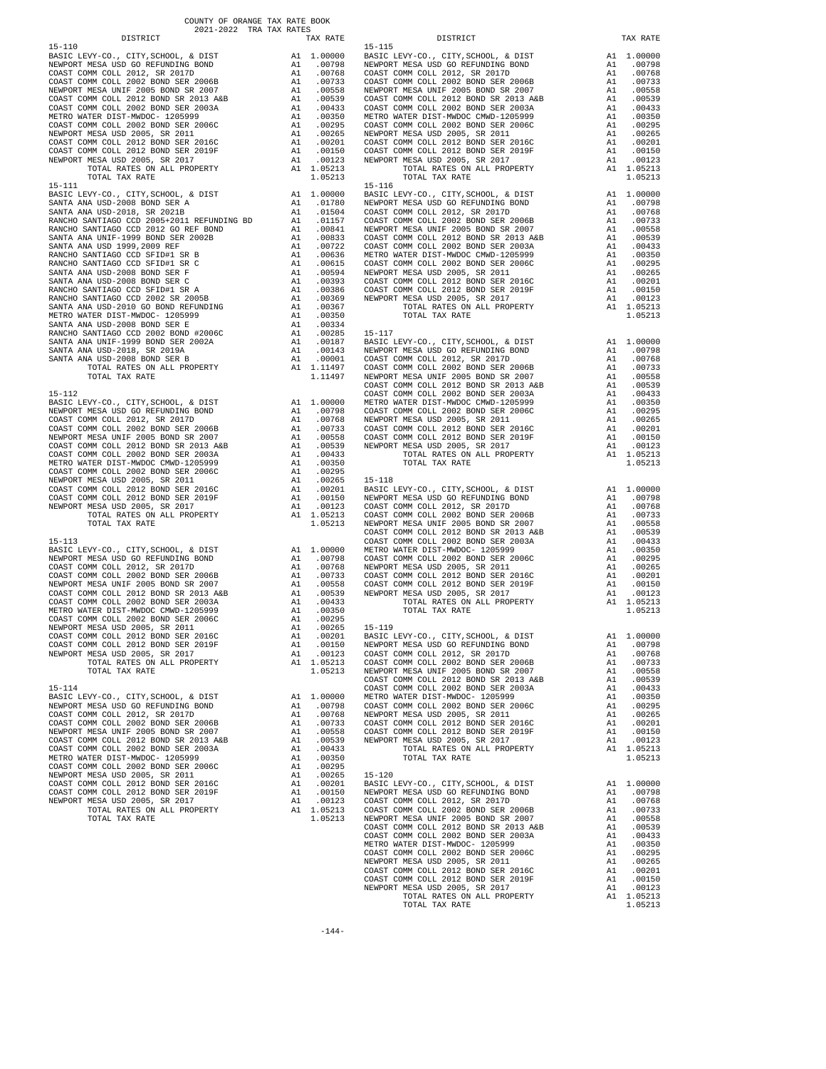COUNTY OF ORANGE TAX RATE BOOK
2021-2022 TRA TAX RATES

| DISTRICT | | TAX RATE |
|---|---|---|
| **15-110** | | |
| BASIC LEVY-CO., CITY,SCHOOL, & DIST | A1 | 1.00000 |
| NEWPORT MESA USD GO REFUNDING BOND | A1 | .00798 |
| COAST COMM COLL 2012, SR 2017D | A1 | .00768 |
| COAST COMM COLL 2002 BOND SER 2006B | A1 | .00733 |
| NEWPORT MESA UNIF 2005 BOND SR 2007 | A1 | .00558 |
| COAST COMM COLL 2012 BOND SR 2013 A&B | A1 | .00539 |
| COAST COMM COLL 2002 BOND SER 2003A | A1 | .00433 |
| METRO WATER DIST-MWDOC- 1205999 | A1 | .00350 |
| COAST COMM COLL 2002 BOND SER 2006C | A1 | .00295 |
| NEWPORT MESA USD 2005, SR 2011 | A1 | .00265 |
| COAST COMM COLL 2012 BOND SER 2016C | A1 | .00201 |
| COAST COMM COLL 2012 BOND SER 2019F | A1 | .00150 |
| NEWPORT MESA USD 2005, SR 2017 | A1 | .00123 |
| TOTAL RATES ON ALL PROPERTY | A1 | 1.05213 |
| TOTAL TAX RATE | | 1.05213 |
| **15-111** | | |
| BASIC LEVY-CO., CITY,SCHOOL, & DIST | A1 | 1.00000 |
| SANTA ANA USD-2008 BOND SER A | A1 | .01780 |
| SANTA ANA USD-2018, SR 2021B | A1 | .01504 |
| RANCHO SANTIAGO CCD 2005+2011 REFUNDING BD | A1 | .01157 |
| RANCHO SANTIAGO CCD 2012 GO REF BOND | A1 | .00841 |
| SANTA ANA UNIF-1999 BOND SER 2002B | A1 | .00833 |
| SANTA ANA USD 1999,2009 REF | A1 | .00722 |
| RANCHO SANTIAGO CCD SFID#1 SR B | A1 | .00636 |
| RANCHO SANTIAGO CCD SFID#1 SR C | A1 | .00615 |
| SANTA ANA USD-2008 BOND SER F | A1 | .00594 |
| SANTA ANA USD-2008 BOND SER C | A1 | .00393 |
| RANCHO SANTIAGO CCD SFID#1 SR A | A1 | .00386 |
| RANCHO SANTIAGO CCD 2002 SR 2005B | A1 | .00369 |
| SANTA ANA USD-2010 GO BOND REFUNDING | A1 | .00367 |
| METRO WATER DIST-MWDOC- 1205999 | A1 | .00350 |
| SANTA ANA USD-2008 BOND SER E | A1 | .00334 |
| RANCHO SANTIAGO CCD 2002 BOND #2006C | A1 | .00285 |
| SANTA ANA UNIF-1999 BOND SER 2002A | A1 | .00187 |
| SANTA ANA USD-2018, SR 2019A | A1 | .00143 |
| SANTA ANA USD-2008 BOND SER B | A1 | .00001 |
| TOTAL RATES ON ALL PROPERTY | A1 | 1.11497 |
| TOTAL TAX RATE | | 1.11497 |
| **15-112** | | |
| BASIC LEVY-CO., CITY,SCHOOL, & DIST | A1 | 1.00000 |
| NEWPORT MESA USD GO REFUNDING BOND | A1 | .00798 |
| COAST COMM COLL 2012, SR 2017D | A1 | .00768 |
| COAST COMM COLL 2002 BOND SER 2006B | A1 | .00733 |
| NEWPORT MESA UNIF 2005 BOND SR 2007 | A1 | .00558 |
| COAST COMM COLL 2012 BOND SR 2013 A&B | A1 | .00539 |
| COAST COMM COLL 2002 BOND SER 2003A | A1 | .00433 |
| METRO WATER DIST-MWDOC CMWD-1205999 | A1 | .00350 |
| COAST COMM COLL 2002 BOND SER 2006C | A1 | .00295 |
| NEWPORT MESA USD 2005, SR 2011 | A1 | .00265 |
| COAST COMM COLL 2012 BOND SER 2016C | A1 | .00201 |
| COAST COMM COLL 2012 BOND SER 2019F | A1 | .00150 |
| NEWPORT MESA USD 2005, SR 2017 | A1 | .00123 |
| TOTAL RATES ON ALL PROPERTY | A1 | 1.05213 |
| TOTAL TAX RATE | | 1.05213 |
| **15-113** | | |
| BASIC LEVY-CO., CITY,SCHOOL, & DIST | A1 | 1.00000 |
| NEWPORT MESA USD GO REFUNDING BOND | A1 | .00798 |
| COAST COMM COLL 2012, SR 2017D | A1 | .00768 |
| COAST COMM COLL 2002 BOND SER 2006B | A1 | .00733 |
| NEWPORT MESA UNIF 2005 BOND SR 2007 | A1 | .00558 |
| COAST COMM COLL 2012 BOND SR 2013 A&B | A1 | .00539 |
| COAST COMM COLL 2002 BOND SER 2003A | A1 | .00433 |
| METRO WATER DIST-MWDOC CMWD-1205999 | A1 | .00350 |
| COAST COMM COLL 2002 BOND SER 2006C | A1 | .00295 |
| NEWPORT MESA USD 2005, SR 2011 | A1 | .00265 |
| COAST COMM COLL 2012 BOND SER 2016C | A1 | .00201 |
| COAST COMM COLL 2012 BOND SER 2019F | A1 | .00150 |
| NEWPORT MESA USD 2005, SR 2017 | A1 | .00123 |
| TOTAL RATES ON ALL PROPERTY | A1 | 1.05213 |
| TOTAL TAX RATE | | 1.05213 |
| **15-114** | | |
| BASIC LEVY-CO., CITY,SCHOOL, & DIST | A1 | 1.00000 |
| NEWPORT MESA USD GO REFUNDING BOND | A1 | .00798 |
| COAST COMM COLL 2012, SR 2017D | A1 | .00768 |
| COAST COMM COLL 2002 BOND SER 2006B | A1 | .00733 |
| NEWPORT MESA UNIF 2005 BOND SR 2007 | A1 | .00558 |
| COAST COMM COLL 2012 BOND SR 2013 A&B | A1 | .00539 |
| COAST COMM COLL 2002 BOND SER 2003A | A1 | .00433 |
| METRO WATER DIST-MWDOC- 1205999 | A1 | .00350 |
| COAST COMM COLL 2002 BOND SER 2006C | A1 | .00295 |
| NEWPORT MESA USD 2005, SR 2011 | A1 | .00265 |
| COAST COMM COLL 2012 BOND SER 2016C | A1 | .00201 |
| COAST COMM COLL 2012 BOND SER 2019F | A1 | .00150 |
| NEWPORT MESA USD 2005, SR 2017 | A1 | .00123 |
| TOTAL RATES ON ALL PROPERTY | A1 | 1.05213 |
| TOTAL TAX RATE | | 1.05213 |
| **15-115** | | |
| BASIC LEVY-CO., CITY,SCHOOL, & DIST | A1 | 1.00000 |
| NEWPORT MESA USD GO REFUNDING BOND | A1 | .00798 |
| COAST COMM COLL 2012, SR 2017D | A1 | .00768 |
| COAST COMM COLL 2002 BOND SER 2006B | A1 | .00733 |
| NEWPORT MESA UNIF 2005 BOND SR 2007 | A1 | .00558 |
| COAST COMM COLL 2012 BOND SR 2013 A&B | A1 | .00539 |
| COAST COMM COLL 2002 BOND SER 2003A | A1 | .00433 |
| METRO WATER DIST-MWDOC CMWD-1205999 | A1 | .00350 |
| COAST COMM COLL 2002 BOND SER 2006C | A1 | .00295 |
| NEWPORT MESA USD 2005, SR 2011 | A1 | .00265 |
| COAST COMM COLL 2012 BOND SER 2016C | A1 | .00201 |
| COAST COMM COLL 2012 BOND SER 2019F | A1 | .00150 |
| NEWPORT MESA USD 2005, SR 2017 | A1 | .00123 |
| TOTAL RATES ON ALL PROPERTY | A1 | 1.05213 |
| TOTAL TAX RATE | | 1.05213 |
| **15-116** | | |
| BASIC LEVY-CO., CITY,SCHOOL, & DIST | A1 | 1.00000 |
| NEWPORT MESA USD GO REFUNDING BOND | A1 | .00798 |
| COAST COMM COLL 2012, SR 2017D | A1 | .00768 |
| COAST COMM COLL 2002 BOND SER 2006B | A1 | .00733 |
| NEWPORT MESA UNIF 2005 BOND SR 2007 | A1 | .00558 |
| COAST COMM COLL 2012 BOND SR 2013 A&B | A1 | .00539 |
| COAST COMM COLL 2002 BOND SER 2003A | A1 | .00433 |
| METRO WATER DIST-MWDOC CMWD-1205999 | A1 | .00350 |
| COAST COMM COLL 2002 BOND SER 2006C | A1 | .00295 |
| NEWPORT MESA USD 2005, SR 2011 | A1 | .00265 |
| COAST COMM COLL 2012 BOND SER 2016C | A1 | .00201 |
| COAST COMM COLL 2012 BOND SER 2019F | A1 | .00150 |
| NEWPORT MESA USD 2005, SR 2017 | A1 | .00123 |
| TOTAL RATES ON ALL PROPERTY | A1 | 1.05213 |
| TOTAL TAX RATE | | 1.05213 |
| **15-117** | | |
| BASIC LEVY-CO., CITY,SCHOOL, & DIST | A1 | 1.00000 |
| NEWPORT MESA USD GO REFUNDING BOND | A1 | .00798 |
| COAST COMM COLL 2012, SR 2017D | A1 | .00768 |
| COAST COMM COLL 2002 BOND SER 2006B | A1 | .00733 |
| NEWPORT MESA UNIF 2005 BOND SR 2007 | A1 | .00558 |
| COAST COMM COLL 2012 BOND SR 2013 A&B | A1 | .00539 |
| COAST COMM COLL 2002 BOND SER 2003A | A1 | .00433 |
| METRO WATER DIST-MWDOC CMWD-1205999 | A1 | .00350 |
| COAST COMM COLL 2002 BOND SER 2006C | A1 | .00295 |
| NEWPORT MESA USD 2005, SR 2011 | A1 | .00265 |
| COAST COMM COLL 2012 BOND SER 2016C | A1 | .00201 |
| COAST COMM COLL 2012 BOND SER 2019F | A1 | .00150 |
| NEWPORT MESA USD 2005, SR 2017 | A1 | .00123 |
| TOTAL RATES ON ALL PROPERTY | A1 | 1.05213 |
| TOTAL TAX RATE | | 1.05213 |
| **15-118** | | |
| BASIC LEVY-CO., CITY,SCHOOL, & DIST | A1 | 1.00000 |
| NEWPORT MESA USD GO REFUNDING BOND | A1 | .00798 |
| COAST COMM COLL 2012, SR 2017D | A1 | .00768 |
| COAST COMM COLL 2002 BOND SER 2006B | A1 | .00733 |
| NEWPORT MESA UNIF 2005 BOND SR 2007 | A1 | .00558 |
| COAST COMM COLL 2012 BOND SR 2013 A&B | A1 | .00539 |
| COAST COMM COLL 2002 BOND SER 2003A | A1 | .00433 |
| METRO WATER DIST-MWDOC- 1205999 | A1 | .00350 |
| COAST COMM COLL 2002 BOND SER 2006C | A1 | .00295 |
| NEWPORT MESA USD 2005, SR 2011 | A1 | .00265 |
| COAST COMM COLL 2012 BOND SER 2016C | A1 | .00201 |
| COAST COMM COLL 2012 BOND SER 2019F | A1 | .00150 |
| NEWPORT MESA USD 2005, SR 2017 | A1 | .00123 |
| TOTAL RATES ON ALL PROPERTY | A1 | 1.05213 |
| TOTAL TAX RATE | | 1.05213 |
| **15-119** | | |
| BASIC LEVY-CO., CITY,SCHOOL, & DIST | A1 | 1.00000 |
| NEWPORT MESA USD GO REFUNDING BOND | A1 | .00798 |
| COAST COMM COLL 2012, SR 2017D | A1 | .00768 |
| COAST COMM COLL 2002 BOND SER 2006B | A1 | .00733 |
| NEWPORT MESA UNIF 2005 BOND SR 2007 | A1 | .00558 |
| COAST COMM COLL 2012 BOND SR 2013 A&B | A1 | .00539 |
| COAST COMM COLL 2002 BOND SER 2003A | A1 | .00433 |
| METRO WATER DIST-MWDOC- 1205999 | A1 | .00350 |
| COAST COMM COLL 2002 BOND SER 2006C | A1 | .00295 |
| NEWPORT MESA USD 2005, SR 2011 | A1 | .00265 |
| COAST COMM COLL 2012 BOND SER 2016C | A1 | .00201 |
| COAST COMM COLL 2012 BOND SER 2019F | A1 | .00150 |
| NEWPORT MESA USD 2005, SR 2017 | A1 | .00123 |
| TOTAL RATES ON ALL PROPERTY | A1 | 1.05213 |
| TOTAL TAX RATE | | 1.05213 |
| **15-120** | | |
| BASIC LEVY-CO., CITY,SCHOOL, & DIST | A1 | 1.00000 |
| NEWPORT MESA USD GO REFUNDING BOND | A1 | .00798 |
| COAST COMM COLL 2012, SR 2017D | A1 | .00768 |
| COAST COMM COLL 2002 BOND SER 2006B | A1 | .00733 |
| NEWPORT MESA UNIF 2005 BOND SR 2007 | A1 | .00558 |
| COAST COMM COLL 2012 BOND SR 2013 A&B | A1 | .00539 |
| COAST COMM COLL 2002 BOND SER 2003A | A1 | .00433 |
| METRO WATER DIST-MWDOC- 1205999 | A1 | .00350 |
| COAST COMM COLL 2002 BOND SER 2006C | A1 | .00295 |
| NEWPORT MESA USD 2005, SR 2011 | A1 | .00265 |
| COAST COMM COLL 2012 BOND SER 2016C | A1 | .00201 |
| COAST COMM COLL 2012 BOND SER 2019F | A1 | .00150 |
| NEWPORT MESA USD 2005, SR 2017 | A1 | .00123 |
| TOTAL RATES ON ALL PROPERTY | A1 | 1.05213 |
| TOTAL TAX RATE | | 1.05213 |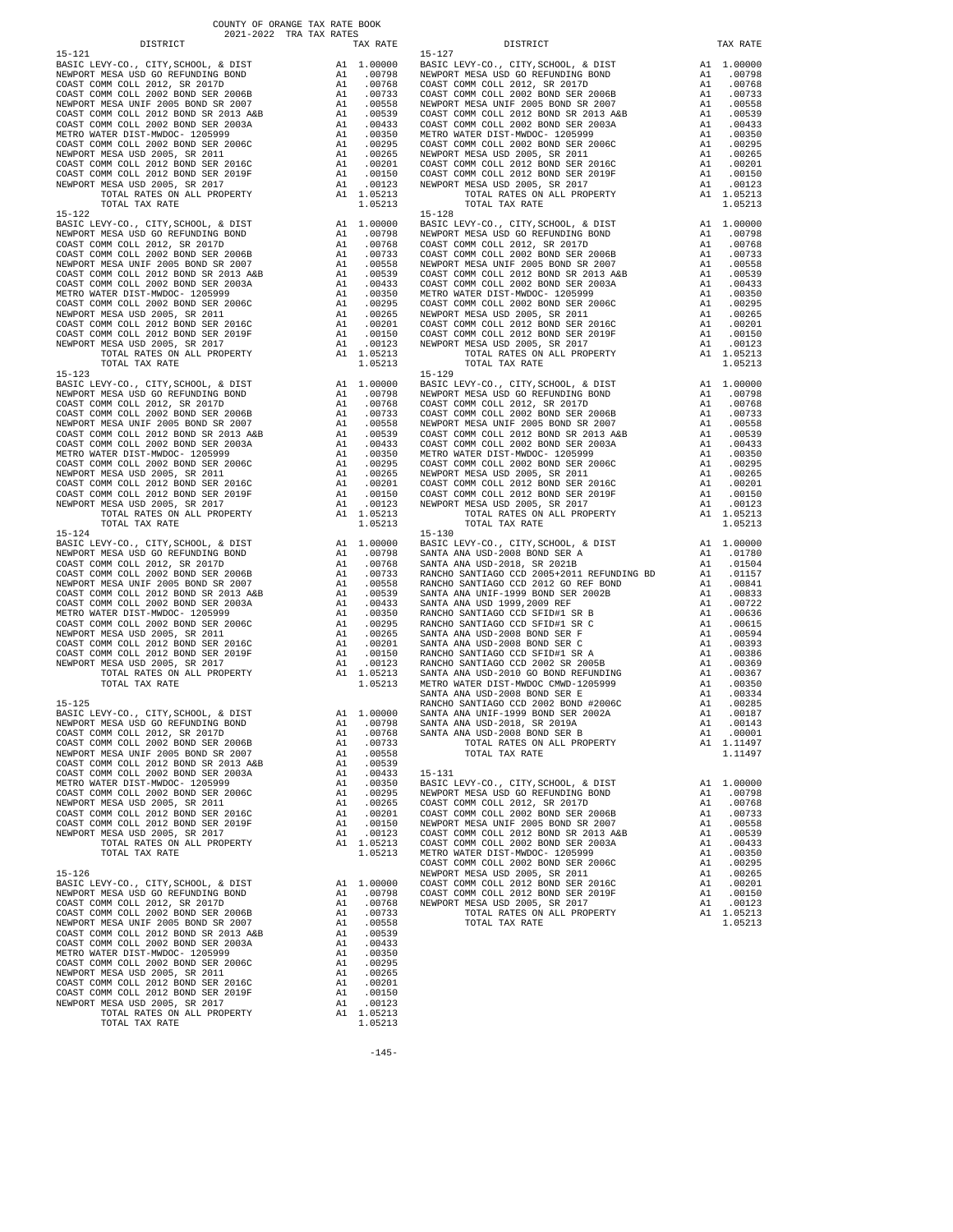COUNTY OF ORANGE TAX RATE BOOK
2021-2022 TRA TAX RATES

**15-121**

| DISTRICT | | TAX RATE |
|---|---|---|
| BASIC LEVY-CO., CITY,SCHOOL, & DIST | A1 | 1.00000 |
| NEWPORT MESA USD GO REFUNDING BOND | A1 | .00798 |
| COAST COMM COLL 2012, SR 2017D | A1 | .00768 |
| COAST COMM COLL 2002 BOND SER 2006B | A1 | .00733 |
| NEWPORT MESA UNIF 2005 BOND SR 2007 | A1 | .00558 |
| COAST COMM COLL 2012 BOND SR 2013 A&B | A1 | .00539 |
| COAST COMM COLL 2002 BOND SER 2003A | A1 | .00433 |
| METRO WATER DIST-MWDOC- 1205999 | A1 | .00350 |
| COAST COMM COLL 2002 BOND SER 2006C | A1 | .00295 |
| NEWPORT MESA USD 2005, SR 2011 | A1 | .00265 |
| COAST COMM COLL 2012 BOND SER 2016C | A1 | .00201 |
| COAST COMM COLL 2012 BOND SER 2019F | A1 | .00150 |
| NEWPORT MESA USD 2005, SR 2017 | A1 | .00123 |
| TOTAL RATES ON ALL PROPERTY | A1 | 1.05213 |
| TOTAL TAX RATE | | 1.05213 |

**15-122**

| DISTRICT | | TAX RATE |
|---|---|---|
| BASIC LEVY-CO., CITY,SCHOOL, & DIST | A1 | 1.00000 |
| NEWPORT MESA USD GO REFUNDING BOND | A1 | .00798 |
| COAST COMM COLL 2012, SR 2017D | A1 | .00768 |
| COAST COMM COLL 2002 BOND SER 2006B | A1 | .00733 |
| NEWPORT MESA UNIF 2005 BOND SR 2007 | A1 | .00558 |
| COAST COMM COLL 2012 BOND SR 2013 A&B | A1 | .00539 |
| COAST COMM COLL 2002 BOND SER 2003A | A1 | .00433 |
| METRO WATER DIST-MWDOC- 1205999 | A1 | .00350 |
| COAST COMM COLL 2002 BOND SER 2006C | A1 | .00295 |
| NEWPORT MESA USD 2005, SR 2011 | A1 | .00265 |
| COAST COMM COLL 2012 BOND SER 2016C | A1 | .00201 |
| COAST COMM COLL 2012 BOND SER 2019F | A1 | .00150 |
| NEWPORT MESA USD 2005, SR 2017 | A1 | .00123 |
| TOTAL RATES ON ALL PROPERTY | A1 | 1.05213 |
| TOTAL TAX RATE | | 1.05213 |

**15-123**

| DISTRICT | | TAX RATE |
|---|---|---|
| BASIC LEVY-CO., CITY,SCHOOL, & DIST | A1 | 1.00000 |
| NEWPORT MESA USD GO REFUNDING BOND | A1 | .00798 |
| COAST COMM COLL 2012, SR 2017D | A1 | .00768 |
| COAST COMM COLL 2002 BOND SER 2006B | A1 | .00733 |
| NEWPORT MESA UNIF 2005 BOND SR 2007 | A1 | .00558 |
| COAST COMM COLL 2012 BOND SR 2013 A&B | A1 | .00539 |
| COAST COMM COLL 2002 BOND SER 2003A | A1 | .00433 |
| METRO WATER DIST-MWDOC- 1205999 | A1 | .00350 |
| COAST COMM COLL 2002 BOND SER 2006C | A1 | .00295 |
| NEWPORT MESA USD 2005, SR 2011 | A1 | .00265 |
| COAST COMM COLL 2012 BOND SER 2016C | A1 | .00201 |
| COAST COMM COLL 2012 BOND SER 2019F | A1 | .00150 |
| NEWPORT MESA USD 2005, SR 2017 | A1 | .00123 |
| TOTAL RATES ON ALL PROPERTY | A1 | 1.05213 |
| TOTAL TAX RATE | | 1.05213 |

**15-124**

| DISTRICT | | TAX RATE |
|---|---|---|
| BASIC LEVY-CO., CITY,SCHOOL, & DIST | A1 | 1.00000 |
| NEWPORT MESA USD GO REFUNDING BOND | A1 | .00798 |
| COAST COMM COLL 2012, SR 2017D | A1 | .00768 |
| COAST COMM COLL 2002 BOND SER 2006B | A1 | .00733 |
| NEWPORT MESA UNIF 2005 BOND SR 2007 | A1 | .00558 |
| COAST COMM COLL 2012 BOND SR 2013 A&B | A1 | .00539 |
| COAST COMM COLL 2002 BOND SER 2003A | A1 | .00433 |
| METRO WATER DIST-MWDOC- 1205999 | A1 | .00350 |
| COAST COMM COLL 2002 BOND SER 2006C | A1 | .00295 |
| NEWPORT MESA USD 2005, SR 2011 | A1 | .00265 |
| COAST COMM COLL 2012 BOND SER 2016C | A1 | .00201 |
| COAST COMM COLL 2012 BOND SER 2019F | A1 | .00150 |
| NEWPORT MESA USD 2005, SR 2017 | A1 | .00123 |
| TOTAL RATES ON ALL PROPERTY | A1 | 1.05213 |
| TOTAL TAX RATE | | 1.05213 |

**15-125**

| DISTRICT | | TAX RATE |
|---|---|---|
| BASIC LEVY-CO., CITY,SCHOOL, & DIST | A1 | 1.00000 |
| NEWPORT MESA USD GO REFUNDING BOND | A1 | .00798 |
| COAST COMM COLL 2012, SR 2017D | A1 | .00768 |
| COAST COMM COLL 2002 BOND SER 2006B | A1 | .00733 |
| NEWPORT MESA UNIF 2005 BOND SR 2007 | A1 | .00558 |
| COAST COMM COLL 2012 BOND SR 2013 A&B | A1 | .00539 |
| COAST COMM COLL 2002 BOND SER 2003A | A1 | .00433 |
| METRO WATER DIST-MWDOC- 1205999 | A1 | .00350 |
| COAST COMM COLL 2002 BOND SER 2006C | A1 | .00295 |
| NEWPORT MESA USD 2005, SR 2011 | A1 | .00265 |
| COAST COMM COLL 2012 BOND SER 2016C | A1 | .00201 |
| COAST COMM COLL 2012 BOND SER 2019F | A1 | .00150 |
| NEWPORT MESA USD 2005, SR 2017 | A1 | .00123 |
| TOTAL RATES ON ALL PROPERTY | A1 | 1.05213 |
| TOTAL TAX RATE | | 1.05213 |

**15-126**

| DISTRICT | | TAX RATE |
|---|---|---|
| BASIC LEVY-CO., CITY,SCHOOL, & DIST | A1 | 1.00000 |
| NEWPORT MESA USD GO REFUNDING BOND | A1 | .00798 |
| COAST COMM COLL 2012, SR 2017D | A1 | .00768 |
| COAST COMM COLL 2002 BOND SER 2006B | A1 | .00733 |
| NEWPORT MESA UNIF 2005 BOND SR 2007 | A1 | .00558 |
| COAST COMM COLL 2012 BOND SR 2013 A&B | A1 | .00539 |
| COAST COMM COLL 2002 BOND SER 2003A | A1 | .00433 |
| METRO WATER DIST-MWDOC- 1205999 | A1 | .00350 |
| COAST COMM COLL 2002 BOND SER 2006C | A1 | .00295 |
| NEWPORT MESA USD 2005, SR 2011 | A1 | .00265 |
| COAST COMM COLL 2012 BOND SER 2016C | A1 | .00201 |
| COAST COMM COLL 2012 BOND SER 2019F | A1 | .00150 |
| NEWPORT MESA USD 2005, SR 2017 | A1 | .00123 |
| TOTAL RATES ON ALL PROPERTY | A1 | 1.05213 |
| TOTAL TAX RATE | | 1.05213 |

**15-127**

| DISTRICT | | TAX RATE |
|---|---|---|
| BASIC LEVY-CO., CITY,SCHOOL, & DIST | A1 | 1.00000 |
| NEWPORT MESA USD GO REFUNDING BOND | A1 | .00798 |
| COAST COMM COLL 2012, SR 2017D | A1 | .00768 |
| COAST COMM COLL 2002 BOND SER 2006B | A1 | .00733 |
| NEWPORT MESA UNIF 2005 BOND SR 2007 | A1 | .00558 |
| COAST COMM COLL 2012 BOND SR 2013 A&B | A1 | .00539 |
| COAST COMM COLL 2002 BOND SER 2003A | A1 | .00433 |
| METRO WATER DIST-MWDOC- 1205999 | A1 | .00350 |
| COAST COMM COLL 2002 BOND SER 2006C | A1 | .00295 |
| NEWPORT MESA USD 2005, SR 2011 | A1 | .00265 |
| COAST COMM COLL 2012 BOND SER 2016C | A1 | .00201 |
| COAST COMM COLL 2012 BOND SER 2019F | A1 | .00150 |
| NEWPORT MESA USD 2005, SR 2017 | A1 | .00123 |
| TOTAL RATES ON ALL PROPERTY | A1 | 1.05213 |
| TOTAL TAX RATE | | 1.05213 |

**15-128**

| DISTRICT | | TAX RATE |
|---|---|---|
| BASIC LEVY-CO., CITY,SCHOOL, & DIST | A1 | 1.00000 |
| NEWPORT MESA USD GO REFUNDING BOND | A1 | .00798 |
| COAST COMM COLL 2012, SR 2017D | A1 | .00768 |
| COAST COMM COLL 2002 BOND SER 2006B | A1 | .00733 |
| NEWPORT MESA UNIF 2005 BOND SR 2007 | A1 | .00558 |
| COAST COMM COLL 2012 BOND SR 2013 A&B | A1 | .00539 |
| COAST COMM COLL 2002 BOND SER 2003A | A1 | .00433 |
| METRO WATER DIST-MWDOC- 1205999 | A1 | .00350 |
| COAST COMM COLL 2002 BOND SER 2006C | A1 | .00295 |
| NEWPORT MESA USD 2005, SR 2011 | A1 | .00265 |
| COAST COMM COLL 2012 BOND SER 2016C | A1 | .00201 |
| COAST COMM COLL 2012 BOND SER 2019F | A1 | .00150 |
| NEWPORT MESA USD 2005, SR 2017 | A1 | .00123 |
| TOTAL RATES ON ALL PROPERTY | A1 | 1.05213 |
| TOTAL TAX RATE | | 1.05213 |

**15-129**

| DISTRICT | | TAX RATE |
|---|---|---|
| BASIC LEVY-CO., CITY,SCHOOL, & DIST | A1 | 1.00000 |
| NEWPORT MESA USD GO REFUNDING BOND | A1 | .00798 |
| COAST COMM COLL 2012, SR 2017D | A1 | .00768 |
| COAST COMM COLL 2002 BOND SER 2006B | A1 | .00733 |
| NEWPORT MESA UNIF 2005 BOND SR 2007 | A1 | .00558 |
| COAST COMM COLL 2012 BOND SR 2013 A&B | A1 | .00539 |
| COAST COMM COLL 2002 BOND SER 2003A | A1 | .00433 |
| METRO WATER DIST-MWDOC- 1205999 | A1 | .00350 |
| COAST COMM COLL 2002 BOND SER 2006C | A1 | .00295 |
| NEWPORT MESA USD 2005, SR 2011 | A1 | .00265 |
| COAST COMM COLL 2012 BOND SER 2016C | A1 | .00201 |
| COAST COMM COLL 2012 BOND SER 2019F | A1 | .00150 |
| NEWPORT MESA USD 2005, SR 2017 | A1 | .00123 |
| TOTAL RATES ON ALL PROPERTY | A1 | 1.05213 |
| TOTAL TAX RATE | | 1.05213 |

**15-130**

| DISTRICT | | TAX RATE |
|---|---|---|
| BASIC LEVY-CO., CITY,SCHOOL, & DIST | A1 | 1.00000 |
| SANTA ANA USD-2008 BOND SER A | A1 | .01780 |
| SANTA ANA USD-2018, SR 2021B | A1 | .01504 |
| RANCHO SANTIAGO CCD 2005+2011 REFUNDING BD | A1 | .01157 |
| RANCHO SANTIAGO CCD 2012 GO REF BOND | A1 | .00841 |
| SANTA ANA UNIF-1999 BOND SER 2002B | A1 | .00833 |
| SANTA ANA USD 1999,2009 REF | A1 | .00722 |
| RANCHO SANTIAGO CCD SFID#1 SR B | A1 | .00636 |
| RANCHO SANTIAGO CCD SFID#1 SR C | A1 | .00615 |
| SANTA ANA USD-2008 BOND SER F | A1 | .00594 |
| SANTA ANA USD-2008 BOND SER C | A1 | .00393 |
| RANCHO SANTIAGO CCD SFID#1 SR A | A1 | .00386 |
| RANCHO SANTIAGO CCD 2002 SR 2005B | A1 | .00369 |
| SANTA ANA USD-2010 GO BOND REFUNDING | A1 | .00367 |
| METRO WATER DIST-MWDOC CMWD-1205999 | A1 | .00350 |
| SANTA ANA USD-2008 BOND SER E | A1 | .00334 |
| RANCHO SANTIAGO CCD 2002 BOND #2006C | A1 | .00285 |
| SANTA ANA UNIF-1999 BOND SER 2002A | A1 | .00187 |
| SANTA ANA USD-2018, SR 2019A | A1 | .00143 |
| SANTA ANA USD-2008 BOND SER B | A1 | .00001 |
| TOTAL RATES ON ALL PROPERTY | A1 | 1.11497 |
| TOTAL TAX RATE | | 1.11497 |

**15-131**

| DISTRICT | | TAX RATE |
|---|---|---|
| BASIC LEVY-CO., CITY,SCHOOL, & DIST | A1 | 1.00000 |
| NEWPORT MESA USD GO REFUNDING BOND | A1 | .00798 |
| COAST COMM COLL 2012, SR 2017D | A1 | .00768 |
| COAST COMM COLL 2002 BOND SER 2006B | A1 | .00733 |
| NEWPORT MESA UNIF 2005 BOND SR 2007 | A1 | .00558 |
| COAST COMM COLL 2012 BOND SR 2013 A&B | A1 | .00539 |
| COAST COMM COLL 2002 BOND SER 2003A | A1 | .00433 |
| METRO WATER DIST-MWDOC- 1205999 | A1 | .00350 |
| COAST COMM COLL 2002 BOND SER 2006C | A1 | .00295 |
| NEWPORT MESA USD 2005, SR 2011 | A1 | .00265 |
| COAST COMM COLL 2012 BOND SER 2016C | A1 | .00201 |
| COAST COMM COLL 2012 BOND SER 2019F | A1 | .00150 |
| NEWPORT MESA USD 2005, SR 2017 | A1 | .00123 |
| TOTAL RATES ON ALL PROPERTY | A1 | 1.05213 |
| TOTAL TAX RATE | | 1.05213 |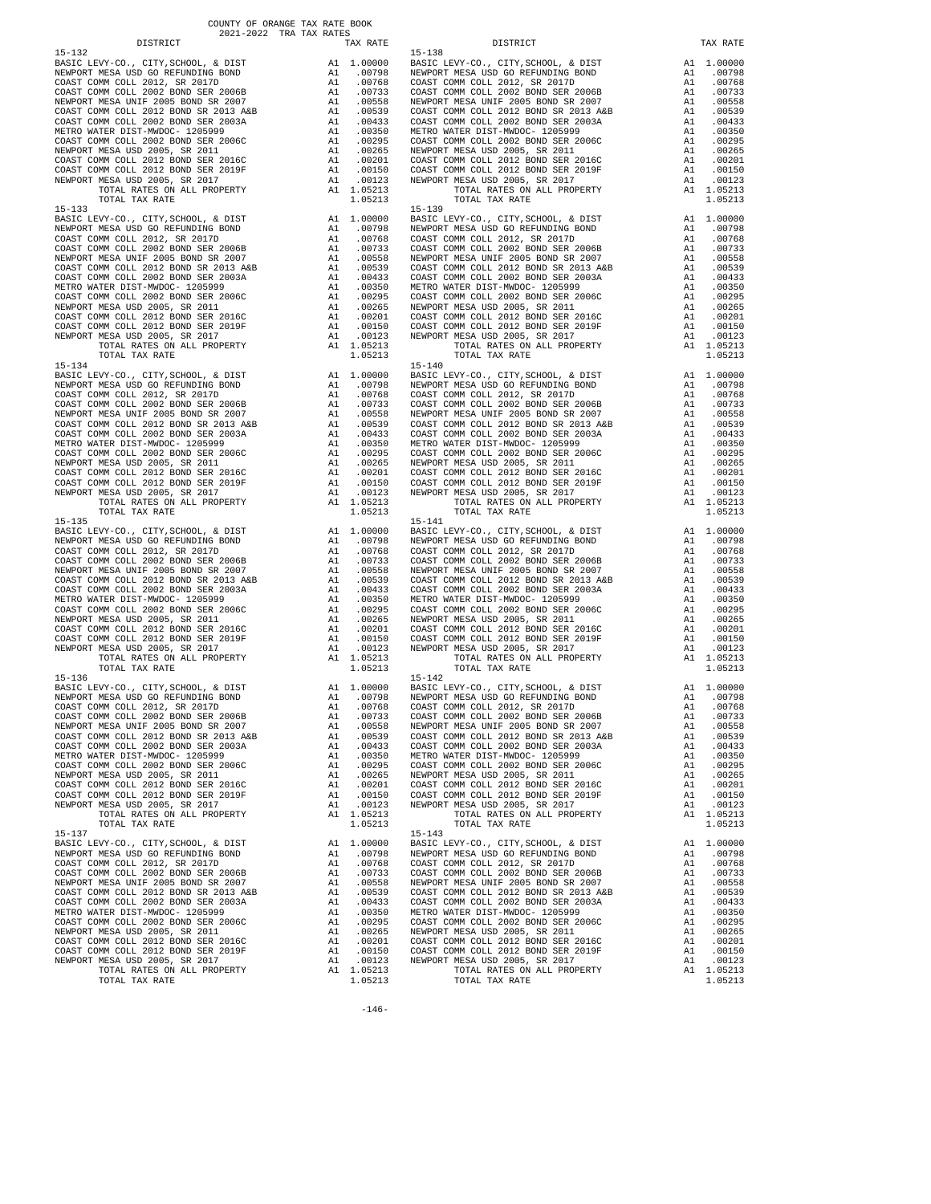COUNTY OF ORANGE TAX RATE BOOK
2021-2022 TRA TAX RATES

| DISTRICT | | TAX RATE |
|---|---|---|
| 15-132 | | |
| BASIC LEVY-CO., CITY,SCHOOL, & DIST | A1 | 1.00000 |
| NEWPORT MESA USD GO REFUNDING BOND | A1 | .00798 |
| COAST COMM COLL 2012, SR 2017D | A1 | .00768 |
| COAST COMM COLL 2002 BOND SER 2006B | A1 | .00733 |
| NEWPORT MESA UNIF 2005 BOND SR 2007 | A1 | .00558 |
| COAST COMM COLL 2012 BOND SR 2013 A&B | A1 | .00539 |
| COAST COMM COLL 2002 BOND SER 2003A | A1 | .00433 |
| METRO WATER DIST-MWDOC- 1205999 | A1 | .00350 |
| COAST COMM COLL 2002 BOND SER 2006C | A1 | .00295 |
| NEWPORT MESA USD 2005, SR 2011 | A1 | .00265 |
| COAST COMM COLL 2012 BOND SER 2016C | A1 | .00201 |
| COAST COMM COLL 2012 BOND SER 2019F | A1 | .00150 |
| NEWPORT MESA USD 2005, SR 2017 | A1 | .00123 |
| TOTAL RATES ON ALL PROPERTY | A1 | 1.05213 |
| TOTAL TAX RATE | | 1.05213 |
| 15-133 | | |
| BASIC LEVY-CO., CITY,SCHOOL, & DIST | A1 | 1.00000 |
| NEWPORT MESA USD GO REFUNDING BOND | A1 | .00798 |
| COAST COMM COLL 2012, SR 2017D | A1 | .00768 |
| COAST COMM COLL 2002 BOND SER 2006B | A1 | .00733 |
| NEWPORT MESA UNIF 2005 BOND SR 2007 | A1 | .00558 |
| COAST COMM COLL 2012 BOND SR 2013 A&B | A1 | .00539 |
| COAST COMM COLL 2002 BOND SER 2003A | A1 | .00433 |
| METRO WATER DIST-MWDOC- 1205999 | A1 | .00350 |
| COAST COMM COLL 2002 BOND SER 2006C | A1 | .00295 |
| NEWPORT MESA USD 2005, SR 2011 | A1 | .00265 |
| COAST COMM COLL 2012 BOND SER 2016C | A1 | .00201 |
| COAST COMM COLL 2012 BOND SER 2019F | A1 | .00150 |
| NEWPORT MESA USD 2005, SR 2017 | A1 | .00123 |
| TOTAL RATES ON ALL PROPERTY | A1 | 1.05213 |
| TOTAL TAX RATE | | 1.05213 |
| 15-134 | | |
| BASIC LEVY-CO., CITY,SCHOOL, & DIST | A1 | 1.00000 |
| NEWPORT MESA USD GO REFUNDING BOND | A1 | .00798 |
| COAST COMM COLL 2012, SR 2017D | A1 | .00768 |
| COAST COMM COLL 2002 BOND SER 2006B | A1 | .00733 |
| NEWPORT MESA UNIF 2005 BOND SR 2007 | A1 | .00558 |
| COAST COMM COLL 2012 BOND SR 2013 A&B | A1 | .00539 |
| COAST COMM COLL 2002 BOND SER 2003A | A1 | .00433 |
| METRO WATER DIST-MWDOC- 1205999 | A1 | .00350 |
| COAST COMM COLL 2002 BOND SER 2006C | A1 | .00295 |
| NEWPORT MESA USD 2005, SR 2011 | A1 | .00265 |
| COAST COMM COLL 2012 BOND SER 2016C | A1 | .00201 |
| COAST COMM COLL 2012 BOND SER 2019F | A1 | .00150 |
| NEWPORT MESA USD 2005, SR 2017 | A1 | .00123 |
| TOTAL RATES ON ALL PROPERTY | A1 | 1.05213 |
| TOTAL TAX RATE | | 1.05213 |
| 15-135 | | |
| BASIC LEVY-CO., CITY,SCHOOL, & DIST | A1 | 1.00000 |
| NEWPORT MESA USD GO REFUNDING BOND | A1 | .00798 |
| COAST COMM COLL 2012, SR 2017D | A1 | .00768 |
| COAST COMM COLL 2002 BOND SER 2006B | A1 | .00733 |
| NEWPORT MESA UNIF 2005 BOND SR 2007 | A1 | .00558 |
| COAST COMM COLL 2012 BOND SR 2013 A&B | A1 | .00539 |
| COAST COMM COLL 2002 BOND SER 2003A | A1 | .00433 |
| METRO WATER DIST-MWDOC- 1205999 | A1 | .00350 |
| COAST COMM COLL 2002 BOND SER 2006C | A1 | .00295 |
| NEWPORT MESA USD 2005, SR 2011 | A1 | .00265 |
| COAST COMM COLL 2012 BOND SER 2016C | A1 | .00201 |
| COAST COMM COLL 2012 BOND SER 2019F | A1 | .00150 |
| NEWPORT MESA USD 2005, SR 2017 | A1 | .00123 |
| TOTAL RATES ON ALL PROPERTY | A1 | 1.05213 |
| TOTAL TAX RATE | | 1.05213 |
| 15-136 | | |
| BASIC LEVY-CO., CITY,SCHOOL, & DIST | A1 | 1.00000 |
| NEWPORT MESA USD GO REFUNDING BOND | A1 | .00798 |
| COAST COMM COLL 2012, SR 2017D | A1 | .00768 |
| COAST COMM COLL 2002 BOND SER 2006B | A1 | .00733 |
| NEWPORT MESA UNIF 2005 BOND SR 2007 | A1 | .00558 |
| COAST COMM COLL 2012 BOND SR 2013 A&B | A1 | .00539 |
| COAST COMM COLL 2002 BOND SER 2003A | A1 | .00433 |
| METRO WATER DIST-MWDOC- 1205999 | A1 | .00350 |
| COAST COMM COLL 2002 BOND SER 2006C | A1 | .00295 |
| NEWPORT MESA USD 2005, SR 2011 | A1 | .00265 |
| COAST COMM COLL 2012 BOND SER 2016C | A1 | .00201 |
| COAST COMM COLL 2012 BOND SER 2019F | A1 | .00150 |
| NEWPORT MESA USD 2005, SR 2017 | A1 | .00123 |
| TOTAL RATES ON ALL PROPERTY | A1 | 1.05213 |
| TOTAL TAX RATE | | 1.05213 |
| 15-137 | | |
| BASIC LEVY-CO., CITY,SCHOOL, & DIST | A1 | 1.00000 |
| NEWPORT MESA USD GO REFUNDING BOND | A1 | .00798 |
| COAST COMM COLL 2012, SR 2017D | A1 | .00768 |
| COAST COMM COLL 2002 BOND SER 2006B | A1 | .00733 |
| NEWPORT MESA UNIF 2005 BOND SR 2007 | A1 | .00558 |
| COAST COMM COLL 2012 BOND SR 2013 A&B | A1 | .00539 |
| COAST COMM COLL 2002 BOND SER 2003A | A1 | .00433 |
| METRO WATER DIST-MWDOC- 1205999 | A1 | .00350 |
| COAST COMM COLL 2002 BOND SER 2006C | A1 | .00295 |
| NEWPORT MESA USD 2005, SR 2011 | A1 | .00265 |
| COAST COMM COLL 2012 BOND SER 2016C | A1 | .00201 |
| COAST COMM COLL 2012 BOND SER 2019F | A1 | .00150 |
| NEWPORT MESA USD 2005, SR 2017 | A1 | .00123 |
| TOTAL RATES ON ALL PROPERTY | A1 | 1.05213 |
| TOTAL TAX RATE | | 1.05213 |
| 15-138 | | |
| BASIC LEVY-CO., CITY,SCHOOL, & DIST | A1 | 1.00000 |
| NEWPORT MESA USD GO REFUNDING BOND | A1 | .00798 |
| COAST COMM COLL 2012, SR 2017D | A1 | .00768 |
| COAST COMM COLL 2002 BOND SER 2006B | A1 | .00733 |
| NEWPORT MESA UNIF 2005 BOND SR 2007 | A1 | .00558 |
| COAST COMM COLL 2012 BOND SR 2013 A&B | A1 | .00539 |
| COAST COMM COLL 2002 BOND SER 2003A | A1 | .00433 |
| METRO WATER DIST-MWDOC- 1205999 | A1 | .00350 |
| COAST COMM COLL 2002 BOND SER 2006C | A1 | .00295 |
| NEWPORT MESA USD 2005, SR 2011 | A1 | .00265 |
| COAST COMM COLL 2012 BOND SER 2016C | A1 | .00201 |
| COAST COMM COLL 2012 BOND SER 2019F | A1 | .00150 |
| NEWPORT MESA USD 2005, SR 2017 | A1 | .00123 |
| TOTAL RATES ON ALL PROPERTY | A1 | 1.05213 |
| TOTAL TAX RATE | | 1.05213 |
| 15-139 | | |
| BASIC LEVY-CO., CITY,SCHOOL, & DIST | A1 | 1.00000 |
| NEWPORT MESA USD GO REFUNDING BOND | A1 | .00798 |
| COAST COMM COLL 2012, SR 2017D | A1 | .00768 |
| COAST COMM COLL 2002 BOND SER 2006B | A1 | .00733 |
| NEWPORT MESA UNIF 2005 BOND SR 2007 | A1 | .00558 |
| COAST COMM COLL 2012 BOND SR 2013 A&B | A1 | .00539 |
| COAST COMM COLL 2002 BOND SER 2003A | A1 | .00433 |
| METRO WATER DIST-MWDOC- 1205999 | A1 | .00350 |
| COAST COMM COLL 2002 BOND SER 2006C | A1 | .00295 |
| NEWPORT MESA USD 2005, SR 2011 | A1 | .00265 |
| COAST COMM COLL 2012 BOND SER 2016C | A1 | .00201 |
| COAST COMM COLL 2012 BOND SER 2019F | A1 | .00150 |
| NEWPORT MESA USD 2005, SR 2017 | A1 | .00123 |
| TOTAL RATES ON ALL PROPERTY | A1 | 1.05213 |
| TOTAL TAX RATE | | 1.05213 |
| 15-140 | | |
| BASIC LEVY-CO., CITY,SCHOOL, & DIST | A1 | 1.00000 |
| NEWPORT MESA USD GO REFUNDING BOND | A1 | .00798 |
| COAST COMM COLL 2012, SR 2017D | A1 | .00768 |
| COAST COMM COLL 2002 BOND SER 2006B | A1 | .00733 |
| NEWPORT MESA UNIF 2005 BOND SR 2007 | A1 | .00558 |
| COAST COMM COLL 2012 BOND SR 2013 A&B | A1 | .00539 |
| COAST COMM COLL 2002 BOND SER 2003A | A1 | .00433 |
| METRO WATER DIST-MWDOC- 1205999 | A1 | .00350 |
| COAST COMM COLL 2002 BOND SER 2006C | A1 | .00295 |
| NEWPORT MESA USD 2005, SR 2011 | A1 | .00265 |
| COAST COMM COLL 2012 BOND SER 2016C | A1 | .00201 |
| COAST COMM COLL 2012 BOND SER 2019F | A1 | .00150 |
| NEWPORT MESA USD 2005, SR 2017 | A1 | .00123 |
| TOTAL RATES ON ALL PROPERTY | A1 | 1.05213 |
| TOTAL TAX RATE | | 1.05213 |
| 15-141 | | |
| BASIC LEVY-CO., CITY,SCHOOL, & DIST | A1 | 1.00000 |
| NEWPORT MESA USD GO REFUNDING BOND | A1 | .00798 |
| COAST COMM COLL 2012, SR 2017D | A1 | .00768 |
| COAST COMM COLL 2002 BOND SER 2006B | A1 | .00733 |
| NEWPORT MESA UNIF 2005 BOND SR 2007 | A1 | .00558 |
| COAST COMM COLL 2012 BOND SR 2013 A&B | A1 | .00539 |
| COAST COMM COLL 2002 BOND SER 2003A | A1 | .00433 |
| METRO WATER DIST-MWDOC- 1205999 | A1 | .00350 |
| COAST COMM COLL 2002 BOND SER 2006C | A1 | .00295 |
| NEWPORT MESA USD 2005, SR 2011 | A1 | .00265 |
| COAST COMM COLL 2012 BOND SER 2016C | A1 | .00201 |
| COAST COMM COLL 2012 BOND SER 2019F | A1 | .00150 |
| NEWPORT MESA USD 2005, SR 2017 | A1 | .00123 |
| TOTAL RATES ON ALL PROPERTY | A1 | 1.05213 |
| TOTAL TAX RATE | | 1.05213 |
| 15-142 | | |
| BASIC LEVY-CO., CITY,SCHOOL, & DIST | A1 | 1.00000 |
| NEWPORT MESA USD GO REFUNDING BOND | A1 | .00798 |
| COAST COMM COLL 2012, SR 2017D | A1 | .00768 |
| COAST COMM COLL 2002 BOND SER 2006B | A1 | .00733 |
| NEWPORT MESA UNIF 2005 BOND SR 2007 | A1 | .00558 |
| COAST COMM COLL 2012 BOND SR 2013 A&B | A1 | .00539 |
| COAST COMM COLL 2002 BOND SER 2003A | A1 | .00433 |
| METRO WATER DIST-MWDOC- 1205999 | A1 | .00350 |
| COAST COMM COLL 2002 BOND SER 2006C | A1 | .00295 |
| NEWPORT MESA USD 2005, SR 2011 | A1 | .00265 |
| COAST COMM COLL 2012 BOND SER 2016C | A1 | .00201 |
| COAST COMM COLL 2012 BOND SER 2019F | A1 | .00150 |
| NEWPORT MESA USD 2005, SR 2017 | A1 | .00123 |
| TOTAL RATES ON ALL PROPERTY | A1 | 1.05213 |
| TOTAL TAX RATE | | 1.05213 |
| 15-143 | | |
| BASIC LEVY-CO., CITY,SCHOOL, & DIST | A1 | 1.00000 |
| NEWPORT MESA USD GO REFUNDING BOND | A1 | .00798 |
| COAST COMM COLL 2012, SR 2017D | A1 | .00768 |
| COAST COMM COLL 2002 BOND SER 2006B | A1 | .00733 |
| NEWPORT MESA UNIF 2005 BOND SR 2007 | A1 | .00558 |
| COAST COMM COLL 2012 BOND SR 2013 A&B | A1 | .00539 |
| COAST COMM COLL 2002 BOND SER 2003A | A1 | .00433 |
| METRO WATER DIST-MWDOC- 1205999 | A1 | .00350 |
| COAST COMM COLL 2002 BOND SER 2006C | A1 | .00295 |
| NEWPORT MESA USD 2005, SR 2011 | A1 | .00265 |
| COAST COMM COLL 2012 BOND SER 2016C | A1 | .00201 |
| COAST COMM COLL 2012 BOND SER 2019F | A1 | .00150 |
| NEWPORT MESA USD 2005, SR 2017 | A1 | .00123 |
| TOTAL RATES ON ALL PROPERTY | A1 | 1.05213 |
| TOTAL TAX RATE | | 1.05213 |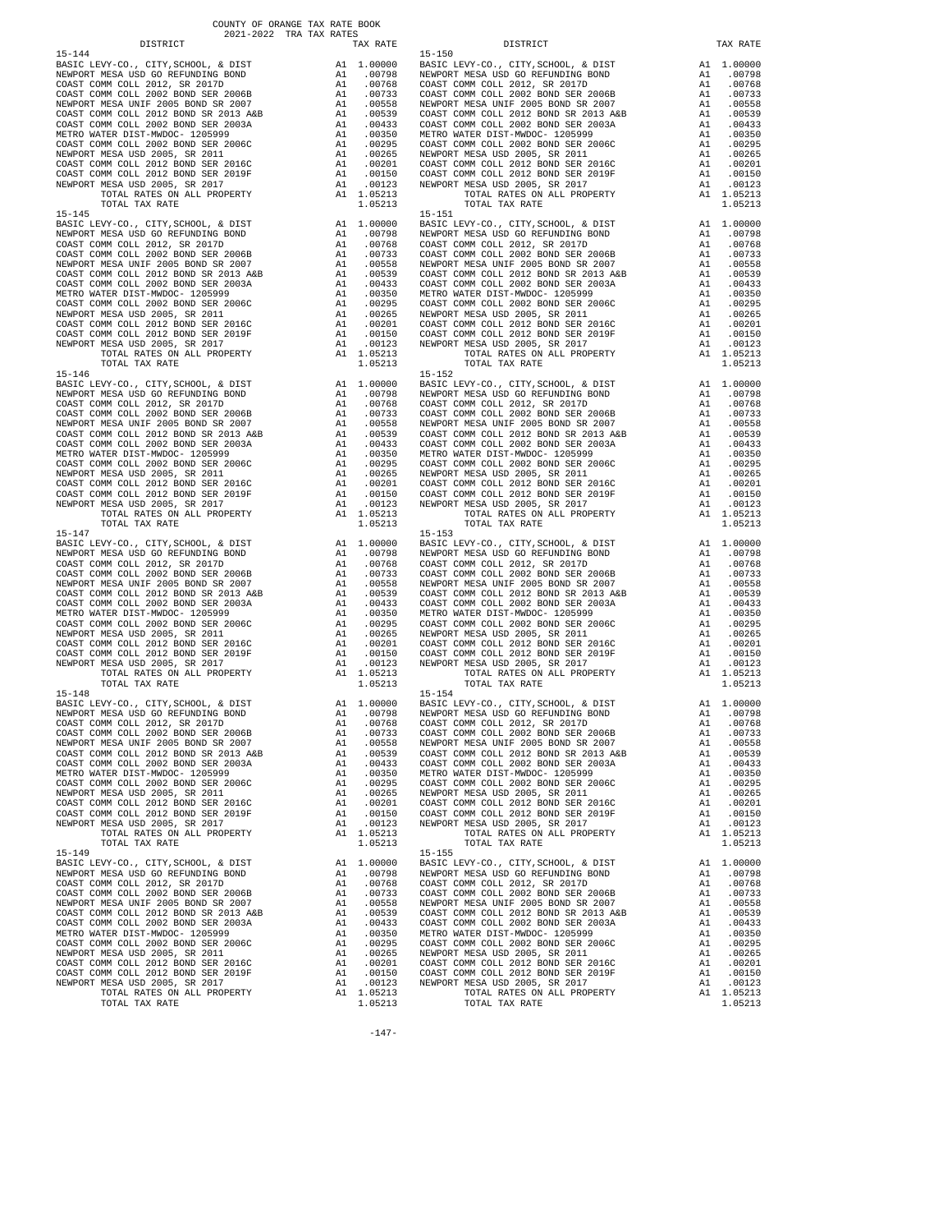COUNTY OF ORANGE TAX RATE BOOK
2021-2022 TRA TAX RATES

| DISTRICT | | TAX RATE |
|---|---|---|
| **15-144** | | |
| BASIC LEVY-CO., CITY,SCHOOL, & DIST | A1 | 1.00000 |
| NEWPORT MESA USD GO REFUNDING BOND | A1 | .00798 |
| COAST COMM COLL 2012, SR 2017D | A1 | .00768 |
| COAST COMM COLL 2002 BOND SER 2006B | A1 | .00733 |
| NEWPORT MESA UNIF 2005 BOND SR 2007 | A1 | .00558 |
| COAST COMM COLL 2012 BOND SR 2013 A&B | A1 | .00539 |
| COAST COMM COLL 2002 BOND SER 2003A | A1 | .00433 |
| METRO WATER DIST-MWDOC- 1205999 | A1 | .00350 |
| COAST COMM COLL 2002 BOND SER 2006C | A1 | .00295 |
| NEWPORT MESA USD 2005, SR 2011 | A1 | .00265 |
| COAST COMM COLL 2012 BOND SER 2016C | A1 | .00201 |
| COAST COMM COLL 2012 BOND SER 2019F | A1 | .00150 |
| NEWPORT MESA USD 2005, SR 2017 | A1 | .00123 |
| TOTAL RATES ON ALL PROPERTY | A1 | 1.05213 |
| TOTAL TAX RATE | | 1.05213 |
| **15-145** | | |
| BASIC LEVY-CO., CITY,SCHOOL, & DIST | A1 | 1.00000 |
| NEWPORT MESA USD GO REFUNDING BOND | A1 | .00798 |
| COAST COMM COLL 2012, SR 2017D | A1 | .00768 |
| COAST COMM COLL 2002 BOND SER 2006B | A1 | .00733 |
| NEWPORT MESA UNIF 2005 BOND SR 2007 | A1 | .00558 |
| COAST COMM COLL 2012 BOND SR 2013 A&B | A1 | .00539 |
| COAST COMM COLL 2002 BOND SER 2003A | A1 | .00433 |
| METRO WATER DIST-MWDOC- 1205999 | A1 | .00350 |
| COAST COMM COLL 2002 BOND SER 2006C | A1 | .00295 |
| NEWPORT MESA USD 2005, SR 2011 | A1 | .00265 |
| COAST COMM COLL 2012 BOND SER 2016C | A1 | .00201 |
| COAST COMM COLL 2012 BOND SER 2019F | A1 | .00150 |
| NEWPORT MESA USD 2005, SR 2017 | A1 | .00123 |
| TOTAL RATES ON ALL PROPERTY | A1 | 1.05213 |
| TOTAL TAX RATE | | 1.05213 |
| **15-146** | | |
| BASIC LEVY-CO., CITY,SCHOOL, & DIST | A1 | 1.00000 |
| NEWPORT MESA USD GO REFUNDING BOND | A1 | .00798 |
| COAST COMM COLL 2012, SR 2017D | A1 | .00768 |
| COAST COMM COLL 2002 BOND SER 2006B | A1 | .00733 |
| NEWPORT MESA UNIF 2005 BOND SR 2007 | A1 | .00558 |
| COAST COMM COLL 2012 BOND SR 2013 A&B | A1 | .00539 |
| COAST COMM COLL 2002 BOND SER 2003A | A1 | .00433 |
| METRO WATER DIST-MWDOC- 1205999 | A1 | .00350 |
| COAST COMM COLL 2002 BOND SER 2006C | A1 | .00295 |
| NEWPORT MESA USD 2005, SR 2011 | A1 | .00265 |
| COAST COMM COLL 2012 BOND SER 2016C | A1 | .00201 |
| COAST COMM COLL 2012 BOND SER 2019F | A1 | .00150 |
| NEWPORT MESA USD 2005, SR 2017 | A1 | .00123 |
| TOTAL RATES ON ALL PROPERTY | A1 | 1.05213 |
| TOTAL TAX RATE | | 1.05213 |
| **15-147** | | |
| BASIC LEVY-CO., CITY,SCHOOL, & DIST | A1 | 1.00000 |
| NEWPORT MESA USD GO REFUNDING BOND | A1 | .00798 |
| COAST COMM COLL 2012, SR 2017D | A1 | .00768 |
| COAST COMM COLL 2002 BOND SER 2006B | A1 | .00733 |
| NEWPORT MESA UNIF 2005 BOND SR 2007 | A1 | .00558 |
| COAST COMM COLL 2012 BOND SR 2013 A&B | A1 | .00539 |
| COAST COMM COLL 2002 BOND SER 2003A | A1 | .00433 |
| METRO WATER DIST-MWDOC- 1205999 | A1 | .00350 |
| COAST COMM COLL 2002 BOND SER 2006C | A1 | .00295 |
| NEWPORT MESA USD 2005, SR 2011 | A1 | .00265 |
| COAST COMM COLL 2012 BOND SER 2016C | A1 | .00201 |
| COAST COMM COLL 2012 BOND SER 2019F | A1 | .00150 |
| NEWPORT MESA USD 2005, SR 2017 | A1 | .00123 |
| TOTAL RATES ON ALL PROPERTY | A1 | 1.05213 |
| TOTAL TAX RATE | | 1.05213 |
| **15-148** | | |
| BASIC LEVY-CO., CITY,SCHOOL, & DIST | A1 | 1.00000 |
| NEWPORT MESA USD GO REFUNDING BOND | A1 | .00798 |
| COAST COMM COLL 2012, SR 2017D | A1 | .00768 |
| COAST COMM COLL 2002 BOND SER 2006B | A1 | .00733 |
| NEWPORT MESA UNIF 2005 BOND SR 2007 | A1 | .00558 |
| COAST COMM COLL 2012 BOND SR 2013 A&B | A1 | .00539 |
| COAST COMM COLL 2002 BOND SER 2003A | A1 | .00433 |
| METRO WATER DIST-MWDOC- 1205999 | A1 | .00350 |
| COAST COMM COLL 2002 BOND SER 2006C | A1 | .00295 |
| NEWPORT MESA USD 2005, SR 2011 | A1 | .00265 |
| COAST COMM COLL 2012 BOND SER 2016C | A1 | .00201 |
| COAST COMM COLL 2012 BOND SER 2019F | A1 | .00150 |
| NEWPORT MESA USD 2005, SR 2017 | A1 | .00123 |
| TOTAL RATES ON ALL PROPERTY | A1 | 1.05213 |
| TOTAL TAX RATE | | 1.05213 |
| **15-149** | | |
| BASIC LEVY-CO., CITY,SCHOOL, & DIST | A1 | 1.00000 |
| NEWPORT MESA USD GO REFUNDING BOND | A1 | .00798 |
| COAST COMM COLL 2012, SR 2017D | A1 | .00768 |
| COAST COMM COLL 2002 BOND SER 2006B | A1 | .00733 |
| NEWPORT MESA UNIF 2005 BOND SR 2007 | A1 | .00558 |
| COAST COMM COLL 2012 BOND SR 2013 A&B | A1 | .00539 |
| COAST COMM COLL 2002 BOND SER 2003A | A1 | .00433 |
| METRO WATER DIST-MWDOC- 1205999 | A1 | .00350 |
| COAST COMM COLL 2002 BOND SER 2006C | A1 | .00295 |
| NEWPORT MESA USD 2005, SR 2011 | A1 | .00265 |
| COAST COMM COLL 2012 BOND SER 2016C | A1 | .00201 |
| COAST COMM COLL 2012 BOND SER 2019F | A1 | .00150 |
| NEWPORT MESA USD 2005, SR 2017 | A1 | .00123 |
| TOTAL RATES ON ALL PROPERTY | A1 | 1.05213 |
| TOTAL TAX RATE | | 1.05213 |
| **15-150** | | |
| BASIC LEVY-CO., CITY,SCHOOL, & DIST | A1 | 1.00000 |
| NEWPORT MESA USD GO REFUNDING BOND | A1 | .00798 |
| COAST COMM COLL 2012, SR 2017D | A1 | .00768 |
| COAST COMM COLL 2002 BOND SER 2006B | A1 | .00733 |
| NEWPORT MESA UNIF 2005 BOND SR 2007 | A1 | .00558 |
| COAST COMM COLL 2012 BOND SR 2013 A&B | A1 | .00539 |
| COAST COMM COLL 2002 BOND SER 2003A | A1 | .00433 |
| METRO WATER DIST-MWDOC- 1205999 | A1 | .00350 |
| COAST COMM COLL 2002 BOND SER 2006C | A1 | .00295 |
| NEWPORT MESA USD 2005, SR 2011 | A1 | .00265 |
| COAST COMM COLL 2012 BOND SER 2016C | A1 | .00201 |
| COAST COMM COLL 2012 BOND SER 2019F | A1 | .00150 |
| NEWPORT MESA USD 2005, SR 2017 | A1 | .00123 |
| TOTAL RATES ON ALL PROPERTY | A1 | 1.05213 |
| TOTAL TAX RATE | | 1.05213 |
| **15-151** | | |
| BASIC LEVY-CO., CITY,SCHOOL, & DIST | A1 | 1.00000 |
| NEWPORT MESA USD GO REFUNDING BOND | A1 | .00798 |
| COAST COMM COLL 2012, SR 2017D | A1 | .00768 |
| COAST COMM COLL 2002 BOND SER 2006B | A1 | .00733 |
| NEWPORT MESA UNIF 2005 BOND SR 2007 | A1 | .00558 |
| COAST COMM COLL 2012 BOND SR 2013 A&B | A1 | .00539 |
| COAST COMM COLL 2002 BOND SER 2003A | A1 | .00433 |
| METRO WATER DIST-MWDOC- 1205999 | A1 | .00350 |
| COAST COMM COLL 2002 BOND SER 2006C | A1 | .00295 |
| NEWPORT MESA USD 2005, SR 2011 | A1 | .00265 |
| COAST COMM COLL 2012 BOND SER 2016C | A1 | .00201 |
| COAST COMM COLL 2012 BOND SER 2019F | A1 | .00150 |
| NEWPORT MESA USD 2005, SR 2017 | A1 | .00123 |
| TOTAL RATES ON ALL PROPERTY | A1 | 1.05213 |
| TOTAL TAX RATE | | 1.05213 |
| **15-152** | | |
| BASIC LEVY-CO., CITY,SCHOOL, & DIST | A1 | 1.00000 |
| NEWPORT MESA USD GO REFUNDING BOND | A1 | .00798 |
| COAST COMM COLL 2012, SR 2017D | A1 | .00768 |
| COAST COMM COLL 2002 BOND SER 2006B | A1 | .00733 |
| NEWPORT MESA UNIF 2005 BOND SR 2007 | A1 | .00558 |
| COAST COMM COLL 2012 BOND SR 2013 A&B | A1 | .00539 |
| COAST COMM COLL 2002 BOND SER 2003A | A1 | .00433 |
| METRO WATER DIST-MWDOC- 1205999 | A1 | .00350 |
| COAST COMM COLL 2002 BOND SER 2006C | A1 | .00295 |
| NEWPORT MESA USD 2005, SR 2011 | A1 | .00265 |
| COAST COMM COLL 2012 BOND SER 2016C | A1 | .00201 |
| COAST COMM COLL 2012 BOND SER 2019F | A1 | .00150 |
| NEWPORT MESA USD 2005, SR 2017 | A1 | .00123 |
| TOTAL RATES ON ALL PROPERTY | A1 | 1.05213 |
| TOTAL TAX RATE | | 1.05213 |
| **15-153** | | |
| BASIC LEVY-CO., CITY,SCHOOL, & DIST | A1 | 1.00000 |
| NEWPORT MESA USD GO REFUNDING BOND | A1 | .00798 |
| COAST COMM COLL 2012, SR 2017D | A1 | .00768 |
| COAST COMM COLL 2002 BOND SER 2006B | A1 | .00733 |
| NEWPORT MESA UNIF 2005 BOND SR 2007 | A1 | .00558 |
| COAST COMM COLL 2012 BOND SR 2013 A&B | A1 | .00539 |
| COAST COMM COLL 2002 BOND SER 2003A | A1 | .00433 |
| METRO WATER DIST-MWDOC- 1205999 | A1 | .00350 |
| COAST COMM COLL 2002 BOND SER 2006C | A1 | .00295 |
| NEWPORT MESA USD 2005, SR 2011 | A1 | .00265 |
| COAST COMM COLL 2012 BOND SER 2016C | A1 | .00201 |
| COAST COMM COLL 2012 BOND SER 2019F | A1 | .00150 |
| NEWPORT MESA USD 2005, SR 2017 | A1 | .00123 |
| TOTAL RATES ON ALL PROPERTY | A1 | 1.05213 |
| TOTAL TAX RATE | | 1.05213 |
| **15-154** | | |
| BASIC LEVY-CO., CITY,SCHOOL, & DIST | A1 | 1.00000 |
| NEWPORT MESA USD GO REFUNDING BOND | A1 | .00798 |
| COAST COMM COLL 2012, SR 2017D | A1 | .00768 |
| COAST COMM COLL 2002 BOND SER 2006B | A1 | .00733 |
| NEWPORT MESA UNIF 2005 BOND SR 2007 | A1 | .00558 |
| COAST COMM COLL 2012 BOND SR 2013 A&B | A1 | .00539 |
| COAST COMM COLL 2002 BOND SER 2003A | A1 | .00433 |
| METRO WATER DIST-MWDOC- 1205999 | A1 | .00350 |
| COAST COMM COLL 2002 BOND SER 2006C | A1 | .00295 |
| NEWPORT MESA USD 2005, SR 2011 | A1 | .00265 |
| COAST COMM COLL 2012 BOND SER 2016C | A1 | .00201 |
| COAST COMM COLL 2012 BOND SER 2019F | A1 | .00150 |
| NEWPORT MESA USD 2005, SR 2017 | A1 | .00123 |
| TOTAL RATES ON ALL PROPERTY | A1 | 1.05213 |
| TOTAL TAX RATE | | 1.05213 |
| **15-155** | | |
| BASIC LEVY-CO., CITY,SCHOOL, & DIST | A1 | 1.00000 |
| NEWPORT MESA USD GO REFUNDING BOND | A1 | .00798 |
| COAST COMM COLL 2012, SR 2017D | A1 | .00768 |
| COAST COMM COLL 2002 BOND SER 2006B | A1 | .00733 |
| NEWPORT MESA UNIF 2005 BOND SR 2007 | A1 | .00558 |
| COAST COMM COLL 2012 BOND SR 2013 A&B | A1 | .00539 |
| COAST COMM COLL 2002 BOND SER 2003A | A1 | .00433 |
| METRO WATER DIST-MWDOC- 1205999 | A1 | .00350 |
| COAST COMM COLL 2002 BOND SER 2006C | A1 | .00295 |
| NEWPORT MESA USD 2005, SR 2011 | A1 | .00265 |
| COAST COMM COLL 2012 BOND SER 2016C | A1 | .00201 |
| COAST COMM COLL 2012 BOND SER 2019F | A1 | .00150 |
| NEWPORT MESA USD 2005, SR 2017 | A1 | .00123 |
| TOTAL RATES ON ALL PROPERTY | A1 | 1.05213 |
| TOTAL TAX RATE | | 1.05213 |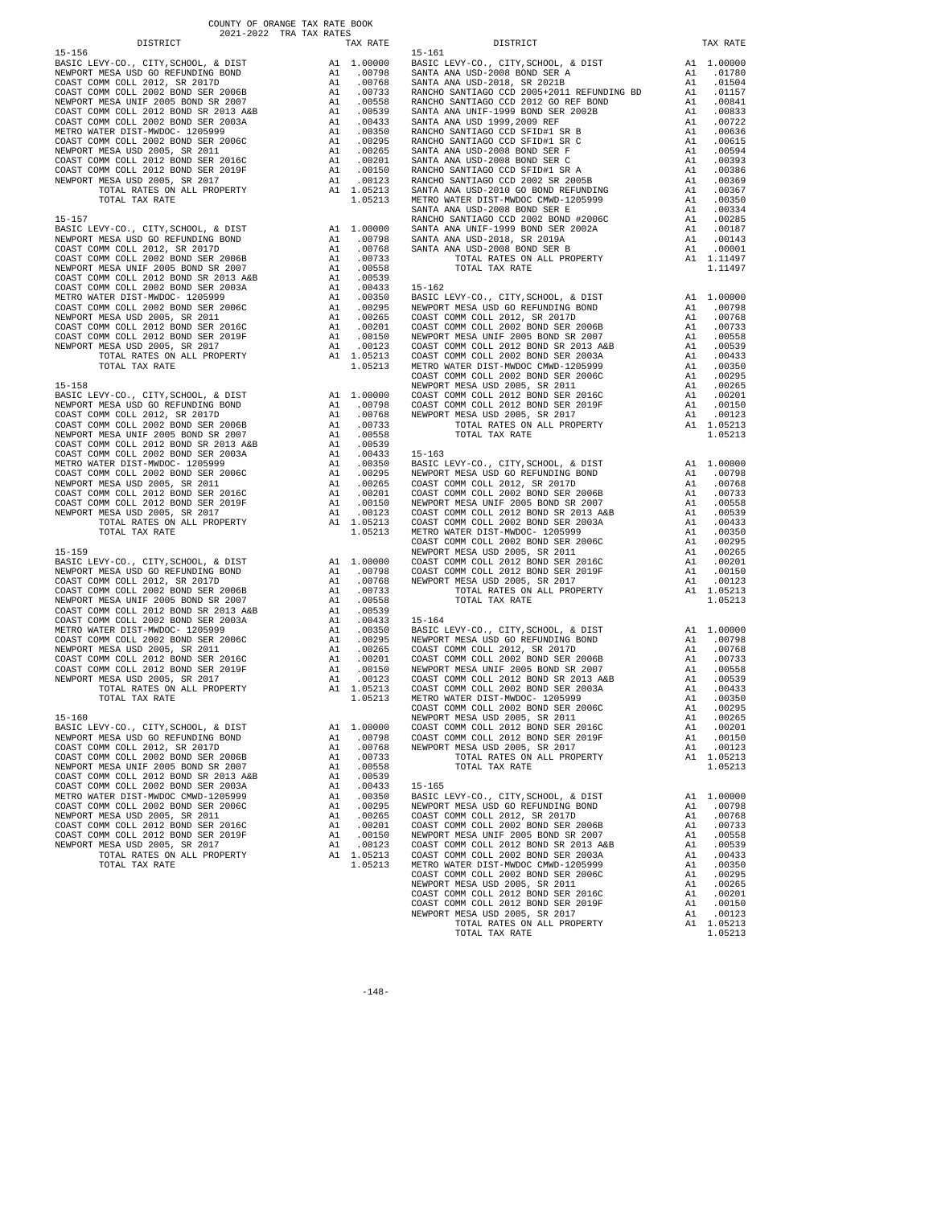COUNTY OF ORANGE TAX RATE BOOK
2021-2022 TRA TAX RATES

| DISTRICT | | TAX RATE |
|---|---|---|
| **15-156** | | |
| BASIC LEVY-CO., CITY,SCHOOL, & DIST | A1 | 1.00000 |
| NEWPORT MESA USD GO REFUNDING BOND | A1 | .00798 |
| COAST COMM COLL 2012, SR 2017D | A1 | .00768 |
| COAST COMM COLL 2002 BOND SER 2006B | A1 | .00733 |
| NEWPORT MESA UNIF 2005 BOND SR 2007 | A1 | .00558 |
| COAST COMM COLL 2012 BOND SR 2013 A&B | A1 | .00539 |
| COAST COMM COLL 2002 BOND SER 2003A | A1 | .00433 |
| METRO WATER DIST-MWDOC- 1205999 | A1 | .00350 |
| COAST COMM COLL 2002 BOND SER 2006C | A1 | .00295 |
| NEWPORT MESA USD 2005, SR 2011 | A1 | .00265 |
| COAST COMM COLL 2012 BOND SER 2016C | A1 | .00201 |
| COAST COMM COLL 2012 BOND SER 2019F | A1 | .00150 |
| NEWPORT MESA USD 2005, SR 2017 | A1 | .00123 |
| TOTAL RATES ON ALL PROPERTY | A1 | 1.05213 |
| TOTAL TAX RATE | | 1.05213 |
| **15-157** | | |
| BASIC LEVY-CO., CITY,SCHOOL, & DIST | A1 | 1.00000 |
| NEWPORT MESA USD GO REFUNDING BOND | A1 | .00798 |
| COAST COMM COLL 2012, SR 2017D | A1 | .00768 |
| COAST COMM COLL 2002 BOND SER 2006B | A1 | .00733 |
| NEWPORT MESA UNIF 2005 BOND SR 2007 | A1 | .00558 |
| COAST COMM COLL 2012 BOND SR 2013 A&B | A1 | .00539 |
| COAST COMM COLL 2002 BOND SER 2003A | A1 | .00433 |
| METRO WATER DIST-MWDOC- 1205999 | A1 | .00350 |
| COAST COMM COLL 2002 BOND SER 2006C | A1 | .00295 |
| NEWPORT MESA USD 2005, SR 2011 | A1 | .00265 |
| COAST COMM COLL 2012 BOND SER 2016C | A1 | .00201 |
| COAST COMM COLL 2012 BOND SER 2019F | A1 | .00150 |
| NEWPORT MESA USD 2005, SR 2017 | A1 | .00123 |
| TOTAL RATES ON ALL PROPERTY | A1 | 1.05213 |
| TOTAL TAX RATE | | 1.05213 |
| **15-158** | | |
| BASIC LEVY-CO., CITY,SCHOOL, & DIST | A1 | 1.00000 |
| NEWPORT MESA USD GO REFUNDING BOND | A1 | .00798 |
| COAST COMM COLL 2012, SR 2017D | A1 | .00768 |
| COAST COMM COLL 2002 BOND SER 2006B | A1 | .00733 |
| NEWPORT MESA UNIF 2005 BOND SR 2007 | A1 | .00558 |
| COAST COMM COLL 2012 BOND SR 2013 A&B | A1 | .00539 |
| COAST COMM COLL 2002 BOND SER 2003A | A1 | .00433 |
| METRO WATER DIST-MWDOC- 1205999 | A1 | .00350 |
| COAST COMM COLL 2002 BOND SER 2006C | A1 | .00295 |
| NEWPORT MESA USD 2005, SR 2011 | A1 | .00265 |
| COAST COMM COLL 2012 BOND SER 2016C | A1 | .00201 |
| COAST COMM COLL 2012 BOND SER 2019F | A1 | .00150 |
| NEWPORT MESA USD 2005, SR 2017 | A1 | .00123 |
| TOTAL RATES ON ALL PROPERTY | A1 | 1.05213 |
| TOTAL TAX RATE | | 1.05213 |
| **15-159** | | |
| BASIC LEVY-CO., CITY,SCHOOL, & DIST | A1 | 1.00000 |
| NEWPORT MESA USD GO REFUNDING BOND | A1 | .00798 |
| COAST COMM COLL 2012, SR 2017D | A1 | .00768 |
| COAST COMM COLL 2002 BOND SER 2006B | A1 | .00733 |
| NEWPORT MESA UNIF 2005 BOND SR 2007 | A1 | .00558 |
| COAST COMM COLL 2012 BOND SR 2013 A&B | A1 | .00539 |
| COAST COMM COLL 2002 BOND SER 2003A | A1 | .00433 |
| METRO WATER DIST-MWDOC- 1205999 | A1 | .00350 |
| COAST COMM COLL 2002 BOND SER 2006C | A1 | .00295 |
| NEWPORT MESA USD 2005, SR 2011 | A1 | .00265 |
| COAST COMM COLL 2012 BOND SER 2016C | A1 | .00201 |
| COAST COMM COLL 2012 BOND SER 2019F | A1 | .00150 |
| NEWPORT MESA USD 2005, SR 2017 | A1 | .00123 |
| TOTAL RATES ON ALL PROPERTY | A1 | 1.05213 |
| TOTAL TAX RATE | | 1.05213 |
| **15-160** | | |
| BASIC LEVY-CO., CITY,SCHOOL, & DIST | A1 | 1.00000 |
| NEWPORT MESA USD GO REFUNDING BOND | A1 | .00798 |
| COAST COMM COLL 2012, SR 2017D | A1 | .00768 |
| COAST COMM COLL 2002 BOND SER 2006B | A1 | .00733 |
| NEWPORT MESA UNIF 2005 BOND SR 2007 | A1 | .00558 |
| COAST COMM COLL 2012 BOND SR 2013 A&B | A1 | .00539 |
| COAST COMM COLL 2002 BOND SER 2003A | A1 | .00433 |
| METRO WATER DIST-MWDOC CMWD-1205999 | A1 | .00350 |
| COAST COMM COLL 2002 BOND SER 2006C | A1 | .00295 |
| NEWPORT MESA USD 2005, SR 2011 | A1 | .00265 |
| COAST COMM COLL 2012 BOND SER 2016C | A1 | .00201 |
| COAST COMM COLL 2012 BOND SER 2019F | A1 | .00150 |
| NEWPORT MESA USD 2005, SR 2017 | A1 | .00123 |
| TOTAL RATES ON ALL PROPERTY | A1 | 1.05213 |
| TOTAL TAX RATE | | 1.05213 |
| **15-161** | | |
| BASIC LEVY-CO., CITY,SCHOOL, & DIST | A1 | 1.00000 |
| SANTA ANA USD-2008 BOND SER A | A1 | .01780 |
| SANTA ANA USD-2018, SR 2021B | A1 | .01504 |
| RANCHO SANTIAGO CCD 2005+2011 REFUNDING BD | A1 | .01157 |
| RANCHO SANTIAGO CCD 2012 GO REF BOND | A1 | .00841 |
| SANTA ANA UNIF-1999 BOND SER 2002B | A1 | .00833 |
| SANTA ANA USD 1999,2009 REF | A1 | .00722 |
| RANCHO SANTIAGO CCD SFID#1 SR B | A1 | .00636 |
| RANCHO SANTIAGO CCD SFID#1 SR C | A1 | .00615 |
| SANTA ANA USD-2008 BOND SER F | A1 | .00594 |
| SANTA ANA USD-2008 BOND SER C | A1 | .00393 |
| RANCHO SANTIAGO CCD SFID#1 SR A | A1 | .00386 |
| RANCHO SANTIAGO CCD 2002 SR 2005B | A1 | .00369 |
| SANTA ANA USD-2010 GO BOND REFUNDING | A1 | .00367 |
| METRO WATER DIST-MWDOC CMWD-1205999 | A1 | .00350 |
| SANTA ANA USD-2008 BOND SER E | A1 | .00334 |
| RANCHO SANTIAGO CCD 2002 BOND #2006C | A1 | .00285 |
| SANTA ANA UNIF-1999 BOND SER 2002A | A1 | .00187 |
| SANTA ANA USD-2018, SR 2019A | A1 | .00143 |
| SANTA ANA USD-2008 BOND SER B | A1 | .00001 |
| TOTAL RATES ON ALL PROPERTY | A1 | 1.11497 |
| TOTAL TAX RATE | | 1.11497 |
| **15-162** | | |
| BASIC LEVY-CO., CITY,SCHOOL, & DIST | A1 | 1.00000 |
| NEWPORT MESA USD GO REFUNDING BOND | A1 | .00798 |
| COAST COMM COLL 2012, SR 2017D | A1 | .00768 |
| COAST COMM COLL 2002 BOND SER 2006B | A1 | .00733 |
| NEWPORT MESA UNIF 2005 BOND SR 2007 | A1 | .00558 |
| COAST COMM COLL 2012 BOND SR 2013 A&B | A1 | .00539 |
| COAST COMM COLL 2002 BOND SER 2003A | A1 | .00433 |
| METRO WATER DIST-MWDOC CMWD-1205999 | A1 | .00350 |
| COAST COMM COLL 2002 BOND SER 2006C | A1 | .00295 |
| NEWPORT MESA USD 2005, SR 2011 | A1 | .00265 |
| COAST COMM COLL 2012 BOND SER 2016C | A1 | .00201 |
| COAST COMM COLL 2012 BOND SER 2019F | A1 | .00150 |
| NEWPORT MESA USD 2005, SR 2017 | A1 | .00123 |
| TOTAL RATES ON ALL PROPERTY | A1 | 1.05213 |
| TOTAL TAX RATE | | 1.05213 |
| **15-163** | | |
| BASIC LEVY-CO., CITY,SCHOOL, & DIST | A1 | 1.00000 |
| NEWPORT MESA USD GO REFUNDING BOND | A1 | .00798 |
| COAST COMM COLL 2012, SR 2017D | A1 | .00768 |
| COAST COMM COLL 2002 BOND SER 2006B | A1 | .00733 |
| NEWPORT MESA UNIF 2005 BOND SR 2007 | A1 | .00558 |
| COAST COMM COLL 2012 BOND SR 2013 A&B | A1 | .00539 |
| COAST COMM COLL 2002 BOND SER 2003A | A1 | .00433 |
| METRO WATER DIST-MWDOC- 1205999 | A1 | .00350 |
| COAST COMM COLL 2002 BOND SER 2006C | A1 | .00295 |
| NEWPORT MESA USD 2005, SR 2011 | A1 | .00265 |
| COAST COMM COLL 2012 BOND SER 2016C | A1 | .00201 |
| COAST COMM COLL 2012 BOND SER 2019F | A1 | .00150 |
| NEWPORT MESA USD 2005, SR 2017 | A1 | .00123 |
| TOTAL RATES ON ALL PROPERTY | A1 | 1.05213 |
| TOTAL TAX RATE | | 1.05213 |
| **15-164** | | |
| BASIC LEVY-CO., CITY,SCHOOL, & DIST | A1 | 1.00000 |
| NEWPORT MESA USD GO REFUNDING BOND | A1 | .00798 |
| COAST COMM COLL 2012, SR 2017D | A1 | .00768 |
| COAST COMM COLL 2002 BOND SER 2006B | A1 | .00733 |
| NEWPORT MESA UNIF 2005 BOND SR 2007 | A1 | .00558 |
| COAST COMM COLL 2012 BOND SR 2013 A&B | A1 | .00539 |
| COAST COMM COLL 2002 BOND SER 2003A | A1 | .00433 |
| METRO WATER DIST-MWDOC- 1205999 | A1 | .00350 |
| COAST COMM COLL 2002 BOND SER 2006C | A1 | .00295 |
| NEWPORT MESA USD 2005, SR 2011 | A1 | .00265 |
| COAST COMM COLL 2012 BOND SER 2016C | A1 | .00201 |
| COAST COMM COLL 2012 BOND SER 2019F | A1 | .00150 |
| NEWPORT MESA USD 2005, SR 2017 | A1 | .00123 |
| TOTAL RATES ON ALL PROPERTY | A1 | 1.05213 |
| TOTAL TAX RATE | | 1.05213 |
| **15-165** | | |
| BASIC LEVY-CO., CITY,SCHOOL, & DIST | A1 | 1.00000 |
| NEWPORT MESA USD GO REFUNDING BOND | A1 | .00798 |
| COAST COMM COLL 2012, SR 2017D | A1 | .00768 |
| COAST COMM COLL 2002 BOND SER 2006B | A1 | .00733 |
| NEWPORT MESA UNIF 2005 BOND SR 2007 | A1 | .00558 |
| COAST COMM COLL 2012 BOND SR 2013 A&B | A1 | .00539 |
| COAST COMM COLL 2002 BOND SER 2003A | A1 | .00433 |
| METRO WATER DIST-MWDOC CMWD-1205999 | A1 | .00350 |
| COAST COMM COLL 2002 BOND SER 2006C | A1 | .00295 |
| NEWPORT MESA USD 2005, SR 2011 | A1 | .00265 |
| COAST COMM COLL 2012 BOND SER 2016C | A1 | .00201 |
| COAST COMM COLL 2012 BOND SER 2019F | A1 | .00150 |
| NEWPORT MESA USD 2005, SR 2017 | A1 | .00123 |
| TOTAL RATES ON ALL PROPERTY | A1 | 1.05213 |
| TOTAL TAX RATE | | 1.05213 |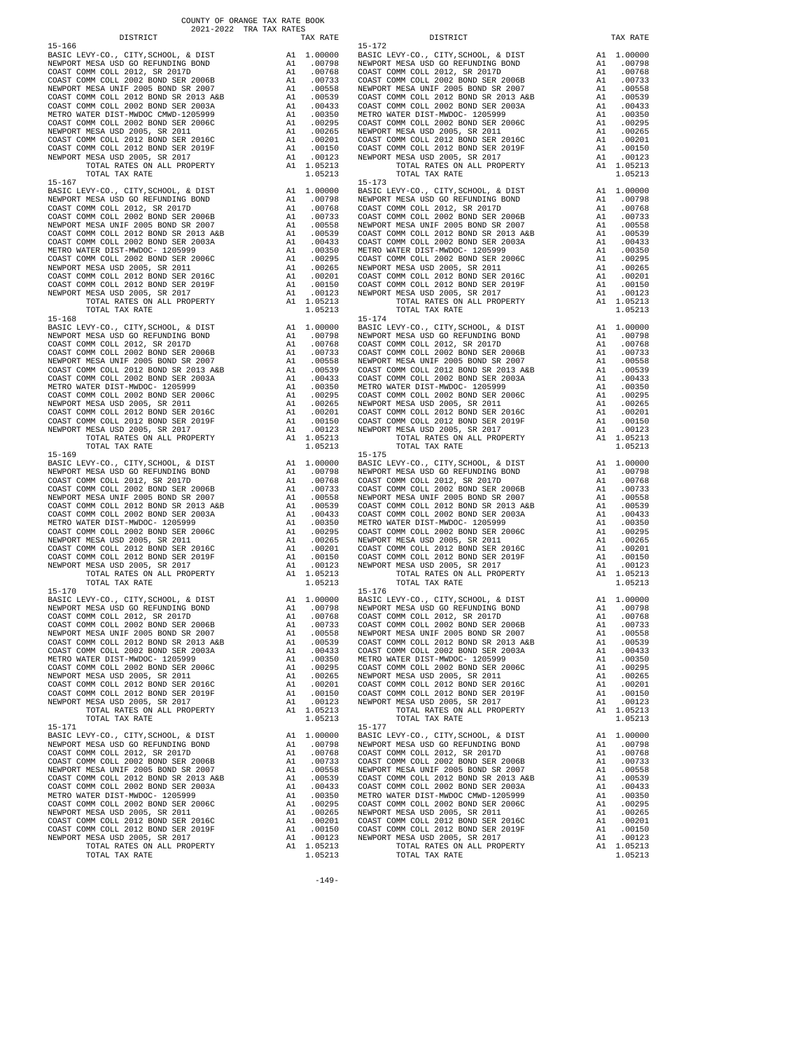COUNTY OF ORANGE TAX RATE BOOK
2021-2022 TRA TAX RATES

| DISTRICT | | TAX RATE |
|---|---|---|
| 15-166 | | |
| BASIC LEVY-CO., CITY,SCHOOL, & DIST | A1 | 1.00000 |
| NEWPORT MESA USD GO REFUNDING BOND | A1 | .00798 |
| COAST COMM COLL 2012, SR 2017D | A1 | .00768 |
| COAST COMM COLL 2002 BOND SER 2006B | A1 | .00733 |
| NEWPORT MESA UNIF 2005 BOND SR 2007 | A1 | .00558 |
| COAST COMM COLL 2012 BOND SR 2013 A&B | A1 | .00539 |
| COAST COMM COLL 2002 BOND SER 2003A | A1 | .00433 |
| METRO WATER DIST-MWDOC CMWD-1205999 | A1 | .00350 |
| COAST COMM COLL 2002 BOND SER 2006C | A1 | .00295 |
| NEWPORT MESA USD 2005, SR 2011 | A1 | .00265 |
| COAST COMM COLL 2012 BOND SER 2016C | A1 | .00201 |
| COAST COMM COLL 2012 BOND SER 2019F | A1 | .00150 |
| NEWPORT MESA USD 2005, SR 2017 | A1 | .00123 |
| TOTAL RATES ON ALL PROPERTY | A1 | 1.05213 |
| TOTAL TAX RATE | | 1.05213 |
| 15-167 | | |
| BASIC LEVY-CO., CITY,SCHOOL, & DIST | A1 | 1.00000 |
| NEWPORT MESA USD GO REFUNDING BOND | A1 | .00798 |
| COAST COMM COLL 2012, SR 2017D | A1 | .00768 |
| COAST COMM COLL 2002 BOND SER 2006B | A1 | .00733 |
| NEWPORT MESA UNIF 2005 BOND SR 2007 | A1 | .00558 |
| COAST COMM COLL 2012 BOND SR 2013 A&B | A1 | .00539 |
| COAST COMM COLL 2002 BOND SER 2003A | A1 | .00433 |
| METRO WATER DIST-MWDOC- 1205999 | A1 | .00350 |
| COAST COMM COLL 2002 BOND SER 2006C | A1 | .00295 |
| NEWPORT MESA USD 2005, SR 2011 | A1 | .00265 |
| COAST COMM COLL 2012 BOND SER 2016C | A1 | .00201 |
| COAST COMM COLL 2012 BOND SER 2019F | A1 | .00150 |
| NEWPORT MESA USD 2005, SR 2017 | A1 | .00123 |
| TOTAL RATES ON ALL PROPERTY | A1 | 1.05213 |
| TOTAL TAX RATE | | 1.05213 |
| 15-168 | | |
| BASIC LEVY-CO., CITY,SCHOOL, & DIST | A1 | 1.00000 |
| NEWPORT MESA USD GO REFUNDING BOND | A1 | .00798 |
| COAST COMM COLL 2012, SR 2017D | A1 | .00768 |
| COAST COMM COLL 2002 BOND SER 2006B | A1 | .00733 |
| NEWPORT MESA UNIF 2005 BOND SR 2007 | A1 | .00558 |
| COAST COMM COLL 2012 BOND SR 2013 A&B | A1 | .00539 |
| COAST COMM COLL 2002 BOND SER 2003A | A1 | .00433 |
| METRO WATER DIST-MWDOC- 1205999 | A1 | .00350 |
| COAST COMM COLL 2002 BOND SER 2006C | A1 | .00295 |
| NEWPORT MESA USD 2005, SR 2011 | A1 | .00265 |
| COAST COMM COLL 2012 BOND SER 2016C | A1 | .00201 |
| COAST COMM COLL 2012 BOND SER 2019F | A1 | .00150 |
| NEWPORT MESA USD 2005, SR 2017 | A1 | .00123 |
| TOTAL RATES ON ALL PROPERTY | A1 | 1.05213 |
| TOTAL TAX RATE | | 1.05213 |
| 15-169 | | |
| BASIC LEVY-CO., CITY,SCHOOL, & DIST | A1 | 1.00000 |
| NEWPORT MESA USD GO REFUNDING BOND | A1 | .00798 |
| COAST COMM COLL 2012, SR 2017D | A1 | .00768 |
| COAST COMM COLL 2002 BOND SER 2006B | A1 | .00733 |
| NEWPORT MESA UNIF 2005 BOND SR 2007 | A1 | .00558 |
| COAST COMM COLL 2012 BOND SR 2013 A&B | A1 | .00539 |
| COAST COMM COLL 2002 BOND SER 2003A | A1 | .00433 |
| METRO WATER DIST-MWDOC- 1205999 | A1 | .00350 |
| COAST COMM COLL 2002 BOND SER 2006C | A1 | .00295 |
| NEWPORT MESA USD 2005, SR 2011 | A1 | .00265 |
| COAST COMM COLL 2012 BOND SER 2016C | A1 | .00201 |
| COAST COMM COLL 2012 BOND SER 2019F | A1 | .00150 |
| NEWPORT MESA USD 2005, SR 2017 | A1 | .00123 |
| TOTAL RATES ON ALL PROPERTY | A1 | 1.05213 |
| TOTAL TAX RATE | | 1.05213 |
| 15-170 | | |
| BASIC LEVY-CO., CITY,SCHOOL, & DIST | A1 | 1.00000 |
| NEWPORT MESA USD GO REFUNDING BOND | A1 | .00798 |
| COAST COMM COLL 2012, SR 2017D | A1 | .00768 |
| COAST COMM COLL 2002 BOND SER 2006B | A1 | .00733 |
| NEWPORT MESA UNIF 2005 BOND SR 2007 | A1 | .00558 |
| COAST COMM COLL 2012 BOND SR 2013 A&B | A1 | .00539 |
| COAST COMM COLL 2002 BOND SER 2003A | A1 | .00433 |
| METRO WATER DIST-MWDOC- 1205999 | A1 | .00350 |
| COAST COMM COLL 2002 BOND SER 2006C | A1 | .00295 |
| NEWPORT MESA USD 2005, SR 2011 | A1 | .00265 |
| COAST COMM COLL 2012 BOND SER 2016C | A1 | .00201 |
| COAST COMM COLL 2012 BOND SER 2019F | A1 | .00150 |
| NEWPORT MESA USD 2005, SR 2017 | A1 | .00123 |
| TOTAL RATES ON ALL PROPERTY | A1 | 1.05213 |
| TOTAL TAX RATE | | 1.05213 |
| 15-171 | | |
| BASIC LEVY-CO., CITY,SCHOOL, & DIST | A1 | 1.00000 |
| NEWPORT MESA USD GO REFUNDING BOND | A1 | .00798 |
| COAST COMM COLL 2012, SR 2017D | A1 | .00768 |
| COAST COMM COLL 2002 BOND SER 2006B | A1 | .00733 |
| NEWPORT MESA UNIF 2005 BOND SR 2007 | A1 | .00558 |
| COAST COMM COLL 2012 BOND SR 2013 A&B | A1 | .00539 |
| COAST COMM COLL 2002 BOND SER 2003A | A1 | .00433 |
| METRO WATER DIST-MWDOC- 1205999 | A1 | .00350 |
| COAST COMM COLL 2002 BOND SER 2006C | A1 | .00295 |
| NEWPORT MESA USD 2005, SR 2011 | A1 | .00265 |
| COAST COMM COLL 2012 BOND SER 2016C | A1 | .00201 |
| COAST COMM COLL 2012 BOND SER 2019F | A1 | .00150 |
| NEWPORT MESA USD 2005, SR 2017 | A1 | .00123 |
| TOTAL RATES ON ALL PROPERTY | A1 | 1.05213 |
| TOTAL TAX RATE | | 1.05213 |
| 15-172 | | |
| BASIC LEVY-CO., CITY,SCHOOL, & DIST | A1 | 1.00000 |
| NEWPORT MESA USD GO REFUNDING BOND | A1 | .00798 |
| COAST COMM COLL 2012, SR 2017D | A1 | .00768 |
| COAST COMM COLL 2002 BOND SER 2006B | A1 | .00733 |
| NEWPORT MESA UNIF 2005 BOND SR 2007 | A1 | .00558 |
| COAST COMM COLL 2012 BOND SR 2013 A&B | A1 | .00539 |
| COAST COMM COLL 2002 BOND SER 2003A | A1 | .00433 |
| METRO WATER DIST-MWDOC- 1205999 | A1 | .00350 |
| COAST COMM COLL 2002 BOND SER 2006C | A1 | .00295 |
| NEWPORT MESA USD 2005, SR 2011 | A1 | .00265 |
| COAST COMM COLL 2012 BOND SER 2016C | A1 | .00201 |
| COAST COMM COLL 2012 BOND SER 2019F | A1 | .00150 |
| NEWPORT MESA USD 2005, SR 2017 | A1 | .00123 |
| TOTAL RATES ON ALL PROPERTY | A1 | 1.05213 |
| TOTAL TAX RATE | | 1.05213 |
| 15-173 | | |
| BASIC LEVY-CO., CITY,SCHOOL, & DIST | A1 | 1.00000 |
| NEWPORT MESA USD GO REFUNDING BOND | A1 | .00798 |
| COAST COMM COLL 2012, SR 2017D | A1 | .00768 |
| COAST COMM COLL 2002 BOND SER 2006B | A1 | .00733 |
| NEWPORT MESA UNIF 2005 BOND SR 2007 | A1 | .00558 |
| COAST COMM COLL 2012 BOND SR 2013 A&B | A1 | .00539 |
| COAST COMM COLL 2002 BOND SER 2003A | A1 | .00433 |
| METRO WATER DIST-MWDOC- 1205999 | A1 | .00350 |
| COAST COMM COLL 2002 BOND SER 2006C | A1 | .00295 |
| NEWPORT MESA USD 2005, SR 2011 | A1 | .00265 |
| COAST COMM COLL 2012 BOND SER 2016C | A1 | .00201 |
| COAST COMM COLL 2012 BOND SER 2019F | A1 | .00150 |
| NEWPORT MESA USD 2005, SR 2017 | A1 | .00123 |
| TOTAL RATES ON ALL PROPERTY | A1 | 1.05213 |
| TOTAL TAX RATE | | 1.05213 |
| 15-174 | | |
| BASIC LEVY-CO., CITY,SCHOOL, & DIST | A1 | 1.00000 |
| NEWPORT MESA USD GO REFUNDING BOND | A1 | .00798 |
| COAST COMM COLL 2012, SR 2017D | A1 | .00768 |
| COAST COMM COLL 2002 BOND SER 2006B | A1 | .00733 |
| NEWPORT MESA UNIF 2005 BOND SR 2007 | A1 | .00558 |
| COAST COMM COLL 2012 BOND SR 2013 A&B | A1 | .00539 |
| COAST COMM COLL 2002 BOND SER 2003A | A1 | .00433 |
| METRO WATER DIST-MWDOC- 1205999 | A1 | .00350 |
| COAST COMM COLL 2002 BOND SER 2006C | A1 | .00295 |
| NEWPORT MESA USD 2005, SR 2011 | A1 | .00265 |
| COAST COMM COLL 2012 BOND SER 2016C | A1 | .00201 |
| COAST COMM COLL 2012 BOND SER 2019F | A1 | .00150 |
| NEWPORT MESA USD 2005, SR 2017 | A1 | .00123 |
| TOTAL RATES ON ALL PROPERTY | A1 | 1.05213 |
| TOTAL TAX RATE | | 1.05213 |
| 15-175 | | |
| BASIC LEVY-CO., CITY,SCHOOL, & DIST | A1 | 1.00000 |
| NEWPORT MESA USD GO REFUNDING BOND | A1 | .00798 |
| COAST COMM COLL 2012, SR 2017D | A1 | .00768 |
| COAST COMM COLL 2002 BOND SER 2006B | A1 | .00733 |
| NEWPORT MESA UNIF 2005 BOND SR 2007 | A1 | .00558 |
| COAST COMM COLL 2012 BOND SR 2013 A&B | A1 | .00539 |
| COAST COMM COLL 2002 BOND SER 2003A | A1 | .00433 |
| METRO WATER DIST-MWDOC- 1205999 | A1 | .00350 |
| COAST COMM COLL 2002 BOND SER 2006C | A1 | .00295 |
| NEWPORT MESA USD 2005, SR 2011 | A1 | .00265 |
| COAST COMM COLL 2012 BOND SER 2016C | A1 | .00201 |
| COAST COMM COLL 2012 BOND SER 2019F | A1 | .00150 |
| NEWPORT MESA USD 2005, SR 2017 | A1 | .00123 |
| TOTAL RATES ON ALL PROPERTY | A1 | 1.05213 |
| TOTAL TAX RATE | | 1.05213 |
| 15-176 | | |
| BASIC LEVY-CO., CITY,SCHOOL, & DIST | A1 | 1.00000 |
| NEWPORT MESA USD GO REFUNDING BOND | A1 | .00798 |
| COAST COMM COLL 2012, SR 2017D | A1 | .00768 |
| COAST COMM COLL 2002 BOND SER 2006B | A1 | .00733 |
| NEWPORT MESA UNIF 2005 BOND SR 2007 | A1 | .00558 |
| COAST COMM COLL 2012 BOND SR 2013 A&B | A1 | .00539 |
| COAST COMM COLL 2002 BOND SER 2003A | A1 | .00433 |
| METRO WATER DIST-MWDOC- 1205999 | A1 | .00350 |
| COAST COMM COLL 2002 BOND SER 2006C | A1 | .00295 |
| NEWPORT MESA USD 2005, SR 2011 | A1 | .00265 |
| COAST COMM COLL 2012 BOND SER 2016C | A1 | .00201 |
| COAST COMM COLL 2012 BOND SER 2019F | A1 | .00150 |
| NEWPORT MESA USD 2005, SR 2017 | A1 | .00123 |
| TOTAL RATES ON ALL PROPERTY | A1 | 1.05213 |
| TOTAL TAX RATE | | 1.05213 |
| 15-177 | | |
| BASIC LEVY-CO., CITY,SCHOOL, & DIST | A1 | 1.00000 |
| NEWPORT MESA USD GO REFUNDING BOND | A1 | .00798 |
| COAST COMM COLL 2012, SR 2017D | A1 | .00768 |
| COAST COMM COLL 2002 BOND SER 2006B | A1 | .00733 |
| NEWPORT MESA UNIF 2005 BOND SR 2007 | A1 | .00558 |
| COAST COMM COLL 2012 BOND SR 2013 A&B | A1 | .00539 |
| COAST COMM COLL 2002 BOND SER 2003A | A1 | .00433 |
| METRO WATER DIST-MWDOC CMWD-1205999 | A1 | .00350 |
| COAST COMM COLL 2002 BOND SER 2006C | A1 | .00295 |
| NEWPORT MESA USD 2005, SR 2011 | A1 | .00265 |
| COAST COMM COLL 2012 BOND SER 2016C | A1 | .00201 |
| COAST COMM COLL 2012 BOND SER 2019F | A1 | .00150 |
| NEWPORT MESA USD 2005, SR 2017 | A1 | .00123 |
| TOTAL RATES ON ALL PROPERTY | A1 | 1.05213 |
| TOTAL TAX RATE | | 1.05213 |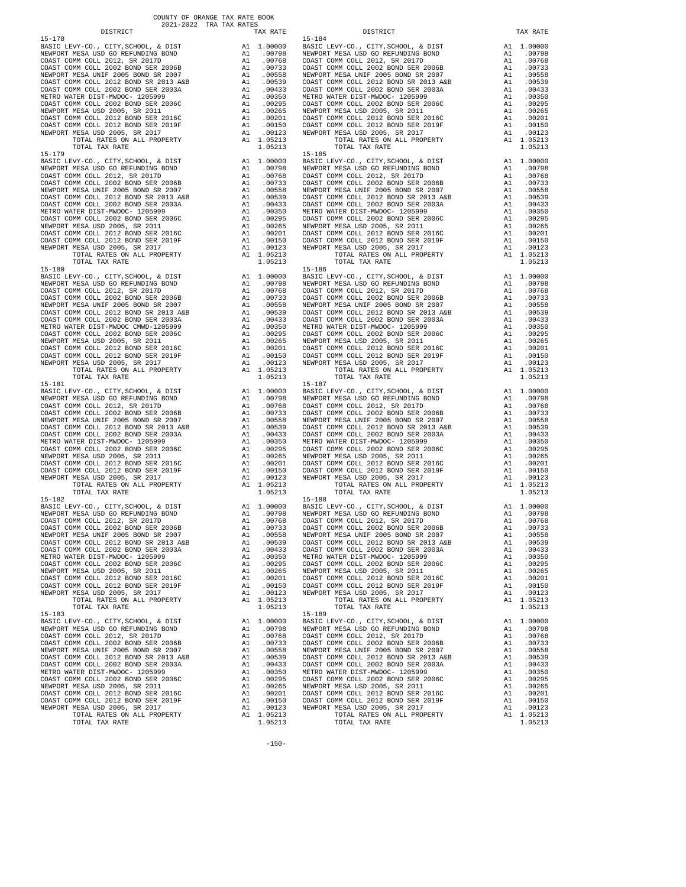COUNTY OF ORANGE TAX RATE BOOK
2021-2022 TRA TAX RATES

| DISTRICT | | TAX RATE |
|---|---|---|
| **15-178** | | |
| BASIC LEVY-CO., CITY,SCHOOL, & DIST | A1 | 1.00000 |
| NEWPORT MESA USD GO REFUNDING BOND | A1 | .00798 |
| COAST COMM COLL 2012, SR 2017D | A1 | .00768 |
| COAST COMM COLL 2002 BOND SER 2006B | A1 | .00733 |
| NEWPORT MESA UNIF 2005 BOND SR 2007 | A1 | .00558 |
| COAST COMM COLL 2012 BOND SR 2013 A&B | A1 | .00539 |
| COAST COMM COLL 2002 BOND SER 2003A | A1 | .00433 |
| METRO WATER DIST-MWDOC- 1205999 | A1 | .00350 |
| COAST COMM COLL 2002 BOND SER 2006C | A1 | .00295 |
| NEWPORT MESA USD 2005, SR 2011 | A1 | .00265 |
| COAST COMM COLL 2012 BOND SER 2016C | A1 | .00201 |
| COAST COMM COLL 2012 BOND SER 2019F | A1 | .00150 |
| NEWPORT MESA USD 2005, SR 2017 | A1 | .00123 |
| TOTAL RATES ON ALL PROPERTY | A1 | 1.05213 |
| TOTAL TAX RATE | | 1.05213 |
| **15-179** | | |
| BASIC LEVY-CO., CITY,SCHOOL, & DIST | A1 | 1.00000 |
| NEWPORT MESA USD GO REFUNDING BOND | A1 | .00798 |
| COAST COMM COLL 2012, SR 2017D | A1 | .00768 |
| COAST COMM COLL 2002 BOND SER 2006B | A1 | .00733 |
| NEWPORT MESA UNIF 2005 BOND SR 2007 | A1 | .00558 |
| COAST COMM COLL 2012 BOND SR 2013 A&B | A1 | .00539 |
| COAST COMM COLL 2002 BOND SER 2003A | A1 | .00433 |
| METRO WATER DIST-MWDOC- 1205999 | A1 | .00350 |
| COAST COMM COLL 2002 BOND SER 2006C | A1 | .00295 |
| NEWPORT MESA USD 2005, SR 2011 | A1 | .00265 |
| COAST COMM COLL 2012 BOND SER 2016C | A1 | .00201 |
| COAST COMM COLL 2012 BOND SER 2019F | A1 | .00150 |
| NEWPORT MESA USD 2005, SR 2017 | A1 | .00123 |
| TOTAL RATES ON ALL PROPERTY | A1 | 1.05213 |
| TOTAL TAX RATE | | 1.05213 |
| **15-180** | | |
| BASIC LEVY-CO., CITY,SCHOOL, & DIST | A1 | 1.00000 |
| NEWPORT MESA USD GO REFUNDING BOND | A1 | .00798 |
| COAST COMM COLL 2012, SR 2017D | A1 | .00768 |
| COAST COMM COLL 2002 BOND SER 2006B | A1 | .00733 |
| NEWPORT MESA UNIF 2005 BOND SR 2007 | A1 | .00558 |
| COAST COMM COLL 2012 BOND SR 2013 A&B | A1 | .00539 |
| COAST COMM COLL 2002 BOND SER 2003A | A1 | .00433 |
| METRO WATER DIST-MWDOC CMWD-1205999 | A1 | .00350 |
| COAST COMM COLL 2002 BOND SER 2006C | A1 | .00295 |
| NEWPORT MESA USD 2005, SR 2011 | A1 | .00265 |
| COAST COMM COLL 2012 BOND SER 2016C | A1 | .00201 |
| COAST COMM COLL 2012 BOND SER 2019F | A1 | .00150 |
| NEWPORT MESA USD 2005, SR 2017 | A1 | .00123 |
| TOTAL RATES ON ALL PROPERTY | A1 | 1.05213 |
| TOTAL TAX RATE | | 1.05213 |
| **15-181** | | |
| BASIC LEVY-CO., CITY,SCHOOL, & DIST | A1 | 1.00000 |
| NEWPORT MESA USD GO REFUNDING BOND | A1 | .00798 |
| COAST COMM COLL 2012, SR 2017D | A1 | .00768 |
| COAST COMM COLL 2002 BOND SER 2006B | A1 | .00733 |
| NEWPORT MESA UNIF 2005 BOND SR 2007 | A1 | .00558 |
| COAST COMM COLL 2012 BOND SR 2013 A&B | A1 | .00539 |
| COAST COMM COLL 2002 BOND SER 2003A | A1 | .00433 |
| METRO WATER DIST-MWDOC- 1205999 | A1 | .00350 |
| COAST COMM COLL 2002 BOND SER 2006C | A1 | .00295 |
| NEWPORT MESA USD 2005, SR 2011 | A1 | .00265 |
| COAST COMM COLL 2012 BOND SER 2016C | A1 | .00201 |
| COAST COMM COLL 2012 BOND SER 2019F | A1 | .00150 |
| NEWPORT MESA USD 2005, SR 2017 | A1 | .00123 |
| TOTAL RATES ON ALL PROPERTY | A1 | 1.05213 |
| TOTAL TAX RATE | | 1.05213 |
| **15-182** | | |
| BASIC LEVY-CO., CITY,SCHOOL, & DIST | A1 | 1.00000 |
| NEWPORT MESA USD GO REFUNDING BOND | A1 | .00798 |
| COAST COMM COLL 2012, SR 2017D | A1 | .00768 |
| COAST COMM COLL 2002 BOND SER 2006B | A1 | .00733 |
| NEWPORT MESA UNIF 2005 BOND SR 2007 | A1 | .00558 |
| COAST COMM COLL 2012 BOND SR 2013 A&B | A1 | .00539 |
| COAST COMM COLL 2002 BOND SER 2003A | A1 | .00433 |
| METRO WATER DIST-MWDOC- 1205999 | A1 | .00350 |
| COAST COMM COLL 2002 BOND SER 2006C | A1 | .00295 |
| NEWPORT MESA USD 2005, SR 2011 | A1 | .00265 |
| COAST COMM COLL 2012 BOND SER 2016C | A1 | .00201 |
| COAST COMM COLL 2012 BOND SER 2019F | A1 | .00150 |
| NEWPORT MESA USD 2005, SR 2017 | A1 | .00123 |
| TOTAL RATES ON ALL PROPERTY | A1 | 1.05213 |
| TOTAL TAX RATE | | 1.05213 |
| **15-183** | | |
| BASIC LEVY-CO., CITY,SCHOOL, & DIST | A1 | 1.00000 |
| NEWPORT MESA USD GO REFUNDING BOND | A1 | .00798 |
| COAST COMM COLL 2012, SR 2017D | A1 | .00768 |
| COAST COMM COLL 2002 BOND SER 2006B | A1 | .00733 |
| NEWPORT MESA UNIF 2005 BOND SR 2007 | A1 | .00558 |
| COAST COMM COLL 2012 BOND SR 2013 A&B | A1 | .00539 |
| COAST COMM COLL 2002 BOND SER 2003A | A1 | .00433 |
| METRO WATER DIST-MWDOC- 1205999 | A1 | .00350 |
| COAST COMM COLL 2002 BOND SER 2006C | A1 | .00295 |
| NEWPORT MESA USD 2005, SR 2011 | A1 | .00265 |
| COAST COMM COLL 2012 BOND SER 2016C | A1 | .00201 |
| COAST COMM COLL 2012 BOND SER 2019F | A1 | .00150 |
| NEWPORT MESA USD 2005, SR 2017 | A1 | .00123 |
| TOTAL RATES ON ALL PROPERTY | A1 | 1.05213 |
| TOTAL TAX RATE | | 1.05213 |
| **15-184** | | |
| BASIC LEVY-CO., CITY,SCHOOL, & DIST | A1 | 1.00000 |
| NEWPORT MESA USD GO REFUNDING BOND | A1 | .00798 |
| COAST COMM COLL 2012, SR 2017D | A1 | .00768 |
| COAST COMM COLL 2002 BOND SER 2006B | A1 | .00733 |
| NEWPORT MESA UNIF 2005 BOND SR 2007 | A1 | .00558 |
| COAST COMM COLL 2012 BOND SR 2013 A&B | A1 | .00539 |
| COAST COMM COLL 2002 BOND SER 2003A | A1 | .00433 |
| METRO WATER DIST-MWDOC- 1205999 | A1 | .00350 |
| COAST COMM COLL 2002 BOND SER 2006C | A1 | .00295 |
| NEWPORT MESA USD 2005, SR 2011 | A1 | .00265 |
| COAST COMM COLL 2012 BOND SER 2016C | A1 | .00201 |
| COAST COMM COLL 2012 BOND SER 2019F | A1 | .00150 |
| NEWPORT MESA USD 2005, SR 2017 | A1 | .00123 |
| TOTAL RATES ON ALL PROPERTY | A1 | 1.05213 |
| TOTAL TAX RATE | | 1.05213 |
| **15-185** | | |
| BASIC LEVY-CO., CITY,SCHOOL, & DIST | A1 | 1.00000 |
| NEWPORT MESA USD GO REFUNDING BOND | A1 | .00798 |
| COAST COMM COLL 2012, SR 2017D | A1 | .00768 |
| COAST COMM COLL 2002 BOND SER 2006B | A1 | .00733 |
| NEWPORT MESA UNIF 2005 BOND SR 2007 | A1 | .00558 |
| COAST COMM COLL 2012 BOND SR 2013 A&B | A1 | .00539 |
| COAST COMM COLL 2002 BOND SER 2003A | A1 | .00433 |
| METRO WATER DIST-MWDOC- 1205999 | A1 | .00350 |
| COAST COMM COLL 2002 BOND SER 2006C | A1 | .00295 |
| NEWPORT MESA USD 2005, SR 2011 | A1 | .00265 |
| COAST COMM COLL 2012 BOND SER 2016C | A1 | .00201 |
| COAST COMM COLL 2012 BOND SER 2019F | A1 | .00150 |
| NEWPORT MESA USD 2005, SR 2017 | A1 | .00123 |
| TOTAL RATES ON ALL PROPERTY | A1 | 1.05213 |
| TOTAL TAX RATE | | 1.05213 |
| **15-186** | | |
| BASIC LEVY-CO., CITY,SCHOOL, & DIST | A1 | 1.00000 |
| NEWPORT MESA USD GO REFUNDING BOND | A1 | .00798 |
| COAST COMM COLL 2012, SR 2017D | A1 | .00768 |
| COAST COMM COLL 2002 BOND SER 2006B | A1 | .00733 |
| NEWPORT MESA UNIF 2005 BOND SR 2007 | A1 | .00558 |
| COAST COMM COLL 2012 BOND SR 2013 A&B | A1 | .00539 |
| COAST COMM COLL 2002 BOND SER 2003A | A1 | .00433 |
| METRO WATER DIST-MWDOC- 1205999 | A1 | .00350 |
| COAST COMM COLL 2002 BOND SER 2006C | A1 | .00295 |
| NEWPORT MESA USD 2005, SR 2011 | A1 | .00265 |
| COAST COMM COLL 2012 BOND SER 2016C | A1 | .00201 |
| COAST COMM COLL 2012 BOND SER 2019F | A1 | .00150 |
| NEWPORT MESA USD 2005, SR 2017 | A1 | .00123 |
| TOTAL RATES ON ALL PROPERTY | A1 | 1.05213 |
| TOTAL TAX RATE | | 1.05213 |
| **15-187** | | |
| BASIC LEVY-CO., CITY,SCHOOL, & DIST | A1 | 1.00000 |
| NEWPORT MESA USD GO REFUNDING BOND | A1 | .00798 |
| COAST COMM COLL 2012, SR 2017D | A1 | .00768 |
| COAST COMM COLL 2002 BOND SER 2006B | A1 | .00733 |
| NEWPORT MESA UNIF 2005 BOND SR 2007 | A1 | .00558 |
| COAST COMM COLL 2012 BOND SR 2013 A&B | A1 | .00539 |
| COAST COMM COLL 2002 BOND SER 2003A | A1 | .00433 |
| METRO WATER DIST-MWDOC- 1205999 | A1 | .00350 |
| COAST COMM COLL 2002 BOND SER 2006C | A1 | .00295 |
| NEWPORT MESA USD 2005, SR 2011 | A1 | .00265 |
| COAST COMM COLL 2012 BOND SER 2016C | A1 | .00201 |
| COAST COMM COLL 2012 BOND SER 2019F | A1 | .00150 |
| NEWPORT MESA USD 2005, SR 2017 | A1 | .00123 |
| TOTAL RATES ON ALL PROPERTY | A1 | 1.05213 |
| TOTAL TAX RATE | | 1.05213 |
| **15-188** | | |
| BASIC LEVY-CO., CITY,SCHOOL, & DIST | A1 | 1.00000 |
| NEWPORT MESA USD GO REFUNDING BOND | A1 | .00798 |
| COAST COMM COLL 2012, SR 2017D | A1 | .00768 |
| COAST COMM COLL 2002 BOND SER 2006B | A1 | .00733 |
| NEWPORT MESA UNIF 2005 BOND SR 2007 | A1 | .00558 |
| COAST COMM COLL 2012 BOND SR 2013 A&B | A1 | .00539 |
| COAST COMM COLL 2002 BOND SER 2003A | A1 | .00433 |
| METRO WATER DIST-MWDOC- 1205999 | A1 | .00350 |
| COAST COMM COLL 2002 BOND SER 2006C | A1 | .00295 |
| NEWPORT MESA USD 2005, SR 2011 | A1 | .00265 |
| COAST COMM COLL 2012 BOND SER 2016C | A1 | .00201 |
| COAST COMM COLL 2012 BOND SER 2019F | A1 | .00150 |
| NEWPORT MESA USD 2005, SR 2017 | A1 | .00123 |
| TOTAL RATES ON ALL PROPERTY | A1 | 1.05213 |
| TOTAL TAX RATE | | 1.05213 |
| **15-189** | | |
| BASIC LEVY-CO., CITY,SCHOOL, & DIST | A1 | 1.00000 |
| NEWPORT MESA USD GO REFUNDING BOND | A1 | .00798 |
| COAST COMM COLL 2012, SR 2017D | A1 | .00768 |
| COAST COMM COLL 2002 BOND SER 2006B | A1 | .00733 |
| NEWPORT MESA UNIF 2005 BOND SR 2007 | A1 | .00558 |
| COAST COMM COLL 2012 BOND SR 2013 A&B | A1 | .00539 |
| COAST COMM COLL 2002 BOND SER 2003A | A1 | .00433 |
| METRO WATER DIST-MWDOC- 1205999 | A1 | .00350 |
| COAST COMM COLL 2002 BOND SER 2006C | A1 | .00295 |
| NEWPORT MESA USD 2005, SR 2011 | A1 | .00265 |
| COAST COMM COLL 2012 BOND SER 2016C | A1 | .00201 |
| COAST COMM COLL 2012 BOND SER 2019F | A1 | .00150 |
| NEWPORT MESA USD 2005, SR 2017 | A1 | .00123 |
| TOTAL RATES ON ALL PROPERTY | A1 | 1.05213 |
| TOTAL TAX RATE | | 1.05213 |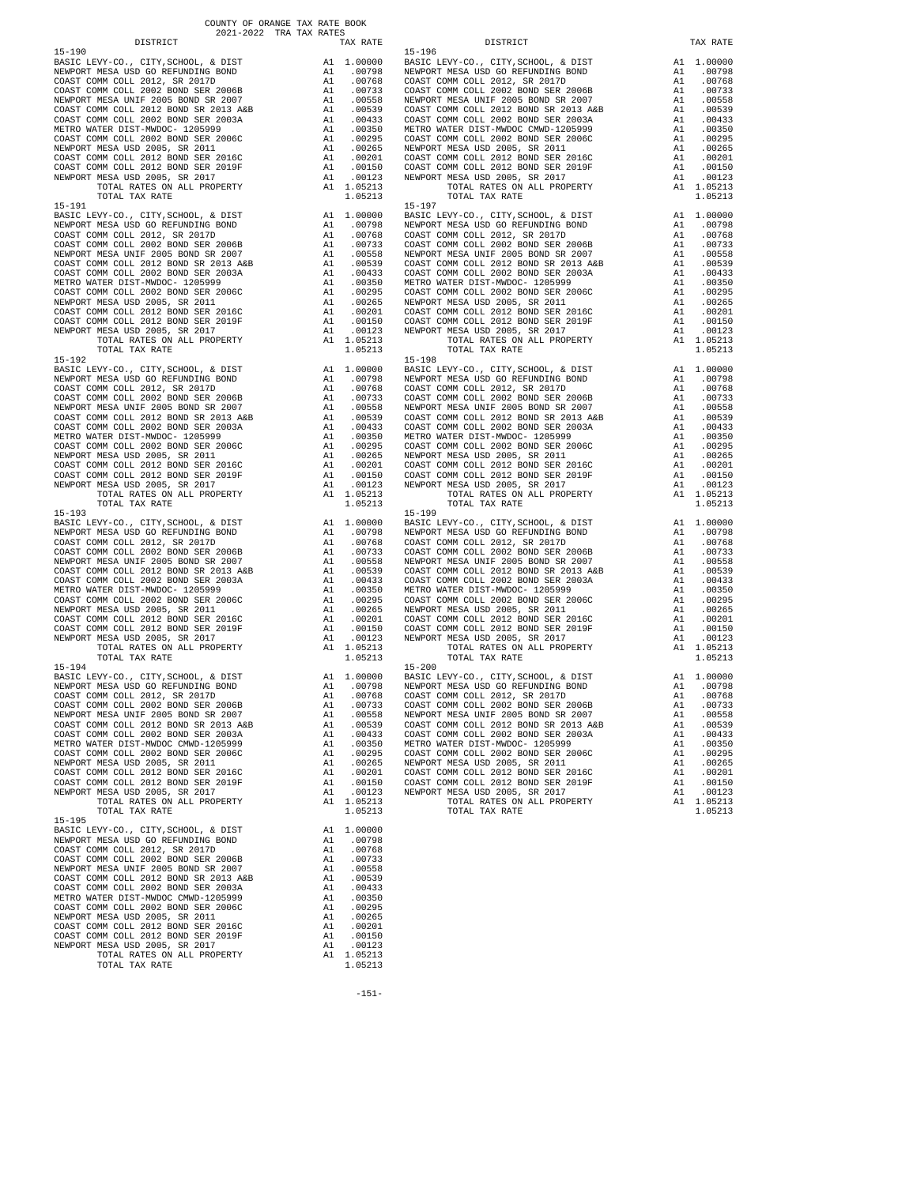COUNTY OF ORANGE TAX RATE BOOK
2021-2022 TRA TAX RATES

| DISTRICT | | TAX RATE |
|---|---|---|
| 15-190 | | |
| BASIC LEVY-CO., CITY,SCHOOL, & DIST | A1 | 1.00000 |
| NEWPORT MESA USD GO REFUNDING BOND | A1 | .00798 |
| COAST COMM COLL 2012, SR 2017D | A1 | .00768 |
| COAST COMM COLL 2002 BOND SER 2006B | A1 | .00733 |
| NEWPORT MESA UNIF 2005 BOND SR 2007 | A1 | .00558 |
| COAST COMM COLL 2012 BOND SR 2013 A&B | A1 | .00539 |
| COAST COMM COLL 2002 BOND SER 2003A | A1 | .00433 |
| METRO WATER DIST-MWDOC- 1205999 | A1 | .00350 |
| COAST COMM COLL 2002 BOND SER 2006C | A1 | .00295 |
| NEWPORT MESA USD 2005, SR 2011 | A1 | .00265 |
| COAST COMM COLL 2012 BOND SER 2016C | A1 | .00201 |
| COAST COMM COLL 2012 BOND SER 2019F | A1 | .00150 |
| NEWPORT MESA USD 2005, SR 2017 | A1 | .00123 |
| TOTAL RATES ON ALL PROPERTY | A1 | 1.05213 |
| TOTAL TAX RATE | | 1.05213 |
| 15-191 | | |
| BASIC LEVY-CO., CITY,SCHOOL, & DIST | A1 | 1.00000 |
| NEWPORT MESA USD GO REFUNDING BOND | A1 | .00798 |
| COAST COMM COLL 2012, SR 2017D | A1 | .00768 |
| COAST COMM COLL 2002 BOND SER 2006B | A1 | .00733 |
| NEWPORT MESA UNIF 2005 BOND SR 2007 | A1 | .00558 |
| COAST COMM COLL 2012 BOND SR 2013 A&B | A1 | .00539 |
| COAST COMM COLL 2002 BOND SER 2003A | A1 | .00433 |
| METRO WATER DIST-MWDOC- 1205999 | A1 | .00350 |
| COAST COMM COLL 2002 BOND SER 2006C | A1 | .00295 |
| NEWPORT MESA USD 2005, SR 2011 | A1 | .00265 |
| COAST COMM COLL 2012 BOND SER 2016C | A1 | .00201 |
| COAST COMM COLL 2012 BOND SER 2019F | A1 | .00150 |
| NEWPORT MESA USD 2005, SR 2017 | A1 | .00123 |
| TOTAL RATES ON ALL PROPERTY | A1 | 1.05213 |
| TOTAL TAX RATE | | 1.05213 |
| 15-192 | | |
| BASIC LEVY-CO., CITY,SCHOOL, & DIST | A1 | 1.00000 |
| NEWPORT MESA USD GO REFUNDING BOND | A1 | .00798 |
| COAST COMM COLL 2012, SR 2017D | A1 | .00768 |
| COAST COMM COLL 2002 BOND SER 2006B | A1 | .00733 |
| NEWPORT MESA UNIF 2005 BOND SR 2007 | A1 | .00558 |
| COAST COMM COLL 2012 BOND SR 2013 A&B | A1 | .00539 |
| COAST COMM COLL 2002 BOND SER 2003A | A1 | .00433 |
| METRO WATER DIST-MWDOC- 1205999 | A1 | .00350 |
| COAST COMM COLL 2002 BOND SER 2006C | A1 | .00295 |
| NEWPORT MESA USD 2005, SR 2011 | A1 | .00265 |
| COAST COMM COLL 2012 BOND SER 2016C | A1 | .00201 |
| COAST COMM COLL 2012 BOND SER 2019F | A1 | .00150 |
| NEWPORT MESA USD 2005, SR 2017 | A1 | .00123 |
| TOTAL RATES ON ALL PROPERTY | A1 | 1.05213 |
| TOTAL TAX RATE | | 1.05213 |
| 15-193 | | |
| BASIC LEVY-CO., CITY,SCHOOL, & DIST | A1 | 1.00000 |
| NEWPORT MESA USD GO REFUNDING BOND | A1 | .00798 |
| COAST COMM COLL 2012, SR 2017D | A1 | .00768 |
| COAST COMM COLL 2002 BOND SER 2006B | A1 | .00733 |
| NEWPORT MESA UNIF 2005 BOND SR 2007 | A1 | .00558 |
| COAST COMM COLL 2012 BOND SR 2013 A&B | A1 | .00539 |
| COAST COMM COLL 2002 BOND SER 2003A | A1 | .00433 |
| METRO WATER DIST-MWDOC- 1205999 | A1 | .00350 |
| COAST COMM COLL 2002 BOND SER 2006C | A1 | .00295 |
| NEWPORT MESA USD 2005, SR 2011 | A1 | .00265 |
| COAST COMM COLL 2012 BOND SER 2016C | A1 | .00201 |
| COAST COMM COLL 2012 BOND SER 2019F | A1 | .00150 |
| NEWPORT MESA USD 2005, SR 2017 | A1 | .00123 |
| TOTAL RATES ON ALL PROPERTY | A1 | 1.05213 |
| TOTAL TAX RATE | | 1.05213 |
| 15-194 | | |
| BASIC LEVY-CO., CITY,SCHOOL, & DIST | A1 | 1.00000 |
| NEWPORT MESA USD GO REFUNDING BOND | A1 | .00798 |
| COAST COMM COLL 2012, SR 2017D | A1 | .00768 |
| COAST COMM COLL 2002 BOND SER 2006B | A1 | .00733 |
| NEWPORT MESA UNIF 2005 BOND SR 2007 | A1 | .00558 |
| COAST COMM COLL 2012 BOND SR 2013 A&B | A1 | .00539 |
| COAST COMM COLL 2002 BOND SER 2003A | A1 | .00433 |
| METRO WATER DIST-MWDOC CMWD-1205999 | A1 | .00350 |
| COAST COMM COLL 2002 BOND SER 2006C | A1 | .00295 |
| NEWPORT MESA USD 2005, SR 2011 | A1 | .00265 |
| COAST COMM COLL 2012 BOND SER 2016C | A1 | .00201 |
| COAST COMM COLL 2012 BOND SER 2019F | A1 | .00150 |
| NEWPORT MESA USD 2005, SR 2017 | A1 | .00123 |
| TOTAL RATES ON ALL PROPERTY | A1 | 1.05213 |
| TOTAL TAX RATE | | 1.05213 |
| 15-195 | | |
| BASIC LEVY-CO., CITY,SCHOOL, & DIST | A1 | 1.00000 |
| NEWPORT MESA USD GO REFUNDING BOND | A1 | .00798 |
| COAST COMM COLL 2012, SR 2017D | A1 | .00768 |
| COAST COMM COLL 2002 BOND SER 2006B | A1 | .00733 |
| NEWPORT MESA UNIF 2005 BOND SR 2007 | A1 | .00558 |
| COAST COMM COLL 2012 BOND SR 2013 A&B | A1 | .00539 |
| COAST COMM COLL 2002 BOND SER 2003A | A1 | .00433 |
| METRO WATER DIST-MWDOC CMWD-1205999 | A1 | .00350 |
| COAST COMM COLL 2002 BOND SER 2006C | A1 | .00295 |
| NEWPORT MESA USD 2005, SR 2011 | A1 | .00265 |
| COAST COMM COLL 2012 BOND SER 2016C | A1 | .00201 |
| COAST COMM COLL 2012 BOND SER 2019F | A1 | .00150 |
| NEWPORT MESA USD 2005, SR 2017 | A1 | .00123 |
| TOTAL RATES ON ALL PROPERTY | A1 | 1.05213 |
| TOTAL TAX RATE | | 1.05213 |
| 15-196 | | |
| BASIC LEVY-CO., CITY,SCHOOL, & DIST | A1 | 1.00000 |
| NEWPORT MESA USD GO REFUNDING BOND | A1 | .00798 |
| COAST COMM COLL 2012, SR 2017D | A1 | .00768 |
| COAST COMM COLL 2002 BOND SER 2006B | A1 | .00733 |
| NEWPORT MESA UNIF 2005 BOND SR 2007 | A1 | .00558 |
| COAST COMM COLL 2012 BOND SR 2013 A&B | A1 | .00539 |
| COAST COMM COLL 2002 BOND SER 2003A | A1 | .00433 |
| METRO WATER DIST-MWDOC CMWD-1205999 | A1 | .00350 |
| COAST COMM COLL 2002 BOND SER 2006C | A1 | .00295 |
| NEWPORT MESA USD 2005, SR 2011 | A1 | .00265 |
| COAST COMM COLL 2012 BOND SER 2016C | A1 | .00201 |
| COAST COMM COLL 2012 BOND SER 2019F | A1 | .00150 |
| NEWPORT MESA USD 2005, SR 2017 | A1 | .00123 |
| TOTAL RATES ON ALL PROPERTY | A1 | 1.05213 |
| TOTAL TAX RATE | | 1.05213 |
| 15-197 | | |
| BASIC LEVY-CO., CITY,SCHOOL, & DIST | A1 | 1.00000 |
| NEWPORT MESA USD GO REFUNDING BOND | A1 | .00798 |
| COAST COMM COLL 2012, SR 2017D | A1 | .00768 |
| COAST COMM COLL 2002 BOND SER 2006B | A1 | .00733 |
| NEWPORT MESA UNIF 2005 BOND SR 2007 | A1 | .00558 |
| COAST COMM COLL 2012 BOND SR 2013 A&B | A1 | .00539 |
| COAST COMM COLL 2002 BOND SER 2003A | A1 | .00433 |
| METRO WATER DIST-MWDOC- 1205999 | A1 | .00350 |
| COAST COMM COLL 2002 BOND SER 2006C | A1 | .00295 |
| NEWPORT MESA USD 2005, SR 2011 | A1 | .00265 |
| COAST COMM COLL 2012 BOND SER 2016C | A1 | .00201 |
| COAST COMM COLL 2012 BOND SER 2019F | A1 | .00150 |
| NEWPORT MESA USD 2005, SR 2017 | A1 | .00123 |
| TOTAL RATES ON ALL PROPERTY | A1 | 1.05213 |
| TOTAL TAX RATE | | 1.05213 |
| 15-198 | | |
| BASIC LEVY-CO., CITY,SCHOOL, & DIST | A1 | 1.00000 |
| NEWPORT MESA USD GO REFUNDING BOND | A1 | .00798 |
| COAST COMM COLL 2012, SR 2017D | A1 | .00768 |
| COAST COMM COLL 2002 BOND SER 2006B | A1 | .00733 |
| NEWPORT MESA UNIF 2005 BOND SR 2007 | A1 | .00558 |
| COAST COMM COLL 2012 BOND SR 2013 A&B | A1 | .00539 |
| COAST COMM COLL 2002 BOND SER 2003A | A1 | .00433 |
| METRO WATER DIST-MWDOC- 1205999 | A1 | .00350 |
| COAST COMM COLL 2002 BOND SER 2006C | A1 | .00295 |
| NEWPORT MESA USD 2005, SR 2011 | A1 | .00265 |
| COAST COMM COLL 2012 BOND SER 2016C | A1 | .00201 |
| COAST COMM COLL 2012 BOND SER 2019F | A1 | .00150 |
| NEWPORT MESA USD 2005, SR 2017 | A1 | .00123 |
| TOTAL RATES ON ALL PROPERTY | A1 | 1.05213 |
| TOTAL TAX RATE | | 1.05213 |
| 15-199 | | |
| BASIC LEVY-CO., CITY,SCHOOL, & DIST | A1 | 1.00000 |
| NEWPORT MESA USD GO REFUNDING BOND | A1 | .00798 |
| COAST COMM COLL 2012, SR 2017D | A1 | .00768 |
| COAST COMM COLL 2002 BOND SER 2006B | A1 | .00733 |
| NEWPORT MESA UNIF 2005 BOND SR 2007 | A1 | .00558 |
| COAST COMM COLL 2012 BOND SR 2013 A&B | A1 | .00539 |
| COAST COMM COLL 2002 BOND SER 2003A | A1 | .00433 |
| METRO WATER DIST-MWDOC- 1205999 | A1 | .00350 |
| COAST COMM COLL 2002 BOND SER 2006C | A1 | .00295 |
| NEWPORT MESA USD 2005, SR 2011 | A1 | .00265 |
| COAST COMM COLL 2012 BOND SER 2016C | A1 | .00201 |
| COAST COMM COLL 2012 BOND SER 2019F | A1 | .00150 |
| NEWPORT MESA USD 2005, SR 2017 | A1 | .00123 |
| TOTAL RATES ON ALL PROPERTY | A1 | 1.05213 |
| TOTAL TAX RATE | | 1.05213 |
| 15-200 | | |
| BASIC LEVY-CO., CITY,SCHOOL, & DIST | A1 | 1.00000 |
| NEWPORT MESA USD GO REFUNDING BOND | A1 | .00798 |
| COAST COMM COLL 2012, SR 2017D | A1 | .00768 |
| COAST COMM COLL 2002 BOND SER 2006B | A1 | .00733 |
| NEWPORT MESA UNIF 2005 BOND SR 2007 | A1 | .00558 |
| COAST COMM COLL 2012 BOND SR 2013 A&B | A1 | .00539 |
| COAST COMM COLL 2002 BOND SER 2003A | A1 | .00433 |
| METRO WATER DIST-MWDOC- 1205999 | A1 | .00350 |
| COAST COMM COLL 2002 BOND SER 2006C | A1 | .00295 |
| NEWPORT MESA USD 2005, SR 2011 | A1 | .00265 |
| COAST COMM COLL 2012 BOND SER 2016C | A1 | .00201 |
| COAST COMM COLL 2012 BOND SER 2019F | A1 | .00150 |
| NEWPORT MESA USD 2005, SR 2017 | A1 | .00123 |
| TOTAL RATES ON ALL PROPERTY | A1 | 1.05213 |
| TOTAL TAX RATE | | 1.05213 |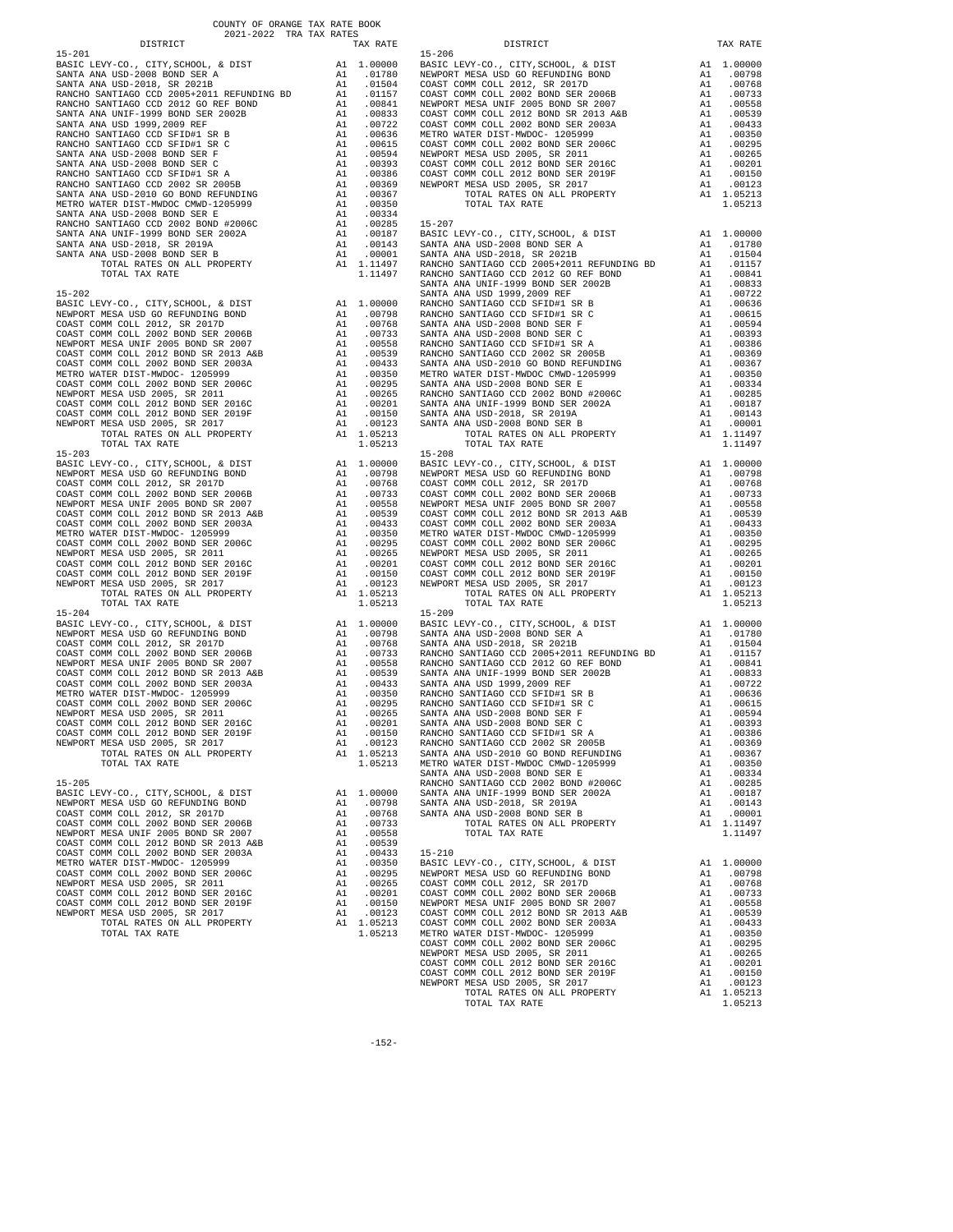COUNTY OF ORANGE TAX RATE BOOK
2021-2022 TRA TAX RATES

**15-201**

| DISTRICT | | TAX RATE |
|---|---|---|
| BASIC LEVY-CO., CITY,SCHOOL, & DIST | A1 | 1.00000 |
| SANTA ANA USD-2008 BOND SER A | A1 | .01780 |
| SANTA ANA USD-2018, SR 2021B | A1 | .01504 |
| RANCHO SANTIAGO CCD 2005+2011 REFUNDING BD | A1 | .01157 |
| RANCHO SANTIAGO CCD 2012 GO REF BOND | A1 | .00841 |
| SANTA ANA UNIF-1999 BOND SER 2002B | A1 | .00833 |
| SANTA ANA USD 1999,2009 REF | A1 | .00722 |
| RANCHO SANTIAGO CCD SFID#1 SR B | A1 | .00636 |
| RANCHO SANTIAGO CCD SFID#1 SR C | A1 | .00615 |
| SANTA ANA USD-2008 BOND SER F | A1 | .00594 |
| SANTA ANA USD-2008 BOND SER C | A1 | .00393 |
| RANCHO SANTIAGO CCD SFID#1 SR A | A1 | .00386 |
| RANCHO SANTIAGO CCD 2002 SR 2005B | A1 | .00369 |
| SANTA ANA USD-2010 GO BOND REFUNDING | A1 | .00367 |
| METRO WATER DIST-MWDOC CMWD-1205999 | A1 | .00350 |
| SANTA ANA USD-2008 BOND SER E | A1 | .00334 |
| RANCHO SANTIAGO CCD 2002 BOND #2006C | A1 | .00285 |
| SANTA ANA UNIF-1999 BOND SER 2002A | A1 | .00187 |
| SANTA ANA USD-2018, SR 2019A | A1 | .00143 |
| SANTA ANA USD-2008 BOND SER B | A1 | .00001 |
| TOTAL RATES ON ALL PROPERTY | A1 | 1.11497 |
| TOTAL TAX RATE | | 1.11497 |

**15-202**

| DISTRICT | | TAX RATE |
|---|---|---|
| BASIC LEVY-CO., CITY,SCHOOL, & DIST | A1 | 1.00000 |
| NEWPORT MESA USD GO REFUNDING BOND | A1 | .00798 |
| COAST COMM COLL 2012, SR 2017D | A1 | .00768 |
| COAST COMM COLL 2002 BOND SER 2006B | A1 | .00733 |
| NEWPORT MESA UNIF 2005 BOND SR 2007 | A1 | .00558 |
| COAST COMM COLL 2012 BOND SR 2013 A&B | A1 | .00539 |
| COAST COMM COLL 2002 BOND SER 2003A | A1 | .00433 |
| METRO WATER DIST-MWDOC- 1205999 | A1 | .00350 |
| COAST COMM COLL 2002 BOND SER 2006C | A1 | .00295 |
| NEWPORT MESA USD 2005, SR 2011 | A1 | .00265 |
| COAST COMM COLL 2012 BOND SER 2016C | A1 | .00201 |
| COAST COMM COLL 2012 BOND SER 2019F | A1 | .00150 |
| NEWPORT MESA USD 2005, SR 2017 | A1 | .00123 |
| TOTAL RATES ON ALL PROPERTY | A1 | 1.05213 |
| TOTAL TAX RATE | | 1.05213 |

**15-203**

| DISTRICT | | TAX RATE |
|---|---|---|
| BASIC LEVY-CO., CITY,SCHOOL, & DIST | A1 | 1.00000 |
| NEWPORT MESA USD GO REFUNDING BOND | A1 | .00798 |
| COAST COMM COLL 2012, SR 2017D | A1 | .00768 |
| COAST COMM COLL 2002 BOND SER 2006B | A1 | .00733 |
| NEWPORT MESA UNIF 2005 BOND SR 2007 | A1 | .00558 |
| COAST COMM COLL 2012 BOND SR 2013 A&B | A1 | .00539 |
| COAST COMM COLL 2002 BOND SER 2003A | A1 | .00433 |
| METRO WATER DIST-MWDOC- 1205999 | A1 | .00350 |
| COAST COMM COLL 2002 BOND SER 2006C | A1 | .00295 |
| NEWPORT MESA USD 2005, SR 2011 | A1 | .00265 |
| COAST COMM COLL 2012 BOND SER 2016C | A1 | .00201 |
| COAST COMM COLL 2012 BOND SER 2019F | A1 | .00150 |
| NEWPORT MESA USD 2005, SR 2017 | A1 | .00123 |
| TOTAL RATES ON ALL PROPERTY | A1 | 1.05213 |
| TOTAL TAX RATE | | 1.05213 |

**15-204**

| DISTRICT | | TAX RATE |
|---|---|---|
| BASIC LEVY-CO., CITY,SCHOOL, & DIST | A1 | 1.00000 |
| NEWPORT MESA USD GO REFUNDING BOND | A1 | .00798 |
| COAST COMM COLL 2012, SR 2017D | A1 | .00768 |
| COAST COMM COLL 2002 BOND SER 2006B | A1 | .00733 |
| NEWPORT MESA UNIF 2005 BOND SR 2007 | A1 | .00558 |
| COAST COMM COLL 2012 BOND SR 2013 A&B | A1 | .00539 |
| COAST COMM COLL 2002 BOND SER 2003A | A1 | .00433 |
| METRO WATER DIST-MWDOC- 1205999 | A1 | .00350 |
| COAST COMM COLL 2002 BOND SER 2006C | A1 | .00295 |
| NEWPORT MESA USD 2005, SR 2011 | A1 | .00265 |
| COAST COMM COLL 2012 BOND SER 2016C | A1 | .00201 |
| COAST COMM COLL 2012 BOND SER 2019F | A1 | .00150 |
| NEWPORT MESA USD 2005, SR 2017 | A1 | .00123 |
| TOTAL RATES ON ALL PROPERTY | A1 | 1.05213 |
| TOTAL TAX RATE | | 1.05213 |

**15-205**

| DISTRICT | | TAX RATE |
|---|---|---|
| BASIC LEVY-CO., CITY,SCHOOL, & DIST | A1 | 1.00000 |
| NEWPORT MESA USD GO REFUNDING BOND | A1 | .00798 |
| COAST COMM COLL 2012, SR 2017D | A1 | .00768 |
| COAST COMM COLL 2002 BOND SER 2006B | A1 | .00733 |
| NEWPORT MESA UNIF 2005 BOND SR 2007 | A1 | .00558 |
| COAST COMM COLL 2012 BOND SR 2013 A&B | A1 | .00539 |
| COAST COMM COLL 2002 BOND SER 2003A | A1 | .00433 |
| METRO WATER DIST-MWDOC- 1205999 | A1 | .00350 |
| COAST COMM COLL 2002 BOND SER 2006C | A1 | .00295 |
| NEWPORT MESA USD 2005, SR 2011 | A1 | .00265 |
| COAST COMM COLL 2012 BOND SER 2016C | A1 | .00201 |
| COAST COMM COLL 2012 BOND SER 2019F | A1 | .00150 |
| NEWPORT MESA USD 2005, SR 2017 | A1 | .00123 |
| TOTAL RATES ON ALL PROPERTY | A1 | 1.05213 |
| TOTAL TAX RATE | | 1.05213 |

**15-206**

| DISTRICT | | TAX RATE |
|---|---|---|
| BASIC LEVY-CO., CITY,SCHOOL, & DIST | A1 | 1.00000 |
| NEWPORT MESA USD GO REFUNDING BOND | A1 | .00798 |
| COAST COMM COLL 2012, SR 2017D | A1 | .00768 |
| COAST COMM COLL 2002 BOND SER 2006B | A1 | .00733 |
| NEWPORT MESA UNIF 2005 BOND SR 2007 | A1 | .00558 |
| COAST COMM COLL 2012 BOND SR 2013 A&B | A1 | .00539 |
| COAST COMM COLL 2002 BOND SER 2003A | A1 | .00433 |
| METRO WATER DIST-MWDOC- 1205999 | A1 | .00350 |
| COAST COMM COLL 2002 BOND SER 2006C | A1 | .00295 |
| NEWPORT MESA USD 2005, SR 2011 | A1 | .00265 |
| COAST COMM COLL 2012 BOND SER 2016C | A1 | .00201 |
| COAST COMM COLL 2012 BOND SER 2019F | A1 | .00150 |
| NEWPORT MESA USD 2005, SR 2017 | A1 | .00123 |
| TOTAL RATES ON ALL PROPERTY | A1 | 1.05213 |
| TOTAL TAX RATE | | 1.05213 |

**15-207**

| DISTRICT | | TAX RATE |
|---|---|---|
| BASIC LEVY-CO., CITY,SCHOOL, & DIST | A1 | 1.00000 |
| SANTA ANA USD-2008 BOND SER A | A1 | .01780 |
| SANTA ANA USD-2018, SR 2021B | A1 | .01504 |
| RANCHO SANTIAGO CCD 2005+2011 REFUNDING BD | A1 | .01157 |
| RANCHO SANTIAGO CCD 2012 GO REF BOND | A1 | .00841 |
| SANTA ANA UNIF-1999 BOND SER 2002B | A1 | .00833 |
| SANTA ANA USD 1999,2009 REF | A1 | .00722 |
| RANCHO SANTIAGO CCD SFID#1 SR B | A1 | .00636 |
| RANCHO SANTIAGO CCD SFID#1 SR C | A1 | .00615 |
| SANTA ANA USD-2008 BOND SER F | A1 | .00594 |
| SANTA ANA USD-2008 BOND SER C | A1 | .00393 |
| RANCHO SANTIAGO CCD SFID#1 SR A | A1 | .00386 |
| RANCHO SANTIAGO CCD 2002 SR 2005B | A1 | .00369 |
| SANTA ANA USD-2010 GO BOND REFUNDING | A1 | .00367 |
| METRO WATER DIST-MWDOC CMWD-1205999 | A1 | .00350 |
| SANTA ANA USD-2008 BOND SER E | A1 | .00334 |
| RANCHO SANTIAGO CCD 2002 BOND #2006C | A1 | .00285 |
| SANTA ANA UNIF-1999 BOND SER 2002A | A1 | .00187 |
| SANTA ANA USD-2018, SR 2019A | A1 | .00143 |
| SANTA ANA USD-2008 BOND SER B | A1 | .00001 |
| TOTAL RATES ON ALL PROPERTY | A1 | 1.11497 |
| TOTAL TAX RATE | | 1.11497 |

**15-208**

| DISTRICT | | TAX RATE |
|---|---|---|
| BASIC LEVY-CO., CITY,SCHOOL, & DIST | A1 | 1.00000 |
| NEWPORT MESA USD GO REFUNDING BOND | A1 | .00798 |
| COAST COMM COLL 2012, SR 2017D | A1 | .00768 |
| COAST COMM COLL 2002 BOND SER 2006B | A1 | .00733 |
| NEWPORT MESA UNIF 2005 BOND SR 2007 | A1 | .00558 |
| COAST COMM COLL 2012 BOND SR 2013 A&B | A1 | .00539 |
| COAST COMM COLL 2002 BOND SER 2003A | A1 | .00433 |
| METRO WATER DIST-MWDOC CMWD-1205999 | A1 | .00350 |
| COAST COMM COLL 2002 BOND SER 2006C | A1 | .00295 |
| NEWPORT MESA USD 2005, SR 2011 | A1 | .00265 |
| COAST COMM COLL 2012 BOND SER 2016C | A1 | .00201 |
| COAST COMM COLL 2012 BOND SER 2019F | A1 | .00150 |
| NEWPORT MESA USD 2005, SR 2017 | A1 | .00123 |
| TOTAL RATES ON ALL PROPERTY | A1 | 1.05213 |
| TOTAL TAX RATE | | 1.05213 |

**15-209**

| DISTRICT | | TAX RATE |
|---|---|---|
| BASIC LEVY-CO., CITY,SCHOOL, & DIST | A1 | 1.00000 |
| SANTA ANA USD-2008 BOND SER A | A1 | .01780 |
| SANTA ANA USD-2018, SR 2021B | A1 | .01504 |
| RANCHO SANTIAGO CCD 2005+2011 REFUNDING BD | A1 | .01157 |
| RANCHO SANTIAGO CCD 2012 GO REF BOND | A1 | .00841 |
| SANTA ANA UNIF-1999 BOND SER 2002B | A1 | .00833 |
| SANTA ANA USD 1999,2009 REF | A1 | .00722 |
| RANCHO SANTIAGO CCD SFID#1 SR B | A1 | .00636 |
| RANCHO SANTIAGO CCD SFID#1 SR C | A1 | .00615 |
| SANTA ANA USD-2008 BOND SER F | A1 | .00594 |
| SANTA ANA USD-2008 BOND SER C | A1 | .00393 |
| RANCHO SANTIAGO CCD SFID#1 SR A | A1 | .00386 |
| RANCHO SANTIAGO CCD 2002 SR 2005B | A1 | .00369 |
| SANTA ANA USD-2010 GO BOND REFUNDING | A1 | .00367 |
| METRO WATER DIST-MWDOC CMWD-1205999 | A1 | .00350 |
| SANTA ANA USD-2008 BOND SER E | A1 | .00334 |
| RANCHO SANTIAGO CCD 2002 BOND #2006C | A1 | .00285 |
| SANTA ANA UNIF-1999 BOND SER 2002A | A1 | .00187 |
| SANTA ANA USD-2018, SR 2019A | A1 | .00143 |
| SANTA ANA USD-2008 BOND SER B | A1 | .00001 |
| TOTAL RATES ON ALL PROPERTY | A1 | 1.11497 |
| TOTAL TAX RATE | | 1.11497 |

**15-210**

| DISTRICT | | TAX RATE |
|---|---|---|
| BASIC LEVY-CO., CITY,SCHOOL, & DIST | A1 | 1.00000 |
| NEWPORT MESA USD GO REFUNDING BOND | A1 | .00798 |
| COAST COMM COLL 2012, SR 2017D | A1 | .00768 |
| COAST COMM COLL 2002 BOND SER 2006B | A1 | .00733 |
| NEWPORT MESA UNIF 2005 BOND SR 2007 | A1 | .00558 |
| COAST COMM COLL 2012 BOND SR 2013 A&B | A1 | .00539 |
| COAST COMM COLL 2002 BOND SER 2003A | A1 | .00433 |
| METRO WATER DIST-MWDOC- 1205999 | A1 | .00350 |
| COAST COMM COLL 2002 BOND SER 2006C | A1 | .00295 |
| NEWPORT MESA USD 2005, SR 2011 | A1 | .00265 |
| COAST COMM COLL 2012 BOND SER 2016C | A1 | .00201 |
| COAST COMM COLL 2012 BOND SER 2019F | A1 | .00150 |
| NEWPORT MESA USD 2005, SR 2017 | A1 | .00123 |
| TOTAL RATES ON ALL PROPERTY | A1 | 1.05213 |
| TOTAL TAX RATE | | 1.05213 |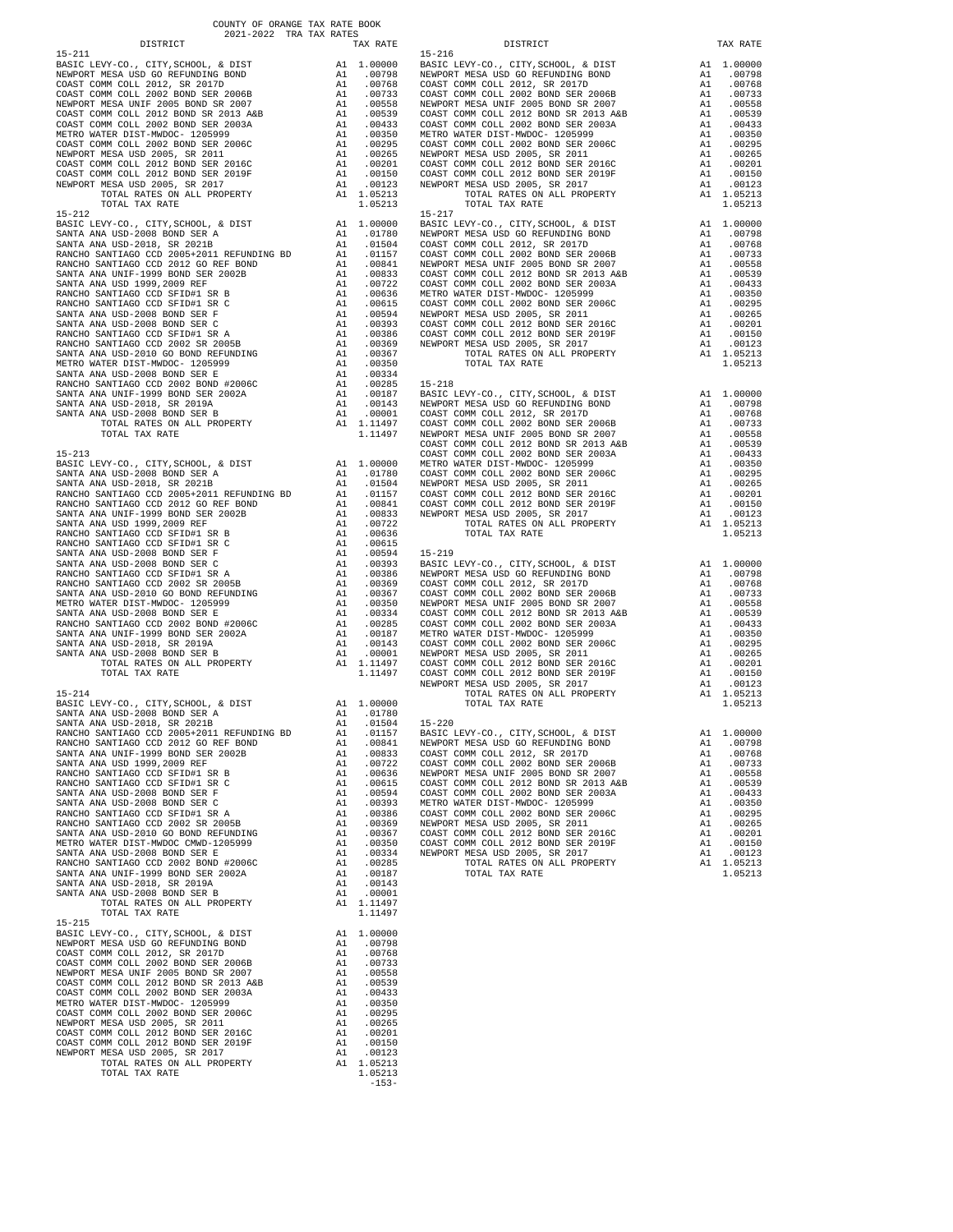COUNTY OF ORANGE TAX RATE BOOK

2021-2022 TRA TAX RATES

| DISTRICT | | TAX RATE |
|---|---|---|
| **15-211** | | |
| BASIC LEVY-CO., CITY,SCHOOL, & DIST | A1 | 1.00000 |
| NEWPORT MESA USD GO REFUNDING BOND | A1 | .00798 |
| COAST COMM COLL 2012, SR 2017D | A1 | .00768 |
| COAST COMM COLL 2002 BOND SER 2006B | A1 | .00733 |
| NEWPORT MESA UNIF 2005 BOND SR 2007 | A1 | .00558 |
| COAST COMM COLL 2012 BOND SR 2013 A&B | A1 | .00539 |
| COAST COMM COLL 2002 BOND SER 2003A | A1 | .00433 |
| METRO WATER DIST-MWDOC- 1205999 | A1 | .00350 |
| COAST COMM COLL 2002 BOND SER 2006C | A1 | .00295 |
| NEWPORT MESA USD 2005, SR 2011 | A1 | .00265 |
| COAST COMM COLL 2012 BOND SER 2016C | A1 | .00201 |
| COAST COMM COLL 2012 BOND SER 2019F | A1 | .00150 |
| NEWPORT MESA USD 2005, SR 2017 | A1 | .00123 |
| TOTAL RATES ON ALL PROPERTY | A1 | 1.05213 |
| TOTAL TAX RATE | | 1.05213 |
| **15-212** | | |
| BASIC LEVY-CO., CITY,SCHOOL, & DIST | A1 | 1.00000 |
| SANTA ANA USD-2008 BOND SER A | A1 | .01780 |
| SANTA ANA USD-2018, SR 2021B | A1 | .01504 |
| RANCHO SANTIAGO CCD 2005+2011 REFUNDING BD | A1 | .01157 |
| RANCHO SANTIAGO CCD 2012 GO REF BOND | A1 | .00841 |
| SANTA ANA UNIF-1999 BOND SER 2002B | A1 | .00833 |
| SANTA ANA USD 1999,2009 REF | A1 | .00722 |
| RANCHO SANTIAGO CCD SFID#1 SR B | A1 | .00636 |
| RANCHO SANTIAGO CCD SFID#1 SR C | A1 | .00615 |
| SANTA ANA USD-2008 BOND SER F | A1 | .00594 |
| SANTA ANA USD-2008 BOND SER C | A1 | .00393 |
| RANCHO SANTIAGO CCD SFID#1 SR A | A1 | .00386 |
| RANCHO SANTIAGO CCD 2002 SR 2005B | A1 | .00369 |
| SANTA ANA USD-2010 GO BOND REFUNDING | A1 | .00367 |
| METRO WATER DIST-MWDOC- 1205999 | A1 | .00350 |
| SANTA ANA USD-2008 BOND SER E | A1 | .00334 |
| RANCHO SANTIAGO CCD 2002 BOND #2006C | A1 | .00285 |
| SANTA ANA UNIF-1999 BOND SER 2002A | A1 | .00187 |
| SANTA ANA USD-2018, SR 2019A | A1 | .00143 |
| SANTA ANA USD-2008 BOND SER B | A1 | .00001 |
| TOTAL RATES ON ALL PROPERTY | A1 | 1.11497 |
| TOTAL TAX RATE | | 1.11497 |
| **15-213** | | |
| BASIC LEVY-CO., CITY,SCHOOL, & DIST | A1 | 1.00000 |
| SANTA ANA USD-2008 BOND SER A | A1 | .01780 |
| SANTA ANA USD-2018, SR 2021B | A1 | .01504 |
| RANCHO SANTIAGO CCD 2005+2011 REFUNDING BD | A1 | .01157 |
| RANCHO SANTIAGO CCD 2012 GO REF BOND | A1 | .00841 |
| SANTA ANA UNIF-1999 BOND SER 2002B | A1 | .00833 |
| SANTA ANA USD 1999,2009 REF | A1 | .00722 |
| RANCHO SANTIAGO CCD SFID#1 SR B | A1 | .00636 |
| RANCHO SANTIAGO CCD SFID#1 SR C | A1 | .00615 |
| SANTA ANA USD-2008 BOND SER F | A1 | .00594 |
| SANTA ANA USD-2008 BOND SER C | A1 | .00393 |
| RANCHO SANTIAGO CCD SFID#1 SR A | A1 | .00386 |
| RANCHO SANTIAGO CCD 2002 SR 2005B | A1 | .00369 |
| SANTA ANA USD-2010 GO BOND REFUNDING | A1 | .00367 |
| METRO WATER DIST-MWDOC- 1205999 | A1 | .00350 |
| SANTA ANA USD-2008 BOND SER E | A1 | .00334 |
| RANCHO SANTIAGO CCD 2002 BOND #2006C | A1 | .00285 |
| SANTA ANA UNIF-1999 BOND SER 2002A | A1 | .00187 |
| SANTA ANA USD-2018, SR 2019A | A1 | .00143 |
| SANTA ANA USD-2008 BOND SER B | A1 | .00001 |
| TOTAL RATES ON ALL PROPERTY | A1 | 1.11497 |
| TOTAL TAX RATE | | 1.11497 |
| **15-214** | | |
| BASIC LEVY-CO., CITY,SCHOOL, & DIST | A1 | 1.00000 |
| SANTA ANA USD-2008 BOND SER A | A1 | .01780 |
| SANTA ANA USD-2018, SR 2021B | A1 | .01504 |
| RANCHO SANTIAGO CCD 2005+2011 REFUNDING BD | A1 | .01157 |
| RANCHO SANTIAGO CCD 2012 GO REF BOND | A1 | .00841 |
| SANTA ANA UNIF-1999 BOND SER 2002B | A1 | .00833 |
| SANTA ANA USD 1999,2009 REF | A1 | .00722 |
| RANCHO SANTIAGO CCD SFID#1 SR B | A1 | .00636 |
| RANCHO SANTIAGO CCD SFID#1 SR C | A1 | .00615 |
| SANTA ANA USD-2008 BOND SER F | A1 | .00594 |
| SANTA ANA USD-2008 BOND SER C | A1 | .00393 |
| RANCHO SANTIAGO CCD SFID#1 SR A | A1 | .00386 |
| RANCHO SANTIAGO CCD 2002 SR 2005B | A1 | .00369 |
| SANTA ANA USD-2010 GO BOND REFUNDING | A1 | .00367 |
| METRO WATER DIST-MWDOC CMWD-1205999 | A1 | .00350 |
| SANTA ANA USD-2008 BOND SER E | A1 | .00334 |
| RANCHO SANTIAGO CCD 2002 BOND #2006C | A1 | .00285 |
| SANTA ANA UNIF-1999 BOND SER 2002A | A1 | .00187 |
| SANTA ANA USD-2018, SR 2019A | A1 | .00143 |
| SANTA ANA USD-2008 BOND SER B | A1 | .00001 |
| TOTAL RATES ON ALL PROPERTY | A1 | 1.11497 |
| TOTAL TAX RATE | | 1.11497 |
| **15-215** | | |
| BASIC LEVY-CO., CITY,SCHOOL, & DIST | A1 | 1.00000 |
| NEWPORT MESA USD GO REFUNDING BOND | A1 | .00798 |
| COAST COMM COLL 2012, SR 2017D | A1 | .00768 |
| COAST COMM COLL 2002 BOND SER 2006B | A1 | .00733 |
| NEWPORT MESA UNIF 2005 BOND SR 2007 | A1 | .00558 |
| COAST COMM COLL 2012 BOND SR 2013 A&B | A1 | .00539 |
| COAST COMM COLL 2002 BOND SER 2003A | A1 | .00433 |
| METRO WATER DIST-MWDOC- 1205999 | A1 | .00350 |
| COAST COMM COLL 2002 BOND SER 2006C | A1 | .00295 |
| NEWPORT MESA USD 2005, SR 2011 | A1 | .00265 |
| COAST COMM COLL 2012 BOND SER 2016C | A1 | .00201 |
| COAST COMM COLL 2012 BOND SER 2019F | A1 | .00150 |
| NEWPORT MESA USD 2005, SR 2017 | A1 | .00123 |
| TOTAL RATES ON ALL PROPERTY | A1 | 1.05213 |
| TOTAL TAX RATE | | 1.05213 |
| **15-216** | | |
| BASIC LEVY-CO., CITY,SCHOOL, & DIST | A1 | 1.00000 |
| NEWPORT MESA USD GO REFUNDING BOND | A1 | .00798 |
| COAST COMM COLL 2012, SR 2017D | A1 | .00768 |
| COAST COMM COLL 2002 BOND SER 2006B | A1 | .00733 |
| NEWPORT MESA UNIF 2005 BOND SR 2007 | A1 | .00558 |
| COAST COMM COLL 2012 BOND SR 2013 A&B | A1 | .00539 |
| COAST COMM COLL 2002 BOND SER 2003A | A1 | .00433 |
| METRO WATER DIST-MWDOC- 1205999 | A1 | .00350 |
| COAST COMM COLL 2002 BOND SER 2006C | A1 | .00295 |
| NEWPORT MESA USD 2005, SR 2011 | A1 | .00265 |
| COAST COMM COLL 2012 BOND SER 2016C | A1 | .00201 |
| COAST COMM COLL 2012 BOND SER 2019F | A1 | .00150 |
| NEWPORT MESA USD 2005, SR 2017 | A1 | .00123 |
| TOTAL RATES ON ALL PROPERTY | A1 | 1.05213 |
| TOTAL TAX RATE | | 1.05213 |
| **15-217** | | |
| BASIC LEVY-CO., CITY,SCHOOL, & DIST | A1 | 1.00000 |
| NEWPORT MESA USD GO REFUNDING BOND | A1 | .00798 |
| COAST COMM COLL 2012, SR 2017D | A1 | .00768 |
| COAST COMM COLL 2002 BOND SER 2006B | A1 | .00733 |
| NEWPORT MESA UNIF 2005 BOND SR 2007 | A1 | .00558 |
| COAST COMM COLL 2012 BOND SR 2013 A&B | A1 | .00539 |
| COAST COMM COLL 2002 BOND SER 2003A | A1 | .00433 |
| METRO WATER DIST-MWDOC- 1205999 | A1 | .00350 |
| COAST COMM COLL 2002 BOND SER 2006C | A1 | .00295 |
| NEWPORT MESA USD 2005, SR 2011 | A1 | .00265 |
| COAST COMM COLL 2012 BOND SER 2016C | A1 | .00201 |
| COAST COMM COLL 2012 BOND SER 2019F | A1 | .00150 |
| NEWPORT MESA USD 2005, SR 2017 | A1 | .00123 |
| TOTAL RATES ON ALL PROPERTY | A1 | 1.05213 |
| TOTAL TAX RATE | | 1.05213 |
| **15-218** | | |
| BASIC LEVY-CO., CITY,SCHOOL, & DIST | A1 | 1.00000 |
| NEWPORT MESA USD GO REFUNDING BOND | A1 | .00798 |
| COAST COMM COLL 2012, SR 2017D | A1 | .00768 |
| COAST COMM COLL 2002 BOND SER 2006B | A1 | .00733 |
| NEWPORT MESA UNIF 2005 BOND SR 2007 | A1 | .00558 |
| COAST COMM COLL 2012 BOND SR 2013 A&B | A1 | .00539 |
| COAST COMM COLL 2002 BOND SER 2003A | A1 | .00433 |
| METRO WATER DIST-MWDOC- 1205999 | A1 | .00350 |
| COAST COMM COLL 2002 BOND SER 2006C | A1 | .00295 |
| NEWPORT MESA USD 2005, SR 2011 | A1 | .00265 |
| COAST COMM COLL 2012 BOND SER 2016C | A1 | .00201 |
| COAST COMM COLL 2012 BOND SER 2019F | A1 | .00150 |
| NEWPORT MESA USD 2005, SR 2017 | A1 | .00123 |
| TOTAL RATES ON ALL PROPERTY | A1 | 1.05213 |
| TOTAL TAX RATE | | 1.05213 |
| **15-219** | | |
| BASIC LEVY-CO., CITY,SCHOOL, & DIST | A1 | 1.00000 |
| NEWPORT MESA USD GO REFUNDING BOND | A1 | .00798 |
| COAST COMM COLL 2012, SR 2017D | A1 | .00768 |
| COAST COMM COLL 2002 BOND SER 2006B | A1 | .00733 |
| NEWPORT MESA UNIF 2005 BOND SR 2007 | A1 | .00558 |
| COAST COMM COLL 2012 BOND SR 2013 A&B | A1 | .00539 |
| COAST COMM COLL 2002 BOND SER 2003A | A1 | .00433 |
| METRO WATER DIST-MWDOC- 1205999 | A1 | .00350 |
| COAST COMM COLL 2002 BOND SER 2006C | A1 | .00295 |
| NEWPORT MESA USD 2005, SR 2011 | A1 | .00265 |
| COAST COMM COLL 2012 BOND SER 2016C | A1 | .00201 |
| COAST COMM COLL 2012 BOND SER 2019F | A1 | .00150 |
| NEWPORT MESA USD 2005, SR 2017 | A1 | .00123 |
| TOTAL RATES ON ALL PROPERTY | A1 | 1.05213 |
| TOTAL TAX RATE | | 1.05213 |
| **15-220** | | |
| BASIC LEVY-CO., CITY,SCHOOL, & DIST | A1 | 1.00000 |
| NEWPORT MESA USD GO REFUNDING BOND | A1 | .00798 |
| COAST COMM COLL 2012, SR 2017D | A1 | .00768 |
| COAST COMM COLL 2002 BOND SER 2006B | A1 | .00733 |
| NEWPORT MESA UNIF 2005 BOND SR 2007 | A1 | .00558 |
| COAST COMM COLL 2012 BOND SR 2013 A&B | A1 | .00539 |
| COAST COMM COLL 2002 BOND SER 2003A | A1 | .00433 |
| METRO WATER DIST-MWDOC- 1205999 | A1 | .00350 |
| COAST COMM COLL 2002 BOND SER 2006C | A1 | .00295 |
| NEWPORT MESA USD 2005, SR 2011 | A1 | .00265 |
| COAST COMM COLL 2012 BOND SER 2016C | A1 | .00201 |
| COAST COMM COLL 2012 BOND SER 2019F | A1 | .00150 |
| NEWPORT MESA USD 2005, SR 2017 | A1 | .00123 |
| TOTAL RATES ON ALL PROPERTY | A1 | 1.05213 |
| TOTAL TAX RATE | | 1.05213 |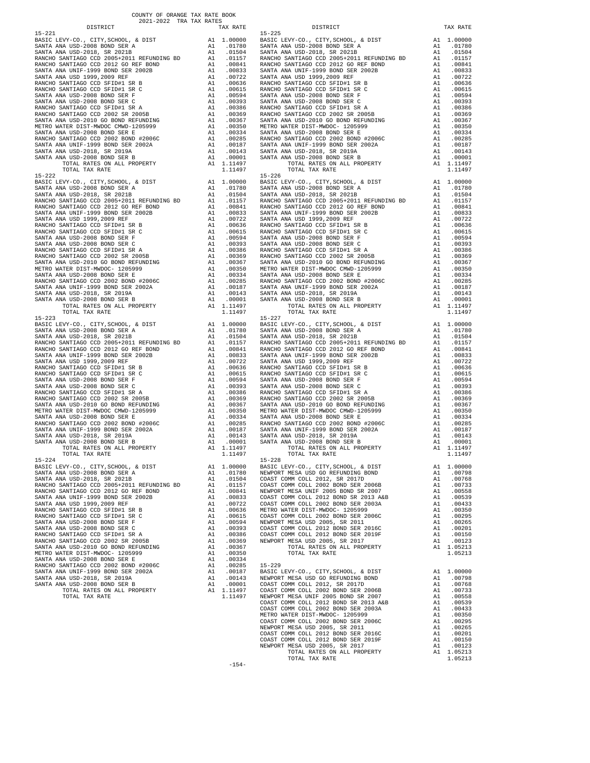COUNTY OF ORANGE TAX RATE BOOK
2021-2022 TRA TAX RATES

| DISTRICT | | TAX RATE |
|---|---|---|
| 15-221 | | |
| BASIC LEVY-CO., CITY,SCHOOL, & DIST | A1 | 1.00000 |
| SANTA ANA USD-2008 BOND SER A | A1 | .01780 |
| SANTA ANA USD-2018, SR 2021B | A1 | .01504 |
| RANCHO SANTIAGO CCD 2005+2011 REFUNDING BD | A1 | .01157 |
| RANCHO SANTIAGO CCD 2012 GO REF BOND | A1 | .00841 |
| SANTA ANA UNIF-1999 BOND SER 2002B | A1 | .00833 |
| SANTA ANA USD 1999,2009 REF | A1 | .00722 |
| RANCHO SANTIAGO CCD SFID#1 SR B | A1 | .00636 |
| RANCHO SANTIAGO CCD SFID#1 SR C | A1 | .00615 |
| SANTA ANA USD-2008 BOND SER F | A1 | .00594 |
| SANTA ANA USD-2008 BOND SER C | A1 | .00393 |
| RANCHO SANTIAGO CCD SFID#1 SR A | A1 | .00386 |
| RANCHO SANTIAGO CCD 2002 SR 2005B | A1 | .00369 |
| SANTA ANA USD-2010 GO BOND REFUNDING | A1 | .00367 |
| METRO WATER DIST-MWDOC CMWD-1205999 | A1 | .00350 |
| SANTA ANA USD-2008 BOND SER E | A1 | .00334 |
| RANCHO SANTIAGO CCD 2002 BOND #2006C | A1 | .00285 |
| SANTA ANA UNIF-1999 BOND SER 2002A | A1 | .00187 |
| SANTA ANA USD-2018, SR 2019A | A1 | .00143 |
| SANTA ANA USD-2008 BOND SER B | A1 | .00001 |
| TOTAL RATES ON ALL PROPERTY | A1 | 1.11497 |
| TOTAL TAX RATE | | 1.11497 |
| 15-222 | | |
| BASIC LEVY-CO., CITY,SCHOOL, & DIST | A1 | 1.00000 |
| SANTA ANA USD-2008 BOND SER A | A1 | .01780 |
| SANTA ANA USD-2018, SR 2021B | A1 | .01504 |
| RANCHO SANTIAGO CCD 2005+2011 REFUNDING BD | A1 | .01157 |
| RANCHO SANTIAGO CCD 2012 GO REF BOND | A1 | .00841 |
| SANTA ANA UNIF-1999 BOND SER 2002B | A1 | .00833 |
| SANTA ANA USD 1999,2009 REF | A1 | .00722 |
| RANCHO SANTIAGO CCD SFID#1 SR B | A1 | .00636 |
| RANCHO SANTIAGO CCD SFID#1 SR C | A1 | .00615 |
| SANTA ANA USD-2008 BOND SER F | A1 | .00594 |
| SANTA ANA USD-2008 BOND SER C | A1 | .00393 |
| RANCHO SANTIAGO CCD SFID#1 SR A | A1 | .00386 |
| RANCHO SANTIAGO CCD 2002 SR 2005B | A1 | .00369 |
| SANTA ANA USD-2010 GO BOND REFUNDING | A1 | .00367 |
| METRO WATER DIST-MWDOC- 1205999 | A1 | .00350 |
| SANTA ANA USD-2008 BOND SER E | A1 | .00334 |
| RANCHO SANTIAGO CCD 2002 BOND #2006C | A1 | .00285 |
| SANTA ANA UNIF-1999 BOND SER 2002A | A1 | .00187 |
| SANTA ANA USD-2018, SR 2019A | A1 | .00143 |
| SANTA ANA USD-2008 BOND SER B | A1 | .00001 |
| TOTAL RATES ON ALL PROPERTY | A1 | 1.11497 |
| TOTAL TAX RATE | | 1.11497 |
| 15-223 | | |
| BASIC LEVY-CO., CITY,SCHOOL, & DIST | A1 | 1.00000 |
| SANTA ANA USD-2008 BOND SER A | A1 | .01780 |
| SANTA ANA USD-2018, SR 2021B | A1 | .01504 |
| RANCHO SANTIAGO CCD 2005+2011 REFUNDING BD | A1 | .01157 |
| RANCHO SANTIAGO CCD 2012 GO REF BOND | A1 | .00841 |
| SANTA ANA UNIF-1999 BOND SER 2002B | A1 | .00833 |
| SANTA ANA USD 1999,2009 REF | A1 | .00722 |
| RANCHO SANTIAGO CCD SFID#1 SR B | A1 | .00636 |
| RANCHO SANTIAGO CCD SFID#1 SR C | A1 | .00615 |
| SANTA ANA USD-2008 BOND SER F | A1 | .00594 |
| SANTA ANA USD-2008 BOND SER C | A1 | .00393 |
| RANCHO SANTIAGO CCD SFID#1 SR A | A1 | .00386 |
| RANCHO SANTIAGO CCD 2002 SR 2005B | A1 | .00369 |
| SANTA ANA USD-2010 GO BOND REFUNDING | A1 | .00367 |
| METRO WATER DIST-MWDOC CMWD-1205999 | A1 | .00350 |
| SANTA ANA USD-2008 BOND SER E | A1 | .00334 |
| RANCHO SANTIAGO CCD 2002 BOND #2006C | A1 | .00285 |
| SANTA ANA UNIF-1999 BOND SER 2002A | A1 | .00187 |
| SANTA ANA USD-2018, SR 2019A | A1 | .00143 |
| SANTA ANA USD-2008 BOND SER B | A1 | .00001 |
| TOTAL RATES ON ALL PROPERTY | A1 | 1.11497 |
| TOTAL TAX RATE | | 1.11497 |
| 15-224 | | |
| BASIC LEVY-CO., CITY,SCHOOL, & DIST | A1 | 1.00000 |
| SANTA ANA USD-2008 BOND SER A | A1 | .01780 |
| SANTA ANA USD-2018, SR 2021B | A1 | .01504 |
| RANCHO SANTIAGO CCD 2005+2011 REFUNDING BD | A1 | .01157 |
| RANCHO SANTIAGO CCD 2012 GO REF BOND | A1 | .00841 |
| SANTA ANA UNIF-1999 BOND SER 2002B | A1 | .00833 |
| SANTA ANA USD 1999,2009 REF | A1 | .00722 |
| RANCHO SANTIAGO CCD SFID#1 SR B | A1 | .00636 |
| RANCHO SANTIAGO CCD SFID#1 SR C | A1 | .00615 |
| SANTA ANA USD-2008 BOND SER F | A1 | .00594 |
| SANTA ANA USD-2008 BOND SER C | A1 | .00393 |
| RANCHO SANTIAGO CCD SFID#1 SR A | A1 | .00386 |
| RANCHO SANTIAGO CCD 2002 SR 2005B | A1 | .00369 |
| SANTA ANA USD-2010 GO BOND REFUNDING | A1 | .00367 |
| METRO WATER DIST-MWDOC- 1205999 | A1 | .00350 |
| SANTA ANA USD-2008 BOND SER E | A1 | .00334 |
| RANCHO SANTIAGO CCD 2002 BOND #2006C | A1 | .00285 |
| SANTA ANA UNIF-1999 BOND SER 2002A | A1 | .00187 |
| SANTA ANA USD-2018, SR 2019A | A1 | .00143 |
| SANTA ANA USD-2008 BOND SER B | A1 | .00001 |
| TOTAL RATES ON ALL PROPERTY | A1 | 1.11497 |
| TOTAL TAX RATE | | 1.11497 |
| 15-225 | | |
| BASIC LEVY-CO., CITY,SCHOOL, & DIST | A1 | 1.00000 |
| SANTA ANA USD-2008 BOND SER A | A1 | .01780 |
| SANTA ANA USD-2018, SR 2021B | A1 | .01504 |
| RANCHO SANTIAGO CCD 2005+2011 REFUNDING BD | A1 | .01157 |
| RANCHO SANTIAGO CCD 2012 GO REF BOND | A1 | .00841 |
| SANTA ANA UNIF-1999 BOND SER 2002B | A1 | .00833 |
| SANTA ANA USD 1999,2009 REF | A1 | .00722 |
| RANCHO SANTIAGO CCD SFID#1 SR B | A1 | .00636 |
| RANCHO SANTIAGO CCD SFID#1 SR C | A1 | .00615 |
| SANTA ANA USD-2008 BOND SER F | A1 | .00594 |
| SANTA ANA USD-2008 BOND SER C | A1 | .00393 |
| RANCHO SANTIAGO CCD SFID#1 SR A | A1 | .00386 |
| RANCHO SANTIAGO CCD 2002 SR 2005B | A1 | .00369 |
| SANTA ANA USD-2010 GO BOND REFUNDING | A1 | .00367 |
| METRO WATER DIST-MWDOC- 1205999 | A1 | .00350 |
| SANTA ANA USD-2008 BOND SER E | A1 | .00334 |
| RANCHO SANTIAGO CCD 2002 BOND #2006C | A1 | .00285 |
| SANTA ANA UNIF-1999 BOND SER 2002A | A1 | .00187 |
| SANTA ANA USD-2018, SR 2019A | A1 | .00143 |
| SANTA ANA USD-2008 BOND SER B | A1 | .00001 |
| TOTAL RATES ON ALL PROPERTY | A1 | 1.11497 |
| TOTAL TAX RATE | | 1.11497 |
| 15-226 | | |
| BASIC LEVY-CO., CITY,SCHOOL, & DIST | A1 | 1.00000 |
| SANTA ANA USD-2008 BOND SER A | A1 | .01780 |
| SANTA ANA USD-2018, SR 2021B | A1 | .01504 |
| RANCHO SANTIAGO CCD 2005+2011 REFUNDING BD | A1 | .01157 |
| RANCHO SANTIAGO CCD 2012 GO REF BOND | A1 | .00841 |
| SANTA ANA UNIF-1999 BOND SER 2002B | A1 | .00833 |
| SANTA ANA USD 1999,2009 REF | A1 | .00722 |
| RANCHO SANTIAGO CCD SFID#1 SR B | A1 | .00636 |
| RANCHO SANTIAGO CCD SFID#1 SR C | A1 | .00615 |
| SANTA ANA USD-2008 BOND SER F | A1 | .00594 |
| SANTA ANA USD-2008 BOND SER C | A1 | .00393 |
| RANCHO SANTIAGO CCD SFID#1 SR A | A1 | .00386 |
| RANCHO SANTIAGO CCD 2002 SR 2005B | A1 | .00369 |
| SANTA ANA USD-2010 GO BOND REFUNDING | A1 | .00367 |
| METRO WATER DIST-MWDOC CMWD-1205999 | A1 | .00350 |
| SANTA ANA USD-2008 BOND SER E | A1 | .00334 |
| RANCHO SANTIAGO CCD 2002 BOND #2006C | A1 | .00285 |
| SANTA ANA UNIF-1999 BOND SER 2002A | A1 | .00187 |
| SANTA ANA USD-2018, SR 2019A | A1 | .00143 |
| SANTA ANA USD-2008 BOND SER B | A1 | .00001 |
| TOTAL RATES ON ALL PROPERTY | A1 | 1.11497 |
| TOTAL TAX RATE | | 1.11497 |
| 15-227 | | |
| BASIC LEVY-CO., CITY,SCHOOL, & DIST | A1 | 1.00000 |
| SANTA ANA USD-2008 BOND SER A | A1 | .01780 |
| SANTA ANA USD-2018, SR 2021B | A1 | .01504 |
| RANCHO SANTIAGO CCD 2005+2011 REFUNDING BD | A1 | .01157 |
| RANCHO SANTIAGO CCD 2012 GO REF BOND | A1 | .00841 |
| SANTA ANA UNIF-1999 BOND SER 2002B | A1 | .00833 |
| SANTA ANA USD 1999,2009 REF | A1 | .00722 |
| RANCHO SANTIAGO CCD SFID#1 SR B | A1 | .00636 |
| RANCHO SANTIAGO CCD SFID#1 SR C | A1 | .00615 |
| SANTA ANA USD-2008 BOND SER F | A1 | .00594 |
| SANTA ANA USD-2008 BOND SER C | A1 | .00393 |
| RANCHO SANTIAGO CCD SFID#1 SR A | A1 | .00386 |
| RANCHO SANTIAGO CCD 2002 SR 2005B | A1 | .00369 |
| SANTA ANA USD-2010 GO BOND REFUNDING | A1 | .00367 |
| METRO WATER DIST-MWDOC CMWD-1205999 | A1 | .00350 |
| SANTA ANA USD-2008 BOND SER E | A1 | .00334 |
| RANCHO SANTIAGO CCD 2002 BOND #2006C | A1 | .00285 |
| SANTA ANA UNIF-1999 BOND SER 2002A | A1 | .00187 |
| SANTA ANA USD-2018, SR 2019A | A1 | .00143 |
| SANTA ANA USD-2008 BOND SER B | A1 | .00001 |
| TOTAL RATES ON ALL PROPERTY | A1 | 1.11497 |
| TOTAL TAX RATE | | 1.11497 |
| 15-228 | | |
| BASIC LEVY-CO., CITY,SCHOOL, & DIST | A1 | 1.00000 |
| NEWPORT MESA USD GO REFUNDING BOND | A1 | .00798 |
| COAST COMM COLL 2012, SR 2017D | A1 | .00768 |
| COAST COMM COLL 2002 BOND SER 2006B | A1 | .00733 |
| NEWPORT MESA UNIF 2005 BOND SR 2007 | A1 | .00558 |
| COAST COMM COLL 2012 BOND SR 2013 A&B | A1 | .00539 |
| COAST COMM COLL 2002 BOND SER 2003A | A1 | .00433 |
| METRO WATER DIST-MWDOC- 1205999 | A1 | .00350 |
| COAST COMM COLL 2002 BOND SER 2006C | A1 | .00295 |
| NEWPORT MESA USD 2005, SR 2011 | A1 | .00265 |
| COAST COMM COLL 2012 BOND SER 2016C | A1 | .00201 |
| COAST COMM COLL 2012 BOND SER 2019F | A1 | .00150 |
| NEWPORT MESA USD 2005, SR 2017 | A1 | .00123 |
| TOTAL RATES ON ALL PROPERTY | A1 | 1.05213 |
| TOTAL TAX RATE | | 1.05213 |
| 15-229 | | |
| BASIC LEVY-CO., CITY,SCHOOL, & DIST | A1 | 1.00000 |
| NEWPORT MESA USD GO REFUNDING BOND | A1 | .00798 |
| COAST COMM COLL 2012, SR 2017D | A1 | .00768 |
| COAST COMM COLL 2002 BOND SER 2006B | A1 | .00733 |
| NEWPORT MESA UNIF 2005 BOND SR 2007 | A1 | .00558 |
| COAST COMM COLL 2012 BOND SR 2013 A&B | A1 | .00539 |
| COAST COMM COLL 2002 BOND SER 2003A | A1 | .00433 |
| METRO WATER DIST-MWDOC- 1205999 | A1 | .00350 |
| COAST COMM COLL 2002 BOND SER 2006C | A1 | .00295 |
| NEWPORT MESA USD 2005, SR 2011 | A1 | .00265 |
| COAST COMM COLL 2012 BOND SER 2016C | A1 | .00201 |
| COAST COMM COLL 2012 BOND SER 2019F | A1 | .00150 |
| NEWPORT MESA USD 2005, SR 2017 | A1 | .00123 |
| TOTAL RATES ON ALL PROPERTY | A1 | 1.05213 |
| TOTAL TAX RATE | | 1.05213 |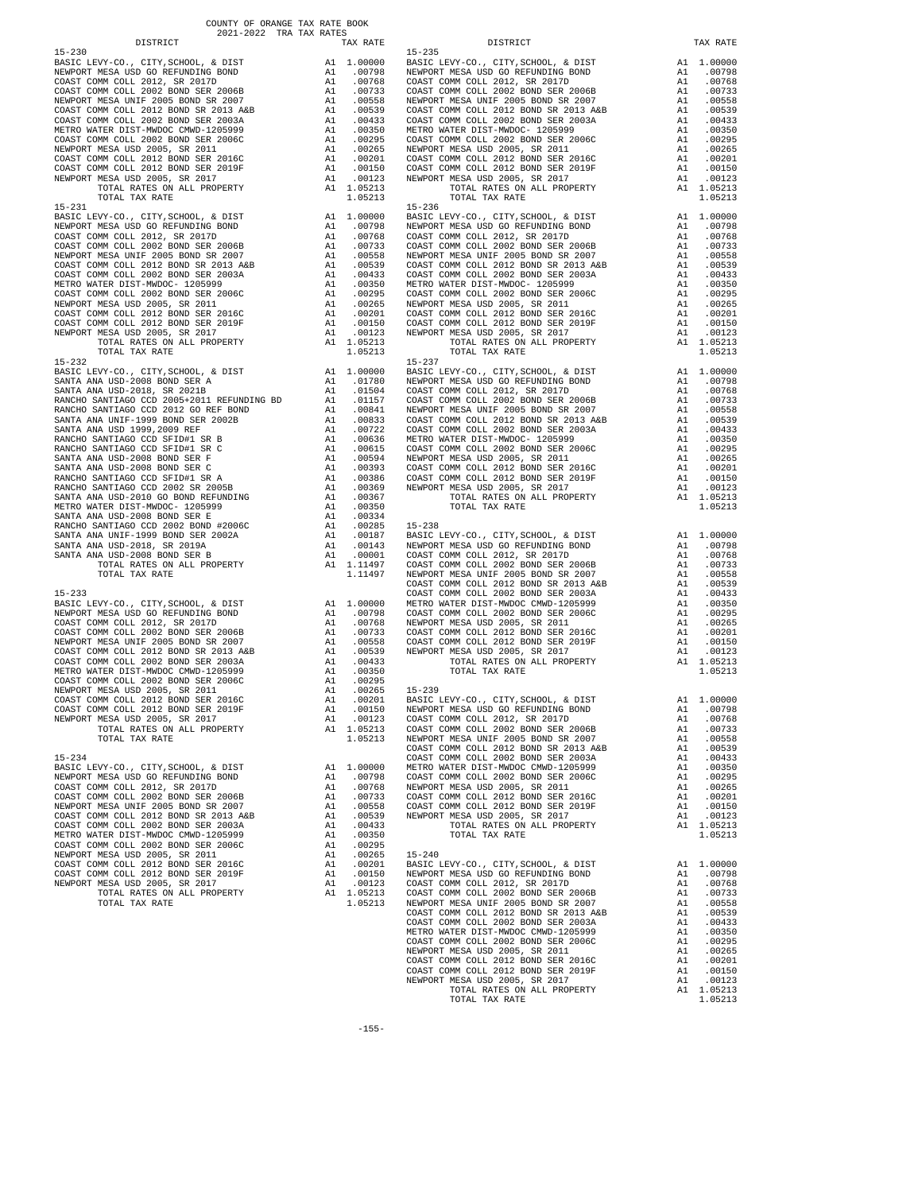COUNTY OF ORANGE TAX RATE BOOK
2021-2022 TRA TAX RATES

| DISTRICT | | TAX RATE |
|---|---|---|
| **15-230** | | |
| BASIC LEVY-CO., CITY,SCHOOL, & DIST | A1 | 1.00000 |
| NEWPORT MESA USD GO REFUNDING BOND | A1 | .00798 |
| COAST COMM COLL 2012, SR 2017D | A1 | .00768 |
| COAST COMM COLL 2002 BOND SER 2006B | A1 | .00733 |
| NEWPORT MESA UNIF 2005 BOND SR 2007 | A1 | .00558 |
| COAST COMM COLL 2012 BOND SR 2013 A&B | A1 | .00539 |
| COAST COMM COLL 2002 BOND SER 2003A | A1 | .00433 |
| METRO WATER DIST-MWDOC CMWD-1205999 | A1 | .00350 |
| COAST COMM COLL 2002 BOND SER 2006C | A1 | .00295 |
| NEWPORT MESA USD 2005, SR 2011 | A1 | .00265 |
| COAST COMM COLL 2012 BOND SER 2016C | A1 | .00201 |
| COAST COMM COLL 2012 BOND SER 2019F | A1 | .00150 |
| NEWPORT MESA USD 2005, SR 2017 | A1 | .00123 |
| TOTAL RATES ON ALL PROPERTY | A1 | 1.05213 |
| TOTAL TAX RATE | | 1.05213 |
| **15-231** | | |
| BASIC LEVY-CO., CITY,SCHOOL, & DIST | A1 | 1.00000 |
| NEWPORT MESA USD GO REFUNDING BOND | A1 | .00798 |
| COAST COMM COLL 2012, SR 2017D | A1 | .00768 |
| COAST COMM COLL 2002 BOND SER 2006B | A1 | .00733 |
| NEWPORT MESA UNIF 2005 BOND SR 2007 | A1 | .00558 |
| COAST COMM COLL 2012 BOND SR 2013 A&B | A1 | .00539 |
| COAST COMM COLL 2002 BOND SER 2003A | A1 | .00433 |
| METRO WATER DIST-MWDOC- 1205999 | A1 | .00350 |
| COAST COMM COLL 2002 BOND SER 2006C | A1 | .00295 |
| NEWPORT MESA USD 2005, SR 2011 | A1 | .00265 |
| COAST COMM COLL 2012 BOND SER 2016C | A1 | .00201 |
| COAST COMM COLL 2012 BOND SER 2019F | A1 | .00150 |
| NEWPORT MESA USD 2005, SR 2017 | A1 | .00123 |
| TOTAL RATES ON ALL PROPERTY | A1 | 1.05213 |
| TOTAL TAX RATE | | 1.05213 |
| **15-232** | | |
| BASIC LEVY-CO., CITY,SCHOOL, & DIST | A1 | 1.00000 |
| SANTA ANA USD-2008 BOND SER A | A1 | .01780 |
| SANTA ANA USD-2018, SR 2021B | A1 | .01504 |
| RANCHO SANTIAGO CCD 2005+2011 REFUNDING BD | A1 | .01157 |
| RANCHO SANTIAGO CCD 2012 GO REF BOND | A1 | .00841 |
| SANTA ANA UNIF-1999 BOND SER 2002B | A1 | .00833 |
| SANTA ANA USD 1999,2009 REF | A1 | .00722 |
| RANCHO SANTIAGO CCD SFID#1 SR B | A1 | .00636 |
| RANCHO SANTIAGO CCD SFID#1 SR C | A1 | .00615 |
| SANTA ANA USD-2008 BOND SER F | A1 | .00594 |
| SANTA ANA USD-2008 BOND SER C | A1 | .00393 |
| RANCHO SANTIAGO CCD SFID#1 SR A | A1 | .00386 |
| RANCHO SANTIAGO CCD 2002 SR 2005B | A1 | .00369 |
| SANTA ANA USD-2010 GO BOND REFUNDING | A1 | .00367 |
| METRO WATER DIST-MWDOC- 1205999 | A1 | .00350 |
| SANTA ANA USD-2008 BOND SER E | A1 | .00334 |
| RANCHO SANTIAGO CCD 2002 BOND #2006C | A1 | .00285 |
| SANTA ANA UNIF-1999 BOND SER 2002A | A1 | .00187 |
| SANTA ANA USD-2018, SR 2019A | A1 | .00143 |
| SANTA ANA USD-2008 BOND SER B | A1 | .00001 |
| TOTAL RATES ON ALL PROPERTY | A1 | 1.11497 |
| TOTAL TAX RATE | | 1.11497 |
| **15-233** | | |
| BASIC LEVY-CO., CITY,SCHOOL, & DIST | A1 | 1.00000 |
| NEWPORT MESA USD GO REFUNDING BOND | A1 | .00798 |
| COAST COMM COLL 2012, SR 2017D | A1 | .00768 |
| COAST COMM COLL 2002 BOND SER 2006B | A1 | .00733 |
| NEWPORT MESA UNIF 2005 BOND SR 2007 | A1 | .00558 |
| COAST COMM COLL 2012 BOND SR 2013 A&B | A1 | .00539 |
| COAST COMM COLL 2002 BOND SER 2003A | A1 | .00433 |
| METRO WATER DIST-MWDOC CMWD-1205999 | A1 | .00350 |
| COAST COMM COLL 2002 BOND SER 2006C | A1 | .00295 |
| NEWPORT MESA USD 2005, SR 2011 | A1 | .00265 |
| COAST COMM COLL 2012 BOND SER 2016C | A1 | .00201 |
| COAST COMM COLL 2012 BOND SER 2019F | A1 | .00150 |
| NEWPORT MESA USD 2005, SR 2017 | A1 | .00123 |
| TOTAL RATES ON ALL PROPERTY | A1 | 1.05213 |
| TOTAL TAX RATE | | 1.05213 |
| **15-234** | | |
| BASIC LEVY-CO., CITY,SCHOOL, & DIST | A1 | 1.00000 |
| NEWPORT MESA USD GO REFUNDING BOND | A1 | .00798 |
| COAST COMM COLL 2012, SR 2017D | A1 | .00768 |
| COAST COMM COLL 2002 BOND SER 2006B | A1 | .00733 |
| NEWPORT MESA UNIF 2005 BOND SR 2007 | A1 | .00558 |
| COAST COMM COLL 2012 BOND SR 2013 A&B | A1 | .00539 |
| COAST COMM COLL 2002 BOND SER 2003A | A1 | .00433 |
| METRO WATER DIST-MWDOC CMWD-1205999 | A1 | .00350 |
| COAST COMM COLL 2002 BOND SER 2006C | A1 | .00295 |
| NEWPORT MESA USD 2005, SR 2011 | A1 | .00265 |
| COAST COMM COLL 2012 BOND SER 2016C | A1 | .00201 |
| COAST COMM COLL 2012 BOND SER 2019F | A1 | .00150 |
| NEWPORT MESA USD 2005, SR 2017 | A1 | .00123 |
| TOTAL RATES ON ALL PROPERTY | A1 | 1.05213 |
| TOTAL TAX RATE | | 1.05213 |
| **15-235** | | |
| BASIC LEVY-CO., CITY,SCHOOL, & DIST | A1 | 1.00000 |
| NEWPORT MESA USD GO REFUNDING BOND | A1 | .00798 |
| COAST COMM COLL 2012, SR 2017D | A1 | .00768 |
| COAST COMM COLL 2002 BOND SER 2006B | A1 | .00733 |
| NEWPORT MESA UNIF 2005 BOND SR 2007 | A1 | .00558 |
| COAST COMM COLL 2012 BOND SR 2013 A&B | A1 | .00539 |
| COAST COMM COLL 2002 BOND SER 2003A | A1 | .00433 |
| METRO WATER DIST-MWDOC- 1205999 | A1 | .00350 |
| COAST COMM COLL 2002 BOND SER 2006C | A1 | .00295 |
| NEWPORT MESA USD 2005, SR 2011 | A1 | .00265 |
| COAST COMM COLL 2012 BOND SER 2016C | A1 | .00201 |
| COAST COMM COLL 2012 BOND SER 2019F | A1 | .00150 |
| NEWPORT MESA USD 2005, SR 2017 | A1 | .00123 |
| TOTAL RATES ON ALL PROPERTY | A1 | 1.05213 |
| TOTAL TAX RATE | | 1.05213 |
| **15-236** | | |
| BASIC LEVY-CO., CITY,SCHOOL, & DIST | A1 | 1.00000 |
| NEWPORT MESA USD GO REFUNDING BOND | A1 | .00798 |
| COAST COMM COLL 2012, SR 2017D | A1 | .00768 |
| COAST COMM COLL 2002 BOND SER 2006B | A1 | .00733 |
| NEWPORT MESA UNIF 2005 BOND SR 2007 | A1 | .00558 |
| COAST COMM COLL 2012 BOND SR 2013 A&B | A1 | .00539 |
| COAST COMM COLL 2002 BOND SER 2003A | A1 | .00433 |
| METRO WATER DIST-MWDOC- 1205999 | A1 | .00350 |
| COAST COMM COLL 2002 BOND SER 2006C | A1 | .00295 |
| NEWPORT MESA USD 2005, SR 2011 | A1 | .00265 |
| COAST COMM COLL 2012 BOND SER 2016C | A1 | .00201 |
| COAST COMM COLL 2012 BOND SER 2019F | A1 | .00150 |
| NEWPORT MESA USD 2005, SR 2017 | A1 | .00123 |
| TOTAL RATES ON ALL PROPERTY | A1 | 1.05213 |
| TOTAL TAX RATE | | 1.05213 |
| **15-237** | | |
| BASIC LEVY-CO., CITY,SCHOOL, & DIST | A1 | 1.00000 |
| NEWPORT MESA USD GO REFUNDING BOND | A1 | .00798 |
| COAST COMM COLL 2012, SR 2017D | A1 | .00768 |
| COAST COMM COLL 2002 BOND SER 2006B | A1 | .00733 |
| NEWPORT MESA UNIF 2005 BOND SR 2007 | A1 | .00558 |
| COAST COMM COLL 2012 BOND SR 2013 A&B | A1 | .00539 |
| COAST COMM COLL 2002 BOND SER 2003A | A1 | .00433 |
| METRO WATER DIST-MWDOC- 1205999 | A1 | .00350 |
| COAST COMM COLL 2002 BOND SER 2006C | A1 | .00295 |
| NEWPORT MESA USD 2005, SR 2011 | A1 | .00265 |
| COAST COMM COLL 2012 BOND SER 2016C | A1 | .00201 |
| COAST COMM COLL 2012 BOND SER 2019F | A1 | .00150 |
| NEWPORT MESA USD 2005, SR 2017 | A1 | .00123 |
| TOTAL RATES ON ALL PROPERTY | A1 | 1.05213 |
| TOTAL TAX RATE | | 1.05213 |
| **15-238** | | |
| BASIC LEVY-CO., CITY,SCHOOL, & DIST | A1 | 1.00000 |
| NEWPORT MESA USD GO REFUNDING BOND | A1 | .00798 |
| COAST COMM COLL 2012, SR 2017D | A1 | .00768 |
| COAST COMM COLL 2002 BOND SER 2006B | A1 | .00733 |
| NEWPORT MESA UNIF 2005 BOND SR 2007 | A1 | .00558 |
| COAST COMM COLL 2012 BOND SR 2013 A&B | A1 | .00539 |
| COAST COMM COLL 2002 BOND SER 2003A | A1 | .00433 |
| METRO WATER DIST-MWDOC CMWD-1205999 | A1 | .00350 |
| COAST COMM COLL 2002 BOND SER 2006C | A1 | .00295 |
| NEWPORT MESA USD 2005, SR 2011 | A1 | .00265 |
| COAST COMM COLL 2012 BOND SER 2016C | A1 | .00201 |
| COAST COMM COLL 2012 BOND SER 2019F | A1 | .00150 |
| NEWPORT MESA USD 2005, SR 2017 | A1 | .00123 |
| TOTAL RATES ON ALL PROPERTY | A1 | 1.05213 |
| TOTAL TAX RATE | | 1.05213 |
| **15-239** | | |
| BASIC LEVY-CO., CITY,SCHOOL, & DIST | A1 | 1.00000 |
| NEWPORT MESA USD GO REFUNDING BOND | A1 | .00798 |
| COAST COMM COLL 2012, SR 2017D | A1 | .00768 |
| COAST COMM COLL 2002 BOND SER 2006B | A1 | .00733 |
| NEWPORT MESA UNIF 2005 BOND SR 2007 | A1 | .00558 |
| COAST COMM COLL 2012 BOND SR 2013 A&B | A1 | .00539 |
| COAST COMM COLL 2002 BOND SER 2003A | A1 | .00433 |
| METRO WATER DIST-MWDOC CMWD-1205999 | A1 | .00350 |
| COAST COMM COLL 2002 BOND SER 2006C | A1 | .00295 |
| NEWPORT MESA USD 2005, SR 2011 | A1 | .00265 |
| COAST COMM COLL 2012 BOND SER 2016C | A1 | .00201 |
| COAST COMM COLL 2012 BOND SER 2019F | A1 | .00150 |
| NEWPORT MESA USD 2005, SR 2017 | A1 | .00123 |
| TOTAL RATES ON ALL PROPERTY | A1 | 1.05213 |
| TOTAL TAX RATE | | 1.05213 |
| **15-240** | | |
| BASIC LEVY-CO., CITY,SCHOOL, & DIST | A1 | 1.00000 |
| NEWPORT MESA USD GO REFUNDING BOND | A1 | .00798 |
| COAST COMM COLL 2012, SR 2017D | A1 | .00768 |
| COAST COMM COLL 2002 BOND SER 2006B | A1 | .00733 |
| NEWPORT MESA UNIF 2005 BOND SR 2007 | A1 | .00558 |
| COAST COMM COLL 2012 BOND SR 2013 A&B | A1 | .00539 |
| COAST COMM COLL 2002 BOND SER 2003A | A1 | .00433 |
| METRO WATER DIST-MWDOC CMWD-1205999 | A1 | .00350 |
| COAST COMM COLL 2002 BOND SER 2006C | A1 | .00295 |
| NEWPORT MESA USD 2005, SR 2011 | A1 | .00265 |
| COAST COMM COLL 2012 BOND SER 2016C | A1 | .00201 |
| COAST COMM COLL 2012 BOND SER 2019F | A1 | .00150 |
| NEWPORT MESA USD 2005, SR 2017 | A1 | .00123 |
| TOTAL RATES ON ALL PROPERTY | A1 | 1.05213 |
| TOTAL TAX RATE | | 1.05213 |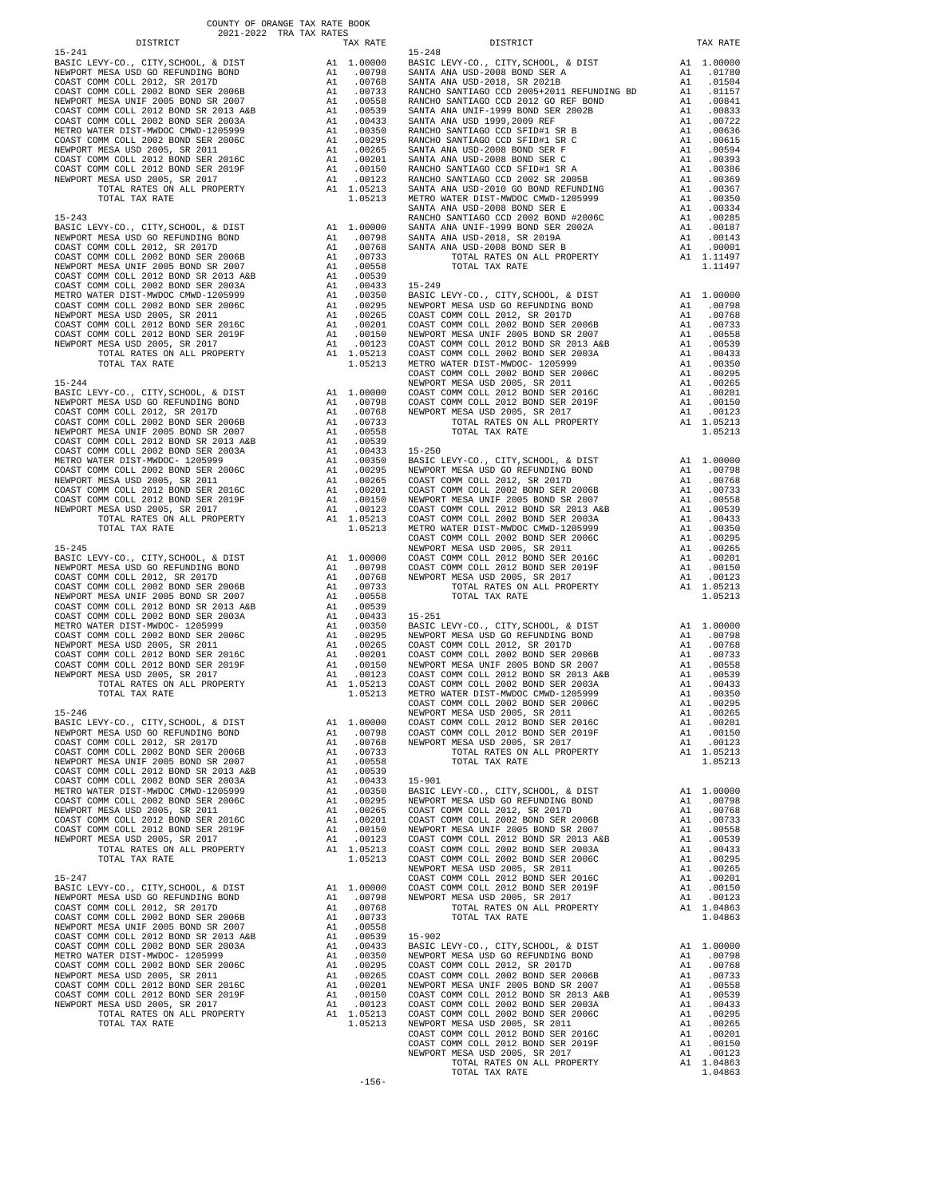COUNTY OF ORANGE TAX RATE BOOK
2021-2022 TRA TAX RATES

| DISTRICT | | TAX RATE |
|---|---|---|
| **15-241** | | |
| BASIC LEVY-CO., CITY,SCHOOL, & DIST | A1 | 1.00000 |
| NEWPORT MESA USD GO REFUNDING BOND | A1 | .00798 |
| COAST COMM COLL 2012, SR 2017D | A1 | .00768 |
| COAST COMM COLL 2002 BOND SER 2006B | A1 | .00733 |
| NEWPORT MESA UNIF 2005 BOND SR 2007 | A1 | .00558 |
| COAST COMM COLL 2012 BOND SR 2013 A&B | A1 | .00539 |
| COAST COMM COLL 2002 BOND SER 2003A | A1 | .00433 |
| METRO WATER DIST-MWDOC CMWD-1205999 | A1 | .00350 |
| COAST COMM COLL 2002 BOND SER 2006C | A1 | .00295 |
| NEWPORT MESA USD 2005, SR 2011 | A1 | .00265 |
| COAST COMM COLL 2012 BOND SER 2016C | A1 | .00201 |
| COAST COMM COLL 2012 BOND SER 2019F | A1 | .00150 |
| NEWPORT MESA USD 2005, SR 2017 | A1 | .00123 |
| TOTAL RATES ON ALL PROPERTY | A1 | 1.05213 |
| TOTAL TAX RATE | | 1.05213 |
| **15-243** | | |
| BASIC LEVY-CO., CITY,SCHOOL, & DIST | A1 | 1.00000 |
| NEWPORT MESA USD GO REFUNDING BOND | A1 | .00798 |
| COAST COMM COLL 2012, SR 2017D | A1 | .00768 |
| COAST COMM COLL 2002 BOND SER 2006B | A1 | .00733 |
| NEWPORT MESA UNIF 2005 BOND SR 2007 | A1 | .00558 |
| COAST COMM COLL 2012 BOND SR 2013 A&B | A1 | .00539 |
| COAST COMM COLL 2002 BOND SER 2003A | A1 | .00433 |
| METRO WATER DIST-MWDOC CMWD-1205999 | A1 | .00350 |
| COAST COMM COLL 2002 BOND SER 2006C | A1 | .00295 |
| NEWPORT MESA USD 2005, SR 2011 | A1 | .00265 |
| COAST COMM COLL 2012 BOND SER 2016C | A1 | .00201 |
| COAST COMM COLL 2012 BOND SER 2019F | A1 | .00150 |
| NEWPORT MESA USD 2005, SR 2017 | A1 | .00123 |
| TOTAL RATES ON ALL PROPERTY | A1 | 1.05213 |
| TOTAL TAX RATE | | 1.05213 |
| **15-244** | | |
| BASIC LEVY-CO., CITY,SCHOOL, & DIST | A1 | 1.00000 |
| NEWPORT MESA USD GO REFUNDING BOND | A1 | .00798 |
| COAST COMM COLL 2012, SR 2017D | A1 | .00768 |
| COAST COMM COLL 2002 BOND SER 2006B | A1 | .00733 |
| NEWPORT MESA UNIF 2005 BOND SR 2007 | A1 | .00558 |
| COAST COMM COLL 2012 BOND SR 2013 A&B | A1 | .00539 |
| COAST COMM COLL 2002 BOND SER 2003A | A1 | .00433 |
| METRO WATER DIST-MWDOC- 1205999 | A1 | .00350 |
| COAST COMM COLL 2002 BOND SER 2006C | A1 | .00295 |
| NEWPORT MESA USD 2005, SR 2011 | A1 | .00265 |
| COAST COMM COLL 2012 BOND SER 2016C | A1 | .00201 |
| COAST COMM COLL 2012 BOND SER 2019F | A1 | .00150 |
| NEWPORT MESA USD 2005, SR 2017 | A1 | .00123 |
| TOTAL RATES ON ALL PROPERTY | A1 | 1.05213 |
| TOTAL TAX RATE | | 1.05213 |
| **15-245** | | |
| BASIC LEVY-CO., CITY,SCHOOL, & DIST | A1 | 1.00000 |
| NEWPORT MESA USD GO REFUNDING BOND | A1 | .00798 |
| COAST COMM COLL 2012, SR 2017D | A1 | .00768 |
| COAST COMM COLL 2002 BOND SER 2006B | A1 | .00733 |
| NEWPORT MESA UNIF 2005 BOND SR 2007 | A1 | .00558 |
| COAST COMM COLL 2012 BOND SR 2013 A&B | A1 | .00539 |
| COAST COMM COLL 2002 BOND SER 2003A | A1 | .00433 |
| METRO WATER DIST-MWDOC- 1205999 | A1 | .00350 |
| COAST COMM COLL 2002 BOND SER 2006C | A1 | .00295 |
| NEWPORT MESA USD 2005, SR 2011 | A1 | .00265 |
| COAST COMM COLL 2012 BOND SER 2016C | A1 | .00201 |
| COAST COMM COLL 2012 BOND SER 2019F | A1 | .00150 |
| NEWPORT MESA USD 2005, SR 2017 | A1 | .00123 |
| TOTAL RATES ON ALL PROPERTY | A1 | 1.05213 |
| TOTAL TAX RATE | | 1.05213 |
| **15-246** | | |
| BASIC LEVY-CO., CITY,SCHOOL, & DIST | A1 | 1.00000 |
| NEWPORT MESA USD GO REFUNDING BOND | A1 | .00798 |
| COAST COMM COLL 2012, SR 2017D | A1 | .00768 |
| COAST COMM COLL 2002 BOND SER 2006B | A1 | .00733 |
| NEWPORT MESA UNIF 2005 BOND SR 2007 | A1 | .00558 |
| COAST COMM COLL 2012 BOND SR 2013 A&B | A1 | .00539 |
| COAST COMM COLL 2002 BOND SER 2003A | A1 | .00433 |
| METRO WATER DIST-MWDOC CMWD-1205999 | A1 | .00350 |
| COAST COMM COLL 2002 BOND SER 2006C | A1 | .00295 |
| NEWPORT MESA USD 2005, SR 2011 | A1 | .00265 |
| COAST COMM COLL 2012 BOND SER 2016C | A1 | .00201 |
| COAST COMM COLL 2012 BOND SER 2019F | A1 | .00150 |
| NEWPORT MESA USD 2005, SR 2017 | A1 | .00123 |
| TOTAL RATES ON ALL PROPERTY | A1 | 1.05213 |
| TOTAL TAX RATE | | 1.05213 |
| **15-247** | | |
| BASIC LEVY-CO., CITY,SCHOOL, & DIST | A1 | 1.00000 |
| NEWPORT MESA USD GO REFUNDING BOND | A1 | .00798 |
| COAST COMM COLL 2012, SR 2017D | A1 | .00768 |
| COAST COMM COLL 2002 BOND SER 2006B | A1 | .00733 |
| NEWPORT MESA UNIF 2005 BOND SR 2007 | A1 | .00558 |
| COAST COMM COLL 2012 BOND SR 2013 A&B | A1 | .00539 |
| COAST COMM COLL 2002 BOND SER 2003A | A1 | .00433 |
| METRO WATER DIST-MWDOC- 1205999 | A1 | .00350 |
| COAST COMM COLL 2002 BOND SER 2006C | A1 | .00295 |
| NEWPORT MESA USD 2005, SR 2011 | A1 | .00265 |
| COAST COMM COLL 2012 BOND SER 2016C | A1 | .00201 |
| COAST COMM COLL 2012 BOND SER 2019F | A1 | .00150 |
| NEWPORT MESA USD 2005, SR 2017 | A1 | .00123 |
| TOTAL RATES ON ALL PROPERTY | A1 | 1.05213 |
| TOTAL TAX RATE | | 1.05213 |
| **15-248** | | |
| BASIC LEVY-CO., CITY,SCHOOL, & DIST | A1 | 1.00000 |
| SANTA ANA USD-2008 BOND SER A | A1 | .01780 |
| SANTA ANA USD-2018, SR 2021B | A1 | .01504 |
| RANCHO SANTIAGO CCD 2005+2011 REFUNDING BD | A1 | .01157 |
| RANCHO SANTIAGO CCD 2012 GO REF BOND | A1 | .00841 |
| SANTA ANA UNIF-1999 BOND SER 2002B | A1 | .00833 |
| SANTA ANA USD 1999,2009 REF | A1 | .00722 |
| RANCHO SANTIAGO CCD SFID#1 SR B | A1 | .00636 |
| RANCHO SANTIAGO CCD SFID#1 SR C | A1 | .00615 |
| SANTA ANA USD-2008 BOND SER F | A1 | .00594 |
| SANTA ANA USD-2008 BOND SER C | A1 | .00393 |
| RANCHO SANTIAGO CCD SFID#1 SR A | A1 | .00386 |
| RANCHO SANTIAGO CCD 2002 SR 2005B | A1 | .00369 |
| SANTA ANA USD-2010 GO BOND REFUNDING | A1 | .00367 |
| METRO WATER DIST-MWDOC CMWD-1205999 | A1 | .00350 |
| SANTA ANA USD-2008 BOND SER E | A1 | .00334 |
| RANCHO SANTIAGO CCD 2002 BOND #2006C | A1 | .00285 |
| SANTA ANA UNIF-1999 BOND SER 2002A | A1 | .00187 |
| SANTA ANA USD-2018, SR 2019A | A1 | .00143 |
| SANTA ANA USD-2008 BOND SER B | A1 | .00001 |
| TOTAL RATES ON ALL PROPERTY | A1 | 1.11497 |
| TOTAL TAX RATE | | 1.11497 |
| **15-249** | | |
| BASIC LEVY-CO., CITY,SCHOOL, & DIST | A1 | 1.00000 |
| NEWPORT MESA USD GO REFUNDING BOND | A1 | .00798 |
| COAST COMM COLL 2012, SR 2017D | A1 | .00768 |
| COAST COMM COLL 2002 BOND SER 2006B | A1 | .00733 |
| NEWPORT MESA UNIF 2005 BOND SR 2007 | A1 | .00558 |
| COAST COMM COLL 2012 BOND SR 2013 A&B | A1 | .00539 |
| COAST COMM COLL 2002 BOND SER 2003A | A1 | .00433 |
| METRO WATER DIST-MWDOC- 1205999 | A1 | .00350 |
| COAST COMM COLL 2002 BOND SER 2006C | A1 | .00295 |
| NEWPORT MESA USD 2005, SR 2011 | A1 | .00265 |
| COAST COMM COLL 2012 BOND SER 2016C | A1 | .00201 |
| COAST COMM COLL 2012 BOND SER 2019F | A1 | .00150 |
| NEWPORT MESA USD 2005, SR 2017 | A1 | .00123 |
| TOTAL RATES ON ALL PROPERTY | A1 | 1.05213 |
| TOTAL TAX RATE | | 1.05213 |
| **15-250** | | |
| BASIC LEVY-CO., CITY,SCHOOL, & DIST | A1 | 1.00000 |
| NEWPORT MESA USD GO REFUNDING BOND | A1 | .00798 |
| COAST COMM COLL 2012, SR 2017D | A1 | .00768 |
| COAST COMM COLL 2002 BOND SER 2006B | A1 | .00733 |
| NEWPORT MESA UNIF 2005 BOND SR 2007 | A1 | .00558 |
| COAST COMM COLL 2012 BOND SR 2013 A&B | A1 | .00539 |
| COAST COMM COLL 2002 BOND SER 2003A | A1 | .00433 |
| METRO WATER DIST-MWDOC CMWD-1205999 | A1 | .00350 |
| COAST COMM COLL 2002 BOND SER 2006C | A1 | .00295 |
| NEWPORT MESA USD 2005, SR 2011 | A1 | .00265 |
| COAST COMM COLL 2012 BOND SER 2016C | A1 | .00201 |
| COAST COMM COLL 2012 BOND SER 2019F | A1 | .00150 |
| NEWPORT MESA USD 2005, SR 2017 | A1 | .00123 |
| TOTAL RATES ON ALL PROPERTY | A1 | 1.05213 |
| TOTAL TAX RATE | | 1.05213 |
| **15-251** | | |
| BASIC LEVY-CO., CITY,SCHOOL, & DIST | A1 | 1.00000 |
| NEWPORT MESA USD GO REFUNDING BOND | A1 | .00798 |
| COAST COMM COLL 2012, SR 2017D | A1 | .00768 |
| COAST COMM COLL 2002 BOND SER 2006B | A1 | .00733 |
| NEWPORT MESA UNIF 2005 BOND SR 2007 | A1 | .00558 |
| COAST COMM COLL 2012 BOND SR 2013 A&B | A1 | .00539 |
| COAST COMM COLL 2002 BOND SER 2003A | A1 | .00433 |
| METRO WATER DIST-MWDOC CMWD-1205999 | A1 | .00350 |
| COAST COMM COLL 2002 BOND SER 2006C | A1 | .00295 |
| NEWPORT MESA USD 2005, SR 2011 | A1 | .00265 |
| COAST COMM COLL 2012 BOND SER 2016C | A1 | .00201 |
| COAST COMM COLL 2012 BOND SER 2019F | A1 | .00150 |
| NEWPORT MESA USD 2005, SR 2017 | A1 | .00123 |
| TOTAL RATES ON ALL PROPERTY | A1 | 1.05213 |
| TOTAL TAX RATE | | 1.05213 |
| **15-901** | | |
| BASIC LEVY-CO., CITY,SCHOOL, & DIST | A1 | 1.00000 |
| NEWPORT MESA USD GO REFUNDING BOND | A1 | .00798 |
| COAST COMM COLL 2012, SR 2017D | A1 | .00768 |
| COAST COMM COLL 2002 BOND SER 2006B | A1 | .00733 |
| NEWPORT MESA UNIF 2005 BOND SR 2007 | A1 | .00558 |
| COAST COMM COLL 2012 BOND SR 2013 A&B | A1 | .00539 |
| COAST COMM COLL 2002 BOND SER 2003A | A1 | .00433 |
| COAST COMM COLL 2002 BOND SER 2006C | A1 | .00295 |
| NEWPORT MESA USD 2005, SR 2011 | A1 | .00265 |
| COAST COMM COLL 2012 BOND SER 2016C | A1 | .00201 |
| COAST COMM COLL 2012 BOND SER 2019F | A1 | .00150 |
| NEWPORT MESA USD 2005, SR 2017 | A1 | .00123 |
| TOTAL RATES ON ALL PROPERTY | A1 | 1.04863 |
| TOTAL TAX RATE | | 1.04863 |
| **15-902** | | |
| BASIC LEVY-CO., CITY,SCHOOL, & DIST | A1 | 1.00000 |
| NEWPORT MESA USD GO REFUNDING BOND | A1 | .00798 |
| COAST COMM COLL 2012, SR 2017D | A1 | .00768 |
| COAST COMM COLL 2002 BOND SER 2006B | A1 | .00733 |
| NEWPORT MESA UNIF 2005 BOND SR 2007 | A1 | .00558 |
| COAST COMM COLL 2012 BOND SR 2013 A&B | A1 | .00539 |
| COAST COMM COLL 2002 BOND SER 2003A | A1 | .00433 |
| COAST COMM COLL 2002 BOND SER 2006C | A1 | .00295 |
| NEWPORT MESA USD 2005, SR 2011 | A1 | .00265 |
| COAST COMM COLL 2012 BOND SER 2016C | A1 | .00201 |
| COAST COMM COLL 2012 BOND SER 2019F | A1 | .00150 |
| NEWPORT MESA USD 2005, SR 2017 | A1 | .00123 |
| TOTAL RATES ON ALL PROPERTY | A1 | 1.04863 |
| TOTAL TAX RATE | | 1.04863 |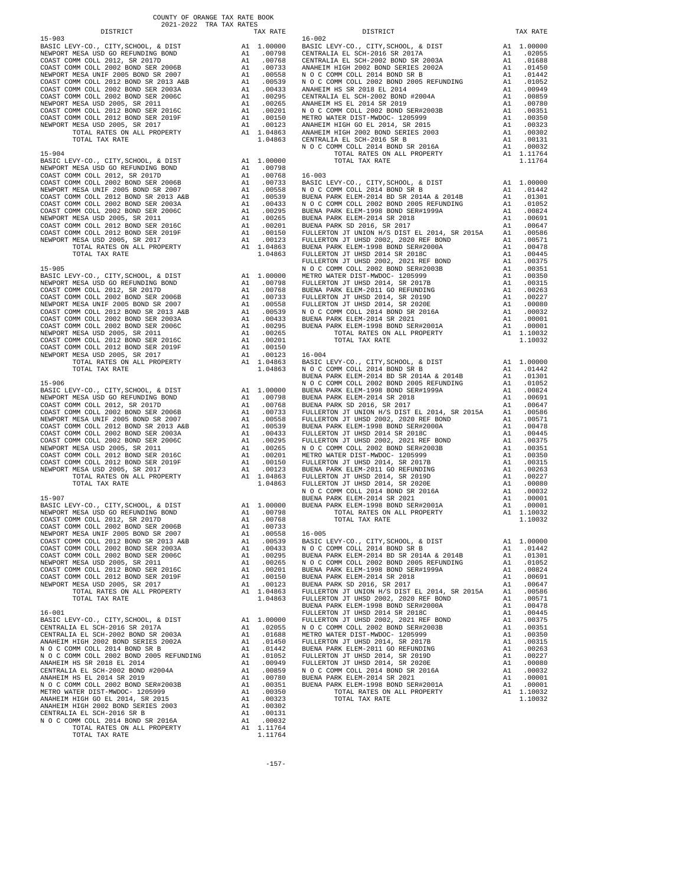COUNTY OF ORANGE TAX RATE BOOK
2021-2022 TRA TAX RATES

| DISTRICT | | TAX RATE |
|---|---|---|
| **15-903** | | |
| BASIC LEVY-CO., CITY,SCHOOL, & DIST | A1 | 1.00000 |
| NEWPORT MESA USD GO REFUNDING BOND | A1 | .00798 |
| COAST COMM COLL 2012, SR 2017D | A1 | .00768 |
| COAST COMM COLL 2002 BOND SER 2006B | A1 | .00733 |
| NEWPORT MESA UNIF 2005 BOND SR 2007 | A1 | .00558 |
| COAST COMM COLL 2012 BOND SR 2013 A&B | A1 | .00539 |
| COAST COMM COLL 2002 BOND SER 2003A | A1 | .00433 |
| COAST COMM COLL 2002 BOND SER 2006C | A1 | .00295 |
| NEWPORT MESA USD 2005, SR 2011 | A1 | .00265 |
| COAST COMM COLL 2012 BOND SER 2016C | A1 | .00201 |
| COAST COMM COLL 2012 BOND SER 2019F | A1 | .00150 |
| NEWPORT MESA USD 2005, SR 2017 | A1 | .00123 |
| TOTAL RATES ON ALL PROPERTY | A1 | 1.04863 |
| TOTAL TAX RATE | | 1.04863 |
| **15-904** | | |
| BASIC LEVY-CO., CITY,SCHOOL, & DIST | A1 | 1.00000 |
| NEWPORT MESA USD GO REFUNDING BOND | A1 | .00798 |
| COAST COMM COLL 2012, SR 2017D | A1 | .00768 |
| COAST COMM COLL 2002 BOND SER 2006B | A1 | .00733 |
| NEWPORT MESA UNIF 2005 BOND SR 2007 | A1 | .00558 |
| COAST COMM COLL 2012 BOND SR 2013 A&B | A1 | .00539 |
| COAST COMM COLL 2002 BOND SER 2003A | A1 | .00433 |
| COAST COMM COLL 2002 BOND SER 2006C | A1 | .00295 |
| NEWPORT MESA USD 2005, SR 2011 | A1 | .00265 |
| COAST COMM COLL 2012 BOND SER 2016C | A1 | .00201 |
| COAST COMM COLL 2012 BOND SER 2019F | A1 | .00150 |
| NEWPORT MESA USD 2005, SR 2017 | A1 | .00123 |
| TOTAL RATES ON ALL PROPERTY | A1 | 1.04863 |
| TOTAL TAX RATE | | 1.04863 |
| **15-905** | | |
| BASIC LEVY-CO., CITY,SCHOOL, & DIST | A1 | 1.00000 |
| NEWPORT MESA USD GO REFUNDING BOND | A1 | .00798 |
| COAST COMM COLL 2012, SR 2017D | A1 | .00768 |
| COAST COMM COLL 2002 BOND SER 2006B | A1 | .00733 |
| NEWPORT MESA UNIF 2005 BOND SR 2007 | A1 | .00558 |
| COAST COMM COLL 2012 BOND SR 2013 A&B | A1 | .00539 |
| COAST COMM COLL 2002 BOND SER 2003A | A1 | .00433 |
| COAST COMM COLL 2002 BOND SER 2006C | A1 | .00295 |
| NEWPORT MESA USD 2005, SR 2011 | A1 | .00265 |
| COAST COMM COLL 2012 BOND SER 2016C | A1 | .00201 |
| COAST COMM COLL 2012 BOND SER 2019F | A1 | .00150 |
| NEWPORT MESA USD 2005, SR 2017 | A1 | .00123 |
| TOTAL RATES ON ALL PROPERTY | A1 | 1.04863 |
| TOTAL TAX RATE | | 1.04863 |
| **15-906** | | |
| BASIC LEVY-CO., CITY,SCHOOL, & DIST | A1 | 1.00000 |
| NEWPORT MESA USD GO REFUNDING BOND | A1 | .00798 |
| COAST COMM COLL 2012, SR 2017D | A1 | .00768 |
| COAST COMM COLL 2002 BOND SER 2006B | A1 | .00733 |
| NEWPORT MESA UNIF 2005 BOND SR 2007 | A1 | .00558 |
| COAST COMM COLL 2012 BOND SR 2013 A&B | A1 | .00539 |
| COAST COMM COLL 2002 BOND SER 2003A | A1 | .00433 |
| COAST COMM COLL 2002 BOND SER 2006C | A1 | .00295 |
| NEWPORT MESA USD 2005, SR 2011 | A1 | .00265 |
| COAST COMM COLL 2012 BOND SER 2016C | A1 | .00201 |
| COAST COMM COLL 2012 BOND SER 2019F | A1 | .00150 |
| NEWPORT MESA USD 2005, SR 2017 | A1 | .00123 |
| TOTAL RATES ON ALL PROPERTY | A1 | 1.04863 |
| TOTAL TAX RATE | | 1.04863 |
| **15-907** | | |
| BASIC LEVY-CO., CITY,SCHOOL, & DIST | A1 | 1.00000 |
| NEWPORT MESA USD GO REFUNDING BOND | A1 | .00798 |
| COAST COMM COLL 2012, SR 2017D | A1 | .00768 |
| COAST COMM COLL 2002 BOND SER 2006B | A1 | .00733 |
| NEWPORT MESA UNIF 2005 BOND SR 2007 | A1 | .00558 |
| COAST COMM COLL 2012 BOND SR 2013 A&B | A1 | .00539 |
| COAST COMM COLL 2002 BOND SER 2003A | A1 | .00433 |
| COAST COMM COLL 2002 BOND SER 2006C | A1 | .00295 |
| NEWPORT MESA USD 2005, SR 2011 | A1 | .00265 |
| COAST COMM COLL 2012 BOND SER 2016C | A1 | .00201 |
| COAST COMM COLL 2012 BOND SER 2019F | A1 | .00150 |
| NEWPORT MESA USD 2005, SR 2017 | A1 | .00123 |
| TOTAL RATES ON ALL PROPERTY | A1 | 1.04863 |
| TOTAL TAX RATE | | 1.04863 |
| **16-001** | | |
| BASIC LEVY-CO., CITY,SCHOOL, & DIST | A1 | 1.00000 |
| CENTRALIA EL SCH-2016 SR 2017A | A1 | .02055 |
| CENTRALIA EL SCH-2002 BOND SR 2003A | A1 | .01688 |
| ANAHEIM HIGH 2002 BOND SERIES 2002A | A1 | .01450 |
| N O C COMM COLL 2014 BOND SR B | A1 | .01442 |
| N O C COMM COLL 2002 BOND 2005 REFUNDING | A1 | .01052 |
| ANAHEIM HS SR 2018 EL 2014 | A1 | .00949 |
| CENTRALIA EL SCH-2002 BOND #2004A | A1 | .00859 |
| ANAHEIM HS EL 2014 SR 2019 | A1 | .00780 |
| N O C COMM COLL 2002 BOND SER#2003B | A1 | .00351 |
| METRO WATER DIST-MWDOC- 1205999 | A1 | .00350 |
| ANAHEIM HIGH GO EL 2014, SR 2015 | A1 | .00323 |
| ANAHEIM HIGH 2002 BOND SERIES 2003 | A1 | .00302 |
| CENTRALIA EL SCH-2016 SR B | A1 | .00131 |
| N O C COMM COLL 2014 BOND SR 2016A | A1 | .00032 |
| TOTAL RATES ON ALL PROPERTY | A1 | 1.11764 |
| TOTAL TAX RATE | | 1.11764 |
| **16-002** | | |
| BASIC LEVY-CO., CITY,SCHOOL, & DIST | A1 | 1.00000 |
| CENTRALIA EL SCH-2016 SR 2017A | A1 | .02055 |
| CENTRALIA EL SCH-2002 BOND SR 2003A | A1 | .01688 |
| ANAHEIM HIGH 2002 BOND SERIES 2002A | A1 | .01450 |
| N O C COMM COLL 2014 BOND SR B | A1 | .01442 |
| N O C COMM COLL 2002 BOND 2005 REFUNDING | A1 | .01052 |
| ANAHEIM HS SR 2018 EL 2014 | A1 | .00949 |
| CENTRALIA EL SCH-2002 BOND #2004A | A1 | .00859 |
| ANAHEIM HS EL 2014 SR 2019 | A1 | .00780 |
| N O C COMM COLL 2002 BOND SER#2003B | A1 | .00351 |
| METRO WATER DIST-MWDOC- 1205999 | A1 | .00350 |
| ANAHEIM HIGH GO EL 2014, SR 2015 | A1 | .00323 |
| ANAHEIM HIGH 2002 BOND SERIES 2003 | A1 | .00302 |
| CENTRALIA EL SCH-2016 SR B | A1 | .00131 |
| N O C COMM COLL 2014 BOND SR 2016A | A1 | .00032 |
| TOTAL RATES ON ALL PROPERTY | A1 | 1.11764 |
| TOTAL TAX RATE | | 1.11764 |
| **16-003** | | |
| BASIC LEVY-CO., CITY,SCHOOL, & DIST | A1 | 1.00000 |
| N O C COMM COLL 2014 BOND SR B | A1 | .01442 |
| BUENA PARK ELEM-2014 BD SR 2014A & 2014B | A1 | .01301 |
| N O C COMM COLL 2002 BOND 2005 REFUNDING | A1 | .01052 |
| BUENA PARK ELEM-1998 BOND SER#1999A | A1 | .00824 |
| BUENA PARK ELEM-2014 SR 2018 | A1 | .00691 |
| BUENA PARK SD 2016, SR 2017 | A1 | .00647 |
| FULLERTON JT UNION H/S DIST EL 2014, SR 2015A | A1 | .00586 |
| FULLERTON JT UHSD 2002, 2020 REF BOND | A1 | .00571 |
| BUENA PARK ELEM-1998 BOND SER#2000A | A1 | .00478 |
| FULLERTON JT UHSD 2014 SR 2018C | A1 | .00445 |
| FULLERTON JT UHSD 2002, 2021 REF BOND | A1 | .00375 |
| N O C COMM COLL 2002 BOND SER#2003B | A1 | .00351 |
| METRO WATER DIST-MWDOC- 1205999 | A1 | .00350 |
| FULLERTON JT UHSD 2014, SR 2017B | A1 | .00315 |
| BUENA PARK ELEM-2011 GO REFUNDING | A1 | .00263 |
| FULLERTON JT UHSD 2014, SR 2019D | A1 | .00227 |
| FULLERTON JT UHSD 2014, SR 2020E | A1 | .00080 |
| N O C COMM COLL 2014 BOND SR 2016A | A1 | .00032 |
| BUENA PARK ELEM-2014 SR 2021 | A1 | .00001 |
| BUENA PARK ELEM-1998 BOND SER#2001A | A1 | .00001 |
| TOTAL RATES ON ALL PROPERTY | A1 | 1.10032 |
| TOTAL TAX RATE | | 1.10032 |
| **16-004** | | |
| BASIC LEVY-CO., CITY,SCHOOL, & DIST | A1 | 1.00000 |
| N O C COMM COLL 2014 BOND SR B | A1 | .01442 |
| BUENA PARK ELEM-2014 BD SR 2014A & 2014B | A1 | .01301 |
| N O C COMM COLL 2002 BOND 2005 REFUNDING | A1 | .01052 |
| BUENA PARK ELEM-1998 BOND SER#1999A | A1 | .00824 |
| BUENA PARK ELEM-2014 SR 2018 | A1 | .00691 |
| BUENA PARK SD 2016, SR 2017 | A1 | .00647 |
| FULLERTON JT UNION H/S DIST EL 2014, SR 2015A | A1 | .00586 |
| FULLERTON JT UHSD 2002, 2020 REF BOND | A1 | .00571 |
| BUENA PARK ELEM-1998 BOND SER#2000A | A1 | .00478 |
| FULLERTON JT UHSD 2014 SR 2018C | A1 | .00445 |
| FULLERTON JT UHSD 2002, 2021 REF BOND | A1 | .00375 |
| N O C COMM COLL 2002 BOND SER#2003B | A1 | .00351 |
| METRO WATER DIST-MWDOC- 1205999 | A1 | .00350 |
| FULLERTON JT UHSD 2014, SR 2017B | A1 | .00315 |
| BUENA PARK ELEM-2011 GO REFUNDING | A1 | .00263 |
| FULLERTON JT UHSD 2014, SR 2019D | A1 | .00227 |
| FULLERTON JT UHSD 2014, SR 2020E | A1 | .00080 |
| N O C COMM COLL 2014 BOND SR 2016A | A1 | .00032 |
| BUENA PARK ELEM-2014 SR 2021 | A1 | .00001 |
| BUENA PARK ELEM-1998 BOND SER#2001A | A1 | .00001 |
| TOTAL RATES ON ALL PROPERTY | A1 | 1.10032 |
| TOTAL TAX RATE | | 1.10032 |
| **16-005** | | |
| BASIC LEVY-CO., CITY,SCHOOL, & DIST | A1 | 1.00000 |
| N O C COMM COLL 2014 BOND SR B | A1 | .01442 |
| BUENA PARK ELEM-2014 BD SR 2014A & 2014B | A1 | .01301 |
| N O C COMM COLL 2002 BOND 2005 REFUNDING | A1 | .01052 |
| BUENA PARK ELEM-1998 BOND SER#1999A | A1 | .00824 |
| BUENA PARK ELEM-2014 SR 2018 | A1 | .00691 |
| BUENA PARK SD 2016, SR 2017 | A1 | .00647 |
| FULLERTON JT UNION H/S DIST EL 2014, SR 2015A | A1 | .00586 |
| FULLERTON JT UHSD 2002, 2020 REF BOND | A1 | .00571 |
| BUENA PARK ELEM-1998 BOND SER#2000A | A1 | .00478 |
| FULLERTON JT UHSD 2014 SR 2018C | A1 | .00445 |
| FULLERTON JT UHSD 2002, 2021 REF BOND | A1 | .00375 |
| N O C COMM COLL 2002 BOND SER#2003B | A1 | .00351 |
| METRO WATER DIST-MWDOC- 1205999 | A1 | .00350 |
| FULLERTON JT UHSD 2014, SR 2017B | A1 | .00315 |
| BUENA PARK ELEM-2011 GO REFUNDING | A1 | .00263 |
| FULLERTON JT UHSD 2014, SR 2019D | A1 | .00227 |
| FULLERTON JT UHSD 2014, SR 2020E | A1 | .00080 |
| N O C COMM COLL 2014 BOND SR 2016A | A1 | .00032 |
| BUENA PARK ELEM-2014 SR 2021 | A1 | .00001 |
| BUENA PARK ELEM-1998 BOND SER#2001A | A1 | .00001 |
| TOTAL RATES ON ALL PROPERTY | A1 | 1.10032 |
| TOTAL TAX RATE | | 1.10032 |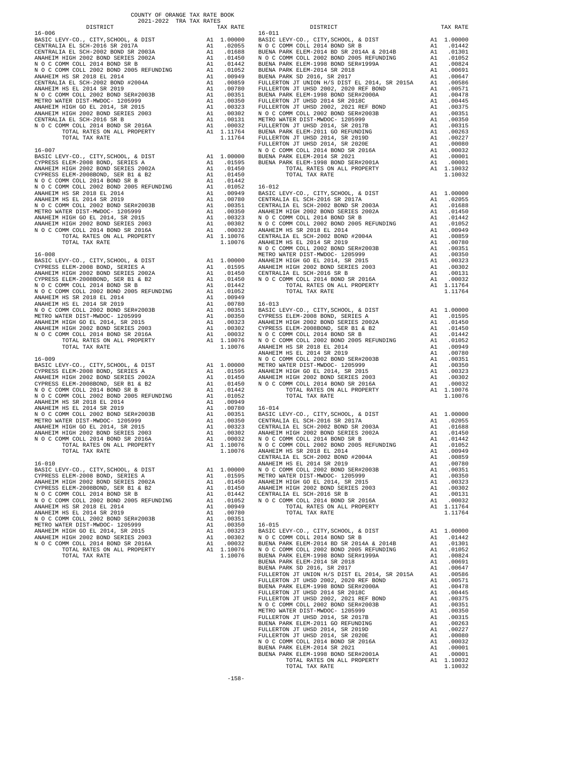COUNTY OF ORANGE TAX RATE BOOK
2021-2022 TRA TAX RATES

| DISTRICT | | TAX RATE |
|---|---|---|
| **16-006** | | |
| BASIC LEVY-CO., CITY,SCHOOL, & DIST | A1 | 1.00000 |
| CENTRALIA EL SCH-2016 SR 2017A | A1 | .02055 |
| CENTRALIA EL SCH-2002 BOND SR 2003A | A1 | .01688 |
| ANAHEIM HIGH 2002 BOND SERIES 2002A | A1 | .01450 |
| N O C COMM COLL 2014 BOND SR B | A1 | .01442 |
| N O C COMM COLL 2002 BOND 2005 REFUNDING | A1 | .01052 |
| ANAHEIM HS SR 2018 EL 2014 | A1 | .00949 |
| CENTRALIA EL SCH-2002 BOND #2004A | A1 | .00859 |
| ANAHEIM HS EL 2014 SR 2019 | A1 | .00780 |
| N O C COMM COLL 2002 BOND SER#2003B | A1 | .00351 |
| METRO WATER DIST-MWDOC- 1205999 | A1 | .00350 |
| ANAHEIM HIGH GO EL 2014, SR 2015 | A1 | .00323 |
| ANAHEIM HIGH 2002 BOND SERIES 2003 | A1 | .00302 |
| CENTRALIA EL SCH-2016 SR B | A1 | .00131 |
| N O C COMM COLL 2014 BOND SR 2016A | A1 | .00032 |
| TOTAL RATES ON ALL PROPERTY | A1 | 1.11764 |
| TOTAL TAX RATE | | 1.11764 |
| **16-007** | | |
| BASIC LEVY-CO., CITY,SCHOOL, & DIST | A1 | 1.00000 |
| CYPRESS ELEM-2008 BOND, SERIES A | A1 | .01595 |
| ANAHEIM HIGH 2002 BOND SERIES 2002A | A1 | .01450 |
| CYPRESS ELEM-2008BOND, SER B1 & B2 | A1 | .01450 |
| N O C COMM COLL 2014 BOND SR B | A1 | .01442 |
| N O C COMM COLL 2002 BOND 2005 REFUNDING | A1 | .01052 |
| ANAHEIM HS SR 2018 EL 2014 | A1 | .00949 |
| ANAHEIM HS EL 2014 SR 2019 | A1 | .00780 |
| N O C COMM COLL 2002 BOND SER#2003B | A1 | .00351 |
| METRO WATER DIST-MWDOC- 1205999 | A1 | .00350 |
| ANAHEIM HIGH GO EL 2014, SR 2015 | A1 | .00323 |
| ANAHEIM HIGH 2002 BOND SERIES 2003 | A1 | .00302 |
| N O C COMM COLL 2014 BOND SR 2016A | A1 | .00032 |
| TOTAL RATES ON ALL PROPERTY | A1 | 1.10076 |
| TOTAL TAX RATE | | 1.10076 |
| **16-008** | | |
| BASIC LEVY-CO., CITY,SCHOOL, & DIST | A1 | 1.00000 |
| CYPRESS ELEM-2008 BOND, SERIES A | A1 | .01595 |
| ANAHEIM HIGH 2002 BOND SERIES 2002A | A1 | .01450 |
| CYPRESS ELEM-2008BOND, SER B1 & B2 | A1 | .01450 |
| N O C COMM COLL 2014 BOND SR B | A1 | .01442 |
| N O C COMM COLL 2002 BOND 2005 REFUNDING | A1 | .01052 |
| ANAHEIM HS SR 2018 EL 2014 | A1 | .00949 |
| ANAHEIM HS EL 2014 SR 2019 | A1 | .00780 |
| N O C COMM COLL 2002 BOND SER#2003B | A1 | .00351 |
| METRO WATER DIST-MWDOC- 1205999 | A1 | .00350 |
| ANAHEIM HIGH GO EL 2014, SR 2015 | A1 | .00323 |
| ANAHEIM HIGH 2002 BOND SERIES 2003 | A1 | .00302 |
| N O C COMM COLL 2014 BOND SR 2016A | A1 | .00032 |
| TOTAL RATES ON ALL PROPERTY | A1 | 1.10076 |
| TOTAL TAX RATE | | 1.10076 |
| **16-009** | | |
| BASIC LEVY-CO., CITY,SCHOOL, & DIST | A1 | 1.00000 |
| CYPRESS ELEM-2008 BOND, SERIES A | A1 | .01595 |
| ANAHEIM HIGH 2002 BOND SERIES 2002A | A1 | .01450 |
| CYPRESS ELEM-2008BOND, SER B1 & B2 | A1 | .01450 |
| N O C COMM COLL 2014 BOND SR B | A1 | .01442 |
| N O C COMM COLL 2002 BOND 2005 REFUNDING | A1 | .01052 |
| ANAHEIM HS SR 2018 EL 2014 | A1 | .00949 |
| ANAHEIM HS EL 2014 SR 2019 | A1 | .00780 |
| N O C COMM COLL 2002 BOND SER#2003B | A1 | .00351 |
| METRO WATER DIST-MWDOC- 1205999 | A1 | .00350 |
| ANAHEIM HIGH GO EL 2014, SR 2015 | A1 | .00323 |
| ANAHEIM HIGH 2002 BOND SERIES 2003 | A1 | .00302 |
| N O C COMM COLL 2014 BOND SR 2016A | A1 | .00032 |
| TOTAL RATES ON ALL PROPERTY | A1 | 1.10076 |
| TOTAL TAX RATE | | 1.10076 |
| **16-010** | | |
| BASIC LEVY-CO., CITY,SCHOOL, & DIST | A1 | 1.00000 |
| CYPRESS ELEM-2008 BOND, SERIES A | A1 | .01595 |
| ANAHEIM HIGH 2002 BOND SERIES 2002A | A1 | .01450 |
| CYPRESS ELEM-2008BOND, SER B1 & B2 | A1 | .01450 |
| N O C COMM COLL 2014 BOND SR B | A1 | .01442 |
| N O C COMM COLL 2002 BOND 2005 REFUNDING | A1 | .01052 |
| ANAHEIM HS SR 2018 EL 2014 | A1 | .00949 |
| ANAHEIM HS EL 2014 SR 2019 | A1 | .00780 |
| N O C COMM COLL 2002 BOND SER#2003B | A1 | .00351 |
| METRO WATER DIST-MWDOC- 1205999 | A1 | .00350 |
| ANAHEIM HIGH GO EL 2014, SR 2015 | A1 | .00323 |
| ANAHEIM HIGH 2002 BOND SERIES 2003 | A1 | .00302 |
| N O C COMM COLL 2014 BOND SR 2016A | A1 | .00032 |
| TOTAL RATES ON ALL PROPERTY | A1 | 1.10076 |
| TOTAL TAX RATE | | 1.10076 |
| **16-011** | | |
| BASIC LEVY-CO., CITY,SCHOOL, & DIST | A1 | 1.00000 |
| N O C COMM COLL 2014 BOND SR B | A1 | .01442 |
| BUENA PARK ELEM-2014 BD SR 2014A & 2014B | A1 | .01301 |
| N O C COMM COLL 2002 BOND 2005 REFUNDING | A1 | .01052 |
| BUENA PARK ELEM-1998 BOND SER#1999A | A1 | .00824 |
| BUENA PARK ELEM-2014 SR 2018 | A1 | .00691 |
| BUENA PARK SD 2016, SR 2017 | A1 | .00647 |
| FULLERTON JT UNION H/S DIST EL 2014, SR 2015A | A1 | .00586 |
| FULLERTON JT UHSD 2002, 2020 REF BOND | A1 | .00571 |
| BUENA PARK ELEM-1998 BOND SER#2000A | A1 | .00478 |
| FULLERTON JT UHSD 2014 SR 2018C | A1 | .00445 |
| FULLERTON JT UHSD 2002, 2021 REF BOND | A1 | .00375 |
| N O C COMM COLL 2002 BOND SER#2003B | A1 | .00351 |
| METRO WATER DIST-MWDOC- 1205999 | A1 | .00350 |
| FULLERTON JT UHSD 2014, SR 2017B | A1 | .00315 |
| BUENA PARK ELEM-2011 GO REFUNDING | A1 | .00263 |
| FULLERTON JT UHSD 2014, SR 2019D | A1 | .00227 |
| FULLERTON JT UHSD 2014, SR 2020E | A1 | .00080 |
| N O C COMM COLL 2014 BOND SR 2016A | A1 | .00032 |
| BUENA PARK ELEM-2014 SR 2021 | A1 | .00001 |
| BUENA PARK ELEM-1998 BOND SER#2001A | A1 | .00001 |
| TOTAL RATES ON ALL PROPERTY | A1 | 1.10032 |
| TOTAL TAX RATE | | 1.10032 |
| **16-012** | | |
| BASIC LEVY-CO., CITY,SCHOOL, & DIST | A1 | 1.00000 |
| CENTRALIA EL SCH-2016 SR 2017A | A1 | .02055 |
| CENTRALIA EL SCH-2002 BOND SR 2003A | A1 | .01688 |
| ANAHEIM HIGH 2002 BOND SERIES 2002A | A1 | .01450 |
| N O C COMM COLL 2014 BOND SR B | A1 | .01442 |
| N O C COMM COLL 2002 BOND 2005 REFUNDING | A1 | .01052 |
| ANAHEIM HS SR 2018 EL 2014 | A1 | .00949 |
| CENTRALIA EL SCH-2002 BOND #2004A | A1 | .00859 |
| ANAHEIM HS EL 2014 SR 2019 | A1 | .00780 |
| N O C COMM COLL 2002 BOND SER#2003B | A1 | .00351 |
| METRO WATER DIST-MWDOC- 1205999 | A1 | .00350 |
| ANAHEIM HIGH GO EL 2014, SR 2015 | A1 | .00323 |
| ANAHEIM HIGH 2002 BOND SERIES 2003 | A1 | .00302 |
| CENTRALIA EL SCH-2016 SR B | A1 | .00131 |
| N O C COMM COLL 2014 BOND SR 2016A | A1 | .00032 |
| TOTAL RATES ON ALL PROPERTY | A1 | 1.11764 |
| TOTAL TAX RATE | | 1.11764 |
| **16-013** | | |
| BASIC LEVY-CO., CITY,SCHOOL, & DIST | A1 | 1.00000 |
| CYPRESS ELEM-2008 BOND, SERIES A | A1 | .01595 |
| ANAHEIM HIGH 2002 BOND SERIES 2002A | A1 | .01450 |
| CYPRESS ELEM-2008BOND, SER B1 & B2 | A1 | .01450 |
| N O C COMM COLL 2014 BOND SR B | A1 | .01442 |
| N O C COMM COLL 2002 BOND 2005 REFUNDING | A1 | .01052 |
| ANAHEIM HS SR 2018 EL 2014 | A1 | .00949 |
| ANAHEIM HS EL 2014 SR 2019 | A1 | .00780 |
| N O C COMM COLL 2002 BOND SER#2003B | A1 | .00351 |
| METRO WATER DIST-MWDOC- 1205999 | A1 | .00350 |
| ANAHEIM HIGH GO EL 2014, SR 2015 | A1 | .00323 |
| ANAHEIM HIGH 2002 BOND SERIES 2003 | A1 | .00302 |
| N O C COMM COLL 2014 BOND SR 2016A | A1 | .00032 |
| TOTAL RATES ON ALL PROPERTY | A1 | 1.10076 |
| TOTAL TAX RATE | | 1.10076 |
| **16-014** | | |
| BASIC LEVY-CO., CITY,SCHOOL, & DIST | A1 | 1.00000 |
| CENTRALIA EL SCH-2016 SR 2017A | A1 | .02055 |
| CENTRALIA EL SCH-2002 BOND SR 2003A | A1 | .01688 |
| ANAHEIM HIGH 2002 BOND SERIES 2002A | A1 | .01450 |
| N O C COMM COLL 2014 BOND SR B | A1 | .01442 |
| N O C COMM COLL 2002 BOND 2005 REFUNDING | A1 | .01052 |
| ANAHEIM HS SR 2018 EL 2014 | A1 | .00949 |
| CENTRALIA EL SCH-2002 BOND #2004A | A1 | .00859 |
| ANAHEIM HS EL 2014 SR 2019 | A1 | .00780 |
| N O C COMM COLL 2002 BOND SER#2003B | A1 | .00351 |
| METRO WATER DIST-MWDOC- 1205999 | A1 | .00350 |
| ANAHEIM HIGH GO EL 2014, SR 2015 | A1 | .00323 |
| ANAHEIM HIGH 2002 BOND SERIES 2003 | A1 | .00302 |
| CENTRALIA EL SCH-2016 SR B | A1 | .00131 |
| N O C COMM COLL 2014 BOND SR 2016A | A1 | .00032 |
| TOTAL RATES ON ALL PROPERTY | A1 | 1.11764 |
| TOTAL TAX RATE | | 1.11764 |
| **16-015** | | |
| BASIC LEVY-CO., CITY,SCHOOL, & DIST | A1 | 1.00000 |
| N O C COMM COLL 2014 BOND SR B | A1 | .01442 |
| BUENA PARK ELEM-2014 BD SR 2014A & 2014B | A1 | .01301 |
| N O C COMM COLL 2002 BOND 2005 REFUNDING | A1 | .01052 |
| BUENA PARK ELEM-1998 BOND SER#1999A | A1 | .00824 |
| BUENA PARK ELEM-2014 SR 2018 | A1 | .00691 |
| BUENA PARK SD 2016, SR 2017 | A1 | .00647 |
| FULLERTON JT UNION H/S DIST EL 2014, SR 2015A | A1 | .00586 |
| FULLERTON JT UHSD 2002, 2020 REF BOND | A1 | .00571 |
| BUENA PARK ELEM-1998 BOND SER#2000A | A1 | .00478 |
| FULLERTON JT UHSD 2014 SR 2018C | A1 | .00445 |
| FULLERTON JT UHSD 2002, 2021 REF BOND | A1 | .00375 |
| N O C COMM COLL 2002 BOND SER#2003B | A1 | .00351 |
| METRO WATER DIST-MWDOC- 1205999 | A1 | .00350 |
| FULLERTON JT UHSD 2014, SR 2017B | A1 | .00315 |
| BUENA PARK ELEM-2011 GO REFUNDING | A1 | .00263 |
| FULLERTON JT UHSD 2014, SR 2019D | A1 | .00227 |
| FULLERTON JT UHSD 2014, SR 2020E | A1 | .00080 |
| N O C COMM COLL 2014 BOND SR 2016A | A1 | .00032 |
| BUENA PARK ELEM-2014 SR 2021 | A1 | .00001 |
| BUENA PARK ELEM-1998 BOND SER#2001A | A1 | .00001 |
| TOTAL RATES ON ALL PROPERTY | A1 | 1.10032 |
| TOTAL TAX RATE | | 1.10032 |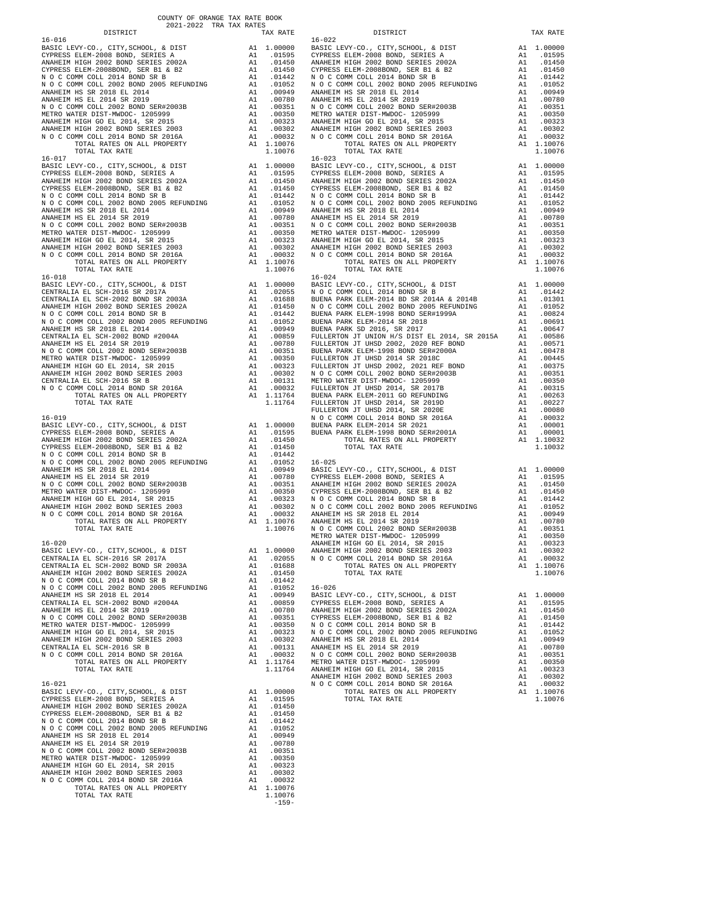# COUNTY OF ORANGE TAX RATE BOOK
## 2021-2022 TRA TAX RATES

| DISTRICT | | TAX RATE |
|---|---|---|
| **16-016** | | |
| BASIC LEVY-CO., CITY,SCHOOL, & DIST | A1 | 1.00000 |
| CYPRESS ELEM-2008 BOND, SERIES A | A1 | .01595 |
| ANAHEIM HIGH 2002 BOND SERIES 2002A | A1 | .01450 |
| CYPRESS ELEM-2008BOND, SER B1 & B2 | A1 | .01450 |
| N O C COMM COLL 2014 BOND SR B | A1 | .01442 |
| N O C COMM COLL 2002 BOND 2005 REFUNDING | A1 | .01052 |
| ANAHEIM HS SR 2018 EL 2014 | A1 | .00949 |
| ANAHEIM HS EL 2014 SR 2019 | A1 | .00780 |
| N O C COMM COLL 2002 BOND SER#2003B | A1 | .00351 |
| METRO WATER DIST-MWDOC- 1205999 | A1 | .00350 |
| ANAHEIM HIGH GO EL 2014, SR 2015 | A1 | .00323 |
| ANAHEIM HIGH 2002 BOND SERIES 2003 | A1 | .00302 |
| N O C COMM COLL 2014 BOND SR 2016A | A1 | .00032 |
| TOTAL RATES ON ALL PROPERTY | A1 | 1.10076 |
| TOTAL TAX RATE | | 1.10076 |
| **16-017** | | |
| BASIC LEVY-CO., CITY,SCHOOL, & DIST | A1 | 1.00000 |
| CYPRESS ELEM-2008 BOND, SERIES A | A1 | .01595 |
| ANAHEIM HIGH 2002 BOND SERIES 2002A | A1 | .01450 |
| CYPRESS ELEM-2008BOND, SER B1 & B2 | A1 | .01450 |
| N O C COMM COLL 2014 BOND SR B | A1 | .01442 |
| N O C COMM COLL 2002 BOND 2005 REFUNDING | A1 | .01052 |
| ANAHEIM HS SR 2018 EL 2014 | A1 | .00949 |
| ANAHEIM HS EL 2014 SR 2019 | A1 | .00780 |
| N O C COMM COLL 2002 BOND SER#2003B | A1 | .00351 |
| METRO WATER DIST-MWDOC- 1205999 | A1 | .00350 |
| ANAHEIM HIGH GO EL 2014, SR 2015 | A1 | .00323 |
| ANAHEIM HIGH 2002 BOND SERIES 2003 | A1 | .00302 |
| N O C COMM COLL 2014 BOND SR 2016A | A1 | .00032 |
| TOTAL RATES ON ALL PROPERTY | A1 | 1.10076 |
| TOTAL TAX RATE | | 1.10076 |
| **16-018** | | |
| BASIC LEVY-CO., CITY,SCHOOL, & DIST | A1 | 1.00000 |
| CENTRALIA EL SCH-2016 SR 2017A | A1 | .02055 |
| CENTRALIA EL SCH-2002 BOND SR 2003A | A1 | .01688 |
| ANAHEIM HIGH 2002 BOND SERIES 2002A | A1 | .01450 |
| N O C COMM COLL 2014 BOND SR B | A1 | .01442 |
| N O C COMM COLL 2002 BOND 2005 REFUNDING | A1 | .01052 |
| ANAHEIM HS SR 2018 EL 2014 | A1 | .00949 |
| CENTRALIA EL SCH-2002 BOND #2004A | A1 | .00859 |
| ANAHEIM HS EL 2014 SR 2019 | A1 | .00780 |
| N O C COMM COLL 2002 BOND SER#2003B | A1 | .00351 |
| METRO WATER DIST-MWDOC- 1205999 | A1 | .00350 |
| ANAHEIM HIGH GO EL 2014, SR 2015 | A1 | .00323 |
| ANAHEIM HIGH 2002 BOND SERIES 2003 | A1 | .00302 |
| CENTRALIA EL SCH-2016 SR B | A1 | .00131 |
| N O C COMM COLL 2014 BOND SR 2016A | A1 | .00032 |
| TOTAL RATES ON ALL PROPERTY | A1 | 1.11764 |
| TOTAL TAX RATE | | 1.11764 |
| **16-019** | | |
| BASIC LEVY-CO., CITY,SCHOOL, & DIST | A1 | 1.00000 |
| CYPRESS ELEM-2008 BOND, SERIES A | A1 | .01595 |
| ANAHEIM HIGH 2002 BOND SERIES 2002A | A1 | .01450 |
| CYPRESS ELEM-2008BOND, SER B1 & B2 | A1 | .01450 |
| N O C COMM COLL 2014 BOND SR B | A1 | .01442 |
| N O C COMM COLL 2002 BOND 2005 REFUNDING | A1 | .01052 |
| ANAHEIM HS SR 2018 EL 2014 | A1 | .00949 |
| ANAHEIM HS EL 2014 SR 2019 | A1 | .00780 |
| N O C COMM COLL 2002 BOND SER#2003B | A1 | .00351 |
| METRO WATER DIST-MWDOC- 1205999 | A1 | .00350 |
| ANAHEIM HIGH GO EL 2014, SR 2015 | A1 | .00323 |
| ANAHEIM HIGH 2002 BOND SERIES 2003 | A1 | .00302 |
| N O C COMM COLL 2014 BOND SR 2016A | A1 | .00032 |
| TOTAL RATES ON ALL PROPERTY | A1 | 1.10076 |
| TOTAL TAX RATE | | 1.10076 |
| **16-020** | | |
| BASIC LEVY-CO., CITY,SCHOOL, & DIST | A1 | 1.00000 |
| CENTRALIA EL SCH-2016 SR 2017A | A1 | .02055 |
| CENTRALIA EL SCH-2002 BOND SR 2003A | A1 | .01688 |
| ANAHEIM HIGH 2002 BOND SERIES 2002A | A1 | .01450 |
| N O C COMM COLL 2014 BOND SR B | A1 | .01442 |
| N O C COMM COLL 2002 BOND 2005 REFUNDING | A1 | .01052 |
| ANAHEIM HS SR 2018 EL 2014 | A1 | .00949 |
| CENTRALIA EL SCH-2002 BOND #2004A | A1 | .00859 |
| ANAHEIM HS EL 2014 SR 2019 | A1 | .00780 |
| N O C COMM COLL 2002 BOND SER#2003B | A1 | .00351 |
| METRO WATER DIST-MWDOC- 1205999 | A1 | .00350 |
| ANAHEIM HIGH GO EL 2014, SR 2015 | A1 | .00323 |
| ANAHEIM HIGH 2002 BOND SERIES 2003 | A1 | .00302 |
| CENTRALIA EL SCH-2016 SR B | A1 | .00131 |
| N O C COMM COLL 2014 BOND SR 2016A | A1 | .00032 |
| TOTAL RATES ON ALL PROPERTY | A1 | 1.11764 |
| TOTAL TAX RATE | | 1.11764 |
| **16-021** | | |
| BASIC LEVY-CO., CITY,SCHOOL, & DIST | A1 | 1.00000 |
| CYPRESS ELEM-2008 BOND, SERIES A | A1 | .01595 |
| ANAHEIM HIGH 2002 BOND SERIES 2002A | A1 | .01450 |
| CYPRESS ELEM-2008BOND, SER B1 & B2 | A1 | .01450 |
| N O C COMM COLL 2014 BOND SR B | A1 | .01442 |
| N O C COMM COLL 2002 BOND 2005 REFUNDING | A1 | .01052 |
| ANAHEIM HS SR 2018 EL 2014 | A1 | .00949 |
| ANAHEIM HS EL 2014 SR 2019 | A1 | .00780 |
| N O C COMM COLL 2002 BOND SER#2003B | A1 | .00351 |
| METRO WATER DIST-MWDOC- 1205999 | A1 | .00350 |
| ANAHEIM HIGH GO EL 2014, SR 2015 | A1 | .00323 |
| ANAHEIM HIGH 2002 BOND SERIES 2003 | A1 | .00302 |
| N O C COMM COLL 2014 BOND SR 2016A | A1 | .00032 |
| TOTAL RATES ON ALL PROPERTY | A1 | 1.10076 |
| TOTAL TAX RATE | | 1.10076 |
| **16-022** | | |
| BASIC LEVY-CO., CITY,SCHOOL, & DIST | A1 | 1.00000 |
| CYPRESS ELEM-2008 BOND, SERIES A | A1 | .01595 |
| ANAHEIM HIGH 2002 BOND SERIES 2002A | A1 | .01450 |
| CYPRESS ELEM-2008BOND, SER B1 & B2 | A1 | .01450 |
| N O C COMM COLL 2014 BOND SR B | A1 | .01442 |
| N O C COMM COLL 2002 BOND 2005 REFUNDING | A1 | .01052 |
| ANAHEIM HS SR 2018 EL 2014 | A1 | .00949 |
| ANAHEIM HS EL 2014 SR 2019 | A1 | .00780 |
| N O C COMM COLL 2002 BOND SER#2003B | A1 | .00351 |
| METRO WATER DIST-MWDOC- 1205999 | A1 | .00350 |
| ANAHEIM HIGH GO EL 2014, SR 2015 | A1 | .00323 |
| ANAHEIM HIGH 2002 BOND SERIES 2003 | A1 | .00302 |
| N O C COMM COLL 2014 BOND SR 2016A | A1 | .00032 |
| TOTAL RATES ON ALL PROPERTY | A1 | 1.10076 |
| TOTAL TAX RATE | | 1.10076 |
| **16-023** | | |
| BASIC LEVY-CO., CITY,SCHOOL, & DIST | A1 | 1.00000 |
| CYPRESS ELEM-2008 BOND, SERIES A | A1 | .01595 |
| ANAHEIM HIGH 2002 BOND SERIES 2002A | A1 | .01450 |
| CYPRESS ELEM-2008BOND, SER B1 & B2 | A1 | .01450 |
| N O C COMM COLL 2014 BOND SR B | A1 | .01442 |
| N O C COMM COLL 2002 BOND 2005 REFUNDING | A1 | .01052 |
| ANAHEIM HS SR 2018 EL 2014 | A1 | .00949 |
| ANAHEIM HS EL 2014 SR 2019 | A1 | .00780 |
| N O C COMM COLL 2002 BOND SER#2003B | A1 | .00351 |
| METRO WATER DIST-MWDOC- 1205999 | A1 | .00350 |
| ANAHEIM HIGH GO EL 2014, SR 2015 | A1 | .00323 |
| ANAHEIM HIGH 2002 BOND SERIES 2003 | A1 | .00302 |
| N O C COMM COLL 2014 BOND SR 2016A | A1 | .00032 |
| TOTAL RATES ON ALL PROPERTY | A1 | 1.10076 |
| TOTAL TAX RATE | | 1.10076 |
| **16-024** | | |
| BASIC LEVY-CO., CITY,SCHOOL, & DIST | A1 | 1.00000 |
| N O C COMM COLL 2014 BOND SR B | A1 | .01442 |
| BUENA PARK ELEM-2014 BD SR 2014A & 2014B | A1 | .01301 |
| N O C COMM COLL 2002 BOND 2005 REFUNDING | A1 | .01052 |
| BUENA PARK ELEM-1998 BOND SER#1999A | A1 | .00824 |
| BUENA PARK ELEM-2014 SR 2018 | A1 | .00691 |
| BUENA PARK SD 2016, SR 2017 | A1 | .00647 |
| FULLERTON JT UNION H/S DIST EL 2014, SR 2015A | A1 | .00586 |
| FULLERTON JT UHSD 2002, 2020 REF BOND | A1 | .00571 |
| BUENA PARK ELEM-1998 BOND SER#2000A | A1 | .00478 |
| FULLERTON JT UHSD 2014 SR 2018C | A1 | .00445 |
| FULLERTON JT UHSD 2002, 2021 REF BOND | A1 | .00375 |
| N O C COMM COLL 2002 BOND SER#2003B | A1 | .00351 |
| METRO WATER DIST-MWDOC- 1205999 | A1 | .00350 |
| FULLERTON JT UHSD 2014, SR 2017B | A1 | .00315 |
| BUENA PARK ELEM-2011 GO REFUNDING | A1 | .00263 |
| FULLERTON JT UHSD 2014, SR 2019D | A1 | .00227 |
| FULLERTON JT UHSD 2014, SR 2020E | A1 | .00080 |
| N O C COMM COLL 2014 BOND SR 2016A | A1 | .00032 |
| BUENA PARK ELEM-2014 SR 2021 | A1 | .00001 |
| BUENA PARK ELEM-1998 BOND SER#2001A | A1 | .00001 |
| TOTAL RATES ON ALL PROPERTY | A1 | 1.10032 |
| TOTAL TAX RATE | | 1.10032 |
| **16-025** | | |
| BASIC LEVY-CO., CITY,SCHOOL, & DIST | A1 | 1.00000 |
| CYPRESS ELEM-2008 BOND, SERIES A | A1 | .01595 |
| ANAHEIM HIGH 2002 BOND SERIES 2002A | A1 | .01450 |
| CYPRESS ELEM-2008BOND, SER B1 & B2 | A1 | .01450 |
| N O C COMM COLL 2014 BOND SR B | A1 | .01442 |
| N O C COMM COLL 2002 BOND 2005 REFUNDING | A1 | .01052 |
| ANAHEIM HS SR 2018 EL 2014 | A1 | .00949 |
| ANAHEIM HS EL 2014 SR 2019 | A1 | .00780 |
| N O C COMM COLL 2002 BOND SER#2003B | A1 | .00351 |
| METRO WATER DIST-MWDOC- 1205999 | A1 | .00350 |
| ANAHEIM HIGH GO EL 2014, SR 2015 | A1 | .00323 |
| ANAHEIM HIGH 2002 BOND SERIES 2003 | A1 | .00302 |
| N O C COMM COLL 2014 BOND SR 2016A | A1 | .00032 |
| TOTAL RATES ON ALL PROPERTY | A1 | 1.10076 |
| TOTAL TAX RATE | | 1.10076 |
| **16-026** | | |
| BASIC LEVY-CO., CITY,SCHOOL, & DIST | A1 | 1.00000 |
| CYPRESS ELEM-2008 BOND, SERIES A | A1 | .01595 |
| ANAHEIM HIGH 2002 BOND SERIES 2002A | A1 | .01450 |
| CYPRESS ELEM-2008BOND, SER B1 & B2 | A1 | .01450 |
| N O C COMM COLL 2014 BOND SR B | A1 | .01442 |
| N O C COMM COLL 2002 BOND 2005 REFUNDING | A1 | .01052 |
| ANAHEIM HS SR 2018 EL 2014 | A1 | .00949 |
| ANAHEIM HS EL 2014 SR 2019 | A1 | .00780 |
| N O C COMM COLL 2002 BOND SER#2003B | A1 | .00351 |
| METRO WATER DIST-MWDOC- 1205999 | A1 | .00350 |
| ANAHEIM HIGH GO EL 2014, SR 2015 | A1 | .00323 |
| ANAHEIM HIGH 2002 BOND SERIES 2003 | A1 | .00302 |
| N O C COMM COLL 2014 BOND SR 2016A | A1 | .00032 |
| TOTAL RATES ON ALL PROPERTY | A1 | 1.10076 |
| TOTAL TAX RATE | | 1.10076 |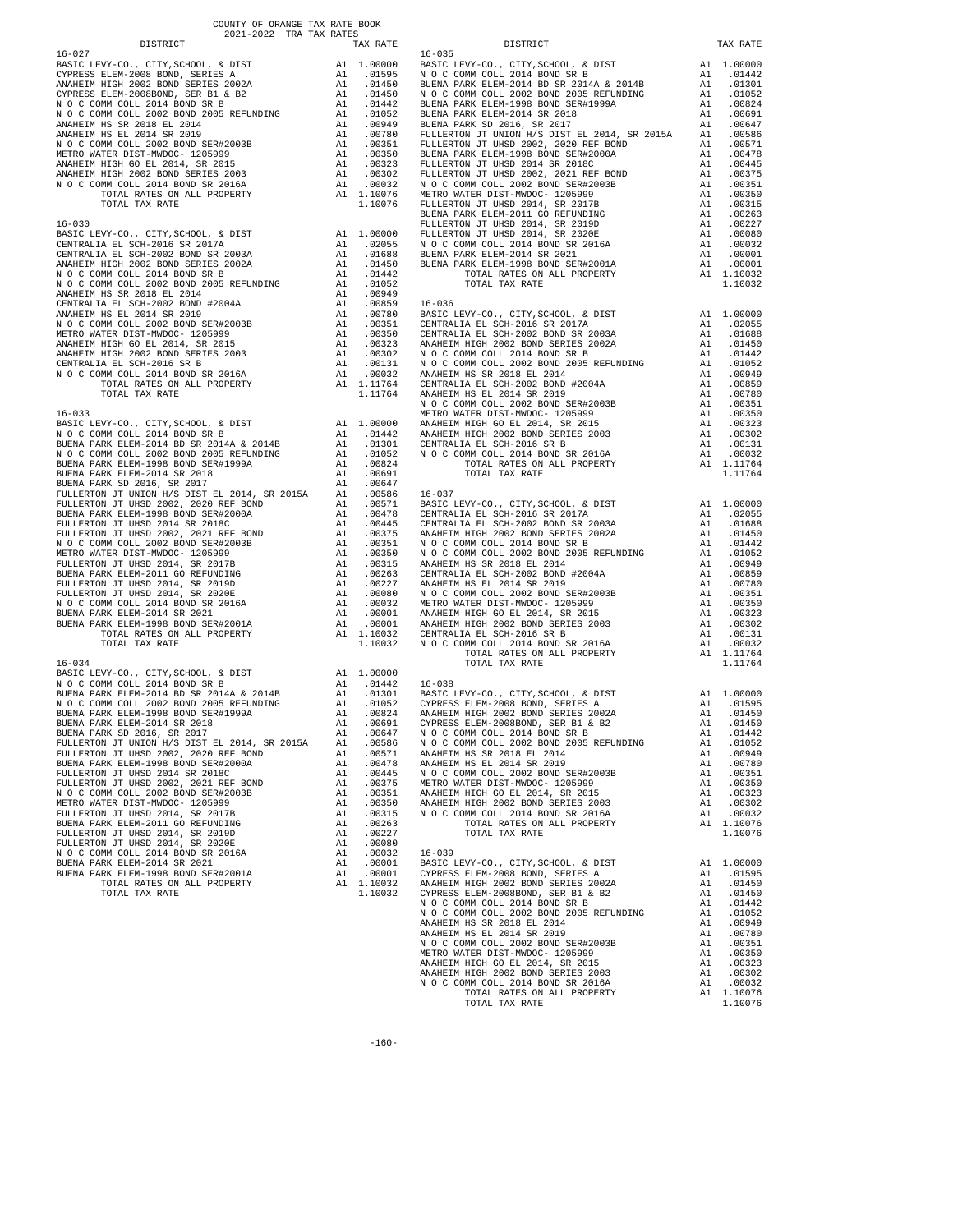COUNTY OF ORANGE TAX RATE BOOK
2021-2022 TRA TAX RATES

| DISTRICT | | TAX RATE |
|---|---|---|
| **16-027** | | |
| BASIC LEVY-CO., CITY,SCHOOL, & DIST | A1 | 1.00000 |
| CYPRESS ELEM-2008 BOND, SERIES A | A1 | .01595 |
| ANAHEIM HIGH 2002 BOND SERIES 2002A | A1 | .01450 |
| CYPRESS ELEM-2008BOND, SER B1 & B2 | A1 | .01450 |
| N O C COMM COLL 2014 BOND SR B | A1 | .01442 |
| N O C COMM COLL 2002 BOND 2005 REFUNDING | A1 | .01052 |
| ANAHEIM HS SR 2018 EL 2014 | A1 | .00949 |
| ANAHEIM HS EL 2014 SR 2019 | A1 | .00780 |
| N O C COMM COLL 2002 BOND SER#2003B | A1 | .00351 |
| METRO WATER DIST-MWDOC- 1205999 | A1 | .00350 |
| ANAHEIM HIGH GO EL 2014, SR 2015 | A1 | .00323 |
| ANAHEIM HIGH 2002 BOND SERIES 2003 | A1 | .00302 |
| N O C COMM COLL 2014 BOND SR 2016A | A1 | .00032 |
| TOTAL RATES ON ALL PROPERTY | A1 | 1.10076 |
| TOTAL TAX RATE | | 1.10076 |
| **16-030** | | |
| BASIC LEVY-CO., CITY,SCHOOL, & DIST | A1 | 1.00000 |
| CENTRALIA EL SCH-2016 SR 2017A | A1 | .02055 |
| CENTRALIA EL SCH-2002 BOND SR 2003A | A1 | .01688 |
| ANAHEIM HIGH 2002 BOND SERIES 2002A | A1 | .01450 |
| N O C COMM COLL 2014 BOND SR B | A1 | .01442 |
| N O C COMM COLL 2002 BOND 2005 REFUNDING | A1 | .01052 |
| ANAHEIM HS SR 2018 EL 2014 | A1 | .00949 |
| CENTRALIA EL SCH-2002 BOND #2004A | A1 | .00859 |
| ANAHEIM HS EL 2014 SR 2019 | A1 | .00780 |
| N O C COMM COLL 2002 BOND SER#2003B | A1 | .00351 |
| METRO WATER DIST-MWDOC- 1205999 | A1 | .00350 |
| ANAHEIM HIGH GO EL 2014, SR 2015 | A1 | .00323 |
| ANAHEIM HIGH 2002 BOND SERIES 2003 | A1 | .00302 |
| CENTRALIA EL SCH-2016 SR B | A1 | .00131 |
| N O C COMM COLL 2014 BOND SR 2016A | A1 | .00032 |
| TOTAL RATES ON ALL PROPERTY | A1 | 1.11764 |
| TOTAL TAX RATE | | 1.11764 |
| **16-033** | | |
| BASIC LEVY-CO., CITY,SCHOOL, & DIST | A1 | 1.00000 |
| N O C COMM COLL 2014 BOND SR B | A1 | .01442 |
| BUENA PARK ELEM-2014 BD SR 2014A & 2014B | A1 | .01301 |
| N O C COMM COLL 2002 BOND 2005 REFUNDING | A1 | .01052 |
| BUENA PARK ELEM-1998 BOND SER#1999A | A1 | .00824 |
| BUENA PARK ELEM-2014 SR 2018 | A1 | .00691 |
| BUENA PARK SD 2016, SR 2017 | A1 | .00647 |
| FULLERTON JT UNION H/S DIST EL 2014, SR 2015A | A1 | .00586 |
| FULLERTON JT UHSD 2002, 2020 REF BOND | A1 | .00571 |
| BUENA PARK ELEM-1998 BOND SER#2000A | A1 | .00478 |
| FULLERTON JT UHSD 2014 SR 2018C | A1 | .00445 |
| FULLERTON JT UHSD 2002, 2021 REF BOND | A1 | .00375 |
| N O C COMM COLL 2002 BOND SER#2003B | A1 | .00351 |
| METRO WATER DIST-MWDOC- 1205999 | A1 | .00350 |
| FULLERTON JT UHSD 2014, SR 2017B | A1 | .00315 |
| BUENA PARK ELEM-2011 GO REFUNDING | A1 | .00263 |
| FULLERTON JT UHSD 2014, SR 2019D | A1 | .00227 |
| FULLERTON JT UHSD 2014, SR 2020E | A1 | .00080 |
| N O C COMM COLL 2014 BOND SR 2016A | A1 | .00032 |
| BUENA PARK ELEM-2014 SR 2021 | A1 | .00001 |
| BUENA PARK ELEM-1998 BOND SER#2001A | A1 | .00001 |
| TOTAL RATES ON ALL PROPERTY | A1 | 1.10032 |
| TOTAL TAX RATE | | 1.10032 |
| **16-034** | | |
| BASIC LEVY-CO., CITY,SCHOOL, & DIST | A1 | 1.00000 |
| N O C COMM COLL 2014 BOND SR B | A1 | .01442 |
| BUENA PARK ELEM-2014 BD SR 2014A & 2014B | A1 | .01301 |
| N O C COMM COLL 2002 BOND 2005 REFUNDING | A1 | .01052 |
| BUENA PARK ELEM-1998 BOND SER#1999A | A1 | .00824 |
| BUENA PARK ELEM-2014 SR 2018 | A1 | .00691 |
| BUENA PARK SD 2016, SR 2017 | A1 | .00647 |
| FULLERTON JT UNION H/S DIST EL 2014, SR 2015A | A1 | .00586 |
| FULLERTON JT UHSD 2002, 2020 REF BOND | A1 | .00571 |
| BUENA PARK ELEM-1998 BOND SER#2000A | A1 | .00478 |
| FULLERTON JT UHSD 2014 SR 2018C | A1 | .00445 |
| FULLERTON JT UHSD 2002, 2021 REF BOND | A1 | .00375 |
| N O C COMM COLL 2002 BOND SER#2003B | A1 | .00351 |
| METRO WATER DIST-MWDOC- 1205999 | A1 | .00350 |
| FULLERTON JT UHSD 2014, SR 2017B | A1 | .00315 |
| BUENA PARK ELEM-2011 GO REFUNDING | A1 | .00263 |
| FULLERTON JT UHSD 2014, SR 2019D | A1 | .00227 |
| FULLERTON JT UHSD 2014, SR 2020E | A1 | .00080 |
| N O C COMM COLL 2014 BOND SR 2016A | A1 | .00032 |
| BUENA PARK ELEM-2014 SR 2021 | A1 | .00001 |
| BUENA PARK ELEM-1998 BOND SER#2001A | A1 | .00001 |
| TOTAL RATES ON ALL PROPERTY | A1 | 1.10032 |
| TOTAL TAX RATE | | 1.10032 |
| **16-035** | | |
| BASIC LEVY-CO., CITY,SCHOOL, & DIST | A1 | 1.00000 |
| N O C COMM COLL 2014 BOND SR B | A1 | .01442 |
| BUENA PARK ELEM-2014 BD SR 2014A & 2014B | A1 | .01301 |
| N O C COMM COLL 2002 BOND 2005 REFUNDING | A1 | .01052 |
| BUENA PARK ELEM-1998 BOND SER#1999A | A1 | .00824 |
| BUENA PARK ELEM-2014 SR 2018 | A1 | .00691 |
| BUENA PARK SD 2016, SR 2017 | A1 | .00647 |
| FULLERTON JT UNION H/S DIST EL 2014, SR 2015A | A1 | .00586 |
| FULLERTON JT UHSD 2002, 2020 REF BOND | A1 | .00571 |
| BUENA PARK ELEM-1998 BOND SER#2000A | A1 | .00478 |
| FULLERTON JT UHSD 2014 SR 2018C | A1 | .00445 |
| FULLERTON JT UHSD 2002, 2021 REF BOND | A1 | .00375 |
| N O C COMM COLL 2002 BOND SER#2003B | A1 | .00351 |
| METRO WATER DIST-MWDOC- 1205999 | A1 | .00350 |
| FULLERTON JT UHSD 2014, SR 2017B | A1 | .00315 |
| BUENA PARK ELEM-2011 GO REFUNDING | A1 | .00263 |
| FULLERTON JT UHSD 2014, SR 2019D | A1 | .00227 |
| FULLERTON JT UHSD 2014, SR 2020E | A1 | .00080 |
| N O C COMM COLL 2014 BOND SR 2016A | A1 | .00032 |
| BUENA PARK ELEM-2014 SR 2021 | A1 | .00001 |
| BUENA PARK ELEM-1998 BOND SER#2001A | A1 | .00001 |
| TOTAL RATES ON ALL PROPERTY | A1 | 1.10032 |
| TOTAL TAX RATE | | 1.10032 |
| **16-036** | | |
| BASIC LEVY-CO., CITY,SCHOOL, & DIST | A1 | 1.00000 |
| CENTRALIA EL SCH-2016 SR 2017A | A1 | .02055 |
| CENTRALIA EL SCH-2002 BOND SR 2003A | A1 | .01688 |
| ANAHEIM HIGH 2002 BOND SERIES 2002A | A1 | .01450 |
| N O C COMM COLL 2014 BOND SR B | A1 | .01442 |
| N O C COMM COLL 2002 BOND 2005 REFUNDING | A1 | .01052 |
| ANAHEIM HS SR 2018 EL 2014 | A1 | .00949 |
| CENTRALIA EL SCH-2002 BOND #2004A | A1 | .00859 |
| ANAHEIM HS EL 2014 SR 2019 | A1 | .00780 |
| N O C COMM COLL 2002 BOND SER#2003B | A1 | .00351 |
| METRO WATER DIST-MWDOC- 1205999 | A1 | .00350 |
| ANAHEIM HIGH GO EL 2014, SR 2015 | A1 | .00323 |
| ANAHEIM HIGH 2002 BOND SERIES 2003 | A1 | .00302 |
| CENTRALIA EL SCH-2016 SR B | A1 | .00131 |
| N O C COMM COLL 2014 BOND SR 2016A | A1 | .00032 |
| TOTAL RATES ON ALL PROPERTY | A1 | 1.11764 |
| TOTAL TAX RATE | | 1.11764 |
| **16-037** | | |
| BASIC LEVY-CO., CITY,SCHOOL, & DIST | A1 | 1.00000 |
| CENTRALIA EL SCH-2016 SR 2017A | A1 | .02055 |
| CENTRALIA EL SCH-2002 BOND SR 2003A | A1 | .01688 |
| ANAHEIM HIGH 2002 BOND SERIES 2002A | A1 | .01450 |
| N O C COMM COLL 2014 BOND SR B | A1 | .01442 |
| N O C COMM COLL 2002 BOND 2005 REFUNDING | A1 | .01052 |
| ANAHEIM HS SR 2018 EL 2014 | A1 | .00949 |
| CENTRALIA EL SCH-2002 BOND #2004A | A1 | .00859 |
| ANAHEIM HS EL 2014 SR 2019 | A1 | .00780 |
| N O C COMM COLL 2002 BOND SER#2003B | A1 | .00351 |
| METRO WATER DIST-MWDOC- 1205999 | A1 | .00350 |
| ANAHEIM HIGH GO EL 2014, SR 2015 | A1 | .00323 |
| ANAHEIM HIGH 2002 BOND SERIES 2003 | A1 | .00302 |
| CENTRALIA EL SCH-2016 SR B | A1 | .00131 |
| N O C COMM COLL 2014 BOND SR 2016A | A1 | .00032 |
| TOTAL RATES ON ALL PROPERTY | A1 | 1.11764 |
| TOTAL TAX RATE | | 1.11764 |
| **16-038** | | |
| BASIC LEVY-CO., CITY,SCHOOL, & DIST | A1 | 1.00000 |
| CYPRESS ELEM-2008 BOND, SERIES A | A1 | .01595 |
| ANAHEIM HIGH 2002 BOND SERIES 2002A | A1 | .01450 |
| CYPRESS ELEM-2008BOND, SER B1 & B2 | A1 | .01450 |
| N O C COMM COLL 2014 BOND SR B | A1 | .01442 |
| N O C COMM COLL 2002 BOND 2005 REFUNDING | A1 | .01052 |
| ANAHEIM HS SR 2018 EL 2014 | A1 | .00949 |
| ANAHEIM HS EL 2014 SR 2019 | A1 | .00780 |
| N O C COMM COLL 2002 BOND SER#2003B | A1 | .00351 |
| METRO WATER DIST-MWDOC- 1205999 | A1 | .00350 |
| ANAHEIM HIGH GO EL 2014, SR 2015 | A1 | .00323 |
| ANAHEIM HIGH 2002 BOND SERIES 2003 | A1 | .00302 |
| N O C COMM COLL 2014 BOND SR 2016A | A1 | .00032 |
| TOTAL RATES ON ALL PROPERTY | A1 | 1.10076 |
| TOTAL TAX RATE | | 1.10076 |
| **16-039** | | |
| BASIC LEVY-CO., CITY,SCHOOL, & DIST | A1 | 1.00000 |
| CYPRESS ELEM-2008 BOND, SERIES A | A1 | .01595 |
| ANAHEIM HIGH 2002 BOND SERIES 2002A | A1 | .01450 |
| CYPRESS ELEM-2008BOND, SER B1 & B2 | A1 | .01450 |
| N O C COMM COLL 2014 BOND SR B | A1 | .01442 |
| N O C COMM COLL 2002 BOND 2005 REFUNDING | A1 | .01052 |
| ANAHEIM HS SR 2018 EL 2014 | A1 | .00949 |
| ANAHEIM HS EL 2014 SR 2019 | A1 | .00780 |
| N O C COMM COLL 2002 BOND SER#2003B | A1 | .00351 |
| METRO WATER DIST-MWDOC- 1205999 | A1 | .00350 |
| ANAHEIM HIGH GO EL 2014, SR 2015 | A1 | .00323 |
| ANAHEIM HIGH 2002 BOND SERIES 2003 | A1 | .00302 |
| N O C COMM COLL 2014 BOND SR 2016A | A1 | .00032 |
| TOTAL RATES ON ALL PROPERTY | A1 | 1.10076 |
| TOTAL TAX RATE | | 1.10076 |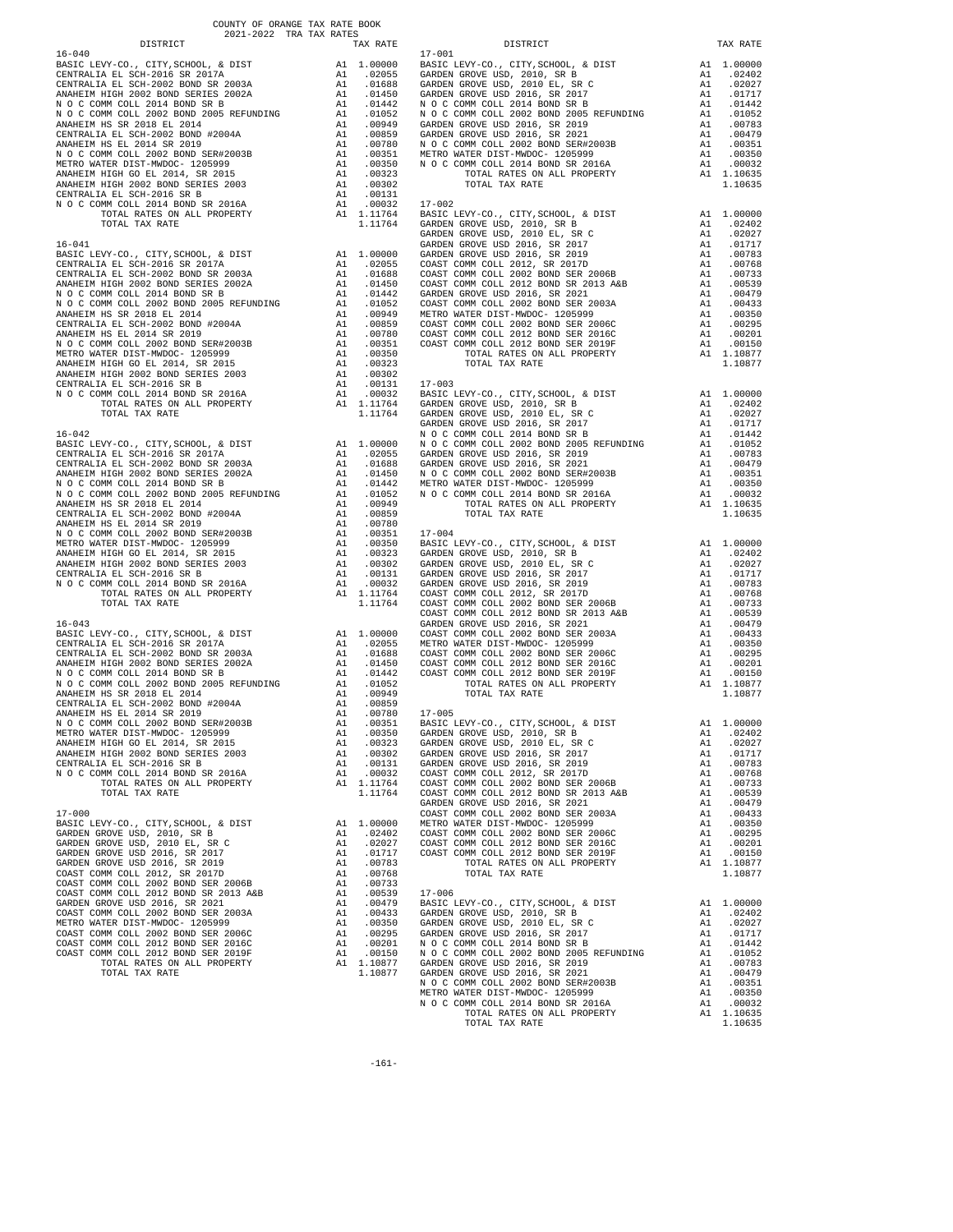COUNTY OF ORANGE TAX RATE BOOK
2021-2022 TRA TAX RATES

| DISTRICT | | TAX RATE |
|---|---|---|
| **16-040** | | |
| BASIC LEVY-CO., CITY,SCHOOL, & DIST | A1 | 1.00000 |
| CENTRALIA EL SCH-2016 SR 2017A | A1 | .02055 |
| CENTRALIA EL SCH-2002 BOND SR 2003A | A1 | .01688 |
| ANAHEIM HIGH 2002 BOND SERIES 2002A | A1 | .01450 |
| N O C COMM COLL 2014 BOND SR B | A1 | .01442 |
| N O C COMM COLL 2002 BOND 2005 REFUNDING | A1 | .01052 |
| ANAHEIM HS SR 2018 EL 2014 | A1 | .00949 |
| CENTRALIA EL SCH-2002 BOND #2004A | A1 | .00859 |
| ANAHEIM HS EL 2014 SR 2019 | A1 | .00780 |
| N O C COMM COLL 2002 BOND SER#2003B | A1 | .00351 |
| METRO WATER DIST-MWDOC- 1205999 | A1 | .00350 |
| ANAHEIM HIGH GO EL 2014, SR 2015 | A1 | .00323 |
| ANAHEIM HIGH 2002 BOND SERIES 2003 | A1 | .00302 |
| CENTRALIA EL SCH-2016 SR B | A1 | .00131 |
| N O C COMM COLL 2014 BOND SR 2016A | A1 | .00032 |
| TOTAL RATES ON ALL PROPERTY | A1 | 1.11764 |
| TOTAL TAX RATE | | 1.11764 |
| **16-041** | | |
| BASIC LEVY-CO., CITY,SCHOOL, & DIST | A1 | 1.00000 |
| CENTRALIA EL SCH-2016 SR 2017A | A1 | .02055 |
| CENTRALIA EL SCH-2002 BOND SR 2003A | A1 | .01688 |
| ANAHEIM HIGH 2002 BOND SERIES 2002A | A1 | .01450 |
| N O C COMM COLL 2014 BOND SR B | A1 | .01442 |
| N O C COMM COLL 2002 BOND 2005 REFUNDING | A1 | .01052 |
| ANAHEIM HS SR 2018 EL 2014 | A1 | .00949 |
| CENTRALIA EL SCH-2002 BOND #2004A | A1 | .00859 |
| ANAHEIM HS EL 2014 SR 2019 | A1 | .00780 |
| N O C COMM COLL 2002 BOND SER#2003B | A1 | .00351 |
| METRO WATER DIST-MWDOC- 1205999 | A1 | .00350 |
| ANAHEIM HIGH GO EL 2014, SR 2015 | A1 | .00323 |
| ANAHEIM HIGH 2002 BOND SERIES 2003 | A1 | .00302 |
| CENTRALIA EL SCH-2016 SR B | A1 | .00131 |
| N O C COMM COLL 2014 BOND SR 2016A | A1 | .00032 |
| TOTAL RATES ON ALL PROPERTY | A1 | 1.11764 |
| TOTAL TAX RATE | | 1.11764 |
| **16-042** | | |
| BASIC LEVY-CO., CITY,SCHOOL, & DIST | A1 | 1.00000 |
| CENTRALIA EL SCH-2016 SR 2017A | A1 | .02055 |
| CENTRALIA EL SCH-2002 BOND SR 2003A | A1 | .01688 |
| ANAHEIM HIGH 2002 BOND SERIES 2002A | A1 | .01450 |
| N O C COMM COLL 2014 BOND SR B | A1 | .01442 |
| N O C COMM COLL 2002 BOND 2005 REFUNDING | A1 | .01052 |
| ANAHEIM HS SR 2018 EL 2014 | A1 | .00949 |
| CENTRALIA EL SCH-2002 BOND #2004A | A1 | .00859 |
| ANAHEIM HS EL 2014 SR 2019 | A1 | .00780 |
| N O C COMM COLL 2002 BOND SER#2003B | A1 | .00351 |
| METRO WATER DIST-MWDOC- 1205999 | A1 | .00350 |
| ANAHEIM HIGH GO EL 2014, SR 2015 | A1 | .00323 |
| ANAHEIM HIGH 2002 BOND SERIES 2003 | A1 | .00302 |
| CENTRALIA EL SCH-2016 SR B | A1 | .00131 |
| N O C COMM COLL 2014 BOND SR 2016A | A1 | .00032 |
| TOTAL RATES ON ALL PROPERTY | A1 | 1.11764 |
| TOTAL TAX RATE | | 1.11764 |
| **16-043** | | |
| BASIC LEVY-CO., CITY,SCHOOL, & DIST | A1 | 1.00000 |
| CENTRALIA EL SCH-2016 SR 2017A | A1 | .02055 |
| CENTRALIA EL SCH-2002 BOND SR 2003A | A1 | .01688 |
| ANAHEIM HIGH 2002 BOND SERIES 2002A | A1 | .01450 |
| N O C COMM COLL 2014 BOND SR B | A1 | .01442 |
| N O C COMM COLL 2002 BOND 2005 REFUNDING | A1 | .01052 |
| ANAHEIM HS SR 2018 EL 2014 | A1 | .00949 |
| CENTRALIA EL SCH-2002 BOND #2004A | A1 | .00859 |
| ANAHEIM HS EL 2014 SR 2019 | A1 | .00780 |
| N O C COMM COLL 2002 BOND SER#2003B | A1 | .00351 |
| METRO WATER DIST-MWDOC- 1205999 | A1 | .00350 |
| ANAHEIM HIGH GO EL 2014, SR 2015 | A1 | .00323 |
| ANAHEIM HIGH 2002 BOND SERIES 2003 | A1 | .00302 |
| CENTRALIA EL SCH-2016 SR B | A1 | .00131 |
| N O C COMM COLL 2014 BOND SR 2016A | A1 | .00032 |
| TOTAL RATES ON ALL PROPERTY | A1 | 1.11764 |
| TOTAL TAX RATE | | 1.11764 |
| **17-000** | | |
| BASIC LEVY-CO., CITY,SCHOOL, & DIST | A1 | 1.00000 |
| GARDEN GROVE USD, 2010, SR B | A1 | .02402 |
| GARDEN GROVE USD, 2010 EL, SR C | A1 | .02027 |
| GARDEN GROVE USD 2016, SR 2017 | A1 | .01717 |
| GARDEN GROVE USD 2016, SR 2019 | A1 | .00783 |
| COAST COMM COLL 2012, SR 2017D | A1 | .00768 |
| COAST COMM COLL 2002 BOND SER 2006B | A1 | .00733 |
| COAST COMM COLL 2012 BOND SR 2013 A&B | A1 | .00539 |
| GARDEN GROVE USD 2016, SR 2021 | A1 | .00479 |
| COAST COMM COLL 2002 BOND SER 2003A | A1 | .00433 |
| METRO WATER DIST-MWDOC- 1205999 | A1 | .00350 |
| COAST COMM COLL 2002 BOND SER 2006C | A1 | .00295 |
| COAST COMM COLL 2012 BOND SER 2016C | A1 | .00201 |
| COAST COMM COLL 2012 BOND SER 2019F | A1 | .00150 |
| TOTAL RATES ON ALL PROPERTY | A1 | 1.10877 |
| TOTAL TAX RATE | | 1.10877 |
| **17-001** | | |
| BASIC LEVY-CO., CITY,SCHOOL, & DIST | A1 | 1.00000 |
| GARDEN GROVE USD, 2010, SR B | A1 | .02402 |
| GARDEN GROVE USD, 2010 EL, SR C | A1 | .02027 |
| GARDEN GROVE USD 2016, SR 2017 | A1 | .01717 |
| N O C COMM COLL 2014 BOND SR B | A1 | .01442 |
| N O C COMM COLL 2002 BOND 2005 REFUNDING | A1 | .01052 |
| GARDEN GROVE USD 2016, SR 2019 | A1 | .00783 |
| GARDEN GROVE USD 2016, SR 2021 | A1 | .00479 |
| N O C COMM COLL 2002 BOND SER#2003B | A1 | .00351 |
| METRO WATER DIST-MWDOC- 1205999 | A1 | .00350 |
| N O C COMM COLL 2014 BOND SR 2016A | A1 | .00032 |
| TOTAL RATES ON ALL PROPERTY | A1 | 1.10635 |
| TOTAL TAX RATE | | 1.10635 |
| **17-002** | | |
| BASIC LEVY-CO., CITY,SCHOOL, & DIST | A1 | 1.00000 |
| GARDEN GROVE USD, 2010, SR B | A1 | .02402 |
| GARDEN GROVE USD, 2010 EL, SR C | A1 | .02027 |
| GARDEN GROVE USD 2016, SR 2017 | A1 | .01717 |
| GARDEN GROVE USD 2016, SR 2019 | A1 | .00783 |
| COAST COMM COLL 2012, SR 2017D | A1 | .00768 |
| COAST COMM COLL 2002 BOND SER 2006B | A1 | .00733 |
| COAST COMM COLL 2012 BOND SR 2013 A&B | A1 | .00539 |
| GARDEN GROVE USD 2016, SR 2021 | A1 | .00479 |
| COAST COMM COLL 2002 BOND SER 2003A | A1 | .00433 |
| METRO WATER DIST-MWDOC- 1205999 | A1 | .00350 |
| COAST COMM COLL 2002 BOND SER 2006C | A1 | .00295 |
| COAST COMM COLL 2012 BOND SER 2016C | A1 | .00201 |
| COAST COMM COLL 2012 BOND SER 2019F | A1 | .00150 |
| TOTAL RATES ON ALL PROPERTY | A1 | 1.10877 |
| TOTAL TAX RATE | | 1.10877 |
| **17-003** | | |
| BASIC LEVY-CO., CITY,SCHOOL, & DIST | A1 | 1.00000 |
| GARDEN GROVE USD, 2010, SR B | A1 | .02402 |
| GARDEN GROVE USD, 2010 EL, SR C | A1 | .02027 |
| GARDEN GROVE USD 2016, SR 2017 | A1 | .01717 |
| N O C COMM COLL 2014 BOND SR B | A1 | .01442 |
| N O C COMM COLL 2002 BOND 2005 REFUNDING | A1 | .01052 |
| GARDEN GROVE USD 2016, SR 2019 | A1 | .00783 |
| GARDEN GROVE USD 2016, SR 2021 | A1 | .00479 |
| N O C COMM COLL 2002 BOND SER#2003B | A1 | .00351 |
| METRO WATER DIST-MWDOC- 1205999 | A1 | .00350 |
| N O C COMM COLL 2014 BOND SR 2016A | A1 | .00032 |
| TOTAL RATES ON ALL PROPERTY | A1 | 1.10635 |
| TOTAL TAX RATE | | 1.10635 |
| **17-004** | | |
| BASIC LEVY-CO., CITY,SCHOOL, & DIST | A1 | 1.00000 |
| GARDEN GROVE USD, 2010, SR B | A1 | .02402 |
| GARDEN GROVE USD, 2010 EL, SR C | A1 | .02027 |
| GARDEN GROVE USD 2016, SR 2017 | A1 | .01717 |
| GARDEN GROVE USD 2016, SR 2019 | A1 | .00783 |
| COAST COMM COLL 2012, SR 2017D | A1 | .00768 |
| COAST COMM COLL 2002 BOND SER 2006B | A1 | .00733 |
| COAST COMM COLL 2012 BOND SR 2013 A&B | A1 | .00539 |
| GARDEN GROVE USD 2016, SR 2021 | A1 | .00479 |
| COAST COMM COLL 2002 BOND SER 2003A | A1 | .00433 |
| METRO WATER DIST-MWDOC- 1205999 | A1 | .00350 |
| COAST COMM COLL 2002 BOND SER 2006C | A1 | .00295 |
| COAST COMM COLL 2012 BOND SER 2016C | A1 | .00201 |
| COAST COMM COLL 2012 BOND SER 2019F | A1 | .00150 |
| TOTAL RATES ON ALL PROPERTY | A1 | 1.10877 |
| TOTAL TAX RATE | | 1.10877 |
| **17-005** | | |
| BASIC LEVY-CO., CITY,SCHOOL, & DIST | A1 | 1.00000 |
| GARDEN GROVE USD, 2010, SR B | A1 | .02402 |
| GARDEN GROVE USD, 2010 EL, SR C | A1 | .02027 |
| GARDEN GROVE USD 2016, SR 2017 | A1 | .01717 |
| GARDEN GROVE USD 2016, SR 2019 | A1 | .00783 |
| COAST COMM COLL 2012, SR 2017D | A1 | .00768 |
| COAST COMM COLL 2002 BOND SER 2006B | A1 | .00733 |
| COAST COMM COLL 2012 BOND SR 2013 A&B | A1 | .00539 |
| GARDEN GROVE USD 2016, SR 2021 | A1 | .00479 |
| COAST COMM COLL 2002 BOND SER 2003A | A1 | .00433 |
| METRO WATER DIST-MWDOC- 1205999 | A1 | .00350 |
| COAST COMM COLL 2002 BOND SER 2006C | A1 | .00295 |
| COAST COMM COLL 2012 BOND SER 2016C | A1 | .00201 |
| COAST COMM COLL 2012 BOND SER 2019F | A1 | .00150 |
| TOTAL RATES ON ALL PROPERTY | A1 | 1.10877 |
| TOTAL TAX RATE | | 1.10877 |
| **17-006** | | |
| BASIC LEVY-CO., CITY,SCHOOL, & DIST | A1 | 1.00000 |
| GARDEN GROVE USD, 2010, SR B | A1 | .02402 |
| GARDEN GROVE USD, 2010 EL, SR C | A1 | .02027 |
| GARDEN GROVE USD 2016, SR 2017 | A1 | .01717 |
| N O C COMM COLL 2014 BOND SR B | A1 | .01442 |
| N O C COMM COLL 2002 BOND 2005 REFUNDING | A1 | .01052 |
| GARDEN GROVE USD 2016, SR 2019 | A1 | .00783 |
| GARDEN GROVE USD 2016, SR 2021 | A1 | .00479 |
| N O C COMM COLL 2002 BOND SER#2003B | A1 | .00351 |
| METRO WATER DIST-MWDOC- 1205999 | A1 | .00350 |
| N O C COMM COLL 2014 BOND SR 2016A | A1 | .00032 |
| TOTAL RATES ON ALL PROPERTY | A1 | 1.10635 |
| TOTAL TAX RATE | | 1.10635 |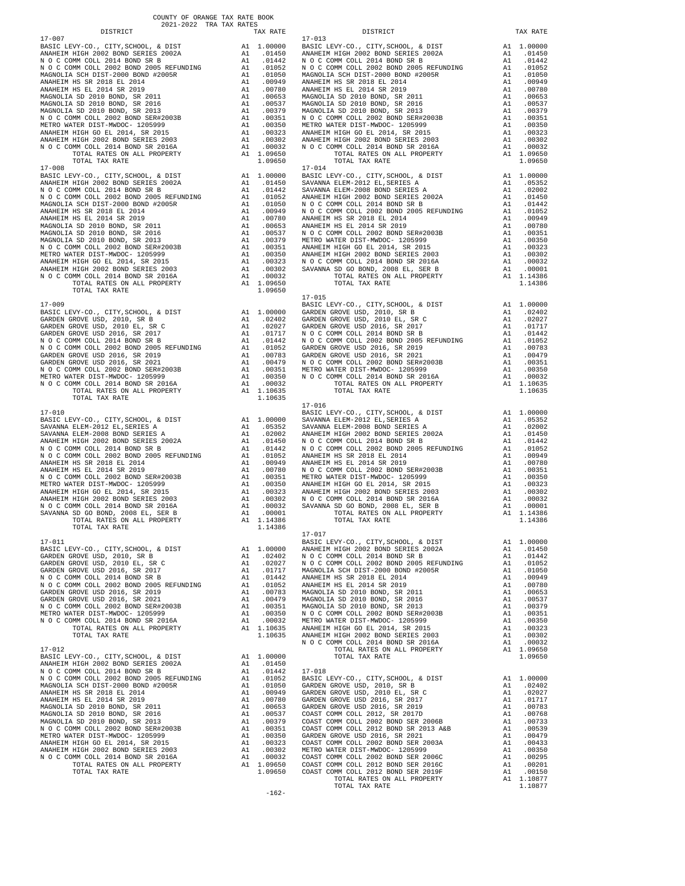COUNTY OF ORANGE TAX RATE BOOK
2021-2022 TRA TAX RATES

| DISTRICT | | TAX RATE |
|---|---|---|
| **17-007** | | |
| BASIC LEVY-CO., CITY,SCHOOL, & DIST | A1 | 1.00000 |
| ANAHEIM HIGH 2002 BOND SERIES 2002A | A1 | .01450 |
| N O C COMM COLL 2014 BOND SR B | A1 | .01442 |
| N O C COMM COLL 2002 BOND 2005 REFUNDING | A1 | .01052 |
| MAGNOLIA SCH DIST-2000 BOND #2005R | A1 | .01050 |
| ANAHEIM HS SR 2018 EL 2014 | A1 | .00949 |
| ANAHEIM HS EL 2014 SR 2019 | A1 | .00780 |
| MAGNOLIA SD 2010 BOND, SR 2011 | A1 | .00653 |
| MAGNOLIA SD 2010 BOND, SR 2016 | A1 | .00537 |
| MAGNOLIA SD 2010 BOND, SR 2013 | A1 | .00379 |
| N O C COMM COLL 2002 BOND SER#2003B | A1 | .00351 |
| METRO WATER DIST-MWDOC- 1205999 | A1 | .00350 |
| ANAHEIM HIGH GO EL 2014, SR 2015 | A1 | .00323 |
| ANAHEIM HIGH 2002 BOND SERIES 2003 | A1 | .00302 |
| N O C COMM COLL 2014 BOND SR 2016A | A1 | .00032 |
| TOTAL RATES ON ALL PROPERTY | A1 | 1.09650 |
| TOTAL TAX RATE | | 1.09650 |
| **17-008** | | |
| BASIC LEVY-CO., CITY,SCHOOL, & DIST | A1 | 1.00000 |
| ANAHEIM HIGH 2002 BOND SERIES 2002A | A1 | .01450 |
| N O C COMM COLL 2014 BOND SR B | A1 | .01442 |
| N O C COMM COLL 2002 BOND 2005 REFUNDING | A1 | .01052 |
| MAGNOLIA SCH DIST-2000 BOND #2005R | A1 | .01050 |
| ANAHEIM HS SR 2018 EL 2014 | A1 | .00949 |
| ANAHEIM HS EL 2014 SR 2019 | A1 | .00780 |
| MAGNOLIA SD 2010 BOND, SR 2011 | A1 | .00653 |
| MAGNOLIA SD 2010 BOND, SR 2016 | A1 | .00537 |
| MAGNOLIA SD 2010 BOND, SR 2013 | A1 | .00379 |
| N O C COMM COLL 2002 BOND SER#2003B | A1 | .00351 |
| METRO WATER DIST-MWDOC- 1205999 | A1 | .00350 |
| ANAHEIM HIGH GO EL 2014, SR 2015 | A1 | .00323 |
| ANAHEIM HIGH 2002 BOND SERIES 2003 | A1 | .00302 |
| N O C COMM COLL 2014 BOND SR 2016A | A1 | .00032 |
| TOTAL RATES ON ALL PROPERTY | A1 | 1.09650 |
| TOTAL TAX RATE | | 1.09650 |
| **17-009** | | |
| BASIC LEVY-CO., CITY,SCHOOL, & DIST | A1 | 1.00000 |
| GARDEN GROVE USD, 2010, SR B | A1 | .02402 |
| GARDEN GROVE USD, 2010 EL, SR C | A1 | .02027 |
| GARDEN GROVE USD 2016, SR 2017 | A1 | .01717 |
| N O C COMM COLL 2014 BOND SR B | A1 | .01442 |
| N O C COMM COLL 2002 BOND 2005 REFUNDING | A1 | .01052 |
| GARDEN GROVE USD 2016, SR 2019 | A1 | .00783 |
| GARDEN GROVE USD 2016, SR 2021 | A1 | .00479 |
| N O C COMM COLL 2002 BOND SER#2003B | A1 | .00351 |
| METRO WATER DIST-MWDOC- 1205999 | A1 | .00350 |
| N O C COMM COLL 2014 BOND SR 2016A | A1 | .00032 |
| TOTAL RATES ON ALL PROPERTY | A1 | 1.10635 |
| TOTAL TAX RATE | | 1.10635 |
| **17-010** | | |
| BASIC LEVY-CO., CITY,SCHOOL, & DIST | A1 | 1.00000 |
| SAVANNA ELEM-2012 EL,SERIES A | A1 | .05352 |
| SAVANNA ELEM-2008 BOND SERIES A | A1 | .02002 |
| ANAHEIM HIGH 2002 BOND SERIES 2002A | A1 | .01450 |
| N O C COMM COLL 2014 BOND SR B | A1 | .01442 |
| N O C COMM COLL 2002 BOND 2005 REFUNDING | A1 | .01052 |
| ANAHEIM HS SR 2018 EL 2014 | A1 | .00949 |
| ANAHEIM HS EL 2014 SR 2019 | A1 | .00780 |
| N O C COMM COLL 2002 BOND SER#2003B | A1 | .00351 |
| METRO WATER DIST-MWDOC- 1205999 | A1 | .00350 |
| ANAHEIM HIGH GO EL 2014, SR 2015 | A1 | .00323 |
| ANAHEIM HIGH 2002 BOND SERIES 2003 | A1 | .00302 |
| N O C COMM COLL 2014 BOND SR 2016A | A1 | .00032 |
| SAVANNA SD GO BOND, 2008 EL, SER B | A1 | .00001 |
| TOTAL RATES ON ALL PROPERTY | A1 | 1.14386 |
| TOTAL TAX RATE | | 1.14386 |
| **17-011** | | |
| BASIC LEVY-CO., CITY,SCHOOL, & DIST | A1 | 1.00000 |
| GARDEN GROVE USD, 2010, SR B | A1 | .02402 |
| GARDEN GROVE USD, 2010 EL, SR C | A1 | .02027 |
| GARDEN GROVE USD 2016, SR 2017 | A1 | .01717 |
| N O C COMM COLL 2014 BOND SR B | A1 | .01442 |
| N O C COMM COLL 2002 BOND 2005 REFUNDING | A1 | .01052 |
| GARDEN GROVE USD 2016, SR 2019 | A1 | .00783 |
| GARDEN GROVE USD 2016, SR 2021 | A1 | .00479 |
| N O C COMM COLL 2002 BOND SER#2003B | A1 | .00351 |
| METRO WATER DIST-MWDOC- 1205999 | A1 | .00350 |
| N O C COMM COLL 2014 BOND SR 2016A | A1 | .00032 |
| TOTAL RATES ON ALL PROPERTY | A1 | 1.10635 |
| TOTAL TAX RATE | | 1.10635 |
| **17-012** | | |
| BASIC LEVY-CO., CITY,SCHOOL, & DIST | A1 | 1.00000 |
| ANAHEIM HIGH 2002 BOND SERIES 2002A | A1 | .01450 |
| N O C COMM COLL 2014 BOND SR B | A1 | .01442 |
| N O C COMM COLL 2002 BOND 2005 REFUNDING | A1 | .01052 |
| MAGNOLIA SCH DIST-2000 BOND #2005R | A1 | .01050 |
| ANAHEIM HS SR 2018 EL 2014 | A1 | .00949 |
| ANAHEIM HS EL 2014 SR 2019 | A1 | .00780 |
| MAGNOLIA SD 2010 BOND, SR 2011 | A1 | .00653 |
| MAGNOLIA SD 2010 BOND, SR 2016 | A1 | .00537 |
| MAGNOLIA SD 2010 BOND, SR 2013 | A1 | .00379 |
| N O C COMM COLL 2002 BOND SER#2003B | A1 | .00351 |
| METRO WATER DIST-MWDOC- 1205999 | A1 | .00350 |
| ANAHEIM HIGH GO EL 2014, SR 2015 | A1 | .00323 |
| ANAHEIM HIGH 2002 BOND SERIES 2003 | A1 | .00302 |
| N O C COMM COLL 2014 BOND SR 2016A | A1 | .00032 |
| TOTAL RATES ON ALL PROPERTY | A1 | 1.09650 |
| TOTAL TAX RATE | | 1.09650 |
| **17-013** | | |
| BASIC LEVY-CO., CITY,SCHOOL, & DIST | A1 | 1.00000 |
| ANAHEIM HIGH 2002 BOND SERIES 2002A | A1 | .01450 |
| N O C COMM COLL 2014 BOND SR B | A1 | .01442 |
| N O C COMM COLL 2002 BOND 2005 REFUNDING | A1 | .01052 |
| MAGNOLIA SCH DIST-2000 BOND #2005R | A1 | .01050 |
| ANAHEIM HS SR 2018 EL 2014 | A1 | .00949 |
| ANAHEIM HS EL 2014 SR 2019 | A1 | .00780 |
| MAGNOLIA SD 2010 BOND, SR 2011 | A1 | .00653 |
| MAGNOLIA SD 2010 BOND, SR 2016 | A1 | .00537 |
| MAGNOLIA SD 2010 BOND, SR 2013 | A1 | .00379 |
| N O C COMM COLL 2002 BOND SER#2003B | A1 | .00351 |
| METRO WATER DIST-MWDOC- 1205999 | A1 | .00350 |
| ANAHEIM HIGH GO EL 2014, SR 2015 | A1 | .00323 |
| ANAHEIM HIGH 2002 BOND SERIES 2003 | A1 | .00302 |
| N O C COMM COLL 2014 BOND SR 2016A | A1 | .00032 |
| TOTAL RATES ON ALL PROPERTY | A1 | 1.09650 |
| TOTAL TAX RATE | | 1.09650 |
| **17-014** | | |
| BASIC LEVY-CO., CITY,SCHOOL, & DIST | A1 | 1.00000 |
| SAVANNA ELEM-2012 EL,SERIES A | A1 | .05352 |
| SAVANNA ELEM-2008 BOND SERIES A | A1 | .02002 |
| ANAHEIM HIGH 2002 BOND SERIES 2002A | A1 | .01450 |
| N O C COMM COLL 2014 BOND SR B | A1 | .01442 |
| N O C COMM COLL 2002 BOND 2005 REFUNDING | A1 | .01052 |
| ANAHEIM HS SR 2018 EL 2014 | A1 | .00949 |
| ANAHEIM HS EL 2014 SR 2019 | A1 | .00780 |
| N O C COMM COLL 2002 BOND SER#2003B | A1 | .00351 |
| METRO WATER DIST-MWDOC- 1205999 | A1 | .00350 |
| ANAHEIM HIGH GO EL 2014, SR 2015 | A1 | .00323 |
| ANAHEIM HIGH 2002 BOND SERIES 2003 | A1 | .00302 |
| N O C COMM COLL 2014 BOND SR 2016A | A1 | .00032 |
| SAVANNA SD GO BOND, 2008 EL, SER B | A1 | .00001 |
| TOTAL RATES ON ALL PROPERTY | A1 | 1.14386 |
| TOTAL TAX RATE | | 1.14386 |
| **17-015** | | |
| BASIC LEVY-CO., CITY,SCHOOL, & DIST | A1 | 1.00000 |
| GARDEN GROVE USD, 2010, SR B | A1 | .02402 |
| GARDEN GROVE USD, 2010 EL, SR C | A1 | .02027 |
| GARDEN GROVE USD 2016, SR 2017 | A1 | .01717 |
| N O C COMM COLL 2014 BOND SR B | A1 | .01442 |
| N O C COMM COLL 2002 BOND 2005 REFUNDING | A1 | .01052 |
| GARDEN GROVE USD 2016, SR 2019 | A1 | .00783 |
| GARDEN GROVE USD 2016, SR 2021 | A1 | .00479 |
| N O C COMM COLL 2002 BOND SER#2003B | A1 | .00351 |
| METRO WATER DIST-MWDOC- 1205999 | A1 | .00350 |
| N O C COMM COLL 2014 BOND SR 2016A | A1 | .00032 |
| TOTAL RATES ON ALL PROPERTY | A1 | 1.10635 |
| TOTAL TAX RATE | | 1.10635 |
| **17-016** | | |
| BASIC LEVY-CO., CITY,SCHOOL, & DIST | A1 | 1.00000 |
| SAVANNA ELEM-2012 EL,SERIES A | A1 | .05352 |
| SAVANNA ELEM-2008 BOND SERIES A | A1 | .02002 |
| ANAHEIM HIGH 2002 BOND SERIES 2002A | A1 | .01450 |
| N O C COMM COLL 2014 BOND SR B | A1 | .01442 |
| N O C COMM COLL 2002 BOND 2005 REFUNDING | A1 | .01052 |
| ANAHEIM HS SR 2018 EL 2014 | A1 | .00949 |
| ANAHEIM HS EL 2014 SR 2019 | A1 | .00780 |
| N O C COMM COLL 2002 BOND SER#2003B | A1 | .00351 |
| METRO WATER DIST-MWDOC- 1205999 | A1 | .00350 |
| ANAHEIM HIGH GO EL 2014, SR 2015 | A1 | .00323 |
| ANAHEIM HIGH 2002 BOND SERIES 2003 | A1 | .00302 |
| N O C COMM COLL 2014 BOND SR 2016A | A1 | .00032 |
| SAVANNA SD GO BOND, 2008 EL, SER B | A1 | .00001 |
| TOTAL RATES ON ALL PROPERTY | A1 | 1.14386 |
| TOTAL TAX RATE | | 1.14386 |
| **17-017** | | |
| BASIC LEVY-CO., CITY,SCHOOL, & DIST | A1 | 1.00000 |
| ANAHEIM HIGH 2002 BOND SERIES 2002A | A1 | .01450 |
| N O C COMM COLL 2014 BOND SR B | A1 | .01442 |
| N O C COMM COLL 2002 BOND 2005 REFUNDING | A1 | .01052 |
| MAGNOLIA SCH DIST-2000 BOND #2005R | A1 | .01050 |
| ANAHEIM HS SR 2018 EL 2014 | A1 | .00949 |
| ANAHEIM HS EL 2014 SR 2019 | A1 | .00780 |
| MAGNOLIA SD 2010 BOND, SR 2011 | A1 | .00653 |
| MAGNOLIA SD 2010 BOND, SR 2016 | A1 | .00537 |
| MAGNOLIA SD 2010 BOND, SR 2013 | A1 | .00379 |
| N O C COMM COLL 2002 BOND SER#2003B | A1 | .00351 |
| METRO WATER DIST-MWDOC- 1205999 | A1 | .00350 |
| ANAHEIM HIGH GO EL 2014, SR 2015 | A1 | .00323 |
| ANAHEIM HIGH 2002 BOND SERIES 2003 | A1 | .00302 |
| N O C COMM COLL 2014 BOND SR 2016A | A1 | .00032 |
| TOTAL RATES ON ALL PROPERTY | A1 | 1.09650 |
| TOTAL TAX RATE | | 1.09650 |
| **17-018** | | |
| BASIC LEVY-CO., CITY,SCHOOL, & DIST | A1 | 1.00000 |
| GARDEN GROVE USD, 2010, SR B | A1 | .02402 |
| GARDEN GROVE USD, 2010 EL, SR C | A1 | .02027 |
| GARDEN GROVE USD 2016, SR 2017 | A1 | .01717 |
| GARDEN GROVE USD 2016, SR 2019 | A1 | .00783 |
| COAST COMM COLL 2012, SR 2017D | A1 | .00768 |
| COAST COMM COLL 2002 BOND SER 2006B | A1 | .00733 |
| COAST COMM COLL 2012 BOND SR 2013 A&B | A1 | .00539 |
| GARDEN GROVE USD 2016, SR 2021 | A1 | .00479 |
| COAST COMM COLL 2002 BOND SER 2003A | A1 | .00433 |
| METRO WATER DIST-MWDOC- 1205999 | A1 | .00350 |
| COAST COMM COLL 2002 BOND SER 2006C | A1 | .00295 |
| COAST COMM COLL 2012 BOND SR 2016C | A1 | .00201 |
| COAST COMM COLL 2012 BOND SR 2019F | A1 | .00150 |
| TOTAL RATES ON ALL PROPERTY | A1 | 1.10877 |
| TOTAL TAX RATE | | 1.10877 |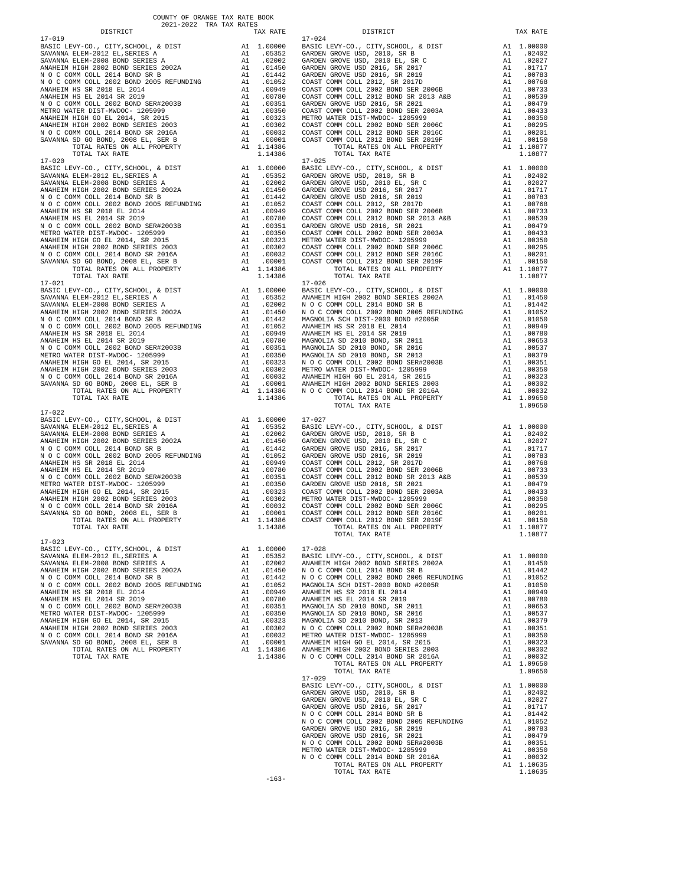COUNTY OF ORANGE TAX RATE BOOK
2021-2022 TRA TAX RATES

| DISTRICT | | TAX RATE |
|---|---|---|
| **17-019** | | |
| BASIC LEVY-CO., CITY,SCHOOL, & DIST | A1 | 1.00000 |
| SAVANNA ELEM-2012 EL,SERIES A | A1 | .05352 |
| SAVANNA ELEM-2008 BOND SERIES A | A1 | .02002 |
| ANAHEIM HIGH 2002 BOND SERIES 2002A | A1 | .01450 |
| N O C COMM COLL 2014 BOND SR B | A1 | .01442 |
| N O C COMM COLL 2002 BOND 2005 REFUNDING | A1 | .01052 |
| ANAHEIM HS SR 2018 EL 2014 | A1 | .00949 |
| ANAHEIM HS EL 2014 SR 2019 | A1 | .00780 |
| N O C COMM COLL 2002 BOND SER#2003B | A1 | .00351 |
| METRO WATER DIST-MWDOC- 1205999 | A1 | .00350 |
| ANAHEIM HIGH GO EL 2014, SR 2015 | A1 | .00323 |
| ANAHEIM HIGH 2002 BOND SERIES 2003 | A1 | .00302 |
| N O C COMM COLL 2014 BOND SR 2016A | A1 | .00032 |
| SAVANNA SD GO BOND, 2008 EL, SER B | A1 | .00001 |
| TOTAL RATES ON ALL PROPERTY | A1 | 1.14386 |
| TOTAL TAX RATE | | 1.14386 |
| **17-020** | | |
| BASIC LEVY-CO., CITY,SCHOOL, & DIST | A1 | 1.00000 |
| SAVANNA ELEM-2012 EL,SERIES A | A1 | .05352 |
| SAVANNA ELEM-2008 BOND SERIES A | A1 | .02002 |
| ANAHEIM HIGH 2002 BOND SERIES 2002A | A1 | .01450 |
| N O C COMM COLL 2014 BOND SR B | A1 | .01442 |
| N O C COMM COLL 2002 BOND 2005 REFUNDING | A1 | .01052 |
| ANAHEIM HS SR 2018 EL 2014 | A1 | .00949 |
| ANAHEIM HS EL 2014 SR 2019 | A1 | .00780 |
| N O C COMM COLL 2002 BOND SER#2003B | A1 | .00351 |
| METRO WATER DIST-MWDOC- 1205999 | A1 | .00350 |
| ANAHEIM HIGH GO EL 2014, SR 2015 | A1 | .00323 |
| ANAHEIM HIGH 2002 BOND SERIES 2003 | A1 | .00302 |
| N O C COMM COLL 2014 BOND SR 2016A | A1 | .00032 |
| SAVANNA SD GO BOND, 2008 EL, SER B | A1 | .00001 |
| TOTAL RATES ON ALL PROPERTY | A1 | 1.14386 |
| TOTAL TAX RATE | | 1.14386 |
| **17-021** | | |
| BASIC LEVY-CO., CITY,SCHOOL, & DIST | A1 | 1.00000 |
| SAVANNA ELEM-2012 EL,SERIES A | A1 | .05352 |
| SAVANNA ELEM-2008 BOND SERIES A | A1 | .02002 |
| ANAHEIM HIGH 2002 BOND SERIES 2002A | A1 | .01450 |
| N O C COMM COLL 2014 BOND SR B | A1 | .01442 |
| N O C COMM COLL 2002 BOND 2005 REFUNDING | A1 | .01052 |
| ANAHEIM HS SR 2018 EL 2014 | A1 | .00949 |
| ANAHEIM HS EL 2014 SR 2019 | A1 | .00780 |
| N O C COMM COLL 2002 BOND SER#2003B | A1 | .00351 |
| METRO WATER DIST-MWDOC- 1205999 | A1 | .00350 |
| ANAHEIM HIGH GO EL 2014, SR 2015 | A1 | .00323 |
| ANAHEIM HIGH 2002 BOND SERIES 2003 | A1 | .00302 |
| N O C COMM COLL 2014 BOND SR 2016A | A1 | .00032 |
| SAVANNA SD GO BOND, 2008 EL, SER B | A1 | .00001 |
| TOTAL RATES ON ALL PROPERTY | A1 | 1.14386 |
| TOTAL TAX RATE | | 1.14386 |
| **17-022** | | |
| BASIC LEVY-CO., CITY,SCHOOL, & DIST | A1 | 1.00000 |
| SAVANNA ELEM-2012 EL,SERIES A | A1 | .05352 |
| SAVANNA ELEM-2008 BOND SERIES A | A1 | .02002 |
| ANAHEIM HIGH 2002 BOND SERIES 2002A | A1 | .01450 |
| N O C COMM COLL 2014 BOND SR B | A1 | .01442 |
| N O C COMM COLL 2002 BOND 2005 REFUNDING | A1 | .01052 |
| ANAHEIM HS SR 2018 EL 2014 | A1 | .00949 |
| ANAHEIM HS EL 2014 SR 2019 | A1 | .00780 |
| N O C COMM COLL 2002 BOND SER#2003B | A1 | .00351 |
| METRO WATER DIST-MWDOC- 1205999 | A1 | .00350 |
| ANAHEIM HIGH GO EL 2014, SR 2015 | A1 | .00323 |
| ANAHEIM HIGH 2002 BOND SERIES 2003 | A1 | .00302 |
| N O C COMM COLL 2014 BOND SR 2016A | A1 | .00032 |
| SAVANNA SD GO BOND, 2008 EL, SER B | A1 | .00001 |
| TOTAL RATES ON ALL PROPERTY | A1 | 1.14386 |
| TOTAL TAX RATE | | 1.14386 |
| **17-023** | | |
| BASIC LEVY-CO., CITY,SCHOOL, & DIST | A1 | 1.00000 |
| SAVANNA ELEM-2012 EL,SERIES A | A1 | .05352 |
| SAVANNA ELEM-2008 BOND SERIES A | A1 | .02002 |
| ANAHEIM HIGH 2002 BOND SERIES 2002A | A1 | .01450 |
| N O C COMM COLL 2014 BOND SR B | A1 | .01442 |
| N O C COMM COLL 2002 BOND 2005 REFUNDING | A1 | .01052 |
| ANAHEIM HS SR 2018 EL 2014 | A1 | .00949 |
| ANAHEIM HS EL 2014 SR 2019 | A1 | .00780 |
| N O C COMM COLL 2002 BOND SER#2003B | A1 | .00351 |
| METRO WATER DIST-MWDOC- 1205999 | A1 | .00350 |
| ANAHEIM HIGH GO EL 2014, SR 2015 | A1 | .00323 |
| ANAHEIM HIGH 2002 BOND SERIES 2003 | A1 | .00302 |
| N O C COMM COLL 2014 BOND SR 2016A | A1 | .00032 |
| SAVANNA SD GO BOND, 2008 EL, SER B | A1 | .00001 |
| TOTAL RATES ON ALL PROPERTY | A1 | 1.14386 |
| TOTAL TAX RATE | | 1.14386 |
| **17-024** | | |
| BASIC LEVY-CO., CITY,SCHOOL, & DIST | A1 | 1.00000 |
| GARDEN GROVE USD, 2010, SR B | A1 | .02402 |
| GARDEN GROVE USD, 2010 EL, SR C | A1 | .02027 |
| GARDEN GROVE USD 2016, SR 2017 | A1 | .01717 |
| GARDEN GROVE USD 2016, SR 2019 | A1 | .00783 |
| COAST COMM COLL 2012, SR 2017D | A1 | .00768 |
| COAST COMM COLL 2002 BOND SER 2006B | A1 | .00733 |
| COAST COMM COLL 2012 BOND SR 2013 A&B | A1 | .00539 |
| GARDEN GROVE USD 2016, SR 2021 | A1 | .00479 |
| COAST COMM COLL 2002 BOND SER 2003A | A1 | .00433 |
| METRO WATER DIST-MWDOC- 1205999 | A1 | .00350 |
| COAST COMM COLL 2002 BOND SER 2006C | A1 | .00295 |
| COAST COMM COLL 2012 BOND SER 2016C | A1 | .00201 |
| COAST COMM COLL 2012 BOND SER 2019F | A1 | .00150 |
| TOTAL RATES ON ALL PROPERTY | A1 | 1.10877 |
| TOTAL TAX RATE | | 1.10877 |
| **17-025** | | |
| BASIC LEVY-CO., CITY,SCHOOL, & DIST | A1 | 1.00000 |
| GARDEN GROVE USD, 2010, SR B | A1 | .02402 |
| GARDEN GROVE USD, 2010 EL, SR C | A1 | .02027 |
| GARDEN GROVE USD 2016, SR 2017 | A1 | .01717 |
| GARDEN GROVE USD 2016, SR 2019 | A1 | .00783 |
| COAST COMM COLL 2012, SR 2017D | A1 | .00768 |
| COAST COMM COLL 2002 BOND SER 2006B | A1 | .00733 |
| COAST COMM COLL 2012 BOND SR 2013 A&B | A1 | .00539 |
| GARDEN GROVE USD 2016, SR 2021 | A1 | .00479 |
| COAST COMM COLL 2002 BOND SER 2003A | A1 | .00433 |
| METRO WATER DIST-MWDOC- 1205999 | A1 | .00350 |
| COAST COMM COLL 2002 BOND SER 2006C | A1 | .00295 |
| COAST COMM COLL 2012 BOND SER 2016C | A1 | .00201 |
| COAST COMM COLL 2012 BOND SER 2019F | A1 | .00150 |
| TOTAL RATES ON ALL PROPERTY | A1 | 1.10877 |
| TOTAL TAX RATE | | 1.10877 |
| **17-026** | | |
| BASIC LEVY-CO., CITY,SCHOOL, & DIST | A1 | 1.00000 |
| ANAHEIM HIGH 2002 BOND SERIES 2002A | A1 | .01450 |
| N O C COMM COLL 2014 BOND SR B | A1 | .01442 |
| N O C COMM COLL 2002 BOND 2005 REFUNDING | A1 | .01052 |
| MAGNOLIA SCH DIST-2000 BOND #2005R | A1 | .01050 |
| ANAHEIM HS SR 2018 EL 2014 | A1 | .00949 |
| ANAHEIM HS EL 2014 SR 2019 | A1 | .00780 |
| MAGNOLIA SD 2010 BOND, SR 2011 | A1 | .00653 |
| MAGNOLIA SD 2010 BOND, SR 2016 | A1 | .00537 |
| MAGNOLIA SD 2010 BOND, SR 2013 | A1 | .00379 |
| N O C COMM COLL 2002 BOND SER#2003B | A1 | .00351 |
| METRO WATER DIST-MWDOC- 1205999 | A1 | .00350 |
| ANAHEIM HIGH GO EL 2014, SR 2015 | A1 | .00323 |
| ANAHEIM HIGH 2002 BOND SERIES 2003 | A1 | .00302 |
| N O C COMM COLL 2014 BOND SR 2016A | A1 | .00032 |
| TOTAL RATES ON ALL PROPERTY | A1 | 1.09650 |
| TOTAL TAX RATE | | 1.09650 |
| **17-027** | | |
| BASIC LEVY-CO., CITY,SCHOOL, & DIST | A1 | 1.00000 |
| GARDEN GROVE USD, 2010, SR B | A1 | .02402 |
| GARDEN GROVE USD, 2010 EL, SR C | A1 | .02027 |
| GARDEN GROVE USD 2016, SR 2017 | A1 | .01717 |
| GARDEN GROVE USD 2016, SR 2019 | A1 | .00783 |
| COAST COMM COLL 2012, SR 2017D | A1 | .00768 |
| COAST COMM COLL 2002 BOND SER 2006B | A1 | .00733 |
| COAST COMM COLL 2012 BOND SR 2013 A&B | A1 | .00539 |
| GARDEN GROVE USD 2016, SR 2021 | A1 | .00479 |
| COAST COMM COLL 2002 BOND SER 2003A | A1 | .00433 |
| METRO WATER DIST-MWDOC- 1205999 | A1 | .00350 |
| COAST COMM COLL 2002 BOND SER 2006C | A1 | .00295 |
| COAST COMM COLL 2012 BOND SER 2016C | A1 | .00201 |
| COAST COMM COLL 2012 BOND SER 2019F | A1 | .00150 |
| TOTAL RATES ON ALL PROPERTY | A1 | 1.10877 |
| TOTAL TAX RATE | | 1.10877 |
| **17-028** | | |
| BASIC LEVY-CO., CITY,SCHOOL, & DIST | A1 | 1.00000 |
| ANAHEIM HIGH 2002 BOND SERIES 2002A | A1 | .01450 |
| N O C COMM COLL 2014 BOND SR B | A1 | .01442 |
| N O C COMM COLL 2002 BOND 2005 REFUNDING | A1 | .01052 |
| MAGNOLIA SCH DIST-2000 BOND #2005R | A1 | .01050 |
| ANAHEIM HS SR 2018 EL 2014 | A1 | .00949 |
| ANAHEIM HS EL 2014 SR 2019 | A1 | .00780 |
| MAGNOLIA SD 2010 BOND, SR 2011 | A1 | .00653 |
| MAGNOLIA SD 2010 BOND, SR 2016 | A1 | .00537 |
| MAGNOLIA SD 2010 BOND, SR 2013 | A1 | .00379 |
| N O C COMM COLL 2002 BOND SER#2003B | A1 | .00351 |
| METRO WATER DIST-MWDOC- 1205999 | A1 | .00350 |
| ANAHEIM HIGH GO EL 2014, SR 2015 | A1 | .00323 |
| ANAHEIM HIGH 2002 BOND SERIES 2003 | A1 | .00302 |
| N O C COMM COLL 2014 BOND SR 2016A | A1 | .00032 |
| TOTAL RATES ON ALL PROPERTY | A1 | 1.09650 |
| TOTAL TAX RATE | | 1.09650 |
| **17-029** | | |
| BASIC LEVY-CO., CITY,SCHOOL, & DIST | A1 | 1.00000 |
| GARDEN GROVE USD, 2010, SR B | A1 | .02402 |
| GARDEN GROVE USD, 2010 EL, SR C | A1 | .02027 |
| GARDEN GROVE USD 2016, SR 2017 | A1 | .01717 |
| N O C COMM COLL 2014 BOND SR B | A1 | .01442 |
| N O C COMM COLL 2002 BOND 2005 REFUNDING | A1 | .01052 |
| GARDEN GROVE USD 2016, SR 2019 | A1 | .00783 |
| GARDEN GROVE USD 2016, SR 2021 | A1 | .00479 |
| N O C COMM COLL 2002 BOND SER#2003B | A1 | .00351 |
| METRO WATER DIST-MWDOC- 1205999 | A1 | .00350 |
| N O C COMM COLL 2014 BOND SR 2016A | A1 | .00032 |
| TOTAL RATES ON ALL PROPERTY | A1 | 1.10635 |
| TOTAL TAX RATE | | 1.10635 |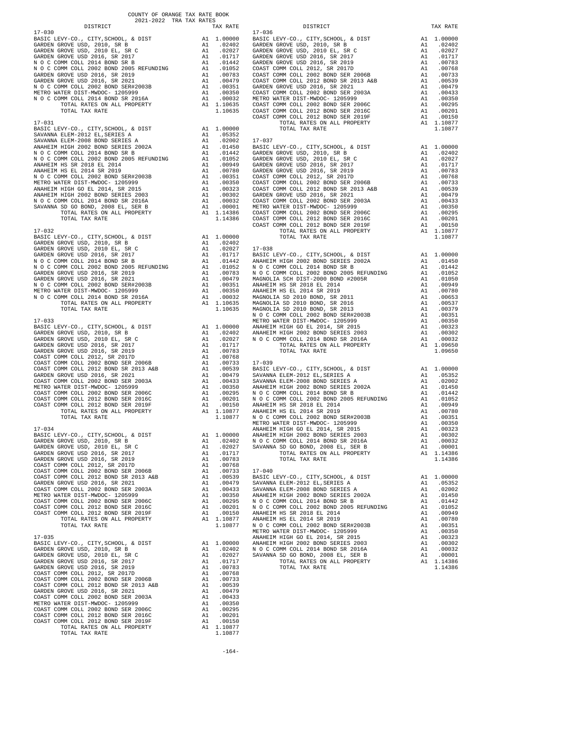COUNTY OF ORANGE TAX RATE BOOK
2021-2022 TRA TAX RATES

### 17-030

| DISTRICT | | TAX RATE |
|---|---|---|
| BASIC LEVY-CO., CITY,SCHOOL, & DIST | A1 | 1.00000 |
| GARDEN GROVE USD, 2010, SR B | A1 | .02402 |
| GARDEN GROVE USD, 2010 EL, SR C | A1 | .02027 |
| GARDEN GROVE USD 2016, SR 2017 | A1 | .01717 |
| N O C COMM COLL 2014 BOND SR B | A1 | .01442 |
| N O C COMM COLL 2002 BOND 2005 REFUNDING | A1 | .01052 |
| GARDEN GROVE USD 2016, SR 2019 | A1 | .00783 |
| GARDEN GROVE USD 2016, SR 2021 | A1 | .00479 |
| N O C COMM COLL 2002 BOND SER#2003B | A1 | .00351 |
| METRO WATER DIST-MWDOC- 1205999 | A1 | .00350 |
| N O C COMM COLL 2014 BOND SR 2016A | A1 | .00032 |
| TOTAL RATES ON ALL PROPERTY | A1 | 1.10635 |
| TOTAL TAX RATE | | 1.10635 |

### 17-031

| DISTRICT | | TAX RATE |
|---|---|---|
| BASIC LEVY-CO., CITY,SCHOOL, & DIST | A1 | 1.00000 |
| SAVANNA ELEM-2012 EL,SERIES A | A1 | .05352 |
| SAVANNA ELEM-2008 BOND SERIES A | A1 | .02002 |
| ANAHEIM HIGH 2002 BOND SERIES 2002A | A1 | .01450 |
| N O C COMM COLL 2014 BOND SR B | A1 | .01442 |
| N O C COMM COLL 2002 BOND 2005 REFUNDING | A1 | .01052 |
| ANAHEIM HS SR 2018 EL 2014 | A1 | .00949 |
| ANAHEIM HS EL 2014 SR 2019 | A1 | .00780 |
| N O C COMM COLL 2002 BOND SER#2003B | A1 | .00351 |
| METRO WATER DIST-MWDOC- 1205999 | A1 | .00350 |
| ANAHEIM HIGH GO EL 2014, SR 2015 | A1 | .00323 |
| ANAHEIM HIGH 2002 BOND SERIES 2003 | A1 | .00302 |
| N O C COMM COLL 2014 BOND SR 2016A | A1 | .00032 |
| SAVANNA SD GO BOND, 2008 EL, SER B | A1 | .00001 |
| TOTAL RATES ON ALL PROPERTY | A1 | 1.14386 |
| TOTAL TAX RATE | | 1.14386 |

### 17-032

| DISTRICT | | TAX RATE |
|---|---|---|
| BASIC LEVY-CO., CITY,SCHOOL, & DIST | A1 | 1.00000 |
| GARDEN GROVE USD, 2010, SR B | A1 | .02402 |
| GARDEN GROVE USD, 2010 EL, SR C | A1 | .02027 |
| GARDEN GROVE USD 2016, SR 2017 | A1 | .01717 |
| N O C COMM COLL 2014 BOND SR B | A1 | .01442 |
| N O C COMM COLL 2002 BOND 2005 REFUNDING | A1 | .01052 |
| GARDEN GROVE USD 2016, SR 2019 | A1 | .00783 |
| GARDEN GROVE USD 2016, SR 2021 | A1 | .00479 |
| N O C COMM COLL 2002 BOND SER#2003B | A1 | .00351 |
| METRO WATER DIST-MWDOC- 1205999 | A1 | .00350 |
| N O C COMM COLL 2014 BOND SR 2016A | A1 | .00032 |
| TOTAL RATES ON ALL PROPERTY | A1 | 1.10635 |
| TOTAL TAX RATE | | 1.10635 |

### 17-033

| DISTRICT | | TAX RATE |
|---|---|---|
| BASIC LEVY-CO., CITY,SCHOOL, & DIST | A1 | 1.00000 |
| GARDEN GROVE USD, 2010, SR B | A1 | .02402 |
| GARDEN GROVE USD, 2010 EL, SR C | A1 | .02027 |
| GARDEN GROVE USD 2016, SR 2017 | A1 | .01717 |
| GARDEN GROVE USD 2016, SR 2019 | A1 | .00783 |
| COAST COMM COLL 2012, SR 2017D | A1 | .00768 |
| COAST COMM COLL 2002 BOND SER 2006B | A1 | .00733 |
| COAST COMM COLL 2012 BOND SR 2013 A&B | A1 | .00539 |
| GARDEN GROVE USD 2016, SR 2021 | A1 | .00479 |
| COAST COMM COLL 2002 BOND SER 2003A | A1 | .00433 |
| METRO WATER DIST-MWDOC- 1205999 | A1 | .00350 |
| COAST COMM COLL 2002 BOND SER 2006C | A1 | .00295 |
| COAST COMM COLL 2012 BOND SER 2016C | A1 | .00201 |
| COAST COMM COLL 2012 BOND SER 2019F | A1 | .00150 |
| TOTAL RATES ON ALL PROPERTY | A1 | 1.10877 |
| TOTAL TAX RATE | | 1.10877 |

### 17-034

| DISTRICT | | TAX RATE |
|---|---|---|
| BASIC LEVY-CO., CITY,SCHOOL, & DIST | A1 | 1.00000 |
| GARDEN GROVE USD, 2010, SR B | A1 | .02402 |
| GARDEN GROVE USD, 2010 EL, SR C | A1 | .02027 |
| GARDEN GROVE USD 2016, SR 2017 | A1 | .01717 |
| GARDEN GROVE USD 2016, SR 2019 | A1 | .00783 |
| COAST COMM COLL 2012, SR 2017D | A1 | .00768 |
| COAST COMM COLL 2002 BOND SER 2006B | A1 | .00733 |
| COAST COMM COLL 2012 BOND SR 2013 A&B | A1 | .00539 |
| GARDEN GROVE USD 2016, SR 2021 | A1 | .00479 |
| COAST COMM COLL 2002 BOND SER 2003A | A1 | .00433 |
| METRO WATER DIST-MWDOC- 1205999 | A1 | .00350 |
| COAST COMM COLL 2002 BOND SER 2006C | A1 | .00295 |
| COAST COMM COLL 2012 BOND SER 2016C | A1 | .00201 |
| COAST COMM COLL 2012 BOND SER 2019F | A1 | .00150 |
| TOTAL RATES ON ALL PROPERTY | A1 | 1.10877 |
| TOTAL TAX RATE | | 1.10877 |

### 17-035

| DISTRICT | | TAX RATE |
|---|---|---|
| BASIC LEVY-CO., CITY,SCHOOL, & DIST | A1 | 1.00000 |
| GARDEN GROVE USD, 2010, SR B | A1 | .02402 |
| GARDEN GROVE USD, 2010 EL, SR C | A1 | .02027 |
| GARDEN GROVE USD 2016, SR 2017 | A1 | .01717 |
| GARDEN GROVE USD 2016, SR 2019 | A1 | .00783 |
| COAST COMM COLL 2012, SR 2017D | A1 | .00768 |
| COAST COMM COLL 2002 BOND SER 2006B | A1 | .00733 |
| COAST COMM COLL 2012 BOND SR 2013 A&B | A1 | .00539 |
| GARDEN GROVE USD 2016, SR 2021 | A1 | .00479 |
| COAST COMM COLL 2002 BOND SER 2003A | A1 | .00433 |
| METRO WATER DIST-MWDOC- 1205999 | A1 | .00350 |
| COAST COMM COLL 2002 BOND SER 2006C | A1 | .00295 |
| COAST COMM COLL 2012 BOND SER 2016C | A1 | .00201 |
| COAST COMM COLL 2012 BOND SER 2019F | A1 | .00150 |
| TOTAL RATES ON ALL PROPERTY | A1 | 1.10877 |
| TOTAL TAX RATE | | 1.10877 |

### 17-036

| DISTRICT | | TAX RATE |
|---|---|---|
| BASIC LEVY-CO., CITY,SCHOOL, & DIST | A1 | 1.00000 |
| GARDEN GROVE USD, 2010, SR B | A1 | .02402 |
| GARDEN GROVE USD, 2010 EL, SR C | A1 | .02027 |
| GARDEN GROVE USD 2016, SR 2017 | A1 | .01717 |
| GARDEN GROVE USD 2016, SR 2019 | A1 | .00783 |
| COAST COMM COLL 2012, SR 2017D | A1 | .00768 |
| COAST COMM COLL 2002 BOND SER 2006B | A1 | .00733 |
| COAST COMM COLL 2012 BOND SR 2013 A&B | A1 | .00539 |
| GARDEN GROVE USD 2016, SR 2021 | A1 | .00479 |
| COAST COMM COLL 2002 BOND SER 2003A | A1 | .00433 |
| METRO WATER DIST-MWDOC- 1205999 | A1 | .00350 |
| COAST COMM COLL 2002 BOND SER 2006C | A1 | .00295 |
| COAST COMM COLL 2012 BOND SER 2016C | A1 | .00201 |
| COAST COMM COLL 2012 BOND SER 2019F | A1 | .00150 |
| TOTAL RATES ON ALL PROPERTY | A1 | 1.10877 |
| TOTAL TAX RATE | | 1.10877 |

### 17-037

| DISTRICT | | TAX RATE |
|---|---|---|
| BASIC LEVY-CO., CITY,SCHOOL, & DIST | A1 | 1.00000 |
| GARDEN GROVE USD, 2010, SR B | A1 | .02402 |
| GARDEN GROVE USD, 2010 EL, SR C | A1 | .02027 |
| GARDEN GROVE USD 2016, SR 2017 | A1 | .01717 |
| GARDEN GROVE USD 2016, SR 2019 | A1 | .00783 |
| COAST COMM COLL 2012, SR 2017D | A1 | .00768 |
| COAST COMM COLL 2002 BOND SER 2006B | A1 | .00733 |
| COAST COMM COLL 2012 BOND SR 2013 A&B | A1 | .00539 |
| GARDEN GROVE USD 2016, SR 2021 | A1 | .00479 |
| COAST COMM COLL 2002 BOND SER 2003A | A1 | .00433 |
| METRO WATER DIST-MWDOC- 1205999 | A1 | .00350 |
| COAST COMM COLL 2002 BOND SER 2006C | A1 | .00295 |
| COAST COMM COLL 2012 BOND SER 2016C | A1 | .00201 |
| COAST COMM COLL 2012 BOND SER 2019F | A1 | .00150 |
| TOTAL RATES ON ALL PROPERTY | A1 | 1.10877 |
| TOTAL TAX RATE | | 1.10877 |

### 17-038

| DISTRICT | | TAX RATE |
|---|---|---|
| BASIC LEVY-CO., CITY,SCHOOL, & DIST | A1 | 1.00000 |
| ANAHEIM HIGH 2002 BOND SERIES 2002A | A1 | .01450 |
| N O C COMM COLL 2014 BOND SR B | A1 | .01442 |
| N O C COMM COLL 2002 BOND 2005 REFUNDING | A1 | .01052 |
| MAGNOLIA SCH DIST-2000 BOND #2005R | A1 | .01050 |
| ANAHEIM HS SR 2018 EL 2014 | A1 | .00949 |
| ANAHEIM HS EL 2014 SR 2019 | A1 | .00780 |
| MAGNOLIA SD 2010 BOND, SR 2011 | A1 | .00653 |
| MAGNOLIA SD 2010 BOND, SR 2016 | A1 | .00537 |
| MAGNOLIA SD 2010 BOND, SR 2013 | A1 | .00379 |
| N O C COMM COLL 2002 BOND SER#2003B | A1 | .00351 |
| METRO WATER DIST-MWDOC- 1205999 | A1 | .00350 |
| ANAHEIM HIGH GO EL 2014, SR 2015 | A1 | .00323 |
| ANAHEIM HIGH 2002 BOND SERIES 2003 | A1 | .00302 |
| N O C COMM COLL 2014 BOND SR 2016A | A1 | .00032 |
| TOTAL RATES ON ALL PROPERTY | A1 | 1.09650 |
| TOTAL TAX RATE | | 1.09650 |

### 17-039

| DISTRICT | | TAX RATE |
|---|---|---|
| BASIC LEVY-CO., CITY,SCHOOL, & DIST | A1 | 1.00000 |
| SAVANNA ELEM-2012 EL,SERIES A | A1 | .05352 |
| SAVANNA ELEM-2008 BOND SERIES A | A1 | .02002 |
| ANAHEIM HIGH 2002 BOND SERIES 2002A | A1 | .01450 |
| N O C COMM COLL 2014 BOND SR B | A1 | .01442 |
| N O C COMM COLL 2002 BOND 2005 REFUNDING | A1 | .01052 |
| ANAHEIM HS SR 2018 EL 2014 | A1 | .00949 |
| ANAHEIM HS EL 2014 SR 2019 | A1 | .00780 |
| N O C COMM COLL 2002 BOND SER#2003B | A1 | .00351 |
| METRO WATER DIST-MWDOC- 1205999 | A1 | .00350 |
| ANAHEIM HIGH GO EL 2014, SR 2015 | A1 | .00323 |
| ANAHEIM HIGH 2002 BOND SERIES 2003 | A1 | .00302 |
| N O C COMM COLL 2014 BOND SR 2016A | A1 | .00032 |
| SAVANNA SD GO BOND, 2008 EL, SER B | A1 | .00001 |
| TOTAL RATES ON ALL PROPERTY | A1 | 1.14386 |
| TOTAL TAX RATE | | 1.14386 |

### 17-040

| DISTRICT | | TAX RATE |
|---|---|---|
| BASIC LEVY-CO., CITY,SCHOOL, & DIST | A1 | 1.00000 |
| SAVANNA ELEM-2012 EL,SERIES A | A1 | .05352 |
| SAVANNA ELEM-2008 BOND SERIES A | A1 | .02002 |
| ANAHEIM HIGH 2002 BOND SERIES 2002A | A1 | .01450 |
| N O C COMM COLL 2014 BOND SR B | A1 | .01442 |
| N O C COMM COLL 2002 BOND 2005 REFUNDING | A1 | .01052 |
| ANAHEIM HS SR 2018 EL 2014 | A1 | .00949 |
| ANAHEIM HS EL 2014 SR 2019 | A1 | .00780 |
| N O C COMM COLL 2002 BOND SER#2003B | A1 | .00351 |
| METRO WATER DIST-MWDOC- 1205999 | A1 | .00350 |
| ANAHEIM HIGH GO EL 2014, SR 2015 | A1 | .00323 |
| ANAHEIM HIGH 2002 BOND SERIES 2003 | A1 | .00302 |
| N O C COMM COLL 2014 BOND SR 2016A | A1 | .00032 |
| SAVANNA SD GO BOND, 2008 EL, SER B | A1 | .00001 |
| TOTAL RATES ON ALL PROPERTY | A1 | 1.14386 |
| TOTAL TAX RATE | | 1.14386 |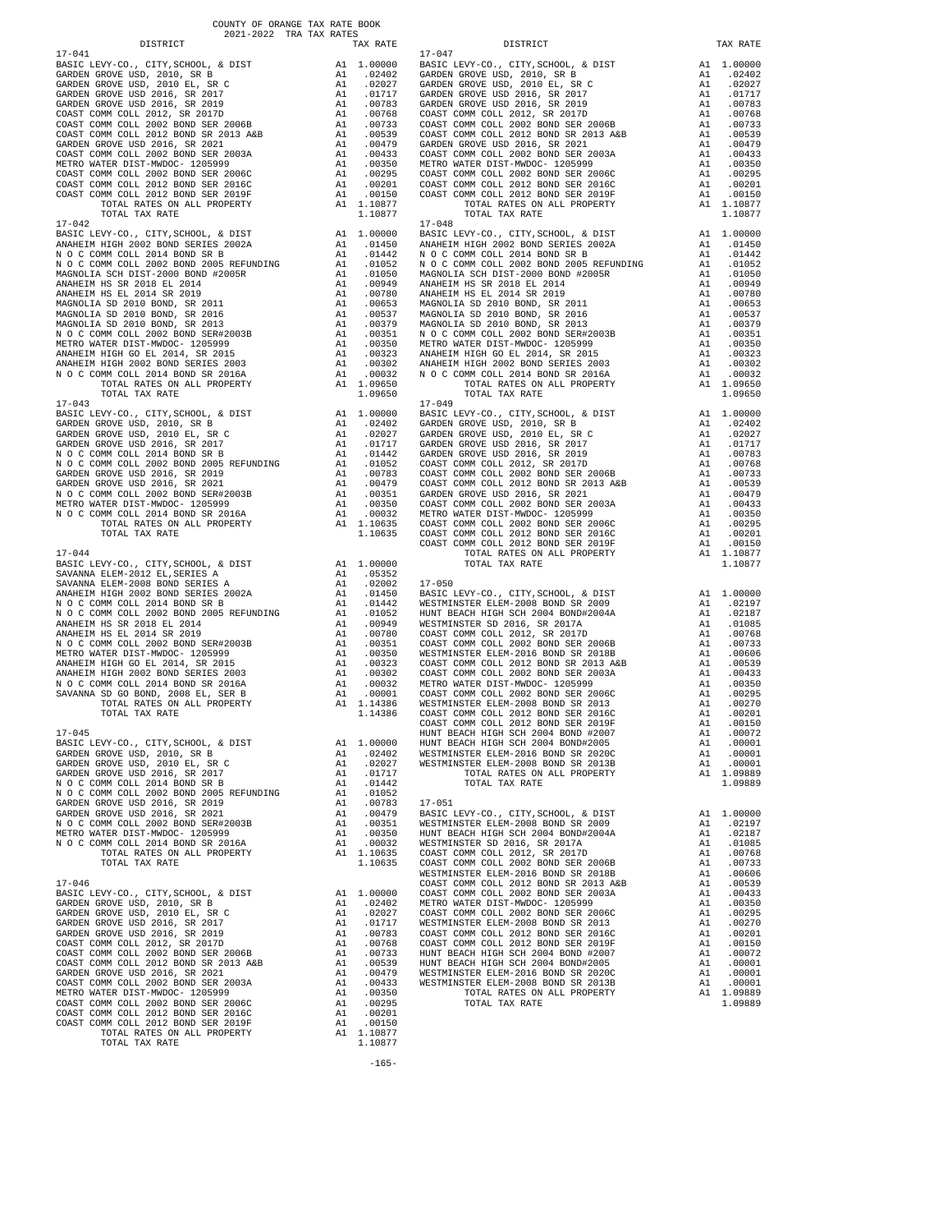COUNTY OF ORANGE TAX RATE BOOK
2021-2022 TRA TAX RATES

| DISTRICT | | TAX RATE |
|---|---|---|
| **17-041** | | |
| BASIC LEVY-CO., CITY,SCHOOL, & DIST | A1 | 1.00000 |
| GARDEN GROVE USD, 2010, SR B | A1 | .02402 |
| GARDEN GROVE USD, 2010 EL, SR C | A1 | .02027 |
| GARDEN GROVE USD 2016, SR 2017 | A1 | .01717 |
| GARDEN GROVE USD 2016, SR 2019 | A1 | .00783 |
| COAST COMM COLL 2012, SR 2017D | A1 | .00768 |
| COAST COMM COLL 2002 BOND SER 2006B | A1 | .00733 |
| COAST COMM COLL 2012 BOND SR 2013 A&B | A1 | .00539 |
| GARDEN GROVE USD 2016, SR 2021 | A1 | .00479 |
| COAST COMM COLL 2002 BOND SER 2003A | A1 | .00433 |
| METRO WATER DIST-MWDOC- 1205999 | A1 | .00350 |
| COAST COMM COLL 2002 BOND SER 2006C | A1 | .00295 |
| COAST COMM COLL 2012 BOND SER 2016C | A1 | .00201 |
| COAST COMM COLL 2012 BOND SER 2019F | A1 | .00150 |
| TOTAL RATES ON ALL PROPERTY | A1 | 1.10877 |
| TOTAL TAX RATE | | 1.10877 |
| **17-042** | | |
| BASIC LEVY-CO., CITY,SCHOOL, & DIST | A1 | 1.00000 |
| ANAHEIM HIGH 2002 BOND SERIES 2002A | A1 | .01450 |
| N O C COMM COLL 2014 BOND SR B | A1 | .01442 |
| N O C COMM COLL 2002 BOND 2005 REFUNDING | A1 | .01052 |
| MAGNOLIA SCH DIST-2000 BOND #2005R | A1 | .01050 |
| ANAHEIM HS SR 2018 EL 2014 | A1 | .00949 |
| ANAHEIM HS EL 2014 SR 2019 | A1 | .00780 |
| MAGNOLIA SD 2010 BOND, SR 2011 | A1 | .00653 |
| MAGNOLIA SD 2010 BOND, SR 2016 | A1 | .00537 |
| MAGNOLIA SD 2010 BOND, SR 2013 | A1 | .00379 |
| N O C COMM COLL 2002 BOND SER#2003B | A1 | .00351 |
| METRO WATER DIST-MWDOC- 1205999 | A1 | .00350 |
| ANAHEIM HIGH GO EL 2014, SR 2015 | A1 | .00323 |
| ANAHEIM HIGH 2002 BOND SERIES 2003 | A1 | .00302 |
| N O C COMM COLL 2014 BOND SR 2016A | A1 | .00032 |
| TOTAL RATES ON ALL PROPERTY | A1 | 1.09650 |
| TOTAL TAX RATE | | 1.09650 |
| **17-043** | | |
| BASIC LEVY-CO., CITY,SCHOOL, & DIST | A1 | 1.00000 |
| GARDEN GROVE USD, 2010, SR B | A1 | .02402 |
| GARDEN GROVE USD, 2010 EL, SR C | A1 | .02027 |
| GARDEN GROVE USD 2016, SR 2017 | A1 | .01717 |
| N O C COMM COLL 2014 BOND SR B | A1 | .01442 |
| N O C COMM COLL 2002 BOND 2005 REFUNDING | A1 | .01052 |
| GARDEN GROVE USD 2016, SR 2019 | A1 | .00783 |
| GARDEN GROVE USD 2016, SR 2021 | A1 | .00479 |
| N O C COMM COLL 2002 BOND SER#2003B | A1 | .00351 |
| METRO WATER DIST-MWDOC- 1205999 | A1 | .00350 |
| N O C COMM COLL 2014 BOND SR 2016A | A1 | .00032 |
| TOTAL RATES ON ALL PROPERTY | A1 | 1.10635 |
| TOTAL TAX RATE | | 1.10635 |
| **17-044** | | |
| BASIC LEVY-CO., CITY,SCHOOL, & DIST | A1 | 1.00000 |
| SAVANNA ELEM-2012 EL,SERIES A | A1 | .05352 |
| SAVANNA ELEM-2008 BOND SERIES A | A1 | .02002 |
| ANAHEIM HIGH 2002 BOND SERIES 2002A | A1 | .01450 |
| N O C COMM COLL 2014 BOND SR B | A1 | .01442 |
| N O C COMM COLL 2002 BOND 2005 REFUNDING | A1 | .01052 |
| ANAHEIM HS SR 2018 EL 2014 | A1 | .00949 |
| ANAHEIM HS EL 2014 SR 2019 | A1 | .00780 |
| N O C COMM COLL 2002 BOND SER#2003B | A1 | .00351 |
| METRO WATER DIST-MWDOC- 1205999 | A1 | .00350 |
| ANAHEIM HIGH GO EL 2014, SR 2015 | A1 | .00323 |
| ANAHEIM HIGH 2002 BOND SERIES 2003 | A1 | .00302 |
| N O C COMM COLL 2014 BOND SR 2016A | A1 | .00032 |
| SAVANNA SD GO BOND, 2008 EL, SER B | A1 | .00001 |
| TOTAL RATES ON ALL PROPERTY | A1 | 1.14386 |
| TOTAL TAX RATE | | 1.14386 |
| **17-045** | | |
| BASIC LEVY-CO., CITY,SCHOOL, & DIST | A1 | 1.00000 |
| GARDEN GROVE USD, 2010, SR B | A1 | .02402 |
| GARDEN GROVE USD, 2010 EL, SR C | A1 | .02027 |
| GARDEN GROVE USD 2016, SR 2017 | A1 | .01717 |
| N O C COMM COLL 2014 BOND SR B | A1 | .01442 |
| N O C COMM COLL 2002 BOND 2005 REFUNDING | A1 | .01052 |
| GARDEN GROVE USD 2016, SR 2019 | A1 | .00783 |
| GARDEN GROVE USD 2016, SR 2021 | A1 | .00479 |
| N O C COMM COLL 2002 BOND SER#2003B | A1 | .00351 |
| METRO WATER DIST-MWDOC- 1205999 | A1 | .00350 |
| N O C COMM COLL 2014 BOND SR 2016A | A1 | .00032 |
| TOTAL RATES ON ALL PROPERTY | A1 | 1.10635 |
| TOTAL TAX RATE | | 1.10635 |
| **17-046** | | |
| BASIC LEVY-CO., CITY,SCHOOL, & DIST | A1 | 1.00000 |
| GARDEN GROVE USD, 2010, SR B | A1 | .02402 |
| GARDEN GROVE USD, 2010 EL, SR C | A1 | .02027 |
| GARDEN GROVE USD 2016, SR 2017 | A1 | .01717 |
| GARDEN GROVE USD 2016, SR 2019 | A1 | .00783 |
| COAST COMM COLL 2012, SR 2017D | A1 | .00768 |
| COAST COMM COLL 2002 BOND SER 2006B | A1 | .00733 |
| COAST COMM COLL 2012 BOND SR 2013 A&B | A1 | .00539 |
| GARDEN GROVE USD 2016, SR 2021 | A1 | .00479 |
| COAST COMM COLL 2002 BOND SER 2003A | A1 | .00433 |
| METRO WATER DIST-MWDOC- 1205999 | A1 | .00350 |
| COAST COMM COLL 2002 BOND SER 2006C | A1 | .00295 |
| COAST COMM COLL 2012 BOND SER 2016C | A1 | .00201 |
| COAST COMM COLL 2012 BOND SER 2019F | A1 | .00150 |
| TOTAL RATES ON ALL PROPERTY | A1 | 1.10877 |
| TOTAL TAX RATE | | 1.10877 |
| **17-047** | | |
| BASIC LEVY-CO., CITY,SCHOOL, & DIST | A1 | 1.00000 |
| GARDEN GROVE USD, 2010, SR B | A1 | .02402 |
| GARDEN GROVE USD, 2010 EL, SR C | A1 | .02027 |
| GARDEN GROVE USD 2016, SR 2017 | A1 | .01717 |
| GARDEN GROVE USD 2016, SR 2019 | A1 | .00783 |
| COAST COMM COLL 2012, SR 2017D | A1 | .00768 |
| COAST COMM COLL 2002 BOND SER 2006B | A1 | .00733 |
| COAST COMM COLL 2012 BOND SR 2013 A&B | A1 | .00539 |
| GARDEN GROVE USD 2016, SR 2021 | A1 | .00479 |
| COAST COMM COLL 2002 BOND SER 2003A | A1 | .00433 |
| METRO WATER DIST-MWDOC- 1205999 | A1 | .00350 |
| COAST COMM COLL 2002 BOND SER 2006C | A1 | .00295 |
| COAST COMM COLL 2012 BOND SER 2016C | A1 | .00201 |
| COAST COMM COLL 2012 BOND SER 2019F | A1 | .00150 |
| TOTAL RATES ON ALL PROPERTY | A1 | 1.10877 |
| TOTAL TAX RATE | | 1.10877 |
| **17-048** | | |
| BASIC LEVY-CO., CITY,SCHOOL, & DIST | A1 | 1.00000 |
| ANAHEIM HIGH 2002 BOND SERIES 2002A | A1 | .01450 |
| N O C COMM COLL 2014 BOND SR B | A1 | .01442 |
| N O C COMM COLL 2002 BOND 2005 REFUNDING | A1 | .01052 |
| MAGNOLIA SCH DIST-2000 BOND #2005R | A1 | .01050 |
| ANAHEIM HS SR 2018 EL 2014 | A1 | .00949 |
| ANAHEIM HS EL 2014 SR 2019 | A1 | .00780 |
| MAGNOLIA SD 2010 BOND, SR 2011 | A1 | .00653 |
| MAGNOLIA SD 2010 BOND, SR 2016 | A1 | .00537 |
| MAGNOLIA SD 2010 BOND, SR 2013 | A1 | .00379 |
| N O C COMM COLL 2002 BOND SER#2003B | A1 | .00351 |
| METRO WATER DIST-MWDOC- 1205999 | A1 | .00350 |
| ANAHEIM HIGH GO EL 2014, SR 2015 | A1 | .00323 |
| ANAHEIM HIGH 2002 BOND SERIES 2003 | A1 | .00302 |
| N O C COMM COLL 2014 BOND SR 2016A | A1 | .00032 |
| TOTAL RATES ON ALL PROPERTY | A1 | 1.09650 |
| TOTAL TAX RATE | | 1.09650 |
| **17-049** | | |
| BASIC LEVY-CO., CITY,SCHOOL, & DIST | A1 | 1.00000 |
| GARDEN GROVE USD, 2010, SR B | A1 | .02402 |
| GARDEN GROVE USD, 2010 EL, SR C | A1 | .02027 |
| GARDEN GROVE USD 2016, SR 2017 | A1 | .01717 |
| GARDEN GROVE USD 2016, SR 2019 | A1 | .00783 |
| COAST COMM COLL 2012, SR 2017D | A1 | .00768 |
| COAST COMM COLL 2002 BOND SER 2006B | A1 | .00733 |
| COAST COMM COLL 2012 BOND SR 2013 A&B | A1 | .00539 |
| GARDEN GROVE USD 2016, SR 2021 | A1 | .00479 |
| COAST COMM COLL 2002 BOND SER 2003A | A1 | .00433 |
| METRO WATER DIST-MWDOC- 1205999 | A1 | .00350 |
| COAST COMM COLL 2002 BOND SER 2006C | A1 | .00295 |
| COAST COMM COLL 2012 BOND SER 2016C | A1 | .00201 |
| COAST COMM COLL 2012 BOND SER 2019F | A1 | .00150 |
| TOTAL RATES ON ALL PROPERTY | A1 | 1.10877 |
| TOTAL TAX RATE | | 1.10877 |
| **17-050** | | |
| BASIC LEVY-CO., CITY,SCHOOL, & DIST | A1 | 1.00000 |
| WESTMINSTER ELEM-2008 BOND SR 2009 | A1 | .02197 |
| HUNT BEACH HIGH SCH 2004 BOND#2004A | A1 | .02187 |
| WESTMINSTER SD 2016, SR 2017A | A1 | .01085 |
| COAST COMM COLL 2012, SR 2017D | A1 | .00768 |
| COAST COMM COLL 2002 BOND SER 2006B | A1 | .00733 |
| WESTMINSTER ELEM-2016 BOND SER 2018B | A1 | .00606 |
| COAST COMM COLL 2012 BOND SR 2013 A&B | A1 | .00539 |
| COAST COMM COLL 2002 BOND SER 2003A | A1 | .00433 |
| METRO WATER DIST-MWDOC- 1205999 | A1 | .00350 |
| COAST COMM COLL 2002 BOND SER 2006C | A1 | .00295 |
| WESTMINSTER ELEM-2008 BOND SR 2013 | A1 | .00270 |
| COAST COMM COLL 2012 BOND SER 2016C | A1 | .00201 |
| COAST COMM COLL 2012 BOND SER 2019F | A1 | .00150 |
| HUNT BEACH HIGH SCH 2004 BOND #2007 | A1 | .00072 |
| HUNT BEACH HIGH SCH 2004 BOND#2005 | A1 | .00001 |
| WESTMINSTER ELEM-2016 BOND SR 2020C | A1 | .00001 |
| WESTMINSTER ELEM-2008 BOND SR 2013B | A1 | .00001 |
| TOTAL RATES ON ALL PROPERTY | A1 | 1.09889 |
| TOTAL TAX RATE | | 1.09889 |
| **17-051** | | |
| BASIC LEVY-CO., CITY,SCHOOL, & DIST | A1 | 1.00000 |
| WESTMINSTER ELEM-2008 BOND SR 2009 | A1 | .02197 |
| HUNT BEACH HIGH SCH 2004 BOND#2004A | A1 | .02187 |
| WESTMINSTER SD 2016, SR 2017A | A1 | .01085 |
| COAST COMM COLL 2012, SR 2017D | A1 | .00768 |
| COAST COMM COLL 2002 BOND SER 2006B | A1 | .00733 |
| WESTMINSTER ELEM-2016 BOND SER 2018B | A1 | .00606 |
| COAST COMM COLL 2012 BOND SR 2013 A&B | A1 | .00539 |
| COAST COMM COLL 2002 BOND SER 2003A | A1 | .00433 |
| METRO WATER DIST-MWDOC- 1205999 | A1 | .00350 |
| COAST COMM COLL 2002 BOND SER 2006C | A1 | .00295 |
| WESTMINSTER ELEM-2008 BOND SR 2013 | A1 | .00270 |
| COAST COMM COLL 2012 BOND SER 2016C | A1 | .00201 |
| COAST COMM COLL 2012 BOND SER 2019F | A1 | .00150 |
| HUNT BEACH HIGH SCH 2004 BOND #2007 | A1 | .00072 |
| HUNT BEACH HIGH SCH 2004 BOND#2005 | A1 | .00001 |
| WESTMINSTER ELEM-2016 BOND SR 2020C | A1 | .00001 |
| WESTMINSTER ELEM-2008 BOND SR 2013B | A1 | .00001 |
| TOTAL RATES ON ALL PROPERTY | A1 | 1.09889 |
| TOTAL TAX RATE | | 1.09889 |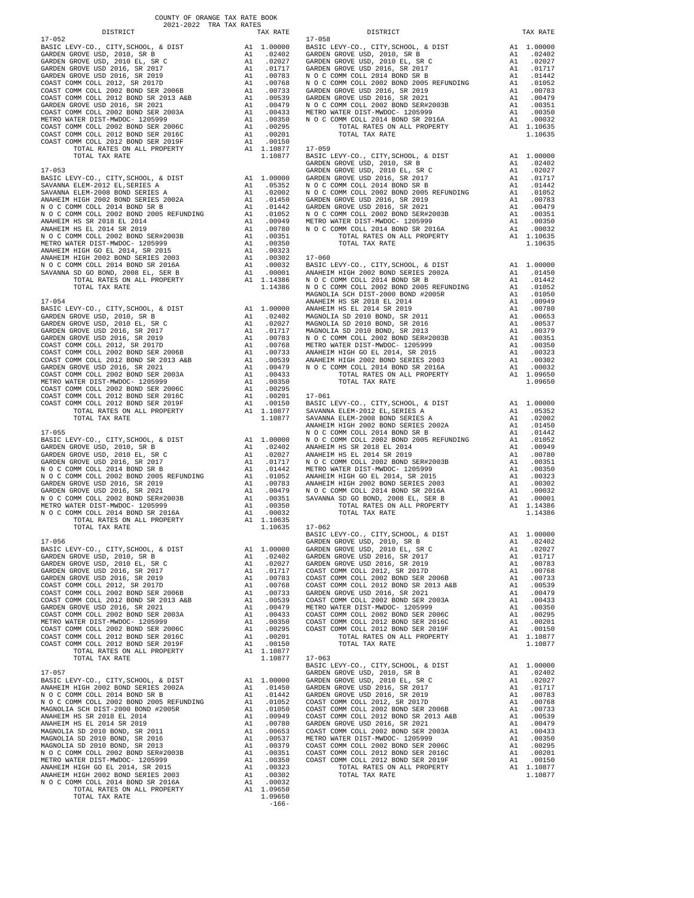COUNTY OF ORANGE TAX RATE BOOK
2021-2022 TRA TAX RATES

| DISTRICT | | TAX RATE |
|---|---|---|
| **17-052** | | |
| BASIC LEVY-CO., CITY,SCHOOL, & DIST | A1 | 1.00000 |
| GARDEN GROVE USD, 2010, SR B | A1 | .02402 |
| GARDEN GROVE USD, 2010 EL, SR C | A1 | .02027 |
| GARDEN GROVE USD 2016, SR 2017 | A1 | .01717 |
| GARDEN GROVE USD 2016, SR 2019 | A1 | .00783 |
| COAST COMM COLL 2012, SR 2017D | A1 | .00768 |
| COAST COMM COLL 2002 BOND SER 2006B | A1 | .00733 |
| COAST COMM COLL 2012 BOND SR 2013 A&B | A1 | .00539 |
| GARDEN GROVE USD 2016, SR 2021 | A1 | .00479 |
| COAST COMM COLL 2002 BOND SER 2003A | A1 | .00433 |
| METRO WATER DIST-MWDOC- 1205999 | A1 | .00350 |
| COAST COMM COLL 2002 BOND SER 2006C | A1 | .00295 |
| COAST COMM COLL 2012 BOND SER 2016C | A1 | .00201 |
| COAST COMM COLL 2012 BOND SER 2019F | A1 | .00150 |
| TOTAL RATES ON ALL PROPERTY | A1 | 1.10877 |
| TOTAL TAX RATE | | 1.10877 |
| **17-053** | | |
| BASIC LEVY-CO., CITY,SCHOOL, & DIST | A1 | 1.00000 |
| SAVANNA ELEM-2012 EL,SERIES A | A1 | .05352 |
| SAVANNA ELEM-2008 BOND SERIES A | A1 | .02002 |
| ANAHEIM HIGH 2002 BOND SERIES 2002A | A1 | .01450 |
| N O C COMM COLL 2014 BOND SR B | A1 | .01442 |
| N O C COMM COLL 2002 BOND 2005 REFUNDING | A1 | .01052 |
| ANAHEIM HS SR 2018 EL 2014 | A1 | .00949 |
| ANAHEIM HS EL 2014 SR 2019 | A1 | .00780 |
| N O C COMM COLL 2002 BOND SER#2003B | A1 | .00351 |
| METRO WATER DIST-MWDOC- 1205999 | A1 | .00350 |
| ANAHEIM HIGH GO EL 2014, SR 2015 | A1 | .00323 |
| ANAHEIM HIGH 2002 BOND SERIES 2003 | A1 | .00302 |
| N O C COMM COLL 2014 BOND SR 2016A | A1 | .00032 |
| SAVANNA SD GO BOND, 2008 EL, SER B | A1 | .00001 |
| TOTAL RATES ON ALL PROPERTY | A1 | 1.14386 |
| TOTAL TAX RATE | | 1.14386 |
| **17-054** | | |
| BASIC LEVY-CO., CITY,SCHOOL, & DIST | A1 | 1.00000 |
| GARDEN GROVE USD, 2010, SR B | A1 | .02402 |
| GARDEN GROVE USD, 2010 EL, SR C | A1 | .02027 |
| GARDEN GROVE USD 2016, SR 2017 | A1 | .01717 |
| GARDEN GROVE USD 2016, SR 2019 | A1 | .00783 |
| COAST COMM COLL 2012, SR 2017D | A1 | .00768 |
| COAST COMM COLL 2002 BOND SER 2006B | A1 | .00733 |
| COAST COMM COLL 2012 BOND SR 2013 A&B | A1 | .00539 |
| GARDEN GROVE USD 2016, SR 2021 | A1 | .00479 |
| COAST COMM COLL 2002 BOND SER 2003A | A1 | .00433 |
| METRO WATER DIST-MWDOC- 1205999 | A1 | .00350 |
| COAST COMM COLL 2002 BOND SER 2006C | A1 | .00295 |
| COAST COMM COLL 2012 BOND SER 2016C | A1 | .00201 |
| COAST COMM COLL 2012 BOND SER 2019F | A1 | .00150 |
| TOTAL RATES ON ALL PROPERTY | A1 | 1.10877 |
| TOTAL TAX RATE | | 1.10877 |
| **17-055** | | |
| BASIC LEVY-CO., CITY,SCHOOL, & DIST | A1 | 1.00000 |
| GARDEN GROVE USD, 2010, SR B | A1 | .02402 |
| GARDEN GROVE USD, 2010 EL, SR C | A1 | .02027 |
| GARDEN GROVE USD 2016, SR 2017 | A1 | .01717 |
| N O C COMM COLL 2014 BOND SR B | A1 | .01442 |
| N O C COMM COLL 2002 BOND 2005 REFUNDING | A1 | .01052 |
| GARDEN GROVE USD 2016, SR 2019 | A1 | .00783 |
| GARDEN GROVE USD 2016, SR 2021 | A1 | .00479 |
| N O C COMM COLL 2002 BOND SER#2003B | A1 | .00351 |
| METRO WATER DIST-MWDOC- 1205999 | A1 | .00350 |
| N O C COMM COLL 2014 BOND SR 2016A | A1 | .00032 |
| TOTAL RATES ON ALL PROPERTY | A1 | 1.10635 |
| TOTAL TAX RATE | | 1.10635 |
| **17-056** | | |
| BASIC LEVY-CO., CITY,SCHOOL, & DIST | A1 | 1.00000 |
| GARDEN GROVE USD, 2010, SR B | A1 | .02402 |
| GARDEN GROVE USD, 2010 EL, SR C | A1 | .02027 |
| GARDEN GROVE USD 2016, SR 2017 | A1 | .01717 |
| GARDEN GROVE USD 2016, SR 2019 | A1 | .00783 |
| COAST COMM COLL 2012, SR 2017D | A1 | .00768 |
| COAST COMM COLL 2002 BOND SER 2006B | A1 | .00733 |
| COAST COMM COLL 2012 BOND SR 2013 A&B | A1 | .00539 |
| GARDEN GROVE USD 2016, SR 2021 | A1 | .00479 |
| COAST COMM COLL 2002 BOND SER 2003A | A1 | .00433 |
| METRO WATER DIST-MWDOC- 1205999 | A1 | .00350 |
| COAST COMM COLL 2002 BOND SER 2006C | A1 | .00295 |
| COAST COMM COLL 2012 BOND SER 2016C | A1 | .00201 |
| COAST COMM COLL 2012 BOND SER 2019F | A1 | .00150 |
| TOTAL RATES ON ALL PROPERTY | A1 | 1.10877 |
| TOTAL TAX RATE | | 1.10877 |
| **17-057** | | |
| BASIC LEVY-CO., CITY,SCHOOL, & DIST | A1 | 1.00000 |
| ANAHEIM HIGH 2002 BOND SERIES 2002A | A1 | .01450 |
| N O C COMM COLL 2014 BOND SR B | A1 | .01442 |
| N O C COMM COLL 2002 BOND 2005 REFUNDING | A1 | .01052 |
| MAGNOLIA SCH DIST-2000 BOND #2005R | A1 | .01050 |
| ANAHEIM HS SR 2018 EL 2014 | A1 | .00949 |
| ANAHEIM HS EL 2014 SR 2019 | A1 | .00780 |
| MAGNOLIA SD 2010 BOND, SR 2011 | A1 | .00653 |
| MAGNOLIA SD 2010 BOND, SR 2016 | A1 | .00537 |
| MAGNOLIA SD 2010 BOND, SR 2013 | A1 | .00379 |
| N O C COMM COLL 2002 BOND SER#2003B | A1 | .00351 |
| METRO WATER DIST-MWDOC- 1205999 | A1 | .00350 |
| ANAHEIM HIGH GO EL 2014, SR 2015 | A1 | .00323 |
| ANAHEIM HIGH 2002 BOND SERIES 2003 | A1 | .00302 |
| N O C COMM COLL 2014 BOND SR 2016A | A1 | .00032 |
| TOTAL RATES ON ALL PROPERTY | A1 | 1.09650 |
| TOTAL TAX RATE | | 1.09650 |
| **17-058** | | |
| BASIC LEVY-CO., CITY,SCHOOL, & DIST | A1 | 1.00000 |
| GARDEN GROVE USD, 2010, SR B | A1 | .02402 |
| GARDEN GROVE USD, 2010 EL, SR C | A1 | .02027 |
| GARDEN GROVE USD 2016, SR 2017 | A1 | .01717 |
| N O C COMM COLL 2014 BOND SR B | A1 | .01442 |
| N O C COMM COLL 2002 BOND 2005 REFUNDING | A1 | .01052 |
| GARDEN GROVE USD 2016, SR 2019 | A1 | .00783 |
| GARDEN GROVE USD 2016, SR 2021 | A1 | .00479 |
| N O C COMM COLL 2002 BOND SER#2003B | A1 | .00351 |
| METRO WATER DIST-MWDOC- 1205999 | A1 | .00350 |
| N O C COMM COLL 2014 BOND SR 2016A | A1 | .00032 |
| TOTAL RATES ON ALL PROPERTY | A1 | 1.10635 |
| TOTAL TAX RATE | | 1.10635 |
| **17-059** | | |
| BASIC LEVY-CO., CITY,SCHOOL, & DIST | A1 | 1.00000 |
| GARDEN GROVE USD, 2010, SR B | A1 | .02402 |
| GARDEN GROVE USD, 2010 EL, SR C | A1 | .02027 |
| GARDEN GROVE USD 2016, SR 2017 | A1 | .01717 |
| N O C COMM COLL 2014 BOND SR B | A1 | .01442 |
| N O C COMM COLL 2002 BOND 2005 REFUNDING | A1 | .01052 |
| GARDEN GROVE USD 2016, SR 2019 | A1 | .00783 |
| GARDEN GROVE USD 2016, SR 2021 | A1 | .00479 |
| N O C COMM COLL 2002 BOND SER#2003B | A1 | .00351 |
| METRO WATER DIST-MWDOC- 1205999 | A1 | .00350 |
| N O C COMM COLL 2014 BOND SR 2016A | A1 | .00032 |
| TOTAL RATES ON ALL PROPERTY | A1 | 1.10635 |
| TOTAL TAX RATE | | 1.10635 |
| **17-060** | | |
| BASIC LEVY-CO., CITY,SCHOOL, & DIST | A1 | 1.00000 |
| ANAHEIM HIGH 2002 BOND SERIES 2002A | A1 | .01450 |
| N O C COMM COLL 2014 BOND SR B | A1 | .01442 |
| N O C COMM COLL 2002 BOND 2005 REFUNDING | A1 | .01052 |
| MAGNOLIA SCH DIST-2000 BOND #2005R | A1 | .01050 |
| ANAHEIM HS SR 2018 EL 2014 | A1 | .00949 |
| ANAHEIM HS EL 2014 SR 2019 | A1 | .00780 |
| MAGNOLIA SD 2010 BOND, SR 2011 | A1 | .00653 |
| MAGNOLIA SD 2010 BOND, SR 2016 | A1 | .00537 |
| MAGNOLIA SD 2010 BOND, SR 2013 | A1 | .00379 |
| N O C COMM COLL 2002 BOND SER#2003B | A1 | .00351 |
| METRO WATER DIST-MWDOC- 1205999 | A1 | .00350 |
| ANAHEIM HIGH GO EL 2014, SR 2015 | A1 | .00323 |
| ANAHEIM HIGH 2002 BOND SERIES 2003 | A1 | .00302 |
| N O C COMM COLL 2014 BOND SR 2016A | A1 | .00032 |
| TOTAL RATES ON ALL PROPERTY | A1 | 1.09650 |
| TOTAL TAX RATE | | 1.09650 |
| **17-061** | | |
| BASIC LEVY-CO., CITY,SCHOOL, & DIST | A1 | 1.00000 |
| SAVANNA ELEM-2012 EL,SERIES A | A1 | .05352 |
| SAVANNA ELEM-2008 BOND SERIES A | A1 | .02002 |
| ANAHEIM HIGH 2002 BOND SERIES 2002A | A1 | .01450 |
| N O C COMM COLL 2014 BOND SR B | A1 | .01442 |
| N O C COMM COLL 2002 BOND 2005 REFUNDING | A1 | .01052 |
| ANAHEIM HS SR 2018 EL 2014 | A1 | .00949 |
| ANAHEIM HS EL 2014 SR 2019 | A1 | .00780 |
| N O C COMM COLL 2002 BOND SER#2003B | A1 | .00351 |
| METRO WATER DIST-MWDOC- 1205999 | A1 | .00350 |
| ANAHEIM HIGH GO EL 2014, SR 2015 | A1 | .00323 |
| ANAHEIM HIGH 2002 BOND SERIES 2003 | A1 | .00302 |
| N O C COMM COLL 2014 BOND SR 2016A | A1 | .00032 |
| SAVANNA SD GO BOND, 2008 EL, SER B | A1 | .00001 |
| TOTAL RATES ON ALL PROPERTY | A1 | 1.14386 |
| TOTAL TAX RATE | | 1.14386 |
| **17-062** | | |
| BASIC LEVY-CO., CITY,SCHOOL, & DIST | A1 | 1.00000 |
| GARDEN GROVE USD, 2010, SR B | A1 | .02402 |
| GARDEN GROVE USD, 2010 EL, SR C | A1 | .02027 |
| GARDEN GROVE USD 2016, SR 2017 | A1 | .01717 |
| GARDEN GROVE USD 2016, SR 2019 | A1 | .00783 |
| COAST COMM COLL 2012, SR 2017D | A1 | .00768 |
| COAST COMM COLL 2002 BOND SER 2006B | A1 | .00733 |
| COAST COMM COLL 2012 BOND SR 2013 A&B | A1 | .00539 |
| GARDEN GROVE USD 2016, SR 2021 | A1 | .00479 |
| COAST COMM COLL 2002 BOND SER 2003A | A1 | .00433 |
| METRO WATER DIST-MWDOC- 1205999 | A1 | .00350 |
| COAST COMM COLL 2002 BOND SER 2006C | A1 | .00295 |
| COAST COMM COLL 2012 BOND SER 2016C | A1 | .00201 |
| COAST COMM COLL 2012 BOND SER 2019F | A1 | .00150 |
| TOTAL RATES ON ALL PROPERTY | A1 | 1.10877 |
| TOTAL TAX RATE | | 1.10877 |
| **17-063** | | |
| BASIC LEVY-CO., CITY,SCHOOL, & DIST | A1 | 1.00000 |
| GARDEN GROVE USD, 2010, SR B | A1 | .02402 |
| GARDEN GROVE USD, 2010 EL, SR C | A1 | .02027 |
| GARDEN GROVE USD 2016, SR 2017 | A1 | .01717 |
| GARDEN GROVE USD 2016, SR 2019 | A1 | .00783 |
| COAST COMM COLL 2012, SR 2017D | A1 | .00768 |
| COAST COMM COLL 2002 BOND SER 2006B | A1 | .00733 |
| COAST COMM COLL 2012 BOND SR 2013 A&B | A1 | .00539 |
| GARDEN GROVE USD 2016, SR 2021 | A1 | .00479 |
| COAST COMM COLL 2002 BOND SER 2003A | A1 | .00433 |
| METRO WATER DIST-MWDOC- 1205999 | A1 | .00350 |
| COAST COMM COLL 2002 BOND SER 2006C | A1 | .00295 |
| COAST COMM COLL 2012 BOND SER 2016C | A1 | .00201 |
| COAST COMM COLL 2012 BOND SER 2019F | A1 | .00150 |
| TOTAL RATES ON ALL PROPERTY | A1 | 1.10877 |
| TOTAL TAX RATE | | 1.10877 |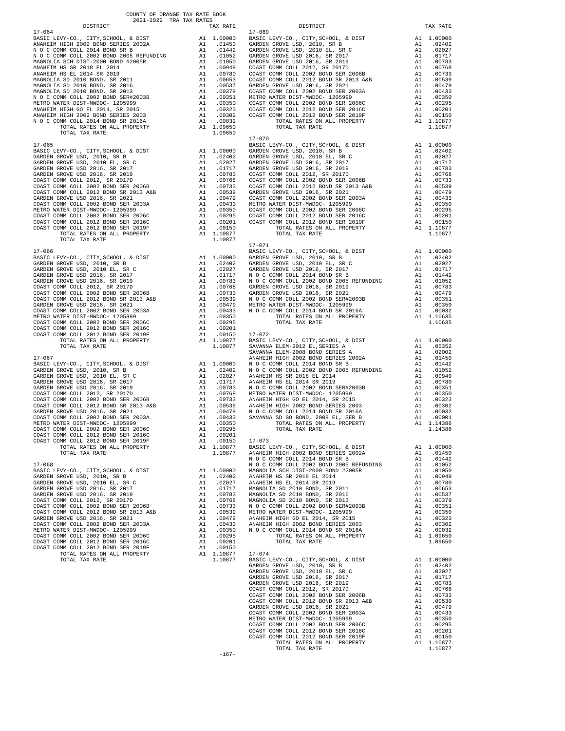COUNTY OF ORANGE TAX RATE BOOK
2021-2022 TRA TAX RATES

| DISTRICT | | TAX RATE |
|---|---|---|
| **17-064** | | |
| BASIC LEVY-CO., CITY,SCHOOL, & DIST | A1 | 1.00000 |
| ANAHEIM HIGH 2002 BOND SERIES 2002A | A1 | .01450 |
| N O C COMM COLL 2014 BOND SR B | A1 | .01442 |
| N O C COMM COLL 2002 BOND 2005 REFUNDING | A1 | .01052 |
| MAGNOLIA SCH DIST-2000 BOND #2005R | A1 | .01050 |
| ANAHEIM HS SR 2018 EL 2014 | A1 | .00949 |
| ANAHEIM HS EL 2014 SR 2019 | A1 | .00780 |
| MAGNOLIA SD 2010 BOND, SR 2011 | A1 | .00653 |
| MAGNOLIA SD 2010 BOND, SR 2016 | A1 | .00537 |
| MAGNOLIA SD 2010 BOND, SR 2013 | A1 | .00379 |
| N O C COMM COLL 2002 BOND SER#2003B | A1 | .00351 |
| METRO WATER DIST-MWDOC- 1205999 | A1 | .00350 |
| ANAHEIM HIGH GO EL 2014, SR 2015 | A1 | .00323 |
| ANAHEIM HIGH 2002 BOND SERIES 2003 | A1 | .00302 |
| N O C COMM COLL 2014 BOND SR 2016A | A1 | .00032 |
| TOTAL RATES ON ALL PROPERTY | A1 | 1.09650 |
| TOTAL TAX RATE | | 1.09650 |
| **17-065** | | |
| BASIC LEVY-CO., CITY,SCHOOL, & DIST | A1 | 1.00000 |
| GARDEN GROVE USD, 2010, SR B | A1 | .02402 |
| GARDEN GROVE USD, 2010 EL, SR C | A1 | .02027 |
| GARDEN GROVE USD 2016, SR 2017 | A1 | .01717 |
| GARDEN GROVE USD 2016, SR 2019 | A1 | .00783 |
| COAST COMM COLL 2012, SR 2017D | A1 | .00768 |
| COAST COMM COLL 2002 BOND SER 2006B | A1 | .00733 |
| COAST COMM COLL 2012 BOND SR 2013 A&B | A1 | .00539 |
| GARDEN GROVE USD 2016, SR 2021 | A1 | .00479 |
| COAST COMM COLL 2002 BOND SER 2003A | A1 | .00433 |
| METRO WATER DIST-MWDOC- 1205999 | A1 | .00350 |
| COAST COMM COLL 2002 BOND SER 2006C | A1 | .00295 |
| COAST COMM COLL 2012 BOND SER 2016C | A1 | .00201 |
| COAST COMM COLL 2012 BOND SER 2019F | A1 | .00150 |
| TOTAL RATES ON ALL PROPERTY | A1 | 1.10877 |
| TOTAL TAX RATE | | 1.10877 |
| **17-066** | | |
| BASIC LEVY-CO., CITY,SCHOOL, & DIST | A1 | 1.00000 |
| GARDEN GROVE USD, 2010, SR B | A1 | .02402 |
| GARDEN GROVE USD, 2010 EL, SR C | A1 | .02027 |
| GARDEN GROVE USD 2016, SR 2017 | A1 | .01717 |
| GARDEN GROVE USD 2016, SR 2019 | A1 | .00783 |
| COAST COMM COLL 2012, SR 2017D | A1 | .00768 |
| COAST COMM COLL 2002 BOND SER 2006B | A1 | .00733 |
| COAST COMM COLL 2012 BOND SR 2013 A&B | A1 | .00539 |
| GARDEN GROVE USD 2016, SR 2021 | A1 | .00479 |
| COAST COMM COLL 2002 BOND SER 2003A | A1 | .00433 |
| METRO WATER DIST-MWDOC- 1205999 | A1 | .00350 |
| COAST COMM COLL 2002 BOND SER 2006C | A1 | .00295 |
| COAST COMM COLL 2012 BOND SER 2016C | A1 | .00201 |
| COAST COMM COLL 2012 BOND SER 2019F | A1 | .00150 |
| TOTAL RATES ON ALL PROPERTY | A1 | 1.10877 |
| TOTAL TAX RATE | | 1.10877 |
| **17-067** | | |
| BASIC LEVY-CO., CITY,SCHOOL, & DIST | A1 | 1.00000 |
| GARDEN GROVE USD, 2010, SR B | A1 | .02402 |
| GARDEN GROVE USD, 2010 EL, SR C | A1 | .02027 |
| GARDEN GROVE USD 2016, SR 2017 | A1 | .01717 |
| GARDEN GROVE USD 2016, SR 2019 | A1 | .00783 |
| COAST COMM COLL 2012, SR 2017D | A1 | .00768 |
| COAST COMM COLL 2002 BOND SER 2006B | A1 | .00733 |
| COAST COMM COLL 2012 BOND SR 2013 A&B | A1 | .00539 |
| GARDEN GROVE USD 2016, SR 2021 | A1 | .00479 |
| COAST COMM COLL 2002 BOND SER 2003A | A1 | .00433 |
| METRO WATER DIST-MWDOC- 1205999 | A1 | .00350 |
| COAST COMM COLL 2002 BOND SER 2006C | A1 | .00295 |
| COAST COMM COLL 2012 BOND SER 2016C | A1 | .00201 |
| COAST COMM COLL 2012 BOND SER 2019F | A1 | .00150 |
| TOTAL RATES ON ALL PROPERTY | A1 | 1.10877 |
| TOTAL TAX RATE | | 1.10877 |
| **17-068** | | |
| BASIC LEVY-CO., CITY,SCHOOL, & DIST | A1 | 1.00000 |
| GARDEN GROVE USD, 2010, SR B | A1 | .02402 |
| GARDEN GROVE USD, 2010 EL, SR C | A1 | .02027 |
| GARDEN GROVE USD 2016, SR 2017 | A1 | .01717 |
| GARDEN GROVE USD 2016, SR 2019 | A1 | .00783 |
| COAST COMM COLL 2012, SR 2017D | A1 | .00768 |
| COAST COMM COLL 2002 BOND SER 2006B | A1 | .00733 |
| COAST COMM COLL 2012 BOND SR 2013 A&B | A1 | .00539 |
| GARDEN GROVE USD 2016, SR 2021 | A1 | .00479 |
| COAST COMM COLL 2002 BOND SER 2003A | A1 | .00433 |
| METRO WATER DIST-MWDOC- 1205999 | A1 | .00350 |
| COAST COMM COLL 2002 BOND SER 2006C | A1 | .00295 |
| COAST COMM COLL 2012 BOND SER 2016C | A1 | .00201 |
| COAST COMM COLL 2012 BOND SER 2019F | A1 | .00150 |
| TOTAL RATES ON ALL PROPERTY | A1 | 1.10877 |
| TOTAL TAX RATE | | 1.10877 |
| **17-069** | | |
| BASIC LEVY-CO., CITY,SCHOOL, & DIST | A1 | 1.00000 |
| GARDEN GROVE USD, 2010, SR B | A1 | .02402 |
| GARDEN GROVE USD, 2010 EL, SR C | A1 | .02027 |
| GARDEN GROVE USD 2016, SR 2017 | A1 | .01717 |
| GARDEN GROVE USD 2016, SR 2019 | A1 | .00783 |
| COAST COMM COLL 2012, SR 2017D | A1 | .00768 |
| COAST COMM COLL 2002 BOND SER 2006B | A1 | .00733 |
| COAST COMM COLL 2012 BOND SR 2013 A&B | A1 | .00539 |
| GARDEN GROVE USD 2016, SR 2021 | A1 | .00479 |
| COAST COMM COLL 2002 BOND SER 2003A | A1 | .00433 |
| METRO WATER DIST-MWDOC- 1205999 | A1 | .00350 |
| COAST COMM COLL 2002 BOND SER 2006C | A1 | .00295 |
| COAST COMM COLL 2012 BOND SER 2016C | A1 | .00201 |
| COAST COMM COLL 2012 BOND SER 2019F | A1 | .00150 |
| TOTAL RATES ON ALL PROPERTY | A1 | 1.10877 |
| TOTAL TAX RATE | | 1.10877 |
| **17-070** | | |
| BASIC LEVY-CO., CITY,SCHOOL, & DIST | A1 | 1.00000 |
| GARDEN GROVE USD, 2010, SR B | A1 | .02402 |
| GARDEN GROVE USD, 2010 EL, SR C | A1 | .02027 |
| GARDEN GROVE USD 2016, SR 2017 | A1 | .01717 |
| GARDEN GROVE USD 2016, SR 2019 | A1 | .00783 |
| COAST COMM COLL 2012, SR 2017D | A1 | .00768 |
| COAST COMM COLL 2002 BOND SER 2006B | A1 | .00733 |
| COAST COMM COLL 2012 BOND SR 2013 A&B | A1 | .00539 |
| GARDEN GROVE USD 2016, SR 2021 | A1 | .00479 |
| COAST COMM COLL 2002 BOND SER 2003A | A1 | .00433 |
| METRO WATER DIST-MWDOC- 1205999 | A1 | .00350 |
| COAST COMM COLL 2002 BOND SER 2006C | A1 | .00295 |
| COAST COMM COLL 2012 BOND SER 2016C | A1 | .00201 |
| COAST COMM COLL 2012 BOND SER 2019F | A1 | .00150 |
| TOTAL RATES ON ALL PROPERTY | A1 | 1.10877 |
| TOTAL TAX RATE | | 1.10877 |
| **17-071** | | |
| BASIC LEVY-CO., CITY,SCHOOL, & DIST | A1 | 1.00000 |
| GARDEN GROVE USD, 2010, SR B | A1 | .02402 |
| GARDEN GROVE USD, 2010 EL, SR C | A1 | .02027 |
| GARDEN GROVE USD 2016, SR 2017 | A1 | .01717 |
| N O C COMM COLL 2014 BOND SR B | A1 | .01442 |
| N O C COMM COLL 2002 BOND 2005 REFUNDING | A1 | .01052 |
| GARDEN GROVE USD 2016, SR 2019 | A1 | .00783 |
| GARDEN GROVE USD 2016, SR 2021 | A1 | .00479 |
| N O C COMM COLL 2002 BOND SER#2003B | A1 | .00351 |
| METRO WATER DIST-MWDOC- 1205999 | A1 | .00350 |
| N O C COMM COLL 2014 BOND SR 2016A | A1 | .00032 |
| TOTAL RATES ON ALL PROPERTY | A1 | 1.10635 |
| TOTAL TAX RATE | | 1.10635 |
| **17-072** | | |
| BASIC LEVY-CO., CITY,SCHOOL, & DIST | A1 | 1.00000 |
| SAVANNA ELEM-2012 EL,SERIES A | A1 | .05352 |
| SAVANNA ELEM-2008 BOND SERIES A | A1 | .02002 |
| ANAHEIM HIGH 2002 BOND SERIES 2002A | A1 | .01450 |
| N O C COMM COLL 2014 BOND SR B | A1 | .01442 |
| N O C COMM COLL 2002 BOND 2005 REFUNDING | A1 | .01052 |
| ANAHEIM HS SR 2018 EL 2014 | A1 | .00949 |
| ANAHEIM HS EL 2014 SR 2019 | A1 | .00780 |
| N O C COMM COLL 2002 BOND SER#2003B | A1 | .00351 |
| METRO WATER DIST-MWDOC- 1205999 | A1 | .00350 |
| ANAHEIM HIGH GO EL 2014, SR 2015 | A1 | .00323 |
| ANAHEIM HIGH 2002 BOND SERIES 2003 | A1 | .00302 |
| N O C COMM COLL 2014 BOND SR 2016A | A1 | .00032 |
| SAVANNA SD GO BOND, 2008 EL, SER B | A1 | .00001 |
| TOTAL RATES ON ALL PROPERTY | A1 | 1.14386 |
| TOTAL TAX RATE | | 1.14386 |
| **17-073** | | |
| BASIC LEVY-CO., CITY,SCHOOL, & DIST | A1 | 1.00000 |
| ANAHEIM HIGH 2002 BOND SERIES 2002A | A1 | .01450 |
| N O C COMM COLL 2014 BOND SR B | A1 | .01442 |
| N O C COMM COLL 2002 BOND 2005 REFUNDING | A1 | .01052 |
| MAGNOLIA SCH DIST-2000 BOND #2005R | A1 | .01050 |
| ANAHEIM HS SR 2018 EL 2014 | A1 | .00949 |
| ANAHEIM HS EL 2014 SR 2019 | A1 | .00780 |
| MAGNOLIA SD 2010 BOND, SR 2011 | A1 | .00653 |
| MAGNOLIA SD 2010 BOND, SR 2016 | A1 | .00537 |
| MAGNOLIA SD 2010 BOND, SR 2013 | A1 | .00379 |
| N O C COMM COLL 2002 BOND SER#2003B | A1 | .00351 |
| METRO WATER DIST-MWDOC- 1205999 | A1 | .00350 |
| ANAHEIM HIGH GO EL 2014, SR 2015 | A1 | .00323 |
| ANAHEIM HIGH 2002 BOND SERIES 2003 | A1 | .00302 |
| N O C COMM COLL 2014 BOND SR 2016A | A1 | .00032 |
| TOTAL RATES ON ALL PROPERTY | A1 | 1.09650 |
| TOTAL TAX RATE | | 1.09650 |
| **17-074** | | |
| BASIC LEVY-CO., CITY,SCHOOL, & DIST | A1 | 1.00000 |
| GARDEN GROVE USD, 2010, SR B | A1 | .02402 |
| GARDEN GROVE USD, 2010 EL, SR C | A1 | .02027 |
| GARDEN GROVE USD 2016, SR 2017 | A1 | .01717 |
| GARDEN GROVE USD 2016, SR 2019 | A1 | .00783 |
| COAST COMM COLL 2012, SR 2017D | A1 | .00768 |
| COAST COMM COLL 2002 BOND SER 2006B | A1 | .00733 |
| COAST COMM COLL 2012 BOND SR 2013 A&B | A1 | .00539 |
| GARDEN GROVE USD 2016, SR 2021 | A1 | .00479 |
| COAST COMM COLL 2002 BOND SER 2003A | A1 | .00433 |
| METRO WATER DIST-MWDOC- 1205999 | A1 | .00350 |
| COAST COMM COLL 2002 BOND SER 2006C | A1 | .00295 |
| COAST COMM COLL 2012 BOND SER 2016C | A1 | .00201 |
| COAST COMM COLL 2012 BOND SER 2019F | A1 | .00150 |
| TOTAL RATES ON ALL PROPERTY | A1 | 1.10877 |
| TOTAL TAX RATE | | 1.10877 |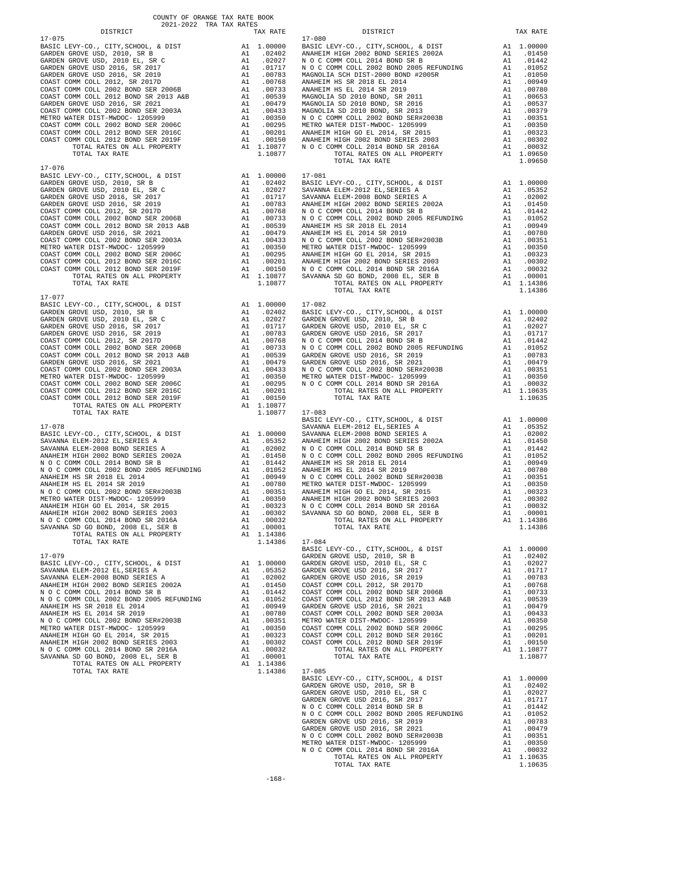COUNTY OF ORANGE TAX RATE BOOK
2021-2022 TRA TAX RATES

| DISTRICT | | TAX RATE |
|---|---|---|
| **17-075** | | |
| BASIC LEVY-CO., CITY,SCHOOL, & DIST | A1 | 1.00000 |
| GARDEN GROVE USD, 2010, SR B | A1 | .02402 |
| GARDEN GROVE USD, 2010 EL, SR C | A1 | .02027 |
| GARDEN GROVE USD 2016, SR 2017 | A1 | .01717 |
| GARDEN GROVE USD 2016, SR 2019 | A1 | .00783 |
| COAST COMM COLL 2012, SR 2017D | A1 | .00768 |
| COAST COMM COLL 2002 BOND SER 2006B | A1 | .00733 |
| COAST COMM COLL 2012 BOND SR 2013 A&B | A1 | .00539 |
| GARDEN GROVE USD 2016, SR 2021 | A1 | .00479 |
| COAST COMM COLL 2002 BOND SER 2003A | A1 | .00433 |
| METRO WATER DIST-MWDOC- 1205999 | A1 | .00350 |
| COAST COMM COLL 2002 BOND SER 2006C | A1 | .00295 |
| COAST COMM COLL 2012 BOND SER 2016C | A1 | .00201 |
| COAST COMM COLL 2012 BOND SER 2019F | A1 | .00150 |
| TOTAL RATES ON ALL PROPERTY | A1 | 1.10877 |
| TOTAL TAX RATE | | 1.10877 |
| **17-076** | | |
| BASIC LEVY-CO., CITY,SCHOOL, & DIST | A1 | 1.00000 |
| GARDEN GROVE USD, 2010, SR B | A1 | .02402 |
| GARDEN GROVE USD, 2010 EL, SR C | A1 | .02027 |
| GARDEN GROVE USD 2016, SR 2017 | A1 | .01717 |
| GARDEN GROVE USD 2016, SR 2019 | A1 | .00783 |
| COAST COMM COLL 2012, SR 2017D | A1 | .00768 |
| COAST COMM COLL 2002 BOND SER 2006B | A1 | .00733 |
| COAST COMM COLL 2012 BOND SR 2013 A&B | A1 | .00539 |
| GARDEN GROVE USD 2016, SR 2021 | A1 | .00479 |
| COAST COMM COLL 2002 BOND SER 2003A | A1 | .00433 |
| METRO WATER DIST-MWDOC- 1205999 | A1 | .00350 |
| COAST COMM COLL 2002 BOND SER 2006C | A1 | .00295 |
| COAST COMM COLL 2012 BOND SER 2016C | A1 | .00201 |
| COAST COMM COLL 2012 BOND SER 2019F | A1 | .00150 |
| TOTAL RATES ON ALL PROPERTY | A1 | 1.10877 |
| TOTAL TAX RATE | | 1.10877 |
| **17-077** | | |
| BASIC LEVY-CO., CITY,SCHOOL, & DIST | A1 | 1.00000 |
| GARDEN GROVE USD, 2010, SR B | A1 | .02402 |
| GARDEN GROVE USD, 2010 EL, SR C | A1 | .02027 |
| GARDEN GROVE USD 2016, SR 2017 | A1 | .01717 |
| GARDEN GROVE USD 2016, SR 2019 | A1 | .00783 |
| COAST COMM COLL 2012, SR 2017D | A1 | .00768 |
| COAST COMM COLL 2002 BOND SER 2006B | A1 | .00733 |
| COAST COMM COLL 2012 BOND SR 2013 A&B | A1 | .00539 |
| GARDEN GROVE USD 2016, SR 2021 | A1 | .00479 |
| COAST COMM COLL 2002 BOND SER 2003A | A1 | .00433 |
| METRO WATER DIST-MWDOC- 1205999 | A1 | .00350 |
| COAST COMM COLL 2002 BOND SER 2006C | A1 | .00295 |
| COAST COMM COLL 2012 BOND SER 2016C | A1 | .00201 |
| COAST COMM COLL 2012 BOND SER 2019F | A1 | .00150 |
| TOTAL RATES ON ALL PROPERTY | A1 | 1.10877 |
| TOTAL TAX RATE | | 1.10877 |
| **17-078** | | |
| BASIC LEVY-CO., CITY,SCHOOL, & DIST | A1 | 1.00000 |
| SAVANNA ELEM-2012 EL,SERIES A | A1 | .05352 |
| SAVANNA ELEM-2008 BOND SERIES A | A1 | .02002 |
| ANAHEIM HIGH 2002 BOND SERIES 2002A | A1 | .01450 |
| N O C COMM COLL 2014 BOND SR B | A1 | .01442 |
| N O C COMM COLL 2002 BOND 2005 REFUNDING | A1 | .01052 |
| ANAHEIM HS SR 2018 EL 2014 | A1 | .00949 |
| ANAHEIM HS EL 2014 SR 2019 | A1 | .00780 |
| N O C COMM COLL 2002 BOND SER#2003B | A1 | .00351 |
| METRO WATER DIST-MWDOC- 1205999 | A1 | .00350 |
| ANAHEIM HIGH GO EL 2014, SR 2015 | A1 | .00323 |
| ANAHEIM HIGH 2002 BOND SERIES 2003 | A1 | .00302 |
| N O C COMM COLL 2014 BOND SR 2016A | A1 | .00032 |
| SAVANNA SD GO BOND, 2008 EL, SER B | A1 | .00001 |
| TOTAL RATES ON ALL PROPERTY | A1 | 1.14386 |
| TOTAL TAX RATE | | 1.14386 |
| **17-079** | | |
| BASIC LEVY-CO., CITY,SCHOOL, & DIST | A1 | 1.00000 |
| SAVANNA ELEM-2012 EL,SERIES A | A1 | .05352 |
| SAVANNA ELEM-2008 BOND SERIES A | A1 | .02002 |
| ANAHEIM HIGH 2002 BOND SERIES 2002A | A1 | .01450 |
| N O C COMM COLL 2014 BOND SR B | A1 | .01442 |
| N O C COMM COLL 2002 BOND 2005 REFUNDING | A1 | .01052 |
| ANAHEIM HS SR 2018 EL 2014 | A1 | .00949 |
| ANAHEIM HS EL 2014 SR 2019 | A1 | .00780 |
| N O C COMM COLL 2002 BOND SER#2003B | A1 | .00351 |
| METRO WATER DIST-MWDOC- 1205999 | A1 | .00350 |
| ANAHEIM HIGH GO EL 2014, SR 2015 | A1 | .00323 |
| ANAHEIM HIGH 2002 BOND SERIES 2003 | A1 | .00302 |
| N O C COMM COLL 2014 BOND SR 2016A | A1 | .00032 |
| SAVANNA SD GO BOND, 2008 EL, SER B | A1 | .00001 |
| TOTAL RATES ON ALL PROPERTY | A1 | 1.14386 |
| TOTAL TAX RATE | | 1.14386 |
| **17-080** | | |
| BASIC LEVY-CO., CITY,SCHOOL, & DIST | A1 | 1.00000 |
| ANAHEIM HIGH 2002 BOND SERIES 2002A | A1 | .01450 |
| N O C COMM COLL 2014 BOND SR B | A1 | .01442 |
| N O C COMM COLL 2002 BOND 2005 REFUNDING | A1 | .01052 |
| MAGNOLIA SCH DIST-2000 BOND #2005R | A1 | .01050 |
| ANAHEIM HS SR 2018 EL 2014 | A1 | .00949 |
| ANAHEIM HS EL 2014 SR 2019 | A1 | .00780 |
| MAGNOLIA SD 2010 BOND, SR 2011 | A1 | .00653 |
| MAGNOLIA SD 2010 BOND, SR 2016 | A1 | .00537 |
| MAGNOLIA SD 2010 BOND, SR 2013 | A1 | .00379 |
| N O C COMM COLL 2002 BOND SER#2003B | A1 | .00351 |
| METRO WATER DIST-MWDOC- 1205999 | A1 | .00350 |
| ANAHEIM HIGH GO EL 2014, SR 2015 | A1 | .00323 |
| ANAHEIM HIGH 2002 BOND SERIES 2003 | A1 | .00302 |
| N O C COMM COLL 2014 BOND SR 2016A | A1 | .00032 |
| TOTAL RATES ON ALL PROPERTY | A1 | 1.09650 |
| TOTAL TAX RATE | | 1.09650 |
| **17-081** | | |
| BASIC LEVY-CO., CITY,SCHOOL, & DIST | A1 | 1.00000 |
| SAVANNA ELEM-2012 EL,SERIES A | A1 | .05352 |
| SAVANNA ELEM-2008 BOND SERIES A | A1 | .02002 |
| ANAHEIM HIGH 2002 BOND SERIES 2002A | A1 | .01450 |
| N O C COMM COLL 2014 BOND SR B | A1 | .01442 |
| N O C COMM COLL 2002 BOND 2005 REFUNDING | A1 | .01052 |
| ANAHEIM HS SR 2018 EL 2014 | A1 | .00949 |
| ANAHEIM HS EL 2014 SR 2019 | A1 | .00780 |
| N O C COMM COLL 2002 BOND SER#2003B | A1 | .00351 |
| METRO WATER DIST-MWDOC- 1205999 | A1 | .00350 |
| ANAHEIM HIGH GO EL 2014, SR 2015 | A1 | .00323 |
| ANAHEIM HIGH 2002 BOND SERIES 2003 | A1 | .00302 |
| N O C COMM COLL 2014 BOND SR 2016A | A1 | .00032 |
| SAVANNA SD GO BOND, 2008 EL, SER B | A1 | .00001 |
| TOTAL RATES ON ALL PROPERTY | A1 | 1.14386 |
| TOTAL TAX RATE | | 1.14386 |
| **17-082** | | |
| BASIC LEVY-CO., CITY,SCHOOL, & DIST | A1 | 1.00000 |
| GARDEN GROVE USD, 2010, SR B | A1 | .02402 |
| GARDEN GROVE USD, 2010 EL, SR C | A1 | .02027 |
| GARDEN GROVE USD 2016, SR 2017 | A1 | .01717 |
| N O C COMM COLL 2014 BOND SR B | A1 | .01442 |
| N O C COMM COLL 2002 BOND 2005 REFUNDING | A1 | .01052 |
| GARDEN GROVE USD 2016, SR 2019 | A1 | .00783 |
| GARDEN GROVE USD 2016, SR 2021 | A1 | .00479 |
| N O C COMM COLL 2002 BOND SER#2003B | A1 | .00351 |
| METRO WATER DIST-MWDOC- 1205999 | A1 | .00350 |
| N O C COMM COLL 2014 BOND SR 2016A | A1 | .00032 |
| TOTAL RATES ON ALL PROPERTY | A1 | 1.10635 |
| TOTAL TAX RATE | | 1.10635 |
| **17-083** | | |
| BASIC LEVY-CO., CITY,SCHOOL, & DIST | A1 | 1.00000 |
| SAVANNA ELEM-2012 EL,SERIES A | A1 | .05352 |
| SAVANNA ELEM-2008 BOND SERIES A | A1 | .02002 |
| ANAHEIM HIGH 2002 BOND SERIES 2002A | A1 | .01450 |
| N O C COMM COLL 2014 BOND SR B | A1 | .01442 |
| N O C COMM COLL 2002 BOND 2005 REFUNDING | A1 | .01052 |
| ANAHEIM HS SR 2018 EL 2014 | A1 | .00949 |
| ANAHEIM HS EL 2014 SR 2019 | A1 | .00780 |
| N O C COMM COLL 2002 BOND SER#2003B | A1 | .00351 |
| METRO WATER DIST-MWDOC- 1205999 | A1 | .00350 |
| ANAHEIM HIGH GO EL 2014, SR 2015 | A1 | .00323 |
| ANAHEIM HIGH 2002 BOND SERIES 2003 | A1 | .00302 |
| N O C COMM COLL 2014 BOND SR 2016A | A1 | .00032 |
| SAVANNA SD GO BOND, 2008 EL, SER B | A1 | .00001 |
| TOTAL RATES ON ALL PROPERTY | A1 | 1.14386 |
| TOTAL TAX RATE | | 1.14386 |
| **17-084** | | |
| BASIC LEVY-CO., CITY,SCHOOL, & DIST | A1 | 1.00000 |
| GARDEN GROVE USD, 2010, SR B | A1 | .02402 |
| GARDEN GROVE USD, 2010 EL, SR C | A1 | .02027 |
| GARDEN GROVE USD 2016, SR 2017 | A1 | .01717 |
| GARDEN GROVE USD 2016, SR 2019 | A1 | .00783 |
| COAST COMM COLL 2012, SR 2017D | A1 | .00768 |
| COAST COMM COLL 2002 BOND SER 2006B | A1 | .00733 |
| COAST COMM COLL 2012 BOND SR 2013 A&B | A1 | .00539 |
| GARDEN GROVE USD 2016, SR 2021 | A1 | .00479 |
| COAST COMM COLL 2002 BOND SER 2003A | A1 | .00433 |
| METRO WATER DIST-MWDOC- 1205999 | A1 | .00350 |
| COAST COMM COLL 2002 BOND SER 2006C | A1 | .00295 |
| COAST COMM COLL 2012 BOND SER 2016C | A1 | .00201 |
| COAST COMM COLL 2012 BOND SER 2019F | A1 | .00150 |
| TOTAL RATES ON ALL PROPERTY | A1 | 1.10877 |
| TOTAL TAX RATE | | 1.10877 |
| **17-085** | | |
| BASIC LEVY-CO., CITY,SCHOOL, & DIST | A1 | 1.00000 |
| GARDEN GROVE USD, 2010, SR B | A1 | .02402 |
| GARDEN GROVE USD, 2010 EL, SR C | A1 | .02027 |
| GARDEN GROVE USD 2016, SR 2017 | A1 | .01717 |
| N O C COMM COLL 2014 BOND SR B | A1 | .01442 |
| N O C COMM COLL 2002 BOND 2005 REFUNDING | A1 | .01052 |
| GARDEN GROVE USD 2016, SR 2019 | A1 | .00783 |
| GARDEN GROVE USD 2016, SR 2021 | A1 | .00479 |
| N O C COMM COLL 2002 BOND SER#2003B | A1 | .00351 |
| METRO WATER DIST-MWDOC- 1205999 | A1 | .00350 |
| N O C COMM COLL 2014 BOND SR 2016A | A1 | .00032 |
| TOTAL RATES ON ALL PROPERTY | A1 | 1.10635 |
| TOTAL TAX RATE | | 1.10635 |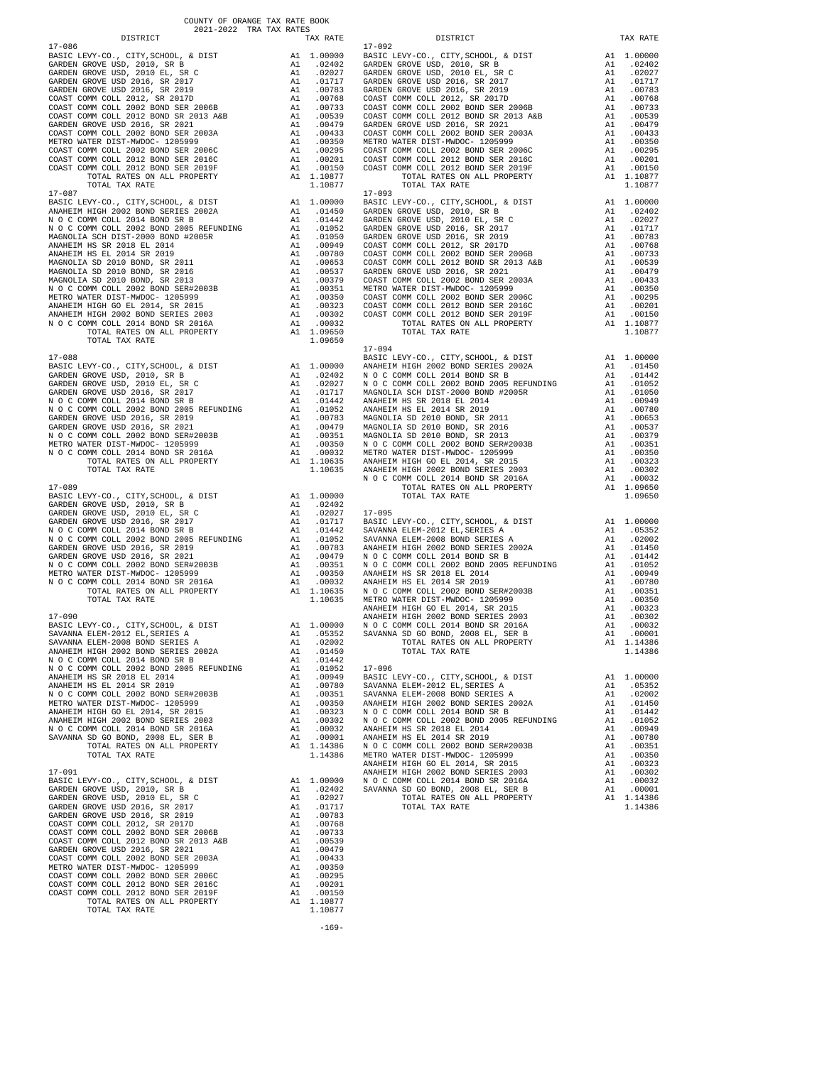COUNTY OF ORANGE TAX RATE BOOK
2021-2022 TRA TAX RATES

| DISTRICT | | TAX RATE |
|---|---|---|
| **17-086** | | |
| BASIC LEVY-CO., CITY,SCHOOL, & DIST | A1 | 1.00000 |
| GARDEN GROVE USD, 2010, SR B | A1 | .02402 |
| GARDEN GROVE USD, 2010 EL, SR C | A1 | .02027 |
| GARDEN GROVE USD 2016, SR 2017 | A1 | .01717 |
| GARDEN GROVE USD 2016, SR 2019 | A1 | .00783 |
| COAST COMM COLL 2012, SR 2017D | A1 | .00768 |
| COAST COMM COLL 2002 BOND SER 2006B | A1 | .00733 |
| COAST COMM COLL 2012 BOND SR 2013 A&B | A1 | .00539 |
| GARDEN GROVE USD 2016, SR 2021 | A1 | .00479 |
| COAST COMM COLL 2002 BOND SER 2003A | A1 | .00433 |
| METRO WATER DIST-MWDOC- 1205999 | A1 | .00350 |
| COAST COMM COLL 2002 BOND SER 2006C | A1 | .00295 |
| COAST COMM COLL 2012 BOND SER 2016C | A1 | .00201 |
| COAST COMM COLL 2012 BOND SER 2019F | A1 | .00150 |
| TOTAL RATES ON ALL PROPERTY | A1 | 1.10877 |
| TOTAL TAX RATE | | 1.10877 |
| **17-087** | | |
| BASIC LEVY-CO., CITY,SCHOOL, & DIST | A1 | 1.00000 |
| ANAHEIM HIGH 2002 BOND SERIES 2002A | A1 | .01450 |
| N O C COMM COLL 2014 BOND SR B | A1 | .01442 |
| N O C COMM COLL 2002 BOND 2005 REFUNDING | A1 | .01052 |
| MAGNOLIA SCH DIST-2000 BOND #2005R | A1 | .01050 |
| ANAHEIM HS SR 2018 EL 2014 | A1 | .00949 |
| ANAHEIM HS EL 2014 SR 2019 | A1 | .00780 |
| MAGNOLIA SD 2010 BOND, SR 2011 | A1 | .00653 |
| MAGNOLIA SD 2010 BOND, SR 2016 | A1 | .00537 |
| MAGNOLIA SD 2010 BOND, SR 2013 | A1 | .00379 |
| N O C COMM COLL 2002 BOND SER#2003B | A1 | .00351 |
| METRO WATER DIST-MWDOC- 1205999 | A1 | .00350 |
| ANAHEIM HIGH GO EL 2014, SR 2015 | A1 | .00323 |
| ANAHEIM HIGH 2002 BOND SERIES 2003 | A1 | .00302 |
| N O C COMM COLL 2014 BOND SR 2016A | A1 | .00032 |
| TOTAL RATES ON ALL PROPERTY | A1 | 1.09650 |
| TOTAL TAX RATE | | 1.09650 |
| **17-088** | | |
| BASIC LEVY-CO., CITY,SCHOOL, & DIST | A1 | 1.00000 |
| GARDEN GROVE USD, 2010, SR B | A1 | .02402 |
| GARDEN GROVE USD, 2010 EL, SR C | A1 | .02027 |
| GARDEN GROVE USD 2016, SR 2017 | A1 | .01717 |
| N O C COMM COLL 2014 BOND SR B | A1 | .01442 |
| N O C COMM COLL 2002 BOND 2005 REFUNDING | A1 | .01052 |
| GARDEN GROVE USD 2016, SR 2019 | A1 | .00783 |
| GARDEN GROVE USD 2016, SR 2021 | A1 | .00479 |
| N O C COMM COLL 2002 BOND SER#2003B | A1 | .00351 |
| METRO WATER DIST-MWDOC- 1205999 | A1 | .00350 |
| N O C COMM COLL 2014 BOND SR 2016A | A1 | .00032 |
| TOTAL RATES ON ALL PROPERTY | A1 | 1.10635 |
| TOTAL TAX RATE | | 1.10635 |
| **17-089** | | |
| BASIC LEVY-CO., CITY,SCHOOL, & DIST | A1 | 1.00000 |
| GARDEN GROVE USD, 2010, SR B | A1 | .02402 |
| GARDEN GROVE USD, 2010 EL, SR C | A1 | .02027 |
| GARDEN GROVE USD 2016, SR 2017 | A1 | .01717 |
| N O C COMM COLL 2014 BOND SR B | A1 | .01442 |
| N O C COMM COLL 2002 BOND 2005 REFUNDING | A1 | .01052 |
| GARDEN GROVE USD 2016, SR 2019 | A1 | .00783 |
| GARDEN GROVE USD 2016, SR 2021 | A1 | .00479 |
| N O C COMM COLL 2002 BOND SER#2003B | A1 | .00351 |
| METRO WATER DIST-MWDOC- 1205999 | A1 | .00350 |
| N O C COMM COLL 2014 BOND SR 2016A | A1 | .00032 |
| TOTAL RATES ON ALL PROPERTY | A1 | 1.10635 |
| TOTAL TAX RATE | | 1.10635 |
| **17-090** | | |
| BASIC LEVY-CO., CITY,SCHOOL, & DIST | A1 | 1.00000 |
| SAVANNA ELEM-2012 EL,SERIES A | A1 | .05352 |
| SAVANNA ELEM-2008 BOND SERIES A | A1 | .02002 |
| ANAHEIM HIGH 2002 BOND SERIES 2002A | A1 | .01450 |
| N O C COMM COLL 2014 BOND SR B | A1 | .01442 |
| N O C COMM COLL 2002 BOND 2005 REFUNDING | A1 | .01052 |
| ANAHEIM HS SR 2018 EL 2014 | A1 | .00949 |
| ANAHEIM HS EL 2014 SR 2019 | A1 | .00780 |
| N O C COMM COLL 2002 BOND SER#2003B | A1 | .00351 |
| METRO WATER DIST-MWDOC- 1205999 | A1 | .00350 |
| ANAHEIM HIGH GO EL 2014, SR 2015 | A1 | .00323 |
| ANAHEIM HIGH 2002 BOND SERIES 2003 | A1 | .00302 |
| N O C COMM COLL 2014 BOND SR 2016A | A1 | .00032 |
| SAVANNA SD GO BOND, 2008 EL, SER B | A1 | .00001 |
| TOTAL RATES ON ALL PROPERTY | A1 | 1.14386 |
| TOTAL TAX RATE | | 1.14386 |
| **17-091** | | |
| BASIC LEVY-CO., CITY,SCHOOL, & DIST | A1 | 1.00000 |
| GARDEN GROVE USD, 2010, SR B | A1 | .02402 |
| GARDEN GROVE USD, 2010 EL, SR C | A1 | .02027 |
| GARDEN GROVE USD 2016, SR 2017 | A1 | .01717 |
| GARDEN GROVE USD 2016, SR 2019 | A1 | .00783 |
| COAST COMM COLL 2012, SR 2017D | A1 | .00768 |
| COAST COMM COLL 2002 BOND SER 2006B | A1 | .00733 |
| COAST COMM COLL 2012 BOND SR 2013 A&B | A1 | .00539 |
| GARDEN GROVE USD 2016, SR 2021 | A1 | .00479 |
| COAST COMM COLL 2002 BOND SER 2003A | A1 | .00433 |
| METRO WATER DIST-MWDOC- 1205999 | A1 | .00350 |
| COAST COMM COLL 2002 BOND SER 2006C | A1 | .00295 |
| COAST COMM COLL 2012 BOND SER 2016C | A1 | .00201 |
| COAST COMM COLL 2012 BOND SER 2019F | A1 | .00150 |
| TOTAL RATES ON ALL PROPERTY | A1 | 1.10877 |
| TOTAL TAX RATE | | 1.10877 |
| **17-092** | | |
| BASIC LEVY-CO., CITY,SCHOOL, & DIST | A1 | 1.00000 |
| GARDEN GROVE USD, 2010, SR B | A1 | .02402 |
| GARDEN GROVE USD, 2010 EL, SR C | A1 | .02027 |
| GARDEN GROVE USD 2016, SR 2017 | A1 | .01717 |
| GARDEN GROVE USD 2016, SR 2019 | A1 | .00783 |
| COAST COMM COLL 2012, SR 2017D | A1 | .00768 |
| COAST COMM COLL 2002 BOND SER 2006B | A1 | .00733 |
| COAST COMM COLL 2012 BOND SR 2013 A&B | A1 | .00539 |
| GARDEN GROVE USD 2016, SR 2021 | A1 | .00479 |
| COAST COMM COLL 2002 BOND SER 2003A | A1 | .00433 |
| METRO WATER DIST-MWDOC- 1205999 | A1 | .00350 |
| COAST COMM COLL 2002 BOND SER 2006C | A1 | .00295 |
| COAST COMM COLL 2012 BOND SER 2016C | A1 | .00201 |
| COAST COMM COLL 2012 BOND SER 2019F | A1 | .00150 |
| TOTAL RATES ON ALL PROPERTY | A1 | 1.10877 |
| TOTAL TAX RATE | | 1.10877 |
| **17-093** | | |
| BASIC LEVY-CO., CITY,SCHOOL, & DIST | A1 | 1.00000 |
| GARDEN GROVE USD, 2010, SR B | A1 | .02402 |
| GARDEN GROVE USD, 2010 EL, SR C | A1 | .02027 |
| GARDEN GROVE USD 2016, SR 2017 | A1 | .01717 |
| GARDEN GROVE USD 2016, SR 2019 | A1 | .00783 |
| COAST COMM COLL 2012, SR 2017D | A1 | .00768 |
| COAST COMM COLL 2002 BOND SER 2006B | A1 | .00733 |
| COAST COMM COLL 2012 BOND SR 2013 A&B | A1 | .00539 |
| GARDEN GROVE USD 2016, SR 2021 | A1 | .00479 |
| COAST COMM COLL 2002 BOND SER 2003A | A1 | .00433 |
| METRO WATER DIST-MWDOC- 1205999 | A1 | .00350 |
| COAST COMM COLL 2002 BOND SER 2006C | A1 | .00295 |
| COAST COMM COLL 2012 BOND SER 2016C | A1 | .00201 |
| COAST COMM COLL 2012 BOND SER 2019F | A1 | .00150 |
| TOTAL RATES ON ALL PROPERTY | A1 | 1.10877 |
| TOTAL TAX RATE | | 1.10877 |
| **17-094** | | |
| BASIC LEVY-CO., CITY,SCHOOL, & DIST | A1 | 1.00000 |
| ANAHEIM HIGH 2002 BOND SERIES 2002A | A1 | .01450 |
| N O C COMM COLL 2014 BOND SR B | A1 | .01442 |
| N O C COMM COLL 2002 BOND 2005 REFUNDING | A1 | .01052 |
| MAGNOLIA SCH DIST-2000 BOND #2005R | A1 | .01050 |
| ANAHEIM HS SR 2018 EL 2014 | A1 | .00949 |
| ANAHEIM HS EL 2014 SR 2019 | A1 | .00780 |
| MAGNOLIA SD 2010 BOND, SR 2011 | A1 | .00653 |
| MAGNOLIA SD 2010 BOND, SR 2016 | A1 | .00537 |
| MAGNOLIA SD 2010 BOND, SR 2013 | A1 | .00379 |
| N O C COMM COLL 2002 BOND SER#2003B | A1 | .00351 |
| METRO WATER DIST-MWDOC- 1205999 | A1 | .00350 |
| ANAHEIM HIGH GO EL 2014, SR 2015 | A1 | .00323 |
| ANAHEIM HIGH 2002 BOND SERIES 2003 | A1 | .00302 |
| N O C COMM COLL 2014 BOND SR 2016A | A1 | .00032 |
| TOTAL RATES ON ALL PROPERTY | A1 | 1.09650 |
| TOTAL TAX RATE | | 1.09650 |
| **17-095** | | |
| BASIC LEVY-CO., CITY,SCHOOL, & DIST | A1 | 1.00000 |
| SAVANNA ELEM-2012 EL,SERIES A | A1 | .05352 |
| SAVANNA ELEM-2008 BOND SERIES A | A1 | .02002 |
| ANAHEIM HIGH 2002 BOND SERIES 2002A | A1 | .01450 |
| N O C COMM COLL 2014 BOND SR B | A1 | .01442 |
| N O C COMM COLL 2002 BOND 2005 REFUNDING | A1 | .01052 |
| ANAHEIM HS SR 2018 EL 2014 | A1 | .00949 |
| ANAHEIM HS EL 2014 SR 2019 | A1 | .00780 |
| N O C COMM COLL 2002 BOND SER#2003B | A1 | .00351 |
| METRO WATER DIST-MWDOC- 1205999 | A1 | .00350 |
| ANAHEIM HIGH GO EL 2014, SR 2015 | A1 | .00323 |
| ANAHEIM HIGH 2002 BOND SERIES 2003 | A1 | .00302 |
| N O C COMM COLL 2014 BOND SR 2016A | A1 | .00032 |
| SAVANNA SD GO BOND, 2008 EL, SER B | A1 | .00001 |
| TOTAL RATES ON ALL PROPERTY | A1 | 1.14386 |
| TOTAL TAX RATE | | 1.14386 |
| **17-096** | | |
| BASIC LEVY-CO., CITY,SCHOOL, & DIST | A1 | 1.00000 |
| SAVANNA ELEM-2012 EL,SERIES A | A1 | .05352 |
| SAVANNA ELEM-2008 BOND SERIES A | A1 | .02002 |
| ANAHEIM HIGH 2002 BOND SERIES 2002A | A1 | .01450 |
| N O C COMM COLL 2014 BOND SR B | A1 | .01442 |
| N O C COMM COLL 2002 BOND 2005 REFUNDING | A1 | .01052 |
| ANAHEIM HS SR 2018 EL 2014 | A1 | .00949 |
| ANAHEIM HS EL 2014 SR 2019 | A1 | .00780 |
| N O C COMM COLL 2002 BOND SER#2003B | A1 | .00351 |
| METRO WATER DIST-MWDOC- 1205999 | A1 | .00350 |
| ANAHEIM HIGH GO EL 2014, SR 2015 | A1 | .00323 |
| ANAHEIM HIGH 2002 BOND SERIES 2003 | A1 | .00302 |
| N O C COMM COLL 2014 BOND SR 2016A | A1 | .00032 |
| SAVANNA SD GO BOND, 2008 EL, SER B | A1 | .00001 |
| TOTAL RATES ON ALL PROPERTY | A1 | 1.14386 |
| TOTAL TAX RATE | | 1.14386 |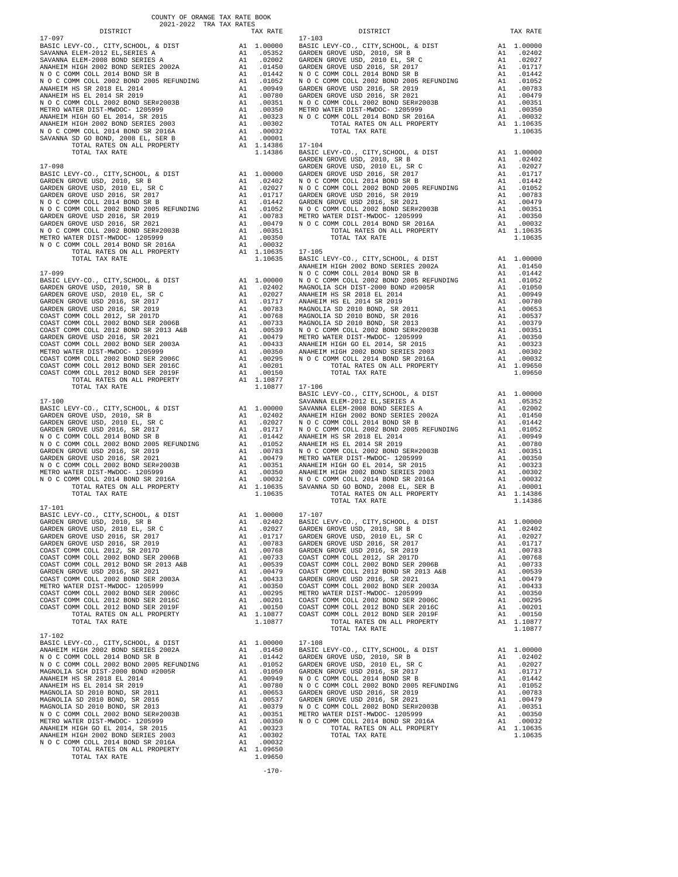COUNTY OF ORANGE TAX RATE BOOK
2021-2022 TRA TAX RATES

### 17-097

| DISTRICT | | TAX RATE |
|---|---|---|
| BASIC LEVY-CO., CITY,SCHOOL, & DIST | A1 | 1.00000 |
| SAVANNA ELEM-2012 EL,SERIES A | A1 | .05352 |
| SAVANNA ELEM-2008 BOND SERIES A | A1 | .02002 |
| ANAHEIM HIGH 2002 BOND SERIES 2002A | A1 | .01450 |
| N O C COMM COLL 2014 BOND SR B | A1 | .01442 |
| N O C COMM COLL 2002 BOND 2005 REFUNDING | A1 | .01052 |
| ANAHEIM HS SR 2018 EL 2014 | A1 | .00949 |
| ANAHEIM HS EL 2014 SR 2019 | A1 | .00780 |
| N O C COMM COLL 2002 BOND SER#2003B | A1 | .00351 |
| METRO WATER DIST-MWDOC- 1205999 | A1 | .00350 |
| ANAHEIM HIGH GO EL 2014, SR 2015 | A1 | .00323 |
| ANAHEIM HIGH 2002 BOND SERIES 2003 | A1 | .00302 |
| N O C COMM COLL 2014 BOND SR 2016A | A1 | .00032 |
| SAVANNA SD GO BOND, 2008 EL, SER B | A1 | .00001 |
| TOTAL RATES ON ALL PROPERTY | A1 | 1.14386 |
| TOTAL TAX RATE | | 1.14386 |

### 17-098

| DISTRICT | | TAX RATE |
|---|---|---|
| BASIC LEVY-CO., CITY,SCHOOL, & DIST | A1 | 1.00000 |
| GARDEN GROVE USD, 2010, SR B | A1 | .02402 |
| GARDEN GROVE USD, 2010 EL, SR C | A1 | .02027 |
| GARDEN GROVE USD 2016, SR 2017 | A1 | .01717 |
| N O C COMM COLL 2014 BOND SR B | A1 | .01442 |
| N O C COMM COLL 2002 BOND 2005 REFUNDING | A1 | .01052 |
| GARDEN GROVE USD 2016, SR 2019 | A1 | .00783 |
| GARDEN GROVE USD 2016, SR 2021 | A1 | .00479 |
| N O C COMM COLL 2002 BOND SER#2003B | A1 | .00351 |
| METRO WATER DIST-MWDOC- 1205999 | A1 | .00350 |
| N O C COMM COLL 2014 BOND SR 2016A | A1 | .00032 |
| TOTAL RATES ON ALL PROPERTY | A1 | 1.10635 |
| TOTAL TAX RATE | | 1.10635 |

### 17-099

| DISTRICT | | TAX RATE |
|---|---|---|
| BASIC LEVY-CO., CITY,SCHOOL, & DIST | A1 | 1.00000 |
| GARDEN GROVE USD, 2010, SR B | A1 | .02402 |
| GARDEN GROVE USD, 2010 EL, SR C | A1 | .02027 |
| GARDEN GROVE USD 2016, SR 2017 | A1 | .01717 |
| GARDEN GROVE USD 2016, SR 2019 | A1 | .00783 |
| COAST COMM COLL 2012, SR 2017D | A1 | .00768 |
| COAST COMM COLL 2002 BOND SER 2006B | A1 | .00733 |
| COAST COMM COLL 2012 BOND SR 2013 A&B | A1 | .00539 |
| GARDEN GROVE USD 2016, SR 2021 | A1 | .00479 |
| COAST COMM COLL 2002 BOND SER 2003A | A1 | .00433 |
| METRO WATER DIST-MWDOC- 1205999 | A1 | .00350 |
| COAST COMM COLL 2002 BOND SER 2006C | A1 | .00295 |
| COAST COMM COLL 2012 BOND SER 2016C | A1 | .00201 |
| COAST COMM COLL 2012 BOND SER 2019F | A1 | .00150 |
| TOTAL RATES ON ALL PROPERTY | A1 | 1.10877 |
| TOTAL TAX RATE | | 1.10877 |

### 17-100

| DISTRICT | | TAX RATE |
|---|---|---|
| BASIC LEVY-CO., CITY,SCHOOL, & DIST | A1 | 1.00000 |
| GARDEN GROVE USD, 2010, SR B | A1 | .02402 |
| GARDEN GROVE USD, 2010 EL, SR C | A1 | .02027 |
| GARDEN GROVE USD 2016, SR 2017 | A1 | .01717 |
| N O C COMM COLL 2014 BOND SR B | A1 | .01442 |
| N O C COMM COLL 2002 BOND 2005 REFUNDING | A1 | .01052 |
| GARDEN GROVE USD 2016, SR 2019 | A1 | .00783 |
| GARDEN GROVE USD 2016, SR 2021 | A1 | .00479 |
| N O C COMM COLL 2002 BOND SER#2003B | A1 | .00351 |
| METRO WATER DIST-MWDOC- 1205999 | A1 | .00350 |
| N O C COMM COLL 2014 BOND SR 2016A | A1 | .00032 |
| TOTAL RATES ON ALL PROPERTY | A1 | 1.10635 |
| TOTAL TAX RATE | | 1.10635 |

### 17-101

| DISTRICT | | TAX RATE |
|---|---|---|
| BASIC LEVY-CO., CITY,SCHOOL, & DIST | A1 | 1.00000 |
| GARDEN GROVE USD, 2010, SR B | A1 | .02402 |
| GARDEN GROVE USD, 2010 EL, SR C | A1 | .02027 |
| GARDEN GROVE USD 2016, SR 2017 | A1 | .01717 |
| GARDEN GROVE USD 2016, SR 2019 | A1 | .00783 |
| COAST COMM COLL 2012, SR 2017D | A1 | .00768 |
| COAST COMM COLL 2002 BOND SER 2006B | A1 | .00733 |
| COAST COMM COLL 2012 BOND SR 2013 A&B | A1 | .00539 |
| GARDEN GROVE USD 2016, SR 2021 | A1 | .00479 |
| COAST COMM COLL 2002 BOND SER 2003A | A1 | .00433 |
| METRO WATER DIST-MWDOC- 1205999 | A1 | .00350 |
| COAST COMM COLL 2002 BOND SER 2006C | A1 | .00295 |
| COAST COMM COLL 2012 BOND SER 2016C | A1 | .00201 |
| COAST COMM COLL 2012 BOND SER 2019F | A1 | .00150 |
| TOTAL RATES ON ALL PROPERTY | A1 | 1.10877 |
| TOTAL TAX RATE | | 1.10877 |

### 17-102

| DISTRICT | | TAX RATE |
|---|---|---|
| BASIC LEVY-CO., CITY,SCHOOL, & DIST | A1 | 1.00000 |
| ANAHEIM HIGH 2002 BOND SERIES 2002A | A1 | .01450 |
| N O C COMM COLL 2014 BOND SR B | A1 | .01442 |
| N O C COMM COLL 2002 BOND 2005 REFUNDING | A1 | .01052 |
| MAGNOLIA SCH DIST-2000 BOND #2005R | A1 | .01050 |
| ANAHEIM HS SR 2018 EL 2014 | A1 | .00949 |
| ANAHEIM HS EL 2014 SR 2019 | A1 | .00780 |
| MAGNOLIA SD 2010 BOND, SR 2011 | A1 | .00653 |
| MAGNOLIA SD 2010 BOND, SR 2016 | A1 | .00537 |
| MAGNOLIA SD 2010 BOND, SR 2013 | A1 | .00379 |
| N O C COMM COLL 2002 BOND SER#2003B | A1 | .00351 |
| METRO WATER DIST-MWDOC- 1205999 | A1 | .00350 |
| ANAHEIM HIGH GO EL 2014, SR 2015 | A1 | .00323 |
| ANAHEIM HIGH 2002 BOND SERIES 2003 | A1 | .00302 |
| N O C COMM COLL 2014 BOND SR 2016A | A1 | .00032 |
| TOTAL RATES ON ALL PROPERTY | A1 | 1.09650 |
| TOTAL TAX RATE | | 1.09650 |

### 17-103

| DISTRICT | | TAX RATE |
|---|---|---|
| BASIC LEVY-CO., CITY,SCHOOL, & DIST | A1 | 1.00000 |
| GARDEN GROVE USD, 2010, SR B | A1 | .02402 |
| GARDEN GROVE USD, 2010 EL, SR C | A1 | .02027 |
| GARDEN GROVE USD 2016, SR 2017 | A1 | .01717 |
| N O C COMM COLL 2014 BOND SR B | A1 | .01442 |
| N O C COMM COLL 2002 BOND 2005 REFUNDING | A1 | .01052 |
| GARDEN GROVE USD 2016, SR 2019 | A1 | .00783 |
| GARDEN GROVE USD 2016, SR 2021 | A1 | .00479 |
| N O C COMM COLL 2002 BOND SER#2003B | A1 | .00351 |
| METRO WATER DIST-MWDOC- 1205999 | A1 | .00350 |
| N O C COMM COLL 2014 BOND SR 2016A | A1 | .00032 |
| TOTAL RATES ON ALL PROPERTY | A1 | 1.10635 |
| TOTAL TAX RATE | | 1.10635 |

### 17-104

| DISTRICT | | TAX RATE |
|---|---|---|
| BASIC LEVY-CO., CITY,SCHOOL, & DIST | A1 | 1.00000 |
| GARDEN GROVE USD, 2010, SR B | A1 | .02402 |
| GARDEN GROVE USD, 2010 EL, SR C | A1 | .02027 |
| GARDEN GROVE USD 2016, SR 2017 | A1 | .01717 |
| N O C COMM COLL 2014 BOND SR B | A1 | .01442 |
| N O C COMM COLL 2002 BOND 2005 REFUNDING | A1 | .01052 |
| GARDEN GROVE USD 2016, SR 2019 | A1 | .00783 |
| GARDEN GROVE USD 2016, SR 2021 | A1 | .00479 |
| N O C COMM COLL 2002 BOND SER#2003B | A1 | .00351 |
| METRO WATER DIST-MWDOC- 1205999 | A1 | .00350 |
| N O C COMM COLL 2014 BOND SR 2016A | A1 | .00032 |
| TOTAL RATES ON ALL PROPERTY | A1 | 1.10635 |
| TOTAL TAX RATE | | 1.10635 |

### 17-105

| DISTRICT | | TAX RATE |
|---|---|---|
| BASIC LEVY-CO., CITY,SCHOOL, & DIST | A1 | 1.00000 |
| ANAHEIM HIGH 2002 BOND SERIES 2002A | A1 | .01450 |
| N O C COMM COLL 2014 BOND SR B | A1 | .01442 |
| N O C COMM COLL 2002 BOND 2005 REFUNDING | A1 | .01052 |
| MAGNOLIA SCH DIST-2000 BOND #2005R | A1 | .01050 |
| ANAHEIM HS SR 2018 EL 2014 | A1 | .00949 |
| ANAHEIM HS EL 2014 SR 2019 | A1 | .00780 |
| MAGNOLIA SD 2010 BOND, SR 2011 | A1 | .00653 |
| MAGNOLIA SD 2010 BOND, SR 2016 | A1 | .00537 |
| MAGNOLIA SD 2010 BOND, SR 2013 | A1 | .00379 |
| N O C COMM COLL 2002 BOND SER#2003B | A1 | .00351 |
| METRO WATER DIST-MWDOC- 1205999 | A1 | .00350 |
| ANAHEIM HIGH GO EL 2014, SR 2015 | A1 | .00323 |
| ANAHEIM HIGH 2002 BOND SERIES 2003 | A1 | .00302 |
| N O C COMM COLL 2014 BOND SR 2016A | A1 | .00032 |
| TOTAL RATES ON ALL PROPERTY | A1 | 1.09650 |
| TOTAL TAX RATE | | 1.09650 |

### 17-106

| DISTRICT | | TAX RATE |
|---|---|---|
| BASIC LEVY-CO., CITY,SCHOOL, & DIST | A1 | 1.00000 |
| SAVANNA ELEM-2012 EL,SERIES A | A1 | .05352 |
| SAVANNA ELEM-2008 BOND SERIES A | A1 | .02002 |
| ANAHEIM HIGH 2002 BOND SERIES 2002A | A1 | .01450 |
| N O C COMM COLL 2014 BOND SR B | A1 | .01442 |
| N O C COMM COLL 2002 BOND 2005 REFUNDING | A1 | .01052 |
| ANAHEIM HS SR 2018 EL 2014 | A1 | .00949 |
| ANAHEIM HS EL 2014 SR 2019 | A1 | .00780 |
| N O C COMM COLL 2002 BOND SER#2003B | A1 | .00351 |
| METRO WATER DIST-MWDOC- 1205999 | A1 | .00350 |
| ANAHEIM HIGH GO EL 2014, SR 2015 | A1 | .00323 |
| ANAHEIM HIGH 2002 BOND SERIES 2003 | A1 | .00302 |
| N O C COMM COLL 2014 BOND SR 2016A | A1 | .00032 |
| SAVANNA SD GO BOND, 2008 EL, SER B | A1 | .00001 |
| TOTAL RATES ON ALL PROPERTY | A1 | 1.14386 |
| TOTAL TAX RATE | | 1.14386 |

### 17-107

| DISTRICT | | TAX RATE |
|---|---|---|
| BASIC LEVY-CO., CITY,SCHOOL, & DIST | A1 | 1.00000 |
| GARDEN GROVE USD, 2010, SR B | A1 | .02402 |
| GARDEN GROVE USD, 2010 EL, SR C | A1 | .02027 |
| GARDEN GROVE USD 2016, SR 2017 | A1 | .01717 |
| GARDEN GROVE USD 2016, SR 2019 | A1 | .00783 |
| COAST COMM COLL 2012, SR 2017D | A1 | .00768 |
| COAST COMM COLL 2002 BOND SER 2006B | A1 | .00733 |
| COAST COMM COLL 2012 BOND SR 2013 A&B | A1 | .00539 |
| GARDEN GROVE USD 2016, SR 2021 | A1 | .00479 |
| COAST COMM COLL 2002 BOND SER 2003A | A1 | .00433 |
| METRO WATER DIST-MWDOC- 1205999 | A1 | .00350 |
| COAST COMM COLL 2002 BOND SER 2006C | A1 | .00295 |
| COAST COMM COLL 2012 BOND SER 2016C | A1 | .00201 |
| COAST COMM COLL 2012 BOND SER 2019F | A1 | .00150 |
| TOTAL RATES ON ALL PROPERTY | A1 | 1.10877 |
| TOTAL TAX RATE | | 1.10877 |

### 17-108

| DISTRICT | | TAX RATE |
|---|---|---|
| BASIC LEVY-CO., CITY,SCHOOL, & DIST | A1 | 1.00000 |
| GARDEN GROVE USD, 2010, SR B | A1 | .02402 |
| GARDEN GROVE USD, 2010 EL, SR C | A1 | .02027 |
| GARDEN GROVE USD 2016, SR 2017 | A1 | .01717 |
| N O C COMM COLL 2014 BOND SR B | A1 | .01442 |
| N O C COMM COLL 2002 BOND 2005 REFUNDING | A1 | .01052 |
| GARDEN GROVE USD 2016, SR 2019 | A1 | .00783 |
| GARDEN GROVE USD 2016, SR 2021 | A1 | .00479 |
| N O C COMM COLL 2002 BOND SER#2003B | A1 | .00351 |
| METRO WATER DIST-MWDOC- 1205999 | A1 | .00350 |
| N O C COMM COLL 2014 BOND SR 2016A | A1 | .00032 |
| TOTAL RATES ON ALL PROPERTY | A1 | 1.10635 |
| TOTAL TAX RATE | | 1.10635 |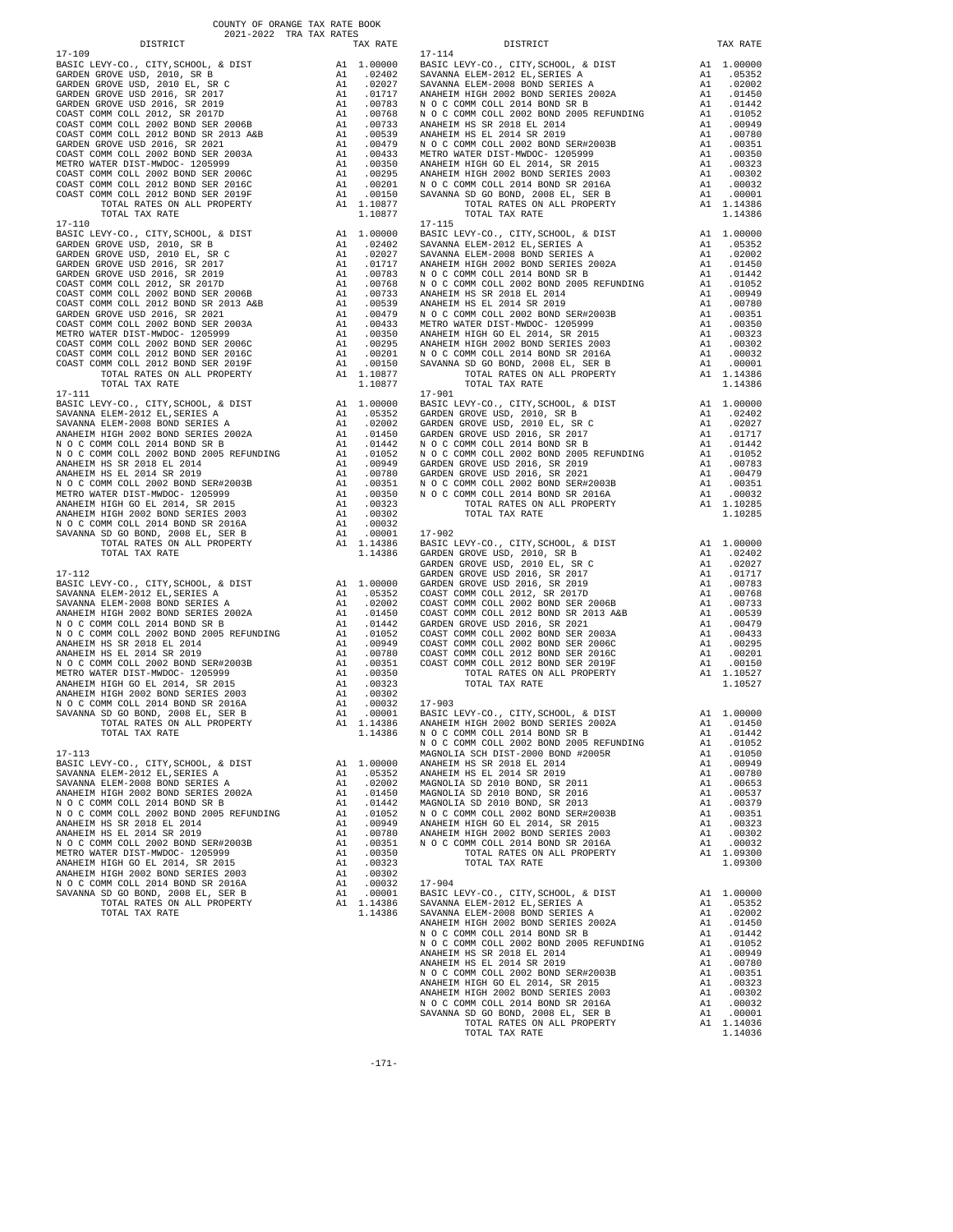COUNTY OF ORANGE TAX RATE BOOK
2021-2022 TRA TAX RATES

| DISTRICT | | TAX RATE |
|---|---|---|
| 17-109 | | |
| BASIC LEVY-CO., CITY,SCHOOL, & DIST | A1 | 1.00000 |
| GARDEN GROVE USD, 2010, SR B | A1 | .02402 |
| GARDEN GROVE USD, 2010 EL, SR C | A1 | .02027 |
| GARDEN GROVE USD 2016, SR 2017 | A1 | .01717 |
| GARDEN GROVE USD 2016, SR 2019 | A1 | .00783 |
| COAST COMM COLL 2012, SR 2017D | A1 | .00768 |
| COAST COMM COLL 2002 BOND SER 2006B | A1 | .00733 |
| COAST COMM COLL 2012 BOND SR 2013 A&B | A1 | .00539 |
| GARDEN GROVE USD 2016, SR 2021 | A1 | .00479 |
| COAST COMM COLL 2002 BOND SER 2003A | A1 | .00433 |
| METRO WATER DIST-MWDOC- 1205999 | A1 | .00350 |
| COAST COMM COLL 2002 BOND SER 2006C | A1 | .00295 |
| COAST COMM COLL 2012 BOND SER 2016C | A1 | .00201 |
| COAST COMM COLL 2012 BOND SER 2019F | A1 | .00150 |
| TOTAL RATES ON ALL PROPERTY | A1 | 1.10877 |
| TOTAL TAX RATE | | 1.10877 |
| 17-110 | | |
| BASIC LEVY-CO., CITY,SCHOOL, & DIST | A1 | 1.00000 |
| GARDEN GROVE USD, 2010, SR B | A1 | .02402 |
| GARDEN GROVE USD, 2010 EL, SR C | A1 | .02027 |
| GARDEN GROVE USD 2016, SR 2017 | A1 | .01717 |
| GARDEN GROVE USD 2016, SR 2019 | A1 | .00783 |
| COAST COMM COLL 2012, SR 2017D | A1 | .00768 |
| COAST COMM COLL 2002 BOND SER 2006B | A1 | .00733 |
| COAST COMM COLL 2012 BOND SR 2013 A&B | A1 | .00539 |
| GARDEN GROVE USD 2016, SR 2021 | A1 | .00479 |
| COAST COMM COLL 2002 BOND SER 2003A | A1 | .00433 |
| METRO WATER DIST-MWDOC- 1205999 | A1 | .00350 |
| COAST COMM COLL 2002 BOND SER 2006C | A1 | .00295 |
| COAST COMM COLL 2012 BOND SER 2016C | A1 | .00201 |
| COAST COMM COLL 2012 BOND SER 2019F | A1 | .00150 |
| TOTAL RATES ON ALL PROPERTY | A1 | 1.10877 |
| TOTAL TAX RATE | | 1.10877 |
| 17-111 | | |
| BASIC LEVY-CO., CITY,SCHOOL, & DIST | A1 | 1.00000 |
| SAVANNA ELEM-2012 EL,SERIES A | A1 | .05352 |
| SAVANNA ELEM-2008 BOND SERIES A | A1 | .02002 |
| ANAHEIM HIGH 2002 BOND SERIES 2002A | A1 | .01450 |
| N O C COMM COLL 2014 BOND SR B | A1 | .01442 |
| N O C COMM COLL 2002 BOND 2005 REFUNDING | A1 | .01052 |
| ANAHEIM HS SR 2018 EL 2014 | A1 | .00949 |
| ANAHEIM HS EL 2014 SR 2019 | A1 | .00780 |
| N O C COMM COLL 2002 BOND SER#2003B | A1 | .00351 |
| METRO WATER DIST-MWDOC- 1205999 | A1 | .00350 |
| ANAHEIM HIGH GO EL 2014, SR 2015 | A1 | .00323 |
| ANAHEIM HIGH 2002 BOND SERIES 2003 | A1 | .00302 |
| N O C COMM COLL 2014 BOND SR 2016A | A1 | .00032 |
| SAVANNA SD GO BOND, 2008 EL, SER B | A1 | .00001 |
| TOTAL RATES ON ALL PROPERTY | A1 | 1.14386 |
| TOTAL TAX RATE | | 1.14386 |
| 17-112 | | |
| BASIC LEVY-CO., CITY,SCHOOL, & DIST | A1 | 1.00000 |
| SAVANNA ELEM-2012 EL,SERIES A | A1 | .05352 |
| SAVANNA ELEM-2008 BOND SERIES A | A1 | .02002 |
| ANAHEIM HIGH 2002 BOND SERIES 2002A | A1 | .01450 |
| N O C COMM COLL 2014 BOND SR B | A1 | .01442 |
| N O C COMM COLL 2002 BOND 2005 REFUNDING | A1 | .01052 |
| ANAHEIM HS SR 2018 EL 2014 | A1 | .00949 |
| ANAHEIM HS EL 2014 SR 2019 | A1 | .00780 |
| N O C COMM COLL 2002 BOND SER#2003B | A1 | .00351 |
| METRO WATER DIST-MWDOC- 1205999 | A1 | .00350 |
| ANAHEIM HIGH GO EL 2014, SR 2015 | A1 | .00323 |
| ANAHEIM HIGH 2002 BOND SERIES 2003 | A1 | .00302 |
| N O C COMM COLL 2014 BOND SR 2016A | A1 | .00032 |
| SAVANNA SD GO BOND, 2008 EL, SER B | A1 | .00001 |
| TOTAL RATES ON ALL PROPERTY | A1 | 1.14386 |
| TOTAL TAX RATE | | 1.14386 |
| 17-113 | | |
| BASIC LEVY-CO., CITY,SCHOOL, & DIST | A1 | 1.00000 |
| SAVANNA ELEM-2012 EL,SERIES A | A1 | .05352 |
| SAVANNA ELEM-2008 BOND SERIES A | A1 | .02002 |
| ANAHEIM HIGH 2002 BOND SERIES 2002A | A1 | .01450 |
| N O C COMM COLL 2014 BOND SR B | A1 | .01442 |
| N O C COMM COLL 2002 BOND 2005 REFUNDING | A1 | .01052 |
| ANAHEIM HS SR 2018 EL 2014 | A1 | .00949 |
| ANAHEIM HS EL 2014 SR 2019 | A1 | .00780 |
| N O C COMM COLL 2002 BOND SER#2003B | A1 | .00351 |
| METRO WATER DIST-MWDOC- 1205999 | A1 | .00350 |
| ANAHEIM HIGH GO EL 2014, SR 2015 | A1 | .00323 |
| ANAHEIM HIGH 2002 BOND SERIES 2003 | A1 | .00302 |
| N O C COMM COLL 2014 BOND SR 2016A | A1 | .00032 |
| SAVANNA SD GO BOND, 2008 EL, SER B | A1 | .00001 |
| TOTAL RATES ON ALL PROPERTY | A1 | 1.14386 |
| TOTAL TAX RATE | | 1.14386 |
| 17-114 | | |
| BASIC LEVY-CO., CITY,SCHOOL, & DIST | A1 | 1.00000 |
| SAVANNA ELEM-2012 EL,SERIES A | A1 | .05352 |
| SAVANNA ELEM-2008 BOND SERIES A | A1 | .02002 |
| ANAHEIM HIGH 2002 BOND SERIES 2002A | A1 | .01450 |
| N O C COMM COLL 2014 BOND SR B | A1 | .01442 |
| N O C COMM COLL 2002 BOND 2005 REFUNDING | A1 | .01052 |
| ANAHEIM HS SR 2018 EL 2014 | A1 | .00949 |
| ANAHEIM HS EL 2014 SR 2019 | A1 | .00780 |
| N O C COMM COLL 2002 BOND SER#2003B | A1 | .00351 |
| METRO WATER DIST-MWDOC- 1205999 | A1 | .00350 |
| ANAHEIM HIGH GO EL 2014, SR 2015 | A1 | .00323 |
| ANAHEIM HIGH 2002 BOND SERIES 2003 | A1 | .00302 |
| N O C COMM COLL 2014 BOND SR 2016A | A1 | .00032 |
| SAVANNA SD GO BOND, 2008 EL, SER B | A1 | .00001 |
| TOTAL RATES ON ALL PROPERTY | A1 | 1.14386 |
| TOTAL TAX RATE | | 1.14386 |
| 17-115 | | |
| BASIC LEVY-CO., CITY,SCHOOL, & DIST | A1 | 1.00000 |
| SAVANNA ELEM-2012 EL,SERIES A | A1 | .05352 |
| SAVANNA ELEM-2008 BOND SERIES A | A1 | .02002 |
| ANAHEIM HIGH 2002 BOND SERIES 2002A | A1 | .01450 |
| N O C COMM COLL 2014 BOND SR B | A1 | .01442 |
| N O C COMM COLL 2002 BOND 2005 REFUNDING | A1 | .01052 |
| ANAHEIM HS SR 2018 EL 2014 | A1 | .00949 |
| ANAHEIM HS EL 2014 SR 2019 | A1 | .00780 |
| N O C COMM COLL 2002 BOND SER#2003B | A1 | .00351 |
| METRO WATER DIST-MWDOC- 1205999 | A1 | .00350 |
| ANAHEIM HIGH GO EL 2014, SR 2015 | A1 | .00323 |
| ANAHEIM HIGH 2002 BOND SERIES 2003 | A1 | .00302 |
| N O C COMM COLL 2014 BOND SR 2016A | A1 | .00032 |
| SAVANNA SD GO BOND, 2008 EL, SER B | A1 | .00001 |
| TOTAL RATES ON ALL PROPERTY | A1 | 1.14386 |
| TOTAL TAX RATE | | 1.14386 |
| 17-901 | | |
| BASIC LEVY-CO., CITY,SCHOOL, & DIST | A1 | 1.00000 |
| GARDEN GROVE USD, 2010, SR B | A1 | .02402 |
| GARDEN GROVE USD, 2010 EL, SR C | A1 | .02027 |
| GARDEN GROVE USD 2016, SR 2017 | A1 | .01717 |
| N O C COMM COLL 2014 BOND SR B | A1 | .01442 |
| N O C COMM COLL 2002 BOND 2005 REFUNDING | A1 | .01052 |
| GARDEN GROVE USD 2016, SR 2019 | A1 | .00783 |
| GARDEN GROVE USD 2016, SR 2021 | A1 | .00479 |
| N O C COMM COLL 2002 BOND SER#2003B | A1 | .00351 |
| N O C COMM COLL 2014 BOND SR 2016A | A1 | .00032 |
| TOTAL RATES ON ALL PROPERTY | A1 | 1.10285 |
| TOTAL TAX RATE | | 1.10285 |
| 17-902 | | |
| BASIC LEVY-CO., CITY,SCHOOL, & DIST | A1 | 1.00000 |
| GARDEN GROVE USD, 2010, SR B | A1 | .02402 |
| GARDEN GROVE USD, 2010 EL, SR C | A1 | .02027 |
| GARDEN GROVE USD 2016, SR 2017 | A1 | .01717 |
| GARDEN GROVE USD 2016, SR 2019 | A1 | .00783 |
| COAST COMM COLL 2012, SR 2017D | A1 | .00768 |
| COAST COMM COLL 2002 BOND SER 2006B | A1 | .00733 |
| COAST COMM COLL 2012 BOND SR 2013 A&B | A1 | .00539 |
| GARDEN GROVE USD 2016, SR 2021 | A1 | .00479 |
| COAST COMM COLL 2002 BOND SER 2003A | A1 | .00433 |
| COAST COMM COLL 2002 BOND SER 2006C | A1 | .00295 |
| COAST COMM COLL 2012 BOND SER 2016C | A1 | .00201 |
| COAST COMM COLL 2012 BOND SER 2019F | A1 | .00150 |
| TOTAL RATES ON ALL PROPERTY | A1 | 1.10527 |
| TOTAL TAX RATE | | 1.10527 |
| 17-903 | | |
| BASIC LEVY-CO., CITY,SCHOOL, & DIST | A1 | 1.00000 |
| ANAHEIM HIGH 2002 BOND SERIES 2002A | A1 | .01450 |
| N O C COMM COLL 2014 BOND SR B | A1 | .01442 |
| N O C COMM COLL 2002 BOND 2005 REFUNDING | A1 | .01052 |
| MAGNOLIA SCH DIST-2000 BOND #2005R | A1 | .01050 |
| ANAHEIM HS SR 2018 EL 2014 | A1 | .00949 |
| ANAHEIM HS EL 2014 SR 2019 | A1 | .00780 |
| MAGNOLIA SD 2010 BOND, SR 2011 | A1 | .00653 |
| MAGNOLIA SD 2010 BOND, SR 2016 | A1 | .00537 |
| MAGNOLIA SD 2010 BOND, SR 2013 | A1 | .00379 |
| N O C COMM COLL 2002 BOND SER#2003B | A1 | .00351 |
| ANAHEIM HIGH GO EL 2014, SR 2015 | A1 | .00323 |
| ANAHEIM HIGH 2002 BOND SERIES 2003 | A1 | .00302 |
| N O C COMM COLL 2014 BOND SR 2016A | A1 | .00032 |
| TOTAL RATES ON ALL PROPERTY | A1 | 1.09300 |
| TOTAL TAX RATE | | 1.09300 |
| 17-904 | | |
| BASIC LEVY-CO., CITY,SCHOOL, & DIST | A1 | 1.00000 |
| SAVANNA ELEM-2012 EL,SERIES A | A1 | .05352 |
| SAVANNA ELEM-2008 BOND SERIES A | A1 | .02002 |
| ANAHEIM HIGH 2002 BOND SERIES 2002A | A1 | .01450 |
| N O C COMM COLL 2014 BOND SR B | A1 | .01442 |
| N O C COMM COLL 2002 BOND 2005 REFUNDING | A1 | .01052 |
| ANAHEIM HS SR 2018 EL 2014 | A1 | .00949 |
| ANAHEIM HS EL 2014 SR 2019 | A1 | .00780 |
| N O C COMM COLL 2002 BOND SER#2003B | A1 | .00351 |
| ANAHEIM HIGH GO EL 2014, SR 2015 | A1 | .00323 |
| ANAHEIM HIGH 2002 BOND SERIES 2003 | A1 | .00302 |
| N O C COMM COLL 2014 BOND SR 2016A | A1 | .00032 |
| SAVANNA SD GO BOND, 2008 EL, SER B | A1 | .00001 |
| TOTAL RATES ON ALL PROPERTY | A1 | 1.14036 |
| TOTAL TAX RATE | | 1.14036 |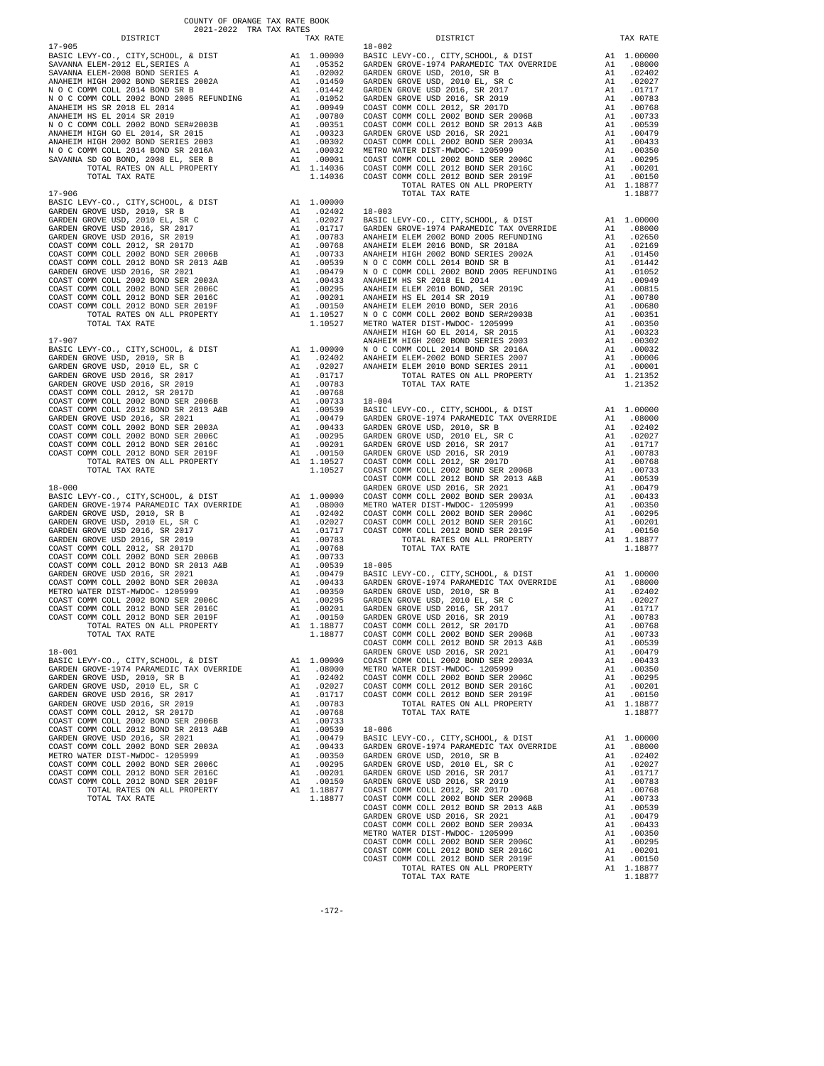COUNTY OF ORANGE TAX RATE BOOK
2021-2022 TRA TAX RATES

| DISTRICT | | TAX RATE |
|---|---|---|
| 17-905 | | |
| BASIC LEVY-CO., CITY,SCHOOL, & DIST | A1 | 1.00000 |
| SAVANNA ELEM-2012 EL,SERIES A | A1 | .05352 |
| SAVANNA ELEM-2008 BOND SERIES A | A1 | .02002 |
| ANAHEIM HIGH 2002 BOND SERIES 2002A | A1 | .01450 |
| N O C COMM COLL 2014 BOND SR B | A1 | .01442 |
| N O C COMM COLL 2002 BOND 2005 REFUNDING | A1 | .01052 |
| ANAHEIM HS SR 2018 EL 2014 | A1 | .00949 |
| ANAHEIM HS EL 2014 SR 2019 | A1 | .00780 |
| N O C COMM COLL 2002 BOND SER#2003B | A1 | .00351 |
| ANAHEIM HIGH GO EL 2014, SR 2015 | A1 | .00323 |
| ANAHEIM HIGH 2002 BOND SERIES 2003 | A1 | .00302 |
| N O C COMM COLL 2014 BOND SR 2016A | A1 | .00032 |
| SAVANNA SD GO BOND, 2008 EL, SER B | A1 | .00001 |
| TOTAL RATES ON ALL PROPERTY | A1 | 1.14036 |
| TOTAL TAX RATE | | 1.14036 |
| 17-906 | | |
| BASIC LEVY-CO., CITY,SCHOOL, & DIST | A1 | 1.00000 |
| GARDEN GROVE USD, 2010, SR B | A1 | .02402 |
| GARDEN GROVE USD, 2010 EL, SR C | A1 | .02027 |
| GARDEN GROVE USD 2016, SR 2017 | A1 | .01717 |
| GARDEN GROVE USD 2016, SR 2019 | A1 | .00783 |
| COAST COMM COLL 2012, SR 2017D | A1 | .00768 |
| COAST COMM COLL 2002 BOND SER 2006B | A1 | .00733 |
| COAST COMM COLL 2012 BOND SR 2013 A&B | A1 | .00539 |
| GARDEN GROVE USD 2016, SR 2021 | A1 | .00479 |
| COAST COMM COLL 2002 BOND SER 2003A | A1 | .00433 |
| COAST COMM COLL 2002 BOND SER 2006C | A1 | .00295 |
| COAST COMM COLL 2012 BOND SER 2016C | A1 | .00201 |
| COAST COMM COLL 2012 BOND SER 2019F | A1 | .00150 |
| TOTAL RATES ON ALL PROPERTY | A1 | 1.10527 |
| TOTAL TAX RATE | | 1.10527 |
| 17-907 | | |
| BASIC LEVY-CO., CITY,SCHOOL, & DIST | A1 | 1.00000 |
| GARDEN GROVE USD, 2010, SR B | A1 | .02402 |
| GARDEN GROVE USD, 2010 EL, SR C | A1 | .02027 |
| GARDEN GROVE USD 2016, SR 2017 | A1 | .01717 |
| GARDEN GROVE USD 2016, SR 2019 | A1 | .00783 |
| COAST COMM COLL 2012, SR 2017D | A1 | .00768 |
| COAST COMM COLL 2002 BOND SER 2006B | A1 | .00733 |
| COAST COMM COLL 2012 BOND SR 2013 A&B | A1 | .00539 |
| GARDEN GROVE USD 2016, SR 2021 | A1 | .00479 |
| COAST COMM COLL 2002 BOND SER 2003A | A1 | .00433 |
| COAST COMM COLL 2002 BOND SER 2006C | A1 | .00295 |
| COAST COMM COLL 2012 BOND SER 2016C | A1 | .00201 |
| COAST COMM COLL 2012 BOND SER 2019F | A1 | .00150 |
| TOTAL RATES ON ALL PROPERTY | A1 | 1.10527 |
| TOTAL TAX RATE | | 1.10527 |
| 18-000 | | |
| BASIC LEVY-CO., CITY,SCHOOL, & DIST | A1 | 1.00000 |
| GARDEN GROVE-1974 PARAMEDIC TAX OVERRIDE | A1 | .08000 |
| GARDEN GROVE USD, 2010, SR B | A1 | .02402 |
| GARDEN GROVE USD, 2010 EL, SR C | A1 | .02027 |
| GARDEN GROVE USD 2016, SR 2017 | A1 | .01717 |
| GARDEN GROVE USD 2016, SR 2019 | A1 | .00783 |
| COAST COMM COLL 2012, SR 2017D | A1 | .00768 |
| COAST COMM COLL 2002 BOND SER 2006B | A1 | .00733 |
| COAST COMM COLL 2012 BOND SR 2013 A&B | A1 | .00539 |
| GARDEN GROVE USD 2016, SR 2021 | A1 | .00479 |
| COAST COMM COLL 2002 BOND SER 2003A | A1 | .00433 |
| METRO WATER DIST-MWDOC- 1205999 | A1 | .00350 |
| COAST COMM COLL 2002 BOND SER 2006C | A1 | .00295 |
| COAST COMM COLL 2012 BOND SER 2016C | A1 | .00201 |
| COAST COMM COLL 2012 BOND SER 2019F | A1 | .00150 |
| TOTAL RATES ON ALL PROPERTY | A1 | 1.18877 |
| TOTAL TAX RATE | | 1.18877 |
| 18-001 | | |
| BASIC LEVY-CO., CITY,SCHOOL, & DIST | A1 | 1.00000 |
| GARDEN GROVE-1974 PARAMEDIC TAX OVERRIDE | A1 | .08000 |
| GARDEN GROVE USD, 2010, SR B | A1 | .02402 |
| GARDEN GROVE USD, 2010 EL, SR C | A1 | .02027 |
| GARDEN GROVE USD 2016, SR 2017 | A1 | .01717 |
| GARDEN GROVE USD 2016, SR 2019 | A1 | .00783 |
| COAST COMM COLL 2012, SR 2017D | A1 | .00768 |
| COAST COMM COLL 2002 BOND SER 2006B | A1 | .00733 |
| COAST COMM COLL 2012 BOND SR 2013 A&B | A1 | .00539 |
| GARDEN GROVE USD 2016, SR 2021 | A1 | .00479 |
| COAST COMM COLL 2002 BOND SER 2003A | A1 | .00433 |
| METRO WATER DIST-MWDOC- 1205999 | A1 | .00350 |
| COAST COMM COLL 2002 BOND SER 2006C | A1 | .00295 |
| COAST COMM COLL 2012 BOND SER 2016C | A1 | .00201 |
| COAST COMM COLL 2012 BOND SER 2019F | A1 | .00150 |
| TOTAL RATES ON ALL PROPERTY | A1 | 1.18877 |
| TOTAL TAX RATE | | 1.18877 |
| 18-002 | | |
| BASIC LEVY-CO., CITY,SCHOOL, & DIST | A1 | 1.00000 |
| GARDEN GROVE-1974 PARAMEDIC TAX OVERRIDE | A1 | .08000 |
| GARDEN GROVE USD, 2010, SR B | A1 | .02402 |
| GARDEN GROVE USD, 2010 EL, SR C | A1 | .02027 |
| GARDEN GROVE USD 2016, SR 2017 | A1 | .01717 |
| GARDEN GROVE USD 2016, SR 2019 | A1 | .00783 |
| COAST COMM COLL 2012, SR 2017D | A1 | .00768 |
| COAST COMM COLL 2002 BOND SER 2006B | A1 | .00733 |
| COAST COMM COLL 2012 BOND SR 2013 A&B | A1 | .00539 |
| GARDEN GROVE USD 2016, SR 2021 | A1 | .00479 |
| COAST COMM COLL 2002 BOND SER 2003A | A1 | .00433 |
| METRO WATER DIST-MWDOC- 1205999 | A1 | .00350 |
| COAST COMM COLL 2002 BOND SER 2006C | A1 | .00295 |
| COAST COMM COLL 2012 BOND SER 2016C | A1 | .00201 |
| COAST COMM COLL 2012 BOND SER 2019F | A1 | .00150 |
| TOTAL RATES ON ALL PROPERTY | A1 | 1.18877 |
| TOTAL TAX RATE | | 1.18877 |
| 18-003 | | |
| BASIC LEVY-CO., CITY,SCHOOL, & DIST | A1 | 1.00000 |
| GARDEN GROVE-1974 PARAMEDIC TAX OVERRIDE | A1 | .08000 |
| ANAHEIM ELEM 2002 BOND 2005 REFUNDING | A1 | .02650 |
| ANAHEIM ELEM 2016 BOND, SR 2018A | A1 | .02169 |
| ANAHEIM HIGH 2002 BOND SERIES 2002A | A1 | .01450 |
| N O C COMM COLL 2014 BOND SR B | A1 | .01442 |
| N O C COMM COLL 2002 BOND 2005 REFUNDING | A1 | .01052 |
| ANAHEIM HS SR 2018 EL 2014 | A1 | .00949 |
| ANAHEIM ELEM 2010 BOND, SER 2019C | A1 | .00815 |
| ANAHEIM HS EL 2014 SR 2019 | A1 | .00780 |
| ANAHEIM ELEM 2010 BOND, SER 2016 | A1 | .00680 |
| N O C COMM COLL 2002 BOND SER#2003B | A1 | .00351 |
| METRO WATER DIST-MWDOC- 1205999 | A1 | .00350 |
| ANAHEIM HIGH GO EL 2014, SR 2015 | A1 | .00323 |
| ANAHEIM HIGH 2002 BOND SERIES 2003 | A1 | .00302 |
| N O C COMM COLL 2014 BOND SR 2016A | A1 | .00032 |
| ANAHEIM ELEM-2002 BOND SERIES 2007 | A1 | .00006 |
| ANAHEIM ELEM 2010 BOND SERIES 2011 | A1 | .00001 |
| TOTAL RATES ON ALL PROPERTY | A1 | 1.21352 |
| TOTAL TAX RATE | | 1.21352 |
| 18-004 | | |
| BASIC LEVY-CO., CITY,SCHOOL, & DIST | A1 | 1.00000 |
| GARDEN GROVE-1974 PARAMEDIC TAX OVERRIDE | A1 | .08000 |
| GARDEN GROVE USD, 2010, SR B | A1 | .02402 |
| GARDEN GROVE USD, 2010 EL, SR C | A1 | .02027 |
| GARDEN GROVE USD 2016, SR 2017 | A1 | .01717 |
| GARDEN GROVE USD 2016, SR 2019 | A1 | .00783 |
| COAST COMM COLL 2012, SR 2017D | A1 | .00768 |
| COAST COMM COLL 2002 BOND SER 2006B | A1 | .00733 |
| COAST COMM COLL 2012 BOND SR 2013 A&B | A1 | .00539 |
| GARDEN GROVE USD 2016, SR 2021 | A1 | .00479 |
| COAST COMM COLL 2002 BOND SER 2003A | A1 | .00433 |
| METRO WATER DIST-MWDOC- 1205999 | A1 | .00350 |
| COAST COMM COLL 2002 BOND SER 2006C | A1 | .00295 |
| COAST COMM COLL 2012 BOND SER 2016C | A1 | .00201 |
| COAST COMM COLL 2012 BOND SER 2019F | A1 | .00150 |
| TOTAL RATES ON ALL PROPERTY | A1 | 1.18877 |
| TOTAL TAX RATE | | 1.18877 |
| 18-005 | | |
| BASIC LEVY-CO., CITY,SCHOOL, & DIST | A1 | 1.00000 |
| GARDEN GROVE-1974 PARAMEDIC TAX OVERRIDE | A1 | .08000 |
| GARDEN GROVE USD, 2010, SR B | A1 | .02402 |
| GARDEN GROVE USD, 2010 EL, SR C | A1 | .02027 |
| GARDEN GROVE USD 2016, SR 2017 | A1 | .01717 |
| GARDEN GROVE USD 2016, SR 2019 | A1 | .00783 |
| COAST COMM COLL 2012, SR 2017D | A1 | .00768 |
| COAST COMM COLL 2002 BOND SER 2006B | A1 | .00733 |
| COAST COMM COLL 2012 BOND SR 2013 A&B | A1 | .00539 |
| GARDEN GROVE USD 2016, SR 2021 | A1 | .00479 |
| COAST COMM COLL 2002 BOND SER 2003A | A1 | .00433 |
| METRO WATER DIST-MWDOC- 1205999 | A1 | .00350 |
| COAST COMM COLL 2002 BOND SER 2006C | A1 | .00295 |
| COAST COMM COLL 2012 BOND SER 2016C | A1 | .00201 |
| COAST COMM COLL 2012 BOND SER 2019F | A1 | .00150 |
| TOTAL RATES ON ALL PROPERTY | A1 | 1.18877 |
| TOTAL TAX RATE | | 1.18877 |
| 18-006 | | |
| BASIC LEVY-CO., CITY,SCHOOL, & DIST | A1 | 1.00000 |
| GARDEN GROVE-1974 PARAMEDIC TAX OVERRIDE | A1 | .08000 |
| GARDEN GROVE USD, 2010, SR B | A1 | .02402 |
| GARDEN GROVE USD, 2010 EL, SR C | A1 | .02027 |
| GARDEN GROVE USD 2016, SR 2017 | A1 | .01717 |
| GARDEN GROVE USD 2016, SR 2019 | A1 | .00783 |
| COAST COMM COLL 2012, SR 2017D | A1 | .00768 |
| COAST COMM COLL 2002 BOND SER 2006B | A1 | .00733 |
| COAST COMM COLL 2012 BOND SR 2013 A&B | A1 | .00539 |
| GARDEN GROVE USD 2016, SR 2021 | A1 | .00479 |
| COAST COMM COLL 2002 BOND SER 2003A | A1 | .00433 |
| METRO WATER DIST-MWDOC- 1205999 | A1 | .00350 |
| COAST COMM COLL 2002 BOND SER 2006C | A1 | .00295 |
| COAST COMM COLL 2012 BOND SER 2016C | A1 | .00201 |
| COAST COMM COLL 2012 BOND SER 2019F | A1 | .00150 |
| TOTAL RATES ON ALL PROPERTY | A1 | 1.18877 |
| TOTAL TAX RATE | | 1.18877 |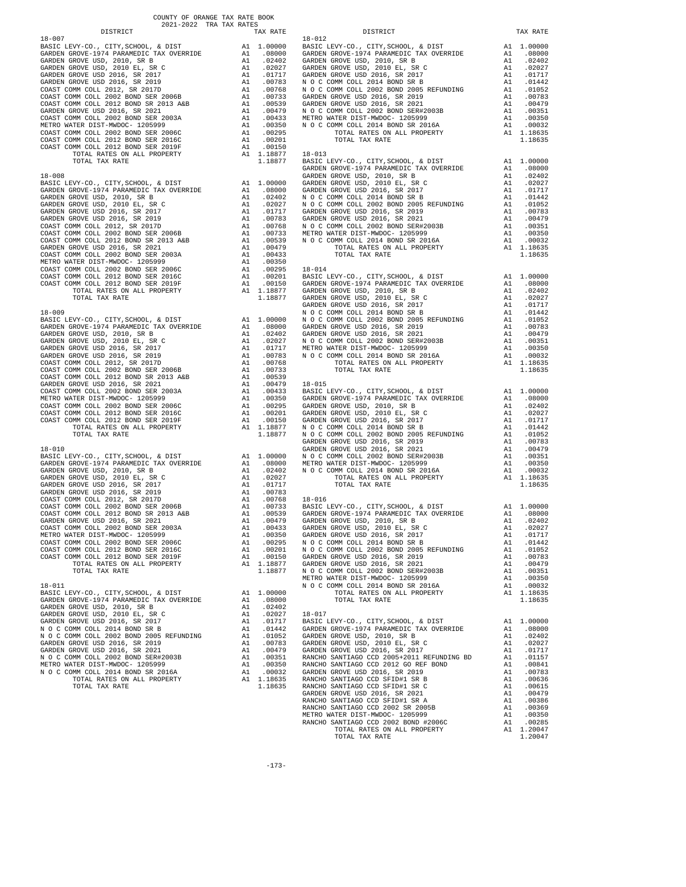# COUNTY OF ORANGE TAX RATE BOOK
## 2021-2022 TRA TAX RATES

| DISTRICT | | TAX RATE |
|---|---|---|
| **18-007** | | |
| BASIC LEVY-CO., CITY,SCHOOL, & DIST | A1 | 1.00000 |
| GARDEN GROVE-1974 PARAMEDIC TAX OVERRIDE | A1 | .08000 |
| GARDEN GROVE USD, 2010, SR B | A1 | .02402 |
| GARDEN GROVE USD, 2010 EL, SR C | A1 | .02027 |
| GARDEN GROVE USD 2016, SR 2017 | A1 | .01717 |
| GARDEN GROVE USD 2016, SR 2019 | A1 | .00783 |
| COAST COMM COLL 2012, SR 2017D | A1 | .00768 |
| COAST COMM COLL 2002 BOND SER 2006B | A1 | .00733 |
| COAST COMM COLL 2012 BOND SR 2013 A&B | A1 | .00539 |
| GARDEN GROVE USD 2016, SR 2021 | A1 | .00479 |
| COAST COMM COLL 2002 BOND SER 2003A | A1 | .00433 |
| METRO WATER DIST-MWDOC- 1205999 | A1 | .00350 |
| COAST COMM COLL 2002 BOND SER 2006C | A1 | .00295 |
| COAST COMM COLL 2012 BOND SER 2016C | A1 | .00201 |
| COAST COMM COLL 2012 BOND SER 2019F | A1 | .00150 |
| TOTAL RATES ON ALL PROPERTY | A1 | 1.18877 |
| TOTAL TAX RATE | | 1.18877 |
| **18-008** | | |
| BASIC LEVY-CO., CITY,SCHOOL, & DIST | A1 | 1.00000 |
| GARDEN GROVE-1974 PARAMEDIC TAX OVERRIDE | A1 | .08000 |
| GARDEN GROVE USD, 2010, SR B | A1 | .02402 |
| GARDEN GROVE USD, 2010 EL, SR C | A1 | .02027 |
| GARDEN GROVE USD 2016, SR 2017 | A1 | .01717 |
| GARDEN GROVE USD 2016, SR 2019 | A1 | .00783 |
| COAST COMM COLL 2012, SR 2017D | A1 | .00768 |
| COAST COMM COLL 2002 BOND SER 2006B | A1 | .00733 |
| COAST COMM COLL 2012 BOND SR 2013 A&B | A1 | .00539 |
| GARDEN GROVE USD 2016, SR 2021 | A1 | .00479 |
| COAST COMM COLL 2002 BOND SER 2003A | A1 | .00433 |
| METRO WATER DIST-MWDOC- 1205999 | A1 | .00350 |
| COAST COMM COLL 2002 BOND SER 2006C | A1 | .00295 |
| COAST COMM COLL 2012 BOND SER 2016C | A1 | .00201 |
| COAST COMM COLL 2012 BOND SER 2019F | A1 | .00150 |
| TOTAL RATES ON ALL PROPERTY | A1 | 1.18877 |
| TOTAL TAX RATE | | 1.18877 |
| **18-009** | | |
| BASIC LEVY-CO., CITY,SCHOOL, & DIST | A1 | 1.00000 |
| GARDEN GROVE-1974 PARAMEDIC TAX OVERRIDE | A1 | .08000 |
| GARDEN GROVE USD, 2010, SR B | A1 | .02402 |
| GARDEN GROVE USD, 2010 EL, SR C | A1 | .02027 |
| GARDEN GROVE USD 2016, SR 2017 | A1 | .01717 |
| GARDEN GROVE USD 2016, SR 2019 | A1 | .00783 |
| COAST COMM COLL 2012, SR 2017D | A1 | .00768 |
| COAST COMM COLL 2002 BOND SER 2006B | A1 | .00733 |
| COAST COMM COLL 2012 BOND SR 2013 A&B | A1 | .00539 |
| GARDEN GROVE USD 2016, SR 2021 | A1 | .00479 |
| COAST COMM COLL 2002 BOND SER 2003A | A1 | .00433 |
| METRO WATER DIST-MWDOC- 1205999 | A1 | .00350 |
| COAST COMM COLL 2002 BOND SER 2006C | A1 | .00295 |
| COAST COMM COLL 2012 BOND SER 2016C | A1 | .00201 |
| COAST COMM COLL 2012 BOND SER 2019F | A1 | .00150 |
| TOTAL RATES ON ALL PROPERTY | A1 | 1.18877 |
| TOTAL TAX RATE | | 1.18877 |
| **18-010** | | |
| BASIC LEVY-CO., CITY,SCHOOL, & DIST | A1 | 1.00000 |
| GARDEN GROVE-1974 PARAMEDIC TAX OVERRIDE | A1 | .08000 |
| GARDEN GROVE USD, 2010, SR B | A1 | .02402 |
| GARDEN GROVE USD, 2010 EL, SR C | A1 | .02027 |
| GARDEN GROVE USD 2016, SR 2017 | A1 | .01717 |
| GARDEN GROVE USD 2016, SR 2019 | A1 | .00783 |
| COAST COMM COLL 2012, SR 2017D | A1 | .00768 |
| COAST COMM COLL 2002 BOND SER 2006B | A1 | .00733 |
| COAST COMM COLL 2012 BOND SR 2013 A&B | A1 | .00539 |
| GARDEN GROVE USD 2016, SR 2021 | A1 | .00479 |
| COAST COMM COLL 2002 BOND SER 2003A | A1 | .00433 |
| METRO WATER DIST-MWDOC- 1205999 | A1 | .00350 |
| COAST COMM COLL 2002 BOND SER 2006C | A1 | .00295 |
| COAST COMM COLL 2012 BOND SER 2016C | A1 | .00201 |
| COAST COMM COLL 2012 BOND SER 2019F | A1 | .00150 |
| TOTAL RATES ON ALL PROPERTY | A1 | 1.18877 |
| TOTAL TAX RATE | | 1.18877 |
| **18-011** | | |
| BASIC LEVY-CO., CITY,SCHOOL, & DIST | A1 | 1.00000 |
| GARDEN GROVE-1974 PARAMEDIC TAX OVERRIDE | A1 | .08000 |
| GARDEN GROVE USD, 2010, SR B | A1 | .02402 |
| GARDEN GROVE USD, 2010 EL, SR C | A1 | .02027 |
| GARDEN GROVE USD 2016, SR 2017 | A1 | .01717 |
| N O C COMM COLL 2014 BOND SR B | A1 | .01442 |
| N O C COMM COLL 2002 BOND 2005 REFUNDING | A1 | .01052 |
| GARDEN GROVE USD 2016, SR 2019 | A1 | .00783 |
| GARDEN GROVE USD 2016, SR 2021 | A1 | .00479 |
| N O C COMM COLL 2002 BOND SER#2003B | A1 | .00351 |
| METRO WATER DIST-MWDOC- 1205999 | A1 | .00350 |
| N O C COMM COLL 2014 BOND SR 2016A | A1 | .00032 |
| TOTAL RATES ON ALL PROPERTY | A1 | 1.18635 |
| TOTAL TAX RATE | | 1.18635 |
| **18-012** | | |
| BASIC LEVY-CO., CITY,SCHOOL, & DIST | A1 | 1.00000 |
| GARDEN GROVE-1974 PARAMEDIC TAX OVERRIDE | A1 | .08000 |
| GARDEN GROVE USD, 2010, SR B | A1 | .02402 |
| GARDEN GROVE USD, 2010 EL, SR C | A1 | .02027 |
| GARDEN GROVE USD 2016, SR 2017 | A1 | .01717 |
| N O C COMM COLL 2014 BOND SR B | A1 | .01442 |
| N O C COMM COLL 2002 BOND 2005 REFUNDING | A1 | .01052 |
| GARDEN GROVE USD 2016, SR 2019 | A1 | .00783 |
| GARDEN GROVE USD 2016, SR 2021 | A1 | .00479 |
| N O C COMM COLL 2002 BOND SER#2003B | A1 | .00351 |
| METRO WATER DIST-MWDOC- 1205999 | A1 | .00350 |
| N O C COMM COLL 2014 BOND SR 2016A | A1 | .00032 |
| TOTAL RATES ON ALL PROPERTY | A1 | 1.18635 |
| TOTAL TAX RATE | | 1.18635 |
| **18-013** | | |
| BASIC LEVY-CO., CITY,SCHOOL, & DIST | A1 | 1.00000 |
| GARDEN GROVE-1974 PARAMEDIC TAX OVERRIDE | A1 | .08000 |
| GARDEN GROVE USD, 2010, SR B | A1 | .02402 |
| GARDEN GROVE USD, 2010 EL, SR C | A1 | .02027 |
| GARDEN GROVE USD 2016, SR 2017 | A1 | .01717 |
| N O C COMM COLL 2014 BOND SR B | A1 | .01442 |
| N O C COMM COLL 2002 BOND 2005 REFUNDING | A1 | .01052 |
| GARDEN GROVE USD 2016, SR 2019 | A1 | .00783 |
| GARDEN GROVE USD 2016, SR 2021 | A1 | .00479 |
| N O C COMM COLL 2002 BOND SER#2003B | A1 | .00351 |
| METRO WATER DIST-MWDOC- 1205999 | A1 | .00350 |
| N O C COMM COLL 2014 BOND SR 2016A | A1 | .00032 |
| TOTAL RATES ON ALL PROPERTY | A1 | 1.18635 |
| TOTAL TAX RATE | | 1.18635 |
| **18-014** | | |
| BASIC LEVY-CO., CITY,SCHOOL, & DIST | A1 | 1.00000 |
| GARDEN GROVE-1974 PARAMEDIC TAX OVERRIDE | A1 | .08000 |
| GARDEN GROVE USD, 2010, SR B | A1 | .02402 |
| GARDEN GROVE USD, 2010 EL, SR C | A1 | .02027 |
| GARDEN GROVE USD 2016, SR 2017 | A1 | .01717 |
| N O C COMM COLL 2014 BOND SR B | A1 | .01442 |
| N O C COMM COLL 2002 BOND 2005 REFUNDING | A1 | .01052 |
| GARDEN GROVE USD 2016, SR 2019 | A1 | .00783 |
| GARDEN GROVE USD 2016, SR 2021 | A1 | .00479 |
| N O C COMM COLL 2002 BOND SER#2003B | A1 | .00351 |
| METRO WATER DIST-MWDOC- 1205999 | A1 | .00350 |
| N O C COMM COLL 2014 BOND SR 2016A | A1 | .00032 |
| TOTAL RATES ON ALL PROPERTY | A1 | 1.18635 |
| TOTAL TAX RATE | | 1.18635 |
| **18-015** | | |
| BASIC LEVY-CO., CITY,SCHOOL, & DIST | A1 | 1.00000 |
| GARDEN GROVE-1974 PARAMEDIC TAX OVERRIDE | A1 | .08000 |
| GARDEN GROVE USD, 2010, SR B | A1 | .02402 |
| GARDEN GROVE USD, 2010 EL, SR C | A1 | .02027 |
| GARDEN GROVE USD 2016, SR 2017 | A1 | .01717 |
| N O C COMM COLL 2014 BOND SR B | A1 | .01442 |
| N O C COMM COLL 2002 BOND 2005 REFUNDING | A1 | .01052 |
| GARDEN GROVE USD 2016, SR 2019 | A1 | .00783 |
| GARDEN GROVE USD 2016, SR 2021 | A1 | .00479 |
| N O C COMM COLL 2002 BOND SER#2003B | A1 | .00351 |
| METRO WATER DIST-MWDOC- 1205999 | A1 | .00350 |
| N O C COMM COLL 2014 BOND SR 2016A | A1 | .00032 |
| TOTAL RATES ON ALL PROPERTY | A1 | 1.18635 |
| TOTAL TAX RATE | | 1.18635 |
| **18-016** | | |
| BASIC LEVY-CO., CITY,SCHOOL, & DIST | A1 | 1.00000 |
| GARDEN GROVE-1974 PARAMEDIC TAX OVERRIDE | A1 | .08000 |
| GARDEN GROVE USD, 2010, SR B | A1 | .02402 |
| GARDEN GROVE USD, 2010 EL, SR C | A1 | .02027 |
| GARDEN GROVE USD 2016, SR 2017 | A1 | .01717 |
| N O C COMM COLL 2014 BOND SR B | A1 | .01442 |
| N O C COMM COLL 2002 BOND 2005 REFUNDING | A1 | .01052 |
| GARDEN GROVE USD 2016, SR 2019 | A1 | .00783 |
| GARDEN GROVE USD 2016, SR 2021 | A1 | .00479 |
| N O C COMM COLL 2002 BOND SER#2003B | A1 | .00351 |
| METRO WATER DIST-MWDOC- 1205999 | A1 | .00350 |
| N O C COMM COLL 2014 BOND SR 2016A | A1 | .00032 |
| TOTAL RATES ON ALL PROPERTY | A1 | 1.18635 |
| TOTAL TAX RATE | | 1.18635 |
| **18-017** | | |
| BASIC LEVY-CO., CITY,SCHOOL, & DIST | A1 | 1.00000 |
| GARDEN GROVE-1974 PARAMEDIC TAX OVERRIDE | A1 | .08000 |
| GARDEN GROVE USD, 2010, SR B | A1 | .02402 |
| GARDEN GROVE USD, 2010 EL, SR C | A1 | .02027 |
| GARDEN GROVE USD 2016, SR 2017 | A1 | .01717 |
| RANCHO SANTIAGO CCD 2005+2011 REFUNDING BD | A1 | .01157 |
| RANCHO SANTIAGO CCD 2012 GO REF BOND | A1 | .00841 |
| GARDEN GROVE USD 2016, SR 2019 | A1 | .00783 |
| RANCHO SANTIAGO CCD SFID#1 SR B | A1 | .00636 |
| RANCHO SANTIAGO CCD SFID#1 SR C | A1 | .00615 |
| GARDEN GROVE USD 2016, SR 2021 | A1 | .00479 |
| RANCHO SANTIAGO CCD SFID#1 SR A | A1 | .00386 |
| RANCHO SANTIAGO CCD 2002 SR 2005B | A1 | .00369 |
| METRO WATER DIST-MWDOC- 1205999 | A1 | .00350 |
| RANCHO SANTIAGO CCD 2002 BOND #2006C | A1 | .00285 |
| TOTAL RATES ON ALL PROPERTY | A1 | 1.20047 |
| TOTAL TAX RATE | | 1.20047 |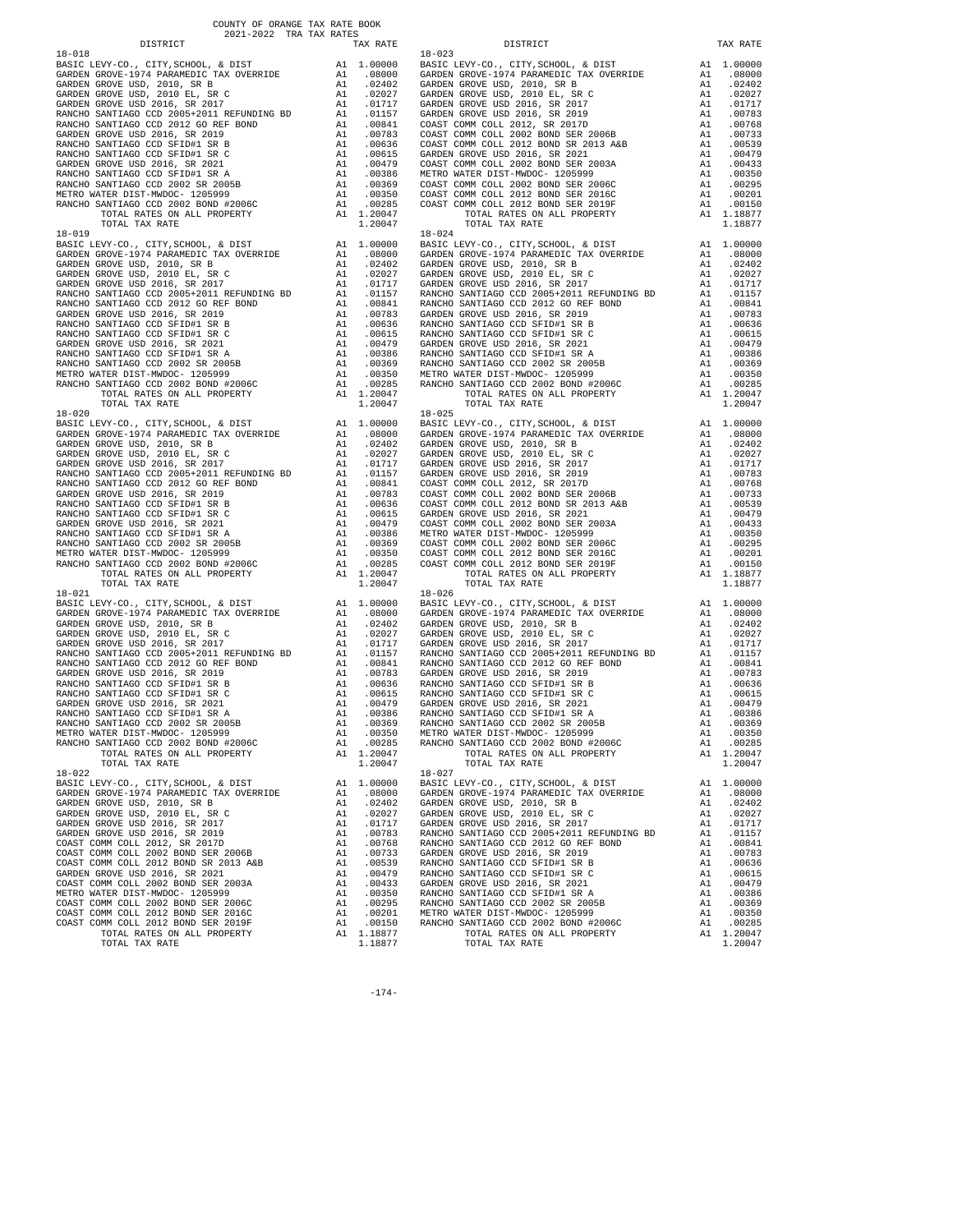COUNTY OF ORANGE TAX RATE BOOK
2021-2022 TRA TAX RATES

| DISTRICT | | TAX RATE |
|---|---|---|
| **18-018** | | |
| BASIC LEVY-CO., CITY,SCHOOL, & DIST | A1 | 1.00000 |
| GARDEN GROVE-1974 PARAMEDIC TAX OVERRIDE | A1 | .08000 |
| GARDEN GROVE USD, 2010, SR B | A1 | .02402 |
| GARDEN GROVE USD, 2010 EL, SR C | A1 | .02027 |
| GARDEN GROVE USD 2016, SR 2017 | A1 | .01717 |
| RANCHO SANTIAGO CCD 2005+2011 REFUNDING BD | A1 | .01157 |
| RANCHO SANTIAGO CCD 2012 GO REF BOND | A1 | .00841 |
| GARDEN GROVE USD 2016, SR 2019 | A1 | .00783 |
| RANCHO SANTIAGO CCD SFID#1 SR B | A1 | .00636 |
| RANCHO SANTIAGO CCD SFID#1 SR C | A1 | .00615 |
| GARDEN GROVE USD 2016, SR 2021 | A1 | .00479 |
| RANCHO SANTIAGO CCD SFID#1 SR A | A1 | .00386 |
| RANCHO SANTIAGO CCD 2002 SR 2005B | A1 | .00369 |
| METRO WATER DIST-MWDOC- 1205999 | A1 | .00350 |
| RANCHO SANTIAGO CCD 2002 BOND #2006C | A1 | .00285 |
| TOTAL RATES ON ALL PROPERTY | A1 | 1.20047 |
| TOTAL TAX RATE | | 1.20047 |
| **18-019** | | |
| BASIC LEVY-CO., CITY,SCHOOL, & DIST | A1 | 1.00000 |
| GARDEN GROVE-1974 PARAMEDIC TAX OVERRIDE | A1 | .08000 |
| GARDEN GROVE USD, 2010, SR B | A1 | .02402 |
| GARDEN GROVE USD, 2010 EL, SR C | A1 | .02027 |
| GARDEN GROVE USD 2016, SR 2017 | A1 | .01717 |
| RANCHO SANTIAGO CCD 2005+2011 REFUNDING BD | A1 | .01157 |
| RANCHO SANTIAGO CCD 2012 GO REF BOND | A1 | .00841 |
| GARDEN GROVE USD 2016, SR 2019 | A1 | .00783 |
| RANCHO SANTIAGO CCD SFID#1 SR B | A1 | .00636 |
| RANCHO SANTIAGO CCD SFID#1 SR C | A1 | .00615 |
| GARDEN GROVE USD 2016, SR 2021 | A1 | .00479 |
| RANCHO SANTIAGO CCD SFID#1 SR A | A1 | .00386 |
| RANCHO SANTIAGO CCD 2002 SR 2005B | A1 | .00369 |
| METRO WATER DIST-MWDOC- 1205999 | A1 | .00350 |
| RANCHO SANTIAGO CCD 2002 BOND #2006C | A1 | .00285 |
| TOTAL RATES ON ALL PROPERTY | A1 | 1.20047 |
| TOTAL TAX RATE | | 1.20047 |
| **18-020** | | |
| BASIC LEVY-CO., CITY,SCHOOL, & DIST | A1 | 1.00000 |
| GARDEN GROVE-1974 PARAMEDIC TAX OVERRIDE | A1 | .08000 |
| GARDEN GROVE USD, 2010, SR B | A1 | .02402 |
| GARDEN GROVE USD, 2010 EL, SR C | A1 | .02027 |
| GARDEN GROVE USD 2016, SR 2017 | A1 | .01717 |
| RANCHO SANTIAGO CCD 2005+2011 REFUNDING BD | A1 | .01157 |
| RANCHO SANTIAGO CCD 2012 GO REF BOND | A1 | .00841 |
| GARDEN GROVE USD 2016, SR 2019 | A1 | .00783 |
| RANCHO SANTIAGO CCD SFID#1 SR B | A1 | .00636 |
| RANCHO SANTIAGO CCD SFID#1 SR C | A1 | .00615 |
| GARDEN GROVE USD 2016, SR 2021 | A1 | .00479 |
| RANCHO SANTIAGO CCD SFID#1 SR A | A1 | .00386 |
| RANCHO SANTIAGO CCD 2002 SR 2005B | A1 | .00369 |
| METRO WATER DIST-MWDOC- 1205999 | A1 | .00350 |
| RANCHO SANTIAGO CCD 2002 BOND #2006C | A1 | .00285 |
| TOTAL RATES ON ALL PROPERTY | A1 | 1.20047 |
| TOTAL TAX RATE | | 1.20047 |
| **18-021** | | |
| BASIC LEVY-CO., CITY,SCHOOL, & DIST | A1 | 1.00000 |
| GARDEN GROVE-1974 PARAMEDIC TAX OVERRIDE | A1 | .08000 |
| GARDEN GROVE USD, 2010, SR B | A1 | .02402 |
| GARDEN GROVE USD, 2010 EL, SR C | A1 | .02027 |
| GARDEN GROVE USD 2016, SR 2017 | A1 | .01717 |
| RANCHO SANTIAGO CCD 2005+2011 REFUNDING BD | A1 | .01157 |
| RANCHO SANTIAGO CCD 2012 GO REF BOND | A1 | .00841 |
| GARDEN GROVE USD 2016, SR 2019 | A1 | .00783 |
| RANCHO SANTIAGO CCD SFID#1 SR B | A1 | .00636 |
| RANCHO SANTIAGO CCD SFID#1 SR C | A1 | .00615 |
| GARDEN GROVE USD 2016, SR 2021 | A1 | .00479 |
| RANCHO SANTIAGO CCD SFID#1 SR A | A1 | .00386 |
| RANCHO SANTIAGO CCD 2002 SR 2005B | A1 | .00369 |
| METRO WATER DIST-MWDOC- 1205999 | A1 | .00350 |
| RANCHO SANTIAGO CCD 2002 BOND #2006C | A1 | .00285 |
| TOTAL RATES ON ALL PROPERTY | A1 | 1.20047 |
| TOTAL TAX RATE | | 1.20047 |
| **18-022** | | |
| BASIC LEVY-CO., CITY,SCHOOL, & DIST | A1 | 1.00000 |
| GARDEN GROVE-1974 PARAMEDIC TAX OVERRIDE | A1 | .08000 |
| GARDEN GROVE USD, 2010, SR B | A1 | .02402 |
| GARDEN GROVE USD, 2010 EL, SR C | A1 | .02027 |
| GARDEN GROVE USD 2016, SR 2017 | A1 | .01717 |
| GARDEN GROVE USD 2016, SR 2019 | A1 | .00783 |
| COAST COMM COLL 2012, SR 2017D | A1 | .00768 |
| COAST COMM COLL 2002 BOND SER 2006B | A1 | .00733 |
| COAST COMM COLL 2012 BOND SR 2013 A&B | A1 | .00539 |
| GARDEN GROVE USD 2016, SR 2021 | A1 | .00479 |
| COAST COMM COLL 2002 BOND SER 2003A | A1 | .00433 |
| METRO WATER DIST-MWDOC- 1205999 | A1 | .00350 |
| COAST COMM COLL 2002 BOND SER 2006C | A1 | .00295 |
| COAST COMM COLL 2012 BOND SER 2016C | A1 | .00201 |
| COAST COMM COLL 2012 BOND SER 2019F | A1 | .00150 |
| TOTAL RATES ON ALL PROPERTY | A1 | 1.18877 |
| TOTAL TAX RATE | | 1.18877 |
| **18-023** | | |
| BASIC LEVY-CO., CITY,SCHOOL, & DIST | A1 | 1.00000 |
| GARDEN GROVE-1974 PARAMEDIC TAX OVERRIDE | A1 | .08000 |
| GARDEN GROVE USD, 2010, SR B | A1 | .02402 |
| GARDEN GROVE USD, 2010 EL, SR C | A1 | .02027 |
| GARDEN GROVE USD 2016, SR 2017 | A1 | .01717 |
| GARDEN GROVE USD 2016, SR 2019 | A1 | .00783 |
| COAST COMM COLL 2012, SR 2017D | A1 | .00768 |
| COAST COMM COLL 2002 BOND SER 2006B | A1 | .00733 |
| COAST COMM COLL 2012 BOND SR 2013 A&B | A1 | .00539 |
| GARDEN GROVE USD 2016, SR 2021 | A1 | .00479 |
| COAST COMM COLL 2002 BOND SER 2003A | A1 | .00433 |
| METRO WATER DIST-MWDOC- 1205999 | A1 | .00350 |
| COAST COMM COLL 2002 BOND SER 2006C | A1 | .00295 |
| COAST COMM COLL 2012 BOND SER 2016C | A1 | .00201 |
| COAST COMM COLL 2012 BOND SER 2019F | A1 | .00150 |
| TOTAL RATES ON ALL PROPERTY | A1 | 1.18877 |
| TOTAL TAX RATE | | 1.18877 |
| **18-024** | | |
| BASIC LEVY-CO., CITY,SCHOOL, & DIST | A1 | 1.00000 |
| GARDEN GROVE-1974 PARAMEDIC TAX OVERRIDE | A1 | .08000 |
| GARDEN GROVE USD, 2010, SR B | A1 | .02402 |
| GARDEN GROVE USD, 2010 EL, SR C | A1 | .02027 |
| GARDEN GROVE USD 2016, SR 2017 | A1 | .01717 |
| RANCHO SANTIAGO CCD 2005+2011 REFUNDING BD | A1 | .01157 |
| RANCHO SANTIAGO CCD 2012 GO REF BOND | A1 | .00841 |
| GARDEN GROVE USD 2016, SR 2019 | A1 | .00783 |
| RANCHO SANTIAGO CCD SFID#1 SR B | A1 | .00636 |
| RANCHO SANTIAGO CCD SFID#1 SR C | A1 | .00615 |
| GARDEN GROVE USD 2016, SR 2021 | A1 | .00479 |
| RANCHO SANTIAGO CCD SFID#1 SR A | A1 | .00386 |
| RANCHO SANTIAGO CCD 2002 SR 2005B | A1 | .00369 |
| METRO WATER DIST-MWDOC- 1205999 | A1 | .00350 |
| RANCHO SANTIAGO CCD 2002 BOND #2006C | A1 | .00285 |
| TOTAL RATES ON ALL PROPERTY | A1 | 1.20047 |
| TOTAL TAX RATE | | 1.20047 |
| **18-025** | | |
| BASIC LEVY-CO., CITY,SCHOOL, & DIST | A1 | 1.00000 |
| GARDEN GROVE-1974 PARAMEDIC TAX OVERRIDE | A1 | .08000 |
| GARDEN GROVE USD, 2010, SR B | A1 | .02402 |
| GARDEN GROVE USD, 2010 EL, SR C | A1 | .02027 |
| GARDEN GROVE USD 2016, SR 2017 | A1 | .01717 |
| GARDEN GROVE USD 2016, SR 2019 | A1 | .00783 |
| COAST COMM COLL 2012, SR 2017D | A1 | .00768 |
| COAST COMM COLL 2002 BOND SER 2006B | A1 | .00733 |
| COAST COMM COLL 2012 BOND SR 2013 A&B | A1 | .00539 |
| GARDEN GROVE USD 2016, SR 2021 | A1 | .00479 |
| COAST COMM COLL 2002 BOND SER 2003A | A1 | .00433 |
| METRO WATER DIST-MWDOC- 1205999 | A1 | .00350 |
| COAST COMM COLL 2002 BOND SER 2006C | A1 | .00295 |
| COAST COMM COLL 2012 BOND SER 2016C | A1 | .00201 |
| COAST COMM COLL 2012 BOND SER 2019F | A1 | .00150 |
| TOTAL RATES ON ALL PROPERTY | A1 | 1.18877 |
| TOTAL TAX RATE | | 1.18877 |
| **18-026** | | |
| BASIC LEVY-CO., CITY,SCHOOL, & DIST | A1 | 1.00000 |
| GARDEN GROVE-1974 PARAMEDIC TAX OVERRIDE | A1 | .08000 |
| GARDEN GROVE USD, 2010, SR B | A1 | .02402 |
| GARDEN GROVE USD, 2010 EL, SR C | A1 | .02027 |
| GARDEN GROVE USD 2016, SR 2017 | A1 | .01717 |
| RANCHO SANTIAGO CCD 2005+2011 REFUNDING BD | A1 | .01157 |
| RANCHO SANTIAGO CCD 2012 GO REF BOND | A1 | .00841 |
| GARDEN GROVE USD 2016, SR 2019 | A1 | .00783 |
| RANCHO SANTIAGO CCD SFID#1 SR B | A1 | .00636 |
| RANCHO SANTIAGO CCD SFID#1 SR C | A1 | .00615 |
| GARDEN GROVE USD 2016, SR 2021 | A1 | .00479 |
| RANCHO SANTIAGO CCD SFID#1 SR A | A1 | .00386 |
| RANCHO SANTIAGO CCD 2002 SR 2005B | A1 | .00369 |
| METRO WATER DIST-MWDOC- 1205999 | A1 | .00350 |
| RANCHO SANTIAGO CCD 2002 BOND #2006C | A1 | .00285 |
| TOTAL RATES ON ALL PROPERTY | A1 | 1.20047 |
| TOTAL TAX RATE | | 1.20047 |
| **18-027** | | |
| BASIC LEVY-CO., CITY,SCHOOL, & DIST | A1 | 1.00000 |
| GARDEN GROVE-1974 PARAMEDIC TAX OVERRIDE | A1 | .08000 |
| GARDEN GROVE USD, 2010, SR B | A1 | .02402 |
| GARDEN GROVE USD, 2010 EL, SR C | A1 | .02027 |
| GARDEN GROVE USD 2016, SR 2017 | A1 | .01717 |
| RANCHO SANTIAGO CCD 2005+2011 REFUNDING BD | A1 | .01157 |
| RANCHO SANTIAGO CCD 2012 GO REF BOND | A1 | .00841 |
| GARDEN GROVE USD 2016, SR 2019 | A1 | .00783 |
| RANCHO SANTIAGO CCD SFID#1 SR B | A1 | .00636 |
| RANCHO SANTIAGO CCD SFID#1 SR C | A1 | .00615 |
| GARDEN GROVE USD 2016, SR 2021 | A1 | .00479 |
| RANCHO SANTIAGO CCD SFID#1 SR A | A1 | .00386 |
| RANCHO SANTIAGO CCD 2002 SR 2005B | A1 | .00369 |
| METRO WATER DIST-MWDOC- 1205999 | A1 | .00350 |
| RANCHO SANTIAGO CCD 2002 BOND #2006C | A1 | .00285 |
| TOTAL RATES ON ALL PROPERTY | A1 | 1.20047 |
| TOTAL TAX RATE | | 1.20047 |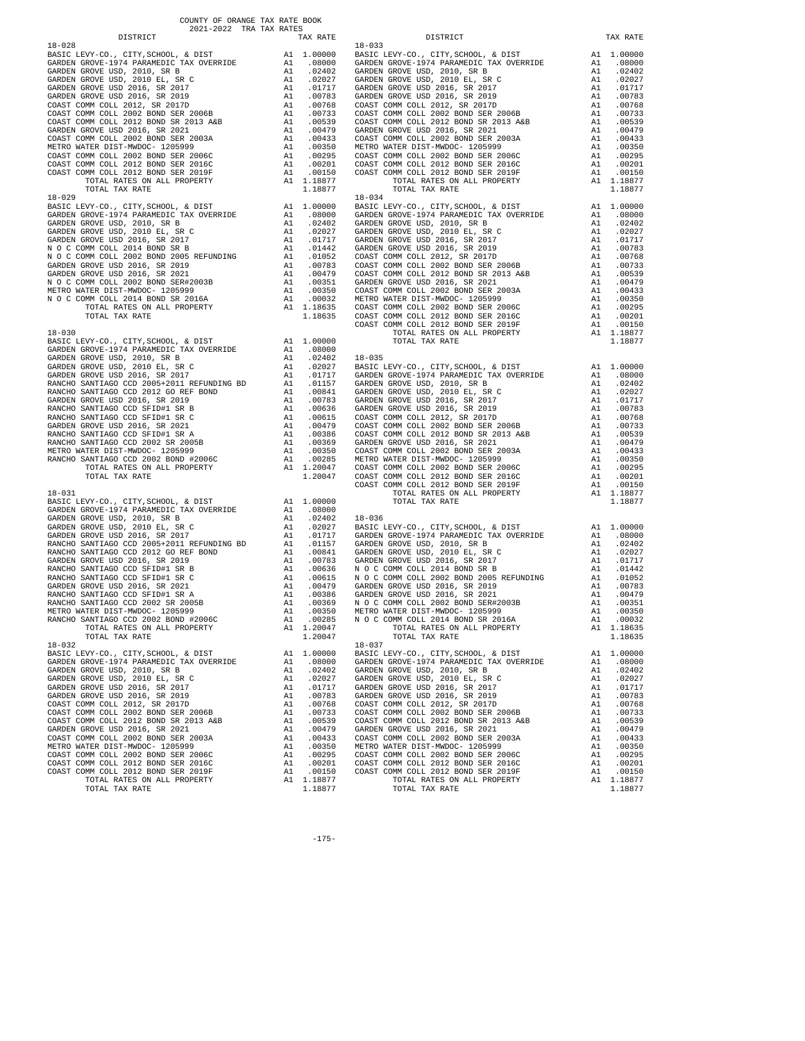COUNTY OF ORANGE TAX RATE BOOK
2021-2022 TRA TAX RATES

| DISTRICT | | TAX RATE |
|---|---|---|
| **18-028** | | |
| BASIC LEVY-CO., CITY,SCHOOL, & DIST | A1 | 1.00000 |
| GARDEN GROVE-1974 PARAMEDIC TAX OVERRIDE | A1 | .08000 |
| GARDEN GROVE USD, 2010, SR B | A1 | .02402 |
| GARDEN GROVE USD, 2010 EL, SR C | A1 | .02027 |
| GARDEN GROVE USD 2016, SR 2017 | A1 | .01717 |
| GARDEN GROVE USD 2016, SR 2019 | A1 | .00783 |
| COAST COMM COLL 2012, SR 2017D | A1 | .00768 |
| COAST COMM COLL 2002 BOND SER 2006B | A1 | .00733 |
| COAST COMM COLL 2012 BOND SR 2013 A&B | A1 | .00539 |
| GARDEN GROVE USD 2016, SR 2021 | A1 | .00479 |
| COAST COMM COLL 2002 BOND SER 2003A | A1 | .00433 |
| METRO WATER DIST-MWDOC- 1205999 | A1 | .00350 |
| COAST COMM COLL 2002 BOND SER 2006C | A1 | .00295 |
| COAST COMM COLL 2012 BOND SER 2016C | A1 | .00201 |
| COAST COMM COLL 2012 BOND SER 2019F | A1 | .00150 |
| TOTAL RATES ON ALL PROPERTY | A1 | 1.18877 |
| TOTAL TAX RATE | | 1.18877 |
| **18-029** | | |
| BASIC LEVY-CO., CITY,SCHOOL, & DIST | A1 | 1.00000 |
| GARDEN GROVE-1974 PARAMEDIC TAX OVERRIDE | A1 | .08000 |
| GARDEN GROVE USD, 2010, SR B | A1 | .02402 |
| GARDEN GROVE USD, 2010 EL, SR C | A1 | .02027 |
| GARDEN GROVE USD 2016, SR 2017 | A1 | .01717 |
| N O C COMM COLL 2014 BOND SR B | A1 | .01442 |
| N O C COMM COLL 2002 BOND 2005 REFUNDING | A1 | .01052 |
| GARDEN GROVE USD 2016, SR 2019 | A1 | .00783 |
| GARDEN GROVE USD 2016, SR 2021 | A1 | .00479 |
| N O C COMM COLL 2002 BOND SER#2003B | A1 | .00351 |
| METRO WATER DIST-MWDOC- 1205999 | A1 | .00350 |
| N O C COMM COLL 2014 BOND SR 2016A | A1 | .00032 |
| TOTAL RATES ON ALL PROPERTY | A1 | 1.18635 |
| TOTAL TAX RATE | | 1.18635 |
| **18-030** | | |
| BASIC LEVY-CO., CITY,SCHOOL, & DIST | A1 | 1.00000 |
| GARDEN GROVE-1974 PARAMEDIC TAX OVERRIDE | A1 | .08000 |
| GARDEN GROVE USD, 2010, SR B | A1 | .02402 |
| GARDEN GROVE USD, 2010 EL, SR C | A1 | .02027 |
| GARDEN GROVE USD 2016, SR 2017 | A1 | .01717 |
| RANCHO SANTIAGO CCD 2005+2011 REFUNDING BD | A1 | .01157 |
| RANCHO SANTIAGO CCD 2012 GO REF BOND | A1 | .00841 |
| GARDEN GROVE USD 2016, SR 2019 | A1 | .00783 |
| RANCHO SANTIAGO CCD SFID#1 SR B | A1 | .00636 |
| RANCHO SANTIAGO CCD SFID#1 SR C | A1 | .00615 |
| GARDEN GROVE USD 2016, SR 2021 | A1 | .00479 |
| RANCHO SANTIAGO CCD SFID#1 SR A | A1 | .00386 |
| RANCHO SANTIAGO CCD 2002 SR 2005B | A1 | .00369 |
| METRO WATER DIST-MWDOC- 1205999 | A1 | .00350 |
| RANCHO SANTIAGO CCD 2002 BOND #2006C | A1 | .00285 |
| TOTAL RATES ON ALL PROPERTY | A1 | 1.20047 |
| TOTAL TAX RATE | | 1.20047 |
| **18-031** | | |
| BASIC LEVY-CO., CITY,SCHOOL, & DIST | A1 | 1.00000 |
| GARDEN GROVE-1974 PARAMEDIC TAX OVERRIDE | A1 | .08000 |
| GARDEN GROVE USD, 2010, SR B | A1 | .02402 |
| GARDEN GROVE USD, 2010 EL, SR C | A1 | .02027 |
| GARDEN GROVE USD 2016, SR 2017 | A1 | .01717 |
| RANCHO SANTIAGO CCD 2005+2011 REFUNDING BD | A1 | .01157 |
| RANCHO SANTIAGO CCD 2012 GO REF BOND | A1 | .00841 |
| GARDEN GROVE USD 2016, SR 2019 | A1 | .00783 |
| RANCHO SANTIAGO CCD SFID#1 SR B | A1 | .00636 |
| RANCHO SANTIAGO CCD SFID#1 SR C | A1 | .00615 |
| GARDEN GROVE USD 2016, SR 2021 | A1 | .00479 |
| RANCHO SANTIAGO CCD SFID#1 SR A | A1 | .00386 |
| RANCHO SANTIAGO CCD 2002 SR 2005B | A1 | .00369 |
| METRO WATER DIST-MWDOC- 1205999 | A1 | .00350 |
| RANCHO SANTIAGO CCD 2002 BOND #2006C | A1 | .00285 |
| TOTAL RATES ON ALL PROPERTY | A1 | 1.20047 |
| TOTAL TAX RATE | | 1.20047 |
| **18-032** | | |
| BASIC LEVY-CO., CITY,SCHOOL, & DIST | A1 | 1.00000 |
| GARDEN GROVE-1974 PARAMEDIC TAX OVERRIDE | A1 | .08000 |
| GARDEN GROVE USD, 2010, SR B | A1 | .02402 |
| GARDEN GROVE USD, 2010 EL, SR C | A1 | .02027 |
| GARDEN GROVE USD 2016, SR 2017 | A1 | .01717 |
| GARDEN GROVE USD 2016, SR 2019 | A1 | .00783 |
| COAST COMM COLL 2012, SR 2017D | A1 | .00768 |
| COAST COMM COLL 2002 BOND SER 2006B | A1 | .00733 |
| COAST COMM COLL 2012 BOND SR 2013 A&B | A1 | .00539 |
| GARDEN GROVE USD 2016, SR 2021 | A1 | .00479 |
| COAST COMM COLL 2002 BOND SER 2003A | A1 | .00433 |
| METRO WATER DIST-MWDOC- 1205999 | A1 | .00350 |
| COAST COMM COLL 2002 BOND SER 2006C | A1 | .00295 |
| COAST COMM COLL 2012 BOND SER 2016C | A1 | .00201 |
| COAST COMM COLL 2012 BOND SER 2019F | A1 | .00150 |
| TOTAL RATES ON ALL PROPERTY | A1 | 1.18877 |
| TOTAL TAX RATE | | 1.18877 |
| **18-033** | | |
| BASIC LEVY-CO., CITY,SCHOOL, & DIST | A1 | 1.00000 |
| GARDEN GROVE-1974 PARAMEDIC TAX OVERRIDE | A1 | .08000 |
| GARDEN GROVE USD, 2010, SR B | A1 | .02402 |
| GARDEN GROVE USD, 2010 EL, SR C | A1 | .02027 |
| GARDEN GROVE USD 2016, SR 2017 | A1 | .01717 |
| GARDEN GROVE USD 2016, SR 2019 | A1 | .00783 |
| COAST COMM COLL 2012, SR 2017D | A1 | .00768 |
| COAST COMM COLL 2002 BOND SER 2006B | A1 | .00733 |
| COAST COMM COLL 2012 BOND SR 2013 A&B | A1 | .00539 |
| GARDEN GROVE USD 2016, SR 2021 | A1 | .00479 |
| COAST COMM COLL 2002 BOND SER 2003A | A1 | .00433 |
| METRO WATER DIST-MWDOC- 1205999 | A1 | .00350 |
| COAST COMM COLL 2002 BOND SER 2006C | A1 | .00295 |
| COAST COMM COLL 2012 BOND SER 2016C | A1 | .00201 |
| COAST COMM COLL 2012 BOND SER 2019F | A1 | .00150 |
| TOTAL RATES ON ALL PROPERTY | A1 | 1.18877 |
| TOTAL TAX RATE | | 1.18877 |
| **18-034** | | |
| BASIC LEVY-CO., CITY,SCHOOL, & DIST | A1 | 1.00000 |
| GARDEN GROVE-1974 PARAMEDIC TAX OVERRIDE | A1 | .08000 |
| GARDEN GROVE USD, 2010, SR B | A1 | .02402 |
| GARDEN GROVE USD, 2010 EL, SR C | A1 | .02027 |
| GARDEN GROVE USD 2016, SR 2017 | A1 | .01717 |
| GARDEN GROVE USD 2016, SR 2019 | A1 | .00783 |
| COAST COMM COLL 2012, SR 2017D | A1 | .00768 |
| COAST COMM COLL 2002 BOND SER 2006B | A1 | .00733 |
| COAST COMM COLL 2012 BOND SR 2013 A&B | A1 | .00539 |
| GARDEN GROVE USD 2016, SR 2021 | A1 | .00479 |
| COAST COMM COLL 2002 BOND SER 2003A | A1 | .00433 |
| METRO WATER DIST-MWDOC- 1205999 | A1 | .00350 |
| COAST COMM COLL 2002 BOND SER 2006C | A1 | .00295 |
| COAST COMM COLL 2012 BOND SER 2016C | A1 | .00201 |
| COAST COMM COLL 2012 BOND SER 2019F | A1 | .00150 |
| TOTAL RATES ON ALL PROPERTY | A1 | 1.18877 |
| TOTAL TAX RATE | | 1.18877 |
| **18-035** | | |
| BASIC LEVY-CO., CITY,SCHOOL, & DIST | A1 | 1.00000 |
| GARDEN GROVE-1974 PARAMEDIC TAX OVERRIDE | A1 | .08000 |
| GARDEN GROVE USD, 2010, SR B | A1 | .02402 |
| GARDEN GROVE USD, 2010 EL, SR C | A1 | .02027 |
| GARDEN GROVE USD 2016, SR 2017 | A1 | .01717 |
| GARDEN GROVE USD 2016, SR 2019 | A1 | .00783 |
| COAST COMM COLL 2012, SR 2017D | A1 | .00768 |
| COAST COMM COLL 2002 BOND SER 2006B | A1 | .00733 |
| COAST COMM COLL 2012 BOND SR 2013 A&B | A1 | .00539 |
| GARDEN GROVE USD 2016, SR 2021 | A1 | .00479 |
| COAST COMM COLL 2002 BOND SER 2003A | A1 | .00433 |
| METRO WATER DIST-MWDOC- 1205999 | A1 | .00350 |
| COAST COMM COLL 2002 BOND SER 2006C | A1 | .00295 |
| COAST COMM COLL 2012 BOND SER 2016C | A1 | .00201 |
| COAST COMM COLL 2012 BOND SER 2019F | A1 | .00150 |
| TOTAL RATES ON ALL PROPERTY | A1 | 1.18877 |
| TOTAL TAX RATE | | 1.18877 |
| **18-036** | | |
| BASIC LEVY-CO., CITY,SCHOOL, & DIST | A1 | 1.00000 |
| GARDEN GROVE-1974 PARAMEDIC TAX OVERRIDE | A1 | .08000 |
| GARDEN GROVE USD, 2010, SR B | A1 | .02402 |
| GARDEN GROVE USD, 2010 EL, SR C | A1 | .02027 |
| GARDEN GROVE USD 2016, SR 2017 | A1 | .01717 |
| N O C COMM COLL 2014 BOND SR B | A1 | .01442 |
| N O C COMM COLL 2002 BOND 2005 REFUNDING | A1 | .01052 |
| GARDEN GROVE USD 2016, SR 2019 | A1 | .00783 |
| GARDEN GROVE USD 2016, SR 2021 | A1 | .00479 |
| N O C COMM COLL 2002 BOND SER#2003B | A1 | .00351 |
| METRO WATER DIST-MWDOC- 1205999 | A1 | .00350 |
| N O C COMM COLL 2014 BOND SR 2016A | A1 | .00032 |
| TOTAL RATES ON ALL PROPERTY | A1 | 1.18635 |
| TOTAL TAX RATE | | 1.18635 |
| **18-037** | | |
| BASIC LEVY-CO., CITY,SCHOOL, & DIST | A1 | 1.00000 |
| GARDEN GROVE-1974 PARAMEDIC TAX OVERRIDE | A1 | .08000 |
| GARDEN GROVE USD, 2010, SR B | A1 | .02402 |
| GARDEN GROVE USD, 2010 EL, SR C | A1 | .02027 |
| GARDEN GROVE USD 2016, SR 2017 | A1 | .01717 |
| GARDEN GROVE USD 2016, SR 2019 | A1 | .00783 |
| COAST COMM COLL 2012, SR 2017D | A1 | .00768 |
| COAST COMM COLL 2002 BOND SER 2006B | A1 | .00733 |
| COAST COMM COLL 2012 BOND SR 2013 A&B | A1 | .00539 |
| GARDEN GROVE USD 2016, SR 2021 | A1 | .00479 |
| COAST COMM COLL 2002 BOND SER 2003A | A1 | .00433 |
| METRO WATER DIST-MWDOC- 1205999 | A1 | .00350 |
| COAST COMM COLL 2002 BOND SER 2006C | A1 | .00295 |
| COAST COMM COLL 2012 BOND SER 2016C | A1 | .00201 |
| COAST COMM COLL 2012 BOND SER 2019F | A1 | .00150 |
| TOTAL RATES ON ALL PROPERTY | A1 | 1.18877 |
| TOTAL TAX RATE | | 1.18877 |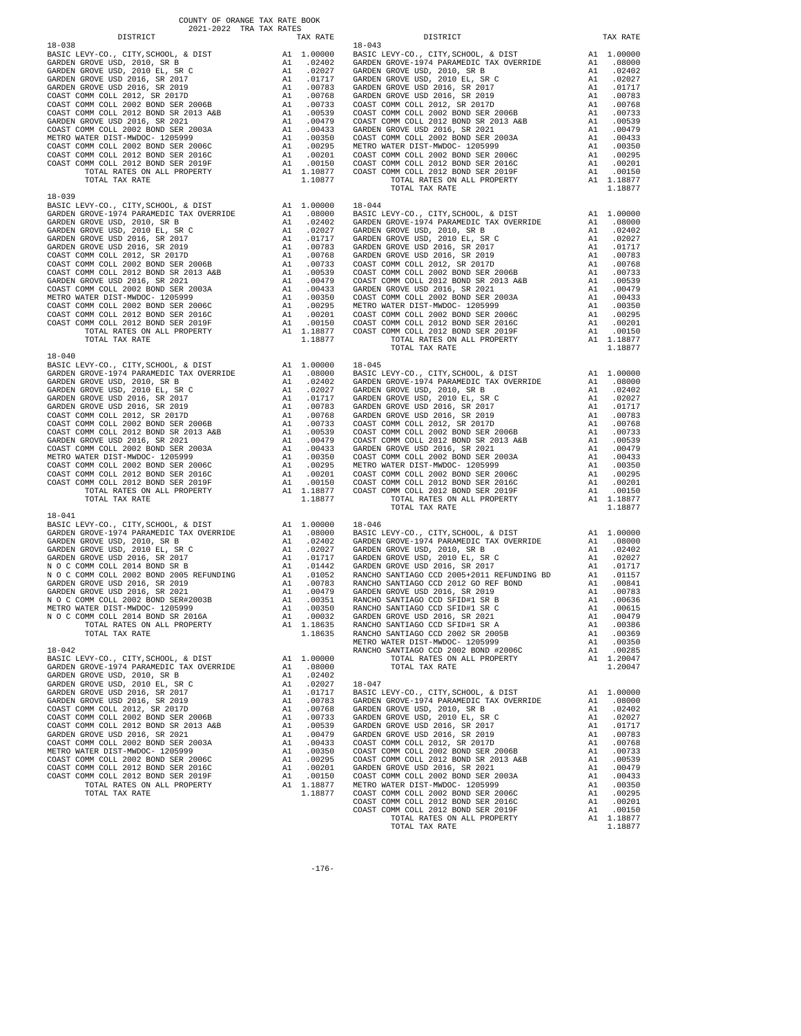COUNTY OF ORANGE TAX RATE BOOK
2021-2022 TRA TAX RATES

| DISTRICT | | TAX RATE |
|---|---|---|
| **18-038** | | |
| BASIC LEVY-CO., CITY,SCHOOL, & DIST | A1 | 1.00000 |
| GARDEN GROVE USD, 2010, SR B | A1 | .02402 |
| GARDEN GROVE USD, 2010 EL, SR C | A1 | .02027 |
| GARDEN GROVE USD 2016, SR 2017 | A1 | .01717 |
| GARDEN GROVE USD 2016, SR 2019 | A1 | .00783 |
| COAST COMM COLL 2012, SR 2017D | A1 | .00768 |
| COAST COMM COLL 2002 BOND SER 2006B | A1 | .00733 |
| COAST COMM COLL 2012 BOND SR 2013 A&B | A1 | .00539 |
| GARDEN GROVE USD 2016, SR 2021 | A1 | .00479 |
| COAST COMM COLL 2002 BOND SER 2003A | A1 | .00433 |
| METRO WATER DIST-MWDOC- 1205999 | A1 | .00350 |
| COAST COMM COLL 2002 BOND SER 2006C | A1 | .00295 |
| COAST COMM COLL 2012 BOND SER 2016C | A1 | .00201 |
| COAST COMM COLL 2012 BOND SER 2019F | A1 | .00150 |
| TOTAL RATES ON ALL PROPERTY | A1 | 1.10877 |
| TOTAL TAX RATE | | 1.10877 |
| **18-039** | | |
| BASIC LEVY-CO., CITY,SCHOOL, & DIST | A1 | 1.00000 |
| GARDEN GROVE-1974 PARAMEDIC TAX OVERRIDE | A1 | .08000 |
| GARDEN GROVE USD, 2010, SR B | A1 | .02402 |
| GARDEN GROVE USD, 2010 EL, SR C | A1 | .02027 |
| GARDEN GROVE USD 2016, SR 2017 | A1 | .01717 |
| GARDEN GROVE USD 2016, SR 2019 | A1 | .00783 |
| COAST COMM COLL 2012, SR 2017D | A1 | .00768 |
| COAST COMM COLL 2002 BOND SER 2006B | A1 | .00733 |
| COAST COMM COLL 2012 BOND SR 2013 A&B | A1 | .00539 |
| GARDEN GROVE USD 2016, SR 2021 | A1 | .00479 |
| COAST COMM COLL 2002 BOND SER 2003A | A1 | .00433 |
| METRO WATER DIST-MWDOC- 1205999 | A1 | .00350 |
| COAST COMM COLL 2002 BOND SER 2006C | A1 | .00295 |
| COAST COMM COLL 2012 BOND SER 2016C | A1 | .00201 |
| COAST COMM COLL 2012 BOND SER 2019F | A1 | .00150 |
| TOTAL RATES ON ALL PROPERTY | A1 | 1.18877 |
| TOTAL TAX RATE | | 1.18877 |
| **18-040** | | |
| BASIC LEVY-CO., CITY,SCHOOL, & DIST | A1 | 1.00000 |
| GARDEN GROVE-1974 PARAMEDIC TAX OVERRIDE | A1 | .08000 |
| GARDEN GROVE USD, 2010, SR B | A1 | .02402 |
| GARDEN GROVE USD, 2010 EL, SR C | A1 | .02027 |
| GARDEN GROVE USD 2016, SR 2017 | A1 | .01717 |
| GARDEN GROVE USD 2016, SR 2019 | A1 | .00783 |
| COAST COMM COLL 2012, SR 2017D | A1 | .00768 |
| COAST COMM COLL 2002 BOND SER 2006B | A1 | .00733 |
| COAST COMM COLL 2012 BOND SR 2013 A&B | A1 | .00539 |
| GARDEN GROVE USD 2016, SR 2021 | A1 | .00479 |
| COAST COMM COLL 2002 BOND SER 2003A | A1 | .00433 |
| METRO WATER DIST-MWDOC- 1205999 | A1 | .00350 |
| COAST COMM COLL 2002 BOND SER 2006C | A1 | .00295 |
| COAST COMM COLL 2012 BOND SER 2016C | A1 | .00201 |
| COAST COMM COLL 2012 BOND SER 2019F | A1 | .00150 |
| TOTAL RATES ON ALL PROPERTY | A1 | 1.18877 |
| TOTAL TAX RATE | | 1.18877 |
| **18-041** | | |
| BASIC LEVY-CO., CITY,SCHOOL, & DIST | A1 | 1.00000 |
| GARDEN GROVE-1974 PARAMEDIC TAX OVERRIDE | A1 | .08000 |
| GARDEN GROVE USD, 2010, SR B | A1 | .02402 |
| GARDEN GROVE USD, 2010 EL, SR C | A1 | .02027 |
| GARDEN GROVE USD 2016, SR 2017 | A1 | .01717 |
| N O C COMM COLL 2014 BOND SR B | A1 | .01442 |
| N O C COMM COLL 2002 BOND 2005 REFUNDING | A1 | .01052 |
| GARDEN GROVE USD 2016, SR 2019 | A1 | .00783 |
| GARDEN GROVE USD 2016, SR 2021 | A1 | .00479 |
| N O C COMM COLL 2002 BOND SER#2003B | A1 | .00351 |
| METRO WATER DIST-MWDOC- 1205999 | A1 | .00350 |
| N O C COMM COLL 2014 BOND SR 2016A | A1 | .00032 |
| TOTAL RATES ON ALL PROPERTY | A1 | 1.18635 |
| TOTAL TAX RATE | | 1.18635 |
| **18-042** | | |
| BASIC LEVY-CO., CITY,SCHOOL, & DIST | A1 | 1.00000 |
| GARDEN GROVE-1974 PARAMEDIC TAX OVERRIDE | A1 | .08000 |
| GARDEN GROVE USD, 2010, SR B | A1 | .02402 |
| GARDEN GROVE USD, 2010 EL, SR C | A1 | .02027 |
| GARDEN GROVE USD 2016, SR 2017 | A1 | .01717 |
| GARDEN GROVE USD 2016, SR 2019 | A1 | .00783 |
| COAST COMM COLL 2012, SR 2017D | A1 | .00768 |
| COAST COMM COLL 2002 BOND SER 2006B | A1 | .00733 |
| COAST COMM COLL 2012 BOND SR 2013 A&B | A1 | .00539 |
| GARDEN GROVE USD 2016, SR 2021 | A1 | .00479 |
| COAST COMM COLL 2002 BOND SER 2003A | A1 | .00433 |
| METRO WATER DIST-MWDOC- 1205999 | A1 | .00350 |
| COAST COMM COLL 2002 BOND SER 2006C | A1 | .00295 |
| COAST COMM COLL 2012 BOND SER 2016C | A1 | .00201 |
| COAST COMM COLL 2012 BOND SER 2019F | A1 | .00150 |
| TOTAL RATES ON ALL PROPERTY | A1 | 1.18877 |
| TOTAL TAX RATE | | 1.18877 |
| **18-043** | | |
| BASIC LEVY-CO., CITY,SCHOOL, & DIST | A1 | 1.00000 |
| GARDEN GROVE-1974 PARAMEDIC TAX OVERRIDE | A1 | .08000 |
| GARDEN GROVE USD, 2010, SR B | A1 | .02402 |
| GARDEN GROVE USD, 2010 EL, SR C | A1 | .02027 |
| GARDEN GROVE USD 2016, SR 2017 | A1 | .01717 |
| GARDEN GROVE USD 2016, SR 2019 | A1 | .00783 |
| COAST COMM COLL 2012, SR 2017D | A1 | .00768 |
| COAST COMM COLL 2002 BOND SER 2006B | A1 | .00733 |
| COAST COMM COLL 2012 BOND SR 2013 A&B | A1 | .00539 |
| GARDEN GROVE USD 2016, SR 2021 | A1 | .00479 |
| COAST COMM COLL 2002 BOND SER 2003A | A1 | .00433 |
| METRO WATER DIST-MWDOC- 1205999 | A1 | .00350 |
| COAST COMM COLL 2002 BOND SER 2006C | A1 | .00295 |
| COAST COMM COLL 2012 BOND SER 2016C | A1 | .00201 |
| COAST COMM COLL 2012 BOND SER 2019F | A1 | .00150 |
| TOTAL RATES ON ALL PROPERTY | A1 | 1.18877 |
| TOTAL TAX RATE | | 1.18877 |
| **18-044** | | |
| BASIC LEVY-CO., CITY,SCHOOL, & DIST | A1 | 1.00000 |
| GARDEN GROVE-1974 PARAMEDIC TAX OVERRIDE | A1 | .08000 |
| GARDEN GROVE USD, 2010, SR B | A1 | .02402 |
| GARDEN GROVE USD, 2010 EL, SR C | A1 | .02027 |
| GARDEN GROVE USD 2016, SR 2017 | A1 | .01717 |
| GARDEN GROVE USD 2016, SR 2019 | A1 | .00783 |
| COAST COMM COLL 2012, SR 2017D | A1 | .00768 |
| COAST COMM COLL 2002 BOND SER 2006B | A1 | .00733 |
| COAST COMM COLL 2012 BOND SR 2013 A&B | A1 | .00539 |
| GARDEN GROVE USD 2016, SR 2021 | A1 | .00479 |
| COAST COMM COLL 2002 BOND SER 2003A | A1 | .00433 |
| METRO WATER DIST-MWDOC- 1205999 | A1 | .00350 |
| COAST COMM COLL 2002 BOND SER 2006C | A1 | .00295 |
| COAST COMM COLL 2012 BOND SER 2016C | A1 | .00201 |
| COAST COMM COLL 2012 BOND SER 2019F | A1 | .00150 |
| TOTAL RATES ON ALL PROPERTY | A1 | 1.18877 |
| TOTAL TAX RATE | | 1.18877 |
| **18-045** | | |
| BASIC LEVY-CO., CITY,SCHOOL, & DIST | A1 | 1.00000 |
| GARDEN GROVE-1974 PARAMEDIC TAX OVERRIDE | A1 | .08000 |
| GARDEN GROVE USD, 2010, SR B | A1 | .02402 |
| GARDEN GROVE USD, 2010 EL, SR C | A1 | .02027 |
| GARDEN GROVE USD 2016, SR 2017 | A1 | .01717 |
| GARDEN GROVE USD 2016, SR 2019 | A1 | .00783 |
| COAST COMM COLL 2012, SR 2017D | A1 | .00768 |
| COAST COMM COLL 2002 BOND SER 2006B | A1 | .00733 |
| COAST COMM COLL 2012 BOND SR 2013 A&B | A1 | .00539 |
| GARDEN GROVE USD 2016, SR 2021 | A1 | .00479 |
| COAST COMM COLL 2002 BOND SER 2003A | A1 | .00433 |
| METRO WATER DIST-MWDOC- 1205999 | A1 | .00350 |
| COAST COMM COLL 2002 BOND SER 2006C | A1 | .00295 |
| COAST COMM COLL 2012 BOND SER 2016C | A1 | .00201 |
| COAST COMM COLL 2012 BOND SER 2019F | A1 | .00150 |
| TOTAL RATES ON ALL PROPERTY | A1 | 1.18877 |
| TOTAL TAX RATE | | 1.18877 |
| **18-046** | | |
| BASIC LEVY-CO., CITY,SCHOOL, & DIST | A1 | 1.00000 |
| GARDEN GROVE-1974 PARAMEDIC TAX OVERRIDE | A1 | .08000 |
| GARDEN GROVE USD, 2010, SR B | A1 | .02402 |
| GARDEN GROVE USD, 2010 EL, SR C | A1 | .02027 |
| GARDEN GROVE USD 2016, SR 2017 | A1 | .01717 |
| RANCHO SANTIAGO CCD 2005+2011 REFUNDING BD | A1 | .01157 |
| RANCHO SANTIAGO CCD 2012 GO REF BOND | A1 | .00841 |
| GARDEN GROVE USD 2016, SR 2019 | A1 | .00783 |
| RANCHO SANTIAGO CCD SFID#1 SR B | A1 | .00636 |
| RANCHO SANTIAGO CCD SFID#1 SR C | A1 | .00615 |
| GARDEN GROVE USD 2016, SR 2021 | A1 | .00479 |
| RANCHO SANTIAGO CCD SFID#1 SR A | A1 | .00386 |
| RANCHO SANTIAGO CCD 2002 SR 2005B | A1 | .00369 |
| METRO WATER DIST-MWDOC- 1205999 | A1 | .00350 |
| RANCHO SANTIAGO CCD 2002 BOND #2006C | A1 | .00285 |
| TOTAL RATES ON ALL PROPERTY | A1 | 1.20047 |
| TOTAL TAX RATE | | 1.20047 |
| **18-047** | | |
| BASIC LEVY-CO., CITY,SCHOOL, & DIST | A1 | 1.00000 |
| GARDEN GROVE-1974 PARAMEDIC TAX OVERRIDE | A1 | .08000 |
| GARDEN GROVE USD, 2010, SR B | A1 | .02402 |
| GARDEN GROVE USD, 2010 EL, SR C | A1 | .02027 |
| GARDEN GROVE USD 2016, SR 2017 | A1 | .01717 |
| GARDEN GROVE USD 2016, SR 2019 | A1 | .00783 |
| COAST COMM COLL 2012, SR 2017D | A1 | .00768 |
| COAST COMM COLL 2002 BOND SER 2006B | A1 | .00733 |
| COAST COMM COLL 2012 BOND SR 2013 A&B | A1 | .00539 |
| GARDEN GROVE USD 2016, SR 2021 | A1 | .00479 |
| COAST COMM COLL 2002 BOND SER 2003A | A1 | .00433 |
| METRO WATER DIST-MWDOC- 1205999 | A1 | .00350 |
| COAST COMM COLL 2002 BOND SER 2006C | A1 | .00295 |
| COAST COMM COLL 2012 BOND SER 2016C | A1 | .00201 |
| COAST COMM COLL 2012 BOND SER 2019F | A1 | .00150 |
| TOTAL RATES ON ALL PROPERTY | A1 | 1.18877 |
| TOTAL TAX RATE | | 1.18877 |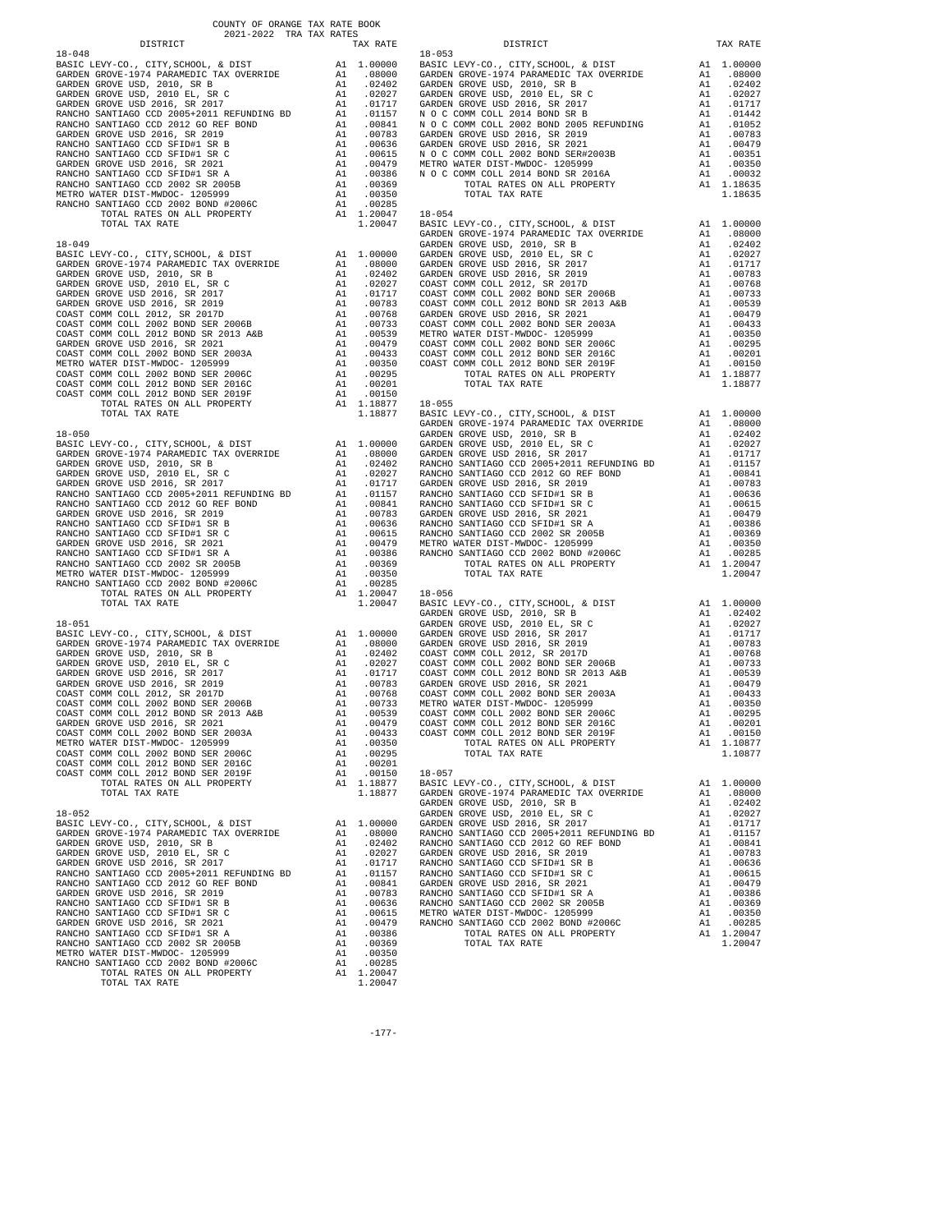COUNTY OF ORANGE TAX RATE BOOK
2021-2022 TRA TAX RATES

| DISTRICT | | TAX RATE |
|---|---|---|
| **18-048** | | |
| BASIC LEVY-CO., CITY,SCHOOL, & DIST | A1 | 1.00000 |
| GARDEN GROVE-1974 PARAMEDIC TAX OVERRIDE | A1 | .08000 |
| GARDEN GROVE USD, 2010, SR B | A1 | .02402 |
| GARDEN GROVE USD, 2010 EL, SR C | A1 | .02027 |
| GARDEN GROVE USD 2016, SR 2017 | A1 | .01717 |
| RANCHO SANTIAGO CCD 2005+2011 REFUNDING BD | A1 | .01157 |
| RANCHO SANTIAGO CCD 2012 GO REF BOND | A1 | .00841 |
| GARDEN GROVE USD 2016, SR 2019 | A1 | .00783 |
| RANCHO SANTIAGO CCD SFID#1 SR B | A1 | .00636 |
| RANCHO SANTIAGO CCD SFID#1 SR C | A1 | .00615 |
| GARDEN GROVE USD 2016, SR 2021 | A1 | .00479 |
| RANCHO SANTIAGO CCD SFID#1 SR A | A1 | .00386 |
| RANCHO SANTIAGO CCD 2002 SR 2005B | A1 | .00369 |
| METRO WATER DIST-MWDOC- 1205999 | A1 | .00350 |
| RANCHO SANTIAGO CCD 2002 BOND #2006C | A1 | .00285 |
| TOTAL RATES ON ALL PROPERTY | A1 | 1.20047 |
| TOTAL TAX RATE | | 1.20047 |
| **18-049** | | |
| BASIC LEVY-CO., CITY,SCHOOL, & DIST | A1 | 1.00000 |
| GARDEN GROVE-1974 PARAMEDIC TAX OVERRIDE | A1 | .08000 |
| GARDEN GROVE USD, 2010, SR B | A1 | .02402 |
| GARDEN GROVE USD, 2010 EL, SR C | A1 | .02027 |
| GARDEN GROVE USD 2016, SR 2017 | A1 | .01717 |
| GARDEN GROVE USD 2016, SR 2019 | A1 | .00783 |
| COAST COMM COLL 2012, SR 2017D | A1 | .00768 |
| COAST COMM COLL 2002 BOND SER 2006B | A1 | .00733 |
| COAST COMM COLL 2012 BOND SR 2013 A&B | A1 | .00539 |
| GARDEN GROVE USD 2016, SR 2021 | A1 | .00479 |
| COAST COMM COLL 2002 BOND SER 2003A | A1 | .00433 |
| METRO WATER DIST-MWDOC- 1205999 | A1 | .00350 |
| COAST COMM COLL 2002 BOND SER 2006C | A1 | .00295 |
| COAST COMM COLL 2012 BOND SER 2016C | A1 | .00201 |
| COAST COMM COLL 2012 BOND SER 2019F | A1 | .00150 |
| TOTAL RATES ON ALL PROPERTY | A1 | 1.18877 |
| TOTAL TAX RATE | | 1.18877 |
| **18-050** | | |
| BASIC LEVY-CO., CITY,SCHOOL, & DIST | A1 | 1.00000 |
| GARDEN GROVE-1974 PARAMEDIC TAX OVERRIDE | A1 | .08000 |
| GARDEN GROVE USD, 2010, SR B | A1 | .02402 |
| GARDEN GROVE USD, 2010 EL, SR C | A1 | .02027 |
| GARDEN GROVE USD 2016, SR 2017 | A1 | .01717 |
| RANCHO SANTIAGO CCD 2005+2011 REFUNDING BD | A1 | .01157 |
| RANCHO SANTIAGO CCD 2012 GO REF BOND | A1 | .00841 |
| GARDEN GROVE USD 2016, SR 2019 | A1 | .00783 |
| RANCHO SANTIAGO CCD SFID#1 SR B | A1 | .00636 |
| RANCHO SANTIAGO CCD SFID#1 SR C | A1 | .00615 |
| GARDEN GROVE USD 2016, SR 2021 | A1 | .00479 |
| RANCHO SANTIAGO CCD SFID#1 SR A | A1 | .00386 |
| RANCHO SANTIAGO CCD 2002 SR 2005B | A1 | .00369 |
| METRO WATER DIST-MWDOC- 1205999 | A1 | .00350 |
| RANCHO SANTIAGO CCD 2002 BOND #2006C | A1 | .00285 |
| TOTAL RATES ON ALL PROPERTY | A1 | 1.20047 |
| TOTAL TAX RATE | | 1.20047 |
| **18-051** | | |
| BASIC LEVY-CO., CITY,SCHOOL, & DIST | A1 | 1.00000 |
| GARDEN GROVE-1974 PARAMEDIC TAX OVERRIDE | A1 | .08000 |
| GARDEN GROVE USD, 2010, SR B | A1 | .02402 |
| GARDEN GROVE USD, 2010 EL, SR C | A1 | .02027 |
| GARDEN GROVE USD 2016, SR 2017 | A1 | .01717 |
| GARDEN GROVE USD 2016, SR 2019 | A1 | .00783 |
| COAST COMM COLL 2012, SR 2017D | A1 | .00768 |
| COAST COMM COLL 2002 BOND SER 2006B | A1 | .00733 |
| COAST COMM COLL 2012 BOND SR 2013 A&B | A1 | .00539 |
| GARDEN GROVE USD 2016, SR 2021 | A1 | .00479 |
| COAST COMM COLL 2002 BOND SER 2003A | A1 | .00433 |
| METRO WATER DIST-MWDOC- 1205999 | A1 | .00350 |
| COAST COMM COLL 2002 BOND SER 2006C | A1 | .00295 |
| COAST COMM COLL 2012 BOND SER 2016C | A1 | .00201 |
| COAST COMM COLL 2012 BOND SER 2019F | A1 | .00150 |
| TOTAL RATES ON ALL PROPERTY | A1 | 1.18877 |
| TOTAL TAX RATE | | 1.18877 |
| **18-052** | | |
| BASIC LEVY-CO., CITY,SCHOOL, & DIST | A1 | 1.00000 |
| GARDEN GROVE-1974 PARAMEDIC TAX OVERRIDE | A1 | .08000 |
| GARDEN GROVE USD, 2010, SR B | A1 | .02402 |
| GARDEN GROVE USD, 2010 EL, SR C | A1 | .02027 |
| GARDEN GROVE USD 2016, SR 2017 | A1 | .01717 |
| RANCHO SANTIAGO CCD 2005+2011 REFUNDING BD | A1 | .01157 |
| RANCHO SANTIAGO CCD 2012 GO REF BOND | A1 | .00841 |
| GARDEN GROVE USD 2016, SR 2019 | A1 | .00783 |
| RANCHO SANTIAGO CCD SFID#1 SR B | A1 | .00636 |
| RANCHO SANTIAGO CCD SFID#1 SR C | A1 | .00615 |
| GARDEN GROVE USD 2016, SR 2021 | A1 | .00479 |
| RANCHO SANTIAGO CCD SFID#1 SR A | A1 | .00386 |
| RANCHO SANTIAGO CCD 2002 SR 2005B | A1 | .00369 |
| METRO WATER DIST-MWDOC- 1205999 | A1 | .00350 |
| RANCHO SANTIAGO CCD 2002 BOND #2006C | A1 | .00285 |
| TOTAL RATES ON ALL PROPERTY | A1 | 1.20047 |
| TOTAL TAX RATE | | 1.20047 |
| **18-053** | | |
| BASIC LEVY-CO., CITY,SCHOOL, & DIST | A1 | 1.00000 |
| GARDEN GROVE-1974 PARAMEDIC TAX OVERRIDE | A1 | .08000 |
| GARDEN GROVE USD, 2010, SR B | A1 | .02402 |
| GARDEN GROVE USD, 2010 EL, SR C | A1 | .02027 |
| GARDEN GROVE USD 2016, SR 2017 | A1 | .01717 |
| N O C COMM COLL 2014 BOND SR B | A1 | .01442 |
| N O C COMM COLL 2002 BOND 2005 REFUNDING | A1 | .01052 |
| GARDEN GROVE USD 2016, SR 2019 | A1 | .00783 |
| GARDEN GROVE USD 2016, SR 2021 | A1 | .00479 |
| N O C COMM COLL 2002 BOND SER#2003B | A1 | .00351 |
| METRO WATER DIST-MWDOC- 1205999 | A1 | .00350 |
| N O C COMM COLL 2014 BOND SR 2016A | A1 | .00032 |
| TOTAL RATES ON ALL PROPERTY | A1 | 1.18635 |
| TOTAL TAX RATE | | 1.18635 |
| **18-054** | | |
| BASIC LEVY-CO., CITY,SCHOOL, & DIST | A1 | 1.00000 |
| GARDEN GROVE-1974 PARAMEDIC TAX OVERRIDE | A1 | .08000 |
| GARDEN GROVE USD, 2010, SR B | A1 | .02402 |
| GARDEN GROVE USD, 2010 EL, SR C | A1 | .02027 |
| GARDEN GROVE USD 2016, SR 2017 | A1 | .01717 |
| GARDEN GROVE USD 2016, SR 2019 | A1 | .00783 |
| COAST COMM COLL 2012, SR 2017D | A1 | .00768 |
| COAST COMM COLL 2002 BOND SER 2006B | A1 | .00733 |
| COAST COMM COLL 2012 BOND SR 2013 A&B | A1 | .00539 |
| GARDEN GROVE USD 2016, SR 2021 | A1 | .00479 |
| COAST COMM COLL 2002 BOND SER 2003A | A1 | .00433 |
| METRO WATER DIST-MWDOC- 1205999 | A1 | .00350 |
| COAST COMM COLL 2002 BOND SER 2006C | A1 | .00295 |
| COAST COMM COLL 2012 BOND SER 2016C | A1 | .00201 |
| COAST COMM COLL 2012 BOND SER 2019F | A1 | .00150 |
| TOTAL RATES ON ALL PROPERTY | A1 | 1.18877 |
| TOTAL TAX RATE | | 1.18877 |
| **18-055** | | |
| BASIC LEVY-CO., CITY,SCHOOL, & DIST | A1 | 1.00000 |
| GARDEN GROVE-1974 PARAMEDIC TAX OVERRIDE | A1 | .08000 |
| GARDEN GROVE USD, 2010, SR B | A1 | .02402 |
| GARDEN GROVE USD, 2010 EL, SR C | A1 | .02027 |
| GARDEN GROVE USD 2016, SR 2017 | A1 | .01717 |
| RANCHO SANTIAGO CCD 2005+2011 REFUNDING BD | A1 | .01157 |
| RANCHO SANTIAGO CCD 2012 GO REF BOND | A1 | .00841 |
| GARDEN GROVE USD 2016, SR 2019 | A1 | .00783 |
| RANCHO SANTIAGO CCD SFID#1 SR B | A1 | .00636 |
| RANCHO SANTIAGO CCD SFID#1 SR C | A1 | .00615 |
| GARDEN GROVE USD 2016, SR 2021 | A1 | .00479 |
| RANCHO SANTIAGO CCD SFID#1 SR A | A1 | .00386 |
| RANCHO SANTIAGO CCD 2002 SR 2005B | A1 | .00369 |
| METRO WATER DIST-MWDOC- 1205999 | A1 | .00350 |
| RANCHO SANTIAGO CCD 2002 BOND #2006C | A1 | .00285 |
| TOTAL RATES ON ALL PROPERTY | A1 | 1.20047 |
| TOTAL TAX RATE | | 1.20047 |
| **18-056** | | |
| BASIC LEVY-CO., CITY,SCHOOL, & DIST | A1 | 1.00000 |
| GARDEN GROVE USD, 2010, SR B | A1 | .02402 |
| GARDEN GROVE USD, 2010 EL, SR C | A1 | .02027 |
| GARDEN GROVE USD 2016, SR 2017 | A1 | .01717 |
| GARDEN GROVE USD 2016, SR 2019 | A1 | .00783 |
| COAST COMM COLL 2012, SR 2017D | A1 | .00768 |
| COAST COMM COLL 2002 BOND SER 2006B | A1 | .00733 |
| COAST COMM COLL 2012 BOND SR 2013 A&B | A1 | .00539 |
| GARDEN GROVE USD 2016, SR 2021 | A1 | .00479 |
| COAST COMM COLL 2002 BOND SER 2003A | A1 | .00433 |
| METRO WATER DIST-MWDOC- 1205999 | A1 | .00350 |
| COAST COMM COLL 2002 BOND SER 2006C | A1 | .00295 |
| COAST COMM COLL 2012 BOND SER 2016C | A1 | .00201 |
| COAST COMM COLL 2012 BOND SER 2019F | A1 | .00150 |
| TOTAL RATES ON ALL PROPERTY | A1 | 1.10877 |
| TOTAL TAX RATE | | 1.10877 |
| **18-057** | | |
| BASIC LEVY-CO., CITY,SCHOOL, & DIST | A1 | 1.00000 |
| GARDEN GROVE-1974 PARAMEDIC TAX OVERRIDE | A1 | .08000 |
| GARDEN GROVE USD, 2010, SR B | A1 | .02402 |
| GARDEN GROVE USD, 2010 EL, SR C | A1 | .02027 |
| GARDEN GROVE USD 2016, SR 2017 | A1 | .01717 |
| RANCHO SANTIAGO CCD 2005+2011 REFUNDING BD | A1 | .01157 |
| RANCHO SANTIAGO CCD 2012 GO REF BOND | A1 | .00841 |
| GARDEN GROVE USD 2016, SR 2019 | A1 | .00783 |
| RANCHO SANTIAGO CCD SFID#1 SR B | A1 | .00636 |
| RANCHO SANTIAGO CCD SFID#1 SR C | A1 | .00615 |
| GARDEN GROVE USD 2016, SR 2021 | A1 | .00479 |
| RANCHO SANTIAGO CCD SFID#1 SR A | A1 | .00386 |
| RANCHO SANTIAGO CCD 2002 SR 2005B | A1 | .00369 |
| METRO WATER DIST-MWDOC- 1205999 | A1 | .00350 |
| RANCHO SANTIAGO CCD 2002 BOND #2006C | A1 | .00285 |
| TOTAL RATES ON ALL PROPERTY | A1 | 1.20047 |
| TOTAL TAX RATE | | 1.20047 |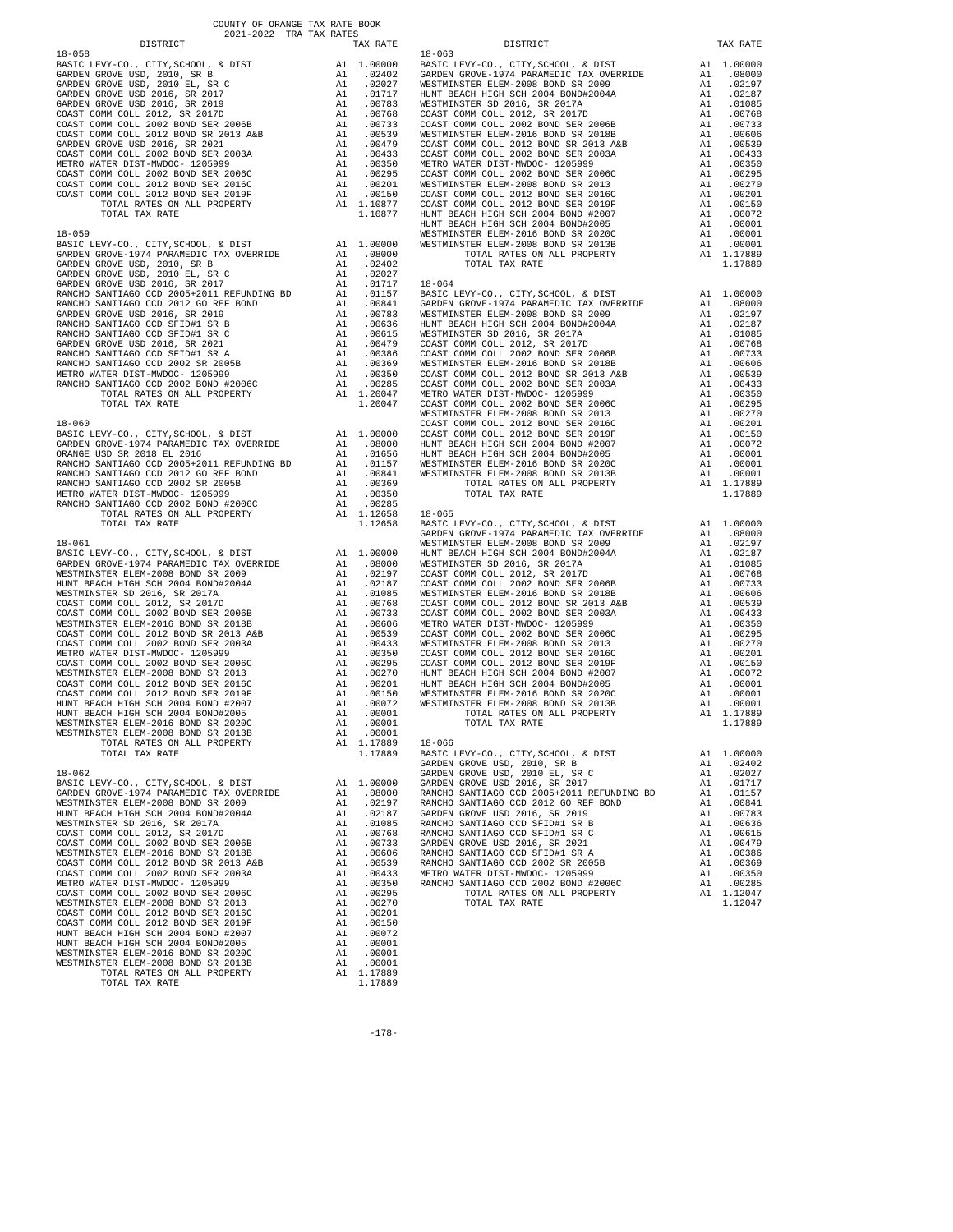COUNTY OF ORANGE TAX RATE BOOK
2021-2022 TRA TAX RATES

| DISTRICT | | TAX RATE |
|---|---|---|
| **18-058** | | |
| BASIC LEVY-CO., CITY,SCHOOL, & DIST | A1 | 1.00000 |
| GARDEN GROVE USD, 2010, SR B | A1 | .02402 |
| GARDEN GROVE USD, 2010 EL, SR C | A1 | .02027 |
| GARDEN GROVE USD 2016, SR 2017 | A1 | .01717 |
| GARDEN GROVE USD 2016, SR 2019 | A1 | .00783 |
| COAST COMM COLL 2012, SR 2017D | A1 | .00768 |
| COAST COMM COLL 2002 BOND SER 2006B | A1 | .00733 |
| COAST COMM COLL 2012 BOND SR 2013 A&B | A1 | .00539 |
| GARDEN GROVE USD 2016, SR 2021 | A1 | .00479 |
| COAST COMM COLL 2002 BOND SER 2003A | A1 | .00433 |
| METRO WATER DIST-MWDOC- 1205999 | A1 | .00350 |
| COAST COMM COLL 2002 BOND SER 2006C | A1 | .00295 |
| COAST COMM COLL 2012 BOND SER 2016C | A1 | .00201 |
| COAST COMM COLL 2012 BOND SER 2019F | A1 | .00150 |
| TOTAL RATES ON ALL PROPERTY | A1 | 1.10877 |
| TOTAL TAX RATE | | 1.10877 |
| **18-059** | | |
| BASIC LEVY-CO., CITY,SCHOOL, & DIST | A1 | 1.00000 |
| GARDEN GROVE-1974 PARAMEDIC TAX OVERRIDE | A1 | .08000 |
| GARDEN GROVE USD, 2010, SR B | A1 | .02402 |
| GARDEN GROVE USD, 2010 EL, SR C | A1 | .02027 |
| GARDEN GROVE USD 2016, SR 2017 | A1 | .01717 |
| RANCHO SANTIAGO CCD 2005+2011 REFUNDING BD | A1 | .01157 |
| RANCHO SANTIAGO CCD 2012 GO REF BOND | A1 | .00841 |
| GARDEN GROVE USD 2016, SR 2019 | A1 | .00783 |
| RANCHO SANTIAGO CCD SFID#1 SR B | A1 | .00636 |
| RANCHO SANTIAGO CCD SFID#1 SR C | A1 | .00615 |
| GARDEN GROVE USD 2016, SR 2021 | A1 | .00479 |
| RANCHO SANTIAGO CCD SFID#1 SR A | A1 | .00386 |
| RANCHO SANTIAGO CCD 2002 SR 2005B | A1 | .00369 |
| METRO WATER DIST-MWDOC- 1205999 | A1 | .00350 |
| RANCHO SANTIAGO CCD 2002 BOND #2006C | A1 | .00285 |
| TOTAL RATES ON ALL PROPERTY | A1 | 1.20047 |
| TOTAL TAX RATE | | 1.20047 |
| **18-060** | | |
| BASIC LEVY-CO., CITY,SCHOOL, & DIST | A1 | 1.00000 |
| GARDEN GROVE-1974 PARAMEDIC TAX OVERRIDE | A1 | .08000 |
| ORANGE USD SR 2018 EL 2016 | A1 | .01656 |
| RANCHO SANTIAGO CCD 2005+2011 REFUNDING BD | A1 | .01157 |
| RANCHO SANTIAGO CCD 2012 GO REF BOND | A1 | .00841 |
| RANCHO SANTIAGO CCD 2002 SR 2005B | A1 | .00369 |
| METRO WATER DIST-MWDOC- 1205999 | A1 | .00350 |
| RANCHO SANTIAGO CCD 2002 BOND #2006C | A1 | .00285 |
| TOTAL RATES ON ALL PROPERTY | A1 | 1.12658 |
| TOTAL TAX RATE | | 1.12658 |
| **18-061** | | |
| BASIC LEVY-CO., CITY,SCHOOL, & DIST | A1 | 1.00000 |
| GARDEN GROVE-1974 PARAMEDIC TAX OVERRIDE | A1 | .08000 |
| WESTMINSTER ELEM-2008 BOND SR 2009 | A1 | .02197 |
| HUNT BEACH HIGH SCH 2004 BOND#2004A | A1 | .02187 |
| WESTMINSTER SD 2016, SR 2017A | A1 | .01085 |
| COAST COMM COLL 2012, SR 2017D | A1 | .00768 |
| COAST COMM COLL 2002 BOND SER 2006B | A1 | .00733 |
| WESTMINSTER ELEM-2016 BOND SR 2018B | A1 | .00606 |
| COAST COMM COLL 2012 BOND SR 2013 A&B | A1 | .00539 |
| COAST COMM COLL 2002 BOND SER 2003A | A1 | .00433 |
| METRO WATER DIST-MWDOC- 1205999 | A1 | .00350 |
| COAST COMM COLL 2002 BOND SER 2006C | A1 | .00295 |
| WESTMINSTER ELEM-2008 BOND SR 2013 | A1 | .00270 |
| COAST COMM COLL 2012 BOND SER 2016C | A1 | .00201 |
| COAST COMM COLL 2012 BOND SER 2019F | A1 | .00150 |
| HUNT BEACH HIGH SCH 2004 BOND #2007 | A1 | .00072 |
| HUNT BEACH HIGH SCH 2004 BOND#2005 | A1 | .00001 |
| WESTMINSTER ELEM-2016 BOND SR 2020C | A1 | .00001 |
| WESTMINSTER ELEM-2008 BOND SR 2013B | A1 | .00001 |
| TOTAL RATES ON ALL PROPERTY | A1 | 1.17889 |
| TOTAL TAX RATE | | 1.17889 |
| **18-062** | | |
| BASIC LEVY-CO., CITY,SCHOOL, & DIST | A1 | 1.00000 |
| GARDEN GROVE-1974 PARAMEDIC TAX OVERRIDE | A1 | .08000 |
| WESTMINSTER ELEM-2008 BOND SR 2009 | A1 | .02197 |
| HUNT BEACH HIGH SCH 2004 BOND#2004A | A1 | .02187 |
| WESTMINSTER SD 2016, SR 2017A | A1 | .01085 |
| COAST COMM COLL 2012, SR 2017D | A1 | .00768 |
| COAST COMM COLL 2002 BOND SER 2006B | A1 | .00733 |
| WESTMINSTER ELEM-2016 BOND SR 2018B | A1 | .00606 |
| COAST COMM COLL 2012 BOND SR 2013 A&B | A1 | .00539 |
| COAST COMM COLL 2002 BOND SER 2003A | A1 | .00433 |
| METRO WATER DIST-MWDOC- 1205999 | A1 | .00350 |
| COAST COMM COLL 2002 BOND SER 2006C | A1 | .00295 |
| WESTMINSTER ELEM-2008 BOND SR 2013 | A1 | .00270 |
| COAST COMM COLL 2012 BOND SER 2016C | A1 | .00201 |
| COAST COMM COLL 2012 BOND SER 2019F | A1 | .00150 |
| HUNT BEACH HIGH SCH 2004 BOND #2007 | A1 | .00072 |
| HUNT BEACH HIGH SCH 2004 BOND#2005 | A1 | .00001 |
| WESTMINSTER ELEM-2016 BOND SR 2020C | A1 | .00001 |
| WESTMINSTER ELEM-2008 BOND SR 2013B | A1 | .00001 |
| TOTAL RATES ON ALL PROPERTY | A1 | 1.17889 |
| TOTAL TAX RATE | | 1.17889 |
| **18-063** | | |
| BASIC LEVY-CO., CITY,SCHOOL, & DIST | A1 | 1.00000 |
| GARDEN GROVE-1974 PARAMEDIC TAX OVERRIDE | A1 | .08000 |
| WESTMINSTER ELEM-2008 BOND SR 2009 | A1 | .02197 |
| HUNT BEACH HIGH SCH 2004 BOND#2004A | A1 | .02187 |
| WESTMINSTER SD 2016, SR 2017A | A1 | .01085 |
| COAST COMM COLL 2012, SR 2017D | A1 | .00768 |
| COAST COMM COLL 2002 BOND SER 2006B | A1 | .00733 |
| WESTMINSTER ELEM-2016 BOND SR 2018B | A1 | .00606 |
| COAST COMM COLL 2012 BOND SR 2013 A&B | A1 | .00539 |
| COAST COMM COLL 2002 BOND SER 2003A | A1 | .00433 |
| METRO WATER DIST-MWDOC- 1205999 | A1 | .00350 |
| COAST COMM COLL 2002 BOND SER 2006C | A1 | .00295 |
| WESTMINSTER ELEM-2008 BOND SR 2013 | A1 | .00270 |
| COAST COMM COLL 2012 BOND SER 2016C | A1 | .00201 |
| COAST COMM COLL 2012 BOND SER 2019F | A1 | .00150 |
| HUNT BEACH HIGH SCH 2004 BOND #2007 | A1 | .00072 |
| HUNT BEACH HIGH SCH 2004 BOND#2005 | A1 | .00001 |
| WESTMINSTER ELEM-2016 BOND SR 2020C | A1 | .00001 |
| WESTMINSTER ELEM-2008 BOND SR 2013B | A1 | .00001 |
| TOTAL RATES ON ALL PROPERTY | A1 | 1.17889 |
| TOTAL TAX RATE | | 1.17889 |
| **18-064** | | |
| BASIC LEVY-CO., CITY,SCHOOL, & DIST | A1 | 1.00000 |
| GARDEN GROVE-1974 PARAMEDIC TAX OVERRIDE | A1 | .08000 |
| WESTMINSTER ELEM-2008 BOND SR 2009 | A1 | .02197 |
| HUNT BEACH HIGH SCH 2004 BOND#2004A | A1 | .02187 |
| WESTMINSTER SD 2016, SR 2017A | A1 | .01085 |
| COAST COMM COLL 2012, SR 2017D | A1 | .00768 |
| COAST COMM COLL 2002 BOND SER 2006B | A1 | .00733 |
| WESTMINSTER ELEM-2016 BOND SR 2018B | A1 | .00606 |
| COAST COMM COLL 2012 BOND SR 2013 A&B | A1 | .00539 |
| COAST COMM COLL 2002 BOND SER 2003A | A1 | .00433 |
| METRO WATER DIST-MWDOC- 1205999 | A1 | .00350 |
| COAST COMM COLL 2002 BOND SER 2006C | A1 | .00295 |
| WESTMINSTER ELEM-2008 BOND SR 2013 | A1 | .00270 |
| COAST COMM COLL 2012 BOND SER 2016C | A1 | .00201 |
| COAST COMM COLL 2012 BOND SER 2019F | A1 | .00150 |
| HUNT BEACH HIGH SCH 2004 BOND #2007 | A1 | .00072 |
| HUNT BEACH HIGH SCH 2004 BOND#2005 | A1 | .00001 |
| WESTMINSTER ELEM-2016 BOND SR 2020C | A1 | .00001 |
| WESTMINSTER ELEM-2008 BOND SR 2013B | A1 | .00001 |
| TOTAL RATES ON ALL PROPERTY | A1 | 1.17889 |
| TOTAL TAX RATE | | 1.17889 |
| **18-065** | | |
| BASIC LEVY-CO., CITY,SCHOOL, & DIST | A1 | 1.00000 |
| GARDEN GROVE-1974 PARAMEDIC TAX OVERRIDE | A1 | .08000 |
| WESTMINSTER ELEM-2008 BOND SR 2009 | A1 | .02197 |
| HUNT BEACH HIGH SCH 2004 BOND#2004A | A1 | .02187 |
| WESTMINSTER SD 2016, SR 2017A | A1 | .01085 |
| COAST COMM COLL 2012, SR 2017D | A1 | .00768 |
| COAST COMM COLL 2002 BOND SER 2006B | A1 | .00733 |
| WESTMINSTER ELEM-2016 BOND SR 2018B | A1 | .00606 |
| COAST COMM COLL 2012 BOND SR 2013 A&B | A1 | .00539 |
| COAST COMM COLL 2002 BOND SER 2003A | A1 | .00433 |
| METRO WATER DIST-MWDOC- 1205999 | A1 | .00350 |
| COAST COMM COLL 2002 BOND SER 2006C | A1 | .00295 |
| WESTMINSTER ELEM-2008 BOND SR 2013 | A1 | .00270 |
| COAST COMM COLL 2012 BOND SER 2016C | A1 | .00201 |
| COAST COMM COLL 2012 BOND SER 2019F | A1 | .00150 |
| HUNT BEACH HIGH SCH 2004 BOND #2007 | A1 | .00072 |
| HUNT BEACH HIGH SCH 2004 BOND#2005 | A1 | .00001 |
| WESTMINSTER ELEM-2016 BOND SR 2020C | A1 | .00001 |
| WESTMINSTER ELEM-2008 BOND SR 2013B | A1 | .00001 |
| TOTAL RATES ON ALL PROPERTY | A1 | 1.17889 |
| TOTAL TAX RATE | | 1.17889 |
| **18-066** | | |
| BASIC LEVY-CO., CITY,SCHOOL, & DIST | A1 | 1.00000 |
| GARDEN GROVE USD, 2010, SR B | A1 | .02402 |
| GARDEN GROVE USD, 2010 EL, SR C | A1 | .02027 |
| GARDEN GROVE USD 2016, SR 2017 | A1 | .01717 |
| RANCHO SANTIAGO CCD 2005+2011 REFUNDING BD | A1 | .01157 |
| RANCHO SANTIAGO CCD 2012 GO REF BOND | A1 | .00841 |
| GARDEN GROVE USD 2016, SR 2019 | A1 | .00783 |
| RANCHO SANTIAGO CCD SFID#1 SR B | A1 | .00636 |
| RANCHO SANTIAGO CCD SFID#1 SR C | A1 | .00615 |
| GARDEN GROVE USD 2016, SR 2021 | A1 | .00479 |
| RANCHO SANTIAGO CCD SFID#1 SR A | A1 | .00386 |
| RANCHO SANTIAGO CCD 2002 SR 2005B | A1 | .00369 |
| METRO WATER DIST-MWDOC- 1205999 | A1 | .00350 |
| RANCHO SANTIAGO CCD 2002 BOND #2006C | A1 | .00285 |
| TOTAL RATES ON ALL PROPERTY | A1 | 1.12047 |
| TOTAL TAX RATE | | 1.12047 |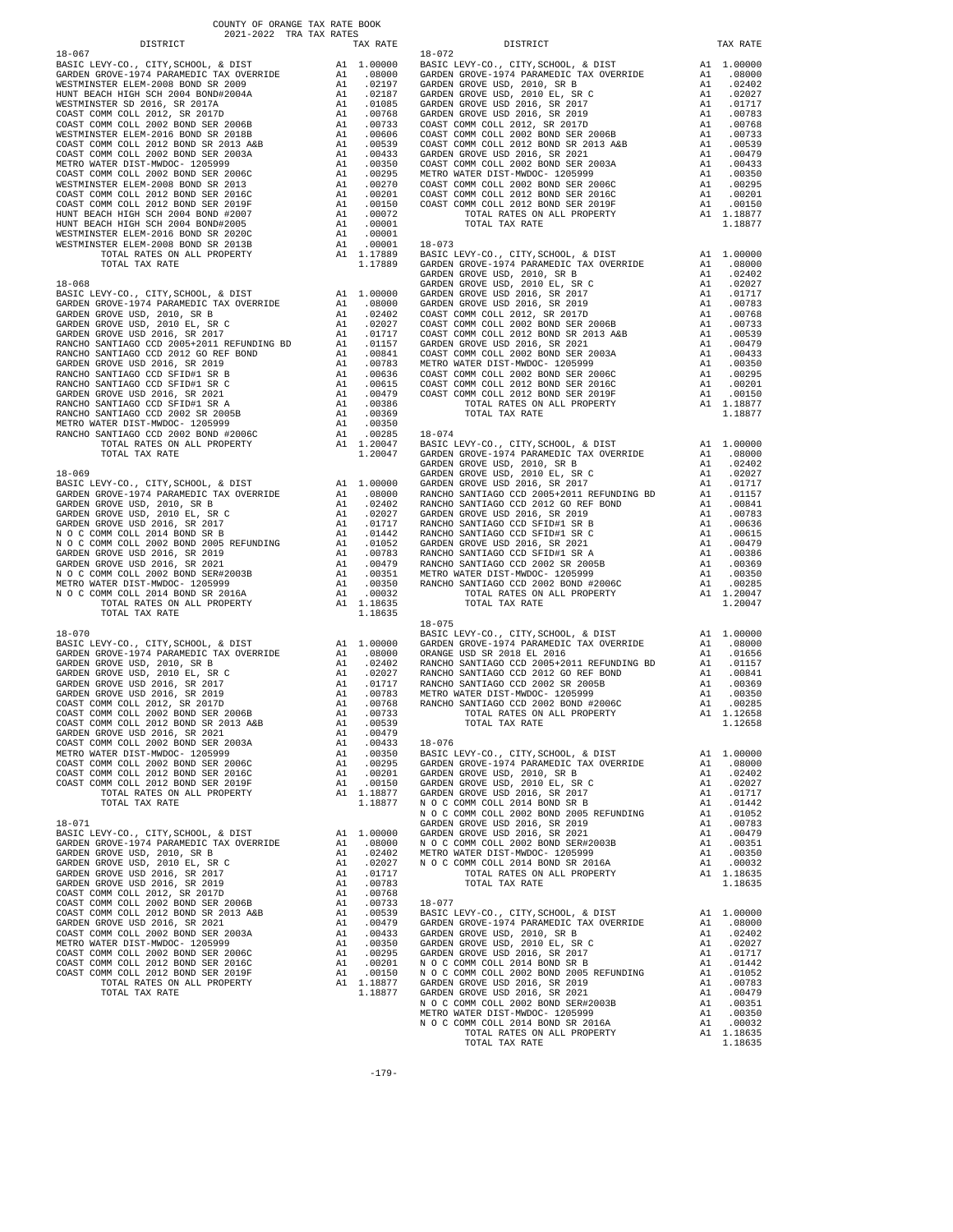COUNTY OF ORANGE TAX RATE BOOK
2021-2022 TRA TAX RATES

**18-067**

| DISTRICT | | TAX RATE |
|---|---|---|
| BASIC LEVY-CO., CITY,SCHOOL, & DIST | A1 | 1.00000 |
| GARDEN GROVE-1974 PARAMEDIC TAX OVERRIDE | A1 | .08000 |
| WESTMINSTER ELEM-2008 BOND SR 2009 | A1 | .02197 |
| HUNT BEACH HIGH SCH 2004 BOND#2004A | A1 | .02187 |
| WESTMINSTER SD 2016, SR 2017A | A1 | .01085 |
| COAST COMM COLL 2012, SR 2017D | A1 | .00768 |
| COAST COMM COLL 2002 BOND SER 2006B | A1 | .00733 |
| WESTMINSTER ELEM-2016 BOND SR 2018B | A1 | .00606 |
| COAST COMM COLL 2012 BOND SR 2013 A&B | A1 | .00539 |
| COAST COMM COLL 2002 BOND SER 2003A | A1 | .00433 |
| METRO WATER DIST-MWDOC- 1205999 | A1 | .00350 |
| COAST COMM COLL 2002 BOND SER 2006C | A1 | .00295 |
| WESTMINSTER ELEM-2008 BOND SR 2013 | A1 | .00270 |
| COAST COMM COLL 2012 BOND SER 2016C | A1 | .00201 |
| COAST COMM COLL 2012 BOND SR 2019F | A1 | .00150 |
| HUNT BEACH HIGH SCH 2004 BOND #2007 | A1 | .00072 |
| HUNT BEACH HIGH SCH 2004 BOND#2005 | A1 | .00001 |
| WESTMINSTER ELEM-2016 BOND SR 2020C | A1 | .00001 |
| WESTMINSTER ELEM-2008 BOND SR 2013B | A1 | .00001 |
| TOTAL RATES ON ALL PROPERTY | A1 | 1.17889 |
| TOTAL TAX RATE | | 1.17889 |

**18-068**

| DISTRICT | | TAX RATE |
|---|---|---|
| BASIC LEVY-CO., CITY,SCHOOL, & DIST | A1 | 1.00000 |
| GARDEN GROVE-1974 PARAMEDIC TAX OVERRIDE | A1 | .08000 |
| GARDEN GROVE USD, 2010, SR B | A1 | .02402 |
| GARDEN GROVE USD, 2010 EL, SR C | A1 | .02027 |
| GARDEN GROVE USD 2016, SR 2017 | A1 | .01717 |
| RANCHO SANTIAGO CCD 2005+2011 REFUNDING BD | A1 | .01157 |
| RANCHO SANTIAGO CCD 2012 GO REF BOND | A1 | .00841 |
| GARDEN GROVE USD 2016, SR 2019 | A1 | .00783 |
| RANCHO SANTIAGO CCD SFID#1 SR B | A1 | .00636 |
| RANCHO SANTIAGO CCD SFID#1 SR C | A1 | .00615 |
| GARDEN GROVE USD 2016, SR 2021 | A1 | .00479 |
| RANCHO SANTIAGO CCD SFID#1 SR A | A1 | .00386 |
| RANCHO SANTIAGO CCD 2002 SR 2005B | A1 | .00369 |
| METRO WATER DIST-MWDOC- 1205999 | A1 | .00350 |
| RANCHO SANTIAGO CCD 2002 BOND #2006C | A1 | .00285 |
| TOTAL RATES ON ALL PROPERTY | A1 | 1.20047 |
| TOTAL TAX RATE | | 1.20047 |

**18-069**

| DISTRICT | | TAX RATE |
|---|---|---|
| BASIC LEVY-CO., CITY,SCHOOL, & DIST | A1 | 1.00000 |
| GARDEN GROVE-1974 PARAMEDIC TAX OVERRIDE | A1 | .08000 |
| GARDEN GROVE USD, 2010, SR B | A1 | .02402 |
| GARDEN GROVE USD, 2010 EL, SR C | A1 | .02027 |
| GARDEN GROVE USD 2016, SR 2017 | A1 | .01717 |
| N O C COMM COLL 2014 BOND SR B | A1 | .01442 |
| N O C COMM COLL 2002 BOND 2005 REFUNDING | A1 | .01052 |
| GARDEN GROVE USD 2016, SR 2019 | A1 | .00783 |
| GARDEN GROVE USD 2016, SR 2021 | A1 | .00479 |
| N O C COMM COLL 2002 BOND SER#2003B | A1 | .00351 |
| METRO WATER DIST-MWDOC- 1205999 | A1 | .00350 |
| N O C COMM COLL 2014 BOND SR 2016A | A1 | .00032 |
| TOTAL RATES ON ALL PROPERTY | A1 | 1.18635 |
| TOTAL TAX RATE | | 1.18635 |

**18-070**

| DISTRICT | | TAX RATE |
|---|---|---|
| BASIC LEVY-CO., CITY,SCHOOL, & DIST | A1 | 1.00000 |
| GARDEN GROVE-1974 PARAMEDIC TAX OVERRIDE | A1 | .08000 |
| GARDEN GROVE USD, 2010, SR B | A1 | .02402 |
| GARDEN GROVE USD, 2010 EL, SR C | A1 | .02027 |
| GARDEN GROVE USD 2016, SR 2017 | A1 | .01717 |
| GARDEN GROVE USD 2016, SR 2019 | A1 | .00783 |
| COAST COMM COLL 2012, SR 2017D | A1 | .00768 |
| COAST COMM COLL 2002 BOND SER 2006B | A1 | .00733 |
| COAST COMM COLL 2012 BOND SR 2013 A&B | A1 | .00539 |
| GARDEN GROVE USD 2016, SR 2021 | A1 | .00479 |
| COAST COMM COLL 2002 BOND SER 2003A | A1 | .00433 |
| METRO WATER DIST-MWDOC- 1205999 | A1 | .00350 |
| COAST COMM COLL 2002 BOND SER 2006C | A1 | .00295 |
| COAST COMM COLL 2012 BOND SER 2016C | A1 | .00201 |
| COAST COMM COLL 2012 BOND SR 2019F | A1 | .00150 |
| TOTAL RATES ON ALL PROPERTY | A1 | 1.18877 |
| TOTAL TAX RATE | | 1.18877 |

**18-071**

| DISTRICT | | TAX RATE |
|---|---|---|
| BASIC LEVY-CO., CITY,SCHOOL, & DIST | A1 | 1.00000 |
| GARDEN GROVE-1974 PARAMEDIC TAX OVERRIDE | A1 | .08000 |
| GARDEN GROVE USD, 2010, SR B | A1 | .02402 |
| GARDEN GROVE USD, 2010 EL, SR C | A1 | .02027 |
| GARDEN GROVE USD 2016, SR 2017 | A1 | .01717 |
| GARDEN GROVE USD 2016, SR 2019 | A1 | .00783 |
| COAST COMM COLL 2012, SR 2017D | A1 | .00768 |
| COAST COMM COLL 2002 BOND SER 2006B | A1 | .00733 |
| COAST COMM COLL 2012 BOND SR 2013 A&B | A1 | .00539 |
| GARDEN GROVE USD 2016, SR 2021 | A1 | .00479 |
| COAST COMM COLL 2002 BOND SER 2003A | A1 | .00433 |
| METRO WATER DIST-MWDOC- 1205999 | A1 | .00350 |
| COAST COMM COLL 2002 BOND SER 2006C | A1 | .00295 |
| COAST COMM COLL 2012 BOND SER 2016C | A1 | .00201 |
| COAST COMM COLL 2012 BOND SR 2019F | A1 | .00150 |
| TOTAL RATES ON ALL PROPERTY | A1 | 1.18877 |
| TOTAL TAX RATE | | 1.18877 |

**18-072**

| DISTRICT | | TAX RATE |
|---|---|---|
| BASIC LEVY-CO., CITY,SCHOOL, & DIST | A1 | 1.00000 |
| GARDEN GROVE-1974 PARAMEDIC TAX OVERRIDE | A1 | .08000 |
| GARDEN GROVE USD, 2010, SR B | A1 | .02402 |
| GARDEN GROVE USD, 2010 EL, SR C | A1 | .02027 |
| GARDEN GROVE USD 2016, SR 2017 | A1 | .01717 |
| GARDEN GROVE USD 2016, SR 2019 | A1 | .00783 |
| COAST COMM COLL 2012, SR 2017D | A1 | .00768 |
| COAST COMM COLL 2002 BOND SER 2006B | A1 | .00733 |
| COAST COMM COLL 2012 BOND SR 2013 A&B | A1 | .00539 |
| GARDEN GROVE USD 2016, SR 2021 | A1 | .00479 |
| COAST COMM COLL 2002 BOND SER 2003A | A1 | .00433 |
| METRO WATER DIST-MWDOC- 1205999 | A1 | .00350 |
| COAST COMM COLL 2002 BOND SER 2006C | A1 | .00295 |
| COAST COMM COLL 2012 BOND SER 2016C | A1 | .00201 |
| COAST COMM COLL 2012 BOND SR 2019F | A1 | .00150 |
| TOTAL RATES ON ALL PROPERTY | A1 | 1.18877 |
| TOTAL TAX RATE | | 1.18877 |

**18-073**

| DISTRICT | | TAX RATE |
|---|---|---|
| BASIC LEVY-CO., CITY,SCHOOL, & DIST | A1 | 1.00000 |
| GARDEN GROVE-1974 PARAMEDIC TAX OVERRIDE | A1 | .08000 |
| GARDEN GROVE USD, 2010, SR B | A1 | .02402 |
| GARDEN GROVE USD, 2010 EL, SR C | A1 | .02027 |
| GARDEN GROVE USD 2016, SR 2017 | A1 | .01717 |
| GARDEN GROVE USD 2016, SR 2019 | A1 | .00783 |
| COAST COMM COLL 2012, SR 2017D | A1 | .00768 |
| COAST COMM COLL 2002 BOND SER 2006B | A1 | .00733 |
| COAST COMM COLL 2012 BOND SR 2013 A&B | A1 | .00539 |
| GARDEN GROVE USD 2016, SR 2021 | A1 | .00479 |
| COAST COMM COLL 2002 BOND SER 2003A | A1 | .00433 |
| METRO WATER DIST-MWDOC- 1205999 | A1 | .00350 |
| COAST COMM COLL 2002 BOND SER 2006C | A1 | .00295 |
| COAST COMM COLL 2012 BOND SER 2016C | A1 | .00201 |
| COAST COMM COLL 2012 BOND SR 2019F | A1 | .00150 |
| TOTAL RATES ON ALL PROPERTY | A1 | 1.18877 |
| TOTAL TAX RATE | | 1.18877 |

**18-074**

| DISTRICT | | TAX RATE |
|---|---|---|
| BASIC LEVY-CO., CITY,SCHOOL, & DIST | A1 | 1.00000 |
| GARDEN GROVE-1974 PARAMEDIC TAX OVERRIDE | A1 | .08000 |
| GARDEN GROVE USD, 2010, SR B | A1 | .02402 |
| GARDEN GROVE USD, 2010 EL, SR C | A1 | .02027 |
| GARDEN GROVE USD 2016, SR 2017 | A1 | .01717 |
| RANCHO SANTIAGO CCD 2005+2011 REFUNDING BD | A1 | .01157 |
| RANCHO SANTIAGO CCD 2012 GO REF BOND | A1 | .00841 |
| GARDEN GROVE USD 2016, SR 2019 | A1 | .00783 |
| RANCHO SANTIAGO CCD SFID#1 SR B | A1 | .00636 |
| RANCHO SANTIAGO CCD SFID#1 SR C | A1 | .00615 |
| GARDEN GROVE USD 2016, SR 2021 | A1 | .00479 |
| RANCHO SANTIAGO CCD SFID#1 SR A | A1 | .00386 |
| RANCHO SANTIAGO CCD 2002 SR 2005B | A1 | .00369 |
| METRO WATER DIST-MWDOC- 1205999 | A1 | .00350 |
| RANCHO SANTIAGO CCD 2002 BOND #2006C | A1 | .00285 |
| TOTAL RATES ON ALL PROPERTY | A1 | 1.20047 |
| TOTAL TAX RATE | | 1.20047 |

**18-075**

| DISTRICT | | TAX RATE |
|---|---|---|
| BASIC LEVY-CO., CITY,SCHOOL, & DIST | A1 | 1.00000 |
| GARDEN GROVE-1974 PARAMEDIC TAX OVERRIDE | A1 | .08000 |
| ORANGE USD SR 2018 EL 2016 | A1 | .01656 |
| RANCHO SANTIAGO CCD 2005+2011 REFUNDING BD | A1 | .01157 |
| RANCHO SANTIAGO CCD 2012 GO REF BOND | A1 | .00841 |
| RANCHO SANTIAGO CCD 2002 SR 2005B | A1 | .00369 |
| METRO WATER DIST-MWDOC- 1205999 | A1 | .00350 |
| RANCHO SANTIAGO CCD 2002 BOND #2006C | A1 | .00285 |
| TOTAL RATES ON ALL PROPERTY | A1 | 1.12658 |
| TOTAL TAX RATE | | 1.12658 |

**18-076**

| DISTRICT | | TAX RATE |
|---|---|---|
| BASIC LEVY-CO., CITY,SCHOOL, & DIST | A1 | 1.00000 |
| GARDEN GROVE-1974 PARAMEDIC TAX OVERRIDE | A1 | .08000 |
| GARDEN GROVE USD, 2010, SR B | A1 | .02402 |
| GARDEN GROVE USD, 2010 EL, SR C | A1 | .02027 |
| GARDEN GROVE USD 2016, SR 2017 | A1 | .01717 |
| N O C COMM COLL 2014 BOND SR B | A1 | .01442 |
| N O C COMM COLL 2002 BOND 2005 REFUNDING | A1 | .01052 |
| GARDEN GROVE USD 2016, SR 2019 | A1 | .00783 |
| GARDEN GROVE USD 2016, SR 2021 | A1 | .00479 |
| N O C COMM COLL 2002 BOND SER#2003B | A1 | .00351 |
| METRO WATER DIST-MWDOC- 1205999 | A1 | .00350 |
| N O C COMM COLL 2014 BOND SR 2016A | A1 | .00032 |
| TOTAL RATES ON ALL PROPERTY | A1 | 1.18635 |
| TOTAL TAX RATE | | 1.18635 |

**18-077**

| DISTRICT | | TAX RATE |
|---|---|---|
| BASIC LEVY-CO., CITY,SCHOOL, & DIST | A1 | 1.00000 |
| GARDEN GROVE-1974 PARAMEDIC TAX OVERRIDE | A1 | .08000 |
| GARDEN GROVE USD, 2010, SR B | A1 | .02402 |
| GARDEN GROVE USD, 2010 EL, SR C | A1 | .02027 |
| GARDEN GROVE USD 2016, SR 2017 | A1 | .01717 |
| N O C COMM COLL 2014 BOND SR B | A1 | .01442 |
| N O C COMM COLL 2002 BOND 2005 REFUNDING | A1 | .01052 |
| GARDEN GROVE USD 2016, SR 2019 | A1 | .00783 |
| GARDEN GROVE USD 2016, SR 2021 | A1 | .00479 |
| N O C COMM COLL 2002 BOND SER#2003B | A1 | .00351 |
| METRO WATER DIST-MWDOC- 1205999 | A1 | .00350 |
| N O C COMM COLL 2014 BOND SR 2016A | A1 | .00032 |
| TOTAL RATES ON ALL PROPERTY | A1 | 1.18635 |
| TOTAL TAX RATE | | 1.18635 |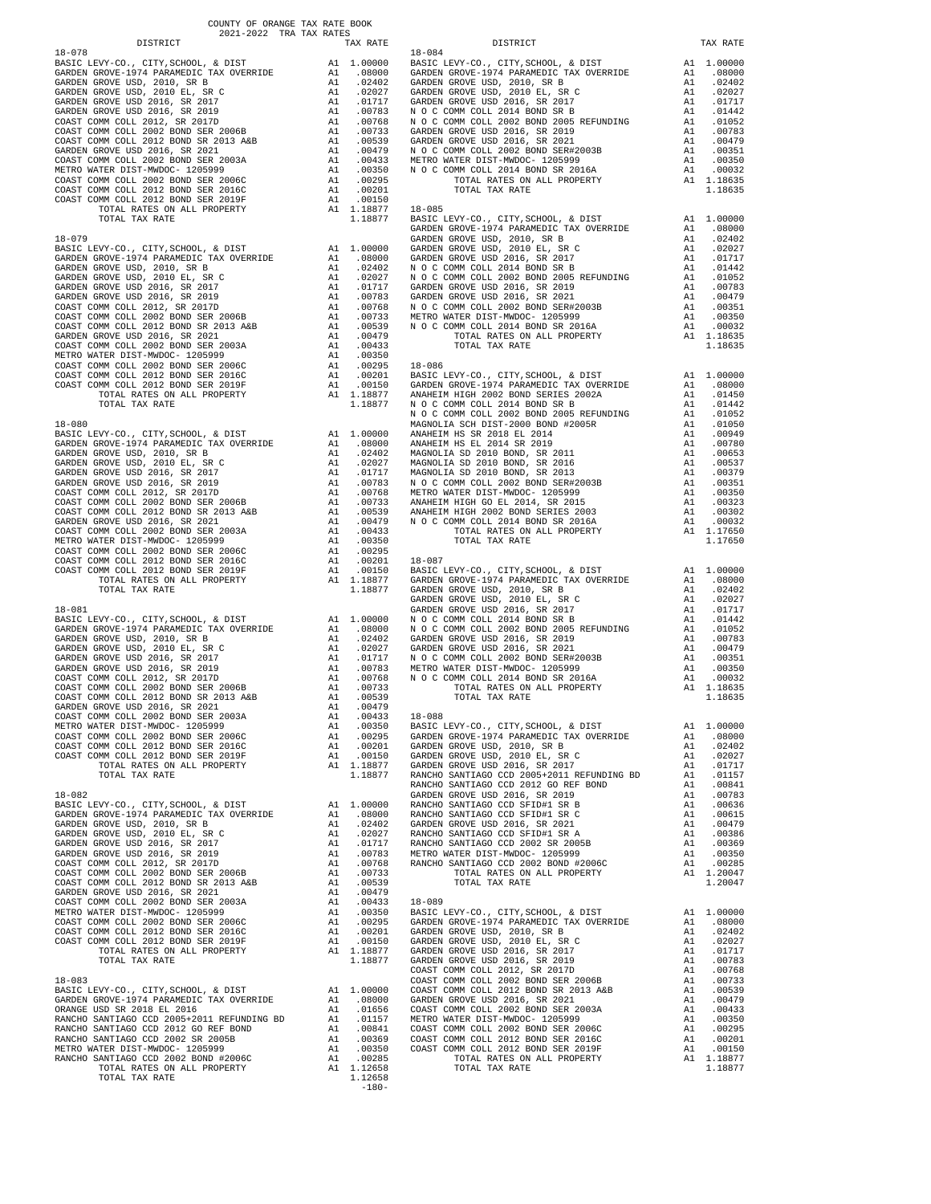COUNTY OF ORANGE TAX RATE BOOK
2021-2022 TRA TAX RATES

| DISTRICT | | TAX RATE |
|---|---|---|
| **18-078** | | |
| BASIC LEVY-CO., CITY,SCHOOL, & DIST | A1 | 1.00000 |
| GARDEN GROVE-1974 PARAMEDIC TAX OVERRIDE | A1 | .08000 |
| GARDEN GROVE USD, 2010, SR B | A1 | .02402 |
| GARDEN GROVE USD, 2010 EL, SR C | A1 | .02027 |
| GARDEN GROVE USD 2016, SR 2017 | A1 | .01717 |
| GARDEN GROVE USD 2016, SR 2019 | A1 | .00783 |
| COAST COMM COLL 2012, SR 2017D | A1 | .00768 |
| COAST COMM COLL 2002 BOND SER 2006B | A1 | .00733 |
| COAST COMM COLL 2012 BOND SR 2013 A&B | A1 | .00539 |
| GARDEN GROVE USD 2016, SR 2021 | A1 | .00479 |
| COAST COMM COLL 2002 BOND SER 2003A | A1 | .00433 |
| METRO WATER DIST-MWDOC- 1205999 | A1 | .00350 |
| COAST COMM COLL 2002 BOND SER 2006C | A1 | .00295 |
| COAST COMM COLL 2012 BOND SER 2016C | A1 | .00201 |
| COAST COMM COLL 2012 BOND SER 2019F | A1 | .00150 |
| TOTAL RATES ON ALL PROPERTY | A1 | 1.18877 |
| TOTAL TAX RATE | | 1.18877 |
| **18-079** | | |
| BASIC LEVY-CO., CITY,SCHOOL, & DIST | A1 | 1.00000 |
| GARDEN GROVE-1974 PARAMEDIC TAX OVERRIDE | A1 | .08000 |
| GARDEN GROVE USD, 2010, SR B | A1 | .02402 |
| GARDEN GROVE USD, 2010 EL, SR C | A1 | .02027 |
| GARDEN GROVE USD 2016, SR 2017 | A1 | .01717 |
| GARDEN GROVE USD 2016, SR 2019 | A1 | .00783 |
| COAST COMM COLL 2012, SR 2017D | A1 | .00768 |
| COAST COMM COLL 2002 BOND SER 2006B | A1 | .00733 |
| COAST COMM COLL 2012 BOND SR 2013 A&B | A1 | .00539 |
| GARDEN GROVE USD 2016, SR 2021 | A1 | .00479 |
| COAST COMM COLL 2002 BOND SER 2003A | A1 | .00433 |
| METRO WATER DIST-MWDOC- 1205999 | A1 | .00350 |
| COAST COMM COLL 2002 BOND SER 2006C | A1 | .00295 |
| COAST COMM COLL 2012 BOND SER 2016C | A1 | .00201 |
| COAST COMM COLL 2012 BOND SER 2019F | A1 | .00150 |
| TOTAL RATES ON ALL PROPERTY | A1 | 1.18877 |
| TOTAL TAX RATE | | 1.18877 |
| **18-080** | | |
| BASIC LEVY-CO., CITY,SCHOOL, & DIST | A1 | 1.00000 |
| GARDEN GROVE-1974 PARAMEDIC TAX OVERRIDE | A1 | .08000 |
| GARDEN GROVE USD, 2010, SR B | A1 | .02402 |
| GARDEN GROVE USD, 2010 EL, SR C | A1 | .02027 |
| GARDEN GROVE USD 2016, SR 2017 | A1 | .01717 |
| GARDEN GROVE USD 2016, SR 2019 | A1 | .00783 |
| COAST COMM COLL 2012, SR 2017D | A1 | .00768 |
| COAST COMM COLL 2002 BOND SER 2006B | A1 | .00733 |
| COAST COMM COLL 2012 BOND SR 2013 A&B | A1 | .00539 |
| GARDEN GROVE USD 2016, SR 2021 | A1 | .00479 |
| COAST COMM COLL 2002 BOND SER 2003A | A1 | .00433 |
| METRO WATER DIST-MWDOC- 1205999 | A1 | .00350 |
| COAST COMM COLL 2002 BOND SER 2006C | A1 | .00295 |
| COAST COMM COLL 2012 BOND SER 2016C | A1 | .00201 |
| COAST COMM COLL 2012 BOND SER 2019F | A1 | .00150 |
| TOTAL RATES ON ALL PROPERTY | A1 | 1.18877 |
| TOTAL TAX RATE | | 1.18877 |
| **18-081** | | |
| BASIC LEVY-CO., CITY,SCHOOL, & DIST | A1 | 1.00000 |
| GARDEN GROVE-1974 PARAMEDIC TAX OVERRIDE | A1 | .08000 |
| GARDEN GROVE USD, 2010, SR B | A1 | .02402 |
| GARDEN GROVE USD, 2010 EL, SR C | A1 | .02027 |
| GARDEN GROVE USD 2016, SR 2017 | A1 | .01717 |
| GARDEN GROVE USD 2016, SR 2019 | A1 | .00783 |
| COAST COMM COLL 2012, SR 2017D | A1 | .00768 |
| COAST COMM COLL 2002 BOND SER 2006B | A1 | .00733 |
| COAST COMM COLL 2012 BOND SR 2013 A&B | A1 | .00539 |
| GARDEN GROVE USD 2016, SR 2021 | A1 | .00479 |
| COAST COMM COLL 2002 BOND SER 2003A | A1 | .00433 |
| METRO WATER DIST-MWDOC- 1205999 | A1 | .00350 |
| COAST COMM COLL 2002 BOND SER 2006C | A1 | .00295 |
| COAST COMM COLL 2012 BOND SER 2016C | A1 | .00201 |
| COAST COMM COLL 2012 BOND SER 2019F | A1 | .00150 |
| TOTAL RATES ON ALL PROPERTY | A1 | 1.18877 |
| TOTAL TAX RATE | | 1.18877 |
| **18-082** | | |
| BASIC LEVY-CO., CITY,SCHOOL, & DIST | A1 | 1.00000 |
| GARDEN GROVE-1974 PARAMEDIC TAX OVERRIDE | A1 | .08000 |
| GARDEN GROVE USD, 2010, SR B | A1 | .02402 |
| GARDEN GROVE USD, 2010 EL, SR C | A1 | .02027 |
| GARDEN GROVE USD 2016, SR 2017 | A1 | .01717 |
| GARDEN GROVE USD 2016, SR 2019 | A1 | .00783 |
| COAST COMM COLL 2012, SR 2017D | A1 | .00768 |
| COAST COMM COLL 2002 BOND SER 2006B | A1 | .00733 |
| COAST COMM COLL 2012 BOND SR 2013 A&B | A1 | .00539 |
| GARDEN GROVE USD 2016, SR 2021 | A1 | .00479 |
| COAST COMM COLL 2002 BOND SER 2003A | A1 | .00433 |
| METRO WATER DIST-MWDOC- 1205999 | A1 | .00350 |
| COAST COMM COLL 2002 BOND SER 2006C | A1 | .00295 |
| COAST COMM COLL 2012 BOND SER 2016C | A1 | .00201 |
| COAST COMM COLL 2012 BOND SER 2019F | A1 | .00150 |
| TOTAL RATES ON ALL PROPERTY | A1 | 1.18877 |
| TOTAL TAX RATE | | 1.18877 |
| **18-083** | | |
| BASIC LEVY-CO., CITY,SCHOOL, & DIST | A1 | 1.00000 |
| GARDEN GROVE-1974 PARAMEDIC TAX OVERRIDE | A1 | .08000 |
| ORANGE USD SR 2018 EL 2016 | A1 | .01656 |
| RANCHO SANTIAGO CCD 2005+2011 REFUNDING BD | A1 | .01157 |
| RANCHO SANTIAGO CCD 2012 GO REF BOND | A1 | .00841 |
| RANCHO SANTIAGO CCD 2002 SR 2005B | A1 | .00369 |
| METRO WATER DIST-MWDOC- 1205999 | A1 | .00350 |
| RANCHO SANTIAGO CCD 2002 BOND #2006C | A1 | .00285 |
| TOTAL RATES ON ALL PROPERTY | A1 | 1.12658 |
| TOTAL TAX RATE | | 1.12658 |
| **18-084** | | |
| BASIC LEVY-CO., CITY,SCHOOL, & DIST | A1 | 1.00000 |
| GARDEN GROVE-1974 PARAMEDIC TAX OVERRIDE | A1 | .08000 |
| GARDEN GROVE USD, 2010, SR B | A1 | .02402 |
| GARDEN GROVE USD, 2010 EL, SR C | A1 | .02027 |
| GARDEN GROVE USD 2016, SR 2017 | A1 | .01717 |
| N O C COMM COLL 2014 BOND SR B | A1 | .01442 |
| N O C COMM COLL 2002 BOND 2005 REFUNDING | A1 | .01052 |
| GARDEN GROVE USD 2016, SR 2019 | A1 | .00783 |
| GARDEN GROVE USD 2016, SR 2021 | A1 | .00479 |
| N O C COMM COLL 2002 BOND SER#2003B | A1 | .00351 |
| METRO WATER DIST-MWDOC- 1205999 | A1 | .00350 |
| N O C COMM COLL 2014 BOND SR 2016A | A1 | .00032 |
| TOTAL RATES ON ALL PROPERTY | A1 | 1.18635 |
| TOTAL TAX RATE | | 1.18635 |
| **18-085** | | |
| BASIC LEVY-CO., CITY,SCHOOL, & DIST | A1 | 1.00000 |
| GARDEN GROVE-1974 PARAMEDIC TAX OVERRIDE | A1 | .08000 |
| GARDEN GROVE USD, 2010, SR B | A1 | .02402 |
| GARDEN GROVE USD, 2010 EL, SR C | A1 | .02027 |
| GARDEN GROVE USD 2016, SR 2017 | A1 | .01717 |
| N O C COMM COLL 2014 BOND SR B | A1 | .01442 |
| N O C COMM COLL 2002 BOND 2005 REFUNDING | A1 | .01052 |
| GARDEN GROVE USD 2016, SR 2019 | A1 | .00783 |
| GARDEN GROVE USD 2016, SR 2021 | A1 | .00479 |
| N O C COMM COLL 2002 BOND SER#2003B | A1 | .00351 |
| METRO WATER DIST-MWDOC- 1205999 | A1 | .00350 |
| N O C COMM COLL 2014 BOND SR 2016A | A1 | .00032 |
| TOTAL RATES ON ALL PROPERTY | A1 | 1.18635 |
| TOTAL TAX RATE | | 1.18635 |
| **18-086** | | |
| BASIC LEVY-CO., CITY,SCHOOL, & DIST | A1 | 1.00000 |
| GARDEN GROVE-1974 PARAMEDIC TAX OVERRIDE | A1 | .08000 |
| ANAHEIM HIGH 2002 BOND SERIES 2002A | A1 | .01450 |
| N O C COMM COLL 2014 BOND SR B | A1 | .01442 |
| N O C COMM COLL 2002 BOND 2005 REFUNDING | A1 | .01052 |
| MAGNOLIA SCH DIST-2000 BOND #2005R | A1 | .01050 |
| ANAHEIM HS SR 2018 EL 2014 | A1 | .00949 |
| ANAHEIM HS EL 2014 SR 2019 | A1 | .00780 |
| MAGNOLIA SD 2010 BOND, SR 2011 | A1 | .00653 |
| MAGNOLIA SD 2010 BOND, SR 2016 | A1 | .00537 |
| MAGNOLIA SD 2010 BOND, SR 2013 | A1 | .00379 |
| N O C COMM COLL 2002 BOND SER#2003B | A1 | .00351 |
| METRO WATER DIST-MWDOC- 1205999 | A1 | .00350 |
| ANAHEIM HIGH GO EL 2014, SR 2015 | A1 | .00323 |
| ANAHEIM HIGH 2002 BOND SERIES 2003 | A1 | .00302 |
| N O C COMM COLL 2014 BOND SR 2016A | A1 | .00032 |
| TOTAL RATES ON ALL PROPERTY | A1 | 1.17650 |
| TOTAL TAX RATE | | 1.17650 |
| **18-087** | | |
| BASIC LEVY-CO., CITY,SCHOOL, & DIST | A1 | 1.00000 |
| GARDEN GROVE-1974 PARAMEDIC TAX OVERRIDE | A1 | .08000 |
| GARDEN GROVE USD, 2010, SR B | A1 | .02402 |
| GARDEN GROVE USD, 2010 EL, SR C | A1 | .02027 |
| GARDEN GROVE USD 2016, SR 2017 | A1 | .01717 |
| N O C COMM COLL 2014 BOND SR B | A1 | .01442 |
| N O C COMM COLL 2002 BOND 2005 REFUNDING | A1 | .01052 |
| GARDEN GROVE USD 2016, SR 2019 | A1 | .00783 |
| GARDEN GROVE USD 2016, SR 2021 | A1 | .00479 |
| N O C COMM COLL 2002 BOND SER#2003B | A1 | .00351 |
| METRO WATER DIST-MWDOC- 1205999 | A1 | .00350 |
| N O C COMM COLL 2014 BOND SR 2016A | A1 | .00032 |
| TOTAL RATES ON ALL PROPERTY | A1 | 1.18635 |
| TOTAL TAX RATE | | 1.18635 |
| **18-088** | | |
| BASIC LEVY-CO., CITY,SCHOOL, & DIST | A1 | 1.00000 |
| GARDEN GROVE-1974 PARAMEDIC TAX OVERRIDE | A1 | .08000 |
| GARDEN GROVE USD, 2010, SR B | A1 | .02402 |
| GARDEN GROVE USD, 2010 EL, SR C | A1 | .02027 |
| GARDEN GROVE USD 2016, SR 2017 | A1 | .01717 |
| RANCHO SANTIAGO CCD 2005+2011 REFUNDING BD | A1 | .01157 |
| RANCHO SANTIAGO CCD 2012 GO REF BOND | A1 | .00841 |
| GARDEN GROVE USD 2016, SR 2019 | A1 | .00783 |
| RANCHO SANTIAGO CCD SFID#1 SR B | A1 | .00636 |
| RANCHO SANTIAGO CCD SFID#1 SR C | A1 | .00615 |
| GARDEN GROVE USD 2016, SR 2021 | A1 | .00479 |
| RANCHO SANTIAGO CCD SFID#1 SR A | A1 | .00386 |
| RANCHO SANTIAGO CCD 2002 SR 2005B | A1 | .00369 |
| METRO WATER DIST-MWDOC- 1205999 | A1 | .00350 |
| RANCHO SANTIAGO CCD 2002 BOND #2006C | A1 | .00285 |
| TOTAL RATES ON ALL PROPERTY | A1 | 1.20047 |
| TOTAL TAX RATE | | 1.20047 |
| **18-089** | | |
| BASIC LEVY-CO., CITY,SCHOOL, & DIST | A1 | 1.00000 |
| GARDEN GROVE-1974 PARAMEDIC TAX OVERRIDE | A1 | .08000 |
| GARDEN GROVE USD, 2010, SR B | A1 | .02402 |
| GARDEN GROVE USD, 2010 EL, SR C | A1 | .02027 |
| GARDEN GROVE USD 2016, SR 2017 | A1 | .01717 |
| GARDEN GROVE USD 2016, SR 2019 | A1 | .00783 |
| COAST COMM COLL 2012, SR 2017D | A1 | .00768 |
| COAST COMM COLL 2002 BOND SER 2006B | A1 | .00733 |
| COAST COMM COLL 2012 BOND SR 2013 A&B | A1 | .00539 |
| GARDEN GROVE USD 2016, SR 2021 | A1 | .00479 |
| COAST COMM COLL 2002 BOND SER 2003A | A1 | .00433 |
| METRO WATER DIST-MWDOC- 1205999 | A1 | .00350 |
| COAST COMM COLL 2002 BOND SER 2006C | A1 | .00295 |
| COAST COMM COLL 2012 BOND SER 2016C | A1 | .00201 |
| COAST COMM COLL 2012 BOND SER 2019F | A1 | .00150 |
| TOTAL RATES ON ALL PROPERTY | A1 | 1.18877 |
| TOTAL TAX RATE | | 1.18877 |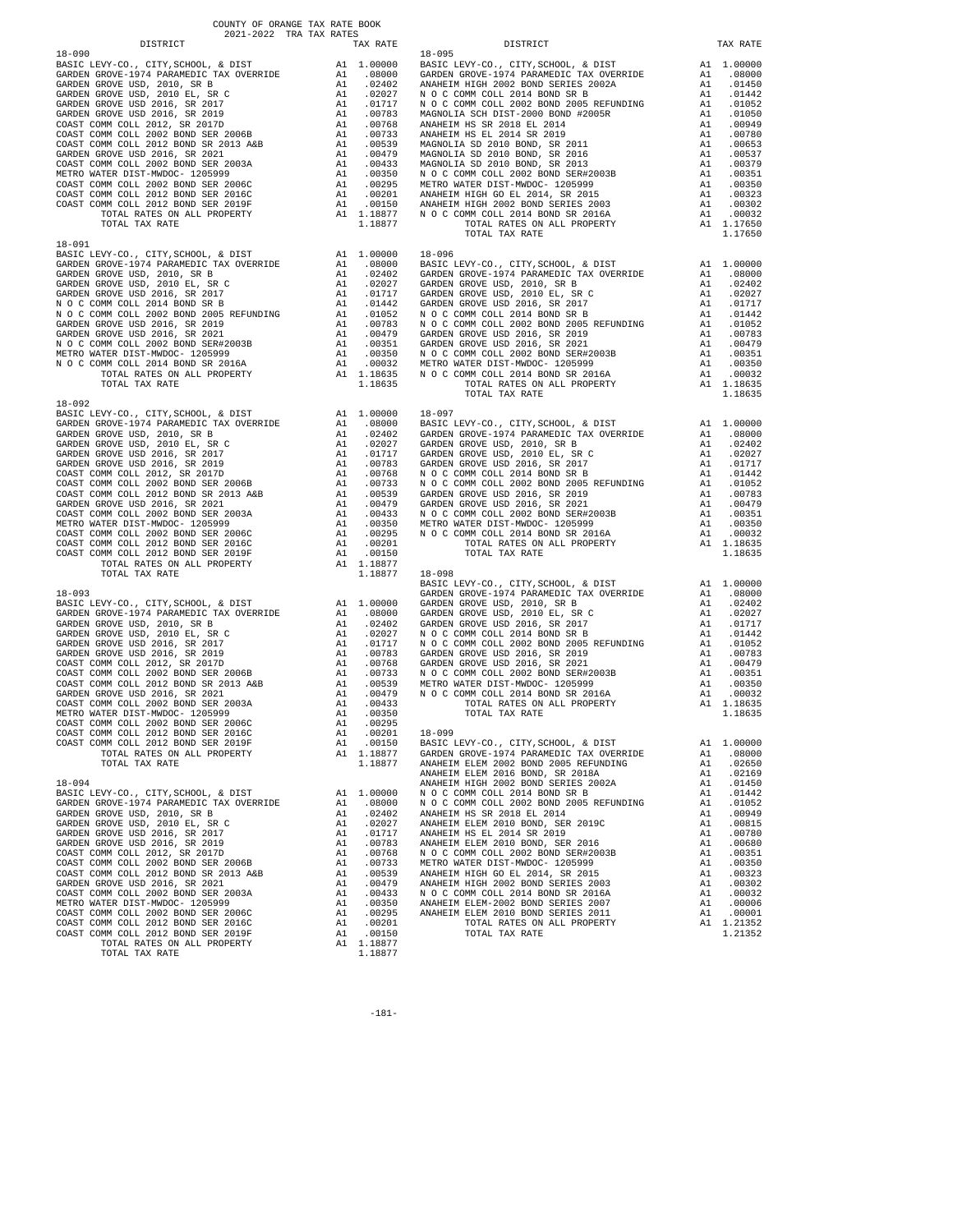COUNTY OF ORANGE TAX RATE BOOK
2021-2022 TRA TAX RATES

### 18-090

| DISTRICT | | TAX RATE |
|---|---|---|
| BASIC LEVY-CO., CITY,SCHOOL, & DIST | A1 | 1.00000 |
| GARDEN GROVE-1974 PARAMEDIC TAX OVERRIDE | A1 | .08000 |
| GARDEN GROVE USD, 2010, SR B | A1 | .02402 |
| GARDEN GROVE USD, 2010 EL, SR C | A1 | .02027 |
| GARDEN GROVE USD 2016, SR 2017 | A1 | .01717 |
| GARDEN GROVE USD 2016, SR 2019 | A1 | .00783 |
| COAST COMM COLL 2012, SR 2017D | A1 | .00768 |
| COAST COMM COLL 2002 BOND SER 2006B | A1 | .00733 |
| COAST COMM COLL 2012 BOND SER 2013 A&B | A1 | .00539 |
| GARDEN GROVE USD 2016, SR 2021 | A1 | .00479 |
| COAST COMM COLL 2002 BOND SER 2003A | A1 | .00433 |
| METRO WATER DIST-MWDOC- 1205999 | A1 | .00350 |
| COAST COMM COLL 2002 BOND SER 2006C | A1 | .00295 |
| COAST COMM COLL 2012 BOND SER 2016C | A1 | .00201 |
| COAST COMM COLL 2012 BOND SER 2019F | A1 | .00150 |
| TOTAL RATES ON ALL PROPERTY | A1 | 1.18877 |
| TOTAL TAX RATE | | 1.18877 |

### 18-091

| DISTRICT | | TAX RATE |
|---|---|---|
| BASIC LEVY-CO., CITY,SCHOOL, & DIST | A1 | 1.00000 |
| GARDEN GROVE-1974 PARAMEDIC TAX OVERRIDE | A1 | .08000 |
| GARDEN GROVE USD, 2010, SR B | A1 | .02402 |
| GARDEN GROVE USD, 2010 EL, SR C | A1 | .02027 |
| GARDEN GROVE USD 2016, SR 2017 | A1 | .01717 |
| N O C COMM COLL 2014 BOND SR B | A1 | .01442 |
| N O C COMM COLL 2002 BOND 2005 REFUNDING | A1 | .01052 |
| GARDEN GROVE USD 2016, SR 2019 | A1 | .00783 |
| GARDEN GROVE USD 2016, SR 2021 | A1 | .00479 |
| N O C COMM COLL 2002 BOND SER#2003B | A1 | .00351 |
| METRO WATER DIST-MWDOC- 1205999 | A1 | .00350 |
| N O C COMM COLL 2014 BOND SR 2016A | A1 | .00032 |
| TOTAL RATES ON ALL PROPERTY | A1 | 1.18635 |
| TOTAL TAX RATE | | 1.18635 |

### 18-092

| DISTRICT | | TAX RATE |
|---|---|---|
| BASIC LEVY-CO., CITY,SCHOOL, & DIST | A1 | 1.00000 |
| GARDEN GROVE-1974 PARAMEDIC TAX OVERRIDE | A1 | .08000 |
| GARDEN GROVE USD, 2010, SR B | A1 | .02402 |
| GARDEN GROVE USD, 2010 EL, SR C | A1 | .02027 |
| GARDEN GROVE USD 2016, SR 2017 | A1 | .01717 |
| GARDEN GROVE USD 2016, SR 2019 | A1 | .00783 |
| COAST COMM COLL 2012, SR 2017D | A1 | .00768 |
| COAST COMM COLL 2002 BOND SER 2006B | A1 | .00733 |
| COAST COMM COLL 2012 BOND SER 2013 A&B | A1 | .00539 |
| GARDEN GROVE USD 2016, SR 2021 | A1 | .00479 |
| COAST COMM COLL 2002 BOND SER 2003A | A1 | .00433 |
| METRO WATER DIST-MWDOC- 1205999 | A1 | .00350 |
| COAST COMM COLL 2002 BOND SER 2006C | A1 | .00295 |
| COAST COMM COLL 2012 BOND SER 2016C | A1 | .00201 |
| COAST COMM COLL 2012 BOND SER 2019F | A1 | .00150 |
| TOTAL RATES ON ALL PROPERTY | A1 | 1.18877 |
| TOTAL TAX RATE | | 1.18877 |

### 18-093

| DISTRICT | | TAX RATE |
|---|---|---|
| BASIC LEVY-CO., CITY,SCHOOL, & DIST | A1 | 1.00000 |
| GARDEN GROVE-1974 PARAMEDIC TAX OVERRIDE | A1 | .08000 |
| GARDEN GROVE USD, 2010, SR B | A1 | .02402 |
| GARDEN GROVE USD, 2010 EL, SR C | A1 | .02027 |
| GARDEN GROVE USD 2016, SR 2017 | A1 | .01717 |
| GARDEN GROVE USD 2016, SR 2019 | A1 | .00783 |
| COAST COMM COLL 2012, SR 2017D | A1 | .00768 |
| COAST COMM COLL 2002 BOND SER 2006B | A1 | .00733 |
| COAST COMM COLL 2012 BOND SER 2013 A&B | A1 | .00539 |
| GARDEN GROVE USD 2016, SR 2021 | A1 | .00479 |
| COAST COMM COLL 2002 BOND SER 2003A | A1 | .00433 |
| METRO WATER DIST-MWDOC- 1205999 | A1 | .00350 |
| COAST COMM COLL 2002 BOND SER 2006C | A1 | .00295 |
| COAST COMM COLL 2012 BOND SER 2016C | A1 | .00201 |
| COAST COMM COLL 2012 BOND SER 2019F | A1 | .00150 |
| TOTAL RATES ON ALL PROPERTY | A1 | 1.18877 |
| TOTAL TAX RATE | | 1.18877 |

### 18-094

| DISTRICT | | TAX RATE |
|---|---|---|
| BASIC LEVY-CO., CITY,SCHOOL, & DIST | A1 | 1.00000 |
| GARDEN GROVE-1974 PARAMEDIC TAX OVERRIDE | A1 | .08000 |
| GARDEN GROVE USD, 2010, SR B | A1 | .02402 |
| GARDEN GROVE USD, 2010 EL, SR C | A1 | .02027 |
| GARDEN GROVE USD 2016, SR 2017 | A1 | .01717 |
| GARDEN GROVE USD 2016, SR 2019 | A1 | .00783 |
| COAST COMM COLL 2012, SR 2017D | A1 | .00768 |
| COAST COMM COLL 2002 BOND SER 2006B | A1 | .00733 |
| COAST COMM COLL 2012 BOND SER 2013 A&B | A1 | .00539 |
| GARDEN GROVE USD 2016, SR 2021 | A1 | .00479 |
| COAST COMM COLL 2002 BOND SER 2003A | A1 | .00433 |
| METRO WATER DIST-MWDOC- 1205999 | A1 | .00350 |
| COAST COMM COLL 2002 BOND SER 2006C | A1 | .00295 |
| COAST COMM COLL 2012 BOND SER 2016C | A1 | .00201 |
| COAST COMM COLL 2012 BOND SER 2019F | A1 | .00150 |
| TOTAL RATES ON ALL PROPERTY | A1 | 1.18877 |
| TOTAL TAX RATE | | 1.18877 |

### 18-095

| DISTRICT | | TAX RATE |
|---|---|---|
| BASIC LEVY-CO., CITY,SCHOOL, & DIST | A1 | 1.00000 |
| GARDEN GROVE-1974 PARAMEDIC TAX OVERRIDE | A1 | .08000 |
| ANAHEIM HIGH 2002 BOND SERIES 2002A | A1 | .01450 |
| N O C COMM COLL 2014 BOND SR B | A1 | .01442 |
| N O C COMM COLL 2002 BOND 2005 REFUNDING | A1 | .01052 |
| MAGNOLIA SCH DIST-2000 BOND #2005R | A1 | .01050 |
| ANAHEIM HS SR 2018 EL 2014 | A1 | .00949 |
| ANAHEIM HS EL 2014 SR 2019 | A1 | .00780 |
| MAGNOLIA SD 2010 BOND, SR 2011 | A1 | .00653 |
| MAGNOLIA SD 2010 BOND, SR 2016 | A1 | .00537 |
| MAGNOLIA SD 2010 BOND, SR 2013 | A1 | .00379 |
| N O C COMM COLL 2002 BOND SER#2003B | A1 | .00351 |
| METRO WATER DIST-MWDOC- 1205999 | A1 | .00350 |
| ANAHEIM HIGH GO EL 2014, SR 2015 | A1 | .00323 |
| ANAHEIM HIGH 2002 BOND SERIES 2003 | A1 | .00302 |
| N O C COMM COLL 2014 BOND SR 2016A | A1 | .00032 |
| TOTAL RATES ON ALL PROPERTY | A1 | 1.17650 |
| TOTAL TAX RATE | | 1.17650 |

### 18-096

| DISTRICT | | TAX RATE |
|---|---|---|
| BASIC LEVY-CO., CITY,SCHOOL, & DIST | A1 | 1.00000 |
| GARDEN GROVE-1974 PARAMEDIC TAX OVERRIDE | A1 | .08000 |
| GARDEN GROVE USD, 2010, SR B | A1 | .02402 |
| GARDEN GROVE USD, 2010 EL, SR C | A1 | .02027 |
| GARDEN GROVE USD 2016, SR 2017 | A1 | .01717 |
| N O C COMM COLL 2014 BOND SR B | A1 | .01442 |
| N O C COMM COLL 2002 BOND 2005 REFUNDING | A1 | .01052 |
| GARDEN GROVE USD 2016, SR 2019 | A1 | .00783 |
| GARDEN GROVE USD 2016, SR 2021 | A1 | .00479 |
| N O C COMM COLL 2002 BOND SER#2003B | A1 | .00351 |
| METRO WATER DIST-MWDOC- 1205999 | A1 | .00350 |
| N O C COMM COLL 2014 BOND SR 2016A | A1 | .00032 |
| TOTAL RATES ON ALL PROPERTY | A1 | 1.18635 |
| TOTAL TAX RATE | | 1.18635 |

### 18-097

| DISTRICT | | TAX RATE |
|---|---|---|
| BASIC LEVY-CO., CITY,SCHOOL, & DIST | A1 | 1.00000 |
| GARDEN GROVE-1974 PARAMEDIC TAX OVERRIDE | A1 | .08000 |
| GARDEN GROVE USD, 2010, SR B | A1 | .02402 |
| GARDEN GROVE USD, 2010 EL, SR C | A1 | .02027 |
| GARDEN GROVE USD 2016, SR 2017 | A1 | .01717 |
| N O C COMM COLL 2014 BOND SR B | A1 | .01442 |
| N O C COMM COLL 2002 BOND 2005 REFUNDING | A1 | .01052 |
| GARDEN GROVE USD 2016, SR 2019 | A1 | .00783 |
| GARDEN GROVE USD 2016, SR 2021 | A1 | .00479 |
| N O C COMM COLL 2002 BOND SER#2003B | A1 | .00351 |
| METRO WATER DIST-MWDOC- 1205999 | A1 | .00350 |
| N O C COMM COLL 2014 BOND SR 2016A | A1 | .00032 |
| TOTAL RATES ON ALL PROPERTY | A1 | 1.18635 |
| TOTAL TAX RATE | | 1.18635 |

### 18-098

| DISTRICT | | TAX RATE |
|---|---|---|
| BASIC LEVY-CO., CITY,SCHOOL, & DIST | A1 | 1.00000 |
| GARDEN GROVE-1974 PARAMEDIC TAX OVERRIDE | A1 | .08000 |
| GARDEN GROVE USD, 2010, SR B | A1 | .02402 |
| GARDEN GROVE USD, 2010 EL, SR C | A1 | .02027 |
| GARDEN GROVE USD 2016, SR 2017 | A1 | .01717 |
| N O C COMM COLL 2014 BOND SR B | A1 | .01442 |
| N O C COMM COLL 2002 BOND 2005 REFUNDING | A1 | .01052 |
| GARDEN GROVE USD 2016, SR 2019 | A1 | .00783 |
| GARDEN GROVE USD 2016, SR 2021 | A1 | .00479 |
| N O C COMM COLL 2002 BOND SER#2003B | A1 | .00351 |
| METRO WATER DIST-MWDOC- 1205999 | A1 | .00350 |
| N O C COMM COLL 2014 BOND SR 2016A | A1 | .00032 |
| TOTAL RATES ON ALL PROPERTY | A1 | 1.18635 |
| TOTAL TAX RATE | | 1.18635 |

### 18-099

| DISTRICT | | TAX RATE |
|---|---|---|
| BASIC LEVY-CO., CITY,SCHOOL, & DIST | A1 | 1.00000 |
| GARDEN GROVE-1974 PARAMEDIC TAX OVERRIDE | A1 | .08000 |
| ANAHEIM ELEM 2002 BOND 2005 REFUNDING | A1 | .02650 |
| ANAHEIM ELEM 2016 BOND, SR 2018A | A1 | .02169 |
| ANAHEIM HIGH 2002 BOND SERIES 2002A | A1 | .01450 |
| N O C COMM COLL 2014 BOND SR B | A1 | .01442 |
| N O C COMM COLL 2002 BOND 2005 REFUNDING | A1 | .01052 |
| ANAHEIM HS SR 2018 EL 2014 | A1 | .00949 |
| ANAHEIM ELEM 2010 BOND, SER 2019C | A1 | .00815 |
| ANAHEIM HS EL 2014 SR 2019 | A1 | .00780 |
| ANAHEIM ELEM 2010 BOND, SER 2016 | A1 | .00680 |
| N O C COMM COLL 2002 BOND SER#2003B | A1 | .00351 |
| METRO WATER DIST-MWDOC- 1205999 | A1 | .00350 |
| ANAHEIM HIGH GO EL 2014, SR 2015 | A1 | .00323 |
| ANAHEIM HIGH 2002 BOND SERIES 2003 | A1 | .00302 |
| N O C COMM COLL 2014 BOND SR 2016A | A1 | .00032 |
| ANAHEIM ELEM-2002 BOND SERIES 2007 | A1 | .00006 |
| ANAHEIM ELEM 2010 BOND SERIES 2011 | A1 | .00001 |
| TOTAL RATES ON ALL PROPERTY | A1 | 1.21352 |
| TOTAL TAX RATE | | 1.21352 |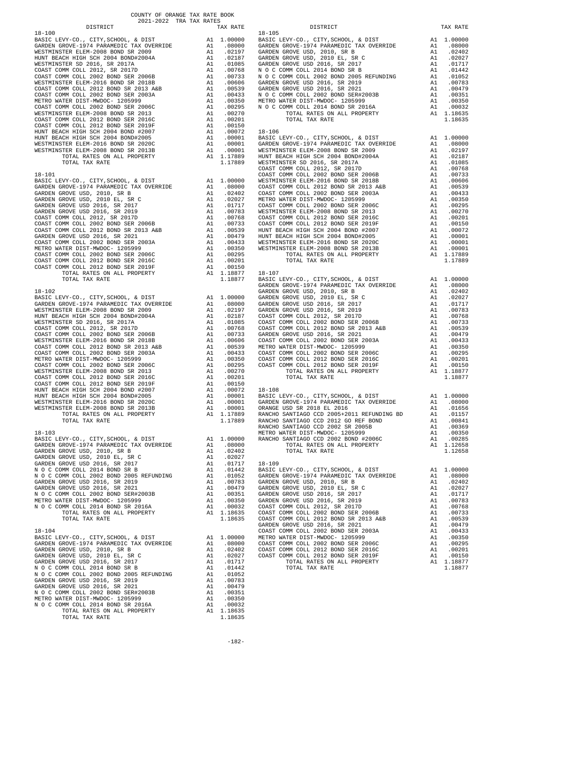COUNTY OF ORANGE TAX RATE BOOK
2021-2022 TRA TAX RATES

| DISTRICT | | TAX RATE |
|---|---|---|
| **18-100** | | |
| BASIC LEVY-CO., CITY,SCHOOL, & DIST | A1 | 1.00000 |
| GARDEN GROVE-1974 PARAMEDIC TAX OVERRIDE | A1 | .08000 |
| WESTMINSTER ELEM-2008 BOND SR 2009 | A1 | .02197 |
| HUNT BEACH HIGH SCH 2004 BOND#2004A | A1 | .02187 |
| WESTMINSTER SD 2016, SR 2017A | A1 | .01085 |
| COAST COMM COLL 2012, SR 2017D | A1 | .00768 |
| COAST COMM COLL 2002 BOND SER 2006B | A1 | .00733 |
| WESTMINSTER ELEM-2016 BOND SR 2018B | A1 | .00606 |
| COAST COMM COLL 2012 BOND SR 2013 A&B | A1 | .00539 |
| COAST COMM COLL 2002 BOND SER 2003A | A1 | .00433 |
| METRO WATER DIST-MWDOC- 1205999 | A1 | .00350 |
| COAST COMM COLL 2002 BOND SER 2006C | A1 | .00295 |
| WESTMINSTER ELEM-2008 BOND SR 2013 | A1 | .00270 |
| COAST COMM COLL 2012 BOND SER 2016C | A1 | .00201 |
| COAST COMM COLL 2012 BOND SER 2019F | A1 | .00150 |
| HUNT BEACH HIGH SCH 2004 BOND #2007 | A1 | .00072 |
| HUNT BEACH HIGH SCH 2004 BOND#2005 | A1 | .00001 |
| WESTMINSTER ELEM-2016 BOND SR 2020C | A1 | .00001 |
| WESTMINSTER ELEM-2008 BOND SR 2013B | A1 | .00001 |
| TOTAL RATES ON ALL PROPERTY | A1 | 1.17889 |
| TOTAL TAX RATE | | 1.17889 |
| **18-101** | | |
| BASIC LEVY-CO., CITY,SCHOOL, & DIST | A1 | 1.00000 |
| GARDEN GROVE-1974 PARAMEDIC TAX OVERRIDE | A1 | .08000 |
| GARDEN GROVE USD, 2010, SR B | A1 | .02402 |
| GARDEN GROVE USD, 2010 EL, SR C | A1 | .02027 |
| GARDEN GROVE USD 2016, SR 2017 | A1 | .01717 |
| GARDEN GROVE USD 2016, SR 2019 | A1 | .00783 |
| COAST COMM COLL 2012, SR 2017D | A1 | .00768 |
| COAST COMM COLL 2002 BOND SER 2006B | A1 | .00733 |
| COAST COMM COLL 2012 BOND SR 2013 A&B | A1 | .00539 |
| GARDEN GROVE USD 2016, SR 2021 | A1 | .00479 |
| COAST COMM COLL 2002 BOND SER 2003A | A1 | .00433 |
| METRO WATER DIST-MWDOC- 1205999 | A1 | .00350 |
| COAST COMM COLL 2002 BOND SER 2006C | A1 | .00295 |
| COAST COMM COLL 2012 BOND SER 2016C | A1 | .00201 |
| COAST COMM COLL 2012 BOND SER 2019F | A1 | .00150 |
| TOTAL RATES ON ALL PROPERTY | A1 | 1.18877 |
| TOTAL TAX RATE | | 1.18877 |
| **18-102** | | |
| BASIC LEVY-CO., CITY,SCHOOL, & DIST | A1 | 1.00000 |
| GARDEN GROVE-1974 PARAMEDIC TAX OVERRIDE | A1 | .08000 |
| WESTMINSTER ELEM-2008 BOND SR 2009 | A1 | .02197 |
| HUNT BEACH HIGH SCH 2004 BOND#2004A | A1 | .02187 |
| WESTMINSTER SD 2016, SR 2017A | A1 | .01085 |
| COAST COMM COLL 2012, SR 2017D | A1 | .00768 |
| COAST COMM COLL 2002 BOND SER 2006B | A1 | .00733 |
| WESTMINSTER ELEM-2016 BOND SR 2018B | A1 | .00606 |
| COAST COMM COLL 2012 BOND SR 2013 A&B | A1 | .00539 |
| COAST COMM COLL 2002 BOND SER 2003A | A1 | .00433 |
| METRO WATER DIST-MWDOC- 1205999 | A1 | .00350 |
| COAST COMM COLL 2002 BOND SER 2006C | A1 | .00295 |
| WESTMINSTER ELEM-2008 BOND SR 2013 | A1 | .00270 |
| COAST COMM COLL 2012 BOND SER 2016C | A1 | .00201 |
| COAST COMM COLL 2012 BOND SER 2019F | A1 | .00150 |
| HUNT BEACH HIGH SCH 2004 BOND #2007 | A1 | .00072 |
| HUNT BEACH HIGH SCH 2004 BOND#2005 | A1 | .00001 |
| WESTMINSTER ELEM-2016 BOND SR 2020C | A1 | .00001 |
| WESTMINSTER ELEM-2008 BOND SR 2013B | A1 | .00001 |
| TOTAL RATES ON ALL PROPERTY | A1 | 1.17889 |
| TOTAL TAX RATE | | 1.17889 |
| **18-103** | | |
| BASIC LEVY-CO., CITY,SCHOOL, & DIST | A1 | 1.00000 |
| GARDEN GROVE-1974 PARAMEDIC TAX OVERRIDE | A1 | .08000 |
| GARDEN GROVE USD, 2010, SR B | A1 | .02402 |
| GARDEN GROVE USD, 2010 EL, SR C | A1 | .02027 |
| GARDEN GROVE USD 2016, SR 2017 | A1 | .01717 |
| N O C COMM COLL 2014 BOND SR B | A1 | .01442 |
| N O C COMM COLL 2002 BOND 2005 REFUNDING | A1 | .01052 |
| GARDEN GROVE USD 2016, SR 2019 | A1 | .00783 |
| GARDEN GROVE USD 2016, SR 2021 | A1 | .00479 |
| N O C COMM COLL 2002 BOND SER#2003B | A1 | .00351 |
| METRO WATER DIST-MWDOC- 1205999 | A1 | .00350 |
| N O C COMM COLL 2014 BOND SR 2016A | A1 | .00032 |
| TOTAL RATES ON ALL PROPERTY | A1 | 1.18635 |
| TOTAL TAX RATE | | 1.18635 |
| **18-104** | | |
| BASIC LEVY-CO., CITY,SCHOOL, & DIST | A1 | 1.00000 |
| GARDEN GROVE-1974 PARAMEDIC TAX OVERRIDE | A1 | .08000 |
| GARDEN GROVE USD, 2010, SR B | A1 | .02402 |
| GARDEN GROVE USD, 2010 EL, SR C | A1 | .02027 |
| GARDEN GROVE USD 2016, SR 2017 | A1 | .01717 |
| N O C COMM COLL 2014 BOND SR B | A1 | .01442 |
| N O C COMM COLL 2002 BOND 2005 REFUNDING | A1 | .01052 |
| GARDEN GROVE USD 2016, SR 2019 | A1 | .00783 |
| GARDEN GROVE USD 2016, SR 2021 | A1 | .00479 |
| N O C COMM COLL 2002 BOND SER#2003B | A1 | .00351 |
| METRO WATER DIST-MWDOC- 1205999 | A1 | .00350 |
| N O C COMM COLL 2014 BOND SR 2016A | A1 | .00032 |
| TOTAL RATES ON ALL PROPERTY | A1 | 1.18635 |
| TOTAL TAX RATE | | 1.18635 |
| **18-105** | | |
| BASIC LEVY-CO., CITY,SCHOOL, & DIST | A1 | 1.00000 |
| GARDEN GROVE-1974 PARAMEDIC TAX OVERRIDE | A1 | .08000 |
| GARDEN GROVE USD, 2010, SR B | A1 | .02402 |
| GARDEN GROVE USD, 2010 EL, SR C | A1 | .02027 |
| GARDEN GROVE USD 2016, SR 2017 | A1 | .01717 |
| N O C COMM COLL 2014 BOND SR B | A1 | .01442 |
| N O C COMM COLL 2002 BOND 2005 REFUNDING | A1 | .01052 |
| GARDEN GROVE USD 2016, SR 2019 | A1 | .00783 |
| GARDEN GROVE USD 2016, SR 2021 | A1 | .00479 |
| N O C COMM COLL 2002 BOND SER#2003B | A1 | .00351 |
| METRO WATER DIST-MWDOC- 1205999 | A1 | .00350 |
| N O C COMM COLL 2014 BOND SR 2016A | A1 | .00032 |
| TOTAL RATES ON ALL PROPERTY | A1 | 1.18635 |
| TOTAL TAX RATE | | 1.18635 |
| **18-106** | | |
| BASIC LEVY-CO., CITY,SCHOOL, & DIST | A1 | 1.00000 |
| GARDEN GROVE-1974 PARAMEDIC TAX OVERRIDE | A1 | .08000 |
| WESTMINSTER ELEM-2008 BOND SR 2009 | A1 | .02197 |
| HUNT BEACH HIGH SCH 2004 BOND#2004A | A1 | .02187 |
| WESTMINSTER SD 2016, SR 2017A | A1 | .01085 |
| COAST COMM COLL 2012, SR 2017D | A1 | .00768 |
| COAST COMM COLL 2002 BOND SER 2006B | A1 | .00733 |
| WESTMINSTER ELEM-2016 BOND SR 2018B | A1 | .00606 |
| COAST COMM COLL 2012 BOND SR 2013 A&B | A1 | .00539 |
| COAST COMM COLL 2002 BOND SER 2003A | A1 | .00433 |
| METRO WATER DIST-MWDOC- 1205999 | A1 | .00350 |
| COAST COMM COLL 2002 BOND SER 2006C | A1 | .00295 |
| WESTMINSTER ELEM-2008 BOND SR 2013 | A1 | .00270 |
| COAST COMM COLL 2012 BOND SER 2016C | A1 | .00201 |
| COAST COMM COLL 2012 BOND SER 2019F | A1 | .00150 |
| HUNT BEACH HIGH SCH 2004 BOND #2007 | A1 | .00072 |
| HUNT BEACH HIGH SCH 2004 BOND#2005 | A1 | .00001 |
| WESTMINSTER ELEM-2016 BOND SR 2020C | A1 | .00001 |
| WESTMINSTER ELEM-2008 BOND SR 2013B | A1 | .00001 |
| TOTAL RATES ON ALL PROPERTY | A1 | 1.17889 |
| TOTAL TAX RATE | | 1.17889 |
| **18-107** | | |
| BASIC LEVY-CO., CITY,SCHOOL, & DIST | A1 | 1.00000 |
| GARDEN GROVE-1974 PARAMEDIC TAX OVERRIDE | A1 | .08000 |
| GARDEN GROVE USD, 2010, SR B | A1 | .02402 |
| GARDEN GROVE USD, 2010 EL, SR C | A1 | .02027 |
| GARDEN GROVE USD 2016, SR 2017 | A1 | .01717 |
| GARDEN GROVE USD 2016, SR 2019 | A1 | .00783 |
| COAST COMM COLL 2012, SR 2017D | A1 | .00768 |
| COAST COMM COLL 2002 BOND SER 2006B | A1 | .00733 |
| COAST COMM COLL 2012 BOND SR 2013 A&B | A1 | .00539 |
| GARDEN GROVE USD 2016, SR 2021 | A1 | .00479 |
| COAST COMM COLL 2002 BOND SER 2003A | A1 | .00433 |
| METRO WATER DIST-MWDOC- 1205999 | A1 | .00350 |
| COAST COMM COLL 2002 BOND SER 2006C | A1 | .00295 |
| COAST COMM COLL 2012 BOND SER 2016C | A1 | .00201 |
| COAST COMM COLL 2012 BOND SER 2019F | A1 | .00150 |
| TOTAL RATES ON ALL PROPERTY | A1 | 1.18877 |
| TOTAL TAX RATE | | 1.18877 |
| **18-108** | | |
| BASIC LEVY-CO., CITY,SCHOOL, & DIST | A1 | 1.00000 |
| GARDEN GROVE-1974 PARAMEDIC TAX OVERRIDE | A1 | .08000 |
| ORANGE USD SR 2018 EL 2016 | A1 | .01656 |
| RANCHO SANTIAGO CCD 2005+2011 REFUNDING BD | A1 | .01157 |
| RANCHO SANTIAGO CCD 2012 GO REF BOND | A1 | .00841 |
| RANCHO SANTIAGO CCD 2002 SR 2005B | A1 | .00369 |
| METRO WATER DIST-MWDOC- 1205999 | A1 | .00350 |
| RANCHO SANTIAGO CCD 2002 BOND #2006C | A1 | .00285 |
| TOTAL RATES ON ALL PROPERTY | A1 | 1.12658 |
| TOTAL TAX RATE | | 1.12658 |
| **18-109** | | |
| BASIC LEVY-CO., CITY,SCHOOL, & DIST | A1 | 1.00000 |
| GARDEN GROVE-1974 PARAMEDIC TAX OVERRIDE | A1 | .08000 |
| GARDEN GROVE USD, 2010, SR B | A1 | .02402 |
| GARDEN GROVE USD, 2010 EL, SR C | A1 | .02027 |
| GARDEN GROVE USD 2016, SR 2017 | A1 | .01717 |
| GARDEN GROVE USD 2016, SR 2019 | A1 | .00783 |
| COAST COMM COLL 2012, SR 2017D | A1 | .00768 |
| COAST COMM COLL 2002 BOND SER 2006B | A1 | .00733 |
| COAST COMM COLL 2012 BOND SR 2013 A&B | A1 | .00539 |
| GARDEN GROVE USD 2016, SR 2021 | A1 | .00479 |
| COAST COMM COLL 2002 BOND SER 2003A | A1 | .00433 |
| METRO WATER DIST-MWDOC- 1205999 | A1 | .00350 |
| COAST COMM COLL 2002 BOND SER 2006C | A1 | .00295 |
| COAST COMM COLL 2012 BOND SER 2016C | A1 | .00201 |
| COAST COMM COLL 2012 BOND SER 2019F | A1 | .00150 |
| TOTAL RATES ON ALL PROPERTY | A1 | 1.18877 |
| TOTAL TAX RATE | | 1.18877 |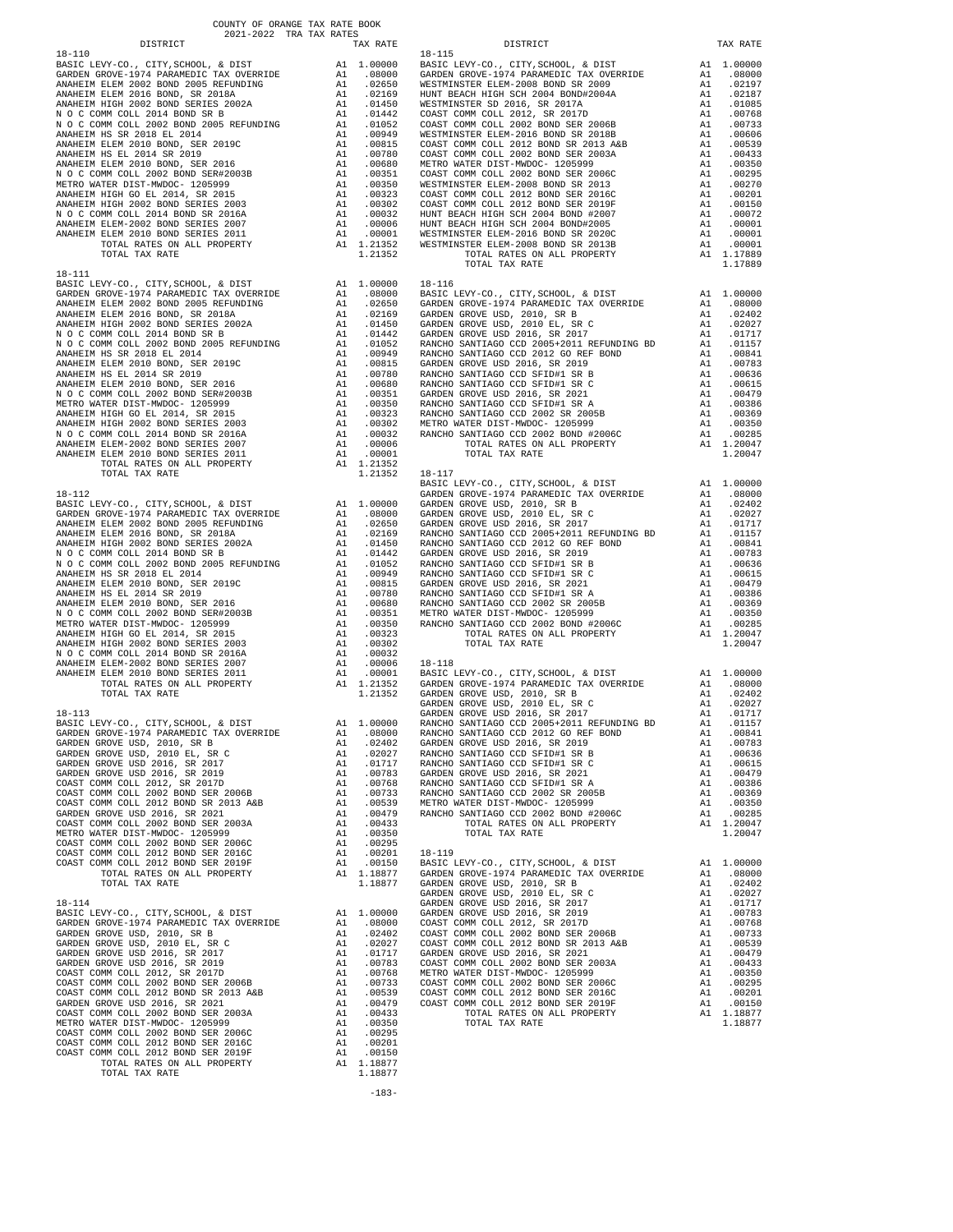COUNTY OF ORANGE TAX RATE BOOK
2021-2022 TRA TAX RATES

**18-110**

| DISTRICT | | TAX RATE |
|---|---|---|
| BASIC LEVY-CO., CITY,SCHOOL, & DIST | A1 | 1.00000 |
| GARDEN GROVE-1974 PARAMEDIC TAX OVERRIDE | A1 | .08000 |
| ANAHEIM ELEM 2002 BOND 2005 REFUNDING | A1 | .02650 |
| ANAHEIM ELEM 2016 BOND, SR 2018A | A1 | .02169 |
| ANAHEIM HIGH 2002 BOND SERIES 2002A | A1 | .01450 |
| N O C COMM COLL 2014 BOND SR B | A1 | .01442 |
| N O C COMM COLL 2002 BOND 2005 REFUNDING | A1 | .01052 |
| ANAHEIM HS SR 2018 EL 2014 | A1 | .00949 |
| ANAHEIM ELEM 2010 BOND, SER 2019C | A1 | .00815 |
| ANAHEIM HS EL 2014 SR 2019 | A1 | .00780 |
| ANAHEIM ELEM 2010 BOND, SER 2016 | A1 | .00680 |
| N O C COMM COLL 2002 BOND SER#2003B | A1 | .00351 |
| METRO WATER DIST-MWDOC- 1205999 | A1 | .00350 |
| ANAHEIM HIGH GO EL 2014, SR 2015 | A1 | .00323 |
| ANAHEIM HIGH 2002 BOND SERIES 2003 | A1 | .00302 |
| N O C COMM COLL 2014 BOND SR 2016A | A1 | .00032 |
| ANAHEIM ELEM-2002 BOND SERIES 2007 | A1 | .00006 |
| ANAHEIM ELEM 2010 BOND SERIES 2011 | A1 | .00001 |
| TOTAL RATES ON ALL PROPERTY | A1 | 1.21352 |
| TOTAL TAX RATE | | 1.21352 |

**18-111**

| DISTRICT | | TAX RATE |
|---|---|---|
| BASIC LEVY-CO., CITY,SCHOOL, & DIST | A1 | 1.00000 |
| GARDEN GROVE-1974 PARAMEDIC TAX OVERRIDE | A1 | .08000 |
| ANAHEIM ELEM 2002 BOND 2005 REFUNDING | A1 | .02650 |
| ANAHEIM ELEM 2016 BOND, SR 2018A | A1 | .02169 |
| ANAHEIM HIGH 2002 BOND SERIES 2002A | A1 | .01450 |
| N O C COMM COLL 2014 BOND SR B | A1 | .01442 |
| N O C COMM COLL 2002 BOND 2005 REFUNDING | A1 | .01052 |
| ANAHEIM HS SR 2018 EL 2014 | A1 | .00949 |
| ANAHEIM ELEM 2010 BOND, SER 2019C | A1 | .00815 |
| ANAHEIM HS EL 2014 SR 2019 | A1 | .00780 |
| ANAHEIM ELEM 2010 BOND, SER 2016 | A1 | .00680 |
| N O C COMM COLL 2002 BOND SER#2003B | A1 | .00351 |
| METRO WATER DIST-MWDOC- 1205999 | A1 | .00350 |
| ANAHEIM HIGH GO EL 2014, SR 2015 | A1 | .00323 |
| ANAHEIM HIGH 2002 BOND SERIES 2003 | A1 | .00302 |
| N O C COMM COLL 2014 BOND SR 2016A | A1 | .00032 |
| ANAHEIM ELEM-2002 BOND SERIES 2007 | A1 | .00006 |
| ANAHEIM ELEM 2010 BOND SERIES 2011 | A1 | .00001 |
| TOTAL RATES ON ALL PROPERTY | A1 | 1.21352 |
| TOTAL TAX RATE | | 1.21352 |

**18-112**

| DISTRICT | | TAX RATE |
|---|---|---|
| BASIC LEVY-CO., CITY,SCHOOL, & DIST | A1 | 1.00000 |
| GARDEN GROVE-1974 PARAMEDIC TAX OVERRIDE | A1 | .08000 |
| ANAHEIM ELEM 2002 BOND 2005 REFUNDING | A1 | .02650 |
| ANAHEIM ELEM 2016 BOND, SR 2018A | A1 | .02169 |
| ANAHEIM HIGH 2002 BOND SERIES 2002A | A1 | .01450 |
| N O C COMM COLL 2014 BOND SR B | A1 | .01442 |
| N O C COMM COLL 2002 BOND 2005 REFUNDING | A1 | .01052 |
| ANAHEIM HS SR 2018 EL 2014 | A1 | .00949 |
| ANAHEIM ELEM 2010 BOND, SER 2019C | A1 | .00815 |
| ANAHEIM HS EL 2014 SR 2019 | A1 | .00780 |
| ANAHEIM ELEM 2010 BOND, SER 2016 | A1 | .00680 |
| N O C COMM COLL 2002 BOND SER#2003B | A1 | .00351 |
| METRO WATER DIST-MWDOC- 1205999 | A1 | .00350 |
| ANAHEIM HIGH GO EL 2014, SR 2015 | A1 | .00323 |
| ANAHEIM HIGH 2002 BOND SERIES 2003 | A1 | .00302 |
| N O C COMM COLL 2014 BOND SR 2016A | A1 | .00032 |
| ANAHEIM ELEM-2002 BOND SERIES 2007 | A1 | .00006 |
| ANAHEIM ELEM 2010 BOND SERIES 2011 | A1 | .00001 |
| TOTAL RATES ON ALL PROPERTY | A1 | 1.21352 |
| TOTAL TAX RATE | | 1.21352 |

**18-113**

| DISTRICT | | TAX RATE |
|---|---|---|
| BASIC LEVY-CO., CITY,SCHOOL, & DIST | A1 | 1.00000 |
| GARDEN GROVE-1974 PARAMEDIC TAX OVERRIDE | A1 | .08000 |
| GARDEN GROVE USD, 2010, SR B | A1 | .02402 |
| GARDEN GROVE USD, 2010 EL, SR C | A1 | .02027 |
| GARDEN GROVE USD 2016, SR 2017 | A1 | .01717 |
| GARDEN GROVE USD 2016, SR 2019 | A1 | .00783 |
| COAST COMM COLL 2012, SR 2017D | A1 | .00768 |
| COAST COMM COLL 2002 BOND SER 2006B | A1 | .00733 |
| COAST COMM COLL 2012 BOND SR 2013 A&B | A1 | .00539 |
| GARDEN GROVE USD 2016, SR 2021 | A1 | .00479 |
| COAST COMM COLL 2002 BOND SER 2003A | A1 | .00433 |
| METRO WATER DIST-MWDOC- 1205999 | A1 | .00350 |
| COAST COMM COLL 2002 BOND SER 2006C | A1 | .00295 |
| COAST COMM COLL 2012 BOND SER 2016C | A1 | .00201 |
| COAST COMM COLL 2012 BOND SER 2019F | A1 | .00150 |
| TOTAL RATES ON ALL PROPERTY | A1 | 1.18877 |
| TOTAL TAX RATE | | 1.18877 |

**18-114**

| DISTRICT | | TAX RATE |
|---|---|---|
| BASIC LEVY-CO., CITY,SCHOOL, & DIST | A1 | 1.00000 |
| GARDEN GROVE-1974 PARAMEDIC TAX OVERRIDE | A1 | .08000 |
| GARDEN GROVE USD, 2010, SR B | A1 | .02402 |
| GARDEN GROVE USD, 2010 EL, SR C | A1 | .02027 |
| GARDEN GROVE USD 2016, SR 2017 | A1 | .01717 |
| GARDEN GROVE USD 2016, SR 2019 | A1 | .00783 |
| COAST COMM COLL 2012, SR 2017D | A1 | .00768 |
| COAST COMM COLL 2002 BOND SER 2006B | A1 | .00733 |
| COAST COMM COLL 2012 BOND SR 2013 A&B | A1 | .00539 |
| GARDEN GROVE USD 2016, SR 2021 | A1 | .00479 |
| COAST COMM COLL 2002 BOND SER 2003A | A1 | .00433 |
| METRO WATER DIST-MWDOC- 1205999 | A1 | .00350 |
| COAST COMM COLL 2002 BOND SER 2006C | A1 | .00295 |
| COAST COMM COLL 2012 BOND SER 2016C | A1 | .00201 |
| COAST COMM COLL 2012 BOND SER 2019F | A1 | .00150 |
| TOTAL RATES ON ALL PROPERTY | A1 | 1.18877 |
| TOTAL TAX RATE | | 1.18877 |

**18-115**

| DISTRICT | | TAX RATE |
|---|---|---|
| BASIC LEVY-CO., CITY,SCHOOL, & DIST | A1 | 1.00000 |
| GARDEN GROVE-1974 PARAMEDIC TAX OVERRIDE | A1 | .08000 |
| WESTMINSTER ELEM-2008 BOND SR 2009 | A1 | .02197 |
| HUNT BEACH HIGH SCH 2004 BOND#2004A | A1 | .02187 |
| WESTMINSTER SD 2016, SR 2017A | A1 | .01085 |
| COAST COMM COLL 2012, SR 2017D | A1 | .00768 |
| COAST COMM COLL 2002 BOND SER 2006B | A1 | .00733 |
| WESTMINSTER ELEM-2016 BOND SER 2018B | A1 | .00606 |
| COAST COMM COLL 2012 BOND SR 2013 A&B | A1 | .00539 |
| COAST COMM COLL 2002 BOND SER 2003A | A1 | .00433 |
| METRO WATER DIST-MWDOC- 1205999 | A1 | .00350 |
| COAST COMM COLL 2002 BOND SER 2006C | A1 | .00295 |
| WESTMINSTER ELEM-2008 BOND SR 2013 | A1 | .00270 |
| COAST COMM COLL 2012 BOND SER 2016C | A1 | .00201 |
| COAST COMM COLL 2012 BOND SER 2019F | A1 | .00150 |
| HUNT BEACH HIGH SCH 2004 BOND #2007 | A1 | .00072 |
| HUNT BEACH HIGH SCH 2004 BOND#2005 | A1 | .00001 |
| WESTMINSTER ELEM-2016 BOND SR 2020C | A1 | .00001 |
| WESTMINSTER ELEM-2008 BOND SR 2013B | A1 | .00001 |
| TOTAL RATES ON ALL PROPERTY | A1 | 1.17889 |
| TOTAL TAX RATE | | 1.17889 |

**18-116**

| DISTRICT | | TAX RATE |
|---|---|---|
| BASIC LEVY-CO., CITY,SCHOOL, & DIST | A1 | 1.00000 |
| GARDEN GROVE-1974 PARAMEDIC TAX OVERRIDE | A1 | .08000 |
| GARDEN GROVE USD, 2010, SR B | A1 | .02402 |
| GARDEN GROVE USD, 2010 EL, SR C | A1 | .02027 |
| GARDEN GROVE USD 2016, SR 2017 | A1 | .01717 |
| RANCHO SANTIAGO CCD 2005+2011 REFUNDING BD | A1 | .01157 |
| RANCHO SANTIAGO CCD 2012 GO REF BOND | A1 | .00841 |
| GARDEN GROVE USD 2016, SR 2019 | A1 | .00783 |
| RANCHO SANTIAGO CCD SFID#1 SR B | A1 | .00636 |
| RANCHO SANTIAGO CCD SFID#1 SR C | A1 | .00615 |
| GARDEN GROVE USD 2016, SR 2021 | A1 | .00479 |
| RANCHO SANTIAGO CCD SFID#1 SR A | A1 | .00386 |
| RANCHO SANTIAGO CCD 2002 SR 2005B | A1 | .00369 |
| METRO WATER DIST-MWDOC- 1205999 | A1 | .00350 |
| RANCHO SANTIAGO CCD 2002 BOND #2006C | A1 | .00285 |
| TOTAL RATES ON ALL PROPERTY | A1 | 1.20047 |
| TOTAL TAX RATE | | 1.20047 |

**18-117**

| DISTRICT | | TAX RATE |
|---|---|---|
| BASIC LEVY-CO., CITY,SCHOOL, & DIST | A1 | 1.00000 |
| GARDEN GROVE-1974 PARAMEDIC TAX OVERRIDE | A1 | .08000 |
| GARDEN GROVE USD, 2010, SR B | A1 | .02402 |
| GARDEN GROVE USD, 2010 EL, SR C | A1 | .02027 |
| GARDEN GROVE USD 2016, SR 2017 | A1 | .01717 |
| RANCHO SANTIAGO CCD 2005+2011 REFUNDING BD | A1 | .01157 |
| RANCHO SANTIAGO CCD 2012 GO REF BOND | A1 | .00841 |
| GARDEN GROVE USD 2016, SR 2019 | A1 | .00783 |
| RANCHO SANTIAGO CCD SFID#1 SR B | A1 | .00636 |
| RANCHO SANTIAGO CCD SFID#1 SR C | A1 | .00615 |
| GARDEN GROVE USD 2016, SR 2021 | A1 | .00479 |
| RANCHO SANTIAGO CCD SFID#1 SR A | A1 | .00386 |
| RANCHO SANTIAGO CCD 2002 SR 2005B | A1 | .00369 |
| METRO WATER DIST-MWDOC- 1205999 | A1 | .00350 |
| RANCHO SANTIAGO CCD 2002 BOND #2006C | A1 | .00285 |
| TOTAL RATES ON ALL PROPERTY | A1 | 1.20047 |
| TOTAL TAX RATE | | 1.20047 |

**18-118**

| DISTRICT | | TAX RATE |
|---|---|---|
| BASIC LEVY-CO., CITY,SCHOOL, & DIST | A1 | 1.00000 |
| GARDEN GROVE-1974 PARAMEDIC TAX OVERRIDE | A1 | .08000 |
| GARDEN GROVE USD, 2010, SR B | A1 | .02402 |
| GARDEN GROVE USD, 2010 EL, SR C | A1 | .02027 |
| GARDEN GROVE USD 2016, SR 2017 | A1 | .01717 |
| RANCHO SANTIAGO CCD 2005+2011 REFUNDING BD | A1 | .01157 |
| RANCHO SANTIAGO CCD 2012 GO REF BOND | A1 | .00841 |
| GARDEN GROVE USD 2016, SR 2019 | A1 | .00783 |
| RANCHO SANTIAGO CCD SFID#1 SR B | A1 | .00636 |
| RANCHO SANTIAGO CCD SFID#1 SR C | A1 | .00615 |
| GARDEN GROVE USD 2016, SR 2021 | A1 | .00479 |
| RANCHO SANTIAGO CCD SFID#1 SR A | A1 | .00386 |
| RANCHO SANTIAGO CCD 2002 SR 2005B | A1 | .00369 |
| METRO WATER DIST-MWDOC- 1205999 | A1 | .00350 |
| RANCHO SANTIAGO CCD 2002 BOND #2006C | A1 | .00285 |
| TOTAL RATES ON ALL PROPERTY | A1 | 1.20047 |
| TOTAL TAX RATE | | 1.20047 |

**18-119**

| DISTRICT | | TAX RATE |
|---|---|---|
| BASIC LEVY-CO., CITY,SCHOOL, & DIST | A1 | 1.00000 |
| GARDEN GROVE-1974 PARAMEDIC TAX OVERRIDE | A1 | .08000 |
| GARDEN GROVE USD, 2010, SR B | A1 | .02402 |
| GARDEN GROVE USD, 2010 EL, SR C | A1 | .02027 |
| GARDEN GROVE USD 2016, SR 2017 | A1 | .01717 |
| GARDEN GROVE USD 2016, SR 2019 | A1 | .00783 |
| COAST COMM COLL 2012, SR 2017D | A1 | .00768 |
| COAST COMM COLL 2002 BOND SER 2006B | A1 | .00733 |
| COAST COMM COLL 2012 BOND SR 2013 A&B | A1 | .00539 |
| GARDEN GROVE USD 2016, SR 2021 | A1 | .00479 |
| COAST COMM COLL 2002 BOND SER 2003A | A1 | .00433 |
| METRO WATER DIST-MWDOC- 1205999 | A1 | .00350 |
| COAST COMM COLL 2002 BOND SER 2006C | A1 | .00295 |
| COAST COMM COLL 2012 BOND SER 2016C | A1 | .00201 |
| COAST COMM COLL 2012 BOND SER 2019F | A1 | .00150 |
| TOTAL RATES ON ALL PROPERTY | A1 | 1.18877 |
| TOTAL TAX RATE | | 1.18877 |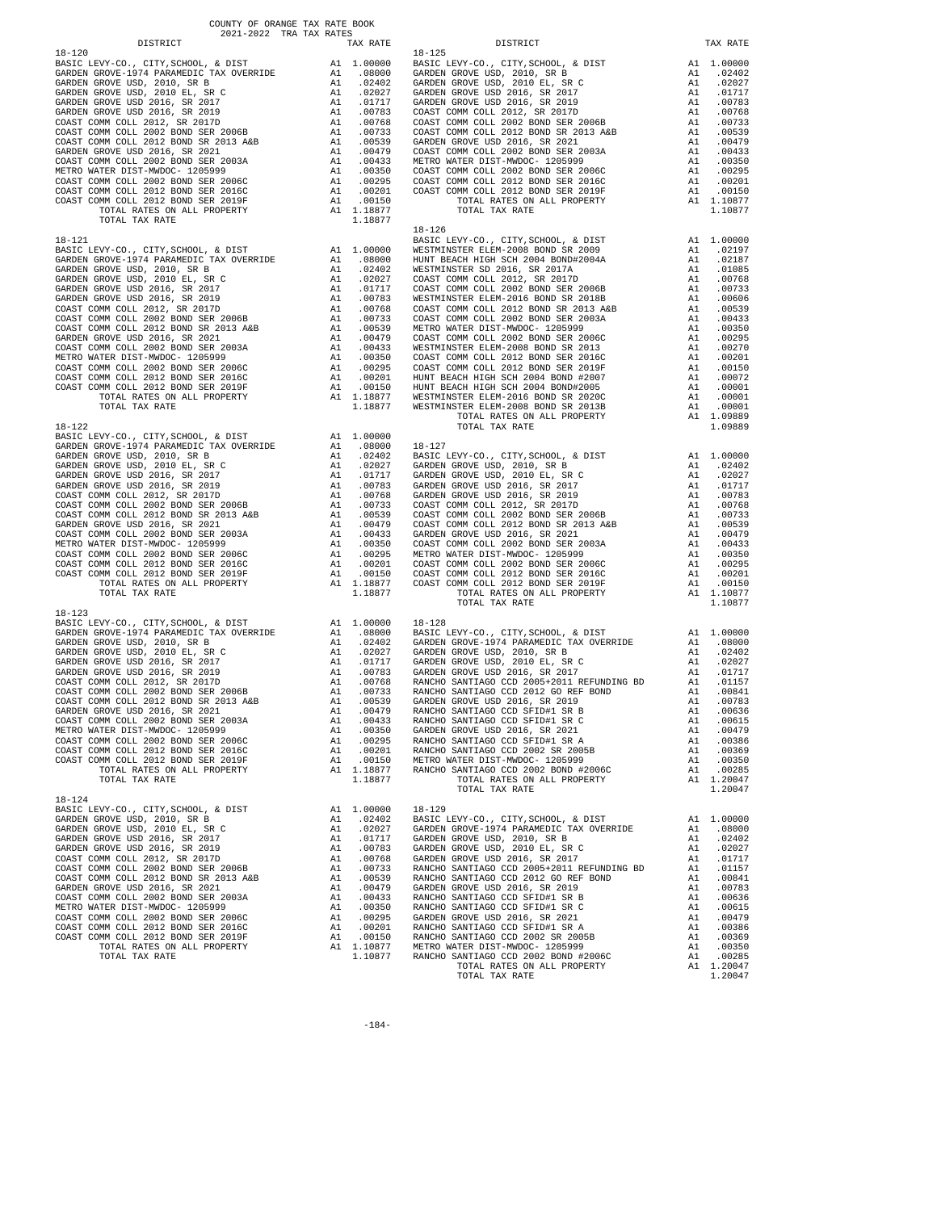COUNTY OF ORANGE TAX RATE BOOK
2021-2022 TRA TAX RATES

| DISTRICT | | TAX RATE |
|---|---|---|
| **18-120** | | |
| BASIC LEVY-CO., CITY,SCHOOL, & DIST | A1 | 1.00000 |
| GARDEN GROVE-1974 PARAMEDIC TAX OVERRIDE | A1 | .08000 |
| GARDEN GROVE USD, 2010, SR B | A1 | .02402 |
| GARDEN GROVE USD, 2010 EL, SR C | A1 | .02027 |
| GARDEN GROVE USD 2016, SR 2017 | A1 | .01717 |
| GARDEN GROVE USD 2016, SR 2019 | A1 | .00783 |
| COAST COMM COLL 2012, SR 2017D | A1 | .00768 |
| COAST COMM COLL 2002 BOND SER 2006B | A1 | .00733 |
| COAST COMM COLL 2012 BOND SR 2013 A&B | A1 | .00539 |
| GARDEN GROVE USD 2016, SR 2021 | A1 | .00479 |
| COAST COMM COLL 2002 BOND SER 2003A | A1 | .00433 |
| METRO WATER DIST-MWDOC- 1205999 | A1 | .00350 |
| COAST COMM COLL 2002 BOND SER 2006C | A1 | .00295 |
| COAST COMM COLL 2012 BOND SER 2016C | A1 | .00201 |
| COAST COMM COLL 2012 BOND SER 2019F | A1 | .00150 |
| TOTAL RATES ON ALL PROPERTY | A1 | 1.18877 |
| TOTAL TAX RATE | | 1.18877 |
| **18-121** | | |
| BASIC LEVY-CO., CITY,SCHOOL, & DIST | A1 | 1.00000 |
| GARDEN GROVE-1974 PARAMEDIC TAX OVERRIDE | A1 | .08000 |
| GARDEN GROVE USD, 2010, SR B | A1 | .02402 |
| GARDEN GROVE USD, 2010 EL, SR C | A1 | .02027 |
| GARDEN GROVE USD 2016, SR 2017 | A1 | .01717 |
| GARDEN GROVE USD 2016, SR 2019 | A1 | .00783 |
| COAST COMM COLL 2012, SR 2017D | A1 | .00768 |
| COAST COMM COLL 2002 BOND SER 2006B | A1 | .00733 |
| COAST COMM COLL 2012 BOND SR 2013 A&B | A1 | .00539 |
| GARDEN GROVE USD 2016, SR 2021 | A1 | .00479 |
| COAST COMM COLL 2002 BOND SER 2003A | A1 | .00433 |
| METRO WATER DIST-MWDOC- 1205999 | A1 | .00350 |
| COAST COMM COLL 2002 BOND SER 2006C | A1 | .00295 |
| COAST COMM COLL 2012 BOND SER 2016C | A1 | .00201 |
| COAST COMM COLL 2012 BOND SER 2019F | A1 | .00150 |
| TOTAL RATES ON ALL PROPERTY | A1 | 1.18877 |
| TOTAL TAX RATE | | 1.18877 |
| **18-122** | | |
| BASIC LEVY-CO., CITY,SCHOOL, & DIST | A1 | 1.00000 |
| GARDEN GROVE-1974 PARAMEDIC TAX OVERRIDE | A1 | .08000 |
| GARDEN GROVE USD, 2010, SR B | A1 | .02402 |
| GARDEN GROVE USD, 2010 EL, SR C | A1 | .02027 |
| GARDEN GROVE USD 2016, SR 2017 | A1 | .01717 |
| GARDEN GROVE USD 2016, SR 2019 | A1 | .00783 |
| COAST COMM COLL 2012, SR 2017D | A1 | .00768 |
| COAST COMM COLL 2002 BOND SER 2006B | A1 | .00733 |
| COAST COMM COLL 2012 BOND SR 2013 A&B | A1 | .00539 |
| GARDEN GROVE USD 2016, SR 2021 | A1 | .00479 |
| COAST COMM COLL 2002 BOND SER 2003A | A1 | .00433 |
| METRO WATER DIST-MWDOC- 1205999 | A1 | .00350 |
| COAST COMM COLL 2002 BOND SER 2006C | A1 | .00295 |
| COAST COMM COLL 2012 BOND SER 2016C | A1 | .00201 |
| COAST COMM COLL 2012 BOND SER 2019F | A1 | .00150 |
| TOTAL RATES ON ALL PROPERTY | A1 | 1.18877 |
| TOTAL TAX RATE | | 1.18877 |
| **18-123** | | |
| BASIC LEVY-CO., CITY,SCHOOL, & DIST | A1 | 1.00000 |
| GARDEN GROVE-1974 PARAMEDIC TAX OVERRIDE | A1 | .08000 |
| GARDEN GROVE USD, 2010, SR B | A1 | .02402 |
| GARDEN GROVE USD, 2010 EL, SR C | A1 | .02027 |
| GARDEN GROVE USD 2016, SR 2017 | A1 | .01717 |
| GARDEN GROVE USD 2016, SR 2019 | A1 | .00783 |
| COAST COMM COLL 2012, SR 2017D | A1 | .00768 |
| COAST COMM COLL 2002 BOND SER 2006B | A1 | .00733 |
| COAST COMM COLL 2012 BOND SR 2013 A&B | A1 | .00539 |
| GARDEN GROVE USD 2016, SR 2021 | A1 | .00479 |
| COAST COMM COLL 2002 BOND SER 2003A | A1 | .00433 |
| METRO WATER DIST-MWDOC- 1205999 | A1 | .00350 |
| COAST COMM COLL 2002 BOND SER 2006C | A1 | .00295 |
| COAST COMM COLL 2012 BOND SER 2016C | A1 | .00201 |
| COAST COMM COLL 2012 BOND SER 2019F | A1 | .00150 |
| TOTAL RATES ON ALL PROPERTY | A1 | 1.18877 |
| TOTAL TAX RATE | | 1.18877 |
| **18-124** | | |
| BASIC LEVY-CO., CITY,SCHOOL, & DIST | A1 | 1.00000 |
| GARDEN GROVE USD, 2010, SR B | A1 | .02402 |
| GARDEN GROVE USD, 2010 EL, SR C | A1 | .02027 |
| GARDEN GROVE USD 2016, SR 2017 | A1 | .01717 |
| GARDEN GROVE USD 2016, SR 2019 | A1 | .00783 |
| COAST COMM COLL 2012, SR 2017D | A1 | .00768 |
| COAST COMM COLL 2002 BOND SER 2006B | A1 | .00733 |
| COAST COMM COLL 2012 BOND SR 2013 A&B | A1 | .00539 |
| GARDEN GROVE USD 2016, SR 2021 | A1 | .00479 |
| COAST COMM COLL 2002 BOND SER 2003A | A1 | .00433 |
| METRO WATER DIST-MWDOC- 1205999 | A1 | .00350 |
| COAST COMM COLL 2002 BOND SER 2006C | A1 | .00295 |
| COAST COMM COLL 2012 BOND SER 2016C | A1 | .00201 |
| COAST COMM COLL 2012 BOND SER 2019F | A1 | .00150 |
| TOTAL RATES ON ALL PROPERTY | A1 | 1.10877 |
| TOTAL TAX RATE | | 1.10877 |
| **18-125** | | |
| BASIC LEVY-CO., CITY,SCHOOL, & DIST | A1 | 1.00000 |
| GARDEN GROVE USD, 2010, SR B | A1 | .02402 |
| GARDEN GROVE USD, 2010 EL, SR C | A1 | .02027 |
| GARDEN GROVE USD 2016, SR 2017 | A1 | .01717 |
| GARDEN GROVE USD 2016, SR 2019 | A1 | .00783 |
| COAST COMM COLL 2012, SR 2017D | A1 | .00768 |
| COAST COMM COLL 2002 BOND SER 2006B | A1 | .00733 |
| COAST COMM COLL 2012 BOND SR 2013 A&B | A1 | .00539 |
| GARDEN GROVE USD 2016, SR 2021 | A1 | .00479 |
| COAST COMM COLL 2002 BOND SER 2003A | A1 | .00433 |
| METRO WATER DIST-MWDOC- 1205999 | A1 | .00350 |
| COAST COMM COLL 2002 BOND SER 2006C | A1 | .00295 |
| COAST COMM COLL 2012 BOND SER 2016C | A1 | .00201 |
| COAST COMM COLL 2012 BOND SER 2019F | A1 | .00150 |
| TOTAL RATES ON ALL PROPERTY | A1 | 1.10877 |
| TOTAL TAX RATE | | 1.10877 |
| **18-126** | | |
| BASIC LEVY-CO., CITY,SCHOOL, & DIST | A1 | 1.00000 |
| WESTMINSTER ELEM-2008 BOND SER 2009 | A1 | .02197 |
| HUNT BEACH HIGH SCH 2004 BOND#2004A | A1 | .02187 |
| WESTMINSTER SD 2016, SR 2017A | A1 | .01085 |
| COAST COMM COLL 2012, SR 2017D | A1 | .00768 |
| COAST COMM COLL 2002 BOND SER 2006B | A1 | .00733 |
| WESTMINSTER ELEM-2016 BOND SER 2018B | A1 | .00606 |
| COAST COMM COLL 2012 BOND SR 2013 A&B | A1 | .00539 |
| COAST COMM COLL 2002 BOND SER 2003A | A1 | .00433 |
| METRO WATER DIST-MWDOC- 1205999 | A1 | .00350 |
| COAST COMM COLL 2002 BOND SER 2006C | A1 | .00295 |
| WESTMINSTER ELEM-2008 BOND SER 2013 | A1 | .00270 |
| COAST COMM COLL 2012 BOND SER 2016C | A1 | .00201 |
| COAST COMM COLL 2012 BOND SER 2019F | A1 | .00150 |
| HUNT BEACH HIGH SCH 2004 BOND #2007 | A1 | .00072 |
| HUNT BEACH HIGH SCH 2004 BOND#2005 | A1 | .00001 |
| WESTMINSTER ELEM-2016 BOND SER 2020C | A1 | .00001 |
| WESTMINSTER ELEM-2008 BOND SER 2013B | A1 | .00001 |
| TOTAL RATES ON ALL PROPERTY | A1 | 1.09889 |
| TOTAL TAX RATE | | 1.09889 |
| **18-127** | | |
| BASIC LEVY-CO., CITY,SCHOOL, & DIST | A1 | 1.00000 |
| GARDEN GROVE USD, 2010, SR B | A1 | .02402 |
| GARDEN GROVE USD, 2010 EL, SR C | A1 | .02027 |
| GARDEN GROVE USD 2016, SR 2017 | A1 | .01717 |
| GARDEN GROVE USD 2016, SR 2019 | A1 | .00783 |
| COAST COMM COLL 2012, SR 2017D | A1 | .00768 |
| COAST COMM COLL 2002 BOND SER 2006B | A1 | .00733 |
| COAST COMM COLL 2012 BOND SR 2013 A&B | A1 | .00539 |
| GARDEN GROVE USD 2016, SR 2021 | A1 | .00479 |
| COAST COMM COLL 2002 BOND SER 2003A | A1 | .00433 |
| METRO WATER DIST-MWDOC- 1205999 | A1 | .00350 |
| COAST COMM COLL 2002 BOND SER 2006C | A1 | .00295 |
| COAST COMM COLL 2012 BOND SER 2016C | A1 | .00201 |
| COAST COMM COLL 2012 BOND SER 2019F | A1 | .00150 |
| TOTAL RATES ON ALL PROPERTY | A1 | 1.10877 |
| TOTAL TAX RATE | | 1.10877 |
| **18-128** | | |
| BASIC LEVY-CO., CITY,SCHOOL, & DIST | A1 | 1.00000 |
| GARDEN GROVE-1974 PARAMEDIC TAX OVERRIDE | A1 | .08000 |
| GARDEN GROVE USD, 2010, SR B | A1 | .02402 |
| GARDEN GROVE USD, 2010 EL, SR C | A1 | .02027 |
| GARDEN GROVE USD 2016, SR 2017 | A1 | .01717 |
| RANCHO SANTIAGO CCD 2005+2011 REFUNDING BD | A1 | .01157 |
| RANCHO SANTIAGO CCD 2012 GO REF BOND | A1 | .00841 |
| GARDEN GROVE USD 2016, SR 2019 | A1 | .00783 |
| RANCHO SANTIAGO CCD SFID#1 SR B | A1 | .00636 |
| RANCHO SANTIAGO CCD SFID#1 SR C | A1 | .00615 |
| GARDEN GROVE USD 2016, SR 2021 | A1 | .00479 |
| RANCHO SANTIAGO CCD SFID#1 SR A | A1 | .00386 |
| RANCHO SANTIAGO CCD 2002 SR 2005B | A1 | .00369 |
| METRO WATER DIST-MWDOC- 1205999 | A1 | .00350 |
| RANCHO SANTIAGO CCD 2002 BOND #2006C | A1 | .00285 |
| TOTAL RATES ON ALL PROPERTY | A1 | 1.20047 |
| TOTAL TAX RATE | | 1.20047 |
| **18-129** | | |
| BASIC LEVY-CO., CITY,SCHOOL, & DIST | A1 | 1.00000 |
| GARDEN GROVE-1974 PARAMEDIC TAX OVERRIDE | A1 | .08000 |
| GARDEN GROVE USD, 2010, SR B | A1 | .02402 |
| GARDEN GROVE USD, 2010 EL, SR C | A1 | .02027 |
| GARDEN GROVE USD 2016, SR 2017 | A1 | .01717 |
| RANCHO SANTIAGO CCD 2005+2011 REFUNDING BD | A1 | .01157 |
| RANCHO SANTIAGO CCD 2012 GO REF BOND | A1 | .00841 |
| GARDEN GROVE USD 2016, SR 2019 | A1 | .00783 |
| RANCHO SANTIAGO CCD SFID#1 SR B | A1 | .00636 |
| RANCHO SANTIAGO CCD SFID#1 SR C | A1 | .00615 |
| GARDEN GROVE USD 2016, SR 2021 | A1 | .00479 |
| RANCHO SANTIAGO CCD SFID#1 SR A | A1 | .00386 |
| RANCHO SANTIAGO CCD 2002 SR 2005B | A1 | .00369 |
| METRO WATER DIST-MWDOC- 1205999 | A1 | .00350 |
| RANCHO SANTIAGO CCD 2002 BOND #2006C | A1 | .00285 |
| TOTAL RATES ON ALL PROPERTY | A1 | 1.20047 |
| TOTAL TAX RATE | | 1.20047 |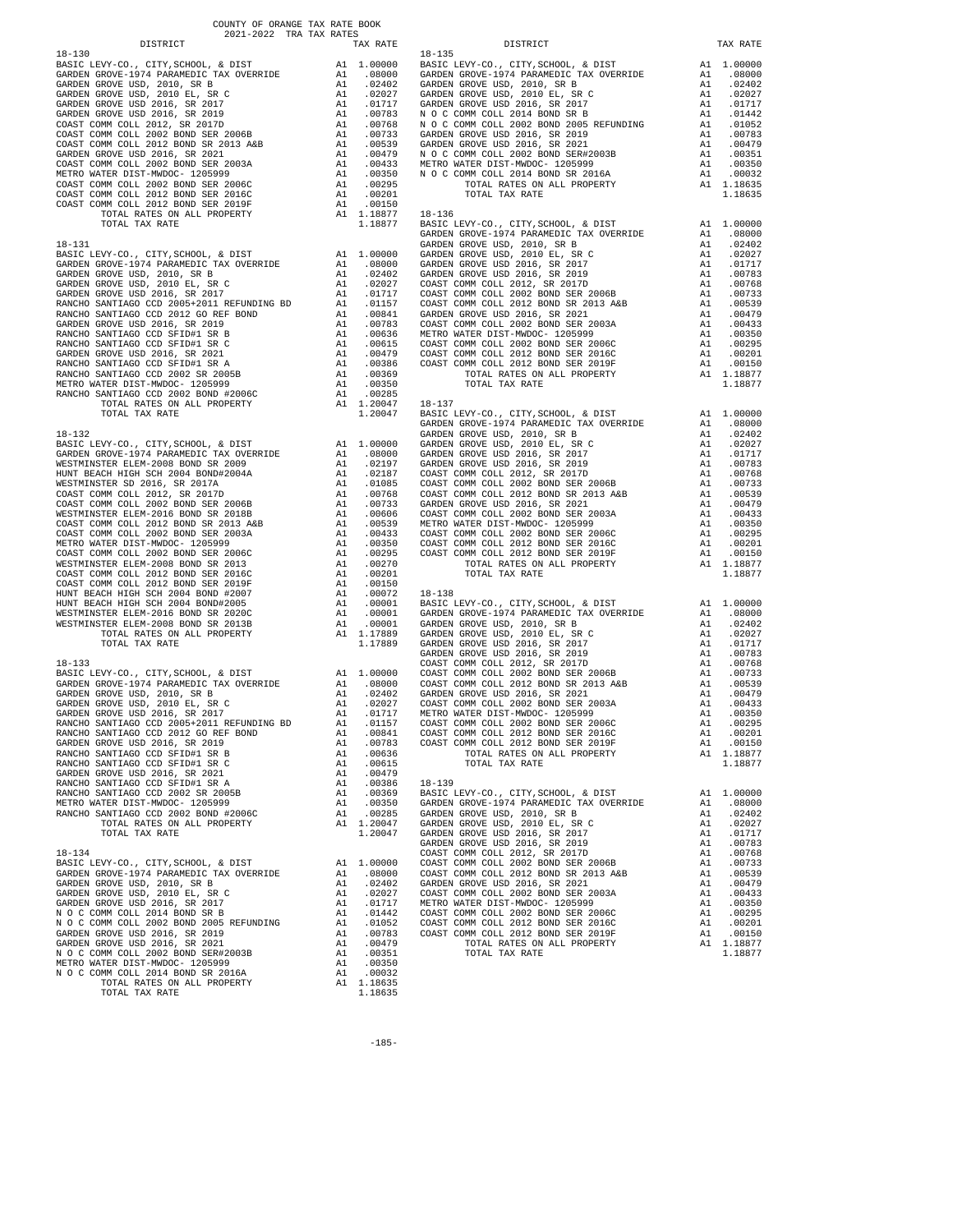COUNTY OF ORANGE TAX RATE BOOK
2021-2022 TRA TAX RATES

**18-130**

| DISTRICT | | TAX RATE |
|---|---|---|
| BASIC LEVY-CO., CITY,SCHOOL, & DIST | A1 | 1.00000 |
| GARDEN GROVE-1974 PARAMEDIC TAX OVERRIDE | A1 | .08000 |
| GARDEN GROVE USD, 2010, SR B | A1 | .02402 |
| GARDEN GROVE USD, 2010 EL, SR C | A1 | .02027 |
| GARDEN GROVE USD 2016, SR 2017 | A1 | .01717 |
| GARDEN GROVE USD 2016, SR 2019 | A1 | .00783 |
| COAST COMM COLL 2012, SR 2017D | A1 | .00768 |
| COAST COMM COLL 2002 BOND SER 2006B | A1 | .00733 |
| COAST COMM COLL 2012 BOND SR 2013 A&B | A1 | .00539 |
| GARDEN GROVE USD 2016, SR 2021 | A1 | .00479 |
| COAST COMM COLL 2002 BOND SER 2003A | A1 | .00433 |
| METRO WATER DIST-MWDOC- 1205999 | A1 | .00350 |
| COAST COMM COLL 2002 BOND SER 2006C | A1 | .00295 |
| COAST COMM COLL 2012 BOND SER 2016C | A1 | .00201 |
| COAST COMM COLL 2012 BOND SER 2019F | A1 | .00150 |
| TOTAL RATES ON ALL PROPERTY | A1 | 1.18877 |
| TOTAL TAX RATE | | 1.18877 |

**18-131**

| DISTRICT | | TAX RATE |
|---|---|---|
| BASIC LEVY-CO., CITY,SCHOOL, & DIST | A1 | 1.00000 |
| GARDEN GROVE-1974 PARAMEDIC TAX OVERRIDE | A1 | .08000 |
| GARDEN GROVE USD, 2010, SR B | A1 | .02402 |
| GARDEN GROVE USD, 2010 EL, SR C | A1 | .02027 |
| GARDEN GROVE USD 2016, SR 2017 | A1 | .01717 |
| RANCHO SANTIAGO CCD 2005+2011 REFUNDING BD | A1 | .01157 |
| RANCHO SANTIAGO CCD 2012 GO REF BOND | A1 | .00841 |
| GARDEN GROVE USD 2016, SR 2019 | A1 | .00783 |
| RANCHO SANTIAGO CCD SFID#1 SR B | A1 | .00636 |
| RANCHO SANTIAGO CCD SFID#1 SR C | A1 | .00615 |
| GARDEN GROVE USD 2016, SR 2021 | A1 | .00479 |
| RANCHO SANTIAGO CCD SFID#1 SR A | A1 | .00386 |
| RANCHO SANTIAGO CCD 2002 SR 2005B | A1 | .00369 |
| METRO WATER DIST-MWDOC- 1205999 | A1 | .00350 |
| RANCHO SANTIAGO CCD 2002 BOND #2006C | A1 | .00285 |
| TOTAL RATES ON ALL PROPERTY | A1 | 1.20047 |
| TOTAL TAX RATE | | 1.20047 |

**18-132**

| DISTRICT | | TAX RATE |
|---|---|---|
| BASIC LEVY-CO., CITY,SCHOOL, & DIST | A1 | 1.00000 |
| GARDEN GROVE-1974 PARAMEDIC TAX OVERRIDE | A1 | .08000 |
| WESTMINSTER ELEM-2008 BOND SR 2009 | A1 | .02197 |
| HUNT BEACH HIGH SCH 2004 BOND#2004A | A1 | .02187 |
| WESTMINSTER SD 2016, SR 2017A | A1 | .01085 |
| COAST COMM COLL 2012, SR 2017D | A1 | .00768 |
| COAST COMM COLL 2002 BOND SER 2006B | A1 | .00733 |
| WESTMINSTER ELEM-2016 BOND SR 2018B | A1 | .00606 |
| COAST COMM COLL 2012 BOND SR 2013 A&B | A1 | .00539 |
| COAST COMM COLL 2002 BOND SER 2003A | A1 | .00433 |
| METRO WATER DIST-MWDOC- 1205999 | A1 | .00350 |
| COAST COMM COLL 2002 BOND SER 2006C | A1 | .00295 |
| WESTMINSTER ELEM-2008 BOND SR 2013 | A1 | .00270 |
| COAST COMM COLL 2012 BOND SER 2016C | A1 | .00201 |
| COAST COMM COLL 2012 BOND SER 2019F | A1 | .00150 |
| HUNT BEACH HIGH SCH 2004 BOND #2007 | A1 | .00072 |
| HUNT BEACH HIGH SCH 2004 BOND#2005 | A1 | .00001 |
| WESTMINSTER ELEM-2016 BOND SR 2020C | A1 | .00001 |
| WESTMINSTER ELEM-2008 BOND SR 2013B | A1 | .00001 |
| TOTAL RATES ON ALL PROPERTY | A1 | 1.17889 |
| TOTAL TAX RATE | | 1.17889 |

**18-133**

| DISTRICT | | TAX RATE |
|---|---|---|
| BASIC LEVY-CO., CITY,SCHOOL, & DIST | A1 | 1.00000 |
| GARDEN GROVE-1974 PARAMEDIC TAX OVERRIDE | A1 | .08000 |
| GARDEN GROVE USD, 2010, SR B | A1 | .02402 |
| GARDEN GROVE USD, 2010 EL, SR C | A1 | .02027 |
| GARDEN GROVE USD 2016, SR 2017 | A1 | .01717 |
| RANCHO SANTIAGO CCD 2005+2011 REFUNDING BD | A1 | .01157 |
| RANCHO SANTIAGO CCD 2012 GO REF BOND | A1 | .00841 |
| GARDEN GROVE USD 2016, SR 2019 | A1 | .00783 |
| RANCHO SANTIAGO CCD SFID#1 SR B | A1 | .00636 |
| RANCHO SANTIAGO CCD SFID#1 SR C | A1 | .00615 |
| GARDEN GROVE USD 2016, SR 2021 | A1 | .00479 |
| RANCHO SANTIAGO CCD SFID#1 SR A | A1 | .00386 |
| RANCHO SANTIAGO CCD 2002 SR 2005B | A1 | .00369 |
| METRO WATER DIST-MWDOC- 1205999 | A1 | .00350 |
| RANCHO SANTIAGO CCD 2002 BOND #2006C | A1 | .00285 |
| TOTAL RATES ON ALL PROPERTY | A1 | 1.20047 |
| TOTAL TAX RATE | | 1.20047 |

**18-134**

| DISTRICT | | TAX RATE |
|---|---|---|
| BASIC LEVY-CO., CITY,SCHOOL, & DIST | A1 | 1.00000 |
| GARDEN GROVE-1974 PARAMEDIC TAX OVERRIDE | A1 | .08000 |
| GARDEN GROVE USD, 2010, SR B | A1 | .02402 |
| GARDEN GROVE USD, 2010 EL, SR C | A1 | .02027 |
| GARDEN GROVE USD 2016, SR 2017 | A1 | .01717 |
| N O C COMM COLL 2014 BOND SR B | A1 | .01442 |
| N O C COMM COLL 2002 BOND 2005 REFUNDING | A1 | .01052 |
| GARDEN GROVE USD 2016, SR 2019 | A1 | .00783 |
| GARDEN GROVE USD 2016, SR 2021 | A1 | .00479 |
| N O C COMM COLL 2002 BOND SER#2003B | A1 | .00351 |
| METRO WATER DIST-MWDOC- 1205999 | A1 | .00350 |
| N O C COMM COLL 2014 BOND SR 2016A | A1 | .00032 |
| TOTAL RATES ON ALL PROPERTY | A1 | 1.18635 |
| TOTAL TAX RATE | | 1.18635 |

**18-135**

| DISTRICT | | TAX RATE |
|---|---|---|
| BASIC LEVY-CO., CITY,SCHOOL, & DIST | A1 | 1.00000 |
| GARDEN GROVE-1974 PARAMEDIC TAX OVERRIDE | A1 | .08000 |
| GARDEN GROVE USD, 2010, SR B | A1 | .02402 |
| GARDEN GROVE USD, 2010 EL, SR C | A1 | .02027 |
| GARDEN GROVE USD 2016, SR 2017 | A1 | .01717 |
| N O C COMM COLL 2014 BOND SR B | A1 | .01442 |
| N O C COMM COLL 2002 BOND 2005 REFUNDING | A1 | .01052 |
| GARDEN GROVE USD 2016, SR 2019 | A1 | .00783 |
| GARDEN GROVE USD 2016, SR 2021 | A1 | .00479 |
| N O C COMM COLL 2002 BOND SER#2003B | A1 | .00351 |
| METRO WATER DIST-MWDOC- 1205999 | A1 | .00350 |
| N O C COMM COLL 2014 BOND SR 2016A | A1 | .00032 |
| TOTAL RATES ON ALL PROPERTY | A1 | 1.18635 |
| TOTAL TAX RATE | | 1.18635 |

**18-136**

| DISTRICT | | TAX RATE |
|---|---|---|
| BASIC LEVY-CO., CITY,SCHOOL, & DIST | A1 | 1.00000 |
| GARDEN GROVE-1974 PARAMEDIC TAX OVERRIDE | A1 | .08000 |
| GARDEN GROVE USD, 2010, SR B | A1 | .02402 |
| GARDEN GROVE USD, 2010 EL, SR C | A1 | .02027 |
| GARDEN GROVE USD 2016, SR 2017 | A1 | .01717 |
| GARDEN GROVE USD 2016, SR 2019 | A1 | .00783 |
| COAST COMM COLL 2012, SR 2017D | A1 | .00768 |
| COAST COMM COLL 2002 BOND SER 2006B | A1 | .00733 |
| COAST COMM COLL 2012 BOND SR 2013 A&B | A1 | .00539 |
| GARDEN GROVE USD 2016, SR 2021 | A1 | .00479 |
| COAST COMM COLL 2002 BOND SER 2003A | A1 | .00433 |
| METRO WATER DIST-MWDOC- 1205999 | A1 | .00350 |
| COAST COMM COLL 2002 BOND SER 2006C | A1 | .00295 |
| COAST COMM COLL 2012 BOND SER 2016C | A1 | .00201 |
| COAST COMM COLL 2012 BOND SER 2019F | A1 | .00150 |
| TOTAL RATES ON ALL PROPERTY | A1 | 1.18877 |
| TOTAL TAX RATE | | 1.18877 |

**18-137**

| DISTRICT | | TAX RATE |
|---|---|---|
| BASIC LEVY-CO., CITY,SCHOOL, & DIST | A1 | 1.00000 |
| GARDEN GROVE-1974 PARAMEDIC TAX OVERRIDE | A1 | .08000 |
| GARDEN GROVE USD, 2010, SR B | A1 | .02402 |
| GARDEN GROVE USD, 2010 EL, SR C | A1 | .02027 |
| GARDEN GROVE USD 2016, SR 2017 | A1 | .01717 |
| GARDEN GROVE USD 2016, SR 2019 | A1 | .00783 |
| COAST COMM COLL 2012, SR 2017D | A1 | .00768 |
| COAST COMM COLL 2002 BOND SER 2006B | A1 | .00733 |
| COAST COMM COLL 2012 BOND SR 2013 A&B | A1 | .00539 |
| GARDEN GROVE USD 2016, SR 2021 | A1 | .00479 |
| COAST COMM COLL 2002 BOND SER 2003A | A1 | .00433 |
| METRO WATER DIST-MWDOC- 1205999 | A1 | .00350 |
| COAST COMM COLL 2002 BOND SER 2006C | A1 | .00295 |
| COAST COMM COLL 2012 BOND SER 2016C | A1 | .00201 |
| COAST COMM COLL 2012 BOND SER 2019F | A1 | .00150 |
| TOTAL RATES ON ALL PROPERTY | A1 | 1.18877 |
| TOTAL TAX RATE | | 1.18877 |

**18-138**

| DISTRICT | | TAX RATE |
|---|---|---|
| BASIC LEVY-CO., CITY,SCHOOL, & DIST | A1 | 1.00000 |
| GARDEN GROVE-1974 PARAMEDIC TAX OVERRIDE | A1 | .08000 |
| GARDEN GROVE USD, 2010, SR B | A1 | .02402 |
| GARDEN GROVE USD, 2010 EL, SR C | A1 | .02027 |
| GARDEN GROVE USD 2016, SR 2017 | A1 | .01717 |
| GARDEN GROVE USD 2016, SR 2019 | A1 | .00783 |
| COAST COMM COLL 2012, SR 2017D | A1 | .00768 |
| COAST COMM COLL 2002 BOND SER 2006B | A1 | .00733 |
| COAST COMM COLL 2012 BOND SR 2013 A&B | A1 | .00539 |
| GARDEN GROVE USD 2016, SR 2021 | A1 | .00479 |
| COAST COMM COLL 2002 BOND SER 2003A | A1 | .00433 |
| METRO WATER DIST-MWDOC- 1205999 | A1 | .00350 |
| COAST COMM COLL 2002 BOND SER 2006C | A1 | .00295 |
| COAST COMM COLL 2012 BOND SER 2016C | A1 | .00201 |
| COAST COMM COLL 2012 BOND SER 2019F | A1 | .00150 |
| TOTAL RATES ON ALL PROPERTY | A1 | 1.18877 |
| TOTAL TAX RATE | | 1.18877 |

**18-139**

| DISTRICT | | TAX RATE |
|---|---|---|
| BASIC LEVY-CO., CITY,SCHOOL, & DIST | A1 | 1.00000 |
| GARDEN GROVE-1974 PARAMEDIC TAX OVERRIDE | A1 | .08000 |
| GARDEN GROVE USD, 2010, SR B | A1 | .02402 |
| GARDEN GROVE USD, 2010 EL, SR C | A1 | .02027 |
| GARDEN GROVE USD 2016, SR 2017 | A1 | .01717 |
| GARDEN GROVE USD 2016, SR 2019 | A1 | .00783 |
| COAST COMM COLL 2012, SR 2017D | A1 | .00768 |
| COAST COMM COLL 2002 BOND SER 2006B | A1 | .00733 |
| COAST COMM COLL 2012 BOND SR 2013 A&B | A1 | .00539 |
| GARDEN GROVE USD 2016, SR 2021 | A1 | .00479 |
| COAST COMM COLL 2002 BOND SER 2003A | A1 | .00433 |
| METRO WATER DIST-MWDOC- 1205999 | A1 | .00350 |
| COAST COMM COLL 2002 BOND SER 2006C | A1 | .00295 |
| COAST COMM COLL 2012 BOND SER 2016C | A1 | .00201 |
| COAST COMM COLL 2012 BOND SER 2019F | A1 | .00150 |
| TOTAL RATES ON ALL PROPERTY | A1 | 1.18877 |
| TOTAL TAX RATE | | 1.18877 |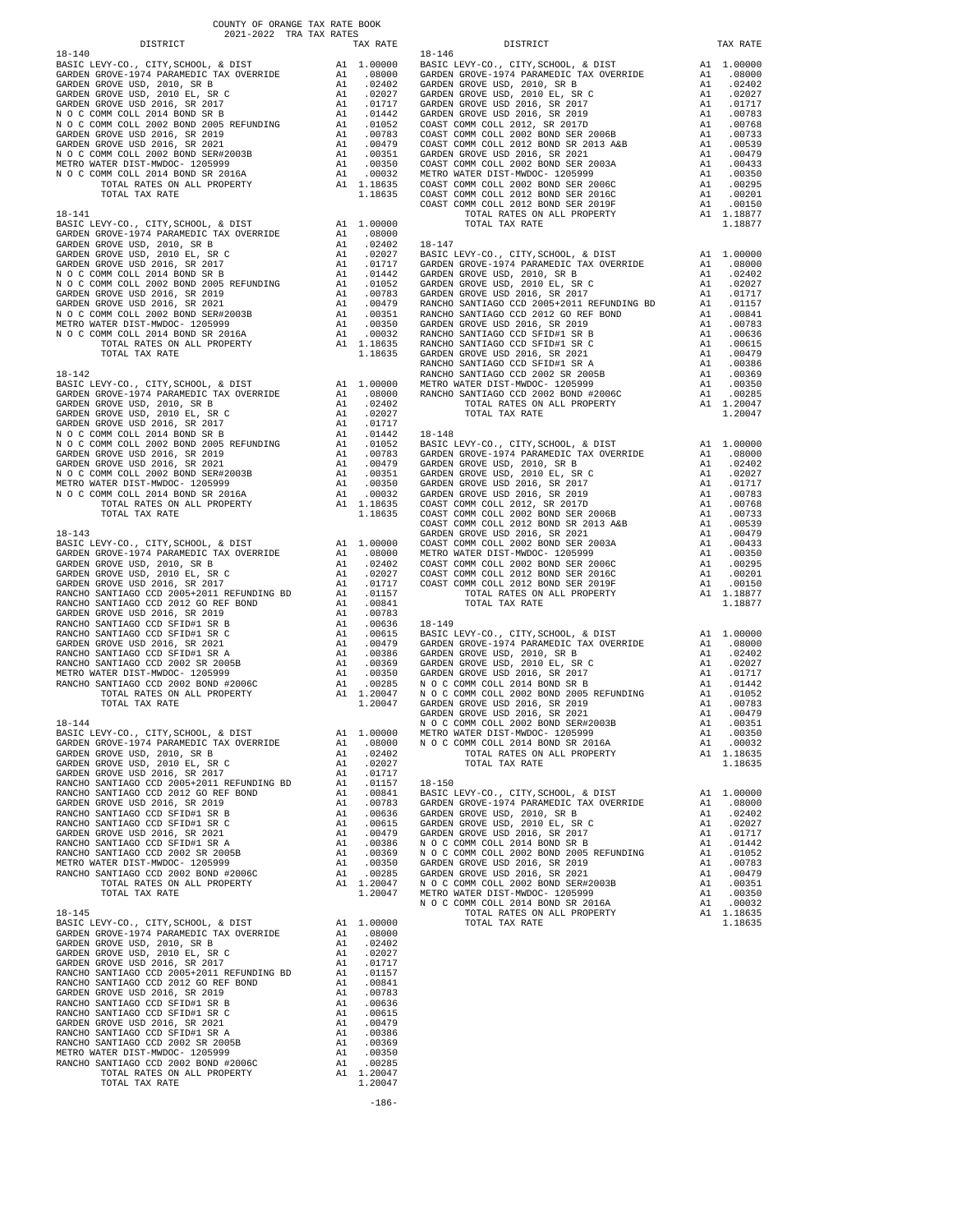COUNTY OF ORANGE TAX RATE BOOK
2021-2022 TRA TAX RATES

### 18-140

| DISTRICT | | TAX RATE |
|---|---|---|
| BASIC LEVY-CO., CITY,SCHOOL, & DIST | A1 | 1.00000 |
| GARDEN GROVE-1974 PARAMEDIC TAX OVERRIDE | A1 | .08000 |
| GARDEN GROVE USD, 2010, SR B | A1 | .02402 |
| GARDEN GROVE USD, 2010 EL, SR C | A1 | .02027 |
| GARDEN GROVE USD 2016, SR 2017 | A1 | .01717 |
| N O C COMM COLL 2014 BOND SR B | A1 | .01442 |
| N O C COMM COLL 2002 BOND 2005 REFUNDING | A1 | .01052 |
| GARDEN GROVE USD 2016, SR 2019 | A1 | .00783 |
| GARDEN GROVE USD 2016, SR 2021 | A1 | .00479 |
| N O C COMM COLL 2002 BOND SER#2003B | A1 | .00351 |
| METRO WATER DIST-MWDOC- 1205999 | A1 | .00350 |
| N O C COMM COLL 2014 BOND SR 2016A | A1 | .00032 |
| TOTAL RATES ON ALL PROPERTY | A1 | 1.18635 |
| TOTAL TAX RATE | | 1.18635 |

### 18-141

| DISTRICT | | TAX RATE |
|---|---|---|
| BASIC LEVY-CO., CITY,SCHOOL, & DIST | A1 | 1.00000 |
| GARDEN GROVE-1974 PARAMEDIC TAX OVERRIDE | A1 | .08000 |
| GARDEN GROVE USD, 2010, SR B | A1 | .02402 |
| GARDEN GROVE USD, 2010 EL, SR C | A1 | .02027 |
| GARDEN GROVE USD 2016, SR 2017 | A1 | .01717 |
| N O C COMM COLL 2014 BOND SR B | A1 | .01442 |
| N O C COMM COLL 2002 BOND 2005 REFUNDING | A1 | .01052 |
| GARDEN GROVE USD 2016, SR 2019 | A1 | .00783 |
| GARDEN GROVE USD 2016, SR 2021 | A1 | .00479 |
| N O C COMM COLL 2002 BOND SER#2003B | A1 | .00351 |
| METRO WATER DIST-MWDOC- 1205999 | A1 | .00350 |
| N O C COMM COLL 2014 BOND SR 2016A | A1 | .00032 |
| TOTAL RATES ON ALL PROPERTY | A1 | 1.18635 |
| TOTAL TAX RATE | | 1.18635 |

### 18-142

| DISTRICT | | TAX RATE |
|---|---|---|
| BASIC LEVY-CO., CITY,SCHOOL, & DIST | A1 | 1.00000 |
| GARDEN GROVE-1974 PARAMEDIC TAX OVERRIDE | A1 | .08000 |
| GARDEN GROVE USD, 2010, SR B | A1 | .02402 |
| GARDEN GROVE USD, 2010 EL, SR C | A1 | .02027 |
| GARDEN GROVE USD 2016, SR 2017 | A1 | .01717 |
| N O C COMM COLL 2014 BOND SR B | A1 | .01442 |
| N O C COMM COLL 2002 BOND 2005 REFUNDING | A1 | .01052 |
| GARDEN GROVE USD 2016, SR 2019 | A1 | .00783 |
| GARDEN GROVE USD 2016, SR 2021 | A1 | .00479 |
| N O C COMM COLL 2002 BOND SER#2003B | A1 | .00351 |
| METRO WATER DIST-MWDOC- 1205999 | A1 | .00350 |
| N O C COMM COLL 2014 BOND SR 2016A | A1 | .00032 |
| TOTAL RATES ON ALL PROPERTY | A1 | 1.18635 |
| TOTAL TAX RATE | | 1.18635 |

### 18-143

| DISTRICT | | TAX RATE |
|---|---|---|
| BASIC LEVY-CO., CITY,SCHOOL, & DIST | A1 | 1.00000 |
| GARDEN GROVE-1974 PARAMEDIC TAX OVERRIDE | A1 | .08000 |
| GARDEN GROVE USD, 2010, SR B | A1 | .02402 |
| GARDEN GROVE USD, 2010 EL, SR C | A1 | .02027 |
| GARDEN GROVE USD 2016, SR 2017 | A1 | .01717 |
| RANCHO SANTIAGO CCD 2005+2011 REFUNDING BD | A1 | .01157 |
| RANCHO SANTIAGO CCD 2012 GO REF BOND | A1 | .00841 |
| GARDEN GROVE USD 2016, SR 2019 | A1 | .00783 |
| RANCHO SANTIAGO CCD SFID#1 SR B | A1 | .00636 |
| RANCHO SANTIAGO CCD SFID#1 SR C | A1 | .00615 |
| GARDEN GROVE USD 2016, SR 2021 | A1 | .00479 |
| RANCHO SANTIAGO CCD SFID#1 SR A | A1 | .00386 |
| RANCHO SANTIAGO CCD 2002 SR 2005B | A1 | .00369 |
| METRO WATER DIST-MWDOC- 1205999 | A1 | .00350 |
| RANCHO SANTIAGO CCD 2002 BOND #2006C | A1 | .00285 |
| TOTAL RATES ON ALL PROPERTY | A1 | 1.20047 |
| TOTAL TAX RATE | | 1.20047 |

### 18-144

| DISTRICT | | TAX RATE |
|---|---|---|
| BASIC LEVY-CO., CITY,SCHOOL, & DIST | A1 | 1.00000 |
| GARDEN GROVE-1974 PARAMEDIC TAX OVERRIDE | A1 | .08000 |
| GARDEN GROVE USD, 2010, SR B | A1 | .02402 |
| GARDEN GROVE USD, 2010 EL, SR C | A1 | .02027 |
| GARDEN GROVE USD 2016, SR 2017 | A1 | .01717 |
| RANCHO SANTIAGO CCD 2005+2011 REFUNDING BD | A1 | .01157 |
| RANCHO SANTIAGO CCD 2012 GO REF BOND | A1 | .00841 |
| GARDEN GROVE USD 2016, SR 2019 | A1 | .00783 |
| RANCHO SANTIAGO CCD SFID#1 SR B | A1 | .00636 |
| RANCHO SANTIAGO CCD SFID#1 SR C | A1 | .00615 |
| GARDEN GROVE USD 2016, SR 2021 | A1 | .00479 |
| RANCHO SANTIAGO CCD SFID#1 SR A | A1 | .00386 |
| RANCHO SANTIAGO CCD 2002 SR 2005B | A1 | .00369 |
| METRO WATER DIST-MWDOC- 1205999 | A1 | .00350 |
| RANCHO SANTIAGO CCD 2002 BOND #2006C | A1 | .00285 |
| TOTAL RATES ON ALL PROPERTY | A1 | 1.20047 |
| TOTAL TAX RATE | | 1.20047 |

### 18-145

| DISTRICT | | TAX RATE |
|---|---|---|
| BASIC LEVY-CO., CITY,SCHOOL, & DIST | A1 | 1.00000 |
| GARDEN GROVE-1974 PARAMEDIC TAX OVERRIDE | A1 | .08000 |
| GARDEN GROVE USD, 2010, SR B | A1 | .02402 |
| GARDEN GROVE USD, 2010 EL, SR C | A1 | .02027 |
| GARDEN GROVE USD 2016, SR 2017 | A1 | .01717 |
| RANCHO SANTIAGO CCD 2005+2011 REFUNDING BD | A1 | .01157 |
| RANCHO SANTIAGO CCD 2012 GO REF BOND | A1 | .00841 |
| GARDEN GROVE USD 2016, SR 2019 | A1 | .00783 |
| RANCHO SANTIAGO CCD SFID#1 SR B | A1 | .00636 |
| RANCHO SANTIAGO CCD SFID#1 SR C | A1 | .00615 |
| GARDEN GROVE USD 2016, SR 2021 | A1 | .00479 |
| RANCHO SANTIAGO CCD SFID#1 SR A | A1 | .00386 |
| RANCHO SANTIAGO CCD 2002 SR 2005B | A1 | .00369 |
| METRO WATER DIST-MWDOC- 1205999 | A1 | .00350 |
| RANCHO SANTIAGO CCD 2002 BOND #2006C | A1 | .00285 |
| TOTAL RATES ON ALL PROPERTY | A1 | 1.20047 |
| TOTAL TAX RATE | | 1.20047 |

### 18-146

| DISTRICT | | TAX RATE |
|---|---|---|
| BASIC LEVY-CO., CITY,SCHOOL, & DIST | A1 | 1.00000 |
| GARDEN GROVE-1974 PARAMEDIC TAX OVERRIDE | A1 | .08000 |
| GARDEN GROVE USD, 2010, SR B | A1 | .02402 |
| GARDEN GROVE USD, 2010 EL, SR C | A1 | .02027 |
| GARDEN GROVE USD 2016, SR 2017 | A1 | .01717 |
| GARDEN GROVE USD 2016, SR 2019 | A1 | .00783 |
| COAST COMM COLL 2012, SR 2017D | A1 | .00768 |
| COAST COMM COLL 2002 BOND SER 2006B | A1 | .00733 |
| COAST COMM COLL 2012 BOND SR 2013 A&B | A1 | .00539 |
| GARDEN GROVE USD 2016, SR 2021 | A1 | .00479 |
| COAST COMM COLL 2002 BOND SER 2003A | A1 | .00433 |
| METRO WATER DIST-MWDOC- 1205999 | A1 | .00350 |
| COAST COMM COLL 2002 BOND SER 2006C | A1 | .00295 |
| COAST COMM COLL 2012 BOND SER 2016C | A1 | .00201 |
| COAST COMM COLL 2012 BOND SER 2019F | A1 | .00150 |
| TOTAL RATES ON ALL PROPERTY | A1 | 1.18877 |
| TOTAL TAX RATE | | 1.18877 |

### 18-147

| DISTRICT | | TAX RATE |
|---|---|---|
| BASIC LEVY-CO., CITY,SCHOOL, & DIST | A1 | 1.00000 |
| GARDEN GROVE-1974 PARAMEDIC TAX OVERRIDE | A1 | .08000 |
| GARDEN GROVE USD, 2010, SR B | A1 | .02402 |
| GARDEN GROVE USD, 2010 EL, SR C | A1 | .02027 |
| GARDEN GROVE USD 2016, SR 2017 | A1 | .01717 |
| RANCHO SANTIAGO CCD 2005+2011 REFUNDING BD | A1 | .01157 |
| RANCHO SANTIAGO CCD 2012 GO REF BOND | A1 | .00841 |
| GARDEN GROVE USD 2016, SR 2019 | A1 | .00783 |
| RANCHO SANTIAGO CCD SFID#1 SR B | A1 | .00636 |
| RANCHO SANTIAGO CCD SFID#1 SR C | A1 | .00615 |
| GARDEN GROVE USD 2016, SR 2021 | A1 | .00479 |
| RANCHO SANTIAGO CCD SFID#1 SR A | A1 | .00386 |
| RANCHO SANTIAGO CCD 2002 SR 2005B | A1 | .00369 |
| METRO WATER DIST-MWDOC- 1205999 | A1 | .00350 |
| RANCHO SANTIAGO CCD 2002 BOND #2006C | A1 | .00285 |
| TOTAL RATES ON ALL PROPERTY | A1 | 1.20047 |
| TOTAL TAX RATE | | 1.20047 |

### 18-148

| DISTRICT | | TAX RATE |
|---|---|---|
| BASIC LEVY-CO., CITY,SCHOOL, & DIST | A1 | 1.00000 |
| GARDEN GROVE-1974 PARAMEDIC TAX OVERRIDE | A1 | .08000 |
| GARDEN GROVE USD, 2010, SR B | A1 | .02402 |
| GARDEN GROVE USD, 2010 EL, SR C | A1 | .02027 |
| GARDEN GROVE USD 2016, SR 2017 | A1 | .01717 |
| GARDEN GROVE USD 2016, SR 2019 | A1 | .00783 |
| COAST COMM COLL 2012, SR 2017D | A1 | .00768 |
| COAST COMM COLL 2002 BOND SER 2006B | A1 | .00733 |
| COAST COMM COLL 2012 BOND SR 2013 A&B | A1 | .00539 |
| GARDEN GROVE USD 2016, SR 2021 | A1 | .00479 |
| COAST COMM COLL 2002 BOND SER 2003A | A1 | .00433 |
| METRO WATER DIST-MWDOC- 1205999 | A1 | .00350 |
| COAST COMM COLL 2002 BOND SER 2006C | A1 | .00295 |
| COAST COMM COLL 2012 BOND SER 2016C | A1 | .00201 |
| COAST COMM COLL 2012 BOND SER 2019F | A1 | .00150 |
| TOTAL RATES ON ALL PROPERTY | A1 | 1.18877 |
| TOTAL TAX RATE | | 1.18877 |

### 18-149

| DISTRICT | | TAX RATE |
|---|---|---|
| BASIC LEVY-CO., CITY,SCHOOL, & DIST | A1 | 1.00000 |
| GARDEN GROVE-1974 PARAMEDIC TAX OVERRIDE | A1 | .08000 |
| GARDEN GROVE USD, 2010, SR B | A1 | .02402 |
| GARDEN GROVE USD, 2010 EL, SR C | A1 | .02027 |
| GARDEN GROVE USD 2016, SR 2017 | A1 | .01717 |
| N O C COMM COLL 2014 BOND SR B | A1 | .01442 |
| N O C COMM COLL 2002 BOND 2005 REFUNDING | A1 | .01052 |
| GARDEN GROVE USD 2016, SR 2019 | A1 | .00783 |
| GARDEN GROVE USD 2016, SR 2021 | A1 | .00479 |
| N O C COMM COLL 2002 BOND SER#2003B | A1 | .00351 |
| METRO WATER DIST-MWDOC- 1205999 | A1 | .00350 |
| N O C COMM COLL 2014 BOND SR 2016A | A1 | .00032 |
| TOTAL RATES ON ALL PROPERTY | A1 | 1.18635 |
| TOTAL TAX RATE | | 1.18635 |

### 18-150

| DISTRICT | | TAX RATE |
|---|---|---|
| BASIC LEVY-CO., CITY,SCHOOL, & DIST | A1 | 1.00000 |
| GARDEN GROVE-1974 PARAMEDIC TAX OVERRIDE | A1 | .08000 |
| GARDEN GROVE USD, 2010, SR B | A1 | .02402 |
| GARDEN GROVE USD, 2010 EL, SR C | A1 | .02027 |
| GARDEN GROVE USD 2016, SR 2017 | A1 | .01717 |
| N O C COMM COLL 2014 BOND SR B | A1 | .01442 |
| N O C COMM COLL 2002 BOND 2005 REFUNDING | A1 | .01052 |
| GARDEN GROVE USD 2016, SR 2019 | A1 | .00783 |
| GARDEN GROVE USD 2016, SR 2021 | A1 | .00479 |
| N O C COMM COLL 2002 BOND SER#2003B | A1 | .00351 |
| METRO WATER DIST-MWDOC- 1205999 | A1 | .00350 |
| N O C COMM COLL 2014 BOND SR 2016A | A1 | .00032 |
| TOTAL RATES ON ALL PROPERTY | A1 | 1.18635 |
| TOTAL TAX RATE | | 1.18635 |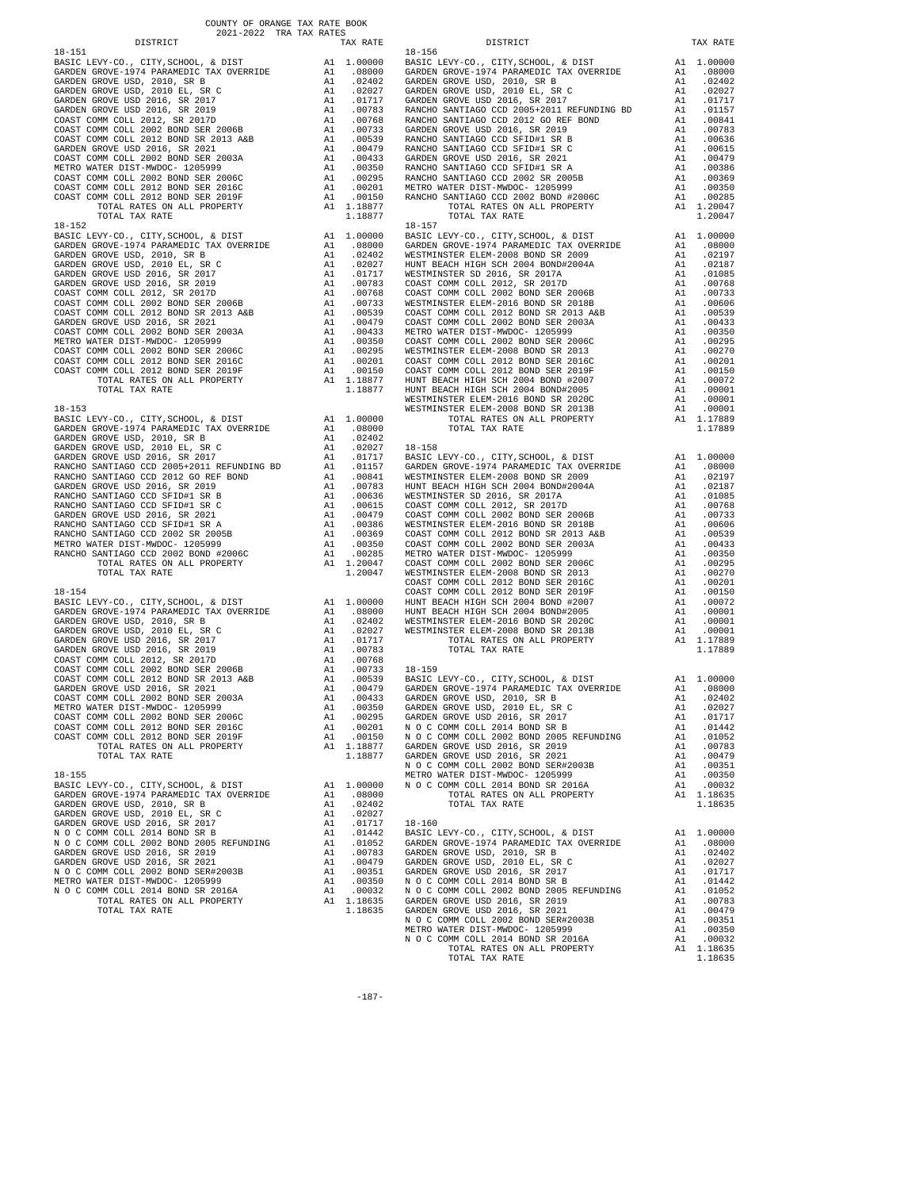COUNTY OF ORANGE TAX RATE BOOK
2021-2022 TRA TAX RATES

| DISTRICT | | TAX RATE |
|---|---|---|
| **18-151** | | |
| BASIC LEVY-CO., CITY,SCHOOL, & DIST | A1 | 1.00000 |
| GARDEN GROVE-1974 PARAMEDIC TAX OVERRIDE | A1 | .08000 |
| GARDEN GROVE USD, 2010, SR B | A1 | .02402 |
| GARDEN GROVE USD, 2010 EL, SR C | A1 | .02027 |
| GARDEN GROVE USD 2016, SR 2017 | A1 | .01717 |
| GARDEN GROVE USD 2016, SR 2019 | A1 | .00783 |
| COAST COMM COLL 2012, SR 2017D | A1 | .00768 |
| COAST COMM COLL 2002 BOND SER 2006B | A1 | .00733 |
| COAST COMM COLL 2012 BOND SER 2013 A&B | A1 | .00539 |
| GARDEN GROVE USD 2016, SR 2021 | A1 | .00479 |
| COAST COMM COLL 2002 BOND SER 2003A | A1 | .00433 |
| METRO WATER DIST-MWDOC- 1205999 | A1 | .00350 |
| COAST COMM COLL 2002 BOND SER 2006C | A1 | .00295 |
| COAST COMM COLL 2012 BOND SER 2016C | A1 | .00201 |
| COAST COMM COLL 2012 BOND SER 2019F | A1 | .00150 |
| TOTAL RATES ON ALL PROPERTY | A1 | 1.18877 |
| TOTAL TAX RATE | | 1.18877 |
| **18-152** | | |
| BASIC LEVY-CO., CITY,SCHOOL, & DIST | A1 | 1.00000 |
| GARDEN GROVE-1974 PARAMEDIC TAX OVERRIDE | A1 | .08000 |
| GARDEN GROVE USD, 2010, SR B | A1 | .02402 |
| GARDEN GROVE USD, 2010 EL, SR C | A1 | .02027 |
| GARDEN GROVE USD 2016, SR 2017 | A1 | .01717 |
| GARDEN GROVE USD 2016, SR 2019 | A1 | .00783 |
| COAST COMM COLL 2012, SR 2017D | A1 | .00768 |
| COAST COMM COLL 2002 BOND SER 2006B | A1 | .00733 |
| COAST COMM COLL 2012 BOND SER 2013 A&B | A1 | .00539 |
| GARDEN GROVE USD 2016, SR 2021 | A1 | .00479 |
| COAST COMM COLL 2002 BOND SER 2003A | A1 | .00433 |
| METRO WATER DIST-MWDOC- 1205999 | A1 | .00350 |
| COAST COMM COLL 2002 BOND SER 2006C | A1 | .00295 |
| COAST COMM COLL 2012 BOND SER 2016C | A1 | .00201 |
| COAST COMM COLL 2012 BOND SER 2019F | A1 | .00150 |
| TOTAL RATES ON ALL PROPERTY | A1 | 1.18877 |
| TOTAL TAX RATE | | 1.18877 |
| **18-153** | | |
| BASIC LEVY-CO., CITY,SCHOOL, & DIST | A1 | 1.00000 |
| GARDEN GROVE-1974 PARAMEDIC TAX OVERRIDE | A1 | .08000 |
| GARDEN GROVE USD, 2010, SR B | A1 | .02402 |
| GARDEN GROVE USD, 2010 EL, SR C | A1 | .02027 |
| GARDEN GROVE USD 2016, SR 2017 | A1 | .01717 |
| RANCHO SANTIAGO CCD 2005+2011 REFUNDING BD | A1 | .01157 |
| RANCHO SANTIAGO CCD 2012 GO REF BOND | A1 | .00841 |
| GARDEN GROVE USD 2016, SR 2019 | A1 | .00783 |
| RANCHO SANTIAGO CCD SFID#1 SR B | A1 | .00636 |
| RANCHO SANTIAGO CCD SFID#1 SR C | A1 | .00615 |
| GARDEN GROVE USD 2016, SR 2021 | A1 | .00479 |
| RANCHO SANTIAGO CCD SFID#1 SR A | A1 | .00386 |
| RANCHO SANTIAGO CCD 2002 SR 2005B | A1 | .00369 |
| METRO WATER DIST-MWDOC- 1205999 | A1 | .00350 |
| RANCHO SANTIAGO CCD 2002 BOND #2006C | A1 | .00285 |
| TOTAL RATES ON ALL PROPERTY | A1 | 1.20047 |
| TOTAL TAX RATE | | 1.20047 |
| **18-154** | | |
| BASIC LEVY-CO., CITY,SCHOOL, & DIST | A1 | 1.00000 |
| GARDEN GROVE-1974 PARAMEDIC TAX OVERRIDE | A1 | .08000 |
| GARDEN GROVE USD, 2010, SR B | A1 | .02402 |
| GARDEN GROVE USD, 2010 EL, SR C | A1 | .02027 |
| GARDEN GROVE USD 2016, SR 2017 | A1 | .01717 |
| GARDEN GROVE USD 2016, SR 2019 | A1 | .00783 |
| COAST COMM COLL 2012, SR 2017D | A1 | .00768 |
| COAST COMM COLL 2002 BOND SER 2006B | A1 | .00733 |
| COAST COMM COLL 2012 BOND SER 2013 A&B | A1 | .00539 |
| GARDEN GROVE USD 2016, SR 2021 | A1 | .00479 |
| COAST COMM COLL 2002 BOND SER 2003A | A1 | .00433 |
| METRO WATER DIST-MWDOC- 1205999 | A1 | .00350 |
| COAST COMM COLL 2002 BOND SER 2006C | A1 | .00295 |
| COAST COMM COLL 2012 BOND SER 2016C | A1 | .00201 |
| COAST COMM COLL 2012 BOND SER 2019F | A1 | .00150 |
| TOTAL RATES ON ALL PROPERTY | A1 | 1.18877 |
| TOTAL TAX RATE | | 1.18877 |
| **18-155** | | |
| BASIC LEVY-CO., CITY,SCHOOL, & DIST | A1 | 1.00000 |
| GARDEN GROVE-1974 PARAMEDIC TAX OVERRIDE | A1 | .08000 |
| GARDEN GROVE USD, 2010, SR B | A1 | .02402 |
| GARDEN GROVE USD, 2010 EL, SR C | A1 | .02027 |
| GARDEN GROVE USD 2016, SR 2017 | A1 | .01717 |
| N O C COMM COLL 2014 BOND SR B | A1 | .01442 |
| N O C COMM COLL 2002 BOND 2005 REFUNDING | A1 | .01052 |
| GARDEN GROVE USD 2016, SR 2019 | A1 | .00783 |
| GARDEN GROVE USD 2016, SR 2021 | A1 | .00479 |
| N O C COMM COLL 2002 BOND SER#2003B | A1 | .00351 |
| METRO WATER DIST-MWDOC- 1205999 | A1 | .00350 |
| N O C COMM COLL 2014 BOND SR 2016A | A1 | .00032 |
| TOTAL RATES ON ALL PROPERTY | A1 | 1.18635 |
| TOTAL TAX RATE | | 1.18635 |
| **18-156** | | |
| BASIC LEVY-CO., CITY,SCHOOL, & DIST | A1 | 1.00000 |
| GARDEN GROVE-1974 PARAMEDIC TAX OVERRIDE | A1 | .08000 |
| GARDEN GROVE USD, 2010, SR B | A1 | .02402 |
| GARDEN GROVE USD, 2010 EL, SR C | A1 | .02027 |
| GARDEN GROVE USD 2016, SR 2017 | A1 | .01717 |
| RANCHO SANTIAGO CCD 2005+2011 REFUNDING BD | A1 | .01157 |
| RANCHO SANTIAGO CCD 2012 GO REF BOND | A1 | .00841 |
| GARDEN GROVE USD 2016, SR 2019 | A1 | .00783 |
| RANCHO SANTIAGO CCD SFID#1 SR B | A1 | .00636 |
| RANCHO SANTIAGO CCD SFID#1 SR C | A1 | .00615 |
| GARDEN GROVE USD 2016, SR 2021 | A1 | .00479 |
| RANCHO SANTIAGO CCD SFID#1 SR A | A1 | .00386 |
| RANCHO SANTIAGO CCD 2002 SR 2005B | A1 | .00369 |
| METRO WATER DIST-MWDOC- 1205999 | A1 | .00350 |
| RANCHO SANTIAGO CCD 2002 BOND #2006C | A1 | .00285 |
| TOTAL RATES ON ALL PROPERTY | A1 | 1.20047 |
| TOTAL TAX RATE | | 1.20047 |
| **18-157** | | |
| BASIC LEVY-CO., CITY,SCHOOL, & DIST | A1 | 1.00000 |
| GARDEN GROVE-1974 PARAMEDIC TAX OVERRIDE | A1 | .08000 |
| WESTMINSTER ELEM-2008 BOND SR 2009 | A1 | .02197 |
| HUNT BEACH HIGH SCH 2004 BOND#2004A | A1 | .02187 |
| WESTMINSTER SD 2016, SR 2017A | A1 | .01085 |
| COAST COMM COLL 2012, SR 2017D | A1 | .00768 |
| COAST COMM COLL 2002 BOND SER 2006B | A1 | .00733 |
| WESTMINSTER ELEM-2016 BOND SR 2018B | A1 | .00606 |
| COAST COMM COLL 2012 BOND SER 2013 A&B | A1 | .00539 |
| COAST COMM COLL 2002 BOND SER 2003A | A1 | .00433 |
| METRO WATER DIST-MWDOC- 1205999 | A1 | .00350 |
| COAST COMM COLL 2002 BOND SER 2006C | A1 | .00295 |
| WESTMINSTER ELEM-2008 BOND SR 2013 | A1 | .00270 |
| COAST COMM COLL 2012 BOND SER 2016C | A1 | .00201 |
| COAST COMM COLL 2012 BOND SER 2019F | A1 | .00150 |
| HUNT BEACH HIGH SCH 2004 BOND #2007 | A1 | .00072 |
| HUNT BEACH HIGH SCH 2004 BOND#2005 | A1 | .00001 |
| WESTMINSTER ELEM-2016 BOND SR 2020C | A1 | .00001 |
| WESTMINSTER ELEM-2008 BOND SR 2013B | A1 | .00001 |
| TOTAL RATES ON ALL PROPERTY | A1 | 1.17889 |
| TOTAL TAX RATE | | 1.17889 |
| **18-158** | | |
| BASIC LEVY-CO., CITY,SCHOOL, & DIST | A1 | 1.00000 |
| GARDEN GROVE-1974 PARAMEDIC TAX OVERRIDE | A1 | .08000 |
| WESTMINSTER ELEM-2008 BOND SR 2009 | A1 | .02197 |
| HUNT BEACH HIGH SCH 2004 BOND#2004A | A1 | .02187 |
| WESTMINSTER SD 2016, SR 2017A | A1 | .01085 |
| COAST COMM COLL 2012, SR 2017D | A1 | .00768 |
| COAST COMM COLL 2002 BOND SER 2006B | A1 | .00733 |
| WESTMINSTER ELEM-2016 BOND SR 2018B | A1 | .00606 |
| COAST COMM COLL 2012 BOND SER 2013 A&B | A1 | .00539 |
| COAST COMM COLL 2002 BOND SER 2003A | A1 | .00433 |
| METRO WATER DIST-MWDOC- 1205999 | A1 | .00350 |
| COAST COMM COLL 2002 BOND SER 2006C | A1 | .00295 |
| WESTMINSTER ELEM-2008 BOND SR 2013 | A1 | .00270 |
| COAST COMM COLL 2012 BOND SER 2016C | A1 | .00201 |
| COAST COMM COLL 2012 BOND SER 2019F | A1 | .00150 |
| HUNT BEACH HIGH SCH 2004 BOND #2007 | A1 | .00072 |
| HUNT BEACH HIGH SCH 2004 BOND#2005 | A1 | .00001 |
| WESTMINSTER ELEM-2016 BOND SR 2020C | A1 | .00001 |
| WESTMINSTER ELEM-2008 BOND SR 2013B | A1 | .00001 |
| TOTAL RATES ON ALL PROPERTY | A1 | 1.17889 |
| TOTAL TAX RATE | | 1.17889 |
| **18-159** | | |
| BASIC LEVY-CO., CITY,SCHOOL, & DIST | A1 | 1.00000 |
| GARDEN GROVE-1974 PARAMEDIC TAX OVERRIDE | A1 | .08000 |
| GARDEN GROVE USD, 2010, SR B | A1 | .02402 |
| GARDEN GROVE USD, 2010 EL, SR C | A1 | .02027 |
| GARDEN GROVE USD 2016, SR 2017 | A1 | .01717 |
| N O C COMM COLL 2014 BOND SR B | A1 | .01442 |
| N O C COMM COLL 2002 BOND 2005 REFUNDING | A1 | .01052 |
| GARDEN GROVE USD 2016, SR 2019 | A1 | .00783 |
| GARDEN GROVE USD 2016, SR 2021 | A1 | .00479 |
| N O C COMM COLL 2002 BOND SER#2003B | A1 | .00351 |
| METRO WATER DIST-MWDOC- 1205999 | A1 | .00350 |
| N O C COMM COLL 2014 BOND SR 2016A | A1 | .00032 |
| TOTAL RATES ON ALL PROPERTY | A1 | 1.18635 |
| TOTAL TAX RATE | | 1.18635 |
| **18-160** | | |
| BASIC LEVY-CO., CITY,SCHOOL, & DIST | A1 | 1.00000 |
| GARDEN GROVE-1974 PARAMEDIC TAX OVERRIDE | A1 | .08000 |
| GARDEN GROVE USD, 2010, SR B | A1 | .02402 |
| GARDEN GROVE USD, 2010 EL, SR C | A1 | .02027 |
| GARDEN GROVE USD 2016, SR 2017 | A1 | .01717 |
| N O C COMM COLL 2014 BOND SR B | A1 | .01442 |
| N O C COMM COLL 2002 BOND 2005 REFUNDING | A1 | .01052 |
| GARDEN GROVE USD 2016, SR 2019 | A1 | .00783 |
| GARDEN GROVE USD 2016, SR 2021 | A1 | .00479 |
| N O C COMM COLL 2002 BOND SER#2003B | A1 | .00351 |
| METRO WATER DIST-MWDOC- 1205999 | A1 | .00350 |
| N O C COMM COLL 2014 BOND SR 2016A | A1 | .00032 |
| TOTAL RATES ON ALL PROPERTY | A1 | 1.18635 |
| TOTAL TAX RATE | | 1.18635 |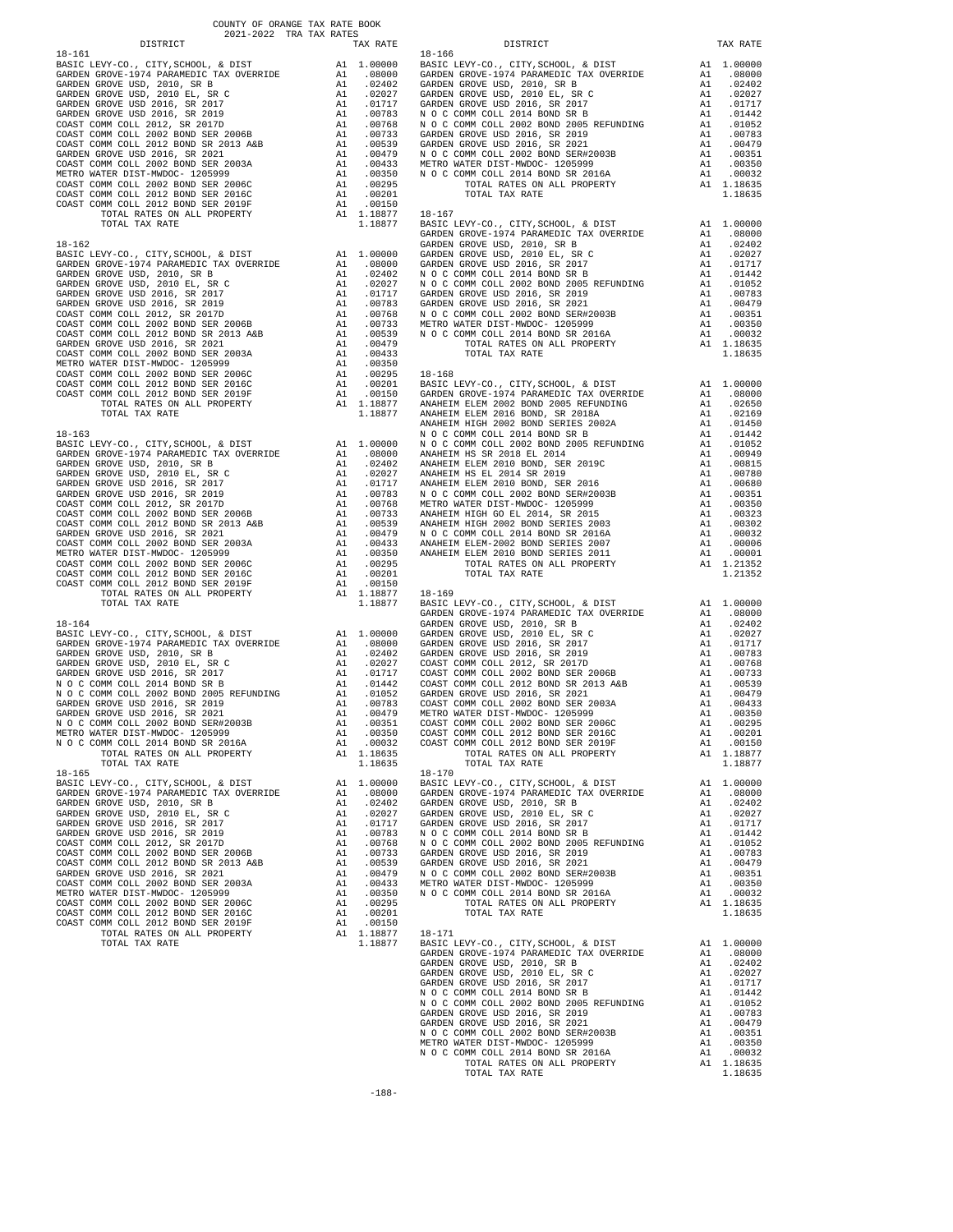COUNTY OF ORANGE TAX RATE BOOK
2021-2022 TRA TAX RATES

**18-161**

| DISTRICT | | TAX RATE |
|---|---|---|
| BASIC LEVY-CO., CITY,SCHOOL, & DIST | A1 | 1.00000 |
| GARDEN GROVE-1974 PARAMEDIC TAX OVERRIDE | A1 | .08000 |
| GARDEN GROVE USD, 2010, SR B | A1 | .02402 |
| GARDEN GROVE USD, 2010 EL, SR C | A1 | .02027 |
| GARDEN GROVE USD 2016, SR 2017 | A1 | .01717 |
| GARDEN GROVE USD 2016, SR 2019 | A1 | .00783 |
| COAST COMM COLL 2012, SR 2017D | A1 | .00768 |
| COAST COMM COLL 2002 BOND SER 2006B | A1 | .00733 |
| COAST COMM COLL 2012 BOND SR 2013 A&B | A1 | .00539 |
| GARDEN GROVE USD 2016, SR 2021 | A1 | .00479 |
| COAST COMM COLL 2002 BOND SER 2003A | A1 | .00433 |
| METRO WATER DIST-MWDOC- 1205999 | A1 | .00350 |
| COAST COMM COLL 2002 BOND SER 2006C | A1 | .00295 |
| COAST COMM COLL 2012 BOND SER 2016C | A1 | .00201 |
| COAST COMM COLL 2012 BOND SER 2019F | A1 | .00150 |
| TOTAL RATES ON ALL PROPERTY | A1 | 1.18877 |
| TOTAL TAX RATE | | 1.18877 |

**18-162**

| DISTRICT | | TAX RATE |
|---|---|---|
| BASIC LEVY-CO., CITY,SCHOOL, & DIST | A1 | 1.00000 |
| GARDEN GROVE-1974 PARAMEDIC TAX OVERRIDE | A1 | .08000 |
| GARDEN GROVE USD, 2010, SR B | A1 | .02402 |
| GARDEN GROVE USD, 2010 EL, SR C | A1 | .02027 |
| GARDEN GROVE USD 2016, SR 2017 | A1 | .01717 |
| GARDEN GROVE USD 2016, SR 2019 | A1 | .00783 |
| COAST COMM COLL 2012, SR 2017D | A1 | .00768 |
| COAST COMM COLL 2002 BOND SER 2006B | A1 | .00733 |
| COAST COMM COLL 2012 BOND SR 2013 A&B | A1 | .00539 |
| GARDEN GROVE USD 2016, SR 2021 | A1 | .00479 |
| COAST COMM COLL 2002 BOND SER 2003A | A1 | .00433 |
| METRO WATER DIST-MWDOC- 1205999 | A1 | .00350 |
| COAST COMM COLL 2002 BOND SER 2006C | A1 | .00295 |
| COAST COMM COLL 2012 BOND SER 2016C | A1 | .00201 |
| COAST COMM COLL 2012 BOND SER 2019F | A1 | .00150 |
| TOTAL RATES ON ALL PROPERTY | A1 | 1.18877 |
| TOTAL TAX RATE | | 1.18877 |

**18-163**

| DISTRICT | | TAX RATE |
|---|---|---|
| BASIC LEVY-CO., CITY,SCHOOL, & DIST | A1 | 1.00000 |
| GARDEN GROVE-1974 PARAMEDIC TAX OVERRIDE | A1 | .08000 |
| GARDEN GROVE USD, 2010, SR B | A1 | .02402 |
| GARDEN GROVE USD, 2010 EL, SR C | A1 | .02027 |
| GARDEN GROVE USD 2016, SR 2017 | A1 | .01717 |
| GARDEN GROVE USD 2016, SR 2019 | A1 | .00783 |
| COAST COMM COLL 2012, SR 2017D | A1 | .00768 |
| COAST COMM COLL 2002 BOND SER 2006B | A1 | .00733 |
| COAST COMM COLL 2012 BOND SR 2013 A&B | A1 | .00539 |
| GARDEN GROVE USD 2016, SR 2021 | A1 | .00479 |
| COAST COMM COLL 2002 BOND SER 2003A | A1 | .00433 |
| METRO WATER DIST-MWDOC- 1205999 | A1 | .00350 |
| COAST COMM COLL 2002 BOND SER 2006C | A1 | .00295 |
| COAST COMM COLL 2012 BOND SER 2016C | A1 | .00201 |
| COAST COMM COLL 2012 BOND SER 2019F | A1 | .00150 |
| TOTAL RATES ON ALL PROPERTY | A1 | 1.18877 |
| TOTAL TAX RATE | | 1.18877 |

**18-164**

| DISTRICT | | TAX RATE |
|---|---|---|
| BASIC LEVY-CO., CITY,SCHOOL, & DIST | A1 | 1.00000 |
| GARDEN GROVE-1974 PARAMEDIC TAX OVERRIDE | A1 | .08000 |
| GARDEN GROVE USD, 2010, SR B | A1 | .02402 |
| GARDEN GROVE USD, 2010 EL, SR C | A1 | .02027 |
| GARDEN GROVE USD 2016, SR 2017 | A1 | .01717 |
| N O C COMM COLL 2014 BOND SR B | A1 | .01442 |
| N O C COMM COLL 2002 BOND 2005 REFUNDING | A1 | .01052 |
| GARDEN GROVE USD 2016, SR 2019 | A1 | .00783 |
| GARDEN GROVE USD 2016, SR 2021 | A1 | .00479 |
| N O C COMM COLL 2002 BOND SER#2003B | A1 | .00351 |
| METRO WATER DIST-MWDOC- 1205999 | A1 | .00350 |
| N O C COMM COLL 2014 BOND SR 2016A | A1 | .00032 |
| TOTAL RATES ON ALL PROPERTY | A1 | 1.18635 |
| TOTAL TAX RATE | | 1.18635 |

**18-165**

| DISTRICT | | TAX RATE |
|---|---|---|
| BASIC LEVY-CO., CITY,SCHOOL, & DIST | A1 | 1.00000 |
| GARDEN GROVE-1974 PARAMEDIC TAX OVERRIDE | A1 | .08000 |
| GARDEN GROVE USD, 2010, SR B | A1 | .02402 |
| GARDEN GROVE USD, 2010 EL, SR C | A1 | .02027 |
| GARDEN GROVE USD 2016, SR 2017 | A1 | .01717 |
| GARDEN GROVE USD 2016, SR 2019 | A1 | .00783 |
| COAST COMM COLL 2012, SR 2017D | A1 | .00768 |
| COAST COMM COLL 2002 BOND SER 2006B | A1 | .00733 |
| COAST COMM COLL 2012 BOND SR 2013 A&B | A1 | .00539 |
| GARDEN GROVE USD 2016, SR 2021 | A1 | .00479 |
| COAST COMM COLL 2002 BOND SER 2003A | A1 | .00433 |
| METRO WATER DIST-MWDOC- 1205999 | A1 | .00350 |
| COAST COMM COLL 2002 BOND SER 2006C | A1 | .00295 |
| COAST COMM COLL 2012 BOND SER 2016C | A1 | .00201 |
| COAST COMM COLL 2012 BOND SER 2019F | A1 | .00150 |
| TOTAL RATES ON ALL PROPERTY | A1 | 1.18877 |
| TOTAL TAX RATE | | 1.18877 |

**18-166**

| DISTRICT | | TAX RATE |
|---|---|---|
| BASIC LEVY-CO., CITY,SCHOOL, & DIST | A1 | 1.00000 |
| GARDEN GROVE-1974 PARAMEDIC TAX OVERRIDE | A1 | .08000 |
| GARDEN GROVE USD, 2010, SR B | A1 | .02402 |
| GARDEN GROVE USD, 2010 EL, SR C | A1 | .02027 |
| GARDEN GROVE USD 2016, SR 2017 | A1 | .01717 |
| N O C COMM COLL 2014 BOND SR B | A1 | .01442 |
| N O C COMM COLL 2002 BOND 2005 REFUNDING | A1 | .01052 |
| GARDEN GROVE USD 2016, SR 2019 | A1 | .00783 |
| GARDEN GROVE USD 2016, SR 2021 | A1 | .00479 |
| N O C COMM COLL 2002 BOND SER#2003B | A1 | .00351 |
| METRO WATER DIST-MWDOC- 1205999 | A1 | .00350 |
| N O C COMM COLL 2014 BOND SR 2016A | A1 | .00032 |
| TOTAL RATES ON ALL PROPERTY | A1 | 1.18635 |
| TOTAL TAX RATE | | 1.18635 |

**18-167**

| DISTRICT | | TAX RATE |
|---|---|---|
| BASIC LEVY-CO., CITY,SCHOOL, & DIST | A1 | 1.00000 |
| GARDEN GROVE-1974 PARAMEDIC TAX OVERRIDE | A1 | .08000 |
| GARDEN GROVE USD, 2010, SR B | A1 | .02402 |
| GARDEN GROVE USD, 2010 EL, SR C | A1 | .02027 |
| GARDEN GROVE USD 2016, SR 2017 | A1 | .01717 |
| N O C COMM COLL 2014 BOND SR B | A1 | .01442 |
| N O C COMM COLL 2002 BOND 2005 REFUNDING | A1 | .01052 |
| GARDEN GROVE USD 2016, SR 2019 | A1 | .00783 |
| GARDEN GROVE USD 2016, SR 2021 | A1 | .00479 |
| N O C COMM COLL 2002 BOND SER#2003B | A1 | .00351 |
| METRO WATER DIST-MWDOC- 1205999 | A1 | .00350 |
| N O C COMM COLL 2014 BOND SR 2016A | A1 | .00032 |
| TOTAL RATES ON ALL PROPERTY | A1 | 1.18635 |
| TOTAL TAX RATE | | 1.18635 |

**18-168**

| DISTRICT | | TAX RATE |
|---|---|---|
| BASIC LEVY-CO., CITY,SCHOOL, & DIST | A1 | 1.00000 |
| GARDEN GROVE-1974 PARAMEDIC TAX OVERRIDE | A1 | .08000 |
| ANAHEIM ELEM 2002 BOND 2005 REFUNDING | A1 | .02650 |
| ANAHEIM ELEM 2016 BOND, SR 2018A | A1 | .02169 |
| ANAHEIM HIGH 2002 BOND SERIES 2002A | A1 | .01450 |
| N O C COMM COLL 2014 BOND SR B | A1 | .01442 |
| N O C COMM COLL 2002 BOND 2005 REFUNDING | A1 | .01052 |
| ANAHEIM HS SR 2018 EL 2014 | A1 | .00949 |
| ANAHEIM ELEM 2010 BOND, SER 2019C | A1 | .00815 |
| ANAHEIM HS EL 2014 SR 2019 | A1 | .00780 |
| ANAHEIM ELEM 2010 BOND, SER 2016 | A1 | .00680 |
| N O C COMM COLL 2002 BOND SER#2003B | A1 | .00351 |
| METRO WATER DIST-MWDOC- 1205999 | A1 | .00350 |
| ANAHEIM HIGH GO EL 2014, SR 2015 | A1 | .00323 |
| ANAHEIM HIGH 2002 BOND SERIES 2003 | A1 | .00302 |
| N O C COMM COLL 2014 BOND SR 2016A | A1 | .00032 |
| ANAHEIM ELEM-2002 BOND SERIES 2007 | A1 | .00006 |
| ANAHEIM ELEM 2010 BOND SERIES 2011 | A1 | .00001 |
| TOTAL RATES ON ALL PROPERTY | A1 | 1.21352 |
| TOTAL TAX RATE | | 1.21352 |

**18-169**

| DISTRICT | | TAX RATE |
|---|---|---|
| BASIC LEVY-CO., CITY,SCHOOL, & DIST | A1 | 1.00000 |
| GARDEN GROVE-1974 PARAMEDIC TAX OVERRIDE | A1 | .08000 |
| GARDEN GROVE USD, 2010, SR B | A1 | .02402 |
| GARDEN GROVE USD, 2010 EL, SR C | A1 | .02027 |
| GARDEN GROVE USD 2016, SR 2017 | A1 | .01717 |
| GARDEN GROVE USD 2016, SR 2019 | A1 | .00783 |
| COAST COMM COLL 2012, SR 2017D | A1 | .00768 |
| COAST COMM COLL 2002 BOND SER 2006B | A1 | .00733 |
| COAST COMM COLL 2012 BOND SR 2013 A&B | A1 | .00539 |
| GARDEN GROVE USD 2016, SR 2021 | A1 | .00479 |
| COAST COMM COLL 2002 BOND SER 2003A | A1 | .00433 |
| METRO WATER DIST-MWDOC- 1205999 | A1 | .00350 |
| COAST COMM COLL 2002 BOND SER 2006C | A1 | .00295 |
| COAST COMM COLL 2012 BOND SER 2016C | A1 | .00201 |
| COAST COMM COLL 2012 BOND SER 2019F | A1 | .00150 |
| TOTAL RATES ON ALL PROPERTY | A1 | 1.18877 |
| TOTAL TAX RATE | | 1.18877 |

**18-170**

| DISTRICT | | TAX RATE |
|---|---|---|
| BASIC LEVY-CO., CITY,SCHOOL, & DIST | A1 | 1.00000 |
| GARDEN GROVE-1974 PARAMEDIC TAX OVERRIDE | A1 | .08000 |
| GARDEN GROVE USD, 2010, SR B | A1 | .02402 |
| GARDEN GROVE USD, 2010 EL, SR C | A1 | .02027 |
| GARDEN GROVE USD 2016, SR 2017 | A1 | .01717 |
| N O C COMM COLL 2014 BOND SR B | A1 | .01442 |
| N O C COMM COLL 2002 BOND 2005 REFUNDING | A1 | .01052 |
| GARDEN GROVE USD 2016, SR 2019 | A1 | .00783 |
| GARDEN GROVE USD 2016, SR 2021 | A1 | .00479 |
| N O C COMM COLL 2002 BOND SER#2003B | A1 | .00351 |
| METRO WATER DIST-MWDOC- 1205999 | A1 | .00350 |
| N O C COMM COLL 2014 BOND SR 2016A | A1 | .00032 |
| TOTAL RATES ON ALL PROPERTY | A1 | 1.18635 |
| TOTAL TAX RATE | | 1.18635 |

**18-171**

| DISTRICT | | TAX RATE |
|---|---|---|
| BASIC LEVY-CO., CITY,SCHOOL, & DIST | A1 | 1.00000 |
| GARDEN GROVE-1974 PARAMEDIC TAX OVERRIDE | A1 | .08000 |
| GARDEN GROVE USD, 2010, SR B | A1 | .02402 |
| GARDEN GROVE USD, 2010 EL, SR C | A1 | .02027 |
| GARDEN GROVE USD 2016, SR 2017 | A1 | .01717 |
| N O C COMM COLL 2014 BOND SR B | A1 | .01442 |
| N O C COMM COLL 2002 BOND 2005 REFUNDING | A1 | .01052 |
| GARDEN GROVE USD 2016, SR 2019 | A1 | .00783 |
| GARDEN GROVE USD 2016, SR 2021 | A1 | .00479 |
| N O C COMM COLL 2002 BOND SER#2003B | A1 | .00351 |
| METRO WATER DIST-MWDOC- 1205999 | A1 | .00350 |
| N O C COMM COLL 2014 BOND SR 2016A | A1 | .00032 |
| TOTAL RATES ON ALL PROPERTY | A1 | 1.18635 |
| TOTAL TAX RATE | | 1.18635 |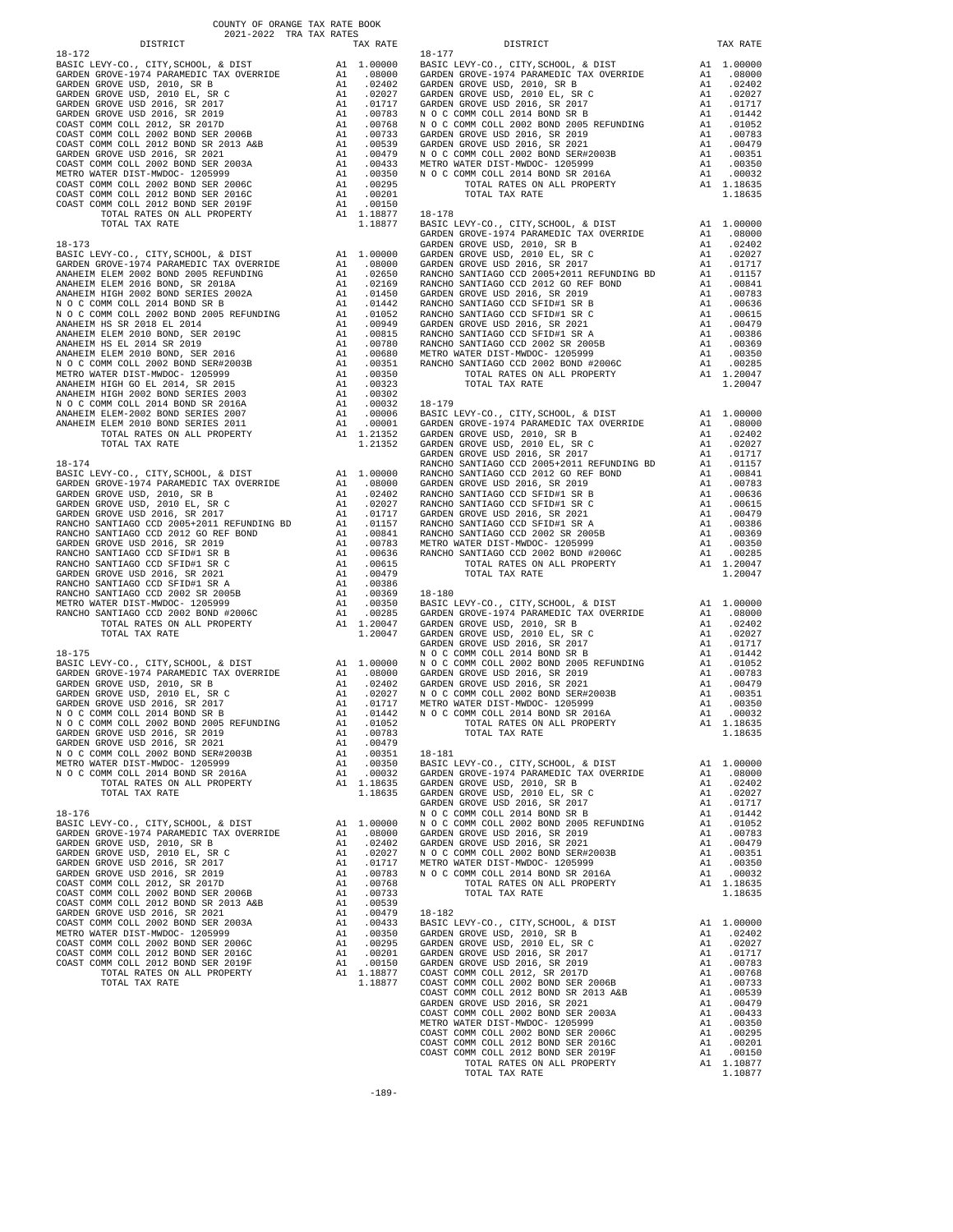COUNTY OF ORANGE TAX RATE BOOK
2021-2022 TRA TAX RATES

| DISTRICT | | TAX RATE |
|---|---|---|
| **18-172** | | |
| BASIC LEVY-CO., CITY,SCHOOL, & DIST | A1 | 1.00000 |
| GARDEN GROVE-1974 PARAMEDIC TAX OVERRIDE | A1 | .08000 |
| GARDEN GROVE USD, 2010, SR B | A1 | .02402 |
| GARDEN GROVE USD, 2010 EL, SR C | A1 | .02027 |
| GARDEN GROVE USD 2016, SR 2017 | A1 | .01717 |
| GARDEN GROVE USD 2016, SR 2019 | A1 | .00783 |
| COAST COMM COLL 2012, SR 2017D | A1 | .00768 |
| COAST COMM COLL 2002 BOND SER 2006B | A1 | .00733 |
| COAST COMM COLL 2012 BOND SR 2013 A&B | A1 | .00539 |
| GARDEN GROVE USD 2016, SR 2021 | A1 | .00479 |
| COAST COMM COLL 2002 BOND SER 2003A | A1 | .00433 |
| METRO WATER DIST-MWDOC- 1205999 | A1 | .00350 |
| COAST COMM COLL 2002 BOND SER 2006C | A1 | .00295 |
| COAST COMM COLL 2012 BOND SER 2016C | A1 | .00201 |
| COAST COMM COLL 2012 BOND SER 2019F | A1 | .00150 |
| TOTAL RATES ON ALL PROPERTY | A1 | 1.18877 |
| TOTAL TAX RATE | | 1.18877 |
| **18-173** | | |
| BASIC LEVY-CO., CITY,SCHOOL, & DIST | A1 | 1.00000 |
| GARDEN GROVE-1974 PARAMEDIC TAX OVERRIDE | A1 | .08000 |
| ANAHEIM ELEM 2002 BOND 2005 REFUNDING | A1 | .02650 |
| ANAHEIM ELEM 2016 BOND, SR 2018A | A1 | .02169 |
| ANAHEIM HIGH 2002 BOND SERIES 2002A | A1 | .01450 |
| N O C COMM COLL 2014 BOND SR B | A1 | .01442 |
| N O C COMM COLL 2002 BOND 2005 REFUNDING | A1 | .01052 |
| ANAHEIM HS SR 2018 EL 2014 | A1 | .00949 |
| ANAHEIM ELEM 2010 BOND, SER 2019C | A1 | .00815 |
| ANAHEIM HS EL 2014 SR 2019 | A1 | .00780 |
| ANAHEIM ELEM 2010 BOND, SER 2016 | A1 | .00680 |
| N O C COMM COLL 2002 BOND SER#2003B | A1 | .00351 |
| METRO WATER DIST-MWDOC- 1205999 | A1 | .00350 |
| ANAHEIM HIGH GO EL 2014, SR 2015 | A1 | .00323 |
| ANAHEIM HIGH 2002 BOND SERIES 2003 | A1 | .00302 |
| N O C COMM COLL 2014 BOND SR 2016A | A1 | .00032 |
| ANAHEIM ELEM-2002 BOND SERIES 2007 | A1 | .00006 |
| ANAHEIM ELEM 2010 BOND SERIES 2011 | A1 | .00001 |
| TOTAL RATES ON ALL PROPERTY | A1 | 1.21352 |
| TOTAL TAX RATE | | 1.21352 |
| **18-174** | | |
| BASIC LEVY-CO., CITY,SCHOOL, & DIST | A1 | 1.00000 |
| GARDEN GROVE-1974 PARAMEDIC TAX OVERRIDE | A1 | .08000 |
| GARDEN GROVE USD, 2010, SR B | A1 | .02402 |
| GARDEN GROVE USD, 2010 EL, SR C | A1 | .02027 |
| GARDEN GROVE USD 2016, SR 2017 | A1 | .01717 |
| RANCHO SANTIAGO CCD 2005+2011 REFUNDING BD | A1 | .01157 |
| RANCHO SANTIAGO CCD 2012 GO REF BOND | A1 | .00841 |
| GARDEN GROVE USD 2016, SR 2019 | A1 | .00783 |
| RANCHO SANTIAGO CCD SFID#1 SR B | A1 | .00636 |
| RANCHO SANTIAGO CCD SFID#1 SR C | A1 | .00615 |
| GARDEN GROVE USD 2016, SR 2021 | A1 | .00479 |
| RANCHO SANTIAGO CCD SFID#1 SR A | A1 | .00386 |
| RANCHO SANTIAGO CCD 2002 SR 2005B | A1 | .00369 |
| METRO WATER DIST-MWDOC- 1205999 | A1 | .00350 |
| RANCHO SANTIAGO CCD 2002 BOND #2006C | A1 | .00285 |
| TOTAL RATES ON ALL PROPERTY | A1 | 1.20047 |
| TOTAL TAX RATE | | 1.20047 |
| **18-175** | | |
| BASIC LEVY-CO., CITY,SCHOOL, & DIST | A1 | 1.00000 |
| GARDEN GROVE-1974 PARAMEDIC TAX OVERRIDE | A1 | .08000 |
| GARDEN GROVE USD, 2010, SR B | A1 | .02402 |
| GARDEN GROVE USD, 2010 EL, SR C | A1 | .02027 |
| GARDEN GROVE USD 2016, SR 2017 | A1 | .01717 |
| N O C COMM COLL 2014 BOND SR B | A1 | .01442 |
| N O C COMM COLL 2002 BOND 2005 REFUNDING | A1 | .01052 |
| GARDEN GROVE USD 2016, SR 2019 | A1 | .00783 |
| GARDEN GROVE USD 2016, SR 2021 | A1 | .00479 |
| N O C COMM COLL 2002 BOND SER#2003B | A1 | .00351 |
| METRO WATER DIST-MWDOC- 1205999 | A1 | .00350 |
| N O C COMM COLL 2014 BOND SR 2016A | A1 | .00032 |
| TOTAL RATES ON ALL PROPERTY | A1 | 1.18635 |
| TOTAL TAX RATE | | 1.18635 |
| **18-176** | | |
| BASIC LEVY-CO., CITY,SCHOOL, & DIST | A1 | 1.00000 |
| GARDEN GROVE-1974 PARAMEDIC TAX OVERRIDE | A1 | .08000 |
| GARDEN GROVE USD, 2010, SR B | A1 | .02402 |
| GARDEN GROVE USD, 2010 EL, SR C | A1 | .02027 |
| GARDEN GROVE USD 2016, SR 2017 | A1 | .01717 |
| GARDEN GROVE USD 2016, SR 2019 | A1 | .00783 |
| COAST COMM COLL 2012, SR 2017D | A1 | .00768 |
| COAST COMM COLL 2002 BOND SER 2006B | A1 | .00733 |
| COAST COMM COLL 2012 BOND SR 2013 A&B | A1 | .00539 |
| GARDEN GROVE USD 2016, SR 2021 | A1 | .00479 |
| COAST COMM COLL 2002 BOND SER 2003A | A1 | .00433 |
| METRO WATER DIST-MWDOC- 1205999 | A1 | .00350 |
| COAST COMM COLL 2002 BOND SER 2006C | A1 | .00295 |
| COAST COMM COLL 2012 BOND SER 2016C | A1 | .00201 |
| COAST COMM COLL 2012 BOND SER 2019F | A1 | .00150 |
| TOTAL RATES ON ALL PROPERTY | A1 | 1.18877 |
| TOTAL TAX RATE | | 1.18877 |
| **18-177** | | |
| BASIC LEVY-CO., CITY,SCHOOL, & DIST | A1 | 1.00000 |
| GARDEN GROVE-1974 PARAMEDIC TAX OVERRIDE | A1 | .08000 |
| GARDEN GROVE USD, 2010, SR B | A1 | .02402 |
| GARDEN GROVE USD, 2010 EL, SR C | A1 | .02027 |
| GARDEN GROVE USD 2016, SR 2017 | A1 | .01717 |
| N O C COMM COLL 2014 BOND SR B | A1 | .01442 |
| N O C COMM COLL 2002 BOND 2005 REFUNDING | A1 | .01052 |
| GARDEN GROVE USD 2016, SR 2019 | A1 | .00783 |
| GARDEN GROVE USD 2016, SR 2021 | A1 | .00479 |
| N O C COMM COLL 2002 BOND SER#2003B | A1 | .00351 |
| METRO WATER DIST-MWDOC- 1205999 | A1 | .00350 |
| N O C COMM COLL 2014 BOND SR 2016A | A1 | .00032 |
| TOTAL RATES ON ALL PROPERTY | A1 | 1.18635 |
| TOTAL TAX RATE | | 1.18635 |
| **18-178** | | |
| BASIC LEVY-CO., CITY,SCHOOL, & DIST | A1 | 1.00000 |
| GARDEN GROVE-1974 PARAMEDIC TAX OVERRIDE | A1 | .08000 |
| GARDEN GROVE USD, 2010, SR B | A1 | .02402 |
| GARDEN GROVE USD, 2010 EL, SR C | A1 | .02027 |
| GARDEN GROVE USD 2016, SR 2017 | A1 | .01717 |
| RANCHO SANTIAGO CCD 2005+2011 REFUNDING BD | A1 | .01157 |
| RANCHO SANTIAGO CCD 2012 GO REF BOND | A1 | .00841 |
| GARDEN GROVE USD 2016, SR 2019 | A1 | .00783 |
| RANCHO SANTIAGO CCD SFID#1 SR B | A1 | .00636 |
| RANCHO SANTIAGO CCD SFID#1 SR C | A1 | .00615 |
| GARDEN GROVE USD 2016, SR 2021 | A1 | .00479 |
| RANCHO SANTIAGO CCD SFID#1 SR A | A1 | .00386 |
| RANCHO SANTIAGO CCD 2002 SR 2005B | A1 | .00369 |
| METRO WATER DIST-MWDOC- 1205999 | A1 | .00350 |
| RANCHO SANTIAGO CCD 2002 BOND #2006C | A1 | .00285 |
| TOTAL RATES ON ALL PROPERTY | A1 | 1.20047 |
| TOTAL TAX RATE | | 1.20047 |
| **18-179** | | |
| BASIC LEVY-CO., CITY,SCHOOL, & DIST | A1 | 1.00000 |
| GARDEN GROVE-1974 PARAMEDIC TAX OVERRIDE | A1 | .08000 |
| GARDEN GROVE USD, 2010, SR B | A1 | .02402 |
| GARDEN GROVE USD, 2010 EL, SR C | A1 | .02027 |
| GARDEN GROVE USD 2016, SR 2017 | A1 | .01717 |
| RANCHO SANTIAGO CCD 2005+2011 REFUNDING BD | A1 | .01157 |
| RANCHO SANTIAGO CCD 2012 GO REF BOND | A1 | .00841 |
| GARDEN GROVE USD 2016, SR 2019 | A1 | .00783 |
| RANCHO SANTIAGO CCD SFID#1 SR B | A1 | .00636 |
| RANCHO SANTIAGO CCD SFID#1 SR C | A1 | .00615 |
| GARDEN GROVE USD 2016, SR 2021 | A1 | .00479 |
| RANCHO SANTIAGO CCD SFID#1 SR A | A1 | .00386 |
| RANCHO SANTIAGO CCD 2002 SR 2005B | A1 | .00369 |
| METRO WATER DIST-MWDOC- 1205999 | A1 | .00350 |
| RANCHO SANTIAGO CCD 2002 BOND #2006C | A1 | .00285 |
| TOTAL RATES ON ALL PROPERTY | A1 | 1.20047 |
| TOTAL TAX RATE | | 1.20047 |
| **18-180** | | |
| BASIC LEVY-CO., CITY,SCHOOL, & DIST | A1 | 1.00000 |
| GARDEN GROVE-1974 PARAMEDIC TAX OVERRIDE | A1 | .08000 |
| GARDEN GROVE USD, 2010, SR B | A1 | .02402 |
| GARDEN GROVE USD, 2010 EL, SR C | A1 | .02027 |
| GARDEN GROVE USD 2016, SR 2017 | A1 | .01717 |
| N O C COMM COLL 2014 BOND SR B | A1 | .01442 |
| N O C COMM COLL 2002 BOND 2005 REFUNDING | A1 | .01052 |
| GARDEN GROVE USD 2016, SR 2019 | A1 | .00783 |
| GARDEN GROVE USD 2016, SR 2021 | A1 | .00479 |
| N O C COMM COLL 2002 BOND SER#2003B | A1 | .00351 |
| METRO WATER DIST-MWDOC- 1205999 | A1 | .00350 |
| N O C COMM COLL 2014 BOND SR 2016A | A1 | .00032 |
| TOTAL RATES ON ALL PROPERTY | A1 | 1.18635 |
| TOTAL TAX RATE | | 1.18635 |
| **18-181** | | |
| BASIC LEVY-CO., CITY,SCHOOL, & DIST | A1 | 1.00000 |
| GARDEN GROVE-1974 PARAMEDIC TAX OVERRIDE | A1 | .08000 |
| GARDEN GROVE USD, 2010, SR B | A1 | .02402 |
| GARDEN GROVE USD, 2010 EL, SR C | A1 | .02027 |
| GARDEN GROVE USD 2016, SR 2017 | A1 | .01717 |
| N O C COMM COLL 2014 BOND SR B | A1 | .01442 |
| N O C COMM COLL 2002 BOND 2005 REFUNDING | A1 | .01052 |
| GARDEN GROVE USD 2016, SR 2019 | A1 | .00783 |
| GARDEN GROVE USD 2016, SR 2021 | A1 | .00479 |
| N O C COMM COLL 2002 BOND SER#2003B | A1 | .00351 |
| METRO WATER DIST-MWDOC- 1205999 | A1 | .00350 |
| N O C COMM COLL 2014 BOND SR 2016A | A1 | .00032 |
| TOTAL RATES ON ALL PROPERTY | A1 | 1.18635 |
| TOTAL TAX RATE | | 1.18635 |
| **18-182** | | |
| BASIC LEVY-CO., CITY,SCHOOL, & DIST | A1 | 1.00000 |
| GARDEN GROVE USD, 2010, SR B | A1 | .02402 |
| GARDEN GROVE USD, 2010 EL, SR C | A1 | .02027 |
| GARDEN GROVE USD 2016, SR 2017 | A1 | .01717 |
| GARDEN GROVE USD 2016, SR 2019 | A1 | .00783 |
| COAST COMM COLL 2012, SR 2017D | A1 | .00768 |
| COAST COMM COLL 2002 BOND SER 2006B | A1 | .00733 |
| COAST COMM COLL 2012 BOND SR 2013 A&B | A1 | .00539 |
| GARDEN GROVE USD 2016, SR 2021 | A1 | .00479 |
| COAST COMM COLL 2002 BOND SER 2003A | A1 | .00433 |
| METRO WATER DIST-MWDOC- 1205999 | A1 | .00350 |
| COAST COMM COLL 2002 BOND SER 2006C | A1 | .00295 |
| COAST COMM COLL 2012 BOND SER 2016C | A1 | .00201 |
| COAST COMM COLL 2012 BOND SER 2019F | A1 | .00150 |
| TOTAL RATES ON ALL PROPERTY | A1 | 1.10877 |
| TOTAL TAX RATE | | 1.10877 |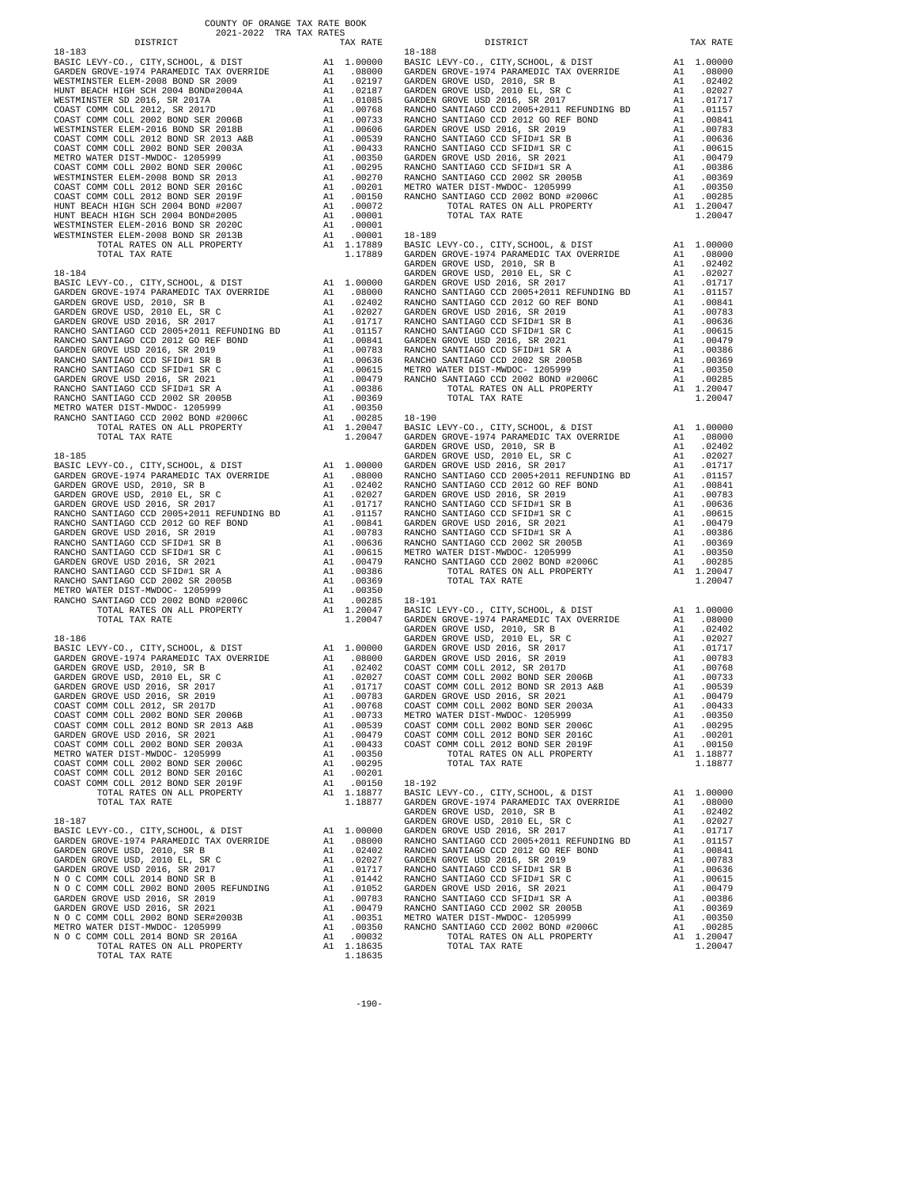COUNTY OF ORANGE TAX RATE BOOK
2021-2022 TRA TAX RATES

| DISTRICT | | TAX RATE |
|---|---|---|
| **18-183** | | |
| BASIC LEVY-CO., CITY,SCHOOL, & DIST | A1 | 1.00000 |
| GARDEN GROVE-1974 PARAMEDIC TAX OVERRIDE | A1 | .08000 |
| WESTMINSTER ELEM-2008 BOND SR 2009 | A1 | .02197 |
| HUNT BEACH HIGH SCH 2004 BOND#2004A | A1 | .02187 |
| WESTMINSTER SD 2016, SR 2017A | A1 | .01085 |
| COAST COMM COLL 2012, SR 2017D | A1 | .00768 |
| COAST COMM COLL 2002 BOND SER 2006B | A1 | .00733 |
| WESTMINSTER ELEM-2016 BOND SR 2018B | A1 | .00606 |
| COAST COMM COLL 2012 BOND SR 2013 A&B | A1 | .00539 |
| COAST COMM COLL 2002 BOND SER 2003A | A1 | .00433 |
| METRO WATER DIST-MWDOC- 1205999 | A1 | .00350 |
| COAST COMM COLL 2002 BOND SER 2006C | A1 | .00295 |
| WESTMINSTER ELEM-2008 BOND SR 2013 | A1 | .00270 |
| COAST COMM COLL 2012 BOND SER 2016C | A1 | .00201 |
| COAST COMM COLL 2012 BOND SER 2019F | A1 | .00150 |
| HUNT BEACH HIGH SCH 2004 BOND #2007 | A1 | .00072 |
| HUNT BEACH HIGH SCH 2004 BOND#2005 | A1 | .00001 |
| WESTMINSTER ELEM-2016 BOND SR 2020C | A1 | .00001 |
| WESTMINSTER ELEM-2008 BOND SR 2013B | A1 | .00001 |
| TOTAL RATES ON ALL PROPERTY | A1 | 1.17889 |
| TOTAL TAX RATE | | 1.17889 |
| **18-184** | | |
| BASIC LEVY-CO., CITY,SCHOOL, & DIST | A1 | 1.00000 |
| GARDEN GROVE-1974 PARAMEDIC TAX OVERRIDE | A1 | .08000 |
| GARDEN GROVE USD, 2010, SR B | A1 | .02402 |
| GARDEN GROVE USD, 2010 EL, SR C | A1 | .02027 |
| GARDEN GROVE USD 2016, SR 2017 | A1 | .01717 |
| RANCHO SANTIAGO CCD 2005+2011 REFUNDING BD | A1 | .01157 |
| RANCHO SANTIAGO CCD 2012 GO REF BOND | A1 | .00841 |
| GARDEN GROVE USD 2016, SR 2019 | A1 | .00783 |
| RANCHO SANTIAGO CCD SFID#1 SR B | A1 | .00636 |
| RANCHO SANTIAGO CCD SFID#1 SR C | A1 | .00615 |
| GARDEN GROVE USD 2016, SR 2021 | A1 | .00479 |
| RANCHO SANTIAGO CCD SFID#1 SR A | A1 | .00386 |
| RANCHO SANTIAGO CCD 2002 SR 2005B | A1 | .00369 |
| METRO WATER DIST-MWDOC- 1205999 | A1 | .00350 |
| RANCHO SANTIAGO CCD 2002 BOND #2006C | A1 | .00285 |
| TOTAL RATES ON ALL PROPERTY | A1 | 1.20047 |
| TOTAL TAX RATE | | 1.20047 |
| **18-185** | | |
| BASIC LEVY-CO., CITY,SCHOOL, & DIST | A1 | 1.00000 |
| GARDEN GROVE-1974 PARAMEDIC TAX OVERRIDE | A1 | .08000 |
| GARDEN GROVE USD, 2010, SR B | A1 | .02402 |
| GARDEN GROVE USD, 2010 EL, SR C | A1 | .02027 |
| GARDEN GROVE USD 2016, SR 2017 | A1 | .01717 |
| RANCHO SANTIAGO CCD 2005+2011 REFUNDING BD | A1 | .01157 |
| RANCHO SANTIAGO CCD 2012 GO REF BOND | A1 | .00841 |
| GARDEN GROVE USD 2016, SR 2019 | A1 | .00783 |
| RANCHO SANTIAGO CCD SFID#1 SR B | A1 | .00636 |
| RANCHO SANTIAGO CCD SFID#1 SR C | A1 | .00615 |
| GARDEN GROVE USD 2016, SR 2021 | A1 | .00479 |
| RANCHO SANTIAGO CCD SFID#1 SR A | A1 | .00386 |
| RANCHO SANTIAGO CCD 2002 SR 2005B | A1 | .00369 |
| METRO WATER DIST-MWDOC- 1205999 | A1 | .00350 |
| RANCHO SANTIAGO CCD 2002 BOND #2006C | A1 | .00285 |
| TOTAL RATES ON ALL PROPERTY | A1 | 1.20047 |
| TOTAL TAX RATE | | 1.20047 |
| **18-186** | | |
| BASIC LEVY-CO., CITY,SCHOOL, & DIST | A1 | 1.00000 |
| GARDEN GROVE-1974 PARAMEDIC TAX OVERRIDE | A1 | .08000 |
| GARDEN GROVE USD, 2010, SR B | A1 | .02402 |
| GARDEN GROVE USD, 2010 EL, SR C | A1 | .02027 |
| GARDEN GROVE USD 2016, SR 2017 | A1 | .01717 |
| GARDEN GROVE USD 2016, SR 2019 | A1 | .00783 |
| COAST COMM COLL 2012, SR 2017D | A1 | .00768 |
| COAST COMM COLL 2002 BOND SER 2006B | A1 | .00733 |
| COAST COMM COLL 2012 BOND SR 2013 A&B | A1 | .00539 |
| GARDEN GROVE USD 2016, SR 2021 | A1 | .00479 |
| COAST COMM COLL 2002 BOND SER 2003A | A1 | .00433 |
| METRO WATER DIST-MWDOC- 1205999 | A1 | .00350 |
| COAST COMM COLL 2002 BOND SER 2006C | A1 | .00295 |
| COAST COMM COLL 2012 BOND SER 2016C | A1 | .00201 |
| COAST COMM COLL 2012 BOND SER 2019F | A1 | .00150 |
| TOTAL RATES ON ALL PROPERTY | A1 | 1.18877 |
| TOTAL TAX RATE | | 1.18877 |
| **18-187** | | |
| BASIC LEVY-CO., CITY,SCHOOL, & DIST | A1 | 1.00000 |
| GARDEN GROVE-1974 PARAMEDIC TAX OVERRIDE | A1 | .08000 |
| GARDEN GROVE USD, 2010, SR B | A1 | .02402 |
| GARDEN GROVE USD, 2010 EL, SR C | A1 | .02027 |
| GARDEN GROVE USD 2016, SR 2017 | A1 | .01717 |
| N O C COMM COLL 2014 BOND SR B | A1 | .01442 |
| N O C COMM COLL 2002 BOND 2005 REFUNDING | A1 | .01052 |
| GARDEN GROVE USD 2016, SR 2019 | A1 | .00783 |
| GARDEN GROVE USD 2016, SR 2021 | A1 | .00479 |
| N O C COMM COLL 2002 BOND SER#2003B | A1 | .00351 |
| METRO WATER DIST-MWDOC- 1205999 | A1 | .00350 |
| N O C COMM COLL 2014 BOND SR 2016A | A1 | .00032 |
| TOTAL RATES ON ALL PROPERTY | A1 | 1.18635 |
| TOTAL TAX RATE | | 1.18635 |
| **18-188** | | |
| BASIC LEVY-CO., CITY,SCHOOL, & DIST | A1 | 1.00000 |
| GARDEN GROVE-1974 PARAMEDIC TAX OVERRIDE | A1 | .08000 |
| GARDEN GROVE USD, 2010, SR B | A1 | .02402 |
| GARDEN GROVE USD, 2010 EL, SR C | A1 | .02027 |
| GARDEN GROVE USD 2016, SR 2017 | A1 | .01717 |
| RANCHO SANTIAGO CCD 2005+2011 REFUNDING BD | A1 | .01157 |
| RANCHO SANTIAGO CCD 2012 GO REF BOND | A1 | .00841 |
| GARDEN GROVE USD 2016, SR 2019 | A1 | .00783 |
| RANCHO SANTIAGO CCD SFID#1 SR B | A1 | .00636 |
| RANCHO SANTIAGO CCD SFID#1 SR C | A1 | .00615 |
| GARDEN GROVE USD 2016, SR 2021 | A1 | .00479 |
| RANCHO SANTIAGO CCD SFID#1 SR A | A1 | .00386 |
| RANCHO SANTIAGO CCD 2002 SR 2005B | A1 | .00369 |
| METRO WATER DIST-MWDOC- 1205999 | A1 | .00350 |
| RANCHO SANTIAGO CCD 2002 BOND #2006C | A1 | .00285 |
| TOTAL RATES ON ALL PROPERTY | A1 | 1.20047 |
| TOTAL TAX RATE | | 1.20047 |
| **18-189** | | |
| BASIC LEVY-CO., CITY,SCHOOL, & DIST | A1 | 1.00000 |
| GARDEN GROVE-1974 PARAMEDIC TAX OVERRIDE | A1 | .08000 |
| GARDEN GROVE USD, 2010, SR B | A1 | .02402 |
| GARDEN GROVE USD, 2010 EL, SR C | A1 | .02027 |
| GARDEN GROVE USD 2016, SR 2017 | A1 | .01717 |
| RANCHO SANTIAGO CCD 2005+2011 REFUNDING BD | A1 | .01157 |
| RANCHO SANTIAGO CCD 2012 GO REF BOND | A1 | .00841 |
| GARDEN GROVE USD 2016, SR 2019 | A1 | .00783 |
| RANCHO SANTIAGO CCD SFID#1 SR B | A1 | .00636 |
| RANCHO SANTIAGO CCD SFID#1 SR C | A1 | .00615 |
| GARDEN GROVE USD 2016, SR 2021 | A1 | .00479 |
| RANCHO SANTIAGO CCD SFID#1 SR A | A1 | .00386 |
| RANCHO SANTIAGO CCD 2002 SR 2005B | A1 | .00369 |
| METRO WATER DIST-MWDOC- 1205999 | A1 | .00350 |
| RANCHO SANTIAGO CCD 2002 BOND #2006C | A1 | .00285 |
| TOTAL RATES ON ALL PROPERTY | A1 | 1.20047 |
| TOTAL TAX RATE | | 1.20047 |
| **18-190** | | |
| BASIC LEVY-CO., CITY,SCHOOL, & DIST | A1 | 1.00000 |
| GARDEN GROVE-1974 PARAMEDIC TAX OVERRIDE | A1 | .08000 |
| GARDEN GROVE USD, 2010, SR B | A1 | .02402 |
| GARDEN GROVE USD, 2010 EL, SR C | A1 | .02027 |
| GARDEN GROVE USD 2016, SR 2017 | A1 | .01717 |
| RANCHO SANTIAGO CCD 2005+2011 REFUNDING BD | A1 | .01157 |
| RANCHO SANTIAGO CCD 2012 GO REF BOND | A1 | .00841 |
| GARDEN GROVE USD 2016, SR 2019 | A1 | .00783 |
| RANCHO SANTIAGO CCD SFID#1 SR B | A1 | .00636 |
| RANCHO SANTIAGO CCD SFID#1 SR C | A1 | .00615 |
| GARDEN GROVE USD 2016, SR 2021 | A1 | .00479 |
| RANCHO SANTIAGO CCD SFID#1 SR A | A1 | .00386 |
| RANCHO SANTIAGO CCD 2002 SR 2005B | A1 | .00369 |
| METRO WATER DIST-MWDOC- 1205999 | A1 | .00350 |
| RANCHO SANTIAGO CCD 2002 BOND #2006C | A1 | .00285 |
| TOTAL RATES ON ALL PROPERTY | A1 | 1.20047 |
| TOTAL TAX RATE | | 1.20047 |
| **18-191** | | |
| BASIC LEVY-CO., CITY,SCHOOL, & DIST | A1 | 1.00000 |
| GARDEN GROVE-1974 PARAMEDIC TAX OVERRIDE | A1 | .08000 |
| GARDEN GROVE USD, 2010, SR B | A1 | .02402 |
| GARDEN GROVE USD, 2010 EL, SR C | A1 | .02027 |
| GARDEN GROVE USD 2016, SR 2017 | A1 | .01717 |
| GARDEN GROVE USD 2016, SR 2019 | A1 | .00783 |
| COAST COMM COLL 2012, SR 2017D | A1 | .00768 |
| COAST COMM COLL 2002 BOND SER 2006B | A1 | .00733 |
| COAST COMM COLL 2012 BOND SR 2013 A&B | A1 | .00539 |
| GARDEN GROVE USD 2016, SR 2021 | A1 | .00479 |
| COAST COMM COLL 2002 BOND SER 2003A | A1 | .00433 |
| METRO WATER DIST-MWDOC- 1205999 | A1 | .00350 |
| COAST COMM COLL 2002 BOND SER 2006C | A1 | .00295 |
| COAST COMM COLL 2012 BOND SER 2016C | A1 | .00201 |
| COAST COMM COLL 2012 BOND SER 2019F | A1 | .00150 |
| TOTAL RATES ON ALL PROPERTY | A1 | 1.18877 |
| TOTAL TAX RATE | | 1.18877 |
| **18-192** | | |
| BASIC LEVY-CO., CITY,SCHOOL, & DIST | A1 | 1.00000 |
| GARDEN GROVE-1974 PARAMEDIC TAX OVERRIDE | A1 | .08000 |
| GARDEN GROVE USD, 2010, SR B | A1 | .02402 |
| GARDEN GROVE USD, 2010 EL, SR C | A1 | .02027 |
| GARDEN GROVE USD 2016, SR 2017 | A1 | .01717 |
| RANCHO SANTIAGO CCD 2005+2011 REFUNDING BD | A1 | .01157 |
| RANCHO SANTIAGO CCD 2012 GO REF BOND | A1 | .00841 |
| GARDEN GROVE USD 2016, SR 2019 | A1 | .00783 |
| RANCHO SANTIAGO CCD SFID#1 SR B | A1 | .00636 |
| RANCHO SANTIAGO CCD SFID#1 SR C | A1 | .00615 |
| GARDEN GROVE USD 2016, SR 2021 | A1 | .00479 |
| RANCHO SANTIAGO CCD SFID#1 SR A | A1 | .00386 |
| RANCHO SANTIAGO CCD 2002 SR 2005B | A1 | .00369 |
| METRO WATER DIST-MWDOC- 1205999 | A1 | .00350 |
| RANCHO SANTIAGO CCD 2002 BOND #2006C | A1 | .00285 |
| TOTAL RATES ON ALL PROPERTY | A1 | 1.20047 |
| TOTAL TAX RATE | | 1.20047 |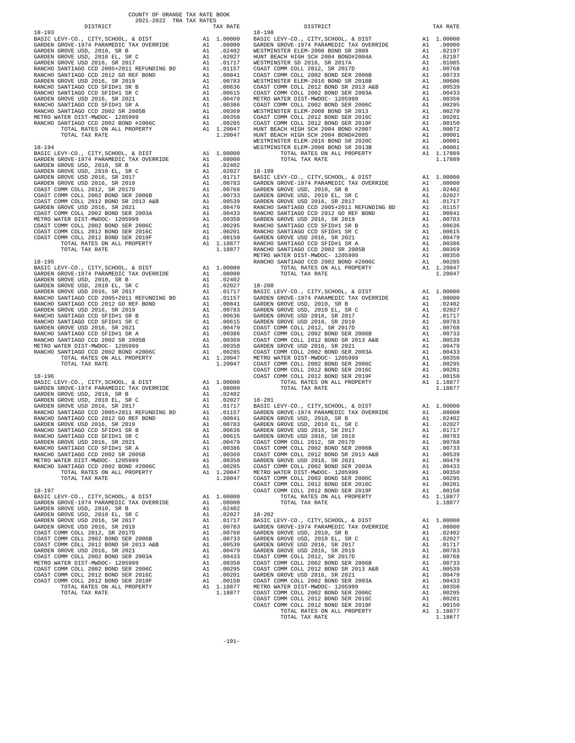COUNTY OF ORANGE TAX RATE BOOK
2021-2022 TRA TAX RATES

### 18-193

| DISTRICT | | TAX RATE |
|---|---|---|
| BASIC LEVY-CO., CITY,SCHOOL, & DIST | A1 | 1.00000 |
| GARDEN GROVE-1974 PARAMEDIC TAX OVERRIDE | A1 | .08000 |
| GARDEN GROVE USD, 2010, SR B | A1 | .02402 |
| GARDEN GROVE USD, 2010 EL, SR C | A1 | .02027 |
| GARDEN GROVE USD 2016, SR 2017 | A1 | .01717 |
| RANCHO SANTIAGO CCD 2005+2011 REFUNDING BD | A1 | .01157 |
| RANCHO SANTIAGO CCD 2012 GO REF BOND | A1 | .00841 |
| GARDEN GROVE USD 2016, SR 2019 | A1 | .00783 |
| RANCHO SANTIAGO CCD SFID#1 SR B | A1 | .00636 |
| RANCHO SANTIAGO CCD SFID#1 SR C | A1 | .00615 |
| GARDEN GROVE USD 2016, SR 2021 | A1 | .00479 |
| RANCHO SANTIAGO CCD SFID#1 SR A | A1 | .00386 |
| RANCHO SANTIAGO CCD 2002 SR 2005B | A1 | .00369 |
| METRO WATER DIST-MWDOC- 1205999 | A1 | .00350 |
| RANCHO SANTIAGO CCD 2002 BOND #2006C | A1 | .00285 |
| TOTAL RATES ON ALL PROPERTY | A1 | 1.20047 |
| TOTAL TAX RATE | | 1.20047 |

### 18-194

| DISTRICT | | TAX RATE |
|---|---|---|
| BASIC LEVY-CO., CITY,SCHOOL, & DIST | A1 | 1.00000 |
| GARDEN GROVE-1974 PARAMEDIC TAX OVERRIDE | A1 | .08000 |
| GARDEN GROVE USD, 2010, SR B | A1 | .02402 |
| GARDEN GROVE USD, 2010 EL, SR C | A1 | .02027 |
| GARDEN GROVE USD 2016, SR 2017 | A1 | .01717 |
| GARDEN GROVE USD 2016, SR 2019 | A1 | .00783 |
| COAST COMM COLL 2012, SR 2017D | A1 | .00768 |
| COAST COMM COLL 2002 BOND SER 2006B | A1 | .00733 |
| COAST COMM COLL 2012 BOND SR 2013 A&B | A1 | .00539 |
| GARDEN GROVE USD 2016, SR 2021 | A1 | .00479 |
| COAST COMM COLL 2002 BOND SER 2003A | A1 | .00433 |
| METRO WATER DIST-MWDOC- 1205999 | A1 | .00350 |
| COAST COMM COLL 2002 BOND SER 2006C | A1 | .00295 |
| COAST COMM COLL 2012 BOND SER 2016C | A1 | .00201 |
| COAST COMM COLL 2012 BOND SER 2019F | A1 | .00150 |
| TOTAL RATES ON ALL PROPERTY | A1 | 1.18877 |
| TOTAL TAX RATE | | 1.18877 |

### 18-195

| DISTRICT | | TAX RATE |
|---|---|---|
| BASIC LEVY-CO., CITY,SCHOOL, & DIST | A1 | 1.00000 |
| GARDEN GROVE-1974 PARAMEDIC TAX OVERRIDE | A1 | .08000 |
| GARDEN GROVE USD, 2010, SR B | A1 | .02402 |
| GARDEN GROVE USD, 2010 EL, SR C | A1 | .02027 |
| GARDEN GROVE USD 2016, SR 2017 | A1 | .01717 |
| RANCHO SANTIAGO CCD 2005+2011 REFUNDING BD | A1 | .01157 |
| RANCHO SANTIAGO CCD 2012 GO REF BOND | A1 | .00841 |
| GARDEN GROVE USD 2016, SR 2019 | A1 | .00783 |
| RANCHO SANTIAGO CCD SFID#1 SR B | A1 | .00636 |
| RANCHO SANTIAGO CCD SFID#1 SR C | A1 | .00615 |
| GARDEN GROVE USD 2016, SR 2021 | A1 | .00479 |
| RANCHO SANTIAGO CCD SFID#1 SR A | A1 | .00386 |
| RANCHO SANTIAGO CCD 2002 SR 2005B | A1 | .00369 |
| METRO WATER DIST-MWDOC- 1205999 | A1 | .00350 |
| RANCHO SANTIAGO CCD 2002 BOND #2006C | A1 | .00285 |
| TOTAL RATES ON ALL PROPERTY | A1 | 1.20047 |
| TOTAL TAX RATE | | 1.20047 |

### 18-196

| DISTRICT | | TAX RATE |
|---|---|---|
| BASIC LEVY-CO., CITY,SCHOOL, & DIST | A1 | 1.00000 |
| GARDEN GROVE-1974 PARAMEDIC TAX OVERRIDE | A1 | .08000 |
| GARDEN GROVE USD, 2010, SR B | A1 | .02402 |
| GARDEN GROVE USD, 2010 EL, SR C | A1 | .02027 |
| GARDEN GROVE USD 2016, SR 2017 | A1 | .01717 |
| RANCHO SANTIAGO CCD 2005+2011 REFUNDING BD | A1 | .01157 |
| RANCHO SANTIAGO CCD 2012 GO REF BOND | A1 | .00841 |
| GARDEN GROVE USD 2016, SR 2019 | A1 | .00783 |
| RANCHO SANTIAGO CCD SFID#1 SR B | A1 | .00636 |
| RANCHO SANTIAGO CCD SFID#1 SR C | A1 | .00615 |
| GARDEN GROVE USD 2016, SR 2021 | A1 | .00479 |
| RANCHO SANTIAGO CCD SFID#1 SR A | A1 | .00386 |
| RANCHO SANTIAGO CCD 2002 SR 2005B | A1 | .00369 |
| METRO WATER DIST-MWDOC- 1205999 | A1 | .00350 |
| RANCHO SANTIAGO CCD 2002 BOND #2006C | A1 | .00285 |
| TOTAL RATES ON ALL PROPERTY | A1 | 1.20047 |
| TOTAL TAX RATE | | 1.20047 |

### 18-197

| DISTRICT | | TAX RATE |
|---|---|---|
| BASIC LEVY-CO., CITY,SCHOOL, & DIST | A1 | 1.00000 |
| GARDEN GROVE-1974 PARAMEDIC TAX OVERRIDE | A1 | .08000 |
| GARDEN GROVE USD, 2010, SR B | A1 | .02402 |
| GARDEN GROVE USD, 2010 EL, SR C | A1 | .02027 |
| GARDEN GROVE USD 2016, SR 2017 | A1 | .01717 |
| GARDEN GROVE USD 2016, SR 2019 | A1 | .00783 |
| COAST COMM COLL 2012, SR 2017D | A1 | .00768 |
| COAST COMM COLL 2002 BOND SER 2006B | A1 | .00733 |
| COAST COMM COLL 2012 BOND SR 2013 A&B | A1 | .00539 |
| GARDEN GROVE USD 2016, SR 2021 | A1 | .00479 |
| COAST COMM COLL 2002 BOND SER 2003A | A1 | .00433 |
| METRO WATER DIST-MWDOC- 1205999 | A1 | .00350 |
| COAST COMM COLL 2002 BOND SER 2006C | A1 | .00295 |
| COAST COMM COLL 2012 BOND SER 2016C | A1 | .00201 |
| COAST COMM COLL 2012 BOND SER 2019F | A1 | .00150 |
| TOTAL RATES ON ALL PROPERTY | A1 | 1.18877 |
| TOTAL TAX RATE | | 1.18877 |

### 18-198

| DISTRICT | | TAX RATE |
|---|---|---|
| BASIC LEVY-CO., CITY,SCHOOL, & DIST | A1 | 1.00000 |
| GARDEN GROVE-1974 PARAMEDIC TAX OVERRIDE | A1 | .08000 |
| WESTMINSTER ELEM-2008 BOND SER 2009 | A1 | .02197 |
| HUNT BEACH HIGH SCH 2004 BOND#2004A | A1 | .02187 |
| WESTMINSTER SD 2016, SR 2017A | A1 | .01085 |
| COAST COMM COLL 2012, SR 2017D | A1 | .00768 |
| COAST COMM COLL 2002 BOND SER 2006B | A1 | .00733 |
| WESTMINSTER ELEM-2016 BOND SR 2018B | A1 | .00606 |
| COAST COMM COLL 2012 BOND SR 2013 A&B | A1 | .00539 |
| COAST COMM COLL 2002 BOND SER 2003A | A1 | .00433 |
| METRO WATER DIST-MWDOC- 1205999 | A1 | .00350 |
| COAST COMM COLL 2002 BOND SER 2006C | A1 | .00295 |
| WESTMINSTER ELEM-2008 BOND SR 2013 | A1 | .00270 |
| COAST COMM COLL 2012 BOND SER 2016C | A1 | .00201 |
| COAST COMM COLL 2012 BOND SER 2019F | A1 | .00150 |
| HUNT BEACH HIGH SCH 2004 BOND #2007 | A1 | .00072 |
| HUNT BEACH HIGH SCH 2004 BOND#2005 | A1 | .00001 |
| WESTMINSTER ELEM-2016 BOND SR 2020C | A1 | .00001 |
| WESTMINSTER ELEM-2008 BOND SR 2013B | A1 | .00001 |
| TOTAL RATES ON ALL PROPERTY | A1 | 1.17889 |
| TOTAL TAX RATE | | 1.17889 |

### 18-199

| DISTRICT | | TAX RATE |
|---|---|---|
| BASIC LEVY-CO., CITY,SCHOOL, & DIST | A1 | 1.00000 |
| GARDEN GROVE-1974 PARAMEDIC TAX OVERRIDE | A1 | .08000 |
| GARDEN GROVE USD, 2010, SR B | A1 | .02402 |
| GARDEN GROVE USD, 2010 EL, SR C | A1 | .02027 |
| GARDEN GROVE USD 2016, SR 2017 | A1 | .01717 |
| RANCHO SANTIAGO CCD 2005+2011 REFUNDING BD | A1 | .01157 |
| RANCHO SANTIAGO CCD 2012 GO REF BOND | A1 | .00841 |
| GARDEN GROVE USD 2016, SR 2019 | A1 | .00783 |
| RANCHO SANTIAGO CCD SFID#1 SR B | A1 | .00636 |
| RANCHO SANTIAGO CCD SFID#1 SR C | A1 | .00615 |
| GARDEN GROVE USD 2016, SR 2021 | A1 | .00479 |
| RANCHO SANTIAGO CCD SFID#1 SR A | A1 | .00386 |
| RANCHO SANTIAGO CCD 2002 SR 2005B | A1 | .00369 |
| METRO WATER DIST-MWDOC- 1205999 | A1 | .00350 |
| RANCHO SANTIAGO CCD 2002 BOND #2006C | A1 | .00285 |
| TOTAL RATES ON ALL PROPERTY | A1 | 1.20047 |
| TOTAL TAX RATE | | 1.20047 |

### 18-200

| DISTRICT | | TAX RATE |
|---|---|---|
| BASIC LEVY-CO., CITY,SCHOOL, & DIST | A1 | 1.00000 |
| GARDEN GROVE-1974 PARAMEDIC TAX OVERRIDE | A1 | .08000 |
| GARDEN GROVE USD, 2010, SR B | A1 | .02402 |
| GARDEN GROVE USD, 2010 EL, SR C | A1 | .02027 |
| GARDEN GROVE USD 2016, SR 2017 | A1 | .01717 |
| GARDEN GROVE USD 2016, SR 2019 | A1 | .00783 |
| COAST COMM COLL 2012, SR 2017D | A1 | .00768 |
| COAST COMM COLL 2002 BOND SER 2006B | A1 | .00733 |
| COAST COMM COLL 2012 BOND SR 2013 A&B | A1 | .00539 |
| GARDEN GROVE USD 2016, SR 2021 | A1 | .00479 |
| COAST COMM COLL 2002 BOND SER 2003A | A1 | .00433 |
| METRO WATER DIST-MWDOC- 1205999 | A1 | .00350 |
| COAST COMM COLL 2002 BOND SER 2006C | A1 | .00295 |
| COAST COMM COLL 2012 BOND SER 2016C | A1 | .00201 |
| COAST COMM COLL 2012 BOND SER 2019F | A1 | .00150 |
| TOTAL RATES ON ALL PROPERTY | A1 | 1.18877 |
| TOTAL TAX RATE | | 1.18877 |

### 18-201

| DISTRICT | | TAX RATE |
|---|---|---|
| BASIC LEVY-CO., CITY,SCHOOL, & DIST | A1 | 1.00000 |
| GARDEN GROVE-1974 PARAMEDIC TAX OVERRIDE | A1 | .08000 |
| GARDEN GROVE USD, 2010, SR B | A1 | .02402 |
| GARDEN GROVE USD, 2010 EL, SR C | A1 | .02027 |
| GARDEN GROVE USD 2016, SR 2017 | A1 | .01717 |
| GARDEN GROVE USD 2016, SR 2019 | A1 | .00783 |
| COAST COMM COLL 2012, SR 2017D | A1 | .00768 |
| COAST COMM COLL 2002 BOND SER 2006B | A1 | .00733 |
| COAST COMM COLL 2012 BOND SR 2013 A&B | A1 | .00539 |
| GARDEN GROVE USD 2016, SR 2021 | A1 | .00479 |
| COAST COMM COLL 2002 BOND SER 2003A | A1 | .00433 |
| METRO WATER DIST-MWDOC- 1205999 | A1 | .00350 |
| COAST COMM COLL 2002 BOND SER 2006C | A1 | .00295 |
| COAST COMM COLL 2012 BOND SER 2016C | A1 | .00201 |
| COAST COMM COLL 2012 BOND SER 2019F | A1 | .00150 |
| TOTAL RATES ON ALL PROPERTY | A1 | 1.18877 |
| TOTAL TAX RATE | | 1.18877 |

### 18-202

| DISTRICT | | TAX RATE |
|---|---|---|
| BASIC LEVY-CO., CITY,SCHOOL, & DIST | A1 | 1.00000 |
| GARDEN GROVE-1974 PARAMEDIC TAX OVERRIDE | A1 | .08000 |
| GARDEN GROVE USD, 2010, SR B | A1 | .02402 |
| GARDEN GROVE USD, 2010 EL, SR C | A1 | .02027 |
| GARDEN GROVE USD 2016, SR 2017 | A1 | .01717 |
| GARDEN GROVE USD 2016, SR 2019 | A1 | .00783 |
| COAST COMM COLL 2012, SR 2017D | A1 | .00768 |
| COAST COMM COLL 2002 BOND SER 2006B | A1 | .00733 |
| COAST COMM COLL 2012 BOND SR 2013 A&B | A1 | .00539 |
| GARDEN GROVE USD 2016, SR 2021 | A1 | .00479 |
| COAST COMM COLL 2002 BOND SER 2003A | A1 | .00433 |
| METRO WATER DIST-MWDOC- 1205999 | A1 | .00350 |
| COAST COMM COLL 2002 BOND SER 2006C | A1 | .00295 |
| COAST COMM COLL 2012 BOND SER 2016C | A1 | .00201 |
| COAST COMM COLL 2012 BOND SER 2019F | A1 | .00150 |
| TOTAL RATES ON ALL PROPERTY | A1 | 1.18877 |
| TOTAL TAX RATE | | 1.18877 |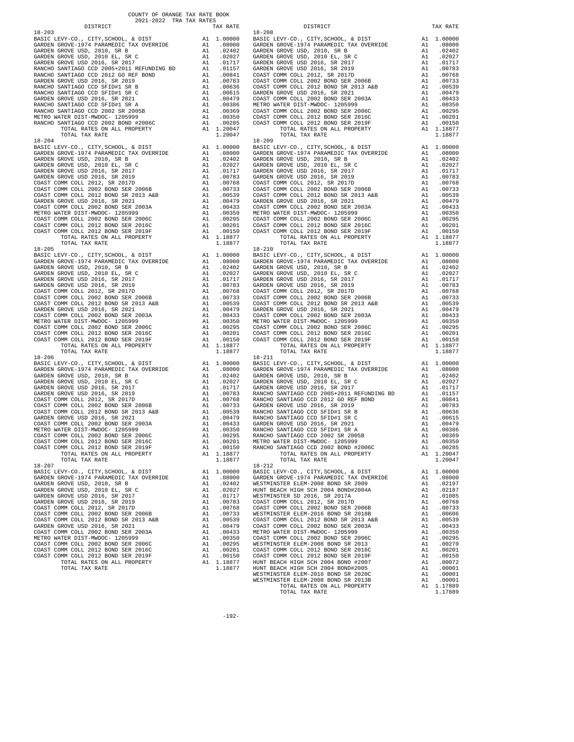COUNTY OF ORANGE TAX RATE BOOK
2021-2022 TRA TAX RATES

| DISTRICT | | TAX RATE |
|---|---|---|
| **18-203** | | |
| BASIC LEVY-CO., CITY,SCHOOL, & DIST | A1 | 1.00000 |
| GARDEN GROVE-1974 PARAMEDIC TAX OVERRIDE | A1 | .08000 |
| GARDEN GROVE USD, 2010, SR B | A1 | .02402 |
| GARDEN GROVE USD, 2010 EL, SR C | A1 | .02027 |
| GARDEN GROVE USD 2016, SR 2017 | A1 | .01717 |
| RANCHO SANTIAGO CCD 2005+2011 REFUNDING BD | A1 | .01157 |
| RANCHO SANTIAGO CCD 2012 GO REF BOND | A1 | .00841 |
| GARDEN GROVE USD 2016, SR 2019 | A1 | .00783 |
| RANCHO SANTIAGO CCD SFID#1 SR B | A1 | .00636 |
| RANCHO SANTIAGO CCD SFID#1 SR C | A1 | .00615 |
| GARDEN GROVE USD 2016, SR 2021 | A1 | .00479 |
| RANCHO SANTIAGO CCD SFID#1 SR A | A1 | .00386 |
| RANCHO SANTIAGO CCD 2002 SR 2005B | A1 | .00369 |
| METRO WATER DIST-MWDOC- 1205999 | A1 | .00350 |
| RANCHO SANTIAGO CCD 2002 BOND #2006C | A1 | .00285 |
| TOTAL RATES ON ALL PROPERTY | A1 | 1.20047 |
| TOTAL TAX RATE | | 1.20047 |
| **18-204** | | |
| BASIC LEVY-CO., CITY,SCHOOL, & DIST | A1 | 1.00000 |
| GARDEN GROVE-1974 PARAMEDIC TAX OVERRIDE | A1 | .08000 |
| GARDEN GROVE USD, 2010, SR B | A1 | .02402 |
| GARDEN GROVE USD, 2010 EL, SR C | A1 | .02027 |
| GARDEN GROVE USD 2016, SR 2017 | A1 | .01717 |
| GARDEN GROVE USD 2016, SR 2019 | A1 | .00783 |
| COAST COMM COLL 2012, SR 2017D | A1 | .00768 |
| COAST COMM COLL 2002 BOND SER 2006B | A1 | .00733 |
| COAST COMM COLL 2012 BOND SR 2013 A&B | A1 | .00539 |
| GARDEN GROVE USD 2016, SR 2021 | A1 | .00479 |
| COAST COMM COLL 2002 BOND SER 2003A | A1 | .00433 |
| METRO WATER DIST-MWDOC- 1205999 | A1 | .00350 |
| COAST COMM COLL 2002 BOND SER 2006C | A1 | .00295 |
| COAST COMM COLL 2012 BOND SER 2016C | A1 | .00201 |
| COAST COMM COLL 2012 BOND SER 2019F | A1 | .00150 |
| TOTAL RATES ON ALL PROPERTY | A1 | 1.18877 |
| TOTAL TAX RATE | | 1.18877 |
| **18-205** | | |
| BASIC LEVY-CO., CITY,SCHOOL, & DIST | A1 | 1.00000 |
| GARDEN GROVE-1974 PARAMEDIC TAX OVERRIDE | A1 | .08000 |
| GARDEN GROVE USD, 2010, SR B | A1 | .02402 |
| GARDEN GROVE USD, 2010 EL, SR C | A1 | .02027 |
| GARDEN GROVE USD 2016, SR 2017 | A1 | .01717 |
| GARDEN GROVE USD 2016, SR 2019 | A1 | .00783 |
| COAST COMM COLL 2012, SR 2017D | A1 | .00768 |
| COAST COMM COLL 2002 BOND SER 2006B | A1 | .00733 |
| COAST COMM COLL 2012 BOND SR 2013 A&B | A1 | .00539 |
| GARDEN GROVE USD 2016, SR 2021 | A1 | .00479 |
| COAST COMM COLL 2002 BOND SER 2003A | A1 | .00433 |
| METRO WATER DIST-MWDOC- 1205999 | A1 | .00350 |
| COAST COMM COLL 2002 BOND SER 2006C | A1 | .00295 |
| COAST COMM COLL 2012 BOND SER 2016C | A1 | .00201 |
| COAST COMM COLL 2012 BOND SER 2019F | A1 | .00150 |
| TOTAL RATES ON ALL PROPERTY | A1 | 1.18877 |
| TOTAL TAX RATE | | 1.18877 |
| **18-206** | | |
| BASIC LEVY-CO., CITY,SCHOOL, & DIST | A1 | 1.00000 |
| GARDEN GROVE-1974 PARAMEDIC TAX OVERRIDE | A1 | .08000 |
| GARDEN GROVE USD, 2010, SR B | A1 | .02402 |
| GARDEN GROVE USD, 2010 EL, SR C | A1 | .02027 |
| GARDEN GROVE USD 2016, SR 2017 | A1 | .01717 |
| GARDEN GROVE USD 2016, SR 2019 | A1 | .00783 |
| COAST COMM COLL 2012, SR 2017D | A1 | .00768 |
| COAST COMM COLL 2002 BOND SER 2006B | A1 | .00733 |
| COAST COMM COLL 2012 BOND SR 2013 A&B | A1 | .00539 |
| GARDEN GROVE USD 2016, SR 2021 | A1 | .00479 |
| COAST COMM COLL 2002 BOND SER 2003A | A1 | .00433 |
| METRO WATER DIST-MWDOC- 1205999 | A1 | .00350 |
| COAST COMM COLL 2002 BOND SER 2006C | A1 | .00295 |
| COAST COMM COLL 2012 BOND SER 2016C | A1 | .00201 |
| COAST COMM COLL 2012 BOND SER 2019F | A1 | .00150 |
| TOTAL RATES ON ALL PROPERTY | A1 | 1.18877 |
| TOTAL TAX RATE | | 1.18877 |
| **18-207** | | |
| BASIC LEVY-CO., CITY,SCHOOL, & DIST | A1 | 1.00000 |
| GARDEN GROVE-1974 PARAMEDIC TAX OVERRIDE | A1 | .08000 |
| GARDEN GROVE USD, 2010, SR B | A1 | .02402 |
| GARDEN GROVE USD, 2010 EL, SR C | A1 | .02027 |
| GARDEN GROVE USD 2016, SR 2017 | A1 | .01717 |
| GARDEN GROVE USD 2016, SR 2019 | A1 | .00783 |
| COAST COMM COLL 2012, SR 2017D | A1 | .00768 |
| COAST COMM COLL 2002 BOND SER 2006B | A1 | .00733 |
| COAST COMM COLL 2012 BOND SR 2013 A&B | A1 | .00539 |
| GARDEN GROVE USD 2016, SR 2021 | A1 | .00479 |
| COAST COMM COLL 2002 BOND SER 2003A | A1 | .00433 |
| METRO WATER DIST-MWDOC- 1205999 | A1 | .00350 |
| COAST COMM COLL 2002 BOND SER 2006C | A1 | .00295 |
| COAST COMM COLL 2012 BOND SER 2016C | A1 | .00201 |
| COAST COMM COLL 2012 BOND SER 2019F | A1 | .00150 |
| TOTAL RATES ON ALL PROPERTY | A1 | 1.18877 |
| TOTAL TAX RATE | | 1.18877 |
| **18-208** | | |
| BASIC LEVY-CO., CITY,SCHOOL, & DIST | A1 | 1.00000 |
| GARDEN GROVE-1974 PARAMEDIC TAX OVERRIDE | A1 | .08000 |
| GARDEN GROVE USD, 2010, SR B | A1 | .02402 |
| GARDEN GROVE USD, 2010 EL, SR C | A1 | .02027 |
| GARDEN GROVE USD 2016, SR 2017 | A1 | .01717 |
| GARDEN GROVE USD 2016, SR 2019 | A1 | .00783 |
| COAST COMM COLL 2012, SR 2017D | A1 | .00768 |
| COAST COMM COLL 2002 BOND SER 2006B | A1 | .00733 |
| COAST COMM COLL 2012 BOND SR 2013 A&B | A1 | .00539 |
| GARDEN GROVE USD 2016, SR 2021 | A1 | .00479 |
| COAST COMM COLL 2002 BOND SER 2003A | A1 | .00433 |
| METRO WATER DIST-MWDOC- 1205999 | A1 | .00350 |
| COAST COMM COLL 2002 BOND SER 2006C | A1 | .00295 |
| COAST COMM COLL 2012 BOND SER 2016C | A1 | .00201 |
| COAST COMM COLL 2012 BOND SER 2019F | A1 | .00150 |
| TOTAL RATES ON ALL PROPERTY | A1 | 1.18877 |
| TOTAL TAX RATE | | 1.18877 |
| **18-209** | | |
| BASIC LEVY-CO., CITY,SCHOOL, & DIST | A1 | 1.00000 |
| GARDEN GROVE-1974 PARAMEDIC TAX OVERRIDE | A1 | .08000 |
| GARDEN GROVE USD, 2010, SR B | A1 | .02402 |
| GARDEN GROVE USD, 2010 EL, SR C | A1 | .02027 |
| GARDEN GROVE USD 2016, SR 2017 | A1 | .01717 |
| GARDEN GROVE USD 2016, SR 2019 | A1 | .00783 |
| COAST COMM COLL 2012, SR 2017D | A1 | .00768 |
| COAST COMM COLL 2002 BOND SER 2006B | A1 | .00733 |
| COAST COMM COLL 2012 BOND SR 2013 A&B | A1 | .00539 |
| GARDEN GROVE USD 2016, SR 2021 | A1 | .00479 |
| COAST COMM COLL 2002 BOND SER 2003A | A1 | .00433 |
| METRO WATER DIST-MWDOC- 1205999 | A1 | .00350 |
| COAST COMM COLL 2002 BOND SER 2006C | A1 | .00295 |
| COAST COMM COLL 2012 BOND SER 2016C | A1 | .00201 |
| COAST COMM COLL 2012 BOND SER 2019F | A1 | .00150 |
| TOTAL RATES ON ALL PROPERTY | A1 | 1.18877 |
| TOTAL TAX RATE | | 1.18877 |
| **18-210** | | |
| BASIC LEVY-CO., CITY,SCHOOL, & DIST | A1 | 1.00000 |
| GARDEN GROVE-1974 PARAMEDIC TAX OVERRIDE | A1 | .08000 |
| GARDEN GROVE USD, 2010, SR B | A1 | .02402 |
| GARDEN GROVE USD, 2010 EL, SR C | A1 | .02027 |
| GARDEN GROVE USD 2016, SR 2017 | A1 | .01717 |
| GARDEN GROVE USD 2016, SR 2019 | A1 | .00783 |
| COAST COMM COLL 2012, SR 2017D | A1 | .00768 |
| COAST COMM COLL 2002 BOND SER 2006B | A1 | .00733 |
| COAST COMM COLL 2012 BOND SR 2013 A&B | A1 | .00539 |
| GARDEN GROVE USD 2016, SR 2021 | A1 | .00479 |
| COAST COMM COLL 2002 BOND SER 2003A | A1 | .00433 |
| METRO WATER DIST-MWDOC- 1205999 | A1 | .00350 |
| COAST COMM COLL 2002 BOND SER 2006C | A1 | .00295 |
| COAST COMM COLL 2012 BOND SER 2016C | A1 | .00201 |
| COAST COMM COLL 2012 BOND SER 2019F | A1 | .00150 |
| TOTAL RATES ON ALL PROPERTY | A1 | 1.18877 |
| TOTAL TAX RATE | | 1.18877 |
| **18-211** | | |
| BASIC LEVY-CO., CITY,SCHOOL, & DIST | A1 | 1.00000 |
| GARDEN GROVE-1974 PARAMEDIC TAX OVERRIDE | A1 | .08000 |
| GARDEN GROVE USD, 2010, SR B | A1 | .02402 |
| GARDEN GROVE USD, 2010 EL, SR C | A1 | .02027 |
| GARDEN GROVE USD 2016, SR 2017 | A1 | .01717 |
| RANCHO SANTIAGO CCD 2005+2011 REFUNDING BD | A1 | .01157 |
| RANCHO SANTIAGO CCD 2012 GO REF BOND | A1 | .00841 |
| GARDEN GROVE USD 2016, SR 2019 | A1 | .00783 |
| RANCHO SANTIAGO CCD SFID#1 SR B | A1 | .00636 |
| RANCHO SANTIAGO CCD SFID#1 SR C | A1 | .00615 |
| GARDEN GROVE USD 2016, SR 2021 | A1 | .00479 |
| RANCHO SANTIAGO CCD SFID#1 SR A | A1 | .00386 |
| RANCHO SANTIAGO CCD 2002 SR 2005B | A1 | .00369 |
| METRO WATER DIST-MWDOC- 1205999 | A1 | .00350 |
| RANCHO SANTIAGO CCD 2002 BOND #2006C | A1 | .00285 |
| TOTAL RATES ON ALL PROPERTY | A1 | 1.20047 |
| TOTAL TAX RATE | | 1.20047 |
| **18-212** | | |
| BASIC LEVY-CO., CITY,SCHOOL, & DIST | A1 | 1.00000 |
| GARDEN GROVE-1974 PARAMEDIC TAX OVERRIDE | A1 | .08000 |
| WESTMINSTER ELEM-2008 BOND SR 2009 | A1 | .02197 |
| HUNT BEACH HIGH SCH 2004 BOND#2004A | A1 | .02187 |
| WESTMINSTER SD 2016, SR 2017A | A1 | .01085 |
| COAST COMM COLL 2012, SR 2017D | A1 | .00768 |
| COAST COMM COLL 2002 BOND SER 2006B | A1 | .00733 |
| WESTMINSTER ELEM-2016 BOND SR 2018B | A1 | .00606 |
| COAST COMM COLL 2012 BOND SR 2013 A&B | A1 | .00539 |
| COAST COMM COLL 2002 BOND SER 2003A | A1 | .00433 |
| METRO WATER DIST-MWDOC- 1205999 | A1 | .00350 |
| COAST COMM COLL 2002 BOND SER 2006C | A1 | .00295 |
| WESTMINSTER ELEM-2008 BOND SR 2013 | A1 | .00270 |
| COAST COMM COLL 2012 BOND SER 2016C | A1 | .00201 |
| COAST COMM COLL 2012 BOND SER 2019F | A1 | .00150 |
| HUNT BEACH HIGH SCH 2004 BOND #2007 | A1 | .00072 |
| HUNT BEACH HIGH SCH 2004 BOND#2005 | A1 | .00001 |
| WESTMINSTER ELEM-2016 BOND SR 2020C | A1 | .00001 |
| WESTMINSTER ELEM-2008 BOND SR 2013B | A1 | .00001 |
| TOTAL RATES ON ALL PROPERTY | A1 | 1.17889 |
| TOTAL TAX RATE | | 1.17889 |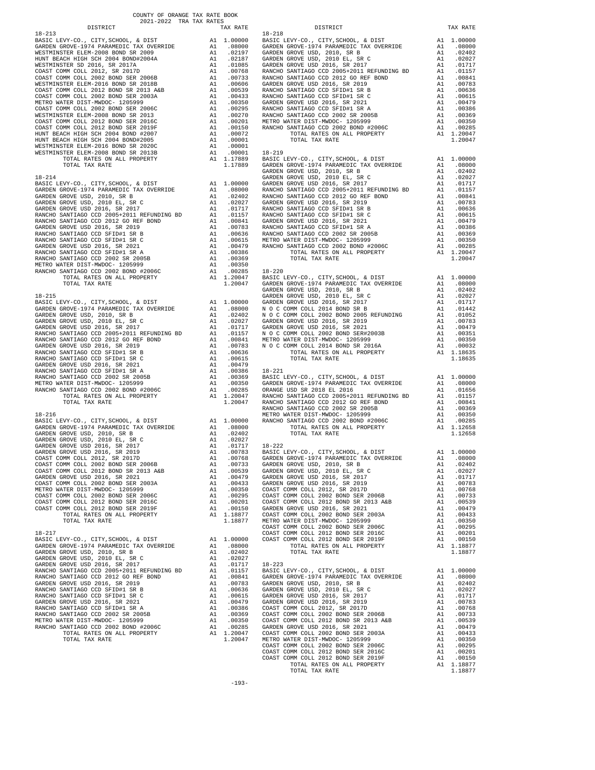COUNTY OF ORANGE TAX RATE BOOK
2021-2022 TRA TAX RATES

### 18-213

| DISTRICT | | TAX RATE |
|---|---|---|
| BASIC LEVY-CO., CITY,SCHOOL, & DIST | A1 | 1.00000 |
| GARDEN GROVE-1974 PARAMEDIC TAX OVERRIDE | A1 | .08000 |
| WESTMINSTER ELEM-2008 BOND SR 2009 | A1 | .02197 |
| HUNT BEACH HIGH SCH 2004 BOND#2004A | A1 | .02187 |
| WESTMINSTER SD 2016, SR 2017A | A1 | .01085 |
| COAST COMM COLL 2012, SR 2017D | A1 | .00768 |
| COAST COMM COLL 2002 BOND SER 2006B | A1 | .00733 |
| WESTMINSTER ELEM-2016 BOND SR 2018B | A1 | .00606 |
| COAST COMM COLL 2012 BOND SR 2013 A&B | A1 | .00539 |
| COAST COMM COLL 2002 BOND SER 2003A | A1 | .00433 |
| METRO WATER DIST-MWDOC- 1205999 | A1 | .00350 |
| COAST COMM COLL 2002 BOND SER 2006C | A1 | .00295 |
| WESTMINSTER ELEM-2008 BOND SR 2013 | A1 | .00270 |
| COAST COMM COLL 2012 BOND SER 2016C | A1 | .00201 |
| COAST COMM COLL 2012 BOND SER 2019F | A1 | .00150 |
| HUNT BEACH HIGH SCH 2004 BOND #2007 | A1 | .00072 |
| HUNT BEACH HIGH SCH 2004 BOND#2005 | A1 | .00001 |
| WESTMINSTER ELEM-2016 BOND SR 2020C | A1 | .00001 |
| WESTMINSTER ELEM-2008 BOND SR 2013B | A1 | .00001 |
| TOTAL RATES ON ALL PROPERTY | A1 | 1.17889 |
| TOTAL TAX RATE | | 1.17889 |

### 18-214

| DISTRICT | | TAX RATE |
|---|---|---|
| BASIC LEVY-CO., CITY,SCHOOL, & DIST | A1 | 1.00000 |
| GARDEN GROVE-1974 PARAMEDIC TAX OVERRIDE | A1 | .08000 |
| GARDEN GROVE USD, 2010, SR B | A1 | .02402 |
| GARDEN GROVE USD, 2010 EL, SR C | A1 | .02027 |
| GARDEN GROVE USD 2016, SR 2017 | A1 | .01717 |
| RANCHO SANTIAGO CCD 2005+2011 REFUNDING BD | A1 | .01157 |
| RANCHO SANTIAGO CCD 2012 GO REF BOND | A1 | .00841 |
| GARDEN GROVE USD 2016, SR 2019 | A1 | .00783 |
| RANCHO SANTIAGO CCD SFID#1 SR B | A1 | .00636 |
| RANCHO SANTIAGO CCD SFID#1 SR C | A1 | .00615 |
| GARDEN GROVE USD 2016, SR 2021 | A1 | .00479 |
| RANCHO SANTIAGO CCD SFID#1 SR A | A1 | .00386 |
| RANCHO SANTIAGO CCD 2002 SR 2005B | A1 | .00369 |
| METRO WATER DIST-MWDOC- 1205999 | A1 | .00350 |
| RANCHO SANTIAGO CCD 2002 BOND #2006C | A1 | .00285 |
| TOTAL RATES ON ALL PROPERTY | A1 | 1.20047 |
| TOTAL TAX RATE | | 1.20047 |

### 18-215

| DISTRICT | | TAX RATE |
|---|---|---|
| BASIC LEVY-CO., CITY,SCHOOL, & DIST | A1 | 1.00000 |
| GARDEN GROVE-1974 PARAMEDIC TAX OVERRIDE | A1 | .08000 |
| GARDEN GROVE USD, 2010, SR B | A1 | .02402 |
| GARDEN GROVE USD, 2010 EL, SR C | A1 | .02027 |
| GARDEN GROVE USD 2016, SR 2017 | A1 | .01717 |
| RANCHO SANTIAGO CCD 2005+2011 REFUNDING BD | A1 | .01157 |
| RANCHO SANTIAGO CCD 2012 GO REF BOND | A1 | .00841 |
| GARDEN GROVE USD 2016, SR 2019 | A1 | .00783 |
| RANCHO SANTIAGO CCD SFID#1 SR B | A1 | .00636 |
| RANCHO SANTIAGO CCD SFID#1 SR C | A1 | .00615 |
| GARDEN GROVE USD 2016, SR 2021 | A1 | .00479 |
| RANCHO SANTIAGO CCD SFID#1 SR A | A1 | .00386 |
| RANCHO SANTIAGO CCD 2002 SR 2005B | A1 | .00369 |
| METRO WATER DIST-MWDOC- 1205999 | A1 | .00350 |
| RANCHO SANTIAGO CCD 2002 BOND #2006C | A1 | .00285 |
| TOTAL RATES ON ALL PROPERTY | A1 | 1.20047 |
| TOTAL TAX RATE | | 1.20047 |

### 18-216

| DISTRICT | | TAX RATE |
|---|---|---|
| BASIC LEVY-CO., CITY,SCHOOL, & DIST | A1 | 1.00000 |
| GARDEN GROVE-1974 PARAMEDIC TAX OVERRIDE | A1 | .08000 |
| GARDEN GROVE USD, 2010, SR B | A1 | .02402 |
| GARDEN GROVE USD, 2010 EL, SR C | A1 | .02027 |
| GARDEN GROVE USD 2016, SR 2017 | A1 | .01717 |
| GARDEN GROVE USD 2016, SR 2019 | A1 | .00783 |
| COAST COMM COLL 2012, SR 2017D | A1 | .00768 |
| COAST COMM COLL 2002 BOND SER 2006B | A1 | .00733 |
| COAST COMM COLL 2012 BOND SR 2013 A&B | A1 | .00539 |
| GARDEN GROVE USD 2016, SR 2021 | A1 | .00479 |
| COAST COMM COLL 2002 BOND SER 2003A | A1 | .00433 |
| METRO WATER DIST-MWDOC- 1205999 | A1 | .00350 |
| COAST COMM COLL 2002 BOND SER 2006C | A1 | .00295 |
| COAST COMM COLL 2012 BOND SER 2016C | A1 | .00201 |
| COAST COMM COLL 2012 BOND SER 2019F | A1 | .00150 |
| TOTAL RATES ON ALL PROPERTY | A1 | 1.18877 |
| TOTAL TAX RATE | | 1.18877 |

### 18-217

| DISTRICT | | TAX RATE |
|---|---|---|
| BASIC LEVY-CO., CITY,SCHOOL, & DIST | A1 | 1.00000 |
| GARDEN GROVE-1974 PARAMEDIC TAX OVERRIDE | A1 | .08000 |
| GARDEN GROVE USD, 2010, SR B | A1 | .02402 |
| GARDEN GROVE USD, 2010 EL, SR C | A1 | .02027 |
| GARDEN GROVE USD 2016, SR 2017 | A1 | .01717 |
| RANCHO SANTIAGO CCD 2005+2011 REFUNDING BD | A1 | .01157 |
| RANCHO SANTIAGO CCD 2012 GO REF BOND | A1 | .00841 |
| GARDEN GROVE USD 2016, SR 2019 | A1 | .00783 |
| RANCHO SANTIAGO CCD SFID#1 SR B | A1 | .00636 |
| RANCHO SANTIAGO CCD SFID#1 SR C | A1 | .00615 |
| GARDEN GROVE USD 2016, SR 2021 | A1 | .00479 |
| RANCHO SANTIAGO CCD SFID#1 SR A | A1 | .00386 |
| RANCHO SANTIAGO CCD 2002 SR 2005B | A1 | .00369 |
| METRO WATER DIST-MWDOC- 1205999 | A1 | .00350 |
| RANCHO SANTIAGO CCD 2002 BOND #2006C | A1 | .00285 |
| TOTAL RATES ON ALL PROPERTY | A1 | 1.20047 |
| TOTAL TAX RATE | | 1.20047 |

### 18-218

| DISTRICT | | TAX RATE |
|---|---|---|
| BASIC LEVY-CO., CITY,SCHOOL, & DIST | A1 | 1.00000 |
| GARDEN GROVE-1974 PARAMEDIC TAX OVERRIDE | A1 | .08000 |
| GARDEN GROVE USD, 2010, SR B | A1 | .02402 |
| GARDEN GROVE USD, 2010 EL, SR C | A1 | .02027 |
| GARDEN GROVE USD 2016, SR 2017 | A1 | .01717 |
| RANCHO SANTIAGO CCD 2005+2011 REFUNDING BD | A1 | .01157 |
| RANCHO SANTIAGO CCD 2012 GO REF BOND | A1 | .00841 |
| GARDEN GROVE USD 2016, SR 2019 | A1 | .00783 |
| RANCHO SANTIAGO CCD SFID#1 SR B | A1 | .00636 |
| RANCHO SANTIAGO CCD SFID#1 SR C | A1 | .00615 |
| GARDEN GROVE USD 2016, SR 2021 | A1 | .00479 |
| RANCHO SANTIAGO CCD SFID#1 SR A | A1 | .00386 |
| RANCHO SANTIAGO CCD 2002 SR 2005B | A1 | .00369 |
| METRO WATER DIST-MWDOC- 1205999 | A1 | .00350 |
| RANCHO SANTIAGO CCD 2002 BOND #2006C | A1 | .00285 |
| TOTAL RATES ON ALL PROPERTY | A1 | 1.20047 |
| TOTAL TAX RATE | | 1.20047 |

### 18-219

| DISTRICT | | TAX RATE |
|---|---|---|
| BASIC LEVY-CO., CITY,SCHOOL, & DIST | A1 | 1.00000 |
| GARDEN GROVE-1974 PARAMEDIC TAX OVERRIDE | A1 | .08000 |
| GARDEN GROVE USD, 2010, SR B | A1 | .02402 |
| GARDEN GROVE USD, 2010 EL, SR C | A1 | .02027 |
| GARDEN GROVE USD 2016, SR 2017 | A1 | .01717 |
| RANCHO SANTIAGO CCD 2005+2011 REFUNDING BD | A1 | .01157 |
| RANCHO SANTIAGO CCD 2012 GO REF BOND | A1 | .00841 |
| GARDEN GROVE USD 2016, SR 2019 | A1 | .00783 |
| RANCHO SANTIAGO CCD SFID#1 SR B | A1 | .00636 |
| RANCHO SANTIAGO CCD SFID#1 SR C | A1 | .00615 |
| GARDEN GROVE USD 2016, SR 2021 | A1 | .00479 |
| RANCHO SANTIAGO CCD SFID#1 SR A | A1 | .00386 |
| RANCHO SANTIAGO CCD 2002 SR 2005B | A1 | .00369 |
| METRO WATER DIST-MWDOC- 1205999 | A1 | .00350 |
| RANCHO SANTIAGO CCD 2002 BOND #2006C | A1 | .00285 |
| TOTAL RATES ON ALL PROPERTY | A1 | 1.20047 |
| TOTAL TAX RATE | | 1.20047 |

### 18-220

| DISTRICT | | TAX RATE |
|---|---|---|
| BASIC LEVY-CO., CITY,SCHOOL, & DIST | A1 | 1.00000 |
| GARDEN GROVE-1974 PARAMEDIC TAX OVERRIDE | A1 | .08000 |
| GARDEN GROVE USD, 2010, SR B | A1 | .02402 |
| GARDEN GROVE USD, 2010 EL, SR C | A1 | .02027 |
| GARDEN GROVE USD 2016, SR 2017 | A1 | .01717 |
| N O C COMM COLL 2014 BOND SR B | A1 | .01442 |
| N O C COMM COLL 2002 BOND 2005 REFUNDING | A1 | .01052 |
| GARDEN GROVE USD 2016, SR 2019 | A1 | .00783 |
| GARDEN GROVE USD 2016, SR 2021 | A1 | .00479 |
| N O C COMM COLL 2002 BOND SER#2003B | A1 | .00351 |
| METRO WATER DIST-MWDOC- 1205999 | A1 | .00350 |
| N O C COMM COLL 2014 BOND SR 2016A | A1 | .00032 |
| TOTAL RATES ON ALL PROPERTY | A1 | 1.18635 |
| TOTAL TAX RATE | | 1.18635 |

### 18-221

| DISTRICT | | TAX RATE |
|---|---|---|
| BASIC LEVY-CO., CITY,SCHOOL, & DIST | A1 | 1.00000 |
| GARDEN GROVE-1974 PARAMEDIC TAX OVERRIDE | A1 | .08000 |
| ORANGE USD SR 2018 EL 2016 | A1 | .01656 |
| RANCHO SANTIAGO CCD 2005+2011 REFUNDING BD | A1 | .01157 |
| RANCHO SANTIAGO CCD 2012 GO REF BOND | A1 | .00841 |
| RANCHO SANTIAGO CCD 2002 SR 2005B | A1 | .00369 |
| METRO WATER DIST-MWDOC- 1205999 | A1 | .00350 |
| RANCHO SANTIAGO CCD 2002 BOND #2006C | A1 | .00285 |
| TOTAL RATES ON ALL PROPERTY | A1 | 1.12658 |
| TOTAL TAX RATE | | 1.12658 |

### 18-222

| DISTRICT | | TAX RATE |
|---|---|---|
| BASIC LEVY-CO., CITY,SCHOOL, & DIST | A1 | 1.00000 |
| GARDEN GROVE-1974 PARAMEDIC TAX OVERRIDE | A1 | .08000 |
| GARDEN GROVE USD, 2010, SR B | A1 | .02402 |
| GARDEN GROVE USD, 2010 EL, SR C | A1 | .02027 |
| GARDEN GROVE USD 2016, SR 2017 | A1 | .01717 |
| GARDEN GROVE USD 2016, SR 2019 | A1 | .00783 |
| COAST COMM COLL 2012, SR 2017D | A1 | .00768 |
| COAST COMM COLL 2002 BOND SER 2006B | A1 | .00733 |
| COAST COMM COLL 2012 BOND SR 2013 A&B | A1 | .00539 |
| GARDEN GROVE USD 2016, SR 2021 | A1 | .00479 |
| COAST COMM COLL 2002 BOND SER 2003A | A1 | .00433 |
| METRO WATER DIST-MWDOC- 1205999 | A1 | .00350 |
| COAST COMM COLL 2002 BOND SER 2006C | A1 | .00295 |
| COAST COMM COLL 2012 BOND SER 2016C | A1 | .00201 |
| COAST COMM COLL 2012 BOND SER 2019F | A1 | .00150 |
| TOTAL RATES ON ALL PROPERTY | A1 | 1.18877 |
| TOTAL TAX RATE | | 1.18877 |

### 18-223

| DISTRICT | | TAX RATE |
|---|---|---|
| BASIC LEVY-CO., CITY,SCHOOL, & DIST | A1 | 1.00000 |
| GARDEN GROVE-1974 PARAMEDIC TAX OVERRIDE | A1 | .08000 |
| GARDEN GROVE USD, 2010, SR B | A1 | .02402 |
| GARDEN GROVE USD, 2010 EL, SR C | A1 | .02027 |
| GARDEN GROVE USD 2016, SR 2017 | A1 | .01717 |
| GARDEN GROVE USD 2016, SR 2019 | A1 | .00783 |
| COAST COMM COLL 2012, SR 2017D | A1 | .00768 |
| COAST COMM COLL 2002 BOND SER 2006B | A1 | .00733 |
| COAST COMM COLL 2012 BOND SR 2013 A&B | A1 | .00539 |
| GARDEN GROVE USD 2016, SR 2021 | A1 | .00479 |
| COAST COMM COLL 2002 BOND SER 2003A | A1 | .00433 |
| METRO WATER DIST-MWDOC- 1205999 | A1 | .00350 |
| COAST COMM COLL 2002 BOND SER 2006C | A1 | .00295 |
| COAST COMM COLL 2012 BOND SER 2016C | A1 | .00201 |
| COAST COMM COLL 2012 BOND SER 2019F | A1 | .00150 |
| TOTAL RATES ON ALL PROPERTY | A1 | 1.18877 |
| TOTAL TAX RATE | | 1.18877 |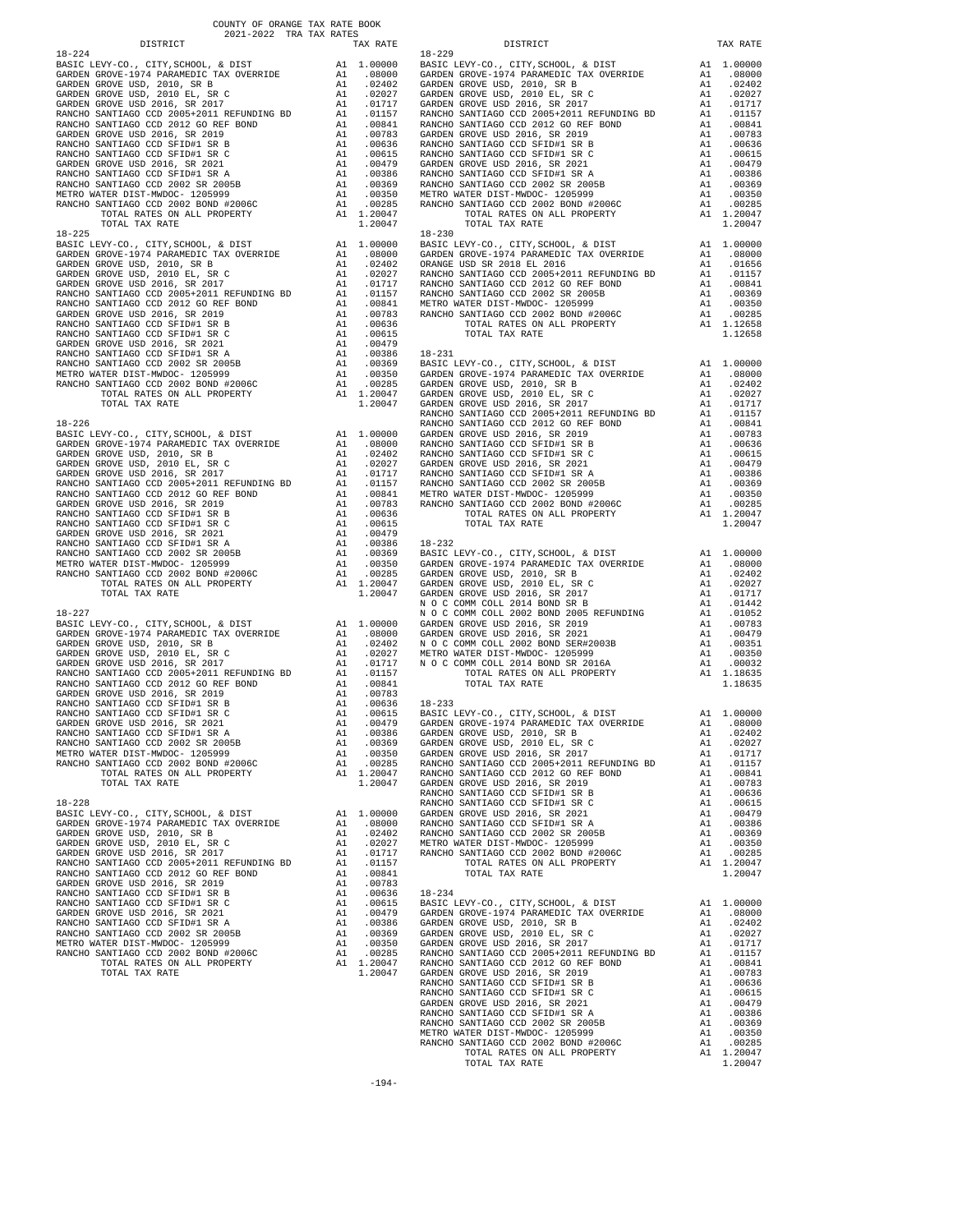COUNTY OF ORANGE TAX RATE BOOK
2021-2022 TRA TAX RATES

| DISTRICT | | TAX RATE |
|---|---|---|
| **18-224** | | |
| BASIC LEVY-CO., CITY,SCHOOL, & DIST | A1 | 1.00000 |
| GARDEN GROVE-1974 PARAMEDIC TAX OVERRIDE | A1 | .08000 |
| GARDEN GROVE USD, 2010, SR B | A1 | .02402 |
| GARDEN GROVE USD, 2010 EL, SR C | A1 | .02027 |
| GARDEN GROVE USD 2016, SR 2017 | A1 | .01717 |
| RANCHO SANTIAGO CCD 2005+2011 REFUNDING BD | A1 | .01157 |
| RANCHO SANTIAGO CCD 2012 GO REF BOND | A1 | .00841 |
| GARDEN GROVE USD 2016, SR 2019 | A1 | .00783 |
| RANCHO SANTIAGO CCD SFID#1 SR B | A1 | .00636 |
| RANCHO SANTIAGO CCD SFID#1 SR C | A1 | .00615 |
| GARDEN GROVE USD 2016, SR 2021 | A1 | .00479 |
| RANCHO SANTIAGO CCD SFID#1 SR A | A1 | .00386 |
| RANCHO SANTIAGO CCD 2002 SR 2005B | A1 | .00369 |
| METRO WATER DIST-MWDOC- 1205999 | A1 | .00350 |
| RANCHO SANTIAGO CCD 2002 BOND #2006C | A1 | .00285 |
| TOTAL RATES ON ALL PROPERTY | A1 | 1.20047 |
| TOTAL TAX RATE | | 1.20047 |
| **18-225** | | |
| BASIC LEVY-CO., CITY,SCHOOL, & DIST | A1 | 1.00000 |
| GARDEN GROVE-1974 PARAMEDIC TAX OVERRIDE | A1 | .08000 |
| GARDEN GROVE USD, 2010, SR B | A1 | .02402 |
| GARDEN GROVE USD, 2010 EL, SR C | A1 | .02027 |
| GARDEN GROVE USD 2016, SR 2017 | A1 | .01717 |
| RANCHO SANTIAGO CCD 2005+2011 REFUNDING BD | A1 | .01157 |
| RANCHO SANTIAGO CCD 2012 GO REF BOND | A1 | .00841 |
| GARDEN GROVE USD 2016, SR 2019 | A1 | .00783 |
| RANCHO SANTIAGO CCD SFID#1 SR B | A1 | .00636 |
| RANCHO SANTIAGO CCD SFID#1 SR C | A1 | .00615 |
| GARDEN GROVE USD 2016, SR 2021 | A1 | .00479 |
| RANCHO SANTIAGO CCD SFID#1 SR A | A1 | .00386 |
| RANCHO SANTIAGO CCD 2002 SR 2005B | A1 | .00369 |
| METRO WATER DIST-MWDOC- 1205999 | A1 | .00350 |
| RANCHO SANTIAGO CCD 2002 BOND #2006C | A1 | .00285 |
| TOTAL RATES ON ALL PROPERTY | A1 | 1.20047 |
| TOTAL TAX RATE | | 1.20047 |
| **18-226** | | |
| BASIC LEVY-CO., CITY,SCHOOL, & DIST | A1 | 1.00000 |
| GARDEN GROVE-1974 PARAMEDIC TAX OVERRIDE | A1 | .08000 |
| GARDEN GROVE USD, 2010, SR B | A1 | .02402 |
| GARDEN GROVE USD, 2010 EL, SR C | A1 | .02027 |
| GARDEN GROVE USD 2016, SR 2017 | A1 | .01717 |
| RANCHO SANTIAGO CCD 2005+2011 REFUNDING BD | A1 | .01157 |
| RANCHO SANTIAGO CCD 2012 GO REF BOND | A1 | .00841 |
| GARDEN GROVE USD 2016, SR 2019 | A1 | .00783 |
| RANCHO SANTIAGO CCD SFID#1 SR B | A1 | .00636 |
| RANCHO SANTIAGO CCD SFID#1 SR C | A1 | .00615 |
| GARDEN GROVE USD 2016, SR 2021 | A1 | .00479 |
| RANCHO SANTIAGO CCD SFID#1 SR A | A1 | .00386 |
| RANCHO SANTIAGO CCD 2002 SR 2005B | A1 | .00369 |
| METRO WATER DIST-MWDOC- 1205999 | A1 | .00350 |
| RANCHO SANTIAGO CCD 2002 BOND #2006C | A1 | .00285 |
| TOTAL RATES ON ALL PROPERTY | A1 | 1.20047 |
| TOTAL TAX RATE | | 1.20047 |
| **18-227** | | |
| BASIC LEVY-CO., CITY,SCHOOL, & DIST | A1 | 1.00000 |
| GARDEN GROVE-1974 PARAMEDIC TAX OVERRIDE | A1 | .08000 |
| GARDEN GROVE USD, 2010, SR B | A1 | .02402 |
| GARDEN GROVE USD, 2010 EL, SR C | A1 | .02027 |
| GARDEN GROVE USD 2016, SR 2017 | A1 | .01717 |
| RANCHO SANTIAGO CCD 2005+2011 REFUNDING BD | A1 | .01157 |
| RANCHO SANTIAGO CCD 2012 GO REF BOND | A1 | .00841 |
| GARDEN GROVE USD 2016, SR 2019 | A1 | .00783 |
| RANCHO SANTIAGO CCD SFID#1 SR B | A1 | .00636 |
| RANCHO SANTIAGO CCD SFID#1 SR C | A1 | .00615 |
| GARDEN GROVE USD 2016, SR 2021 | A1 | .00479 |
| RANCHO SANTIAGO CCD SFID#1 SR A | A1 | .00386 |
| RANCHO SANTIAGO CCD 2002 SR 2005B | A1 | .00369 |
| METRO WATER DIST-MWDOC- 1205999 | A1 | .00350 |
| RANCHO SANTIAGO CCD 2002 BOND #2006C | A1 | .00285 |
| TOTAL RATES ON ALL PROPERTY | A1 | 1.20047 |
| TOTAL TAX RATE | | 1.20047 |
| **18-228** | | |
| BASIC LEVY-CO., CITY,SCHOOL, & DIST | A1 | 1.00000 |
| GARDEN GROVE-1974 PARAMEDIC TAX OVERRIDE | A1 | .08000 |
| GARDEN GROVE USD, 2010, SR B | A1 | .02402 |
| GARDEN GROVE USD, 2010 EL, SR C | A1 | .02027 |
| GARDEN GROVE USD 2016, SR 2017 | A1 | .01717 |
| RANCHO SANTIAGO CCD 2005+2011 REFUNDING BD | A1 | .01157 |
| RANCHO SANTIAGO CCD 2012 GO REF BOND | A1 | .00841 |
| GARDEN GROVE USD 2016, SR 2019 | A1 | .00783 |
| RANCHO SANTIAGO CCD SFID#1 SR B | A1 | .00636 |
| RANCHO SANTIAGO CCD SFID#1 SR C | A1 | .00615 |
| GARDEN GROVE USD 2016, SR 2021 | A1 | .00479 |
| RANCHO SANTIAGO CCD SFID#1 SR A | A1 | .00386 |
| RANCHO SANTIAGO CCD 2002 SR 2005B | A1 | .00369 |
| METRO WATER DIST-MWDOC- 1205999 | A1 | .00350 |
| RANCHO SANTIAGO CCD 2002 BOND #2006C | A1 | .00285 |
| TOTAL RATES ON ALL PROPERTY | A1 | 1.20047 |
| TOTAL TAX RATE | | 1.20047 |
| **18-229** | | |
| BASIC LEVY-CO., CITY,SCHOOL, & DIST | A1 | 1.00000 |
| GARDEN GROVE-1974 PARAMEDIC TAX OVERRIDE | A1 | .08000 |
| GARDEN GROVE USD, 2010, SR B | A1 | .02402 |
| GARDEN GROVE USD, 2010 EL, SR C | A1 | .02027 |
| GARDEN GROVE USD 2016, SR 2017 | A1 | .01717 |
| RANCHO SANTIAGO CCD 2005+2011 REFUNDING BD | A1 | .01157 |
| RANCHO SANTIAGO CCD 2012 GO REF BOND | A1 | .00841 |
| GARDEN GROVE USD 2016, SR 2019 | A1 | .00783 |
| RANCHO SANTIAGO CCD SFID#1 SR B | A1 | .00636 |
| RANCHO SANTIAGO CCD SFID#1 SR C | A1 | .00615 |
| GARDEN GROVE USD 2016, SR 2021 | A1 | .00479 |
| RANCHO SANTIAGO CCD SFID#1 SR A | A1 | .00386 |
| RANCHO SANTIAGO CCD 2002 SR 2005B | A1 | .00369 |
| METRO WATER DIST-MWDOC- 1205999 | A1 | .00350 |
| RANCHO SANTIAGO CCD 2002 BOND #2006C | A1 | .00285 |
| TOTAL RATES ON ALL PROPERTY | A1 | 1.20047 |
| TOTAL TAX RATE | | 1.20047 |
| **18-230** | | |
| BASIC LEVY-CO., CITY,SCHOOL, & DIST | A1 | 1.00000 |
| GARDEN GROVE-1974 PARAMEDIC TAX OVERRIDE | A1 | .08000 |
| ORANGE USD SR 2018 EL 2016 | A1 | .01656 |
| RANCHO SANTIAGO CCD 2005+2011 REFUNDING BD | A1 | .01157 |
| RANCHO SANTIAGO CCD 2012 GO REF BOND | A1 | .00841 |
| RANCHO SANTIAGO CCD 2002 SR 2005B | A1 | .00369 |
| METRO WATER DIST-MWDOC- 1205999 | A1 | .00350 |
| RANCHO SANTIAGO CCD 2002 BOND #2006C | A1 | .00285 |
| TOTAL RATES ON ALL PROPERTY | A1 | 1.12658 |
| TOTAL TAX RATE | | 1.12658 |
| **18-231** | | |
| BASIC LEVY-CO., CITY,SCHOOL, & DIST | A1 | 1.00000 |
| GARDEN GROVE-1974 PARAMEDIC TAX OVERRIDE | A1 | .08000 |
| GARDEN GROVE USD, 2010, SR B | A1 | .02402 |
| GARDEN GROVE USD, 2010 EL, SR C | A1 | .02027 |
| GARDEN GROVE USD 2016, SR 2017 | A1 | .01717 |
| RANCHO SANTIAGO CCD 2005+2011 REFUNDING BD | A1 | .01157 |
| RANCHO SANTIAGO CCD 2012 GO REF BOND | A1 | .00841 |
| GARDEN GROVE USD 2016, SR 2019 | A1 | .00783 |
| RANCHO SANTIAGO CCD SFID#1 SR B | A1 | .00636 |
| RANCHO SANTIAGO CCD SFID#1 SR C | A1 | .00615 |
| GARDEN GROVE USD 2016, SR 2021 | A1 | .00479 |
| RANCHO SANTIAGO CCD SFID#1 SR A | A1 | .00386 |
| RANCHO SANTIAGO CCD 2002 SR 2005B | A1 | .00369 |
| METRO WATER DIST-MWDOC- 1205999 | A1 | .00350 |
| RANCHO SANTIAGO CCD 2002 BOND #2006C | A1 | .00285 |
| TOTAL RATES ON ALL PROPERTY | A1 | 1.20047 |
| TOTAL TAX RATE | | 1.20047 |
| **18-232** | | |
| BASIC LEVY-CO., CITY,SCHOOL, & DIST | A1 | 1.00000 |
| GARDEN GROVE-1974 PARAMEDIC TAX OVERRIDE | A1 | .08000 |
| GARDEN GROVE USD, 2010, SR B | A1 | .02402 |
| GARDEN GROVE USD, 2010 EL, SR C | A1 | .02027 |
| GARDEN GROVE USD 2016, SR 2017 | A1 | .01717 |
| N O C COMM COLL 2014 BOND SR B | A1 | .01442 |
| N O C COMM COLL 2002 BOND 2005 REFUNDING | A1 | .01052 |
| GARDEN GROVE USD 2016, SR 2019 | A1 | .00783 |
| GARDEN GROVE USD 2016, SR 2021 | A1 | .00479 |
| N O C COMM COLL 2002 BOND SER#2003B | A1 | .00351 |
| METRO WATER DIST-MWDOC- 1205999 | A1 | .00350 |
| N O C COMM COLL 2014 BOND SR 2016A | A1 | .00032 |
| TOTAL RATES ON ALL PROPERTY | A1 | 1.18635 |
| TOTAL TAX RATE | | 1.18635 |
| **18-233** | | |
| BASIC LEVY-CO., CITY,SCHOOL, & DIST | A1 | 1.00000 |
| GARDEN GROVE-1974 PARAMEDIC TAX OVERRIDE | A1 | .08000 |
| GARDEN GROVE USD, 2010, SR B | A1 | .02402 |
| GARDEN GROVE USD, 2010 EL, SR C | A1 | .02027 |
| GARDEN GROVE USD 2016, SR 2017 | A1 | .01717 |
| RANCHO SANTIAGO CCD 2005+2011 REFUNDING BD | A1 | .01157 |
| RANCHO SANTIAGO CCD 2012 GO REF BOND | A1 | .00841 |
| GARDEN GROVE USD 2016, SR 2019 | A1 | .00783 |
| RANCHO SANTIAGO CCD SFID#1 SR B | A1 | .00636 |
| RANCHO SANTIAGO CCD SFID#1 SR C | A1 | .00615 |
| GARDEN GROVE USD 2016, SR 2021 | A1 | .00479 |
| RANCHO SANTIAGO CCD SFID#1 SR A | A1 | .00386 |
| RANCHO SANTIAGO CCD 2002 SR 2005B | A1 | .00369 |
| METRO WATER DIST-MWDOC- 1205999 | A1 | .00350 |
| RANCHO SANTIAGO CCD 2002 BOND #2006C | A1 | .00285 |
| TOTAL RATES ON ALL PROPERTY | A1 | 1.20047 |
| TOTAL TAX RATE | | 1.20047 |
| **18-234** | | |
| BASIC LEVY-CO., CITY,SCHOOL, & DIST | A1 | 1.00000 |
| GARDEN GROVE-1974 PARAMEDIC TAX OVERRIDE | A1 | .08000 |
| GARDEN GROVE USD, 2010, SR B | A1 | .02402 |
| GARDEN GROVE USD, 2010 EL, SR C | A1 | .02027 |
| GARDEN GROVE USD 2016, SR 2017 | A1 | .01717 |
| RANCHO SANTIAGO CCD 2005+2011 REFUNDING BD | A1 | .01157 |
| RANCHO SANTIAGO CCD 2012 GO REF BOND | A1 | .00841 |
| GARDEN GROVE USD 2016, SR 2019 | A1 | .00783 |
| RANCHO SANTIAGO CCD SFID#1 SR B | A1 | .00636 |
| RANCHO SANTIAGO CCD SFID#1 SR C | A1 | .00615 |
| GARDEN GROVE USD 2016, SR 2021 | A1 | .00479 |
| RANCHO SANTIAGO CCD SFID#1 SR A | A1 | .00386 |
| RANCHO SANTIAGO CCD 2002 SR 2005B | A1 | .00369 |
| METRO WATER DIST-MWDOC- 1205999 | A1 | .00350 |
| RANCHO SANTIAGO CCD 2002 BOND #2006C | A1 | .00285 |
| TOTAL RATES ON ALL PROPERTY | A1 | 1.20047 |
| TOTAL TAX RATE | | 1.20047 |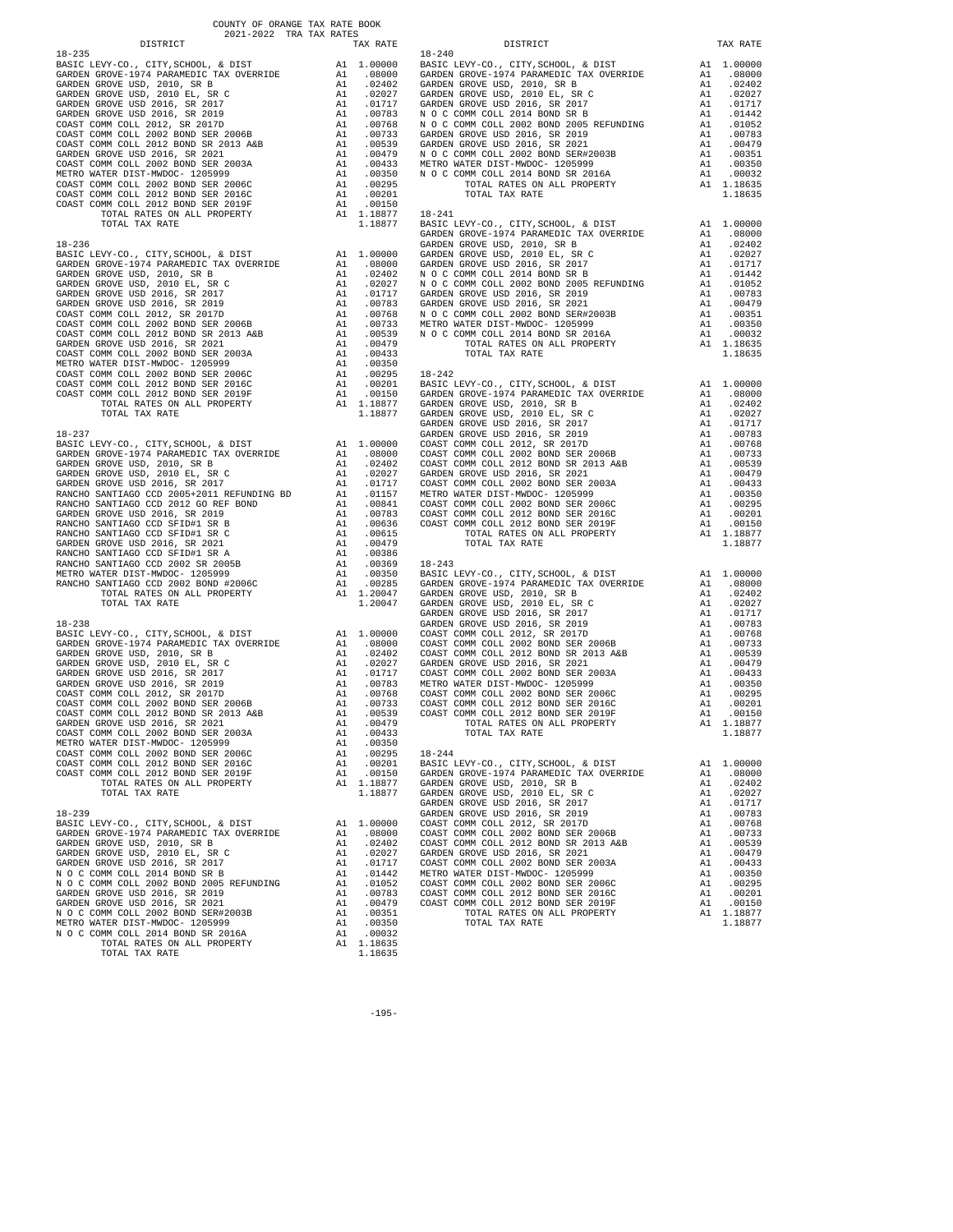COUNTY OF ORANGE TAX RATE BOOK
2021-2022 TRA TAX RATES

**18-235**

| DISTRICT | | TAX RATE |
|---|---|---|
| BASIC LEVY-CO., CITY,SCHOOL, & DIST | A1 | 1.00000 |
| GARDEN GROVE-1974 PARAMEDIC TAX OVERRIDE | A1 | .08000 |
| GARDEN GROVE USD, 2010, SR B | A1 | .02402 |
| GARDEN GROVE USD, 2010 EL, SR C | A1 | .02027 |
| GARDEN GROVE USD 2016, SR 2017 | A1 | .01717 |
| GARDEN GROVE USD 2016, SR 2019 | A1 | .00783 |
| COAST COMM COLL 2012, SR 2017D | A1 | .00768 |
| COAST COMM COLL 2002 BOND SER 2006B | A1 | .00733 |
| COAST COMM COLL 2012 BOND SR 2013 A&B | A1 | .00539 |
| GARDEN GROVE USD 2016, SR 2021 | A1 | .00479 |
| COAST COMM COLL 2002 BOND SER 2003A | A1 | .00433 |
| METRO WATER DIST-MWDOC- 1205999 | A1 | .00350 |
| COAST COMM COLL 2002 BOND SER 2006C | A1 | .00295 |
| COAST COMM COLL 2012 BOND SER 2016C | A1 | .00201 |
| COAST COMM COLL 2012 BOND SER 2019F | A1 | .00150 |
| TOTAL RATES ON ALL PROPERTY | A1 | 1.18877 |
| TOTAL TAX RATE | | 1.18877 |

**18-236**

| DISTRICT | | TAX RATE |
|---|---|---|
| BASIC LEVY-CO., CITY,SCHOOL, & DIST | A1 | 1.00000 |
| GARDEN GROVE-1974 PARAMEDIC TAX OVERRIDE | A1 | .08000 |
| GARDEN GROVE USD, 2010, SR B | A1 | .02402 |
| GARDEN GROVE USD, 2010 EL, SR C | A1 | .02027 |
| GARDEN GROVE USD 2016, SR 2017 | A1 | .01717 |
| GARDEN GROVE USD 2016, SR 2019 | A1 | .00783 |
| COAST COMM COLL 2012, SR 2017D | A1 | .00768 |
| COAST COMM COLL 2002 BOND SER 2006B | A1 | .00733 |
| COAST COMM COLL 2012 BOND SR 2013 A&B | A1 | .00539 |
| GARDEN GROVE USD 2016, SR 2021 | A1 | .00479 |
| COAST COMM COLL 2002 BOND SER 2003A | A1 | .00433 |
| METRO WATER DIST-MWDOC- 1205999 | A1 | .00350 |
| COAST COMM COLL 2002 BOND SER 2006C | A1 | .00295 |
| COAST COMM COLL 2012 BOND SER 2016C | A1 | .00201 |
| COAST COMM COLL 2012 BOND SER 2019F | A1 | .00150 |
| TOTAL RATES ON ALL PROPERTY | A1 | 1.18877 |
| TOTAL TAX RATE | | 1.18877 |

**18-237**

| DISTRICT | | TAX RATE |
|---|---|---|
| BASIC LEVY-CO., CITY,SCHOOL, & DIST | A1 | 1.00000 |
| GARDEN GROVE-1974 PARAMEDIC TAX OVERRIDE | A1 | .08000 |
| GARDEN GROVE USD, 2010, SR B | A1 | .02402 |
| GARDEN GROVE USD, 2010 EL, SR C | A1 | .02027 |
| GARDEN GROVE USD 2016, SR 2017 | A1 | .01717 |
| RANCHO SANTIAGO CCD 2005+2011 REFUNDING BD | A1 | .01157 |
| RANCHO SANTIAGO CCD 2012 GO REF BOND | A1 | .00841 |
| GARDEN GROVE USD 2016, SR 2019 | A1 | .00783 |
| RANCHO SANTIAGO CCD SFID#1 SR B | A1 | .00636 |
| RANCHO SANTIAGO CCD SFID#1 SR C | A1 | .00615 |
| GARDEN GROVE USD 2016, SR 2021 | A1 | .00479 |
| RANCHO SANTIAGO CCD SFID#1 SR A | A1 | .00386 |
| RANCHO SANTIAGO CCD 2002 SR 2005B | A1 | .00369 |
| METRO WATER DIST-MWDOC- 1205999 | A1 | .00350 |
| RANCHO SANTIAGO CCD 2002 BOND #2006C | A1 | .00285 |
| TOTAL RATES ON ALL PROPERTY | A1 | 1.20047 |
| TOTAL TAX RATE | | 1.20047 |

**18-238**

| DISTRICT | | TAX RATE |
|---|---|---|
| BASIC LEVY-CO., CITY,SCHOOL, & DIST | A1 | 1.00000 |
| GARDEN GROVE-1974 PARAMEDIC TAX OVERRIDE | A1 | .08000 |
| GARDEN GROVE USD, 2010, SR B | A1 | .02402 |
| GARDEN GROVE USD, 2010 EL, SR C | A1 | .02027 |
| GARDEN GROVE USD 2016, SR 2017 | A1 | .01717 |
| GARDEN GROVE USD 2016, SR 2019 | A1 | .00783 |
| COAST COMM COLL 2012, SR 2017D | A1 | .00768 |
| COAST COMM COLL 2002 BOND SER 2006B | A1 | .00733 |
| COAST COMM COLL 2012 BOND SR 2013 A&B | A1 | .00539 |
| GARDEN GROVE USD 2016, SR 2021 | A1 | .00479 |
| COAST COMM COLL 2002 BOND SER 2003A | A1 | .00433 |
| METRO WATER DIST-MWDOC- 1205999 | A1 | .00350 |
| COAST COMM COLL 2002 BOND SER 2006C | A1 | .00295 |
| COAST COMM COLL 2012 BOND SER 2016C | A1 | .00201 |
| COAST COMM COLL 2012 BOND SER 2019F | A1 | .00150 |
| TOTAL RATES ON ALL PROPERTY | A1 | 1.18877 |
| TOTAL TAX RATE | | 1.18877 |

**18-239**

| DISTRICT | | TAX RATE |
|---|---|---|
| BASIC LEVY-CO., CITY,SCHOOL, & DIST | A1 | 1.00000 |
| GARDEN GROVE-1974 PARAMEDIC TAX OVERRIDE | A1 | .08000 |
| GARDEN GROVE USD, 2010, SR B | A1 | .02402 |
| GARDEN GROVE USD, 2010 EL, SR C | A1 | .02027 |
| GARDEN GROVE USD 2016, SR 2017 | A1 | .01717 |
| N O C COMM COLL 2014 BOND SR B | A1 | .01442 |
| N O C COMM COLL 2002 BOND 2005 REFUNDING | A1 | .01052 |
| GARDEN GROVE USD 2016, SR 2019 | A1 | .00783 |
| GARDEN GROVE USD 2016, SR 2021 | A1 | .00479 |
| N O C COMM COLL 2002 BOND SER#2003B | A1 | .00351 |
| METRO WATER DIST-MWDOC- 1205999 | A1 | .00350 |
| N O C COMM COLL 2014 BOND SR 2016A | A1 | .00032 |
| TOTAL RATES ON ALL PROPERTY | A1 | 1.18635 |
| TOTAL TAX RATE | | 1.18635 |

**18-240**

| DISTRICT | | TAX RATE |
|---|---|---|
| BASIC LEVY-CO., CITY,SCHOOL, & DIST | A1 | 1.00000 |
| GARDEN GROVE-1974 PARAMEDIC TAX OVERRIDE | A1 | .08000 |
| GARDEN GROVE USD, 2010, SR B | A1 | .02402 |
| GARDEN GROVE USD, 2010 EL, SR C | A1 | .02027 |
| GARDEN GROVE USD 2016, SR 2017 | A1 | .01717 |
| N O C COMM COLL 2014 BOND SR B | A1 | .01442 |
| N O C COMM COLL 2002 BOND 2005 REFUNDING | A1 | .01052 |
| GARDEN GROVE USD 2016, SR 2019 | A1 | .00783 |
| GARDEN GROVE USD 2016, SR 2021 | A1 | .00479 |
| N O C COMM COLL 2002 BOND SER#2003B | A1 | .00351 |
| METRO WATER DIST-MWDOC- 1205999 | A1 | .00350 |
| N O C COMM COLL 2014 BOND SR 2016A | A1 | .00032 |
| TOTAL RATES ON ALL PROPERTY | A1 | 1.18635 |
| TOTAL TAX RATE | | 1.18635 |

**18-241**

| DISTRICT | | TAX RATE |
|---|---|---|
| BASIC LEVY-CO., CITY,SCHOOL, & DIST | A1 | 1.00000 |
| GARDEN GROVE-1974 PARAMEDIC TAX OVERRIDE | A1 | .08000 |
| GARDEN GROVE USD, 2010, SR B | A1 | .02402 |
| GARDEN GROVE USD, 2010 EL, SR C | A1 | .02027 |
| GARDEN GROVE USD 2016, SR 2017 | A1 | .01717 |
| N O C COMM COLL 2014 BOND SR B | A1 | .01442 |
| N O C COMM COLL 2002 BOND 2005 REFUNDING | A1 | .01052 |
| GARDEN GROVE USD 2016, SR 2019 | A1 | .00783 |
| GARDEN GROVE USD 2016, SR 2021 | A1 | .00479 |
| N O C COMM COLL 2002 BOND SER#2003B | A1 | .00351 |
| METRO WATER DIST-MWDOC- 1205999 | A1 | .00350 |
| N O C COMM COLL 2014 BOND SR 2016A | A1 | .00032 |
| TOTAL RATES ON ALL PROPERTY | A1 | 1.18635 |
| TOTAL TAX RATE | | 1.18635 |

**18-242**

| DISTRICT | | TAX RATE |
|---|---|---|
| BASIC LEVY-CO., CITY,SCHOOL, & DIST | A1 | 1.00000 |
| GARDEN GROVE-1974 PARAMEDIC TAX OVERRIDE | A1 | .08000 |
| GARDEN GROVE USD, 2010, SR B | A1 | .02402 |
| GARDEN GROVE USD, 2010 EL, SR C | A1 | .02027 |
| GARDEN GROVE USD 2016, SR 2017 | A1 | .01717 |
| GARDEN GROVE USD 2016, SR 2019 | A1 | .00783 |
| COAST COMM COLL 2012, SR 2017D | A1 | .00768 |
| COAST COMM COLL 2002 BOND SER 2006B | A1 | .00733 |
| COAST COMM COLL 2012 BOND SR 2013 A&B | A1 | .00539 |
| GARDEN GROVE USD 2016, SR 2021 | A1 | .00479 |
| COAST COMM COLL 2002 BOND SER 2003A | A1 | .00433 |
| METRO WATER DIST-MWDOC- 1205999 | A1 | .00350 |
| COAST COMM COLL 2002 BOND SER 2006C | A1 | .00295 |
| COAST COMM COLL 2012 BOND SER 2016C | A1 | .00201 |
| COAST COMM COLL 2012 BOND SER 2019F | A1 | .00150 |
| TOTAL RATES ON ALL PROPERTY | A1 | 1.18877 |
| TOTAL TAX RATE | | 1.18877 |

**18-243**

| DISTRICT | | TAX RATE |
|---|---|---|
| BASIC LEVY-CO., CITY,SCHOOL, & DIST | A1 | 1.00000 |
| GARDEN GROVE-1974 PARAMEDIC TAX OVERRIDE | A1 | .08000 |
| GARDEN GROVE USD, 2010, SR B | A1 | .02402 |
| GARDEN GROVE USD, 2010 EL, SR C | A1 | .02027 |
| GARDEN GROVE USD 2016, SR 2017 | A1 | .01717 |
| GARDEN GROVE USD 2016, SR 2019 | A1 | .00783 |
| COAST COMM COLL 2012, SR 2017D | A1 | .00768 |
| COAST COMM COLL 2002 BOND SER 2006B | A1 | .00733 |
| COAST COMM COLL 2012 BOND SR 2013 A&B | A1 | .00539 |
| GARDEN GROVE USD 2016, SR 2021 | A1 | .00479 |
| COAST COMM COLL 2002 BOND SER 2003A | A1 | .00433 |
| METRO WATER DIST-MWDOC- 1205999 | A1 | .00350 |
| COAST COMM COLL 2002 BOND SER 2006C | A1 | .00295 |
| COAST COMM COLL 2012 BOND SER 2016C | A1 | .00201 |
| COAST COMM COLL 2012 BOND SER 2019F | A1 | .00150 |
| TOTAL RATES ON ALL PROPERTY | A1 | 1.18877 |
| TOTAL TAX RATE | | 1.18877 |

**18-244**

| DISTRICT | | TAX RATE |
|---|---|---|
| BASIC LEVY-CO., CITY,SCHOOL, & DIST | A1 | 1.00000 |
| GARDEN GROVE-1974 PARAMEDIC TAX OVERRIDE | A1 | .08000 |
| GARDEN GROVE USD, 2010, SR B | A1 | .02402 |
| GARDEN GROVE USD, 2010 EL, SR C | A1 | .02027 |
| GARDEN GROVE USD 2016, SR 2017 | A1 | .01717 |
| GARDEN GROVE USD 2016, SR 2019 | A1 | .00783 |
| COAST COMM COLL 2012, SR 2017D | A1 | .00768 |
| COAST COMM COLL 2002 BOND SER 2006B | A1 | .00733 |
| COAST COMM COLL 2012 BOND SR 2013 A&B | A1 | .00539 |
| GARDEN GROVE USD 2016, SR 2021 | A1 | .00479 |
| COAST COMM COLL 2002 BOND SER 2003A | A1 | .00433 |
| METRO WATER DIST-MWDOC- 1205999 | A1 | .00350 |
| COAST COMM COLL 2002 BOND SER 2006C | A1 | .00295 |
| COAST COMM COLL 2012 BOND SER 2016C | A1 | .00201 |
| COAST COMM COLL 2012 BOND SER 2019F | A1 | .00150 |
| TOTAL RATES ON ALL PROPERTY | A1 | 1.18877 |
| TOTAL TAX RATE | | 1.18877 |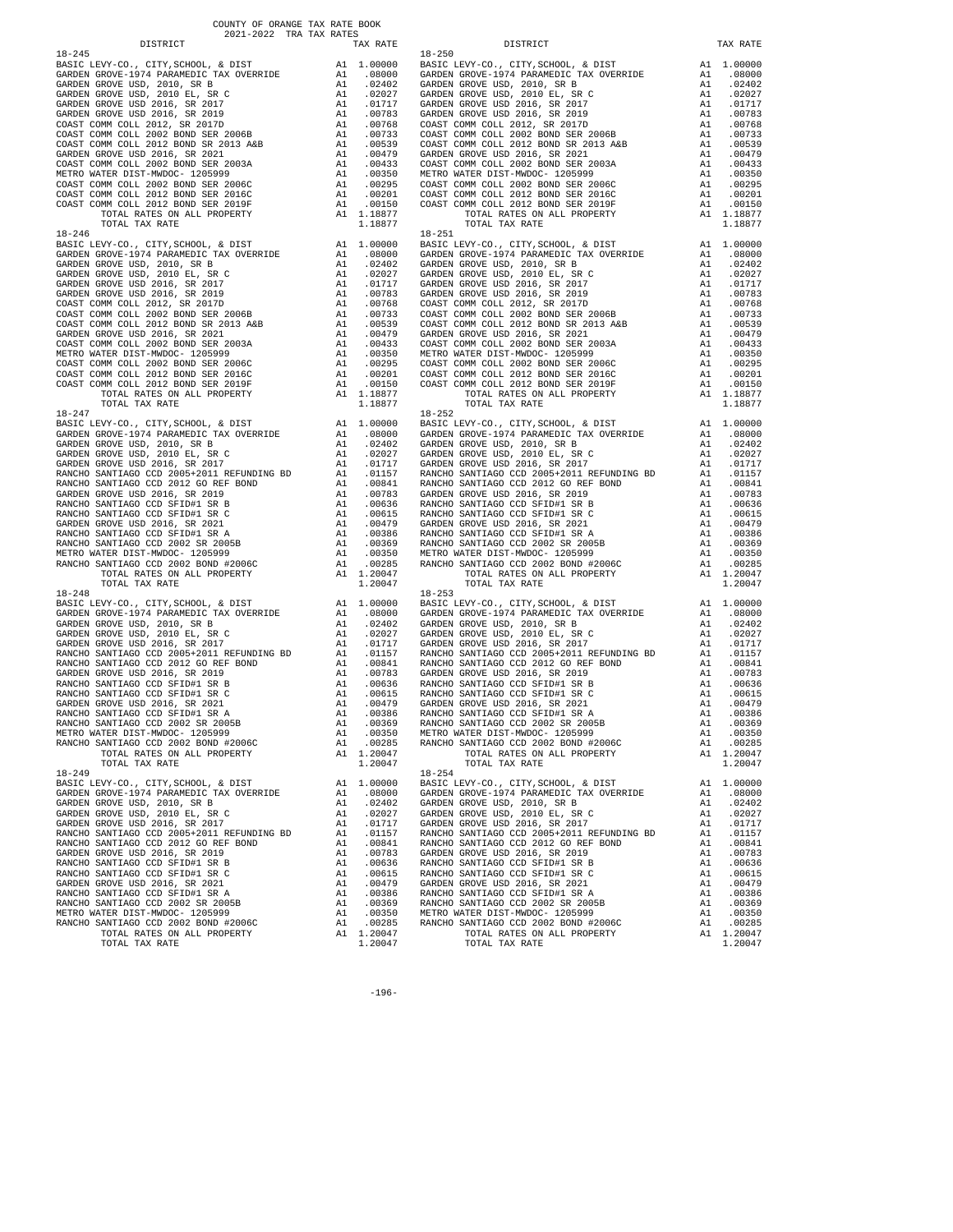COUNTY OF ORANGE TAX RATE BOOK
2021-2022 TRA TAX RATES

| DISTRICT | | TAX RATE |
|---|---|---|
| **18-245** | | |
| BASIC LEVY-CO., CITY,SCHOOL, & DIST | A1 | 1.00000 |
| GARDEN GROVE-1974 PARAMEDIC TAX OVERRIDE | A1 | .08000 |
| GARDEN GROVE USD, 2010, SR B | A1 | .02402 |
| GARDEN GROVE USD, 2010 EL, SR C | A1 | .02027 |
| GARDEN GROVE USD 2016, SR 2017 | A1 | .01717 |
| GARDEN GROVE USD 2016, SR 2019 | A1 | .00783 |
| COAST COMM COLL 2012, SR 2017D | A1 | .00768 |
| COAST COMM COLL 2002 BOND SER 2006B | A1 | .00733 |
| COAST COMM COLL 2012 BOND SR 2013 A&B | A1 | .00539 |
| GARDEN GROVE USD 2016, SR 2021 | A1 | .00479 |
| COAST COMM COLL 2002 BOND SER 2003A | A1 | .00433 |
| METRO WATER DIST-MWDOC- 1205999 | A1 | .00350 |
| COAST COMM COLL 2002 BOND SER 2006C | A1 | .00295 |
| COAST COMM COLL 2012 BOND SER 2016C | A1 | .00201 |
| COAST COMM COLL 2012 BOND SER 2019F | A1 | .00150 |
| TOTAL RATES ON ALL PROPERTY | A1 | 1.18877 |
| TOTAL TAX RATE | | 1.18877 |
| **18-246** | | |
| BASIC LEVY-CO., CITY,SCHOOL, & DIST | A1 | 1.00000 |
| GARDEN GROVE-1974 PARAMEDIC TAX OVERRIDE | A1 | .08000 |
| GARDEN GROVE USD, 2010, SR B | A1 | .02402 |
| GARDEN GROVE USD, 2010 EL, SR C | A1 | .02027 |
| GARDEN GROVE USD 2016, SR 2017 | A1 | .01717 |
| GARDEN GROVE USD 2016, SR 2019 | A1 | .00783 |
| COAST COMM COLL 2012, SR 2017D | A1 | .00768 |
| COAST COMM COLL 2002 BOND SER 2006B | A1 | .00733 |
| COAST COMM COLL 2012 BOND SR 2013 A&B | A1 | .00539 |
| GARDEN GROVE USD 2016, SR 2021 | A1 | .00479 |
| COAST COMM COLL 2002 BOND SER 2003A | A1 | .00433 |
| METRO WATER DIST-MWDOC- 1205999 | A1 | .00350 |
| COAST COMM COLL 2002 BOND SER 2006C | A1 | .00295 |
| COAST COMM COLL 2012 BOND SER 2016C | A1 | .00201 |
| COAST COMM COLL 2012 BOND SER 2019F | A1 | .00150 |
| TOTAL RATES ON ALL PROPERTY | A1 | 1.18877 |
| TOTAL TAX RATE | | 1.18877 |
| **18-247** | | |
| BASIC LEVY-CO., CITY,SCHOOL, & DIST | A1 | 1.00000 |
| GARDEN GROVE-1974 PARAMEDIC TAX OVERRIDE | A1 | .08000 |
| GARDEN GROVE USD, 2010, SR B | A1 | .02402 |
| GARDEN GROVE USD, 2010 EL, SR C | A1 | .02027 |
| GARDEN GROVE USD 2016, SR 2017 | A1 | .01717 |
| RANCHO SANTIAGO CCD 2005+2011 REFUNDING BD | A1 | .01157 |
| RANCHO SANTIAGO CCD 2012 GO REF BOND | A1 | .00841 |
| GARDEN GROVE USD 2016, SR 2019 | A1 | .00783 |
| RANCHO SANTIAGO CCD SFID#1 SR B | A1 | .00636 |
| RANCHO SANTIAGO CCD SFID#1 SR C | A1 | .00615 |
| GARDEN GROVE USD 2016, SR 2021 | A1 | .00479 |
| RANCHO SANTIAGO CCD SFID#1 SR A | A1 | .00386 |
| RANCHO SANTIAGO CCD 2002 SR 2005B | A1 | .00369 |
| METRO WATER DIST-MWDOC- 1205999 | A1 | .00350 |
| RANCHO SANTIAGO CCD 2002 BOND #2006C | A1 | .00285 |
| TOTAL RATES ON ALL PROPERTY | A1 | 1.20047 |
| TOTAL TAX RATE | | 1.20047 |
| **18-248** | | |
| BASIC LEVY-CO., CITY,SCHOOL, & DIST | A1 | 1.00000 |
| GARDEN GROVE-1974 PARAMEDIC TAX OVERRIDE | A1 | .08000 |
| GARDEN GROVE USD, 2010, SR B | A1 | .02402 |
| GARDEN GROVE USD, 2010 EL, SR C | A1 | .02027 |
| GARDEN GROVE USD 2016, SR 2017 | A1 | .01717 |
| RANCHO SANTIAGO CCD 2005+2011 REFUNDING BD | A1 | .01157 |
| RANCHO SANTIAGO CCD 2012 GO REF BOND | A1 | .00841 |
| GARDEN GROVE USD 2016, SR 2019 | A1 | .00783 |
| RANCHO SANTIAGO CCD SFID#1 SR B | A1 | .00636 |
| RANCHO SANTIAGO CCD SFID#1 SR C | A1 | .00615 |
| GARDEN GROVE USD 2016, SR 2021 | A1 | .00479 |
| RANCHO SANTIAGO CCD SFID#1 SR A | A1 | .00386 |
| RANCHO SANTIAGO CCD 2002 SR 2005B | A1 | .00369 |
| METRO WATER DIST-MWDOC- 1205999 | A1 | .00350 |
| RANCHO SANTIAGO CCD 2002 BOND #2006C | A1 | .00285 |
| TOTAL RATES ON ALL PROPERTY | A1 | 1.20047 |
| TOTAL TAX RATE | | 1.20047 |
| **18-249** | | |
| BASIC LEVY-CO., CITY,SCHOOL, & DIST | A1 | 1.00000 |
| GARDEN GROVE-1974 PARAMEDIC TAX OVERRIDE | A1 | .08000 |
| GARDEN GROVE USD, 2010, SR B | A1 | .02402 |
| GARDEN GROVE USD, 2010 EL, SR C | A1 | .02027 |
| GARDEN GROVE USD 2016, SR 2017 | A1 | .01717 |
| RANCHO SANTIAGO CCD 2005+2011 REFUNDING BD | A1 | .01157 |
| RANCHO SANTIAGO CCD 2012 GO REF BOND | A1 | .00841 |
| GARDEN GROVE USD 2016, SR 2019 | A1 | .00783 |
| RANCHO SANTIAGO CCD SFID#1 SR B | A1 | .00636 |
| RANCHO SANTIAGO CCD SFID#1 SR C | A1 | .00615 |
| GARDEN GROVE USD 2016, SR 2021 | A1 | .00479 |
| RANCHO SANTIAGO CCD SFID#1 SR A | A1 | .00386 |
| RANCHO SANTIAGO CCD 2002 SR 2005B | A1 | .00369 |
| METRO WATER DIST-MWDOC- 1205999 | A1 | .00350 |
| RANCHO SANTIAGO CCD 2002 BOND #2006C | A1 | .00285 |
| TOTAL RATES ON ALL PROPERTY | A1 | 1.20047 |
| TOTAL TAX RATE | | 1.20047 |
| **18-250** | | |
| BASIC LEVY-CO., CITY,SCHOOL, & DIST | A1 | 1.00000 |
| GARDEN GROVE-1974 PARAMEDIC TAX OVERRIDE | A1 | .08000 |
| GARDEN GROVE USD, 2010, SR B | A1 | .02402 |
| GARDEN GROVE USD, 2010 EL, SR C | A1 | .02027 |
| GARDEN GROVE USD 2016, SR 2017 | A1 | .01717 |
| GARDEN GROVE USD 2016, SR 2019 | A1 | .00783 |
| COAST COMM COLL 2012, SR 2017D | A1 | .00768 |
| COAST COMM COLL 2002 BOND SER 2006B | A1 | .00733 |
| COAST COMM COLL 2012 BOND SR 2013 A&B | A1 | .00539 |
| GARDEN GROVE USD 2016, SR 2021 | A1 | .00479 |
| COAST COMM COLL 2002 BOND SER 2003A | A1 | .00433 |
| METRO WATER DIST-MWDOC- 1205999 | A1 | .00350 |
| COAST COMM COLL 2002 BOND SER 2006C | A1 | .00295 |
| COAST COMM COLL 2012 BOND SER 2016C | A1 | .00201 |
| COAST COMM COLL 2012 BOND SER 2019F | A1 | .00150 |
| TOTAL RATES ON ALL PROPERTY | A1 | 1.18877 |
| TOTAL TAX RATE | | 1.18877 |
| **18-251** | | |
| BASIC LEVY-CO., CITY,SCHOOL, & DIST | A1 | 1.00000 |
| GARDEN GROVE-1974 PARAMEDIC TAX OVERRIDE | A1 | .08000 |
| GARDEN GROVE USD, 2010, SR B | A1 | .02402 |
| GARDEN GROVE USD, 2010 EL, SR C | A1 | .02027 |
| GARDEN GROVE USD 2016, SR 2017 | A1 | .01717 |
| GARDEN GROVE USD 2016, SR 2019 | A1 | .00783 |
| COAST COMM COLL 2012, SR 2017D | A1 | .00768 |
| COAST COMM COLL 2002 BOND SER 2006B | A1 | .00733 |
| COAST COMM COLL 2012 BOND SR 2013 A&B | A1 | .00539 |
| GARDEN GROVE USD 2016, SR 2021 | A1 | .00479 |
| COAST COMM COLL 2002 BOND SER 2003A | A1 | .00433 |
| METRO WATER DIST-MWDOC- 1205999 | A1 | .00350 |
| COAST COMM COLL 2002 BOND SER 2006C | A1 | .00295 |
| COAST COMM COLL 2012 BOND SER 2016C | A1 | .00201 |
| COAST COMM COLL 2012 BOND SER 2019F | A1 | .00150 |
| TOTAL RATES ON ALL PROPERTY | A1 | 1.18877 |
| TOTAL TAX RATE | | 1.18877 |
| **18-252** | | |
| BASIC LEVY-CO., CITY,SCHOOL, & DIST | A1 | 1.00000 |
| GARDEN GROVE-1974 PARAMEDIC TAX OVERRIDE | A1 | .08000 |
| GARDEN GROVE USD, 2010, SR B | A1 | .02402 |
| GARDEN GROVE USD, 2010 EL, SR C | A1 | .02027 |
| GARDEN GROVE USD 2016, SR 2017 | A1 | .01717 |
| RANCHO SANTIAGO CCD 2005+2011 REFUNDING BD | A1 | .01157 |
| RANCHO SANTIAGO CCD 2012 GO REF BOND | A1 | .00841 |
| GARDEN GROVE USD 2016, SR 2019 | A1 | .00783 |
| RANCHO SANTIAGO CCD SFID#1 SR B | A1 | .00636 |
| RANCHO SANTIAGO CCD SFID#1 SR C | A1 | .00615 |
| GARDEN GROVE USD 2016, SR 2021 | A1 | .00479 |
| RANCHO SANTIAGO CCD SFID#1 SR A | A1 | .00386 |
| RANCHO SANTIAGO CCD 2002 SR 2005B | A1 | .00369 |
| METRO WATER DIST-MWDOC- 1205999 | A1 | .00350 |
| RANCHO SANTIAGO CCD 2002 BOND #2006C | A1 | .00285 |
| TOTAL RATES ON ALL PROPERTY | A1 | 1.20047 |
| TOTAL TAX RATE | | 1.20047 |
| **18-253** | | |
| BASIC LEVY-CO., CITY,SCHOOL, & DIST | A1 | 1.00000 |
| GARDEN GROVE-1974 PARAMEDIC TAX OVERRIDE | A1 | .08000 |
| GARDEN GROVE USD, 2010, SR B | A1 | .02402 |
| GARDEN GROVE USD, 2010 EL, SR C | A1 | .02027 |
| GARDEN GROVE USD 2016, SR 2017 | A1 | .01717 |
| RANCHO SANTIAGO CCD 2005+2011 REFUNDING BD | A1 | .01157 |
| RANCHO SANTIAGO CCD 2012 GO REF BOND | A1 | .00841 |
| GARDEN GROVE USD 2016, SR 2019 | A1 | .00783 |
| RANCHO SANTIAGO CCD SFID#1 SR B | A1 | .00636 |
| RANCHO SANTIAGO CCD SFID#1 SR C | A1 | .00615 |
| GARDEN GROVE USD 2016, SR 2021 | A1 | .00479 |
| RANCHO SANTIAGO CCD SFID#1 SR A | A1 | .00386 |
| RANCHO SANTIAGO CCD 2002 SR 2005B | A1 | .00369 |
| METRO WATER DIST-MWDOC- 1205999 | A1 | .00350 |
| RANCHO SANTIAGO CCD 2002 BOND #2006C | A1 | .00285 |
| TOTAL RATES ON ALL PROPERTY | A1 | 1.20047 |
| TOTAL TAX RATE | | 1.20047 |
| **18-254** | | |
| BASIC LEVY-CO., CITY,SCHOOL, & DIST | A1 | 1.00000 |
| GARDEN GROVE-1974 PARAMEDIC TAX OVERRIDE | A1 | .08000 |
| GARDEN GROVE USD, 2010, SR B | A1 | .02402 |
| GARDEN GROVE USD, 2010 EL, SR C | A1 | .02027 |
| GARDEN GROVE USD 2016, SR 2017 | A1 | .01717 |
| RANCHO SANTIAGO CCD 2005+2011 REFUNDING BD | A1 | .01157 |
| RANCHO SANTIAGO CCD 2012 GO REF BOND | A1 | .00841 |
| GARDEN GROVE USD 2016, SR 2019 | A1 | .00783 |
| RANCHO SANTIAGO CCD SFID#1 SR B | A1 | .00636 |
| RANCHO SANTIAGO CCD SFID#1 SR C | A1 | .00615 |
| GARDEN GROVE USD 2016, SR 2021 | A1 | .00479 |
| RANCHO SANTIAGO CCD SFID#1 SR A | A1 | .00386 |
| RANCHO SANTIAGO CCD 2002 SR 2005B | A1 | .00369 |
| METRO WATER DIST-MWDOC- 1205999 | A1 | .00350 |
| RANCHO SANTIAGO CCD 2002 BOND #2006C | A1 | .00285 |
| TOTAL RATES ON ALL PROPERTY | A1 | 1.20047 |
| TOTAL TAX RATE | | 1.20047 |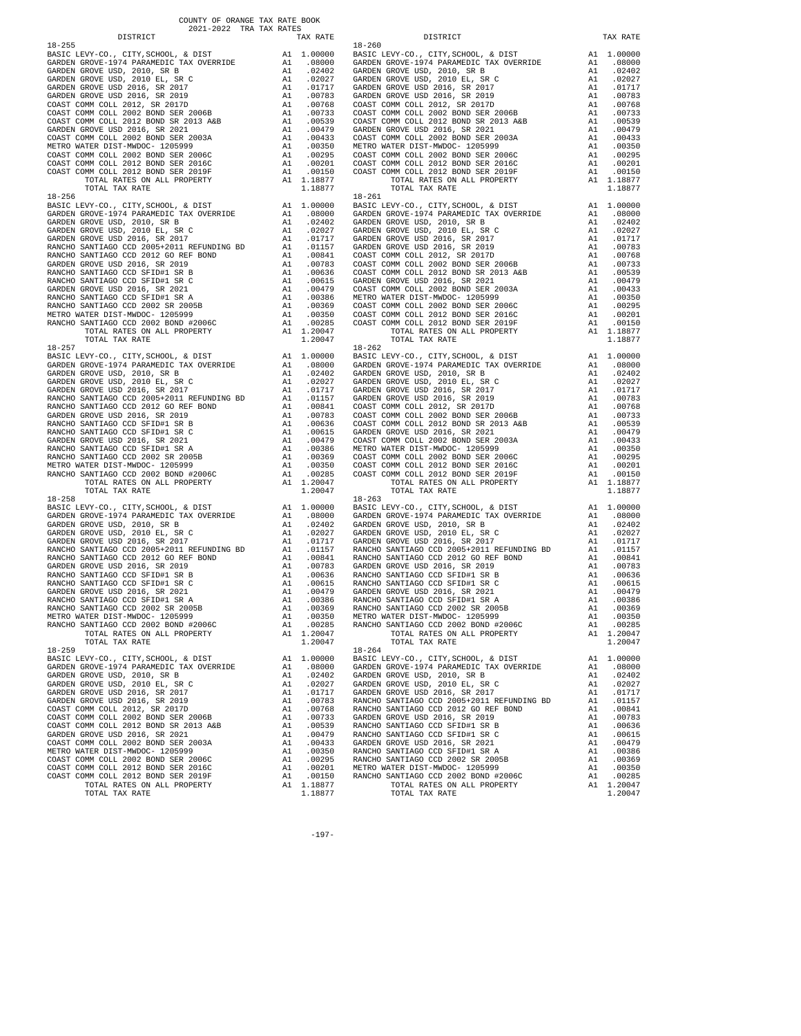COUNTY OF ORANGE TAX RATE BOOK
2021-2022 TRA TAX RATES

| DISTRICT | | TAX RATE | DISTRICT | | TAX RATE |
|---|---|---|---|---|---|
| 18-255 | | | 18-260 | | |
| BASIC LEVY-CO., CITY,SCHOOL, & DIST | A1 | 1.00000 | BASIC LEVY-CO., CITY,SCHOOL, & DIST | A1 | 1.00000 |
| GARDEN GROVE-1974 PARAMEDIC TAX OVERRIDE | A1 | .08000 | GARDEN GROVE-1974 PARAMEDIC TAX OVERRIDE | A1 | .08000 |
| GARDEN GROVE USD, 2010, SR B | A1 | .02402 | GARDEN GROVE USD, 2010, SR B | A1 | .02402 |
| GARDEN GROVE USD, 2010 EL, SR C | A1 | .02027 | GARDEN GROVE USD, 2010 EL, SR C | A1 | .02027 |
| GARDEN GROVE USD 2016, SR 2017 | A1 | .01717 | GARDEN GROVE USD 2016, SR 2017 | A1 | .01717 |
| GARDEN GROVE USD 2016, SR 2019 | A1 | .00783 | GARDEN GROVE USD 2016, SR 2019 | A1 | .00783 |
| COAST COMM COLL 2012, SR 2017D | A1 | .00768 | COAST COMM COLL 2012, SR 2017D | A1 | .00768 |
| COAST COMM COLL 2002 BOND SER 2006B | A1 | .00733 | COAST COMM COLL 2002 BOND SER 2006B | A1 | .00733 |
| COAST COMM COLL 2012 BOND SR 2013 A&B | A1 | .00539 | COAST COMM COLL 2012 BOND SR 2013 A&B | A1 | .00539 |
| GARDEN GROVE USD 2016, SR 2021 | A1 | .00479 | GARDEN GROVE USD 2016, SR 2021 | A1 | .00479 |
| COAST COMM COLL 2002 BOND SER 2003A | A1 | .00433 | COAST COMM COLL 2002 BOND SER 2003A | A1 | .00433 |
| METRO WATER DIST-MWDOC- 1205999 | A1 | .00350 | METRO WATER DIST-MWDOC- 1205999 | A1 | .00350 |
| COAST COMM COLL 2002 BOND SER 2006C | A1 | .00295 | COAST COMM COLL 2002 BOND SER 2006C | A1 | .00295 |
| COAST COMM COLL 2012 BOND SER 2016C | A1 | .00201 | COAST COMM COLL 2012 BOND SER 2016C | A1 | .00201 |
| COAST COMM COLL 2012 BOND SER 2019F | A1 | .00150 | COAST COMM COLL 2012 BOND SER 2019F | A1 | .00150 |
| TOTAL RATES ON ALL PROPERTY | A1 | 1.18877 | TOTAL RATES ON ALL PROPERTY | A1 | 1.18877 |
| TOTAL TAX RATE | | 1.18877 | TOTAL TAX RATE | | 1.18877 |
| 18-256 | | | 18-261 | | |
| BASIC LEVY-CO., CITY,SCHOOL, & DIST | A1 | 1.00000 | BASIC LEVY-CO., CITY,SCHOOL, & DIST | A1 | 1.00000 |
| GARDEN GROVE-1974 PARAMEDIC TAX OVERRIDE | A1 | .08000 | GARDEN GROVE-1974 PARAMEDIC TAX OVERRIDE | A1 | .08000 |
| GARDEN GROVE USD, 2010, SR B | A1 | .02402 | GARDEN GROVE USD, 2010, SR B | A1 | .02402 |
| GARDEN GROVE USD, 2010 EL, SR C | A1 | .02027 | GARDEN GROVE USD, 2010 EL, SR C | A1 | .02027 |
| GARDEN GROVE USD 2016, SR 2017 | A1 | .01717 | GARDEN GROVE USD 2016, SR 2017 | A1 | .01717 |
| RANCHO SANTIAGO CCD 2005+2011 REFUNDING BD | A1 | .01157 | GARDEN GROVE USD 2016, SR 2019 | A1 | .00783 |
| RANCHO SANTIAGO CCD 2012 GO REF BOND | A1 | .00841 | COAST COMM COLL 2012, SR 2017D | A1 | .00768 |
| GARDEN GROVE USD 2016, SR 2019 | A1 | .00783 | COAST COMM COLL 2002 BOND SER 2006B | A1 | .00733 |
| RANCHO SANTIAGO CCD SFID#1 SR B | A1 | .00636 | COAST COMM COLL 2012 BOND SR 2013 A&B | A1 | .00539 |
| RANCHO SANTIAGO CCD SFID#1 SR C | A1 | .00615 | GARDEN GROVE USD 2016, SR 2021 | A1 | .00479 |
| GARDEN GROVE USD 2016, SR 2021 | A1 | .00479 | COAST COMM COLL 2002 BOND SER 2003A | A1 | .00433 |
| RANCHO SANTIAGO CCD SFID#1 SR A | A1 | .00386 | METRO WATER DIST-MWDOC- 1205999 | A1 | .00350 |
| RANCHO SANTIAGO CCD 2002 SR 2005B | A1 | .00369 | COAST COMM COLL 2002 BOND SER 2006C | A1 | .00295 |
| METRO WATER DIST-MWDOC- 1205999 | A1 | .00350 | COAST COMM COLL 2012 BOND SER 2016C | A1 | .00201 |
| RANCHO SANTIAGO CCD 2002 BOND #2006C | A1 | .00285 | COAST COMM COLL 2012 BOND SER 2019F | A1 | .00150 |
| TOTAL RATES ON ALL PROPERTY | A1 | 1.20047 | TOTAL RATES ON ALL PROPERTY | A1 | 1.18877 |
| TOTAL TAX RATE | | 1.20047 | TOTAL TAX RATE | | 1.18877 |
| 18-257 | | | 18-262 | | |
| BASIC LEVY-CO., CITY,SCHOOL, & DIST | A1 | 1.00000 | BASIC LEVY-CO., CITY,SCHOOL, & DIST | A1 | 1.00000 |
| GARDEN GROVE-1974 PARAMEDIC TAX OVERRIDE | A1 | .08000 | GARDEN GROVE-1974 PARAMEDIC TAX OVERRIDE | A1 | .08000 |
| GARDEN GROVE USD, 2010, SR B | A1 | .02402 | GARDEN GROVE USD, 2010, SR B | A1 | .02402 |
| GARDEN GROVE USD, 2010 EL, SR C | A1 | .02027 | GARDEN GROVE USD, 2010 EL, SR C | A1 | .02027 |
| GARDEN GROVE USD 2016, SR 2017 | A1 | .01717 | GARDEN GROVE USD 2016, SR 2017 | A1 | .01717 |
| RANCHO SANTIAGO CCD 2005+2011 REFUNDING BD | A1 | .01157 | GARDEN GROVE USD 2016, SR 2019 | A1 | .00783 |
| RANCHO SANTIAGO CCD 2012 GO REF BOND | A1 | .00841 | COAST COMM COLL 2012, SR 2017D | A1 | .00768 |
| GARDEN GROVE USD 2016, SR 2019 | A1 | .00783 | COAST COMM COLL 2002 BOND SER 2006B | A1 | .00733 |
| RANCHO SANTIAGO CCD SFID#1 SR B | A1 | .00636 | COAST COMM COLL 2012 BOND SR 2013 A&B | A1 | .00539 |
| RANCHO SANTIAGO CCD SFID#1 SR C | A1 | .00615 | GARDEN GROVE USD 2016, SR 2021 | A1 | .00479 |
| GARDEN GROVE USD 2016, SR 2021 | A1 | .00479 | COAST COMM COLL 2002 BOND SER 2003A | A1 | .00433 |
| RANCHO SANTIAGO CCD SFID#1 SR A | A1 | .00386 | METRO WATER DIST-MWDOC- 1205999 | A1 | .00350 |
| RANCHO SANTIAGO CCD 2002 SR 2005B | A1 | .00369 | COAST COMM COLL 2002 BOND SER 2006C | A1 | .00295 |
| METRO WATER DIST-MWDOC- 1205999 | A1 | .00350 | COAST COMM COLL 2012 BOND SER 2016C | A1 | .00201 |
| RANCHO SANTIAGO CCD 2002 BOND #2006C | A1 | .00285 | COAST COMM COLL 2012 BOND SER 2019F | A1 | .00150 |
| TOTAL RATES ON ALL PROPERTY | A1 | 1.20047 | TOTAL RATES ON ALL PROPERTY | A1 | 1.18877 |
| TOTAL TAX RATE | | 1.20047 | TOTAL TAX RATE | | 1.18877 |
| 18-258 | | | 18-263 | | |
| BASIC LEVY-CO., CITY,SCHOOL, & DIST | A1 | 1.00000 | BASIC LEVY-CO., CITY,SCHOOL, & DIST | A1 | 1.00000 |
| GARDEN GROVE-1974 PARAMEDIC TAX OVERRIDE | A1 | .08000 | GARDEN GROVE-1974 PARAMEDIC TAX OVERRIDE | A1 | .08000 |
| GARDEN GROVE USD, 2010, SR B | A1 | .02402 | GARDEN GROVE USD, 2010, SR B | A1 | .02402 |
| GARDEN GROVE USD, 2010 EL, SR C | A1 | .02027 | GARDEN GROVE USD, 2010 EL, SR C | A1 | .02027 |
| GARDEN GROVE USD 2016, SR 2017 | A1 | .01717 | GARDEN GROVE USD 2016, SR 2017 | A1 | .01717 |
| RANCHO SANTIAGO CCD 2005+2011 REFUNDING BD | A1 | .01157 | RANCHO SANTIAGO CCD 2005+2011 REFUNDING BD | A1 | .01157 |
| RANCHO SANTIAGO CCD 2012 GO REF BOND | A1 | .00841 | RANCHO SANTIAGO CCD 2012 GO REF BOND | A1 | .00841 |
| GARDEN GROVE USD 2016, SR 2019 | A1 | .00783 | GARDEN GROVE USD 2016, SR 2019 | A1 | .00783 |
| RANCHO SANTIAGO CCD SFID#1 SR B | A1 | .00636 | RANCHO SANTIAGO CCD SFID#1 SR B | A1 | .00636 |
| RANCHO SANTIAGO CCD SFID#1 SR C | A1 | .00615 | RANCHO SANTIAGO CCD SFID#1 SR C | A1 | .00615 |
| GARDEN GROVE USD 2016, SR 2021 | A1 | .00479 | GARDEN GROVE USD 2016, SR 2021 | A1 | .00479 |
| RANCHO SANTIAGO CCD SFID#1 SR A | A1 | .00386 | RANCHO SANTIAGO CCD SFID#1 SR A | A1 | .00386 |
| RANCHO SANTIAGO CCD 2002 SR 2005B | A1 | .00369 | RANCHO SANTIAGO CCD 2002 SR 2005B | A1 | .00369 |
| METRO WATER DIST-MWDOC- 1205999 | A1 | .00350 | METRO WATER DIST-MWDOC- 1205999 | A1 | .00350 |
| RANCHO SANTIAGO CCD 2002 BOND #2006C | A1 | .00285 | RANCHO SANTIAGO CCD 2002 BOND #2006C | A1 | .00285 |
| TOTAL RATES ON ALL PROPERTY | A1 | 1.20047 | TOTAL RATES ON ALL PROPERTY | A1 | 1.20047 |
| TOTAL TAX RATE | | 1.20047 | TOTAL TAX RATE | | 1.20047 |
| 18-259 | | | 18-264 | | |
| BASIC LEVY-CO., CITY,SCHOOL, & DIST | A1 | 1.00000 | BASIC LEVY-CO., CITY,SCHOOL, & DIST | A1 | 1.00000 |
| GARDEN GROVE-1974 PARAMEDIC TAX OVERRIDE | A1 | .08000 | GARDEN GROVE-1974 PARAMEDIC TAX OVERRIDE | A1 | .08000 |
| GARDEN GROVE USD, 2010, SR B | A1 | .02402 | GARDEN GROVE USD, 2010, SR B | A1 | .02402 |
| GARDEN GROVE USD, 2010 EL, SR C | A1 | .02027 | GARDEN GROVE USD, 2010 EL, SR C | A1 | .02027 |
| GARDEN GROVE USD 2016, SR 2017 | A1 | .01717 | GARDEN GROVE USD 2016, SR 2017 | A1 | .01717 |
| GARDEN GROVE USD 2016, SR 2019 | A1 | .00783 | RANCHO SANTIAGO CCD 2005+2011 REFUNDING BD | A1 | .01157 |
| COAST COMM COLL 2012, SR 2017D | A1 | .00768 | RANCHO SANTIAGO CCD 2012 GO REF BOND | A1 | .00841 |
| COAST COMM COLL 2002 BOND SER 2006B | A1 | .00733 | GARDEN GROVE USD 2016, SR 2019 | A1 | .00783 |
| COAST COMM COLL 2012 BOND SR 2013 A&B | A1 | .00539 | RANCHO SANTIAGO CCD SFID#1 SR B | A1 | .00636 |
| GARDEN GROVE USD 2016, SR 2021 | A1 | .00479 | RANCHO SANTIAGO CCD SFID#1 SR C | A1 | .00615 |
| COAST COMM COLL 2002 BOND SER 2003A | A1 | .00433 | GARDEN GROVE USD 2016, SR 2021 | A1 | .00479 |
| METRO WATER DIST-MWDOC- 1205999 | A1 | .00350 | RANCHO SANTIAGO CCD SFID#1 SR A | A1 | .00386 |
| COAST COMM COLL 2002 BOND SER 2006C | A1 | .00295 | RANCHO SANTIAGO CCD 2002 SR 2005B | A1 | .00369 |
| COAST COMM COLL 2012 BOND SER 2016C | A1 | .00201 | METRO WATER DIST-MWDOC- 1205999 | A1 | .00350 |
| COAST COMM COLL 2012 BOND SER 2019F | A1 | .00150 | RANCHO SANTIAGO CCD 2002 BOND #2006C | A1 | .00285 |
| TOTAL RATES ON ALL PROPERTY | A1 | 1.18877 | TOTAL RATES ON ALL PROPERTY | A1 | 1.20047 |
| TOTAL TAX RATE | | 1.18877 | TOTAL TAX RATE | | 1.20047 |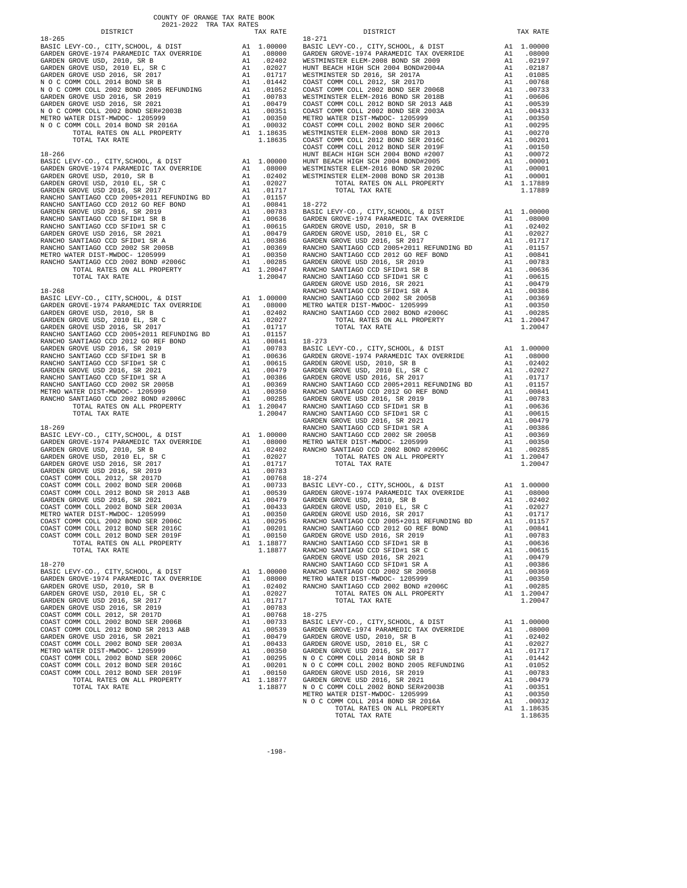COUNTY OF ORANGE TAX RATE BOOK
2021-2022 TRA TAX RATES

| DISTRICT | | TAX RATE |
|---|---|---|
| **18-265** | | |
| BASIC LEVY-CO., CITY,SCHOOL, & DIST | A1 | 1.00000 |
| GARDEN GROVE-1974 PARAMEDIC TAX OVERRIDE | A1 | .08000 |
| GARDEN GROVE USD, 2010, SR B | A1 | .02402 |
| GARDEN GROVE USD, 2010 EL, SR C | A1 | .02027 |
| GARDEN GROVE USD 2016, SR 2017 | A1 | .01717 |
| N O C COMM COLL 2014 BOND SR B | A1 | .01442 |
| N O C COMM COLL 2002 BOND 2005 REFUNDING | A1 | .01052 |
| GARDEN GROVE USD 2016, SR 2019 | A1 | .00783 |
| GARDEN GROVE USD 2016, SR 2021 | A1 | .00479 |
| N O C COMM COLL 2002 BOND SER#2003B | A1 | .00351 |
| METRO WATER DIST-MWDOC- 1205999 | A1 | .00350 |
| N O C COMM COLL 2014 BOND SR 2016A | A1 | .00032 |
| TOTAL RATES ON ALL PROPERTY | A1 | 1.18635 |
| TOTAL TAX RATE | | 1.18635 |
| **18-266** | | |
| BASIC LEVY-CO., CITY,SCHOOL, & DIST | A1 | 1.00000 |
| GARDEN GROVE-1974 PARAMEDIC TAX OVERRIDE | A1 | .08000 |
| GARDEN GROVE USD, 2010, SR B | A1 | .02402 |
| GARDEN GROVE USD, 2010 EL, SR C | A1 | .02027 |
| GARDEN GROVE USD 2016, SR 2017 | A1 | .01717 |
| RANCHO SANTIAGO CCD 2005+2011 REFUNDING BD | A1 | .01157 |
| RANCHO SANTIAGO CCD 2012 GO REF BOND | A1 | .00841 |
| GARDEN GROVE USD 2016, SR 2019 | A1 | .00783 |
| RANCHO SANTIAGO CCD SFID#1 SR B | A1 | .00636 |
| RANCHO SANTIAGO CCD SFID#1 SR C | A1 | .00615 |
| GARDEN GROVE USD 2016, SR 2021 | A1 | .00479 |
| RANCHO SANTIAGO CCD SFID#1 SR A | A1 | .00386 |
| RANCHO SANTIAGO CCD 2002 SR 2005B | A1 | .00369 |
| METRO WATER DIST-MWDOC- 1205999 | A1 | .00350 |
| RANCHO SANTIAGO CCD 2002 BOND #2006C | A1 | .00285 |
| TOTAL RATES ON ALL PROPERTY | A1 | 1.20047 |
| TOTAL TAX RATE | | 1.20047 |
| **18-268** | | |
| BASIC LEVY-CO., CITY,SCHOOL, & DIST | A1 | 1.00000 |
| GARDEN GROVE-1974 PARAMEDIC TAX OVERRIDE | A1 | .08000 |
| GARDEN GROVE USD, 2010, SR B | A1 | .02402 |
| GARDEN GROVE USD, 2010 EL, SR C | A1 | .02027 |
| GARDEN GROVE USD 2016, SR 2017 | A1 | .01717 |
| RANCHO SANTIAGO CCD 2005+2011 REFUNDING BD | A1 | .01157 |
| RANCHO SANTIAGO CCD 2012 GO REF BOND | A1 | .00841 |
| GARDEN GROVE USD 2016, SR 2019 | A1 | .00783 |
| RANCHO SANTIAGO CCD SFID#1 SR B | A1 | .00636 |
| RANCHO SANTIAGO CCD SFID#1 SR C | A1 | .00615 |
| GARDEN GROVE USD 2016, SR 2021 | A1 | .00479 |
| RANCHO SANTIAGO CCD SFID#1 SR A | A1 | .00386 |
| RANCHO SANTIAGO CCD 2002 SR 2005B | A1 | .00369 |
| METRO WATER DIST-MWDOC- 1205999 | A1 | .00350 |
| RANCHO SANTIAGO CCD 2002 BOND #2006C | A1 | .00285 |
| TOTAL RATES ON ALL PROPERTY | A1 | 1.20047 |
| TOTAL TAX RATE | | 1.20047 |
| **18-269** | | |
| BASIC LEVY-CO., CITY,SCHOOL, & DIST | A1 | 1.00000 |
| GARDEN GROVE-1974 PARAMEDIC TAX OVERRIDE | A1 | .08000 |
| GARDEN GROVE USD, 2010, SR B | A1 | .02402 |
| GARDEN GROVE USD, 2010 EL, SR C | A1 | .02027 |
| GARDEN GROVE USD 2016, SR 2017 | A1 | .01717 |
| GARDEN GROVE USD 2016, SR 2019 | A1 | .00783 |
| COAST COMM COLL 2012, SR 2017D | A1 | .00768 |
| COAST COMM COLL 2002 BOND SER 2006B | A1 | .00733 |
| COAST COMM COLL 2012 BOND SR 2013 A&B | A1 | .00539 |
| GARDEN GROVE USD 2016, SR 2021 | A1 | .00479 |
| COAST COMM COLL 2002 BOND SER 2003A | A1 | .00433 |
| METRO WATER DIST-MWDOC- 1205999 | A1 | .00350 |
| COAST COMM COLL 2002 BOND SER 2006C | A1 | .00295 |
| COAST COMM COLL 2012 BOND SER 2016C | A1 | .00201 |
| COAST COMM COLL 2012 BOND SER 2019F | A1 | .00150 |
| TOTAL RATES ON ALL PROPERTY | A1 | 1.18877 |
| TOTAL TAX RATE | | 1.18877 |
| **18-270** | | |
| BASIC LEVY-CO., CITY,SCHOOL, & DIST | A1 | 1.00000 |
| GARDEN GROVE-1974 PARAMEDIC TAX OVERRIDE | A1 | .08000 |
| GARDEN GROVE USD, 2010, SR B | A1 | .02402 |
| GARDEN GROVE USD, 2010 EL, SR C | A1 | .02027 |
| GARDEN GROVE USD 2016, SR 2017 | A1 | .01717 |
| GARDEN GROVE USD 2016, SR 2019 | A1 | .00783 |
| COAST COMM COLL 2012, SR 2017D | A1 | .00768 |
| COAST COMM COLL 2002 BOND SER 2006B | A1 | .00733 |
| COAST COMM COLL 2012 BOND SR 2013 A&B | A1 | .00539 |
| GARDEN GROVE USD 2016, SR 2021 | A1 | .00479 |
| COAST COMM COLL 2002 BOND SER 2003A | A1 | .00433 |
| METRO WATER DIST-MWDOC- 1205999 | A1 | .00350 |
| COAST COMM COLL 2002 BOND SER 2006C | A1 | .00295 |
| COAST COMM COLL 2012 BOND SER 2016C | A1 | .00201 |
| COAST COMM COLL 2012 BOND SER 2019F | A1 | .00150 |
| TOTAL RATES ON ALL PROPERTY | A1 | 1.18877 |
| TOTAL TAX RATE | | 1.18877 |
| **18-271** | | |
| BASIC LEVY-CO., CITY,SCHOOL, & DIST | A1 | 1.00000 |
| GARDEN GROVE-1974 PARAMEDIC TAX OVERRIDE | A1 | .08000 |
| WESTMINSTER ELEM-2008 BOND SER 2009 | A1 | .02197 |
| HUNT BEACH HIGH SCH 2004 BOND#2004A | A1 | .02187 |
| WESTMINSTER SD 2016, SR 2017A | A1 | .01085 |
| COAST COMM COLL 2012, SR 2017D | A1 | .00768 |
| COAST COMM COLL 2002 BOND SER 2006B | A1 | .00733 |
| WESTMINSTER ELEM-2016 BOND SR 2018B | A1 | .00606 |
| COAST COMM COLL 2012 BOND SR 2013 A&B | A1 | .00539 |
| COAST COMM COLL 2002 BOND SER 2003A | A1 | .00433 |
| METRO WATER DIST-MWDOC- 1205999 | A1 | .00350 |
| COAST COMM COLL 2002 BOND SER 2006C | A1 | .00295 |
| WESTMINSTER ELEM-2008 BOND SR 2013 | A1 | .00270 |
| COAST COMM COLL 2012 BOND SER 2016C | A1 | .00201 |
| COAST COMM COLL 2012 BOND SER 2019F | A1 | .00150 |
| HUNT BEACH HIGH SCH 2004 BOND #2007 | A1 | .00072 |
| HUNT BEACH HIGH SCH 2004 BOND#2005 | A1 | .00001 |
| WESTMINSTER ELEM-2016 BOND SR 2020C | A1 | .00001 |
| WESTMINSTER ELEM-2008 BOND SR 2013B | A1 | .00001 |
| TOTAL RATES ON ALL PROPERTY | A1 | 1.17889 |
| TOTAL TAX RATE | | 1.17889 |
| **18-272** | | |
| BASIC LEVY-CO., CITY,SCHOOL, & DIST | A1 | 1.00000 |
| GARDEN GROVE-1974 PARAMEDIC TAX OVERRIDE | A1 | .08000 |
| GARDEN GROVE USD, 2010, SR B | A1 | .02402 |
| GARDEN GROVE USD, 2010 EL, SR C | A1 | .02027 |
| GARDEN GROVE USD 2016, SR 2017 | A1 | .01717 |
| RANCHO SANTIAGO CCD 2005+2011 REFUNDING BD | A1 | .01157 |
| RANCHO SANTIAGO CCD 2012 GO REF BOND | A1 | .00841 |
| GARDEN GROVE USD 2016, SR 2019 | A1 | .00783 |
| RANCHO SANTIAGO CCD SFID#1 SR B | A1 | .00636 |
| RANCHO SANTIAGO CCD SFID#1 SR C | A1 | .00615 |
| GARDEN GROVE USD 2016, SR 2021 | A1 | .00479 |
| RANCHO SANTIAGO CCD SFID#1 SR A | A1 | .00386 |
| RANCHO SANTIAGO CCD 2002 SR 2005B | A1 | .00369 |
| METRO WATER DIST-MWDOC- 1205999 | A1 | .00350 |
| RANCHO SANTIAGO CCD 2002 BOND #2006C | A1 | .00285 |
| TOTAL RATES ON ALL PROPERTY | A1 | 1.20047 |
| TOTAL TAX RATE | | 1.20047 |
| **18-273** | | |
| BASIC LEVY-CO., CITY,SCHOOL, & DIST | A1 | 1.00000 |
| GARDEN GROVE-1974 PARAMEDIC TAX OVERRIDE | A1 | .08000 |
| GARDEN GROVE USD, 2010, SR B | A1 | .02402 |
| GARDEN GROVE USD, 2010 EL, SR C | A1 | .02027 |
| GARDEN GROVE USD 2016, SR 2017 | A1 | .01717 |
| RANCHO SANTIAGO CCD 2005+2011 REFUNDING BD | A1 | .01157 |
| RANCHO SANTIAGO CCD 2012 GO REF BOND | A1 | .00841 |
| GARDEN GROVE USD 2016, SR 2019 | A1 | .00783 |
| RANCHO SANTIAGO CCD SFID#1 SR B | A1 | .00636 |
| RANCHO SANTIAGO CCD SFID#1 SR C | A1 | .00615 |
| GARDEN GROVE USD 2016, SR 2021 | A1 | .00479 |
| RANCHO SANTIAGO CCD SFID#1 SR A | A1 | .00386 |
| RANCHO SANTIAGO CCD 2002 SR 2005B | A1 | .00369 |
| METRO WATER DIST-MWDOC- 1205999 | A1 | .00350 |
| RANCHO SANTIAGO CCD 2002 BOND #2006C | A1 | .00285 |
| TOTAL RATES ON ALL PROPERTY | A1 | 1.20047 |
| TOTAL TAX RATE | | 1.20047 |
| **18-274** | | |
| BASIC LEVY-CO., CITY,SCHOOL, & DIST | A1 | 1.00000 |
| GARDEN GROVE-1974 PARAMEDIC TAX OVERRIDE | A1 | .08000 |
| GARDEN GROVE USD, 2010, SR B | A1 | .02402 |
| GARDEN GROVE USD, 2010 EL, SR C | A1 | .02027 |
| GARDEN GROVE USD 2016, SR 2017 | A1 | .01717 |
| RANCHO SANTIAGO CCD 2005+2011 REFUNDING BD | A1 | .01157 |
| RANCHO SANTIAGO CCD 2012 GO REF BOND | A1 | .00841 |
| GARDEN GROVE USD 2016, SR 2019 | A1 | .00783 |
| RANCHO SANTIAGO CCD SFID#1 SR B | A1 | .00636 |
| RANCHO SANTIAGO CCD SFID#1 SR C | A1 | .00615 |
| GARDEN GROVE USD 2016, SR 2021 | A1 | .00479 |
| RANCHO SANTIAGO CCD SFID#1 SR A | A1 | .00386 |
| RANCHO SANTIAGO CCD 2002 SR 2005B | A1 | .00369 |
| METRO WATER DIST-MWDOC- 1205999 | A1 | .00350 |
| RANCHO SANTIAGO CCD 2002 BOND #2006C | A1 | .00285 |
| TOTAL RATES ON ALL PROPERTY | A1 | 1.20047 |
| TOTAL TAX RATE | | 1.20047 |
| **18-275** | | |
| BASIC LEVY-CO., CITY,SCHOOL, & DIST | A1 | 1.00000 |
| GARDEN GROVE-1974 PARAMEDIC TAX OVERRIDE | A1 | .08000 |
| GARDEN GROVE USD, 2010, SR B | A1 | .02402 |
| GARDEN GROVE USD, 2010 EL, SR C | A1 | .02027 |
| GARDEN GROVE USD 2016, SR 2017 | A1 | .01717 |
| N O C COMM COLL 2014 BOND SR B | A1 | .01442 |
| N O C COMM COLL 2002 BOND 2005 REFUNDING | A1 | .01052 |
| GARDEN GROVE USD 2016, SR 2019 | A1 | .00783 |
| GARDEN GROVE USD 2016, SR 2021 | A1 | .00479 |
| N O C COMM COLL 2002 BOND SER#2003B | A1 | .00351 |
| METRO WATER DIST-MWDOC- 1205999 | A1 | .00350 |
| N O C COMM COLL 2014 BOND SR 2016A | A1 | .00032 |
| TOTAL RATES ON ALL PROPERTY | A1 | 1.18635 |
| TOTAL TAX RATE | | 1.18635 |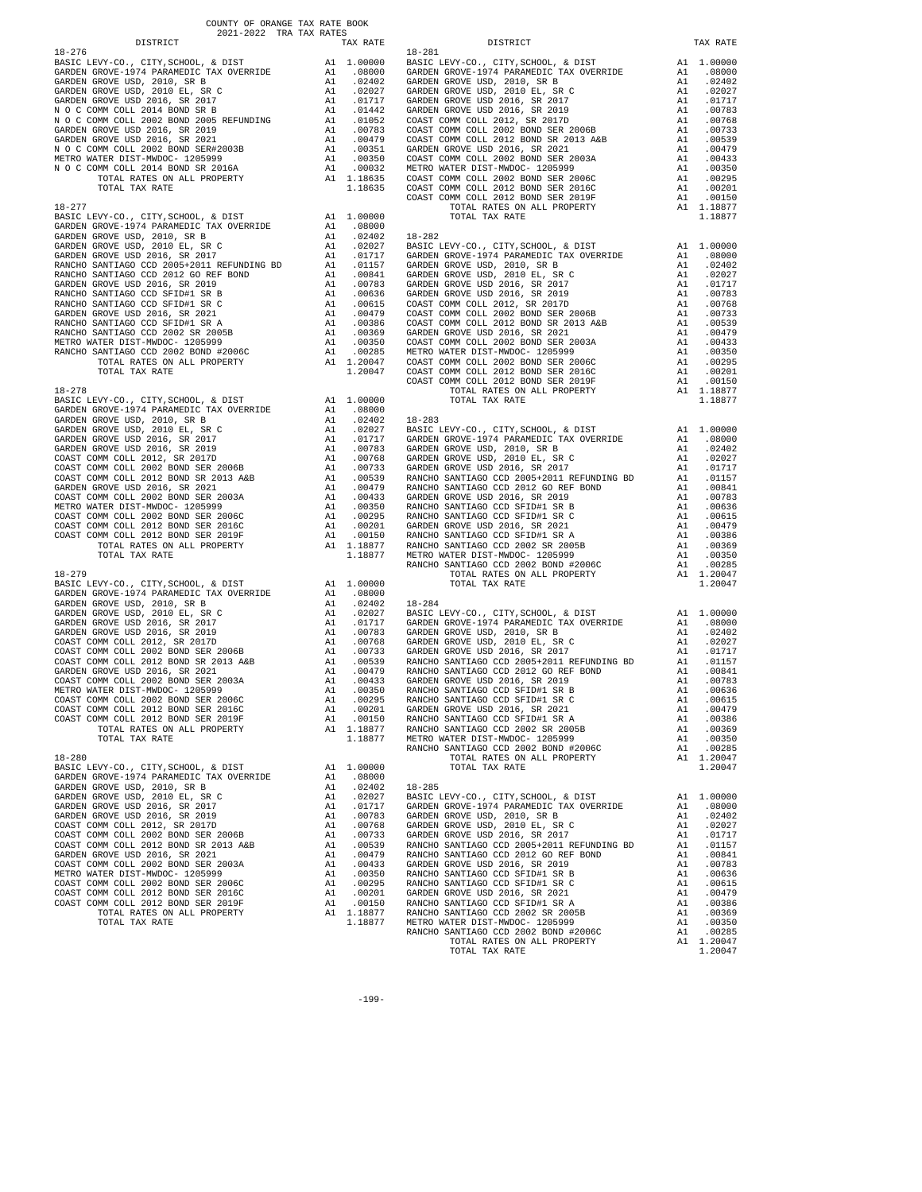COUNTY OF ORANGE TAX RATE BOOK
2021-2022 TRA TAX RATES

| DISTRICT | | TAX RATE |
|---|---|---|
| **18-276** | | |
| BASIC LEVY-CO., CITY,SCHOOL, & DIST | A1 | 1.00000 |
| GARDEN GROVE-1974 PARAMEDIC TAX OVERRIDE | A1 | .08000 |
| GARDEN GROVE USD, 2010, SR B | A1 | .02402 |
| GARDEN GROVE USD, 2010 EL, SR C | A1 | .02027 |
| GARDEN GROVE USD 2016, SR 2017 | A1 | .01717 |
| N O C COMM COLL 2014 BOND SR B | A1 | .01442 |
| N O C COMM COLL 2002 BOND 2005 REFUNDING | A1 | .01052 |
| GARDEN GROVE USD 2016, SR 2019 | A1 | .00783 |
| GARDEN GROVE USD 2016, SR 2021 | A1 | .00479 |
| N O C COMM COLL 2002 BOND SER#2003B | A1 | .00351 |
| METRO WATER DIST-MWDOC- 1205999 | A1 | .00350 |
| N O C COMM COLL 2014 BOND SR 2016A | A1 | .00032 |
| TOTAL RATES ON ALL PROPERTY | A1 | 1.18635 |
| TOTAL TAX RATE | | 1.18635 |
| **18-277** | | |
| BASIC LEVY-CO., CITY,SCHOOL, & DIST | A1 | 1.00000 |
| GARDEN GROVE-1974 PARAMEDIC TAX OVERRIDE | A1 | .08000 |
| GARDEN GROVE USD, 2010, SR B | A1 | .02402 |
| GARDEN GROVE USD, 2010 EL, SR C | A1 | .02027 |
| GARDEN GROVE USD 2016, SR 2017 | A1 | .01717 |
| RANCHO SANTIAGO CCD 2005+2011 REFUNDING BD | A1 | .01157 |
| RANCHO SANTIAGO CCD 2012 GO REF BOND | A1 | .00841 |
| GARDEN GROVE USD 2016, SR 2019 | A1 | .00783 |
| RANCHO SANTIAGO CCD SFID#1 SR B | A1 | .00636 |
| RANCHO SANTIAGO CCD SFID#1 SR C | A1 | .00615 |
| GARDEN GROVE USD 2016, SR 2021 | A1 | .00479 |
| RANCHO SANTIAGO CCD SFID#1 SR A | A1 | .00386 |
| RANCHO SANTIAGO CCD 2002 SR 2005B | A1 | .00369 |
| METRO WATER DIST-MWDOC- 1205999 | A1 | .00350 |
| RANCHO SANTIAGO CCD 2002 BOND #2006C | A1 | .00285 |
| TOTAL RATES ON ALL PROPERTY | A1 | 1.20047 |
| TOTAL TAX RATE | | 1.20047 |
| **18-278** | | |
| BASIC LEVY-CO., CITY,SCHOOL, & DIST | A1 | 1.00000 |
| GARDEN GROVE-1974 PARAMEDIC TAX OVERRIDE | A1 | .08000 |
| GARDEN GROVE USD, 2010, SR B | A1 | .02402 |
| GARDEN GROVE USD, 2010 EL, SR C | A1 | .02027 |
| GARDEN GROVE USD 2016, SR 2017 | A1 | .01717 |
| GARDEN GROVE USD 2016, SR 2019 | A1 | .00783 |
| COAST COMM COLL 2012, SR 2017D | A1 | .00768 |
| COAST COMM COLL 2002 BOND SER 2006B | A1 | .00733 |
| COAST COMM COLL 2012 BOND SR 2013 A&B | A1 | .00539 |
| GARDEN GROVE USD 2016, SR 2021 | A1 | .00479 |
| COAST COMM COLL 2002 BOND SER 2003A | A1 | .00433 |
| METRO WATER DIST-MWDOC- 1205999 | A1 | .00350 |
| COAST COMM COLL 2002 BOND SER 2006C | A1 | .00295 |
| COAST COMM COLL 2012 BOND SER 2016C | A1 | .00201 |
| COAST COMM COLL 2012 BOND SER 2019F | A1 | .00150 |
| TOTAL RATES ON ALL PROPERTY | A1 | 1.18877 |
| TOTAL TAX RATE | | 1.18877 |
| **18-279** | | |
| BASIC LEVY-CO., CITY,SCHOOL, & DIST | A1 | 1.00000 |
| GARDEN GROVE-1974 PARAMEDIC TAX OVERRIDE | A1 | .08000 |
| GARDEN GROVE USD, 2010, SR B | A1 | .02402 |
| GARDEN GROVE USD, 2010 EL, SR C | A1 | .02027 |
| GARDEN GROVE USD 2016, SR 2017 | A1 | .01717 |
| GARDEN GROVE USD 2016, SR 2019 | A1 | .00783 |
| COAST COMM COLL 2012, SR 2017D | A1 | .00768 |
| COAST COMM COLL 2002 BOND SER 2006B | A1 | .00733 |
| COAST COMM COLL 2012 BOND SR 2013 A&B | A1 | .00539 |
| GARDEN GROVE USD 2016, SR 2021 | A1 | .00479 |
| COAST COMM COLL 2002 BOND SER 2003A | A1 | .00433 |
| METRO WATER DIST-MWDOC- 1205999 | A1 | .00350 |
| COAST COMM COLL 2002 BOND SER 2006C | A1 | .00295 |
| COAST COMM COLL 2012 BOND SER 2016C | A1 | .00201 |
| COAST COMM COLL 2012 BOND SER 2019F | A1 | .00150 |
| TOTAL RATES ON ALL PROPERTY | A1 | 1.18877 |
| TOTAL TAX RATE | | 1.18877 |
| **18-280** | | |
| BASIC LEVY-CO., CITY,SCHOOL, & DIST | A1 | 1.00000 |
| GARDEN GROVE-1974 PARAMEDIC TAX OVERRIDE | A1 | .08000 |
| GARDEN GROVE USD, 2010, SR B | A1 | .02402 |
| GARDEN GROVE USD, 2010 EL, SR C | A1 | .02027 |
| GARDEN GROVE USD 2016, SR 2017 | A1 | .01717 |
| GARDEN GROVE USD 2016, SR 2019 | A1 | .00783 |
| COAST COMM COLL 2012, SR 2017D | A1 | .00768 |
| COAST COMM COLL 2002 BOND SER 2006B | A1 | .00733 |
| COAST COMM COLL 2012 BOND SR 2013 A&B | A1 | .00539 |
| GARDEN GROVE USD 2016, SR 2021 | A1 | .00479 |
| COAST COMM COLL 2002 BOND SER 2003A | A1 | .00433 |
| METRO WATER DIST-MWDOC- 1205999 | A1 | .00350 |
| COAST COMM COLL 2002 BOND SER 2006C | A1 | .00295 |
| COAST COMM COLL 2012 BOND SER 2016C | A1 | .00201 |
| COAST COMM COLL 2012 BOND SER 2019F | A1 | .00150 |
| TOTAL RATES ON ALL PROPERTY | A1 | 1.18877 |
| TOTAL TAX RATE | | 1.18877 |
| **18-281** | | |
| BASIC LEVY-CO., CITY,SCHOOL, & DIST | A1 | 1.00000 |
| GARDEN GROVE-1974 PARAMEDIC TAX OVERRIDE | A1 | .08000 |
| GARDEN GROVE USD, 2010, SR B | A1 | .02402 |
| GARDEN GROVE USD, 2010 EL, SR C | A1 | .02027 |
| GARDEN GROVE USD 2016, SR 2017 | A1 | .01717 |
| GARDEN GROVE USD 2016, SR 2019 | A1 | .00783 |
| COAST COMM COLL 2012, SR 2017D | A1 | .00768 |
| COAST COMM COLL 2002 BOND SER 2006B | A1 | .00733 |
| COAST COMM COLL 2012 BOND SR 2013 A&B | A1 | .00539 |
| GARDEN GROVE USD 2016, SR 2021 | A1 | .00479 |
| COAST COMM COLL 2002 BOND SER 2003A | A1 | .00433 |
| METRO WATER DIST-MWDOC- 1205999 | A1 | .00350 |
| COAST COMM COLL 2002 BOND SER 2006C | A1 | .00295 |
| COAST COMM COLL 2012 BOND SER 2016C | A1 | .00201 |
| COAST COMM COLL 2012 BOND SER 2019F | A1 | .00150 |
| TOTAL RATES ON ALL PROPERTY | A1 | 1.18877 |
| TOTAL TAX RATE | | 1.18877 |
| **18-282** | | |
| BASIC LEVY-CO., CITY,SCHOOL, & DIST | A1 | 1.00000 |
| GARDEN GROVE-1974 PARAMEDIC TAX OVERRIDE | A1 | .08000 |
| GARDEN GROVE USD, 2010, SR B | A1 | .02402 |
| GARDEN GROVE USD, 2010 EL, SR C | A1 | .02027 |
| GARDEN GROVE USD 2016, SR 2017 | A1 | .01717 |
| GARDEN GROVE USD 2016, SR 2019 | A1 | .00783 |
| COAST COMM COLL 2012, SR 2017D | A1 | .00768 |
| COAST COMM COLL 2002 BOND SER 2006B | A1 | .00733 |
| COAST COMM COLL 2012 BOND SR 2013 A&B | A1 | .00539 |
| GARDEN GROVE USD 2016, SR 2021 | A1 | .00479 |
| COAST COMM COLL 2002 BOND SER 2003A | A1 | .00433 |
| METRO WATER DIST-MWDOC- 1205999 | A1 | .00350 |
| COAST COMM COLL 2002 BOND SER 2006C | A1 | .00295 |
| COAST COMM COLL 2012 BOND SER 2016C | A1 | .00201 |
| COAST COMM COLL 2012 BOND SER 2019F | A1 | .00150 |
| TOTAL RATES ON ALL PROPERTY | A1 | 1.18877 |
| TOTAL TAX RATE | | 1.18877 |
| **18-283** | | |
| BASIC LEVY-CO., CITY,SCHOOL, & DIST | A1 | 1.00000 |
| GARDEN GROVE-1974 PARAMEDIC TAX OVERRIDE | A1 | .08000 |
| GARDEN GROVE USD, 2010, SR B | A1 | .02402 |
| GARDEN GROVE USD, 2010 EL, SR C | A1 | .02027 |
| GARDEN GROVE USD 2016, SR 2017 | A1 | .01717 |
| RANCHO SANTIAGO CCD 2005+2011 REFUNDING BD | A1 | .01157 |
| RANCHO SANTIAGO CCD 2012 GO REF BOND | A1 | .00841 |
| GARDEN GROVE USD 2016, SR 2019 | A1 | .00783 |
| RANCHO SANTIAGO CCD SFID#1 SR B | A1 | .00636 |
| RANCHO SANTIAGO CCD SFID#1 SR C | A1 | .00615 |
| GARDEN GROVE USD 2016, SR 2021 | A1 | .00479 |
| RANCHO SANTIAGO CCD SFID#1 SR A | A1 | .00386 |
| RANCHO SANTIAGO CCD 2002 SR 2005B | A1 | .00369 |
| METRO WATER DIST-MWDOC- 1205999 | A1 | .00350 |
| RANCHO SANTIAGO CCD 2002 BOND #2006C | A1 | .00285 |
| TOTAL RATES ON ALL PROPERTY | A1 | 1.20047 |
| TOTAL TAX RATE | | 1.20047 |
| **18-284** | | |
| BASIC LEVY-CO., CITY,SCHOOL, & DIST | A1 | 1.00000 |
| GARDEN GROVE-1974 PARAMEDIC TAX OVERRIDE | A1 | .08000 |
| GARDEN GROVE USD, 2010, SR B | A1 | .02402 |
| GARDEN GROVE USD, 2010 EL, SR C | A1 | .02027 |
| GARDEN GROVE USD 2016, SR 2017 | A1 | .01717 |
| RANCHO SANTIAGO CCD 2005+2011 REFUNDING BD | A1 | .01157 |
| RANCHO SANTIAGO CCD 2012 GO REF BOND | A1 | .00841 |
| GARDEN GROVE USD 2016, SR 2019 | A1 | .00783 |
| RANCHO SANTIAGO CCD SFID#1 SR B | A1 | .00636 |
| RANCHO SANTIAGO CCD SFID#1 SR C | A1 | .00615 |
| GARDEN GROVE USD 2016, SR 2021 | A1 | .00479 |
| RANCHO SANTIAGO CCD SFID#1 SR A | A1 | .00386 |
| RANCHO SANTIAGO CCD 2002 SR 2005B | A1 | .00369 |
| METRO WATER DIST-MWDOC- 1205999 | A1 | .00350 |
| RANCHO SANTIAGO CCD 2002 BOND #2006C | A1 | .00285 |
| TOTAL RATES ON ALL PROPERTY | A1 | 1.20047 |
| TOTAL TAX RATE | | 1.20047 |
| **18-285** | | |
| BASIC LEVY-CO., CITY,SCHOOL, & DIST | A1 | 1.00000 |
| GARDEN GROVE-1974 PARAMEDIC TAX OVERRIDE | A1 | .08000 |
| GARDEN GROVE USD, 2010, SR B | A1 | .02402 |
| GARDEN GROVE USD, 2010 EL, SR C | A1 | .02027 |
| GARDEN GROVE USD 2016, SR 2017 | A1 | .01717 |
| RANCHO SANTIAGO CCD 2005+2011 REFUNDING BD | A1 | .01157 |
| RANCHO SANTIAGO CCD 2012 GO REF BOND | A1 | .00841 |
| GARDEN GROVE USD 2016, SR 2019 | A1 | .00783 |
| RANCHO SANTIAGO CCD SFID#1 SR B | A1 | .00636 |
| RANCHO SANTIAGO CCD SFID#1 SR C | A1 | .00615 |
| GARDEN GROVE USD 2016, SR 2021 | A1 | .00479 |
| RANCHO SANTIAGO CCD SFID#1 SR A | A1 | .00386 |
| RANCHO SANTIAGO CCD 2002 SR 2005B | A1 | .00369 |
| METRO WATER DIST-MWDOC- 1205999 | A1 | .00350 |
| RANCHO SANTIAGO CCD 2002 BOND #2006C | A1 | .00285 |
| TOTAL RATES ON ALL PROPERTY | A1 | 1.20047 |
| TOTAL TAX RATE | | 1.20047 |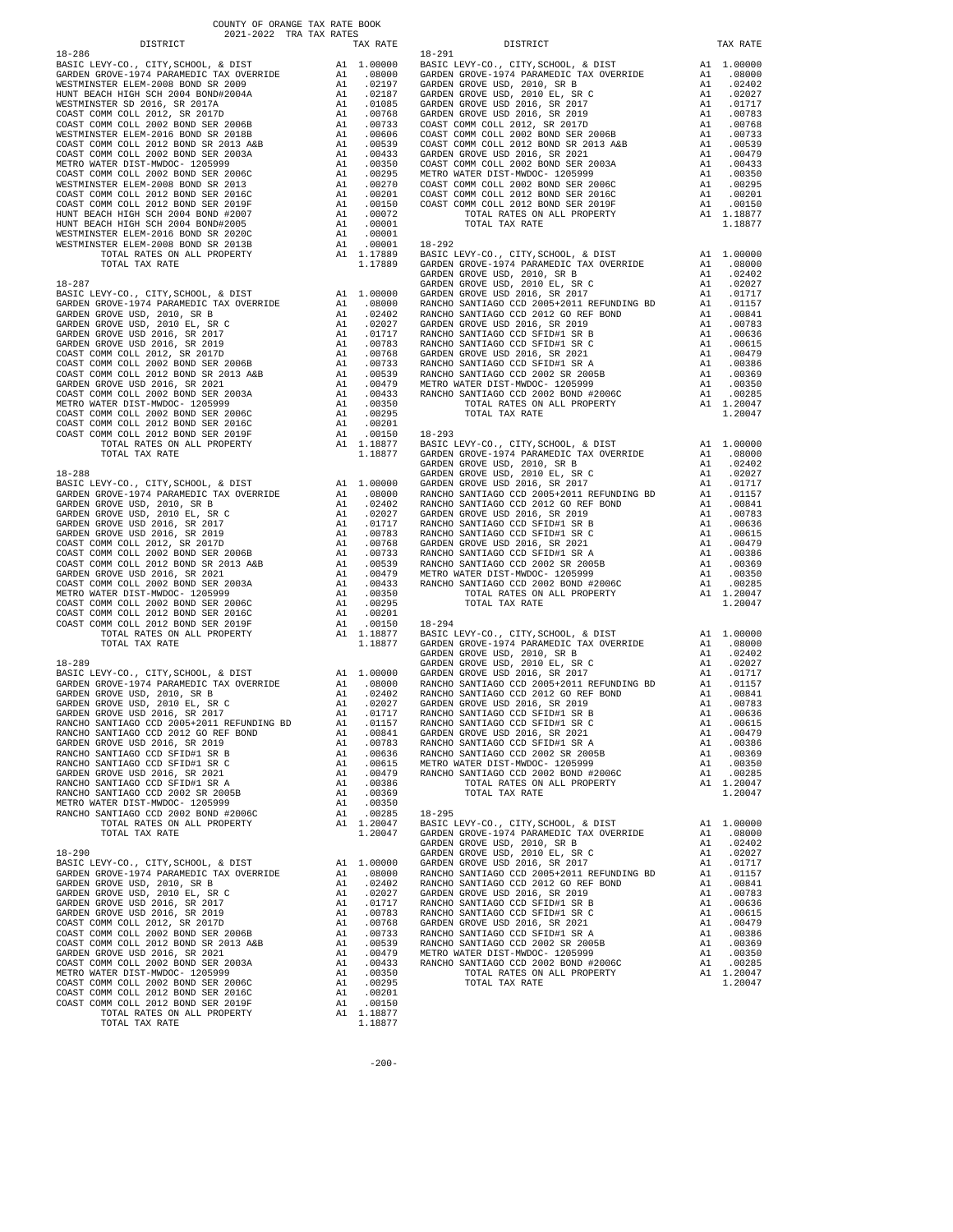COUNTY OF ORANGE TAX RATE BOOK
2021-2022 TRA TAX RATES

### 18-286

| DISTRICT | | TAX RATE |
|---|---|---|
| BASIC LEVY-CO., CITY,SCHOOL, & DIST | A1 | 1.00000 |
| GARDEN GROVE-1974 PARAMEDIC TAX OVERRIDE | A1 | .08000 |
| WESTMINSTER ELEM-2008 BOND SR 2009 | A1 | .02197 |
| HUNT BEACH HIGH SCH 2004 BOND#2004A | A1 | .02187 |
| WESTMINSTER SD 2016, SR 2017A | A1 | .01085 |
| COAST COMM COLL 2012, SR 2017D | A1 | .00768 |
| COAST COMM COLL 2002 BOND SER 2006B | A1 | .00733 |
| WESTMINSTER ELEM-2016 BOND SR 2018B | A1 | .00606 |
| COAST COMM COLL 2012 BOND SR 2013 A&B | A1 | .00539 |
| COAST COMM COLL 2002 BOND SER 2003A | A1 | .00433 |
| METRO WATER DIST-MWDOC- 1205999 | A1 | .00350 |
| COAST COMM COLL 2002 BOND SER 2006C | A1 | .00295 |
| WESTMINSTER ELEM-2008 BOND SR 2013 | A1 | .00270 |
| COAST COMM COLL 2012 BOND SER 2016C | A1 | .00201 |
| COAST COMM COLL 2012 BOND SER 2019F | A1 | .00150 |
| HUNT BEACH HIGH SCH 2004 BOND #2007 | A1 | .00072 |
| HUNT BEACH HIGH SCH 2004 BOND#2005 | A1 | .00001 |
| WESTMINSTER ELEM-2016 BOND SR 2020C | A1 | .00001 |
| WESTMINSTER ELEM-2008 BOND SR 2013B | A1 | .00001 |
| TOTAL RATES ON ALL PROPERTY | A1 | 1.17889 |
| TOTAL TAX RATE | | 1.17889 |

### 18-287

| DISTRICT | | TAX RATE |
|---|---|---|
| BASIC LEVY-CO., CITY,SCHOOL, & DIST | A1 | 1.00000 |
| GARDEN GROVE-1974 PARAMEDIC TAX OVERRIDE | A1 | .08000 |
| GARDEN GROVE USD, 2010, SR B | A1 | .02402 |
| GARDEN GROVE USD, 2010 EL, SR C | A1 | .02027 |
| GARDEN GROVE USD 2016, SR 2017 | A1 | .01717 |
| GARDEN GROVE USD 2016, SR 2019 | A1 | .00783 |
| COAST COMM COLL 2012, SR 2017D | A1 | .00768 |
| COAST COMM COLL 2002 BOND SER 2006B | A1 | .00733 |
| COAST COMM COLL 2012 BOND SR 2013 A&B | A1 | .00539 |
| GARDEN GROVE USD 2016, SR 2021 | A1 | .00479 |
| COAST COMM COLL 2002 BOND SER 2003A | A1 | .00433 |
| METRO WATER DIST-MWDOC- 1205999 | A1 | .00350 |
| COAST COMM COLL 2002 BOND SER 2006C | A1 | .00295 |
| COAST COMM COLL 2012 BOND SER 2016C | A1 | .00201 |
| COAST COMM COLL 2012 BOND SER 2019F | A1 | .00150 |
| TOTAL RATES ON ALL PROPERTY | A1 | 1.18877 |
| TOTAL TAX RATE | | 1.18877 |

### 18-288

| DISTRICT | | TAX RATE |
|---|---|---|
| BASIC LEVY-CO., CITY,SCHOOL, & DIST | A1 | 1.00000 |
| GARDEN GROVE-1974 PARAMEDIC TAX OVERRIDE | A1 | .08000 |
| GARDEN GROVE USD, 2010, SR B | A1 | .02402 |
| GARDEN GROVE USD, 2010 EL, SR C | A1 | .02027 |
| GARDEN GROVE USD 2016, SR 2017 | A1 | .01717 |
| GARDEN GROVE USD 2016, SR 2019 | A1 | .00783 |
| COAST COMM COLL 2012, SR 2017D | A1 | .00768 |
| COAST COMM COLL 2002 BOND SER 2006B | A1 | .00733 |
| COAST COMM COLL 2012 BOND SR 2013 A&B | A1 | .00539 |
| GARDEN GROVE USD 2016, SR 2021 | A1 | .00479 |
| COAST COMM COLL 2002 BOND SER 2003A | A1 | .00433 |
| METRO WATER DIST-MWDOC- 1205999 | A1 | .00350 |
| COAST COMM COLL 2002 BOND SER 2006C | A1 | .00295 |
| COAST COMM COLL 2012 BOND SER 2016C | A1 | .00201 |
| COAST COMM COLL 2012 BOND SER 2019F | A1 | .00150 |
| TOTAL RATES ON ALL PROPERTY | A1 | 1.18877 |
| TOTAL TAX RATE | | 1.18877 |

### 18-289

| DISTRICT | | TAX RATE |
|---|---|---|
| BASIC LEVY-CO., CITY,SCHOOL, & DIST | A1 | 1.00000 |
| GARDEN GROVE-1974 PARAMEDIC TAX OVERRIDE | A1 | .08000 |
| GARDEN GROVE USD, 2010, SR B | A1 | .02402 |
| GARDEN GROVE USD, 2010 EL, SR C | A1 | .02027 |
| GARDEN GROVE USD 2016, SR 2017 | A1 | .01717 |
| RANCHO SANTIAGO CCD 2005+2011 REFUNDING BD | A1 | .01157 |
| RANCHO SANTIAGO CCD 2012 GO REF BOND | A1 | .00841 |
| GARDEN GROVE USD 2016, SR 2019 | A1 | .00783 |
| RANCHO SANTIAGO CCD SFID#1 SR B | A1 | .00636 |
| RANCHO SANTIAGO CCD SFID#1 SR C | A1 | .00615 |
| GARDEN GROVE USD 2016, SR 2021 | A1 | .00479 |
| RANCHO SANTIAGO CCD SFID#1 SR A | A1 | .00386 |
| RANCHO SANTIAGO CCD 2002 SR 2005B | A1 | .00369 |
| METRO WATER DIST-MWDOC- 1205999 | A1 | .00350 |
| RANCHO SANTIAGO CCD 2002 BOND #2006C | A1 | .00285 |
| TOTAL RATES ON ALL PROPERTY | A1 | 1.20047 |
| TOTAL TAX RATE | | 1.20047 |

### 18-290

| DISTRICT | | TAX RATE |
|---|---|---|
| BASIC LEVY-CO., CITY,SCHOOL, & DIST | A1 | 1.00000 |
| GARDEN GROVE-1974 PARAMEDIC TAX OVERRIDE | A1 | .08000 |
| GARDEN GROVE USD, 2010, SR B | A1 | .02402 |
| GARDEN GROVE USD, 2010 EL, SR C | A1 | .02027 |
| GARDEN GROVE USD 2016, SR 2017 | A1 | .01717 |
| GARDEN GROVE USD 2016, SR 2019 | A1 | .00783 |
| COAST COMM COLL 2012, SR 2017D | A1 | .00768 |
| COAST COMM COLL 2002 BOND SER 2006B | A1 | .00733 |
| COAST COMM COLL 2012 BOND SR 2013 A&B | A1 | .00539 |
| GARDEN GROVE USD 2016, SR 2021 | A1 | .00479 |
| COAST COMM COLL 2002 BOND SER 2003A | A1 | .00433 |
| METRO WATER DIST-MWDOC- 1205999 | A1 | .00350 |
| COAST COMM COLL 2002 BOND SER 2006C | A1 | .00295 |
| COAST COMM COLL 2012 BOND SER 2016C | A1 | .00201 |
| COAST COMM COLL 2012 BOND SER 2019F | A1 | .00150 |
| TOTAL RATES ON ALL PROPERTY | A1 | 1.18877 |
| TOTAL TAX RATE | | 1.18877 |

### 18-291

| DISTRICT | | TAX RATE |
|---|---|---|
| BASIC LEVY-CO., CITY,SCHOOL, & DIST | A1 | 1.00000 |
| GARDEN GROVE-1974 PARAMEDIC TAX OVERRIDE | A1 | .08000 |
| GARDEN GROVE USD, 2010, SR B | A1 | .02402 |
| GARDEN GROVE USD, 2010 EL, SR C | A1 | .02027 |
| GARDEN GROVE USD 2016, SR 2017 | A1 | .01717 |
| GARDEN GROVE USD 2016, SR 2019 | A1 | .00783 |
| COAST COMM COLL 2012, SR 2017D | A1 | .00768 |
| COAST COMM COLL 2002 BOND SER 2006B | A1 | .00733 |
| COAST COMM COLL 2012 BOND SR 2013 A&B | A1 | .00539 |
| GARDEN GROVE USD 2016, SR 2021 | A1 | .00479 |
| COAST COMM COLL 2002 BOND SER 2003A | A1 | .00433 |
| METRO WATER DIST-MWDOC- 1205999 | A1 | .00350 |
| COAST COMM COLL 2002 BOND SER 2006C | A1 | .00295 |
| COAST COMM COLL 2012 BOND SER 2016C | A1 | .00201 |
| COAST COMM COLL 2012 BOND SER 2019F | A1 | .00150 |
| TOTAL RATES ON ALL PROPERTY | A1 | 1.18877 |
| TOTAL TAX RATE | | 1.18877 |

### 18-292

| DISTRICT | | TAX RATE |
|---|---|---|
| BASIC LEVY-CO., CITY,SCHOOL, & DIST | A1 | 1.00000 |
| GARDEN GROVE-1974 PARAMEDIC TAX OVERRIDE | A1 | .08000 |
| GARDEN GROVE USD, 2010, SR B | A1 | .02402 |
| GARDEN GROVE USD, 2010 EL, SR C | A1 | .02027 |
| GARDEN GROVE USD 2016, SR 2017 | A1 | .01717 |
| RANCHO SANTIAGO CCD 2005+2011 REFUNDING BD | A1 | .01157 |
| RANCHO SANTIAGO CCD 2012 GO REF BOND | A1 | .00841 |
| GARDEN GROVE USD 2016, SR 2019 | A1 | .00783 |
| RANCHO SANTIAGO CCD SFID#1 SR B | A1 | .00636 |
| RANCHO SANTIAGO CCD SFID#1 SR C | A1 | .00615 |
| GARDEN GROVE USD 2016, SR 2021 | A1 | .00479 |
| RANCHO SANTIAGO CCD SFID#1 SR A | A1 | .00386 |
| RANCHO SANTIAGO CCD 2002 SR 2005B | A1 | .00369 |
| METRO WATER DIST-MWDOC- 1205999 | A1 | .00350 |
| RANCHO SANTIAGO CCD 2002 BOND #2006C | A1 | .00285 |
| TOTAL RATES ON ALL PROPERTY | A1 | 1.20047 |
| TOTAL TAX RATE | | 1.20047 |

### 18-293

| DISTRICT | | TAX RATE |
|---|---|---|
| BASIC LEVY-CO., CITY,SCHOOL, & DIST | A1 | 1.00000 |
| GARDEN GROVE-1974 PARAMEDIC TAX OVERRIDE | A1 | .08000 |
| GARDEN GROVE USD, 2010, SR B | A1 | .02402 |
| GARDEN GROVE USD, 2010 EL, SR C | A1 | .02027 |
| GARDEN GROVE USD 2016, SR 2017 | A1 | .01717 |
| RANCHO SANTIAGO CCD 2005+2011 REFUNDING BD | A1 | .01157 |
| RANCHO SANTIAGO CCD 2012 GO REF BOND | A1 | .00841 |
| GARDEN GROVE USD 2016, SR 2019 | A1 | .00783 |
| RANCHO SANTIAGO CCD SFID#1 SR B | A1 | .00636 |
| RANCHO SANTIAGO CCD SFID#1 SR C | A1 | .00615 |
| GARDEN GROVE USD 2016, SR 2021 | A1 | .00479 |
| RANCHO SANTIAGO CCD SFID#1 SR A | A1 | .00386 |
| RANCHO SANTIAGO CCD 2002 SR 2005B | A1 | .00369 |
| METRO WATER DIST-MWDOC- 1205999 | A1 | .00350 |
| RANCHO SANTIAGO CCD 2002 BOND #2006C | A1 | .00285 |
| TOTAL RATES ON ALL PROPERTY | A1 | 1.20047 |
| TOTAL TAX RATE | | 1.20047 |

### 18-294

| DISTRICT | | TAX RATE |
|---|---|---|
| BASIC LEVY-CO., CITY,SCHOOL, & DIST | A1 | 1.00000 |
| GARDEN GROVE-1974 PARAMEDIC TAX OVERRIDE | A1 | .08000 |
| GARDEN GROVE USD, 2010, SR B | A1 | .02402 |
| GARDEN GROVE USD, 2010 EL, SR C | A1 | .02027 |
| GARDEN GROVE USD 2016, SR 2017 | A1 | .01717 |
| RANCHO SANTIAGO CCD 2005+2011 REFUNDING BD | A1 | .01157 |
| RANCHO SANTIAGO CCD 2012 GO REF BOND | A1 | .00841 |
| GARDEN GROVE USD 2016, SR 2019 | A1 | .00783 |
| RANCHO SANTIAGO CCD SFID#1 SR B | A1 | .00636 |
| RANCHO SANTIAGO CCD SFID#1 SR C | A1 | .00615 |
| GARDEN GROVE USD 2016, SR 2021 | A1 | .00479 |
| RANCHO SANTIAGO CCD SFID#1 SR A | A1 | .00386 |
| RANCHO SANTIAGO CCD 2002 SR 2005B | A1 | .00369 |
| METRO WATER DIST-MWDOC- 1205999 | A1 | .00350 |
| RANCHO SANTIAGO CCD 2002 BOND #2006C | A1 | .00285 |
| TOTAL RATES ON ALL PROPERTY | A1 | 1.20047 |
| TOTAL TAX RATE | | 1.20047 |

### 18-295

| DISTRICT | | TAX RATE |
|---|---|---|
| BASIC LEVY-CO., CITY,SCHOOL, & DIST | A1 | 1.00000 |
| GARDEN GROVE-1974 PARAMEDIC TAX OVERRIDE | A1 | .08000 |
| GARDEN GROVE USD, 2010, SR B | A1 | .02402 |
| GARDEN GROVE USD, 2010 EL, SR C | A1 | .02027 |
| GARDEN GROVE USD 2016, SR 2017 | A1 | .01717 |
| RANCHO SANTIAGO CCD 2005+2011 REFUNDING BD | A1 | .01157 |
| RANCHO SANTIAGO CCD 2012 GO REF BOND | A1 | .00841 |
| GARDEN GROVE USD 2016, SR 2019 | A1 | .00783 |
| RANCHO SANTIAGO CCD SFID#1 SR B | A1 | .00636 |
| RANCHO SANTIAGO CCD SFID#1 SR C | A1 | .00615 |
| GARDEN GROVE USD 2016, SR 2021 | A1 | .00479 |
| RANCHO SANTIAGO CCD SFID#1 SR A | A1 | .00386 |
| RANCHO SANTIAGO CCD 2002 SR 2005B | A1 | .00369 |
| METRO WATER DIST-MWDOC- 1205999 | A1 | .00350 |
| RANCHO SANTIAGO CCD 2002 BOND #2006C | A1 | .00285 |
| TOTAL RATES ON ALL PROPERTY | A1 | 1.20047 |
| TOTAL TAX RATE | | 1.20047 |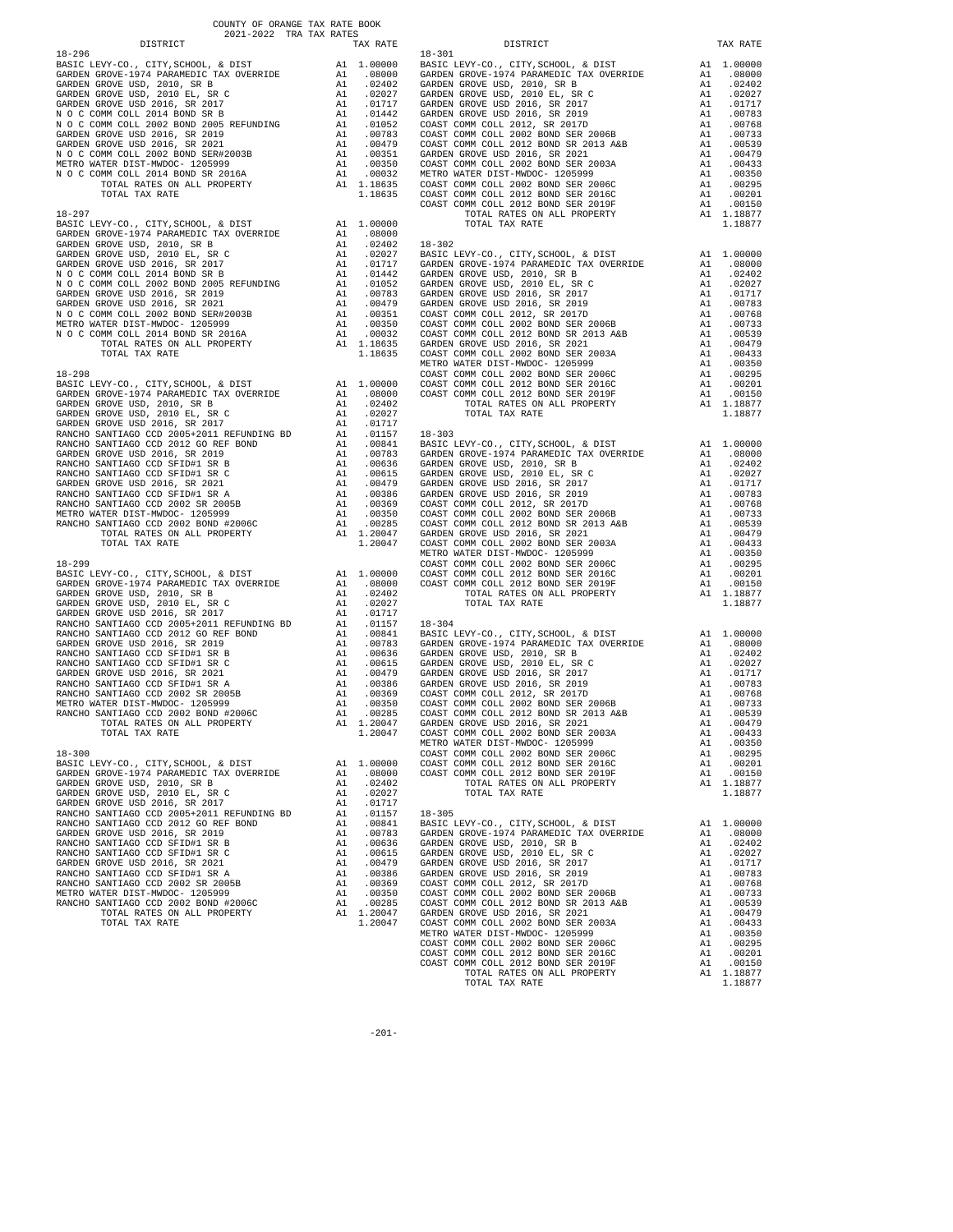COUNTY OF ORANGE TAX RATE BOOK
2021-2022 TRA TAX RATES

| DISTRICT | | TAX RATE |
|---|---|---|
| **18-296** | | |
| BASIC LEVY-CO., CITY,SCHOOL, & DIST | A1 | 1.00000 |
| GARDEN GROVE-1974 PARAMEDIC TAX OVERRIDE | A1 | .08000 |
| GARDEN GROVE USD, 2010, SR B | A1 | .02402 |
| GARDEN GROVE USD, 2010 EL, SR C | A1 | .02027 |
| GARDEN GROVE USD 2016, SR 2017 | A1 | .01717 |
| N O C COMM COLL 2014 BOND SR B | A1 | .01442 |
| N O C COMM COLL 2002 BOND 2005 REFUNDING | A1 | .01052 |
| GARDEN GROVE USD 2016, SR 2019 | A1 | .00783 |
| GARDEN GROVE USD 2016, SR 2021 | A1 | .00479 |
| N O C COMM COLL 2002 BOND SER#2003B | A1 | .00351 |
| METRO WATER DIST-MWDOC- 1205999 | A1 | .00350 |
| N O C COMM COLL 2014 BOND SR 2016A | A1 | .00032 |
| TOTAL RATES ON ALL PROPERTY | A1 | 1.18635 |
| TOTAL TAX RATE | | 1.18635 |
| **18-297** | | |
| BASIC LEVY-CO., CITY,SCHOOL, & DIST | A1 | 1.00000 |
| GARDEN GROVE-1974 PARAMEDIC TAX OVERRIDE | A1 | .08000 |
| GARDEN GROVE USD, 2010, SR B | A1 | .02402 |
| GARDEN GROVE USD, 2010 EL, SR C | A1 | .02027 |
| GARDEN GROVE USD 2016, SR 2017 | A1 | .01717 |
| N O C COMM COLL 2014 BOND SR B | A1 | .01442 |
| N O C COMM COLL 2002 BOND 2005 REFUNDING | A1 | .01052 |
| GARDEN GROVE USD 2016, SR 2019 | A1 | .00783 |
| GARDEN GROVE USD 2016, SR 2021 | A1 | .00479 |
| N O C COMM COLL 2002 BOND SER#2003B | A1 | .00351 |
| METRO WATER DIST-MWDOC- 1205999 | A1 | .00350 |
| N O C COMM COLL 2014 BOND SR 2016A | A1 | .00032 |
| TOTAL RATES ON ALL PROPERTY | A1 | 1.18635 |
| TOTAL TAX RATE | | 1.18635 |
| **18-298** | | |
| BASIC LEVY-CO., CITY,SCHOOL, & DIST | A1 | 1.00000 |
| GARDEN GROVE-1974 PARAMEDIC TAX OVERRIDE | A1 | .08000 |
| GARDEN GROVE USD, 2010, SR B | A1 | .02402 |
| GARDEN GROVE USD, 2010 EL, SR C | A1 | .02027 |
| GARDEN GROVE USD 2016, SR 2017 | A1 | .01717 |
| RANCHO SANTIAGO CCD 2005+2011 REFUNDING BD | A1 | .01157 |
| RANCHO SANTIAGO CCD 2012 GO REF BOND | A1 | .00841 |
| GARDEN GROVE USD 2016, SR 2019 | A1 | .00783 |
| RANCHO SANTIAGO CCD SFID#1 SR B | A1 | .00636 |
| RANCHO SANTIAGO CCD SFID#1 SR C | A1 | .00615 |
| GARDEN GROVE USD 2016, SR 2021 | A1 | .00479 |
| RANCHO SANTIAGO CCD SFID#1 SR A | A1 | .00386 |
| RANCHO SANTIAGO CCD 2002 SR 2005B | A1 | .00369 |
| METRO WATER DIST-MWDOC- 1205999 | A1 | .00350 |
| RANCHO SANTIAGO CCD 2002 BOND #2006C | A1 | .00285 |
| TOTAL RATES ON ALL PROPERTY | A1 | 1.20047 |
| TOTAL TAX RATE | | 1.20047 |
| **18-299** | | |
| BASIC LEVY-CO., CITY,SCHOOL, & DIST | A1 | 1.00000 |
| GARDEN GROVE-1974 PARAMEDIC TAX OVERRIDE | A1 | .08000 |
| GARDEN GROVE USD, 2010, SR B | A1 | .02402 |
| GARDEN GROVE USD, 2010 EL, SR C | A1 | .02027 |
| GARDEN GROVE USD 2016, SR 2017 | A1 | .01717 |
| RANCHO SANTIAGO CCD 2005+2011 REFUNDING BD | A1 | .01157 |
| RANCHO SANTIAGO CCD 2012 GO REF BOND | A1 | .00841 |
| GARDEN GROVE USD 2016, SR 2019 | A1 | .00783 |
| RANCHO SANTIAGO CCD SFID#1 SR B | A1 | .00636 |
| RANCHO SANTIAGO CCD SFID#1 SR C | A1 | .00615 |
| GARDEN GROVE USD 2016, SR 2021 | A1 | .00479 |
| RANCHO SANTIAGO CCD SFID#1 SR A | A1 | .00386 |
| RANCHO SANTIAGO CCD 2002 SR 2005B | A1 | .00369 |
| METRO WATER DIST-MWDOC- 1205999 | A1 | .00350 |
| RANCHO SANTIAGO CCD 2002 BOND #2006C | A1 | .00285 |
| TOTAL RATES ON ALL PROPERTY | A1 | 1.20047 |
| TOTAL TAX RATE | | 1.20047 |
| **18-300** | | |
| BASIC LEVY-CO., CITY,SCHOOL, & DIST | A1 | 1.00000 |
| GARDEN GROVE-1974 PARAMEDIC TAX OVERRIDE | A1 | .08000 |
| GARDEN GROVE USD, 2010, SR B | A1 | .02402 |
| GARDEN GROVE USD, 2010 EL, SR C | A1 | .02027 |
| GARDEN GROVE USD 2016, SR 2017 | A1 | .01717 |
| RANCHO SANTIAGO CCD 2005+2011 REFUNDING BD | A1 | .01157 |
| RANCHO SANTIAGO CCD 2012 GO REF BOND | A1 | .00841 |
| GARDEN GROVE USD 2016, SR 2019 | A1 | .00783 |
| RANCHO SANTIAGO CCD SFID#1 SR B | A1 | .00636 |
| RANCHO SANTIAGO CCD SFID#1 SR C | A1 | .00615 |
| GARDEN GROVE USD 2016, SR 2021 | A1 | .00479 |
| RANCHO SANTIAGO CCD SFID#1 SR A | A1 | .00386 |
| RANCHO SANTIAGO CCD 2002 SR 2005B | A1 | .00369 |
| METRO WATER DIST-MWDOC- 1205999 | A1 | .00350 |
| RANCHO SANTIAGO CCD 2002 BOND #2006C | A1 | .00285 |
| TOTAL RATES ON ALL PROPERTY | A1 | 1.20047 |
| TOTAL TAX RATE | | 1.20047 |
| **18-301** | | |
| BASIC LEVY-CO., CITY,SCHOOL, & DIST | A1 | 1.00000 |
| GARDEN GROVE-1974 PARAMEDIC TAX OVERRIDE | A1 | .08000 |
| GARDEN GROVE USD, 2010, SR B | A1 | .02402 |
| GARDEN GROVE USD, 2010 EL, SR C | A1 | .02027 |
| GARDEN GROVE USD 2016, SR 2017 | A1 | .01717 |
| GARDEN GROVE USD 2016, SR 2019 | A1 | .00783 |
| COAST COMM COLL 2012, SR 2017D | A1 | .00768 |
| COAST COMM COLL 2002 BOND SER 2006B | A1 | .00733 |
| COAST COMM COLL 2012 BOND SR 2013 A&B | A1 | .00539 |
| GARDEN GROVE USD 2016, SR 2021 | A1 | .00479 |
| COAST COMM COLL 2002 BOND SER 2003A | A1 | .00433 |
| METRO WATER DIST-MWDOC- 1205999 | A1 | .00350 |
| COAST COMM COLL 2002 BOND SER 2006C | A1 | .00295 |
| COAST COMM COLL 2012 BOND SER 2016C | A1 | .00201 |
| COAST COMM COLL 2012 BOND SER 2019F | A1 | .00150 |
| TOTAL RATES ON ALL PROPERTY | A1 | 1.18877 |
| TOTAL TAX RATE | | 1.18877 |
| **18-302** | | |
| BASIC LEVY-CO., CITY,SCHOOL, & DIST | A1 | 1.00000 |
| GARDEN GROVE-1974 PARAMEDIC TAX OVERRIDE | A1 | .08000 |
| GARDEN GROVE USD, 2010, SR B | A1 | .02402 |
| GARDEN GROVE USD, 2010 EL, SR C | A1 | .02027 |
| GARDEN GROVE USD 2016, SR 2017 | A1 | .01717 |
| GARDEN GROVE USD 2016, SR 2019 | A1 | .00783 |
| COAST COMM COLL 2012, SR 2017D | A1 | .00768 |
| COAST COMM COLL 2002 BOND SER 2006B | A1 | .00733 |
| COAST COMM COLL 2012 BOND SR 2013 A&B | A1 | .00539 |
| GARDEN GROVE USD 2016, SR 2021 | A1 | .00479 |
| COAST COMM COLL 2002 BOND SER 2003A | A1 | .00433 |
| METRO WATER DIST-MWDOC- 1205999 | A1 | .00350 |
| COAST COMM COLL 2002 BOND SER 2006C | A1 | .00295 |
| COAST COMM COLL 2012 BOND SER 2016C | A1 | .00201 |
| COAST COMM COLL 2012 BOND SER 2019F | A1 | .00150 |
| TOTAL RATES ON ALL PROPERTY | A1 | 1.18877 |
| TOTAL TAX RATE | | 1.18877 |
| **18-303** | | |
| BASIC LEVY-CO., CITY,SCHOOL, & DIST | A1 | 1.00000 |
| GARDEN GROVE-1974 PARAMEDIC TAX OVERRIDE | A1 | .08000 |
| GARDEN GROVE USD, 2010, SR B | A1 | .02402 |
| GARDEN GROVE USD, 2010 EL, SR C | A1 | .02027 |
| GARDEN GROVE USD 2016, SR 2017 | A1 | .01717 |
| GARDEN GROVE USD 2016, SR 2019 | A1 | .00783 |
| COAST COMM COLL 2012, SR 2017D | A1 | .00768 |
| COAST COMM COLL 2002 BOND SER 2006B | A1 | .00733 |
| COAST COMM COLL 2012 BOND SR 2013 A&B | A1 | .00539 |
| GARDEN GROVE USD 2016, SR 2021 | A1 | .00479 |
| COAST COMM COLL 2002 BOND SER 2003A | A1 | .00433 |
| METRO WATER DIST-MWDOC- 1205999 | A1 | .00350 |
| COAST COMM COLL 2002 BOND SER 2006C | A1 | .00295 |
| COAST COMM COLL 2012 BOND SER 2016C | A1 | .00201 |
| COAST COMM COLL 2012 BOND SER 2019F | A1 | .00150 |
| TOTAL RATES ON ALL PROPERTY | A1 | 1.18877 |
| TOTAL TAX RATE | | 1.18877 |
| **18-304** | | |
| BASIC LEVY-CO., CITY,SCHOOL, & DIST | A1 | 1.00000 |
| GARDEN GROVE-1974 PARAMEDIC TAX OVERRIDE | A1 | .08000 |
| GARDEN GROVE USD, 2010, SR B | A1 | .02402 |
| GARDEN GROVE USD, 2010 EL, SR C | A1 | .02027 |
| GARDEN GROVE USD 2016, SR 2017 | A1 | .01717 |
| GARDEN GROVE USD 2016, SR 2019 | A1 | .00783 |
| COAST COMM COLL 2012, SR 2017D | A1 | .00768 |
| COAST COMM COLL 2002 BOND SER 2006B | A1 | .00733 |
| COAST COMM COLL 2012 BOND SR 2013 A&B | A1 | .00539 |
| GARDEN GROVE USD 2016, SR 2021 | A1 | .00479 |
| COAST COMM COLL 2002 BOND SER 2003A | A1 | .00433 |
| METRO WATER DIST-MWDOC- 1205999 | A1 | .00350 |
| COAST COMM COLL 2002 BOND SER 2006C | A1 | .00295 |
| COAST COMM COLL 2012 BOND SER 2016C | A1 | .00201 |
| COAST COMM COLL 2012 BOND SER 2019F | A1 | .00150 |
| TOTAL RATES ON ALL PROPERTY | A1 | 1.18877 |
| TOTAL TAX RATE | | 1.18877 |
| **18-305** | | |
| BASIC LEVY-CO., CITY,SCHOOL, & DIST | A1 | 1.00000 |
| GARDEN GROVE-1974 PARAMEDIC TAX OVERRIDE | A1 | .08000 |
| GARDEN GROVE USD, 2010, SR B | A1 | .02402 |
| GARDEN GROVE USD, 2010 EL, SR C | A1 | .02027 |
| GARDEN GROVE USD 2016, SR 2017 | A1 | .01717 |
| GARDEN GROVE USD 2016, SR 2019 | A1 | .00783 |
| COAST COMM COLL 2012, SR 2017D | A1 | .00768 |
| COAST COMM COLL 2002 BOND SER 2006B | A1 | .00733 |
| COAST COMM COLL 2012 BOND SR 2013 A&B | A1 | .00539 |
| GARDEN GROVE USD 2016, SR 2021 | A1 | .00479 |
| COAST COMM COLL 2002 BOND SER 2003A | A1 | .00433 |
| METRO WATER DIST-MWDOC- 1205999 | A1 | .00350 |
| COAST COMM COLL 2002 BOND SER 2006C | A1 | .00295 |
| COAST COMM COLL 2012 BOND SER 2016C | A1 | .00201 |
| COAST COMM COLL 2012 BOND SER 2019F | A1 | .00150 |
| TOTAL RATES ON ALL PROPERTY | A1 | 1.18877 |
| TOTAL TAX RATE | | 1.18877 |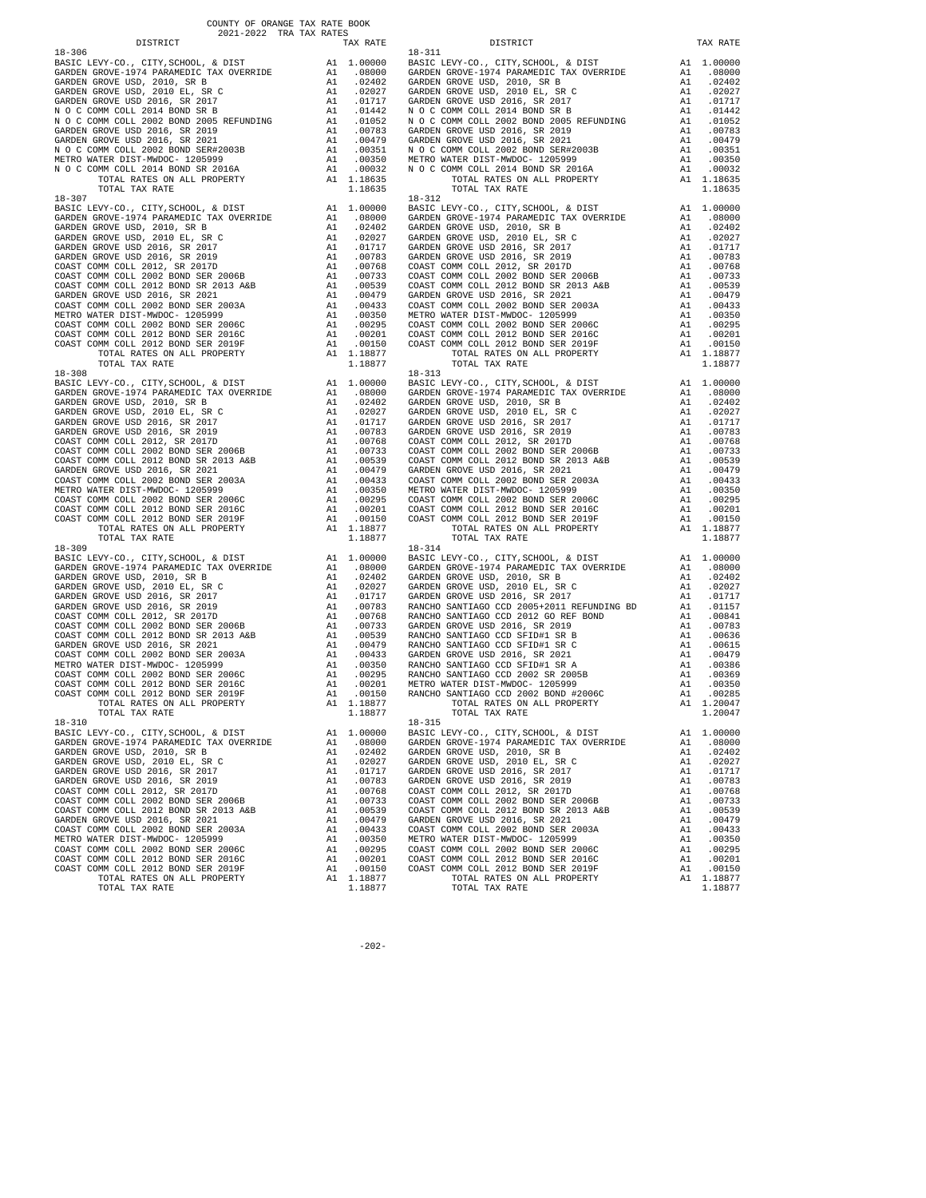COUNTY OF ORANGE TAX RATE BOOK
2021-2022 TRA TAX RATES

| DISTRICT | | TAX RATE |
|---|---|---|
| **18-306** | | |
| BASIC LEVY-CO., CITY,SCHOOL, & DIST | A1 | 1.00000 |
| GARDEN GROVE-1974 PARAMEDIC TAX OVERRIDE | A1 | .08000 |
| GARDEN GROVE USD, 2010, SR B | A1 | .02402 |
| GARDEN GROVE USD, 2010 EL, SR C | A1 | .02027 |
| GARDEN GROVE USD 2016, SR 2017 | A1 | .01717 |
| N O C COMM COLL 2014 BOND SR B | A1 | .01442 |
| N O C COMM COLL 2002 BOND 2005 REFUNDING | A1 | .01052 |
| GARDEN GROVE USD 2016, SR 2019 | A1 | .00783 |
| GARDEN GROVE USD 2016, SR 2021 | A1 | .00479 |
| N O C COMM COLL 2002 BOND SER#2003B | A1 | .00351 |
| METRO WATER DIST-MWDOC- 1205999 | A1 | .00350 |
| N O C COMM COLL 2014 BOND SR 2016A | A1 | .00032 |
| TOTAL RATES ON ALL PROPERTY | A1 | 1.18635 |
| TOTAL TAX RATE | | 1.18635 |
| **18-307** | | |
| BASIC LEVY-CO., CITY,SCHOOL, & DIST | A1 | 1.00000 |
| GARDEN GROVE-1974 PARAMEDIC TAX OVERRIDE | A1 | .08000 |
| GARDEN GROVE USD, 2010, SR B | A1 | .02402 |
| GARDEN GROVE USD, 2010 EL, SR C | A1 | .02027 |
| GARDEN GROVE USD 2016, SR 2017 | A1 | .01717 |
| GARDEN GROVE USD 2016, SR 2019 | A1 | .00783 |
| COAST COMM COLL 2012, SR 2017D | A1 | .00768 |
| COAST COMM COLL 2002 BOND SER 2006B | A1 | .00733 |
| COAST COMM COLL 2012 BOND SR 2013 A&B | A1 | .00539 |
| GARDEN GROVE USD 2016, SR 2021 | A1 | .00479 |
| COAST COMM COLL 2002 BOND SER 2003A | A1 | .00433 |
| METRO WATER DIST-MWDOC- 1205999 | A1 | .00350 |
| COAST COMM COLL 2002 BOND SER 2006C | A1 | .00295 |
| COAST COMM COLL 2012 BOND SER 2016C | A1 | .00201 |
| COAST COMM COLL 2012 BOND SER 2019F | A1 | .00150 |
| TOTAL RATES ON ALL PROPERTY | A1 | 1.18877 |
| TOTAL TAX RATE | | 1.18877 |
| **18-308** | | |
| BASIC LEVY-CO., CITY,SCHOOL, & DIST | A1 | 1.00000 |
| GARDEN GROVE-1974 PARAMEDIC TAX OVERRIDE | A1 | .08000 |
| GARDEN GROVE USD, 2010, SR B | A1 | .02402 |
| GARDEN GROVE USD, 2010 EL, SR C | A1 | .02027 |
| GARDEN GROVE USD 2016, SR 2017 | A1 | .01717 |
| GARDEN GROVE USD 2016, SR 2019 | A1 | .00783 |
| COAST COMM COLL 2012, SR 2017D | A1 | .00768 |
| COAST COMM COLL 2002 BOND SER 2006B | A1 | .00733 |
| COAST COMM COLL 2012 BOND SR 2013 A&B | A1 | .00539 |
| GARDEN GROVE USD 2016, SR 2021 | A1 | .00479 |
| COAST COMM COLL 2002 BOND SER 2003A | A1 | .00433 |
| METRO WATER DIST-MWDOC- 1205999 | A1 | .00350 |
| COAST COMM COLL 2002 BOND SER 2006C | A1 | .00295 |
| COAST COMM COLL 2012 BOND SER 2016C | A1 | .00201 |
| COAST COMM COLL 2012 BOND SER 2019F | A1 | .00150 |
| TOTAL RATES ON ALL PROPERTY | A1 | 1.18877 |
| TOTAL TAX RATE | | 1.18877 |
| **18-309** | | |
| BASIC LEVY-CO., CITY,SCHOOL, & DIST | A1 | 1.00000 |
| GARDEN GROVE-1974 PARAMEDIC TAX OVERRIDE | A1 | .08000 |
| GARDEN GROVE USD, 2010, SR B | A1 | .02402 |
| GARDEN GROVE USD, 2010 EL, SR C | A1 | .02027 |
| GARDEN GROVE USD 2016, SR 2017 | A1 | .01717 |
| GARDEN GROVE USD 2016, SR 2019 | A1 | .00783 |
| COAST COMM COLL 2012, SR 2017D | A1 | .00768 |
| COAST COMM COLL 2002 BOND SER 2006B | A1 | .00733 |
| COAST COMM COLL 2012 BOND SR 2013 A&B | A1 | .00539 |
| GARDEN GROVE USD 2016, SR 2021 | A1 | .00479 |
| COAST COMM COLL 2002 BOND SER 2003A | A1 | .00433 |
| METRO WATER DIST-MWDOC- 1205999 | A1 | .00350 |
| COAST COMM COLL 2002 BOND SER 2006C | A1 | .00295 |
| COAST COMM COLL 2012 BOND SER 2016C | A1 | .00201 |
| COAST COMM COLL 2012 BOND SER 2019F | A1 | .00150 |
| TOTAL RATES ON ALL PROPERTY | A1 | 1.18877 |
| TOTAL TAX RATE | | 1.18877 |
| **18-310** | | |
| BASIC LEVY-CO., CITY,SCHOOL, & DIST | A1 | 1.00000 |
| GARDEN GROVE-1974 PARAMEDIC TAX OVERRIDE | A1 | .08000 |
| GARDEN GROVE USD, 2010, SR B | A1 | .02402 |
| GARDEN GROVE USD, 2010 EL, SR C | A1 | .02027 |
| GARDEN GROVE USD 2016, SR 2017 | A1 | .01717 |
| GARDEN GROVE USD 2016, SR 2019 | A1 | .00783 |
| COAST COMM COLL 2012, SR 2017D | A1 | .00768 |
| COAST COMM COLL 2002 BOND SER 2006B | A1 | .00733 |
| COAST COMM COLL 2012 BOND SR 2013 A&B | A1 | .00539 |
| GARDEN GROVE USD 2016, SR 2021 | A1 | .00479 |
| COAST COMM COLL 2002 BOND SER 2003A | A1 | .00433 |
| METRO WATER DIST-MWDOC- 1205999 | A1 | .00350 |
| COAST COMM COLL 2002 BOND SER 2006C | A1 | .00295 |
| COAST COMM COLL 2012 BOND SER 2016C | A1 | .00201 |
| COAST COMM COLL 2012 BOND SER 2019F | A1 | .00150 |
| TOTAL RATES ON ALL PROPERTY | A1 | 1.18877 |
| TOTAL TAX RATE | | 1.18877 |
| **18-311** | | |
| BASIC LEVY-CO., CITY,SCHOOL, & DIST | A1 | 1.00000 |
| GARDEN GROVE-1974 PARAMEDIC TAX OVERRIDE | A1 | .08000 |
| GARDEN GROVE USD, 2010, SR B | A1 | .02402 |
| GARDEN GROVE USD, 2010 EL, SR C | A1 | .02027 |
| GARDEN GROVE USD 2016, SR 2017 | A1 | .01717 |
| N O C COMM COLL 2014 BOND SR B | A1 | .01442 |
| N O C COMM COLL 2002 BOND 2005 REFUNDING | A1 | .01052 |
| GARDEN GROVE USD 2016, SR 2019 | A1 | .00783 |
| GARDEN GROVE USD 2016, SR 2021 | A1 | .00479 |
| N O C COMM COLL 2002 BOND SER#2003B | A1 | .00351 |
| METRO WATER DIST-MWDOC- 1205999 | A1 | .00350 |
| N O C COMM COLL 2014 BOND SR 2016A | A1 | .00032 |
| TOTAL RATES ON ALL PROPERTY | A1 | 1.18635 |
| TOTAL TAX RATE | | 1.18635 |
| **18-312** | | |
| BASIC LEVY-CO., CITY,SCHOOL, & DIST | A1 | 1.00000 |
| GARDEN GROVE-1974 PARAMEDIC TAX OVERRIDE | A1 | .08000 |
| GARDEN GROVE USD, 2010, SR B | A1 | .02402 |
| GARDEN GROVE USD, 2010 EL, SR C | A1 | .02027 |
| GARDEN GROVE USD 2016, SR 2017 | A1 | .01717 |
| GARDEN GROVE USD 2016, SR 2019 | A1 | .00783 |
| COAST COMM COLL 2012, SR 2017D | A1 | .00768 |
| COAST COMM COLL 2002 BOND SER 2006B | A1 | .00733 |
| COAST COMM COLL 2012 BOND SR 2013 A&B | A1 | .00539 |
| GARDEN GROVE USD 2016, SR 2021 | A1 | .00479 |
| COAST COMM COLL 2002 BOND SER 2003A | A1 | .00433 |
| METRO WATER DIST-MWDOC- 1205999 | A1 | .00350 |
| COAST COMM COLL 2002 BOND SER 2006C | A1 | .00295 |
| COAST COMM COLL 2012 BOND SER 2016C | A1 | .00201 |
| COAST COMM COLL 2012 BOND SER 2019F | A1 | .00150 |
| TOTAL RATES ON ALL PROPERTY | A1 | 1.18877 |
| TOTAL TAX RATE | | 1.18877 |
| **18-313** | | |
| BASIC LEVY-CO., CITY,SCHOOL, & DIST | A1 | 1.00000 |
| GARDEN GROVE-1974 PARAMEDIC TAX OVERRIDE | A1 | .08000 |
| GARDEN GROVE USD, 2010, SR B | A1 | .02402 |
| GARDEN GROVE USD, 2010 EL, SR C | A1 | .02027 |
| GARDEN GROVE USD 2016, SR 2017 | A1 | .01717 |
| GARDEN GROVE USD 2016, SR 2019 | A1 | .00783 |
| COAST COMM COLL 2012, SR 2017D | A1 | .00768 |
| COAST COMM COLL 2002 BOND SER 2006B | A1 | .00733 |
| COAST COMM COLL 2012 BOND SR 2013 A&B | A1 | .00539 |
| GARDEN GROVE USD 2016, SR 2021 | A1 | .00479 |
| COAST COMM COLL 2002 BOND SER 2003A | A1 | .00433 |
| METRO WATER DIST-MWDOC- 1205999 | A1 | .00350 |
| COAST COMM COLL 2002 BOND SER 2006C | A1 | .00295 |
| COAST COMM COLL 2012 BOND SER 2016C | A1 | .00201 |
| COAST COMM COLL 2012 BOND SER 2019F | A1 | .00150 |
| TOTAL RATES ON ALL PROPERTY | A1 | 1.18877 |
| TOTAL TAX RATE | | 1.18877 |
| **18-314** | | |
| BASIC LEVY-CO., CITY,SCHOOL, & DIST | A1 | 1.00000 |
| GARDEN GROVE-1974 PARAMEDIC TAX OVERRIDE | A1 | .08000 |
| GARDEN GROVE USD, 2010, SR B | A1 | .02402 |
| GARDEN GROVE USD, 2010 EL, SR C | A1 | .02027 |
| GARDEN GROVE USD 2016, SR 2017 | A1 | .01717 |
| RANCHO SANTIAGO CCD 2005+2011 REFUNDING BD | A1 | .01157 |
| RANCHO SANTIAGO CCD 2012 GO REF BOND | A1 | .00841 |
| GARDEN GROVE USD 2016, SR 2019 | A1 | .00783 |
| RANCHO SANTIAGO CCD SFID#1 SR B | A1 | .00636 |
| RANCHO SANTIAGO CCD SFID#1 SR C | A1 | .00615 |
| GARDEN GROVE USD 2016, SR 2021 | A1 | .00479 |
| RANCHO SANTIAGO CCD SFID#1 SR A | A1 | .00386 |
| RANCHO SANTIAGO CCD 2002 SR 2005B | A1 | .00369 |
| METRO WATER DIST-MWDOC- 1205999 | A1 | .00350 |
| RANCHO SANTIAGO CCD 2002 BOND #2006C | A1 | .00285 |
| TOTAL RATES ON ALL PROPERTY | A1 | 1.20047 |
| TOTAL TAX RATE | | 1.20047 |
| **18-315** | | |
| BASIC LEVY-CO., CITY,SCHOOL, & DIST | A1 | 1.00000 |
| GARDEN GROVE-1974 PARAMEDIC TAX OVERRIDE | A1 | .08000 |
| GARDEN GROVE USD, 2010, SR B | A1 | .02402 |
| GARDEN GROVE USD, 2010 EL, SR C | A1 | .02027 |
| GARDEN GROVE USD 2016, SR 2017 | A1 | .01717 |
| GARDEN GROVE USD 2016, SR 2019 | A1 | .00783 |
| COAST COMM COLL 2012, SR 2017D | A1 | .00768 |
| COAST COMM COLL 2002 BOND SER 2006B | A1 | .00733 |
| COAST COMM COLL 2012 BOND SR 2013 A&B | A1 | .00539 |
| GARDEN GROVE USD 2016, SR 2021 | A1 | .00479 |
| COAST COMM COLL 2002 BOND SER 2003A | A1 | .00433 |
| METRO WATER DIST-MWDOC- 1205999 | A1 | .00350 |
| COAST COMM COLL 2002 BOND SER 2006C | A1 | .00295 |
| COAST COMM COLL 2012 BOND SER 2016C | A1 | .00201 |
| COAST COMM COLL 2012 BOND SER 2019F | A1 | .00150 |
| TOTAL RATES ON ALL PROPERTY | A1 | 1.18877 |
| TOTAL TAX RATE | | 1.18877 |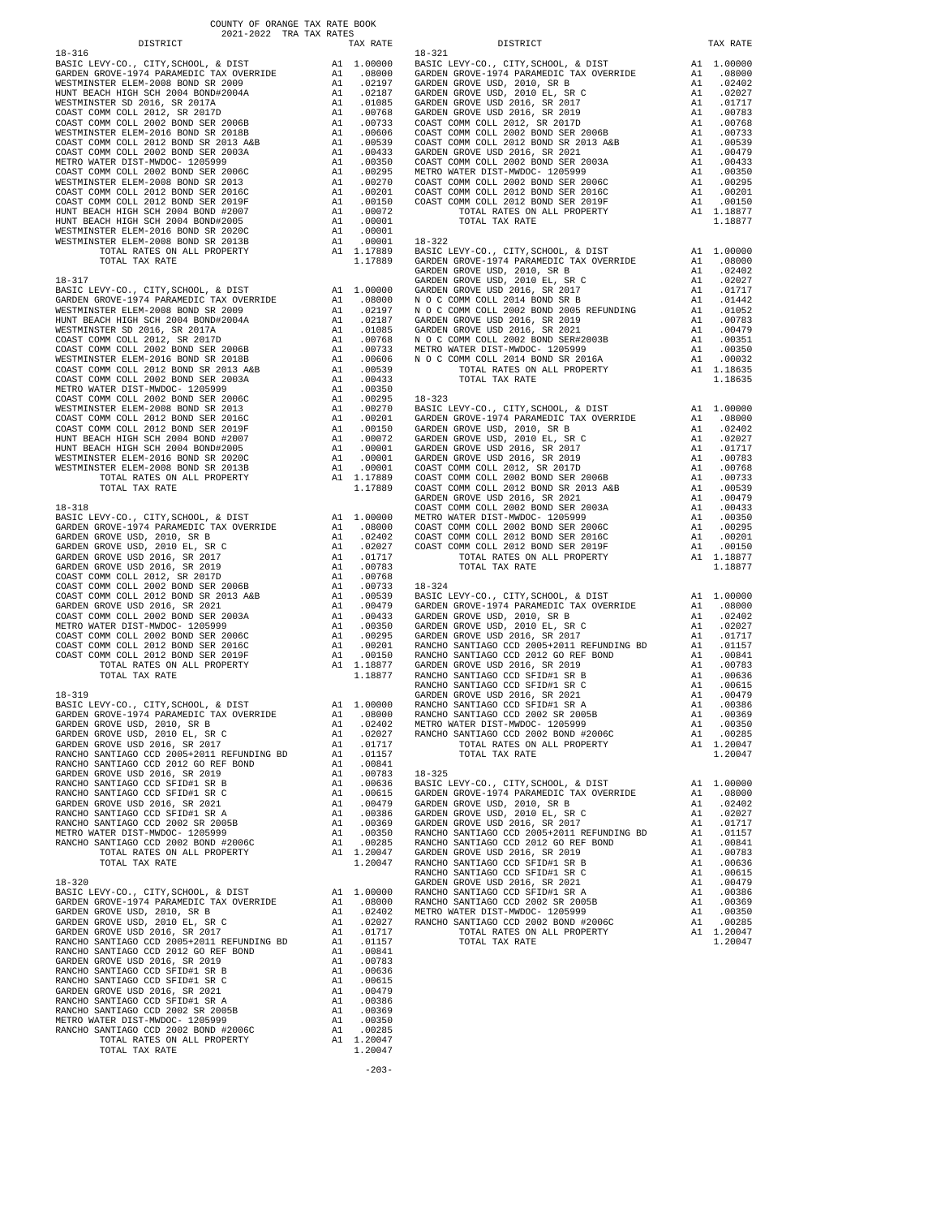COUNTY OF ORANGE TAX RATE BOOK
2021-2022 TRA TAX RATES

**18-316**

| DISTRICT | | TAX RATE |
|---|---|---|
| BASIC LEVY-CO., CITY,SCHOOL, & DIST | A1 | 1.00000 |
| GARDEN GROVE-1974 PARAMEDIC TAX OVERRIDE | A1 | .08000 |
| WESTMINSTER ELEM-2008 BOND SR 2009 | A1 | .02197 |
| HUNT BEACH HIGH SCH 2004 BOND#2004A | A1 | .02187 |
| WESTMINSTER SD 2016, SR 2017A | A1 | .01085 |
| COAST COMM COLL 2012, SR 2017D | A1 | .00768 |
| COAST COMM COLL 2002 BOND SER 2006B | A1 | .00733 |
| WESTMINSTER ELEM-2016 BOND SR 2018B | A1 | .00606 |
| COAST COMM COLL 2012 BOND SR 2013 A&B | A1 | .00539 |
| COAST COMM COLL 2002 BOND SER 2003A | A1 | .00433 |
| METRO WATER DIST-MWDOC- 1205999 | A1 | .00350 |
| COAST COMM COLL 2002 BOND SER 2006C | A1 | .00295 |
| WESTMINSTER ELEM-2008 BOND SR 2013 | A1 | .00270 |
| COAST COMM COLL 2012 BOND SER 2016C | A1 | .00201 |
| COAST COMM COLL 2012 BOND SER 2019F | A1 | .00150 |
| HUNT BEACH HIGH SCH 2004 BOND #2007 | A1 | .00072 |
| HUNT BEACH HIGH SCH 2004 BOND#2005 | A1 | .00001 |
| WESTMINSTER ELEM-2016 BOND SR 2020C | A1 | .00001 |
| WESTMINSTER ELEM-2008 BOND SR 2013B | A1 | .00001 |
| TOTAL RATES ON ALL PROPERTY | A1 | 1.17889 |
| TOTAL TAX RATE | | 1.17889 |

**18-317**

| DISTRICT | | TAX RATE |
|---|---|---|
| BASIC LEVY-CO., CITY,SCHOOL, & DIST | A1 | 1.00000 |
| GARDEN GROVE-1974 PARAMEDIC TAX OVERRIDE | A1 | .08000 |
| WESTMINSTER ELEM-2008 BOND SR 2009 | A1 | .02197 |
| HUNT BEACH HIGH SCH 2004 BOND#2004A | A1 | .02187 |
| WESTMINSTER SD 2016, SR 2017A | A1 | .01085 |
| COAST COMM COLL 2012, SR 2017D | A1 | .00768 |
| COAST COMM COLL 2002 BOND SER 2006B | A1 | .00733 |
| WESTMINSTER ELEM-2016 BOND SR 2018B | A1 | .00606 |
| COAST COMM COLL 2012 BOND SR 2013 A&B | A1 | .00539 |
| COAST COMM COLL 2002 BOND SER 2003A | A1 | .00433 |
| METRO WATER DIST-MWDOC- 1205999 | A1 | .00350 |
| COAST COMM COLL 2002 BOND SER 2006C | A1 | .00295 |
| WESTMINSTER ELEM-2008 BOND SR 2013 | A1 | .00270 |
| COAST COMM COLL 2012 BOND SER 2016C | A1 | .00201 |
| COAST COMM COLL 2012 BOND SER 2019F | A1 | .00150 |
| HUNT BEACH HIGH SCH 2004 BOND #2007 | A1 | .00072 |
| HUNT BEACH HIGH SCH 2004 BOND#2005 | A1 | .00001 |
| WESTMINSTER ELEM-2016 BOND SR 2020C | A1 | .00001 |
| WESTMINSTER ELEM-2008 BOND SR 2013B | A1 | .00001 |
| TOTAL RATES ON ALL PROPERTY | A1 | 1.17889 |
| TOTAL TAX RATE | | 1.17889 |

**18-318**

| DISTRICT | | TAX RATE |
|---|---|---|
| BASIC LEVY-CO., CITY,SCHOOL, & DIST | A1 | 1.00000 |
| GARDEN GROVE-1974 PARAMEDIC TAX OVERRIDE | A1 | .08000 |
| GARDEN GROVE USD, 2010, SR B | A1 | .02402 |
| GARDEN GROVE USD, 2010 EL, SR C | A1 | .02027 |
| GARDEN GROVE USD 2016, SR 2017 | A1 | .01717 |
| GARDEN GROVE USD 2016, SR 2019 | A1 | .00783 |
| COAST COMM COLL 2012, SR 2017D | A1 | .00768 |
| COAST COMM COLL 2002 BOND SER 2006B | A1 | .00733 |
| COAST COMM COLL 2012 BOND SR 2013 A&B | A1 | .00539 |
| GARDEN GROVE USD 2016, SR 2021 | A1 | .00479 |
| COAST COMM COLL 2002 BOND SER 2003A | A1 | .00433 |
| METRO WATER DIST-MWDOC- 1205999 | A1 | .00350 |
| COAST COMM COLL 2002 BOND SER 2006C | A1 | .00295 |
| COAST COMM COLL 2012 BOND SER 2016C | A1 | .00201 |
| COAST COMM COLL 2012 BOND SER 2019F | A1 | .00150 |
| TOTAL RATES ON ALL PROPERTY | A1 | 1.18877 |
| TOTAL TAX RATE | | 1.18877 |

**18-319**

| DISTRICT | | TAX RATE |
|---|---|---|
| BASIC LEVY-CO., CITY,SCHOOL, & DIST | A1 | 1.00000 |
| GARDEN GROVE-1974 PARAMEDIC TAX OVERRIDE | A1 | .08000 |
| GARDEN GROVE USD, 2010, SR B | A1 | .02402 |
| GARDEN GROVE USD, 2010 EL, SR C | A1 | .02027 |
| GARDEN GROVE USD 2016, SR 2017 | A1 | .01717 |
| RANCHO SANTIAGO CCD 2005+2011 REFUNDING BD | A1 | .01157 |
| RANCHO SANTIAGO CCD 2012 GO REF BOND | A1 | .00841 |
| GARDEN GROVE USD 2016, SR 2019 | A1 | .00783 |
| RANCHO SANTIAGO CCD SFID#1 SR B | A1 | .00636 |
| RANCHO SANTIAGO CCD SFID#1 SR C | A1 | .00615 |
| GARDEN GROVE USD 2016, SR 2021 | A1 | .00479 |
| RANCHO SANTIAGO CCD SFID#1 SR A | A1 | .00386 |
| RANCHO SANTIAGO CCD 2002 SR 2005B | A1 | .00369 |
| METRO WATER DIST-MWDOC- 1205999 | A1 | .00350 |
| RANCHO SANTIAGO CCD 2002 BOND #2006C | A1 | .00285 |
| TOTAL RATES ON ALL PROPERTY | A1 | 1.20047 |
| TOTAL TAX RATE | | 1.20047 |

**18-320**

| DISTRICT | | TAX RATE |
|---|---|---|
| BASIC LEVY-CO., CITY,SCHOOL, & DIST | A1 | 1.00000 |
| GARDEN GROVE-1974 PARAMEDIC TAX OVERRIDE | A1 | .08000 |
| GARDEN GROVE USD, 2010, SR B | A1 | .02402 |
| GARDEN GROVE USD, 2010 EL, SR C | A1 | .02027 |
| GARDEN GROVE USD 2016, SR 2017 | A1 | .01717 |
| RANCHO SANTIAGO CCD 2005+2011 REFUNDING BD | A1 | .01157 |
| RANCHO SANTIAGO CCD 2012 GO REF BOND | A1 | .00841 |
| GARDEN GROVE USD 2016, SR 2019 | A1 | .00783 |
| RANCHO SANTIAGO CCD SFID#1 SR B | A1 | .00636 |
| RANCHO SANTIAGO CCD SFID#1 SR C | A1 | .00615 |
| GARDEN GROVE USD 2016, SR 2021 | A1 | .00479 |
| RANCHO SANTIAGO CCD SFID#1 SR A | A1 | .00386 |
| RANCHO SANTIAGO CCD 2002 SR 2005B | A1 | .00369 |
| METRO WATER DIST-MWDOC- 1205999 | A1 | .00350 |
| RANCHO SANTIAGO CCD 2002 BOND #2006C | A1 | .00285 |
| TOTAL RATES ON ALL PROPERTY | A1 | 1.20047 |
| TOTAL TAX RATE | | 1.20047 |

**18-321**

| DISTRICT | | TAX RATE |
|---|---|---|
| BASIC LEVY-CO., CITY,SCHOOL, & DIST | A1 | 1.00000 |
| GARDEN GROVE-1974 PARAMEDIC TAX OVERRIDE | A1 | .08000 |
| GARDEN GROVE USD, 2010, SR B | A1 | .02402 |
| GARDEN GROVE USD, 2010 EL, SR C | A1 | .02027 |
| GARDEN GROVE USD 2016, SR 2017 | A1 | .01717 |
| GARDEN GROVE USD 2016, SR 2019 | A1 | .00783 |
| COAST COMM COLL 2012, SR 2017D | A1 | .00768 |
| COAST COMM COLL 2002 BOND SER 2006B | A1 | .00733 |
| COAST COMM COLL 2012 BOND SR 2013 A&B | A1 | .00539 |
| GARDEN GROVE USD 2016, SR 2021 | A1 | .00479 |
| COAST COMM COLL 2002 BOND SER 2003A | A1 | .00433 |
| METRO WATER DIST-MWDOC- 1205999 | A1 | .00350 |
| COAST COMM COLL 2002 BOND SER 2006C | A1 | .00295 |
| COAST COMM COLL 2012 BOND SER 2016C | A1 | .00201 |
| COAST COMM COLL 2012 BOND SER 2019F | A1 | .00150 |
| TOTAL RATES ON ALL PROPERTY | A1 | 1.18877 |
| TOTAL TAX RATE | | 1.18877 |

**18-322**

| DISTRICT | | TAX RATE |
|---|---|---|
| BASIC LEVY-CO., CITY,SCHOOL, & DIST | A1 | 1.00000 |
| GARDEN GROVE-1974 PARAMEDIC TAX OVERRIDE | A1 | .08000 |
| GARDEN GROVE USD, 2010, SR B | A1 | .02402 |
| GARDEN GROVE USD, 2010 EL, SR C | A1 | .02027 |
| GARDEN GROVE USD 2016, SR 2017 | A1 | .01717 |
| N O C COMM COLL 2014 BOND SR B | A1 | .01442 |
| N O C COMM COLL 2002 BOND 2005 REFUNDING | A1 | .01052 |
| GARDEN GROVE USD 2016, SR 2019 | A1 | .00783 |
| GARDEN GROVE USD 2016, SR 2021 | A1 | .00479 |
| N O C COMM COLL 2002 BOND SER#2003B | A1 | .00351 |
| METRO WATER DIST-MWDOC- 1205999 | A1 | .00350 |
| N O C COMM COLL 2014 BOND SR 2016A | A1 | .00032 |
| TOTAL RATES ON ALL PROPERTY | A1 | 1.18635 |
| TOTAL TAX RATE | | 1.18635 |

**18-323**

| DISTRICT | | TAX RATE |
|---|---|---|
| BASIC LEVY-CO., CITY,SCHOOL, & DIST | A1 | 1.00000 |
| GARDEN GROVE-1974 PARAMEDIC TAX OVERRIDE | A1 | .08000 |
| GARDEN GROVE USD, 2010, SR B | A1 | .02402 |
| GARDEN GROVE USD, 2010 EL, SR C | A1 | .02027 |
| GARDEN GROVE USD 2016, SR 2017 | A1 | .01717 |
| GARDEN GROVE USD 2016, SR 2019 | A1 | .00783 |
| COAST COMM COLL 2012, SR 2017D | A1 | .00768 |
| COAST COMM COLL 2002 BOND SER 2006B | A1 | .00733 |
| COAST COMM COLL 2012 BOND SR 2013 A&B | A1 | .00539 |
| GARDEN GROVE USD 2016, SR 2021 | A1 | .00479 |
| COAST COMM COLL 2002 BOND SER 2003A | A1 | .00433 |
| METRO WATER DIST-MWDOC- 1205999 | A1 | .00350 |
| COAST COMM COLL 2002 BOND SER 2006C | A1 | .00295 |
| COAST COMM COLL 2012 BOND SER 2016C | A1 | .00201 |
| COAST COMM COLL 2012 BOND SER 2019F | A1 | .00150 |
| TOTAL RATES ON ALL PROPERTY | A1 | 1.18877 |
| TOTAL TAX RATE | | 1.18877 |

**18-324**

| DISTRICT | | TAX RATE |
|---|---|---|
| BASIC LEVY-CO., CITY,SCHOOL, & DIST | A1 | 1.00000 |
| GARDEN GROVE-1974 PARAMEDIC TAX OVERRIDE | A1 | .08000 |
| GARDEN GROVE USD, 2010, SR B | A1 | .02402 |
| GARDEN GROVE USD, 2010 EL, SR C | A1 | .02027 |
| GARDEN GROVE USD 2016, SR 2017 | A1 | .01717 |
| RANCHO SANTIAGO CCD 2005+2011 REFUNDING BD | A1 | .01157 |
| RANCHO SANTIAGO CCD 2012 GO REF BOND | A1 | .00841 |
| GARDEN GROVE USD 2016, SR 2019 | A1 | .00783 |
| RANCHO SANTIAGO CCD SFID#1 SR B | A1 | .00636 |
| RANCHO SANTIAGO CCD SFID#1 SR C | A1 | .00615 |
| GARDEN GROVE USD 2016, SR 2021 | A1 | .00479 |
| RANCHO SANTIAGO CCD SFID#1 SR A | A1 | .00386 |
| RANCHO SANTIAGO CCD 2002 SR 2005B | A1 | .00369 |
| METRO WATER DIST-MWDOC- 1205999 | A1 | .00350 |
| RANCHO SANTIAGO CCD 2002 BOND #2006C | A1 | .00285 |
| TOTAL RATES ON ALL PROPERTY | A1 | 1.20047 |
| TOTAL TAX RATE | | 1.20047 |

**18-325**

| DISTRICT | | TAX RATE |
|---|---|---|
| BASIC LEVY-CO., CITY,SCHOOL, & DIST | A1 | 1.00000 |
| GARDEN GROVE-1974 PARAMEDIC TAX OVERRIDE | A1 | .08000 |
| GARDEN GROVE USD, 2010, SR B | A1 | .02402 |
| GARDEN GROVE USD, 2010 EL, SR C | A1 | .02027 |
| GARDEN GROVE USD 2016, SR 2017 | A1 | .01717 |
| RANCHO SANTIAGO CCD 2005+2011 REFUNDING BD | A1 | .01157 |
| RANCHO SANTIAGO CCD 2012 GO REF BOND | A1 | .00841 |
| GARDEN GROVE USD 2016, SR 2019 | A1 | .00783 |
| RANCHO SANTIAGO CCD SFID#1 SR B | A1 | .00636 |
| RANCHO SANTIAGO CCD SFID#1 SR C | A1 | .00615 |
| GARDEN GROVE USD 2016, SR 2021 | A1 | .00479 |
| RANCHO SANTIAGO CCD SFID#1 SR A | A1 | .00386 |
| RANCHO SANTIAGO CCD 2002 SR 2005B | A1 | .00369 |
| METRO WATER DIST-MWDOC- 1205999 | A1 | .00350 |
| RANCHO SANTIAGO CCD 2002 BOND #2006C | A1 | .00285 |
| TOTAL RATES ON ALL PROPERTY | A1 | 1.20047 |
| TOTAL TAX RATE | | 1.20047 |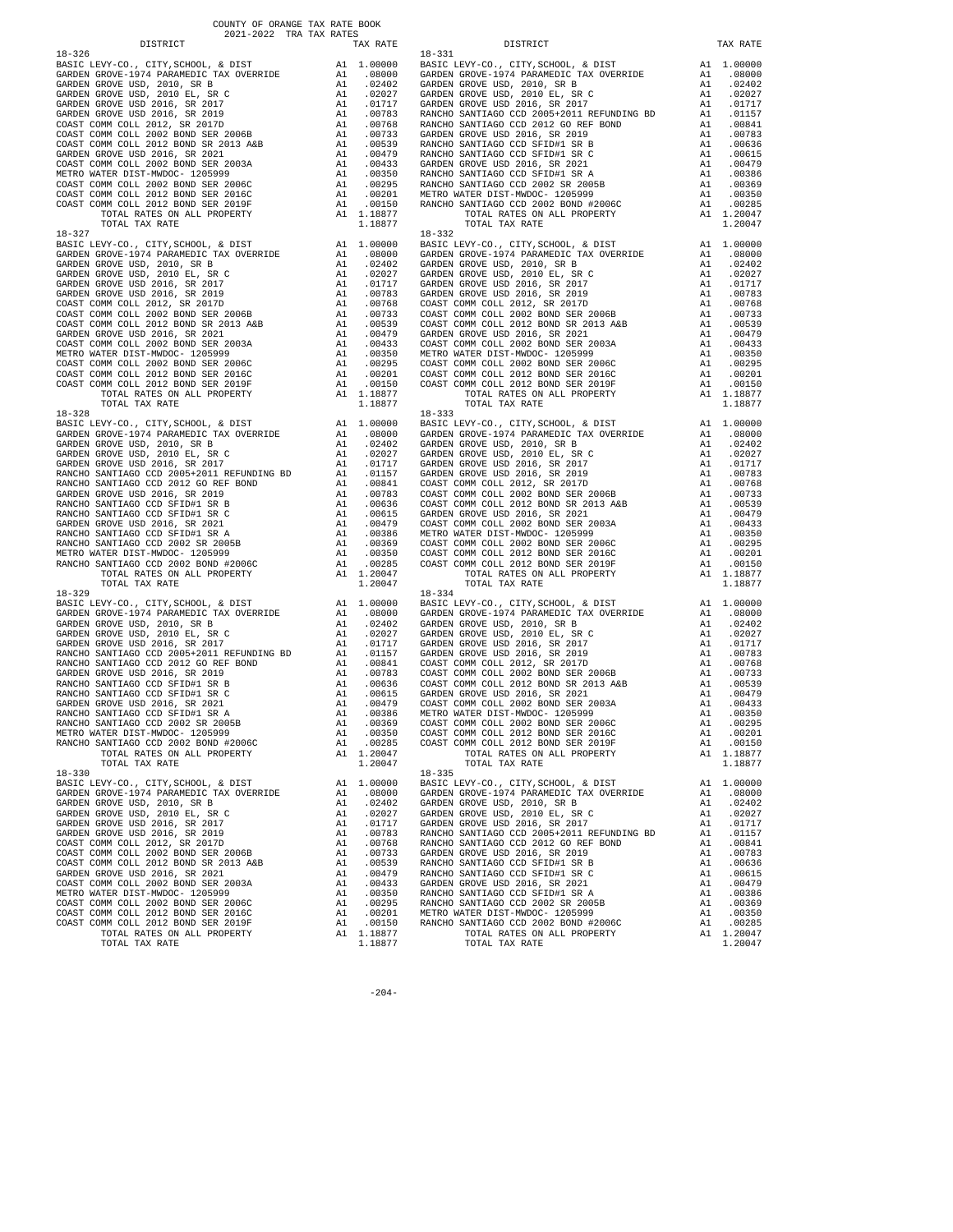COUNTY OF ORANGE TAX RATE BOOK
2021-2022 TRA TAX RATES

| DISTRICT | | TAX RATE |
|---|---|---|
| **18-326** | | |
| BASIC LEVY-CO., CITY,SCHOOL, & DIST | A1 | 1.00000 |
| GARDEN GROVE-1974 PARAMEDIC TAX OVERRIDE | A1 | .08000 |
| GARDEN GROVE USD, 2010, SR B | A1 | .02402 |
| GARDEN GROVE USD, 2010 EL, SR C | A1 | .02027 |
| GARDEN GROVE USD 2016, SR 2017 | A1 | .01717 |
| GARDEN GROVE USD 2016, SR 2019 | A1 | .00783 |
| COAST COMM COLL 2012, SR 2017D | A1 | .00768 |
| COAST COMM COLL 2002 BOND SER 2006B | A1 | .00733 |
| COAST COMM COLL 2012 BOND SR 2013 A&B | A1 | .00539 |
| GARDEN GROVE USD 2016, SR 2021 | A1 | .00479 |
| COAST COMM COLL 2002 BOND SER 2003A | A1 | .00433 |
| METRO WATER DIST-MWDOC- 1205999 | A1 | .00350 |
| COAST COMM COLL 2002 BOND SER 2006C | A1 | .00295 |
| COAST COMM COLL 2012 BOND SER 2016C | A1 | .00201 |
| COAST COMM COLL 2012 BOND SER 2019F | A1 | .00150 |
| TOTAL RATES ON ALL PROPERTY | A1 | 1.18877 |
| TOTAL TAX RATE | | 1.18877 |
| **18-327** | | |
| BASIC LEVY-CO., CITY,SCHOOL, & DIST | A1 | 1.00000 |
| GARDEN GROVE-1974 PARAMEDIC TAX OVERRIDE | A1 | .08000 |
| GARDEN GROVE USD, 2010, SR B | A1 | .02402 |
| GARDEN GROVE USD, 2010 EL, SR C | A1 | .02027 |
| GARDEN GROVE USD 2016, SR 2017 | A1 | .01717 |
| GARDEN GROVE USD 2016, SR 2019 | A1 | .00783 |
| COAST COMM COLL 2012, SR 2017D | A1 | .00768 |
| COAST COMM COLL 2002 BOND SER 2006B | A1 | .00733 |
| COAST COMM COLL 2012 BOND SR 2013 A&B | A1 | .00539 |
| GARDEN GROVE USD 2016, SR 2021 | A1 | .00479 |
| COAST COMM COLL 2002 BOND SER 2003A | A1 | .00433 |
| METRO WATER DIST-MWDOC- 1205999 | A1 | .00350 |
| COAST COMM COLL 2002 BOND SER 2006C | A1 | .00295 |
| COAST COMM COLL 2012 BOND SER 2016C | A1 | .00201 |
| COAST COMM COLL 2012 BOND SER 2019F | A1 | .00150 |
| TOTAL RATES ON ALL PROPERTY | A1 | 1.18877 |
| TOTAL TAX RATE | | 1.18877 |
| **18-328** | | |
| BASIC LEVY-CO., CITY,SCHOOL, & DIST | A1 | 1.00000 |
| GARDEN GROVE-1974 PARAMEDIC TAX OVERRIDE | A1 | .08000 |
| GARDEN GROVE USD, 2010, SR B | A1 | .02402 |
| GARDEN GROVE USD, 2010 EL, SR C | A1 | .02027 |
| GARDEN GROVE USD 2016, SR 2017 | A1 | .01717 |
| RANCHO SANTIAGO CCD 2005+2011 REFUNDING BD | A1 | .01157 |
| RANCHO SANTIAGO CCD 2012 GO REF BOND | A1 | .00841 |
| GARDEN GROVE USD 2016, SR 2019 | A1 | .00783 |
| RANCHO SANTIAGO CCD SFID#1 SR B | A1 | .00636 |
| RANCHO SANTIAGO CCD SFID#1 SR C | A1 | .00615 |
| GARDEN GROVE USD 2016, SR 2021 | A1 | .00479 |
| RANCHO SANTIAGO CCD SFID#1 SR A | A1 | .00386 |
| RANCHO SANTIAGO CCD 2002 SR 2005B | A1 | .00369 |
| METRO WATER DIST-MWDOC- 1205999 | A1 | .00350 |
| RANCHO SANTIAGO CCD 2002 BOND #2006C | A1 | .00285 |
| TOTAL RATES ON ALL PROPERTY | A1 | 1.20047 |
| TOTAL TAX RATE | | 1.20047 |
| **18-329** | | |
| BASIC LEVY-CO., CITY,SCHOOL, & DIST | A1 | 1.00000 |
| GARDEN GROVE-1974 PARAMEDIC TAX OVERRIDE | A1 | .08000 |
| GARDEN GROVE USD, 2010, SR B | A1 | .02402 |
| GARDEN GROVE USD, 2010 EL, SR C | A1 | .02027 |
| GARDEN GROVE USD 2016, SR 2017 | A1 | .01717 |
| RANCHO SANTIAGO CCD 2005+2011 REFUNDING BD | A1 | .01157 |
| RANCHO SANTIAGO CCD 2012 GO REF BOND | A1 | .00841 |
| GARDEN GROVE USD 2016, SR 2019 | A1 | .00783 |
| RANCHO SANTIAGO CCD SFID#1 SR B | A1 | .00636 |
| RANCHO SANTIAGO CCD SFID#1 SR C | A1 | .00615 |
| GARDEN GROVE USD 2016, SR 2021 | A1 | .00479 |
| RANCHO SANTIAGO CCD SFID#1 SR A | A1 | .00386 |
| RANCHO SANTIAGO CCD 2002 SR 2005B | A1 | .00369 |
| METRO WATER DIST-MWDOC- 1205999 | A1 | .00350 |
| RANCHO SANTIAGO CCD 2002 BOND #2006C | A1 | .00285 |
| TOTAL RATES ON ALL PROPERTY | A1 | 1.20047 |
| TOTAL TAX RATE | | 1.20047 |
| **18-330** | | |
| BASIC LEVY-CO., CITY,SCHOOL, & DIST | A1 | 1.00000 |
| GARDEN GROVE-1974 PARAMEDIC TAX OVERRIDE | A1 | .08000 |
| GARDEN GROVE USD, 2010, SR B | A1 | .02402 |
| GARDEN GROVE USD, 2010 EL, SR C | A1 | .02027 |
| GARDEN GROVE USD 2016, SR 2017 | A1 | .01717 |
| GARDEN GROVE USD 2016, SR 2019 | A1 | .00783 |
| COAST COMM COLL 2012, SR 2017D | A1 | .00768 |
| COAST COMM COLL 2002 BOND SER 2006B | A1 | .00733 |
| COAST COMM COLL 2012 BOND SR 2013 A&B | A1 | .00539 |
| GARDEN GROVE USD 2016, SR 2021 | A1 | .00479 |
| COAST COMM COLL 2002 BOND SER 2003A | A1 | .00433 |
| METRO WATER DIST-MWDOC- 1205999 | A1 | .00350 |
| COAST COMM COLL 2002 BOND SER 2006C | A1 | .00295 |
| COAST COMM COLL 2012 BOND SER 2016C | A1 | .00201 |
| COAST COMM COLL 2012 BOND SER 2019F | A1 | .00150 |
| TOTAL RATES ON ALL PROPERTY | A1 | 1.18877 |
| TOTAL TAX RATE | | 1.18877 |
| **18-331** | | |
| BASIC LEVY-CO., CITY,SCHOOL, & DIST | A1 | 1.00000 |
| GARDEN GROVE-1974 PARAMEDIC TAX OVERRIDE | A1 | .08000 |
| GARDEN GROVE USD, 2010, SR B | A1 | .02402 |
| GARDEN GROVE USD, 2010 EL, SR C | A1 | .02027 |
| GARDEN GROVE USD 2016, SR 2017 | A1 | .01717 |
| RANCHO SANTIAGO CCD 2005+2011 REFUNDING BD | A1 | .01157 |
| RANCHO SANTIAGO CCD 2012 GO REF BOND | A1 | .00841 |
| GARDEN GROVE USD 2016, SR 2019 | A1 | .00783 |
| RANCHO SANTIAGO CCD SFID#1 SR B | A1 | .00636 |
| RANCHO SANTIAGO CCD SFID#1 SR C | A1 | .00615 |
| GARDEN GROVE USD 2016, SR 2021 | A1 | .00479 |
| RANCHO SANTIAGO CCD SFID#1 SR A | A1 | .00386 |
| RANCHO SANTIAGO CCD 2002 SR 2005B | A1 | .00369 |
| METRO WATER DIST-MWDOC- 1205999 | A1 | .00350 |
| RANCHO SANTIAGO CCD 2002 BOND #2006C | A1 | .00285 |
| TOTAL RATES ON ALL PROPERTY | A1 | 1.20047 |
| TOTAL TAX RATE | | 1.20047 |
| **18-332** | | |
| BASIC LEVY-CO., CITY,SCHOOL, & DIST | A1 | 1.00000 |
| GARDEN GROVE-1974 PARAMEDIC TAX OVERRIDE | A1 | .08000 |
| GARDEN GROVE USD, 2010, SR B | A1 | .02402 |
| GARDEN GROVE USD, 2010 EL, SR C | A1 | .02027 |
| GARDEN GROVE USD 2016, SR 2017 | A1 | .01717 |
| GARDEN GROVE USD 2016, SR 2019 | A1 | .00783 |
| COAST COMM COLL 2012, SR 2017D | A1 | .00768 |
| COAST COMM COLL 2002 BOND SER 2006B | A1 | .00733 |
| COAST COMM COLL 2012 BOND SR 2013 A&B | A1 | .00539 |
| GARDEN GROVE USD 2016, SR 2021 | A1 | .00479 |
| COAST COMM COLL 2002 BOND SER 2003A | A1 | .00433 |
| METRO WATER DIST-MWDOC- 1205999 | A1 | .00350 |
| COAST COMM COLL 2002 BOND SER 2006C | A1 | .00295 |
| COAST COMM COLL 2012 BOND SER 2016C | A1 | .00201 |
| COAST COMM COLL 2012 BOND SER 2019F | A1 | .00150 |
| TOTAL RATES ON ALL PROPERTY | A1 | 1.18877 |
| TOTAL TAX RATE | | 1.18877 |
| **18-333** | | |
| BASIC LEVY-CO., CITY,SCHOOL, & DIST | A1 | 1.00000 |
| GARDEN GROVE-1974 PARAMEDIC TAX OVERRIDE | A1 | .08000 |
| GARDEN GROVE USD, 2010, SR B | A1 | .02402 |
| GARDEN GROVE USD, 2010 EL, SR C | A1 | .02027 |
| GARDEN GROVE USD 2016, SR 2017 | A1 | .01717 |
| GARDEN GROVE USD 2016, SR 2019 | A1 | .00783 |
| COAST COMM COLL 2012, SR 2017D | A1 | .00768 |
| COAST COMM COLL 2002 BOND SER 2006B | A1 | .00733 |
| COAST COMM COLL 2012 BOND SR 2013 A&B | A1 | .00539 |
| GARDEN GROVE USD 2016, SR 2021 | A1 | .00479 |
| COAST COMM COLL 2002 BOND SER 2003A | A1 | .00433 |
| METRO WATER DIST-MWDOC- 1205999 | A1 | .00350 |
| COAST COMM COLL 2002 BOND SER 2006C | A1 | .00295 |
| COAST COMM COLL 2012 BOND SER 2016C | A1 | .00201 |
| COAST COMM COLL 2012 BOND SER 2019F | A1 | .00150 |
| TOTAL RATES ON ALL PROPERTY | A1 | 1.18877 |
| TOTAL TAX RATE | | 1.18877 |
| **18-334** | | |
| BASIC LEVY-CO., CITY,SCHOOL, & DIST | A1 | 1.00000 |
| GARDEN GROVE-1974 PARAMEDIC TAX OVERRIDE | A1 | .08000 |
| GARDEN GROVE USD, 2010, SR B | A1 | .02402 |
| GARDEN GROVE USD, 2010 EL, SR C | A1 | .02027 |
| GARDEN GROVE USD 2016, SR 2017 | A1 | .01717 |
| GARDEN GROVE USD 2016, SR 2019 | A1 | .00783 |
| COAST COMM COLL 2012, SR 2017D | A1 | .00768 |
| COAST COMM COLL 2002 BOND SER 2006B | A1 | .00733 |
| COAST COMM COLL 2012 BOND SR 2013 A&B | A1 | .00539 |
| GARDEN GROVE USD 2016, SR 2021 | A1 | .00479 |
| COAST COMM COLL 2002 BOND SER 2003A | A1 | .00433 |
| METRO WATER DIST-MWDOC- 1205999 | A1 | .00350 |
| COAST COMM COLL 2002 BOND SER 2006C | A1 | .00295 |
| COAST COMM COLL 2012 BOND SER 2016C | A1 | .00201 |
| COAST COMM COLL 2012 BOND SER 2019F | A1 | .00150 |
| TOTAL RATES ON ALL PROPERTY | A1 | 1.18877 |
| TOTAL TAX RATE | | 1.18877 |
| **18-335** | | |
| BASIC LEVY-CO., CITY,SCHOOL, & DIST | A1 | 1.00000 |
| GARDEN GROVE-1974 PARAMEDIC TAX OVERRIDE | A1 | .08000 |
| GARDEN GROVE USD, 2010, SR B | A1 | .02402 |
| GARDEN GROVE USD, 2010 EL, SR C | A1 | .02027 |
| GARDEN GROVE USD 2016, SR 2017 | A1 | .01717 |
| RANCHO SANTIAGO CCD 2005+2011 REFUNDING BD | A1 | .01157 |
| RANCHO SANTIAGO CCD 2012 GO REF BOND | A1 | .00841 |
| GARDEN GROVE USD 2016, SR 2019 | A1 | .00783 |
| RANCHO SANTIAGO CCD SFID#1 SR B | A1 | .00636 |
| RANCHO SANTIAGO CCD SFID#1 SR C | A1 | .00615 |
| GARDEN GROVE USD 2016, SR 2021 | A1 | .00479 |
| RANCHO SANTIAGO CCD SFID#1 SR A | A1 | .00386 |
| RANCHO SANTIAGO CCD 2002 SR 2005B | A1 | .00369 |
| METRO WATER DIST-MWDOC- 1205999 | A1 | .00350 |
| RANCHO SANTIAGO CCD 2002 BOND #2006C | A1 | .00285 |
| TOTAL RATES ON ALL PROPERTY | A1 | 1.20047 |
| TOTAL TAX RATE | | 1.20047 |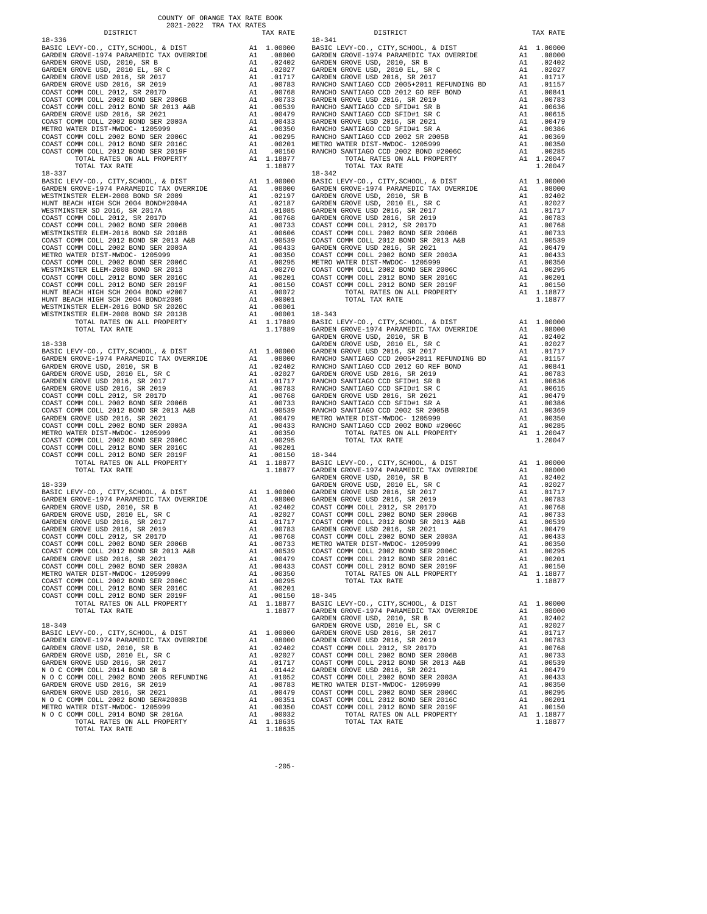COUNTY OF ORANGE TAX RATE BOOK
2021-2022 TRA TAX RATES

| DISTRICT | | TAX RATE |
|---|---|---|
| **18-336** | | |
| BASIC LEVY-CO., CITY,SCHOOL, & DIST | A1 | 1.00000 |
| GARDEN GROVE-1974 PARAMEDIC TAX OVERRIDE | A1 | .08000 |
| GARDEN GROVE USD, 2010, SR B | A1 | .02402 |
| GARDEN GROVE USD, 2010 EL, SR C | A1 | .02027 |
| GARDEN GROVE USD 2016, SR 2017 | A1 | .01717 |
| GARDEN GROVE USD 2016, SR 2019 | A1 | .00783 |
| COAST COMM COLL 2012, SR 2017D | A1 | .00768 |
| COAST COMM COLL 2002 BOND SER 2006B | A1 | .00733 |
| COAST COMM COLL 2012 BOND SER 2013 A&B | A1 | .00539 |
| GARDEN GROVE USD 2016, SR 2021 | A1 | .00479 |
| COAST COMM COLL 2002 BOND SER 2003A | A1 | .00433 |
| METRO WATER DIST-MWDOC- 1205999 | A1 | .00350 |
| COAST COMM COLL 2002 BOND SER 2006C | A1 | .00295 |
| COAST COMM COLL 2012 BOND SER 2016C | A1 | .00201 |
| COAST COMM COLL 2012 BOND SER 2019F | A1 | .00150 |
| TOTAL RATES ON ALL PROPERTY | A1 | 1.18877 |
| TOTAL TAX RATE | | 1.18877 |
| **18-337** | | |
| BASIC LEVY-CO., CITY,SCHOOL, & DIST | A1 | 1.00000 |
| GARDEN GROVE-1974 PARAMEDIC TAX OVERRIDE | A1 | .08000 |
| WESTMINSTER ELEM-2008 BOND SR 2009 | A1 | .02197 |
| HUNT BEACH HIGH SCH 2004 BOND#2004A | A1 | .02187 |
| WESTMINSTER SD 2016, SR 2017A | A1 | .01085 |
| COAST COMM COLL 2012, SR 2017D | A1 | .00768 |
| COAST COMM COLL 2002 BOND SER 2006B | A1 | .00733 |
| WESTMINSTER ELEM-2016 BOND SR 2018B | A1 | .00606 |
| COAST COMM COLL 2012 BOND SER 2013 A&B | A1 | .00539 |
| COAST COMM COLL 2002 BOND SER 2003A | A1 | .00433 |
| METRO WATER DIST-MWDOC- 1205999 | A1 | .00350 |
| COAST COMM COLL 2002 BOND SER 2006C | A1 | .00295 |
| WESTMINSTER ELEM-2008 BOND SR 2013 | A1 | .00270 |
| COAST COMM COLL 2012 BOND SER 2016C | A1 | .00201 |
| COAST COMM COLL 2012 BOND SER 2019F | A1 | .00150 |
| HUNT BEACH HIGH SCH 2004 BOND #2007 | A1 | .00072 |
| HUNT BEACH HIGH SCH 2004 BOND#2005 | A1 | .00001 |
| WESTMINSTER ELEM-2016 BOND SR 2020C | A1 | .00001 |
| WESTMINSTER ELEM-2008 BOND SR 2013B | A1 | .00001 |
| TOTAL RATES ON ALL PROPERTY | A1 | 1.17889 |
| TOTAL TAX RATE | | 1.17889 |
| **18-338** | | |
| BASIC LEVY-CO., CITY,SCHOOL, & DIST | A1 | 1.00000 |
| GARDEN GROVE-1974 PARAMEDIC TAX OVERRIDE | A1 | .08000 |
| GARDEN GROVE USD, 2010, SR B | A1 | .02402 |
| GARDEN GROVE USD, 2010 EL, SR C | A1 | .02027 |
| GARDEN GROVE USD 2016, SR 2017 | A1 | .01717 |
| GARDEN GROVE USD 2016, SR 2019 | A1 | .00783 |
| COAST COMM COLL 2012, SR 2017D | A1 | .00768 |
| COAST COMM COLL 2002 BOND SER 2006B | A1 | .00733 |
| COAST COMM COLL 2012 BOND SER 2013 A&B | A1 | .00539 |
| GARDEN GROVE USD 2016, SR 2021 | A1 | .00479 |
| COAST COMM COLL 2002 BOND SER 2003A | A1 | .00433 |
| METRO WATER DIST-MWDOC- 1205999 | A1 | .00350 |
| COAST COMM COLL 2002 BOND SER 2006C | A1 | .00295 |
| COAST COMM COLL 2012 BOND SER 2016C | A1 | .00201 |
| COAST COMM COLL 2012 BOND SER 2019F | A1 | .00150 |
| TOTAL RATES ON ALL PROPERTY | A1 | 1.18877 |
| TOTAL TAX RATE | | 1.18877 |
| **18-339** | | |
| BASIC LEVY-CO., CITY,SCHOOL, & DIST | A1 | 1.00000 |
| GARDEN GROVE-1974 PARAMEDIC TAX OVERRIDE | A1 | .08000 |
| GARDEN GROVE USD, 2010, SR B | A1 | .02402 |
| GARDEN GROVE USD, 2010 EL, SR C | A1 | .02027 |
| GARDEN GROVE USD 2016, SR 2017 | A1 | .01717 |
| GARDEN GROVE USD 2016, SR 2019 | A1 | .00783 |
| COAST COMM COLL 2012, SR 2017D | A1 | .00768 |
| COAST COMM COLL 2002 BOND SER 2006B | A1 | .00733 |
| COAST COMM COLL 2012 BOND SER 2013 A&B | A1 | .00539 |
| GARDEN GROVE USD 2016, SR 2021 | A1 | .00479 |
| COAST COMM COLL 2002 BOND SER 2003A | A1 | .00433 |
| METRO WATER DIST-MWDOC- 1205999 | A1 | .00350 |
| COAST COMM COLL 2002 BOND SER 2006C | A1 | .00295 |
| COAST COMM COLL 2012 BOND SER 2016C | A1 | .00201 |
| COAST COMM COLL 2012 BOND SER 2019F | A1 | .00150 |
| TOTAL RATES ON ALL PROPERTY | A1 | 1.18877 |
| TOTAL TAX RATE | | 1.18877 |
| **18-340** | | |
| BASIC LEVY-CO., CITY,SCHOOL, & DIST | A1 | 1.00000 |
| GARDEN GROVE-1974 PARAMEDIC TAX OVERRIDE | A1 | .08000 |
| GARDEN GROVE USD, 2010, SR B | A1 | .02402 |
| GARDEN GROVE USD, 2010 EL, SR C | A1 | .02027 |
| GARDEN GROVE USD 2016, SR 2017 | A1 | .01717 |
| N O C COMM COLL 2014 BOND SR B | A1 | .01442 |
| N O C COMM COLL 2002 BOND 2005 REFUNDING | A1 | .01052 |
| GARDEN GROVE USD 2016, SR 2019 | A1 | .00783 |
| GARDEN GROVE USD 2016, SR 2021 | A1 | .00479 |
| N O C COMM COLL 2002 BOND SER#2003B | A1 | .00351 |
| METRO WATER DIST-MWDOC- 1205999 | A1 | .00350 |
| N O C COMM COLL 2014 BOND SR 2016A | A1 | .00032 |
| TOTAL RATES ON ALL PROPERTY | A1 | 1.18635 |
| TOTAL TAX RATE | | 1.18635 |
| **18-341** | | |
| BASIC LEVY-CO., CITY,SCHOOL, & DIST | A1 | 1.00000 |
| GARDEN GROVE-1974 PARAMEDIC TAX OVERRIDE | A1 | .08000 |
| GARDEN GROVE USD, 2010, SR B | A1 | .02402 |
| GARDEN GROVE USD, 2010 EL, SR C | A1 | .02027 |
| GARDEN GROVE USD 2016, SR 2017 | A1 | .01717 |
| RANCHO SANTIAGO CCD 2005+2011 REFUNDING BD | A1 | .01157 |
| RANCHO SANTIAGO CCD 2012 GO REF BOND | A1 | .00841 |
| GARDEN GROVE USD 2016, SR 2019 | A1 | .00783 |
| RANCHO SANTIAGO CCD SFID#1 SR B | A1 | .00636 |
| RANCHO SANTIAGO CCD SFID#1 SR C | A1 | .00615 |
| GARDEN GROVE USD 2016, SR 2021 | A1 | .00479 |
| RANCHO SANTIAGO CCD SFID#1 SR A | A1 | .00386 |
| RANCHO SANTIAGO CCD 2002 SR 2005B | A1 | .00369 |
| METRO WATER DIST-MWDOC- 1205999 | A1 | .00350 |
| RANCHO SANTIAGO CCD 2002 BOND #2006C | A1 | .00285 |
| TOTAL RATES ON ALL PROPERTY | A1 | 1.20047 |
| TOTAL TAX RATE | | 1.20047 |
| **18-342** | | |
| BASIC LEVY-CO., CITY,SCHOOL, & DIST | A1 | 1.00000 |
| GARDEN GROVE-1974 PARAMEDIC TAX OVERRIDE | A1 | .08000 |
| GARDEN GROVE USD, 2010, SR B | A1 | .02402 |
| GARDEN GROVE USD, 2010 EL, SR C | A1 | .02027 |
| GARDEN GROVE USD 2016, SR 2017 | A1 | .01717 |
| GARDEN GROVE USD 2016, SR 2019 | A1 | .00783 |
| COAST COMM COLL 2012, SR 2017D | A1 | .00768 |
| COAST COMM COLL 2002 BOND SER 2006B | A1 | .00733 |
| COAST COMM COLL 2012 BOND SER 2013 A&B | A1 | .00539 |
| GARDEN GROVE USD 2016, SR 2021 | A1 | .00479 |
| COAST COMM COLL 2002 BOND SER 2003A | A1 | .00433 |
| METRO WATER DIST-MWDOC- 1205999 | A1 | .00350 |
| COAST COMM COLL 2002 BOND SER 2006C | A1 | .00295 |
| COAST COMM COLL 2012 BOND SER 2016C | A1 | .00201 |
| COAST COMM COLL 2012 BOND SER 2019F | A1 | .00150 |
| TOTAL RATES ON ALL PROPERTY | A1 | 1.18877 |
| TOTAL TAX RATE | | 1.18877 |
| **18-343** | | |
| BASIC LEVY-CO., CITY,SCHOOL, & DIST | A1 | 1.00000 |
| GARDEN GROVE-1974 PARAMEDIC TAX OVERRIDE | A1 | .08000 |
| GARDEN GROVE USD, 2010, SR B | A1 | .02402 |
| GARDEN GROVE USD, 2010 EL, SR C | A1 | .02027 |
| GARDEN GROVE USD 2016, SR 2017 | A1 | .01717 |
| RANCHO SANTIAGO CCD 2005+2011 REFUNDING BD | A1 | .01157 |
| RANCHO SANTIAGO CCD 2012 GO REF BOND | A1 | .00841 |
| GARDEN GROVE USD 2016, SR 2019 | A1 | .00783 |
| RANCHO SANTIAGO CCD SFID#1 SR B | A1 | .00636 |
| RANCHO SANTIAGO CCD SFID#1 SR C | A1 | .00615 |
| GARDEN GROVE USD 2016, SR 2021 | A1 | .00479 |
| RANCHO SANTIAGO CCD SFID#1 SR A | A1 | .00386 |
| RANCHO SANTIAGO CCD 2002 SR 2005B | A1 | .00369 |
| METRO WATER DIST-MWDOC- 1205999 | A1 | .00350 |
| RANCHO SANTIAGO CCD 2002 BOND #2006C | A1 | .00285 |
| TOTAL RATES ON ALL PROPERTY | A1 | 1.20047 |
| TOTAL TAX RATE | | 1.20047 |
| **18-344** | | |
| BASIC LEVY-CO., CITY,SCHOOL, & DIST | A1 | 1.00000 |
| GARDEN GROVE-1974 PARAMEDIC TAX OVERRIDE | A1 | .08000 |
| GARDEN GROVE USD, 2010, SR B | A1 | .02402 |
| GARDEN GROVE USD, 2010 EL, SR C | A1 | .02027 |
| GARDEN GROVE USD 2016, SR 2017 | A1 | .01717 |
| GARDEN GROVE USD 2016, SR 2019 | A1 | .00783 |
| COAST COMM COLL 2012, SR 2017D | A1 | .00768 |
| COAST COMM COLL 2002 BOND SER 2006B | A1 | .00733 |
| COAST COMM COLL 2012 BOND SER 2013 A&B | A1 | .00539 |
| GARDEN GROVE USD 2016, SR 2021 | A1 | .00479 |
| COAST COMM COLL 2002 BOND SER 2003A | A1 | .00433 |
| METRO WATER DIST-MWDOC- 1205999 | A1 | .00350 |
| COAST COMM COLL 2002 BOND SER 2006C | A1 | .00295 |
| COAST COMM COLL 2012 BOND SER 2016C | A1 | .00201 |
| COAST COMM COLL 2012 BOND SER 2019F | A1 | .00150 |
| TOTAL RATES ON ALL PROPERTY | A1 | 1.18877 |
| TOTAL TAX RATE | | 1.18877 |
| **18-345** | | |
| BASIC LEVY-CO., CITY,SCHOOL, & DIST | A1 | 1.00000 |
| GARDEN GROVE-1974 PARAMEDIC TAX OVERRIDE | A1 | .08000 |
| GARDEN GROVE USD, 2010, SR B | A1 | .02402 |
| GARDEN GROVE USD, 2010 EL, SR C | A1 | .02027 |
| GARDEN GROVE USD 2016, SR 2017 | A1 | .01717 |
| GARDEN GROVE USD 2016, SR 2019 | A1 | .00783 |
| COAST COMM COLL 2012, SR 2017D | A1 | .00768 |
| COAST COMM COLL 2002 BOND SER 2006B | A1 | .00733 |
| COAST COMM COLL 2012 BOND SER 2013 A&B | A1 | .00539 |
| GARDEN GROVE USD 2016, SR 2021 | A1 | .00479 |
| COAST COMM COLL 2002 BOND SER 2003A | A1 | .00433 |
| METRO WATER DIST-MWDOC- 1205999 | A1 | .00350 |
| COAST COMM COLL 2002 BOND SER 2006C | A1 | .00295 |
| COAST COMM COLL 2012 BOND SER 2016C | A1 | .00201 |
| COAST COMM COLL 2012 BOND SER 2019F | A1 | .00150 |
| TOTAL RATES ON ALL PROPERTY | A1 | 1.18877 |
| TOTAL TAX RATE | | 1.18877 |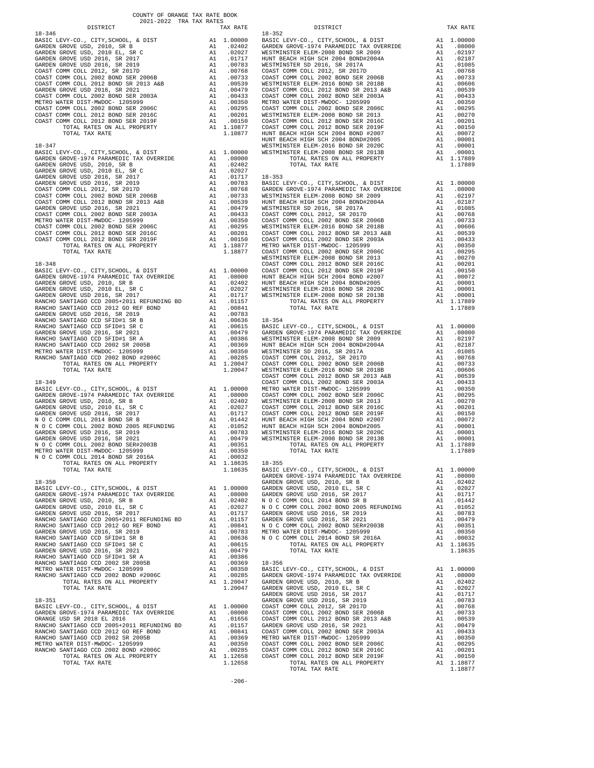COUNTY OF ORANGE TAX RATE BOOK
2021-2022 TRA TAX RATES

| DISTRICT | | TAX RATE |
|---|---|---|
| **18-346** | | |
| BASIC LEVY-CO., CITY,SCHOOL, & DIST | A1 | 1.00000 |
| GARDEN GROVE USD, 2010, SR B | A1 | .02402 |
| GARDEN GROVE USD, 2010 EL, SR C | A1 | .02027 |
| GARDEN GROVE USD 2016, SR 2017 | A1 | .01717 |
| GARDEN GROVE USD 2016, SR 2019 | A1 | .00783 |
| COAST COMM COLL 2012, SR 2017D | A1 | .00768 |
| COAST COMM COLL 2002 BOND SER 2006B | A1 | .00733 |
| COAST COMM COLL 2012 BOND SR 2013 A&B | A1 | .00539 |
| GARDEN GROVE USD 2016, SR 2021 | A1 | .00479 |
| COAST COMM COLL 2002 BOND SER 2003A | A1 | .00433 |
| METRO WATER DIST-MWDOC- 1205999 | A1 | .00350 |
| COAST COMM COLL 2002 BOND SER 2006C | A1 | .00295 |
| COAST COMM COLL 2012 BOND SER 2016C | A1 | .00201 |
| COAST COMM COLL 2012 BOND SER 2019F | A1 | .00150 |
| TOTAL RATES ON ALL PROPERTY | A1 | 1.10877 |
| TOTAL TAX RATE | | 1.10877 |
| **18-347** | | |
| BASIC LEVY-CO., CITY,SCHOOL, & DIST | A1 | 1.00000 |
| GARDEN GROVE-1974 PARAMEDIC TAX OVERRIDE | A1 | .08000 |
| GARDEN GROVE USD, 2010, SR B | A1 | .02402 |
| GARDEN GROVE USD, 2010 EL, SR C | A1 | .02027 |
| GARDEN GROVE USD 2016, SR 2017 | A1 | .01717 |
| GARDEN GROVE USD 2016, SR 2019 | A1 | .00783 |
| COAST COMM COLL 2012, SR 2017D | A1 | .00768 |
| COAST COMM COLL 2002 BOND SER 2006B | A1 | .00733 |
| COAST COMM COLL 2012 BOND SR 2013 A&B | A1 | .00539 |
| GARDEN GROVE USD 2016, SR 2021 | A1 | .00479 |
| COAST COMM COLL 2002 BOND SER 2003A | A1 | .00433 |
| METRO WATER DIST-MWDOC- 1205999 | A1 | .00350 |
| COAST COMM COLL 2002 BOND SER 2006C | A1 | .00295 |
| COAST COMM COLL 2012 BOND SER 2016C | A1 | .00201 |
| COAST COMM COLL 2012 BOND SER 2019F | A1 | .00150 |
| TOTAL RATES ON ALL PROPERTY | A1 | 1.18877 |
| TOTAL TAX RATE | | 1.18877 |
| **18-348** | | |
| BASIC LEVY-CO., CITY,SCHOOL, & DIST | A1 | 1.00000 |
| GARDEN GROVE-1974 PARAMEDIC TAX OVERRIDE | A1 | .08000 |
| GARDEN GROVE USD, 2010, SR B | A1 | .02402 |
| GARDEN GROVE USD, 2010 EL, SR C | A1 | .02027 |
| GARDEN GROVE USD 2016, SR 2017 | A1 | .01717 |
| RANCHO SANTIAGO CCD 2005+2011 REFUNDING BD | A1 | .01157 |
| RANCHO SANTIAGO CCD 2012 GO REF BOND | A1 | .00841 |
| GARDEN GROVE USD 2016, SR 2019 | A1 | .00783 |
| RANCHO SANTIAGO CCD SFID#1 SR B | A1 | .00636 |
| RANCHO SANTIAGO CCD SFID#1 SR C | A1 | .00615 |
| GARDEN GROVE USD 2016, SR 2021 | A1 | .00479 |
| RANCHO SANTIAGO CCD SFID#1 SR A | A1 | .00386 |
| RANCHO SANTIAGO CCD 2002 SR 2005B | A1 | .00369 |
| METRO WATER DIST-MWDOC- 1205999 | A1 | .00350 |
| RANCHO SANTIAGO CCD 2002 BOND #2006C | A1 | .00285 |
| TOTAL RATES ON ALL PROPERTY | A1 | 1.20047 |
| TOTAL TAX RATE | | 1.20047 |
| **18-349** | | |
| BASIC LEVY-CO., CITY,SCHOOL, & DIST | A1 | 1.00000 |
| GARDEN GROVE-1974 PARAMEDIC TAX OVERRIDE | A1 | .08000 |
| GARDEN GROVE USD, 2010, SR B | A1 | .02402 |
| GARDEN GROVE USD, 2010 EL, SR C | A1 | .02027 |
| GARDEN GROVE USD 2016, SR 2017 | A1 | .01717 |
| N O C COMM COLL 2014 BOND SR B | A1 | .01442 |
| N O C COMM COLL 2002 BOND 2005 REFUNDING | A1 | .01052 |
| GARDEN GROVE USD 2016, SR 2019 | A1 | .00783 |
| GARDEN GROVE USD 2016, SR 2021 | A1 | .00479 |
| N O C COMM COLL 2002 BOND SER#2003B | A1 | .00351 |
| METRO WATER DIST-MWDOC- 1205999 | A1 | .00350 |
| N O C COMM COLL 2014 BOND SR 2016A | A1 | .00032 |
| TOTAL RATES ON ALL PROPERTY | A1 | 1.18635 |
| TOTAL TAX RATE | | 1.18635 |
| **18-350** | | |
| BASIC LEVY-CO., CITY,SCHOOL, & DIST | A1 | 1.00000 |
| GARDEN GROVE-1974 PARAMEDIC TAX OVERRIDE | A1 | .08000 |
| GARDEN GROVE USD, 2010, SR B | A1 | .02402 |
| GARDEN GROVE USD, 2010 EL, SR C | A1 | .02027 |
| GARDEN GROVE USD 2016, SR 2017 | A1 | .01717 |
| RANCHO SANTIAGO CCD 2005+2011 REFUNDING BD | A1 | .01157 |
| RANCHO SANTIAGO CCD 2012 GO REF BOND | A1 | .00841 |
| GARDEN GROVE USD 2016, SR 2019 | A1 | .00783 |
| RANCHO SANTIAGO CCD SFID#1 SR B | A1 | .00636 |
| RANCHO SANTIAGO CCD SFID#1 SR C | A1 | .00615 |
| GARDEN GROVE USD 2016, SR 2021 | A1 | .00479 |
| RANCHO SANTIAGO CCD SFID#1 SR A | A1 | .00386 |
| RANCHO SANTIAGO CCD 2002 SR 2005B | A1 | .00369 |
| METRO WATER DIST-MWDOC- 1205999 | A1 | .00350 |
| RANCHO SANTIAGO CCD 2002 BOND #2006C | A1 | .00285 |
| TOTAL RATES ON ALL PROPERTY | A1 | 1.20047 |
| TOTAL TAX RATE | | 1.20047 |
| **18-351** | | |
| BASIC LEVY-CO., CITY,SCHOOL, & DIST | A1 | 1.00000 |
| GARDEN GROVE-1974 PARAMEDIC TAX OVERRIDE | A1 | .08000 |
| ORANGE USD SR 2018 EL 2016 | A1 | .01656 |
| RANCHO SANTIAGO CCD 2005+2011 REFUNDING BD | A1 | .01157 |
| RANCHO SANTIAGO CCD 2012 GO REF BOND | A1 | .00841 |
| RANCHO SANTIAGO CCD 2002 SR 2005B | A1 | .00369 |
| METRO WATER DIST-MWDOC- 1205999 | A1 | .00350 |
| RANCHO SANTIAGO CCD 2002 BOND #2006C | A1 | .00285 |
| TOTAL RATES ON ALL PROPERTY | A1 | 1.12658 |
| TOTAL TAX RATE | | 1.12658 |
| **18-352** | | |
| BASIC LEVY-CO., CITY,SCHOOL, & DIST | A1 | 1.00000 |
| GARDEN GROVE-1974 PARAMEDIC TAX OVERRIDE | A1 | .08000 |
| WESTMINSTER ELEM-2008 BOND SER 2009 | A1 | .02197 |
| HUNT BEACH HIGH SCH 2004 BOND#2004A | A1 | .02187 |
| WESTMINSTER SD 2016, SR 2017A | A1 | .01085 |
| COAST COMM COLL 2012, SR 2017D | A1 | .00768 |
| COAST COMM COLL 2002 BOND SER 2006B | A1 | .00733 |
| WESTMINSTER ELEM-2016 BOND SR 2018B | A1 | .00606 |
| COAST COMM COLL 2012 BOND SR 2013 A&B | A1 | .00539 |
| COAST COMM COLL 2002 BOND SER 2003A | A1 | .00433 |
| METRO WATER DIST-MWDOC- 1205999 | A1 | .00350 |
| COAST COMM COLL 2002 BOND SER 2006C | A1 | .00295 |
| WESTMINSTER ELEM-2008 BOND SR 2013 | A1 | .00270 |
| COAST COMM COLL 2012 BOND SER 2016C | A1 | .00201 |
| COAST COMM COLL 2012 BOND SER 2019F | A1 | .00150 |
| HUNT BEACH HIGH SCH 2004 BOND #2007 | A1 | .00072 |
| HUNT BEACH HIGH SCH 2004 BOND#2005 | A1 | .00001 |
| WESTMINSTER ELEM-2016 BOND SR 2020C | A1 | .00001 |
| WESTMINSTER ELEM-2008 BOND SR 2013B | A1 | .00001 |
| TOTAL RATES ON ALL PROPERTY | A1 | 1.17889 |
| TOTAL TAX RATE | | 1.17889 |
| **18-353** | | |
| BASIC LEVY-CO., CITY,SCHOOL, & DIST | A1 | 1.00000 |
| GARDEN GROVE-1974 PARAMEDIC TAX OVERRIDE | A1 | .08000 |
| WESTMINSTER ELEM-2008 BOND SER 2009 | A1 | .02197 |
| HUNT BEACH HIGH SCH 2004 BOND#2004A | A1 | .02187 |
| WESTMINSTER SD 2016, SR 2017A | A1 | .01085 |
| COAST COMM COLL 2012, SR 2017D | A1 | .00768 |
| COAST COMM COLL 2002 BOND SER 2006B | A1 | .00733 |
| WESTMINSTER ELEM-2016 BOND SR 2018B | A1 | .00606 |
| COAST COMM COLL 2012 BOND SR 2013 A&B | A1 | .00539 |
| COAST COMM COLL 2002 BOND SER 2003A | A1 | .00433 |
| METRO WATER DIST-MWDOC- 1205999 | A1 | .00350 |
| COAST COMM COLL 2002 BOND SER 2006C | A1 | .00295 |
| WESTMINSTER ELEM-2008 BOND SR 2013 | A1 | .00270 |
| COAST COMM COLL 2012 BOND SER 2016C | A1 | .00201 |
| COAST COMM COLL 2012 BOND SER 2019F | A1 | .00150 |
| HUNT BEACH HIGH SCH 2004 BOND #2007 | A1 | .00072 |
| HUNT BEACH HIGH SCH 2004 BOND#2005 | A1 | .00001 |
| WESTMINSTER ELEM-2016 BOND SR 2020C | A1 | .00001 |
| WESTMINSTER ELEM-2008 BOND SR 2013B | A1 | .00001 |
| TOTAL RATES ON ALL PROPERTY | A1 | 1.17889 |
| TOTAL TAX RATE | | 1.17889 |
| **18-354** | | |
| BASIC LEVY-CO., CITY,SCHOOL, & DIST | A1 | 1.00000 |
| GARDEN GROVE-1974 PARAMEDIC TAX OVERRIDE | A1 | .08000 |
| WESTMINSTER ELEM-2008 BOND SER 2009 | A1 | .02197 |
| HUNT BEACH HIGH SCH 2004 BOND#2004A | A1 | .02187 |
| WESTMINSTER SD 2016, SR 2017A | A1 | .01085 |
| COAST COMM COLL 2012, SR 2017D | A1 | .00768 |
| COAST COMM COLL 2002 BOND SER 2006B | A1 | .00733 |
| WESTMINSTER ELEM-2016 BOND SR 2018B | A1 | .00606 |
| COAST COMM COLL 2012 BOND SR 2013 A&B | A1 | .00539 |
| COAST COMM COLL 2002 BOND SER 2003A | A1 | .00433 |
| METRO WATER DIST-MWDOC- 1205999 | A1 | .00350 |
| COAST COMM COLL 2002 BOND SER 2006C | A1 | .00295 |
| WESTMINSTER ELEM-2008 BOND SR 2013 | A1 | .00270 |
| COAST COMM COLL 2012 BOND SER 2016C | A1 | .00201 |
| COAST COMM COLL 2012 BOND SER 2019F | A1 | .00150 |
| HUNT BEACH HIGH SCH 2004 BOND #2007 | A1 | .00072 |
| HUNT BEACH HIGH SCH 2004 BOND#2005 | A1 | .00001 |
| WESTMINSTER ELEM-2016 BOND SR 2020C | A1 | .00001 |
| WESTMINSTER ELEM-2008 BOND SR 2013B | A1 | .00001 |
| TOTAL RATES ON ALL PROPERTY | A1 | 1.17889 |
| TOTAL TAX RATE | | 1.17889 |
| **18-355** | | |
| BASIC LEVY-CO., CITY,SCHOOL, & DIST | A1 | 1.00000 |
| GARDEN GROVE-1974 PARAMEDIC TAX OVERRIDE | A1 | .08000 |
| GARDEN GROVE USD, 2010, SR B | A1 | .02402 |
| GARDEN GROVE USD, 2010 EL, SR C | A1 | .02027 |
| GARDEN GROVE USD 2016, SR 2017 | A1 | .01717 |
| N O C COMM COLL 2014 BOND SR B | A1 | .01442 |
| N O C COMM COLL 2002 BOND 2005 REFUNDING | A1 | .01052 |
| GARDEN GROVE USD 2016, SR 2019 | A1 | .00783 |
| GARDEN GROVE USD 2016, SR 2021 | A1 | .00479 |
| N O C COMM COLL 2002 BOND SER#2003B | A1 | .00351 |
| METRO WATER DIST-MWDOC- 1205999 | A1 | .00350 |
| N O C COMM COLL 2014 BOND SR 2016A | A1 | .00032 |
| TOTAL RATES ON ALL PROPERTY | A1 | 1.18635 |
| TOTAL TAX RATE | | 1.18635 |
| **18-356** | | |
| BASIC LEVY-CO., CITY,SCHOOL, & DIST | A1 | 1.00000 |
| GARDEN GROVE-1974 PARAMEDIC TAX OVERRIDE | A1 | .08000 |
| GARDEN GROVE USD, 2010, SR B | A1 | .02402 |
| GARDEN GROVE USD, 2010 EL, SR C | A1 | .02027 |
| GARDEN GROVE USD 2016, SR 2017 | A1 | .01717 |
| GARDEN GROVE USD 2016, SR 2019 | A1 | .00783 |
| COAST COMM COLL 2012, SR 2017D | A1 | .00768 |
| COAST COMM COLL 2002 BOND SER 2006B | A1 | .00733 |
| COAST COMM COLL 2012 BOND SR 2013 A&B | A1 | .00539 |
| GARDEN GROVE USD 2016, SR 2021 | A1 | .00479 |
| COAST COMM COLL 2002 BOND SER 2003A | A1 | .00433 |
| METRO WATER DIST-MWDOC- 1205999 | A1 | .00350 |
| COAST COMM COLL 2002 BOND SER 2006C | A1 | .00295 |
| COAST COMM COLL 2012 BOND SER 2016C | A1 | .00201 |
| COAST COMM COLL 2012 BOND SER 2019F | A1 | .00150 |
| TOTAL RATES ON ALL PROPERTY | A1 | 1.18877 |
| TOTAL TAX RATE | | 1.18877 |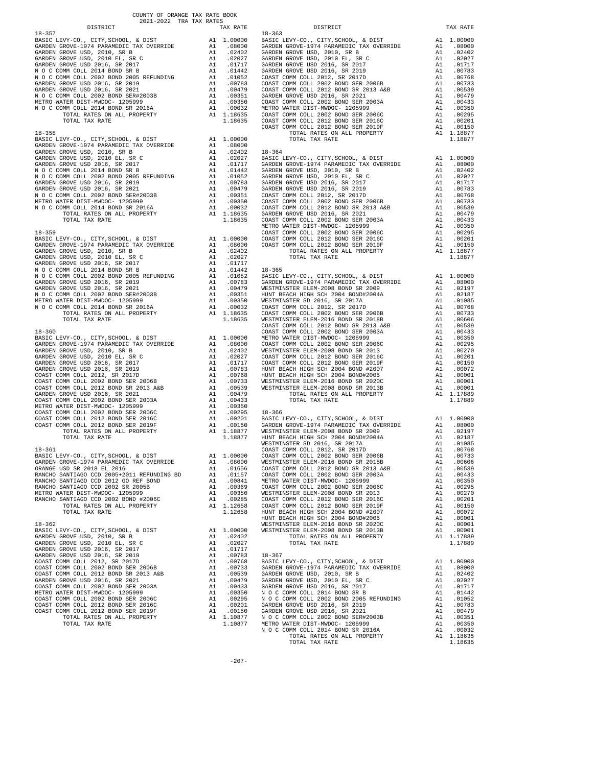COUNTY OF ORANGE TAX RATE BOOK
2021-2022 TRA TAX RATES

| DISTRICT | | TAX RATE |
|---|---|---|
| **18-357** | | |
| BASIC LEVY-CO., CITY,SCHOOL, & DIST | A1 | 1.00000 |
| GARDEN GROVE-1974 PARAMEDIC TAX OVERRIDE | A1 | .08000 |
| GARDEN GROVE USD, 2010, SR B | A1 | .02402 |
| GARDEN GROVE USD, 2010 EL, SR C | A1 | .02027 |
| GARDEN GROVE USD 2016, SR 2017 | A1 | .01717 |
| N O C COMM COLL 2014 BOND SR B | A1 | .01442 |
| N O C COMM COLL 2002 BOND 2005 REFUNDING | A1 | .01052 |
| GARDEN GROVE USD 2016, SR 2019 | A1 | .00783 |
| GARDEN GROVE USD 2016, SR 2021 | A1 | .00479 |
| N O C COMM COLL 2002 BOND SER#2003B | A1 | .00351 |
| METRO WATER DIST-MWDOC- 1205999 | A1 | .00350 |
| N O C COMM COLL 2014 BOND SR 2016A | A1 | .00032 |
| TOTAL RATES ON ALL PROPERTY | A1 | 1.18635 |
| TOTAL TAX RATE | | 1.18635 |
| **18-358** | | |
| BASIC LEVY-CO., CITY,SCHOOL, & DIST | A1 | 1.00000 |
| GARDEN GROVE-1974 PARAMEDIC TAX OVERRIDE | A1 | .08000 |
| GARDEN GROVE USD, 2010, SR B | A1 | .02402 |
| GARDEN GROVE USD, 2010 EL, SR C | A1 | .02027 |
| GARDEN GROVE USD 2016, SR 2017 | A1 | .01717 |
| N O C COMM COLL 2014 BOND SR B | A1 | .01442 |
| N O C COMM COLL 2002 BOND 2005 REFUNDING | A1 | .01052 |
| GARDEN GROVE USD 2016, SR 2019 | A1 | .00783 |
| GARDEN GROVE USD 2016, SR 2021 | A1 | .00479 |
| N O C COMM COLL 2002 BOND SER#2003B | A1 | .00351 |
| METRO WATER DIST-MWDOC- 1205999 | A1 | .00350 |
| N O C COMM COLL 2014 BOND SR 2016A | A1 | .00032 |
| TOTAL RATES ON ALL PROPERTY | A1 | 1.18635 |
| TOTAL TAX RATE | | 1.18635 |
| **18-359** | | |
| BASIC LEVY-CO., CITY,SCHOOL, & DIST | A1 | 1.00000 |
| GARDEN GROVE-1974 PARAMEDIC TAX OVERRIDE | A1 | .08000 |
| GARDEN GROVE USD, 2010, SR B | A1 | .02402 |
| GARDEN GROVE USD, 2010 EL, SR C | A1 | .02027 |
| GARDEN GROVE USD 2016, SR 2017 | A1 | .01717 |
| N O C COMM COLL 2014 BOND SR B | A1 | .01442 |
| N O C COMM COLL 2002 BOND 2005 REFUNDING | A1 | .01052 |
| GARDEN GROVE USD 2016, SR 2019 | A1 | .00783 |
| GARDEN GROVE USD 2016, SR 2021 | A1 | .00479 |
| N O C COMM COLL 2002 BOND SER#2003B | A1 | .00351 |
| METRO WATER DIST-MWDOC- 1205999 | A1 | .00350 |
| N O C COMM COLL 2014 BOND SR 2016A | A1 | .00032 |
| TOTAL RATES ON ALL PROPERTY | A1 | 1.18635 |
| TOTAL TAX RATE | | 1.18635 |
| **18-360** | | |
| BASIC LEVY-CO., CITY,SCHOOL, & DIST | A1 | 1.00000 |
| GARDEN GROVE-1974 PARAMEDIC TAX OVERRIDE | A1 | .08000 |
| GARDEN GROVE USD, 2010, SR B | A1 | .02402 |
| GARDEN GROVE USD, 2010 EL, SR C | A1 | .02027 |
| GARDEN GROVE USD 2016, SR 2017 | A1 | .01717 |
| GARDEN GROVE USD 2016, SR 2019 | A1 | .00783 |
| COAST COMM COLL 2012, SR 2017D | A1 | .00768 |
| COAST COMM COLL 2002 BOND SER 2006B | A1 | .00733 |
| COAST COMM COLL 2012 BOND SR 2013 A&B | A1 | .00539 |
| GARDEN GROVE USD 2016, SR 2021 | A1 | .00479 |
| COAST COMM COLL 2002 BOND SER 2003A | A1 | .00433 |
| METRO WATER DIST-MWDOC- 1205999 | A1 | .00350 |
| COAST COMM COLL 2002 BOND SER 2006C | A1 | .00295 |
| COAST COMM COLL 2012 BOND SER 2016C | A1 | .00201 |
| COAST COMM COLL 2012 BOND SER 2019F | A1 | .00150 |
| TOTAL RATES ON ALL PROPERTY | A1 | 1.18877 |
| TOTAL TAX RATE | | 1.18877 |
| **18-361** | | |
| BASIC LEVY-CO., CITY,SCHOOL, & DIST | A1 | 1.00000 |
| GARDEN GROVE-1974 PARAMEDIC TAX OVERRIDE | A1 | .08000 |
| ORANGE USD SR 2018 EL 2016 | A1 | .01656 |
| RANCHO SANTIAGO CCD 2005+2011 REFUNDING BD | A1 | .01157 |
| RANCHO SANTIAGO CCD 2012 GO REF BOND | A1 | .00841 |
| RANCHO SANTIAGO CCD 2002 SR 2005B | A1 | .00369 |
| METRO WATER DIST-MWDOC- 1205999 | A1 | .00350 |
| RANCHO SANTIAGO CCD 2002 BOND #2006C | A1 | .00285 |
| TOTAL RATES ON ALL PROPERTY | A1 | 1.12658 |
| TOTAL TAX RATE | | 1.12658 |
| **18-362** | | |
| BASIC LEVY-CO., CITY,SCHOOL, & DIST | A1 | 1.00000 |
| GARDEN GROVE USD, 2010, SR B | A1 | .02402 |
| GARDEN GROVE USD, 2010 EL, SR C | A1 | .02027 |
| GARDEN GROVE USD 2016, SR 2017 | A1 | .01717 |
| GARDEN GROVE USD 2016, SR 2019 | A1 | .00783 |
| COAST COMM COLL 2012, SR 2017D | A1 | .00768 |
| COAST COMM COLL 2002 BOND SER 2006B | A1 | .00733 |
| COAST COMM COLL 2012 BOND SR 2013 A&B | A1 | .00539 |
| GARDEN GROVE USD 2016, SR 2021 | A1 | .00479 |
| COAST COMM COLL 2002 BOND SER 2003A | A1 | .00433 |
| METRO WATER DIST-MWDOC- 1205999 | A1 | .00350 |
| COAST COMM COLL 2002 BOND SER 2006C | A1 | .00295 |
| COAST COMM COLL 2012 BOND SER 2016C | A1 | .00201 |
| COAST COMM COLL 2012 BOND SER 2019F | A1 | .00150 |
| TOTAL RATES ON ALL PROPERTY | A1 | 1.10877 |
| TOTAL TAX RATE | | 1.10877 |
| **18-363** | | |
| BASIC LEVY-CO., CITY,SCHOOL, & DIST | A1 | 1.00000 |
| GARDEN GROVE-1974 PARAMEDIC TAX OVERRIDE | A1 | .08000 |
| GARDEN GROVE USD, 2010, SR B | A1 | .02402 |
| GARDEN GROVE USD, 2010 EL, SR C | A1 | .02027 |
| GARDEN GROVE USD 2016, SR 2017 | A1 | .01717 |
| GARDEN GROVE USD 2016, SR 2019 | A1 | .00783 |
| COAST COMM COLL 2012, SR 2017D | A1 | .00768 |
| COAST COMM COLL 2002 BOND SER 2006B | A1 | .00733 |
| COAST COMM COLL 2012 BOND SR 2013 A&B | A1 | .00539 |
| GARDEN GROVE USD 2016, SR 2021 | A1 | .00479 |
| COAST COMM COLL 2002 BOND SER 2003A | A1 | .00433 |
| METRO WATER DIST-MWDOC- 1205999 | A1 | .00350 |
| COAST COMM COLL 2002 BOND SER 2006C | A1 | .00295 |
| COAST COMM COLL 2012 BOND SER 2016C | A1 | .00201 |
| COAST COMM COLL 2012 BOND SER 2019F | A1 | .00150 |
| TOTAL RATES ON ALL PROPERTY | A1 | 1.18877 |
| TOTAL TAX RATE | | 1.18877 |
| **18-364** | | |
| BASIC LEVY-CO., CITY,SCHOOL, & DIST | A1 | 1.00000 |
| GARDEN GROVE-1974 PARAMEDIC TAX OVERRIDE | A1 | .08000 |
| GARDEN GROVE USD, 2010, SR B | A1 | .02402 |
| GARDEN GROVE USD, 2010 EL, SR C | A1 | .02027 |
| GARDEN GROVE USD 2016, SR 2017 | A1 | .01717 |
| GARDEN GROVE USD 2016, SR 2019 | A1 | .00783 |
| COAST COMM COLL 2012, SR 2017D | A1 | .00768 |
| COAST COMM COLL 2002 BOND SER 2006B | A1 | .00733 |
| COAST COMM COLL 2012 BOND SR 2013 A&B | A1 | .00539 |
| GARDEN GROVE USD 2016, SR 2021 | A1 | .00479 |
| COAST COMM COLL 2002 BOND SER 2003A | A1 | .00433 |
| METRO WATER DIST-MWDOC- 1205999 | A1 | .00350 |
| COAST COMM COLL 2002 BOND SER 2006C | A1 | .00295 |
| COAST COMM COLL 2012 BOND SER 2016C | A1 | .00201 |
| COAST COMM COLL 2012 BOND SER 2019F | A1 | .00150 |
| TOTAL RATES ON ALL PROPERTY | A1 | 1.18877 |
| TOTAL TAX RATE | | 1.18877 |
| **18-365** | | |
| BASIC LEVY-CO., CITY,SCHOOL, & DIST | A1 | 1.00000 |
| GARDEN GROVE-1974 PARAMEDIC TAX OVERRIDE | A1 | .08000 |
| WESTMINSTER ELEM-2008 BOND SR 2009 | A1 | .02197 |
| HUNT BEACH HIGH SCH 2004 BOND#2004A | A1 | .02187 |
| WESTMINSTER SD 2016, SR 2017A | A1 | .01085 |
| COAST COMM COLL 2012, SR 2017D | A1 | .00768 |
| COAST COMM COLL 2002 BOND SER 2006B | A1 | .00733 |
| WESTMINSTER ELEM-2016 BOND SR 2018B | A1 | .00606 |
| COAST COMM COLL 2012 BOND SR 2013 A&B | A1 | .00539 |
| COAST COMM COLL 2002 BOND SER 2003A | A1 | .00433 |
| METRO WATER DIST-MWDOC- 1205999 | A1 | .00350 |
| COAST COMM COLL 2002 BOND SER 2006C | A1 | .00295 |
| WESTMINSTER ELEM-2008 BOND SR 2013 | A1 | .00270 |
| COAST COMM COLL 2012 BOND SER 2016C | A1 | .00201 |
| COAST COMM COLL 2012 BOND SER 2019F | A1 | .00150 |
| HUNT BEACH HIGH SCH 2004 BOND #2007 | A1 | .00072 |
| HUNT BEACH HIGH SCH 2004 BOND#2005 | A1 | .00001 |
| WESTMINSTER ELEM-2016 BOND SR 2020C | A1 | .00001 |
| WESTMINSTER ELEM-2008 BOND SR 2013B | A1 | .00001 |
| TOTAL RATES ON ALL PROPERTY | A1 | 1.17889 |
| TOTAL TAX RATE | | 1.17889 |
| **18-366** | | |
| BASIC LEVY-CO., CITY,SCHOOL, & DIST | A1 | 1.00000 |
| GARDEN GROVE-1974 PARAMEDIC TAX OVERRIDE | A1 | .08000 |
| WESTMINSTER ELEM-2008 BOND SR 2009 | A1 | .02197 |
| HUNT BEACH HIGH SCH 2004 BOND#2004A | A1 | .02187 |
| WESTMINSTER SD 2016, SR 2017A | A1 | .01085 |
| COAST COMM COLL 2012, SR 2017D | A1 | .00768 |
| COAST COMM COLL 2002 BOND SER 2006B | A1 | .00733 |
| WESTMINSTER ELEM-2016 BOND SR 2018B | A1 | .00606 |
| COAST COMM COLL 2012 BOND SR 2013 A&B | A1 | .00539 |
| COAST COMM COLL 2002 BOND SER 2003A | A1 | .00433 |
| METRO WATER DIST-MWDOC- 1205999 | A1 | .00350 |
| COAST COMM COLL 2002 BOND SER 2006C | A1 | .00295 |
| WESTMINSTER ELEM-2008 BOND SR 2013 | A1 | .00270 |
| COAST COMM COLL 2012 BOND SER 2016C | A1 | .00201 |
| COAST COMM COLL 2012 BOND SER 2019F | A1 | .00150 |
| HUNT BEACH HIGH SCH 2004 BOND #2007 | A1 | .00072 |
| HUNT BEACH HIGH SCH 2004 BOND#2005 | A1 | .00001 |
| WESTMINSTER ELEM-2016 BOND SR 2020C | A1 | .00001 |
| WESTMINSTER ELEM-2008 BOND SR 2013B | A1 | .00001 |
| TOTAL RATES ON ALL PROPERTY | A1 | 1.17889 |
| TOTAL TAX RATE | | 1.17889 |
| **18-367** | | |
| BASIC LEVY-CO., CITY,SCHOOL, & DIST | A1 | 1.00000 |
| GARDEN GROVE-1974 PARAMEDIC TAX OVERRIDE | A1 | .08000 |
| GARDEN GROVE USD, 2010, SR B | A1 | .02402 |
| GARDEN GROVE USD, 2010 EL, SR C | A1 | .02027 |
| GARDEN GROVE USD 2016, SR 2017 | A1 | .01717 |
| N O C COMM COLL 2014 BOND SR B | A1 | .01442 |
| N O C COMM COLL 2002 BOND 2005 REFUNDING | A1 | .01052 |
| GARDEN GROVE USD 2016, SR 2019 | A1 | .00783 |
| GARDEN GROVE USD 2016, SR 2021 | A1 | .00479 |
| N O C COMM COLL 2002 BOND SER#2003B | A1 | .00351 |
| METRO WATER DIST-MWDOC- 1205999 | A1 | .00350 |
| N O C COMM COLL 2014 BOND SR 2016A | A1 | .00032 |
| TOTAL RATES ON ALL PROPERTY | A1 | 1.18635 |
| TOTAL TAX RATE | | 1.18635 |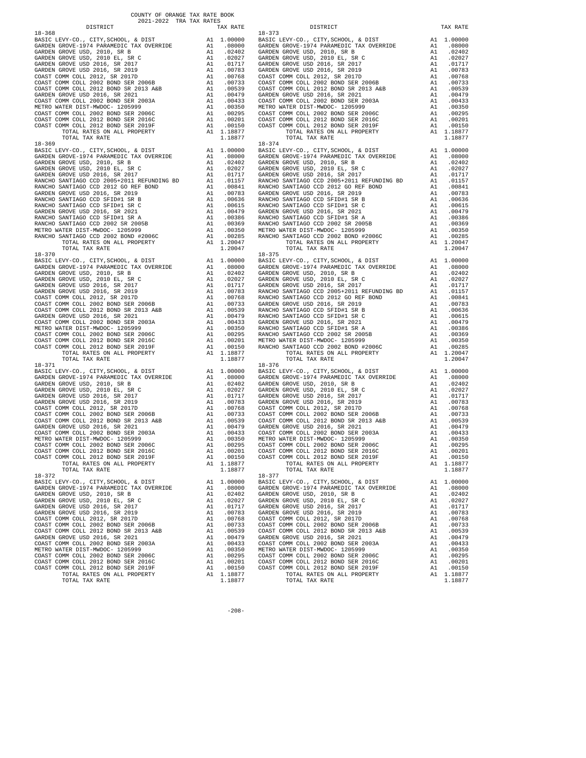COUNTY OF ORANGE TAX RATE BOOK
2021-2022 TRA TAX RATES

**18-368**

| DISTRICT | | TAX RATE |
|---|---|---|
| BASIC LEVY-CO., CITY,SCHOOL, & DIST | A1 | 1.00000 |
| GARDEN GROVE-1974 PARAMEDIC TAX OVERRIDE | A1 | .08000 |
| GARDEN GROVE USD, 2010, SR B | A1 | .02402 |
| GARDEN GROVE USD, 2010 EL, SR C | A1 | .02027 |
| GARDEN GROVE USD 2016, SR 2017 | A1 | .01717 |
| GARDEN GROVE USD 2016, SR 2019 | A1 | .00783 |
| COAST COMM COLL 2012, SR 2017D | A1 | .00768 |
| COAST COMM COLL 2002 BOND SER 2006B | A1 | .00733 |
| COAST COMM COLL 2012 BOND SR 2013 A&B | A1 | .00539 |
| GARDEN GROVE USD 2016, SR 2021 | A1 | .00479 |
| COAST COMM COLL 2002 BOND SER 2003A | A1 | .00433 |
| METRO WATER DIST-MWDOC- 1205999 | A1 | .00350 |
| COAST COMM COLL 2002 BOND SER 2006C | A1 | .00295 |
| COAST COMM COLL 2012 BOND SER 2016C | A1 | .00201 |
| COAST COMM COLL 2012 BOND SER 2019F | A1 | .00150 |
| TOTAL RATES ON ALL PROPERTY | A1 | 1.18877 |
| TOTAL TAX RATE | | 1.18877 |

**18-369**

| DISTRICT | | TAX RATE |
|---|---|---|
| BASIC LEVY-CO., CITY,SCHOOL, & DIST | A1 | 1.00000 |
| GARDEN GROVE-1974 PARAMEDIC TAX OVERRIDE | A1 | .08000 |
| GARDEN GROVE USD, 2010, SR B | A1 | .02402 |
| GARDEN GROVE USD, 2010 EL, SR C | A1 | .02027 |
| GARDEN GROVE USD 2016, SR 2017 | A1 | .01717 |
| RANCHO SANTIAGO CCD 2005+2011 REFUNDING BD | A1 | .01157 |
| RANCHO SANTIAGO CCD 2012 GO REF BOND | A1 | .00841 |
| GARDEN GROVE USD 2016, SR 2019 | A1 | .00783 |
| RANCHO SANTIAGO CCD SFID#1 SR B | A1 | .00636 |
| RANCHO SANTIAGO CCD SFID#1 SR C | A1 | .00615 |
| GARDEN GROVE USD 2016, SR 2021 | A1 | .00479 |
| RANCHO SANTIAGO CCD SFID#1 SR A | A1 | .00386 |
| RANCHO SANTIAGO CCD 2002 SR 2005B | A1 | .00369 |
| METRO WATER DIST-MWDOC- 1205999 | A1 | .00350 |
| RANCHO SANTIAGO CCD 2002 BOND #2006C | A1 | .00285 |
| TOTAL RATES ON ALL PROPERTY | A1 | 1.20047 |
| TOTAL TAX RATE | | 1.20047 |

**18-370**

| DISTRICT | | TAX RATE |
|---|---|---|
| BASIC LEVY-CO., CITY,SCHOOL, & DIST | A1 | 1.00000 |
| GARDEN GROVE-1974 PARAMEDIC TAX OVERRIDE | A1 | .08000 |
| GARDEN GROVE USD, 2010, SR B | A1 | .02402 |
| GARDEN GROVE USD, 2010 EL, SR C | A1 | .02027 |
| GARDEN GROVE USD 2016, SR 2017 | A1 | .01717 |
| GARDEN GROVE USD 2016, SR 2019 | A1 | .00783 |
| COAST COMM COLL 2012, SR 2017D | A1 | .00768 |
| COAST COMM COLL 2002 BOND SER 2006B | A1 | .00733 |
| COAST COMM COLL 2012 BOND SR 2013 A&B | A1 | .00539 |
| GARDEN GROVE USD 2016, SR 2021 | A1 | .00479 |
| COAST COMM COLL 2002 BOND SER 2003A | A1 | .00433 |
| METRO WATER DIST-MWDOC- 1205999 | A1 | .00350 |
| COAST COMM COLL 2002 BOND SER 2006C | A1 | .00295 |
| COAST COMM COLL 2012 BOND SER 2016C | A1 | .00201 |
| COAST COMM COLL 2012 BOND SER 2019F | A1 | .00150 |
| TOTAL RATES ON ALL PROPERTY | A1 | 1.18877 |
| TOTAL TAX RATE | | 1.18877 |

**18-371**

| DISTRICT | | TAX RATE |
|---|---|---|
| BASIC LEVY-CO., CITY,SCHOOL, & DIST | A1 | 1.00000 |
| GARDEN GROVE-1974 PARAMEDIC TAX OVERRIDE | A1 | .08000 |
| GARDEN GROVE USD, 2010, SR B | A1 | .02402 |
| GARDEN GROVE USD, 2010 EL, SR C | A1 | .02027 |
| GARDEN GROVE USD 2016, SR 2017 | A1 | .01717 |
| GARDEN GROVE USD 2016, SR 2019 | A1 | .00783 |
| COAST COMM COLL 2012, SR 2017D | A1 | .00768 |
| COAST COMM COLL 2002 BOND SER 2006B | A1 | .00733 |
| COAST COMM COLL 2012 BOND SR 2013 A&B | A1 | .00539 |
| GARDEN GROVE USD 2016, SR 2021 | A1 | .00479 |
| COAST COMM COLL 2002 BOND SER 2003A | A1 | .00433 |
| METRO WATER DIST-MWDOC- 1205999 | A1 | .00350 |
| COAST COMM COLL 2002 BOND SER 2006C | A1 | .00295 |
| COAST COMM COLL 2012 BOND SER 2016C | A1 | .00201 |
| COAST COMM COLL 2012 BOND SER 2019F | A1 | .00150 |
| TOTAL RATES ON ALL PROPERTY | A1 | 1.18877 |
| TOTAL TAX RATE | | 1.18877 |

**18-372**

| DISTRICT | | TAX RATE |
|---|---|---|
| BASIC LEVY-CO., CITY,SCHOOL, & DIST | A1 | 1.00000 |
| GARDEN GROVE-1974 PARAMEDIC TAX OVERRIDE | A1 | .08000 |
| GARDEN GROVE USD, 2010, SR B | A1 | .02402 |
| GARDEN GROVE USD, 2010 EL, SR C | A1 | .02027 |
| GARDEN GROVE USD 2016, SR 2017 | A1 | .01717 |
| GARDEN GROVE USD 2016, SR 2019 | A1 | .00783 |
| COAST COMM COLL 2012, SR 2017D | A1 | .00768 |
| COAST COMM COLL 2002 BOND SER 2006B | A1 | .00733 |
| COAST COMM COLL 2012 BOND SR 2013 A&B | A1 | .00539 |
| GARDEN GROVE USD 2016, SR 2021 | A1 | .00479 |
| COAST COMM COLL 2002 BOND SER 2003A | A1 | .00433 |
| METRO WATER DIST-MWDOC- 1205999 | A1 | .00350 |
| COAST COMM COLL 2002 BOND SER 2006C | A1 | .00295 |
| COAST COMM COLL 2012 BOND SER 2016C | A1 | .00201 |
| COAST COMM COLL 2012 BOND SER 2019F | A1 | .00150 |
| TOTAL RATES ON ALL PROPERTY | A1 | 1.18877 |
| TOTAL TAX RATE | | 1.18877 |

**18-373**

| DISTRICT | | TAX RATE |
|---|---|---|
| BASIC LEVY-CO., CITY,SCHOOL, & DIST | A1 | 1.00000 |
| GARDEN GROVE-1974 PARAMEDIC TAX OVERRIDE | A1 | .08000 |
| GARDEN GROVE USD, 2010, SR B | A1 | .02402 |
| GARDEN GROVE USD, 2010 EL, SR C | A1 | .02027 |
| GARDEN GROVE USD 2016, SR 2017 | A1 | .01717 |
| GARDEN GROVE USD 2016, SR 2019 | A1 | .00783 |
| COAST COMM COLL 2012, SR 2017D | A1 | .00768 |
| COAST COMM COLL 2002 BOND SER 2006B | A1 | .00733 |
| COAST COMM COLL 2012 BOND SR 2013 A&B | A1 | .00539 |
| GARDEN GROVE USD 2016, SR 2021 | A1 | .00479 |
| COAST COMM COLL 2002 BOND SER 2003A | A1 | .00433 |
| METRO WATER DIST-MWDOC- 1205999 | A1 | .00350 |
| COAST COMM COLL 2002 BOND SER 2006C | A1 | .00295 |
| COAST COMM COLL 2012 BOND SER 2016C | A1 | .00201 |
| COAST COMM COLL 2012 BOND SER 2019F | A1 | .00150 |
| TOTAL RATES ON ALL PROPERTY | A1 | 1.18877 |
| TOTAL TAX RATE | | 1.18877 |

**18-374**

| DISTRICT | | TAX RATE |
|---|---|---|
| BASIC LEVY-CO., CITY,SCHOOL, & DIST | A1 | 1.00000 |
| GARDEN GROVE-1974 PARAMEDIC TAX OVERRIDE | A1 | .08000 |
| GARDEN GROVE USD, 2010, SR B | A1 | .02402 |
| GARDEN GROVE USD, 2010 EL, SR C | A1 | .02027 |
| GARDEN GROVE USD 2016, SR 2017 | A1 | .01717 |
| RANCHO SANTIAGO CCD 2005+2011 REFUNDING BD | A1 | .01157 |
| RANCHO SANTIAGO CCD 2012 GO REF BOND | A1 | .00841 |
| GARDEN GROVE USD 2016, SR 2019 | A1 | .00783 |
| RANCHO SANTIAGO CCD SFID#1 SR B | A1 | .00636 |
| RANCHO SANTIAGO CCD SFID#1 SR C | A1 | .00615 |
| GARDEN GROVE USD 2016, SR 2021 | A1 | .00479 |
| RANCHO SANTIAGO CCD SFID#1 SR A | A1 | .00386 |
| RANCHO SANTIAGO CCD 2002 SR 2005B | A1 | .00369 |
| METRO WATER DIST-MWDOC- 1205999 | A1 | .00350 |
| RANCHO SANTIAGO CCD 2002 BOND #2006C | A1 | .00285 |
| TOTAL RATES ON ALL PROPERTY | A1 | 1.20047 |
| TOTAL TAX RATE | | 1.20047 |

**18-375**

| DISTRICT | | TAX RATE |
|---|---|---|
| BASIC LEVY-CO., CITY,SCHOOL, & DIST | A1 | 1.00000 |
| GARDEN GROVE-1974 PARAMEDIC TAX OVERRIDE | A1 | .08000 |
| GARDEN GROVE USD, 2010, SR B | A1 | .02402 |
| GARDEN GROVE USD, 2010 EL, SR C | A1 | .02027 |
| GARDEN GROVE USD 2016, SR 2017 | A1 | .01717 |
| RANCHO SANTIAGO CCD 2005+2011 REFUNDING BD | A1 | .01157 |
| RANCHO SANTIAGO CCD 2012 GO REF BOND | A1 | .00841 |
| GARDEN GROVE USD 2016, SR 2019 | A1 | .00783 |
| RANCHO SANTIAGO CCD SFID#1 SR B | A1 | .00636 |
| RANCHO SANTIAGO CCD SFID#1 SR C | A1 | .00615 |
| GARDEN GROVE USD 2016, SR 2021 | A1 | .00479 |
| RANCHO SANTIAGO CCD SFID#1 SR A | A1 | .00386 |
| RANCHO SANTIAGO CCD 2002 SR 2005B | A1 | .00369 |
| METRO WATER DIST-MWDOC- 1205999 | A1 | .00350 |
| RANCHO SANTIAGO CCD 2002 BOND #2006C | A1 | .00285 |
| TOTAL RATES ON ALL PROPERTY | A1 | 1.20047 |
| TOTAL TAX RATE | | 1.20047 |

**18-376**

| DISTRICT | | TAX RATE |
|---|---|---|
| BASIC LEVY-CO., CITY,SCHOOL, & DIST | A1 | 1.00000 |
| GARDEN GROVE-1974 PARAMEDIC TAX OVERRIDE | A1 | .08000 |
| GARDEN GROVE USD, 2010, SR B | A1 | .02402 |
| GARDEN GROVE USD, 2010 EL, SR C | A1 | .02027 |
| GARDEN GROVE USD 2016, SR 2017 | A1 | .01717 |
| GARDEN GROVE USD 2016, SR 2019 | A1 | .00783 |
| COAST COMM COLL 2012, SR 2017D | A1 | .00768 |
| COAST COMM COLL 2002 BOND SER 2006B | A1 | .00733 |
| COAST COMM COLL 2012 BOND SR 2013 A&B | A1 | .00539 |
| GARDEN GROVE USD 2016, SR 2021 | A1 | .00479 |
| COAST COMM COLL 2002 BOND SER 2003A | A1 | .00433 |
| METRO WATER DIST-MWDOC- 1205999 | A1 | .00350 |
| COAST COMM COLL 2002 BOND SER 2006C | A1 | .00295 |
| COAST COMM COLL 2012 BOND SER 2016C | A1 | .00201 |
| COAST COMM COLL 2012 BOND SER 2019F | A1 | .00150 |
| TOTAL RATES ON ALL PROPERTY | A1 | 1.18877 |
| TOTAL TAX RATE | | 1.18877 |

**18-377**

| DISTRICT | | TAX RATE |
|---|---|---|
| BASIC LEVY-CO., CITY,SCHOOL, & DIST | A1 | 1.00000 |
| GARDEN GROVE-1974 PARAMEDIC TAX OVERRIDE | A1 | .08000 |
| GARDEN GROVE USD, 2010, SR B | A1 | .02402 |
| GARDEN GROVE USD, 2010 EL, SR C | A1 | .02027 |
| GARDEN GROVE USD 2016, SR 2017 | A1 | .01717 |
| GARDEN GROVE USD 2016, SR 2019 | A1 | .00783 |
| COAST COMM COLL 2012, SR 2017D | A1 | .00768 |
| COAST COMM COLL 2002 BOND SER 2006B | A1 | .00733 |
| COAST COMM COLL 2012 BOND SR 2013 A&B | A1 | .00539 |
| GARDEN GROVE USD 2016, SR 2021 | A1 | .00479 |
| COAST COMM COLL 2002 BOND SER 2003A | A1 | .00433 |
| METRO WATER DIST-MWDOC- 1205999 | A1 | .00350 |
| COAST COMM COLL 2002 BOND SER 2006C | A1 | .00295 |
| COAST COMM COLL 2012 BOND SER 2016C | A1 | .00201 |
| COAST COMM COLL 2012 BOND SER 2019F | A1 | .00150 |
| TOTAL RATES ON ALL PROPERTY | A1 | 1.18877 |
| TOTAL TAX RATE | | 1.18877 |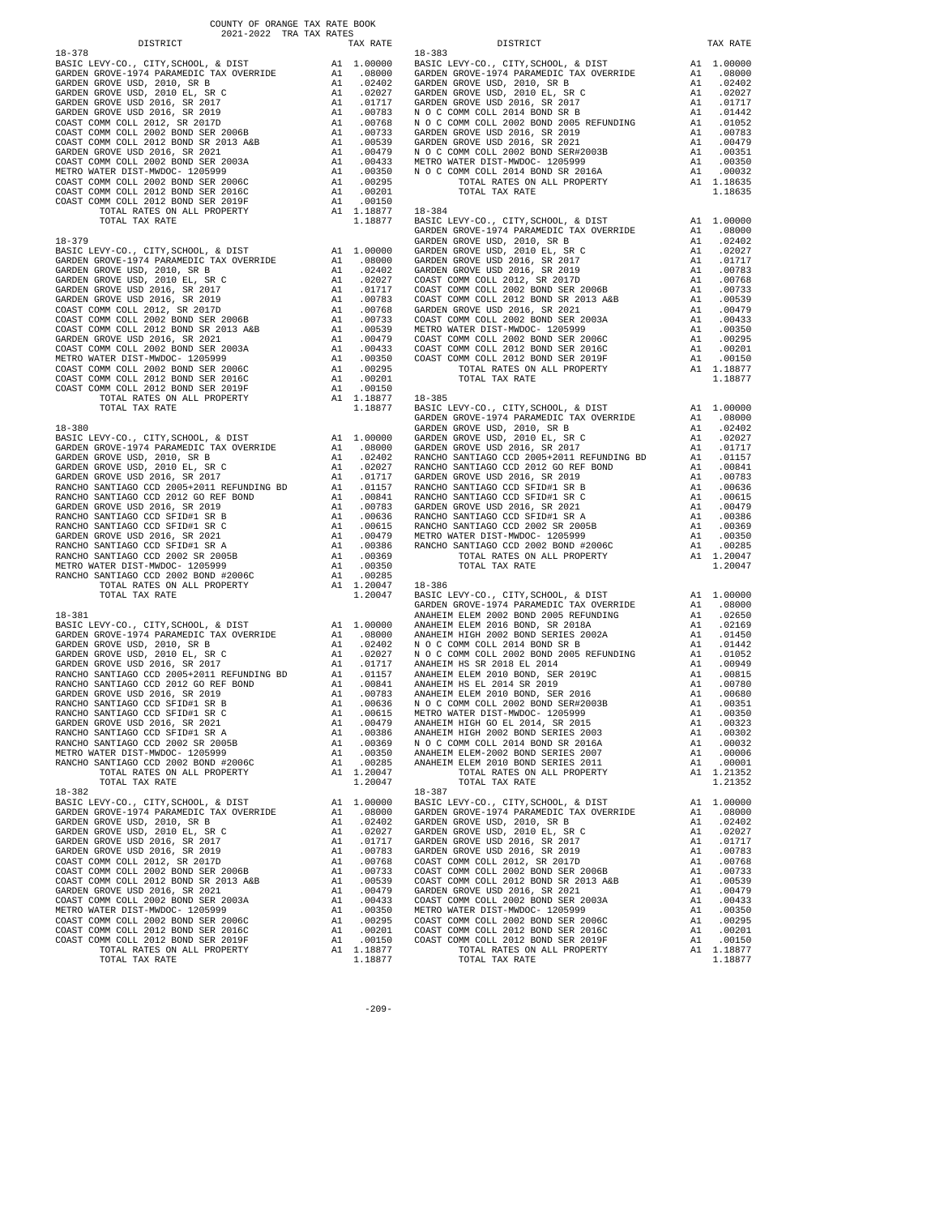COUNTY OF ORANGE TAX RATE BOOK
2021-2022 TRA TAX RATES

**18-378**

| DISTRICT | | TAX RATE |
|---|---|---|
| BASIC LEVY-CO., CITY,SCHOOL, & DIST | A1 | 1.00000 |
| GARDEN GROVE-1974 PARAMEDIC TAX OVERRIDE | A1 | .08000 |
| GARDEN GROVE USD, 2010, SR B | A1 | .02402 |
| GARDEN GROVE USD, 2010 EL, SR C | A1 | .02027 |
| GARDEN GROVE USD 2016, SR 2017 | A1 | .01717 |
| GARDEN GROVE USD 2016, SR 2019 | A1 | .00783 |
| COAST COMM COLL 2012, SR 2017D | A1 | .00768 |
| COAST COMM COLL 2002 BOND SER 2006B | A1 | .00733 |
| COAST COMM COLL 2012 BOND SR 2013 A&B | A1 | .00539 |
| GARDEN GROVE USD 2016, SR 2021 | A1 | .00479 |
| COAST COMM COLL 2002 BOND SER 2003A | A1 | .00433 |
| METRO WATER DIST-MWDOC- 1205999 | A1 | .00350 |
| COAST COMM COLL 2002 BOND SER 2006C | A1 | .00295 |
| COAST COMM COLL 2012 BOND SER 2016C | A1 | .00201 |
| COAST COMM COLL 2012 BOND SER 2019F | A1 | .00150 |
| TOTAL RATES ON ALL PROPERTY | A1 | 1.18877 |
| TOTAL TAX RATE | | 1.18877 |

**18-379**

| DISTRICT | | TAX RATE |
|---|---|---|
| BASIC LEVY-CO., CITY,SCHOOL, & DIST | A1 | 1.00000 |
| GARDEN GROVE-1974 PARAMEDIC TAX OVERRIDE | A1 | .08000 |
| GARDEN GROVE USD, 2010, SR B | A1 | .02402 |
| GARDEN GROVE USD, 2010 EL, SR C | A1 | .02027 |
| GARDEN GROVE USD 2016, SR 2017 | A1 | .01717 |
| GARDEN GROVE USD 2016, SR 2019 | A1 | .00783 |
| COAST COMM COLL 2012, SR 2017D | A1 | .00768 |
| COAST COMM COLL 2002 BOND SER 2006B | A1 | .00733 |
| COAST COMM COLL 2012 BOND SR 2013 A&B | A1 | .00539 |
| GARDEN GROVE USD 2016, SR 2021 | A1 | .00479 |
| COAST COMM COLL 2002 BOND SER 2003A | A1 | .00433 |
| METRO WATER DIST-MWDOC- 1205999 | A1 | .00350 |
| COAST COMM COLL 2002 BOND SER 2006C | A1 | .00295 |
| COAST COMM COLL 2012 BOND SER 2016C | A1 | .00201 |
| COAST COMM COLL 2012 BOND SER 2019F | A1 | .00150 |
| TOTAL RATES ON ALL PROPERTY | A1 | 1.18877 |
| TOTAL TAX RATE | | 1.18877 |

**18-380**

| DISTRICT | | TAX RATE |
|---|---|---|
| BASIC LEVY-CO., CITY,SCHOOL, & DIST | A1 | 1.00000 |
| GARDEN GROVE-1974 PARAMEDIC TAX OVERRIDE | A1 | .08000 |
| GARDEN GROVE USD, 2010, SR B | A1 | .02402 |
| GARDEN GROVE USD, 2010 EL, SR C | A1 | .02027 |
| GARDEN GROVE USD 2016, SR 2017 | A1 | .01717 |
| RANCHO SANTIAGO CCD 2005+2011 REFUNDING BD | A1 | .01157 |
| RANCHO SANTIAGO CCD 2012 GO REF BOND | A1 | .00841 |
| GARDEN GROVE USD 2016, SR 2019 | A1 | .00783 |
| RANCHO SANTIAGO CCD SFID#1 SR B | A1 | .00636 |
| RANCHO SANTIAGO CCD SFID#1 SR C | A1 | .00615 |
| GARDEN GROVE USD 2016, SR 2021 | A1 | .00479 |
| RANCHO SANTIAGO CCD SFID#1 SR A | A1 | .00386 |
| RANCHO SANTIAGO CCD 2002 SR 2005B | A1 | .00369 |
| METRO WATER DIST-MWDOC- 1205999 | A1 | .00350 |
| RANCHO SANTIAGO CCD 2002 BOND #2006C | A1 | .00285 |
| TOTAL RATES ON ALL PROPERTY | A1 | 1.20047 |
| TOTAL TAX RATE | | 1.20047 |

**18-381**

| DISTRICT | | TAX RATE |
|---|---|---|
| BASIC LEVY-CO., CITY,SCHOOL, & DIST | A1 | 1.00000 |
| GARDEN GROVE-1974 PARAMEDIC TAX OVERRIDE | A1 | .08000 |
| GARDEN GROVE USD, 2010, SR B | A1 | .02402 |
| GARDEN GROVE USD, 2010 EL, SR C | A1 | .02027 |
| GARDEN GROVE USD 2016, SR 2017 | A1 | .01717 |
| RANCHO SANTIAGO CCD 2005+2011 REFUNDING BD | A1 | .01157 |
| RANCHO SANTIAGO CCD 2012 GO REF BOND | A1 | .00841 |
| GARDEN GROVE USD 2016, SR 2019 | A1 | .00783 |
| RANCHO SANTIAGO CCD SFID#1 SR B | A1 | .00636 |
| RANCHO SANTIAGO CCD SFID#1 SR C | A1 | .00615 |
| GARDEN GROVE USD 2016, SR 2021 | A1 | .00479 |
| RANCHO SANTIAGO CCD SFID#1 SR A | A1 | .00386 |
| RANCHO SANTIAGO CCD 2002 SR 2005B | A1 | .00369 |
| METRO WATER DIST-MWDOC- 1205999 | A1 | .00350 |
| RANCHO SANTIAGO CCD 2002 BOND #2006C | A1 | .00285 |
| TOTAL RATES ON ALL PROPERTY | A1 | 1.20047 |
| TOTAL TAX RATE | | 1.20047 |

**18-382**

| DISTRICT | | TAX RATE |
|---|---|---|
| BASIC LEVY-CO., CITY,SCHOOL, & DIST | A1 | 1.00000 |
| GARDEN GROVE-1974 PARAMEDIC TAX OVERRIDE | A1 | .08000 |
| GARDEN GROVE USD, 2010, SR B | A1 | .02402 |
| GARDEN GROVE USD, 2010 EL, SR C | A1 | .02027 |
| GARDEN GROVE USD 2016, SR 2017 | A1 | .01717 |
| GARDEN GROVE USD 2016, SR 2019 | A1 | .00783 |
| COAST COMM COLL 2012, SR 2017D | A1 | .00768 |
| COAST COMM COLL 2002 BOND SER 2006B | A1 | .00733 |
| COAST COMM COLL 2012 BOND SR 2013 A&B | A1 | .00539 |
| GARDEN GROVE USD 2016, SR 2021 | A1 | .00479 |
| COAST COMM COLL 2002 BOND SER 2003A | A1 | .00433 |
| METRO WATER DIST-MWDOC- 1205999 | A1 | .00350 |
| COAST COMM COLL 2002 BOND SER 2006C | A1 | .00295 |
| COAST COMM COLL 2012 BOND SER 2016C | A1 | .00201 |
| COAST COMM COLL 2012 BOND SER 2019F | A1 | .00150 |
| TOTAL RATES ON ALL PROPERTY | A1 | 1.18877 |
| TOTAL TAX RATE | | 1.18877 |

**18-383**

| DISTRICT | | TAX RATE |
|---|---|---|
| BASIC LEVY-CO., CITY,SCHOOL, & DIST | A1 | 1.00000 |
| GARDEN GROVE-1974 PARAMEDIC TAX OVERRIDE | A1 | .08000 |
| GARDEN GROVE USD, 2010, SR B | A1 | .02402 |
| GARDEN GROVE USD, 2010 EL, SR C | A1 | .02027 |
| GARDEN GROVE USD 2016, SR 2017 | A1 | .01717 |
| N O C COMM COLL 2014 BOND SR B | A1 | .01442 |
| N O C COMM COLL 2002 BOND 2005 REFUNDING | A1 | .01052 |
| GARDEN GROVE USD 2016, SR 2019 | A1 | .00783 |
| GARDEN GROVE USD 2016, SR 2021 | A1 | .00479 |
| N O C COMM COLL 2002 BOND SER#2003B | A1 | .00351 |
| METRO WATER DIST-MWDOC- 1205999 | A1 | .00350 |
| N O C COMM COLL 2014 BOND SR 2016A | A1 | .00032 |
| TOTAL RATES ON ALL PROPERTY | A1 | 1.18635 |
| TOTAL TAX RATE | | 1.18635 |

**18-384**

| DISTRICT | | TAX RATE |
|---|---|---|
| BASIC LEVY-CO., CITY,SCHOOL, & DIST | A1 | 1.00000 |
| GARDEN GROVE-1974 PARAMEDIC TAX OVERRIDE | A1 | .08000 |
| GARDEN GROVE USD, 2010, SR B | A1 | .02402 |
| GARDEN GROVE USD, 2010 EL, SR C | A1 | .02027 |
| GARDEN GROVE USD 2016, SR 2017 | A1 | .01717 |
| GARDEN GROVE USD 2016, SR 2019 | A1 | .00783 |
| COAST COMM COLL 2012, SR 2017D | A1 | .00768 |
| COAST COMM COLL 2002 BOND SER 2006B | A1 | .00733 |
| COAST COMM COLL 2012 BOND SR 2013 A&B | A1 | .00539 |
| GARDEN GROVE USD 2016, SR 2021 | A1 | .00479 |
| COAST COMM COLL 2002 BOND SER 2003A | A1 | .00433 |
| METRO WATER DIST-MWDOC- 1205999 | A1 | .00350 |
| COAST COMM COLL 2002 BOND SER 2006C | A1 | .00295 |
| COAST COMM COLL 2012 BOND SER 2016C | A1 | .00201 |
| COAST COMM COLL 2012 BOND SER 2019F | A1 | .00150 |
| TOTAL RATES ON ALL PROPERTY | A1 | 1.18877 |
| TOTAL TAX RATE | | 1.18877 |

**18-385**

| DISTRICT | | TAX RATE |
|---|---|---|
| BASIC LEVY-CO., CITY,SCHOOL, & DIST | A1 | 1.00000 |
| GARDEN GROVE-1974 PARAMEDIC TAX OVERRIDE | A1 | .08000 |
| GARDEN GROVE USD, 2010, SR B | A1 | .02402 |
| GARDEN GROVE USD, 2010 EL, SR C | A1 | .02027 |
| GARDEN GROVE USD 2016, SR 2017 | A1 | .01717 |
| RANCHO SANTIAGO CCD 2005+2011 REFUNDING BD | A1 | .01157 |
| RANCHO SANTIAGO CCD 2012 GO REF BOND | A1 | .00841 |
| GARDEN GROVE USD 2016, SR 2019 | A1 | .00783 |
| RANCHO SANTIAGO CCD SFID#1 SR B | A1 | .00636 |
| RANCHO SANTIAGO CCD SFID#1 SR C | A1 | .00615 |
| GARDEN GROVE USD 2016, SR 2021 | A1 | .00479 |
| RANCHO SANTIAGO CCD SFID#1 SR A | A1 | .00386 |
| RANCHO SANTIAGO CCD 2002 SR 2005B | A1 | .00369 |
| METRO WATER DIST-MWDOC- 1205999 | A1 | .00350 |
| RANCHO SANTIAGO CCD 2002 BOND #2006C | A1 | .00285 |
| TOTAL RATES ON ALL PROPERTY | A1 | 1.20047 |
| TOTAL TAX RATE | | 1.20047 |

**18-386**

| DISTRICT | | TAX RATE |
|---|---|---|
| BASIC LEVY-CO., CITY,SCHOOL, & DIST | A1 | 1.00000 |
| GARDEN GROVE-1974 PARAMEDIC TAX OVERRIDE | A1 | .08000 |
| ANAHEIM ELEM 2002 BOND 2005 REFUNDING | A1 | .02650 |
| ANAHEIM ELEM 2016 BOND, SR 2018A | A1 | .02169 |
| ANAHEIM HIGH 2002 BOND SERIES 2002A | A1 | .01450 |
| N O C COMM COLL 2014 BOND SR B | A1 | .01442 |
| N O C COMM COLL 2002 BOND 2005 REFUNDING | A1 | .01052 |
| ANAHEIM HS SR 2018 EL 2014 | A1 | .00949 |
| ANAHEIM ELEM 2010 BOND, SR 2019C | A1 | .00815 |
| ANAHEIM HS EL 2014 SR 2019 | A1 | .00780 |
| ANAHEIM ELEM 2010 BOND, SER 2016 | A1 | .00680 |
| N O C COMM COLL 2002 BOND SER#2003B | A1 | .00351 |
| METRO WATER DIST-MWDOC- 1205999 | A1 | .00350 |
| ANAHEIM HIGH GO EL 2014, SR 2015 | A1 | .00323 |
| ANAHEIM HIGH 2002 BOND SERIES 2003 | A1 | .00302 |
| N O C COMM COLL 2014 BOND SR 2016A | A1 | .00032 |
| ANAHEIM ELEM-2002 BOND SERIES 2007 | A1 | .00006 |
| ANAHEIM ELEM 2010 BOND SERIES 2011 | A1 | .00001 |
| TOTAL RATES ON ALL PROPERTY | A1 | 1.21352 |
| TOTAL TAX RATE | | 1.21352 |

**18-387**

| DISTRICT | | TAX RATE |
|---|---|---|
| BASIC LEVY-CO., CITY,SCHOOL, & DIST | A1 | 1.00000 |
| GARDEN GROVE-1974 PARAMEDIC TAX OVERRIDE | A1 | .08000 |
| GARDEN GROVE USD, 2010, SR B | A1 | .02402 |
| GARDEN GROVE USD, 2010 EL, SR C | A1 | .02027 |
| GARDEN GROVE USD 2016, SR 2017 | A1 | .01717 |
| GARDEN GROVE USD 2016, SR 2019 | A1 | .00783 |
| COAST COMM COLL 2012, SR 2017D | A1 | .00768 |
| COAST COMM COLL 2002 BOND SER 2006B | A1 | .00733 |
| COAST COMM COLL 2012 BOND SR 2013 A&B | A1 | .00539 |
| GARDEN GROVE USD 2016, SR 2021 | A1 | .00479 |
| COAST COMM COLL 2002 BOND SER 2003A | A1 | .00433 |
| METRO WATER DIST-MWDOC- 1205999 | A1 | .00350 |
| COAST COMM COLL 2002 BOND SER 2006C | A1 | .00295 |
| COAST COMM COLL 2012 BOND SER 2016C | A1 | .00201 |
| COAST COMM COLL 2012 BOND SER 2019F | A1 | .00150 |
| TOTAL RATES ON ALL PROPERTY | A1 | 1.18877 |
| TOTAL TAX RATE | | 1.18877 |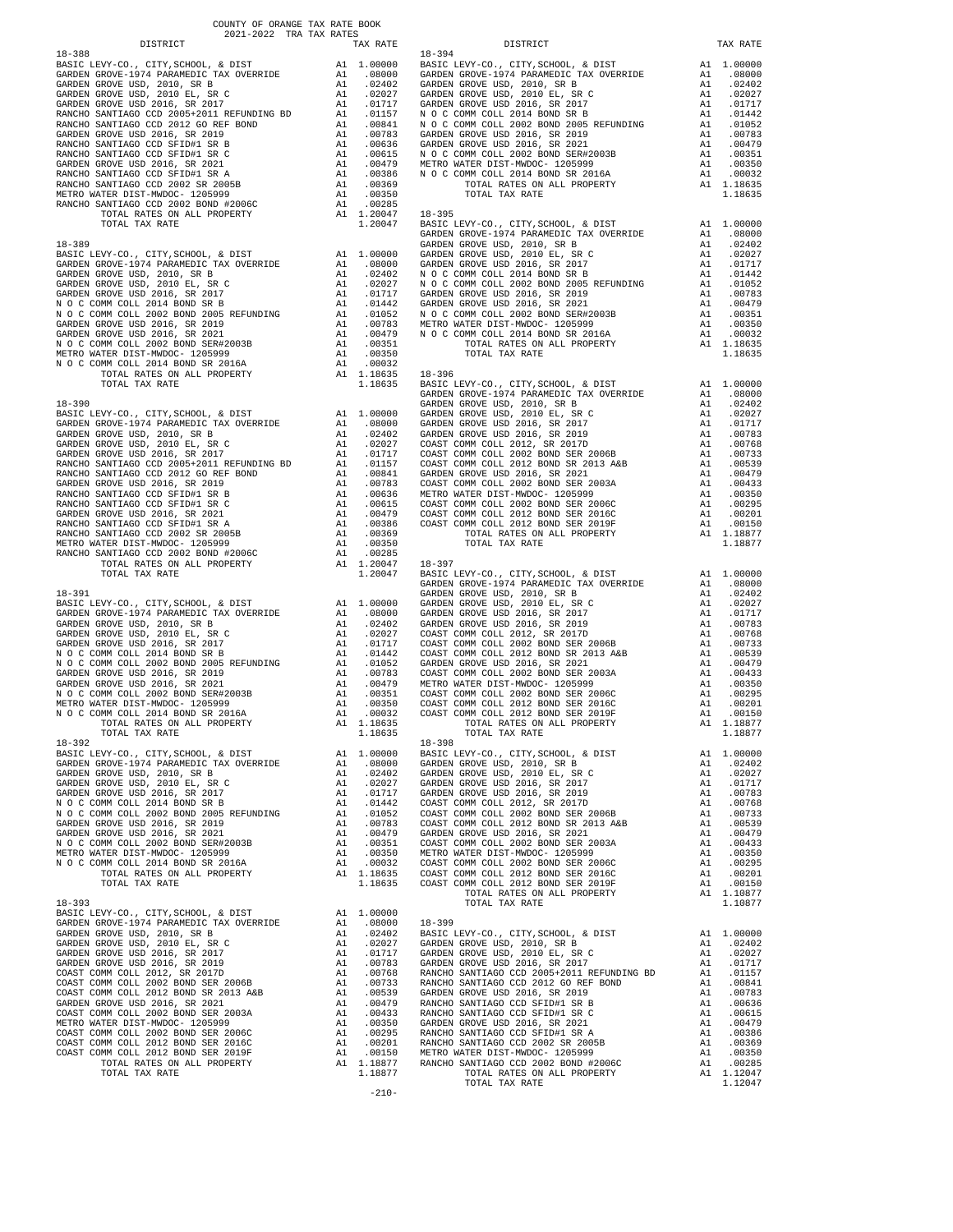COUNTY OF ORANGE TAX RATE BOOK
2021-2022 TRA TAX RATES

| DISTRICT | | TAX RATE |
|---|---|---|
| **18-388** | | |
| BASIC LEVY-CO., CITY,SCHOOL, & DIST | A1 | 1.00000 |
| GARDEN GROVE-1974 PARAMEDIC TAX OVERRIDE | A1 | .08000 |
| GARDEN GROVE USD, 2010, SR B | A1 | .02402 |
| GARDEN GROVE USD, 2010 EL, SR C | A1 | .02027 |
| GARDEN GROVE USD 2016, SR 2017 | A1 | .01717 |
| RANCHO SANTIAGO CCD 2005+2011 REFUNDING BD | A1 | .01157 |
| RANCHO SANTIAGO CCD 2012 GO REF BOND | A1 | .00841 |
| GARDEN GROVE USD 2016, SR 2019 | A1 | .00783 |
| RANCHO SANTIAGO CCD SFID#1 SR B | A1 | .00636 |
| RANCHO SANTIAGO CCD SFID#1 SR C | A1 | .00615 |
| GARDEN GROVE USD 2016, SR 2021 | A1 | .00479 |
| RANCHO SANTIAGO CCD SFID#1 SR A | A1 | .00386 |
| RANCHO SANTIAGO CCD 2002 SR 2005B | A1 | .00369 |
| METRO WATER DIST-MWDOC- 1205999 | A1 | .00350 |
| RANCHO SANTIAGO CCD 2002 BOND #2006C | A1 | .00285 |
| TOTAL RATES ON ALL PROPERTY | A1 | 1.20047 |
| TOTAL TAX RATE | | 1.20047 |
| **18-389** | | |
| BASIC LEVY-CO., CITY,SCHOOL, & DIST | A1 | 1.00000 |
| GARDEN GROVE-1974 PARAMEDIC TAX OVERRIDE | A1 | .08000 |
| GARDEN GROVE USD, 2010, SR B | A1 | .02402 |
| GARDEN GROVE USD, 2010 EL, SR C | A1 | .02027 |
| GARDEN GROVE USD 2016, SR 2017 | A1 | .01717 |
| N O C COMM COLL 2014 BOND SR B | A1 | .01442 |
| N O C COMM COLL 2002 BOND 2005 REFUNDING | A1 | .01052 |
| GARDEN GROVE USD 2016, SR 2019 | A1 | .00783 |
| GARDEN GROVE USD 2016, SR 2021 | A1 | .00479 |
| N O C COMM COLL 2002 BOND SER#2003B | A1 | .00351 |
| METRO WATER DIST-MWDOC- 1205999 | A1 | .00350 |
| N O C COMM COLL 2014 BOND SR 2016A | A1 | .00032 |
| TOTAL RATES ON ALL PROPERTY | A1 | 1.18635 |
| TOTAL TAX RATE | | 1.18635 |
| **18-390** | | |
| BASIC LEVY-CO., CITY,SCHOOL, & DIST | A1 | 1.00000 |
| GARDEN GROVE-1974 PARAMEDIC TAX OVERRIDE | A1 | .08000 |
| GARDEN GROVE USD, 2010, SR B | A1 | .02402 |
| GARDEN GROVE USD, 2010 EL, SR C | A1 | .02027 |
| GARDEN GROVE USD 2016, SR 2017 | A1 | .01717 |
| RANCHO SANTIAGO CCD 2005+2011 REFUNDING BD | A1 | .01157 |
| RANCHO SANTIAGO CCD 2012 GO REF BOND | A1 | .00841 |
| GARDEN GROVE USD 2016, SR 2019 | A1 | .00783 |
| RANCHO SANTIAGO CCD SFID#1 SR B | A1 | .00636 |
| RANCHO SANTIAGO CCD SFID#1 SR C | A1 | .00615 |
| GARDEN GROVE USD 2016, SR 2021 | A1 | .00479 |
| RANCHO SANTIAGO CCD SFID#1 SR A | A1 | .00386 |
| RANCHO SANTIAGO CCD 2002 SR 2005B | A1 | .00369 |
| METRO WATER DIST-MWDOC- 1205999 | A1 | .00350 |
| RANCHO SANTIAGO CCD 2002 BOND #2006C | A1 | .00285 |
| TOTAL RATES ON ALL PROPERTY | A1 | 1.20047 |
| TOTAL TAX RATE | | 1.20047 |
| **18-391** | | |
| BASIC LEVY-CO., CITY,SCHOOL, & DIST | A1 | 1.00000 |
| GARDEN GROVE-1974 PARAMEDIC TAX OVERRIDE | A1 | .08000 |
| GARDEN GROVE USD, 2010, SR B | A1 | .02402 |
| GARDEN GROVE USD, 2010 EL, SR C | A1 | .02027 |
| GARDEN GROVE USD 2016, SR 2017 | A1 | .01717 |
| N O C COMM COLL 2014 BOND SR B | A1 | .01442 |
| N O C COMM COLL 2002 BOND 2005 REFUNDING | A1 | .01052 |
| GARDEN GROVE USD 2016, SR 2019 | A1 | .00783 |
| GARDEN GROVE USD 2016, SR 2021 | A1 | .00479 |
| N O C COMM COLL 2002 BOND SER#2003B | A1 | .00351 |
| METRO WATER DIST-MWDOC- 1205999 | A1 | .00350 |
| N O C COMM COLL 2014 BOND SR 2016A | A1 | .00032 |
| TOTAL RATES ON ALL PROPERTY | A1 | 1.18635 |
| TOTAL TAX RATE | | 1.18635 |
| **18-392** | | |
| BASIC LEVY-CO., CITY,SCHOOL, & DIST | A1 | 1.00000 |
| GARDEN GROVE-1974 PARAMEDIC TAX OVERRIDE | A1 | .08000 |
| GARDEN GROVE USD, 2010, SR B | A1 | .02402 |
| GARDEN GROVE USD, 2010 EL, SR C | A1 | .02027 |
| GARDEN GROVE USD 2016, SR 2017 | A1 | .01717 |
| N O C COMM COLL 2014 BOND SR B | A1 | .01442 |
| N O C COMM COLL 2002 BOND 2005 REFUNDING | A1 | .01052 |
| GARDEN GROVE USD 2016, SR 2019 | A1 | .00783 |
| GARDEN GROVE USD 2016, SR 2021 | A1 | .00479 |
| N O C COMM COLL 2002 BOND SER#2003B | A1 | .00351 |
| METRO WATER DIST-MWDOC- 1205999 | A1 | .00350 |
| N O C COMM COLL 2014 BOND SR 2016A | A1 | .00032 |
| TOTAL RATES ON ALL PROPERTY | A1 | 1.18635 |
| TOTAL TAX RATE | | 1.18635 |
| **18-393** | | |
| BASIC LEVY-CO., CITY,SCHOOL, & DIST | A1 | 1.00000 |
| GARDEN GROVE-1974 PARAMEDIC TAX OVERRIDE | A1 | .08000 |
| GARDEN GROVE USD, 2010, SR B | A1 | .02402 |
| GARDEN GROVE USD, 2010 EL, SR C | A1 | .02027 |
| GARDEN GROVE USD 2016, SR 2017 | A1 | .01717 |
| GARDEN GROVE USD 2016, SR 2019 | A1 | .00783 |
| COAST COMM COLL 2012, SR 2017D | A1 | .00768 |
| COAST COMM COLL 2002 BOND SER 2006B | A1 | .00733 |
| COAST COMM COLL 2012 BOND SR 2013 A&B | A1 | .00539 |
| GARDEN GROVE USD 2016, SR 2021 | A1 | .00479 |
| COAST COMM COLL 2002 BOND SER 2003A | A1 | .00433 |
| METRO WATER DIST-MWDOC- 1205999 | A1 | .00350 |
| COAST COMM COLL 2002 BOND SER 2006C | A1 | .00295 |
| COAST COMM COLL 2012 BOND SER 2016C | A1 | .00201 |
| COAST COMM COLL 2012 BOND SER 2019F | A1 | .00150 |
| TOTAL RATES ON ALL PROPERTY | A1 | 1.18877 |
| TOTAL TAX RATE | | 1.18877 |
| **18-394** | | |
| BASIC LEVY-CO., CITY,SCHOOL, & DIST | A1 | 1.00000 |
| GARDEN GROVE-1974 PARAMEDIC TAX OVERRIDE | A1 | .08000 |
| GARDEN GROVE USD, 2010, SR B | A1 | .02402 |
| GARDEN GROVE USD, 2010 EL, SR C | A1 | .02027 |
| GARDEN GROVE USD 2016, SR 2017 | A1 | .01717 |
| N O C COMM COLL 2014 BOND SR B | A1 | .01442 |
| N O C COMM COLL 2002 BOND 2005 REFUNDING | A1 | .01052 |
| GARDEN GROVE USD 2016, SR 2019 | A1 | .00783 |
| GARDEN GROVE USD 2016, SR 2021 | A1 | .00479 |
| N O C COMM COLL 2002 BOND SER#2003B | A1 | .00351 |
| METRO WATER DIST-MWDOC- 1205999 | A1 | .00350 |
| N O C COMM COLL 2014 BOND SR 2016A | A1 | .00032 |
| TOTAL RATES ON ALL PROPERTY | A1 | 1.18635 |
| TOTAL TAX RATE | | 1.18635 |
| **18-395** | | |
| BASIC LEVY-CO., CITY,SCHOOL, & DIST | A1 | 1.00000 |
| GARDEN GROVE-1974 PARAMEDIC TAX OVERRIDE | A1 | .08000 |
| GARDEN GROVE USD, 2010, SR B | A1 | .02402 |
| GARDEN GROVE USD, 2010 EL, SR C | A1 | .02027 |
| GARDEN GROVE USD 2016, SR 2017 | A1 | .01717 |
| N O C COMM COLL 2014 BOND SR B | A1 | .01442 |
| N O C COMM COLL 2002 BOND 2005 REFUNDING | A1 | .01052 |
| GARDEN GROVE USD 2016, SR 2019 | A1 | .00783 |
| GARDEN GROVE USD 2016, SR 2021 | A1 | .00479 |
| N O C COMM COLL 2002 BOND SER#2003B | A1 | .00351 |
| METRO WATER DIST-MWDOC- 1205999 | A1 | .00350 |
| N O C COMM COLL 2014 BOND SR 2016A | A1 | .00032 |
| TOTAL RATES ON ALL PROPERTY | A1 | 1.18635 |
| TOTAL TAX RATE | | 1.18635 |
| **18-396** | | |
| BASIC LEVY-CO., CITY,SCHOOL, & DIST | A1 | 1.00000 |
| GARDEN GROVE-1974 PARAMEDIC TAX OVERRIDE | A1 | .08000 |
| GARDEN GROVE USD, 2010, SR B | A1 | .02402 |
| GARDEN GROVE USD, 2010 EL, SR C | A1 | .02027 |
| GARDEN GROVE USD 2016, SR 2017 | A1 | .01717 |
| GARDEN GROVE USD 2016, SR 2019 | A1 | .00783 |
| COAST COMM COLL 2012, SR 2017D | A1 | .00768 |
| COAST COMM COLL 2002 BOND SER 2006B | A1 | .00733 |
| COAST COMM COLL 2012 BOND SR 2013 A&B | A1 | .00539 |
| GARDEN GROVE USD 2016, SR 2021 | A1 | .00479 |
| COAST COMM COLL 2002 BOND SER 2003A | A1 | .00433 |
| METRO WATER DIST-MWDOC- 1205999 | A1 | .00350 |
| COAST COMM COLL 2002 BOND SER 2006C | A1 | .00295 |
| COAST COMM COLL 2012 BOND SER 2016C | A1 | .00201 |
| COAST COMM COLL 2012 BOND SER 2019F | A1 | .00150 |
| TOTAL RATES ON ALL PROPERTY | A1 | 1.18877 |
| TOTAL TAX RATE | | 1.18877 |
| **18-397** | | |
| BASIC LEVY-CO., CITY,SCHOOL, & DIST | A1 | 1.00000 |
| GARDEN GROVE-1974 PARAMEDIC TAX OVERRIDE | A1 | .08000 |
| GARDEN GROVE USD, 2010, SR B | A1 | .02402 |
| GARDEN GROVE USD, 2010 EL, SR C | A1 | .02027 |
| GARDEN GROVE USD 2016, SR 2017 | A1 | .01717 |
| GARDEN GROVE USD 2016, SR 2019 | A1 | .00783 |
| COAST COMM COLL 2012, SR 2017D | A1 | .00768 |
| COAST COMM COLL 2002 BOND SER 2006B | A1 | .00733 |
| COAST COMM COLL 2012 BOND SR 2013 A&B | A1 | .00539 |
| GARDEN GROVE USD 2016, SR 2021 | A1 | .00479 |
| COAST COMM COLL 2002 BOND SER 2003A | A1 | .00433 |
| METRO WATER DIST-MWDOC- 1205999 | A1 | .00350 |
| COAST COMM COLL 2002 BOND SER 2006C | A1 | .00295 |
| COAST COMM COLL 2012 BOND SER 2016C | A1 | .00201 |
| COAST COMM COLL 2012 BOND SER 2019F | A1 | .00150 |
| TOTAL RATES ON ALL PROPERTY | A1 | 1.18877 |
| TOTAL TAX RATE | | 1.18877 |
| **18-398** | | |
| BASIC LEVY-CO., CITY,SCHOOL, & DIST | A1 | 1.00000 |
| GARDEN GROVE USD, 2010, SR B | A1 | .02402 |
| GARDEN GROVE USD, 2010 EL, SR C | A1 | .02027 |
| GARDEN GROVE USD 2016, SR 2017 | A1 | .01717 |
| GARDEN GROVE USD 2016, SR 2019 | A1 | .00783 |
| COAST COMM COLL 2012, SR 2017D | A1 | .00768 |
| COAST COMM COLL 2002 BOND SER 2006B | A1 | .00733 |
| COAST COMM COLL 2012 BOND SR 2013 A&B | A1 | .00539 |
| GARDEN GROVE USD 2016, SR 2021 | A1 | .00479 |
| COAST COMM COLL 2002 BOND SER 2003A | A1 | .00433 |
| METRO WATER DIST-MWDOC- 1205999 | A1 | .00350 |
| COAST COMM COLL 2002 BOND SER 2006C | A1 | .00295 |
| COAST COMM COLL 2012 BOND SER 2016C | A1 | .00201 |
| COAST COMM COLL 2012 BOND SER 2019F | A1 | .00150 |
| TOTAL RATES ON ALL PROPERTY | A1 | 1.10877 |
| TOTAL TAX RATE | | 1.10877 |
| **18-399** | | |
| BASIC LEVY-CO., CITY,SCHOOL, & DIST | A1 | 1.00000 |
| GARDEN GROVE USD, 2010, SR B | A1 | .02402 |
| GARDEN GROVE USD, 2010 EL, SR C | A1 | .02027 |
| GARDEN GROVE USD 2016, SR 2017 | A1 | .01717 |
| RANCHO SANTIAGO CCD 2005+2011 REFUNDING BD | A1 | .01157 |
| RANCHO SANTIAGO CCD 2012 GO REF BOND | A1 | .00841 |
| GARDEN GROVE USD 2016, SR 2019 | A1 | .00783 |
| RANCHO SANTIAGO CCD SFID#1 SR B | A1 | .00636 |
| RANCHO SANTIAGO CCD SFID#1 SR C | A1 | .00615 |
| GARDEN GROVE USD 2016, SR 2021 | A1 | .00479 |
| RANCHO SANTIAGO CCD SFID#1 SR A | A1 | .00386 |
| RANCHO SANTIAGO CCD 2002 SR 2005B | A1 | .00369 |
| METRO WATER DIST-MWDOC- 1205999 | A1 | .00350 |
| RANCHO SANTIAGO CCD 2002 BOND #2006C | A1 | .00285 |
| TOTAL RATES ON ALL PROPERTY | A1 | 1.12047 |
| TOTAL TAX RATE | | 1.12047 |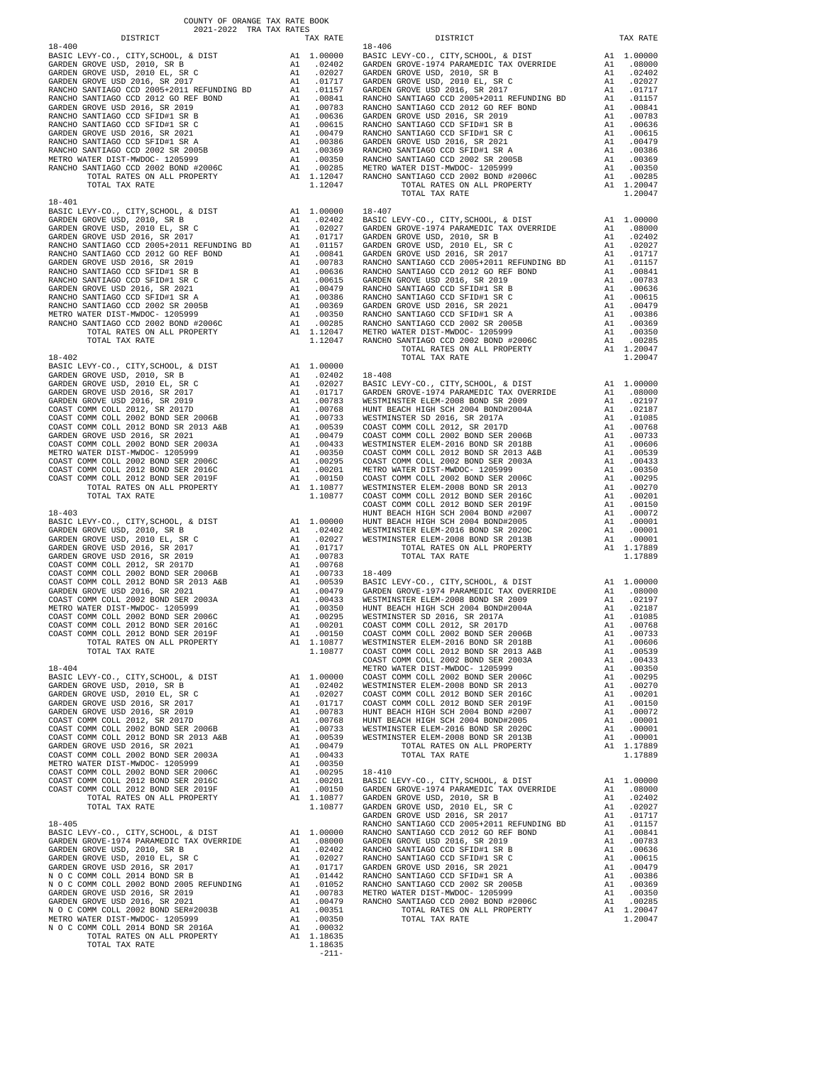COUNTY OF ORANGE TAX RATE BOOK
2021-2022 TRA TAX RATES

| DISTRICT | | TAX RATE |
|---|---|---|
| **18-400** | | |
| BASIC LEVY-CO., CITY,SCHOOL, & DIST | A1 | 1.00000 |
| GARDEN GROVE USD, 2010, SR B | A1 | .02402 |
| GARDEN GROVE USD, 2010 EL, SR C | A1 | .02027 |
| GARDEN GROVE USD 2016, SR 2017 | A1 | .01717 |
| RANCHO SANTIAGO CCD 2005+2011 REFUNDING BD | A1 | .01157 |
| RANCHO SANTIAGO CCD 2012 GO REF BOND | A1 | .00841 |
| GARDEN GROVE USD 2016, SR 2019 | A1 | .00783 |
| RANCHO SANTIAGO CCD SFID#1 SR B | A1 | .00636 |
| RANCHO SANTIAGO CCD SFID#1 SR C | A1 | .00615 |
| GARDEN GROVE USD 2016, SR 2021 | A1 | .00479 |
| RANCHO SANTIAGO CCD SFID#1 SR A | A1 | .00386 |
| RANCHO SANTIAGO CCD 2002 SR 2005B | A1 | .00369 |
| METRO WATER DIST-MWDOC- 1205999 | A1 | .00350 |
| RANCHO SANTIAGO CCD 2002 BOND #2006C | A1 | .00285 |
| TOTAL RATES ON ALL PROPERTY | A1 | 1.12047 |
| TOTAL TAX RATE | | 1.12047 |
| **18-401** | | |
| BASIC LEVY-CO., CITY,SCHOOL, & DIST | A1 | 1.00000 |
| GARDEN GROVE USD, 2010, SR B | A1 | .02402 |
| GARDEN GROVE USD, 2010 EL, SR C | A1 | .02027 |
| GARDEN GROVE USD 2016, SR 2017 | A1 | .01717 |
| RANCHO SANTIAGO CCD 2005+2011 REFUNDING BD | A1 | .01157 |
| RANCHO SANTIAGO CCD 2012 GO REF BOND | A1 | .00841 |
| GARDEN GROVE USD 2016, SR 2019 | A1 | .00783 |
| RANCHO SANTIAGO CCD SFID#1 SR B | A1 | .00636 |
| RANCHO SANTIAGO CCD SFID#1 SR C | A1 | .00615 |
| GARDEN GROVE USD 2016, SR 2021 | A1 | .00479 |
| RANCHO SANTIAGO CCD SFID#1 SR A | A1 | .00386 |
| RANCHO SANTIAGO CCD 2002 SR 2005B | A1 | .00369 |
| METRO WATER DIST-MWDOC- 1205999 | A1 | .00350 |
| RANCHO SANTIAGO CCD 2002 BOND #2006C | A1 | .00285 |
| TOTAL RATES ON ALL PROPERTY | A1 | 1.12047 |
| TOTAL TAX RATE | | 1.12047 |
| **18-402** | | |
| BASIC LEVY-CO., CITY,SCHOOL, & DIST | A1 | 1.00000 |
| GARDEN GROVE USD, 2010, SR B | A1 | .02402 |
| GARDEN GROVE USD, 2010 EL, SR C | A1 | .02027 |
| GARDEN GROVE USD 2016, SR 2017 | A1 | .01717 |
| GARDEN GROVE USD 2016, SR 2019 | A1 | .00783 |
| COAST COMM COLL 2012, SR 2017D | A1 | .00768 |
| COAST COMM COLL 2002 BOND SER 2006B | A1 | .00733 |
| COAST COMM COLL 2012 BOND SR 2013 A&B | A1 | .00539 |
| GARDEN GROVE USD 2016, SR 2021 | A1 | .00479 |
| COAST COMM COLL 2002 BOND SER 2003A | A1 | .00433 |
| METRO WATER DIST-MWDOC- 1205999 | A1 | .00350 |
| COAST COMM COLL 2002 BOND SER 2006C | A1 | .00295 |
| COAST COMM COLL 2012 BOND SER 2016C | A1 | .00201 |
| COAST COMM COLL 2012 BOND SER 2019F | A1 | .00150 |
| TOTAL RATES ON ALL PROPERTY | A1 | 1.10877 |
| TOTAL TAX RATE | | 1.10877 |
| **18-403** | | |
| BASIC LEVY-CO., CITY,SCHOOL, & DIST | A1 | 1.00000 |
| GARDEN GROVE USD, 2010, SR B | A1 | .02402 |
| GARDEN GROVE USD, 2010 EL, SR C | A1 | .02027 |
| GARDEN GROVE USD 2016, SR 2017 | A1 | .01717 |
| GARDEN GROVE USD 2016, SR 2019 | A1 | .00783 |
| COAST COMM COLL 2012, SR 2017D | A1 | .00768 |
| COAST COMM COLL 2002 BOND SER 2006B | A1 | .00733 |
| COAST COMM COLL 2012 BOND SR 2013 A&B | A1 | .00539 |
| GARDEN GROVE USD 2016, SR 2021 | A1 | .00479 |
| COAST COMM COLL 2002 BOND SER 2003A | A1 | .00433 |
| METRO WATER DIST-MWDOC- 1205999 | A1 | .00350 |
| COAST COMM COLL 2002 BOND SER 2006C | A1 | .00295 |
| COAST COMM COLL 2012 BOND SER 2016C | A1 | .00201 |
| COAST COMM COLL 2012 BOND SER 2019F | A1 | .00150 |
| TOTAL RATES ON ALL PROPERTY | A1 | 1.10877 |
| TOTAL TAX RATE | | 1.10877 |
| **18-404** | | |
| BASIC LEVY-CO., CITY,SCHOOL, & DIST | A1 | 1.00000 |
| GARDEN GROVE USD, 2010, SR B | A1 | .02402 |
| GARDEN GROVE USD, 2010 EL, SR C | A1 | .02027 |
| GARDEN GROVE USD 2016, SR 2017 | A1 | .01717 |
| GARDEN GROVE USD 2016, SR 2019 | A1 | .00783 |
| COAST COMM COLL 2012, SR 2017D | A1 | .00768 |
| COAST COMM COLL 2002 BOND SER 2006B | A1 | .00733 |
| COAST COMM COLL 2012 BOND SR 2013 A&B | A1 | .00539 |
| GARDEN GROVE USD 2016, SR 2021 | A1 | .00479 |
| COAST COMM COLL 2002 BOND SER 2003A | A1 | .00433 |
| METRO WATER DIST-MWDOC- 1205999 | A1 | .00350 |
| COAST COMM COLL 2002 BOND SER 2006C | A1 | .00295 |
| COAST COMM COLL 2012 BOND SER 2016C | A1 | .00201 |
| COAST COMM COLL 2012 BOND SER 2019F | A1 | .00150 |
| TOTAL RATES ON ALL PROPERTY | A1 | 1.10877 |
| TOTAL TAX RATE | | 1.10877 |
| **18-405** | | |
| BASIC LEVY-CO., CITY,SCHOOL, & DIST | A1 | 1.00000 |
| GARDEN GROVE-1974 PARAMEDIC TAX OVERRIDE | A1 | .08000 |
| GARDEN GROVE USD, 2010, SR B | A1 | .02402 |
| GARDEN GROVE USD, 2010 EL, SR C | A1 | .02027 |
| GARDEN GROVE USD 2016, SR 2017 | A1 | .01717 |
| N O C COMM COLL 2014 BOND SR B | A1 | .01442 |
| N O C COMM COLL 2002 BOND 2005 REFUNDING | A1 | .01052 |
| GARDEN GROVE USD 2016, SR 2019 | A1 | .00783 |
| GARDEN GROVE USD 2016, SR 2021 | A1 | .00479 |
| N O C COMM COLL 2002 BOND SER#2003B | A1 | .00351 |
| METRO WATER DIST-MWDOC- 1205999 | A1 | .00350 |
| N O C COMM COLL 2014 BOND SR 2016A | A1 | .00032 |
| TOTAL RATES ON ALL PROPERTY | A1 | 1.18635 |
| TOTAL TAX RATE | | 1.18635 |
| **18-406** | | |
| BASIC LEVY-CO., CITY,SCHOOL, & DIST | A1 | 1.00000 |
| GARDEN GROVE-1974 PARAMEDIC TAX OVERRIDE | A1 | .08000 |
| GARDEN GROVE USD, 2010, SR B | A1 | .02402 |
| GARDEN GROVE USD, 2010 EL, SR C | A1 | .02027 |
| GARDEN GROVE USD 2016, SR 2017 | A1 | .01717 |
| RANCHO SANTIAGO CCD 2005+2011 REFUNDING BD | A1 | .01157 |
| RANCHO SANTIAGO CCD 2012 GO REF BOND | A1 | .00841 |
| GARDEN GROVE USD 2016, SR 2019 | A1 | .00783 |
| RANCHO SANTIAGO CCD SFID#1 SR B | A1 | .00636 |
| RANCHO SANTIAGO CCD SFID#1 SR C | A1 | .00615 |
| GARDEN GROVE USD 2016, SR 2021 | A1 | .00479 |
| RANCHO SANTIAGO CCD SFID#1 SR A | A1 | .00386 |
| RANCHO SANTIAGO CCD 2002 SR 2005B | A1 | .00369 |
| METRO WATER DIST-MWDOC- 1205999 | A1 | .00350 |
| RANCHO SANTIAGO CCD 2002 BOND #2006C | A1 | .00285 |
| TOTAL RATES ON ALL PROPERTY | A1 | 1.20047 |
| TOTAL TAX RATE | | 1.20047 |
| **18-407** | | |
| BASIC LEVY-CO., CITY,SCHOOL, & DIST | A1 | 1.00000 |
| GARDEN GROVE-1974 PARAMEDIC TAX OVERRIDE | A1 | .08000 |
| GARDEN GROVE USD, 2010, SR B | A1 | .02402 |
| GARDEN GROVE USD, 2010 EL, SR C | A1 | .02027 |
| GARDEN GROVE USD 2016, SR 2017 | A1 | .01717 |
| RANCHO SANTIAGO CCD 2005+2011 REFUNDING BD | A1 | .01157 |
| RANCHO SANTIAGO CCD 2012 GO REF BOND | A1 | .00841 |
| GARDEN GROVE USD 2016, SR 2019 | A1 | .00783 |
| RANCHO SANTIAGO CCD SFID#1 SR B | A1 | .00636 |
| RANCHO SANTIAGO CCD SFID#1 SR C | A1 | .00615 |
| GARDEN GROVE USD 2016, SR 2021 | A1 | .00479 |
| RANCHO SANTIAGO CCD SFID#1 SR A | A1 | .00386 |
| RANCHO SANTIAGO CCD 2002 SR 2005B | A1 | .00369 |
| METRO WATER DIST-MWDOC- 1205999 | A1 | .00350 |
| RANCHO SANTIAGO CCD 2002 BOND #2006C | A1 | .00285 |
| TOTAL RATES ON ALL PROPERTY | A1 | 1.20047 |
| TOTAL TAX RATE | | 1.20047 |
| **18-408** | | |
| BASIC LEVY-CO., CITY,SCHOOL, & DIST | A1 | 1.00000 |
| GARDEN GROVE-1974 PARAMEDIC TAX OVERRIDE | A1 | .08000 |
| WESTMINSTER ELEM-2008 BOND SR 2009 | A1 | .02197 |
| HUNT BEACH HIGH SCH 2004 BOND#2004A | A1 | .02187 |
| WESTMINSTER SD 2016, SR 2017A | A1 | .01085 |
| COAST COMM COLL 2012, SR 2017D | A1 | .00768 |
| COAST COMM COLL 2002 BOND SER 2006B | A1 | .00733 |
| WESTMINSTER ELEM-2016 BOND SR 2018B | A1 | .00606 |
| COAST COMM COLL 2012 BOND SR 2013 A&B | A1 | .00539 |
| COAST COMM COLL 2002 BOND SER 2003A | A1 | .00433 |
| METRO WATER DIST-MWDOC- 1205999 | A1 | .00350 |
| COAST COMM COLL 2002 BOND SER 2006C | A1 | .00295 |
| WESTMINSTER ELEM-2008 BOND SR 2013 | A1 | .00270 |
| COAST COMM COLL 2012 BOND SER 2016C | A1 | .00201 |
| COAST COMM COLL 2012 BOND SER 2019F | A1 | .00150 |
| HUNT BEACH HIGH SCH 2004 BOND #2007 | A1 | .00072 |
| HUNT BEACH HIGH SCH 2004 BOND#2005 | A1 | .00001 |
| WESTMINSTER ELEM-2016 BOND SR 2020C | A1 | .00001 |
| WESTMINSTER ELEM-2008 BOND SR 2013B | A1 | .00001 |
| TOTAL RATES ON ALL PROPERTY | A1 | 1.17889 |
| TOTAL TAX RATE | | 1.17889 |
| **18-409** | | |
| BASIC LEVY-CO., CITY,SCHOOL, & DIST | A1 | 1.00000 |
| GARDEN GROVE-1974 PARAMEDIC TAX OVERRIDE | A1 | .08000 |
| WESTMINSTER ELEM-2008 BOND SR 2009 | A1 | .02197 |
| HUNT BEACH HIGH SCH 2004 BOND#2004A | A1 | .02187 |
| WESTMINSTER SD 2016, SR 2017A | A1 | .01085 |
| COAST COMM COLL 2012, SR 2017D | A1 | .00768 |
| COAST COMM COLL 2002 BOND SER 2006B | A1 | .00733 |
| WESTMINSTER ELEM-2016 BOND SR 2018B | A1 | .00606 |
| COAST COMM COLL 2012 BOND SR 2013 A&B | A1 | .00539 |
| COAST COMM COLL 2002 BOND SER 2003A | A1 | .00433 |
| METRO WATER DIST-MWDOC- 1205999 | A1 | .00350 |
| COAST COMM COLL 2002 BOND SER 2006C | A1 | .00295 |
| WESTMINSTER ELEM-2008 BOND SR 2013 | A1 | .00270 |
| COAST COMM COLL 2012 BOND SER 2016C | A1 | .00201 |
| COAST COMM COLL 2012 BOND SER 2019F | A1 | .00150 |
| HUNT BEACH HIGH SCH 2004 BOND #2007 | A1 | .00072 |
| HUNT BEACH HIGH SCH 2004 BOND#2005 | A1 | .00001 |
| WESTMINSTER ELEM-2016 BOND SR 2020C | A1 | .00001 |
| WESTMINSTER ELEM-2008 BOND SR 2013B | A1 | .00001 |
| TOTAL RATES ON ALL PROPERTY | A1 | 1.17889 |
| TOTAL TAX RATE | | 1.17889 |
| **18-410** | | |
| BASIC LEVY-CO., CITY,SCHOOL, & DIST | A1 | 1.00000 |
| GARDEN GROVE-1974 PARAMEDIC TAX OVERRIDE | A1 | .08000 |
| GARDEN GROVE USD, 2010, SR B | A1 | .02402 |
| GARDEN GROVE USD, 2010 EL, SR C | A1 | .02027 |
| GARDEN GROVE USD 2016, SR 2017 | A1 | .01717 |
| RANCHO SANTIAGO CCD 2005+2011 REFUNDING BD | A1 | .01157 |
| RANCHO SANTIAGO CCD 2012 GO REF BOND | A1 | .00841 |
| GARDEN GROVE USD 2016, SR 2019 | A1 | .00783 |
| RANCHO SANTIAGO CCD SFID#1 SR B | A1 | .00636 |
| RANCHO SANTIAGO CCD SFID#1 SR C | A1 | .00615 |
| GARDEN GROVE USD 2016, SR 2021 | A1 | .00479 |
| RANCHO SANTIAGO CCD SFID#1 SR A | A1 | .00386 |
| RANCHO SANTIAGO CCD 2002 SR 2005B | A1 | .00369 |
| METRO WATER DIST-MWDOC- 1205999 | A1 | .00350 |
| RANCHO SANTIAGO CCD 2002 BOND #2006C | A1 | .00285 |
| TOTAL RATES ON ALL PROPERTY | A1 | 1.20047 |
| TOTAL TAX RATE | | 1.20047 |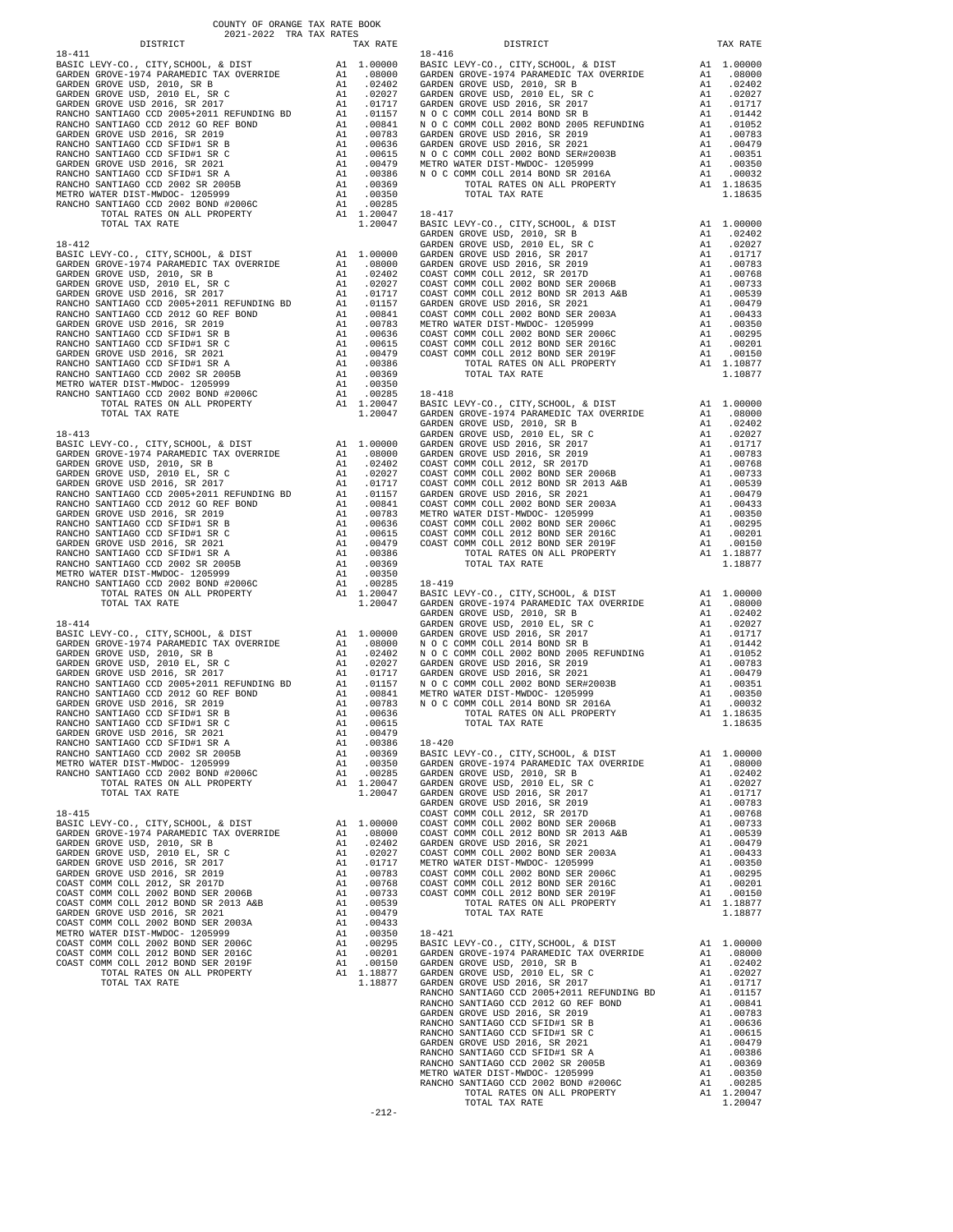COUNTY OF ORANGE TAX RATE BOOK
2021-2022 TRA TAX RATES

| DISTRICT | | TAX RATE |
|---|---|---|
| **18-411** | | |
| BASIC LEVY-CO., CITY,SCHOOL, & DIST | A1 | 1.00000 |
| GARDEN GROVE-1974 PARAMEDIC TAX OVERRIDE | A1 | .08000 |
| GARDEN GROVE USD, 2010, SR B | A1 | .02402 |
| GARDEN GROVE USD, 2010 EL, SR C | A1 | .02027 |
| GARDEN GROVE USD 2016, SR 2017 | A1 | .01717 |
| RANCHO SANTIAGO CCD 2005+2011 REFUNDING BD | A1 | .01157 |
| RANCHO SANTIAGO CCD 2012 GO REF BOND | A1 | .00841 |
| GARDEN GROVE USD 2016, SR 2019 | A1 | .00783 |
| RANCHO SANTIAGO CCD SFID#1 SR B | A1 | .00636 |
| RANCHO SANTIAGO CCD SFID#1 SR C | A1 | .00615 |
| GARDEN GROVE USD 2016, SR 2021 | A1 | .00479 |
| RANCHO SANTIAGO CCD SFID#1 SR A | A1 | .00386 |
| RANCHO SANTIAGO CCD 2002 SR 2005B | A1 | .00369 |
| METRO WATER DIST-MWDOC- 1205999 | A1 | .00350 |
| RANCHO SANTIAGO CCD 2002 BOND #2006C | A1 | .00285 |
| TOTAL RATES ON ALL PROPERTY | A1 | 1.20047 |
| TOTAL TAX RATE | | 1.20047 |
| **18-412** | | |
| BASIC LEVY-CO., CITY,SCHOOL, & DIST | A1 | 1.00000 |
| GARDEN GROVE-1974 PARAMEDIC TAX OVERRIDE | A1 | .08000 |
| GARDEN GROVE USD, 2010, SR B | A1 | .02402 |
| GARDEN GROVE USD, 2010 EL, SR C | A1 | .02027 |
| GARDEN GROVE USD 2016, SR 2017 | A1 | .01717 |
| RANCHO SANTIAGO CCD 2005+2011 REFUNDING BD | A1 | .01157 |
| RANCHO SANTIAGO CCD 2012 GO REF BOND | A1 | .00841 |
| GARDEN GROVE USD 2016, SR 2019 | A1 | .00783 |
| RANCHO SANTIAGO CCD SFID#1 SR B | A1 | .00636 |
| RANCHO SANTIAGO CCD SFID#1 SR C | A1 | .00615 |
| GARDEN GROVE USD 2016, SR 2021 | A1 | .00479 |
| RANCHO SANTIAGO CCD SFID#1 SR A | A1 | .00386 |
| RANCHO SANTIAGO CCD 2002 SR 2005B | A1 | .00369 |
| METRO WATER DIST-MWDOC- 1205999 | A1 | .00350 |
| RANCHO SANTIAGO CCD 2002 BOND #2006C | A1 | .00285 |
| TOTAL RATES ON ALL PROPERTY | A1 | 1.20047 |
| TOTAL TAX RATE | | 1.20047 |
| **18-413** | | |
| BASIC LEVY-CO., CITY,SCHOOL, & DIST | A1 | 1.00000 |
| GARDEN GROVE-1974 PARAMEDIC TAX OVERRIDE | A1 | .08000 |
| GARDEN GROVE USD, 2010, SR B | A1 | .02402 |
| GARDEN GROVE USD, 2010 EL, SR C | A1 | .02027 |
| GARDEN GROVE USD 2016, SR 2017 | A1 | .01717 |
| RANCHO SANTIAGO CCD 2005+2011 REFUNDING BD | A1 | .01157 |
| RANCHO SANTIAGO CCD 2012 GO REF BOND | A1 | .00841 |
| GARDEN GROVE USD 2016, SR 2019 | A1 | .00783 |
| RANCHO SANTIAGO CCD SFID#1 SR B | A1 | .00636 |
| RANCHO SANTIAGO CCD SFID#1 SR C | A1 | .00615 |
| GARDEN GROVE USD 2016, SR 2021 | A1 | .00479 |
| RANCHO SANTIAGO CCD SFID#1 SR A | A1 | .00386 |
| RANCHO SANTIAGO CCD 2002 SR 2005B | A1 | .00369 |
| METRO WATER DIST-MWDOC- 1205999 | A1 | .00350 |
| RANCHO SANTIAGO CCD 2002 BOND #2006C | A1 | .00285 |
| TOTAL RATES ON ALL PROPERTY | A1 | 1.20047 |
| TOTAL TAX RATE | | 1.20047 |
| **18-414** | | |
| BASIC LEVY-CO., CITY,SCHOOL, & DIST | A1 | 1.00000 |
| GARDEN GROVE-1974 PARAMEDIC TAX OVERRIDE | A1 | .08000 |
| GARDEN GROVE USD, 2010, SR B | A1 | .02402 |
| GARDEN GROVE USD, 2010 EL, SR C | A1 | .02027 |
| GARDEN GROVE USD 2016, SR 2017 | A1 | .01717 |
| RANCHO SANTIAGO CCD 2005+2011 REFUNDING BD | A1 | .01157 |
| RANCHO SANTIAGO CCD 2012 GO REF BOND | A1 | .00841 |
| GARDEN GROVE USD 2016, SR 2019 | A1 | .00783 |
| RANCHO SANTIAGO CCD SFID#1 SR B | A1 | .00636 |
| RANCHO SANTIAGO CCD SFID#1 SR C | A1 | .00615 |
| GARDEN GROVE USD 2016, SR 2021 | A1 | .00479 |
| RANCHO SANTIAGO CCD SFID#1 SR A | A1 | .00386 |
| RANCHO SANTIAGO CCD 2002 SR 2005B | A1 | .00369 |
| METRO WATER DIST-MWDOC- 1205999 | A1 | .00350 |
| RANCHO SANTIAGO CCD 2002 BOND #2006C | A1 | .00285 |
| TOTAL RATES ON ALL PROPERTY | A1 | 1.20047 |
| TOTAL TAX RATE | | 1.20047 |
| **18-415** | | |
| BASIC LEVY-CO., CITY,SCHOOL, & DIST | A1 | 1.00000 |
| GARDEN GROVE-1974 PARAMEDIC TAX OVERRIDE | A1 | .08000 |
| GARDEN GROVE USD, 2010, SR B | A1 | .02402 |
| GARDEN GROVE USD, 2010 EL, SR C | A1 | .02027 |
| GARDEN GROVE USD 2016, SR 2017 | A1 | .01717 |
| GARDEN GROVE USD 2016, SR 2019 | A1 | .00783 |
| COAST COMM COLL 2012, SR 2017D | A1 | .00768 |
| COAST COMM COLL 2002 BOND SER 2006B | A1 | .00733 |
| COAST COMM COLL 2012 BOND SR 2013 A&B | A1 | .00539 |
| GARDEN GROVE USD 2016, SR 2021 | A1 | .00479 |
| COAST COMM COLL 2002 BOND SER 2003A | A1 | .00433 |
| METRO WATER DIST-MWDOC- 1205999 | A1 | .00350 |
| COAST COMM COLL 2002 BOND SER 2006C | A1 | .00295 |
| COAST COMM COLL 2012 BOND SER 2016C | A1 | .00201 |
| COAST COMM COLL 2012 BOND SER 2019F | A1 | .00150 |
| TOTAL RATES ON ALL PROPERTY | A1 | 1.18877 |
| TOTAL TAX RATE | | 1.18877 |
| **18-416** | | |
| BASIC LEVY-CO., CITY,SCHOOL, & DIST | A1 | 1.00000 |
| GARDEN GROVE-1974 PARAMEDIC TAX OVERRIDE | A1 | .08000 |
| GARDEN GROVE USD, 2010, SR B | A1 | .02402 |
| GARDEN GROVE USD, 2010 EL, SR C | A1 | .02027 |
| GARDEN GROVE USD 2016, SR 2017 | A1 | .01717 |
| N O C COMM COLL 2014 BOND SR B | A1 | .01442 |
| N O C COMM COLL 2002 BOND 2005 REFUNDING | A1 | .01052 |
| GARDEN GROVE USD 2016, SR 2019 | A1 | .00783 |
| GARDEN GROVE USD 2016, SR 2021 | A1 | .00479 |
| N O C COMM COLL 2002 BOND SER#2003B | A1 | .00351 |
| METRO WATER DIST-MWDOC- 1205999 | A1 | .00350 |
| N O C COMM COLL 2014 BOND SR 2016A | A1 | .00032 |
| TOTAL RATES ON ALL PROPERTY | A1 | 1.18635 |
| TOTAL TAX RATE | | 1.18635 |
| **18-417** | | |
| BASIC LEVY-CO., CITY,SCHOOL, & DIST | A1 | 1.00000 |
| GARDEN GROVE USD, 2010, SR B | A1 | .02402 |
| GARDEN GROVE USD, 2010 EL, SR C | A1 | .02027 |
| GARDEN GROVE USD 2016, SR 2017 | A1 | .01717 |
| GARDEN GROVE USD 2016, SR 2019 | A1 | .00783 |
| COAST COMM COLL 2012, SR 2017D | A1 | .00768 |
| COAST COMM COLL 2002 BOND SER 2006B | A1 | .00733 |
| COAST COMM COLL 2012 BOND SR 2013 A&B | A1 | .00539 |
| GARDEN GROVE USD 2016, SR 2021 | A1 | .00479 |
| COAST COMM COLL 2002 BOND SER 2003A | A1 | .00433 |
| METRO WATER DIST-MWDOC- 1205999 | A1 | .00350 |
| COAST COMM COLL 2002 BOND SER 2006C | A1 | .00295 |
| COAST COMM COLL 2012 BOND SER 2016C | A1 | .00201 |
| COAST COMM COLL 2012 BOND SER 2019F | A1 | .00150 |
| TOTAL RATES ON ALL PROPERTY | A1 | 1.10877 |
| TOTAL TAX RATE | | 1.10877 |
| **18-418** | | |
| BASIC LEVY-CO., CITY,SCHOOL, & DIST | A1 | 1.00000 |
| GARDEN GROVE-1974 PARAMEDIC TAX OVERRIDE | A1 | .08000 |
| GARDEN GROVE USD, 2010, SR B | A1 | .02402 |
| GARDEN GROVE USD, 2010 EL, SR C | A1 | .02027 |
| GARDEN GROVE USD 2016, SR 2017 | A1 | .01717 |
| GARDEN GROVE USD 2016, SR 2019 | A1 | .00783 |
| COAST COMM COLL 2012, SR 2017D | A1 | .00768 |
| COAST COMM COLL 2002 BOND SER 2006B | A1 | .00733 |
| COAST COMM COLL 2012 BOND SR 2013 A&B | A1 | .00539 |
| GARDEN GROVE USD 2016, SR 2021 | A1 | .00479 |
| COAST COMM COLL 2002 BOND SER 2003A | A1 | .00433 |
| METRO WATER DIST-MWDOC- 1205999 | A1 | .00350 |
| COAST COMM COLL 2002 BOND SER 2006C | A1 | .00295 |
| COAST COMM COLL 2012 BOND SER 2016C | A1 | .00201 |
| COAST COMM COLL 2012 BOND SER 2019F | A1 | .00150 |
| TOTAL RATES ON ALL PROPERTY | A1 | 1.18877 |
| TOTAL TAX RATE | | 1.18877 |
| **18-419** | | |
| BASIC LEVY-CO., CITY,SCHOOL, & DIST | A1 | 1.00000 |
| GARDEN GROVE-1974 PARAMEDIC TAX OVERRIDE | A1 | .08000 |
| GARDEN GROVE USD, 2010, SR B | A1 | .02402 |
| GARDEN GROVE USD, 2010 EL, SR C | A1 | .02027 |
| GARDEN GROVE USD 2016, SR 2017 | A1 | .01717 |
| N O C COMM COLL 2014 BOND SR B | A1 | .01442 |
| N O C COMM COLL 2002 BOND 2005 REFUNDING | A1 | .01052 |
| GARDEN GROVE USD 2016, SR 2019 | A1 | .00783 |
| GARDEN GROVE USD 2016, SR 2021 | A1 | .00479 |
| N O C COMM COLL 2002 BOND SER#2003B | A1 | .00351 |
| METRO WATER DIST-MWDOC- 1205999 | A1 | .00350 |
| N O C COMM COLL 2014 BOND SR 2016A | A1 | .00032 |
| TOTAL RATES ON ALL PROPERTY | A1 | 1.18635 |
| TOTAL TAX RATE | | 1.18635 |
| **18-420** | | |
| BASIC LEVY-CO., CITY,SCHOOL, & DIST | A1 | 1.00000 |
| GARDEN GROVE-1974 PARAMEDIC TAX OVERRIDE | A1 | .08000 |
| GARDEN GROVE USD, 2010, SR B | A1 | .02402 |
| GARDEN GROVE USD, 2010 EL, SR C | A1 | .02027 |
| GARDEN GROVE USD 2016, SR 2017 | A1 | .01717 |
| GARDEN GROVE USD 2016, SR 2019 | A1 | .00783 |
| COAST COMM COLL 2012, SR 2017D | A1 | .00768 |
| COAST COMM COLL 2002 BOND SER 2006B | A1 | .00733 |
| COAST COMM COLL 2012 BOND SR 2013 A&B | A1 | .00539 |
| GARDEN GROVE USD 2016, SR 2021 | A1 | .00479 |
| COAST COMM COLL 2002 BOND SER 2003A | A1 | .00433 |
| METRO WATER DIST-MWDOC- 1205999 | A1 | .00350 |
| COAST COMM COLL 2002 BOND SER 2006C | A1 | .00295 |
| COAST COMM COLL 2012 BOND SER 2016C | A1 | .00201 |
| COAST COMM COLL 2012 BOND SER 2019F | A1 | .00150 |
| TOTAL RATES ON ALL PROPERTY | A1 | 1.18877 |
| TOTAL TAX RATE | | 1.18877 |
| **18-421** | | |
| BASIC LEVY-CO., CITY,SCHOOL, & DIST | A1 | 1.00000 |
| GARDEN GROVE-1974 PARAMEDIC TAX OVERRIDE | A1 | .08000 |
| GARDEN GROVE USD, 2010, SR B | A1 | .02402 |
| GARDEN GROVE USD, 2010 EL, SR C | A1 | .02027 |
| GARDEN GROVE USD 2016, SR 2017 | A1 | .01717 |
| RANCHO SANTIAGO CCD 2005+2011 REFUNDING BD | A1 | .01157 |
| RANCHO SANTIAGO CCD 2012 GO REF BOND | A1 | .00841 |
| GARDEN GROVE USD 2016, SR 2019 | A1 | .00783 |
| RANCHO SANTIAGO CCD SFID#1 SR B | A1 | .00636 |
| RANCHO SANTIAGO CCD SFID#1 SR C | A1 | .00615 |
| GARDEN GROVE USD 2016, SR 2021 | A1 | .00479 |
| RANCHO SANTIAGO CCD SFID#1 SR A | A1 | .00386 |
| RANCHO SANTIAGO CCD 2002 SR 2005B | A1 | .00369 |
| METRO WATER DIST-MWDOC- 1205999 | A1 | .00350 |
| RANCHO SANTIAGO CCD 2002 BOND #2006C | A1 | .00285 |
| TOTAL RATES ON ALL PROPERTY | A1 | 1.20047 |
| TOTAL TAX RATE | | 1.20047 |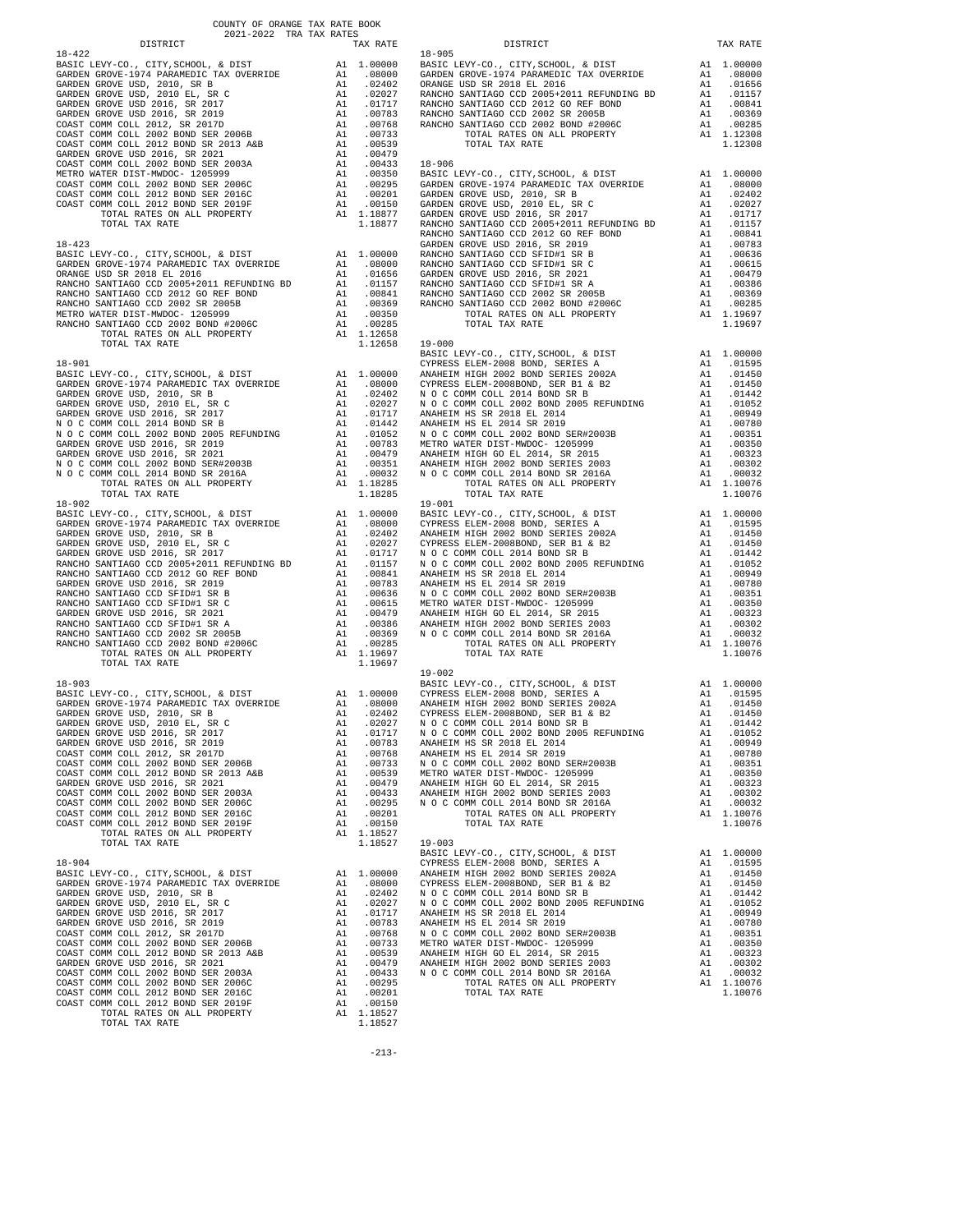COUNTY OF ORANGE TAX RATE BOOK
2021-2022 TRA TAX RATES

**18-422**

| DISTRICT | | TAX RATE |
|---|---|---|
| BASIC LEVY-CO., CITY,SCHOOL, & DIST | A1 | 1.00000 |
| GARDEN GROVE-1974 PARAMEDIC TAX OVERRIDE | A1 | .08000 |
| GARDEN GROVE USD, 2010, SR B | A1 | .02402 |
| GARDEN GROVE USD, 2010 EL, SR C | A1 | .02027 |
| GARDEN GROVE USD 2016, SR 2017 | A1 | .01717 |
| GARDEN GROVE USD 2016, SR 2019 | A1 | .00783 |
| COAST COMM COLL 2012, SR 2017D | A1 | .00768 |
| COAST COMM COLL 2002 BOND SER 2006B | A1 | .00733 |
| COAST COMM COLL 2012 BOND SR 2013 A&B | A1 | .00539 |
| GARDEN GROVE USD 2016, SR 2021 | A1 | .00479 |
| COAST COMM COLL 2002 BOND SER 2003A | A1 | .00433 |
| METRO WATER DIST-MWDOC- 1205999 | A1 | .00350 |
| COAST COMM COLL 2002 BOND SER 2006C | A1 | .00295 |
| COAST COMM COLL 2012 BOND SER 2016C | A1 | .00201 |
| COAST COMM COLL 2012 BOND SER 2019F | A1 | .00150 |
| TOTAL RATES ON ALL PROPERTY | A1 | 1.18877 |
| TOTAL TAX RATE | | 1.18877 |

**18-423**

| DISTRICT | | TAX RATE |
|---|---|---|
| BASIC LEVY-CO., CITY,SCHOOL, & DIST | A1 | 1.00000 |
| GARDEN GROVE-1974 PARAMEDIC TAX OVERRIDE | A1 | .08000 |
| ORANGE USD SR 2018 EL 2016 | A1 | .01656 |
| RANCHO SANTIAGO CCD 2005+2011 REFUNDING BD | A1 | .01157 |
| RANCHO SANTIAGO CCD 2012 GO REF BOND | A1 | .00841 |
| RANCHO SANTIAGO CCD 2002 SR 2005B | A1 | .00369 |
| METRO WATER DIST-MWDOC- 1205999 | A1 | .00350 |
| RANCHO SANTIAGO CCD 2002 BOND #2006C | A1 | .00285 |
| TOTAL RATES ON ALL PROPERTY | A1 | 1.12658 |
| TOTAL TAX RATE | | 1.12658 |

**18-901**

| DISTRICT | | TAX RATE |
|---|---|---|
| BASIC LEVY-CO., CITY,SCHOOL, & DIST | A1 | 1.00000 |
| GARDEN GROVE-1974 PARAMEDIC TAX OVERRIDE | A1 | .08000 |
| GARDEN GROVE USD, 2010, SR B | A1 | .02402 |
| GARDEN GROVE USD, 2010 EL, SR C | A1 | .02027 |
| GARDEN GROVE USD 2016, SR 2017 | A1 | .01717 |
| N O C COMM COLL 2014 BOND SR B | A1 | .01442 |
| N O C COMM COLL 2002 BOND 2005 REFUNDING | A1 | .01052 |
| GARDEN GROVE USD 2016, SR 2019 | A1 | .00783 |
| GARDEN GROVE USD 2016, SR 2021 | A1 | .00479 |
| N O C COMM COLL 2002 BOND SER#2003B | A1 | .00351 |
| N O C COMM COLL 2014 BOND SR 2016A | A1 | .00032 |
| TOTAL RATES ON ALL PROPERTY | A1 | 1.18285 |
| TOTAL TAX RATE | | 1.18285 |

**18-902**

| DISTRICT | | TAX RATE |
|---|---|---|
| BASIC LEVY-CO., CITY,SCHOOL, & DIST | A1 | 1.00000 |
| GARDEN GROVE-1974 PARAMEDIC TAX OVERRIDE | A1 | .08000 |
| GARDEN GROVE USD, 2010, SR B | A1 | .02402 |
| GARDEN GROVE USD, 2010 EL, SR C | A1 | .02027 |
| GARDEN GROVE USD 2016, SR 2017 | A1 | .01717 |
| RANCHO SANTIAGO CCD 2005+2011 REFUNDING BD | A1 | .01157 |
| RANCHO SANTIAGO CCD 2012 GO REF BOND | A1 | .00841 |
| GARDEN GROVE USD 2016, SR 2019 | A1 | .00783 |
| RANCHO SANTIAGO CCD SFID#1 SR B | A1 | .00636 |
| RANCHO SANTIAGO CCD SFID#1 SR C | A1 | .00615 |
| GARDEN GROVE USD 2016, SR 2021 | A1 | .00479 |
| RANCHO SANTIAGO CCD SFID#1 SR A | A1 | .00386 |
| RANCHO SANTIAGO CCD 2002 SR 2005B | A1 | .00369 |
| RANCHO SANTIAGO CCD 2002 BOND #2006C | A1 | .00285 |
| TOTAL RATES ON ALL PROPERTY | A1 | 1.19697 |
| TOTAL TAX RATE | | 1.19697 |

**18-903**

| DISTRICT | | TAX RATE |
|---|---|---|
| BASIC LEVY-CO., CITY,SCHOOL, & DIST | A1 | 1.00000 |
| GARDEN GROVE-1974 PARAMEDIC TAX OVERRIDE | A1 | .08000 |
| GARDEN GROVE USD, 2010, SR B | A1 | .02402 |
| GARDEN GROVE USD, 2010 EL, SR C | A1 | .02027 |
| GARDEN GROVE USD 2016, SR 2017 | A1 | .01717 |
| GARDEN GROVE USD 2016, SR 2019 | A1 | .00783 |
| COAST COMM COLL 2012, SR 2017D | A1 | .00768 |
| COAST COMM COLL 2002 BOND SER 2006B | A1 | .00733 |
| COAST COMM COLL 2012 BOND SR 2013 A&B | A1 | .00539 |
| GARDEN GROVE USD 2016, SR 2021 | A1 | .00479 |
| COAST COMM COLL 2002 BOND SER 2003A | A1 | .00433 |
| COAST COMM COLL 2002 BOND SER 2006C | A1 | .00295 |
| COAST COMM COLL 2012 BOND SER 2016C | A1 | .00201 |
| COAST COMM COLL 2012 BOND SER 2019F | A1 | .00150 |
| TOTAL RATES ON ALL PROPERTY | A1 | 1.18527 |
| TOTAL TAX RATE | | 1.18527 |

**18-904**

| DISTRICT | | TAX RATE |
|---|---|---|
| BASIC LEVY-CO., CITY,SCHOOL, & DIST | A1 | 1.00000 |
| GARDEN GROVE-1974 PARAMEDIC TAX OVERRIDE | A1 | .08000 |
| GARDEN GROVE USD, 2010, SR B | A1 | .02402 |
| GARDEN GROVE USD, 2010 EL, SR C | A1 | .02027 |
| GARDEN GROVE USD 2016, SR 2017 | A1 | .01717 |
| GARDEN GROVE USD 2016, SR 2019 | A1 | .00783 |
| COAST COMM COLL 2012, SR 2017D | A1 | .00768 |
| COAST COMM COLL 2002 BOND SER 2006B | A1 | .00733 |
| COAST COMM COLL 2012 BOND SR 2013 A&B | A1 | .00539 |
| GARDEN GROVE USD 2016, SR 2021 | A1 | .00479 |
| COAST COMM COLL 2002 BOND SER 2003A | A1 | .00433 |
| COAST COMM COLL 2002 BOND SER 2006C | A1 | .00295 |
| COAST COMM COLL 2012 BOND SER 2016C | A1 | .00201 |
| COAST COMM COLL 2012 BOND SER 2019F | A1 | .00150 |
| TOTAL RATES ON ALL PROPERTY | A1 | 1.18527 |
| TOTAL TAX RATE | | 1.18527 |

**18-905**

| DISTRICT | | TAX RATE |
|---|---|---|
| BASIC LEVY-CO., CITY,SCHOOL, & DIST | A1 | 1.00000 |
| GARDEN GROVE-1974 PARAMEDIC TAX OVERRIDE | A1 | .08000 |
| ORANGE USD SR 2018 EL 2016 | A1 | .01656 |
| RANCHO SANTIAGO CCD 2005+2011 REFUNDING BD | A1 | .01157 |
| RANCHO SANTIAGO CCD 2012 GO REF BOND | A1 | .00841 |
| RANCHO SANTIAGO CCD 2002 SR 2005B | A1 | .00369 |
| RANCHO SANTIAGO CCD 2002 BOND #2006C | A1 | .00285 |
| TOTAL RATES ON ALL PROPERTY | A1 | 1.12308 |
| TOTAL TAX RATE | | 1.12308 |

**18-906**

| DISTRICT | | TAX RATE |
|---|---|---|
| BASIC LEVY-CO., CITY,SCHOOL, & DIST | A1 | 1.00000 |
| GARDEN GROVE-1974 PARAMEDIC TAX OVERRIDE | A1 | .08000 |
| GARDEN GROVE USD, 2010, SR B | A1 | .02402 |
| GARDEN GROVE USD, 2010 EL, SR C | A1 | .02027 |
| GARDEN GROVE USD 2016, SR 2017 | A1 | .01717 |
| RANCHO SANTIAGO CCD 2005+2011 REFUNDING BD | A1 | .01157 |
| RANCHO SANTIAGO CCD 2012 GO REF BOND | A1 | .00841 |
| GARDEN GROVE USD 2016, SR 2019 | A1 | .00783 |
| RANCHO SANTIAGO CCD SFID#1 SR B | A1 | .00636 |
| RANCHO SANTIAGO CCD SFID#1 SR C | A1 | .00615 |
| GARDEN GROVE USD 2016, SR 2021 | A1 | .00479 |
| RANCHO SANTIAGO CCD SFID#1 SR A | A1 | .00386 |
| RANCHO SANTIAGO CCD 2002 SR 2005B | A1 | .00369 |
| RANCHO SANTIAGO CCD 2002 BOND #2006C | A1 | .00285 |
| TOTAL RATES ON ALL PROPERTY | A1 | 1.19697 |
| TOTAL TAX RATE | | 1.19697 |

**19-000**

| DISTRICT | | TAX RATE |
|---|---|---|
| BASIC LEVY-CO., CITY,SCHOOL, & DIST | A1 | 1.00000 |
| CYPRESS ELEM-2008 BOND, SERIES A | A1 | .01595 |
| ANAHEIM HIGH 2002 BOND SERIES 2002A | A1 | .01450 |
| CYPRESS ELEM-2008BOND, SER B1 & B2 | A1 | .01450 |
| N O C COMM COLL 2014 BOND SR B | A1 | .01442 |
| N O C COMM COLL 2002 BOND 2005 REFUNDING | A1 | .01052 |
| ANAHEIM HS SR 2018 EL 2014 | A1 | .00949 |
| ANAHEIM HS EL 2014 SR 2019 | A1 | .00780 |
| N O C COMM COLL 2002 BOND SER#2003B | A1 | .00351 |
| METRO WATER DIST-MWDOC- 1205999 | A1 | .00350 |
| ANAHEIM HIGH GO EL 2014, SR 2015 | A1 | .00323 |
| ANAHEIM HIGH 2002 BOND SERIES 2003 | A1 | .00302 |
| N O C COMM COLL 2014 BOND SR 2016A | A1 | .00032 |
| TOTAL RATES ON ALL PROPERTY | A1 | 1.10076 |
| TOTAL TAX RATE | | 1.10076 |

**19-001**

| DISTRICT | | TAX RATE |
|---|---|---|
| BASIC LEVY-CO., CITY,SCHOOL, & DIST | A1 | 1.00000 |
| CYPRESS ELEM-2008 BOND, SERIES A | A1 | .01595 |
| ANAHEIM HIGH 2002 BOND SERIES 2002A | A1 | .01450 |
| CYPRESS ELEM-2008BOND, SER B1 & B2 | A1 | .01450 |
| N O C COMM COLL 2014 BOND SR B | A1 | .01442 |
| N O C COMM COLL 2002 BOND 2005 REFUNDING | A1 | .01052 |
| ANAHEIM HS SR 2018 EL 2014 | A1 | .00949 |
| ANAHEIM HS EL 2014 SR 2019 | A1 | .00780 |
| N O C COMM COLL 2002 BOND SER#2003B | A1 | .00351 |
| METRO WATER DIST-MWDOC- 1205999 | A1 | .00350 |
| ANAHEIM HIGH GO EL 2014, SR 2015 | A1 | .00323 |
| ANAHEIM HIGH 2002 BOND SERIES 2003 | A1 | .00302 |
| N O C COMM COLL 2014 BOND SR 2016A | A1 | .00032 |
| TOTAL RATES ON ALL PROPERTY | A1 | 1.10076 |
| TOTAL TAX RATE | | 1.10076 |

**19-002**

| DISTRICT | | TAX RATE |
|---|---|---|
| BASIC LEVY-CO., CITY,SCHOOL, & DIST | A1 | 1.00000 |
| CYPRESS ELEM-2008 BOND, SERIES A | A1 | .01595 |
| ANAHEIM HIGH 2002 BOND SERIES 2002A | A1 | .01450 |
| CYPRESS ELEM-2008BOND, SER B1 & B2 | A1 | .01450 |
| N O C COMM COLL 2014 BOND SR B | A1 | .01442 |
| N O C COMM COLL 2002 BOND 2005 REFUNDING | A1 | .01052 |
| ANAHEIM HS SR 2018 EL 2014 | A1 | .00949 |
| ANAHEIM HS EL 2014 SR 2019 | A1 | .00780 |
| N O C COMM COLL 2002 BOND SER#2003B | A1 | .00351 |
| METRO WATER DIST-MWDOC- 1205999 | A1 | .00350 |
| ANAHEIM HIGH GO EL 2014, SR 2015 | A1 | .00323 |
| ANAHEIM HIGH 2002 BOND SERIES 2003 | A1 | .00302 |
| N O C COMM COLL 2014 BOND SR 2016A | A1 | .00032 |
| TOTAL RATES ON ALL PROPERTY | A1 | 1.10076 |
| TOTAL TAX RATE | | 1.10076 |

**19-003**

| DISTRICT | | TAX RATE |
|---|---|---|
| BASIC LEVY-CO., CITY,SCHOOL, & DIST | A1 | 1.00000 |
| CYPRESS ELEM-2008 BOND, SERIES A | A1 | .01595 |
| ANAHEIM HIGH 2002 BOND SERIES 2002A | A1 | .01450 |
| CYPRESS ELEM-2008BOND, SER B1 & B2 | A1 | .01450 |
| N O C COMM COLL 2014 BOND SR B | A1 | .01442 |
| N O C COMM COLL 2002 BOND 2005 REFUNDING | A1 | .01052 |
| ANAHEIM HS SR 2018 EL 2014 | A1 | .00949 |
| ANAHEIM HS EL 2014 SR 2019 | A1 | .00780 |
| N O C COMM COLL 2002 BOND SER#2003B | A1 | .00351 |
| METRO WATER DIST-MWDOC- 1205999 | A1 | .00350 |
| ANAHEIM HIGH GO EL 2014, SR 2015 | A1 | .00323 |
| ANAHEIM HIGH 2002 BOND SERIES 2003 | A1 | .00302 |
| N O C COMM COLL 2014 BOND SR 2016A | A1 | .00032 |
| TOTAL RATES ON ALL PROPERTY | A1 | 1.10076 |
| TOTAL TAX RATE | | 1.10076 |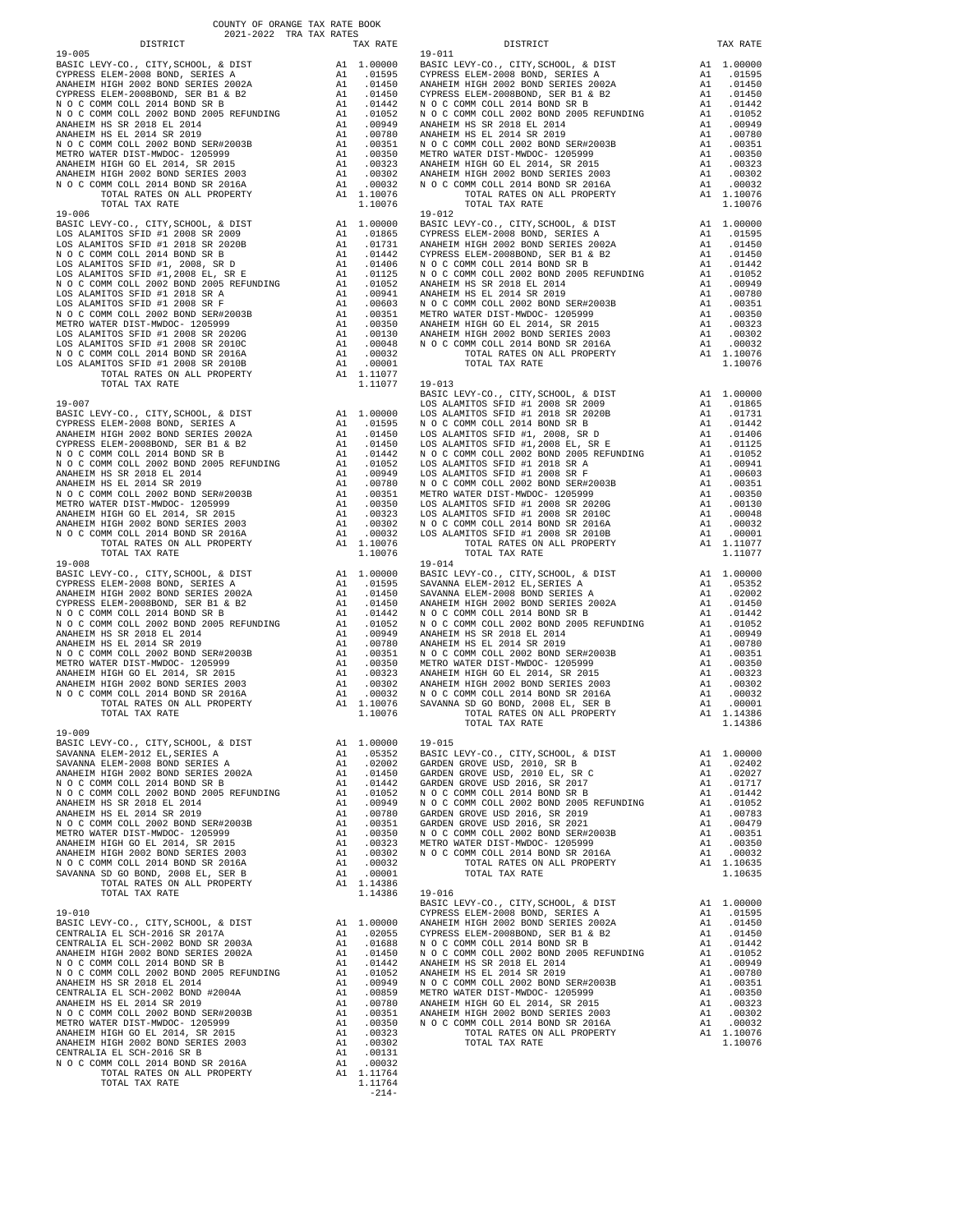# COUNTY OF ORANGE TAX RATE BOOK
## 2021-2022 TRA TAX RATES

### 19-005

| DISTRICT | | TAX RATE |
|---|---|---|
| BASIC LEVY-CO., CITY,SCHOOL, & DIST | A1 | 1.00000 |
| CYPRESS ELEM-2008 BOND, SERIES A | A1 | .01595 |
| ANAHEIM HIGH 2002 BOND SERIES 2002A | A1 | .01450 |
| CYPRESS ELEM-2008BOND, SER B1 & B2 | A1 | .01450 |
| N O C COMM COLL 2014 BOND SR B | A1 | .01442 |
| N O C COMM COLL 2002 BOND 2005 REFUNDING | A1 | .01052 |
| ANAHEIM HS SR 2018 EL 2014 | A1 | .00949 |
| ANAHEIM HS EL 2014 SR 2019 | A1 | .00780 |
| N O C COMM COLL 2002 BOND SER#2003B | A1 | .00351 |
| METRO WATER DIST-MWDOC- 1205999 | A1 | .00350 |
| ANAHEIM HIGH GO EL 2014, SR 2015 | A1 | .00323 |
| ANAHEIM HIGH 2002 BOND SERIES 2003 | A1 | .00302 |
| N O C COMM COLL 2014 BOND SR 2016A | A1 | .00032 |
| TOTAL RATES ON ALL PROPERTY | A1 | 1.10076 |
| TOTAL TAX RATE | | 1.10076 |

### 19-006

| DISTRICT | | TAX RATE |
|---|---|---|
| BASIC LEVY-CO., CITY,SCHOOL, & DIST | A1 | 1.00000 |
| LOS ALAMITOS SFID #1 2008 SR 2009 | A1 | .01865 |
| LOS ALAMITOS SFID #1 2018 SR 2020B | A1 | .01731 |
| N O C COMM COLL 2014 BOND SR B | A1 | .01442 |
| LOS ALAMITOS SFID #1, 2008, SR D | A1 | .01406 |
| LOS ALAMITOS SFID #1,2008 EL, SR E | A1 | .01125 |
| N O C COMM COLL 2002 BOND 2005 REFUNDING | A1 | .01052 |
| LOS ALAMITOS SFID #1 2018 SR A | A1 | .00941 |
| LOS ALAMITOS SFID #1 2008 SR F | A1 | .00603 |
| N O C COMM COLL 2002 BOND SER#2003B | A1 | .00351 |
| METRO WATER DIST-MWDOC- 1205999 | A1 | .00350 |
| LOS ALAMITOS SFID #1 2008 SR 2020G | A1 | .00130 |
| LOS ALAMITOS SFID #1 2008 SR 2010C | A1 | .00048 |
| N O C COMM COLL 2014 BOND SR 2016A | A1 | .00032 |
| LOS ALAMITOS SFID #1 2008 SR 2010B | A1 | .00001 |
| TOTAL RATES ON ALL PROPERTY | A1 | 1.11077 |
| TOTAL TAX RATE | | 1.11077 |

### 19-007

| DISTRICT | | TAX RATE |
|---|---|---|
| BASIC LEVY-CO., CITY,SCHOOL, & DIST | A1 | 1.00000 |
| CYPRESS ELEM-2008 BOND, SERIES A | A1 | .01595 |
| ANAHEIM HIGH 2002 BOND SERIES 2002A | A1 | .01450 |
| CYPRESS ELEM-2008BOND, SER B1 & B2 | A1 | .01450 |
| N O C COMM COLL 2014 BOND SR B | A1 | .01442 |
| N O C COMM COLL 2002 BOND 2005 REFUNDING | A1 | .01052 |
| ANAHEIM HS SR 2018 EL 2014 | A1 | .00949 |
| ANAHEIM HS EL 2014 SR 2019 | A1 | .00780 |
| N O C COMM COLL 2002 BOND SER#2003B | A1 | .00351 |
| METRO WATER DIST-MWDOC- 1205999 | A1 | .00350 |
| ANAHEIM HIGH GO EL 2014, SR 2015 | A1 | .00323 |
| ANAHEIM HIGH 2002 BOND SERIES 2003 | A1 | .00302 |
| N O C COMM COLL 2014 BOND SR 2016A | A1 | .00032 |
| TOTAL RATES ON ALL PROPERTY | A1 | 1.10076 |
| TOTAL TAX RATE | | 1.10076 |

### 19-008

| DISTRICT | | TAX RATE |
|---|---|---|
| BASIC LEVY-CO., CITY,SCHOOL, & DIST | A1 | 1.00000 |
| CYPRESS ELEM-2008 BOND, SERIES A | A1 | .01595 |
| ANAHEIM HIGH 2002 BOND SERIES 2002A | A1 | .01450 |
| CYPRESS ELEM-2008BOND, SER B1 & B2 | A1 | .01450 |
| N O C COMM COLL 2014 BOND SR B | A1 | .01442 |
| N O C COMM COLL 2002 BOND 2005 REFUNDING | A1 | .01052 |
| ANAHEIM HS SR 2018 EL 2014 | A1 | .00949 |
| ANAHEIM HS EL 2014 SR 2019 | A1 | .00780 |
| N O C COMM COLL 2002 BOND SER#2003B | A1 | .00351 |
| METRO WATER DIST-MWDOC- 1205999 | A1 | .00350 |
| ANAHEIM HIGH GO EL 2014, SR 2015 | A1 | .00323 |
| ANAHEIM HIGH 2002 BOND SERIES 2003 | A1 | .00302 |
| N O C COMM COLL 2014 BOND SR 2016A | A1 | .00032 |
| TOTAL RATES ON ALL PROPERTY | A1 | 1.10076 |
| TOTAL TAX RATE | | 1.10076 |

### 19-009

| DISTRICT | | TAX RATE |
|---|---|---|
| BASIC LEVY-CO., CITY,SCHOOL, & DIST | A1 | 1.00000 |
| SAVANNA ELEM-2012 EL,SERIES A | A1 | .05352 |
| SAVANNA ELEM-2008 BOND SERIES A | A1 | .02002 |
| ANAHEIM HIGH 2002 BOND SERIES 2002A | A1 | .01450 |
| N O C COMM COLL 2014 BOND SR B | A1 | .01442 |
| N O C COMM COLL 2002 BOND 2005 REFUNDING | A1 | .01052 |
| ANAHEIM HS SR 2018 EL 2014 | A1 | .00949 |
| ANAHEIM HS EL 2014 SR 2019 | A1 | .00780 |
| N O C COMM COLL 2002 BOND SER#2003B | A1 | .00351 |
| METRO WATER DIST-MWDOC- 1205999 | A1 | .00350 |
| ANAHEIM HIGH GO EL 2014, SR 2015 | A1 | .00323 |
| ANAHEIM HIGH 2002 BOND SERIES 2003 | A1 | .00302 |
| N O C COMM COLL 2014 BOND SR 2016A | A1 | .00032 |
| SAVANNA SD GO BOND, 2008 EL, SER B | A1 | .00001 |
| TOTAL RATES ON ALL PROPERTY | A1 | 1.14386 |
| TOTAL TAX RATE | | 1.14386 |

### 19-010

| DISTRICT | | TAX RATE |
|---|---|---|
| BASIC LEVY-CO., CITY,SCHOOL, & DIST | A1 | 1.00000 |
| CENTRALIA EL SCH-2016 SR 2017A | A1 | .02055 |
| CENTRALIA EL SCH-2002 BOND SR 2003A | A1 | .01688 |
| ANAHEIM HIGH 2002 BOND SERIES 2002A | A1 | .01450 |
| N O C COMM COLL 2014 BOND SR B | A1 | .01442 |
| N O C COMM COLL 2002 BOND 2005 REFUNDING | A1 | .01052 |
| ANAHEIM HS SR 2018 EL 2014 | A1 | .00949 |
| CENTRALIA EL SCH-2002 BOND #2004A | A1 | .00859 |
| ANAHEIM HS EL 2014 SR 2019 | A1 | .00780 |
| N O C COMM COLL 2002 BOND SER#2003B | A1 | .00351 |
| METRO WATER DIST-MWDOC- 1205999 | A1 | .00350 |
| ANAHEIM HIGH GO EL 2014, SR 2015 | A1 | .00323 |
| ANAHEIM HIGH 2002 BOND SERIES 2003 | A1 | .00302 |
| CENTRALIA EL SCH-2016 SR B | A1 | .00131 |
| N O C COMM COLL 2014 BOND SR 2016A | A1 | .00032 |
| TOTAL RATES ON ALL PROPERTY | A1 | 1.11764 |
| TOTAL TAX RATE | | 1.11764 |

### 19-011

| DISTRICT | | TAX RATE |
|---|---|---|
| BASIC LEVY-CO., CITY,SCHOOL, & DIST | A1 | 1.00000 |
| CYPRESS ELEM-2008 BOND, SERIES A | A1 | .01595 |
| ANAHEIM HIGH 2002 BOND SERIES 2002A | A1 | .01450 |
| CYPRESS ELEM-2008BOND, SER B1 & B2 | A1 | .01450 |
| N O C COMM COLL 2014 BOND SR B | A1 | .01442 |
| N O C COMM COLL 2002 BOND 2005 REFUNDING | A1 | .01052 |
| ANAHEIM HS SR 2018 EL 2014 | A1 | .00949 |
| ANAHEIM HS EL 2014 SR 2019 | A1 | .00780 |
| N O C COMM COLL 2002 BOND SER#2003B | A1 | .00351 |
| METRO WATER DIST-MWDOC- 1205999 | A1 | .00350 |
| ANAHEIM HIGH GO EL 2014, SR 2015 | A1 | .00323 |
| ANAHEIM HIGH 2002 BOND SERIES 2003 | A1 | .00302 |
| N O C COMM COLL 2014 BOND SR 2016A | A1 | .00032 |
| TOTAL RATES ON ALL PROPERTY | A1 | 1.10076 |
| TOTAL TAX RATE | | 1.10076 |

### 19-012

| DISTRICT | | TAX RATE |
|---|---|---|
| BASIC LEVY-CO., CITY,SCHOOL, & DIST | A1 | 1.00000 |
| CYPRESS ELEM-2008 BOND, SERIES A | A1 | .01595 |
| ANAHEIM HIGH 2002 BOND SERIES 2002A | A1 | .01450 |
| CYPRESS ELEM-2008BOND, SER B1 & B2 | A1 | .01450 |
| N O C COMM COLL 2014 BOND SR B | A1 | .01442 |
| N O C COMM COLL 2002 BOND 2005 REFUNDING | A1 | .01052 |
| ANAHEIM HS SR 2018 EL 2014 | A1 | .00949 |
| ANAHEIM HS EL 2014 SR 2019 | A1 | .00780 |
| N O C COMM COLL 2002 BOND SER#2003B | A1 | .00351 |
| METRO WATER DIST-MWDOC- 1205999 | A1 | .00350 |
| ANAHEIM HIGH GO EL 2014, SR 2015 | A1 | .00323 |
| ANAHEIM HIGH 2002 BOND SERIES 2003 | A1 | .00302 |
| N O C COMM COLL 2014 BOND SR 2016A | A1 | .00032 |
| TOTAL RATES ON ALL PROPERTY | A1 | 1.10076 |
| TOTAL TAX RATE | | 1.10076 |

### 19-013

| DISTRICT | | TAX RATE |
|---|---|---|
| BASIC LEVY-CO., CITY,SCHOOL, & DIST | A1 | 1.00000 |
| LOS ALAMITOS SFID #1 2008 SR 2009 | A1 | .01865 |
| LOS ALAMITOS SFID #1 2018 SR 2020B | A1 | .01731 |
| N O C COMM COLL 2014 BOND SR B | A1 | .01442 |
| LOS ALAMITOS SFID #1, 2008, SR D | A1 | .01406 |
| LOS ALAMITOS SFID #1,2008 EL, SR E | A1 | .01125 |
| N O C COMM COLL 2002 BOND 2005 REFUNDING | A1 | .01052 |
| LOS ALAMITOS SFID #1 2018 SR A | A1 | .00941 |
| LOS ALAMITOS SFID #1 2008 SR F | A1 | .00603 |
| N O C COMM COLL 2002 BOND SER#2003B | A1 | .00351 |
| METRO WATER DIST-MWDOC- 1205999 | A1 | .00350 |
| LOS ALAMITOS SFID #1 2008 SR 2020G | A1 | .00130 |
| LOS ALAMITOS SFID #1 2008 SR 2010C | A1 | .00048 |
| N O C COMM COLL 2014 BOND SR 2016A | A1 | .00032 |
| LOS ALAMITOS SFID #1 2008 SR 2010B | A1 | .00001 |
| TOTAL RATES ON ALL PROPERTY | A1 | 1.11077 |
| TOTAL TAX RATE | | 1.11077 |

### 19-014

| DISTRICT | | TAX RATE |
|---|---|---|
| BASIC LEVY-CO., CITY,SCHOOL, & DIST | A1 | 1.00000 |
| SAVANNA ELEM-2012 EL,SERIES A | A1 | .05352 |
| SAVANNA ELEM-2008 BOND SERIES A | A1 | .02002 |
| ANAHEIM HIGH 2002 BOND SERIES 2002A | A1 | .01450 |
| N O C COMM COLL 2014 BOND SR B | A1 | .01442 |
| N O C COMM COLL 2002 BOND 2005 REFUNDING | A1 | .01052 |
| ANAHEIM HS SR 2018 EL 2014 | A1 | .00949 |
| ANAHEIM HS EL 2014 SR 2019 | A1 | .00780 |
| N O C COMM COLL 2002 BOND SER#2003B | A1 | .00351 |
| METRO WATER DIST-MWDOC- 1205999 | A1 | .00350 |
| ANAHEIM HIGH GO EL 2014, SR 2015 | A1 | .00323 |
| ANAHEIM HIGH 2002 BOND SERIES 2003 | A1 | .00302 |
| N O C COMM COLL 2014 BOND SR 2016A | A1 | .00032 |
| SAVANNA SD GO BOND, 2008 EL, SER B | A1 | .00001 |
| TOTAL RATES ON ALL PROPERTY | A1 | 1.14386 |
| TOTAL TAX RATE | | 1.14386 |

### 19-015

| DISTRICT | | TAX RATE |
|---|---|---|
| BASIC LEVY-CO., CITY,SCHOOL, & DIST | A1 | 1.00000 |
| GARDEN GROVE USD, 2010, SR B | A1 | .02402 |
| GARDEN GROVE USD, 2010 EL, SR C | A1 | .02027 |
| GARDEN GROVE USD 2016, SR 2017 | A1 | .01717 |
| N O C COMM COLL 2014 BOND SR B | A1 | .01442 |
| N O C COMM COLL 2002 BOND 2005 REFUNDING | A1 | .01052 |
| GARDEN GROVE USD 2016, SR 2019 | A1 | .00783 |
| GARDEN GROVE USD 2016, SR 2021 | A1 | .00479 |
| N O C COMM COLL 2002 BOND SER#2003B | A1 | .00351 |
| METRO WATER DIST-MWDOC- 1205999 | A1 | .00350 |
| N O C COMM COLL 2014 BOND SR 2016A | A1 | .00032 |
| TOTAL RATES ON ALL PROPERTY | A1 | 1.10635 |
| TOTAL TAX RATE | | 1.10635 |

### 19-016

| DISTRICT | | TAX RATE |
|---|---|---|
| BASIC LEVY-CO., CITY,SCHOOL, & DIST | A1 | 1.00000 |
| CYPRESS ELEM-2008 BOND, SERIES A | A1 | .01595 |
| ANAHEIM HIGH 2002 BOND SERIES 2002A | A1 | .01450 |
| CYPRESS ELEM-2008BOND, SER B1 & B2 | A1 | .01450 |
| N O C COMM COLL 2014 BOND SR B | A1 | .01442 |
| N O C COMM COLL 2002 BOND 2005 REFUNDING | A1 | .01052 |
| ANAHEIM HS SR 2018 EL 2014 | A1 | .00949 |
| ANAHEIM HS EL 2014 SR 2019 | A1 | .00780 |
| N O C COMM COLL 2002 BOND SER#2003B | A1 | .00351 |
| METRO WATER DIST-MWDOC- 1205999 | A1 | .00350 |
| ANAHEIM HIGH GO EL 2014, SR 2015 | A1 | .00323 |
| ANAHEIM HIGH 2002 BOND SERIES 2003 | A1 | .00302 |
| N O C COMM COLL 2014 BOND SR 2016A | A1 | .00032 |
| TOTAL RATES ON ALL PROPERTY | A1 | 1.10076 |
| TOTAL TAX RATE | | 1.10076 |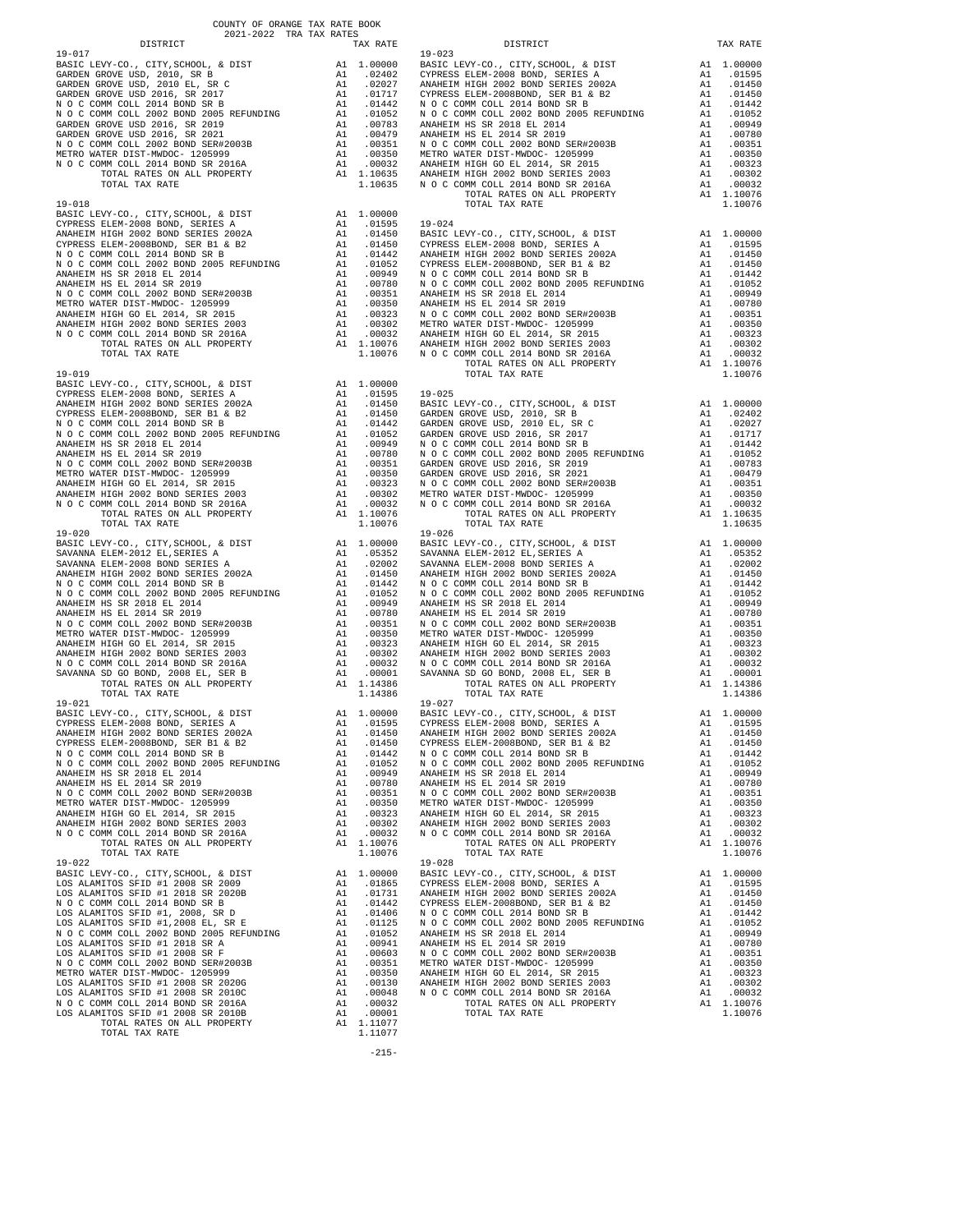COUNTY OF ORANGE TAX RATE BOOK
2021-2022 TRA TAX RATES

| DISTRICT | | TAX RATE |
|---|---|---|
| 19-017 | | |
| BASIC LEVY-CO., CITY,SCHOOL, & DIST | A1 | 1.00000 |
| GARDEN GROVE USD, 2010, SR B | A1 | .02402 |
| GARDEN GROVE USD, 2010 EL, SR C | A1 | .02027 |
| GARDEN GROVE USD 2016, SR 2017 | A1 | .01717 |
| N O C COMM COLL 2014 BOND SR B | A1 | .01442 |
| N O C COMM COLL 2002 BOND 2005 REFUNDING | A1 | .01052 |
| GARDEN GROVE USD 2016, SR 2019 | A1 | .00783 |
| GARDEN GROVE USD 2016, SR 2021 | A1 | .00479 |
| N O C COMM COLL 2002 BOND SER#2003B | A1 | .00351 |
| METRO WATER DIST-MWDOC- 1205999 | A1 | .00350 |
| N O C COMM COLL 2014 BOND SR 2016A | A1 | .00032 |
| TOTAL RATES ON ALL PROPERTY | A1 | 1.10635 |
| TOTAL TAX RATE | | 1.10635 |
| 19-018 | | |
| BASIC LEVY-CO., CITY,SCHOOL, & DIST | A1 | 1.00000 |
| CYPRESS ELEM-2008 BOND, SERIES A | A1 | .01595 |
| ANAHEIM HIGH 2002 BOND SERIES 2002A | A1 | .01450 |
| CYPRESS ELEM-2008BOND, SER B1 & B2 | A1 | .01450 |
| N O C COMM COLL 2014 BOND SR B | A1 | .01442 |
| N O C COMM COLL 2002 BOND 2005 REFUNDING | A1 | .01052 |
| ANAHEIM HS SR 2018 EL 2014 | A1 | .00949 |
| ANAHEIM HS EL 2014 SR 2019 | A1 | .00780 |
| N O C COMM COLL 2002 BOND SER#2003B | A1 | .00351 |
| METRO WATER DIST-MWDOC- 1205999 | A1 | .00350 |
| ANAHEIM HIGH GO EL 2014, SR 2015 | A1 | .00323 |
| ANAHEIM HIGH 2002 BOND SERIES 2003 | A1 | .00302 |
| N O C COMM COLL 2014 BOND SR 2016A | A1 | .00032 |
| TOTAL RATES ON ALL PROPERTY | A1 | 1.10076 |
| TOTAL TAX RATE | | 1.10076 |
| 19-019 | | |
| BASIC LEVY-CO., CITY,SCHOOL, & DIST | A1 | 1.00000 |
| CYPRESS ELEM-2008 BOND, SERIES A | A1 | .01595 |
| ANAHEIM HIGH 2002 BOND SERIES 2002A | A1 | .01450 |
| CYPRESS ELEM-2008BOND, SER B1 & B2 | A1 | .01450 |
| N O C COMM COLL 2014 BOND SR B | A1 | .01442 |
| N O C COMM COLL 2002 BOND 2005 REFUNDING | A1 | .01052 |
| ANAHEIM HS SR 2018 EL 2014 | A1 | .00949 |
| ANAHEIM HS EL 2014 SR 2019 | A1 | .00780 |
| N O C COMM COLL 2002 BOND SER#2003B | A1 | .00351 |
| METRO WATER DIST-MWDOC- 1205999 | A1 | .00350 |
| ANAHEIM HIGH GO EL 2014, SR 2015 | A1 | .00323 |
| ANAHEIM HIGH 2002 BOND SERIES 2003 | A1 | .00302 |
| N O C COMM COLL 2014 BOND SR 2016A | A1 | .00032 |
| TOTAL RATES ON ALL PROPERTY | A1 | 1.10076 |
| TOTAL TAX RATE | | 1.10076 |
| 19-020 | | |
| BASIC LEVY-CO., CITY,SCHOOL, & DIST | A1 | 1.00000 |
| SAVANNA ELEM-2012 EL,SERIES A | A1 | .05352 |
| SAVANNA ELEM-2008 BOND SERIES A | A1 | .02002 |
| ANAHEIM HIGH 2002 BOND SERIES 2002A | A1 | .01450 |
| N O C COMM COLL 2014 BOND SR B | A1 | .01442 |
| N O C COMM COLL 2002 BOND 2005 REFUNDING | A1 | .01052 |
| ANAHEIM HS SR 2018 EL 2014 | A1 | .00949 |
| ANAHEIM HS EL 2014 SR 2019 | A1 | .00780 |
| N O C COMM COLL 2002 BOND SER#2003B | A1 | .00351 |
| METRO WATER DIST-MWDOC- 1205999 | A1 | .00350 |
| ANAHEIM HIGH GO EL 2014, SR 2015 | A1 | .00323 |
| ANAHEIM HIGH 2002 BOND SERIES 2003 | A1 | .00302 |
| N O C COMM COLL 2014 BOND SR 2016A | A1 | .00032 |
| SAVANNA SD GO BOND, 2008 EL, SER B | A1 | .00001 |
| TOTAL RATES ON ALL PROPERTY | A1 | 1.14386 |
| TOTAL TAX RATE | | 1.14386 |
| 19-021 | | |
| BASIC LEVY-CO., CITY,SCHOOL, & DIST | A1 | 1.00000 |
| CYPRESS ELEM-2008 BOND, SERIES A | A1 | .01595 |
| ANAHEIM HIGH 2002 BOND SERIES 2002A | A1 | .01450 |
| CYPRESS ELEM-2008BOND, SER B1 & B2 | A1 | .01450 |
| N O C COMM COLL 2014 BOND SR B | A1 | .01442 |
| N O C COMM COLL 2002 BOND 2005 REFUNDING | A1 | .01052 |
| ANAHEIM HS SR 2018 EL 2014 | A1 | .00949 |
| ANAHEIM HS EL 2014 SR 2019 | A1 | .00780 |
| N O C COMM COLL 2002 BOND SER#2003B | A1 | .00351 |
| METRO WATER DIST-MWDOC- 1205999 | A1 | .00350 |
| ANAHEIM HIGH GO EL 2014, SR 2015 | A1 | .00323 |
| ANAHEIM HIGH 2002 BOND SERIES 2003 | A1 | .00302 |
| N O C COMM COLL 2014 BOND SR 2016A | A1 | .00032 |
| TOTAL RATES ON ALL PROPERTY | A1 | 1.10076 |
| TOTAL TAX RATE | | 1.10076 |
| 19-022 | | |
| BASIC LEVY-CO., CITY,SCHOOL, & DIST | A1 | 1.00000 |
| LOS ALAMITOS SFID #1 2008 SR 2009 | A1 | .01865 |
| LOS ALAMITOS SFID #1 2018 SR 2020B | A1 | .01731 |
| N O C COMM COLL 2014 BOND SR B | A1 | .01442 |
| LOS ALAMITOS SFID #1, 2008, SR D | A1 | .01406 |
| LOS ALAMITOS SFID #1,2008 EL, SR E | A1 | .01125 |
| N O C COMM COLL 2002 BOND 2005 REFUNDING | A1 | .01052 |
| LOS ALAMITOS SFID #1 2018 SR A | A1 | .00941 |
| LOS ALAMITOS SFID #1 2008 SR F | A1 | .00603 |
| N O C COMM COLL 2002 BOND SER#2003B | A1 | .00351 |
| METRO WATER DIST-MWDOC- 1205999 | A1 | .00350 |
| LOS ALAMITOS SFID #1 2008 SR 2020G | A1 | .00130 |
| LOS ALAMITOS SFID #1 2008 SR 2010C | A1 | .00048 |
| N O C COMM COLL 2014 BOND SR 2016A | A1 | .00032 |
| LOS ALAMITOS SFID #1 2008 SR 2010B | A1 | .00001 |
| TOTAL RATES ON ALL PROPERTY | A1 | 1.11077 |
| TOTAL TAX RATE | | 1.11077 |
| 19-023 | | |
| BASIC LEVY-CO., CITY,SCHOOL, & DIST | A1 | 1.00000 |
| CYPRESS ELEM-2008 BOND, SERIES A | A1 | .01595 |
| ANAHEIM HIGH 2002 BOND SERIES 2002A | A1 | .01450 |
| CYPRESS ELEM-2008BOND, SER B1 & B2 | A1 | .01450 |
| N O C COMM COLL 2014 BOND SR B | A1 | .01442 |
| N O C COMM COLL 2002 BOND 2005 REFUNDING | A1 | .01052 |
| ANAHEIM HS SR 2018 EL 2014 | A1 | .00949 |
| ANAHEIM HS EL 2014 SR 2019 | A1 | .00780 |
| N O C COMM COLL 2002 BOND SER#2003B | A1 | .00351 |
| METRO WATER DIST-MWDOC- 1205999 | A1 | .00350 |
| ANAHEIM HIGH GO EL 2014, SR 2015 | A1 | .00323 |
| ANAHEIM HIGH 2002 BOND SERIES 2003 | A1 | .00302 |
| N O C COMM COLL 2014 BOND SR 2016A | A1 | .00032 |
| TOTAL RATES ON ALL PROPERTY | A1 | 1.10076 |
| TOTAL TAX RATE | | 1.10076 |
| 19-024 | | |
| BASIC LEVY-CO., CITY,SCHOOL, & DIST | A1 | 1.00000 |
| CYPRESS ELEM-2008 BOND, SERIES A | A1 | .01595 |
| ANAHEIM HIGH 2002 BOND SERIES 2002A | A1 | .01450 |
| CYPRESS ELEM-2008BOND, SER B1 & B2 | A1 | .01450 |
| N O C COMM COLL 2014 BOND SR B | A1 | .01442 |
| N O C COMM COLL 2002 BOND 2005 REFUNDING | A1 | .01052 |
| ANAHEIM HS SR 2018 EL 2014 | A1 | .00949 |
| ANAHEIM HS EL 2014 SR 2019 | A1 | .00780 |
| N O C COMM COLL 2002 BOND SER#2003B | A1 | .00351 |
| METRO WATER DIST-MWDOC- 1205999 | A1 | .00350 |
| ANAHEIM HIGH GO EL 2014, SR 2015 | A1 | .00323 |
| ANAHEIM HIGH 2002 BOND SERIES 2003 | A1 | .00302 |
| N O C COMM COLL 2014 BOND SR 2016A | A1 | .00032 |
| TOTAL RATES ON ALL PROPERTY | A1 | 1.10076 |
| TOTAL TAX RATE | | 1.10076 |
| 19-025 | | |
| BASIC LEVY-CO., CITY,SCHOOL, & DIST | A1 | 1.00000 |
| GARDEN GROVE USD, 2010, SR B | A1 | .02402 |
| GARDEN GROVE USD, 2010 EL, SR C | A1 | .02027 |
| GARDEN GROVE USD 2016, SR 2017 | A1 | .01717 |
| N O C COMM COLL 2014 BOND SR B | A1 | .01442 |
| N O C COMM COLL 2002 BOND 2005 REFUNDING | A1 | .01052 |
| GARDEN GROVE USD 2016, SR 2019 | A1 | .00783 |
| GARDEN GROVE USD 2016, SR 2021 | A1 | .00479 |
| N O C COMM COLL 2002 BOND SER#2003B | A1 | .00351 |
| METRO WATER DIST-MWDOC- 1205999 | A1 | .00350 |
| N O C COMM COLL 2014 BOND SR 2016A | A1 | .00032 |
| TOTAL RATES ON ALL PROPERTY | A1 | 1.10635 |
| TOTAL TAX RATE | | 1.10635 |
| 19-026 | | |
| BASIC LEVY-CO., CITY,SCHOOL, & DIST | A1 | 1.00000 |
| SAVANNA ELEM-2012 EL,SERIES A | A1 | .05352 |
| SAVANNA ELEM-2008 BOND SERIES A | A1 | .02002 |
| ANAHEIM HIGH 2002 BOND SERIES 2002A | A1 | .01450 |
| N O C COMM COLL 2014 BOND SR B | A1 | .01442 |
| N O C COMM COLL 2002 BOND 2005 REFUNDING | A1 | .01052 |
| ANAHEIM HS SR 2018 EL 2014 | A1 | .00949 |
| ANAHEIM HS EL 2014 SR 2019 | A1 | .00780 |
| N O C COMM COLL 2002 BOND SER#2003B | A1 | .00351 |
| METRO WATER DIST-MWDOC- 1205999 | A1 | .00350 |
| ANAHEIM HIGH GO EL 2014, SR 2015 | A1 | .00323 |
| ANAHEIM HIGH 2002 BOND SERIES 2003 | A1 | .00302 |
| N O C COMM COLL 2014 BOND SR 2016A | A1 | .00032 |
| SAVANNA SD GO BOND, 2008 EL, SER B | A1 | .00001 |
| TOTAL RATES ON ALL PROPERTY | A1 | 1.14386 |
| TOTAL TAX RATE | | 1.14386 |
| 19-027 | | |
| BASIC LEVY-CO., CITY,SCHOOL, & DIST | A1 | 1.00000 |
| CYPRESS ELEM-2008 BOND, SERIES A | A1 | .01595 |
| ANAHEIM HIGH 2002 BOND SERIES 2002A | A1 | .01450 |
| CYPRESS ELEM-2008BOND, SER B1 & B2 | A1 | .01450 |
| N O C COMM COLL 2014 BOND SR B | A1 | .01442 |
| N O C COMM COLL 2002 BOND 2005 REFUNDING | A1 | .01052 |
| ANAHEIM HS SR 2018 EL 2014 | A1 | .00949 |
| ANAHEIM HS EL 2014 SR 2019 | A1 | .00780 |
| N O C COMM COLL 2002 BOND SER#2003B | A1 | .00351 |
| METRO WATER DIST-MWDOC- 1205999 | A1 | .00350 |
| ANAHEIM HIGH GO EL 2014, SR 2015 | A1 | .00323 |
| ANAHEIM HIGH 2002 BOND SERIES 2003 | A1 | .00302 |
| N O C COMM COLL 2014 BOND SR 2016A | A1 | .00032 |
| TOTAL RATES ON ALL PROPERTY | A1 | 1.10076 |
| TOTAL TAX RATE | | 1.10076 |
| 19-028 | | |
| BASIC LEVY-CO., CITY,SCHOOL, & DIST | A1 | 1.00000 |
| CYPRESS ELEM-2008 BOND, SERIES A | A1 | .01595 |
| ANAHEIM HIGH 2002 BOND SERIES 2002A | A1 | .01450 |
| CYPRESS ELEM-2008BOND, SER B1 & B2 | A1 | .01450 |
| N O C COMM COLL 2014 BOND SR B | A1 | .01442 |
| N O C COMM COLL 2002 BOND 2005 REFUNDING | A1 | .01052 |
| ANAHEIM HS SR 2018 EL 2014 | A1 | .00949 |
| ANAHEIM HS EL 2014 SR 2019 | A1 | .00780 |
| N O C COMM COLL 2002 BOND SER#2003B | A1 | .00351 |
| METRO WATER DIST-MWDOC- 1205999 | A1 | .00350 |
| ANAHEIM HIGH GO EL 2014, SR 2015 | A1 | .00323 |
| ANAHEIM HIGH 2002 BOND SERIES 2003 | A1 | .00302 |
| N O C COMM COLL 2014 BOND SR 2016A | A1 | .00032 |
| TOTAL RATES ON ALL PROPERTY | A1 | 1.10076 |
| TOTAL TAX RATE | | 1.10076 |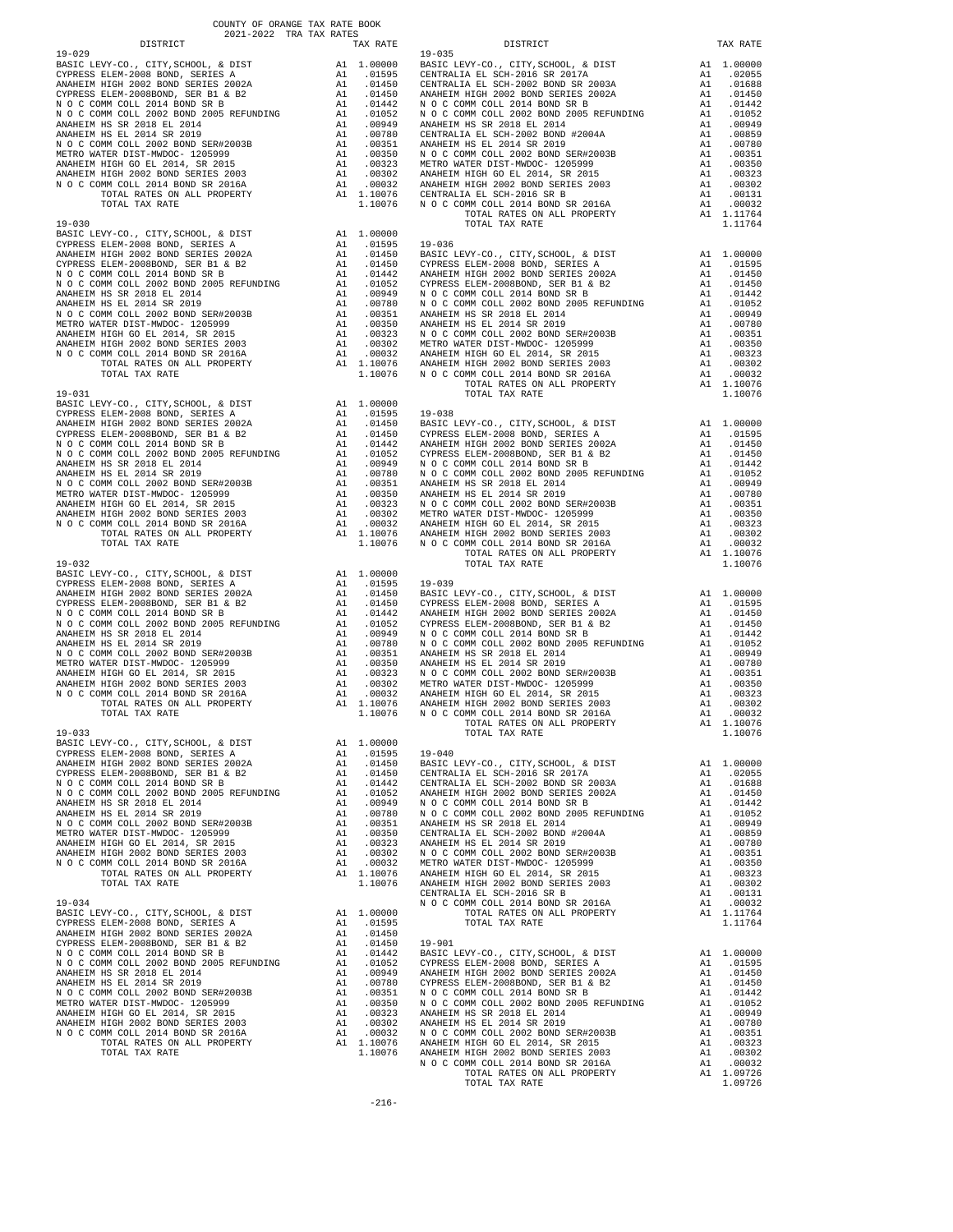COUNTY OF ORANGE TAX RATE BOOK
2021-2022 TRA TAX RATES

| DISTRICT | | TAX RATE |
|---|---|---|
| **19-029** | | |
| BASIC LEVY-CO., CITY,SCHOOL, & DIST | A1 | 1.00000 |
| CYPRESS ELEM-2008 BOND, SERIES A | A1 | .01595 |
| ANAHEIM HIGH 2002 BOND SERIES 2002A | A1 | .01450 |
| CYPRESS ELEM-2008BOND, SER B1 & B2 | A1 | .01450 |
| N O C COMM COLL 2014 BOND SR B | A1 | .01442 |
| N O C COMM COLL 2002 BOND 2005 REFUNDING | A1 | .01052 |
| ANAHEIM HS SR 2018 EL 2014 | A1 | .00949 |
| ANAHEIM HS EL 2014 SR 2019 | A1 | .00780 |
| N O C COMM COLL 2002 BOND SER#2003B | A1 | .00351 |
| METRO WATER DIST-MWDOC- 1205999 | A1 | .00350 |
| ANAHEIM HIGH GO EL 2014, SR 2015 | A1 | .00323 |
| ANAHEIM HIGH 2002 BOND SERIES 2003 | A1 | .00302 |
| N O C COMM COLL 2014 BOND SR 2016A | A1 | .00032 |
| TOTAL RATES ON ALL PROPERTY | A1 | 1.10076 |
| TOTAL TAX RATE | | 1.10076 |
| **19-030** | | |
| BASIC LEVY-CO., CITY,SCHOOL, & DIST | A1 | 1.00000 |
| CYPRESS ELEM-2008 BOND, SERIES A | A1 | .01595 |
| ANAHEIM HIGH 2002 BOND SERIES 2002A | A1 | .01450 |
| CYPRESS ELEM-2008BOND, SER B1 & B2 | A1 | .01450 |
| N O C COMM COLL 2014 BOND SR B | A1 | .01442 |
| N O C COMM COLL 2002 BOND 2005 REFUNDING | A1 | .01052 |
| ANAHEIM HS SR 2018 EL 2014 | A1 | .00949 |
| ANAHEIM HS EL 2014 SR 2019 | A1 | .00780 |
| N O C COMM COLL 2002 BOND SER#2003B | A1 | .00351 |
| METRO WATER DIST-MWDOC- 1205999 | A1 | .00350 |
| ANAHEIM HIGH GO EL 2014, SR 2015 | A1 | .00323 |
| ANAHEIM HIGH 2002 BOND SERIES 2003 | A1 | .00302 |
| N O C COMM COLL 2014 BOND SR 2016A | A1 | .00032 |
| TOTAL RATES ON ALL PROPERTY | A1 | 1.10076 |
| TOTAL TAX RATE | | 1.10076 |
| **19-031** | | |
| BASIC LEVY-CO., CITY,SCHOOL, & DIST | A1 | 1.00000 |
| CYPRESS ELEM-2008 BOND, SERIES A | A1 | .01595 |
| ANAHEIM HIGH 2002 BOND SERIES 2002A | A1 | .01450 |
| CYPRESS ELEM-2008BOND, SER B1 & B2 | A1 | .01450 |
| N O C COMM COLL 2014 BOND SR B | A1 | .01442 |
| N O C COMM COLL 2002 BOND 2005 REFUNDING | A1 | .01052 |
| ANAHEIM HS SR 2018 EL 2014 | A1 | .00949 |
| ANAHEIM HS EL 2014 SR 2019 | A1 | .00780 |
| N O C COMM COLL 2002 BOND SER#2003B | A1 | .00351 |
| METRO WATER DIST-MWDOC- 1205999 | A1 | .00350 |
| ANAHEIM HIGH GO EL 2014, SR 2015 | A1 | .00323 |
| ANAHEIM HIGH 2002 BOND SERIES 2003 | A1 | .00302 |
| N O C COMM COLL 2014 BOND SR 2016A | A1 | .00032 |
| TOTAL RATES ON ALL PROPERTY | A1 | 1.10076 |
| TOTAL TAX RATE | | 1.10076 |
| **19-032** | | |
| BASIC LEVY-CO., CITY,SCHOOL, & DIST | A1 | 1.00000 |
| CYPRESS ELEM-2008 BOND, SERIES A | A1 | .01595 |
| ANAHEIM HIGH 2002 BOND SERIES 2002A | A1 | .01450 |
| CYPRESS ELEM-2008BOND, SER B1 & B2 | A1 | .01450 |
| N O C COMM COLL 2014 BOND SR B | A1 | .01442 |
| N O C COMM COLL 2002 BOND 2005 REFUNDING | A1 | .01052 |
| ANAHEIM HS SR 2018 EL 2014 | A1 | .00949 |
| ANAHEIM HS EL 2014 SR 2019 | A1 | .00780 |
| N O C COMM COLL 2002 BOND SER#2003B | A1 | .00351 |
| METRO WATER DIST-MWDOC- 1205999 | A1 | .00350 |
| ANAHEIM HIGH GO EL 2014, SR 2015 | A1 | .00323 |
| ANAHEIM HIGH 2002 BOND SERIES 2003 | A1 | .00302 |
| N O C COMM COLL 2014 BOND SR 2016A | A1 | .00032 |
| TOTAL RATES ON ALL PROPERTY | A1 | 1.10076 |
| TOTAL TAX RATE | | 1.10076 |
| **19-033** | | |
| BASIC LEVY-CO., CITY,SCHOOL, & DIST | A1 | 1.00000 |
| CYPRESS ELEM-2008 BOND, SERIES A | A1 | .01595 |
| ANAHEIM HIGH 2002 BOND SERIES 2002A | A1 | .01450 |
| CYPRESS ELEM-2008BOND, SER B1 & B2 | A1 | .01450 |
| N O C COMM COLL 2014 BOND SR B | A1 | .01442 |
| N O C COMM COLL 2002 BOND 2005 REFUNDING | A1 | .01052 |
| ANAHEIM HS SR 2018 EL 2014 | A1 | .00949 |
| ANAHEIM HS EL 2014 SR 2019 | A1 | .00780 |
| N O C COMM COLL 2002 BOND SER#2003B | A1 | .00351 |
| METRO WATER DIST-MWDOC- 1205999 | A1 | .00350 |
| ANAHEIM HIGH GO EL 2014, SR 2015 | A1 | .00323 |
| ANAHEIM HIGH 2002 BOND SERIES 2003 | A1 | .00302 |
| N O C COMM COLL 2014 BOND SR 2016A | A1 | .00032 |
| TOTAL RATES ON ALL PROPERTY | A1 | 1.10076 |
| TOTAL TAX RATE | | 1.10076 |
| **19-034** | | |
| BASIC LEVY-CO., CITY,SCHOOL, & DIST | A1 | 1.00000 |
| CYPRESS ELEM-2008 BOND, SERIES A | A1 | .01595 |
| ANAHEIM HIGH 2002 BOND SERIES 2002A | A1 | .01450 |
| CYPRESS ELEM-2008BOND, SER B1 & B2 | A1 | .01450 |
| N O C COMM COLL 2014 BOND SR B | A1 | .01442 |
| N O C COMM COLL 2002 BOND 2005 REFUNDING | A1 | .01052 |
| ANAHEIM HS SR 2018 EL 2014 | A1 | .00949 |
| ANAHEIM HS EL 2014 SR 2019 | A1 | .00780 |
| N O C COMM COLL 2002 BOND SER#2003B | A1 | .00351 |
| METRO WATER DIST-MWDOC- 1205999 | A1 | .00350 |
| ANAHEIM HIGH GO EL 2014, SR 2015 | A1 | .00323 |
| ANAHEIM HIGH 2002 BOND SERIES 2003 | A1 | .00302 |
| N O C COMM COLL 2014 BOND SR 2016A | A1 | .00032 |
| TOTAL RATES ON ALL PROPERTY | A1 | 1.10076 |
| TOTAL TAX RATE | | 1.10076 |
| **19-035** | | |
| BASIC LEVY-CO., CITY,SCHOOL, & DIST | A1 | 1.00000 |
| CENTRALIA EL SCH-2016 SR 2017A | A1 | .02055 |
| CENTRALIA EL SCH-2002 BOND SR 2003A | A1 | .01688 |
| ANAHEIM HIGH 2002 BOND SERIES 2002A | A1 | .01450 |
| N O C COMM COLL 2014 BOND SR B | A1 | .01442 |
| N O C COMM COLL 2002 BOND 2005 REFUNDING | A1 | .01052 |
| ANAHEIM HS SR 2018 EL 2014 | A1 | .00949 |
| CENTRALIA EL SCH-2002 BOND #2004A | A1 | .00859 |
| ANAHEIM HS EL 2014 SR 2019 | A1 | .00780 |
| N O C COMM COLL 2002 BOND SER#2003B | A1 | .00351 |
| METRO WATER DIST-MWDOC- 1205999 | A1 | .00350 |
| ANAHEIM HIGH GO EL 2014, SR 2015 | A1 | .00323 |
| ANAHEIM HIGH 2002 BOND SERIES 2003 | A1 | .00302 |
| CENTRALIA EL SCH-2016 SR B | A1 | .00131 |
| N O C COMM COLL 2014 BOND SR 2016A | A1 | .00032 |
| TOTAL RATES ON ALL PROPERTY | A1 | 1.11764 |
| TOTAL TAX RATE | | 1.11764 |
| **19-036** | | |
| BASIC LEVY-CO., CITY,SCHOOL, & DIST | A1 | 1.00000 |
| CYPRESS ELEM-2008 BOND, SERIES A | A1 | .01595 |
| ANAHEIM HIGH 2002 BOND SERIES 2002A | A1 | .01450 |
| CYPRESS ELEM-2008BOND, SER B1 & B2 | A1 | .01450 |
| N O C COMM COLL 2014 BOND SR B | A1 | .01442 |
| N O C COMM COLL 2002 BOND 2005 REFUNDING | A1 | .01052 |
| ANAHEIM HS SR 2018 EL 2014 | A1 | .00949 |
| ANAHEIM HS EL 2014 SR 2019 | A1 | .00780 |
| N O C COMM COLL 2002 BOND SER#2003B | A1 | .00351 |
| METRO WATER DIST-MWDOC- 1205999 | A1 | .00350 |
| ANAHEIM HIGH GO EL 2014, SR 2015 | A1 | .00323 |
| ANAHEIM HIGH 2002 BOND SERIES 2003 | A1 | .00302 |
| N O C COMM COLL 2014 BOND SR 2016A | A1 | .00032 |
| TOTAL RATES ON ALL PROPERTY | A1 | 1.10076 |
| TOTAL TAX RATE | | 1.10076 |
| **19-038** | | |
| BASIC LEVY-CO., CITY,SCHOOL, & DIST | A1 | 1.00000 |
| CYPRESS ELEM-2008 BOND, SERIES A | A1 | .01595 |
| ANAHEIM HIGH 2002 BOND SERIES 2002A | A1 | .01450 |
| CYPRESS ELEM-2008BOND, SER B1 & B2 | A1 | .01450 |
| N O C COMM COLL 2014 BOND SR B | A1 | .01442 |
| N O C COMM COLL 2002 BOND 2005 REFUNDING | A1 | .01052 |
| ANAHEIM HS SR 2018 EL 2014 | A1 | .00949 |
| ANAHEIM HS EL 2014 SR 2019 | A1 | .00780 |
| N O C COMM COLL 2002 BOND SER#2003B | A1 | .00351 |
| METRO WATER DIST-MWDOC- 1205999 | A1 | .00350 |
| ANAHEIM HIGH GO EL 2014, SR 2015 | A1 | .00323 |
| ANAHEIM HIGH 2002 BOND SERIES 2003 | A1 | .00302 |
| N O C COMM COLL 2014 BOND SR 2016A | A1 | .00032 |
| TOTAL RATES ON ALL PROPERTY | A1 | 1.10076 |
| TOTAL TAX RATE | | 1.10076 |
| **19-039** | | |
| BASIC LEVY-CO., CITY,SCHOOL, & DIST | A1 | 1.00000 |
| CYPRESS ELEM-2008 BOND, SERIES A | A1 | .01595 |
| ANAHEIM HIGH 2002 BOND SERIES 2002A | A1 | .01450 |
| CYPRESS ELEM-2008BOND, SER B1 & B2 | A1 | .01450 |
| N O C COMM COLL 2014 BOND SR B | A1 | .01442 |
| N O C COMM COLL 2002 BOND 2005 REFUNDING | A1 | .01052 |
| ANAHEIM HS SR 2018 EL 2014 | A1 | .00949 |
| ANAHEIM HS EL 2014 SR 2019 | A1 | .00780 |
| N O C COMM COLL 2002 BOND SER#2003B | A1 | .00351 |
| METRO WATER DIST-MWDOC- 1205999 | A1 | .00350 |
| ANAHEIM HIGH GO EL 2014, SR 2015 | A1 | .00323 |
| ANAHEIM HIGH 2002 BOND SERIES 2003 | A1 | .00302 |
| N O C COMM COLL 2014 BOND SR 2016A | A1 | .00032 |
| TOTAL RATES ON ALL PROPERTY | A1 | 1.10076 |
| TOTAL TAX RATE | | 1.10076 |
| **19-040** | | |
| BASIC LEVY-CO., CITY,SCHOOL, & DIST | A1 | 1.00000 |
| CENTRALIA EL SCH-2016 SR 2017A | A1 | .02055 |
| CENTRALIA EL SCH-2002 BOND SR 2003A | A1 | .01688 |
| ANAHEIM HIGH 2002 BOND SERIES 2002A | A1 | .01450 |
| N O C COMM COLL 2014 BOND SR B | A1 | .01442 |
| N O C COMM COLL 2002 BOND 2005 REFUNDING | A1 | .01052 |
| ANAHEIM HS SR 2018 EL 2014 | A1 | .00949 |
| CENTRALIA EL SCH-2002 BOND #2004A | A1 | .00859 |
| ANAHEIM HS EL 2014 SR 2019 | A1 | .00780 |
| N O C COMM COLL 2002 BOND SER#2003B | A1 | .00351 |
| METRO WATER DIST-MWDOC- 1205999 | A1 | .00350 |
| ANAHEIM HIGH GO EL 2014, SR 2015 | A1 | .00323 |
| ANAHEIM HIGH 2002 BOND SERIES 2003 | A1 | .00302 |
| CENTRALIA EL SCH-2016 SR B | A1 | .00131 |
| N O C COMM COLL 2014 BOND SR 2016A | A1 | .00032 |
| TOTAL RATES ON ALL PROPERTY | A1 | 1.11764 |
| TOTAL TAX RATE | | 1.11764 |
| **19-901** | | |
| BASIC LEVY-CO., CITY,SCHOOL, & DIST | A1 | 1.00000 |
| CYPRESS ELEM-2008 BOND, SERIES A | A1 | .01595 |
| ANAHEIM HIGH 2002 BOND SERIES 2002A | A1 | .01450 |
| CYPRESS ELEM-2008BOND, SER B1 & B2 | A1 | .01450 |
| N O C COMM COLL 2014 BOND SR B | A1 | .01442 |
| N O C COMM COLL 2002 BOND 2005 REFUNDING | A1 | .01052 |
| ANAHEIM HS SR 2018 EL 2014 | A1 | .00949 |
| ANAHEIM HS EL 2014 SR 2019 | A1 | .00780 |
| N O C COMM COLL 2002 BOND SER#2003B | A1 | .00351 |
| ANAHEIM HIGH GO EL 2014, SR 2015 | A1 | .00323 |
| ANAHEIM HIGH 2002 BOND SERIES 2003 | A1 | .00302 |
| N O C COMM COLL 2014 BOND SR 2016A | A1 | .00032 |
| TOTAL RATES ON ALL PROPERTY | A1 | 1.09726 |
| TOTAL TAX RATE | | 1.09726 |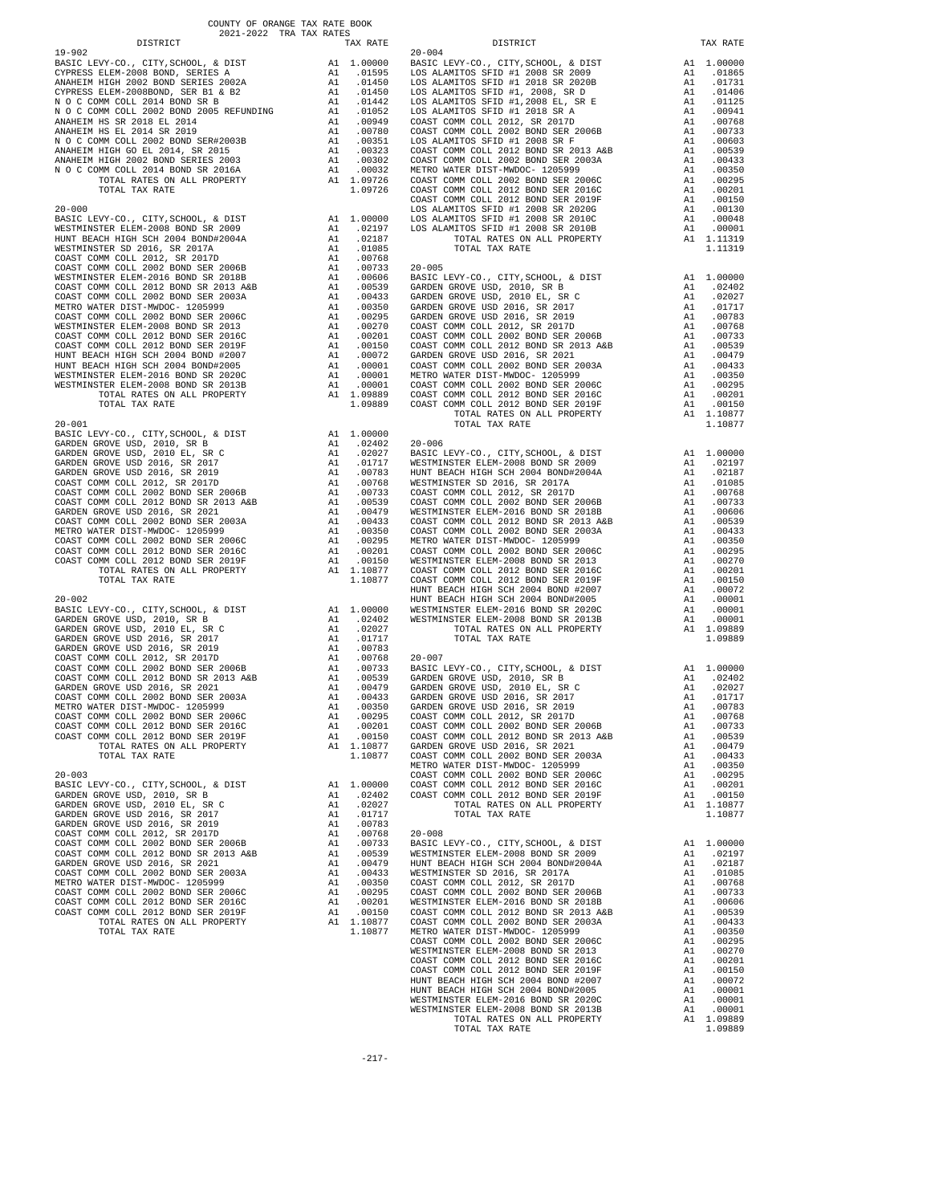COUNTY OF ORANGE TAX RATE BOOK
2021-2022 TRA TAX RATES

| DISTRICT | | TAX RATE |
|---|---|---|
| 19-902 | | |
| BASIC LEVY-CO., CITY,SCHOOL, & DIST | A1 | 1.00000 |
| CYPRESS ELEM-2008 BOND, SERIES A | A1 | .01595 |
| ANAHEIM HIGH 2002 BOND SERIES 2002A | A1 | .01450 |
| CYPRESS ELEM-2008BOND, SER B1 & B2 | A1 | .01450 |
| N O C COMM COLL 2014 BOND SR B | A1 | .01442 |
| N O C COMM COLL 2002 BOND 2005 REFUNDING | A1 | .01052 |
| ANAHEIM HS SR 2018 EL 2014 | A1 | .00949 |
| ANAHEIM HS EL 2014 SR 2019 | A1 | .00780 |
| N O C COMM COLL 2002 BOND SER#2003B | A1 | .00351 |
| ANAHEIM HIGH GO EL 2014, SR 2015 | A1 | .00323 |
| ANAHEIM HIGH 2002 BOND SERIES 2003 | A1 | .00302 |
| N O C COMM COLL 2014 BOND SR 2016A | A1 | .00032 |
| TOTAL RATES ON ALL PROPERTY | A1 | 1.09726 |
| TOTAL TAX RATE | | 1.09726 |
| 20-000 | | |
| BASIC LEVY-CO., CITY,SCHOOL, & DIST | A1 | 1.00000 |
| WESTMINSTER ELEM-2008 BOND SR 2009 | A1 | .02197 |
| HUNT BEACH HIGH SCH 2004 BOND#2004A | A1 | .02187 |
| WESTMINSTER SD 2016, SR 2017A | A1 | .01085 |
| COAST COMM COLL 2012, SR 2017D | A1 | .00768 |
| COAST COMM COLL 2002 BOND SER 2006B | A1 | .00733 |
| WESTMINSTER ELEM-2016 BOND SR 2018B | A1 | .00606 |
| COAST COMM COLL 2012 BOND SR 2013 A&B | A1 | .00539 |
| COAST COMM COLL 2002 BOND SER 2003A | A1 | .00433 |
| METRO WATER DIST-MWDOC- 1205999 | A1 | .00350 |
| COAST COMM COLL 2002 BOND SER 2006C | A1 | .00295 |
| WESTMINSTER ELEM-2008 BOND SR 2013 | A1 | .00270 |
| COAST COMM COLL 2012 BOND SER 2016C | A1 | .00201 |
| COAST COMM COLL 2012 BOND SER 2019F | A1 | .00150 |
| HUNT BEACH HIGH SCH 2004 BOND #2007 | A1 | .00072 |
| HUNT BEACH HIGH SCH 2004 BOND#2005 | A1 | .00001 |
| WESTMINSTER ELEM-2016 BOND SR 2020C | A1 | .00001 |
| WESTMINSTER ELEM-2008 BOND SR 2013B | A1 | .00001 |
| TOTAL RATES ON ALL PROPERTY | A1 | 1.09889 |
| TOTAL TAX RATE | | 1.09889 |
| 20-001 | | |
| BASIC LEVY-CO., CITY,SCHOOL, & DIST | A1 | 1.00000 |
| GARDEN GROVE USD, 2010, SR B | A1 | .02402 |
| GARDEN GROVE USD, 2010 EL, SR C | A1 | .02027 |
| GARDEN GROVE USD 2016, SR 2017 | A1 | .01717 |
| GARDEN GROVE USD 2016, SR 2019 | A1 | .00783 |
| COAST COMM COLL 2012, SR 2017D | A1 | .00768 |
| COAST COMM COLL 2002 BOND SER 2006B | A1 | .00733 |
| COAST COMM COLL 2012 BOND SR 2013 A&B | A1 | .00539 |
| GARDEN GROVE USD 2016, SR 2021 | A1 | .00479 |
| COAST COMM COLL 2002 BOND SER 2003A | A1 | .00433 |
| METRO WATER DIST-MWDOC- 1205999 | A1 | .00350 |
| COAST COMM COLL 2002 BOND SER 2006C | A1 | .00295 |
| COAST COMM COLL 2012 BOND SER 2016C | A1 | .00201 |
| COAST COMM COLL 2012 BOND SER 2019F | A1 | .00150 |
| TOTAL RATES ON ALL PROPERTY | A1 | 1.10877 |
| TOTAL TAX RATE | | 1.10877 |
| 20-002 | | |
| BASIC LEVY-CO., CITY,SCHOOL, & DIST | A1 | 1.00000 |
| GARDEN GROVE USD, 2010, SR B | A1 | .02402 |
| GARDEN GROVE USD, 2010 EL, SR C | A1 | .02027 |
| GARDEN GROVE USD 2016, SR 2017 | A1 | .01717 |
| GARDEN GROVE USD 2016, SR 2019 | A1 | .00783 |
| COAST COMM COLL 2012, SR 2017D | A1 | .00768 |
| COAST COMM COLL 2002 BOND SER 2006B | A1 | .00733 |
| COAST COMM COLL 2012 BOND SR 2013 A&B | A1 | .00539 |
| GARDEN GROVE USD 2016, SR 2021 | A1 | .00479 |
| COAST COMM COLL 2002 BOND SER 2003A | A1 | .00433 |
| METRO WATER DIST-MWDOC- 1205999 | A1 | .00350 |
| COAST COMM COLL 2002 BOND SER 2006C | A1 | .00295 |
| COAST COMM COLL 2012 BOND SER 2016C | A1 | .00201 |
| COAST COMM COLL 2012 BOND SER 2019F | A1 | .00150 |
| TOTAL RATES ON ALL PROPERTY | A1 | 1.10877 |
| TOTAL TAX RATE | | 1.10877 |
| 20-003 | | |
| BASIC LEVY-CO., CITY,SCHOOL, & DIST | A1 | 1.00000 |
| GARDEN GROVE USD, 2010, SR B | A1 | .02402 |
| GARDEN GROVE USD, 2010 EL, SR C | A1 | .02027 |
| GARDEN GROVE USD 2016, SR 2017 | A1 | .01717 |
| GARDEN GROVE USD 2016, SR 2019 | A1 | .00783 |
| COAST COMM COLL 2012, SR 2017D | A1 | .00768 |
| COAST COMM COLL 2002 BOND SER 2006B | A1 | .00733 |
| COAST COMM COLL 2012 BOND SR 2013 A&B | A1 | .00539 |
| GARDEN GROVE USD 2016, SR 2021 | A1 | .00479 |
| COAST COMM COLL 2002 BOND SER 2003A | A1 | .00433 |
| METRO WATER DIST-MWDOC- 1205999 | A1 | .00350 |
| COAST COMM COLL 2002 BOND SER 2006C | A1 | .00295 |
| COAST COMM COLL 2012 BOND SER 2016C | A1 | .00201 |
| COAST COMM COLL 2012 BOND SER 2019F | A1 | .00150 |
| TOTAL RATES ON ALL PROPERTY | A1 | 1.10877 |
| TOTAL TAX RATE | | 1.10877 |
| 20-004 | | |
| BASIC LEVY-CO., CITY,SCHOOL, & DIST | A1 | 1.00000 |
| LOS ALAMITOS SFID #1 2008 SR 2009 | A1 | .01865 |
| LOS ALAMITOS SFID #1 2018 SR 2020B | A1 | .01731 |
| LOS ALAMITOS SFID #1, 2008, SR D | A1 | .01406 |
| LOS ALAMITOS SFID #1,2008 EL, SR E | A1 | .01125 |
| LOS ALAMITOS SFID #1 2018 SR A | A1 | .00941 |
| COAST COMM COLL 2012, SR 2017D | A1 | .00768 |
| COAST COMM COLL 2002 BOND SER 2006B | A1 | .00733 |
| LOS ALAMITOS SFID #1 2008 SR F | A1 | .00603 |
| COAST COMM COLL 2012 BOND SR 2013 A&B | A1 | .00539 |
| COAST COMM COLL 2002 BOND SER 2003A | A1 | .00433 |
| METRO WATER DIST-MWDOC- 1205999 | A1 | .00350 |
| COAST COMM COLL 2002 BOND SER 2006C | A1 | .00295 |
| COAST COMM COLL 2012 BOND SER 2016C | A1 | .00201 |
| COAST COMM COLL 2012 BOND SER 2019F | A1 | .00150 |
| LOS ALAMITOS SFID #1 2008 SR 2020G | A1 | .00130 |
| LOS ALAMITOS SFID #1 2008 SR 2010C | A1 | .00048 |
| LOS ALAMITOS SFID #1 2008 SR 2010B | A1 | .00001 |
| TOTAL RATES ON ALL PROPERTY | A1 | 1.11319 |
| TOTAL TAX RATE | | 1.11319 |
| 20-005 | | |
| BASIC LEVY-CO., CITY,SCHOOL, & DIST | A1 | 1.00000 |
| GARDEN GROVE USD, 2010, SR B | A1 | .02402 |
| GARDEN GROVE USD, 2010 EL, SR C | A1 | .02027 |
| GARDEN GROVE USD 2016, SR 2017 | A1 | .01717 |
| GARDEN GROVE USD 2016, SR 2019 | A1 | .00783 |
| COAST COMM COLL 2012, SR 2017D | A1 | .00768 |
| COAST COMM COLL 2002 BOND SER 2006B | A1 | .00733 |
| COAST COMM COLL 2012 BOND SR 2013 A&B | A1 | .00539 |
| GARDEN GROVE USD 2016, SR 2021 | A1 | .00479 |
| COAST COMM COLL 2002 BOND SER 2003A | A1 | .00433 |
| METRO WATER DIST-MWDOC- 1205999 | A1 | .00350 |
| COAST COMM COLL 2002 BOND SER 2006C | A1 | .00295 |
| COAST COMM COLL 2012 BOND SER 2016C | A1 | .00201 |
| COAST COMM COLL 2012 BOND SER 2019F | A1 | .00150 |
| TOTAL RATES ON ALL PROPERTY | A1 | 1.10877 |
| TOTAL TAX RATE | | 1.10877 |
| 20-006 | | |
| BASIC LEVY-CO., CITY,SCHOOL, & DIST | A1 | 1.00000 |
| WESTMINSTER ELEM-2008 BOND SR 2009 | A1 | .02197 |
| HUNT BEACH HIGH SCH 2004 BOND#2004A | A1 | .02187 |
| WESTMINSTER SD 2016, SR 2017A | A1 | .01085 |
| COAST COMM COLL 2012, SR 2017D | A1 | .00768 |
| COAST COMM COLL 2002 BOND SER 2006B | A1 | .00733 |
| WESTMINSTER ELEM-2016 BOND SR 2018B | A1 | .00606 |
| COAST COMM COLL 2012 BOND SR 2013 A&B | A1 | .00539 |
| COAST COMM COLL 2002 BOND SER 2003A | A1 | .00433 |
| METRO WATER DIST-MWDOC- 1205999 | A1 | .00350 |
| COAST COMM COLL 2002 BOND SER 2006C | A1 | .00295 |
| WESTMINSTER ELEM-2008 BOND SR 2013 | A1 | .00270 |
| COAST COMM COLL 2012 BOND SER 2016C | A1 | .00201 |
| COAST COMM COLL 2012 BOND SER 2019F | A1 | .00150 |
| HUNT BEACH HIGH SCH 2004 BOND #2007 | A1 | .00072 |
| HUNT BEACH HIGH SCH 2004 BOND#2005 | A1 | .00001 |
| WESTMINSTER ELEM-2016 BOND SR 2020C | A1 | .00001 |
| WESTMINSTER ELEM-2008 BOND SR 2013B | A1 | .00001 |
| TOTAL RATES ON ALL PROPERTY | A1 | 1.09889 |
| TOTAL TAX RATE | | 1.09889 |
| 20-007 | | |
| BASIC LEVY-CO., CITY,SCHOOL, & DIST | A1 | 1.00000 |
| GARDEN GROVE USD, 2010, SR B | A1 | .02402 |
| GARDEN GROVE USD, 2010 EL, SR C | A1 | .02027 |
| GARDEN GROVE USD 2016, SR 2017 | A1 | .01717 |
| GARDEN GROVE USD 2016, SR 2019 | A1 | .00783 |
| COAST COMM COLL 2012, SR 2017D | A1 | .00768 |
| COAST COMM COLL 2002 BOND SER 2006B | A1 | .00733 |
| COAST COMM COLL 2012 BOND SR 2013 A&B | A1 | .00539 |
| GARDEN GROVE USD 2016, SR 2021 | A1 | .00479 |
| COAST COMM COLL 2002 BOND SER 2003A | A1 | .00433 |
| METRO WATER DIST-MWDOC- 1205999 | A1 | .00350 |
| COAST COMM COLL 2002 BOND SER 2006C | A1 | .00295 |
| COAST COMM COLL 2012 BOND SER 2016C | A1 | .00201 |
| COAST COMM COLL 2012 BOND SER 2019F | A1 | .00150 |
| TOTAL RATES ON ALL PROPERTY | A1 | 1.10877 |
| TOTAL TAX RATE | | 1.10877 |
| 20-008 | | |
| BASIC LEVY-CO., CITY,SCHOOL, & DIST | A1 | 1.00000 |
| WESTMINSTER ELEM-2008 BOND SR 2009 | A1 | .02197 |
| HUNT BEACH HIGH SCH 2004 BOND#2004A | A1 | .02187 |
| WESTMINSTER SD 2016, SR 2017A | A1 | .01085 |
| COAST COMM COLL 2012, SR 2017D | A1 | .00768 |
| COAST COMM COLL 2002 BOND SER 2006B | A1 | .00733 |
| WESTMINSTER ELEM-2016 BOND SR 2018B | A1 | .00606 |
| COAST COMM COLL 2012 BOND SR 2013 A&B | A1 | .00539 |
| COAST COMM COLL 2002 BOND SER 2003A | A1 | .00433 |
| METRO WATER DIST-MWDOC- 1205999 | A1 | .00350 |
| COAST COMM COLL 2002 BOND SER 2006C | A1 | .00295 |
| WESTMINSTER ELEM-2008 BOND SR 2013 | A1 | .00270 |
| COAST COMM COLL 2012 BOND SER 2016C | A1 | .00201 |
| COAST COMM COLL 2012 BOND SER 2019F | A1 | .00150 |
| HUNT BEACH HIGH SCH 2004 BOND #2007 | A1 | .00072 |
| HUNT BEACH HIGH SCH 2004 BOND#2005 | A1 | .00001 |
| WESTMINSTER ELEM-2016 BOND SR 2020C | A1 | .00001 |
| WESTMINSTER ELEM-2008 BOND SR 2013B | A1 | .00001 |
| TOTAL RATES ON ALL PROPERTY | A1 | 1.09889 |
| TOTAL TAX RATE | | 1.09889 |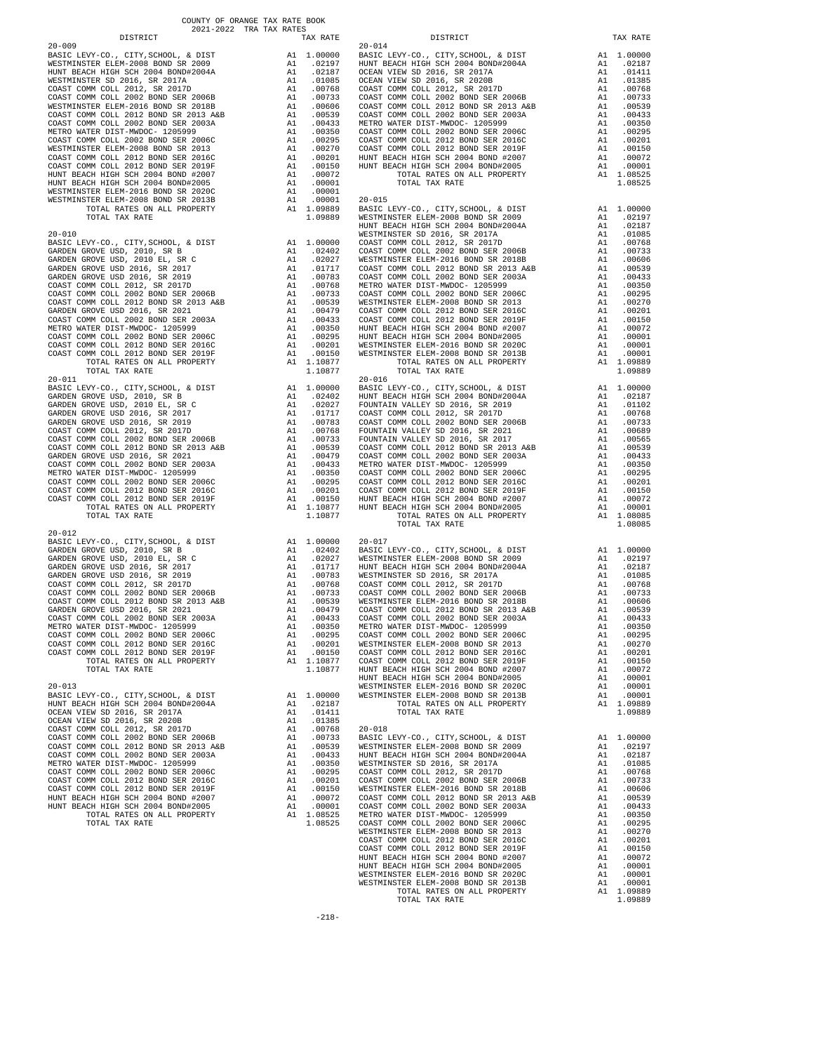COUNTY OF ORANGE TAX RATE BOOK
2021-2022 TRA TAX RATES

| DISTRICT | | TAX RATE |
|---|---|---|
| **20-009** | | |
| BASIC LEVY-CO., CITY,SCHOOL, & DIST | A1 | 1.00000 |
| WESTMINSTER ELEM-2008 BOND SR 2009 | A1 | .02197 |
| HUNT BEACH HIGH SCH 2004 BOND#2004A | A1 | .02187 |
| WESTMINSTER SD 2016, SR 2017A | A1 | .01085 |
| COAST COMM COLL 2012, SR 2017D | A1 | .00768 |
| COAST COMM COLL 2002 BOND SER 2006B | A1 | .00733 |
| WESTMINSTER ELEM-2016 BOND SR 2018B | A1 | .00606 |
| COAST COMM COLL 2012 BOND SR 2013 A&B | A1 | .00539 |
| COAST COMM COLL 2002 BOND SER 2003A | A1 | .00433 |
| METRO WATER DIST-MWDOC- 1205999 | A1 | .00350 |
| COAST COMM COLL 2002 BOND SER 2006C | A1 | .00295 |
| WESTMINSTER ELEM-2008 BOND SR 2013 | A1 | .00270 |
| COAST COMM COLL 2012 BOND SER 2016C | A1 | .00201 |
| COAST COMM COLL 2012 BOND SER 2019F | A1 | .00150 |
| HUNT BEACH HIGH SCH 2004 BOND #2007 | A1 | .00072 |
| HUNT BEACH HIGH SCH 2004 BOND#2005 | A1 | .00001 |
| WESTMINSTER ELEM-2016 BOND SR 2020C | A1 | .00001 |
| WESTMINSTER ELEM-2008 BOND SR 2013B | A1 | .00001 |
| TOTAL RATES ON ALL PROPERTY | A1 | 1.09889 |
| TOTAL TAX RATE | | 1.09889 |
| **20-010** | | |
| BASIC LEVY-CO., CITY,SCHOOL, & DIST | A1 | 1.00000 |
| GARDEN GROVE USD, 2010, SR B | A1 | .02402 |
| GARDEN GROVE USD, 2010 EL, SR C | A1 | .02027 |
| GARDEN GROVE USD 2016, SR 2017 | A1 | .01717 |
| GARDEN GROVE USD 2016, SR 2019 | A1 | .00783 |
| COAST COMM COLL 2012, SR 2017D | A1 | .00768 |
| COAST COMM COLL 2002 BOND SER 2006B | A1 | .00733 |
| COAST COMM COLL 2012 BOND SR 2013 A&B | A1 | .00539 |
| GARDEN GROVE USD 2016, SR 2021 | A1 | .00479 |
| COAST COMM COLL 2002 BOND SER 2003A | A1 | .00433 |
| METRO WATER DIST-MWDOC- 1205999 | A1 | .00350 |
| COAST COMM COLL 2002 BOND SER 2006C | A1 | .00295 |
| COAST COMM COLL 2012 BOND SER 2016C | A1 | .00201 |
| COAST COMM COLL 2012 BOND SER 2019F | A1 | .00150 |
| TOTAL RATES ON ALL PROPERTY | A1 | 1.10877 |
| TOTAL TAX RATE | | 1.10877 |
| **20-011** | | |
| BASIC LEVY-CO., CITY,SCHOOL, & DIST | A1 | 1.00000 |
| GARDEN GROVE USD, 2010, SR B | A1 | .02402 |
| GARDEN GROVE USD, 2010 EL, SR C | A1 | .02027 |
| GARDEN GROVE USD 2016, SR 2017 | A1 | .01717 |
| GARDEN GROVE USD 2016, SR 2019 | A1 | .00783 |
| COAST COMM COLL 2012, SR 2017D | A1 | .00768 |
| COAST COMM COLL 2002 BOND SER 2006B | A1 | .00733 |
| COAST COMM COLL 2012 BOND SR 2013 A&B | A1 | .00539 |
| GARDEN GROVE USD 2016, SR 2021 | A1 | .00479 |
| COAST COMM COLL 2002 BOND SER 2003A | A1 | .00433 |
| METRO WATER DIST-MWDOC- 1205999 | A1 | .00350 |
| COAST COMM COLL 2002 BOND SER 2006C | A1 | .00295 |
| COAST COMM COLL 2012 BOND SER 2016C | A1 | .00201 |
| COAST COMM COLL 2012 BOND SER 2019F | A1 | .00150 |
| TOTAL RATES ON ALL PROPERTY | A1 | 1.10877 |
| TOTAL TAX RATE | | 1.10877 |
| **20-012** | | |
| BASIC LEVY-CO., CITY,SCHOOL, & DIST | A1 | 1.00000 |
| GARDEN GROVE USD, 2010, SR B | A1 | .02402 |
| GARDEN GROVE USD, 2010 EL, SR C | A1 | .02027 |
| GARDEN GROVE USD 2016, SR 2017 | A1 | .01717 |
| GARDEN GROVE USD 2016, SR 2019 | A1 | .00783 |
| COAST COMM COLL 2012, SR 2017D | A1 | .00768 |
| COAST COMM COLL 2002 BOND SER 2006B | A1 | .00733 |
| COAST COMM COLL 2012 BOND SR 2013 A&B | A1 | .00539 |
| GARDEN GROVE USD 2016, SR 2021 | A1 | .00479 |
| COAST COMM COLL 2002 BOND SER 2003A | A1 | .00433 |
| METRO WATER DIST-MWDOC- 1205999 | A1 | .00350 |
| COAST COMM COLL 2002 BOND SER 2006C | A1 | .00295 |
| COAST COMM COLL 2012 BOND SER 2016C | A1 | .00201 |
| COAST COMM COLL 2012 BOND SER 2019F | A1 | .00150 |
| TOTAL RATES ON ALL PROPERTY | A1 | 1.10877 |
| TOTAL TAX RATE | | 1.10877 |
| **20-013** | | |
| BASIC LEVY-CO., CITY,SCHOOL, & DIST | A1 | 1.00000 |
| HUNT BEACH HIGH SCH 2004 BOND#2004A | A1 | .02187 |
| OCEAN VIEW SD 2016, SR 2017A | A1 | .01411 |
| OCEAN VIEW SD 2016, SR 2020B | A1 | .01385 |
| COAST COMM COLL 2012, SR 2017D | A1 | .00768 |
| COAST COMM COLL 2002 BOND SER 2006B | A1 | .00733 |
| COAST COMM COLL 2012 BOND SR 2013 A&B | A1 | .00539 |
| COAST COMM COLL 2002 BOND SER 2003A | A1 | .00433 |
| METRO WATER DIST-MWDOC- 1205999 | A1 | .00350 |
| COAST COMM COLL 2002 BOND SER 2006C | A1 | .00295 |
| COAST COMM COLL 2012 BOND SER 2016C | A1 | .00201 |
| COAST COMM COLL 2012 BOND SER 2019F | A1 | .00150 |
| HUNT BEACH HIGH SCH 2004 BOND #2007 | A1 | .00072 |
| HUNT BEACH HIGH SCH 2004 BOND#2005 | A1 | .00001 |
| TOTAL RATES ON ALL PROPERTY | A1 | 1.08525 |
| TOTAL TAX RATE | | 1.08525 |
| **20-014** | | |
| BASIC LEVY-CO., CITY,SCHOOL, & DIST | A1 | 1.00000 |
| HUNT BEACH HIGH SCH 2004 BOND#2004A | A1 | .02187 |
| OCEAN VIEW SD 2016, SR 2017A | A1 | .01411 |
| OCEAN VIEW SD 2016, SR 2020B | A1 | .01385 |
| COAST COMM COLL 2012, SR 2017D | A1 | .00768 |
| COAST COMM COLL 2002 BOND SER 2006B | A1 | .00733 |
| COAST COMM COLL 2012 BOND SR 2013 A&B | A1 | .00539 |
| COAST COMM COLL 2002 BOND SER 2003A | A1 | .00433 |
| METRO WATER DIST-MWDOC- 1205999 | A1 | .00350 |
| COAST COMM COLL 2002 BOND SER 2006C | A1 | .00295 |
| COAST COMM COLL 2012 BOND SER 2016C | A1 | .00201 |
| COAST COMM COLL 2012 BOND SER 2019F | A1 | .00150 |
| HUNT BEACH HIGH SCH 2004 BOND #2007 | A1 | .00072 |
| HUNT BEACH HIGH SCH 2004 BOND#2005 | A1 | .00001 |
| TOTAL RATES ON ALL PROPERTY | A1 | 1.08525 |
| TOTAL TAX RATE | | 1.08525 |
| **20-015** | | |
| BASIC LEVY-CO., CITY,SCHOOL, & DIST | A1 | 1.00000 |
| WESTMINSTER ELEM-2008 BOND SR 2009 | A1 | .02197 |
| HUNT BEACH HIGH SCH 2004 BOND#2004A | A1 | .02187 |
| WESTMINSTER SD 2016, SR 2017A | A1 | .01085 |
| COAST COMM COLL 2012, SR 2017D | A1 | .00768 |
| COAST COMM COLL 2002 BOND SER 2006B | A1 | .00733 |
| WESTMINSTER ELEM-2016 BOND SR 2018B | A1 | .00606 |
| COAST COMM COLL 2012 BOND SR 2013 A&B | A1 | .00539 |
| COAST COMM COLL 2002 BOND SER 2003A | A1 | .00433 |
| METRO WATER DIST-MWDOC- 1205999 | A1 | .00350 |
| COAST COMM COLL 2002 BOND SER 2006C | A1 | .00295 |
| WESTMINSTER ELEM-2008 BOND SR 2013 | A1 | .00270 |
| COAST COMM COLL 2012 BOND SER 2016C | A1 | .00201 |
| COAST COMM COLL 2012 BOND SER 2019F | A1 | .00150 |
| HUNT BEACH HIGH SCH 2004 BOND #2007 | A1 | .00072 |
| HUNT BEACH HIGH SCH 2004 BOND#2005 | A1 | .00001 |
| WESTMINSTER ELEM-2016 BOND SR 2020C | A1 | .00001 |
| WESTMINSTER ELEM-2008 BOND SR 2013B | A1 | .00001 |
| TOTAL RATES ON ALL PROPERTY | A1 | 1.09889 |
| TOTAL TAX RATE | | 1.09889 |
| **20-016** | | |
| BASIC LEVY-CO., CITY,SCHOOL, & DIST | A1 | 1.00000 |
| HUNT BEACH HIGH SCH 2004 BOND#2004A | A1 | .02187 |
| FOUNTAIN VALLEY SD 2016, SR 2019 | A1 | .01102 |
| COAST COMM COLL 2012, SR 2017D | A1 | .00768 |
| COAST COMM COLL 2002 BOND SER 2006B | A1 | .00733 |
| FOUNTAIN VALLEY SD 2016, SR 2021 | A1 | .00689 |
| FOUNTAIN VALLEY SD 2016, SR 2017 | A1 | .00565 |
| COAST COMM COLL 2012 BOND SR 2013 A&B | A1 | .00539 |
| COAST COMM COLL 2002 BOND SER 2003A | A1 | .00433 |
| METRO WATER DIST-MWDOC- 1205999 | A1 | .00350 |
| COAST COMM COLL 2002 BOND SER 2006C | A1 | .00295 |
| COAST COMM COLL 2012 BOND SER 2016C | A1 | .00201 |
| COAST COMM COLL 2012 BOND SER 2019F | A1 | .00150 |
| HUNT BEACH HIGH SCH 2004 BOND #2007 | A1 | .00072 |
| HUNT BEACH HIGH SCH 2004 BOND#2005 | A1 | .00001 |
| TOTAL RATES ON ALL PROPERTY | A1 | 1.08085 |
| TOTAL TAX RATE | | 1.08085 |
| **20-017** | | |
| BASIC LEVY-CO., CITY,SCHOOL, & DIST | A1 | 1.00000 |
| WESTMINSTER ELEM-2008 BOND SR 2009 | A1 | .02197 |
| HUNT BEACH HIGH SCH 2004 BOND#2004A | A1 | .02187 |
| WESTMINSTER SD 2016, SR 2017A | A1 | .01085 |
| COAST COMM COLL 2012, SR 2017D | A1 | .00768 |
| COAST COMM COLL 2002 BOND SER 2006B | A1 | .00733 |
| WESTMINSTER ELEM-2016 BOND SR 2018B | A1 | .00606 |
| COAST COMM COLL 2012 BOND SR 2013 A&B | A1 | .00539 |
| COAST COMM COLL 2002 BOND SER 2003A | A1 | .00433 |
| METRO WATER DIST-MWDOC- 1205999 | A1 | .00350 |
| COAST COMM COLL 2002 BOND SER 2006C | A1 | .00295 |
| WESTMINSTER ELEM-2008 BOND SR 2013 | A1 | .00270 |
| COAST COMM COLL 2012 BOND SER 2016C | A1 | .00201 |
| COAST COMM COLL 2012 BOND SER 2019F | A1 | .00150 |
| HUNT BEACH HIGH SCH 2004 BOND #2007 | A1 | .00072 |
| HUNT BEACH HIGH SCH 2004 BOND#2005 | A1 | .00001 |
| WESTMINSTER ELEM-2016 BOND SR 2020C | A1 | .00001 |
| WESTMINSTER ELEM-2008 BOND SR 2013B | A1 | .00001 |
| TOTAL RATES ON ALL PROPERTY | A1 | 1.09889 |
| TOTAL TAX RATE | | 1.09889 |
| **20-018** | | |
| BASIC LEVY-CO., CITY,SCHOOL, & DIST | A1 | 1.00000 |
| WESTMINSTER ELEM-2008 BOND SR 2009 | A1 | .02197 |
| HUNT BEACH HIGH SCH 2004 BOND#2004A | A1 | .02187 |
| WESTMINSTER SD 2016, SR 2017A | A1 | .01085 |
| COAST COMM COLL 2012, SR 2017D | A1 | .00768 |
| COAST COMM COLL 2002 BOND SER 2006B | A1 | .00733 |
| WESTMINSTER ELEM-2016 BOND SR 2018B | A1 | .00606 |
| COAST COMM COLL 2012 BOND SR 2013 A&B | A1 | .00539 |
| COAST COMM COLL 2002 BOND SER 2003A | A1 | .00433 |
| METRO WATER DIST-MWDOC- 1205999 | A1 | .00350 |
| COAST COMM COLL 2002 BOND SER 2006C | A1 | .00295 |
| WESTMINSTER ELEM-2008 BOND SR 2013 | A1 | .00270 |
| COAST COMM COLL 2012 BOND SER 2016C | A1 | .00201 |
| COAST COMM COLL 2012 BOND SER 2019F | A1 | .00150 |
| HUNT BEACH HIGH SCH 2004 BOND #2007 | A1 | .00072 |
| HUNT BEACH HIGH SCH 2004 BOND#2005 | A1 | .00001 |
| WESTMINSTER ELEM-2016 BOND SR 2020C | A1 | .00001 |
| WESTMINSTER ELEM-2008 BOND SR 2013B | A1 | .00001 |
| TOTAL RATES ON ALL PROPERTY | A1 | 1.09889 |
| TOTAL TAX RATE | | 1.09889 |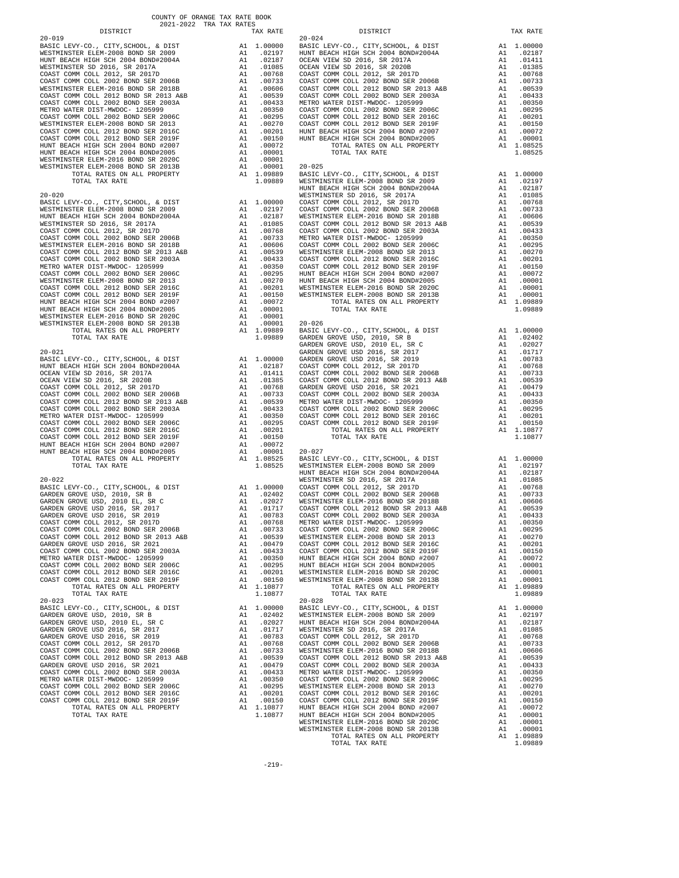COUNTY OF ORANGE TAX RATE BOOK
2021-2022 TRA TAX RATES

| DISTRICT | | TAX RATE |
|---|---|---|
| **20-019** | | |
| BASIC LEVY-CO., CITY,SCHOOL, & DIST | A1 | 1.00000 |
| WESTMINSTER ELEM-2008 BOND SR 2009 | A1 | .02197 |
| HUNT BEACH HIGH SCH 2004 BOND#2004A | A1 | .02187 |
| WESTMINSTER SD 2016, SR 2017A | A1 | .01085 |
| COAST COMM COLL 2012, SR 2017D | A1 | .00768 |
| COAST COMM COLL 2002 BOND SER 2006B | A1 | .00733 |
| WESTMINSTER ELEM-2016 BOND SR 2018B | A1 | .00606 |
| COAST COMM COLL 2012 BOND SR 2013 A&B | A1 | .00539 |
| COAST COMM COLL 2002 BOND SER 2003A | A1 | .00433 |
| METRO WATER DIST-MWDOC- 1205999 | A1 | .00350 |
| COAST COMM COLL 2002 BOND SER 2006C | A1 | .00295 |
| WESTMINSTER ELEM-2008 BOND SR 2013 | A1 | .00270 |
| COAST COMM COLL 2012 BOND SER 2016C | A1 | .00201 |
| COAST COMM COLL 2012 BOND SER 2019F | A1 | .00150 |
| HUNT BEACH HIGH SCH 2004 BOND #2007 | A1 | .00072 |
| HUNT BEACH HIGH SCH 2004 BOND#2005 | A1 | .00001 |
| WESTMINSTER ELEM-2016 BOND SR 2020C | A1 | .00001 |
| WESTMINSTER ELEM-2008 BOND SR 2013B | A1 | .00001 |
| TOTAL RATES ON ALL PROPERTY | A1 | 1.09889 |
| TOTAL TAX RATE | | 1.09889 |
| **20-020** | | |
| BASIC LEVY-CO., CITY,SCHOOL, & DIST | A1 | 1.00000 |
| WESTMINSTER ELEM-2008 BOND SR 2009 | A1 | .02197 |
| HUNT BEACH HIGH SCH 2004 BOND#2004A | A1 | .02187 |
| WESTMINSTER SD 2016, SR 2017A | A1 | .01085 |
| COAST COMM COLL 2012, SR 2017D | A1 | .00768 |
| COAST COMM COLL 2002 BOND SER 2006B | A1 | .00733 |
| WESTMINSTER ELEM-2016 BOND SR 2018B | A1 | .00606 |
| COAST COMM COLL 2012 BOND SR 2013 A&B | A1 | .00539 |
| COAST COMM COLL 2002 BOND SER 2003A | A1 | .00433 |
| METRO WATER DIST-MWDOC- 1205999 | A1 | .00350 |
| COAST COMM COLL 2002 BOND SER 2006C | A1 | .00295 |
| WESTMINSTER ELEM-2008 BOND SR 2013 | A1 | .00270 |
| COAST COMM COLL 2012 BOND SER 2016C | A1 | .00201 |
| COAST COMM COLL 2012 BOND SER 2019F | A1 | .00150 |
| HUNT BEACH HIGH SCH 2004 BOND #2007 | A1 | .00072 |
| HUNT BEACH HIGH SCH 2004 BOND#2005 | A1 | .00001 |
| WESTMINSTER ELEM-2016 BOND SR 2020C | A1 | .00001 |
| WESTMINSTER ELEM-2008 BOND SR 2013B | A1 | .00001 |
| TOTAL RATES ON ALL PROPERTY | A1 | 1.09889 |
| TOTAL TAX RATE | | 1.09889 |
| **20-021** | | |
| BASIC LEVY-CO., CITY,SCHOOL, & DIST | A1 | 1.00000 |
| HUNT BEACH HIGH SCH 2004 BOND#2004A | A1 | .02187 |
| OCEAN VIEW SD 2016, SR 2017A | A1 | .01411 |
| OCEAN VIEW SD 2016, SR 2020B | A1 | .01385 |
| COAST COMM COLL 2012, SR 2017D | A1 | .00768 |
| COAST COMM COLL 2002 BOND SER 2006B | A1 | .00733 |
| COAST COMM COLL 2012 BOND SR 2013 A&B | A1 | .00539 |
| COAST COMM COLL 2002 BOND SER 2003A | A1 | .00433 |
| METRO WATER DIST-MWDOC- 1205999 | A1 | .00350 |
| COAST COMM COLL 2002 BOND SER 2006C | A1 | .00295 |
| COAST COMM COLL 2012 BOND SER 2016C | A1 | .00201 |
| COAST COMM COLL 2012 BOND SER 2019F | A1 | .00150 |
| HUNT BEACH HIGH SCH 2004 BOND #2007 | A1 | .00072 |
| HUNT BEACH HIGH SCH 2004 BOND#2005 | A1 | .00001 |
| TOTAL RATES ON ALL PROPERTY | A1 | 1.08525 |
| TOTAL TAX RATE | | 1.08525 |
| **20-022** | | |
| BASIC LEVY-CO., CITY,SCHOOL, & DIST | A1 | 1.00000 |
| GARDEN GROVE USD, 2010, SR B | A1 | .02402 |
| GARDEN GROVE USD, 2010 EL, SR C | A1 | .02027 |
| GARDEN GROVE USD 2016, SR 2017 | A1 | .01717 |
| GARDEN GROVE USD 2016, SR 2019 | A1 | .00783 |
| COAST COMM COLL 2012, SR 2017D | A1 | .00768 |
| COAST COMM COLL 2002 BOND SER 2006B | A1 | .00733 |
| COAST COMM COLL 2012 BOND SR 2013 A&B | A1 | .00539 |
| GARDEN GROVE USD 2016, SR 2021 | A1 | .00479 |
| COAST COMM COLL 2002 BOND SER 2003A | A1 | .00433 |
| METRO WATER DIST-MWDOC- 1205999 | A1 | .00350 |
| COAST COMM COLL 2002 BOND SER 2006C | A1 | .00295 |
| COAST COMM COLL 2012 BOND SER 2016C | A1 | .00201 |
| COAST COMM COLL 2012 BOND SER 2019F | A1 | .00150 |
| TOTAL RATES ON ALL PROPERTY | A1 | 1.10877 |
| TOTAL TAX RATE | | 1.10877 |
| **20-023** | | |
| BASIC LEVY-CO., CITY,SCHOOL, & DIST | A1 | 1.00000 |
| GARDEN GROVE USD, 2010, SR B | A1 | .02402 |
| GARDEN GROVE USD, 2010 EL, SR C | A1 | .02027 |
| GARDEN GROVE USD 2016, SR 2017 | A1 | .01717 |
| GARDEN GROVE USD 2016, SR 2019 | A1 | .00783 |
| COAST COMM COLL 2012, SR 2017D | A1 | .00768 |
| COAST COMM COLL 2002 BOND SER 2006B | A1 | .00733 |
| COAST COMM COLL 2012 BOND SR 2013 A&B | A1 | .00539 |
| GARDEN GROVE USD 2016, SR 2021 | A1 | .00479 |
| COAST COMM COLL 2002 BOND SER 2003A | A1 | .00433 |
| METRO WATER DIST-MWDOC- 1205999 | A1 | .00350 |
| COAST COMM COLL 2002 BOND SER 2006C | A1 | .00295 |
| COAST COMM COLL 2012 BOND SER 2016C | A1 | .00201 |
| COAST COMM COLL 2012 BOND SER 2019F | A1 | .00150 |
| TOTAL RATES ON ALL PROPERTY | A1 | 1.10877 |
| TOTAL TAX RATE | | 1.10877 |
| **20-024** | | |
| BASIC LEVY-CO., CITY,SCHOOL, & DIST | A1 | 1.00000 |
| HUNT BEACH HIGH SCH 2004 BOND#2004A | A1 | .02187 |
| OCEAN VIEW SD 2016, SR 2017A | A1 | .01411 |
| OCEAN VIEW SD 2016, SR 2020B | A1 | .01385 |
| COAST COMM COLL 2012, SR 2017D | A1 | .00768 |
| COAST COMM COLL 2002 BOND SER 2006B | A1 | .00733 |
| COAST COMM COLL 2012 BOND SR 2013 A&B | A1 | .00539 |
| COAST COMM COLL 2002 BOND SER 2003A | A1 | .00433 |
| METRO WATER DIST-MWDOC- 1205999 | A1 | .00350 |
| COAST COMM COLL 2002 BOND SER 2006C | A1 | .00295 |
| COAST COMM COLL 2012 BOND SER 2016C | A1 | .00201 |
| COAST COMM COLL 2012 BOND SER 2019F | A1 | .00150 |
| HUNT BEACH HIGH SCH 2004 BOND #2007 | A1 | .00072 |
| HUNT BEACH HIGH SCH 2004 BOND#2005 | A1 | .00001 |
| TOTAL RATES ON ALL PROPERTY | A1 | 1.08525 |
| TOTAL TAX RATE | | 1.08525 |
| **20-025** | | |
| BASIC LEVY-CO., CITY,SCHOOL, & DIST | A1 | 1.00000 |
| WESTMINSTER ELEM-2008 BOND SR 2009 | A1 | .02197 |
| HUNT BEACH HIGH SCH 2004 BOND#2004A | A1 | .02187 |
| WESTMINSTER SD 2016, SR 2017A | A1 | .01085 |
| COAST COMM COLL 2012, SR 2017D | A1 | .00768 |
| COAST COMM COLL 2002 BOND SER 2006B | A1 | .00733 |
| WESTMINSTER ELEM-2016 BOND SR 2018B | A1 | .00606 |
| COAST COMM COLL 2012 BOND SR 2013 A&B | A1 | .00539 |
| COAST COMM COLL 2002 BOND SER 2003A | A1 | .00433 |
| METRO WATER DIST-MWDOC- 1205999 | A1 | .00350 |
| COAST COMM COLL 2002 BOND SER 2006C | A1 | .00295 |
| WESTMINSTER ELEM-2008 BOND SR 2013 | A1 | .00270 |
| COAST COMM COLL 2012 BOND SER 2016C | A1 | .00201 |
| COAST COMM COLL 2012 BOND SER 2019F | A1 | .00150 |
| HUNT BEACH HIGH SCH 2004 BOND #2007 | A1 | .00072 |
| HUNT BEACH HIGH SCH 2004 BOND#2005 | A1 | .00001 |
| WESTMINSTER ELEM-2016 BOND SR 2020C | A1 | .00001 |
| WESTMINSTER ELEM-2008 BOND SR 2013B | A1 | .00001 |
| TOTAL RATES ON ALL PROPERTY | A1 | 1.09889 |
| TOTAL TAX RATE | | 1.09889 |
| **20-026** | | |
| BASIC LEVY-CO., CITY,SCHOOL, & DIST | A1 | 1.00000 |
| GARDEN GROVE USD, 2010, SR B | A1 | .02402 |
| GARDEN GROVE USD, 2010 EL, SR C | A1 | .02027 |
| GARDEN GROVE USD 2016, SR 2017 | A1 | .01717 |
| GARDEN GROVE USD 2016, SR 2019 | A1 | .00783 |
| COAST COMM COLL 2012, SR 2017D | A1 | .00768 |
| COAST COMM COLL 2002 BOND SER 2006B | A1 | .00733 |
| COAST COMM COLL 2012 BOND SR 2013 A&B | A1 | .00539 |
| GARDEN GROVE USD 2016, SR 2021 | A1 | .00479 |
| COAST COMM COLL 2002 BOND SER 2003A | A1 | .00433 |
| METRO WATER DIST-MWDOC- 1205999 | A1 | .00350 |
| COAST COMM COLL 2002 BOND SER 2006C | A1 | .00295 |
| COAST COMM COLL 2012 BOND SER 2016C | A1 | .00201 |
| COAST COMM COLL 2012 BOND SER 2019F | A1 | .00150 |
| TOTAL RATES ON ALL PROPERTY | A1 | 1.10877 |
| TOTAL TAX RATE | | 1.10877 |
| **20-027** | | |
| BASIC LEVY-CO., CITY,SCHOOL, & DIST | A1 | 1.00000 |
| WESTMINSTER ELEM-2008 BOND SR 2009 | A1 | .02197 |
| HUNT BEACH HIGH SCH 2004 BOND#2004A | A1 | .02187 |
| WESTMINSTER SD 2016, SR 2017A | A1 | .01085 |
| COAST COMM COLL 2012, SR 2017D | A1 | .00768 |
| COAST COMM COLL 2002 BOND SER 2006B | A1 | .00733 |
| WESTMINSTER ELEM-2016 BOND SR 2018B | A1 | .00606 |
| COAST COMM COLL 2012 BOND SR 2013 A&B | A1 | .00539 |
| COAST COMM COLL 2002 BOND SER 2003A | A1 | .00433 |
| METRO WATER DIST-MWDOC- 1205999 | A1 | .00350 |
| COAST COMM COLL 2002 BOND SER 2006C | A1 | .00295 |
| WESTMINSTER ELEM-2008 BOND SR 2013 | A1 | .00270 |
| COAST COMM COLL 2012 BOND SER 2016C | A1 | .00201 |
| COAST COMM COLL 2012 BOND SER 2019F | A1 | .00150 |
| HUNT BEACH HIGH SCH 2004 BOND #2007 | A1 | .00072 |
| HUNT BEACH HIGH SCH 2004 BOND#2005 | A1 | .00001 |
| WESTMINSTER ELEM-2016 BOND SR 2020C | A1 | .00001 |
| WESTMINSTER ELEM-2008 BOND SR 2013B | A1 | .00001 |
| TOTAL RATES ON ALL PROPERTY | A1 | 1.09889 |
| TOTAL TAX RATE | | 1.09889 |
| **20-028** | | |
| BASIC LEVY-CO., CITY,SCHOOL, & DIST | A1 | 1.00000 |
| WESTMINSTER ELEM-2008 BOND SR 2009 | A1 | .02197 |
| HUNT BEACH HIGH SCH 2004 BOND#2004A | A1 | .02187 |
| WESTMINSTER SD 2016, SR 2017A | A1 | .01085 |
| COAST COMM COLL 2012, SR 2017D | A1 | .00768 |
| COAST COMM COLL 2002 BOND SER 2006B | A1 | .00733 |
| WESTMINSTER ELEM-2016 BOND SR 2018B | A1 | .00606 |
| COAST COMM COLL 2012 BOND SR 2013 A&B | A1 | .00539 |
| COAST COMM COLL 2002 BOND SER 2003A | A1 | .00433 |
| METRO WATER DIST-MWDOC- 1205999 | A1 | .00350 |
| COAST COMM COLL 2002 BOND SER 2006C | A1 | .00295 |
| WESTMINSTER ELEM-2008 BOND SR 2013 | A1 | .00270 |
| COAST COMM COLL 2012 BOND SER 2016C | A1 | .00201 |
| COAST COMM COLL 2012 BOND SER 2019F | A1 | .00150 |
| HUNT BEACH HIGH SCH 2004 BOND #2007 | A1 | .00072 |
| HUNT BEACH HIGH SCH 2004 BOND#2005 | A1 | .00001 |
| WESTMINSTER ELEM-2016 BOND SR 2020C | A1 | .00001 |
| WESTMINSTER ELEM-2008 BOND SR 2013B | A1 | .00001 |
| TOTAL RATES ON ALL PROPERTY | A1 | 1.09889 |
| TOTAL TAX RATE | | 1.09889 |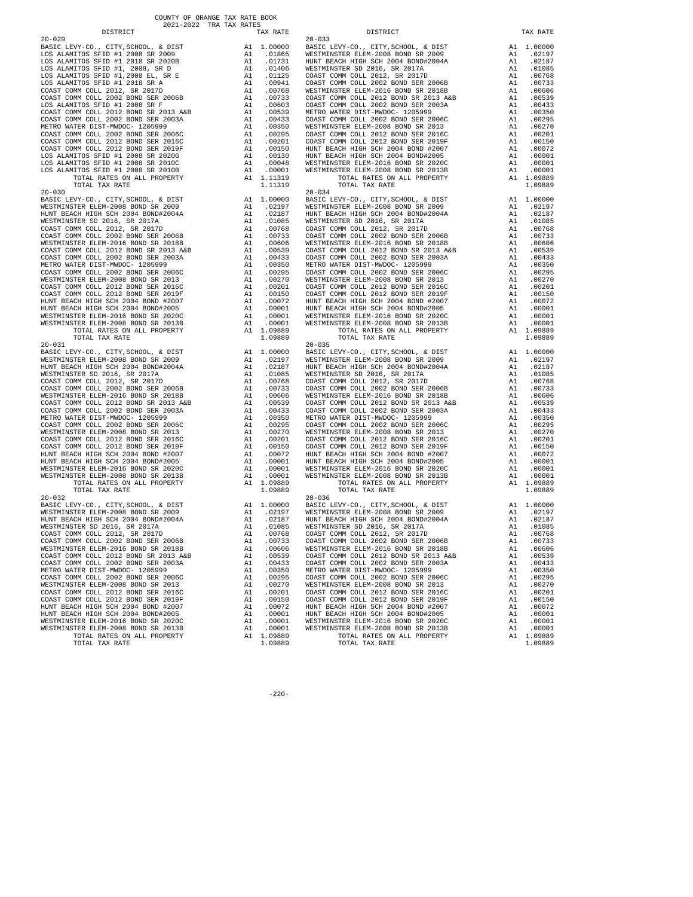COUNTY OF ORANGE TAX RATE BOOK
2021-2022 TRA TAX RATES

| DISTRICT | | TAX RATE |
|---|---|---|
| **20-029** | | |
| BASIC LEVY-CO., CITY,SCHOOL, & DIST | A1 | 1.00000 |
| LOS ALAMITOS SFID #1 2008 SR 2009 | A1 | .01865 |
| LOS ALAMITOS SFID #1 2018 SR 2020B | A1 | .01731 |
| LOS ALAMITOS SFID #1, 2008, SR D | A1 | .01406 |
| LOS ALAMITOS SFID #1,2008 EL, SR E | A1 | .01125 |
| LOS ALAMITOS SFID #1 2018 SR A | A1 | .00941 |
| COAST COMM COLL 2012, SR 2017D | A1 | .00768 |
| COAST COMM COLL 2002 BOND SER 2006B | A1 | .00733 |
| LOS ALAMITOS SFID #1 2008 SR F | A1 | .00603 |
| COAST COMM COLL 2012 BOND SR 2013 A&B | A1 | .00539 |
| COAST COMM COLL 2002 BOND SER 2003A | A1 | .00433 |
| METRO WATER DIST-MWDOC- 1205999 | A1 | .00350 |
| COAST COMM COLL 2002 BOND SER 2006C | A1 | .00295 |
| COAST COMM COLL 2012 BOND SER 2016C | A1 | .00201 |
| COAST COMM COLL 2012 BOND SER 2019F | A1 | .00150 |
| LOS ALAMITOS SFID #1 2008 SR 2020G | A1 | .00130 |
| LOS ALAMITOS SFID #1 2008 SR 2010C | A1 | .00048 |
| LOS ALAMITOS SFID #1 2008 SR 2010B | A1 | .00001 |
| TOTAL RATES ON ALL PROPERTY | A1 | 1.11319 |
| TOTAL TAX RATE | | 1.11319 |
| **20-030** | | |
| BASIC LEVY-CO., CITY,SCHOOL, & DIST | A1 | 1.00000 |
| WESTMINSTER ELEM-2008 BOND SR 2009 | A1 | .02197 |
| HUNT BEACH HIGH SCH 2004 BOND#2004A | A1 | .02187 |
| WESTMINSTER SD 2016, SR 2017A | A1 | .01085 |
| COAST COMM COLL 2012, SR 2017D | A1 | .00768 |
| COAST COMM COLL 2002 BOND SER 2006B | A1 | .00733 |
| WESTMINSTER ELEM-2016 BOND SR 2018B | A1 | .00606 |
| COAST COMM COLL 2012 BOND SR 2013 A&B | A1 | .00539 |
| COAST COMM COLL 2002 BOND SER 2003A | A1 | .00433 |
| METRO WATER DIST-MWDOC- 1205999 | A1 | .00350 |
| COAST COMM COLL 2002 BOND SER 2006C | A1 | .00295 |
| WESTMINSTER ELEM-2008 BOND SR 2013 | A1 | .00270 |
| COAST COMM COLL 2012 BOND SER 2016C | A1 | .00201 |
| COAST COMM COLL 2012 BOND SER 2019F | A1 | .00150 |
| HUNT BEACH HIGH SCH 2004 BOND #2007 | A1 | .00072 |
| HUNT BEACH HIGH SCH 2004 BOND#2005 | A1 | .00001 |
| WESTMINSTER ELEM-2016 BOND SR 2020C | A1 | .00001 |
| WESTMINSTER ELEM-2008 BOND SR 2013B | A1 | .00001 |
| TOTAL RATES ON ALL PROPERTY | A1 | 1.09889 |
| TOTAL TAX RATE | | 1.09889 |
| **20-031** | | |
| BASIC LEVY-CO., CITY,SCHOOL, & DIST | A1 | 1.00000 |
| WESTMINSTER ELEM-2008 BOND SR 2009 | A1 | .02197 |
| HUNT BEACH HIGH SCH 2004 BOND#2004A | A1 | .02187 |
| WESTMINSTER SD 2016, SR 2017A | A1 | .01085 |
| COAST COMM COLL 2012, SR 2017D | A1 | .00768 |
| COAST COMM COLL 2002 BOND SER 2006B | A1 | .00733 |
| WESTMINSTER ELEM-2016 BOND SR 2018B | A1 | .00606 |
| COAST COMM COLL 2012 BOND SR 2013 A&B | A1 | .00539 |
| COAST COMM COLL 2002 BOND SER 2003A | A1 | .00433 |
| METRO WATER DIST-MWDOC- 1205999 | A1 | .00350 |
| COAST COMM COLL 2002 BOND SER 2006C | A1 | .00295 |
| WESTMINSTER ELEM-2008 BOND SR 2013 | A1 | .00270 |
| COAST COMM COLL 2012 BOND SER 2016C | A1 | .00201 |
| COAST COMM COLL 2012 BOND SER 2019F | A1 | .00150 |
| HUNT BEACH HIGH SCH 2004 BOND #2007 | A1 | .00072 |
| HUNT BEACH HIGH SCH 2004 BOND#2005 | A1 | .00001 |
| WESTMINSTER ELEM-2016 BOND SR 2020C | A1 | .00001 |
| WESTMINSTER ELEM-2008 BOND SR 2013B | A1 | .00001 |
| TOTAL RATES ON ALL PROPERTY | A1 | 1.09889 |
| TOTAL TAX RATE | | 1.09889 |
| **20-032** | | |
| BASIC LEVY-CO., CITY,SCHOOL, & DIST | A1 | 1.00000 |
| WESTMINSTER ELEM-2008 BOND SR 2009 | A1 | .02197 |
| HUNT BEACH HIGH SCH 2004 BOND#2004A | A1 | .02187 |
| WESTMINSTER SD 2016, SR 2017A | A1 | .01085 |
| COAST COMM COLL 2012, SR 2017D | A1 | .00768 |
| COAST COMM COLL 2002 BOND SER 2006B | A1 | .00733 |
| WESTMINSTER ELEM-2016 BOND SR 2018B | A1 | .00606 |
| COAST COMM COLL 2012 BOND SR 2013 A&B | A1 | .00539 |
| COAST COMM COLL 2002 BOND SER 2003A | A1 | .00433 |
| METRO WATER DIST-MWDOC- 1205999 | A1 | .00350 |
| COAST COMM COLL 2002 BOND SER 2006C | A1 | .00295 |
| WESTMINSTER ELEM-2008 BOND SR 2013 | A1 | .00270 |
| COAST COMM COLL 2012 BOND SER 2016C | A1 | .00201 |
| COAST COMM COLL 2012 BOND SER 2019F | A1 | .00150 |
| HUNT BEACH HIGH SCH 2004 BOND #2007 | A1 | .00072 |
| HUNT BEACH HIGH SCH 2004 BOND#2005 | A1 | .00001 |
| WESTMINSTER ELEM-2016 BOND SR 2020C | A1 | .00001 |
| WESTMINSTER ELEM-2008 BOND SR 2013B | A1 | .00001 |
| TOTAL RATES ON ALL PROPERTY | A1 | 1.09889 |
| TOTAL TAX RATE | | 1.09889 |
| **20-033** | | |
| BASIC LEVY-CO., CITY,SCHOOL, & DIST | A1 | 1.00000 |
| WESTMINSTER ELEM-2008 BOND SR 2009 | A1 | .02197 |
| HUNT BEACH HIGH SCH 2004 BOND#2004A | A1 | .02187 |
| WESTMINSTER SD 2016, SR 2017A | A1 | .01085 |
| COAST COMM COLL 2012, SR 2017D | A1 | .00768 |
| COAST COMM COLL 2002 BOND SER 2006B | A1 | .00733 |
| WESTMINSTER ELEM-2016 BOND SR 2018B | A1 | .00606 |
| COAST COMM COLL 2012 BOND SR 2013 A&B | A1 | .00539 |
| COAST COMM COLL 2002 BOND SER 2003A | A1 | .00433 |
| METRO WATER DIST-MWDOC- 1205999 | A1 | .00350 |
| COAST COMM COLL 2002 BOND SER 2006C | A1 | .00295 |
| WESTMINSTER ELEM-2008 BOND SR 2013 | A1 | .00270 |
| COAST COMM COLL 2012 BOND SER 2016C | A1 | .00201 |
| COAST COMM COLL 2012 BOND SER 2019F | A1 | .00150 |
| HUNT BEACH HIGH SCH 2004 BOND #2007 | A1 | .00072 |
| HUNT BEACH HIGH SCH 2004 BOND#2005 | A1 | .00001 |
| WESTMINSTER ELEM-2016 BOND SR 2020C | A1 | .00001 |
| WESTMINSTER ELEM-2008 BOND SR 2013B | A1 | .00001 |
| TOTAL RATES ON ALL PROPERTY | A1 | 1.09889 |
| TOTAL TAX RATE | | 1.09889 |
| **20-034** | | |
| BASIC LEVY-CO., CITY,SCHOOL, & DIST | A1 | 1.00000 |
| WESTMINSTER ELEM-2008 BOND SR 2009 | A1 | .02197 |
| HUNT BEACH HIGH SCH 2004 BOND#2004A | A1 | .02187 |
| WESTMINSTER SD 2016, SR 2017A | A1 | .01085 |
| COAST COMM COLL 2012, SR 2017D | A1 | .00768 |
| COAST COMM COLL 2002 BOND SER 2006B | A1 | .00733 |
| WESTMINSTER ELEM-2016 BOND SR 2018B | A1 | .00606 |
| COAST COMM COLL 2012 BOND SR 2013 A&B | A1 | .00539 |
| COAST COMM COLL 2002 BOND SER 2003A | A1 | .00433 |
| METRO WATER DIST-MWDOC- 1205999 | A1 | .00350 |
| COAST COMM COLL 2002 BOND SER 2006C | A1 | .00295 |
| WESTMINSTER ELEM-2008 BOND SR 2013 | A1 | .00270 |
| COAST COMM COLL 2012 BOND SER 2016C | A1 | .00201 |
| COAST COMM COLL 2012 BOND SER 2019F | A1 | .00150 |
| HUNT BEACH HIGH SCH 2004 BOND #2007 | A1 | .00072 |
| HUNT BEACH HIGH SCH 2004 BOND#2005 | A1 | .00001 |
| WESTMINSTER ELEM-2016 BOND SR 2020C | A1 | .00001 |
| WESTMINSTER ELEM-2008 BOND SR 2013B | A1 | .00001 |
| TOTAL RATES ON ALL PROPERTY | A1 | 1.09889 |
| TOTAL TAX RATE | | 1.09889 |
| **20-035** | | |
| BASIC LEVY-CO., CITY,SCHOOL, & DIST | A1 | 1.00000 |
| WESTMINSTER ELEM-2008 BOND SR 2009 | A1 | .02197 |
| HUNT BEACH HIGH SCH 2004 BOND#2004A | A1 | .02187 |
| WESTMINSTER SD 2016, SR 2017A | A1 | .01085 |
| COAST COMM COLL 2012, SR 2017D | A1 | .00768 |
| COAST COMM COLL 2002 BOND SER 2006B | A1 | .00733 |
| WESTMINSTER ELEM-2016 BOND SR 2018B | A1 | .00606 |
| COAST COMM COLL 2012 BOND SR 2013 A&B | A1 | .00539 |
| COAST COMM COLL 2002 BOND SER 2003A | A1 | .00433 |
| METRO WATER DIST-MWDOC- 1205999 | A1 | .00350 |
| COAST COMM COLL 2002 BOND SER 2006C | A1 | .00295 |
| WESTMINSTER ELEM-2008 BOND SR 2013 | A1 | .00270 |
| COAST COMM COLL 2012 BOND SER 2016C | A1 | .00201 |
| COAST COMM COLL 2012 BOND SER 2019F | A1 | .00150 |
| HUNT BEACH HIGH SCH 2004 BOND #2007 | A1 | .00072 |
| HUNT BEACH HIGH SCH 2004 BOND#2005 | A1 | .00001 |
| WESTMINSTER ELEM-2016 BOND SR 2020C | A1 | .00001 |
| WESTMINSTER ELEM-2008 BOND SR 2013B | A1 | .00001 |
| TOTAL RATES ON ALL PROPERTY | A1 | 1.09889 |
| TOTAL TAX RATE | | 1.09889 |
| **20-036** | | |
| BASIC LEVY-CO., CITY,SCHOOL, & DIST | A1 | 1.00000 |
| WESTMINSTER ELEM-2008 BOND SR 2009 | A1 | .02197 |
| HUNT BEACH HIGH SCH 2004 BOND#2004A | A1 | .02187 |
| WESTMINSTER SD 2016, SR 2017A | A1 | .01085 |
| COAST COMM COLL 2012, SR 2017D | A1 | .00768 |
| COAST COMM COLL 2002 BOND SER 2006B | A1 | .00733 |
| WESTMINSTER ELEM-2016 BOND SR 2018B | A1 | .00606 |
| COAST COMM COLL 2012 BOND SR 2013 A&B | A1 | .00539 |
| COAST COMM COLL 2002 BOND SER 2003A | A1 | .00433 |
| METRO WATER DIST-MWDOC- 1205999 | A1 | .00350 |
| COAST COMM COLL 2002 BOND SER 2006C | A1 | .00295 |
| WESTMINSTER ELEM-2008 BOND SR 2013 | A1 | .00270 |
| COAST COMM COLL 2012 BOND SER 2016C | A1 | .00201 |
| COAST COMM COLL 2012 BOND SER 2019F | A1 | .00150 |
| HUNT BEACH HIGH SCH 2004 BOND #2007 | A1 | .00072 |
| HUNT BEACH HIGH SCH 2004 BOND#2005 | A1 | .00001 |
| WESTMINSTER ELEM-2016 BOND SR 2020C | A1 | .00001 |
| WESTMINSTER ELEM-2008 BOND SR 2013B | A1 | .00001 |
| TOTAL RATES ON ALL PROPERTY | A1 | 1.09889 |
| TOTAL TAX RATE | | 1.09889 |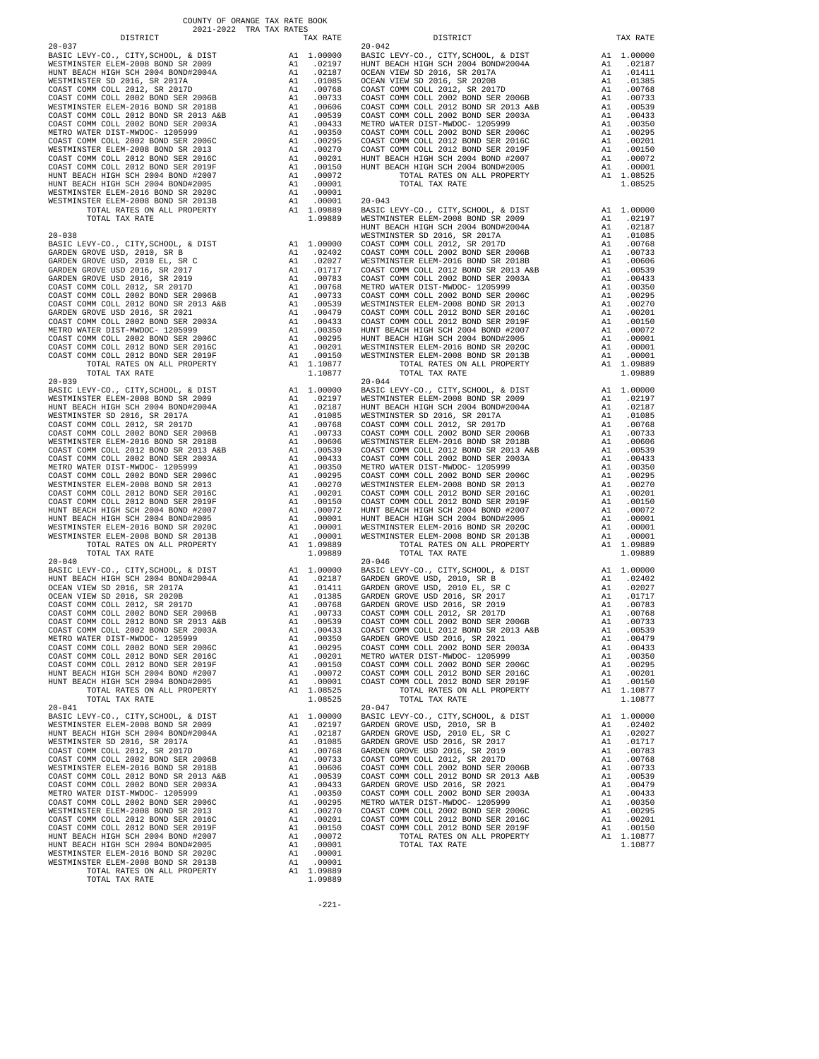COUNTY OF ORANGE TAX RATE BOOK
2021-2022 TRA TAX RATES

| DISTRICT | | TAX RATE |
|---|---|---|
| **20-037** | | |
| BASIC LEVY-CO., CITY,SCHOOL, & DIST | A1 | 1.00000 |
| WESTMINSTER ELEM-2008 BOND SR 2009 | A1 | .02197 |
| HUNT BEACH HIGH SCH 2004 BOND#2004A | A1 | .02187 |
| WESTMINSTER SD 2016, SR 2017A | A1 | .01085 |
| COAST COMM COLL 2012, SR 2017D | A1 | .00768 |
| COAST COMM COLL 2002 BOND SER 2006B | A1 | .00733 |
| WESTMINSTER ELEM-2016 BOND SR 2018B | A1 | .00606 |
| COAST COMM COLL 2012 BOND SR 2013 A&B | A1 | .00539 |
| COAST COMM COLL 2002 BOND SER 2003A | A1 | .00433 |
| METRO WATER DIST-MWDOC- 1205999 | A1 | .00350 |
| COAST COMM COLL 2002 BOND SER 2006C | A1 | .00295 |
| WESTMINSTER ELEM-2008 BOND SR 2013 | A1 | .00270 |
| COAST COMM COLL 2012 BOND SER 2016C | A1 | .00201 |
| COAST COMM COLL 2012 BOND SER 2019F | A1 | .00150 |
| HUNT BEACH HIGH SCH 2004 BOND #2007 | A1 | .00072 |
| HUNT BEACH HIGH SCH 2004 BOND#2005 | A1 | .00001 |
| WESTMINSTER ELEM-2016 BOND SR 2020C | A1 | .00001 |
| WESTMINSTER ELEM-2008 BOND SR 2013B | A1 | .00001 |
| TOTAL RATES ON ALL PROPERTY | A1 | 1.09889 |
| TOTAL TAX RATE | | 1.09889 |
| **20-038** | | |
| BASIC LEVY-CO., CITY,SCHOOL, & DIST | A1 | 1.00000 |
| GARDEN GROVE USD, 2010, SR B | A1 | .02402 |
| GARDEN GROVE USD, 2010 EL, SR C | A1 | .02027 |
| GARDEN GROVE USD 2016, SR 2017 | A1 | .01717 |
| GARDEN GROVE USD 2016, SR 2019 | A1 | .00783 |
| COAST COMM COLL 2012, SR 2017D | A1 | .00768 |
| COAST COMM COLL 2002 BOND SER 2006B | A1 | .00733 |
| COAST COMM COLL 2012 BOND SR 2013 A&B | A1 | .00539 |
| GARDEN GROVE USD 2016, SR 2021 | A1 | .00479 |
| COAST COMM COLL 2002 BOND SER 2003A | A1 | .00433 |
| METRO WATER DIST-MWDOC- 1205999 | A1 | .00350 |
| COAST COMM COLL 2002 BOND SER 2006C | A1 | .00295 |
| COAST COMM COLL 2012 BOND SER 2016C | A1 | .00201 |
| COAST COMM COLL 2012 BOND SER 2019F | A1 | .00150 |
| TOTAL RATES ON ALL PROPERTY | A1 | 1.10877 |
| TOTAL TAX RATE | | 1.10877 |
| **20-039** | | |
| BASIC LEVY-CO., CITY,SCHOOL, & DIST | A1 | 1.00000 |
| WESTMINSTER ELEM-2008 BOND SR 2009 | A1 | .02197 |
| HUNT BEACH HIGH SCH 2004 BOND#2004A | A1 | .02187 |
| WESTMINSTER SD 2016, SR 2017A | A1 | .01085 |
| COAST COMM COLL 2012, SR 2017D | A1 | .00768 |
| COAST COMM COLL 2002 BOND SER 2006B | A1 | .00733 |
| WESTMINSTER ELEM-2016 BOND SR 2018B | A1 | .00606 |
| COAST COMM COLL 2012 BOND SR 2013 A&B | A1 | .00539 |
| COAST COMM COLL 2002 BOND SER 2003A | A1 | .00433 |
| METRO WATER DIST-MWDOC- 1205999 | A1 | .00350 |
| COAST COMM COLL 2002 BOND SER 2006C | A1 | .00295 |
| WESTMINSTER ELEM-2008 BOND SR 2013 | A1 | .00270 |
| COAST COMM COLL 2012 BOND SER 2016C | A1 | .00201 |
| COAST COMM COLL 2012 BOND SER 2019F | A1 | .00150 |
| HUNT BEACH HIGH SCH 2004 BOND #2007 | A1 | .00072 |
| HUNT BEACH HIGH SCH 2004 BOND#2005 | A1 | .00001 |
| WESTMINSTER ELEM-2016 BOND SR 2020C | A1 | .00001 |
| WESTMINSTER ELEM-2008 BOND SR 2013B | A1 | .00001 |
| TOTAL RATES ON ALL PROPERTY | A1 | 1.09889 |
| TOTAL TAX RATE | | 1.09889 |
| **20-040** | | |
| BASIC LEVY-CO., CITY,SCHOOL, & DIST | A1 | 1.00000 |
| HUNT BEACH HIGH SCH 2004 BOND#2004A | A1 | .02187 |
| OCEAN VIEW SD 2016, SR 2017A | A1 | .01411 |
| OCEAN VIEW SD 2016, SR 2020B | A1 | .01385 |
| COAST COMM COLL 2012, SR 2017D | A1 | .00768 |
| COAST COMM COLL 2002 BOND SER 2006B | A1 | .00733 |
| COAST COMM COLL 2012 BOND SR 2013 A&B | A1 | .00539 |
| COAST COMM COLL 2002 BOND SER 2003A | A1 | .00433 |
| METRO WATER DIST-MWDOC- 1205999 | A1 | .00350 |
| COAST COMM COLL 2002 BOND SER 2006C | A1 | .00295 |
| COAST COMM COLL 2012 BOND SER 2016C | A1 | .00201 |
| COAST COMM COLL 2012 BOND SER 2019F | A1 | .00150 |
| HUNT BEACH HIGH SCH 2004 BOND #2007 | A1 | .00072 |
| HUNT BEACH HIGH SCH 2004 BOND#2005 | A1 | .00001 |
| TOTAL RATES ON ALL PROPERTY | A1 | 1.08525 |
| TOTAL TAX RATE | | 1.08525 |
| **20-041** | | |
| BASIC LEVY-CO., CITY,SCHOOL, & DIST | A1 | 1.00000 |
| WESTMINSTER ELEM-2008 BOND SR 2009 | A1 | .02197 |
| HUNT BEACH HIGH SCH 2004 BOND#2004A | A1 | .02187 |
| WESTMINSTER SD 2016, SR 2017A | A1 | .01085 |
| COAST COMM COLL 2012, SR 2017D | A1 | .00768 |
| COAST COMM COLL 2002 BOND SER 2006B | A1 | .00733 |
| WESTMINSTER ELEM-2016 BOND SR 2018B | A1 | .00606 |
| COAST COMM COLL 2012 BOND SR 2013 A&B | A1 | .00539 |
| COAST COMM COLL 2002 BOND SER 2003A | A1 | .00433 |
| METRO WATER DIST-MWDOC- 1205999 | A1 | .00350 |
| COAST COMM COLL 2002 BOND SER 2006C | A1 | .00295 |
| WESTMINSTER ELEM-2008 BOND SR 2013 | A1 | .00270 |
| COAST COMM COLL 2012 BOND SER 2016C | A1 | .00201 |
| COAST COMM COLL 2012 BOND SER 2019F | A1 | .00150 |
| HUNT BEACH HIGH SCH 2004 BOND #2007 | A1 | .00072 |
| HUNT BEACH HIGH SCH 2004 BOND#2005 | A1 | .00001 |
| WESTMINSTER ELEM-2016 BOND SR 2020C | A1 | .00001 |
| WESTMINSTER ELEM-2008 BOND SR 2013B | A1 | .00001 |
| TOTAL RATES ON ALL PROPERTY | A1 | 1.09889 |
| TOTAL TAX RATE | | 1.09889 |

| DISTRICT | | TAX RATE |
|---|---|---|
| **20-042** | | |
| BASIC LEVY-CO., CITY,SCHOOL, & DIST | A1 | 1.00000 |
| HUNT BEACH HIGH SCH 2004 BOND#2004A | A1 | .02187 |
| OCEAN VIEW SD 2016, SR 2017A | A1 | .01411 |
| OCEAN VIEW SD 2016, SR 2020B | A1 | .01385 |
| COAST COMM COLL 2012, SR 2017D | A1 | .00768 |
| COAST COMM COLL 2002 BOND SER 2006B | A1 | .00733 |
| COAST COMM COLL 2012 BOND SR 2013 A&B | A1 | .00539 |
| COAST COMM COLL 2002 BOND SER 2003A | A1 | .00433 |
| METRO WATER DIST-MWDOC- 1205999 | A1 | .00350 |
| COAST COMM COLL 2002 BOND SER 2006C | A1 | .00295 |
| COAST COMM COLL 2012 BOND SER 2016C | A1 | .00201 |
| COAST COMM COLL 2012 BOND SER 2019F | A1 | .00150 |
| HUNT BEACH HIGH SCH 2004 BOND #2007 | A1 | .00072 |
| HUNT BEACH HIGH SCH 2004 BOND#2005 | A1 | .00001 |
| TOTAL RATES ON ALL PROPERTY | A1 | 1.08525 |
| TOTAL TAX RATE | | 1.08525 |
| **20-043** | | |
| BASIC LEVY-CO., CITY,SCHOOL, & DIST | A1 | 1.00000 |
| WESTMINSTER ELEM-2008 BOND SR 2009 | A1 | .02197 |
| HUNT BEACH HIGH SCH 2004 BOND#2004A | A1 | .02187 |
| WESTMINSTER SD 2016, SR 2017A | A1 | .01085 |
| COAST COMM COLL 2012, SR 2017D | A1 | .00768 |
| COAST COMM COLL 2002 BOND SER 2006B | A1 | .00733 |
| WESTMINSTER ELEM-2016 BOND SR 2018B | A1 | .00606 |
| COAST COMM COLL 2012 BOND SR 2013 A&B | A1 | .00539 |
| COAST COMM COLL 2002 BOND SER 2003A | A1 | .00433 |
| METRO WATER DIST-MWDOC- 1205999 | A1 | .00350 |
| COAST COMM COLL 2002 BOND SER 2006C | A1 | .00295 |
| WESTMINSTER ELEM-2008 BOND SR 2013 | A1 | .00270 |
| COAST COMM COLL 2012 BOND SER 2016C | A1 | .00201 |
| COAST COMM COLL 2012 BOND SER 2019F | A1 | .00150 |
| HUNT BEACH HIGH SCH 2004 BOND #2007 | A1 | .00072 |
| HUNT BEACH HIGH SCH 2004 BOND#2005 | A1 | .00001 |
| WESTMINSTER ELEM-2016 BOND SR 2020C | A1 | .00001 |
| WESTMINSTER ELEM-2008 BOND SR 2013B | A1 | .00001 |
| TOTAL RATES ON ALL PROPERTY | A1 | 1.09889 |
| TOTAL TAX RATE | | 1.09889 |
| **20-044** | | |
| BASIC LEVY-CO., CITY,SCHOOL, & DIST | A1 | 1.00000 |
| WESTMINSTER ELEM-2008 BOND SR 2009 | A1 | .02197 |
| HUNT BEACH HIGH SCH 2004 BOND#2004A | A1 | .02187 |
| WESTMINSTER SD 2016, SR 2017A | A1 | .01085 |
| COAST COMM COLL 2012, SR 2017D | A1 | .00768 |
| COAST COMM COLL 2002 BOND SER 2006B | A1 | .00733 |
| WESTMINSTER ELEM-2016 BOND SR 2018B | A1 | .00606 |
| COAST COMM COLL 2012 BOND SR 2013 A&B | A1 | .00539 |
| COAST COMM COLL 2002 BOND SER 2003A | A1 | .00433 |
| METRO WATER DIST-MWDOC- 1205999 | A1 | .00350 |
| COAST COMM COLL 2002 BOND SER 2006C | A1 | .00295 |
| WESTMINSTER ELEM-2008 BOND SR 2013 | A1 | .00270 |
| COAST COMM COLL 2012 BOND SER 2016C | A1 | .00201 |
| COAST COMM COLL 2012 BOND SER 2019F | A1 | .00150 |
| HUNT BEACH HIGH SCH 2004 BOND #2007 | A1 | .00072 |
| HUNT BEACH HIGH SCH 2004 BOND#2005 | A1 | .00001 |
| WESTMINSTER ELEM-2016 BOND SR 2020C | A1 | .00001 |
| WESTMINSTER ELEM-2008 BOND SR 2013B | A1 | .00001 |
| TOTAL RATES ON ALL PROPERTY | A1 | 1.09889 |
| TOTAL TAX RATE | | 1.09889 |
| **20-046** | | |
| BASIC LEVY-CO., CITY,SCHOOL, & DIST | A1 | 1.00000 |
| GARDEN GROVE USD, 2010, SR B | A1 | .02402 |
| GARDEN GROVE USD, 2010 EL, SR C | A1 | .02027 |
| GARDEN GROVE USD 2016, SR 2017 | A1 | .01717 |
| GARDEN GROVE USD 2016, SR 2019 | A1 | .00783 |
| COAST COMM COLL 2012, SR 2017D | A1 | .00768 |
| COAST COMM COLL 2002 BOND SER 2006B | A1 | .00733 |
| COAST COMM COLL 2012 BOND SR 2013 A&B | A1 | .00539 |
| GARDEN GROVE USD 2016, SR 2021 | A1 | .00479 |
| COAST COMM COLL 2002 BOND SER 2003A | A1 | .00433 |
| METRO WATER DIST-MWDOC- 1205999 | A1 | .00350 |
| COAST COMM COLL 2002 BOND SER 2006C | A1 | .00295 |
| COAST COMM COLL 2012 BOND SER 2016C | A1 | .00201 |
| COAST COMM COLL 2012 BOND SER 2019F | A1 | .00150 |
| TOTAL RATES ON ALL PROPERTY | A1 | 1.10877 |
| TOTAL TAX RATE | | 1.10877 |
| **20-047** | | |
| BASIC LEVY-CO., CITY,SCHOOL, & DIST | A1 | 1.00000 |
| GARDEN GROVE USD, 2010, SR B | A1 | .02402 |
| GARDEN GROVE USD, 2010 EL, SR C | A1 | .02027 |
| GARDEN GROVE USD 2016, SR 2017 | A1 | .01717 |
| GARDEN GROVE USD 2016, SR 2019 | A1 | .00783 |
| COAST COMM COLL 2012, SR 2017D | A1 | .00768 |
| COAST COMM COLL 2002 BOND SER 2006B | A1 | .00733 |
| COAST COMM COLL 2012 BOND SR 2013 A&B | A1 | .00539 |
| GARDEN GROVE USD 2016, SR 2021 | A1 | .00479 |
| COAST COMM COLL 2002 BOND SER 2003A | A1 | .00433 |
| METRO WATER DIST-MWDOC- 1205999 | A1 | .00350 |
| COAST COMM COLL 2002 BOND SER 2006C | A1 | .00295 |
| COAST COMM COLL 2012 BOND SER 2016C | A1 | .00201 |
| COAST COMM COLL 2012 BOND SER 2019F | A1 | .00150 |
| TOTAL RATES ON ALL PROPERTY | A1 | 1.10877 |
| TOTAL TAX RATE | | 1.10877 |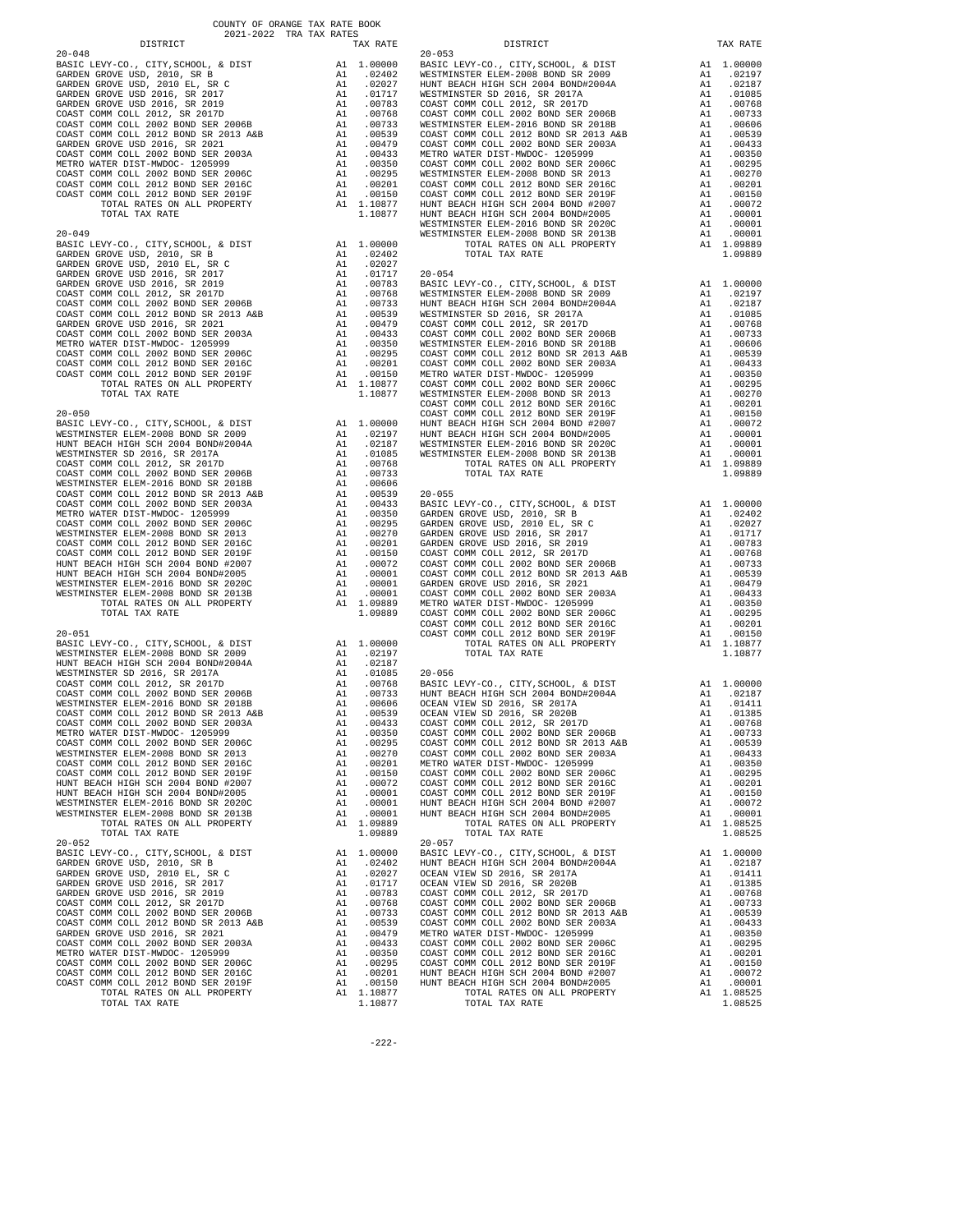COUNTY OF ORANGE TAX RATE BOOK
2021-2022 TRA TAX RATES

| DISTRICT | | TAX RATE |
|---|---|---|
| **20-048** | | |
| BASIC LEVY-CO., CITY,SCHOOL, & DIST | A1 | 1.00000 |
| GARDEN GROVE USD, 2010, SR B | A1 | .02402 |
| GARDEN GROVE USD, 2010 EL, SR C | A1 | .02027 |
| GARDEN GROVE USD 2016, SR 2017 | A1 | .01717 |
| GARDEN GROVE USD 2016, SR 2019 | A1 | .00783 |
| COAST COMM COLL 2012, SR 2017D | A1 | .00768 |
| COAST COMM COLL 2002 BOND SER 2006B | A1 | .00733 |
| COAST COMM COLL 2012 BOND SR 2013 A&B | A1 | .00539 |
| GARDEN GROVE USD 2016, SR 2021 | A1 | .00479 |
| COAST COMM COLL 2002 BOND SER 2003A | A1 | .00433 |
| METRO WATER DIST-MWDOC- 1205999 | A1 | .00350 |
| COAST COMM COLL 2002 BOND SER 2006C | A1 | .00295 |
| COAST COMM COLL 2012 BOND SER 2016C | A1 | .00201 |
| COAST COMM COLL 2012 BOND SER 2019F | A1 | .00150 |
| TOTAL RATES ON ALL PROPERTY | A1 | 1.10877 |
| TOTAL TAX RATE | | 1.10877 |
| **20-049** | | |
| BASIC LEVY-CO., CITY,SCHOOL, & DIST | A1 | 1.00000 |
| GARDEN GROVE USD, 2010, SR B | A1 | .02402 |
| GARDEN GROVE USD, 2010 EL, SR C | A1 | .02027 |
| GARDEN GROVE USD 2016, SR 2017 | A1 | .01717 |
| GARDEN GROVE USD 2016, SR 2019 | A1 | .00783 |
| COAST COMM COLL 2012, SR 2017D | A1 | .00768 |
| COAST COMM COLL 2002 BOND SER 2006B | A1 | .00733 |
| COAST COMM COLL 2012 BOND SR 2013 A&B | A1 | .00539 |
| GARDEN GROVE USD 2016, SR 2021 | A1 | .00479 |
| COAST COMM COLL 2002 BOND SER 2003A | A1 | .00433 |
| METRO WATER DIST-MWDOC- 1205999 | A1 | .00350 |
| COAST COMM COLL 2002 BOND SER 2006C | A1 | .00295 |
| COAST COMM COLL 2012 BOND SER 2016C | A1 | .00201 |
| COAST COMM COLL 2012 BOND SER 2019F | A1 | .00150 |
| TOTAL RATES ON ALL PROPERTY | A1 | 1.10877 |
| TOTAL TAX RATE | | 1.10877 |
| **20-050** | | |
| BASIC LEVY-CO., CITY,SCHOOL, & DIST | A1 | 1.00000 |
| WESTMINSTER ELEM-2008 BOND SR 2009 | A1 | .02197 |
| HUNT BEACH HIGH SCH 2004 BOND#2004A | A1 | .02187 |
| WESTMINSTER SD 2016, SR 2017A | A1 | .01085 |
| COAST COMM COLL 2012, SR 2017D | A1 | .00768 |
| COAST COMM COLL 2002 BOND SER 2006B | A1 | .00733 |
| WESTMINSTER ELEM-2016 BOND SR 2018B | A1 | .00606 |
| COAST COMM COLL 2012 BOND SR 2013 A&B | A1 | .00539 |
| COAST COMM COLL 2002 BOND SER 2003A | A1 | .00433 |
| METRO WATER DIST-MWDOC- 1205999 | A1 | .00350 |
| COAST COMM COLL 2002 BOND SER 2006C | A1 | .00295 |
| WESTMINSTER ELEM-2008 BOND SR 2013 | A1 | .00270 |
| COAST COMM COLL 2012 BOND SER 2016C | A1 | .00201 |
| COAST COMM COLL 2012 BOND SER 2019F | A1 | .00150 |
| HUNT BEACH HIGH SCH 2004 BOND #2007 | A1 | .00072 |
| HUNT BEACH HIGH SCH 2004 BOND#2005 | A1 | .00001 |
| WESTMINSTER ELEM-2016 BOND SR 2020C | A1 | .00001 |
| WESTMINSTER ELEM-2008 BOND SR 2013B | A1 | .00001 |
| TOTAL RATES ON ALL PROPERTY | A1 | 1.09889 |
| TOTAL TAX RATE | | 1.09889 |
| **20-051** | | |
| BASIC LEVY-CO., CITY,SCHOOL, & DIST | A1 | 1.00000 |
| WESTMINSTER ELEM-2008 BOND SR 2009 | A1 | .02197 |
| HUNT BEACH HIGH SCH 2004 BOND#2004A | A1 | .02187 |
| WESTMINSTER SD 2016, SR 2017A | A1 | .01085 |
| COAST COMM COLL 2012, SR 2017D | A1 | .00768 |
| COAST COMM COLL 2002 BOND SER 2006B | A1 | .00733 |
| WESTMINSTER ELEM-2016 BOND SR 2018B | A1 | .00606 |
| COAST COMM COLL 2012 BOND SR 2013 A&B | A1 | .00539 |
| COAST COMM COLL 2002 BOND SER 2003A | A1 | .00433 |
| METRO WATER DIST-MWDOC- 1205999 | A1 | .00350 |
| COAST COMM COLL 2002 BOND SER 2006C | A1 | .00295 |
| WESTMINSTER ELEM-2008 BOND SR 2013 | A1 | .00270 |
| COAST COMM COLL 2012 BOND SER 2016C | A1 | .00201 |
| COAST COMM COLL 2012 BOND SER 2019F | A1 | .00150 |
| HUNT BEACH HIGH SCH 2004 BOND #2007 | A1 | .00072 |
| HUNT BEACH HIGH SCH 2004 BOND#2005 | A1 | .00001 |
| WESTMINSTER ELEM-2016 BOND SR 2020C | A1 | .00001 |
| WESTMINSTER ELEM-2008 BOND SR 2013B | A1 | .00001 |
| TOTAL RATES ON ALL PROPERTY | A1 | 1.09889 |
| TOTAL TAX RATE | | 1.09889 |
| **20-052** | | |
| BASIC LEVY-CO., CITY,SCHOOL, & DIST | A1 | 1.00000 |
| GARDEN GROVE USD, 2010, SR B | A1 | .02402 |
| GARDEN GROVE USD, 2010 EL, SR C | A1 | .02027 |
| GARDEN GROVE USD 2016, SR 2017 | A1 | .01717 |
| GARDEN GROVE USD 2016, SR 2019 | A1 | .00783 |
| COAST COMM COLL 2012, SR 2017D | A1 | .00768 |
| COAST COMM COLL 2002 BOND SER 2006B | A1 | .00733 |
| COAST COMM COLL 2012 BOND SR 2013 A&B | A1 | .00539 |
| GARDEN GROVE USD 2016, SR 2021 | A1 | .00479 |
| COAST COMM COLL 2002 BOND SER 2003A | A1 | .00433 |
| METRO WATER DIST-MWDOC- 1205999 | A1 | .00350 |
| COAST COMM COLL 2002 BOND SER 2006C | A1 | .00295 |
| COAST COMM COLL 2012 BOND SER 2016C | A1 | .00201 |
| COAST COMM COLL 2012 BOND SER 2019F | A1 | .00150 |
| TOTAL RATES ON ALL PROPERTY | A1 | 1.10877 |
| TOTAL TAX RATE | | 1.10877 |
| **20-053** | | |
| BASIC LEVY-CO., CITY,SCHOOL, & DIST | A1 | 1.00000 |
| WESTMINSTER ELEM-2008 BOND SR 2009 | A1 | .02197 |
| HUNT BEACH HIGH SCH 2004 BOND#2004A | A1 | .02187 |
| WESTMINSTER SD 2016, SR 2017A | A1 | .01085 |
| COAST COMM COLL 2012, SR 2017D | A1 | .00768 |
| COAST COMM COLL 2002 BOND SER 2006B | A1 | .00733 |
| WESTMINSTER ELEM-2016 BOND SR 2018B | A1 | .00606 |
| COAST COMM COLL 2012 BOND SR 2013 A&B | A1 | .00539 |
| COAST COMM COLL 2002 BOND SER 2003A | A1 | .00433 |
| METRO WATER DIST-MWDOC- 1205999 | A1 | .00350 |
| COAST COMM COLL 2002 BOND SER 2006C | A1 | .00295 |
| WESTMINSTER ELEM-2008 BOND SR 2013 | A1 | .00270 |
| COAST COMM COLL 2012 BOND SER 2016C | A1 | .00201 |
| COAST COMM COLL 2012 BOND SER 2019F | A1 | .00150 |
| HUNT BEACH HIGH SCH 2004 BOND #2007 | A1 | .00072 |
| HUNT BEACH HIGH SCH 2004 BOND#2005 | A1 | .00001 |
| WESTMINSTER ELEM-2016 BOND SR 2020C | A1 | .00001 |
| WESTMINSTER ELEM-2008 BOND SR 2013B | A1 | .00001 |
| TOTAL RATES ON ALL PROPERTY | A1 | 1.09889 |
| TOTAL TAX RATE | | 1.09889 |
| **20-054** | | |
| BASIC LEVY-CO., CITY,SCHOOL, & DIST | A1 | 1.00000 |
| WESTMINSTER ELEM-2008 BOND SR 2009 | A1 | .02197 |
| HUNT BEACH HIGH SCH 2004 BOND#2004A | A1 | .02187 |
| WESTMINSTER SD 2016, SR 2017A | A1 | .01085 |
| COAST COMM COLL 2012, SR 2017D | A1 | .00768 |
| COAST COMM COLL 2002 BOND SER 2006B | A1 | .00733 |
| WESTMINSTER ELEM-2016 BOND SR 2018B | A1 | .00606 |
| COAST COMM COLL 2012 BOND SR 2013 A&B | A1 | .00539 |
| COAST COMM COLL 2002 BOND SER 2003A | A1 | .00433 |
| METRO WATER DIST-MWDOC- 1205999 | A1 | .00350 |
| COAST COMM COLL 2002 BOND SER 2006C | A1 | .00295 |
| WESTMINSTER ELEM-2008 BOND SR 2013 | A1 | .00270 |
| COAST COMM COLL 2012 BOND SER 2016C | A1 | .00201 |
| COAST COMM COLL 2012 BOND SER 2019F | A1 | .00150 |
| HUNT BEACH HIGH SCH 2004 BOND #2007 | A1 | .00072 |
| HUNT BEACH HIGH SCH 2004 BOND#2005 | A1 | .00001 |
| WESTMINSTER ELEM-2016 BOND SR 2020C | A1 | .00001 |
| WESTMINSTER ELEM-2008 BOND SR 2013B | A1 | .00001 |
| TOTAL RATES ON ALL PROPERTY | A1 | 1.09889 |
| TOTAL TAX RATE | | 1.09889 |
| **20-055** | | |
| BASIC LEVY-CO., CITY,SCHOOL, & DIST | A1 | 1.00000 |
| GARDEN GROVE USD, 2010, SR B | A1 | .02402 |
| GARDEN GROVE USD, 2010 EL, SR C | A1 | .02027 |
| GARDEN GROVE USD 2016, SR 2017 | A1 | .01717 |
| GARDEN GROVE USD 2016, SR 2019 | A1 | .00783 |
| COAST COMM COLL 2012, SR 2017D | A1 | .00768 |
| COAST COMM COLL 2002 BOND SER 2006B | A1 | .00733 |
| COAST COMM COLL 2012 BOND SR 2013 A&B | A1 | .00539 |
| GARDEN GROVE USD 2016, SR 2021 | A1 | .00479 |
| COAST COMM COLL 2002 BOND SER 2003A | A1 | .00433 |
| METRO WATER DIST-MWDOC- 1205999 | A1 | .00350 |
| COAST COMM COLL 2002 BOND SER 2006C | A1 | .00295 |
| COAST COMM COLL 2012 BOND SER 2016C | A1 | .00201 |
| COAST COMM COLL 2012 BOND SER 2019F | A1 | .00150 |
| TOTAL RATES ON ALL PROPERTY | A1 | 1.10877 |
| TOTAL TAX RATE | | 1.10877 |
| **20-056** | | |
| BASIC LEVY-CO., CITY,SCHOOL, & DIST | A1 | 1.00000 |
| HUNT BEACH HIGH SCH 2004 BOND#2004A | A1 | .02187 |
| OCEAN VIEW SD 2016, SR 2017A | A1 | .01411 |
| OCEAN VIEW SD 2016, SR 2020B | A1 | .01385 |
| COAST COMM COLL 2012, SR 2017D | A1 | .00768 |
| COAST COMM COLL 2002 BOND SER 2006B | A1 | .00733 |
| COAST COMM COLL 2012 BOND SR 2013 A&B | A1 | .00539 |
| COAST COMM COLL 2002 BOND SER 2003A | A1 | .00433 |
| METRO WATER DIST-MWDOC- 1205999 | A1 | .00350 |
| COAST COMM COLL 2002 BOND SER 2006C | A1 | .00295 |
| COAST COMM COLL 2012 BOND SER 2016C | A1 | .00201 |
| COAST COMM COLL 2012 BOND SER 2019F | A1 | .00150 |
| HUNT BEACH HIGH SCH 2004 BOND #2007 | A1 | .00072 |
| HUNT BEACH HIGH SCH 2004 BOND#2005 | A1 | .00001 |
| TOTAL RATES ON ALL PROPERTY | A1 | 1.08525 |
| TOTAL TAX RATE | | 1.08525 |
| **20-057** | | |
| BASIC LEVY-CO., CITY,SCHOOL, & DIST | A1 | 1.00000 |
| HUNT BEACH HIGH SCH 2004 BOND#2004A | A1 | .02187 |
| OCEAN VIEW SD 2016, SR 2017A | A1 | .01411 |
| OCEAN VIEW SD 2016, SR 2020B | A1 | .01385 |
| COAST COMM COLL 2012, SR 2017D | A1 | .00768 |
| COAST COMM COLL 2002 BOND SER 2006B | A1 | .00733 |
| COAST COMM COLL 2012 BOND SR 2013 A&B | A1 | .00539 |
| COAST COMM COLL 2002 BOND SER 2003A | A1 | .00433 |
| METRO WATER DIST-MWDOC- 1205999 | A1 | .00350 |
| COAST COMM COLL 2002 BOND SER 2006C | A1 | .00295 |
| COAST COMM COLL 2012 BOND SER 2016C | A1 | .00201 |
| COAST COMM COLL 2012 BOND SER 2019F | A1 | .00150 |
| HUNT BEACH HIGH SCH 2004 BOND #2007 | A1 | .00072 |
| HUNT BEACH HIGH SCH 2004 BOND#2005 | A1 | .00001 |
| TOTAL RATES ON ALL PROPERTY | A1 | 1.08525 |
| TOTAL TAX RATE | | 1.08525 |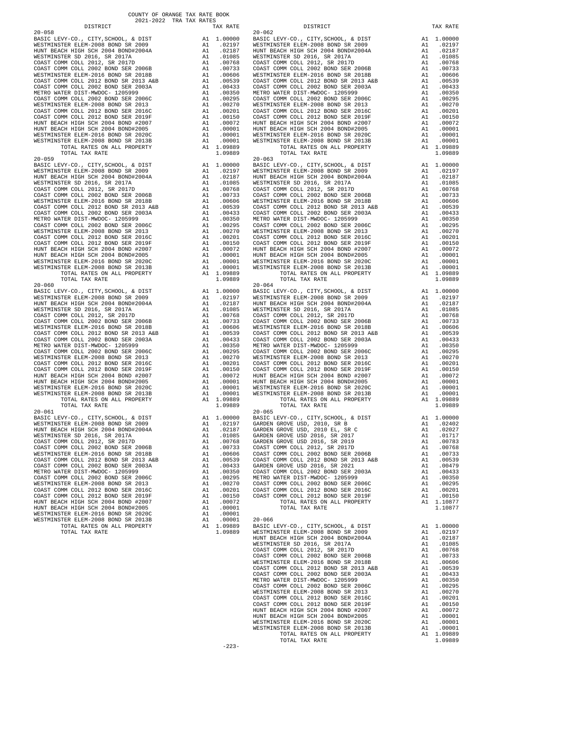COUNTY OF ORANGE TAX RATE BOOK
2021-2022 TRA TAX RATES

| DISTRICT | | TAX RATE |
|---|---|---|
| **20-058** | | |
| BASIC LEVY-CO., CITY,SCHOOL, & DIST | A1 | 1.00000 |
| WESTMINSTER ELEM-2008 BOND SR 2009 | A1 | .02197 |
| HUNT BEACH HIGH SCH 2004 BOND#2004A | A1 | .02187 |
| WESTMINSTER SD 2016, SR 2017A | A1 | .01085 |
| COAST COMM COLL 2012, SR 2017D | A1 | .00768 |
| COAST COMM COLL 2002 BOND SER 2006B | A1 | .00733 |
| WESTMINSTER ELEM-2016 BOND SR 2018B | A1 | .00606 |
| COAST COMM COLL 2012 BOND SR 2013 A&B | A1 | .00539 |
| COAST COMM COLL 2002 BOND SER 2003A | A1 | .00433 |
| METRO WATER DIST-MWDOC- 1205999 | A1 | .00350 |
| COAST COMM COLL 2002 BOND SER 2006C | A1 | .00295 |
| WESTMINSTER ELEM-2008 BOND SR 2013 | A1 | .00270 |
| COAST COMM COLL 2012 BOND SER 2016C | A1 | .00201 |
| COAST COMM COLL 2012 BOND SER 2019F | A1 | .00150 |
| HUNT BEACH HIGH SCH 2004 BOND #2007 | A1 | .00072 |
| HUNT BEACH HIGH SCH 2004 BOND#2005 | A1 | .00001 |
| WESTMINSTER ELEM-2016 BOND SR 2020C | A1 | .00001 |
| WESTMINSTER ELEM-2008 BOND SR 2013B | A1 | .00001 |
| TOTAL RATES ON ALL PROPERTY | A1 | 1.09889 |
| TOTAL TAX RATE | | 1.09889 |
| **20-059** | | |
| BASIC LEVY-CO., CITY,SCHOOL, & DIST | A1 | 1.00000 |
| WESTMINSTER ELEM-2008 BOND SR 2009 | A1 | .02197 |
| HUNT BEACH HIGH SCH 2004 BOND#2004A | A1 | .02187 |
| WESTMINSTER SD 2016, SR 2017A | A1 | .01085 |
| COAST COMM COLL 2012, SR 2017D | A1 | .00768 |
| COAST COMM COLL 2002 BOND SER 2006B | A1 | .00733 |
| WESTMINSTER ELEM-2016 BOND SR 2018B | A1 | .00606 |
| COAST COMM COLL 2012 BOND SR 2013 A&B | A1 | .00539 |
| COAST COMM COLL 2002 BOND SER 2003A | A1 | .00433 |
| METRO WATER DIST-MWDOC- 1205999 | A1 | .00350 |
| COAST COMM COLL 2002 BOND SER 2006C | A1 | .00295 |
| WESTMINSTER ELEM-2008 BOND SR 2013 | A1 | .00270 |
| COAST COMM COLL 2012 BOND SER 2016C | A1 | .00201 |
| COAST COMM COLL 2012 BOND SER 2019F | A1 | .00150 |
| HUNT BEACH HIGH SCH 2004 BOND #2007 | A1 | .00072 |
| HUNT BEACH HIGH SCH 2004 BOND#2005 | A1 | .00001 |
| WESTMINSTER ELEM-2016 BOND SR 2020C | A1 | .00001 |
| WESTMINSTER ELEM-2008 BOND SR 2013B | A1 | .00001 |
| TOTAL RATES ON ALL PROPERTY | A1 | 1.09889 |
| TOTAL TAX RATE | | 1.09889 |
| **20-060** | | |
| BASIC LEVY-CO., CITY,SCHOOL, & DIST | A1 | 1.00000 |
| WESTMINSTER ELEM-2008 BOND SR 2009 | A1 | .02197 |
| HUNT BEACH HIGH SCH 2004 BOND#2004A | A1 | .02187 |
| WESTMINSTER SD 2016, SR 2017A | A1 | .01085 |
| COAST COMM COLL 2012, SR 2017D | A1 | .00768 |
| COAST COMM COLL 2002 BOND SER 2006B | A1 | .00733 |
| WESTMINSTER ELEM-2016 BOND SR 2018B | A1 | .00606 |
| COAST COMM COLL 2012 BOND SR 2013 A&B | A1 | .00539 |
| COAST COMM COLL 2002 BOND SER 2003A | A1 | .00433 |
| METRO WATER DIST-MWDOC- 1205999 | A1 | .00350 |
| COAST COMM COLL 2002 BOND SER 2006C | A1 | .00295 |
| WESTMINSTER ELEM-2008 BOND SR 2013 | A1 | .00270 |
| COAST COMM COLL 2012 BOND SER 2016C | A1 | .00201 |
| COAST COMM COLL 2012 BOND SER 2019F | A1 | .00150 |
| HUNT BEACH HIGH SCH 2004 BOND #2007 | A1 | .00072 |
| HUNT BEACH HIGH SCH 2004 BOND#2005 | A1 | .00001 |
| WESTMINSTER ELEM-2016 BOND SR 2020C | A1 | .00001 |
| WESTMINSTER ELEM-2008 BOND SR 2013B | A1 | .00001 |
| TOTAL RATES ON ALL PROPERTY | A1 | 1.09889 |
| TOTAL TAX RATE | | 1.09889 |
| **20-061** | | |
| BASIC LEVY-CO., CITY,SCHOOL, & DIST | A1 | 1.00000 |
| WESTMINSTER ELEM-2008 BOND SR 2009 | A1 | .02197 |
| HUNT BEACH HIGH SCH 2004 BOND#2004A | A1 | .02187 |
| WESTMINSTER SD 2016, SR 2017A | A1 | .01085 |
| COAST COMM COLL 2012, SR 2017D | A1 | .00768 |
| COAST COMM COLL 2002 BOND SER 2006B | A1 | .00733 |
| WESTMINSTER ELEM-2016 BOND SR 2018B | A1 | .00606 |
| COAST COMM COLL 2012 BOND SR 2013 A&B | A1 | .00539 |
| COAST COMM COLL 2002 BOND SER 2003A | A1 | .00433 |
| METRO WATER DIST-MWDOC- 1205999 | A1 | .00350 |
| COAST COMM COLL 2002 BOND SER 2006C | A1 | .00295 |
| WESTMINSTER ELEM-2008 BOND SR 2013 | A1 | .00270 |
| COAST COMM COLL 2012 BOND SER 2016C | A1 | .00201 |
| COAST COMM COLL 2012 BOND SER 2019F | A1 | .00150 |
| HUNT BEACH HIGH SCH 2004 BOND #2007 | A1 | .00072 |
| HUNT BEACH HIGH SCH 2004 BOND#2005 | A1 | .00001 |
| WESTMINSTER ELEM-2016 BOND SR 2020C | A1 | .00001 |
| WESTMINSTER ELEM-2008 BOND SR 2013B | A1 | .00001 |
| TOTAL RATES ON ALL PROPERTY | A1 | 1.09889 |
| TOTAL TAX RATE | | 1.09889 |
| **20-062** | | |
| BASIC LEVY-CO., CITY,SCHOOL, & DIST | A1 | 1.00000 |
| WESTMINSTER ELEM-2008 BOND SR 2009 | A1 | .02197 |
| HUNT BEACH HIGH SCH 2004 BOND#2004A | A1 | .02187 |
| WESTMINSTER SD 2016, SR 2017A | A1 | .01085 |
| COAST COMM COLL 2012, SR 2017D | A1 | .00768 |
| COAST COMM COLL 2002 BOND SER 2006B | A1 | .00733 |
| WESTMINSTER ELEM-2016 BOND SR 2018B | A1 | .00606 |
| COAST COMM COLL 2012 BOND SR 2013 A&B | A1 | .00539 |
| COAST COMM COLL 2002 BOND SER 2003A | A1 | .00433 |
| METRO WATER DIST-MWDOC- 1205999 | A1 | .00350 |
| COAST COMM COLL 2002 BOND SER 2006C | A1 | .00295 |
| WESTMINSTER ELEM-2008 BOND SR 2013 | A1 | .00270 |
| COAST COMM COLL 2012 BOND SER 2016C | A1 | .00201 |
| COAST COMM COLL 2012 BOND SER 2019F | A1 | .00150 |
| HUNT BEACH HIGH SCH 2004 BOND #2007 | A1 | .00072 |
| HUNT BEACH HIGH SCH 2004 BOND#2005 | A1 | .00001 |
| WESTMINSTER ELEM-2016 BOND SR 2020C | A1 | .00001 |
| WESTMINSTER ELEM-2008 BOND SR 2013B | A1 | .00001 |
| TOTAL RATES ON ALL PROPERTY | A1 | 1.09889 |
| TOTAL TAX RATE | | 1.09889 |
| **20-063** | | |
| BASIC LEVY-CO., CITY,SCHOOL, & DIST | A1 | 1.00000 |
| WESTMINSTER ELEM-2008 BOND SR 2009 | A1 | .02197 |
| HUNT BEACH HIGH SCH 2004 BOND#2004A | A1 | .02187 |
| WESTMINSTER SD 2016, SR 2017A | A1 | .01085 |
| COAST COMM COLL 2012, SR 2017D | A1 | .00768 |
| COAST COMM COLL 2002 BOND SER 2006B | A1 | .00733 |
| WESTMINSTER ELEM-2016 BOND SR 2018B | A1 | .00606 |
| COAST COMM COLL 2012 BOND SR 2013 A&B | A1 | .00539 |
| COAST COMM COLL 2002 BOND SER 2003A | A1 | .00433 |
| METRO WATER DIST-MWDOC- 1205999 | A1 | .00350 |
| COAST COMM COLL 2002 BOND SER 2006C | A1 | .00295 |
| WESTMINSTER ELEM-2008 BOND SR 2013 | A1 | .00270 |
| COAST COMM COLL 2012 BOND SER 2016C | A1 | .00201 |
| COAST COMM COLL 2012 BOND SER 2019F | A1 | .00150 |
| HUNT BEACH HIGH SCH 2004 BOND #2007 | A1 | .00072 |
| HUNT BEACH HIGH SCH 2004 BOND#2005 | A1 | .00001 |
| WESTMINSTER ELEM-2016 BOND SR 2020C | A1 | .00001 |
| WESTMINSTER ELEM-2008 BOND SR 2013B | A1 | .00001 |
| TOTAL RATES ON ALL PROPERTY | A1 | 1.09889 |
| TOTAL TAX RATE | | 1.09889 |
| **20-064** | | |
| BASIC LEVY-CO., CITY,SCHOOL, & DIST | A1 | 1.00000 |
| WESTMINSTER ELEM-2008 BOND SR 2009 | A1 | .02197 |
| HUNT BEACH HIGH SCH 2004 BOND#2004A | A1 | .02187 |
| WESTMINSTER SD 2016, SR 2017A | A1 | .01085 |
| COAST COMM COLL 2012, SR 2017D | A1 | .00768 |
| COAST COMM COLL 2002 BOND SER 2006B | A1 | .00733 |
| WESTMINSTER ELEM-2016 BOND SR 2018B | A1 | .00606 |
| COAST COMM COLL 2012 BOND SR 2013 A&B | A1 | .00539 |
| COAST COMM COLL 2002 BOND SER 2003A | A1 | .00433 |
| METRO WATER DIST-MWDOC- 1205999 | A1 | .00350 |
| COAST COMM COLL 2002 BOND SER 2006C | A1 | .00295 |
| WESTMINSTER ELEM-2008 BOND SR 2013 | A1 | .00270 |
| COAST COMM COLL 2012 BOND SER 2016C | A1 | .00201 |
| COAST COMM COLL 2012 BOND SER 2019F | A1 | .00150 |
| HUNT BEACH HIGH SCH 2004 BOND #2007 | A1 | .00072 |
| HUNT BEACH HIGH SCH 2004 BOND#2005 | A1 | .00001 |
| WESTMINSTER ELEM-2016 BOND SR 2020C | A1 | .00001 |
| WESTMINSTER ELEM-2008 BOND SR 2013B | A1 | .00001 |
| TOTAL RATES ON ALL PROPERTY | A1 | 1.09889 |
| TOTAL TAX RATE | | 1.09889 |
| **20-065** | | |
| BASIC LEVY-CO., CITY,SCHOOL, & DIST | A1 | 1.00000 |
| GARDEN GROVE USD, 2010, SR B | A1 | .02402 |
| GARDEN GROVE USD, 2010 EL, SR C | A1 | .02027 |
| GARDEN GROVE USD 2016, SR 2017 | A1 | .01717 |
| GARDEN GROVE USD 2016, SR 2019 | A1 | .00783 |
| COAST COMM COLL 2012, SR 2017D | A1 | .00768 |
| COAST COMM COLL 2002 BOND SER 2006B | A1 | .00733 |
| COAST COMM COLL 2012 BOND SR 2013 A&B | A1 | .00539 |
| GARDEN GROVE USD 2016, SR 2021 | A1 | .00479 |
| COAST COMM COLL 2002 BOND SER 2003A | A1 | .00433 |
| METRO WATER DIST-MWDOC- 1205999 | A1 | .00350 |
| COAST COMM COLL 2002 BOND SER 2006C | A1 | .00295 |
| COAST COMM COLL 2012 BOND SER 2016C | A1 | .00201 |
| COAST COMM COLL 2012 BOND SER 2019F | A1 | .00150 |
| TOTAL RATES ON ALL PROPERTY | A1 | 1.10877 |
| TOTAL TAX RATE | | 1.10877 |
| **20-066** | | |
| BASIC LEVY-CO., CITY,SCHOOL, & DIST | A1 | 1.00000 |
| WESTMINSTER ELEM-2008 BOND SR 2009 | A1 | .02197 |
| HUNT BEACH HIGH SCH 2004 BOND#2004A | A1 | .02187 |
| WESTMINSTER SD 2016, SR 2017A | A1 | .01085 |
| COAST COMM COLL 2012, SR 2017D | A1 | .00768 |
| COAST COMM COLL 2002 BOND SER 2006B | A1 | .00733 |
| WESTMINSTER ELEM-2016 BOND SR 2018B | A1 | .00606 |
| COAST COMM COLL 2012 BOND SR 2013 A&B | A1 | .00539 |
| COAST COMM COLL 2002 BOND SER 2003A | A1 | .00433 |
| METRO WATER DIST-MWDOC- 1205999 | A1 | .00350 |
| COAST COMM COLL 2002 BOND SER 2006C | A1 | .00295 |
| WESTMINSTER ELEM-2008 BOND SR 2013 | A1 | .00270 |
| COAST COMM COLL 2012 BOND SER 2016C | A1 | .00201 |
| COAST COMM COLL 2012 BOND SER 2019F | A1 | .00150 |
| HUNT BEACH HIGH SCH 2004 BOND #2007 | A1 | .00072 |
| HUNT BEACH HIGH SCH 2004 BOND#2005 | A1 | .00001 |
| WESTMINSTER ELEM-2016 BOND SR 2020C | A1 | .00001 |
| WESTMINSTER ELEM-2008 BOND SR 2013B | A1 | .00001 |
| TOTAL RATES ON ALL PROPERTY | A1 | 1.09889 |
| TOTAL TAX RATE | | 1.09889 |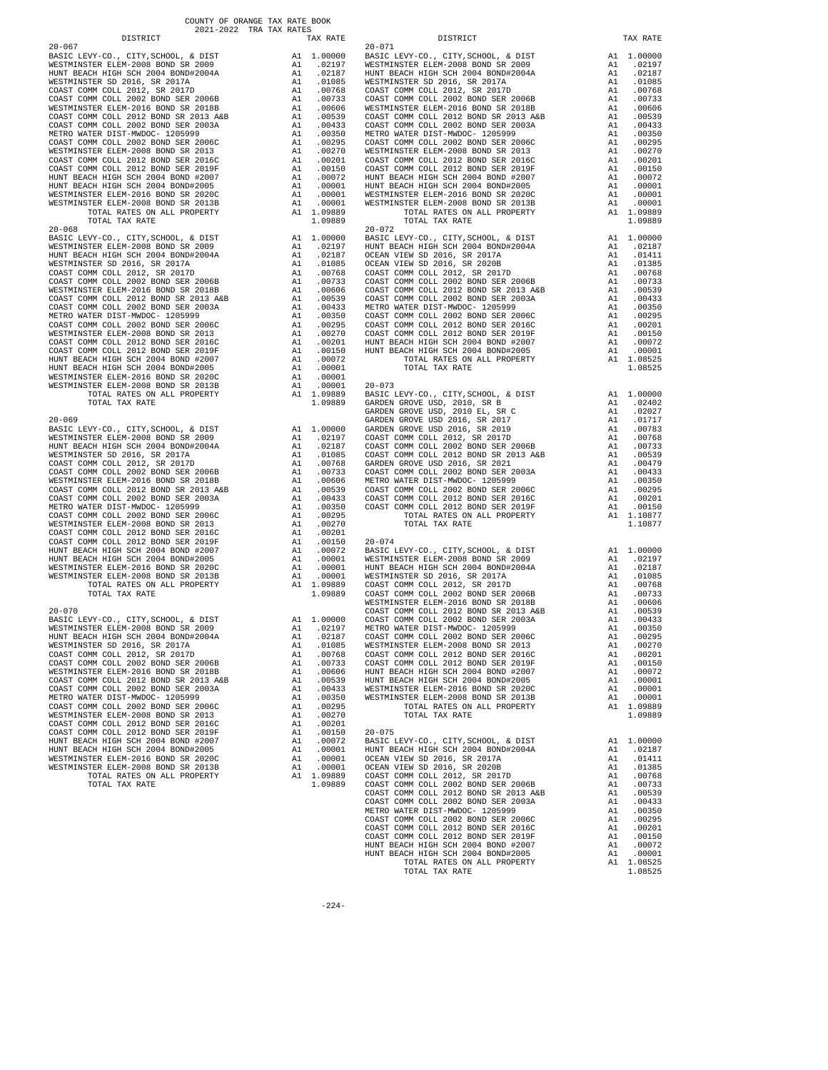COUNTY OF ORANGE TAX RATE BOOK
2021-2022 TRA TAX RATES

**20-067**

| DISTRICT | | TAX RATE |
|---|---|---|
| BASIC LEVY-CO., CITY,SCHOOL, & DIST | A1 | 1.00000 |
| WESTMINSTER ELEM-2008 BOND SR 2009 | A1 | .02197 |
| HUNT BEACH HIGH SCH 2004 BOND#2004A | A1 | .02187 |
| WESTMINSTER SD 2016, SR 2017A | A1 | .01085 |
| COAST COMM COLL 2012, SR 2017D | A1 | .00768 |
| COAST COMM COLL 2002 BOND SER 2006B | A1 | .00733 |
| WESTMINSTER ELEM-2016 BOND SR 2018B | A1 | .00606 |
| COAST COMM COLL 2012 BOND SER 2013 A&B | A1 | .00539 |
| COAST COMM COLL 2002 BOND SER 2003A | A1 | .00433 |
| METRO WATER DIST-MWDOC- 1205999 | A1 | .00350 |
| COAST COMM COLL 2002 BOND SER 2006C | A1 | .00295 |
| WESTMINSTER ELEM-2008 BOND SR 2013 | A1 | .00270 |
| COAST COMM COLL 2012 BOND SER 2016C | A1 | .00201 |
| COAST COMM COLL 2012 BOND SER 2019F | A1 | .00150 |
| HUNT BEACH HIGH SCH 2004 BOND #2007 | A1 | .00072 |
| HUNT BEACH HIGH SCH 2004 BOND#2005 | A1 | .00001 |
| WESTMINSTER ELEM-2016 BOND SR 2020C | A1 | .00001 |
| WESTMINSTER ELEM-2008 BOND SR 2013B | A1 | .00001 |
| TOTAL RATES ON ALL PROPERTY | A1 | 1.09889 |
| TOTAL TAX RATE | | 1.09889 |

**20-068**

| DISTRICT | | TAX RATE |
|---|---|---|
| BASIC LEVY-CO., CITY,SCHOOL, & DIST | A1 | 1.00000 |
| WESTMINSTER ELEM-2008 BOND SR 2009 | A1 | .02197 |
| HUNT BEACH HIGH SCH 2004 BOND#2004A | A1 | .02187 |
| WESTMINSTER SD 2016, SR 2017A | A1 | .01085 |
| COAST COMM COLL 2012, SR 2017D | A1 | .00768 |
| COAST COMM COLL 2002 BOND SER 2006B | A1 | .00733 |
| WESTMINSTER ELEM-2016 BOND SR 2018B | A1 | .00606 |
| COAST COMM COLL 2012 BOND SER 2013 A&B | A1 | .00539 |
| COAST COMM COLL 2002 BOND SER 2003A | A1 | .00433 |
| METRO WATER DIST-MWDOC- 1205999 | A1 | .00350 |
| COAST COMM COLL 2002 BOND SER 2006C | A1 | .00295 |
| WESTMINSTER ELEM-2008 BOND SR 2013 | A1 | .00270 |
| COAST COMM COLL 2012 BOND SER 2016C | A1 | .00201 |
| COAST COMM COLL 2012 BOND SER 2019F | A1 | .00150 |
| HUNT BEACH HIGH SCH 2004 BOND #2007 | A1 | .00072 |
| HUNT BEACH HIGH SCH 2004 BOND#2005 | A1 | .00001 |
| WESTMINSTER ELEM-2016 BOND SR 2020C | A1 | .00001 |
| WESTMINSTER ELEM-2008 BOND SR 2013B | A1 | .00001 |
| TOTAL RATES ON ALL PROPERTY | A1 | 1.09889 |
| TOTAL TAX RATE | | 1.09889 |

**20-069**

| DISTRICT | | TAX RATE |
|---|---|---|
| BASIC LEVY-CO., CITY,SCHOOL, & DIST | A1 | 1.00000 |
| WESTMINSTER ELEM-2008 BOND SR 2009 | A1 | .02197 |
| HUNT BEACH HIGH SCH 2004 BOND#2004A | A1 | .02187 |
| WESTMINSTER SD 2016, SR 2017A | A1 | .01085 |
| COAST COMM COLL 2012, SR 2017D | A1 | .00768 |
| COAST COMM COLL 2002 BOND SER 2006B | A1 | .00733 |
| WESTMINSTER ELEM-2016 BOND SR 2018B | A1 | .00606 |
| COAST COMM COLL 2012 BOND SER 2013 A&B | A1 | .00539 |
| COAST COMM COLL 2002 BOND SER 2003A | A1 | .00433 |
| METRO WATER DIST-MWDOC- 1205999 | A1 | .00350 |
| COAST COMM COLL 2002 BOND SER 2006C | A1 | .00295 |
| WESTMINSTER ELEM-2008 BOND SR 2013 | A1 | .00270 |
| COAST COMM COLL 2012 BOND SER 2016C | A1 | .00201 |
| COAST COMM COLL 2012 BOND SER 2019F | A1 | .00150 |
| HUNT BEACH HIGH SCH 2004 BOND #2007 | A1 | .00072 |
| HUNT BEACH HIGH SCH 2004 BOND#2005 | A1 | .00001 |
| WESTMINSTER ELEM-2016 BOND SR 2020C | A1 | .00001 |
| WESTMINSTER ELEM-2008 BOND SR 2013B | A1 | .00001 |
| TOTAL RATES ON ALL PROPERTY | A1 | 1.09889 |
| TOTAL TAX RATE | | 1.09889 |

**20-070**

| DISTRICT | | TAX RATE |
|---|---|---|
| BASIC LEVY-CO., CITY,SCHOOL, & DIST | A1 | 1.00000 |
| WESTMINSTER ELEM-2008 BOND SR 2009 | A1 | .02197 |
| HUNT BEACH HIGH SCH 2004 BOND#2004A | A1 | .02187 |
| WESTMINSTER SD 2016, SR 2017A | A1 | .01085 |
| COAST COMM COLL 2012, SR 2017D | A1 | .00768 |
| COAST COMM COLL 2002 BOND SER 2006B | A1 | .00733 |
| WESTMINSTER ELEM-2016 BOND SR 2018B | A1 | .00606 |
| COAST COMM COLL 2012 BOND SER 2013 A&B | A1 | .00539 |
| COAST COMM COLL 2002 BOND SER 2003A | A1 | .00433 |
| METRO WATER DIST-MWDOC- 1205999 | A1 | .00350 |
| COAST COMM COLL 2002 BOND SER 2006C | A1 | .00295 |
| WESTMINSTER ELEM-2008 BOND SR 2013 | A1 | .00270 |
| COAST COMM COLL 2012 BOND SER 2016C | A1 | .00201 |
| COAST COMM COLL 2012 BOND SER 2019F | A1 | .00150 |
| HUNT BEACH HIGH SCH 2004 BOND #2007 | A1 | .00072 |
| HUNT BEACH HIGH SCH 2004 BOND#2005 | A1 | .00001 |
| WESTMINSTER ELEM-2016 BOND SR 2020C | A1 | .00001 |
| WESTMINSTER ELEM-2008 BOND SR 2013B | A1 | .00001 |
| TOTAL RATES ON ALL PROPERTY | A1 | 1.09889 |
| TOTAL TAX RATE | | 1.09889 |

**20-071**

| DISTRICT | | TAX RATE |
|---|---|---|
| BASIC LEVY-CO., CITY,SCHOOL, & DIST | A1 | 1.00000 |
| WESTMINSTER ELEM-2008 BOND SR 2009 | A1 | .02197 |
| HUNT BEACH HIGH SCH 2004 BOND#2004A | A1 | .02187 |
| WESTMINSTER SD 2016, SR 2017A | A1 | .01085 |
| COAST COMM COLL 2012, SR 2017D | A1 | .00768 |
| COAST COMM COLL 2002 BOND SER 2006B | A1 | .00733 |
| WESTMINSTER ELEM-2016 BOND SR 2018B | A1 | .00606 |
| COAST COMM COLL 2012 BOND SER 2013 A&B | A1 | .00539 |
| COAST COMM COLL 2002 BOND SER 2003A | A1 | .00433 |
| METRO WATER DIST-MWDOC- 1205999 | A1 | .00350 |
| COAST COMM COLL 2002 BOND SER 2006C | A1 | .00295 |
| WESTMINSTER ELEM-2008 BOND SR 2013 | A1 | .00270 |
| COAST COMM COLL 2012 BOND SER 2016C | A1 | .00201 |
| COAST COMM COLL 2012 BOND SER 2019F | A1 | .00150 |
| HUNT BEACH HIGH SCH 2004 BOND #2007 | A1 | .00072 |
| HUNT BEACH HIGH SCH 2004 BOND#2005 | A1 | .00001 |
| WESTMINSTER ELEM-2016 BOND SR 2020C | A1 | .00001 |
| WESTMINSTER ELEM-2008 BOND SR 2013B | A1 | .00001 |
| TOTAL RATES ON ALL PROPERTY | A1 | 1.09889 |
| TOTAL TAX RATE | | 1.09889 |

**20-072**

| DISTRICT | | TAX RATE |
|---|---|---|
| BASIC LEVY-CO., CITY,SCHOOL, & DIST | A1 | 1.00000 |
| HUNT BEACH HIGH SCH 2004 BOND#2004A | A1 | .02187 |
| OCEAN VIEW SD 2016, SR 2017A | A1 | .01411 |
| OCEAN VIEW SD 2016, SR 2020B | A1 | .01385 |
| COAST COMM COLL 2012, SR 2017D | A1 | .00768 |
| COAST COMM COLL 2002 BOND SER 2006B | A1 | .00733 |
| COAST COMM COLL 2012 BOND SER 2013 A&B | A1 | .00539 |
| COAST COMM COLL 2002 BOND SER 2003A | A1 | .00433 |
| METRO WATER DIST-MWDOC- 1205999 | A1 | .00350 |
| COAST COMM COLL 2002 BOND SER 2006C | A1 | .00295 |
| COAST COMM COLL 2012 BOND SER 2016C | A1 | .00201 |
| COAST COMM COLL 2012 BOND SER 2019F | A1 | .00150 |
| HUNT BEACH HIGH SCH 2004 BOND #2007 | A1 | .00072 |
| HUNT BEACH HIGH SCH 2004 BOND#2005 | A1 | .00001 |
| TOTAL RATES ON ALL PROPERTY | A1 | 1.08525 |
| TOTAL TAX RATE | | 1.08525 |

**20-073**

| DISTRICT | | TAX RATE |
|---|---|---|
| BASIC LEVY-CO., CITY,SCHOOL, & DIST | A1 | 1.00000 |
| GARDEN GROVE USD, 2010, SR B | A1 | .02402 |
| GARDEN GROVE USD, 2010 EL, SR C | A1 | .02027 |
| GARDEN GROVE USD 2016, SR 2017 | A1 | .01717 |
| GARDEN GROVE USD 2016, SR 2019 | A1 | .00783 |
| COAST COMM COLL 2012, SR 2017D | A1 | .00768 |
| COAST COMM COLL 2002 BOND SER 2006B | A1 | .00733 |
| COAST COMM COLL 2012 BOND SER 2013 A&B | A1 | .00539 |
| GARDEN GROVE USD 2016, SR 2021 | A1 | .00479 |
| COAST COMM COLL 2002 BOND SER 2003A | A1 | .00433 |
| METRO WATER DIST-MWDOC- 1205999 | A1 | .00350 |
| COAST COMM COLL 2002 BOND SER 2006C | A1 | .00295 |
| COAST COMM COLL 2012 BOND SER 2016C | A1 | .00201 |
| COAST COMM COLL 2012 BOND SER 2019F | A1 | .00150 |
| TOTAL RATES ON ALL PROPERTY | A1 | 1.10877 |
| TOTAL TAX RATE | | 1.10877 |

**20-074**

| DISTRICT | | TAX RATE |
|---|---|---|
| BASIC LEVY-CO., CITY,SCHOOL, & DIST | A1 | 1.00000 |
| WESTMINSTER ELEM-2008 BOND SR 2009 | A1 | .02197 |
| HUNT BEACH HIGH SCH 2004 BOND#2004A | A1 | .02187 |
| WESTMINSTER SD 2016, SR 2017A | A1 | .01085 |
| COAST COMM COLL 2012, SR 2017D | A1 | .00768 |
| COAST COMM COLL 2002 BOND SER 2006B | A1 | .00733 |
| WESTMINSTER ELEM-2016 BOND SR 2018B | A1 | .00606 |
| COAST COMM COLL 2012 BOND SER 2013 A&B | A1 | .00539 |
| COAST COMM COLL 2002 BOND SER 2003A | A1 | .00433 |
| METRO WATER DIST-MWDOC- 1205999 | A1 | .00350 |
| COAST COMM COLL 2002 BOND SER 2006C | A1 | .00295 |
| WESTMINSTER ELEM-2008 BOND SR 2013 | A1 | .00270 |
| COAST COMM COLL 2012 BOND SER 2016C | A1 | .00201 |
| COAST COMM COLL 2012 BOND SER 2019F | A1 | .00150 |
| HUNT BEACH HIGH SCH 2004 BOND #2007 | A1 | .00072 |
| HUNT BEACH HIGH SCH 2004 BOND#2005 | A1 | .00001 |
| WESTMINSTER ELEM-2016 BOND SR 2020C | A1 | .00001 |
| WESTMINSTER ELEM-2008 BOND SR 2013B | A1 | .00001 |
| TOTAL RATES ON ALL PROPERTY | A1 | 1.09889 |
| TOTAL TAX RATE | | 1.09889 |

**20-075**

| DISTRICT | | TAX RATE |
|---|---|---|
| BASIC LEVY-CO., CITY,SCHOOL, & DIST | A1 | 1.00000 |
| HUNT BEACH HIGH SCH 2004 BOND#2004A | A1 | .02187 |
| OCEAN VIEW SD 2016, SR 2017A | A1 | .01411 |
| OCEAN VIEW SD 2016, SR 2020B | A1 | .01385 |
| COAST COMM COLL 2012, SR 2017D | A1 | .00768 |
| COAST COMM COLL 2002 BOND SER 2006B | A1 | .00733 |
| COAST COMM COLL 2012 BOND SER 2013 A&B | A1 | .00539 |
| COAST COMM COLL 2002 BOND SER 2003A | A1 | .00433 |
| METRO WATER DIST-MWDOC- 1205999 | A1 | .00350 |
| COAST COMM COLL 2002 BOND SER 2006C | A1 | .00295 |
| COAST COMM COLL 2012 BOND SER 2016C | A1 | .00201 |
| COAST COMM COLL 2012 BOND SER 2019F | A1 | .00150 |
| HUNT BEACH HIGH SCH 2004 BOND #2007 | A1 | .00072 |
| HUNT BEACH HIGH SCH 2004 BOND#2005 | A1 | .00001 |
| TOTAL RATES ON ALL PROPERTY | A1 | 1.08525 |
| TOTAL TAX RATE | | 1.08525 |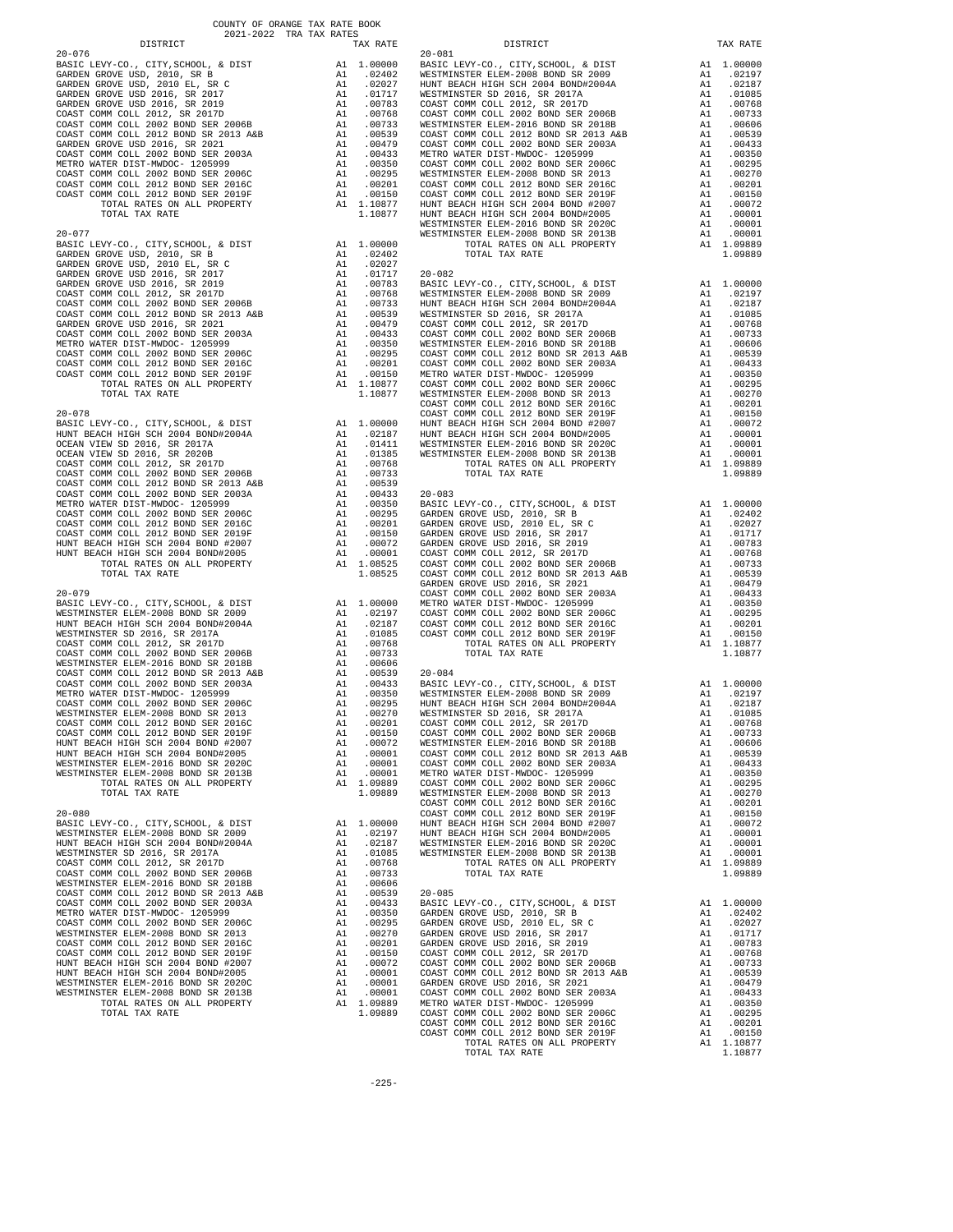COUNTY OF ORANGE TAX RATE BOOK
2021-2022 TRA TAX RATES

| DISTRICT | | TAX RATE |
|---|---|---|
| **20-076** | | |
| BASIC LEVY-CO., CITY,SCHOOL, & DIST | A1 | 1.00000 |
| GARDEN GROVE USD, 2010, SR B | A1 | .02402 |
| GARDEN GROVE USD, 2010 EL, SR C | A1 | .02027 |
| GARDEN GROVE USD 2016, SR 2017 | A1 | .01717 |
| GARDEN GROVE USD 2016, SR 2019 | A1 | .00783 |
| COAST COMM COLL 2012, SR 2017D | A1 | .00768 |
| COAST COMM COLL 2002 BOND SER 2006B | A1 | .00733 |
| COAST COMM COLL 2012 BOND SR 2013 A&B | A1 | .00539 |
| GARDEN GROVE USD 2016, SR 2021 | A1 | .00479 |
| COAST COMM COLL 2002 BOND SER 2003A | A1 | .00433 |
| METRO WATER DIST-MWDOC- 1205999 | A1 | .00350 |
| COAST COMM COLL 2002 BOND SER 2006C | A1 | .00295 |
| COAST COMM COLL 2012 BOND SER 2016C | A1 | .00201 |
| COAST COMM COLL 2012 BOND SER 2019F | A1 | .00150 |
| TOTAL RATES ON ALL PROPERTY | A1 | 1.10877 |
| TOTAL TAX RATE | | 1.10877 |
| **20-077** | | |
| BASIC LEVY-CO., CITY,SCHOOL, & DIST | A1 | 1.00000 |
| GARDEN GROVE USD, 2010, SR B | A1 | .02402 |
| GARDEN GROVE USD, 2010 EL, SR C | A1 | .02027 |
| GARDEN GROVE USD 2016, SR 2017 | A1 | .01717 |
| GARDEN GROVE USD 2016, SR 2019 | A1 | .00783 |
| COAST COMM COLL 2012, SR 2017D | A1 | .00768 |
| COAST COMM COLL 2002 BOND SER 2006B | A1 | .00733 |
| COAST COMM COLL 2012 BOND SR 2013 A&B | A1 | .00539 |
| GARDEN GROVE USD 2016, SR 2021 | A1 | .00479 |
| COAST COMM COLL 2002 BOND SER 2003A | A1 | .00433 |
| METRO WATER DIST-MWDOC- 1205999 | A1 | .00350 |
| COAST COMM COLL 2002 BOND SER 2006C | A1 | .00295 |
| COAST COMM COLL 2012 BOND SER 2016C | A1 | .00201 |
| COAST COMM COLL 2012 BOND SER 2019F | A1 | .00150 |
| TOTAL RATES ON ALL PROPERTY | A1 | 1.10877 |
| TOTAL TAX RATE | | 1.10877 |
| **20-078** | | |
| BASIC LEVY-CO., CITY,SCHOOL, & DIST | A1 | 1.00000 |
| HUNT BEACH HIGH SCH 2004 BOND#2004A | A1 | .02187 |
| OCEAN VIEW SD 2016, SR 2017A | A1 | .01411 |
| OCEAN VIEW SD 2016, SR 2020B | A1 | .01385 |
| COAST COMM COLL 2012, SR 2017D | A1 | .00768 |
| COAST COMM COLL 2002 BOND SER 2006B | A1 | .00733 |
| COAST COMM COLL 2012 BOND SR 2013 A&B | A1 | .00539 |
| COAST COMM COLL 2002 BOND SER 2003A | A1 | .00433 |
| METRO WATER DIST-MWDOC- 1205999 | A1 | .00350 |
| COAST COMM COLL 2002 BOND SER 2006C | A1 | .00295 |
| COAST COMM COLL 2012 BOND SER 2016C | A1 | .00201 |
| COAST COMM COLL 2012 BOND SER 2019F | A1 | .00150 |
| HUNT BEACH HIGH SCH 2004 BOND #2007 | A1 | .00072 |
| HUNT BEACH HIGH SCH 2004 BOND#2005 | A1 | .00001 |
| TOTAL RATES ON ALL PROPERTY | A1 | 1.08525 |
| TOTAL TAX RATE | | 1.08525 |
| **20-079** | | |
| BASIC LEVY-CO., CITY,SCHOOL, & DIST | A1 | 1.00000 |
| WESTMINSTER ELEM-2008 BOND SR 2009 | A1 | .02197 |
| HUNT BEACH HIGH SCH 2004 BOND#2004A | A1 | .02187 |
| WESTMINSTER SD 2016, SR 2017A | A1 | .01085 |
| COAST COMM COLL 2012, SR 2017D | A1 | .00768 |
| COAST COMM COLL 2002 BOND SER 2006B | A1 | .00733 |
| WESTMINSTER ELEM-2016 BOND SR 2018B | A1 | .00606 |
| COAST COMM COLL 2012 BOND SR 2013 A&B | A1 | .00539 |
| COAST COMM COLL 2002 BOND SER 2003A | A1 | .00433 |
| METRO WATER DIST-MWDOC- 1205999 | A1 | .00350 |
| COAST COMM COLL 2002 BOND SER 2006C | A1 | .00295 |
| WESTMINSTER ELEM-2008 BOND SR 2013 | A1 | .00270 |
| COAST COMM COLL 2012 BOND SER 2016C | A1 | .00201 |
| COAST COMM COLL 2012 BOND SER 2019F | A1 | .00150 |
| HUNT BEACH HIGH SCH 2004 BOND #2007 | A1 | .00072 |
| HUNT BEACH HIGH SCH 2004 BOND#2005 | A1 | .00001 |
| WESTMINSTER ELEM-2016 BOND SR 2020C | A1 | .00001 |
| WESTMINSTER ELEM-2008 BOND SR 2013B | A1 | .00001 |
| TOTAL RATES ON ALL PROPERTY | A1 | 1.09889 |
| TOTAL TAX RATE | | 1.09889 |
| **20-080** | | |
| BASIC LEVY-CO., CITY,SCHOOL, & DIST | A1 | 1.00000 |
| WESTMINSTER ELEM-2008 BOND SR 2009 | A1 | .02197 |
| HUNT BEACH HIGH SCH 2004 BOND#2004A | A1 | .02187 |
| WESTMINSTER SD 2016, SR 2017A | A1 | .01085 |
| COAST COMM COLL 2012, SR 2017D | A1 | .00768 |
| COAST COMM COLL 2002 BOND SER 2006B | A1 | .00733 |
| WESTMINSTER ELEM-2016 BOND SR 2018B | A1 | .00606 |
| COAST COMM COLL 2012 BOND SR 2013 A&B | A1 | .00539 |
| COAST COMM COLL 2002 BOND SER 2003A | A1 | .00433 |
| METRO WATER DIST-MWDOC- 1205999 | A1 | .00350 |
| COAST COMM COLL 2002 BOND SER 2006C | A1 | .00295 |
| WESTMINSTER ELEM-2008 BOND SR 2013 | A1 | .00270 |
| COAST COMM COLL 2012 BOND SER 2016C | A1 | .00201 |
| COAST COMM COLL 2012 BOND SER 2019F | A1 | .00150 |
| HUNT BEACH HIGH SCH 2004 BOND #2007 | A1 | .00072 |
| HUNT BEACH HIGH SCH 2004 BOND#2005 | A1 | .00001 |
| WESTMINSTER ELEM-2016 BOND SR 2020C | A1 | .00001 |
| WESTMINSTER ELEM-2008 BOND SR 2013B | A1 | .00001 |
| TOTAL RATES ON ALL PROPERTY | A1 | 1.09889 |
| TOTAL TAX RATE | | 1.09889 |
| **20-081** | | |
| BASIC LEVY-CO., CITY,SCHOOL, & DIST | A1 | 1.00000 |
| WESTMINSTER ELEM-2008 BOND SR 2009 | A1 | .02197 |
| HUNT BEACH HIGH SCH 2004 BOND#2004A | A1 | .02187 |
| WESTMINSTER SD 2016, SR 2017A | A1 | .01085 |
| COAST COMM COLL 2012, SR 2017D | A1 | .00768 |
| COAST COMM COLL 2002 BOND SER 2006B | A1 | .00733 |
| WESTMINSTER ELEM-2016 BOND SR 2018B | A1 | .00606 |
| COAST COMM COLL 2012 BOND SR 2013 A&B | A1 | .00539 |
| COAST COMM COLL 2002 BOND SER 2003A | A1 | .00433 |
| METRO WATER DIST-MWDOC- 1205999 | A1 | .00350 |
| COAST COMM COLL 2002 BOND SER 2006C | A1 | .00295 |
| WESTMINSTER ELEM-2008 BOND SR 2013 | A1 | .00270 |
| COAST COMM COLL 2012 BOND SER 2016C | A1 | .00201 |
| COAST COMM COLL 2012 BOND SER 2019F | A1 | .00150 |
| HUNT BEACH HIGH SCH 2004 BOND #2007 | A1 | .00072 |
| HUNT BEACH HIGH SCH 2004 BOND#2005 | A1 | .00001 |
| WESTMINSTER ELEM-2016 BOND SR 2020C | A1 | .00001 |
| WESTMINSTER ELEM-2008 BOND SR 2013B | A1 | .00001 |
| TOTAL RATES ON ALL PROPERTY | A1 | 1.09889 |
| TOTAL TAX RATE | | 1.09889 |
| **20-082** | | |
| BASIC LEVY-CO., CITY,SCHOOL, & DIST | A1 | 1.00000 |
| WESTMINSTER ELEM-2008 BOND SR 2009 | A1 | .02197 |
| HUNT BEACH HIGH SCH 2004 BOND#2004A | A1 | .02187 |
| WESTMINSTER SD 2016, SR 2017A | A1 | .01085 |
| COAST COMM COLL 2012, SR 2017D | A1 | .00768 |
| COAST COMM COLL 2002 BOND SER 2006B | A1 | .00733 |
| WESTMINSTER ELEM-2016 BOND SR 2018B | A1 | .00606 |
| COAST COMM COLL 2012 BOND SR 2013 A&B | A1 | .00539 |
| COAST COMM COLL 2002 BOND SER 2003A | A1 | .00433 |
| METRO WATER DIST-MWDOC- 1205999 | A1 | .00350 |
| COAST COMM COLL 2002 BOND SER 2006C | A1 | .00295 |
| WESTMINSTER ELEM-2008 BOND SR 2013 | A1 | .00270 |
| COAST COMM COLL 2012 BOND SER 2016C | A1 | .00201 |
| COAST COMM COLL 2012 BOND SER 2019F | A1 | .00150 |
| HUNT BEACH HIGH SCH 2004 BOND #2007 | A1 | .00072 |
| HUNT BEACH HIGH SCH 2004 BOND#2005 | A1 | .00001 |
| WESTMINSTER ELEM-2016 BOND SR 2020C | A1 | .00001 |
| WESTMINSTER ELEM-2008 BOND SR 2013B | A1 | .00001 |
| TOTAL RATES ON ALL PROPERTY | A1 | 1.09889 |
| TOTAL TAX RATE | | 1.09889 |
| **20-083** | | |
| BASIC LEVY-CO., CITY,SCHOOL, & DIST | A1 | 1.00000 |
| GARDEN GROVE USD, 2010, SR B | A1 | .02402 |
| GARDEN GROVE USD, 2010 EL, SR C | A1 | .02027 |
| GARDEN GROVE USD 2016, SR 2017 | A1 | .01717 |
| GARDEN GROVE USD 2016, SR 2019 | A1 | .00783 |
| COAST COMM COLL 2012, SR 2017D | A1 | .00768 |
| COAST COMM COLL 2002 BOND SER 2006B | A1 | .00733 |
| COAST COMM COLL 2012 BOND SR 2013 A&B | A1 | .00539 |
| GARDEN GROVE USD 2016, SR 2021 | A1 | .00479 |
| COAST COMM COLL 2002 BOND SER 2003A | A1 | .00433 |
| METRO WATER DIST-MWDOC- 1205999 | A1 | .00350 |
| COAST COMM COLL 2002 BOND SER 2006C | A1 | .00295 |
| COAST COMM COLL 2012 BOND SER 2016C | A1 | .00201 |
| COAST COMM COLL 2012 BOND SER 2019F | A1 | .00150 |
| TOTAL RATES ON ALL PROPERTY | A1 | 1.10877 |
| TOTAL TAX RATE | | 1.10877 |
| **20-084** | | |
| BASIC LEVY-CO., CITY,SCHOOL, & DIST | A1 | 1.00000 |
| WESTMINSTER ELEM-2008 BOND SR 2009 | A1 | .02197 |
| HUNT BEACH HIGH SCH 2004 BOND#2004A | A1 | .02187 |
| WESTMINSTER SD 2016, SR 2017A | A1 | .01085 |
| COAST COMM COLL 2012, SR 2017D | A1 | .00768 |
| COAST COMM COLL 2002 BOND SER 2006B | A1 | .00733 |
| WESTMINSTER ELEM-2016 BOND SR 2018B | A1 | .00606 |
| COAST COMM COLL 2012 BOND SR 2013 A&B | A1 | .00539 |
| COAST COMM COLL 2002 BOND SER 2003A | A1 | .00433 |
| METRO WATER DIST-MWDOC- 1205999 | A1 | .00350 |
| COAST COMM COLL 2002 BOND SER 2006C | A1 | .00295 |
| WESTMINSTER ELEM-2008 BOND SR 2013 | A1 | .00270 |
| COAST COMM COLL 2012 BOND SER 2016C | A1 | .00201 |
| COAST COMM COLL 2012 BOND SER 2019F | A1 | .00150 |
| HUNT BEACH HIGH SCH 2004 BOND #2007 | A1 | .00072 |
| HUNT BEACH HIGH SCH 2004 BOND#2005 | A1 | .00001 |
| WESTMINSTER ELEM-2016 BOND SR 2020C | A1 | .00001 |
| WESTMINSTER ELEM-2008 BOND SR 2013B | A1 | .00001 |
| TOTAL RATES ON ALL PROPERTY | A1 | 1.09889 |
| TOTAL TAX RATE | | 1.09889 |
| **20-085** | | |
| BASIC LEVY-CO., CITY,SCHOOL, & DIST | A1 | 1.00000 |
| GARDEN GROVE USD, 2010, SR B | A1 | .02402 |
| GARDEN GROVE USD, 2010 EL, SR C | A1 | .02027 |
| GARDEN GROVE USD 2016, SR 2017 | A1 | .01717 |
| GARDEN GROVE USD 2016, SR 2019 | A1 | .00783 |
| COAST COMM COLL 2012, SR 2017D | A1 | .00768 |
| COAST COMM COLL 2002 BOND SER 2006B | A1 | .00733 |
| COAST COMM COLL 2012 BOND SR 2013 A&B | A1 | .00539 |
| GARDEN GROVE USD 2016, SR 2021 | A1 | .00479 |
| COAST COMM COLL 2002 BOND SER 2003A | A1 | .00433 |
| METRO WATER DIST-MWDOC- 1205999 | A1 | .00350 |
| COAST COMM COLL 2002 BOND SER 2006C | A1 | .00295 |
| COAST COMM COLL 2012 BOND SER 2016C | A1 | .00201 |
| COAST COMM COLL 2012 BOND SER 2019F | A1 | .00150 |
| TOTAL RATES ON ALL PROPERTY | A1 | 1.10877 |
| TOTAL TAX RATE | | 1.10877 |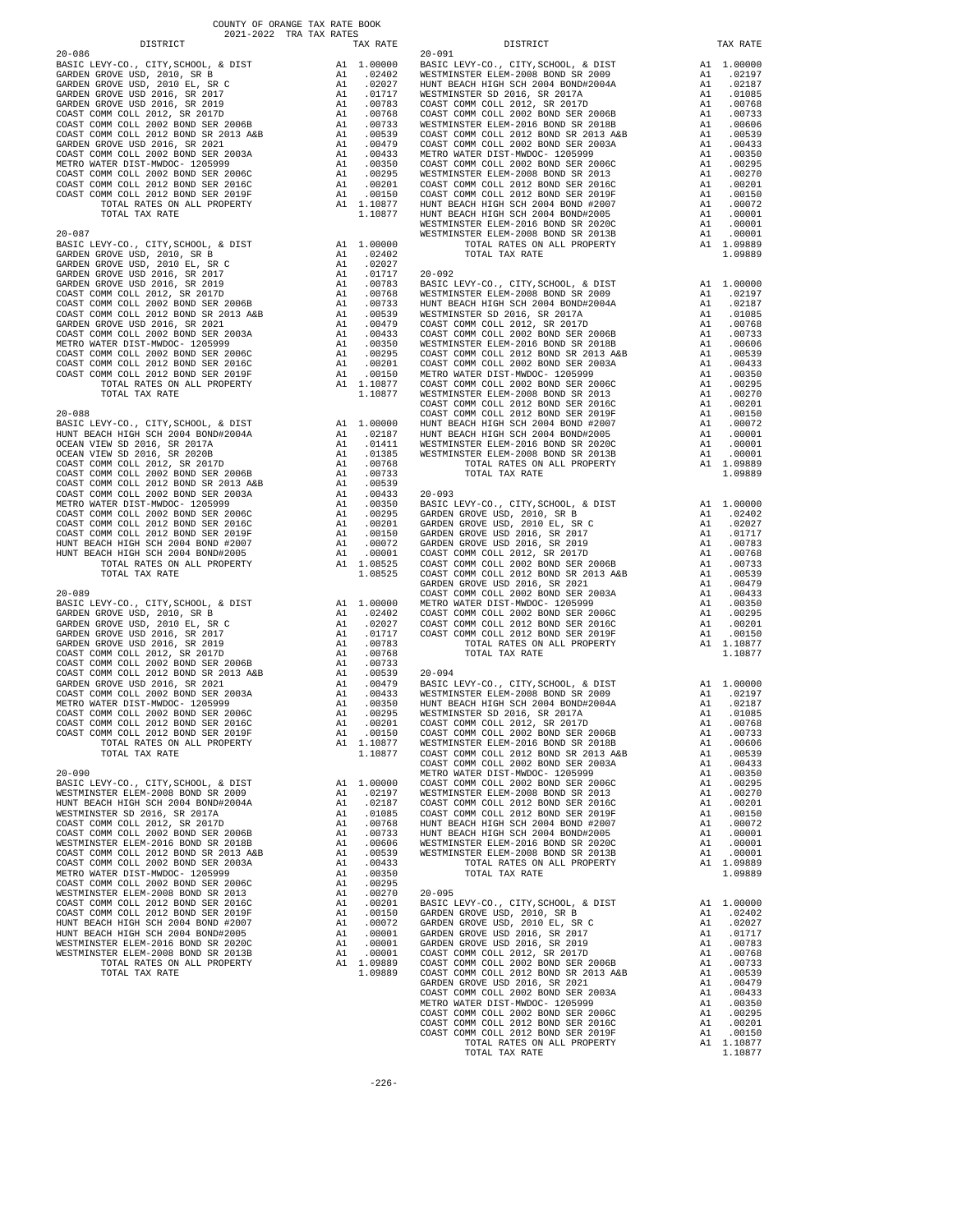COUNTY OF ORANGE TAX RATE BOOK
2021-2022 TRA TAX RATES

| DISTRICT | | TAX RATE |
|---|---|---|
| **20-086** | | |
| BASIC LEVY-CO., CITY,SCHOOL, & DIST | A1 | 1.00000 |
| GARDEN GROVE USD, 2010, SR B | A1 | .02402 |
| GARDEN GROVE USD, 2010 EL, SR C | A1 | .02027 |
| GARDEN GROVE USD 2016, SR 2017 | A1 | .01717 |
| GARDEN GROVE USD 2016, SR 2019 | A1 | .00783 |
| COAST COMM COLL 2012, SR 2017D | A1 | .00768 |
| COAST COMM COLL 2002 BOND SER 2006B | A1 | .00733 |
| COAST COMM COLL 2012 BOND SR 2013 A&B | A1 | .00539 |
| GARDEN GROVE USD 2016, SR 2021 | A1 | .00479 |
| COAST COMM COLL 2002 BOND SER 2003A | A1 | .00433 |
| METRO WATER DIST-MWDOC- 1205999 | A1 | .00350 |
| COAST COMM COLL 2002 BOND SER 2006C | A1 | .00295 |
| COAST COMM COLL 2012 BOND SER 2016C | A1 | .00201 |
| COAST COMM COLL 2012 BOND SER 2019F | A1 | .00150 |
| TOTAL RATES ON ALL PROPERTY | A1 | 1.10877 |
| TOTAL TAX RATE | | 1.10877 |
| **20-087** | | |
| BASIC LEVY-CO., CITY,SCHOOL, & DIST | A1 | 1.00000 |
| GARDEN GROVE USD, 2010, SR B | A1 | .02402 |
| GARDEN GROVE USD, 2010 EL, SR C | A1 | .02027 |
| GARDEN GROVE USD 2016, SR 2017 | A1 | .01717 |
| GARDEN GROVE USD 2016, SR 2019 | A1 | .00783 |
| COAST COMM COLL 2012, SR 2017D | A1 | .00768 |
| COAST COMM COLL 2002 BOND SER 2006B | A1 | .00733 |
| COAST COMM COLL 2012 BOND SR 2013 A&B | A1 | .00539 |
| GARDEN GROVE USD 2016, SR 2021 | A1 | .00479 |
| COAST COMM COLL 2002 BOND SER 2003A | A1 | .00433 |
| METRO WATER DIST-MWDOC- 1205999 | A1 | .00350 |
| COAST COMM COLL 2002 BOND SER 2006C | A1 | .00295 |
| COAST COMM COLL 2012 BOND SER 2016C | A1 | .00201 |
| COAST COMM COLL 2012 BOND SER 2019F | A1 | .00150 |
| TOTAL RATES ON ALL PROPERTY | A1 | 1.10877 |
| TOTAL TAX RATE | | 1.10877 |
| **20-088** | | |
| BASIC LEVY-CO., CITY,SCHOOL, & DIST | A1 | 1.00000 |
| HUNT BEACH HIGH SCH 2004 BOND#2004A | A1 | .02187 |
| OCEAN VIEW SD 2016, SR 2017A | A1 | .01411 |
| OCEAN VIEW SD 2016, SR 2020B | A1 | .01385 |
| COAST COMM COLL 2012, SR 2017D | A1 | .00768 |
| COAST COMM COLL 2002 BOND SER 2006B | A1 | .00733 |
| COAST COMM COLL 2012 BOND SR 2013 A&B | A1 | .00539 |
| COAST COMM COLL 2002 BOND SER 2003A | A1 | .00433 |
| METRO WATER DIST-MWDOC- 1205999 | A1 | .00350 |
| COAST COMM COLL 2002 BOND SER 2006C | A1 | .00295 |
| COAST COMM COLL 2012 BOND SER 2016C | A1 | .00201 |
| COAST COMM COLL 2012 BOND SER 2019F | A1 | .00150 |
| HUNT BEACH HIGH SCH 2004 BOND #2007 | A1 | .00072 |
| HUNT BEACH HIGH SCH 2004 BOND#2005 | A1 | .00001 |
| TOTAL RATES ON ALL PROPERTY | A1 | 1.08525 |
| TOTAL TAX RATE | | 1.08525 |
| **20-089** | | |
| BASIC LEVY-CO., CITY,SCHOOL, & DIST | A1 | 1.00000 |
| GARDEN GROVE USD, 2010, SR B | A1 | .02402 |
| GARDEN GROVE USD, 2010 EL, SR C | A1 | .02027 |
| GARDEN GROVE USD 2016, SR 2017 | A1 | .01717 |
| GARDEN GROVE USD 2016, SR 2019 | A1 | .00783 |
| COAST COMM COLL 2012, SR 2017D | A1 | .00768 |
| COAST COMM COLL 2002 BOND SER 2006B | A1 | .00733 |
| COAST COMM COLL 2012 BOND SR 2013 A&B | A1 | .00539 |
| GARDEN GROVE USD 2016, SR 2021 | A1 | .00479 |
| COAST COMM COLL 2002 BOND SER 2003A | A1 | .00433 |
| METRO WATER DIST-MWDOC- 1205999 | A1 | .00350 |
| COAST COMM COLL 2002 BOND SER 2006C | A1 | .00295 |
| COAST COMM COLL 2012 BOND SER 2016C | A1 | .00201 |
| COAST COMM COLL 2012 BOND SER 2019F | A1 | .00150 |
| TOTAL RATES ON ALL PROPERTY | A1 | 1.10877 |
| TOTAL TAX RATE | | 1.10877 |
| **20-090** | | |
| BASIC LEVY-CO., CITY,SCHOOL, & DIST | A1 | 1.00000 |
| WESTMINSTER ELEM-2008 BOND SR 2009 | A1 | .02197 |
| HUNT BEACH HIGH SCH 2004 BOND#2004A | A1 | .02187 |
| WESTMINSTER SD 2016, SR 2017A | A1 | .01085 |
| COAST COMM COLL 2012, SR 2017D | A1 | .00768 |
| COAST COMM COLL 2002 BOND SER 2006B | A1 | .00733 |
| WESTMINSTER ELEM-2016 BOND SR 2018B | A1 | .00606 |
| COAST COMM COLL 2012 BOND SR 2013 A&B | A1 | .00539 |
| COAST COMM COLL 2002 BOND SER 2003A | A1 | .00433 |
| METRO WATER DIST-MWDOC- 1205999 | A1 | .00350 |
| COAST COMM COLL 2002 BOND SER 2006C | A1 | .00295 |
| WESTMINSTER ELEM-2008 BOND SR 2013 | A1 | .00270 |
| COAST COMM COLL 2012 BOND SER 2016C | A1 | .00201 |
| COAST COMM COLL 2012 BOND SER 2019F | A1 | .00150 |
| HUNT BEACH HIGH SCH 2004 BOND #2007 | A1 | .00072 |
| HUNT BEACH HIGH SCH 2004 BOND#2005 | A1 | .00001 |
| WESTMINSTER ELEM-2016 BOND SR 2020C | A1 | .00001 |
| WESTMINSTER ELEM-2008 BOND SR 2013B | A1 | .00001 |
| TOTAL RATES ON ALL PROPERTY | A1 | 1.09889 |
| TOTAL TAX RATE | | 1.09889 |
| **20-091** | | |
| BASIC LEVY-CO., CITY,SCHOOL, & DIST | A1 | 1.00000 |
| WESTMINSTER ELEM-2008 BOND SR 2009 | A1 | .02197 |
| HUNT BEACH HIGH SCH 2004 BOND#2004A | A1 | .02187 |
| WESTMINSTER SD 2016, SR 2017A | A1 | .01085 |
| COAST COMM COLL 2012, SR 2017D | A1 | .00768 |
| COAST COMM COLL 2002 BOND SER 2006B | A1 | .00733 |
| WESTMINSTER ELEM-2016 BOND SR 2018B | A1 | .00606 |
| COAST COMM COLL 2012 BOND SR 2013 A&B | A1 | .00539 |
| COAST COMM COLL 2002 BOND SER 2003A | A1 | .00433 |
| METRO WATER DIST-MWDOC- 1205999 | A1 | .00350 |
| COAST COMM COLL 2002 BOND SER 2006C | A1 | .00295 |
| WESTMINSTER ELEM-2008 BOND SR 2013 | A1 | .00270 |
| COAST COMM COLL 2012 BOND SER 2016C | A1 | .00201 |
| COAST COMM COLL 2012 BOND SER 2019F | A1 | .00150 |
| HUNT BEACH HIGH SCH 2004 BOND #2007 | A1 | .00072 |
| HUNT BEACH HIGH SCH 2004 BOND#2005 | A1 | .00001 |
| WESTMINSTER ELEM-2016 BOND SR 2020C | A1 | .00001 |
| WESTMINSTER ELEM-2008 BOND SR 2013B | A1 | .00001 |
| TOTAL RATES ON ALL PROPERTY | A1 | 1.09889 |
| TOTAL TAX RATE | | 1.09889 |
| **20-092** | | |
| BASIC LEVY-CO., CITY,SCHOOL, & DIST | A1 | 1.00000 |
| WESTMINSTER ELEM-2008 BOND SR 2009 | A1 | .02197 |
| HUNT BEACH HIGH SCH 2004 BOND#2004A | A1 | .02187 |
| WESTMINSTER SD 2016, SR 2017A | A1 | .01085 |
| COAST COMM COLL 2012, SR 2017D | A1 | .00768 |
| COAST COMM COLL 2002 BOND SER 2006B | A1 | .00733 |
| WESTMINSTER ELEM-2016 BOND SR 2018B | A1 | .00606 |
| COAST COMM COLL 2012 BOND SR 2013 A&B | A1 | .00539 |
| COAST COMM COLL 2002 BOND SER 2003A | A1 | .00433 |
| METRO WATER DIST-MWDOC- 1205999 | A1 | .00350 |
| COAST COMM COLL 2002 BOND SER 2006C | A1 | .00295 |
| WESTMINSTER ELEM-2008 BOND SR 2013 | A1 | .00270 |
| COAST COMM COLL 2012 BOND SER 2016C | A1 | .00201 |
| COAST COMM COLL 2012 BOND SER 2019F | A1 | .00150 |
| HUNT BEACH HIGH SCH 2004 BOND #2007 | A1 | .00072 |
| HUNT BEACH HIGH SCH 2004 BOND#2005 | A1 | .00001 |
| WESTMINSTER ELEM-2016 BOND SR 2020C | A1 | .00001 |
| WESTMINSTER ELEM-2008 BOND SR 2013B | A1 | .00001 |
| TOTAL RATES ON ALL PROPERTY | A1 | 1.09889 |
| TOTAL TAX RATE | | 1.09889 |
| **20-093** | | |
| BASIC LEVY-CO., CITY,SCHOOL, & DIST | A1 | 1.00000 |
| GARDEN GROVE USD, 2010, SR B | A1 | .02402 |
| GARDEN GROVE USD, 2010 EL, SR C | A1 | .02027 |
| GARDEN GROVE USD 2016, SR 2017 | A1 | .01717 |
| GARDEN GROVE USD 2016, SR 2019 | A1 | .00783 |
| COAST COMM COLL 2012, SR 2017D | A1 | .00768 |
| COAST COMM COLL 2002 BOND SER 2006B | A1 | .00733 |
| COAST COMM COLL 2012 BOND SR 2013 A&B | A1 | .00539 |
| GARDEN GROVE USD 2016, SR 2021 | A1 | .00479 |
| COAST COMM COLL 2002 BOND SER 2003A | A1 | .00433 |
| METRO WATER DIST-MWDOC- 1205999 | A1 | .00350 |
| COAST COMM COLL 2002 BOND SER 2006C | A1 | .00295 |
| COAST COMM COLL 2012 BOND SER 2016C | A1 | .00201 |
| COAST COMM COLL 2012 BOND SER 2019F | A1 | .00150 |
| TOTAL RATES ON ALL PROPERTY | A1 | 1.10877 |
| TOTAL TAX RATE | | 1.10877 |
| **20-094** | | |
| BASIC LEVY-CO., CITY,SCHOOL, & DIST | A1 | 1.00000 |
| WESTMINSTER ELEM-2008 BOND SR 2009 | A1 | .02197 |
| HUNT BEACH HIGH SCH 2004 BOND#2004A | A1 | .02187 |
| WESTMINSTER SD 2016, SR 2017A | A1 | .01085 |
| COAST COMM COLL 2012, SR 2017D | A1 | .00768 |
| COAST COMM COLL 2002 BOND SER 2006B | A1 | .00733 |
| WESTMINSTER ELEM-2016 BOND SR 2018B | A1 | .00606 |
| COAST COMM COLL 2012 BOND SR 2013 A&B | A1 | .00539 |
| COAST COMM COLL 2002 BOND SER 2003A | A1 | .00433 |
| METRO WATER DIST-MWDOC- 1205999 | A1 | .00350 |
| COAST COMM COLL 2002 BOND SER 2006C | A1 | .00295 |
| WESTMINSTER ELEM-2008 BOND SR 2013 | A1 | .00270 |
| COAST COMM COLL 2012 BOND SER 2016C | A1 | .00201 |
| COAST COMM COLL 2012 BOND SER 2019F | A1 | .00150 |
| HUNT BEACH HIGH SCH 2004 BOND #2007 | A1 | .00072 |
| HUNT BEACH HIGH SCH 2004 BOND#2005 | A1 | .00001 |
| WESTMINSTER ELEM-2016 BOND SR 2020C | A1 | .00001 |
| WESTMINSTER ELEM-2008 BOND SR 2013B | A1 | .00001 |
| TOTAL RATES ON ALL PROPERTY | A1 | 1.09889 |
| TOTAL TAX RATE | | 1.09889 |
| **20-095** | | |
| BASIC LEVY-CO., CITY,SCHOOL, & DIST | A1 | 1.00000 |
| GARDEN GROVE USD, 2010, SR B | A1 | .02402 |
| GARDEN GROVE USD, 2010 EL, SR C | A1 | .02027 |
| GARDEN GROVE USD 2016, SR 2017 | A1 | .01717 |
| GARDEN GROVE USD 2016, SR 2019 | A1 | .00783 |
| COAST COMM COLL 2012, SR 2017D | A1 | .00768 |
| COAST COMM COLL 2002 BOND SER 2006B | A1 | .00733 |
| COAST COMM COLL 2012 BOND SR 2013 A&B | A1 | .00539 |
| GARDEN GROVE USD 2016, SR 2021 | A1 | .00479 |
| COAST COMM COLL 2002 BOND SER 2003A | A1 | .00433 |
| METRO WATER DIST-MWDOC- 1205999 | A1 | .00350 |
| COAST COMM COLL 2002 BOND SER 2006C | A1 | .00295 |
| COAST COMM COLL 2012 BOND SER 2016C | A1 | .00201 |
| COAST COMM COLL 2012 BOND SER 2019F | A1 | .00150 |
| TOTAL RATES ON ALL PROPERTY | A1 | 1.10877 |
| TOTAL TAX RATE | | 1.10877 |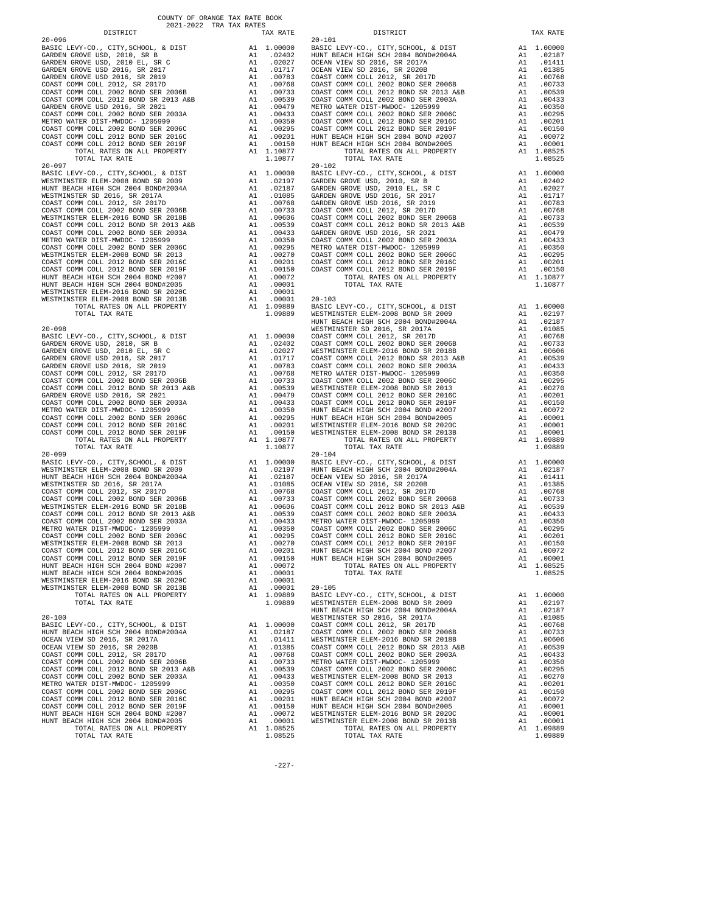COUNTY OF ORANGE TAX RATE BOOK
2021-2022 TRA TAX RATES

| DISTRICT | | TAX RATE |
|---|---|---|
| **20-096** | | |
| BASIC LEVY-CO., CITY,SCHOOL, & DIST | A1 | 1.00000 |
| GARDEN GROVE USD, 2010, SR B | A1 | .02402 |
| GARDEN GROVE USD, 2010 EL, SR C | A1 | .02027 |
| GARDEN GROVE USD 2016, SR 2017 | A1 | .01717 |
| GARDEN GROVE USD 2016, SR 2019 | A1 | .00783 |
| COAST COMM COLL 2012, SR 2017D | A1 | .00768 |
| COAST COMM COLL 2002 BOND SER 2006B | A1 | .00733 |
| COAST COMM COLL 2012 BOND SR 2013 A&B | A1 | .00539 |
| GARDEN GROVE USD 2016, SR 2021 | A1 | .00479 |
| COAST COMM COLL 2002 BOND SER 2003A | A1 | .00433 |
| METRO WATER DIST-MWDOC- 1205999 | A1 | .00350 |
| COAST COMM COLL 2002 BOND SER 2006C | A1 | .00295 |
| COAST COMM COLL 2012 BOND SER 2016C | A1 | .00201 |
| COAST COMM COLL 2012 BOND SER 2019F | A1 | .00150 |
| TOTAL RATES ON ALL PROPERTY | A1 | 1.10877 |
| TOTAL TAX RATE | | 1.10877 |
| **20-097** | | |
| BASIC LEVY-CO., CITY,SCHOOL, & DIST | A1 | 1.00000 |
| WESTMINSTER ELEM-2008 BOND SR 2009 | A1 | .02197 |
| HUNT BEACH HIGH SCH 2004 BOND#2004A | A1 | .02187 |
| WESTMINSTER SD 2016, SR 2017A | A1 | .01085 |
| COAST COMM COLL 2012, SR 2017D | A1 | .00768 |
| COAST COMM COLL 2002 BOND SER 2006B | A1 | .00733 |
| WESTMINSTER ELEM-2016 BOND SR 2018B | A1 | .00606 |
| COAST COMM COLL 2012 BOND SR 2013 A&B | A1 | .00539 |
| COAST COMM COLL 2002 BOND SER 2003A | A1 | .00433 |
| METRO WATER DIST-MWDOC- 1205999 | A1 | .00350 |
| COAST COMM COLL 2002 BOND SER 2006C | A1 | .00295 |
| WESTMINSTER ELEM-2008 BOND SR 2013 | A1 | .00270 |
| COAST COMM COLL 2012 BOND SER 2016C | A1 | .00201 |
| COAST COMM COLL 2012 BOND SER 2019F | A1 | .00150 |
| HUNT BEACH HIGH SCH 2004 BOND #2007 | A1 | .00072 |
| HUNT BEACH HIGH SCH 2004 BOND#2005 | A1 | .00001 |
| WESTMINSTER ELEM-2016 BOND SR 2020C | A1 | .00001 |
| WESTMINSTER ELEM-2008 BOND SR 2013B | A1 | .00001 |
| TOTAL RATES ON ALL PROPERTY | A1 | 1.09889 |
| TOTAL TAX RATE | | 1.09889 |
| **20-098** | | |
| BASIC LEVY-CO., CITY,SCHOOL, & DIST | A1 | 1.00000 |
| GARDEN GROVE USD, 2010, SR B | A1 | .02402 |
| GARDEN GROVE USD, 2010 EL, SR C | A1 | .02027 |
| GARDEN GROVE USD 2016, SR 2017 | A1 | .01717 |
| GARDEN GROVE USD 2016, SR 2019 | A1 | .00783 |
| COAST COMM COLL 2012, SR 2017D | A1 | .00768 |
| COAST COMM COLL 2002 BOND SER 2006B | A1 | .00733 |
| COAST COMM COLL 2012 BOND SR 2013 A&B | A1 | .00539 |
| GARDEN GROVE USD 2016, SR 2021 | A1 | .00479 |
| COAST COMM COLL 2002 BOND SER 2003A | A1 | .00433 |
| METRO WATER DIST-MWDOC- 1205999 | A1 | .00350 |
| COAST COMM COLL 2002 BOND SER 2006C | A1 | .00295 |
| COAST COMM COLL 2012 BOND SER 2016C | A1 | .00201 |
| COAST COMM COLL 2012 BOND SER 2019F | A1 | .00150 |
| TOTAL RATES ON ALL PROPERTY | A1 | 1.10877 |
| TOTAL TAX RATE | | 1.10877 |
| **20-099** | | |
| BASIC LEVY-CO., CITY,SCHOOL, & DIST | A1 | 1.00000 |
| WESTMINSTER ELEM-2008 BOND SR 2009 | A1 | .02197 |
| HUNT BEACH HIGH SCH 2004 BOND#2004A | A1 | .02187 |
| WESTMINSTER SD 2016, SR 2017A | A1 | .01085 |
| COAST COMM COLL 2012, SR 2017D | A1 | .00768 |
| COAST COMM COLL 2002 BOND SER 2006B | A1 | .00733 |
| WESTMINSTER ELEM-2016 BOND SR 2018B | A1 | .00606 |
| COAST COMM COLL 2012 BOND SR 2013 A&B | A1 | .00539 |
| COAST COMM COLL 2002 BOND SER 2003A | A1 | .00433 |
| METRO WATER DIST-MWDOC- 1205999 | A1 | .00350 |
| COAST COMM COLL 2002 BOND SER 2006C | A1 | .00295 |
| WESTMINSTER ELEM-2008 BOND SR 2013 | A1 | .00270 |
| COAST COMM COLL 2012 BOND SER 2016C | A1 | .00201 |
| COAST COMM COLL 2012 BOND SER 2019F | A1 | .00150 |
| HUNT BEACH HIGH SCH 2004 BOND #2007 | A1 | .00072 |
| HUNT BEACH HIGH SCH 2004 BOND#2005 | A1 | .00001 |
| WESTMINSTER ELEM-2016 BOND SR 2020C | A1 | .00001 |
| WESTMINSTER ELEM-2008 BOND SR 2013B | A1 | .00001 |
| TOTAL RATES ON ALL PROPERTY | A1 | 1.09889 |
| TOTAL TAX RATE | | 1.09889 |
| **20-100** | | |
| BASIC LEVY-CO., CITY,SCHOOL, & DIST | A1 | 1.00000 |
| HUNT BEACH HIGH SCH 2004 BOND#2004A | A1 | .02187 |
| OCEAN VIEW SD 2016, SR 2017A | A1 | .01411 |
| OCEAN VIEW SD 2016, SR 2020B | A1 | .01385 |
| COAST COMM COLL 2012, SR 2017D | A1 | .00768 |
| COAST COMM COLL 2002 BOND SER 2006B | A1 | .00733 |
| COAST COMM COLL 2012 BOND SR 2013 A&B | A1 | .00539 |
| COAST COMM COLL 2002 BOND SER 2003A | A1 | .00433 |
| METRO WATER DIST-MWDOC- 1205999 | A1 | .00350 |
| COAST COMM COLL 2002 BOND SER 2006C | A1 | .00295 |
| COAST COMM COLL 2012 BOND SER 2016C | A1 | .00201 |
| COAST COMM COLL 2012 BOND SER 2019F | A1 | .00150 |
| HUNT BEACH HIGH SCH 2004 BOND #2007 | A1 | .00072 |
| HUNT BEACH HIGH SCH 2004 BOND#2005 | A1 | .00001 |
| TOTAL RATES ON ALL PROPERTY | A1 | 1.08525 |
| TOTAL TAX RATE | | 1.08525 |
| **20-101** | | |
| BASIC LEVY-CO., CITY,SCHOOL, & DIST | A1 | 1.00000 |
| HUNT BEACH HIGH SCH 2004 BOND#2004A | A1 | .02187 |
| OCEAN VIEW SD 2016, SR 2017A | A1 | .01411 |
| OCEAN VIEW SD 2016, SR 2020B | A1 | .01385 |
| COAST COMM COLL 2012, SR 2017D | A1 | .00768 |
| COAST COMM COLL 2002 BOND SER 2006B | A1 | .00733 |
| COAST COMM COLL 2012 BOND SR 2013 A&B | A1 | .00539 |
| COAST COMM COLL 2002 BOND SER 2003A | A1 | .00433 |
| METRO WATER DIST-MWDOC- 1205999 | A1 | .00350 |
| COAST COMM COLL 2002 BOND SER 2006C | A1 | .00295 |
| COAST COMM COLL 2012 BOND SER 2016C | A1 | .00201 |
| COAST COMM COLL 2012 BOND SER 2019F | A1 | .00150 |
| HUNT BEACH HIGH SCH 2004 BOND #2007 | A1 | .00072 |
| HUNT BEACH HIGH SCH 2004 BOND#2005 | A1 | .00001 |
| TOTAL RATES ON ALL PROPERTY | A1 | 1.08525 |
| TOTAL TAX RATE | | 1.08525 |
| **20-102** | | |
| BASIC LEVY-CO., CITY,SCHOOL, & DIST | A1 | 1.00000 |
| GARDEN GROVE USD, 2010, SR B | A1 | .02402 |
| GARDEN GROVE USD, 2010 EL, SR C | A1 | .02027 |
| GARDEN GROVE USD 2016, SR 2017 | A1 | .01717 |
| GARDEN GROVE USD 2016, SR 2019 | A1 | .00783 |
| COAST COMM COLL 2012, SR 2017D | A1 | .00768 |
| COAST COMM COLL 2002 BOND SER 2006B | A1 | .00733 |
| COAST COMM COLL 2012 BOND SR 2013 A&B | A1 | .00539 |
| GARDEN GROVE USD 2016, SR 2021 | A1 | .00479 |
| COAST COMM COLL 2002 BOND SER 2003A | A1 | .00433 |
| METRO WATER DIST-MWDOC- 1205999 | A1 | .00350 |
| COAST COMM COLL 2002 BOND SER 2006C | A1 | .00295 |
| COAST COMM COLL 2012 BOND SER 2016C | A1 | .00201 |
| COAST COMM COLL 2012 BOND SER 2019F | A1 | .00150 |
| TOTAL RATES ON ALL PROPERTY | A1 | 1.10877 |
| TOTAL TAX RATE | | 1.10877 |
| **20-103** | | |
| BASIC LEVY-CO., CITY,SCHOOL, & DIST | A1 | 1.00000 |
| WESTMINSTER ELEM-2008 BOND SR 2009 | A1 | .02197 |
| HUNT BEACH HIGH SCH 2004 BOND#2004A | A1 | .02187 |
| WESTMINSTER SD 2016, SR 2017A | A1 | .01085 |
| COAST COMM COLL 2012, SR 2017D | A1 | .00768 |
| COAST COMM COLL 2002 BOND SER 2006B | A1 | .00733 |
| WESTMINSTER ELEM-2016 BOND SR 2018B | A1 | .00606 |
| COAST COMM COLL 2012 BOND SR 2013 A&B | A1 | .00539 |
| COAST COMM COLL 2002 BOND SER 2003A | A1 | .00433 |
| METRO WATER DIST-MWDOC- 1205999 | A1 | .00350 |
| COAST COMM COLL 2002 BOND SER 2006C | A1 | .00295 |
| WESTMINSTER ELEM-2008 BOND SR 2013 | A1 | .00270 |
| COAST COMM COLL 2012 BOND SER 2016C | A1 | .00201 |
| COAST COMM COLL 2012 BOND SER 2019F | A1 | .00150 |
| HUNT BEACH HIGH SCH 2004 BOND #2007 | A1 | .00072 |
| HUNT BEACH HIGH SCH 2004 BOND#2005 | A1 | .00001 |
| WESTMINSTER ELEM-2016 BOND SR 2020C | A1 | .00001 |
| WESTMINSTER ELEM-2008 BOND SR 2013B | A1 | .00001 |
| TOTAL RATES ON ALL PROPERTY | A1 | 1.09889 |
| TOTAL TAX RATE | | 1.09889 |
| **20-104** | | |
| BASIC LEVY-CO., CITY,SCHOOL, & DIST | A1 | 1.00000 |
| HUNT BEACH HIGH SCH 2004 BOND#2004A | A1 | .02187 |
| OCEAN VIEW SD 2016, SR 2017A | A1 | .01411 |
| OCEAN VIEW SD 2016, SR 2020B | A1 | .01385 |
| COAST COMM COLL 2012, SR 2017D | A1 | .00768 |
| COAST COMM COLL 2002 BOND SER 2006B | A1 | .00733 |
| COAST COMM COLL 2012 BOND SR 2013 A&B | A1 | .00539 |
| COAST COMM COLL 2002 BOND SER 2003A | A1 | .00433 |
| METRO WATER DIST-MWDOC- 1205999 | A1 | .00350 |
| COAST COMM COLL 2002 BOND SER 2006C | A1 | .00295 |
| COAST COMM COLL 2012 BOND SER 2016C | A1 | .00201 |
| COAST COMM COLL 2012 BOND SER 2019F | A1 | .00150 |
| HUNT BEACH HIGH SCH 2004 BOND #2007 | A1 | .00072 |
| HUNT BEACH HIGH SCH 2004 BOND#2005 | A1 | .00001 |
| TOTAL RATES ON ALL PROPERTY | A1 | 1.08525 |
| TOTAL TAX RATE | | 1.08525 |
| **20-105** | | |
| BASIC LEVY-CO., CITY,SCHOOL, & DIST | A1 | 1.00000 |
| WESTMINSTER ELEM-2008 BOND SR 2009 | A1 | .02197 |
| HUNT BEACH HIGH SCH 2004 BOND#2004A | A1 | .02187 |
| WESTMINSTER SD 2016, SR 2017A | A1 | .01085 |
| COAST COMM COLL 2012, SR 2017D | A1 | .00768 |
| COAST COMM COLL 2002 BOND SER 2006B | A1 | .00733 |
| WESTMINSTER ELEM-2016 BOND SR 2018B | A1 | .00606 |
| COAST COMM COLL 2012 BOND SR 2013 A&B | A1 | .00539 |
| COAST COMM COLL 2002 BOND SER 2003A | A1 | .00433 |
| METRO WATER DIST-MWDOC- 1205999 | A1 | .00350 |
| COAST COMM COLL 2002 BOND SER 2006C | A1 | .00295 |
| WESTMINSTER ELEM-2008 BOND SR 2013 | A1 | .00270 |
| COAST COMM COLL 2012 BOND SER 2016C | A1 | .00201 |
| COAST COMM COLL 2012 BOND SER 2019F | A1 | .00150 |
| HUNT BEACH HIGH SCH 2004 BOND #2007 | A1 | .00072 |
| HUNT BEACH HIGH SCH 2004 BOND#2005 | A1 | .00001 |
| WESTMINSTER ELEM-2016 BOND SR 2020C | A1 | .00001 |
| WESTMINSTER ELEM-2008 BOND SR 2013B | A1 | .00001 |
| TOTAL RATES ON ALL PROPERTY | A1 | 1.09889 |
| TOTAL TAX RATE | | 1.09889 |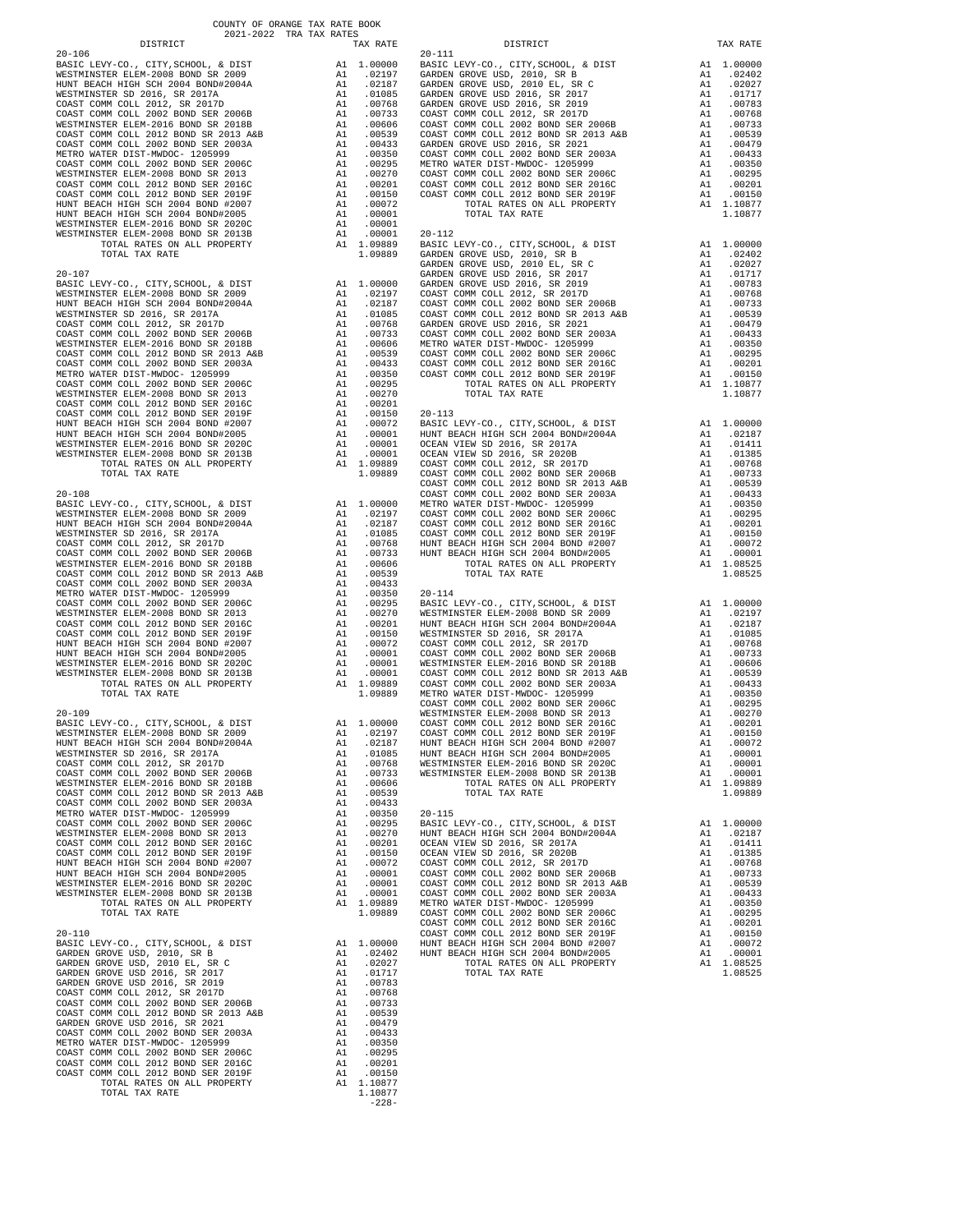COUNTY OF ORANGE TAX RATE BOOK
2021-2022 TRA TAX RATES

**20-106**

| DISTRICT | | TAX RATE |
|---|---|---|
| BASIC LEVY-CO., CITY,SCHOOL, & DIST | A1 | 1.00000 |
| WESTMINSTER ELEM-2008 BOND SR 2009 | A1 | .02197 |
| HUNT BEACH HIGH SCH 2004 BOND#2004A | A1 | .02187 |
| WESTMINSTER SD 2016, SR 2017A | A1 | .01085 |
| COAST COMM COLL 2012, SR 2017D | A1 | .00768 |
| COAST COMM COLL 2002 BOND SER 2006B | A1 | .00733 |
| WESTMINSTER ELEM-2016 BOND SR 2018B | A1 | .00606 |
| COAST COMM COLL 2012 BOND SR 2013 A&B | A1 | .00539 |
| COAST COMM COLL 2002 BOND SER 2003A | A1 | .00433 |
| METRO WATER DIST-MWDOC- 1205999 | A1 | .00350 |
| COAST COMM COLL 2002 BOND SER 2006C | A1 | .00295 |
| WESTMINSTER ELEM-2008 BOND SR 2013 | A1 | .00270 |
| COAST COMM COLL 2012 BOND SER 2016C | A1 | .00201 |
| COAST COMM COLL 2012 BOND SER 2019F | A1 | .00150 |
| HUNT BEACH HIGH SCH 2004 BOND #2007 | A1 | .00072 |
| HUNT BEACH HIGH SCH 2004 BOND#2005 | A1 | .00001 |
| WESTMINSTER ELEM-2016 BOND SR 2020C | A1 | .00001 |
| WESTMINSTER ELEM-2008 BOND SR 2013B | A1 | .00001 |
| TOTAL RATES ON ALL PROPERTY | A1 | 1.09889 |
| TOTAL TAX RATE | | 1.09889 |

**20-107**

| DISTRICT | | TAX RATE |
|---|---|---|
| BASIC LEVY-CO., CITY,SCHOOL, & DIST | A1 | 1.00000 |
| WESTMINSTER ELEM-2008 BOND SR 2009 | A1 | .02197 |
| HUNT BEACH HIGH SCH 2004 BOND#2004A | A1 | .02187 |
| WESTMINSTER SD 2016, SR 2017A | A1 | .01085 |
| COAST COMM COLL 2012, SR 2017D | A1 | .00768 |
| COAST COMM COLL 2002 BOND SER 2006B | A1 | .00733 |
| WESTMINSTER ELEM-2016 BOND SR 2018B | A1 | .00606 |
| COAST COMM COLL 2012 BOND SR 2013 A&B | A1 | .00539 |
| COAST COMM COLL 2002 BOND SER 2003A | A1 | .00433 |
| METRO WATER DIST-MWDOC- 1205999 | A1 | .00350 |
| COAST COMM COLL 2002 BOND SER 2006C | A1 | .00295 |
| WESTMINSTER ELEM-2008 BOND SR 2013 | A1 | .00270 |
| COAST COMM COLL 2012 BOND SER 2016C | A1 | .00201 |
| COAST COMM COLL 2012 BOND SER 2019F | A1 | .00150 |
| HUNT BEACH HIGH SCH 2004 BOND #2007 | A1 | .00072 |
| HUNT BEACH HIGH SCH 2004 BOND#2005 | A1 | .00001 |
| WESTMINSTER ELEM-2016 BOND SR 2020C | A1 | .00001 |
| WESTMINSTER ELEM-2008 BOND SR 2013B | A1 | .00001 |
| TOTAL RATES ON ALL PROPERTY | A1 | 1.09889 |
| TOTAL TAX RATE | | 1.09889 |

**20-108**

| DISTRICT | | TAX RATE |
|---|---|---|
| BASIC LEVY-CO., CITY,SCHOOL, & DIST | A1 | 1.00000 |
| WESTMINSTER ELEM-2008 BOND SR 2009 | A1 | .02197 |
| HUNT BEACH HIGH SCH 2004 BOND#2004A | A1 | .02187 |
| WESTMINSTER SD 2016, SR 2017A | A1 | .01085 |
| COAST COMM COLL 2012, SR 2017D | A1 | .00768 |
| COAST COMM COLL 2002 BOND SER 2006B | A1 | .00733 |
| WESTMINSTER ELEM-2016 BOND SR 2018B | A1 | .00606 |
| COAST COMM COLL 2012 BOND SR 2013 A&B | A1 | .00539 |
| COAST COMM COLL 2002 BOND SER 2003A | A1 | .00433 |
| METRO WATER DIST-MWDOC- 1205999 | A1 | .00350 |
| COAST COMM COLL 2002 BOND SER 2006C | A1 | .00295 |
| WESTMINSTER ELEM-2008 BOND SR 2013 | A1 | .00270 |
| COAST COMM COLL 2012 BOND SER 2016C | A1 | .00201 |
| COAST COMM COLL 2012 BOND SER 2019F | A1 | .00150 |
| HUNT BEACH HIGH SCH 2004 BOND #2007 | A1 | .00072 |
| HUNT BEACH HIGH SCH 2004 BOND#2005 | A1 | .00001 |
| WESTMINSTER ELEM-2016 BOND SR 2020C | A1 | .00001 |
| WESTMINSTER ELEM-2008 BOND SR 2013B | A1 | .00001 |
| TOTAL RATES ON ALL PROPERTY | A1 | 1.09889 |
| TOTAL TAX RATE | | 1.09889 |

**20-109**

| DISTRICT | | TAX RATE |
|---|---|---|
| BASIC LEVY-CO., CITY,SCHOOL, & DIST | A1 | 1.00000 |
| WESTMINSTER ELEM-2008 BOND SR 2009 | A1 | .02197 |
| HUNT BEACH HIGH SCH 2004 BOND#2004A | A1 | .02187 |
| WESTMINSTER SD 2016, SR 2017A | A1 | .01085 |
| COAST COMM COLL 2012, SR 2017D | A1 | .00768 |
| COAST COMM COLL 2002 BOND SER 2006B | A1 | .00733 |
| WESTMINSTER ELEM-2016 BOND SR 2018B | A1 | .00606 |
| COAST COMM COLL 2012 BOND SR 2013 A&B | A1 | .00539 |
| COAST COMM COLL 2002 BOND SER 2003A | A1 | .00433 |
| METRO WATER DIST-MWDOC- 1205999 | A1 | .00350 |
| COAST COMM COLL 2002 BOND SER 2006C | A1 | .00295 |
| WESTMINSTER ELEM-2008 BOND SR 2013 | A1 | .00270 |
| COAST COMM COLL 2012 BOND SER 2016C | A1 | .00201 |
| COAST COMM COLL 2012 BOND SER 2019F | A1 | .00150 |
| HUNT BEACH HIGH SCH 2004 BOND #2007 | A1 | .00072 |
| HUNT BEACH HIGH SCH 2004 BOND#2005 | A1 | .00001 |
| WESTMINSTER ELEM-2016 BOND SR 2020C | A1 | .00001 |
| WESTMINSTER ELEM-2008 BOND SR 2013B | A1 | .00001 |
| TOTAL RATES ON ALL PROPERTY | A1 | 1.09889 |
| TOTAL TAX RATE | | 1.09889 |

**20-110**

| DISTRICT | | TAX RATE |
|---|---|---|
| BASIC LEVY-CO., CITY,SCHOOL, & DIST | A1 | 1.00000 |
| GARDEN GROVE USD, 2010, SR B | A1 | .02402 |
| GARDEN GROVE USD, 2010 EL, SR C | A1 | .02027 |
| GARDEN GROVE USD 2016, SR 2017 | A1 | .01717 |
| GARDEN GROVE USD 2016, SR 2019 | A1 | .00783 |
| COAST COMM COLL 2012, SR 2017D | A1 | .00768 |
| COAST COMM COLL 2002 BOND SER 2006B | A1 | .00733 |
| COAST COMM COLL 2012 BOND SR 2013 A&B | A1 | .00539 |
| GARDEN GROVE USD 2016, SR 2021 | A1 | .00479 |
| COAST COMM COLL 2002 BOND SER 2003A | A1 | .00433 |
| METRO WATER DIST-MWDOC- 1205999 | A1 | .00350 |
| COAST COMM COLL 2002 BOND SER 2006C | A1 | .00295 |
| COAST COMM COLL 2012 BOND SER 2016C | A1 | .00201 |
| COAST COMM COLL 2012 BOND SER 2019F | A1 | .00150 |
| TOTAL RATES ON ALL PROPERTY | A1 | 1.10877 |
| TOTAL TAX RATE | | 1.10877 |

**20-111**

| DISTRICT | | TAX RATE |
|---|---|---|
| BASIC LEVY-CO., CITY,SCHOOL, & DIST | A1 | 1.00000 |
| GARDEN GROVE USD, 2010, SR B | A1 | .02402 |
| GARDEN GROVE USD, 2010 EL, SR C | A1 | .02027 |
| GARDEN GROVE USD 2016, SR 2017 | A1 | .01717 |
| GARDEN GROVE USD 2016, SR 2019 | A1 | .00783 |
| COAST COMM COLL 2012, SR 2017D | A1 | .00768 |
| COAST COMM COLL 2002 BOND SER 2006B | A1 | .00733 |
| COAST COMM COLL 2012 BOND SR 2013 A&B | A1 | .00539 |
| GARDEN GROVE USD 2016, SR 2021 | A1 | .00479 |
| COAST COMM COLL 2002 BOND SER 2003A | A1 | .00433 |
| METRO WATER DIST-MWDOC- 1205999 | A1 | .00350 |
| COAST COMM COLL 2002 BOND SER 2006C | A1 | .00295 |
| COAST COMM COLL 2012 BOND SER 2016C | A1 | .00201 |
| COAST COMM COLL 2012 BOND SER 2019F | A1 | .00150 |
| TOTAL RATES ON ALL PROPERTY | A1 | 1.10877 |
| TOTAL TAX RATE | | 1.10877 |

**20-112**

| DISTRICT | | TAX RATE |
|---|---|---|
| BASIC LEVY-CO., CITY,SCHOOL, & DIST | A1 | 1.00000 |
| GARDEN GROVE USD, 2010, SR B | A1 | .02402 |
| GARDEN GROVE USD, 2010 EL, SR C | A1 | .02027 |
| GARDEN GROVE USD 2016, SR 2017 | A1 | .01717 |
| GARDEN GROVE USD 2016, SR 2019 | A1 | .00783 |
| COAST COMM COLL 2012, SR 2017D | A1 | .00768 |
| COAST COMM COLL 2002 BOND SER 2006B | A1 | .00733 |
| COAST COMM COLL 2012 BOND SR 2013 A&B | A1 | .00539 |
| GARDEN GROVE USD 2016, SR 2021 | A1 | .00479 |
| COAST COMM COLL 2002 BOND SER 2003A | A1 | .00433 |
| METRO WATER DIST-MWDOC- 1205999 | A1 | .00350 |
| COAST COMM COLL 2002 BOND SER 2006C | A1 | .00295 |
| COAST COMM COLL 2012 BOND SER 2016C | A1 | .00201 |
| COAST COMM COLL 2012 BOND SER 2019F | A1 | .00150 |
| TOTAL RATES ON ALL PROPERTY | A1 | 1.10877 |
| TOTAL TAX RATE | | 1.10877 |

**20-113**

| DISTRICT | | TAX RATE |
|---|---|---|
| BASIC LEVY-CO., CITY,SCHOOL, & DIST | A1 | 1.00000 |
| HUNT BEACH HIGH SCH 2004 BOND#2004A | A1 | .02187 |
| OCEAN VIEW SD 2016, SR 2017A | A1 | .01411 |
| OCEAN VIEW SD 2016, SR 2020B | A1 | .01385 |
| COAST COMM COLL 2012, SR 2017D | A1 | .00768 |
| COAST COMM COLL 2002 BOND SER 2006B | A1 | .00733 |
| COAST COMM COLL 2012 BOND SR 2013 A&B | A1 | .00539 |
| COAST COMM COLL 2002 BOND SER 2003A | A1 | .00433 |
| METRO WATER DIST-MWDOC- 1205999 | A1 | .00350 |
| COAST COMM COLL 2002 BOND SER 2006C | A1 | .00295 |
| COAST COMM COLL 2012 BOND SER 2016C | A1 | .00201 |
| COAST COMM COLL 2012 BOND SER 2019F | A1 | .00150 |
| HUNT BEACH HIGH SCH 2004 BOND #2007 | A1 | .00072 |
| HUNT BEACH HIGH SCH 2004 BOND#2005 | A1 | .00001 |
| TOTAL RATES ON ALL PROPERTY | A1 | 1.08525 |
| TOTAL TAX RATE | | 1.08525 |

**20-114**

| DISTRICT | | TAX RATE |
|---|---|---|
| BASIC LEVY-CO., CITY,SCHOOL, & DIST | A1 | 1.00000 |
| WESTMINSTER ELEM-2008 BOND SR 2009 | A1 | .02197 |
| HUNT BEACH HIGH SCH 2004 BOND#2004A | A1 | .02187 |
| WESTMINSTER SD 2016, SR 2017A | A1 | .01085 |
| COAST COMM COLL 2012, SR 2017D | A1 | .00768 |
| COAST COMM COLL 2002 BOND SER 2006B | A1 | .00733 |
| WESTMINSTER ELEM-2016 BOND SR 2018B | A1 | .00606 |
| COAST COMM COLL 2012 BOND SR 2013 A&B | A1 | .00539 |
| COAST COMM COLL 2002 BOND SER 2003A | A1 | .00433 |
| METRO WATER DIST-MWDOC- 1205999 | A1 | .00350 |
| COAST COMM COLL 2002 BOND SER 2006C | A1 | .00295 |
| WESTMINSTER ELEM-2008 BOND SR 2013 | A1 | .00270 |
| COAST COMM COLL 2012 BOND SER 2016C | A1 | .00201 |
| COAST COMM COLL 2012 BOND SER 2019F | A1 | .00150 |
| HUNT BEACH HIGH SCH 2004 BOND #2007 | A1 | .00072 |
| HUNT BEACH HIGH SCH 2004 BOND#2005 | A1 | .00001 |
| WESTMINSTER ELEM-2016 BOND SR 2020C | A1 | .00001 |
| WESTMINSTER ELEM-2008 BOND SR 2013B | A1 | .00001 |
| TOTAL RATES ON ALL PROPERTY | A1 | 1.09889 |
| TOTAL TAX RATE | | 1.09889 |

**20-115**

| DISTRICT | | TAX RATE |
|---|---|---|
| BASIC LEVY-CO., CITY,SCHOOL, & DIST | A1 | 1.00000 |
| HUNT BEACH HIGH SCH 2004 BOND#2004A | A1 | .02187 |
| OCEAN VIEW SD 2016, SR 2017A | A1 | .01411 |
| OCEAN VIEW SD 2016, SR 2020B | A1 | .01385 |
| COAST COMM COLL 2012, SR 2017D | A1 | .00768 |
| COAST COMM COLL 2002 BOND SER 2006B | A1 | .00733 |
| COAST COMM COLL 2012 BOND SR 2013 A&B | A1 | .00539 |
| COAST COMM COLL 2002 BOND SER 2003A | A1 | .00433 |
| METRO WATER DIST-MWDOC- 1205999 | A1 | .00350 |
| COAST COMM COLL 2002 BOND SER 2006C | A1 | .00295 |
| COAST COMM COLL 2012 BOND SER 2016C | A1 | .00201 |
| COAST COMM COLL 2012 BOND SER 2019F | A1 | .00150 |
| HUNT BEACH HIGH SCH 2004 BOND #2007 | A1 | .00072 |
| HUNT BEACH HIGH SCH 2004 BOND#2005 | A1 | .00001 |
| TOTAL RATES ON ALL PROPERTY | A1 | 1.08525 |
| TOTAL TAX RATE | | 1.08525 |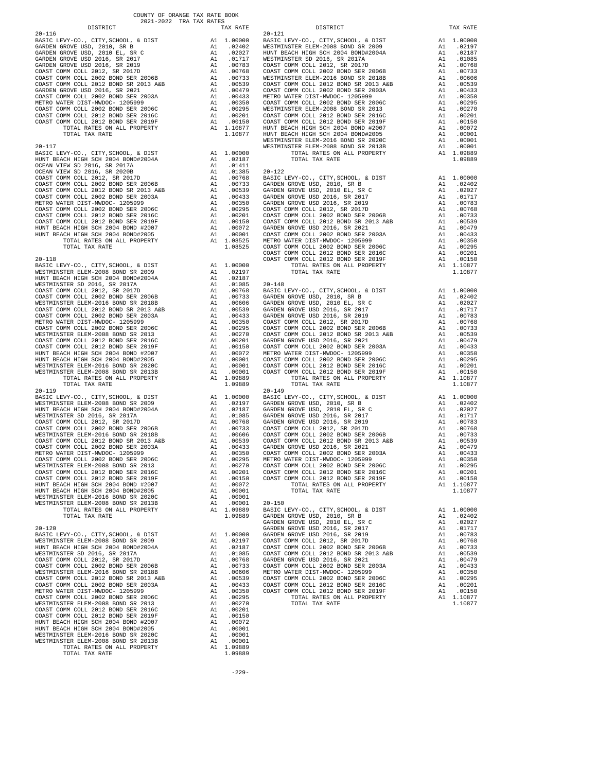COUNTY OF ORANGE TAX RATE BOOK
2021-2022 TRA TAX RATES

| DISTRICT | | TAX RATE |
|---|---|---|
| **20-116** | | |
| BASIC LEVY-CO., CITY,SCHOOL, & DIST | A1 | 1.00000 |
| GARDEN GROVE USD, 2010, SR B | A1 | .02402 |
| GARDEN GROVE USD, 2010 EL, SR C | A1 | .02027 |
| GARDEN GROVE USD 2016, SR 2017 | A1 | .01717 |
| GARDEN GROVE USD 2016, SR 2019 | A1 | .00783 |
| COAST COMM COLL 2012, SR 2017D | A1 | .00768 |
| COAST COMM COLL 2002 BOND SER 2006B | A1 | .00733 |
| COAST COMM COLL 2012 BOND SER 2013 A&B | A1 | .00539 |
| GARDEN GROVE USD 2016, SR 2021 | A1 | .00479 |
| COAST COMM COLL 2002 BOND SER 2003A | A1 | .00433 |
| METRO WATER DIST-MWDOC- 1205999 | A1 | .00350 |
| COAST COMM COLL 2002 BOND SER 2006C | A1 | .00295 |
| COAST COMM COLL 2012 BOND SER 2016C | A1 | .00201 |
| COAST COMM COLL 2012 BOND SER 2019F | A1 | .00150 |
| TOTAL RATES ON ALL PROPERTY | A1 | 1.10877 |
| TOTAL TAX RATE | | 1.10877 |
| **20-117** | | |
| BASIC LEVY-CO., CITY,SCHOOL, & DIST | A1 | 1.00000 |
| HUNT BEACH HIGH SCH 2004 BOND#2004A | A1 | .02187 |
| OCEAN VIEW SD 2016, SR 2017A | A1 | .01411 |
| OCEAN VIEW SD 2016, SR 2020B | A1 | .01385 |
| COAST COMM COLL 2012, SR 2017D | A1 | .00768 |
| COAST COMM COLL 2002 BOND SER 2006B | A1 | .00733 |
| COAST COMM COLL 2012 BOND SER 2013 A&B | A1 | .00539 |
| COAST COMM COLL 2002 BOND SER 2003A | A1 | .00433 |
| METRO WATER DIST-MWDOC- 1205999 | A1 | .00350 |
| COAST COMM COLL 2002 BOND SER 2006C | A1 | .00295 |
| COAST COMM COLL 2012 BOND SER 2016C | A1 | .00201 |
| COAST COMM COLL 2012 BOND SER 2019F | A1 | .00150 |
| HUNT BEACH HIGH SCH 2004 BOND #2007 | A1 | .00072 |
| HUNT BEACH HIGH SCH 2004 BOND#2005 | A1 | .00001 |
| TOTAL RATES ON ALL PROPERTY | A1 | 1.08525 |
| TOTAL TAX RATE | | 1.08525 |
| **20-118** | | |
| BASIC LEVY-CO., CITY,SCHOOL, & DIST | A1 | 1.00000 |
| WESTMINSTER ELEM-2008 BOND SR 2009 | A1 | .02197 |
| HUNT BEACH HIGH SCH 2004 BOND#2004A | A1 | .02187 |
| WESTMINSTER SD 2016, SR 2017A | A1 | .01085 |
| COAST COMM COLL 2012, SR 2017D | A1 | .00768 |
| COAST COMM COLL 2002 BOND SER 2006B | A1 | .00733 |
| WESTMINSTER ELEM-2016 BOND SR 2018B | A1 | .00606 |
| COAST COMM COLL 2012 BOND SER 2013 A&B | A1 | .00539 |
| COAST COMM COLL 2002 BOND SER 2003A | A1 | .00433 |
| METRO WATER DIST-MWDOC- 1205999 | A1 | .00350 |
| COAST COMM COLL 2002 BOND SER 2006C | A1 | .00295 |
| WESTMINSTER ELEM-2008 BOND SR 2013 | A1 | .00270 |
| COAST COMM COLL 2012 BOND SER 2016C | A1 | .00201 |
| COAST COMM COLL 2012 BOND SER 2019F | A1 | .00150 |
| HUNT BEACH HIGH SCH 2004 BOND #2007 | A1 | .00072 |
| HUNT BEACH HIGH SCH 2004 BOND#2005 | A1 | .00001 |
| WESTMINSTER ELEM-2016 BOND SR 2020C | A1 | .00001 |
| WESTMINSTER ELEM-2008 BOND SR 2013B | A1 | .00001 |
| TOTAL RATES ON ALL PROPERTY | A1 | 1.09889 |
| TOTAL TAX RATE | | 1.09889 |
| **20-119** | | |
| BASIC LEVY-CO., CITY,SCHOOL, & DIST | A1 | 1.00000 |
| WESTMINSTER ELEM-2008 BOND SR 2009 | A1 | .02197 |
| HUNT BEACH HIGH SCH 2004 BOND#2004A | A1 | .02187 |
| WESTMINSTER SD 2016, SR 2017A | A1 | .01085 |
| COAST COMM COLL 2012, SR 2017D | A1 | .00768 |
| COAST COMM COLL 2002 BOND SER 2006B | A1 | .00733 |
| WESTMINSTER ELEM-2016 BOND SR 2018B | A1 | .00606 |
| COAST COMM COLL 2012 BOND SER 2013 A&B | A1 | .00539 |
| COAST COMM COLL 2002 BOND SER 2003A | A1 | .00433 |
| METRO WATER DIST-MWDOC- 1205999 | A1 | .00350 |
| COAST COMM COLL 2002 BOND SER 2006C | A1 | .00295 |
| WESTMINSTER ELEM-2008 BOND SR 2013 | A1 | .00270 |
| COAST COMM COLL 2012 BOND SER 2016C | A1 | .00201 |
| COAST COMM COLL 2012 BOND SER 2019F | A1 | .00150 |
| HUNT BEACH HIGH SCH 2004 BOND #2007 | A1 | .00072 |
| HUNT BEACH HIGH SCH 2004 BOND#2005 | A1 | .00001 |
| WESTMINSTER ELEM-2016 BOND SR 2020C | A1 | .00001 |
| WESTMINSTER ELEM-2008 BOND SR 2013B | A1 | .00001 |
| TOTAL RATES ON ALL PROPERTY | A1 | 1.09889 |
| TOTAL TAX RATE | | 1.09889 |
| **20-120** | | |
| BASIC LEVY-CO., CITY,SCHOOL, & DIST | A1 | 1.00000 |
| WESTMINSTER ELEM-2008 BOND SR 2009 | A1 | .02197 |
| HUNT BEACH HIGH SCH 2004 BOND#2004A | A1 | .02187 |
| WESTMINSTER SD 2016, SR 2017A | A1 | .01085 |
| COAST COMM COLL 2012, SR 2017D | A1 | .00768 |
| COAST COMM COLL 2002 BOND SER 2006B | A1 | .00733 |
| WESTMINSTER ELEM-2016 BOND SR 2018B | A1 | .00606 |
| COAST COMM COLL 2012 BOND SER 2013 A&B | A1 | .00539 |
| COAST COMM COLL 2002 BOND SER 2003A | A1 | .00433 |
| METRO WATER DIST-MWDOC- 1205999 | A1 | .00350 |
| COAST COMM COLL 2002 BOND SER 2006C | A1 | .00295 |
| WESTMINSTER ELEM-2008 BOND SR 2013 | A1 | .00270 |
| COAST COMM COLL 2012 BOND SER 2016C | A1 | .00201 |
| COAST COMM COLL 2012 BOND SER 2019F | A1 | .00150 |
| HUNT BEACH HIGH SCH 2004 BOND #2007 | A1 | .00072 |
| HUNT BEACH HIGH SCH 2004 BOND#2005 | A1 | .00001 |
| WESTMINSTER ELEM-2016 BOND SR 2020C | A1 | .00001 |
| WESTMINSTER ELEM-2008 BOND SR 2013B | A1 | .00001 |
| TOTAL RATES ON ALL PROPERTY | A1 | 1.09889 |
| TOTAL TAX RATE | | 1.09889 |
| **20-121** | | |
| BASIC LEVY-CO., CITY,SCHOOL, & DIST | A1 | 1.00000 |
| WESTMINSTER ELEM-2008 BOND SR 2009 | A1 | .02197 |
| HUNT BEACH HIGH SCH 2004 BOND#2004A | A1 | .02187 |
| WESTMINSTER SD 2016, SR 2017A | A1 | .01085 |
| COAST COMM COLL 2012, SR 2017D | A1 | .00768 |
| COAST COMM COLL 2002 BOND SER 2006B | A1 | .00733 |
| WESTMINSTER ELEM-2016 BOND SR 2018B | A1 | .00606 |
| COAST COMM COLL 2012 BOND SER 2013 A&B | A1 | .00539 |
| COAST COMM COLL 2002 BOND SER 2003A | A1 | .00433 |
| METRO WATER DIST-MWDOC- 1205999 | A1 | .00350 |
| COAST COMM COLL 2002 BOND SER 2006C | A1 | .00295 |
| WESTMINSTER ELEM-2008 BOND SR 2013 | A1 | .00270 |
| COAST COMM COLL 2012 BOND SER 2016C | A1 | .00201 |
| COAST COMM COLL 2012 BOND SER 2019F | A1 | .00150 |
| HUNT BEACH HIGH SCH 2004 BOND #2007 | A1 | .00072 |
| HUNT BEACH HIGH SCH 2004 BOND#2005 | A1 | .00001 |
| WESTMINSTER ELEM-2016 BOND SR 2020C | A1 | .00001 |
| WESTMINSTER ELEM-2008 BOND SR 2013B | A1 | .00001 |
| TOTAL RATES ON ALL PROPERTY | A1 | 1.09889 |
| TOTAL TAX RATE | | 1.09889 |
| **20-122** | | |
| BASIC LEVY-CO., CITY,SCHOOL, & DIST | A1 | 1.00000 |
| GARDEN GROVE USD, 2010, SR B | A1 | .02402 |
| GARDEN GROVE USD, 2010 EL, SR C | A1 | .02027 |
| GARDEN GROVE USD 2016, SR 2017 | A1 | .01717 |
| GARDEN GROVE USD 2016, SR 2019 | A1 | .00783 |
| COAST COMM COLL 2012, SR 2017D | A1 | .00768 |
| COAST COMM COLL 2002 BOND SER 2006B | A1 | .00733 |
| COAST COMM COLL 2012 BOND SER 2013 A&B | A1 | .00539 |
| GARDEN GROVE USD 2016, SR 2021 | A1 | .00479 |
| COAST COMM COLL 2002 BOND SER 2003A | A1 | .00433 |
| METRO WATER DIST-MWDOC- 1205999 | A1 | .00350 |
| COAST COMM COLL 2002 BOND SER 2006C | A1 | .00295 |
| COAST COMM COLL 2012 BOND SER 2016C | A1 | .00201 |
| COAST COMM COLL 2012 BOND SER 2019F | A1 | .00150 |
| TOTAL RATES ON ALL PROPERTY | A1 | 1.10877 |
| TOTAL TAX RATE | | 1.10877 |
| **20-148** | | |
| BASIC LEVY-CO., CITY,SCHOOL, & DIST | A1 | 1.00000 |
| GARDEN GROVE USD, 2010, SR B | A1 | .02402 |
| GARDEN GROVE USD, 2010 EL, SR C | A1 | .02027 |
| GARDEN GROVE USD 2016, SR 2017 | A1 | .01717 |
| GARDEN GROVE USD 2016, SR 2019 | A1 | .00783 |
| COAST COMM COLL 2012, SR 2017D | A1 | .00768 |
| COAST COMM COLL 2002 BOND SER 2006B | A1 | .00733 |
| COAST COMM COLL 2012 BOND SER 2013 A&B | A1 | .00539 |
| GARDEN GROVE USD 2016, SR 2021 | A1 | .00479 |
| COAST COMM COLL 2002 BOND SER 2003A | A1 | .00433 |
| METRO WATER DIST-MWDOC- 1205999 | A1 | .00350 |
| COAST COMM COLL 2002 BOND SER 2006C | A1 | .00295 |
| COAST COMM COLL 2012 BOND SER 2016C | A1 | .00201 |
| COAST COMM COLL 2012 BOND SER 2019F | A1 | .00150 |
| TOTAL RATES ON ALL PROPERTY | A1 | 1.10877 |
| TOTAL TAX RATE | | 1.10877 |
| **20-149** | | |
| BASIC LEVY-CO., CITY,SCHOOL, & DIST | A1 | 1.00000 |
| GARDEN GROVE USD, 2010, SR B | A1 | .02402 |
| GARDEN GROVE USD, 2010 EL, SR C | A1 | .02027 |
| GARDEN GROVE USD 2016, SR 2017 | A1 | .01717 |
| GARDEN GROVE USD 2016, SR 2019 | A1 | .00783 |
| COAST COMM COLL 2012, SR 2017D | A1 | .00768 |
| COAST COMM COLL 2002 BOND SER 2006B | A1 | .00733 |
| COAST COMM COLL 2012 BOND SER 2013 A&B | A1 | .00539 |
| GARDEN GROVE USD 2016, SR 2021 | A1 | .00479 |
| COAST COMM COLL 2002 BOND SER 2003A | A1 | .00433 |
| METRO WATER DIST-MWDOC- 1205999 | A1 | .00350 |
| COAST COMM COLL 2002 BOND SER 2006C | A1 | .00295 |
| COAST COMM COLL 2012 BOND SER 2016C | A1 | .00201 |
| COAST COMM COLL 2012 BOND SER 2019F | A1 | .00150 |
| TOTAL RATES ON ALL PROPERTY | A1 | 1.10877 |
| TOTAL TAX RATE | | 1.10877 |
| **20-150** | | |
| BASIC LEVY-CO., CITY,SCHOOL, & DIST | A1 | 1.00000 |
| GARDEN GROVE USD, 2010, SR B | A1 | .02402 |
| GARDEN GROVE USD, 2010 EL, SR C | A1 | .02027 |
| GARDEN GROVE USD 2016, SR 2017 | A1 | .01717 |
| GARDEN GROVE USD 2016, SR 2019 | A1 | .00783 |
| COAST COMM COLL 2012, SR 2017D | A1 | .00768 |
| COAST COMM COLL 2002 BOND SER 2006B | A1 | .00733 |
| COAST COMM COLL 2012 BOND SER 2013 A&B | A1 | .00539 |
| GARDEN GROVE USD 2016, SR 2021 | A1 | .00479 |
| COAST COMM COLL 2002 BOND SER 2003A | A1 | .00433 |
| METRO WATER DIST-MWDOC- 1205999 | A1 | .00350 |
| COAST COMM COLL 2002 BOND SER 2006C | A1 | .00295 |
| COAST COMM COLL 2012 BOND SER 2016C | A1 | .00201 |
| COAST COMM COLL 2012 BOND SER 2019F | A1 | .00150 |
| TOTAL RATES ON ALL PROPERTY | A1 | 1.10877 |
| TOTAL TAX RATE | | 1.10877 |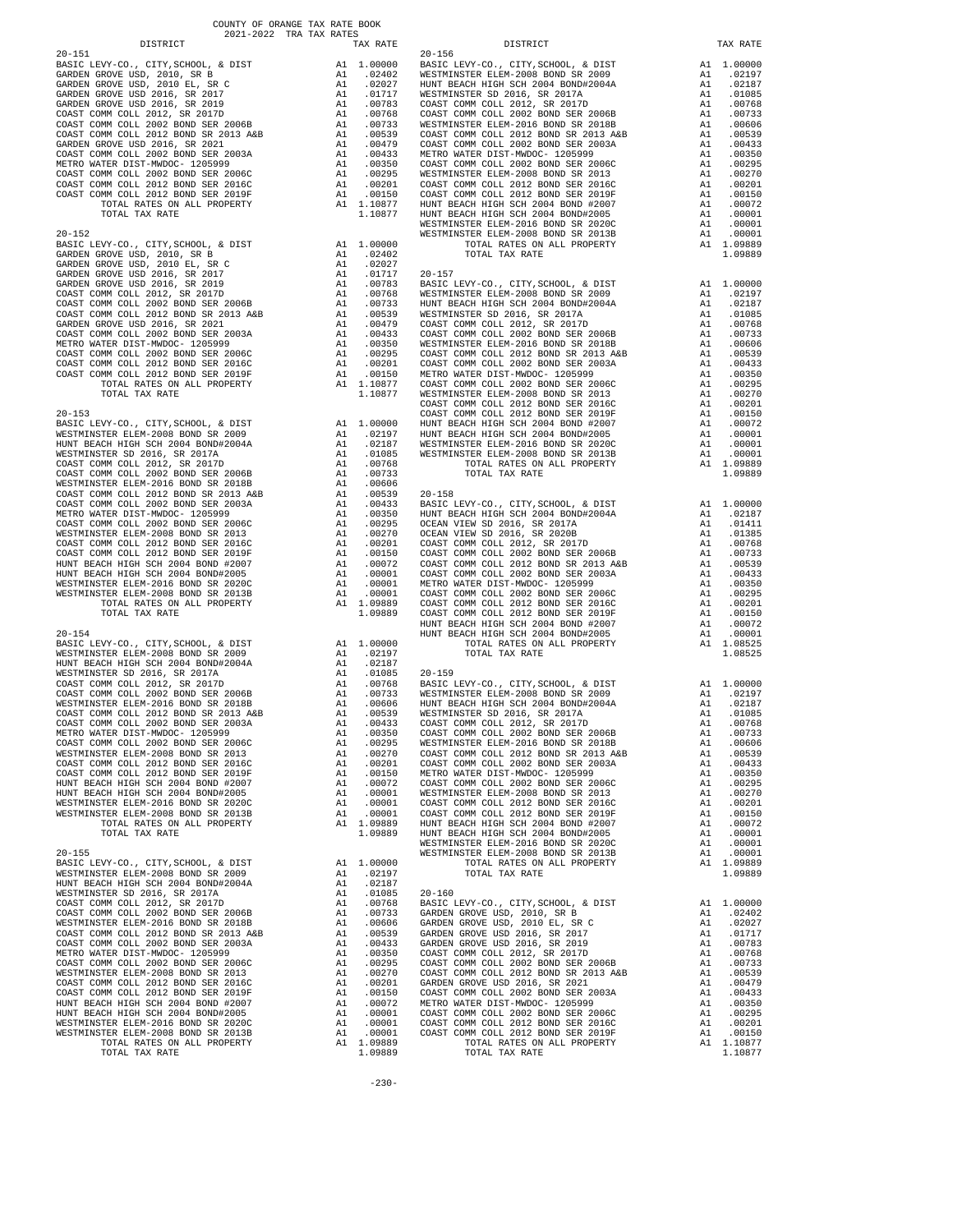COUNTY OF ORANGE TAX RATE BOOK
2021-2022 TRA TAX RATES

| DISTRICT | | TAX RATE |
|---|---|---|
| **20-151** | | |
| BASIC LEVY-CO., CITY,SCHOOL, & DIST | A1 | 1.00000 |
| GARDEN GROVE USD, 2010, SR B | A1 | .02402 |
| GARDEN GROVE USD, 2010 EL, SR C | A1 | .02027 |
| GARDEN GROVE USD 2016, SR 2017 | A1 | .01717 |
| GARDEN GROVE USD 2016, SR 2019 | A1 | .00783 |
| COAST COMM COLL 2012, SR 2017D | A1 | .00768 |
| COAST COMM COLL 2002 BOND SER 2006B | A1 | .00733 |
| COAST COMM COLL 2012 BOND SR 2013 A&B | A1 | .00539 |
| GARDEN GROVE USD 2016, SR 2021 | A1 | .00479 |
| COAST COMM COLL 2002 BOND SER 2003A | A1 | .00433 |
| METRO WATER DIST-MWDOC- 1205999 | A1 | .00350 |
| COAST COMM COLL 2002 BOND SER 2006C | A1 | .00295 |
| COAST COMM COLL 2012 BOND SER 2016C | A1 | .00201 |
| COAST COMM COLL 2012 BOND SER 2019F | A1 | .00150 |
| TOTAL RATES ON ALL PROPERTY | A1 | 1.10877 |
| TOTAL TAX RATE | | 1.10877 |
| **20-152** | | |
| BASIC LEVY-CO., CITY,SCHOOL, & DIST | A1 | 1.00000 |
| GARDEN GROVE USD, 2010, SR B | A1 | .02402 |
| GARDEN GROVE USD, 2010 EL, SR C | A1 | .02027 |
| GARDEN GROVE USD 2016, SR 2017 | A1 | .01717 |
| GARDEN GROVE USD 2016, SR 2019 | A1 | .00783 |
| COAST COMM COLL 2012, SR 2017D | A1 | .00768 |
| COAST COMM COLL 2002 BOND SER 2006B | A1 | .00733 |
| COAST COMM COLL 2012 BOND SR 2013 A&B | A1 | .00539 |
| GARDEN GROVE USD 2016, SR 2021 | A1 | .00479 |
| COAST COMM COLL 2002 BOND SER 2003A | A1 | .00433 |
| METRO WATER DIST-MWDOC- 1205999 | A1 | .00350 |
| COAST COMM COLL 2002 BOND SER 2006C | A1 | .00295 |
| COAST COMM COLL 2012 BOND SER 2016C | A1 | .00201 |
| COAST COMM COLL 2012 BOND SER 2019F | A1 | .00150 |
| TOTAL RATES ON ALL PROPERTY | A1 | 1.10877 |
| TOTAL TAX RATE | | 1.10877 |
| **20-153** | | |
| BASIC LEVY-CO., CITY,SCHOOL, & DIST | A1 | 1.00000 |
| WESTMINSTER ELEM-2008 BOND SR 2009 | A1 | .02197 |
| HUNT BEACH HIGH SCH 2004 BOND#2004A | A1 | .02187 |
| WESTMINSTER SD 2016, SR 2017A | A1 | .01085 |
| COAST COMM COLL 2012, SR 2017D | A1 | .00768 |
| COAST COMM COLL 2002 BOND SER 2006B | A1 | .00733 |
| WESTMINSTER ELEM-2016 BOND SR 2018B | A1 | .00606 |
| COAST COMM COLL 2012 BOND SR 2013 A&B | A1 | .00539 |
| COAST COMM COLL 2002 BOND SER 2003A | A1 | .00433 |
| METRO WATER DIST-MWDOC- 1205999 | A1 | .00350 |
| COAST COMM COLL 2002 BOND SER 2006C | A1 | .00295 |
| WESTMINSTER ELEM-2008 BOND SR 2013 | A1 | .00270 |
| COAST COMM COLL 2012 BOND SER 2016C | A1 | .00201 |
| COAST COMM COLL 2012 BOND SER 2019F | A1 | .00150 |
| HUNT BEACH HIGH SCH 2004 BOND #2007 | A1 | .00072 |
| HUNT BEACH HIGH SCH 2004 BOND#2005 | A1 | .00001 |
| WESTMINSTER ELEM-2016 BOND SR 2020C | A1 | .00001 |
| WESTMINSTER ELEM-2008 BOND SR 2013B | A1 | .00001 |
| TOTAL RATES ON ALL PROPERTY | A1 | 1.09889 |
| TOTAL TAX RATE | | 1.09889 |
| **20-154** | | |
| BASIC LEVY-CO., CITY,SCHOOL, & DIST | A1 | 1.00000 |
| WESTMINSTER ELEM-2008 BOND SR 2009 | A1 | .02197 |
| HUNT BEACH HIGH SCH 2004 BOND#2004A | A1 | .02187 |
| WESTMINSTER SD 2016, SR 2017A | A1 | .01085 |
| COAST COMM COLL 2012, SR 2017D | A1 | .00768 |
| COAST COMM COLL 2002 BOND SER 2006B | A1 | .00733 |
| WESTMINSTER ELEM-2016 BOND SR 2018B | A1 | .00606 |
| COAST COMM COLL 2012 BOND SR 2013 A&B | A1 | .00539 |
| COAST COMM COLL 2002 BOND SER 2003A | A1 | .00433 |
| METRO WATER DIST-MWDOC- 1205999 | A1 | .00350 |
| COAST COMM COLL 2002 BOND SER 2006C | A1 | .00295 |
| WESTMINSTER ELEM-2008 BOND SR 2013 | A1 | .00270 |
| COAST COMM COLL 2012 BOND SER 2016C | A1 | .00201 |
| COAST COMM COLL 2012 BOND SER 2019F | A1 | .00150 |
| HUNT BEACH HIGH SCH 2004 BOND #2007 | A1 | .00072 |
| HUNT BEACH HIGH SCH 2004 BOND#2005 | A1 | .00001 |
| WESTMINSTER ELEM-2016 BOND SR 2020C | A1 | .00001 |
| WESTMINSTER ELEM-2008 BOND SR 2013B | A1 | .00001 |
| TOTAL RATES ON ALL PROPERTY | A1 | 1.09889 |
| TOTAL TAX RATE | | 1.09889 |
| **20-155** | | |
| BASIC LEVY-CO., CITY,SCHOOL, & DIST | A1 | 1.00000 |
| WESTMINSTER ELEM-2008 BOND SR 2009 | A1 | .02197 |
| HUNT BEACH HIGH SCH 2004 BOND#2004A | A1 | .02187 |
| WESTMINSTER SD 2016, SR 2017A | A1 | .01085 |
| COAST COMM COLL 2012, SR 2017D | A1 | .00768 |
| COAST COMM COLL 2002 BOND SER 2006B | A1 | .00733 |
| WESTMINSTER ELEM-2016 BOND SR 2018B | A1 | .00606 |
| COAST COMM COLL 2012 BOND SR 2013 A&B | A1 | .00539 |
| COAST COMM COLL 2002 BOND SER 2003A | A1 | .00433 |
| METRO WATER DIST-MWDOC- 1205999 | A1 | .00350 |
| COAST COMM COLL 2002 BOND SER 2006C | A1 | .00295 |
| WESTMINSTER ELEM-2008 BOND SR 2013 | A1 | .00270 |
| COAST COMM COLL 2012 BOND SER 2016C | A1 | .00201 |
| COAST COMM COLL 2012 BOND SER 2019F | A1 | .00150 |
| HUNT BEACH HIGH SCH 2004 BOND #2007 | A1 | .00072 |
| HUNT BEACH HIGH SCH 2004 BOND#2005 | A1 | .00001 |
| WESTMINSTER ELEM-2016 BOND SR 2020C | A1 | .00001 |
| WESTMINSTER ELEM-2008 BOND SR 2013B | A1 | .00001 |
| TOTAL RATES ON ALL PROPERTY | A1 | 1.09889 |
| TOTAL TAX RATE | | 1.09889 |
| **20-156** | | |
| BASIC LEVY-CO., CITY,SCHOOL, & DIST | A1 | 1.00000 |
| WESTMINSTER ELEM-2008 BOND SR 2009 | A1 | .02197 |
| HUNT BEACH HIGH SCH 2004 BOND#2004A | A1 | .02187 |
| WESTMINSTER SD 2016, SR 2017A | A1 | .01085 |
| COAST COMM COLL 2012, SR 2017D | A1 | .00768 |
| COAST COMM COLL 2002 BOND SER 2006B | A1 | .00733 |
| WESTMINSTER ELEM-2016 BOND SR 2018B | A1 | .00606 |
| COAST COMM COLL 2012 BOND SR 2013 A&B | A1 | .00539 |
| COAST COMM COLL 2002 BOND SER 2003A | A1 | .00433 |
| METRO WATER DIST-MWDOC- 1205999 | A1 | .00350 |
| COAST COMM COLL 2002 BOND SER 2006C | A1 | .00295 |
| WESTMINSTER ELEM-2008 BOND SR 2013 | A1 | .00270 |
| COAST COMM COLL 2012 BOND SER 2016C | A1 | .00201 |
| COAST COMM COLL 2012 BOND SER 2019F | A1 | .00150 |
| HUNT BEACH HIGH SCH 2004 BOND #2007 | A1 | .00072 |
| HUNT BEACH HIGH SCH 2004 BOND#2005 | A1 | .00001 |
| WESTMINSTER ELEM-2016 BOND SR 2020C | A1 | .00001 |
| WESTMINSTER ELEM-2008 BOND SR 2013B | A1 | .00001 |
| TOTAL RATES ON ALL PROPERTY | A1 | 1.09889 |
| TOTAL TAX RATE | | 1.09889 |
| **20-157** | | |
| BASIC LEVY-CO., CITY,SCHOOL, & DIST | A1 | 1.00000 |
| WESTMINSTER ELEM-2008 BOND SR 2009 | A1 | .02197 |
| HUNT BEACH HIGH SCH 2004 BOND#2004A | A1 | .02187 |
| WESTMINSTER SD 2016, SR 2017A | A1 | .01085 |
| COAST COMM COLL 2012, SR 2017D | A1 | .00768 |
| COAST COMM COLL 2002 BOND SER 2006B | A1 | .00733 |
| WESTMINSTER ELEM-2016 BOND SR 2018B | A1 | .00606 |
| COAST COMM COLL 2012 BOND SR 2013 A&B | A1 | .00539 |
| COAST COMM COLL 2002 BOND SER 2003A | A1 | .00433 |
| METRO WATER DIST-MWDOC- 1205999 | A1 | .00350 |
| COAST COMM COLL 2002 BOND SER 2006C | A1 | .00295 |
| WESTMINSTER ELEM-2008 BOND SR 2013 | A1 | .00270 |
| COAST COMM COLL 2012 BOND SER 2016C | A1 | .00201 |
| COAST COMM COLL 2012 BOND SER 2019F | A1 | .00150 |
| HUNT BEACH HIGH SCH 2004 BOND #2007 | A1 | .00072 |
| HUNT BEACH HIGH SCH 2004 BOND#2005 | A1 | .00001 |
| WESTMINSTER ELEM-2016 BOND SR 2020C | A1 | .00001 |
| WESTMINSTER ELEM-2008 BOND SR 2013B | A1 | .00001 |
| TOTAL RATES ON ALL PROPERTY | A1 | 1.09889 |
| TOTAL TAX RATE | | 1.09889 |
| **20-158** | | |
| BASIC LEVY-CO., CITY,SCHOOL, & DIST | A1 | 1.00000 |
| HUNT BEACH HIGH SCH 2004 BOND#2004A | A1 | .02187 |
| OCEAN VIEW SD 2016, SR 2017A | A1 | .01411 |
| OCEAN VIEW SD 2016, SR 2020B | A1 | .01385 |
| COAST COMM COLL 2012, SR 2017D | A1 | .00768 |
| COAST COMM COLL 2002 BOND SER 2006B | A1 | .00733 |
| COAST COMM COLL 2012 BOND SR 2013 A&B | A1 | .00539 |
| COAST COMM COLL 2002 BOND SER 2003A | A1 | .00433 |
| METRO WATER DIST-MWDOC- 1205999 | A1 | .00350 |
| COAST COMM COLL 2002 BOND SER 2006C | A1 | .00295 |
| COAST COMM COLL 2012 BOND SER 2016C | A1 | .00201 |
| COAST COMM COLL 2012 BOND SER 2019F | A1 | .00150 |
| HUNT BEACH HIGH SCH 2004 BOND #2007 | A1 | .00072 |
| HUNT BEACH HIGH SCH 2004 BOND#2005 | A1 | .00001 |
| TOTAL RATES ON ALL PROPERTY | A1 | 1.08525 |
| TOTAL TAX RATE | | 1.08525 |
| **20-159** | | |
| BASIC LEVY-CO., CITY,SCHOOL, & DIST | A1 | 1.00000 |
| WESTMINSTER ELEM-2008 BOND SR 2009 | A1 | .02197 |
| HUNT BEACH HIGH SCH 2004 BOND#2004A | A1 | .02187 |
| WESTMINSTER SD 2016, SR 2017A | A1 | .01085 |
| COAST COMM COLL 2012, SR 2017D | A1 | .00768 |
| COAST COMM COLL 2002 BOND SER 2006B | A1 | .00733 |
| WESTMINSTER ELEM-2016 BOND SR 2018B | A1 | .00606 |
| COAST COMM COLL 2012 BOND SR 2013 A&B | A1 | .00539 |
| COAST COMM COLL 2002 BOND SER 2003A | A1 | .00433 |
| METRO WATER DIST-MWDOC- 1205999 | A1 | .00350 |
| COAST COMM COLL 2002 BOND SER 2006C | A1 | .00295 |
| WESTMINSTER ELEM-2008 BOND SR 2013 | A1 | .00270 |
| COAST COMM COLL 2012 BOND SER 2016C | A1 | .00201 |
| COAST COMM COLL 2012 BOND SER 2019F | A1 | .00150 |
| HUNT BEACH HIGH SCH 2004 BOND #2007 | A1 | .00072 |
| HUNT BEACH HIGH SCH 2004 BOND#2005 | A1 | .00001 |
| WESTMINSTER ELEM-2016 BOND SR 2020C | A1 | .00001 |
| WESTMINSTER ELEM-2008 BOND SR 2013B | A1 | .00001 |
| TOTAL RATES ON ALL PROPERTY | A1 | 1.09889 |
| TOTAL TAX RATE | | 1.09889 |
| **20-160** | | |
| BASIC LEVY-CO., CITY,SCHOOL, & DIST | A1 | 1.00000 |
| GARDEN GROVE USD, 2010, SR B | A1 | .02402 |
| GARDEN GROVE USD, 2010 EL, SR C | A1 | .02027 |
| GARDEN GROVE USD 2016, SR 2017 | A1 | .01717 |
| GARDEN GROVE USD 2016, SR 2019 | A1 | .00783 |
| COAST COMM COLL 2012, SR 2017D | A1 | .00768 |
| COAST COMM COLL 2002 BOND SER 2006B | A1 | .00733 |
| COAST COMM COLL 2012 BOND SR 2013 A&B | A1 | .00539 |
| GARDEN GROVE USD 2016, SR 2021 | A1 | .00479 |
| COAST COMM COLL 2002 BOND SER 2003A | A1 | .00433 |
| METRO WATER DIST-MWDOC- 1205999 | A1 | .00350 |
| COAST COMM COLL 2002 BOND SER 2006C | A1 | .00295 |
| COAST COMM COLL 2012 BOND SER 2016C | A1 | .00201 |
| COAST COMM COLL 2012 BOND SER 2019F | A1 | .00150 |
| TOTAL RATES ON ALL PROPERTY | A1 | 1.10877 |
| TOTAL TAX RATE | | 1.10877 |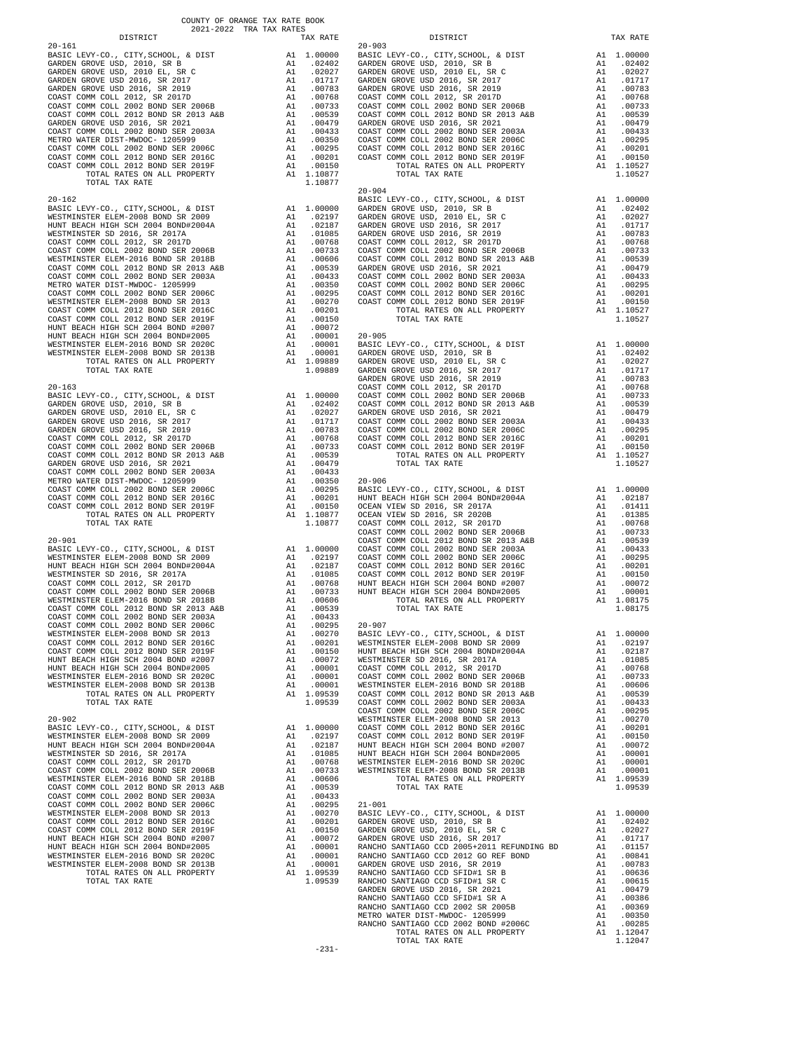COUNTY OF ORANGE TAX RATE BOOK
2021-2022 TRA TAX RATES

| DISTRICT | | TAX RATE |
|---|---|---|
| **20-161** | | |
| BASIC LEVY-CO., CITY,SCHOOL, & DIST | A1 | 1.00000 |
| GARDEN GROVE USD, 2010, SR B | A1 | .02402 |
| GARDEN GROVE USD, 2010 EL, SR C | A1 | .02027 |
| GARDEN GROVE USD 2016, SR 2017 | A1 | .01717 |
| GARDEN GROVE USD 2016, SR 2019 | A1 | .00783 |
| COAST COMM COLL 2012, SR 2017D | A1 | .00768 |
| COAST COMM COLL 2002 BOND SER 2006B | A1 | .00733 |
| COAST COMM COLL 2012 BOND SR 2013 A&B | A1 | .00539 |
| GARDEN GROVE USD 2016, SR 2021 | A1 | .00479 |
| COAST COMM COLL 2002 BOND SER 2003A | A1 | .00433 |
| METRO WATER DIST-MWDOC- 1205999 | A1 | .00350 |
| COAST COMM COLL 2002 BOND SER 2006C | A1 | .00295 |
| COAST COMM COLL 2012 BOND SER 2016C | A1 | .00201 |
| COAST COMM COLL 2012 BOND SER 2019F | A1 | .00150 |
| TOTAL RATES ON ALL PROPERTY | A1 | 1.10877 |
| TOTAL TAX RATE | | 1.10877 |
| **20-162** | | |
| BASIC LEVY-CO., CITY,SCHOOL, & DIST | A1 | 1.00000 |
| WESTMINSTER ELEM-2008 BOND SR 2009 | A1 | .02197 |
| HUNT BEACH HIGH SCH 2004 BOND#2004A | A1 | .02187 |
| WESTMINSTER SD 2016, SR 2017A | A1 | .01085 |
| COAST COMM COLL 2012, SR 2017D | A1 | .00768 |
| COAST COMM COLL 2002 BOND SER 2006B | A1 | .00733 |
| WESTMINSTER ELEM-2016 BOND SR 2018B | A1 | .00606 |
| COAST COMM COLL 2012 BOND SR 2013 A&B | A1 | .00539 |
| COAST COMM COLL 2002 BOND SER 2003A | A1 | .00433 |
| METRO WATER DIST-MWDOC- 1205999 | A1 | .00350 |
| COAST COMM COLL 2002 BOND SER 2006C | A1 | .00295 |
| WESTMINSTER ELEM-2008 BOND SR 2013 | A1 | .00270 |
| COAST COMM COLL 2012 BOND SER 2016C | A1 | .00201 |
| COAST COMM COLL 2012 BOND SER 2019F | A1 | .00150 |
| HUNT BEACH HIGH SCH 2004 BOND #2007 | A1 | .00072 |
| HUNT BEACH HIGH SCH 2004 BOND#2005 | A1 | .00001 |
| WESTMINSTER ELEM-2016 BOND SR 2020C | A1 | .00001 |
| WESTMINSTER ELEM-2008 BOND SR 2013B | A1 | .00001 |
| TOTAL RATES ON ALL PROPERTY | A1 | 1.09889 |
| TOTAL TAX RATE | | 1.09889 |
| **20-163** | | |
| BASIC LEVY-CO., CITY,SCHOOL, & DIST | A1 | 1.00000 |
| GARDEN GROVE USD, 2010, SR B | A1 | .02402 |
| GARDEN GROVE USD, 2010 EL, SR C | A1 | .02027 |
| GARDEN GROVE USD 2016, SR 2017 | A1 | .01717 |
| GARDEN GROVE USD 2016, SR 2019 | A1 | .00783 |
| COAST COMM COLL 2012, SR 2017D | A1 | .00768 |
| COAST COMM COLL 2002 BOND SER 2006B | A1 | .00733 |
| COAST COMM COLL 2012 BOND SR 2013 A&B | A1 | .00539 |
| GARDEN GROVE USD 2016, SR 2021 | A1 | .00479 |
| COAST COMM COLL 2002 BOND SER 2003A | A1 | .00433 |
| METRO WATER DIST-MWDOC- 1205999 | A1 | .00350 |
| COAST COMM COLL 2002 BOND SER 2006C | A1 | .00295 |
| COAST COMM COLL 2012 BOND SER 2016C | A1 | .00201 |
| COAST COMM COLL 2012 BOND SER 2019F | A1 | .00150 |
| TOTAL RATES ON ALL PROPERTY | A1 | 1.10877 |
| TOTAL TAX RATE | | 1.10877 |
| **20-901** | | |
| BASIC LEVY-CO., CITY,SCHOOL, & DIST | A1 | 1.00000 |
| WESTMINSTER ELEM-2008 BOND SR 2009 | A1 | .02197 |
| HUNT BEACH HIGH SCH 2004 BOND#2004A | A1 | .02187 |
| WESTMINSTER SD 2016, SR 2017A | A1 | .01085 |
| COAST COMM COLL 2012, SR 2017D | A1 | .00768 |
| COAST COMM COLL 2002 BOND SER 2006B | A1 | .00733 |
| WESTMINSTER ELEM-2016 BOND SR 2018B | A1 | .00606 |
| COAST COMM COLL 2012 BOND SR 2013 A&B | A1 | .00539 |
| COAST COMM COLL 2002 BOND SER 2003A | A1 | .00433 |
| COAST COMM COLL 2002 BOND SER 2006C | A1 | .00295 |
| WESTMINSTER ELEM-2008 BOND SR 2013 | A1 | .00270 |
| COAST COMM COLL 2012 BOND SER 2016C | A1 | .00201 |
| COAST COMM COLL 2012 BOND SER 2019F | A1 | .00150 |
| HUNT BEACH HIGH SCH 2004 BOND #2007 | A1 | .00072 |
| HUNT BEACH HIGH SCH 2004 BOND#2005 | A1 | .00001 |
| WESTMINSTER ELEM-2016 BOND SR 2020C | A1 | .00001 |
| WESTMINSTER ELEM-2008 BOND SR 2013B | A1 | .00001 |
| TOTAL RATES ON ALL PROPERTY | A1 | 1.09539 |
| TOTAL TAX RATE | | 1.09539 |
| **20-902** | | |
| BASIC LEVY-CO., CITY,SCHOOL, & DIST | A1 | 1.00000 |
| WESTMINSTER ELEM-2008 BOND SR 2009 | A1 | .02197 |
| HUNT BEACH HIGH SCH 2004 BOND#2004A | A1 | .02187 |
| WESTMINSTER SD 2016, SR 2017A | A1 | .01085 |
| COAST COMM COLL 2012, SR 2017D | A1 | .00768 |
| COAST COMM COLL 2002 BOND SER 2006B | A1 | .00733 |
| WESTMINSTER ELEM-2016 BOND SR 2018B | A1 | .00606 |
| COAST COMM COLL 2012 BOND SR 2013 A&B | A1 | .00539 |
| COAST COMM COLL 2002 BOND SER 2003A | A1 | .00433 |
| COAST COMM COLL 2002 BOND SER 2006C | A1 | .00295 |
| WESTMINSTER ELEM-2008 BOND SR 2013 | A1 | .00270 |
| COAST COMM COLL 2012 BOND SER 2016C | A1 | .00201 |
| COAST COMM COLL 2012 BOND SER 2019F | A1 | .00150 |
| HUNT BEACH HIGH SCH 2004 BOND #2007 | A1 | .00072 |
| HUNT BEACH HIGH SCH 2004 BOND#2005 | A1 | .00001 |
| WESTMINSTER ELEM-2016 BOND SR 2020C | A1 | .00001 |
| WESTMINSTER ELEM-2008 BOND SR 2013B | A1 | .00001 |
| TOTAL RATES ON ALL PROPERTY | A1 | 1.09539 |
| TOTAL TAX RATE | | 1.09539 |
| **20-903** | | |
| BASIC LEVY-CO., CITY,SCHOOL, & DIST | A1 | 1.00000 |
| GARDEN GROVE USD, 2010, SR B | A1 | .02402 |
| GARDEN GROVE USD, 2010 EL, SR C | A1 | .02027 |
| GARDEN GROVE USD 2016, SR 2017 | A1 | .01717 |
| GARDEN GROVE USD 2016, SR 2019 | A1 | .00783 |
| COAST COMM COLL 2012, SR 2017D | A1 | .00768 |
| COAST COMM COLL 2002 BOND SER 2006B | A1 | .00733 |
| COAST COMM COLL 2012 BOND SR 2013 A&B | A1 | .00539 |
| GARDEN GROVE USD 2016, SR 2021 | A1 | .00479 |
| COAST COMM COLL 2002 BOND SER 2003A | A1 | .00433 |
| COAST COMM COLL 2002 BOND SER 2006C | A1 | .00295 |
| COAST COMM COLL 2012 BOND SER 2016C | A1 | .00201 |
| COAST COMM COLL 2012 BOND SER 2019F | A1 | .00150 |
| TOTAL RATES ON ALL PROPERTY | A1 | 1.10527 |
| TOTAL TAX RATE | | 1.10527 |
| **20-904** | | |
| BASIC LEVY-CO., CITY,SCHOOL, & DIST | A1 | 1.00000 |
| GARDEN GROVE USD, 2010, SR B | A1 | .02402 |
| GARDEN GROVE USD, 2010 EL, SR C | A1 | .02027 |
| GARDEN GROVE USD 2016, SR 2017 | A1 | .01717 |
| GARDEN GROVE USD 2016, SR 2019 | A1 | .00783 |
| COAST COMM COLL 2012, SR 2017D | A1 | .00768 |
| COAST COMM COLL 2002 BOND SER 2006B | A1 | .00733 |
| COAST COMM COLL 2012 BOND SR 2013 A&B | A1 | .00539 |
| GARDEN GROVE USD 2016, SR 2021 | A1 | .00479 |
| COAST COMM COLL 2002 BOND SER 2003A | A1 | .00433 |
| COAST COMM COLL 2002 BOND SER 2006C | A1 | .00295 |
| COAST COMM COLL 2012 BOND SER 2016C | A1 | .00201 |
| COAST COMM COLL 2012 BOND SER 2019F | A1 | .00150 |
| TOTAL RATES ON ALL PROPERTY | A1 | 1.10527 |
| TOTAL TAX RATE | | 1.10527 |
| **20-905** | | |
| BASIC LEVY-CO., CITY,SCHOOL, & DIST | A1 | 1.00000 |
| GARDEN GROVE USD, 2010, SR B | A1 | .02402 |
| GARDEN GROVE USD, 2010 EL, SR C | A1 | .02027 |
| GARDEN GROVE USD 2016, SR 2017 | A1 | .01717 |
| GARDEN GROVE USD 2016, SR 2019 | A1 | .00783 |
| COAST COMM COLL 2012, SR 2017D | A1 | .00768 |
| COAST COMM COLL 2002 BOND SER 2006B | A1 | .00733 |
| COAST COMM COLL 2012 BOND SR 2013 A&B | A1 | .00539 |
| GARDEN GROVE USD 2016, SR 2021 | A1 | .00479 |
| COAST COMM COLL 2002 BOND SER 2003A | A1 | .00433 |
| COAST COMM COLL 2002 BOND SER 2006C | A1 | .00295 |
| COAST COMM COLL 2012 BOND SER 2016C | A1 | .00201 |
| COAST COMM COLL 2012 BOND SER 2019F | A1 | .00150 |
| TOTAL RATES ON ALL PROPERTY | A1 | 1.10527 |
| TOTAL TAX RATE | | 1.10527 |
| **20-906** | | |
| BASIC LEVY-CO., CITY,SCHOOL, & DIST | A1 | 1.00000 |
| HUNT BEACH HIGH SCH 2004 BOND#2004A | A1 | .02187 |
| OCEAN VIEW SD 2016, SR 2017A | A1 | .01411 |
| OCEAN VIEW SD 2016, SR 2020B | A1 | .01385 |
| COAST COMM COLL 2012, SR 2017D | A1 | .00768 |
| COAST COMM COLL 2002 BOND SER 2006B | A1 | .00733 |
| COAST COMM COLL 2012 BOND SR 2013 A&B | A1 | .00539 |
| COAST COMM COLL 2002 BOND SER 2003A | A1 | .00433 |
| COAST COMM COLL 2002 BOND SER 2006C | A1 | .00295 |
| COAST COMM COLL 2012 BOND SER 2016C | A1 | .00201 |
| COAST COMM COLL 2012 BOND SER 2019F | A1 | .00150 |
| HUNT BEACH HIGH SCH 2004 BOND #2007 | A1 | .00072 |
| HUNT BEACH HIGH SCH 2004 BOND#2005 | A1 | .00001 |
| TOTAL RATES ON ALL PROPERTY | A1 | 1.08175 |
| TOTAL TAX RATE | | 1.08175 |
| **20-907** | | |
| BASIC LEVY-CO., CITY,SCHOOL, & DIST | A1 | 1.00000 |
| WESTMINSTER ELEM-2008 BOND SR 2009 | A1 | .02197 |
| HUNT BEACH HIGH SCH 2004 BOND#2004A | A1 | .02187 |
| WESTMINSTER SD 2016, SR 2017A | A1 | .01085 |
| COAST COMM COLL 2012, SR 2017D | A1 | .00768 |
| COAST COMM COLL 2002 BOND SER 2006B | A1 | .00733 |
| WESTMINSTER ELEM-2016 BOND SR 2018B | A1 | .00606 |
| COAST COMM COLL 2012 BOND SR 2013 A&B | A1 | .00539 |
| COAST COMM COLL 2002 BOND SER 2003A | A1 | .00433 |
| COAST COMM COLL 2002 BOND SER 2006C | A1 | .00295 |
| WESTMINSTER ELEM-2008 BOND SR 2013 | A1 | .00270 |
| COAST COMM COLL 2012 BOND SER 2016C | A1 | .00201 |
| COAST COMM COLL 2012 BOND SER 2019F | A1 | .00150 |
| HUNT BEACH HIGH SCH 2004 BOND #2007 | A1 | .00072 |
| HUNT BEACH HIGH SCH 2004 BOND#2005 | A1 | .00001 |
| WESTMINSTER ELEM-2016 BOND SR 2020C | A1 | .00001 |
| WESTMINSTER ELEM-2008 BOND SR 2013B | A1 | .00001 |
| TOTAL RATES ON ALL PROPERTY | A1 | 1.09539 |
| TOTAL TAX RATE | | 1.09539 |
| **21-001** | | |
| BASIC LEVY-CO., CITY,SCHOOL, & DIST | A1 | 1.00000 |
| GARDEN GROVE USD, 2010, SR B | A1 | .02402 |
| GARDEN GROVE USD, 2010 EL, SR C | A1 | .02027 |
| GARDEN GROVE USD 2016, SR 2017 | A1 | .01717 |
| RANCHO SANTIAGO CCD 2005+2011 REFUNDING BD | A1 | .01157 |
| RANCHO SANTIAGO CCD 2012 GO REF BOND | A1 | .00841 |
| GARDEN GROVE USD 2016, SR 2019 | A1 | .00783 |
| RANCHO SANTIAGO CCD SFID#1 SR B | A1 | .00636 |
| RANCHO SANTIAGO CCD SFID#1 SR C | A1 | .00615 |
| GARDEN GROVE USD 2016, SR 2021 | A1 | .00479 |
| RANCHO SANTIAGO CCD SFID#1 SR A | A1 | .00386 |
| RANCHO SANTIAGO CCD 2002 SR 2005B | A1 | .00369 |
| METRO WATER DIST-MWDOC- 1205999 | A1 | .00350 |
| RANCHO SANTIAGO CCD 2002 BOND #2006C | A1 | .00285 |
| TOTAL RATES ON ALL PROPERTY | A1 | 1.12047 |
| TOTAL TAX RATE | | 1.12047 |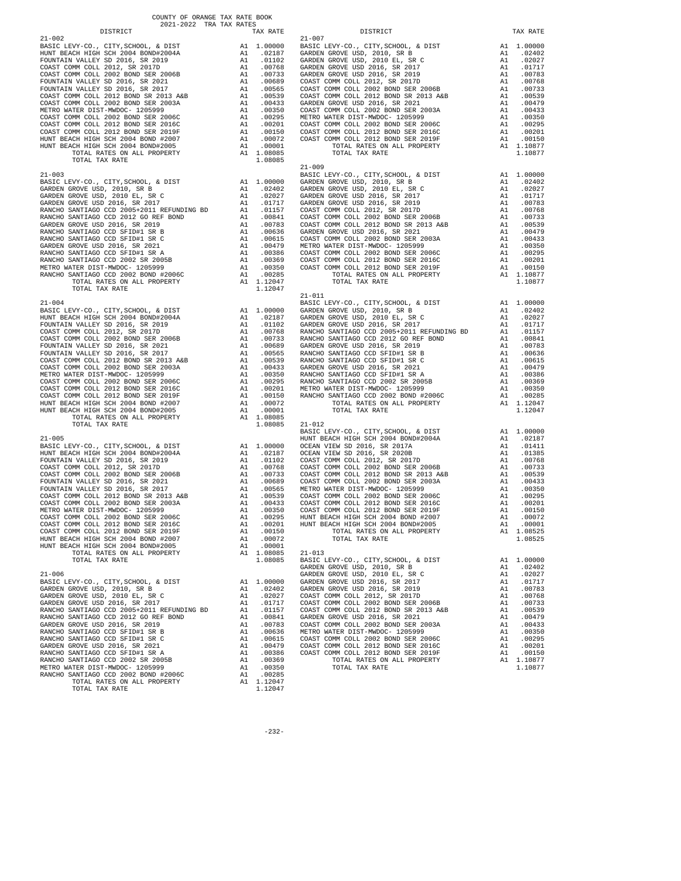COUNTY OF ORANGE TAX RATE BOOK
2021-2022 TRA TAX RATES

| DISTRICT | | TAX RATE |
|---|---|---|
| **21-002** | | |
| BASIC LEVY-CO., CITY,SCHOOL, & DIST | A1 | 1.00000 |
| HUNT BEACH HIGH SCH 2004 BOND#2004A | A1 | .02187 |
| FOUNTAIN VALLEY SD 2016, SR 2019 | A1 | .01102 |
| COAST COMM COLL 2012, SR 2017D | A1 | .00768 |
| COAST COMM COLL 2002 BOND SER 2006B | A1 | .00733 |
| FOUNTAIN VALLEY SD 2016, SR 2021 | A1 | .00689 |
| FOUNTAIN VALLEY SD 2016, SR 2017 | A1 | .00565 |
| COAST COMM COLL 2012 BOND SR 2013 A&B | A1 | .00539 |
| COAST COMM COLL 2002 BOND SER 2003A | A1 | .00433 |
| METRO WATER DIST-MWDOC- 1205999 | A1 | .00350 |
| COAST COMM COLL 2002 BOND SER 2006C | A1 | .00295 |
| COAST COMM COLL 2012 BOND SER 2016C | A1 | .00201 |
| COAST COMM COLL 2012 BOND SER 2019F | A1 | .00150 |
| HUNT BEACH HIGH SCH 2004 BOND #2007 | A1 | .00072 |
| HUNT BEACH HIGH SCH 2004 BOND#2005 | A1 | .00001 |
| TOTAL RATES ON ALL PROPERTY | A1 | 1.08085 |
| TOTAL TAX RATE | | 1.08085 |
| **21-003** | | |
| BASIC LEVY-CO., CITY,SCHOOL, & DIST | A1 | 1.00000 |
| GARDEN GROVE USD, 2010, SR B | A1 | .02402 |
| GARDEN GROVE USD, 2010 EL, SR C | A1 | .02027 |
| GARDEN GROVE USD 2016, SR 2017 | A1 | .01717 |
| RANCHO SANTIAGO CCD 2005+2011 REFUNDING BD | A1 | .01157 |
| RANCHO SANTIAGO CCD 2012 GO REF BOND | A1 | .00841 |
| GARDEN GROVE USD 2016, SR 2019 | A1 | .00783 |
| RANCHO SANTIAGO CCD SFID#1 SR B | A1 | .00636 |
| RANCHO SANTIAGO CCD SFID#1 SR C | A1 | .00615 |
| GARDEN GROVE USD 2016, SR 2021 | A1 | .00479 |
| RANCHO SANTIAGO CCD SFID#1 SR A | A1 | .00386 |
| RANCHO SANTIAGO CCD 2002 SR 2005B | A1 | .00369 |
| METRO WATER DIST-MWDOC- 1205999 | A1 | .00350 |
| RANCHO SANTIAGO CCD 2002 BOND #2006C | A1 | .00285 |
| TOTAL RATES ON ALL PROPERTY | A1 | 1.12047 |
| TOTAL TAX RATE | | 1.12047 |
| **21-004** | | |
| BASIC LEVY-CO., CITY,SCHOOL, & DIST | A1 | 1.00000 |
| HUNT BEACH HIGH SCH 2004 BOND#2004A | A1 | .02187 |
| FOUNTAIN VALLEY SD 2016, SR 2019 | A1 | .01102 |
| COAST COMM COLL 2012, SR 2017D | A1 | .00768 |
| COAST COMM COLL 2002 BOND SER 2006B | A1 | .00733 |
| FOUNTAIN VALLEY SD 2016, SR 2021 | A1 | .00689 |
| FOUNTAIN VALLEY SD 2016, SR 2017 | A1 | .00565 |
| COAST COMM COLL 2012 BOND SR 2013 A&B | A1 | .00539 |
| COAST COMM COLL 2002 BOND SER 2003A | A1 | .00433 |
| METRO WATER DIST-MWDOC- 1205999 | A1 | .00350 |
| COAST COMM COLL 2002 BOND SER 2006C | A1 | .00295 |
| COAST COMM COLL 2012 BOND SER 2016C | A1 | .00201 |
| COAST COMM COLL 2012 BOND SER 2019F | A1 | .00150 |
| HUNT BEACH HIGH SCH 2004 BOND #2007 | A1 | .00072 |
| HUNT BEACH HIGH SCH 2004 BOND#2005 | A1 | .00001 |
| TOTAL RATES ON ALL PROPERTY | A1 | 1.08085 |
| TOTAL TAX RATE | | 1.08085 |
| **21-005** | | |
| BASIC LEVY-CO., CITY,SCHOOL, & DIST | A1 | 1.00000 |
| HUNT BEACH HIGH SCH 2004 BOND#2004A | A1 | .02187 |
| FOUNTAIN VALLEY SD 2016, SR 2019 | A1 | .01102 |
| COAST COMM COLL 2012, SR 2017D | A1 | .00768 |
| COAST COMM COLL 2002 BOND SER 2006B | A1 | .00733 |
| FOUNTAIN VALLEY SD 2016, SR 2021 | A1 | .00689 |
| FOUNTAIN VALLEY SD 2016, SR 2017 | A1 | .00565 |
| COAST COMM COLL 2012 BOND SR 2013 A&B | A1 | .00539 |
| COAST COMM COLL 2002 BOND SER 2003A | A1 | .00433 |
| METRO WATER DIST-MWDOC- 1205999 | A1 | .00350 |
| COAST COMM COLL 2002 BOND SER 2006C | A1 | .00295 |
| COAST COMM COLL 2012 BOND SER 2016C | A1 | .00201 |
| COAST COMM COLL 2012 BOND SER 2019F | A1 | .00150 |
| HUNT BEACH HIGH SCH 2004 BOND #2007 | A1 | .00072 |
| HUNT BEACH HIGH SCH 2004 BOND#2005 | A1 | .00001 |
| TOTAL RATES ON ALL PROPERTY | A1 | 1.08085 |
| TOTAL TAX RATE | | 1.08085 |
| **21-006** | | |
| BASIC LEVY-CO., CITY,SCHOOL, & DIST | A1 | 1.00000 |
| GARDEN GROVE USD, 2010, SR B | A1 | .02402 |
| GARDEN GROVE USD, 2010 EL, SR C | A1 | .02027 |
| GARDEN GROVE USD 2016, SR 2017 | A1 | .01717 |
| RANCHO SANTIAGO CCD 2005+2011 REFUNDING BD | A1 | .01157 |
| RANCHO SANTIAGO CCD 2012 GO REF BOND | A1 | .00841 |
| GARDEN GROVE USD 2016, SR 2019 | A1 | .00783 |
| RANCHO SANTIAGO CCD SFID#1 SR B | A1 | .00636 |
| RANCHO SANTIAGO CCD SFID#1 SR C | A1 | .00615 |
| GARDEN GROVE USD 2016, SR 2021 | A1 | .00479 |
| RANCHO SANTIAGO CCD SFID#1 SR A | A1 | .00386 |
| RANCHO SANTIAGO CCD 2002 SR 2005B | A1 | .00369 |
| METRO WATER DIST-MWDOC- 1205999 | A1 | .00350 |
| RANCHO SANTIAGO CCD 2002 BOND #2006C | A1 | .00285 |
| TOTAL RATES ON ALL PROPERTY | A1 | 1.12047 |
| TOTAL TAX RATE | | 1.12047 |
| **21-007** | | |
| BASIC LEVY-CO., CITY,SCHOOL, & DIST | A1 | 1.00000 |
| GARDEN GROVE USD, 2010, SR B | A1 | .02402 |
| GARDEN GROVE USD, 2010 EL, SR C | A1 | .02027 |
| GARDEN GROVE USD 2016, SR 2017 | A1 | .01717 |
| GARDEN GROVE USD 2016, SR 2019 | A1 | .00783 |
| COAST COMM COLL 2012, SR 2017D | A1 | .00768 |
| COAST COMM COLL 2002 BOND SER 2006B | A1 | .00733 |
| COAST COMM COLL 2012 BOND SR 2013 A&B | A1 | .00539 |
| GARDEN GROVE USD 2016, SR 2021 | A1 | .00479 |
| COAST COMM COLL 2002 BOND SER 2003A | A1 | .00433 |
| METRO WATER DIST-MWDOC- 1205999 | A1 | .00350 |
| COAST COMM COLL 2002 BOND SER 2006C | A1 | .00295 |
| COAST COMM COLL 2012 BOND SER 2016C | A1 | .00201 |
| COAST COMM COLL 2012 BOND SER 2019F | A1 | .00150 |
| TOTAL RATES ON ALL PROPERTY | A1 | 1.10877 |
| TOTAL TAX RATE | | 1.10877 |
| **21-009** | | |
| BASIC LEVY-CO., CITY,SCHOOL, & DIST | A1 | 1.00000 |
| GARDEN GROVE USD, 2010, SR B | A1 | .02402 |
| GARDEN GROVE USD, 2010 EL, SR C | A1 | .02027 |
| GARDEN GROVE USD 2016, SR 2017 | A1 | .01717 |
| GARDEN GROVE USD 2016, SR 2019 | A1 | .00783 |
| COAST COMM COLL 2012, SR 2017D | A1 | .00768 |
| COAST COMM COLL 2002 BOND SER 2006B | A1 | .00733 |
| COAST COMM COLL 2012 BOND SR 2013 A&B | A1 | .00539 |
| GARDEN GROVE USD 2016, SR 2021 | A1 | .00479 |
| COAST COMM COLL 2002 BOND SER 2003A | A1 | .00433 |
| METRO WATER DIST-MWDOC- 1205999 | A1 | .00350 |
| COAST COMM COLL 2002 BOND SER 2006C | A1 | .00295 |
| COAST COMM COLL 2012 BOND SER 2016C | A1 | .00201 |
| COAST COMM COLL 2012 BOND SER 2019F | A1 | .00150 |
| TOTAL RATES ON ALL PROPERTY | A1 | 1.10877 |
| TOTAL TAX RATE | | 1.10877 |
| **21-011** | | |
| BASIC LEVY-CO., CITY,SCHOOL, & DIST | A1 | 1.00000 |
| GARDEN GROVE USD, 2010, SR B | A1 | .02402 |
| GARDEN GROVE USD, 2010 EL, SR C | A1 | .02027 |
| GARDEN GROVE USD 2016, SR 2017 | A1 | .01717 |
| RANCHO SANTIAGO CCD 2005+2011 REFUNDING BD | A1 | .01157 |
| RANCHO SANTIAGO CCD 2012 GO REF BOND | A1 | .00841 |
| GARDEN GROVE USD 2016, SR 2019 | A1 | .00783 |
| RANCHO SANTIAGO CCD SFID#1 SR B | A1 | .00636 |
| RANCHO SANTIAGO CCD SFID#1 SR C | A1 | .00615 |
| GARDEN GROVE USD 2016, SR 2021 | A1 | .00479 |
| RANCHO SANTIAGO CCD SFID#1 SR A | A1 | .00386 |
| RANCHO SANTIAGO CCD 2002 SR 2005B | A1 | .00369 |
| METRO WATER DIST-MWDOC- 1205999 | A1 | .00350 |
| RANCHO SANTIAGO CCD 2002 BOND #2006C | A1 | .00285 |
| TOTAL RATES ON ALL PROPERTY | A1 | 1.12047 |
| TOTAL TAX RATE | | 1.12047 |
| **21-012** | | |
| BASIC LEVY-CO., CITY,SCHOOL, & DIST | A1 | 1.00000 |
| HUNT BEACH HIGH SCH 2004 BOND#2004A | A1 | .02187 |
| OCEAN VIEW SD 2016, SR 2017A | A1 | .01411 |
| OCEAN VIEW SD 2016, SR 2020B | A1 | .01385 |
| COAST COMM COLL 2012, SR 2017D | A1 | .00768 |
| COAST COMM COLL 2002 BOND SER 2006B | A1 | .00733 |
| COAST COMM COLL 2012 BOND SR 2013 A&B | A1 | .00539 |
| COAST COMM COLL 2002 BOND SER 2003A | A1 | .00433 |
| METRO WATER DIST-MWDOC- 1205999 | A1 | .00350 |
| COAST COMM COLL 2002 BOND SER 2006C | A1 | .00295 |
| COAST COMM COLL 2012 BOND SER 2016C | A1 | .00201 |
| COAST COMM COLL 2012 BOND SER 2019F | A1 | .00150 |
| HUNT BEACH HIGH SCH 2004 BOND #2007 | A1 | .00072 |
| HUNT BEACH HIGH SCH 2004 BOND#2005 | A1 | .00001 |
| TOTAL RATES ON ALL PROPERTY | A1 | 1.08525 |
| TOTAL TAX RATE | | 1.08525 |
| **21-013** | | |
| BASIC LEVY-CO., CITY,SCHOOL, & DIST | A1 | 1.00000 |
| GARDEN GROVE USD, 2010, SR B | A1 | .02402 |
| GARDEN GROVE USD, 2010 EL, SR C | A1 | .02027 |
| GARDEN GROVE USD 2016, SR 2017 | A1 | .01717 |
| GARDEN GROVE USD 2016, SR 2019 | A1 | .00783 |
| COAST COMM COLL 2012, SR 2017D | A1 | .00768 |
| COAST COMM COLL 2002 BOND SER 2006B | A1 | .00733 |
| COAST COMM COLL 2012 BOND SR 2013 A&B | A1 | .00539 |
| GARDEN GROVE USD 2016, SR 2021 | A1 | .00479 |
| COAST COMM COLL 2002 BOND SER 2003A | A1 | .00433 |
| METRO WATER DIST-MWDOC- 1205999 | A1 | .00350 |
| COAST COMM COLL 2002 BOND SER 2006C | A1 | .00295 |
| COAST COMM COLL 2012 BOND SER 2016C | A1 | .00201 |
| COAST COMM COLL 2012 BOND SER 2019F | A1 | .00150 |
| TOTAL RATES ON ALL PROPERTY | A1 | 1.10877 |
| TOTAL TAX RATE | | 1.10877 |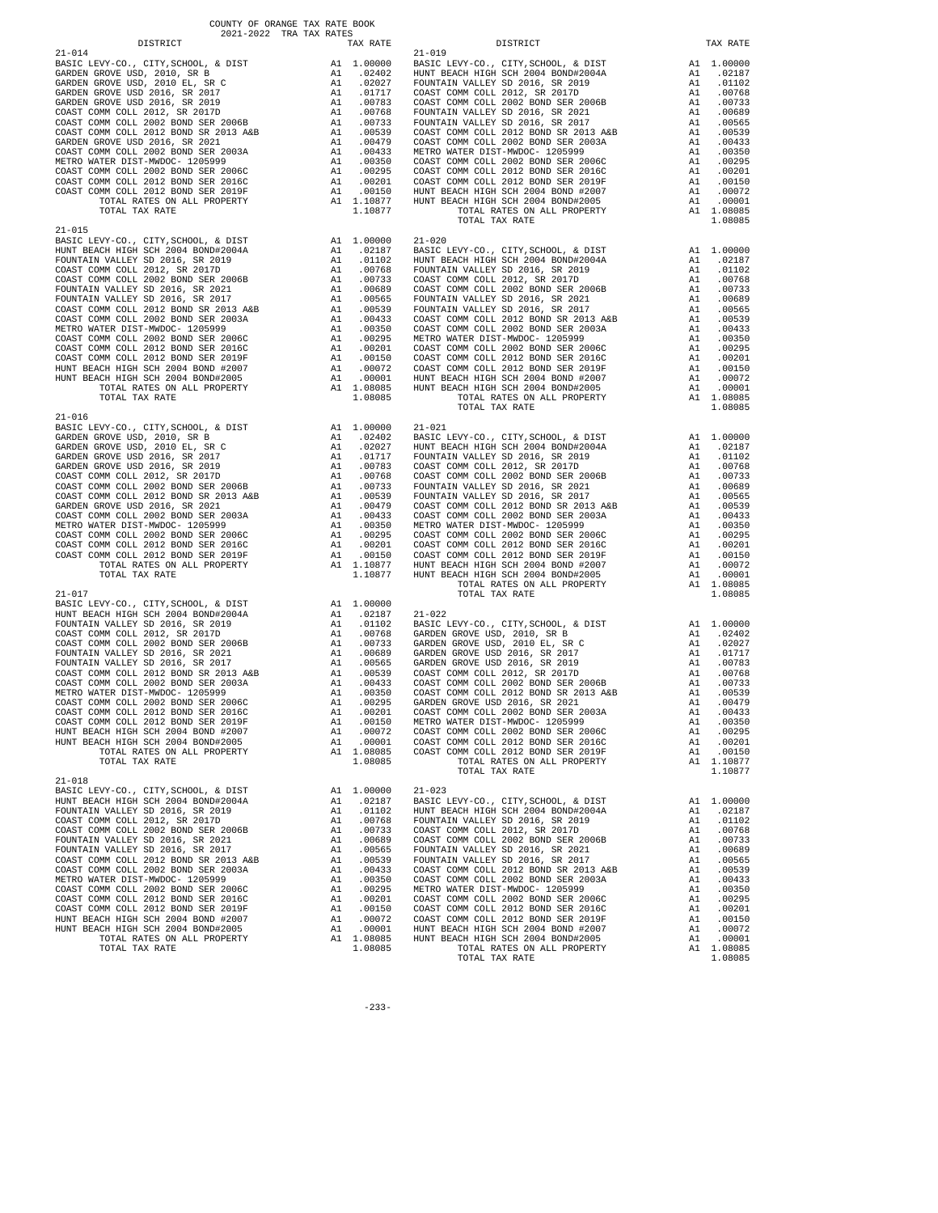COUNTY OF ORANGE TAX RATE BOOK
2021-2022 TRA TAX RATES

| DISTRICT | | TAX RATE |
|---|---|---|
| **21-014** | | |
| BASIC LEVY-CO., CITY,SCHOOL, & DIST | A1 | 1.00000 |
| GARDEN GROVE USD, 2010, SR B | A1 | .02402 |
| GARDEN GROVE USD, 2010 EL, SR C | A1 | .02027 |
| GARDEN GROVE USD 2016, SR 2017 | A1 | .01717 |
| GARDEN GROVE USD 2016, SR 2019 | A1 | .00783 |
| COAST COMM COLL 2012, SR 2017D | A1 | .00768 |
| COAST COMM COLL 2002 BOND SER 2006B | A1 | .00733 |
| COAST COMM COLL 2012 BOND SR 2013 A&B | A1 | .00539 |
| GARDEN GROVE USD 2016, SR 2021 | A1 | .00479 |
| COAST COMM COLL 2002 BOND SER 2003A | A1 | .00433 |
| METRO WATER DIST-MWDOC- 1205999 | A1 | .00350 |
| COAST COMM COLL 2002 BOND SER 2006C | A1 | .00295 |
| COAST COMM COLL 2012 BOND SER 2016C | A1 | .00201 |
| COAST COMM COLL 2012 BOND SER 2019F | A1 | .00150 |
| TOTAL RATES ON ALL PROPERTY | A1 | 1.10877 |
| TOTAL TAX RATE | | 1.10877 |
| **21-015** | | |
| BASIC LEVY-CO., CITY,SCHOOL, & DIST | A1 | 1.00000 |
| HUNT BEACH HIGH SCH 2004 BOND#2004A | A1 | .02187 |
| FOUNTAIN VALLEY SD 2016, SR 2019 | A1 | .01102 |
| COAST COMM COLL 2012, SR 2017D | A1 | .00768 |
| COAST COMM COLL 2002 BOND SER 2006B | A1 | .00733 |
| FOUNTAIN VALLEY SD 2016, SR 2021 | A1 | .00689 |
| FOUNTAIN VALLEY SD 2016, SR 2017 | A1 | .00565 |
| COAST COMM COLL 2012 BOND SR 2013 A&B | A1 | .00539 |
| COAST COMM COLL 2002 BOND SER 2003A | A1 | .00433 |
| METRO WATER DIST-MWDOC- 1205999 | A1 | .00350 |
| COAST COMM COLL 2002 BOND SER 2006C | A1 | .00295 |
| COAST COMM COLL 2012 BOND SER 2016C | A1 | .00201 |
| COAST COMM COLL 2012 BOND SER 2019F | A1 | .00150 |
| HUNT BEACH HIGH SCH 2004 BOND #2007 | A1 | .00072 |
| HUNT BEACH HIGH SCH 2004 BOND#2005 | A1 | .00001 |
| TOTAL RATES ON ALL PROPERTY | A1 | 1.08085 |
| TOTAL TAX RATE | | 1.08085 |
| **21-016** | | |
| BASIC LEVY-CO., CITY,SCHOOL, & DIST | A1 | 1.00000 |
| GARDEN GROVE USD, 2010, SR B | A1 | .02402 |
| GARDEN GROVE USD, 2010 EL, SR C | A1 | .02027 |
| GARDEN GROVE USD 2016, SR 2017 | A1 | .01717 |
| GARDEN GROVE USD 2016, SR 2019 | A1 | .00783 |
| COAST COMM COLL 2012, SR 2017D | A1 | .00768 |
| COAST COMM COLL 2002 BOND SER 2006B | A1 | .00733 |
| COAST COMM COLL 2012 BOND SR 2013 A&B | A1 | .00539 |
| GARDEN GROVE USD 2016, SR 2021 | A1 | .00479 |
| COAST COMM COLL 2002 BOND SER 2003A | A1 | .00433 |
| METRO WATER DIST-MWDOC- 1205999 | A1 | .00350 |
| COAST COMM COLL 2002 BOND SER 2006C | A1 | .00295 |
| COAST COMM COLL 2012 BOND SER 2016C | A1 | .00201 |
| COAST COMM COLL 2012 BOND SER 2019F | A1 | .00150 |
| TOTAL RATES ON ALL PROPERTY | A1 | 1.10877 |
| TOTAL TAX RATE | | 1.10877 |
| **21-017** | | |
| BASIC LEVY-CO., CITY,SCHOOL, & DIST | A1 | 1.00000 |
| HUNT BEACH HIGH SCH 2004 BOND#2004A | A1 | .02187 |
| FOUNTAIN VALLEY SD 2016, SR 2019 | A1 | .01102 |
| COAST COMM COLL 2012, SR 2017D | A1 | .00768 |
| COAST COMM COLL 2002 BOND SER 2006B | A1 | .00733 |
| FOUNTAIN VALLEY SD 2016, SR 2021 | A1 | .00689 |
| FOUNTAIN VALLEY SD 2016, SR 2017 | A1 | .00565 |
| COAST COMM COLL 2012 BOND SR 2013 A&B | A1 | .00539 |
| COAST COMM COLL 2002 BOND SER 2003A | A1 | .00433 |
| METRO WATER DIST-MWDOC- 1205999 | A1 | .00350 |
| COAST COMM COLL 2002 BOND SER 2006C | A1 | .00295 |
| COAST COMM COLL 2012 BOND SER 2016C | A1 | .00201 |
| COAST COMM COLL 2012 BOND SER 2019F | A1 | .00150 |
| HUNT BEACH HIGH SCH 2004 BOND #2007 | A1 | .00072 |
| HUNT BEACH HIGH SCH 2004 BOND#2005 | A1 | .00001 |
| TOTAL RATES ON ALL PROPERTY | A1 | 1.08085 |
| TOTAL TAX RATE | | 1.08085 |
| **21-018** | | |
| BASIC LEVY-CO., CITY,SCHOOL, & DIST | A1 | 1.00000 |
| HUNT BEACH HIGH SCH 2004 BOND#2004A | A1 | .02187 |
| FOUNTAIN VALLEY SD 2016, SR 2019 | A1 | .01102 |
| COAST COMM COLL 2012, SR 2017D | A1 | .00768 |
| COAST COMM COLL 2002 BOND SER 2006B | A1 | .00733 |
| FOUNTAIN VALLEY SD 2016, SR 2021 | A1 | .00689 |
| FOUNTAIN VALLEY SD 2016, SR 2017 | A1 | .00565 |
| COAST COMM COLL 2012 BOND SR 2013 A&B | A1 | .00539 |
| COAST COMM COLL 2002 BOND SER 2003A | A1 | .00433 |
| METRO WATER DIST-MWDOC- 1205999 | A1 | .00350 |
| COAST COMM COLL 2002 BOND SER 2006C | A1 | .00295 |
| COAST COMM COLL 2012 BOND SER 2016C | A1 | .00201 |
| COAST COMM COLL 2012 BOND SER 2019F | A1 | .00150 |
| HUNT BEACH HIGH SCH 2004 BOND #2007 | A1 | .00072 |
| HUNT BEACH HIGH SCH 2004 BOND#2005 | A1 | .00001 |
| TOTAL RATES ON ALL PROPERTY | A1 | 1.08085 |
| TOTAL TAX RATE | | 1.08085 |

| DISTRICT | | TAX RATE |
|---|---|---|
| **21-019** | | |
| BASIC LEVY-CO., CITY,SCHOOL, & DIST | A1 | 1.00000 |
| HUNT BEACH HIGH SCH 2004 BOND#2004A | A1 | .02187 |
| FOUNTAIN VALLEY SD 2016, SR 2019 | A1 | .01102 |
| COAST COMM COLL 2012, SR 2017D | A1 | .00768 |
| COAST COMM COLL 2002 BOND SER 2006B | A1 | .00733 |
| FOUNTAIN VALLEY SD 2016, SR 2021 | A1 | .00689 |
| FOUNTAIN VALLEY SD 2016, SR 2017 | A1 | .00565 |
| COAST COMM COLL 2012 BOND SR 2013 A&B | A1 | .00539 |
| COAST COMM COLL 2002 BOND SER 2003A | A1 | .00433 |
| METRO WATER DIST-MWDOC- 1205999 | A1 | .00350 |
| COAST COMM COLL 2002 BOND SER 2006C | A1 | .00295 |
| COAST COMM COLL 2012 BOND SER 2016C | A1 | .00201 |
| COAST COMM COLL 2012 BOND SER 2019F | A1 | .00150 |
| HUNT BEACH HIGH SCH 2004 BOND #2007 | A1 | .00072 |
| HUNT BEACH HIGH SCH 2004 BOND#2005 | A1 | .00001 |
| TOTAL RATES ON ALL PROPERTY | A1 | 1.08085 |
| TOTAL TAX RATE | | 1.08085 |
| **21-020** | | |
| BASIC LEVY-CO., CITY,SCHOOL, & DIST | A1 | 1.00000 |
| HUNT BEACH HIGH SCH 2004 BOND#2004A | A1 | .02187 |
| FOUNTAIN VALLEY SD 2016, SR 2019 | A1 | .01102 |
| COAST COMM COLL 2012, SR 2017D | A1 | .00768 |
| COAST COMM COLL 2002 BOND SER 2006B | A1 | .00733 |
| FOUNTAIN VALLEY SD 2016, SR 2021 | A1 | .00689 |
| FOUNTAIN VALLEY SD 2016, SR 2017 | A1 | .00565 |
| COAST COMM COLL 2012 BOND SR 2013 A&B | A1 | .00539 |
| COAST COMM COLL 2002 BOND SER 2003A | A1 | .00433 |
| METRO WATER DIST-MWDOC- 1205999 | A1 | .00350 |
| COAST COMM COLL 2002 BOND SER 2006C | A1 | .00295 |
| COAST COMM COLL 2012 BOND SER 2016C | A1 | .00201 |
| COAST COMM COLL 2012 BOND SER 2019F | A1 | .00150 |
| HUNT BEACH HIGH SCH 2004 BOND #2007 | A1 | .00072 |
| HUNT BEACH HIGH SCH 2004 BOND#2005 | A1 | .00001 |
| TOTAL RATES ON ALL PROPERTY | A1 | 1.08085 |
| TOTAL TAX RATE | | 1.08085 |
| **21-021** | | |
| BASIC LEVY-CO., CITY,SCHOOL, & DIST | A1 | 1.00000 |
| HUNT BEACH HIGH SCH 2004 BOND#2004A | A1 | .02187 |
| FOUNTAIN VALLEY SD 2016, SR 2019 | A1 | .01102 |
| COAST COMM COLL 2012, SR 2017D | A1 | .00768 |
| COAST COMM COLL 2002 BOND SER 2006B | A1 | .00733 |
| FOUNTAIN VALLEY SD 2016, SR 2021 | A1 | .00689 |
| FOUNTAIN VALLEY SD 2016, SR 2017 | A1 | .00565 |
| COAST COMM COLL 2012 BOND SR 2013 A&B | A1 | .00539 |
| COAST COMM COLL 2002 BOND SER 2003A | A1 | .00433 |
| METRO WATER DIST-MWDOC- 1205999 | A1 | .00350 |
| COAST COMM COLL 2002 BOND SER 2006C | A1 | .00295 |
| COAST COMM COLL 2012 BOND SER 2016C | A1 | .00201 |
| COAST COMM COLL 2012 BOND SER 2019F | A1 | .00150 |
| HUNT BEACH HIGH SCH 2004 BOND #2007 | A1 | .00072 |
| HUNT BEACH HIGH SCH 2004 BOND#2005 | A1 | .00001 |
| TOTAL RATES ON ALL PROPERTY | A1 | 1.08085 |
| TOTAL TAX RATE | | 1.08085 |
| **21-022** | | |
| BASIC LEVY-CO., CITY,SCHOOL, & DIST | A1 | 1.00000 |
| GARDEN GROVE USD, 2010, SR B | A1 | .02402 |
| GARDEN GROVE USD, 2010 EL, SR C | A1 | .02027 |
| GARDEN GROVE USD 2016, SR 2017 | A1 | .01717 |
| GARDEN GROVE USD 2016, SR 2019 | A1 | .00783 |
| COAST COMM COLL 2012, SR 2017D | A1 | .00768 |
| COAST COMM COLL 2002 BOND SER 2006B | A1 | .00733 |
| COAST COMM COLL 2012 BOND SR 2013 A&B | A1 | .00539 |
| GARDEN GROVE USD 2016, SR 2021 | A1 | .00479 |
| COAST COMM COLL 2002 BOND SER 2003A | A1 | .00433 |
| METRO WATER DIST-MWDOC- 1205999 | A1 | .00350 |
| COAST COMM COLL 2002 BOND SER 2006C | A1 | .00295 |
| COAST COMM COLL 2012 BOND SER 2016C | A1 | .00201 |
| COAST COMM COLL 2012 BOND SER 2019F | A1 | .00150 |
| TOTAL RATES ON ALL PROPERTY | A1 | 1.10877 |
| TOTAL TAX RATE | | 1.10877 |
| **21-023** | | |
| BASIC LEVY-CO., CITY,SCHOOL, & DIST | A1 | 1.00000 |
| HUNT BEACH HIGH SCH 2004 BOND#2004A | A1 | .02187 |
| FOUNTAIN VALLEY SD 2016, SR 2019 | A1 | .01102 |
| COAST COMM COLL 2012, SR 2017D | A1 | .00768 |
| COAST COMM COLL 2002 BOND SER 2006B | A1 | .00733 |
| FOUNTAIN VALLEY SD 2016, SR 2021 | A1 | .00689 |
| FOUNTAIN VALLEY SD 2016, SR 2017 | A1 | .00565 |
| COAST COMM COLL 2012 BOND SR 2013 A&B | A1 | .00539 |
| COAST COMM COLL 2002 BOND SER 2003A | A1 | .00433 |
| METRO WATER DIST-MWDOC- 1205999 | A1 | .00350 |
| COAST COMM COLL 2002 BOND SER 2006C | A1 | .00295 |
| COAST COMM COLL 2012 BOND SER 2016C | A1 | .00201 |
| COAST COMM COLL 2012 BOND SER 2019F | A1 | .00150 |
| HUNT BEACH HIGH SCH 2004 BOND #2007 | A1 | .00072 |
| HUNT BEACH HIGH SCH 2004 BOND#2005 | A1 | .00001 |
| TOTAL RATES ON ALL PROPERTY | A1 | 1.08085 |
| TOTAL TAX RATE | | 1.08085 |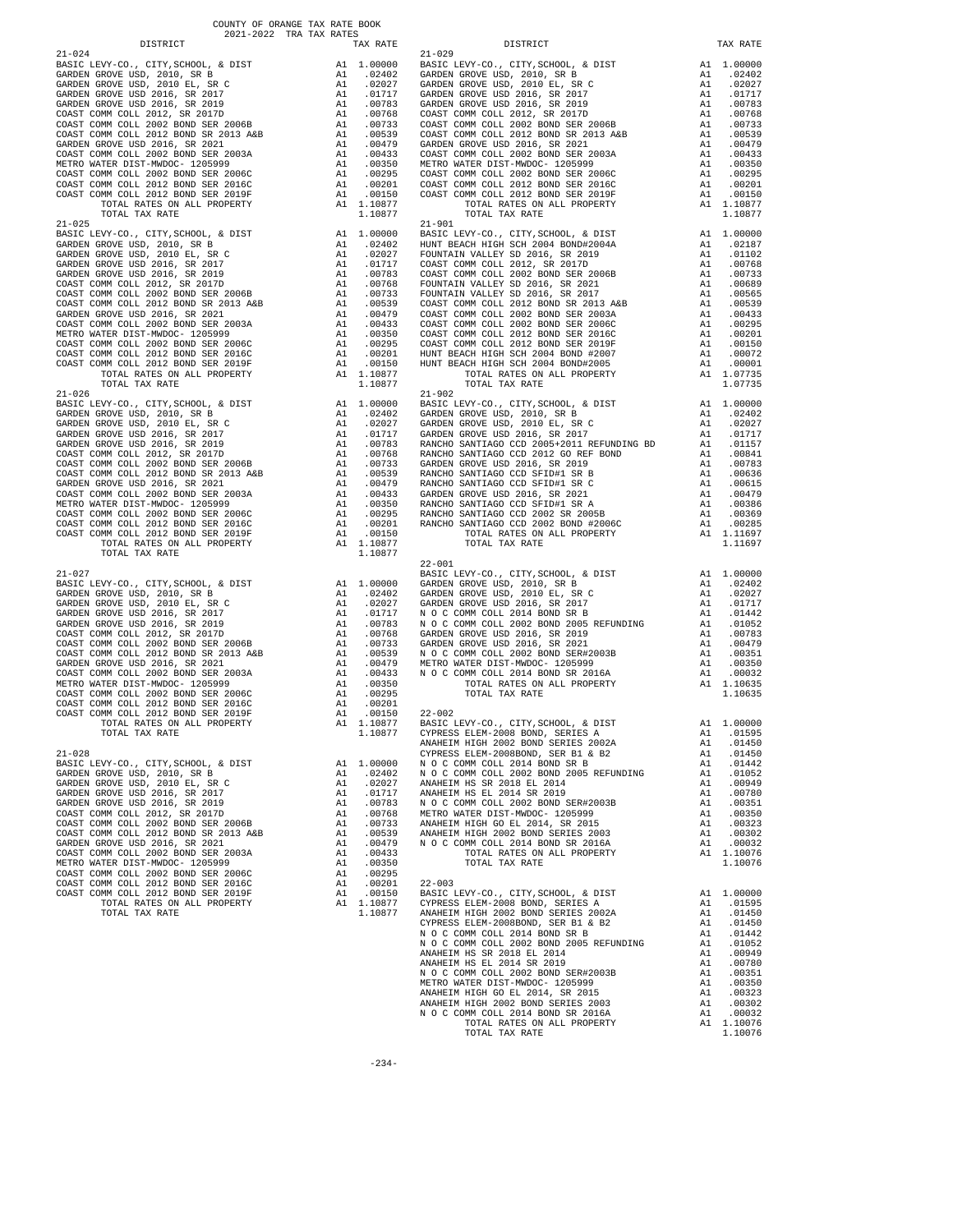COUNTY OF ORANGE TAX RATE BOOK
2021-2022 TRA TAX RATES

| DISTRICT | | TAX RATE |
|---|---|---|
| **21-024** | | |
| BASIC LEVY-CO., CITY,SCHOOL, & DIST | A1 | 1.00000 |
| GARDEN GROVE USD, 2010, SR B | A1 | .02402 |
| GARDEN GROVE USD, 2010 EL, SR C | A1 | .02027 |
| GARDEN GROVE USD 2016, SR 2017 | A1 | .01717 |
| GARDEN GROVE USD 2016, SR 2019 | A1 | .00783 |
| COAST COMM COLL 2012, SR 2017D | A1 | .00768 |
| COAST COMM COLL 2002 BOND SER 2006B | A1 | .00733 |
| COAST COMM COLL 2012 BOND SR 2013 A&B | A1 | .00539 |
| GARDEN GROVE USD 2016, SR 2021 | A1 | .00479 |
| COAST COMM COLL 2002 BOND SER 2003A | A1 | .00433 |
| METRO WATER DIST-MWDOC- 1205999 | A1 | .00350 |
| COAST COMM COLL 2002 BOND SER 2006C | A1 | .00295 |
| COAST COMM COLL 2012 BOND SER 2016C | A1 | .00201 |
| COAST COMM COLL 2012 BOND SER 2019F | A1 | .00150 |
| TOTAL RATES ON ALL PROPERTY | A1 | 1.10877 |
| TOTAL TAX RATE | | 1.10877 |
| **21-025** | | |
| BASIC LEVY-CO., CITY,SCHOOL, & DIST | A1 | 1.00000 |
| GARDEN GROVE USD, 2010, SR B | A1 | .02402 |
| GARDEN GROVE USD, 2010 EL, SR C | A1 | .02027 |
| GARDEN GROVE USD 2016, SR 2017 | A1 | .01717 |
| GARDEN GROVE USD 2016, SR 2019 | A1 | .00783 |
| COAST COMM COLL 2012, SR 2017D | A1 | .00768 |
| COAST COMM COLL 2002 BOND SER 2006B | A1 | .00733 |
| COAST COMM COLL 2012 BOND SR 2013 A&B | A1 | .00539 |
| GARDEN GROVE USD 2016, SR 2021 | A1 | .00479 |
| COAST COMM COLL 2002 BOND SER 2003A | A1 | .00433 |
| METRO WATER DIST-MWDOC- 1205999 | A1 | .00350 |
| COAST COMM COLL 2002 BOND SER 2006C | A1 | .00295 |
| COAST COMM COLL 2012 BOND SER 2016C | A1 | .00201 |
| COAST COMM COLL 2012 BOND SER 2019F | A1 | .00150 |
| TOTAL RATES ON ALL PROPERTY | A1 | 1.10877 |
| TOTAL TAX RATE | | 1.10877 |
| **21-026** | | |
| BASIC LEVY-CO., CITY,SCHOOL, & DIST | A1 | 1.00000 |
| GARDEN GROVE USD, 2010, SR B | A1 | .02402 |
| GARDEN GROVE USD, 2010 EL, SR C | A1 | .02027 |
| GARDEN GROVE USD 2016, SR 2017 | A1 | .01717 |
| GARDEN GROVE USD 2016, SR 2019 | A1 | .00783 |
| COAST COMM COLL 2012, SR 2017D | A1 | .00768 |
| COAST COMM COLL 2002 BOND SER 2006B | A1 | .00733 |
| COAST COMM COLL 2012 BOND SR 2013 A&B | A1 | .00539 |
| GARDEN GROVE USD 2016, SR 2021 | A1 | .00479 |
| COAST COMM COLL 2002 BOND SER 2003A | A1 | .00433 |
| METRO WATER DIST-MWDOC- 1205999 | A1 | .00350 |
| COAST COMM COLL 2002 BOND SER 2006C | A1 | .00295 |
| COAST COMM COLL 2012 BOND SER 2016C | A1 | .00201 |
| COAST COMM COLL 2012 BOND SER 2019F | A1 | .00150 |
| TOTAL RATES ON ALL PROPERTY | A1 | 1.10877 |
| TOTAL TAX RATE | | 1.10877 |
| **21-027** | | |
| BASIC LEVY-CO., CITY,SCHOOL, & DIST | A1 | 1.00000 |
| GARDEN GROVE USD, 2010, SR B | A1 | .02402 |
| GARDEN GROVE USD, 2010 EL, SR C | A1 | .02027 |
| GARDEN GROVE USD 2016, SR 2017 | A1 | .01717 |
| GARDEN GROVE USD 2016, SR 2019 | A1 | .00783 |
| COAST COMM COLL 2012, SR 2017D | A1 | .00768 |
| COAST COMM COLL 2002 BOND SER 2006B | A1 | .00733 |
| COAST COMM COLL 2012 BOND SR 2013 A&B | A1 | .00539 |
| GARDEN GROVE USD 2016, SR 2021 | A1 | .00479 |
| COAST COMM COLL 2002 BOND SER 2003A | A1 | .00433 |
| METRO WATER DIST-MWDOC- 1205999 | A1 | .00350 |
| COAST COMM COLL 2002 BOND SER 2006C | A1 | .00295 |
| COAST COMM COLL 2012 BOND SER 2016C | A1 | .00201 |
| COAST COMM COLL 2012 BOND SER 2019F | A1 | .00150 |
| TOTAL RATES ON ALL PROPERTY | A1 | 1.10877 |
| TOTAL TAX RATE | | 1.10877 |
| **21-028** | | |
| BASIC LEVY-CO., CITY,SCHOOL, & DIST | A1 | 1.00000 |
| GARDEN GROVE USD, 2010, SR B | A1 | .02402 |
| GARDEN GROVE USD, 2010 EL, SR C | A1 | .02027 |
| GARDEN GROVE USD 2016, SR 2017 | A1 | .01717 |
| GARDEN GROVE USD 2016, SR 2019 | A1 | .00783 |
| COAST COMM COLL 2012, SR 2017D | A1 | .00768 |
| COAST COMM COLL 2002 BOND SER 2006B | A1 | .00733 |
| COAST COMM COLL 2012 BOND SR 2013 A&B | A1 | .00539 |
| GARDEN GROVE USD 2016, SR 2021 | A1 | .00479 |
| COAST COMM COLL 2002 BOND SER 2003A | A1 | .00433 |
| METRO WATER DIST-MWDOC- 1205999 | A1 | .00350 |
| COAST COMM COLL 2002 BOND SER 2006C | A1 | .00295 |
| COAST COMM COLL 2012 BOND SER 2016C | A1 | .00201 |
| COAST COMM COLL 2012 BOND SER 2019F | A1 | .00150 |
| TOTAL RATES ON ALL PROPERTY | A1 | 1.10877 |
| TOTAL TAX RATE | | 1.10877 |
| **21-029** | | |
| BASIC LEVY-CO., CITY,SCHOOL, & DIST | A1 | 1.00000 |
| GARDEN GROVE USD, 2010, SR B | A1 | .02402 |
| GARDEN GROVE USD, 2010 EL, SR C | A1 | .02027 |
| GARDEN GROVE USD 2016, SR 2017 | A1 | .01717 |
| GARDEN GROVE USD 2016, SR 2019 | A1 | .00783 |
| COAST COMM COLL 2012, SR 2017D | A1 | .00768 |
| COAST COMM COLL 2002 BOND SER 2006B | A1 | .00733 |
| COAST COMM COLL 2012 BOND SR 2013 A&B | A1 | .00539 |
| GARDEN GROVE USD 2016, SR 2021 | A1 | .00479 |
| COAST COMM COLL 2002 BOND SER 2003A | A1 | .00433 |
| METRO WATER DIST-MWDOC- 1205999 | A1 | .00350 |
| COAST COMM COLL 2002 BOND SER 2006C | A1 | .00295 |
| COAST COMM COLL 2012 BOND SER 2016C | A1 | .00201 |
| COAST COMM COLL 2012 BOND SER 2019F | A1 | .00150 |
| TOTAL RATES ON ALL PROPERTY | A1 | 1.10877 |
| TOTAL TAX RATE | | 1.10877 |
| **21-901** | | |
| BASIC LEVY-CO., CITY,SCHOOL, & DIST | A1 | 1.00000 |
| HUNT BEACH HIGH SCH 2004 BOND#2004A | A1 | .02187 |
| FOUNTAIN VALLEY SD 2016, SR 2019 | A1 | .01102 |
| COAST COMM COLL 2012, SR 2017D | A1 | .00768 |
| COAST COMM COLL 2002 BOND SER 2006B | A1 | .00733 |
| FOUNTAIN VALLEY SD 2016, SR 2021 | A1 | .00689 |
| FOUNTAIN VALLEY SD 2016, SR 2017 | A1 | .00565 |
| COAST COMM COLL 2012 BOND SR 2013 A&B | A1 | .00539 |
| COAST COMM COLL 2002 BOND SER 2003A | A1 | .00433 |
| COAST COMM COLL 2002 BOND SER 2006C | A1 | .00295 |
| COAST COMM COLL 2012 BOND SER 2016C | A1 | .00201 |
| COAST COMM COLL 2012 BOND SER 2019F | A1 | .00150 |
| HUNT BEACH HIGH SCH 2004 BOND #2007 | A1 | .00072 |
| HUNT BEACH HIGH SCH 2004 BOND#2005 | A1 | .00001 |
| TOTAL RATES ON ALL PROPERTY | A1 | 1.07735 |
| TOTAL TAX RATE | | 1.07735 |
| **21-902** | | |
| BASIC LEVY-CO., CITY,SCHOOL, & DIST | A1 | 1.00000 |
| GARDEN GROVE USD, 2010, SR B | A1 | .02402 |
| GARDEN GROVE USD, 2010 EL, SR C | A1 | .02027 |
| GARDEN GROVE USD 2016, SR 2017 | A1 | .01717 |
| RANCHO SANTIAGO CCD 2005+2011 REFUNDING BD | A1 | .01157 |
| RANCHO SANTIAGO CCD 2012 GO REF BOND | A1 | .00841 |
| GARDEN GROVE USD 2016, SR 2019 | A1 | .00783 |
| RANCHO SANTIAGO CCD SFID#1 SR B | A1 | .00636 |
| RANCHO SANTIAGO CCD SFID#1 SR C | A1 | .00615 |
| GARDEN GROVE USD 2016, SR 2021 | A1 | .00479 |
| RANCHO SANTIAGO CCD SFID#1 SR A | A1 | .00386 |
| RANCHO SANTIAGO CCD 2002 SR 2005B | A1 | .00369 |
| RANCHO SANTIAGO CCD 2002 BOND #2006C | A1 | .00285 |
| TOTAL RATES ON ALL PROPERTY | A1 | 1.11697 |
| TOTAL TAX RATE | | 1.11697 |
| **22-001** | | |
| BASIC LEVY-CO., CITY,SCHOOL, & DIST | A1 | 1.00000 |
| GARDEN GROVE USD, 2010, SR B | A1 | .02402 |
| GARDEN GROVE USD, 2010 EL, SR C | A1 | .02027 |
| GARDEN GROVE USD 2016, SR 2017 | A1 | .01717 |
| N O C COMM COLL 2014 BOND SR B | A1 | .01442 |
| N O C COMM COLL 2002 BOND 2005 REFUNDING | A1 | .01052 |
| GARDEN GROVE USD 2016, SR 2019 | A1 | .00783 |
| GARDEN GROVE USD 2016, SR 2021 | A1 | .00479 |
| N O C COMM COLL 2002 BOND SER#2003B | A1 | .00351 |
| METRO WATER DIST-MWDOC- 1205999 | A1 | .00350 |
| N O C COMM COLL 2014 BOND SR 2016A | A1 | .00032 |
| TOTAL RATES ON ALL PROPERTY | A1 | 1.10635 |
| TOTAL TAX RATE | | 1.10635 |
| **22-002** | | |
| BASIC LEVY-CO., CITY,SCHOOL, & DIST | A1 | 1.00000 |
| CYPRESS ELEM-2008 BOND, SERIES A | A1 | .01595 |
| ANAHEIM HIGH 2002 BOND SERIES 2002A | A1 | .01450 |
| CYPRESS ELEM-2008BOND, SER B1 & B2 | A1 | .01450 |
| N O C COMM COLL 2014 BOND SR B | A1 | .01442 |
| N O C COMM COLL 2002 BOND 2005 REFUNDING | A1 | .01052 |
| ANAHEIM HS SR 2018 EL 2014 | A1 | .00949 |
| ANAHEIM HS EL 2014 SR 2019 | A1 | .00780 |
| N O C COMM COLL 2002 BOND SER#2003B | A1 | .00351 |
| METRO WATER DIST-MWDOC- 1205999 | A1 | .00350 |
| ANAHEIM HIGH GO EL 2014, SR 2015 | A1 | .00323 |
| ANAHEIM HIGH 2002 BOND SERIES 2003 | A1 | .00302 |
| N O C COMM COLL 2014 BOND SR 2016A | A1 | .00032 |
| TOTAL RATES ON ALL PROPERTY | A1 | 1.10076 |
| TOTAL TAX RATE | | 1.10076 |
| **22-003** | | |
| BASIC LEVY-CO., CITY,SCHOOL, & DIST | A1 | 1.00000 |
| CYPRESS ELEM-2008 BOND, SERIES A | A1 | .01595 |
| ANAHEIM HIGH 2002 BOND SERIES 2002A | A1 | .01450 |
| CYPRESS ELEM-2008BOND, SER B1 & B2 | A1 | .01450 |
| N O C COMM COLL 2014 BOND SR B | A1 | .01442 |
| N O C COMM COLL 2002 BOND 2005 REFUNDING | A1 | .01052 |
| ANAHEIM HS SR 2018 EL 2014 | A1 | .00949 |
| ANAHEIM HS EL 2014 SR 2019 | A1 | .00780 |
| N O C COMM COLL 2002 BOND SER#2003B | A1 | .00351 |
| METRO WATER DIST-MWDOC- 1205999 | A1 | .00350 |
| ANAHEIM HIGH GO EL 2014, SR 2015 | A1 | .00323 |
| ANAHEIM HIGH 2002 BOND SERIES 2003 | A1 | .00302 |
| N O C COMM COLL 2014 BOND SR 2016A | A1 | .00032 |
| TOTAL RATES ON ALL PROPERTY | A1 | 1.10076 |
| TOTAL TAX RATE | | 1.10076 |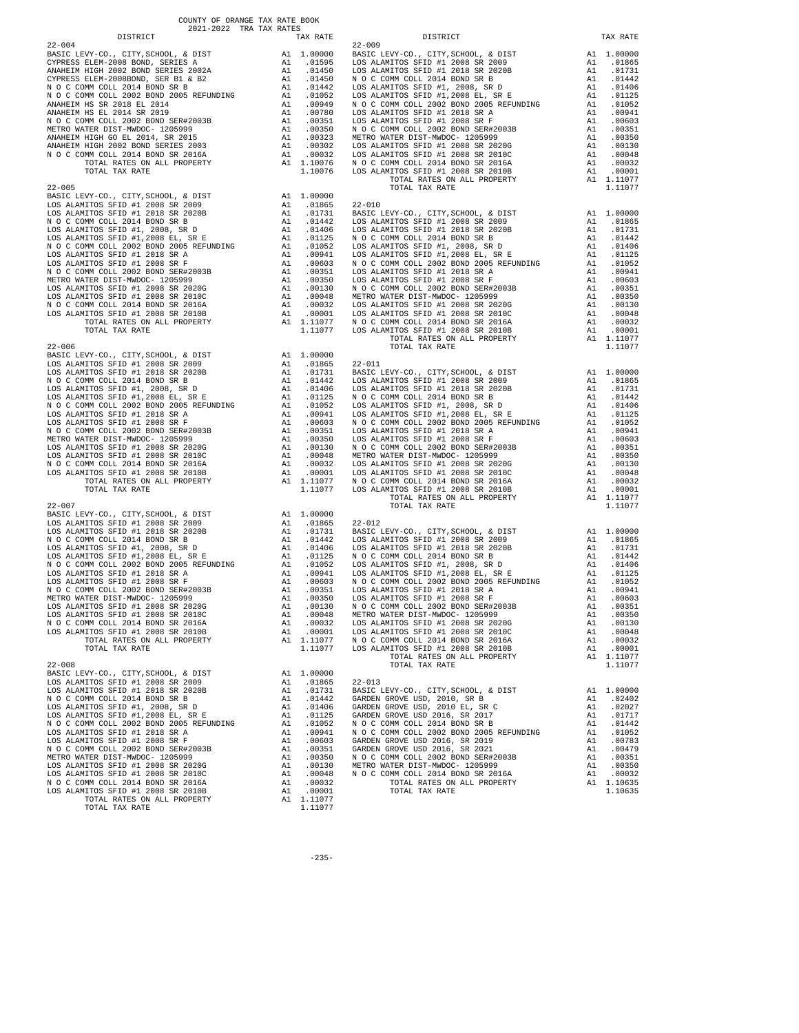COUNTY OF ORANGE TAX RATE BOOK
2021-2022 TRA TAX RATES

### 22-004

| DISTRICT | | TAX RATE |
|---|---|---|
| BASIC LEVY-CO., CITY,SCHOOL, & DIST | A1 | 1.00000 |
| CYPRESS ELEM-2008 BOND, SERIES A | A1 | .01595 |
| ANAHEIM HIGH 2002 BOND SERIES 2002A | A1 | .01450 |
| CYPRESS ELEM-2008BOND, SER B1 & B2 | A1 | .01450 |
| N O C COMM COLL 2014 BOND SR B | A1 | .01442 |
| N O C COMM COLL 2002 BOND 2005 REFUNDING | A1 | .01052 |
| ANAHEIM HS SR 2018 EL 2014 | A1 | .00949 |
| ANAHEIM HS EL 2014 SR 2019 | A1 | .00780 |
| N O C COMM COLL 2002 BOND SER#2003B | A1 | .00351 |
| METRO WATER DIST-MWDOC- 1205999 | A1 | .00350 |
| ANAHEIM HIGH GO EL 2014, SR 2015 | A1 | .00323 |
| ANAHEIM HIGH 2002 BOND SERIES 2003 | A1 | .00302 |
| N O C COMM COLL 2014 BOND SR 2016A | A1 | .00032 |
| TOTAL RATES ON ALL PROPERTY | A1 | 1.10076 |
| TOTAL TAX RATE | | 1.10076 |

### 22-005

| DISTRICT | | TAX RATE |
|---|---|---|
| BASIC LEVY-CO., CITY,SCHOOL, & DIST | A1 | 1.00000 |
| LOS ALAMITOS SFID #1 2008 SR 2009 | A1 | .01865 |
| LOS ALAMITOS SFID #1 2018 SR 2020B | A1 | .01731 |
| N O C COMM COLL 2014 BOND SR B | A1 | .01442 |
| LOS ALAMITOS SFID #1, 2008, SR D | A1 | .01406 |
| LOS ALAMITOS SFID #1,2008 EL, SR E | A1 | .01125 |
| N O C COMM COLL 2002 BOND 2005 REFUNDING | A1 | .01052 |
| LOS ALAMITOS SFID #1 2018 SR A | A1 | .00941 |
| LOS ALAMITOS SFID #1 2008 SR F | A1 | .00603 |
| N O C COMM COLL 2002 BOND SER#2003B | A1 | .00351 |
| METRO WATER DIST-MWDOC- 1205999 | A1 | .00350 |
| LOS ALAMITOS SFID #1 2008 SR 2020G | A1 | .00130 |
| LOS ALAMITOS SFID #1 2008 SR 2010C | A1 | .00048 |
| N O C COMM COLL 2014 BOND SR 2016A | A1 | .00032 |
| LOS ALAMITOS SFID #1 2008 SR 2010B | A1 | .00001 |
| TOTAL RATES ON ALL PROPERTY | A1 | 1.11077 |
| TOTAL TAX RATE | | 1.11077 |

### 22-006

| DISTRICT | | TAX RATE |
|---|---|---|
| BASIC LEVY-CO., CITY,SCHOOL, & DIST | A1 | 1.00000 |
| LOS ALAMITOS SFID #1 2008 SR 2009 | A1 | .01865 |
| LOS ALAMITOS SFID #1 2018 SR 2020B | A1 | .01731 |
| N O C COMM COLL 2014 BOND SR B | A1 | .01442 |
| LOS ALAMITOS SFID #1, 2008, SR D | A1 | .01406 |
| LOS ALAMITOS SFID #1,2008 EL, SR E | A1 | .01125 |
| N O C COMM COLL 2002 BOND 2005 REFUNDING | A1 | .01052 |
| LOS ALAMITOS SFID #1 2018 SR A | A1 | .00941 |
| LOS ALAMITOS SFID #1 2008 SR F | A1 | .00603 |
| N O C COMM COLL 2002 BOND SER#2003B | A1 | .00351 |
| METRO WATER DIST-MWDOC- 1205999 | A1 | .00350 |
| LOS ALAMITOS SFID #1 2008 SR 2020G | A1 | .00130 |
| LOS ALAMITOS SFID #1 2008 SR 2010C | A1 | .00048 |
| N O C COMM COLL 2014 BOND SR 2016A | A1 | .00032 |
| LOS ALAMITOS SFID #1 2008 SR 2010B | A1 | .00001 |
| TOTAL RATES ON ALL PROPERTY | A1 | 1.11077 |
| TOTAL TAX RATE | | 1.11077 |

### 22-007

| DISTRICT | | TAX RATE |
|---|---|---|
| BASIC LEVY-CO., CITY,SCHOOL, & DIST | A1 | 1.00000 |
| LOS ALAMITOS SFID #1 2008 SR 2009 | A1 | .01865 |
| LOS ALAMITOS SFID #1 2018 SR 2020B | A1 | .01731 |
| N O C COMM COLL 2014 BOND SR B | A1 | .01442 |
| LOS ALAMITOS SFID #1, 2008, SR D | A1 | .01406 |
| LOS ALAMITOS SFID #1,2008 EL, SR E | A1 | .01125 |
| N O C COMM COLL 2002 BOND 2005 REFUNDING | A1 | .01052 |
| LOS ALAMITOS SFID #1 2018 SR A | A1 | .00941 |
| LOS ALAMITOS SFID #1 2008 SR F | A1 | .00603 |
| N O C COMM COLL 2002 BOND SER#2003B | A1 | .00351 |
| METRO WATER DIST-MWDOC- 1205999 | A1 | .00350 |
| LOS ALAMITOS SFID #1 2008 SR 2020G | A1 | .00130 |
| LOS ALAMITOS SFID #1 2008 SR 2010C | A1 | .00048 |
| N O C COMM COLL 2014 BOND SR 2016A | A1 | .00032 |
| LOS ALAMITOS SFID #1 2008 SR 2010B | A1 | .00001 |
| TOTAL RATES ON ALL PROPERTY | A1 | 1.11077 |
| TOTAL TAX RATE | | 1.11077 |

### 22-008

| DISTRICT | | TAX RATE |
|---|---|---|
| BASIC LEVY-CO., CITY,SCHOOL, & DIST | A1 | 1.00000 |
| LOS ALAMITOS SFID #1 2008 SR 2009 | A1 | .01865 |
| LOS ALAMITOS SFID #1 2018 SR 2020B | A1 | .01731 |
| N O C COMM COLL 2014 BOND SR B | A1 | .01442 |
| LOS ALAMITOS SFID #1, 2008, SR D | A1 | .01406 |
| LOS ALAMITOS SFID #1,2008 EL, SR E | A1 | .01125 |
| N O C COMM COLL 2002 BOND 2005 REFUNDING | A1 | .01052 |
| LOS ALAMITOS SFID #1 2018 SR A | A1 | .00941 |
| LOS ALAMITOS SFID #1 2008 SR F | A1 | .00603 |
| N O C COMM COLL 2002 BOND SER#2003B | A1 | .00351 |
| METRO WATER DIST-MWDOC- 1205999 | A1 | .00350 |
| LOS ALAMITOS SFID #1 2008 SR 2020G | A1 | .00130 |
| LOS ALAMITOS SFID #1 2008 SR 2010C | A1 | .00048 |
| N O C COMM COLL 2014 BOND SR 2016A | A1 | .00032 |
| LOS ALAMITOS SFID #1 2008 SR 2010B | A1 | .00001 |
| TOTAL RATES ON ALL PROPERTY | A1 | 1.11077 |
| TOTAL TAX RATE | | 1.11077 |

### 22-009

| DISTRICT | | TAX RATE |
|---|---|---|
| BASIC LEVY-CO., CITY,SCHOOL, & DIST | A1 | 1.00000 |
| LOS ALAMITOS SFID #1 2008 SR 2009 | A1 | .01865 |
| LOS ALAMITOS SFID #1 2018 SR 2020B | A1 | .01731 |
| N O C COMM COLL 2014 BOND SR B | A1 | .01442 |
| LOS ALAMITOS SFID #1, 2008, SR D | A1 | .01406 |
| LOS ALAMITOS SFID #1,2008 EL, SR E | A1 | .01125 |
| N O C COMM COLL 2002 BOND 2005 REFUNDING | A1 | .01052 |
| LOS ALAMITOS SFID #1 2018 SR A | A1 | .00941 |
| LOS ALAMITOS SFID #1 2008 SR F | A1 | .00603 |
| N O C COMM COLL 2002 BOND SER#2003B | A1 | .00351 |
| METRO WATER DIST-MWDOC- 1205999 | A1 | .00350 |
| LOS ALAMITOS SFID #1 2008 SR 2020G | A1 | .00130 |
| LOS ALAMITOS SFID #1 2008 SR 2010C | A1 | .00048 |
| N O C COMM COLL 2014 BOND SR 2016A | A1 | .00032 |
| LOS ALAMITOS SFID #1 2008 SR 2010B | A1 | .00001 |
| TOTAL RATES ON ALL PROPERTY | A1 | 1.11077 |
| TOTAL TAX RATE | | 1.11077 |

### 22-010

| DISTRICT | | TAX RATE |
|---|---|---|
| BASIC LEVY-CO., CITY,SCHOOL, & DIST | A1 | 1.00000 |
| LOS ALAMITOS SFID #1 2008 SR 2009 | A1 | .01865 |
| LOS ALAMITOS SFID #1 2018 SR 2020B | A1 | .01731 |
| N O C COMM COLL 2014 BOND SR B | A1 | .01442 |
| LOS ALAMITOS SFID #1, 2008, SR D | A1 | .01406 |
| LOS ALAMITOS SFID #1,2008 EL, SR E | A1 | .01125 |
| N O C COMM COLL 2002 BOND 2005 REFUNDING | A1 | .01052 |
| LOS ALAMITOS SFID #1 2018 SR A | A1 | .00941 |
| LOS ALAMITOS SFID #1 2008 SR F | A1 | .00603 |
| N O C COMM COLL 2002 BOND SER#2003B | A1 | .00351 |
| METRO WATER DIST-MWDOC- 1205999 | A1 | .00350 |
| LOS ALAMITOS SFID #1 2008 SR 2020G | A1 | .00130 |
| LOS ALAMITOS SFID #1 2008 SR 2010C | A1 | .00048 |
| N O C COMM COLL 2014 BOND SR 2016A | A1 | .00032 |
| LOS ALAMITOS SFID #1 2008 SR 2010B | A1 | .00001 |
| TOTAL RATES ON ALL PROPERTY | A1 | 1.11077 |
| TOTAL TAX RATE | | 1.11077 |

### 22-011

| DISTRICT | | TAX RATE |
|---|---|---|
| BASIC LEVY-CO., CITY,SCHOOL, & DIST | A1 | 1.00000 |
| LOS ALAMITOS SFID #1 2008 SR 2009 | A1 | .01865 |
| LOS ALAMITOS SFID #1 2018 SR 2020B | A1 | .01731 |
| N O C COMM COLL 2014 BOND SR B | A1 | .01442 |
| LOS ALAMITOS SFID #1, 2008, SR D | A1 | .01406 |
| LOS ALAMITOS SFID #1,2008 EL, SR E | A1 | .01125 |
| N O C COMM COLL 2002 BOND 2005 REFUNDING | A1 | .01052 |
| LOS ALAMITOS SFID #1 2018 SR A | A1 | .00941 |
| LOS ALAMITOS SFID #1 2008 SR F | A1 | .00603 |
| N O C COMM COLL 2002 BOND SER#2003B | A1 | .00351 |
| METRO WATER DIST-MWDOC- 1205999 | A1 | .00350 |
| LOS ALAMITOS SFID #1 2008 SR 2020G | A1 | .00130 |
| LOS ALAMITOS SFID #1 2008 SR 2010C | A1 | .00048 |
| N O C COMM COLL 2014 BOND SR 2016A | A1 | .00032 |
| LOS ALAMITOS SFID #1 2008 SR 2010B | A1 | .00001 |
| TOTAL RATES ON ALL PROPERTY | A1 | 1.11077 |
| TOTAL TAX RATE | | 1.11077 |

### 22-012

| DISTRICT | | TAX RATE |
|---|---|---|
| BASIC LEVY-CO., CITY,SCHOOL, & DIST | A1 | 1.00000 |
| LOS ALAMITOS SFID #1 2008 SR 2009 | A1 | .01865 |
| LOS ALAMITOS SFID #1 2018 SR 2020B | A1 | .01731 |
| N O C COMM COLL 2014 BOND SR B | A1 | .01442 |
| LOS ALAMITOS SFID #1, 2008, SR D | A1 | .01406 |
| LOS ALAMITOS SFID #1,2008 EL, SR E | A1 | .01125 |
| N O C COMM COLL 2002 BOND 2005 REFUNDING | A1 | .01052 |
| LOS ALAMITOS SFID #1 2018 SR A | A1 | .00941 |
| LOS ALAMITOS SFID #1 2008 SR F | A1 | .00603 |
| N O C COMM COLL 2002 BOND SER#2003B | A1 | .00351 |
| METRO WATER DIST-MWDOC- 1205999 | A1 | .00350 |
| LOS ALAMITOS SFID #1 2008 SR 2020G | A1 | .00130 |
| LOS ALAMITOS SFID #1 2008 SR 2010C | A1 | .00048 |
| N O C COMM COLL 2014 BOND SR 2016A | A1 | .00032 |
| LOS ALAMITOS SFID #1 2008 SR 2010B | A1 | .00001 |
| TOTAL RATES ON ALL PROPERTY | A1 | 1.11077 |
| TOTAL TAX RATE | | 1.11077 |

### 22-013

| DISTRICT | | TAX RATE |
|---|---|---|
| BASIC LEVY-CO., CITY,SCHOOL, & DIST | A1 | 1.00000 |
| GARDEN GROVE USD, 2010, SR B | A1 | .02402 |
| GARDEN GROVE USD, 2010 EL, SR C | A1 | .02027 |
| GARDEN GROVE USD 2016, SR 2017 | A1 | .01717 |
| N O C COMM COLL 2014 BOND SR B | A1 | .01442 |
| N O C COMM COLL 2002 BOND 2005 REFUNDING | A1 | .01052 |
| GARDEN GROVE USD 2016, SR 2019 | A1 | .00783 |
| GARDEN GROVE USD 2016, SR 2021 | A1 | .00479 |
| N O C COMM COLL 2002 BOND SER#2003B | A1 | .00351 |
| METRO WATER DIST-MWDOC- 1205999 | A1 | .00350 |
| N O C COMM COLL 2014 BOND SR 2016A | A1 | .00032 |
| TOTAL RATES ON ALL PROPERTY | A1 | 1.10635 |
| TOTAL TAX RATE | | 1.10635 |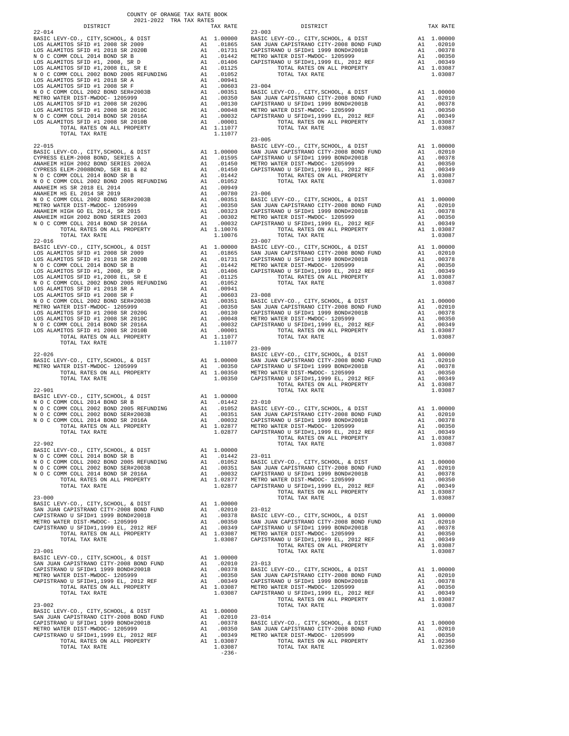COUNTY OF ORANGE TAX RATE BOOK
2021-2022 TRA TAX RATES

| DISTRICT | | TAX RATE |
|---|---|---|
| **22-014** | | |
| BASIC LEVY-CO., CITY,SCHOOL, & DIST | A1 | 1.00000 |
| LOS ALAMITOS SFID #1 2008 SR 2009 | A1 | .01865 |
| LOS ALAMITOS SFID #1 2018 SR 2020B | A1 | .01731 |
| N O C COMM COLL 2014 BOND SR B | A1 | .01442 |
| LOS ALAMITOS SFID #1, 2008, SR D | A1 | .01406 |
| LOS ALAMITOS SFID #1,2008 EL, SR E | A1 | .01125 |
| N O C COMM COLL 2002 BOND 2005 REFUNDING | A1 | .01052 |
| LOS ALAMITOS SFID #1 2018 SR A | A1 | .00941 |
| LOS ALAMITOS SFID #1 2008 SR F | A1 | .00603 |
| N O C COMM COLL 2002 BOND SER#2003B | A1 | .00351 |
| METRO WATER DIST-MWDOC- 1205999 | A1 | .00350 |
| LOS ALAMITOS SFID #1 2008 SR 2020G | A1 | .00130 |
| LOS ALAMITOS SFID #1 2008 SR 2010C | A1 | .00048 |
| N O C COMM COLL 2014 BOND SR 2016A | A1 | .00032 |
| LOS ALAMITOS SFID #1 2008 SR 2010B | A1 | .00001 |
| TOTAL RATES ON ALL PROPERTY | A1 | 1.11077 |
| TOTAL TAX RATE | | 1.11077 |
| **22-015** | | |
| BASIC LEVY-CO., CITY,SCHOOL, & DIST | A1 | 1.00000 |
| CYPRESS ELEM-2008 BOND, SERIES A | A1 | .01595 |
| ANAHEIM HIGH 2002 BOND SERIES 2002A | A1 | .01450 |
| CYPRESS ELEM-2008BOND, SER B1 & B2 | A1 | .01450 |
| N O C COMM COLL 2014 BOND SR B | A1 | .01442 |
| N O C COMM COLL 2002 BOND 2005 REFUNDING | A1 | .01052 |
| ANAHEIM HS SR 2018 EL 2014 | A1 | .00949 |
| ANAHEIM HS EL 2014 SR 2019 | A1 | .00780 |
| N O C COMM COLL 2002 BOND SER#2003B | A1 | .00351 |
| METRO WATER DIST-MWDOC- 1205999 | A1 | .00350 |
| ANAHEIM HIGH GO EL 2014, SR 2015 | A1 | .00323 |
| ANAHEIM HIGH 2002 BOND SERIES 2003 | A1 | .00302 |
| N O C COMM COLL 2014 BOND SR 2016A | A1 | .00032 |
| TOTAL RATES ON ALL PROPERTY | A1 | 1.10076 |
| TOTAL TAX RATE | | 1.10076 |
| **22-016** | | |
| BASIC LEVY-CO., CITY,SCHOOL, & DIST | A1 | 1.00000 |
| LOS ALAMITOS SFID #1 2008 SR 2009 | A1 | .01865 |
| LOS ALAMITOS SFID #1 2018 SR 2020B | A1 | .01731 |
| N O C COMM COLL 2014 BOND SR B | A1 | .01442 |
| LOS ALAMITOS SFID #1, 2008, SR D | A1 | .01406 |
| LOS ALAMITOS SFID #1,2008 EL, SR E | A1 | .01125 |
| N O C COMM COLL 2002 BOND 2005 REFUNDING | A1 | .01052 |
| LOS ALAMITOS SFID #1 2018 SR A | A1 | .00941 |
| LOS ALAMITOS SFID #1 2008 SR F | A1 | .00603 |
| N O C COMM COLL 2002 BOND SER#2003B | A1 | .00351 |
| METRO WATER DIST-MWDOC- 1205999 | A1 | .00350 |
| LOS ALAMITOS SFID #1 2008 SR 2020G | A1 | .00130 |
| LOS ALAMITOS SFID #1 2008 SR 2010C | A1 | .00048 |
| N O C COMM COLL 2014 BOND SR 2016A | A1 | .00032 |
| LOS ALAMITOS SFID #1 2008 SR 2010B | A1 | .00001 |
| TOTAL RATES ON ALL PROPERTY | A1 | 1.11077 |
| TOTAL TAX RATE | | 1.11077 |
| **22-026** | | |
| BASIC LEVY-CO., CITY,SCHOOL, & DIST | A1 | 1.00000 |
| METRO WATER DIST-MWDOC- 1205999 | A1 | .00350 |
| TOTAL RATES ON ALL PROPERTY | A1 | 1.00350 |
| TOTAL TAX RATE | | 1.00350 |
| **22-901** | | |
| BASIC LEVY-CO., CITY,SCHOOL, & DIST | A1 | 1.00000 |
| N O C COMM COLL 2014 BOND SR B | A1 | .01442 |
| N O C COMM COLL 2002 BOND 2005 REFUNDING | A1 | .01052 |
| N O C COMM COLL 2002 BOND SER#2003B | A1 | .00351 |
| N O C COMM COLL 2014 BOND SR 2016A | A1 | .00032 |
| TOTAL RATES ON ALL PROPERTY | A1 | 1.02877 |
| TOTAL TAX RATE | | 1.02877 |
| **22-902** | | |
| BASIC LEVY-CO., CITY,SCHOOL, & DIST | A1 | 1.00000 |
| N O C COMM COLL 2014 BOND SR B | A1 | .01442 |
| N O C COMM COLL 2002 BOND 2005 REFUNDING | A1 | .01052 |
| N O C COMM COLL 2002 BOND SER#2003B | A1 | .00351 |
| N O C COMM COLL 2014 BOND SR 2016A | A1 | .00032 |
| TOTAL RATES ON ALL PROPERTY | A1 | 1.02877 |
| TOTAL TAX RATE | | 1.02877 |
| **23-000** | | |
| BASIC LEVY-CO., CITY,SCHOOL, & DIST | A1 | 1.00000 |
| SAN JUAN CAPISTRANO CITY-2008 BOND FUND | A1 | .02010 |
| CAPISTRANO U SFID#1 1999 BOND#2001B | A1 | .00378 |
| METRO WATER DIST-MWDOC- 1205999 | A1 | .00350 |
| CAPISTRANO U SFID#1,1999 EL, 2012 REF | A1 | .00349 |
| TOTAL RATES ON ALL PROPERTY | A1 | 1.03087 |
| TOTAL TAX RATE | | 1.03087 |
| **23-001** | | |
| BASIC LEVY-CO., CITY,SCHOOL, & DIST | A1 | 1.00000 |
| SAN JUAN CAPISTRANO CITY-2008 BOND FUND | A1 | .02010 |
| CAPISTRANO U SFID#1 1999 BOND#2001B | A1 | .00378 |
| METRO WATER DIST-MWDOC- 1205999 | A1 | .00350 |
| CAPISTRANO U SFID#1,1999 EL, 2012 REF | A1 | .00349 |
| TOTAL RATES ON ALL PROPERTY | A1 | 1.03087 |
| TOTAL TAX RATE | | 1.03087 |
| **23-002** | | |
| BASIC LEVY-CO., CITY,SCHOOL, & DIST | A1 | 1.00000 |
| SAN JUAN CAPISTRANO CITY-2008 BOND FUND | A1 | .02010 |
| CAPISTRANO U SFID#1 1999 BOND#2001B | A1 | .00378 |
| METRO WATER DIST-MWDOC- 1205999 | A1 | .00350 |
| CAPISTRANO U SFID#1,1999 EL, 2012 REF | A1 | .00349 |
| TOTAL RATES ON ALL PROPERTY | A1 | 1.03087 |
| TOTAL TAX RATE | | 1.03087 |
| **23-003** | | |
| BASIC LEVY-CO., CITY,SCHOOL, & DIST | A1 | 1.00000 |
| SAN JUAN CAPISTRANO CITY-2008 BOND FUND | A1 | .02010 |
| CAPISTRANO U SFID#1 1999 BOND#2001B | A1 | .00378 |
| METRO WATER DIST-MWDOC- 1205999 | A1 | .00350 |
| CAPISTRANO U SFID#1,1999 EL, 2012 REF | A1 | .00349 |
| TOTAL RATES ON ALL PROPERTY | A1 | 1.03087 |
| TOTAL TAX RATE | | 1.03087 |
| **23-004** | | |
| BASIC LEVY-CO., CITY,SCHOOL, & DIST | A1 | 1.00000 |
| SAN JUAN CAPISTRANO CITY-2008 BOND FUND | A1 | .02010 |
| CAPISTRANO U SFID#1 1999 BOND#2001B | A1 | .00378 |
| METRO WATER DIST-MWDOC- 1205999 | A1 | .00350 |
| CAPISTRANO U SFID#1,1999 EL, 2012 REF | A1 | .00349 |
| TOTAL RATES ON ALL PROPERTY | A1 | 1.03087 |
| TOTAL TAX RATE | | 1.03087 |
| **23-005** | | |
| BASIC LEVY-CO., CITY,SCHOOL, & DIST | A1 | 1.00000 |
| SAN JUAN CAPISTRANO CITY-2008 BOND FUND | A1 | .02010 |
| CAPISTRANO U SFID#1 1999 BOND#2001B | A1 | .00378 |
| METRO WATER DIST-MWDOC- 1205999 | A1 | .00350 |
| CAPISTRANO U SFID#1,1999 EL, 2012 REF | A1 | .00349 |
| TOTAL RATES ON ALL PROPERTY | A1 | 1.03087 |
| TOTAL TAX RATE | | 1.03087 |
| **23-006** | | |
| BASIC LEVY-CO., CITY,SCHOOL, & DIST | A1 | 1.00000 |
| SAN JUAN CAPISTRANO CITY-2008 BOND FUND | A1 | .02010 |
| CAPISTRANO U SFID#1 1999 BOND#2001B | A1 | .00378 |
| METRO WATER DIST-MWDOC- 1205999 | A1 | .00350 |
| CAPISTRANO U SFID#1,1999 EL, 2012 REF | A1 | .00349 |
| TOTAL RATES ON ALL PROPERTY | A1 | 1.03087 |
| TOTAL TAX RATE | | 1.03087 |
| **23-007** | | |
| BASIC LEVY-CO., CITY,SCHOOL, & DIST | A1 | 1.00000 |
| SAN JUAN CAPISTRANO CITY-2008 BOND FUND | A1 | .02010 |
| CAPISTRANO U SFID#1 1999 BOND#2001B | A1 | .00378 |
| METRO WATER DIST-MWDOC- 1205999 | A1 | .00350 |
| CAPISTRANO U SFID#1,1999 EL, 2012 REF | A1 | .00349 |
| TOTAL RATES ON ALL PROPERTY | A1 | 1.03087 |
| TOTAL TAX RATE | | 1.03087 |
| **23-008** | | |
| BASIC LEVY-CO., CITY,SCHOOL, & DIST | A1 | 1.00000 |
| SAN JUAN CAPISTRANO CITY-2008 BOND FUND | A1 | .02010 |
| CAPISTRANO U SFID#1 1999 BOND#2001B | A1 | .00378 |
| METRO WATER DIST-MWDOC- 1205999 | A1 | .00350 |
| CAPISTRANO U SFID#1,1999 EL, 2012 REF | A1 | .00349 |
| TOTAL RATES ON ALL PROPERTY | A1 | 1.03087 |
| TOTAL TAX RATE | | 1.03087 |
| **23-009** | | |
| BASIC LEVY-CO., CITY,SCHOOL, & DIST | A1 | 1.00000 |
| SAN JUAN CAPISTRANO CITY-2008 BOND FUND | A1 | .02010 |
| CAPISTRANO U SFID#1 1999 BOND#2001B | A1 | .00378 |
| METRO WATER DIST-MWDOC- 1205999 | A1 | .00350 |
| CAPISTRANO U SFID#1,1999 EL, 2012 REF | A1 | .00349 |
| TOTAL RATES ON ALL PROPERTY | A1 | 1.03087 |
| TOTAL TAX RATE | | 1.03087 |
| **23-010** | | |
| BASIC LEVY-CO., CITY,SCHOOL, & DIST | A1 | 1.00000 |
| SAN JUAN CAPISTRANO CITY-2008 BOND FUND | A1 | .02010 |
| CAPISTRANO U SFID#1 1999 BOND#2001B | A1 | .00378 |
| METRO WATER DIST-MWDOC- 1205999 | A1 | .00350 |
| CAPISTRANO U SFID#1,1999 EL, 2012 REF | A1 | .00349 |
| TOTAL RATES ON ALL PROPERTY | A1 | 1.03087 |
| TOTAL TAX RATE | | 1.03087 |
| **23-011** | | |
| BASIC LEVY-CO., CITY,SCHOOL, & DIST | A1 | 1.00000 |
| SAN JUAN CAPISTRANO CITY-2008 BOND FUND | A1 | .02010 |
| CAPISTRANO U SFID#1 1999 BOND#2001B | A1 | .00378 |
| METRO WATER DIST-MWDOC- 1205999 | A1 | .00350 |
| CAPISTRANO U SFID#1,1999 EL, 2012 REF | A1 | .00349 |
| TOTAL RATES ON ALL PROPERTY | A1 | 1.03087 |
| TOTAL TAX RATE | | 1.03087 |
| **23-012** | | |
| BASIC LEVY-CO., CITY,SCHOOL, & DIST | A1 | 1.00000 |
| SAN JUAN CAPISTRANO CITY-2008 BOND FUND | A1 | .02010 |
| CAPISTRANO U SFID#1 1999 BOND#2001B | A1 | .00378 |
| METRO WATER DIST-MWDOC- 1205999 | A1 | .00350 |
| CAPISTRANO U SFID#1,1999 EL, 2012 REF | A1 | .00349 |
| TOTAL RATES ON ALL PROPERTY | A1 | 1.03087 |
| TOTAL TAX RATE | | 1.03087 |
| **23-013** | | |
| BASIC LEVY-CO., CITY,SCHOOL, & DIST | A1 | 1.00000 |
| SAN JUAN CAPISTRANO CITY-2008 BOND FUND | A1 | .02010 |
| CAPISTRANO U SFID#1 1999 BOND#2001B | A1 | .00378 |
| METRO WATER DIST-MWDOC- 1205999 | A1 | .00350 |
| CAPISTRANO U SFID#1,1999 EL, 2012 REF | A1 | .00349 |
| TOTAL RATES ON ALL PROPERTY | A1 | 1.03087 |
| TOTAL TAX RATE | | 1.03087 |
| **23-014** | | |
| BASIC LEVY-CO., CITY,SCHOOL, & DIST | A1 | 1.00000 |
| SAN JUAN CAPISTRANO CITY-2008 BOND FUND | A1 | .02010 |
| METRO WATER DIST-MWDOC- 1205999 | A1 | .00350 |
| TOTAL RATES ON ALL PROPERTY | A1 | 1.02360 |
| TOTAL TAX RATE | | 1.02360 |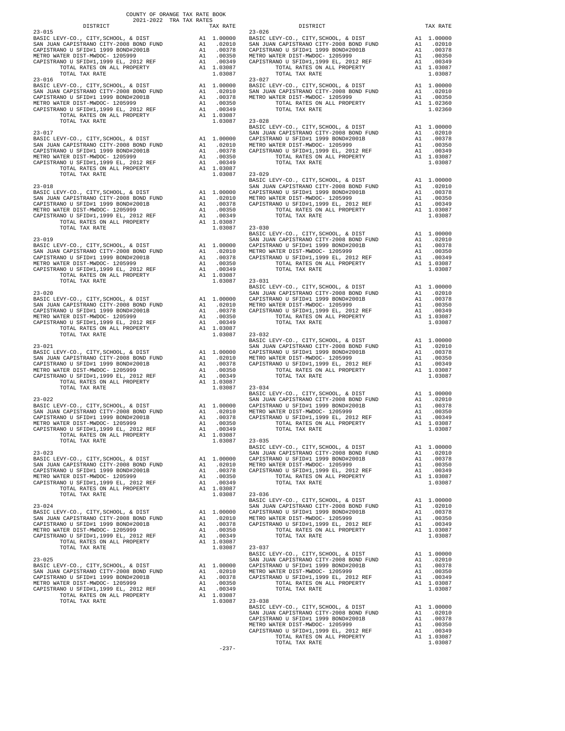COUNTY OF ORANGE TAX RATE BOOK
2021-2022 TRA TAX RATES

| DISTRICT | | TAX RATE |
|---|---|---|
| **23-015** | | |
| BASIC LEVY-CO., CITY,SCHOOL, & DIST | A1 | 1.00000 |
| SAN JUAN CAPISTRANO CITY-2008 BOND FUND | A1 | .02010 |
| CAPISTRANO U SFID#1 1999 BOND#2001B | A1 | .00378 |
| METRO WATER DIST-MWDOC- 1205999 | A1 | .00350 |
| CAPISTRANO U SFID#1,1999 EL, 2012 REF | A1 | .00349 |
| TOTAL RATES ON ALL PROPERTY | A1 | 1.03087 |
| TOTAL TAX RATE | | 1.03087 |
| **23-016** | | |
| BASIC LEVY-CO., CITY,SCHOOL, & DIST | A1 | 1.00000 |
| SAN JUAN CAPISTRANO CITY-2008 BOND FUND | A1 | .02010 |
| CAPISTRANO U SFID#1 1999 BOND#2001B | A1 | .00378 |
| METRO WATER DIST-MWDOC- 1205999 | A1 | .00350 |
| CAPISTRANO U SFID#1,1999 EL, 2012 REF | A1 | .00349 |
| TOTAL RATES ON ALL PROPERTY | A1 | 1.03087 |
| TOTAL TAX RATE | | 1.03087 |
| **23-017** | | |
| BASIC LEVY-CO., CITY,SCHOOL, & DIST | A1 | 1.00000 |
| SAN JUAN CAPISTRANO CITY-2008 BOND FUND | A1 | .02010 |
| CAPISTRANO U SFID#1 1999 BOND#2001B | A1 | .00378 |
| METRO WATER DIST-MWDOC- 1205999 | A1 | .00350 |
| CAPISTRANO U SFID#1,1999 EL, 2012 REF | A1 | .00349 |
| TOTAL RATES ON ALL PROPERTY | A1 | 1.03087 |
| TOTAL TAX RATE | | 1.03087 |
| **23-018** | | |
| BASIC LEVY-CO., CITY,SCHOOL, & DIST | A1 | 1.00000 |
| SAN JUAN CAPISTRANO CITY-2008 BOND FUND | A1 | .02010 |
| CAPISTRANO U SFID#1 1999 BOND#2001B | A1 | .00378 |
| METRO WATER DIST-MWDOC- 1205999 | A1 | .00350 |
| CAPISTRANO U SFID#1,1999 EL, 2012 REF | A1 | .00349 |
| TOTAL RATES ON ALL PROPERTY | A1 | 1.03087 |
| TOTAL TAX RATE | | 1.03087 |
| **23-019** | | |
| BASIC LEVY-CO., CITY,SCHOOL, & DIST | A1 | 1.00000 |
| SAN JUAN CAPISTRANO CITY-2008 BOND FUND | A1 | .02010 |
| CAPISTRANO U SFID#1 1999 BOND#2001B | A1 | .00378 |
| METRO WATER DIST-MWDOC- 1205999 | A1 | .00350 |
| CAPISTRANO U SFID#1,1999 EL, 2012 REF | A1 | .00349 |
| TOTAL RATES ON ALL PROPERTY | A1 | 1.03087 |
| TOTAL TAX RATE | | 1.03087 |
| **23-020** | | |
| BASIC LEVY-CO., CITY,SCHOOL, & DIST | A1 | 1.00000 |
| SAN JUAN CAPISTRANO CITY-2008 BOND FUND | A1 | .02010 |
| CAPISTRANO U SFID#1 1999 BOND#2001B | A1 | .00378 |
| METRO WATER DIST-MWDOC- 1205999 | A1 | .00350 |
| CAPISTRANO U SFID#1,1999 EL, 2012 REF | A1 | .00349 |
| TOTAL RATES ON ALL PROPERTY | A1 | 1.03087 |
| TOTAL TAX RATE | | 1.03087 |
| **23-021** | | |
| BASIC LEVY-CO., CITY,SCHOOL, & DIST | A1 | 1.00000 |
| SAN JUAN CAPISTRANO CITY-2008 BOND FUND | A1 | .02010 |
| CAPISTRANO U SFID#1 1999 BOND#2001B | A1 | .00378 |
| METRO WATER DIST-MWDOC- 1205999 | A1 | .00350 |
| CAPISTRANO U SFID#1,1999 EL, 2012 REF | A1 | .00349 |
| TOTAL RATES ON ALL PROPERTY | A1 | 1.03087 |
| TOTAL TAX RATE | | 1.03087 |
| **23-022** | | |
| BASIC LEVY-CO., CITY,SCHOOL, & DIST | A1 | 1.00000 |
| SAN JUAN CAPISTRANO CITY-2008 BOND FUND | A1 | .02010 |
| CAPISTRANO U SFID#1 1999 BOND#2001B | A1 | .00378 |
| METRO WATER DIST-MWDOC- 1205999 | A1 | .00350 |
| CAPISTRANO U SFID#1,1999 EL, 2012 REF | A1 | .00349 |
| TOTAL RATES ON ALL PROPERTY | A1 | 1.03087 |
| TOTAL TAX RATE | | 1.03087 |
| **23-023** | | |
| BASIC LEVY-CO., CITY,SCHOOL, & DIST | A1 | 1.00000 |
| SAN JUAN CAPISTRANO CITY-2008 BOND FUND | A1 | .02010 |
| CAPISTRANO U SFID#1 1999 BOND#2001B | A1 | .00378 |
| METRO WATER DIST-MWDOC- 1205999 | A1 | .00350 |
| CAPISTRANO U SFID#1,1999 EL, 2012 REF | A1 | .00349 |
| TOTAL RATES ON ALL PROPERTY | A1 | 1.03087 |
| TOTAL TAX RATE | | 1.03087 |
| **23-024** | | |
| BASIC LEVY-CO., CITY,SCHOOL, & DIST | A1 | 1.00000 |
| SAN JUAN CAPISTRANO CITY-2008 BOND FUND | A1 | .02010 |
| CAPISTRANO U SFID#1 1999 BOND#2001B | A1 | .00378 |
| METRO WATER DIST-MWDOC- 1205999 | A1 | .00350 |
| CAPISTRANO U SFID#1,1999 EL, 2012 REF | A1 | .00349 |
| TOTAL RATES ON ALL PROPERTY | A1 | 1.03087 |
| TOTAL TAX RATE | | 1.03087 |
| **23-025** | | |
| BASIC LEVY-CO., CITY,SCHOOL, & DIST | A1 | 1.00000 |
| SAN JUAN CAPISTRANO CITY-2008 BOND FUND | A1 | .02010 |
| CAPISTRANO U SFID#1 1999 BOND#2001B | A1 | .00378 |
| METRO WATER DIST-MWDOC- 1205999 | A1 | .00350 |
| CAPISTRANO U SFID#1,1999 EL, 2012 REF | A1 | .00349 |
| TOTAL RATES ON ALL PROPERTY | A1 | 1.03087 |
| TOTAL TAX RATE | | 1.03087 |
| **23-026** | | |
| BASIC LEVY-CO., CITY,SCHOOL, & DIST | A1 | 1.00000 |
| SAN JUAN CAPISTRANO CITY-2008 BOND FUND | A1 | .02010 |
| CAPISTRANO U SFID#1 1999 BOND#2001B | A1 | .00378 |
| METRO WATER DIST-MWDOC- 1205999 | A1 | .00350 |
| CAPISTRANO U SFID#1,1999 EL, 2012 REF | A1 | .00349 |
| TOTAL RATES ON ALL PROPERTY | A1 | 1.03087 |
| TOTAL TAX RATE | | 1.03087 |
| **23-027** | | |
| BASIC LEVY-CO., CITY,SCHOOL, & DIST | A1 | 1.00000 |
| SAN JUAN CAPISTRANO CITY-2008 BOND FUND | A1 | .02010 |
| METRO WATER DIST-MWDOC- 1205999 | A1 | .00350 |
| TOTAL RATES ON ALL PROPERTY | A1 | 1.02360 |
| TOTAL TAX RATE | | 1.02360 |
| **23-028** | | |
| BASIC LEVY-CO., CITY,SCHOOL, & DIST | A1 | 1.00000 |
| SAN JUAN CAPISTRANO CITY-2008 BOND FUND | A1 | .02010 |
| CAPISTRANO U SFID#1 1999 BOND#2001B | A1 | .00378 |
| METRO WATER DIST-MWDOC- 1205999 | A1 | .00350 |
| CAPISTRANO U SFID#1,1999 EL, 2012 REF | A1 | .00349 |
| TOTAL RATES ON ALL PROPERTY | A1 | 1.03087 |
| TOTAL TAX RATE | | 1.03087 |
| **23-029** | | |
| BASIC LEVY-CO., CITY,SCHOOL, & DIST | A1 | 1.00000 |
| SAN JUAN CAPISTRANO CITY-2008 BOND FUND | A1 | .02010 |
| CAPISTRANO U SFID#1 1999 BOND#2001B | A1 | .00378 |
| METRO WATER DIST-MWDOC- 1205999 | A1 | .00350 |
| CAPISTRANO U SFID#1,1999 EL, 2012 REF | A1 | .00349 |
| TOTAL RATES ON ALL PROPERTY | A1 | 1.03087 |
| TOTAL TAX RATE | | 1.03087 |
| **23-030** | | |
| BASIC LEVY-CO., CITY,SCHOOL, & DIST | A1 | 1.00000 |
| SAN JUAN CAPISTRANO CITY-2008 BOND FUND | A1 | .02010 |
| CAPISTRANO U SFID#1 1999 BOND#2001B | A1 | .00378 |
| METRO WATER DIST-MWDOC- 1205999 | A1 | .00350 |
| CAPISTRANO U SFID#1,1999 EL, 2012 REF | A1 | .00349 |
| TOTAL RATES ON ALL PROPERTY | A1 | 1.03087 |
| TOTAL TAX RATE | | 1.03087 |
| **23-031** | | |
| BASIC LEVY-CO., CITY,SCHOOL, & DIST | A1 | 1.00000 |
| SAN JUAN CAPISTRANO CITY-2008 BOND FUND | A1 | .02010 |
| CAPISTRANO U SFID#1 1999 BOND#2001B | A1 | .00378 |
| METRO WATER DIST-MWDOC- 1205999 | A1 | .00350 |
| CAPISTRANO U SFID#1,1999 EL, 2012 REF | A1 | .00349 |
| TOTAL RATES ON ALL PROPERTY | A1 | 1.03087 |
| TOTAL TAX RATE | | 1.03087 |
| **23-032** | | |
| BASIC LEVY-CO., CITY,SCHOOL, & DIST | A1 | 1.00000 |
| SAN JUAN CAPISTRANO CITY-2008 BOND FUND | A1 | .02010 |
| CAPISTRANO U SFID#1 1999 BOND#2001B | A1 | .00378 |
| METRO WATER DIST-MWDOC- 1205999 | A1 | .00350 |
| CAPISTRANO U SFID#1,1999 EL, 2012 REF | A1 | .00349 |
| TOTAL RATES ON ALL PROPERTY | A1 | 1.03087 |
| TOTAL TAX RATE | | 1.03087 |
| **23-034** | | |
| BASIC LEVY-CO., CITY,SCHOOL, & DIST | A1 | 1.00000 |
| SAN JUAN CAPISTRANO CITY-2008 BOND FUND | A1 | .02010 |
| CAPISTRANO U SFID#1 1999 BOND#2001B | A1 | .00378 |
| METRO WATER DIST-MWDOC- 1205999 | A1 | .00350 |
| CAPISTRANO U SFID#1,1999 EL, 2012 REF | A1 | .00349 |
| TOTAL RATES ON ALL PROPERTY | A1 | 1.03087 |
| TOTAL TAX RATE | | 1.03087 |
| **23-035** | | |
| BASIC LEVY-CO., CITY,SCHOOL, & DIST | A1 | 1.00000 |
| SAN JUAN CAPISTRANO CITY-2008 BOND FUND | A1 | .02010 |
| CAPISTRANO U SFID#1 1999 BOND#2001B | A1 | .00378 |
| METRO WATER DIST-MWDOC- 1205999 | A1 | .00350 |
| CAPISTRANO U SFID#1,1999 EL, 2012 REF | A1 | .00349 |
| TOTAL RATES ON ALL PROPERTY | A1 | 1.03087 |
| TOTAL TAX RATE | | 1.03087 |
| **23-036** | | |
| BASIC LEVY-CO., CITY,SCHOOL, & DIST | A1 | 1.00000 |
| SAN JUAN CAPISTRANO CITY-2008 BOND FUND | A1 | .02010 |
| CAPISTRANO U SFID#1 1999 BOND#2001B | A1 | .00378 |
| METRO WATER DIST-MWDOC- 1205999 | A1 | .00350 |
| CAPISTRANO U SFID#1,1999 EL, 2012 REF | A1 | .00349 |
| TOTAL RATES ON ALL PROPERTY | A1 | 1.03087 |
| TOTAL TAX RATE | | 1.03087 |
| **23-037** | | |
| BASIC LEVY-CO., CITY,SCHOOL, & DIST | A1 | 1.00000 |
| SAN JUAN CAPISTRANO CITY-2008 BOND FUND | A1 | .02010 |
| CAPISTRANO U SFID#1 1999 BOND#2001B | A1 | .00378 |
| METRO WATER DIST-MWDOC- 1205999 | A1 | .00350 |
| CAPISTRANO U SFID#1,1999 EL, 2012 REF | A1 | .00349 |
| TOTAL RATES ON ALL PROPERTY | A1 | 1.03087 |
| TOTAL TAX RATE | | 1.03087 |
| **23-038** | | |
| BASIC LEVY-CO., CITY,SCHOOL, & DIST | A1 | 1.00000 |
| SAN JUAN CAPISTRANO CITY-2008 BOND FUND | A1 | .02010 |
| CAPISTRANO U SFID#1 1999 BOND#2001B | A1 | .00378 |
| METRO WATER DIST-MWDOC- 1205999 | A1 | .00350 |
| CAPISTRANO U SFID#1,1999 EL, 2012 REF | A1 | .00349 |
| TOTAL RATES ON ALL PROPERTY | A1 | 1.03087 |
| TOTAL TAX RATE | | 1.03087 |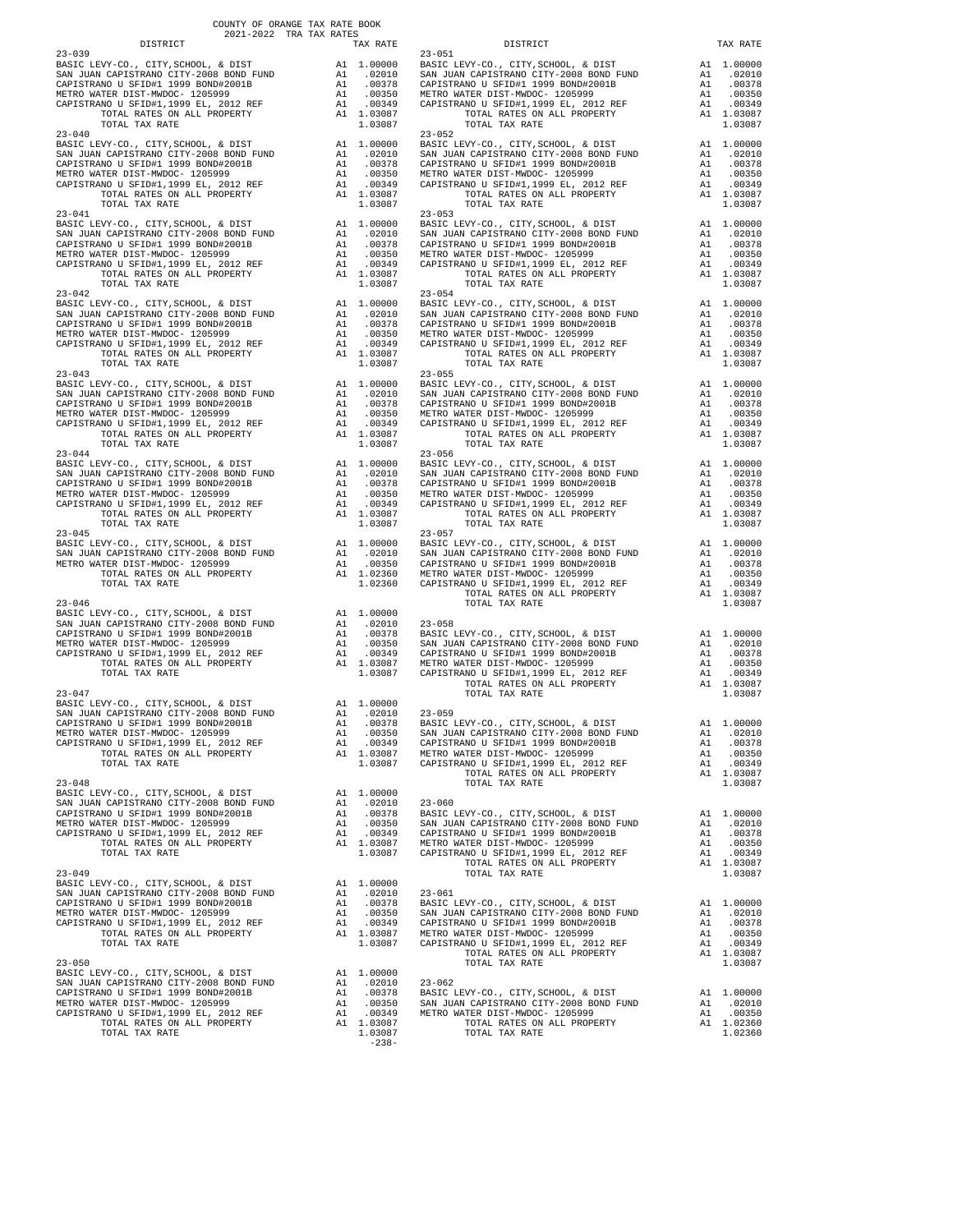COUNTY OF ORANGE TAX RATE BOOK
2021-2022 TRA TAX RATES

| DISTRICT | | TAX RATE |
|---|---|---|
| 23-039 | | |
| BASIC LEVY-CO., CITY,SCHOOL, & DIST | A1 | 1.00000 |
| SAN JUAN CAPISTRANO CITY-2008 BOND FUND | A1 | .02010 |
| CAPISTRANO U SFID#1 1999 BOND#2001B | A1 | .00378 |
| METRO WATER DIST-MWDOC- 1205999 | A1 | .00350 |
| CAPISTRANO U SFID#1,1999 EL, 2012 REF | A1 | .00349 |
| TOTAL RATES ON ALL PROPERTY | A1 | 1.03087 |
| TOTAL TAX RATE | | 1.03087 |
| 23-040 | | |
| BASIC LEVY-CO., CITY,SCHOOL, & DIST | A1 | 1.00000 |
| SAN JUAN CAPISTRANO CITY-2008 BOND FUND | A1 | .02010 |
| CAPISTRANO U SFID#1 1999 BOND#2001B | A1 | .00378 |
| METRO WATER DIST-MWDOC- 1205999 | A1 | .00350 |
| CAPISTRANO U SFID#1,1999 EL, 2012 REF | A1 | .00349 |
| TOTAL RATES ON ALL PROPERTY | A1 | 1.03087 |
| TOTAL TAX RATE | | 1.03087 |
| 23-041 | | |
| BASIC LEVY-CO., CITY,SCHOOL, & DIST | A1 | 1.00000 |
| SAN JUAN CAPISTRANO CITY-2008 BOND FUND | A1 | .02010 |
| CAPISTRANO U SFID#1 1999 BOND#2001B | A1 | .00378 |
| METRO WATER DIST-MWDOC- 1205999 | A1 | .00350 |
| CAPISTRANO U SFID#1,1999 EL, 2012 REF | A1 | .00349 |
| TOTAL RATES ON ALL PROPERTY | A1 | 1.03087 |
| TOTAL TAX RATE | | 1.03087 |
| 23-042 | | |
| BASIC LEVY-CO., CITY,SCHOOL, & DIST | A1 | 1.00000 |
| SAN JUAN CAPISTRANO CITY-2008 BOND FUND | A1 | .02010 |
| CAPISTRANO U SFID#1 1999 BOND#2001B | A1 | .00378 |
| METRO WATER DIST-MWDOC- 1205999 | A1 | .00350 |
| CAPISTRANO U SFID#1,1999 EL, 2012 REF | A1 | .00349 |
| TOTAL RATES ON ALL PROPERTY | A1 | 1.03087 |
| TOTAL TAX RATE | | 1.03087 |
| 23-043 | | |
| BASIC LEVY-CO., CITY,SCHOOL, & DIST | A1 | 1.00000 |
| SAN JUAN CAPISTRANO CITY-2008 BOND FUND | A1 | .02010 |
| CAPISTRANO U SFID#1 1999 BOND#2001B | A1 | .00378 |
| METRO WATER DIST-MWDOC- 1205999 | A1 | .00350 |
| CAPISTRANO U SFID#1,1999 EL, 2012 REF | A1 | .00349 |
| TOTAL RATES ON ALL PROPERTY | A1 | 1.03087 |
| TOTAL TAX RATE | | 1.03087 |
| 23-044 | | |
| BASIC LEVY-CO., CITY,SCHOOL, & DIST | A1 | 1.00000 |
| SAN JUAN CAPISTRANO CITY-2008 BOND FUND | A1 | .02010 |
| CAPISTRANO U SFID#1 1999 BOND#2001B | A1 | .00378 |
| METRO WATER DIST-MWDOC- 1205999 | A1 | .00350 |
| CAPISTRANO U SFID#1,1999 EL, 2012 REF | A1 | .00349 |
| TOTAL RATES ON ALL PROPERTY | A1 | 1.03087 |
| TOTAL TAX RATE | | 1.03087 |
| 23-045 | | |
| BASIC LEVY-CO., CITY,SCHOOL, & DIST | A1 | 1.00000 |
| SAN JUAN CAPISTRANO CITY-2008 BOND FUND | A1 | .02010 |
| METRO WATER DIST-MWDOC- 1205999 | A1 | .00350 |
| TOTAL RATES ON ALL PROPERTY | A1 | 1.02360 |
| TOTAL TAX RATE | | 1.02360 |
| 23-046 | | |
| BASIC LEVY-CO., CITY,SCHOOL, & DIST | A1 | 1.00000 |
| SAN JUAN CAPISTRANO CITY-2008 BOND FUND | A1 | .02010 |
| CAPISTRANO U SFID#1 1999 BOND#2001B | A1 | .00378 |
| METRO WATER DIST-MWDOC- 1205999 | A1 | .00350 |
| CAPISTRANO U SFID#1,1999 EL, 2012 REF | A1 | .00349 |
| TOTAL RATES ON ALL PROPERTY | A1 | 1.03087 |
| TOTAL TAX RATE | | 1.03087 |
| 23-047 | | |
| BASIC LEVY-CO., CITY,SCHOOL, & DIST | A1 | 1.00000 |
| SAN JUAN CAPISTRANO CITY-2008 BOND FUND | A1 | .02010 |
| CAPISTRANO U SFID#1 1999 BOND#2001B | A1 | .00378 |
| METRO WATER DIST-MWDOC- 1205999 | A1 | .00350 |
| CAPISTRANO U SFID#1,1999 EL, 2012 REF | A1 | .00349 |
| TOTAL RATES ON ALL PROPERTY | A1 | 1.03087 |
| TOTAL TAX RATE | | 1.03087 |
| 23-048 | | |
| BASIC LEVY-CO., CITY,SCHOOL, & DIST | A1 | 1.00000 |
| SAN JUAN CAPISTRANO CITY-2008 BOND FUND | A1 | .02010 |
| CAPISTRANO U SFID#1 1999 BOND#2001B | A1 | .00378 |
| METRO WATER DIST-MWDOC- 1205999 | A1 | .00350 |
| CAPISTRANO U SFID#1,1999 EL, 2012 REF | A1 | .00349 |
| TOTAL RATES ON ALL PROPERTY | A1 | 1.03087 |
| TOTAL TAX RATE | | 1.03087 |
| 23-049 | | |
| BASIC LEVY-CO., CITY,SCHOOL, & DIST | A1 | 1.00000 |
| SAN JUAN CAPISTRANO CITY-2008 BOND FUND | A1 | .02010 |
| CAPISTRANO U SFID#1 1999 BOND#2001B | A1 | .00378 |
| METRO WATER DIST-MWDOC- 1205999 | A1 | .00350 |
| CAPISTRANO U SFID#1,1999 EL, 2012 REF | A1 | .00349 |
| TOTAL RATES ON ALL PROPERTY | A1 | 1.03087 |
| TOTAL TAX RATE | | 1.03087 |
| 23-050 | | |
| BASIC LEVY-CO., CITY,SCHOOL, & DIST | A1 | 1.00000 |
| SAN JUAN CAPISTRANO CITY-2008 BOND FUND | A1 | .02010 |
| CAPISTRANO U SFID#1 1999 BOND#2001B | A1 | .00378 |
| METRO WATER DIST-MWDOC- 1205999 | A1 | .00350 |
| CAPISTRANO U SFID#1,1999 EL, 2012 REF | A1 | .00349 |
| TOTAL RATES ON ALL PROPERTY | A1 | 1.03087 |
| TOTAL TAX RATE | | 1.03087 |
| 23-051 | | |
| BASIC LEVY-CO., CITY,SCHOOL, & DIST | A1 | 1.00000 |
| SAN JUAN CAPISTRANO CITY-2008 BOND FUND | A1 | .02010 |
| CAPISTRANO U SFID#1 1999 BOND#2001B | A1 | .00378 |
| METRO WATER DIST-MWDOC- 1205999 | A1 | .00350 |
| CAPISTRANO U SFID#1,1999 EL, 2012 REF | A1 | .00349 |
| TOTAL RATES ON ALL PROPERTY | A1 | 1.03087 |
| TOTAL TAX RATE | | 1.03087 |
| 23-052 | | |
| BASIC LEVY-CO., CITY,SCHOOL, & DIST | A1 | 1.00000 |
| SAN JUAN CAPISTRANO CITY-2008 BOND FUND | A1 | .02010 |
| CAPISTRANO U SFID#1 1999 BOND#2001B | A1 | .00378 |
| METRO WATER DIST-MWDOC- 1205999 | A1 | .00350 |
| CAPISTRANO U SFID#1,1999 EL, 2012 REF | A1 | .00349 |
| TOTAL RATES ON ALL PROPERTY | A1 | 1.03087 |
| TOTAL TAX RATE | | 1.03087 |
| 23-053 | | |
| BASIC LEVY-CO., CITY,SCHOOL, & DIST | A1 | 1.00000 |
| SAN JUAN CAPISTRANO CITY-2008 BOND FUND | A1 | .02010 |
| CAPISTRANO U SFID#1 1999 BOND#2001B | A1 | .00378 |
| METRO WATER DIST-MWDOC- 1205999 | A1 | .00350 |
| CAPISTRANO U SFID#1,1999 EL, 2012 REF | A1 | .00349 |
| TOTAL RATES ON ALL PROPERTY | A1 | 1.03087 |
| TOTAL TAX RATE | | 1.03087 |
| 23-054 | | |
| BASIC LEVY-CO., CITY,SCHOOL, & DIST | A1 | 1.00000 |
| SAN JUAN CAPISTRANO CITY-2008 BOND FUND | A1 | .02010 |
| CAPISTRANO U SFID#1 1999 BOND#2001B | A1 | .00378 |
| METRO WATER DIST-MWDOC- 1205999 | A1 | .00350 |
| CAPISTRANO U SFID#1,1999 EL, 2012 REF | A1 | .00349 |
| TOTAL RATES ON ALL PROPERTY | A1 | 1.03087 |
| TOTAL TAX RATE | | 1.03087 |
| 23-055 | | |
| BASIC LEVY-CO., CITY,SCHOOL, & DIST | A1 | 1.00000 |
| SAN JUAN CAPISTRANO CITY-2008 BOND FUND | A1 | .02010 |
| CAPISTRANO U SFID#1 1999 BOND#2001B | A1 | .00378 |
| METRO WATER DIST-MWDOC- 1205999 | A1 | .00350 |
| CAPISTRANO U SFID#1,1999 EL, 2012 REF | A1 | .00349 |
| TOTAL RATES ON ALL PROPERTY | A1 | 1.03087 |
| TOTAL TAX RATE | | 1.03087 |
| 23-056 | | |
| BASIC LEVY-CO., CITY,SCHOOL, & DIST | A1 | 1.00000 |
| SAN JUAN CAPISTRANO CITY-2008 BOND FUND | A1 | .02010 |
| CAPISTRANO U SFID#1 1999 BOND#2001B | A1 | .00378 |
| METRO WATER DIST-MWDOC- 1205999 | A1 | .00350 |
| CAPISTRANO U SFID#1,1999 EL, 2012 REF | A1 | .00349 |
| TOTAL RATES ON ALL PROPERTY | A1 | 1.03087 |
| TOTAL TAX RATE | | 1.03087 |
| 23-057 | | |
| BASIC LEVY-CO., CITY,SCHOOL, & DIST | A1 | 1.00000 |
| SAN JUAN CAPISTRANO CITY-2008 BOND FUND | A1 | .02010 |
| CAPISTRANO U SFID#1 1999 BOND#2001B | A1 | .00378 |
| METRO WATER DIST-MWDOC- 1205999 | A1 | .00350 |
| CAPISTRANO U SFID#1,1999 EL, 2012 REF | A1 | .00349 |
| TOTAL RATES ON ALL PROPERTY | A1 | 1.03087 |
| TOTAL TAX RATE | | 1.03087 |
| 23-058 | | |
| BASIC LEVY-CO., CITY,SCHOOL, & DIST | A1 | 1.00000 |
| SAN JUAN CAPISTRANO CITY-2008 BOND FUND | A1 | .02010 |
| CAPISTRANO U SFID#1 1999 BOND#2001B | A1 | .00378 |
| METRO WATER DIST-MWDOC- 1205999 | A1 | .00350 |
| CAPISTRANO U SFID#1,1999 EL, 2012 REF | A1 | .00349 |
| TOTAL RATES ON ALL PROPERTY | A1 | 1.03087 |
| TOTAL TAX RATE | | 1.03087 |
| 23-059 | | |
| BASIC LEVY-CO., CITY,SCHOOL, & DIST | A1 | 1.00000 |
| SAN JUAN CAPISTRANO CITY-2008 BOND FUND | A1 | .02010 |
| CAPISTRANO U SFID#1 1999 BOND#2001B | A1 | .00378 |
| METRO WATER DIST-MWDOC- 1205999 | A1 | .00350 |
| CAPISTRANO U SFID#1,1999 EL, 2012 REF | A1 | .00349 |
| TOTAL RATES ON ALL PROPERTY | A1 | 1.03087 |
| TOTAL TAX RATE | | 1.03087 |
| 23-060 | | |
| BASIC LEVY-CO., CITY,SCHOOL, & DIST | A1 | 1.00000 |
| SAN JUAN CAPISTRANO CITY-2008 BOND FUND | A1 | .02010 |
| CAPISTRANO U SFID#1 1999 BOND#2001B | A1 | .00378 |
| METRO WATER DIST-MWDOC- 1205999 | A1 | .00350 |
| CAPISTRANO U SFID#1,1999 EL, 2012 REF | A1 | .00349 |
| TOTAL RATES ON ALL PROPERTY | A1 | 1.03087 |
| TOTAL TAX RATE | | 1.03087 |
| 23-061 | | |
| BASIC LEVY-CO., CITY,SCHOOL, & DIST | A1 | 1.00000 |
| SAN JUAN CAPISTRANO CITY-2008 BOND FUND | A1 | .02010 |
| CAPISTRANO U SFID#1 1999 BOND#2001B | A1 | .00378 |
| METRO WATER DIST-MWDOC- 1205999 | A1 | .00350 |
| CAPISTRANO U SFID#1,1999 EL, 2012 REF | A1 | .00349 |
| TOTAL RATES ON ALL PROPERTY | A1 | 1.03087 |
| TOTAL TAX RATE | | 1.03087 |
| 23-062 | | |
| BASIC LEVY-CO., CITY,SCHOOL, & DIST | A1 | 1.00000 |
| SAN JUAN CAPISTRANO CITY-2008 BOND FUND | A1 | .02010 |
| METRO WATER DIST-MWDOC- 1205999 | A1 | .00350 |
| TOTAL RATES ON ALL PROPERTY | A1 | 1.02360 |
| TOTAL TAX RATE | | 1.02360 |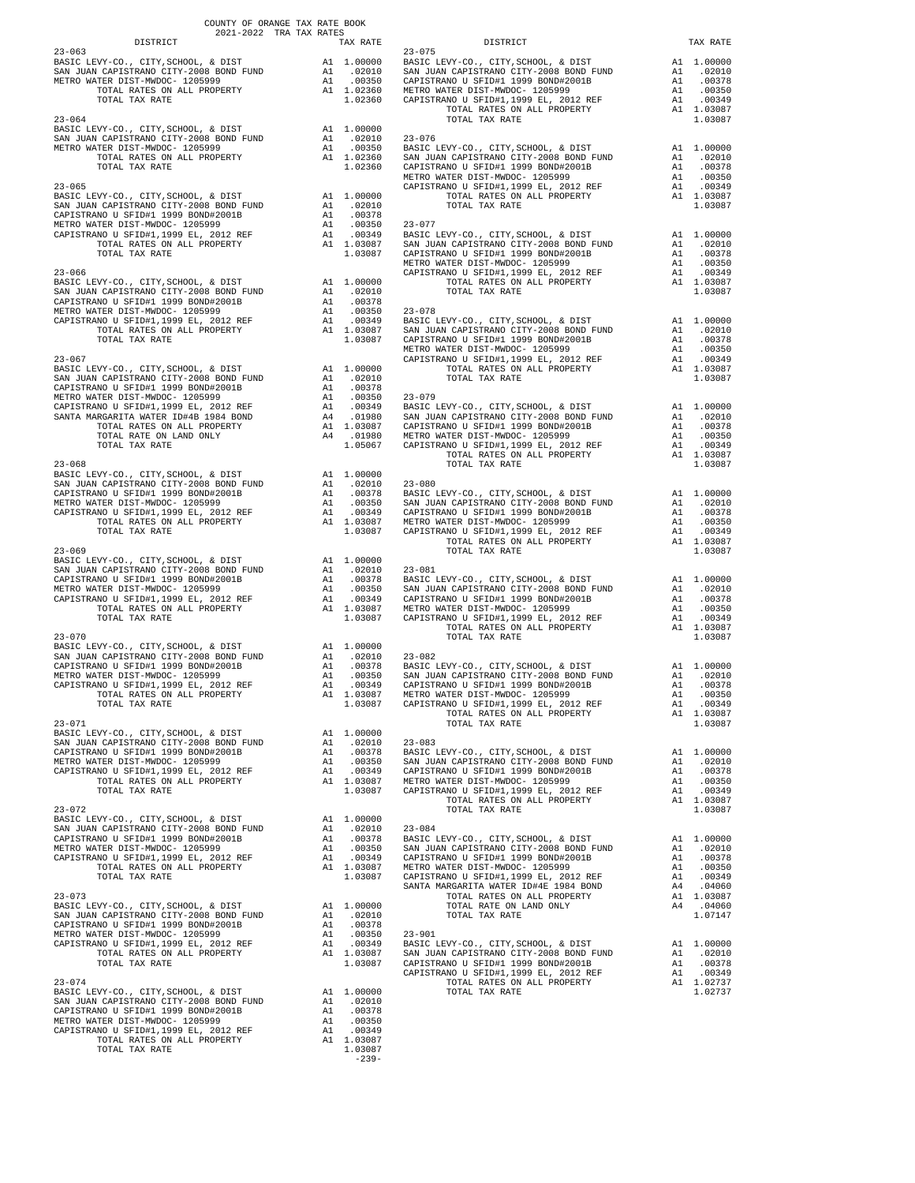COUNTY OF ORANGE TAX RATE BOOK
2021-2022 TRA TAX RATES

| DISTRICT | | TAX RATE |
|---|---|---|
| **23-063** | | |
| BASIC LEVY-CO., CITY,SCHOOL, & DIST | A1 | 1.00000 |
| SAN JUAN CAPISTRANO CITY-2008 BOND FUND | A1 | .02010 |
| METRO WATER DIST-MWDOC- 1205999 | A1 | .00350 |
| TOTAL RATES ON ALL PROPERTY | A1 | 1.02360 |
| TOTAL TAX RATE | | 1.02360 |
| **23-064** | | |
| BASIC LEVY-CO., CITY,SCHOOL, & DIST | A1 | 1.00000 |
| SAN JUAN CAPISTRANO CITY-2008 BOND FUND | A1 | .02010 |
| METRO WATER DIST-MWDOC- 1205999 | A1 | .00350 |
| TOTAL RATES ON ALL PROPERTY | A1 | 1.02360 |
| TOTAL TAX RATE | | 1.02360 |
| **23-065** | | |
| BASIC LEVY-CO., CITY,SCHOOL, & DIST | A1 | 1.00000 |
| SAN JUAN CAPISTRANO CITY-2008 BOND FUND | A1 | .02010 |
| CAPISTRANO U SFID#1 1999 BOND#2001B | A1 | .00378 |
| METRO WATER DIST-MWDOC- 1205999 | A1 | .00350 |
| CAPISTRANO U SFID#1,1999 EL, 2012 REF | A1 | .00349 |
| TOTAL RATES ON ALL PROPERTY | A1 | 1.03087 |
| TOTAL TAX RATE | | 1.03087 |
| **23-066** | | |
| BASIC LEVY-CO., CITY,SCHOOL, & DIST | A1 | 1.00000 |
| SAN JUAN CAPISTRANO CITY-2008 BOND FUND | A1 | .02010 |
| CAPISTRANO U SFID#1 1999 BOND#2001B | A1 | .00378 |
| METRO WATER DIST-MWDOC- 1205999 | A1 | .00350 |
| CAPISTRANO U SFID#1,1999 EL, 2012 REF | A1 | .00349 |
| TOTAL RATES ON ALL PROPERTY | A1 | 1.03087 |
| TOTAL TAX RATE | | 1.03087 |
| **23-067** | | |
| BASIC LEVY-CO., CITY,SCHOOL, & DIST | A1 | 1.00000 |
| SAN JUAN CAPISTRANO CITY-2008 BOND FUND | A1 | .02010 |
| CAPISTRANO U SFID#1 1999 BOND#2001B | A1 | .00378 |
| METRO WATER DIST-MWDOC- 1205999 | A1 | .00350 |
| CAPISTRANO U SFID#1,1999 EL, 2012 REF | A1 | .00349 |
| SANTA MARGARITA WATER ID#4B 1984 BOND | A4 | .01980 |
| TOTAL RATES ON ALL PROPERTY | A1 | 1.03087 |
| TOTAL RATE ON LAND ONLY | A4 | .01980 |
| TOTAL TAX RATE | | 1.05067 |
| **23-068** | | |
| BASIC LEVY-CO., CITY,SCHOOL, & DIST | A1 | 1.00000 |
| SAN JUAN CAPISTRANO CITY-2008 BOND FUND | A1 | .02010 |
| CAPISTRANO U SFID#1 1999 BOND#2001B | A1 | .00378 |
| METRO WATER DIST-MWDOC- 1205999 | A1 | .00350 |
| CAPISTRANO U SFID#1,1999 EL, 2012 REF | A1 | .00349 |
| TOTAL RATES ON ALL PROPERTY | A1 | 1.03087 |
| TOTAL TAX RATE | | 1.03087 |
| **23-069** | | |
| BASIC LEVY-CO., CITY,SCHOOL, & DIST | A1 | 1.00000 |
| SAN JUAN CAPISTRANO CITY-2008 BOND FUND | A1 | .02010 |
| CAPISTRANO U SFID#1 1999 BOND#2001B | A1 | .00378 |
| METRO WATER DIST-MWDOC- 1205999 | A1 | .00350 |
| CAPISTRANO U SFID#1,1999 EL, 2012 REF | A1 | .00349 |
| TOTAL RATES ON ALL PROPERTY | A1 | 1.03087 |
| TOTAL TAX RATE | | 1.03087 |
| **23-070** | | |
| BASIC LEVY-CO., CITY,SCHOOL, & DIST | A1 | 1.00000 |
| SAN JUAN CAPISTRANO CITY-2008 BOND FUND | A1 | .02010 |
| CAPISTRANO U SFID#1 1999 BOND#2001B | A1 | .00378 |
| METRO WATER DIST-MWDOC- 1205999 | A1 | .00350 |
| CAPISTRANO U SFID#1,1999 EL, 2012 REF | A1 | .00349 |
| TOTAL RATES ON ALL PROPERTY | A1 | 1.03087 |
| TOTAL TAX RATE | | 1.03087 |
| **23-071** | | |
| BASIC LEVY-CO., CITY,SCHOOL, & DIST | A1 | 1.00000 |
| SAN JUAN CAPISTRANO CITY-2008 BOND FUND | A1 | .02010 |
| CAPISTRANO U SFID#1 1999 BOND#2001B | A1 | .00378 |
| METRO WATER DIST-MWDOC- 1205999 | A1 | .00350 |
| CAPISTRANO U SFID#1,1999 EL, 2012 REF | A1 | .00349 |
| TOTAL RATES ON ALL PROPERTY | A1 | 1.03087 |
| TOTAL TAX RATE | | 1.03087 |
| **23-072** | | |
| BASIC LEVY-CO., CITY,SCHOOL, & DIST | A1 | 1.00000 |
| SAN JUAN CAPISTRANO CITY-2008 BOND FUND | A1 | .02010 |
| CAPISTRANO U SFID#1 1999 BOND#2001B | A1 | .00378 |
| METRO WATER DIST-MWDOC- 1205999 | A1 | .00350 |
| CAPISTRANO U SFID#1,1999 EL, 2012 REF | A1 | .00349 |
| TOTAL RATES ON ALL PROPERTY | A1 | 1.03087 |
| TOTAL TAX RATE | | 1.03087 |
| **23-073** | | |
| BASIC LEVY-CO., CITY,SCHOOL, & DIST | A1 | 1.00000 |
| SAN JUAN CAPISTRANO CITY-2008 BOND FUND | A1 | .02010 |
| CAPISTRANO U SFID#1 1999 BOND#2001B | A1 | .00378 |
| METRO WATER DIST-MWDOC- 1205999 | A1 | .00350 |
| CAPISTRANO U SFID#1,1999 EL, 2012 REF | A1 | .00349 |
| TOTAL RATES ON ALL PROPERTY | A1 | 1.03087 |
| TOTAL TAX RATE | | 1.03087 |
| **23-074** | | |
| BASIC LEVY-CO., CITY,SCHOOL, & DIST | A1 | 1.00000 |
| SAN JUAN CAPISTRANO CITY-2008 BOND FUND | A1 | .02010 |
| CAPISTRANO U SFID#1 1999 BOND#2001B | A1 | .00378 |
| METRO WATER DIST-MWDOC- 1205999 | A1 | .00350 |
| CAPISTRANO U SFID#1,1999 EL, 2012 REF | A1 | .00349 |
| TOTAL RATES ON ALL PROPERTY | A1 | 1.03087 |
| TOTAL TAX RATE | | 1.03087 |
| **23-075** | | |
| BASIC LEVY-CO., CITY,SCHOOL, & DIST | A1 | 1.00000 |
| SAN JUAN CAPISTRANO CITY-2008 BOND FUND | A1 | .02010 |
| CAPISTRANO U SFID#1 1999 BOND#2001B | A1 | .00378 |
| METRO WATER DIST-MWDOC- 1205999 | A1 | .00350 |
| CAPISTRANO U SFID#1,1999 EL, 2012 REF | A1 | .00349 |
| TOTAL RATES ON ALL PROPERTY | A1 | 1.03087 |
| TOTAL TAX RATE | | 1.03087 |
| **23-076** | | |
| BASIC LEVY-CO., CITY,SCHOOL, & DIST | A1 | 1.00000 |
| SAN JUAN CAPISTRANO CITY-2008 BOND FUND | A1 | .02010 |
| CAPISTRANO U SFID#1 1999 BOND#2001B | A1 | .00378 |
| METRO WATER DIST-MWDOC- 1205999 | A1 | .00350 |
| CAPISTRANO U SFID#1,1999 EL, 2012 REF | A1 | .00349 |
| TOTAL RATES ON ALL PROPERTY | A1 | 1.03087 |
| TOTAL TAX RATE | | 1.03087 |
| **23-077** | | |
| BASIC LEVY-CO., CITY,SCHOOL, & DIST | A1 | 1.00000 |
| SAN JUAN CAPISTRANO CITY-2008 BOND FUND | A1 | .02010 |
| CAPISTRANO U SFID#1 1999 BOND#2001B | A1 | .00378 |
| METRO WATER DIST-MWDOC- 1205999 | A1 | .00350 |
| CAPISTRANO U SFID#1,1999 EL, 2012 REF | A1 | .00349 |
| TOTAL RATES ON ALL PROPERTY | A1 | 1.03087 |
| TOTAL TAX RATE | | 1.03087 |
| **23-078** | | |
| BASIC LEVY-CO., CITY,SCHOOL, & DIST | A1 | 1.00000 |
| SAN JUAN CAPISTRANO CITY-2008 BOND FUND | A1 | .02010 |
| CAPISTRANO U SFID#1 1999 BOND#2001B | A1 | .00378 |
| METRO WATER DIST-MWDOC- 1205999 | A1 | .00350 |
| CAPISTRANO U SFID#1,1999 EL, 2012 REF | A1 | .00349 |
| TOTAL RATES ON ALL PROPERTY | A1 | 1.03087 |
| TOTAL TAX RATE | | 1.03087 |
| **23-079** | | |
| BASIC LEVY-CO., CITY,SCHOOL, & DIST | A1 | 1.00000 |
| SAN JUAN CAPISTRANO CITY-2008 BOND FUND | A1 | .02010 |
| CAPISTRANO U SFID#1 1999 BOND#2001B | A1 | .00378 |
| METRO WATER DIST-MWDOC- 1205999 | A1 | .00350 |
| CAPISTRANO U SFID#1,1999 EL, 2012 REF | A1 | .00349 |
| TOTAL RATES ON ALL PROPERTY | A1 | 1.03087 |
| TOTAL TAX RATE | | 1.03087 |
| **23-080** | | |
| BASIC LEVY-CO., CITY,SCHOOL, & DIST | A1 | 1.00000 |
| SAN JUAN CAPISTRANO CITY-2008 BOND FUND | A1 | .02010 |
| CAPISTRANO U SFID#1 1999 BOND#2001B | A1 | .00378 |
| METRO WATER DIST-MWDOC- 1205999 | A1 | .00350 |
| CAPISTRANO U SFID#1,1999 EL, 2012 REF | A1 | .00349 |
| TOTAL RATES ON ALL PROPERTY | A1 | 1.03087 |
| TOTAL TAX RATE | | 1.03087 |
| **23-081** | | |
| BASIC LEVY-CO., CITY,SCHOOL, & DIST | A1 | 1.00000 |
| SAN JUAN CAPISTRANO CITY-2008 BOND FUND | A1 | .02010 |
| CAPISTRANO U SFID#1 1999 BOND#2001B | A1 | .00378 |
| METRO WATER DIST-MWDOC- 1205999 | A1 | .00350 |
| CAPISTRANO U SFID#1,1999 EL, 2012 REF | A1 | .00349 |
| TOTAL RATES ON ALL PROPERTY | A1 | 1.03087 |
| TOTAL TAX RATE | | 1.03087 |
| **23-082** | | |
| BASIC LEVY-CO., CITY,SCHOOL, & DIST | A1 | 1.00000 |
| SAN JUAN CAPISTRANO CITY-2008 BOND FUND | A1 | .02010 |
| CAPISTRANO U SFID#1 1999 BOND#2001B | A1 | .00378 |
| METRO WATER DIST-MWDOC- 1205999 | A1 | .00350 |
| CAPISTRANO U SFID#1,1999 EL, 2012 REF | A1 | .00349 |
| TOTAL RATES ON ALL PROPERTY | A1 | 1.03087 |
| TOTAL TAX RATE | | 1.03087 |
| **23-083** | | |
| BASIC LEVY-CO., CITY,SCHOOL, & DIST | A1 | 1.00000 |
| SAN JUAN CAPISTRANO CITY-2008 BOND FUND | A1 | .02010 |
| CAPISTRANO U SFID#1 1999 BOND#2001B | A1 | .00378 |
| METRO WATER DIST-MWDOC- 1205999 | A1 | .00350 |
| CAPISTRANO U SFID#1,1999 EL, 2012 REF | A1 | .00349 |
| TOTAL RATES ON ALL PROPERTY | A1 | 1.03087 |
| TOTAL TAX RATE | | 1.03087 |
| **23-084** | | |
| BASIC LEVY-CO., CITY,SCHOOL, & DIST | A1 | 1.00000 |
| SAN JUAN CAPISTRANO CITY-2008 BOND FUND | A1 | .02010 |
| CAPISTRANO U SFID#1 1999 BOND#2001B | A1 | .00378 |
| METRO WATER DIST-MWDOC- 1205999 | A1 | .00350 |
| CAPISTRANO U SFID#1,1999 EL, 2012 REF | A1 | .00349 |
| SANTA MARGARITA WATER ID#4E 1984 BOND | A4 | .04060 |
| TOTAL RATES ON ALL PROPERTY | A1 | 1.03087 |
| TOTAL RATE ON LAND ONLY | A4 | .04060 |
| TOTAL TAX RATE | | 1.07147 |
| **23-901** | | |
| BASIC LEVY-CO., CITY,SCHOOL, & DIST | A1 | 1.00000 |
| SAN JUAN CAPISTRANO CITY-2008 BOND FUND | A1 | .02010 |
| CAPISTRANO U SFID#1 1999 BOND#2001B | A1 | .00378 |
| CAPISTRANO U SFID#1,1999 EL, 2012 REF | A1 | .00349 |
| TOTAL RATES ON ALL PROPERTY | A1 | 1.02737 |
| TOTAL TAX RATE | | 1.02737 |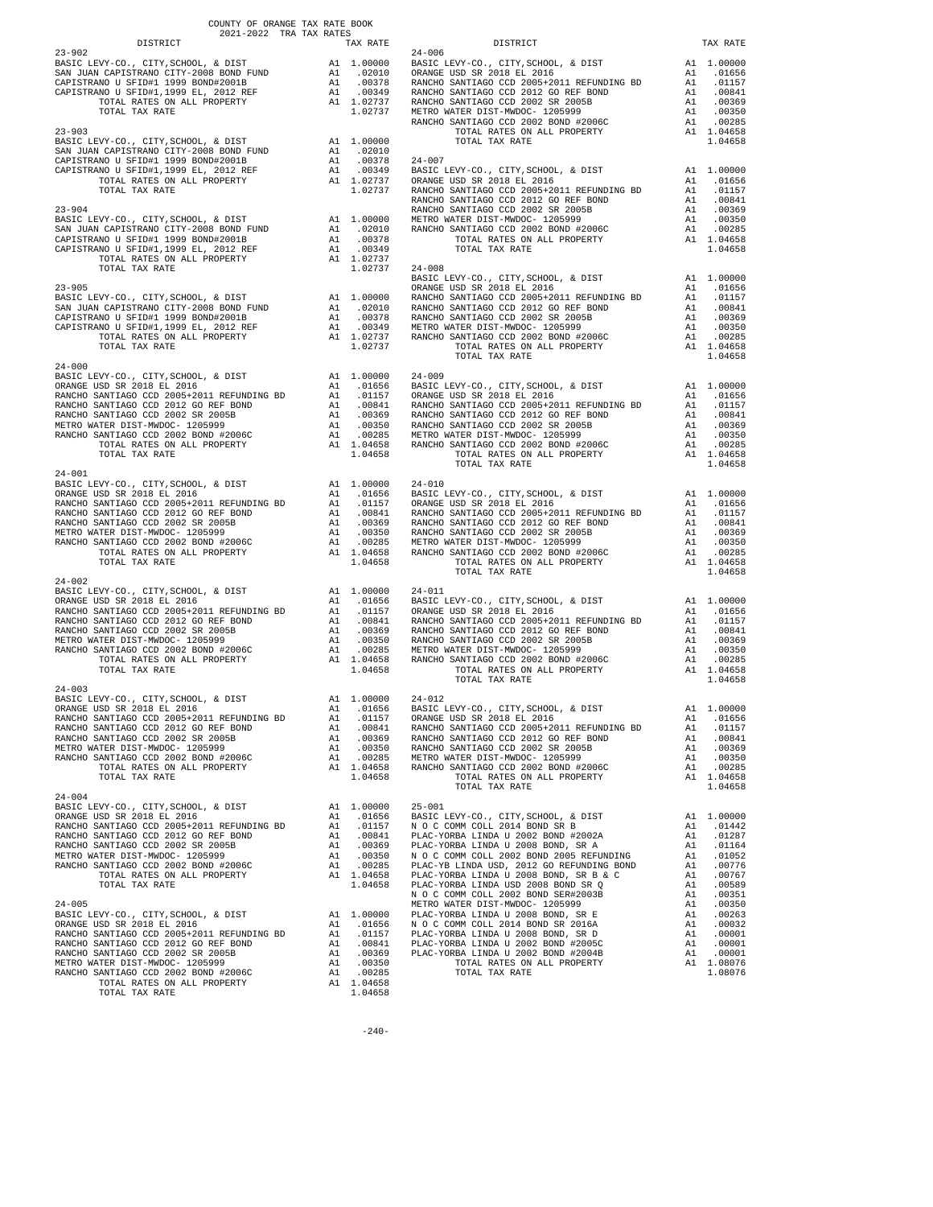COUNTY OF ORANGE TAX RATE BOOK
2021-2022 TRA TAX RATES

| DISTRICT | | TAX RATE |
|---|---|---|
| **23-902** | | |
| BASIC LEVY-CO., CITY,SCHOOL, & DIST | A1 | 1.00000 |
| SAN JUAN CAPISTRANO CITY-2008 BOND FUND | A1 | .02010 |
| CAPISTRANO U SFID#1 1999 BOND#2001B | A1 | .00378 |
| CAPISTRANO U SFID#1,1999 EL, 2012 REF | A1 | .00349 |
| TOTAL RATES ON ALL PROPERTY | A1 | 1.02737 |
| TOTAL TAX RATE | | 1.02737 |
| **23-903** | | |
| BASIC LEVY-CO., CITY,SCHOOL, & DIST | A1 | 1.00000 |
| SAN JUAN CAPISTRANO CITY-2008 BOND FUND | A1 | .02010 |
| CAPISTRANO U SFID#1 1999 BOND#2001B | A1 | .00378 |
| CAPISTRANO U SFID#1,1999 EL, 2012 REF | A1 | .00349 |
| TOTAL RATES ON ALL PROPERTY | A1 | 1.02737 |
| TOTAL TAX RATE | | 1.02737 |
| **23-904** | | |
| BASIC LEVY-CO., CITY,SCHOOL, & DIST | A1 | 1.00000 |
| SAN JUAN CAPISTRANO CITY-2008 BOND FUND | A1 | .02010 |
| CAPISTRANO U SFID#1 1999 BOND#2001B | A1 | .00378 |
| CAPISTRANO U SFID#1,1999 EL, 2012 REF | A1 | .00349 |
| TOTAL RATES ON ALL PROPERTY | A1 | 1.02737 |
| TOTAL TAX RATE | | 1.02737 |
| **23-905** | | |
| BASIC LEVY-CO., CITY,SCHOOL, & DIST | A1 | 1.00000 |
| SAN JUAN CAPISTRANO CITY-2008 BOND FUND | A1 | .02010 |
| CAPISTRANO U SFID#1 1999 BOND#2001B | A1 | .00378 |
| CAPISTRANO U SFID#1,1999 EL, 2012 REF | A1 | .00349 |
| TOTAL RATES ON ALL PROPERTY | A1 | 1.02737 |
| TOTAL TAX RATE | | 1.02737 |
| **24-000** | | |
| BASIC LEVY-CO., CITY,SCHOOL, & DIST | A1 | 1.00000 |
| ORANGE USD SR 2018 EL 2016 | A1 | .01656 |
| RANCHO SANTIAGO CCD 2005+2011 REFUNDING BD | A1 | .01157 |
| RANCHO SANTIAGO CCD 2012 GO REF BOND | A1 | .00841 |
| RANCHO SANTIAGO CCD 2002 SR 2005B | A1 | .00369 |
| METRO WATER DIST-MWDOC- 1205999 | A1 | .00350 |
| RANCHO SANTIAGO CCD 2002 BOND #2006C | A1 | .00285 |
| TOTAL RATES ON ALL PROPERTY | A1 | 1.04658 |
| TOTAL TAX RATE | | 1.04658 |
| **24-001** | | |
| BASIC LEVY-CO., CITY,SCHOOL, & DIST | A1 | 1.00000 |
| ORANGE USD SR 2018 EL 2016 | A1 | .01656 |
| RANCHO SANTIAGO CCD 2005+2011 REFUNDING BD | A1 | .01157 |
| RANCHO SANTIAGO CCD 2012 GO REF BOND | A1 | .00841 |
| RANCHO SANTIAGO CCD 2002 SR 2005B | A1 | .00369 |
| METRO WATER DIST-MWDOC- 1205999 | A1 | .00350 |
| RANCHO SANTIAGO CCD 2002 BOND #2006C | A1 | .00285 |
| TOTAL RATES ON ALL PROPERTY | A1 | 1.04658 |
| TOTAL TAX RATE | | 1.04658 |
| **24-002** | | |
| BASIC LEVY-CO., CITY,SCHOOL, & DIST | A1 | 1.00000 |
| ORANGE USD SR 2018 EL 2016 | A1 | .01656 |
| RANCHO SANTIAGO CCD 2005+2011 REFUNDING BD | A1 | .01157 |
| RANCHO SANTIAGO CCD 2012 GO REF BOND | A1 | .00841 |
| RANCHO SANTIAGO CCD 2002 SR 2005B | A1 | .00369 |
| METRO WATER DIST-MWDOC- 1205999 | A1 | .00350 |
| RANCHO SANTIAGO CCD 2002 BOND #2006C | A1 | .00285 |
| TOTAL RATES ON ALL PROPERTY | A1 | 1.04658 |
| TOTAL TAX RATE | | 1.04658 |
| **24-003** | | |
| BASIC LEVY-CO., CITY,SCHOOL, & DIST | A1 | 1.00000 |
| ORANGE USD SR 2018 EL 2016 | A1 | .01656 |
| RANCHO SANTIAGO CCD 2005+2011 REFUNDING BD | A1 | .01157 |
| RANCHO SANTIAGO CCD 2012 GO REF BOND | A1 | .00841 |
| RANCHO SANTIAGO CCD 2002 SR 2005B | A1 | .00369 |
| METRO WATER DIST-MWDOC- 1205999 | A1 | .00350 |
| RANCHO SANTIAGO CCD 2002 BOND #2006C | A1 | .00285 |
| TOTAL RATES ON ALL PROPERTY | A1 | 1.04658 |
| TOTAL TAX RATE | | 1.04658 |
| **24-004** | | |
| BASIC LEVY-CO., CITY,SCHOOL, & DIST | A1 | 1.00000 |
| ORANGE USD SR 2018 EL 2016 | A1 | .01656 |
| RANCHO SANTIAGO CCD 2005+2011 REFUNDING BD | A1 | .01157 |
| RANCHO SANTIAGO CCD 2012 GO REF BOND | A1 | .00841 |
| RANCHO SANTIAGO CCD 2002 SR 2005B | A1 | .00369 |
| METRO WATER DIST-MWDOC- 1205999 | A1 | .00350 |
| RANCHO SANTIAGO CCD 2002 BOND #2006C | A1 | .00285 |
| TOTAL RATES ON ALL PROPERTY | A1 | 1.04658 |
| TOTAL TAX RATE | | 1.04658 |
| **24-005** | | |
| BASIC LEVY-CO., CITY,SCHOOL, & DIST | A1 | 1.00000 |
| ORANGE USD SR 2018 EL 2016 | A1 | .01656 |
| RANCHO SANTIAGO CCD 2005+2011 REFUNDING BD | A1 | .01157 |
| RANCHO SANTIAGO CCD 2012 GO REF BOND | A1 | .00841 |
| RANCHO SANTIAGO CCD 2002 SR 2005B | A1 | .00369 |
| METRO WATER DIST-MWDOC- 1205999 | A1 | .00350 |
| RANCHO SANTIAGO CCD 2002 BOND #2006C | A1 | .00285 |
| TOTAL RATES ON ALL PROPERTY | A1 | 1.04658 |
| TOTAL TAX RATE | | 1.04658 |
| **24-006** | | |
| BASIC LEVY-CO., CITY,SCHOOL, & DIST | A1 | 1.00000 |
| ORANGE USD SR 2018 EL 2016 | A1 | .01656 |
| RANCHO SANTIAGO CCD 2005+2011 REFUNDING BD | A1 | .01157 |
| RANCHO SANTIAGO CCD 2012 GO REF BOND | A1 | .00841 |
| RANCHO SANTIAGO CCD 2002 SR 2005B | A1 | .00369 |
| METRO WATER DIST-MWDOC- 1205999 | A1 | .00350 |
| RANCHO SANTIAGO CCD 2002 BOND #2006C | A1 | .00285 |
| TOTAL RATES ON ALL PROPERTY | A1 | 1.04658 |
| TOTAL TAX RATE | | 1.04658 |
| **24-007** | | |
| BASIC LEVY-CO., CITY,SCHOOL, & DIST | A1 | 1.00000 |
| ORANGE USD SR 2018 EL 2016 | A1 | .01656 |
| RANCHO SANTIAGO CCD 2005+2011 REFUNDING BD | A1 | .01157 |
| RANCHO SANTIAGO CCD 2012 GO REF BOND | A1 | .00841 |
| RANCHO SANTIAGO CCD 2002 SR 2005B | A1 | .00369 |
| METRO WATER DIST-MWDOC- 1205999 | A1 | .00350 |
| RANCHO SANTIAGO CCD 2002 BOND #2006C | A1 | .00285 |
| TOTAL RATES ON ALL PROPERTY | A1 | 1.04658 |
| TOTAL TAX RATE | | 1.04658 |
| **24-008** | | |
| BASIC LEVY-CO., CITY,SCHOOL, & DIST | A1 | 1.00000 |
| ORANGE USD SR 2018 EL 2016 | A1 | .01656 |
| RANCHO SANTIAGO CCD 2005+2011 REFUNDING BD | A1 | .01157 |
| RANCHO SANTIAGO CCD 2012 GO REF BOND | A1 | .00841 |
| RANCHO SANTIAGO CCD 2002 SR 2005B | A1 | .00369 |
| METRO WATER DIST-MWDOC- 1205999 | A1 | .00350 |
| RANCHO SANTIAGO CCD 2002 BOND #2006C | A1 | .00285 |
| TOTAL RATES ON ALL PROPERTY | A1 | 1.04658 |
| TOTAL TAX RATE | | 1.04658 |
| **24-009** | | |
| BASIC LEVY-CO., CITY,SCHOOL, & DIST | A1 | 1.00000 |
| ORANGE USD SR 2018 EL 2016 | A1 | .01656 |
| RANCHO SANTIAGO CCD 2005+2011 REFUNDING BD | A1 | .01157 |
| RANCHO SANTIAGO CCD 2012 GO REF BOND | A1 | .00841 |
| RANCHO SANTIAGO CCD 2002 SR 2005B | A1 | .00369 |
| METRO WATER DIST-MWDOC- 1205999 | A1 | .00350 |
| RANCHO SANTIAGO CCD 2002 BOND #2006C | A1 | .00285 |
| TOTAL RATES ON ALL PROPERTY | A1 | 1.04658 |
| TOTAL TAX RATE | | 1.04658 |
| **24-010** | | |
| BASIC LEVY-CO., CITY,SCHOOL, & DIST | A1 | 1.00000 |
| ORANGE USD SR 2018 EL 2016 | A1 | .01656 |
| RANCHO SANTIAGO CCD 2005+2011 REFUNDING BD | A1 | .01157 |
| RANCHO SANTIAGO CCD 2012 GO REF BOND | A1 | .00841 |
| RANCHO SANTIAGO CCD 2002 SR 2005B | A1 | .00369 |
| METRO WATER DIST-MWDOC- 1205999 | A1 | .00350 |
| RANCHO SANTIAGO CCD 2002 BOND #2006C | A1 | .00285 |
| TOTAL RATES ON ALL PROPERTY | A1 | 1.04658 |
| TOTAL TAX RATE | | 1.04658 |
| **24-011** | | |
| BASIC LEVY-CO., CITY,SCHOOL, & DIST | A1 | 1.00000 |
| ORANGE USD SR 2018 EL 2016 | A1 | .01656 |
| RANCHO SANTIAGO CCD 2005+2011 REFUNDING BD | A1 | .01157 |
| RANCHO SANTIAGO CCD 2012 GO REF BOND | A1 | .00841 |
| RANCHO SANTIAGO CCD 2002 SR 2005B | A1 | .00369 |
| METRO WATER DIST-MWDOC- 1205999 | A1 | .00350 |
| RANCHO SANTIAGO CCD 2002 BOND #2006C | A1 | .00285 |
| TOTAL RATES ON ALL PROPERTY | A1 | 1.04658 |
| TOTAL TAX RATE | | 1.04658 |
| **24-012** | | |
| BASIC LEVY-CO., CITY,SCHOOL, & DIST | A1 | 1.00000 |
| ORANGE USD SR 2018 EL 2016 | A1 | .01656 |
| RANCHO SANTIAGO CCD 2005+2011 REFUNDING BD | A1 | .01157 |
| RANCHO SANTIAGO CCD 2012 GO REF BOND | A1 | .00841 |
| RANCHO SANTIAGO CCD 2002 SR 2005B | A1 | .00369 |
| METRO WATER DIST-MWDOC- 1205999 | A1 | .00350 |
| RANCHO SANTIAGO CCD 2002 BOND #2006C | A1 | .00285 |
| TOTAL RATES ON ALL PROPERTY | A1 | 1.04658 |
| TOTAL TAX RATE | | 1.04658 |
| **25-001** | | |
| BASIC LEVY-CO., CITY,SCHOOL, & DIST | A1 | 1.00000 |
| N O C COMM COLL 2014 BOND SR B | A1 | .01442 |
| PLAC-YORBA LINDA U 2002 BOND #2002A | A1 | .01287 |
| PLAC-YORBA LINDA U 2008 BOND, SR A | A1 | .01164 |
| N O C COMM COLL 2002 BOND 2005 REFUNDING | A1 | .01052 |
| PLAC-YB LINDA USD, 2012 GO REFUNDING BOND | A1 | .00776 |
| PLAC-YORBA LINDA U 2008 BOND, SR B & C | A1 | .00767 |
| PLAC-YORBA LINDA USD 2008 BOND SR Q | A1 | .00589 |
| N O C COMM COLL 2002 BOND SER#2003B | A1 | .00351 |
| METRO WATER DIST-MWDOC- 1205999 | A1 | .00350 |
| PLAC-YORBA LINDA U 2008 BOND, SR E | A1 | .00263 |
| N O C COMM COLL 2014 BOND SR 2016A | A1 | .00032 |
| PLAC-YORBA LINDA U 2008 BOND, SR D | A1 | .00001 |
| PLAC-YORBA LINDA U 2002 BOND #2005C | A1 | .00001 |
| PLAC-YORBA LINDA U 2002 BOND #2004B | A1 | .00001 |
| TOTAL RATES ON ALL PROPERTY | A1 | 1.08076 |
| TOTAL TAX RATE | | 1.08076 |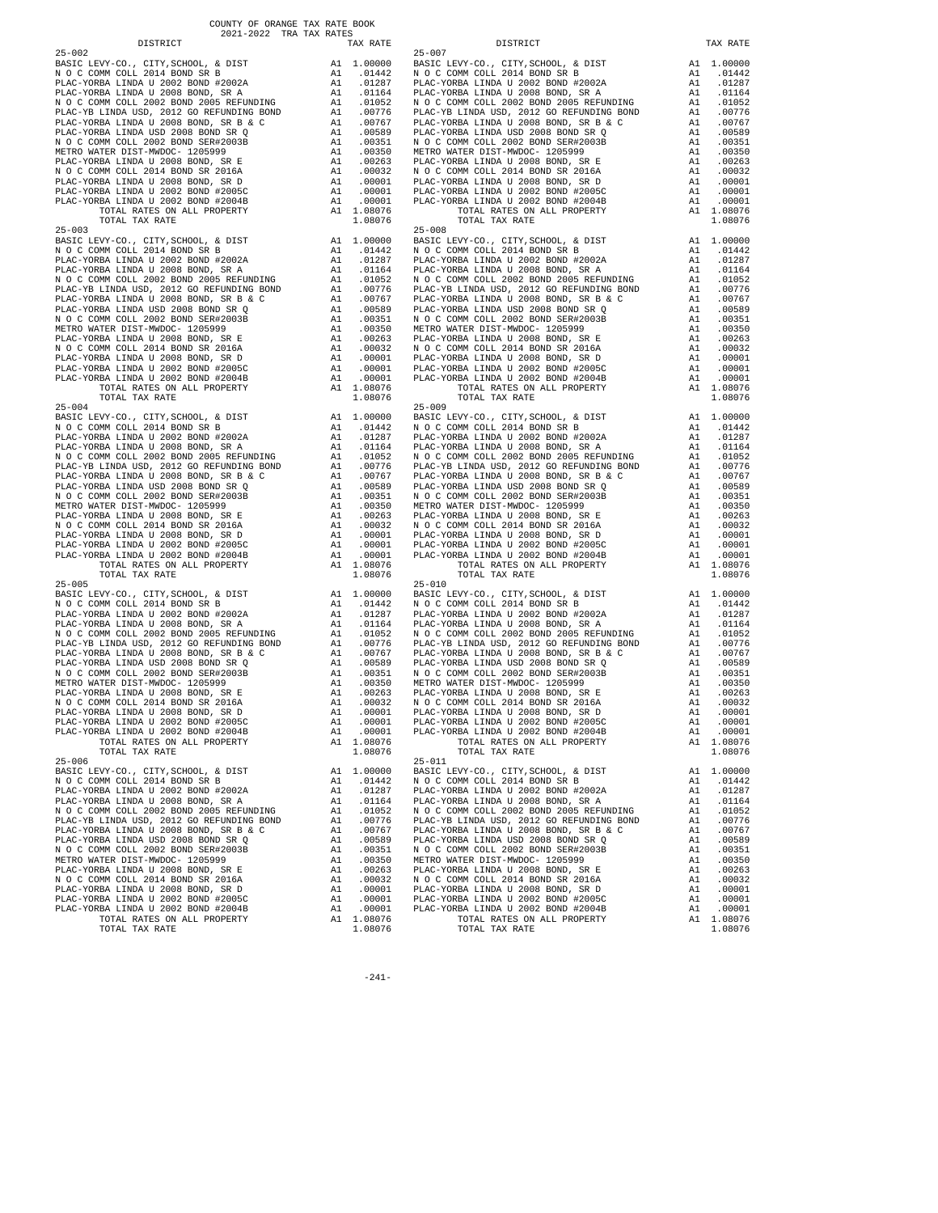COUNTY OF ORANGE TAX RATE BOOK
2021-2022 TRA TAX RATES

| DISTRICT | | TAX RATE |
|---|---|---|
| 25-002 | | |
| BASIC LEVY-CO., CITY,SCHOOL, & DIST | A1 | 1.00000 |
| N O C COMM COLL 2014 BOND SR B | A1 | .01442 |
| PLAC-YORBA LINDA U 2002 BOND #2002A | A1 | .01287 |
| PLAC-YORBA LINDA U 2008 BOND, SR A | A1 | .01164 |
| N O C COMM COLL 2002 BOND 2005 REFUNDING | A1 | .01052 |
| PLAC-YB LINDA USD, 2012 GO REFUNDING BOND | A1 | .00776 |
| PLAC-YORBA LINDA U 2008 BOND, SR B & C | A1 | .00767 |
| PLAC-YORBA LINDA USD 2008 BOND SR Q | A1 | .00589 |
| N O C COMM COLL 2002 BOND SER#2003B | A1 | .00351 |
| METRO WATER DIST-MWDOC- 1205999 | A1 | .00350 |
| PLAC-YORBA LINDA U 2008 BOND, SR E | A1 | .00263 |
| N O C COMM COLL 2014 BOND SR 2016A | A1 | .00032 |
| PLAC-YORBA LINDA U 2008 BOND, SR D | A1 | .00001 |
| PLAC-YORBA LINDA U 2002 BOND #2005C | A1 | .00001 |
| PLAC-YORBA LINDA U 2002 BOND #2004B | A1 | .00001 |
| TOTAL RATES ON ALL PROPERTY | A1 | 1.08076 |
| TOTAL TAX RATE | | 1.08076 |
| 25-003 | | |
| BASIC LEVY-CO., CITY,SCHOOL, & DIST | A1 | 1.00000 |
| N O C COMM COLL 2014 BOND SR B | A1 | .01442 |
| PLAC-YORBA LINDA U 2002 BOND #2002A | A1 | .01287 |
| PLAC-YORBA LINDA U 2008 BOND, SR A | A1 | .01164 |
| N O C COMM COLL 2002 BOND 2005 REFUNDING | A1 | .01052 |
| PLAC-YB LINDA USD, 2012 GO REFUNDING BOND | A1 | .00776 |
| PLAC-YORBA LINDA U 2008 BOND, SR B & C | A1 | .00767 |
| PLAC-YORBA LINDA USD 2008 BOND SR Q | A1 | .00589 |
| N O C COMM COLL 2002 BOND SER#2003B | A1 | .00351 |
| METRO WATER DIST-MWDOC- 1205999 | A1 | .00350 |
| PLAC-YORBA LINDA U 2008 BOND, SR E | A1 | .00263 |
| N O C COMM COLL 2014 BOND SR 2016A | A1 | .00032 |
| PLAC-YORBA LINDA U 2008 BOND, SR D | A1 | .00001 |
| PLAC-YORBA LINDA U 2002 BOND #2005C | A1 | .00001 |
| PLAC-YORBA LINDA U 2002 BOND #2004B | A1 | .00001 |
| TOTAL RATES ON ALL PROPERTY | A1 | 1.08076 |
| TOTAL TAX RATE | | 1.08076 |
| 25-004 | | |
| BASIC LEVY-CO., CITY,SCHOOL, & DIST | A1 | 1.00000 |
| N O C COMM COLL 2014 BOND SR B | A1 | .01442 |
| PLAC-YORBA LINDA U 2002 BOND #2002A | A1 | .01287 |
| PLAC-YORBA LINDA U 2008 BOND, SR A | A1 | .01164 |
| N O C COMM COLL 2002 BOND 2005 REFUNDING | A1 | .01052 |
| PLAC-YB LINDA USD, 2012 GO REFUNDING BOND | A1 | .00776 |
| PLAC-YORBA LINDA U 2008 BOND, SR B & C | A1 | .00767 |
| PLAC-YORBA LINDA USD 2008 BOND SR Q | A1 | .00589 |
| N O C COMM COLL 2002 BOND SER#2003B | A1 | .00351 |
| METRO WATER DIST-MWDOC- 1205999 | A1 | .00350 |
| PLAC-YORBA LINDA U 2008 BOND, SR E | A1 | .00263 |
| N O C COMM COLL 2014 BOND SR 2016A | A1 | .00032 |
| PLAC-YORBA LINDA U 2008 BOND, SR D | A1 | .00001 |
| PLAC-YORBA LINDA U 2002 BOND #2005C | A1 | .00001 |
| PLAC-YORBA LINDA U 2002 BOND #2004B | A1 | .00001 |
| TOTAL RATES ON ALL PROPERTY | A1 | 1.08076 |
| TOTAL TAX RATE | | 1.08076 |
| 25-005 | | |
| BASIC LEVY-CO., CITY,SCHOOL, & DIST | A1 | 1.00000 |
| N O C COMM COLL 2014 BOND SR B | A1 | .01442 |
| PLAC-YORBA LINDA U 2002 BOND #2002A | A1 | .01287 |
| PLAC-YORBA LINDA U 2008 BOND, SR A | A1 | .01164 |
| N O C COMM COLL 2002 BOND 2005 REFUNDING | A1 | .01052 |
| PLAC-YB LINDA USD, 2012 GO REFUNDING BOND | A1 | .00776 |
| PLAC-YORBA LINDA U 2008 BOND, SR B & C | A1 | .00767 |
| PLAC-YORBA LINDA USD 2008 BOND SR Q | A1 | .00589 |
| N O C COMM COLL 2002 BOND SER#2003B | A1 | .00351 |
| METRO WATER DIST-MWDOC- 1205999 | A1 | .00350 |
| PLAC-YORBA LINDA U 2008 BOND, SR E | A1 | .00263 |
| N O C COMM COLL 2014 BOND SR 2016A | A1 | .00032 |
| PLAC-YORBA LINDA U 2008 BOND, SR D | A1 | .00001 |
| PLAC-YORBA LINDA U 2002 BOND #2005C | A1 | .00001 |
| PLAC-YORBA LINDA U 2002 BOND #2004B | A1 | .00001 |
| TOTAL RATES ON ALL PROPERTY | A1 | 1.08076 |
| TOTAL TAX RATE | | 1.08076 |
| 25-006 | | |
| BASIC LEVY-CO., CITY,SCHOOL, & DIST | A1 | 1.00000 |
| N O C COMM COLL 2014 BOND SR B | A1 | .01442 |
| PLAC-YORBA LINDA U 2002 BOND #2002A | A1 | .01287 |
| PLAC-YORBA LINDA U 2008 BOND, SR A | A1 | .01164 |
| N O C COMM COLL 2002 BOND 2005 REFUNDING | A1 | .01052 |
| PLAC-YB LINDA USD, 2012 GO REFUNDING BOND | A1 | .00776 |
| PLAC-YORBA LINDA U 2008 BOND, SR B & C | A1 | .00767 |
| PLAC-YORBA LINDA USD 2008 BOND SR Q | A1 | .00589 |
| N O C COMM COLL 2002 BOND SER#2003B | A1 | .00351 |
| METRO WATER DIST-MWDOC- 1205999 | A1 | .00350 |
| PLAC-YORBA LINDA U 2008 BOND, SR E | A1 | .00263 |
| N O C COMM COLL 2014 BOND SR 2016A | A1 | .00032 |
| PLAC-YORBA LINDA U 2008 BOND, SR D | A1 | .00001 |
| PLAC-YORBA LINDA U 2002 BOND #2005C | A1 | .00001 |
| PLAC-YORBA LINDA U 2002 BOND #2004B | A1 | .00001 |
| TOTAL RATES ON ALL PROPERTY | A1 | 1.08076 |
| TOTAL TAX RATE | | 1.08076 |
| 25-007 | | |
| BASIC LEVY-CO., CITY,SCHOOL, & DIST | A1 | 1.00000 |
| N O C COMM COLL 2014 BOND SR B | A1 | .01442 |
| PLAC-YORBA LINDA U 2002 BOND #2002A | A1 | .01287 |
| PLAC-YORBA LINDA U 2008 BOND, SR A | A1 | .01164 |
| N O C COMM COLL 2002 BOND 2005 REFUNDING | A1 | .01052 |
| PLAC-YB LINDA USD, 2012 GO REFUNDING BOND | A1 | .00776 |
| PLAC-YORBA LINDA U 2008 BOND, SR B & C | A1 | .00767 |
| PLAC-YORBA LINDA USD 2008 BOND SR Q | A1 | .00589 |
| N O C COMM COLL 2002 BOND SER#2003B | A1 | .00351 |
| METRO WATER DIST-MWDOC- 1205999 | A1 | .00350 |
| PLAC-YORBA LINDA U 2008 BOND, SR E | A1 | .00263 |
| N O C COMM COLL 2014 BOND SR 2016A | A1 | .00032 |
| PLAC-YORBA LINDA U 2008 BOND, SR D | A1 | .00001 |
| PLAC-YORBA LINDA U 2002 BOND #2005C | A1 | .00001 |
| PLAC-YORBA LINDA U 2002 BOND #2004B | A1 | .00001 |
| TOTAL RATES ON ALL PROPERTY | A1 | 1.08076 |
| TOTAL TAX RATE | | 1.08076 |
| 25-008 | | |
| BASIC LEVY-CO., CITY,SCHOOL, & DIST | A1 | 1.00000 |
| N O C COMM COLL 2014 BOND SR B | A1 | .01442 |
| PLAC-YORBA LINDA U 2002 BOND #2002A | A1 | .01287 |
| PLAC-YORBA LINDA U 2008 BOND, SR A | A1 | .01164 |
| N O C COMM COLL 2002 BOND 2005 REFUNDING | A1 | .01052 |
| PLAC-YB LINDA USD, 2012 GO REFUNDING BOND | A1 | .00776 |
| PLAC-YORBA LINDA U 2008 BOND, SR B & C | A1 | .00767 |
| PLAC-YORBA LINDA USD 2008 BOND SR Q | A1 | .00589 |
| N O C COMM COLL 2002 BOND SER#2003B | A1 | .00351 |
| METRO WATER DIST-MWDOC- 1205999 | A1 | .00350 |
| PLAC-YORBA LINDA U 2008 BOND, SR E | A1 | .00263 |
| N O C COMM COLL 2014 BOND SR 2016A | A1 | .00032 |
| PLAC-YORBA LINDA U 2008 BOND, SR D | A1 | .00001 |
| PLAC-YORBA LINDA U 2002 BOND #2005C | A1 | .00001 |
| PLAC-YORBA LINDA U 2002 BOND #2004B | A1 | .00001 |
| TOTAL RATES ON ALL PROPERTY | A1 | 1.08076 |
| TOTAL TAX RATE | | 1.08076 |
| 25-009 | | |
| BASIC LEVY-CO., CITY,SCHOOL, & DIST | A1 | 1.00000 |
| N O C COMM COLL 2014 BOND SR B | A1 | .01442 |
| PLAC-YORBA LINDA U 2002 BOND #2002A | A1 | .01287 |
| PLAC-YORBA LINDA U 2008 BOND, SR A | A1 | .01164 |
| N O C COMM COLL 2002 BOND 2005 REFUNDING | A1 | .01052 |
| PLAC-YB LINDA USD, 2012 GO REFUNDING BOND | A1 | .00776 |
| PLAC-YORBA LINDA U 2008 BOND, SR B & C | A1 | .00767 |
| PLAC-YORBA LINDA USD 2008 BOND SR Q | A1 | .00589 |
| N O C COMM COLL 2002 BOND SER#2003B | A1 | .00351 |
| METRO WATER DIST-MWDOC- 1205999 | A1 | .00350 |
| PLAC-YORBA LINDA U 2008 BOND, SR E | A1 | .00263 |
| N O C COMM COLL 2014 BOND SR 2016A | A1 | .00032 |
| PLAC-YORBA LINDA U 2008 BOND, SR D | A1 | .00001 |
| PLAC-YORBA LINDA U 2002 BOND #2005C | A1 | .00001 |
| PLAC-YORBA LINDA U 2002 BOND #2004B | A1 | .00001 |
| TOTAL RATES ON ALL PROPERTY | A1 | 1.08076 |
| TOTAL TAX RATE | | 1.08076 |
| 25-010 | | |
| BASIC LEVY-CO., CITY,SCHOOL, & DIST | A1 | 1.00000 |
| N O C COMM COLL 2014 BOND SR B | A1 | .01442 |
| PLAC-YORBA LINDA U 2002 BOND #2002A | A1 | .01287 |
| PLAC-YORBA LINDA U 2008 BOND, SR A | A1 | .01164 |
| N O C COMM COLL 2002 BOND 2005 REFUNDING | A1 | .01052 |
| PLAC-YB LINDA USD, 2012 GO REFUNDING BOND | A1 | .00776 |
| PLAC-YORBA LINDA U 2008 BOND, SR B & C | A1 | .00767 |
| PLAC-YORBA LINDA USD 2008 BOND SR Q | A1 | .00589 |
| N O C COMM COLL 2002 BOND SER#2003B | A1 | .00351 |
| METRO WATER DIST-MWDOC- 1205999 | A1 | .00350 |
| PLAC-YORBA LINDA U 2008 BOND, SR E | A1 | .00263 |
| N O C COMM COLL 2014 BOND SR 2016A | A1 | .00032 |
| PLAC-YORBA LINDA U 2008 BOND, SR D | A1 | .00001 |
| PLAC-YORBA LINDA U 2002 BOND #2005C | A1 | .00001 |
| PLAC-YORBA LINDA U 2002 BOND #2004B | A1 | .00001 |
| TOTAL RATES ON ALL PROPERTY | A1 | 1.08076 |
| TOTAL TAX RATE | | 1.08076 |
| 25-011 | | |
| BASIC LEVY-CO., CITY,SCHOOL, & DIST | A1 | 1.00000 |
| N O C COMM COLL 2014 BOND SR B | A1 | .01442 |
| PLAC-YORBA LINDA U 2002 BOND #2002A | A1 | .01287 |
| PLAC-YORBA LINDA U 2008 BOND, SR A | A1 | .01164 |
| N O C COMM COLL 2002 BOND 2005 REFUNDING | A1 | .01052 |
| PLAC-YB LINDA USD, 2012 GO REFUNDING BOND | A1 | .00776 |
| PLAC-YORBA LINDA U 2008 BOND, SR B & C | A1 | .00767 |
| PLAC-YORBA LINDA USD 2008 BOND SR Q | A1 | .00589 |
| N O C COMM COLL 2002 BOND SER#2003B | A1 | .00351 |
| METRO WATER DIST-MWDOC- 1205999 | A1 | .00350 |
| PLAC-YORBA LINDA U 2008 BOND, SR E | A1 | .00263 |
| N O C COMM COLL 2014 BOND SR 2016A | A1 | .00032 |
| PLAC-YORBA LINDA U 2008 BOND, SR D | A1 | .00001 |
| PLAC-YORBA LINDA U 2002 BOND #2005C | A1 | .00001 |
| PLAC-YORBA LINDA U 2002 BOND #2004B | A1 | .00001 |
| TOTAL RATES ON ALL PROPERTY | A1 | 1.08076 |
| TOTAL TAX RATE | | 1.08076 |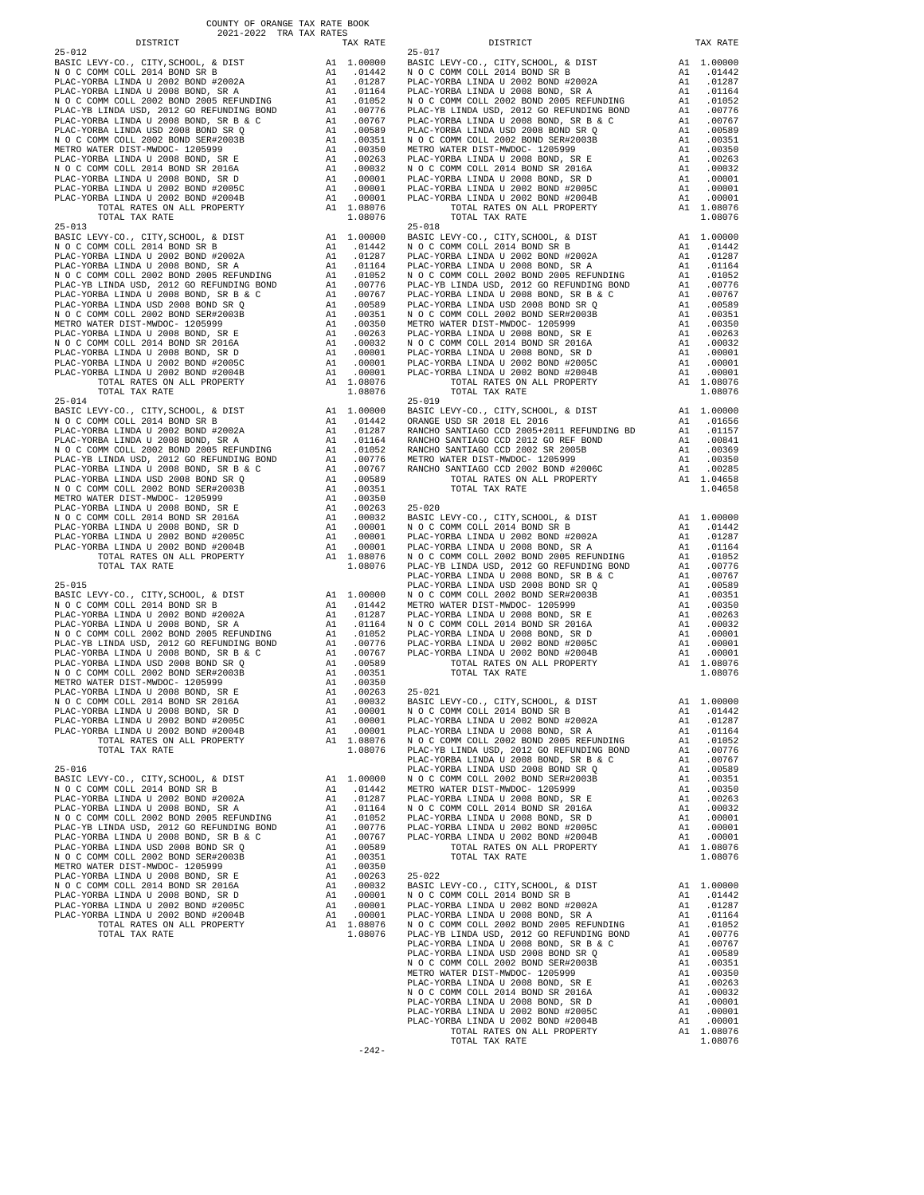COUNTY OF ORANGE TAX RATE BOOK
2021-2022 TRA TAX RATES

| DISTRICT | | TAX RATE |
|---|---|---|
| **25-012** | | |
| BASIC LEVY-CO., CITY,SCHOOL, & DIST | A1 | 1.00000 |
| N O C COMM COLL 2014 BOND SR B | A1 | .01442 |
| PLAC-YORBA LINDA U 2002 BOND #2002A | A1 | .01287 |
| PLAC-YORBA LINDA U 2008 BOND, SR A | A1 | .01164 |
| N O C COMM COLL 2002 BOND 2005 REFUNDING | A1 | .01052 |
| PLAC-YB LINDA USD, 2012 GO REFUNDING BOND | A1 | .00776 |
| PLAC-YORBA LINDA U 2008 BOND, SR B & C | A1 | .00767 |
| PLAC-YORBA LINDA USD 2008 BOND SR Q | A1 | .00589 |
| N O C COMM COLL 2002 BOND SER#2003B | A1 | .00351 |
| METRO WATER DIST-MWDOC- 1205999 | A1 | .00350 |
| PLAC-YORBA LINDA U 2008 BOND, SR E | A1 | .00263 |
| N O C COMM COLL 2014 BOND SR 2016A | A1 | .00032 |
| PLAC-YORBA LINDA U 2008 BOND, SR D | A1 | .00001 |
| PLAC-YORBA LINDA U 2002 BOND #2005C | A1 | .00001 |
| PLAC-YORBA LINDA U 2002 BOND #2004B | A1 | .00001 |
| TOTAL RATES ON ALL PROPERTY | A1 | 1.08076 |
| TOTAL TAX RATE | | 1.08076 |
| **25-013** | | |
| BASIC LEVY-CO., CITY,SCHOOL, & DIST | A1 | 1.00000 |
| N O C COMM COLL 2014 BOND SR B | A1 | .01442 |
| PLAC-YORBA LINDA U 2002 BOND #2002A | A1 | .01287 |
| PLAC-YORBA LINDA U 2008 BOND, SR A | A1 | .01164 |
| N O C COMM COLL 2002 BOND 2005 REFUNDING | A1 | .01052 |
| PLAC-YB LINDA USD, 2012 GO REFUNDING BOND | A1 | .00776 |
| PLAC-YORBA LINDA U 2008 BOND, SR B & C | A1 | .00767 |
| PLAC-YORBA LINDA USD 2008 BOND SR Q | A1 | .00589 |
| N O C COMM COLL 2002 BOND SER#2003B | A1 | .00351 |
| METRO WATER DIST-MWDOC- 1205999 | A1 | .00350 |
| PLAC-YORBA LINDA U 2008 BOND, SR E | A1 | .00263 |
| N O C COMM COLL 2014 BOND SR 2016A | A1 | .00032 |
| PLAC-YORBA LINDA U 2008 BOND, SR D | A1 | .00001 |
| PLAC-YORBA LINDA U 2002 BOND #2005C | A1 | .00001 |
| PLAC-YORBA LINDA U 2002 BOND #2004B | A1 | .00001 |
| TOTAL RATES ON ALL PROPERTY | A1 | 1.08076 |
| TOTAL TAX RATE | | 1.08076 |
| **25-014** | | |
| BASIC LEVY-CO., CITY,SCHOOL, & DIST | A1 | 1.00000 |
| N O C COMM COLL 2014 BOND SR B | A1 | .01442 |
| PLAC-YORBA LINDA U 2002 BOND #2002A | A1 | .01287 |
| PLAC-YORBA LINDA U 2008 BOND, SR A | A1 | .01164 |
| N O C COMM COLL 2002 BOND 2005 REFUNDING | A1 | .01052 |
| PLAC-YB LINDA USD, 2012 GO REFUNDING BOND | A1 | .00776 |
| PLAC-YORBA LINDA U 2008 BOND, SR B & C | A1 | .00767 |
| PLAC-YORBA LINDA USD 2008 BOND SR Q | A1 | .00589 |
| N O C COMM COLL 2002 BOND SER#2003B | A1 | .00351 |
| METRO WATER DIST-MWDOC- 1205999 | A1 | .00350 |
| PLAC-YORBA LINDA U 2008 BOND, SR E | A1 | .00263 |
| N O C COMM COLL 2014 BOND SR 2016A | A1 | .00032 |
| PLAC-YORBA LINDA U 2008 BOND, SR D | A1 | .00001 |
| PLAC-YORBA LINDA U 2002 BOND #2005C | A1 | .00001 |
| PLAC-YORBA LINDA U 2002 BOND #2004B | A1 | .00001 |
| TOTAL RATES ON ALL PROPERTY | A1 | 1.08076 |
| TOTAL TAX RATE | | 1.08076 |
| **25-015** | | |
| BASIC LEVY-CO., CITY,SCHOOL, & DIST | A1 | 1.00000 |
| N O C COMM COLL 2014 BOND SR B | A1 | .01442 |
| PLAC-YORBA LINDA U 2002 BOND #2002A | A1 | .01287 |
| PLAC-YORBA LINDA U 2008 BOND, SR A | A1 | .01164 |
| N O C COMM COLL 2002 BOND 2005 REFUNDING | A1 | .01052 |
| PLAC-YB LINDA USD, 2012 GO REFUNDING BOND | A1 | .00776 |
| PLAC-YORBA LINDA U 2008 BOND, SR B & C | A1 | .00767 |
| PLAC-YORBA LINDA USD 2008 BOND SR Q | A1 | .00589 |
| N O C COMM COLL 2002 BOND SER#2003B | A1 | .00351 |
| METRO WATER DIST-MWDOC- 1205999 | A1 | .00350 |
| PLAC-YORBA LINDA U 2008 BOND, SR E | A1 | .00263 |
| N O C COMM COLL 2014 BOND SR 2016A | A1 | .00032 |
| PLAC-YORBA LINDA U 2008 BOND, SR D | A1 | .00001 |
| PLAC-YORBA LINDA U 2002 BOND #2005C | A1 | .00001 |
| PLAC-YORBA LINDA U 2002 BOND #2004B | A1 | .00001 |
| TOTAL RATES ON ALL PROPERTY | A1 | 1.08076 |
| TOTAL TAX RATE | | 1.08076 |
| **25-016** | | |
| BASIC LEVY-CO., CITY,SCHOOL, & DIST | A1 | 1.00000 |
| N O C COMM COLL 2014 BOND SR B | A1 | .01442 |
| PLAC-YORBA LINDA U 2002 BOND #2002A | A1 | .01287 |
| PLAC-YORBA LINDA U 2008 BOND, SR A | A1 | .01164 |
| N O C COMM COLL 2002 BOND 2005 REFUNDING | A1 | .01052 |
| PLAC-YB LINDA USD, 2012 GO REFUNDING BOND | A1 | .00776 |
| PLAC-YORBA LINDA U 2008 BOND, SR B & C | A1 | .00767 |
| PLAC-YORBA LINDA USD 2008 BOND SR Q | A1 | .00589 |
| N O C COMM COLL 2002 BOND SER#2003B | A1 | .00351 |
| METRO WATER DIST-MWDOC- 1205999 | A1 | .00350 |
| PLAC-YORBA LINDA U 2008 BOND, SR E | A1 | .00263 |
| N O C COMM COLL 2014 BOND SR 2016A | A1 | .00032 |
| PLAC-YORBA LINDA U 2008 BOND, SR D | A1 | .00001 |
| PLAC-YORBA LINDA U 2002 BOND #2005C | A1 | .00001 |
| PLAC-YORBA LINDA U 2002 BOND #2004B | A1 | .00001 |
| TOTAL RATES ON ALL PROPERTY | A1 | 1.08076 |
| TOTAL TAX RATE | | 1.08076 |
| **25-017** | | |
| BASIC LEVY-CO., CITY,SCHOOL, & DIST | A1 | 1.00000 |
| N O C COMM COLL 2014 BOND SR B | A1 | .01442 |
| PLAC-YORBA LINDA U 2002 BOND #2002A | A1 | .01287 |
| PLAC-YORBA LINDA U 2008 BOND, SR A | A1 | .01164 |
| N O C COMM COLL 2002 BOND 2005 REFUNDING | A1 | .01052 |
| PLAC-YB LINDA USD, 2012 GO REFUNDING BOND | A1 | .00776 |
| PLAC-YORBA LINDA U 2008 BOND, SR B & C | A1 | .00767 |
| PLAC-YORBA LINDA USD 2008 BOND SR Q | A1 | .00589 |
| N O C COMM COLL 2002 BOND SER#2003B | A1 | .00351 |
| METRO WATER DIST-MWDOC- 1205999 | A1 | .00350 |
| PLAC-YORBA LINDA U 2008 BOND, SR E | A1 | .00263 |
| N O C COMM COLL 2014 BOND SR 2016A | A1 | .00032 |
| PLAC-YORBA LINDA U 2008 BOND, SR D | A1 | .00001 |
| PLAC-YORBA LINDA U 2002 BOND #2005C | A1 | .00001 |
| PLAC-YORBA LINDA U 2002 BOND #2004B | A1 | .00001 |
| TOTAL RATES ON ALL PROPERTY | A1 | 1.08076 |
| TOTAL TAX RATE | | 1.08076 |
| **25-018** | | |
| BASIC LEVY-CO., CITY,SCHOOL, & DIST | A1 | 1.00000 |
| N O C COMM COLL 2014 BOND SR B | A1 | .01442 |
| PLAC-YORBA LINDA U 2002 BOND #2002A | A1 | .01287 |
| PLAC-YORBA LINDA U 2008 BOND, SR A | A1 | .01164 |
| N O C COMM COLL 2002 BOND 2005 REFUNDING | A1 | .01052 |
| PLAC-YB LINDA USD, 2012 GO REFUNDING BOND | A1 | .00776 |
| PLAC-YORBA LINDA U 2008 BOND, SR B & C | A1 | .00767 |
| PLAC-YORBA LINDA USD 2008 BOND SR Q | A1 | .00589 |
| N O C COMM COLL 2002 BOND SER#2003B | A1 | .00351 |
| METRO WATER DIST-MWDOC- 1205999 | A1 | .00350 |
| PLAC-YORBA LINDA U 2008 BOND, SR E | A1 | .00263 |
| N O C COMM COLL 2014 BOND SR 2016A | A1 | .00032 |
| PLAC-YORBA LINDA U 2008 BOND, SR D | A1 | .00001 |
| PLAC-YORBA LINDA U 2002 BOND #2005C | A1 | .00001 |
| PLAC-YORBA LINDA U 2002 BOND #2004B | A1 | .00001 |
| TOTAL RATES ON ALL PROPERTY | A1 | 1.08076 |
| TOTAL TAX RATE | | 1.08076 |
| **25-019** | | |
| BASIC LEVY-CO., CITY,SCHOOL, & DIST | A1 | 1.00000 |
| ORANGE USD SR 2018 EL 2016 | A1 | .01656 |
| RANCHO SANTIAGO CCD 2005+2011 REFUNDING BD | A1 | .01157 |
| RANCHO SANTIAGO CCD 2012 GO REF BOND | A1 | .00841 |
| RANCHO SANTIAGO CCD 2002 SR 2005B | A1 | .00369 |
| METRO WATER DIST-MWDOC- 1205999 | A1 | .00350 |
| RANCHO SANTIAGO CCD 2002 BOND #2006C | A1 | .00285 |
| TOTAL RATES ON ALL PROPERTY | A1 | 1.04658 |
| TOTAL TAX RATE | | 1.04658 |
| **25-020** | | |
| BASIC LEVY-CO., CITY,SCHOOL, & DIST | A1 | 1.00000 |
| N O C COMM COLL 2014 BOND SR B | A1 | .01442 |
| PLAC-YORBA LINDA U 2002 BOND #2002A | A1 | .01287 |
| PLAC-YORBA LINDA U 2008 BOND, SR A | A1 | .01164 |
| N O C COMM COLL 2002 BOND 2005 REFUNDING | A1 | .01052 |
| PLAC-YB LINDA USD, 2012 GO REFUNDING BOND | A1 | .00776 |
| PLAC-YORBA LINDA U 2008 BOND, SR B & C | A1 | .00767 |
| PLAC-YORBA LINDA USD 2008 BOND SR Q | A1 | .00589 |
| N O C COMM COLL 2002 BOND SER#2003B | A1 | .00351 |
| METRO WATER DIST-MWDOC- 1205999 | A1 | .00350 |
| PLAC-YORBA LINDA U 2008 BOND, SR E | A1 | .00263 |
| N O C COMM COLL 2014 BOND SR 2016A | A1 | .00032 |
| PLAC-YORBA LINDA U 2008 BOND, SR D | A1 | .00001 |
| PLAC-YORBA LINDA U 2002 BOND #2005C | A1 | .00001 |
| PLAC-YORBA LINDA U 2002 BOND #2004B | A1 | .00001 |
| TOTAL RATES ON ALL PROPERTY | A1 | 1.08076 |
| TOTAL TAX RATE | | 1.08076 |
| **25-021** | | |
| BASIC LEVY-CO., CITY,SCHOOL, & DIST | A1 | 1.00000 |
| N O C COMM COLL 2014 BOND SR B | A1 | .01442 |
| PLAC-YORBA LINDA U 2002 BOND #2002A | A1 | .01287 |
| PLAC-YORBA LINDA U 2008 BOND, SR A | A1 | .01164 |
| N O C COMM COLL 2002 BOND 2005 REFUNDING | A1 | .01052 |
| PLAC-YB LINDA USD, 2012 GO REFUNDING BOND | A1 | .00776 |
| PLAC-YORBA LINDA U 2008 BOND, SR B & C | A1 | .00767 |
| PLAC-YORBA LINDA USD 2008 BOND SR Q | A1 | .00589 |
| N O C COMM COLL 2002 BOND SER#2003B | A1 | .00351 |
| METRO WATER DIST-MWDOC- 1205999 | A1 | .00350 |
| PLAC-YORBA LINDA U 2008 BOND, SR E | A1 | .00263 |
| N O C COMM COLL 2014 BOND SR 2016A | A1 | .00032 |
| PLAC-YORBA LINDA U 2008 BOND, SR D | A1 | .00001 |
| PLAC-YORBA LINDA U 2002 BOND #2005C | A1 | .00001 |
| PLAC-YORBA LINDA U 2002 BOND #2004B | A1 | .00001 |
| TOTAL RATES ON ALL PROPERTY | A1 | 1.08076 |
| TOTAL TAX RATE | | 1.08076 |
| **25-022** | | |
| BASIC LEVY-CO., CITY,SCHOOL, & DIST | A1 | 1.00000 |
| N O C COMM COLL 2014 BOND SR B | A1 | .01442 |
| PLAC-YORBA LINDA U 2002 BOND #2002A | A1 | .01287 |
| PLAC-YORBA LINDA U 2008 BOND, SR A | A1 | .01164 |
| N O C COMM COLL 2002 BOND 2005 REFUNDING | A1 | .01052 |
| PLAC-YB LINDA USD, 2012 GO REFUNDING BOND | A1 | .00776 |
| PLAC-YORBA LINDA U 2008 BOND, SR B & C | A1 | .00767 |
| PLAC-YORBA LINDA USD 2008 BOND SR Q | A1 | .00589 |
| N O C COMM COLL 2002 BOND SER#2003B | A1 | .00351 |
| METRO WATER DIST-MWDOC- 1205999 | A1 | .00350 |
| PLAC-YORBA LINDA U 2008 BOND, SR E | A1 | .00263 |
| N O C COMM COLL 2014 BOND SR 2016A | A1 | .00032 |
| PLAC-YORBA LINDA U 2008 BOND, SR D | A1 | .00001 |
| PLAC-YORBA LINDA U 2002 BOND #2005C | A1 | .00001 |
| PLAC-YORBA LINDA U 2002 BOND #2004B | A1 | .00001 |
| TOTAL RATES ON ALL PROPERTY | A1 | 1.08076 |
| TOTAL TAX RATE | | 1.08076 |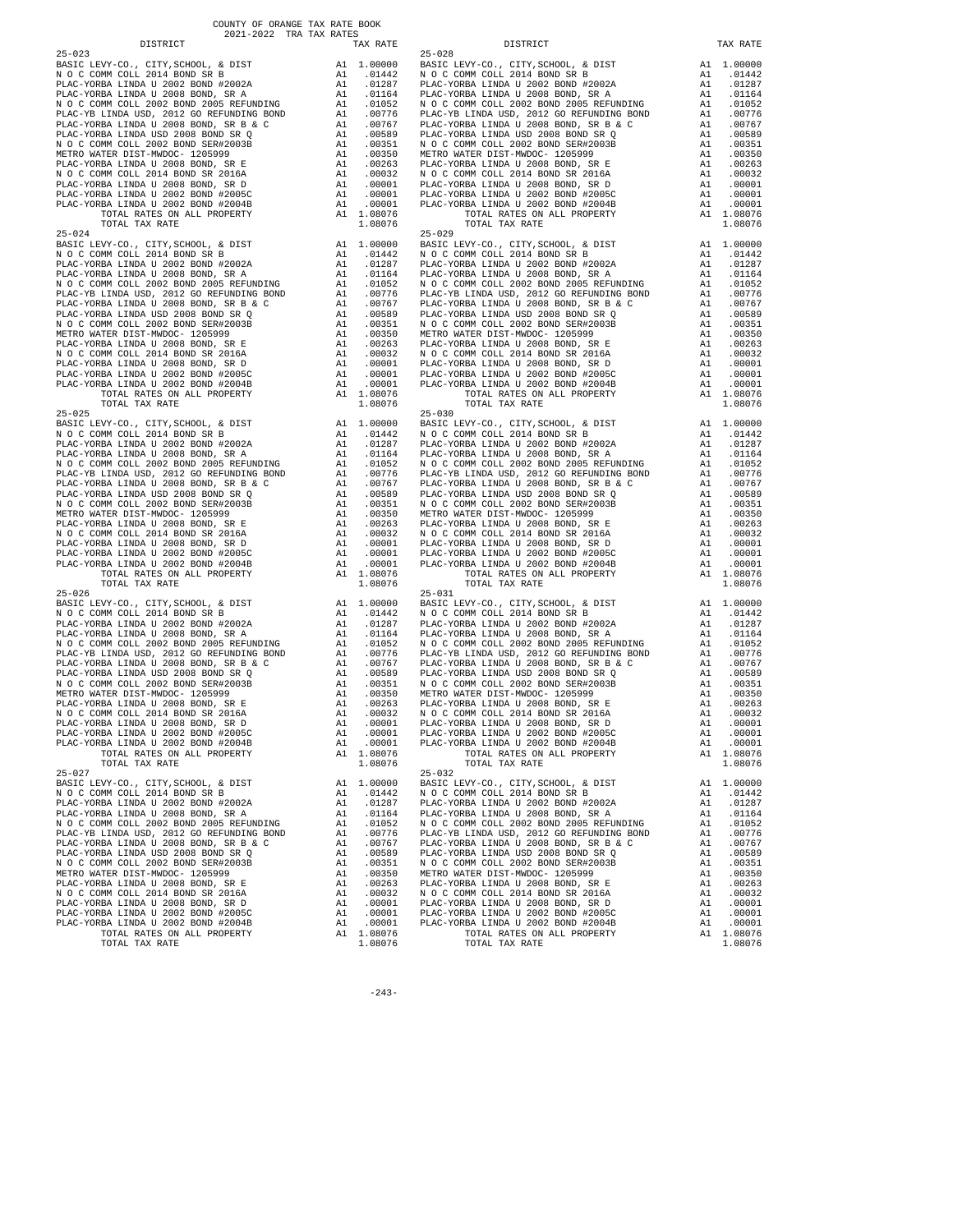COUNTY OF ORANGE TAX RATE BOOK
2021-2022 TRA TAX RATES

| DISTRICT | | TAX RATE |
|---|---|---|
| **25-023** | | |
| BASIC LEVY-CO., CITY,SCHOOL, & DIST | A1 | 1.00000 |
| N O C COMM COLL 2014 BOND SR B | A1 | .01442 |
| PLAC-YORBA LINDA U 2002 BOND #2002A | A1 | .01287 |
| PLAC-YORBA LINDA U 2008 BOND, SR A | A1 | .01164 |
| N O C COMM COLL 2002 BOND 2005 REFUNDING | A1 | .01052 |
| PLAC-YB LINDA USD, 2012 GO REFUNDING BOND | A1 | .00776 |
| PLAC-YORBA LINDA U 2008 BOND, SR B & C | A1 | .00767 |
| PLAC-YORBA LINDA USD 2008 BOND SR Q | A1 | .00589 |
| N O C COMM COLL 2002 BOND SER#2003B | A1 | .00351 |
| METRO WATER DIST-MWDOC- 1205999 | A1 | .00350 |
| PLAC-YORBA LINDA U 2008 BOND, SR E | A1 | .00263 |
| N O C COMM COLL 2014 BOND SR 2016A | A1 | .00032 |
| PLAC-YORBA LINDA U 2008 BOND, SR D | A1 | .00001 |
| PLAC-YORBA LINDA U 2002 BOND #2005C | A1 | .00001 |
| PLAC-YORBA LINDA U 2002 BOND #2004B | A1 | .00001 |
| TOTAL RATES ON ALL PROPERTY | A1 | 1.08076 |
| TOTAL TAX RATE | | 1.08076 |
| **25-024** | | |
| BASIC LEVY-CO., CITY,SCHOOL, & DIST | A1 | 1.00000 |
| N O C COMM COLL 2014 BOND SR B | A1 | .01442 |
| PLAC-YORBA LINDA U 2002 BOND #2002A | A1 | .01287 |
| PLAC-YORBA LINDA U 2008 BOND, SR A | A1 | .01164 |
| N O C COMM COLL 2002 BOND 2005 REFUNDING | A1 | .01052 |
| PLAC-YB LINDA USD, 2012 GO REFUNDING BOND | A1 | .00776 |
| PLAC-YORBA LINDA U 2008 BOND, SR B & C | A1 | .00767 |
| PLAC-YORBA LINDA USD 2008 BOND SR Q | A1 | .00589 |
| N O C COMM COLL 2002 BOND SER#2003B | A1 | .00351 |
| METRO WATER DIST-MWDOC- 1205999 | A1 | .00350 |
| PLAC-YORBA LINDA U 2008 BOND, SR E | A1 | .00263 |
| N O C COMM COLL 2014 BOND SR 2016A | A1 | .00032 |
| PLAC-YORBA LINDA U 2008 BOND, SR D | A1 | .00001 |
| PLAC-YORBA LINDA U 2002 BOND #2005C | A1 | .00001 |
| PLAC-YORBA LINDA U 2002 BOND #2004B | A1 | .00001 |
| TOTAL RATES ON ALL PROPERTY | A1 | 1.08076 |
| TOTAL TAX RATE | | 1.08076 |
| **25-025** | | |
| BASIC LEVY-CO., CITY,SCHOOL, & DIST | A1 | 1.00000 |
| N O C COMM COLL 2014 BOND SR B | A1 | .01442 |
| PLAC-YORBA LINDA U 2002 BOND #2002A | A1 | .01287 |
| PLAC-YORBA LINDA U 2008 BOND, SR A | A1 | .01164 |
| N O C COMM COLL 2002 BOND 2005 REFUNDING | A1 | .01052 |
| PLAC-YB LINDA USD, 2012 GO REFUNDING BOND | A1 | .00776 |
| PLAC-YORBA LINDA U 2008 BOND, SR B & C | A1 | .00767 |
| PLAC-YORBA LINDA USD 2008 BOND SR Q | A1 | .00589 |
| N O C COMM COLL 2002 BOND SER#2003B | A1 | .00351 |
| METRO WATER DIST-MWDOC- 1205999 | A1 | .00350 |
| PLAC-YORBA LINDA U 2008 BOND, SR E | A1 | .00263 |
| N O C COMM COLL 2014 BOND SR 2016A | A1 | .00032 |
| PLAC-YORBA LINDA U 2008 BOND, SR D | A1 | .00001 |
| PLAC-YORBA LINDA U 2002 BOND #2005C | A1 | .00001 |
| PLAC-YORBA LINDA U 2002 BOND #2004B | A1 | .00001 |
| TOTAL RATES ON ALL PROPERTY | A1 | 1.08076 |
| TOTAL TAX RATE | | 1.08076 |
| **25-026** | | |
| BASIC LEVY-CO., CITY,SCHOOL, & DIST | A1 | 1.00000 |
| N O C COMM COLL 2014 BOND SR B | A1 | .01442 |
| PLAC-YORBA LINDA U 2002 BOND #2002A | A1 | .01287 |
| PLAC-YORBA LINDA U 2008 BOND, SR A | A1 | .01164 |
| N O C COMM COLL 2002 BOND 2005 REFUNDING | A1 | .01052 |
| PLAC-YB LINDA USD, 2012 GO REFUNDING BOND | A1 | .00776 |
| PLAC-YORBA LINDA U 2008 BOND, SR B & C | A1 | .00767 |
| PLAC-YORBA LINDA USD 2008 BOND SR Q | A1 | .00589 |
| N O C COMM COLL 2002 BOND SER#2003B | A1 | .00351 |
| METRO WATER DIST-MWDOC- 1205999 | A1 | .00350 |
| PLAC-YORBA LINDA U 2008 BOND, SR E | A1 | .00263 |
| N O C COMM COLL 2014 BOND SR 2016A | A1 | .00032 |
| PLAC-YORBA LINDA U 2008 BOND, SR D | A1 | .00001 |
| PLAC-YORBA LINDA U 2002 BOND #2005C | A1 | .00001 |
| PLAC-YORBA LINDA U 2002 BOND #2004B | A1 | .00001 |
| TOTAL RATES ON ALL PROPERTY | A1 | 1.08076 |
| TOTAL TAX RATE | | 1.08076 |
| **25-027** | | |
| BASIC LEVY-CO., CITY,SCHOOL, & DIST | A1 | 1.00000 |
| N O C COMM COLL 2014 BOND SR B | A1 | .01442 |
| PLAC-YORBA LINDA U 2002 BOND #2002A | A1 | .01287 |
| PLAC-YORBA LINDA U 2008 BOND, SR A | A1 | .01164 |
| N O C COMM COLL 2002 BOND 2005 REFUNDING | A1 | .01052 |
| PLAC-YB LINDA USD, 2012 GO REFUNDING BOND | A1 | .00776 |
| PLAC-YORBA LINDA U 2008 BOND, SR B & C | A1 | .00767 |
| PLAC-YORBA LINDA USD 2008 BOND SR Q | A1 | .00589 |
| N O C COMM COLL 2002 BOND SER#2003B | A1 | .00351 |
| METRO WATER DIST-MWDOC- 1205999 | A1 | .00350 |
| PLAC-YORBA LINDA U 2008 BOND, SR E | A1 | .00263 |
| N O C COMM COLL 2014 BOND SR 2016A | A1 | .00032 |
| PLAC-YORBA LINDA U 2008 BOND, SR D | A1 | .00001 |
| PLAC-YORBA LINDA U 2002 BOND #2005C | A1 | .00001 |
| PLAC-YORBA LINDA U 2002 BOND #2004B | A1 | .00001 |
| TOTAL RATES ON ALL PROPERTY | A1 | 1.08076 |
| TOTAL TAX RATE | | 1.08076 |
| **25-028** | | |
| BASIC LEVY-CO., CITY,SCHOOL, & DIST | A1 | 1.00000 |
| N O C COMM COLL 2014 BOND SR B | A1 | .01442 |
| PLAC-YORBA LINDA U 2002 BOND #2002A | A1 | .01287 |
| PLAC-YORBA LINDA U 2008 BOND, SR A | A1 | .01164 |
| N O C COMM COLL 2002 BOND 2005 REFUNDING | A1 | .01052 |
| PLAC-YB LINDA USD, 2012 GO REFUNDING BOND | A1 | .00776 |
| PLAC-YORBA LINDA U 2008 BOND, SR B & C | A1 | .00767 |
| PLAC-YORBA LINDA USD 2008 BOND SR Q | A1 | .00589 |
| N O C COMM COLL 2002 BOND SER#2003B | A1 | .00351 |
| METRO WATER DIST-MWDOC- 1205999 | A1 | .00350 |
| PLAC-YORBA LINDA U 2008 BOND, SR E | A1 | .00263 |
| N O C COMM COLL 2014 BOND SR 2016A | A1 | .00032 |
| PLAC-YORBA LINDA U 2008 BOND, SR D | A1 | .00001 |
| PLAC-YORBA LINDA U 2002 BOND #2005C | A1 | .00001 |
| PLAC-YORBA LINDA U 2002 BOND #2004B | A1 | .00001 |
| TOTAL RATES ON ALL PROPERTY | A1 | 1.08076 |
| TOTAL TAX RATE | | 1.08076 |
| **25-029** | | |
| BASIC LEVY-CO., CITY,SCHOOL, & DIST | A1 | 1.00000 |
| N O C COMM COLL 2014 BOND SR B | A1 | .01442 |
| PLAC-YORBA LINDA U 2002 BOND #2002A | A1 | .01287 |
| PLAC-YORBA LINDA U 2008 BOND, SR A | A1 | .01164 |
| N O C COMM COLL 2002 BOND 2005 REFUNDING | A1 | .01052 |
| PLAC-YB LINDA USD, 2012 GO REFUNDING BOND | A1 | .00776 |
| PLAC-YORBA LINDA U 2008 BOND, SR B & C | A1 | .00767 |
| PLAC-YORBA LINDA USD 2008 BOND SR Q | A1 | .00589 |
| N O C COMM COLL 2002 BOND SER#2003B | A1 | .00351 |
| METRO WATER DIST-MWDOC- 1205999 | A1 | .00350 |
| PLAC-YORBA LINDA U 2008 BOND, SR E | A1 | .00263 |
| N O C COMM COLL 2014 BOND SR 2016A | A1 | .00032 |
| PLAC-YORBA LINDA U 2008 BOND, SR D | A1 | .00001 |
| PLAC-YORBA LINDA U 2002 BOND #2005C | A1 | .00001 |
| PLAC-YORBA LINDA U 2002 BOND #2004B | A1 | .00001 |
| TOTAL RATES ON ALL PROPERTY | A1 | 1.08076 |
| TOTAL TAX RATE | | 1.08076 |
| **25-030** | | |
| BASIC LEVY-CO., CITY,SCHOOL, & DIST | A1 | 1.00000 |
| N O C COMM COLL 2014 BOND SR B | A1 | .01442 |
| PLAC-YORBA LINDA U 2002 BOND #2002A | A1 | .01287 |
| PLAC-YORBA LINDA U 2008 BOND, SR A | A1 | .01164 |
| N O C COMM COLL 2002 BOND 2005 REFUNDING | A1 | .01052 |
| PLAC-YB LINDA USD, 2012 GO REFUNDING BOND | A1 | .00776 |
| PLAC-YORBA LINDA U 2008 BOND, SR B & C | A1 | .00767 |
| PLAC-YORBA LINDA USD 2008 BOND SR Q | A1 | .00589 |
| N O C COMM COLL 2002 BOND SER#2003B | A1 | .00351 |
| METRO WATER DIST-MWDOC- 1205999 | A1 | .00350 |
| PLAC-YORBA LINDA U 2008 BOND, SR E | A1 | .00263 |
| N O C COMM COLL 2014 BOND SR 2016A | A1 | .00032 |
| PLAC-YORBA LINDA U 2008 BOND, SR D | A1 | .00001 |
| PLAC-YORBA LINDA U 2002 BOND #2005C | A1 | .00001 |
| PLAC-YORBA LINDA U 2002 BOND #2004B | A1 | .00001 |
| TOTAL RATES ON ALL PROPERTY | A1 | 1.08076 |
| TOTAL TAX RATE | | 1.08076 |
| **25-031** | | |
| BASIC LEVY-CO., CITY,SCHOOL, & DIST | A1 | 1.00000 |
| N O C COMM COLL 2014 BOND SR B | A1 | .01442 |
| PLAC-YORBA LINDA U 2002 BOND #2002A | A1 | .01287 |
| PLAC-YORBA LINDA U 2008 BOND, SR A | A1 | .01164 |
| N O C COMM COLL 2002 BOND 2005 REFUNDING | A1 | .01052 |
| PLAC-YB LINDA USD, 2012 GO REFUNDING BOND | A1 | .00776 |
| PLAC-YORBA LINDA U 2008 BOND, SR B & C | A1 | .00767 |
| PLAC-YORBA LINDA USD 2008 BOND SR Q | A1 | .00589 |
| N O C COMM COLL 2002 BOND SER#2003B | A1 | .00351 |
| METRO WATER DIST-MWDOC- 1205999 | A1 | .00350 |
| PLAC-YORBA LINDA U 2008 BOND, SR E | A1 | .00263 |
| N O C COMM COLL 2014 BOND SR 2016A | A1 | .00032 |
| PLAC-YORBA LINDA U 2008 BOND, SR D | A1 | .00001 |
| PLAC-YORBA LINDA U 2002 BOND #2005C | A1 | .00001 |
| PLAC-YORBA LINDA U 2002 BOND #2004B | A1 | .00001 |
| TOTAL RATES ON ALL PROPERTY | A1 | 1.08076 |
| TOTAL TAX RATE | | 1.08076 |
| **25-032** | | |
| BASIC LEVY-CO., CITY,SCHOOL, & DIST | A1 | 1.00000 |
| N O C COMM COLL 2014 BOND SR B | A1 | .01442 |
| PLAC-YORBA LINDA U 2002 BOND #2002A | A1 | .01287 |
| PLAC-YORBA LINDA U 2008 BOND, SR A | A1 | .01164 |
| N O C COMM COLL 2002 BOND 2005 REFUNDING | A1 | .01052 |
| PLAC-YB LINDA USD, 2012 GO REFUNDING BOND | A1 | .00776 |
| PLAC-YORBA LINDA U 2008 BOND, SR B & C | A1 | .00767 |
| PLAC-YORBA LINDA USD 2008 BOND SR Q | A1 | .00589 |
| N O C COMM COLL 2002 BOND SER#2003B | A1 | .00351 |
| METRO WATER DIST-MWDOC- 1205999 | A1 | .00350 |
| PLAC-YORBA LINDA U 2008 BOND, SR E | A1 | .00263 |
| N O C COMM COLL 2014 BOND SR 2016A | A1 | .00032 |
| PLAC-YORBA LINDA U 2008 BOND, SR D | A1 | .00001 |
| PLAC-YORBA LINDA U 2002 BOND #2005C | A1 | .00001 |
| PLAC-YORBA LINDA U 2002 BOND #2004B | A1 | .00001 |
| TOTAL RATES ON ALL PROPERTY | A1 | 1.08076 |
| TOTAL TAX RATE | | 1.08076 |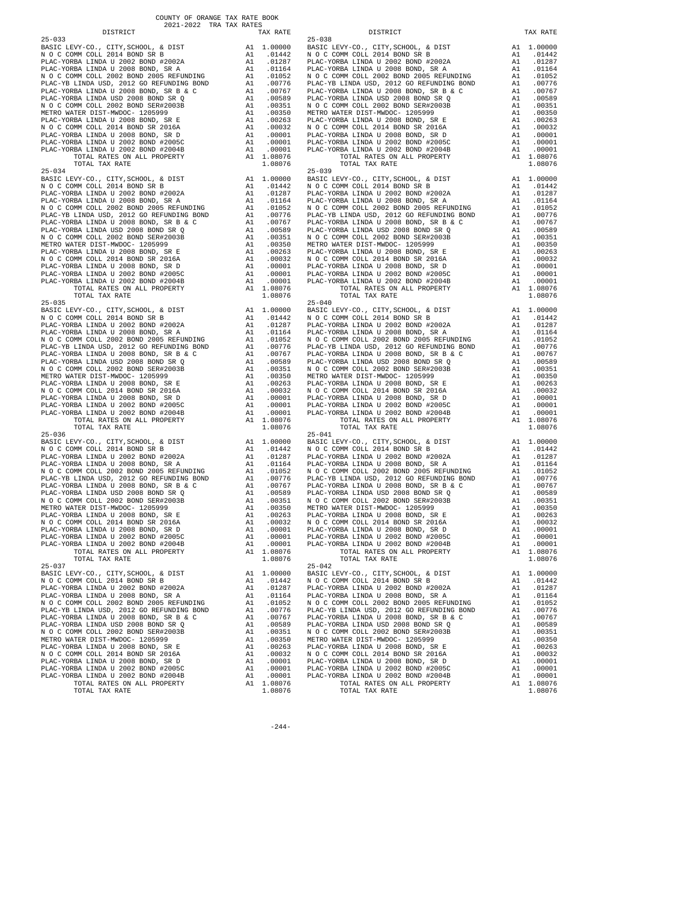COUNTY OF ORANGE TAX RATE BOOK
2021-2022 TRA TAX RATES

| DISTRICT | | TAX RATE |
|---|---|---|
| 25-033 | | |
| BASIC LEVY-CO., CITY,SCHOOL, & DIST | A1 | 1.00000 |
| N O C COMM COLL 2014 BOND SR B | A1 | .01442 |
| PLAC-YORBA LINDA U 2002 BOND #2002A | A1 | .01287 |
| PLAC-YORBA LINDA U 2008 BOND, SR A | A1 | .01164 |
| N O C COMM COLL 2002 BOND 2005 REFUNDING | A1 | .01052 |
| PLAC-YB LINDA USD, 2012 GO REFUNDING BOND | A1 | .00776 |
| PLAC-YORBA LINDA U 2008 BOND, SR B & C | A1 | .00767 |
| PLAC-YORBA LINDA USD 2008 BOND SR Q | A1 | .00589 |
| N O C COMM COLL 2002 BOND SER#2003B | A1 | .00351 |
| METRO WATER DIST-MWDOC- 1205999 | A1 | .00350 |
| PLAC-YORBA LINDA U 2008 BOND, SR E | A1 | .00263 |
| N O C COMM COLL 2014 BOND SR 2016A | A1 | .00032 |
| PLAC-YORBA LINDA U 2008 BOND, SR D | A1 | .00001 |
| PLAC-YORBA LINDA U 2002 BOND #2005C | A1 | .00001 |
| PLAC-YORBA LINDA U 2002 BOND #2004B | A1 | .00001 |
| TOTAL RATES ON ALL PROPERTY | A1 | 1.08076 |
| TOTAL TAX RATE | | 1.08076 |
| 25-034 | | |
| BASIC LEVY-CO., CITY,SCHOOL, & DIST | A1 | 1.00000 |
| N O C COMM COLL 2014 BOND SR B | A1 | .01442 |
| PLAC-YORBA LINDA U 2002 BOND #2002A | A1 | .01287 |
| PLAC-YORBA LINDA U 2008 BOND, SR A | A1 | .01164 |
| N O C COMM COLL 2002 BOND 2005 REFUNDING | A1 | .01052 |
| PLAC-YB LINDA USD, 2012 GO REFUNDING BOND | A1 | .00776 |
| PLAC-YORBA LINDA U 2008 BOND, SR B & C | A1 | .00767 |
| PLAC-YORBA LINDA USD 2008 BOND SR Q | A1 | .00589 |
| N O C COMM COLL 2002 BOND SER#2003B | A1 | .00351 |
| METRO WATER DIST-MWDOC- 1205999 | A1 | .00350 |
| PLAC-YORBA LINDA U 2008 BOND, SR E | A1 | .00263 |
| N O C COMM COLL 2014 BOND SR 2016A | A1 | .00032 |
| PLAC-YORBA LINDA U 2008 BOND, SR D | A1 | .00001 |
| PLAC-YORBA LINDA U 2002 BOND #2005C | A1 | .00001 |
| PLAC-YORBA LINDA U 2002 BOND #2004B | A1 | .00001 |
| TOTAL RATES ON ALL PROPERTY | A1 | 1.08076 |
| TOTAL TAX RATE | | 1.08076 |
| 25-035 | | |
| BASIC LEVY-CO., CITY,SCHOOL, & DIST | A1 | 1.00000 |
| N O C COMM COLL 2014 BOND SR B | A1 | .01442 |
| PLAC-YORBA LINDA U 2002 BOND #2002A | A1 | .01287 |
| PLAC-YORBA LINDA U 2008 BOND, SR A | A1 | .01164 |
| N O C COMM COLL 2002 BOND 2005 REFUNDING | A1 | .01052 |
| PLAC-YB LINDA USD, 2012 GO REFUNDING BOND | A1 | .00776 |
| PLAC-YORBA LINDA U 2008 BOND, SR B & C | A1 | .00767 |
| PLAC-YORBA LINDA USD 2008 BOND SR Q | A1 | .00589 |
| N O C COMM COLL 2002 BOND SER#2003B | A1 | .00351 |
| METRO WATER DIST-MWDOC- 1205999 | A1 | .00350 |
| PLAC-YORBA LINDA U 2008 BOND, SR E | A1 | .00263 |
| N O C COMM COLL 2014 BOND SR 2016A | A1 | .00032 |
| PLAC-YORBA LINDA U 2008 BOND, SR D | A1 | .00001 |
| PLAC-YORBA LINDA U 2002 BOND #2005C | A1 | .00001 |
| PLAC-YORBA LINDA U 2002 BOND #2004B | A1 | .00001 |
| TOTAL RATES ON ALL PROPERTY | A1 | 1.08076 |
| TOTAL TAX RATE | | 1.08076 |
| 25-036 | | |
| BASIC LEVY-CO., CITY,SCHOOL, & DIST | A1 | 1.00000 |
| N O C COMM COLL 2014 BOND SR B | A1 | .01442 |
| PLAC-YORBA LINDA U 2002 BOND #2002A | A1 | .01287 |
| PLAC-YORBA LINDA U 2008 BOND, SR A | A1 | .01164 |
| N O C COMM COLL 2002 BOND 2005 REFUNDING | A1 | .01052 |
| PLAC-YB LINDA USD, 2012 GO REFUNDING BOND | A1 | .00776 |
| PLAC-YORBA LINDA U 2008 BOND, SR B & C | A1 | .00767 |
| PLAC-YORBA LINDA USD 2008 BOND SR Q | A1 | .00589 |
| N O C COMM COLL 2002 BOND SER#2003B | A1 | .00351 |
| METRO WATER DIST-MWDOC- 1205999 | A1 | .00350 |
| PLAC-YORBA LINDA U 2008 BOND, SR E | A1 | .00263 |
| N O C COMM COLL 2014 BOND SR 2016A | A1 | .00032 |
| PLAC-YORBA LINDA U 2008 BOND, SR D | A1 | .00001 |
| PLAC-YORBA LINDA U 2002 BOND #2005C | A1 | .00001 |
| PLAC-YORBA LINDA U 2002 BOND #2004B | A1 | .00001 |
| TOTAL RATES ON ALL PROPERTY | A1 | 1.08076 |
| TOTAL TAX RATE | | 1.08076 |
| 25-037 | | |
| BASIC LEVY-CO., CITY,SCHOOL, & DIST | A1 | 1.00000 |
| N O C COMM COLL 2014 BOND SR B | A1 | .01442 |
| PLAC-YORBA LINDA U 2002 BOND #2002A | A1 | .01287 |
| PLAC-YORBA LINDA U 2008 BOND, SR A | A1 | .01164 |
| N O C COMM COLL 2002 BOND 2005 REFUNDING | A1 | .01052 |
| PLAC-YB LINDA USD, 2012 GO REFUNDING BOND | A1 | .00776 |
| PLAC-YORBA LINDA U 2008 BOND, SR B & C | A1 | .00767 |
| PLAC-YORBA LINDA USD 2008 BOND SR Q | A1 | .00589 |
| N O C COMM COLL 2002 BOND SER#2003B | A1 | .00351 |
| METRO WATER DIST-MWDOC- 1205999 | A1 | .00350 |
| PLAC-YORBA LINDA U 2008 BOND, SR E | A1 | .00263 |
| N O C COMM COLL 2014 BOND SR 2016A | A1 | .00032 |
| PLAC-YORBA LINDA U 2008 BOND, SR D | A1 | .00001 |
| PLAC-YORBA LINDA U 2002 BOND #2005C | A1 | .00001 |
| PLAC-YORBA LINDA U 2002 BOND #2004B | A1 | .00001 |
| TOTAL RATES ON ALL PROPERTY | A1 | 1.08076 |
| TOTAL TAX RATE | | 1.08076 |
| 25-038 | | |
| BASIC LEVY-CO., CITY,SCHOOL, & DIST | A1 | 1.00000 |
| N O C COMM COLL 2014 BOND SR B | A1 | .01442 |
| PLAC-YORBA LINDA U 2002 BOND #2002A | A1 | .01287 |
| PLAC-YORBA LINDA U 2008 BOND, SR A | A1 | .01164 |
| N O C COMM COLL 2002 BOND 2005 REFUNDING | A1 | .01052 |
| PLAC-YB LINDA USD, 2012 GO REFUNDING BOND | A1 | .00776 |
| PLAC-YORBA LINDA U 2008 BOND, SR B & C | A1 | .00767 |
| PLAC-YORBA LINDA USD 2008 BOND SR Q | A1 | .00589 |
| N O C COMM COLL 2002 BOND SER#2003B | A1 | .00351 |
| METRO WATER DIST-MWDOC- 1205999 | A1 | .00350 |
| PLAC-YORBA LINDA U 2008 BOND, SR E | A1 | .00263 |
| N O C COMM COLL 2014 BOND SR 2016A | A1 | .00032 |
| PLAC-YORBA LINDA U 2008 BOND, SR D | A1 | .00001 |
| PLAC-YORBA LINDA U 2002 BOND #2005C | A1 | .00001 |
| PLAC-YORBA LINDA U 2002 BOND #2004B | A1 | .00001 |
| TOTAL RATES ON ALL PROPERTY | A1 | 1.08076 |
| TOTAL TAX RATE | | 1.08076 |
| 25-039 | | |
| BASIC LEVY-CO., CITY,SCHOOL, & DIST | A1 | 1.00000 |
| N O C COMM COLL 2014 BOND SR B | A1 | .01442 |
| PLAC-YORBA LINDA U 2002 BOND #2002A | A1 | .01287 |
| PLAC-YORBA LINDA U 2008 BOND, SR A | A1 | .01164 |
| N O C COMM COLL 2002 BOND 2005 REFUNDING | A1 | .01052 |
| PLAC-YB LINDA USD, 2012 GO REFUNDING BOND | A1 | .00776 |
| PLAC-YORBA LINDA U 2008 BOND, SR B & C | A1 | .00767 |
| PLAC-YORBA LINDA USD 2008 BOND SR Q | A1 | .00589 |
| N O C COMM COLL 2002 BOND SER#2003B | A1 | .00351 |
| METRO WATER DIST-MWDOC- 1205999 | A1 | .00350 |
| PLAC-YORBA LINDA U 2008 BOND, SR E | A1 | .00263 |
| N O C COMM COLL 2014 BOND SR 2016A | A1 | .00032 |
| PLAC-YORBA LINDA U 2008 BOND, SR D | A1 | .00001 |
| PLAC-YORBA LINDA U 2002 BOND #2005C | A1 | .00001 |
| PLAC-YORBA LINDA U 2002 BOND #2004B | A1 | .00001 |
| TOTAL RATES ON ALL PROPERTY | A1 | 1.08076 |
| TOTAL TAX RATE | | 1.08076 |
| 25-040 | | |
| BASIC LEVY-CO., CITY,SCHOOL, & DIST | A1 | 1.00000 |
| N O C COMM COLL 2014 BOND SR B | A1 | .01442 |
| PLAC-YORBA LINDA U 2002 BOND #2002A | A1 | .01287 |
| PLAC-YORBA LINDA U 2008 BOND, SR A | A1 | .01164 |
| N O C COMM COLL 2002 BOND 2005 REFUNDING | A1 | .01052 |
| PLAC-YB LINDA USD, 2012 GO REFUNDING BOND | A1 | .00776 |
| PLAC-YORBA LINDA U 2008 BOND, SR B & C | A1 | .00767 |
| PLAC-YORBA LINDA USD 2008 BOND SR Q | A1 | .00589 |
| N O C COMM COLL 2002 BOND SER#2003B | A1 | .00351 |
| METRO WATER DIST-MWDOC- 1205999 | A1 | .00350 |
| PLAC-YORBA LINDA U 2008 BOND, SR E | A1 | .00263 |
| N O C COMM COLL 2014 BOND SR 2016A | A1 | .00032 |
| PLAC-YORBA LINDA U 2008 BOND, SR D | A1 | .00001 |
| PLAC-YORBA LINDA U 2002 BOND #2005C | A1 | .00001 |
| PLAC-YORBA LINDA U 2002 BOND #2004B | A1 | .00001 |
| TOTAL RATES ON ALL PROPERTY | A1 | 1.08076 |
| TOTAL TAX RATE | | 1.08076 |
| 25-041 | | |
| BASIC LEVY-CO., CITY,SCHOOL, & DIST | A1 | 1.00000 |
| N O C COMM COLL 2014 BOND SR B | A1 | .01442 |
| PLAC-YORBA LINDA U 2002 BOND #2002A | A1 | .01287 |
| PLAC-YORBA LINDA U 2008 BOND, SR A | A1 | .01164 |
| N O C COMM COLL 2002 BOND 2005 REFUNDING | A1 | .01052 |
| PLAC-YB LINDA USD, 2012 GO REFUNDING BOND | A1 | .00776 |
| PLAC-YORBA LINDA U 2008 BOND, SR B & C | A1 | .00767 |
| PLAC-YORBA LINDA USD 2008 BOND SR Q | A1 | .00589 |
| N O C COMM COLL 2002 BOND SER#2003B | A1 | .00351 |
| METRO WATER DIST-MWDOC- 1205999 | A1 | .00350 |
| PLAC-YORBA LINDA U 2008 BOND, SR E | A1 | .00263 |
| N O C COMM COLL 2014 BOND SR 2016A | A1 | .00032 |
| PLAC-YORBA LINDA U 2008 BOND, SR D | A1 | .00001 |
| PLAC-YORBA LINDA U 2002 BOND #2005C | A1 | .00001 |
| PLAC-YORBA LINDA U 2002 BOND #2004B | A1 | .00001 |
| TOTAL RATES ON ALL PROPERTY | A1 | 1.08076 |
| TOTAL TAX RATE | | 1.08076 |
| 25-042 | | |
| BASIC LEVY-CO., CITY,SCHOOL, & DIST | A1 | 1.00000 |
| N O C COMM COLL 2014 BOND SR B | A1 | .01442 |
| PLAC-YORBA LINDA U 2002 BOND #2002A | A1 | .01287 |
| PLAC-YORBA LINDA U 2008 BOND, SR A | A1 | .01164 |
| N O C COMM COLL 2002 BOND 2005 REFUNDING | A1 | .01052 |
| PLAC-YB LINDA USD, 2012 GO REFUNDING BOND | A1 | .00776 |
| PLAC-YORBA LINDA U 2008 BOND, SR B & C | A1 | .00767 |
| PLAC-YORBA LINDA USD 2008 BOND SR Q | A1 | .00589 |
| N O C COMM COLL 2002 BOND SER#2003B | A1 | .00351 |
| METRO WATER DIST-MWDOC- 1205999 | A1 | .00350 |
| PLAC-YORBA LINDA U 2008 BOND, SR E | A1 | .00263 |
| N O C COMM COLL 2014 BOND SR 2016A | A1 | .00032 |
| PLAC-YORBA LINDA U 2008 BOND, SR D | A1 | .00001 |
| PLAC-YORBA LINDA U 2002 BOND #2005C | A1 | .00001 |
| PLAC-YORBA LINDA U 2002 BOND #2004B | A1 | .00001 |
| TOTAL RATES ON ALL PROPERTY | A1 | 1.08076 |
| TOTAL TAX RATE | | 1.08076 |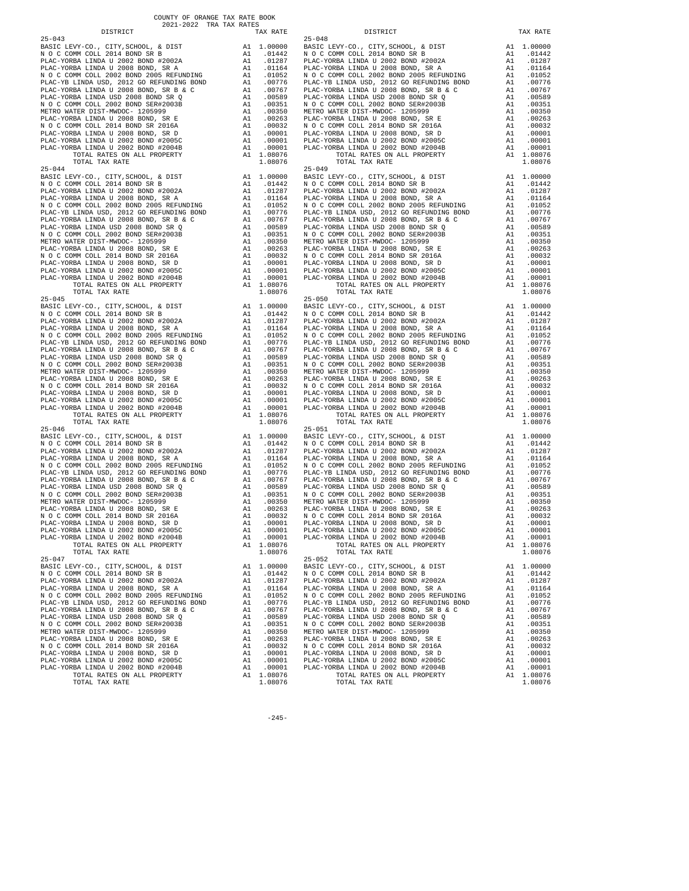COUNTY OF ORANGE TAX RATE BOOK
2021-2022 TRA TAX RATES

| DISTRICT | | TAX RATE |
|---|---|---|
| **25-043** | | |
| BASIC LEVY-CO., CITY,SCHOOL, & DIST | A1 | 1.00000 |
| N O C COMM COLL 2014 BOND SR B | A1 | .01442 |
| PLAC-YORBA LINDA U 2002 BOND #2002A | A1 | .01287 |
| PLAC-YORBA LINDA U 2008 BOND, SR A | A1 | .01164 |
| N O C COMM COLL 2002 BOND 2005 REFUNDING | A1 | .01052 |
| PLAC-YB LINDA USD, 2012 GO REFUNDING BOND | A1 | .00776 |
| PLAC-YORBA LINDA U 2008 BOND, SR B & C | A1 | .00767 |
| PLAC-YORBA LINDA USD 2008 BOND SR Q | A1 | .00589 |
| N O C COMM COLL 2002 BOND SER#2003B | A1 | .00351 |
| METRO WATER DIST-MWDOC- 1205999 | A1 | .00350 |
| PLAC-YORBA LINDA U 2008 BOND, SR E | A1 | .00263 |
| N O C COMM COLL 2014 BOND SR 2016A | A1 | .00032 |
| PLAC-YORBA LINDA U 2008 BOND, SR D | A1 | .00001 |
| PLAC-YORBA LINDA U 2002 BOND #2005C | A1 | .00001 |
| PLAC-YORBA LINDA U 2002 BOND #2004B | A1 | .00001 |
| TOTAL RATES ON ALL PROPERTY | A1 | 1.08076 |
| TOTAL TAX RATE | | 1.08076 |
| **25-044** | | |
| BASIC LEVY-CO., CITY,SCHOOL, & DIST | A1 | 1.00000 |
| N O C COMM COLL 2014 BOND SR B | A1 | .01442 |
| PLAC-YORBA LINDA U 2002 BOND #2002A | A1 | .01287 |
| PLAC-YORBA LINDA U 2008 BOND, SR A | A1 | .01164 |
| N O C COMM COLL 2002 BOND 2005 REFUNDING | A1 | .01052 |
| PLAC-YB LINDA USD, 2012 GO REFUNDING BOND | A1 | .00776 |
| PLAC-YORBA LINDA U 2008 BOND, SR B & C | A1 | .00767 |
| PLAC-YORBA LINDA USD 2008 BOND SR Q | A1 | .00589 |
| N O C COMM COLL 2002 BOND SER#2003B | A1 | .00351 |
| METRO WATER DIST-MWDOC- 1205999 | A1 | .00350 |
| PLAC-YORBA LINDA U 2008 BOND, SR E | A1 | .00263 |
| N O C COMM COLL 2014 BOND SR 2016A | A1 | .00032 |
| PLAC-YORBA LINDA U 2008 BOND, SR D | A1 | .00001 |
| PLAC-YORBA LINDA U 2002 BOND #2005C | A1 | .00001 |
| PLAC-YORBA LINDA U 2002 BOND #2004B | A1 | .00001 |
| TOTAL RATES ON ALL PROPERTY | A1 | 1.08076 |
| TOTAL TAX RATE | | 1.08076 |
| **25-045** | | |
| BASIC LEVY-CO., CITY,SCHOOL, & DIST | A1 | 1.00000 |
| N O C COMM COLL 2014 BOND SR B | A1 | .01442 |
| PLAC-YORBA LINDA U 2002 BOND #2002A | A1 | .01287 |
| PLAC-YORBA LINDA U 2008 BOND, SR A | A1 | .01164 |
| N O C COMM COLL 2002 BOND 2005 REFUNDING | A1 | .01052 |
| PLAC-YB LINDA USD, 2012 GO REFUNDING BOND | A1 | .00776 |
| PLAC-YORBA LINDA U 2008 BOND, SR B & C | A1 | .00767 |
| PLAC-YORBA LINDA USD 2008 BOND SR Q | A1 | .00589 |
| N O C COMM COLL 2002 BOND SER#2003B | A1 | .00351 |
| METRO WATER DIST-MWDOC- 1205999 | A1 | .00350 |
| PLAC-YORBA LINDA U 2008 BOND, SR E | A1 | .00263 |
| N O C COMM COLL 2014 BOND SR 2016A | A1 | .00032 |
| PLAC-YORBA LINDA U 2008 BOND, SR D | A1 | .00001 |
| PLAC-YORBA LINDA U 2002 BOND #2005C | A1 | .00001 |
| PLAC-YORBA LINDA U 2002 BOND #2004B | A1 | .00001 |
| TOTAL RATES ON ALL PROPERTY | A1 | 1.08076 |
| TOTAL TAX RATE | | 1.08076 |
| **25-046** | | |
| BASIC LEVY-CO., CITY,SCHOOL, & DIST | A1 | 1.00000 |
| N O C COMM COLL 2014 BOND SR B | A1 | .01442 |
| PLAC-YORBA LINDA U 2002 BOND #2002A | A1 | .01287 |
| PLAC-YORBA LINDA U 2008 BOND, SR A | A1 | .01164 |
| N O C COMM COLL 2002 BOND 2005 REFUNDING | A1 | .01052 |
| PLAC-YB LINDA USD, 2012 GO REFUNDING BOND | A1 | .00776 |
| PLAC-YORBA LINDA U 2008 BOND, SR B & C | A1 | .00767 |
| PLAC-YORBA LINDA USD 2008 BOND SR Q | A1 | .00589 |
| N O C COMM COLL 2002 BOND SER#2003B | A1 | .00351 |
| METRO WATER DIST-MWDOC- 1205999 | A1 | .00350 |
| PLAC-YORBA LINDA U 2008 BOND, SR E | A1 | .00263 |
| N O C COMM COLL 2014 BOND SR 2016A | A1 | .00032 |
| PLAC-YORBA LINDA U 2008 BOND, SR D | A1 | .00001 |
| PLAC-YORBA LINDA U 2002 BOND #2005C | A1 | .00001 |
| PLAC-YORBA LINDA U 2002 BOND #2004B | A1 | .00001 |
| TOTAL RATES ON ALL PROPERTY | A1 | 1.08076 |
| TOTAL TAX RATE | | 1.08076 |
| **25-047** | | |
| BASIC LEVY-CO., CITY,SCHOOL, & DIST | A1 | 1.00000 |
| N O C COMM COLL 2014 BOND SR B | A1 | .01442 |
| PLAC-YORBA LINDA U 2002 BOND #2002A | A1 | .01287 |
| PLAC-YORBA LINDA U 2008 BOND, SR A | A1 | .01164 |
| N O C COMM COLL 2002 BOND 2005 REFUNDING | A1 | .01052 |
| PLAC-YB LINDA USD, 2012 GO REFUNDING BOND | A1 | .00776 |
| PLAC-YORBA LINDA U 2008 BOND, SR B & C | A1 | .00767 |
| PLAC-YORBA LINDA USD 2008 BOND SR Q | A1 | .00589 |
| N O C COMM COLL 2002 BOND SER#2003B | A1 | .00351 |
| METRO WATER DIST-MWDOC- 1205999 | A1 | .00350 |
| PLAC-YORBA LINDA U 2008 BOND, SR E | A1 | .00263 |
| N O C COMM COLL 2014 BOND SR 2016A | A1 | .00032 |
| PLAC-YORBA LINDA U 2008 BOND, SR D | A1 | .00001 |
| PLAC-YORBA LINDA U 2002 BOND #2005C | A1 | .00001 |
| PLAC-YORBA LINDA U 2002 BOND #2004B | A1 | .00001 |
| TOTAL RATES ON ALL PROPERTY | A1 | 1.08076 |
| TOTAL TAX RATE | | 1.08076 |
| **25-048** | | |
| BASIC LEVY-CO., CITY,SCHOOL, & DIST | A1 | 1.00000 |
| N O C COMM COLL 2014 BOND SR B | A1 | .01442 |
| PLAC-YORBA LINDA U 2002 BOND #2002A | A1 | .01287 |
| PLAC-YORBA LINDA U 2008 BOND, SR A | A1 | .01164 |
| N O C COMM COLL 2002 BOND 2005 REFUNDING | A1 | .01052 |
| PLAC-YB LINDA USD, 2012 GO REFUNDING BOND | A1 | .00776 |
| PLAC-YORBA LINDA U 2008 BOND, SR B & C | A1 | .00767 |
| PLAC-YORBA LINDA USD 2008 BOND SR Q | A1 | .00589 |
| N O C COMM COLL 2002 BOND SER#2003B | A1 | .00351 |
| METRO WATER DIST-MWDOC- 1205999 | A1 | .00350 |
| PLAC-YORBA LINDA U 2008 BOND, SR E | A1 | .00263 |
| N O C COMM COLL 2014 BOND SR 2016A | A1 | .00032 |
| PLAC-YORBA LINDA U 2008 BOND, SR D | A1 | .00001 |
| PLAC-YORBA LINDA U 2002 BOND #2005C | A1 | .00001 |
| PLAC-YORBA LINDA U 2002 BOND #2004B | A1 | .00001 |
| TOTAL RATES ON ALL PROPERTY | A1 | 1.08076 |
| TOTAL TAX RATE | | 1.08076 |
| **25-049** | | |
| BASIC LEVY-CO., CITY,SCHOOL, & DIST | A1 | 1.00000 |
| N O C COMM COLL 2014 BOND SR B | A1 | .01442 |
| PLAC-YORBA LINDA U 2002 BOND #2002A | A1 | .01287 |
| PLAC-YORBA LINDA U 2008 BOND, SR A | A1 | .01164 |
| N O C COMM COLL 2002 BOND 2005 REFUNDING | A1 | .01052 |
| PLAC-YB LINDA USD, 2012 GO REFUNDING BOND | A1 | .00776 |
| PLAC-YORBA LINDA U 2008 BOND, SR B & C | A1 | .00767 |
| PLAC-YORBA LINDA USD 2008 BOND SR Q | A1 | .00589 |
| N O C COMM COLL 2002 BOND SER#2003B | A1 | .00351 |
| METRO WATER DIST-MWDOC- 1205999 | A1 | .00350 |
| PLAC-YORBA LINDA U 2008 BOND, SR E | A1 | .00263 |
| N O C COMM COLL 2014 BOND SR 2016A | A1 | .00032 |
| PLAC-YORBA LINDA U 2008 BOND, SR D | A1 | .00001 |
| PLAC-YORBA LINDA U 2002 BOND #2005C | A1 | .00001 |
| PLAC-YORBA LINDA U 2002 BOND #2004B | A1 | .00001 |
| TOTAL RATES ON ALL PROPERTY | A1 | 1.08076 |
| TOTAL TAX RATE | | 1.08076 |
| **25-050** | | |
| BASIC LEVY-CO., CITY,SCHOOL, & DIST | A1 | 1.00000 |
| N O C COMM COLL 2014 BOND SR B | A1 | .01442 |
| PLAC-YORBA LINDA U 2002 BOND #2002A | A1 | .01287 |
| PLAC-YORBA LINDA U 2008 BOND, SR A | A1 | .01164 |
| N O C COMM COLL 2002 BOND 2005 REFUNDING | A1 | .01052 |
| PLAC-YB LINDA USD, 2012 GO REFUNDING BOND | A1 | .00776 |
| PLAC-YORBA LINDA U 2008 BOND, SR B & C | A1 | .00767 |
| PLAC-YORBA LINDA USD 2008 BOND SR Q | A1 | .00589 |
| N O C COMM COLL 2002 BOND SER#2003B | A1 | .00351 |
| METRO WATER DIST-MWDOC- 1205999 | A1 | .00350 |
| PLAC-YORBA LINDA U 2008 BOND, SR E | A1 | .00263 |
| N O C COMM COLL 2014 BOND SR 2016A | A1 | .00032 |
| PLAC-YORBA LINDA U 2008 BOND, SR D | A1 | .00001 |
| PLAC-YORBA LINDA U 2002 BOND #2005C | A1 | .00001 |
| PLAC-YORBA LINDA U 2002 BOND #2004B | A1 | .00001 |
| TOTAL RATES ON ALL PROPERTY | A1 | 1.08076 |
| TOTAL TAX RATE | | 1.08076 |
| **25-051** | | |
| BASIC LEVY-CO., CITY,SCHOOL, & DIST | A1 | 1.00000 |
| N O C COMM COLL 2014 BOND SR B | A1 | .01442 |
| PLAC-YORBA LINDA U 2002 BOND #2002A | A1 | .01287 |
| PLAC-YORBA LINDA U 2008 BOND, SR A | A1 | .01164 |
| N O C COMM COLL 2002 BOND 2005 REFUNDING | A1 | .01052 |
| PLAC-YB LINDA USD, 2012 GO REFUNDING BOND | A1 | .00776 |
| PLAC-YORBA LINDA U 2008 BOND, SR B & C | A1 | .00767 |
| PLAC-YORBA LINDA USD 2008 BOND SR Q | A1 | .00589 |
| N O C COMM COLL 2002 BOND SER#2003B | A1 | .00351 |
| METRO WATER DIST-MWDOC- 1205999 | A1 | .00350 |
| PLAC-YORBA LINDA U 2008 BOND, SR E | A1 | .00263 |
| N O C COMM COLL 2014 BOND SR 2016A | A1 | .00032 |
| PLAC-YORBA LINDA U 2008 BOND, SR D | A1 | .00001 |
| PLAC-YORBA LINDA U 2002 BOND #2005C | A1 | .00001 |
| PLAC-YORBA LINDA U 2002 BOND #2004B | A1 | .00001 |
| TOTAL RATES ON ALL PROPERTY | A1 | 1.08076 |
| TOTAL TAX RATE | | 1.08076 |
| **25-052** | | |
| BASIC LEVY-CO., CITY,SCHOOL, & DIST | A1 | 1.00000 |
| N O C COMM COLL 2014 BOND SR B | A1 | .01442 |
| PLAC-YORBA LINDA U 2002 BOND #2002A | A1 | .01287 |
| PLAC-YORBA LINDA U 2008 BOND, SR A | A1 | .01164 |
| N O C COMM COLL 2002 BOND 2005 REFUNDING | A1 | .01052 |
| PLAC-YB LINDA USD, 2012 GO REFUNDING BOND | A1 | .00776 |
| PLAC-YORBA LINDA U 2008 BOND, SR B & C | A1 | .00767 |
| PLAC-YORBA LINDA USD 2008 BOND SR Q | A1 | .00589 |
| N O C COMM COLL 2002 BOND SER#2003B | A1 | .00351 |
| METRO WATER DIST-MWDOC- 1205999 | A1 | .00350 |
| PLAC-YORBA LINDA U 2008 BOND, SR E | A1 | .00263 |
| N O C COMM COLL 2014 BOND SR 2016A | A1 | .00032 |
| PLAC-YORBA LINDA U 2008 BOND, SR D | A1 | .00001 |
| PLAC-YORBA LINDA U 2002 BOND #2005C | A1 | .00001 |
| PLAC-YORBA LINDA U 2002 BOND #2004B | A1 | .00001 |
| TOTAL RATES ON ALL PROPERTY | A1 | 1.08076 |
| TOTAL TAX RATE | | 1.08076 |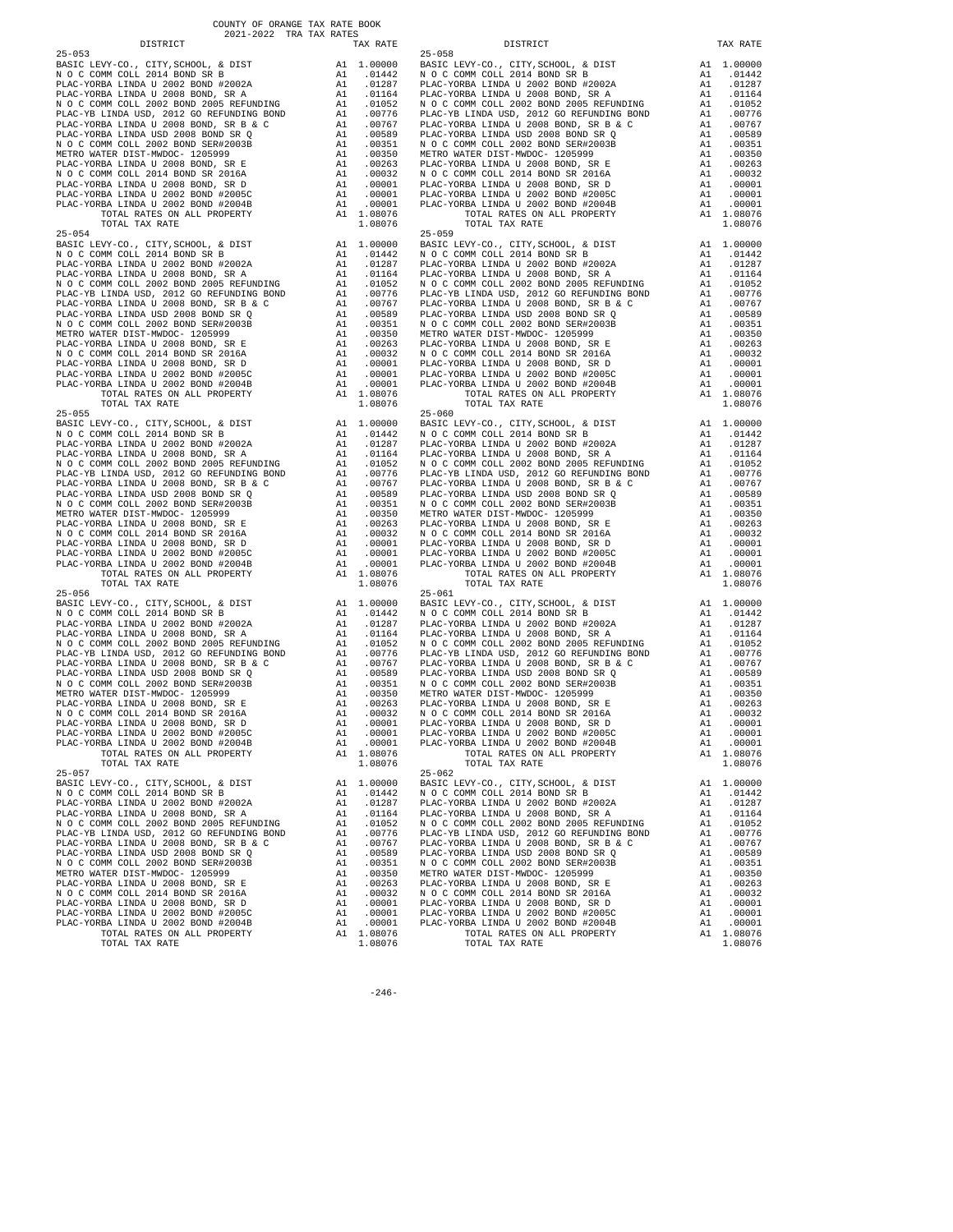COUNTY OF ORANGE TAX RATE BOOK
2021-2022 TRA TAX RATES

| DISTRICT | | TAX RATE |
|---|---|---|
| 25-053 | | |
| BASIC LEVY-CO., CITY,SCHOOL, & DIST | A1 | 1.00000 |
| N O C COMM COLL 2014 BOND SR B | A1 | .01442 |
| PLAC-YORBA LINDA U 2002 BOND #2002A | A1 | .01287 |
| PLAC-YORBA LINDA U 2008 BOND, SR A | A1 | .01164 |
| N O C COMM COLL 2002 BOND 2005 REFUNDING | A1 | .01052 |
| PLAC-YB LINDA USD, 2012 GO REFUNDING BOND | A1 | .00776 |
| PLAC-YORBA LINDA U 2008 BOND, SR B & C | A1 | .00767 |
| PLAC-YORBA LINDA USD 2008 BOND SR Q | A1 | .00589 |
| N O C COMM COLL 2002 BOND SER#2003B | A1 | .00351 |
| METRO WATER DIST-MWDOC- 1205999 | A1 | .00350 |
| PLAC-YORBA LINDA U 2008 BOND, SR E | A1 | .00263 |
| N O C COMM COLL 2014 BOND SR 2016A | A1 | .00032 |
| PLAC-YORBA LINDA U 2008 BOND, SR D | A1 | .00001 |
| PLAC-YORBA LINDA U 2002 BOND #2005C | A1 | .00001 |
| PLAC-YORBA LINDA U 2002 BOND #2004B | A1 | .00001 |
| TOTAL RATES ON ALL PROPERTY | A1 | 1.08076 |
| TOTAL TAX RATE | | 1.08076 |
| 25-054 | | |
| BASIC LEVY-CO., CITY,SCHOOL, & DIST | A1 | 1.00000 |
| N O C COMM COLL 2014 BOND SR B | A1 | .01442 |
| PLAC-YORBA LINDA U 2002 BOND #2002A | A1 | .01287 |
| PLAC-YORBA LINDA U 2008 BOND, SR A | A1 | .01164 |
| N O C COMM COLL 2002 BOND 2005 REFUNDING | A1 | .01052 |
| PLAC-YB LINDA USD, 2012 GO REFUNDING BOND | A1 | .00776 |
| PLAC-YORBA LINDA U 2008 BOND, SR B & C | A1 | .00767 |
| PLAC-YORBA LINDA USD 2008 BOND SR Q | A1 | .00589 |
| N O C COMM COLL 2002 BOND SER#2003B | A1 | .00351 |
| METRO WATER DIST-MWDOC- 1205999 | A1 | .00350 |
| PLAC-YORBA LINDA U 2008 BOND, SR E | A1 | .00263 |
| N O C COMM COLL 2014 BOND SR 2016A | A1 | .00032 |
| PLAC-YORBA LINDA U 2008 BOND, SR D | A1 | .00001 |
| PLAC-YORBA LINDA U 2002 BOND #2005C | A1 | .00001 |
| PLAC-YORBA LINDA U 2002 BOND #2004B | A1 | .00001 |
| TOTAL RATES ON ALL PROPERTY | A1 | 1.08076 |
| TOTAL TAX RATE | | 1.08076 |
| 25-055 | | |
| BASIC LEVY-CO., CITY,SCHOOL, & DIST | A1 | 1.00000 |
| N O C COMM COLL 2014 BOND SR B | A1 | .01442 |
| PLAC-YORBA LINDA U 2002 BOND #2002A | A1 | .01287 |
| PLAC-YORBA LINDA U 2008 BOND, SR A | A1 | .01164 |
| N O C COMM COLL 2002 BOND 2005 REFUNDING | A1 | .01052 |
| PLAC-YB LINDA USD, 2012 GO REFUNDING BOND | A1 | .00776 |
| PLAC-YORBA LINDA U 2008 BOND, SR B & C | A1 | .00767 |
| PLAC-YORBA LINDA USD 2008 BOND SR Q | A1 | .00589 |
| N O C COMM COLL 2002 BOND SER#2003B | A1 | .00351 |
| METRO WATER DIST-MWDOC- 1205999 | A1 | .00350 |
| PLAC-YORBA LINDA U 2008 BOND, SR E | A1 | .00263 |
| N O C COMM COLL 2014 BOND SR 2016A | A1 | .00032 |
| PLAC-YORBA LINDA U 2008 BOND, SR D | A1 | .00001 |
| PLAC-YORBA LINDA U 2002 BOND #2005C | A1 | .00001 |
| PLAC-YORBA LINDA U 2002 BOND #2004B | A1 | .00001 |
| TOTAL RATES ON ALL PROPERTY | A1 | 1.08076 |
| TOTAL TAX RATE | | 1.08076 |
| 25-056 | | |
| BASIC LEVY-CO., CITY,SCHOOL, & DIST | A1 | 1.00000 |
| N O C COMM COLL 2014 BOND SR B | A1 | .01442 |
| PLAC-YORBA LINDA U 2002 BOND #2002A | A1 | .01287 |
| PLAC-YORBA LINDA U 2008 BOND, SR A | A1 | .01164 |
| N O C COMM COLL 2002 BOND 2005 REFUNDING | A1 | .01052 |
| PLAC-YB LINDA USD, 2012 GO REFUNDING BOND | A1 | .00776 |
| PLAC-YORBA LINDA U 2008 BOND, SR B & C | A1 | .00767 |
| PLAC-YORBA LINDA USD 2008 BOND SR Q | A1 | .00589 |
| N O C COMM COLL 2002 BOND SER#2003B | A1 | .00351 |
| METRO WATER DIST-MWDOC- 1205999 | A1 | .00350 |
| PLAC-YORBA LINDA U 2008 BOND, SR E | A1 | .00263 |
| N O C COMM COLL 2014 BOND SR 2016A | A1 | .00032 |
| PLAC-YORBA LINDA U 2008 BOND, SR D | A1 | .00001 |
| PLAC-YORBA LINDA U 2002 BOND #2005C | A1 | .00001 |
| PLAC-YORBA LINDA U 2002 BOND #2004B | A1 | .00001 |
| TOTAL RATES ON ALL PROPERTY | A1 | 1.08076 |
| TOTAL TAX RATE | | 1.08076 |
| 25-057 | | |
| BASIC LEVY-CO., CITY,SCHOOL, & DIST | A1 | 1.00000 |
| N O C COMM COLL 2014 BOND SR B | A1 | .01442 |
| PLAC-YORBA LINDA U 2002 BOND #2002A | A1 | .01287 |
| PLAC-YORBA LINDA U 2008 BOND, SR A | A1 | .01164 |
| N O C COMM COLL 2002 BOND 2005 REFUNDING | A1 | .01052 |
| PLAC-YB LINDA USD, 2012 GO REFUNDING BOND | A1 | .00776 |
| PLAC-YORBA LINDA U 2008 BOND, SR B & C | A1 | .00767 |
| PLAC-YORBA LINDA USD 2008 BOND SR Q | A1 | .00589 |
| N O C COMM COLL 2002 BOND SER#2003B | A1 | .00351 |
| METRO WATER DIST-MWDOC- 1205999 | A1 | .00350 |
| PLAC-YORBA LINDA U 2008 BOND, SR E | A1 | .00263 |
| N O C COMM COLL 2014 BOND SR 2016A | A1 | .00032 |
| PLAC-YORBA LINDA U 2008 BOND, SR D | A1 | .00001 |
| PLAC-YORBA LINDA U 2002 BOND #2005C | A1 | .00001 |
| PLAC-YORBA LINDA U 2002 BOND #2004B | A1 | .00001 |
| TOTAL RATES ON ALL PROPERTY | A1 | 1.08076 |
| TOTAL TAX RATE | | 1.08076 |
| 25-058 | | |
| BASIC LEVY-CO., CITY,SCHOOL, & DIST | A1 | 1.00000 |
| N O C COMM COLL 2014 BOND SR B | A1 | .01442 |
| PLAC-YORBA LINDA U 2002 BOND #2002A | A1 | .01287 |
| PLAC-YORBA LINDA U 2008 BOND, SR A | A1 | .01164 |
| N O C COMM COLL 2002 BOND 2005 REFUNDING | A1 | .01052 |
| PLAC-YB LINDA USD, 2012 GO REFUNDING BOND | A1 | .00776 |
| PLAC-YORBA LINDA U 2008 BOND, SR B & C | A1 | .00767 |
| PLAC-YORBA LINDA USD 2008 BOND SR Q | A1 | .00589 |
| N O C COMM COLL 2002 BOND SER#2003B | A1 | .00351 |
| METRO WATER DIST-MWDOC- 1205999 | A1 | .00350 |
| PLAC-YORBA LINDA U 2008 BOND, SR E | A1 | .00263 |
| N O C COMM COLL 2014 BOND SR 2016A | A1 | .00032 |
| PLAC-YORBA LINDA U 2008 BOND, SR D | A1 | .00001 |
| PLAC-YORBA LINDA U 2002 BOND #2005C | A1 | .00001 |
| PLAC-YORBA LINDA U 2002 BOND #2004B | A1 | .00001 |
| TOTAL RATES ON ALL PROPERTY | A1 | 1.08076 |
| TOTAL TAX RATE | | 1.08076 |
| 25-059 | | |
| BASIC LEVY-CO., CITY,SCHOOL, & DIST | A1 | 1.00000 |
| N O C COMM COLL 2014 BOND SR B | A1 | .01442 |
| PLAC-YORBA LINDA U 2002 BOND #2002A | A1 | .01287 |
| PLAC-YORBA LINDA U 2008 BOND, SR A | A1 | .01164 |
| N O C COMM COLL 2002 BOND 2005 REFUNDING | A1 | .01052 |
| PLAC-YB LINDA USD, 2012 GO REFUNDING BOND | A1 | .00776 |
| PLAC-YORBA LINDA U 2008 BOND, SR B & C | A1 | .00767 |
| PLAC-YORBA LINDA USD 2008 BOND SR Q | A1 | .00589 |
| N O C COMM COLL 2002 BOND SER#2003B | A1 | .00351 |
| METRO WATER DIST-MWDOC- 1205999 | A1 | .00350 |
| PLAC-YORBA LINDA U 2008 BOND, SR E | A1 | .00263 |
| N O C COMM COLL 2014 BOND SR 2016A | A1 | .00032 |
| PLAC-YORBA LINDA U 2008 BOND, SR D | A1 | .00001 |
| PLAC-YORBA LINDA U 2002 BOND #2005C | A1 | .00001 |
| PLAC-YORBA LINDA U 2002 BOND #2004B | A1 | .00001 |
| TOTAL RATES ON ALL PROPERTY | A1 | 1.08076 |
| TOTAL TAX RATE | | 1.08076 |
| 25-060 | | |
| BASIC LEVY-CO., CITY,SCHOOL, & DIST | A1 | 1.00000 |
| N O C COMM COLL 2014 BOND SR B | A1 | .01442 |
| PLAC-YORBA LINDA U 2002 BOND #2002A | A1 | .01287 |
| PLAC-YORBA LINDA U 2008 BOND, SR A | A1 | .01164 |
| N O C COMM COLL 2002 BOND 2005 REFUNDING | A1 | .01052 |
| PLAC-YB LINDA USD, 2012 GO REFUNDING BOND | A1 | .00776 |
| PLAC-YORBA LINDA U 2008 BOND, SR B & C | A1 | .00767 |
| PLAC-YORBA LINDA USD 2008 BOND SR Q | A1 | .00589 |
| N O C COMM COLL 2002 BOND SER#2003B | A1 | .00351 |
| METRO WATER DIST-MWDOC- 1205999 | A1 | .00350 |
| PLAC-YORBA LINDA U 2008 BOND, SR E | A1 | .00263 |
| N O C COMM COLL 2014 BOND SR 2016A | A1 | .00032 |
| PLAC-YORBA LINDA U 2008 BOND, SR D | A1 | .00001 |
| PLAC-YORBA LINDA U 2002 BOND #2005C | A1 | .00001 |
| PLAC-YORBA LINDA U 2002 BOND #2004B | A1 | .00001 |
| TOTAL RATES ON ALL PROPERTY | A1 | 1.08076 |
| TOTAL TAX RATE | | 1.08076 |
| 25-061 | | |
| BASIC LEVY-CO., CITY,SCHOOL, & DIST | A1 | 1.00000 |
| N O C COMM COLL 2014 BOND SR B | A1 | .01442 |
| PLAC-YORBA LINDA U 2002 BOND #2002A | A1 | .01287 |
| PLAC-YORBA LINDA U 2008 BOND, SR A | A1 | .01164 |
| N O C COMM COLL 2002 BOND 2005 REFUNDING | A1 | .01052 |
| PLAC-YB LINDA USD, 2012 GO REFUNDING BOND | A1 | .00776 |
| PLAC-YORBA LINDA U 2008 BOND, SR B & C | A1 | .00767 |
| PLAC-YORBA LINDA USD 2008 BOND SR Q | A1 | .00589 |
| N O C COMM COLL 2002 BOND SER#2003B | A1 | .00351 |
| METRO WATER DIST-MWDOC- 1205999 | A1 | .00350 |
| PLAC-YORBA LINDA U 2008 BOND, SR E | A1 | .00263 |
| N O C COMM COLL 2014 BOND SR 2016A | A1 | .00032 |
| PLAC-YORBA LINDA U 2008 BOND, SR D | A1 | .00001 |
| PLAC-YORBA LINDA U 2002 BOND #2005C | A1 | .00001 |
| PLAC-YORBA LINDA U 2002 BOND #2004B | A1 | .00001 |
| TOTAL RATES ON ALL PROPERTY | A1 | 1.08076 |
| TOTAL TAX RATE | | 1.08076 |
| 25-062 | | |
| BASIC LEVY-CO., CITY,SCHOOL, & DIST | A1 | 1.00000 |
| N O C COMM COLL 2014 BOND SR B | A1 | .01442 |
| PLAC-YORBA LINDA U 2002 BOND #2002A | A1 | .01287 |
| PLAC-YORBA LINDA U 2008 BOND, SR A | A1 | .01164 |
| N O C COMM COLL 2002 BOND 2005 REFUNDING | A1 | .01052 |
| PLAC-YB LINDA USD, 2012 GO REFUNDING BOND | A1 | .00776 |
| PLAC-YORBA LINDA U 2008 BOND, SR B & C | A1 | .00767 |
| PLAC-YORBA LINDA USD 2008 BOND SR Q | A1 | .00589 |
| N O C COMM COLL 2002 BOND SER#2003B | A1 | .00351 |
| METRO WATER DIST-MWDOC- 1205999 | A1 | .00350 |
| PLAC-YORBA LINDA U 2008 BOND, SR E | A1 | .00263 |
| N O C COMM COLL 2014 BOND SR 2016A | A1 | .00032 |
| PLAC-YORBA LINDA U 2008 BOND, SR D | A1 | .00001 |
| PLAC-YORBA LINDA U 2002 BOND #2005C | A1 | .00001 |
| PLAC-YORBA LINDA U 2002 BOND #2004B | A1 | .00001 |
| TOTAL RATES ON ALL PROPERTY | A1 | 1.08076 |
| TOTAL TAX RATE | | 1.08076 |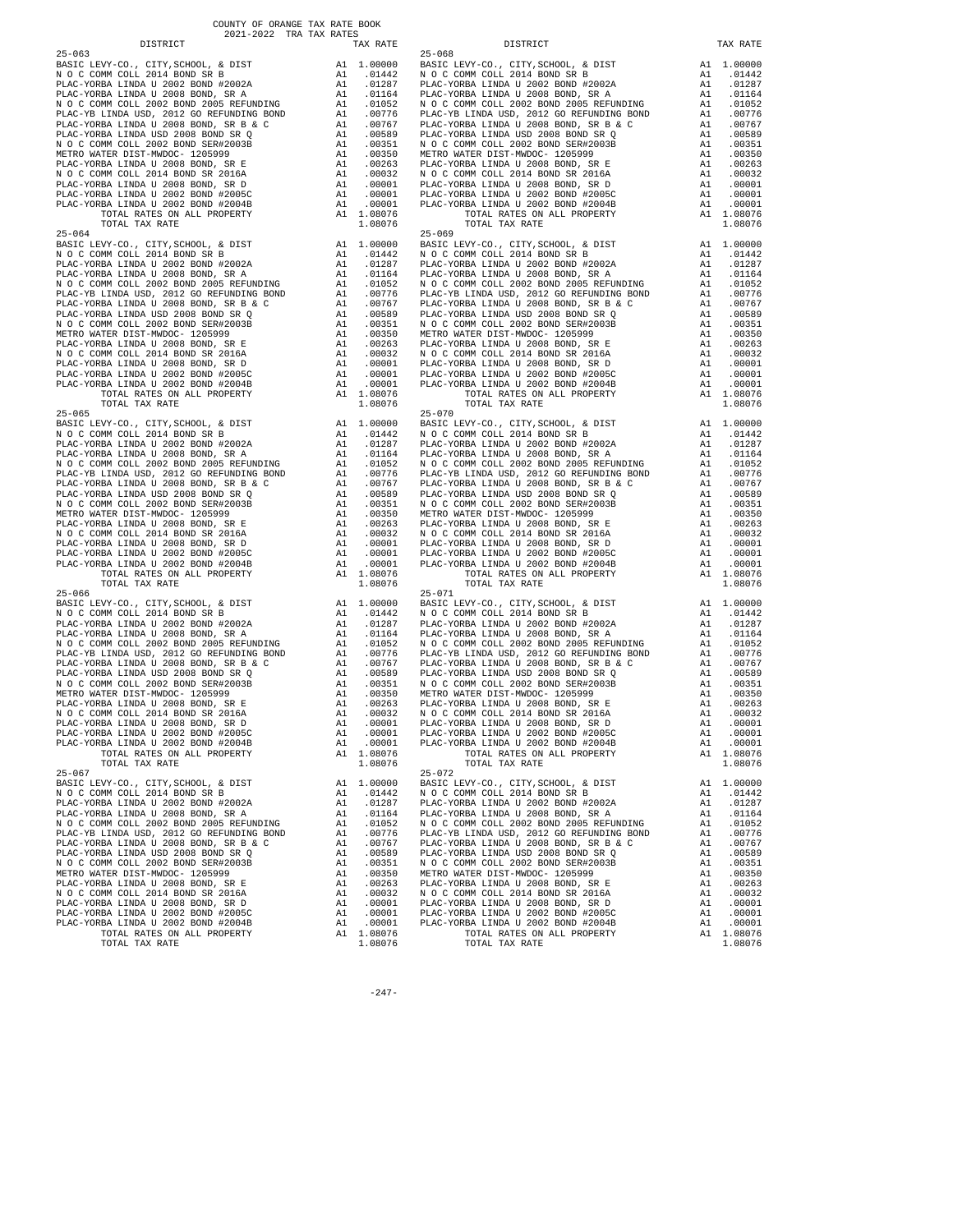COUNTY OF ORANGE TAX RATE BOOK
2021-2022 TRA TAX RATES

| DISTRICT | | TAX RATE |
|---|---|---|
| 25-063 | | |
| BASIC LEVY-CO., CITY,SCHOOL, & DIST | A1 | 1.00000 |
| N O C COMM COLL 2014 BOND SR B | A1 | .01442 |
| PLAC-YORBA LINDA U 2002 BOND #2002A | A1 | .01287 |
| PLAC-YORBA LINDA U 2008 BOND, SR A | A1 | .01164 |
| N O C COMM COLL 2002 BOND 2005 REFUNDING | A1 | .01052 |
| PLAC-YB LINDA USD, 2012 GO REFUNDING BOND | A1 | .00776 |
| PLAC-YORBA LINDA U 2008 BOND, SR B & C | A1 | .00767 |
| PLAC-YORBA LINDA USD 2008 BOND SR Q | A1 | .00589 |
| N O C COMM COLL 2002 BOND SER#2003B | A1 | .00351 |
| METRO WATER DIST-MWDOC- 1205999 | A1 | .00350 |
| PLAC-YORBA LINDA U 2008 BOND, SR E | A1 | .00263 |
| N O C COMM COLL 2014 BOND SR 2016A | A1 | .00032 |
| PLAC-YORBA LINDA U 2008 BOND, SR D | A1 | .00001 |
| PLAC-YORBA LINDA U 2002 BOND #2005C | A1 | .00001 |
| PLAC-YORBA LINDA U 2002 BOND #2004B | A1 | .00001 |
| TOTAL RATES ON ALL PROPERTY | A1 | 1.08076 |
| TOTAL TAX RATE | | 1.08076 |
| 25-064 | | |
| BASIC LEVY-CO., CITY,SCHOOL, & DIST | A1 | 1.00000 |
| N O C COMM COLL 2014 BOND SR B | A1 | .01442 |
| PLAC-YORBA LINDA U 2002 BOND #2002A | A1 | .01287 |
| PLAC-YORBA LINDA U 2008 BOND, SR A | A1 | .01164 |
| N O C COMM COLL 2002 BOND 2005 REFUNDING | A1 | .01052 |
| PLAC-YB LINDA USD, 2012 GO REFUNDING BOND | A1 | .00776 |
| PLAC-YORBA LINDA U 2008 BOND, SR B & C | A1 | .00767 |
| PLAC-YORBA LINDA USD 2008 BOND SR Q | A1 | .00589 |
| N O C COMM COLL 2002 BOND SER#2003B | A1 | .00351 |
| METRO WATER DIST-MWDOC- 1205999 | A1 | .00350 |
| PLAC-YORBA LINDA U 2008 BOND, SR E | A1 | .00263 |
| N O C COMM COLL 2014 BOND SR 2016A | A1 | .00032 |
| PLAC-YORBA LINDA U 2008 BOND, SR D | A1 | .00001 |
| PLAC-YORBA LINDA U 2002 BOND #2005C | A1 | .00001 |
| PLAC-YORBA LINDA U 2002 BOND #2004B | A1 | .00001 |
| TOTAL RATES ON ALL PROPERTY | A1 | 1.08076 |
| TOTAL TAX RATE | | 1.08076 |
| 25-065 | | |
| BASIC LEVY-CO., CITY,SCHOOL, & DIST | A1 | 1.00000 |
| N O C COMM COLL 2014 BOND SR B | A1 | .01442 |
| PLAC-YORBA LINDA U 2002 BOND #2002A | A1 | .01287 |
| PLAC-YORBA LINDA U 2008 BOND, SR A | A1 | .01164 |
| N O C COMM COLL 2002 BOND 2005 REFUNDING | A1 | .01052 |
| PLAC-YB LINDA USD, 2012 GO REFUNDING BOND | A1 | .00776 |
| PLAC-YORBA LINDA U 2008 BOND, SR B & C | A1 | .00767 |
| PLAC-YORBA LINDA USD 2008 BOND SR Q | A1 | .00589 |
| N O C COMM COLL 2002 BOND SER#2003B | A1 | .00351 |
| METRO WATER DIST-MWDOC- 1205999 | A1 | .00350 |
| PLAC-YORBA LINDA U 2008 BOND, SR E | A1 | .00263 |
| N O C COMM COLL 2014 BOND SR 2016A | A1 | .00032 |
| PLAC-YORBA LINDA U 2008 BOND, SR D | A1 | .00001 |
| PLAC-YORBA LINDA U 2002 BOND #2005C | A1 | .00001 |
| PLAC-YORBA LINDA U 2002 BOND #2004B | A1 | .00001 |
| TOTAL RATES ON ALL PROPERTY | A1 | 1.08076 |
| TOTAL TAX RATE | | 1.08076 |
| 25-066 | | |
| BASIC LEVY-CO., CITY,SCHOOL, & DIST | A1 | 1.00000 |
| N O C COMM COLL 2014 BOND SR B | A1 | .01442 |
| PLAC-YORBA LINDA U 2002 BOND #2002A | A1 | .01287 |
| PLAC-YORBA LINDA U 2008 BOND, SR A | A1 | .01164 |
| N O C COMM COLL 2002 BOND 2005 REFUNDING | A1 | .01052 |
| PLAC-YB LINDA USD, 2012 GO REFUNDING BOND | A1 | .00776 |
| PLAC-YORBA LINDA U 2008 BOND, SR B & C | A1 | .00767 |
| PLAC-YORBA LINDA USD 2008 BOND SR Q | A1 | .00589 |
| N O C COMM COLL 2002 BOND SER#2003B | A1 | .00351 |
| METRO WATER DIST-MWDOC- 1205999 | A1 | .00350 |
| PLAC-YORBA LINDA U 2008 BOND, SR E | A1 | .00263 |
| N O C COMM COLL 2014 BOND SR 2016A | A1 | .00032 |
| PLAC-YORBA LINDA U 2008 BOND, SR D | A1 | .00001 |
| PLAC-YORBA LINDA U 2002 BOND #2005C | A1 | .00001 |
| PLAC-YORBA LINDA U 2002 BOND #2004B | A1 | .00001 |
| TOTAL RATES ON ALL PROPERTY | A1 | 1.08076 |
| TOTAL TAX RATE | | 1.08076 |
| 25-067 | | |
| BASIC LEVY-CO., CITY,SCHOOL, & DIST | A1 | 1.00000 |
| N O C COMM COLL 2014 BOND SR B | A1 | .01442 |
| PLAC-YORBA LINDA U 2002 BOND #2002A | A1 | .01287 |
| PLAC-YORBA LINDA U 2008 BOND, SR A | A1 | .01164 |
| N O C COMM COLL 2002 BOND 2005 REFUNDING | A1 | .01052 |
| PLAC-YB LINDA USD, 2012 GO REFUNDING BOND | A1 | .00776 |
| PLAC-YORBA LINDA U 2008 BOND, SR B & C | A1 | .00767 |
| PLAC-YORBA LINDA USD 2008 BOND SR Q | A1 | .00589 |
| N O C COMM COLL 2002 BOND SER#2003B | A1 | .00351 |
| METRO WATER DIST-MWDOC- 1205999 | A1 | .00350 |
| PLAC-YORBA LINDA U 2008 BOND, SR E | A1 | .00263 |
| N O C COMM COLL 2014 BOND SR 2016A | A1 | .00032 |
| PLAC-YORBA LINDA U 2008 BOND, SR D | A1 | .00001 |
| PLAC-YORBA LINDA U 2002 BOND #2005C | A1 | .00001 |
| PLAC-YORBA LINDA U 2002 BOND #2004B | A1 | .00001 |
| TOTAL RATES ON ALL PROPERTY | A1 | 1.08076 |
| TOTAL TAX RATE | | 1.08076 |
| 25-068 | | |
| BASIC LEVY-CO., CITY,SCHOOL, & DIST | A1 | 1.00000 |
| N O C COMM COLL 2014 BOND SR B | A1 | .01442 |
| PLAC-YORBA LINDA U 2002 BOND #2002A | A1 | .01287 |
| PLAC-YORBA LINDA U 2008 BOND, SR A | A1 | .01164 |
| N O C COMM COLL 2002 BOND 2005 REFUNDING | A1 | .01052 |
| PLAC-YB LINDA USD, 2012 GO REFUNDING BOND | A1 | .00776 |
| PLAC-YORBA LINDA U 2008 BOND, SR B & C | A1 | .00767 |
| PLAC-YORBA LINDA USD 2008 BOND SR Q | A1 | .00589 |
| N O C COMM COLL 2002 BOND SER#2003B | A1 | .00351 |
| METRO WATER DIST-MWDOC- 1205999 | A1 | .00350 |
| PLAC-YORBA LINDA U 2008 BOND, SR E | A1 | .00263 |
| N O C COMM COLL 2014 BOND SR 2016A | A1 | .00032 |
| PLAC-YORBA LINDA U 2008 BOND, SR D | A1 | .00001 |
| PLAC-YORBA LINDA U 2002 BOND #2005C | A1 | .00001 |
| PLAC-YORBA LINDA U 2002 BOND #2004B | A1 | .00001 |
| TOTAL RATES ON ALL PROPERTY | A1 | 1.08076 |
| TOTAL TAX RATE | | 1.08076 |
| 25-069 | | |
| BASIC LEVY-CO., CITY,SCHOOL, & DIST | A1 | 1.00000 |
| N O C COMM COLL 2014 BOND SR B | A1 | .01442 |
| PLAC-YORBA LINDA U 2002 BOND #2002A | A1 | .01287 |
| PLAC-YORBA LINDA U 2008 BOND, SR A | A1 | .01164 |
| N O C COMM COLL 2002 BOND 2005 REFUNDING | A1 | .01052 |
| PLAC-YB LINDA USD, 2012 GO REFUNDING BOND | A1 | .00776 |
| PLAC-YORBA LINDA U 2008 BOND, SR B & C | A1 | .00767 |
| PLAC-YORBA LINDA USD 2008 BOND SR Q | A1 | .00589 |
| N O C COMM COLL 2002 BOND SER#2003B | A1 | .00351 |
| METRO WATER DIST-MWDOC- 1205999 | A1 | .00350 |
| PLAC-YORBA LINDA U 2008 BOND, SR E | A1 | .00263 |
| N O C COMM COLL 2014 BOND SR 2016A | A1 | .00032 |
| PLAC-YORBA LINDA U 2008 BOND, SR D | A1 | .00001 |
| PLAC-YORBA LINDA U 2002 BOND #2005C | A1 | .00001 |
| PLAC-YORBA LINDA U 2002 BOND #2004B | A1 | .00001 |
| TOTAL RATES ON ALL PROPERTY | A1 | 1.08076 |
| TOTAL TAX RATE | | 1.08076 |
| 25-070 | | |
| BASIC LEVY-CO., CITY,SCHOOL, & DIST | A1 | 1.00000 |
| N O C COMM COLL 2014 BOND SR B | A1 | .01442 |
| PLAC-YORBA LINDA U 2002 BOND #2002A | A1 | .01287 |
| PLAC-YORBA LINDA U 2008 BOND, SR A | A1 | .01164 |
| N O C COMM COLL 2002 BOND 2005 REFUNDING | A1 | .01052 |
| PLAC-YB LINDA USD, 2012 GO REFUNDING BOND | A1 | .00776 |
| PLAC-YORBA LINDA U 2008 BOND, SR B & C | A1 | .00767 |
| PLAC-YORBA LINDA USD 2008 BOND SR Q | A1 | .00589 |
| N O C COMM COLL 2002 BOND SER#2003B | A1 | .00351 |
| METRO WATER DIST-MWDOC- 1205999 | A1 | .00350 |
| PLAC-YORBA LINDA U 2008 BOND, SR E | A1 | .00263 |
| N O C COMM COLL 2014 BOND SR 2016A | A1 | .00032 |
| PLAC-YORBA LINDA U 2008 BOND, SR D | A1 | .00001 |
| PLAC-YORBA LINDA U 2002 BOND #2005C | A1 | .00001 |
| PLAC-YORBA LINDA U 2002 BOND #2004B | A1 | .00001 |
| TOTAL RATES ON ALL PROPERTY | A1 | 1.08076 |
| TOTAL TAX RATE | | 1.08076 |
| 25-071 | | |
| BASIC LEVY-CO., CITY,SCHOOL, & DIST | A1 | 1.00000 |
| N O C COMM COLL 2014 BOND SR B | A1 | .01442 |
| PLAC-YORBA LINDA U 2002 BOND #2002A | A1 | .01287 |
| PLAC-YORBA LINDA U 2008 BOND, SR A | A1 | .01164 |
| N O C COMM COLL 2002 BOND 2005 REFUNDING | A1 | .01052 |
| PLAC-YB LINDA USD, 2012 GO REFUNDING BOND | A1 | .00776 |
| PLAC-YORBA LINDA U 2008 BOND, SR B & C | A1 | .00767 |
| PLAC-YORBA LINDA USD 2008 BOND SR Q | A1 | .00589 |
| N O C COMM COLL 2002 BOND SER#2003B | A1 | .00351 |
| METRO WATER DIST-MWDOC- 1205999 | A1 | .00350 |
| PLAC-YORBA LINDA U 2008 BOND, SR E | A1 | .00263 |
| N O C COMM COLL 2014 BOND SR 2016A | A1 | .00032 |
| PLAC-YORBA LINDA U 2008 BOND, SR D | A1 | .00001 |
| PLAC-YORBA LINDA U 2002 BOND #2005C | A1 | .00001 |
| PLAC-YORBA LINDA U 2002 BOND #2004B | A1 | .00001 |
| TOTAL RATES ON ALL PROPERTY | A1 | 1.08076 |
| TOTAL TAX RATE | | 1.08076 |
| 25-072 | | |
| BASIC LEVY-CO., CITY,SCHOOL, & DIST | A1 | 1.00000 |
| N O C COMM COLL 2014 BOND SR B | A1 | .01442 |
| PLAC-YORBA LINDA U 2002 BOND #2002A | A1 | .01287 |
| PLAC-YORBA LINDA U 2008 BOND, SR A | A1 | .01164 |
| N O C COMM COLL 2002 BOND 2005 REFUNDING | A1 | .01052 |
| PLAC-YB LINDA USD, 2012 GO REFUNDING BOND | A1 | .00776 |
| PLAC-YORBA LINDA U 2008 BOND, SR B & C | A1 | .00767 |
| PLAC-YORBA LINDA USD 2008 BOND SR Q | A1 | .00589 |
| N O C COMM COLL 2002 BOND SER#2003B | A1 | .00351 |
| METRO WATER DIST-MWDOC- 1205999 | A1 | .00350 |
| PLAC-YORBA LINDA U 2008 BOND, SR E | A1 | .00263 |
| N O C COMM COLL 2014 BOND SR 2016A | A1 | .00032 |
| PLAC-YORBA LINDA U 2008 BOND, SR D | A1 | .00001 |
| PLAC-YORBA LINDA U 2002 BOND #2005C | A1 | .00001 |
| PLAC-YORBA LINDA U 2002 BOND #2004B | A1 | .00001 |
| TOTAL RATES ON ALL PROPERTY | A1 | 1.08076 |
| TOTAL TAX RATE | | 1.08076 |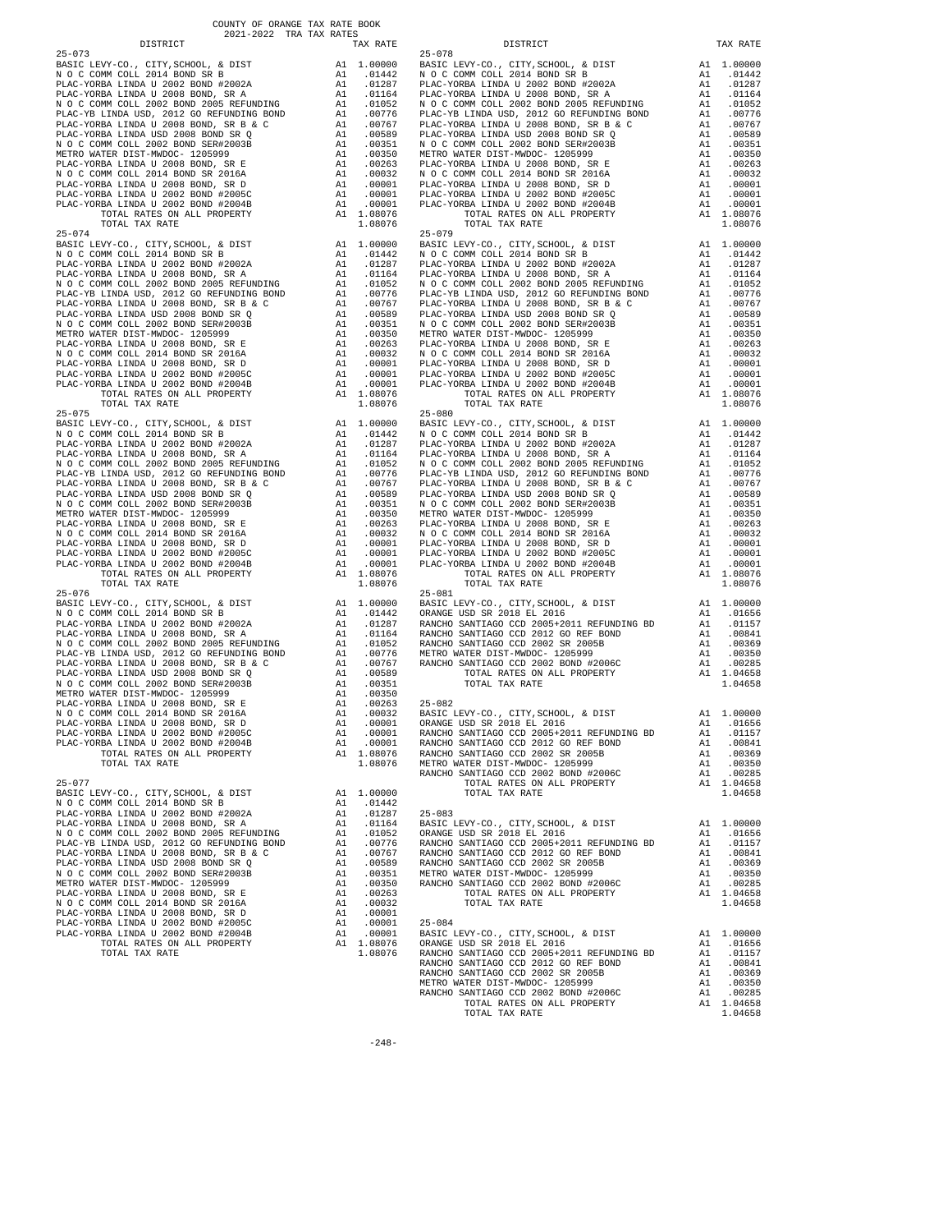COUNTY OF ORANGE TAX RATE BOOK
2021-2022 TRA TAX RATES

| DISTRICT | | TAX RATE |
|---|---|---|
| **25-073** | | |
| BASIC LEVY-CO., CITY,SCHOOL, & DIST | A1 | 1.00000 |
| N O C COMM COLL 2014 BOND SR B | A1 | .01442 |
| PLAC-YORBA LINDA U 2002 BOND #2002A | A1 | .01287 |
| PLAC-YORBA LINDA U 2008 BOND, SR A | A1 | .01164 |
| N O C COMM COLL 2002 BOND 2005 REFUNDING | A1 | .01052 |
| PLAC-YB LINDA USD, 2012 GO REFUNDING BOND | A1 | .00776 |
| PLAC-YORBA LINDA U 2008 BOND, SR B & C | A1 | .00767 |
| PLAC-YORBA LINDA USD 2008 BOND SR Q | A1 | .00589 |
| N O C COMM COLL 2002 BOND SER#2003B | A1 | .00351 |
| METRO WATER DIST-MWDOC- 1205999 | A1 | .00350 |
| PLAC-YORBA LINDA U 2008 BOND, SR E | A1 | .00263 |
| N O C COMM COLL 2014 BOND SR 2016A | A1 | .00032 |
| PLAC-YORBA LINDA U 2008 BOND, SR D | A1 | .00001 |
| PLAC-YORBA LINDA U 2002 BOND #2005C | A1 | .00001 |
| PLAC-YORBA LINDA U 2002 BOND #2004B | A1 | .00001 |
| TOTAL RATES ON ALL PROPERTY | A1 | 1.08076 |
| TOTAL TAX RATE | | 1.08076 |
| **25-074** | | |
| BASIC LEVY-CO., CITY,SCHOOL, & DIST | A1 | 1.00000 |
| N O C COMM COLL 2014 BOND SR B | A1 | .01442 |
| PLAC-YORBA LINDA U 2002 BOND #2002A | A1 | .01287 |
| PLAC-YORBA LINDA U 2008 BOND, SR A | A1 | .01164 |
| N O C COMM COLL 2002 BOND 2005 REFUNDING | A1 | .01052 |
| PLAC-YB LINDA USD, 2012 GO REFUNDING BOND | A1 | .00776 |
| PLAC-YORBA LINDA U 2008 BOND, SR B & C | A1 | .00767 |
| PLAC-YORBA LINDA USD 2008 BOND SR Q | A1 | .00589 |
| N O C COMM COLL 2002 BOND SER#2003B | A1 | .00351 |
| METRO WATER DIST-MWDOC- 1205999 | A1 | .00350 |
| PLAC-YORBA LINDA U 2008 BOND, SR E | A1 | .00263 |
| N O C COMM COLL 2014 BOND SR 2016A | A1 | .00032 |
| PLAC-YORBA LINDA U 2008 BOND, SR D | A1 | .00001 |
| PLAC-YORBA LINDA U 2002 BOND #2005C | A1 | .00001 |
| PLAC-YORBA LINDA U 2002 BOND #2004B | A1 | .00001 |
| TOTAL RATES ON ALL PROPERTY | A1 | 1.08076 |
| TOTAL TAX RATE | | 1.08076 |
| **25-075** | | |
| BASIC LEVY-CO., CITY,SCHOOL, & DIST | A1 | 1.00000 |
| N O C COMM COLL 2014 BOND SR B | A1 | .01442 |
| PLAC-YORBA LINDA U 2002 BOND #2002A | A1 | .01287 |
| PLAC-YORBA LINDA U 2008 BOND, SR A | A1 | .01164 |
| N O C COMM COLL 2002 BOND 2005 REFUNDING | A1 | .01052 |
| PLAC-YB LINDA USD, 2012 GO REFUNDING BOND | A1 | .00776 |
| PLAC-YORBA LINDA U 2008 BOND, SR B & C | A1 | .00767 |
| PLAC-YORBA LINDA USD 2008 BOND SR Q | A1 | .00589 |
| N O C COMM COLL 2002 BOND SER#2003B | A1 | .00351 |
| METRO WATER DIST-MWDOC- 1205999 | A1 | .00350 |
| PLAC-YORBA LINDA U 2008 BOND, SR E | A1 | .00263 |
| N O C COMM COLL 2014 BOND SR 2016A | A1 | .00032 |
| PLAC-YORBA LINDA U 2008 BOND, SR D | A1 | .00001 |
| PLAC-YORBA LINDA U 2002 BOND #2005C | A1 | .00001 |
| PLAC-YORBA LINDA U 2002 BOND #2004B | A1 | .00001 |
| TOTAL RATES ON ALL PROPERTY | A1 | 1.08076 |
| TOTAL TAX RATE | | 1.08076 |
| **25-076** | | |
| BASIC LEVY-CO., CITY,SCHOOL, & DIST | A1 | 1.00000 |
| N O C COMM COLL 2014 BOND SR B | A1 | .01442 |
| PLAC-YORBA LINDA U 2002 BOND #2002A | A1 | .01287 |
| PLAC-YORBA LINDA U 2008 BOND, SR A | A1 | .01164 |
| N O C COMM COLL 2002 BOND 2005 REFUNDING | A1 | .01052 |
| PLAC-YB LINDA USD, 2012 GO REFUNDING BOND | A1 | .00776 |
| PLAC-YORBA LINDA U 2008 BOND, SR B & C | A1 | .00767 |
| PLAC-YORBA LINDA USD 2008 BOND SR Q | A1 | .00589 |
| N O C COMM COLL 2002 BOND SER#2003B | A1 | .00351 |
| METRO WATER DIST-MWDOC- 1205999 | A1 | .00350 |
| PLAC-YORBA LINDA U 2008 BOND, SR E | A1 | .00263 |
| N O C COMM COLL 2014 BOND SR 2016A | A1 | .00032 |
| PLAC-YORBA LINDA U 2008 BOND, SR D | A1 | .00001 |
| PLAC-YORBA LINDA U 2002 BOND #2005C | A1 | .00001 |
| PLAC-YORBA LINDA U 2002 BOND #2004B | A1 | .00001 |
| TOTAL RATES ON ALL PROPERTY | A1 | 1.08076 |
| TOTAL TAX RATE | | 1.08076 |
| **25-077** | | |
| BASIC LEVY-CO., CITY,SCHOOL, & DIST | A1 | 1.00000 |
| N O C COMM COLL 2014 BOND SR B | A1 | .01442 |
| PLAC-YORBA LINDA U 2002 BOND #2002A | A1 | .01287 |
| PLAC-YORBA LINDA U 2008 BOND, SR A | A1 | .01164 |
| N O C COMM COLL 2002 BOND 2005 REFUNDING | A1 | .01052 |
| PLAC-YB LINDA USD, 2012 GO REFUNDING BOND | A1 | .00776 |
| PLAC-YORBA LINDA U 2008 BOND, SR B & C | A1 | .00767 |
| PLAC-YORBA LINDA USD 2008 BOND SR Q | A1 | .00589 |
| N O C COMM COLL 2002 BOND SER#2003B | A1 | .00351 |
| METRO WATER DIST-MWDOC- 1205999 | A1 | .00350 |
| PLAC-YORBA LINDA U 2008 BOND, SR E | A1 | .00263 |
| N O C COMM COLL 2014 BOND SR 2016A | A1 | .00032 |
| PLAC-YORBA LINDA U 2008 BOND, SR D | A1 | .00001 |
| PLAC-YORBA LINDA U 2002 BOND #2005C | A1 | .00001 |
| PLAC-YORBA LINDA U 2002 BOND #2004B | A1 | .00001 |
| TOTAL RATES ON ALL PROPERTY | A1 | 1.08076 |
| TOTAL TAX RATE | | 1.08076 |
| **25-078** | | |
| BASIC LEVY-CO., CITY,SCHOOL, & DIST | A1 | 1.00000 |
| N O C COMM COLL 2014 BOND SR B | A1 | .01442 |
| PLAC-YORBA LINDA U 2002 BOND #2002A | A1 | .01287 |
| PLAC-YORBA LINDA U 2008 BOND, SR A | A1 | .01164 |
| N O C COMM COLL 2002 BOND 2005 REFUNDING | A1 | .01052 |
| PLAC-YB LINDA USD, 2012 GO REFUNDING BOND | A1 | .00776 |
| PLAC-YORBA LINDA U 2008 BOND, SR B & C | A1 | .00767 |
| PLAC-YORBA LINDA USD 2008 BOND SR Q | A1 | .00589 |
| N O C COMM COLL 2002 BOND SER#2003B | A1 | .00351 |
| METRO WATER DIST-MWDOC- 1205999 | A1 | .00350 |
| PLAC-YORBA LINDA U 2008 BOND, SR E | A1 | .00263 |
| N O C COMM COLL 2014 BOND SR 2016A | A1 | .00032 |
| PLAC-YORBA LINDA U 2008 BOND, SR D | A1 | .00001 |
| PLAC-YORBA LINDA U 2002 BOND #2005C | A1 | .00001 |
| PLAC-YORBA LINDA U 2002 BOND #2004B | A1 | .00001 |
| TOTAL RATES ON ALL PROPERTY | A1 | 1.08076 |
| TOTAL TAX RATE | | 1.08076 |
| **25-079** | | |
| BASIC LEVY-CO., CITY,SCHOOL, & DIST | A1 | 1.00000 |
| N O C COMM COLL 2014 BOND SR B | A1 | .01442 |
| PLAC-YORBA LINDA U 2002 BOND #2002A | A1 | .01287 |
| PLAC-YORBA LINDA U 2008 BOND, SR A | A1 | .01164 |
| N O C COMM COLL 2002 BOND 2005 REFUNDING | A1 | .01052 |
| PLAC-YB LINDA USD, 2012 GO REFUNDING BOND | A1 | .00776 |
| PLAC-YORBA LINDA U 2008 BOND, SR B & C | A1 | .00767 |
| PLAC-YORBA LINDA USD 2008 BOND SR Q | A1 | .00589 |
| N O C COMM COLL 2002 BOND SER#2003B | A1 | .00351 |
| METRO WATER DIST-MWDOC- 1205999 | A1 | .00350 |
| PLAC-YORBA LINDA U 2008 BOND, SR E | A1 | .00263 |
| N O C COMM COLL 2014 BOND SR 2016A | A1 | .00032 |
| PLAC-YORBA LINDA U 2008 BOND, SR D | A1 | .00001 |
| PLAC-YORBA LINDA U 2002 BOND #2005C | A1 | .00001 |
| PLAC-YORBA LINDA U 2002 BOND #2004B | A1 | .00001 |
| TOTAL RATES ON ALL PROPERTY | A1 | 1.08076 |
| TOTAL TAX RATE | | 1.08076 |
| **25-080** | | |
| BASIC LEVY-CO., CITY,SCHOOL, & DIST | A1 | 1.00000 |
| N O C COMM COLL 2014 BOND SR B | A1 | .01442 |
| PLAC-YORBA LINDA U 2002 BOND #2002A | A1 | .01287 |
| PLAC-YORBA LINDA U 2008 BOND, SR A | A1 | .01164 |
| N O C COMM COLL 2002 BOND 2005 REFUNDING | A1 | .01052 |
| PLAC-YB LINDA USD, 2012 GO REFUNDING BOND | A1 | .00776 |
| PLAC-YORBA LINDA U 2008 BOND, SR B & C | A1 | .00767 |
| PLAC-YORBA LINDA USD 2008 BOND SR Q | A1 | .00589 |
| N O C COMM COLL 2002 BOND SER#2003B | A1 | .00351 |
| METRO WATER DIST-MWDOC- 1205999 | A1 | .00350 |
| PLAC-YORBA LINDA U 2008 BOND, SR E | A1 | .00263 |
| N O C COMM COLL 2014 BOND SR 2016A | A1 | .00032 |
| PLAC-YORBA LINDA U 2008 BOND, SR D | A1 | .00001 |
| PLAC-YORBA LINDA U 2002 BOND #2005C | A1 | .00001 |
| PLAC-YORBA LINDA U 2002 BOND #2004B | A1 | .00001 |
| TOTAL RATES ON ALL PROPERTY | A1 | 1.08076 |
| TOTAL TAX RATE | | 1.08076 |
| **25-081** | | |
| BASIC LEVY-CO., CITY,SCHOOL, & DIST | A1 | 1.00000 |
| ORANGE USD SR 2018 EL 2016 | A1 | .01656 |
| RANCHO SANTIAGO CCD 2005+2011 REFUNDING BD | A1 | .01157 |
| RANCHO SANTIAGO CCD 2012 GO REF BOND | A1 | .00841 |
| RANCHO SANTIAGO CCD 2002 SR 2005B | A1 | .00369 |
| METRO WATER DIST-MWDOC- 1205999 | A1 | .00350 |
| RANCHO SANTIAGO CCD 2002 BOND #2006C | A1 | .00285 |
| TOTAL RATES ON ALL PROPERTY | A1 | 1.04658 |
| TOTAL TAX RATE | | 1.04658 |
| **25-082** | | |
| BASIC LEVY-CO., CITY,SCHOOL, & DIST | A1 | 1.00000 |
| ORANGE USD SR 2018 EL 2016 | A1 | .01656 |
| RANCHO SANTIAGO CCD 2005+2011 REFUNDING BD | A1 | .01157 |
| RANCHO SANTIAGO CCD 2012 GO REF BOND | A1 | .00841 |
| RANCHO SANTIAGO CCD 2002 SR 2005B | A1 | .00369 |
| METRO WATER DIST-MWDOC- 1205999 | A1 | .00350 |
| RANCHO SANTIAGO CCD 2002 BOND #2006C | A1 | .00285 |
| TOTAL RATES ON ALL PROPERTY | A1 | 1.04658 |
| TOTAL TAX RATE | | 1.04658 |
| **25-083** | | |
| BASIC LEVY-CO., CITY,SCHOOL, & DIST | A1 | 1.00000 |
| ORANGE USD SR 2018 EL 2016 | A1 | .01656 |
| RANCHO SANTIAGO CCD 2005+2011 REFUNDING BD | A1 | .01157 |
| RANCHO SANTIAGO CCD 2012 GO REF BOND | A1 | .00841 |
| RANCHO SANTIAGO CCD 2002 SR 2005B | A1 | .00369 |
| METRO WATER DIST-MWDOC- 1205999 | A1 | .00350 |
| RANCHO SANTIAGO CCD 2002 BOND #2006C | A1 | .00285 |
| TOTAL RATES ON ALL PROPERTY | A1 | 1.04658 |
| TOTAL TAX RATE | | 1.04658 |
| **25-084** | | |
| BASIC LEVY-CO., CITY,SCHOOL, & DIST | A1 | 1.00000 |
| ORANGE USD SR 2018 EL 2016 | A1 | .01656 |
| RANCHO SANTIAGO CCD 2005+2011 REFUNDING BD | A1 | .01157 |
| RANCHO SANTIAGO CCD 2012 GO REF BOND | A1 | .00841 |
| RANCHO SANTIAGO CCD 2002 SR 2005B | A1 | .00369 |
| METRO WATER DIST-MWDOC- 1205999 | A1 | .00350 |
| RANCHO SANTIAGO CCD 2002 BOND #2006C | A1 | .00285 |
| TOTAL RATES ON ALL PROPERTY | A1 | 1.04658 |
| TOTAL TAX RATE | | 1.04658 |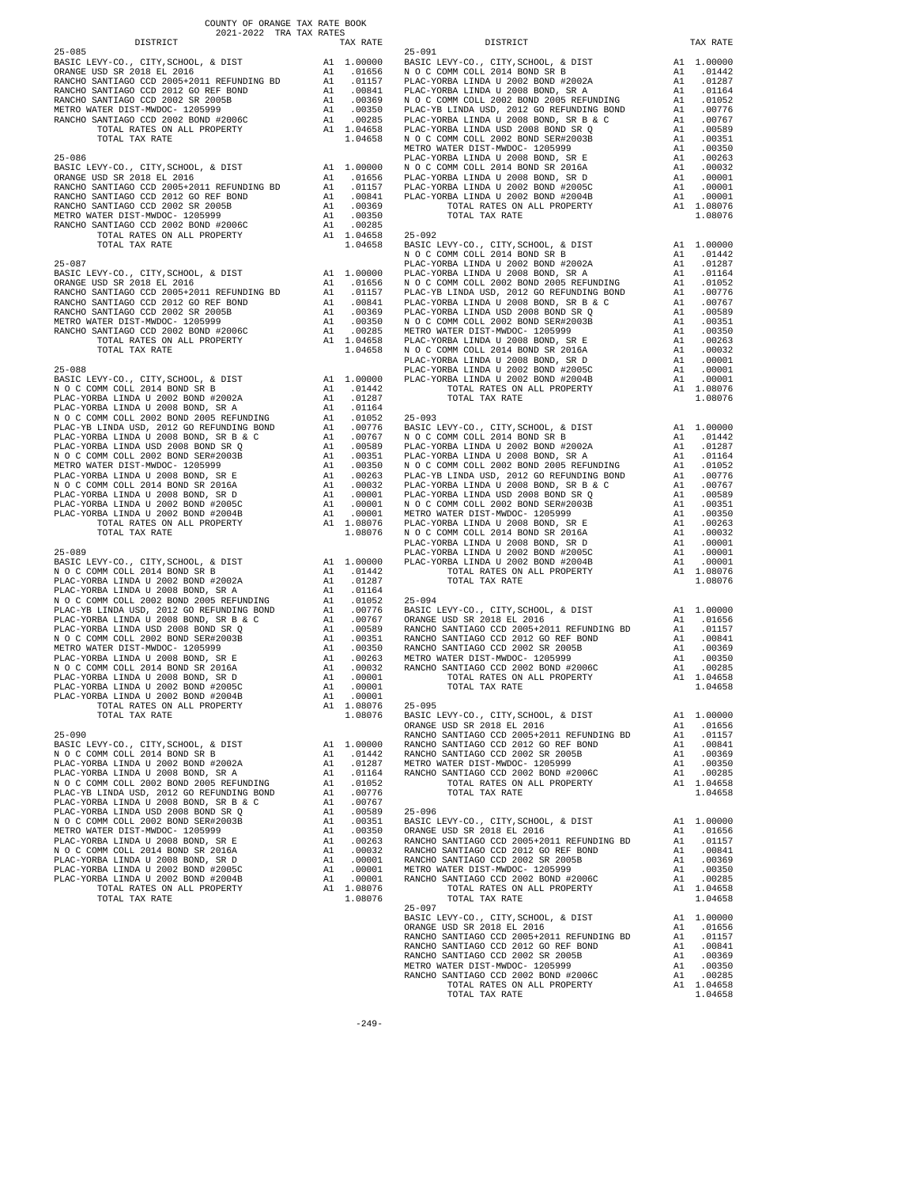COUNTY OF ORANGE TAX RATE BOOK
2021-2022 TRA TAX RATES

| DISTRICT | | TAX RATE |
|---|---|---|
| 25-085 | | |
| BASIC LEVY-CO., CITY,SCHOOL, & DIST | A1 | 1.00000 |
| ORANGE USD SR 2018 EL 2016 | A1 | .01656 |
| RANCHO SANTIAGO CCD 2005+2011 REFUNDING BD | A1 | .01157 |
| RANCHO SANTIAGO CCD 2012 GO REF BOND | A1 | .00841 |
| RANCHO SANTIAGO CCD 2002 SR 2005B | A1 | .00369 |
| METRO WATER DIST-MWDOC- 1205999 | A1 | .00350 |
| RANCHO SANTIAGO CCD 2002 BOND #2006C | A1 | .00285 |
| TOTAL RATES ON ALL PROPERTY | A1 | 1.04658 |
| TOTAL TAX RATE | | 1.04658 |
| 25-086 | | |
| BASIC LEVY-CO., CITY,SCHOOL, & DIST | A1 | 1.00000 |
| ORANGE USD SR 2018 EL 2016 | A1 | .01656 |
| RANCHO SANTIAGO CCD 2005+2011 REFUNDING BD | A1 | .01157 |
| RANCHO SANTIAGO CCD 2012 GO REF BOND | A1 | .00841 |
| RANCHO SANTIAGO CCD 2002 SR 2005B | A1 | .00369 |
| METRO WATER DIST-MWDOC- 1205999 | A1 | .00350 |
| RANCHO SANTIAGO CCD 2002 BOND #2006C | A1 | .00285 |
| TOTAL RATES ON ALL PROPERTY | A1 | 1.04658 |
| TOTAL TAX RATE | | 1.04658 |
| 25-087 | | |
| BASIC LEVY-CO., CITY,SCHOOL, & DIST | A1 | 1.00000 |
| ORANGE USD SR 2018 EL 2016 | A1 | .01656 |
| RANCHO SANTIAGO CCD 2005+2011 REFUNDING BD | A1 | .01157 |
| RANCHO SANTIAGO CCD 2012 GO REF BOND | A1 | .00841 |
| RANCHO SANTIAGO CCD 2002 SR 2005B | A1 | .00369 |
| METRO WATER DIST-MWDOC- 1205999 | A1 | .00350 |
| RANCHO SANTIAGO CCD 2002 BOND #2006C | A1 | .00285 |
| TOTAL RATES ON ALL PROPERTY | A1 | 1.04658 |
| TOTAL TAX RATE | | 1.04658 |
| 25-088 | | |
| BASIC LEVY-CO., CITY,SCHOOL, & DIST | A1 | 1.00000 |
| N O C COMM COLL 2014 BOND SR B | A1 | .01442 |
| PLAC-YORBA LINDA U 2002 BOND #2002A | A1 | .01287 |
| PLAC-YORBA LINDA U 2008 BOND, SR A | A1 | .01164 |
| N O C COMM COLL 2002 BOND 2005 REFUNDING | A1 | .01052 |
| PLAC-YB LINDA USD, 2012 GO REFUNDING BOND | A1 | .00776 |
| PLAC-YORBA LINDA U 2008 BOND, SR B & C | A1 | .00767 |
| PLAC-YORBA LINDA USD 2008 BOND SR Q | A1 | .00589 |
| N O C COMM COLL 2002 BOND SER#2003B | A1 | .00351 |
| METRO WATER DIST-MWDOC- 1205999 | A1 | .00350 |
| PLAC-YORBA LINDA U 2008 BOND, SR E | A1 | .00263 |
| N O C COMM COLL 2014 BOND SR 2016A | A1 | .00032 |
| PLAC-YORBA LINDA U 2008 BOND, SR D | A1 | .00001 |
| PLAC-YORBA LINDA U 2002 BOND #2005C | A1 | .00001 |
| PLAC-YORBA LINDA U 2002 BOND #2004B | A1 | .00001 |
| TOTAL RATES ON ALL PROPERTY | A1 | 1.08076 |
| TOTAL TAX RATE | | 1.08076 |
| 25-089 | | |
| BASIC LEVY-CO., CITY,SCHOOL, & DIST | A1 | 1.00000 |
| N O C COMM COLL 2014 BOND SR B | A1 | .01442 |
| PLAC-YORBA LINDA U 2002 BOND #2002A | A1 | .01287 |
| PLAC-YORBA LINDA U 2008 BOND, SR A | A1 | .01164 |
| N O C COMM COLL 2002 BOND 2005 REFUNDING | A1 | .01052 |
| PLAC-YB LINDA USD, 2012 GO REFUNDING BOND | A1 | .00776 |
| PLAC-YORBA LINDA U 2008 BOND, SR B & C | A1 | .00767 |
| PLAC-YORBA LINDA USD 2008 BOND SR Q | A1 | .00589 |
| N O C COMM COLL 2002 BOND SER#2003B | A1 | .00351 |
| METRO WATER DIST-MWDOC- 1205999 | A1 | .00350 |
| PLAC-YORBA LINDA U 2008 BOND, SR E | A1 | .00263 |
| N O C COMM COLL 2014 BOND SR 2016A | A1 | .00032 |
| PLAC-YORBA LINDA U 2008 BOND, SR D | A1 | .00001 |
| PLAC-YORBA LINDA U 2002 BOND #2005C | A1 | .00001 |
| PLAC-YORBA LINDA U 2002 BOND #2004B | A1 | .00001 |
| TOTAL RATES ON ALL PROPERTY | A1 | 1.08076 |
| TOTAL TAX RATE | | 1.08076 |
| 25-090 | | |
| BASIC LEVY-CO., CITY,SCHOOL, & DIST | A1 | 1.00000 |
| N O C COMM COLL 2014 BOND SR B | A1 | .01442 |
| PLAC-YORBA LINDA U 2002 BOND #2002A | A1 | .01287 |
| PLAC-YORBA LINDA U 2008 BOND, SR A | A1 | .01164 |
| N O C COMM COLL 2002 BOND 2005 REFUNDING | A1 | .01052 |
| PLAC-YB LINDA USD, 2012 GO REFUNDING BOND | A1 | .00776 |
| PLAC-YORBA LINDA U 2008 BOND, SR B & C | A1 | .00767 |
| PLAC-YORBA LINDA USD 2008 BOND SR Q | A1 | .00589 |
| N O C COMM COLL 2002 BOND SER#2003B | A1 | .00351 |
| METRO WATER DIST-MWDOC- 1205999 | A1 | .00350 |
| PLAC-YORBA LINDA U 2008 BOND, SR E | A1 | .00263 |
| N O C COMM COLL 2014 BOND SR 2016A | A1 | .00032 |
| PLAC-YORBA LINDA U 2008 BOND, SR D | A1 | .00001 |
| PLAC-YORBA LINDA U 2002 BOND #2005C | A1 | .00001 |
| PLAC-YORBA LINDA U 2002 BOND #2004B | A1 | .00001 |
| TOTAL RATES ON ALL PROPERTY | A1 | 1.08076 |
| TOTAL TAX RATE | | 1.08076 |
| 25-091 | | |
| BASIC LEVY-CO., CITY,SCHOOL, & DIST | A1 | 1.00000 |
| N O C COMM COLL 2014 BOND SR B | A1 | .01442 |
| PLAC-YORBA LINDA U 2002 BOND #2002A | A1 | .01287 |
| PLAC-YORBA LINDA U 2008 BOND, SR A | A1 | .01164 |
| N O C COMM COLL 2002 BOND 2005 REFUNDING | A1 | .01052 |
| PLAC-YB LINDA USD, 2012 GO REFUNDING BOND | A1 | .00776 |
| PLAC-YORBA LINDA U 2008 BOND, SR B & C | A1 | .00767 |
| PLAC-YORBA LINDA USD 2008 BOND SR Q | A1 | .00589 |
| N O C COMM COLL 2002 BOND SER#2003B | A1 | .00351 |
| METRO WATER DIST-MWDOC- 1205999 | A1 | .00350 |
| PLAC-YORBA LINDA U 2008 BOND, SR E | A1 | .00263 |
| N O C COMM COLL 2014 BOND SR 2016A | A1 | .00032 |
| PLAC-YORBA LINDA U 2008 BOND, SR D | A1 | .00001 |
| PLAC-YORBA LINDA U 2002 BOND #2005C | A1 | .00001 |
| PLAC-YORBA LINDA U 2002 BOND #2004B | A1 | .00001 |
| TOTAL RATES ON ALL PROPERTY | A1 | 1.08076 |
| TOTAL TAX RATE | | 1.08076 |
| 25-092 | | |
| BASIC LEVY-CO., CITY,SCHOOL, & DIST | A1 | 1.00000 |
| N O C COMM COLL 2014 BOND SR B | A1 | .01442 |
| PLAC-YORBA LINDA U 2002 BOND #2002A | A1 | .01287 |
| PLAC-YORBA LINDA U 2008 BOND, SR A | A1 | .01164 |
| N O C COMM COLL 2002 BOND 2005 REFUNDING | A1 | .01052 |
| PLAC-YB LINDA USD, 2012 GO REFUNDING BOND | A1 | .00776 |
| PLAC-YORBA LINDA U 2008 BOND, SR B & C | A1 | .00767 |
| PLAC-YORBA LINDA USD 2008 BOND SR Q | A1 | .00589 |
| N O C COMM COLL 2002 BOND SER#2003B | A1 | .00351 |
| METRO WATER DIST-MWDOC- 1205999 | A1 | .00350 |
| PLAC-YORBA LINDA U 2008 BOND, SR E | A1 | .00263 |
| N O C COMM COLL 2014 BOND SR 2016A | A1 | .00032 |
| PLAC-YORBA LINDA U 2008 BOND, SR D | A1 | .00001 |
| PLAC-YORBA LINDA U 2002 BOND #2005C | A1 | .00001 |
| PLAC-YORBA LINDA U 2002 BOND #2004B | A1 | .00001 |
| TOTAL RATES ON ALL PROPERTY | A1 | 1.08076 |
| TOTAL TAX RATE | | 1.08076 |
| 25-093 | | |
| BASIC LEVY-CO., CITY,SCHOOL, & DIST | A1 | 1.00000 |
| N O C COMM COLL 2014 BOND SR B | A1 | .01442 |
| PLAC-YORBA LINDA U 2002 BOND #2002A | A1 | .01287 |
| PLAC-YORBA LINDA U 2008 BOND, SR A | A1 | .01164 |
| N O C COMM COLL 2002 BOND 2005 REFUNDING | A1 | .01052 |
| PLAC-YB LINDA USD, 2012 GO REFUNDING BOND | A1 | .00776 |
| PLAC-YORBA LINDA U 2008 BOND, SR B & C | A1 | .00767 |
| PLAC-YORBA LINDA USD 2008 BOND SR Q | A1 | .00589 |
| N O C COMM COLL 2002 BOND SER#2003B | A1 | .00351 |
| METRO WATER DIST-MWDOC- 1205999 | A1 | .00350 |
| PLAC-YORBA LINDA U 2008 BOND, SR E | A1 | .00263 |
| N O C COMM COLL 2014 BOND SR 2016A | A1 | .00032 |
| PLAC-YORBA LINDA U 2008 BOND, SR D | A1 | .00001 |
| PLAC-YORBA LINDA U 2002 BOND #2005C | A1 | .00001 |
| PLAC-YORBA LINDA U 2002 BOND #2004B | A1 | .00001 |
| TOTAL RATES ON ALL PROPERTY | A1 | 1.08076 |
| TOTAL TAX RATE | | 1.08076 |
| 25-094 | | |
| BASIC LEVY-CO., CITY,SCHOOL, & DIST | A1 | 1.00000 |
| ORANGE USD SR 2018 EL 2016 | A1 | .01656 |
| RANCHO SANTIAGO CCD 2005+2011 REFUNDING BD | A1 | .01157 |
| RANCHO SANTIAGO CCD 2012 GO REF BOND | A1 | .00841 |
| RANCHO SANTIAGO CCD 2002 SR 2005B | A1 | .00369 |
| METRO WATER DIST-MWDOC- 1205999 | A1 | .00350 |
| RANCHO SANTIAGO CCD 2002 BOND #2006C | A1 | .00285 |
| TOTAL RATES ON ALL PROPERTY | A1 | 1.04658 |
| TOTAL TAX RATE | | 1.04658 |
| 25-095 | | |
| BASIC LEVY-CO., CITY,SCHOOL, & DIST | A1 | 1.00000 |
| ORANGE USD SR 2018 EL 2016 | A1 | .01656 |
| RANCHO SANTIAGO CCD 2005+2011 REFUNDING BD | A1 | .01157 |
| RANCHO SANTIAGO CCD 2012 GO REF BOND | A1 | .00841 |
| RANCHO SANTIAGO CCD 2002 SR 2005B | A1 | .00369 |
| METRO WATER DIST-MWDOC- 1205999 | A1 | .00350 |
| RANCHO SANTIAGO CCD 2002 BOND #2006C | A1 | .00285 |
| TOTAL RATES ON ALL PROPERTY | A1 | 1.04658 |
| TOTAL TAX RATE | | 1.04658 |
| 25-096 | | |
| BASIC LEVY-CO., CITY,SCHOOL, & DIST | A1 | 1.00000 |
| ORANGE USD SR 2018 EL 2016 | A1 | .01656 |
| RANCHO SANTIAGO CCD 2005+2011 REFUNDING BD | A1 | .01157 |
| RANCHO SANTIAGO CCD 2012 GO REF BOND | A1 | .00841 |
| RANCHO SANTIAGO CCD 2002 SR 2005B | A1 | .00369 |
| METRO WATER DIST-MWDOC- 1205999 | A1 | .00350 |
| RANCHO SANTIAGO CCD 2002 BOND #2006C | A1 | .00285 |
| TOTAL RATES ON ALL PROPERTY | A1 | 1.04658 |
| TOTAL TAX RATE | | 1.04658 |
| 25-097 | | |
| BASIC LEVY-CO., CITY,SCHOOL, & DIST | A1 | 1.00000 |
| ORANGE USD SR 2018 EL 2016 | A1 | .01656 |
| RANCHO SANTIAGO CCD 2005+2011 REFUNDING BD | A1 | .01157 |
| RANCHO SANTIAGO CCD 2012 GO REF BOND | A1 | .00841 |
| RANCHO SANTIAGO CCD 2002 SR 2005B | A1 | .00369 |
| METRO WATER DIST-MWDOC- 1205999 | A1 | .00350 |
| RANCHO SANTIAGO CCD 2002 BOND #2006C | A1 | .00285 |
| TOTAL RATES ON ALL PROPERTY | A1 | 1.04658 |
| TOTAL TAX RATE | | 1.04658 |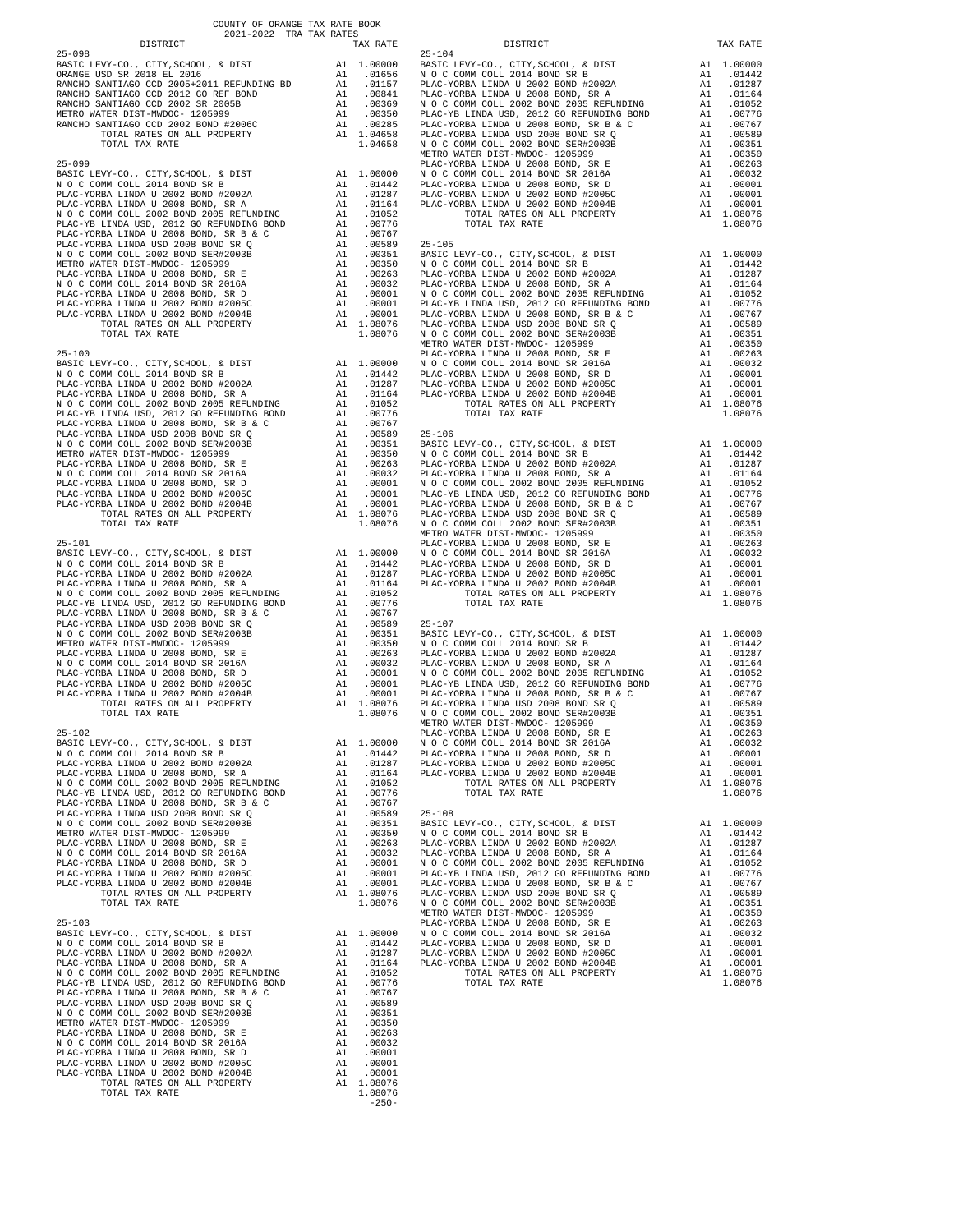COUNTY OF ORANGE TAX RATE BOOK
2021-2022 TRA TAX RATES

| DISTRICT | | TAX RATE |
|---|---|---|
| **25-098** | | |
| BASIC LEVY-CO., CITY,SCHOOL, & DIST | A1 | 1.00000 |
| ORANGE USD SR 2018 EL 2016 | A1 | .01656 |
| RANCHO SANTIAGO CCD 2005+2011 REFUNDING BD | A1 | .01157 |
| RANCHO SANTIAGO CCD 2012 GO REF BOND | A1 | .00841 |
| RANCHO SANTIAGO CCD 2002 SR 2005B | A1 | .00369 |
| METRO WATER DIST-MWDOC- 1205999 | A1 | .00350 |
| RANCHO SANTIAGO CCD 2002 BOND #2006C | A1 | .00285 |
| TOTAL RATES ON ALL PROPERTY | A1 | 1.04658 |
| TOTAL TAX RATE | | 1.04658 |
| **25-099** | | |
| BASIC LEVY-CO., CITY,SCHOOL, & DIST | A1 | 1.00000 |
| N O C COMM COLL 2014 BOND SR B | A1 | .01442 |
| PLAC-YORBA LINDA U 2002 BOND #2002A | A1 | .01287 |
| PLAC-YORBA LINDA U 2008 BOND, SR A | A1 | .01164 |
| N O C COMM COLL 2002 BOND 2005 REFUNDING | A1 | .01052 |
| PLAC-YB LINDA USD, 2012 GO REFUNDING BOND | A1 | .00776 |
| PLAC-YORBA LINDA U 2008 BOND, SR B & C | A1 | .00767 |
| PLAC-YORBA LINDA USD 2008 BOND SR Q | A1 | .00589 |
| N O C COMM COLL 2002 BOND SER#2003B | A1 | .00351 |
| METRO WATER DIST-MWDOC- 1205999 | A1 | .00350 |
| PLAC-YORBA LINDA U 2008 BOND, SR E | A1 | .00263 |
| N O C COMM COLL 2014 BOND SR 2016A | A1 | .00032 |
| PLAC-YORBA LINDA U 2008 BOND, SR D | A1 | .00001 |
| PLAC-YORBA LINDA U 2002 BOND #2005C | A1 | .00001 |
| PLAC-YORBA LINDA U 2002 BOND #2004B | A1 | .00001 |
| TOTAL RATES ON ALL PROPERTY | A1 | 1.08076 |
| TOTAL TAX RATE | | 1.08076 |
| **25-100** | | |
| BASIC LEVY-CO., CITY,SCHOOL, & DIST | A1 | 1.00000 |
| N O C COMM COLL 2014 BOND SR B | A1 | .01442 |
| PLAC-YORBA LINDA U 2002 BOND #2002A | A1 | .01287 |
| PLAC-YORBA LINDA U 2008 BOND, SR A | A1 | .01164 |
| N O C COMM COLL 2002 BOND 2005 REFUNDING | A1 | .01052 |
| PLAC-YB LINDA USD, 2012 GO REFUNDING BOND | A1 | .00776 |
| PLAC-YORBA LINDA U 2008 BOND, SR B & C | A1 | .00767 |
| PLAC-YORBA LINDA USD 2008 BOND SR Q | A1 | .00589 |
| N O C COMM COLL 2002 BOND SER#2003B | A1 | .00351 |
| METRO WATER DIST-MWDOC- 1205999 | A1 | .00350 |
| PLAC-YORBA LINDA U 2008 BOND, SR E | A1 | .00263 |
| N O C COMM COLL 2014 BOND SR 2016A | A1 | .00032 |
| PLAC-YORBA LINDA U 2008 BOND, SR D | A1 | .00001 |
| PLAC-YORBA LINDA U 2002 BOND #2005C | A1 | .00001 |
| PLAC-YORBA LINDA U 2002 BOND #2004B | A1 | .00001 |
| TOTAL RATES ON ALL PROPERTY | A1 | 1.08076 |
| TOTAL TAX RATE | | 1.08076 |
| **25-101** | | |
| BASIC LEVY-CO., CITY,SCHOOL, & DIST | A1 | 1.00000 |
| N O C COMM COLL 2014 BOND SR B | A1 | .01442 |
| PLAC-YORBA LINDA U 2002 BOND #2002A | A1 | .01287 |
| PLAC-YORBA LINDA U 2008 BOND, SR A | A1 | .01164 |
| N O C COMM COLL 2002 BOND 2005 REFUNDING | A1 | .01052 |
| PLAC-YB LINDA USD, 2012 GO REFUNDING BOND | A1 | .00776 |
| PLAC-YORBA LINDA U 2008 BOND, SR B & C | A1 | .00767 |
| PLAC-YORBA LINDA USD 2008 BOND SR Q | A1 | .00589 |
| N O C COMM COLL 2002 BOND SER#2003B | A1 | .00351 |
| METRO WATER DIST-MWDOC- 1205999 | A1 | .00350 |
| PLAC-YORBA LINDA U 2008 BOND, SR E | A1 | .00263 |
| N O C COMM COLL 2014 BOND SR 2016A | A1 | .00032 |
| PLAC-YORBA LINDA U 2008 BOND, SR D | A1 | .00001 |
| PLAC-YORBA LINDA U 2002 BOND #2005C | A1 | .00001 |
| PLAC-YORBA LINDA U 2002 BOND #2004B | A1 | .00001 |
| TOTAL RATES ON ALL PROPERTY | A1 | 1.08076 |
| TOTAL TAX RATE | | 1.08076 |
| **25-102** | | |
| BASIC LEVY-CO., CITY,SCHOOL, & DIST | A1 | 1.00000 |
| N O C COMM COLL 2014 BOND SR B | A1 | .01442 |
| PLAC-YORBA LINDA U 2002 BOND #2002A | A1 | .01287 |
| PLAC-YORBA LINDA U 2008 BOND, SR A | A1 | .01164 |
| N O C COMM COLL 2002 BOND 2005 REFUNDING | A1 | .01052 |
| PLAC-YB LINDA USD, 2012 GO REFUNDING BOND | A1 | .00776 |
| PLAC-YORBA LINDA U 2008 BOND, SR B & C | A1 | .00767 |
| PLAC-YORBA LINDA USD 2008 BOND SR Q | A1 | .00589 |
| N O C COMM COLL 2002 BOND SER#2003B | A1 | .00351 |
| METRO WATER DIST-MWDOC- 1205999 | A1 | .00350 |
| PLAC-YORBA LINDA U 2008 BOND, SR E | A1 | .00263 |
| N O C COMM COLL 2014 BOND SR 2016A | A1 | .00032 |
| PLAC-YORBA LINDA U 2008 BOND, SR D | A1 | .00001 |
| PLAC-YORBA LINDA U 2002 BOND #2005C | A1 | .00001 |
| PLAC-YORBA LINDA U 2002 BOND #2004B | A1 | .00001 |
| TOTAL RATES ON ALL PROPERTY | A1 | 1.08076 |
| TOTAL TAX RATE | | 1.08076 |
| **25-103** | | |
| BASIC LEVY-CO., CITY,SCHOOL, & DIST | A1 | 1.00000 |
| N O C COMM COLL 2014 BOND SR B | A1 | .01442 |
| PLAC-YORBA LINDA U 2002 BOND #2002A | A1 | .01287 |
| PLAC-YORBA LINDA U 2008 BOND, SR A | A1 | .01164 |
| N O C COMM COLL 2002 BOND 2005 REFUNDING | A1 | .01052 |
| PLAC-YB LINDA USD, 2012 GO REFUNDING BOND | A1 | .00776 |
| PLAC-YORBA LINDA U 2008 BOND, SR B & C | A1 | .00767 |
| PLAC-YORBA LINDA USD 2008 BOND SR Q | A1 | .00589 |
| N O C COMM COLL 2002 BOND SER#2003B | A1 | .00351 |
| METRO WATER DIST-MWDOC- 1205999 | A1 | .00350 |
| PLAC-YORBA LINDA U 2008 BOND, SR E | A1 | .00263 |
| N O C COMM COLL 2014 BOND SR 2016A | A1 | .00032 |
| PLAC-YORBA LINDA U 2008 BOND, SR D | A1 | .00001 |
| PLAC-YORBA LINDA U 2002 BOND #2005C | A1 | .00001 |
| PLAC-YORBA LINDA U 2002 BOND #2004B | A1 | .00001 |
| TOTAL RATES ON ALL PROPERTY | A1 | 1.08076 |
| TOTAL TAX RATE | | 1.08076 |
| **25-104** | | |
| BASIC LEVY-CO., CITY,SCHOOL, & DIST | A1 | 1.00000 |
| N O C COMM COLL 2014 BOND SR B | A1 | .01442 |
| PLAC-YORBA LINDA U 2002 BOND #2002A | A1 | .01287 |
| PLAC-YORBA LINDA U 2008 BOND, SR A | A1 | .01164 |
| N O C COMM COLL 2002 BOND 2005 REFUNDING | A1 | .01052 |
| PLAC-YB LINDA USD, 2012 GO REFUNDING BOND | A1 | .00776 |
| PLAC-YORBA LINDA U 2008 BOND, SR B & C | A1 | .00767 |
| PLAC-YORBA LINDA USD 2008 BOND SR Q | A1 | .00589 |
| N O C COMM COLL 2002 BOND SER#2003B | A1 | .00351 |
| METRO WATER DIST-MWDOC- 1205999 | A1 | .00350 |
| PLAC-YORBA LINDA U 2008 BOND, SR E | A1 | .00263 |
| N O C COMM COLL 2014 BOND SR 2016A | A1 | .00032 |
| PLAC-YORBA LINDA U 2008 BOND, SR D | A1 | .00001 |
| PLAC-YORBA LINDA U 2002 BOND #2005C | A1 | .00001 |
| PLAC-YORBA LINDA U 2002 BOND #2004B | A1 | .00001 |
| TOTAL RATES ON ALL PROPERTY | A1 | 1.08076 |
| TOTAL TAX RATE | | 1.08076 |
| **25-105** | | |
| BASIC LEVY-CO., CITY,SCHOOL, & DIST | A1 | 1.00000 |
| N O C COMM COLL 2014 BOND SR B | A1 | .01442 |
| PLAC-YORBA LINDA U 2002 BOND #2002A | A1 | .01287 |
| PLAC-YORBA LINDA U 2008 BOND, SR A | A1 | .01164 |
| N O C COMM COLL 2002 BOND 2005 REFUNDING | A1 | .01052 |
| PLAC-YB LINDA USD, 2012 GO REFUNDING BOND | A1 | .00776 |
| PLAC-YORBA LINDA U 2008 BOND, SR B & C | A1 | .00767 |
| PLAC-YORBA LINDA USD 2008 BOND SR Q | A1 | .00589 |
| N O C COMM COLL 2002 BOND SER#2003B | A1 | .00351 |
| METRO WATER DIST-MWDOC- 1205999 | A1 | .00350 |
| PLAC-YORBA LINDA U 2008 BOND, SR E | A1 | .00263 |
| N O C COMM COLL 2014 BOND SR 2016A | A1 | .00032 |
| PLAC-YORBA LINDA U 2008 BOND, SR D | A1 | .00001 |
| PLAC-YORBA LINDA U 2002 BOND #2005C | A1 | .00001 |
| PLAC-YORBA LINDA U 2002 BOND #2004B | A1 | .00001 |
| TOTAL RATES ON ALL PROPERTY | A1 | 1.08076 |
| TOTAL TAX RATE | | 1.08076 |
| **25-106** | | |
| BASIC LEVY-CO., CITY,SCHOOL, & DIST | A1 | 1.00000 |
| N O C COMM COLL 2014 BOND SR B | A1 | .01442 |
| PLAC-YORBA LINDA U 2002 BOND #2002A | A1 | .01287 |
| PLAC-YORBA LINDA U 2008 BOND, SR A | A1 | .01164 |
| N O C COMM COLL 2002 BOND 2005 REFUNDING | A1 | .01052 |
| PLAC-YB LINDA USD, 2012 GO REFUNDING BOND | A1 | .00776 |
| PLAC-YORBA LINDA U 2008 BOND, SR B & C | A1 | .00767 |
| PLAC-YORBA LINDA USD 2008 BOND SR Q | A1 | .00589 |
| N O C COMM COLL 2002 BOND SER#2003B | A1 | .00351 |
| METRO WATER DIST-MWDOC- 1205999 | A1 | .00350 |
| PLAC-YORBA LINDA U 2008 BOND, SR E | A1 | .00263 |
| N O C COMM COLL 2014 BOND SR 2016A | A1 | .00032 |
| PLAC-YORBA LINDA U 2008 BOND, SR D | A1 | .00001 |
| PLAC-YORBA LINDA U 2002 BOND #2005C | A1 | .00001 |
| PLAC-YORBA LINDA U 2002 BOND #2004B | A1 | .00001 |
| TOTAL RATES ON ALL PROPERTY | A1 | 1.08076 |
| TOTAL TAX RATE | | 1.08076 |
| **25-107** | | |
| BASIC LEVY-CO., CITY,SCHOOL, & DIST | A1 | 1.00000 |
| N O C COMM COLL 2014 BOND SR B | A1 | .01442 |
| PLAC-YORBA LINDA U 2002 BOND #2002A | A1 | .01287 |
| PLAC-YORBA LINDA U 2008 BOND, SR A | A1 | .01164 |
| N O C COMM COLL 2002 BOND 2005 REFUNDING | A1 | .01052 |
| PLAC-YB LINDA USD, 2012 GO REFUNDING BOND | A1 | .00776 |
| PLAC-YORBA LINDA U 2008 BOND, SR B & C | A1 | .00767 |
| PLAC-YORBA LINDA USD 2008 BOND SR Q | A1 | .00589 |
| N O C COMM COLL 2002 BOND SER#2003B | A1 | .00351 |
| METRO WATER DIST-MWDOC- 1205999 | A1 | .00350 |
| PLAC-YORBA LINDA U 2008 BOND, SR E | A1 | .00263 |
| N O C COMM COLL 2014 BOND SR 2016A | A1 | .00032 |
| PLAC-YORBA LINDA U 2008 BOND, SR D | A1 | .00001 |
| PLAC-YORBA LINDA U 2002 BOND #2005C | A1 | .00001 |
| PLAC-YORBA LINDA U 2002 BOND #2004B | A1 | .00001 |
| TOTAL RATES ON ALL PROPERTY | A1 | 1.08076 |
| TOTAL TAX RATE | | 1.08076 |
| **25-108** | | |
| BASIC LEVY-CO., CITY,SCHOOL, & DIST | A1 | 1.00000 |
| N O C COMM COLL 2014 BOND SR B | A1 | .01442 |
| PLAC-YORBA LINDA U 2002 BOND #2002A | A1 | .01287 |
| PLAC-YORBA LINDA U 2008 BOND, SR A | A1 | .01164 |
| N O C COMM COLL 2002 BOND 2005 REFUNDING | A1 | .01052 |
| PLAC-YB LINDA USD, 2012 GO REFUNDING BOND | A1 | .00776 |
| PLAC-YORBA LINDA U 2008 BOND, SR B & C | A1 | .00767 |
| PLAC-YORBA LINDA USD 2008 BOND SR Q | A1 | .00589 |
| N O C COMM COLL 2002 BOND SER#2003B | A1 | .00351 |
| METRO WATER DIST-MWDOC- 1205999 | A1 | .00350 |
| PLAC-YORBA LINDA U 2008 BOND, SR E | A1 | .00263 |
| N O C COMM COLL 2014 BOND SR 2016A | A1 | .00032 |
| PLAC-YORBA LINDA U 2008 BOND, SR D | A1 | .00001 |
| PLAC-YORBA LINDA U 2002 BOND #2005C | A1 | .00001 |
| PLAC-YORBA LINDA U 2002 BOND #2004B | A1 | .00001 |
| TOTAL RATES ON ALL PROPERTY | A1 | 1.08076 |
| TOTAL TAX RATE | | 1.08076 |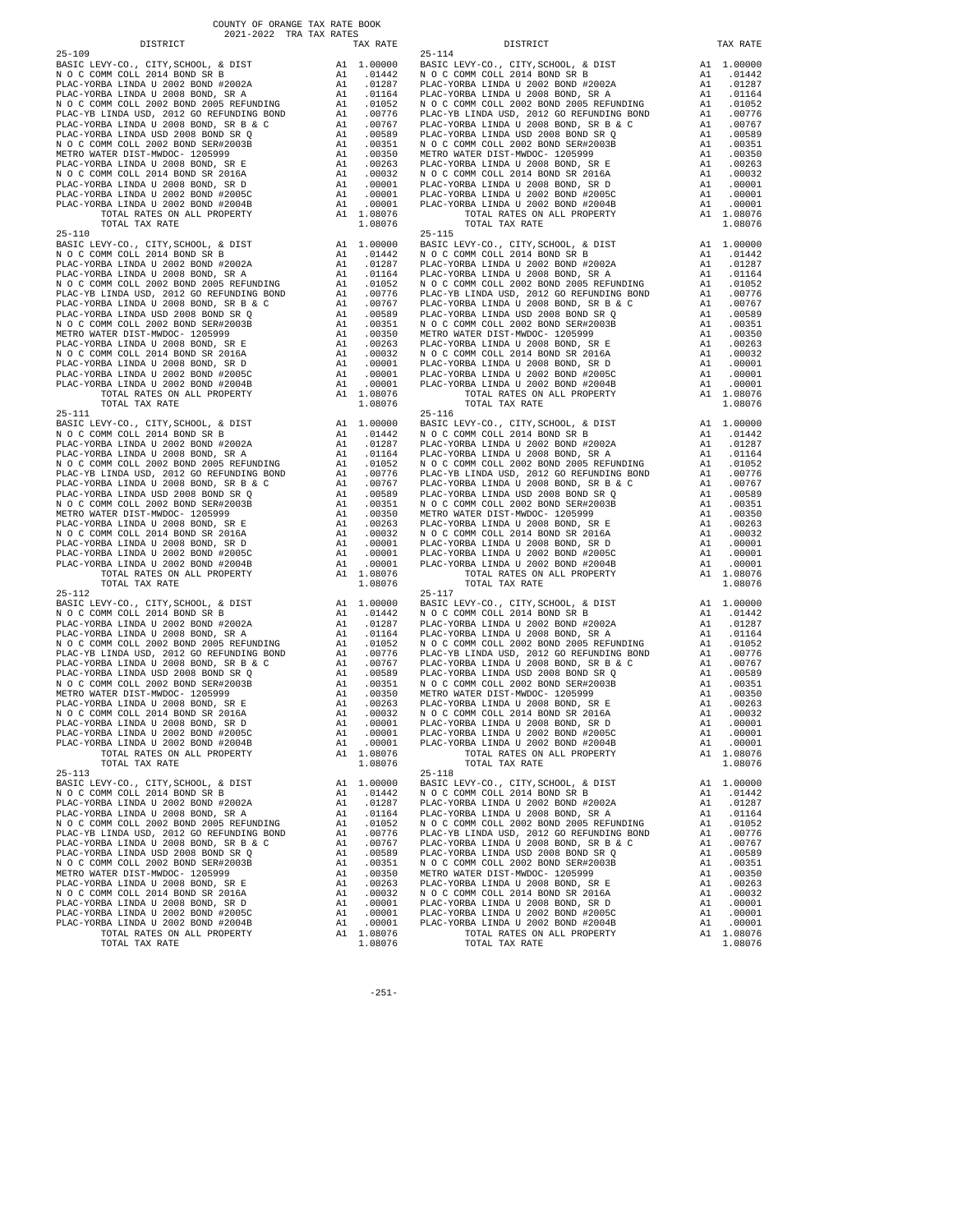| DISTRICT | | TAX RATE |
|---|---|---|
| 25-109 | | |
| BASIC LEVY-CO., CITY,SCHOOL, & DIST | A1 | 1.00000 |
| N O C COMM COLL 2014 BOND SR B | A1 | .01442 |
| PLAC-YORBA LINDA U 2002 BOND #2002A | A1 | .01287 |
| PLAC-YORBA LINDA U 2008 BOND, SR A | A1 | .01164 |
| N O C COMM COLL 2002 BOND 2005 REFUNDING | A1 | .01052 |
| PLAC-YB LINDA USD, 2012 GO REFUNDING BOND | A1 | .00776 |
| PLAC-YORBA LINDA U 2008 BOND, SR B & C | A1 | .00767 |
| PLAC-YORBA LINDA USD 2008 BOND SR Q | A1 | .00589 |
| N O C COMM COLL 2002 BOND SER#2003B | A1 | .00351 |
| METRO WATER DIST-MWDOC- 1205999 | A1 | .00350 |
| PLAC-YORBA LINDA U 2008 BOND, SR E | A1 | .00263 |
| N O C COMM COLL 2014 BOND SR 2016A | A1 | .00032 |
| PLAC-YORBA LINDA U 2008 BOND, SR D | A1 | .00001 |
| PLAC-YORBA LINDA U 2002 BOND #2005C | A1 | .00001 |
| PLAC-YORBA LINDA U 2002 BOND #2004B | A1 | .00001 |
| TOTAL RATES ON ALL PROPERTY | A1 | 1.08076 |
| TOTAL TAX RATE | | 1.08076 |
| 25-110 | | |
| BASIC LEVY-CO., CITY,SCHOOL, & DIST | A1 | 1.00000 |
| N O C COMM COLL 2014 BOND SR B | A1 | .01442 |
| PLAC-YORBA LINDA U 2002 BOND #2002A | A1 | .01287 |
| PLAC-YORBA LINDA U 2008 BOND, SR A | A1 | .01164 |
| N O C COMM COLL 2002 BOND 2005 REFUNDING | A1 | .01052 |
| PLAC-YB LINDA USD, 2012 GO REFUNDING BOND | A1 | .00776 |
| PLAC-YORBA LINDA U 2008 BOND, SR B & C | A1 | .00767 |
| PLAC-YORBA LINDA USD 2008 BOND SR Q | A1 | .00589 |
| N O C COMM COLL 2002 BOND SER#2003B | A1 | .00351 |
| METRO WATER DIST-MWDOC- 1205999 | A1 | .00350 |
| PLAC-YORBA LINDA U 2008 BOND, SR E | A1 | .00263 |
| N O C COMM COLL 2014 BOND SR 2016A | A1 | .00032 |
| PLAC-YORBA LINDA U 2008 BOND, SR D | A1 | .00001 |
| PLAC-YORBA LINDA U 2002 BOND #2005C | A1 | .00001 |
| PLAC-YORBA LINDA U 2002 BOND #2004B | A1 | .00001 |
| TOTAL RATES ON ALL PROPERTY | A1 | 1.08076 |
| TOTAL TAX RATE | | 1.08076 |
| 25-111 | | |
| BASIC LEVY-CO., CITY,SCHOOL, & DIST | A1 | 1.00000 |
| N O C COMM COLL 2014 BOND SR B | A1 | .01442 |
| PLAC-YORBA LINDA U 2002 BOND #2002A | A1 | .01287 |
| PLAC-YORBA LINDA U 2008 BOND, SR A | A1 | .01164 |
| N O C COMM COLL 2002 BOND 2005 REFUNDING | A1 | .01052 |
| PLAC-YB LINDA USD, 2012 GO REFUNDING BOND | A1 | .00776 |
| PLAC-YORBA LINDA U 2008 BOND, SR B & C | A1 | .00767 |
| PLAC-YORBA LINDA USD 2008 BOND SR Q | A1 | .00589 |
| N O C COMM COLL 2002 BOND SER#2003B | A1 | .00351 |
| METRO WATER DIST-MWDOC- 1205999 | A1 | .00350 |
| PLAC-YORBA LINDA U 2008 BOND, SR E | A1 | .00263 |
| N O C COMM COLL 2014 BOND SR 2016A | A1 | .00032 |
| PLAC-YORBA LINDA U 2008 BOND, SR D | A1 | .00001 |
| PLAC-YORBA LINDA U 2002 BOND #2005C | A1 | .00001 |
| PLAC-YORBA LINDA U 2002 BOND #2004B | A1 | .00001 |
| TOTAL RATES ON ALL PROPERTY | A1 | 1.08076 |
| TOTAL TAX RATE | | 1.08076 |
| 25-112 | | |
| BASIC LEVY-CO., CITY,SCHOOL, & DIST | A1 | 1.00000 |
| N O C COMM COLL 2014 BOND SR B | A1 | .01442 |
| PLAC-YORBA LINDA U 2002 BOND #2002A | A1 | .01287 |
| PLAC-YORBA LINDA U 2008 BOND, SR A | A1 | .01164 |
| N O C COMM COLL 2002 BOND 2005 REFUNDING | A1 | .01052 |
| PLAC-YB LINDA USD, 2012 GO REFUNDING BOND | A1 | .00776 |
| PLAC-YORBA LINDA U 2008 BOND, SR B & C | A1 | .00767 |
| PLAC-YORBA LINDA USD 2008 BOND SR Q | A1 | .00589 |
| N O C COMM COLL 2002 BOND SER#2003B | A1 | .00351 |
| METRO WATER DIST-MWDOC- 1205999 | A1 | .00350 |
| PLAC-YORBA LINDA U 2008 BOND, SR E | A1 | .00263 |
| N O C COMM COLL 2014 BOND SR 2016A | A1 | .00032 |
| PLAC-YORBA LINDA U 2008 BOND, SR D | A1 | .00001 |
| PLAC-YORBA LINDA U 2002 BOND #2005C | A1 | .00001 |
| PLAC-YORBA LINDA U 2002 BOND #2004B | A1 | .00001 |
| TOTAL RATES ON ALL PROPERTY | A1 | 1.08076 |
| TOTAL TAX RATE | | 1.08076 |
| 25-113 | | |
| BASIC LEVY-CO., CITY,SCHOOL, & DIST | A1 | 1.00000 |
| N O C COMM COLL 2014 BOND SR B | A1 | .01442 |
| PLAC-YORBA LINDA U 2002 BOND #2002A | A1 | .01287 |
| PLAC-YORBA LINDA U 2008 BOND, SR A | A1 | .01164 |
| N O C COMM COLL 2002 BOND 2005 REFUNDING | A1 | .01052 |
| PLAC-YB LINDA USD, 2012 GO REFUNDING BOND | A1 | .00776 |
| PLAC-YORBA LINDA U 2008 BOND, SR B & C | A1 | .00767 |
| PLAC-YORBA LINDA USD 2008 BOND SR Q | A1 | .00589 |
| N O C COMM COLL 2002 BOND SER#2003B | A1 | .00351 |
| METRO WATER DIST-MWDOC- 1205999 | A1 | .00350 |
| PLAC-YORBA LINDA U 2008 BOND, SR E | A1 | .00263 |
| N O C COMM COLL 2014 BOND SR 2016A | A1 | .00032 |
| PLAC-YORBA LINDA U 2008 BOND, SR D | A1 | .00001 |
| PLAC-YORBA LINDA U 2002 BOND #2005C | A1 | .00001 |
| PLAC-YORBA LINDA U 2002 BOND #2004B | A1 | .00001 |
| TOTAL RATES ON ALL PROPERTY | A1 | 1.08076 |
| TOTAL TAX RATE | | 1.08076 |
| 25-114 | | |
| BASIC LEVY-CO., CITY,SCHOOL, & DIST | A1 | 1.00000 |
| N O C COMM COLL 2014 BOND SR B | A1 | .01442 |
| PLAC-YORBA LINDA U 2002 BOND #2002A | A1 | .01287 |
| PLAC-YORBA LINDA U 2008 BOND, SR A | A1 | .01164 |
| N O C COMM COLL 2002 BOND 2005 REFUNDING | A1 | .01052 |
| PLAC-YB LINDA USD, 2012 GO REFUNDING BOND | A1 | .00776 |
| PLAC-YORBA LINDA U 2008 BOND, SR B & C | A1 | .00767 |
| PLAC-YORBA LINDA USD 2008 BOND SR Q | A1 | .00589 |
| N O C COMM COLL 2002 BOND SER#2003B | A1 | .00351 |
| METRO WATER DIST-MWDOC- 1205999 | A1 | .00350 |
| PLAC-YORBA LINDA U 2008 BOND, SR E | A1 | .00263 |
| N O C COMM COLL 2014 BOND SR 2016A | A1 | .00032 |
| PLAC-YORBA LINDA U 2008 BOND, SR D | A1 | .00001 |
| PLAC-YORBA LINDA U 2002 BOND #2005C | A1 | .00001 |
| PLAC-YORBA LINDA U 2002 BOND #2004B | A1 | .00001 |
| TOTAL RATES ON ALL PROPERTY | A1 | 1.08076 |
| TOTAL TAX RATE | | 1.08076 |
| 25-115 | | |
| BASIC LEVY-CO., CITY,SCHOOL, & DIST | A1 | 1.00000 |
| N O C COMM COLL 2014 BOND SR B | A1 | .01442 |
| PLAC-YORBA LINDA U 2002 BOND #2002A | A1 | .01287 |
| PLAC-YORBA LINDA U 2008 BOND, SR A | A1 | .01164 |
| N O C COMM COLL 2002 BOND 2005 REFUNDING | A1 | .01052 |
| PLAC-YB LINDA USD, 2012 GO REFUNDING BOND | A1 | .00776 |
| PLAC-YORBA LINDA U 2008 BOND, SR B & C | A1 | .00767 |
| PLAC-YORBA LINDA USD 2008 BOND SR Q | A1 | .00589 |
| N O C COMM COLL 2002 BOND SER#2003B | A1 | .00351 |
| METRO WATER DIST-MWDOC- 1205999 | A1 | .00350 |
| PLAC-YORBA LINDA U 2008 BOND, SR E | A1 | .00263 |
| N O C COMM COLL 2014 BOND SR 2016A | A1 | .00032 |
| PLAC-YORBA LINDA U 2008 BOND, SR D | A1 | .00001 |
| PLAC-YORBA LINDA U 2002 BOND #2005C | A1 | .00001 |
| PLAC-YORBA LINDA U 2002 BOND #2004B | A1 | .00001 |
| TOTAL RATES ON ALL PROPERTY | A1 | 1.08076 |
| TOTAL TAX RATE | | 1.08076 |
| 25-116 | | |
| BASIC LEVY-CO., CITY,SCHOOL, & DIST | A1 | 1.00000 |
| N O C COMM COLL 2014 BOND SR B | A1 | .01442 |
| PLAC-YORBA LINDA U 2002 BOND #2002A | A1 | .01287 |
| PLAC-YORBA LINDA U 2008 BOND, SR A | A1 | .01164 |
| N O C COMM COLL 2002 BOND 2005 REFUNDING | A1 | .01052 |
| PLAC-YB LINDA USD, 2012 GO REFUNDING BOND | A1 | .00776 |
| PLAC-YORBA LINDA U 2008 BOND, SR B & C | A1 | .00767 |
| PLAC-YORBA LINDA USD 2008 BOND SR Q | A1 | .00589 |
| N O C COMM COLL 2002 BOND SER#2003B | A1 | .00351 |
| METRO WATER DIST-MWDOC- 1205999 | A1 | .00350 |
| PLAC-YORBA LINDA U 2008 BOND, SR E | A1 | .00263 |
| N O C COMM COLL 2014 BOND SR 2016A | A1 | .00032 |
| PLAC-YORBA LINDA U 2008 BOND, SR D | A1 | .00001 |
| PLAC-YORBA LINDA U 2002 BOND #2005C | A1 | .00001 |
| PLAC-YORBA LINDA U 2002 BOND #2004B | A1 | .00001 |
| TOTAL RATES ON ALL PROPERTY | A1 | 1.08076 |
| TOTAL TAX RATE | | 1.08076 |
| 25-117 | | |
| BASIC LEVY-CO., CITY,SCHOOL, & DIST | A1 | 1.00000 |
| N O C COMM COLL 2014 BOND SR B | A1 | .01442 |
| PLAC-YORBA LINDA U 2002 BOND #2002A | A1 | .01287 |
| PLAC-YORBA LINDA U 2008 BOND, SR A | A1 | .01164 |
| N O C COMM COLL 2002 BOND 2005 REFUNDING | A1 | .01052 |
| PLAC-YB LINDA USD, 2012 GO REFUNDING BOND | A1 | .00776 |
| PLAC-YORBA LINDA U 2008 BOND, SR B & C | A1 | .00767 |
| PLAC-YORBA LINDA USD 2008 BOND SR Q | A1 | .00589 |
| N O C COMM COLL 2002 BOND SER#2003B | A1 | .00351 |
| METRO WATER DIST-MWDOC- 1205999 | A1 | .00350 |
| PLAC-YORBA LINDA U 2008 BOND, SR E | A1 | .00263 |
| N O C COMM COLL 2014 BOND SR 2016A | A1 | .00032 |
| PLAC-YORBA LINDA U 2008 BOND, SR D | A1 | .00001 |
| PLAC-YORBA LINDA U 2002 BOND #2005C | A1 | .00001 |
| PLAC-YORBA LINDA U 2002 BOND #2004B | A1 | .00001 |
| TOTAL RATES ON ALL PROPERTY | A1 | 1.08076 |
| TOTAL TAX RATE | | 1.08076 |
| 25-118 | | |
| BASIC LEVY-CO., CITY,SCHOOL, & DIST | A1 | 1.00000 |
| N O C COMM COLL 2014 BOND SR B | A1 | .01442 |
| PLAC-YORBA LINDA U 2002 BOND #2002A | A1 | .01287 |
| PLAC-YORBA LINDA U 2008 BOND, SR A | A1 | .01164 |
| N O C COMM COLL 2002 BOND 2005 REFUNDING | A1 | .01052 |
| PLAC-YB LINDA USD, 2012 GO REFUNDING BOND | A1 | .00776 |
| PLAC-YORBA LINDA U 2008 BOND, SR B & C | A1 | .00767 |
| PLAC-YORBA LINDA USD 2008 BOND SR Q | A1 | .00589 |
| N O C COMM COLL 2002 BOND SER#2003B | A1 | .00351 |
| METRO WATER DIST-MWDOC- 1205999 | A1 | .00350 |
| PLAC-YORBA LINDA U 2008 BOND, SR E | A1 | .00263 |
| N O C COMM COLL 2014 BOND SR 2016A | A1 | .00032 |
| PLAC-YORBA LINDA U 2008 BOND, SR D | A1 | .00001 |
| PLAC-YORBA LINDA U 2002 BOND #2005C | A1 | .00001 |
| PLAC-YORBA LINDA U 2002 BOND #2004B | A1 | .00001 |
| TOTAL RATES ON ALL PROPERTY | A1 | 1.08076 |
| TOTAL TAX RATE | | 1.08076 |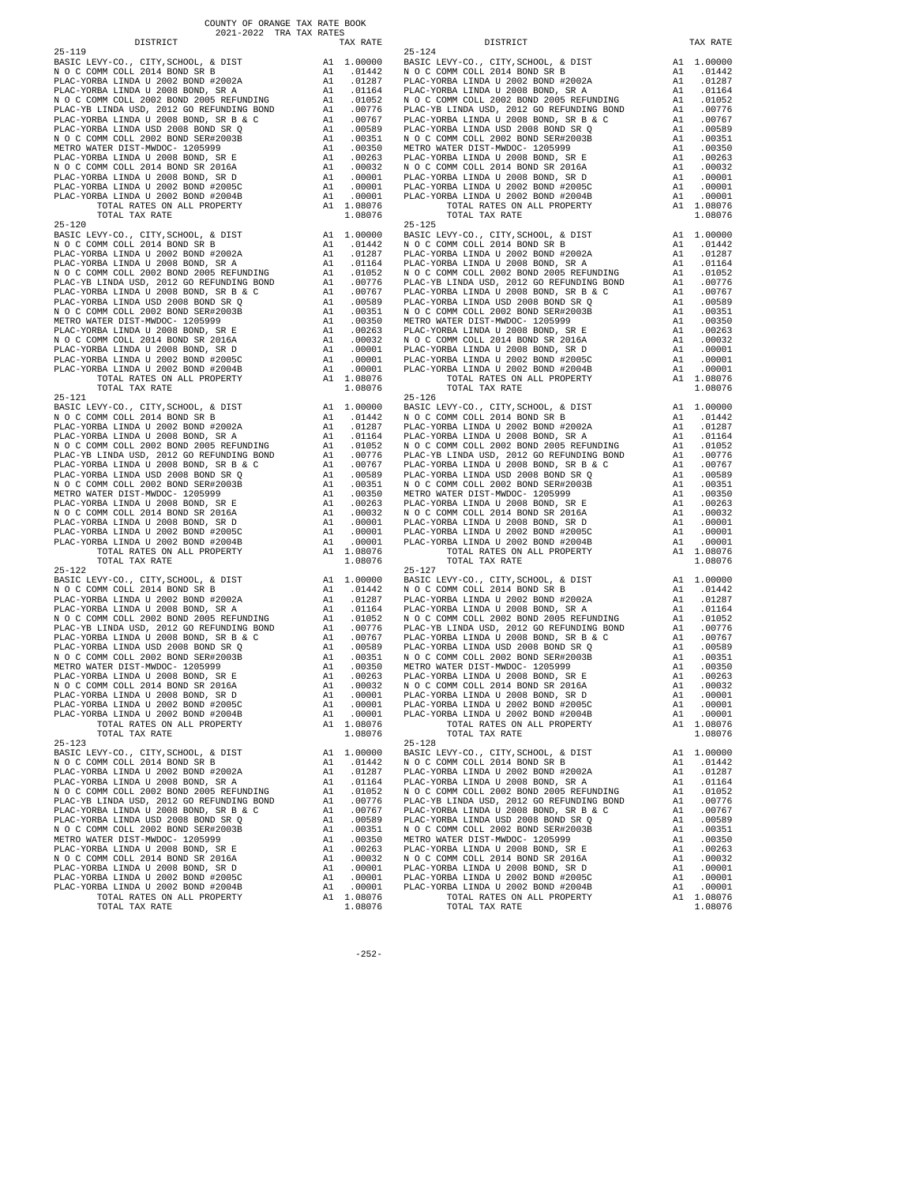COUNTY OF ORANGE TAX RATE BOOK
2021-2022 TRA TAX RATES

| DISTRICT | | TAX RATE |
|---|---|---|
| **25-119** | | |
| BASIC LEVY-CO., CITY,SCHOOL, & DIST | A1 | 1.00000 |
| N O C COMM COLL 2014 BOND SR B | A1 | .01442 |
| PLAC-YORBA LINDA U 2002 BOND #2002A | A1 | .01287 |
| PLAC-YORBA LINDA U 2008 BOND, SR A | A1 | .01164 |
| N O C COMM COLL 2002 BOND 2005 REFUNDING | A1 | .01052 |
| PLAC-YB LINDA USD, 2012 GO REFUNDING BOND | A1 | .00776 |
| PLAC-YORBA LINDA U 2008 BOND, SR B & C | A1 | .00767 |
| PLAC-YORBA LINDA USD 2008 BOND SR Q | A1 | .00589 |
| N O C COMM COLL 2002 BOND SER#2003B | A1 | .00351 |
| METRO WATER DIST-MWDOC- 1205999 | A1 | .00350 |
| PLAC-YORBA LINDA U 2008 BOND, SR E | A1 | .00263 |
| N O C COMM COLL 2014 BOND SR 2016A | A1 | .00032 |
| PLAC-YORBA LINDA U 2008 BOND, SR D | A1 | .00001 |
| PLAC-YORBA LINDA U 2002 BOND #2005C | A1 | .00001 |
| PLAC-YORBA LINDA U 2002 BOND #2004B | A1 | .00001 |
| TOTAL RATES ON ALL PROPERTY | A1 | 1.08076 |
| TOTAL TAX RATE | | 1.08076 |
| **25-120** | | |
| BASIC LEVY-CO., CITY,SCHOOL, & DIST | A1 | 1.00000 |
| N O C COMM COLL 2014 BOND SR B | A1 | .01442 |
| PLAC-YORBA LINDA U 2002 BOND #2002A | A1 | .01287 |
| PLAC-YORBA LINDA U 2008 BOND, SR A | A1 | .01164 |
| N O C COMM COLL 2002 BOND 2005 REFUNDING | A1 | .01052 |
| PLAC-YB LINDA USD, 2012 GO REFUNDING BOND | A1 | .00776 |
| PLAC-YORBA LINDA U 2008 BOND, SR B & C | A1 | .00767 |
| PLAC-YORBA LINDA USD 2008 BOND SR Q | A1 | .00589 |
| N O C COMM COLL 2002 BOND SER#2003B | A1 | .00351 |
| METRO WATER DIST-MWDOC- 1205999 | A1 | .00350 |
| PLAC-YORBA LINDA U 2008 BOND, SR E | A1 | .00263 |
| N O C COMM COLL 2014 BOND SR 2016A | A1 | .00032 |
| PLAC-YORBA LINDA U 2008 BOND, SR D | A1 | .00001 |
| PLAC-YORBA LINDA U 2002 BOND #2005C | A1 | .00001 |
| PLAC-YORBA LINDA U 2002 BOND #2004B | A1 | .00001 |
| TOTAL RATES ON ALL PROPERTY | A1 | 1.08076 |
| TOTAL TAX RATE | | 1.08076 |
| **25-121** | | |
| BASIC LEVY-CO., CITY,SCHOOL, & DIST | A1 | 1.00000 |
| N O C COMM COLL 2014 BOND SR B | A1 | .01442 |
| PLAC-YORBA LINDA U 2002 BOND #2002A | A1 | .01287 |
| PLAC-YORBA LINDA U 2008 BOND, SR A | A1 | .01164 |
| N O C COMM COLL 2002 BOND 2005 REFUNDING | A1 | .01052 |
| PLAC-YB LINDA USD, 2012 GO REFUNDING BOND | A1 | .00776 |
| PLAC-YORBA LINDA U 2008 BOND, SR B & C | A1 | .00767 |
| PLAC-YORBA LINDA USD 2008 BOND SR Q | A1 | .00589 |
| N O C COMM COLL 2002 BOND SER#2003B | A1 | .00351 |
| METRO WATER DIST-MWDOC- 1205999 | A1 | .00350 |
| PLAC-YORBA LINDA U 2008 BOND, SR E | A1 | .00263 |
| N O C COMM COLL 2014 BOND SR 2016A | A1 | .00032 |
| PLAC-YORBA LINDA U 2008 BOND, SR D | A1 | .00001 |
| PLAC-YORBA LINDA U 2002 BOND #2005C | A1 | .00001 |
| PLAC-YORBA LINDA U 2002 BOND #2004B | A1 | .00001 |
| TOTAL RATES ON ALL PROPERTY | A1 | 1.08076 |
| TOTAL TAX RATE | | 1.08076 |
| **25-122** | | |
| BASIC LEVY-CO., CITY,SCHOOL, & DIST | A1 | 1.00000 |
| N O C COMM COLL 2014 BOND SR B | A1 | .01442 |
| PLAC-YORBA LINDA U 2002 BOND #2002A | A1 | .01287 |
| PLAC-YORBA LINDA U 2008 BOND, SR A | A1 | .01164 |
| N O C COMM COLL 2002 BOND 2005 REFUNDING | A1 | .01052 |
| PLAC-YB LINDA USD, 2012 GO REFUNDING BOND | A1 | .00776 |
| PLAC-YORBA LINDA U 2008 BOND, SR B & C | A1 | .00767 |
| PLAC-YORBA LINDA USD 2008 BOND SR Q | A1 | .00589 |
| N O C COMM COLL 2002 BOND SER#2003B | A1 | .00351 |
| METRO WATER DIST-MWDOC- 1205999 | A1 | .00350 |
| PLAC-YORBA LINDA U 2008 BOND, SR E | A1 | .00263 |
| N O C COMM COLL 2014 BOND SR 2016A | A1 | .00032 |
| PLAC-YORBA LINDA U 2008 BOND, SR D | A1 | .00001 |
| PLAC-YORBA LINDA U 2002 BOND #2005C | A1 | .00001 |
| PLAC-YORBA LINDA U 2002 BOND #2004B | A1 | .00001 |
| TOTAL RATES ON ALL PROPERTY | A1 | 1.08076 |
| TOTAL TAX RATE | | 1.08076 |
| **25-123** | | |
| BASIC LEVY-CO., CITY,SCHOOL, & DIST | A1 | 1.00000 |
| N O C COMM COLL 2014 BOND SR B | A1 | .01442 |
| PLAC-YORBA LINDA U 2002 BOND #2002A | A1 | .01287 |
| PLAC-YORBA LINDA U 2008 BOND, SR A | A1 | .01164 |
| N O C COMM COLL 2002 BOND 2005 REFUNDING | A1 | .01052 |
| PLAC-YB LINDA USD, 2012 GO REFUNDING BOND | A1 | .00776 |
| PLAC-YORBA LINDA U 2008 BOND, SR B & C | A1 | .00767 |
| PLAC-YORBA LINDA USD 2008 BOND SR Q | A1 | .00589 |
| N O C COMM COLL 2002 BOND SER#2003B | A1 | .00351 |
| METRO WATER DIST-MWDOC- 1205999 | A1 | .00350 |
| PLAC-YORBA LINDA U 2008 BOND, SR E | A1 | .00263 |
| N O C COMM COLL 2014 BOND SR 2016A | A1 | .00032 |
| PLAC-YORBA LINDA U 2008 BOND, SR D | A1 | .00001 |
| PLAC-YORBA LINDA U 2002 BOND #2005C | A1 | .00001 |
| PLAC-YORBA LINDA U 2002 BOND #2004B | A1 | .00001 |
| TOTAL RATES ON ALL PROPERTY | A1 | 1.08076 |
| TOTAL TAX RATE | | 1.08076 |
| **25-124** | | |
| BASIC LEVY-CO., CITY,SCHOOL, & DIST | A1 | 1.00000 |
| N O C COMM COLL 2014 BOND SR B | A1 | .01442 |
| PLAC-YORBA LINDA U 2002 BOND #2002A | A1 | .01287 |
| PLAC-YORBA LINDA U 2008 BOND, SR A | A1 | .01164 |
| N O C COMM COLL 2002 BOND 2005 REFUNDING | A1 | .01052 |
| PLAC-YB LINDA USD, 2012 GO REFUNDING BOND | A1 | .00776 |
| PLAC-YORBA LINDA U 2008 BOND, SR B & C | A1 | .00767 |
| PLAC-YORBA LINDA USD 2008 BOND SR Q | A1 | .00589 |
| N O C COMM COLL 2002 BOND SER#2003B | A1 | .00351 |
| METRO WATER DIST-MWDOC- 1205999 | A1 | .00350 |
| PLAC-YORBA LINDA U 2008 BOND, SR E | A1 | .00263 |
| N O C COMM COLL 2014 BOND SR 2016A | A1 | .00032 |
| PLAC-YORBA LINDA U 2008 BOND, SR D | A1 | .00001 |
| PLAC-YORBA LINDA U 2002 BOND #2005C | A1 | .00001 |
| PLAC-YORBA LINDA U 2002 BOND #2004B | A1 | .00001 |
| TOTAL RATES ON ALL PROPERTY | A1 | 1.08076 |
| TOTAL TAX RATE | | 1.08076 |
| **25-125** | | |
| BASIC LEVY-CO., CITY,SCHOOL, & DIST | A1 | 1.00000 |
| N O C COMM COLL 2014 BOND SR B | A1 | .01442 |
| PLAC-YORBA LINDA U 2002 BOND #2002A | A1 | .01287 |
| PLAC-YORBA LINDA U 2008 BOND, SR A | A1 | .01164 |
| N O C COMM COLL 2002 BOND 2005 REFUNDING | A1 | .01052 |
| PLAC-YB LINDA USD, 2012 GO REFUNDING BOND | A1 | .00776 |
| PLAC-YORBA LINDA U 2008 BOND, SR B & C | A1 | .00767 |
| PLAC-YORBA LINDA USD 2008 BOND SR Q | A1 | .00589 |
| N O C COMM COLL 2002 BOND SER#2003B | A1 | .00351 |
| METRO WATER DIST-MWDOC- 1205999 | A1 | .00350 |
| PLAC-YORBA LINDA U 2008 BOND, SR E | A1 | .00263 |
| N O C COMM COLL 2014 BOND SR 2016A | A1 | .00032 |
| PLAC-YORBA LINDA U 2008 BOND, SR D | A1 | .00001 |
| PLAC-YORBA LINDA U 2002 BOND #2005C | A1 | .00001 |
| PLAC-YORBA LINDA U 2002 BOND #2004B | A1 | .00001 |
| TOTAL RATES ON ALL PROPERTY | A1 | 1.08076 |
| TOTAL TAX RATE | | 1.08076 |
| **25-126** | | |
| BASIC LEVY-CO., CITY,SCHOOL, & DIST | A1 | 1.00000 |
| N O C COMM COLL 2014 BOND SR B | A1 | .01442 |
| PLAC-YORBA LINDA U 2002 BOND #2002A | A1 | .01287 |
| PLAC-YORBA LINDA U 2008 BOND, SR A | A1 | .01164 |
| N O C COMM COLL 2002 BOND 2005 REFUNDING | A1 | .01052 |
| PLAC-YB LINDA USD, 2012 GO REFUNDING BOND | A1 | .00776 |
| PLAC-YORBA LINDA U 2008 BOND, SR B & C | A1 | .00767 |
| PLAC-YORBA LINDA USD 2008 BOND SR Q | A1 | .00589 |
| N O C COMM COLL 2002 BOND SER#2003B | A1 | .00351 |
| METRO WATER DIST-MWDOC- 1205999 | A1 | .00350 |
| PLAC-YORBA LINDA U 2008 BOND, SR E | A1 | .00263 |
| N O C COMM COLL 2014 BOND SR 2016A | A1 | .00032 |
| PLAC-YORBA LINDA U 2008 BOND, SR D | A1 | .00001 |
| PLAC-YORBA LINDA U 2002 BOND #2005C | A1 | .00001 |
| PLAC-YORBA LINDA U 2002 BOND #2004B | A1 | .00001 |
| TOTAL RATES ON ALL PROPERTY | A1 | 1.08076 |
| TOTAL TAX RATE | | 1.08076 |
| **25-127** | | |
| BASIC LEVY-CO., CITY,SCHOOL, & DIST | A1 | 1.00000 |
| N O C COMM COLL 2014 BOND SR B | A1 | .01442 |
| PLAC-YORBA LINDA U 2002 BOND #2002A | A1 | .01287 |
| PLAC-YORBA LINDA U 2008 BOND, SR A | A1 | .01164 |
| N O C COMM COLL 2002 BOND 2005 REFUNDING | A1 | .01052 |
| PLAC-YB LINDA USD, 2012 GO REFUNDING BOND | A1 | .00776 |
| PLAC-YORBA LINDA U 2008 BOND, SR B & C | A1 | .00767 |
| PLAC-YORBA LINDA USD 2008 BOND SR Q | A1 | .00589 |
| N O C COMM COLL 2002 BOND SER#2003B | A1 | .00351 |
| METRO WATER DIST-MWDOC- 1205999 | A1 | .00350 |
| PLAC-YORBA LINDA U 2008 BOND, SR E | A1 | .00263 |
| N O C COMM COLL 2014 BOND SR 2016A | A1 | .00032 |
| PLAC-YORBA LINDA U 2008 BOND, SR D | A1 | .00001 |
| PLAC-YORBA LINDA U 2002 BOND #2005C | A1 | .00001 |
| PLAC-YORBA LINDA U 2002 BOND #2004B | A1 | .00001 |
| TOTAL RATES ON ALL PROPERTY | A1 | 1.08076 |
| TOTAL TAX RATE | | 1.08076 |
| **25-128** | | |
| BASIC LEVY-CO., CITY,SCHOOL, & DIST | A1 | 1.00000 |
| N O C COMM COLL 2014 BOND SR B | A1 | .01442 |
| PLAC-YORBA LINDA U 2002 BOND #2002A | A1 | .01287 |
| PLAC-YORBA LINDA U 2008 BOND, SR A | A1 | .01164 |
| N O C COMM COLL 2002 BOND 2005 REFUNDING | A1 | .01052 |
| PLAC-YB LINDA USD, 2012 GO REFUNDING BOND | A1 | .00776 |
| PLAC-YORBA LINDA U 2008 BOND, SR B & C | A1 | .00767 |
| PLAC-YORBA LINDA USD 2008 BOND SR Q | A1 | .00589 |
| N O C COMM COLL 2002 BOND SER#2003B | A1 | .00351 |
| METRO WATER DIST-MWDOC- 1205999 | A1 | .00350 |
| PLAC-YORBA LINDA U 2008 BOND, SR E | A1 | .00263 |
| N O C COMM COLL 2014 BOND SR 2016A | A1 | .00032 |
| PLAC-YORBA LINDA U 2008 BOND, SR D | A1 | .00001 |
| PLAC-YORBA LINDA U 2002 BOND #2005C | A1 | .00001 |
| PLAC-YORBA LINDA U 2002 BOND #2004B | A1 | .00001 |
| TOTAL RATES ON ALL PROPERTY | A1 | 1.08076 |
| TOTAL TAX RATE | | 1.08076 |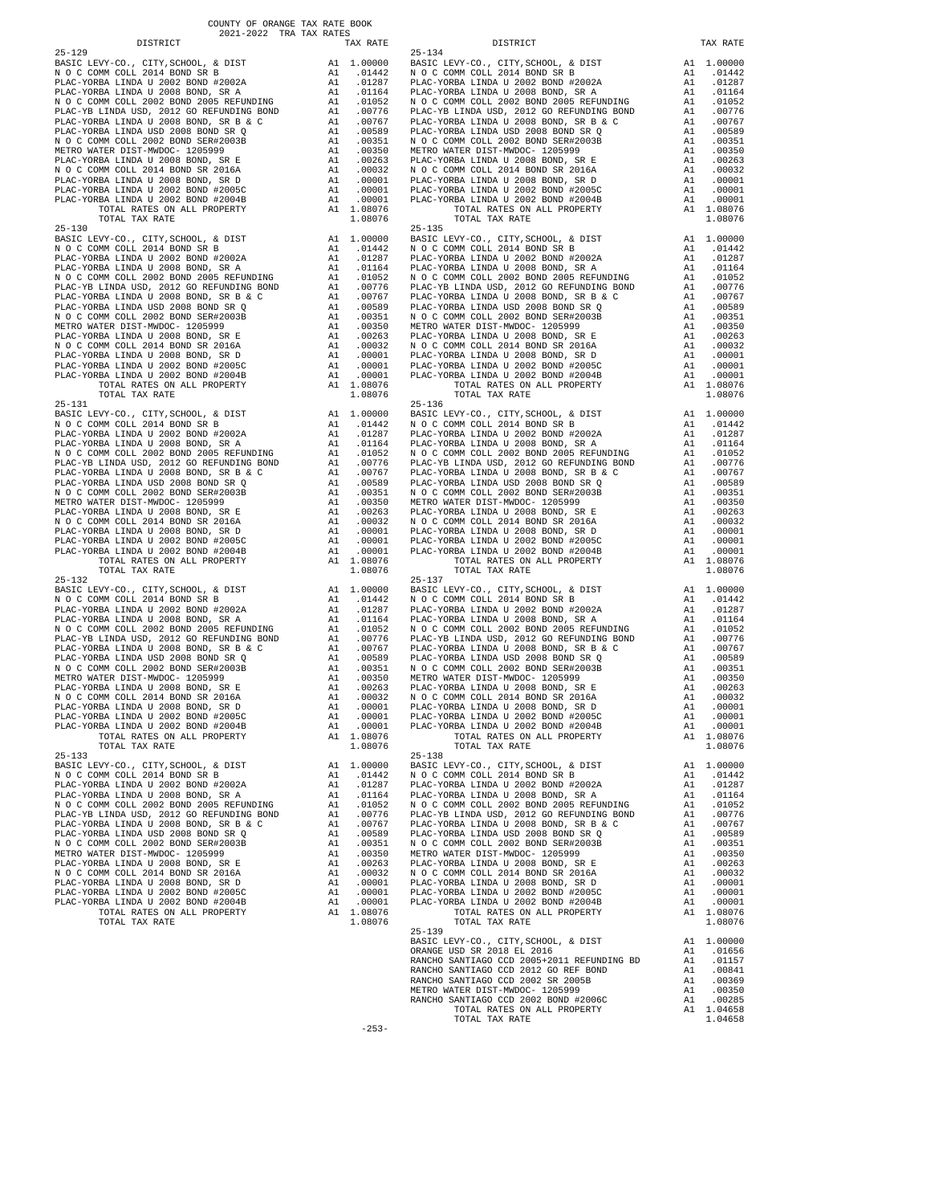COUNTY OF ORANGE TAX RATE BOOK
2021-2022 TRA TAX RATES

| DISTRICT | | TAX RATE |
|---|---|---|
| 25-129 | | |
| BASIC LEVY-CO., CITY,SCHOOL, & DIST | A1 | 1.00000 |
| N O C COMM COLL 2014 BOND SR B | A1 | .01442 |
| PLAC-YORBA LINDA U 2002 BOND #2002A | A1 | .01287 |
| PLAC-YORBA LINDA U 2008 BOND, SR A | A1 | .01164 |
| N O C COMM COLL 2002 BOND 2005 REFUNDING | A1 | .01052 |
| PLAC-YB LINDA USD, 2012 GO REFUNDING BOND | A1 | .00776 |
| PLAC-YORBA LINDA U 2008 BOND, SR B & C | A1 | .00767 |
| PLAC-YORBA LINDA USD 2008 BOND SR Q | A1 | .00589 |
| N O C COMM COLL 2002 BOND SER#2003B | A1 | .00351 |
| METRO WATER DIST-MWDOC- 1205999 | A1 | .00350 |
| PLAC-YORBA LINDA U 2008 BOND, SR E | A1 | .00263 |
| N O C COMM COLL 2014 BOND SR 2016A | A1 | .00032 |
| PLAC-YORBA LINDA U 2008 BOND, SR D | A1 | .00001 |
| PLAC-YORBA LINDA U 2002 BOND #2005C | A1 | .00001 |
| PLAC-YORBA LINDA U 2002 BOND #2004B | A1 | .00001 |
| TOTAL RATES ON ALL PROPERTY | A1 | 1.08076 |
| TOTAL TAX RATE | | 1.08076 |
| 25-130 | | |
| BASIC LEVY-CO., CITY,SCHOOL, & DIST | A1 | 1.00000 |
| N O C COMM COLL 2014 BOND SR B | A1 | .01442 |
| PLAC-YORBA LINDA U 2002 BOND #2002A | A1 | .01287 |
| PLAC-YORBA LINDA U 2008 BOND, SR A | A1 | .01164 |
| N O C COMM COLL 2002 BOND 2005 REFUNDING | A1 | .01052 |
| PLAC-YB LINDA USD, 2012 GO REFUNDING BOND | A1 | .00776 |
| PLAC-YORBA LINDA U 2008 BOND, SR B & C | A1 | .00767 |
| PLAC-YORBA LINDA USD 2008 BOND SR Q | A1 | .00589 |
| N O C COMM COLL 2002 BOND SER#2003B | A1 | .00351 |
| METRO WATER DIST-MWDOC- 1205999 | A1 | .00350 |
| PLAC-YORBA LINDA U 2008 BOND, SR E | A1 | .00263 |
| N O C COMM COLL 2014 BOND SR 2016A | A1 | .00032 |
| PLAC-YORBA LINDA U 2008 BOND, SR D | A1 | .00001 |
| PLAC-YORBA LINDA U 2002 BOND #2005C | A1 | .00001 |
| PLAC-YORBA LINDA U 2002 BOND #2004B | A1 | .00001 |
| TOTAL RATES ON ALL PROPERTY | A1 | 1.08076 |
| TOTAL TAX RATE | | 1.08076 |
| 25-131 | | |
| BASIC LEVY-CO., CITY,SCHOOL, & DIST | A1 | 1.00000 |
| N O C COMM COLL 2014 BOND SR B | A1 | .01442 |
| PLAC-YORBA LINDA U 2002 BOND #2002A | A1 | .01287 |
| PLAC-YORBA LINDA U 2008 BOND, SR A | A1 | .01164 |
| N O C COMM COLL 2002 BOND 2005 REFUNDING | A1 | .01052 |
| PLAC-YB LINDA USD, 2012 GO REFUNDING BOND | A1 | .00776 |
| PLAC-YORBA LINDA U 2008 BOND, SR B & C | A1 | .00767 |
| PLAC-YORBA LINDA USD 2008 BOND SR Q | A1 | .00589 |
| N O C COMM COLL 2002 BOND SER#2003B | A1 | .00351 |
| METRO WATER DIST-MWDOC- 1205999 | A1 | .00350 |
| PLAC-YORBA LINDA U 2008 BOND, SR E | A1 | .00263 |
| N O C COMM COLL 2014 BOND SR 2016A | A1 | .00032 |
| PLAC-YORBA LINDA U 2008 BOND, SR D | A1 | .00001 |
| PLAC-YORBA LINDA U 2002 BOND #2005C | A1 | .00001 |
| PLAC-YORBA LINDA U 2002 BOND #2004B | A1 | .00001 |
| TOTAL RATES ON ALL PROPERTY | A1 | 1.08076 |
| TOTAL TAX RATE | | 1.08076 |
| 25-132 | | |
| BASIC LEVY-CO., CITY,SCHOOL, & DIST | A1 | 1.00000 |
| N O C COMM COLL 2014 BOND SR B | A1 | .01442 |
| PLAC-YORBA LINDA U 2002 BOND #2002A | A1 | .01287 |
| PLAC-YORBA LINDA U 2008 BOND, SR A | A1 | .01164 |
| N O C COMM COLL 2002 BOND 2005 REFUNDING | A1 | .01052 |
| PLAC-YB LINDA USD, 2012 GO REFUNDING BOND | A1 | .00776 |
| PLAC-YORBA LINDA U 2008 BOND, SR B & C | A1 | .00767 |
| PLAC-YORBA LINDA USD 2008 BOND SR Q | A1 | .00589 |
| N O C COMM COLL 2002 BOND SER#2003B | A1 | .00351 |
| METRO WATER DIST-MWDOC- 1205999 | A1 | .00350 |
| PLAC-YORBA LINDA U 2008 BOND, SR E | A1 | .00263 |
| N O C COMM COLL 2014 BOND SR 2016A | A1 | .00032 |
| PLAC-YORBA LINDA U 2008 BOND, SR D | A1 | .00001 |
| PLAC-YORBA LINDA U 2002 BOND #2005C | A1 | .00001 |
| PLAC-YORBA LINDA U 2002 BOND #2004B | A1 | .00001 |
| TOTAL RATES ON ALL PROPERTY | A1 | 1.08076 |
| TOTAL TAX RATE | | 1.08076 |
| 25-133 | | |
| BASIC LEVY-CO., CITY,SCHOOL, & DIST | A1 | 1.00000 |
| N O C COMM COLL 2014 BOND SR B | A1 | .01442 |
| PLAC-YORBA LINDA U 2002 BOND #2002A | A1 | .01287 |
| PLAC-YORBA LINDA U 2008 BOND, SR A | A1 | .01164 |
| N O C COMM COLL 2002 BOND 2005 REFUNDING | A1 | .01052 |
| PLAC-YB LINDA USD, 2012 GO REFUNDING BOND | A1 | .00776 |
| PLAC-YORBA LINDA U 2008 BOND, SR B & C | A1 | .00767 |
| PLAC-YORBA LINDA USD 2008 BOND SR Q | A1 | .00589 |
| N O C COMM COLL 2002 BOND SER#2003B | A1 | .00351 |
| METRO WATER DIST-MWDOC- 1205999 | A1 | .00350 |
| PLAC-YORBA LINDA U 2008 BOND, SR E | A1 | .00263 |
| N O C COMM COLL 2014 BOND SR 2016A | A1 | .00032 |
| PLAC-YORBA LINDA U 2008 BOND, SR D | A1 | .00001 |
| PLAC-YORBA LINDA U 2002 BOND #2005C | A1 | .00001 |
| PLAC-YORBA LINDA U 2002 BOND #2004B | A1 | .00001 |
| TOTAL RATES ON ALL PROPERTY | A1 | 1.08076 |
| TOTAL TAX RATE | | 1.08076 |
| 25-134 | | |
| BASIC LEVY-CO., CITY,SCHOOL, & DIST | A1 | 1.00000 |
| N O C COMM COLL 2014 BOND SR B | A1 | .01442 |
| PLAC-YORBA LINDA U 2002 BOND #2002A | A1 | .01287 |
| PLAC-YORBA LINDA U 2008 BOND, SR A | A1 | .01164 |
| N O C COMM COLL 2002 BOND 2005 REFUNDING | A1 | .01052 |
| PLAC-YB LINDA USD, 2012 GO REFUNDING BOND | A1 | .00776 |
| PLAC-YORBA LINDA U 2008 BOND, SR B & C | A1 | .00767 |
| PLAC-YORBA LINDA USD 2008 BOND SR Q | A1 | .00589 |
| N O C COMM COLL 2002 BOND SER#2003B | A1 | .00351 |
| METRO WATER DIST-MWDOC- 1205999 | A1 | .00350 |
| PLAC-YORBA LINDA U 2008 BOND, SR E | A1 | .00263 |
| N O C COMM COLL 2014 BOND SR 2016A | A1 | .00032 |
| PLAC-YORBA LINDA U 2008 BOND, SR D | A1 | .00001 |
| PLAC-YORBA LINDA U 2002 BOND #2005C | A1 | .00001 |
| PLAC-YORBA LINDA U 2002 BOND #2004B | A1 | .00001 |
| TOTAL RATES ON ALL PROPERTY | A1 | 1.08076 |
| TOTAL TAX RATE | | 1.08076 |
| 25-135 | | |
| BASIC LEVY-CO., CITY,SCHOOL, & DIST | A1 | 1.00000 |
| N O C COMM COLL 2014 BOND SR B | A1 | .01442 |
| PLAC-YORBA LINDA U 2002 BOND #2002A | A1 | .01287 |
| PLAC-YORBA LINDA U 2008 BOND, SR A | A1 | .01164 |
| N O C COMM COLL 2002 BOND 2005 REFUNDING | A1 | .01052 |
| PLAC-YB LINDA USD, 2012 GO REFUNDING BOND | A1 | .00776 |
| PLAC-YORBA LINDA U 2008 BOND, SR B & C | A1 | .00767 |
| PLAC-YORBA LINDA USD 2008 BOND SR Q | A1 | .00589 |
| N O C COMM COLL 2002 BOND SER#2003B | A1 | .00351 |
| METRO WATER DIST-MWDOC- 1205999 | A1 | .00350 |
| PLAC-YORBA LINDA U 2008 BOND, SR E | A1 | .00263 |
| N O C COMM COLL 2014 BOND SR 2016A | A1 | .00032 |
| PLAC-YORBA LINDA U 2008 BOND, SR D | A1 | .00001 |
| PLAC-YORBA LINDA U 2002 BOND #2005C | A1 | .00001 |
| PLAC-YORBA LINDA U 2002 BOND #2004B | A1 | .00001 |
| TOTAL RATES ON ALL PROPERTY | A1 | 1.08076 |
| TOTAL TAX RATE | | 1.08076 |
| 25-136 | | |
| BASIC LEVY-CO., CITY,SCHOOL, & DIST | A1 | 1.00000 |
| N O C COMM COLL 2014 BOND SR B | A1 | .01442 |
| PLAC-YORBA LINDA U 2002 BOND #2002A | A1 | .01287 |
| PLAC-YORBA LINDA U 2008 BOND, SR A | A1 | .01164 |
| N O C COMM COLL 2002 BOND 2005 REFUNDING | A1 | .01052 |
| PLAC-YB LINDA USD, 2012 GO REFUNDING BOND | A1 | .00776 |
| PLAC-YORBA LINDA U 2008 BOND, SR B & C | A1 | .00767 |
| PLAC-YORBA LINDA USD 2008 BOND SR Q | A1 | .00589 |
| N O C COMM COLL 2002 BOND SER#2003B | A1 | .00351 |
| METRO WATER DIST-MWDOC- 1205999 | A1 | .00350 |
| PLAC-YORBA LINDA U 2008 BOND, SR E | A1 | .00263 |
| N O C COMM COLL 2014 BOND SR 2016A | A1 | .00032 |
| PLAC-YORBA LINDA U 2008 BOND, SR D | A1 | .00001 |
| PLAC-YORBA LINDA U 2002 BOND #2005C | A1 | .00001 |
| PLAC-YORBA LINDA U 2002 BOND #2004B | A1 | .00001 |
| TOTAL RATES ON ALL PROPERTY | A1 | 1.08076 |
| TOTAL TAX RATE | | 1.08076 |
| 25-137 | | |
| BASIC LEVY-CO., CITY,SCHOOL, & DIST | A1 | 1.00000 |
| N O C COMM COLL 2014 BOND SR B | A1 | .01442 |
| PLAC-YORBA LINDA U 2002 BOND #2002A | A1 | .01287 |
| PLAC-YORBA LINDA U 2008 BOND, SR A | A1 | .01164 |
| N O C COMM COLL 2002 BOND 2005 REFUNDING | A1 | .01052 |
| PLAC-YB LINDA USD, 2012 GO REFUNDING BOND | A1 | .00776 |
| PLAC-YORBA LINDA U 2008 BOND, SR B & C | A1 | .00767 |
| PLAC-YORBA LINDA USD 2008 BOND SR Q | A1 | .00589 |
| N O C COMM COLL 2002 BOND SER#2003B | A1 | .00351 |
| METRO WATER DIST-MWDOC- 1205999 | A1 | .00350 |
| PLAC-YORBA LINDA U 2008 BOND, SR E | A1 | .00263 |
| N O C COMM COLL 2014 BOND SR 2016A | A1 | .00032 |
| PLAC-YORBA LINDA U 2008 BOND, SR D | A1 | .00001 |
| PLAC-YORBA LINDA U 2002 BOND #2005C | A1 | .00001 |
| PLAC-YORBA LINDA U 2002 BOND #2004B | A1 | .00001 |
| TOTAL RATES ON ALL PROPERTY | A1 | 1.08076 |
| TOTAL TAX RATE | | 1.08076 |
| 25-138 | | |
| BASIC LEVY-CO., CITY,SCHOOL, & DIST | A1 | 1.00000 |
| N O C COMM COLL 2014 BOND SR B | A1 | .01442 |
| PLAC-YORBA LINDA U 2002 BOND #2002A | A1 | .01287 |
| PLAC-YORBA LINDA U 2008 BOND, SR A | A1 | .01164 |
| N O C COMM COLL 2002 BOND 2005 REFUNDING | A1 | .01052 |
| PLAC-YB LINDA USD, 2012 GO REFUNDING BOND | A1 | .00776 |
| PLAC-YORBA LINDA U 2008 BOND, SR B & C | A1 | .00767 |
| PLAC-YORBA LINDA USD 2008 BOND SR Q | A1 | .00589 |
| N O C COMM COLL 2002 BOND SER#2003B | A1 | .00351 |
| METRO WATER DIST-MWDOC- 1205999 | A1 | .00350 |
| PLAC-YORBA LINDA U 2008 BOND, SR E | A1 | .00263 |
| N O C COMM COLL 2014 BOND SR 2016A | A1 | .00032 |
| PLAC-YORBA LINDA U 2008 BOND, SR D | A1 | .00001 |
| PLAC-YORBA LINDA U 2002 BOND #2005C | A1 | .00001 |
| PLAC-YORBA LINDA U 2002 BOND #2004B | A1 | .00001 |
| TOTAL RATES ON ALL PROPERTY | A1 | 1.08076 |
| TOTAL TAX RATE | | 1.08076 |
| 25-139 | | |
| BASIC LEVY-CO., CITY,SCHOOL, & DIST | A1 | 1.00000 |
| ORANGE USD SR 2018 EL 2016 | A1 | .01656 |
| RANCHO SANTIAGO CCD 2005+2011 REFUNDING BD | A1 | .01157 |
| RANCHO SANTIAGO CCD 2012 GO REF BOND | A1 | .00841 |
| RANCHO SANTIAGO CCD 2002 SR 2005B | A1 | .00369 |
| METRO WATER DIST-MWDOC- 1205999 | A1 | .00350 |
| RANCHO SANTIAGO CCD 2002 BOND #2006C | A1 | .00285 |
| TOTAL RATES ON ALL PROPERTY | A1 | 1.04658 |
| TOTAL TAX RATE | | 1.04658 |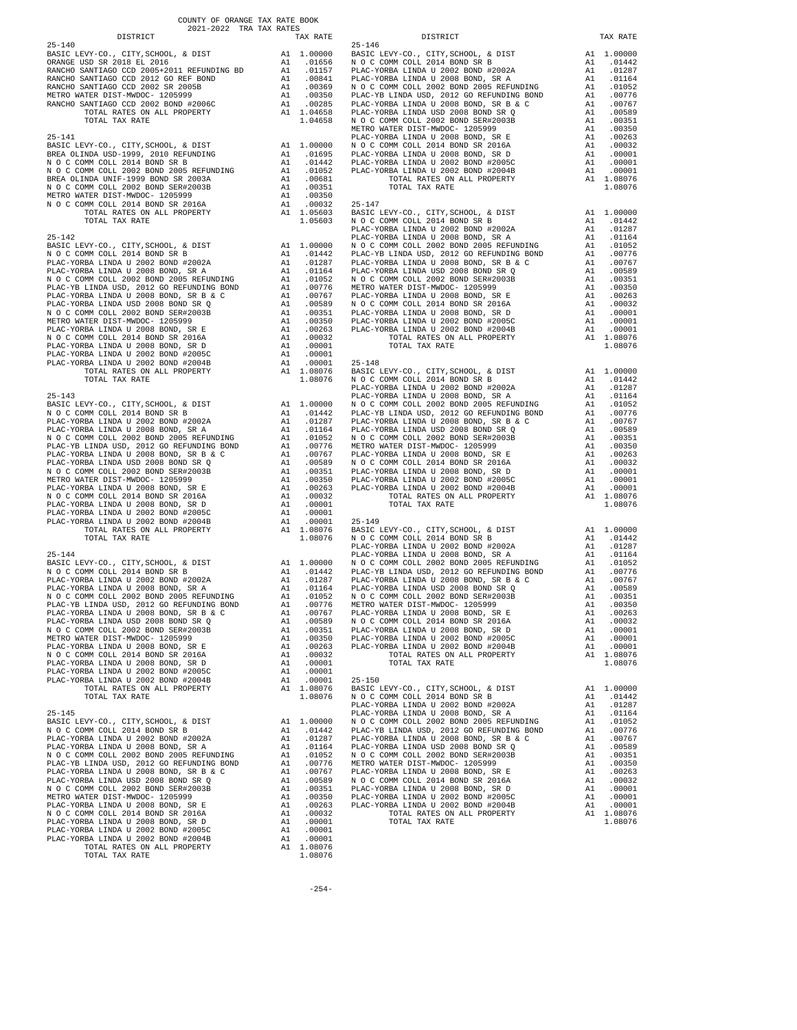COUNTY OF ORANGE TAX RATE BOOK
2021-2022 TRA TAX RATES

| DISTRICT | | TAX RATE |
|---|---|---|
| **25-140** | | |
| BASIC LEVY-CO., CITY,SCHOOL, & DIST | A1 | 1.00000 |
| ORANGE USD SR 2018 EL 2016 | A1 | .01656 |
| RANCHO SANTIAGO CCD 2005+2011 REFUNDING BD | A1 | .01157 |
| RANCHO SANTIAGO CCD 2012 GO REF BOND | A1 | .00841 |
| RANCHO SANTIAGO CCD 2002 SR 2005B | A1 | .00369 |
| METRO WATER DIST-MWDOC- 1205999 | A1 | .00350 |
| RANCHO SANTIAGO CCD 2002 BOND #2006C | A1 | .00285 |
| TOTAL RATES ON ALL PROPERTY | A1 | 1.04658 |
| TOTAL TAX RATE | | 1.04658 |
| **25-141** | | |
| BASIC LEVY-CO., CITY,SCHOOL, & DIST | A1 | 1.00000 |
| BREA OLINDA USD-1999, 2010 REFUNDING | A1 | .01695 |
| N O C COMM COLL 2014 BOND SR B | A1 | .01442 |
| N O C COMM COLL 2002 BOND 2005 REFUNDING | A1 | .01052 |
| BREA OLINDA UNIF-1999 BOND SR 2003A | A1 | .00681 |
| N O C COMM COLL 2002 BOND SER#2003B | A1 | .00351 |
| METRO WATER DIST-MWDOC- 1205999 | A1 | .00350 |
| N O C COMM COLL 2014 BOND SR 2016A | A1 | .00032 |
| TOTAL RATES ON ALL PROPERTY | A1 | 1.05603 |
| TOTAL TAX RATE | | 1.05603 |
| **25-142** | | |
| BASIC LEVY-CO., CITY,SCHOOL, & DIST | A1 | 1.00000 |
| N O C COMM COLL 2014 BOND SR B | A1 | .01442 |
| PLAC-YORBA LINDA U 2002 BOND #2002A | A1 | .01287 |
| PLAC-YORBA LINDA U 2008 BOND, SR A | A1 | .01164 |
| N O C COMM COLL 2002 BOND 2005 REFUNDING | A1 | .01052 |
| PLAC-YB LINDA USD, 2012 GO REFUNDING BOND | A1 | .00776 |
| PLAC-YORBA LINDA U 2008 BOND, SR B & C | A1 | .00767 |
| PLAC-YORBA LINDA USD 2008 BOND SR Q | A1 | .00589 |
| N O C COMM COLL 2002 BOND SER#2003B | A1 | .00351 |
| METRO WATER DIST-MWDOC- 1205999 | A1 | .00350 |
| PLAC-YORBA LINDA U 2008 BOND, SR E | A1 | .00263 |
| N O C COMM COLL 2014 BOND SR 2016A | A1 | .00032 |
| PLAC-YORBA LINDA U 2008 BOND, SR D | A1 | .00001 |
| PLAC-YORBA LINDA U 2002 BOND #2005C | A1 | .00001 |
| PLAC-YORBA LINDA U 2002 BOND #2004B | A1 | .00001 |
| TOTAL RATES ON ALL PROPERTY | A1 | 1.08076 |
| TOTAL TAX RATE | | 1.08076 |
| **25-143** | | |
| BASIC LEVY-CO., CITY,SCHOOL, & DIST | A1 | 1.00000 |
| N O C COMM COLL 2014 BOND SR B | A1 | .01442 |
| PLAC-YORBA LINDA U 2002 BOND #2002A | A1 | .01287 |
| PLAC-YORBA LINDA U 2008 BOND, SR A | A1 | .01164 |
| N O C COMM COLL 2002 BOND 2005 REFUNDING | A1 | .01052 |
| PLAC-YB LINDA USD, 2012 GO REFUNDING BOND | A1 | .00776 |
| PLAC-YORBA LINDA U 2008 BOND, SR B & C | A1 | .00767 |
| PLAC-YORBA LINDA USD 2008 BOND SR Q | A1 | .00589 |
| N O C COMM COLL 2002 BOND SER#2003B | A1 | .00351 |
| METRO WATER DIST-MWDOC- 1205999 | A1 | .00350 |
| PLAC-YORBA LINDA U 2008 BOND, SR E | A1 | .00263 |
| N O C COMM COLL 2014 BOND SR 2016A | A1 | .00032 |
| PLAC-YORBA LINDA U 2008 BOND, SR D | A1 | .00001 |
| PLAC-YORBA LINDA U 2002 BOND #2005C | A1 | .00001 |
| PLAC-YORBA LINDA U 2002 BOND #2004B | A1 | .00001 |
| TOTAL RATES ON ALL PROPERTY | A1 | 1.08076 |
| TOTAL TAX RATE | | 1.08076 |
| **25-144** | | |
| BASIC LEVY-CO., CITY,SCHOOL, & DIST | A1 | 1.00000 |
| N O C COMM COLL 2014 BOND SR B | A1 | .01442 |
| PLAC-YORBA LINDA U 2002 BOND #2002A | A1 | .01287 |
| PLAC-YORBA LINDA U 2008 BOND, SR A | A1 | .01164 |
| N O C COMM COLL 2002 BOND 2005 REFUNDING | A1 | .01052 |
| PLAC-YB LINDA USD, 2012 GO REFUNDING BOND | A1 | .00776 |
| PLAC-YORBA LINDA U 2008 BOND, SR B & C | A1 | .00767 |
| PLAC-YORBA LINDA USD 2008 BOND SR Q | A1 | .00589 |
| N O C COMM COLL 2002 BOND SER#2003B | A1 | .00351 |
| METRO WATER DIST-MWDOC- 1205999 | A1 | .00350 |
| PLAC-YORBA LINDA U 2008 BOND, SR E | A1 | .00263 |
| N O C COMM COLL 2014 BOND SR 2016A | A1 | .00032 |
| PLAC-YORBA LINDA U 2008 BOND, SR D | A1 | .00001 |
| PLAC-YORBA LINDA U 2002 BOND #2005C | A1 | .00001 |
| PLAC-YORBA LINDA U 2002 BOND #2004B | A1 | .00001 |
| TOTAL RATES ON ALL PROPERTY | A1 | 1.08076 |
| TOTAL TAX RATE | | 1.08076 |
| **25-145** | | |
| BASIC LEVY-CO., CITY,SCHOOL, & DIST | A1 | 1.00000 |
| N O C COMM COLL 2014 BOND SR B | A1 | .01442 |
| PLAC-YORBA LINDA U 2002 BOND #2002A | A1 | .01287 |
| PLAC-YORBA LINDA U 2008 BOND, SR A | A1 | .01164 |
| N O C COMM COLL 2002 BOND 2005 REFUNDING | A1 | .01052 |
| PLAC-YB LINDA USD, 2012 GO REFUNDING BOND | A1 | .00776 |
| PLAC-YORBA LINDA U 2008 BOND, SR B & C | A1 | .00767 |
| PLAC-YORBA LINDA USD 2008 BOND SR Q | A1 | .00589 |
| N O C COMM COLL 2002 BOND SER#2003B | A1 | .00351 |
| METRO WATER DIST-MWDOC- 1205999 | A1 | .00350 |
| PLAC-YORBA LINDA U 2008 BOND, SR E | A1 | .00263 |
| N O C COMM COLL 2014 BOND SR 2016A | A1 | .00032 |
| PLAC-YORBA LINDA U 2008 BOND, SR D | A1 | .00001 |
| PLAC-YORBA LINDA U 2002 BOND #2005C | A1 | .00001 |
| PLAC-YORBA LINDA U 2002 BOND #2004B | A1 | .00001 |
| TOTAL RATES ON ALL PROPERTY | A1 | 1.08076 |
| TOTAL TAX RATE | | 1.08076 |
| **25-146** | | |
| BASIC LEVY-CO., CITY,SCHOOL, & DIST | A1 | 1.00000 |
| N O C COMM COLL 2014 BOND SR B | A1 | .01442 |
| PLAC-YORBA LINDA U 2002 BOND #2002A | A1 | .01287 |
| PLAC-YORBA LINDA U 2008 BOND, SR A | A1 | .01164 |
| N O C COMM COLL 2002 BOND 2005 REFUNDING | A1 | .01052 |
| PLAC-YB LINDA USD, 2012 GO REFUNDING BOND | A1 | .00776 |
| PLAC-YORBA LINDA U 2008 BOND, SR B & C | A1 | .00767 |
| PLAC-YORBA LINDA USD 2008 BOND SR Q | A1 | .00589 |
| N O C COMM COLL 2002 BOND SER#2003B | A1 | .00351 |
| METRO WATER DIST-MWDOC- 1205999 | A1 | .00350 |
| PLAC-YORBA LINDA U 2008 BOND, SR E | A1 | .00263 |
| N O C COMM COLL 2014 BOND SR 2016A | A1 | .00032 |
| PLAC-YORBA LINDA U 2008 BOND, SR D | A1 | .00001 |
| PLAC-YORBA LINDA U 2002 BOND #2005C | A1 | .00001 |
| PLAC-YORBA LINDA U 2002 BOND #2004B | A1 | .00001 |
| TOTAL RATES ON ALL PROPERTY | A1 | 1.08076 |
| TOTAL TAX RATE | | 1.08076 |
| **25-147** | | |
| BASIC LEVY-CO., CITY,SCHOOL, & DIST | A1 | 1.00000 |
| N O C COMM COLL 2014 BOND SR B | A1 | .01442 |
| PLAC-YORBA LINDA U 2002 BOND #2002A | A1 | .01287 |
| PLAC-YORBA LINDA U 2008 BOND, SR A | A1 | .01164 |
| N O C COMM COLL 2002 BOND 2005 REFUNDING | A1 | .01052 |
| PLAC-YB LINDA USD, 2012 GO REFUNDING BOND | A1 | .00776 |
| PLAC-YORBA LINDA U 2008 BOND, SR B & C | A1 | .00767 |
| PLAC-YORBA LINDA USD 2008 BOND SR Q | A1 | .00589 |
| N O C COMM COLL 2002 BOND SER#2003B | A1 | .00351 |
| METRO WATER DIST-MWDOC- 1205999 | A1 | .00350 |
| PLAC-YORBA LINDA U 2008 BOND, SR E | A1 | .00263 |
| N O C COMM COLL 2014 BOND SR 2016A | A1 | .00032 |
| PLAC-YORBA LINDA U 2008 BOND, SR D | A1 | .00001 |
| PLAC-YORBA LINDA U 2002 BOND #2005C | A1 | .00001 |
| PLAC-YORBA LINDA U 2002 BOND #2004B | A1 | .00001 |
| TOTAL RATES ON ALL PROPERTY | A1 | 1.08076 |
| TOTAL TAX RATE | | 1.08076 |
| **25-148** | | |
| BASIC LEVY-CO., CITY,SCHOOL, & DIST | A1 | 1.00000 |
| N O C COMM COLL 2014 BOND SR B | A1 | .01442 |
| PLAC-YORBA LINDA U 2002 BOND #2002A | A1 | .01287 |
| PLAC-YORBA LINDA U 2008 BOND, SR A | A1 | .01164 |
| N O C COMM COLL 2002 BOND 2005 REFUNDING | A1 | .01052 |
| PLAC-YB LINDA USD, 2012 GO REFUNDING BOND | A1 | .00776 |
| PLAC-YORBA LINDA U 2008 BOND, SR B & C | A1 | .00767 |
| PLAC-YORBA LINDA USD 2008 BOND SR Q | A1 | .00589 |
| N O C COMM COLL 2002 BOND SER#2003B | A1 | .00351 |
| METRO WATER DIST-MWDOC- 1205999 | A1 | .00350 |
| PLAC-YORBA LINDA U 2008 BOND, SR E | A1 | .00263 |
| N O C COMM COLL 2014 BOND SR 2016A | A1 | .00032 |
| PLAC-YORBA LINDA U 2008 BOND, SR D | A1 | .00001 |
| PLAC-YORBA LINDA U 2002 BOND #2005C | A1 | .00001 |
| PLAC-YORBA LINDA U 2002 BOND #2004B | A1 | .00001 |
| TOTAL RATES ON ALL PROPERTY | A1 | 1.08076 |
| TOTAL TAX RATE | | 1.08076 |
| **25-149** | | |
| BASIC LEVY-CO., CITY,SCHOOL, & DIST | A1 | 1.00000 |
| N O C COMM COLL 2014 BOND SR B | A1 | .01442 |
| PLAC-YORBA LINDA U 2002 BOND #2002A | A1 | .01287 |
| PLAC-YORBA LINDA U 2008 BOND, SR A | A1 | .01164 |
| N O C COMM COLL 2002 BOND 2005 REFUNDING | A1 | .01052 |
| PLAC-YB LINDA USD, 2012 GO REFUNDING BOND | A1 | .00776 |
| PLAC-YORBA LINDA U 2008 BOND, SR B & C | A1 | .00767 |
| PLAC-YORBA LINDA USD 2008 BOND SR Q | A1 | .00589 |
| N O C COMM COLL 2002 BOND SER#2003B | A1 | .00351 |
| METRO WATER DIST-MWDOC- 1205999 | A1 | .00350 |
| PLAC-YORBA LINDA U 2008 BOND, SR E | A1 | .00263 |
| N O C COMM COLL 2014 BOND SR 2016A | A1 | .00032 |
| PLAC-YORBA LINDA U 2008 BOND, SR D | A1 | .00001 |
| PLAC-YORBA LINDA U 2002 BOND #2005C | A1 | .00001 |
| PLAC-YORBA LINDA U 2002 BOND #2004B | A1 | .00001 |
| TOTAL RATES ON ALL PROPERTY | A1 | 1.08076 |
| TOTAL TAX RATE | | 1.08076 |
| **25-150** | | |
| BASIC LEVY-CO., CITY,SCHOOL, & DIST | A1 | 1.00000 |
| N O C COMM COLL 2014 BOND SR B | A1 | .01442 |
| PLAC-YORBA LINDA U 2002 BOND #2002A | A1 | .01287 |
| PLAC-YORBA LINDA U 2008 BOND, SR A | A1 | .01164 |
| N O C COMM COLL 2002 BOND 2005 REFUNDING | A1 | .01052 |
| PLAC-YB LINDA USD, 2012 GO REFUNDING BOND | A1 | .00776 |
| PLAC-YORBA LINDA U 2008 BOND, SR B & C | A1 | .00767 |
| PLAC-YORBA LINDA USD 2008 BOND SR Q | A1 | .00589 |
| N O C COMM COLL 2002 BOND SER#2003B | A1 | .00351 |
| METRO WATER DIST-MWDOC- 1205999 | A1 | .00350 |
| PLAC-YORBA LINDA U 2008 BOND, SR E | A1 | .00263 |
| N O C COMM COLL 2014 BOND SR 2016A | A1 | .00032 |
| PLAC-YORBA LINDA U 2008 BOND, SR D | A1 | .00001 |
| PLAC-YORBA LINDA U 2002 BOND #2005C | A1 | .00001 |
| PLAC-YORBA LINDA U 2002 BOND #2004B | A1 | .00001 |
| TOTAL RATES ON ALL PROPERTY | A1 | 1.08076 |
| TOTAL TAX RATE | | 1.08076 |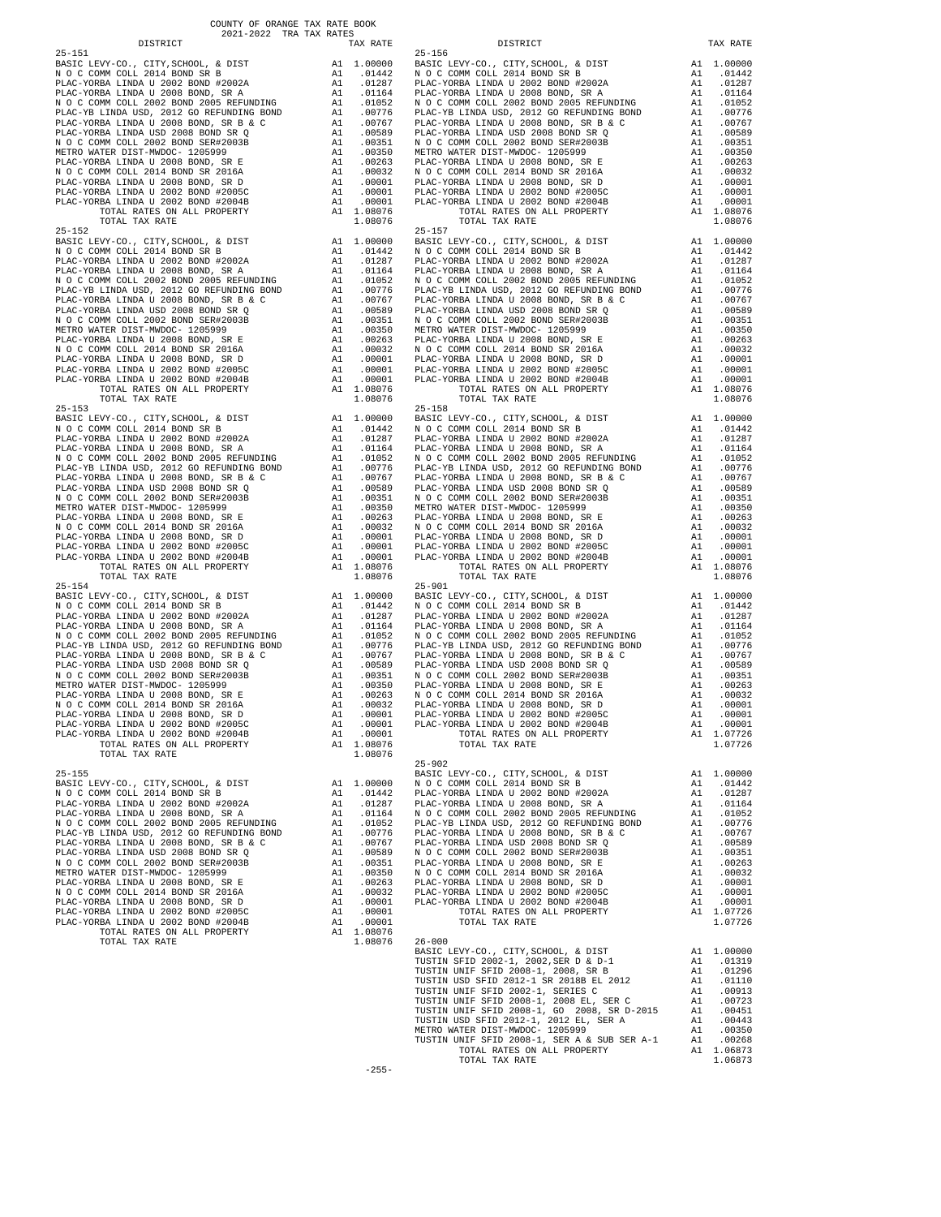COUNTY OF ORANGE TAX RATE BOOK
2021-2022 TRA TAX RATES

| DISTRICT | | TAX RATE |
|---|---|---|
| **25-151** | | |
| BASIC LEVY-CO., CITY,SCHOOL, & DIST | A1 | 1.00000 |
| N O C COMM COLL 2014 BOND SR B | A1 | .01442 |
| PLAC-YORBA LINDA U 2002 BOND #2002A | A1 | .01287 |
| PLAC-YORBA LINDA U 2008 BOND, SR A | A1 | .01164 |
| N O C COMM COLL 2002 BOND 2005 REFUNDING | A1 | .01052 |
| PLAC-YB LINDA USD, 2012 GO REFUNDING BOND | A1 | .00776 |
| PLAC-YORBA LINDA U 2008 BOND, SR B & C | A1 | .00767 |
| PLAC-YORBA LINDA USD 2008 BOND SR Q | A1 | .00589 |
| N O C COMM COLL 2002 BOND SER#2003B | A1 | .00351 |
| METRO WATER DIST-MWDOC- 1205999 | A1 | .00350 |
| PLAC-YORBA LINDA U 2008 BOND, SR E | A1 | .00263 |
| N O C COMM COLL 2014 BOND SR 2016A | A1 | .00032 |
| PLAC-YORBA LINDA U 2008 BOND, SR D | A1 | .00001 |
| PLAC-YORBA LINDA U 2002 BOND #2005C | A1 | .00001 |
| PLAC-YORBA LINDA U 2002 BOND #2004B | A1 | .00001 |
| TOTAL RATES ON ALL PROPERTY | A1 | 1.08076 |
| TOTAL TAX RATE | | 1.08076 |
| **25-152** | | |
| BASIC LEVY-CO., CITY,SCHOOL, & DIST | A1 | 1.00000 |
| N O C COMM COLL 2014 BOND SR B | A1 | .01442 |
| PLAC-YORBA LINDA U 2002 BOND #2002A | A1 | .01287 |
| PLAC-YORBA LINDA U 2008 BOND, SR A | A1 | .01164 |
| N O C COMM COLL 2002 BOND 2005 REFUNDING | A1 | .01052 |
| PLAC-YB LINDA USD, 2012 GO REFUNDING BOND | A1 | .00776 |
| PLAC-YORBA LINDA U 2008 BOND, SR B & C | A1 | .00767 |
| PLAC-YORBA LINDA USD 2008 BOND SR Q | A1 | .00589 |
| N O C COMM COLL 2002 BOND SER#2003B | A1 | .00351 |
| METRO WATER DIST-MWDOC- 1205999 | A1 | .00350 |
| PLAC-YORBA LINDA U 2008 BOND, SR E | A1 | .00263 |
| N O C COMM COLL 2014 BOND SR 2016A | A1 | .00032 |
| PLAC-YORBA LINDA U 2008 BOND, SR D | A1 | .00001 |
| PLAC-YORBA LINDA U 2002 BOND #2005C | A1 | .00001 |
| PLAC-YORBA LINDA U 2002 BOND #2004B | A1 | .00001 |
| TOTAL RATES ON ALL PROPERTY | A1 | 1.08076 |
| TOTAL TAX RATE | | 1.08076 |
| **25-153** | | |
| BASIC LEVY-CO., CITY,SCHOOL, & DIST | A1 | 1.00000 |
| N O C COMM COLL 2014 BOND SR B | A1 | .01442 |
| PLAC-YORBA LINDA U 2002 BOND #2002A | A1 | .01287 |
| PLAC-YORBA LINDA U 2008 BOND, SR A | A1 | .01164 |
| N O C COMM COLL 2002 BOND 2005 REFUNDING | A1 | .01052 |
| PLAC-YB LINDA USD, 2012 GO REFUNDING BOND | A1 | .00776 |
| PLAC-YORBA LINDA U 2008 BOND, SR B & C | A1 | .00767 |
| PLAC-YORBA LINDA USD 2008 BOND SR Q | A1 | .00589 |
| N O C COMM COLL 2002 BOND SER#2003B | A1 | .00351 |
| METRO WATER DIST-MWDOC- 1205999 | A1 | .00350 |
| PLAC-YORBA LINDA U 2008 BOND, SR E | A1 | .00263 |
| N O C COMM COLL 2014 BOND SR 2016A | A1 | .00032 |
| PLAC-YORBA LINDA U 2008 BOND, SR D | A1 | .00001 |
| PLAC-YORBA LINDA U 2002 BOND #2005C | A1 | .00001 |
| PLAC-YORBA LINDA U 2002 BOND #2004B | A1 | .00001 |
| TOTAL RATES ON ALL PROPERTY | A1 | 1.08076 |
| TOTAL TAX RATE | | 1.08076 |
| **25-154** | | |
| BASIC LEVY-CO., CITY,SCHOOL, & DIST | A1 | 1.00000 |
| N O C COMM COLL 2014 BOND SR B | A1 | .01442 |
| PLAC-YORBA LINDA U 2002 BOND #2002A | A1 | .01287 |
| PLAC-YORBA LINDA U 2008 BOND, SR A | A1 | .01164 |
| N O C COMM COLL 2002 BOND 2005 REFUNDING | A1 | .01052 |
| PLAC-YB LINDA USD, 2012 GO REFUNDING BOND | A1 | .00776 |
| PLAC-YORBA LINDA U 2008 BOND, SR B & C | A1 | .00767 |
| PLAC-YORBA LINDA USD 2008 BOND SR Q | A1 | .00589 |
| N O C COMM COLL 2002 BOND SER#2003B | A1 | .00351 |
| METRO WATER DIST-MWDOC- 1205999 | A1 | .00350 |
| PLAC-YORBA LINDA U 2008 BOND, SR E | A1 | .00263 |
| N O C COMM COLL 2014 BOND SR 2016A | A1 | .00032 |
| PLAC-YORBA LINDA U 2008 BOND, SR D | A1 | .00001 |
| PLAC-YORBA LINDA U 2002 BOND #2005C | A1 | .00001 |
| PLAC-YORBA LINDA U 2002 BOND #2004B | A1 | .00001 |
| TOTAL RATES ON ALL PROPERTY | A1 | 1.08076 |
| TOTAL TAX RATE | | 1.08076 |
| **25-155** | | |
| BASIC LEVY-CO., CITY,SCHOOL, & DIST | A1 | 1.00000 |
| N O C COMM COLL 2014 BOND SR B | A1 | .01442 |
| PLAC-YORBA LINDA U 2002 BOND #2002A | A1 | .01287 |
| PLAC-YORBA LINDA U 2008 BOND, SR A | A1 | .01164 |
| N O C COMM COLL 2002 BOND 2005 REFUNDING | A1 | .01052 |
| PLAC-YB LINDA USD, 2012 GO REFUNDING BOND | A1 | .00776 |
| PLAC-YORBA LINDA U 2008 BOND, SR B & C | A1 | .00767 |
| PLAC-YORBA LINDA USD 2008 BOND SR Q | A1 | .00589 |
| N O C COMM COLL 2002 BOND SER#2003B | A1 | .00351 |
| METRO WATER DIST-MWDOC- 1205999 | A1 | .00350 |
| PLAC-YORBA LINDA U 2008 BOND, SR E | A1 | .00263 |
| N O C COMM COLL 2014 BOND SR 2016A | A1 | .00032 |
| PLAC-YORBA LINDA U 2008 BOND, SR D | A1 | .00001 |
| PLAC-YORBA LINDA U 2002 BOND #2005C | A1 | .00001 |
| PLAC-YORBA LINDA U 2002 BOND #2004B | A1 | .00001 |
| TOTAL RATES ON ALL PROPERTY | A1 | 1.08076 |
| TOTAL TAX RATE | | 1.08076 |
| **25-156** | | |
| BASIC LEVY-CO., CITY,SCHOOL, & DIST | A1 | 1.00000 |
| N O C COMM COLL 2014 BOND SR B | A1 | .01442 |
| PLAC-YORBA LINDA U 2002 BOND #2002A | A1 | .01287 |
| PLAC-YORBA LINDA U 2008 BOND, SR A | A1 | .01164 |
| N O C COMM COLL 2002 BOND 2005 REFUNDING | A1 | .01052 |
| PLAC-YB LINDA USD, 2012 GO REFUNDING BOND | A1 | .00776 |
| PLAC-YORBA LINDA U 2008 BOND, SR B & C | A1 | .00767 |
| PLAC-YORBA LINDA USD 2008 BOND SR Q | A1 | .00589 |
| N O C COMM COLL 2002 BOND SER#2003B | A1 | .00351 |
| METRO WATER DIST-MWDOC- 1205999 | A1 | .00350 |
| PLAC-YORBA LINDA U 2008 BOND, SR E | A1 | .00263 |
| N O C COMM COLL 2014 BOND SR 2016A | A1 | .00032 |
| PLAC-YORBA LINDA U 2008 BOND, SR D | A1 | .00001 |
| PLAC-YORBA LINDA U 2002 BOND #2005C | A1 | .00001 |
| PLAC-YORBA LINDA U 2002 BOND #2004B | A1 | .00001 |
| TOTAL RATES ON ALL PROPERTY | A1 | 1.08076 |
| TOTAL TAX RATE | | 1.08076 |
| **25-157** | | |
| BASIC LEVY-CO., CITY,SCHOOL, & DIST | A1 | 1.00000 |
| N O C COMM COLL 2014 BOND SR B | A1 | .01442 |
| PLAC-YORBA LINDA U 2002 BOND #2002A | A1 | .01287 |
| PLAC-YORBA LINDA U 2008 BOND, SR A | A1 | .01164 |
| N O C COMM COLL 2002 BOND 2005 REFUNDING | A1 | .01052 |
| PLAC-YB LINDA USD, 2012 GO REFUNDING BOND | A1 | .00776 |
| PLAC-YORBA LINDA U 2008 BOND, SR B & C | A1 | .00767 |
| PLAC-YORBA LINDA USD 2008 BOND SR Q | A1 | .00589 |
| N O C COMM COLL 2002 BOND SER#2003B | A1 | .00351 |
| METRO WATER DIST-MWDOC- 1205999 | A1 | .00350 |
| PLAC-YORBA LINDA U 2008 BOND, SR E | A1 | .00263 |
| N O C COMM COLL 2014 BOND SR 2016A | A1 | .00032 |
| PLAC-YORBA LINDA U 2008 BOND, SR D | A1 | .00001 |
| PLAC-YORBA LINDA U 2002 BOND #2005C | A1 | .00001 |
| PLAC-YORBA LINDA U 2002 BOND #2004B | A1 | .00001 |
| TOTAL RATES ON ALL PROPERTY | A1 | 1.08076 |
| TOTAL TAX RATE | | 1.08076 |
| **25-158** | | |
| BASIC LEVY-CO., CITY,SCHOOL, & DIST | A1 | 1.00000 |
| N O C COMM COLL 2014 BOND SR B | A1 | .01442 |
| PLAC-YORBA LINDA U 2002 BOND #2002A | A1 | .01287 |
| PLAC-YORBA LINDA U 2008 BOND, SR A | A1 | .01164 |
| N O C COMM COLL 2002 BOND 2005 REFUNDING | A1 | .01052 |
| PLAC-YB LINDA USD, 2012 GO REFUNDING BOND | A1 | .00776 |
| PLAC-YORBA LINDA U 2008 BOND, SR B & C | A1 | .00767 |
| PLAC-YORBA LINDA USD 2008 BOND SR Q | A1 | .00589 |
| N O C COMM COLL 2002 BOND SER#2003B | A1 | .00351 |
| METRO WATER DIST-MWDOC- 1205999 | A1 | .00350 |
| PLAC-YORBA LINDA U 2008 BOND, SR E | A1 | .00263 |
| N O C COMM COLL 2014 BOND SR 2016A | A1 | .00032 |
| PLAC-YORBA LINDA U 2008 BOND, SR D | A1 | .00001 |
| PLAC-YORBA LINDA U 2002 BOND #2005C | A1 | .00001 |
| PLAC-YORBA LINDA U 2002 BOND #2004B | A1 | .00001 |
| TOTAL RATES ON ALL PROPERTY | A1 | 1.08076 |
| TOTAL TAX RATE | | 1.08076 |
| **25-901** | | |
| BASIC LEVY-CO., CITY,SCHOOL, & DIST | A1 | 1.00000 |
| N O C COMM COLL 2014 BOND SR B | A1 | .01442 |
| PLAC-YORBA LINDA U 2002 BOND #2002A | A1 | .01287 |
| PLAC-YORBA LINDA U 2008 BOND, SR A | A1 | .01164 |
| N O C COMM COLL 2002 BOND 2005 REFUNDING | A1 | .01052 |
| PLAC-YB LINDA USD, 2012 GO REFUNDING BOND | A1 | .00776 |
| PLAC-YORBA LINDA U 2008 BOND, SR B & C | A1 | .00767 |
| PLAC-YORBA LINDA USD 2008 BOND SR Q | A1 | .00589 |
| N O C COMM COLL 2002 BOND SER#2003B | A1 | .00351 |
| PLAC-YORBA LINDA U 2008 BOND, SR E | A1 | .00263 |
| N O C COMM COLL 2014 BOND SR 2016A | A1 | .00032 |
| PLAC-YORBA LINDA U 2008 BOND, SR D | A1 | .00001 |
| PLAC-YORBA LINDA U 2002 BOND #2005C | A1 | .00001 |
| PLAC-YORBA LINDA U 2002 BOND #2004B | A1 | .00001 |
| TOTAL RATES ON ALL PROPERTY | A1 | 1.07726 |
| TOTAL TAX RATE | | 1.07726 |
| **25-902** | | |
| BASIC LEVY-CO., CITY,SCHOOL, & DIST | A1 | 1.00000 |
| N O C COMM COLL 2014 BOND SR B | A1 | .01442 |
| PLAC-YORBA LINDA U 2002 BOND #2002A | A1 | .01287 |
| PLAC-YORBA LINDA U 2008 BOND, SR A | A1 | .01164 |
| N O C COMM COLL 2002 BOND 2005 REFUNDING | A1 | .01052 |
| PLAC-YB LINDA USD, 2012 GO REFUNDING BOND | A1 | .00776 |
| PLAC-YORBA LINDA U 2008 BOND, SR B & C | A1 | .00767 |
| PLAC-YORBA LINDA USD 2008 BOND SR Q | A1 | .00589 |
| N O C COMM COLL 2002 BOND SER#2003B | A1 | .00351 |
| PLAC-YORBA LINDA U 2008 BOND, SR E | A1 | .00263 |
| N O C COMM COLL 2014 BOND SR 2016A | A1 | .00032 |
| PLAC-YORBA LINDA U 2008 BOND, SR D | A1 | .00001 |
| PLAC-YORBA LINDA U 2002 BOND #2005C | A1 | .00001 |
| PLAC-YORBA LINDA U 2002 BOND #2004B | A1 | .00001 |
| TOTAL RATES ON ALL PROPERTY | A1 | 1.07726 |
| TOTAL TAX RATE | | 1.07726 |
| **26-000** | | |
| BASIC LEVY-CO., CITY,SCHOOL, & DIST | A1 | 1.00000 |
| TUSTIN SFID 2002-1, 2002,SER D & D-1 | A1 | .01319 |
| TUSTIN UNIF SFID 2008-1, 2008, SR B | A1 | .01296 |
| TUSTIN USD SFID 2012-1 SR 2018B EL 2012 | A1 | .01110 |
| TUSTIN UNIF SFID 2002-1, SERIES C | A1 | .00913 |
| TUSTIN UNIF SFID 2008-1, 2008 EL, SER C | A1 | .00723 |
| TUSTIN UNIF SFID 2008-1, GO 2008, SR D-2015 | A1 | .00451 |
| TUSTIN USD SFID 2012-1, 2012 EL, SER A | A1 | .00443 |
| METRO WATER DIST-MWDOC- 1205999 | A1 | .00350 |
| TUSTIN UNIF SFID 2008-1, SER A & SUB SER A-1 | A1 | .00268 |
| TOTAL RATES ON ALL PROPERTY | A1 | 1.06873 |
| TOTAL TAX RATE | | 1.06873 |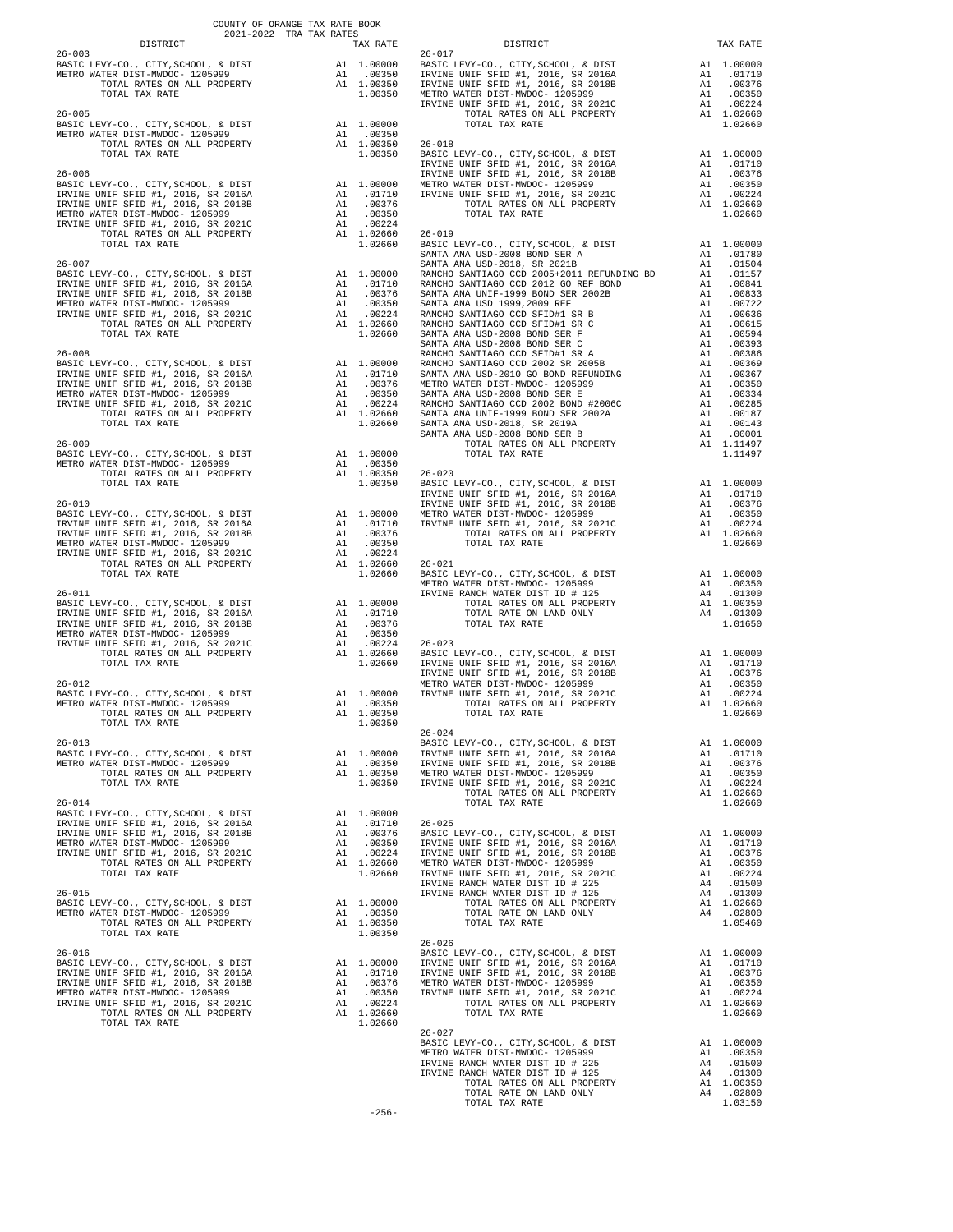COUNTY OF ORANGE TAX RATE BOOK
2021-2022 TRA TAX RATES

| DISTRICT | | TAX RATE |
|---|---|---|
| **26-003** | | |
| BASIC LEVY-CO., CITY,SCHOOL, & DIST | A1 | 1.00000 |
| METRO WATER DIST-MWDOC- 1205999 | A1 | .00350 |
| TOTAL RATES ON ALL PROPERTY | A1 | 1.00350 |
| TOTAL TAX RATE | | 1.00350 |
| **26-005** | | |
| BASIC LEVY-CO., CITY,SCHOOL, & DIST | A1 | 1.00000 |
| METRO WATER DIST-MWDOC- 1205999 | A1 | .00350 |
| TOTAL RATES ON ALL PROPERTY | A1 | 1.00350 |
| TOTAL TAX RATE | | 1.00350 |
| **26-006** | | |
| BASIC LEVY-CO., CITY,SCHOOL, & DIST | A1 | 1.00000 |
| IRVINE UNIF SFID #1, 2016, SR 2016A | A1 | .01710 |
| IRVINE UNIF SFID #1, 2016, SR 2018B | A1 | .00376 |
| METRO WATER DIST-MWDOC- 1205999 | A1 | .00350 |
| IRVINE UNIF SFID #1, 2016, SR 2021C | A1 | .00224 |
| TOTAL RATES ON ALL PROPERTY | A1 | 1.02660 |
| TOTAL TAX RATE | | 1.02660 |
| **26-007** | | |
| BASIC LEVY-CO., CITY,SCHOOL, & DIST | A1 | 1.00000 |
| IRVINE UNIF SFID #1, 2016, SR 2016A | A1 | .01710 |
| IRVINE UNIF SFID #1, 2016, SR 2018B | A1 | .00376 |
| METRO WATER DIST-MWDOC- 1205999 | A1 | .00350 |
| IRVINE UNIF SFID #1, 2016, SR 2021C | A1 | .00224 |
| TOTAL RATES ON ALL PROPERTY | A1 | 1.02660 |
| TOTAL TAX RATE | | 1.02660 |
| **26-008** | | |
| BASIC LEVY-CO., CITY,SCHOOL, & DIST | A1 | 1.00000 |
| IRVINE UNIF SFID #1, 2016, SR 2016A | A1 | .01710 |
| IRVINE UNIF SFID #1, 2016, SR 2018B | A1 | .00376 |
| METRO WATER DIST-MWDOC- 1205999 | A1 | .00350 |
| IRVINE UNIF SFID #1, 2016, SR 2021C | A1 | .00224 |
| TOTAL RATES ON ALL PROPERTY | A1 | 1.02660 |
| TOTAL TAX RATE | | 1.02660 |
| **26-009** | | |
| BASIC LEVY-CO., CITY,SCHOOL, & DIST | A1 | 1.00000 |
| METRO WATER DIST-MWDOC- 1205999 | A1 | .00350 |
| TOTAL RATES ON ALL PROPERTY | A1 | 1.00350 |
| TOTAL TAX RATE | | 1.00350 |
| **26-010** | | |
| BASIC LEVY-CO., CITY,SCHOOL, & DIST | A1 | 1.00000 |
| IRVINE UNIF SFID #1, 2016, SR 2016A | A1 | .01710 |
| IRVINE UNIF SFID #1, 2016, SR 2018B | A1 | .00376 |
| METRO WATER DIST-MWDOC- 1205999 | A1 | .00350 |
| IRVINE UNIF SFID #1, 2016, SR 2021C | A1 | .00224 |
| TOTAL RATES ON ALL PROPERTY | A1 | 1.02660 |
| TOTAL TAX RATE | | 1.02660 |
| **26-011** | | |
| BASIC LEVY-CO., CITY,SCHOOL, & DIST | A1 | 1.00000 |
| IRVINE UNIF SFID #1, 2016, SR 2016A | A1 | .01710 |
| IRVINE UNIF SFID #1, 2016, SR 2018B | A1 | .00376 |
| METRO WATER DIST-MWDOC- 1205999 | A1 | .00350 |
| IRVINE UNIF SFID #1, 2016, SR 2021C | A1 | .00224 |
| TOTAL RATES ON ALL PROPERTY | A1 | 1.02660 |
| TOTAL TAX RATE | | 1.02660 |
| **26-012** | | |
| BASIC LEVY-CO., CITY,SCHOOL, & DIST | A1 | 1.00000 |
| METRO WATER DIST-MWDOC- 1205999 | A1 | .00350 |
| TOTAL RATES ON ALL PROPERTY | A1 | 1.00350 |
| TOTAL TAX RATE | | 1.00350 |
| **26-013** | | |
| BASIC LEVY-CO., CITY,SCHOOL, & DIST | A1 | 1.00000 |
| METRO WATER DIST-MWDOC- 1205999 | A1 | .00350 |
| TOTAL RATES ON ALL PROPERTY | A1 | 1.00350 |
| TOTAL TAX RATE | | 1.00350 |
| **26-014** | | |
| BASIC LEVY-CO., CITY,SCHOOL, & DIST | A1 | 1.00000 |
| IRVINE UNIF SFID #1, 2016, SR 2016A | A1 | .01710 |
| IRVINE UNIF SFID #1, 2016, SR 2018B | A1 | .00376 |
| METRO WATER DIST-MWDOC- 1205999 | A1 | .00350 |
| IRVINE UNIF SFID #1, 2016, SR 2021C | A1 | .00224 |
| TOTAL RATES ON ALL PROPERTY | A1 | 1.02660 |
| TOTAL TAX RATE | | 1.02660 |
| **26-015** | | |
| BASIC LEVY-CO., CITY,SCHOOL, & DIST | A1 | 1.00000 |
| METRO WATER DIST-MWDOC- 1205999 | A1 | .00350 |
| TOTAL RATES ON ALL PROPERTY | A1 | 1.00350 |
| TOTAL TAX RATE | | 1.00350 |
| **26-016** | | |
| BASIC LEVY-CO., CITY,SCHOOL, & DIST | A1 | 1.00000 |
| IRVINE UNIF SFID #1, 2016, SR 2016A | A1 | .01710 |
| IRVINE UNIF SFID #1, 2016, SR 2018B | A1 | .00376 |
| METRO WATER DIST-MWDOC- 1205999 | A1 | .00350 |
| IRVINE UNIF SFID #1, 2016, SR 2021C | A1 | .00224 |
| TOTAL RATES ON ALL PROPERTY | A1 | 1.02660 |
| TOTAL TAX RATE | | 1.02660 |
| **26-017** | | |
| BASIC LEVY-CO., CITY,SCHOOL, & DIST | A1 | 1.00000 |
| IRVINE UNIF SFID #1, 2016, SR 2016A | A1 | .01710 |
| IRVINE UNIF SFID #1, 2016, SR 2018B | A1 | .00376 |
| METRO WATER DIST-MWDOC- 1205999 | A1 | .00350 |
| IRVINE UNIF SFID #1, 2016, SR 2021C | A1 | .00224 |
| TOTAL RATES ON ALL PROPERTY | A1 | 1.02660 |
| TOTAL TAX RATE | | 1.02660 |
| **26-018** | | |
| BASIC LEVY-CO., CITY,SCHOOL, & DIST | A1 | 1.00000 |
| IRVINE UNIF SFID #1, 2016, SR 2016A | A1 | .01710 |
| IRVINE UNIF SFID #1, 2016, SR 2018B | A1 | .00376 |
| METRO WATER DIST-MWDOC- 1205999 | A1 | .00350 |
| IRVINE UNIF SFID #1, 2016, SR 2021C | A1 | .00224 |
| TOTAL RATES ON ALL PROPERTY | A1 | 1.02660 |
| TOTAL TAX RATE | | 1.02660 |
| **26-019** | | |
| BASIC LEVY-CO., CITY,SCHOOL, & DIST | A1 | 1.00000 |
| SANTA ANA USD-2008 BOND SER A | A1 | .01780 |
| SANTA ANA USD-2018, SR 2021B | A1 | .01504 |
| RANCHO SANTIAGO CCD 2005+2011 REFUNDING BD | A1 | .01157 |
| RANCHO SANTIAGO CCD 2012 GO REF BOND | A1 | .00841 |
| SANTA ANA UNIF-1999 BOND SER 2002B | A1 | .00833 |
| SANTA ANA USD 1999,2009 REF | A1 | .00722 |
| RANCHO SANTIAGO CCD SFID#1 SR B | A1 | .00636 |
| RANCHO SANTIAGO CCD SFID#1 SR C | A1 | .00615 |
| SANTA ANA USD-2008 BOND SER F | A1 | .00594 |
| SANTA ANA USD-2008 BOND SER C | A1 | .00393 |
| RANCHO SANTIAGO CCD SFID#1 SR A | A1 | .00386 |
| RANCHO SANTIAGO CCD 2002 SR 2005B | A1 | .00369 |
| SANTA ANA USD-2010 GO BOND REFUNDING | A1 | .00367 |
| METRO WATER DIST-MWDOC- 1205999 | A1 | .00350 |
| SANTA ANA USD-2008 BOND SER E | A1 | .00334 |
| RANCHO SANTIAGO CCD 2002 BOND #2006C | A1 | .00285 |
| SANTA ANA UNIF-1999 BOND SER 2002A | A1 | .00187 |
| SANTA ANA USD-2018, SR 2019A | A1 | .00143 |
| SANTA ANA USD-2008 BOND SER B | A1 | .00001 |
| TOTAL RATES ON ALL PROPERTY | A1 | 1.11497 |
| TOTAL TAX RATE | | 1.11497 |
| **26-020** | | |
| BASIC LEVY-CO., CITY,SCHOOL, & DIST | A1 | 1.00000 |
| IRVINE UNIF SFID #1, 2016, SR 2016A | A1 | .01710 |
| IRVINE UNIF SFID #1, 2016, SR 2018B | A1 | .00376 |
| METRO WATER DIST-MWDOC- 1205999 | A1 | .00350 |
| IRVINE UNIF SFID #1, 2016, SR 2021C | A1 | .00224 |
| TOTAL RATES ON ALL PROPERTY | A1 | 1.02660 |
| TOTAL TAX RATE | | 1.02660 |
| **26-021** | | |
| BASIC LEVY-CO., CITY,SCHOOL, & DIST | A1 | 1.00000 |
| METRO WATER DIST-MWDOC- 1205999 | A1 | .00350 |
| IRVINE RANCH WATER DIST ID # 125 | A4 | .01300 |
| TOTAL RATES ON ALL PROPERTY | A1 | 1.00350 |
| TOTAL RATE ON LAND ONLY | A4 | .01300 |
| TOTAL TAX RATE | | 1.01650 |
| **26-023** | | |
| BASIC LEVY-CO., CITY,SCHOOL, & DIST | A1 | 1.00000 |
| IRVINE UNIF SFID #1, 2016, SR 2016A | A1 | .01710 |
| IRVINE UNIF SFID #1, 2016, SR 2018B | A1 | .00376 |
| METRO WATER DIST-MWDOC- 1205999 | A1 | .00350 |
| IRVINE UNIF SFID #1, 2016, SR 2021C | A1 | .00224 |
| TOTAL RATES ON ALL PROPERTY | A1 | 1.02660 |
| TOTAL TAX RATE | | 1.02660 |
| **26-024** | | |
| BASIC LEVY-CO., CITY,SCHOOL, & DIST | A1 | 1.00000 |
| IRVINE UNIF SFID #1, 2016, SR 2016A | A1 | .01710 |
| IRVINE UNIF SFID #1, 2016, SR 2018B | A1 | .00376 |
| METRO WATER DIST-MWDOC- 1205999 | A1 | .00350 |
| IRVINE UNIF SFID #1, 2016, SR 2021C | A1 | .00224 |
| TOTAL RATES ON ALL PROPERTY | A1 | 1.02660 |
| TOTAL TAX RATE | | 1.02660 |
| **26-025** | | |
| BASIC LEVY-CO., CITY,SCHOOL, & DIST | A1 | 1.00000 |
| IRVINE UNIF SFID #1, 2016, SR 2016A | A1 | .01710 |
| IRVINE UNIF SFID #1, 2016, SR 2018B | A1 | .00376 |
| METRO WATER DIST-MWDOC- 1205999 | A1 | .00350 |
| IRVINE UNIF SFID #1, 2016, SR 2021C | A1 | .00224 |
| IRVINE RANCH WATER DIST ID # 225 | A4 | .01500 |
| IRVINE RANCH WATER DIST ID # 125 | A4 | .01300 |
| TOTAL RATES ON ALL PROPERTY | A1 | 1.02660 |
| TOTAL RATE ON LAND ONLY | A4 | .02800 |
| TOTAL TAX RATE | | 1.05460 |
| **26-026** | | |
| BASIC LEVY-CO., CITY,SCHOOL, & DIST | A1 | 1.00000 |
| IRVINE UNIF SFID #1, 2016, SR 2016A | A1 | .01710 |
| IRVINE UNIF SFID #1, 2016, SR 2018B | A1 | .00376 |
| METRO WATER DIST-MWDOC- 1205999 | A1 | .00350 |
| IRVINE UNIF SFID #1, 2016, SR 2021C | A1 | .00224 |
| TOTAL RATES ON ALL PROPERTY | A1 | 1.02660 |
| TOTAL TAX RATE | | 1.02660 |
| **26-027** | | |
| BASIC LEVY-CO., CITY,SCHOOL, & DIST | A1 | 1.00000 |
| METRO WATER DIST-MWDOC- 1205999 | A1 | .00350 |
| IRVINE RANCH WATER DIST ID # 225 | A4 | .01500 |
| IRVINE RANCH WATER DIST ID # 125 | A4 | .01300 |
| TOTAL RATES ON ALL PROPERTY | A1 | 1.00350 |
| TOTAL RATE ON LAND ONLY | A4 | .02800 |
| TOTAL TAX RATE | | 1.03150 |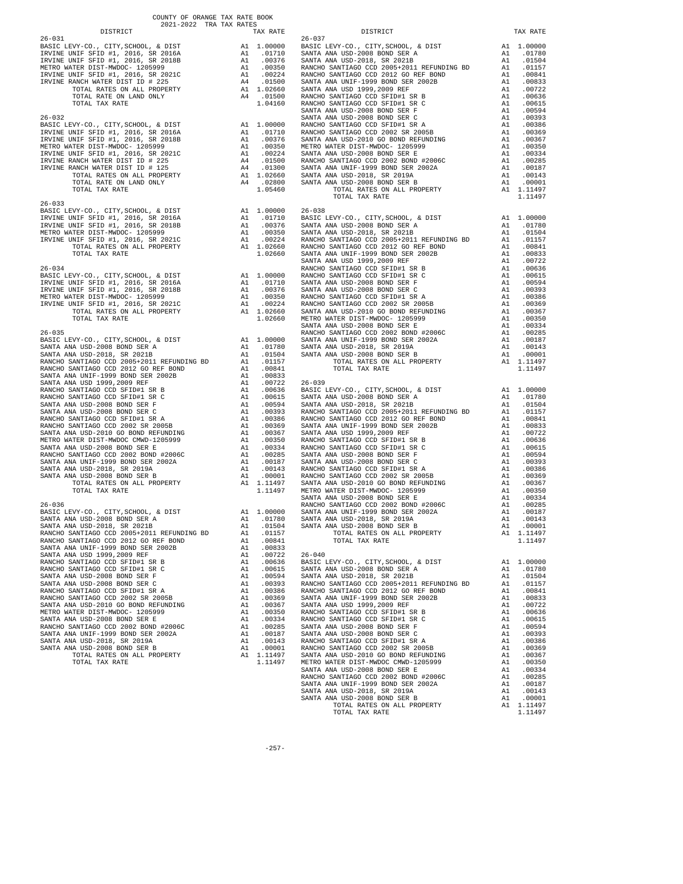COUNTY OF ORANGE TAX RATE BOOK
2021-2022 TRA TAX RATES

**26-031**

| DISTRICT | | TAX RATE |
|---|---|---|
| BASIC LEVY-CO., CITY,SCHOOL, & DIST | A1 | 1.00000 |
| IRVINE UNIF SFID #1, 2016, SR 2016A | A1 | .01710 |
| IRVINE UNIF SFID #1, 2016, SR 2018B | A1 | .00376 |
| METRO WATER DIST-MWDOC- 1205999 | A1 | .00350 |
| IRVINE UNIF SFID #1, 2016, SR 2021C | A1 | .00224 |
| IRVINE RANCH WATER DIST ID # 225 | A4 | .01500 |
| TOTAL RATES ON ALL PROPERTY | A1 | 1.02660 |
| TOTAL RATE ON LAND ONLY | A4 | .01500 |
| TOTAL TAX RATE | | 1.04160 |

**26-032**

| DISTRICT | | TAX RATE |
|---|---|---|
| BASIC LEVY-CO., CITY,SCHOOL, & DIST | A1 | 1.00000 |
| IRVINE UNIF SFID #1, 2016, SR 2016A | A1 | .01710 |
| IRVINE UNIF SFID #1, 2016, SR 2018B | A1 | .00376 |
| METRO WATER DIST-MWDOC- 1205999 | A1 | .00350 |
| IRVINE UNIF SFID #1, 2016, SR 2021C | A1 | .00224 |
| IRVINE RANCH WATER DIST ID # 225 | A4 | .01500 |
| IRVINE RANCH WATER DIST ID # 125 | A4 | .01300 |
| TOTAL RATES ON ALL PROPERTY | A1 | 1.02660 |
| TOTAL RATE ON LAND ONLY | A4 | .02800 |
| TOTAL TAX RATE | | 1.05460 |

**26-033**

| DISTRICT | | TAX RATE |
|---|---|---|
| BASIC LEVY-CO., CITY,SCHOOL, & DIST | A1 | 1.00000 |
| IRVINE UNIF SFID #1, 2016, SR 2016A | A1 | .01710 |
| IRVINE UNIF SFID #1, 2016, SR 2018B | A1 | .00376 |
| METRO WATER DIST-MWDOC- 1205999 | A1 | .00350 |
| IRVINE UNIF SFID #1, 2016, SR 2021C | A1 | .00224 |
| TOTAL RATES ON ALL PROPERTY | A1 | 1.02660 |
| TOTAL TAX RATE | | 1.02660 |

**26-034**

| DISTRICT | | TAX RATE |
|---|---|---|
| BASIC LEVY-CO., CITY,SCHOOL, & DIST | A1 | 1.00000 |
| IRVINE UNIF SFID #1, 2016, SR 2016A | A1 | .01710 |
| IRVINE UNIF SFID #1, 2016, SR 2018B | A1 | .00376 |
| METRO WATER DIST-MWDOC- 1205999 | A1 | .00350 |
| IRVINE UNIF SFID #1, 2016, SR 2021C | A1 | .00224 |
| TOTAL RATES ON ALL PROPERTY | A1 | 1.02660 |
| TOTAL TAX RATE | | 1.02660 |

**26-035**

| DISTRICT | | TAX RATE |
|---|---|---|
| BASIC LEVY-CO., CITY,SCHOOL, & DIST | A1 | 1.00000 |
| SANTA ANA USD-2008 BOND SER A | A1 | .01780 |
| SANTA ANA USD-2018, SR 2021B | A1 | .01504 |
| RANCHO SANTIAGO CCD 2005+2011 REFUNDING BD | A1 | .01157 |
| RANCHO SANTIAGO CCD 2012 GO REF BOND | A1 | .00841 |
| SANTA ANA UNIF-1999 BOND SER 2002B | A1 | .00833 |
| SANTA ANA USD 1999,2009 REF | A1 | .00722 |
| RANCHO SANTIAGO CCD SFID#1 SR B | A1 | .00636 |
| RANCHO SANTIAGO CCD SFID#1 SR C | A1 | .00615 |
| SANTA ANA USD-2008 BOND SER F | A1 | .00594 |
| SANTA ANA USD-2008 BOND SER C | A1 | .00393 |
| RANCHO SANTIAGO CCD SFID#1 SR A | A1 | .00386 |
| RANCHO SANTIAGO CCD 2002 SR 2005B | A1 | .00369 |
| SANTA ANA USD-2010 GO BOND REFUNDING | A1 | .00367 |
| METRO WATER DIST-MWDOC CMWD-1205999 | A1 | .00350 |
| SANTA ANA USD-2008 BOND SER E | A1 | .00334 |
| RANCHO SANTIAGO CCD 2002 BOND #2006C | A1 | .00285 |
| SANTA ANA UNIF-1999 BOND SER 2002A | A1 | .00187 |
| SANTA ANA USD-2018, SR 2019A | A1 | .00143 |
| SANTA ANA USD-2008 BOND SER B | A1 | .00001 |
| TOTAL RATES ON ALL PROPERTY | A1 | 1.11497 |
| TOTAL TAX RATE | | 1.11497 |

**26-036**

| DISTRICT | | TAX RATE |
|---|---|---|
| BASIC LEVY-CO., CITY,SCHOOL, & DIST | A1 | 1.00000 |
| SANTA ANA USD-2008 BOND SER A | A1 | .01780 |
| SANTA ANA USD-2018, SR 2021B | A1 | .01504 |
| RANCHO SANTIAGO CCD 2005+2011 REFUNDING BD | A1 | .01157 |
| RANCHO SANTIAGO CCD 2012 GO REF BOND | A1 | .00841 |
| SANTA ANA UNIF-1999 BOND SER 2002B | A1 | .00833 |
| SANTA ANA USD 1999,2009 REF | A1 | .00722 |
| RANCHO SANTIAGO CCD SFID#1 SR B | A1 | .00636 |
| RANCHO SANTIAGO CCD SFID#1 SR C | A1 | .00615 |
| SANTA ANA USD-2008 BOND SER F | A1 | .00594 |
| SANTA ANA USD-2008 BOND SER C | A1 | .00393 |
| RANCHO SANTIAGO CCD SFID#1 SR A | A1 | .00386 |
| RANCHO SANTIAGO CCD 2002 SR 2005B | A1 | .00369 |
| SANTA ANA USD-2010 GO BOND REFUNDING | A1 | .00367 |
| METRO WATER DIST-MWDOC- 1205999 | A1 | .00350 |
| SANTA ANA USD-2008 BOND SER E | A1 | .00334 |
| RANCHO SANTIAGO CCD 2002 BOND #2006C | A1 | .00285 |
| SANTA ANA UNIF-1999 BOND SER 2002A | A1 | .00187 |
| SANTA ANA USD-2018, SR 2019A | A1 | .00143 |
| SANTA ANA USD-2008 BOND SER B | A1 | .00001 |
| TOTAL RATES ON ALL PROPERTY | A1 | 1.11497 |
| TOTAL TAX RATE | | 1.11497 |

**26-037**

| DISTRICT | | TAX RATE |
|---|---|---|
| BASIC LEVY-CO., CITY,SCHOOL, & DIST | A1 | 1.00000 |
| SANTA ANA USD-2008 BOND SER A | A1 | .01780 |
| SANTA ANA USD-2018, SR 2021B | A1 | .01504 |
| RANCHO SANTIAGO CCD 2005+2011 REFUNDING BD | A1 | .01157 |
| RANCHO SANTIAGO CCD 2012 GO REF BOND | A1 | .00841 |
| SANTA ANA UNIF-1999 BOND SER 2002B | A1 | .00833 |
| SANTA ANA USD 1999,2009 REF | A1 | .00722 |
| RANCHO SANTIAGO CCD SFID#1 SR B | A1 | .00636 |
| RANCHO SANTIAGO CCD SFID#1 SR C | A1 | .00615 |
| SANTA ANA USD-2008 BOND SER F | A1 | .00594 |
| SANTA ANA USD-2008 BOND SER C | A1 | .00393 |
| RANCHO SANTIAGO CCD SFID#1 SR A | A1 | .00386 |
| RANCHO SANTIAGO CCD 2002 SR 2005B | A1 | .00369 |
| SANTA ANA USD-2010 GO BOND REFUNDING | A1 | .00367 |
| METRO WATER DIST-MWDOC- 1205999 | A1 | .00350 |
| SANTA ANA USD-2008 BOND SER E | A1 | .00334 |
| RANCHO SANTIAGO CCD 2002 BOND #2006C | A1 | .00285 |
| SANTA ANA UNIF-1999 BOND SER 2002A | A1 | .00187 |
| SANTA ANA USD-2018, SR 2019A | A1 | .00143 |
| SANTA ANA USD-2008 BOND SER B | A1 | .00001 |
| TOTAL RATES ON ALL PROPERTY | A1 | 1.11497 |
| TOTAL TAX RATE | | 1.11497 |

**26-038**

| DISTRICT | | TAX RATE |
|---|---|---|
| BASIC LEVY-CO., CITY,SCHOOL, & DIST | A1 | 1.00000 |
| SANTA ANA USD-2008 BOND SER A | A1 | .01780 |
| SANTA ANA USD-2018, SR 2021B | A1 | .01504 |
| RANCHO SANTIAGO CCD 2005+2011 REFUNDING BD | A1 | .01157 |
| RANCHO SANTIAGO CCD 2012 GO REF BOND | A1 | .00841 |
| SANTA ANA UNIF-1999 BOND SER 2002B | A1 | .00833 |
| SANTA ANA USD 1999,2009 REF | A1 | .00722 |
| RANCHO SANTIAGO CCD SFID#1 SR B | A1 | .00636 |
| RANCHO SANTIAGO CCD SFID#1 SR C | A1 | .00615 |
| SANTA ANA USD-2008 BOND SER F | A1 | .00594 |
| SANTA ANA USD-2008 BOND SER C | A1 | .00393 |
| RANCHO SANTIAGO CCD SFID#1 SR A | A1 | .00386 |
| RANCHO SANTIAGO CCD 2002 SR 2005B | A1 | .00369 |
| SANTA ANA USD-2010 GO BOND REFUNDING | A1 | .00367 |
| METRO WATER DIST-MWDOC- 1205999 | A1 | .00350 |
| SANTA ANA USD-2008 BOND SER E | A1 | .00334 |
| RANCHO SANTIAGO CCD 2002 BOND #2006C | A1 | .00285 |
| SANTA ANA UNIF-1999 BOND SER 2002A | A1 | .00187 |
| SANTA ANA USD-2018, SR 2019A | A1 | .00143 |
| SANTA ANA USD-2008 BOND SER B | A1 | .00001 |
| TOTAL RATES ON ALL PROPERTY | A1 | 1.11497 |
| TOTAL TAX RATE | | 1.11497 |

**26-039**

| DISTRICT | | TAX RATE |
|---|---|---|
| BASIC LEVY-CO., CITY,SCHOOL, & DIST | A1 | 1.00000 |
| SANTA ANA USD-2008 BOND SER A | A1 | .01780 |
| SANTA ANA USD-2018, SR 2021B | A1 | .01504 |
| RANCHO SANTIAGO CCD 2005+2011 REFUNDING BD | A1 | .01157 |
| RANCHO SANTIAGO CCD 2012 GO REF BOND | A1 | .00841 |
| SANTA ANA UNIF-1999 BOND SER 2002B | A1 | .00833 |
| SANTA ANA USD 1999,2009 REF | A1 | .00722 |
| RANCHO SANTIAGO CCD SFID#1 SR B | A1 | .00636 |
| RANCHO SANTIAGO CCD SFID#1 SR C | A1 | .00615 |
| SANTA ANA USD-2008 BOND SER F | A1 | .00594 |
| SANTA ANA USD-2008 BOND SER C | A1 | .00393 |
| RANCHO SANTIAGO CCD SFID#1 SR A | A1 | .00386 |
| RANCHO SANTIAGO CCD 2002 SR 2005B | A1 | .00369 |
| SANTA ANA USD-2010 GO BOND REFUNDING | A1 | .00367 |
| METRO WATER DIST-MWDOC- 1205999 | A1 | .00350 |
| SANTA ANA USD-2008 BOND SER E | A1 | .00334 |
| RANCHO SANTIAGO CCD 2002 BOND #2006C | A1 | .00285 |
| SANTA ANA UNIF-1999 BOND SER 2002A | A1 | .00187 |
| SANTA ANA USD-2018, SR 2019A | A1 | .00143 |
| SANTA ANA USD-2008 BOND SER B | A1 | .00001 |
| TOTAL RATES ON ALL PROPERTY | A1 | 1.11497 |
| TOTAL TAX RATE | | 1.11497 |

**26-040**

| DISTRICT | | TAX RATE |
|---|---|---|
| BASIC LEVY-CO., CITY,SCHOOL, & DIST | A1 | 1.00000 |
| SANTA ANA USD-2008 BOND SER A | A1 | .01780 |
| SANTA ANA USD-2018, SR 2021B | A1 | .01504 |
| RANCHO SANTIAGO CCD 2005+2011 REFUNDING BD | A1 | .01157 |
| RANCHO SANTIAGO CCD 2012 GO REF BOND | A1 | .00841 |
| SANTA ANA UNIF-1999 BOND SER 2002B | A1 | .00833 |
| SANTA ANA USD 1999,2009 REF | A1 | .00722 |
| RANCHO SANTIAGO CCD SFID#1 SR B | A1 | .00636 |
| RANCHO SANTIAGO CCD SFID#1 SR C | A1 | .00615 |
| SANTA ANA USD-2008 BOND SER F | A1 | .00594 |
| SANTA ANA USD-2008 BOND SER C | A1 | .00393 |
| RANCHO SANTIAGO CCD SFID#1 SR A | A1 | .00386 |
| RANCHO SANTIAGO CCD 2002 SR 2005B | A1 | .00369 |
| SANTA ANA USD-2010 GO BOND REFUNDING | A1 | .00367 |
| METRO WATER DIST-MWDOC CMWD-1205999 | A1 | .00350 |
| SANTA ANA USD-2008 BOND SER E | A1 | .00334 |
| RANCHO SANTIAGO CCD 2002 BOND #2006C | A1 | .00285 |
| SANTA ANA UNIF-1999 BOND SER 2002A | A1 | .00187 |
| SANTA ANA USD-2018, SR 2019A | A1 | .00143 |
| SANTA ANA USD-2008 BOND SER B | A1 | .00001 |
| TOTAL RATES ON ALL PROPERTY | A1 | 1.11497 |
| TOTAL TAX RATE | | 1.11497 |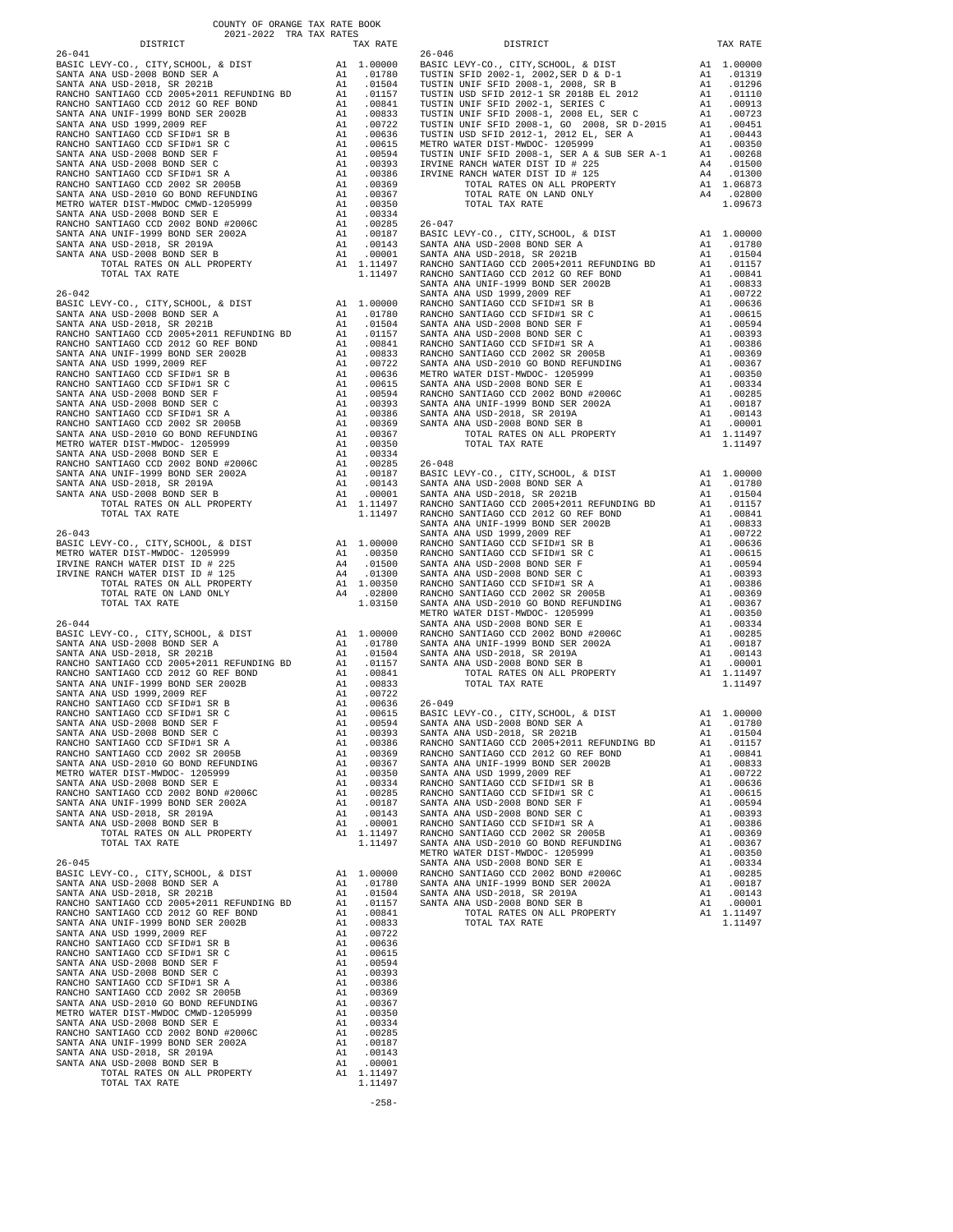COUNTY OF ORANGE TAX RATE BOOK
2021-2022 TRA TAX RATES

| DISTRICT | | TAX RATE |
|---|---|---|
| **26-041** | | |
| BASIC LEVY-CO., CITY,SCHOOL, & DIST | A1 | 1.00000 |
| SANTA ANA USD-2008 BOND SER A | A1 | .01780 |
| SANTA ANA USD-2018, SR 2021B | A1 | .01504 |
| RANCHO SANTIAGO CCD 2005+2011 REFUNDING BD | A1 | .01157 |
| RANCHO SANTIAGO CCD 2012 GO REF BOND | A1 | .00841 |
| SANTA ANA UNIF-1999 BOND SER 2002B | A1 | .00833 |
| SANTA ANA USD 1999,2009 REF | A1 | .00722 |
| RANCHO SANTIAGO CCD SFID#1 SR B | A1 | .00636 |
| RANCHO SANTIAGO CCD SFID#1 SR C | A1 | .00615 |
| SANTA ANA USD-2008 BOND SER F | A1 | .00594 |
| SANTA ANA USD-2008 BOND SER C | A1 | .00393 |
| RANCHO SANTIAGO CCD SFID#1 SR A | A1 | .00386 |
| RANCHO SANTIAGO CCD 2002 SR 2005B | A1 | .00369 |
| SANTA ANA USD-2010 GO BOND REFUNDING | A1 | .00367 |
| METRO WATER DIST-MWDOC CMWD-1205999 | A1 | .00350 |
| SANTA ANA USD-2008 BOND SER E | A1 | .00334 |
| RANCHO SANTIAGO CCD 2002 BOND #2006C | A1 | .00285 |
| SANTA ANA UNIF-1999 BOND SER 2002A | A1 | .00187 |
| SANTA ANA USD-2018, SR 2019A | A1 | .00143 |
| SANTA ANA USD-2008 BOND SER B | A1 | .00001 |
| TOTAL RATES ON ALL PROPERTY | A1 | 1.11497 |
| TOTAL TAX RATE | | 1.11497 |
| **26-042** | | |
| BASIC LEVY-CO., CITY,SCHOOL, & DIST | A1 | 1.00000 |
| SANTA ANA USD-2008 BOND SER A | A1 | .01780 |
| SANTA ANA USD-2018, SR 2021B | A1 | .01504 |
| RANCHO SANTIAGO CCD 2005+2011 REFUNDING BD | A1 | .01157 |
| RANCHO SANTIAGO CCD 2012 GO REF BOND | A1 | .00841 |
| SANTA ANA UNIF-1999 BOND SER 2002B | A1 | .00833 |
| SANTA ANA USD 1999,2009 REF | A1 | .00722 |
| RANCHO SANTIAGO CCD SFID#1 SR B | A1 | .00636 |
| RANCHO SANTIAGO CCD SFID#1 SR C | A1 | .00615 |
| SANTA ANA USD-2008 BOND SER F | A1 | .00594 |
| SANTA ANA USD-2008 BOND SER C | A1 | .00393 |
| RANCHO SANTIAGO CCD SFID#1 SR A | A1 | .00386 |
| RANCHO SANTIAGO CCD 2002 SR 2005B | A1 | .00369 |
| SANTA ANA USD-2010 GO BOND REFUNDING | A1 | .00367 |
| METRO WATER DIST-MWDOC- 1205999 | A1 | .00350 |
| SANTA ANA USD-2008 BOND SER E | A1 | .00334 |
| RANCHO SANTIAGO CCD 2002 BOND #2006C | A1 | .00285 |
| SANTA ANA UNIF-1999 BOND SER 2002A | A1 | .00187 |
| SANTA ANA USD-2018, SR 2019A | A1 | .00143 |
| SANTA ANA USD-2008 BOND SER B | A1 | .00001 |
| TOTAL RATES ON ALL PROPERTY | A1 | 1.11497 |
| TOTAL TAX RATE | | 1.11497 |
| **26-043** | | |
| BASIC LEVY-CO., CITY,SCHOOL, & DIST | A1 | 1.00000 |
| METRO WATER DIST-MWDOC- 1205999 | A1 | .00350 |
| IRVINE RANCH WATER DIST ID # 225 | A4 | .01500 |
| IRVINE RANCH WATER DIST ID # 125 | A4 | .01300 |
| TOTAL RATES ON ALL PROPERTY | A1 | 1.00350 |
| TOTAL RATE ON LAND ONLY | A4 | .02800 |
| TOTAL TAX RATE | | 1.03150 |
| **26-044** | | |
| BASIC LEVY-CO., CITY,SCHOOL, & DIST | A1 | 1.00000 |
| SANTA ANA USD-2008 BOND SER A | A1 | .01780 |
| SANTA ANA USD-2018, SR 2021B | A1 | .01504 |
| RANCHO SANTIAGO CCD 2005+2011 REFUNDING BD | A1 | .01157 |
| RANCHO SANTIAGO CCD 2012 GO REF BOND | A1 | .00841 |
| SANTA ANA UNIF-1999 BOND SER 2002B | A1 | .00833 |
| SANTA ANA USD 1999,2009 REF | A1 | .00722 |
| RANCHO SANTIAGO CCD SFID#1 SR B | A1 | .00636 |
| RANCHO SANTIAGO CCD SFID#1 SR C | A1 | .00615 |
| SANTA ANA USD-2008 BOND SER F | A1 | .00594 |
| SANTA ANA USD-2008 BOND SER C | A1 | .00393 |
| RANCHO SANTIAGO CCD SFID#1 SR A | A1 | .00386 |
| RANCHO SANTIAGO CCD 2002 SR 2005B | A1 | .00369 |
| SANTA ANA USD-2010 GO BOND REFUNDING | A1 | .00367 |
| METRO WATER DIST-MWDOC- 1205999 | A1 | .00350 |
| SANTA ANA USD-2008 BOND SER E | A1 | .00334 |
| RANCHO SANTIAGO CCD 2002 BOND #2006C | A1 | .00285 |
| SANTA ANA UNIF-1999 BOND SER 2002A | A1 | .00187 |
| SANTA ANA USD-2018, SR 2019A | A1 | .00143 |
| SANTA ANA USD-2008 BOND SER B | A1 | .00001 |
| TOTAL RATES ON ALL PROPERTY | A1 | 1.11497 |
| TOTAL TAX RATE | | 1.11497 |
| **26-045** | | |
| BASIC LEVY-CO., CITY,SCHOOL, & DIST | A1 | 1.00000 |
| SANTA ANA USD-2008 BOND SER A | A1 | .01780 |
| SANTA ANA USD-2018, SR 2021B | A1 | .01504 |
| RANCHO SANTIAGO CCD 2005+2011 REFUNDING BD | A1 | .01157 |
| RANCHO SANTIAGO CCD 2012 GO REF BOND | A1 | .00841 |
| SANTA ANA UNIF-1999 BOND SER 2002B | A1 | .00833 |
| SANTA ANA USD 1999,2009 REF | A1 | .00722 |
| RANCHO SANTIAGO CCD SFID#1 SR B | A1 | .00636 |
| RANCHO SANTIAGO CCD SFID#1 SR C | A1 | .00615 |
| SANTA ANA USD-2008 BOND SER F | A1 | .00594 |
| SANTA ANA USD-2008 BOND SER C | A1 | .00393 |
| RANCHO SANTIAGO CCD SFID#1 SR A | A1 | .00386 |
| RANCHO SANTIAGO CCD 2002 SR 2005B | A1 | .00369 |
| SANTA ANA USD-2010 GO BOND REFUNDING | A1 | .00367 |
| METRO WATER DIST-MWDOC CMWD-1205999 | A1 | .00350 |
| SANTA ANA USD-2008 BOND SER E | A1 | .00334 |
| RANCHO SANTIAGO CCD 2002 BOND #2006C | A1 | .00285 |
| SANTA ANA UNIF-1999 BOND SER 2002A | A1 | .00187 |
| SANTA ANA USD-2018, SR 2019A | A1 | .00143 |
| SANTA ANA USD-2008 BOND SER B | A1 | .00001 |
| TOTAL RATES ON ALL PROPERTY | A1 | 1.11497 |
| TOTAL TAX RATE | | 1.11497 |
| **26-046** | | |
| BASIC LEVY-CO., CITY,SCHOOL, & DIST | A1 | 1.00000 |
| TUSTIN SFID 2002-1, 2002,SER D & D-1 | A1 | .01319 |
| TUSTIN UNIF SFID 2008-1, 2008, SR B | A1 | .01296 |
| TUSTIN USD SFID 2012-1 SR 2018B EL 2012 | A1 | .01110 |
| TUSTIN UNIF SFID 2002-1, SERIES C | A1 | .00913 |
| TUSTIN UNIF SFID 2008-1, 2008 EL, SER C | A1 | .00723 |
| TUSTIN UNIF SFID 2008-1, GO 2008, SR D-2015 | A1 | .00451 |
| TUSTIN USD SFID 2012-1, 2012 EL, SER A | A1 | .00443 |
| METRO WATER DIST-MWDOC- 1205999 | A1 | .00350 |
| TUSTIN UNIF SFID 2008-1, SER A & SUB SER A-1 | A1 | .00268 |
| IRVINE RANCH WATER DIST ID # 225 | A4 | .01500 |
| IRVINE RANCH WATER DIST ID # 125 | A4 | .01300 |
| TOTAL RATES ON ALL PROPERTY | A1 | 1.06873 |
| TOTAL RATE ON LAND ONLY | A4 | .02800 |
| TOTAL TAX RATE | | 1.09673 |
| **26-047** | | |
| BASIC LEVY-CO., CITY,SCHOOL, & DIST | A1 | 1.00000 |
| SANTA ANA USD-2008 BOND SER A | A1 | .01780 |
| SANTA ANA USD-2018, SR 2021B | A1 | .01504 |
| RANCHO SANTIAGO CCD 2005+2011 REFUNDING BD | A1 | .01157 |
| RANCHO SANTIAGO CCD 2012 GO REF BOND | A1 | .00841 |
| SANTA ANA UNIF-1999 BOND SER 2002B | A1 | .00833 |
| SANTA ANA USD 1999,2009 REF | A1 | .00722 |
| RANCHO SANTIAGO CCD SFID#1 SR B | A1 | .00636 |
| RANCHO SANTIAGO CCD SFID#1 SR C | A1 | .00615 |
| SANTA ANA USD-2008 BOND SER F | A1 | .00594 |
| SANTA ANA USD-2008 BOND SER C | A1 | .00393 |
| RANCHO SANTIAGO CCD SFID#1 SR A | A1 | .00386 |
| RANCHO SANTIAGO CCD 2002 SR 2005B | A1 | .00369 |
| SANTA ANA USD-2010 GO BOND REFUNDING | A1 | .00367 |
| METRO WATER DIST-MWDOC- 1205999 | A1 | .00350 |
| SANTA ANA USD-2008 BOND SER E | A1 | .00334 |
| RANCHO SANTIAGO CCD 2002 BOND #2006C | A1 | .00285 |
| SANTA ANA UNIF-1999 BOND SER 2002A | A1 | .00187 |
| SANTA ANA USD-2018, SR 2019A | A1 | .00143 |
| SANTA ANA USD-2008 BOND SER B | A1 | .00001 |
| TOTAL RATES ON ALL PROPERTY | A1 | 1.11497 |
| TOTAL TAX RATE | | 1.11497 |
| **26-048** | | |
| BASIC LEVY-CO., CITY,SCHOOL, & DIST | A1 | 1.00000 |
| SANTA ANA USD-2008 BOND SER A | A1 | .01780 |
| SANTA ANA USD-2018, SR 2021B | A1 | .01504 |
| RANCHO SANTIAGO CCD 2005+2011 REFUNDING BD | A1 | .01157 |
| RANCHO SANTIAGO CCD 2012 GO REF BOND | A1 | .00841 |
| SANTA ANA UNIF-1999 BOND SER 2002B | A1 | .00833 |
| SANTA ANA USD 1999,2009 REF | A1 | .00722 |
| RANCHO SANTIAGO CCD SFID#1 SR B | A1 | .00636 |
| RANCHO SANTIAGO CCD SFID#1 SR C | A1 | .00615 |
| SANTA ANA USD-2008 BOND SER F | A1 | .00594 |
| SANTA ANA USD-2008 BOND SER C | A1 | .00393 |
| RANCHO SANTIAGO CCD SFID#1 SR A | A1 | .00386 |
| RANCHO SANTIAGO CCD 2002 SR 2005B | A1 | .00369 |
| SANTA ANA USD-2010 GO BOND REFUNDING | A1 | .00367 |
| METRO WATER DIST-MWDOC- 1205999 | A1 | .00350 |
| SANTA ANA USD-2008 BOND SER E | A1 | .00334 |
| RANCHO SANTIAGO CCD 2002 BOND #2006C | A1 | .00285 |
| SANTA ANA UNIF-1999 BOND SER 2002A | A1 | .00187 |
| SANTA ANA USD-2018, SR 2019A | A1 | .00143 |
| SANTA ANA USD-2008 BOND SER B | A1 | .00001 |
| TOTAL RATES ON ALL PROPERTY | A1 | 1.11497 |
| TOTAL TAX RATE | | 1.11497 |
| **26-049** | | |
| BASIC LEVY-CO., CITY,SCHOOL, & DIST | A1 | 1.00000 |
| SANTA ANA USD-2008 BOND SER A | A1 | .01780 |
| SANTA ANA USD-2018, SR 2021B | A1 | .01504 |
| RANCHO SANTIAGO CCD 2005+2011 REFUNDING BD | A1 | .01157 |
| RANCHO SANTIAGO CCD 2012 GO REF BOND | A1 | .00841 |
| SANTA ANA UNIF-1999 BOND SER 2002B | A1 | .00833 |
| SANTA ANA USD 1999,2009 REF | A1 | .00722 |
| RANCHO SANTIAGO CCD SFID#1 SR B | A1 | .00636 |
| RANCHO SANTIAGO CCD SFID#1 SR C | A1 | .00615 |
| SANTA ANA USD-2008 BOND SER F | A1 | .00594 |
| SANTA ANA USD-2008 BOND SER C | A1 | .00393 |
| RANCHO SANTIAGO CCD SFID#1 SR A | A1 | .00386 |
| RANCHO SANTIAGO CCD 2002 SR 2005B | A1 | .00369 |
| SANTA ANA USD-2010 GO BOND REFUNDING | A1 | .00367 |
| METRO WATER DIST-MWDOC- 1205999 | A1 | .00350 |
| SANTA ANA USD-2008 BOND SER E | A1 | .00334 |
| RANCHO SANTIAGO CCD 2002 BOND #2006C | A1 | .00285 |
| SANTA ANA UNIF-1999 BOND SER 2002A | A1 | .00187 |
| SANTA ANA USD-2018, SR 2019A | A1 | .00143 |
| SANTA ANA USD-2008 BOND SER B | A1 | .00001 |
| TOTAL RATES ON ALL PROPERTY | A1 | 1.11497 |
| TOTAL TAX RATE | | 1.11497 |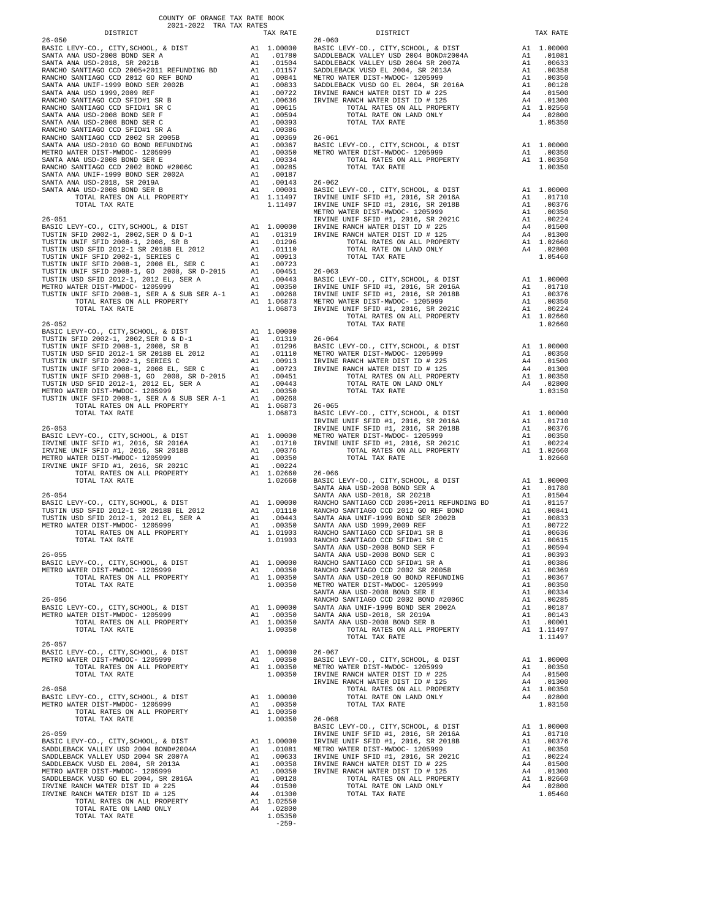COUNTY OF ORANGE TAX RATE BOOK
2021-2022 TRA TAX RATES

| DISTRICT | | TAX RATE |
|---|---|---|
| **26-050** | | |
| BASIC LEVY-CO., CITY,SCHOOL, & DIST | A1 | 1.00000 |
| SANTA ANA USD-2008 BOND SER A | A1 | .01780 |
| SANTA ANA USD-2018, SR 2021B | A1 | .01504 |
| RANCHO SANTIAGO CCD 2005+2011 REFUNDING BD | A1 | .01157 |
| RANCHO SANTIAGO CCD 2012 GO REF BOND | A1 | .00841 |
| SANTA ANA UNIF-1999 BOND SER 2002B | A1 | .00833 |
| SANTA ANA USD 1999,2009 REF | A1 | .00722 |
| RANCHO SANTIAGO CCD SFID#1 SR B | A1 | .00636 |
| RANCHO SANTIAGO CCD SFID#1 SR C | A1 | .00615 |
| SANTA ANA USD-2008 BOND SER F | A1 | .00594 |
| SANTA ANA USD-2008 BOND SER C | A1 | .00393 |
| RANCHO SANTIAGO CCD SFID#1 SR A | A1 | .00386 |
| RANCHO SANTIAGO CCD 2002 SR 2005B | A1 | .00369 |
| SANTA ANA USD-2010 GO BOND REFUNDING | A1 | .00367 |
| METRO WATER DIST-MWDOC- 1205999 | A1 | .00350 |
| SANTA ANA USD-2008 BOND SER E | A1 | .00334 |
| RANCHO SANTIAGO CCD 2002 BOND #2006C | A1 | .00285 |
| SANTA ANA UNIF-1999 BOND SER 2002A | A1 | .00187 |
| SANTA ANA USD-2018, SR 2019A | A1 | .00143 |
| SANTA ANA USD-2008 BOND SER B | A1 | .00001 |
| TOTAL RATES ON ALL PROPERTY | A1 | 1.11497 |
| TOTAL TAX RATE | | 1.11497 |
| **26-051** | | |
| BASIC LEVY-CO., CITY,SCHOOL, & DIST | A1 | 1.00000 |
| TUSTIN SFID 2002-1, 2002,SER D & D-1 | A1 | .01319 |
| TUSTIN UNIF SFID 2008-1, 2008, SR B | A1 | .01296 |
| TUSTIN USD SFID 2012-1 SR 2018B EL 2012 | A1 | .01110 |
| TUSTIN UNIF SFID 2002-1, SERIES C | A1 | .00913 |
| TUSTIN UNIF SFID 2008-1, 2008 EL, SER C | A1 | .00723 |
| TUSTIN UNIF SFID 2008-1, GO 2008, SR D-2015 | A1 | .00451 |
| TUSTIN USD SFID 2012-1, 2012 EL, SER A | A1 | .00443 |
| METRO WATER DIST-MWDOC- 1205999 | A1 | .00350 |
| TUSTIN UNIF SFID 2008-1, SER A & SUB SER A-1 | A1 | .00268 |
| TOTAL RATES ON ALL PROPERTY | A1 | 1.06873 |
| TOTAL TAX RATE | | 1.06873 |
| **26-052** | | |
| BASIC LEVY-CO., CITY,SCHOOL, & DIST | A1 | 1.00000 |
| TUSTIN SFID 2002-1, 2002,SER D & D-1 | A1 | .01319 |
| TUSTIN UNIF SFID 2008-1, 2008, SR B | A1 | .01296 |
| TUSTIN USD SFID 2012-1 SR 2018B EL 2012 | A1 | .01110 |
| TUSTIN UNIF SFID 2002-1, SERIES C | A1 | .00913 |
| TUSTIN UNIF SFID 2008-1, 2008 EL, SER C | A1 | .00723 |
| TUSTIN UNIF SFID 2008-1, GO 2008, SR D-2015 | A1 | .00451 |
| TUSTIN USD SFID 2012-1, 2012 EL, SER A | A1 | .00443 |
| METRO WATER DIST-MWDOC- 1205999 | A1 | .00350 |
| TUSTIN UNIF SFID 2008-1, SER A & SUB SER A-1 | A1 | .00268 |
| TOTAL RATES ON ALL PROPERTY | A1 | 1.06873 |
| TOTAL TAX RATE | | 1.06873 |
| **26-053** | | |
| BASIC LEVY-CO., CITY,SCHOOL, & DIST | A1 | 1.00000 |
| IRVINE UNIF SFID #1, 2016, SR 2016A | A1 | .01710 |
| IRVINE UNIF SFID #1, 2016, SR 2018B | A1 | .00376 |
| METRO WATER DIST-MWDOC- 1205999 | A1 | .00350 |
| IRVINE UNIF SFID #1, 2016, SR 2021C | A1 | .00224 |
| TOTAL RATES ON ALL PROPERTY | A1 | 1.02660 |
| TOTAL TAX RATE | | 1.02660 |
| **26-054** | | |
| BASIC LEVY-CO., CITY,SCHOOL, & DIST | A1 | 1.00000 |
| TUSTIN USD SFID 2012-1 SR 2018B EL 2012 | A1 | .01110 |
| TUSTIN USD SFID 2012-1, 2012 EL, SER A | A1 | .00443 |
| METRO WATER DIST-MWDOC- 1205999 | A1 | .00350 |
| TOTAL RATES ON ALL PROPERTY | A1 | 1.01903 |
| TOTAL TAX RATE | | 1.01903 |
| **26-055** | | |
| BASIC LEVY-CO., CITY,SCHOOL, & DIST | A1 | 1.00000 |
| METRO WATER DIST-MWDOC- 1205999 | A1 | .00350 |
| TOTAL RATES ON ALL PROPERTY | A1 | 1.00350 |
| TOTAL TAX RATE | | 1.00350 |
| **26-056** | | |
| BASIC LEVY-CO., CITY,SCHOOL, & DIST | A1 | 1.00000 |
| METRO WATER DIST-MWDOC- 1205999 | A1 | .00350 |
| TOTAL RATES ON ALL PROPERTY | A1 | 1.00350 |
| TOTAL TAX RATE | | 1.00350 |
| **26-057** | | |
| BASIC LEVY-CO., CITY,SCHOOL, & DIST | A1 | 1.00000 |
| METRO WATER DIST-MWDOC- 1205999 | A1 | .00350 |
| TOTAL RATES ON ALL PROPERTY | A1 | 1.00350 |
| TOTAL TAX RATE | | 1.00350 |
| **26-058** | | |
| BASIC LEVY-CO., CITY,SCHOOL, & DIST | A1 | 1.00000 |
| METRO WATER DIST-MWDOC- 1205999 | A1 | .00350 |
| TOTAL RATES ON ALL PROPERTY | A1 | 1.00350 |
| TOTAL TAX RATE | | 1.00350 |
| **26-059** | | |
| BASIC LEVY-CO., CITY,SCHOOL, & DIST | A1 | 1.00000 |
| SADDLEBACK VALLEY USD 2004 BOND#2004A | A1 | .01081 |
| SADDLEBACK VALLEY USD 2004 SR 2007A | A1 | .00633 |
| SADDLEBACK VUSD EL 2004, SR 2013A | A1 | .00358 |
| METRO WATER DIST-MWDOC- 1205999 | A1 | .00350 |
| SADDLEBACK VUSD GO EL 2004, SR 2016A | A1 | .00128 |
| IRVINE RANCH WATER DIST ID # 225 | A4 | .01500 |
| IRVINE RANCH WATER DIST ID # 125 | A4 | .01300 |
| TOTAL RATES ON ALL PROPERTY | A1 | 1.02550 |
| TOTAL RATE ON LAND ONLY | A4 | .02800 |
| TOTAL TAX RATE | | 1.05350 |
| **26-060** | | |
| BASIC LEVY-CO., CITY,SCHOOL, & DIST | A1 | 1.00000 |
| SADDLEBACK VALLEY USD 2004 BOND#2004A | A1 | .01081 |
| SADDLEBACK VALLEY USD 2004 SR 2007A | A1 | .00633 |
| SADDLEBACK VUSD EL 2004, SR 2013A | A1 | .00358 |
| METRO WATER DIST-MWDOC- 1205999 | A1 | .00350 |
| SADDLEBACK VUSD GO EL 2004, SR 2016A | A1 | .00128 |
| IRVINE RANCH WATER DIST ID # 225 | A4 | .01500 |
| IRVINE RANCH WATER DIST ID # 125 | A4 | .01300 |
| TOTAL RATES ON ALL PROPERTY | A1 | 1.02550 |
| TOTAL RATE ON LAND ONLY | A4 | .02800 |
| TOTAL TAX RATE | | 1.05350 |
| **26-061** | | |
| BASIC LEVY-CO., CITY,SCHOOL, & DIST | A1 | 1.00000 |
| METRO WATER DIST-MWDOC- 1205999 | A1 | .00350 |
| TOTAL RATES ON ALL PROPERTY | A1 | 1.00350 |
| TOTAL TAX RATE | | 1.00350 |
| **26-062** | | |
| BASIC LEVY-CO., CITY,SCHOOL, & DIST | A1 | 1.00000 |
| IRVINE UNIF SFID #1, 2016, SR 2016A | A1 | .01710 |
| IRVINE UNIF SFID #1, 2016, SR 2018B | A1 | .00376 |
| METRO WATER DIST-MWDOC- 1205999 | A1 | .00350 |
| IRVINE UNIF SFID #1, 2016, SR 2021C | A1 | .00224 |
| IRVINE RANCH WATER DIST ID # 225 | A4 | .01500 |
| IRVINE RANCH WATER DIST ID # 125 | A4 | .01300 |
| TOTAL RATES ON ALL PROPERTY | A1 | 1.02660 |
| TOTAL RATE ON LAND ONLY | A4 | .02800 |
| TOTAL TAX RATE | | 1.05460 |
| **26-063** | | |
| BASIC LEVY-CO., CITY,SCHOOL, & DIST | A1 | 1.00000 |
| IRVINE UNIF SFID #1, 2016, SR 2016A | A1 | .01710 |
| IRVINE UNIF SFID #1, 2016, SR 2018B | A1 | .00376 |
| METRO WATER DIST-MWDOC- 1205999 | A1 | .00350 |
| IRVINE UNIF SFID #1, 2016, SR 2021C | A1 | .00224 |
| TOTAL RATES ON ALL PROPERTY | A1 | 1.02660 |
| TOTAL TAX RATE | | 1.02660 |
| **26-064** | | |
| BASIC LEVY-CO., CITY,SCHOOL, & DIST | A1 | 1.00000 |
| METRO WATER DIST-MWDOC- 1205999 | A1 | .00350 |
| IRVINE RANCH WATER DIST ID # 225 | A4 | .01500 |
| IRVINE RANCH WATER DIST ID # 125 | A4 | .01300 |
| TOTAL RATES ON ALL PROPERTY | A1 | 1.00350 |
| TOTAL RATE ON LAND ONLY | A4 | .02800 |
| TOTAL TAX RATE | | 1.03150 |
| **26-065** | | |
| BASIC LEVY-CO., CITY,SCHOOL, & DIST | A1 | 1.00000 |
| IRVINE UNIF SFID #1, 2016, SR 2016A | A1 | .01710 |
| IRVINE UNIF SFID #1, 2016, SR 2018B | A1 | .00376 |
| METRO WATER DIST-MWDOC- 1205999 | A1 | .00350 |
| IRVINE UNIF SFID #1, 2016, SR 2021C | A1 | .00224 |
| TOTAL RATES ON ALL PROPERTY | A1 | 1.02660 |
| TOTAL TAX RATE | | 1.02660 |
| **26-066** | | |
| BASIC LEVY-CO., CITY,SCHOOL, & DIST | A1 | 1.00000 |
| SANTA ANA USD-2008 BOND SER A | A1 | .01780 |
| SANTA ANA USD-2018, SR 2021B | A1 | .01504 |
| RANCHO SANTIAGO CCD 2005+2011 REFUNDING BD | A1 | .01157 |
| RANCHO SANTIAGO CCD 2012 GO REF BOND | A1 | .00841 |
| SANTA ANA UNIF-1999 BOND SER 2002B | A1 | .00833 |
| SANTA ANA USD 1999,2009 REF | A1 | .00722 |
| RANCHO SANTIAGO CCD SFID#1 SR B | A1 | .00636 |
| RANCHO SANTIAGO CCD SFID#1 SR C | A1 | .00615 |
| SANTA ANA USD-2008 BOND SER F | A1 | .00594 |
| SANTA ANA USD-2008 BOND SER C | A1 | .00393 |
| RANCHO SANTIAGO CCD SFID#1 SR A | A1 | .00386 |
| RANCHO SANTIAGO CCD 2002 SR 2005B | A1 | .00369 |
| SANTA ANA USD-2010 GO BOND REFUNDING | A1 | .00367 |
| METRO WATER DIST-MWDOC- 1205999 | A1 | .00350 |
| SANTA ANA USD-2008 BOND SER E | A1 | .00334 |
| RANCHO SANTIAGO CCD 2002 BOND #2006C | A1 | .00285 |
| SANTA ANA UNIF-1999 BOND SER 2002A | A1 | .00187 |
| SANTA ANA USD-2018, SR 2019A | A1 | .00143 |
| SANTA ANA USD-2008 BOND SER B | A1 | .00001 |
| TOTAL RATES ON ALL PROPERTY | A1 | 1.11497 |
| TOTAL TAX RATE | | 1.11497 |
| **26-067** | | |
| BASIC LEVY-CO., CITY,SCHOOL, & DIST | A1 | 1.00000 |
| METRO WATER DIST-MWDOC- 1205999 | A1 | .00350 |
| IRVINE RANCH WATER DIST ID # 225 | A4 | .01500 |
| IRVINE RANCH WATER DIST ID # 125 | A4 | .01300 |
| TOTAL RATES ON ALL PROPERTY | A1 | 1.00350 |
| TOTAL RATE ON LAND ONLY | A4 | .02800 |
| TOTAL TAX RATE | | 1.03150 |
| **26-068** | | |
| BASIC LEVY-CO., CITY,SCHOOL, & DIST | A1 | 1.00000 |
| IRVINE UNIF SFID #1, 2016, SR 2016A | A1 | .01710 |
| IRVINE UNIF SFID #1, 2016, SR 2018B | A1 | .00376 |
| METRO WATER DIST-MWDOC- 1205999 | A1 | .00350 |
| IRVINE UNIF SFID #1, 2016, SR 2021C | A1 | .00224 |
| IRVINE RANCH WATER DIST ID # 225 | A4 | .01500 |
| IRVINE RANCH WATER DIST ID # 125 | A4 | .01300 |
| TOTAL RATES ON ALL PROPERTY | A1 | 1.02660 |
| TOTAL RATE ON LAND ONLY | A4 | .02800 |
| TOTAL TAX RATE | | 1.05460 |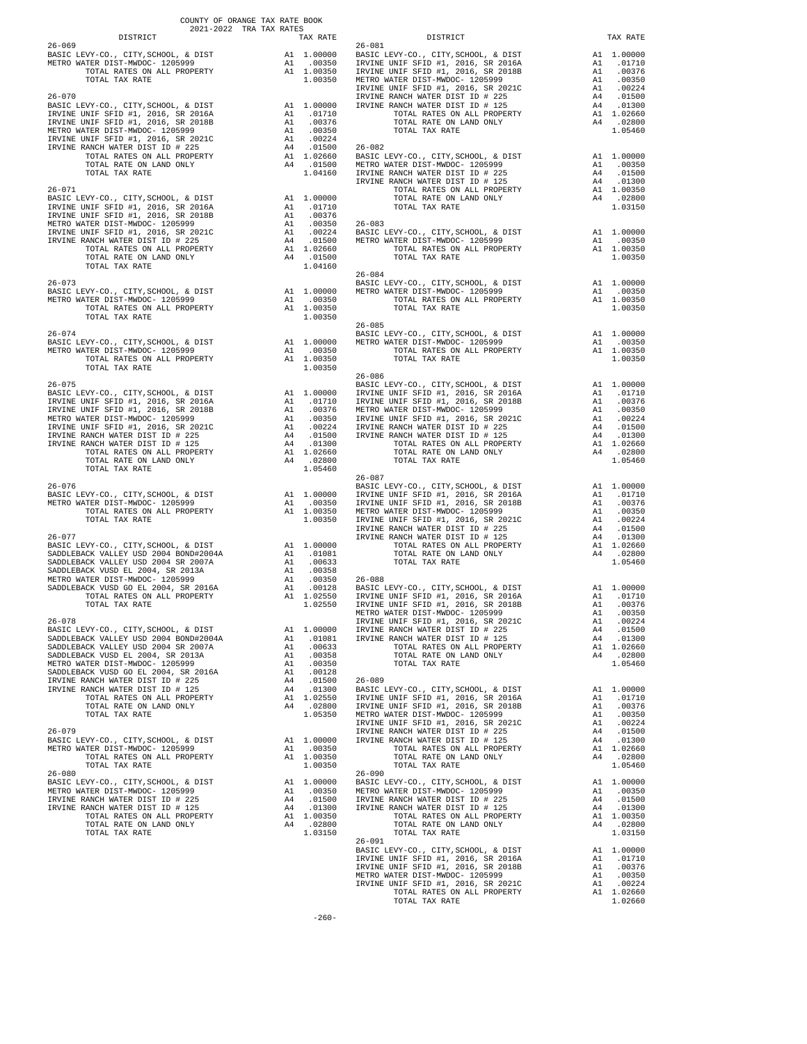COUNTY OF ORANGE TAX RATE BOOK
2021-2022 TRA TAX RATES

| DISTRICT | | TAX RATE |
|---|---|---|
| **26-069** | | |
| BASIC LEVY-CO., CITY,SCHOOL, & DIST | A1 | 1.00000 |
| METRO WATER DIST-MWDOC- 1205999 | A1 | .00350 |
| TOTAL RATES ON ALL PROPERTY | A1 | 1.00350 |
| TOTAL TAX RATE | | 1.00350 |
| **26-070** | | |
| BASIC LEVY-CO., CITY,SCHOOL, & DIST | A1 | 1.00000 |
| IRVINE UNIF SFID #1, 2016, SR 2016A | A1 | .01710 |
| IRVINE UNIF SFID #1, 2016, SR 2018B | A1 | .00376 |
| METRO WATER DIST-MWDOC- 1205999 | A1 | .00350 |
| IRVINE UNIF SFID #1, 2016, SR 2021C | A1 | .00224 |
| IRVINE RANCH WATER DIST ID # 225 | A4 | .01500 |
| TOTAL RATES ON ALL PROPERTY | A1 | 1.02660 |
| TOTAL RATE ON LAND ONLY | A4 | .01500 |
| TOTAL TAX RATE | | 1.04160 |
| **26-071** | | |
| BASIC LEVY-CO., CITY,SCHOOL, & DIST | A1 | 1.00000 |
| IRVINE UNIF SFID #1, 2016, SR 2016A | A1 | .01710 |
| IRVINE UNIF SFID #1, 2016, SR 2018B | A1 | .00376 |
| METRO WATER DIST-MWDOC- 1205999 | A1 | .00350 |
| IRVINE UNIF SFID #1, 2016, SR 2021C | A1 | .00224 |
| IRVINE RANCH WATER DIST ID # 225 | A4 | .01500 |
| TOTAL RATES ON ALL PROPERTY | A1 | 1.02660 |
| TOTAL RATE ON LAND ONLY | A4 | .01500 |
| TOTAL TAX RATE | | 1.04160 |
| **26-073** | | |
| BASIC LEVY-CO., CITY,SCHOOL, & DIST | A1 | 1.00000 |
| METRO WATER DIST-MWDOC- 1205999 | A1 | .00350 |
| TOTAL RATES ON ALL PROPERTY | A1 | 1.00350 |
| TOTAL TAX RATE | | 1.00350 |
| **26-074** | | |
| BASIC LEVY-CO., CITY,SCHOOL, & DIST | A1 | 1.00000 |
| METRO WATER DIST-MWDOC- 1205999 | A1 | .00350 |
| TOTAL RATES ON ALL PROPERTY | A1 | 1.00350 |
| TOTAL TAX RATE | | 1.00350 |
| **26-075** | | |
| BASIC LEVY-CO., CITY,SCHOOL, & DIST | A1 | 1.00000 |
| IRVINE UNIF SFID #1, 2016, SR 2016A | A1 | .01710 |
| IRVINE UNIF SFID #1, 2016, SR 2018B | A1 | .00376 |
| METRO WATER DIST-MWDOC- 1205999 | A1 | .00350 |
| IRVINE UNIF SFID #1, 2016, SR 2021C | A1 | .00224 |
| IRVINE RANCH WATER DIST ID # 225 | A4 | .01500 |
| IRVINE RANCH WATER DIST ID # 125 | A4 | .01300 |
| TOTAL RATES ON ALL PROPERTY | A1 | 1.02660 |
| TOTAL RATE ON LAND ONLY | A4 | .02800 |
| TOTAL TAX RATE | | 1.05460 |
| **26-076** | | |
| BASIC LEVY-CO., CITY,SCHOOL, & DIST | A1 | 1.00000 |
| METRO WATER DIST-MWDOC- 1205999 | A1 | .00350 |
| TOTAL RATES ON ALL PROPERTY | A1 | 1.00350 |
| TOTAL TAX RATE | | 1.00350 |
| **26-077** | | |
| BASIC LEVY-CO., CITY,SCHOOL, & DIST | A1 | 1.00000 |
| SADDLEBACK VALLEY USD 2004 BOND#2004A | A1 | .01081 |
| SADDLEBACK VALLEY USD 2004 SR 2007A | A1 | .00633 |
| SADDLEBACK VUSD EL 2004, SR 2013A | A1 | .00358 |
| METRO WATER DIST-MWDOC- 1205999 | A1 | .00350 |
| SADDLEBACK VUSD GO EL 2004, SR 2016A | A1 | .00128 |
| TOTAL RATES ON ALL PROPERTY | A1 | 1.02550 |
| TOTAL TAX RATE | | 1.02550 |
| **26-078** | | |
| BASIC LEVY-CO., CITY,SCHOOL, & DIST | A1 | 1.00000 |
| SADDLEBACK VALLEY USD 2004 BOND#2004A | A1 | .01081 |
| SADDLEBACK VALLEY USD 2004 SR 2007A | A1 | .00633 |
| SADDLEBACK VUSD EL 2004, SR 2013A | A1 | .00358 |
| METRO WATER DIST-MWDOC- 1205999 | A1 | .00350 |
| SADDLEBACK VUSD GO EL 2004, SR 2016A | A1 | .00128 |
| IRVINE RANCH WATER DIST ID # 225 | A4 | .01500 |
| IRVINE RANCH WATER DIST ID # 125 | A4 | .01300 |
| TOTAL RATES ON ALL PROPERTY | A1 | 1.02550 |
| TOTAL RATE ON LAND ONLY | A4 | .02800 |
| TOTAL TAX RATE | | 1.05350 |
| **26-079** | | |
| BASIC LEVY-CO., CITY,SCHOOL, & DIST | A1 | 1.00000 |
| METRO WATER DIST-MWDOC- 1205999 | A1 | .00350 |
| TOTAL RATES ON ALL PROPERTY | A1 | 1.00350 |
| TOTAL TAX RATE | | 1.00350 |
| **26-080** | | |
| BASIC LEVY-CO., CITY,SCHOOL, & DIST | A1 | 1.00000 |
| METRO WATER DIST-MWDOC- 1205999 | A1 | .00350 |
| IRVINE RANCH WATER DIST ID # 225 | A4 | .01500 |
| IRVINE RANCH WATER DIST ID # 125 | A4 | .01300 |
| TOTAL RATES ON ALL PROPERTY | A1 | 1.00350 |
| TOTAL RATE ON LAND ONLY | A4 | .02800 |
| TOTAL TAX RATE | | 1.03150 |
| **26-081** | | |
| BASIC LEVY-CO., CITY,SCHOOL, & DIST | A1 | 1.00000 |
| IRVINE UNIF SFID #1, 2016, SR 2016A | A1 | .01710 |
| IRVINE UNIF SFID #1, 2016, SR 2018B | A1 | .00376 |
| METRO WATER DIST-MWDOC- 1205999 | A1 | .00350 |
| IRVINE UNIF SFID #1, 2016, SR 2021C | A1 | .00224 |
| IRVINE RANCH WATER DIST ID # 225 | A4 | .01500 |
| IRVINE RANCH WATER DIST ID # 125 | A4 | .01300 |
| TOTAL RATES ON ALL PROPERTY | A1 | 1.02660 |
| TOTAL RATE ON LAND ONLY | A4 | .02800 |
| TOTAL TAX RATE | | 1.05460 |
| **26-082** | | |
| BASIC LEVY-CO., CITY,SCHOOL, & DIST | A1 | 1.00000 |
| METRO WATER DIST-MWDOC- 1205999 | A1 | .00350 |
| IRVINE RANCH WATER DIST ID # 225 | A4 | .01500 |
| IRVINE RANCH WATER DIST ID # 125 | A4 | .01300 |
| TOTAL RATES ON ALL PROPERTY | A1 | 1.00350 |
| TOTAL RATE ON LAND ONLY | A4 | .02800 |
| TOTAL TAX RATE | | 1.03150 |
| **26-083** | | |
| BASIC LEVY-CO., CITY,SCHOOL, & DIST | A1 | 1.00000 |
| METRO WATER DIST-MWDOC- 1205999 | A1 | .00350 |
| TOTAL RATES ON ALL PROPERTY | A1 | 1.00350 |
| TOTAL TAX RATE | | 1.00350 |
| **26-084** | | |
| BASIC LEVY-CO., CITY,SCHOOL, & DIST | A1 | 1.00000 |
| METRO WATER DIST-MWDOC- 1205999 | A1 | .00350 |
| TOTAL RATES ON ALL PROPERTY | A1 | 1.00350 |
| TOTAL TAX RATE | | 1.00350 |
| **26-085** | | |
| BASIC LEVY-CO., CITY,SCHOOL, & DIST | A1 | 1.00000 |
| METRO WATER DIST-MWDOC- 1205999 | A1 | .00350 |
| TOTAL RATES ON ALL PROPERTY | A1 | 1.00350 |
| TOTAL TAX RATE | | 1.00350 |
| **26-086** | | |
| BASIC LEVY-CO., CITY,SCHOOL, & DIST | A1 | 1.00000 |
| IRVINE UNIF SFID #1, 2016, SR 2016A | A1 | .01710 |
| IRVINE UNIF SFID #1, 2016, SR 2018B | A1 | .00376 |
| METRO WATER DIST-MWDOC- 1205999 | A1 | .00350 |
| IRVINE UNIF SFID #1, 2016, SR 2021C | A1 | .00224 |
| IRVINE RANCH WATER DIST ID # 225 | A4 | .01500 |
| IRVINE RANCH WATER DIST ID # 125 | A4 | .01300 |
| TOTAL RATES ON ALL PROPERTY | A1 | 1.02660 |
| TOTAL RATE ON LAND ONLY | A4 | .02800 |
| TOTAL TAX RATE | | 1.05460 |
| **26-087** | | |
| BASIC LEVY-CO., CITY,SCHOOL, & DIST | A1 | 1.00000 |
| IRVINE UNIF SFID #1, 2016, SR 2016A | A1 | .01710 |
| IRVINE UNIF SFID #1, 2016, SR 2018B | A1 | .00376 |
| METRO WATER DIST-MWDOC- 1205999 | A1 | .00350 |
| IRVINE UNIF SFID #1, 2016, SR 2021C | A1 | .00224 |
| IRVINE RANCH WATER DIST ID # 225 | A4 | .01500 |
| IRVINE RANCH WATER DIST ID # 125 | A4 | .01300 |
| TOTAL RATES ON ALL PROPERTY | A1 | 1.02660 |
| TOTAL RATE ON LAND ONLY | A4 | .02800 |
| TOTAL TAX RATE | | 1.05460 |
| **26-088** | | |
| BASIC LEVY-CO., CITY,SCHOOL, & DIST | A1 | 1.00000 |
| IRVINE UNIF SFID #1, 2016, SR 2016A | A1 | .01710 |
| IRVINE UNIF SFID #1, 2016, SR 2018B | A1 | .00376 |
| METRO WATER DIST-MWDOC- 1205999 | A1 | .00350 |
| IRVINE UNIF SFID #1, 2016, SR 2021C | A1 | .00224 |
| IRVINE RANCH WATER DIST ID # 225 | A4 | .01500 |
| IRVINE RANCH WATER DIST ID # 125 | A4 | .01300 |
| TOTAL RATES ON ALL PROPERTY | A1 | 1.02660 |
| TOTAL RATE ON LAND ONLY | A4 | .02800 |
| TOTAL TAX RATE | | 1.05460 |
| **26-089** | | |
| BASIC LEVY-CO., CITY,SCHOOL, & DIST | A1 | 1.00000 |
| IRVINE UNIF SFID #1, 2016, SR 2016A | A1 | .01710 |
| IRVINE UNIF SFID #1, 2016, SR 2018B | A1 | .00376 |
| METRO WATER DIST-MWDOC- 1205999 | A1 | .00350 |
| IRVINE UNIF SFID #1, 2016, SR 2021C | A1 | .00224 |
| IRVINE RANCH WATER DIST ID # 225 | A4 | .01500 |
| IRVINE RANCH WATER DIST ID # 125 | A4 | .01300 |
| TOTAL RATES ON ALL PROPERTY | A1 | 1.02660 |
| TOTAL RATE ON LAND ONLY | A4 | .02800 |
| TOTAL TAX RATE | | 1.05460 |
| **26-090** | | |
| BASIC LEVY-CO., CITY,SCHOOL, & DIST | A1 | 1.00000 |
| METRO WATER DIST-MWDOC- 1205999 | A1 | .00350 |
| IRVINE RANCH WATER DIST ID # 225 | A4 | .01500 |
| IRVINE RANCH WATER DIST ID # 125 | A4 | .01300 |
| TOTAL RATES ON ALL PROPERTY | A1 | 1.00350 |
| TOTAL RATE ON LAND ONLY | A4 | .02800 |
| TOTAL TAX RATE | | 1.03150 |
| **26-091** | | |
| BASIC LEVY-CO., CITY,SCHOOL, & DIST | A1 | 1.00000 |
| IRVINE UNIF SFID #1, 2016, SR 2016A | A1 | .01710 |
| IRVINE UNIF SFID #1, 2016, SR 2018B | A1 | .00376 |
| METRO WATER DIST-MWDOC- 1205999 | A1 | .00350 |
| IRVINE UNIF SFID #1, 2016, SR 2021C | A1 | .00224 |
| TOTAL RATES ON ALL PROPERTY | A1 | 1.02660 |
| TOTAL TAX RATE | | 1.02660 |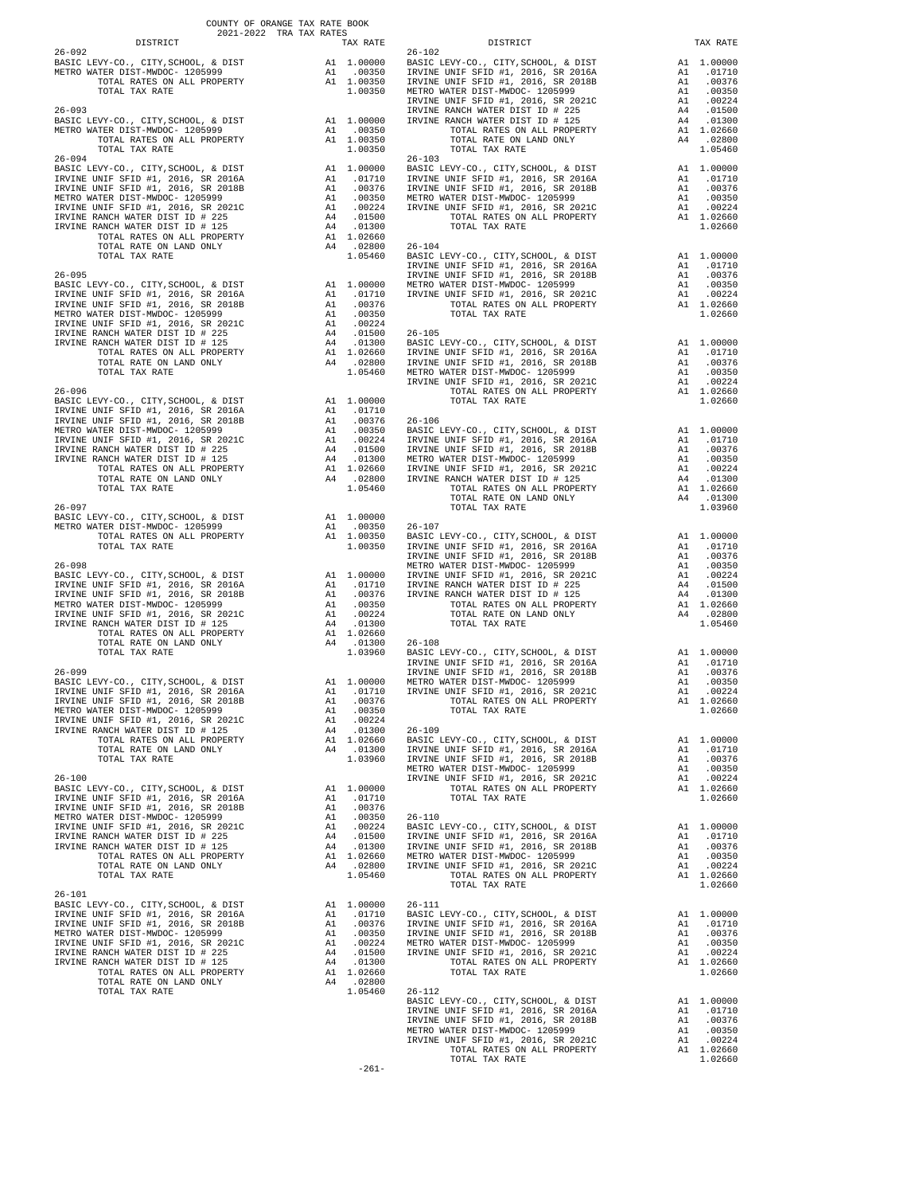COUNTY OF ORANGE TAX RATE BOOK
2021-2022 TRA TAX RATES

| DISTRICT | | TAX RATE |
|---|---|---|
| **26-092** | | |
| BASIC LEVY-CO., CITY,SCHOOL, & DIST | A1 | 1.00000 |
| METRO WATER DIST-MWDOC- 1205999 | A1 | .00350 |
| TOTAL RATES ON ALL PROPERTY | A1 | 1.00350 |
| TOTAL TAX RATE | | 1.00350 |
| **26-093** | | |
| BASIC LEVY-CO., CITY,SCHOOL, & DIST | A1 | 1.00000 |
| METRO WATER DIST-MWDOC- 1205999 | A1 | .00350 |
| TOTAL RATES ON ALL PROPERTY | A1 | 1.00350 |
| TOTAL TAX RATE | | 1.00350 |
| **26-094** | | |
| BASIC LEVY-CO., CITY,SCHOOL, & DIST | A1 | 1.00000 |
| IRVINE UNIF SFID #1, 2016, SR 2016A | A1 | .01710 |
| IRVINE UNIF SFID #1, 2016, SR 2018B | A1 | .00376 |
| METRO WATER DIST-MWDOC- 1205999 | A1 | .00350 |
| IRVINE UNIF SFID #1, 2016, SR 2021C | A1 | .00224 |
| IRVINE RANCH WATER DIST ID # 225 | A4 | .01500 |
| IRVINE RANCH WATER DIST ID # 125 | A4 | .01300 |
| TOTAL RATES ON ALL PROPERTY | A1 | 1.02660 |
| TOTAL RATE ON LAND ONLY | A4 | .02800 |
| TOTAL TAX RATE | | 1.05460 |
| **26-095** | | |
| BASIC LEVY-CO., CITY,SCHOOL, & DIST | A1 | 1.00000 |
| IRVINE UNIF SFID #1, 2016, SR 2016A | A1 | .01710 |
| IRVINE UNIF SFID #1, 2016, SR 2018B | A1 | .00376 |
| METRO WATER DIST-MWDOC- 1205999 | A1 | .00350 |
| IRVINE UNIF SFID #1, 2016, SR 2021C | A1 | .00224 |
| IRVINE RANCH WATER DIST ID # 225 | A4 | .01500 |
| IRVINE RANCH WATER DIST ID # 125 | A4 | .01300 |
| TOTAL RATES ON ALL PROPERTY | A1 | 1.02660 |
| TOTAL RATE ON LAND ONLY | A4 | .02800 |
| TOTAL TAX RATE | | 1.05460 |
| **26-096** | | |
| BASIC LEVY-CO., CITY,SCHOOL, & DIST | A1 | 1.00000 |
| IRVINE UNIF SFID #1, 2016, SR 2016A | A1 | .01710 |
| IRVINE UNIF SFID #1, 2016, SR 2018B | A1 | .00376 |
| METRO WATER DIST-MWDOC- 1205999 | A1 | .00350 |
| IRVINE UNIF SFID #1, 2016, SR 2021C | A1 | .00224 |
| IRVINE RANCH WATER DIST ID # 225 | A4 | .01500 |
| IRVINE RANCH WATER DIST ID # 125 | A4 | .01300 |
| TOTAL RATES ON ALL PROPERTY | A1 | 1.02660 |
| TOTAL RATE ON LAND ONLY | A4 | .02800 |
| TOTAL TAX RATE | | 1.05460 |
| **26-097** | | |
| BASIC LEVY-CO., CITY,SCHOOL, & DIST | A1 | 1.00000 |
| METRO WATER DIST-MWDOC- 1205999 | A1 | .00350 |
| TOTAL RATES ON ALL PROPERTY | A1 | 1.00350 |
| TOTAL TAX RATE | | 1.00350 |
| **26-098** | | |
| BASIC LEVY-CO., CITY,SCHOOL, & DIST | A1 | 1.00000 |
| IRVINE UNIF SFID #1, 2016, SR 2016A | A1 | .01710 |
| IRVINE UNIF SFID #1, 2016, SR 2018B | A1 | .00376 |
| METRO WATER DIST-MWDOC- 1205999 | A1 | .00350 |
| IRVINE UNIF SFID #1, 2016, SR 2021C | A1 | .00224 |
| IRVINE RANCH WATER DIST ID # 125 | A4 | .01300 |
| TOTAL RATES ON ALL PROPERTY | A1 | 1.02660 |
| TOTAL RATE ON LAND ONLY | A4 | .01300 |
| TOTAL TAX RATE | | 1.03960 |
| **26-099** | | |
| BASIC LEVY-CO., CITY,SCHOOL, & DIST | A1 | 1.00000 |
| IRVINE UNIF SFID #1, 2016, SR 2016A | A1 | .01710 |
| IRVINE UNIF SFID #1, 2016, SR 2018B | A1 | .00376 |
| METRO WATER DIST-MWDOC- 1205999 | A1 | .00350 |
| IRVINE UNIF SFID #1, 2016, SR 2021C | A1 | .00224 |
| IRVINE RANCH WATER DIST ID # 125 | A4 | .01300 |
| TOTAL RATES ON ALL PROPERTY | A1 | 1.02660 |
| TOTAL RATE ON LAND ONLY | A4 | .01300 |
| TOTAL TAX RATE | | 1.03960 |
| **26-100** | | |
| BASIC LEVY-CO., CITY,SCHOOL, & DIST | A1 | 1.00000 |
| IRVINE UNIF SFID #1, 2016, SR 2016A | A1 | .01710 |
| IRVINE UNIF SFID #1, 2016, SR 2018B | A1 | .00376 |
| METRO WATER DIST-MWDOC- 1205999 | A1 | .00350 |
| IRVINE UNIF SFID #1, 2016, SR 2021C | A1 | .00224 |
| IRVINE RANCH WATER DIST ID # 225 | A4 | .01500 |
| IRVINE RANCH WATER DIST ID # 125 | A4 | .01300 |
| TOTAL RATES ON ALL PROPERTY | A1 | 1.02660 |
| TOTAL RATE ON LAND ONLY | A4 | .02800 |
| TOTAL TAX RATE | | 1.05460 |
| **26-101** | | |
| BASIC LEVY-CO., CITY,SCHOOL, & DIST | A1 | 1.00000 |
| IRVINE UNIF SFID #1, 2016, SR 2016A | A1 | .01710 |
| IRVINE UNIF SFID #1, 2016, SR 2018B | A1 | .00376 |
| METRO WATER DIST-MWDOC- 1205999 | A1 | .00350 |
| IRVINE UNIF SFID #1, 2016, SR 2021C | A1 | .00224 |
| IRVINE RANCH WATER DIST ID # 225 | A4 | .01500 |
| IRVINE RANCH WATER DIST ID # 125 | A4 | .01300 |
| TOTAL RATES ON ALL PROPERTY | A1 | 1.02660 |
| TOTAL RATE ON LAND ONLY | A4 | .02800 |
| TOTAL TAX RATE | | 1.05460 |
| **26-102** | | |
| BASIC LEVY-CO., CITY,SCHOOL, & DIST | A1 | 1.00000 |
| IRVINE UNIF SFID #1, 2016, SR 2016A | A1 | .01710 |
| IRVINE UNIF SFID #1, 2016, SR 2018B | A1 | .00376 |
| METRO WATER DIST-MWDOC- 1205999 | A1 | .00350 |
| IRVINE UNIF SFID #1, 2016, SR 2021C | A1 | .00224 |
| IRVINE RANCH WATER DIST ID # 225 | A4 | .01500 |
| IRVINE RANCH WATER DIST ID # 125 | A4 | .01300 |
| TOTAL RATES ON ALL PROPERTY | A1 | 1.02660 |
| TOTAL RATE ON LAND ONLY | A4 | .02800 |
| TOTAL TAX RATE | | 1.05460 |
| **26-103** | | |
| BASIC LEVY-CO., CITY,SCHOOL, & DIST | A1 | 1.00000 |
| IRVINE UNIF SFID #1, 2016, SR 2016A | A1 | .01710 |
| IRVINE UNIF SFID #1, 2016, SR 2018B | A1 | .00376 |
| METRO WATER DIST-MWDOC- 1205999 | A1 | .00350 |
| IRVINE UNIF SFID #1, 2016, SR 2021C | A1 | .00224 |
| TOTAL RATES ON ALL PROPERTY | A1 | 1.02660 |
| TOTAL TAX RATE | | 1.02660 |
| **26-104** | | |
| BASIC LEVY-CO., CITY,SCHOOL, & DIST | A1 | 1.00000 |
| IRVINE UNIF SFID #1, 2016, SR 2016A | A1 | .01710 |
| IRVINE UNIF SFID #1, 2016, SR 2018B | A1 | .00376 |
| METRO WATER DIST-MWDOC- 1205999 | A1 | .00350 |
| IRVINE UNIF SFID #1, 2016, SR 2021C | A1 | .00224 |
| TOTAL RATES ON ALL PROPERTY | A1 | 1.02660 |
| TOTAL TAX RATE | | 1.02660 |
| **26-105** | | |
| BASIC LEVY-CO., CITY,SCHOOL, & DIST | A1 | 1.00000 |
| IRVINE UNIF SFID #1, 2016, SR 2016A | A1 | .01710 |
| IRVINE UNIF SFID #1, 2016, SR 2018B | A1 | .00376 |
| METRO WATER DIST-MWDOC- 1205999 | A1 | .00350 |
| IRVINE UNIF SFID #1, 2016, SR 2021C | A1 | .00224 |
| TOTAL RATES ON ALL PROPERTY | A1 | 1.02660 |
| TOTAL TAX RATE | | 1.02660 |
| **26-106** | | |
| BASIC LEVY-CO., CITY,SCHOOL, & DIST | A1 | 1.00000 |
| IRVINE UNIF SFID #1, 2016, SR 2016A | A1 | .01710 |
| IRVINE UNIF SFID #1, 2016, SR 2018B | A1 | .00376 |
| METRO WATER DIST-MWDOC- 1205999 | A1 | .00350 |
| IRVINE UNIF SFID #1, 2016, SR 2021C | A1 | .00224 |
| IRVINE RANCH WATER DIST ID # 125 | A4 | .01300 |
| TOTAL RATES ON ALL PROPERTY | A1 | 1.02660 |
| TOTAL RATE ON LAND ONLY | A4 | .01300 |
| TOTAL TAX RATE | | 1.03960 |
| **26-107** | | |
| BASIC LEVY-CO., CITY,SCHOOL, & DIST | A1 | 1.00000 |
| IRVINE UNIF SFID #1, 2016, SR 2016A | A1 | .01710 |
| IRVINE UNIF SFID #1, 2016, SR 2018B | A1 | .00376 |
| METRO WATER DIST-MWDOC- 1205999 | A1 | .00350 |
| IRVINE UNIF SFID #1, 2016, SR 2021C | A1 | .00224 |
| IRVINE RANCH WATER DIST ID # 225 | A4 | .01500 |
| IRVINE RANCH WATER DIST ID # 125 | A4 | .01300 |
| TOTAL RATES ON ALL PROPERTY | A1 | 1.02660 |
| TOTAL RATE ON LAND ONLY | A4 | .02800 |
| TOTAL TAX RATE | | 1.05460 |
| **26-108** | | |
| BASIC LEVY-CO., CITY,SCHOOL, & DIST | A1 | 1.00000 |
| IRVINE UNIF SFID #1, 2016, SR 2016A | A1 | .01710 |
| IRVINE UNIF SFID #1, 2016, SR 2018B | A1 | .00376 |
| METRO WATER DIST-MWDOC- 1205999 | A1 | .00350 |
| IRVINE UNIF SFID #1, 2016, SR 2021C | A1 | .00224 |
| TOTAL RATES ON ALL PROPERTY | A1 | 1.02660 |
| TOTAL TAX RATE | | 1.02660 |
| **26-109** | | |
| BASIC LEVY-CO., CITY,SCHOOL, & DIST | A1 | 1.00000 |
| IRVINE UNIF SFID #1, 2016, SR 2016A | A1 | .01710 |
| IRVINE UNIF SFID #1, 2016, SR 2018B | A1 | .00376 |
| METRO WATER DIST-MWDOC- 1205999 | A1 | .00350 |
| IRVINE UNIF SFID #1, 2016, SR 2021C | A1 | .00224 |
| TOTAL RATES ON ALL PROPERTY | A1 | 1.02660 |
| TOTAL TAX RATE | | 1.02660 |
| **26-110** | | |
| BASIC LEVY-CO., CITY,SCHOOL, & DIST | A1 | 1.00000 |
| IRVINE UNIF SFID #1, 2016, SR 2016A | A1 | .01710 |
| IRVINE UNIF SFID #1, 2016, SR 2018B | A1 | .00376 |
| METRO WATER DIST-MWDOC- 1205999 | A1 | .00350 |
| IRVINE UNIF SFID #1, 2016, SR 2021C | A1 | .00224 |
| TOTAL RATES ON ALL PROPERTY | A1 | 1.02660 |
| TOTAL TAX RATE | | 1.02660 |
| **26-111** | | |
| BASIC LEVY-CO., CITY,SCHOOL, & DIST | A1 | 1.00000 |
| IRVINE UNIF SFID #1, 2016, SR 2016A | A1 | .01710 |
| IRVINE UNIF SFID #1, 2016, SR 2018B | A1 | .00376 |
| METRO WATER DIST-MWDOC- 1205999 | A1 | .00350 |
| IRVINE UNIF SFID #1, 2016, SR 2021C | A1 | .00224 |
| TOTAL RATES ON ALL PROPERTY | A1 | 1.02660 |
| TOTAL TAX RATE | | 1.02660 |
| **26-112** | | |
| BASIC LEVY-CO., CITY,SCHOOL, & DIST | A1 | 1.00000 |
| IRVINE UNIF SFID #1, 2016, SR 2016A | A1 | .01710 |
| IRVINE UNIF SFID #1, 2016, SR 2018B | A1 | .00376 |
| METRO WATER DIST-MWDOC- 1205999 | A1 | .00350 |
| IRVINE UNIF SFID #1, 2016, SR 2021C | A1 | .00224 |
| TOTAL RATES ON ALL PROPERTY | A1 | 1.02660 |
| TOTAL TAX RATE | | 1.02660 |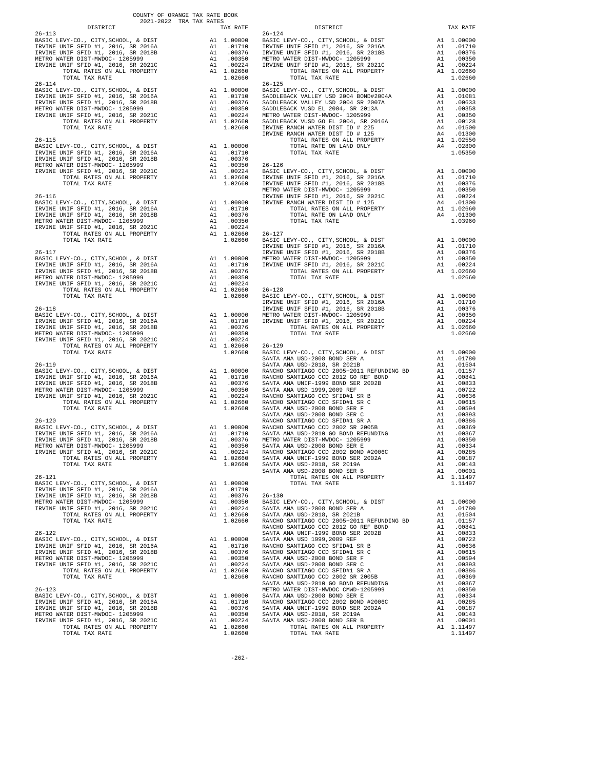COUNTY OF ORANGE TAX RATE BOOK
2021-2022 TRA TAX RATES

| DISTRICT | | TAX RATE |
|---|---|---|
| **26-113** | | |
| BASIC LEVY-CO., CITY,SCHOOL, & DIST | A1 | 1.00000 |
| IRVINE UNIF SFID #1, 2016, SR 2016A | A1 | .01710 |
| IRVINE UNIF SFID #1, 2016, SR 2018B | A1 | .00376 |
| METRO WATER DIST-MWDOC- 1205999 | A1 | .00350 |
| IRVINE UNIF SFID #1, 2016, SR 2021C | A1 | .00224 |
| TOTAL RATES ON ALL PROPERTY | A1 | 1.02660 |
| TOTAL TAX RATE | | 1.02660 |
| **26-114** | | |
| BASIC LEVY-CO., CITY,SCHOOL, & DIST | A1 | 1.00000 |
| IRVINE UNIF SFID #1, 2016, SR 2016A | A1 | .01710 |
| IRVINE UNIF SFID #1, 2016, SR 2018B | A1 | .00376 |
| METRO WATER DIST-MWDOC- 1205999 | A1 | .00350 |
| IRVINE UNIF SFID #1, 2016, SR 2021C | A1 | .00224 |
| TOTAL RATES ON ALL PROPERTY | A1 | 1.02660 |
| TOTAL TAX RATE | | 1.02660 |
| **26-115** | | |
| BASIC LEVY-CO., CITY,SCHOOL, & DIST | A1 | 1.00000 |
| IRVINE UNIF SFID #1, 2016, SR 2016A | A1 | .01710 |
| IRVINE UNIF SFID #1, 2016, SR 2018B | A1 | .00376 |
| METRO WATER DIST-MWDOC- 1205999 | A1 | .00350 |
| IRVINE UNIF SFID #1, 2016, SR 2021C | A1 | .00224 |
| TOTAL RATES ON ALL PROPERTY | A1 | 1.02660 |
| TOTAL TAX RATE | | 1.02660 |
| **26-116** | | |
| BASIC LEVY-CO., CITY,SCHOOL, & DIST | A1 | 1.00000 |
| IRVINE UNIF SFID #1, 2016, SR 2016A | A1 | .01710 |
| IRVINE UNIF SFID #1, 2016, SR 2018B | A1 | .00376 |
| METRO WATER DIST-MWDOC- 1205999 | A1 | .00350 |
| IRVINE UNIF SFID #1, 2016, SR 2021C | A1 | .00224 |
| TOTAL RATES ON ALL PROPERTY | A1 | 1.02660 |
| TOTAL TAX RATE | | 1.02660 |
| **26-117** | | |
| BASIC LEVY-CO., CITY,SCHOOL, & DIST | A1 | 1.00000 |
| IRVINE UNIF SFID #1, 2016, SR 2016A | A1 | .01710 |
| IRVINE UNIF SFID #1, 2016, SR 2018B | A1 | .00376 |
| METRO WATER DIST-MWDOC- 1205999 | A1 | .00350 |
| IRVINE UNIF SFID #1, 2016, SR 2021C | A1 | .00224 |
| TOTAL RATES ON ALL PROPERTY | A1 | 1.02660 |
| TOTAL TAX RATE | | 1.02660 |
| **26-118** | | |
| BASIC LEVY-CO., CITY,SCHOOL, & DIST | A1 | 1.00000 |
| IRVINE UNIF SFID #1, 2016, SR 2016A | A1 | .01710 |
| IRVINE UNIF SFID #1, 2016, SR 2018B | A1 | .00376 |
| METRO WATER DIST-MWDOC- 1205999 | A1 | .00350 |
| IRVINE UNIF SFID #1, 2016, SR 2021C | A1 | .00224 |
| TOTAL RATES ON ALL PROPERTY | A1 | 1.02660 |
| TOTAL TAX RATE | | 1.02660 |
| **26-119** | | |
| BASIC LEVY-CO., CITY,SCHOOL, & DIST | A1 | 1.00000 |
| IRVINE UNIF SFID #1, 2016, SR 2016A | A1 | .01710 |
| IRVINE UNIF SFID #1, 2016, SR 2018B | A1 | .00376 |
| METRO WATER DIST-MWDOC- 1205999 | A1 | .00350 |
| IRVINE UNIF SFID #1, 2016, SR 2021C | A1 | .00224 |
| TOTAL RATES ON ALL PROPERTY | A1 | 1.02660 |
| TOTAL TAX RATE | | 1.02660 |
| **26-120** | | |
| BASIC LEVY-CO., CITY,SCHOOL, & DIST | A1 | 1.00000 |
| IRVINE UNIF SFID #1, 2016, SR 2016A | A1 | .01710 |
| IRVINE UNIF SFID #1, 2016, SR 2018B | A1 | .00376 |
| METRO WATER DIST-MWDOC- 1205999 | A1 | .00350 |
| IRVINE UNIF SFID #1, 2016, SR 2021C | A1 | .00224 |
| TOTAL RATES ON ALL PROPERTY | A1 | 1.02660 |
| TOTAL TAX RATE | | 1.02660 |
| **26-121** | | |
| BASIC LEVY-CO., CITY,SCHOOL, & DIST | A1 | 1.00000 |
| IRVINE UNIF SFID #1, 2016, SR 2016A | A1 | .01710 |
| IRVINE UNIF SFID #1, 2016, SR 2018B | A1 | .00376 |
| METRO WATER DIST-MWDOC- 1205999 | A1 | .00350 |
| IRVINE UNIF SFID #1, 2016, SR 2021C | A1 | .00224 |
| TOTAL RATES ON ALL PROPERTY | A1 | 1.02660 |
| TOTAL TAX RATE | | 1.02660 |
| **26-122** | | |
| BASIC LEVY-CO., CITY,SCHOOL, & DIST | A1 | 1.00000 |
| IRVINE UNIF SFID #1, 2016, SR 2016A | A1 | .01710 |
| IRVINE UNIF SFID #1, 2016, SR 2018B | A1 | .00376 |
| METRO WATER DIST-MWDOC- 1205999 | A1 | .00350 |
| IRVINE UNIF SFID #1, 2016, SR 2021C | A1 | .00224 |
| TOTAL RATES ON ALL PROPERTY | A1 | 1.02660 |
| TOTAL TAX RATE | | 1.02660 |
| **26-123** | | |
| BASIC LEVY-CO., CITY,SCHOOL, & DIST | A1 | 1.00000 |
| IRVINE UNIF SFID #1, 2016, SR 2016A | A1 | .01710 |
| IRVINE UNIF SFID #1, 2016, SR 2018B | A1 | .00376 |
| METRO WATER DIST-MWDOC- 1205999 | A1 | .00350 |
| IRVINE UNIF SFID #1, 2016, SR 2021C | A1 | .00224 |
| TOTAL RATES ON ALL PROPERTY | A1 | 1.02660 |
| TOTAL TAX RATE | | 1.02660 |
| **26-124** | | |
| BASIC LEVY-CO., CITY,SCHOOL, & DIST | A1 | 1.00000 |
| IRVINE UNIF SFID #1, 2016, SR 2016A | A1 | .01710 |
| IRVINE UNIF SFID #1, 2016, SR 2018B | A1 | .00376 |
| METRO WATER DIST-MWDOC- 1205999 | A1 | .00350 |
| IRVINE UNIF SFID #1, 2016, SR 2021C | A1 | .00224 |
| TOTAL RATES ON ALL PROPERTY | A1 | 1.02660 |
| TOTAL TAX RATE | | 1.02660 |
| **26-125** | | |
| BASIC LEVY-CO., CITY,SCHOOL, & DIST | A1 | 1.00000 |
| SADDLEBACK VALLEY USD 2004 BOND#2004A | A1 | .01081 |
| SADDLEBACK VALLEY USD 2004 SR 2007A | A1 | .00633 |
| SADDLEBACK VUSD EL 2004, SR 2013A | A1 | .00358 |
| METRO WATER DIST-MWDOC- 1205999 | A1 | .00350 |
| SADDLEBACK VUSD GO EL 2004, SR 2016A | A1 | .00128 |
| IRVINE RANCH WATER DIST ID # 225 | A4 | .01500 |
| IRVINE RANCH WATER DIST ID # 125 | A4 | .01300 |
| TOTAL RATES ON ALL PROPERTY | A1 | 1.02550 |
| TOTAL RATE ON LAND ONLY | A4 | .02800 |
| TOTAL TAX RATE | | 1.05350 |
| **26-126** | | |
| BASIC LEVY-CO., CITY,SCHOOL, & DIST | A1 | 1.00000 |
| IRVINE UNIF SFID #1, 2016, SR 2016A | A1 | .01710 |
| IRVINE UNIF SFID #1, 2016, SR 2018B | A1 | .00376 |
| METRO WATER DIST-MWDOC- 1205999 | A1 | .00350 |
| IRVINE UNIF SFID #1, 2016, SR 2021C | A1 | .00224 |
| IRVINE RANCH WATER DIST ID # 125 | A4 | .01300 |
| TOTAL RATES ON ALL PROPERTY | A1 | 1.02660 |
| TOTAL RATE ON LAND ONLY | A4 | .01300 |
| TOTAL TAX RATE | | 1.03960 |
| **26-127** | | |
| BASIC LEVY-CO., CITY,SCHOOL, & DIST | A1 | 1.00000 |
| IRVINE UNIF SFID #1, 2016, SR 2016A | A1 | .01710 |
| IRVINE UNIF SFID #1, 2016, SR 2018B | A1 | .00376 |
| METRO WATER DIST-MWDOC- 1205999 | A1 | .00350 |
| IRVINE UNIF SFID #1, 2016, SR 2021C | A1 | .00224 |
| TOTAL RATES ON ALL PROPERTY | A1 | 1.02660 |
| TOTAL TAX RATE | | 1.02660 |
| **26-128** | | |
| BASIC LEVY-CO., CITY,SCHOOL, & DIST | A1 | 1.00000 |
| IRVINE UNIF SFID #1, 2016, SR 2016A | A1 | .01710 |
| IRVINE UNIF SFID #1, 2016, SR 2018B | A1 | .00376 |
| METRO WATER DIST-MWDOC- 1205999 | A1 | .00350 |
| IRVINE UNIF SFID #1, 2016, SR 2021C | A1 | .00224 |
| TOTAL RATES ON ALL PROPERTY | A1 | 1.02660 |
| TOTAL TAX RATE | | 1.02660 |
| **26-129** | | |
| BASIC LEVY-CO., CITY,SCHOOL, & DIST | A1 | 1.00000 |
| SANTA ANA USD-2008 BOND SER A | A1 | .01780 |
| SANTA ANA USD-2018, SR 2021B | A1 | .01504 |
| RANCHO SANTIAGO CCD 2005+2011 REFUNDING BD | A1 | .01157 |
| RANCHO SANTIAGO CCD 2012 GO REF BOND | A1 | .00841 |
| SANTA ANA UNIF-1999 BOND SER 2002B | A1 | .00833 |
| SANTA ANA USD 1999,2009 REF | A1 | .00722 |
| RANCHO SANTIAGO CCD SFID#1 SR B | A1 | .00636 |
| RANCHO SANTIAGO CCD SFID#1 SR C | A1 | .00615 |
| SANTA ANA USD-2008 BOND SER F | A1 | .00594 |
| SANTA ANA USD-2008 BOND SER C | A1 | .00393 |
| RANCHO SANTIAGO CCD SFID#1 SR A | A1 | .00386 |
| RANCHO SANTIAGO CCD 2002 SR 2005B | A1 | .00369 |
| SANTA ANA USD-2010 GO BOND REFUNDING | A1 | .00367 |
| METRO WATER DIST-MWDOC- 1205999 | A1 | .00350 |
| SANTA ANA USD-2008 BOND SER E | A1 | .00334 |
| RANCHO SANTIAGO CCD 2002 BOND #2006C | A1 | .00285 |
| SANTA ANA UNIF-1999 BOND SER 2002A | A1 | .00187 |
| SANTA ANA USD-2018, SR 2019A | A1 | .00143 |
| SANTA ANA USD-2008 BOND SER B | A1 | .00001 |
| TOTAL RATES ON ALL PROPERTY | A1 | 1.11497 |
| TOTAL TAX RATE | | 1.11497 |
| **26-130** | | |
| BASIC LEVY-CO., CITY,SCHOOL, & DIST | A1 | 1.00000 |
| SANTA ANA USD-2008 BOND SER A | A1 | .01780 |
| SANTA ANA USD-2018, SR 2021B | A1 | .01504 |
| RANCHO SANTIAGO CCD 2005+2011 REFUNDING BD | A1 | .01157 |
| RANCHO SANTIAGO CCD 2012 GO REF BOND | A1 | .00841 |
| SANTA ANA UNIF-1999 BOND SER 2002B | A1 | .00833 |
| SANTA ANA USD 1999,2009 REF | A1 | .00722 |
| RANCHO SANTIAGO CCD SFID#1 SR B | A1 | .00636 |
| RANCHO SANTIAGO CCD SFID#1 SR C | A1 | .00615 |
| SANTA ANA USD-2008 BOND SER F | A1 | .00594 |
| SANTA ANA USD-2008 BOND SER C | A1 | .00393 |
| RANCHO SANTIAGO CCD SFID#1 SR A | A1 | .00386 |
| RANCHO SANTIAGO CCD 2002 SR 2005B | A1 | .00369 |
| SANTA ANA USD-2010 GO BOND REFUNDING | A1 | .00367 |
| METRO WATER DIST-MWDOC CMWD-1205999 | A1 | .00350 |
| SANTA ANA USD-2008 BOND SER E | A1 | .00334 |
| RANCHO SANTIAGO CCD 2002 BOND #2006C | A1 | .00285 |
| SANTA ANA UNIF-1999 BOND SER 2002A | A1 | .00187 |
| SANTA ANA USD-2018, SR 2019A | A1 | .00143 |
| SANTA ANA USD-2008 BOND SER B | A1 | .00001 |
| TOTAL RATES ON ALL PROPERTY | A1 | 1.11497 |
| TOTAL TAX RATE | | 1.11497 |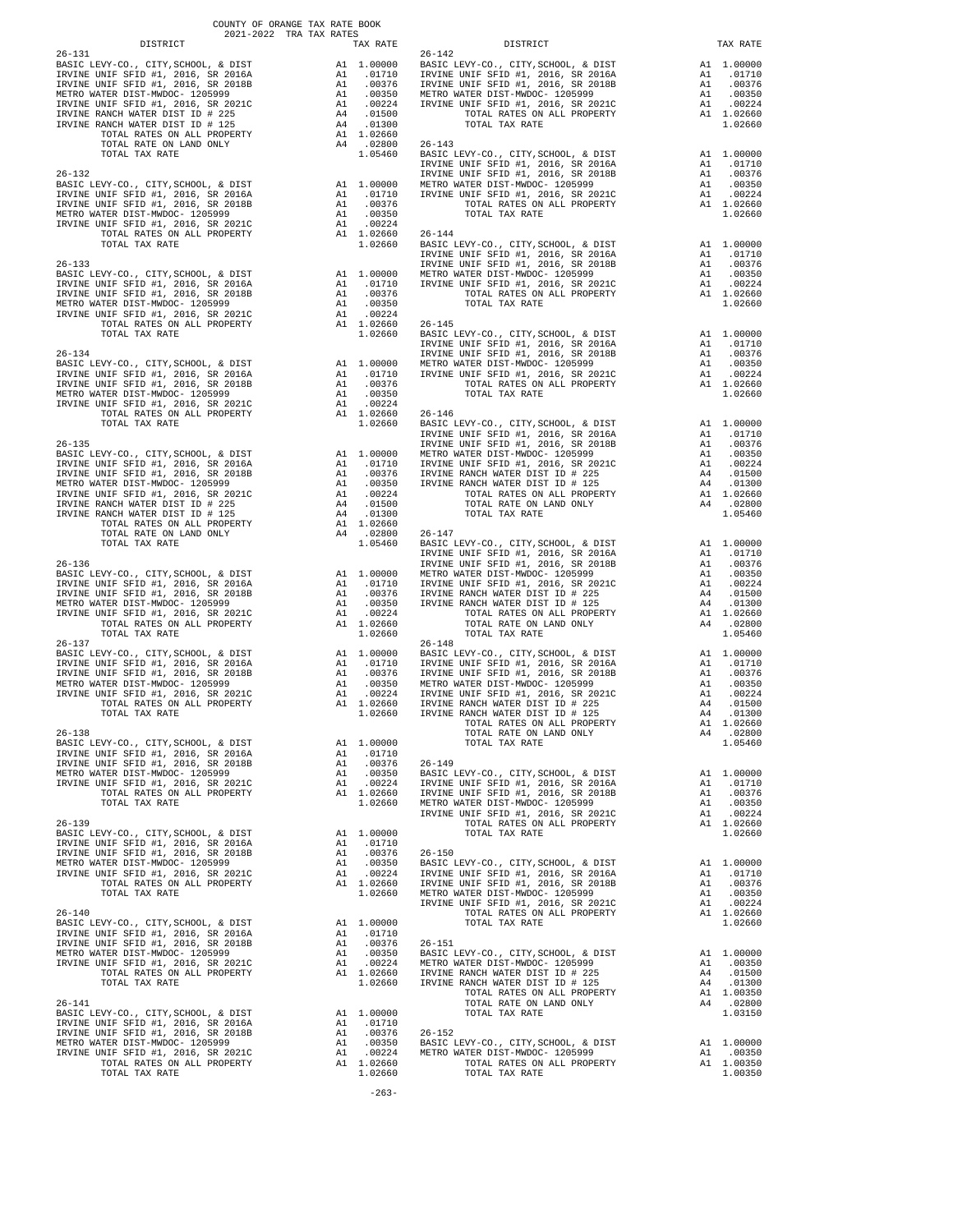COUNTY OF ORANGE TAX RATE BOOK
2021-2022 TRA TAX RATES

| DISTRICT | | TAX RATE |
|---|---|---|
| **26-131** | | |
| BASIC LEVY-CO., CITY,SCHOOL, & DIST | A1 | 1.00000 |
| IRVINE UNIF SFID #1, 2016, SR 2016A | A1 | .01710 |
| IRVINE UNIF SFID #1, 2016, SR 2018B | A1 | .00376 |
| METRO WATER DIST-MWDOC- 1205999 | A1 | .00350 |
| IRVINE UNIF SFID #1, 2016, SR 2021C | A1 | .00224 |
| IRVINE RANCH WATER DIST ID # 225 | A4 | .01500 |
| IRVINE RANCH WATER DIST ID # 125 | A4 | .01300 |
| TOTAL RATES ON ALL PROPERTY | A1 | 1.02660 |
| TOTAL RATE ON LAND ONLY | A4 | .02800 |
| TOTAL TAX RATE | | 1.05460 |
| **26-132** | | |
| BASIC LEVY-CO., CITY,SCHOOL, & DIST | A1 | 1.00000 |
| IRVINE UNIF SFID #1, 2016, SR 2016A | A1 | .01710 |
| IRVINE UNIF SFID #1, 2016, SR 2018B | A1 | .00376 |
| METRO WATER DIST-MWDOC- 1205999 | A1 | .00350 |
| IRVINE UNIF SFID #1, 2016, SR 2021C | A1 | .00224 |
| TOTAL RATES ON ALL PROPERTY | A1 | 1.02660 |
| TOTAL TAX RATE | | 1.02660 |
| **26-133** | | |
| BASIC LEVY-CO., CITY,SCHOOL, & DIST | A1 | 1.00000 |
| IRVINE UNIF SFID #1, 2016, SR 2016A | A1 | .01710 |
| IRVINE UNIF SFID #1, 2016, SR 2018B | A1 | .00376 |
| METRO WATER DIST-MWDOC- 1205999 | A1 | .00350 |
| IRVINE UNIF SFID #1, 2016, SR 2021C | A1 | .00224 |
| TOTAL RATES ON ALL PROPERTY | A1 | 1.02660 |
| TOTAL TAX RATE | | 1.02660 |
| **26-134** | | |
| BASIC LEVY-CO., CITY,SCHOOL, & DIST | A1 | 1.00000 |
| IRVINE UNIF SFID #1, 2016, SR 2016A | A1 | .01710 |
| IRVINE UNIF SFID #1, 2016, SR 2018B | A1 | .00376 |
| METRO WATER DIST-MWDOC- 1205999 | A1 | .00350 |
| IRVINE UNIF SFID #1, 2016, SR 2021C | A1 | .00224 |
| TOTAL RATES ON ALL PROPERTY | A1 | 1.02660 |
| TOTAL TAX RATE | | 1.02660 |
| **26-135** | | |
| BASIC LEVY-CO., CITY,SCHOOL, & DIST | A1 | 1.00000 |
| IRVINE UNIF SFID #1, 2016, SR 2016A | A1 | .01710 |
| IRVINE UNIF SFID #1, 2016, SR 2018B | A1 | .00376 |
| METRO WATER DIST-MWDOC- 1205999 | A1 | .00350 |
| IRVINE UNIF SFID #1, 2016, SR 2021C | A1 | .00224 |
| IRVINE RANCH WATER DIST ID # 225 | A4 | .01500 |
| IRVINE RANCH WATER DIST ID # 125 | A4 | .01300 |
| TOTAL RATES ON ALL PROPERTY | A1 | 1.02660 |
| TOTAL RATE ON LAND ONLY | A4 | .02800 |
| TOTAL TAX RATE | | 1.05460 |
| **26-136** | | |
| BASIC LEVY-CO., CITY,SCHOOL, & DIST | A1 | 1.00000 |
| IRVINE UNIF SFID #1, 2016, SR 2016A | A1 | .01710 |
| IRVINE UNIF SFID #1, 2016, SR 2018B | A1 | .00376 |
| METRO WATER DIST-MWDOC- 1205999 | A1 | .00350 |
| IRVINE UNIF SFID #1, 2016, SR 2021C | A1 | .00224 |
| TOTAL RATES ON ALL PROPERTY | A1 | 1.02660 |
| TOTAL TAX RATE | | 1.02660 |
| **26-137** | | |
| BASIC LEVY-CO., CITY,SCHOOL, & DIST | A1 | 1.00000 |
| IRVINE UNIF SFID #1, 2016, SR 2016A | A1 | .01710 |
| IRVINE UNIF SFID #1, 2016, SR 2018B | A1 | .00376 |
| METRO WATER DIST-MWDOC- 1205999 | A1 | .00350 |
| IRVINE UNIF SFID #1, 2016, SR 2021C | A1 | .00224 |
| TOTAL RATES ON ALL PROPERTY | A1 | 1.02660 |
| TOTAL TAX RATE | | 1.02660 |
| **26-138** | | |
| BASIC LEVY-CO., CITY,SCHOOL, & DIST | A1 | 1.00000 |
| IRVINE UNIF SFID #1, 2016, SR 2016A | A1 | .01710 |
| IRVINE UNIF SFID #1, 2016, SR 2018B | A1 | .00376 |
| METRO WATER DIST-MWDOC- 1205999 | A1 | .00350 |
| IRVINE UNIF SFID #1, 2016, SR 2021C | A1 | .00224 |
| TOTAL RATES ON ALL PROPERTY | A1 | 1.02660 |
| TOTAL TAX RATE | | 1.02660 |
| **26-139** | | |
| BASIC LEVY-CO., CITY,SCHOOL, & DIST | A1 | 1.00000 |
| IRVINE UNIF SFID #1, 2016, SR 2016A | A1 | .01710 |
| IRVINE UNIF SFID #1, 2016, SR 2018B | A1 | .00376 |
| METRO WATER DIST-MWDOC- 1205999 | A1 | .00350 |
| IRVINE UNIF SFID #1, 2016, SR 2021C | A1 | .00224 |
| TOTAL RATES ON ALL PROPERTY | A1 | 1.02660 |
| TOTAL TAX RATE | | 1.02660 |
| **26-140** | | |
| BASIC LEVY-CO., CITY,SCHOOL, & DIST | A1 | 1.00000 |
| IRVINE UNIF SFID #1, 2016, SR 2016A | A1 | .01710 |
| IRVINE UNIF SFID #1, 2016, SR 2018B | A1 | .00376 |
| METRO WATER DIST-MWDOC- 1205999 | A1 | .00350 |
| IRVINE UNIF SFID #1, 2016, SR 2021C | A1 | .00224 |
| TOTAL RATES ON ALL PROPERTY | A1 | 1.02660 |
| TOTAL TAX RATE | | 1.02660 |
| **26-141** | | |
| BASIC LEVY-CO., CITY,SCHOOL, & DIST | A1 | 1.00000 |
| IRVINE UNIF SFID #1, 2016, SR 2016A | A1 | .01710 |
| IRVINE UNIF SFID #1, 2016, SR 2018B | A1 | .00376 |
| METRO WATER DIST-MWDOC- 1205999 | A1 | .00350 |
| IRVINE UNIF SFID #1, 2016, SR 2021C | A1 | .00224 |
| TOTAL RATES ON ALL PROPERTY | A1 | 1.02660 |
| TOTAL TAX RATE | | 1.02660 |
| **26-142** | | |
| BASIC LEVY-CO., CITY,SCHOOL, & DIST | A1 | 1.00000 |
| IRVINE UNIF SFID #1, 2016, SR 2016A | A1 | .01710 |
| IRVINE UNIF SFID #1, 2016, SR 2018B | A1 | .00376 |
| METRO WATER DIST-MWDOC- 1205999 | A1 | .00350 |
| IRVINE UNIF SFID #1, 2016, SR 2021C | A1 | .00224 |
| TOTAL RATES ON ALL PROPERTY | A1 | 1.02660 |
| TOTAL TAX RATE | | 1.02660 |
| **26-143** | | |
| BASIC LEVY-CO., CITY,SCHOOL, & DIST | A1 | 1.00000 |
| IRVINE UNIF SFID #1, 2016, SR 2016A | A1 | .01710 |
| IRVINE UNIF SFID #1, 2016, SR 2018B | A1 | .00376 |
| METRO WATER DIST-MWDOC- 1205999 | A1 | .00350 |
| IRVINE UNIF SFID #1, 2016, SR 2021C | A1 | .00224 |
| TOTAL RATES ON ALL PROPERTY | A1 | 1.02660 |
| TOTAL TAX RATE | | 1.02660 |
| **26-144** | | |
| BASIC LEVY-CO., CITY,SCHOOL, & DIST | A1 | 1.00000 |
| IRVINE UNIF SFID #1, 2016, SR 2016A | A1 | .01710 |
| IRVINE UNIF SFID #1, 2016, SR 2018B | A1 | .00376 |
| METRO WATER DIST-MWDOC- 1205999 | A1 | .00350 |
| IRVINE UNIF SFID #1, 2016, SR 2021C | A1 | .00224 |
| TOTAL RATES ON ALL PROPERTY | A1 | 1.02660 |
| TOTAL TAX RATE | | 1.02660 |
| **26-145** | | |
| BASIC LEVY-CO., CITY,SCHOOL, & DIST | A1 | 1.00000 |
| IRVINE UNIF SFID #1, 2016, SR 2016A | A1 | .01710 |
| IRVINE UNIF SFID #1, 2016, SR 2018B | A1 | .00376 |
| METRO WATER DIST-MWDOC- 1205999 | A1 | .00350 |
| IRVINE UNIF SFID #1, 2016, SR 2021C | A1 | .00224 |
| TOTAL RATES ON ALL PROPERTY | A1 | 1.02660 |
| TOTAL TAX RATE | | 1.02660 |
| **26-146** | | |
| BASIC LEVY-CO., CITY,SCHOOL, & DIST | A1 | 1.00000 |
| IRVINE UNIF SFID #1, 2016, SR 2016A | A1 | .01710 |
| IRVINE UNIF SFID #1, 2016, SR 2018B | A1 | .00376 |
| METRO WATER DIST-MWDOC- 1205999 | A1 | .00350 |
| IRVINE UNIF SFID #1, 2016, SR 2021C | A1 | .00224 |
| IRVINE RANCH WATER DIST ID # 225 | A4 | .01500 |
| IRVINE RANCH WATER DIST ID # 125 | A4 | .01300 |
| TOTAL RATES ON ALL PROPERTY | A1 | 1.02660 |
| TOTAL RATE ON LAND ONLY | A4 | .02800 |
| TOTAL TAX RATE | | 1.05460 |
| **26-147** | | |
| BASIC LEVY-CO., CITY,SCHOOL, & DIST | A1 | 1.00000 |
| IRVINE UNIF SFID #1, 2016, SR 2016A | A1 | .01710 |
| IRVINE UNIF SFID #1, 2016, SR 2018B | A1 | .00376 |
| METRO WATER DIST-MWDOC- 1205999 | A1 | .00350 |
| IRVINE UNIF SFID #1, 2016, SR 2021C | A1 | .00224 |
| IRVINE RANCH WATER DIST ID # 225 | A4 | .01500 |
| IRVINE RANCH WATER DIST ID # 125 | A4 | .01300 |
| TOTAL RATES ON ALL PROPERTY | A1 | 1.02660 |
| TOTAL RATE ON LAND ONLY | A4 | .02800 |
| TOTAL TAX RATE | | 1.05460 |
| **26-148** | | |
| BASIC LEVY-CO., CITY,SCHOOL, & DIST | A1 | 1.00000 |
| IRVINE UNIF SFID #1, 2016, SR 2016A | A1 | .01710 |
| IRVINE UNIF SFID #1, 2016, SR 2018B | A1 | .00376 |
| METRO WATER DIST-MWDOC- 1205999 | A1 | .00350 |
| IRVINE UNIF SFID #1, 2016, SR 2021C | A1 | .00224 |
| IRVINE RANCH WATER DIST ID # 225 | A4 | .01500 |
| IRVINE RANCH WATER DIST ID # 125 | A4 | .01300 |
| TOTAL RATES ON ALL PROPERTY | A1 | 1.02660 |
| TOTAL RATE ON LAND ONLY | A4 | .02800 |
| TOTAL TAX RATE | | 1.05460 |
| **26-149** | | |
| BASIC LEVY-CO., CITY,SCHOOL, & DIST | A1 | 1.00000 |
| IRVINE UNIF SFID #1, 2016, SR 2016A | A1 | .01710 |
| IRVINE UNIF SFID #1, 2016, SR 2018B | A1 | .00376 |
| METRO WATER DIST-MWDOC- 1205999 | A1 | .00350 |
| IRVINE UNIF SFID #1, 2016, SR 2021C | A1 | .00224 |
| TOTAL RATES ON ALL PROPERTY | A1 | 1.02660 |
| TOTAL TAX RATE | | 1.02660 |
| **26-150** | | |
| BASIC LEVY-CO., CITY,SCHOOL, & DIST | A1 | 1.00000 |
| IRVINE UNIF SFID #1, 2016, SR 2016A | A1 | .01710 |
| IRVINE UNIF SFID #1, 2016, SR 2018B | A1 | .00376 |
| METRO WATER DIST-MWDOC- 1205999 | A1 | .00350 |
| IRVINE UNIF SFID #1, 2016, SR 2021C | A1 | .00224 |
| TOTAL RATES ON ALL PROPERTY | A1 | 1.02660 |
| TOTAL TAX RATE | | 1.02660 |
| **26-151** | | |
| BASIC LEVY-CO., CITY,SCHOOL, & DIST | A1 | 1.00000 |
| METRO WATER DIST-MWDOC- 1205999 | A1 | .00350 |
| IRVINE RANCH WATER DIST ID # 225 | A4 | .01500 |
| IRVINE RANCH WATER DIST ID # 125 | A4 | .01300 |
| TOTAL RATES ON ALL PROPERTY | A1 | 1.00350 |
| TOTAL RATE ON LAND ONLY | A4 | .02800 |
| TOTAL TAX RATE | | 1.03150 |
| **26-152** | | |
| BASIC LEVY-CO., CITY,SCHOOL, & DIST | A1 | 1.00000 |
| METRO WATER DIST-MWDOC- 1205999 | A1 | .00350 |
| TOTAL RATES ON ALL PROPERTY | A1 | 1.00350 |
| TOTAL TAX RATE | | 1.00350 |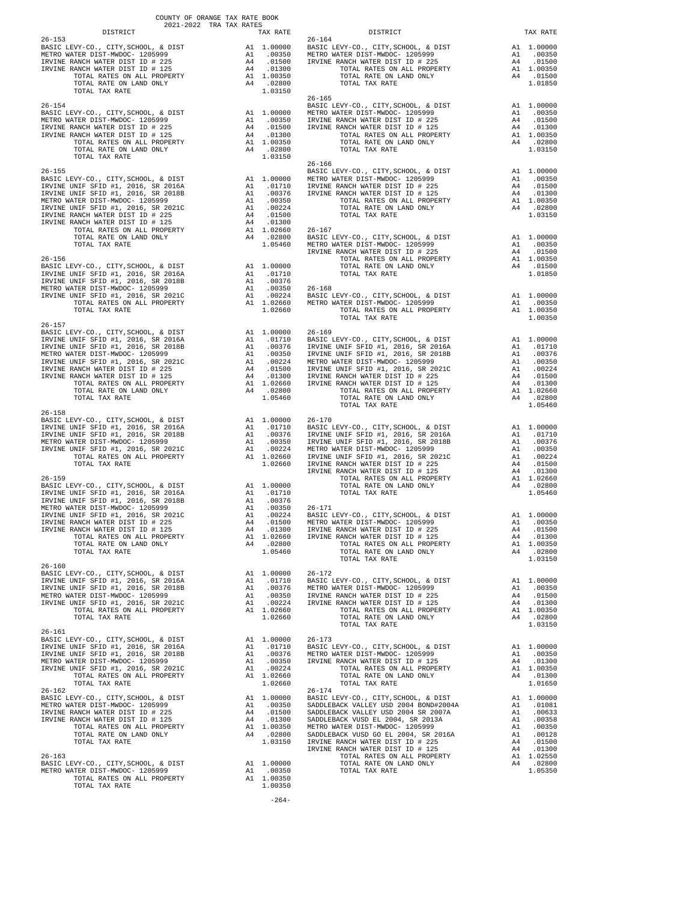COUNTY OF ORANGE TAX RATE BOOK
2021-2022 TRA TAX RATES

| DISTRICT | | TAX RATE |
|---|---|---|
| **26-153** | | |
| BASIC LEVY-CO., CITY,SCHOOL, & DIST | A1 | 1.00000 |
| METRO WATER DIST-MWDOC- 1205999 | A1 | .00350 |
| IRVINE RANCH WATER DIST # 225 | A4 | .01500 |
| IRVINE RANCH WATER DIST ID # 125 | A4 | .01300 |
| TOTAL RATES ON ALL PROPERTY | A1 | 1.00350 |
| TOTAL RATE ON LAND ONLY | A4 | .02800 |
| TOTAL TAX RATE | | 1.03150 |
| **26-154** | | |
| BASIC LEVY-CO., CITY,SCHOOL, & DIST | A1 | 1.00000 |
| METRO WATER DIST-MWDOC- 1205999 | A1 | .00350 |
| IRVINE RANCH WATER DIST ID # 225 | A4 | .01500 |
| IRVINE RANCH WATER DIST ID # 125 | A4 | .01300 |
| TOTAL RATES ON ALL PROPERTY | A1 | 1.00350 |
| TOTAL RATE ON LAND ONLY | A4 | .02800 |
| TOTAL TAX RATE | | 1.03150 |
| **26-155** | | |
| BASIC LEVY-CO., CITY,SCHOOL, & DIST | A1 | 1.00000 |
| IRVINE UNIF SFID #1, 2016, SR 2016A | A1 | .01710 |
| IRVINE UNIF SFID #1, 2016, SR 2018B | A1 | .00376 |
| METRO WATER DIST-MWDOC- 1205999 | A1 | .00350 |
| IRVINE UNIF SFID #1, 2016, SR 2021C | A1 | .00224 |
| IRVINE RANCH WATER DIST ID # 225 | A4 | .01500 |
| IRVINE RANCH WATER DIST ID # 125 | A4 | .01300 |
| TOTAL RATES ON ALL PROPERTY | A1 | 1.02660 |
| TOTAL RATE ON LAND ONLY | A4 | .02800 |
| TOTAL TAX RATE | | 1.05460 |
| **26-156** | | |
| BASIC LEVY-CO., CITY,SCHOOL, & DIST | A1 | 1.00000 |
| IRVINE UNIF SFID #1, 2016, SR 2016A | A1 | .01710 |
| IRVINE UNIF SFID #1, 2016, SR 2018B | A1 | .00376 |
| METRO WATER DIST-MWDOC- 1205999 | A1 | .00350 |
| IRVINE UNIF SFID #1, 2016, SR 2021C | A1 | .00224 |
| TOTAL RATES ON ALL PROPERTY | A1 | 1.02660 |
| TOTAL TAX RATE | | 1.02660 |
| **26-157** | | |
| BASIC LEVY-CO., CITY,SCHOOL, & DIST | A1 | 1.00000 |
| IRVINE UNIF SFID #1, 2016, SR 2016A | A1 | .01710 |
| IRVINE UNIF SFID #1, 2016, SR 2018B | A1 | .00376 |
| METRO WATER DIST-MWDOC- 1205999 | A1 | .00350 |
| IRVINE UNIF SFID #1, 2016, SR 2021C | A1 | .00224 |
| IRVINE RANCH WATER DIST ID # 225 | A4 | .01500 |
| IRVINE RANCH WATER DIST ID # 125 | A4 | .01300 |
| TOTAL RATES ON ALL PROPERTY | A1 | 1.02660 |
| TOTAL RATE ON LAND ONLY | A4 | .02800 |
| TOTAL TAX RATE | | 1.05460 |
| **26-158** | | |
| BASIC LEVY-CO., CITY,SCHOOL, & DIST | A1 | 1.00000 |
| IRVINE UNIF SFID #1, 2016, SR 2016A | A1 | .01710 |
| IRVINE UNIF SFID #1, 2016, SR 2018B | A1 | .00376 |
| METRO WATER DIST-MWDOC- 1205999 | A1 | .00350 |
| IRVINE UNIF SFID #1, 2016, SR 2021C | A1 | .00224 |
| TOTAL RATES ON ALL PROPERTY | A1 | 1.02660 |
| TOTAL TAX RATE | | 1.02660 |
| **26-159** | | |
| BASIC LEVY-CO., CITY,SCHOOL, & DIST | A1 | 1.00000 |
| IRVINE UNIF SFID #1, 2016, SR 2016A | A1 | .01710 |
| IRVINE UNIF SFID #1, 2016, SR 2018B | A1 | .00376 |
| METRO WATER DIST-MWDOC- 1205999 | A1 | .00350 |
| IRVINE UNIF SFID #1, 2016, SR 2021C | A1 | .00224 |
| IRVINE RANCH WATER DIST ID # 225 | A4 | .01500 |
| IRVINE RANCH WATER DIST ID # 125 | A4 | .01300 |
| TOTAL RATES ON ALL PROPERTY | A1 | 1.02660 |
| TOTAL RATE ON LAND ONLY | A4 | .02800 |
| TOTAL TAX RATE | | 1.05460 |
| **26-160** | | |
| BASIC LEVY-CO., CITY,SCHOOL, & DIST | A1 | 1.00000 |
| IRVINE UNIF SFID #1, 2016, SR 2016A | A1 | .01710 |
| IRVINE UNIF SFID #1, 2016, SR 2018B | A1 | .00376 |
| METRO WATER DIST-MWDOC- 1205999 | A1 | .00350 |
| IRVINE UNIF SFID #1, 2016, SR 2021C | A1 | .00224 |
| TOTAL RATES ON ALL PROPERTY | A1 | 1.02660 |
| TOTAL TAX RATE | | 1.02660 |
| **26-161** | | |
| BASIC LEVY-CO., CITY,SCHOOL, & DIST | A1 | 1.00000 |
| IRVINE UNIF SFID #1, 2016, SR 2016A | A1 | .01710 |
| IRVINE UNIF SFID #1, 2016, SR 2018B | A1 | .00376 |
| METRO WATER DIST-MWDOC- 1205999 | A1 | .00350 |
| IRVINE UNIF SFID #1, 2016, SR 2021C | A1 | .00224 |
| TOTAL RATES ON ALL PROPERTY | A1 | 1.02660 |
| TOTAL TAX RATE | | 1.02660 |
| **26-162** | | |
| BASIC LEVY-CO., CITY,SCHOOL, & DIST | A1 | 1.00000 |
| METRO WATER DIST-MWDOC- 1205999 | A1 | .00350 |
| IRVINE RANCH WATER DIST ID # 225 | A4 | .01500 |
| IRVINE RANCH WATER DIST ID # 125 | A4 | .01300 |
| TOTAL RATES ON ALL PROPERTY | A1 | 1.00350 |
| TOTAL RATE ON LAND ONLY | A4 | .02800 |
| TOTAL TAX RATE | | 1.03150 |
| **26-163** | | |
| BASIC LEVY-CO., CITY,SCHOOL, & DIST | A1 | 1.00000 |
| METRO WATER DIST-MWDOC- 1205999 | A1 | .00350 |
| TOTAL RATES ON ALL PROPERTY | A1 | 1.00350 |
| TOTAL TAX RATE | | 1.00350 |
| **26-164** | | |
| BASIC LEVY-CO., CITY,SCHOOL, & DIST | A1 | 1.00000 |
| METRO WATER DIST-MWDOC- 1205999 | A1 | .00350 |
| IRVINE RANCH WATER DIST ID # 225 | A4 | .01500 |
| TOTAL RATES ON ALL PROPERTY | A1 | 1.00350 |
| TOTAL RATE ON LAND ONLY | A4 | .01500 |
| TOTAL TAX RATE | | 1.01850 |
| **26-165** | | |
| BASIC LEVY-CO., CITY,SCHOOL, & DIST | A1 | 1.00000 |
| METRO WATER DIST-MWDOC- 1205999 | A1 | .00350 |
| IRVINE RANCH WATER DIST ID # 225 | A4 | .01500 |
| IRVINE RANCH WATER DIST ID # 125 | A4 | .01300 |
| TOTAL RATES ON ALL PROPERTY | A1 | 1.00350 |
| TOTAL RATE ON LAND ONLY | A4 | .02800 |
| TOTAL TAX RATE | | 1.03150 |
| **26-166** | | |
| BASIC LEVY-CO., CITY,SCHOOL, & DIST | A1 | 1.00000 |
| METRO WATER DIST-MWDOC- 1205999 | A1 | .00350 |
| IRVINE RANCH WATER DIST ID # 225 | A4 | .01500 |
| IRVINE RANCH WATER DIST ID # 125 | A4 | .01300 |
| TOTAL RATES ON ALL PROPERTY | A1 | 1.00350 |
| TOTAL RATE ON LAND ONLY | A4 | .02800 |
| TOTAL TAX RATE | | 1.03150 |
| **26-167** | | |
| BASIC LEVY-CO., CITY,SCHOOL, & DIST | A1 | 1.00000 |
| METRO WATER DIST-MWDOC- 1205999 | A1 | .00350 |
| IRVINE RANCH WATER DIST ID # 225 | A4 | .01500 |
| TOTAL RATES ON ALL PROPERTY | A1 | 1.00350 |
| TOTAL RATE ON LAND ONLY | A4 | .01500 |
| TOTAL TAX RATE | | 1.01850 |
| **26-168** | | |
| BASIC LEVY-CO., CITY,SCHOOL, & DIST | A1 | 1.00000 |
| METRO WATER DIST-MWDOC- 1205999 | A1 | .00350 |
| TOTAL RATES ON ALL PROPERTY | A1 | 1.00350 |
| TOTAL TAX RATE | | 1.00350 |
| **26-169** | | |
| BASIC LEVY-CO., CITY,SCHOOL, & DIST | A1 | 1.00000 |
| IRVINE UNIF SFID #1, 2016, SR 2016A | A1 | .01710 |
| IRVINE UNIF SFID #1, 2016, SR 2018B | A1 | .00376 |
| METRO WATER DIST-MWDOC- 1205999 | A1 | .00350 |
| IRVINE UNIF SFID #1, 2016, SR 2021C | A1 | .00224 |
| IRVINE RANCH WATER DIST ID # 225 | A4 | .01500 |
| IRVINE RANCH WATER DIST ID # 125 | A4 | .01300 |
| TOTAL RATES ON ALL PROPERTY | A1 | 1.02660 |
| TOTAL RATE ON LAND ONLY | A4 | .02800 |
| TOTAL TAX RATE | | 1.05460 |
| **26-170** | | |
| BASIC LEVY-CO., CITY,SCHOOL, & DIST | A1 | 1.00000 |
| IRVINE UNIF SFID #1, 2016, SR 2016A | A1 | .01710 |
| IRVINE UNIF SFID #1, 2016, SR 2018B | A1 | .00376 |
| METRO WATER DIST-MWDOC- 1205999 | A1 | .00350 |
| IRVINE UNIF SFID #1, 2016, SR 2021C | A1 | .00224 |
| IRVINE RANCH WATER DIST ID # 225 | A4 | .01500 |
| IRVINE RANCH WATER DIST ID # 125 | A4 | .01300 |
| TOTAL RATES ON ALL PROPERTY | A1 | 1.02660 |
| TOTAL RATE ON LAND ONLY | A4 | .02800 |
| TOTAL TAX RATE | | 1.05460 |
| **26-171** | | |
| BASIC LEVY-CO., CITY,SCHOOL, & DIST | A1 | 1.00000 |
| METRO WATER DIST-MWDOC- 1205999 | A1 | .00350 |
| IRVINE RANCH WATER DIST ID # 225 | A4 | .01500 |
| IRVINE RANCH WATER DIST ID # 125 | A4 | .01300 |
| TOTAL RATES ON ALL PROPERTY | A1 | 1.00350 |
| TOTAL RATE ON LAND ONLY | A4 | .02800 |
| TOTAL TAX RATE | | 1.03150 |
| **26-172** | | |
| BASIC LEVY-CO., CITY,SCHOOL, & DIST | A1 | 1.00000 |
| METRO WATER DIST-MWDOC- 1205999 | A1 | .00350 |
| IRVINE RANCH WATER DIST ID # 225 | A4 | .01500 |
| IRVINE RANCH WATER DIST ID # 125 | A4 | .01300 |
| TOTAL RATES ON ALL PROPERTY | A1 | 1.00350 |
| TOTAL RATE ON LAND ONLY | A4 | .02800 |
| TOTAL TAX RATE | | 1.03150 |
| **26-173** | | |
| BASIC LEVY-CO., CITY,SCHOOL, & DIST | A1 | 1.00000 |
| METRO WATER DIST-MWDOC- 1205999 | A1 | .00350 |
| IRVINE RANCH WATER DIST ID # 125 | A4 | .01300 |
| TOTAL RATES ON ALL PROPERTY | A1 | 1.00350 |
| TOTAL RATE ON LAND ONLY | A4 | .01300 |
| TOTAL TAX RATE | | 1.01650 |
| **26-174** | | |
| BASIC LEVY-CO., CITY,SCHOOL, & DIST | A1 | 1.00000 |
| SADDLEBACK VALLEY USD 2004 BOND#2004A | A1 | .01081 |
| SADDLEBACK VALLEY USD 2004 SR 2007A | A1 | .00633 |
| SADDLEBACK VUSD EL 2004, SR 2013A | A1 | .00358 |
| METRO WATER DIST-MWDOC- 1205999 | A1 | .00350 |
| SADDLEBACK VUSD GO EL 2004, SR 2016A | A1 | .00128 |
| IRVINE RANCH WATER DIST ID # 225 | A4 | .01500 |
| IRVINE RANCH WATER DIST ID # 125 | A4 | .01300 |
| TOTAL RATES ON ALL PROPERTY | A1 | 1.02550 |
| TOTAL RATE ON LAND ONLY | A4 | .02800 |
| TOTAL TAX RATE | | 1.05350 |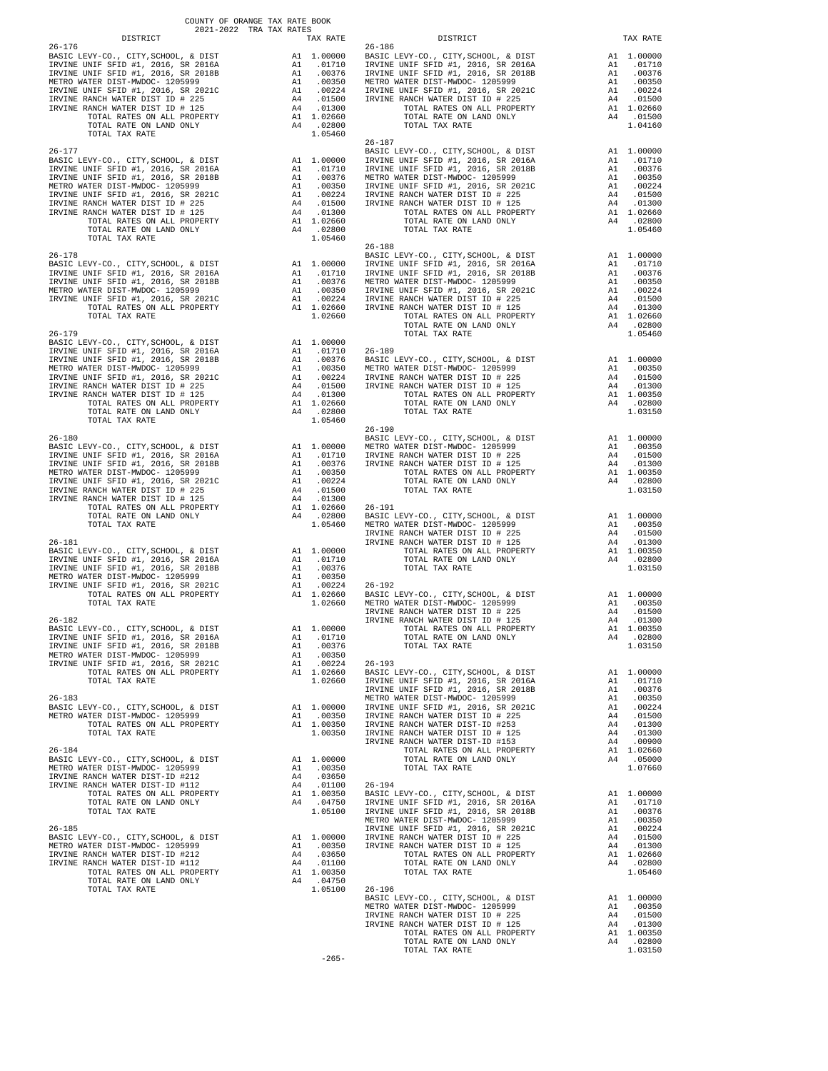COUNTY OF ORANGE TAX RATE BOOK
2021-2022 TRA TAX RATES

| DISTRICT | | TAX RATE |
|---|---|---|
| **26-176** | | |
| BASIC LEVY-CO., CITY,SCHOOL, & DIST | A1 | 1.00000 |
| IRVINE UNIF SFID #1, 2016, SR 2016A | A1 | .01710 |
| IRVINE UNIF SFID #1, 2016, SR 2018B | A1 | .00376 |
| METRO WATER DIST-MWDOC- 1205999 | A1 | .00350 |
| IRVINE UNIF SFID #1, 2016, SR 2021C | A1 | .00224 |
| IRVINE RANCH WATER DIST ID # 225 | A4 | .01500 |
| IRVINE RANCH WATER DIST ID # 125 | A4 | .01300 |
| TOTAL RATES ON ALL PROPERTY | A1 | 1.02660 |
| TOTAL RATE ON LAND ONLY | A4 | .02800 |
| TOTAL TAX RATE | | 1.05460 |
| **26-177** | | |
| BASIC LEVY-CO., CITY,SCHOOL, & DIST | A1 | 1.00000 |
| IRVINE UNIF SFID #1, 2016, SR 2016A | A1 | .01710 |
| IRVINE UNIF SFID #1, 2016, SR 2018B | A1 | .00376 |
| METRO WATER DIST-MWDOC- 1205999 | A1 | .00350 |
| IRVINE UNIF SFID #1, 2016, SR 2021C | A1 | .00224 |
| IRVINE RANCH WATER DIST ID # 225 | A4 | .01500 |
| IRVINE RANCH WATER DIST ID # 125 | A4 | .01300 |
| TOTAL RATES ON ALL PROPERTY | A1 | 1.02660 |
| TOTAL RATE ON LAND ONLY | A4 | .02800 |
| TOTAL TAX RATE | | 1.05460 |
| **26-178** | | |
| BASIC LEVY-CO., CITY,SCHOOL, & DIST | A1 | 1.00000 |
| IRVINE UNIF SFID #1, 2016, SR 2016A | A1 | .01710 |
| IRVINE UNIF SFID #1, 2016, SR 2018B | A1 | .00376 |
| METRO WATER DIST-MWDOC- 1205999 | A1 | .00350 |
| IRVINE UNIF SFID #1, 2016, SR 2021C | A1 | .00224 |
| TOTAL RATES ON ALL PROPERTY | A1 | 1.02660 |
| TOTAL TAX RATE | | 1.02660 |
| **26-179** | | |
| BASIC LEVY-CO., CITY,SCHOOL, & DIST | A1 | 1.00000 |
| IRVINE UNIF SFID #1, 2016, SR 2016A | A1 | .01710 |
| IRVINE UNIF SFID #1, 2016, SR 2018B | A1 | .00376 |
| METRO WATER DIST-MWDOC- 1205999 | A1 | .00350 |
| IRVINE UNIF SFID #1, 2016, SR 2021C | A1 | .00224 |
| IRVINE RANCH WATER DIST ID # 225 | A4 | .01500 |
| IRVINE RANCH WATER DIST ID # 125 | A4 | .01300 |
| TOTAL RATES ON ALL PROPERTY | A1 | 1.02660 |
| TOTAL RATE ON LAND ONLY | A4 | .02800 |
| TOTAL TAX RATE | | 1.05460 |
| **26-180** | | |
| BASIC LEVY-CO., CITY,SCHOOL, & DIST | A1 | 1.00000 |
| IRVINE UNIF SFID #1, 2016, SR 2016A | A1 | .01710 |
| IRVINE UNIF SFID #1, 2016, SR 2018B | A1 | .00376 |
| METRO WATER DIST-MWDOC- 1205999 | A1 | .00350 |
| IRVINE UNIF SFID #1, 2016, SR 2021C | A1 | .00224 |
| IRVINE RANCH WATER DIST ID # 225 | A4 | .01500 |
| IRVINE RANCH WATER DIST ID # 125 | A4 | .01300 |
| TOTAL RATES ON ALL PROPERTY | A1 | 1.02660 |
| TOTAL RATE ON LAND ONLY | A4 | .02800 |
| TOTAL TAX RATE | | 1.05460 |
| **26-181** | | |
| BASIC LEVY-CO., CITY,SCHOOL, & DIST | A1 | 1.00000 |
| IRVINE UNIF SFID #1, 2016, SR 2016A | A1 | .01710 |
| IRVINE UNIF SFID #1, 2016, SR 2018B | A1 | .00376 |
| METRO WATER DIST-MWDOC- 1205999 | A1 | .00350 |
| IRVINE UNIF SFID #1, 2016, SR 2021C | A1 | .00224 |
| TOTAL RATES ON ALL PROPERTY | A1 | 1.02660 |
| TOTAL TAX RATE | | 1.02660 |
| **26-182** | | |
| BASIC LEVY-CO., CITY,SCHOOL, & DIST | A1 | 1.00000 |
| IRVINE UNIF SFID #1, 2016, SR 2016A | A1 | .01710 |
| IRVINE UNIF SFID #1, 2016, SR 2018B | A1 | .00376 |
| METRO WATER DIST-MWDOC- 1205999 | A1 | .00350 |
| IRVINE UNIF SFID #1, 2016, SR 2021C | A1 | .00224 |
| TOTAL RATES ON ALL PROPERTY | A1 | 1.02660 |
| TOTAL TAX RATE | | 1.02660 |
| **26-183** | | |
| BASIC LEVY-CO., CITY,SCHOOL, & DIST | A1 | 1.00000 |
| METRO WATER DIST-MWDOC- 1205999 | A1 | .00350 |
| TOTAL RATES ON ALL PROPERTY | A1 | 1.00350 |
| TOTAL TAX RATE | | 1.00350 |
| **26-184** | | |
| BASIC LEVY-CO., CITY,SCHOOL, & DIST | A1 | 1.00000 |
| METRO WATER DIST-MWDOC- 1205999 | A1 | .00350 |
| IRVINE RANCH WATER DIST-ID #212 | A4 | .03650 |
| IRVINE RANCH WATER DIST-ID #112 | A4 | .01100 |
| TOTAL RATES ON ALL PROPERTY | A1 | 1.00350 |
| TOTAL RATE ON LAND ONLY | A4 | .04750 |
| TOTAL TAX RATE | | 1.05100 |
| **26-185** | | |
| BASIC LEVY-CO., CITY,SCHOOL, & DIST | A1 | 1.00000 |
| METRO WATER DIST-MWDOC- 1205999 | A1 | .00350 |
| IRVINE RANCH WATER DIST-ID #212 | A4 | .03650 |
| IRVINE RANCH WATER DIST-ID #112 | A4 | .01100 |
| TOTAL RATES ON ALL PROPERTY | A1 | 1.00350 |
| TOTAL RATE ON LAND ONLY | A4 | .04750 |
| TOTAL TAX RATE | | 1.05100 |
| **26-186** | | |
| BASIC LEVY-CO., CITY,SCHOOL, & DIST | A1 | 1.00000 |
| IRVINE UNIF SFID #1, 2016, SR 2016A | A1 | .01710 |
| IRVINE UNIF SFID #1, 2016, SR 2018B | A1 | .00376 |
| METRO WATER DIST-MWDOC- 1205999 | A1 | .00350 |
| IRVINE UNIF SFID #1, 2016, SR 2021C | A1 | .00224 |
| IRVINE RANCH WATER DIST ID # 225 | A4 | .01500 |
| TOTAL RATES ON ALL PROPERTY | A1 | 1.02660 |
| TOTAL RATE ON LAND ONLY | A4 | .01500 |
| TOTAL TAX RATE | | 1.04160 |
| **26-187** | | |
| BASIC LEVY-CO., CITY,SCHOOL, & DIST | A1 | 1.00000 |
| IRVINE UNIF SFID #1, 2016, SR 2016A | A1 | .01710 |
| IRVINE UNIF SFID #1, 2016, SR 2018B | A1 | .00376 |
| METRO WATER DIST-MWDOC- 1205999 | A1 | .00350 |
| IRVINE UNIF SFID #1, 2016, SR 2021C | A1 | .00224 |
| IRVINE RANCH WATER DIST ID # 225 | A4 | .01500 |
| IRVINE RANCH WATER DIST ID # 125 | A4 | .01300 |
| TOTAL RATES ON ALL PROPERTY | A1 | 1.02660 |
| TOTAL RATE ON LAND ONLY | A4 | .02800 |
| TOTAL TAX RATE | | 1.05460 |
| **26-188** | | |
| BASIC LEVY-CO., CITY,SCHOOL, & DIST | A1 | 1.00000 |
| IRVINE UNIF SFID #1, 2016, SR 2016A | A1 | .01710 |
| IRVINE UNIF SFID #1, 2016, SR 2018B | A1 | .00376 |
| METRO WATER DIST-MWDOC- 1205999 | A1 | .00350 |
| IRVINE UNIF SFID #1, 2016, SR 2021C | A1 | .00224 |
| IRVINE RANCH WATER DIST ID # 225 | A4 | .01500 |
| IRVINE RANCH WATER DIST ID # 125 | A4 | .01300 |
| TOTAL RATES ON ALL PROPERTY | A1 | 1.02660 |
| TOTAL RATE ON LAND ONLY | A4 | .02800 |
| TOTAL TAX RATE | | 1.05460 |
| **26-189** | | |
| BASIC LEVY-CO., CITY,SCHOOL, & DIST | A1 | 1.00000 |
| METRO WATER DIST-MWDOC- 1205999 | A1 | .00350 |
| IRVINE RANCH WATER DIST ID # 225 | A4 | .01500 |
| IRVINE RANCH WATER DIST ID # 125 | A4 | .01300 |
| TOTAL RATES ON ALL PROPERTY | A1 | 1.00350 |
| TOTAL RATE ON LAND ONLY | A4 | .02800 |
| TOTAL TAX RATE | | 1.03150 |
| **26-190** | | |
| BASIC LEVY-CO., CITY,SCHOOL, & DIST | A1 | 1.00000 |
| METRO WATER DIST-MWDOC- 1205999 | A1 | .00350 |
| IRVINE RANCH WATER DIST ID # 225 | A4 | .01500 |
| IRVINE RANCH WATER DIST ID # 125 | A4 | .01300 |
| TOTAL RATES ON ALL PROPERTY | A1 | 1.00350 |
| TOTAL RATE ON LAND ONLY | A4 | .02800 |
| TOTAL TAX RATE | | 1.03150 |
| **26-191** | | |
| BASIC LEVY-CO., CITY,SCHOOL, & DIST | A1 | 1.00000 |
| METRO WATER DIST-MWDOC- 1205999 | A1 | .00350 |
| IRVINE RANCH WATER DIST ID # 225 | A4 | .01500 |
| IRVINE RANCH WATER DIST ID # 125 | A4 | .01300 |
| TOTAL RATES ON ALL PROPERTY | A1 | 1.00350 |
| TOTAL RATE ON LAND ONLY | A4 | .02800 |
| TOTAL TAX RATE | | 1.03150 |
| **26-192** | | |
| BASIC LEVY-CO., CITY,SCHOOL, & DIST | A1 | 1.00000 |
| METRO WATER DIST-MWDOC- 1205999 | A1 | .00350 |
| IRVINE RANCH WATER DIST ID # 225 | A4 | .01500 |
| IRVINE RANCH WATER DIST ID # 125 | A4 | .01300 |
| TOTAL RATES ON ALL PROPERTY | A1 | 1.00350 |
| TOTAL RATE ON LAND ONLY | A4 | .02800 |
| TOTAL TAX RATE | | 1.03150 |
| **26-193** | | |
| BASIC LEVY-CO., CITY,SCHOOL, & DIST | A1 | 1.00000 |
| IRVINE UNIF SFID #1, 2016, SR 2016A | A1 | .01710 |
| IRVINE UNIF SFID #1, 2016, SR 2018B | A1 | .00376 |
| METRO WATER DIST-MWDOC- 1205999 | A1 | .00350 |
| IRVINE UNIF SFID #1, 2016, SR 2021C | A1 | .00224 |
| IRVINE RANCH WATER DIST ID # 225 | A4 | .01500 |
| IRVINE RANCH WATER DIST-ID #253 | A4 | .01300 |
| IRVINE RANCH WATER DIST ID # 125 | A4 | .01300 |
| IRVINE RANCH WATER DIST-ID #153 | A4 | .00900 |
| TOTAL RATES ON ALL PROPERTY | A1 | 1.02660 |
| TOTAL RATE ON LAND ONLY | A4 | .05000 |
| TOTAL TAX RATE | | 1.07660 |
| **26-194** | | |
| BASIC LEVY-CO., CITY,SCHOOL, & DIST | A1 | 1.00000 |
| IRVINE UNIF SFID #1, 2016, SR 2016A | A1 | .01710 |
| IRVINE UNIF SFID #1, 2016, SR 2018B | A1 | .00376 |
| METRO WATER DIST-MWDOC- 1205999 | A1 | .00350 |
| IRVINE UNIF SFID #1, 2016, SR 2021C | A1 | .00224 |
| IRVINE RANCH WATER DIST ID # 225 | A4 | .01500 |
| IRVINE RANCH WATER DIST ID # 125 | A4 | .01300 |
| TOTAL RATES ON ALL PROPERTY | A1 | 1.02660 |
| TOTAL RATE ON LAND ONLY | A4 | .02800 |
| TOTAL TAX RATE | | 1.05460 |
| **26-196** | | |
| BASIC LEVY-CO., CITY,SCHOOL, & DIST | A1 | 1.00000 |
| METRO WATER DIST-MWDOC- 1205999 | A1 | .00350 |
| IRVINE RANCH WATER DIST ID # 225 | A4 | .01500 |
| IRVINE RANCH WATER DIST ID # 125 | A4 | .01300 |
| TOTAL RATES ON ALL PROPERTY | A1 | 1.00350 |
| TOTAL RATE ON LAND ONLY | A4 | .02800 |
| TOTAL TAX RATE | | 1.03150 |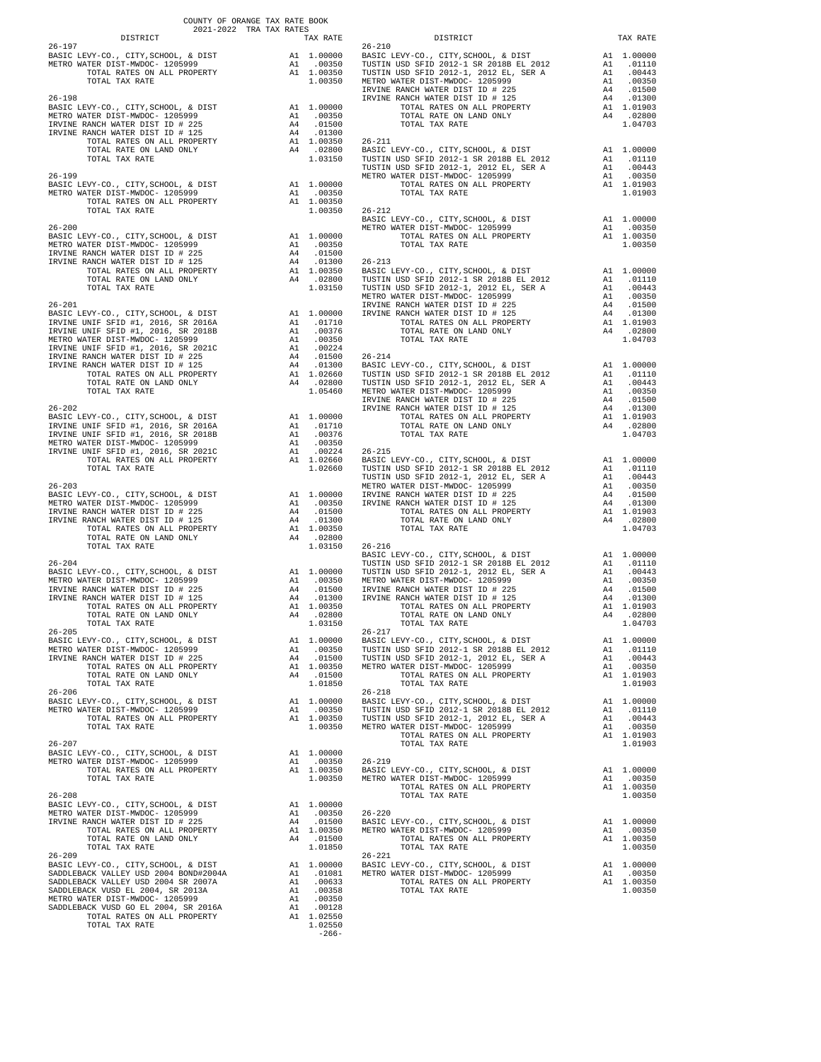COUNTY OF ORANGE TAX RATE BOOK
2021-2022 TRA TAX RATES

| DISTRICT | | TAX RATE |
|---|---|---|
| 26-197 | | |
| BASIC LEVY-CO., CITY,SCHOOL, & DIST | A1 | 1.00000 |
| METRO WATER DIST-MWDOC- 1205999 | A1 | .00350 |
| TOTAL RATES ON ALL PROPERTY | A1 | 1.00350 |
| TOTAL TAX RATE | | 1.00350 |
| 26-198 | | |
| BASIC LEVY-CO., CITY,SCHOOL, & DIST | A1 | 1.00000 |
| METRO WATER DIST-MWDOC- 1205999 | A1 | .00350 |
| IRVINE RANCH WATER DIST ID # 225 | A4 | .01500 |
| IRVINE RANCH WATER DIST ID # 125 | A4 | .01300 |
| TOTAL RATES ON ALL PROPERTY | A1 | 1.00350 |
| TOTAL RATE ON LAND ONLY | A4 | .02800 |
| TOTAL TAX RATE | | 1.03150 |
| 26-199 | | |
| BASIC LEVY-CO., CITY,SCHOOL, & DIST | A1 | 1.00000 |
| METRO WATER DIST-MWDOC- 1205999 | A1 | .00350 |
| TOTAL RATES ON ALL PROPERTY | A1 | 1.00350 |
| TOTAL TAX RATE | | 1.00350 |
| 26-200 | | |
| BASIC LEVY-CO., CITY,SCHOOL, & DIST | A1 | 1.00000 |
| METRO WATER DIST-MWDOC- 1205999 | A1 | .00350 |
| IRVINE RANCH WATER DIST ID # 225 | A4 | .01500 |
| IRVINE RANCH WATER DIST ID # 125 | A4 | .01300 |
| TOTAL RATES ON ALL PROPERTY | A1 | 1.00350 |
| TOTAL RATE ON LAND ONLY | A4 | .02800 |
| TOTAL TAX RATE | | 1.03150 |
| 26-201 | | |
| BASIC LEVY-CO., CITY,SCHOOL, & DIST | A1 | 1.00000 |
| IRVINE UNIF SFID #1, 2016, SR 2016A | A1 | .01710 |
| IRVINE UNIF SFID #1, 2016, SR 2018B | A1 | .00376 |
| METRO WATER DIST-MWDOC- 1205999 | A1 | .00350 |
| IRVINE UNIF SFID #1, 2016, SR 2021C | A1 | .00224 |
| IRVINE RANCH WATER DIST ID # 225 | A4 | .01500 |
| IRVINE RANCH WATER DIST ID # 125 | A4 | .01300 |
| TOTAL RATES ON ALL PROPERTY | A1 | 1.02660 |
| TOTAL RATE ON LAND ONLY | A4 | .02800 |
| TOTAL TAX RATE | | 1.05460 |
| 26-202 | | |
| BASIC LEVY-CO., CITY,SCHOOL, & DIST | A1 | 1.00000 |
| IRVINE UNIF SFID #1, 2016, SR 2016A | A1 | .01710 |
| IRVINE UNIF SFID #1, 2016, SR 2018B | A1 | .00376 |
| METRO WATER DIST-MWDOC- 1205999 | A1 | .00350 |
| IRVINE UNIF SFID #1, 2016, SR 2021C | A1 | .00224 |
| TOTAL RATES ON ALL PROPERTY | A1 | 1.02660 |
| TOTAL TAX RATE | | 1.02660 |
| 26-203 | | |
| BASIC LEVY-CO., CITY,SCHOOL, & DIST | A1 | 1.00000 |
| METRO WATER DIST-MWDOC- 1205999 | A1 | .00350 |
| IRVINE RANCH WATER DIST ID # 225 | A4 | .01500 |
| IRVINE RANCH WATER DIST ID # 125 | A4 | .01300 |
| TOTAL RATES ON ALL PROPERTY | A1 | 1.00350 |
| TOTAL RATE ON LAND ONLY | A4 | .02800 |
| TOTAL TAX RATE | | 1.03150 |
| 26-204 | | |
| BASIC LEVY-CO., CITY,SCHOOL, & DIST | A1 | 1.00000 |
| METRO WATER DIST-MWDOC- 1205999 | A1 | .00350 |
| IRVINE RANCH WATER DIST ID # 225 | A4 | .01500 |
| IRVINE RANCH WATER DIST ID # 125 | A4 | .01300 |
| TOTAL RATES ON ALL PROPERTY | A1 | 1.00350 |
| TOTAL RATE ON LAND ONLY | A4 | .02800 |
| TOTAL TAX RATE | | 1.03150 |
| 26-205 | | |
| BASIC LEVY-CO., CITY,SCHOOL, & DIST | A1 | 1.00000 |
| METRO WATER DIST-MWDOC- 1205999 | A1 | .00350 |
| IRVINE RANCH WATER DIST ID # 225 | A4 | .01500 |
| TOTAL RATES ON ALL PROPERTY | A1 | 1.00350 |
| TOTAL RATE ON LAND ONLY | A4 | .01500 |
| TOTAL TAX RATE | | 1.01850 |
| 26-206 | | |
| BASIC LEVY-CO., CITY,SCHOOL, & DIST | A1 | 1.00000 |
| METRO WATER DIST-MWDOC- 1205999 | A1 | .00350 |
| TOTAL RATES ON ALL PROPERTY | A1 | 1.00350 |
| TOTAL TAX RATE | | 1.00350 |
| 26-207 | | |
| BASIC LEVY-CO., CITY,SCHOOL, & DIST | A1 | 1.00000 |
| METRO WATER DIST-MWDOC- 1205999 | A1 | .00350 |
| TOTAL RATES ON ALL PROPERTY | A1 | 1.00350 |
| TOTAL TAX RATE | | 1.00350 |
| 26-208 | | |
| BASIC LEVY-CO., CITY,SCHOOL, & DIST | A1 | 1.00000 |
| METRO WATER DIST-MWDOC- 1205999 | A1 | .00350 |
| IRVINE RANCH WATER DIST ID # 225 | A4 | .01500 |
| TOTAL RATES ON ALL PROPERTY | A1 | 1.00350 |
| TOTAL RATE ON LAND ONLY | A4 | .01500 |
| TOTAL TAX RATE | | 1.01850 |
| 26-209 | | |
| BASIC LEVY-CO., CITY,SCHOOL, & DIST | A1 | 1.00000 |
| SADDLEBACK VALLEY USD 2004 BOND#2004A | A1 | .01081 |
| SADDLEBACK VALLEY USD 2004 SR 2007A | A1 | .00633 |
| SADDLEBACK VUSD EL 2004, SR 2013A | A1 | .00358 |
| METRO WATER DIST-MWDOC- 1205999 | A1 | .00350 |
| SADDLEBACK VUSD GO EL 2004, SR 2016A | A1 | .00128 |
| TOTAL RATES ON ALL PROPERTY | A1 | 1.02550 |
| TOTAL TAX RATE | | 1.02550 |
| 26-210 | | |
| BASIC LEVY-CO., CITY,SCHOOL, & DIST | A1 | 1.00000 |
| TUSTIN USD SFID 2012-1 SR 2018B EL 2012 | A1 | .01110 |
| TUSTIN USD SFID 2012-1, 2012 EL, SER A | A1 | .00443 |
| METRO WATER DIST-MWDOC- 1205999 | A1 | .00350 |
| IRVINE RANCH WATER DIST ID # 225 | A4 | .01500 |
| IRVINE RANCH WATER DIST ID # 125 | A4 | .01300 |
| TOTAL RATES ON ALL PROPERTY | A1 | 1.01903 |
| TOTAL RATE ON LAND ONLY | A4 | .02800 |
| TOTAL TAX RATE | | 1.04703 |
| 26-211 | | |
| BASIC LEVY-CO., CITY,SCHOOL, & DIST | A1 | 1.00000 |
| TUSTIN USD SFID 2012-1 SR 2018B EL 2012 | A1 | .01110 |
| TUSTIN USD SFID 2012-1, 2012 EL, SER A | A1 | .00443 |
| METRO WATER DIST-MWDOC- 1205999 | A1 | .00350 |
| TOTAL RATES ON ALL PROPERTY | A1 | 1.01903 |
| TOTAL TAX RATE | | 1.01903 |
| 26-212 | | |
| BASIC LEVY-CO., CITY,SCHOOL, & DIST | A1 | 1.00000 |
| METRO WATER DIST-MWDOC- 1205999 | A1 | .00350 |
| TOTAL RATES ON ALL PROPERTY | A1 | 1.00350 |
| TOTAL TAX RATE | | 1.00350 |
| 26-213 | | |
| BASIC LEVY-CO., CITY,SCHOOL, & DIST | A1 | 1.00000 |
| TUSTIN USD SFID 2012-1 SR 2018B EL 2012 | A1 | .01110 |
| TUSTIN USD SFID 2012-1, 2012 EL, SER A | A1 | .00443 |
| METRO WATER DIST-MWDOC- 1205999 | A1 | .00350 |
| IRVINE RANCH WATER DIST ID # 225 | A4 | .01500 |
| IRVINE RANCH WATER DIST ID # 125 | A4 | .01300 |
| TOTAL RATES ON ALL PROPERTY | A1 | 1.01903 |
| TOTAL RATE ON LAND ONLY | A4 | .02800 |
| TOTAL TAX RATE | | 1.04703 |
| 26-214 | | |
| BASIC LEVY-CO., CITY,SCHOOL, & DIST | A1 | 1.00000 |
| TUSTIN USD SFID 2012-1 SR 2018B EL 2012 | A1 | .01110 |
| TUSTIN USD SFID 2012-1, 2012 EL, SER A | A1 | .00443 |
| METRO WATER DIST-MWDOC- 1205999 | A1 | .00350 |
| IRVINE RANCH WATER DIST ID # 225 | A4 | .01500 |
| IRVINE RANCH WATER DIST ID # 125 | A4 | .01300 |
| TOTAL RATES ON ALL PROPERTY | A1 | 1.01903 |
| TOTAL RATE ON LAND ONLY | A4 | .02800 |
| TOTAL TAX RATE | | 1.04703 |
| 26-215 | | |
| BASIC LEVY-CO., CITY,SCHOOL, & DIST | A1 | 1.00000 |
| TUSTIN USD SFID 2012-1 SR 2018B EL 2012 | A1 | .01110 |
| TUSTIN USD SFID 2012-1, 2012 EL, SER A | A1 | .00443 |
| METRO WATER DIST-MWDOC- 1205999 | A1 | .00350 |
| IRVINE RANCH WATER DIST ID # 225 | A4 | .01500 |
| IRVINE RANCH WATER DIST ID # 125 | A4 | .01300 |
| TOTAL RATES ON ALL PROPERTY | A1 | 1.01903 |
| TOTAL RATE ON LAND ONLY | A4 | .02800 |
| TOTAL TAX RATE | | 1.04703 |
| 26-216 | | |
| BASIC LEVY-CO., CITY,SCHOOL, & DIST | A1 | 1.00000 |
| TUSTIN USD SFID 2012-1 SR 2018B EL 2012 | A1 | .01110 |
| TUSTIN USD SFID 2012-1, 2012 EL, SER A | A1 | .00443 |
| METRO WATER DIST-MWDOC- 1205999 | A1 | .00350 |
| IRVINE RANCH WATER DIST ID # 225 | A4 | .01500 |
| IRVINE RANCH WATER DIST ID # 125 | A4 | .01300 |
| TOTAL RATES ON ALL PROPERTY | A1 | 1.01903 |
| TOTAL RATE ON LAND ONLY | A4 | .02800 |
| TOTAL TAX RATE | | 1.04703 |
| 26-217 | | |
| BASIC LEVY-CO., CITY,SCHOOL, & DIST | A1 | 1.00000 |
| TUSTIN USD SFID 2012-1 SR 2018B EL 2012 | A1 | .01110 |
| TUSTIN USD SFID 2012-1, 2012 EL, SER A | A1 | .00443 |
| METRO WATER DIST-MWDOC- 1205999 | A1 | .00350 |
| TOTAL RATES ON ALL PROPERTY | A1 | 1.01903 |
| TOTAL TAX RATE | | 1.01903 |
| 26-218 | | |
| BASIC LEVY-CO., CITY,SCHOOL, & DIST | A1 | 1.00000 |
| TUSTIN USD SFID 2012-1 SR 2018B EL 2012 | A1 | .01110 |
| TUSTIN USD SFID 2012-1, 2012 EL, SER A | A1 | .00443 |
| METRO WATER DIST-MWDOC- 1205999 | A1 | .00350 |
| TOTAL RATES ON ALL PROPERTY | A1 | 1.01903 |
| TOTAL TAX RATE | | 1.01903 |
| 26-219 | | |
| BASIC LEVY-CO., CITY,SCHOOL, & DIST | A1 | 1.00000 |
| METRO WATER DIST-MWDOC- 1205999 | A1 | .00350 |
| TOTAL RATES ON ALL PROPERTY | A1 | 1.00350 |
| TOTAL TAX RATE | | 1.00350 |
| 26-220 | | |
| BASIC LEVY-CO., CITY,SCHOOL, & DIST | A1 | 1.00000 |
| METRO WATER DIST-MWDOC- 1205999 | A1 | .00350 |
| TOTAL RATES ON ALL PROPERTY | A1 | 1.00350 |
| TOTAL TAX RATE | | 1.00350 |
| 26-221 | | |
| BASIC LEVY-CO., CITY,SCHOOL, & DIST | A1 | 1.00000 |
| METRO WATER DIST-MWDOC- 1205999 | A1 | .00350 |
| TOTAL RATES ON ALL PROPERTY | A1 | 1.00350 |
| TOTAL TAX RATE | | 1.00350 |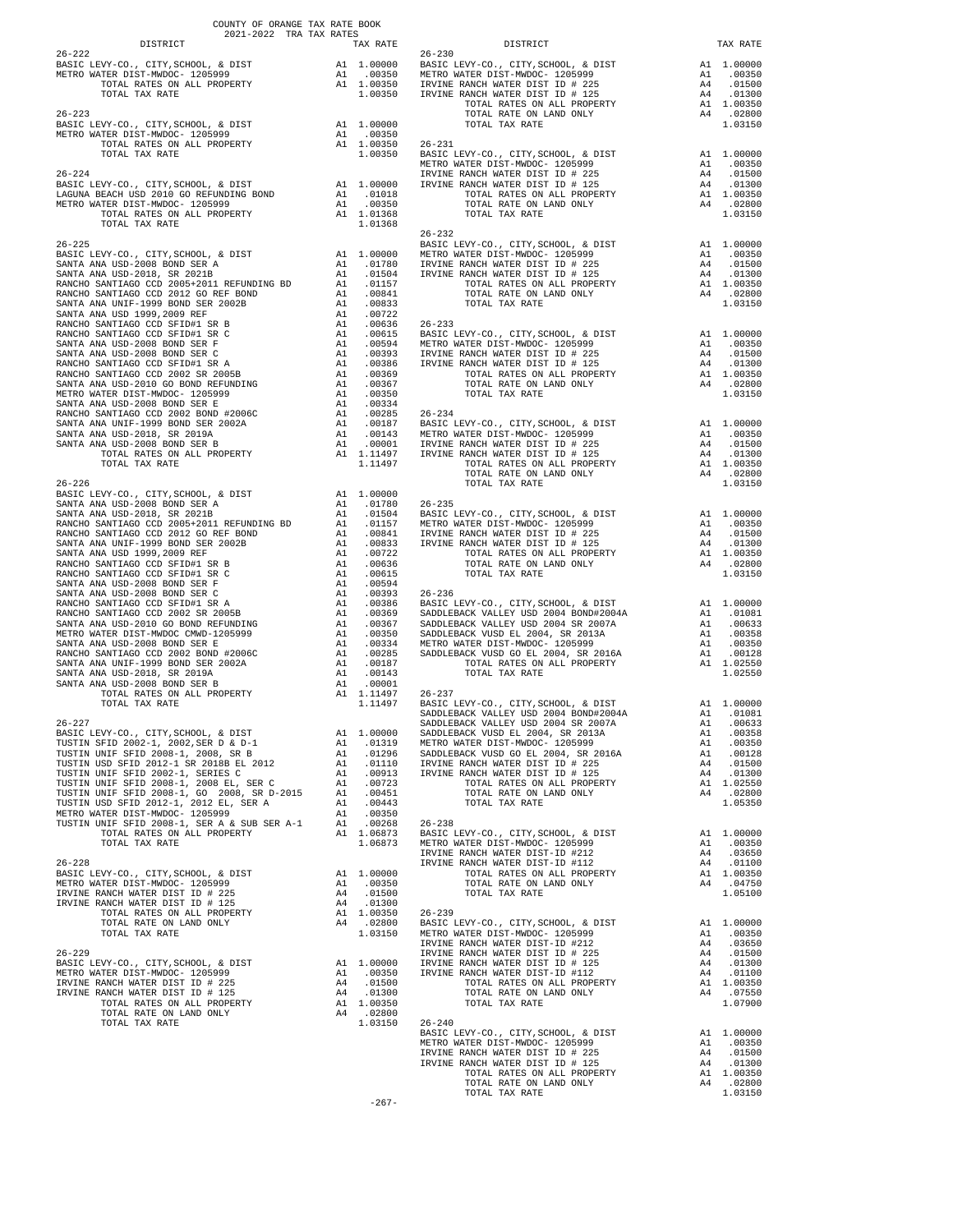COUNTY OF ORANGE TAX RATE BOOK
2021-2022 TRA TAX RATES

| DISTRICT | | TAX RATE |
|---|---|---|
| **26-222** | | |
| BASIC LEVY-CO., CITY,SCHOOL, & DIST | A1 | 1.00000 |
| METRO WATER DIST-MWDOC- 1205999 | A1 | .00350 |
| TOTAL RATES ON ALL PROPERTY | A1 | 1.00350 |
| TOTAL TAX RATE | | 1.00350 |
| **26-223** | | |
| BASIC LEVY-CO., CITY,SCHOOL, & DIST | A1 | 1.00000 |
| METRO WATER DIST-MWDOC- 1205999 | A1 | .00350 |
| TOTAL RATES ON ALL PROPERTY | A1 | 1.00350 |
| TOTAL TAX RATE | | 1.00350 |
| **26-224** | | |
| BASIC LEVY-CO., CITY,SCHOOL, & DIST | A1 | 1.00000 |
| LAGUNA BEACH USD 2010 GO REFUNDING BOND | A1 | .01018 |
| METRO WATER DIST-MWDOC- 1205999 | A1 | .00350 |
| TOTAL RATES ON ALL PROPERTY | A1 | 1.01368 |
| TOTAL TAX RATE | | 1.01368 |
| **26-225** | | |
| BASIC LEVY-CO., CITY,SCHOOL, & DIST | A1 | 1.00000 |
| SANTA ANA USD-2008 BOND SER A | A1 | .01780 |
| SANTA ANA USD-2018, SR 2021B | A1 | .01504 |
| RANCHO SANTIAGO CCD 2005+2011 REFUNDING BD | A1 | .01157 |
| RANCHO SANTIAGO CCD 2012 GO REF BOND | A1 | .00841 |
| SANTA ANA UNIF-1999 BOND SER 2002B | A1 | .00833 |
| SANTA ANA USD 1999,2009 REF | A1 | .00722 |
| RANCHO SANTIAGO CCD SFID#1 SR B | A1 | .00636 |
| RANCHO SANTIAGO CCD SFID#1 SR C | A1 | .00615 |
| SANTA ANA USD-2008 BOND SER F | A1 | .00594 |
| SANTA ANA USD-2008 BOND SER C | A1 | .00393 |
| RANCHO SANTIAGO CCD SFID#1 SR A | A1 | .00386 |
| RANCHO SANTIAGO CCD 2002 SR 2005B | A1 | .00369 |
| SANTA ANA USD-2010 GO BOND REFUNDING | A1 | .00367 |
| METRO WATER DIST-MWDOC- 1205999 | A1 | .00350 |
| SANTA ANA USD-2008 BOND SER E | A1 | .00334 |
| RANCHO SANTIAGO CCD 2002 BOND #2006C | A1 | .00285 |
| SANTA ANA UNIF-1999 BOND SER 2002A | A1 | .00187 |
| SANTA ANA USD-2018, SR 2019A | A1 | .00143 |
| SANTA ANA USD-2008 BOND SER B | A1 | .00001 |
| TOTAL RATES ON ALL PROPERTY | A1 | 1.11497 |
| TOTAL TAX RATE | | 1.11497 |
| **26-226** | | |
| BASIC LEVY-CO., CITY,SCHOOL, & DIST | A1 | 1.00000 |
| SANTA ANA USD-2008 BOND SER A | A1 | .01780 |
| SANTA ANA USD-2018, SR 2021B | A1 | .01504 |
| RANCHO SANTIAGO CCD 2005+2011 REFUNDING BD | A1 | .01157 |
| RANCHO SANTIAGO CCD 2012 GO REF BOND | A1 | .00841 |
| SANTA ANA UNIF-1999 BOND SER 2002B | A1 | .00833 |
| SANTA ANA USD 1999,2009 REF | A1 | .00722 |
| RANCHO SANTIAGO CCD SFID#1 SR B | A1 | .00636 |
| RANCHO SANTIAGO CCD SFID#1 SR C | A1 | .00615 |
| SANTA ANA USD-2008 BOND SER F | A1 | .00594 |
| SANTA ANA USD-2008 BOND SER C | A1 | .00393 |
| RANCHO SANTIAGO CCD SFID#1 SR A | A1 | .00386 |
| RANCHO SANTIAGO CCD 2002 SR 2005B | A1 | .00369 |
| SANTA ANA USD-2010 GO BOND REFUNDING | A1 | .00367 |
| METRO WATER DIST-MWDOC CMWD-1205999 | A1 | .00350 |
| SANTA ANA USD-2008 BOND SER E | A1 | .00334 |
| RANCHO SANTIAGO CCD 2002 BOND #2006C | A1 | .00285 |
| SANTA ANA UNIF-1999 BOND SER 2002A | A1 | .00187 |
| SANTA ANA USD-2018, SR 2019A | A1 | .00143 |
| SANTA ANA USD-2008 BOND SER B | A1 | .00001 |
| TOTAL RATES ON ALL PROPERTY | A1 | 1.11497 |
| TOTAL TAX RATE | | 1.11497 |
| **26-227** | | |
| BASIC LEVY-CO., CITY,SCHOOL, & DIST | A1 | 1.00000 |
| TUSTIN SFID 2002-1, 2002,SER D & D-1 | A1 | .01319 |
| TUSTIN UNIF SFID 2008-1, 2008, SR B | A1 | .01296 |
| TUSTIN USD SFID 2012-1 SR 2018B EL 2012 | A1 | .01110 |
| TUSTIN UNIF SFID 2002-1, SERIES C | A1 | .00913 |
| TUSTIN UNIF SFID 2008-1, 2008 EL, SER C | A1 | .00723 |
| TUSTIN UNIF SFID 2008-1, GO 2008, SR D-2015 | A1 | .00451 |
| TUSTIN USD SFID 2012-1, 2012 EL, SER A | A1 | .00443 |
| METRO WATER DIST-MWDOC- 1205999 | A1 | .00350 |
| TUSTIN UNIF SFID 2008-1, SER A & SUB SER A-1 | A1 | .00268 |
| TOTAL RATES ON ALL PROPERTY | A1 | 1.06873 |
| TOTAL TAX RATE | | 1.06873 |
| **26-228** | | |
| BASIC LEVY-CO., CITY,SCHOOL, & DIST | A1 | 1.00000 |
| METRO WATER DIST-MWDOC- 1205999 | A1 | .00350 |
| IRVINE RANCH WATER DIST ID # 225 | A4 | .01500 |
| IRVINE RANCH WATER DIST ID # 125 | A4 | .01300 |
| TOTAL RATES ON ALL PROPERTY | A1 | 1.00350 |
| TOTAL RATE ON LAND ONLY | A4 | .02800 |
| TOTAL TAX RATE | | 1.03150 |
| **26-229** | | |
| BASIC LEVY-CO., CITY,SCHOOL, & DIST | A1 | 1.00000 |
| METRO WATER DIST-MWDOC- 1205999 | A1 | .00350 |
| IRVINE RANCH WATER DIST ID # 225 | A4 | .01500 |
| IRVINE RANCH WATER DIST ID # 125 | A4 | .01300 |
| TOTAL RATES ON ALL PROPERTY | A1 | 1.00350 |
| TOTAL RATE ON LAND ONLY | A4 | .02800 |
| TOTAL TAX RATE | | 1.03150 |
| **26-230** | | |
| BASIC LEVY-CO., CITY,SCHOOL, & DIST | A1 | 1.00000 |
| METRO WATER DIST-MWDOC- 1205999 | A1 | .00350 |
| IRVINE RANCH WATER DIST ID # 225 | A4 | .01500 |
| IRVINE RANCH WATER DIST ID # 125 | A4 | .01300 |
| TOTAL RATES ON ALL PROPERTY | A1 | 1.00350 |
| TOTAL RATE ON LAND ONLY | A4 | .02800 |
| TOTAL TAX RATE | | 1.03150 |
| **26-231** | | |
| BASIC LEVY-CO., CITY,SCHOOL, & DIST | A1 | 1.00000 |
| METRO WATER DIST-MWDOC- 1205999 | A1 | .00350 |
| IRVINE RANCH WATER DIST ID # 225 | A4 | .01500 |
| IRVINE RANCH WATER DIST ID # 125 | A4 | .01300 |
| TOTAL RATES ON ALL PROPERTY | A1 | 1.00350 |
| TOTAL RATE ON LAND ONLY | A4 | .02800 |
| TOTAL TAX RATE | | 1.03150 |
| **26-232** | | |
| BASIC LEVY-CO., CITY,SCHOOL, & DIST | A1 | 1.00000 |
| METRO WATER DIST-MWDOC- 1205999 | A1 | .00350 |
| IRVINE RANCH WATER DIST ID # 225 | A4 | .01500 |
| IRVINE RANCH WATER DIST ID # 125 | A4 | .01300 |
| TOTAL RATES ON ALL PROPERTY | A1 | 1.00350 |
| TOTAL RATE ON LAND ONLY | A4 | .02800 |
| TOTAL TAX RATE | | 1.03150 |
| **26-233** | | |
| BASIC LEVY-CO., CITY,SCHOOL, & DIST | A1 | 1.00000 |
| METRO WATER DIST-MWDOC- 1205999 | A1 | .00350 |
| IRVINE RANCH WATER DIST ID # 225 | A4 | .01500 |
| IRVINE RANCH WATER DIST ID # 125 | A4 | .01300 |
| TOTAL RATES ON ALL PROPERTY | A1 | 1.00350 |
| TOTAL RATE ON LAND ONLY | A4 | .02800 |
| TOTAL TAX RATE | | 1.03150 |
| **26-234** | | |
| BASIC LEVY-CO., CITY,SCHOOL, & DIST | A1 | 1.00000 |
| METRO WATER DIST-MWDOC- 1205999 | A1 | .00350 |
| IRVINE RANCH WATER DIST ID # 225 | A4 | .01500 |
| IRVINE RANCH WATER DIST ID # 125 | A4 | .01300 |
| TOTAL RATES ON ALL PROPERTY | A1 | 1.00350 |
| TOTAL RATE ON LAND ONLY | A4 | .02800 |
| TOTAL TAX RATE | | 1.03150 |
| **26-235** | | |
| BASIC LEVY-CO., CITY,SCHOOL, & DIST | A1 | 1.00000 |
| METRO WATER DIST-MWDOC- 1205999 | A1 | .00350 |
| IRVINE RANCH WATER DIST ID # 225 | A4 | .01500 |
| IRVINE RANCH WATER DIST ID # 125 | A4 | .01300 |
| TOTAL RATES ON ALL PROPERTY | A1 | 1.00350 |
| TOTAL RATE ON LAND ONLY | A4 | .02800 |
| TOTAL TAX RATE | | 1.03150 |
| **26-236** | | |
| BASIC LEVY-CO., CITY,SCHOOL, & DIST | A1 | 1.00000 |
| SADDLEBACK VALLEY USD 2004 BOND#2004A | A1 | .01081 |
| SADDLEBACK VALLEY USD 2004 SR 2007A | A1 | .00633 |
| SADDLEBACK VUSD EL 2004, SR 2013A | A1 | .00358 |
| METRO WATER DIST-MWDOC- 1205999 | A1 | .00350 |
| SADDLEBACK VUSD GO EL 2004, SR 2016A | A1 | .00128 |
| TOTAL RATES ON ALL PROPERTY | A1 | 1.02550 |
| TOTAL TAX RATE | | 1.02550 |
| **26-237** | | |
| BASIC LEVY-CO., CITY,SCHOOL, & DIST | A1 | 1.00000 |
| SADDLEBACK VALLEY USD 2004 BOND#2004A | A1 | .01081 |
| SADDLEBACK VALLEY USD 2004 SR 2007A | A1 | .00633 |
| SADDLEBACK VUSD EL 2004, SR 2013A | A1 | .00358 |
| METRO WATER DIST-MWDOC- 1205999 | A1 | .00350 |
| SADDLEBACK VUSD GO EL 2004, SR 2016A | A1 | .00128 |
| IRVINE RANCH WATER DIST ID # 225 | A4 | .01500 |
| IRVINE RANCH WATER DIST ID # 125 | A4 | .01300 |
| TOTAL RATES ON ALL PROPERTY | A1 | 1.02550 |
| TOTAL RATE ON LAND ONLY | A4 | .02800 |
| TOTAL TAX RATE | | 1.05350 |
| **26-238** | | |
| BASIC LEVY-CO., CITY,SCHOOL, & DIST | A1 | 1.00000 |
| METRO WATER DIST-MWDOC- 1205999 | A1 | .00350 |
| IRVINE RANCH WATER DIST-ID #212 | A4 | .03650 |
| IRVINE RANCH WATER DIST-ID #112 | A4 | .01100 |
| TOTAL RATES ON ALL PROPERTY | A1 | 1.00350 |
| TOTAL RATE ON LAND ONLY | A4 | .04750 |
| TOTAL TAX RATE | | 1.05100 |
| **26-239** | | |
| BASIC LEVY-CO., CITY,SCHOOL, & DIST | A1 | 1.00000 |
| METRO WATER DIST-MWDOC- 1205999 | A1 | .00350 |
| IRVINE RANCH WATER DIST-ID #212 | A4 | .03650 |
| IRVINE RANCH WATER DIST ID # 225 | A4 | .01500 |
| IRVINE RANCH WATER DIST ID # 125 | A4 | .01300 |
| IRVINE RANCH WATER DIST-ID #112 | A4 | .01100 |
| TOTAL RATES ON ALL PROPERTY | A1 | 1.00350 |
| TOTAL RATE ON LAND ONLY | A4 | .07550 |
| TOTAL TAX RATE | | 1.07900 |
| **26-240** | | |
| BASIC LEVY-CO., CITY,SCHOOL, & DIST | A1 | 1.00000 |
| METRO WATER DIST-MWDOC- 1205999 | A1 | .00350 |
| IRVINE RANCH WATER DIST ID # 225 | A4 | .01500 |
| IRVINE RANCH WATER DIST ID # 125 | A4 | .01300 |
| TOTAL RATES ON ALL PROPERTY | A1 | 1.00350 |
| TOTAL RATE ON LAND ONLY | A4 | .02800 |
| TOTAL TAX RATE | | 1.03150 |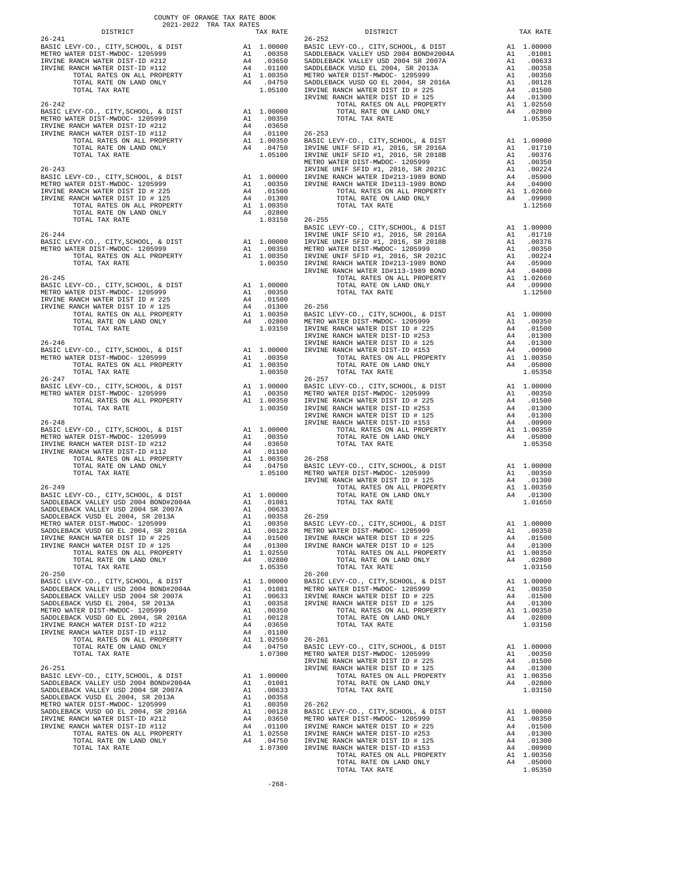COUNTY OF ORANGE TAX RATE BOOK
2021-2022 TRA TAX RATES

| DISTRICT | | TAX RATE |
|---|---|---|
| **26-241** | | |
| BASIC LEVY-CO., CITY,SCHOOL, & DIST | A1 | 1.00000 |
| METRO WATER DIST-MWDOC- 1205999 | A1 | .00350 |
| IRVINE RANCH WATER DIST-ID #212 | A4 | .03650 |
| IRVINE RANCH WATER DIST-ID #112 | A4 | .01100 |
| TOTAL RATES ON ALL PROPERTY | A1 | 1.00350 |
| TOTAL RATE ON LAND ONLY | A4 | .04750 |
| TOTAL TAX RATE | | 1.05100 |
| **26-242** | | |
| BASIC LEVY-CO., CITY,SCHOOL, & DIST | A1 | 1.00000 |
| METRO WATER DIST-MWDOC- 1205999 | A1 | .00350 |
| IRVINE RANCH WATER DIST-ID #212 | A4 | .03650 |
| IRVINE RANCH WATER DIST-ID #112 | A4 | .01100 |
| TOTAL RATES ON ALL PROPERTY | A1 | 1.00350 |
| TOTAL RATE ON LAND ONLY | A4 | .04750 |
| TOTAL TAX RATE | | 1.05100 |
| **26-243** | | |
| BASIC LEVY-CO., CITY,SCHOOL, & DIST | A1 | 1.00000 |
| METRO WATER DIST-MWDOC- 1205999 | A1 | .00350 |
| IRVINE RANCH WATER DIST ID # 225 | A4 | .01500 |
| IRVINE RANCH WATER DIST ID # 125 | A4 | .01300 |
| TOTAL RATES ON ALL PROPERTY | A1 | 1.00350 |
| TOTAL RATE ON LAND ONLY | A4 | .02800 |
| TOTAL TAX RATE | | 1.03150 |
| **26-244** | | |
| BASIC LEVY-CO., CITY,SCHOOL, & DIST | A1 | 1.00000 |
| METRO WATER DIST-MWDOC- 1205999 | A1 | .00350 |
| TOTAL RATES ON ALL PROPERTY | A1 | 1.00350 |
| TOTAL TAX RATE | | 1.00350 |
| **26-245** | | |
| BASIC LEVY-CO., CITY,SCHOOL, & DIST | A1 | 1.00000 |
| METRO WATER DIST-MWDOC- 1205999 | A1 | .00350 |
| IRVINE RANCH WATER DIST ID # 225 | A4 | .01500 |
| IRVINE RANCH WATER DIST ID # 125 | A4 | .01300 |
| TOTAL RATES ON ALL PROPERTY | A1 | 1.00350 |
| TOTAL RATE ON LAND ONLY | A4 | .02800 |
| TOTAL TAX RATE | | 1.03150 |
| **26-246** | | |
| BASIC LEVY-CO., CITY,SCHOOL, & DIST | A1 | 1.00000 |
| METRO WATER DIST-MWDOC- 1205999 | A1 | .00350 |
| TOTAL RATES ON ALL PROPERTY | A1 | 1.00350 |
| TOTAL TAX RATE | | 1.00350 |
| **26-247** | | |
| BASIC LEVY-CO., CITY,SCHOOL, & DIST | A1 | 1.00000 |
| METRO WATER DIST-MWDOC- 1205999 | A1 | .00350 |
| TOTAL RATES ON ALL PROPERTY | A1 | 1.00350 |
| TOTAL TAX RATE | | 1.00350 |
| **26-248** | | |
| BASIC LEVY-CO., CITY,SCHOOL, & DIST | A1 | 1.00000 |
| METRO WATER DIST-MWDOC- 1205999 | A1 | .00350 |
| IRVINE RANCH WATER DIST-ID #212 | A4 | .03650 |
| IRVINE RANCH WATER DIST-ID #112 | A4 | .01100 |
| TOTAL RATES ON ALL PROPERTY | A1 | 1.00350 |
| TOTAL RATE ON LAND ONLY | A4 | .04750 |
| TOTAL TAX RATE | | 1.05100 |
| **26-249** | | |
| BASIC LEVY-CO., CITY,SCHOOL, & DIST | A1 | 1.00000 |
| SADDLEBACK VALLEY USD 2004 BOND#2004A | A1 | .01081 |
| SADDLEBACK VALLEY USD 2004 SR 2007A | A1 | .00633 |
| SADDLEBACK VUSD EL 2004, SR 2013A | A1 | .00358 |
| METRO WATER DIST-MWDOC- 1205999 | A1 | .00350 |
| SADDLEBACK VUSD GO EL 2004, SR 2016A | A1 | .00128 |
| IRVINE RANCH WATER DIST ID # 225 | A4 | .01500 |
| IRVINE RANCH WATER DIST ID # 125 | A4 | .01300 |
| TOTAL RATES ON ALL PROPERTY | A1 | 1.02550 |
| TOTAL RATE ON LAND ONLY | A4 | .02800 |
| TOTAL TAX RATE | | 1.05350 |
| **26-250** | | |
| BASIC LEVY-CO., CITY,SCHOOL, & DIST | A1 | 1.00000 |
| SADDLEBACK VALLEY USD 2004 BOND#2004A | A1 | .01081 |
| SADDLEBACK VALLEY USD 2004 SR 2007A | A1 | .00633 |
| SADDLEBACK VUSD EL 2004, SR 2013A | A1 | .00358 |
| METRO WATER DIST-MWDOC- 1205999 | A1 | .00350 |
| SADDLEBACK VUSD GO EL 2004, SR 2016A | A1 | .00128 |
| IRVINE RANCH WATER DIST-ID #212 | A4 | .03650 |
| IRVINE RANCH WATER DIST-ID #112 | A4 | .01100 |
| TOTAL RATES ON ALL PROPERTY | A1 | 1.02550 |
| TOTAL RATE ON LAND ONLY | A4 | .04750 |
| TOTAL TAX RATE | | 1.07300 |
| **26-251** | | |
| BASIC LEVY-CO., CITY,SCHOOL, & DIST | A1 | 1.00000 |
| SADDLEBACK VALLEY USD 2004 BOND#2004A | A1 | .01081 |
| SADDLEBACK VALLEY USD 2004 SR 2007A | A1 | .00633 |
| SADDLEBACK VUSD EL 2004, SR 2013A | A1 | .00358 |
| METRO WATER DIST-MWDOC- 1205999 | A1 | .00350 |
| SADDLEBACK VUSD GO EL 2004, SR 2016A | A1 | .00128 |
| IRVINE RANCH WATER DIST-ID #212 | A4 | .03650 |
| IRVINE RANCH WATER DIST-ID #112 | A4 | .01100 |
| TOTAL RATES ON ALL PROPERTY | A1 | 1.02550 |
| TOTAL RATE ON LAND ONLY | A4 | .04750 |
| TOTAL TAX RATE | | 1.07300 |
| **26-252** | | |
| BASIC LEVY-CO., CITY,SCHOOL, & DIST | A1 | 1.00000 |
| SADDLEBACK VALLEY USD 2004 BOND#2004A | A1 | .01081 |
| SADDLEBACK VALLEY USD 2004 SR 2007A | A1 | .00633 |
| SADDLEBACK VUSD EL 2004, SR 2013A | A1 | .00358 |
| METRO WATER DIST-MWDOC- 1205999 | A1 | .00350 |
| SADDLEBACK VUSD GO EL 2004, SR 2016A | A1 | .00128 |
| IRVINE RANCH WATER DIST ID # 225 | A4 | .01500 |
| IRVINE RANCH WATER DIST ID # 125 | A4 | .01300 |
| TOTAL RATES ON ALL PROPERTY | A1 | 1.02550 |
| TOTAL RATE ON LAND ONLY | A4 | .02800 |
| TOTAL TAX RATE | | 1.05350 |
| **26-253** | | |
| BASIC LEVY-CO., CITY,SCHOOL, & DIST | A1 | 1.00000 |
| IRVINE UNIF SFID #1, 2016, SR 2016A | A1 | .01710 |
| IRVINE UNIF SFID #1, 2016, SR 2018B | A1 | .00376 |
| METRO WATER DIST-MWDOC- 1205999 | A1 | .00350 |
| IRVINE UNIF SFID #1, 2016, SR 2021C | A1 | .00224 |
| IRVINE RANCH WATER ID#213-1989 BOND | A4 | .05900 |
| IRVINE RANCH WATER ID#113-1989 BOND | A4 | .04000 |
| TOTAL RATES ON ALL PROPERTY | A1 | 1.02660 |
| TOTAL RATE ON LAND ONLY | A4 | .09900 |
| TOTAL TAX RATE | | 1.12560 |
| **26-255** | | |
| BASIC LEVY-CO., CITY,SCHOOL, & DIST | A1 | 1.00000 |
| IRVINE UNIF SFID #1, 2016, SR 2016A | A1 | .01710 |
| IRVINE UNIF SFID #1, 2016, SR 2018B | A1 | .00376 |
| METRO WATER DIST-MWDOC- 1205999 | A1 | .00350 |
| IRVINE UNIF SFID #1, 2016, SR 2021C | A1 | .00224 |
| IRVINE RANCH WATER ID#213-1989 BOND | A4 | .05900 |
| IRVINE RANCH WATER ID#113-1989 BOND | A4 | .04000 |
| TOTAL RATES ON ALL PROPERTY | A1 | 1.02660 |
| TOTAL RATE ON LAND ONLY | A4 | .09900 |
| TOTAL TAX RATE | | 1.12560 |
| **26-256** | | |
| BASIC LEVY-CO., CITY,SCHOOL, & DIST | A1 | 1.00000 |
| METRO WATER DIST-MWDOC- 1205999 | A1 | .00350 |
| IRVINE RANCH WATER DIST ID # 225 | A4 | .01500 |
| IRVINE RANCH WATER DIST-ID #253 | A4 | .01300 |
| IRVINE RANCH WATER DIST ID # 125 | A4 | .01300 |
| IRVINE RANCH WATER DIST-ID #153 | A4 | .00900 |
| TOTAL RATES ON ALL PROPERTY | A1 | 1.00350 |
| TOTAL RATE ON LAND ONLY | A4 | .05000 |
| TOTAL TAX RATE | | 1.05350 |
| **26-257** | | |
| BASIC LEVY-CO., CITY,SCHOOL, & DIST | A1 | 1.00000 |
| METRO WATER DIST-MWDOC- 1205999 | A1 | .00350 |
| IRVINE RANCH WATER DIST ID # 225 | A4 | .01500 |
| IRVINE RANCH WATER DIST-ID #253 | A4 | .01300 |
| IRVINE RANCH WATER DIST ID # 125 | A4 | .01300 |
| IRVINE RANCH WATER DIST-ID #153 | A4 | .00900 |
| TOTAL RATES ON ALL PROPERTY | A1 | 1.00350 |
| TOTAL RATE ON LAND ONLY | A4 | .05000 |
| TOTAL TAX RATE | | 1.05350 |
| **26-258** | | |
| BASIC LEVY-CO., CITY,SCHOOL, & DIST | A1 | 1.00000 |
| METRO WATER DIST-MWDOC- 1205999 | A1 | .00350 |
| IRVINE RANCH WATER DIST ID # 125 | A4 | .01300 |
| TOTAL RATES ON ALL PROPERTY | A1 | 1.00350 |
| TOTAL RATE ON LAND ONLY | A4 | .01300 |
| TOTAL TAX RATE | | 1.01650 |
| **26-259** | | |
| BASIC LEVY-CO., CITY,SCHOOL, & DIST | A1 | 1.00000 |
| METRO WATER DIST-MWDOC- 1205999 | A1 | .00350 |
| IRVINE RANCH WATER DIST ID # 225 | A4 | .01500 |
| IRVINE RANCH WATER DIST ID # 125 | A4 | .01300 |
| TOTAL RATES ON ALL PROPERTY | A1 | 1.00350 |
| TOTAL RATE ON LAND ONLY | A4 | .02800 |
| TOTAL TAX RATE | | 1.03150 |
| **26-260** | | |
| BASIC LEVY-CO., CITY,SCHOOL, & DIST | A1 | 1.00000 |
| METRO WATER DIST-MWDOC- 1205999 | A1 | .00350 |
| IRVINE RANCH WATER DIST ID # 225 | A4 | .01500 |
| IRVINE RANCH WATER DIST ID # 125 | A4 | .01300 |
| TOTAL RATES ON ALL PROPERTY | A1 | 1.00350 |
| TOTAL RATE ON LAND ONLY | A4 | .02800 |
| TOTAL TAX RATE | | 1.03150 |
| **26-261** | | |
| BASIC LEVY-CO., CITY,SCHOOL, & DIST | A1 | 1.00000 |
| METRO WATER DIST-MWDOC- 1205999 | A1 | .00350 |
| IRVINE RANCH WATER DIST ID # 225 | A4 | .01500 |
| IRVINE RANCH WATER DIST ID # 125 | A4 | .01300 |
| TOTAL RATES ON ALL PROPERTY | A1 | 1.00350 |
| TOTAL RATE ON LAND ONLY | A4 | .02800 |
| TOTAL TAX RATE | | 1.03150 |
| **26-262** | | |
| BASIC LEVY-CO., CITY,SCHOOL, & DIST | A1 | 1.00000 |
| METRO WATER DIST-MWDOC- 1205999 | A1 | .00350 |
| IRVINE RANCH WATER DIST ID # 225 | A4 | .01500 |
| IRVINE RANCH WATER DIST-ID #253 | A4 | .01300 |
| IRVINE RANCH WATER DIST ID # 125 | A4 | .01300 |
| IRVINE RANCH WATER DIST-ID #153 | A4 | .00900 |
| TOTAL RATES ON ALL PROPERTY | A1 | 1.00350 |
| TOTAL RATE ON LAND ONLY | A4 | .05000 |
| TOTAL TAX RATE | | 1.05350 |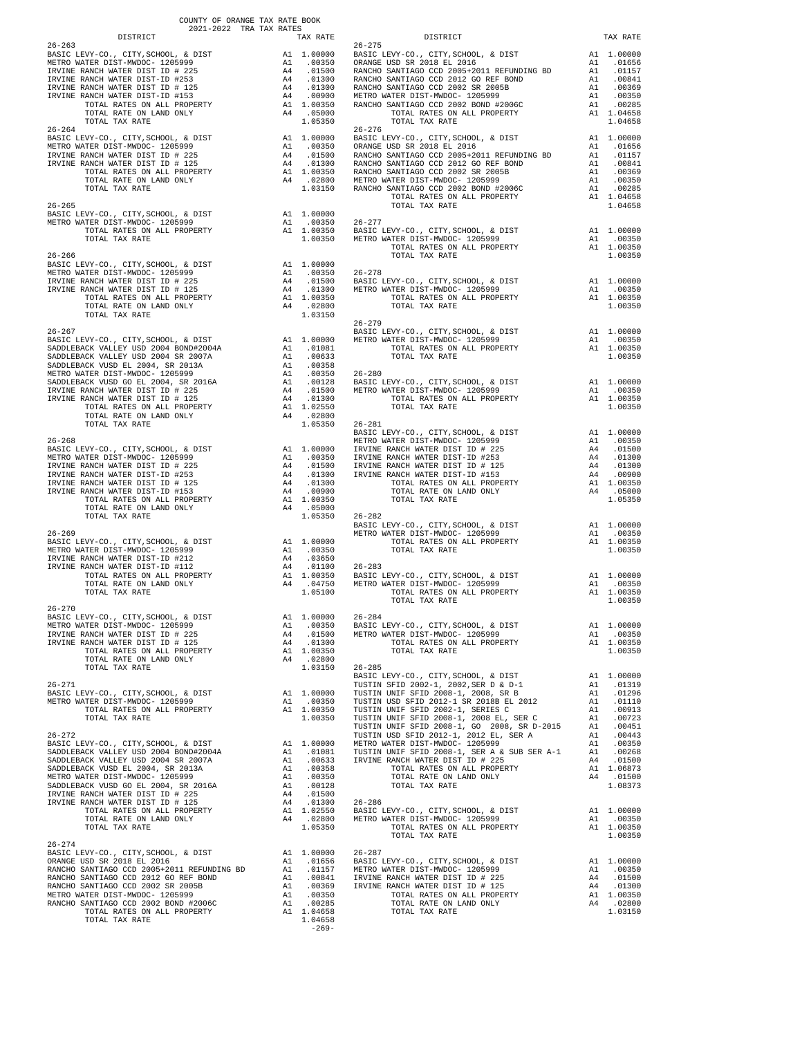COUNTY OF ORANGE TAX RATE BOOK
2021-2022 TRA TAX RATES

| DISTRICT | | TAX RATE |
|---|---|---|
| 26-263 | | |
| BASIC LEVY-CO., CITY,SCHOOL, & DIST | A1 | 1.00000 |
| METRO WATER DIST-MWDOC- 1205999 | A1 | .00350 |
| IRVINE RANCH WATER DIST ID # 225 | A4 | .01500 |
| IRVINE RANCH WATER DIST-ID #253 | A4 | .01300 |
| IRVINE RANCH WATER DIST ID # 125 | A4 | .01300 |
| IRVINE RANCH WATER DIST-ID #153 | A4 | .00900 |
| TOTAL RATES ON ALL PROPERTY | A1 | 1.00350 |
| TOTAL RATE ON LAND ONLY | A4 | .05000 |
| TOTAL TAX RATE | | 1.05350 |
| 26-264 | | |
| BASIC LEVY-CO., CITY,SCHOOL, & DIST | A1 | 1.00000 |
| METRO WATER DIST-MWDOC- 1205999 | A1 | .00350 |
| IRVINE RANCH WATER DIST ID # 225 | A4 | .01500 |
| IRVINE RANCH WATER DIST ID # 125 | A4 | .01300 |
| TOTAL RATES ON ALL PROPERTY | A1 | 1.00350 |
| TOTAL RATE ON LAND ONLY | A4 | .02800 |
| TOTAL TAX RATE | | 1.03150 |
| 26-265 | | |
| BASIC LEVY-CO., CITY,SCHOOL, & DIST | A1 | 1.00000 |
| METRO WATER DIST-MWDOC- 1205999 | A1 | .00350 |
| TOTAL RATES ON ALL PROPERTY | A1 | 1.00350 |
| TOTAL TAX RATE | | 1.00350 |
| 26-266 | | |
| BASIC LEVY-CO., CITY,SCHOOL, & DIST | A1 | 1.00000 |
| METRO WATER DIST-MWDOC- 1205999 | A1 | .00350 |
| IRVINE RANCH WATER DIST ID # 225 | A4 | .01500 |
| IRVINE RANCH WATER DIST ID # 125 | A4 | .01300 |
| TOTAL RATES ON ALL PROPERTY | A1 | 1.00350 |
| TOTAL RATE ON LAND ONLY | A4 | .02800 |
| TOTAL TAX RATE | | 1.03150 |
| 26-267 | | |
| BASIC LEVY-CO., CITY,SCHOOL, & DIST | A1 | 1.00000 |
| SADDLEBACK VALLEY USD 2004 BOND#2004A | A1 | .01081 |
| SADDLEBACK VALLEY USD 2004 SR 2007A | A1 | .00633 |
| SADDLEBACK VUSD EL 2004, SR 2013A | A1 | .00358 |
| METRO WATER DIST-MWDOC- 1205999 | A1 | .00350 |
| SADDLEBACK VUSD GO EL 2004, SR 2016A | A1 | .00128 |
| IRVINE RANCH WATER DIST ID # 225 | A4 | .01500 |
| IRVINE RANCH WATER DIST ID # 125 | A4 | .01300 |
| TOTAL RATES ON ALL PROPERTY | A1 | 1.02550 |
| TOTAL RATE ON LAND ONLY | A4 | .02800 |
| TOTAL TAX RATE | | 1.05350 |
| 26-268 | | |
| BASIC LEVY-CO., CITY,SCHOOL, & DIST | A1 | 1.00000 |
| METRO WATER DIST-MWDOC- 1205999 | A1 | .00350 |
| IRVINE RANCH WATER DIST ID # 225 | A4 | .01500 |
| IRVINE RANCH WATER DIST-ID #253 | A4 | .01300 |
| IRVINE RANCH WATER DIST ID # 125 | A4 | .01300 |
| IRVINE RANCH WATER DIST-ID #153 | A4 | .00900 |
| TOTAL RATES ON ALL PROPERTY | A1 | 1.00350 |
| TOTAL RATE ON LAND ONLY | A4 | .05000 |
| TOTAL TAX RATE | | 1.05350 |
| 26-269 | | |
| BASIC LEVY-CO., CITY,SCHOOL, & DIST | A1 | 1.00000 |
| METRO WATER DIST-MWDOC- 1205999 | A1 | .00350 |
| IRVINE RANCH WATER DIST-ID #212 | A4 | .03650 |
| IRVINE RANCH WATER DIST-ID #112 | A4 | .01100 |
| TOTAL RATES ON ALL PROPERTY | A1 | 1.00350 |
| TOTAL RATE ON LAND ONLY | A4 | .04750 |
| TOTAL TAX RATE | | 1.05100 |
| 26-270 | | |
| BASIC LEVY-CO., CITY,SCHOOL, & DIST | A1 | 1.00000 |
| METRO WATER DIST-MWDOC- 1205999 | A1 | .00350 |
| IRVINE RANCH WATER DIST ID # 225 | A4 | .01500 |
| IRVINE RANCH WATER DIST ID # 125 | A4 | .01300 |
| TOTAL RATES ON ALL PROPERTY | A1 | 1.00350 |
| TOTAL RATE ON LAND ONLY | A4 | .02800 |
| TOTAL TAX RATE | | 1.03150 |
| 26-271 | | |
| BASIC LEVY-CO., CITY,SCHOOL, & DIST | A1 | 1.00000 |
| METRO WATER DIST-MWDOC- 1205999 | A1 | .00350 |
| TOTAL RATES ON ALL PROPERTY | A1 | 1.00350 |
| TOTAL TAX RATE | | 1.00350 |
| 26-272 | | |
| BASIC LEVY-CO., CITY,SCHOOL, & DIST | A1 | 1.00000 |
| SADDLEBACK VALLEY USD 2004 BOND#2004A | A1 | .01081 |
| SADDLEBACK VALLEY USD 2004 SR 2007A | A1 | .00633 |
| SADDLEBACK VUSD EL 2004, SR 2013A | A1 | .00358 |
| METRO WATER DIST-MWDOC- 1205999 | A1 | .00350 |
| SADDLEBACK VUSD GO EL 2004, SR 2016A | A1 | .00128 |
| IRVINE RANCH WATER DIST ID # 225 | A4 | .01500 |
| IRVINE RANCH WATER DIST ID # 125 | A4 | .01300 |
| TOTAL RATES ON ALL PROPERTY | A1 | 1.02550 |
| TOTAL RATE ON LAND ONLY | A4 | .02800 |
| TOTAL TAX RATE | | 1.05350 |
| 26-274 | | |
| BASIC LEVY-CO., CITY,SCHOOL, & DIST | A1 | 1.00000 |
| ORANGE USD SR 2018 EL 2016 | A1 | .01656 |
| RANCHO SANTIAGO CCD 2005+2011 REFUNDING BD | A1 | .01157 |
| RANCHO SANTIAGO CCD 2012 GO REF BOND | A1 | .00841 |
| RANCHO SANTIAGO CCD 2002 SR 2005B | A1 | .00369 |
| METRO WATER DIST-MWDOC- 1205999 | A1 | .00350 |
| RANCHO SANTIAGO CCD 2002 BOND #2006C | A1 | .00285 |
| TOTAL RATES ON ALL PROPERTY | A1 | 1.04658 |
| TOTAL TAX RATE | | 1.04658 |
| 26-275 | | |
| BASIC LEVY-CO., CITY,SCHOOL, & DIST | A1 | 1.00000 |
| ORANGE USD SR 2018 EL 2016 | A1 | .01656 |
| RANCHO SANTIAGO CCD 2005+2011 REFUNDING BD | A1 | .01157 |
| RANCHO SANTIAGO CCD 2012 GO REF BOND | A1 | .00841 |
| RANCHO SANTIAGO CCD 2002 SR 2005B | A1 | .00369 |
| METRO WATER DIST-MWDOC- 1205999 | A1 | .00350 |
| RANCHO SANTIAGO CCD 2002 BOND #2006C | A1 | .00285 |
| TOTAL RATES ON ALL PROPERTY | A1 | 1.04658 |
| TOTAL TAX RATE | | 1.04658 |
| 26-276 | | |
| BASIC LEVY-CO., CITY,SCHOOL, & DIST | A1 | 1.00000 |
| ORANGE USD SR 2018 EL 2016 | A1 | .01656 |
| RANCHO SANTIAGO CCD 2005+2011 REFUNDING BD | A1 | .01157 |
| RANCHO SANTIAGO CCD 2012 GO REF BOND | A1 | .00841 |
| RANCHO SANTIAGO CCD 2002 SR 2005B | A1 | .00369 |
| METRO WATER DIST-MWDOC- 1205999 | A1 | .00350 |
| RANCHO SANTIAGO CCD 2002 BOND #2006C | A1 | .00285 |
| TOTAL RATES ON ALL PROPERTY | A1 | 1.04658 |
| TOTAL TAX RATE | | 1.04658 |
| 26-277 | | |
| BASIC LEVY-CO., CITY,SCHOOL, & DIST | A1 | 1.00000 |
| METRO WATER DIST-MWDOC- 1205999 | A1 | .00350 |
| TOTAL RATES ON ALL PROPERTY | A1 | 1.00350 |
| TOTAL TAX RATE | | 1.00350 |
| 26-278 | | |
| BASIC LEVY-CO., CITY,SCHOOL, & DIST | A1 | 1.00000 |
| METRO WATER DIST-MWDOC- 1205999 | A1 | .00350 |
| TOTAL RATES ON ALL PROPERTY | A1 | 1.00350 |
| TOTAL TAX RATE | | 1.00350 |
| 26-279 | | |
| BASIC LEVY-CO., CITY,SCHOOL, & DIST | A1 | 1.00000 |
| METRO WATER DIST-MWDOC- 1205999 | A1 | .00350 |
| TOTAL RATES ON ALL PROPERTY | A1 | 1.00350 |
| TOTAL TAX RATE | | 1.00350 |
| 26-280 | | |
| BASIC LEVY-CO., CITY,SCHOOL, & DIST | A1 | 1.00000 |
| METRO WATER DIST-MWDOC- 1205999 | A1 | .00350 |
| TOTAL RATES ON ALL PROPERTY | A1 | 1.00350 |
| TOTAL TAX RATE | | 1.00350 |
| 26-281 | | |
| BASIC LEVY-CO., CITY,SCHOOL, & DIST | A1 | 1.00000 |
| METRO WATER DIST-MWDOC- 1205999 | A1 | .00350 |
| IRVINE RANCH WATER DIST ID # 225 | A4 | .01500 |
| IRVINE RANCH WATER DIST-ID #253 | A4 | .01300 |
| IRVINE RANCH WATER DIST ID # 125 | A4 | .01300 |
| IRVINE RANCH WATER DIST-ID #153 | A4 | .00900 |
| TOTAL RATES ON ALL PROPERTY | A1 | 1.00350 |
| TOTAL RATE ON LAND ONLY | A4 | .05000 |
| TOTAL TAX RATE | | 1.05350 |
| 26-282 | | |
| BASIC LEVY-CO., CITY,SCHOOL, & DIST | A1 | 1.00000 |
| METRO WATER DIST-MWDOC- 1205999 | A1 | .00350 |
| TOTAL RATES ON ALL PROPERTY | A1 | 1.00350 |
| TOTAL TAX RATE | | 1.00350 |
| 26-283 | | |
| BASIC LEVY-CO., CITY,SCHOOL, & DIST | A1 | 1.00000 |
| METRO WATER DIST-MWDOC- 1205999 | A1 | .00350 |
| TOTAL RATES ON ALL PROPERTY | A1 | 1.00350 |
| TOTAL TAX RATE | | 1.00350 |
| 26-284 | | |
| BASIC LEVY-CO., CITY,SCHOOL, & DIST | A1 | 1.00000 |
| METRO WATER DIST-MWDOC- 1205999 | A1 | .00350 |
| TOTAL RATES ON ALL PROPERTY | A1 | 1.00350 |
| TOTAL TAX RATE | | 1.00350 |
| 26-285 | | |
| BASIC LEVY-CO., CITY,SCHOOL, & DIST | A1 | 1.00000 |
| TUSTIN SFID 2002-1, 2002,SER D & D-1 | A1 | .01319 |
| TUSTIN UNIF SFID 2008-1, 2008, SR B | A1 | .01296 |
| TUSTIN USD SFID 2012-1 SR 2018B EL 2012 | A1 | .01110 |
| TUSTIN UNIF SFID 2002-1, SERIES C | A1 | .00913 |
| TUSTIN UNIF SFID 2008-1, 2008 EL, SER C | A1 | .00723 |
| TUSTIN UNIF SFID 2008-1, GO 2008, SR D-2015 | A1 | .00451 |
| TUSTIN USD SFID 2012-1, 2012 EL, SER A | A1 | .00443 |
| METRO WATER DIST-MWDOC- 1205999 | A1 | .00350 |
| TUSTIN UNIF SFID 2008-1, SER A & SUB SER A-1 | A1 | .00268 |
| IRVINE RANCH WATER DIST ID # 225 | A4 | .01500 |
| TOTAL RATES ON ALL PROPERTY | A1 | 1.06873 |
| TOTAL RATE ON LAND ONLY | A4 | .01500 |
| TOTAL TAX RATE | | 1.08373 |
| 26-286 | | |
| BASIC LEVY-CO., CITY,SCHOOL, & DIST | A1 | 1.00000 |
| METRO WATER DIST-MWDOC- 1205999 | A1 | .00350 |
| TOTAL RATES ON ALL PROPERTY | A1 | 1.00350 |
| TOTAL TAX RATE | | 1.00350 |
| 26-287 | | |
| BASIC LEVY-CO., CITY,SCHOOL, & DIST | A1 | 1.00000 |
| METRO WATER DIST-MWDOC- 1205999 | A1 | .00350 |
| IRVINE RANCH WATER DIST ID # 225 | A4 | .01500 |
| IRVINE RANCH WATER DIST ID # 125 | A4 | .01300 |
| TOTAL RATES ON ALL PROPERTY | A1 | 1.00350 |
| TOTAL RATE ON LAND ONLY | A4 | .02800 |
| TOTAL TAX RATE | | 1.03150 |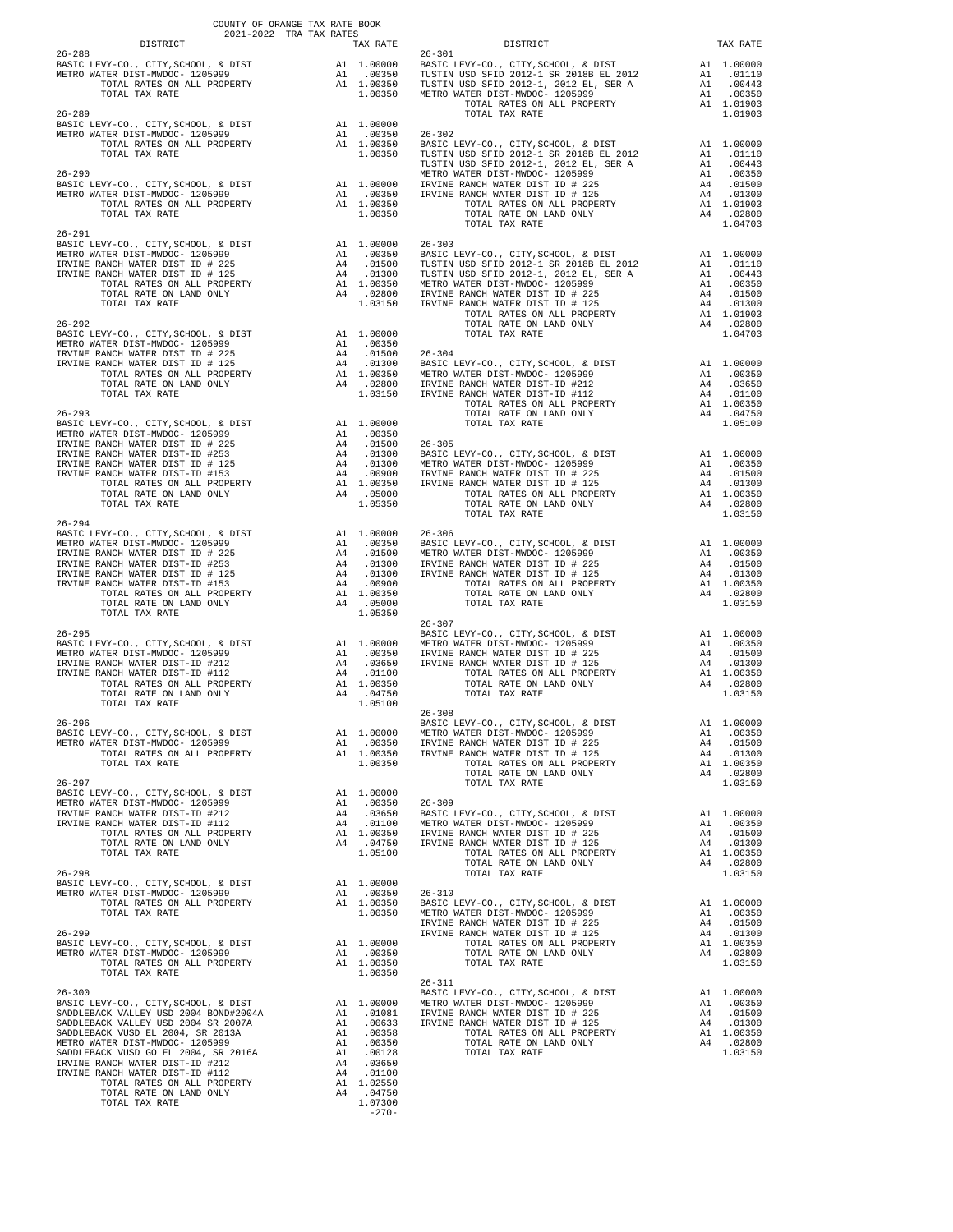COUNTY OF ORANGE TAX RATE BOOK
2021-2022 TRA TAX RATES

| DISTRICT | | TAX RATE |
|---|---|---|
| **26-288** | | |
| BASIC LEVY-CO., CITY,SCHOOL, & DIST | A1 | 1.00000 |
| METRO WATER DIST-MWDOC- 1205999 | A1 | .00350 |
| TOTAL RATES ON ALL PROPERTY | A1 | 1.00350 |
| TOTAL TAX RATE | | 1.00350 |
| **26-289** | | |
| BASIC LEVY-CO., CITY,SCHOOL, & DIST | A1 | 1.00000 |
| METRO WATER DIST-MWDOC- 1205999 | A1 | .00350 |
| TOTAL RATES ON ALL PROPERTY | A1 | 1.00350 |
| TOTAL TAX RATE | | 1.00350 |
| **26-290** | | |
| BASIC LEVY-CO., CITY,SCHOOL, & DIST | A1 | 1.00000 |
| METRO WATER DIST-MWDOC- 1205999 | A1 | .00350 |
| TOTAL RATES ON ALL PROPERTY | A1 | 1.00350 |
| TOTAL TAX RATE | | 1.00350 |
| **26-291** | | |
| BASIC LEVY-CO., CITY,SCHOOL, & DIST | A1 | 1.00000 |
| METRO WATER DIST-MWDOC- 1205999 | A1 | .00350 |
| IRVINE RANCH WATER DIST ID # 225 | A4 | .01500 |
| IRVINE RANCH WATER DIST ID # 125 | A4 | .01300 |
| TOTAL RATES ON ALL PROPERTY | A1 | 1.00350 |
| TOTAL RATE ON LAND ONLY | A4 | .02800 |
| TOTAL TAX RATE | | 1.03150 |
| **26-292** | | |
| BASIC LEVY-CO., CITY,SCHOOL, & DIST | A1 | 1.00000 |
| METRO WATER DIST-MWDOC- 1205999 | A1 | .00350 |
| IRVINE RANCH WATER DIST ID # 225 | A4 | .01500 |
| IRVINE RANCH WATER DIST ID # 125 | A4 | .01300 |
| TOTAL RATES ON ALL PROPERTY | A1 | 1.00350 |
| TOTAL RATE ON LAND ONLY | A4 | .02800 |
| TOTAL TAX RATE | | 1.03150 |
| **26-293** | | |
| BASIC LEVY-CO., CITY,SCHOOL, & DIST | A1 | 1.00000 |
| METRO WATER DIST-MWDOC- 1205999 | A1 | .00350 |
| IRVINE RANCH WATER DIST ID # 225 | A4 | .01500 |
| IRVINE RANCH WATER DIST-ID #253 | A4 | .01300 |
| IRVINE RANCH WATER DIST ID # 125 | A4 | .01300 |
| IRVINE RANCH WATER DIST-ID #153 | A4 | .00900 |
| TOTAL RATES ON ALL PROPERTY | A1 | 1.00350 |
| TOTAL RATE ON LAND ONLY | A4 | .05000 |
| TOTAL TAX RATE | | 1.05350 |
| **26-294** | | |
| BASIC LEVY-CO., CITY,SCHOOL, & DIST | A1 | 1.00000 |
| METRO WATER DIST-MWDOC- 1205999 | A1 | .00350 |
| IRVINE RANCH WATER DIST ID # 225 | A4 | .01500 |
| IRVINE RANCH WATER DIST-ID #253 | A4 | .01300 |
| IRVINE RANCH WATER DIST ID # 125 | A4 | .01300 |
| IRVINE RANCH WATER DIST-ID #153 | A4 | .00900 |
| TOTAL RATES ON ALL PROPERTY | A1 | 1.00350 |
| TOTAL RATE ON LAND ONLY | A4 | .05000 |
| TOTAL TAX RATE | | 1.05350 |
| **26-295** | | |
| BASIC LEVY-CO., CITY,SCHOOL, & DIST | A1 | 1.00000 |
| METRO WATER DIST-MWDOC- 1205999 | A1 | .00350 |
| IRVINE RANCH WATER DIST-ID #212 | A4 | .03650 |
| IRVINE RANCH WATER DIST-ID #112 | A4 | .01100 |
| TOTAL RATES ON ALL PROPERTY | A1 | 1.00350 |
| TOTAL RATE ON LAND ONLY | A4 | .04750 |
| TOTAL TAX RATE | | 1.05100 |
| **26-296** | | |
| BASIC LEVY-CO., CITY,SCHOOL, & DIST | A1 | 1.00000 |
| METRO WATER DIST-MWDOC- 1205999 | A1 | .00350 |
| TOTAL RATES ON ALL PROPERTY | A1 | 1.00350 |
| TOTAL TAX RATE | | 1.00350 |
| **26-297** | | |
| BASIC LEVY-CO., CITY,SCHOOL, & DIST | A1 | 1.00000 |
| METRO WATER DIST-MWDOC- 1205999 | A1 | .00350 |
| IRVINE RANCH WATER DIST-ID #212 | A4 | .03650 |
| IRVINE RANCH WATER DIST-ID #112 | A4 | .01100 |
| TOTAL RATES ON ALL PROPERTY | A1 | 1.00350 |
| TOTAL RATE ON LAND ONLY | A4 | .04750 |
| TOTAL TAX RATE | | 1.05100 |
| **26-298** | | |
| BASIC LEVY-CO., CITY,SCHOOL, & DIST | A1 | 1.00000 |
| METRO WATER DIST-MWDOC- 1205999 | A1 | .00350 |
| TOTAL RATES ON ALL PROPERTY | A1 | 1.00350 |
| TOTAL TAX RATE | | 1.00350 |
| **26-299** | | |
| BASIC LEVY-CO., CITY,SCHOOL, & DIST | A1 | 1.00000 |
| METRO WATER DIST-MWDOC- 1205999 | A1 | .00350 |
| TOTAL RATES ON ALL PROPERTY | A1 | 1.00350 |
| TOTAL TAX RATE | | 1.00350 |
| **26-300** | | |
| BASIC LEVY-CO., CITY,SCHOOL, & DIST | A1 | 1.00000 |
| SADDLEBACK VALLEY USD 2004 BOND#2004A | A1 | .01081 |
| SADDLEBACK VALLEY USD 2004 SR 2007A | A1 | .00633 |
| SADDLEBACK VUSD EL 2004, SR 2013A | A1 | .00358 |
| METRO WATER DIST-MWDOC- 1205999 | A1 | .00350 |
| SADDLEBACK VUSD GO EL 2004, SR 2016A | A1 | .00128 |
| IRVINE RANCH WATER DIST-ID #212 | A4 | .03650 |
| IRVINE RANCH WATER DIST-ID #112 | A4 | .01100 |
| TOTAL RATES ON ALL PROPERTY | A1 | 1.02550 |
| TOTAL RATE ON LAND ONLY | A4 | .04750 |
| TOTAL TAX RATE | | 1.07300 |
| **26-301** | | |
| BASIC LEVY-CO., CITY,SCHOOL, & DIST | A1 | 1.00000 |
| TUSTIN USD SFID 2012-1 SR 2018B EL 2012 | A1 | .01110 |
| TUSTIN USD SFID 2012-1, 2012 EL, SER A | A1 | .00443 |
| METRO WATER DIST-MWDOC- 1205999 | A1 | .00350 |
| TOTAL RATES ON ALL PROPERTY | A1 | 1.01903 |
| TOTAL TAX RATE | | 1.01903 |
| **26-302** | | |
| BASIC LEVY-CO., CITY,SCHOOL, & DIST | A1 | 1.00000 |
| TUSTIN USD SFID 2012-1 SR 2018B EL 2012 | A1 | .01110 |
| TUSTIN USD SFID 2012-1, 2012 EL, SER A | A1 | .00443 |
| METRO WATER DIST-MWDOC- 1205999 | A1 | .00350 |
| IRVINE RANCH WATER DIST ID # 225 | A4 | .01500 |
| IRVINE RANCH WATER DIST ID # 125 | A4 | .01300 |
| TOTAL RATES ON ALL PROPERTY | A1 | 1.01903 |
| TOTAL RATE ON LAND ONLY | A4 | .02800 |
| TOTAL TAX RATE | | 1.04703 |
| **26-303** | | |
| BASIC LEVY-CO., CITY,SCHOOL, & DIST | A1 | 1.00000 |
| TUSTIN USD SFID 2012-1 SR 2018B EL 2012 | A1 | .01110 |
| TUSTIN USD SFID 2012-1, 2012 EL, SER A | A1 | .00443 |
| METRO WATER DIST-MWDOC- 1205999 | A1 | .00350 |
| IRVINE RANCH WATER DIST ID # 225 | A4 | .01500 |
| IRVINE RANCH WATER DIST ID # 125 | A4 | .01300 |
| TOTAL RATES ON ALL PROPERTY | A1 | 1.01903 |
| TOTAL RATE ON LAND ONLY | A4 | .02800 |
| TOTAL TAX RATE | | 1.04703 |
| **26-304** | | |
| BASIC LEVY-CO., CITY,SCHOOL, & DIST | A1 | 1.00000 |
| METRO WATER DIST-MWDOC- 1205999 | A1 | .00350 |
| IRVINE RANCH WATER DIST-ID #212 | A4 | .03650 |
| IRVINE RANCH WATER DIST-ID #112 | A4 | .01100 |
| TOTAL RATES ON ALL PROPERTY | A1 | 1.00350 |
| TOTAL RATE ON LAND ONLY | A4 | .04750 |
| TOTAL TAX RATE | | 1.05100 |
| **26-305** | | |
| BASIC LEVY-CO., CITY,SCHOOL, & DIST | A1 | 1.00000 |
| METRO WATER DIST-MWDOC- 1205999 | A1 | .00350 |
| IRVINE RANCH WATER DIST ID # 225 | A4 | .01500 |
| IRVINE RANCH WATER DIST ID # 125 | A4 | .01300 |
| TOTAL RATES ON ALL PROPERTY | A1 | 1.00350 |
| TOTAL RATE ON LAND ONLY | A4 | .02800 |
| TOTAL TAX RATE | | 1.03150 |
| **26-306** | | |
| BASIC LEVY-CO., CITY,SCHOOL, & DIST | A1 | 1.00000 |
| METRO WATER DIST-MWDOC- 1205999 | A1 | .00350 |
| IRVINE RANCH WATER DIST ID # 225 | A4 | .01500 |
| IRVINE RANCH WATER DIST ID # 125 | A4 | .01300 |
| TOTAL RATES ON ALL PROPERTY | A1 | 1.00350 |
| TOTAL RATE ON LAND ONLY | A4 | .02800 |
| TOTAL TAX RATE | | 1.03150 |
| **26-307** | | |
| BASIC LEVY-CO., CITY,SCHOOL, & DIST | A1 | 1.00000 |
| METRO WATER DIST-MWDOC- 1205999 | A1 | .00350 |
| IRVINE RANCH WATER DIST ID # 225 | A4 | .01500 |
| IRVINE RANCH WATER DIST ID # 125 | A4 | .01300 |
| TOTAL RATES ON ALL PROPERTY | A1 | 1.00350 |
| TOTAL RATE ON LAND ONLY | A4 | .02800 |
| TOTAL TAX RATE | | 1.03150 |
| **26-308** | | |
| BASIC LEVY-CO., CITY,SCHOOL, & DIST | A1 | 1.00000 |
| METRO WATER DIST-MWDOC- 1205999 | A1 | .00350 |
| IRVINE RANCH WATER DIST ID # 225 | A4 | .01500 |
| IRVINE RANCH WATER DIST ID # 125 | A4 | .01300 |
| TOTAL RATES ON ALL PROPERTY | A1 | 1.00350 |
| TOTAL RATE ON LAND ONLY | A4 | .02800 |
| TOTAL TAX RATE | | 1.03150 |
| **26-309** | | |
| BASIC LEVY-CO., CITY,SCHOOL, & DIST | A1 | 1.00000 |
| METRO WATER DIST-MWDOC- 1205999 | A1 | .00350 |
| IRVINE RANCH WATER DIST ID # 225 | A4 | .01500 |
| IRVINE RANCH WATER DIST ID # 125 | A4 | .01300 |
| TOTAL RATES ON ALL PROPERTY | A1 | 1.00350 |
| TOTAL RATE ON LAND ONLY | A4 | .02800 |
| TOTAL TAX RATE | | 1.03150 |
| **26-310** | | |
| BASIC LEVY-CO., CITY,SCHOOL, & DIST | A1 | 1.00000 |
| METRO WATER DIST-MWDOC- 1205999 | A1 | .00350 |
| IRVINE RANCH WATER DIST ID # 225 | A4 | .01500 |
| IRVINE RANCH WATER DIST ID # 125 | A4 | .01300 |
| TOTAL RATES ON ALL PROPERTY | A1 | 1.00350 |
| TOTAL RATE ON LAND ONLY | A4 | .02800 |
| TOTAL TAX RATE | | 1.03150 |
| **26-311** | | |
| BASIC LEVY-CO., CITY,SCHOOL, & DIST | A1 | 1.00000 |
| METRO WATER DIST-MWDOC- 1205999 | A1 | .00350 |
| IRVINE RANCH WATER DIST ID # 225 | A4 | .01500 |
| IRVINE RANCH WATER DIST ID # 125 | A4 | .01300 |
| TOTAL RATES ON ALL PROPERTY | A1 | 1.00350 |
| TOTAL RATE ON LAND ONLY | A4 | .02800 |
| TOTAL TAX RATE | | 1.03150 |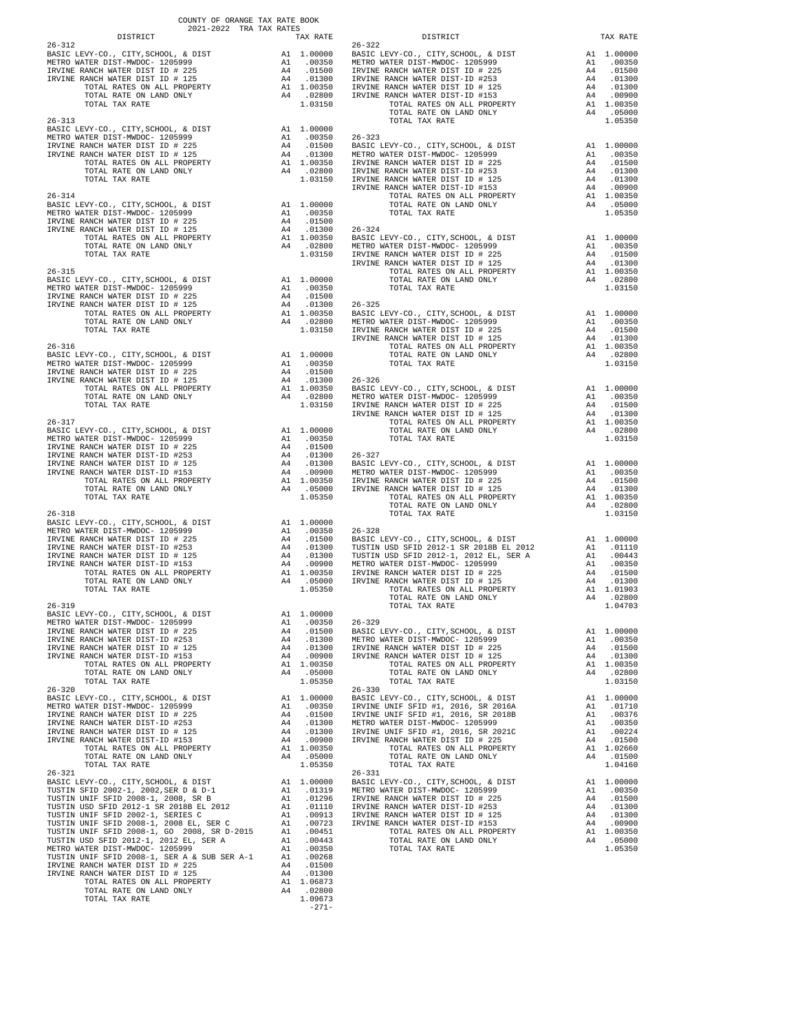COUNTY OF ORANGE TAX RATE BOOK
2021-2022 TRA TAX RATES

| DISTRICT | | TAX RATE |
|---|---|---|
| **26-312** | | |
| BASIC LEVY-CO., CITY,SCHOOL, & DIST | A1 | 1.00000 |
| METRO WATER DIST-MWDOC- 1205999 | A1 | .00350 |
| IRVINE RANCH WATER DIST ID # 225 | A4 | .01500 |
| IRVINE RANCH WATER DIST ID # 125 | A4 | .01300 |
| TOTAL RATES ON ALL PROPERTY | A1 | 1.00350 |
| TOTAL RATE ON LAND ONLY | A4 | .02800 |
| TOTAL TAX RATE | | 1.03150 |
| **26-313** | | |
| BASIC LEVY-CO., CITY,SCHOOL, & DIST | A1 | 1.00000 |
| METRO WATER DIST-MWDOC- 1205999 | A1 | .00350 |
| IRVINE RANCH WATER DIST ID # 225 | A4 | .01500 |
| IRVINE RANCH WATER DIST ID # 125 | A4 | .01300 |
| TOTAL RATES ON ALL PROPERTY | A1 | 1.00350 |
| TOTAL RATE ON LAND ONLY | A4 | .02800 |
| TOTAL TAX RATE | | 1.03150 |
| **26-314** | | |
| BASIC LEVY-CO., CITY,SCHOOL, & DIST | A1 | 1.00000 |
| METRO WATER DIST-MWDOC- 1205999 | A1 | .00350 |
| IRVINE RANCH WATER DIST ID # 225 | A4 | .01500 |
| IRVINE RANCH WATER DIST ID # 125 | A4 | .01300 |
| TOTAL RATES ON ALL PROPERTY | A1 | 1.00350 |
| TOTAL RATE ON LAND ONLY | A4 | .02800 |
| TOTAL TAX RATE | | 1.03150 |
| **26-315** | | |
| BASIC LEVY-CO., CITY,SCHOOL, & DIST | A1 | 1.00000 |
| METRO WATER DIST-MWDOC- 1205999 | A1 | .00350 |
| IRVINE RANCH WATER DIST ID # 225 | A4 | .01500 |
| IRVINE RANCH WATER DIST ID # 125 | A4 | .01300 |
| TOTAL RATES ON ALL PROPERTY | A1 | 1.00350 |
| TOTAL RATE ON LAND ONLY | A4 | .02800 |
| TOTAL TAX RATE | | 1.03150 |
| **26-316** | | |
| BASIC LEVY-CO., CITY,SCHOOL, & DIST | A1 | 1.00000 |
| METRO WATER DIST-MWDOC- 1205999 | A1 | .00350 |
| IRVINE RANCH WATER DIST ID # 225 | A4 | .01500 |
| IRVINE RANCH WATER DIST ID # 125 | A4 | .01300 |
| TOTAL RATES ON ALL PROPERTY | A1 | 1.00350 |
| TOTAL RATE ON LAND ONLY | A4 | .02800 |
| TOTAL TAX RATE | | 1.03150 |
| **26-317** | | |
| BASIC LEVY-CO., CITY,SCHOOL, & DIST | A1 | 1.00000 |
| METRO WATER DIST-MWDOC- 1205999 | A1 | .00350 |
| IRVINE RANCH WATER DIST ID # 225 | A4 | .01500 |
| IRVINE RANCH WATER DIST-ID #253 | A4 | .01300 |
| IRVINE RANCH WATER DIST ID # 125 | A4 | .01300 |
| IRVINE RANCH WATER DIST-ID #153 | A4 | .00900 |
| TOTAL RATES ON ALL PROPERTY | A1 | 1.00350 |
| TOTAL RATE ON LAND ONLY | A4 | .05000 |
| TOTAL TAX RATE | | 1.05350 |
| **26-318** | | |
| BASIC LEVY-CO., CITY,SCHOOL, & DIST | A1 | 1.00000 |
| METRO WATER DIST-MWDOC- 1205999 | A1 | .00350 |
| IRVINE RANCH WATER DIST ID # 225 | A4 | .01500 |
| IRVINE RANCH WATER DIST-ID #253 | A4 | .01300 |
| IRVINE RANCH WATER DIST ID # 125 | A4 | .01300 |
| IRVINE RANCH WATER DIST-ID #153 | A4 | .00900 |
| TOTAL RATES ON ALL PROPERTY | A1 | 1.00350 |
| TOTAL RATE ON LAND ONLY | A4 | .05000 |
| TOTAL TAX RATE | | 1.05350 |
| **26-319** | | |
| BASIC LEVY-CO., CITY,SCHOOL, & DIST | A1 | 1.00000 |
| METRO WATER DIST-MWDOC- 1205999 | A1 | .00350 |
| IRVINE RANCH WATER DIST ID # 225 | A4 | .01500 |
| IRVINE RANCH WATER DIST-ID #253 | A4 | .01300 |
| IRVINE RANCH WATER DIST ID # 125 | A4 | .01300 |
| IRVINE RANCH WATER DIST-ID #153 | A4 | .00900 |
| TOTAL RATES ON ALL PROPERTY | A1 | 1.00350 |
| TOTAL RATE ON LAND ONLY | A4 | .05000 |
| TOTAL TAX RATE | | 1.05350 |
| **26-320** | | |
| BASIC LEVY-CO., CITY,SCHOOL, & DIST | A1 | 1.00000 |
| METRO WATER DIST-MWDOC- 1205999 | A1 | .00350 |
| IRVINE RANCH WATER DIST ID # 225 | A4 | .01500 |
| IRVINE RANCH WATER DIST-ID #253 | A4 | .01300 |
| IRVINE RANCH WATER DIST ID # 125 | A4 | .01300 |
| IRVINE RANCH WATER DIST-ID #153 | A4 | .00900 |
| TOTAL RATES ON ALL PROPERTY | A1 | 1.00350 |
| TOTAL RATE ON LAND ONLY | A4 | .05000 |
| TOTAL TAX RATE | | 1.05350 |
| **26-321** | | |
| BASIC LEVY-CO., CITY,SCHOOL, & DIST | A1 | 1.00000 |
| TUSTIN SFID 2002-1, 2002,SER D & D-1 | A1 | .01319 |
| TUSTIN UNIF SFID 2008-1, 2008, SR B | A1 | .01296 |
| TUSTIN USD SFID 2012-1 SR 2018B EL 2012 | A1 | .01110 |
| TUSTIN UNIF SFID 2002-1, SERIES C | A1 | .00913 |
| TUSTIN UNIF SFID 2008-1, 2008 EL, SER C | A1 | .00723 |
| TUSTIN UNIF SFID 2008-1, GO 2008, SR D-2015 | A1 | .00451 |
| TUSTIN USD SFID 2012-1, 2012 EL, SER A | A1 | .00443 |
| METRO WATER DIST-MWDOC- 1205999 | A1 | .00350 |
| TUSTIN UNIF SFID 2008-1, SER A & SUB SER A-1 | A1 | .00268 |
| IRVINE RANCH WATER DIST ID # 225 | A4 | .01500 |
| IRVINE RANCH WATER DIST ID # 125 | A4 | .01300 |
| TOTAL RATES ON ALL PROPERTY | A1 | 1.06873 |
| TOTAL RATE ON LAND ONLY | A4 | .02800 |
| TOTAL TAX RATE | | 1.09673 |
| **26-322** | | |
| BASIC LEVY-CO., CITY,SCHOOL, & DIST | A1 | 1.00000 |
| METRO WATER DIST-MWDOC- 1205999 | A1 | .00350 |
| IRVINE RANCH WATER DIST ID # 225 | A4 | .01500 |
| IRVINE RANCH WATER DIST-ID #253 | A4 | .01300 |
| IRVINE RANCH WATER DIST ID # 125 | A4 | .01300 |
| IRVINE RANCH WATER DIST-ID #153 | A4 | .00900 |
| TOTAL RATES ON ALL PROPERTY | A1 | 1.00350 |
| TOTAL RATE ON LAND ONLY | A4 | .05000 |
| TOTAL TAX RATE | | 1.05350 |
| **26-323** | | |
| BASIC LEVY-CO., CITY,SCHOOL, & DIST | A1 | 1.00000 |
| METRO WATER DIST-MWDOC- 1205999 | A1 | .00350 |
| IRVINE RANCH WATER DIST ID # 225 | A4 | .01500 |
| IRVINE RANCH WATER DIST-ID #253 | A4 | .01300 |
| IRVINE RANCH WATER DIST ID # 125 | A4 | .01300 |
| IRVINE RANCH WATER DIST-ID #153 | A4 | .00900 |
| TOTAL RATES ON ALL PROPERTY | A1 | 1.00350 |
| TOTAL RATE ON LAND ONLY | A4 | .05000 |
| TOTAL TAX RATE | | 1.05350 |
| **26-324** | | |
| BASIC LEVY-CO., CITY,SCHOOL, & DIST | A1 | 1.00000 |
| METRO WATER DIST-MWDOC- 1205999 | A1 | .00350 |
| IRVINE RANCH WATER DIST ID # 225 | A4 | .01500 |
| IRVINE RANCH WATER DIST ID # 125 | A4 | .01300 |
| TOTAL RATES ON ALL PROPERTY | A1 | 1.00350 |
| TOTAL RATE ON LAND ONLY | A4 | .02800 |
| TOTAL TAX RATE | | 1.03150 |
| **26-325** | | |
| BASIC LEVY-CO., CITY,SCHOOL, & DIST | A1 | 1.00000 |
| METRO WATER DIST-MWDOC- 1205999 | A1 | .00350 |
| IRVINE RANCH WATER DIST ID # 225 | A4 | .01500 |
| IRVINE RANCH WATER DIST ID # 125 | A4 | .01300 |
| TOTAL RATES ON ALL PROPERTY | A1 | 1.00350 |
| TOTAL RATE ON LAND ONLY | A4 | .02800 |
| TOTAL TAX RATE | | 1.03150 |
| **26-326** | | |
| BASIC LEVY-CO., CITY,SCHOOL, & DIST | A1 | 1.00000 |
| METRO WATER DIST-MWDOC- 1205999 | A1 | .00350 |
| IRVINE RANCH WATER DIST ID # 225 | A4 | .01500 |
| IRVINE RANCH WATER DIST ID # 125 | A4 | .01300 |
| TOTAL RATES ON ALL PROPERTY | A1 | 1.00350 |
| TOTAL RATE ON LAND ONLY | A4 | .02800 |
| TOTAL TAX RATE | | 1.03150 |
| **26-327** | | |
| BASIC LEVY-CO., CITY,SCHOOL, & DIST | A1 | 1.00000 |
| METRO WATER DIST-MWDOC- 1205999 | A1 | .00350 |
| IRVINE RANCH WATER DIST ID # 225 | A4 | .01500 |
| IRVINE RANCH WATER DIST ID # 125 | A4 | .01300 |
| TOTAL RATES ON ALL PROPERTY | A1 | 1.00350 |
| TOTAL RATE ON LAND ONLY | A4 | .02800 |
| TOTAL TAX RATE | | 1.03150 |
| **26-328** | | |
| BASIC LEVY-CO., CITY,SCHOOL, & DIST | A1 | 1.00000 |
| TUSTIN USD SFID 2012-1 SR 2018B EL 2012 | A1 | .01110 |
| TUSTIN USD SFID 2012-1, 2012 EL, SER A | A1 | .00443 |
| METRO WATER DIST-MWDOC- 1205999 | A1 | .00350 |
| IRVINE RANCH WATER DIST ID # 225 | A4 | .01500 |
| IRVINE RANCH WATER DIST ID # 125 | A4 | .01300 |
| TOTAL RATES ON ALL PROPERTY | A1 | 1.01903 |
| TOTAL RATE ON LAND ONLY | A4 | .02800 |
| TOTAL TAX RATE | | 1.04703 |
| **26-329** | | |
| BASIC LEVY-CO., CITY,SCHOOL, & DIST | A1 | 1.00000 |
| METRO WATER DIST-MWDOC- 1205999 | A1 | .00350 |
| IRVINE RANCH WATER DIST ID # 225 | A4 | .01500 |
| IRVINE RANCH WATER DIST ID # 125 | A4 | .01300 |
| TOTAL RATES ON ALL PROPERTY | A1 | 1.00350 |
| TOTAL RATE ON LAND ONLY | A4 | .02800 |
| TOTAL TAX RATE | | 1.03150 |
| **26-330** | | |
| BASIC LEVY-CO., CITY,SCHOOL, & DIST | A1 | 1.00000 |
| IRVINE UNIF SFID #1, 2016, SR 2016A | A1 | .01710 |
| IRVINE UNIF SFID #1, 2016, SR 2018B | A1 | .00376 |
| METRO WATER DIST-MWDOC- 1205999 | A1 | .00350 |
| IRVINE UNIF SFID #1, 2016, SR 2021C | A1 | .00224 |
| IRVINE RANCH WATER DIST ID # 225 | A4 | .01500 |
| TOTAL RATES ON ALL PROPERTY | A1 | 1.02660 |
| TOTAL RATE ON LAND ONLY | A4 | .01500 |
| TOTAL TAX RATE | | 1.04160 |
| **26-331** | | |
| BASIC LEVY-CO., CITY,SCHOOL, & DIST | A1 | 1.00000 |
| METRO WATER DIST-MWDOC- 1205999 | A1 | .00350 |
| IRVINE RANCH WATER DIST ID # 225 | A4 | .01500 |
| IRVINE RANCH WATER DIST-ID #253 | A4 | .01300 |
| IRVINE RANCH WATER DIST ID # 125 | A4 | .01300 |
| IRVINE RANCH WATER DIST-ID #153 | A4 | .00900 |
| TOTAL RATES ON ALL PROPERTY | A1 | 1.00350 |
| TOTAL RATE ON LAND ONLY | A4 | .05000 |
| TOTAL TAX RATE | | 1.05350 |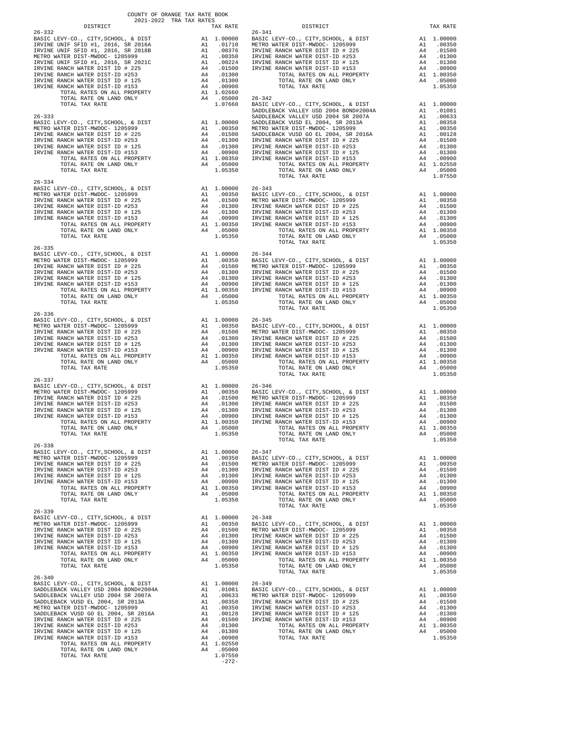COUNTY OF ORANGE TAX RATE BOOK
2021-2022 TRA TAX RATES

| DISTRICT | | TAX RATE |
|---|---|---|
| **26-332** | | |
| BASIC LEVY-CO., CITY,SCHOOL, & DIST | A1 | 1.00000 |
| IRVINE UNIF SFID #1, 2016, SR 2016A | A1 | .01710 |
| IRVINE UNIF SFID #1, 2016, SR 2018B | A1 | .00376 |
| METRO WATER DIST-MWDOC- 1205999 | A1 | .00350 |
| IRVINE UNIF SFID #1, 2016, SR 2021C | A1 | .00224 |
| IRVINE RANCH WATER DIST ID # 225 | A4 | .01500 |
| IRVINE RANCH WATER DIST-ID #253 | A4 | .01300 |
| IRVINE RANCH WATER DIST ID # 125 | A4 | .01300 |
| IRVINE RANCH WATER DIST-ID #153 | A4 | .00900 |
| TOTAL RATES ON ALL PROPERTY | A1 | 1.02660 |
| TOTAL RATE ON LAND ONLY | A4 | .05000 |
| TOTAL TAX RATE | | 1.07660 |
| **26-333** | | |
| BASIC LEVY-CO., CITY,SCHOOL, & DIST | A1 | 1.00000 |
| METRO WATER DIST-MWDOC- 1205999 | A1 | .00350 |
| IRVINE RANCH WATER DIST ID # 225 | A4 | .01500 |
| IRVINE RANCH WATER DIST-ID #253 | A4 | .01300 |
| IRVINE RANCH WATER DIST ID # 125 | A4 | .01300 |
| IRVINE RANCH WATER DIST-ID #153 | A4 | .00900 |
| TOTAL RATES ON ALL PROPERTY | A1 | 1.00350 |
| TOTAL RATE ON LAND ONLY | A4 | .05000 |
| TOTAL TAX RATE | | 1.05350 |
| **26-334** | | |
| BASIC LEVY-CO., CITY,SCHOOL, & DIST | A1 | 1.00000 |
| METRO WATER DIST-MWDOC- 1205999 | A1 | .00350 |
| IRVINE RANCH WATER DIST ID # 225 | A4 | .01500 |
| IRVINE RANCH WATER DIST-ID #253 | A4 | .01300 |
| IRVINE RANCH WATER DIST ID # 125 | A4 | .01300 |
| IRVINE RANCH WATER DIST-ID #153 | A4 | .00900 |
| TOTAL RATES ON ALL PROPERTY | A1 | 1.00350 |
| TOTAL RATE ON LAND ONLY | A4 | .05000 |
| TOTAL TAX RATE | | 1.05350 |
| **26-335** | | |
| BASIC LEVY-CO., CITY,SCHOOL, & DIST | A1 | 1.00000 |
| METRO WATER DIST-MWDOC- 1205999 | A1 | .00350 |
| IRVINE RANCH WATER DIST ID # 225 | A4 | .01500 |
| IRVINE RANCH WATER DIST-ID #253 | A4 | .01300 |
| IRVINE RANCH WATER DIST ID # 125 | A4 | .01300 |
| IRVINE RANCH WATER DIST-ID #153 | A4 | .00900 |
| TOTAL RATES ON ALL PROPERTY | A1 | 1.00350 |
| TOTAL RATE ON LAND ONLY | A4 | .05000 |
| TOTAL TAX RATE | | 1.05350 |
| **26-336** | | |
| BASIC LEVY-CO., CITY,SCHOOL, & DIST | A1 | 1.00000 |
| METRO WATER DIST-MWDOC- 1205999 | A1 | .00350 |
| IRVINE RANCH WATER DIST ID # 225 | A4 | .01500 |
| IRVINE RANCH WATER DIST-ID #253 | A4 | .01300 |
| IRVINE RANCH WATER DIST ID # 125 | A4 | .01300 |
| IRVINE RANCH WATER DIST-ID #153 | A4 | .00900 |
| TOTAL RATES ON ALL PROPERTY | A1 | 1.00350 |
| TOTAL RATE ON LAND ONLY | A4 | .05000 |
| TOTAL TAX RATE | | 1.05350 |
| **26-337** | | |
| BASIC LEVY-CO., CITY,SCHOOL, & DIST | A1 | 1.00000 |
| METRO WATER DIST-MWDOC- 1205999 | A1 | .00350 |
| IRVINE RANCH WATER DIST ID # 225 | A4 | .01500 |
| IRVINE RANCH WATER DIST-ID #253 | A4 | .01300 |
| IRVINE RANCH WATER DIST ID # 125 | A4 | .01300 |
| IRVINE RANCH WATER DIST-ID #153 | A4 | .00900 |
| TOTAL RATES ON ALL PROPERTY | A1 | 1.00350 |
| TOTAL RATE ON LAND ONLY | A4 | .05000 |
| TOTAL TAX RATE | | 1.05350 |
| **26-338** | | |
| BASIC LEVY-CO., CITY,SCHOOL, & DIST | A1 | 1.00000 |
| METRO WATER DIST-MWDOC- 1205999 | A1 | .00350 |
| IRVINE RANCH WATER DIST ID # 225 | A4 | .01500 |
| IRVINE RANCH WATER DIST-ID #253 | A4 | .01300 |
| IRVINE RANCH WATER DIST ID # 125 | A4 | .01300 |
| IRVINE RANCH WATER DIST-ID #153 | A4 | .00900 |
| TOTAL RATES ON ALL PROPERTY | A1 | 1.00350 |
| TOTAL RATE ON LAND ONLY | A4 | .05000 |
| TOTAL TAX RATE | | 1.05350 |
| **26-339** | | |
| BASIC LEVY-CO., CITY,SCHOOL, & DIST | A1 | 1.00000 |
| METRO WATER DIST-MWDOC- 1205999 | A1 | .00350 |
| IRVINE RANCH WATER DIST ID # 225 | A4 | .01500 |
| IRVINE RANCH WATER DIST-ID #253 | A4 | .01300 |
| IRVINE RANCH WATER DIST ID # 125 | A4 | .01300 |
| IRVINE RANCH WATER DIST-ID #153 | A4 | .00900 |
| TOTAL RATES ON ALL PROPERTY | A1 | 1.00350 |
| TOTAL RATE ON LAND ONLY | A4 | .05000 |
| TOTAL TAX RATE | | 1.05350 |
| **26-340** | | |
| BASIC LEVY-CO., CITY,SCHOOL, & DIST | A1 | 1.00000 |
| SADDLEBACK VALLEY USD 2004 BOND#2004A | A1 | .01081 |
| SADDLEBACK VALLEY USD 2004 SR 2007A | A1 | .00633 |
| SADDLEBACK VUSD EL 2004, SR 2013A | A1 | .00358 |
| METRO WATER DIST-MWDOC- 1205999 | A1 | .00350 |
| SADDLEBACK VUSD GO EL 2004, SR 2016A | A1 | .00128 |
| IRVINE RANCH WATER DIST ID # 225 | A4 | .01500 |
| IRVINE RANCH WATER DIST-ID #253 | A4 | .01300 |
| IRVINE RANCH WATER DIST ID # 125 | A4 | .01300 |
| IRVINE RANCH WATER DIST-ID #153 | A4 | .00900 |
| TOTAL RATES ON ALL PROPERTY | A1 | 1.02550 |
| TOTAL RATE ON LAND ONLY | A4 | .05000 |
| TOTAL TAX RATE | | 1.07550 |
| **26-341** | | |
| BASIC LEVY-CO., CITY,SCHOOL, & DIST | A1 | 1.00000 |
| METRO WATER DIST-MWDOC- 1205999 | A1 | .00350 |
| IRVINE RANCH WATER DIST ID # 225 | A4 | .01500 |
| IRVINE RANCH WATER DIST-ID #253 | A4 | .01300 |
| IRVINE RANCH WATER DIST ID # 125 | A4 | .01300 |
| IRVINE RANCH WATER DIST-ID #153 | A4 | .00900 |
| TOTAL RATES ON ALL PROPERTY | A1 | 1.00350 |
| TOTAL RATE ON LAND ONLY | A4 | .05000 |
| TOTAL TAX RATE | | 1.05350 |
| **26-342** | | |
| BASIC LEVY-CO., CITY,SCHOOL, & DIST | A1 | 1.00000 |
| SADDLEBACK VALLEY USD 2004 BOND#2004A | A1 | .01081 |
| SADDLEBACK VALLEY USD 2004 SR 2007A | A1 | .00633 |
| SADDLEBACK VUSD EL 2004, SR 2013A | A1 | .00358 |
| METRO WATER DIST-MWDOC- 1205999 | A1 | .00350 |
| SADDLEBACK VUSD GO EL 2004, SR 2016A | A1 | .00128 |
| IRVINE RANCH WATER DIST ID # 225 | A4 | .01500 |
| IRVINE RANCH WATER DIST-ID #253 | A4 | .01300 |
| IRVINE RANCH WATER DIST ID # 125 | A4 | .01300 |
| IRVINE RANCH WATER DIST-ID #153 | A4 | .00900 |
| TOTAL RATES ON ALL PROPERTY | A1 | 1.02550 |
| TOTAL RATE ON LAND ONLY | A4 | .05000 |
| TOTAL TAX RATE | | 1.07550 |
| **26-343** | | |
| BASIC LEVY-CO., CITY,SCHOOL, & DIST | A1 | 1.00000 |
| METRO WATER DIST-MWDOC- 1205999 | A1 | .00350 |
| IRVINE RANCH WATER DIST ID # 225 | A4 | .01500 |
| IRVINE RANCH WATER DIST-ID #253 | A4 | .01300 |
| IRVINE RANCH WATER DIST ID # 125 | A4 | .01300 |
| IRVINE RANCH WATER DIST-ID #153 | A4 | .00900 |
| TOTAL RATES ON ALL PROPERTY | A1 | 1.00350 |
| TOTAL RATE ON LAND ONLY | A4 | .05000 |
| TOTAL TAX RATE | | 1.05350 |
| **26-344** | | |
| BASIC LEVY-CO., CITY,SCHOOL, & DIST | A1 | 1.00000 |
| METRO WATER DIST-MWDOC- 1205999 | A1 | .00350 |
| IRVINE RANCH WATER DIST ID # 225 | A4 | .01500 |
| IRVINE RANCH WATER DIST-ID #253 | A4 | .01300 |
| IRVINE RANCH WATER DIST ID # 125 | A4 | .01300 |
| IRVINE RANCH WATER DIST-ID #153 | A4 | .00900 |
| TOTAL RATES ON ALL PROPERTY | A1 | 1.00350 |
| TOTAL RATE ON LAND ONLY | A4 | .05000 |
| TOTAL TAX RATE | | 1.05350 |
| **26-345** | | |
| BASIC LEVY-CO., CITY,SCHOOL, & DIST | A1 | 1.00000 |
| METRO WATER DIST-MWDOC- 1205999 | A1 | .00350 |
| IRVINE RANCH WATER DIST ID # 225 | A4 | .01500 |
| IRVINE RANCH WATER DIST-ID #253 | A4 | .01300 |
| IRVINE RANCH WATER DIST ID # 125 | A4 | .01300 |
| IRVINE RANCH WATER DIST-ID #153 | A4 | .00900 |
| TOTAL RATES ON ALL PROPERTY | A1 | 1.00350 |
| TOTAL RATE ON LAND ONLY | A4 | .05000 |
| TOTAL TAX RATE | | 1.05350 |
| **26-346** | | |
| BASIC LEVY-CO., CITY,SCHOOL, & DIST | A1 | 1.00000 |
| METRO WATER DIST-MWDOC- 1205999 | A1 | .00350 |
| IRVINE RANCH WATER DIST ID # 225 | A4 | .01500 |
| IRVINE RANCH WATER DIST-ID #253 | A4 | .01300 |
| IRVINE RANCH WATER DIST ID # 125 | A4 | .01300 |
| IRVINE RANCH WATER DIST-ID #153 | A4 | .00900 |
| TOTAL RATES ON ALL PROPERTY | A1 | 1.00350 |
| TOTAL RATE ON LAND ONLY | A4 | .05000 |
| TOTAL TAX RATE | | 1.05350 |
| **26-347** | | |
| BASIC LEVY-CO., CITY,SCHOOL, & DIST | A1 | 1.00000 |
| METRO WATER DIST-MWDOC- 1205999 | A1 | .00350 |
| IRVINE RANCH WATER DIST ID # 225 | A4 | .01500 |
| IRVINE RANCH WATER DIST-ID #253 | A4 | .01300 |
| IRVINE RANCH WATER DIST ID # 125 | A4 | .01300 |
| IRVINE RANCH WATER DIST-ID #153 | A4 | .00900 |
| TOTAL RATES ON ALL PROPERTY | A1 | 1.00350 |
| TOTAL RATE ON LAND ONLY | A4 | .05000 |
| TOTAL TAX RATE | | 1.05350 |
| **26-348** | | |
| BASIC LEVY-CO., CITY,SCHOOL, & DIST | A1 | 1.00000 |
| METRO WATER DIST-MWDOC- 1205999 | A1 | .00350 |
| IRVINE RANCH WATER DIST ID # 225 | A4 | .01500 |
| IRVINE RANCH WATER DIST-ID #253 | A4 | .01300 |
| IRVINE RANCH WATER DIST ID # 125 | A4 | .01300 |
| IRVINE RANCH WATER DIST-ID #153 | A4 | .00900 |
| TOTAL RATES ON ALL PROPERTY | A1 | 1.00350 |
| TOTAL RATE ON LAND ONLY | A4 | .05000 |
| TOTAL TAX RATE | | 1.05350 |
| **26-349** | | |
| BASIC LEVY-CO., CITY,SCHOOL, & DIST | A1 | 1.00000 |
| METRO WATER DIST-MWDOC- 1205999 | A1 | .00350 |
| IRVINE RANCH WATER DIST ID # 225 | A4 | .01500 |
| IRVINE RANCH WATER DIST-ID #253 | A4 | .01300 |
| IRVINE RANCH WATER DIST ID # 125 | A4 | .01300 |
| IRVINE RANCH WATER DIST-ID #153 | A4 | .00900 |
| TOTAL RATES ON ALL PROPERTY | A1 | 1.00350 |
| TOTAL RATE ON LAND ONLY | A4 | .05000 |
| TOTAL TAX RATE | | 1.05350 |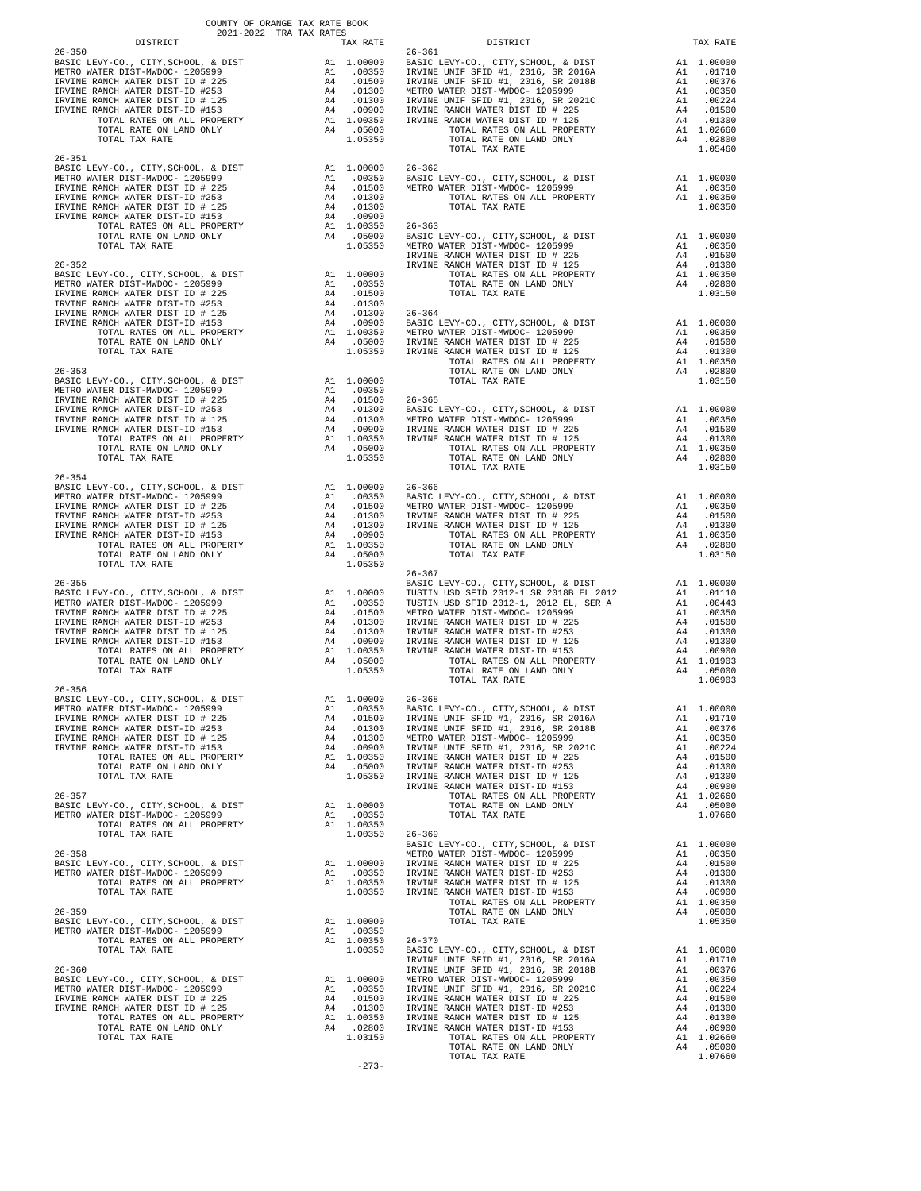COUNTY OF ORANGE TAX RATE BOOK
2021-2022 TRA TAX RATES

| DISTRICT | | TAX RATE |
|---|---|---|
| **26-350** | | |
| BASIC LEVY-CO., CITY,SCHOOL, & DIST | A1 | 1.00000 |
| METRO WATER DIST-MWDOC- 1205999 | A1 | .00350 |
| IRVINE RANCH WATER DIST ID # 225 | A4 | .01500 |
| IRVINE RANCH WATER DIST-ID #253 | A4 | .01300 |
| IRVINE RANCH WATER DIST ID # 125 | A4 | .01300 |
| IRVINE RANCH WATER DIST-ID #153 | A4 | .00900 |
| TOTAL RATES ON ALL PROPERTY | A1 | 1.00350 |
| TOTAL RATE ON LAND ONLY | A4 | .05000 |
| TOTAL TAX RATE | | 1.05350 |
| **26-351** | | |
| BASIC LEVY-CO., CITY,SCHOOL, & DIST | A1 | 1.00000 |
| METRO WATER DIST-MWDOC- 1205999 | A1 | .00350 |
| IRVINE RANCH WATER DIST ID # 225 | A4 | .01500 |
| IRVINE RANCH WATER DIST-ID #253 | A4 | .01300 |
| IRVINE RANCH WATER DIST ID # 125 | A4 | .01300 |
| IRVINE RANCH WATER DIST-ID #153 | A4 | .00900 |
| TOTAL RATES ON ALL PROPERTY | A1 | 1.00350 |
| TOTAL RATE ON LAND ONLY | A4 | .05000 |
| TOTAL TAX RATE | | 1.05350 |
| **26-352** | | |
| BASIC LEVY-CO., CITY,SCHOOL, & DIST | A1 | 1.00000 |
| METRO WATER DIST-MWDOC- 1205999 | A1 | .00350 |
| IRVINE RANCH WATER DIST ID # 225 | A4 | .01500 |
| IRVINE RANCH WATER DIST-ID #253 | A4 | .01300 |
| IRVINE RANCH WATER DIST ID # 125 | A4 | .01300 |
| IRVINE RANCH WATER DIST-ID #153 | A4 | .00900 |
| TOTAL RATES ON ALL PROPERTY | A1 | 1.00350 |
| TOTAL RATE ON LAND ONLY | A4 | .05000 |
| TOTAL TAX RATE | | 1.05350 |
| **26-353** | | |
| BASIC LEVY-CO., CITY,SCHOOL, & DIST | A1 | 1.00000 |
| METRO WATER DIST-MWDOC- 1205999 | A1 | .00350 |
| IRVINE RANCH WATER DIST ID # 225 | A4 | .01500 |
| IRVINE RANCH WATER DIST-ID #253 | A4 | .01300 |
| IRVINE RANCH WATER DIST ID # 125 | A4 | .01300 |
| IRVINE RANCH WATER DIST-ID #153 | A4 | .00900 |
| TOTAL RATES ON ALL PROPERTY | A1 | 1.00350 |
| TOTAL RATE ON LAND ONLY | A4 | .05000 |
| TOTAL TAX RATE | | 1.05350 |
| **26-354** | | |
| BASIC LEVY-CO., CITY,SCHOOL, & DIST | A1 | 1.00000 |
| METRO WATER DIST-MWDOC- 1205999 | A1 | .00350 |
| IRVINE RANCH WATER DIST ID # 225 | A4 | .01500 |
| IRVINE RANCH WATER DIST-ID #253 | A4 | .01300 |
| IRVINE RANCH WATER DIST ID # 125 | A4 | .01300 |
| IRVINE RANCH WATER DIST-ID #153 | A4 | .00900 |
| TOTAL RATES ON ALL PROPERTY | A1 | 1.00350 |
| TOTAL RATE ON LAND ONLY | A4 | .05000 |
| TOTAL TAX RATE | | 1.05350 |
| **26-355** | | |
| BASIC LEVY-CO., CITY,SCHOOL, & DIST | A1 | 1.00000 |
| METRO WATER DIST-MWDOC- 1205999 | A1 | .00350 |
| IRVINE RANCH WATER DIST ID # 225 | A4 | .01500 |
| IRVINE RANCH WATER DIST-ID #253 | A4 | .01300 |
| IRVINE RANCH WATER DIST ID # 125 | A4 | .01300 |
| IRVINE RANCH WATER DIST-ID #153 | A4 | .00900 |
| TOTAL RATES ON ALL PROPERTY | A1 | 1.00350 |
| TOTAL RATE ON LAND ONLY | A4 | .05000 |
| TOTAL TAX RATE | | 1.05350 |
| **26-356** | | |
| BASIC LEVY-CO., CITY,SCHOOL, & DIST | A1 | 1.00000 |
| METRO WATER DIST-MWDOC- 1205999 | A1 | .00350 |
| IRVINE RANCH WATER DIST ID # 225 | A4 | .01500 |
| IRVINE RANCH WATER DIST-ID #253 | A4 | .01300 |
| IRVINE RANCH WATER DIST ID # 125 | A4 | .01300 |
| IRVINE RANCH WATER DIST-ID #153 | A4 | .00900 |
| TOTAL RATES ON ALL PROPERTY | A1 | 1.00350 |
| TOTAL RATE ON LAND ONLY | A4 | .05000 |
| TOTAL TAX RATE | | 1.05350 |
| **26-357** | | |
| BASIC LEVY-CO., CITY,SCHOOL, & DIST | A1 | 1.00000 |
| METRO WATER DIST-MWDOC- 1205999 | A1 | .00350 |
| TOTAL RATES ON ALL PROPERTY | A1 | 1.00350 |
| TOTAL TAX RATE | | 1.00350 |
| **26-358** | | |
| BASIC LEVY-CO., CITY,SCHOOL, & DIST | A1 | 1.00000 |
| METRO WATER DIST-MWDOC- 1205999 | A1 | .00350 |
| TOTAL RATES ON ALL PROPERTY | A1 | 1.00350 |
| TOTAL TAX RATE | | 1.00350 |
| **26-359** | | |
| BASIC LEVY-CO., CITY,SCHOOL, & DIST | A1 | 1.00000 |
| METRO WATER DIST-MWDOC- 1205999 | A1 | .00350 |
| TOTAL RATES ON ALL PROPERTY | A1 | 1.00350 |
| TOTAL TAX RATE | | 1.00350 |
| **26-360** | | |
| BASIC LEVY-CO., CITY,SCHOOL, & DIST | A1 | 1.00000 |
| METRO WATER DIST-MWDOC- 1205999 | A1 | .00350 |
| IRVINE RANCH WATER DIST ID # 225 | A4 | .01500 |
| IRVINE RANCH WATER DIST ID # 125 | A4 | .01300 |
| TOTAL RATES ON ALL PROPERTY | A1 | 1.00350 |
| TOTAL RATE ON LAND ONLY | A4 | .02800 |
| TOTAL TAX RATE | | 1.03150 |
| **26-361** | | |
| BASIC LEVY-CO., CITY,SCHOOL, & DIST | A1 | 1.00000 |
| IRVINE UNIF SFID #1, 2016, SR 2016A | A1 | .01710 |
| IRVINE UNIF SFID #1, 2016, SR 2018B | A1 | .00376 |
| METRO WATER DIST-MWDOC- 1205999 | A1 | .00350 |
| IRVINE UNIF SFID #1, 2016, SR 2021C | A1 | .00224 |
| IRVINE RANCH WATER DIST ID # 225 | A4 | .01500 |
| IRVINE RANCH WATER DIST ID # 125 | A4 | .01300 |
| TOTAL RATES ON ALL PROPERTY | A1 | 1.02660 |
| TOTAL RATE ON LAND ONLY | A4 | .02800 |
| TOTAL TAX RATE | | 1.05460 |
| **26-362** | | |
| BASIC LEVY-CO., CITY,SCHOOL, & DIST | A1 | 1.00000 |
| METRO WATER DIST-MWDOC- 1205999 | A1 | .00350 |
| TOTAL RATES ON ALL PROPERTY | A1 | 1.00350 |
| TOTAL TAX RATE | | 1.00350 |
| **26-363** | | |
| BASIC LEVY-CO., CITY,SCHOOL, & DIST | A1 | 1.00000 |
| METRO WATER DIST-MWDOC- 1205999 | A1 | .00350 |
| IRVINE RANCH WATER DIST ID # 225 | A4 | .01500 |
| IRVINE RANCH WATER DIST ID # 125 | A4 | .01300 |
| TOTAL RATES ON ALL PROPERTY | A1 | 1.00350 |
| TOTAL RATE ON LAND ONLY | A4 | .02800 |
| TOTAL TAX RATE | | 1.03150 |
| **26-364** | | |
| BASIC LEVY-CO., CITY,SCHOOL, & DIST | A1 | 1.00000 |
| METRO WATER DIST-MWDOC- 1205999 | A1 | .00350 |
| IRVINE RANCH WATER DIST ID # 225 | A4 | .01500 |
| IRVINE RANCH WATER DIST ID # 125 | A4 | .01300 |
| TOTAL RATES ON ALL PROPERTY | A1 | 1.00350 |
| TOTAL RATE ON LAND ONLY | A4 | .02800 |
| TOTAL TAX RATE | | 1.03150 |
| **26-365** | | |
| BASIC LEVY-CO., CITY,SCHOOL, & DIST | A1 | 1.00000 |
| METRO WATER DIST-MWDOC- 1205999 | A1 | .00350 |
| IRVINE RANCH WATER DIST ID # 225 | A4 | .01500 |
| IRVINE RANCH WATER DIST ID # 125 | A4 | .01300 |
| TOTAL RATES ON ALL PROPERTY | A1 | 1.00350 |
| TOTAL RATE ON LAND ONLY | A4 | .02800 |
| TOTAL TAX RATE | | 1.03150 |
| **26-366** | | |
| BASIC LEVY-CO., CITY,SCHOOL, & DIST | A1 | 1.00000 |
| METRO WATER DIST-MWDOC- 1205999 | A1 | .00350 |
| IRVINE RANCH WATER DIST ID # 225 | A4 | .01500 |
| IRVINE RANCH WATER DIST ID # 125 | A4 | .01300 |
| TOTAL RATES ON ALL PROPERTY | A1 | 1.00350 |
| TOTAL RATE ON LAND ONLY | A4 | .02800 |
| TOTAL TAX RATE | | 1.03150 |
| **26-367** | | |
| BASIC LEVY-CO., CITY,SCHOOL, & DIST | A1 | 1.00000 |
| TUSTIN USD SFID 2012-1 SR 2018B EL 2012 | A1 | .01110 |
| TUSTIN USD SFID 2012-1, 2012 EL, SER A | A1 | .00443 |
| METRO WATER DIST-MWDOC- 1205999 | A1 | .00350 |
| IRVINE RANCH WATER DIST ID # 225 | A4 | .01500 |
| IRVINE RANCH WATER DIST-ID #253 | A4 | .01300 |
| IRVINE RANCH WATER DIST ID # 125 | A4 | .01300 |
| IRVINE RANCH WATER DIST-ID #153 | A4 | .00900 |
| TOTAL RATES ON ALL PROPERTY | A1 | 1.01903 |
| TOTAL RATE ON LAND ONLY | A4 | .05000 |
| TOTAL TAX RATE | | 1.06903 |
| **26-368** | | |
| BASIC LEVY-CO., CITY,SCHOOL, & DIST | A1 | 1.00000 |
| IRVINE UNIF SFID #1, 2016, SR 2016A | A1 | .01710 |
| IRVINE UNIF SFID #1, 2016, SR 2018B | A1 | .00376 |
| METRO WATER DIST-MWDOC- 1205999 | A1 | .00350 |
| IRVINE UNIF SFID #1, 2016, SR 2021C | A1 | .00224 |
| IRVINE RANCH WATER DIST ID # 225 | A4 | .01500 |
| IRVINE RANCH WATER DIST-ID #253 | A4 | .01300 |
| IRVINE RANCH WATER DIST ID # 125 | A4 | .01300 |
| IRVINE RANCH WATER DIST-ID #153 | A4 | .00900 |
| TOTAL RATES ON ALL PROPERTY | A1 | 1.02660 |
| TOTAL RATE ON LAND ONLY | A4 | .05000 |
| TOTAL TAX RATE | | 1.07660 |
| **26-369** | | |
| BASIC LEVY-CO., CITY,SCHOOL, & DIST | A1 | 1.00000 |
| METRO WATER DIST-MWDOC- 1205999 | A1 | .00350 |
| IRVINE RANCH WATER DIST ID # 225 | A4 | .01500 |
| IRVINE RANCH WATER DIST-ID #253 | A4 | .01300 |
| IRVINE RANCH WATER DIST ID # 125 | A4 | .01300 |
| IRVINE RANCH WATER DIST-ID #153 | A4 | .00900 |
| TOTAL RATES ON ALL PROPERTY | A1 | 1.00350 |
| TOTAL RATE ON LAND ONLY | A4 | .05000 |
| TOTAL TAX RATE | | 1.05350 |
| **26-370** | | |
| BASIC LEVY-CO., CITY,SCHOOL, & DIST | A1 | 1.00000 |
| IRVINE UNIF SFID #1, 2016, SR 2016A | A1 | .01710 |
| IRVINE UNIF SFID #1, 2016, SR 2018B | A1 | .00376 |
| METRO WATER DIST-MWDOC- 1205999 | A1 | .00350 |
| IRVINE UNIF SFID #1, 2016, SR 2021C | A1 | .00224 |
| IRVINE RANCH WATER DIST ID # 225 | A4 | .01500 |
| IRVINE RANCH WATER DIST-ID #253 | A4 | .01300 |
| IRVINE RANCH WATER DIST ID # 125 | A4 | .01300 |
| IRVINE RANCH WATER DIST-ID #153 | A4 | .00900 |
| TOTAL RATES ON ALL PROPERTY | A1 | 1.02660 |
| TOTAL RATE ON LAND ONLY | A4 | .05000 |
| TOTAL TAX RATE | | 1.07660 |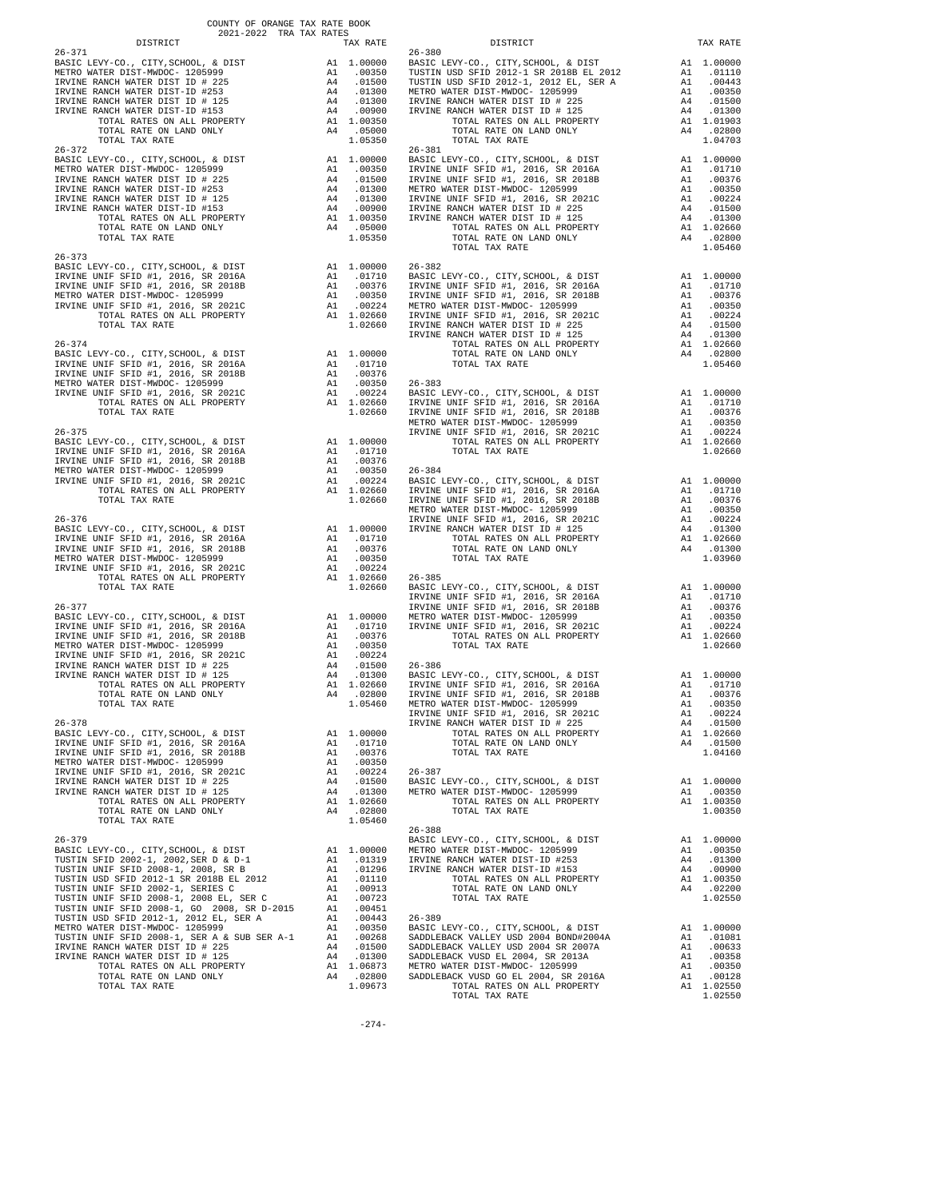COUNTY OF ORANGE TAX RATE BOOK
2021-2022 TRA TAX RATES

| DISTRICT | | TAX RATE |
|---|---|---|
| **26-371** | | |
| BASIC LEVY-CO., CITY,SCHOOL, & DIST | A1 | 1.00000 |
| METRO WATER DIST-MWDOC- 1205999 | A1 | .00350 |
| IRVINE RANCH WATER DIST ID # 225 | A4 | .01500 |
| IRVINE RANCH WATER DIST-ID #253 | A4 | .01300 |
| IRVINE RANCH WATER DIST ID # 125 | A4 | .01300 |
| IRVINE RANCH WATER DIST-ID #153 | A4 | .00900 |
| TOTAL RATES ON ALL PROPERTY | A1 | 1.00350 |
| TOTAL RATE ON LAND ONLY | A4 | .05000 |
| TOTAL TAX RATE | | 1.05350 |
| **26-372** | | |
| BASIC LEVY-CO., CITY,SCHOOL, & DIST | A1 | 1.00000 |
| METRO WATER DIST-MWDOC- 1205999 | A1 | .00350 |
| IRVINE RANCH WATER DIST ID # 225 | A4 | .01500 |
| IRVINE RANCH WATER DIST-ID #253 | A4 | .01300 |
| IRVINE RANCH WATER DIST ID # 125 | A4 | .01300 |
| IRVINE RANCH WATER DIST-ID #153 | A4 | .00900 |
| TOTAL RATES ON ALL PROPERTY | A1 | 1.00350 |
| TOTAL RATE ON LAND ONLY | A4 | .05000 |
| TOTAL TAX RATE | | 1.05350 |
| **26-373** | | |
| BASIC LEVY-CO., CITY,SCHOOL, & DIST | A1 | 1.00000 |
| IRVINE UNIF SFID #1, 2016, SR 2016A | A1 | .01710 |
| IRVINE UNIF SFID #1, 2016, SR 2018B | A1 | .00376 |
| METRO WATER DIST-MWDOC- 1205999 | A1 | .00350 |
| IRVINE UNIF SFID #1, 2016, SR 2021C | A1 | .00224 |
| TOTAL RATES ON ALL PROPERTY | A1 | 1.02660 |
| TOTAL TAX RATE | | 1.02660 |
| **26-374** | | |
| BASIC LEVY-CO., CITY,SCHOOL, & DIST | A1 | 1.00000 |
| IRVINE UNIF SFID #1, 2016, SR 2016A | A1 | .01710 |
| IRVINE UNIF SFID #1, 2016, SR 2018B | A1 | .00376 |
| METRO WATER DIST-MWDOC- 1205999 | A1 | .00350 |
| IRVINE UNIF SFID #1, 2016, SR 2021C | A1 | .00224 |
| TOTAL RATES ON ALL PROPERTY | A1 | 1.02660 |
| TOTAL TAX RATE | | 1.02660 |
| **26-375** | | |
| BASIC LEVY-CO., CITY,SCHOOL, & DIST | A1 | 1.00000 |
| IRVINE UNIF SFID #1, 2016, SR 2016A | A1 | .01710 |
| IRVINE UNIF SFID #1, 2016, SR 2018B | A1 | .00376 |
| METRO WATER DIST-MWDOC- 1205999 | A1 | .00350 |
| IRVINE UNIF SFID #1, 2016, SR 2021C | A1 | .00224 |
| TOTAL RATES ON ALL PROPERTY | A1 | 1.02660 |
| TOTAL TAX RATE | | 1.02660 |
| **26-376** | | |
| BASIC LEVY-CO., CITY,SCHOOL, & DIST | A1 | 1.00000 |
| IRVINE UNIF SFID #1, 2016, SR 2016A | A1 | .01710 |
| IRVINE UNIF SFID #1, 2016, SR 2018B | A1 | .00376 |
| METRO WATER DIST-MWDOC- 1205999 | A1 | .00350 |
| IRVINE UNIF SFID #1, 2016, SR 2021C | A1 | .00224 |
| TOTAL RATES ON ALL PROPERTY | A1 | 1.02660 |
| TOTAL TAX RATE | | 1.02660 |
| **26-377** | | |
| BASIC LEVY-CO., CITY,SCHOOL, & DIST | A1 | 1.00000 |
| IRVINE UNIF SFID #1, 2016, SR 2016A | A1 | .01710 |
| IRVINE UNIF SFID #1, 2016, SR 2018B | A1 | .00376 |
| METRO WATER DIST-MWDOC- 1205999 | A1 | .00350 |
| IRVINE UNIF SFID #1, 2016, SR 2021C | A1 | .00224 |
| IRVINE RANCH WATER DIST ID # 225 | A4 | .01500 |
| IRVINE RANCH WATER DIST ID # 125 | A4 | .01300 |
| TOTAL RATES ON ALL PROPERTY | A1 | 1.02660 |
| TOTAL RATE ON LAND ONLY | A4 | .02800 |
| TOTAL TAX RATE | | 1.05460 |
| **26-378** | | |
| BASIC LEVY-CO., CITY,SCHOOL, & DIST | A1 | 1.00000 |
| IRVINE UNIF SFID #1, 2016, SR 2016A | A1 | .01710 |
| IRVINE UNIF SFID #1, 2016, SR 2018B | A1 | .00376 |
| METRO WATER DIST-MWDOC- 1205999 | A1 | .00350 |
| IRVINE UNIF SFID #1, 2016, SR 2021C | A1 | .00224 |
| IRVINE RANCH WATER DIST ID # 225 | A4 | .01500 |
| IRVINE RANCH WATER DIST ID # 125 | A4 | .01300 |
| TOTAL RATES ON ALL PROPERTY | A1 | 1.02660 |
| TOTAL RATE ON LAND ONLY | A4 | .02800 |
| TOTAL TAX RATE | | 1.05460 |
| **26-379** | | |
| BASIC LEVY-CO., CITY,SCHOOL, & DIST | A1 | 1.00000 |
| TUSTIN SFID 2002-1, 2002,SER D & D-1 | A1 | .01319 |
| TUSTIN UNIF SFID 2008-1, 2008, SR B | A1 | .01296 |
| TUSTIN USD SFID 2012-1 SR 2018B EL 2012 | A1 | .01110 |
| TUSTIN UNIF SFID 2002-1, SERIES C | A1 | .00913 |
| TUSTIN UNIF SFID 2008-1, 2008 EL, SER C | A1 | .00723 |
| TUSTIN UNIF SFID 2008-1, GO 2008, SR D-2015 | A1 | .00451 |
| TUSTIN USD SFID 2012-1, 2012 EL, SER A | A1 | .00443 |
| METRO WATER DIST-MWDOC- 1205999 | A1 | .00350 |
| TUSTIN UNIF SFID 2008-1, SER A & SUB SER A-1 | A1 | .00268 |
| IRVINE RANCH WATER DIST ID # 225 | A4 | .01500 |
| IRVINE RANCH WATER DIST ID # 125 | A4 | .01300 |
| TOTAL RATES ON ALL PROPERTY | A1 | 1.06873 |
| TOTAL RATE ON LAND ONLY | A4 | .02800 |
| TOTAL TAX RATE | | 1.09673 |
| **26-380** | | |
| BASIC LEVY-CO., CITY,SCHOOL, & DIST | A1 | 1.00000 |
| TUSTIN USD SFID 2012-1 SR 2018B EL 2012 | A1 | .01110 |
| TUSTIN USD SFID 2012-1, 2012 EL, SER A | A1 | .00443 |
| METRO WATER DIST-MWDOC- 1205999 | A1 | .00350 |
| IRVINE RANCH WATER DIST ID # 225 | A4 | .01500 |
| IRVINE RANCH WATER DIST ID # 125 | A4 | .01300 |
| TOTAL RATES ON ALL PROPERTY | A1 | 1.01903 |
| TOTAL RATE ON LAND ONLY | A4 | .02800 |
| TOTAL TAX RATE | | 1.04703 |
| **26-381** | | |
| BASIC LEVY-CO., CITY,SCHOOL, & DIST | A1 | 1.00000 |
| IRVINE UNIF SFID #1, 2016, SR 2016A | A1 | .01710 |
| IRVINE UNIF SFID #1, 2016, SR 2018B | A1 | .00376 |
| METRO WATER DIST-MWDOC- 1205999 | A1 | .00350 |
| IRVINE UNIF SFID #1, 2016, SR 2021C | A1 | .00224 |
| IRVINE RANCH WATER DIST ID # 225 | A4 | .01500 |
| IRVINE RANCH WATER DIST ID # 125 | A4 | .01300 |
| TOTAL RATES ON ALL PROPERTY | A1 | 1.02660 |
| TOTAL RATE ON LAND ONLY | A4 | .02800 |
| TOTAL TAX RATE | | 1.05460 |
| **26-382** | | |
| BASIC LEVY-CO., CITY,SCHOOL, & DIST | A1 | 1.00000 |
| IRVINE UNIF SFID #1, 2016, SR 2016A | A1 | .01710 |
| IRVINE UNIF SFID #1, 2016, SR 2018B | A1 | .00376 |
| METRO WATER DIST-MWDOC- 1205999 | A1 | .00350 |
| IRVINE UNIF SFID #1, 2016, SR 2021C | A1 | .00224 |
| IRVINE RANCH WATER DIST ID # 225 | A4 | .01500 |
| IRVINE RANCH WATER DIST ID # 125 | A4 | .01300 |
| TOTAL RATES ON ALL PROPERTY | A1 | 1.02660 |
| TOTAL RATE ON LAND ONLY | A4 | .02800 |
| TOTAL TAX RATE | | 1.05460 |
| **26-383** | | |
| BASIC LEVY-CO., CITY,SCHOOL, & DIST | A1 | 1.00000 |
| IRVINE UNIF SFID #1, 2016, SR 2016A | A1 | .01710 |
| IRVINE UNIF SFID #1, 2016, SR 2018B | A1 | .00376 |
| METRO WATER DIST-MWDOC- 1205999 | A1 | .00350 |
| IRVINE UNIF SFID #1, 2016, SR 2021C | A1 | .00224 |
| TOTAL RATES ON ALL PROPERTY | A1 | 1.02660 |
| TOTAL TAX RATE | | 1.02660 |
| **26-384** | | |
| BASIC LEVY-CO., CITY,SCHOOL, & DIST | A1 | 1.00000 |
| IRVINE UNIF SFID #1, 2016, SR 2016A | A1 | .01710 |
| IRVINE UNIF SFID #1, 2016, SR 2018B | A1 | .00376 |
| METRO WATER DIST-MWDOC- 1205999 | A1 | .00350 |
| IRVINE UNIF SFID #1, 2016, SR 2021C | A1 | .00224 |
| IRVINE RANCH WATER DIST ID # 125 | A4 | .01300 |
| TOTAL RATES ON ALL PROPERTY | A1 | 1.02660 |
| TOTAL RATE ON LAND ONLY | A4 | .01300 |
| TOTAL TAX RATE | | 1.03960 |
| **26-385** | | |
| BASIC LEVY-CO., CITY,SCHOOL, & DIST | A1 | 1.00000 |
| IRVINE UNIF SFID #1, 2016, SR 2016A | A1 | .01710 |
| IRVINE UNIF SFID #1, 2016, SR 2018B | A1 | .00376 |
| METRO WATER DIST-MWDOC- 1205999 | A1 | .00350 |
| IRVINE UNIF SFID #1, 2016, SR 2021C | A1 | .00224 |
| TOTAL RATES ON ALL PROPERTY | A1 | 1.02660 |
| TOTAL TAX RATE | | 1.02660 |
| **26-386** | | |
| BASIC LEVY-CO., CITY,SCHOOL, & DIST | A1 | 1.00000 |
| IRVINE UNIF SFID #1, 2016, SR 2016A | A1 | .01710 |
| IRVINE UNIF SFID #1, 2016, SR 2018B | A1 | .00376 |
| METRO WATER DIST-MWDOC- 1205999 | A1 | .00350 |
| IRVINE UNIF SFID #1, 2016, SR 2021C | A1 | .00224 |
| IRVINE RANCH WATER DIST ID # 225 | A4 | .01500 |
| TOTAL RATES ON ALL PROPERTY | A1 | 1.02660 |
| TOTAL RATE ON LAND ONLY | A4 | .01500 |
| TOTAL TAX RATE | | 1.04160 |
| **26-387** | | |
| BASIC LEVY-CO., CITY,SCHOOL, & DIST | A1 | 1.00000 |
| METRO WATER DIST-MWDOC- 1205999 | A1 | .00350 |
| TOTAL RATES ON ALL PROPERTY | A1 | 1.00350 |
| TOTAL TAX RATE | | 1.00350 |
| **26-388** | | |
| BASIC LEVY-CO., CITY,SCHOOL, & DIST | A1 | 1.00000 |
| METRO WATER DIST-MWDOC- 1205999 | A1 | .00350 |
| IRVINE RANCH WATER DIST-ID #253 | A4 | .01300 |
| IRVINE RANCH WATER DIST-ID #153 | A4 | .00900 |
| TOTAL RATES ON ALL PROPERTY | A1 | 1.00350 |
| TOTAL RATE ON LAND ONLY | A4 | .02200 |
| TOTAL TAX RATE | | 1.02550 |
| **26-389** | | |
| BASIC LEVY-CO., CITY,SCHOOL, & DIST | A1 | 1.00000 |
| SADDLEBACK VALLEY USD 2004 BOND#2004A | A1 | .01081 |
| SADDLEBACK VALLEY USD 2004 SR 2007A | A1 | .00633 |
| SADDLEBACK VUSD EL 2004, SR 2013A | A1 | .00358 |
| METRO WATER DIST-MWDOC- 1205999 | A1 | .00350 |
| SADDLEBACK VUSD GO EL 2004, SR 2016A | A1 | .00128 |
| TOTAL RATES ON ALL PROPERTY | A1 | 1.02550 |
| TOTAL TAX RATE | | 1.02550 |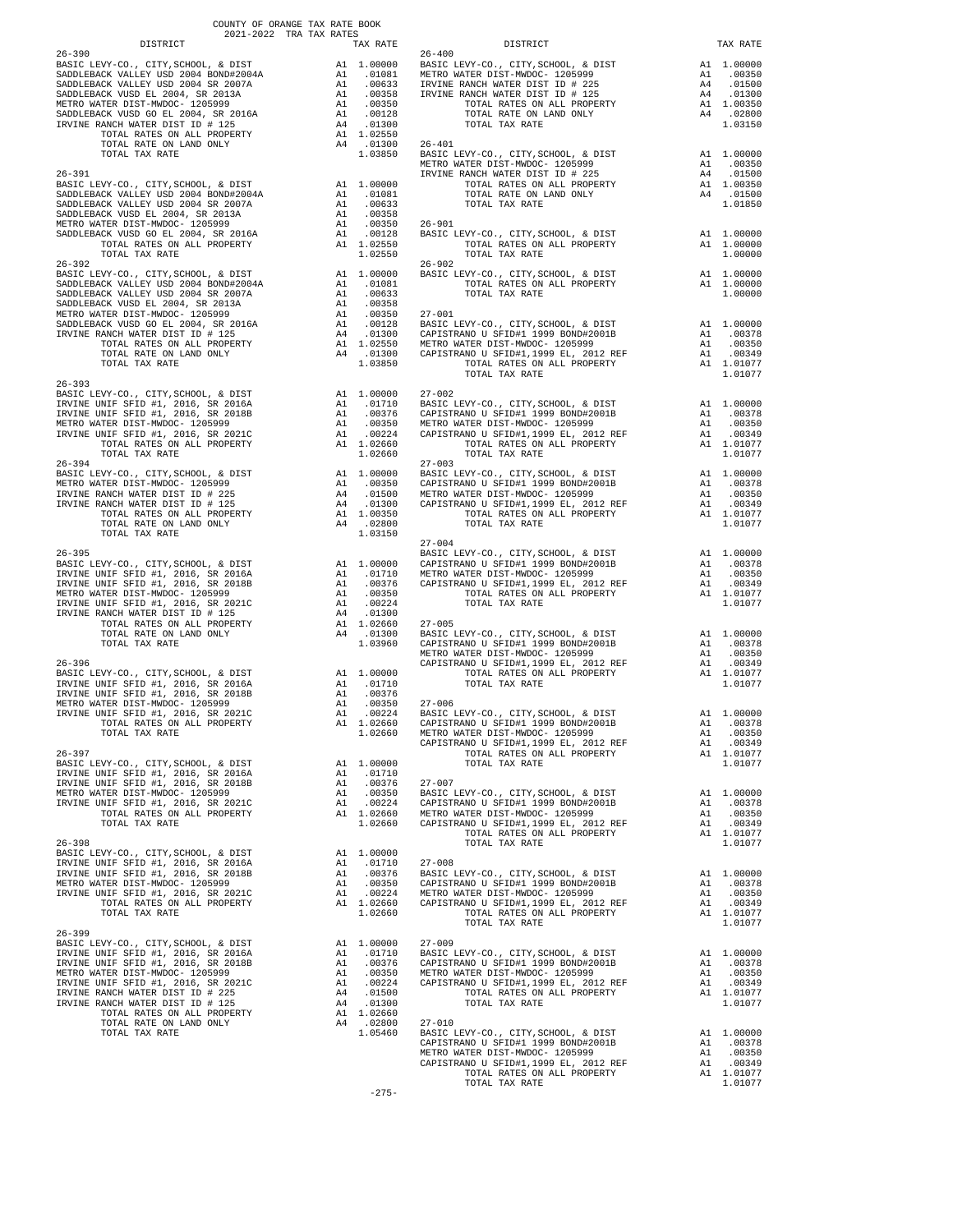COUNTY OF ORANGE TAX RATE BOOK
2021-2022 TRA TAX RATES

| DISTRICT | | TAX RATE |
|---|---|---|
| **26-390** | | |
| BASIC LEVY-CO., CITY,SCHOOL, & DIST | A1 | 1.00000 |
| SADDLEBACK VALLEY USD 2004 BOND#2004A | A1 | .01081 |
| SADDLEBACK VALLEY USD 2004 SR 2007A | A1 | .00633 |
| SADDLEBACK VUSD EL 2004, SR 2013A | A1 | .00358 |
| METRO WATER DIST-MWDOC- 1205999 | A1 | .00350 |
| SADDLEBACK VUSD GO EL 2004, SR 2016A | A1 | .00128 |
| IRVINE RANCH WATER DIST ID # 125 | A4 | .01300 |
| TOTAL RATES ON ALL PROPERTY | A1 | 1.02550 |
| TOTAL RATE ON LAND ONLY | A4 | .01300 |
| TOTAL TAX RATE | | 1.03850 |
| **26-391** | | |
| BASIC LEVY-CO., CITY,SCHOOL, & DIST | A1 | 1.00000 |
| SADDLEBACK VALLEY USD 2004 BOND#2004A | A1 | .01081 |
| SADDLEBACK VALLEY USD 2004 SR 2007A | A1 | .00633 |
| SADDLEBACK VUSD EL 2004, SR 2013A | A1 | .00358 |
| METRO WATER DIST-MWDOC- 1205999 | A1 | .00350 |
| SADDLEBACK VUSD GO EL 2004, SR 2016A | A1 | .00128 |
| TOTAL RATES ON ALL PROPERTY | A1 | 1.02550 |
| TOTAL TAX RATE | | 1.02550 |
| **26-392** | | |
| BASIC LEVY-CO., CITY,SCHOOL, & DIST | A1 | 1.00000 |
| SADDLEBACK VALLEY USD 2004 BOND#2004A | A1 | .01081 |
| SADDLEBACK VALLEY USD 2004 SR 2007A | A1 | .00633 |
| SADDLEBACK VUSD EL 2004, SR 2013A | A1 | .00358 |
| METRO WATER DIST-MWDOC- 1205999 | A1 | .00350 |
| SADDLEBACK VUSD GO EL 2004, SR 2016A | A1 | .00128 |
| IRVINE RANCH WATER DIST ID # 125 | A4 | .01300 |
| TOTAL RATES ON ALL PROPERTY | A1 | 1.02550 |
| TOTAL RATE ON LAND ONLY | A4 | .01300 |
| TOTAL TAX RATE | | 1.03850 |
| **26-393** | | |
| BASIC LEVY-CO., CITY,SCHOOL, & DIST | A1 | 1.00000 |
| IRVINE UNIF SFID #1, 2016, SR 2016A | A1 | .01710 |
| IRVINE UNIF SFID #1, 2016, SR 2018B | A1 | .00376 |
| METRO WATER DIST-MWDOC- 1205999 | A1 | .00350 |
| IRVINE UNIF SFID #1, 2016, SR 2021C | A1 | .00224 |
| TOTAL RATES ON ALL PROPERTY | A1 | 1.02660 |
| TOTAL TAX RATE | | 1.02660 |
| **26-394** | | |
| BASIC LEVY-CO., CITY,SCHOOL, & DIST | A1 | 1.00000 |
| METRO WATER DIST-MWDOC- 1205999 | A1 | .00350 |
| IRVINE RANCH WATER DIST ID # 225 | A4 | .01500 |
| IRVINE RANCH WATER DIST ID # 125 | A4 | .01300 |
| TOTAL RATES ON ALL PROPERTY | A1 | 1.00350 |
| TOTAL RATE ON LAND ONLY | A4 | .02800 |
| TOTAL TAX RATE | | 1.03150 |
| **26-395** | | |
| BASIC LEVY-CO., CITY,SCHOOL, & DIST | A1 | 1.00000 |
| IRVINE UNIF SFID #1, 2016, SR 2016A | A1 | .01710 |
| IRVINE UNIF SFID #1, 2016, SR 2018B | A1 | .00376 |
| METRO WATER DIST-MWDOC- 1205999 | A1 | .00350 |
| IRVINE UNIF SFID #1, 2016, SR 2021C | A1 | .00224 |
| IRVINE RANCH WATER DIST ID # 125 | A4 | .01300 |
| TOTAL RATES ON ALL PROPERTY | A1 | 1.02660 |
| TOTAL RATE ON LAND ONLY | A4 | .01300 |
| TOTAL TAX RATE | | 1.03960 |
| **26-396** | | |
| BASIC LEVY-CO., CITY,SCHOOL, & DIST | A1 | 1.00000 |
| IRVINE UNIF SFID #1, 2016, SR 2016A | A1 | .01710 |
| IRVINE UNIF SFID #1, 2016, SR 2018B | A1 | .00376 |
| METRO WATER DIST-MWDOC- 1205999 | A1 | .00350 |
| IRVINE UNIF SFID #1, 2016, SR 2021C | A1 | .00224 |
| TOTAL RATES ON ALL PROPERTY | A1 | 1.02660 |
| TOTAL TAX RATE | | 1.02660 |
| **26-397** | | |
| BASIC LEVY-CO., CITY,SCHOOL, & DIST | A1 | 1.00000 |
| IRVINE UNIF SFID #1, 2016, SR 2016A | A1 | .01710 |
| IRVINE UNIF SFID #1, 2016, SR 2018B | A1 | .00376 |
| METRO WATER DIST-MWDOC- 1205999 | A1 | .00350 |
| IRVINE UNIF SFID #1, 2016, SR 2021C | A1 | .00224 |
| TOTAL RATES ON ALL PROPERTY | A1 | 1.02660 |
| TOTAL TAX RATE | | 1.02660 |
| **26-398** | | |
| BASIC LEVY-CO., CITY,SCHOOL, & DIST | A1 | 1.00000 |
| IRVINE UNIF SFID #1, 2016, SR 2016A | A1 | .01710 |
| IRVINE UNIF SFID #1, 2016, SR 2018B | A1 | .00376 |
| METRO WATER DIST-MWDOC- 1205999 | A1 | .00350 |
| IRVINE UNIF SFID #1, 2016, SR 2021C | A1 | .00224 |
| TOTAL RATES ON ALL PROPERTY | A1 | 1.02660 |
| TOTAL TAX RATE | | 1.02660 |
| **26-399** | | |
| BASIC LEVY-CO., CITY,SCHOOL, & DIST | A1 | 1.00000 |
| IRVINE UNIF SFID #1, 2016, SR 2016A | A1 | .01710 |
| IRVINE UNIF SFID #1, 2016, SR 2018B | A1 | .00376 |
| METRO WATER DIST-MWDOC- 1205999 | A1 | .00350 |
| IRVINE UNIF SFID #1, 2016, SR 2021C | A1 | .00224 |
| IRVINE RANCH WATER DIST ID # 225 | A4 | .01500 |
| IRVINE RANCH WATER DIST ID # 125 | A4 | .01300 |
| TOTAL RATES ON ALL PROPERTY | A1 | 1.02660 |
| TOTAL RATE ON LAND ONLY | A4 | .02800 |
| TOTAL TAX RATE | | 1.05460 |
| **26-400** | | |
| BASIC LEVY-CO., CITY,SCHOOL, & DIST | A1 | 1.00000 |
| METRO WATER DIST-MWDOC- 1205999 | A1 | .00350 |
| IRVINE RANCH WATER DIST ID # 225 | A4 | .01500 |
| IRVINE RANCH WATER DIST ID # 125 | A4 | .01300 |
| TOTAL RATES ON ALL PROPERTY | A1 | 1.00350 |
| TOTAL RATE ON LAND ONLY | A4 | .02800 |
| TOTAL TAX RATE | | 1.03150 |
| **26-401** | | |
| BASIC LEVY-CO., CITY,SCHOOL, & DIST | A1 | 1.00000 |
| METRO WATER DIST-MWDOC- 1205999 | A1 | .00350 |
| IRVINE RANCH WATER DIST ID # 225 | A4 | .01500 |
| TOTAL RATES ON ALL PROPERTY | A1 | 1.00350 |
| TOTAL RATE ON LAND ONLY | A4 | .01500 |
| TOTAL TAX RATE | | 1.01850 |
| **26-901** | | |
| BASIC LEVY-CO., CITY,SCHOOL, & DIST | A1 | 1.00000 |
| TOTAL RATES ON ALL PROPERTY | A1 | 1.00000 |
| TOTAL TAX RATE | | 1.00000 |
| **26-902** | | |
| BASIC LEVY-CO., CITY,SCHOOL, & DIST | A1 | 1.00000 |
| TOTAL RATES ON ALL PROPERTY | A1 | 1.00000 |
| TOTAL TAX RATE | | 1.00000 |
| **27-001** | | |
| BASIC LEVY-CO., CITY,SCHOOL, & DIST | A1 | 1.00000 |
| CAPISTRANO U SFID#1 1999 BOND#2001B | A1 | .00378 |
| METRO WATER DIST-MWDOC- 1205999 | A1 | .00350 |
| CAPISTRANO U SFID#1,1999 EL, 2012 REF | A1 | .00349 |
| TOTAL RATES ON ALL PROPERTY | A1 | 1.01077 |
| TOTAL TAX RATE | | 1.01077 |
| **27-002** | | |
| BASIC LEVY-CO., CITY,SCHOOL, & DIST | A1 | 1.00000 |
| CAPISTRANO U SFID#1 1999 BOND#2001B | A1 | .00378 |
| METRO WATER DIST-MWDOC- 1205999 | A1 | .00350 |
| CAPISTRANO U SFID#1,1999 EL, 2012 REF | A1 | .00349 |
| TOTAL RATES ON ALL PROPERTY | A1 | 1.01077 |
| TOTAL TAX RATE | | 1.01077 |
| **27-003** | | |
| BASIC LEVY-CO., CITY,SCHOOL, & DIST | A1 | 1.00000 |
| CAPISTRANO U SFID#1 1999 BOND#2001B | A1 | .00378 |
| METRO WATER DIST-MWDOC- 1205999 | A1 | .00350 |
| CAPISTRANO U SFID#1,1999 EL, 2012 REF | A1 | .00349 |
| TOTAL RATES ON ALL PROPERTY | A1 | 1.01077 |
| TOTAL TAX RATE | | 1.01077 |
| **27-004** | | |
| BASIC LEVY-CO., CITY,SCHOOL, & DIST | A1 | 1.00000 |
| CAPISTRANO U SFID#1 1999 BOND#2001B | A1 | .00378 |
| METRO WATER DIST-MWDOC- 1205999 | A1 | .00350 |
| CAPISTRANO U SFID#1,1999 EL, 2012 REF | A1 | .00349 |
| TOTAL RATES ON ALL PROPERTY | A1 | 1.01077 |
| TOTAL TAX RATE | | 1.01077 |
| **27-005** | | |
| BASIC LEVY-CO., CITY,SCHOOL, & DIST | A1 | 1.00000 |
| CAPISTRANO U SFID#1 1999 BOND#2001B | A1 | .00378 |
| METRO WATER DIST-MWDOC- 1205999 | A1 | .00350 |
| CAPISTRANO U SFID#1,1999 EL, 2012 REF | A1 | .00349 |
| TOTAL RATES ON ALL PROPERTY | A1 | 1.01077 |
| TOTAL TAX RATE | | 1.01077 |
| **27-006** | | |
| BASIC LEVY-CO., CITY,SCHOOL, & DIST | A1 | 1.00000 |
| CAPISTRANO U SFID#1 1999 BOND#2001B | A1 | .00378 |
| METRO WATER DIST-MWDOC- 1205999 | A1 | .00350 |
| CAPISTRANO U SFID#1,1999 EL, 2012 REF | A1 | .00349 |
| TOTAL RATES ON ALL PROPERTY | A1 | 1.01077 |
| TOTAL TAX RATE | | 1.01077 |
| **27-007** | | |
| BASIC LEVY-CO., CITY,SCHOOL, & DIST | A1 | 1.00000 |
| CAPISTRANO U SFID#1 1999 BOND#2001B | A1 | .00378 |
| METRO WATER DIST-MWDOC- 1205999 | A1 | .00350 |
| CAPISTRANO U SFID#1,1999 EL, 2012 REF | A1 | .00349 |
| TOTAL RATES ON ALL PROPERTY | A1 | 1.01077 |
| TOTAL TAX RATE | | 1.01077 |
| **27-008** | | |
| BASIC LEVY-CO., CITY,SCHOOL, & DIST | A1 | 1.00000 |
| CAPISTRANO U SFID#1 1999 BOND#2001B | A1 | .00378 |
| METRO WATER DIST-MWDOC- 1205999 | A1 | .00350 |
| CAPISTRANO U SFID#1,1999 EL, 2012 REF | A1 | .00349 |
| TOTAL RATES ON ALL PROPERTY | A1 | 1.01077 |
| TOTAL TAX RATE | | 1.01077 |
| **27-009** | | |
| BASIC LEVY-CO., CITY,SCHOOL, & DIST | A1 | 1.00000 |
| CAPISTRANO U SFID#1 1999 BOND#2001B | A1 | .00378 |
| METRO WATER DIST-MWDOC- 1205999 | A1 | .00350 |
| CAPISTRANO U SFID#1,1999 EL, 2012 REF | A1 | .00349 |
| TOTAL RATES ON ALL PROPERTY | A1 | 1.01077 |
| TOTAL TAX RATE | | 1.01077 |
| **27-010** | | |
| BASIC LEVY-CO., CITY,SCHOOL, & DIST | A1 | 1.00000 |
| CAPISTRANO U SFID#1 1999 BOND#2001B | A1 | .00378 |
| METRO WATER DIST-MWDOC- 1205999 | A1 | .00350 |
| CAPISTRANO U SFID#1,1999 EL, 2012 REF | A1 | .00349 |
| TOTAL RATES ON ALL PROPERTY | A1 | 1.01077 |
| TOTAL TAX RATE | | 1.01077 |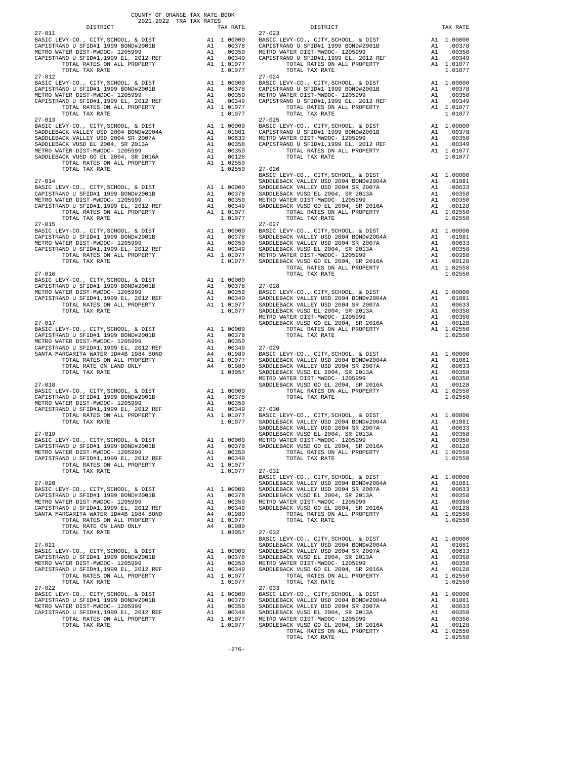COUNTY OF ORANGE TAX RATE BOOK
2021-2022 TRA TAX RATES

| DISTRICT | | TAX RATE |
|---|---|---|
| **27-011** | | |
| BASIC LEVY-CO., CITY,SCHOOL, & DIST | A1 | 1.00000 |
| CAPISTRANO U SFID#1 1999 BOND#2001B | A1 | .00378 |
| METRO WATER DIST-MWDOC- 1205999 | A1 | .00350 |
| CAPISTRANO U SFID#1,1999 EL, 2012 REF | A1 | .00349 |
| TOTAL RATES ON ALL PROPERTY | A1 | 1.01077 |
| TOTAL TAX RATE | | 1.01077 |
| **27-012** | | |
| BASIC LEVY-CO., CITY,SCHOOL, & DIST | A1 | 1.00000 |
| CAPISTRANO U SFID#1 1999 BOND#2001B | A1 | .00378 |
| METRO WATER DIST-MWDOC- 1205999 | A1 | .00350 |
| CAPISTRANO U SFID#1,1999 EL, 2012 REF | A1 | .00349 |
| TOTAL RATES ON ALL PROPERTY | A1 | 1.01077 |
| TOTAL TAX RATE | | 1.01077 |
| **27-013** | | |
| BASIC LEVY-CO., CITY,SCHOOL, & DIST | A1 | 1.00000 |
| SADDLEBACK VALLEY USD 2004 BOND#2004A | A1 | .01081 |
| SADDLEBACK VALLEY USD 2004 SR 2007A | A1 | .00633 |
| SADDLEBACK VUSD EL 2004, SR 2013A | A1 | .00358 |
| METRO WATER DIST-MWDOC- 1205999 | A1 | .00350 |
| SADDLEBACK VUSD GO EL 2004, SR 2016A | A1 | .00128 |
| TOTAL RATES ON ALL PROPERTY | A1 | 1.02550 |
| TOTAL TAX RATE | | 1.02550 |
| **27-014** | | |
| BASIC LEVY-CO., CITY,SCHOOL, & DIST | A1 | 1.00000 |
| CAPISTRANO U SFID#1 1999 BOND#2001B | A1 | .00378 |
| METRO WATER DIST-MWDOC- 1205999 | A1 | .00350 |
| CAPISTRANO U SFID#1,1999 EL, 2012 REF | A1 | .00349 |
| TOTAL RATES ON ALL PROPERTY | A1 | 1.01077 |
| TOTAL TAX RATE | | 1.01077 |
| **27-015** | | |
| BASIC LEVY-CO., CITY,SCHOOL, & DIST | A1 | 1.00000 |
| CAPISTRANO U SFID#1 1999 BOND#2001B | A1 | .00378 |
| METRO WATER DIST-MWDOC- 1205999 | A1 | .00350 |
| CAPISTRANO U SFID#1,1999 EL, 2012 REF | A1 | .00349 |
| TOTAL RATES ON ALL PROPERTY | A1 | 1.01077 |
| TOTAL TAX RATE | | 1.01077 |
| **27-016** | | |
| BASIC LEVY-CO., CITY,SCHOOL, & DIST | A1 | 1.00000 |
| CAPISTRANO U SFID#1 1999 BOND#2001B | A1 | .00378 |
| METRO WATER DIST-MWDOC- 1205999 | A1 | .00350 |
| CAPISTRANO U SFID#1,1999 EL, 2012 REF | A1 | .00349 |
| TOTAL RATES ON ALL PROPERTY | A1 | 1.01077 |
| TOTAL TAX RATE | | 1.01077 |
| **27-017** | | |
| BASIC LEVY-CO., CITY,SCHOOL, & DIST | A1 | 1.00000 |
| CAPISTRANO U SFID#1 1999 BOND#2001B | A1 | .00378 |
| METRO WATER DIST-MWDOC- 1205999 | A1 | .00350 |
| CAPISTRANO U SFID#1,1999 EL, 2012 REF | A1 | .00349 |
| SANTA MARGARITA WATER ID#4B 1984 BOND | A4 | .01980 |
| TOTAL RATES ON ALL PROPERTY | A1 | 1.01077 |
| TOTAL RATE ON LAND ONLY | A4 | .01980 |
| TOTAL TAX RATE | | 1.03057 |
| **27-018** | | |
| BASIC LEVY-CO., CITY,SCHOOL, & DIST | A1 | 1.00000 |
| CAPISTRANO U SFID#1 1999 BOND#2001B | A1 | .00378 |
| METRO WATER DIST-MWDOC- 1205999 | A1 | .00350 |
| CAPISTRANO U SFID#1,1999 EL, 2012 REF | A1 | .00349 |
| TOTAL RATES ON ALL PROPERTY | A1 | 1.01077 |
| TOTAL TAX RATE | | 1.01077 |
| **27-019** | | |
| BASIC LEVY-CO., CITY,SCHOOL, & DIST | A1 | 1.00000 |
| CAPISTRANO U SFID#1 1999 BOND#2001B | A1 | .00378 |
| METRO WATER DIST-MWDOC- 1205999 | A1 | .00350 |
| CAPISTRANO U SFID#1,1999 EL, 2012 REF | A1 | .00349 |
| TOTAL RATES ON ALL PROPERTY | A1 | 1.01077 |
| TOTAL TAX RATE | | 1.01077 |
| **27-020** | | |
| BASIC LEVY-CO., CITY,SCHOOL, & DIST | A1 | 1.00000 |
| CAPISTRANO U SFID#1 1999 BOND#2001B | A1 | .00378 |
| METRO WATER DIST-MWDOC- 1205999 | A1 | .00350 |
| CAPISTRANO U SFID#1,1999 EL, 2012 REF | A1 | .00349 |
| SANTA MARGARITA WATER ID#4B 1984 BOND | A4 | .01980 |
| TOTAL RATES ON ALL PROPERTY | A1 | 1.01077 |
| TOTAL RATE ON LAND ONLY | A4 | .01980 |
| TOTAL TAX RATE | | 1.03057 |
| **27-021** | | |
| BASIC LEVY-CO., CITY,SCHOOL, & DIST | A1 | 1.00000 |
| CAPISTRANO U SFID#1 1999 BOND#2001B | A1 | .00378 |
| METRO WATER DIST-MWDOC- 1205999 | A1 | .00350 |
| CAPISTRANO U SFID#1,1999 EL, 2012 REF | A1 | .00349 |
| TOTAL RATES ON ALL PROPERTY | A1 | 1.01077 |
| TOTAL TAX RATE | | 1.01077 |
| **27-022** | | |
| BASIC LEVY-CO., CITY,SCHOOL, & DIST | A1 | 1.00000 |
| CAPISTRANO U SFID#1 1999 BOND#2001B | A1 | .00378 |
| METRO WATER DIST-MWDOC- 1205999 | A1 | .00350 |
| CAPISTRANO U SFID#1,1999 EL, 2012 REF | A1 | .00349 |
| TOTAL RATES ON ALL PROPERTY | A1 | 1.01077 |
| TOTAL TAX RATE | | 1.01077 |
| **27-023** | | |
| BASIC LEVY-CO., CITY,SCHOOL, & DIST | A1 | 1.00000 |
| CAPISTRANO U SFID#1 1999 BOND#2001B | A1 | .00378 |
| METRO WATER DIST-MWDOC- 1205999 | A1 | .00350 |
| CAPISTRANO U SFID#1,1999 EL, 2012 REF | A1 | .00349 |
| TOTAL RATES ON ALL PROPERTY | A1 | 1.01077 |
| TOTAL TAX RATE | | 1.01077 |
| **27-024** | | |
| BASIC LEVY-CO., CITY,SCHOOL, & DIST | A1 | 1.00000 |
| CAPISTRANO U SFID#1 1999 BOND#2001B | A1 | .00378 |
| METRO WATER DIST-MWDOC- 1205999 | A1 | .00350 |
| CAPISTRANO U SFID#1,1999 EL, 2012 REF | A1 | .00349 |
| TOTAL RATES ON ALL PROPERTY | A1 | 1.01077 |
| TOTAL TAX RATE | | 1.01077 |
| **27-025** | | |
| BASIC LEVY-CO., CITY,SCHOOL, & DIST | A1 | 1.00000 |
| CAPISTRANO U SFID#1 1999 BOND#2001B | A1 | .00378 |
| METRO WATER DIST-MWDOC- 1205999 | A1 | .00350 |
| CAPISTRANO U SFID#1,1999 EL, 2012 REF | A1 | .00349 |
| TOTAL RATES ON ALL PROPERTY | A1 | 1.01077 |
| TOTAL TAX RATE | | 1.01077 |
| **27-026** | | |
| BASIC LEVY-CO., CITY,SCHOOL, & DIST | A1 | 1.00000 |
| SADDLEBACK VALLEY USD 2004 BOND#2004A | A1 | .01081 |
| SADDLEBACK VALLEY USD 2004 SR 2007A | A1 | .00633 |
| SADDLEBACK VUSD EL 2004, SR 2013A | A1 | .00358 |
| METRO WATER DIST-MWDOC- 1205999 | A1 | .00350 |
| SADDLEBACK VUSD GO EL 2004, SR 2016A | A1 | .00128 |
| TOTAL RATES ON ALL PROPERTY | A1 | 1.02550 |
| TOTAL TAX RATE | | 1.02550 |
| **27-027** | | |
| BASIC LEVY-CO., CITY,SCHOOL, & DIST | A1 | 1.00000 |
| SADDLEBACK VALLEY USD 2004 BOND#2004A | A1 | .01081 |
| SADDLEBACK VALLEY USD 2004 SR 2007A | A1 | .00633 |
| SADDLEBACK VUSD EL 2004, SR 2013A | A1 | .00358 |
| METRO WATER DIST-MWDOC- 1205999 | A1 | .00350 |
| SADDLEBACK VUSD GO EL 2004, SR 2016A | A1 | .00128 |
| TOTAL RATES ON ALL PROPERTY | A1 | 1.02550 |
| TOTAL TAX RATE | | 1.02550 |
| **27-028** | | |
| BASIC LEVY-CO., CITY,SCHOOL, & DIST | A1 | 1.00000 |
| SADDLEBACK VALLEY USD 2004 BOND#2004A | A1 | .01081 |
| SADDLEBACK VALLEY USD 2004 SR 2007A | A1 | .00633 |
| SADDLEBACK VUSD EL 2004, SR 2013A | A1 | .00358 |
| METRO WATER DIST-MWDOC- 1205999 | A1 | .00350 |
| SADDLEBACK VUSD GO EL 2004, SR 2016A | A1 | .00128 |
| TOTAL RATES ON ALL PROPERTY | A1 | 1.02550 |
| TOTAL TAX RATE | | 1.02550 |
| **27-029** | | |
| BASIC LEVY-CO., CITY,SCHOOL, & DIST | A1 | 1.00000 |
| SADDLEBACK VALLEY USD 2004 BOND#2004A | A1 | .01081 |
| SADDLEBACK VALLEY USD 2004 SR 2007A | A1 | .00633 |
| SADDLEBACK VUSD EL 2004, SR 2013A | A1 | .00358 |
| METRO WATER DIST-MWDOC- 1205999 | A1 | .00350 |
| SADDLEBACK VUSD GO EL 2004, SR 2016A | A1 | .00128 |
| TOTAL RATES ON ALL PROPERTY | A1 | 1.02550 |
| TOTAL TAX RATE | | 1.02550 |
| **27-030** | | |
| BASIC LEVY-CO., CITY,SCHOOL, & DIST | A1 | 1.00000 |
| SADDLEBACK VALLEY USD 2004 BOND#2004A | A1 | .01081 |
| SADDLEBACK VALLEY USD 2004 SR 2007A | A1 | .00633 |
| SADDLEBACK VUSD EL 2004, SR 2013A | A1 | .00358 |
| METRO WATER DIST-MWDOC- 1205999 | A1 | .00350 |
| SADDLEBACK VUSD GO EL 2004, SR 2016A | A1 | .00128 |
| TOTAL RATES ON ALL PROPERTY | A1 | 1.02550 |
| TOTAL TAX RATE | | 1.02550 |
| **27-031** | | |
| BASIC LEVY-CO., CITY,SCHOOL, & DIST | A1 | 1.00000 |
| SADDLEBACK VALLEY USD 2004 BOND#2004A | A1 | .01081 |
| SADDLEBACK VALLEY USD 2004 SR 2007A | A1 | .00633 |
| SADDLEBACK VUSD EL 2004, SR 2013A | A1 | .00358 |
| METRO WATER DIST-MWDOC- 1205999 | A1 | .00350 |
| SADDLEBACK VUSD GO EL 2004, SR 2016A | A1 | .00128 |
| TOTAL RATES ON ALL PROPERTY | A1 | 1.02550 |
| TOTAL TAX RATE | | 1.02550 |
| **27-032** | | |
| BASIC LEVY-CO., CITY,SCHOOL, & DIST | A1 | 1.00000 |
| SADDLEBACK VALLEY USD 2004 BOND#2004A | A1 | .01081 |
| SADDLEBACK VALLEY USD 2004 SR 2007A | A1 | .00633 |
| SADDLEBACK VUSD EL 2004, SR 2013A | A1 | .00358 |
| METRO WATER DIST-MWDOC- 1205999 | A1 | .00350 |
| SADDLEBACK VUSD GO EL 2004, SR 2016A | A1 | .00128 |
| TOTAL RATES ON ALL PROPERTY | A1 | 1.02550 |
| TOTAL TAX RATE | | 1.02550 |
| **27-033** | | |
| BASIC LEVY-CO., CITY,SCHOOL, & DIST | A1 | 1.00000 |
| SADDLEBACK VALLEY USD 2004 BOND#2004A | A1 | .01081 |
| SADDLEBACK VALLEY USD 2004 SR 2007A | A1 | .00633 |
| SADDLEBACK VUSD EL 2004, SR 2013A | A1 | .00358 |
| METRO WATER DIST-MWDOC- 1205999 | A1 | .00350 |
| SADDLEBACK VUSD GO EL 2004, SR 2016A | A1 | .00128 |
| TOTAL RATES ON ALL PROPERTY | A1 | 1.02550 |
| TOTAL TAX RATE | | 1.02550 |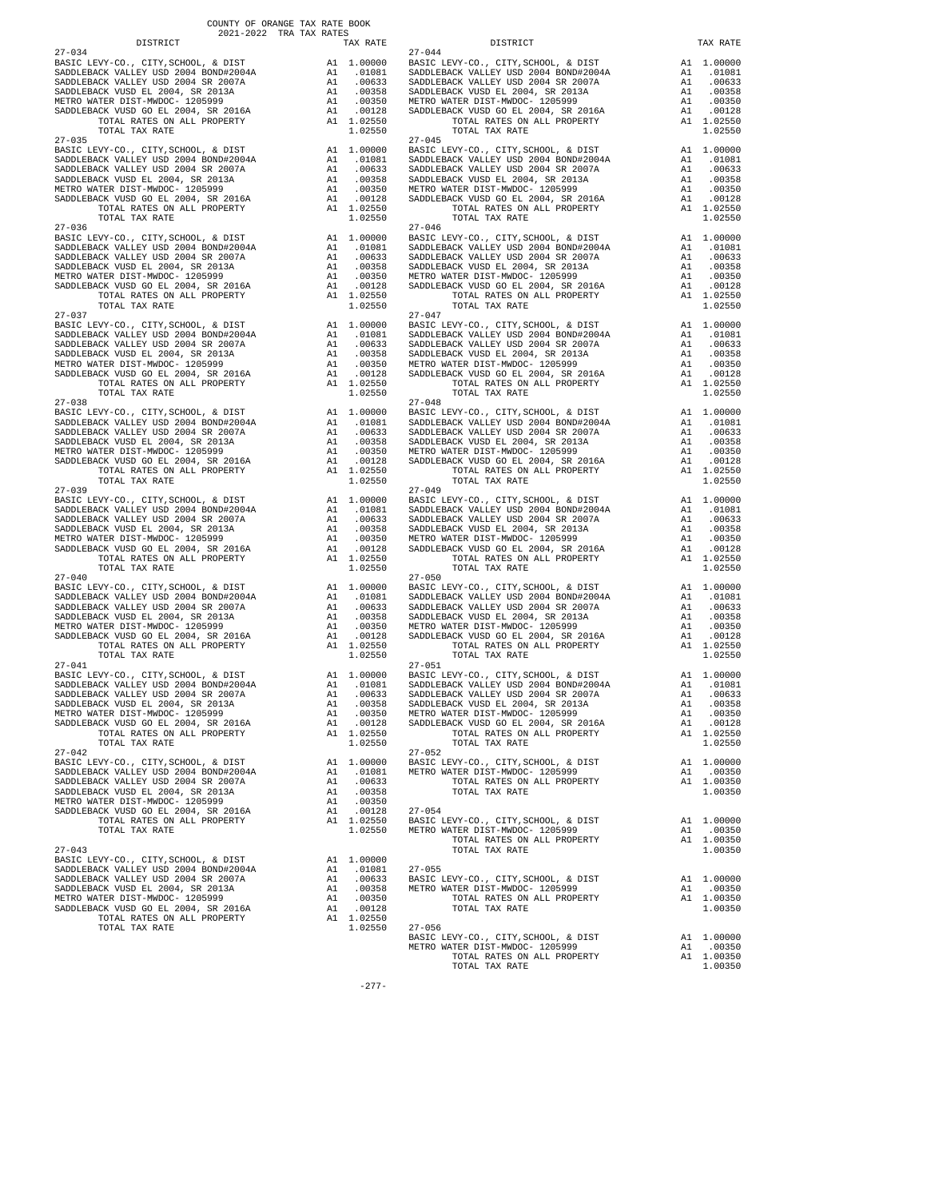COUNTY OF ORANGE TAX RATE BOOK
2021-2022 TRA TAX RATES

| DISTRICT | | TAX RATE |
|---|---|---|
| 27-034 | | |
| BASIC LEVY-CO., CITY,SCHOOL, & DIST | A1 | 1.00000 |
| SADDLEBACK VALLEY USD 2004 BOND#2004A | A1 | .01081 |
| SADDLEBACK VALLEY USD 2004 SR 2007A | A1 | .00633 |
| SADDLEBACK VUSD EL 2004, SR 2013A | A1 | .00358 |
| METRO WATER DIST-MWDOC- 1205999 | A1 | .00350 |
| SADDLEBACK VUSD GO EL 2004, SR 2016A | A1 | .00128 |
| TOTAL RATES ON ALL PROPERTY | A1 | 1.02550 |
| TOTAL TAX RATE | | 1.02550 |
| 27-035 | | |
| BASIC LEVY-CO., CITY,SCHOOL, & DIST | A1 | 1.00000 |
| SADDLEBACK VALLEY USD 2004 BOND#2004A | A1 | .01081 |
| SADDLEBACK VALLEY USD 2004 SR 2007A | A1 | .00633 |
| SADDLEBACK VUSD EL 2004, SR 2013A | A1 | .00358 |
| METRO WATER DIST-MWDOC- 1205999 | A1 | .00350 |
| SADDLEBACK VUSD GO EL 2004, SR 2016A | A1 | .00128 |
| TOTAL RATES ON ALL PROPERTY | A1 | 1.02550 |
| TOTAL TAX RATE | | 1.02550 |
| 27-036 | | |
| BASIC LEVY-CO., CITY,SCHOOL, & DIST | A1 | 1.00000 |
| SADDLEBACK VALLEY USD 2004 BOND#2004A | A1 | .01081 |
| SADDLEBACK VALLEY USD 2004 SR 2007A | A1 | .00633 |
| SADDLEBACK VUSD EL 2004, SR 2013A | A1 | .00358 |
| METRO WATER DIST-MWDOC- 1205999 | A1 | .00350 |
| SADDLEBACK VUSD GO EL 2004, SR 2016A | A1 | .00128 |
| TOTAL RATES ON ALL PROPERTY | A1 | 1.02550 |
| TOTAL TAX RATE | | 1.02550 |
| 27-037 | | |
| BASIC LEVY-CO., CITY,SCHOOL, & DIST | A1 | 1.00000 |
| SADDLEBACK VALLEY USD 2004 BOND#2004A | A1 | .01081 |
| SADDLEBACK VALLEY USD 2004 SR 2007A | A1 | .00633 |
| SADDLEBACK VUSD EL 2004, SR 2013A | A1 | .00358 |
| METRO WATER DIST-MWDOC- 1205999 | A1 | .00350 |
| SADDLEBACK VUSD GO EL 2004, SR 2016A | A1 | .00128 |
| TOTAL RATES ON ALL PROPERTY | A1 | 1.02550 |
| TOTAL TAX RATE | | 1.02550 |
| 27-038 | | |
| BASIC LEVY-CO., CITY,SCHOOL, & DIST | A1 | 1.00000 |
| SADDLEBACK VALLEY USD 2004 BOND#2004A | A1 | .01081 |
| SADDLEBACK VALLEY USD 2004 SR 2007A | A1 | .00633 |
| SADDLEBACK VUSD EL 2004, SR 2013A | A1 | .00358 |
| METRO WATER DIST-MWDOC- 1205999 | A1 | .00350 |
| SADDLEBACK VUSD GO EL 2004, SR 2016A | A1 | .00128 |
| TOTAL RATES ON ALL PROPERTY | A1 | 1.02550 |
| TOTAL TAX RATE | | 1.02550 |
| 27-039 | | |
| BASIC LEVY-CO., CITY,SCHOOL, & DIST | A1 | 1.00000 |
| SADDLEBACK VALLEY USD 2004 BOND#2004A | A1 | .01081 |
| SADDLEBACK VALLEY USD 2004 SR 2007A | A1 | .00633 |
| SADDLEBACK VUSD EL 2004, SR 2013A | A1 | .00358 |
| METRO WATER DIST-MWDOC- 1205999 | A1 | .00350 |
| SADDLEBACK VUSD GO EL 2004, SR 2016A | A1 | .00128 |
| TOTAL RATES ON ALL PROPERTY | A1 | 1.02550 |
| TOTAL TAX RATE | | 1.02550 |
| 27-040 | | |
| BASIC LEVY-CO., CITY,SCHOOL, & DIST | A1 | 1.00000 |
| SADDLEBACK VALLEY USD 2004 BOND#2004A | A1 | .01081 |
| SADDLEBACK VALLEY USD 2004 SR 2007A | A1 | .00633 |
| SADDLEBACK VUSD EL 2004, SR 2013A | A1 | .00358 |
| METRO WATER DIST-MWDOC- 1205999 | A1 | .00350 |
| SADDLEBACK VUSD GO EL 2004, SR 2016A | A1 | .00128 |
| TOTAL RATES ON ALL PROPERTY | A1 | 1.02550 |
| TOTAL TAX RATE | | 1.02550 |
| 27-041 | | |
| BASIC LEVY-CO., CITY,SCHOOL, & DIST | A1 | 1.00000 |
| SADDLEBACK VALLEY USD 2004 BOND#2004A | A1 | .01081 |
| SADDLEBACK VALLEY USD 2004 SR 2007A | A1 | .00633 |
| SADDLEBACK VUSD EL 2004, SR 2013A | A1 | .00358 |
| METRO WATER DIST-MWDOC- 1205999 | A1 | .00350 |
| SADDLEBACK VUSD GO EL 2004, SR 2016A | A1 | .00128 |
| TOTAL RATES ON ALL PROPERTY | A1 | 1.02550 |
| TOTAL TAX RATE | | 1.02550 |
| 27-042 | | |
| BASIC LEVY-CO., CITY,SCHOOL, & DIST | A1 | 1.00000 |
| SADDLEBACK VALLEY USD 2004 BOND#2004A | A1 | .01081 |
| SADDLEBACK VALLEY USD 2004 SR 2007A | A1 | .00633 |
| SADDLEBACK VUSD EL 2004, SR 2013A | A1 | .00358 |
| METRO WATER DIST-MWDOC- 1205999 | A1 | .00350 |
| SADDLEBACK VUSD GO EL 2004, SR 2016A | A1 | .00128 |
| TOTAL RATES ON ALL PROPERTY | A1 | 1.02550 |
| TOTAL TAX RATE | | 1.02550 |
| 27-043 | | |
| BASIC LEVY-CO., CITY,SCHOOL, & DIST | A1 | 1.00000 |
| SADDLEBACK VALLEY USD 2004 BOND#2004A | A1 | .01081 |
| SADDLEBACK VALLEY USD 2004 SR 2007A | A1 | .00633 |
| SADDLEBACK VUSD EL 2004, SR 2013A | A1 | .00358 |
| METRO WATER DIST-MWDOC- 1205999 | A1 | .00350 |
| SADDLEBACK VUSD GO EL 2004, SR 2016A | A1 | .00128 |
| TOTAL RATES ON ALL PROPERTY | A1 | 1.02550 |
| TOTAL TAX RATE | | 1.02550 |
| 27-044 | | |
| BASIC LEVY-CO., CITY,SCHOOL, & DIST | A1 | 1.00000 |
| SADDLEBACK VALLEY USD 2004 BOND#2004A | A1 | .01081 |
| SADDLEBACK VALLEY USD 2004 SR 2007A | A1 | .00633 |
| SADDLEBACK VUSD EL 2004, SR 2013A | A1 | .00358 |
| METRO WATER DIST-MWDOC- 1205999 | A1 | .00350 |
| SADDLEBACK VUSD GO EL 2004, SR 2016A | A1 | .00128 |
| TOTAL RATES ON ALL PROPERTY | A1 | 1.02550 |
| TOTAL TAX RATE | | 1.02550 |
| 27-045 | | |
| BASIC LEVY-CO., CITY,SCHOOL, & DIST | A1 | 1.00000 |
| SADDLEBACK VALLEY USD 2004 BOND#2004A | A1 | .01081 |
| SADDLEBACK VALLEY USD 2004 SR 2007A | A1 | .00633 |
| SADDLEBACK VUSD EL 2004, SR 2013A | A1 | .00358 |
| METRO WATER DIST-MWDOC- 1205999 | A1 | .00350 |
| SADDLEBACK VUSD GO EL 2004, SR 2016A | A1 | .00128 |
| TOTAL RATES ON ALL PROPERTY | A1 | 1.02550 |
| TOTAL TAX RATE | | 1.02550 |
| 27-046 | | |
| BASIC LEVY-CO., CITY,SCHOOL, & DIST | A1 | 1.00000 |
| SADDLEBACK VALLEY USD 2004 BOND#2004A | A1 | .01081 |
| SADDLEBACK VALLEY USD 2004 SR 2007A | A1 | .00633 |
| SADDLEBACK VUSD EL 2004, SR 2013A | A1 | .00358 |
| METRO WATER DIST-MWDOC- 1205999 | A1 | .00350 |
| SADDLEBACK VUSD GO EL 2004, SR 2016A | A1 | .00128 |
| TOTAL RATES ON ALL PROPERTY | A1 | 1.02550 |
| TOTAL TAX RATE | | 1.02550 |
| 27-047 | | |
| BASIC LEVY-CO., CITY,SCHOOL, & DIST | A1 | 1.00000 |
| SADDLEBACK VALLEY USD 2004 BOND#2004A | A1 | .01081 |
| SADDLEBACK VALLEY USD 2004 SR 2007A | A1 | .00633 |
| SADDLEBACK VUSD EL 2004, SR 2013A | A1 | .00358 |
| METRO WATER DIST-MWDOC- 1205999 | A1 | .00350 |
| SADDLEBACK VUSD GO EL 2004, SR 2016A | A1 | .00128 |
| TOTAL RATES ON ALL PROPERTY | A1 | 1.02550 |
| TOTAL TAX RATE | | 1.02550 |
| 27-048 | | |
| BASIC LEVY-CO., CITY,SCHOOL, & DIST | A1 | 1.00000 |
| SADDLEBACK VALLEY USD 2004 BOND#2004A | A1 | .01081 |
| SADDLEBACK VALLEY USD 2004 SR 2007A | A1 | .00633 |
| SADDLEBACK VUSD EL 2004, SR 2013A | A1 | .00358 |
| METRO WATER DIST-MWDOC- 1205999 | A1 | .00350 |
| SADDLEBACK VUSD GO EL 2004, SR 2016A | A1 | .00128 |
| TOTAL RATES ON ALL PROPERTY | A1 | 1.02550 |
| TOTAL TAX RATE | | 1.02550 |
| 27-049 | | |
| BASIC LEVY-CO., CITY,SCHOOL, & DIST | A1 | 1.00000 |
| SADDLEBACK VALLEY USD 2004 BOND#2004A | A1 | .01081 |
| SADDLEBACK VALLEY USD 2004 SR 2007A | A1 | .00633 |
| SADDLEBACK VUSD EL 2004, SR 2013A | A1 | .00358 |
| METRO WATER DIST-MWDOC- 1205999 | A1 | .00350 |
| SADDLEBACK VUSD GO EL 2004, SR 2016A | A1 | .00128 |
| TOTAL RATES ON ALL PROPERTY | A1 | 1.02550 |
| TOTAL TAX RATE | | 1.02550 |
| 27-050 | | |
| BASIC LEVY-CO., CITY,SCHOOL, & DIST | A1 | 1.00000 |
| SADDLEBACK VALLEY USD 2004 BOND#2004A | A1 | .01081 |
| SADDLEBACK VALLEY USD 2004 SR 2007A | A1 | .00633 |
| SADDLEBACK VUSD EL 2004, SR 2013A | A1 | .00358 |
| METRO WATER DIST-MWDOC- 1205999 | A1 | .00350 |
| SADDLEBACK VUSD GO EL 2004, SR 2016A | A1 | .00128 |
| TOTAL RATES ON ALL PROPERTY | A1 | 1.02550 |
| TOTAL TAX RATE | | 1.02550 |
| 27-051 | | |
| BASIC LEVY-CO., CITY,SCHOOL, & DIST | A1 | 1.00000 |
| SADDLEBACK VALLEY USD 2004 BOND#2004A | A1 | .01081 |
| SADDLEBACK VALLEY USD 2004 SR 2007A | A1 | .00633 |
| SADDLEBACK VUSD EL 2004, SR 2013A | A1 | .00358 |
| METRO WATER DIST-MWDOC- 1205999 | A1 | .00350 |
| SADDLEBACK VUSD GO EL 2004, SR 2016A | A1 | .00128 |
| TOTAL RATES ON ALL PROPERTY | A1 | 1.02550 |
| TOTAL TAX RATE | | 1.02550 |
| 27-052 | | |
| BASIC LEVY-CO., CITY,SCHOOL, & DIST | A1 | 1.00000 |
| METRO WATER DIST-MWDOC- 1205999 | A1 | .00350 |
| TOTAL RATES ON ALL PROPERTY | A1 | 1.00350 |
| TOTAL TAX RATE | | 1.00350 |
| 27-054 | | |
| BASIC LEVY-CO., CITY,SCHOOL, & DIST | A1 | 1.00000 |
| METRO WATER DIST-MWDOC- 1205999 | A1 | .00350 |
| TOTAL RATES ON ALL PROPERTY | A1 | 1.00350 |
| TOTAL TAX RATE | | 1.00350 |
| 27-055 | | |
| BASIC LEVY-CO., CITY,SCHOOL, & DIST | A1 | 1.00000 |
| METRO WATER DIST-MWDOC- 1205999 | A1 | .00350 |
| TOTAL RATES ON ALL PROPERTY | A1 | 1.00350 |
| TOTAL TAX RATE | | 1.00350 |
| 27-056 | | |
| BASIC LEVY-CO., CITY,SCHOOL, & DIST | A1 | 1.00000 |
| METRO WATER DIST-MWDOC- 1205999 | A1 | .00350 |
| TOTAL RATES ON ALL PROPERTY | A1 | 1.00350 |
| TOTAL TAX RATE | | 1.00350 |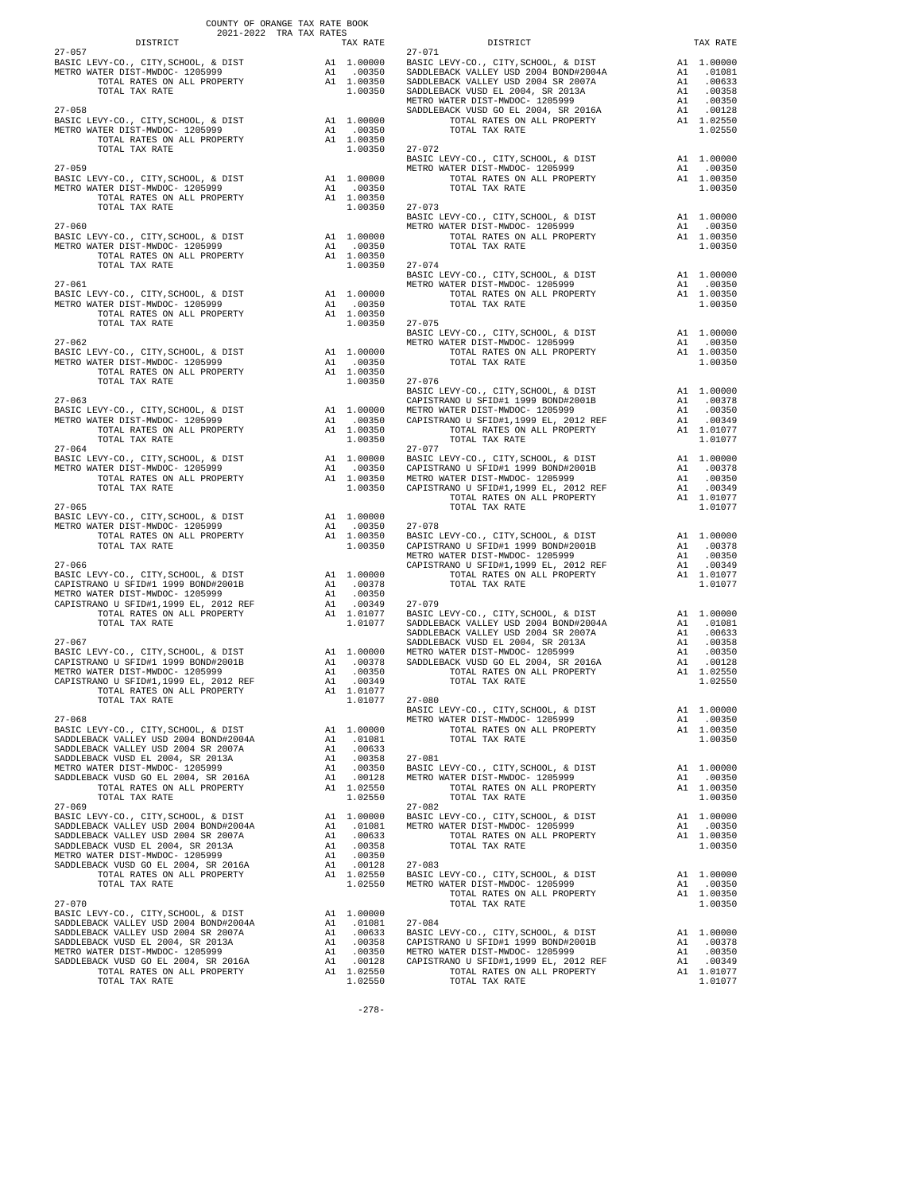COUNTY OF ORANGE TAX RATE BOOK
2021-2022 TRA TAX RATES

| DISTRICT | | TAX RATE |
|---|---|---|
| **27-057** | | |
| BASIC LEVY-CO., CITY,SCHOOL, & DIST | A1 | 1.00000 |
| METRO WATER DIST-MWDOC- 1205999 | A1 | .00350 |
| TOTAL RATES ON ALL PROPERTY | A1 | 1.00350 |
| TOTAL TAX RATE | | 1.00350 |
| **27-058** | | |
| BASIC LEVY-CO., CITY,SCHOOL, & DIST | A1 | 1.00000 |
| METRO WATER DIST-MWDOC- 1205999 | A1 | .00350 |
| TOTAL RATES ON ALL PROPERTY | A1 | 1.00350 |
| TOTAL TAX RATE | | 1.00350 |
| **27-059** | | |
| BASIC LEVY-CO., CITY,SCHOOL, & DIST | A1 | 1.00000 |
| METRO WATER DIST-MWDOC- 1205999 | A1 | .00350 |
| TOTAL RATES ON ALL PROPERTY | A1 | 1.00350 |
| TOTAL TAX RATE | | 1.00350 |
| **27-060** | | |
| BASIC LEVY-CO., CITY,SCHOOL, & DIST | A1 | 1.00000 |
| METRO WATER DIST-MWDOC- 1205999 | A1 | .00350 |
| TOTAL RATES ON ALL PROPERTY | A1 | 1.00350 |
| TOTAL TAX RATE | | 1.00350 |
| **27-061** | | |
| BASIC LEVY-CO., CITY,SCHOOL, & DIST | A1 | 1.00000 |
| METRO WATER DIST-MWDOC- 1205999 | A1 | .00350 |
| TOTAL RATES ON ALL PROPERTY | A1 | 1.00350 |
| TOTAL TAX RATE | | 1.00350 |
| **27-062** | | |
| BASIC LEVY-CO., CITY,SCHOOL, & DIST | A1 | 1.00000 |
| METRO WATER DIST-MWDOC- 1205999 | A1 | .00350 |
| TOTAL RATES ON ALL PROPERTY | A1 | 1.00350 |
| TOTAL TAX RATE | | 1.00350 |
| **27-063** | | |
| BASIC LEVY-CO., CITY,SCHOOL, & DIST | A1 | 1.00000 |
| METRO WATER DIST-MWDOC- 1205999 | A1 | .00350 |
| TOTAL RATES ON ALL PROPERTY | A1 | 1.00350 |
| TOTAL TAX RATE | | 1.00350 |
| **27-064** | | |
| BASIC LEVY-CO., CITY,SCHOOL, & DIST | A1 | 1.00000 |
| METRO WATER DIST-MWDOC- 1205999 | A1 | .00350 |
| TOTAL RATES ON ALL PROPERTY | A1 | 1.00350 |
| TOTAL TAX RATE | | 1.00350 |
| **27-065** | | |
| BASIC LEVY-CO., CITY,SCHOOL, & DIST | A1 | 1.00000 |
| METRO WATER DIST-MWDOC- 1205999 | A1 | .00350 |
| TOTAL RATES ON ALL PROPERTY | A1 | 1.00350 |
| TOTAL TAX RATE | | 1.00350 |
| **27-066** | | |
| BASIC LEVY-CO., CITY,SCHOOL, & DIST | A1 | 1.00000 |
| CAPISTRANO U SFID#1 1999 BOND#2001B | A1 | .00378 |
| METRO WATER DIST-MWDOC- 1205999 | A1 | .00350 |
| CAPISTRANO U SFID#1,1999 EL, 2012 REF | A1 | .00349 |
| TOTAL RATES ON ALL PROPERTY | A1 | 1.01077 |
| TOTAL TAX RATE | | 1.01077 |
| **27-067** | | |
| BASIC LEVY-CO., CITY,SCHOOL, & DIST | A1 | 1.00000 |
| CAPISTRANO U SFID#1 1999 BOND#2001B | A1 | .00378 |
| METRO WATER DIST-MWDOC- 1205999 | A1 | .00350 |
| CAPISTRANO U SFID#1,1999 EL, 2012 REF | A1 | .00349 |
| TOTAL RATES ON ALL PROPERTY | A1 | 1.01077 |
| TOTAL TAX RATE | | 1.01077 |
| **27-068** | | |
| BASIC LEVY-CO., CITY,SCHOOL, & DIST | A1 | 1.00000 |
| SADDLEBACK VALLEY USD 2004 BOND#2004A | A1 | .01081 |
| SADDLEBACK VALLEY USD 2004 SR 2007A | A1 | .00633 |
| SADDLEBACK VUSD EL 2004, SR 2013A | A1 | .00358 |
| METRO WATER DIST-MWDOC- 1205999 | A1 | .00350 |
| SADDLEBACK VUSD GO EL 2004, SR 2016A | A1 | .00128 |
| TOTAL RATES ON ALL PROPERTY | A1 | 1.02550 |
| TOTAL TAX RATE | | 1.02550 |
| **27-069** | | |
| BASIC LEVY-CO., CITY,SCHOOL, & DIST | A1 | 1.00000 |
| SADDLEBACK VALLEY USD 2004 BOND#2004A | A1 | .01081 |
| SADDLEBACK VALLEY USD 2004 SR 2007A | A1 | .00633 |
| SADDLEBACK VUSD EL 2004, SR 2013A | A1 | .00358 |
| METRO WATER DIST-MWDOC- 1205999 | A1 | .00350 |
| SADDLEBACK VUSD GO EL 2004, SR 2016A | A1 | .00128 |
| TOTAL RATES ON ALL PROPERTY | A1 | 1.02550 |
| TOTAL TAX RATE | | 1.02550 |
| **27-070** | | |
| BASIC LEVY-CO., CITY,SCHOOL, & DIST | A1 | 1.00000 |
| SADDLEBACK VALLEY USD 2004 BOND#2004A | A1 | .01081 |
| SADDLEBACK VALLEY USD 2004 SR 2007A | A1 | .00633 |
| SADDLEBACK VUSD EL 2004, SR 2013A | A1 | .00358 |
| METRO WATER DIST-MWDOC- 1205999 | A1 | .00350 |
| SADDLEBACK VUSD GO EL 2004, SR 2016A | A1 | .00128 |
| TOTAL RATES ON ALL PROPERTY | A1 | 1.02550 |
| TOTAL TAX RATE | | 1.02550 |
| **27-071** | | |
| BASIC LEVY-CO., CITY,SCHOOL, & DIST | A1 | 1.00000 |
| SADDLEBACK VALLEY USD 2004 BOND#2004A | A1 | .01081 |
| SADDLEBACK VALLEY USD 2004 SR 2007A | A1 | .00633 |
| SADDLEBACK VUSD EL 2004, SR 2013A | A1 | .00358 |
| METRO WATER DIST-MWDOC- 1205999 | A1 | .00350 |
| SADDLEBACK VUSD GO EL 2004, SR 2016A | A1 | .00128 |
| TOTAL RATES ON ALL PROPERTY | A1 | 1.02550 |
| TOTAL TAX RATE | | 1.02550 |
| **27-072** | | |
| BASIC LEVY-CO., CITY,SCHOOL, & DIST | A1 | 1.00000 |
| METRO WATER DIST-MWDOC- 1205999 | A1 | .00350 |
| TOTAL RATES ON ALL PROPERTY | A1 | 1.00350 |
| TOTAL TAX RATE | | 1.00350 |
| **27-073** | | |
| BASIC LEVY-CO., CITY,SCHOOL, & DIST | A1 | 1.00000 |
| METRO WATER DIST-MWDOC- 1205999 | A1 | .00350 |
| TOTAL RATES ON ALL PROPERTY | A1 | 1.00350 |
| TOTAL TAX RATE | | 1.00350 |
| **27-074** | | |
| BASIC LEVY-CO., CITY,SCHOOL, & DIST | A1 | 1.00000 |
| METRO WATER DIST-MWDOC- 1205999 | A1 | .00350 |
| TOTAL RATES ON ALL PROPERTY | A1 | 1.00350 |
| TOTAL TAX RATE | | 1.00350 |
| **27-075** | | |
| BASIC LEVY-CO., CITY,SCHOOL, & DIST | A1 | 1.00000 |
| METRO WATER DIST-MWDOC- 1205999 | A1 | .00350 |
| TOTAL RATES ON ALL PROPERTY | A1 | 1.00350 |
| TOTAL TAX RATE | | 1.00350 |
| **27-076** | | |
| BASIC LEVY-CO., CITY,SCHOOL, & DIST | A1 | 1.00000 |
| CAPISTRANO U SFID#1 1999 BOND#2001B | A1 | .00378 |
| METRO WATER DIST-MWDOC- 1205999 | A1 | .00350 |
| CAPISTRANO U SFID#1,1999 EL, 2012 REF | A1 | .00349 |
| TOTAL RATES ON ALL PROPERTY | A1 | 1.01077 |
| TOTAL TAX RATE | | 1.01077 |
| **27-077** | | |
| BASIC LEVY-CO., CITY,SCHOOL, & DIST | A1 | 1.00000 |
| CAPISTRANO U SFID#1 1999 BOND#2001B | A1 | .00378 |
| METRO WATER DIST-MWDOC- 1205999 | A1 | .00350 |
| CAPISTRANO U SFID#1,1999 EL, 2012 REF | A1 | .00349 |
| TOTAL RATES ON ALL PROPERTY | A1 | 1.01077 |
| TOTAL TAX RATE | | 1.01077 |
| **27-078** | | |
| BASIC LEVY-CO., CITY,SCHOOL, & DIST | A1 | 1.00000 |
| CAPISTRANO U SFID#1 1999 BOND#2001B | A1 | .00378 |
| METRO WATER DIST-MWDOC- 1205999 | A1 | .00350 |
| CAPISTRANO U SFID#1,1999 EL, 2012 REF | A1 | .00349 |
| TOTAL RATES ON ALL PROPERTY | A1 | 1.01077 |
| TOTAL TAX RATE | | 1.01077 |
| **27-079** | | |
| BASIC LEVY-CO., CITY,SCHOOL, & DIST | A1 | 1.00000 |
| SADDLEBACK VALLEY USD 2004 BOND#2004A | A1 | .01081 |
| SADDLEBACK VALLEY USD 2004 SR 2007A | A1 | .00633 |
| SADDLEBACK VUSD EL 2004, SR 2013A | A1 | .00358 |
| METRO WATER DIST-MWDOC- 1205999 | A1 | .00350 |
| SADDLEBACK VUSD GO EL 2004, SR 2016A | A1 | .00128 |
| TOTAL RATES ON ALL PROPERTY | A1 | 1.02550 |
| TOTAL TAX RATE | | 1.02550 |
| **27-080** | | |
| BASIC LEVY-CO., CITY,SCHOOL, & DIST | A1 | 1.00000 |
| METRO WATER DIST-MWDOC- 1205999 | A1 | .00350 |
| TOTAL RATES ON ALL PROPERTY | A1 | 1.00350 |
| TOTAL TAX RATE | | 1.00350 |
| **27-081** | | |
| BASIC LEVY-CO., CITY,SCHOOL, & DIST | A1 | 1.00000 |
| METRO WATER DIST-MWDOC- 1205999 | A1 | .00350 |
| TOTAL RATES ON ALL PROPERTY | A1 | 1.00350 |
| TOTAL TAX RATE | | 1.00350 |
| **27-082** | | |
| BASIC LEVY-CO., CITY,SCHOOL, & DIST | A1 | 1.00000 |
| METRO WATER DIST-MWDOC- 1205999 | A1 | .00350 |
| TOTAL RATES ON ALL PROPERTY | A1 | 1.00350 |
| TOTAL TAX RATE | | 1.00350 |
| **27-083** | | |
| BASIC LEVY-CO., CITY,SCHOOL, & DIST | A1 | 1.00000 |
| METRO WATER DIST-MWDOC- 1205999 | A1 | .00350 |
| TOTAL RATES ON ALL PROPERTY | A1 | 1.00350 |
| TOTAL TAX RATE | | 1.00350 |
| **27-084** | | |
| BASIC LEVY-CO., CITY,SCHOOL, & DIST | A1 | 1.00000 |
| CAPISTRANO U SFID#1 1999 BOND#2001B | A1 | .00378 |
| METRO WATER DIST-MWDOC- 1205999 | A1 | .00350 |
| CAPISTRANO U SFID#1,1999 EL, 2012 REF | A1 | .00349 |
| TOTAL RATES ON ALL PROPERTY | A1 | 1.01077 |
| TOTAL TAX RATE | | 1.01077 |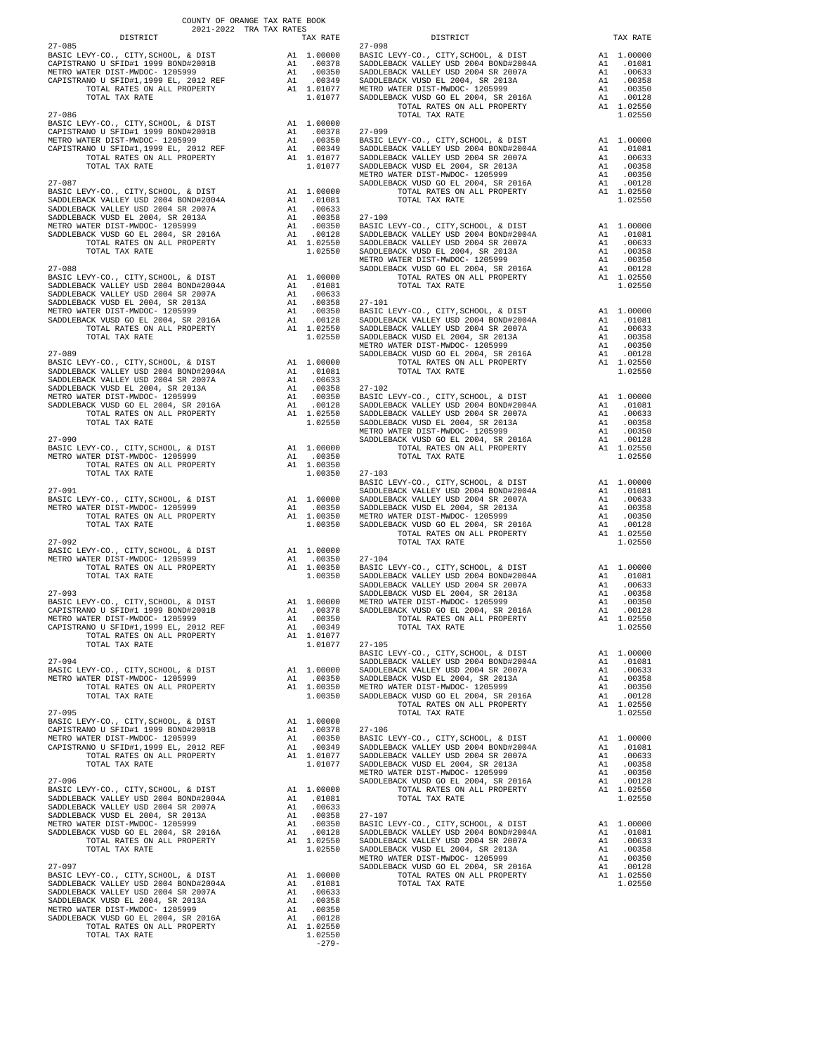COUNTY OF ORANGE TAX RATE BOOK
2021-2022 TRA TAX RATES

| DISTRICT | | TAX RATE |
|---|---|---|
| **27-085** | | |
| BASIC LEVY-CO., CITY,SCHOOL, & DIST | A1 | 1.00000 |
| CAPISTRANO U SFID#1 1999 BOND#2001B | A1 | .00378 |
| METRO WATER DIST-MWDOC- 1205999 | A1 | .00350 |
| CAPISTRANO U SFID#1,1999 EL, 2012 REF | A1 | .00349 |
| TOTAL RATES ON ALL PROPERTY | A1 | 1.01077 |
| TOTAL TAX RATE | | 1.01077 |
| **27-086** | | |
| BASIC LEVY-CO., CITY,SCHOOL, & DIST | A1 | 1.00000 |
| CAPISTRANO U SFID#1 1999 BOND#2001B | A1 | .00378 |
| METRO WATER DIST-MWDOC- 1205999 | A1 | .00350 |
| CAPISTRANO U SFID#1,1999 EL, 2012 REF | A1 | .00349 |
| TOTAL RATES ON ALL PROPERTY | A1 | 1.01077 |
| TOTAL TAX RATE | | 1.01077 |
| **27-087** | | |
| BASIC LEVY-CO., CITY,SCHOOL, & DIST | A1 | 1.00000 |
| SADDLEBACK VALLEY USD 2004 BOND#2004A | A1 | .01081 |
| SADDLEBACK VALLEY USD 2004 SR 2007A | A1 | .00633 |
| SADDLEBACK VUSD EL 2004, SR 2013A | A1 | .00358 |
| METRO WATER DIST-MWDOC- 1205999 | A1 | .00350 |
| SADDLEBACK VUSD GO EL 2004, SR 2016A | A1 | .00128 |
| TOTAL RATES ON ALL PROPERTY | A1 | 1.02550 |
| TOTAL TAX RATE | | 1.02550 |
| **27-088** | | |
| BASIC LEVY-CO., CITY,SCHOOL, & DIST | A1 | 1.00000 |
| SADDLEBACK VALLEY USD 2004 BOND#2004A | A1 | .01081 |
| SADDLEBACK VALLEY USD 2004 SR 2007A | A1 | .00633 |
| SADDLEBACK VUSD EL 2004, SR 2013A | A1 | .00358 |
| METRO WATER DIST-MWDOC- 1205999 | A1 | .00350 |
| SADDLEBACK VUSD GO EL 2004, SR 2016A | A1 | .00128 |
| TOTAL RATES ON ALL PROPERTY | A1 | 1.02550 |
| TOTAL TAX RATE | | 1.02550 |
| **27-089** | | |
| BASIC LEVY-CO., CITY,SCHOOL, & DIST | A1 | 1.00000 |
| SADDLEBACK VALLEY USD 2004 BOND#2004A | A1 | .01081 |
| SADDLEBACK VALLEY USD 2004 SR 2007A | A1 | .00633 |
| SADDLEBACK VUSD EL 2004, SR 2013A | A1 | .00358 |
| METRO WATER DIST-MWDOC- 1205999 | A1 | .00350 |
| SADDLEBACK VUSD GO EL 2004, SR 2016A | A1 | .00128 |
| TOTAL RATES ON ALL PROPERTY | A1 | 1.02550 |
| TOTAL TAX RATE | | 1.02550 |
| **27-090** | | |
| BASIC LEVY-CO., CITY,SCHOOL, & DIST | A1 | 1.00000 |
| METRO WATER DIST-MWDOC- 1205999 | A1 | .00350 |
| TOTAL RATES ON ALL PROPERTY | A1 | 1.00350 |
| TOTAL TAX RATE | | 1.00350 |
| **27-091** | | |
| BASIC LEVY-CO., CITY,SCHOOL, & DIST | A1 | 1.00000 |
| METRO WATER DIST-MWDOC- 1205999 | A1 | .00350 |
| TOTAL RATES ON ALL PROPERTY | A1 | 1.00350 |
| TOTAL TAX RATE | | 1.00350 |
| **27-092** | | |
| BASIC LEVY-CO., CITY,SCHOOL, & DIST | A1 | 1.00000 |
| METRO WATER DIST-MWDOC- 1205999 | A1 | .00350 |
| TOTAL RATES ON ALL PROPERTY | A1 | 1.00350 |
| TOTAL TAX RATE | | 1.00350 |
| **27-093** | | |
| BASIC LEVY-CO., CITY,SCHOOL, & DIST | A1 | 1.00000 |
| CAPISTRANO U SFID#1 1999 BOND#2001B | A1 | .00378 |
| METRO WATER DIST-MWDOC- 1205999 | A1 | .00350 |
| CAPISTRANO U SFID#1,1999 EL, 2012 REF | A1 | .00349 |
| TOTAL RATES ON ALL PROPERTY | A1 | 1.01077 |
| TOTAL TAX RATE | | 1.01077 |
| **27-094** | | |
| BASIC LEVY-CO., CITY,SCHOOL, & DIST | A1 | 1.00000 |
| METRO WATER DIST-MWDOC- 1205999 | A1 | .00350 |
| TOTAL RATES ON ALL PROPERTY | A1 | 1.00350 |
| TOTAL TAX RATE | | 1.00350 |
| **27-095** | | |
| BASIC LEVY-CO., CITY,SCHOOL, & DIST | A1 | 1.00000 |
| CAPISTRANO U SFID#1 1999 BOND#2001B | A1 | .00378 |
| METRO WATER DIST-MWDOC- 1205999 | A1 | .00350 |
| CAPISTRANO U SFID#1,1999 EL, 2012 REF | A1 | .00349 |
| TOTAL RATES ON ALL PROPERTY | A1 | 1.01077 |
| TOTAL TAX RATE | | 1.01077 |
| **27-096** | | |
| BASIC LEVY-CO., CITY,SCHOOL, & DIST | A1 | 1.00000 |
| SADDLEBACK VALLEY USD 2004 BOND#2004A | A1 | .01081 |
| SADDLEBACK VALLEY USD 2004 SR 2007A | A1 | .00633 |
| SADDLEBACK VUSD EL 2004, SR 2013A | A1 | .00358 |
| METRO WATER DIST-MWDOC- 1205999 | A1 | .00350 |
| SADDLEBACK VUSD GO EL 2004, SR 2016A | A1 | .00128 |
| TOTAL RATES ON ALL PROPERTY | A1 | 1.02550 |
| TOTAL TAX RATE | | 1.02550 |
| **27-097** | | |
| BASIC LEVY-CO., CITY,SCHOOL, & DIST | A1 | 1.00000 |
| SADDLEBACK VALLEY USD 2004 BOND#2004A | A1 | .01081 |
| SADDLEBACK VALLEY USD 2004 SR 2007A | A1 | .00633 |
| SADDLEBACK VUSD EL 2004, SR 2013A | A1 | .00358 |
| METRO WATER DIST-MWDOC- 1205999 | A1 | .00350 |
| SADDLEBACK VUSD GO EL 2004, SR 2016A | A1 | .00128 |
| TOTAL RATES ON ALL PROPERTY | A1 | 1.02550 |
| TOTAL TAX RATE | | 1.02550 |
| **27-098** | | |
| BASIC LEVY-CO., CITY,SCHOOL, & DIST | A1 | 1.00000 |
| SADDLEBACK VALLEY USD 2004 BOND#2004A | A1 | .01081 |
| SADDLEBACK VALLEY USD 2004 SR 2007A | A1 | .00633 |
| SADDLEBACK VUSD EL 2004, SR 2013A | A1 | .00358 |
| METRO WATER DIST-MWDOC- 1205999 | A1 | .00350 |
| SADDLEBACK VUSD GO EL 2004, SR 2016A | A1 | .00128 |
| TOTAL RATES ON ALL PROPERTY | A1 | 1.02550 |
| TOTAL TAX RATE | | 1.02550 |
| **27-099** | | |
| BASIC LEVY-CO., CITY,SCHOOL, & DIST | A1 | 1.00000 |
| SADDLEBACK VALLEY USD 2004 BOND#2004A | A1 | .01081 |
| SADDLEBACK VALLEY USD 2004 SR 2007A | A1 | .00633 |
| SADDLEBACK VUSD EL 2004, SR 2013A | A1 | .00358 |
| METRO WATER DIST-MWDOC- 1205999 | A1 | .00350 |
| SADDLEBACK VUSD GO EL 2004, SR 2016A | A1 | .00128 |
| TOTAL RATES ON ALL PROPERTY | A1 | 1.02550 |
| TOTAL TAX RATE | | 1.02550 |
| **27-100** | | |
| BASIC LEVY-CO., CITY,SCHOOL, & DIST | A1 | 1.00000 |
| SADDLEBACK VALLEY USD 2004 BOND#2004A | A1 | .01081 |
| SADDLEBACK VALLEY USD 2004 SR 2007A | A1 | .00633 |
| SADDLEBACK VUSD EL 2004, SR 2013A | A1 | .00358 |
| METRO WATER DIST-MWDOC- 1205999 | A1 | .00350 |
| SADDLEBACK VUSD GO EL 2004, SR 2016A | A1 | .00128 |
| TOTAL RATES ON ALL PROPERTY | A1 | 1.02550 |
| TOTAL TAX RATE | | 1.02550 |
| **27-101** | | |
| BASIC LEVY-CO., CITY,SCHOOL, & DIST | A1 | 1.00000 |
| SADDLEBACK VALLEY USD 2004 BOND#2004A | A1 | .01081 |
| SADDLEBACK VALLEY USD 2004 SR 2007A | A1 | .00633 |
| SADDLEBACK VUSD EL 2004, SR 2013A | A1 | .00358 |
| METRO WATER DIST-MWDOC- 1205999 | A1 | .00350 |
| SADDLEBACK VUSD GO EL 2004, SR 2016A | A1 | .00128 |
| TOTAL RATES ON ALL PROPERTY | A1 | 1.02550 |
| TOTAL TAX RATE | | 1.02550 |
| **27-102** | | |
| BASIC LEVY-CO., CITY,SCHOOL, & DIST | A1 | 1.00000 |
| SADDLEBACK VALLEY USD 2004 BOND#2004A | A1 | .01081 |
| SADDLEBACK VALLEY USD 2004 SR 2007A | A1 | .00633 |
| SADDLEBACK VUSD EL 2004, SR 2013A | A1 | .00358 |
| METRO WATER DIST-MWDOC- 1205999 | A1 | .00350 |
| SADDLEBACK VUSD GO EL 2004, SR 2016A | A1 | .00128 |
| TOTAL RATES ON ALL PROPERTY | A1 | 1.02550 |
| TOTAL TAX RATE | | 1.02550 |
| **27-103** | | |
| BASIC LEVY-CO., CITY,SCHOOL, & DIST | A1 | 1.00000 |
| SADDLEBACK VALLEY USD 2004 BOND#2004A | A1 | .01081 |
| SADDLEBACK VALLEY USD 2004 SR 2007A | A1 | .00633 |
| SADDLEBACK VUSD EL 2004, SR 2013A | A1 | .00358 |
| METRO WATER DIST-MWDOC- 1205999 | A1 | .00350 |
| SADDLEBACK VUSD GO EL 2004, SR 2016A | A1 | .00128 |
| TOTAL RATES ON ALL PROPERTY | A1 | 1.02550 |
| TOTAL TAX RATE | | 1.02550 |
| **27-104** | | |
| BASIC LEVY-CO., CITY,SCHOOL, & DIST | A1 | 1.00000 |
| SADDLEBACK VALLEY USD 2004 BOND#2004A | A1 | .01081 |
| SADDLEBACK VALLEY USD 2004 SR 2007A | A1 | .00633 |
| SADDLEBACK VUSD EL 2004, SR 2013A | A1 | .00358 |
| METRO WATER DIST-MWDOC- 1205999 | A1 | .00350 |
| SADDLEBACK VUSD GO EL 2004, SR 2016A | A1 | .00128 |
| TOTAL RATES ON ALL PROPERTY | A1 | 1.02550 |
| TOTAL TAX RATE | | 1.02550 |
| **27-105** | | |
| BASIC LEVY-CO., CITY,SCHOOL, & DIST | A1 | 1.00000 |
| SADDLEBACK VALLEY USD 2004 BOND#2004A | A1 | .01081 |
| SADDLEBACK VALLEY USD 2004 SR 2007A | A1 | .00633 |
| SADDLEBACK VUSD EL 2004, SR 2013A | A1 | .00358 |
| METRO WATER DIST-MWDOC- 1205999 | A1 | .00350 |
| SADDLEBACK VUSD GO EL 2004, SR 2016A | A1 | .00128 |
| TOTAL RATES ON ALL PROPERTY | A1 | 1.02550 |
| TOTAL TAX RATE | | 1.02550 |
| **27-106** | | |
| BASIC LEVY-CO., CITY,SCHOOL, & DIST | A1 | 1.00000 |
| SADDLEBACK VALLEY USD 2004 BOND#2004A | A1 | .01081 |
| SADDLEBACK VALLEY USD 2004 SR 2007A | A1 | .00633 |
| SADDLEBACK VUSD EL 2004, SR 2013A | A1 | .00358 |
| METRO WATER DIST-MWDOC- 1205999 | A1 | .00350 |
| SADDLEBACK VUSD GO EL 2004, SR 2016A | A1 | .00128 |
| TOTAL RATES ON ALL PROPERTY | A1 | 1.02550 |
| TOTAL TAX RATE | | 1.02550 |
| **27-107** | | |
| BASIC LEVY-CO., CITY,SCHOOL, & DIST | A1 | 1.00000 |
| SADDLEBACK VALLEY USD 2004 BOND#2004A | A1 | .01081 |
| SADDLEBACK VALLEY USD 2004 SR 2007A | A1 | .00633 |
| SADDLEBACK VUSD EL 2004, SR 2013A | A1 | .00358 |
| METRO WATER DIST-MWDOC- 1205999 | A1 | .00350 |
| SADDLEBACK VUSD GO EL 2004, SR 2016A | A1 | .00128 |
| TOTAL RATES ON ALL PROPERTY | A1 | 1.02550 |
| TOTAL TAX RATE | | 1.02550 |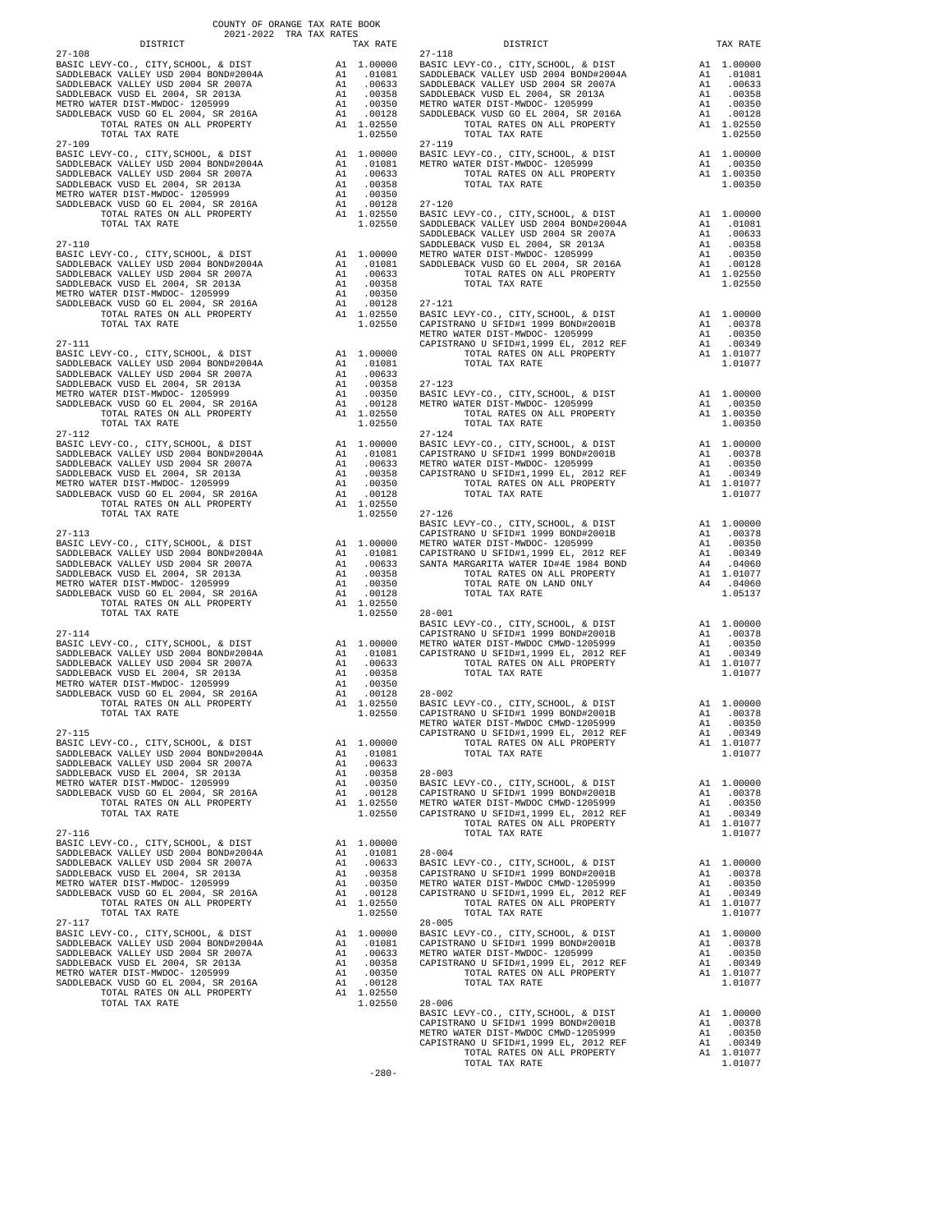COUNTY OF ORANGE TAX RATE BOOK
2021-2022 TRA TAX RATES

| DISTRICT | TAX RATE |
|---|---|
| 27-108 | |
| BASIC LEVY-CO., CITY,SCHOOL, & DIST | A1 1.00000 |
| SADDLEBACK VALLEY USD 2004 BOND#2004A | A1 .01081 |
| SADDLEBACK VALLEY USD 2004 SR 2007A | A1 .00633 |
| SADDLEBACK VUSD EL 2004, SR 2013A | A1 .00358 |
| METRO WATER DIST-MWDOC- 1205999 | A1 .00350 |
| SADDLEBACK VUSD GO EL 2004, SR 2016A | A1 .00128 |
| TOTAL RATES ON ALL PROPERTY | A1 1.02550 |
| TOTAL TAX RATE | 1.02550 |
| 27-109 | |
| BASIC LEVY-CO., CITY,SCHOOL, & DIST | A1 1.00000 |
| SADDLEBACK VALLEY USD 2004 BOND#2004A | A1 .01081 |
| SADDLEBACK VALLEY USD 2004 SR 2007A | A1 .00633 |
| SADDLEBACK VUSD EL 2004, SR 2013A | A1 .00358 |
| METRO WATER DIST-MWDOC- 1205999 | A1 .00350 |
| SADDLEBACK VUSD GO EL 2004, SR 2016A | A1 .00128 |
| TOTAL RATES ON ALL PROPERTY | A1 1.02550 |
| TOTAL TAX RATE | 1.02550 |
| 27-110 | |
| BASIC LEVY-CO., CITY,SCHOOL, & DIST | A1 1.00000 |
| SADDLEBACK VALLEY USD 2004 BOND#2004A | A1 .01081 |
| SADDLEBACK VALLEY USD 2004 SR 2007A | A1 .00633 |
| SADDLEBACK VUSD EL 2004, SR 2013A | A1 .00358 |
| METRO WATER DIST-MWDOC- 1205999 | A1 .00350 |
| SADDLEBACK VUSD GO EL 2004, SR 2016A | A1 .00128 |
| TOTAL RATES ON ALL PROPERTY | A1 1.02550 |
| TOTAL TAX RATE | 1.02550 |
| 27-111 | |
| BASIC LEVY-CO., CITY,SCHOOL, & DIST | A1 1.00000 |
| SADDLEBACK VALLEY USD 2004 BOND#2004A | A1 .01081 |
| SADDLEBACK VALLEY USD 2004 SR 2007A | A1 .00633 |
| SADDLEBACK VUSD EL 2004, SR 2013A | A1 .00358 |
| METRO WATER DIST-MWDOC- 1205999 | A1 .00350 |
| SADDLEBACK VUSD GO EL 2004, SR 2016A | A1 .00128 |
| TOTAL RATES ON ALL PROPERTY | A1 1.02550 |
| TOTAL TAX RATE | 1.02550 |
| 27-112 | |
| BASIC LEVY-CO., CITY,SCHOOL, & DIST | A1 1.00000 |
| SADDLEBACK VALLEY USD 2004 BOND#2004A | A1 .01081 |
| SADDLEBACK VALLEY USD 2004 SR 2007A | A1 .00633 |
| SADDLEBACK VUSD EL 2004, SR 2013A | A1 .00358 |
| METRO WATER DIST-MWDOC- 1205999 | A1 .00350 |
| SADDLEBACK VUSD GO EL 2004, SR 2016A | A1 .00128 |
| TOTAL RATES ON ALL PROPERTY | A1 1.02550 |
| TOTAL TAX RATE | 1.02550 |
| 27-113 | |
| BASIC LEVY-CO., CITY,SCHOOL, & DIST | A1 1.00000 |
| SADDLEBACK VALLEY USD 2004 BOND#2004A | A1 .01081 |
| SADDLEBACK VALLEY USD 2004 SR 2007A | A1 .00633 |
| SADDLEBACK VUSD EL 2004, SR 2013A | A1 .00358 |
| METRO WATER DIST-MWDOC- 1205999 | A1 .00350 |
| SADDLEBACK VUSD GO EL 2004, SR 2016A | A1 .00128 |
| TOTAL RATES ON ALL PROPERTY | A1 1.02550 |
| TOTAL TAX RATE | 1.02550 |
| 27-114 | |
| BASIC LEVY-CO., CITY,SCHOOL, & DIST | A1 1.00000 |
| SADDLEBACK VALLEY USD 2004 BOND#2004A | A1 .01081 |
| SADDLEBACK VALLEY USD 2004 SR 2007A | A1 .00633 |
| SADDLEBACK VUSD EL 2004, SR 2013A | A1 .00358 |
| METRO WATER DIST-MWDOC- 1205999 | A1 .00350 |
| SADDLEBACK VUSD GO EL 2004, SR 2016A | A1 .00128 |
| TOTAL RATES ON ALL PROPERTY | A1 1.02550 |
| TOTAL TAX RATE | 1.02550 |
| 27-115 | |
| BASIC LEVY-CO., CITY,SCHOOL, & DIST | A1 1.00000 |
| SADDLEBACK VALLEY USD 2004 BOND#2004A | A1 .01081 |
| SADDLEBACK VALLEY USD 2004 SR 2007A | A1 .00633 |
| SADDLEBACK VUSD EL 2004, SR 2013A | A1 .00358 |
| METRO WATER DIST-MWDOC- 1205999 | A1 .00350 |
| SADDLEBACK VUSD GO EL 2004, SR 2016A | A1 .00128 |
| TOTAL RATES ON ALL PROPERTY | A1 1.02550 |
| TOTAL TAX RATE | 1.02550 |
| 27-116 | |
| BASIC LEVY-CO., CITY,SCHOOL, & DIST | A1 1.00000 |
| SADDLEBACK VALLEY USD 2004 BOND#2004A | A1 .01081 |
| SADDLEBACK VALLEY USD 2004 SR 2007A | A1 .00633 |
| SADDLEBACK VUSD EL 2004, SR 2013A | A1 .00358 |
| METRO WATER DIST-MWDOC- 1205999 | A1 .00350 |
| SADDLEBACK VUSD GO EL 2004, SR 2016A | A1 .00128 |
| TOTAL RATES ON ALL PROPERTY | A1 1.02550 |
| TOTAL TAX RATE | 1.02550 |
| 27-117 | |
| BASIC LEVY-CO., CITY,SCHOOL, & DIST | A1 1.00000 |
| SADDLEBACK VALLEY USD 2004 BOND#2004A | A1 .01081 |
| SADDLEBACK VALLEY USD 2004 SR 2007A | A1 .00633 |
| SADDLEBACK VUSD EL 2004, SR 2013A | A1 .00358 |
| METRO WATER DIST-MWDOC- 1205999 | A1 .00350 |
| SADDLEBACK VUSD GO EL 2004, SR 2016A | A1 .00128 |
| TOTAL RATES ON ALL PROPERTY | A1 1.02550 |
| TOTAL TAX RATE | 1.02550 |
| 27-118 | |
| BASIC LEVY-CO., CITY,SCHOOL, & DIST | A1 1.00000 |
| SADDLEBACK VALLEY USD 2004 BOND#2004A | A1 .01081 |
| SADDLEBACK VALLEY USD 2004 SR 2007A | A1 .00633 |
| SADDLEBACK VUSD EL 2004, SR 2013A | A1 .00358 |
| METRO WATER DIST-MWDOC- 1205999 | A1 .00350 |
| SADDLEBACK VUSD GO EL 2004, SR 2016A | A1 .00128 |
| TOTAL RATES ON ALL PROPERTY | A1 1.02550 |
| TOTAL TAX RATE | 1.02550 |
| 27-119 | |
| BASIC LEVY-CO., CITY,SCHOOL, & DIST | A1 1.00000 |
| METRO WATER DIST-MWDOC- 1205999 | A1 .00350 |
| TOTAL RATES ON ALL PROPERTY | A1 1.00350 |
| TOTAL TAX RATE | 1.00350 |
| 27-120 | |
| BASIC LEVY-CO., CITY,SCHOOL, & DIST | A1 1.00000 |
| SADDLEBACK VALLEY USD 2004 BOND#2004A | A1 .01081 |
| SADDLEBACK VALLEY USD 2004 SR 2007A | A1 .00633 |
| SADDLEBACK VUSD EL 2004, SR 2013A | A1 .00358 |
| METRO WATER DIST-MWDOC- 1205999 | A1 .00350 |
| SADDLEBACK VUSD GO EL 2004, SR 2016A | A1 .00128 |
| TOTAL RATES ON ALL PROPERTY | A1 1.02550 |
| TOTAL TAX RATE | 1.02550 |
| 27-121 | |
| BASIC LEVY-CO., CITY,SCHOOL, & DIST | A1 1.00000 |
| CAPISTRANO U SFID#1 1999 BOND#2001B | A1 .00378 |
| METRO WATER DIST-MWDOC- 1205999 | A1 .00350 |
| CAPISTRANO U SFID#1,1999 EL, 2012 REF | A1 .00349 |
| TOTAL RATES ON ALL PROPERTY | A1 1.01077 |
| TOTAL TAX RATE | 1.01077 |
| 27-123 | |
| BASIC LEVY-CO., CITY,SCHOOL, & DIST | A1 1.00000 |
| METRO WATER DIST-MWDOC- 1205999 | A1 .00350 |
| TOTAL RATES ON ALL PROPERTY | A1 1.00350 |
| TOTAL TAX RATE | 1.00350 |
| 27-124 | |
| BASIC LEVY-CO., CITY,SCHOOL, & DIST | A1 1.00000 |
| CAPISTRANO U SFID#1 1999 BOND#2001B | A1 .00378 |
| METRO WATER DIST-MWDOC- 1205999 | A1 .00350 |
| CAPISTRANO U SFID#1,1999 EL, 2012 REF | A1 .00349 |
| TOTAL RATES ON ALL PROPERTY | A1 1.01077 |
| TOTAL TAX RATE | 1.01077 |
| 27-126 | |
| BASIC LEVY-CO., CITY,SCHOOL, & DIST | A1 1.00000 |
| CAPISTRANO U SFID#1 1999 BOND#2001B | A1 .00378 |
| METRO WATER DIST-MWDOC- 1205999 | A1 .00350 |
| CAPISTRANO U SFID#1,1999 EL, 2012 REF | A1 .00349 |
| SANTA MARGARITA WATER ID#4E 1984 BOND | A4 .04060 |
| TOTAL RATES ON ALL PROPERTY | A1 1.01077 |
| TOTAL RATE ON LAND ONLY | A4 .04060 |
| TOTAL TAX RATE | 1.05137 |
| 28-001 | |
| BASIC LEVY-CO., CITY,SCHOOL, & DIST | A1 1.00000 |
| CAPISTRANO U SFID#1 1999 BOND#2001B | A1 .00378 |
| METRO WATER DIST-MWDOC CMWD-1205999 | A1 .00350 |
| CAPISTRANO U SFID#1,1999 EL, 2012 REF | A1 .00349 |
| TOTAL RATES ON ALL PROPERTY | A1 1.01077 |
| TOTAL TAX RATE | 1.01077 |
| 28-002 | |
| BASIC LEVY-CO., CITY,SCHOOL, & DIST | A1 1.00000 |
| CAPISTRANO U SFID#1 1999 BOND#2001B | A1 .00378 |
| METRO WATER DIST-MWDOC CMWD-1205999 | A1 .00350 |
| CAPISTRANO U SFID#1,1999 EL, 2012 REF | A1 .00349 |
| TOTAL RATES ON ALL PROPERTY | A1 1.01077 |
| TOTAL TAX RATE | 1.01077 |
| 28-003 | |
| BASIC LEVY-CO., CITY,SCHOOL, & DIST | A1 1.00000 |
| CAPISTRANO U SFID#1 1999 BOND#2001B | A1 .00378 |
| METRO WATER DIST-MWDOC CMWD-1205999 | A1 .00350 |
| CAPISTRANO U SFID#1,1999 EL, 2012 REF | A1 .00349 |
| TOTAL RATES ON ALL PROPERTY | A1 1.01077 |
| TOTAL TAX RATE | 1.01077 |
| 28-004 | |
| BASIC LEVY-CO., CITY,SCHOOL, & DIST | A1 1.00000 |
| CAPISTRANO U SFID#1 1999 BOND#2001B | A1 .00378 |
| METRO WATER DIST-MWDOC CMWD-1205999 | A1 .00350 |
| CAPISTRANO U SFID#1,1999 EL, 2012 REF | A1 .00349 |
| TOTAL RATES ON ALL PROPERTY | A1 1.01077 |
| TOTAL TAX RATE | 1.01077 |
| 28-005 | |
| BASIC LEVY-CO., CITY,SCHOOL, & DIST | A1 1.00000 |
| CAPISTRANO U SFID#1 1999 BOND#2001B | A1 .00378 |
| METRO WATER DIST-MWDOC- 1205999 | A1 .00350 |
| CAPISTRANO U SFID#1,1999 EL, 2012 REF | A1 .00349 |
| TOTAL RATES ON ALL PROPERTY | A1 1.01077 |
| TOTAL TAX RATE | 1.01077 |
| 28-006 | |
| BASIC LEVY-CO., CITY,SCHOOL, & DIST | A1 1.00000 |
| CAPISTRANO U SFID#1 1999 BOND#2001B | A1 .00378 |
| METRO WATER DIST-MWDOC CMWD-1205999 | A1 .00350 |
| CAPISTRANO U SFID#1,1999 EL, 2012 REF | A1 .00349 |
| TOTAL RATES ON ALL PROPERTY | A1 1.01077 |
| TOTAL TAX RATE | 1.01077 |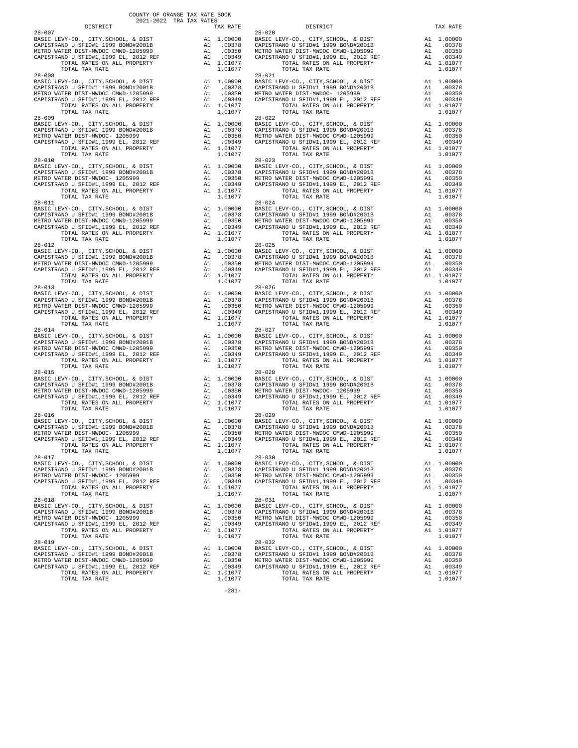COUNTY OF ORANGE TAX RATE BOOK
2021-2022 TRA TAX RATES

| DISTRICT | | TAX RATE |
|---|---|---|
| 28-007 | | |
| BASIC LEVY-CO., CITY,SCHOOL, & DIST | A1 | 1.00000 |
| CAPISTRANO U SFID#1 1999 BOND#2001B | A1 | .00378 |
| METRO WATER DIST-MWDOC CMWD-1205999 | A1 | .00350 |
| CAPISTRANO U SFID#1,1999 EL, 2012 REF | A1 | .00349 |
| TOTAL RATES ON ALL PROPERTY | A1 | 1.01077 |
| TOTAL TAX RATE | | 1.01077 |
| 28-008 | | |
| BASIC LEVY-CO., CITY,SCHOOL, & DIST | A1 | 1.00000 |
| CAPISTRANO U SFID#1 1999 BOND#2001B | A1 | .00378 |
| METRO WATER DIST-MWDOC CMWD-1205999 | A1 | .00350 |
| CAPISTRANO U SFID#1,1999 EL, 2012 REF | A1 | .00349 |
| TOTAL RATES ON ALL PROPERTY | A1 | 1.01077 |
| TOTAL TAX RATE | | 1.01077 |
| 28-009 | | |
| BASIC LEVY-CO., CITY,SCHOOL, & DIST | A1 | 1.00000 |
| CAPISTRANO U SFID#1 1999 BOND#2001B | A1 | .00378 |
| METRO WATER DIST-MWDOC- 1205999 | A1 | .00350 |
| CAPISTRANO U SFID#1,1999 EL, 2012 REF | A1 | .00349 |
| TOTAL RATES ON ALL PROPERTY | A1 | 1.01077 |
| TOTAL TAX RATE | | 1.01077 |
| 28-010 | | |
| BASIC LEVY-CO., CITY,SCHOOL, & DIST | A1 | 1.00000 |
| CAPISTRANO U SFID#1 1999 BOND#2001B | A1 | .00378 |
| METRO WATER DIST-MWDOC- 1205999 | A1 | .00350 |
| CAPISTRANO U SFID#1,1999 EL, 2012 REF | A1 | .00349 |
| TOTAL RATES ON ALL PROPERTY | A1 | 1.01077 |
| TOTAL TAX RATE | | 1.01077 |
| 28-011 | | |
| BASIC LEVY-CO., CITY,SCHOOL, & DIST | A1 | 1.00000 |
| CAPISTRANO U SFID#1 1999 BOND#2001B | A1 | .00378 |
| METRO WATER DIST-MWDOC CMWD-1205999 | A1 | .00350 |
| CAPISTRANO U SFID#1,1999 EL, 2012 REF | A1 | .00349 |
| TOTAL RATES ON ALL PROPERTY | A1 | 1.01077 |
| TOTAL TAX RATE | | 1.01077 |
| 28-012 | | |
| BASIC LEVY-CO., CITY,SCHOOL, & DIST | A1 | 1.00000 |
| CAPISTRANO U SFID#1 1999 BOND#2001B | A1 | .00378 |
| METRO WATER DIST-MWDOC CMWD-1205999 | A1 | .00350 |
| CAPISTRANO U SFID#1,1999 EL, 2012 REF | A1 | .00349 |
| TOTAL RATES ON ALL PROPERTY | A1 | 1.01077 |
| TOTAL TAX RATE | | 1.01077 |
| 28-013 | | |
| BASIC LEVY-CO., CITY,SCHOOL, & DIST | A1 | 1.00000 |
| CAPISTRANO U SFID#1 1999 BOND#2001B | A1 | .00378 |
| METRO WATER DIST-MWDOC CMWD-1205999 | A1 | .00350 |
| CAPISTRANO U SFID#1,1999 EL, 2012 REF | A1 | .00349 |
| TOTAL RATES ON ALL PROPERTY | A1 | 1.01077 |
| TOTAL TAX RATE | | 1.01077 |
| 28-014 | | |
| BASIC LEVY-CO., CITY,SCHOOL, & DIST | A1 | 1.00000 |
| CAPISTRANO U SFID#1 1999 BOND#2001B | A1 | .00378 |
| METRO WATER DIST-MWDOC CMWD-1205999 | A1 | .00350 |
| CAPISTRANO U SFID#1,1999 EL, 2012 REF | A1 | .00349 |
| TOTAL RATES ON ALL PROPERTY | A1 | 1.01077 |
| TOTAL TAX RATE | | 1.01077 |
| 28-015 | | |
| BASIC LEVY-CO., CITY,SCHOOL, & DIST | A1 | 1.00000 |
| CAPISTRANO U SFID#1 1999 BOND#2001B | A1 | .00378 |
| METRO WATER DIST-MWDOC CMWD-1205999 | A1 | .00350 |
| CAPISTRANO U SFID#1,1999 EL, 2012 REF | A1 | .00349 |
| TOTAL RATES ON ALL PROPERTY | A1 | 1.01077 |
| TOTAL TAX RATE | | 1.01077 |
| 28-016 | | |
| BASIC LEVY-CO., CITY,SCHOOL, & DIST | A1 | 1.00000 |
| CAPISTRANO U SFID#1 1999 BOND#2001B | A1 | .00378 |
| METRO WATER DIST-MWDOC- 1205999 | A1 | .00350 |
| CAPISTRANO U SFID#1,1999 EL, 2012 REF | A1 | .00349 |
| TOTAL RATES ON ALL PROPERTY | A1 | 1.01077 |
| TOTAL TAX RATE | | 1.01077 |
| 28-017 | | |
| BASIC LEVY-CO., CITY,SCHOOL, & DIST | A1 | 1.00000 |
| CAPISTRANO U SFID#1 1999 BOND#2001B | A1 | .00378 |
| METRO WATER DIST-MWDOC- 1205999 | A1 | .00350 |
| CAPISTRANO U SFID#1,1999 EL, 2012 REF | A1 | .00349 |
| TOTAL RATES ON ALL PROPERTY | A1 | 1.01077 |
| TOTAL TAX RATE | | 1.01077 |
| 28-018 | | |
| BASIC LEVY-CO., CITY,SCHOOL, & DIST | A1 | 1.00000 |
| CAPISTRANO U SFID#1 1999 BOND#2001B | A1 | .00378 |
| METRO WATER DIST-MWDOC- 1205999 | A1 | .00350 |
| CAPISTRANO U SFID#1,1999 EL, 2012 REF | A1 | .00349 |
| TOTAL RATES ON ALL PROPERTY | A1 | 1.01077 |
| TOTAL TAX RATE | | 1.01077 |
| 28-019 | | |
| BASIC LEVY-CO., CITY,SCHOOL, & DIST | A1 | 1.00000 |
| CAPISTRANO U SFID#1 1999 BOND#2001B | A1 | .00378 |
| METRO WATER DIST-MWDOC CMWD-1205999 | A1 | .00350 |
| CAPISTRANO U SFID#1,1999 EL, 2012 REF | A1 | .00349 |
| TOTAL RATES ON ALL PROPERTY | A1 | 1.01077 |
| TOTAL TAX RATE | | 1.01077 |
| 28-020 | | |
| BASIC LEVY-CO., CITY,SCHOOL, & DIST | A1 | 1.00000 |
| CAPISTRANO U SFID#1 1999 BOND#2001B | A1 | .00378 |
| METRO WATER DIST-MWDOC CMWD-1205999 | A1 | .00350 |
| CAPISTRANO U SFID#1,1999 EL, 2012 REF | A1 | .00349 |
| TOTAL RATES ON ALL PROPERTY | A1 | 1.01077 |
| TOTAL TAX RATE | | 1.01077 |
| 28-021 | | |
| BASIC LEVY-CO., CITY,SCHOOL, & DIST | A1 | 1.00000 |
| CAPISTRANO U SFID#1 1999 BOND#2001B | A1 | .00378 |
| METRO WATER DIST-MWDOC- 1205999 | A1 | .00350 |
| CAPISTRANO U SFID#1,1999 EL, 2012 REF | A1 | .00349 |
| TOTAL RATES ON ALL PROPERTY | A1 | 1.01077 |
| TOTAL TAX RATE | | 1.01077 |
| 28-022 | | |
| BASIC LEVY-CO., CITY,SCHOOL, & DIST | A1 | 1.00000 |
| CAPISTRANO U SFID#1 1999 BOND#2001B | A1 | .00378 |
| METRO WATER DIST-MWDOC CMWD-1205999 | A1 | .00350 |
| CAPISTRANO U SFID#1,1999 EL, 2012 REF | A1 | .00349 |
| TOTAL RATES ON ALL PROPERTY | A1 | 1.01077 |
| TOTAL TAX RATE | | 1.01077 |
| 28-023 | | |
| BASIC LEVY-CO., CITY,SCHOOL, & DIST | A1 | 1.00000 |
| CAPISTRANO U SFID#1 1999 BOND#2001B | A1 | .00378 |
| METRO WATER DIST-MWDOC CMWD-1205999 | A1 | .00350 |
| CAPISTRANO U SFID#1,1999 EL, 2012 REF | A1 | .00349 |
| TOTAL RATES ON ALL PROPERTY | A1 | 1.01077 |
| TOTAL TAX RATE | | 1.01077 |
| 28-024 | | |
| BASIC LEVY-CO., CITY,SCHOOL, & DIST | A1 | 1.00000 |
| CAPISTRANO U SFID#1 1999 BOND#2001B | A1 | .00378 |
| METRO WATER DIST-MWDOC CMWD-1205999 | A1 | .00350 |
| CAPISTRANO U SFID#1,1999 EL, 2012 REF | A1 | .00349 |
| TOTAL RATES ON ALL PROPERTY | A1 | 1.01077 |
| TOTAL TAX RATE | | 1.01077 |
| 28-025 | | |
| BASIC LEVY-CO., CITY,SCHOOL, & DIST | A1 | 1.00000 |
| CAPISTRANO U SFID#1 1999 BOND#2001B | A1 | .00378 |
| METRO WATER DIST-MWDOC CMWD-1205999 | A1 | .00350 |
| CAPISTRANO U SFID#1,1999 EL, 2012 REF | A1 | .00349 |
| TOTAL RATES ON ALL PROPERTY | A1 | 1.01077 |
| TOTAL TAX RATE | | 1.01077 |
| 28-026 | | |
| BASIC LEVY-CO., CITY,SCHOOL, & DIST | A1 | 1.00000 |
| CAPISTRANO U SFID#1 1999 BOND#2001B | A1 | .00378 |
| METRO WATER DIST-MWDOC CMWD-1205999 | A1 | .00350 |
| CAPISTRANO U SFID#1,1999 EL, 2012 REF | A1 | .00349 |
| TOTAL RATES ON ALL PROPERTY | A1 | 1.01077 |
| TOTAL TAX RATE | | 1.01077 |
| 28-027 | | |
| BASIC LEVY-CO., CITY,SCHOOL, & DIST | A1 | 1.00000 |
| CAPISTRANO U SFID#1 1999 BOND#2001B | A1 | .00378 |
| METRO WATER DIST-MWDOC CMWD-1205999 | A1 | .00350 |
| CAPISTRANO U SFID#1,1999 EL, 2012 REF | A1 | .00349 |
| TOTAL RATES ON ALL PROPERTY | A1 | 1.01077 |
| TOTAL TAX RATE | | 1.01077 |
| 28-028 | | |
| BASIC LEVY-CO., CITY,SCHOOL, & DIST | A1 | 1.00000 |
| CAPISTRANO U SFID#1 1999 BOND#2001B | A1 | .00378 |
| METRO WATER DIST-MWDOC- 1205999 | A1 | .00350 |
| CAPISTRANO U SFID#1,1999 EL, 2012 REF | A1 | .00349 |
| TOTAL RATES ON ALL PROPERTY | A1 | 1.01077 |
| TOTAL TAX RATE | | 1.01077 |
| 28-029 | | |
| BASIC LEVY-CO., CITY,SCHOOL, & DIST | A1 | 1.00000 |
| CAPISTRANO U SFID#1 1999 BOND#2001B | A1 | .00378 |
| METRO WATER DIST-MWDOC CMWD-1205999 | A1 | .00350 |
| CAPISTRANO U SFID#1,1999 EL, 2012 REF | A1 | .00349 |
| TOTAL RATES ON ALL PROPERTY | A1 | 1.01077 |
| TOTAL TAX RATE | | 1.01077 |
| 28-030 | | |
| BASIC LEVY-CO., CITY,SCHOOL, & DIST | A1 | 1.00000 |
| CAPISTRANO U SFID#1 1999 BOND#2001B | A1 | .00378 |
| METRO WATER DIST-MWDOC CMWD-1205999 | A1 | .00350 |
| CAPISTRANO U SFID#1,1999 EL, 2012 REF | A1 | .00349 |
| TOTAL RATES ON ALL PROPERTY | A1 | 1.01077 |
| TOTAL TAX RATE | | 1.01077 |
| 28-031 | | |
| BASIC LEVY-CO., CITY,SCHOOL, & DIST | A1 | 1.00000 |
| CAPISTRANO U SFID#1 1999 BOND#2001B | A1 | .00378 |
| METRO WATER DIST-MWDOC CMWD-1205999 | A1 | .00350 |
| CAPISTRANO U SFID#1,1999 EL, 2012 REF | A1 | .00349 |
| TOTAL RATES ON ALL PROPERTY | A1 | 1.01077 |
| TOTAL TAX RATE | | 1.01077 |
| 28-032 | | |
| BASIC LEVY-CO., CITY,SCHOOL, & DIST | A1 | 1.00000 |
| CAPISTRANO U SFID#1 1999 BOND#2001B | A1 | .00378 |
| METRO WATER DIST-MWDOC CMWD-1205999 | A1 | .00350 |
| CAPISTRANO U SFID#1,1999 EL, 2012 REF | A1 | .00349 |
| TOTAL RATES ON ALL PROPERTY | A1 | 1.01077 |
| TOTAL TAX RATE | | 1.01077 |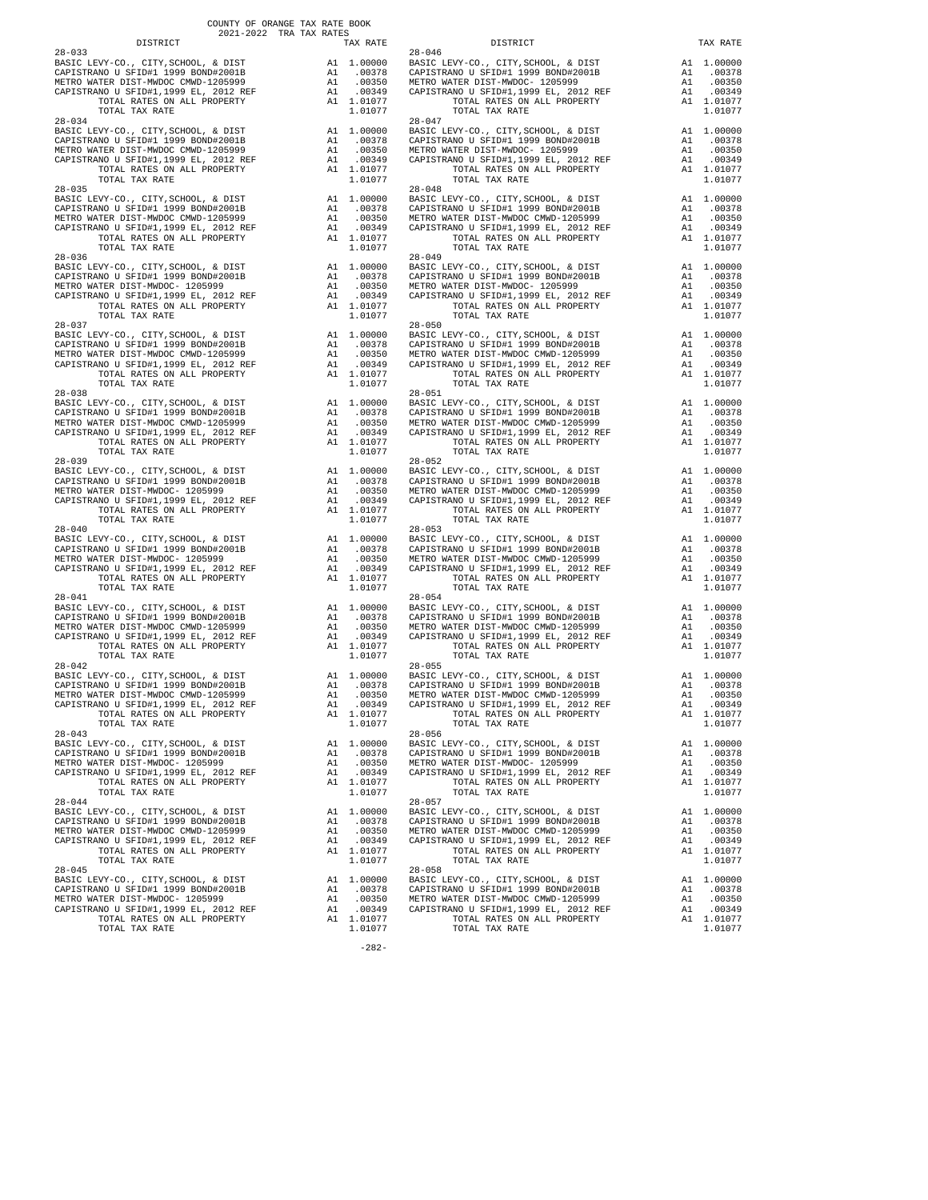COUNTY OF ORANGE TAX RATE BOOK
2021-2022 TRA TAX RATES

| DISTRICT | | TAX RATE |
|---|---|---|
| 28-033 | | |
| BASIC LEVY-CO., CITY,SCHOOL, & DIST | A1 | 1.00000 |
| CAPISTRANO U SFID#1 1999 BOND#2001B | A1 | .00378 |
| METRO WATER DIST-MWDOC CMWD-1205999 | A1 | .00350 |
| CAPISTRANO U SFID#1,1999 EL, 2012 REF | A1 | .00349 |
| TOTAL RATES ON ALL PROPERTY | A1 | 1.01077 |
| TOTAL TAX RATE | | 1.01077 |
| 28-034 | | |
| BASIC LEVY-CO., CITY,SCHOOL, & DIST | A1 | 1.00000 |
| CAPISTRANO U SFID#1 1999 BOND#2001B | A1 | .00378 |
| METRO WATER DIST-MWDOC CMWD-1205999 | A1 | .00350 |
| CAPISTRANO U SFID#1,1999 EL, 2012 REF | A1 | .00349 |
| TOTAL RATES ON ALL PROPERTY | A1 | 1.01077 |
| TOTAL TAX RATE | | 1.01077 |
| 28-035 | | |
| BASIC LEVY-CO., CITY,SCHOOL, & DIST | A1 | 1.00000 |
| CAPISTRANO U SFID#1 1999 BOND#2001B | A1 | .00378 |
| METRO WATER DIST-MWDOC CMWD-1205999 | A1 | .00350 |
| CAPISTRANO U SFID#1,1999 EL, 2012 REF | A1 | .00349 |
| TOTAL RATES ON ALL PROPERTY | A1 | 1.01077 |
| TOTAL TAX RATE | | 1.01077 |
| 28-036 | | |
| BASIC LEVY-CO., CITY,SCHOOL, & DIST | A1 | 1.00000 |
| CAPISTRANO U SFID#1 1999 BOND#2001B | A1 | .00378 |
| METRO WATER DIST-MWDOC- 1205999 | A1 | .00350 |
| CAPISTRANO U SFID#1,1999 EL, 2012 REF | A1 | .00349 |
| TOTAL RATES ON ALL PROPERTY | A1 | 1.01077 |
| TOTAL TAX RATE | | 1.01077 |
| 28-037 | | |
| BASIC LEVY-CO., CITY,SCHOOL, & DIST | A1 | 1.00000 |
| CAPISTRANO U SFID#1 1999 BOND#2001B | A1 | .00378 |
| METRO WATER DIST-MWDOC CMWD-1205999 | A1 | .00350 |
| CAPISTRANO U SFID#1,1999 EL, 2012 REF | A1 | .00349 |
| TOTAL RATES ON ALL PROPERTY | A1 | 1.01077 |
| TOTAL TAX RATE | | 1.01077 |
| 28-038 | | |
| BASIC LEVY-CO., CITY,SCHOOL, & DIST | A1 | 1.00000 |
| CAPISTRANO U SFID#1 1999 BOND#2001B | A1 | .00378 |
| METRO WATER DIST-MWDOC CMWD-1205999 | A1 | .00350 |
| CAPISTRANO U SFID#1,1999 EL, 2012 REF | A1 | .00349 |
| TOTAL RATES ON ALL PROPERTY | A1 | 1.01077 |
| TOTAL TAX RATE | | 1.01077 |
| 28-039 | | |
| BASIC LEVY-CO., CITY,SCHOOL, & DIST | A1 | 1.00000 |
| CAPISTRANO U SFID#1 1999 BOND#2001B | A1 | .00378 |
| METRO WATER DIST-MWDOC- 1205999 | A1 | .00350 |
| CAPISTRANO U SFID#1,1999 EL, 2012 REF | A1 | .00349 |
| TOTAL RATES ON ALL PROPERTY | A1 | 1.01077 |
| TOTAL TAX RATE | | 1.01077 |
| 28-040 | | |
| BASIC LEVY-CO., CITY,SCHOOL, & DIST | A1 | 1.00000 |
| CAPISTRANO U SFID#1 1999 BOND#2001B | A1 | .00378 |
| METRO WATER DIST-MWDOC- 1205999 | A1 | .00350 |
| CAPISTRANO U SFID#1,1999 EL, 2012 REF | A1 | .00349 |
| TOTAL RATES ON ALL PROPERTY | A1 | 1.01077 |
| TOTAL TAX RATE | | 1.01077 |
| 28-041 | | |
| BASIC LEVY-CO., CITY,SCHOOL, & DIST | A1 | 1.00000 |
| CAPISTRANO U SFID#1 1999 BOND#2001B | A1 | .00378 |
| METRO WATER DIST-MWDOC CMWD-1205999 | A1 | .00350 |
| CAPISTRANO U SFID#1,1999 EL, 2012 REF | A1 | .00349 |
| TOTAL RATES ON ALL PROPERTY | A1 | 1.01077 |
| TOTAL TAX RATE | | 1.01077 |
| 28-042 | | |
| BASIC LEVY-CO., CITY,SCHOOL, & DIST | A1 | 1.00000 |
| CAPISTRANO U SFID#1 1999 BOND#2001B | A1 | .00378 |
| METRO WATER DIST-MWDOC CMWD-1205999 | A1 | .00350 |
| CAPISTRANO U SFID#1,1999 EL, 2012 REF | A1 | .00349 |
| TOTAL RATES ON ALL PROPERTY | A1 | 1.01077 |
| TOTAL TAX RATE | | 1.01077 |
| 28-043 | | |
| BASIC LEVY-CO., CITY,SCHOOL, & DIST | A1 | 1.00000 |
| CAPISTRANO U SFID#1 1999 BOND#2001B | A1 | .00378 |
| METRO WATER DIST-MWDOC- 1205999 | A1 | .00350 |
| CAPISTRANO U SFID#1,1999 EL, 2012 REF | A1 | .00349 |
| TOTAL RATES ON ALL PROPERTY | A1 | 1.01077 |
| TOTAL TAX RATE | | 1.01077 |
| 28-044 | | |
| BASIC LEVY-CO., CITY,SCHOOL, & DIST | A1 | 1.00000 |
| CAPISTRANO U SFID#1 1999 BOND#2001B | A1 | .00378 |
| METRO WATER DIST-MWDOC CMWD-1205999 | A1 | .00350 |
| CAPISTRANO U SFID#1,1999 EL, 2012 REF | A1 | .00349 |
| TOTAL RATES ON ALL PROPERTY | A1 | 1.01077 |
| TOTAL TAX RATE | | 1.01077 |
| 28-045 | | |
| BASIC LEVY-CO., CITY,SCHOOL, & DIST | A1 | 1.00000 |
| CAPISTRANO U SFID#1 1999 BOND#2001B | A1 | .00378 |
| METRO WATER DIST-MWDOC- 1205999 | A1 | .00350 |
| CAPISTRANO U SFID#1,1999 EL, 2012 REF | A1 | .00349 |
| TOTAL RATES ON ALL PROPERTY | A1 | 1.01077 |
| TOTAL TAX RATE | | 1.01077 |
| 28-046 | | |
| BASIC LEVY-CO., CITY,SCHOOL, & DIST | A1 | 1.00000 |
| CAPISTRANO U SFID#1 1999 BOND#2001B | A1 | .00378 |
| METRO WATER DIST-MWDOC- 1205999 | A1 | .00350 |
| CAPISTRANO U SFID#1,1999 EL, 2012 REF | A1 | .00349 |
| TOTAL RATES ON ALL PROPERTY | A1 | 1.01077 |
| TOTAL TAX RATE | | 1.01077 |
| 28-047 | | |
| BASIC LEVY-CO., CITY,SCHOOL, & DIST | A1 | 1.00000 |
| CAPISTRANO U SFID#1 1999 BOND#2001B | A1 | .00378 |
| METRO WATER DIST-MWDOC- 1205999 | A1 | .00350 |
| CAPISTRANO U SFID#1,1999 EL, 2012 REF | A1 | .00349 |
| TOTAL RATES ON ALL PROPERTY | A1 | 1.01077 |
| TOTAL TAX RATE | | 1.01077 |
| 28-048 | | |
| BASIC LEVY-CO., CITY,SCHOOL, & DIST | A1 | 1.00000 |
| CAPISTRANO U SFID#1 1999 BOND#2001B | A1 | .00378 |
| METRO WATER DIST-MWDOC CMWD-1205999 | A1 | .00350 |
| CAPISTRANO U SFID#1,1999 EL, 2012 REF | A1 | .00349 |
| TOTAL RATES ON ALL PROPERTY | A1 | 1.01077 |
| TOTAL TAX RATE | | 1.01077 |
| 28-049 | | |
| BASIC LEVY-CO., CITY,SCHOOL, & DIST | A1 | 1.00000 |
| CAPISTRANO U SFID#1 1999 BOND#2001B | A1 | .00378 |
| METRO WATER DIST-MWDOC- 1205999 | A1 | .00350 |
| CAPISTRANO U SFID#1,1999 EL, 2012 REF | A1 | .00349 |
| TOTAL RATES ON ALL PROPERTY | A1 | 1.01077 |
| TOTAL TAX RATE | | 1.01077 |
| 28-050 | | |
| BASIC LEVY-CO., CITY,SCHOOL, & DIST | A1 | 1.00000 |
| CAPISTRANO U SFID#1 1999 BOND#2001B | A1 | .00378 |
| METRO WATER DIST-MWDOC CMWD-1205999 | A1 | .00350 |
| CAPISTRANO U SFID#1,1999 EL, 2012 REF | A1 | .00349 |
| TOTAL RATES ON ALL PROPERTY | A1 | 1.01077 |
| TOTAL TAX RATE | | 1.01077 |
| 28-051 | | |
| BASIC LEVY-CO., CITY,SCHOOL, & DIST | A1 | 1.00000 |
| CAPISTRANO U SFID#1 1999 BOND#2001B | A1 | .00378 |
| METRO WATER DIST-MWDOC CMWD-1205999 | A1 | .00350 |
| CAPISTRANO U SFID#1,1999 EL, 2012 REF | A1 | .00349 |
| TOTAL RATES ON ALL PROPERTY | A1 | 1.01077 |
| TOTAL TAX RATE | | 1.01077 |
| 28-052 | | |
| BASIC LEVY-CO., CITY,SCHOOL, & DIST | A1 | 1.00000 |
| CAPISTRANO U SFID#1 1999 BOND#2001B | A1 | .00378 |
| METRO WATER DIST-MWDOC CMWD-1205999 | A1 | .00350 |
| CAPISTRANO U SFID#1,1999 EL, 2012 REF | A1 | .00349 |
| TOTAL RATES ON ALL PROPERTY | A1 | 1.01077 |
| TOTAL TAX RATE | | 1.01077 |
| 28-053 | | |
| BASIC LEVY-CO., CITY,SCHOOL, & DIST | A1 | 1.00000 |
| CAPISTRANO U SFID#1 1999 BOND#2001B | A1 | .00378 |
| METRO WATER DIST-MWDOC CMWD-1205999 | A1 | .00350 |
| CAPISTRANO U SFID#1,1999 EL, 2012 REF | A1 | .00349 |
| TOTAL RATES ON ALL PROPERTY | A1 | 1.01077 |
| TOTAL TAX RATE | | 1.01077 |
| 28-054 | | |
| BASIC LEVY-CO., CITY,SCHOOL, & DIST | A1 | 1.00000 |
| CAPISTRANO U SFID#1 1999 BOND#2001B | A1 | .00378 |
| METRO WATER DIST-MWDOC CMWD-1205999 | A1 | .00350 |
| CAPISTRANO U SFID#1,1999 EL, 2012 REF | A1 | .00349 |
| TOTAL RATES ON ALL PROPERTY | A1 | 1.01077 |
| TOTAL TAX RATE | | 1.01077 |
| 28-055 | | |
| BASIC LEVY-CO., CITY,SCHOOL, & DIST | A1 | 1.00000 |
| CAPISTRANO U SFID#1 1999 BOND#2001B | A1 | .00378 |
| METRO WATER DIST-MWDOC CMWD-1205999 | A1 | .00350 |
| CAPISTRANO U SFID#1,1999 EL, 2012 REF | A1 | .00349 |
| TOTAL RATES ON ALL PROPERTY | A1 | 1.01077 |
| TOTAL TAX RATE | | 1.01077 |
| 28-056 | | |
| BASIC LEVY-CO., CITY,SCHOOL, & DIST | A1 | 1.00000 |
| CAPISTRANO U SFID#1 1999 BOND#2001B | A1 | .00378 |
| METRO WATER DIST-MWDOC- 1205999 | A1 | .00350 |
| CAPISTRANO U SFID#1,1999 EL, 2012 REF | A1 | .00349 |
| TOTAL RATES ON ALL PROPERTY | A1 | 1.01077 |
| TOTAL TAX RATE | | 1.01077 |
| 28-057 | | |
| BASIC LEVY-CO., CITY,SCHOOL, & DIST | A1 | 1.00000 |
| CAPISTRANO U SFID#1 1999 BOND#2001B | A1 | .00378 |
| METRO WATER DIST-MWDOC CMWD-1205999 | A1 | .00350 |
| CAPISTRANO U SFID#1,1999 EL, 2012 REF | A1 | .00349 |
| TOTAL RATES ON ALL PROPERTY | A1 | 1.01077 |
| TOTAL TAX RATE | | 1.01077 |
| 28-058 | | |
| BASIC LEVY-CO., CITY,SCHOOL, & DIST | A1 | 1.00000 |
| CAPISTRANO U SFID#1 1999 BOND#2001B | A1 | .00378 |
| METRO WATER DIST-MWDOC CMWD-1205999 | A1 | .00350 |
| CAPISTRANO U SFID#1,1999 EL, 2012 REF | A1 | .00349 |
| TOTAL RATES ON ALL PROPERTY | A1 | 1.01077 |
| TOTAL TAX RATE | | 1.01077 |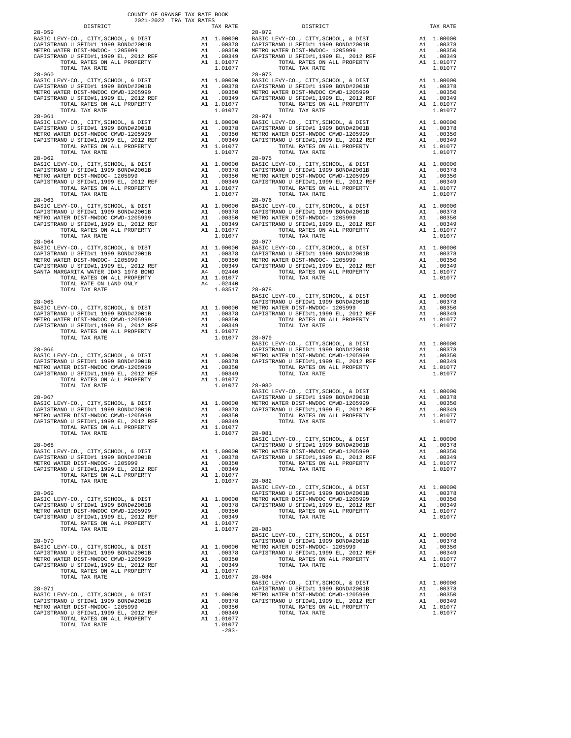COUNTY OF ORANGE TAX RATE BOOK
2021-2022 TRA TAX RATES

| DISTRICT | | TAX RATE |
|---|---|---|
| **28-059** | | |
| BASIC LEVY-CO., CITY,SCHOOL, & DIST | A1 | 1.00000 |
| CAPISTRANO U SFID#1 1999 BOND#2001B | A1 | .00378 |
| METRO WATER DIST-MWDOC- 1205999 | A1 | .00350 |
| CAPISTRANO U SFID#1,1999 EL, 2012 REF | A1 | .00349 |
| TOTAL RATES ON ALL PROPERTY | A1 | 1.01077 |
| TOTAL TAX RATE | | 1.01077 |
| **28-060** | | |
| BASIC LEVY-CO., CITY,SCHOOL, & DIST | A1 | 1.00000 |
| CAPISTRANO U SFID#1 1999 BOND#2001B | A1 | .00378 |
| METRO WATER DIST-MWDOC CMWD-1205999 | A1 | .00350 |
| CAPISTRANO U SFID#1,1999 EL, 2012 REF | A1 | .00349 |
| TOTAL RATES ON ALL PROPERTY | A1 | 1.01077 |
| TOTAL TAX RATE | | 1.01077 |
| **28-061** | | |
| BASIC LEVY-CO., CITY,SCHOOL, & DIST | A1 | 1.00000 |
| CAPISTRANO U SFID#1 1999 BOND#2001B | A1 | .00378 |
| METRO WATER DIST-MWDOC CMWD-1205999 | A1 | .00350 |
| CAPISTRANO U SFID#1,1999 EL, 2012 REF | A1 | .00349 |
| TOTAL RATES ON ALL PROPERTY | A1 | 1.01077 |
| TOTAL TAX RATE | | 1.01077 |
| **28-062** | | |
| BASIC LEVY-CO., CITY,SCHOOL, & DIST | A1 | 1.00000 |
| CAPISTRANO U SFID#1 1999 BOND#2001B | A1 | .00378 |
| METRO WATER DIST-MWDOC- 1205999 | A1 | .00350 |
| CAPISTRANO U SFID#1,1999 EL, 2012 REF | A1 | .00349 |
| TOTAL RATES ON ALL PROPERTY | A1 | 1.01077 |
| TOTAL TAX RATE | | 1.01077 |
| **28-063** | | |
| BASIC LEVY-CO., CITY,SCHOOL, & DIST | A1 | 1.00000 |
| CAPISTRANO U SFID#1 1999 BOND#2001B | A1 | .00378 |
| METRO WATER DIST-MWDOC CMWD-1205999 | A1 | .00350 |
| CAPISTRANO U SFID#1,1999 EL, 2012 REF | A1 | .00349 |
| TOTAL RATES ON ALL PROPERTY | A1 | 1.01077 |
| TOTAL TAX RATE | | 1.01077 |
| **28-064** | | |
| BASIC LEVY-CO., CITY,SCHOOL, & DIST | A1 | 1.00000 |
| CAPISTRANO U SFID#1 1999 BOND#2001B | A1 | .00378 |
| METRO WATER DIST-MWDOC- 1205999 | A1 | .00350 |
| CAPISTRANO U SFID#1,1999 EL, 2012 REF | A1 | .00349 |
| SANTA MARGARITA WATER ID#3 1978 BOND | A4 | .02440 |
| TOTAL RATES ON ALL PROPERTY | A1 | 1.01077 |
| TOTAL RATE ON LAND ONLY | A4 | .02440 |
| TOTAL TAX RATE | | 1.03517 |
| **28-065** | | |
| BASIC LEVY-CO., CITY,SCHOOL, & DIST | A1 | 1.00000 |
| CAPISTRANO U SFID#1 1999 BOND#2001B | A1 | .00378 |
| METRO WATER DIST-MWDOC CMWD-1205999 | A1 | .00350 |
| CAPISTRANO U SFID#1,1999 EL, 2012 REF | A1 | .00349 |
| TOTAL RATES ON ALL PROPERTY | A1 | 1.01077 |
| TOTAL TAX RATE | | 1.01077 |
| **28-066** | | |
| BASIC LEVY-CO., CITY,SCHOOL, & DIST | A1 | 1.00000 |
| CAPISTRANO U SFID#1 1999 BOND#2001B | A1 | .00378 |
| METRO WATER DIST-MWDOC CMWD-1205999 | A1 | .00350 |
| CAPISTRANO U SFID#1,1999 EL, 2012 REF | A1 | .00349 |
| TOTAL RATES ON ALL PROPERTY | A1 | 1.01077 |
| TOTAL TAX RATE | | 1.01077 |
| **28-067** | | |
| BASIC LEVY-CO., CITY,SCHOOL, & DIST | A1 | 1.00000 |
| CAPISTRANO U SFID#1 1999 BOND#2001B | A1 | .00378 |
| METRO WATER DIST-MWDOC CMWD-1205999 | A1 | .00350 |
| CAPISTRANO U SFID#1,1999 EL, 2012 REF | A1 | .00349 |
| TOTAL RATES ON ALL PROPERTY | A1 | 1.01077 |
| TOTAL TAX RATE | | 1.01077 |
| **28-068** | | |
| BASIC LEVY-CO., CITY,SCHOOL, & DIST | A1 | 1.00000 |
| CAPISTRANO U SFID#1 1999 BOND#2001B | A1 | .00378 |
| METRO WATER DIST-MWDOC- 1205999 | A1 | .00350 |
| CAPISTRANO U SFID#1,1999 EL, 2012 REF | A1 | .00349 |
| TOTAL RATES ON ALL PROPERTY | A1 | 1.01077 |
| TOTAL TAX RATE | | 1.01077 |
| **28-069** | | |
| BASIC LEVY-CO., CITY,SCHOOL, & DIST | A1 | 1.00000 |
| CAPISTRANO U SFID#1 1999 BOND#2001B | A1 | .00378 |
| METRO WATER DIST-MWDOC CMWD-1205999 | A1 | .00350 |
| CAPISTRANO U SFID#1,1999 EL, 2012 REF | A1 | .00349 |
| TOTAL RATES ON ALL PROPERTY | A1 | 1.01077 |
| TOTAL TAX RATE | | 1.01077 |
| **28-070** | | |
| BASIC LEVY-CO., CITY,SCHOOL, & DIST | A1 | 1.00000 |
| CAPISTRANO U SFID#1 1999 BOND#2001B | A1 | .00378 |
| METRO WATER DIST-MWDOC CMWD-1205999 | A1 | .00350 |
| CAPISTRANO U SFID#1,1999 EL, 2012 REF | A1 | .00349 |
| TOTAL RATES ON ALL PROPERTY | A1 | 1.01077 |
| TOTAL TAX RATE | | 1.01077 |
| **28-071** | | |
| BASIC LEVY-CO., CITY,SCHOOL, & DIST | A1 | 1.00000 |
| CAPISTRANO U SFID#1 1999 BOND#2001B | A1 | .00378 |
| METRO WATER DIST-MWDOC- 1205999 | A1 | .00350 |
| CAPISTRANO U SFID#1,1999 EL, 2012 REF | A1 | .00349 |
| TOTAL RATES ON ALL PROPERTY | A1 | 1.01077 |
| TOTAL TAX RATE | | 1.01077 |
| **28-072** | | |
| BASIC LEVY-CO., CITY,SCHOOL, & DIST | A1 | 1.00000 |
| CAPISTRANO U SFID#1 1999 BOND#2001B | A1 | .00378 |
| METRO WATER DIST-MWDOC- 1205999 | A1 | .00350 |
| CAPISTRANO U SFID#1,1999 EL, 2012 REF | A1 | .00349 |
| TOTAL RATES ON ALL PROPERTY | A1 | 1.01077 |
| TOTAL TAX RATE | | 1.01077 |
| **28-073** | | |
| BASIC LEVY-CO., CITY,SCHOOL, & DIST | A1 | 1.00000 |
| CAPISTRANO U SFID#1 1999 BOND#2001B | A1 | .00378 |
| METRO WATER DIST-MWDOC CMWD-1205999 | A1 | .00350 |
| CAPISTRANO U SFID#1,1999 EL, 2012 REF | A1 | .00349 |
| TOTAL RATES ON ALL PROPERTY | A1 | 1.01077 |
| TOTAL TAX RATE | | 1.01077 |
| **28-074** | | |
| BASIC LEVY-CO., CITY,SCHOOL, & DIST | A1 | 1.00000 |
| CAPISTRANO U SFID#1 1999 BOND#2001B | A1 | .00378 |
| METRO WATER DIST-MWDOC CMWD-1205999 | A1 | .00350 |
| CAPISTRANO U SFID#1,1999 EL, 2012 REF | A1 | .00349 |
| TOTAL RATES ON ALL PROPERTY | A1 | 1.01077 |
| TOTAL TAX RATE | | 1.01077 |
| **28-075** | | |
| BASIC LEVY-CO., CITY,SCHOOL, & DIST | A1 | 1.00000 |
| CAPISTRANO U SFID#1 1999 BOND#2001B | A1 | .00378 |
| METRO WATER DIST-MWDOC CMWD-1205999 | A1 | .00350 |
| CAPISTRANO U SFID#1,1999 EL, 2012 REF | A1 | .00349 |
| TOTAL RATES ON ALL PROPERTY | A1 | 1.01077 |
| TOTAL TAX RATE | | 1.01077 |
| **28-076** | | |
| BASIC LEVY-CO., CITY,SCHOOL, & DIST | A1 | 1.00000 |
| CAPISTRANO U SFID#1 1999 BOND#2001B | A1 | .00378 |
| METRO WATER DIST-MWDOC- 1205999 | A1 | .00350 |
| CAPISTRANO U SFID#1,1999 EL, 2012 REF | A1 | .00349 |
| TOTAL RATES ON ALL PROPERTY | A1 | 1.01077 |
| TOTAL TAX RATE | | 1.01077 |
| **28-077** | | |
| BASIC LEVY-CO., CITY,SCHOOL, & DIST | A1 | 1.00000 |
| CAPISTRANO U SFID#1 1999 BOND#2001B | A1 | .00378 |
| METRO WATER DIST-MWDOC- 1205999 | A1 | .00350 |
| CAPISTRANO U SFID#1,1999 EL, 2012 REF | A1 | .00349 |
| TOTAL RATES ON ALL PROPERTY | A1 | 1.01077 |
| TOTAL TAX RATE | | 1.01077 |
| **28-078** | | |
| BASIC LEVY-CO., CITY,SCHOOL, & DIST | A1 | 1.00000 |
| CAPISTRANO U SFID#1 1999 BOND#2001B | A1 | .00378 |
| METRO WATER DIST-MWDOC- 1205999 | A1 | .00350 |
| CAPISTRANO U SFID#1,1999 EL, 2012 REF | A1 | .00349 |
| TOTAL RATES ON ALL PROPERTY | A1 | 1.01077 |
| TOTAL TAX RATE | | 1.01077 |
| **28-079** | | |
| BASIC LEVY-CO., CITY,SCHOOL, & DIST | A1 | 1.00000 |
| CAPISTRANO U SFID#1 1999 BOND#2001B | A1 | .00378 |
| METRO WATER DIST-MWDOC CMWD-1205999 | A1 | .00350 |
| CAPISTRANO U SFID#1,1999 EL, 2012 REF | A1 | .00349 |
| TOTAL RATES ON ALL PROPERTY | A1 | 1.01077 |
| TOTAL TAX RATE | | 1.01077 |
| **28-080** | | |
| BASIC LEVY-CO., CITY,SCHOOL, & DIST | A1 | 1.00000 |
| CAPISTRANO U SFID#1 1999 BOND#2001B | A1 | .00378 |
| METRO WATER DIST-MWDOC CMWD-1205999 | A1 | .00350 |
| CAPISTRANO U SFID#1,1999 EL, 2012 REF | A1 | .00349 |
| TOTAL RATES ON ALL PROPERTY | A1 | 1.01077 |
| TOTAL TAX RATE | | 1.01077 |
| **28-081** | | |
| BASIC LEVY-CO., CITY,SCHOOL, & DIST | A1 | 1.00000 |
| CAPISTRANO U SFID#1 1999 BOND#2001B | A1 | .00378 |
| METRO WATER DIST-MWDOC CMWD-1205999 | A1 | .00350 |
| CAPISTRANO U SFID#1,1999 EL, 2012 REF | A1 | .00349 |
| TOTAL RATES ON ALL PROPERTY | A1 | 1.01077 |
| TOTAL TAX RATE | | 1.01077 |
| **28-082** | | |
| BASIC LEVY-CO., CITY,SCHOOL, & DIST | A1 | 1.00000 |
| CAPISTRANO U SFID#1 1999 BOND#2001B | A1 | .00378 |
| METRO WATER DIST-MWDOC CMWD-1205999 | A1 | .00350 |
| CAPISTRANO U SFID#1,1999 EL, 2012 REF | A1 | .00349 |
| TOTAL RATES ON ALL PROPERTY | A1 | 1.01077 |
| TOTAL TAX RATE | | 1.01077 |
| **28-083** | | |
| BASIC LEVY-CO., CITY,SCHOOL, & DIST | A1 | 1.00000 |
| CAPISTRANO U SFID#1 1999 BOND#2001B | A1 | .00378 |
| METRO WATER DIST-MWDOC- 1205999 | A1 | .00350 |
| CAPISTRANO U SFID#1,1999 EL, 2012 REF | A1 | .00349 |
| TOTAL RATES ON ALL PROPERTY | A1 | 1.01077 |
| TOTAL TAX RATE | | 1.01077 |
| **28-084** | | |
| BASIC LEVY-CO., CITY,SCHOOL, & DIST | A1 | 1.00000 |
| CAPISTRANO U SFID#1 1999 BOND#2001B | A1 | .00378 |
| METRO WATER DIST-MWDOC CMWD-1205999 | A1 | .00350 |
| CAPISTRANO U SFID#1,1999 EL, 2012 REF | A1 | .00349 |
| TOTAL RATES ON ALL PROPERTY | A1 | 1.01077 |
| TOTAL TAX RATE | | 1.01077 |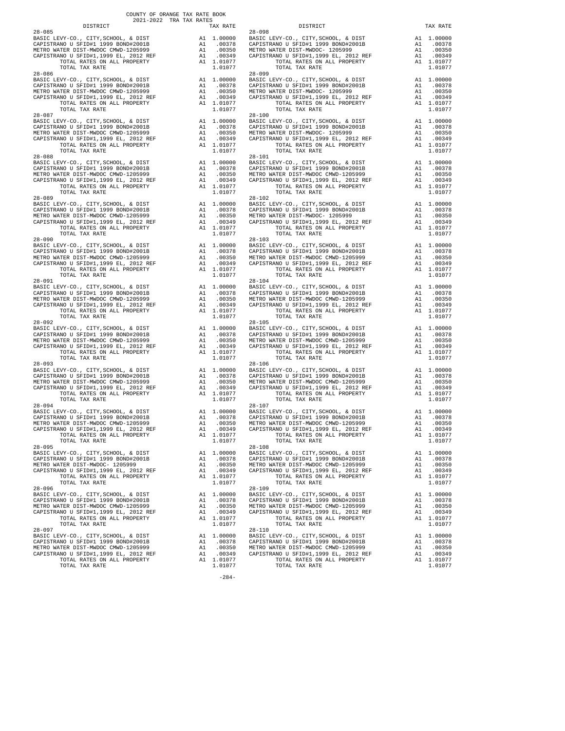COUNTY OF ORANGE TAX RATE BOOK
2021-2022 TRA TAX RATES

| DISTRICT | | TAX RATE |
|---|---|---|
| 28-085 | | |
| BASIC LEVY-CO., CITY,SCHOOL, & DIST | A1 | 1.00000 |
| CAPISTRANO U SFID#1 1999 BOND#2001B | A1 | .00378 |
| METRO WATER DIST-MWDOC CMWD-1205999 | A1 | .00350 |
| CAPISTRANO U SFID#1,1999 EL, 2012 REF | A1 | .00349 |
| TOTAL RATES ON ALL PROPERTY | A1 | 1.01077 |
| TOTAL TAX RATE | | 1.01077 |
| 28-086 | | |
| BASIC LEVY-CO., CITY,SCHOOL, & DIST | A1 | 1.00000 |
| CAPISTRANO U SFID#1 1999 BOND#2001B | A1 | .00378 |
| METRO WATER DIST-MWDOC CMWD-1205999 | A1 | .00350 |
| CAPISTRANO U SFID#1,1999 EL, 2012 REF | A1 | .00349 |
| TOTAL RATES ON ALL PROPERTY | A1 | 1.01077 |
| TOTAL TAX RATE | | 1.01077 |
| 28-087 | | |
| BASIC LEVY-CO., CITY,SCHOOL, & DIST | A1 | 1.00000 |
| CAPISTRANO U SFID#1 1999 BOND#2001B | A1 | .00378 |
| METRO WATER DIST-MWDOC CMWD-1205999 | A1 | .00350 |
| CAPISTRANO U SFID#1,1999 EL, 2012 REF | A1 | .00349 |
| TOTAL RATES ON ALL PROPERTY | A1 | 1.01077 |
| TOTAL TAX RATE | | 1.01077 |
| 28-088 | | |
| BASIC LEVY-CO., CITY,SCHOOL, & DIST | A1 | 1.00000 |
| CAPISTRANO U SFID#1 1999 BOND#2001B | A1 | .00378 |
| METRO WATER DIST-MWDOC CMWD-1205999 | A1 | .00350 |
| CAPISTRANO U SFID#1,1999 EL, 2012 REF | A1 | .00349 |
| TOTAL RATES ON ALL PROPERTY | A1 | 1.01077 |
| TOTAL TAX RATE | | 1.01077 |
| 28-089 | | |
| BASIC LEVY-CO., CITY,SCHOOL, & DIST | A1 | 1.00000 |
| CAPISTRANO U SFID#1 1999 BOND#2001B | A1 | .00378 |
| METRO WATER DIST-MWDOC CMWD-1205999 | A1 | .00350 |
| CAPISTRANO U SFID#1,1999 EL, 2012 REF | A1 | .00349 |
| TOTAL RATES ON ALL PROPERTY | A1 | 1.01077 |
| TOTAL TAX RATE | | 1.01077 |
| 28-090 | | |
| BASIC LEVY-CO., CITY,SCHOOL, & DIST | A1 | 1.00000 |
| CAPISTRANO U SFID#1 1999 BOND#2001B | A1 | .00378 |
| METRO WATER DIST-MWDOC CMWD-1205999 | A1 | .00350 |
| CAPISTRANO U SFID#1,1999 EL, 2012 REF | A1 | .00349 |
| TOTAL RATES ON ALL PROPERTY | A1 | 1.01077 |
| TOTAL TAX RATE | | 1.01077 |
| 28-091 | | |
| BASIC LEVY-CO., CITY,SCHOOL, & DIST | A1 | 1.00000 |
| CAPISTRANO U SFID#1 1999 BOND#2001B | A1 | .00378 |
| METRO WATER DIST-MWDOC CMWD-1205999 | A1 | .00350 |
| CAPISTRANO U SFID#1,1999 EL, 2012 REF | A1 | .00349 |
| TOTAL RATES ON ALL PROPERTY | A1 | 1.01077 |
| TOTAL TAX RATE | | 1.01077 |
| 28-092 | | |
| BASIC LEVY-CO., CITY,SCHOOL, & DIST | A1 | 1.00000 |
| CAPISTRANO U SFID#1 1999 BOND#2001B | A1 | .00378 |
| METRO WATER DIST-MWDOC CMWD-1205999 | A1 | .00350 |
| CAPISTRANO U SFID#1,1999 EL, 2012 REF | A1 | .00349 |
| TOTAL RATES ON ALL PROPERTY | A1 | 1.01077 |
| TOTAL TAX RATE | | 1.01077 |
| 28-093 | | |
| BASIC LEVY-CO., CITY,SCHOOL, & DIST | A1 | 1.00000 |
| CAPISTRANO U SFID#1 1999 BOND#2001B | A1 | .00378 |
| METRO WATER DIST-MWDOC CMWD-1205999 | A1 | .00350 |
| CAPISTRANO U SFID#1,1999 EL, 2012 REF | A1 | .00349 |
| TOTAL RATES ON ALL PROPERTY | A1 | 1.01077 |
| TOTAL TAX RATE | | 1.01077 |
| 28-094 | | |
| BASIC LEVY-CO., CITY,SCHOOL, & DIST | A1 | 1.00000 |
| CAPISTRANO U SFID#1 1999 BOND#2001B | A1 | .00378 |
| METRO WATER DIST-MWDOC CMWD-1205999 | A1 | .00350 |
| CAPISTRANO U SFID#1,1999 EL, 2012 REF | A1 | .00349 |
| TOTAL RATES ON ALL PROPERTY | A1 | 1.01077 |
| TOTAL TAX RATE | | 1.01077 |
| 28-095 | | |
| BASIC LEVY-CO., CITY,SCHOOL, & DIST | A1 | 1.00000 |
| CAPISTRANO U SFID#1 1999 BOND#2001B | A1 | .00378 |
| METRO WATER DIST-MWDOC- 1205999 | A1 | .00350 |
| CAPISTRANO U SFID#1,1999 EL, 2012 REF | A1 | .00349 |
| TOTAL RATES ON ALL PROPERTY | A1 | 1.01077 |
| TOTAL TAX RATE | | 1.01077 |
| 28-096 | | |
| BASIC LEVY-CO., CITY,SCHOOL, & DIST | A1 | 1.00000 |
| CAPISTRANO U SFID#1 1999 BOND#2001B | A1 | .00378 |
| METRO WATER DIST-MWDOC CMWD-1205999 | A1 | .00350 |
| CAPISTRANO U SFID#1,1999 EL, 2012 REF | A1 | .00349 |
| TOTAL RATES ON ALL PROPERTY | A1 | 1.01077 |
| TOTAL TAX RATE | | 1.01077 |
| 28-097 | | |
| BASIC LEVY-CO., CITY,SCHOOL, & DIST | A1 | 1.00000 |
| CAPISTRANO U SFID#1 1999 BOND#2001B | A1 | .00378 |
| METRO WATER DIST-MWDOC CMWD-1205999 | A1 | .00350 |
| CAPISTRANO U SFID#1,1999 EL, 2012 REF | A1 | .00349 |
| TOTAL RATES ON ALL PROPERTY | A1 | 1.01077 |
| TOTAL TAX RATE | | 1.01077 |
| 28-098 | | |
| BASIC LEVY-CO., CITY,SCHOOL, & DIST | A1 | 1.00000 |
| CAPISTRANO U SFID#1 1999 BOND#2001B | A1 | .00378 |
| METRO WATER DIST-MWDOC- 1205999 | A1 | .00350 |
| CAPISTRANO U SFID#1,1999 EL, 2012 REF | A1 | .00349 |
| TOTAL RATES ON ALL PROPERTY | A1 | 1.01077 |
| TOTAL TAX RATE | | 1.01077 |
| 28-099 | | |
| BASIC LEVY-CO., CITY,SCHOOL, & DIST | A1 | 1.00000 |
| CAPISTRANO U SFID#1 1999 BOND#2001B | A1 | .00378 |
| METRO WATER DIST-MWDOC- 1205999 | A1 | .00350 |
| CAPISTRANO U SFID#1,1999 EL, 2012 REF | A1 | .00349 |
| TOTAL RATES ON ALL PROPERTY | A1 | 1.01077 |
| TOTAL TAX RATE | | 1.01077 |
| 28-100 | | |
| BASIC LEVY-CO., CITY,SCHOOL, & DIST | A1 | 1.00000 |
| CAPISTRANO U SFID#1 1999 BOND#2001B | A1 | .00378 |
| METRO WATER DIST-MWDOC- 1205999 | A1 | .00350 |
| CAPISTRANO U SFID#1,1999 EL, 2012 REF | A1 | .00349 |
| TOTAL RATES ON ALL PROPERTY | A1 | 1.01077 |
| TOTAL TAX RATE | | 1.01077 |
| 28-101 | | |
| BASIC LEVY-CO., CITY,SCHOOL, & DIST | A1 | 1.00000 |
| CAPISTRANO U SFID#1 1999 BOND#2001B | A1 | .00378 |
| METRO WATER DIST-MWDOC CMWD-1205999 | A1 | .00350 |
| CAPISTRANO U SFID#1,1999 EL, 2012 REF | A1 | .00349 |
| TOTAL RATES ON ALL PROPERTY | A1 | 1.01077 |
| TOTAL TAX RATE | | 1.01077 |
| 28-102 | | |
| BASIC LEVY-CO., CITY,SCHOOL, & DIST | A1 | 1.00000 |
| CAPISTRANO U SFID#1 1999 BOND#2001B | A1 | .00378 |
| METRO WATER DIST-MWDOC- 1205999 | A1 | .00350 |
| CAPISTRANO U SFID#1,1999 EL, 2012 REF | A1 | .00349 |
| TOTAL RATES ON ALL PROPERTY | A1 | 1.01077 |
| TOTAL TAX RATE | | 1.01077 |
| 28-103 | | |
| BASIC LEVY-CO., CITY,SCHOOL, & DIST | A1 | 1.00000 |
| CAPISTRANO U SFID#1 1999 BOND#2001B | A1 | .00378 |
| METRO WATER DIST-MWDOC CMWD-1205999 | A1 | .00350 |
| CAPISTRANO U SFID#1,1999 EL, 2012 REF | A1 | .00349 |
| TOTAL RATES ON ALL PROPERTY | A1 | 1.01077 |
| TOTAL TAX RATE | | 1.01077 |
| 28-104 | | |
| BASIC LEVY-CO., CITY,SCHOOL, & DIST | A1 | 1.00000 |
| CAPISTRANO U SFID#1 1999 BOND#2001B | A1 | .00378 |
| METRO WATER DIST-MWDOC CMWD-1205999 | A1 | .00350 |
| CAPISTRANO U SFID#1,1999 EL, 2012 REF | A1 | .00349 |
| TOTAL RATES ON ALL PROPERTY | A1 | 1.01077 |
| TOTAL TAX RATE | | 1.01077 |
| 28-105 | | |
| BASIC LEVY-CO., CITY,SCHOOL, & DIST | A1 | 1.00000 |
| CAPISTRANO U SFID#1 1999 BOND#2001B | A1 | .00378 |
| METRO WATER DIST-MWDOC CMWD-1205999 | A1 | .00350 |
| CAPISTRANO U SFID#1,1999 EL, 2012 REF | A1 | .00349 |
| TOTAL RATES ON ALL PROPERTY | A1 | 1.01077 |
| TOTAL TAX RATE | | 1.01077 |
| 28-106 | | |
| BASIC LEVY-CO., CITY,SCHOOL, & DIST | A1 | 1.00000 |
| CAPISTRANO U SFID#1 1999 BOND#2001B | A1 | .00378 |
| METRO WATER DIST-MWDOC CMWD-1205999 | A1 | .00350 |
| CAPISTRANO U SFID#1,1999 EL, 2012 REF | A1 | .00349 |
| TOTAL RATES ON ALL PROPERTY | A1 | 1.01077 |
| TOTAL TAX RATE | | 1.01077 |
| 28-107 | | |
| BASIC LEVY-CO., CITY,SCHOOL, & DIST | A1 | 1.00000 |
| CAPISTRANO U SFID#1 1999 BOND#2001B | A1 | .00378 |
| METRO WATER DIST-MWDOC CMWD-1205999 | A1 | .00350 |
| CAPISTRANO U SFID#1,1999 EL, 2012 REF | A1 | .00349 |
| TOTAL RATES ON ALL PROPERTY | A1 | 1.01077 |
| TOTAL TAX RATE | | 1.01077 |
| 28-108 | | |
| BASIC LEVY-CO., CITY,SCHOOL, & DIST | A1 | 1.00000 |
| CAPISTRANO U SFID#1 1999 BOND#2001B | A1 | .00378 |
| METRO WATER DIST-MWDOC CMWD-1205999 | A1 | .00350 |
| CAPISTRANO U SFID#1,1999 EL, 2012 REF | A1 | .00349 |
| TOTAL RATES ON ALL PROPERTY | A1 | 1.01077 |
| TOTAL TAX RATE | | 1.01077 |
| 28-109 | | |
| BASIC LEVY-CO., CITY,SCHOOL, & DIST | A1 | 1.00000 |
| CAPISTRANO U SFID#1 1999 BOND#2001B | A1 | .00378 |
| METRO WATER DIST-MWDOC CMWD-1205999 | A1 | .00350 |
| CAPISTRANO U SFID#1,1999 EL, 2012 REF | A1 | .00349 |
| TOTAL RATES ON ALL PROPERTY | A1 | 1.01077 |
| TOTAL TAX RATE | | 1.01077 |
| 28-110 | | |
| BASIC LEVY-CO., CITY,SCHOOL, & DIST | A1 | 1.00000 |
| CAPISTRANO U SFID#1 1999 BOND#2001B | A1 | .00378 |
| METRO WATER DIST-MWDOC CMWD-1205999 | A1 | .00350 |
| CAPISTRANO U SFID#1,1999 EL, 2012 REF | A1 | .00349 |
| TOTAL RATES ON ALL PROPERTY | A1 | 1.01077 |
| TOTAL TAX RATE | | 1.01077 |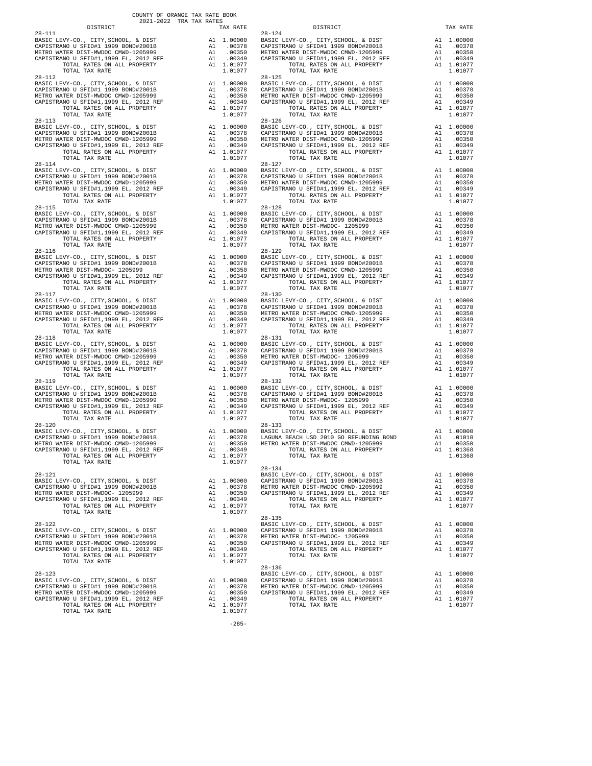COUNTY OF ORANGE TAX RATE BOOK
2021-2022 TRA TAX RATES

| DISTRICT | | TAX RATE |
|---|---|---|
| **28-111** | | |
| BASIC LEVY-CO., CITY,SCHOOL, & DIST | A1 | 1.00000 |
| CAPISTRANO U SFID#1 1999 BOND#2001B | A1 | .00378 |
| METRO WATER DIST-MWDOC CMWD-1205999 | A1 | .00350 |
| CAPISTRANO U SFID#1,1999 EL, 2012 REF | A1 | .00349 |
| TOTAL RATES ON ALL PROPERTY | A1 | 1.01077 |
| TOTAL TAX RATE | | 1.01077 |
| **28-112** | | |
| BASIC LEVY-CO., CITY,SCHOOL, & DIST | A1 | 1.00000 |
| CAPISTRANO U SFID#1 1999 BOND#2001B | A1 | .00378 |
| METRO WATER DIST-MWDOC CMWD-1205999 | A1 | .00350 |
| CAPISTRANO U SFID#1,1999 EL, 2012 REF | A1 | .00349 |
| TOTAL RATES ON ALL PROPERTY | A1 | 1.01077 |
| TOTAL TAX RATE | | 1.01077 |
| **28-113** | | |
| BASIC LEVY-CO., CITY,SCHOOL, & DIST | A1 | 1.00000 |
| CAPISTRANO U SFID#1 1999 BOND#2001B | A1 | .00378 |
| METRO WATER DIST-MWDOC CMWD-1205999 | A1 | .00350 |
| CAPISTRANO U SFID#1,1999 EL, 2012 REF | A1 | .00349 |
| TOTAL RATES ON ALL PROPERTY | A1 | 1.01077 |
| TOTAL TAX RATE | | 1.01077 |
| **28-114** | | |
| BASIC LEVY-CO., CITY,SCHOOL, & DIST | A1 | 1.00000 |
| CAPISTRANO U SFID#1 1999 BOND#2001B | A1 | .00378 |
| METRO WATER DIST-MWDOC CMWD-1205999 | A1 | .00350 |
| CAPISTRANO U SFID#1,1999 EL, 2012 REF | A1 | .00349 |
| TOTAL RATES ON ALL PROPERTY | A1 | 1.01077 |
| TOTAL TAX RATE | | 1.01077 |
| **28-115** | | |
| BASIC LEVY-CO., CITY,SCHOOL, & DIST | A1 | 1.00000 |
| CAPISTRANO U SFID#1 1999 BOND#2001B | A1 | .00378 |
| METRO WATER DIST-MWDOC CMWD-1205999 | A1 | .00350 |
| CAPISTRANO U SFID#1,1999 EL, 2012 REF | A1 | .00349 |
| TOTAL RATES ON ALL PROPERTY | A1 | 1.01077 |
| TOTAL TAX RATE | | 1.01077 |
| **28-116** | | |
| BASIC LEVY-CO., CITY,SCHOOL, & DIST | A1 | 1.00000 |
| CAPISTRANO U SFID#1 1999 BOND#2001B | A1 | .00378 |
| METRO WATER DIST-MWDOC- 1205999 | A1 | .00350 |
| CAPISTRANO U SFID#1,1999 EL, 2012 REF | A1 | .00349 |
| TOTAL RATES ON ALL PROPERTY | A1 | 1.01077 |
| TOTAL TAX RATE | | 1.01077 |
| **28-117** | | |
| BASIC LEVY-CO., CITY,SCHOOL, & DIST | A1 | 1.00000 |
| CAPISTRANO U SFID#1 1999 BOND#2001B | A1 | .00378 |
| METRO WATER DIST-MWDOC CMWD-1205999 | A1 | .00350 |
| CAPISTRANO U SFID#1,1999 EL, 2012 REF | A1 | .00349 |
| TOTAL RATES ON ALL PROPERTY | A1 | 1.01077 |
| TOTAL TAX RATE | | 1.01077 |
| **28-118** | | |
| BASIC LEVY-CO., CITY,SCHOOL, & DIST | A1 | 1.00000 |
| CAPISTRANO U SFID#1 1999 BOND#2001B | A1 | .00378 |
| METRO WATER DIST-MWDOC CMWD-1205999 | A1 | .00350 |
| CAPISTRANO U SFID#1,1999 EL, 2012 REF | A1 | .00349 |
| TOTAL RATES ON ALL PROPERTY | A1 | 1.01077 |
| TOTAL TAX RATE | | 1.01077 |
| **28-119** | | |
| BASIC LEVY-CO., CITY,SCHOOL, & DIST | A1 | 1.00000 |
| CAPISTRANO U SFID#1 1999 BOND#2001B | A1 | .00378 |
| METRO WATER DIST-MWDOC CMWD-1205999 | A1 | .00350 |
| CAPISTRANO U SFID#1,1999 EL, 2012 REF | A1 | .00349 |
| TOTAL RATES ON ALL PROPERTY | A1 | 1.01077 |
| TOTAL TAX RATE | | 1.01077 |
| **28-120** | | |
| BASIC LEVY-CO., CITY,SCHOOL, & DIST | A1 | 1.00000 |
| CAPISTRANO U SFID#1 1999 BOND#2001B | A1 | .00378 |
| METRO WATER DIST-MWDOC CMWD-1205999 | A1 | .00350 |
| CAPISTRANO U SFID#1,1999 EL, 2012 REF | A1 | .00349 |
| TOTAL RATES ON ALL PROPERTY | A1 | 1.01077 |
| TOTAL TAX RATE | | 1.01077 |
| **28-121** | | |
| BASIC LEVY-CO., CITY,SCHOOL, & DIST | A1 | 1.00000 |
| CAPISTRANO U SFID#1 1999 BOND#2001B | A1 | .00378 |
| METRO WATER DIST-MWDOC- 1205999 | A1 | .00350 |
| CAPISTRANO U SFID#1,1999 EL, 2012 REF | A1 | .00349 |
| TOTAL RATES ON ALL PROPERTY | A1 | 1.01077 |
| TOTAL TAX RATE | | 1.01077 |
| **28-122** | | |
| BASIC LEVY-CO., CITY,SCHOOL, & DIST | A1 | 1.00000 |
| CAPISTRANO U SFID#1 1999 BOND#2001B | A1 | .00378 |
| METRO WATER DIST-MWDOC CMWD-1205999 | A1 | .00350 |
| CAPISTRANO U SFID#1,1999 EL, 2012 REF | A1 | .00349 |
| TOTAL RATES ON ALL PROPERTY | A1 | 1.01077 |
| TOTAL TAX RATE | | 1.01077 |
| **28-123** | | |
| BASIC LEVY-CO., CITY,SCHOOL, & DIST | A1 | 1.00000 |
| CAPISTRANO U SFID#1 1999 BOND#2001B | A1 | .00378 |
| METRO WATER DIST-MWDOC CMWD-1205999 | A1 | .00350 |
| CAPISTRANO U SFID#1,1999 EL, 2012 REF | A1 | .00349 |
| TOTAL RATES ON ALL PROPERTY | A1 | 1.01077 |
| TOTAL TAX RATE | | 1.01077 |
| **28-124** | | |
| BASIC LEVY-CO., CITY,SCHOOL, & DIST | A1 | 1.00000 |
| CAPISTRANO U SFID#1 1999 BOND#2001B | A1 | .00378 |
| METRO WATER DIST-MWDOC CMWD-1205999 | A1 | .00350 |
| CAPISTRANO U SFID#1,1999 EL, 2012 REF | A1 | .00349 |
| TOTAL RATES ON ALL PROPERTY | A1 | 1.01077 |
| TOTAL TAX RATE | | 1.01077 |
| **28-125** | | |
| BASIC LEVY-CO., CITY,SCHOOL, & DIST | A1 | 1.00000 |
| CAPISTRANO U SFID#1 1999 BOND#2001B | A1 | .00378 |
| METRO WATER DIST-MWDOC CMWD-1205999 | A1 | .00350 |
| CAPISTRANO U SFID#1,1999 EL, 2012 REF | A1 | .00349 |
| TOTAL RATES ON ALL PROPERTY | A1 | 1.01077 |
| TOTAL TAX RATE | | 1.01077 |
| **28-126** | | |
| BASIC LEVY-CO., CITY,SCHOOL, & DIST | A1 | 1.00000 |
| CAPISTRANO U SFID#1 1999 BOND#2001B | A1 | .00378 |
| METRO WATER DIST-MWDOC CMWD-1205999 | A1 | .00350 |
| CAPISTRANO U SFID#1,1999 EL, 2012 REF | A1 | .00349 |
| TOTAL RATES ON ALL PROPERTY | A1 | 1.01077 |
| TOTAL TAX RATE | | 1.01077 |
| **28-127** | | |
| BASIC LEVY-CO., CITY,SCHOOL, & DIST | A1 | 1.00000 |
| CAPISTRANO U SFID#1 1999 BOND#2001B | A1 | .00378 |
| METRO WATER DIST-MWDOC CMWD-1205999 | A1 | .00350 |
| CAPISTRANO U SFID#1,1999 EL, 2012 REF | A1 | .00349 |
| TOTAL RATES ON ALL PROPERTY | A1 | 1.01077 |
| TOTAL TAX RATE | | 1.01077 |
| **28-128** | | |
| BASIC LEVY-CO., CITY,SCHOOL, & DIST | A1 | 1.00000 |
| CAPISTRANO U SFID#1 1999 BOND#2001B | A1 | .00378 |
| METRO WATER DIST-MWDOC- 1205999 | A1 | .00350 |
| CAPISTRANO U SFID#1,1999 EL, 2012 REF | A1 | .00349 |
| TOTAL RATES ON ALL PROPERTY | A1 | 1.01077 |
| TOTAL TAX RATE | | 1.01077 |
| **28-129** | | |
| BASIC LEVY-CO., CITY,SCHOOL, & DIST | A1 | 1.00000 |
| CAPISTRANO U SFID#1 1999 BOND#2001B | A1 | .00378 |
| METRO WATER DIST-MWDOC CMWD-1205999 | A1 | .00350 |
| CAPISTRANO U SFID#1,1999 EL, 2012 REF | A1 | .00349 |
| TOTAL RATES ON ALL PROPERTY | A1 | 1.01077 |
| TOTAL TAX RATE | | 1.01077 |
| **28-130** | | |
| BASIC LEVY-CO., CITY,SCHOOL, & DIST | A1 | 1.00000 |
| CAPISTRANO U SFID#1 1999 BOND#2001B | A1 | .00378 |
| METRO WATER DIST-MWDOC CMWD-1205999 | A1 | .00350 |
| CAPISTRANO U SFID#1,1999 EL, 2012 REF | A1 | .00349 |
| TOTAL RATES ON ALL PROPERTY | A1 | 1.01077 |
| TOTAL TAX RATE | | 1.01077 |
| **28-131** | | |
| BASIC LEVY-CO., CITY,SCHOOL, & DIST | A1 | 1.00000 |
| CAPISTRANO U SFID#1 1999 BOND#2001B | A1 | .00378 |
| METRO WATER DIST-MWDOC- 1205999 | A1 | .00350 |
| CAPISTRANO U SFID#1,1999 EL, 2012 REF | A1 | .00349 |
| TOTAL RATES ON ALL PROPERTY | A1 | 1.01077 |
| TOTAL TAX RATE | | 1.01077 |
| **28-132** | | |
| BASIC LEVY-CO., CITY,SCHOOL, & DIST | A1 | 1.00000 |
| CAPISTRANO U SFID#1 1999 BOND#2001B | A1 | .00378 |
| METRO WATER DIST-MWDOC- 1205999 | A1 | .00350 |
| CAPISTRANO U SFID#1,1999 EL, 2012 REF | A1 | .00349 |
| TOTAL RATES ON ALL PROPERTY | A1 | 1.01077 |
| TOTAL TAX RATE | | 1.01077 |
| **28-133** | | |
| BASIC LEVY-CO., CITY,SCHOOL, & DIST | A1 | 1.00000 |
| LAGUNA BEACH USD 2010 GO REFUNDING BOND | A1 | .01018 |
| METRO WATER DIST-MWDOC CMWD-1205999 | A1 | .00350 |
| TOTAL RATES ON ALL PROPERTY | A1 | 1.01368 |
| TOTAL TAX RATE | | 1.01368 |
| **28-134** | | |
| BASIC LEVY-CO., CITY,SCHOOL, & DIST | A1 | 1.00000 |
| CAPISTRANO U SFID#1 1999 BOND#2001B | A1 | .00378 |
| METRO WATER DIST-MWDOC CMWD-1205999 | A1 | .00350 |
| CAPISTRANO U SFID#1,1999 EL, 2012 REF | A1 | .00349 |
| TOTAL RATES ON ALL PROPERTY | A1 | 1.01077 |
| TOTAL TAX RATE | | 1.01077 |
| **28-135** | | |
| BASIC LEVY-CO., CITY,SCHOOL, & DIST | A1 | 1.00000 |
| CAPISTRANO U SFID#1 1999 BOND#2001B | A1 | .00378 |
| METRO WATER DIST-MWDOC- 1205999 | A1 | .00350 |
| CAPISTRANO U SFID#1,1999 EL, 2012 REF | A1 | .00349 |
| TOTAL RATES ON ALL PROPERTY | A1 | 1.01077 |
| TOTAL TAX RATE | | 1.01077 |
| **28-136** | | |
| BASIC LEVY-CO., CITY,SCHOOL, & DIST | A1 | 1.00000 |
| CAPISTRANO U SFID#1 1999 BOND#2001B | A1 | .00378 |
| METRO WATER DIST-MWDOC CMWD-1205999 | A1 | .00350 |
| CAPISTRANO U SFID#1,1999 EL, 2012 REF | A1 | .00349 |
| TOTAL RATES ON ALL PROPERTY | A1 | 1.01077 |
| TOTAL TAX RATE | | 1.01077 |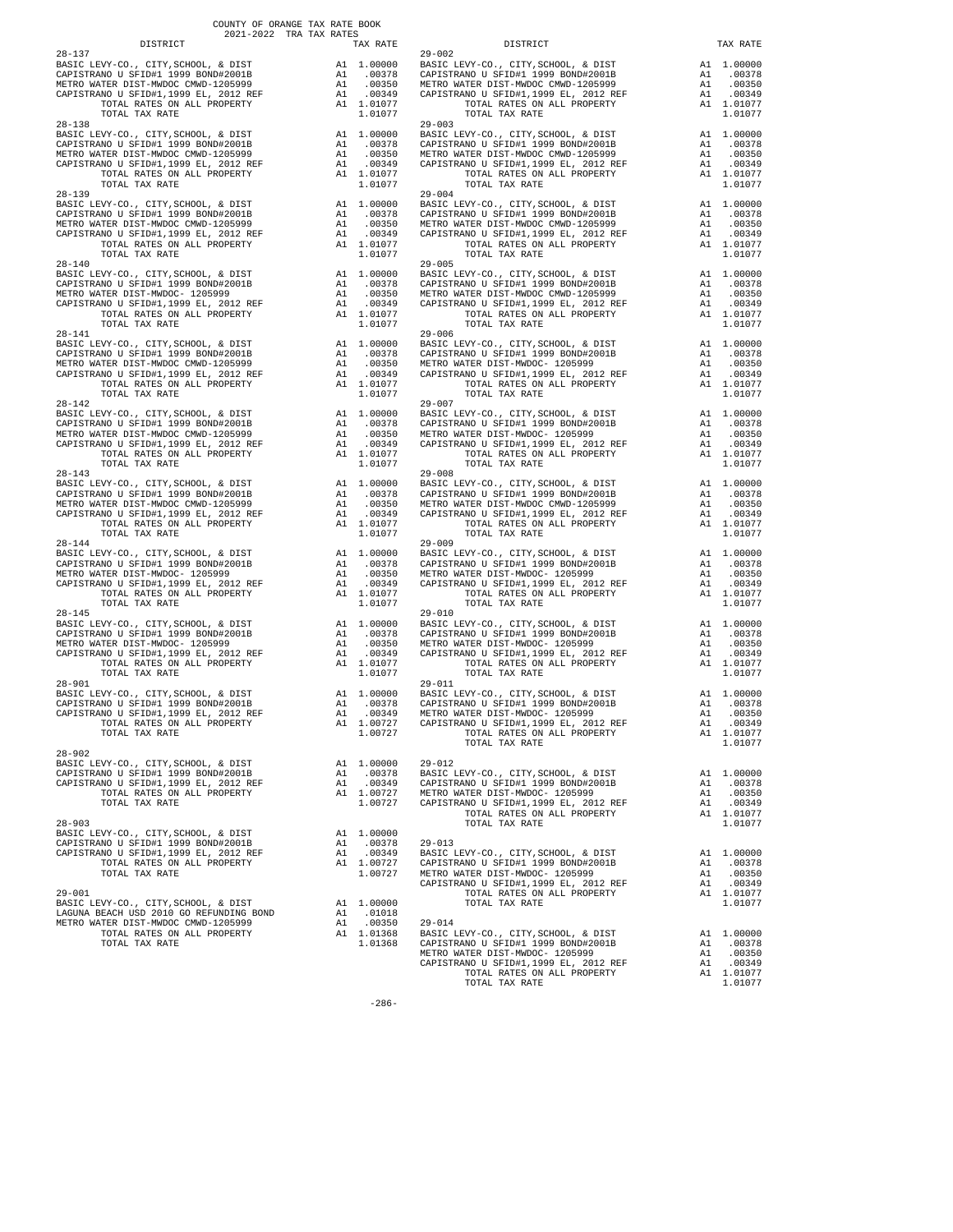COUNTY OF ORANGE TAX RATE BOOK
2021-2022 TRA TAX RATES

| DISTRICT | | TAX RATE |
|---|---|---|
| 28-137 | | |
| BASIC LEVY-CO., CITY,SCHOOL, & DIST | A1 | 1.00000 |
| CAPISTRANO U SFID#1 1999 BOND#2001B | A1 | .00378 |
| METRO WATER DIST-MWDOC CMWD-1205999 | A1 | .00350 |
| CAPISTRANO U SFID#1,1999 EL, 2012 REF | A1 | .00349 |
| TOTAL RATES ON ALL PROPERTY | A1 | 1.01077 |
| TOTAL TAX RATE | | 1.01077 |
| 28-138 | | |
| BASIC LEVY-CO., CITY,SCHOOL, & DIST | A1 | 1.00000 |
| CAPISTRANO U SFID#1 1999 BOND#2001B | A1 | .00378 |
| METRO WATER DIST-MWDOC CMWD-1205999 | A1 | .00350 |
| CAPISTRANO U SFID#1,1999 EL, 2012 REF | A1 | .00349 |
| TOTAL RATES ON ALL PROPERTY | A1 | 1.01077 |
| TOTAL TAX RATE | | 1.01077 |
| 28-139 | | |
| BASIC LEVY-CO., CITY,SCHOOL, & DIST | A1 | 1.00000 |
| CAPISTRANO U SFID#1 1999 BOND#2001B | A1 | .00378 |
| METRO WATER DIST-MWDOC CMWD-1205999 | A1 | .00350 |
| CAPISTRANO U SFID#1,1999 EL, 2012 REF | A1 | .00349 |
| TOTAL RATES ON ALL PROPERTY | A1 | 1.01077 |
| TOTAL TAX RATE | | 1.01077 |
| 28-140 | | |
| BASIC LEVY-CO., CITY,SCHOOL, & DIST | A1 | 1.00000 |
| CAPISTRANO U SFID#1 1999 BOND#2001B | A1 | .00378 |
| METRO WATER DIST-MWDOC- 1205999 | A1 | .00350 |
| CAPISTRANO U SFID#1,1999 EL, 2012 REF | A1 | .00349 |
| TOTAL RATES ON ALL PROPERTY | A1 | 1.01077 |
| TOTAL TAX RATE | | 1.01077 |
| 28-141 | | |
| BASIC LEVY-CO., CITY,SCHOOL, & DIST | A1 | 1.00000 |
| CAPISTRANO U SFID#1 1999 BOND#2001B | A1 | .00378 |
| METRO WATER DIST-MWDOC CMWD-1205999 | A1 | .00350 |
| CAPISTRANO U SFID#1,1999 EL, 2012 REF | A1 | .00349 |
| TOTAL RATES ON ALL PROPERTY | A1 | 1.01077 |
| TOTAL TAX RATE | | 1.01077 |
| 28-142 | | |
| BASIC LEVY-CO., CITY,SCHOOL, & DIST | A1 | 1.00000 |
| CAPISTRANO U SFID#1 1999 BOND#2001B | A1 | .00378 |
| METRO WATER DIST-MWDOC CMWD-1205999 | A1 | .00350 |
| CAPISTRANO U SFID#1,1999 EL, 2012 REF | A1 | .00349 |
| TOTAL RATES ON ALL PROPERTY | A1 | 1.01077 |
| TOTAL TAX RATE | | 1.01077 |
| 28-143 | | |
| BASIC LEVY-CO., CITY,SCHOOL, & DIST | A1 | 1.00000 |
| CAPISTRANO U SFID#1 1999 BOND#2001B | A1 | .00378 |
| METRO WATER DIST-MWDOC CMWD-1205999 | A1 | .00350 |
| CAPISTRANO U SFID#1,1999 EL, 2012 REF | A1 | .00349 |
| TOTAL RATES ON ALL PROPERTY | A1 | 1.01077 |
| TOTAL TAX RATE | | 1.01077 |
| 28-144 | | |
| BASIC LEVY-CO., CITY,SCHOOL, & DIST | A1 | 1.00000 |
| CAPISTRANO U SFID#1 1999 BOND#2001B | A1 | .00378 |
| METRO WATER DIST-MWDOC- 1205999 | A1 | .00350 |
| CAPISTRANO U SFID#1,1999 EL, 2012 REF | A1 | .00349 |
| TOTAL RATES ON ALL PROPERTY | A1 | 1.01077 |
| TOTAL TAX RATE | | 1.01077 |
| 28-145 | | |
| BASIC LEVY-CO., CITY,SCHOOL, & DIST | A1 | 1.00000 |
| CAPISTRANO U SFID#1 1999 BOND#2001B | A1 | .00378 |
| METRO WATER DIST-MWDOC- 1205999 | A1 | .00350 |
| CAPISTRANO U SFID#1,1999 EL, 2012 REF | A1 | .00349 |
| TOTAL RATES ON ALL PROPERTY | A1 | 1.01077 |
| TOTAL TAX RATE | | 1.01077 |
| 28-901 | | |
| BASIC LEVY-CO., CITY,SCHOOL, & DIST | A1 | 1.00000 |
| CAPISTRANO U SFID#1 1999 BOND#2001B | A1 | .00378 |
| CAPISTRANO U SFID#1,1999 EL, 2012 REF | A1 | .00349 |
| TOTAL RATES ON ALL PROPERTY | A1 | 1.00727 |
| TOTAL TAX RATE | | 1.00727 |
| 28-902 | | |
| BASIC LEVY-CO., CITY,SCHOOL, & DIST | A1 | 1.00000 |
| CAPISTRANO U SFID#1 1999 BOND#2001B | A1 | .00378 |
| CAPISTRANO U SFID#1,1999 EL, 2012 REF | A1 | .00349 |
| TOTAL RATES ON ALL PROPERTY | A1 | 1.00727 |
| TOTAL TAX RATE | | 1.00727 |
| 28-903 | | |
| BASIC LEVY-CO., CITY,SCHOOL, & DIST | A1 | 1.00000 |
| CAPISTRANO U SFID#1 1999 BOND#2001B | A1 | .00378 |
| CAPISTRANO U SFID#1,1999 EL, 2012 REF | A1 | .00349 |
| TOTAL RATES ON ALL PROPERTY | A1 | 1.00727 |
| TOTAL TAX RATE | | 1.00727 |
| 29-001 | | |
| BASIC LEVY-CO., CITY,SCHOOL, & DIST | A1 | 1.00000 |
| LAGUNA BEACH USD 2010 GO REFUNDING BOND | A1 | .01018 |
| METRO WATER DIST-MWDOC CMWD-1205999 | A1 | .00350 |
| TOTAL RATES ON ALL PROPERTY | A1 | 1.01368 |
| TOTAL TAX RATE | | 1.01368 |
| 29-002 | | |
| BASIC LEVY-CO., CITY,SCHOOL, & DIST | A1 | 1.00000 |
| CAPISTRANO U SFID#1 1999 BOND#2001B | A1 | .00378 |
| METRO WATER DIST-MWDOC CMWD-1205999 | A1 | .00350 |
| CAPISTRANO U SFID#1,1999 EL, 2012 REF | A1 | .00349 |
| TOTAL RATES ON ALL PROPERTY | A1 | 1.01077 |
| TOTAL TAX RATE | | 1.01077 |
| 29-003 | | |
| BASIC LEVY-CO., CITY,SCHOOL, & DIST | A1 | 1.00000 |
| CAPISTRANO U SFID#1 1999 BOND#2001B | A1 | .00378 |
| METRO WATER DIST-MWDOC CMWD-1205999 | A1 | .00350 |
| CAPISTRANO U SFID#1,1999 EL, 2012 REF | A1 | .00349 |
| TOTAL RATES ON ALL PROPERTY | A1 | 1.01077 |
| TOTAL TAX RATE | | 1.01077 |
| 29-004 | | |
| BASIC LEVY-CO., CITY,SCHOOL, & DIST | A1 | 1.00000 |
| CAPISTRANO U SFID#1 1999 BOND#2001B | A1 | .00378 |
| METRO WATER DIST-MWDOC CMWD-1205999 | A1 | .00350 |
| CAPISTRANO U SFID#1,1999 EL, 2012 REF | A1 | .00349 |
| TOTAL RATES ON ALL PROPERTY | A1 | 1.01077 |
| TOTAL TAX RATE | | 1.01077 |
| 29-005 | | |
| BASIC LEVY-CO., CITY,SCHOOL, & DIST | A1 | 1.00000 |
| CAPISTRANO U SFID#1 1999 BOND#2001B | A1 | .00378 |
| METRO WATER DIST-MWDOC CMWD-1205999 | A1 | .00350 |
| CAPISTRANO U SFID#1,1999 EL, 2012 REF | A1 | .00349 |
| TOTAL RATES ON ALL PROPERTY | A1 | 1.01077 |
| TOTAL TAX RATE | | 1.01077 |
| 29-006 | | |
| BASIC LEVY-CO., CITY,SCHOOL, & DIST | A1 | 1.00000 |
| CAPISTRANO U SFID#1 1999 BOND#2001B | A1 | .00378 |
| METRO WATER DIST-MWDOC- 1205999 | A1 | .00350 |
| CAPISTRANO U SFID#1,1999 EL, 2012 REF | A1 | .00349 |
| TOTAL RATES ON ALL PROPERTY | A1 | 1.01077 |
| TOTAL TAX RATE | | 1.01077 |
| 29-007 | | |
| BASIC LEVY-CO., CITY,SCHOOL, & DIST | A1 | 1.00000 |
| CAPISTRANO U SFID#1 1999 BOND#2001B | A1 | .00378 |
| METRO WATER DIST-MWDOC- 1205999 | A1 | .00350 |
| CAPISTRANO U SFID#1,1999 EL, 2012 REF | A1 | .00349 |
| TOTAL RATES ON ALL PROPERTY | A1 | 1.01077 |
| TOTAL TAX RATE | | 1.01077 |
| 29-008 | | |
| BASIC LEVY-CO., CITY,SCHOOL, & DIST | A1 | 1.00000 |
| CAPISTRANO U SFID#1 1999 BOND#2001B | A1 | .00378 |
| METRO WATER DIST-MWDOC CMWD-1205999 | A1 | .00350 |
| CAPISTRANO U SFID#1,1999 EL, 2012 REF | A1 | .00349 |
| TOTAL RATES ON ALL PROPERTY | A1 | 1.01077 |
| TOTAL TAX RATE | | 1.01077 |
| 29-009 | | |
| BASIC LEVY-CO., CITY,SCHOOL, & DIST | A1 | 1.00000 |
| CAPISTRANO U SFID#1 1999 BOND#2001B | A1 | .00378 |
| METRO WATER DIST-MWDOC- 1205999 | A1 | .00350 |
| CAPISTRANO U SFID#1,1999 EL, 2012 REF | A1 | .00349 |
| TOTAL RATES ON ALL PROPERTY | A1 | 1.01077 |
| TOTAL TAX RATE | | 1.01077 |
| 29-010 | | |
| BASIC LEVY-CO., CITY,SCHOOL, & DIST | A1 | 1.00000 |
| CAPISTRANO U SFID#1 1999 BOND#2001B | A1 | .00378 |
| METRO WATER DIST-MWDOC- 1205999 | A1 | .00350 |
| CAPISTRANO U SFID#1,1999 EL, 2012 REF | A1 | .00349 |
| TOTAL RATES ON ALL PROPERTY | A1 | 1.01077 |
| TOTAL TAX RATE | | 1.01077 |
| 29-011 | | |
| BASIC LEVY-CO., CITY,SCHOOL, & DIST | A1 | 1.00000 |
| CAPISTRANO U SFID#1 1999 BOND#2001B | A1 | .00378 |
| METRO WATER DIST-MWDOC- 1205999 | A1 | .00350 |
| CAPISTRANO U SFID#1,1999 EL, 2012 REF | A1 | .00349 |
| TOTAL RATES ON ALL PROPERTY | A1 | 1.01077 |
| TOTAL TAX RATE | | 1.01077 |
| 29-012 | | |
| BASIC LEVY-CO., CITY,SCHOOL, & DIST | A1 | 1.00000 |
| CAPISTRANO U SFID#1 1999 BOND#2001B | A1 | .00378 |
| METRO WATER DIST-MWDOC- 1205999 | A1 | .00350 |
| CAPISTRANO U SFID#1,1999 EL, 2012 REF | A1 | .00349 |
| TOTAL RATES ON ALL PROPERTY | A1 | 1.01077 |
| TOTAL TAX RATE | | 1.01077 |
| 29-013 | | |
| BASIC LEVY-CO., CITY,SCHOOL, & DIST | A1 | 1.00000 |
| CAPISTRANO U SFID#1 1999 BOND#2001B | A1 | .00378 |
| METRO WATER DIST-MWDOC- 1205999 | A1 | .00350 |
| CAPISTRANO U SFID#1,1999 EL, 2012 REF | A1 | .00349 |
| TOTAL RATES ON ALL PROPERTY | A1 | 1.01077 |
| TOTAL TAX RATE | | 1.01077 |
| 29-014 | | |
| BASIC LEVY-CO., CITY,SCHOOL, & DIST | A1 | 1.00000 |
| CAPISTRANO U SFID#1 1999 BOND#2001B | A1 | .00378 |
| METRO WATER DIST-MWDOC- 1205999 | A1 | .00350 |
| CAPISTRANO U SFID#1,1999 EL, 2012 REF | A1 | .00349 |
| TOTAL RATES ON ALL PROPERTY | A1 | 1.01077 |
| TOTAL TAX RATE | | 1.01077 |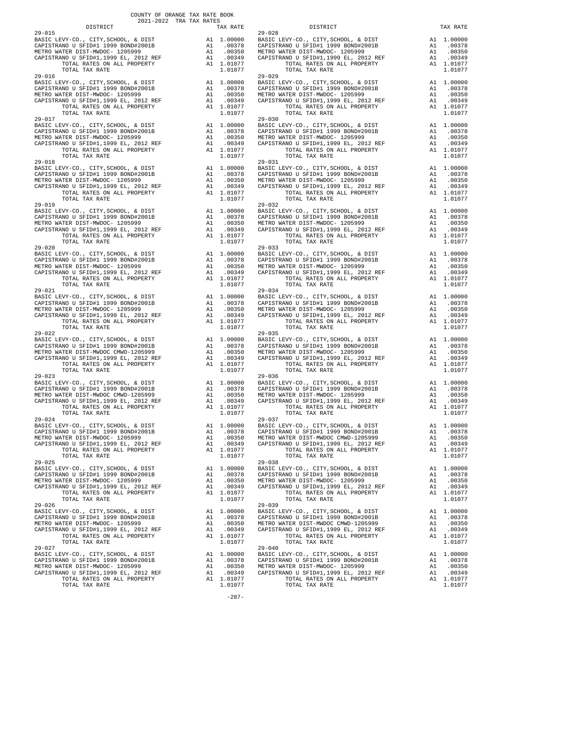COUNTY OF ORANGE TAX RATE BOOK
2021-2022 TRA TAX RATES

| DISTRICT | | TAX RATE |
|---|---|---|
| **29-015** | | |
| BASIC LEVY-CO., CITY,SCHOOL, & DIST | A1 | 1.00000 |
| CAPISTRANO U SFID#1 1999 BOND#2001B | A1 | .00378 |
| METRO WATER DIST-MWDOC- 1205999 | A1 | .00350 |
| CAPISTRANO U SFID#1,1999 EL, 2012 REF | A1 | .00349 |
| TOTAL RATES ON ALL PROPERTY | A1 | 1.01077 |
| TOTAL TAX RATE | | 1.01077 |
| **29-016** | | |
| BASIC LEVY-CO., CITY,SCHOOL, & DIST | A1 | 1.00000 |
| CAPISTRANO U SFID#1 1999 BOND#2001B | A1 | .00378 |
| METRO WATER DIST-MWDOC- 1205999 | A1 | .00350 |
| CAPISTRANO U SFID#1,1999 EL, 2012 REF | A1 | .00349 |
| TOTAL RATES ON ALL PROPERTY | A1 | 1.01077 |
| TOTAL TAX RATE | | 1.01077 |
| **29-017** | | |
| BASIC LEVY-CO., CITY,SCHOOL, & DIST | A1 | 1.00000 |
| CAPISTRANO U SFID#1 1999 BOND#2001B | A1 | .00378 |
| METRO WATER DIST-MWDOC- 1205999 | A1 | .00350 |
| CAPISTRANO U SFID#1,1999 EL, 2012 REF | A1 | .00349 |
| TOTAL RATES ON ALL PROPERTY | A1 | 1.01077 |
| TOTAL TAX RATE | | 1.01077 |
| **29-018** | | |
| BASIC LEVY-CO., CITY,SCHOOL, & DIST | A1 | 1.00000 |
| CAPISTRANO U SFID#1 1999 BOND#2001B | A1 | .00378 |
| METRO WATER DIST-MWDOC- 1205999 | A1 | .00350 |
| CAPISTRANO U SFID#1,1999 EL, 2012 REF | A1 | .00349 |
| TOTAL RATES ON ALL PROPERTY | A1 | 1.01077 |
| TOTAL TAX RATE | | 1.01077 |
| **29-019** | | |
| BASIC LEVY-CO., CITY,SCHOOL, & DIST | A1 | 1.00000 |
| CAPISTRANO U SFID#1 1999 BOND#2001B | A1 | .00378 |
| METRO WATER DIST-MWDOC- 1205999 | A1 | .00350 |
| CAPISTRANO U SFID#1,1999 EL, 2012 REF | A1 | .00349 |
| TOTAL RATES ON ALL PROPERTY | A1 | 1.01077 |
| TOTAL TAX RATE | | 1.01077 |
| **29-020** | | |
| BASIC LEVY-CO., CITY,SCHOOL, & DIST | A1 | 1.00000 |
| CAPISTRANO U SFID#1 1999 BOND#2001B | A1 | .00378 |
| METRO WATER DIST-MWDOC- 1205999 | A1 | .00350 |
| CAPISTRANO U SFID#1,1999 EL, 2012 REF | A1 | .00349 |
| TOTAL RATES ON ALL PROPERTY | A1 | 1.01077 |
| TOTAL TAX RATE | | 1.01077 |
| **29-021** | | |
| BASIC LEVY-CO., CITY,SCHOOL, & DIST | A1 | 1.00000 |
| CAPISTRANO U SFID#1 1999 BOND#2001B | A1 | .00378 |
| METRO WATER DIST-MWDOC- 1205999 | A1 | .00350 |
| CAPISTRANO U SFID#1,1999 EL, 2012 REF | A1 | .00349 |
| TOTAL RATES ON ALL PROPERTY | A1 | 1.01077 |
| TOTAL TAX RATE | | 1.01077 |
| **29-022** | | |
| BASIC LEVY-CO., CITY,SCHOOL, & DIST | A1 | 1.00000 |
| CAPISTRANO U SFID#1 1999 BOND#2001B | A1 | .00378 |
| METRO WATER DIST-MWDOC CMWD-1205999 | A1 | .00350 |
| CAPISTRANO U SFID#1,1999 EL, 2012 REF | A1 | .00349 |
| TOTAL RATES ON ALL PROPERTY | A1 | 1.01077 |
| TOTAL TAX RATE | | 1.01077 |
| **29-023** | | |
| BASIC LEVY-CO., CITY,SCHOOL, & DIST | A1 | 1.00000 |
| CAPISTRANO U SFID#1 1999 BOND#2001B | A1 | .00378 |
| METRO WATER DIST-MWDOC CMWD-1205999 | A1 | .00350 |
| CAPISTRANO U SFID#1,1999 EL, 2012 REF | A1 | .00349 |
| TOTAL RATES ON ALL PROPERTY | A1 | 1.01077 |
| TOTAL TAX RATE | | 1.01077 |
| **29-024** | | |
| BASIC LEVY-CO., CITY,SCHOOL, & DIST | A1 | 1.00000 |
| CAPISTRANO U SFID#1 1999 BOND#2001B | A1 | .00378 |
| METRO WATER DIST-MWDOC- 1205999 | A1 | .00350 |
| CAPISTRANO U SFID#1,1999 EL, 2012 REF | A1 | .00349 |
| TOTAL RATES ON ALL PROPERTY | A1 | 1.01077 |
| TOTAL TAX RATE | | 1.01077 |
| **29-025** | | |
| BASIC LEVY-CO., CITY,SCHOOL, & DIST | A1 | 1.00000 |
| CAPISTRANO U SFID#1 1999 BOND#2001B | A1 | .00378 |
| METRO WATER DIST-MWDOC- 1205999 | A1 | .00350 |
| CAPISTRANO U SFID#1,1999 EL, 2012 REF | A1 | .00349 |
| TOTAL RATES ON ALL PROPERTY | A1 | 1.01077 |
| TOTAL TAX RATE | | 1.01077 |
| **29-026** | | |
| BASIC LEVY-CO., CITY,SCHOOL, & DIST | A1 | 1.00000 |
| CAPISTRANO U SFID#1 1999 BOND#2001B | A1 | .00378 |
| METRO WATER DIST-MWDOC- 1205999 | A1 | .00350 |
| CAPISTRANO U SFID#1,1999 EL, 2012 REF | A1 | .00349 |
| TOTAL RATES ON ALL PROPERTY | A1 | 1.01077 |
| TOTAL TAX RATE | | 1.01077 |
| **29-027** | | |
| BASIC LEVY-CO., CITY,SCHOOL, & DIST | A1 | 1.00000 |
| CAPISTRANO U SFID#1 1999 BOND#2001B | A1 | .00378 |
| METRO WATER DIST-MWDOC- 1205999 | A1 | .00350 |
| CAPISTRANO U SFID#1,1999 EL, 2012 REF | A1 | .00349 |
| TOTAL RATES ON ALL PROPERTY | A1 | 1.01077 |
| TOTAL TAX RATE | | 1.01077 |
| **29-028** | | |
| BASIC LEVY-CO., CITY,SCHOOL, & DIST | A1 | 1.00000 |
| CAPISTRANO U SFID#1 1999 BOND#2001B | A1 | .00378 |
| METRO WATER DIST-MWDOC- 1205999 | A1 | .00350 |
| CAPISTRANO U SFID#1,1999 EL, 2012 REF | A1 | .00349 |
| TOTAL RATES ON ALL PROPERTY | A1 | 1.01077 |
| TOTAL TAX RATE | | 1.01077 |
| **29-029** | | |
| BASIC LEVY-CO., CITY,SCHOOL, & DIST | A1 | 1.00000 |
| CAPISTRANO U SFID#1 1999 BOND#2001B | A1 | .00378 |
| METRO WATER DIST-MWDOC- 1205999 | A1 | .00350 |
| CAPISTRANO U SFID#1,1999 EL, 2012 REF | A1 | .00349 |
| TOTAL RATES ON ALL PROPERTY | A1 | 1.01077 |
| TOTAL TAX RATE | | 1.01077 |
| **29-030** | | |
| BASIC LEVY-CO., CITY,SCHOOL, & DIST | A1 | 1.00000 |
| CAPISTRANO U SFID#1 1999 BOND#2001B | A1 | .00378 |
| METRO WATER DIST-MWDOC- 1205999 | A1 | .00350 |
| CAPISTRANO U SFID#1,1999 EL, 2012 REF | A1 | .00349 |
| TOTAL RATES ON ALL PROPERTY | A1 | 1.01077 |
| TOTAL TAX RATE | | 1.01077 |
| **29-031** | | |
| BASIC LEVY-CO., CITY,SCHOOL, & DIST | A1 | 1.00000 |
| CAPISTRANO U SFID#1 1999 BOND#2001B | A1 | .00378 |
| METRO WATER DIST-MWDOC- 1205999 | A1 | .00350 |
| CAPISTRANO U SFID#1,1999 EL, 2012 REF | A1 | .00349 |
| TOTAL RATES ON ALL PROPERTY | A1 | 1.01077 |
| TOTAL TAX RATE | | 1.01077 |
| **29-032** | | |
| BASIC LEVY-CO., CITY,SCHOOL, & DIST | A1 | 1.00000 |
| CAPISTRANO U SFID#1 1999 BOND#2001B | A1 | .00378 |
| METRO WATER DIST-MWDOC- 1205999 | A1 | .00350 |
| CAPISTRANO U SFID#1,1999 EL, 2012 REF | A1 | .00349 |
| TOTAL RATES ON ALL PROPERTY | A1 | 1.01077 |
| TOTAL TAX RATE | | 1.01077 |
| **29-033** | | |
| BASIC LEVY-CO., CITY,SCHOOL, & DIST | A1 | 1.00000 |
| CAPISTRANO U SFID#1 1999 BOND#2001B | A1 | .00378 |
| METRO WATER DIST-MWDOC- 1205999 | A1 | .00350 |
| CAPISTRANO U SFID#1,1999 EL, 2012 REF | A1 | .00349 |
| TOTAL RATES ON ALL PROPERTY | A1 | 1.01077 |
| TOTAL TAX RATE | | 1.01077 |
| **29-034** | | |
| BASIC LEVY-CO., CITY,SCHOOL, & DIST | A1 | 1.00000 |
| CAPISTRANO U SFID#1 1999 BOND#2001B | A1 | .00378 |
| METRO WATER DIST-MWDOC- 1205999 | A1 | .00350 |
| CAPISTRANO U SFID#1,1999 EL, 2012 REF | A1 | .00349 |
| TOTAL RATES ON ALL PROPERTY | A1 | 1.01077 |
| TOTAL TAX RATE | | 1.01077 |
| **29-035** | | |
| BASIC LEVY-CO., CITY,SCHOOL, & DIST | A1 | 1.00000 |
| CAPISTRANO U SFID#1 1999 BOND#2001B | A1 | .00378 |
| METRO WATER DIST-MWDOC- 1205999 | A1 | .00350 |
| CAPISTRANO U SFID#1,1999 EL, 2012 REF | A1 | .00349 |
| TOTAL RATES ON ALL PROPERTY | A1 | 1.01077 |
| TOTAL TAX RATE | | 1.01077 |
| **29-036** | | |
| BASIC LEVY-CO., CITY,SCHOOL, & DIST | A1 | 1.00000 |
| CAPISTRANO U SFID#1 1999 BOND#2001B | A1 | .00378 |
| METRO WATER DIST-MWDOC- 1205999 | A1 | .00350 |
| CAPISTRANO U SFID#1,1999 EL, 2012 REF | A1 | .00349 |
| TOTAL RATES ON ALL PROPERTY | A1 | 1.01077 |
| TOTAL TAX RATE | | 1.01077 |
| **29-037** | | |
| BASIC LEVY-CO., CITY,SCHOOL, & DIST | A1 | 1.00000 |
| CAPISTRANO U SFID#1 1999 BOND#2001B | A1 | .00378 |
| METRO WATER DIST-MWDOC CMWD-1205999 | A1 | .00350 |
| CAPISTRANO U SFID#1,1999 EL, 2012 REF | A1 | .00349 |
| TOTAL RATES ON ALL PROPERTY | A1 | 1.01077 |
| TOTAL TAX RATE | | 1.01077 |
| **29-038** | | |
| BASIC LEVY-CO., CITY,SCHOOL, & DIST | A1 | 1.00000 |
| CAPISTRANO U SFID#1 1999 BOND#2001B | A1 | .00378 |
| METRO WATER DIST-MWDOC- 1205999 | A1 | .00350 |
| CAPISTRANO U SFID#1,1999 EL, 2012 REF | A1 | .00349 |
| TOTAL RATES ON ALL PROPERTY | A1 | 1.01077 |
| TOTAL TAX RATE | | 1.01077 |
| **29-039** | | |
| BASIC LEVY-CO., CITY,SCHOOL, & DIST | A1 | 1.00000 |
| CAPISTRANO U SFID#1 1999 BOND#2001B | A1 | .00378 |
| METRO WATER DIST-MWDOC CMWD-1205999 | A1 | .00350 |
| CAPISTRANO U SFID#1,1999 EL, 2012 REF | A1 | .00349 |
| TOTAL RATES ON ALL PROPERTY | A1 | 1.01077 |
| TOTAL TAX RATE | | 1.01077 |
| **29-040** | | |
| BASIC LEVY-CO., CITY,SCHOOL, & DIST | A1 | 1.00000 |
| CAPISTRANO U SFID#1 1999 BOND#2001B | A1 | .00378 |
| METRO WATER DIST-MWDOC- 1205999 | A1 | .00350 |
| CAPISTRANO U SFID#1,1999 EL, 2012 REF | A1 | .00349 |
| TOTAL RATES ON ALL PROPERTY | A1 | 1.01077 |
| TOTAL TAX RATE | | 1.01077 |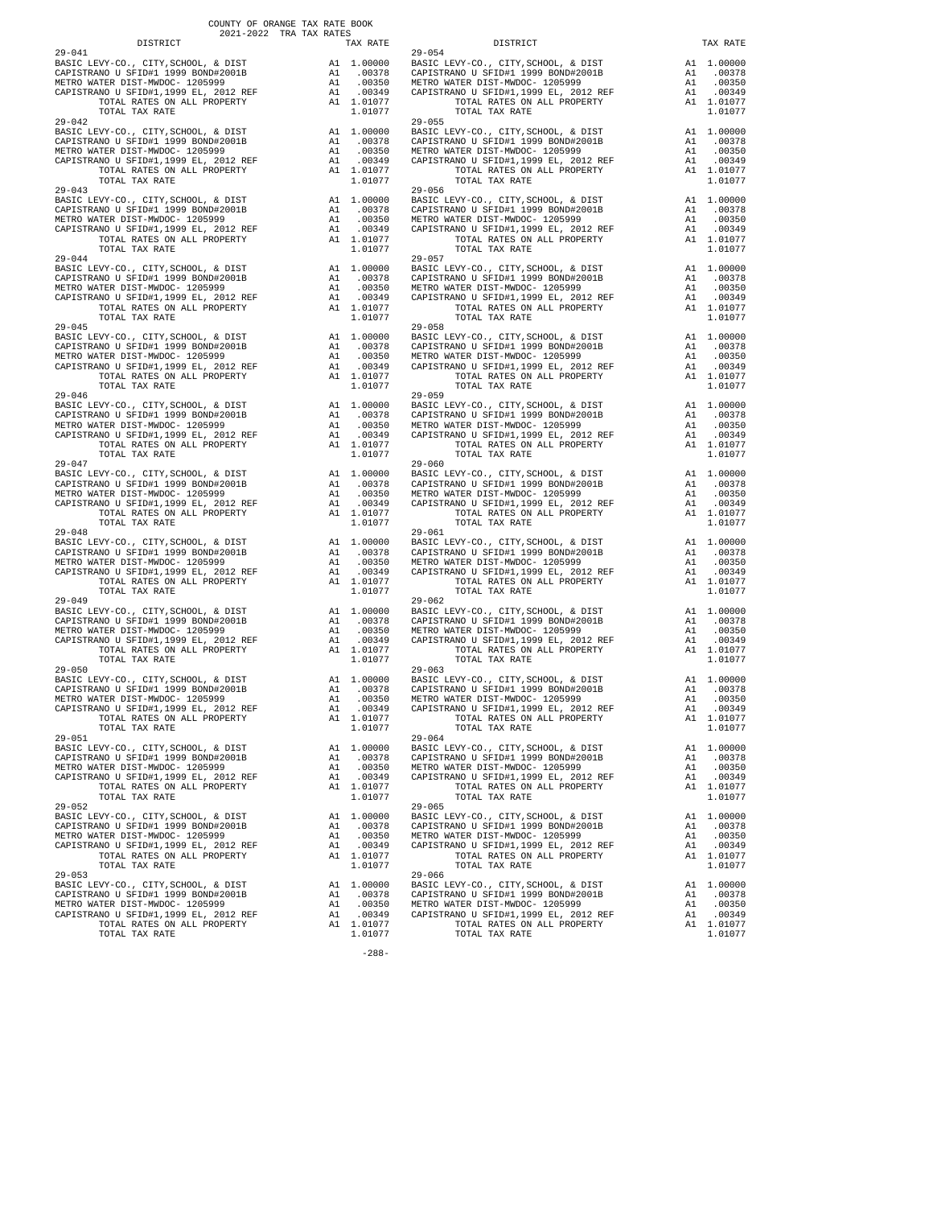COUNTY OF ORANGE TAX RATE BOOK
2021-2022 TRA TAX RATES

| DISTRICT | | TAX RATE |
|---|---|---|
| 29-041 | | |
| BASIC LEVY-CO., CITY,SCHOOL, & DIST | A1 | 1.00000 |
| CAPISTRANO U SFID#1 1999 BOND#2001B | A1 | .00378 |
| METRO WATER DIST-MWDOC- 1205999 | A1 | .00350 |
| CAPISTRANO U SFID#1,1999 EL, 2012 REF | A1 | .00349 |
| TOTAL RATES ON ALL PROPERTY | A1 | 1.01077 |
| TOTAL TAX RATE | | 1.01077 |
| 29-042 | | |
| BASIC LEVY-CO., CITY,SCHOOL, & DIST | A1 | 1.00000 |
| CAPISTRANO U SFID#1 1999 BOND#2001B | A1 | .00378 |
| METRO WATER DIST-MWDOC- 1205999 | A1 | .00350 |
| CAPISTRANO U SFID#1,1999 EL, 2012 REF | A1 | .00349 |
| TOTAL RATES ON ALL PROPERTY | A1 | 1.01077 |
| TOTAL TAX RATE | | 1.01077 |
| 29-043 | | |
| BASIC LEVY-CO., CITY,SCHOOL, & DIST | A1 | 1.00000 |
| CAPISTRANO U SFID#1 1999 BOND#2001B | A1 | .00378 |
| METRO WATER DIST-MWDOC- 1205999 | A1 | .00350 |
| CAPISTRANO U SFID#1,1999 EL, 2012 REF | A1 | .00349 |
| TOTAL RATES ON ALL PROPERTY | A1 | 1.01077 |
| TOTAL TAX RATE | | 1.01077 |
| 29-044 | | |
| BASIC LEVY-CO., CITY,SCHOOL, & DIST | A1 | 1.00000 |
| CAPISTRANO U SFID#1 1999 BOND#2001B | A1 | .00378 |
| METRO WATER DIST-MWDOC- 1205999 | A1 | .00350 |
| CAPISTRANO U SFID#1,1999 EL, 2012 REF | A1 | .00349 |
| TOTAL RATES ON ALL PROPERTY | A1 | 1.01077 |
| TOTAL TAX RATE | | 1.01077 |
| 29-045 | | |
| BASIC LEVY-CO., CITY,SCHOOL, & DIST | A1 | 1.00000 |
| CAPISTRANO U SFID#1 1999 BOND#2001B | A1 | .00378 |
| METRO WATER DIST-MWDOC- 1205999 | A1 | .00350 |
| CAPISTRANO U SFID#1,1999 EL, 2012 REF | A1 | .00349 |
| TOTAL RATES ON ALL PROPERTY | A1 | 1.01077 |
| TOTAL TAX RATE | | 1.01077 |
| 29-046 | | |
| BASIC LEVY-CO., CITY,SCHOOL, & DIST | A1 | 1.00000 |
| CAPISTRANO U SFID#1 1999 BOND#2001B | A1 | .00378 |
| METRO WATER DIST-MWDOC- 1205999 | A1 | .00350 |
| CAPISTRANO U SFID#1,1999 EL, 2012 REF | A1 | .00349 |
| TOTAL RATES ON ALL PROPERTY | A1 | 1.01077 |
| TOTAL TAX RATE | | 1.01077 |
| 29-047 | | |
| BASIC LEVY-CO., CITY,SCHOOL, & DIST | A1 | 1.00000 |
| CAPISTRANO U SFID#1 1999 BOND#2001B | A1 | .00378 |
| METRO WATER DIST-MWDOC- 1205999 | A1 | .00350 |
| CAPISTRANO U SFID#1,1999 EL, 2012 REF | A1 | .00349 |
| TOTAL RATES ON ALL PROPERTY | A1 | 1.01077 |
| TOTAL TAX RATE | | 1.01077 |
| 29-048 | | |
| BASIC LEVY-CO., CITY,SCHOOL, & DIST | A1 | 1.00000 |
| CAPISTRANO U SFID#1 1999 BOND#2001B | A1 | .00378 |
| METRO WATER DIST-MWDOC- 1205999 | A1 | .00350 |
| CAPISTRANO U SFID#1,1999 EL, 2012 REF | A1 | .00349 |
| TOTAL RATES ON ALL PROPERTY | A1 | 1.01077 |
| TOTAL TAX RATE | | 1.01077 |
| 29-049 | | |
| BASIC LEVY-CO., CITY,SCHOOL, & DIST | A1 | 1.00000 |
| CAPISTRANO U SFID#1 1999 BOND#2001B | A1 | .00378 |
| METRO WATER DIST-MWDOC- 1205999 | A1 | .00350 |
| CAPISTRANO U SFID#1,1999 EL, 2012 REF | A1 | .00349 |
| TOTAL RATES ON ALL PROPERTY | A1 | 1.01077 |
| TOTAL TAX RATE | | 1.01077 |
| 29-050 | | |
| BASIC LEVY-CO., CITY,SCHOOL, & DIST | A1 | 1.00000 |
| CAPISTRANO U SFID#1 1999 BOND#2001B | A1 | .00378 |
| METRO WATER DIST-MWDOC- 1205999 | A1 | .00350 |
| CAPISTRANO U SFID#1,1999 EL, 2012 REF | A1 | .00349 |
| TOTAL RATES ON ALL PROPERTY | A1 | 1.01077 |
| TOTAL TAX RATE | | 1.01077 |
| 29-051 | | |
| BASIC LEVY-CO., CITY,SCHOOL, & DIST | A1 | 1.00000 |
| CAPISTRANO U SFID#1 1999 BOND#2001B | A1 | .00378 |
| METRO WATER DIST-MWDOC- 1205999 | A1 | .00350 |
| CAPISTRANO U SFID#1,1999 EL, 2012 REF | A1 | .00349 |
| TOTAL RATES ON ALL PROPERTY | A1 | 1.01077 |
| TOTAL TAX RATE | | 1.01077 |
| 29-052 | | |
| BASIC LEVY-CO., CITY,SCHOOL, & DIST | A1 | 1.00000 |
| CAPISTRANO U SFID#1 1999 BOND#2001B | A1 | .00378 |
| METRO WATER DIST-MWDOC- 1205999 | A1 | .00350 |
| CAPISTRANO U SFID#1,1999 EL, 2012 REF | A1 | .00349 |
| TOTAL RATES ON ALL PROPERTY | A1 | 1.01077 |
| TOTAL TAX RATE | | 1.01077 |
| 29-053 | | |
| BASIC LEVY-CO., CITY,SCHOOL, & DIST | A1 | 1.00000 |
| CAPISTRANO U SFID#1 1999 BOND#2001B | A1 | .00378 |
| METRO WATER DIST-MWDOC- 1205999 | A1 | .00350 |
| CAPISTRANO U SFID#1,1999 EL, 2012 REF | A1 | .00349 |
| TOTAL RATES ON ALL PROPERTY | A1 | 1.01077 |
| TOTAL TAX RATE | | 1.01077 |
| 29-054 | | |
| BASIC LEVY-CO., CITY,SCHOOL, & DIST | A1 | 1.00000 |
| CAPISTRANO U SFID#1 1999 BOND#2001B | A1 | .00378 |
| METRO WATER DIST-MWDOC- 1205999 | A1 | .00350 |
| CAPISTRANO U SFID#1,1999 EL, 2012 REF | A1 | .00349 |
| TOTAL RATES ON ALL PROPERTY | A1 | 1.01077 |
| TOTAL TAX RATE | | 1.01077 |
| 29-055 | | |
| BASIC LEVY-CO., CITY,SCHOOL, & DIST | A1 | 1.00000 |
| CAPISTRANO U SFID#1 1999 BOND#2001B | A1 | .00378 |
| METRO WATER DIST-MWDOC- 1205999 | A1 | .00350 |
| CAPISTRANO U SFID#1,1999 EL, 2012 REF | A1 | .00349 |
| TOTAL RATES ON ALL PROPERTY | A1 | 1.01077 |
| TOTAL TAX RATE | | 1.01077 |
| 29-056 | | |
| BASIC LEVY-CO., CITY,SCHOOL, & DIST | A1 | 1.00000 |
| CAPISTRANO U SFID#1 1999 BOND#2001B | A1 | .00378 |
| METRO WATER DIST-MWDOC- 1205999 | A1 | .00350 |
| CAPISTRANO U SFID#1,1999 EL, 2012 REF | A1 | .00349 |
| TOTAL RATES ON ALL PROPERTY | A1 | 1.01077 |
| TOTAL TAX RATE | | 1.01077 |
| 29-057 | | |
| BASIC LEVY-CO., CITY,SCHOOL, & DIST | A1 | 1.00000 |
| CAPISTRANO U SFID#1 1999 BOND#2001B | A1 | .00378 |
| METRO WATER DIST-MWDOC- 1205999 | A1 | .00350 |
| CAPISTRANO U SFID#1,1999 EL, 2012 REF | A1 | .00349 |
| TOTAL RATES ON ALL PROPERTY | A1 | 1.01077 |
| TOTAL TAX RATE | | 1.01077 |
| 29-058 | | |
| BASIC LEVY-CO., CITY,SCHOOL, & DIST | A1 | 1.00000 |
| CAPISTRANO U SFID#1 1999 BOND#2001B | A1 | .00378 |
| METRO WATER DIST-MWDOC- 1205999 | A1 | .00350 |
| CAPISTRANO U SFID#1,1999 EL, 2012 REF | A1 | .00349 |
| TOTAL RATES ON ALL PROPERTY | A1 | 1.01077 |
| TOTAL TAX RATE | | 1.01077 |
| 29-059 | | |
| BASIC LEVY-CO., CITY,SCHOOL, & DIST | A1 | 1.00000 |
| CAPISTRANO U SFID#1 1999 BOND#2001B | A1 | .00378 |
| METRO WATER DIST-MWDOC- 1205999 | A1 | .00350 |
| CAPISTRANO U SFID#1,1999 EL, 2012 REF | A1 | .00349 |
| TOTAL RATES ON ALL PROPERTY | A1 | 1.01077 |
| TOTAL TAX RATE | | 1.01077 |
| 29-060 | | |
| BASIC LEVY-CO., CITY,SCHOOL, & DIST | A1 | 1.00000 |
| CAPISTRANO U SFID#1 1999 BOND#2001B | A1 | .00378 |
| METRO WATER DIST-MWDOC- 1205999 | A1 | .00350 |
| CAPISTRANO U SFID#1,1999 EL, 2012 REF | A1 | .00349 |
| TOTAL RATES ON ALL PROPERTY | A1 | 1.01077 |
| TOTAL TAX RATE | | 1.01077 |
| 29-061 | | |
| BASIC LEVY-CO., CITY,SCHOOL, & DIST | A1 | 1.00000 |
| CAPISTRANO U SFID#1 1999 BOND#2001B | A1 | .00378 |
| METRO WATER DIST-MWDOC- 1205999 | A1 | .00350 |
| CAPISTRANO U SFID#1,1999 EL, 2012 REF | A1 | .00349 |
| TOTAL RATES ON ALL PROPERTY | A1 | 1.01077 |
| TOTAL TAX RATE | | 1.01077 |
| 29-062 | | |
| BASIC LEVY-CO., CITY,SCHOOL, & DIST | A1 | 1.00000 |
| CAPISTRANO U SFID#1 1999 BOND#2001B | A1 | .00378 |
| METRO WATER DIST-MWDOC- 1205999 | A1 | .00350 |
| CAPISTRANO U SFID#1,1999 EL, 2012 REF | A1 | .00349 |
| TOTAL RATES ON ALL PROPERTY | A1 | 1.01077 |
| TOTAL TAX RATE | | 1.01077 |
| 29-063 | | |
| BASIC LEVY-CO., CITY,SCHOOL, & DIST | A1 | 1.00000 |
| CAPISTRANO U SFID#1 1999 BOND#2001B | A1 | .00378 |
| METRO WATER DIST-MWDOC- 1205999 | A1 | .00350 |
| CAPISTRANO U SFID#1,1999 EL, 2012 REF | A1 | .00349 |
| TOTAL RATES ON ALL PROPERTY | A1 | 1.01077 |
| TOTAL TAX RATE | | 1.01077 |
| 29-064 | | |
| BASIC LEVY-CO., CITY,SCHOOL, & DIST | A1 | 1.00000 |
| CAPISTRANO U SFID#1 1999 BOND#2001B | A1 | .00378 |
| METRO WATER DIST-MWDOC- 1205999 | A1 | .00350 |
| CAPISTRANO U SFID#1,1999 EL, 2012 REF | A1 | .00349 |
| TOTAL RATES ON ALL PROPERTY | A1 | 1.01077 |
| TOTAL TAX RATE | | 1.01077 |
| 29-065 | | |
| BASIC LEVY-CO., CITY,SCHOOL, & DIST | A1 | 1.00000 |
| CAPISTRANO U SFID#1 1999 BOND#2001B | A1 | .00378 |
| METRO WATER DIST-MWDOC- 1205999 | A1 | .00350 |
| CAPISTRANO U SFID#1,1999 EL, 2012 REF | A1 | .00349 |
| TOTAL RATES ON ALL PROPERTY | A1 | 1.01077 |
| TOTAL TAX RATE | | 1.01077 |
| 29-066 | | |
| BASIC LEVY-CO., CITY,SCHOOL, & DIST | A1 | 1.00000 |
| CAPISTRANO U SFID#1 1999 BOND#2001B | A1 | .00378 |
| METRO WATER DIST-MWDOC- 1205999 | A1 | .00350 |
| CAPISTRANO U SFID#1,1999 EL, 2012 REF | A1 | .00349 |
| TOTAL RATES ON ALL PROPERTY | A1 | 1.01077 |
| TOTAL TAX RATE | | 1.01077 |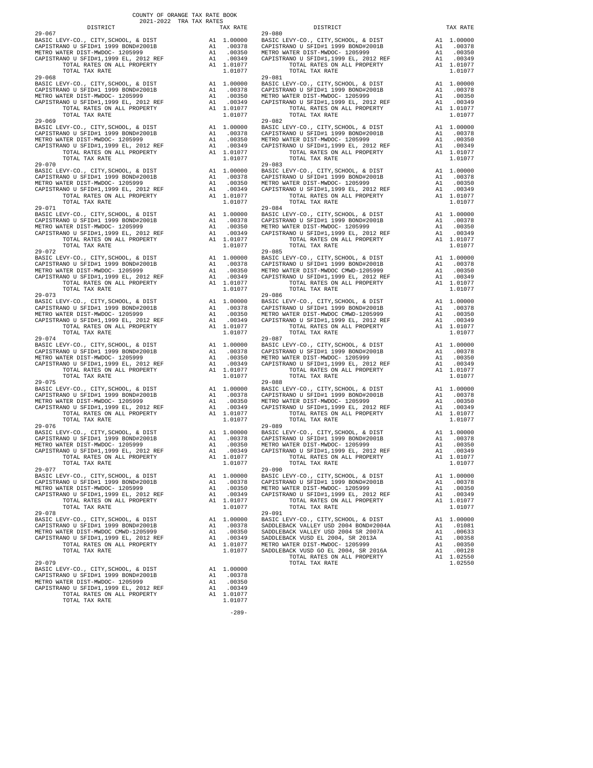COUNTY OF ORANGE TAX RATE BOOK
2021-2022 TRA TAX RATES

| DISTRICT | | TAX RATE |
|---|---|---|
| 29-067 | | |
| BASIC LEVY-CO., CITY,SCHOOL, & DIST | A1 | 1.00000 |
| CAPISTRANO U SFID#1 1999 BOND#2001B | A1 | .00378 |
| METRO WATER DIST-MWDOC- 1205999 | A1 | .00350 |
| CAPISTRANO U SFID#1,1999 EL, 2012 REF | A1 | .00349 |
| TOTAL RATES ON ALL PROPERTY | A1 | 1.01077 |
| TOTAL TAX RATE | | 1.01077 |
| 29-068 | | |
| BASIC LEVY-CO., CITY,SCHOOL, & DIST | A1 | 1.00000 |
| CAPISTRANO U SFID#1 1999 BOND#2001B | A1 | .00378 |
| METRO WATER DIST-MWDOC- 1205999 | A1 | .00350 |
| CAPISTRANO U SFID#1,1999 EL, 2012 REF | A1 | .00349 |
| TOTAL RATES ON ALL PROPERTY | A1 | 1.01077 |
| TOTAL TAX RATE | | 1.01077 |
| 29-069 | | |
| BASIC LEVY-CO., CITY,SCHOOL, & DIST | A1 | 1.00000 |
| CAPISTRANO U SFID#1 1999 BOND#2001B | A1 | .00378 |
| METRO WATER DIST-MWDOC- 1205999 | A1 | .00350 |
| CAPISTRANO U SFID#1,1999 EL, 2012 REF | A1 | .00349 |
| TOTAL RATES ON ALL PROPERTY | A1 | 1.01077 |
| TOTAL TAX RATE | | 1.01077 |
| 29-070 | | |
| BASIC LEVY-CO., CITY,SCHOOL, & DIST | A1 | 1.00000 |
| CAPISTRANO U SFID#1 1999 BOND#2001B | A1 | .00378 |
| METRO WATER DIST-MWDOC- 1205999 | A1 | .00350 |
| CAPISTRANO U SFID#1,1999 EL, 2012 REF | A1 | .00349 |
| TOTAL RATES ON ALL PROPERTY | A1 | 1.01077 |
| TOTAL TAX RATE | | 1.01077 |
| 29-071 | | |
| BASIC LEVY-CO., CITY,SCHOOL, & DIST | A1 | 1.00000 |
| CAPISTRANO U SFID#1 1999 BOND#2001B | A1 | .00378 |
| METRO WATER DIST-MWDOC- 1205999 | A1 | .00350 |
| CAPISTRANO U SFID#1,1999 EL, 2012 REF | A1 | .00349 |
| TOTAL RATES ON ALL PROPERTY | A1 | 1.01077 |
| TOTAL TAX RATE | | 1.01077 |
| 29-072 | | |
| BASIC LEVY-CO., CITY,SCHOOL, & DIST | A1 | 1.00000 |
| CAPISTRANO U SFID#1 1999 BOND#2001B | A1 | .00378 |
| METRO WATER DIST-MWDOC- 1205999 | A1 | .00350 |
| CAPISTRANO U SFID#1,1999 EL, 2012 REF | A1 | .00349 |
| TOTAL RATES ON ALL PROPERTY | A1 | 1.01077 |
| TOTAL TAX RATE | | 1.01077 |
| 29-073 | | |
| BASIC LEVY-CO., CITY,SCHOOL, & DIST | A1 | 1.00000 |
| CAPISTRANO U SFID#1 1999 BOND#2001B | A1 | .00378 |
| METRO WATER DIST-MWDOC- 1205999 | A1 | .00350 |
| CAPISTRANO U SFID#1,1999 EL, 2012 REF | A1 | .00349 |
| TOTAL RATES ON ALL PROPERTY | A1 | 1.01077 |
| TOTAL TAX RATE | | 1.01077 |
| 29-074 | | |
| BASIC LEVY-CO., CITY,SCHOOL, & DIST | A1 | 1.00000 |
| CAPISTRANO U SFID#1 1999 BOND#2001B | A1 | .00378 |
| METRO WATER DIST-MWDOC- 1205999 | A1 | .00350 |
| CAPISTRANO U SFID#1,1999 EL, 2012 REF | A1 | .00349 |
| TOTAL RATES ON ALL PROPERTY | A1 | 1.01077 |
| TOTAL TAX RATE | | 1.01077 |
| 29-075 | | |
| BASIC LEVY-CO., CITY,SCHOOL, & DIST | A1 | 1.00000 |
| CAPISTRANO U SFID#1 1999 BOND#2001B | A1 | .00378 |
| METRO WATER DIST-MWDOC- 1205999 | A1 | .00350 |
| CAPISTRANO U SFID#1,1999 EL, 2012 REF | A1 | .00349 |
| TOTAL RATES ON ALL PROPERTY | A1 | 1.01077 |
| TOTAL TAX RATE | | 1.01077 |
| 29-076 | | |
| BASIC LEVY-CO., CITY,SCHOOL, & DIST | A1 | 1.00000 |
| CAPISTRANO U SFID#1 1999 BOND#2001B | A1 | .00378 |
| METRO WATER DIST-MWDOC- 1205999 | A1 | .00350 |
| CAPISTRANO U SFID#1,1999 EL, 2012 REF | A1 | .00349 |
| TOTAL RATES ON ALL PROPERTY | A1 | 1.01077 |
| TOTAL TAX RATE | | 1.01077 |
| 29-077 | | |
| BASIC LEVY-CO., CITY,SCHOOL, & DIST | A1 | 1.00000 |
| CAPISTRANO U SFID#1 1999 BOND#2001B | A1 | .00378 |
| METRO WATER DIST-MWDOC- 1205999 | A1 | .00350 |
| CAPISTRANO U SFID#1,1999 EL, 2012 REF | A1 | .00349 |
| TOTAL RATES ON ALL PROPERTY | A1 | 1.01077 |
| TOTAL TAX RATE | | 1.01077 |
| 29-078 | | |
| BASIC LEVY-CO., CITY,SCHOOL, & DIST | A1 | 1.00000 |
| CAPISTRANO U SFID#1 1999 BOND#2001B | A1 | .00378 |
| METRO WATER DIST-MWDOC CMWD-1205999 | A1 | .00350 |
| CAPISTRANO U SFID#1,1999 EL, 2012 REF | A1 | .00349 |
| TOTAL RATES ON ALL PROPERTY | A1 | 1.01077 |
| TOTAL TAX RATE | | 1.01077 |
| 29-079 | | |
| BASIC LEVY-CO., CITY,SCHOOL, & DIST | A1 | 1.00000 |
| CAPISTRANO U SFID#1 1999 BOND#2001B | A1 | .00378 |
| METRO WATER DIST-MWDOC- 1205999 | A1 | .00350 |
| CAPISTRANO U SFID#1,1999 EL, 2012 REF | A1 | .00349 |
| TOTAL RATES ON ALL PROPERTY | A1 | 1.01077 |
| TOTAL TAX RATE | | 1.01077 |
| 29-080 | | |
| BASIC LEVY-CO., CITY,SCHOOL, & DIST | A1 | 1.00000 |
| CAPISTRANO U SFID#1 1999 BOND#2001B | A1 | .00378 |
| METRO WATER DIST-MWDOC- 1205999 | A1 | .00350 |
| CAPISTRANO U SFID#1,1999 EL, 2012 REF | A1 | .00349 |
| TOTAL RATES ON ALL PROPERTY | A1 | 1.01077 |
| TOTAL TAX RATE | | 1.01077 |
| 29-081 | | |
| BASIC LEVY-CO., CITY,SCHOOL, & DIST | A1 | 1.00000 |
| CAPISTRANO U SFID#1 1999 BOND#2001B | A1 | .00378 |
| METRO WATER DIST-MWDOC- 1205999 | A1 | .00350 |
| CAPISTRANO U SFID#1,1999 EL, 2012 REF | A1 | .00349 |
| TOTAL RATES ON ALL PROPERTY | A1 | 1.01077 |
| TOTAL TAX RATE | | 1.01077 |
| 29-082 | | |
| BASIC LEVY-CO., CITY,SCHOOL, & DIST | A1 | 1.00000 |
| CAPISTRANO U SFID#1 1999 BOND#2001B | A1 | .00378 |
| METRO WATER DIST-MWDOC- 1205999 | A1 | .00350 |
| CAPISTRANO U SFID#1,1999 EL, 2012 REF | A1 | .00349 |
| TOTAL RATES ON ALL PROPERTY | A1 | 1.01077 |
| TOTAL TAX RATE | | 1.01077 |
| 29-083 | | |
| BASIC LEVY-CO., CITY,SCHOOL, & DIST | A1 | 1.00000 |
| CAPISTRANO U SFID#1 1999 BOND#2001B | A1 | .00378 |
| METRO WATER DIST-MWDOC- 1205999 | A1 | .00350 |
| CAPISTRANO U SFID#1,1999 EL, 2012 REF | A1 | .00349 |
| TOTAL RATES ON ALL PROPERTY | A1 | 1.01077 |
| TOTAL TAX RATE | | 1.01077 |
| 29-084 | | |
| BASIC LEVY-CO., CITY,SCHOOL, & DIST | A1 | 1.00000 |
| CAPISTRANO U SFID#1 1999 BOND#2001B | A1 | .00378 |
| METRO WATER DIST-MWDOC- 1205999 | A1 | .00350 |
| CAPISTRANO U SFID#1,1999 EL, 2012 REF | A1 | .00349 |
| TOTAL RATES ON ALL PROPERTY | A1 | 1.01077 |
| TOTAL TAX RATE | | 1.01077 |
| 29-085 | | |
| BASIC LEVY-CO., CITY,SCHOOL, & DIST | A1 | 1.00000 |
| CAPISTRANO U SFID#1 1999 BOND#2001B | A1 | .00378 |
| METRO WATER DIST-MWDOC CMWD-1205999 | A1 | .00350 |
| CAPISTRANO U SFID#1,1999 EL, 2012 REF | A1 | .00349 |
| TOTAL RATES ON ALL PROPERTY | A1 | 1.01077 |
| TOTAL TAX RATE | | 1.01077 |
| 29-086 | | |
| BASIC LEVY-CO., CITY,SCHOOL, & DIST | A1 | 1.00000 |
| CAPISTRANO U SFID#1 1999 BOND#2001B | A1 | .00378 |
| METRO WATER DIST-MWDOC CMWD-1205999 | A1 | .00350 |
| CAPISTRANO U SFID#1,1999 EL, 2012 REF | A1 | .00349 |
| TOTAL RATES ON ALL PROPERTY | A1 | 1.01077 |
| TOTAL TAX RATE | | 1.01077 |
| 29-087 | | |
| BASIC LEVY-CO., CITY,SCHOOL, & DIST | A1 | 1.00000 |
| CAPISTRANO U SFID#1 1999 BOND#2001B | A1 | .00378 |
| METRO WATER DIST-MWDOC- 1205999 | A1 | .00350 |
| CAPISTRANO U SFID#1,1999 EL, 2012 REF | A1 | .00349 |
| TOTAL RATES ON ALL PROPERTY | A1 | 1.01077 |
| TOTAL TAX RATE | | 1.01077 |
| 29-088 | | |
| BASIC LEVY-CO., CITY,SCHOOL, & DIST | A1 | 1.00000 |
| CAPISTRANO U SFID#1 1999 BOND#2001B | A1 | .00378 |
| METRO WATER DIST-MWDOC- 1205999 | A1 | .00350 |
| CAPISTRANO U SFID#1,1999 EL, 2012 REF | A1 | .00349 |
| TOTAL RATES ON ALL PROPERTY | A1 | 1.01077 |
| TOTAL TAX RATE | | 1.01077 |
| 29-089 | | |
| BASIC LEVY-CO., CITY,SCHOOL, & DIST | A1 | 1.00000 |
| CAPISTRANO U SFID#1 1999 BOND#2001B | A1 | .00378 |
| METRO WATER DIST-MWDOC- 1205999 | A1 | .00350 |
| CAPISTRANO U SFID#1,1999 EL, 2012 REF | A1 | .00349 |
| TOTAL RATES ON ALL PROPERTY | A1 | 1.01077 |
| TOTAL TAX RATE | | 1.01077 |
| 29-090 | | |
| BASIC LEVY-CO., CITY,SCHOOL, & DIST | A1 | 1.00000 |
| CAPISTRANO U SFID#1 1999 BOND#2001B | A1 | .00378 |
| METRO WATER DIST-MWDOC- 1205999 | A1 | .00350 |
| CAPISTRANO U SFID#1,1999 EL, 2012 REF | A1 | .00349 |
| TOTAL RATES ON ALL PROPERTY | A1 | 1.01077 |
| TOTAL TAX RATE | | 1.01077 |
| 29-091 | | |
| BASIC LEVY-CO., CITY,SCHOOL, & DIST | A1 | 1.00000 |
| SADDLEBACK VALLEY USD 2004 BOND#2004A | A1 | .01081 |
| SADDLEBACK VALLEY USD 2004 SR 2007A | A1 | .00633 |
| SADDLEBACK VUSD EL 2004, SR 2013A | A1 | .00358 |
| METRO WATER DIST-MWDOC- 1205999 | A1 | .00350 |
| SADDLEBACK VUSD GO EL 2004, SR 2016A | A1 | .00128 |
| TOTAL RATES ON ALL PROPERTY | A1 | 1.02550 |
| TOTAL TAX RATE | | 1.02550 |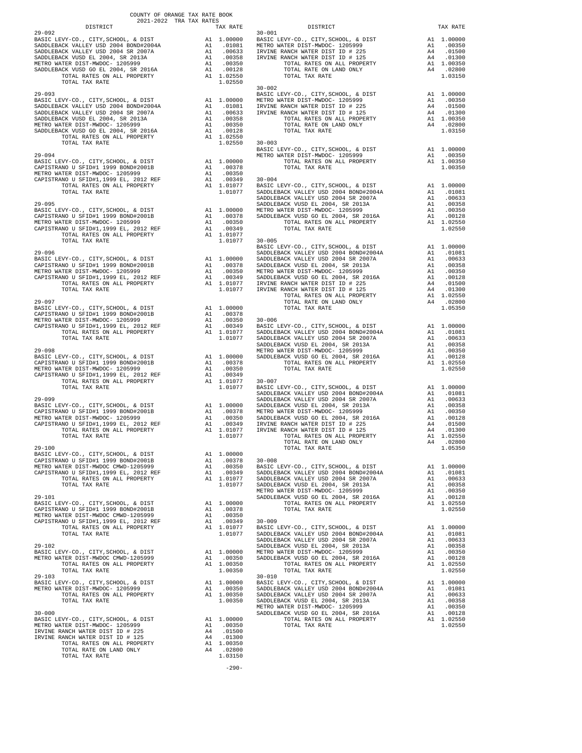COUNTY OF ORANGE TAX RATE BOOK
2021-2022 TRA TAX RATES

| DISTRICT | | TAX RATE |
|---|---|---|
| **29-092** | | |
| BASIC LEVY-CO., CITY,SCHOOL, & DIST | A1 | 1.00000 |
| SADDLEBACK VALLEY USD 2004 BOND#2004A | A1 | .01081 |
| SADDLEBACK VALLEY USD 2004 SR 2007A | A1 | .00633 |
| SADDLEBACK VUSD EL 2004, SR 2013A | A1 | .00358 |
| METRO WATER DIST-MWDOC- 1205999 | A1 | .00350 |
| SADDLEBACK VUSD GO EL 2004, SR 2016A | A1 | .00128 |
| TOTAL RATES ON ALL PROPERTY | A1 | 1.02550 |
| TOTAL TAX RATE | | 1.02550 |
| **29-093** | | |
| BASIC LEVY-CO., CITY,SCHOOL, & DIST | A1 | 1.00000 |
| SADDLEBACK VALLEY USD 2004 BOND#2004A | A1 | .01081 |
| SADDLEBACK VALLEY USD 2004 SR 2007A | A1 | .00633 |
| SADDLEBACK VUSD EL 2004, SR 2013A | A1 | .00358 |
| METRO WATER DIST-MWDOC- 1205999 | A1 | .00350 |
| SADDLEBACK VUSD GO EL 2004, SR 2016A | A1 | .00128 |
| TOTAL RATES ON ALL PROPERTY | A1 | 1.02550 |
| TOTAL TAX RATE | | 1.02550 |
| **29-094** | | |
| BASIC LEVY-CO., CITY,SCHOOL, & DIST | A1 | 1.00000 |
| CAPISTRANO U SFID#1 1999 BOND#2001B | A1 | .00378 |
| METRO WATER DIST-MWDOC- 1205999 | A1 | .00350 |
| CAPISTRANO U SFID#1,1999 EL, 2012 REF | A1 | .00349 |
| TOTAL RATES ON ALL PROPERTY | A1 | 1.01077 |
| TOTAL TAX RATE | | 1.01077 |
| **29-095** | | |
| BASIC LEVY-CO., CITY,SCHOOL, & DIST | A1 | 1.00000 |
| CAPISTRANO U SFID#1 1999 BOND#2001B | A1 | .00378 |
| METRO WATER DIST-MWDOC- 1205999 | A1 | .00350 |
| CAPISTRANO U SFID#1,1999 EL, 2012 REF | A1 | .00349 |
| TOTAL RATES ON ALL PROPERTY | A1 | 1.01077 |
| TOTAL TAX RATE | | 1.01077 |
| **29-096** | | |
| BASIC LEVY-CO., CITY,SCHOOL, & DIST | A1 | 1.00000 |
| CAPISTRANO U SFID#1 1999 BOND#2001B | A1 | .00378 |
| METRO WATER DIST-MWDOC- 1205999 | A1 | .00350 |
| CAPISTRANO U SFID#1,1999 EL, 2012 REF | A1 | .00349 |
| TOTAL RATES ON ALL PROPERTY | A1 | 1.01077 |
| TOTAL TAX RATE | | 1.01077 |
| **29-097** | | |
| BASIC LEVY-CO., CITY,SCHOOL, & DIST | A1 | 1.00000 |
| CAPISTRANO U SFID#1 1999 BOND#2001B | A1 | .00378 |
| METRO WATER DIST-MWDOC- 1205999 | A1 | .00350 |
| CAPISTRANO U SFID#1,1999 EL, 2012 REF | A1 | .00349 |
| TOTAL RATES ON ALL PROPERTY | A1 | 1.01077 |
| TOTAL TAX RATE | | 1.01077 |
| **29-098** | | |
| BASIC LEVY-CO., CITY,SCHOOL, & DIST | A1 | 1.00000 |
| CAPISTRANO U SFID#1 1999 BOND#2001B | A1 | .00378 |
| METRO WATER DIST-MWDOC- 1205999 | A1 | .00350 |
| CAPISTRANO U SFID#1,1999 EL, 2012 REF | A1 | .00349 |
| TOTAL RATES ON ALL PROPERTY | A1 | 1.01077 |
| TOTAL TAX RATE | | 1.01077 |
| **29-099** | | |
| BASIC LEVY-CO., CITY,SCHOOL, & DIST | A1 | 1.00000 |
| CAPISTRANO U SFID#1 1999 BOND#2001B | A1 | .00378 |
| METRO WATER DIST-MWDOC- 1205999 | A1 | .00350 |
| CAPISTRANO U SFID#1,1999 EL, 2012 REF | A1 | .00349 |
| TOTAL RATES ON ALL PROPERTY | A1 | 1.01077 |
| TOTAL TAX RATE | | 1.01077 |
| **29-100** | | |
| BASIC LEVY-CO., CITY,SCHOOL, & DIST | A1 | 1.00000 |
| CAPISTRANO U SFID#1 1999 BOND#2001B | A1 | .00378 |
| METRO WATER DIST-MWDOC CMWD-1205999 | A1 | .00350 |
| CAPISTRANO U SFID#1,1999 EL, 2012 REF | A1 | .00349 |
| TOTAL RATES ON ALL PROPERTY | A1 | 1.01077 |
| TOTAL TAX RATE | | 1.01077 |
| **29-101** | | |
| BASIC LEVY-CO., CITY,SCHOOL, & DIST | A1 | 1.00000 |
| CAPISTRANO U SFID#1 1999 BOND#2001B | A1 | .00378 |
| METRO WATER DIST-MWDOC CMWD-1205999 | A1 | .00350 |
| CAPISTRANO U SFID#1,1999 EL, 2012 REF | A1 | .00349 |
| TOTAL RATES ON ALL PROPERTY | A1 | 1.01077 |
| TOTAL TAX RATE | | 1.01077 |
| **29-102** | | |
| BASIC LEVY-CO., CITY,SCHOOL, & DIST | A1 | 1.00000 |
| METRO WATER DIST-MWDOC CMWD-1205999 | A1 | .00350 |
| TOTAL RATES ON ALL PROPERTY | A1 | 1.00350 |
| TOTAL TAX RATE | | 1.00350 |
| **29-103** | | |
| BASIC LEVY-CO., CITY,SCHOOL, & DIST | A1 | 1.00000 |
| METRO WATER DIST-MWDOC- 1205999 | A1 | .00350 |
| TOTAL RATES ON ALL PROPERTY | A1 | 1.00350 |
| TOTAL TAX RATE | | 1.00350 |
| **30-000** | | |
| BASIC LEVY-CO., CITY,SCHOOL, & DIST | A1 | 1.00000 |
| METRO WATER DIST-MWDOC- 1205999 | A1 | .00350 |
| IRVINE RANCH WATER DIST ID # 225 | A4 | .01500 |
| IRVINE RANCH WATER DIST ID # 125 | A4 | .01300 |
| TOTAL RATES ON ALL PROPERTY | A1 | 1.00350 |
| TOTAL RATE ON LAND ONLY | A4 | .02800 |
| TOTAL TAX RATE | | 1.03150 |
| **30-001** | | |
| BASIC LEVY-CO., CITY,SCHOOL, & DIST | A1 | 1.00000 |
| METRO WATER DIST-MWDOC- 1205999 | A1 | .00350 |
| IRVINE RANCH WATER DIST ID # 225 | A4 | .01500 |
| IRVINE RANCH WATER DIST ID # 125 | A4 | .01300 |
| TOTAL RATES ON ALL PROPERTY | A1 | 1.00350 |
| TOTAL RATE ON LAND ONLY | A4 | .02800 |
| TOTAL TAX RATE | | 1.03150 |
| **30-002** | | |
| BASIC LEVY-CO., CITY,SCHOOL, & DIST | A1 | 1.00000 |
| METRO WATER DIST-MWDOC- 1205999 | A1 | .00350 |
| IRVINE RANCH WATER DIST ID # 225 | A4 | .01500 |
| IRVINE RANCH WATER DIST ID # 125 | A4 | .01300 |
| TOTAL RATES ON ALL PROPERTY | A1 | 1.00350 |
| TOTAL RATE ON LAND ONLY | A4 | .02800 |
| TOTAL TAX RATE | | 1.03150 |
| **30-003** | | |
| BASIC LEVY-CO., CITY,SCHOOL, & DIST | A1 | 1.00000 |
| METRO WATER DIST-MWDOC- 1205999 | A1 | .00350 |
| TOTAL RATES ON ALL PROPERTY | A1 | 1.00350 |
| TOTAL TAX RATE | | 1.00350 |
| **30-004** | | |
| BASIC LEVY-CO., CITY,SCHOOL, & DIST | A1 | 1.00000 |
| SADDLEBACK VALLEY USD 2004 BOND#2004A | A1 | .01081 |
| SADDLEBACK VALLEY USD 2004 SR 2007A | A1 | .00633 |
| SADDLEBACK VUSD EL 2004, SR 2013A | A1 | .00358 |
| METRO WATER DIST-MWDOC- 1205999 | A1 | .00350 |
| SADDLEBACK VUSD GO EL 2004, SR 2016A | A1 | .00128 |
| TOTAL RATES ON ALL PROPERTY | A1 | 1.02550 |
| TOTAL TAX RATE | | 1.02550 |
| **30-005** | | |
| BASIC LEVY-CO., CITY,SCHOOL, & DIST | A1 | 1.00000 |
| SADDLEBACK VALLEY USD 2004 BOND#2004A | A1 | .01081 |
| SADDLEBACK VALLEY USD 2004 SR 2007A | A1 | .00633 |
| SADDLEBACK VUSD EL 2004, SR 2013A | A1 | .00358 |
| METRO WATER DIST-MWDOC- 1205999 | A1 | .00350 |
| SADDLEBACK VUSD GO EL 2004, SR 2016A | A1 | .00128 |
| IRVINE RANCH WATER DIST ID # 225 | A4 | .01500 |
| IRVINE RANCH WATER DIST ID # 125 | A4 | .01300 |
| TOTAL RATES ON ALL PROPERTY | A1 | 1.02550 |
| TOTAL RATE ON LAND ONLY | A4 | .02800 |
| TOTAL TAX RATE | | 1.05350 |
| **30-006** | | |
| BASIC LEVY-CO., CITY,SCHOOL, & DIST | A1 | 1.00000 |
| SADDLEBACK VALLEY USD 2004 BOND#2004A | A1 | .01081 |
| SADDLEBACK VALLEY USD 2004 SR 2007A | A1 | .00633 |
| SADDLEBACK VUSD EL 2004, SR 2013A | A1 | .00358 |
| METRO WATER DIST-MWDOC- 1205999 | A1 | .00350 |
| SADDLEBACK VUSD GO EL 2004, SR 2016A | A1 | .00128 |
| TOTAL RATES ON ALL PROPERTY | A1 | 1.02550 |
| TOTAL TAX RATE | | 1.02550 |
| **30-007** | | |
| BASIC LEVY-CO., CITY,SCHOOL, & DIST | A1 | 1.00000 |
| SADDLEBACK VALLEY USD 2004 BOND#2004A | A1 | .01081 |
| SADDLEBACK VALLEY USD 2004 SR 2007A | A1 | .00633 |
| SADDLEBACK VUSD EL 2004, SR 2013A | A1 | .00358 |
| METRO WATER DIST-MWDOC- 1205999 | A1 | .00350 |
| SADDLEBACK VUSD GO EL 2004, SR 2016A | A1 | .00128 |
| IRVINE RANCH WATER DIST ID # 225 | A4 | .01500 |
| IRVINE RANCH WATER DIST ID # 125 | A4 | .01300 |
| TOTAL RATES ON ALL PROPERTY | A1 | 1.02550 |
| TOTAL RATE ON LAND ONLY | A4 | .02800 |
| TOTAL TAX RATE | | 1.05350 |
| **30-008** | | |
| BASIC LEVY-CO., CITY,SCHOOL, & DIST | A1 | 1.00000 |
| SADDLEBACK VALLEY USD 2004 BOND#2004A | A1 | .01081 |
| SADDLEBACK VALLEY USD 2004 SR 2007A | A1 | .00633 |
| SADDLEBACK VUSD EL 2004, SR 2013A | A1 | .00358 |
| METRO WATER DIST-MWDOC- 1205999 | A1 | .00350 |
| SADDLEBACK VUSD GO EL 2004, SR 2016A | A1 | .00128 |
| TOTAL RATES ON ALL PROPERTY | A1 | 1.02550 |
| TOTAL TAX RATE | | 1.02550 |
| **30-009** | | |
| BASIC LEVY-CO., CITY,SCHOOL, & DIST | A1 | 1.00000 |
| SADDLEBACK VALLEY USD 2004 BOND#2004A | A1 | .01081 |
| SADDLEBACK VALLEY USD 2004 SR 2007A | A1 | .00633 |
| SADDLEBACK VUSD EL 2004, SR 2013A | A1 | .00358 |
| METRO WATER DIST-MWDOC- 1205999 | A1 | .00350 |
| SADDLEBACK VUSD GO EL 2004, SR 2016A | A1 | .00128 |
| TOTAL RATES ON ALL PROPERTY | A1 | 1.02550 |
| TOTAL TAX RATE | | 1.02550 |
| **30-010** | | |
| BASIC LEVY-CO., CITY,SCHOOL, & DIST | A1 | 1.00000 |
| SADDLEBACK VALLEY USD 2004 BOND#2004A | A1 | .01081 |
| SADDLEBACK VALLEY USD 2004 SR 2007A | A1 | .00633 |
| SADDLEBACK VUSD EL 2004, SR 2013A | A1 | .00358 |
| METRO WATER DIST-MWDOC- 1205999 | A1 | .00350 |
| SADDLEBACK VUSD GO EL 2004, SR 2016A | A1 | .00128 |
| TOTAL RATES ON ALL PROPERTY | A1 | 1.02550 |
| TOTAL TAX RATE | | 1.02550 |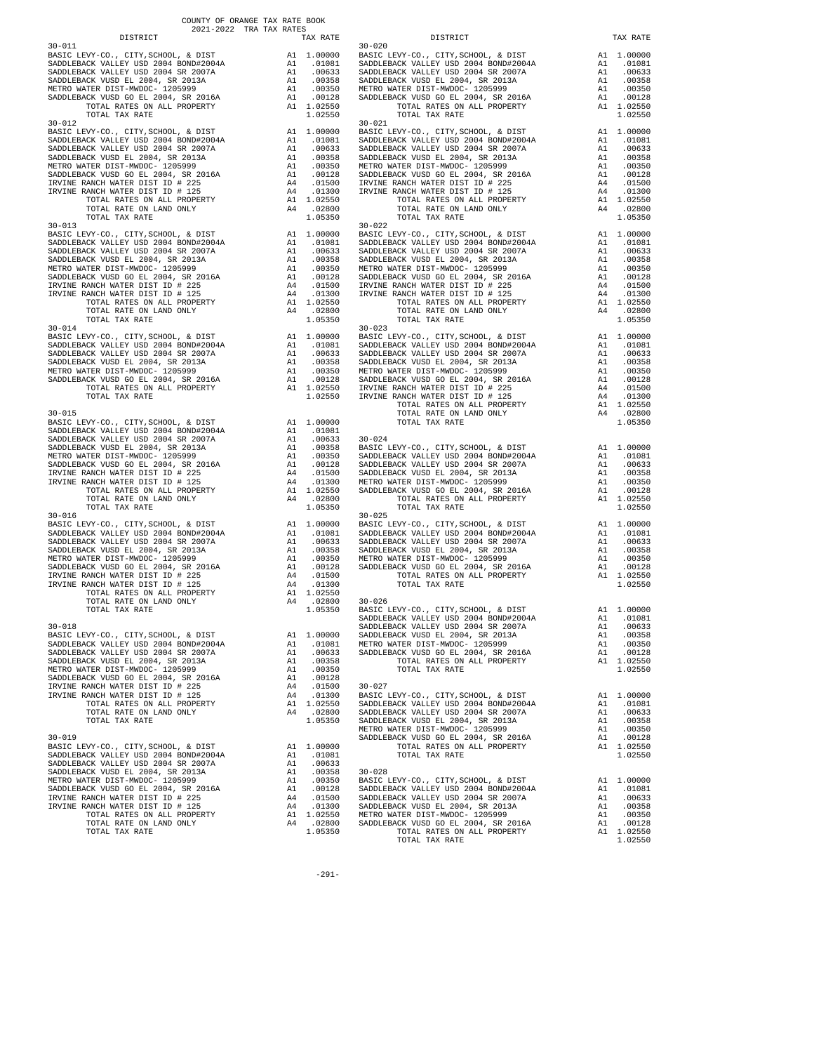COUNTY OF ORANGE TAX RATE BOOK
2021-2022 TRA TAX RATES

| DISTRICT | | TAX RATE |
|---|---|---|
| **30-011** | | |
| BASIC LEVY-CO., CITY,SCHOOL, & DIST | A1 | 1.00000 |
| SADDLEBACK VALLEY USD 2004 BOND#2004A | A1 | .01081 |
| SADDLEBACK VALLEY USD 2004 SR 2007A | A1 | .00633 |
| SADDLEBACK VUSD EL 2004, SR 2013A | A1 | .00358 |
| METRO WATER DIST-MWDOC- 1205999 | A1 | .00350 |
| SADDLEBACK VUSD GO EL 2004, SR 2016A | A1 | .00128 |
| TOTAL RATES ON ALL PROPERTY | A1 | 1.02550 |
| TOTAL TAX RATE | | 1.02550 |
| **30-012** | | |
| BASIC LEVY-CO., CITY,SCHOOL, & DIST | A1 | 1.00000 |
| SADDLEBACK VALLEY USD 2004 BOND#2004A | A1 | .01081 |
| SADDLEBACK VALLEY USD 2004 SR 2007A | A1 | .00633 |
| SADDLEBACK VUSD EL 2004, SR 2013A | A1 | .00358 |
| METRO WATER DIST-MWDOC- 1205999 | A1 | .00350 |
| SADDLEBACK VUSD GO EL 2004, SR 2016A | A1 | .00128 |
| IRVINE RANCH WATER DIST ID # 225 | A4 | .01500 |
| IRVINE RANCH WATER DIST ID # 125 | A4 | .01300 |
| TOTAL RATES ON ALL PROPERTY | A1 | 1.02550 |
| TOTAL RATE ON LAND ONLY | A4 | .02800 |
| TOTAL TAX RATE | | 1.05350 |
| **30-013** | | |
| BASIC LEVY-CO., CITY,SCHOOL, & DIST | A1 | 1.00000 |
| SADDLEBACK VALLEY USD 2004 BOND#2004A | A1 | .01081 |
| SADDLEBACK VALLEY USD 2004 SR 2007A | A1 | .00633 |
| SADDLEBACK VUSD EL 2004, SR 2013A | A1 | .00358 |
| METRO WATER DIST-MWDOC- 1205999 | A1 | .00350 |
| SADDLEBACK VUSD GO EL 2004, SR 2016A | A1 | .00128 |
| IRVINE RANCH WATER DIST ID # 225 | A4 | .01500 |
| IRVINE RANCH WATER DIST ID # 125 | A4 | .01300 |
| TOTAL RATES ON ALL PROPERTY | A1 | 1.02550 |
| TOTAL RATE ON LAND ONLY | A4 | .02800 |
| TOTAL TAX RATE | | 1.05350 |
| **30-014** | | |
| BASIC LEVY-CO., CITY,SCHOOL, & DIST | A1 | 1.00000 |
| SADDLEBACK VALLEY USD 2004 BOND#2004A | A1 | .01081 |
| SADDLEBACK VALLEY USD 2004 SR 2007A | A1 | .00633 |
| SADDLEBACK VUSD EL 2004, SR 2013A | A1 | .00358 |
| METRO WATER DIST-MWDOC- 1205999 | A1 | .00350 |
| SADDLEBACK VUSD GO EL 2004, SR 2016A | A1 | .00128 |
| TOTAL RATES ON ALL PROPERTY | A1 | 1.02550 |
| TOTAL TAX RATE | | 1.02550 |
| **30-015** | | |
| BASIC LEVY-CO., CITY,SCHOOL, & DIST | A1 | 1.00000 |
| SADDLEBACK VALLEY USD 2004 BOND#2004A | A1 | .01081 |
| SADDLEBACK VALLEY USD 2004 SR 2007A | A1 | .00633 |
| SADDLEBACK VUSD EL 2004, SR 2013A | A1 | .00358 |
| METRO WATER DIST-MWDOC- 1205999 | A1 | .00350 |
| SADDLEBACK VUSD GO EL 2004, SR 2016A | A1 | .00128 |
| IRVINE RANCH WATER DIST ID # 225 | A4 | .01500 |
| IRVINE RANCH WATER DIST ID # 125 | A4 | .01300 |
| TOTAL RATES ON ALL PROPERTY | A1 | 1.02550 |
| TOTAL RATE ON LAND ONLY | A4 | .02800 |
| TOTAL TAX RATE | | 1.05350 |
| **30-016** | | |
| BASIC LEVY-CO., CITY,SCHOOL, & DIST | A1 | 1.00000 |
| SADDLEBACK VALLEY USD 2004 BOND#2004A | A1 | .01081 |
| SADDLEBACK VALLEY USD 2004 SR 2007A | A1 | .00633 |
| SADDLEBACK VUSD EL 2004, SR 2013A | A1 | .00358 |
| METRO WATER DIST-MWDOC- 1205999 | A1 | .00350 |
| SADDLEBACK VUSD GO EL 2004, SR 2016A | A1 | .00128 |
| IRVINE RANCH WATER DIST ID # 225 | A4 | .01500 |
| IRVINE RANCH WATER DIST ID # 125 | A4 | .01300 |
| TOTAL RATES ON ALL PROPERTY | A1 | 1.02550 |
| TOTAL RATE ON LAND ONLY | A4 | .02800 |
| TOTAL TAX RATE | | 1.05350 |
| **30-018** | | |
| BASIC LEVY-CO., CITY,SCHOOL, & DIST | A1 | 1.00000 |
| SADDLEBACK VALLEY USD 2004 BOND#2004A | A1 | .01081 |
| SADDLEBACK VALLEY USD 2004 SR 2007A | A1 | .00633 |
| SADDLEBACK VUSD EL 2004, SR 2013A | A1 | .00358 |
| METRO WATER DIST-MWDOC- 1205999 | A1 | .00350 |
| SADDLEBACK VUSD GO EL 2004, SR 2016A | A1 | .00128 |
| IRVINE RANCH WATER DIST ID # 225 | A4 | .01500 |
| IRVINE RANCH WATER DIST ID # 125 | A4 | .01300 |
| TOTAL RATES ON ALL PROPERTY | A1 | 1.02550 |
| TOTAL RATE ON LAND ONLY | A4 | .02800 |
| TOTAL TAX RATE | | 1.05350 |
| **30-019** | | |
| BASIC LEVY-CO., CITY,SCHOOL, & DIST | A1 | 1.00000 |
| SADDLEBACK VALLEY USD 2004 BOND#2004A | A1 | .01081 |
| SADDLEBACK VALLEY USD 2004 SR 2007A | A1 | .00633 |
| SADDLEBACK VUSD EL 2004, SR 2013A | A1 | .00358 |
| METRO WATER DIST-MWDOC- 1205999 | A1 | .00350 |
| SADDLEBACK VUSD GO EL 2004, SR 2016A | A1 | .00128 |
| IRVINE RANCH WATER DIST ID # 225 | A4 | .01500 |
| IRVINE RANCH WATER DIST ID # 125 | A4 | .01300 |
| TOTAL RATES ON ALL PROPERTY | A1 | 1.02550 |
| TOTAL RATE ON LAND ONLY | A4 | .02800 |
| TOTAL TAX RATE | | 1.05350 |
| **30-020** | | |
| BASIC LEVY-CO., CITY,SCHOOL, & DIST | A1 | 1.00000 |
| SADDLEBACK VALLEY USD 2004 BOND#2004A | A1 | .01081 |
| SADDLEBACK VALLEY USD 2004 SR 2007A | A1 | .00633 |
| SADDLEBACK VUSD EL 2004, SR 2013A | A1 | .00358 |
| METRO WATER DIST-MWDOC- 1205999 | A1 | .00350 |
| SADDLEBACK VUSD GO EL 2004, SR 2016A | A1 | .00128 |
| TOTAL RATES ON ALL PROPERTY | A1 | 1.02550 |
| TOTAL TAX RATE | | 1.02550 |
| **30-021** | | |
| BASIC LEVY-CO., CITY,SCHOOL, & DIST | A1 | 1.00000 |
| SADDLEBACK VALLEY USD 2004 BOND#2004A | A1 | .01081 |
| SADDLEBACK VALLEY USD 2004 SR 2007A | A1 | .00633 |
| SADDLEBACK VUSD EL 2004, SR 2013A | A1 | .00358 |
| METRO WATER DIST-MWDOC- 1205999 | A1 | .00350 |
| SADDLEBACK VUSD GO EL 2004, SR 2016A | A1 | .00128 |
| IRVINE RANCH WATER DIST ID # 225 | A4 | .01500 |
| IRVINE RANCH WATER DIST ID # 125 | A4 | .01300 |
| TOTAL RATES ON ALL PROPERTY | A1 | 1.02550 |
| TOTAL RATE ON LAND ONLY | A4 | .02800 |
| TOTAL TAX RATE | | 1.05350 |
| **30-022** | | |
| BASIC LEVY-CO., CITY,SCHOOL, & DIST | A1 | 1.00000 |
| SADDLEBACK VALLEY USD 2004 BOND#2004A | A1 | .01081 |
| SADDLEBACK VALLEY USD 2004 SR 2007A | A1 | .00633 |
| SADDLEBACK VUSD EL 2004, SR 2013A | A1 | .00358 |
| METRO WATER DIST-MWDOC- 1205999 | A1 | .00350 |
| SADDLEBACK VUSD GO EL 2004, SR 2016A | A1 | .00128 |
| IRVINE RANCH WATER DIST ID # 225 | A4 | .01500 |
| IRVINE RANCH WATER DIST ID # 125 | A4 | .01300 |
| TOTAL RATES ON ALL PROPERTY | A1 | 1.02550 |
| TOTAL RATE ON LAND ONLY | A4 | .02800 |
| TOTAL TAX RATE | | 1.05350 |
| **30-023** | | |
| BASIC LEVY-CO., CITY,SCHOOL, & DIST | A1 | 1.00000 |
| SADDLEBACK VALLEY USD 2004 BOND#2004A | A1 | .01081 |
| SADDLEBACK VALLEY USD 2004 SR 2007A | A1 | .00633 |
| SADDLEBACK VUSD EL 2004, SR 2013A | A1 | .00358 |
| METRO WATER DIST-MWDOC- 1205999 | A1 | .00350 |
| SADDLEBACK VUSD GO EL 2004, SR 2016A | A1 | .00128 |
| IRVINE RANCH WATER DIST ID # 225 | A4 | .01500 |
| IRVINE RANCH WATER DIST ID # 125 | A4 | .01300 |
| TOTAL RATES ON ALL PROPERTY | A1 | 1.02550 |
| TOTAL RATE ON LAND ONLY | A4 | .02800 |
| TOTAL TAX RATE | | 1.05350 |
| **30-024** | | |
| BASIC LEVY-CO., CITY,SCHOOL, & DIST | A1 | 1.00000 |
| SADDLEBACK VALLEY USD 2004 BOND#2004A | A1 | .01081 |
| SADDLEBACK VALLEY USD 2004 SR 2007A | A1 | .00633 |
| SADDLEBACK VUSD EL 2004, SR 2013A | A1 | .00358 |
| METRO WATER DIST-MWDOC- 1205999 | A1 | .00350 |
| SADDLEBACK VUSD GO EL 2004, SR 2016A | A1 | .00128 |
| TOTAL RATES ON ALL PROPERTY | A1 | 1.02550 |
| TOTAL TAX RATE | | 1.02550 |
| **30-025** | | |
| BASIC LEVY-CO., CITY,SCHOOL, & DIST | A1 | 1.00000 |
| SADDLEBACK VALLEY USD 2004 BOND#2004A | A1 | .01081 |
| SADDLEBACK VALLEY USD 2004 SR 2007A | A1 | .00633 |
| SADDLEBACK VUSD EL 2004, SR 2013A | A1 | .00358 |
| METRO WATER DIST-MWDOC- 1205999 | A1 | .00350 |
| SADDLEBACK VUSD GO EL 2004, SR 2016A | A1 | .00128 |
| TOTAL RATES ON ALL PROPERTY | A1 | 1.02550 |
| TOTAL TAX RATE | | 1.02550 |
| **30-026** | | |
| BASIC LEVY-CO., CITY,SCHOOL, & DIST | A1 | 1.00000 |
| SADDLEBACK VALLEY USD 2004 BOND#2004A | A1 | .01081 |
| SADDLEBACK VALLEY USD 2004 SR 2007A | A1 | .00633 |
| SADDLEBACK VUSD EL 2004, SR 2013A | A1 | .00358 |
| METRO WATER DIST-MWDOC- 1205999 | A1 | .00350 |
| SADDLEBACK VUSD GO EL 2004, SR 2016A | A1 | .00128 |
| TOTAL RATES ON ALL PROPERTY | A1 | 1.02550 |
| TOTAL TAX RATE | | 1.02550 |
| **30-027** | | |
| BASIC LEVY-CO., CITY,SCHOOL, & DIST | A1 | 1.00000 |
| SADDLEBACK VALLEY USD 2004 BOND#2004A | A1 | .01081 |
| SADDLEBACK VALLEY USD 2004 SR 2007A | A1 | .00633 |
| SADDLEBACK VUSD EL 2004, SR 2013A | A1 | .00358 |
| METRO WATER DIST-MWDOC- 1205999 | A1 | .00350 |
| SADDLEBACK VUSD GO EL 2004, SR 2016A | A1 | .00128 |
| TOTAL RATES ON ALL PROPERTY | A1 | 1.02550 |
| TOTAL TAX RATE | | 1.02550 |
| **30-028** | | |
| BASIC LEVY-CO., CITY,SCHOOL, & DIST | A1 | 1.00000 |
| SADDLEBACK VALLEY USD 2004 BOND#2004A | A1 | .01081 |
| SADDLEBACK VALLEY USD 2004 SR 2007A | A1 | .00633 |
| SADDLEBACK VUSD EL 2004, SR 2013A | A1 | .00358 |
| METRO WATER DIST-MWDOC- 1205999 | A1 | .00350 |
| SADDLEBACK VUSD GO EL 2004, SR 2016A | A1 | .00128 |
| TOTAL RATES ON ALL PROPERTY | A1 | 1.02550 |
| TOTAL TAX RATE | | 1.02550 |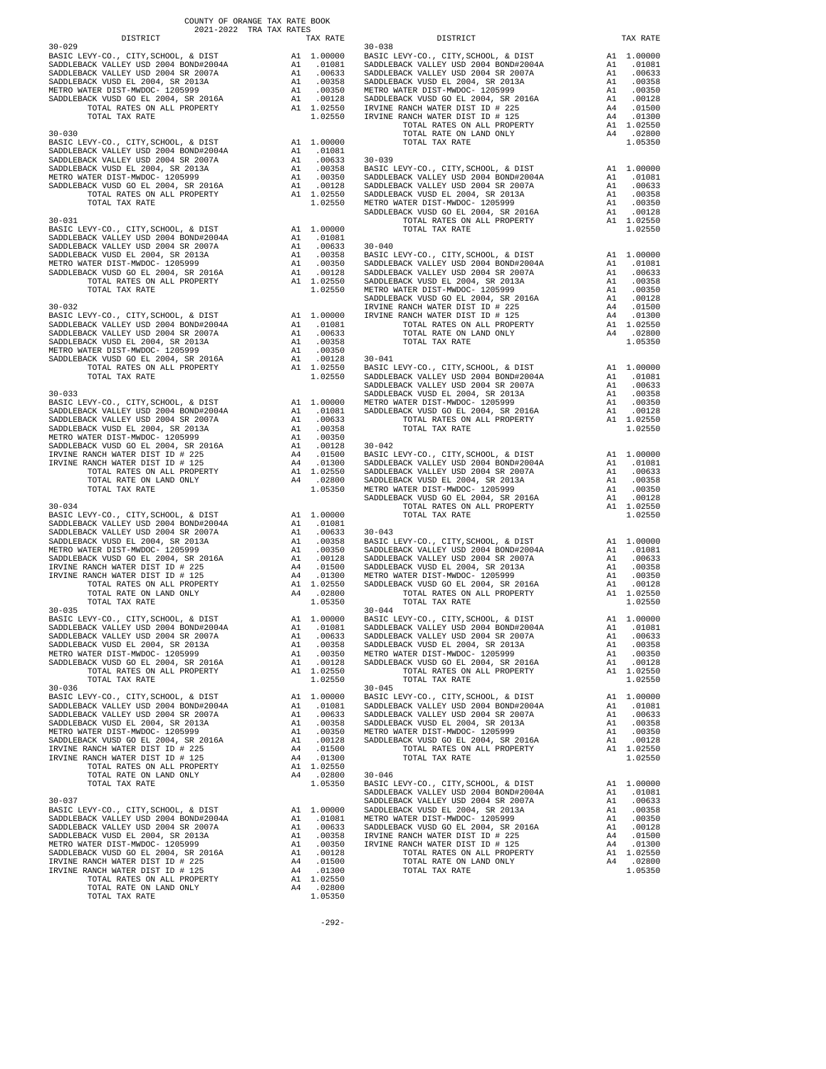COUNTY OF ORANGE TAX RATE BOOK
2021-2022 TRA TAX RATES

| DISTRICT | | TAX RATE |
|---|---|---|
| **30-029** | | |
| BASIC LEVY-CO., CITY,SCHOOL, & DIST | A1 | 1.00000 |
| SADDLEBACK VALLEY USD 2004 BOND#2004A | A1 | .01081 |
| SADDLEBACK VALLEY USD 2004 SR 2007A | A1 | .00633 |
| SADDLEBACK VUSD EL 2004, SR 2013A | A1 | .00358 |
| METRO WATER DIST-MWDOC- 1205999 | A1 | .00350 |
| SADDLEBACK VUSD GO EL 2004, SR 2016A | A1 | .00128 |
| TOTAL RATES ON ALL PROPERTY | A1 | 1.02550 |
| TOTAL TAX RATE | | 1.02550 |
| **30-030** | | |
| BASIC LEVY-CO., CITY,SCHOOL, & DIST | A1 | 1.00000 |
| SADDLEBACK VALLEY USD 2004 BOND#2004A | A1 | .01081 |
| SADDLEBACK VALLEY USD 2004 SR 2007A | A1 | .00633 |
| SADDLEBACK VUSD EL 2004, SR 2013A | A1 | .00358 |
| METRO WATER DIST-MWDOC- 1205999 | A1 | .00350 |
| SADDLEBACK VUSD GO EL 2004, SR 2016A | A1 | .00128 |
| TOTAL RATES ON ALL PROPERTY | A1 | 1.02550 |
| TOTAL TAX RATE | | 1.02550 |
| **30-031** | | |
| BASIC LEVY-CO., CITY,SCHOOL, & DIST | A1 | 1.00000 |
| SADDLEBACK VALLEY USD 2004 BOND#2004A | A1 | .01081 |
| SADDLEBACK VALLEY USD 2004 SR 2007A | A1 | .00633 |
| SADDLEBACK VUSD EL 2004, SR 2013A | A1 | .00358 |
| METRO WATER DIST-MWDOC- 1205999 | A1 | .00350 |
| SADDLEBACK VUSD GO EL 2004, SR 2016A | A1 | .00128 |
| TOTAL RATES ON ALL PROPERTY | A1 | 1.02550 |
| TOTAL TAX RATE | | 1.02550 |
| **30-032** | | |
| BASIC LEVY-CO., CITY,SCHOOL, & DIST | A1 | 1.00000 |
| SADDLEBACK VALLEY USD 2004 BOND#2004A | A1 | .01081 |
| SADDLEBACK VALLEY USD 2004 SR 2007A | A1 | .00633 |
| SADDLEBACK VUSD EL 2004, SR 2013A | A1 | .00358 |
| METRO WATER DIST-MWDOC- 1205999 | A1 | .00350 |
| SADDLEBACK VUSD GO EL 2004, SR 2016A | A1 | .00128 |
| TOTAL RATES ON ALL PROPERTY | A1 | 1.02550 |
| TOTAL TAX RATE | | 1.02550 |
| **30-033** | | |
| BASIC LEVY-CO., CITY,SCHOOL, & DIST | A1 | 1.00000 |
| SADDLEBACK VALLEY USD 2004 BOND#2004A | A1 | .01081 |
| SADDLEBACK VALLEY USD 2004 SR 2007A | A1 | .00633 |
| SADDLEBACK VUSD EL 2004, SR 2013A | A1 | .00358 |
| METRO WATER DIST-MWDOC- 1205999 | A1 | .00350 |
| SADDLEBACK VUSD GO EL 2004, SR 2016A | A1 | .00128 |
| IRVINE RANCH WATER DIST ID # 225 | A4 | .01500 |
| IRVINE RANCH WATER DIST ID # 125 | A4 | .01300 |
| TOTAL RATES ON ALL PROPERTY | A1 | 1.02550 |
| TOTAL RATE ON LAND ONLY | A4 | .02800 |
| TOTAL TAX RATE | | 1.05350 |
| **30-034** | | |
| BASIC LEVY-CO., CITY,SCHOOL, & DIST | A1 | 1.00000 |
| SADDLEBACK VALLEY USD 2004 BOND#2004A | A1 | .01081 |
| SADDLEBACK VALLEY USD 2004 SR 2007A | A1 | .00633 |
| SADDLEBACK VUSD EL 2004, SR 2013A | A1 | .00358 |
| METRO WATER DIST-MWDOC- 1205999 | A1 | .00350 |
| SADDLEBACK VUSD GO EL 2004, SR 2016A | A1 | .00128 |
| IRVINE RANCH WATER DIST ID # 225 | A4 | .01500 |
| IRVINE RANCH WATER DIST ID # 125 | A4 | .01300 |
| TOTAL RATES ON ALL PROPERTY | A1 | 1.02550 |
| TOTAL RATE ON LAND ONLY | A4 | .02800 |
| TOTAL TAX RATE | | 1.05350 |
| **30-035** | | |
| BASIC LEVY-CO., CITY,SCHOOL, & DIST | A1 | 1.00000 |
| SADDLEBACK VALLEY USD 2004 BOND#2004A | A1 | .01081 |
| SADDLEBACK VALLEY USD 2004 SR 2007A | A1 | .00633 |
| SADDLEBACK VUSD EL 2004, SR 2013A | A1 | .00358 |
| METRO WATER DIST-MWDOC- 1205999 | A1 | .00350 |
| SADDLEBACK VUSD GO EL 2004, SR 2016A | A1 | .00128 |
| TOTAL RATES ON ALL PROPERTY | A1 | 1.02550 |
| TOTAL TAX RATE | | 1.02550 |
| **30-036** | | |
| BASIC LEVY-CO., CITY,SCHOOL, & DIST | A1 | 1.00000 |
| SADDLEBACK VALLEY USD 2004 BOND#2004A | A1 | .01081 |
| SADDLEBACK VALLEY USD 2004 SR 2007A | A1 | .00633 |
| SADDLEBACK VUSD EL 2004, SR 2013A | A1 | .00358 |
| METRO WATER DIST-MWDOC- 1205999 | A1 | .00350 |
| SADDLEBACK VUSD GO EL 2004, SR 2016A | A1 | .00128 |
| IRVINE RANCH WATER DIST ID # 225 | A4 | .01500 |
| IRVINE RANCH WATER DIST ID # 125 | A4 | .01300 |
| TOTAL RATES ON ALL PROPERTY | A1 | 1.02550 |
| TOTAL RATE ON LAND ONLY | A4 | .02800 |
| TOTAL TAX RATE | | 1.05350 |
| **30-037** | | |
| BASIC LEVY-CO., CITY,SCHOOL, & DIST | A1 | 1.00000 |
| SADDLEBACK VALLEY USD 2004 BOND#2004A | A1 | .01081 |
| SADDLEBACK VALLEY USD 2004 SR 2007A | A1 | .00633 |
| SADDLEBACK VUSD EL 2004, SR 2013A | A1 | .00358 |
| METRO WATER DIST-MWDOC- 1205999 | A1 | .00350 |
| SADDLEBACK VUSD GO EL 2004, SR 2016A | A1 | .00128 |
| IRVINE RANCH WATER DIST ID # 225 | A4 | .01500 |
| IRVINE RANCH WATER DIST ID # 125 | A4 | .01300 |
| TOTAL RATES ON ALL PROPERTY | A1 | 1.02550 |
| TOTAL RATE ON LAND ONLY | A4 | .02800 |
| TOTAL TAX RATE | | 1.05350 |
| **30-038** | | |
| BASIC LEVY-CO., CITY,SCHOOL, & DIST | A1 | 1.00000 |
| SADDLEBACK VALLEY USD 2004 BOND#2004A | A1 | .01081 |
| SADDLEBACK VALLEY USD 2004 SR 2007A | A1 | .00633 |
| SADDLEBACK VUSD EL 2004, SR 2013A | A1 | .00358 |
| METRO WATER DIST-MWDOC- 1205999 | A1 | .00350 |
| SADDLEBACK VUSD GO EL 2004, SR 2016A | A1 | .00128 |
| IRVINE RANCH WATER DIST ID # 225 | A4 | .01500 |
| IRVINE RANCH WATER DIST ID # 125 | A4 | .01300 |
| TOTAL RATES ON ALL PROPERTY | A1 | 1.02550 |
| TOTAL RATE ON LAND ONLY | A4 | .02800 |
| TOTAL TAX RATE | | 1.05350 |
| **30-039** | | |
| BASIC LEVY-CO., CITY,SCHOOL, & DIST | A1 | 1.00000 |
| SADDLEBACK VALLEY USD 2004 BOND#2004A | A1 | .01081 |
| SADDLEBACK VALLEY USD 2004 SR 2007A | A1 | .00633 |
| SADDLEBACK VUSD EL 2004, SR 2013A | A1 | .00358 |
| METRO WATER DIST-MWDOC- 1205999 | A1 | .00350 |
| SADDLEBACK VUSD GO EL 2004, SR 2016A | A1 | .00128 |
| TOTAL RATES ON ALL PROPERTY | A1 | 1.02550 |
| TOTAL TAX RATE | | 1.02550 |
| **30-040** | | |
| BASIC LEVY-CO., CITY,SCHOOL, & DIST | A1 | 1.00000 |
| SADDLEBACK VALLEY USD 2004 BOND#2004A | A1 | .01081 |
| SADDLEBACK VALLEY USD 2004 SR 2007A | A1 | .00633 |
| SADDLEBACK VUSD EL 2004, SR 2013A | A1 | .00358 |
| METRO WATER DIST-MWDOC- 1205999 | A1 | .00350 |
| SADDLEBACK VUSD GO EL 2004, SR 2016A | A1 | .00128 |
| IRVINE RANCH WATER DIST ID # 225 | A4 | .01500 |
| IRVINE RANCH WATER DIST ID # 125 | A4 | .01300 |
| TOTAL RATES ON ALL PROPERTY | A1 | 1.02550 |
| TOTAL RATE ON LAND ONLY | A4 | .02800 |
| TOTAL TAX RATE | | 1.05350 |
| **30-041** | | |
| BASIC LEVY-CO., CITY,SCHOOL, & DIST | A1 | 1.00000 |
| SADDLEBACK VALLEY USD 2004 BOND#2004A | A1 | .01081 |
| SADDLEBACK VALLEY USD 2004 SR 2007A | A1 | .00633 |
| SADDLEBACK VUSD EL 2004, SR 2013A | A1 | .00358 |
| METRO WATER DIST-MWDOC- 1205999 | A1 | .00350 |
| SADDLEBACK VUSD GO EL 2004, SR 2016A | A1 | .00128 |
| TOTAL RATES ON ALL PROPERTY | A1 | 1.02550 |
| TOTAL TAX RATE | | 1.02550 |
| **30-042** | | |
| BASIC LEVY-CO., CITY,SCHOOL, & DIST | A1 | 1.00000 |
| SADDLEBACK VALLEY USD 2004 BOND#2004A | A1 | .01081 |
| SADDLEBACK VALLEY USD 2004 SR 2007A | A1 | .00633 |
| SADDLEBACK VUSD EL 2004, SR 2013A | A1 | .00358 |
| METRO WATER DIST-MWDOC- 1205999 | A1 | .00350 |
| SADDLEBACK VUSD GO EL 2004, SR 2016A | A1 | .00128 |
| TOTAL RATES ON ALL PROPERTY | A1 | 1.02550 |
| TOTAL TAX RATE | | 1.02550 |
| **30-043** | | |
| BASIC LEVY-CO., CITY,SCHOOL, & DIST | A1 | 1.00000 |
| SADDLEBACK VALLEY USD 2004 BOND#2004A | A1 | .01081 |
| SADDLEBACK VALLEY USD 2004 SR 2007A | A1 | .00633 |
| SADDLEBACK VUSD EL 2004, SR 2013A | A1 | .00358 |
| METRO WATER DIST-MWDOC- 1205999 | A1 | .00350 |
| SADDLEBACK VUSD GO EL 2004, SR 2016A | A1 | .00128 |
| TOTAL RATES ON ALL PROPERTY | A1 | 1.02550 |
| TOTAL TAX RATE | | 1.02550 |
| **30-044** | | |
| BASIC LEVY-CO., CITY,SCHOOL, & DIST | A1 | 1.00000 |
| SADDLEBACK VALLEY USD 2004 BOND#2004A | A1 | .01081 |
| SADDLEBACK VALLEY USD 2004 SR 2007A | A1 | .00633 |
| SADDLEBACK VUSD EL 2004, SR 2013A | A1 | .00358 |
| METRO WATER DIST-MWDOC- 1205999 | A1 | .00350 |
| SADDLEBACK VUSD GO EL 2004, SR 2016A | A1 | .00128 |
| TOTAL RATES ON ALL PROPERTY | A1 | 1.02550 |
| TOTAL TAX RATE | | 1.02550 |
| **30-045** | | |
| BASIC LEVY-CO., CITY,SCHOOL, & DIST | A1 | 1.00000 |
| SADDLEBACK VALLEY USD 2004 BOND#2004A | A1 | .01081 |
| SADDLEBACK VALLEY USD 2004 SR 2007A | A1 | .00633 |
| SADDLEBACK VUSD EL 2004, SR 2013A | A1 | .00358 |
| METRO WATER DIST-MWDOC- 1205999 | A1 | .00350 |
| SADDLEBACK VUSD GO EL 2004, SR 2016A | A1 | .00128 |
| TOTAL RATES ON ALL PROPERTY | A1 | 1.02550 |
| TOTAL TAX RATE | | 1.02550 |
| **30-046** | | |
| BASIC LEVY-CO., CITY,SCHOOL, & DIST | A1 | 1.00000 |
| SADDLEBACK VALLEY USD 2004 BOND#2004A | A1 | .01081 |
| SADDLEBACK VALLEY USD 2004 SR 2007A | A1 | .00633 |
| SADDLEBACK VUSD EL 2004, SR 2013A | A1 | .00358 |
| METRO WATER DIST-MWDOC- 1205999 | A1 | .00350 |
| SADDLEBACK VUSD GO EL 2004, SR 2016A | A1 | .00128 |
| IRVINE RANCH WATER DIST ID # 225 | A4 | .01500 |
| IRVINE RANCH WATER DIST ID # 125 | A4 | .01300 |
| TOTAL RATES ON ALL PROPERTY | A1 | 1.02550 |
| TOTAL RATE ON LAND ONLY | A4 | .02800 |
| TOTAL TAX RATE | | 1.05350 |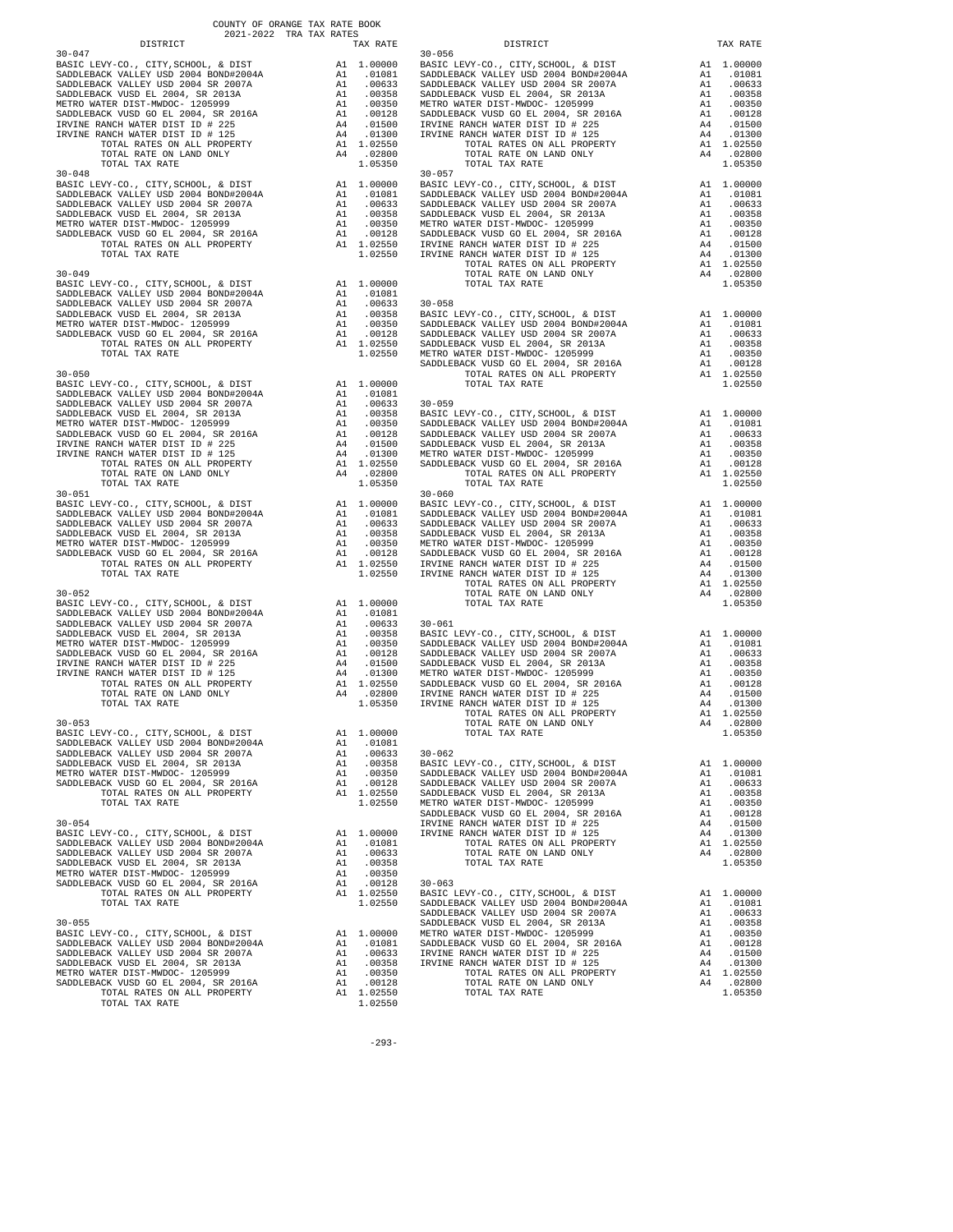COUNTY OF ORANGE TAX RATE BOOK
2021-2022 TRA TAX RATES

| DISTRICT | | TAX RATE |
|---|---|---|
| **30-047** | | |
| BASIC LEVY-CO., CITY,SCHOOL, & DIST | A1 | 1.00000 |
| SADDLEBACK VALLEY USD 2004 BOND#2004A | A1 | .01081 |
| SADDLEBACK VALLEY USD 2004 SR 2007A | A1 | .00633 |
| SADDLEBACK VUSD EL 2004, SR 2013A | A1 | .00358 |
| METRO WATER DIST-MWDOC- 1205999 | A1 | .00350 |
| SADDLEBACK VUSD GO EL 2004, SR 2016A | A1 | .00128 |
| IRVINE RANCH WATER DIST ID # 225 | A4 | .01500 |
| IRVINE RANCH WATER DIST ID # 125 | A4 | .01300 |
| TOTAL RATES ON ALL PROPERTY | A1 | 1.02550 |
| TOTAL RATE ON LAND ONLY | A4 | .02800 |
| TOTAL TAX RATE | | 1.05350 |
| **30-048** | | |
| BASIC LEVY-CO., CITY,SCHOOL, & DIST | A1 | 1.00000 |
| SADDLEBACK VALLEY USD 2004 BOND#2004A | A1 | .01081 |
| SADDLEBACK VALLEY USD 2004 SR 2007A | A1 | .00633 |
| SADDLEBACK VUSD EL 2004, SR 2013A | A1 | .00358 |
| METRO WATER DIST-MWDOC- 1205999 | A1 | .00350 |
| SADDLEBACK VUSD GO EL 2004, SR 2016A | A1 | .00128 |
| TOTAL RATES ON ALL PROPERTY | A1 | 1.02550 |
| TOTAL TAX RATE | | 1.02550 |
| **30-049** | | |
| BASIC LEVY-CO., CITY,SCHOOL, & DIST | A1 | 1.00000 |
| SADDLEBACK VALLEY USD 2004 BOND#2004A | A1 | .01081 |
| SADDLEBACK VALLEY USD 2004 SR 2007A | A1 | .00633 |
| SADDLEBACK VUSD EL 2004, SR 2013A | A1 | .00358 |
| METRO WATER DIST-MWDOC- 1205999 | A1 | .00350 |
| SADDLEBACK VUSD GO EL 2004, SR 2016A | A1 | .00128 |
| TOTAL RATES ON ALL PROPERTY | A1 | 1.02550 |
| TOTAL TAX RATE | | 1.02550 |
| **30-050** | | |
| BASIC LEVY-CO., CITY,SCHOOL, & DIST | A1 | 1.00000 |
| SADDLEBACK VALLEY USD 2004 BOND#2004A | A1 | .01081 |
| SADDLEBACK VALLEY USD 2004 SR 2007A | A1 | .00633 |
| SADDLEBACK VUSD EL 2004, SR 2013A | A1 | .00358 |
| METRO WATER DIST-MWDOC- 1205999 | A1 | .00350 |
| SADDLEBACK VUSD GO EL 2004, SR 2016A | A1 | .00128 |
| IRVINE RANCH WATER DIST ID # 225 | A4 | .01500 |
| IRVINE RANCH WATER DIST ID # 125 | A4 | .01300 |
| TOTAL RATES ON ALL PROPERTY | A1 | 1.02550 |
| TOTAL RATE ON LAND ONLY | A4 | .02800 |
| TOTAL TAX RATE | | 1.05350 |
| **30-051** | | |
| BASIC LEVY-CO., CITY,SCHOOL, & DIST | A1 | 1.00000 |
| SADDLEBACK VALLEY USD 2004 BOND#2004A | A1 | .01081 |
| SADDLEBACK VALLEY USD 2004 SR 2007A | A1 | .00633 |
| SADDLEBACK VUSD EL 2004, SR 2013A | A1 | .00358 |
| METRO WATER DIST-MWDOC- 1205999 | A1 | .00350 |
| SADDLEBACK VUSD GO EL 2004, SR 2016A | A1 | .00128 |
| TOTAL RATES ON ALL PROPERTY | A1 | 1.02550 |
| TOTAL TAX RATE | | 1.02550 |
| **30-052** | | |
| BASIC LEVY-CO., CITY,SCHOOL, & DIST | A1 | 1.00000 |
| SADDLEBACK VALLEY USD 2004 BOND#2004A | A1 | .01081 |
| SADDLEBACK VALLEY USD 2004 SR 2007A | A1 | .00633 |
| SADDLEBACK VUSD EL 2004, SR 2013A | A1 | .00358 |
| METRO WATER DIST-MWDOC- 1205999 | A1 | .00350 |
| SADDLEBACK VUSD GO EL 2004, SR 2016A | A1 | .00128 |
| IRVINE RANCH WATER DIST ID # 225 | A4 | .01500 |
| IRVINE RANCH WATER DIST ID # 125 | A4 | .01300 |
| TOTAL RATES ON ALL PROPERTY | A1 | 1.02550 |
| TOTAL RATE ON LAND ONLY | A4 | .02800 |
| TOTAL TAX RATE | | 1.05350 |
| **30-053** | | |
| BASIC LEVY-CO., CITY,SCHOOL, & DIST | A1 | 1.00000 |
| SADDLEBACK VALLEY USD 2004 BOND#2004A | A1 | .01081 |
| SADDLEBACK VALLEY USD 2004 SR 2007A | A1 | .00633 |
| SADDLEBACK VUSD EL 2004, SR 2013A | A1 | .00358 |
| METRO WATER DIST-MWDOC- 1205999 | A1 | .00350 |
| SADDLEBACK VUSD GO EL 2004, SR 2016A | A1 | .00128 |
| TOTAL RATES ON ALL PROPERTY | A1 | 1.02550 |
| TOTAL TAX RATE | | 1.02550 |
| **30-054** | | |
| BASIC LEVY-CO., CITY,SCHOOL, & DIST | A1 | 1.00000 |
| SADDLEBACK VALLEY USD 2004 BOND#2004A | A1 | .01081 |
| SADDLEBACK VALLEY USD 2004 SR 2007A | A1 | .00633 |
| SADDLEBACK VUSD EL 2004, SR 2013A | A1 | .00358 |
| METRO WATER DIST-MWDOC- 1205999 | A1 | .00350 |
| SADDLEBACK VUSD GO EL 2004, SR 2016A | A1 | .00128 |
| TOTAL RATES ON ALL PROPERTY | A1 | 1.02550 |
| TOTAL TAX RATE | | 1.02550 |
| **30-055** | | |
| BASIC LEVY-CO., CITY,SCHOOL, & DIST | A1 | 1.00000 |
| SADDLEBACK VALLEY USD 2004 BOND#2004A | A1 | .01081 |
| SADDLEBACK VALLEY USD 2004 SR 2007A | A1 | .00633 |
| SADDLEBACK VUSD EL 2004, SR 2013A | A1 | .00358 |
| METRO WATER DIST-MWDOC- 1205999 | A1 | .00350 |
| SADDLEBACK VUSD GO EL 2004, SR 2016A | A1 | .00128 |
| TOTAL RATES ON ALL PROPERTY | A1 | 1.02550 |
| TOTAL TAX RATE | | 1.02550 |
| **30-056** | | |
| BASIC LEVY-CO., CITY,SCHOOL, & DIST | A1 | 1.00000 |
| SADDLEBACK VALLEY USD 2004 BOND#2004A | A1 | .01081 |
| SADDLEBACK VALLEY USD 2004 SR 2007A | A1 | .00633 |
| SADDLEBACK VUSD EL 2004, SR 2013A | A1 | .00358 |
| METRO WATER DIST-MWDOC- 1205999 | A1 | .00350 |
| SADDLEBACK VUSD GO EL 2004, SR 2016A | A1 | .00128 |
| IRVINE RANCH WATER DIST ID # 225 | A4 | .01500 |
| IRVINE RANCH WATER DIST ID # 125 | A4 | .01300 |
| TOTAL RATES ON ALL PROPERTY | A1 | 1.02550 |
| TOTAL RATE ON LAND ONLY | A4 | .02800 |
| TOTAL TAX RATE | | 1.05350 |
| **30-057** | | |
| BASIC LEVY-CO., CITY,SCHOOL, & DIST | A1 | 1.00000 |
| SADDLEBACK VALLEY USD 2004 BOND#2004A | A1 | .01081 |
| SADDLEBACK VALLEY USD 2004 SR 2007A | A1 | .00633 |
| SADDLEBACK VUSD EL 2004, SR 2013A | A1 | .00358 |
| METRO WATER DIST-MWDOC- 1205999 | A1 | .00350 |
| SADDLEBACK VUSD GO EL 2004, SR 2016A | A1 | .00128 |
| IRVINE RANCH WATER DIST ID # 225 | A4 | .01500 |
| IRVINE RANCH WATER DIST ID # 125 | A4 | .01300 |
| TOTAL RATES ON ALL PROPERTY | A1 | 1.02550 |
| TOTAL RATE ON LAND ONLY | A4 | .02800 |
| TOTAL TAX RATE | | 1.05350 |
| **30-058** | | |
| BASIC LEVY-CO., CITY,SCHOOL, & DIST | A1 | 1.00000 |
| SADDLEBACK VALLEY USD 2004 BOND#2004A | A1 | .01081 |
| SADDLEBACK VALLEY USD 2004 SR 2007A | A1 | .00633 |
| SADDLEBACK VUSD EL 2004, SR 2013A | A1 | .00358 |
| METRO WATER DIST-MWDOC- 1205999 | A1 | .00350 |
| SADDLEBACK VUSD GO EL 2004, SR 2016A | A1 | .00128 |
| TOTAL RATES ON ALL PROPERTY | A1 | 1.02550 |
| TOTAL TAX RATE | | 1.02550 |
| **30-059** | | |
| BASIC LEVY-CO., CITY,SCHOOL, & DIST | A1 | 1.00000 |
| SADDLEBACK VALLEY USD 2004 BOND#2004A | A1 | .01081 |
| SADDLEBACK VALLEY USD 2004 SR 2007A | A1 | .00633 |
| SADDLEBACK VUSD EL 2004, SR 2013A | A1 | .00358 |
| METRO WATER DIST-MWDOC- 1205999 | A1 | .00350 |
| SADDLEBACK VUSD GO EL 2004, SR 2016A | A1 | .00128 |
| TOTAL RATES ON ALL PROPERTY | A1 | 1.02550 |
| TOTAL TAX RATE | | 1.02550 |
| **30-060** | | |
| BASIC LEVY-CO., CITY,SCHOOL, & DIST | A1 | 1.00000 |
| SADDLEBACK VALLEY USD 2004 BOND#2004A | A1 | .01081 |
| SADDLEBACK VALLEY USD 2004 SR 2007A | A1 | .00633 |
| SADDLEBACK VUSD EL 2004, SR 2013A | A1 | .00358 |
| METRO WATER DIST-MWDOC- 1205999 | A1 | .00350 |
| SADDLEBACK VUSD GO EL 2004, SR 2016A | A1 | .00128 |
| IRVINE RANCH WATER DIST ID # 225 | A4 | .01500 |
| IRVINE RANCH WATER DIST ID # 125 | A4 | .01300 |
| TOTAL RATES ON ALL PROPERTY | A1 | 1.02550 |
| TOTAL RATE ON LAND ONLY | A4 | .02800 |
| TOTAL TAX RATE | | 1.05350 |
| **30-061** | | |
| BASIC LEVY-CO., CITY,SCHOOL, & DIST | A1 | 1.00000 |
| SADDLEBACK VALLEY USD 2004 BOND#2004A | A1 | .01081 |
| SADDLEBACK VALLEY USD 2004 SR 2007A | A1 | .00633 |
| SADDLEBACK VUSD EL 2004, SR 2013A | A1 | .00358 |
| METRO WATER DIST-MWDOC- 1205999 | A1 | .00350 |
| SADDLEBACK VUSD GO EL 2004, SR 2016A | A1 | .00128 |
| IRVINE RANCH WATER DIST ID # 225 | A4 | .01500 |
| IRVINE RANCH WATER DIST ID # 125 | A4 | .01300 |
| TOTAL RATES ON ALL PROPERTY | A1 | 1.02550 |
| TOTAL RATE ON LAND ONLY | A4 | .02800 |
| TOTAL TAX RATE | | 1.05350 |
| **30-062** | | |
| BASIC LEVY-CO., CITY,SCHOOL, & DIST | A1 | 1.00000 |
| SADDLEBACK VALLEY USD 2004 BOND#2004A | A1 | .01081 |
| SADDLEBACK VALLEY USD 2004 SR 2007A | A1 | .00633 |
| SADDLEBACK VUSD EL 2004, SR 2013A | A1 | .00358 |
| METRO WATER DIST-MWDOC- 1205999 | A1 | .00350 |
| SADDLEBACK VUSD GO EL 2004, SR 2016A | A1 | .00128 |
| IRVINE RANCH WATER DIST ID # 225 | A4 | .01500 |
| IRVINE RANCH WATER DIST ID # 125 | A4 | .01300 |
| TOTAL RATES ON ALL PROPERTY | A1 | 1.02550 |
| TOTAL RATE ON LAND ONLY | A4 | .02800 |
| TOTAL TAX RATE | | 1.05350 |
| **30-063** | | |
| BASIC LEVY-CO., CITY,SCHOOL, & DIST | A1 | 1.00000 |
| SADDLEBACK VALLEY USD 2004 BOND#2004A | A1 | .01081 |
| SADDLEBACK VALLEY USD 2004 SR 2007A | A1 | .00633 |
| SADDLEBACK VUSD EL 2004, SR 2013A | A1 | .00358 |
| METRO WATER DIST-MWDOC- 1205999 | A1 | .00350 |
| SADDLEBACK VUSD GO EL 2004, SR 2016A | A1 | .00128 |
| IRVINE RANCH WATER DIST ID # 225 | A4 | .01500 |
| IRVINE RANCH WATER DIST ID # 125 | A4 | .01300 |
| TOTAL RATES ON ALL PROPERTY | A1 | 1.02550 |
| TOTAL RATE ON LAND ONLY | A4 | .02800 |
| TOTAL TAX RATE | | 1.05350 |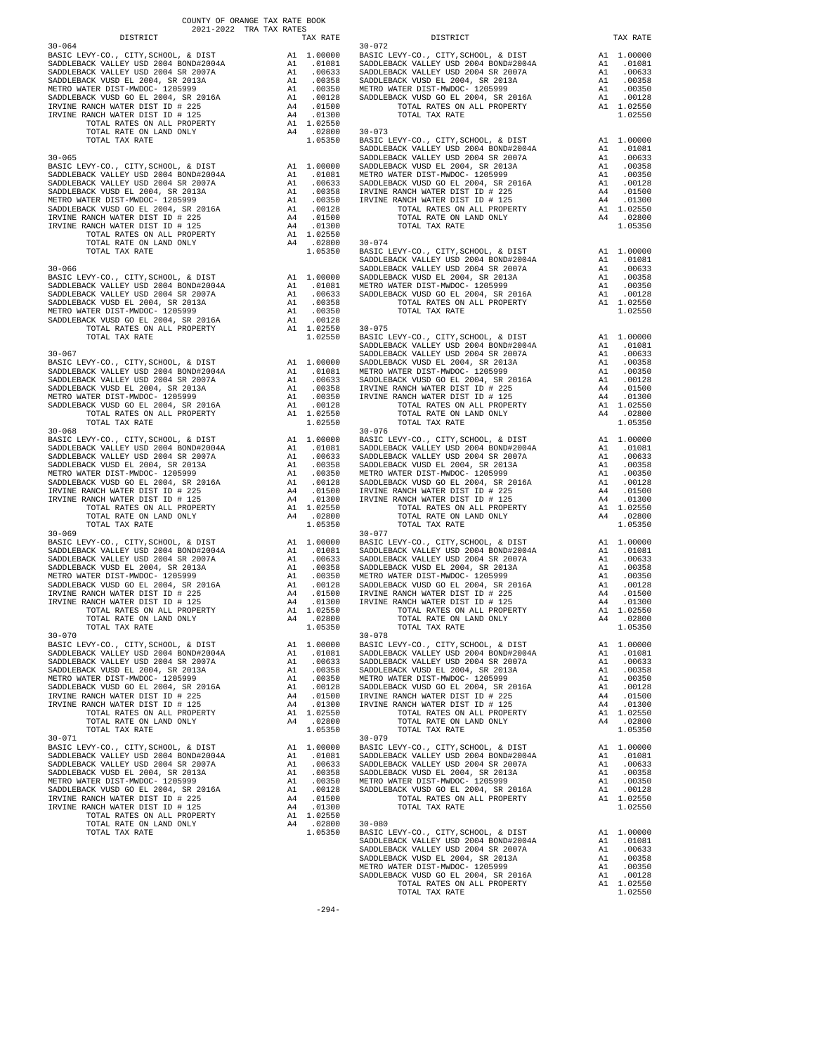COUNTY OF ORANGE TAX RATE BOOK
2021-2022 TRA TAX RATES

| DISTRICT | | TAX RATE |
|---|---|---|
| **30-064** | | |
| BASIC LEVY-CO., CITY,SCHOOL, & DIST | A1 | 1.00000 |
| SADDLEBACK VALLEY USD 2004 BOND#2004A | A1 | .01081 |
| SADDLEBACK VALLEY USD 2004 SR 2007A | A1 | .00633 |
| SADDLEBACK VUSD EL 2004, SR 2013A | A1 | .00358 |
| METRO WATER DIST-MWDOC- 1205999 | A1 | .00350 |
| SADDLEBACK VUSD GO EL 2004, SR 2016A | A1 | .00128 |
| IRVINE RANCH WATER DIST ID # 225 | A4 | .01500 |
| IRVINE RANCH WATER DIST ID # 125 | A4 | .01300 |
| TOTAL RATES ON ALL PROPERTY | A1 | 1.02550 |
| TOTAL RATE ON LAND ONLY | A4 | .02800 |
| TOTAL TAX RATE | | 1.05350 |
| **30-065** | | |
| BASIC LEVY-CO., CITY,SCHOOL, & DIST | A1 | 1.00000 |
| SADDLEBACK VALLEY USD 2004 BOND#2004A | A1 | .01081 |
| SADDLEBACK VALLEY USD 2004 SR 2007A | A1 | .00633 |
| SADDLEBACK VUSD EL 2004, SR 2013A | A1 | .00358 |
| METRO WATER DIST-MWDOC- 1205999 | A1 | .00350 |
| SADDLEBACK VUSD GO EL 2004, SR 2016A | A1 | .00128 |
| IRVINE RANCH WATER DIST ID # 225 | A4 | .01500 |
| IRVINE RANCH WATER DIST ID # 125 | A4 | .01300 |
| TOTAL RATES ON ALL PROPERTY | A1 | 1.02550 |
| TOTAL RATE ON LAND ONLY | A4 | .02800 |
| TOTAL TAX RATE | | 1.05350 |
| **30-066** | | |
| BASIC LEVY-CO., CITY,SCHOOL, & DIST | A1 | 1.00000 |
| SADDLEBACK VALLEY USD 2004 BOND#2004A | A1 | .01081 |
| SADDLEBACK VALLEY USD 2004 SR 2007A | A1 | .00633 |
| SADDLEBACK VUSD EL 2004, SR 2013A | A1 | .00358 |
| METRO WATER DIST-MWDOC- 1205999 | A1 | .00350 |
| SADDLEBACK VUSD GO EL 2004, SR 2016A | A1 | .00128 |
| TOTAL RATES ON ALL PROPERTY | A1 | 1.02550 |
| TOTAL TAX RATE | | 1.02550 |
| **30-067** | | |
| BASIC LEVY-CO., CITY,SCHOOL, & DIST | A1 | 1.00000 |
| SADDLEBACK VALLEY USD 2004 BOND#2004A | A1 | .01081 |
| SADDLEBACK VALLEY USD 2004 SR 2007A | A1 | .00633 |
| SADDLEBACK VUSD EL 2004, SR 2013A | A1 | .00358 |
| METRO WATER DIST-MWDOC- 1205999 | A1 | .00350 |
| SADDLEBACK VUSD GO EL 2004, SR 2016A | A1 | .00128 |
| TOTAL RATES ON ALL PROPERTY | A1 | 1.02550 |
| TOTAL TAX RATE | | 1.02550 |
| **30-068** | | |
| BASIC LEVY-CO., CITY,SCHOOL, & DIST | A1 | 1.00000 |
| SADDLEBACK VALLEY USD 2004 BOND#2004A | A1 | .01081 |
| SADDLEBACK VALLEY USD 2004 SR 2007A | A1 | .00633 |
| SADDLEBACK VUSD EL 2004, SR 2013A | A1 | .00358 |
| METRO WATER DIST-MWDOC- 1205999 | A1 | .00350 |
| SADDLEBACK VUSD GO EL 2004, SR 2016A | A1 | .00128 |
| IRVINE RANCH WATER DIST ID # 225 | A4 | .01500 |
| IRVINE RANCH WATER DIST ID # 125 | A4 | .01300 |
| TOTAL RATES ON ALL PROPERTY | A1 | 1.02550 |
| TOTAL RATE ON LAND ONLY | A4 | .02800 |
| TOTAL TAX RATE | | 1.05350 |
| **30-069** | | |
| BASIC LEVY-CO., CITY,SCHOOL, & DIST | A1 | 1.00000 |
| SADDLEBACK VALLEY USD 2004 BOND#2004A | A1 | .01081 |
| SADDLEBACK VALLEY USD 2004 SR 2007A | A1 | .00633 |
| SADDLEBACK VUSD EL 2004, SR 2013A | A1 | .00358 |
| METRO WATER DIST-MWDOC- 1205999 | A1 | .00350 |
| SADDLEBACK VUSD GO EL 2004, SR 2016A | A1 | .00128 |
| IRVINE RANCH WATER DIST ID # 225 | A4 | .01500 |
| IRVINE RANCH WATER DIST ID # 125 | A4 | .01300 |
| TOTAL RATES ON ALL PROPERTY | A1 | 1.02550 |
| TOTAL RATE ON LAND ONLY | A4 | .02800 |
| TOTAL TAX RATE | | 1.05350 |
| **30-070** | | |
| BASIC LEVY-CO., CITY,SCHOOL, & DIST | A1 | 1.00000 |
| SADDLEBACK VALLEY USD 2004 BOND#2004A | A1 | .01081 |
| SADDLEBACK VALLEY USD 2004 SR 2007A | A1 | .00633 |
| SADDLEBACK VUSD EL 2004, SR 2013A | A1 | .00358 |
| METRO WATER DIST-MWDOC- 1205999 | A1 | .00350 |
| SADDLEBACK VUSD GO EL 2004, SR 2016A | A1 | .00128 |
| IRVINE RANCH WATER DIST ID # 225 | A4 | .01500 |
| IRVINE RANCH WATER DIST ID # 125 | A4 | .01300 |
| TOTAL RATES ON ALL PROPERTY | A1 | 1.02550 |
| TOTAL RATE ON LAND ONLY | A4 | .02800 |
| TOTAL TAX RATE | | 1.05350 |
| **30-071** | | |
| BASIC LEVY-CO., CITY,SCHOOL, & DIST | A1 | 1.00000 |
| SADDLEBACK VALLEY USD 2004 BOND#2004A | A1 | .01081 |
| SADDLEBACK VALLEY USD 2004 SR 2007A | A1 | .00633 |
| SADDLEBACK VUSD EL 2004, SR 2013A | A1 | .00358 |
| METRO WATER DIST-MWDOC- 1205999 | A1 | .00350 |
| SADDLEBACK VUSD GO EL 2004, SR 2016A | A1 | .00128 |
| IRVINE RANCH WATER DIST ID # 225 | A4 | .01500 |
| IRVINE RANCH WATER DIST ID # 125 | A4 | .01300 |
| TOTAL RATES ON ALL PROPERTY | A1 | 1.02550 |
| TOTAL RATE ON LAND ONLY | A4 | .02800 |
| TOTAL TAX RATE | | 1.05350 |
| **30-072** | | |
| BASIC LEVY-CO., CITY,SCHOOL, & DIST | A1 | 1.00000 |
| SADDLEBACK VALLEY USD 2004 BOND#2004A | A1 | .01081 |
| SADDLEBACK VALLEY USD 2004 SR 2007A | A1 | .00633 |
| SADDLEBACK VUSD EL 2004, SR 2013A | A1 | .00358 |
| METRO WATER DIST-MWDOC- 1205999 | A1 | .00350 |
| SADDLEBACK VUSD GO EL 2004, SR 2016A | A1 | .00128 |
| TOTAL RATES ON ALL PROPERTY | A1 | 1.02550 |
| TOTAL TAX RATE | | 1.02550 |
| **30-073** | | |
| BASIC LEVY-CO., CITY,SCHOOL, & DIST | A1 | 1.00000 |
| SADDLEBACK VALLEY USD 2004 BOND#2004A | A1 | .01081 |
| SADDLEBACK VALLEY USD 2004 SR 2007A | A1 | .00633 |
| SADDLEBACK VUSD EL 2004, SR 2013A | A1 | .00358 |
| METRO WATER DIST-MWDOC- 1205999 | A1 | .00350 |
| SADDLEBACK VUSD GO EL 2004, SR 2016A | A1 | .00128 |
| IRVINE RANCH WATER DIST ID # 225 | A4 | .01500 |
| IRVINE RANCH WATER DIST ID # 125 | A4 | .01300 |
| TOTAL RATES ON ALL PROPERTY | A1 | 1.02550 |
| TOTAL RATE ON LAND ONLY | A4 | .02800 |
| TOTAL TAX RATE | | 1.05350 |
| **30-074** | | |
| BASIC LEVY-CO., CITY,SCHOOL, & DIST | A1 | 1.00000 |
| SADDLEBACK VALLEY USD 2004 BOND#2004A | A1 | .01081 |
| SADDLEBACK VALLEY USD 2004 SR 2007A | A1 | .00633 |
| SADDLEBACK VUSD EL 2004, SR 2013A | A1 | .00358 |
| METRO WATER DIST-MWDOC- 1205999 | A1 | .00350 |
| SADDLEBACK VUSD GO EL 2004, SR 2016A | A1 | .00128 |
| TOTAL RATES ON ALL PROPERTY | A1 | 1.02550 |
| TOTAL TAX RATE | | 1.02550 |
| **30-075** | | |
| BASIC LEVY-CO., CITY,SCHOOL, & DIST | A1 | 1.00000 |
| SADDLEBACK VALLEY USD 2004 BOND#2004A | A1 | .01081 |
| SADDLEBACK VALLEY USD 2004 SR 2007A | A1 | .00633 |
| SADDLEBACK VUSD EL 2004, SR 2013A | A1 | .00358 |
| METRO WATER DIST-MWDOC- 1205999 | A1 | .00350 |
| SADDLEBACK VUSD GO EL 2004, SR 2016A | A1 | .00128 |
| IRVINE RANCH WATER DIST ID # 225 | A4 | .01500 |
| IRVINE RANCH WATER DIST ID # 125 | A4 | .01300 |
| TOTAL RATES ON ALL PROPERTY | A1 | 1.02550 |
| TOTAL RATE ON LAND ONLY | A4 | .02800 |
| TOTAL TAX RATE | | 1.05350 |
| **30-076** | | |
| BASIC LEVY-CO., CITY,SCHOOL, & DIST | A1 | 1.00000 |
| SADDLEBACK VALLEY USD 2004 BOND#2004A | A1 | .01081 |
| SADDLEBACK VALLEY USD 2004 SR 2007A | A1 | .00633 |
| SADDLEBACK VUSD EL 2004, SR 2013A | A1 | .00358 |
| METRO WATER DIST-MWDOC- 1205999 | A1 | .00350 |
| SADDLEBACK VUSD GO EL 2004, SR 2016A | A1 | .00128 |
| IRVINE RANCH WATER DIST ID # 225 | A4 | .01500 |
| IRVINE RANCH WATER DIST ID # 125 | A4 | .01300 |
| TOTAL RATES ON ALL PROPERTY | A1 | 1.02550 |
| TOTAL RATE ON LAND ONLY | A4 | .02800 |
| TOTAL TAX RATE | | 1.05350 |
| **30-077** | | |
| BASIC LEVY-CO., CITY,SCHOOL, & DIST | A1 | 1.00000 |
| SADDLEBACK VALLEY USD 2004 BOND#2004A | A1 | .01081 |
| SADDLEBACK VALLEY USD 2004 SR 2007A | A1 | .00633 |
| SADDLEBACK VUSD EL 2004, SR 2013A | A1 | .00358 |
| METRO WATER DIST-MWDOC- 1205999 | A1 | .00350 |
| SADDLEBACK VUSD GO EL 2004, SR 2016A | A1 | .00128 |
| IRVINE RANCH WATER DIST ID # 225 | A4 | .01500 |
| IRVINE RANCH WATER DIST ID # 125 | A4 | .01300 |
| TOTAL RATES ON ALL PROPERTY | A1 | 1.02550 |
| TOTAL RATE ON LAND ONLY | A4 | .02800 |
| TOTAL TAX RATE | | 1.05350 |
| **30-078** | | |
| BASIC LEVY-CO., CITY,SCHOOL, & DIST | A1 | 1.00000 |
| SADDLEBACK VALLEY USD 2004 BOND#2004A | A1 | .01081 |
| SADDLEBACK VALLEY USD 2004 SR 2007A | A1 | .00633 |
| SADDLEBACK VUSD EL 2004, SR 2013A | A1 | .00358 |
| METRO WATER DIST-MWDOC- 1205999 | A1 | .00350 |
| SADDLEBACK VUSD GO EL 2004, SR 2016A | A1 | .00128 |
| IRVINE RANCH WATER DIST ID # 225 | A4 | .01500 |
| IRVINE RANCH WATER DIST ID # 125 | A4 | .01300 |
| TOTAL RATES ON ALL PROPERTY | A1 | 1.02550 |
| TOTAL RATE ON LAND ONLY | A4 | .02800 |
| TOTAL TAX RATE | | 1.05350 |
| **30-079** | | |
| BASIC LEVY-CO., CITY,SCHOOL, & DIST | A1 | 1.00000 |
| SADDLEBACK VALLEY USD 2004 BOND#2004A | A1 | .01081 |
| SADDLEBACK VALLEY USD 2004 SR 2007A | A1 | .00633 |
| SADDLEBACK VUSD EL 2004, SR 2013A | A1 | .00358 |
| METRO WATER DIST-MWDOC- 1205999 | A1 | .00350 |
| SADDLEBACK VUSD GO EL 2004, SR 2016A | A1 | .00128 |
| TOTAL RATES ON ALL PROPERTY | A1 | 1.02550 |
| TOTAL TAX RATE | | 1.02550 |
| **30-080** | | |
| BASIC LEVY-CO., CITY,SCHOOL, & DIST | A1 | 1.00000 |
| SADDLEBACK VALLEY USD 2004 BOND#2004A | A1 | .01081 |
| SADDLEBACK VALLEY USD 2004 SR 2007A | A1 | .00633 |
| SADDLEBACK VUSD EL 2004, SR 2013A | A1 | .00358 |
| METRO WATER DIST-MWDOC- 1205999 | A1 | .00350 |
| SADDLEBACK VUSD GO EL 2004, SR 2016A | A1 | .00128 |
| TOTAL RATES ON ALL PROPERTY | A1 | 1.02550 |
| TOTAL TAX RATE | | 1.02550 |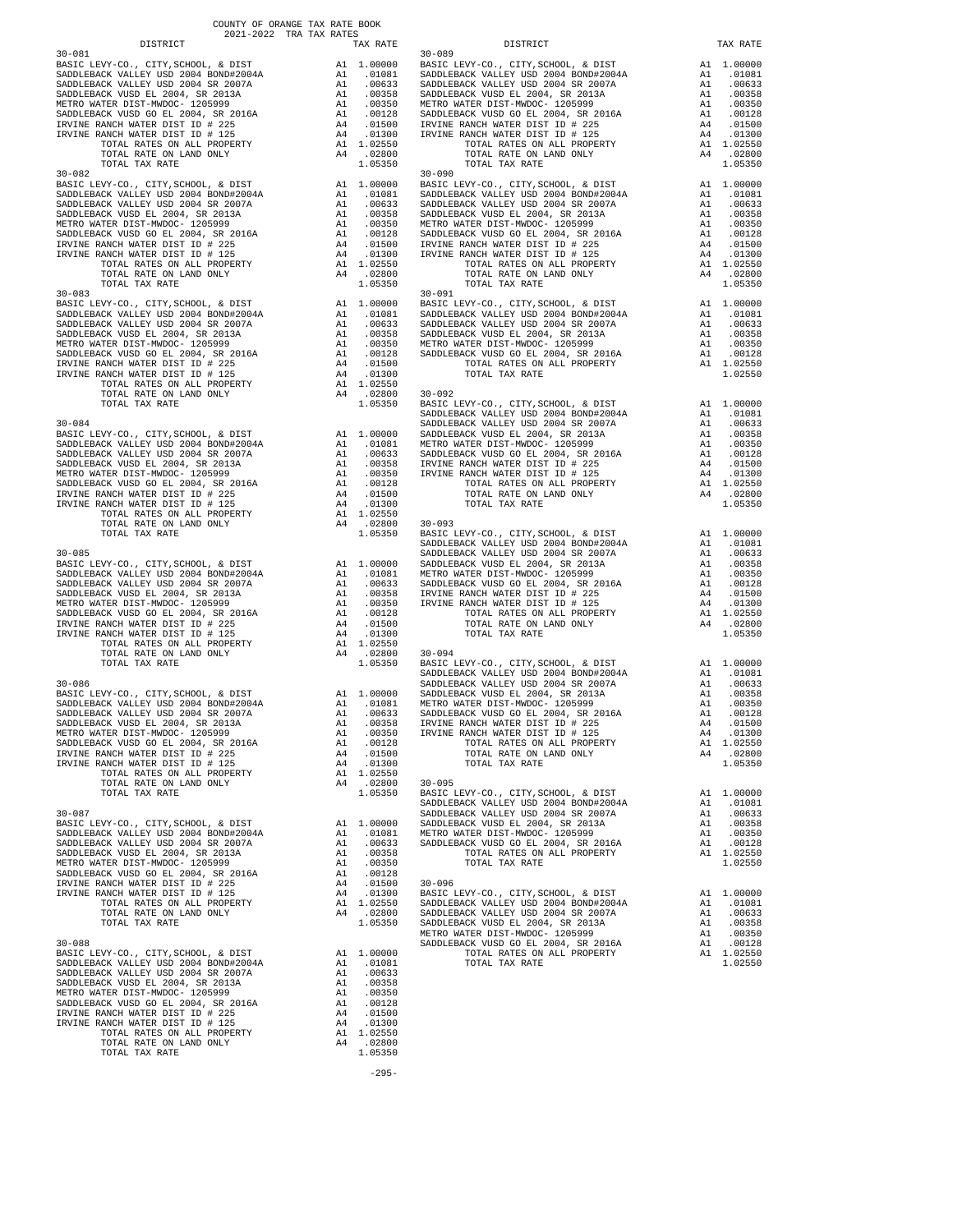COUNTY OF ORANGE TAX RATE BOOK
2021-2022 TRA TAX RATES

| DISTRICT | | TAX RATE |
|---|---|---|
| **30-081** | | |
| BASIC LEVY-CO., CITY,SCHOOL, & DIST | A1 | 1.00000 |
| SADDLEBACK VALLEY USD 2004 BOND#2004A | A1 | .01081 |
| SADDLEBACK VALLEY USD 2004 SR 2007A | A1 | .00633 |
| SADDLEBACK VUSD EL 2004, SR 2013A | A1 | .00358 |
| METRO WATER DIST-MWDOC- 1205999 | A1 | .00350 |
| SADDLEBACK VUSD GO EL 2004, SR 2016A | A1 | .00128 |
| IRVINE RANCH WATER DIST ID # 225 | A4 | .01500 |
| IRVINE RANCH WATER DIST ID # 125 | A4 | .01300 |
| TOTAL RATES ON ALL PROPERTY | A1 | 1.02550 |
| TOTAL RATE ON LAND ONLY | A4 | .02800 |
| TOTAL TAX RATE | | 1.05350 |
| **30-082** | | |
| BASIC LEVY-CO., CITY,SCHOOL, & DIST | A1 | 1.00000 |
| SADDLEBACK VALLEY USD 2004 BOND#2004A | A1 | .01081 |
| SADDLEBACK VALLEY USD 2004 SR 2007A | A1 | .00633 |
| SADDLEBACK VUSD EL 2004, SR 2013A | A1 | .00358 |
| METRO WATER DIST-MWDOC- 1205999 | A1 | .00350 |
| SADDLEBACK VUSD GO EL 2004, SR 2016A | A1 | .00128 |
| IRVINE RANCH WATER DIST ID # 225 | A4 | .01500 |
| IRVINE RANCH WATER DIST ID # 125 | A4 | .01300 |
| TOTAL RATES ON ALL PROPERTY | A1 | 1.02550 |
| TOTAL RATE ON LAND ONLY | A4 | .02800 |
| TOTAL TAX RATE | | 1.05350 |
| **30-083** | | |
| BASIC LEVY-CO., CITY,SCHOOL, & DIST | A1 | 1.00000 |
| SADDLEBACK VALLEY USD 2004 BOND#2004A | A1 | .01081 |
| SADDLEBACK VALLEY USD 2004 SR 2007A | A1 | .00633 |
| SADDLEBACK VUSD EL 2004, SR 2013A | A1 | .00358 |
| METRO WATER DIST-MWDOC- 1205999 | A1 | .00350 |
| SADDLEBACK VUSD GO EL 2004, SR 2016A | A1 | .00128 |
| IRVINE RANCH WATER DIST ID # 225 | A4 | .01500 |
| IRVINE RANCH WATER DIST ID # 125 | A4 | .01300 |
| TOTAL RATES ON ALL PROPERTY | A1 | 1.02550 |
| TOTAL RATE ON LAND ONLY | A4 | .02800 |
| TOTAL TAX RATE | | 1.05350 |
| **30-084** | | |
| BASIC LEVY-CO., CITY,SCHOOL, & DIST | A1 | 1.00000 |
| SADDLEBACK VALLEY USD 2004 BOND#2004A | A1 | .01081 |
| SADDLEBACK VALLEY USD 2004 SR 2007A | A1 | .00633 |
| SADDLEBACK VUSD EL 2004, SR 2013A | A1 | .00358 |
| METRO WATER DIST-MWDOC- 1205999 | A1 | .00350 |
| SADDLEBACK VUSD GO EL 2004, SR 2016A | A1 | .00128 |
| IRVINE RANCH WATER DIST ID # 225 | A4 | .01500 |
| IRVINE RANCH WATER DIST ID # 125 | A4 | .01300 |
| TOTAL RATES ON ALL PROPERTY | A1 | 1.02550 |
| TOTAL RATE ON LAND ONLY | A4 | .02800 |
| TOTAL TAX RATE | | 1.05350 |
| **30-085** | | |
| BASIC LEVY-CO., CITY,SCHOOL, & DIST | A1 | 1.00000 |
| SADDLEBACK VALLEY USD 2004 BOND#2004A | A1 | .01081 |
| SADDLEBACK VALLEY USD 2004 SR 2007A | A1 | .00633 |
| SADDLEBACK VUSD EL 2004, SR 2013A | A1 | .00358 |
| METRO WATER DIST-MWDOC- 1205999 | A1 | .00350 |
| SADDLEBACK VUSD GO EL 2004, SR 2016A | A1 | .00128 |
| IRVINE RANCH WATER DIST ID # 225 | A4 | .01500 |
| IRVINE RANCH WATER DIST ID # 125 | A4 | .01300 |
| TOTAL RATES ON ALL PROPERTY | A1 | 1.02550 |
| TOTAL RATE ON LAND ONLY | A4 | .02800 |
| TOTAL TAX RATE | | 1.05350 |
| **30-086** | | |
| BASIC LEVY-CO., CITY,SCHOOL, & DIST | A1 | 1.00000 |
| SADDLEBACK VALLEY USD 2004 BOND#2004A | A1 | .01081 |
| SADDLEBACK VALLEY USD 2004 SR 2007A | A1 | .00633 |
| SADDLEBACK VUSD EL 2004, SR 2013A | A1 | .00358 |
| METRO WATER DIST-MWDOC- 1205999 | A1 | .00350 |
| SADDLEBACK VUSD GO EL 2004, SR 2016A | A1 | .00128 |
| IRVINE RANCH WATER DIST ID # 225 | A4 | .01500 |
| IRVINE RANCH WATER DIST ID # 125 | A4 | .01300 |
| TOTAL RATES ON ALL PROPERTY | A1 | 1.02550 |
| TOTAL RATE ON LAND ONLY | A4 | .02800 |
| TOTAL TAX RATE | | 1.05350 |
| **30-087** | | |
| BASIC LEVY-CO., CITY,SCHOOL, & DIST | A1 | 1.00000 |
| SADDLEBACK VALLEY USD 2004 BOND#2004A | A1 | .01081 |
| SADDLEBACK VALLEY USD 2004 SR 2007A | A1 | .00633 |
| SADDLEBACK VUSD EL 2004, SR 2013A | A1 | .00358 |
| METRO WATER DIST-MWDOC- 1205999 | A1 | .00350 |
| SADDLEBACK VUSD GO EL 2004, SR 2016A | A1 | .00128 |
| IRVINE RANCH WATER DIST ID # 225 | A4 | .01500 |
| IRVINE RANCH WATER DIST ID # 125 | A4 | .01300 |
| TOTAL RATES ON ALL PROPERTY | A1 | 1.02550 |
| TOTAL RATE ON LAND ONLY | A4 | .02800 |
| TOTAL TAX RATE | | 1.05350 |
| **30-088** | | |
| BASIC LEVY-CO., CITY,SCHOOL, & DIST | A1 | 1.00000 |
| SADDLEBACK VALLEY USD 2004 BOND#2004A | A1 | .01081 |
| SADDLEBACK VALLEY USD 2004 SR 2007A | A1 | .00633 |
| SADDLEBACK VUSD EL 2004, SR 2013A | A1 | .00358 |
| METRO WATER DIST-MWDOC- 1205999 | A1 | .00350 |
| SADDLEBACK VUSD GO EL 2004, SR 2016A | A1 | .00128 |
| IRVINE RANCH WATER DIST ID # 225 | A4 | .01500 |
| IRVINE RANCH WATER DIST ID # 125 | A4 | .01300 |
| TOTAL RATES ON ALL PROPERTY | A1 | 1.02550 |
| TOTAL RATE ON LAND ONLY | A4 | .02800 |
| TOTAL TAX RATE | | 1.05350 |
| **30-089** | | |
| BASIC LEVY-CO., CITY,SCHOOL, & DIST | A1 | 1.00000 |
| SADDLEBACK VALLEY USD 2004 BOND#2004A | A1 | .01081 |
| SADDLEBACK VALLEY USD 2004 SR 2007A | A1 | .00633 |
| SADDLEBACK VUSD EL 2004, SR 2013A | A1 | .00358 |
| METRO WATER DIST-MWDOC- 1205999 | A1 | .00350 |
| SADDLEBACK VUSD GO EL 2004, SR 2016A | A1 | .00128 |
| IRVINE RANCH WATER DIST ID # 225 | A4 | .01500 |
| IRVINE RANCH WATER DIST ID # 125 | A4 | .01300 |
| TOTAL RATES ON ALL PROPERTY | A1 | 1.02550 |
| TOTAL RATE ON LAND ONLY | A4 | .02800 |
| TOTAL TAX RATE | | 1.05350 |
| **30-090** | | |
| BASIC LEVY-CO., CITY,SCHOOL, & DIST | A1 | 1.00000 |
| SADDLEBACK VALLEY USD 2004 BOND#2004A | A1 | .01081 |
| SADDLEBACK VALLEY USD 2004 SR 2007A | A1 | .00633 |
| SADDLEBACK VUSD EL 2004, SR 2013A | A1 | .00358 |
| METRO WATER DIST-MWDOC- 1205999 | A1 | .00350 |
| SADDLEBACK VUSD GO EL 2004, SR 2016A | A1 | .00128 |
| IRVINE RANCH WATER DIST ID # 225 | A4 | .01500 |
| IRVINE RANCH WATER DIST ID # 125 | A4 | .01300 |
| TOTAL RATES ON ALL PROPERTY | A1 | 1.02550 |
| TOTAL RATE ON LAND ONLY | A4 | .02800 |
| TOTAL TAX RATE | | 1.05350 |
| **30-091** | | |
| BASIC LEVY-CO., CITY,SCHOOL, & DIST | A1 | 1.00000 |
| SADDLEBACK VALLEY USD 2004 BOND#2004A | A1 | .01081 |
| SADDLEBACK VALLEY USD 2004 SR 2007A | A1 | .00633 |
| SADDLEBACK VUSD EL 2004, SR 2013A | A1 | .00358 |
| METRO WATER DIST-MWDOC- 1205999 | A1 | .00350 |
| SADDLEBACK VUSD GO EL 2004, SR 2016A | A1 | .00128 |
| TOTAL RATES ON ALL PROPERTY | A1 | 1.02550 |
| TOTAL TAX RATE | | 1.02550 |
| **30-092** | | |
| BASIC LEVY-CO., CITY,SCHOOL, & DIST | A1 | 1.00000 |
| SADDLEBACK VALLEY USD 2004 BOND#2004A | A1 | .01081 |
| SADDLEBACK VALLEY USD 2004 SR 2007A | A1 | .00633 |
| SADDLEBACK VUSD EL 2004, SR 2013A | A1 | .00358 |
| METRO WATER DIST-MWDOC- 1205999 | A1 | .00350 |
| SADDLEBACK VUSD GO EL 2004, SR 2016A | A1 | .00128 |
| IRVINE RANCH WATER DIST ID # 225 | A4 | .01500 |
| IRVINE RANCH WATER DIST ID # 125 | A4 | .01300 |
| TOTAL RATES ON ALL PROPERTY | A1 | 1.02550 |
| TOTAL RATE ON LAND ONLY | A4 | .02800 |
| TOTAL TAX RATE | | 1.05350 |
| **30-093** | | |
| BASIC LEVY-CO., CITY,SCHOOL, & DIST | A1 | 1.00000 |
| SADDLEBACK VALLEY USD 2004 BOND#2004A | A1 | .01081 |
| SADDLEBACK VALLEY USD 2004 SR 2007A | A1 | .00633 |
| SADDLEBACK VUSD EL 2004, SR 2013A | A1 | .00358 |
| METRO WATER DIST-MWDOC- 1205999 | A1 | .00350 |
| SADDLEBACK VUSD GO EL 2004, SR 2016A | A1 | .00128 |
| IRVINE RANCH WATER DIST ID # 225 | A4 | .01500 |
| IRVINE RANCH WATER DIST ID # 125 | A4 | .01300 |
| TOTAL RATES ON ALL PROPERTY | A1 | 1.02550 |
| TOTAL RATE ON LAND ONLY | A4 | .02800 |
| TOTAL TAX RATE | | 1.05350 |
| **30-094** | | |
| BASIC LEVY-CO., CITY,SCHOOL, & DIST | A1 | 1.00000 |
| SADDLEBACK VALLEY USD 2004 BOND#2004A | A1 | .01081 |
| SADDLEBACK VALLEY USD 2004 SR 2007A | A1 | .00633 |
| SADDLEBACK VUSD EL 2004, SR 2013A | A1 | .00358 |
| METRO WATER DIST-MWDOC- 1205999 | A1 | .00350 |
| SADDLEBACK VUSD GO EL 2004, SR 2016A | A1 | .00128 |
| IRVINE RANCH WATER DIST ID # 225 | A4 | .01500 |
| IRVINE RANCH WATER DIST ID # 125 | A4 | .01300 |
| TOTAL RATES ON ALL PROPERTY | A1 | 1.02550 |
| TOTAL RATE ON LAND ONLY | A4 | .02800 |
| TOTAL TAX RATE | | 1.05350 |
| **30-095** | | |
| BASIC LEVY-CO., CITY,SCHOOL, & DIST | A1 | 1.00000 |
| SADDLEBACK VALLEY USD 2004 BOND#2004A | A1 | .01081 |
| SADDLEBACK VALLEY USD 2004 SR 2007A | A1 | .00633 |
| SADDLEBACK VUSD EL 2004, SR 2013A | A1 | .00358 |
| METRO WATER DIST-MWDOC- 1205999 | A1 | .00350 |
| SADDLEBACK VUSD GO EL 2004, SR 2016A | A1 | .00128 |
| TOTAL RATES ON ALL PROPERTY | A1 | 1.02550 |
| TOTAL TAX RATE | | 1.02550 |
| **30-096** | | |
| BASIC LEVY-CO., CITY,SCHOOL, & DIST | A1 | 1.00000 |
| SADDLEBACK VALLEY USD 2004 BOND#2004A | A1 | .01081 |
| SADDLEBACK VALLEY USD 2004 SR 2007A | A1 | .00633 |
| SADDLEBACK VUSD EL 2004, SR 2013A | A1 | .00358 |
| METRO WATER DIST-MWDOC- 1205999 | A1 | .00350 |
| SADDLEBACK VUSD GO EL 2004, SR 2016A | A1 | .00128 |
| TOTAL RATES ON ALL PROPERTY | A1 | 1.02550 |
| TOTAL TAX RATE | | 1.02550 |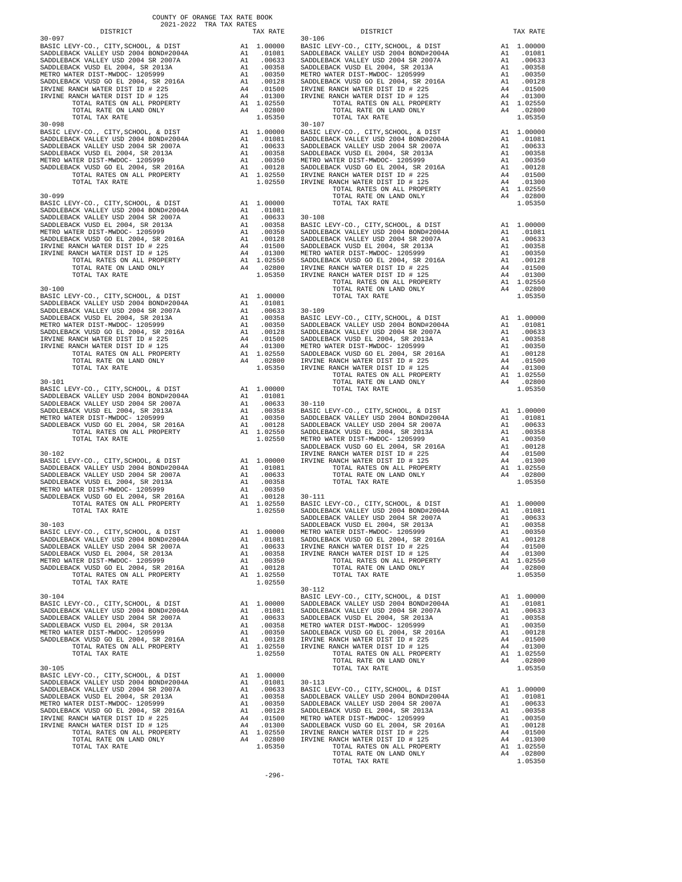COUNTY OF ORANGE TAX RATE BOOK
2021-2022 TRA TAX RATES

| DISTRICT | | TAX RATE |
|---|---|---|
| **30-097** | | |
| BASIC LEVY-CO., CITY,SCHOOL, & DIST | A1 | 1.00000 |
| SADDLEBACK VALLEY USD 2004 BOND#2004A | A1 | .01081 |
| SADDLEBACK VALLEY USD 2004 SR 2007A | A1 | .00633 |
| SADDLEBACK VUSD EL 2004, SR 2013A | A1 | .00358 |
| METRO WATER DIST-MWDOC- 1205999 | A1 | .00350 |
| SADDLEBACK VUSD GO EL 2004, SR 2016A | A1 | .00128 |
| IRVINE RANCH WATER DIST ID # 225 | A4 | .01500 |
| IRVINE RANCH WATER DIST ID # 125 | A4 | .01300 |
| TOTAL RATES ON ALL PROPERTY | A1 | 1.02550 |
| TOTAL RATE ON LAND ONLY | A4 | .02800 |
| TOTAL TAX RATE | | 1.05350 |
| **30-098** | | |
| BASIC LEVY-CO., CITY,SCHOOL, & DIST | A1 | 1.00000 |
| SADDLEBACK VALLEY USD 2004 BOND#2004A | A1 | .01081 |
| SADDLEBACK VALLEY USD 2004 SR 2007A | A1 | .00633 |
| SADDLEBACK VUSD EL 2004, SR 2013A | A1 | .00358 |
| METRO WATER DIST-MWDOC- 1205999 | A1 | .00350 |
| SADDLEBACK VUSD GO EL 2004, SR 2016A | A1 | .00128 |
| TOTAL RATES ON ALL PROPERTY | A1 | 1.02550 |
| TOTAL TAX RATE | | 1.02550 |
| **30-099** | | |
| BASIC LEVY-CO., CITY,SCHOOL, & DIST | A1 | 1.00000 |
| SADDLEBACK VALLEY USD 2004 BOND#2004A | A1 | .01081 |
| SADDLEBACK VALLEY USD 2004 SR 2007A | A1 | .00633 |
| SADDLEBACK VUSD EL 2004, SR 2013A | A1 | .00358 |
| METRO WATER DIST-MWDOC- 1205999 | A1 | .00350 |
| SADDLEBACK VUSD GO EL 2004, SR 2016A | A1 | .00128 |
| IRVINE RANCH WATER DIST ID # 225 | A4 | .01500 |
| IRVINE RANCH WATER DIST ID # 125 | A4 | .01300 |
| TOTAL RATES ON ALL PROPERTY | A1 | 1.02550 |
| TOTAL RATE ON LAND ONLY | A4 | .02800 |
| TOTAL TAX RATE | | 1.05350 |
| **30-100** | | |
| BASIC LEVY-CO., CITY,SCHOOL, & DIST | A1 | 1.00000 |
| SADDLEBACK VALLEY USD 2004 BOND#2004A | A1 | .01081 |
| SADDLEBACK VALLEY USD 2004 SR 2007A | A1 | .00633 |
| SADDLEBACK VUSD EL 2004, SR 2013A | A1 | .00358 |
| METRO WATER DIST-MWDOC- 1205999 | A1 | .00350 |
| SADDLEBACK VUSD GO EL 2004, SR 2016A | A1 | .00128 |
| IRVINE RANCH WATER DIST ID # 225 | A4 | .01500 |
| IRVINE RANCH WATER DIST ID # 125 | A4 | .01300 |
| TOTAL RATES ON ALL PROPERTY | A1 | 1.02550 |
| TOTAL RATE ON LAND ONLY | A4 | .02800 |
| TOTAL TAX RATE | | 1.05350 |
| **30-101** | | |
| BASIC LEVY-CO., CITY,SCHOOL, & DIST | A1 | 1.00000 |
| SADDLEBACK VALLEY USD 2004 BOND#2004A | A1 | .01081 |
| SADDLEBACK VALLEY USD 2004 SR 2007A | A1 | .00633 |
| SADDLEBACK VUSD EL 2004, SR 2013A | A1 | .00358 |
| METRO WATER DIST-MWDOC- 1205999 | A1 | .00350 |
| SADDLEBACK VUSD GO EL 2004, SR 2016A | A1 | .00128 |
| TOTAL RATES ON ALL PROPERTY | A1 | 1.02550 |
| TOTAL TAX RATE | | 1.02550 |
| **30-102** | | |
| BASIC LEVY-CO., CITY,SCHOOL, & DIST | A1 | 1.00000 |
| SADDLEBACK VALLEY USD 2004 BOND#2004A | A1 | .01081 |
| SADDLEBACK VALLEY USD 2004 SR 2007A | A1 | .00633 |
| SADDLEBACK VUSD EL 2004, SR 2013A | A1 | .00358 |
| METRO WATER DIST-MWDOC- 1205999 | A1 | .00350 |
| SADDLEBACK VUSD GO EL 2004, SR 2016A | A1 | .00128 |
| TOTAL RATES ON ALL PROPERTY | A1 | 1.02550 |
| TOTAL TAX RATE | | 1.02550 |
| **30-103** | | |
| BASIC LEVY-CO., CITY,SCHOOL, & DIST | A1 | 1.00000 |
| SADDLEBACK VALLEY USD 2004 BOND#2004A | A1 | .01081 |
| SADDLEBACK VALLEY USD 2004 SR 2007A | A1 | .00633 |
| SADDLEBACK VUSD EL 2004, SR 2013A | A1 | .00358 |
| METRO WATER DIST-MWDOC- 1205999 | A1 | .00350 |
| SADDLEBACK VUSD GO EL 2004, SR 2016A | A1 | .00128 |
| TOTAL RATES ON ALL PROPERTY | A1 | 1.02550 |
| TOTAL TAX RATE | | 1.02550 |
| **30-104** | | |
| BASIC LEVY-CO., CITY,SCHOOL, & DIST | A1 | 1.00000 |
| SADDLEBACK VALLEY USD 2004 BOND#2004A | A1 | .01081 |
| SADDLEBACK VALLEY USD 2004 SR 2007A | A1 | .00633 |
| SADDLEBACK VUSD EL 2004, SR 2013A | A1 | .00358 |
| METRO WATER DIST-MWDOC- 1205999 | A1 | .00350 |
| SADDLEBACK VUSD GO EL 2004, SR 2016A | A1 | .00128 |
| TOTAL RATES ON ALL PROPERTY | A1 | 1.02550 |
| TOTAL TAX RATE | | 1.02550 |
| **30-105** | | |
| BASIC LEVY-CO., CITY,SCHOOL, & DIST | A1 | 1.00000 |
| SADDLEBACK VALLEY USD 2004 BOND#2004A | A1 | .01081 |
| SADDLEBACK VALLEY USD 2004 SR 2007A | A1 | .00633 |
| SADDLEBACK VUSD EL 2004, SR 2013A | A1 | .00358 |
| METRO WATER DIST-MWDOC- 1205999 | A1 | .00350 |
| SADDLEBACK VUSD GO EL 2004, SR 2016A | A1 | .00128 |
| IRVINE RANCH WATER DIST ID # 225 | A4 | .01500 |
| IRVINE RANCH WATER DIST ID # 125 | A4 | .01300 |
| TOTAL RATES ON ALL PROPERTY | A1 | 1.02550 |
| TOTAL RATE ON LAND ONLY | A4 | .02800 |
| TOTAL TAX RATE | | 1.05350 |
| **30-106** | | |
| BASIC LEVY-CO., CITY,SCHOOL, & DIST | A1 | 1.00000 |
| SADDLEBACK VALLEY USD 2004 BOND#2004A | A1 | .01081 |
| SADDLEBACK VALLEY USD 2004 SR 2007A | A1 | .00633 |
| SADDLEBACK VUSD EL 2004, SR 2013A | A1 | .00358 |
| METRO WATER DIST-MWDOC- 1205999 | A1 | .00350 |
| SADDLEBACK VUSD GO EL 2004, SR 2016A | A1 | .00128 |
| IRVINE RANCH WATER DIST ID # 225 | A4 | .01500 |
| IRVINE RANCH WATER DIST ID # 125 | A4 | .01300 |
| TOTAL RATES ON ALL PROPERTY | A1 | 1.02550 |
| TOTAL RATE ON LAND ONLY | A4 | .02800 |
| TOTAL TAX RATE | | 1.05350 |
| **30-107** | | |
| BASIC LEVY-CO., CITY,SCHOOL, & DIST | A1 | 1.00000 |
| SADDLEBACK VALLEY USD 2004 BOND#2004A | A1 | .01081 |
| SADDLEBACK VALLEY USD 2004 SR 2007A | A1 | .00633 |
| SADDLEBACK VUSD EL 2004, SR 2013A | A1 | .00358 |
| METRO WATER DIST-MWDOC- 1205999 | A1 | .00350 |
| SADDLEBACK VUSD GO EL 2004, SR 2016A | A1 | .00128 |
| IRVINE RANCH WATER DIST ID # 225 | A4 | .01500 |
| IRVINE RANCH WATER DIST ID # 125 | A4 | .01300 |
| TOTAL RATES ON ALL PROPERTY | A1 | 1.02550 |
| TOTAL RATE ON LAND ONLY | A4 | .02800 |
| TOTAL TAX RATE | | 1.05350 |
| **30-108** | | |
| BASIC LEVY-CO., CITY,SCHOOL, & DIST | A1 | 1.00000 |
| SADDLEBACK VALLEY USD 2004 BOND#2004A | A1 | .01081 |
| SADDLEBACK VALLEY USD 2004 SR 2007A | A1 | .00633 |
| SADDLEBACK VUSD EL 2004, SR 2013A | A1 | .00358 |
| METRO WATER DIST-MWDOC- 1205999 | A1 | .00350 |
| SADDLEBACK VUSD GO EL 2004, SR 2016A | A1 | .00128 |
| IRVINE RANCH WATER DIST ID # 225 | A4 | .01500 |
| IRVINE RANCH WATER DIST ID # 125 | A4 | .01300 |
| TOTAL RATES ON ALL PROPERTY | A1 | 1.02550 |
| TOTAL RATE ON LAND ONLY | A4 | .02800 |
| TOTAL TAX RATE | | 1.05350 |
| **30-109** | | |
| BASIC LEVY-CO., CITY,SCHOOL, & DIST | A1 | 1.00000 |
| SADDLEBACK VALLEY USD 2004 BOND#2004A | A1 | .01081 |
| SADDLEBACK VALLEY USD 2004 SR 2007A | A1 | .00633 |
| SADDLEBACK VUSD EL 2004, SR 2013A | A1 | .00358 |
| METRO WATER DIST-MWDOC- 1205999 | A1 | .00350 |
| SADDLEBACK VUSD GO EL 2004, SR 2016A | A1 | .00128 |
| IRVINE RANCH WATER DIST ID # 225 | A4 | .01500 |
| IRVINE RANCH WATER DIST ID # 125 | A4 | .01300 |
| TOTAL RATES ON ALL PROPERTY | A1 | 1.02550 |
| TOTAL RATE ON LAND ONLY | A4 | .02800 |
| TOTAL TAX RATE | | 1.05350 |
| **30-110** | | |
| BASIC LEVY-CO., CITY,SCHOOL, & DIST | A1 | 1.00000 |
| SADDLEBACK VALLEY USD 2004 BOND#2004A | A1 | .01081 |
| SADDLEBACK VALLEY USD 2004 SR 2007A | A1 | .00633 |
| SADDLEBACK VUSD EL 2004, SR 2013A | A1 | .00358 |
| METRO WATER DIST-MWDOC- 1205999 | A1 | .00350 |
| SADDLEBACK VUSD GO EL 2004, SR 2016A | A1 | .00128 |
| IRVINE RANCH WATER DIST ID # 225 | A4 | .01500 |
| IRVINE RANCH WATER DIST ID # 125 | A4 | .01300 |
| TOTAL RATES ON ALL PROPERTY | A1 | 1.02550 |
| TOTAL RATE ON LAND ONLY | A4 | .02800 |
| TOTAL TAX RATE | | 1.05350 |
| **30-111** | | |
| BASIC LEVY-CO., CITY,SCHOOL, & DIST | A1 | 1.00000 |
| SADDLEBACK VALLEY USD 2004 BOND#2004A | A1 | .01081 |
| SADDLEBACK VALLEY USD 2004 SR 2007A | A1 | .00633 |
| SADDLEBACK VUSD EL 2004, SR 2013A | A1 | .00358 |
| METRO WATER DIST-MWDOC- 1205999 | A1 | .00350 |
| SADDLEBACK VUSD GO EL 2004, SR 2016A | A1 | .00128 |
| IRVINE RANCH WATER DIST ID # 225 | A4 | .01500 |
| IRVINE RANCH WATER DIST ID # 125 | A4 | .01300 |
| TOTAL RATES ON ALL PROPERTY | A1 | 1.02550 |
| TOTAL RATE ON LAND ONLY | A4 | .02800 |
| TOTAL TAX RATE | | 1.05350 |
| **30-112** | | |
| BASIC LEVY-CO., CITY,SCHOOL, & DIST | A1 | 1.00000 |
| SADDLEBACK VALLEY USD 2004 BOND#2004A | A1 | .01081 |
| SADDLEBACK VALLEY USD 2004 SR 2007A | A1 | .00633 |
| SADDLEBACK VUSD EL 2004, SR 2013A | A1 | .00358 |
| METRO WATER DIST-MWDOC- 1205999 | A1 | .00350 |
| SADDLEBACK VUSD GO EL 2004, SR 2016A | A1 | .00128 |
| IRVINE RANCH WATER DIST ID # 225 | A4 | .01500 |
| IRVINE RANCH WATER DIST ID # 125 | A4 | .01300 |
| TOTAL RATES ON ALL PROPERTY | A1 | 1.02550 |
| TOTAL RATE ON LAND ONLY | A4 | .02800 |
| TOTAL TAX RATE | | 1.05350 |
| **30-113** | | |
| BASIC LEVY-CO., CITY,SCHOOL, & DIST | A1 | 1.00000 |
| SADDLEBACK VALLEY USD 2004 BOND#2004A | A1 | .01081 |
| SADDLEBACK VALLEY USD 2004 SR 2007A | A1 | .00633 |
| SADDLEBACK VUSD EL 2004, SR 2013A | A1 | .00358 |
| METRO WATER DIST-MWDOC- 1205999 | A1 | .00350 |
| SADDLEBACK VUSD GO EL 2004, SR 2016A | A1 | .00128 |
| IRVINE RANCH WATER DIST ID # 225 | A4 | .01500 |
| IRVINE RANCH WATER DIST ID # 125 | A4 | .01300 |
| TOTAL RATES ON ALL PROPERTY | A1 | 1.02550 |
| TOTAL RATE ON LAND ONLY | A4 | .02800 |
| TOTAL TAX RATE | | 1.05350 |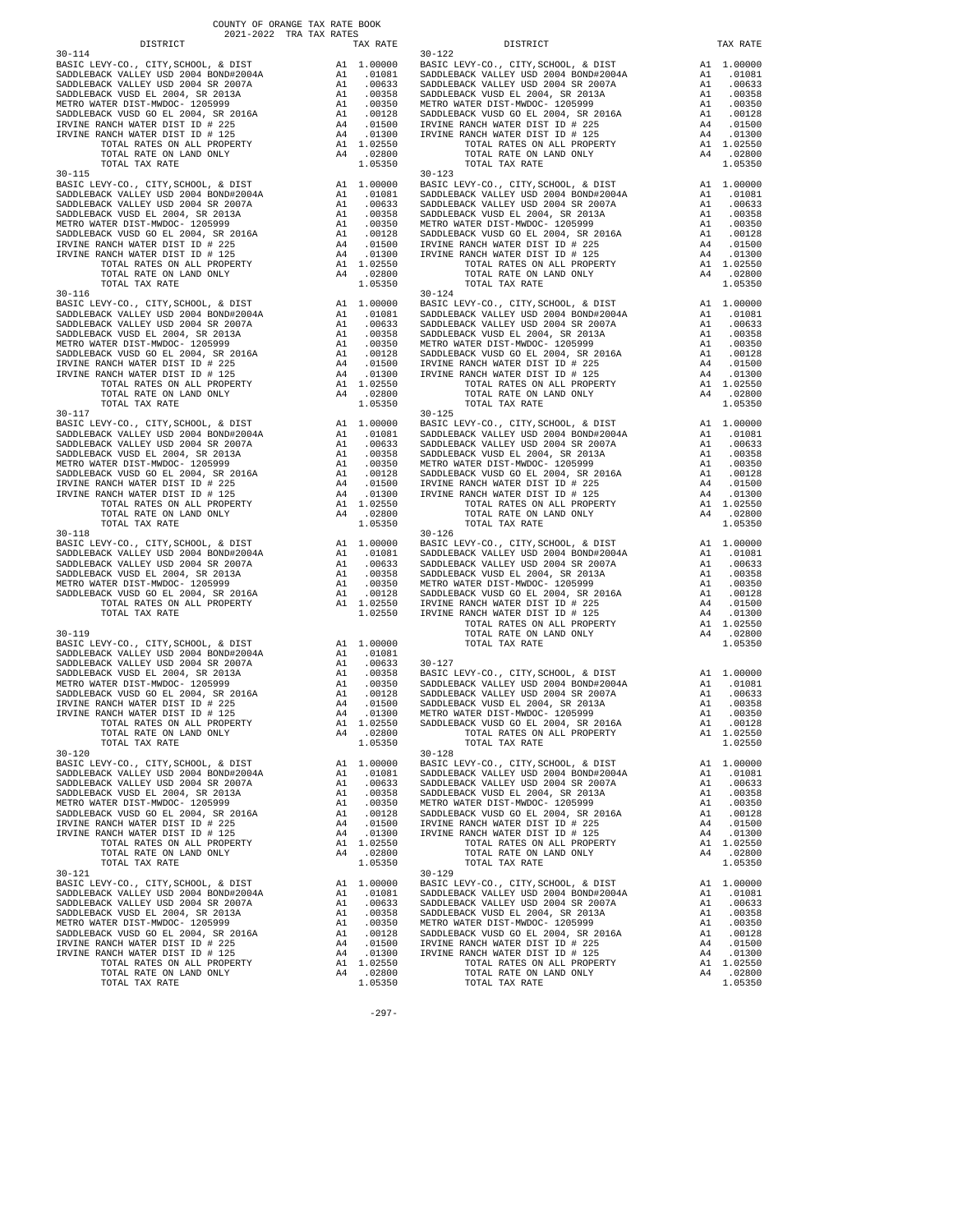COUNTY OF ORANGE TAX RATE BOOK
2021-2022 TRA TAX RATES

| DISTRICT | | TAX RATE |
|---|---|---|
| **30-114** | | |
| BASIC LEVY-CO., CITY,SCHOOL, & DIST | A1 | 1.00000 |
| SADDLEBACK VALLEY USD 2004 BOND#2004A | A1 | .01081 |
| SADDLEBACK VALLEY USD 2004 SR 2007A | A1 | .00633 |
| SADDLEBACK VUSD EL 2004, SR 2013A | A1 | .00358 |
| METRO WATER DIST-MWDOC- 1205999 | A1 | .00350 |
| SADDLEBACK VUSD GO EL 2004, SR 2016A | A1 | .00128 |
| IRVINE RANCH WATER DIST ID # 225 | A4 | .01500 |
| IRVINE RANCH WATER DIST ID # 125 | A4 | .01300 |
| TOTAL RATES ON ALL PROPERTY | A1 | 1.02550 |
| TOTAL RATE ON LAND ONLY | A4 | .02800 |
| TOTAL TAX RATE | | 1.05350 |
| **30-115** | | |
| BASIC LEVY-CO., CITY,SCHOOL, & DIST | A1 | 1.00000 |
| SADDLEBACK VALLEY USD 2004 BOND#2004A | A1 | .01081 |
| SADDLEBACK VALLEY USD 2004 SR 2007A | A1 | .00633 |
| SADDLEBACK VUSD EL 2004, SR 2013A | A1 | .00358 |
| METRO WATER DIST-MWDOC- 1205999 | A1 | .00350 |
| SADDLEBACK VUSD GO EL 2004, SR 2016A | A1 | .00128 |
| IRVINE RANCH WATER DIST ID # 225 | A4 | .01500 |
| IRVINE RANCH WATER DIST ID # 125 | A4 | .01300 |
| TOTAL RATES ON ALL PROPERTY | A1 | 1.02550 |
| TOTAL RATE ON LAND ONLY | A4 | .02800 |
| TOTAL TAX RATE | | 1.05350 |
| **30-116** | | |
| BASIC LEVY-CO., CITY,SCHOOL, & DIST | A1 | 1.00000 |
| SADDLEBACK VALLEY USD 2004 BOND#2004A | A1 | .01081 |
| SADDLEBACK VALLEY USD 2004 SR 2007A | A1 | .00633 |
| SADDLEBACK VUSD EL 2004, SR 2013A | A1 | .00358 |
| METRO WATER DIST-MWDOC- 1205999 | A1 | .00350 |
| SADDLEBACK VUSD GO EL 2004, SR 2016A | A1 | .00128 |
| IRVINE RANCH WATER DIST ID # 225 | A4 | .01500 |
| IRVINE RANCH WATER DIST ID # 125 | A4 | .01300 |
| TOTAL RATES ON ALL PROPERTY | A1 | 1.02550 |
| TOTAL RATE ON LAND ONLY | A4 | .02800 |
| TOTAL TAX RATE | | 1.05350 |
| **30-117** | | |
| BASIC LEVY-CO., CITY,SCHOOL, & DIST | A1 | 1.00000 |
| SADDLEBACK VALLEY USD 2004 BOND#2004A | A1 | .01081 |
| SADDLEBACK VALLEY USD 2004 SR 2007A | A1 | .00633 |
| SADDLEBACK VUSD EL 2004, SR 2013A | A1 | .00358 |
| METRO WATER DIST-MWDOC- 1205999 | A1 | .00350 |
| SADDLEBACK VUSD GO EL 2004, SR 2016A | A1 | .00128 |
| IRVINE RANCH WATER DIST ID # 225 | A4 | .01500 |
| IRVINE RANCH WATER DIST ID # 125 | A4 | .01300 |
| TOTAL RATES ON ALL PROPERTY | A1 | 1.02550 |
| TOTAL RATE ON LAND ONLY | A4 | .02800 |
| TOTAL TAX RATE | | 1.05350 |
| **30-118** | | |
| BASIC LEVY-CO., CITY,SCHOOL, & DIST | A1 | 1.00000 |
| SADDLEBACK VALLEY USD 2004 BOND#2004A | A1 | .01081 |
| SADDLEBACK VALLEY USD 2004 SR 2007A | A1 | .00633 |
| SADDLEBACK VUSD EL 2004, SR 2013A | A1 | .00358 |
| METRO WATER DIST-MWDOC- 1205999 | A1 | .00350 |
| SADDLEBACK VUSD GO EL 2004, SR 2016A | A1 | .00128 |
| TOTAL RATES ON ALL PROPERTY | A1 | 1.02550 |
| TOTAL TAX RATE | | 1.02550 |
| **30-119** | | |
| BASIC LEVY-CO., CITY,SCHOOL, & DIST | A1 | 1.00000 |
| SADDLEBACK VALLEY USD 2004 BOND#2004A | A1 | .01081 |
| SADDLEBACK VALLEY USD 2004 SR 2007A | A1 | .00633 |
| SADDLEBACK VUSD EL 2004, SR 2013A | A1 | .00358 |
| METRO WATER DIST-MWDOC- 1205999 | A1 | .00350 |
| SADDLEBACK VUSD GO EL 2004, SR 2016A | A1 | .00128 |
| IRVINE RANCH WATER DIST ID # 225 | A4 | .01500 |
| IRVINE RANCH WATER DIST ID # 125 | A4 | .01300 |
| TOTAL RATES ON ALL PROPERTY | A1 | 1.02550 |
| TOTAL RATE ON LAND ONLY | A4 | .02800 |
| TOTAL TAX RATE | | 1.05350 |
| **30-120** | | |
| BASIC LEVY-CO., CITY,SCHOOL, & DIST | A1 | 1.00000 |
| SADDLEBACK VALLEY USD 2004 BOND#2004A | A1 | .01081 |
| SADDLEBACK VALLEY USD 2004 SR 2007A | A1 | .00633 |
| SADDLEBACK VUSD EL 2004, SR 2013A | A1 | .00358 |
| METRO WATER DIST-MWDOC- 1205999 | A1 | .00350 |
| SADDLEBACK VUSD GO EL 2004, SR 2016A | A1 | .00128 |
| IRVINE RANCH WATER DIST ID # 225 | A4 | .01500 |
| IRVINE RANCH WATER DIST ID # 125 | A4 | .01300 |
| TOTAL RATES ON ALL PROPERTY | A1 | 1.02550 |
| TOTAL RATE ON LAND ONLY | A4 | .02800 |
| TOTAL TAX RATE | | 1.05350 |
| **30-121** | | |
| BASIC LEVY-CO., CITY,SCHOOL, & DIST | A1 | 1.00000 |
| SADDLEBACK VALLEY USD 2004 BOND#2004A | A1 | .01081 |
| SADDLEBACK VALLEY USD 2004 SR 2007A | A1 | .00633 |
| SADDLEBACK VUSD EL 2004, SR 2013A | A1 | .00358 |
| METRO WATER DIST-MWDOC- 1205999 | A1 | .00350 |
| SADDLEBACK VUSD GO EL 2004, SR 2016A | A1 | .00128 |
| IRVINE RANCH WATER DIST ID # 225 | A4 | .01500 |
| IRVINE RANCH WATER DIST ID # 125 | A4 | .01300 |
| TOTAL RATES ON ALL PROPERTY | A1 | 1.02550 |
| TOTAL RATE ON LAND ONLY | A4 | .02800 |
| TOTAL TAX RATE | | 1.05350 |
| **30-122** | | |
| BASIC LEVY-CO., CITY,SCHOOL, & DIST | A1 | 1.00000 |
| SADDLEBACK VALLEY USD 2004 BOND#2004A | A1 | .01081 |
| SADDLEBACK VALLEY USD 2004 SR 2007A | A1 | .00633 |
| SADDLEBACK VUSD EL 2004, SR 2013A | A1 | .00358 |
| METRO WATER DIST-MWDOC- 1205999 | A1 | .00350 |
| SADDLEBACK VUSD GO EL 2004, SR 2016A | A1 | .00128 |
| IRVINE RANCH WATER DIST ID # 225 | A4 | .01500 |
| IRVINE RANCH WATER DIST ID # 125 | A4 | .01300 |
| TOTAL RATES ON ALL PROPERTY | A1 | 1.02550 |
| TOTAL RATE ON LAND ONLY | A4 | .02800 |
| TOTAL TAX RATE | | 1.05350 |
| **30-123** | | |
| BASIC LEVY-CO., CITY,SCHOOL, & DIST | A1 | 1.00000 |
| SADDLEBACK VALLEY USD 2004 BOND#2004A | A1 | .01081 |
| SADDLEBACK VALLEY USD 2004 SR 2007A | A1 | .00633 |
| SADDLEBACK VUSD EL 2004, SR 2013A | A1 | .00358 |
| METRO WATER DIST-MWDOC- 1205999 | A1 | .00350 |
| SADDLEBACK VUSD GO EL 2004, SR 2016A | A1 | .00128 |
| IRVINE RANCH WATER DIST ID # 225 | A4 | .01500 |
| IRVINE RANCH WATER DIST ID # 125 | A4 | .01300 |
| TOTAL RATES ON ALL PROPERTY | A1 | 1.02550 |
| TOTAL RATE ON LAND ONLY | A4 | .02800 |
| TOTAL TAX RATE | | 1.05350 |
| **30-124** | | |
| BASIC LEVY-CO., CITY,SCHOOL, & DIST | A1 | 1.00000 |
| SADDLEBACK VALLEY USD 2004 BOND#2004A | A1 | .01081 |
| SADDLEBACK VALLEY USD 2004 SR 2007A | A1 | .00633 |
| SADDLEBACK VUSD EL 2004, SR 2013A | A1 | .00358 |
| METRO WATER DIST-MWDOC- 1205999 | A1 | .00350 |
| SADDLEBACK VUSD GO EL 2004, SR 2016A | A1 | .00128 |
| IRVINE RANCH WATER DIST ID # 225 | A4 | .01500 |
| IRVINE RANCH WATER DIST ID # 125 | A4 | .01300 |
| TOTAL RATES ON ALL PROPERTY | A1 | 1.02550 |
| TOTAL RATE ON LAND ONLY | A4 | .02800 |
| TOTAL TAX RATE | | 1.05350 |
| **30-125** | | |
| BASIC LEVY-CO., CITY,SCHOOL, & DIST | A1 | 1.00000 |
| SADDLEBACK VALLEY USD 2004 BOND#2004A | A1 | .01081 |
| SADDLEBACK VALLEY USD 2004 SR 2007A | A1 | .00633 |
| SADDLEBACK VUSD EL 2004, SR 2013A | A1 | .00358 |
| METRO WATER DIST-MWDOC- 1205999 | A1 | .00350 |
| SADDLEBACK VUSD GO EL 2004, SR 2016A | A1 | .00128 |
| IRVINE RANCH WATER DIST ID # 225 | A4 | .01500 |
| IRVINE RANCH WATER DIST ID # 125 | A4 | .01300 |
| TOTAL RATES ON ALL PROPERTY | A1 | 1.02550 |
| TOTAL RATE ON LAND ONLY | A4 | .02800 |
| TOTAL TAX RATE | | 1.05350 |
| **30-126** | | |
| BASIC LEVY-CO., CITY,SCHOOL, & DIST | A1 | 1.00000 |
| SADDLEBACK VALLEY USD 2004 BOND#2004A | A1 | .01081 |
| SADDLEBACK VALLEY USD 2004 SR 2007A | A1 | .00633 |
| SADDLEBACK VUSD EL 2004, SR 2013A | A1 | .00358 |
| METRO WATER DIST-MWDOC- 1205999 | A1 | .00350 |
| SADDLEBACK VUSD GO EL 2004, SR 2016A | A1 | .00128 |
| IRVINE RANCH WATER DIST ID # 225 | A4 | .01500 |
| IRVINE RANCH WATER DIST ID # 125 | A4 | .01300 |
| TOTAL RATES ON ALL PROPERTY | A1 | 1.02550 |
| TOTAL RATE ON LAND ONLY | A4 | .02800 |
| TOTAL TAX RATE | | 1.05350 |
| **30-127** | | |
| BASIC LEVY-CO., CITY,SCHOOL, & DIST | A1 | 1.00000 |
| SADDLEBACK VALLEY USD 2004 BOND#2004A | A1 | .01081 |
| SADDLEBACK VALLEY USD 2004 SR 2007A | A1 | .00633 |
| SADDLEBACK VUSD EL 2004, SR 2013A | A1 | .00358 |
| METRO WATER DIST-MWDOC- 1205999 | A1 | .00350 |
| SADDLEBACK VUSD GO EL 2004, SR 2016A | A1 | .00128 |
| TOTAL RATES ON ALL PROPERTY | A1 | 1.02550 |
| TOTAL TAX RATE | | 1.02550 |
| **30-128** | | |
| BASIC LEVY-CO., CITY,SCHOOL, & DIST | A1 | 1.00000 |
| SADDLEBACK VALLEY USD 2004 BOND#2004A | A1 | .01081 |
| SADDLEBACK VALLEY USD 2004 SR 2007A | A1 | .00633 |
| SADDLEBACK VUSD EL 2004, SR 2013A | A1 | .00358 |
| METRO WATER DIST-MWDOC- 1205999 | A1 | .00350 |
| SADDLEBACK VUSD GO EL 2004, SR 2016A | A1 | .00128 |
| IRVINE RANCH WATER DIST ID # 225 | A4 | .01500 |
| IRVINE RANCH WATER DIST ID # 125 | A4 | .01300 |
| TOTAL RATES ON ALL PROPERTY | A1 | 1.02550 |
| TOTAL RATE ON LAND ONLY | A4 | .02800 |
| TOTAL TAX RATE | | 1.05350 |
| **30-129** | | |
| BASIC LEVY-CO., CITY,SCHOOL, & DIST | A1 | 1.00000 |
| SADDLEBACK VALLEY USD 2004 BOND#2004A | A1 | .01081 |
| SADDLEBACK VALLEY USD 2004 SR 2007A | A1 | .00633 |
| SADDLEBACK VUSD EL 2004, SR 2013A | A1 | .00358 |
| METRO WATER DIST-MWDOC- 1205999 | A1 | .00350 |
| SADDLEBACK VUSD GO EL 2004, SR 2016A | A1 | .00128 |
| IRVINE RANCH WATER DIST ID # 225 | A4 | .01500 |
| IRVINE RANCH WATER DIST ID # 125 | A4 | .01300 |
| TOTAL RATES ON ALL PROPERTY | A1 | 1.02550 |
| TOTAL RATE ON LAND ONLY | A4 | .02800 |
| TOTAL TAX RATE | | 1.05350 |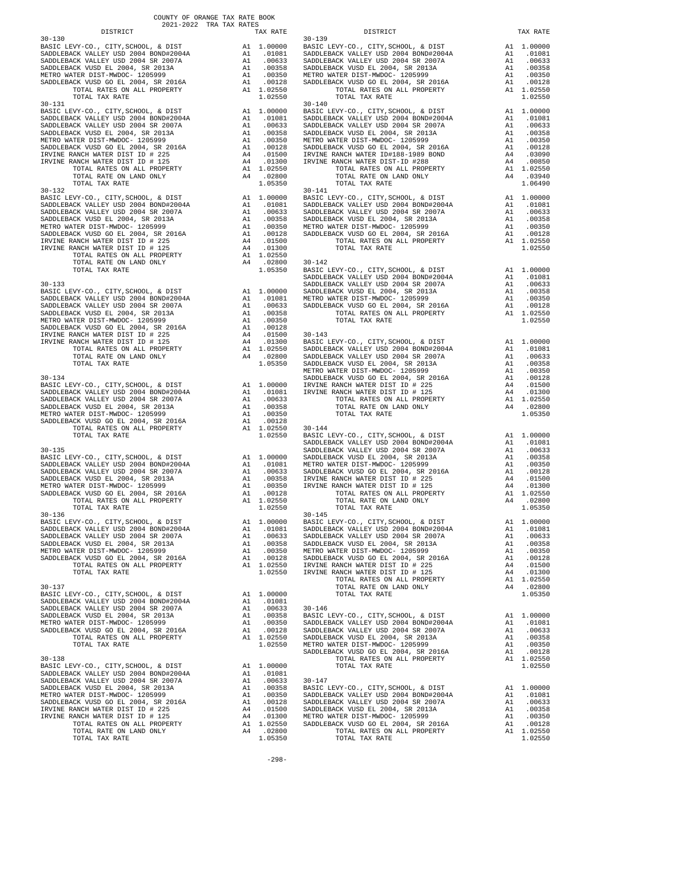COUNTY OF ORANGE TAX RATE BOOK
2021-2022 TRA TAX RATES

| DISTRICT | | TAX RATE |
|---|---|---|
| **30-130** | | |
| BASIC LEVY-CO., CITY,SCHOOL, & DIST | A1 | 1.00000 |
| SADDLEBACK VALLEY USD 2004 BOND#2004A | A1 | .01081 |
| SADDLEBACK VALLEY USD 2004 SR 2007A | A1 | .00633 |
| SADDLEBACK VUSD EL 2004, SR 2013A | A1 | .00358 |
| METRO WATER DIST-MWDOC- 1205999 | A1 | .00350 |
| SADDLEBACK VUSD GO EL 2004, SR 2016A | A1 | .00128 |
| TOTAL RATES ON ALL PROPERTY | A1 | 1.02550 |
| TOTAL TAX RATE | | 1.02550 |
| **30-131** | | |
| BASIC LEVY-CO., CITY,SCHOOL, & DIST | A1 | 1.00000 |
| SADDLEBACK VALLEY USD 2004 BOND#2004A | A1 | .01081 |
| SADDLEBACK VALLEY USD 2004 SR 2007A | A1 | .00633 |
| SADDLEBACK VUSD EL 2004, SR 2013A | A1 | .00358 |
| METRO WATER DIST-MWDOC- 1205999 | A1 | .00350 |
| SADDLEBACK VUSD GO EL 2004, SR 2016A | A1 | .00128 |
| IRVINE RANCH WATER DIST ID # 225 | A4 | .01500 |
| IRVINE RANCH WATER DIST ID # 125 | A4 | .01300 |
| TOTAL RATES ON ALL PROPERTY | A1 | 1.02550 |
| TOTAL RATE ON LAND ONLY | A4 | .02800 |
| TOTAL TAX RATE | | 1.05350 |
| **30-132** | | |
| BASIC LEVY-CO., CITY,SCHOOL, & DIST | A1 | 1.00000 |
| SADDLEBACK VALLEY USD 2004 BOND#2004A | A1 | .01081 |
| SADDLEBACK VALLEY USD 2004 SR 2007A | A1 | .00633 |
| SADDLEBACK VUSD EL 2004, SR 2013A | A1 | .00358 |
| METRO WATER DIST-MWDOC- 1205999 | A1 | .00350 |
| SADDLEBACK VUSD GO EL 2004, SR 2016A | A1 | .00128 |
| IRVINE RANCH WATER DIST ID # 225 | A4 | .01500 |
| IRVINE RANCH WATER DIST ID # 125 | A4 | .01300 |
| TOTAL RATES ON ALL PROPERTY | A1 | 1.02550 |
| TOTAL RATE ON LAND ONLY | A4 | .02800 |
| TOTAL TAX RATE | | 1.05350 |
| **30-133** | | |
| BASIC LEVY-CO., CITY,SCHOOL, & DIST | A1 | 1.00000 |
| SADDLEBACK VALLEY USD 2004 BOND#2004A | A1 | .01081 |
| SADDLEBACK VALLEY USD 2004 SR 2007A | A1 | .00633 |
| SADDLEBACK VUSD EL 2004, SR 2013A | A1 | .00358 |
| METRO WATER DIST-MWDOC- 1205999 | A1 | .00350 |
| SADDLEBACK VUSD GO EL 2004, SR 2016A | A1 | .00128 |
| IRVINE RANCH WATER DIST ID # 225 | A4 | .01500 |
| IRVINE RANCH WATER DIST ID # 125 | A4 | .01300 |
| TOTAL RATES ON ALL PROPERTY | A1 | 1.02550 |
| TOTAL RATE ON LAND ONLY | A4 | .02800 |
| TOTAL TAX RATE | | 1.05350 |
| **30-134** | | |
| BASIC LEVY-CO., CITY,SCHOOL, & DIST | A1 | 1.00000 |
| SADDLEBACK VALLEY USD 2004 BOND#2004A | A1 | .01081 |
| SADDLEBACK VALLEY USD 2004 SR 2007A | A1 | .00633 |
| SADDLEBACK VUSD EL 2004, SR 2013A | A1 | .00358 |
| METRO WATER DIST-MWDOC- 1205999 | A1 | .00350 |
| SADDLEBACK VUSD GO EL 2004, SR 2016A | A1 | .00128 |
| TOTAL RATES ON ALL PROPERTY | A1 | 1.02550 |
| TOTAL TAX RATE | | 1.02550 |
| **30-135** | | |
| BASIC LEVY-CO., CITY,SCHOOL, & DIST | A1 | 1.00000 |
| SADDLEBACK VALLEY USD 2004 BOND#2004A | A1 | .01081 |
| SADDLEBACK VALLEY USD 2004 SR 2007A | A1 | .00633 |
| SADDLEBACK VUSD EL 2004, SR 2013A | A1 | .00358 |
| METRO WATER DIST-MWDOC- 1205999 | A1 | .00350 |
| SADDLEBACK VUSD GO EL 2004, SR 2016A | A1 | .00128 |
| TOTAL RATES ON ALL PROPERTY | A1 | 1.02550 |
| TOTAL TAX RATE | | 1.02550 |
| **30-136** | | |
| BASIC LEVY-CO., CITY,SCHOOL, & DIST | A1 | 1.00000 |
| SADDLEBACK VALLEY USD 2004 BOND#2004A | A1 | .01081 |
| SADDLEBACK VALLEY USD 2004 SR 2007A | A1 | .00633 |
| SADDLEBACK VUSD EL 2004, SR 2013A | A1 | .00358 |
| METRO WATER DIST-MWDOC- 1205999 | A1 | .00350 |
| SADDLEBACK VUSD GO EL 2004, SR 2016A | A1 | .00128 |
| TOTAL RATES ON ALL PROPERTY | A1 | 1.02550 |
| TOTAL TAX RATE | | 1.02550 |
| **30-137** | | |
| BASIC LEVY-CO., CITY,SCHOOL, & DIST | A1 | 1.00000 |
| SADDLEBACK VALLEY USD 2004 BOND#2004A | A1 | .01081 |
| SADDLEBACK VALLEY USD 2004 SR 2007A | A1 | .00633 |
| SADDLEBACK VUSD EL 2004, SR 2013A | A1 | .00358 |
| METRO WATER DIST-MWDOC- 1205999 | A1 | .00350 |
| SADDLEBACK VUSD GO EL 2004, SR 2016A | A1 | .00128 |
| TOTAL RATES ON ALL PROPERTY | A1 | 1.02550 |
| TOTAL TAX RATE | | 1.02550 |
| **30-138** | | |
| BASIC LEVY-CO., CITY,SCHOOL, & DIST | A1 | 1.00000 |
| SADDLEBACK VALLEY USD 2004 BOND#2004A | A1 | .01081 |
| SADDLEBACK VALLEY USD 2004 SR 2007A | A1 | .00633 |
| SADDLEBACK VUSD EL 2004, SR 2013A | A1 | .00358 |
| METRO WATER DIST-MWDOC- 1205999 | A1 | .00350 |
| SADDLEBACK VUSD GO EL 2004, SR 2016A | A1 | .00128 |
| IRVINE RANCH WATER DIST ID # 225 | A4 | .01500 |
| IRVINE RANCH WATER DIST ID # 125 | A4 | .01300 |
| TOTAL RATES ON ALL PROPERTY | A1 | 1.02550 |
| TOTAL RATE ON LAND ONLY | A4 | .02800 |
| TOTAL TAX RATE | | 1.05350 |
| **30-139** | | |
| BASIC LEVY-CO., CITY,SCHOOL, & DIST | A1 | 1.00000 |
| SADDLEBACK VALLEY USD 2004 BOND#2004A | A1 | .01081 |
| SADDLEBACK VALLEY USD 2004 SR 2007A | A1 | .00633 |
| SADDLEBACK VUSD EL 2004, SR 2013A | A1 | .00358 |
| METRO WATER DIST-MWDOC- 1205999 | A1 | .00350 |
| SADDLEBACK VUSD GO EL 2004, SR 2016A | A1 | .00128 |
| TOTAL RATES ON ALL PROPERTY | A1 | 1.02550 |
| TOTAL TAX RATE | | 1.02550 |
| **30-140** | | |
| BASIC LEVY-CO., CITY,SCHOOL, & DIST | A1 | 1.00000 |
| SADDLEBACK VALLEY USD 2004 BOND#2004A | A1 | .01081 |
| SADDLEBACK VALLEY USD 2004 SR 2007A | A1 | .00633 |
| SADDLEBACK VUSD EL 2004, SR 2013A | A1 | .00358 |
| METRO WATER DIST-MWDOC- 1205999 | A1 | .00350 |
| SADDLEBACK VUSD GO EL 2004, SR 2016A | A1 | .00128 |
| IRVINE RANCH WATER ID#188-1989 BOND | A4 | .03090 |
| IRVINE RANCH WATER DIST-ID #288 | A4 | .00850 |
| TOTAL RATES ON ALL PROPERTY | A1 | 1.02550 |
| TOTAL RATE ON LAND ONLY | A4 | .03940 |
| TOTAL TAX RATE | | 1.06490 |
| **30-141** | | |
| BASIC LEVY-CO., CITY,SCHOOL, & DIST | A1 | 1.00000 |
| SADDLEBACK VALLEY USD 2004 BOND#2004A | A1 | .01081 |
| SADDLEBACK VALLEY USD 2004 SR 2007A | A1 | .00633 |
| SADDLEBACK VUSD EL 2004, SR 2013A | A1 | .00358 |
| METRO WATER DIST-MWDOC- 1205999 | A1 | .00350 |
| SADDLEBACK VUSD GO EL 2004, SR 2016A | A1 | .00128 |
| TOTAL RATES ON ALL PROPERTY | A1 | 1.02550 |
| TOTAL TAX RATE | | 1.02550 |
| **30-142** | | |
| BASIC LEVY-CO., CITY,SCHOOL, & DIST | A1 | 1.00000 |
| SADDLEBACK VALLEY USD 2004 BOND#2004A | A1 | .01081 |
| SADDLEBACK VALLEY USD 2004 SR 2007A | A1 | .00633 |
| SADDLEBACK VUSD EL 2004, SR 2013A | A1 | .00358 |
| METRO WATER DIST-MWDOC- 1205999 | A1 | .00350 |
| SADDLEBACK VUSD GO EL 2004, SR 2016A | A1 | .00128 |
| TOTAL RATES ON ALL PROPERTY | A1 | 1.02550 |
| TOTAL TAX RATE | | 1.02550 |
| **30-143** | | |
| BASIC LEVY-CO., CITY,SCHOOL, & DIST | A1 | 1.00000 |
| SADDLEBACK VALLEY USD 2004 BOND#2004A | A1 | .01081 |
| SADDLEBACK VALLEY USD 2004 SR 2007A | A1 | .00633 |
| SADDLEBACK VUSD EL 2004, SR 2013A | A1 | .00358 |
| METRO WATER DIST-MWDOC- 1205999 | A1 | .00350 |
| SADDLEBACK VUSD GO EL 2004, SR 2016A | A1 | .00128 |
| IRVINE RANCH WATER DIST ID # 225 | A4 | .01500 |
| IRVINE RANCH WATER DIST ID # 125 | A4 | .01300 |
| TOTAL RATES ON ALL PROPERTY | A1 | 1.02550 |
| TOTAL RATE ON LAND ONLY | A4 | .02800 |
| TOTAL TAX RATE | | 1.05350 |
| **30-144** | | |
| BASIC LEVY-CO., CITY,SCHOOL, & DIST | A1 | 1.00000 |
| SADDLEBACK VALLEY USD 2004 BOND#2004A | A1 | .01081 |
| SADDLEBACK VALLEY USD 2004 SR 2007A | A1 | .00633 |
| SADDLEBACK VUSD EL 2004, SR 2013A | A1 | .00358 |
| METRO WATER DIST-MWDOC- 1205999 | A1 | .00350 |
| SADDLEBACK VUSD GO EL 2004, SR 2016A | A1 | .00128 |
| IRVINE RANCH WATER DIST ID # 225 | A4 | .01500 |
| IRVINE RANCH WATER DIST ID # 125 | A4 | .01300 |
| TOTAL RATES ON ALL PROPERTY | A1 | 1.02550 |
| TOTAL RATE ON LAND ONLY | A4 | .02800 |
| TOTAL TAX RATE | | 1.05350 |
| **30-145** | | |
| BASIC LEVY-CO., CITY,SCHOOL, & DIST | A1 | 1.00000 |
| SADDLEBACK VALLEY USD 2004 BOND#2004A | A1 | .01081 |
| SADDLEBACK VALLEY USD 2004 SR 2007A | A1 | .00633 |
| SADDLEBACK VUSD EL 2004, SR 2013A | A1 | .00358 |
| METRO WATER DIST-MWDOC- 1205999 | A1 | .00350 |
| SADDLEBACK VUSD GO EL 2004, SR 2016A | A1 | .00128 |
| IRVINE RANCH WATER DIST ID # 225 | A4 | .01500 |
| IRVINE RANCH WATER DIST ID # 125 | A4 | .01300 |
| TOTAL RATES ON ALL PROPERTY | A1 | 1.02550 |
| TOTAL RATE ON LAND ONLY | A4 | .02800 |
| TOTAL TAX RATE | | 1.05350 |
| **30-146** | | |
| BASIC LEVY-CO., CITY,SCHOOL, & DIST | A1 | 1.00000 |
| SADDLEBACK VALLEY USD 2004 BOND#2004A | A1 | .01081 |
| SADDLEBACK VALLEY USD 2004 SR 2007A | A1 | .00633 |
| SADDLEBACK VUSD EL 2004, SR 2013A | A1 | .00358 |
| METRO WATER DIST-MWDOC- 1205999 | A1 | .00350 |
| SADDLEBACK VUSD GO EL 2004, SR 2016A | A1 | .00128 |
| TOTAL RATES ON ALL PROPERTY | A1 | 1.02550 |
| TOTAL TAX RATE | | 1.02550 |
| **30-147** | | |
| BASIC LEVY-CO., CITY,SCHOOL, & DIST | A1 | 1.00000 |
| SADDLEBACK VALLEY USD 2004 BOND#2004A | A1 | .01081 |
| SADDLEBACK VALLEY USD 2004 SR 2007A | A1 | .00633 |
| SADDLEBACK VUSD EL 2004, SR 2013A | A1 | .00358 |
| METRO WATER DIST-MWDOC- 1205999 | A1 | .00350 |
| SADDLEBACK VUSD GO EL 2004, SR 2016A | A1 | .00128 |
| TOTAL RATES ON ALL PROPERTY | A1 | 1.02550 |
| TOTAL TAX RATE | | 1.02550 |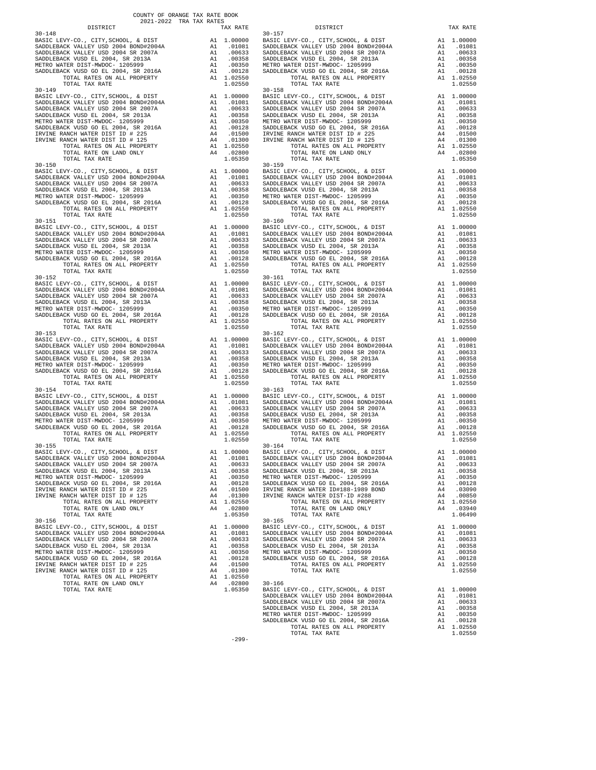COUNTY OF ORANGE TAX RATE BOOK
2021-2022 TRA TAX RATES

| DISTRICT | | TAX RATE |
|---|---|---|
| **30-148** | | |
| BASIC LEVY-CO., CITY,SCHOOL, & DIST | A1 | 1.00000 |
| SADDLEBACK VALLEY USD 2004 BOND#2004A | A1 | .01081 |
| SADDLEBACK VALLEY USD 2004 SR 2007A | A1 | .00633 |
| SADDLEBACK VUSD EL 2004, SR 2013A | A1 | .00358 |
| METRO WATER DIST-MWDOC- 1205999 | A1 | .00350 |
| SADDLEBACK VUSD GO EL 2004, SR 2016A | A1 | .00128 |
| TOTAL RATES ON ALL PROPERTY | A1 | 1.02550 |
| TOTAL TAX RATE | | 1.02550 |
| **30-149** | | |
| BASIC LEVY-CO., CITY,SCHOOL, & DIST | A1 | 1.00000 |
| SADDLEBACK VALLEY USD 2004 BOND#2004A | A1 | .01081 |
| SADDLEBACK VALLEY USD 2004 SR 2007A | A1 | .00633 |
| SADDLEBACK VUSD EL 2004, SR 2013A | A1 | .00358 |
| METRO WATER DIST-MWDOC- 1205999 | A1 | .00350 |
| SADDLEBACK VUSD GO EL 2004, SR 2016A | A1 | .00128 |
| IRVINE RANCH WATER DIST ID # 225 | A4 | .01500 |
| IRVINE RANCH WATER DIST ID # 125 | A4 | .01300 |
| TOTAL RATES ON ALL PROPERTY | A1 | 1.02550 |
| TOTAL RATE ON LAND ONLY | A4 | .02800 |
| TOTAL TAX RATE | | 1.05350 |
| **30-150** | | |
| BASIC LEVY-CO., CITY,SCHOOL, & DIST | A1 | 1.00000 |
| SADDLEBACK VALLEY USD 2004 BOND#2004A | A1 | .01081 |
| SADDLEBACK VALLEY USD 2004 SR 2007A | A1 | .00633 |
| SADDLEBACK VUSD EL 2004, SR 2013A | A1 | .00358 |
| METRO WATER DIST-MWDOC- 1205999 | A1 | .00350 |
| SADDLEBACK VUSD GO EL 2004, SR 2016A | A1 | .00128 |
| TOTAL RATES ON ALL PROPERTY | A1 | 1.02550 |
| TOTAL TAX RATE | | 1.02550 |
| **30-151** | | |
| BASIC LEVY-CO., CITY,SCHOOL, & DIST | A1 | 1.00000 |
| SADDLEBACK VALLEY USD 2004 BOND#2004A | A1 | .01081 |
| SADDLEBACK VALLEY USD 2004 SR 2007A | A1 | .00633 |
| SADDLEBACK VUSD EL 2004, SR 2013A | A1 | .00358 |
| METRO WATER DIST-MWDOC- 1205999 | A1 | .00350 |
| SADDLEBACK VUSD GO EL 2004, SR 2016A | A1 | .00128 |
| TOTAL RATES ON ALL PROPERTY | A1 | 1.02550 |
| TOTAL TAX RATE | | 1.02550 |
| **30-152** | | |
| BASIC LEVY-CO., CITY,SCHOOL, & DIST | A1 | 1.00000 |
| SADDLEBACK VALLEY USD 2004 BOND#2004A | A1 | .01081 |
| SADDLEBACK VALLEY USD 2004 SR 2007A | A1 | .00633 |
| SADDLEBACK VUSD EL 2004, SR 2013A | A1 | .00358 |
| METRO WATER DIST-MWDOC- 1205999 | A1 | .00350 |
| SADDLEBACK VUSD GO EL 2004, SR 2016A | A1 | .00128 |
| TOTAL RATES ON ALL PROPERTY | A1 | 1.02550 |
| TOTAL TAX RATE | | 1.02550 |
| **30-153** | | |
| BASIC LEVY-CO., CITY,SCHOOL, & DIST | A1 | 1.00000 |
| SADDLEBACK VALLEY USD 2004 BOND#2004A | A1 | .01081 |
| SADDLEBACK VALLEY USD 2004 SR 2007A | A1 | .00633 |
| SADDLEBACK VUSD EL 2004, SR 2013A | A1 | .00358 |
| METRO WATER DIST-MWDOC- 1205999 | A1 | .00350 |
| SADDLEBACK VUSD GO EL 2004, SR 2016A | A1 | .00128 |
| TOTAL RATES ON ALL PROPERTY | A1 | 1.02550 |
| TOTAL TAX RATE | | 1.02550 |
| **30-154** | | |
| BASIC LEVY-CO., CITY,SCHOOL, & DIST | A1 | 1.00000 |
| SADDLEBACK VALLEY USD 2004 BOND#2004A | A1 | .01081 |
| SADDLEBACK VALLEY USD 2004 SR 2007A | A1 | .00633 |
| SADDLEBACK VUSD EL 2004, SR 2013A | A1 | .00358 |
| METRO WATER DIST-MWDOC- 1205999 | A1 | .00350 |
| SADDLEBACK VUSD GO EL 2004, SR 2016A | A1 | .00128 |
| TOTAL RATES ON ALL PROPERTY | A1 | 1.02550 |
| TOTAL TAX RATE | | 1.02550 |
| **30-155** | | |
| BASIC LEVY-CO., CITY,SCHOOL, & DIST | A1 | 1.00000 |
| SADDLEBACK VALLEY USD 2004 BOND#2004A | A1 | .01081 |
| SADDLEBACK VALLEY USD 2004 SR 2007A | A1 | .00633 |
| SADDLEBACK VUSD EL 2004, SR 2013A | A1 | .00358 |
| METRO WATER DIST-MWDOC- 1205999 | A1 | .00350 |
| SADDLEBACK VUSD GO EL 2004, SR 2016A | A1 | .00128 |
| IRVINE RANCH WATER DIST ID # 225 | A4 | .01500 |
| IRVINE RANCH WATER DIST ID # 125 | A4 | .01300 |
| TOTAL RATES ON ALL PROPERTY | A1 | 1.02550 |
| TOTAL RATE ON LAND ONLY | A4 | .02800 |
| TOTAL TAX RATE | | 1.05350 |
| **30-156** | | |
| BASIC LEVY-CO., CITY,SCHOOL, & DIST | A1 | 1.00000 |
| SADDLEBACK VALLEY USD 2004 BOND#2004A | A1 | .01081 |
| SADDLEBACK VALLEY USD 2004 SR 2007A | A1 | .00633 |
| SADDLEBACK VUSD EL 2004, SR 2013A | A1 | .00358 |
| METRO WATER DIST-MWDOC- 1205999 | A1 | .00350 |
| SADDLEBACK VUSD GO EL 2004, SR 2016A | A1 | .00128 |
| IRVINE RANCH WATER DIST ID # 225 | A4 | .01500 |
| IRVINE RANCH WATER DIST ID # 125 | A4 | .01300 |
| TOTAL RATES ON ALL PROPERTY | A1 | 1.02550 |
| TOTAL RATE ON LAND ONLY | A4 | .02800 |
| TOTAL TAX RATE | | 1.05350 |
| **30-157** | | |
| BASIC LEVY-CO., CITY,SCHOOL, & DIST | A1 | 1.00000 |
| SADDLEBACK VALLEY USD 2004 BOND#2004A | A1 | .01081 |
| SADDLEBACK VALLEY USD 2004 SR 2007A | A1 | .00633 |
| SADDLEBACK VUSD EL 2004, SR 2013A | A1 | .00358 |
| METRO WATER DIST-MWDOC- 1205999 | A1 | .00350 |
| SADDLEBACK VUSD GO EL 2004, SR 2016A | A1 | .00128 |
| TOTAL RATES ON ALL PROPERTY | A1 | 1.02550 |
| TOTAL TAX RATE | | 1.02550 |
| **30-158** | | |
| BASIC LEVY-CO., CITY,SCHOOL, & DIST | A1 | 1.00000 |
| SADDLEBACK VALLEY USD 2004 BOND#2004A | A1 | .01081 |
| SADDLEBACK VALLEY USD 2004 SR 2007A | A1 | .00633 |
| SADDLEBACK VUSD EL 2004, SR 2013A | A1 | .00358 |
| METRO WATER DIST-MWDOC- 1205999 | A1 | .00350 |
| SADDLEBACK VUSD GO EL 2004, SR 2016A | A1 | .00128 |
| IRVINE RANCH WATER DIST ID # 225 | A4 | .01500 |
| IRVINE RANCH WATER DIST ID # 125 | A4 | .01300 |
| TOTAL RATES ON ALL PROPERTY | A1 | 1.02550 |
| TOTAL RATE ON LAND ONLY | A4 | .02800 |
| TOTAL TAX RATE | | 1.05350 |
| **30-159** | | |
| BASIC LEVY-CO., CITY,SCHOOL, & DIST | A1 | 1.00000 |
| SADDLEBACK VALLEY USD 2004 BOND#2004A | A1 | .01081 |
| SADDLEBACK VALLEY USD 2004 SR 2007A | A1 | .00633 |
| SADDLEBACK VUSD EL 2004, SR 2013A | A1 | .00358 |
| METRO WATER DIST-MWDOC- 1205999 | A1 | .00350 |
| SADDLEBACK VUSD GO EL 2004, SR 2016A | A1 | .00128 |
| TOTAL RATES ON ALL PROPERTY | A1 | 1.02550 |
| TOTAL TAX RATE | | 1.02550 |
| **30-160** | | |
| BASIC LEVY-CO., CITY,SCHOOL, & DIST | A1 | 1.00000 |
| SADDLEBACK VALLEY USD 2004 BOND#2004A | A1 | .01081 |
| SADDLEBACK VALLEY USD 2004 SR 2007A | A1 | .00633 |
| SADDLEBACK VUSD EL 2004, SR 2013A | A1 | .00358 |
| METRO WATER DIST-MWDOC- 1205999 | A1 | .00350 |
| SADDLEBACK VUSD GO EL 2004, SR 2016A | A1 | .00128 |
| TOTAL RATES ON ALL PROPERTY | A1 | 1.02550 |
| TOTAL TAX RATE | | 1.02550 |
| **30-161** | | |
| BASIC LEVY-CO., CITY,SCHOOL, & DIST | A1 | 1.00000 |
| SADDLEBACK VALLEY USD 2004 BOND#2004A | A1 | .01081 |
| SADDLEBACK VALLEY USD 2004 SR 2007A | A1 | .00633 |
| SADDLEBACK VUSD EL 2004, SR 2013A | A1 | .00358 |
| METRO WATER DIST-MWDOC- 1205999 | A1 | .00350 |
| SADDLEBACK VUSD GO EL 2004, SR 2016A | A1 | .00128 |
| TOTAL RATES ON ALL PROPERTY | A1 | 1.02550 |
| TOTAL TAX RATE | | 1.02550 |
| **30-162** | | |
| BASIC LEVY-CO., CITY,SCHOOL, & DIST | A1 | 1.00000 |
| SADDLEBACK VALLEY USD 2004 BOND#2004A | A1 | .01081 |
| SADDLEBACK VALLEY USD 2004 SR 2007A | A1 | .00633 |
| SADDLEBACK VUSD EL 2004, SR 2013A | A1 | .00358 |
| METRO WATER DIST-MWDOC- 1205999 | A1 | .00350 |
| SADDLEBACK VUSD GO EL 2004, SR 2016A | A1 | .00128 |
| TOTAL RATES ON ALL PROPERTY | A1 | 1.02550 |
| TOTAL TAX RATE | | 1.02550 |
| **30-163** | | |
| BASIC LEVY-CO., CITY,SCHOOL, & DIST | A1 | 1.00000 |
| SADDLEBACK VALLEY USD 2004 BOND#2004A | A1 | .01081 |
| SADDLEBACK VALLEY USD 2004 SR 2007A | A1 | .00633 |
| SADDLEBACK VUSD EL 2004, SR 2013A | A1 | .00358 |
| METRO WATER DIST-MWDOC- 1205999 | A1 | .00350 |
| SADDLEBACK VUSD GO EL 2004, SR 2016A | A1 | .00128 |
| TOTAL RATES ON ALL PROPERTY | A1 | 1.02550 |
| TOTAL TAX RATE | | 1.02550 |
| **30-164** | | |
| BASIC LEVY-CO., CITY,SCHOOL, & DIST | A1 | 1.00000 |
| SADDLEBACK VALLEY USD 2004 BOND#2004A | A1 | .01081 |
| SADDLEBACK VALLEY USD 2004 SR 2007A | A1 | .00633 |
| SADDLEBACK VUSD EL 2004, SR 2013A | A1 | .00358 |
| METRO WATER DIST-MWDOC- 1205999 | A1 | .00350 |
| SADDLEBACK VUSD GO EL 2004, SR 2016A | A1 | .00128 |
| IRVINE RANCH WATER ID#188-1989 BOND | A4 | .03090 |
| IRVINE RANCH WATER DIST-ID #288 | A4 | .00850 |
| TOTAL RATES ON ALL PROPERTY | A1 | 1.02550 |
| TOTAL RATE ON LAND ONLY | A4 | .03940 |
| TOTAL TAX RATE | | 1.06490 |
| **30-165** | | |
| BASIC LEVY-CO., CITY,SCHOOL, & DIST | A1 | 1.00000 |
| SADDLEBACK VALLEY USD 2004 BOND#2004A | A1 | .01081 |
| SADDLEBACK VALLEY USD 2004 SR 2007A | A1 | .00633 |
| SADDLEBACK VUSD EL 2004, SR 2013A | A1 | .00358 |
| METRO WATER DIST-MWDOC- 1205999 | A1 | .00350 |
| SADDLEBACK VUSD GO EL 2004, SR 2016A | A1 | .00128 |
| TOTAL RATES ON ALL PROPERTY | A1 | 1.02550 |
| TOTAL TAX RATE | | 1.02550 |
| **30-166** | | |
| BASIC LEVY-CO., CITY,SCHOOL, & DIST | A1 | 1.00000 |
| SADDLEBACK VALLEY USD 2004 BOND#2004A | A1 | .01081 |
| SADDLEBACK VALLEY USD 2004 SR 2007A | A1 | .00633 |
| SADDLEBACK VUSD EL 2004, SR 2013A | A1 | .00358 |
| METRO WATER DIST-MWDOC- 1205999 | A1 | .00350 |
| SADDLEBACK VUSD GO EL 2004, SR 2016A | A1 | .00128 |
| TOTAL RATES ON ALL PROPERTY | A1 | 1.02550 |
| TOTAL TAX RATE | | 1.02550 |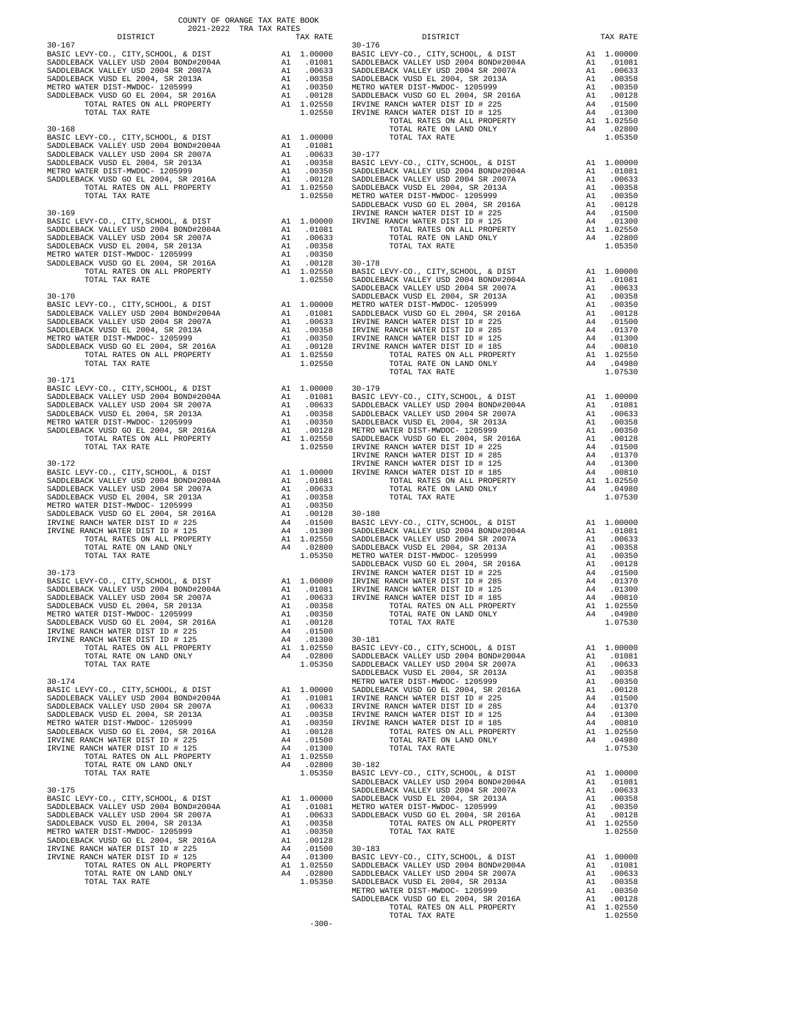COUNTY OF ORANGE TAX RATE BOOK
2021-2022 TRA TAX RATES

| DISTRICT | | TAX RATE |
|---|---|---|
| **30-167** | | |
| BASIC LEVY-CO., CITY,SCHOOL, & DIST | A1 | 1.00000 |
| SADDLEBACK VALLEY USD 2004 BOND#2004A | A1 | .01081 |
| SADDLEBACK VALLEY USD 2004 SR 2007A | A1 | .00633 |
| SADDLEBACK VUSD EL 2004, SR 2013A | A1 | .00358 |
| METRO WATER DIST-MWDOC- 1205999 | A1 | .00350 |
| SADDLEBACK VUSD GO EL 2004, SR 2016A | A1 | .00128 |
| TOTAL RATES ON ALL PROPERTY | A1 | 1.02550 |
| TOTAL TAX RATE | | 1.02550 |
| **30-168** | | |
| BASIC LEVY-CO., CITY,SCHOOL, & DIST | A1 | 1.00000 |
| SADDLEBACK VALLEY USD 2004 BOND#2004A | A1 | .01081 |
| SADDLEBACK VALLEY USD 2004 SR 2007A | A1 | .00633 |
| SADDLEBACK VUSD EL 2004, SR 2013A | A1 | .00358 |
| METRO WATER DIST-MWDOC- 1205999 | A1 | .00350 |
| SADDLEBACK VUSD GO EL 2004, SR 2016A | A1 | .00128 |
| TOTAL RATES ON ALL PROPERTY | A1 | 1.02550 |
| TOTAL TAX RATE | | 1.02550 |
| **30-169** | | |
| BASIC LEVY-CO., CITY,SCHOOL, & DIST | A1 | 1.00000 |
| SADDLEBACK VALLEY USD 2004 BOND#2004A | A1 | .01081 |
| SADDLEBACK VALLEY USD 2004 SR 2007A | A1 | .00633 |
| SADDLEBACK VUSD EL 2004, SR 2013A | A1 | .00358 |
| METRO WATER DIST-MWDOC- 1205999 | A1 | .00350 |
| SADDLEBACK VUSD GO EL 2004, SR 2016A | A1 | .00128 |
| TOTAL RATES ON ALL PROPERTY | A1 | 1.02550 |
| TOTAL TAX RATE | | 1.02550 |
| **30-170** | | |
| BASIC LEVY-CO., CITY,SCHOOL, & DIST | A1 | 1.00000 |
| SADDLEBACK VALLEY USD 2004 BOND#2004A | A1 | .01081 |
| SADDLEBACK VALLEY USD 2004 SR 2007A | A1 | .00633 |
| SADDLEBACK VUSD EL 2004, SR 2013A | A1 | .00358 |
| METRO WATER DIST-MWDOC- 1205999 | A1 | .00350 |
| SADDLEBACK VUSD GO EL 2004, SR 2016A | A1 | .00128 |
| TOTAL RATES ON ALL PROPERTY | A1 | 1.02550 |
| TOTAL TAX RATE | | 1.02550 |
| **30-171** | | |
| BASIC LEVY-CO., CITY,SCHOOL, & DIST | A1 | 1.00000 |
| SADDLEBACK VALLEY USD 2004 BOND#2004A | A1 | .01081 |
| SADDLEBACK VALLEY USD 2004 SR 2007A | A1 | .00633 |
| SADDLEBACK VUSD EL 2004, SR 2013A | A1 | .00358 |
| METRO WATER DIST-MWDOC- 1205999 | A1 | .00350 |
| SADDLEBACK VUSD GO EL 2004, SR 2016A | A1 | .00128 |
| TOTAL RATES ON ALL PROPERTY | A1 | 1.02550 |
| TOTAL TAX RATE | | 1.02550 |
| **30-172** | | |
| BASIC LEVY-CO., CITY,SCHOOL, & DIST | A1 | 1.00000 |
| SADDLEBACK VALLEY USD 2004 BOND#2004A | A1 | .01081 |
| SADDLEBACK VALLEY USD 2004 SR 2007A | A1 | .00633 |
| SADDLEBACK VUSD EL 2004, SR 2013A | A1 | .00358 |
| METRO WATER DIST-MWDOC- 1205999 | A1 | .00350 |
| SADDLEBACK VUSD GO EL 2004, SR 2016A | A1 | .00128 |
| IRVINE RANCH WATER DIST ID # 225 | A4 | .01500 |
| IRVINE RANCH WATER DIST ID # 125 | A4 | .01300 |
| TOTAL RATES ON ALL PROPERTY | A1 | 1.02550 |
| TOTAL RATE ON LAND ONLY | A4 | .02800 |
| TOTAL TAX RATE | | 1.05350 |
| **30-173** | | |
| BASIC LEVY-CO., CITY,SCHOOL, & DIST | A1 | 1.00000 |
| SADDLEBACK VALLEY USD 2004 BOND#2004A | A1 | .01081 |
| SADDLEBACK VALLEY USD 2004 SR 2007A | A1 | .00633 |
| SADDLEBACK VUSD EL 2004, SR 2013A | A1 | .00358 |
| METRO WATER DIST-MWDOC- 1205999 | A1 | .00350 |
| SADDLEBACK VUSD GO EL 2004, SR 2016A | A1 | .00128 |
| IRVINE RANCH WATER DIST ID # 225 | A4 | .01500 |
| IRVINE RANCH WATER DIST ID # 125 | A4 | .01300 |
| TOTAL RATES ON ALL PROPERTY | A1 | 1.02550 |
| TOTAL RATE ON LAND ONLY | A4 | .02800 |
| TOTAL TAX RATE | | 1.05350 |
| **30-174** | | |
| BASIC LEVY-CO., CITY,SCHOOL, & DIST | A1 | 1.00000 |
| SADDLEBACK VALLEY USD 2004 BOND#2004A | A1 | .01081 |
| SADDLEBACK VALLEY USD 2004 SR 2007A | A1 | .00633 |
| SADDLEBACK VUSD EL 2004, SR 2013A | A1 | .00358 |
| METRO WATER DIST-MWDOC- 1205999 | A1 | .00350 |
| SADDLEBACK VUSD GO EL 2004, SR 2016A | A1 | .00128 |
| IRVINE RANCH WATER DIST ID # 225 | A4 | .01500 |
| IRVINE RANCH WATER DIST ID # 125 | A4 | .01300 |
| TOTAL RATES ON ALL PROPERTY | A1 | 1.02550 |
| TOTAL RATE ON LAND ONLY | A4 | .02800 |
| TOTAL TAX RATE | | 1.05350 |
| **30-175** | | |
| BASIC LEVY-CO., CITY,SCHOOL, & DIST | A1 | 1.00000 |
| SADDLEBACK VALLEY USD 2004 BOND#2004A | A1 | .01081 |
| SADDLEBACK VALLEY USD 2004 SR 2007A | A1 | .00633 |
| SADDLEBACK VUSD EL 2004, SR 2013A | A1 | .00358 |
| METRO WATER DIST-MWDOC- 1205999 | A1 | .00350 |
| SADDLEBACK VUSD GO EL 2004, SR 2016A | A1 | .00128 |
| IRVINE RANCH WATER DIST ID # 225 | A4 | .01500 |
| IRVINE RANCH WATER DIST ID # 125 | A4 | .01300 |
| TOTAL RATES ON ALL PROPERTY | A1 | 1.02550 |
| TOTAL RATE ON LAND ONLY | A4 | .02800 |
| TOTAL TAX RATE | | 1.05350 |
| **30-176** | | |
| BASIC LEVY-CO., CITY,SCHOOL, & DIST | A1 | 1.00000 |
| SADDLEBACK VALLEY USD 2004 BOND#2004A | A1 | .01081 |
| SADDLEBACK VALLEY USD 2004 SR 2007A | A1 | .00633 |
| SADDLEBACK VUSD EL 2004, SR 2013A | A1 | .00358 |
| METRO WATER DIST-MWDOC- 1205999 | A1 | .00350 |
| SADDLEBACK VUSD GO EL 2004, SR 2016A | A1 | .00128 |
| IRVINE RANCH WATER DIST ID # 225 | A4 | .01500 |
| IRVINE RANCH WATER DIST ID # 125 | A4 | .01300 |
| TOTAL RATES ON ALL PROPERTY | A1 | 1.02550 |
| TOTAL RATE ON LAND ONLY | A4 | .02800 |
| TOTAL TAX RATE | | 1.05350 |
| **30-177** | | |
| BASIC LEVY-CO., CITY,SCHOOL, & DIST | A1 | 1.00000 |
| SADDLEBACK VALLEY USD 2004 BOND#2004A | A1 | .01081 |
| SADDLEBACK VALLEY USD 2004 SR 2007A | A1 | .00633 |
| SADDLEBACK VUSD EL 2004, SR 2013A | A1 | .00358 |
| METRO WATER DIST-MWDOC- 1205999 | A1 | .00350 |
| SADDLEBACK VUSD GO EL 2004, SR 2016A | A1 | .00128 |
| IRVINE RANCH WATER DIST ID # 225 | A4 | .01500 |
| IRVINE RANCH WATER DIST ID # 125 | A4 | .01300 |
| TOTAL RATES ON ALL PROPERTY | A1 | 1.02550 |
| TOTAL RATE ON LAND ONLY | A4 | .02800 |
| TOTAL TAX RATE | | 1.05350 |
| **30-178** | | |
| BASIC LEVY-CO., CITY,SCHOOL, & DIST | A1 | 1.00000 |
| SADDLEBACK VALLEY USD 2004 BOND#2004A | A1 | .01081 |
| SADDLEBACK VALLEY USD 2004 SR 2007A | A1 | .00633 |
| SADDLEBACK VUSD EL 2004, SR 2013A | A1 | .00358 |
| METRO WATER DIST-MWDOC- 1205999 | A1 | .00350 |
| SADDLEBACK VUSD GO EL 2004, SR 2016A | A1 | .00128 |
| IRVINE RANCH WATER DIST ID # 225 | A4 | .01500 |
| IRVINE RANCH WATER DIST ID # 285 | A4 | .01370 |
| IRVINE RANCH WATER DIST ID # 125 | A4 | .01300 |
| IRVINE RANCH WATER DIST ID # 185 | A4 | .00810 |
| TOTAL RATES ON ALL PROPERTY | A1 | 1.02550 |
| TOTAL RATE ON LAND ONLY | A4 | .04980 |
| TOTAL TAX RATE | | 1.07530 |
| **30-179** | | |
| BASIC LEVY-CO., CITY,SCHOOL, & DIST | A1 | 1.00000 |
| SADDLEBACK VALLEY USD 2004 BOND#2004A | A1 | .01081 |
| SADDLEBACK VALLEY USD 2004 SR 2007A | A1 | .00633 |
| SADDLEBACK VUSD EL 2004, SR 2013A | A1 | .00358 |
| METRO WATER DIST-MWDOC- 1205999 | A1 | .00350 |
| SADDLEBACK VUSD GO EL 2004, SR 2016A | A1 | .00128 |
| IRVINE RANCH WATER DIST ID # 225 | A4 | .01500 |
| IRVINE RANCH WATER DIST ID # 285 | A4 | .01370 |
| IRVINE RANCH WATER DIST ID # 125 | A4 | .01300 |
| IRVINE RANCH WATER DIST ID # 185 | A4 | .00810 |
| TOTAL RATES ON ALL PROPERTY | A1 | 1.02550 |
| TOTAL RATE ON LAND ONLY | A4 | .04980 |
| TOTAL TAX RATE | | 1.07530 |
| **30-180** | | |
| BASIC LEVY-CO., CITY,SCHOOL, & DIST | A1 | 1.00000 |
| SADDLEBACK VALLEY USD 2004 BOND#2004A | A1 | .01081 |
| SADDLEBACK VALLEY USD 2004 SR 2007A | A1 | .00633 |
| SADDLEBACK VUSD EL 2004, SR 2013A | A1 | .00358 |
| METRO WATER DIST-MWDOC- 1205999 | A1 | .00350 |
| SADDLEBACK VUSD GO EL 2004, SR 2016A | A1 | .00128 |
| IRVINE RANCH WATER DIST ID # 225 | A4 | .01500 |
| IRVINE RANCH WATER DIST ID # 285 | A4 | .01370 |
| IRVINE RANCH WATER DIST ID # 125 | A4 | .01300 |
| IRVINE RANCH WATER DIST ID # 185 | A4 | .00810 |
| TOTAL RATES ON ALL PROPERTY | A1 | 1.02550 |
| TOTAL RATE ON LAND ONLY | A4 | .04980 |
| TOTAL TAX RATE | | 1.07530 |
| **30-181** | | |
| BASIC LEVY-CO., CITY,SCHOOL, & DIST | A1 | 1.00000 |
| SADDLEBACK VALLEY USD 2004 BOND#2004A | A1 | .01081 |
| SADDLEBACK VALLEY USD 2004 SR 2007A | A1 | .00633 |
| SADDLEBACK VUSD EL 2004, SR 2013A | A1 | .00358 |
| METRO WATER DIST-MWDOC- 1205999 | A1 | .00350 |
| SADDLEBACK VUSD GO EL 2004, SR 2016A | A1 | .00128 |
| IRVINE RANCH WATER DIST ID # 225 | A4 | .01500 |
| IRVINE RANCH WATER DIST ID # 285 | A4 | .01370 |
| IRVINE RANCH WATER DIST ID # 125 | A4 | .01300 |
| IRVINE RANCH WATER DIST ID # 185 | A4 | .00810 |
| TOTAL RATES ON ALL PROPERTY | A1 | 1.02550 |
| TOTAL RATE ON LAND ONLY | A4 | .04980 |
| TOTAL TAX RATE | | 1.07530 |
| **30-182** | | |
| BASIC LEVY-CO., CITY,SCHOOL, & DIST | A1 | 1.00000 |
| SADDLEBACK VALLEY USD 2004 BOND#2004A | A1 | .01081 |
| SADDLEBACK VALLEY USD 2004 SR 2007A | A1 | .00633 |
| SADDLEBACK VUSD EL 2004, SR 2013A | A1 | .00358 |
| METRO WATER DIST-MWDOC- 1205999 | A1 | .00350 |
| SADDLEBACK VUSD GO EL 2004, SR 2016A | A1 | .00128 |
| TOTAL RATES ON ALL PROPERTY | A1 | 1.02550 |
| TOTAL TAX RATE | | 1.02550 |
| **30-183** | | |
| BASIC LEVY-CO., CITY,SCHOOL, & DIST | A1 | 1.00000 |
| SADDLEBACK VALLEY USD 2004 BOND#2004A | A1 | .01081 |
| SADDLEBACK VALLEY USD 2004 SR 2007A | A1 | .00633 |
| SADDLEBACK VUSD EL 2004, SR 2013A | A1 | .00358 |
| METRO WATER DIST-MWDOC- 1205999 | A1 | .00350 |
| SADDLEBACK VUSD GO EL 2004, SR 2016A | A1 | .00128 |
| TOTAL RATES ON ALL PROPERTY | A1 | 1.02550 |
| TOTAL TAX RATE | | 1.02550 |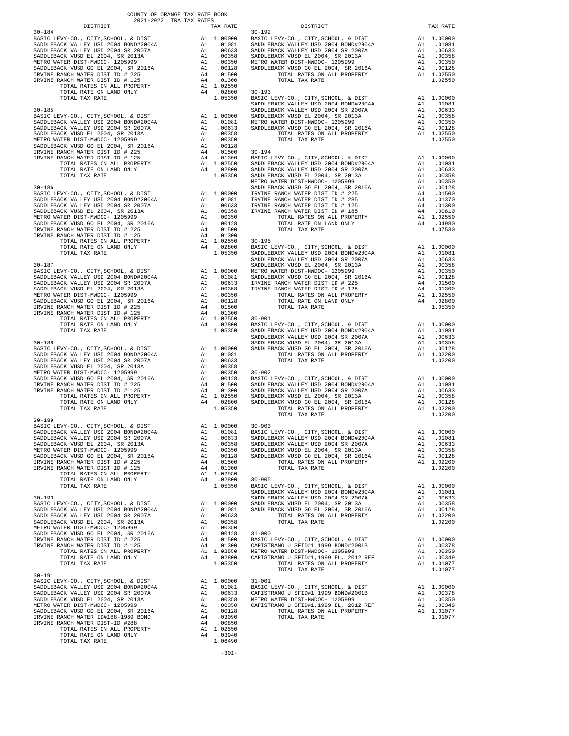COUNTY OF ORANGE TAX RATE BOOK
2021-2022 TRA TAX RATES

| DISTRICT | | TAX RATE |
|---|---|---|
| **30-184** | | |
| BASIC LEVY-CO., CITY,SCHOOL, & DIST | A1 | 1.00000 |
| SADDLEBACK VALLEY USD 2004 BOND#2004A | A1 | .01081 |
| SADDLEBACK VALLEY USD 2004 SR 2007A | A1 | .00633 |
| SADDLEBACK VUSD EL 2004, SR 2013A | A1 | .00358 |
| METRO WATER DIST-MWDOC- 1205999 | A1 | .00350 |
| SADDLEBACK VUSD GO EL 2004, SR 2016A | A1 | .00128 |
| IRVINE RANCH WATER DIST ID # 225 | A4 | .01500 |
| IRVINE RANCH WATER DIST ID # 125 | A4 | .01300 |
| TOTAL RATES ON ALL PROPERTY | A1 | 1.02550 |
| TOTAL RATE ON LAND ONLY | A4 | .02800 |
| TOTAL TAX RATE | | 1.05350 |
| **30-185** | | |
| BASIC LEVY-CO., CITY,SCHOOL, & DIST | A1 | 1.00000 |
| SADDLEBACK VALLEY USD 2004 BOND#2004A | A1 | .01081 |
| SADDLEBACK VALLEY USD 2004 SR 2007A | A1 | .00633 |
| SADDLEBACK VUSD EL 2004, SR 2013A | A1 | .00358 |
| METRO WATER DIST-MWDOC- 1205999 | A1 | .00350 |
| SADDLEBACK VUSD GO EL 2004, SR 2016A | A1 | .00128 |
| IRVINE RANCH WATER DIST ID # 225 | A4 | .01500 |
| IRVINE RANCH WATER DIST ID # 125 | A4 | .01300 |
| TOTAL RATES ON ALL PROPERTY | A1 | 1.02550 |
| TOTAL RATE ON LAND ONLY | A4 | .02800 |
| TOTAL TAX RATE | | 1.05350 |
| **30-186** | | |
| BASIC LEVY-CO., CITY,SCHOOL, & DIST | A1 | 1.00000 |
| SADDLEBACK VALLEY USD 2004 BOND#2004A | A1 | .01081 |
| SADDLEBACK VALLEY USD 2004 SR 2007A | A1 | .00633 |
| SADDLEBACK VUSD EL 2004, SR 2013A | A1 | .00358 |
| METRO WATER DIST-MWDOC- 1205999 | A1 | .00350 |
| SADDLEBACK VUSD GO EL 2004, SR 2016A | A1 | .00128 |
| IRVINE RANCH WATER DIST ID # 225 | A4 | .01500 |
| IRVINE RANCH WATER DIST ID # 125 | A4 | .01300 |
| TOTAL RATES ON ALL PROPERTY | A1 | 1.02550 |
| TOTAL RATE ON LAND ONLY | A4 | .02800 |
| TOTAL TAX RATE | | 1.05350 |
| **30-187** | | |
| BASIC LEVY-CO., CITY,SCHOOL, & DIST | A1 | 1.00000 |
| SADDLEBACK VALLEY USD 2004 BOND#2004A | A1 | .01081 |
| SADDLEBACK VALLEY USD 2004 SR 2007A | A1 | .00633 |
| SADDLEBACK VUSD EL 2004, SR 2013A | A1 | .00358 |
| METRO WATER DIST-MWDOC- 1205999 | A1 | .00350 |
| SADDLEBACK VUSD GO EL 2004, SR 2016A | A1 | .00128 |
| IRVINE RANCH WATER DIST ID # 225 | A4 | .01500 |
| IRVINE RANCH WATER DIST ID # 125 | A4 | .01300 |
| TOTAL RATES ON ALL PROPERTY | A1 | 1.02550 |
| TOTAL RATE ON LAND ONLY | A4 | .02800 |
| TOTAL TAX RATE | | 1.05350 |
| **30-188** | | |
| BASIC LEVY-CO., CITY,SCHOOL, & DIST | A1 | 1.00000 |
| SADDLEBACK VALLEY USD 2004 BOND#2004A | A1 | .01081 |
| SADDLEBACK VALLEY USD 2004 SR 2007A | A1 | .00633 |
| SADDLEBACK VUSD EL 2004, SR 2013A | A1 | .00358 |
| METRO WATER DIST-MWDOC- 1205999 | A1 | .00350 |
| SADDLEBACK VUSD GO EL 2004, SR 2016A | A1 | .00128 |
| IRVINE RANCH WATER DIST ID # 225 | A4 | .01500 |
| IRVINE RANCH WATER DIST ID # 125 | A4 | .01300 |
| TOTAL RATES ON ALL PROPERTY | A1 | 1.02550 |
| TOTAL RATE ON LAND ONLY | A4 | .02800 |
| TOTAL TAX RATE | | 1.05350 |
| **30-189** | | |
| BASIC LEVY-CO., CITY,SCHOOL, & DIST | A1 | 1.00000 |
| SADDLEBACK VALLEY USD 2004 BOND#2004A | A1 | .01081 |
| SADDLEBACK VALLEY USD 2004 SR 2007A | A1 | .00633 |
| SADDLEBACK VUSD EL 2004, SR 2013A | A1 | .00358 |
| METRO WATER DIST-MWDOC- 1205999 | A1 | .00350 |
| SADDLEBACK VUSD GO EL 2004, SR 2016A | A1 | .00128 |
| IRVINE RANCH WATER DIST ID # 225 | A4 | .01500 |
| IRVINE RANCH WATER DIST ID # 125 | A4 | .01300 |
| TOTAL RATES ON ALL PROPERTY | A1 | 1.02550 |
| TOTAL RATE ON LAND ONLY | A4 | .02800 |
| TOTAL TAX RATE | | 1.05350 |
| **30-190** | | |
| BASIC LEVY-CO., CITY,SCHOOL, & DIST | A1 | 1.00000 |
| SADDLEBACK VALLEY USD 2004 BOND#2004A | A1 | .01081 |
| SADDLEBACK VALLEY USD 2004 SR 2007A | A1 | .00633 |
| SADDLEBACK VUSD EL 2004, SR 2013A | A1 | .00358 |
| METRO WATER DIST-MWDOC- 1205999 | A1 | .00350 |
| SADDLEBACK VUSD GO EL 2004, SR 2016A | A1 | .00128 |
| IRVINE RANCH WATER DIST ID # 225 | A4 | .01500 |
| IRVINE RANCH WATER DIST ID # 125 | A4 | .01300 |
| TOTAL RATES ON ALL PROPERTY | A1 | 1.02550 |
| TOTAL RATE ON LAND ONLY | A4 | .02800 |
| TOTAL TAX RATE | | 1.05350 |
| **30-191** | | |
| BASIC LEVY-CO., CITY,SCHOOL, & DIST | A1 | 1.00000 |
| SADDLEBACK VALLEY USD 2004 BOND#2004A | A1 | .01081 |
| SADDLEBACK VALLEY USD 2004 SR 2007A | A1 | .00633 |
| SADDLEBACK VUSD EL 2004, SR 2013A | A1 | .00358 |
| METRO WATER DIST-MWDOC- 1205999 | A1 | .00350 |
| SADDLEBACK VUSD GO EL 2004, SR 2016A | A1 | .00128 |
| IRVINE RANCH WATER ID#188-1989 BOND | A4 | .03090 |
| IRVINE RANCH WATER DIST-ID #288 | A4 | .00850 |
| TOTAL RATES ON ALL PROPERTY | A1 | 1.02550 |
| TOTAL RATE ON LAND ONLY | A4 | .03940 |
| TOTAL TAX RATE | | 1.06490 |
| **30-192** | | |
| BASIC LEVY-CO., CITY,SCHOOL, & DIST | A1 | 1.00000 |
| SADDLEBACK VALLEY USD 2004 BOND#2004A | A1 | .01081 |
| SADDLEBACK VALLEY USD 2004 SR 2007A | A1 | .00633 |
| SADDLEBACK VUSD EL 2004, SR 2013A | A1 | .00358 |
| METRO WATER DIST-MWDOC- 1205999 | A1 | .00350 |
| SADDLEBACK VUSD GO EL 2004, SR 2016A | A1 | .00128 |
| TOTAL RATES ON ALL PROPERTY | A1 | 1.02550 |
| TOTAL TAX RATE | | 1.02550 |
| **30-193** | | |
| BASIC LEVY-CO., CITY,SCHOOL, & DIST | A1 | 1.00000 |
| SADDLEBACK VALLEY USD 2004 BOND#2004A | A1 | .01081 |
| SADDLEBACK VALLEY USD 2004 SR 2007A | A1 | .00633 |
| SADDLEBACK VUSD EL 2004, SR 2013A | A1 | .00358 |
| METRO WATER DIST-MWDOC- 1205999 | A1 | .00350 |
| SADDLEBACK VUSD GO EL 2004, SR 2016A | A1 | .00128 |
| TOTAL RATES ON ALL PROPERTY | A1 | 1.02550 |
| TOTAL TAX RATE | | 1.02550 |
| **30-194** | | |
| BASIC LEVY-CO., CITY,SCHOOL, & DIST | A1 | 1.00000 |
| SADDLEBACK VALLEY USD 2004 BOND#2004A | A1 | .01081 |
| SADDLEBACK VALLEY USD 2004 SR 2007A | A1 | .00633 |
| SADDLEBACK VUSD EL 2004, SR 2013A | A1 | .00358 |
| METRO WATER DIST-MWDOC- 1205999 | A1 | .00350 |
| SADDLEBACK VUSD GO EL 2004, SR 2016A | A1 | .00128 |
| IRVINE RANCH WATER DIST ID # 225 | A4 | .01500 |
| IRVINE RANCH WATER DIST ID # 285 | A4 | .01370 |
| IRVINE RANCH WATER DIST ID # 125 | A4 | .01300 |
| IRVINE RANCH WATER DIST ID # 185 | A4 | .00810 |
| TOTAL RATES ON ALL PROPERTY | A1 | 1.02550 |
| TOTAL RATE ON LAND ONLY | A4 | .04980 |
| TOTAL TAX RATE | | 1.07530 |
| **30-195** | | |
| BASIC LEVY-CO., CITY,SCHOOL, & DIST | A1 | 1.00000 |
| SADDLEBACK VALLEY USD 2004 BOND#2004A | A1 | .01081 |
| SADDLEBACK VALLEY USD 2004 SR 2007A | A1 | .00633 |
| SADDLEBACK VUSD EL 2004, SR 2013A | A1 | .00358 |
| METRO WATER DIST-MWDOC- 1205999 | A1 | .00350 |
| SADDLEBACK VUSD GO EL 2004, SR 2016A | A1 | .00128 |
| IRVINE RANCH WATER DIST ID # 225 | A4 | .01500 |
| IRVINE RANCH WATER DIST ID # 125 | A4 | .01300 |
| TOTAL RATES ON ALL PROPERTY | A1 | 1.02550 |
| TOTAL RATE ON LAND ONLY | A4 | .02800 |
| TOTAL TAX RATE | | 1.05350 |
| **30-901** | | |
| BASIC LEVY-CO., CITY,SCHOOL, & DIST | A1 | 1.00000 |
| SADDLEBACK VALLEY USD 2004 BOND#2004A | A1 | .01081 |
| SADDLEBACK VALLEY USD 2004 SR 2007A | A1 | .00633 |
| SADDLEBACK VUSD EL 2004, SR 2013A | A1 | .00358 |
| SADDLEBACK VUSD GO EL 2004, SR 2016A | A1 | .00128 |
| TOTAL RATES ON ALL PROPERTY | A1 | 1.02200 |
| TOTAL TAX RATE | | 1.02200 |
| **30-902** | | |
| BASIC LEVY-CO., CITY,SCHOOL, & DIST | A1 | 1.00000 |
| SADDLEBACK VALLEY USD 2004 BOND#2004A | A1 | .01081 |
| SADDLEBACK VALLEY USD 2004 SR 2007A | A1 | .00633 |
| SADDLEBACK VUSD EL 2004, SR 2013A | A1 | .00358 |
| SADDLEBACK VUSD GO EL 2004, SR 2016A | A1 | .00128 |
| TOTAL RATES ON ALL PROPERTY | A1 | 1.02200 |
| TOTAL TAX RATE | | 1.02200 |
| **30-903** | | |
| BASIC LEVY-CO., CITY,SCHOOL, & DIST | A1 | 1.00000 |
| SADDLEBACK VALLEY USD 2004 BOND#2004A | A1 | .01081 |
| SADDLEBACK VALLEY USD 2004 SR 2007A | A1 | .00633 |
| SADDLEBACK VUSD EL 2004, SR 2013A | A1 | .00358 |
| SADDLEBACK VUSD GO EL 2004, SR 2016A | A1 | .00128 |
| TOTAL RATES ON ALL PROPERTY | A1 | 1.02200 |
| TOTAL TAX RATE | | 1.02200 |
| **30-905** | | |
| BASIC LEVY-CO., CITY,SCHOOL, & DIST | A1 | 1.00000 |
| SADDLEBACK VALLEY USD 2004 BOND#2004A | A1 | .01081 |
| SADDLEBACK VALLEY USD 2004 SR 2007A | A1 | .00633 |
| SADDLEBACK VUSD EL 2004, SR 2013A | A1 | .00358 |
| SADDLEBACK VUSD GO EL 2004, SR 2016A | A1 | .00128 |
| TOTAL RATES ON ALL PROPERTY | A1 | 1.02200 |
| TOTAL TAX RATE | | 1.02200 |
| **31-000** | | |
| BASIC LEVY-CO., CITY,SCHOOL, & DIST | A1 | 1.00000 |
| CAPISTRANO U SFID#1 1999 BOND#2001B | A1 | .00378 |
| METRO WATER DIST-MWDOC- 1205999 | A1 | .00350 |
| CAPISTRANO U SFID#1,1999 EL, 2012 REF | A1 | .00349 |
| TOTAL RATES ON ALL PROPERTY | A1 | 1.01077 |
| TOTAL TAX RATE | | 1.01077 |
| **31-001** | | |
| BASIC LEVY-CO., CITY,SCHOOL, & DIST | A1 | 1.00000 |
| CAPISTRANO U SFID#1 1999 BOND#2001B | A1 | .00378 |
| METRO WATER DIST-MWDOC- 1205999 | A1 | .00350 |
| CAPISTRANO U SFID#1,1999 EL, 2012 REF | A1 | .00349 |
| TOTAL RATES ON ALL PROPERTY | A1 | 1.01077 |
| TOTAL TAX RATE | | 1.01077 |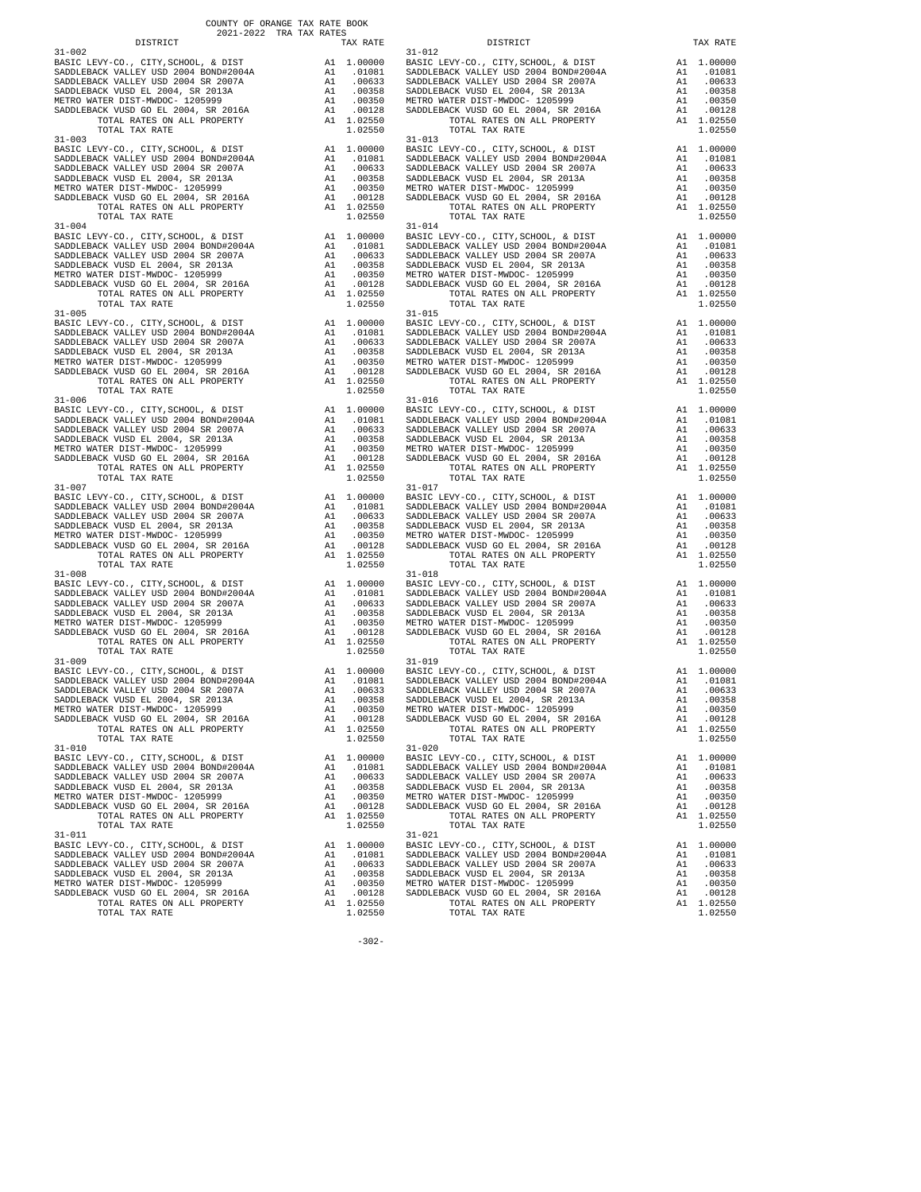COUNTY OF ORANGE TAX RATE BOOK
2021-2022 TRA TAX RATES

| DISTRICT | | TAX RATE |
|---|---|---|
| **31-002** | | |
| BASIC LEVY-CO., CITY,SCHOOL, & DIST | A1 | 1.00000 |
| SADDLEBACK VALLEY USD 2004 BOND#2004A | A1 | .01081 |
| SADDLEBACK VALLEY USD 2004 SR 2007A | A1 | .00633 |
| SADDLEBACK VUSD EL 2004, SR 2013A | A1 | .00358 |
| METRO WATER DIST-MWDOC- 1205999 | A1 | .00350 |
| SADDLEBACK VUSD GO EL 2004, SR 2016A | A1 | .00128 |
| TOTAL RATES ON ALL PROPERTY | A1 | 1.02550 |
| TOTAL TAX RATE | | 1.02550 |
| **31-003** | | |
| BASIC LEVY-CO., CITY,SCHOOL, & DIST | A1 | 1.00000 |
| SADDLEBACK VALLEY USD 2004 BOND#2004A | A1 | .01081 |
| SADDLEBACK VALLEY USD 2004 SR 2007A | A1 | .00633 |
| SADDLEBACK VUSD EL 2004, SR 2013A | A1 | .00358 |
| METRO WATER DIST-MWDOC- 1205999 | A1 | .00350 |
| SADDLEBACK VUSD GO EL 2004, SR 2016A | A1 | .00128 |
| TOTAL RATES ON ALL PROPERTY | A1 | 1.02550 |
| TOTAL TAX RATE | | 1.02550 |
| **31-004** | | |
| BASIC LEVY-CO., CITY,SCHOOL, & DIST | A1 | 1.00000 |
| SADDLEBACK VALLEY USD 2004 BOND#2004A | A1 | .01081 |
| SADDLEBACK VALLEY USD 2004 SR 2007A | A1 | .00633 |
| SADDLEBACK VUSD EL 2004, SR 2013A | A1 | .00358 |
| METRO WATER DIST-MWDOC- 1205999 | A1 | .00350 |
| SADDLEBACK VUSD GO EL 2004, SR 2016A | A1 | .00128 |
| TOTAL RATES ON ALL PROPERTY | A1 | 1.02550 |
| TOTAL TAX RATE | | 1.02550 |
| **31-005** | | |
| BASIC LEVY-CO., CITY,SCHOOL, & DIST | A1 | 1.00000 |
| SADDLEBACK VALLEY USD 2004 BOND#2004A | A1 | .01081 |
| SADDLEBACK VALLEY USD 2004 SR 2007A | A1 | .00633 |
| SADDLEBACK VUSD EL 2004, SR 2013A | A1 | .00358 |
| METRO WATER DIST-MWDOC- 1205999 | A1 | .00350 |
| SADDLEBACK VUSD GO EL 2004, SR 2016A | A1 | .00128 |
| TOTAL RATES ON ALL PROPERTY | A1 | 1.02550 |
| TOTAL TAX RATE | | 1.02550 |
| **31-006** | | |
| BASIC LEVY-CO., CITY,SCHOOL, & DIST | A1 | 1.00000 |
| SADDLEBACK VALLEY USD 2004 BOND#2004A | A1 | .01081 |
| SADDLEBACK VALLEY USD 2004 SR 2007A | A1 | .00633 |
| SADDLEBACK VUSD EL 2004, SR 2013A | A1 | .00358 |
| METRO WATER DIST-MWDOC- 1205999 | A1 | .00350 |
| SADDLEBACK VUSD GO EL 2004, SR 2016A | A1 | .00128 |
| TOTAL RATES ON ALL PROPERTY | A1 | 1.02550 |
| TOTAL TAX RATE | | 1.02550 |
| **31-007** | | |
| BASIC LEVY-CO., CITY,SCHOOL, & DIST | A1 | 1.00000 |
| SADDLEBACK VALLEY USD 2004 BOND#2004A | A1 | .01081 |
| SADDLEBACK VALLEY USD 2004 SR 2007A | A1 | .00633 |
| SADDLEBACK VUSD EL 2004, SR 2013A | A1 | .00358 |
| METRO WATER DIST-MWDOC- 1205999 | A1 | .00350 |
| SADDLEBACK VUSD GO EL 2004, SR 2016A | A1 | .00128 |
| TOTAL RATES ON ALL PROPERTY | A1 | 1.02550 |
| TOTAL TAX RATE | | 1.02550 |
| **31-008** | | |
| BASIC LEVY-CO., CITY,SCHOOL, & DIST | A1 | 1.00000 |
| SADDLEBACK VALLEY USD 2004 BOND#2004A | A1 | .01081 |
| SADDLEBACK VALLEY USD 2004 SR 2007A | A1 | .00633 |
| SADDLEBACK VUSD EL 2004, SR 2013A | A1 | .00358 |
| METRO WATER DIST-MWDOC- 1205999 | A1 | .00350 |
| SADDLEBACK VUSD GO EL 2004, SR 2016A | A1 | .00128 |
| TOTAL RATES ON ALL PROPERTY | A1 | 1.02550 |
| TOTAL TAX RATE | | 1.02550 |
| **31-009** | | |
| BASIC LEVY-CO., CITY,SCHOOL, & DIST | A1 | 1.00000 |
| SADDLEBACK VALLEY USD 2004 BOND#2004A | A1 | .01081 |
| SADDLEBACK VALLEY USD 2004 SR 2007A | A1 | .00633 |
| SADDLEBACK VUSD EL 2004, SR 2013A | A1 | .00358 |
| METRO WATER DIST-MWDOC- 1205999 | A1 | .00350 |
| SADDLEBACK VUSD GO EL 2004, SR 2016A | A1 | .00128 |
| TOTAL RATES ON ALL PROPERTY | A1 | 1.02550 |
| TOTAL TAX RATE | | 1.02550 |
| **31-010** | | |
| BASIC LEVY-CO., CITY,SCHOOL, & DIST | A1 | 1.00000 |
| SADDLEBACK VALLEY USD 2004 BOND#2004A | A1 | .01081 |
| SADDLEBACK VALLEY USD 2004 SR 2007A | A1 | .00633 |
| SADDLEBACK VUSD EL 2004, SR 2013A | A1 | .00358 |
| METRO WATER DIST-MWDOC- 1205999 | A1 | .00350 |
| SADDLEBACK VUSD GO EL 2004, SR 2016A | A1 | .00128 |
| TOTAL RATES ON ALL PROPERTY | A1 | 1.02550 |
| TOTAL TAX RATE | | 1.02550 |
| **31-011** | | |
| BASIC LEVY-CO., CITY,SCHOOL, & DIST | A1 | 1.00000 |
| SADDLEBACK VALLEY USD 2004 BOND#2004A | A1 | .01081 |
| SADDLEBACK VALLEY USD 2004 SR 2007A | A1 | .00633 |
| SADDLEBACK VUSD EL 2004, SR 2013A | A1 | .00358 |
| METRO WATER DIST-MWDOC- 1205999 | A1 | .00350 |
| SADDLEBACK VUSD GO EL 2004, SR 2016A | A1 | .00128 |
| TOTAL RATES ON ALL PROPERTY | A1 | 1.02550 |
| TOTAL TAX RATE | | 1.02550 |
| **31-012** | | |
| BASIC LEVY-CO., CITY,SCHOOL, & DIST | A1 | 1.00000 |
| SADDLEBACK VALLEY USD 2004 BOND#2004A | A1 | .01081 |
| SADDLEBACK VALLEY USD 2004 SR 2007A | A1 | .00633 |
| SADDLEBACK VUSD EL 2004, SR 2013A | A1 | .00358 |
| METRO WATER DIST-MWDOC- 1205999 | A1 | .00350 |
| SADDLEBACK VUSD GO EL 2004, SR 2016A | A1 | .00128 |
| TOTAL RATES ON ALL PROPERTY | A1 | 1.02550 |
| TOTAL TAX RATE | | 1.02550 |
| **31-013** | | |
| BASIC LEVY-CO., CITY,SCHOOL, & DIST | A1 | 1.00000 |
| SADDLEBACK VALLEY USD 2004 BOND#2004A | A1 | .01081 |
| SADDLEBACK VALLEY USD 2004 SR 2007A | A1 | .00633 |
| SADDLEBACK VUSD EL 2004, SR 2013A | A1 | .00358 |
| METRO WATER DIST-MWDOC- 1205999 | A1 | .00350 |
| SADDLEBACK VUSD GO EL 2004, SR 2016A | A1 | .00128 |
| TOTAL RATES ON ALL PROPERTY | A1 | 1.02550 |
| TOTAL TAX RATE | | 1.02550 |
| **31-014** | | |
| BASIC LEVY-CO., CITY,SCHOOL, & DIST | A1 | 1.00000 |
| SADDLEBACK VALLEY USD 2004 BOND#2004A | A1 | .01081 |
| SADDLEBACK VALLEY USD 2004 SR 2007A | A1 | .00633 |
| SADDLEBACK VUSD EL 2004, SR 2013A | A1 | .00358 |
| METRO WATER DIST-MWDOC- 1205999 | A1 | .00350 |
| SADDLEBACK VUSD GO EL 2004, SR 2016A | A1 | .00128 |
| TOTAL RATES ON ALL PROPERTY | A1 | 1.02550 |
| TOTAL TAX RATE | | 1.02550 |
| **31-015** | | |
| BASIC LEVY-CO., CITY,SCHOOL, & DIST | A1 | 1.00000 |
| SADDLEBACK VALLEY USD 2004 BOND#2004A | A1 | .01081 |
| SADDLEBACK VALLEY USD 2004 SR 2007A | A1 | .00633 |
| SADDLEBACK VUSD EL 2004, SR 2013A | A1 | .00358 |
| METRO WATER DIST-MWDOC- 1205999 | A1 | .00350 |
| SADDLEBACK VUSD GO EL 2004, SR 2016A | A1 | .00128 |
| TOTAL RATES ON ALL PROPERTY | A1 | 1.02550 |
| TOTAL TAX RATE | | 1.02550 |
| **31-016** | | |
| BASIC LEVY-CO., CITY,SCHOOL, & DIST | A1 | 1.00000 |
| SADDLEBACK VALLEY USD 2004 BOND#2004A | A1 | .01081 |
| SADDLEBACK VALLEY USD 2004 SR 2007A | A1 | .00633 |
| SADDLEBACK VUSD EL 2004, SR 2013A | A1 | .00358 |
| METRO WATER DIST-MWDOC- 1205999 | A1 | .00350 |
| SADDLEBACK VUSD GO EL 2004, SR 2016A | A1 | .00128 |
| TOTAL RATES ON ALL PROPERTY | A1 | 1.02550 |
| TOTAL TAX RATE | | 1.02550 |
| **31-017** | | |
| BASIC LEVY-CO., CITY,SCHOOL, & DIST | A1 | 1.00000 |
| SADDLEBACK VALLEY USD 2004 BOND#2004A | A1 | .01081 |
| SADDLEBACK VALLEY USD 2004 SR 2007A | A1 | .00633 |
| SADDLEBACK VUSD EL 2004, SR 2013A | A1 | .00358 |
| METRO WATER DIST-MWDOC- 1205999 | A1 | .00350 |
| SADDLEBACK VUSD GO EL 2004, SR 2016A | A1 | .00128 |
| TOTAL RATES ON ALL PROPERTY | A1 | 1.02550 |
| TOTAL TAX RATE | | 1.02550 |
| **31-018** | | |
| BASIC LEVY-CO., CITY,SCHOOL, & DIST | A1 | 1.00000 |
| SADDLEBACK VALLEY USD 2004 BOND#2004A | A1 | .01081 |
| SADDLEBACK VALLEY USD 2004 SR 2007A | A1 | .00633 |
| SADDLEBACK VUSD EL 2004, SR 2013A | A1 | .00358 |
| METRO WATER DIST-MWDOC- 1205999 | A1 | .00350 |
| SADDLEBACK VUSD GO EL 2004, SR 2016A | A1 | .00128 |
| TOTAL RATES ON ALL PROPERTY | A1 | 1.02550 |
| TOTAL TAX RATE | | 1.02550 |
| **31-019** | | |
| BASIC LEVY-CO., CITY,SCHOOL, & DIST | A1 | 1.00000 |
| SADDLEBACK VALLEY USD 2004 BOND#2004A | A1 | .01081 |
| SADDLEBACK VALLEY USD 2004 SR 2007A | A1 | .00633 |
| SADDLEBACK VUSD EL 2004, SR 2013A | A1 | .00358 |
| METRO WATER DIST-MWDOC- 1205999 | A1 | .00350 |
| SADDLEBACK VUSD GO EL 2004, SR 2016A | A1 | .00128 |
| TOTAL RATES ON ALL PROPERTY | A1 | 1.02550 |
| TOTAL TAX RATE | | 1.02550 |
| **31-020** | | |
| BASIC LEVY-CO., CITY,SCHOOL, & DIST | A1 | 1.00000 |
| SADDLEBACK VALLEY USD 2004 BOND#2004A | A1 | .01081 |
| SADDLEBACK VALLEY USD 2004 SR 2007A | A1 | .00633 |
| SADDLEBACK VUSD EL 2004, SR 2013A | A1 | .00358 |
| METRO WATER DIST-MWDOC- 1205999 | A1 | .00350 |
| SADDLEBACK VUSD GO EL 2004, SR 2016A | A1 | .00128 |
| TOTAL RATES ON ALL PROPERTY | A1 | 1.02550 |
| TOTAL TAX RATE | | 1.02550 |
| **31-021** | | |
| BASIC LEVY-CO., CITY,SCHOOL, & DIST | A1 | 1.00000 |
| SADDLEBACK VALLEY USD 2004 BOND#2004A | A1 | .01081 |
| SADDLEBACK VALLEY USD 2004 SR 2007A | A1 | .00633 |
| SADDLEBACK VUSD EL 2004, SR 2013A | A1 | .00358 |
| METRO WATER DIST-MWDOC- 1205999 | A1 | .00350 |
| SADDLEBACK VUSD GO EL 2004, SR 2016A | A1 | .00128 |
| TOTAL RATES ON ALL PROPERTY | A1 | 1.02550 |
| TOTAL TAX RATE | | 1.02550 |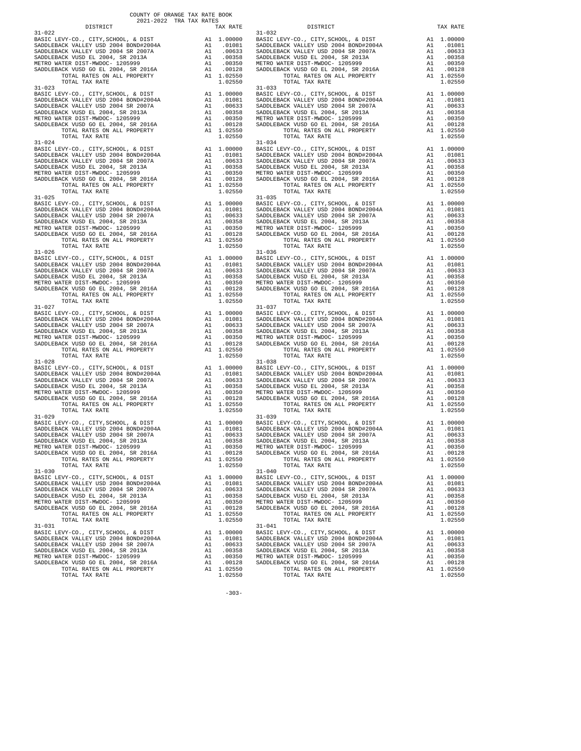COUNTY OF ORANGE TAX RATE BOOK
2021-2022 TRA TAX RATES

| DISTRICT | | TAX RATE |
|---|---|---|
| 31-022 | | |
| BASIC LEVY-CO., CITY,SCHOOL, & DIST | A1 | 1.00000 |
| SADDLEBACK VALLEY USD 2004 BOND#2004A | A1 | .01081 |
| SADDLEBACK VALLEY USD 2004 SR 2007A | A1 | .00633 |
| SADDLEBACK VUSD EL 2004, SR 2013A | A1 | .00358 |
| METRO WATER DIST-MWDOC- 1205999 | A1 | .00350 |
| SADDLEBACK VUSD GO EL 2004, SR 2016A | A1 | .00128 |
| TOTAL RATES ON ALL PROPERTY | A1 | 1.02550 |
| TOTAL TAX RATE | | 1.02550 |
| 31-023 | | |
| BASIC LEVY-CO., CITY,SCHOOL, & DIST | A1 | 1.00000 |
| SADDLEBACK VALLEY USD 2004 BOND#2004A | A1 | .01081 |
| SADDLEBACK VALLEY USD 2004 SR 2007A | A1 | .00633 |
| SADDLEBACK VUSD EL 2004, SR 2013A | A1 | .00358 |
| METRO WATER DIST-MWDOC- 1205999 | A1 | .00350 |
| SADDLEBACK VUSD GO EL 2004, SR 2016A | A1 | .00128 |
| TOTAL RATES ON ALL PROPERTY | A1 | 1.02550 |
| TOTAL TAX RATE | | 1.02550 |
| 31-024 | | |
| BASIC LEVY-CO., CITY,SCHOOL, & DIST | A1 | 1.00000 |
| SADDLEBACK VALLEY USD 2004 BOND#2004A | A1 | .01081 |
| SADDLEBACK VALLEY USD 2004 SR 2007A | A1 | .00633 |
| SADDLEBACK VUSD EL 2004, SR 2013A | A1 | .00358 |
| METRO WATER DIST-MWDOC- 1205999 | A1 | .00350 |
| SADDLEBACK VUSD GO EL 2004, SR 2016A | A1 | .00128 |
| TOTAL RATES ON ALL PROPERTY | A1 | 1.02550 |
| TOTAL TAX RATE | | 1.02550 |
| 31-025 | | |
| BASIC LEVY-CO., CITY,SCHOOL, & DIST | A1 | 1.00000 |
| SADDLEBACK VALLEY USD 2004 BOND#2004A | A1 | .01081 |
| SADDLEBACK VALLEY USD 2004 SR 2007A | A1 | .00633 |
| SADDLEBACK VUSD EL 2004, SR 2013A | A1 | .00358 |
| METRO WATER DIST-MWDOC- 1205999 | A1 | .00350 |
| SADDLEBACK VUSD GO EL 2004, SR 2016A | A1 | .00128 |
| TOTAL RATES ON ALL PROPERTY | A1 | 1.02550 |
| TOTAL TAX RATE | | 1.02550 |
| 31-026 | | |
| BASIC LEVY-CO., CITY,SCHOOL, & DIST | A1 | 1.00000 |
| SADDLEBACK VALLEY USD 2004 BOND#2004A | A1 | .01081 |
| SADDLEBACK VALLEY USD 2004 SR 2007A | A1 | .00633 |
| SADDLEBACK VUSD EL 2004, SR 2013A | A1 | .00358 |
| METRO WATER DIST-MWDOC- 1205999 | A1 | .00350 |
| SADDLEBACK VUSD GO EL 2004, SR 2016A | A1 | .00128 |
| TOTAL RATES ON ALL PROPERTY | A1 | 1.02550 |
| TOTAL TAX RATE | | 1.02550 |
| 31-027 | | |
| BASIC LEVY-CO., CITY,SCHOOL, & DIST | A1 | 1.00000 |
| SADDLEBACK VALLEY USD 2004 BOND#2004A | A1 | .01081 |
| SADDLEBACK VALLEY USD 2004 SR 2007A | A1 | .00633 |
| SADDLEBACK VUSD EL 2004, SR 2013A | A1 | .00358 |
| METRO WATER DIST-MWDOC- 1205999 | A1 | .00350 |
| SADDLEBACK VUSD GO EL 2004, SR 2016A | A1 | .00128 |
| TOTAL RATES ON ALL PROPERTY | A1 | 1.02550 |
| TOTAL TAX RATE | | 1.02550 |
| 31-028 | | |
| BASIC LEVY-CO., CITY,SCHOOL, & DIST | A1 | 1.00000 |
| SADDLEBACK VALLEY USD 2004 BOND#2004A | A1 | .01081 |
| SADDLEBACK VALLEY USD 2004 SR 2007A | A1 | .00633 |
| SADDLEBACK VUSD EL 2004, SR 2013A | A1 | .00358 |
| METRO WATER DIST-MWDOC- 1205999 | A1 | .00350 |
| SADDLEBACK VUSD GO EL 2004, SR 2016A | A1 | .00128 |
| TOTAL RATES ON ALL PROPERTY | A1 | 1.02550 |
| TOTAL TAX RATE | | 1.02550 |
| 31-029 | | |
| BASIC LEVY-CO., CITY,SCHOOL, & DIST | A1 | 1.00000 |
| SADDLEBACK VALLEY USD 2004 BOND#2004A | A1 | .01081 |
| SADDLEBACK VALLEY USD 2004 SR 2007A | A1 | .00633 |
| SADDLEBACK VUSD EL 2004, SR 2013A | A1 | .00358 |
| METRO WATER DIST-MWDOC- 1205999 | A1 | .00350 |
| SADDLEBACK VUSD GO EL 2004, SR 2016A | A1 | .00128 |
| TOTAL RATES ON ALL PROPERTY | A1 | 1.02550 |
| TOTAL TAX RATE | | 1.02550 |
| 31-030 | | |
| BASIC LEVY-CO., CITY,SCHOOL, & DIST | A1 | 1.00000 |
| SADDLEBACK VALLEY USD 2004 BOND#2004A | A1 | .01081 |
| SADDLEBACK VALLEY USD 2004 SR 2007A | A1 | .00633 |
| SADDLEBACK VUSD EL 2004, SR 2013A | A1 | .00358 |
| METRO WATER DIST-MWDOC- 1205999 | A1 | .00350 |
| SADDLEBACK VUSD GO EL 2004, SR 2016A | A1 | .00128 |
| TOTAL RATES ON ALL PROPERTY | A1 | 1.02550 |
| TOTAL TAX RATE | | 1.02550 |
| 31-031 | | |
| BASIC LEVY-CO., CITY,SCHOOL, & DIST | A1 | 1.00000 |
| SADDLEBACK VALLEY USD 2004 BOND#2004A | A1 | .01081 |
| SADDLEBACK VALLEY USD 2004 SR 2007A | A1 | .00633 |
| SADDLEBACK VUSD EL 2004, SR 2013A | A1 | .00358 |
| METRO WATER DIST-MWDOC- 1205999 | A1 | .00350 |
| SADDLEBACK VUSD GO EL 2004, SR 2016A | A1 | .00128 |
| TOTAL RATES ON ALL PROPERTY | A1 | 1.02550 |
| TOTAL TAX RATE | | 1.02550 |
| 31-032 | | |
| BASIC LEVY-CO., CITY,SCHOOL, & DIST | A1 | 1.00000 |
| SADDLEBACK VALLEY USD 2004 BOND#2004A | A1 | .01081 |
| SADDLEBACK VALLEY USD 2004 SR 2007A | A1 | .00633 |
| SADDLEBACK VUSD EL 2004, SR 2013A | A1 | .00358 |
| METRO WATER DIST-MWDOC- 1205999 | A1 | .00350 |
| SADDLEBACK VUSD GO EL 2004, SR 2016A | A1 | .00128 |
| TOTAL RATES ON ALL PROPERTY | A1 | 1.02550 |
| TOTAL TAX RATE | | 1.02550 |
| 31-033 | | |
| BASIC LEVY-CO., CITY,SCHOOL, & DIST | A1 | 1.00000 |
| SADDLEBACK VALLEY USD 2004 BOND#2004A | A1 | .01081 |
| SADDLEBACK VALLEY USD 2004 SR 2007A | A1 | .00633 |
| SADDLEBACK VUSD EL 2004, SR 2013A | A1 | .00358 |
| METRO WATER DIST-MWDOC- 1205999 | A1 | .00350 |
| SADDLEBACK VUSD GO EL 2004, SR 2016A | A1 | .00128 |
| TOTAL RATES ON ALL PROPERTY | A1 | 1.02550 |
| TOTAL TAX RATE | | 1.02550 |
| 31-034 | | |
| BASIC LEVY-CO., CITY,SCHOOL, & DIST | A1 | 1.00000 |
| SADDLEBACK VALLEY USD 2004 BOND#2004A | A1 | .01081 |
| SADDLEBACK VALLEY USD 2004 SR 2007A | A1 | .00633 |
| SADDLEBACK VUSD EL 2004, SR 2013A | A1 | .00358 |
| METRO WATER DIST-MWDOC- 1205999 | A1 | .00350 |
| SADDLEBACK VUSD GO EL 2004, SR 2016A | A1 | .00128 |
| TOTAL RATES ON ALL PROPERTY | A1 | 1.02550 |
| TOTAL TAX RATE | | 1.02550 |
| 31-035 | | |
| BASIC LEVY-CO., CITY,SCHOOL, & DIST | A1 | 1.00000 |
| SADDLEBACK VALLEY USD 2004 BOND#2004A | A1 | .01081 |
| SADDLEBACK VALLEY USD 2004 SR 2007A | A1 | .00633 |
| SADDLEBACK VUSD EL 2004, SR 2013A | A1 | .00358 |
| METRO WATER DIST-MWDOC- 1205999 | A1 | .00350 |
| SADDLEBACK VUSD GO EL 2004, SR 2016A | A1 | .00128 |
| TOTAL RATES ON ALL PROPERTY | A1 | 1.02550 |
| TOTAL TAX RATE | | 1.02550 |
| 31-036 | | |
| BASIC LEVY-CO., CITY,SCHOOL, & DIST | A1 | 1.00000 |
| SADDLEBACK VALLEY USD 2004 BOND#2004A | A1 | .01081 |
| SADDLEBACK VALLEY USD 2004 SR 2007A | A1 | .00633 |
| SADDLEBACK VUSD EL 2004, SR 2013A | A1 | .00358 |
| METRO WATER DIST-MWDOC- 1205999 | A1 | .00350 |
| SADDLEBACK VUSD GO EL 2004, SR 2016A | A1 | .00128 |
| TOTAL RATES ON ALL PROPERTY | A1 | 1.02550 |
| TOTAL TAX RATE | | 1.02550 |
| 31-037 | | |
| BASIC LEVY-CO., CITY,SCHOOL, & DIST | A1 | 1.00000 |
| SADDLEBACK VALLEY USD 2004 BOND#2004A | A1 | .01081 |
| SADDLEBACK VALLEY USD 2004 SR 2007A | A1 | .00633 |
| SADDLEBACK VUSD EL 2004, SR 2013A | A1 | .00358 |
| METRO WATER DIST-MWDOC- 1205999 | A1 | .00350 |
| SADDLEBACK VUSD GO EL 2004, SR 2016A | A1 | .00128 |
| TOTAL RATES ON ALL PROPERTY | A1 | 1.02550 |
| TOTAL TAX RATE | | 1.02550 |
| 31-038 | | |
| BASIC LEVY-CO., CITY,SCHOOL, & DIST | A1 | 1.00000 |
| SADDLEBACK VALLEY USD 2004 BOND#2004A | A1 | .01081 |
| SADDLEBACK VALLEY USD 2004 SR 2007A | A1 | .00633 |
| SADDLEBACK VUSD EL 2004, SR 2013A | A1 | .00358 |
| METRO WATER DIST-MWDOC- 1205999 | A1 | .00350 |
| SADDLEBACK VUSD GO EL 2004, SR 2016A | A1 | .00128 |
| TOTAL RATES ON ALL PROPERTY | A1 | 1.02550 |
| TOTAL TAX RATE | | 1.02550 |
| 31-039 | | |
| BASIC LEVY-CO., CITY,SCHOOL, & DIST | A1 | 1.00000 |
| SADDLEBACK VALLEY USD 2004 BOND#2004A | A1 | .01081 |
| SADDLEBACK VALLEY USD 2004 SR 2007A | A1 | .00633 |
| SADDLEBACK VUSD EL 2004, SR 2013A | A1 | .00358 |
| METRO WATER DIST-MWDOC- 1205999 | A1 | .00350 |
| SADDLEBACK VUSD GO EL 2004, SR 2016A | A1 | .00128 |
| TOTAL RATES ON ALL PROPERTY | A1 | 1.02550 |
| TOTAL TAX RATE | | 1.02550 |
| 31-040 | | |
| BASIC LEVY-CO., CITY,SCHOOL, & DIST | A1 | 1.00000 |
| SADDLEBACK VALLEY USD 2004 BOND#2004A | A1 | .01081 |
| SADDLEBACK VALLEY USD 2004 SR 2007A | A1 | .00633 |
| SADDLEBACK VUSD EL 2004, SR 2013A | A1 | .00358 |
| METRO WATER DIST-MWDOC- 1205999 | A1 | .00350 |
| SADDLEBACK VUSD GO EL 2004, SR 2016A | A1 | .00128 |
| TOTAL RATES ON ALL PROPERTY | A1 | 1.02550 |
| TOTAL TAX RATE | | 1.02550 |
| 31-041 | | |
| BASIC LEVY-CO., CITY,SCHOOL, & DIST | A1 | 1.00000 |
| SADDLEBACK VALLEY USD 2004 BOND#2004A | A1 | .01081 |
| SADDLEBACK VALLEY USD 2004 SR 2007A | A1 | .00633 |
| SADDLEBACK VUSD EL 2004, SR 2013A | A1 | .00358 |
| METRO WATER DIST-MWDOC- 1205999 | A1 | .00350 |
| SADDLEBACK VUSD GO EL 2004, SR 2016A | A1 | .00128 |
| TOTAL RATES ON ALL PROPERTY | A1 | 1.02550 |
| TOTAL TAX RATE | | 1.02550 |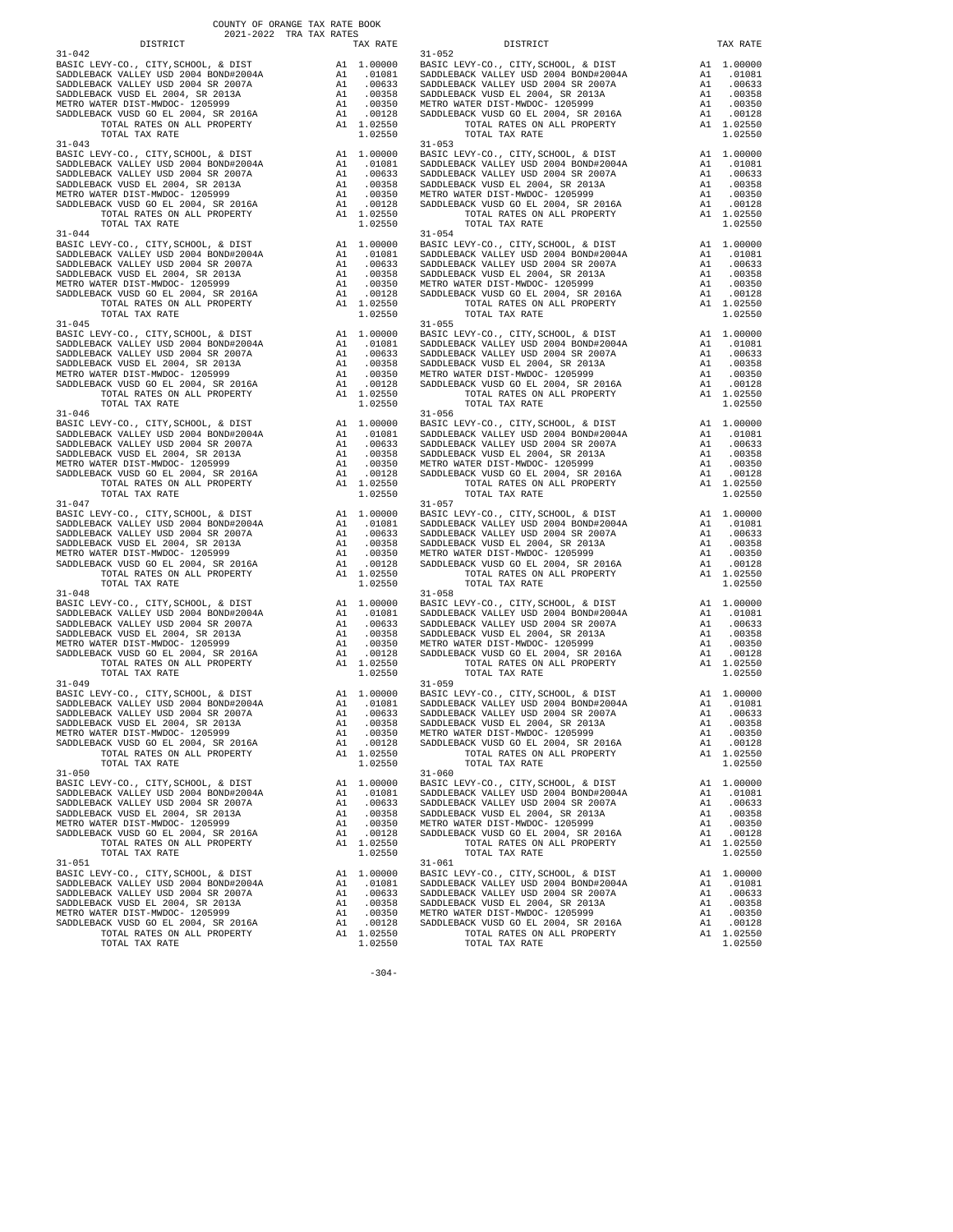COUNTY OF ORANGE TAX RATE BOOK
2021-2022 TRA TAX RATES

| DISTRICT | TAX RATE | DISTRICT | TAX RATE |
|---|---|---|---|
| 31-042 | | 31-052 | |
| BASIC LEVY-CO., CITY,SCHOOL, & DIST | A1 1.00000 | BASIC LEVY-CO., CITY,SCHOOL, & DIST | A1 1.00000 |
| SADDLEBACK VALLEY USD 2004 BOND#2004A | A1 .01081 | SADDLEBACK VALLEY USD 2004 BOND#2004A | A1 .01081 |
| SADDLEBACK VALLEY USD 2004 SR 2007A | A1 .00633 | SADDLEBACK VALLEY USD 2004 SR 2007A | A1 .00633 |
| SADDLEBACK VUSD EL 2004, SR 2013A | A1 .00358 | SADDLEBACK VUSD EL 2004, SR 2013A | A1 .00358 |
| METRO WATER DIST-MWDOC- 1205999 | A1 .00350 | METRO WATER DIST-MWDOC- 1205999 | A1 .00350 |
| SADDLEBACK VUSD GO EL 2004, SR 2016A | A1 .00128 | SADDLEBACK VUSD GO EL 2004, SR 2016A | A1 .00128 |
| TOTAL RATES ON ALL PROPERTY | A1 1.02550 | TOTAL RATES ON ALL PROPERTY | A1 1.02550 |
| TOTAL TAX RATE | 1.02550 | TOTAL TAX RATE | 1.02550 |
| 31-043 | | 31-053 | |
| BASIC LEVY-CO., CITY,SCHOOL, & DIST | A1 1.00000 | BASIC LEVY-CO., CITY,SCHOOL, & DIST | A1 1.00000 |
| SADDLEBACK VALLEY USD 2004 BOND#2004A | A1 .01081 | SADDLEBACK VALLEY USD 2004 BOND#2004A | A1 .01081 |
| SADDLEBACK VALLEY USD 2004 SR 2007A | A1 .00633 | SADDLEBACK VALLEY USD 2004 SR 2007A | A1 .00633 |
| SADDLEBACK VUSD EL 2004, SR 2013A | A1 .00358 | SADDLEBACK VUSD EL 2004, SR 2013A | A1 .00358 |
| METRO WATER DIST-MWDOC- 1205999 | A1 .00350 | METRO WATER DIST-MWDOC- 1205999 | A1 .00350 |
| SADDLEBACK VUSD GO EL 2004, SR 2016A | A1 .00128 | SADDLEBACK VUSD GO EL 2004, SR 2016A | A1 .00128 |
| TOTAL RATES ON ALL PROPERTY | A1 1.02550 | TOTAL RATES ON ALL PROPERTY | A1 1.02550 |
| TOTAL TAX RATE | 1.02550 | TOTAL TAX RATE | 1.02550 |
| 31-044 | | 31-054 | |
| BASIC LEVY-CO., CITY,SCHOOL, & DIST | A1 1.00000 | BASIC LEVY-CO., CITY,SCHOOL, & DIST | A1 1.00000 |
| SADDLEBACK VALLEY USD 2004 BOND#2004A | A1 .01081 | SADDLEBACK VALLEY USD 2004 BOND#2004A | A1 .01081 |
| SADDLEBACK VALLEY USD 2004 SR 2007A | A1 .00633 | SADDLEBACK VALLEY USD 2004 SR 2007A | A1 .00633 |
| SADDLEBACK VUSD EL 2004, SR 2013A | A1 .00358 | SADDLEBACK VUSD EL 2004, SR 2013A | A1 .00358 |
| METRO WATER DIST-MWDOC- 1205999 | A1 .00350 | METRO WATER DIST-MWDOC- 1205999 | A1 .00350 |
| SADDLEBACK VUSD GO EL 2004, SR 2016A | A1 .00128 | SADDLEBACK VUSD GO EL 2004, SR 2016A | A1 .00128 |
| TOTAL RATES ON ALL PROPERTY | A1 1.02550 | TOTAL RATES ON ALL PROPERTY | A1 1.02550 |
| TOTAL TAX RATE | 1.02550 | TOTAL TAX RATE | 1.02550 |
| 31-045 | | 31-055 | |
| BASIC LEVY-CO., CITY,SCHOOL, & DIST | A1 1.00000 | BASIC LEVY-CO., CITY,SCHOOL, & DIST | A1 1.00000 |
| SADDLEBACK VALLEY USD 2004 BOND#2004A | A1 .01081 | SADDLEBACK VALLEY USD 2004 BOND#2004A | A1 .01081 |
| SADDLEBACK VALLEY USD 2004 SR 2007A | A1 .00633 | SADDLEBACK VALLEY USD 2004 SR 2007A | A1 .00633 |
| SADDLEBACK VUSD EL 2004, SR 2013A | A1 .00358 | SADDLEBACK VUSD EL 2004, SR 2013A | A1 .00358 |
| METRO WATER DIST-MWDOC- 1205999 | A1 .00350 | METRO WATER DIST-MWDOC- 1205999 | A1 .00350 |
| SADDLEBACK VUSD GO EL 2004, SR 2016A | A1 .00128 | SADDLEBACK VUSD GO EL 2004, SR 2016A | A1 .00128 |
| TOTAL RATES ON ALL PROPERTY | A1 1.02550 | TOTAL RATES ON ALL PROPERTY | A1 1.02550 |
| TOTAL TAX RATE | 1.02550 | TOTAL TAX RATE | 1.02550 |
| 31-046 | | 31-056 | |
| BASIC LEVY-CO., CITY,SCHOOL, & DIST | A1 1.00000 | BASIC LEVY-CO., CITY,SCHOOL, & DIST | A1 1.00000 |
| SADDLEBACK VALLEY USD 2004 BOND#2004A | A1 .01081 | SADDLEBACK VALLEY USD 2004 BOND#2004A | A1 .01081 |
| SADDLEBACK VALLEY USD 2004 SR 2007A | A1 .00633 | SADDLEBACK VALLEY USD 2004 SR 2007A | A1 .00633 |
| SADDLEBACK VUSD EL 2004, SR 2013A | A1 .00358 | SADDLEBACK VUSD EL 2004, SR 2013A | A1 .00358 |
| METRO WATER DIST-MWDOC- 1205999 | A1 .00350 | METRO WATER DIST-MWDOC- 1205999 | A1 .00350 |
| SADDLEBACK VUSD GO EL 2004, SR 2016A | A1 .00128 | SADDLEBACK VUSD GO EL 2004, SR 2016A | A1 .00128 |
| TOTAL RATES ON ALL PROPERTY | A1 1.02550 | TOTAL RATES ON ALL PROPERTY | A1 1.02550 |
| TOTAL TAX RATE | 1.02550 | TOTAL TAX RATE | 1.02550 |
| 31-047 | | 31-057 | |
| BASIC LEVY-CO., CITY,SCHOOL, & DIST | A1 1.00000 | BASIC LEVY-CO., CITY,SCHOOL, & DIST | A1 1.00000 |
| SADDLEBACK VALLEY USD 2004 BOND#2004A | A1 .01081 | SADDLEBACK VALLEY USD 2004 BOND#2004A | A1 .01081 |
| SADDLEBACK VALLEY USD 2004 SR 2007A | A1 .00633 | SADDLEBACK VALLEY USD 2004 SR 2007A | A1 .00633 |
| SADDLEBACK VUSD EL 2004, SR 2013A | A1 .00358 | SADDLEBACK VUSD EL 2004, SR 2013A | A1 .00358 |
| METRO WATER DIST-MWDOC- 1205999 | A1 .00350 | METRO WATER DIST-MWDOC- 1205999 | A1 .00350 |
| SADDLEBACK VUSD GO EL 2004, SR 2016A | A1 .00128 | SADDLEBACK VUSD GO EL 2004, SR 2016A | A1 .00128 |
| TOTAL RATES ON ALL PROPERTY | A1 1.02550 | TOTAL RATES ON ALL PROPERTY | A1 1.02550 |
| TOTAL TAX RATE | 1.02550 | TOTAL TAX RATE | 1.02550 |
| 31-048 | | 31-058 | |
| BASIC LEVY-CO., CITY,SCHOOL, & DIST | A1 1.00000 | BASIC LEVY-CO., CITY,SCHOOL, & DIST | A1 1.00000 |
| SADDLEBACK VALLEY USD 2004 BOND#2004A | A1 .01081 | SADDLEBACK VALLEY USD 2004 BOND#2004A | A1 .01081 |
| SADDLEBACK VALLEY USD 2004 SR 2007A | A1 .00633 | SADDLEBACK VALLEY USD 2004 SR 2007A | A1 .00633 |
| SADDLEBACK VUSD EL 2004, SR 2013A | A1 .00358 | SADDLEBACK VUSD EL 2004, SR 2013A | A1 .00358 |
| METRO WATER DIST-MWDOC- 1205999 | A1 .00350 | METRO WATER DIST-MWDOC- 1205999 | A1 .00350 |
| SADDLEBACK VUSD GO EL 2004, SR 2016A | A1 .00128 | SADDLEBACK VUSD GO EL 2004, SR 2016A | A1 .00128 |
| TOTAL RATES ON ALL PROPERTY | A1 1.02550 | TOTAL RATES ON ALL PROPERTY | A1 1.02550 |
| TOTAL TAX RATE | 1.02550 | TOTAL TAX RATE | 1.02550 |
| 31-049 | | 31-059 | |
| BASIC LEVY-CO., CITY,SCHOOL, & DIST | A1 1.00000 | BASIC LEVY-CO., CITY,SCHOOL, & DIST | A1 1.00000 |
| SADDLEBACK VALLEY USD 2004 BOND#2004A | A1 .01081 | SADDLEBACK VALLEY USD 2004 BOND#2004A | A1 .01081 |
| SADDLEBACK VALLEY USD 2004 SR 2007A | A1 .00633 | SADDLEBACK VALLEY USD 2004 SR 2007A | A1 .00633 |
| SADDLEBACK VUSD EL 2004, SR 2013A | A1 .00358 | SADDLEBACK VUSD EL 2004, SR 2013A | A1 .00358 |
| METRO WATER DIST-MWDOC- 1205999 | A1 .00350 | METRO WATER DIST-MWDOC- 1205999 | A1 .00350 |
| SADDLEBACK VUSD GO EL 2004, SR 2016A | A1 .00128 | SADDLEBACK VUSD GO EL 2004, SR 2016A | A1 .00128 |
| TOTAL RATES ON ALL PROPERTY | A1 1.02550 | TOTAL RATES ON ALL PROPERTY | A1 1.02550 |
| TOTAL TAX RATE | 1.02550 | TOTAL TAX RATE | 1.02550 |
| 31-050 | | 31-060 | |
| BASIC LEVY-CO., CITY,SCHOOL, & DIST | A1 1.00000 | BASIC LEVY-CO., CITY,SCHOOL, & DIST | A1 1.00000 |
| SADDLEBACK VALLEY USD 2004 BOND#2004A | A1 .01081 | SADDLEBACK VALLEY USD 2004 BOND#2004A | A1 .01081 |
| SADDLEBACK VALLEY USD 2004 SR 2007A | A1 .00633 | SADDLEBACK VALLEY USD 2004 SR 2007A | A1 .00633 |
| SADDLEBACK VUSD EL 2004, SR 2013A | A1 .00358 | SADDLEBACK VUSD EL 2004, SR 2013A | A1 .00358 |
| METRO WATER DIST-MWDOC- 1205999 | A1 .00350 | METRO WATER DIST-MWDOC- 1205999 | A1 .00350 |
| SADDLEBACK VUSD GO EL 2004, SR 2016A | A1 .00128 | SADDLEBACK VUSD GO EL 2004, SR 2016A | A1 .00128 |
| TOTAL RATES ON ALL PROPERTY | A1 1.02550 | TOTAL RATES ON ALL PROPERTY | A1 1.02550 |
| TOTAL TAX RATE | 1.02550 | TOTAL TAX RATE | 1.02550 |
| 31-051 | | 31-061 | |
| BASIC LEVY-CO., CITY,SCHOOL, & DIST | A1 1.00000 | BASIC LEVY-CO., CITY,SCHOOL, & DIST | A1 1.00000 |
| SADDLEBACK VALLEY USD 2004 BOND#2004A | A1 .01081 | SADDLEBACK VALLEY USD 2004 BOND#2004A | A1 .01081 |
| SADDLEBACK VALLEY USD 2004 SR 2007A | A1 .00633 | SADDLEBACK VALLEY USD 2004 SR 2007A | A1 .00633 |
| SADDLEBACK VUSD EL 2004, SR 2013A | A1 .00358 | SADDLEBACK VUSD EL 2004, SR 2013A | A1 .00358 |
| METRO WATER DIST-MWDOC- 1205999 | A1 .00350 | METRO WATER DIST-MWDOC- 1205999 | A1 .00350 |
| SADDLEBACK VUSD GO EL 2004, SR 2016A | A1 .00128 | SADDLEBACK VUSD GO EL 2004, SR 2016A | A1 .00128 |
| TOTAL RATES ON ALL PROPERTY | A1 1.02550 | TOTAL RATES ON ALL PROPERTY | A1 1.02550 |
| TOTAL TAX RATE | 1.02550 | TOTAL TAX RATE | 1.02550 |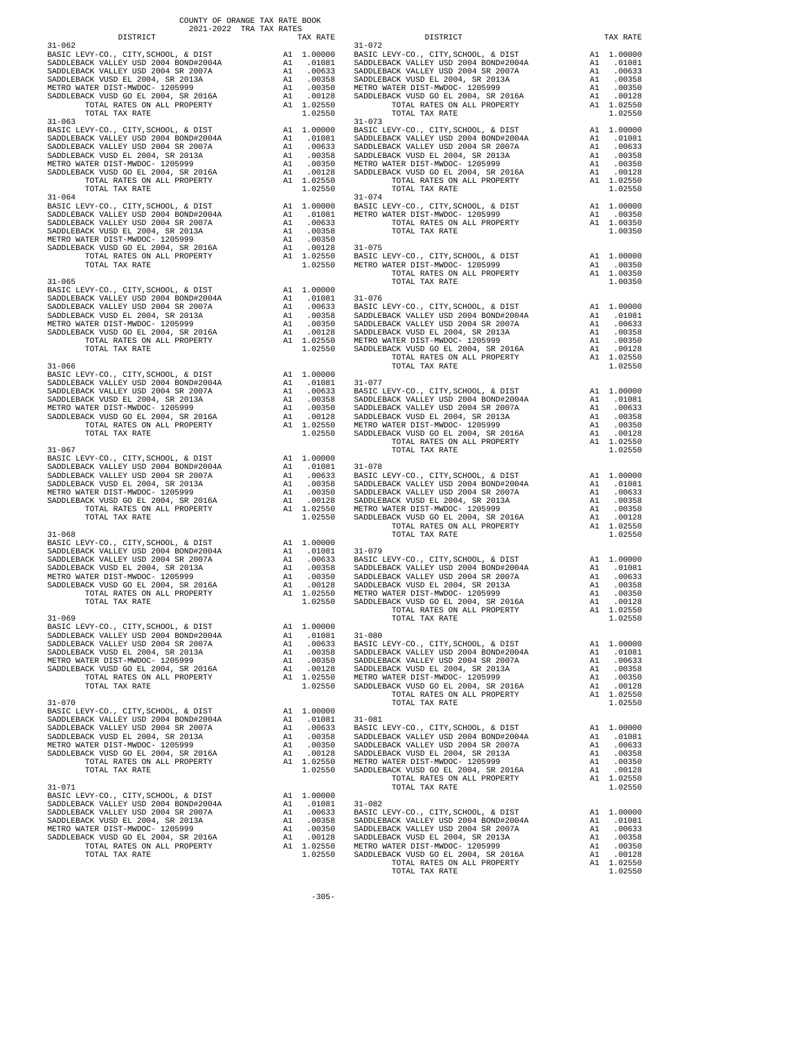COUNTY OF ORANGE TAX RATE BOOK
2021-2022 TRA TAX RATES

| DISTRICT | | TAX RATE |
|---|---|---|
| **31-062** | | |
| BASIC LEVY-CO., CITY,SCHOOL, & DIST | A1 | 1.00000 |
| SADDLEBACK VALLEY USD 2004 BOND#2004A | A1 | .01081 |
| SADDLEBACK VALLEY USD 2004 SR 2007A | A1 | .00633 |
| SADDLEBACK VUSD EL 2004, SR 2013A | A1 | .00358 |
| METRO WATER DIST-MWDOC- 1205999 | A1 | .00350 |
| SADDLEBACK VUSD GO EL 2004, SR 2016A | A1 | .00128 |
| TOTAL RATES ON ALL PROPERTY | A1 | 1.02550 |
| TOTAL TAX RATE | | 1.02550 |
| **31-063** | | |
| BASIC LEVY-CO., CITY,SCHOOL, & DIST | A1 | 1.00000 |
| SADDLEBACK VALLEY USD 2004 BOND#2004A | A1 | .01081 |
| SADDLEBACK VALLEY USD 2004 SR 2007A | A1 | .00633 |
| SADDLEBACK VUSD EL 2004, SR 2013A | A1 | .00358 |
| METRO WATER DIST-MWDOC- 1205999 | A1 | .00350 |
| SADDLEBACK VUSD GO EL 2004, SR 2016A | A1 | .00128 |
| TOTAL RATES ON ALL PROPERTY | A1 | 1.02550 |
| TOTAL TAX RATE | | 1.02550 |
| **31-064** | | |
| BASIC LEVY-CO., CITY,SCHOOL, & DIST | A1 | 1.00000 |
| SADDLEBACK VALLEY USD 2004 BOND#2004A | A1 | .01081 |
| SADDLEBACK VALLEY USD 2004 SR 2007A | A1 | .00633 |
| SADDLEBACK VUSD EL 2004, SR 2013A | A1 | .00358 |
| METRO WATER DIST-MWDOC- 1205999 | A1 | .00350 |
| SADDLEBACK VUSD GO EL 2004, SR 2016A | A1 | .00128 |
| TOTAL RATES ON ALL PROPERTY | A1 | 1.02550 |
| TOTAL TAX RATE | | 1.02550 |
| **31-065** | | |
| BASIC LEVY-CO., CITY,SCHOOL, & DIST | A1 | 1.00000 |
| SADDLEBACK VALLEY USD 2004 BOND#2004A | A1 | .01081 |
| SADDLEBACK VALLEY USD 2004 SR 2007A | A1 | .00633 |
| SADDLEBACK VUSD EL 2004, SR 2013A | A1 | .00358 |
| METRO WATER DIST-MWDOC- 1205999 | A1 | .00350 |
| SADDLEBACK VUSD GO EL 2004, SR 2016A | A1 | .00128 |
| TOTAL RATES ON ALL PROPERTY | A1 | 1.02550 |
| TOTAL TAX RATE | | 1.02550 |
| **31-066** | | |
| BASIC LEVY-CO., CITY,SCHOOL, & DIST | A1 | 1.00000 |
| SADDLEBACK VALLEY USD 2004 BOND#2004A | A1 | .01081 |
| SADDLEBACK VALLEY USD 2004 SR 2007A | A1 | .00633 |
| SADDLEBACK VUSD EL 2004, SR 2013A | A1 | .00358 |
| METRO WATER DIST-MWDOC- 1205999 | A1 | .00350 |
| SADDLEBACK VUSD GO EL 2004, SR 2016A | A1 | .00128 |
| TOTAL RATES ON ALL PROPERTY | A1 | 1.02550 |
| TOTAL TAX RATE | | 1.02550 |
| **31-067** | | |
| BASIC LEVY-CO., CITY,SCHOOL, & DIST | A1 | 1.00000 |
| SADDLEBACK VALLEY USD 2004 BOND#2004A | A1 | .01081 |
| SADDLEBACK VALLEY USD 2004 SR 2007A | A1 | .00633 |
| SADDLEBACK VUSD EL 2004, SR 2013A | A1 | .00358 |
| METRO WATER DIST-MWDOC- 1205999 | A1 | .00350 |
| SADDLEBACK VUSD GO EL 2004, SR 2016A | A1 | .00128 |
| TOTAL RATES ON ALL PROPERTY | A1 | 1.02550 |
| TOTAL TAX RATE | | 1.02550 |
| **31-068** | | |
| BASIC LEVY-CO., CITY,SCHOOL, & DIST | A1 | 1.00000 |
| SADDLEBACK VALLEY USD 2004 BOND#2004A | A1 | .01081 |
| SADDLEBACK VALLEY USD 2004 SR 2007A | A1 | .00633 |
| SADDLEBACK VUSD EL 2004, SR 2013A | A1 | .00358 |
| METRO WATER DIST-MWDOC- 1205999 | A1 | .00350 |
| SADDLEBACK VUSD GO EL 2004, SR 2016A | A1 | .00128 |
| TOTAL RATES ON ALL PROPERTY | A1 | 1.02550 |
| TOTAL TAX RATE | | 1.02550 |
| **31-069** | | |
| BASIC LEVY-CO., CITY,SCHOOL, & DIST | A1 | 1.00000 |
| SADDLEBACK VALLEY USD 2004 BOND#2004A | A1 | .01081 |
| SADDLEBACK VALLEY USD 2004 SR 2007A | A1 | .00633 |
| SADDLEBACK VUSD EL 2004, SR 2013A | A1 | .00358 |
| METRO WATER DIST-MWDOC- 1205999 | A1 | .00350 |
| SADDLEBACK VUSD GO EL 2004, SR 2016A | A1 | .00128 |
| TOTAL RATES ON ALL PROPERTY | A1 | 1.02550 |
| TOTAL TAX RATE | | 1.02550 |
| **31-070** | | |
| BASIC LEVY-CO., CITY,SCHOOL, & DIST | A1 | 1.00000 |
| SADDLEBACK VALLEY USD 2004 BOND#2004A | A1 | .01081 |
| SADDLEBACK VALLEY USD 2004 SR 2007A | A1 | .00633 |
| SADDLEBACK VUSD EL 2004, SR 2013A | A1 | .00358 |
| METRO WATER DIST-MWDOC- 1205999 | A1 | .00350 |
| SADDLEBACK VUSD GO EL 2004, SR 2016A | A1 | .00128 |
| TOTAL RATES ON ALL PROPERTY | A1 | 1.02550 |
| TOTAL TAX RATE | | 1.02550 |
| **31-071** | | |
| BASIC LEVY-CO., CITY,SCHOOL, & DIST | A1 | 1.00000 |
| SADDLEBACK VALLEY USD 2004 BOND#2004A | A1 | .01081 |
| SADDLEBACK VALLEY USD 2004 SR 2007A | A1 | .00633 |
| SADDLEBACK VUSD EL 2004, SR 2013A | A1 | .00358 |
| METRO WATER DIST-MWDOC- 1205999 | A1 | .00350 |
| SADDLEBACK VUSD GO EL 2004, SR 2016A | A1 | .00128 |
| TOTAL RATES ON ALL PROPERTY | A1 | 1.02550 |
| TOTAL TAX RATE | | 1.02550 |
| **31-072** | | |
| BASIC LEVY-CO., CITY,SCHOOL, & DIST | A1 | 1.00000 |
| SADDLEBACK VALLEY USD 2004 BOND#2004A | A1 | .01081 |
| SADDLEBACK VALLEY USD 2004 SR 2007A | A1 | .00633 |
| SADDLEBACK VUSD EL 2004, SR 2013A | A1 | .00358 |
| METRO WATER DIST-MWDOC- 1205999 | A1 | .00350 |
| SADDLEBACK VUSD GO EL 2004, SR 2016A | A1 | .00128 |
| TOTAL RATES ON ALL PROPERTY | A1 | 1.02550 |
| TOTAL TAX RATE | | 1.02550 |
| **31-073** | | |
| BASIC LEVY-CO., CITY,SCHOOL, & DIST | A1 | 1.00000 |
| SADDLEBACK VALLEY USD 2004 BOND#2004A | A1 | .01081 |
| SADDLEBACK VALLEY USD 2004 SR 2007A | A1 | .00633 |
| SADDLEBACK VUSD EL 2004, SR 2013A | A1 | .00358 |
| METRO WATER DIST-MWDOC- 1205999 | A1 | .00350 |
| SADDLEBACK VUSD GO EL 2004, SR 2016A | A1 | .00128 |
| TOTAL RATES ON ALL PROPERTY | A1 | 1.02550 |
| TOTAL TAX RATE | | 1.02550 |
| **31-074** | | |
| BASIC LEVY-CO., CITY,SCHOOL, & DIST | A1 | 1.00000 |
| METRO WATER DIST-MWDOC- 1205999 | A1 | .00350 |
| TOTAL RATES ON ALL PROPERTY | A1 | 1.00350 |
| TOTAL TAX RATE | | 1.00350 |
| **31-075** | | |
| BASIC LEVY-CO., CITY,SCHOOL, & DIST | A1 | 1.00000 |
| METRO WATER DIST-MWDOC- 1205999 | A1 | .00350 |
| TOTAL RATES ON ALL PROPERTY | A1 | 1.00350 |
| TOTAL TAX RATE | | 1.00350 |
| **31-076** | | |
| BASIC LEVY-CO., CITY,SCHOOL, & DIST | A1 | 1.00000 |
| SADDLEBACK VALLEY USD 2004 BOND#2004A | A1 | .01081 |
| SADDLEBACK VALLEY USD 2004 SR 2007A | A1 | .00633 |
| SADDLEBACK VUSD EL 2004, SR 2013A | A1 | .00358 |
| METRO WATER DIST-MWDOC- 1205999 | A1 | .00350 |
| SADDLEBACK VUSD GO EL 2004, SR 2016A | A1 | .00128 |
| TOTAL RATES ON ALL PROPERTY | A1 | 1.02550 |
| TOTAL TAX RATE | | 1.02550 |
| **31-077** | | |
| BASIC LEVY-CO., CITY,SCHOOL, & DIST | A1 | 1.00000 |
| SADDLEBACK VALLEY USD 2004 BOND#2004A | A1 | .01081 |
| SADDLEBACK VALLEY USD 2004 SR 2007A | A1 | .00633 |
| SADDLEBACK VUSD EL 2004, SR 2013A | A1 | .00358 |
| METRO WATER DIST-MWDOC- 1205999 | A1 | .00350 |
| SADDLEBACK VUSD GO EL 2004, SR 2016A | A1 | .00128 |
| TOTAL RATES ON ALL PROPERTY | A1 | 1.02550 |
| TOTAL TAX RATE | | 1.02550 |
| **31-078** | | |
| BASIC LEVY-CO., CITY,SCHOOL, & DIST | A1 | 1.00000 |
| SADDLEBACK VALLEY USD 2004 BOND#2004A | A1 | .01081 |
| SADDLEBACK VALLEY USD 2004 SR 2007A | A1 | .00633 |
| SADDLEBACK VUSD EL 2004, SR 2013A | A1 | .00358 |
| METRO WATER DIST-MWDOC- 1205999 | A1 | .00350 |
| SADDLEBACK VUSD GO EL 2004, SR 2016A | A1 | .00128 |
| TOTAL RATES ON ALL PROPERTY | A1 | 1.02550 |
| TOTAL TAX RATE | | 1.02550 |
| **31-079** | | |
| BASIC LEVY-CO., CITY,SCHOOL, & DIST | A1 | 1.00000 |
| SADDLEBACK VALLEY USD 2004 BOND#2004A | A1 | .01081 |
| SADDLEBACK VALLEY USD 2004 SR 2007A | A1 | .00633 |
| SADDLEBACK VUSD EL 2004, SR 2013A | A1 | .00358 |
| METRO WATER DIST-MWDOC- 1205999 | A1 | .00350 |
| SADDLEBACK VUSD GO EL 2004, SR 2016A | A1 | .00128 |
| TOTAL RATES ON ALL PROPERTY | A1 | 1.02550 |
| TOTAL TAX RATE | | 1.02550 |
| **31-080** | | |
| BASIC LEVY-CO., CITY,SCHOOL, & DIST | A1 | 1.00000 |
| SADDLEBACK VALLEY USD 2004 BOND#2004A | A1 | .01081 |
| SADDLEBACK VALLEY USD 2004 SR 2007A | A1 | .00633 |
| SADDLEBACK VUSD EL 2004, SR 2013A | A1 | .00358 |
| METRO WATER DIST-MWDOC- 1205999 | A1 | .00350 |
| SADDLEBACK VUSD GO EL 2004, SR 2016A | A1 | .00128 |
| TOTAL RATES ON ALL PROPERTY | A1 | 1.02550 |
| TOTAL TAX RATE | | 1.02550 |
| **31-081** | | |
| BASIC LEVY-CO., CITY,SCHOOL, & DIST | A1 | 1.00000 |
| SADDLEBACK VALLEY USD 2004 BOND#2004A | A1 | .01081 |
| SADDLEBACK VALLEY USD 2004 SR 2007A | A1 | .00633 |
| SADDLEBACK VUSD EL 2004, SR 2013A | A1 | .00358 |
| METRO WATER DIST-MWDOC- 1205999 | A1 | .00350 |
| SADDLEBACK VUSD GO EL 2004, SR 2016A | A1 | .00128 |
| TOTAL RATES ON ALL PROPERTY | A1 | 1.02550 |
| TOTAL TAX RATE | | 1.02550 |
| **31-082** | | |
| BASIC LEVY-CO., CITY,SCHOOL, & DIST | A1 | 1.00000 |
| SADDLEBACK VALLEY USD 2004 BOND#2004A | A1 | .01081 |
| SADDLEBACK VALLEY USD 2004 SR 2007A | A1 | .00633 |
| SADDLEBACK VUSD EL 2004, SR 2013A | A1 | .00358 |
| METRO WATER DIST-MWDOC- 1205999 | A1 | .00350 |
| SADDLEBACK VUSD GO EL 2004, SR 2016A | A1 | .00128 |
| TOTAL RATES ON ALL PROPERTY | A1 | 1.02550 |
| TOTAL TAX RATE | | 1.02550 |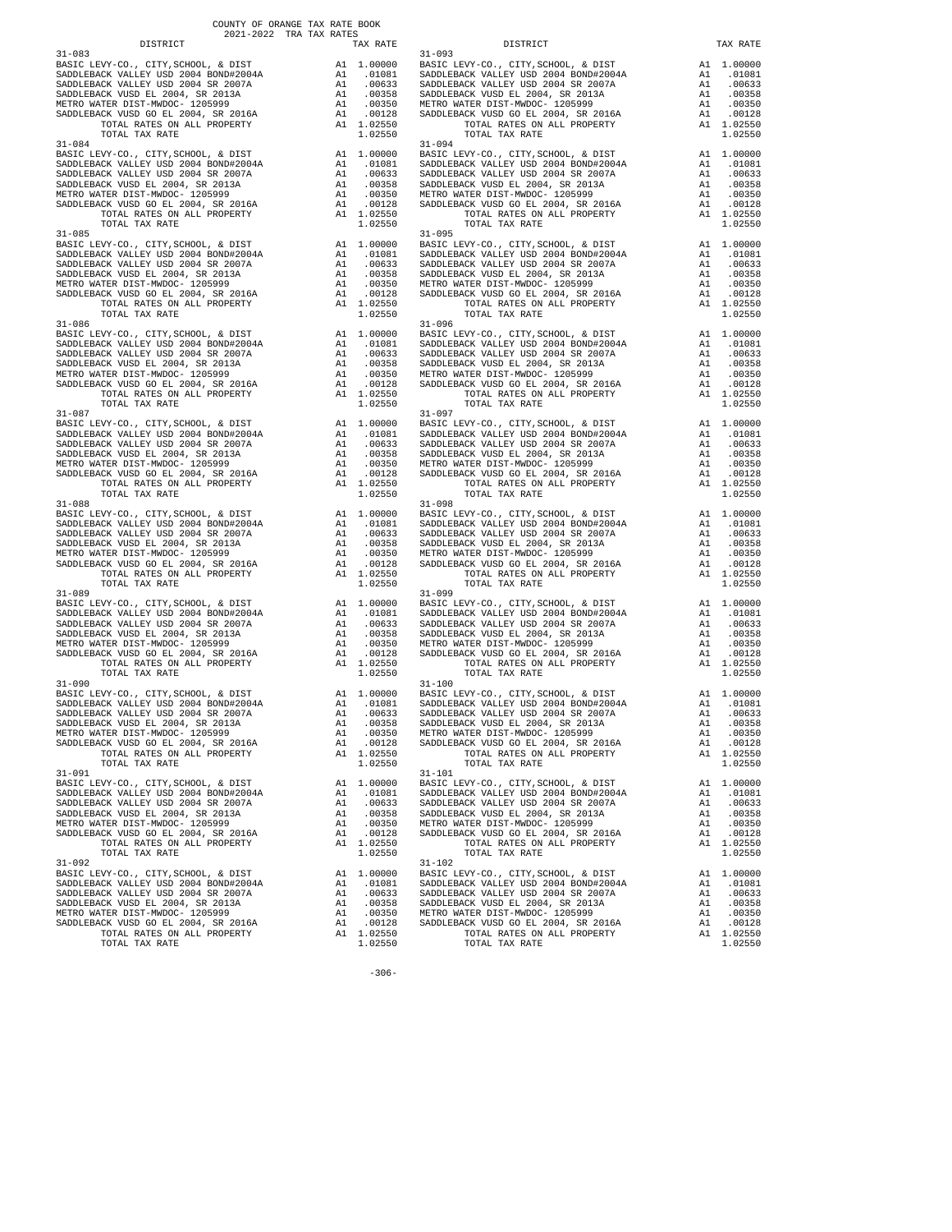COUNTY OF ORANGE TAX RATE BOOK
2021-2022 TRA TAX RATES

| DISTRICT | | TAX RATE | DISTRICT | | TAX RATE |
|---|---|---|---|---|---|
| 31-083 | | | 31-093 | | |
| BASIC LEVY-CO., CITY,SCHOOL, & DIST | A1 | 1.00000 | BASIC LEVY-CO., CITY,SCHOOL, & DIST | A1 | 1.00000 |
| SADDLEBACK VALLEY USD 2004 BOND#2004A | A1 | .01081 | SADDLEBACK VALLEY USD 2004 BOND#2004A | A1 | .01081 |
| SADDLEBACK VALLEY USD 2004 SR 2007A | A1 | .00633 | SADDLEBACK VALLEY USD 2004 SR 2007A | A1 | .00633 |
| SADDLEBACK VUSD EL 2004, SR 2013A | A1 | .00358 | SADDLEBACK VUSD EL 2004, SR 2013A | A1 | .00358 |
| METRO WATER DIST-MWDOC- 1205999 | A1 | .00350 | METRO WATER DIST-MWDOC- 1205999 | A1 | .00350 |
| SADDLEBACK VUSD GO EL 2004, SR 2016A | A1 | .00128 | SADDLEBACK VUSD GO EL 2004, SR 2016A | A1 | .00128 |
| TOTAL RATES ON ALL PROPERTY | A1 | 1.02550 | TOTAL RATES ON ALL PROPERTY | A1 | 1.02550 |
| TOTAL TAX RATE | | 1.02550 | TOTAL TAX RATE | | 1.02550 |
| 31-084 | | | 31-094 | | |
| BASIC LEVY-CO., CITY,SCHOOL, & DIST | A1 | 1.00000 | BASIC LEVY-CO., CITY,SCHOOL, & DIST | A1 | 1.00000 |
| SADDLEBACK VALLEY USD 2004 BOND#2004A | A1 | .01081 | SADDLEBACK VALLEY USD 2004 BOND#2004A | A1 | .01081 |
| SADDLEBACK VALLEY USD 2004 SR 2007A | A1 | .00633 | SADDLEBACK VALLEY USD 2004 SR 2007A | A1 | .00633 |
| SADDLEBACK VUSD EL 2004, SR 2013A | A1 | .00358 | SADDLEBACK VUSD EL 2004, SR 2013A | A1 | .00358 |
| METRO WATER DIST-MWDOC- 1205999 | A1 | .00350 | METRO WATER DIST-MWDOC- 1205999 | A1 | .00350 |
| SADDLEBACK VUSD GO EL 2004, SR 2016A | A1 | .00128 | SADDLEBACK VUSD GO EL 2004, SR 2016A | A1 | .00128 |
| TOTAL RATES ON ALL PROPERTY | A1 | 1.02550 | TOTAL RATES ON ALL PROPERTY | A1 | 1.02550 |
| TOTAL TAX RATE | | 1.02550 | TOTAL TAX RATE | | 1.02550 |
| 31-085 | | | 31-095 | | |
| BASIC LEVY-CO., CITY,SCHOOL, & DIST | A1 | 1.00000 | BASIC LEVY-CO., CITY,SCHOOL, & DIST | A1 | 1.00000 |
| SADDLEBACK VALLEY USD 2004 BOND#2004A | A1 | .01081 | SADDLEBACK VALLEY USD 2004 BOND#2004A | A1 | .01081 |
| SADDLEBACK VALLEY USD 2004 SR 2007A | A1 | .00633 | SADDLEBACK VALLEY USD 2004 SR 2007A | A1 | .00633 |
| SADDLEBACK VUSD EL 2004, SR 2013A | A1 | .00358 | SADDLEBACK VUSD EL 2004, SR 2013A | A1 | .00358 |
| METRO WATER DIST-MWDOC- 1205999 | A1 | .00350 | METRO WATER DIST-MWDOC- 1205999 | A1 | .00350 |
| SADDLEBACK VUSD GO EL 2004, SR 2016A | A1 | .00128 | SADDLEBACK VUSD GO EL 2004, SR 2016A | A1 | .00128 |
| TOTAL RATES ON ALL PROPERTY | A1 | 1.02550 | TOTAL RATES ON ALL PROPERTY | A1 | 1.02550 |
| TOTAL TAX RATE | | 1.02550 | TOTAL TAX RATE | | 1.02550 |
| 31-086 | | | 31-096 | | |
| BASIC LEVY-CO., CITY,SCHOOL, & DIST | A1 | 1.00000 | BASIC LEVY-CO., CITY,SCHOOL, & DIST | A1 | 1.00000 |
| SADDLEBACK VALLEY USD 2004 BOND#2004A | A1 | .01081 | SADDLEBACK VALLEY USD 2004 BOND#2004A | A1 | .01081 |
| SADDLEBACK VALLEY USD 2004 SR 2007A | A1 | .00633 | SADDLEBACK VALLEY USD 2004 SR 2007A | A1 | .00633 |
| SADDLEBACK VUSD EL 2004, SR 2013A | A1 | .00358 | SADDLEBACK VUSD EL 2004, SR 2013A | A1 | .00358 |
| METRO WATER DIST-MWDOC- 1205999 | A1 | .00350 | METRO WATER DIST-MWDOC- 1205999 | A1 | .00350 |
| SADDLEBACK VUSD GO EL 2004, SR 2016A | A1 | .00128 | SADDLEBACK VUSD GO EL 2004, SR 2016A | A1 | .00128 |
| TOTAL RATES ON ALL PROPERTY | A1 | 1.02550 | TOTAL RATES ON ALL PROPERTY | A1 | 1.02550 |
| TOTAL TAX RATE | | 1.02550 | TOTAL TAX RATE | | 1.02550 |
| 31-087 | | | 31-097 | | |
| BASIC LEVY-CO., CITY,SCHOOL, & DIST | A1 | 1.00000 | BASIC LEVY-CO., CITY,SCHOOL, & DIST | A1 | 1.00000 |
| SADDLEBACK VALLEY USD 2004 BOND#2004A | A1 | .01081 | SADDLEBACK VALLEY USD 2004 BOND#2004A | A1 | .01081 |
| SADDLEBACK VALLEY USD 2004 SR 2007A | A1 | .00633 | SADDLEBACK VALLEY USD 2004 SR 2007A | A1 | .00633 |
| SADDLEBACK VUSD EL 2004, SR 2013A | A1 | .00358 | SADDLEBACK VUSD EL 2004, SR 2013A | A1 | .00358 |
| METRO WATER DIST-MWDOC- 1205999 | A1 | .00350 | METRO WATER DIST-MWDOC- 1205999 | A1 | .00350 |
| SADDLEBACK VUSD GO EL 2004, SR 2016A | A1 | .00128 | SADDLEBACK VUSD GO EL 2004, SR 2016A | A1 | .00128 |
| TOTAL RATES ON ALL PROPERTY | A1 | 1.02550 | TOTAL RATES ON ALL PROPERTY | A1 | 1.02550 |
| TOTAL TAX RATE | | 1.02550 | TOTAL TAX RATE | | 1.02550 |
| 31-088 | | | 31-098 | | |
| BASIC LEVY-CO., CITY,SCHOOL, & DIST | A1 | 1.00000 | BASIC LEVY-CO., CITY,SCHOOL, & DIST | A1 | 1.00000 |
| SADDLEBACK VALLEY USD 2004 BOND#2004A | A1 | .01081 | SADDLEBACK VALLEY USD 2004 BOND#2004A | A1 | .01081 |
| SADDLEBACK VALLEY USD 2004 SR 2007A | A1 | .00633 | SADDLEBACK VALLEY USD 2004 SR 2007A | A1 | .00633 |
| SADDLEBACK VUSD EL 2004, SR 2013A | A1 | .00358 | SADDLEBACK VUSD EL 2004, SR 2013A | A1 | .00358 |
| METRO WATER DIST-MWDOC- 1205999 | A1 | .00350 | METRO WATER DIST-MWDOC- 1205999 | A1 | .00350 |
| SADDLEBACK VUSD GO EL 2004, SR 2016A | A1 | .00128 | SADDLEBACK VUSD GO EL 2004, SR 2016A | A1 | .00128 |
| TOTAL RATES ON ALL PROPERTY | A1 | 1.02550 | TOTAL RATES ON ALL PROPERTY | A1 | 1.02550 |
| TOTAL TAX RATE | | 1.02550 | TOTAL TAX RATE | | 1.02550 |
| 31-089 | | | 31-099 | | |
| BASIC LEVY-CO., CITY,SCHOOL, & DIST | A1 | 1.00000 | BASIC LEVY-CO., CITY,SCHOOL, & DIST | A1 | 1.00000 |
| SADDLEBACK VALLEY USD 2004 BOND#2004A | A1 | .01081 | SADDLEBACK VALLEY USD 2004 BOND#2004A | A1 | .01081 |
| SADDLEBACK VALLEY USD 2004 SR 2007A | A1 | .00633 | SADDLEBACK VALLEY USD 2004 SR 2007A | A1 | .00633 |
| SADDLEBACK VUSD EL 2004, SR 2013A | A1 | .00358 | SADDLEBACK VUSD EL 2004, SR 2013A | A1 | .00358 |
| METRO WATER DIST-MWDOC- 1205999 | A1 | .00350 | METRO WATER DIST-MWDOC- 1205999 | A1 | .00350 |
| SADDLEBACK VUSD GO EL 2004, SR 2016A | A1 | .00128 | SADDLEBACK VUSD GO EL 2004, SR 2016A | A1 | .00128 |
| TOTAL RATES ON ALL PROPERTY | A1 | 1.02550 | TOTAL RATES ON ALL PROPERTY | A1 | 1.02550 |
| TOTAL TAX RATE | | 1.02550 | TOTAL TAX RATE | | 1.02550 |
| 31-090 | | | 31-100 | | |
| BASIC LEVY-CO., CITY,SCHOOL, & DIST | A1 | 1.00000 | BASIC LEVY-CO., CITY,SCHOOL, & DIST | A1 | 1.00000 |
| SADDLEBACK VALLEY USD 2004 BOND#2004A | A1 | .01081 | SADDLEBACK VALLEY USD 2004 BOND#2004A | A1 | .01081 |
| SADDLEBACK VALLEY USD 2004 SR 2007A | A1 | .00633 | SADDLEBACK VALLEY USD 2004 SR 2007A | A1 | .00633 |
| SADDLEBACK VUSD EL 2004, SR 2013A | A1 | .00358 | SADDLEBACK VUSD EL 2004, SR 2013A | A1 | .00358 |
| METRO WATER DIST-MWDOC- 1205999 | A1 | .00350 | METRO WATER DIST-MWDOC- 1205999 | A1 | .00350 |
| SADDLEBACK VUSD GO EL 2004, SR 2016A | A1 | .00128 | SADDLEBACK VUSD GO EL 2004, SR 2016A | A1 | .00128 |
| TOTAL RATES ON ALL PROPERTY | A1 | 1.02550 | TOTAL RATES ON ALL PROPERTY | A1 | 1.02550 |
| TOTAL TAX RATE | | 1.02550 | TOTAL TAX RATE | | 1.02550 |
| 31-091 | | | 31-101 | | |
| BASIC LEVY-CO., CITY,SCHOOL, & DIST | A1 | 1.00000 | BASIC LEVY-CO., CITY,SCHOOL, & DIST | A1 | 1.00000 |
| SADDLEBACK VALLEY USD 2004 BOND#2004A | A1 | .01081 | SADDLEBACK VALLEY USD 2004 BOND#2004A | A1 | .01081 |
| SADDLEBACK VALLEY USD 2004 SR 2007A | A1 | .00633 | SADDLEBACK VALLEY USD 2004 SR 2007A | A1 | .00633 |
| SADDLEBACK VUSD EL 2004, SR 2013A | A1 | .00358 | SADDLEBACK VUSD EL 2004, SR 2013A | A1 | .00358 |
| METRO WATER DIST-MWDOC- 1205999 | A1 | .00350 | METRO WATER DIST-MWDOC- 1205999 | A1 | .00350 |
| SADDLEBACK VUSD GO EL 2004, SR 2016A | A1 | .00128 | SADDLEBACK VUSD GO EL 2004, SR 2016A | A1 | .00128 |
| TOTAL RATES ON ALL PROPERTY | A1 | 1.02550 | TOTAL RATES ON ALL PROPERTY | A1 | 1.02550 |
| TOTAL TAX RATE | | 1.02550 | TOTAL TAX RATE | | 1.02550 |
| 31-092 | | | 31-102 | | |
| BASIC LEVY-CO., CITY,SCHOOL, & DIST | A1 | 1.00000 | BASIC LEVY-CO., CITY,SCHOOL, & DIST | A1 | 1.00000 |
| SADDLEBACK VALLEY USD 2004 BOND#2004A | A1 | .01081 | SADDLEBACK VALLEY USD 2004 BOND#2004A | A1 | .01081 |
| SADDLEBACK VALLEY USD 2004 SR 2007A | A1 | .00633 | SADDLEBACK VALLEY USD 2004 SR 2007A | A1 | .00633 |
| SADDLEBACK VUSD EL 2004, SR 2013A | A1 | .00358 | SADDLEBACK VUSD EL 2004, SR 2013A | A1 | .00358 |
| METRO WATER DIST-MWDOC- 1205999 | A1 | .00350 | METRO WATER DIST-MWDOC- 1205999 | A1 | .00350 |
| SADDLEBACK VUSD GO EL 2004, SR 2016A | A1 | .00128 | SADDLEBACK VUSD GO EL 2004, SR 2016A | A1 | .00128 |
| TOTAL RATES ON ALL PROPERTY | A1 | 1.02550 | TOTAL RATES ON ALL PROPERTY | A1 | 1.02550 |
| TOTAL TAX RATE | | 1.02550 | TOTAL TAX RATE | | 1.02550 |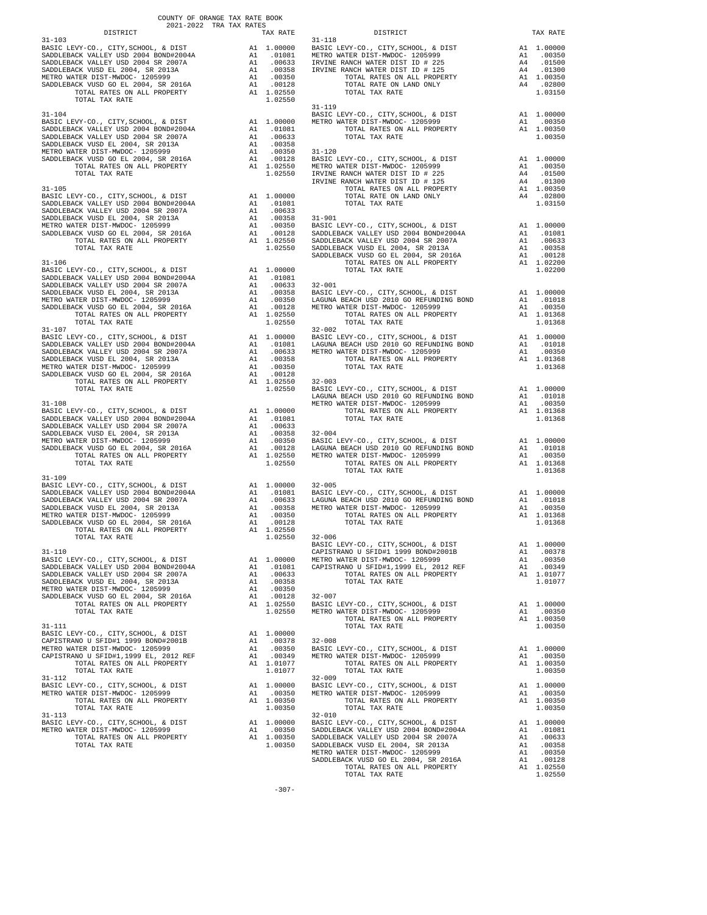COUNTY OF ORANGE TAX RATE BOOK
2021-2022 TRA TAX RATES

| DISTRICT | | TAX RATE |
|---|---|---|
| **31-103** | | |
| BASIC LEVY-CO., CITY,SCHOOL, & DIST | A1 | 1.00000 |
| SADDLEBACK VALLEY USD 2004 BOND#2004A | A1 | .01081 |
| SADDLEBACK VALLEY USD 2004 SR 2007A | A1 | .00633 |
| SADDLEBACK VUSD EL 2004, SR 2013A | A1 | .00358 |
| METRO WATER DIST-MWDOC- 1205999 | A1 | .00350 |
| SADDLEBACK VUSD GO EL 2004, SR 2016A | A1 | .00128 |
| TOTAL RATES ON ALL PROPERTY | A1 | 1.02550 |
| TOTAL TAX RATE | | 1.02550 |
| **31-104** | | |
| BASIC LEVY-CO., CITY,SCHOOL, & DIST | A1 | 1.00000 |
| SADDLEBACK VALLEY USD 2004 BOND#2004A | A1 | .01081 |
| SADDLEBACK VALLEY USD 2004 SR 2007A | A1 | .00633 |
| SADDLEBACK VUSD EL 2004, SR 2013A | A1 | .00358 |
| METRO WATER DIST-MWDOC- 1205999 | A1 | .00350 |
| SADDLEBACK VUSD GO EL 2004, SR 2016A | A1 | .00128 |
| TOTAL RATES ON ALL PROPERTY | A1 | 1.02550 |
| TOTAL TAX RATE | | 1.02550 |
| **31-105** | | |
| BASIC LEVY-CO., CITY,SCHOOL, & DIST | A1 | 1.00000 |
| SADDLEBACK VALLEY USD 2004 BOND#2004A | A1 | .01081 |
| SADDLEBACK VALLEY USD 2004 SR 2007A | A1 | .00633 |
| SADDLEBACK VUSD EL 2004, SR 2013A | A1 | .00358 |
| METRO WATER DIST-MWDOC- 1205999 | A1 | .00350 |
| SADDLEBACK VUSD GO EL 2004, SR 2016A | A1 | .00128 |
| TOTAL RATES ON ALL PROPERTY | A1 | 1.02550 |
| TOTAL TAX RATE | | 1.02550 |
| **31-106** | | |
| BASIC LEVY-CO., CITY,SCHOOL, & DIST | A1 | 1.00000 |
| SADDLEBACK VALLEY USD 2004 BOND#2004A | A1 | .01081 |
| SADDLEBACK VALLEY USD 2004 SR 2007A | A1 | .00633 |
| SADDLEBACK VUSD EL 2004, SR 2013A | A1 | .00358 |
| METRO WATER DIST-MWDOC- 1205999 | A1 | .00350 |
| SADDLEBACK VUSD GO EL 2004, SR 2016A | A1 | .00128 |
| TOTAL RATES ON ALL PROPERTY | A1 | 1.02550 |
| TOTAL TAX RATE | | 1.02550 |
| **31-107** | | |
| BASIC LEVY-CO., CITY,SCHOOL, & DIST | A1 | 1.00000 |
| SADDLEBACK VALLEY USD 2004 BOND#2004A | A1 | .01081 |
| SADDLEBACK VALLEY USD 2004 SR 2007A | A1 | .00633 |
| SADDLEBACK VUSD EL 2004, SR 2013A | A1 | .00358 |
| METRO WATER DIST-MWDOC- 1205999 | A1 | .00350 |
| SADDLEBACK VUSD GO EL 2004, SR 2016A | A1 | .00128 |
| TOTAL RATES ON ALL PROPERTY | A1 | 1.02550 |
| TOTAL TAX RATE | | 1.02550 |
| **31-108** | | |
| BASIC LEVY-CO., CITY,SCHOOL, & DIST | A1 | 1.00000 |
| SADDLEBACK VALLEY USD 2004 BOND#2004A | A1 | .01081 |
| SADDLEBACK VALLEY USD 2004 SR 2007A | A1 | .00633 |
| SADDLEBACK VUSD EL 2004, SR 2013A | A1 | .00358 |
| METRO WATER DIST-MWDOC- 1205999 | A1 | .00350 |
| SADDLEBACK VUSD GO EL 2004, SR 2016A | A1 | .00128 |
| TOTAL RATES ON ALL PROPERTY | A1 | 1.02550 |
| TOTAL TAX RATE | | 1.02550 |
| **31-109** | | |
| BASIC LEVY-CO., CITY,SCHOOL, & DIST | A1 | 1.00000 |
| SADDLEBACK VALLEY USD 2004 BOND#2004A | A1 | .01081 |
| SADDLEBACK VALLEY USD 2004 SR 2007A | A1 | .00633 |
| SADDLEBACK VUSD EL 2004, SR 2013A | A1 | .00358 |
| METRO WATER DIST-MWDOC- 1205999 | A1 | .00350 |
| SADDLEBACK VUSD GO EL 2004, SR 2016A | A1 | .00128 |
| TOTAL RATES ON ALL PROPERTY | A1 | 1.02550 |
| TOTAL TAX RATE | | 1.02550 |
| **31-110** | | |
| BASIC LEVY-CO., CITY,SCHOOL, & DIST | A1 | 1.00000 |
| SADDLEBACK VALLEY USD 2004 BOND#2004A | A1 | .01081 |
| SADDLEBACK VALLEY USD 2004 SR 2007A | A1 | .00633 |
| SADDLEBACK VUSD EL 2004, SR 2013A | A1 | .00358 |
| METRO WATER DIST-MWDOC- 1205999 | A1 | .00350 |
| SADDLEBACK VUSD GO EL 2004, SR 2016A | A1 | .00128 |
| TOTAL RATES ON ALL PROPERTY | A1 | 1.02550 |
| TOTAL TAX RATE | | 1.02550 |
| **31-111** | | |
| BASIC LEVY-CO., CITY,SCHOOL, & DIST | A1 | 1.00000 |
| CAPISTRANO U SFID#1 1999 BOND#2001B | A1 | .00378 |
| METRO WATER DIST-MWDOC- 1205999 | A1 | .00350 |
| CAPISTRANO U SFID#1,1999 EL, 2012 REF | A1 | .00349 |
| TOTAL RATES ON ALL PROPERTY | A1 | 1.01077 |
| TOTAL TAX RATE | | 1.01077 |
| **31-112** | | |
| BASIC LEVY-CO., CITY,SCHOOL, & DIST | A1 | 1.00000 |
| METRO WATER DIST-MWDOC- 1205999 | A1 | .00350 |
| TOTAL RATES ON ALL PROPERTY | A1 | 1.00350 |
| TOTAL TAX RATE | | 1.00350 |
| **31-113** | | |
| BASIC LEVY-CO., CITY,SCHOOL, & DIST | A1 | 1.00000 |
| METRO WATER DIST-MWDOC- 1205999 | A1 | .00350 |
| TOTAL RATES ON ALL PROPERTY | A1 | 1.00350 |
| TOTAL TAX RATE | | 1.00350 |
| **31-118** | | |
| BASIC LEVY-CO., CITY,SCHOOL, & DIST | A1 | 1.00000 |
| METRO WATER DIST-MWDOC- 1205999 | A1 | .00350 |
| IRVINE RANCH WATER DIST ID # 225 | A4 | .01500 |
| IRVINE RANCH WATER DIST ID # 125 | A4 | .01300 |
| TOTAL RATES ON ALL PROPERTY | A1 | 1.00350 |
| TOTAL RATE ON LAND ONLY | A4 | .02800 |
| TOTAL TAX RATE | | 1.03150 |
| **31-119** | | |
| BASIC LEVY-CO., CITY,SCHOOL, & DIST | A1 | 1.00000 |
| METRO WATER DIST-MWDOC- 1205999 | A1 | .00350 |
| TOTAL RATES ON ALL PROPERTY | A1 | 1.00350 |
| TOTAL TAX RATE | | 1.00350 |
| **31-120** | | |
| BASIC LEVY-CO., CITY,SCHOOL, & DIST | A1 | 1.00000 |
| METRO WATER DIST-MWDOC- 1205999 | A1 | .00350 |
| IRVINE RANCH WATER DIST ID # 225 | A4 | .01500 |
| IRVINE RANCH WATER DIST ID # 125 | A4 | .01300 |
| TOTAL RATES ON ALL PROPERTY | A1 | 1.00350 |
| TOTAL RATE ON LAND ONLY | A4 | .02800 |
| TOTAL TAX RATE | | 1.03150 |
| **31-901** | | |
| BASIC LEVY-CO., CITY,SCHOOL, & DIST | A1 | 1.00000 |
| SADDLEBACK VALLEY USD 2004 BOND#2004A | A1 | .01081 |
| SADDLEBACK VALLEY USD 2004 SR 2007A | A1 | .00633 |
| SADDLEBACK VUSD EL 2004, SR 2013A | A1 | .00358 |
| SADDLEBACK VUSD GO EL 2004, SR 2016A | A1 | .00128 |
| TOTAL RATES ON ALL PROPERTY | A1 | 1.02200 |
| TOTAL TAX RATE | | 1.02200 |
| **32-001** | | |
| BASIC LEVY-CO., CITY,SCHOOL, & DIST | A1 | 1.00000 |
| LAGUNA BEACH USD 2010 GO REFUNDING BOND | A1 | .01018 |
| METRO WATER DIST-MWDOC- 1205999 | A1 | .00350 |
| TOTAL RATES ON ALL PROPERTY | A1 | 1.01368 |
| TOTAL TAX RATE | | 1.01368 |
| **32-002** | | |
| BASIC LEVY-CO., CITY,SCHOOL, & DIST | A1 | 1.00000 |
| LAGUNA BEACH USD 2010 GO REFUNDING BOND | A1 | .01018 |
| METRO WATER DIST-MWDOC- 1205999 | A1 | .00350 |
| TOTAL RATES ON ALL PROPERTY | A1 | 1.01368 |
| TOTAL TAX RATE | | 1.01368 |
| **32-003** | | |
| BASIC LEVY-CO., CITY,SCHOOL, & DIST | A1 | 1.00000 |
| LAGUNA BEACH USD 2010 GO REFUNDING BOND | A1 | .01018 |
| METRO WATER DIST-MWDOC- 1205999 | A1 | .00350 |
| TOTAL RATES ON ALL PROPERTY | A1 | 1.01368 |
| TOTAL TAX RATE | | 1.01368 |
| **32-004** | | |
| BASIC LEVY-CO., CITY,SCHOOL, & DIST | A1 | 1.00000 |
| LAGUNA BEACH USD 2010 GO REFUNDING BOND | A1 | .01018 |
| METRO WATER DIST-MWDOC- 1205999 | A1 | .00350 |
| TOTAL RATES ON ALL PROPERTY | A1 | 1.01368 |
| TOTAL TAX RATE | | 1.01368 |
| **32-005** | | |
| BASIC LEVY-CO., CITY,SCHOOL, & DIST | A1 | 1.00000 |
| LAGUNA BEACH USD 2010 GO REFUNDING BOND | A1 | .01018 |
| METRO WATER DIST-MWDOC- 1205999 | A1 | .00350 |
| TOTAL RATES ON ALL PROPERTY | A1 | 1.01368 |
| TOTAL TAX RATE | | 1.01368 |
| **32-006** | | |
| BASIC LEVY-CO., CITY,SCHOOL, & DIST | A1 | 1.00000 |
| CAPISTRANO U SFID#1 1999 BOND#2001B | A1 | .00378 |
| METRO WATER DIST-MWDOC- 1205999 | A1 | .00350 |
| CAPISTRANO U SFID#1,1999 EL, 2012 REF | A1 | .00349 |
| TOTAL RATES ON ALL PROPERTY | A1 | 1.01077 |
| TOTAL TAX RATE | | 1.01077 |
| **32-007** | | |
| BASIC LEVY-CO., CITY,SCHOOL, & DIST | A1 | 1.00000 |
| METRO WATER DIST-MWDOC- 1205999 | A1 | .00350 |
| TOTAL RATES ON ALL PROPERTY | A1 | 1.00350 |
| TOTAL TAX RATE | | 1.00350 |
| **32-008** | | |
| BASIC LEVY-CO., CITY,SCHOOL, & DIST | A1 | 1.00000 |
| METRO WATER DIST-MWDOC- 1205999 | A1 | .00350 |
| TOTAL RATES ON ALL PROPERTY | A1 | 1.00350 |
| TOTAL TAX RATE | | 1.00350 |
| **32-009** | | |
| BASIC LEVY-CO., CITY,SCHOOL, & DIST | A1 | 1.00000 |
| METRO WATER DIST-MWDOC- 1205999 | A1 | .00350 |
| TOTAL RATES ON ALL PROPERTY | A1 | 1.00350 |
| TOTAL TAX RATE | | 1.00350 |
| **32-010** | | |
| BASIC LEVY-CO., CITY,SCHOOL, & DIST | A1 | 1.00000 |
| SADDLEBACK VALLEY USD 2004 BOND#2004A | A1 | .01081 |
| SADDLEBACK VALLEY USD 2004 SR 2007A | A1 | .00633 |
| SADDLEBACK VUSD EL 2004, SR 2013A | A1 | .00358 |
| METRO WATER DIST-MWDOC- 1205999 | A1 | .00350 |
| SADDLEBACK VUSD GO EL 2004, SR 2016A | A1 | .00128 |
| TOTAL RATES ON ALL PROPERTY | A1 | 1.02550 |
| TOTAL TAX RATE | | 1.02550 |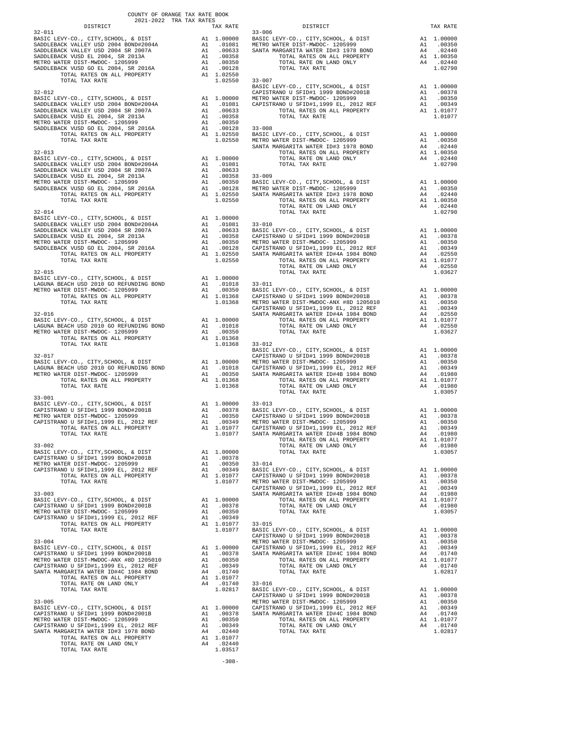COUNTY OF ORANGE TAX RATE BOOK
2021-2022 TRA TAX RATES

| DISTRICT | | TAX RATE |
|---|---|---|
| **32-011** | | |
| BASIC LEVY-CO., CITY,SCHOOL, & DIST | A1 | 1.00000 |
| SADDLEBACK VALLEY USD 2004 BOND#2004A | A1 | .01081 |
| SADDLEBACK VALLEY USD 2004 SR 2007A | A1 | .00633 |
| SADDLEBACK VUSD EL 2004, SR 2013A | A1 | .00358 |
| METRO WATER DIST-MWDOC- 1205999 | A1 | .00350 |
| SADDLEBACK VUSD GO EL 2004, SR 2016A | A1 | .00128 |
| TOTAL RATES ON ALL PROPERTY | A1 | 1.02550 |
| TOTAL TAX RATE | | 1.02550 |
| **32-012** | | |
| BASIC LEVY-CO., CITY,SCHOOL, & DIST | A1 | 1.00000 |
| SADDLEBACK VALLEY USD 2004 BOND#2004A | A1 | .01081 |
| SADDLEBACK VALLEY USD 2004 SR 2007A | A1 | .00633 |
| SADDLEBACK VUSD EL 2004, SR 2013A | A1 | .00358 |
| METRO WATER DIST-MWDOC- 1205999 | A1 | .00350 |
| SADDLEBACK VUSD GO EL 2004, SR 2016A | A1 | .00128 |
| TOTAL RATES ON ALL PROPERTY | A1 | 1.02550 |
| TOTAL TAX RATE | | 1.02550 |
| **32-013** | | |
| BASIC LEVY-CO., CITY,SCHOOL, & DIST | A1 | 1.00000 |
| SADDLEBACK VALLEY USD 2004 BOND#2004A | A1 | .01081 |
| SADDLEBACK VALLEY USD 2004 SR 2007A | A1 | .00633 |
| SADDLEBACK VUSD EL 2004, SR 2013A | A1 | .00358 |
| METRO WATER DIST-MWDOC- 1205999 | A1 | .00350 |
| SADDLEBACK VUSD GO EL 2004, SR 2016A | A1 | .00128 |
| TOTAL RATES ON ALL PROPERTY | A1 | 1.02550 |
| TOTAL TAX RATE | | 1.02550 |
| **32-014** | | |
| BASIC LEVY-CO., CITY,SCHOOL, & DIST | A1 | 1.00000 |
| SADDLEBACK VALLEY USD 2004 BOND#2004A | A1 | .01081 |
| SADDLEBACK VALLEY USD 2004 SR 2007A | A1 | .00633 |
| SADDLEBACK VUSD EL 2004, SR 2013A | A1 | .00358 |
| METRO WATER DIST-MWDOC- 1205999 | A1 | .00350 |
| SADDLEBACK VUSD GO EL 2004, SR 2016A | A1 | .00128 |
| TOTAL RATES ON ALL PROPERTY | A1 | 1.02550 |
| TOTAL TAX RATE | | 1.02550 |
| **32-015** | | |
| BASIC LEVY-CO., CITY,SCHOOL, & DIST | A1 | 1.00000 |
| LAGUNA BEACH USD 2010 GO REFUNDING BOND | A1 | .01018 |
| METRO WATER DIST-MWDOC- 1205999 | A1 | .00350 |
| TOTAL RATES ON ALL PROPERTY | A1 | 1.01368 |
| TOTAL TAX RATE | | 1.01368 |
| **32-016** | | |
| BASIC LEVY-CO., CITY,SCHOOL, & DIST | A1 | 1.00000 |
| LAGUNA BEACH USD 2010 GO REFUNDING BOND | A1 | .01018 |
| METRO WATER DIST-MWDOC- 1205999 | A1 | .00350 |
| TOTAL RATES ON ALL PROPERTY | A1 | 1.01368 |
| TOTAL TAX RATE | | 1.01368 |
| **32-017** | | |
| BASIC LEVY-CO., CITY,SCHOOL, & DIST | A1 | 1.00000 |
| LAGUNA BEACH USD 2010 GO REFUNDING BOND | A1 | .01018 |
| METRO WATER DIST-MWDOC- 1205999 | A1 | .00350 |
| TOTAL RATES ON ALL PROPERTY | A1 | 1.01368 |
| TOTAL TAX RATE | | 1.01368 |
| **33-001** | | |
| BASIC LEVY-CO., CITY,SCHOOL, & DIST | A1 | 1.00000 |
| CAPISTRANO U SFID#1 1999 BOND#2001B | A1 | .00378 |
| METRO WATER DIST-MWDOC- 1205999 | A1 | .00350 |
| CAPISTRANO U SFID#1,1999 EL, 2012 REF | A1 | .00349 |
| TOTAL RATES ON ALL PROPERTY | A1 | 1.01077 |
| TOTAL TAX RATE | | 1.01077 |
| **33-002** | | |
| BASIC LEVY-CO., CITY,SCHOOL, & DIST | A1 | 1.00000 |
| CAPISTRANO U SFID#1 1999 BOND#2001B | A1 | .00378 |
| METRO WATER DIST-MWDOC- 1205999 | A1 | .00350 |
| CAPISTRANO U SFID#1,1999 EL, 2012 REF | A1 | .00349 |
| TOTAL RATES ON ALL PROPERTY | A1 | 1.01077 |
| TOTAL TAX RATE | | 1.01077 |
| **33-003** | | |
| BASIC LEVY-CO., CITY,SCHOOL, & DIST | A1 | 1.00000 |
| CAPISTRANO U SFID#1 1999 BOND#2001B | A1 | .00378 |
| METRO WATER DIST-MWDOC- 1205999 | A1 | .00350 |
| CAPISTRANO U SFID#1,1999 EL, 2012 REF | A1 | .00349 |
| TOTAL RATES ON ALL PROPERTY | A1 | 1.01077 |
| TOTAL TAX RATE | | 1.01077 |
| **33-004** | | |
| BASIC LEVY-CO., CITY,SCHOOL, & DIST | A1 | 1.00000 |
| CAPISTRANO U SFID#1 1999 BOND#2001B | A1 | .00378 |
| METRO WATER DIST-MWDOC-ANX #8D 1205010 | A1 | .00350 |
| CAPISTRANO U SFID#1,1999 EL, 2012 REF | A1 | .00349 |
| SANTA MARGARITA WATER ID#4C 1984 BOND | A4 | .01740 |
| TOTAL RATES ON ALL PROPERTY | A1 | 1.01077 |
| TOTAL RATE ON LAND ONLY | A4 | .01740 |
| TOTAL TAX RATE | | 1.02817 |
| **33-005** | | |
| BASIC LEVY-CO., CITY,SCHOOL, & DIST | A1 | 1.00000 |
| CAPISTRANO U SFID#1 1999 BOND#2001B | A1 | .00378 |
| METRO WATER DIST-MWDOC- 1205999 | A1 | .00350 |
| CAPISTRANO U SFID#1,1999 EL, 2012 REF | A1 | .00349 |
| SANTA MARGARITA WATER ID#3 1978 BOND | A4 | .02440 |
| TOTAL RATES ON ALL PROPERTY | A1 | 1.01077 |
| TOTAL RATE ON LAND ONLY | A4 | .02440 |
| TOTAL TAX RATE | | 1.03517 |
| **33-006** | | |
| BASIC LEVY-CO., CITY,SCHOOL, & DIST | A1 | 1.00000 |
| METRO WATER DIST-MWDOC- 1205999 | A1 | .00350 |
| SANTA MARGARITA WATER ID#3 1978 BOND | A4 | .02440 |
| TOTAL RATES ON ALL PROPERTY | A1 | 1.00350 |
| TOTAL RATE ON LAND ONLY | A4 | .02440 |
| TOTAL TAX RATE | | 1.02790 |
| **33-007** | | |
| BASIC LEVY-CO., CITY,SCHOOL, & DIST | A1 | 1.00000 |
| CAPISTRANO U SFID#1 1999 BOND#2001B | A1 | .00378 |
| METRO WATER DIST-MWDOC- 1205999 | A1 | .00350 |
| CAPISTRANO U SFID#1,1999 EL, 2012 REF | A1 | .00349 |
| TOTAL RATES ON ALL PROPERTY | A1 | 1.01077 |
| TOTAL TAX RATE | | 1.01077 |
| **33-008** | | |
| BASIC LEVY-CO., CITY,SCHOOL, & DIST | A1 | 1.00000 |
| METRO WATER DIST-MWDOC- 1205999 | A1 | .00350 |
| SANTA MARGARITA WATER ID#3 1978 BOND | A4 | .02440 |
| TOTAL RATES ON ALL PROPERTY | A1 | 1.00350 |
| TOTAL RATE ON LAND ONLY | A4 | .02440 |
| TOTAL TAX RATE | | 1.02790 |
| **33-009** | | |
| BASIC LEVY-CO., CITY,SCHOOL, & DIST | A1 | 1.00000 |
| METRO WATER DIST-MWDOC- 1205999 | A1 | .00350 |
| SANTA MARGARITA WATER ID#3 1978 BOND | A4 | .02440 |
| TOTAL RATES ON ALL PROPERTY | A1 | 1.00350 |
| TOTAL RATE ON LAND ONLY | A4 | .02440 |
| TOTAL TAX RATE | | 1.02790 |
| **33-010** | | |
| BASIC LEVY-CO., CITY,SCHOOL, & DIST | A1 | 1.00000 |
| CAPISTRANO U SFID#1 1999 BOND#2001B | A1 | .00378 |
| METRO WATER DIST-MWDOC- 1205999 | A1 | .00350 |
| CAPISTRANO U SFID#1,1999 EL, 2012 REF | A1 | .00349 |
| SANTA MARGARITA WATER ID#4A 1984 BOND | A4 | .02550 |
| TOTAL RATES ON ALL PROPERTY | A1 | 1.01077 |
| TOTAL RATE ON LAND ONLY | A4 | .02550 |
| TOTAL TAX RATE | | 1.03627 |
| **33-011** | | |
| BASIC LEVY-CO., CITY,SCHOOL, & DIST | A1 | 1.00000 |
| CAPISTRANO U SFID#1 1999 BOND#2001B | A1 | .00378 |
| METRO WATER DIST-MWDOC-ANX #8D 1205010 | A1 | .00350 |
| CAPISTRANO U SFID#1,1999 EL, 2012 REF | A1 | .00349 |
| SANTA MARGARITA WATER ID#4A 1984 BOND | A4 | .02550 |
| TOTAL RATES ON ALL PROPERTY | A1 | 1.01077 |
| TOTAL RATE ON LAND ONLY | A4 | .02550 |
| TOTAL TAX RATE | | 1.03627 |
| **33-012** | | |
| BASIC LEVY-CO., CITY,SCHOOL, & DIST | A1 | 1.00000 |
| CAPISTRANO U SFID#1 1999 BOND#2001B | A1 | .00378 |
| METRO WATER DIST-MWDOC- 1205999 | A1 | .00350 |
| CAPISTRANO U SFID#1,1999 EL, 2012 REF | A1 | .00349 |
| SANTA MARGARITA WATER ID#4B 1984 BOND | A4 | .01980 |
| TOTAL RATES ON ALL PROPERTY | A1 | 1.01077 |
| TOTAL RATE ON LAND ONLY | A4 | .01980 |
| TOTAL TAX RATE | | 1.03057 |
| **33-013** | | |
| BASIC LEVY-CO., CITY,SCHOOL, & DIST | A1 | 1.00000 |
| CAPISTRANO U SFID#1 1999 BOND#2001B | A1 | .00378 |
| METRO WATER DIST-MWDOC- 1205999 | A1 | .00350 |
| CAPISTRANO U SFID#1,1999 EL, 2012 REF | A1 | .00349 |
| SANTA MARGARITA WATER ID#4B 1984 BOND | A4 | .01980 |
| TOTAL RATES ON ALL PROPERTY | A1 | 1.01077 |
| TOTAL RATE ON LAND ONLY | A4 | .01980 |
| TOTAL TAX RATE | | 1.03057 |
| **33-014** | | |
| BASIC LEVY-CO., CITY,SCHOOL, & DIST | A1 | 1.00000 |
| CAPISTRANO U SFID#1 1999 BOND#2001B | A1 | .00378 |
| METRO WATER DIST-MWDOC- 1205999 | A1 | .00350 |
| CAPISTRANO U SFID#1,1999 EL, 2012 REF | A1 | .00349 |
| SANTA MARGARITA WATER ID#4B 1984 BOND | A4 | .01980 |
| TOTAL RATES ON ALL PROPERTY | A1 | 1.01077 |
| TOTAL RATE ON LAND ONLY | A4 | .01980 |
| TOTAL TAX RATE | | 1.03057 |
| **33-015** | | |
| BASIC LEVY-CO., CITY,SCHOOL, & DIST | A1 | 1.00000 |
| CAPISTRANO U SFID#1 1999 BOND#2001B | A1 | .00378 |
| METRO WATER DIST-MWDOC- 1205999 | A1 | .00350 |
| CAPISTRANO U SFID#1,1999 EL, 2012 REF | A1 | .00349 |
| SANTA MARGARITA WATER ID#4C 1984 BOND | A4 | .01740 |
| TOTAL RATES ON ALL PROPERTY | A1 | 1.01077 |
| TOTAL RATE ON LAND ONLY | A4 | .01740 |
| TOTAL TAX RATE | | 1.02817 |
| **33-016** | | |
| BASIC LEVY-CO., CITY,SCHOOL, & DIST | A1 | 1.00000 |
| CAPISTRANO U SFID#1 1999 BOND#2001B | A1 | .00378 |
| METRO WATER DIST-MWDOC- 1205999 | A1 | .00350 |
| CAPISTRANO U SFID#1,1999 EL, 2012 REF | A1 | .00349 |
| SANTA MARGARITA WATER ID#4C 1984 BOND | A4 | .01740 |
| TOTAL RATES ON ALL PROPERTY | A1 | 1.01077 |
| TOTAL RATE ON LAND ONLY | A4 | .01740 |
| TOTAL TAX RATE | | 1.02817 |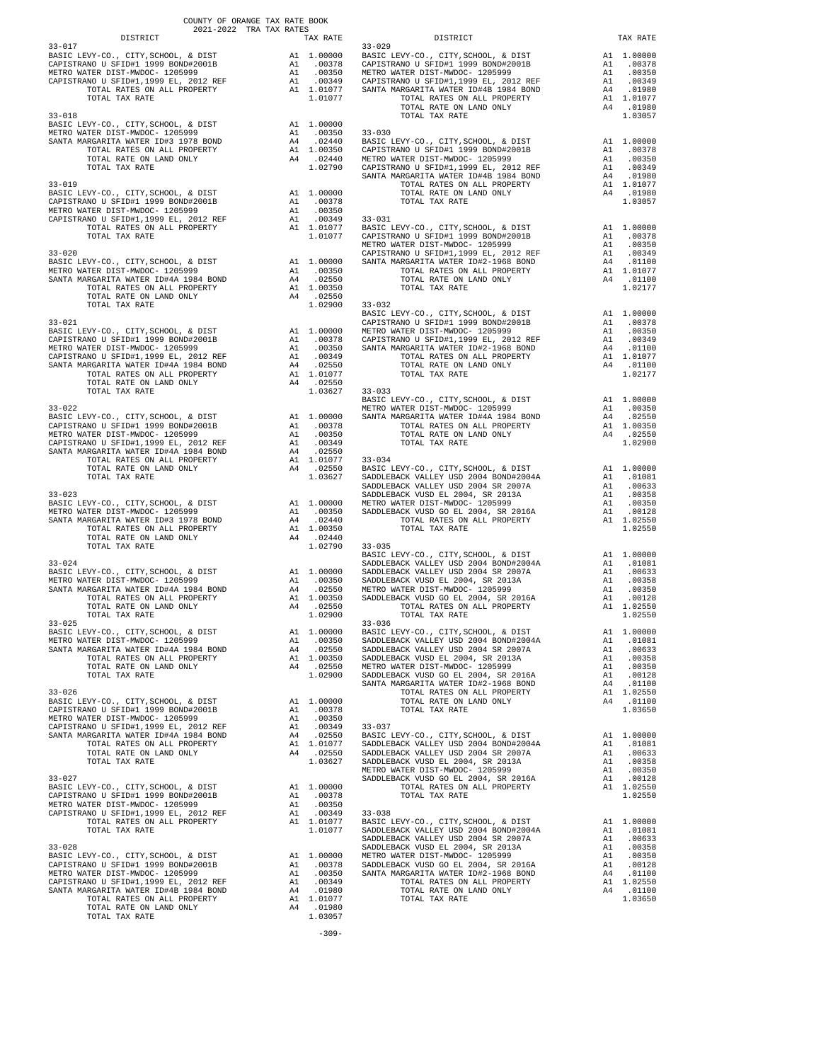COUNTY OF ORANGE TAX RATE BOOK
2021-2022 TRA TAX RATES

| DISTRICT | | TAX RATE |
|---|---|---|
| **33-017** | | |
| BASIC LEVY-CO., CITY,SCHOOL, & DIST | A1 | 1.00000 |
| CAPISTRANO U SFID#1 1999 BOND#2001B | A1 | .00378 |
| METRO WATER DIST-MWDOC- 1205999 | A1 | .00350 |
| CAPISTRANO U SFID#1,1999 EL, 2012 REF | A1 | .00349 |
| TOTAL RATES ON ALL PROPERTY | A1 | 1.01077 |
| TOTAL TAX RATE | | 1.01077 |
| **33-018** | | |
| BASIC LEVY-CO., CITY,SCHOOL, & DIST | A1 | 1.00000 |
| METRO WATER DIST-MWDOC- 1205999 | A1 | .00350 |
| SANTA MARGARITA WATER ID#3 1978 BOND | A4 | .02440 |
| TOTAL RATES ON ALL PROPERTY | A1 | 1.00350 |
| TOTAL RATE ON LAND ONLY | A4 | .02440 |
| TOTAL TAX RATE | | 1.02790 |
| **33-019** | | |
| BASIC LEVY-CO., CITY,SCHOOL, & DIST | A1 | 1.00000 |
| CAPISTRANO U SFID#1 1999 BOND#2001B | A1 | .00378 |
| METRO WATER DIST-MWDOC- 1205999 | A1 | .00350 |
| CAPISTRANO U SFID#1,1999 EL, 2012 REF | A1 | .00349 |
| TOTAL RATES ON ALL PROPERTY | A1 | 1.01077 |
| TOTAL TAX RATE | | 1.01077 |
| **33-020** | | |
| BASIC LEVY-CO., CITY,SCHOOL, & DIST | A1 | 1.00000 |
| METRO WATER DIST-MWDOC- 1205999 | A1 | .00350 |
| SANTA MARGARITA WATER ID#4A 1984 BOND | A4 | .02550 |
| TOTAL RATES ON ALL PROPERTY | A1 | 1.00350 |
| TOTAL RATE ON LAND ONLY | A4 | .02550 |
| TOTAL TAX RATE | | 1.02900 |
| **33-021** | | |
| BASIC LEVY-CO., CITY,SCHOOL, & DIST | A1 | 1.00000 |
| CAPISTRANO U SFID#1 1999 BOND#2001B | A1 | .00378 |
| METRO WATER DIST-MWDOC- 1205999 | A1 | .00350 |
| CAPISTRANO U SFID#1,1999 EL, 2012 REF | A1 | .00349 |
| SANTA MARGARITA WATER ID#4A 1984 BOND | A4 | .02550 |
| TOTAL RATES ON ALL PROPERTY | A1 | 1.01077 |
| TOTAL RATE ON LAND ONLY | A4 | .02550 |
| TOTAL TAX RATE | | 1.03627 |
| **33-022** | | |
| BASIC LEVY-CO., CITY,SCHOOL, & DIST | A1 | 1.00000 |
| CAPISTRANO U SFID#1 1999 BOND#2001B | A1 | .00378 |
| METRO WATER DIST-MWDOC- 1205999 | A1 | .00350 |
| CAPISTRANO U SFID#1,1999 EL, 2012 REF | A1 | .00349 |
| SANTA MARGARITA WATER ID#4A 1984 BOND | A4 | .02550 |
| TOTAL RATES ON ALL PROPERTY | A1 | 1.01077 |
| TOTAL RATE ON LAND ONLY | A4 | .02550 |
| TOTAL TAX RATE | | 1.03627 |
| **33-023** | | |
| BASIC LEVY-CO., CITY,SCHOOL, & DIST | A1 | 1.00000 |
| METRO WATER DIST-MWDOC- 1205999 | A1 | .00350 |
| SANTA MARGARITA WATER ID#3 1978 BOND | A4 | .02440 |
| TOTAL RATES ON ALL PROPERTY | A1 | 1.00350 |
| TOTAL RATE ON LAND ONLY | A4 | .02440 |
| TOTAL TAX RATE | | 1.02790 |
| **33-024** | | |
| BASIC LEVY-CO., CITY,SCHOOL, & DIST | A1 | 1.00000 |
| METRO WATER DIST-MWDOC- 1205999 | A1 | .00350 |
| SANTA MARGARITA WATER ID#4A 1984 BOND | A4 | .02550 |
| TOTAL RATES ON ALL PROPERTY | A1 | 1.00350 |
| TOTAL RATE ON LAND ONLY | A4 | .02550 |
| TOTAL TAX RATE | | 1.02900 |
| **33-025** | | |
| BASIC LEVY-CO., CITY,SCHOOL, & DIST | A1 | 1.00000 |
| METRO WATER DIST-MWDOC- 1205999 | A1 | .00350 |
| SANTA MARGARITA WATER ID#4A 1984 BOND | A4 | .02550 |
| TOTAL RATES ON ALL PROPERTY | A1 | 1.00350 |
| TOTAL RATE ON LAND ONLY | A4 | .02550 |
| TOTAL TAX RATE | | 1.02900 |
| **33-026** | | |
| BASIC LEVY-CO., CITY,SCHOOL, & DIST | A1 | 1.00000 |
| CAPISTRANO U SFID#1 1999 BOND#2001B | A1 | .00378 |
| METRO WATER DIST-MWDOC- 1205999 | A1 | .00350 |
| CAPISTRANO U SFID#1,1999 EL, 2012 REF | A1 | .00349 |
| SANTA MARGARITA WATER ID#4A 1984 BOND | A4 | .02550 |
| TOTAL RATES ON ALL PROPERTY | A1 | 1.01077 |
| TOTAL RATE ON LAND ONLY | A4 | .02550 |
| TOTAL TAX RATE | | 1.03627 |
| **33-027** | | |
| BASIC LEVY-CO., CITY,SCHOOL, & DIST | A1 | 1.00000 |
| CAPISTRANO U SFID#1 1999 BOND#2001B | A1 | .00378 |
| METRO WATER DIST-MWDOC- 1205999 | A1 | .00350 |
| CAPISTRANO U SFID#1,1999 EL, 2012 REF | A1 | .00349 |
| TOTAL RATES ON ALL PROPERTY | A1 | 1.01077 |
| TOTAL TAX RATE | | 1.01077 |
| **33-028** | | |
| BASIC LEVY-CO., CITY,SCHOOL, & DIST | A1 | 1.00000 |
| CAPISTRANO U SFID#1 1999 BOND#2001B | A1 | .00378 |
| METRO WATER DIST-MWDOC- 1205999 | A1 | .00350 |
| CAPISTRANO U SFID#1,1999 EL, 2012 REF | A1 | .00349 |
| SANTA MARGARITA WATER ID#4B 1984 BOND | A4 | .01980 |
| TOTAL RATES ON ALL PROPERTY | A1 | 1.01077 |
| TOTAL RATE ON LAND ONLY | A4 | .01980 |
| TOTAL TAX RATE | | 1.03057 |
| **33-029** | | |
| BASIC LEVY-CO., CITY,SCHOOL, & DIST | A1 | 1.00000 |
| CAPISTRANO U SFID#1 1999 BOND#2001B | A1 | .00378 |
| METRO WATER DIST-MWDOC- 1205999 | A1 | .00350 |
| CAPISTRANO U SFID#1,1999 EL, 2012 REF | A1 | .00349 |
| SANTA MARGARITA WATER ID#4B 1984 BOND | A4 | .01980 |
| TOTAL RATES ON ALL PROPERTY | A1 | 1.01077 |
| TOTAL RATE ON LAND ONLY | A4 | .01980 |
| TOTAL TAX RATE | | 1.03057 |
| **33-030** | | |
| BASIC LEVY-CO., CITY,SCHOOL, & DIST | A1 | 1.00000 |
| CAPISTRANO U SFID#1 1999 BOND#2001B | A1 | .00378 |
| METRO WATER DIST-MWDOC- 1205999 | A1 | .00350 |
| CAPISTRANO U SFID#1,1999 EL, 2012 REF | A1 | .00349 |
| SANTA MARGARITA WATER ID#4B 1984 BOND | A4 | .01980 |
| TOTAL RATES ON ALL PROPERTY | A1 | 1.01077 |
| TOTAL RATE ON LAND ONLY | A4 | .01980 |
| TOTAL TAX RATE | | 1.03057 |
| **33-031** | | |
| BASIC LEVY-CO., CITY,SCHOOL, & DIST | A1 | 1.00000 |
| CAPISTRANO U SFID#1 1999 BOND#2001B | A1 | .00378 |
| METRO WATER DIST-MWDOC- 1205999 | A1 | .00350 |
| CAPISTRANO U SFID#1,1999 EL, 2012 REF | A1 | .00349 |
| SANTA MARGARITA WATER ID#2-1968 BOND | A4 | .01100 |
| TOTAL RATES ON ALL PROPERTY | A1 | 1.01077 |
| TOTAL RATE ON LAND ONLY | A4 | .01100 |
| TOTAL TAX RATE | | 1.02177 |
| **33-032** | | |
| BASIC LEVY-CO., CITY,SCHOOL, & DIST | A1 | 1.00000 |
| CAPISTRANO U SFID#1 1999 BOND#2001B | A1 | .00378 |
| METRO WATER DIST-MWDOC- 1205999 | A1 | .00350 |
| CAPISTRANO U SFID#1,1999 EL, 2012 REF | A1 | .00349 |
| SANTA MARGARITA WATER ID#2-1968 BOND | A4 | .01100 |
| TOTAL RATES ON ALL PROPERTY | A1 | 1.01077 |
| TOTAL RATE ON LAND ONLY | A4 | .01100 |
| TOTAL TAX RATE | | 1.02177 |
| **33-033** | | |
| BASIC LEVY-CO., CITY,SCHOOL, & DIST | A1 | 1.00000 |
| METRO WATER DIST-MWDOC- 1205999 | A1 | .00350 |
| SANTA MARGARITA WATER ID#4A 1984 BOND | A4 | .02550 |
| TOTAL RATES ON ALL PROPERTY | A1 | 1.00350 |
| TOTAL RATE ON LAND ONLY | A4 | .02550 |
| TOTAL TAX RATE | | 1.02900 |
| **33-034** | | |
| BASIC LEVY-CO., CITY,SCHOOL, & DIST | A1 | 1.00000 |
| SADDLEBACK VALLEY USD 2004 BOND#2004A | A1 | .01081 |
| SADDLEBACK VALLEY USD 2004 SR 2007A | A1 | .00633 |
| SADDLEBACK VUSD EL 2004, SR 2013A | A1 | .00358 |
| METRO WATER DIST-MWDOC- 1205999 | A1 | .00350 |
| SADDLEBACK VUSD GO EL 2004, SR 2016A | A1 | .00128 |
| TOTAL RATES ON ALL PROPERTY | A1 | 1.02550 |
| TOTAL TAX RATE | | 1.02550 |
| **33-035** | | |
| BASIC LEVY-CO., CITY,SCHOOL, & DIST | A1 | 1.00000 |
| SADDLEBACK VALLEY USD 2004 BOND#2004A | A1 | .01081 |
| SADDLEBACK VALLEY USD 2004 SR 2007A | A1 | .00633 |
| SADDLEBACK VUSD EL 2004, SR 2013A | A1 | .00358 |
| METRO WATER DIST-MWDOC- 1205999 | A1 | .00350 |
| SADDLEBACK VUSD GO EL 2004, SR 2016A | A1 | .00128 |
| TOTAL RATES ON ALL PROPERTY | A1 | 1.02550 |
| TOTAL TAX RATE | | 1.02550 |
| **33-036** | | |
| BASIC LEVY-CO., CITY,SCHOOL, & DIST | A1 | 1.00000 |
| SADDLEBACK VALLEY USD 2004 BOND#2004A | A1 | .01081 |
| SADDLEBACK VALLEY USD 2004 SR 2007A | A1 | .00633 |
| SADDLEBACK VUSD EL 2004, SR 2013A | A1 | .00358 |
| METRO WATER DIST-MWDOC- 1205999 | A1 | .00350 |
| SADDLEBACK VUSD GO EL 2004, SR 2016A | A1 | .00128 |
| SANTA MARGARITA WATER ID#2-1968 BOND | A4 | .01100 |
| TOTAL RATES ON ALL PROPERTY | A1 | 1.02550 |
| TOTAL RATE ON LAND ONLY | A4 | .01100 |
| TOTAL TAX RATE | | 1.03650 |
| **33-037** | | |
| BASIC LEVY-CO., CITY,SCHOOL, & DIST | A1 | 1.00000 |
| SADDLEBACK VALLEY USD 2004 BOND#2004A | A1 | .01081 |
| SADDLEBACK VALLEY USD 2004 SR 2007A | A1 | .00633 |
| SADDLEBACK VUSD EL 2004, SR 2013A | A1 | .00358 |
| METRO WATER DIST-MWDOC- 1205999 | A1 | .00350 |
| SADDLEBACK VUSD GO EL 2004, SR 2016A | A1 | .00128 |
| TOTAL RATES ON ALL PROPERTY | A1 | 1.02550 |
| TOTAL TAX RATE | | 1.02550 |
| **33-038** | | |
| BASIC LEVY-CO., CITY,SCHOOL, & DIST | A1 | 1.00000 |
| SADDLEBACK VALLEY USD 2004 BOND#2004A | A1 | .01081 |
| SADDLEBACK VALLEY USD 2004 SR 2007A | A1 | .00633 |
| SADDLEBACK VUSD EL 2004, SR 2013A | A1 | .00358 |
| METRO WATER DIST-MWDOC- 1205999 | A1 | .00350 |
| SADDLEBACK VUSD GO EL 2004, SR 2016A | A1 | .00128 |
| SANTA MARGARITA WATER ID#2-1968 BOND | A4 | .01100 |
| TOTAL RATES ON ALL PROPERTY | A1 | 1.02550 |
| TOTAL RATE ON LAND ONLY | A4 | .01100 |
| TOTAL TAX RATE | | 1.03650 |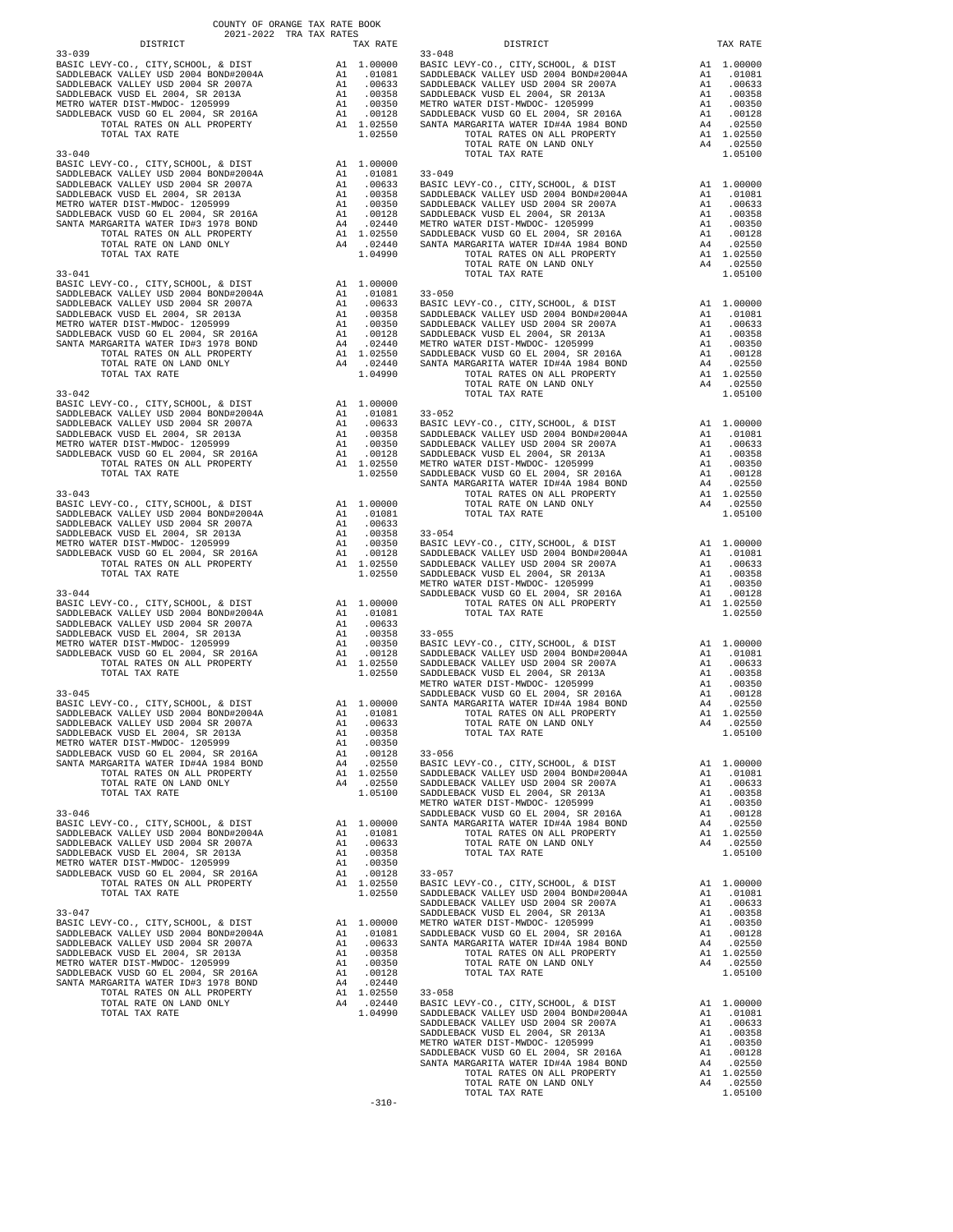COUNTY OF ORANGE TAX RATE BOOK
2021-2022 TRA TAX RATES

| DISTRICT | | TAX RATE |
|---|---|---|
| **33-039** | | |
| BASIC LEVY-CO., CITY,SCHOOL, & DIST | A1 | 1.00000 |
| SADDLEBACK VALLEY USD 2004 BOND#2004A | A1 | .01081 |
| SADDLEBACK VALLEY USD 2004 SR 2007A | A1 | .00633 |
| SADDLEBACK VUSD EL 2004, SR 2013A | A1 | .00358 |
| METRO WATER DIST-MWDOC- 1205999 | A1 | .00350 |
| SADDLEBACK VUSD GO EL 2004, SR 2016A | A1 | .00128 |
| TOTAL RATES ON ALL PROPERTY | A1 | 1.02550 |
| TOTAL TAX RATE | | 1.02550 |
| **33-040** | | |
| BASIC LEVY-CO., CITY,SCHOOL, & DIST | A1 | 1.00000 |
| SADDLEBACK VALLEY USD 2004 BOND#2004A | A1 | .01081 |
| SADDLEBACK VALLEY USD 2004 SR 2007A | A1 | .00633 |
| SADDLEBACK VUSD EL 2004, SR 2013A | A1 | .00358 |
| METRO WATER DIST-MWDOC- 1205999 | A1 | .00350 |
| SADDLEBACK VUSD GO EL 2004, SR 2016A | A1 | .00128 |
| SANTA MARGARITA WATER ID#3 1978 BOND | A4 | .02440 |
| TOTAL RATES ON ALL PROPERTY | A1 | 1.02550 |
| TOTAL RATE ON LAND ONLY | A4 | .02440 |
| TOTAL TAX RATE | | 1.04990 |
| **33-041** | | |
| BASIC LEVY-CO., CITY,SCHOOL, & DIST | A1 | 1.00000 |
| SADDLEBACK VALLEY USD 2004 BOND#2004A | A1 | .01081 |
| SADDLEBACK VALLEY USD 2004 SR 2007A | A1 | .00633 |
| SADDLEBACK VUSD EL 2004, SR 2013A | A1 | .00358 |
| METRO WATER DIST-MWDOC- 1205999 | A1 | .00350 |
| SADDLEBACK VUSD GO EL 2004, SR 2016A | A1 | .00128 |
| SANTA MARGARITA WATER ID#3 1978 BOND | A4 | .02440 |
| TOTAL RATES ON ALL PROPERTY | A1 | 1.02550 |
| TOTAL RATE ON LAND ONLY | A4 | .02440 |
| TOTAL TAX RATE | | 1.04990 |
| **33-042** | | |
| BASIC LEVY-CO., CITY,SCHOOL, & DIST | A1 | 1.00000 |
| SADDLEBACK VALLEY USD 2004 BOND#2004A | A1 | .01081 |
| SADDLEBACK VALLEY USD 2004 SR 2007A | A1 | .00633 |
| SADDLEBACK VUSD EL 2004, SR 2013A | A1 | .00358 |
| METRO WATER DIST-MWDOC- 1205999 | A1 | .00350 |
| SADDLEBACK VUSD GO EL 2004, SR 2016A | A1 | .00128 |
| TOTAL RATES ON ALL PROPERTY | A1 | 1.02550 |
| TOTAL TAX RATE | | 1.02550 |
| **33-043** | | |
| BASIC LEVY-CO., CITY,SCHOOL, & DIST | A1 | 1.00000 |
| SADDLEBACK VALLEY USD 2004 BOND#2004A | A1 | .01081 |
| SADDLEBACK VALLEY USD 2004 SR 2007A | A1 | .00633 |
| SADDLEBACK VUSD EL 2004, SR 2013A | A1 | .00358 |
| METRO WATER DIST-MWDOC- 1205999 | A1 | .00350 |
| SADDLEBACK VUSD GO EL 2004, SR 2016A | A1 | .00128 |
| TOTAL RATES ON ALL PROPERTY | A1 | 1.02550 |
| TOTAL TAX RATE | | 1.02550 |
| **33-044** | | |
| BASIC LEVY-CO., CITY,SCHOOL, & DIST | A1 | 1.00000 |
| SADDLEBACK VALLEY USD 2004 BOND#2004A | A1 | .01081 |
| SADDLEBACK VALLEY USD 2004 SR 2007A | A1 | .00633 |
| SADDLEBACK VUSD EL 2004, SR 2013A | A1 | .00358 |
| METRO WATER DIST-MWDOC- 1205999 | A1 | .00350 |
| SADDLEBACK VUSD GO EL 2004, SR 2016A | A1 | .00128 |
| TOTAL RATES ON ALL PROPERTY | A1 | 1.02550 |
| TOTAL TAX RATE | | 1.02550 |
| **33-045** | | |
| BASIC LEVY-CO., CITY,SCHOOL, & DIST | A1 | 1.00000 |
| SADDLEBACK VALLEY USD 2004 BOND#2004A | A1 | .01081 |
| SADDLEBACK VALLEY USD 2004 SR 2007A | A1 | .00633 |
| SADDLEBACK VUSD EL 2004, SR 2013A | A1 | .00358 |
| METRO WATER DIST-MWDOC- 1205999 | A1 | .00350 |
| SADDLEBACK VUSD GO EL 2004, SR 2016A | A1 | .00128 |
| SANTA MARGARITA WATER ID#4A 1984 BOND | A4 | .02550 |
| TOTAL RATES ON ALL PROPERTY | A1 | 1.02550 |
| TOTAL RATE ON LAND ONLY | A4 | .02550 |
| TOTAL TAX RATE | | 1.05100 |
| **33-046** | | |
| BASIC LEVY-CO., CITY,SCHOOL, & DIST | A1 | 1.00000 |
| SADDLEBACK VALLEY USD 2004 BOND#2004A | A1 | .01081 |
| SADDLEBACK VALLEY USD 2004 SR 2007A | A1 | .00633 |
| SADDLEBACK VUSD EL 2004, SR 2013A | A1 | .00358 |
| METRO WATER DIST-MWDOC- 1205999 | A1 | .00350 |
| SADDLEBACK VUSD GO EL 2004, SR 2016A | A1 | .00128 |
| TOTAL RATES ON ALL PROPERTY | A1 | 1.02550 |
| TOTAL TAX RATE | | 1.02550 |
| **33-047** | | |
| BASIC LEVY-CO., CITY,SCHOOL, & DIST | A1 | 1.00000 |
| SADDLEBACK VALLEY USD 2004 BOND#2004A | A1 | .01081 |
| SADDLEBACK VALLEY USD 2004 SR 2007A | A1 | .00633 |
| SADDLEBACK VUSD EL 2004, SR 2013A | A1 | .00358 |
| METRO WATER DIST-MWDOC- 1205999 | A1 | .00350 |
| SADDLEBACK VUSD GO EL 2004, SR 2016A | A1 | .00128 |
| SANTA MARGARITA WATER ID#3 1978 BOND | A4 | .02440 |
| TOTAL RATES ON ALL PROPERTY | A1 | 1.02550 |
| TOTAL RATE ON LAND ONLY | A4 | .02440 |
| TOTAL TAX RATE | | 1.04990 |
| **33-048** | | |
| BASIC LEVY-CO., CITY,SCHOOL, & DIST | A1 | 1.00000 |
| SADDLEBACK VALLEY USD 2004 BOND#2004A | A1 | .01081 |
| SADDLEBACK VALLEY USD 2004 SR 2007A | A1 | .00633 |
| SADDLEBACK VUSD EL 2004, SR 2013A | A1 | .00358 |
| METRO WATER DIST-MWDOC- 1205999 | A1 | .00350 |
| SADDLEBACK VUSD GO EL 2004, SR 2016A | A1 | .00128 |
| SANTA MARGARITA WATER ID#4A 1984 BOND | A4 | .02550 |
| TOTAL RATES ON ALL PROPERTY | A1 | 1.02550 |
| TOTAL RATE ON LAND ONLY | A4 | .02550 |
| TOTAL TAX RATE | | 1.05100 |
| **33-049** | | |
| BASIC LEVY-CO., CITY,SCHOOL, & DIST | A1 | 1.00000 |
| SADDLEBACK VALLEY USD 2004 BOND#2004A | A1 | .01081 |
| SADDLEBACK VALLEY USD 2004 SR 2007A | A1 | .00633 |
| SADDLEBACK VUSD EL 2004, SR 2013A | A1 | .00358 |
| METRO WATER DIST-MWDOC- 1205999 | A1 | .00350 |
| SADDLEBACK VUSD GO EL 2004, SR 2016A | A1 | .00128 |
| SANTA MARGARITA WATER ID#4A 1984 BOND | A4 | .02550 |
| TOTAL RATES ON ALL PROPERTY | A1 | 1.02550 |
| TOTAL RATE ON LAND ONLY | A4 | .02550 |
| TOTAL TAX RATE | | 1.05100 |
| **33-050** | | |
| BASIC LEVY-CO., CITY,SCHOOL, & DIST | A1 | 1.00000 |
| SADDLEBACK VALLEY USD 2004 BOND#2004A | A1 | .01081 |
| SADDLEBACK VALLEY USD 2004 SR 2007A | A1 | .00633 |
| SADDLEBACK VUSD EL 2004, SR 2013A | A1 | .00358 |
| METRO WATER DIST-MWDOC- 1205999 | A1 | .00350 |
| SADDLEBACK VUSD GO EL 2004, SR 2016A | A1 | .00128 |
| SANTA MARGARITA WATER ID#4A 1984 BOND | A4 | .02550 |
| TOTAL RATES ON ALL PROPERTY | A1 | 1.02550 |
| TOTAL RATE ON LAND ONLY | A4 | .02550 |
| TOTAL TAX RATE | | 1.05100 |
| **33-052** | | |
| BASIC LEVY-CO., CITY,SCHOOL, & DIST | A1 | 1.00000 |
| SADDLEBACK VALLEY USD 2004 BOND#2004A | A1 | .01081 |
| SADDLEBACK VALLEY USD 2004 SR 2007A | A1 | .00633 |
| SADDLEBACK VUSD EL 2004, SR 2013A | A1 | .00358 |
| METRO WATER DIST-MWDOC- 1205999 | A1 | .00350 |
| SADDLEBACK VUSD GO EL 2004, SR 2016A | A1 | .00128 |
| SANTA MARGARITA WATER ID#4A 1984 BOND | A4 | .02550 |
| TOTAL RATES ON ALL PROPERTY | A1 | 1.02550 |
| TOTAL RATE ON LAND ONLY | A4 | .02550 |
| TOTAL TAX RATE | | 1.05100 |
| **33-054** | | |
| BASIC LEVY-CO., CITY,SCHOOL, & DIST | A1 | 1.00000 |
| SADDLEBACK VALLEY USD 2004 BOND#2004A | A1 | .01081 |
| SADDLEBACK VALLEY USD 2004 SR 2007A | A1 | .00633 |
| SADDLEBACK VUSD EL 2004, SR 2013A | A1 | .00358 |
| METRO WATER DIST-MWDOC- 1205999 | A1 | .00350 |
| SADDLEBACK VUSD GO EL 2004, SR 2016A | A1 | .00128 |
| TOTAL RATES ON ALL PROPERTY | A1 | 1.02550 |
| TOTAL TAX RATE | | 1.02550 |
| **33-055** | | |
| BASIC LEVY-CO., CITY,SCHOOL, & DIST | A1 | 1.00000 |
| SADDLEBACK VALLEY USD 2004 BOND#2004A | A1 | .01081 |
| SADDLEBACK VALLEY USD 2004 SR 2007A | A1 | .00633 |
| SADDLEBACK VUSD EL 2004, SR 2013A | A1 | .00358 |
| METRO WATER DIST-MWDOC- 1205999 | A1 | .00350 |
| SADDLEBACK VUSD GO EL 2004, SR 2016A | A1 | .00128 |
| SANTA MARGARITA WATER ID#4A 1984 BOND | A4 | .02550 |
| TOTAL RATES ON ALL PROPERTY | A1 | 1.02550 |
| TOTAL RATE ON LAND ONLY | A4 | .02550 |
| TOTAL TAX RATE | | 1.05100 |
| **33-056** | | |
| BASIC LEVY-CO., CITY,SCHOOL, & DIST | A1 | 1.00000 |
| SADDLEBACK VALLEY USD 2004 BOND#2004A | A1 | .01081 |
| SADDLEBACK VALLEY USD 2004 SR 2007A | A1 | .00633 |
| SADDLEBACK VUSD EL 2004, SR 2013A | A1 | .00358 |
| METRO WATER DIST-MWDOC- 1205999 | A1 | .00350 |
| SADDLEBACK VUSD GO EL 2004, SR 2016A | A1 | .00128 |
| SANTA MARGARITA WATER ID#4A 1984 BOND | A4 | .02550 |
| TOTAL RATES ON ALL PROPERTY | A1 | 1.02550 |
| TOTAL RATE ON LAND ONLY | A4 | .02550 |
| TOTAL TAX RATE | | 1.05100 |
| **33-057** | | |
| BASIC LEVY-CO., CITY,SCHOOL, & DIST | A1 | 1.00000 |
| SADDLEBACK VALLEY USD 2004 BOND#2004A | A1 | .01081 |
| SADDLEBACK VALLEY USD 2004 SR 2007A | A1 | .00633 |
| SADDLEBACK VUSD EL 2004, SR 2013A | A1 | .00358 |
| METRO WATER DIST-MWDOC- 1205999 | A1 | .00350 |
| SADDLEBACK VUSD GO EL 2004, SR 2016A | A1 | .00128 |
| SANTA MARGARITA WATER ID#4A 1984 BOND | A4 | .02550 |
| TOTAL RATES ON ALL PROPERTY | A1 | 1.02550 |
| TOTAL RATE ON LAND ONLY | A4 | .02550 |
| TOTAL TAX RATE | | 1.05100 |
| **33-058** | | |
| BASIC LEVY-CO., CITY,SCHOOL, & DIST | A1 | 1.00000 |
| SADDLEBACK VALLEY USD 2004 BOND#2004A | A1 | .01081 |
| SADDLEBACK VALLEY USD 2004 SR 2007A | A1 | .00633 |
| SADDLEBACK VUSD EL 2004, SR 2013A | A1 | .00358 |
| METRO WATER DIST-MWDOC- 1205999 | A1 | .00350 |
| SADDLEBACK VUSD GO EL 2004, SR 2016A | A1 | .00128 |
| SANTA MARGARITA WATER ID#4A 1984 BOND | A4 | .02550 |
| TOTAL RATES ON ALL PROPERTY | A1 | 1.02550 |
| TOTAL RATE ON LAND ONLY | A4 | .02550 |
| TOTAL TAX RATE | | 1.05100 |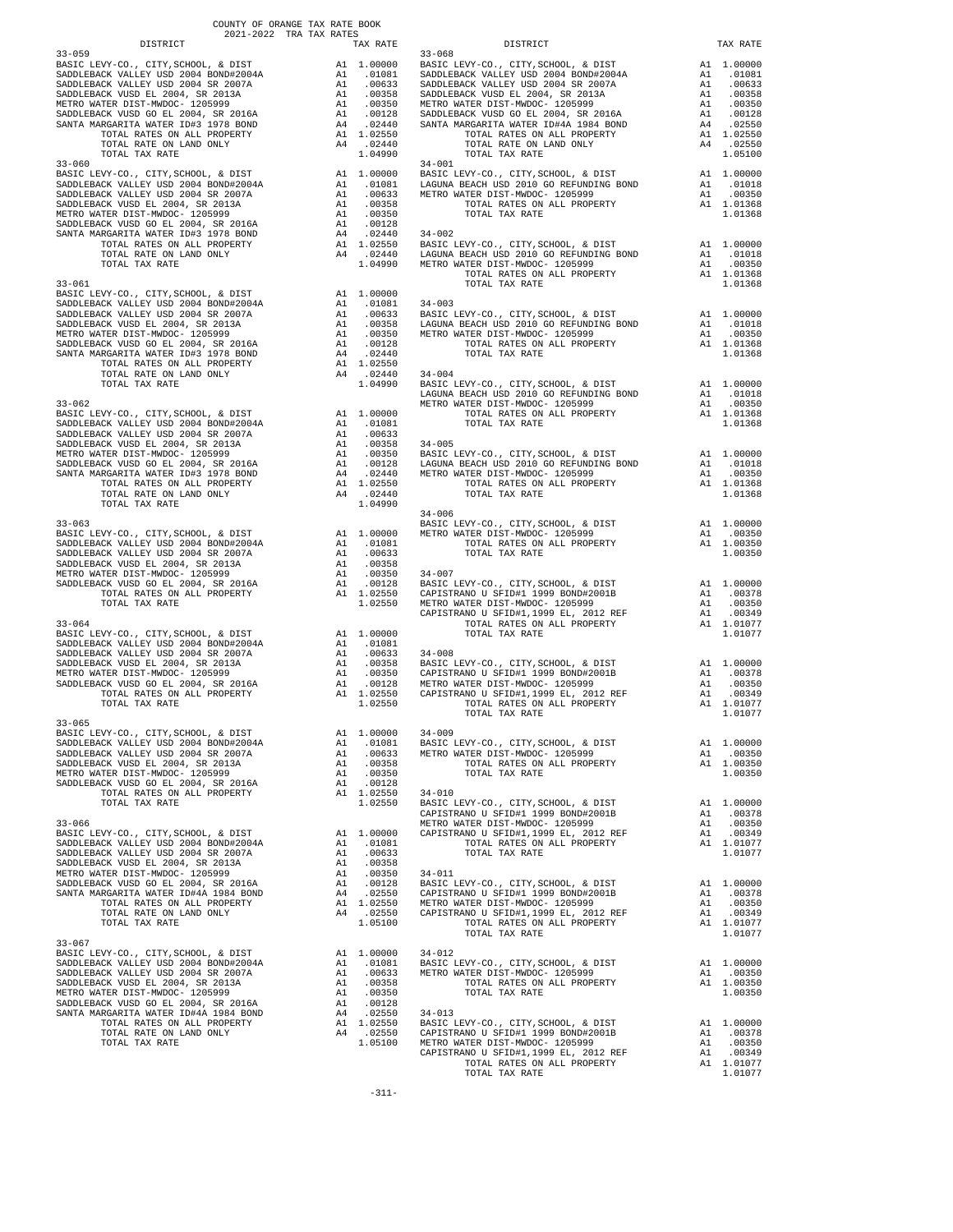COUNTY OF ORANGE TAX RATE BOOK
2021-2022 TRA TAX RATES

| DISTRICT | | TAX RATE |
|---|---|---|
| **33-059** | | |
| BASIC LEVY-CO., CITY,SCHOOL, & DIST | A1 | 1.00000 |
| SADDLEBACK VALLEY USD 2004 BOND#2004A | A1 | .01081 |
| SADDLEBACK VALLEY USD 2004 SR 2007A | A1 | .00633 |
| SADDLEBACK VUSD EL 2004, SR 2013A | A1 | .00358 |
| METRO WATER DIST-MWDOC- 1205999 | A1 | .00350 |
| SADDLEBACK VUSD GO EL 2004, SR 2016A | A1 | .00128 |
| SANTA MARGARITA WATER ID#3 1978 BOND | A4 | .02440 |
| TOTAL RATES ON ALL PROPERTY | A1 | 1.02550 |
| TOTAL RATE ON LAND ONLY | A4 | .02440 |
| TOTAL TAX RATE | | 1.04990 |
| **33-060** | | |
| BASIC LEVY-CO., CITY,SCHOOL, & DIST | A1 | 1.00000 |
| SADDLEBACK VALLEY USD 2004 BOND#2004A | A1 | .01081 |
| SADDLEBACK VALLEY USD 2004 SR 2007A | A1 | .00633 |
| SADDLEBACK VUSD EL 2004, SR 2013A | A1 | .00358 |
| METRO WATER DIST-MWDOC- 1205999 | A1 | .00350 |
| SADDLEBACK VUSD GO EL 2004, SR 2016A | A1 | .00128 |
| SANTA MARGARITA WATER ID#3 1978 BOND | A4 | .02440 |
| TOTAL RATES ON ALL PROPERTY | A1 | 1.02550 |
| TOTAL RATE ON LAND ONLY | A4 | .02440 |
| TOTAL TAX RATE | | 1.04990 |
| **33-061** | | |
| BASIC LEVY-CO., CITY,SCHOOL, & DIST | A1 | 1.00000 |
| SADDLEBACK VALLEY USD 2004 BOND#2004A | A1 | .01081 |
| SADDLEBACK VALLEY USD 2004 SR 2007A | A1 | .00633 |
| SADDLEBACK VUSD EL 2004, SR 2013A | A1 | .00358 |
| METRO WATER DIST-MWDOC- 1205999 | A1 | .00350 |
| SADDLEBACK VUSD GO EL 2004, SR 2016A | A1 | .00128 |
| SANTA MARGARITA WATER ID#3 1978 BOND | A4 | .02440 |
| TOTAL RATES ON ALL PROPERTY | A1 | 1.02550 |
| TOTAL RATE ON LAND ONLY | A4 | .02440 |
| TOTAL TAX RATE | | 1.04990 |
| **33-062** | | |
| BASIC LEVY-CO., CITY,SCHOOL, & DIST | A1 | 1.00000 |
| SADDLEBACK VALLEY USD 2004 BOND#2004A | A1 | .01081 |
| SADDLEBACK VALLEY USD 2004 SR 2007A | A1 | .00633 |
| SADDLEBACK VUSD EL 2004, SR 2013A | A1 | .00358 |
| METRO WATER DIST-MWDOC- 1205999 | A1 | .00350 |
| SADDLEBACK VUSD GO EL 2004, SR 2016A | A1 | .00128 |
| SANTA MARGARITA WATER ID#3 1978 BOND | A4 | .02440 |
| TOTAL RATES ON ALL PROPERTY | A1 | 1.02550 |
| TOTAL RATE ON LAND ONLY | A4 | .02440 |
| TOTAL TAX RATE | | 1.04990 |
| **33-063** | | |
| BASIC LEVY-CO., CITY,SCHOOL, & DIST | A1 | 1.00000 |
| SADDLEBACK VALLEY USD 2004 BOND#2004A | A1 | .01081 |
| SADDLEBACK VALLEY USD 2004 SR 2007A | A1 | .00633 |
| SADDLEBACK VUSD EL 2004, SR 2013A | A1 | .00358 |
| METRO WATER DIST-MWDOC- 1205999 | A1 | .00350 |
| SADDLEBACK VUSD GO EL 2004, SR 2016A | A1 | .00128 |
| TOTAL RATES ON ALL PROPERTY | A1 | 1.02550 |
| TOTAL TAX RATE | | 1.02550 |
| **33-064** | | |
| BASIC LEVY-CO., CITY,SCHOOL, & DIST | A1 | 1.00000 |
| SADDLEBACK VALLEY USD 2004 BOND#2004A | A1 | .01081 |
| SADDLEBACK VALLEY USD 2004 SR 2007A | A1 | .00633 |
| SADDLEBACK VUSD EL 2004, SR 2013A | A1 | .00358 |
| METRO WATER DIST-MWDOC- 1205999 | A1 | .00350 |
| SADDLEBACK VUSD GO EL 2004, SR 2016A | A1 | .00128 |
| TOTAL RATES ON ALL PROPERTY | A1 | 1.02550 |
| TOTAL TAX RATE | | 1.02550 |
| **33-065** | | |
| BASIC LEVY-CO., CITY,SCHOOL, & DIST | A1 | 1.00000 |
| SADDLEBACK VALLEY USD 2004 BOND#2004A | A1 | .01081 |
| SADDLEBACK VALLEY USD 2004 SR 2007A | A1 | .00633 |
| SADDLEBACK VUSD EL 2004, SR 2013A | A1 | .00358 |
| METRO WATER DIST-MWDOC- 1205999 | A1 | .00350 |
| SADDLEBACK VUSD GO EL 2004, SR 2016A | A1 | .00128 |
| TOTAL RATES ON ALL PROPERTY | A1 | 1.02550 |
| TOTAL TAX RATE | | 1.02550 |
| **33-066** | | |
| BASIC LEVY-CO., CITY,SCHOOL, & DIST | A1 | 1.00000 |
| SADDLEBACK VALLEY USD 2004 BOND#2004A | A1 | .01081 |
| SADDLEBACK VALLEY USD 2004 SR 2007A | A1 | .00633 |
| SADDLEBACK VUSD EL 2004, SR 2013A | A1 | .00358 |
| METRO WATER DIST-MWDOC- 1205999 | A1 | .00350 |
| SADDLEBACK VUSD GO EL 2004, SR 2016A | A1 | .00128 |
| SANTA MARGARITA WATER ID#4A 1984 BOND | A4 | .02550 |
| TOTAL RATES ON ALL PROPERTY | A1 | 1.02550 |
| TOTAL RATE ON LAND ONLY | A4 | .02550 |
| TOTAL TAX RATE | | 1.05100 |
| **33-067** | | |
| BASIC LEVY-CO., CITY,SCHOOL, & DIST | A1 | 1.00000 |
| SADDLEBACK VALLEY USD 2004 BOND#2004A | A1 | .01081 |
| SADDLEBACK VALLEY USD 2004 SR 2007A | A1 | .00633 |
| SADDLEBACK VUSD EL 2004, SR 2013A | A1 | .00358 |
| METRO WATER DIST-MWDOC- 1205999 | A1 | .00350 |
| SADDLEBACK VUSD GO EL 2004, SR 2016A | A1 | .00128 |
| SANTA MARGARITA WATER ID#4A 1984 BOND | A4 | .02550 |
| TOTAL RATES ON ALL PROPERTY | A1 | 1.02550 |
| TOTAL RATE ON LAND ONLY | A4 | .02550 |
| TOTAL TAX RATE | | 1.05100 |
| **33-068** | | |
| BASIC LEVY-CO., CITY,SCHOOL, & DIST | A1 | 1.00000 |
| SADDLEBACK VALLEY USD 2004 BOND#2004A | A1 | .01081 |
| SADDLEBACK VALLEY USD 2004 SR 2007A | A1 | .00633 |
| SADDLEBACK VUSD EL 2004, SR 2013A | A1 | .00358 |
| METRO WATER DIST-MWDOC- 1205999 | A1 | .00350 |
| SADDLEBACK VUSD GO EL 2004, SR 2016A | A1 | .00128 |
| SANTA MARGARITA WATER ID#4A 1984 BOND | A4 | .02550 |
| TOTAL RATES ON ALL PROPERTY | A1 | 1.02550 |
| TOTAL RATE ON LAND ONLY | A4 | .02550 |
| TOTAL TAX RATE | | 1.05100 |
| **34-001** | | |
| BASIC LEVY-CO., CITY,SCHOOL, & DIST | A1 | 1.00000 |
| LAGUNA BEACH USD 2010 GO REFUNDING BOND | A1 | .01018 |
| METRO WATER DIST-MWDOC- 1205999 | A1 | .00350 |
| TOTAL RATES ON ALL PROPERTY | A1 | 1.01368 |
| TOTAL TAX RATE | | 1.01368 |
| **34-002** | | |
| BASIC LEVY-CO., CITY,SCHOOL, & DIST | A1 | 1.00000 |
| LAGUNA BEACH USD 2010 GO REFUNDING BOND | A1 | .01018 |
| METRO WATER DIST-MWDOC- 1205999 | A1 | .00350 |
| TOTAL RATES ON ALL PROPERTY | A1 | 1.01368 |
| TOTAL TAX RATE | | 1.01368 |
| **34-003** | | |
| BASIC LEVY-CO., CITY,SCHOOL, & DIST | A1 | 1.00000 |
| LAGUNA BEACH USD 2010 GO REFUNDING BOND | A1 | .01018 |
| METRO WATER DIST-MWDOC- 1205999 | A1 | .00350 |
| TOTAL RATES ON ALL PROPERTY | A1 | 1.01368 |
| TOTAL TAX RATE | | 1.01368 |
| **34-004** | | |
| BASIC LEVY-CO., CITY,SCHOOL, & DIST | A1 | 1.00000 |
| LAGUNA BEACH USD 2010 GO REFUNDING BOND | A1 | .01018 |
| METRO WATER DIST-MWDOC- 1205999 | A1 | .00350 |
| TOTAL RATES ON ALL PROPERTY | A1 | 1.01368 |
| TOTAL TAX RATE | | 1.01368 |
| **34-005** | | |
| BASIC LEVY-CO., CITY,SCHOOL, & DIST | A1 | 1.00000 |
| LAGUNA BEACH USD 2010 GO REFUNDING BOND | A1 | .01018 |
| METRO WATER DIST-MWDOC- 1205999 | A1 | .00350 |
| TOTAL RATES ON ALL PROPERTY | A1 | 1.01368 |
| TOTAL TAX RATE | | 1.01368 |
| **34-006** | | |
| BASIC LEVY-CO., CITY,SCHOOL, & DIST | A1 | 1.00000 |
| METRO WATER DIST-MWDOC- 1205999 | A1 | .00350 |
| TOTAL RATES ON ALL PROPERTY | A1 | 1.00350 |
| TOTAL TAX RATE | | 1.00350 |
| **34-007** | | |
| BASIC LEVY-CO., CITY,SCHOOL, & DIST | A1 | 1.00000 |
| CAPISTRANO U SFID#1 1999 BOND#2001B | A1 | .00378 |
| METRO WATER DIST-MWDOC- 1205999 | A1 | .00350 |
| CAPISTRANO U SFID#1,1999 EL, 2012 REF | A1 | .00349 |
| TOTAL RATES ON ALL PROPERTY | A1 | 1.01077 |
| TOTAL TAX RATE | | 1.01077 |
| **34-008** | | |
| BASIC LEVY-CO., CITY,SCHOOL, & DIST | A1 | 1.00000 |
| CAPISTRANO U SFID#1 1999 BOND#2001B | A1 | .00378 |
| METRO WATER DIST-MWDOC- 1205999 | A1 | .00350 |
| CAPISTRANO U SFID#1,1999 EL, 2012 REF | A1 | .00349 |
| TOTAL RATES ON ALL PROPERTY | A1 | 1.01077 |
| TOTAL TAX RATE | | 1.01077 |
| **34-009** | | |
| BASIC LEVY-CO., CITY,SCHOOL, & DIST | A1 | 1.00000 |
| METRO WATER DIST-MWDOC- 1205999 | A1 | .00350 |
| TOTAL RATES ON ALL PROPERTY | A1 | 1.00350 |
| TOTAL TAX RATE | | 1.00350 |
| **34-010** | | |
| BASIC LEVY-CO., CITY,SCHOOL, & DIST | A1 | 1.00000 |
| CAPISTRANO U SFID#1 1999 BOND#2001B | A1 | .00378 |
| METRO WATER DIST-MWDOC- 1205999 | A1 | .00350 |
| CAPISTRANO U SFID#1,1999 EL, 2012 REF | A1 | .00349 |
| TOTAL RATES ON ALL PROPERTY | A1 | 1.01077 |
| TOTAL TAX RATE | | 1.01077 |
| **34-011** | | |
| BASIC LEVY-CO., CITY,SCHOOL, & DIST | A1 | 1.00000 |
| CAPISTRANO U SFID#1 1999 BOND#2001B | A1 | .00378 |
| METRO WATER DIST-MWDOC- 1205999 | A1 | .00350 |
| CAPISTRANO U SFID#1,1999 EL, 2012 REF | A1 | .00349 |
| TOTAL RATES ON ALL PROPERTY | A1 | 1.01077 |
| TOTAL TAX RATE | | 1.01077 |
| **34-012** | | |
| BASIC LEVY-CO., CITY,SCHOOL, & DIST | A1 | 1.00000 |
| METRO WATER DIST-MWDOC- 1205999 | A1 | .00350 |
| TOTAL RATES ON ALL PROPERTY | A1 | 1.00350 |
| TOTAL TAX RATE | | 1.00350 |
| **34-013** | | |
| BASIC LEVY-CO., CITY,SCHOOL, & DIST | A1 | 1.00000 |
| CAPISTRANO U SFID#1 1999 BOND#2001B | A1 | .00378 |
| METRO WATER DIST-MWDOC- 1205999 | A1 | .00350 |
| CAPISTRANO U SFID#1,1999 EL, 2012 REF | A1 | .00349 |
| TOTAL RATES ON ALL PROPERTY | A1 | 1.01077 |
| TOTAL TAX RATE | | 1.01077 |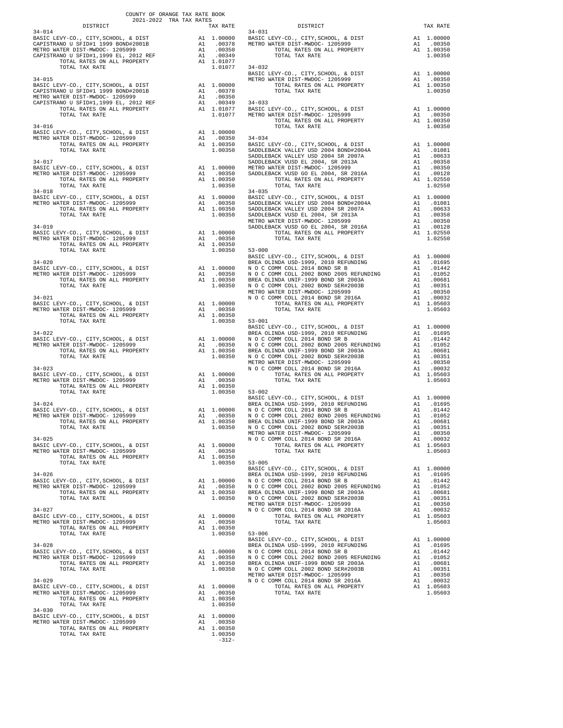COUNTY OF ORANGE TAX RATE BOOK
2021-2022 TRA TAX RATES

| DISTRICT | | TAX RATE |
|---|---|---|
| **34-014** | | |
| BASIC LEVY-CO., CITY,SCHOOL, & DIST | A1 | 1.00000 |
| CAPISTRANO U SFID#1 1999 BOND#2001B | A1 | .00378 |
| METRO WATER DIST-MWDOC- 1205999 | A1 | .00350 |
| CAPISTRANO U SFID#1,1999 EL, 2012 REF | A1 | .00349 |
| TOTAL RATES ON ALL PROPERTY | A1 | 1.01077 |
| TOTAL TAX RATE | | 1.01077 |
| **34-015** | | |
| BASIC LEVY-CO., CITY,SCHOOL, & DIST | A1 | 1.00000 |
| CAPISTRANO U SFID#1 1999 BOND#2001B | A1 | .00378 |
| METRO WATER DIST-MWDOC- 1205999 | A1 | .00350 |
| CAPISTRANO U SFID#1,1999 EL, 2012 REF | A1 | .00349 |
| TOTAL RATES ON ALL PROPERTY | A1 | 1.01077 |
| TOTAL TAX RATE | | 1.01077 |
| **34-016** | | |
| BASIC LEVY-CO., CITY,SCHOOL, & DIST | A1 | 1.00000 |
| METRO WATER DIST-MWDOC- 1205999 | A1 | .00350 |
| TOTAL RATES ON ALL PROPERTY | A1 | 1.00350 |
| TOTAL TAX RATE | | 1.00350 |
| **34-017** | | |
| BASIC LEVY-CO., CITY,SCHOOL, & DIST | A1 | 1.00000 |
| METRO WATER DIST-MWDOC- 1205999 | A1 | .00350 |
| TOTAL RATES ON ALL PROPERTY | A1 | 1.00350 |
| TOTAL TAX RATE | | 1.00350 |
| **34-018** | | |
| BASIC LEVY-CO., CITY,SCHOOL, & DIST | A1 | 1.00000 |
| METRO WATER DIST-MWDOC- 1205999 | A1 | .00350 |
| TOTAL RATES ON ALL PROPERTY | A1 | 1.00350 |
| TOTAL TAX RATE | | 1.00350 |
| **34-019** | | |
| BASIC LEVY-CO., CITY,SCHOOL, & DIST | A1 | 1.00000 |
| METRO WATER DIST-MWDOC- 1205999 | A1 | .00350 |
| TOTAL RATES ON ALL PROPERTY | A1 | 1.00350 |
| TOTAL TAX RATE | | 1.00350 |
| **34-020** | | |
| BASIC LEVY-CO., CITY,SCHOOL, & DIST | A1 | 1.00000 |
| METRO WATER DIST-MWDOC- 1205999 | A1 | .00350 |
| TOTAL RATES ON ALL PROPERTY | A1 | 1.00350 |
| TOTAL TAX RATE | | 1.00350 |
| **34-021** | | |
| BASIC LEVY-CO., CITY,SCHOOL, & DIST | A1 | 1.00000 |
| METRO WATER DIST-MWDOC- 1205999 | A1 | .00350 |
| TOTAL RATES ON ALL PROPERTY | A1 | 1.00350 |
| TOTAL TAX RATE | | 1.00350 |
| **34-022** | | |
| BASIC LEVY-CO., CITY,SCHOOL, & DIST | A1 | 1.00000 |
| METRO WATER DIST-MWDOC- 1205999 | A1 | .00350 |
| TOTAL RATES ON ALL PROPERTY | A1 | 1.00350 |
| TOTAL TAX RATE | | 1.00350 |
| **34-023** | | |
| BASIC LEVY-CO., CITY,SCHOOL, & DIST | A1 | 1.00000 |
| METRO WATER DIST-MWDOC- 1205999 | A1 | .00350 |
| TOTAL RATES ON ALL PROPERTY | A1 | 1.00350 |
| TOTAL TAX RATE | | 1.00350 |
| **34-024** | | |
| BASIC LEVY-CO., CITY,SCHOOL, & DIST | A1 | 1.00000 |
| METRO WATER DIST-MWDOC- 1205999 | A1 | .00350 |
| TOTAL RATES ON ALL PROPERTY | A1 | 1.00350 |
| TOTAL TAX RATE | | 1.00350 |
| **34-025** | | |
| BASIC LEVY-CO., CITY,SCHOOL, & DIST | A1 | 1.00000 |
| METRO WATER DIST-MWDOC- 1205999 | A1 | .00350 |
| TOTAL RATES ON ALL PROPERTY | A1 | 1.00350 |
| TOTAL TAX RATE | | 1.00350 |
| **34-026** | | |
| BASIC LEVY-CO., CITY,SCHOOL, & DIST | A1 | 1.00000 |
| METRO WATER DIST-MWDOC- 1205999 | A1 | .00350 |
| TOTAL RATES ON ALL PROPERTY | A1 | 1.00350 |
| TOTAL TAX RATE | | 1.00350 |
| **34-027** | | |
| BASIC LEVY-CO., CITY,SCHOOL, & DIST | A1 | 1.00000 |
| METRO WATER DIST-MWDOC- 1205999 | A1 | .00350 |
| TOTAL RATES ON ALL PROPERTY | A1 | 1.00350 |
| TOTAL TAX RATE | | 1.00350 |
| **34-028** | | |
| BASIC LEVY-CO., CITY,SCHOOL, & DIST | A1 | 1.00000 |
| METRO WATER DIST-MWDOC- 1205999 | A1 | .00350 |
| TOTAL RATES ON ALL PROPERTY | A1 | 1.00350 |
| TOTAL TAX RATE | | 1.00350 |
| **34-029** | | |
| BASIC LEVY-CO., CITY,SCHOOL, & DIST | A1 | 1.00000 |
| METRO WATER DIST-MWDOC- 1205999 | A1 | .00350 |
| TOTAL RATES ON ALL PROPERTY | A1 | 1.00350 |
| TOTAL TAX RATE | | 1.00350 |
| **34-030** | | |
| BASIC LEVY-CO., CITY,SCHOOL, & DIST | A1 | 1.00000 |
| METRO WATER DIST-MWDOC- 1205999 | A1 | .00350 |
| TOTAL RATES ON ALL PROPERTY | A1 | 1.00350 |
| TOTAL TAX RATE | | 1.00350 |
| **34-031** | | |
| BASIC LEVY-CO., CITY,SCHOOL, & DIST | A1 | 1.00000 |
| METRO WATER DIST-MWDOC- 1205999 | A1 | .00350 |
| TOTAL RATES ON ALL PROPERTY | A1 | 1.00350 |
| TOTAL TAX RATE | | 1.00350 |
| **34-032** | | |
| BASIC LEVY-CO., CITY,SCHOOL, & DIST | A1 | 1.00000 |
| METRO WATER DIST-MWDOC- 1205999 | A1 | .00350 |
| TOTAL RATES ON ALL PROPERTY | A1 | 1.00350 |
| TOTAL TAX RATE | | 1.00350 |
| **34-033** | | |
| BASIC LEVY-CO., CITY,SCHOOL, & DIST | A1 | 1.00000 |
| METRO WATER DIST-MWDOC- 1205999 | A1 | .00350 |
| TOTAL RATES ON ALL PROPERTY | A1 | 1.00350 |
| TOTAL TAX RATE | | 1.00350 |
| **34-034** | | |
| BASIC LEVY-CO., CITY,SCHOOL, & DIST | A1 | 1.00000 |
| SADDLEBACK VALLEY USD 2004 BOND#2004A | A1 | .01081 |
| SADDLEBACK VALLEY USD 2004 SR 2007A | A1 | .00633 |
| SADDLEBACK VUSD EL 2004, SR 2013A | A1 | .00358 |
| METRO WATER DIST-MWDOC- 1205999 | A1 | .00350 |
| SADDLEBACK VUSD GO EL 2004, SR 2016A | A1 | .00128 |
| TOTAL RATES ON ALL PROPERTY | A1 | 1.02550 |
| TOTAL TAX RATE | | 1.02550 |
| **34-035** | | |
| BASIC LEVY-CO., CITY,SCHOOL, & DIST | A1 | 1.00000 |
| SADDLEBACK VALLEY USD 2004 BOND#2004A | A1 | .01081 |
| SADDLEBACK VALLEY USD 2004 SR 2007A | A1 | .00633 |
| SADDLEBACK VUSD EL 2004, SR 2013A | A1 | .00358 |
| METRO WATER DIST-MWDOC- 1205999 | A1 | .00350 |
| SADDLEBACK VUSD GO EL 2004, SR 2016A | A1 | .00128 |
| TOTAL RATES ON ALL PROPERTY | A1 | 1.02550 |
| TOTAL TAX RATE | | 1.02550 |
| **53-000** | | |
| BASIC LEVY-CO., CITY,SCHOOL, & DIST | A1 | 1.00000 |
| BREA OLINDA USD-1999, 2010 REFUNDING | A1 | .01695 |
| N O C COMM COLL 2014 BOND SR B | A1 | .01442 |
| N O C COMM COLL 2002 BOND 2005 REFUNDING | A1 | .01052 |
| BREA OLINDA UNIF-1999 BOND SR 2003A | A1 | .00681 |
| N O C COMM COLL 2002 BOND SER#2003B | A1 | .00351 |
| METRO WATER DIST-MWDOC- 1205999 | A1 | .00350 |
| N O C COMM COLL 2014 BOND SR 2016A | A1 | .00032 |
| TOTAL RATES ON ALL PROPERTY | A1 | 1.05603 |
| TOTAL TAX RATE | | 1.05603 |
| **53-001** | | |
| BASIC LEVY-CO., CITY,SCHOOL, & DIST | A1 | 1.00000 |
| BREA OLINDA USD-1999, 2010 REFUNDING | A1 | .01695 |
| N O C COMM COLL 2014 BOND SR B | A1 | .01442 |
| N O C COMM COLL 2002 BOND 2005 REFUNDING | A1 | .01052 |
| BREA OLINDA UNIF-1999 BOND SR 2003A | A1 | .00681 |
| N O C COMM COLL 2002 BOND SER#2003B | A1 | .00351 |
| METRO WATER DIST-MWDOC- 1205999 | A1 | .00350 |
| N O C COMM COLL 2014 BOND SR 2016A | A1 | .00032 |
| TOTAL RATES ON ALL PROPERTY | A1 | 1.05603 |
| TOTAL TAX RATE | | 1.05603 |
| **53-002** | | |
| BASIC LEVY-CO., CITY,SCHOOL, & DIST | A1 | 1.00000 |
| BREA OLINDA USD-1999, 2010 REFUNDING | A1 | .01695 |
| N O C COMM COLL 2014 BOND SR B | A1 | .01442 |
| N O C COMM COLL 2002 BOND 2005 REFUNDING | A1 | .01052 |
| BREA OLINDA UNIF-1999 BOND SR 2003A | A1 | .00681 |
| N O C COMM COLL 2002 BOND SER#2003B | A1 | .00351 |
| METRO WATER DIST-MWDOC- 1205999 | A1 | .00350 |
| N O C COMM COLL 2014 BOND SR 2016A | A1 | .00032 |
| TOTAL RATES ON ALL PROPERTY | A1 | 1.05603 |
| TOTAL TAX RATE | | 1.05603 |
| **53-005** | | |
| BASIC LEVY-CO., CITY,SCHOOL, & DIST | A1 | 1.00000 |
| BREA OLINDA USD-1999, 2010 REFUNDING | A1 | .01695 |
| N O C COMM COLL 2014 BOND SR B | A1 | .01442 |
| N O C COMM COLL 2002 BOND 2005 REFUNDING | A1 | .01052 |
| BREA OLINDA UNIF-1999 BOND SR 2003A | A1 | .00681 |
| N O C COMM COLL 2002 BOND SER#2003B | A1 | .00351 |
| METRO WATER DIST-MWDOC- 1205999 | A1 | .00350 |
| N O C COMM COLL 2014 BOND SR 2016A | A1 | .00032 |
| TOTAL RATES ON ALL PROPERTY | A1 | 1.05603 |
| TOTAL TAX RATE | | 1.05603 |
| **53-006** | | |
| BASIC LEVY-CO., CITY,SCHOOL, & DIST | A1 | 1.00000 |
| BREA OLINDA USD-1999, 2010 REFUNDING | A1 | .01695 |
| N O C COMM COLL 2014 BOND SR B | A1 | .01442 |
| N O C COMM COLL 2002 BOND 2005 REFUNDING | A1 | .01052 |
| BREA OLINDA UNIF-1999 BOND SR 2003A | A1 | .00681 |
| N O C COMM COLL 2002 BOND SER#2003B | A1 | .00351 |
| METRO WATER DIST-MWDOC- 1205999 | A1 | .00350 |
| N O C COMM COLL 2014 BOND SR 2016A | A1 | .00032 |
| TOTAL RATES ON ALL PROPERTY | A1 | 1.05603 |
| TOTAL TAX RATE | | 1.05603 |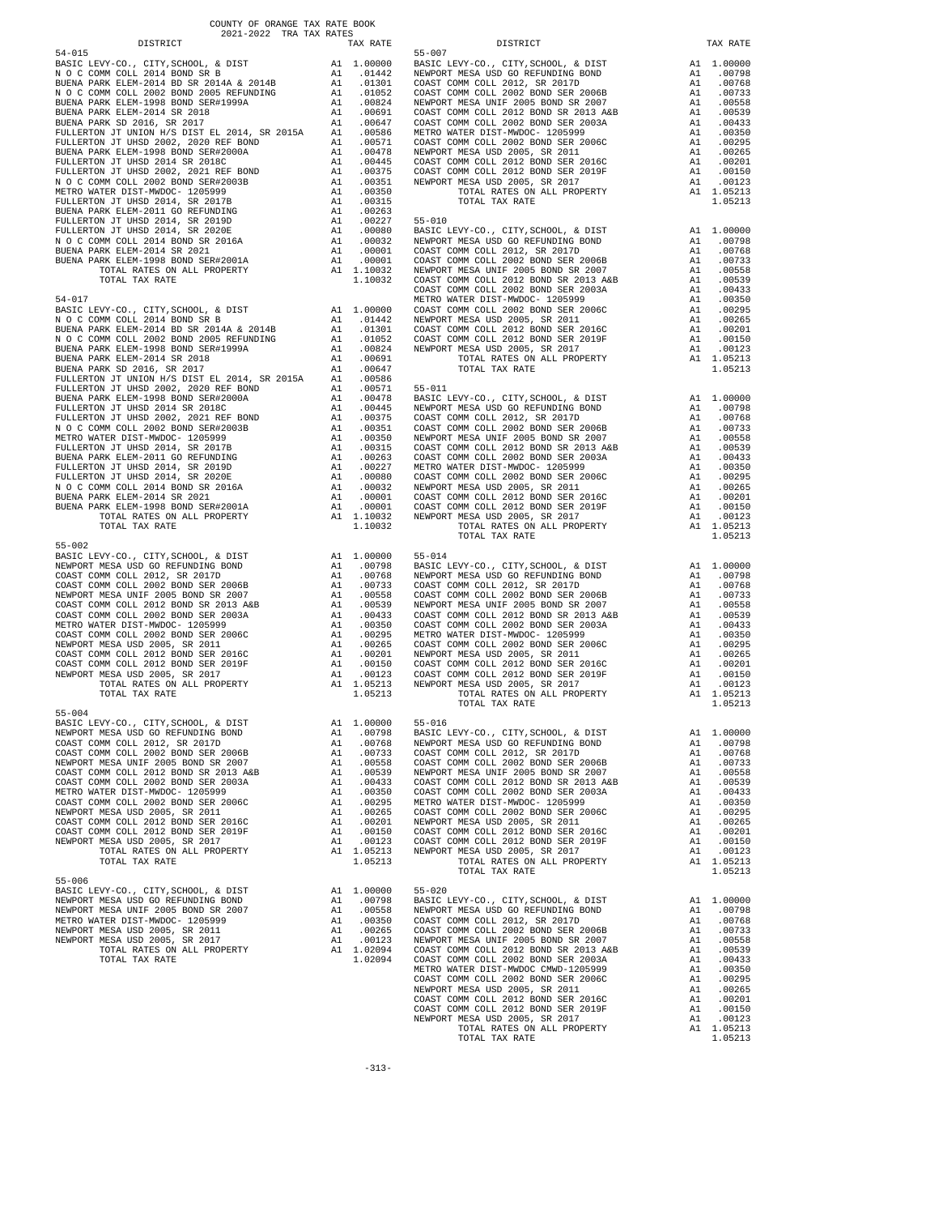COUNTY OF ORANGE TAX RATE BOOK
2021-2022 TRA TAX RATES

| DISTRICT | | TAX RATE |
|---|---|---|
| **54-015** | | |
| BASIC LEVY-CO., CITY,SCHOOL, & DIST | A1 | 1.00000 |
| N O C COMM COLL 2014 BOND SR B | A1 | .01442 |
| BUENA PARK ELEM-2014 BD SR 2014A & 2014B | A1 | .01301 |
| N O C COMM COLL 2002 BOND 2005 REFUNDING | A1 | .01052 |
| BUENA PARK ELEM-1998 BOND SER#1999A | A1 | .00824 |
| BUENA PARK ELEM-2014 SR 2018 | A1 | .00691 |
| BUENA PARK SD 2016, SR 2017 | A1 | .00647 |
| FULLERTON JT UNION H/S DIST EL 2014, SR 2015A | A1 | .00586 |
| FULLERTON JT UHSD 2002, 2020 REF BOND | A1 | .00571 |
| BUENA PARK ELEM-1998 BOND SER#2000A | A1 | .00478 |
| FULLERTON JT UHSD 2014 SR 2018C | A1 | .00445 |
| FULLERTON JT UHSD 2002, 2021 REF BOND | A1 | .00375 |
| N O C COMM COLL 2002 BOND SER#2003B | A1 | .00351 |
| METRO WATER DIST-MWDOC- 1205999 | A1 | .00350 |
| FULLERTON JT UHSD 2014, SR 2017B | A1 | .00315 |
| BUENA PARK ELEM-2011 GO REFUNDING | A1 | .00263 |
| FULLERTON JT UHSD 2014, SR 2019D | A1 | .00227 |
| FULLERTON JT UHSD 2014, SR 2020E | A1 | .00080 |
| N O C COMM COLL 2014 BOND SR 2016A | A1 | .00032 |
| BUENA PARK ELEM-2014 SR 2021 | A1 | .00001 |
| BUENA PARK ELEM-1998 BOND SER#2001A | A1 | .00001 |
| TOTAL RATES ON ALL PROPERTY | A1 | 1.10032 |
| TOTAL TAX RATE | | 1.10032 |
| **54-017** | | |
| BASIC LEVY-CO., CITY,SCHOOL, & DIST | A1 | 1.00000 |
| N O C COMM COLL 2014 BOND SR B | A1 | .01442 |
| BUENA PARK ELEM-2014 BD SR 2014A & 2014B | A1 | .01301 |
| N O C COMM COLL 2002 BOND 2005 REFUNDING | A1 | .01052 |
| BUENA PARK ELEM-1998 BOND SER#1999A | A1 | .00824 |
| BUENA PARK ELEM-2014 SR 2018 | A1 | .00691 |
| BUENA PARK SD 2016, SR 2017 | A1 | .00647 |
| FULLERTON JT UNION H/S DIST EL 2014, SR 2015A | A1 | .00586 |
| FULLERTON JT UHSD 2002, 2020 REF BOND | A1 | .00571 |
| BUENA PARK ELEM-1998 BOND SER#2000A | A1 | .00478 |
| FULLERTON JT UHSD 2014 SR 2018C | A1 | .00445 |
| FULLERTON JT UHSD 2002, 2021 REF BOND | A1 | .00375 |
| N O C COMM COLL 2002 BOND SER#2003B | A1 | .00351 |
| METRO WATER DIST-MWDOC- 1205999 | A1 | .00350 |
| FULLERTON JT UHSD 2014, SR 2017B | A1 | .00315 |
| BUENA PARK ELEM-2011 GO REFUNDING | A1 | .00263 |
| FULLERTON JT UHSD 2014, SR 2019D | A1 | .00227 |
| FULLERTON JT UHSD 2014, SR 2020E | A1 | .00080 |
| N O C COMM COLL 2014 BOND SR 2016A | A1 | .00032 |
| BUENA PARK ELEM-2014 SR 2021 | A1 | .00001 |
| BUENA PARK ELEM-1998 BOND SER#2001A | A1 | .00001 |
| TOTAL RATES ON ALL PROPERTY | A1 | 1.10032 |
| TOTAL TAX RATE | | 1.10032 |
| **55-002** | | |
| BASIC LEVY-CO., CITY,SCHOOL, & DIST | A1 | 1.00000 |
| NEWPORT MESA USD GO REFUNDING BOND | A1 | .00798 |
| COAST COMM COLL 2012, SR 2017D | A1 | .00768 |
| COAST COMM COLL 2002 BOND SER 2006B | A1 | .00733 |
| NEWPORT MESA UNIF 2005 BOND SR 2007 | A1 | .00558 |
| COAST COMM COLL 2012 BOND SR 2013 A&B | A1 | .00539 |
| COAST COMM COLL 2002 BOND SER 2003A | A1 | .00433 |
| METRO WATER DIST-MWDOC- 1205999 | A1 | .00350 |
| COAST COMM COLL 2002 BOND SER 2006C | A1 | .00295 |
| NEWPORT MESA USD 2005, SR 2011 | A1 | .00265 |
| COAST COMM COLL 2012 BOND SER 2016C | A1 | .00201 |
| COAST COMM COLL 2012 BOND SER 2019F | A1 | .00150 |
| NEWPORT MESA USD 2005, SR 2017 | A1 | .00123 |
| TOTAL RATES ON ALL PROPERTY | A1 | 1.05213 |
| TOTAL TAX RATE | | 1.05213 |
| **55-004** | | |
| BASIC LEVY-CO., CITY,SCHOOL, & DIST | A1 | 1.00000 |
| NEWPORT MESA USD GO REFUNDING BOND | A1 | .00798 |
| COAST COMM COLL 2012, SR 2017D | A1 | .00768 |
| COAST COMM COLL 2002 BOND SER 2006B | A1 | .00733 |
| NEWPORT MESA UNIF 2005 BOND SR 2007 | A1 | .00558 |
| COAST COMM COLL 2012 BOND SR 2013 A&B | A1 | .00539 |
| COAST COMM COLL 2002 BOND SER 2003A | A1 | .00433 |
| METRO WATER DIST-MWDOC- 1205999 | A1 | .00350 |
| COAST COMM COLL 2002 BOND SER 2006C | A1 | .00295 |
| NEWPORT MESA USD 2005, SR 2011 | A1 | .00265 |
| COAST COMM COLL 2012 BOND SER 2016C | A1 | .00201 |
| COAST COMM COLL 2012 BOND SER 2019F | A1 | .00150 |
| NEWPORT MESA USD 2005, SR 2017 | A1 | .00123 |
| TOTAL RATES ON ALL PROPERTY | A1 | 1.05213 |
| TOTAL TAX RATE | | 1.05213 |
| **55-006** | | |
| BASIC LEVY-CO., CITY,SCHOOL, & DIST | A1 | 1.00000 |
| NEWPORT MESA USD GO REFUNDING BOND | A1 | .00798 |
| NEWPORT MESA UNIF 2005 BOND SR 2007 | A1 | .00558 |
| METRO WATER DIST-MWDOC- 1205999 | A1 | .00350 |
| NEWPORT MESA USD 2005, SR 2011 | A1 | .00265 |
| NEWPORT MESA USD 2005, SR 2017 | A1 | .00123 |
| TOTAL RATES ON ALL PROPERTY | A1 | 1.02094 |
| TOTAL TAX RATE | | 1.02094 |
| **55-007** | | |
| BASIC LEVY-CO., CITY,SCHOOL, & DIST | A1 | 1.00000 |
| NEWPORT MESA USD GO REFUNDING BOND | A1 | .00798 |
| COAST COMM COLL 2012, SR 2017D | A1 | .00768 |
| COAST COMM COLL 2002 BOND SER 2006B | A1 | .00733 |
| NEWPORT MESA UNIF 2005 BOND SR 2007 | A1 | .00558 |
| COAST COMM COLL 2012 BOND SR 2013 A&B | A1 | .00539 |
| COAST COMM COLL 2002 BOND SER 2003A | A1 | .00433 |
| METRO WATER DIST-MWDOC- 1205999 | A1 | .00350 |
| COAST COMM COLL 2002 BOND SER 2006C | A1 | .00295 |
| NEWPORT MESA USD 2005, SR 2011 | A1 | .00265 |
| COAST COMM COLL 2012 BOND SER 2016C | A1 | .00201 |
| COAST COMM COLL 2012 BOND SER 2019F | A1 | .00150 |
| NEWPORT MESA USD 2005, SR 2017 | A1 | .00123 |
| TOTAL RATES ON ALL PROPERTY | A1 | 1.05213 |
| TOTAL TAX RATE | | 1.05213 |
| **55-010** | | |
| BASIC LEVY-CO., CITY,SCHOOL, & DIST | A1 | 1.00000 |
| NEWPORT MESA USD GO REFUNDING BOND | A1 | .00798 |
| COAST COMM COLL 2012, SR 2017D | A1 | .00768 |
| COAST COMM COLL 2002 BOND SER 2006B | A1 | .00733 |
| NEWPORT MESA UNIF 2005 BOND SR 2007 | A1 | .00558 |
| COAST COMM COLL 2012 BOND SR 2013 A&B | A1 | .00539 |
| COAST COMM COLL 2002 BOND SER 2003A | A1 | .00433 |
| METRO WATER DIST-MWDOC- 1205999 | A1 | .00350 |
| COAST COMM COLL 2002 BOND SER 2006C | A1 | .00295 |
| NEWPORT MESA USD 2005, SR 2011 | A1 | .00265 |
| COAST COMM COLL 2012 BOND SER 2016C | A1 | .00201 |
| COAST COMM COLL 2012 BOND SER 2019F | A1 | .00150 |
| NEWPORT MESA USD 2005, SR 2017 | A1 | .00123 |
| TOTAL RATES ON ALL PROPERTY | A1 | 1.05213 |
| TOTAL TAX RATE | | 1.05213 |
| **55-011** | | |
| BASIC LEVY-CO., CITY,SCHOOL, & DIST | A1 | 1.00000 |
| NEWPORT MESA USD GO REFUNDING BOND | A1 | .00798 |
| COAST COMM COLL 2012, SR 2017D | A1 | .00768 |
| COAST COMM COLL 2002 BOND SER 2006B | A1 | .00733 |
| NEWPORT MESA UNIF 2005 BOND SR 2007 | A1 | .00558 |
| COAST COMM COLL 2012 BOND SR 2013 A&B | A1 | .00539 |
| COAST COMM COLL 2002 BOND SER 2003A | A1 | .00433 |
| METRO WATER DIST-MWDOC- 1205999 | A1 | .00350 |
| COAST COMM COLL 2002 BOND SER 2006C | A1 | .00295 |
| NEWPORT MESA USD 2005, SR 2011 | A1 | .00265 |
| COAST COMM COLL 2012 BOND SER 2016C | A1 | .00201 |
| COAST COMM COLL 2012 BOND SER 2019F | A1 | .00150 |
| NEWPORT MESA USD 2005, SR 2017 | A1 | .00123 |
| TOTAL RATES ON ALL PROPERTY | A1 | 1.05213 |
| TOTAL TAX RATE | | 1.05213 |
| **55-014** | | |
| BASIC LEVY-CO., CITY,SCHOOL, & DIST | A1 | 1.00000 |
| NEWPORT MESA USD GO REFUNDING BOND | A1 | .00798 |
| COAST COMM COLL 2012, SR 2017D | A1 | .00768 |
| COAST COMM COLL 2002 BOND SER 2006B | A1 | .00733 |
| NEWPORT MESA UNIF 2005 BOND SR 2007 | A1 | .00558 |
| COAST COMM COLL 2012 BOND SR 2013 A&B | A1 | .00539 |
| COAST COMM COLL 2002 BOND SER 2003A | A1 | .00433 |
| METRO WATER DIST-MWDOC- 1205999 | A1 | .00350 |
| COAST COMM COLL 2002 BOND SER 2006C | A1 | .00295 |
| NEWPORT MESA USD 2005, SR 2011 | A1 | .00265 |
| COAST COMM COLL 2012 BOND SER 2016C | A1 | .00201 |
| COAST COMM COLL 2012 BOND SER 2019F | A1 | .00150 |
| NEWPORT MESA USD 2005, SR 2017 | A1 | .00123 |
| TOTAL RATES ON ALL PROPERTY | A1 | 1.05213 |
| TOTAL TAX RATE | | 1.05213 |
| **55-016** | | |
| BASIC LEVY-CO., CITY,SCHOOL, & DIST | A1 | 1.00000 |
| NEWPORT MESA USD GO REFUNDING BOND | A1 | .00798 |
| COAST COMM COLL 2012, SR 2017D | A1 | .00768 |
| COAST COMM COLL 2002 BOND SER 2006B | A1 | .00733 |
| NEWPORT MESA UNIF 2005 BOND SR 2007 | A1 | .00558 |
| COAST COMM COLL 2012 BOND SR 2013 A&B | A1 | .00539 |
| COAST COMM COLL 2002 BOND SER 2003A | A1 | .00433 |
| METRO WATER DIST-MWDOC- 1205999 | A1 | .00350 |
| COAST COMM COLL 2002 BOND SER 2006C | A1 | .00295 |
| NEWPORT MESA USD 2005, SR 2011 | A1 | .00265 |
| COAST COMM COLL 2012 BOND SER 2016C | A1 | .00201 |
| COAST COMM COLL 2012 BOND SER 2019F | A1 | .00150 |
| NEWPORT MESA USD 2005, SR 2017 | A1 | .00123 |
| TOTAL RATES ON ALL PROPERTY | A1 | 1.05213 |
| TOTAL TAX RATE | | 1.05213 |
| **55-020** | | |
| BASIC LEVY-CO., CITY,SCHOOL, & DIST | A1 | 1.00000 |
| NEWPORT MESA USD GO REFUNDING BOND | A1 | .00798 |
| COAST COMM COLL 2012, SR 2017D | A1 | .00768 |
| COAST COMM COLL 2002 BOND SER 2006B | A1 | .00733 |
| NEWPORT MESA UNIF 2005 BOND SR 2007 | A1 | .00558 |
| COAST COMM COLL 2012 BOND SR 2013 A&B | A1 | .00539 |
| COAST COMM COLL 2002 BOND SER 2003A | A1 | .00433 |
| METRO WATER DIST-MWDOC CMWD-1205999 | A1 | .00350 |
| COAST COMM COLL 2002 BOND SER 2006C | A1 | .00295 |
| NEWPORT MESA USD 2005, SR 2011 | A1 | .00265 |
| COAST COMM COLL 2012 BOND SER 2016C | A1 | .00201 |
| COAST COMM COLL 2012 BOND SER 2019F | A1 | .00150 |
| NEWPORT MESA USD 2005, SR 2017 | A1 | .00123 |
| TOTAL RATES ON ALL PROPERTY | A1 | 1.05213 |
| TOTAL TAX RATE | | 1.05213 |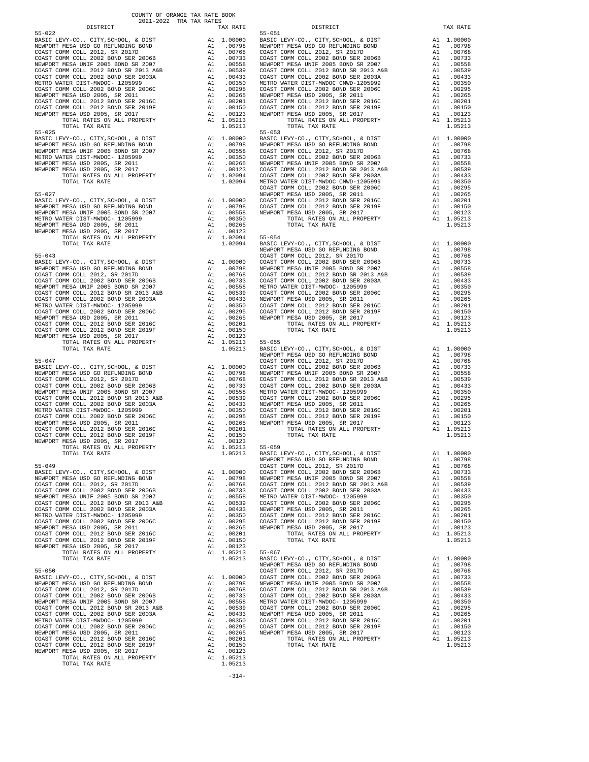COUNTY OF ORANGE TAX RATE BOOK
2021-2022 TRA TAX RATES

| DISTRICT | | TAX RATE |
|---|---|---|
| **55-022** | | |
| BASIC LEVY-CO., CITY,SCHOOL, & DIST | A1 | 1.00000 |
| NEWPORT MESA USD GO REFUNDING BOND | A1 | .00798 |
| COAST COMM COLL 2012, SR 2017D | A1 | .00768 |
| COAST COMM COLL 2002 BOND SER 2006B | A1 | .00733 |
| NEWPORT MESA UNIF 2005 BOND SR 2007 | A1 | .00558 |
| COAST COMM COLL 2012 BOND SR 2013 A&B | A1 | .00539 |
| COAST COMM COLL 2002 BOND SER 2003A | A1 | .00433 |
| METRO WATER DIST-MWDOC- 1205999 | A1 | .00350 |
| COAST COMM COLL 2002 BOND SER 2006C | A1 | .00295 |
| NEWPORT MESA USD 2005, SR 2011 | A1 | .00265 |
| COAST COMM COLL 2012 BOND SER 2016C | A1 | .00201 |
| COAST COMM COLL 2012 BOND SER 2019F | A1 | .00150 |
| NEWPORT MESA USD 2005, SR 2017 | A1 | .00123 |
| TOTAL RATES ON ALL PROPERTY | A1 | 1.05213 |
| TOTAL TAX RATE | | 1.05213 |
| **55-025** | | |
| BASIC LEVY-CO., CITY,SCHOOL, & DIST | A1 | 1.00000 |
| NEWPORT MESA USD GO REFUNDING BOND | A1 | .00798 |
| NEWPORT MESA UNIF 2005 BOND SR 2007 | A1 | .00558 |
| METRO WATER DIST-MWDOC- 1205999 | A1 | .00350 |
| NEWPORT MESA USD 2005, SR 2011 | A1 | .00265 |
| NEWPORT MESA USD 2005, SR 2017 | A1 | .00123 |
| TOTAL RATES ON ALL PROPERTY | A1 | 1.02094 |
| TOTAL TAX RATE | | 1.02094 |
| **55-027** | | |
| BASIC LEVY-CO., CITY,SCHOOL, & DIST | A1 | 1.00000 |
| NEWPORT MESA USD GO REFUNDING BOND | A1 | .00798 |
| NEWPORT MESA UNIF 2005 BOND SR 2007 | A1 | .00558 |
| METRO WATER DIST-MWDOC- 1205999 | A1 | .00350 |
| NEWPORT MESA USD 2005, SR 2011 | A1 | .00265 |
| NEWPORT MESA USD 2005, SR 2017 | A1 | .00123 |
| TOTAL RATES ON ALL PROPERTY | A1 | 1.02094 |
| TOTAL TAX RATE | | 1.02094 |
| **55-043** | | |
| BASIC LEVY-CO., CITY,SCHOOL, & DIST | A1 | 1.00000 |
| NEWPORT MESA USD GO REFUNDING BOND | A1 | .00798 |
| COAST COMM COLL 2012, SR 2017D | A1 | .00768 |
| COAST COMM COLL 2002 BOND SER 2006B | A1 | .00733 |
| NEWPORT MESA UNIF 2005 BOND SR 2007 | A1 | .00558 |
| COAST COMM COLL 2012 BOND SR 2013 A&B | A1 | .00539 |
| COAST COMM COLL 2002 BOND SER 2003A | A1 | .00433 |
| METRO WATER DIST-MWDOC- 1205999 | A1 | .00350 |
| COAST COMM COLL 2002 BOND SER 2006C | A1 | .00295 |
| NEWPORT MESA USD 2005, SR 2011 | A1 | .00265 |
| COAST COMM COLL 2012 BOND SER 2016C | A1 | .00201 |
| COAST COMM COLL 2012 BOND SER 2019F | A1 | .00150 |
| NEWPORT MESA USD 2005, SR 2017 | A1 | .00123 |
| TOTAL RATES ON ALL PROPERTY | A1 | 1.05213 |
| TOTAL TAX RATE | | 1.05213 |
| **55-047** | | |
| BASIC LEVY-CO., CITY,SCHOOL, & DIST | A1 | 1.00000 |
| NEWPORT MESA USD GO REFUNDING BOND | A1 | .00798 |
| COAST COMM COLL 2012, SR 2017D | A1 | .00768 |
| COAST COMM COLL 2002 BOND SER 2006B | A1 | .00733 |
| NEWPORT MESA UNIF 2005 BOND SR 2007 | A1 | .00558 |
| COAST COMM COLL 2012 BOND SR 2013 A&B | A1 | .00539 |
| COAST COMM COLL 2002 BOND SER 2003A | A1 | .00433 |
| METRO WATER DIST-MWDOC- 1205999 | A1 | .00350 |
| COAST COMM COLL 2002 BOND SER 2006C | A1 | .00295 |
| NEWPORT MESA USD 2005, SR 2011 | A1 | .00265 |
| COAST COMM COLL 2012 BOND SER 2016C | A1 | .00201 |
| COAST COMM COLL 2012 BOND SER 2019F | A1 | .00150 |
| NEWPORT MESA USD 2005, SR 2017 | A1 | .00123 |
| TOTAL RATES ON ALL PROPERTY | A1 | 1.05213 |
| TOTAL TAX RATE | | 1.05213 |
| **55-049** | | |
| BASIC LEVY-CO., CITY,SCHOOL, & DIST | A1 | 1.00000 |
| NEWPORT MESA USD GO REFUNDING BOND | A1 | .00798 |
| COAST COMM COLL 2012, SR 2017D | A1 | .00768 |
| COAST COMM COLL 2002 BOND SER 2006B | A1 | .00733 |
| NEWPORT MESA UNIF 2005 BOND SR 2007 | A1 | .00558 |
| COAST COMM COLL 2012 BOND SR 2013 A&B | A1 | .00539 |
| COAST COMM COLL 2002 BOND SER 2003A | A1 | .00433 |
| METRO WATER DIST-MWDOC- 1205999 | A1 | .00350 |
| COAST COMM COLL 2002 BOND SER 2006C | A1 | .00295 |
| NEWPORT MESA USD 2005, SR 2011 | A1 | .00265 |
| COAST COMM COLL 2012 BOND SER 2016C | A1 | .00201 |
| COAST COMM COLL 2012 BOND SER 2019F | A1 | .00150 |
| NEWPORT MESA USD 2005, SR 2017 | A1 | .00123 |
| TOTAL RATES ON ALL PROPERTY | A1 | 1.05213 |
| TOTAL TAX RATE | | 1.05213 |
| **55-050** | | |
| BASIC LEVY-CO., CITY,SCHOOL, & DIST | A1 | 1.00000 |
| NEWPORT MESA USD GO REFUNDING BOND | A1 | .00798 |
| COAST COMM COLL 2012, SR 2017D | A1 | .00768 |
| COAST COMM COLL 2002 BOND SER 2006B | A1 | .00733 |
| NEWPORT MESA UNIF 2005 BOND SR 2007 | A1 | .00558 |
| COAST COMM COLL 2012 BOND SR 2013 A&B | A1 | .00539 |
| COAST COMM COLL 2002 BOND SER 2003A | A1 | .00433 |
| METRO WATER DIST-MWDOC- 1205999 | A1 | .00350 |
| COAST COMM COLL 2002 BOND SER 2006C | A1 | .00295 |
| NEWPORT MESA USD 2005, SR 2011 | A1 | .00265 |
| COAST COMM COLL 2012 BOND SER 2016C | A1 | .00201 |
| COAST COMM COLL 2012 BOND SER 2019F | A1 | .00150 |
| NEWPORT MESA USD 2005, SR 2017 | A1 | .00123 |
| TOTAL RATES ON ALL PROPERTY | A1 | 1.05213 |
| TOTAL TAX RATE | | 1.05213 |
| **55-051** | | |
| BASIC LEVY-CO., CITY,SCHOOL, & DIST | A1 | 1.00000 |
| NEWPORT MESA USD GO REFUNDING BOND | A1 | .00798 |
| COAST COMM COLL 2012, SR 2017D | A1 | .00768 |
| COAST COMM COLL 2002 BOND SER 2006B | A1 | .00733 |
| NEWPORT MESA UNIF 2005 BOND SR 2007 | A1 | .00558 |
| COAST COMM COLL 2012 BOND SR 2013 A&B | A1 | .00539 |
| COAST COMM COLL 2002 BOND SER 2003A | A1 | .00433 |
| METRO WATER DIST-MWDOC CMWD-1205999 | A1 | .00350 |
| COAST COMM COLL 2002 BOND SER 2006C | A1 | .00295 |
| NEWPORT MESA USD 2005, SR 2011 | A1 | .00265 |
| COAST COMM COLL 2012 BOND SER 2016C | A1 | .00201 |
| COAST COMM COLL 2012 BOND SER 2019F | A1 | .00150 |
| NEWPORT MESA USD 2005, SR 2017 | A1 | .00123 |
| TOTAL RATES ON ALL PROPERTY | A1 | 1.05213 |
| TOTAL TAX RATE | | 1.05213 |
| **55-053** | | |
| BASIC LEVY-CO., CITY,SCHOOL, & DIST | A1 | 1.00000 |
| NEWPORT MESA USD GO REFUNDING BOND | A1 | .00798 |
| COAST COMM COLL 2012, SR 2017D | A1 | .00768 |
| COAST COMM COLL 2002 BOND SER 2006B | A1 | .00733 |
| NEWPORT MESA UNIF 2005 BOND SR 2007 | A1 | .00558 |
| COAST COMM COLL 2012 BOND SR 2013 A&B | A1 | .00539 |
| COAST COMM COLL 2002 BOND SER 2003A | A1 | .00433 |
| METRO WATER DIST-MWDOC CMWD-1205999 | A1 | .00350 |
| COAST COMM COLL 2002 BOND SER 2006C | A1 | .00295 |
| NEWPORT MESA USD 2005, SR 2011 | A1 | .00265 |
| COAST COMM COLL 2012 BOND SER 2016C | A1 | .00201 |
| COAST COMM COLL 2012 BOND SER 2019F | A1 | .00150 |
| NEWPORT MESA USD 2005, SR 2017 | A1 | .00123 |
| TOTAL RATES ON ALL PROPERTY | A1 | 1.05213 |
| TOTAL TAX RATE | | 1.05213 |
| **55-054** | | |
| BASIC LEVY-CO., CITY,SCHOOL, & DIST | A1 | 1.00000 |
| NEWPORT MESA USD GO REFUNDING BOND | A1 | .00798 |
| COAST COMM COLL 2012, SR 2017D | A1 | .00768 |
| COAST COMM COLL 2002 BOND SER 2006B | A1 | .00733 |
| NEWPORT MESA UNIF 2005 BOND SR 2007 | A1 | .00558 |
| COAST COMM COLL 2012 BOND SR 2013 A&B | A1 | .00539 |
| COAST COMM COLL 2002 BOND SER 2003A | A1 | .00433 |
| METRO WATER DIST-MWDOC- 1205999 | A1 | .00350 |
| COAST COMM COLL 2002 BOND SER 2006C | A1 | .00295 |
| NEWPORT MESA USD 2005, SR 2011 | A1 | .00265 |
| COAST COMM COLL 2012 BOND SER 2016C | A1 | .00201 |
| COAST COMM COLL 2012 BOND SER 2019F | A1 | .00150 |
| NEWPORT MESA USD 2005, SR 2017 | A1 | .00123 |
| TOTAL RATES ON ALL PROPERTY | A1 | 1.05213 |
| TOTAL TAX RATE | | 1.05213 |
| **55-055** | | |
| BASIC LEVY-CO., CITY,SCHOOL, & DIST | A1 | 1.00000 |
| NEWPORT MESA USD GO REFUNDING BOND | A1 | .00798 |
| COAST COMM COLL 2012, SR 2017D | A1 | .00768 |
| COAST COMM COLL 2002 BOND SER 2006B | A1 | .00733 |
| NEWPORT MESA UNIF 2005 BOND SR 2007 | A1 | .00558 |
| COAST COMM COLL 2012 BOND SR 2013 A&B | A1 | .00539 |
| COAST COMM COLL 2002 BOND SER 2003A | A1 | .00433 |
| METRO WATER DIST-MWDOC- 1205999 | A1 | .00350 |
| COAST COMM COLL 2002 BOND SER 2006C | A1 | .00295 |
| NEWPORT MESA USD 2005, SR 2011 | A1 | .00265 |
| COAST COMM COLL 2012 BOND SER 2016C | A1 | .00201 |
| COAST COMM COLL 2012 BOND SER 2019F | A1 | .00150 |
| NEWPORT MESA USD 2005, SR 2017 | A1 | .00123 |
| TOTAL RATES ON ALL PROPERTY | A1 | 1.05213 |
| TOTAL TAX RATE | | 1.05213 |
| **55-059** | | |
| BASIC LEVY-CO., CITY,SCHOOL, & DIST | A1 | 1.00000 |
| NEWPORT MESA USD GO REFUNDING BOND | A1 | .00798 |
| COAST COMM COLL 2012, SR 2017D | A1 | .00768 |
| COAST COMM COLL 2002 BOND SER 2006B | A1 | .00733 |
| NEWPORT MESA UNIF 2005 BOND SR 2007 | A1 | .00558 |
| COAST COMM COLL 2012 BOND SR 2013 A&B | A1 | .00539 |
| COAST COMM COLL 2002 BOND SER 2003A | A1 | .00433 |
| METRO WATER DIST-MWDOC- 1205999 | A1 | .00350 |
| COAST COMM COLL 2002 BOND SER 2006C | A1 | .00295 |
| NEWPORT MESA USD 2005, SR 2011 | A1 | .00265 |
| COAST COMM COLL 2012 BOND SER 2016C | A1 | .00201 |
| COAST COMM COLL 2012 BOND SER 2019F | A1 | .00150 |
| NEWPORT MESA USD 2005, SR 2017 | A1 | .00123 |
| TOTAL RATES ON ALL PROPERTY | A1 | 1.05213 |
| TOTAL TAX RATE | | 1.05213 |
| **55-067** | | |
| BASIC LEVY-CO., CITY,SCHOOL, & DIST | A1 | 1.00000 |
| NEWPORT MESA USD GO REFUNDING BOND | A1 | .00798 |
| COAST COMM COLL 2012, SR 2017D | A1 | .00768 |
| COAST COMM COLL 2002 BOND SER 2006B | A1 | .00733 |
| NEWPORT MESA UNIF 2005 BOND SR 2007 | A1 | .00558 |
| COAST COMM COLL 2012 BOND SR 2013 A&B | A1 | .00539 |
| COAST COMM COLL 2002 BOND SER 2003A | A1 | .00433 |
| METRO WATER DIST-MWDOC- 1205999 | A1 | .00350 |
| COAST COMM COLL 2002 BOND SER 2006C | A1 | .00295 |
| NEWPORT MESA USD 2005, SR 2011 | A1 | .00265 |
| COAST COMM COLL 2012 BOND SER 2016C | A1 | .00201 |
| COAST COMM COLL 2012 BOND SER 2019F | A1 | .00150 |
| NEWPORT MESA USD 2005, SR 2017 | A1 | .00123 |
| TOTAL RATES ON ALL PROPERTY | A1 | 1.05213 |
| TOTAL TAX RATE | | 1.05213 |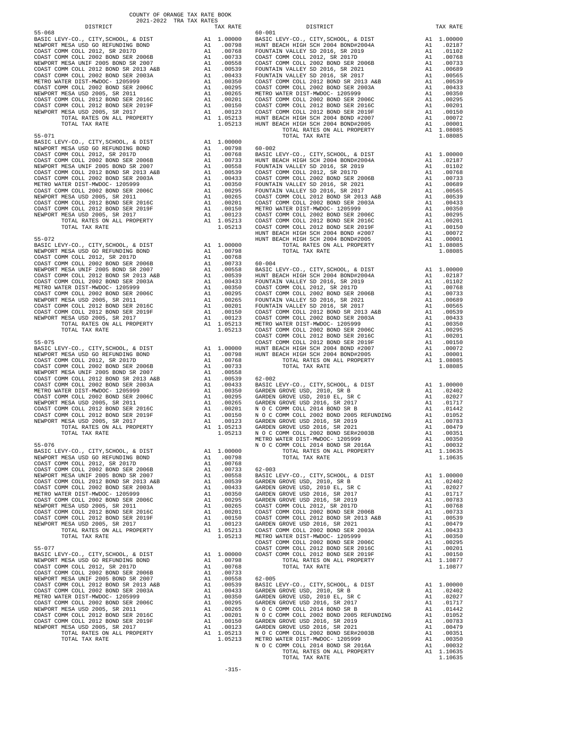COUNTY OF ORANGE TAX RATE BOOK
2021-2022 TRA TAX RATES

## 55-068

| DISTRICT | | TAX RATE |
|---|---|---|
| BASIC LEVY-CO., CITY,SCHOOL, & DIST | A1 | 1.00000 |
| NEWPORT MESA USD GO REFUNDING BOND | A1 | .00798 |
| COAST COMM COLL 2012, SR 2017D | A1 | .00768 |
| COAST COMM COLL 2002 BOND SER 2006B | A1 | .00733 |
| NEWPORT MESA UNIF 2005 BOND SR 2007 | A1 | .00558 |
| COAST COMM COLL 2012 BOND SR 2013 A&B | A1 | .00539 |
| COAST COMM COLL 2002 BOND SER 2003A | A1 | .00433 |
| METRO WATER DIST-MWDOC- 1205999 | A1 | .00350 |
| COAST COMM COLL 2002 BOND SER 2006C | A1 | .00295 |
| NEWPORT MESA USD 2005, SR 2011 | A1 | .00265 |
| COAST COMM COLL 2012 BOND SER 2016C | A1 | .00201 |
| COAST COMM COLL 2012 BOND SER 2019F | A1 | .00150 |
| NEWPORT MESA USD 2005, SR 2017 | A1 | .00123 |
| TOTAL RATES ON ALL PROPERTY | A1 | 1.05213 |
| TOTAL TAX RATE | | 1.05213 |

## 55-071

| DISTRICT | | TAX RATE |
|---|---|---|
| BASIC LEVY-CO., CITY,SCHOOL, & DIST | A1 | 1.00000 |
| NEWPORT MESA USD GO REFUNDING BOND | A1 | .00798 |
| COAST COMM COLL 2012, SR 2017D | A1 | .00768 |
| COAST COMM COLL 2002 BOND SER 2006B | A1 | .00733 |
| NEWPORT MESA UNIF 2005 BOND SR 2007 | A1 | .00558 |
| COAST COMM COLL 2012 BOND SR 2013 A&B | A1 | .00539 |
| COAST COMM COLL 2002 BOND SER 2003A | A1 | .00433 |
| METRO WATER DIST-MWDOC- 1205999 | A1 | .00350 |
| COAST COMM COLL 2002 BOND SER 2006C | A1 | .00295 |
| NEWPORT MESA USD 2005, SR 2011 | A1 | .00265 |
| COAST COMM COLL 2012 BOND SER 2016C | A1 | .00201 |
| COAST COMM COLL 2012 BOND SER 2019F | A1 | .00150 |
| NEWPORT MESA USD 2005, SR 2017 | A1 | .00123 |
| TOTAL RATES ON ALL PROPERTY | A1 | 1.05213 |
| TOTAL TAX RATE | | 1.05213 |

## 55-072

| DISTRICT | | TAX RATE |
|---|---|---|
| BASIC LEVY-CO., CITY,SCHOOL, & DIST | A1 | 1.00000 |
| NEWPORT MESA USD GO REFUNDING BOND | A1 | .00798 |
| COAST COMM COLL 2012, SR 2017D | A1 | .00768 |
| COAST COMM COLL 2002 BOND SER 2006B | A1 | .00733 |
| NEWPORT MESA UNIF 2005 BOND SR 2007 | A1 | .00558 |
| COAST COMM COLL 2012 BOND SR 2013 A&B | A1 | .00539 |
| COAST COMM COLL 2002 BOND SER 2003A | A1 | .00433 |
| METRO WATER DIST-MWDOC- 1205999 | A1 | .00350 |
| COAST COMM COLL 2002 BOND SER 2006C | A1 | .00295 |
| NEWPORT MESA USD 2005, SR 2011 | A1 | .00265 |
| COAST COMM COLL 2012 BOND SER 2016C | A1 | .00201 |
| COAST COMM COLL 2012 BOND SER 2019F | A1 | .00150 |
| NEWPORT MESA USD 2005, SR 2017 | A1 | .00123 |
| TOTAL RATES ON ALL PROPERTY | A1 | 1.05213 |
| TOTAL TAX RATE | | 1.05213 |

## 55-075

| DISTRICT | | TAX RATE |
|---|---|---|
| BASIC LEVY-CO., CITY,SCHOOL, & DIST | A1 | 1.00000 |
| NEWPORT MESA USD GO REFUNDING BOND | A1 | .00798 |
| COAST COMM COLL 2012, SR 2017D | A1 | .00768 |
| COAST COMM COLL 2002 BOND SER 2006B | A1 | .00733 |
| NEWPORT MESA UNIF 2005 BOND SR 2007 | A1 | .00558 |
| COAST COMM COLL 2012 BOND SR 2013 A&B | A1 | .00539 |
| COAST COMM COLL 2002 BOND SER 2003A | A1 | .00433 |
| METRO WATER DIST-MWDOC- 1205999 | A1 | .00350 |
| COAST COMM COLL 2002 BOND SER 2006C | A1 | .00295 |
| NEWPORT MESA USD 2005, SR 2011 | A1 | .00265 |
| COAST COMM COLL 2012 BOND SER 2016C | A1 | .00201 |
| COAST COMM COLL 2012 BOND SER 2019F | A1 | .00150 |
| NEWPORT MESA USD 2005, SR 2017 | A1 | .00123 |
| TOTAL RATES ON ALL PROPERTY | A1 | 1.05213 |
| TOTAL TAX RATE | | 1.05213 |

## 55-076

| DISTRICT | | TAX RATE |
|---|---|---|
| BASIC LEVY-CO., CITY,SCHOOL, & DIST | A1 | 1.00000 |
| NEWPORT MESA USD GO REFUNDING BOND | A1 | .00798 |
| COAST COMM COLL 2012, SR 2017D | A1 | .00768 |
| COAST COMM COLL 2002 BOND SER 2006B | A1 | .00733 |
| NEWPORT MESA UNIF 2005 BOND SR 2007 | A1 | .00558 |
| COAST COMM COLL 2012 BOND SR 2013 A&B | A1 | .00539 |
| COAST COMM COLL 2002 BOND SER 2003A | A1 | .00433 |
| METRO WATER DIST-MWDOC- 1205999 | A1 | .00350 |
| COAST COMM COLL 2002 BOND SER 2006C | A1 | .00295 |
| NEWPORT MESA USD 2005, SR 2011 | A1 | .00265 |
| COAST COMM COLL 2012 BOND SER 2016C | A1 | .00201 |
| COAST COMM COLL 2012 BOND SER 2019F | A1 | .00150 |
| NEWPORT MESA USD 2005, SR 2017 | A1 | .00123 |
| TOTAL RATES ON ALL PROPERTY | A1 | 1.05213 |
| TOTAL TAX RATE | | 1.05213 |

## 55-077

| DISTRICT | | TAX RATE |
|---|---|---|
| BASIC LEVY-CO., CITY,SCHOOL, & DIST | A1 | 1.00000 |
| NEWPORT MESA USD GO REFUNDING BOND | A1 | .00798 |
| COAST COMM COLL 2012, SR 2017D | A1 | .00768 |
| COAST COMM COLL 2002 BOND SER 2006B | A1 | .00733 |
| NEWPORT MESA UNIF 2005 BOND SR 2007 | A1 | .00558 |
| COAST COMM COLL 2012 BOND SR 2013 A&B | A1 | .00539 |
| COAST COMM COLL 2002 BOND SER 2003A | A1 | .00433 |
| METRO WATER DIST-MWDOC- 1205999 | A1 | .00350 |
| COAST COMM COLL 2002 BOND SER 2006C | A1 | .00295 |
| NEWPORT MESA USD 2005, SR 2011 | A1 | .00265 |
| COAST COMM COLL 2012 BOND SER 2016C | A1 | .00201 |
| COAST COMM COLL 2012 BOND SER 2019F | A1 | .00150 |
| NEWPORT MESA USD 2005, SR 2017 | A1 | .00123 |
| TOTAL RATES ON ALL PROPERTY | A1 | 1.05213 |
| TOTAL TAX RATE | | 1.05213 |

## 60-001

| DISTRICT | | TAX RATE |
|---|---|---|
| BASIC LEVY-CO., CITY,SCHOOL, & DIST | A1 | 1.00000 |
| HUNT BEACH HIGH SCH 2004 BOND#2004A | A1 | .02187 |
| FOUNTAIN VALLEY SD 2016, SR 2019 | A1 | .01102 |
| COAST COMM COLL 2012, SR 2017D | A1 | .00768 |
| COAST COMM COLL 2002 BOND SER 2006B | A1 | .00733 |
| FOUNTAIN VALLEY SD 2016, SR 2021 | A1 | .00689 |
| FOUNTAIN VALLEY SD 2016, SR 2017 | A1 | .00565 |
| COAST COMM COLL 2012 BOND SR 2013 A&B | A1 | .00539 |
| COAST COMM COLL 2002 BOND SER 2003A | A1 | .00433 |
| METRO WATER DIST-MWDOC- 1205999 | A1 | .00350 |
| COAST COMM COLL 2002 BOND SER 2006C | A1 | .00295 |
| COAST COMM COLL 2012 BOND SER 2016C | A1 | .00201 |
| COAST COMM COLL 2012 BOND SER 2019F | A1 | .00150 |
| HUNT BEACH HIGH SCH 2004 BOND #2007 | A1 | .00072 |
| HUNT BEACH HIGH SCH 2004 BOND#2005 | A1 | .00001 |
| TOTAL RATES ON ALL PROPERTY | A1 | 1.08085 |
| TOTAL TAX RATE | | 1.08085 |

## 60-002

| DISTRICT | | TAX RATE |
|---|---|---|
| BASIC LEVY-CO., CITY,SCHOOL, & DIST | A1 | 1.00000 |
| HUNT BEACH HIGH SCH 2004 BOND#2004A | A1 | .02187 |
| FOUNTAIN VALLEY SD 2016, SR 2019 | A1 | .01102 |
| COAST COMM COLL 2012, SR 2017D | A1 | .00768 |
| COAST COMM COLL 2002 BOND SER 2006B | A1 | .00733 |
| FOUNTAIN VALLEY SD 2016, SR 2021 | A1 | .00689 |
| FOUNTAIN VALLEY SD 2016, SR 2017 | A1 | .00565 |
| COAST COMM COLL 2012 BOND SR 2013 A&B | A1 | .00539 |
| COAST COMM COLL 2002 BOND SER 2003A | A1 | .00433 |
| METRO WATER DIST-MWDOC- 1205999 | A1 | .00350 |
| COAST COMM COLL 2002 BOND SER 2006C | A1 | .00295 |
| COAST COMM COLL 2012 BOND SER 2016C | A1 | .00201 |
| COAST COMM COLL 2012 BOND SER 2019F | A1 | .00150 |
| HUNT BEACH HIGH SCH 2004 BOND #2007 | A1 | .00072 |
| HUNT BEACH HIGH SCH 2004 BOND#2005 | A1 | .00001 |
| TOTAL RATES ON ALL PROPERTY | A1 | 1.08085 |
| TOTAL TAX RATE | | 1.08085 |

## 60-004

| DISTRICT | | TAX RATE |
|---|---|---|
| BASIC LEVY-CO., CITY,SCHOOL, & DIST | A1 | 1.00000 |
| HUNT BEACH HIGH SCH 2004 BOND#2004A | A1 | .02187 |
| FOUNTAIN VALLEY SD 2016, SR 2019 | A1 | .01102 |
| COAST COMM COLL 2012, SR 2017D | A1 | .00768 |
| COAST COMM COLL 2002 BOND SER 2006B | A1 | .00733 |
| FOUNTAIN VALLEY SD 2016, SR 2021 | A1 | .00689 |
| FOUNTAIN VALLEY SD 2016, SR 2017 | A1 | .00565 |
| COAST COMM COLL 2012 BOND SR 2013 A&B | A1 | .00539 |
| COAST COMM COLL 2002 BOND SER 2003A | A1 | .00433 |
| METRO WATER DIST-MWDOC- 1205999 | A1 | .00350 |
| COAST COMM COLL 2002 BOND SER 2006C | A1 | .00295 |
| COAST COMM COLL 2012 BOND SER 2016C | A1 | .00201 |
| COAST COMM COLL 2012 BOND SER 2019F | A1 | .00150 |
| HUNT BEACH HIGH SCH 2004 BOND #2007 | A1 | .00072 |
| HUNT BEACH HIGH SCH 2004 BOND#2005 | A1 | .00001 |
| TOTAL RATES ON ALL PROPERTY | A1 | 1.08085 |
| TOTAL TAX RATE | | 1.08085 |

## 62-002

| DISTRICT | | TAX RATE |
|---|---|---|
| BASIC LEVY-CO., CITY,SCHOOL, & DIST | A1 | 1.00000 |
| GARDEN GROVE USD, 2010, SR B | A1 | .02402 |
| GARDEN GROVE USD, 2010 EL, SR C | A1 | .02027 |
| GARDEN GROVE USD 2016, SR 2017 | A1 | .01717 |
| N O C COMM COLL 2014 BOND SR B | A1 | .01442 |
| N O C COMM COLL 2002 BOND 2005 REFUNDING | A1 | .01052 |
| GARDEN GROVE USD 2016, SR 2019 | A1 | .00783 |
| GARDEN GROVE USD 2016, SR 2021 | A1 | .00479 |
| N O C COMM COLL 2002 BOND SER#2003B | A1 | .00351 |
| METRO WATER DIST-MWDOC- 1205999 | A1 | .00350 |
| N O C COMM COLL 2014 BOND SR 2016A | A1 | .00032 |
| TOTAL RATES ON ALL PROPERTY | A1 | 1.10635 |
| TOTAL TAX RATE | | 1.10635 |

## 62-003

| DISTRICT | | TAX RATE |
|---|---|---|
| BASIC LEVY-CO., CITY,SCHOOL, & DIST | A1 | 1.00000 |
| GARDEN GROVE USD, 2010, SR B | A1 | .02402 |
| GARDEN GROVE USD, 2010 EL, SR C | A1 | .02027 |
| GARDEN GROVE USD 2016, SR 2017 | A1 | .01717 |
| GARDEN GROVE USD 2016, SR 2019 | A1 | .00783 |
| COAST COMM COLL 2012, SR 2017D | A1 | .00768 |
| COAST COMM COLL 2002 BOND SER 2006B | A1 | .00733 |
| COAST COMM COLL 2012 BOND SR 2013 A&B | A1 | .00539 |
| GARDEN GROVE USD 2016, SR 2021 | A1 | .00479 |
| COAST COMM COLL 2002 BOND SER 2003A | A1 | .00433 |
| METRO WATER DIST-MWDOC- 1205999 | A1 | .00350 |
| COAST COMM COLL 2002 BOND SER 2006C | A1 | .00295 |
| COAST COMM COLL 2012 BOND SER 2016C | A1 | .00201 |
| COAST COMM COLL 2012 BOND SER 2019F | A1 | .00150 |
| TOTAL RATES ON ALL PROPERTY | A1 | 1.10877 |
| TOTAL TAX RATE | | 1.10877 |

## 62-005

| DISTRICT | | TAX RATE |
|---|---|---|
| BASIC LEVY-CO., CITY,SCHOOL, & DIST | A1 | 1.00000 |
| GARDEN GROVE USD, 2010, SR B | A1 | .02402 |
| GARDEN GROVE USD, 2010 EL, SR C | A1 | .02027 |
| GARDEN GROVE USD 2016, SR 2017 | A1 | .01717 |
| N O C COMM COLL 2014 BOND SR B | A1 | .01442 |
| N O C COMM COLL 2002 BOND 2005 REFUNDING | A1 | .01052 |
| GARDEN GROVE USD 2016, SR 2019 | A1 | .00783 |
| GARDEN GROVE USD 2016, SR 2021 | A1 | .00479 |
| N O C COMM COLL 2002 BOND SER#2003B | A1 | .00351 |
| METRO WATER DIST-MWDOC- 1205999 | A1 | .00350 |
| N O C COMM COLL 2014 BOND SR 2016A | A1 | .00032 |
| TOTAL RATES ON ALL PROPERTY | A1 | 1.10635 |
| TOTAL TAX RATE | | 1.10635 |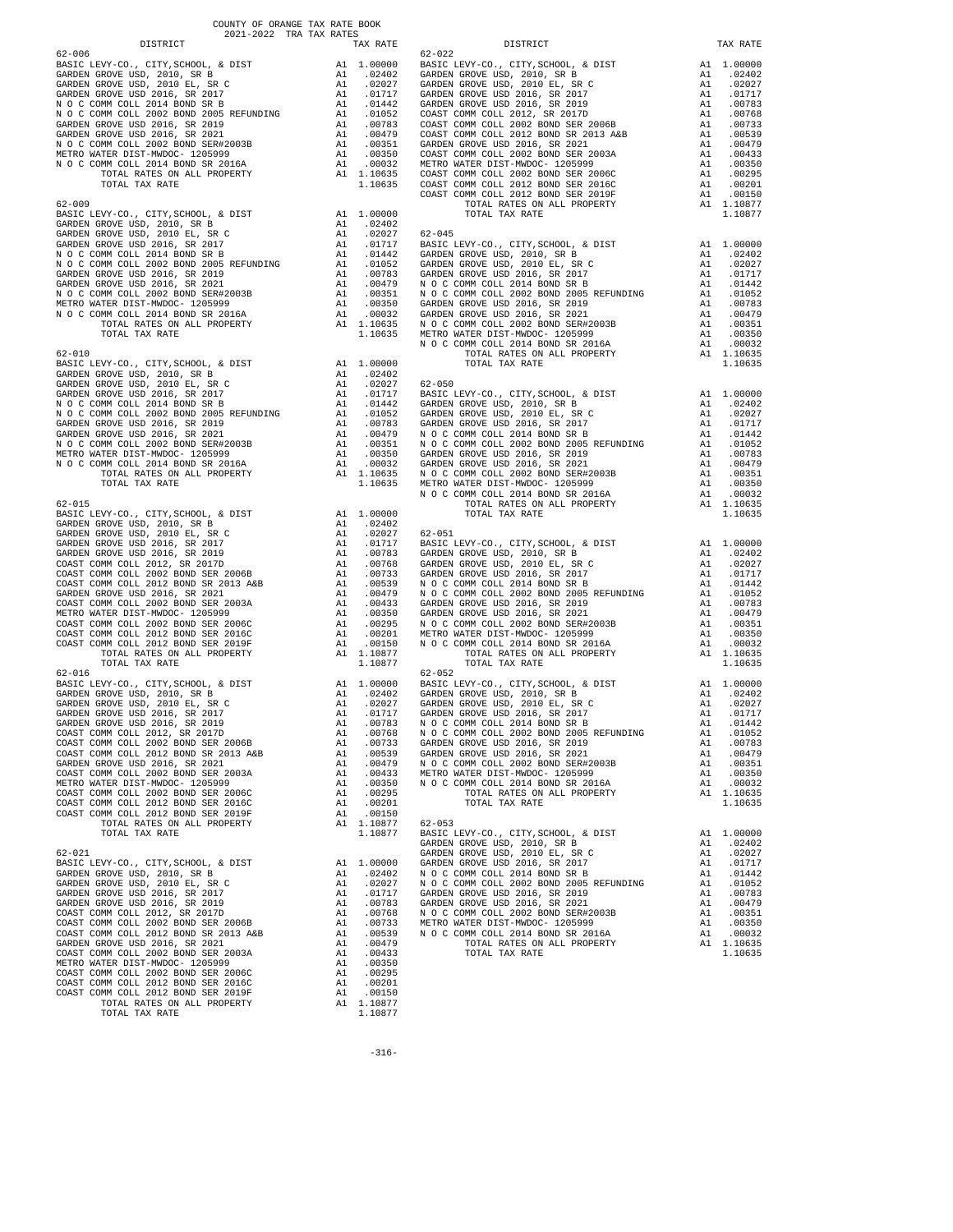COUNTY OF ORANGE TAX RATE BOOK
2021-2022 TRA TAX RATES

| DISTRICT | | TAX RATE |
|---|---|---|
| **62-006** | | |
| BASIC LEVY-CO., CITY,SCHOOL, & DIST | A1 | 1.00000 |
| GARDEN GROVE USD, 2010, SR B | A1 | .02402 |
| GARDEN GROVE USD, 2010 EL, SR C | A1 | .02027 |
| GARDEN GROVE USD 2016, SR 2017 | A1 | .01717 |
| N O C COMM COLL 2014 BOND SR B | A1 | .01442 |
| N O C COMM COLL 2002 BOND 2005 REFUNDING | A1 | .01052 |
| GARDEN GROVE USD 2016, SR 2019 | A1 | .00783 |
| GARDEN GROVE USD 2016, SR 2021 | A1 | .00479 |
| N O C COMM COLL 2002 BOND SER#2003B | A1 | .00351 |
| METRO WATER DIST-MWDOC- 1205999 | A1 | .00350 |
| N O C COMM COLL 2014 BOND SR 2016A | A1 | .00032 |
| TOTAL RATES ON ALL PROPERTY | A1 | 1.10635 |
| TOTAL TAX RATE | | 1.10635 |
| **62-009** | | |
| BASIC LEVY-CO., CITY,SCHOOL, & DIST | A1 | 1.00000 |
| GARDEN GROVE USD, 2010, SR B | A1 | .02402 |
| GARDEN GROVE USD, 2010 EL, SR C | A1 | .02027 |
| GARDEN GROVE USD 2016, SR 2017 | A1 | .01717 |
| N O C COMM COLL 2014 BOND SR B | A1 | .01442 |
| N O C COMM COLL 2002 BOND 2005 REFUNDING | A1 | .01052 |
| GARDEN GROVE USD 2016, SR 2019 | A1 | .00783 |
| GARDEN GROVE USD 2016, SR 2021 | A1 | .00479 |
| N O C COMM COLL 2002 BOND SER#2003B | A1 | .00351 |
| METRO WATER DIST-MWDOC- 1205999 | A1 | .00350 |
| N O C COMM COLL 2014 BOND SR 2016A | A1 | .00032 |
| TOTAL RATES ON ALL PROPERTY | A1 | 1.10635 |
| TOTAL TAX RATE | | 1.10635 |
| **62-010** | | |
| BASIC LEVY-CO., CITY,SCHOOL, & DIST | A1 | 1.00000 |
| GARDEN GROVE USD, 2010, SR B | A1 | .02402 |
| GARDEN GROVE USD, 2010 EL, SR C | A1 | .02027 |
| GARDEN GROVE USD 2016, SR 2017 | A1 | .01717 |
| N O C COMM COLL 2014 BOND SR B | A1 | .01442 |
| N O C COMM COLL 2002 BOND 2005 REFUNDING | A1 | .01052 |
| GARDEN GROVE USD 2016, SR 2019 | A1 | .00783 |
| GARDEN GROVE USD 2016, SR 2021 | A1 | .00479 |
| N O C COMM COLL 2002 BOND SER#2003B | A1 | .00351 |
| METRO WATER DIST-MWDOC- 1205999 | A1 | .00350 |
| N O C COMM COLL 2014 BOND SR 2016A | A1 | .00032 |
| TOTAL RATES ON ALL PROPERTY | A1 | 1.10635 |
| TOTAL TAX RATE | | 1.10635 |
| **62-015** | | |
| BASIC LEVY-CO., CITY,SCHOOL, & DIST | A1 | 1.00000 |
| GARDEN GROVE USD, 2010, SR B | A1 | .02402 |
| GARDEN GROVE USD, 2010 EL, SR C | A1 | .02027 |
| GARDEN GROVE USD 2016, SR 2017 | A1 | .01717 |
| GARDEN GROVE USD 2016, SR 2019 | A1 | .00783 |
| COAST COMM COLL 2012, SR 2017D | A1 | .00768 |
| COAST COMM COLL 2002 BOND SER 2006B | A1 | .00733 |
| COAST COMM COLL 2012 BOND SR 2013 A&B | A1 | .00539 |
| GARDEN GROVE USD 2016, SR 2021 | A1 | .00479 |
| COAST COMM COLL 2002 BOND SER 2003A | A1 | .00433 |
| METRO WATER DIST-MWDOC- 1205999 | A1 | .00350 |
| COAST COMM COLL 2002 BOND SER 2006C | A1 | .00295 |
| COAST COMM COLL 2012 BOND SER 2016C | A1 | .00201 |
| COAST COMM COLL 2012 BOND SER 2019F | A1 | .00150 |
| TOTAL RATES ON ALL PROPERTY | A1 | 1.10877 |
| TOTAL TAX RATE | | 1.10877 |
| **62-016** | | |
| BASIC LEVY-CO., CITY,SCHOOL, & DIST | A1 | 1.00000 |
| GARDEN GROVE USD, 2010, SR B | A1 | .02402 |
| GARDEN GROVE USD, 2010 EL, SR C | A1 | .02027 |
| GARDEN GROVE USD 2016, SR 2017 | A1 | .01717 |
| GARDEN GROVE USD 2016, SR 2019 | A1 | .00783 |
| COAST COMM COLL 2012, SR 2017D | A1 | .00768 |
| COAST COMM COLL 2002 BOND SER 2006B | A1 | .00733 |
| COAST COMM COLL 2012 BOND SR 2013 A&B | A1 | .00539 |
| GARDEN GROVE USD 2016, SR 2021 | A1 | .00479 |
| COAST COMM COLL 2002 BOND SER 2003A | A1 | .00433 |
| METRO WATER DIST-MWDOC- 1205999 | A1 | .00350 |
| COAST COMM COLL 2002 BOND SER 2006C | A1 | .00295 |
| COAST COMM COLL 2012 BOND SER 2016C | A1 | .00201 |
| COAST COMM COLL 2012 BOND SER 2019F | A1 | .00150 |
| TOTAL RATES ON ALL PROPERTY | A1 | 1.10877 |
| TOTAL TAX RATE | | 1.10877 |
| **62-021** | | |
| BASIC LEVY-CO., CITY,SCHOOL, & DIST | A1 | 1.00000 |
| GARDEN GROVE USD, 2010, SR B | A1 | .02402 |
| GARDEN GROVE USD, 2010 EL, SR C | A1 | .02027 |
| GARDEN GROVE USD 2016, SR 2017 | A1 | .01717 |
| GARDEN GROVE USD 2016, SR 2019 | A1 | .00783 |
| COAST COMM COLL 2012, SR 2017D | A1 | .00768 |
| COAST COMM COLL 2002 BOND SER 2006B | A1 | .00733 |
| COAST COMM COLL 2012 BOND SR 2013 A&B | A1 | .00539 |
| GARDEN GROVE USD 2016, SR 2021 | A1 | .00479 |
| COAST COMM COLL 2002 BOND SER 2003A | A1 | .00433 |
| METRO WATER DIST-MWDOC- 1205999 | A1 | .00350 |
| COAST COMM COLL 2002 BOND SER 2006C | A1 | .00295 |
| COAST COMM COLL 2012 BOND SER 2016C | A1 | .00201 |
| COAST COMM COLL 2012 BOND SER 2019F | A1 | .00150 |
| TOTAL RATES ON ALL PROPERTY | A1 | 1.10877 |
| TOTAL TAX RATE | | 1.10877 |
| **62-022** | | |
| BASIC LEVY-CO., CITY,SCHOOL, & DIST | A1 | 1.00000 |
| GARDEN GROVE USD, 2010, SR B | A1 | .02402 |
| GARDEN GROVE USD, 2010 EL, SR C | A1 | .02027 |
| GARDEN GROVE USD 2016, SR 2017 | A1 | .01717 |
| GARDEN GROVE USD 2016, SR 2019 | A1 | .00783 |
| COAST COMM COLL 2012, SR 2017D | A1 | .00768 |
| COAST COMM COLL 2002 BOND SER 2006B | A1 | .00733 |
| COAST COMM COLL 2012 BOND SR 2013 A&B | A1 | .00539 |
| GARDEN GROVE USD 2016, SR 2021 | A1 | .00479 |
| COAST COMM COLL 2002 BOND SER 2003A | A1 | .00433 |
| METRO WATER DIST-MWDOC- 1205999 | A1 | .00350 |
| COAST COMM COLL 2002 BOND SER 2006C | A1 | .00295 |
| COAST COMM COLL 2012 BOND SER 2016C | A1 | .00201 |
| COAST COMM COLL 2012 BOND SER 2019F | A1 | .00150 |
| TOTAL RATES ON ALL PROPERTY | A1 | 1.10877 |
| TOTAL TAX RATE | | 1.10877 |
| **62-045** | | |
| BASIC LEVY-CO., CITY,SCHOOL, & DIST | A1 | 1.00000 |
| GARDEN GROVE USD, 2010, SR B | A1 | .02402 |
| GARDEN GROVE USD, 2010 EL, SR C | A1 | .02027 |
| GARDEN GROVE USD 2016, SR 2017 | A1 | .01717 |
| N O C COMM COLL 2014 BOND SR B | A1 | .01442 |
| N O C COMM COLL 2002 BOND 2005 REFUNDING | A1 | .01052 |
| GARDEN GROVE USD 2016, SR 2019 | A1 | .00783 |
| GARDEN GROVE USD 2016, SR 2021 | A1 | .00479 |
| N O C COMM COLL 2002 BOND SER#2003B | A1 | .00351 |
| METRO WATER DIST-MWDOC- 1205999 | A1 | .00350 |
| N O C COMM COLL 2014 BOND SR 2016A | A1 | .00032 |
| TOTAL RATES ON ALL PROPERTY | A1 | 1.10635 |
| TOTAL TAX RATE | | 1.10635 |
| **62-050** | | |
| BASIC LEVY-CO., CITY,SCHOOL, & DIST | A1 | 1.00000 |
| GARDEN GROVE USD, 2010, SR B | A1 | .02402 |
| GARDEN GROVE USD, 2010 EL, SR C | A1 | .02027 |
| GARDEN GROVE USD 2016, SR 2017 | A1 | .01717 |
| N O C COMM COLL 2014 BOND SR B | A1 | .01442 |
| N O C COMM COLL 2002 BOND 2005 REFUNDING | A1 | .01052 |
| GARDEN GROVE USD 2016, SR 2019 | A1 | .00783 |
| GARDEN GROVE USD 2016, SR 2021 | A1 | .00479 |
| N O C COMM COLL 2002 BOND SER#2003B | A1 | .00351 |
| METRO WATER DIST-MWDOC- 1205999 | A1 | .00350 |
| N O C COMM COLL 2014 BOND SR 2016A | A1 | .00032 |
| TOTAL RATES ON ALL PROPERTY | A1 | 1.10635 |
| TOTAL TAX RATE | | 1.10635 |
| **62-051** | | |
| BASIC LEVY-CO., CITY,SCHOOL, & DIST | A1 | 1.00000 |
| GARDEN GROVE USD, 2010, SR B | A1 | .02402 |
| GARDEN GROVE USD, 2010 EL, SR C | A1 | .02027 |
| GARDEN GROVE USD 2016, SR 2017 | A1 | .01717 |
| N O C COMM COLL 2014 BOND SR B | A1 | .01442 |
| N O C COMM COLL 2002 BOND 2005 REFUNDING | A1 | .01052 |
| GARDEN GROVE USD 2016, SR 2019 | A1 | .00783 |
| GARDEN GROVE USD 2016, SR 2021 | A1 | .00479 |
| N O C COMM COLL 2002 BOND SER#2003B | A1 | .00351 |
| METRO WATER DIST-MWDOC- 1205999 | A1 | .00350 |
| N O C COMM COLL 2014 BOND SR 2016A | A1 | .00032 |
| TOTAL RATES ON ALL PROPERTY | A1 | 1.10635 |
| TOTAL TAX RATE | | 1.10635 |
| **62-052** | | |
| BASIC LEVY-CO., CITY,SCHOOL, & DIST | A1 | 1.00000 |
| GARDEN GROVE USD, 2010, SR B | A1 | .02402 |
| GARDEN GROVE USD, 2010 EL, SR C | A1 | .02027 |
| GARDEN GROVE USD 2016, SR 2017 | A1 | .01717 |
| N O C COMM COLL 2014 BOND SR B | A1 | .01442 |
| N O C COMM COLL 2002 BOND 2005 REFUNDING | A1 | .01052 |
| GARDEN GROVE USD 2016, SR 2019 | A1 | .00783 |
| GARDEN GROVE USD 2016, SR 2021 | A1 | .00479 |
| N O C COMM COLL 2002 BOND SER#2003B | A1 | .00351 |
| METRO WATER DIST-MWDOC- 1205999 | A1 | .00350 |
| N O C COMM COLL 2014 BOND SR 2016A | A1 | .00032 |
| TOTAL RATES ON ALL PROPERTY | A1 | 1.10635 |
| TOTAL TAX RATE | | 1.10635 |
| **62-053** | | |
| BASIC LEVY-CO., CITY,SCHOOL, & DIST | A1 | 1.00000 |
| GARDEN GROVE USD, 2010, SR B | A1 | .02402 |
| GARDEN GROVE USD, 2010 EL, SR C | A1 | .02027 |
| GARDEN GROVE USD 2016, SR 2017 | A1 | .01717 |
| N O C COMM COLL 2014 BOND SR B | A1 | .01442 |
| N O C COMM COLL 2002 BOND 2005 REFUNDING | A1 | .01052 |
| GARDEN GROVE USD 2016, SR 2019 | A1 | .00783 |
| GARDEN GROVE USD 2016, SR 2021 | A1 | .00479 |
| N O C COMM COLL 2002 BOND SER#2003B | A1 | .00351 |
| METRO WATER DIST-MWDOC- 1205999 | A1 | .00350 |
| N O C COMM COLL 2014 BOND SR 2016A | A1 | .00032 |
| TOTAL RATES ON ALL PROPERTY | A1 | 1.10635 |
| TOTAL TAX RATE | | 1.10635 |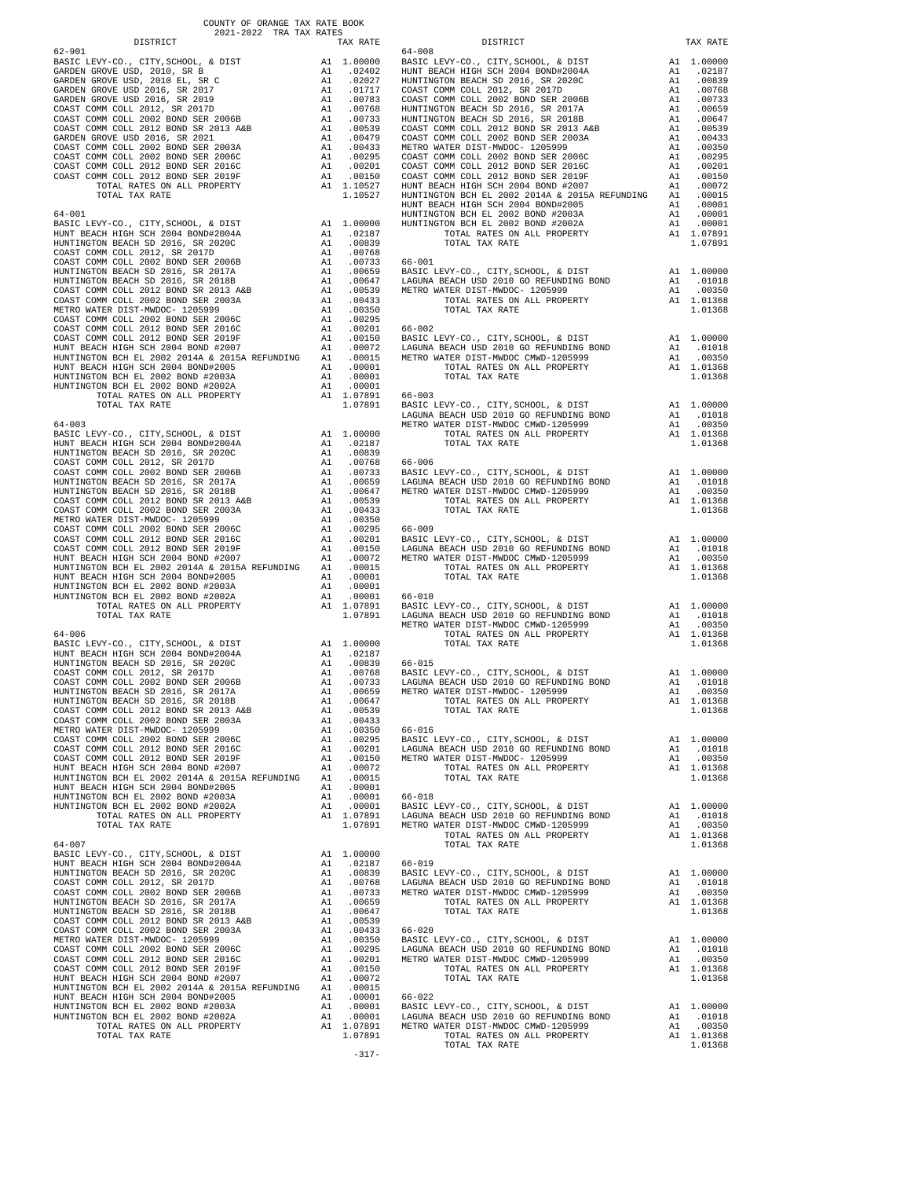COUNTY OF ORANGE TAX RATE BOOK
2021-2022 TRA TAX RATES

| DISTRICT | | TAX RATE |
|---|---|---|
| **62-901** | | |
| BASIC LEVY-CO., CITY,SCHOOL, & DIST | A1 | 1.00000 |
| GARDEN GROVE USD, 2010, SR B | A1 | .02402 |
| GARDEN GROVE USD, 2010 EL, SR C | A1 | .02027 |
| GARDEN GROVE USD 2016, SR 2017 | A1 | .01717 |
| GARDEN GROVE USD 2016, SR 2019 | A1 | .00783 |
| COAST COMM COLL 2012, SR 2017D | A1 | .00768 |
| COAST COMM COLL 2002 BOND SER 2006B | A1 | .00733 |
| COAST COMM COLL 2012 BOND SER 2013 A&B | A1 | .00539 |
| GARDEN GROVE USD 2016, SR 2021 | A1 | .00479 |
| COAST COMM COLL 2002 BOND SER 2003A | A1 | .00433 |
| COAST COMM COLL 2002 BOND SER 2006C | A1 | .00295 |
| COAST COMM COLL 2012 BOND SER 2016C | A1 | .00201 |
| COAST COMM COLL 2012 BOND SER 2019F | A1 | .00150 |
| TOTAL RATES ON ALL PROPERTY | A1 | 1.10527 |
| TOTAL TAX RATE | | 1.10527 |
| **64-001** | | |
| BASIC LEVY-CO., CITY,SCHOOL, & DIST | A1 | 1.00000 |
| HUNT BEACH HIGH SCH 2004 BOND#2004A | A1 | .02187 |
| HUNTINGTON BEACH SD 2016, SR 2020C | A1 | .00839 |
| COAST COMM COLL 2012, SR 2017D | A1 | .00768 |
| COAST COMM COLL 2002 BOND SER 2006B | A1 | .00733 |
| HUNTINGTON BEACH SD 2016, SR 2017A | A1 | .00659 |
| HUNTINGTON BEACH SD 2016, SR 2018B | A1 | .00647 |
| COAST COMM COLL 2012 BOND SER 2013 A&B | A1 | .00539 |
| COAST COMM COLL 2002 BOND SER 2003A | A1 | .00433 |
| METRO WATER DIST-MWDOC- 1205999 | A1 | .00350 |
| COAST COMM COLL 2002 BOND SER 2006C | A1 | .00295 |
| COAST COMM COLL 2012 BOND SER 2016C | A1 | .00201 |
| COAST COMM COLL 2012 BOND SER 2019F | A1 | .00150 |
| HUNT BEACH HIGH SCH 2004 BOND #2007 | A1 | .00072 |
| HUNTINGTON BCH EL 2002 2014A & 2015A REFUNDING | A1 | .00015 |
| HUNT BEACH HIGH SCH 2004 BOND#2005 | A1 | .00001 |
| HUNTINGTON BCH EL 2002 BOND #2003A | A1 | .00001 |
| HUNTINGTON BCH EL 2002 BOND #2002A | A1 | .00001 |
| TOTAL RATES ON ALL PROPERTY | A1 | 1.07891 |
| TOTAL TAX RATE | | 1.07891 |
| **64-003** | | |
| BASIC LEVY-CO., CITY,SCHOOL, & DIST | A1 | 1.00000 |
| HUNT BEACH HIGH SCH 2004 BOND#2004A | A1 | .02187 |
| HUNTINGTON BEACH SD 2016, SR 2020C | A1 | .00839 |
| COAST COMM COLL 2012, SR 2017D | A1 | .00768 |
| COAST COMM COLL 2002 BOND SER 2006B | A1 | .00733 |
| HUNTINGTON BEACH SD 2016, SR 2017A | A1 | .00659 |
| HUNTINGTON BEACH SD 2016, SR 2018B | A1 | .00647 |
| COAST COMM COLL 2012 BOND SER 2013 A&B | A1 | .00539 |
| COAST COMM COLL 2002 BOND SER 2003A | A1 | .00433 |
| METRO WATER DIST-MWDOC- 1205999 | A1 | .00350 |
| COAST COMM COLL 2002 BOND SER 2006C | A1 | .00295 |
| COAST COMM COLL 2012 BOND SER 2016C | A1 | .00201 |
| COAST COMM COLL 2012 BOND SER 2019F | A1 | .00150 |
| HUNT BEACH HIGH SCH 2004 BOND #2007 | A1 | .00072 |
| HUNTINGTON BCH EL 2002 2014A & 2015A REFUNDING | A1 | .00015 |
| HUNT BEACH HIGH SCH 2004 BOND#2005 | A1 | .00001 |
| HUNTINGTON BCH EL 2002 BOND #2003A | A1 | .00001 |
| HUNTINGTON BCH EL 2002 BOND #2002A | A1 | .00001 |
| TOTAL RATES ON ALL PROPERTY | A1 | 1.07891 |
| TOTAL TAX RATE | | 1.07891 |
| **64-006** | | |
| BASIC LEVY-CO., CITY,SCHOOL, & DIST | A1 | 1.00000 |
| HUNT BEACH HIGH SCH 2004 BOND#2004A | A1 | .02187 |
| HUNTINGTON BEACH SD 2016, SR 2020C | A1 | .00839 |
| COAST COMM COLL 2012, SR 2017D | A1 | .00768 |
| COAST COMM COLL 2002 BOND SER 2006B | A1 | .00733 |
| HUNTINGTON BEACH SD 2016, SR 2017A | A1 | .00659 |
| HUNTINGTON BEACH SD 2016, SR 2018B | A1 | .00647 |
| COAST COMM COLL 2012 BOND SER 2013 A&B | A1 | .00539 |
| COAST COMM COLL 2002 BOND SER 2003A | A1 | .00433 |
| METRO WATER DIST-MWDOC- 1205999 | A1 | .00350 |
| COAST COMM COLL 2002 BOND SER 2006C | A1 | .00295 |
| COAST COMM COLL 2012 BOND SER 2016C | A1 | .00201 |
| COAST COMM COLL 2012 BOND SER 2019F | A1 | .00150 |
| HUNT BEACH HIGH SCH 2004 BOND #2007 | A1 | .00072 |
| HUNTINGTON BCH EL 2002 2014A & 2015A REFUNDING | A1 | .00015 |
| HUNT BEACH HIGH SCH 2004 BOND#2005 | A1 | .00001 |
| HUNTINGTON BCH EL 2002 BOND #2003A | A1 | .00001 |
| HUNTINGTON BCH EL 2002 BOND #2002A | A1 | .00001 |
| TOTAL RATES ON ALL PROPERTY | A1 | 1.07891 |
| TOTAL TAX RATE | | 1.07891 |
| **64-007** | | |
| BASIC LEVY-CO., CITY,SCHOOL, & DIST | A1 | 1.00000 |
| HUNT BEACH HIGH SCH 2004 BOND#2004A | A1 | .02187 |
| HUNTINGTON BEACH SD 2016, SR 2020C | A1 | .00839 |
| COAST COMM COLL 2012, SR 2017D | A1 | .00768 |
| COAST COMM COLL 2002 BOND SER 2006B | A1 | .00733 |
| HUNTINGTON BEACH SD 2016, SR 2017A | A1 | .00659 |
| HUNTINGTON BEACH SD 2016, SR 2018B | A1 | .00647 |
| COAST COMM COLL 2012 BOND SER 2013 A&B | A1 | .00539 |
| COAST COMM COLL 2002 BOND SER 2003A | A1 | .00433 |
| METRO WATER DIST-MWDOC- 1205999 | A1 | .00350 |
| COAST COMM COLL 2002 BOND SER 2006C | A1 | .00295 |
| COAST COMM COLL 2012 BOND SER 2016C | A1 | .00201 |
| COAST COMM COLL 2012 BOND SER 2019F | A1 | .00150 |
| HUNT BEACH HIGH SCH 2004 BOND #2007 | A1 | .00072 |
| HUNTINGTON BCH EL 2002 2014A & 2015A REFUNDING | A1 | .00015 |
| HUNT BEACH HIGH SCH 2004 BOND#2005 | A1 | .00001 |
| HUNTINGTON BCH EL 2002 BOND #2003A | A1 | .00001 |
| HUNTINGTON BCH EL 2002 BOND #2002A | A1 | .00001 |
| TOTAL RATES ON ALL PROPERTY | A1 | 1.07891 |
| TOTAL TAX RATE | | 1.07891 |
| **64-008** | | |
| BASIC LEVY-CO., CITY,SCHOOL, & DIST | A1 | 1.00000 |
| HUNT BEACH HIGH SCH 2004 BOND#2004A | A1 | .02187 |
| HUNTINGTON BEACH SD 2016, SR 2020C | A1 | .00839 |
| COAST COMM COLL 2012, SR 2017D | A1 | .00768 |
| COAST COMM COLL 2002 BOND SER 2006B | A1 | .00733 |
| HUNTINGTON BEACH SD 2016, SR 2017A | A1 | .00659 |
| HUNTINGTON BEACH SD 2016, SR 2018B | A1 | .00647 |
| COAST COMM COLL 2012 BOND SER 2013 A&B | A1 | .00539 |
| COAST COMM COLL 2002 BOND SER 2003A | A1 | .00433 |
| METRO WATER DIST-MWDOC- 1205999 | A1 | .00350 |
| COAST COMM COLL 2002 BOND SER 2006C | A1 | .00295 |
| COAST COMM COLL 2012 BOND SER 2016C | A1 | .00201 |
| COAST COMM COLL 2012 BOND SER 2019F | A1 | .00150 |
| HUNT BEACH HIGH SCH 2004 BOND #2007 | A1 | .00072 |
| HUNTINGTON BCH EL 2002 2014A & 2015A REFUNDING | A1 | .00015 |
| HUNT BEACH HIGH SCH 2004 BOND#2005 | A1 | .00001 |
| HUNTINGTON BCH EL 2002 BOND #2003A | A1 | .00001 |
| HUNTINGTON BCH EL 2002 BOND #2002A | A1 | .00001 |
| TOTAL RATES ON ALL PROPERTY | A1 | 1.07891 |
| TOTAL TAX RATE | | 1.07891 |
| **66-001** | | |
| BASIC LEVY-CO., CITY,SCHOOL, & DIST | A1 | 1.00000 |
| LAGUNA BEACH USD 2010 GO REFUNDING BOND | A1 | .01018 |
| METRO WATER DIST-MWDOC- 1205999 | A1 | .00350 |
| TOTAL RATES ON ALL PROPERTY | A1 | 1.01368 |
| TOTAL TAX RATE | | 1.01368 |
| **66-002** | | |
| BASIC LEVY-CO., CITY,SCHOOL, & DIST | A1 | 1.00000 |
| LAGUNA BEACH USD 2010 GO REFUNDING BOND | A1 | .01018 |
| METRO WATER DIST-MWDOC CMWD-1205999 | A1 | .00350 |
| TOTAL RATES ON ALL PROPERTY | A1 | 1.01368 |
| TOTAL TAX RATE | | 1.01368 |
| **66-003** | | |
| BASIC LEVY-CO., CITY,SCHOOL, & DIST | A1 | 1.00000 |
| LAGUNA BEACH USD 2010 GO REFUNDING BOND | A1 | .01018 |
| METRO WATER DIST-MWDOC CMWD-1205999 | A1 | .00350 |
| TOTAL RATES ON ALL PROPERTY | A1 | 1.01368 |
| TOTAL TAX RATE | | 1.01368 |
| **66-006** | | |
| BASIC LEVY-CO., CITY,SCHOOL, & DIST | A1 | 1.00000 |
| LAGUNA BEACH USD 2010 GO REFUNDING BOND | A1 | .01018 |
| METRO WATER DIST-MWDOC CMWD-1205999 | A1 | .00350 |
| TOTAL RATES ON ALL PROPERTY | A1 | 1.01368 |
| TOTAL TAX RATE | | 1.01368 |
| **66-009** | | |
| BASIC LEVY-CO., CITY,SCHOOL, & DIST | A1 | 1.00000 |
| LAGUNA BEACH USD 2010 GO REFUNDING BOND | A1 | .01018 |
| METRO WATER DIST-MWDOC CMWD-1205999 | A1 | .00350 |
| TOTAL RATES ON ALL PROPERTY | A1 | 1.01368 |
| TOTAL TAX RATE | | 1.01368 |
| **66-010** | | |
| BASIC LEVY-CO., CITY,SCHOOL, & DIST | A1 | 1.00000 |
| LAGUNA BEACH USD 2010 GO REFUNDING BOND | A1 | .01018 |
| METRO WATER DIST-MWDOC CMWD-1205999 | A1 | .00350 |
| TOTAL RATES ON ALL PROPERTY | A1 | 1.01368 |
| TOTAL TAX RATE | | 1.01368 |
| **66-015** | | |
| BASIC LEVY-CO., CITY,SCHOOL, & DIST | A1 | 1.00000 |
| LAGUNA BEACH USD 2010 GO REFUNDING BOND | A1 | .01018 |
| METRO WATER DIST-MWDOC- 1205999 | A1 | .00350 |
| TOTAL RATES ON ALL PROPERTY | A1 | 1.01368 |
| TOTAL TAX RATE | | 1.01368 |
| **66-016** | | |
| BASIC LEVY-CO., CITY,SCHOOL, & DIST | A1 | 1.00000 |
| LAGUNA BEACH USD 2010 GO REFUNDING BOND | A1 | .01018 |
| METRO WATER DIST-MWDOC- 1205999 | A1 | .00350 |
| TOTAL RATES ON ALL PROPERTY | A1 | 1.01368 |
| TOTAL TAX RATE | | 1.01368 |
| **66-018** | | |
| BASIC LEVY-CO., CITY,SCHOOL, & DIST | A1 | 1.00000 |
| LAGUNA BEACH USD 2010 GO REFUNDING BOND | A1 | .01018 |
| METRO WATER DIST-MWDOC CMWD-1205999 | A1 | .00350 |
| TOTAL RATES ON ALL PROPERTY | A1 | 1.01368 |
| TOTAL TAX RATE | | 1.01368 |
| **66-019** | | |
| BASIC LEVY-CO., CITY,SCHOOL, & DIST | A1 | 1.00000 |
| LAGUNA BEACH USD 2010 GO REFUNDING BOND | A1 | .01018 |
| METRO WATER DIST-MWDOC CMWD-1205999 | A1 | .00350 |
| TOTAL RATES ON ALL PROPERTY | A1 | 1.01368 |
| TOTAL TAX RATE | | 1.01368 |
| **66-020** | | |
| BASIC LEVY-CO., CITY,SCHOOL, & DIST | A1 | 1.00000 |
| LAGUNA BEACH USD 2010 GO REFUNDING BOND | A1 | .01018 |
| METRO WATER DIST-MWDOC CMWD-1205999 | A1 | .00350 |
| TOTAL RATES ON ALL PROPERTY | A1 | 1.01368 |
| TOTAL TAX RATE | | 1.01368 |
| **66-022** | | |
| BASIC LEVY-CO., CITY,SCHOOL, & DIST | A1 | 1.00000 |
| LAGUNA BEACH USD 2010 GO REFUNDING BOND | A1 | .01018 |
| METRO WATER DIST-MWDOC CMWD-1205999 | A1 | .00350 |
| TOTAL RATES ON ALL PROPERTY | A1 | 1.01368 |
| TOTAL TAX RATE | | 1.01368 |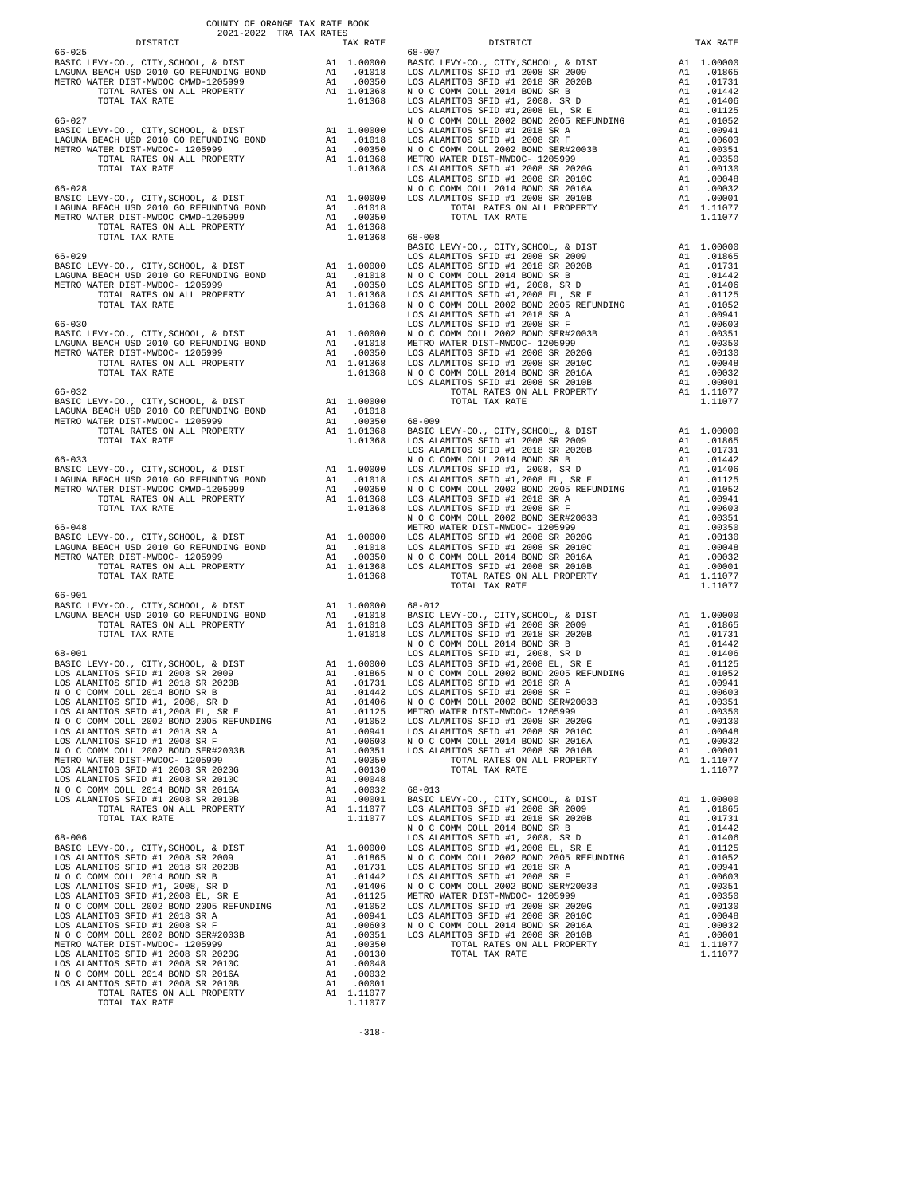COUNTY OF ORANGE TAX RATE BOOK
2021-2022 TRA TAX RATES

| DISTRICT | | TAX RATE |
|---|---|---|
| **66-025** | | |
| BASIC LEVY-CO., CITY,SCHOOL, & DIST | A1 | 1.00000 |
| LAGUNA BEACH USD 2010 GO REFUNDING BOND | A1 | .01018 |
| METRO WATER DIST-MWDOC CMWD-1205999 | A1 | .00350 |
| TOTAL RATES ON ALL PROPERTY | A1 | 1.01368 |
| TOTAL TAX RATE | | 1.01368 |
| **66-027** | | |
| BASIC LEVY-CO., CITY,SCHOOL, & DIST | A1 | 1.00000 |
| LAGUNA BEACH USD 2010 GO REFUNDING BOND | A1 | .01018 |
| METRO WATER DIST-MWDOC- 1205999 | A1 | .00350 |
| TOTAL RATES ON ALL PROPERTY | A1 | 1.01368 |
| TOTAL TAX RATE | | 1.01368 |
| **66-028** | | |
| BASIC LEVY-CO., CITY,SCHOOL, & DIST | A1 | 1.00000 |
| LAGUNA BEACH USD 2010 GO REFUNDING BOND | A1 | .01018 |
| METRO WATER DIST-MWDOC CMWD-1205999 | A1 | .00350 |
| TOTAL RATES ON ALL PROPERTY | A1 | 1.01368 |
| TOTAL TAX RATE | | 1.01368 |
| **66-029** | | |
| BASIC LEVY-CO., CITY,SCHOOL, & DIST | A1 | 1.00000 |
| LAGUNA BEACH USD 2010 GO REFUNDING BOND | A1 | .01018 |
| METRO WATER DIST-MWDOC- 1205999 | A1 | .00350 |
| TOTAL RATES ON ALL PROPERTY | A1 | 1.01368 |
| TOTAL TAX RATE | | 1.01368 |
| **66-030** | | |
| BASIC LEVY-CO., CITY,SCHOOL, & DIST | A1 | 1.00000 |
| LAGUNA BEACH USD 2010 GO REFUNDING BOND | A1 | .01018 |
| METRO WATER DIST-MWDOC- 1205999 | A1 | .00350 |
| TOTAL RATES ON ALL PROPERTY | A1 | 1.01368 |
| TOTAL TAX RATE | | 1.01368 |
| **66-032** | | |
| BASIC LEVY-CO., CITY,SCHOOL, & DIST | A1 | 1.00000 |
| LAGUNA BEACH USD 2010 GO REFUNDING BOND | A1 | .01018 |
| METRO WATER DIST-MWDOC- 1205999 | A1 | .00350 |
| TOTAL RATES ON ALL PROPERTY | A1 | 1.01368 |
| TOTAL TAX RATE | | 1.01368 |
| **66-033** | | |
| BASIC LEVY-CO., CITY,SCHOOL, & DIST | A1 | 1.00000 |
| LAGUNA BEACH USD 2010 GO REFUNDING BOND | A1 | .01018 |
| METRO WATER DIST-MWDOC CMWD-1205999 | A1 | .00350 |
| TOTAL RATES ON ALL PROPERTY | A1 | 1.01368 |
| TOTAL TAX RATE | | 1.01368 |
| **66-048** | | |
| BASIC LEVY-CO., CITY,SCHOOL, & DIST | A1 | 1.00000 |
| LAGUNA BEACH USD 2010 GO REFUNDING BOND | A1 | .01018 |
| METRO WATER DIST-MWDOC- 1205999 | A1 | .00350 |
| TOTAL RATES ON ALL PROPERTY | A1 | 1.01368 |
| TOTAL TAX RATE | | 1.01368 |
| **66-901** | | |
| BASIC LEVY-CO., CITY,SCHOOL, & DIST | A1 | 1.00000 |
| LAGUNA BEACH USD 2010 GO REFUNDING BOND | A1 | .01018 |
| TOTAL RATES ON ALL PROPERTY | A1 | 1.01018 |
| TOTAL TAX RATE | | 1.01018 |
| **68-001** | | |
| BASIC LEVY-CO., CITY,SCHOOL, & DIST | A1 | 1.00000 |
| LOS ALAMITOS SFID #1 2008 SR 2009 | A1 | .01865 |
| LOS ALAMITOS SFID #1 2018 SR 2020B | A1 | .01731 |
| N O C COMM COLL 2014 BOND SR B | A1 | .01442 |
| LOS ALAMITOS SFID #1, 2008, SR D | A1 | .01406 |
| LOS ALAMITOS SFID #1,2008 EL, SR E | A1 | .01125 |
| N O C COMM COLL 2002 BOND 2005 REFUNDING | A1 | .01052 |
| LOS ALAMITOS SFID #1 2018 SR A | A1 | .00941 |
| LOS ALAMITOS SFID #1 2008 SR F | A1 | .00603 |
| N O C COMM COLL 2002 BOND SER#2003B | A1 | .00351 |
| METRO WATER DIST-MWDOC- 1205999 | A1 | .00350 |
| LOS ALAMITOS SFID #1 2008 SR 2020G | A1 | .00130 |
| LOS ALAMITOS SFID #1 2008 SR 2010C | A1 | .00048 |
| N O C COMM COLL 2014 BOND SR 2016A | A1 | .00032 |
| LOS ALAMITOS SFID #1 2008 SR 2010B | A1 | .00001 |
| TOTAL RATES ON ALL PROPERTY | A1 | 1.11077 |
| TOTAL TAX RATE | | 1.11077 |
| **68-006** | | |
| BASIC LEVY-CO., CITY,SCHOOL, & DIST | A1 | 1.00000 |
| LOS ALAMITOS SFID #1 2008 SR 2009 | A1 | .01865 |
| LOS ALAMITOS SFID #1 2018 SR 2020B | A1 | .01731 |
| N O C COMM COLL 2014 BOND SR B | A1 | .01442 |
| LOS ALAMITOS SFID #1, 2008, SR D | A1 | .01406 |
| LOS ALAMITOS SFID #1,2008 EL, SR E | A1 | .01125 |
| N O C COMM COLL 2002 BOND 2005 REFUNDING | A1 | .01052 |
| LOS ALAMITOS SFID #1 2018 SR A | A1 | .00941 |
| LOS ALAMITOS SFID #1 2008 SR F | A1 | .00603 |
| N O C COMM COLL 2002 BOND SER#2003B | A1 | .00351 |
| METRO WATER DIST-MWDOC- 1205999 | A1 | .00350 |
| LOS ALAMITOS SFID #1 2008 SR 2020G | A1 | .00130 |
| LOS ALAMITOS SFID #1 2008 SR 2010C | A1 | .00048 |
| N O C COMM COLL 2014 BOND SR 2016A | A1 | .00032 |
| LOS ALAMITOS SFID #1 2008 SR 2010B | A1 | .00001 |
| TOTAL RATES ON ALL PROPERTY | A1 | 1.11077 |
| TOTAL TAX RATE | | 1.11077 |
| **68-007** | | |
| BASIC LEVY-CO., CITY,SCHOOL, & DIST | A1 | 1.00000 |
| LOS ALAMITOS SFID #1 2008 SR 2009 | A1 | .01865 |
| LOS ALAMITOS SFID #1 2018 SR 2020B | A1 | .01731 |
| N O C COMM COLL 2014 BOND SR B | A1 | .01442 |
| LOS ALAMITOS SFID #1, 2008, SR D | A1 | .01406 |
| LOS ALAMITOS SFID #1,2008 EL, SR E | A1 | .01125 |
| N O C COMM COLL 2002 BOND 2005 REFUNDING | A1 | .01052 |
| LOS ALAMITOS SFID #1 2018 SR A | A1 | .00941 |
| LOS ALAMITOS SFID #1 2008 SR F | A1 | .00603 |
| N O C COMM COLL 2002 BOND SER#2003B | A1 | .00351 |
| METRO WATER DIST-MWDOC- 1205999 | A1 | .00350 |
| LOS ALAMITOS SFID #1 2008 SR 2020G | A1 | .00130 |
| LOS ALAMITOS SFID #1 2008 SR 2010C | A1 | .00048 |
| N O C COMM COLL 2014 BOND SR 2016A | A1 | .00032 |
| LOS ALAMITOS SFID #1 2008 SR 2010B | A1 | .00001 |
| TOTAL RATES ON ALL PROPERTY | A1 | 1.11077 |
| TOTAL TAX RATE | | 1.11077 |
| **68-008** | | |
| BASIC LEVY-CO., CITY,SCHOOL, & DIST | A1 | 1.00000 |
| LOS ALAMITOS SFID #1 2008 SR 2009 | A1 | .01865 |
| LOS ALAMITOS SFID #1 2018 SR 2020B | A1 | .01731 |
| N O C COMM COLL 2014 BOND SR B | A1 | .01442 |
| LOS ALAMITOS SFID #1, 2008, SR D | A1 | .01406 |
| LOS ALAMITOS SFID #1,2008 EL, SR E | A1 | .01125 |
| N O C COMM COLL 2002 BOND 2005 REFUNDING | A1 | .01052 |
| LOS ALAMITOS SFID #1 2018 SR A | A1 | .00941 |
| LOS ALAMITOS SFID #1 2008 SR F | A1 | .00603 |
| N O C COMM COLL 2002 BOND SER#2003B | A1 | .00351 |
| METRO WATER DIST-MWDOC- 1205999 | A1 | .00350 |
| LOS ALAMITOS SFID #1 2008 SR 2020G | A1 | .00130 |
| LOS ALAMITOS SFID #1 2008 SR 2010C | A1 | .00048 |
| N O C COMM COLL 2014 BOND SR 2016A | A1 | .00032 |
| LOS ALAMITOS SFID #1 2008 SR 2010B | A1 | .00001 |
| TOTAL RATES ON ALL PROPERTY | A1 | 1.11077 |
| TOTAL TAX RATE | | 1.11077 |
| **68-009** | | |
| BASIC LEVY-CO., CITY,SCHOOL, & DIST | A1 | 1.00000 |
| LOS ALAMITOS SFID #1 2008 SR 2009 | A1 | .01865 |
| LOS ALAMITOS SFID #1 2018 SR 2020B | A1 | .01731 |
| N O C COMM COLL 2014 BOND SR B | A1 | .01442 |
| LOS ALAMITOS SFID #1, 2008, SR D | A1 | .01406 |
| LOS ALAMITOS SFID #1,2008 EL, SR E | A1 | .01125 |
| N O C COMM COLL 2002 BOND 2005 REFUNDING | A1 | .01052 |
| LOS ALAMITOS SFID #1 2018 SR A | A1 | .00941 |
| LOS ALAMITOS SFID #1 2008 SR F | A1 | .00603 |
| N O C COMM COLL 2002 BOND SER#2003B | A1 | .00351 |
| METRO WATER DIST-MWDOC- 1205999 | A1 | .00350 |
| LOS ALAMITOS SFID #1 2008 SR 2020G | A1 | .00130 |
| LOS ALAMITOS SFID #1 2008 SR 2010C | A1 | .00048 |
| N O C COMM COLL 2014 BOND SR 2016A | A1 | .00032 |
| LOS ALAMITOS SFID #1 2008 SR 2010B | A1 | .00001 |
| TOTAL RATES ON ALL PROPERTY | A1 | 1.11077 |
| TOTAL TAX RATE | | 1.11077 |
| **68-012** | | |
| BASIC LEVY-CO., CITY,SCHOOL, & DIST | A1 | 1.00000 |
| LOS ALAMITOS SFID #1 2008 SR 2009 | A1 | .01865 |
| LOS ALAMITOS SFID #1 2018 SR 2020B | A1 | .01731 |
| N O C COMM COLL 2014 BOND SR B | A1 | .01442 |
| LOS ALAMITOS SFID #1, 2008, SR D | A1 | .01406 |
| LOS ALAMITOS SFID #1,2008 EL, SR E | A1 | .01125 |
| N O C COMM COLL 2002 BOND 2005 REFUNDING | A1 | .01052 |
| LOS ALAMITOS SFID #1 2018 SR A | A1 | .00941 |
| LOS ALAMITOS SFID #1 2008 SR F | A1 | .00603 |
| N O C COMM COLL 2002 BOND SER#2003B | A1 | .00351 |
| METRO WATER DIST-MWDOC- 1205999 | A1 | .00350 |
| LOS ALAMITOS SFID #1 2008 SR 2020G | A1 | .00130 |
| LOS ALAMITOS SFID #1 2008 SR 2010C | A1 | .00048 |
| N O C COMM COLL 2014 BOND SR 2016A | A1 | .00032 |
| LOS ALAMITOS SFID #1 2008 SR 2010B | A1 | .00001 |
| TOTAL RATES ON ALL PROPERTY | A1 | 1.11077 |
| TOTAL TAX RATE | | 1.11077 |
| **68-013** | | |
| BASIC LEVY-CO., CITY,SCHOOL, & DIST | A1 | 1.00000 |
| LOS ALAMITOS SFID #1 2008 SR 2009 | A1 | .01865 |
| LOS ALAMITOS SFID #1 2018 SR 2020B | A1 | .01731 |
| N O C COMM COLL 2014 BOND SR B | A1 | .01442 |
| LOS ALAMITOS SFID #1, 2008, SR D | A1 | .01406 |
| LOS ALAMITOS SFID #1,2008 EL, SR E | A1 | .01125 |
| N O C COMM COLL 2002 BOND 2005 REFUNDING | A1 | .01052 |
| LOS ALAMITOS SFID #1 2018 SR A | A1 | .00941 |
| LOS ALAMITOS SFID #1 2008 SR F | A1 | .00603 |
| N O C COMM COLL 2002 BOND SER#2003B | A1 | .00351 |
| METRO WATER DIST-MWDOC- 1205999 | A1 | .00350 |
| LOS ALAMITOS SFID #1 2008 SR 2020G | A1 | .00130 |
| LOS ALAMITOS SFID #1 2008 SR 2010C | A1 | .00048 |
| N O C COMM COLL 2014 BOND SR 2016A | A1 | .00032 |
| LOS ALAMITOS SFID #1 2008 SR 2010B | A1 | .00001 |
| TOTAL RATES ON ALL PROPERTY | A1 | 1.11077 |
| TOTAL TAX RATE | | 1.11077 |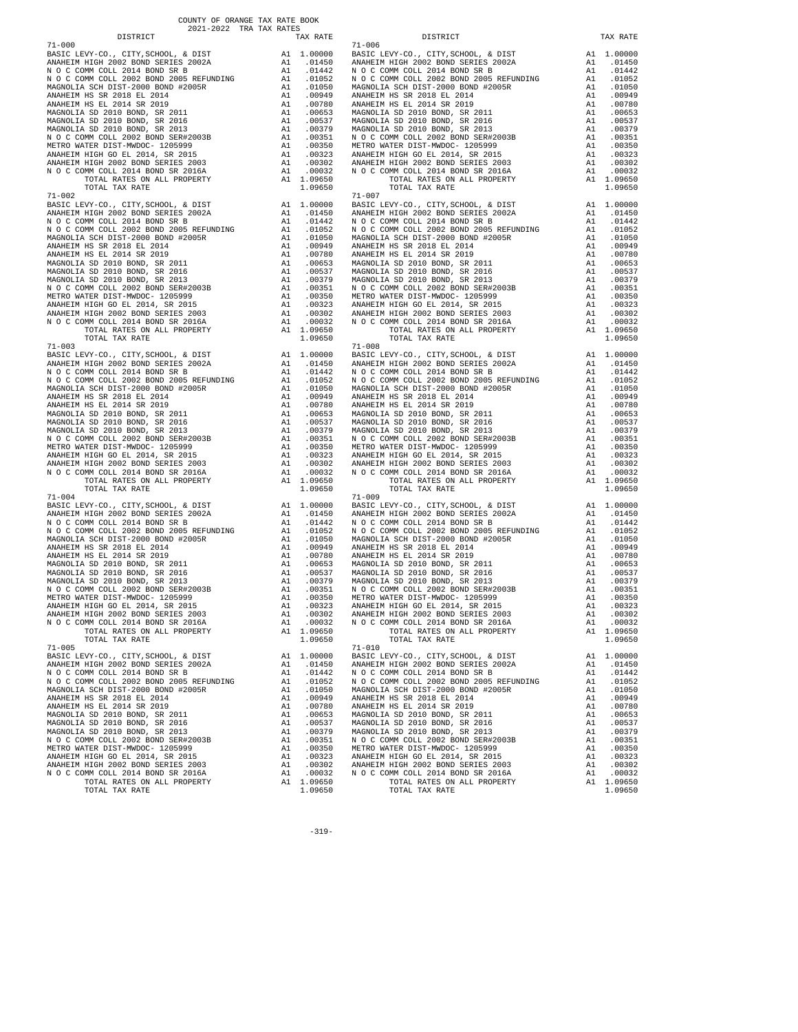COUNTY OF ORANGE TAX RATE BOOK
2021-2022 TRA TAX RATES

| DISTRICT | | TAX RATE |
|---|---|---|
| **71-000** | | |
| BASIC LEVY-CO., CITY,SCHOOL, & DIST | A1 | 1.00000 |
| ANAHEIM HIGH 2002 BOND SERIES 2002A | A1 | .01450 |
| N O C COMM COLL 2014 BOND SR B | A1 | .01442 |
| N O C COMM COLL 2002 BOND 2005 REFUNDING | A1 | .01052 |
| MAGNOLIA SCH DIST-2000 BOND #2005R | A1 | .01050 |
| ANAHEIM HS SR 2018 EL 2014 | A1 | .00949 |
| ANAHEIM HS EL 2014 SR 2019 | A1 | .00780 |
| MAGNOLIA SD 2010 BOND, SR 2011 | A1 | .00653 |
| MAGNOLIA SD 2010 BOND, SR 2016 | A1 | .00537 |
| MAGNOLIA SD 2010 BOND, SR 2013 | A1 | .00379 |
| N O C COMM COLL 2002 BOND SER#2003B | A1 | .00351 |
| METRO WATER DIST-MWDOC- 1205999 | A1 | .00350 |
| ANAHEIM HIGH GO EL 2014, SR 2015 | A1 | .00323 |
| ANAHEIM HIGH 2002 BOND SERIES 2003 | A1 | .00302 |
| N O C COMM COLL 2014 BOND SR 2016A | A1 | .00032 |
| TOTAL RATES ON ALL PROPERTY | A1 | 1.09650 |
| TOTAL TAX RATE | | 1.09650 |
| **71-002** | | |
| BASIC LEVY-CO., CITY,SCHOOL, & DIST | A1 | 1.00000 |
| ANAHEIM HIGH 2002 BOND SERIES 2002A | A1 | .01450 |
| N O C COMM COLL 2014 BOND SR B | A1 | .01442 |
| N O C COMM COLL 2002 BOND 2005 REFUNDING | A1 | .01052 |
| MAGNOLIA SCH DIST-2000 BOND #2005R | A1 | .01050 |
| ANAHEIM HS SR 2018 EL 2014 | A1 | .00949 |
| ANAHEIM HS EL 2014 SR 2019 | A1 | .00780 |
| MAGNOLIA SD 2010 BOND, SR 2011 | A1 | .00653 |
| MAGNOLIA SD 2010 BOND, SR 2016 | A1 | .00537 |
| MAGNOLIA SD 2010 BOND, SR 2013 | A1 | .00379 |
| N O C COMM COLL 2002 BOND SER#2003B | A1 | .00351 |
| METRO WATER DIST-MWDOC- 1205999 | A1 | .00350 |
| ANAHEIM HIGH GO EL 2014, SR 2015 | A1 | .00323 |
| ANAHEIM HIGH 2002 BOND SERIES 2003 | A1 | .00302 |
| N O C COMM COLL 2014 BOND SR 2016A | A1 | .00032 |
| TOTAL RATES ON ALL PROPERTY | A1 | 1.09650 |
| TOTAL TAX RATE | | 1.09650 |
| **71-003** | | |
| BASIC LEVY-CO., CITY,SCHOOL, & DIST | A1 | 1.00000 |
| ANAHEIM HIGH 2002 BOND SERIES 2002A | A1 | .01450 |
| N O C COMM COLL 2014 BOND SR B | A1 | .01442 |
| N O C COMM COLL 2002 BOND 2005 REFUNDING | A1 | .01052 |
| MAGNOLIA SCH DIST-2000 BOND #2005R | A1 | .01050 |
| ANAHEIM HS SR 2018 EL 2014 | A1 | .00949 |
| ANAHEIM HS EL 2014 SR 2019 | A1 | .00780 |
| MAGNOLIA SD 2010 BOND, SR 2011 | A1 | .00653 |
| MAGNOLIA SD 2010 BOND, SR 2016 | A1 | .00537 |
| MAGNOLIA SD 2010 BOND, SR 2013 | A1 | .00379 |
| N O C COMM COLL 2002 BOND SER#2003B | A1 | .00351 |
| METRO WATER DIST-MWDOC- 1205999 | A1 | .00350 |
| ANAHEIM HIGH GO EL 2014, SR 2015 | A1 | .00323 |
| ANAHEIM HIGH 2002 BOND SERIES 2003 | A1 | .00302 |
| N O C COMM COLL 2014 BOND SR 2016A | A1 | .00032 |
| TOTAL RATES ON ALL PROPERTY | A1 | 1.09650 |
| TOTAL TAX RATE | | 1.09650 |
| **71-004** | | |
| BASIC LEVY-CO., CITY,SCHOOL, & DIST | A1 | 1.00000 |
| ANAHEIM HIGH 2002 BOND SERIES 2002A | A1 | .01450 |
| N O C COMM COLL 2014 BOND SR B | A1 | .01442 |
| N O C COMM COLL 2002 BOND 2005 REFUNDING | A1 | .01052 |
| MAGNOLIA SCH DIST-2000 BOND #2005R | A1 | .01050 |
| ANAHEIM HS SR 2018 EL 2014 | A1 | .00949 |
| ANAHEIM HS EL 2014 SR 2019 | A1 | .00780 |
| MAGNOLIA SD 2010 BOND, SR 2011 | A1 | .00653 |
| MAGNOLIA SD 2010 BOND, SR 2016 | A1 | .00537 |
| MAGNOLIA SD 2010 BOND, SR 2013 | A1 | .00379 |
| N O C COMM COLL 2002 BOND SER#2003B | A1 | .00351 |
| METRO WATER DIST-MWDOC- 1205999 | A1 | .00350 |
| ANAHEIM HIGH GO EL 2014, SR 2015 | A1 | .00323 |
| ANAHEIM HIGH 2002 BOND SERIES 2003 | A1 | .00302 |
| N O C COMM COLL 2014 BOND SR 2016A | A1 | .00032 |
| TOTAL RATES ON ALL PROPERTY | A1 | 1.09650 |
| TOTAL TAX RATE | | 1.09650 |
| **71-005** | | |
| BASIC LEVY-CO., CITY,SCHOOL, & DIST | A1 | 1.00000 |
| ANAHEIM HIGH 2002 BOND SERIES 2002A | A1 | .01450 |
| N O C COMM COLL 2014 BOND SR B | A1 | .01442 |
| N O C COMM COLL 2002 BOND 2005 REFUNDING | A1 | .01052 |
| MAGNOLIA SCH DIST-2000 BOND #2005R | A1 | .01050 |
| ANAHEIM HS SR 2018 EL 2014 | A1 | .00949 |
| ANAHEIM HS EL 2014 SR 2019 | A1 | .00780 |
| MAGNOLIA SD 2010 BOND, SR 2011 | A1 | .00653 |
| MAGNOLIA SD 2010 BOND, SR 2016 | A1 | .00537 |
| MAGNOLIA SD 2010 BOND, SR 2013 | A1 | .00379 |
| N O C COMM COLL 2002 BOND SER#2003B | A1 | .00351 |
| METRO WATER DIST-MWDOC- 1205999 | A1 | .00350 |
| ANAHEIM HIGH GO EL 2014, SR 2015 | A1 | .00323 |
| ANAHEIM HIGH 2002 BOND SERIES 2003 | A1 | .00302 |
| N O C COMM COLL 2014 BOND SR 2016A | A1 | .00032 |
| TOTAL RATES ON ALL PROPERTY | A1 | 1.09650 |
| TOTAL TAX RATE | | 1.09650 |
| **71-006** | | |
| BASIC LEVY-CO., CITY,SCHOOL, & DIST | A1 | 1.00000 |
| ANAHEIM HIGH 2002 BOND SERIES 2002A | A1 | .01450 |
| N O C COMM COLL 2014 BOND SR B | A1 | .01442 |
| N O C COMM COLL 2002 BOND 2005 REFUNDING | A1 | .01052 |
| MAGNOLIA SCH DIST-2000 BOND #2005R | A1 | .01050 |
| ANAHEIM HS SR 2018 EL 2014 | A1 | .00949 |
| ANAHEIM HS EL 2014 SR 2019 | A1 | .00780 |
| MAGNOLIA SD 2010 BOND, SR 2011 | A1 | .00653 |
| MAGNOLIA SD 2010 BOND, SR 2016 | A1 | .00537 |
| MAGNOLIA SD 2010 BOND, SR 2013 | A1 | .00379 |
| N O C COMM COLL 2002 BOND SER#2003B | A1 | .00351 |
| METRO WATER DIST-MWDOC- 1205999 | A1 | .00350 |
| ANAHEIM HIGH GO EL 2014, SR 2015 | A1 | .00323 |
| ANAHEIM HIGH 2002 BOND SERIES 2003 | A1 | .00302 |
| N O C COMM COLL 2014 BOND SR 2016A | A1 | .00032 |
| TOTAL RATES ON ALL PROPERTY | A1 | 1.09650 |
| TOTAL TAX RATE | | 1.09650 |
| **71-007** | | |
| BASIC LEVY-CO., CITY,SCHOOL, & DIST | A1 | 1.00000 |
| ANAHEIM HIGH 2002 BOND SERIES 2002A | A1 | .01450 |
| N O C COMM COLL 2014 BOND SR B | A1 | .01442 |
| N O C COMM COLL 2002 BOND 2005 REFUNDING | A1 | .01052 |
| MAGNOLIA SCH DIST-2000 BOND #2005R | A1 | .01050 |
| ANAHEIM HS SR 2018 EL 2014 | A1 | .00949 |
| ANAHEIM HS EL 2014 SR 2019 | A1 | .00780 |
| MAGNOLIA SD 2010 BOND, SR 2011 | A1 | .00653 |
| MAGNOLIA SD 2010 BOND, SR 2016 | A1 | .00537 |
| MAGNOLIA SD 2010 BOND, SR 2013 | A1 | .00379 |
| N O C COMM COLL 2002 BOND SER#2003B | A1 | .00351 |
| METRO WATER DIST-MWDOC- 1205999 | A1 | .00350 |
| ANAHEIM HIGH GO EL 2014, SR 2015 | A1 | .00323 |
| ANAHEIM HIGH 2002 BOND SERIES 2003 | A1 | .00302 |
| N O C COMM COLL 2014 BOND SR 2016A | A1 | .00032 |
| TOTAL RATES ON ALL PROPERTY | A1 | 1.09650 |
| TOTAL TAX RATE | | 1.09650 |
| **71-008** | | |
| BASIC LEVY-CO., CITY,SCHOOL, & DIST | A1 | 1.00000 |
| ANAHEIM HIGH 2002 BOND SERIES 2002A | A1 | .01450 |
| N O C COMM COLL 2014 BOND SR B | A1 | .01442 |
| N O C COMM COLL 2002 BOND 2005 REFUNDING | A1 | .01052 |
| MAGNOLIA SCH DIST-2000 BOND #2005R | A1 | .01050 |
| ANAHEIM HS SR 2018 EL 2014 | A1 | .00949 |
| ANAHEIM HS EL 2014 SR 2019 | A1 | .00780 |
| MAGNOLIA SD 2010 BOND, SR 2011 | A1 | .00653 |
| MAGNOLIA SD 2010 BOND, SR 2016 | A1 | .00537 |
| MAGNOLIA SD 2010 BOND, SR 2013 | A1 | .00379 |
| N O C COMM COLL 2002 BOND SER#2003B | A1 | .00351 |
| METRO WATER DIST-MWDOC- 1205999 | A1 | .00350 |
| ANAHEIM HIGH GO EL 2014, SR 2015 | A1 | .00323 |
| ANAHEIM HIGH 2002 BOND SERIES 2003 | A1 | .00302 |
| N O C COMM COLL 2014 BOND SR 2016A | A1 | .00032 |
| TOTAL RATES ON ALL PROPERTY | A1 | 1.09650 |
| TOTAL TAX RATE | | 1.09650 |
| **71-009** | | |
| BASIC LEVY-CO., CITY,SCHOOL, & DIST | A1 | 1.00000 |
| ANAHEIM HIGH 2002 BOND SERIES 2002A | A1 | .01450 |
| N O C COMM COLL 2014 BOND SR B | A1 | .01442 |
| N O C COMM COLL 2002 BOND 2005 REFUNDING | A1 | .01052 |
| MAGNOLIA SCH DIST-2000 BOND #2005R | A1 | .01050 |
| ANAHEIM HS SR 2018 EL 2014 | A1 | .00949 |
| ANAHEIM HS EL 2014 SR 2019 | A1 | .00780 |
| MAGNOLIA SD 2010 BOND, SR 2011 | A1 | .00653 |
| MAGNOLIA SD 2010 BOND, SR 2016 | A1 | .00537 |
| MAGNOLIA SD 2010 BOND, SR 2013 | A1 | .00379 |
| N O C COMM COLL 2002 BOND SER#2003B | A1 | .00351 |
| METRO WATER DIST-MWDOC- 1205999 | A1 | .00350 |
| ANAHEIM HIGH GO EL 2014, SR 2015 | A1 | .00323 |
| ANAHEIM HIGH 2002 BOND SERIES 2003 | A1 | .00302 |
| N O C COMM COLL 2014 BOND SR 2016A | A1 | .00032 |
| TOTAL RATES ON ALL PROPERTY | A1 | 1.09650 |
| TOTAL TAX RATE | | 1.09650 |
| **71-010** | | |
| BASIC LEVY-CO., CITY,SCHOOL, & DIST | A1 | 1.00000 |
| ANAHEIM HIGH 2002 BOND SERIES 2002A | A1 | .01450 |
| N O C COMM COLL 2014 BOND SR B | A1 | .01442 |
| N O C COMM COLL 2002 BOND 2005 REFUNDING | A1 | .01052 |
| MAGNOLIA SCH DIST-2000 BOND #2005R | A1 | .01050 |
| ANAHEIM HS SR 2018 EL 2014 | A1 | .00949 |
| ANAHEIM HS EL 2014 SR 2019 | A1 | .00780 |
| MAGNOLIA SD 2010 BOND, SR 2011 | A1 | .00653 |
| MAGNOLIA SD 2010 BOND, SR 2016 | A1 | .00537 |
| MAGNOLIA SD 2010 BOND, SR 2013 | A1 | .00379 |
| N O C COMM COLL 2002 BOND SER#2003B | A1 | .00351 |
| METRO WATER DIST-MWDOC- 1205999 | A1 | .00350 |
| ANAHEIM HIGH GO EL 2014, SR 2015 | A1 | .00323 |
| ANAHEIM HIGH 2002 BOND SERIES 2003 | A1 | .00302 |
| N O C COMM COLL 2014 BOND SR 2016A | A1 | .00032 |
| TOTAL RATES ON ALL PROPERTY | A1 | 1.09650 |
| TOTAL TAX RATE | | 1.09650 |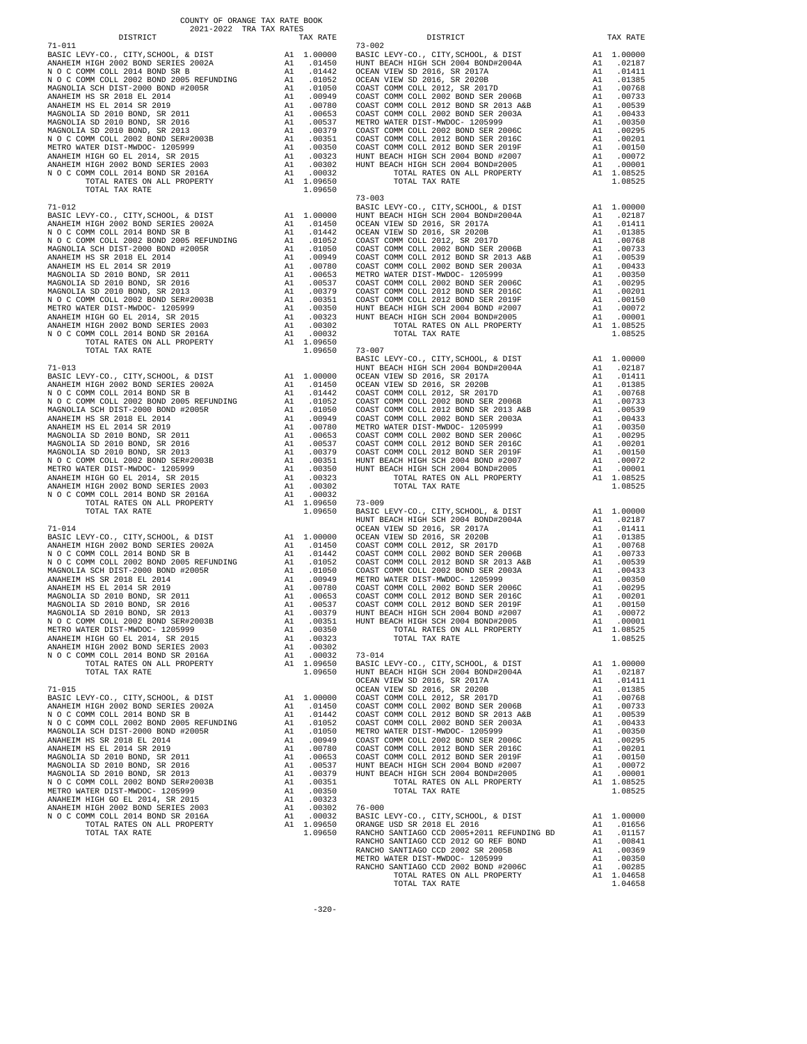COUNTY OF ORANGE TAX RATE BOOK
2021-2022 TRA TAX RATES

| DISTRICT | | TAX RATE |
|---|---|---|
| **71-011** | | |
| BASIC LEVY-CO., CITY,SCHOOL, & DIST | A1 | 1.00000 |
| ANAHEIM HIGH 2002 BOND SERIES 2002A | A1 | .01450 |
| N O C COMM COLL 2014 BOND SR B | A1 | .01442 |
| N O C COMM COLL 2002 BOND 2005 REFUNDING | A1 | .01052 |
| MAGNOLIA SCH DIST-2000 BOND #2005R | A1 | .01050 |
| ANAHEIM HS SR 2018 EL 2014 | A1 | .00949 |
| ANAHEIM HS EL 2014 SR 2019 | A1 | .00780 |
| MAGNOLIA SD 2010 BOND, SR 2011 | A1 | .00653 |
| MAGNOLIA SD 2010 BOND, SR 2016 | A1 | .00537 |
| MAGNOLIA SD 2010 BOND, SR 2013 | A1 | .00379 |
| N O C COMM COLL 2002 BOND SER#2003B | A1 | .00351 |
| METRO WATER DIST-MWDOC- 1205999 | A1 | .00350 |
| ANAHEIM HIGH GO EL 2014, SR 2015 | A1 | .00323 |
| ANAHEIM HIGH 2002 BOND SERIES 2003 | A1 | .00302 |
| N O C COMM COLL 2014 BOND SR 2016A | A1 | .00032 |
| TOTAL RATES ON ALL PROPERTY | A1 | 1.09650 |
| TOTAL TAX RATE | | 1.09650 |
| **71-012** | | |
| BASIC LEVY-CO., CITY,SCHOOL, & DIST | A1 | 1.00000 |
| ANAHEIM HIGH 2002 BOND SERIES 2002A | A1 | .01450 |
| N O C COMM COLL 2014 BOND SR B | A1 | .01442 |
| N O C COMM COLL 2002 BOND 2005 REFUNDING | A1 | .01052 |
| MAGNOLIA SCH DIST-2000 BOND #2005R | A1 | .01050 |
| ANAHEIM HS SR 2018 EL 2014 | A1 | .00949 |
| ANAHEIM HS EL 2014 SR 2019 | A1 | .00780 |
| MAGNOLIA SD 2010 BOND, SR 2011 | A1 | .00653 |
| MAGNOLIA SD 2010 BOND, SR 2016 | A1 | .00537 |
| MAGNOLIA SD 2010 BOND, SR 2013 | A1 | .00379 |
| N O C COMM COLL 2002 BOND SER#2003B | A1 | .00351 |
| METRO WATER DIST-MWDOC- 1205999 | A1 | .00350 |
| ANAHEIM HIGH GO EL 2014, SR 2015 | A1 | .00323 |
| ANAHEIM HIGH 2002 BOND SERIES 2003 | A1 | .00302 |
| N O C COMM COLL 2014 BOND SR 2016A | A1 | .00032 |
| TOTAL RATES ON ALL PROPERTY | A1 | 1.09650 |
| TOTAL TAX RATE | | 1.09650 |
| **71-013** | | |
| BASIC LEVY-CO., CITY,SCHOOL, & DIST | A1 | 1.00000 |
| ANAHEIM HIGH 2002 BOND SERIES 2002A | A1 | .01450 |
| N O C COMM COLL 2014 BOND SR B | A1 | .01442 |
| N O C COMM COLL 2002 BOND 2005 REFUNDING | A1 | .01052 |
| MAGNOLIA SCH DIST-2000 BOND #2005R | A1 | .01050 |
| ANAHEIM HS SR 2018 EL 2014 | A1 | .00949 |
| ANAHEIM HS EL 2014 SR 2019 | A1 | .00780 |
| MAGNOLIA SD 2010 BOND, SR 2011 | A1 | .00653 |
| MAGNOLIA SD 2010 BOND, SR 2016 | A1 | .00537 |
| MAGNOLIA SD 2010 BOND, SR 2013 | A1 | .00379 |
| N O C COMM COLL 2002 BOND SER#2003B | A1 | .00351 |
| METRO WATER DIST-MWDOC- 1205999 | A1 | .00350 |
| ANAHEIM HIGH GO EL 2014, SR 2015 | A1 | .00323 |
| ANAHEIM HIGH 2002 BOND SERIES 2003 | A1 | .00302 |
| N O C COMM COLL 2014 BOND SR 2016A | A1 | .00032 |
| TOTAL RATES ON ALL PROPERTY | A1 | 1.09650 |
| TOTAL TAX RATE | | 1.09650 |
| **71-014** | | |
| BASIC LEVY-CO., CITY,SCHOOL, & DIST | A1 | 1.00000 |
| ANAHEIM HIGH 2002 BOND SERIES 2002A | A1 | .01450 |
| N O C COMM COLL 2014 BOND SR B | A1 | .01442 |
| N O C COMM COLL 2002 BOND 2005 REFUNDING | A1 | .01052 |
| MAGNOLIA SCH DIST-2000 BOND #2005R | A1 | .01050 |
| ANAHEIM HS SR 2018 EL 2014 | A1 | .00949 |
| ANAHEIM HS EL 2014 SR 2019 | A1 | .00780 |
| MAGNOLIA SD 2010 BOND, SR 2011 | A1 | .00653 |
| MAGNOLIA SD 2010 BOND, SR 2016 | A1 | .00537 |
| MAGNOLIA SD 2010 BOND, SR 2013 | A1 | .00379 |
| N O C COMM COLL 2002 BOND SER#2003B | A1 | .00351 |
| METRO WATER DIST-MWDOC- 1205999 | A1 | .00350 |
| ANAHEIM HIGH GO EL 2014, SR 2015 | A1 | .00323 |
| ANAHEIM HIGH 2002 BOND SERIES 2003 | A1 | .00302 |
| N O C COMM COLL 2014 BOND SR 2016A | A1 | .00032 |
| TOTAL RATES ON ALL PROPERTY | A1 | 1.09650 |
| TOTAL TAX RATE | | 1.09650 |
| **71-015** | | |
| BASIC LEVY-CO., CITY,SCHOOL, & DIST | A1 | 1.00000 |
| ANAHEIM HIGH 2002 BOND SERIES 2002A | A1 | .01450 |
| N O C COMM COLL 2014 BOND SR B | A1 | .01442 |
| N O C COMM COLL 2002 BOND 2005 REFUNDING | A1 | .01052 |
| MAGNOLIA SCH DIST-2000 BOND #2005R | A1 | .01050 |
| ANAHEIM HS SR 2018 EL 2014 | A1 | .00949 |
| ANAHEIM HS EL 2014 SR 2019 | A1 | .00780 |
| MAGNOLIA SD 2010 BOND, SR 2011 | A1 | .00653 |
| MAGNOLIA SD 2010 BOND, SR 2016 | A1 | .00537 |
| MAGNOLIA SD 2010 BOND, SR 2013 | A1 | .00379 |
| N O C COMM COLL 2002 BOND SER#2003B | A1 | .00351 |
| METRO WATER DIST-MWDOC- 1205999 | A1 | .00350 |
| ANAHEIM HIGH GO EL 2014, SR 2015 | A1 | .00323 |
| ANAHEIM HIGH 2002 BOND SERIES 2003 | A1 | .00302 |
| N O C COMM COLL 2014 BOND SR 2016A | A1 | .00032 |
| TOTAL RATES ON ALL PROPERTY | A1 | 1.09650 |
| TOTAL TAX RATE | | 1.09650 |
| **73-002** | | |
| BASIC LEVY-CO., CITY,SCHOOL, & DIST | A1 | 1.00000 |
| HUNT BEACH HIGH SCH 2004 BOND#2004A | A1 | .02187 |
| OCEAN VIEW SD 2016, SR 2017A | A1 | .01411 |
| OCEAN VIEW SD 2016, SR 2020B | A1 | .01385 |
| COAST COMM COLL 2012, SR 2017D | A1 | .00768 |
| COAST COMM COLL 2002 BOND SER 2006B | A1 | .00733 |
| COAST COMM COLL 2012 BOND SR 2013 A&B | A1 | .00539 |
| COAST COMM COLL 2002 BOND SER 2003A | A1 | .00433 |
| METRO WATER DIST-MWDOC- 1205999 | A1 | .00350 |
| COAST COMM COLL 2002 BOND SER 2006C | A1 | .00295 |
| COAST COMM COLL 2012 BOND SER 2016C | A1 | .00201 |
| COAST COMM COLL 2012 BOND SER 2019F | A1 | .00150 |
| HUNT BEACH HIGH SCH 2004 BOND #2007 | A1 | .00072 |
| HUNT BEACH HIGH SCH 2004 BOND#2005 | A1 | .00001 |
| TOTAL RATES ON ALL PROPERTY | A1 | 1.08525 |
| TOTAL TAX RATE | | 1.08525 |
| **73-003** | | |
| BASIC LEVY-CO., CITY,SCHOOL, & DIST | A1 | 1.00000 |
| HUNT BEACH HIGH SCH 2004 BOND#2004A | A1 | .02187 |
| OCEAN VIEW SD 2016, SR 2017A | A1 | .01411 |
| OCEAN VIEW SD 2016, SR 2020B | A1 | .01385 |
| COAST COMM COLL 2012, SR 2017D | A1 | .00768 |
| COAST COMM COLL 2002 BOND SER 2006B | A1 | .00733 |
| COAST COMM COLL 2012 BOND SR 2013 A&B | A1 | .00539 |
| COAST COMM COLL 2002 BOND SER 2003A | A1 | .00433 |
| METRO WATER DIST-MWDOC- 1205999 | A1 | .00350 |
| COAST COMM COLL 2002 BOND SER 2006C | A1 | .00295 |
| COAST COMM COLL 2012 BOND SER 2016C | A1 | .00201 |
| COAST COMM COLL 2012 BOND SER 2019F | A1 | .00150 |
| HUNT BEACH HIGH SCH 2004 BOND #2007 | A1 | .00072 |
| HUNT BEACH HIGH SCH 2004 BOND#2005 | A1 | .00001 |
| TOTAL RATES ON ALL PROPERTY | A1 | 1.08525 |
| TOTAL TAX RATE | | 1.08525 |
| **73-007** | | |
| BASIC LEVY-CO., CITY,SCHOOL, & DIST | A1 | 1.00000 |
| HUNT BEACH HIGH SCH 2004 BOND#2004A | A1 | .02187 |
| OCEAN VIEW SD 2016, SR 2017A | A1 | .01411 |
| OCEAN VIEW SD 2016, SR 2020B | A1 | .01385 |
| COAST COMM COLL 2012, SR 2017D | A1 | .00768 |
| COAST COMM COLL 2002 BOND SER 2006B | A1 | .00733 |
| COAST COMM COLL 2012 BOND SR 2013 A&B | A1 | .00539 |
| COAST COMM COLL 2002 BOND SER 2003A | A1 | .00433 |
| METRO WATER DIST-MWDOC- 1205999 | A1 | .00350 |
| COAST COMM COLL 2002 BOND SER 2006C | A1 | .00295 |
| COAST COMM COLL 2012 BOND SER 2016C | A1 | .00201 |
| COAST COMM COLL 2012 BOND SER 2019F | A1 | .00150 |
| HUNT BEACH HIGH SCH 2004 BOND #2007 | A1 | .00072 |
| HUNT BEACH HIGH SCH 2004 BOND#2005 | A1 | .00001 |
| TOTAL RATES ON ALL PROPERTY | A1 | 1.08525 |
| TOTAL TAX RATE | | 1.08525 |
| **73-009** | | |
| BASIC LEVY-CO., CITY,SCHOOL, & DIST | A1 | 1.00000 |
| HUNT BEACH HIGH SCH 2004 BOND#2004A | A1 | .02187 |
| OCEAN VIEW SD 2016, SR 2017A | A1 | .01411 |
| OCEAN VIEW SD 2016, SR 2020B | A1 | .01385 |
| COAST COMM COLL 2012, SR 2017D | A1 | .00768 |
| COAST COMM COLL 2002 BOND SER 2006B | A1 | .00733 |
| COAST COMM COLL 2012 BOND SR 2013 A&B | A1 | .00539 |
| COAST COMM COLL 2002 BOND SER 2003A | A1 | .00433 |
| METRO WATER DIST-MWDOC- 1205999 | A1 | .00350 |
| COAST COMM COLL 2002 BOND SER 2006C | A1 | .00295 |
| COAST COMM COLL 2012 BOND SER 2016C | A1 | .00201 |
| COAST COMM COLL 2012 BOND SER 2019F | A1 | .00150 |
| HUNT BEACH HIGH SCH 2004 BOND #2007 | A1 | .00072 |
| HUNT BEACH HIGH SCH 2004 BOND#2005 | A1 | .00001 |
| TOTAL RATES ON ALL PROPERTY | A1 | 1.08525 |
| TOTAL TAX RATE | | 1.08525 |
| **73-014** | | |
| BASIC LEVY-CO., CITY,SCHOOL, & DIST | A1 | 1.00000 |
| HUNT BEACH HIGH SCH 2004 BOND#2004A | A1 | .02187 |
| OCEAN VIEW SD 2016, SR 2017A | A1 | .01411 |
| OCEAN VIEW SD 2016, SR 2020B | A1 | .01385 |
| COAST COMM COLL 2012, SR 2017D | A1 | .00768 |
| COAST COMM COLL 2002 BOND SER 2006B | A1 | .00733 |
| COAST COMM COLL 2012 BOND SR 2013 A&B | A1 | .00539 |
| COAST COMM COLL 2002 BOND SER 2003A | A1 | .00433 |
| METRO WATER DIST-MWDOC- 1205999 | A1 | .00350 |
| COAST COMM COLL 2002 BOND SER 2006C | A1 | .00295 |
| COAST COMM COLL 2012 BOND SER 2016C | A1 | .00201 |
| COAST COMM COLL 2012 BOND SER 2019F | A1 | .00150 |
| HUNT BEACH HIGH SCH 2004 BOND #2007 | A1 | .00072 |
| HUNT BEACH HIGH SCH 2004 BOND#2005 | A1 | .00001 |
| TOTAL RATES ON ALL PROPERTY | A1 | 1.08525 |
| TOTAL TAX RATE | | 1.08525 |
| **76-000** | | |
| BASIC LEVY-CO., CITY,SCHOOL, & DIST | A1 | 1.00000 |
| ORANGE USD SR 2018 EL 2016 | A1 | .01656 |
| RANCHO SANTIAGO CCD 2005+2011 REFUNDING BD | A1 | .01157 |
| RANCHO SANTIAGO CCD 2012 GO REF BOND | A1 | .00841 |
| RANCHO SANTIAGO CCD 2002 SR 2005B | A1 | .00369 |
| METRO WATER DIST-MWDOC- 1205999 | A1 | .00350 |
| RANCHO SANTIAGO CCD 2002 BOND #2006C | A1 | .00285 |
| TOTAL RATES ON ALL PROPERTY | A1 | 1.04658 |
| TOTAL TAX RATE | | 1.04658 |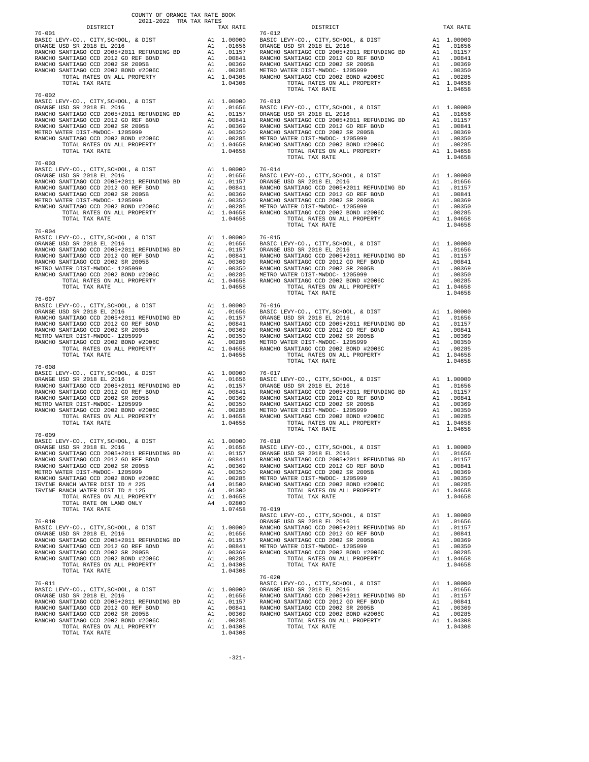COUNTY OF ORANGE TAX RATE BOOK
2021-2022 TRA TAX RATES

| DISTRICT | | TAX RATE |
|---|---|---|
| **76-001** | | |
| BASIC LEVY-CO., CITY,SCHOOL, & DIST | A1 | 1.00000 |
| ORANGE USD SR 2018 EL 2016 | A1 | .01656 |
| RANCHO SANTIAGO CCD 2005+2011 REFUNDING BD | A1 | .01157 |
| RANCHO SANTIAGO CCD 2012 GO REF BOND | A1 | .00841 |
| RANCHO SANTIAGO CCD 2002 SR 2005B | A1 | .00369 |
| RANCHO SANTIAGO CCD 2002 BOND #2006C | A1 | .00285 |
| TOTAL RATES ON ALL PROPERTY | A1 | 1.04308 |
| TOTAL TAX RATE | | 1.04308 |
| **76-002** | | |
| BASIC LEVY-CO., CITY,SCHOOL, & DIST | A1 | 1.00000 |
| ORANGE USD SR 2018 EL 2016 | A1 | .01656 |
| RANCHO SANTIAGO CCD 2005+2011 REFUNDING BD | A1 | .01157 |
| RANCHO SANTIAGO CCD 2012 GO REF BOND | A1 | .00841 |
| RANCHO SANTIAGO CCD 2002 SR 2005B | A1 | .00369 |
| METRO WATER DIST-MWDOC- 1205999 | A1 | .00350 |
| RANCHO SANTIAGO CCD 2002 BOND #2006C | A1 | .00285 |
| TOTAL RATES ON ALL PROPERTY | A1 | 1.04658 |
| TOTAL TAX RATE | | 1.04658 |
| **76-003** | | |
| BASIC LEVY-CO., CITY,SCHOOL, & DIST | A1 | 1.00000 |
| ORANGE USD SR 2018 EL 2016 | A1 | .01656 |
| RANCHO SANTIAGO CCD 2005+2011 REFUNDING BD | A1 | .01157 |
| RANCHO SANTIAGO CCD 2012 GO REF BOND | A1 | .00841 |
| RANCHO SANTIAGO CCD 2002 SR 2005B | A1 | .00369 |
| METRO WATER DIST-MWDOC- 1205999 | A1 | .00350 |
| RANCHO SANTIAGO CCD 2002 BOND #2006C | A1 | .00285 |
| TOTAL RATES ON ALL PROPERTY | A1 | 1.04658 |
| TOTAL TAX RATE | | 1.04658 |
| **76-004** | | |
| BASIC LEVY-CO., CITY,SCHOOL, & DIST | A1 | 1.00000 |
| ORANGE USD SR 2018 EL 2016 | A1 | .01656 |
| RANCHO SANTIAGO CCD 2005+2011 REFUNDING BD | A1 | .01157 |
| RANCHO SANTIAGO CCD 2012 GO REF BOND | A1 | .00841 |
| RANCHO SANTIAGO CCD 2002 SR 2005B | A1 | .00369 |
| METRO WATER DIST-MWDOC- 1205999 | A1 | .00350 |
| RANCHO SANTIAGO CCD 2002 BOND #2006C | A1 | .00285 |
| TOTAL RATES ON ALL PROPERTY | A1 | 1.04658 |
| TOTAL TAX RATE | | 1.04658 |
| **76-007** | | |
| BASIC LEVY-CO., CITY,SCHOOL, & DIST | A1 | 1.00000 |
| ORANGE USD SR 2018 EL 2016 | A1 | .01656 |
| RANCHO SANTIAGO CCD 2005+2011 REFUNDING BD | A1 | .01157 |
| RANCHO SANTIAGO CCD 2012 GO REF BOND | A1 | .00841 |
| RANCHO SANTIAGO CCD 2002 SR 2005B | A1 | .00369 |
| METRO WATER DIST-MWDOC- 1205999 | A1 | .00350 |
| RANCHO SANTIAGO CCD 2002 BOND #2006C | A1 | .00285 |
| TOTAL RATES ON ALL PROPERTY | A1 | 1.04658 |
| TOTAL TAX RATE | | 1.04658 |
| **76-008** | | |
| BASIC LEVY-CO., CITY,SCHOOL, & DIST | A1 | 1.00000 |
| ORANGE USD SR 2018 EL 2016 | A1 | .01656 |
| RANCHO SANTIAGO CCD 2005+2011 REFUNDING BD | A1 | .01157 |
| RANCHO SANTIAGO CCD 2012 GO REF BOND | A1 | .00841 |
| RANCHO SANTIAGO CCD 2002 SR 2005B | A1 | .00369 |
| METRO WATER DIST-MWDOC- 1205999 | A1 | .00350 |
| RANCHO SANTIAGO CCD 2002 BOND #2006C | A1 | .00285 |
| TOTAL RATES ON ALL PROPERTY | A1 | 1.04658 |
| TOTAL TAX RATE | | 1.04658 |
| **76-009** | | |
| BASIC LEVY-CO., CITY,SCHOOL, & DIST | A1 | 1.00000 |
| ORANGE USD SR 2018 EL 2016 | A1 | .01656 |
| RANCHO SANTIAGO CCD 2005+2011 REFUNDING BD | A1 | .01157 |
| RANCHO SANTIAGO CCD 2012 GO REF BOND | A1 | .00841 |
| RANCHO SANTIAGO CCD 2002 SR 2005B | A1 | .00369 |
| METRO WATER DIST-MWDOC- 1205999 | A1 | .00350 |
| RANCHO SANTIAGO CCD 2002 BOND #2006C | A1 | .00285 |
| IRVINE RANCH WATER DIST ID # 225 | A4 | .01500 |
| IRVINE RANCH WATER DIST ID # 125 | A4 | .01300 |
| TOTAL RATES ON ALL PROPERTY | A1 | 1.04658 |
| TOTAL RATE ON LAND ONLY | A4 | .02800 |
| TOTAL TAX RATE | | 1.07458 |
| **76-010** | | |
| BASIC LEVY-CO., CITY,SCHOOL, & DIST | A1 | 1.00000 |
| ORANGE USD SR 2018 EL 2016 | A1 | .01656 |
| RANCHO SANTIAGO CCD 2005+2011 REFUNDING BD | A1 | .01157 |
| RANCHO SANTIAGO CCD 2012 GO REF BOND | A1 | .00841 |
| RANCHO SANTIAGO CCD 2002 SR 2005B | A1 | .00369 |
| RANCHO SANTIAGO CCD 2002 BOND #2006C | A1 | .00285 |
| TOTAL RATES ON ALL PROPERTY | A1 | 1.04308 |
| TOTAL TAX RATE | | 1.04308 |
| **76-011** | | |
| BASIC LEVY-CO., CITY,SCHOOL, & DIST | A1 | 1.00000 |
| ORANGE USD SR 2018 EL 2016 | A1 | .01656 |
| RANCHO SANTIAGO CCD 2005+2011 REFUNDING BD | A1 | .01157 |
| RANCHO SANTIAGO CCD 2012 GO REF BOND | A1 | .00841 |
| RANCHO SANTIAGO CCD 2002 SR 2005B | A1 | .00369 |
| RANCHO SANTIAGO CCD 2002 BOND #2006C | A1 | .00285 |
| TOTAL RATES ON ALL PROPERTY | A1 | 1.04308 |
| TOTAL TAX RATE | | 1.04308 |
| **76-012** | | |
| BASIC LEVY-CO., CITY,SCHOOL, & DIST | A1 | 1.00000 |
| ORANGE USD SR 2018 EL 2016 | A1 | .01656 |
| RANCHO SANTIAGO CCD 2005+2011 REFUNDING BD | A1 | .01157 |
| RANCHO SANTIAGO CCD 2012 GO REF BOND | A1 | .00841 |
| RANCHO SANTIAGO CCD 2002 SR 2005B | A1 | .00369 |
| METRO WATER DIST-MWDOC- 1205999 | A1 | .00350 |
| RANCHO SANTIAGO CCD 2002 BOND #2006C | A1 | .00285 |
| TOTAL RATES ON ALL PROPERTY | A1 | 1.04658 |
| TOTAL TAX RATE | | 1.04658 |
| **76-013** | | |
| BASIC LEVY-CO., CITY,SCHOOL, & DIST | A1 | 1.00000 |
| ORANGE USD SR 2018 EL 2016 | A1 | .01656 |
| RANCHO SANTIAGO CCD 2005+2011 REFUNDING BD | A1 | .01157 |
| RANCHO SANTIAGO CCD 2012 GO REF BOND | A1 | .00841 |
| RANCHO SANTIAGO CCD 2002 SR 2005B | A1 | .00369 |
| METRO WATER DIST-MWDOC- 1205999 | A1 | .00350 |
| RANCHO SANTIAGO CCD 2002 BOND #2006C | A1 | .00285 |
| TOTAL RATES ON ALL PROPERTY | A1 | 1.04658 |
| TOTAL TAX RATE | | 1.04658 |
| **76-014** | | |
| BASIC LEVY-CO., CITY,SCHOOL, & DIST | A1 | 1.00000 |
| ORANGE USD SR 2018 EL 2016 | A1 | .01656 |
| RANCHO SANTIAGO CCD 2005+2011 REFUNDING BD | A1 | .01157 |
| RANCHO SANTIAGO CCD 2012 GO REF BOND | A1 | .00841 |
| RANCHO SANTIAGO CCD 2002 SR 2005B | A1 | .00369 |
| METRO WATER DIST-MWDOC- 1205999 | A1 | .00350 |
| RANCHO SANTIAGO CCD 2002 BOND #2006C | A1 | .00285 |
| TOTAL RATES ON ALL PROPERTY | A1 | 1.04658 |
| TOTAL TAX RATE | | 1.04658 |
| **76-015** | | |
| BASIC LEVY-CO., CITY,SCHOOL, & DIST | A1 | 1.00000 |
| ORANGE USD SR 2018 EL 2016 | A1 | .01656 |
| RANCHO SANTIAGO CCD 2005+2011 REFUNDING BD | A1 | .01157 |
| RANCHO SANTIAGO CCD 2012 GO REF BOND | A1 | .00841 |
| RANCHO SANTIAGO CCD 2002 SR 2005B | A1 | .00369 |
| METRO WATER DIST-MWDOC- 1205999 | A1 | .00350 |
| RANCHO SANTIAGO CCD 2002 BOND #2006C | A1 | .00285 |
| TOTAL RATES ON ALL PROPERTY | A1 | 1.04658 |
| TOTAL TAX RATE | | 1.04658 |
| **76-016** | | |
| BASIC LEVY-CO., CITY,SCHOOL, & DIST | A1 | 1.00000 |
| ORANGE USD SR 2018 EL 2016 | A1 | .01656 |
| RANCHO SANTIAGO CCD 2005+2011 REFUNDING BD | A1 | .01157 |
| RANCHO SANTIAGO CCD 2012 GO REF BOND | A1 | .00841 |
| RANCHO SANTIAGO CCD 2002 SR 2005B | A1 | .00369 |
| METRO WATER DIST-MWDOC- 1205999 | A1 | .00350 |
| RANCHO SANTIAGO CCD 2002 BOND #2006C | A1 | .00285 |
| TOTAL RATES ON ALL PROPERTY | A1 | 1.04658 |
| TOTAL TAX RATE | | 1.04658 |
| **76-017** | | |
| BASIC LEVY-CO., CITY,SCHOOL, & DIST | A1 | 1.00000 |
| ORANGE USD SR 2018 EL 2016 | A1 | .01656 |
| RANCHO SANTIAGO CCD 2005+2011 REFUNDING BD | A1 | .01157 |
| RANCHO SANTIAGO CCD 2012 GO REF BOND | A1 | .00841 |
| RANCHO SANTIAGO CCD 2002 SR 2005B | A1 | .00369 |
| METRO WATER DIST-MWDOC- 1205999 | A1 | .00350 |
| RANCHO SANTIAGO CCD 2002 BOND #2006C | A1 | .00285 |
| TOTAL RATES ON ALL PROPERTY | A1 | 1.04658 |
| TOTAL TAX RATE | | 1.04658 |
| **76-018** | | |
| BASIC LEVY-CO., CITY,SCHOOL, & DIST | A1 | 1.00000 |
| ORANGE USD SR 2018 EL 2016 | A1 | .01656 |
| RANCHO SANTIAGO CCD 2005+2011 REFUNDING BD | A1 | .01157 |
| RANCHO SANTIAGO CCD 2012 GO REF BOND | A1 | .00841 |
| RANCHO SANTIAGO CCD 2002 SR 2005B | A1 | .00369 |
| METRO WATER DIST-MWDOC- 1205999 | A1 | .00350 |
| RANCHO SANTIAGO CCD 2002 BOND #2006C | A1 | .00285 |
| TOTAL RATES ON ALL PROPERTY | A1 | 1.04658 |
| TOTAL TAX RATE | | 1.04658 |
| **76-019** | | |
| BASIC LEVY-CO., CITY,SCHOOL, & DIST | A1 | 1.00000 |
| ORANGE USD SR 2018 EL 2016 | A1 | .01656 |
| RANCHO SANTIAGO CCD 2005+2011 REFUNDING BD | A1 | .01157 |
| RANCHO SANTIAGO CCD 2012 GO REF BOND | A1 | .00841 |
| RANCHO SANTIAGO CCD 2002 SR 2005B | A1 | .00369 |
| METRO WATER DIST-MWDOC- 1205999 | A1 | .00350 |
| RANCHO SANTIAGO CCD 2002 BOND #2006C | A1 | .00285 |
| TOTAL RATES ON ALL PROPERTY | A1 | 1.04658 |
| TOTAL TAX RATE | | 1.04658 |
| **76-020** | | |
| BASIC LEVY-CO., CITY,SCHOOL, & DIST | A1 | 1.00000 |
| ORANGE USD SR 2018 EL 2016 | A1 | .01656 |
| RANCHO SANTIAGO CCD 2005+2011 REFUNDING BD | A1 | .01157 |
| RANCHO SANTIAGO CCD 2012 GO REF BOND | A1 | .00841 |
| RANCHO SANTIAGO CCD 2002 SR 2005B | A1 | .00369 |
| RANCHO SANTIAGO CCD 2002 BOND #2006C | A1 | .00285 |
| TOTAL RATES ON ALL PROPERTY | A1 | 1.04308 |
| TOTAL TAX RATE | | 1.04308 |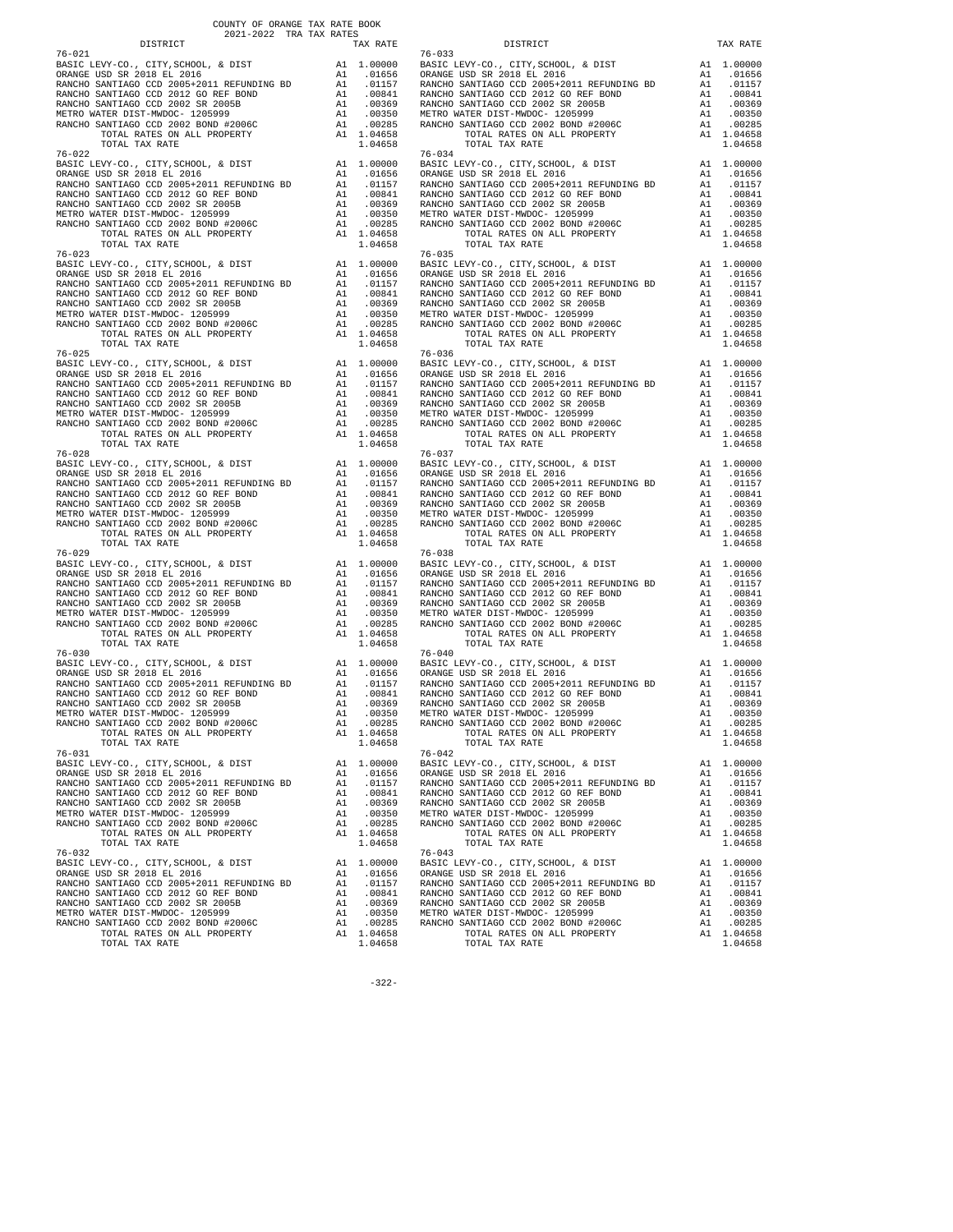COUNTY OF ORANGE TAX RATE BOOK
2021-2022 TRA TAX RATES

| DISTRICT | | TAX RATE |
|---|---|---|
| **76-021** | | |
| BASIC LEVY-CO., CITY,SCHOOL, & DIST | A1 | 1.00000 |
| ORANGE USD SR 2018 EL 2016 | A1 | .01656 |
| RANCHO SANTIAGO CCD 2005+2011 REFUNDING BD | A1 | .01157 |
| RANCHO SANTIAGO CCD 2012 GO REF BOND | A1 | .00841 |
| RANCHO SANTIAGO CCD 2002 SR 2005B | A1 | .00369 |
| METRO WATER DIST-MWDOC- 1205999 | A1 | .00350 |
| RANCHO SANTIAGO CCD 2002 BOND #2006C | A1 | .00285 |
| TOTAL RATES ON ALL PROPERTY | A1 | 1.04658 |
| TOTAL TAX RATE | | 1.04658 |
| **76-022** | | |
| BASIC LEVY-CO., CITY,SCHOOL, & DIST | A1 | 1.00000 |
| ORANGE USD SR 2018 EL 2016 | A1 | .01656 |
| RANCHO SANTIAGO CCD 2005+2011 REFUNDING BD | A1 | .01157 |
| RANCHO SANTIAGO CCD 2012 GO REF BOND | A1 | .00841 |
| RANCHO SANTIAGO CCD 2002 SR 2005B | A1 | .00369 |
| METRO WATER DIST-MWDOC- 1205999 | A1 | .00350 |
| RANCHO SANTIAGO CCD 2002 BOND #2006C | A1 | .00285 |
| TOTAL RATES ON ALL PROPERTY | A1 | 1.04658 |
| TOTAL TAX RATE | | 1.04658 |
| **76-023** | | |
| BASIC LEVY-CO., CITY,SCHOOL, & DIST | A1 | 1.00000 |
| ORANGE USD SR 2018 EL 2016 | A1 | .01656 |
| RANCHO SANTIAGO CCD 2005+2011 REFUNDING BD | A1 | .01157 |
| RANCHO SANTIAGO CCD 2012 GO REF BOND | A1 | .00841 |
| RANCHO SANTIAGO CCD 2002 SR 2005B | A1 | .00369 |
| METRO WATER DIST-MWDOC- 1205999 | A1 | .00350 |
| RANCHO SANTIAGO CCD 2002 BOND #2006C | A1 | .00285 |
| TOTAL RATES ON ALL PROPERTY | A1 | 1.04658 |
| TOTAL TAX RATE | | 1.04658 |
| **76-025** | | |
| BASIC LEVY-CO., CITY,SCHOOL, & DIST | A1 | 1.00000 |
| ORANGE USD SR 2018 EL 2016 | A1 | .01656 |
| RANCHO SANTIAGO CCD 2005+2011 REFUNDING BD | A1 | .01157 |
| RANCHO SANTIAGO CCD 2012 GO REF BOND | A1 | .00841 |
| RANCHO SANTIAGO CCD 2002 SR 2005B | A1 | .00369 |
| METRO WATER DIST-MWDOC- 1205999 | A1 | .00350 |
| RANCHO SANTIAGO CCD 2002 BOND #2006C | A1 | .00285 |
| TOTAL RATES ON ALL PROPERTY | A1 | 1.04658 |
| TOTAL TAX RATE | | 1.04658 |
| **76-028** | | |
| BASIC LEVY-CO., CITY,SCHOOL, & DIST | A1 | 1.00000 |
| ORANGE USD SR 2018 EL 2016 | A1 | .01656 |
| RANCHO SANTIAGO CCD 2005+2011 REFUNDING BD | A1 | .01157 |
| RANCHO SANTIAGO CCD 2012 GO REF BOND | A1 | .00841 |
| RANCHO SANTIAGO CCD 2002 SR 2005B | A1 | .00369 |
| METRO WATER DIST-MWDOC- 1205999 | A1 | .00350 |
| RANCHO SANTIAGO CCD 2002 BOND #2006C | A1 | .00285 |
| TOTAL RATES ON ALL PROPERTY | A1 | 1.04658 |
| TOTAL TAX RATE | | 1.04658 |
| **76-029** | | |
| BASIC LEVY-CO., CITY,SCHOOL, & DIST | A1 | 1.00000 |
| ORANGE USD SR 2018 EL 2016 | A1 | .01656 |
| RANCHO SANTIAGO CCD 2005+2011 REFUNDING BD | A1 | .01157 |
| RANCHO SANTIAGO CCD 2012 GO REF BOND | A1 | .00841 |
| RANCHO SANTIAGO CCD 2002 SR 2005B | A1 | .00369 |
| METRO WATER DIST-MWDOC- 1205999 | A1 | .00350 |
| RANCHO SANTIAGO CCD 2002 BOND #2006C | A1 | .00285 |
| TOTAL RATES ON ALL PROPERTY | A1 | 1.04658 |
| TOTAL TAX RATE | | 1.04658 |
| **76-030** | | |
| BASIC LEVY-CO., CITY,SCHOOL, & DIST | A1 | 1.00000 |
| ORANGE USD SR 2018 EL 2016 | A1 | .01656 |
| RANCHO SANTIAGO CCD 2005+2011 REFUNDING BD | A1 | .01157 |
| RANCHO SANTIAGO CCD 2012 GO REF BOND | A1 | .00841 |
| RANCHO SANTIAGO CCD 2002 SR 2005B | A1 | .00369 |
| METRO WATER DIST-MWDOC- 1205999 | A1 | .00350 |
| RANCHO SANTIAGO CCD 2002 BOND #2006C | A1 | .00285 |
| TOTAL RATES ON ALL PROPERTY | A1 | 1.04658 |
| TOTAL TAX RATE | | 1.04658 |
| **76-031** | | |
| BASIC LEVY-CO., CITY,SCHOOL, & DIST | A1 | 1.00000 |
| ORANGE USD SR 2018 EL 2016 | A1 | .01656 |
| RANCHO SANTIAGO CCD 2005+2011 REFUNDING BD | A1 | .01157 |
| RANCHO SANTIAGO CCD 2012 GO REF BOND | A1 | .00841 |
| RANCHO SANTIAGO CCD 2002 SR 2005B | A1 | .00369 |
| METRO WATER DIST-MWDOC- 1205999 | A1 | .00350 |
| RANCHO SANTIAGO CCD 2002 BOND #2006C | A1 | .00285 |
| TOTAL RATES ON ALL PROPERTY | A1 | 1.04658 |
| TOTAL TAX RATE | | 1.04658 |
| **76-032** | | |
| BASIC LEVY-CO., CITY,SCHOOL, & DIST | A1 | 1.00000 |
| ORANGE USD SR 2018 EL 2016 | A1 | .01656 |
| RANCHO SANTIAGO CCD 2005+2011 REFUNDING BD | A1 | .01157 |
| RANCHO SANTIAGO CCD 2012 GO REF BOND | A1 | .00841 |
| RANCHO SANTIAGO CCD 2002 SR 2005B | A1 | .00369 |
| METRO WATER DIST-MWDOC- 1205999 | A1 | .00350 |
| RANCHO SANTIAGO CCD 2002 BOND #2006C | A1 | .00285 |
| TOTAL RATES ON ALL PROPERTY | A1 | 1.04658 |
| TOTAL TAX RATE | | 1.04658 |
| **76-033** | | |
| BASIC LEVY-CO., CITY,SCHOOL, & DIST | A1 | 1.00000 |
| ORANGE USD SR 2018 EL 2016 | A1 | .01656 |
| RANCHO SANTIAGO CCD 2005+2011 REFUNDING BD | A1 | .01157 |
| RANCHO SANTIAGO CCD 2012 GO REF BOND | A1 | .00841 |
| RANCHO SANTIAGO CCD 2002 SR 2005B | A1 | .00369 |
| METRO WATER DIST-MWDOC- 1205999 | A1 | .00350 |
| RANCHO SANTIAGO CCD 2002 BOND #2006C | A1 | .00285 |
| TOTAL RATES ON ALL PROPERTY | A1 | 1.04658 |
| TOTAL TAX RATE | | 1.04658 |
| **76-034** | | |
| BASIC LEVY-CO., CITY,SCHOOL, & DIST | A1 | 1.00000 |
| ORANGE USD SR 2018 EL 2016 | A1 | .01656 |
| RANCHO SANTIAGO CCD 2005+2011 REFUNDING BD | A1 | .01157 |
| RANCHO SANTIAGO CCD 2012 GO REF BOND | A1 | .00841 |
| RANCHO SANTIAGO CCD 2002 SR 2005B | A1 | .00369 |
| METRO WATER DIST-MWDOC- 1205999 | A1 | .00350 |
| RANCHO SANTIAGO CCD 2002 BOND #2006C | A1 | .00285 |
| TOTAL RATES ON ALL PROPERTY | A1 | 1.04658 |
| TOTAL TAX RATE | | 1.04658 |
| **76-035** | | |
| BASIC LEVY-CO., CITY,SCHOOL, & DIST | A1 | 1.00000 |
| ORANGE USD SR 2018 EL 2016 | A1 | .01656 |
| RANCHO SANTIAGO CCD 2005+2011 REFUNDING BD | A1 | .01157 |
| RANCHO SANTIAGO CCD 2012 GO REF BOND | A1 | .00841 |
| RANCHO SANTIAGO CCD 2002 SR 2005B | A1 | .00369 |
| METRO WATER DIST-MWDOC- 1205999 | A1 | .00350 |
| RANCHO SANTIAGO CCD 2002 BOND #2006C | A1 | .00285 |
| TOTAL RATES ON ALL PROPERTY | A1 | 1.04658 |
| TOTAL TAX RATE | | 1.04658 |
| **76-036** | | |
| BASIC LEVY-CO., CITY,SCHOOL, & DIST | A1 | 1.00000 |
| ORANGE USD SR 2018 EL 2016 | A1 | .01656 |
| RANCHO SANTIAGO CCD 2005+2011 REFUNDING BD | A1 | .01157 |
| RANCHO SANTIAGO CCD 2012 GO REF BOND | A1 | .00841 |
| RANCHO SANTIAGO CCD 2002 SR 2005B | A1 | .00369 |
| METRO WATER DIST-MWDOC- 1205999 | A1 | .00350 |
| RANCHO SANTIAGO CCD 2002 BOND #2006C | A1 | .00285 |
| TOTAL RATES ON ALL PROPERTY | A1 | 1.04658 |
| TOTAL TAX RATE | | 1.04658 |
| **76-037** | | |
| BASIC LEVY-CO., CITY,SCHOOL, & DIST | A1 | 1.00000 |
| ORANGE USD SR 2018 EL 2016 | A1 | .01656 |
| RANCHO SANTIAGO CCD 2005+2011 REFUNDING BD | A1 | .01157 |
| RANCHO SANTIAGO CCD 2012 GO REF BOND | A1 | .00841 |
| RANCHO SANTIAGO CCD 2002 SR 2005B | A1 | .00369 |
| METRO WATER DIST-MWDOC- 1205999 | A1 | .00350 |
| RANCHO SANTIAGO CCD 2002 BOND #2006C | A1 | .00285 |
| TOTAL RATES ON ALL PROPERTY | A1 | 1.04658 |
| TOTAL TAX RATE | | 1.04658 |
| **76-038** | | |
| BASIC LEVY-CO., CITY,SCHOOL, & DIST | A1 | 1.00000 |
| ORANGE USD SR 2018 EL 2016 | A1 | .01656 |
| RANCHO SANTIAGO CCD 2005+2011 REFUNDING BD | A1 | .01157 |
| RANCHO SANTIAGO CCD 2012 GO REF BOND | A1 | .00841 |
| RANCHO SANTIAGO CCD 2002 SR 2005B | A1 | .00369 |
| METRO WATER DIST-MWDOC- 1205999 | A1 | .00350 |
| RANCHO SANTIAGO CCD 2002 BOND #2006C | A1 | .00285 |
| TOTAL RATES ON ALL PROPERTY | A1 | 1.04658 |
| TOTAL TAX RATE | | 1.04658 |
| **76-040** | | |
| BASIC LEVY-CO., CITY,SCHOOL, & DIST | A1 | 1.00000 |
| ORANGE USD SR 2018 EL 2016 | A1 | .01656 |
| RANCHO SANTIAGO CCD 2005+2011 REFUNDING BD | A1 | .01157 |
| RANCHO SANTIAGO CCD 2012 GO REF BOND | A1 | .00841 |
| RANCHO SANTIAGO CCD 2002 SR 2005B | A1 | .00369 |
| METRO WATER DIST-MWDOC- 1205999 | A1 | .00350 |
| RANCHO SANTIAGO CCD 2002 BOND #2006C | A1 | .00285 |
| TOTAL RATES ON ALL PROPERTY | A1 | 1.04658 |
| TOTAL TAX RATE | | 1.04658 |
| **76-042** | | |
| BASIC LEVY-CO., CITY,SCHOOL, & DIST | A1 | 1.00000 |
| ORANGE USD SR 2018 EL 2016 | A1 | .01656 |
| RANCHO SANTIAGO CCD 2005+2011 REFUNDING BD | A1 | .01157 |
| RANCHO SANTIAGO CCD 2012 GO REF BOND | A1 | .00841 |
| RANCHO SANTIAGO CCD 2002 SR 2005B | A1 | .00369 |
| METRO WATER DIST-MWDOC- 1205999 | A1 | .00350 |
| RANCHO SANTIAGO CCD 2002 BOND #2006C | A1 | .00285 |
| TOTAL RATES ON ALL PROPERTY | A1 | 1.04658 |
| TOTAL TAX RATE | | 1.04658 |
| **76-043** | | |
| BASIC LEVY-CO., CITY,SCHOOL, & DIST | A1 | 1.00000 |
| ORANGE USD SR 2018 EL 2016 | A1 | .01656 |
| RANCHO SANTIAGO CCD 2005+2011 REFUNDING BD | A1 | .01157 |
| RANCHO SANTIAGO CCD 2012 GO REF BOND | A1 | .00841 |
| RANCHO SANTIAGO CCD 2002 SR 2005B | A1 | .00369 |
| METRO WATER DIST-MWDOC- 1205999 | A1 | .00350 |
| RANCHO SANTIAGO CCD 2002 BOND #2006C | A1 | .00285 |
| TOTAL RATES ON ALL PROPERTY | A1 | 1.04658 |
| TOTAL TAX RATE | | 1.04658 |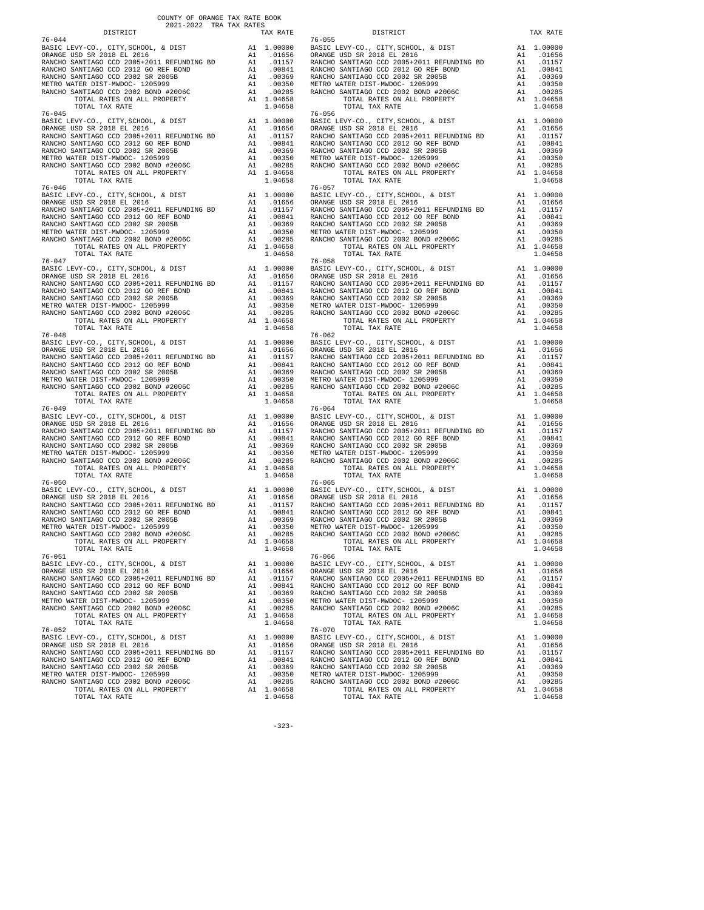COUNTY OF ORANGE TAX RATE BOOK
2021-2022 TRA TAX RATES

| DISTRICT | | TAX RATE |
|---|---|---|
| 76-044 | | |
| BASIC LEVY-CO., CITY,SCHOOL, & DIST | A1 | 1.00000 |
| ORANGE USD SR 2018 EL 2016 | A1 | .01656 |
| RANCHO SANTIAGO CCD 2005+2011 REFUNDING BD | A1 | .01157 |
| RANCHO SANTIAGO CCD 2012 GO REF BOND | A1 | .00841 |
| RANCHO SANTIAGO CCD 2002 SR 2005B | A1 | .00369 |
| METRO WATER DIST-MWDOC- 1205999 | A1 | .00350 |
| RANCHO SANTIAGO CCD 2002 BOND #2006C | A1 | .00285 |
| TOTAL RATES ON ALL PROPERTY | A1 | 1.04658 |
| TOTAL TAX RATE | | 1.04658 |
| 76-045 | | |
| BASIC LEVY-CO., CITY,SCHOOL, & DIST | A1 | 1.00000 |
| ORANGE USD SR 2018 EL 2016 | A1 | .01656 |
| RANCHO SANTIAGO CCD 2005+2011 REFUNDING BD | A1 | .01157 |
| RANCHO SANTIAGO CCD 2012 GO REF BOND | A1 | .00841 |
| RANCHO SANTIAGO CCD 2002 SR 2005B | A1 | .00369 |
| METRO WATER DIST-MWDOC- 1205999 | A1 | .00350 |
| RANCHO SANTIAGO CCD 2002 BOND #2006C | A1 | .00285 |
| TOTAL RATES ON ALL PROPERTY | A1 | 1.04658 |
| TOTAL TAX RATE | | 1.04658 |
| 76-046 | | |
| BASIC LEVY-CO., CITY,SCHOOL, & DIST | A1 | 1.00000 |
| ORANGE USD SR 2018 EL 2016 | A1 | .01656 |
| RANCHO SANTIAGO CCD 2005+2011 REFUNDING BD | A1 | .01157 |
| RANCHO SANTIAGO CCD 2012 GO REF BOND | A1 | .00841 |
| RANCHO SANTIAGO CCD 2002 SR 2005B | A1 | .00369 |
| METRO WATER DIST-MWDOC- 1205999 | A1 | .00350 |
| RANCHO SANTIAGO CCD 2002 BOND #2006C | A1 | .00285 |
| TOTAL RATES ON ALL PROPERTY | A1 | 1.04658 |
| TOTAL TAX RATE | | 1.04658 |
| 76-047 | | |
| BASIC LEVY-CO., CITY,SCHOOL, & DIST | A1 | 1.00000 |
| ORANGE USD SR 2018 EL 2016 | A1 | .01656 |
| RANCHO SANTIAGO CCD 2005+2011 REFUNDING BD | A1 | .01157 |
| RANCHO SANTIAGO CCD 2012 GO REF BOND | A1 | .00841 |
| RANCHO SANTIAGO CCD 2002 SR 2005B | A1 | .00369 |
| METRO WATER DIST-MWDOC- 1205999 | A1 | .00350 |
| RANCHO SANTIAGO CCD 2002 BOND #2006C | A1 | .00285 |
| TOTAL RATES ON ALL PROPERTY | A1 | 1.04658 |
| TOTAL TAX RATE | | 1.04658 |
| 76-048 | | |
| BASIC LEVY-CO., CITY,SCHOOL, & DIST | A1 | 1.00000 |
| ORANGE USD SR 2018 EL 2016 | A1 | .01656 |
| RANCHO SANTIAGO CCD 2005+2011 REFUNDING BD | A1 | .01157 |
| RANCHO SANTIAGO CCD 2012 GO REF BOND | A1 | .00841 |
| RANCHO SANTIAGO CCD 2002 SR 2005B | A1 | .00369 |
| METRO WATER DIST-MWDOC- 1205999 | A1 | .00350 |
| RANCHO SANTIAGO CCD 2002 BOND #2006C | A1 | .00285 |
| TOTAL RATES ON ALL PROPERTY | A1 | 1.04658 |
| TOTAL TAX RATE | | 1.04658 |
| 76-049 | | |
| BASIC LEVY-CO., CITY,SCHOOL, & DIST | A1 | 1.00000 |
| ORANGE USD SR 2018 EL 2016 | A1 | .01656 |
| RANCHO SANTIAGO CCD 2005+2011 REFUNDING BD | A1 | .01157 |
| RANCHO SANTIAGO CCD 2012 GO REF BOND | A1 | .00841 |
| RANCHO SANTIAGO CCD 2002 SR 2005B | A1 | .00369 |
| METRO WATER DIST-MWDOC- 1205999 | A1 | .00350 |
| RANCHO SANTIAGO CCD 2002 BOND #2006C | A1 | .00285 |
| TOTAL RATES ON ALL PROPERTY | A1 | 1.04658 |
| TOTAL TAX RATE | | 1.04658 |
| 76-050 | | |
| BASIC LEVY-CO., CITY,SCHOOL, & DIST | A1 | 1.00000 |
| ORANGE USD SR 2018 EL 2016 | A1 | .01656 |
| RANCHO SANTIAGO CCD 2005+2011 REFUNDING BD | A1 | .01157 |
| RANCHO SANTIAGO CCD 2012 GO REF BOND | A1 | .00841 |
| RANCHO SANTIAGO CCD 2002 SR 2005B | A1 | .00369 |
| METRO WATER DIST-MWDOC- 1205999 | A1 | .00350 |
| RANCHO SANTIAGO CCD 2002 BOND #2006C | A1 | .00285 |
| TOTAL RATES ON ALL PROPERTY | A1 | 1.04658 |
| TOTAL TAX RATE | | 1.04658 |
| 76-051 | | |
| BASIC LEVY-CO., CITY,SCHOOL, & DIST | A1 | 1.00000 |
| ORANGE USD SR 2018 EL 2016 | A1 | .01656 |
| RANCHO SANTIAGO CCD 2005+2011 REFUNDING BD | A1 | .01157 |
| RANCHO SANTIAGO CCD 2012 GO REF BOND | A1 | .00841 |
| RANCHO SANTIAGO CCD 2002 SR 2005B | A1 | .00369 |
| METRO WATER DIST-MWDOC- 1205999 | A1 | .00350 |
| RANCHO SANTIAGO CCD 2002 BOND #2006C | A1 | .00285 |
| TOTAL RATES ON ALL PROPERTY | A1 | 1.04658 |
| TOTAL TAX RATE | | 1.04658 |
| 76-052 | | |
| BASIC LEVY-CO., CITY,SCHOOL, & DIST | A1 | 1.00000 |
| ORANGE USD SR 2018 EL 2016 | A1 | .01656 |
| RANCHO SANTIAGO CCD 2005+2011 REFUNDING BD | A1 | .01157 |
| RANCHO SANTIAGO CCD 2012 GO REF BOND | A1 | .00841 |
| RANCHO SANTIAGO CCD 2002 SR 2005B | A1 | .00369 |
| METRO WATER DIST-MWDOC- 1205999 | A1 | .00350 |
| RANCHO SANTIAGO CCD 2002 BOND #2006C | A1 | .00285 |
| TOTAL RATES ON ALL PROPERTY | A1 | 1.04658 |
| TOTAL TAX RATE | | 1.04658 |
| 76-055 | | |
| BASIC LEVY-CO., CITY,SCHOOL, & DIST | A1 | 1.00000 |
| ORANGE USD SR 2018 EL 2016 | A1 | .01656 |
| RANCHO SANTIAGO CCD 2005+2011 REFUNDING BD | A1 | .01157 |
| RANCHO SANTIAGO CCD 2012 GO REF BOND | A1 | .00841 |
| RANCHO SANTIAGO CCD 2002 SR 2005B | A1 | .00369 |
| METRO WATER DIST-MWDOC- 1205999 | A1 | .00350 |
| RANCHO SANTIAGO CCD 2002 BOND #2006C | A1 | .00285 |
| TOTAL RATES ON ALL PROPERTY | A1 | 1.04658 |
| TOTAL TAX RATE | | 1.04658 |
| 76-056 | | |
| BASIC LEVY-CO., CITY,SCHOOL, & DIST | A1 | 1.00000 |
| ORANGE USD SR 2018 EL 2016 | A1 | .01656 |
| RANCHO SANTIAGO CCD 2005+2011 REFUNDING BD | A1 | .01157 |
| RANCHO SANTIAGO CCD 2012 GO REF BOND | A1 | .00841 |
| RANCHO SANTIAGO CCD 2002 SR 2005B | A1 | .00369 |
| METRO WATER DIST-MWDOC- 1205999 | A1 | .00350 |
| RANCHO SANTIAGO CCD 2002 BOND #2006C | A1 | .00285 |
| TOTAL RATES ON ALL PROPERTY | A1 | 1.04658 |
| TOTAL TAX RATE | | 1.04658 |
| 76-057 | | |
| BASIC LEVY-CO., CITY,SCHOOL, & DIST | A1 | 1.00000 |
| ORANGE USD SR 2018 EL 2016 | A1 | .01656 |
| RANCHO SANTIAGO CCD 2005+2011 REFUNDING BD | A1 | .01157 |
| RANCHO SANTIAGO CCD 2012 GO REF BOND | A1 | .00841 |
| RANCHO SANTIAGO CCD 2002 SR 2005B | A1 | .00369 |
| METRO WATER DIST-MWDOC- 1205999 | A1 | .00350 |
| RANCHO SANTIAGO CCD 2002 BOND #2006C | A1 | .00285 |
| TOTAL RATES ON ALL PROPERTY | A1 | 1.04658 |
| TOTAL TAX RATE | | 1.04658 |
| 76-058 | | |
| BASIC LEVY-CO., CITY,SCHOOL, & DIST | A1 | 1.00000 |
| ORANGE USD SR 2018 EL 2016 | A1 | .01656 |
| RANCHO SANTIAGO CCD 2005+2011 REFUNDING BD | A1 | .01157 |
| RANCHO SANTIAGO CCD 2012 GO REF BOND | A1 | .00841 |
| RANCHO SANTIAGO CCD 2002 SR 2005B | A1 | .00369 |
| METRO WATER DIST-MWDOC- 1205999 | A1 | .00350 |
| RANCHO SANTIAGO CCD 2002 BOND #2006C | A1 | .00285 |
| TOTAL RATES ON ALL PROPERTY | A1 | 1.04658 |
| TOTAL TAX RATE | | 1.04658 |
| 76-062 | | |
| BASIC LEVY-CO., CITY,SCHOOL, & DIST | A1 | 1.00000 |
| ORANGE USD SR 2018 EL 2016 | A1 | .01656 |
| RANCHO SANTIAGO CCD 2005+2011 REFUNDING BD | A1 | .01157 |
| RANCHO SANTIAGO CCD 2012 GO REF BOND | A1 | .00841 |
| RANCHO SANTIAGO CCD 2002 SR 2005B | A1 | .00369 |
| METRO WATER DIST-MWDOC- 1205999 | A1 | .00350 |
| RANCHO SANTIAGO CCD 2002 BOND #2006C | A1 | .00285 |
| TOTAL RATES ON ALL PROPERTY | A1 | 1.04658 |
| TOTAL TAX RATE | | 1.04658 |
| 76-064 | | |
| BASIC LEVY-CO., CITY,SCHOOL, & DIST | A1 | 1.00000 |
| ORANGE USD SR 2018 EL 2016 | A1 | .01656 |
| RANCHO SANTIAGO CCD 2005+2011 REFUNDING BD | A1 | .01157 |
| RANCHO SANTIAGO CCD 2012 GO REF BOND | A1 | .00841 |
| RANCHO SANTIAGO CCD 2002 SR 2005B | A1 | .00369 |
| METRO WATER DIST-MWDOC- 1205999 | A1 | .00350 |
| RANCHO SANTIAGO CCD 2002 BOND #2006C | A1 | .00285 |
| TOTAL RATES ON ALL PROPERTY | A1 | 1.04658 |
| TOTAL TAX RATE | | 1.04658 |
| 76-065 | | |
| BASIC LEVY-CO., CITY,SCHOOL, & DIST | A1 | 1.00000 |
| ORANGE USD SR 2018 EL 2016 | A1 | .01656 |
| RANCHO SANTIAGO CCD 2005+2011 REFUNDING BD | A1 | .01157 |
| RANCHO SANTIAGO CCD 2012 GO REF BOND | A1 | .00841 |
| RANCHO SANTIAGO CCD 2002 SR 2005B | A1 | .00369 |
| METRO WATER DIST-MWDOC- 1205999 | A1 | .00350 |
| RANCHO SANTIAGO CCD 2002 BOND #2006C | A1 | .00285 |
| TOTAL RATES ON ALL PROPERTY | A1 | 1.04658 |
| TOTAL TAX RATE | | 1.04658 |
| 76-066 | | |
| BASIC LEVY-CO., CITY,SCHOOL, & DIST | A1 | 1.00000 |
| ORANGE USD SR 2018 EL 2016 | A1 | .01656 |
| RANCHO SANTIAGO CCD 2005+2011 REFUNDING BD | A1 | .01157 |
| RANCHO SANTIAGO CCD 2012 GO REF BOND | A1 | .00841 |
| RANCHO SANTIAGO CCD 2002 SR 2005B | A1 | .00369 |
| METRO WATER DIST-MWDOC- 1205999 | A1 | .00350 |
| RANCHO SANTIAGO CCD 2002 BOND #2006C | A1 | .00285 |
| TOTAL RATES ON ALL PROPERTY | A1 | 1.04658 |
| TOTAL TAX RATE | | 1.04658 |
| 76-070 | | |
| BASIC LEVY-CO., CITY,SCHOOL, & DIST | A1 | 1.00000 |
| ORANGE USD SR 2018 EL 2016 | A1 | .01656 |
| RANCHO SANTIAGO CCD 2005+2011 REFUNDING BD | A1 | .01157 |
| RANCHO SANTIAGO CCD 2012 GO REF BOND | A1 | .00841 |
| RANCHO SANTIAGO CCD 2002 SR 2005B | A1 | .00369 |
| METRO WATER DIST-MWDOC- 1205999 | A1 | .00350 |
| RANCHO SANTIAGO CCD 2002 BOND #2006C | A1 | .00285 |
| TOTAL RATES ON ALL PROPERTY | A1 | 1.04658 |
| TOTAL TAX RATE | | 1.04658 |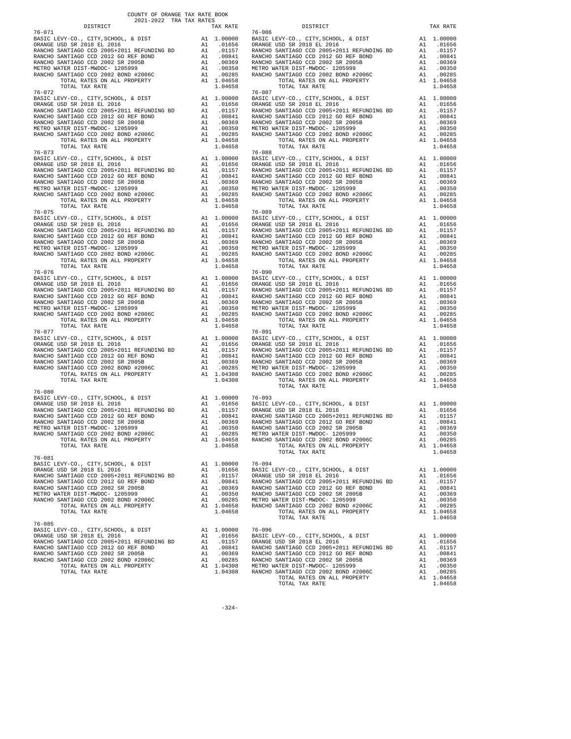COUNTY OF ORANGE TAX RATE BOOK
2021-2022 TRA TAX RATES

| DISTRICT | | TAX RATE |
|---|---|---|
| **76-071** | | |
| BASIC LEVY-CO., CITY,SCHOOL, & DIST | A1 | 1.00000 |
| ORANGE USD SR 2018 EL 2016 | A1 | .01656 |
| RANCHO SANTIAGO CCD 2005+2011 REFUNDING BD | A1 | .01157 |
| RANCHO SANTIAGO CCD 2012 GO REF BOND | A1 | .00841 |
| RANCHO SANTIAGO CCD 2002 SR 2005B | A1 | .00369 |
| METRO WATER DIST-MWDOC- 1205999 | A1 | .00350 |
| RANCHO SANTIAGO CCD 2002 BOND #2006C | A1 | .00285 |
| TOTAL RATES ON ALL PROPERTY | A1 | 1.04658 |
| TOTAL TAX RATE | | 1.04658 |
| **76-072** | | |
| BASIC LEVY-CO., CITY,SCHOOL, & DIST | A1 | 1.00000 |
| ORANGE USD SR 2018 EL 2016 | A1 | .01656 |
| RANCHO SANTIAGO CCD 2005+2011 REFUNDING BD | A1 | .01157 |
| RANCHO SANTIAGO CCD 2012 GO REF BOND | A1 | .00841 |
| RANCHO SANTIAGO CCD 2002 SR 2005B | A1 | .00369 |
| METRO WATER DIST-MWDOC- 1205999 | A1 | .00350 |
| RANCHO SANTIAGO CCD 2002 BOND #2006C | A1 | .00285 |
| TOTAL RATES ON ALL PROPERTY | A1 | 1.04658 |
| TOTAL TAX RATE | | 1.04658 |
| **76-073** | | |
| BASIC LEVY-CO., CITY,SCHOOL, & DIST | A1 | 1.00000 |
| ORANGE USD SR 2018 EL 2016 | A1 | .01656 |
| RANCHO SANTIAGO CCD 2005+2011 REFUNDING BD | A1 | .01157 |
| RANCHO SANTIAGO CCD 2012 GO REF BOND | A1 | .00841 |
| RANCHO SANTIAGO CCD 2002 SR 2005B | A1 | .00369 |
| METRO WATER DIST-MWDOC- 1205999 | A1 | .00350 |
| RANCHO SANTIAGO CCD 2002 BOND #2006C | A1 | .00285 |
| TOTAL RATES ON ALL PROPERTY | A1 | 1.04658 |
| TOTAL TAX RATE | | 1.04658 |
| **76-075** | | |
| BASIC LEVY-CO., CITY,SCHOOL, & DIST | A1 | 1.00000 |
| ORANGE USD SR 2018 EL 2016 | A1 | .01656 |
| RANCHO SANTIAGO CCD 2005+2011 REFUNDING BD | A1 | .01157 |
| RANCHO SANTIAGO CCD 2012 GO REF BOND | A1 | .00841 |
| RANCHO SANTIAGO CCD 2002 SR 2005B | A1 | .00369 |
| METRO WATER DIST-MWDOC- 1205999 | A1 | .00350 |
| RANCHO SANTIAGO CCD 2002 BOND #2006C | A1 | .00285 |
| TOTAL RATES ON ALL PROPERTY | A1 | 1.04658 |
| TOTAL TAX RATE | | 1.04658 |
| **76-076** | | |
| BASIC LEVY-CO., CITY,SCHOOL, & DIST | A1 | 1.00000 |
| ORANGE USD SR 2018 EL 2016 | A1 | .01656 |
| RANCHO SANTIAGO CCD 2005+2011 REFUNDING BD | A1 | .01157 |
| RANCHO SANTIAGO CCD 2012 GO REF BOND | A1 | .00841 |
| RANCHO SANTIAGO CCD 2002 SR 2005B | A1 | .00369 |
| METRO WATER DIST-MWDOC- 1205999 | A1 | .00350 |
| RANCHO SANTIAGO CCD 2002 BOND #2006C | A1 | .00285 |
| TOTAL RATES ON ALL PROPERTY | A1 | 1.04658 |
| TOTAL TAX RATE | | 1.04658 |
| **76-077** | | |
| BASIC LEVY-CO., CITY,SCHOOL, & DIST | A1 | 1.00000 |
| ORANGE USD SR 2018 EL 2016 | A1 | .01656 |
| RANCHO SANTIAGO CCD 2005+2011 REFUNDING BD | A1 | .01157 |
| RANCHO SANTIAGO CCD 2012 GO REF BOND | A1 | .00841 |
| RANCHO SANTIAGO CCD 2002 SR 2005B | A1 | .00369 |
| RANCHO SANTIAGO CCD 2002 BOND #2006C | A1 | .00285 |
| TOTAL RATES ON ALL PROPERTY | A1 | 1.04308 |
| TOTAL TAX RATE | | 1.04308 |
| **76-080** | | |
| BASIC LEVY-CO., CITY,SCHOOL, & DIST | A1 | 1.00000 |
| ORANGE USD SR 2018 EL 2016 | A1 | .01656 |
| RANCHO SANTIAGO CCD 2005+2011 REFUNDING BD | A1 | .01157 |
| RANCHO SANTIAGO CCD 2012 GO REF BOND | A1 | .00841 |
| RANCHO SANTIAGO CCD 2002 SR 2005B | A1 | .00369 |
| METRO WATER DIST-MWDOC- 1205999 | A1 | .00350 |
| RANCHO SANTIAGO CCD 2002 BOND #2006C | A1 | .00285 |
| TOTAL RATES ON ALL PROPERTY | A1 | 1.04658 |
| TOTAL TAX RATE | | 1.04658 |
| **76-081** | | |
| BASIC LEVY-CO., CITY,SCHOOL, & DIST | A1 | 1.00000 |
| ORANGE USD SR 2018 EL 2016 | A1 | .01656 |
| RANCHO SANTIAGO CCD 2005+2011 REFUNDING BD | A1 | .01157 |
| RANCHO SANTIAGO CCD 2012 GO REF BOND | A1 | .00841 |
| RANCHO SANTIAGO CCD 2002 SR 2005B | A1 | .00369 |
| METRO WATER DIST-MWDOC- 1205999 | A1 | .00350 |
| RANCHO SANTIAGO CCD 2002 BOND #2006C | A1 | .00285 |
| TOTAL RATES ON ALL PROPERTY | A1 | 1.04658 |
| TOTAL TAX RATE | | 1.04658 |
| **76-085** | | |
| BASIC LEVY-CO., CITY,SCHOOL, & DIST | A1 | 1.00000 |
| ORANGE USD SR 2018 EL 2016 | A1 | .01656 |
| RANCHO SANTIAGO CCD 2005+2011 REFUNDING BD | A1 | .01157 |
| RANCHO SANTIAGO CCD 2012 GO REF BOND | A1 | .00841 |
| RANCHO SANTIAGO CCD 2002 SR 2005B | A1 | .00369 |
| RANCHO SANTIAGO CCD 2002 BOND #2006C | A1 | .00285 |
| TOTAL RATES ON ALL PROPERTY | A1 | 1.04308 |
| TOTAL TAX RATE | | 1.04308 |
| **76-086** | | |
| BASIC LEVY-CO., CITY,SCHOOL, & DIST | A1 | 1.00000 |
| ORANGE USD SR 2018 EL 2016 | A1 | .01656 |
| RANCHO SANTIAGO CCD 2005+2011 REFUNDING BD | A1 | .01157 |
| RANCHO SANTIAGO CCD 2012 GO REF BOND | A1 | .00841 |
| RANCHO SANTIAGO CCD 2002 SR 2005B | A1 | .00369 |
| METRO WATER DIST-MWDOC- 1205999 | A1 | .00350 |
| RANCHO SANTIAGO CCD 2002 BOND #2006C | A1 | .00285 |
| TOTAL RATES ON ALL PROPERTY | A1 | 1.04658 |
| TOTAL TAX RATE | | 1.04658 |
| **76-087** | | |
| BASIC LEVY-CO., CITY,SCHOOL, & DIST | A1 | 1.00000 |
| ORANGE USD SR 2018 EL 2016 | A1 | .01656 |
| RANCHO SANTIAGO CCD 2005+2011 REFUNDING BD | A1 | .01157 |
| RANCHO SANTIAGO CCD 2012 GO REF BOND | A1 | .00841 |
| RANCHO SANTIAGO CCD 2002 SR 2005B | A1 | .00369 |
| METRO WATER DIST-MWDOC- 1205999 | A1 | .00350 |
| RANCHO SANTIAGO CCD 2002 BOND #2006C | A1 | .00285 |
| TOTAL RATES ON ALL PROPERTY | A1 | 1.04658 |
| TOTAL TAX RATE | | 1.04658 |
| **76-088** | | |
| BASIC LEVY-CO., CITY,SCHOOL, & DIST | A1 | 1.00000 |
| ORANGE USD SR 2018 EL 2016 | A1 | .01656 |
| RANCHO SANTIAGO CCD 2005+2011 REFUNDING BD | A1 | .01157 |
| RANCHO SANTIAGO CCD 2012 GO REF BOND | A1 | .00841 |
| RANCHO SANTIAGO CCD 2002 SR 2005B | A1 | .00369 |
| METRO WATER DIST-MWDOC- 1205999 | A1 | .00350 |
| RANCHO SANTIAGO CCD 2002 BOND #2006C | A1 | .00285 |
| TOTAL RATES ON ALL PROPERTY | A1 | 1.04658 |
| TOTAL TAX RATE | | 1.04658 |
| **76-089** | | |
| BASIC LEVY-CO., CITY,SCHOOL, & DIST | A1 | 1.00000 |
| ORANGE USD SR 2018 EL 2016 | A1 | .01656 |
| RANCHO SANTIAGO CCD 2005+2011 REFUNDING BD | A1 | .01157 |
| RANCHO SANTIAGO CCD 2012 GO REF BOND | A1 | .00841 |
| RANCHO SANTIAGO CCD 2002 SR 2005B | A1 | .00369 |
| METRO WATER DIST-MWDOC- 1205999 | A1 | .00350 |
| RANCHO SANTIAGO CCD 2002 BOND #2006C | A1 | .00285 |
| TOTAL RATES ON ALL PROPERTY | A1 | 1.04658 |
| TOTAL TAX RATE | | 1.04658 |
| **76-090** | | |
| BASIC LEVY-CO., CITY,SCHOOL, & DIST | A1 | 1.00000 |
| ORANGE USD SR 2018 EL 2016 | A1 | .01656 |
| RANCHO SANTIAGO CCD 2005+2011 REFUNDING BD | A1 | .01157 |
| RANCHO SANTIAGO CCD 2012 GO REF BOND | A1 | .00841 |
| RANCHO SANTIAGO CCD 2002 SR 2005B | A1 | .00369 |
| METRO WATER DIST-MWDOC- 1205999 | A1 | .00350 |
| RANCHO SANTIAGO CCD 2002 BOND #2006C | A1 | .00285 |
| TOTAL RATES ON ALL PROPERTY | A1 | 1.04658 |
| TOTAL TAX RATE | | 1.04658 |
| **76-091** | | |
| BASIC LEVY-CO., CITY,SCHOOL, & DIST | A1 | 1.00000 |
| ORANGE USD SR 2018 EL 2016 | A1 | .01656 |
| RANCHO SANTIAGO CCD 2005+2011 REFUNDING BD | A1 | .01157 |
| RANCHO SANTIAGO CCD 2012 GO REF BOND | A1 | .00841 |
| RANCHO SANTIAGO CCD 2002 SR 2005B | A1 | .00369 |
| METRO WATER DIST-MWDOC- 1205999 | A1 | .00350 |
| RANCHO SANTIAGO CCD 2002 BOND #2006C | A1 | .00285 |
| TOTAL RATES ON ALL PROPERTY | A1 | 1.04658 |
| TOTAL TAX RATE | | 1.04658 |
| **76-093** | | |
| BASIC LEVY-CO., CITY,SCHOOL, & DIST | A1 | 1.00000 |
| ORANGE USD SR 2018 EL 2016 | A1 | .01656 |
| RANCHO SANTIAGO CCD 2005+2011 REFUNDING BD | A1 | .01157 |
| RANCHO SANTIAGO CCD 2012 GO REF BOND | A1 | .00841 |
| RANCHO SANTIAGO CCD 2002 SR 2005B | A1 | .00369 |
| METRO WATER DIST-MWDOC- 1205999 | A1 | .00350 |
| RANCHO SANTIAGO CCD 2002 BOND #2006C | A1 | .00285 |
| TOTAL RATES ON ALL PROPERTY | A1 | 1.04658 |
| TOTAL TAX RATE | | 1.04658 |
| **76-094** | | |
| BASIC LEVY-CO., CITY,SCHOOL, & DIST | A1 | 1.00000 |
| ORANGE USD SR 2018 EL 2016 | A1 | .01656 |
| RANCHO SANTIAGO CCD 2005+2011 REFUNDING BD | A1 | .01157 |
| RANCHO SANTIAGO CCD 2012 GO REF BOND | A1 | .00841 |
| RANCHO SANTIAGO CCD 2002 SR 2005B | A1 | .00369 |
| METRO WATER DIST-MWDOC- 1205999 | A1 | .00350 |
| RANCHO SANTIAGO CCD 2002 BOND #2006C | A1 | .00285 |
| TOTAL RATES ON ALL PROPERTY | A1 | 1.04658 |
| TOTAL TAX RATE | | 1.04658 |
| **76-096** | | |
| BASIC LEVY-CO., CITY,SCHOOL, & DIST | A1 | 1.00000 |
| ORANGE USD SR 2018 EL 2016 | A1 | .01656 |
| RANCHO SANTIAGO CCD 2005+2011 REFUNDING BD | A1 | .01157 |
| RANCHO SANTIAGO CCD 2012 GO REF BOND | A1 | .00841 |
| RANCHO SANTIAGO CCD 2002 SR 2005B | A1 | .00369 |
| METRO WATER DIST-MWDOC- 1205999 | A1 | .00350 |
| RANCHO SANTIAGO CCD 2002 BOND #2006C | A1 | .00285 |
| TOTAL RATES ON ALL PROPERTY | A1 | 1.04658 |
| TOTAL TAX RATE | | 1.04658 |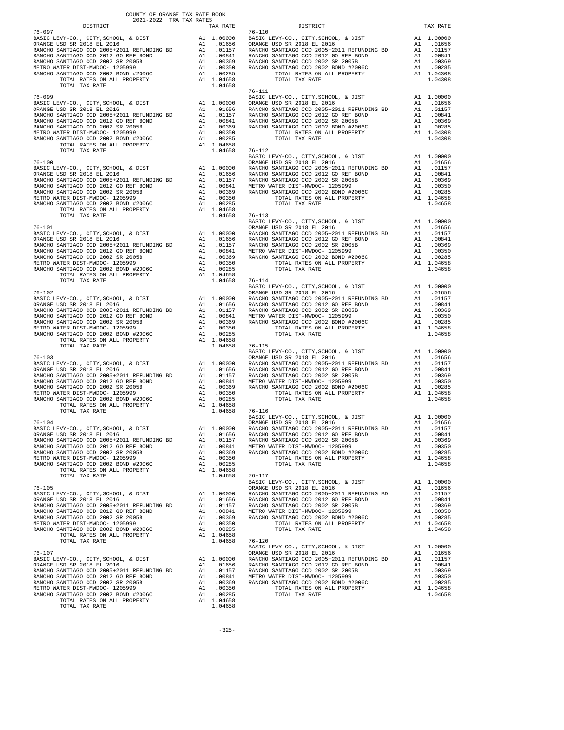COUNTY OF ORANGE TAX RATE BOOK
2021-2022 TRA TAX RATES

| DISTRICT | | TAX RATE |
|---|---|---|
| **76-097** | | |
| BASIC LEVY-CO., CITY,SCHOOL, & DIST | A1 | 1.00000 |
| ORANGE USD SR 2018 EL 2016 | A1 | .01656 |
| RANCHO SANTIAGO CCD 2005+2011 REFUNDING BD | A1 | .01157 |
| RANCHO SANTIAGO CCD 2012 GO REF BOND | A1 | .00841 |
| RANCHO SANTIAGO CCD 2002 SR 2005B | A1 | .00369 |
| METRO WATER DIST-MWDOC- 1205999 | A1 | .00350 |
| RANCHO SANTIAGO CCD 2002 BOND #2006C | A1 | .00285 |
| TOTAL RATES ON ALL PROPERTY | A1 | 1.04658 |
| TOTAL TAX RATE | | 1.04658 |
| **76-099** | | |
| BASIC LEVY-CO., CITY,SCHOOL, & DIST | A1 | 1.00000 |
| ORANGE USD SR 2018 EL 2016 | A1 | .01656 |
| RANCHO SANTIAGO CCD 2005+2011 REFUNDING BD | A1 | .01157 |
| RANCHO SANTIAGO CCD 2012 GO REF BOND | A1 | .00841 |
| RANCHO SANTIAGO CCD 2002 SR 2005B | A1 | .00369 |
| METRO WATER DIST-MWDOC- 1205999 | A1 | .00350 |
| RANCHO SANTIAGO CCD 2002 BOND #2006C | A1 | .00285 |
| TOTAL RATES ON ALL PROPERTY | A1 | 1.04658 |
| TOTAL TAX RATE | | 1.04658 |
| **76-100** | | |
| BASIC LEVY-CO., CITY,SCHOOL, & DIST | A1 | 1.00000 |
| ORANGE USD SR 2018 EL 2016 | A1 | .01656 |
| RANCHO SANTIAGO CCD 2005+2011 REFUNDING BD | A1 | .01157 |
| RANCHO SANTIAGO CCD 2012 GO REF BOND | A1 | .00841 |
| RANCHO SANTIAGO CCD 2002 SR 2005B | A1 | .00369 |
| METRO WATER DIST-MWDOC- 1205999 | A1 | .00350 |
| RANCHO SANTIAGO CCD 2002 BOND #2006C | A1 | .00285 |
| TOTAL RATES ON ALL PROPERTY | A1 | 1.04658 |
| TOTAL TAX RATE | | 1.04658 |
| **76-101** | | |
| BASIC LEVY-CO., CITY,SCHOOL, & DIST | A1 | 1.00000 |
| ORANGE USD SR 2018 EL 2016 | A1 | .01656 |
| RANCHO SANTIAGO CCD 2005+2011 REFUNDING BD | A1 | .01157 |
| RANCHO SANTIAGO CCD 2012 GO REF BOND | A1 | .00841 |
| RANCHO SANTIAGO CCD 2002 SR 2005B | A1 | .00369 |
| METRO WATER DIST-MWDOC- 1205999 | A1 | .00350 |
| RANCHO SANTIAGO CCD 2002 BOND #2006C | A1 | .00285 |
| TOTAL RATES ON ALL PROPERTY | A1 | 1.04658 |
| TOTAL TAX RATE | | 1.04658 |
| **76-102** | | |
| BASIC LEVY-CO., CITY,SCHOOL, & DIST | A1 | 1.00000 |
| ORANGE USD SR 2018 EL 2016 | A1 | .01656 |
| RANCHO SANTIAGO CCD 2005+2011 REFUNDING BD | A1 | .01157 |
| RANCHO SANTIAGO CCD 2012 GO REF BOND | A1 | .00841 |
| RANCHO SANTIAGO CCD 2002 SR 2005B | A1 | .00369 |
| METRO WATER DIST-MWDOC- 1205999 | A1 | .00350 |
| RANCHO SANTIAGO CCD 2002 BOND #2006C | A1 | .00285 |
| TOTAL RATES ON ALL PROPERTY | A1 | 1.04658 |
| TOTAL TAX RATE | | 1.04658 |
| **76-103** | | |
| BASIC LEVY-CO., CITY,SCHOOL, & DIST | A1 | 1.00000 |
| ORANGE USD SR 2018 EL 2016 | A1 | .01656 |
| RANCHO SANTIAGO CCD 2005+2011 REFUNDING BD | A1 | .01157 |
| RANCHO SANTIAGO CCD 2012 GO REF BOND | A1 | .00841 |
| RANCHO SANTIAGO CCD 2002 SR 2005B | A1 | .00369 |
| METRO WATER DIST-MWDOC- 1205999 | A1 | .00350 |
| RANCHO SANTIAGO CCD 2002 BOND #2006C | A1 | .00285 |
| TOTAL RATES ON ALL PROPERTY | A1 | 1.04658 |
| TOTAL TAX RATE | | 1.04658 |
| **76-104** | | |
| BASIC LEVY-CO., CITY,SCHOOL, & DIST | A1 | 1.00000 |
| ORANGE USD SR 2018 EL 2016 | A1 | .01656 |
| RANCHO SANTIAGO CCD 2005+2011 REFUNDING BD | A1 | .01157 |
| RANCHO SANTIAGO CCD 2012 GO REF BOND | A1 | .00841 |
| RANCHO SANTIAGO CCD 2002 SR 2005B | A1 | .00369 |
| METRO WATER DIST-MWDOC- 1205999 | A1 | .00350 |
| RANCHO SANTIAGO CCD 2002 BOND #2006C | A1 | .00285 |
| TOTAL RATES ON ALL PROPERTY | A1 | 1.04658 |
| TOTAL TAX RATE | | 1.04658 |
| **76-105** | | |
| BASIC LEVY-CO., CITY,SCHOOL, & DIST | A1 | 1.00000 |
| ORANGE USD SR 2018 EL 2016 | A1 | .01656 |
| RANCHO SANTIAGO CCD 2005+2011 REFUNDING BD | A1 | .01157 |
| RANCHO SANTIAGO CCD 2012 GO REF BOND | A1 | .00841 |
| RANCHO SANTIAGO CCD 2002 SR 2005B | A1 | .00369 |
| METRO WATER DIST-MWDOC- 1205999 | A1 | .00350 |
| RANCHO SANTIAGO CCD 2002 BOND #2006C | A1 | .00285 |
| TOTAL RATES ON ALL PROPERTY | A1 | 1.04658 |
| TOTAL TAX RATE | | 1.04658 |
| **76-107** | | |
| BASIC LEVY-CO., CITY,SCHOOL, & DIST | A1 | 1.00000 |
| ORANGE USD SR 2018 EL 2016 | A1 | .01656 |
| RANCHO SANTIAGO CCD 2005+2011 REFUNDING BD | A1 | .01157 |
| RANCHO SANTIAGO CCD 2012 GO REF BOND | A1 | .00841 |
| RANCHO SANTIAGO CCD 2002 SR 2005B | A1 | .00369 |
| METRO WATER DIST-MWDOC- 1205999 | A1 | .00350 |
| RANCHO SANTIAGO CCD 2002 BOND #2006C | A1 | .00285 |
| TOTAL RATES ON ALL PROPERTY | A1 | 1.04658 |
| TOTAL TAX RATE | | 1.04658 |
| **76-110** | | |
| BASIC LEVY-CO., CITY,SCHOOL, & DIST | A1 | 1.00000 |
| ORANGE USD SR 2018 EL 2016 | A1 | .01656 |
| RANCHO SANTIAGO CCD 2005+2011 REFUNDING BD | A1 | .01157 |
| RANCHO SANTIAGO CCD 2012 GO REF BOND | A1 | .00841 |
| RANCHO SANTIAGO CCD 2002 SR 2005B | A1 | .00369 |
| RANCHO SANTIAGO CCD 2002 BOND #2006C | A1 | .00285 |
| TOTAL RATES ON ALL PROPERTY | A1 | 1.04308 |
| TOTAL TAX RATE | | 1.04308 |
| **76-111** | | |
| BASIC LEVY-CO., CITY,SCHOOL, & DIST | A1 | 1.00000 |
| ORANGE USD SR 2018 EL 2016 | A1 | .01656 |
| RANCHO SANTIAGO CCD 2005+2011 REFUNDING BD | A1 | .01157 |
| RANCHO SANTIAGO CCD 2012 GO REF BOND | A1 | .00841 |
| RANCHO SANTIAGO CCD 2002 SR 2005B | A1 | .00369 |
| RANCHO SANTIAGO CCD 2002 BOND #2006C | A1 | .00285 |
| TOTAL RATES ON ALL PROPERTY | A1 | 1.04308 |
| TOTAL TAX RATE | | 1.04308 |
| **76-112** | | |
| BASIC LEVY-CO., CITY,SCHOOL, & DIST | A1 | 1.00000 |
| ORANGE USD SR 2018 EL 2016 | A1 | .01656 |
| RANCHO SANTIAGO CCD 2005+2011 REFUNDING BD | A1 | .01157 |
| RANCHO SANTIAGO CCD 2012 GO REF BOND | A1 | .00841 |
| RANCHO SANTIAGO CCD 2002 SR 2005B | A1 | .00369 |
| METRO WATER DIST-MWDOC- 1205999 | A1 | .00350 |
| RANCHO SANTIAGO CCD 2002 BOND #2006C | A1 | .00285 |
| TOTAL RATES ON ALL PROPERTY | A1 | 1.04658 |
| TOTAL TAX RATE | | 1.04658 |
| **76-113** | | |
| BASIC LEVY-CO., CITY,SCHOOL, & DIST | A1 | 1.00000 |
| ORANGE USD SR 2018 EL 2016 | A1 | .01656 |
| RANCHO SANTIAGO CCD 2005+2011 REFUNDING BD | A1 | .01157 |
| RANCHO SANTIAGO CCD 2012 GO REF BOND | A1 | .00841 |
| RANCHO SANTIAGO CCD 2002 SR 2005B | A1 | .00369 |
| METRO WATER DIST-MWDOC- 1205999 | A1 | .00350 |
| RANCHO SANTIAGO CCD 2002 BOND #2006C | A1 | .00285 |
| TOTAL RATES ON ALL PROPERTY | A1 | 1.04658 |
| TOTAL TAX RATE | | 1.04658 |
| **76-114** | | |
| BASIC LEVY-CO., CITY,SCHOOL, & DIST | A1 | 1.00000 |
| ORANGE USD SR 2018 EL 2016 | A1 | .01656 |
| RANCHO SANTIAGO CCD 2005+2011 REFUNDING BD | A1 | .01157 |
| RANCHO SANTIAGO CCD 2012 GO REF BOND | A1 | .00841 |
| RANCHO SANTIAGO CCD 2002 SR 2005B | A1 | .00369 |
| METRO WATER DIST-MWDOC- 1205999 | A1 | .00350 |
| RANCHO SANTIAGO CCD 2002 BOND #2006C | A1 | .00285 |
| TOTAL RATES ON ALL PROPERTY | A1 | 1.04658 |
| TOTAL TAX RATE | | 1.04658 |
| **76-115** | | |
| BASIC LEVY-CO., CITY,SCHOOL, & DIST | A1 | 1.00000 |
| ORANGE USD SR 2018 EL 2016 | A1 | .01656 |
| RANCHO SANTIAGO CCD 2005+2011 REFUNDING BD | A1 | .01157 |
| RANCHO SANTIAGO CCD 2012 GO REF BOND | A1 | .00841 |
| RANCHO SANTIAGO CCD 2002 SR 2005B | A1 | .00369 |
| METRO WATER DIST-MWDOC- 1205999 | A1 | .00350 |
| RANCHO SANTIAGO CCD 2002 BOND #2006C | A1 | .00285 |
| TOTAL RATES ON ALL PROPERTY | A1 | 1.04658 |
| TOTAL TAX RATE | | 1.04658 |
| **76-116** | | |
| BASIC LEVY-CO., CITY,SCHOOL, & DIST | A1 | 1.00000 |
| ORANGE USD SR 2018 EL 2016 | A1 | .01656 |
| RANCHO SANTIAGO CCD 2005+2011 REFUNDING BD | A1 | .01157 |
| RANCHO SANTIAGO CCD 2012 GO REF BOND | A1 | .00841 |
| RANCHO SANTIAGO CCD 2002 SR 2005B | A1 | .00369 |
| METRO WATER DIST-MWDOC- 1205999 | A1 | .00350 |
| RANCHO SANTIAGO CCD 2002 BOND #2006C | A1 | .00285 |
| TOTAL RATES ON ALL PROPERTY | A1 | 1.04658 |
| TOTAL TAX RATE | | 1.04658 |
| **76-117** | | |
| BASIC LEVY-CO., CITY,SCHOOL, & DIST | A1 | 1.00000 |
| ORANGE USD SR 2018 EL 2016 | A1 | .01656 |
| RANCHO SANTIAGO CCD 2005+2011 REFUNDING BD | A1 | .01157 |
| RANCHO SANTIAGO CCD 2012 GO REF BOND | A1 | .00841 |
| RANCHO SANTIAGO CCD 2002 SR 2005B | A1 | .00369 |
| METRO WATER DIST-MWDOC- 1205999 | A1 | .00350 |
| RANCHO SANTIAGO CCD 2002 BOND #2006C | A1 | .00285 |
| TOTAL RATES ON ALL PROPERTY | A1 | 1.04658 |
| TOTAL TAX RATE | | 1.04658 |
| **76-120** | | |
| BASIC LEVY-CO., CITY,SCHOOL, & DIST | A1 | 1.00000 |
| ORANGE USD SR 2018 EL 2016 | A1 | .01656 |
| RANCHO SANTIAGO CCD 2005+2011 REFUNDING BD | A1 | .01157 |
| RANCHO SANTIAGO CCD 2012 GO REF BOND | A1 | .00841 |
| RANCHO SANTIAGO CCD 2002 SR 2005B | A1 | .00369 |
| METRO WATER DIST-MWDOC- 1205999 | A1 | .00350 |
| RANCHO SANTIAGO CCD 2002 BOND #2006C | A1 | .00285 |
| TOTAL RATES ON ALL PROPERTY | A1 | 1.04658 |
| TOTAL TAX RATE | | 1.04658 |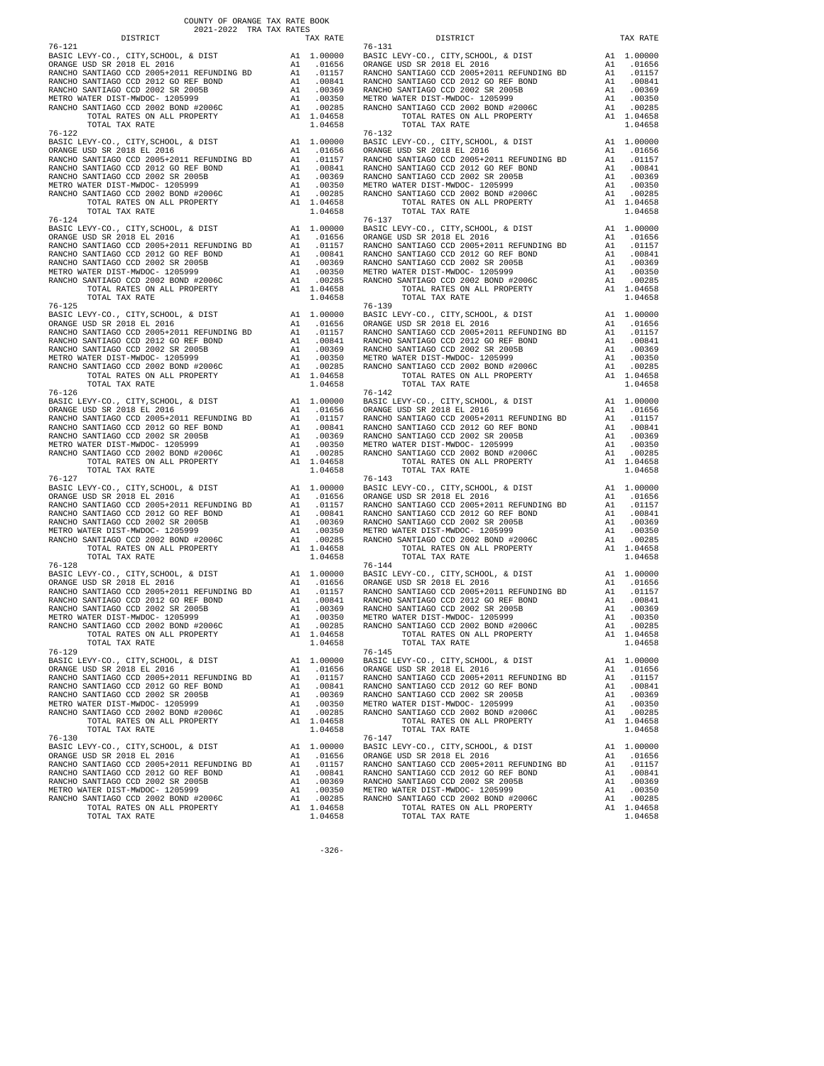COUNTY OF ORANGE TAX RATE BOOK
2021-2022 TRA TAX RATES

| DISTRICT | | TAX RATE |
|---|---|---|
| 76-121 | | |
| BASIC LEVY-CO., CITY,SCHOOL, & DIST | A1 | 1.00000 |
| ORANGE USD SR 2018 EL 2016 | A1 | .01656 |
| RANCHO SANTIAGO CCD 2005+2011 REFUNDING BD | A1 | .01157 |
| RANCHO SANTIAGO CCD 2012 GO REF BOND | A1 | .00841 |
| RANCHO SANTIAGO CCD 2002 SR 2005B | A1 | .00369 |
| METRO WATER DIST-MWDOC- 1205999 | A1 | .00350 |
| RANCHO SANTIAGO CCD 2002 BOND #2006C | A1 | .00285 |
| TOTAL RATES ON ALL PROPERTY | A1 | 1.04658 |
| TOTAL TAX RATE | | 1.04658 |
| 76-122 | | |
| BASIC LEVY-CO., CITY,SCHOOL, & DIST | A1 | 1.00000 |
| ORANGE USD SR 2018 EL 2016 | A1 | .01656 |
| RANCHO SANTIAGO CCD 2005+2011 REFUNDING BD | A1 | .01157 |
| RANCHO SANTIAGO CCD 2012 GO REF BOND | A1 | .00841 |
| RANCHO SANTIAGO CCD 2002 SR 2005B | A1 | .00369 |
| METRO WATER DIST-MWDOC- 1205999 | A1 | .00350 |
| RANCHO SANTIAGO CCD 2002 BOND #2006C | A1 | .00285 |
| TOTAL RATES ON ALL PROPERTY | A1 | 1.04658 |
| TOTAL TAX RATE | | 1.04658 |
| 76-124 | | |
| BASIC LEVY-CO., CITY,SCHOOL, & DIST | A1 | 1.00000 |
| ORANGE USD SR 2018 EL 2016 | A1 | .01656 |
| RANCHO SANTIAGO CCD 2005+2011 REFUNDING BD | A1 | .01157 |
| RANCHO SANTIAGO CCD 2012 GO REF BOND | A1 | .00841 |
| RANCHO SANTIAGO CCD 2002 SR 2005B | A1 | .00369 |
| METRO WATER DIST-MWDOC- 1205999 | A1 | .00350 |
| RANCHO SANTIAGO CCD 2002 BOND #2006C | A1 | .00285 |
| TOTAL RATES ON ALL PROPERTY | A1 | 1.04658 |
| TOTAL TAX RATE | | 1.04658 |
| 76-125 | | |
| BASIC LEVY-CO., CITY,SCHOOL, & DIST | A1 | 1.00000 |
| ORANGE USD SR 2018 EL 2016 | A1 | .01656 |
| RANCHO SANTIAGO CCD 2005+2011 REFUNDING BD | A1 | .01157 |
| RANCHO SANTIAGO CCD 2012 GO REF BOND | A1 | .00841 |
| RANCHO SANTIAGO CCD 2002 SR 2005B | A1 | .00369 |
| METRO WATER DIST-MWDOC- 1205999 | A1 | .00350 |
| RANCHO SANTIAGO CCD 2002 BOND #2006C | A1 | .00285 |
| TOTAL RATES ON ALL PROPERTY | A1 | 1.04658 |
| TOTAL TAX RATE | | 1.04658 |
| 76-126 | | |
| BASIC LEVY-CO., CITY,SCHOOL, & DIST | A1 | 1.00000 |
| ORANGE USD SR 2018 EL 2016 | A1 | .01656 |
| RANCHO SANTIAGO CCD 2005+2011 REFUNDING BD | A1 | .01157 |
| RANCHO SANTIAGO CCD 2012 GO REF BOND | A1 | .00841 |
| RANCHO SANTIAGO CCD 2002 SR 2005B | A1 | .00369 |
| METRO WATER DIST-MWDOC- 1205999 | A1 | .00350 |
| RANCHO SANTIAGO CCD 2002 BOND #2006C | A1 | .00285 |
| TOTAL RATES ON ALL PROPERTY | A1 | 1.04658 |
| TOTAL TAX RATE | | 1.04658 |
| 76-127 | | |
| BASIC LEVY-CO., CITY,SCHOOL, & DIST | A1 | 1.00000 |
| ORANGE USD SR 2018 EL 2016 | A1 | .01656 |
| RANCHO SANTIAGO CCD 2005+2011 REFUNDING BD | A1 | .01157 |
| RANCHO SANTIAGO CCD 2012 GO REF BOND | A1 | .00841 |
| RANCHO SANTIAGO CCD 2002 SR 2005B | A1 | .00369 |
| METRO WATER DIST-MWDOC- 1205999 | A1 | .00350 |
| RANCHO SANTIAGO CCD 2002 BOND #2006C | A1 | .00285 |
| TOTAL RATES ON ALL PROPERTY | A1 | 1.04658 |
| TOTAL TAX RATE | | 1.04658 |
| 76-128 | | |
| BASIC LEVY-CO., CITY,SCHOOL, & DIST | A1 | 1.00000 |
| ORANGE USD SR 2018 EL 2016 | A1 | .01656 |
| RANCHO SANTIAGO CCD 2005+2011 REFUNDING BD | A1 | .01157 |
| RANCHO SANTIAGO CCD 2012 GO REF BOND | A1 | .00841 |
| RANCHO SANTIAGO CCD 2002 SR 2005B | A1 | .00369 |
| METRO WATER DIST-MWDOC- 1205999 | A1 | .00350 |
| RANCHO SANTIAGO CCD 2002 BOND #2006C | A1 | .00285 |
| TOTAL RATES ON ALL PROPERTY | A1 | 1.04658 |
| TOTAL TAX RATE | | 1.04658 |
| 76-129 | | |
| BASIC LEVY-CO., CITY,SCHOOL, & DIST | A1 | 1.00000 |
| ORANGE USD SR 2018 EL 2016 | A1 | .01656 |
| RANCHO SANTIAGO CCD 2005+2011 REFUNDING BD | A1 | .01157 |
| RANCHO SANTIAGO CCD 2012 GO REF BOND | A1 | .00841 |
| RANCHO SANTIAGO CCD 2002 SR 2005B | A1 | .00369 |
| METRO WATER DIST-MWDOC- 1205999 | A1 | .00350 |
| RANCHO SANTIAGO CCD 2002 BOND #2006C | A1 | .00285 |
| TOTAL RATES ON ALL PROPERTY | A1 | 1.04658 |
| TOTAL TAX RATE | | 1.04658 |
| 76-130 | | |
| BASIC LEVY-CO., CITY,SCHOOL, & DIST | A1 | 1.00000 |
| ORANGE USD SR 2018 EL 2016 | A1 | .01656 |
| RANCHO SANTIAGO CCD 2005+2011 REFUNDING BD | A1 | .01157 |
| RANCHO SANTIAGO CCD 2012 GO REF BOND | A1 | .00841 |
| RANCHO SANTIAGO CCD 2002 SR 2005B | A1 | .00369 |
| METRO WATER DIST-MWDOC- 1205999 | A1 | .00350 |
| RANCHO SANTIAGO CCD 2002 BOND #2006C | A1 | .00285 |
| TOTAL RATES ON ALL PROPERTY | A1 | 1.04658 |
| TOTAL TAX RATE | | 1.04658 |
| 76-131 | | |
| BASIC LEVY-CO., CITY,SCHOOL, & DIST | A1 | 1.00000 |
| ORANGE USD SR 2018 EL 2016 | A1 | .01656 |
| RANCHO SANTIAGO CCD 2005+2011 REFUNDING BD | A1 | .01157 |
| RANCHO SANTIAGO CCD 2012 GO REF BOND | A1 | .00841 |
| RANCHO SANTIAGO CCD 2002 SR 2005B | A1 | .00369 |
| METRO WATER DIST-MWDOC- 1205999 | A1 | .00350 |
| RANCHO SANTIAGO CCD 2002 BOND #2006C | A1 | .00285 |
| TOTAL RATES ON ALL PROPERTY | A1 | 1.04658 |
| TOTAL TAX RATE | | 1.04658 |
| 76-132 | | |
| BASIC LEVY-CO., CITY,SCHOOL, & DIST | A1 | 1.00000 |
| ORANGE USD SR 2018 EL 2016 | A1 | .01656 |
| RANCHO SANTIAGO CCD 2005+2011 REFUNDING BD | A1 | .01157 |
| RANCHO SANTIAGO CCD 2012 GO REF BOND | A1 | .00841 |
| RANCHO SANTIAGO CCD 2002 SR 2005B | A1 | .00369 |
| METRO WATER DIST-MWDOC- 1205999 | A1 | .00350 |
| RANCHO SANTIAGO CCD 2002 BOND #2006C | A1 | .00285 |
| TOTAL RATES ON ALL PROPERTY | A1 | 1.04658 |
| TOTAL TAX RATE | | 1.04658 |
| 76-137 | | |
| BASIC LEVY-CO., CITY,SCHOOL, & DIST | A1 | 1.00000 |
| ORANGE USD SR 2018 EL 2016 | A1 | .01656 |
| RANCHO SANTIAGO CCD 2005+2011 REFUNDING BD | A1 | .01157 |
| RANCHO SANTIAGO CCD 2012 GO REF BOND | A1 | .00841 |
| RANCHO SANTIAGO CCD 2002 SR 2005B | A1 | .00369 |
| METRO WATER DIST-MWDOC- 1205999 | A1 | .00350 |
| RANCHO SANTIAGO CCD 2002 BOND #2006C | A1 | .00285 |
| TOTAL RATES ON ALL PROPERTY | A1 | 1.04658 |
| TOTAL TAX RATE | | 1.04658 |
| 76-139 | | |
| BASIC LEVY-CO., CITY,SCHOOL, & DIST | A1 | 1.00000 |
| ORANGE USD SR 2018 EL 2016 | A1 | .01656 |
| RANCHO SANTIAGO CCD 2005+2011 REFUNDING BD | A1 | .01157 |
| RANCHO SANTIAGO CCD 2012 GO REF BOND | A1 | .00841 |
| RANCHO SANTIAGO CCD 2002 SR 2005B | A1 | .00369 |
| METRO WATER DIST-MWDOC- 1205999 | A1 | .00350 |
| RANCHO SANTIAGO CCD 2002 BOND #2006C | A1 | .00285 |
| TOTAL RATES ON ALL PROPERTY | A1 | 1.04658 |
| TOTAL TAX RATE | | 1.04658 |
| 76-142 | | |
| BASIC LEVY-CO., CITY,SCHOOL, & DIST | A1 | 1.00000 |
| ORANGE USD SR 2018 EL 2016 | A1 | .01656 |
| RANCHO SANTIAGO CCD 2005+2011 REFUNDING BD | A1 | .01157 |
| RANCHO SANTIAGO CCD 2012 GO REF BOND | A1 | .00841 |
| RANCHO SANTIAGO CCD 2002 SR 2005B | A1 | .00369 |
| METRO WATER DIST-MWDOC- 1205999 | A1 | .00350 |
| RANCHO SANTIAGO CCD 2002 BOND #2006C | A1 | .00285 |
| TOTAL RATES ON ALL PROPERTY | A1 | 1.04658 |
| TOTAL TAX RATE | | 1.04658 |
| 76-143 | | |
| BASIC LEVY-CO., CITY,SCHOOL, & DIST | A1 | 1.00000 |
| ORANGE USD SR 2018 EL 2016 | A1 | .01656 |
| RANCHO SANTIAGO CCD 2005+2011 REFUNDING BD | A1 | .01157 |
| RANCHO SANTIAGO CCD 2012 GO REF BOND | A1 | .00841 |
| RANCHO SANTIAGO CCD 2002 SR 2005B | A1 | .00369 |
| METRO WATER DIST-MWDOC- 1205999 | A1 | .00350 |
| RANCHO SANTIAGO CCD 2002 BOND #2006C | A1 | .00285 |
| TOTAL RATES ON ALL PROPERTY | A1 | 1.04658 |
| TOTAL TAX RATE | | 1.04658 |
| 76-144 | | |
| BASIC LEVY-CO., CITY,SCHOOL, & DIST | A1 | 1.00000 |
| ORANGE USD SR 2018 EL 2016 | A1 | .01656 |
| RANCHO SANTIAGO CCD 2005+2011 REFUNDING BD | A1 | .01157 |
| RANCHO SANTIAGO CCD 2012 GO REF BOND | A1 | .00841 |
| RANCHO SANTIAGO CCD 2002 SR 2005B | A1 | .00369 |
| METRO WATER DIST-MWDOC- 1205999 | A1 | .00350 |
| RANCHO SANTIAGO CCD 2002 BOND #2006C | A1 | .00285 |
| TOTAL RATES ON ALL PROPERTY | A1 | 1.04658 |
| TOTAL TAX RATE | | 1.04658 |
| 76-145 | | |
| BASIC LEVY-CO., CITY,SCHOOL, & DIST | A1 | 1.00000 |
| ORANGE USD SR 2018 EL 2016 | A1 | .01656 |
| RANCHO SANTIAGO CCD 2005+2011 REFUNDING BD | A1 | .01157 |
| RANCHO SANTIAGO CCD 2012 GO REF BOND | A1 | .00841 |
| RANCHO SANTIAGO CCD 2002 SR 2005B | A1 | .00369 |
| METRO WATER DIST-MWDOC- 1205999 | A1 | .00350 |
| RANCHO SANTIAGO CCD 2002 BOND #2006C | A1 | .00285 |
| TOTAL RATES ON ALL PROPERTY | A1 | 1.04658 |
| TOTAL TAX RATE | | 1.04658 |
| 76-147 | | |
| BASIC LEVY-CO., CITY,SCHOOL, & DIST | A1 | 1.00000 |
| ORANGE USD SR 2018 EL 2016 | A1 | .01656 |
| RANCHO SANTIAGO CCD 2005+2011 REFUNDING BD | A1 | .01157 |
| RANCHO SANTIAGO CCD 2012 GO REF BOND | A1 | .00841 |
| RANCHO SANTIAGO CCD 2002 SR 2005B | A1 | .00369 |
| METRO WATER DIST-MWDOC- 1205999 | A1 | .00350 |
| RANCHO SANTIAGO CCD 2002 BOND #2006C | A1 | .00285 |
| TOTAL RATES ON ALL PROPERTY | A1 | 1.04658 |
| TOTAL TAX RATE | | 1.04658 |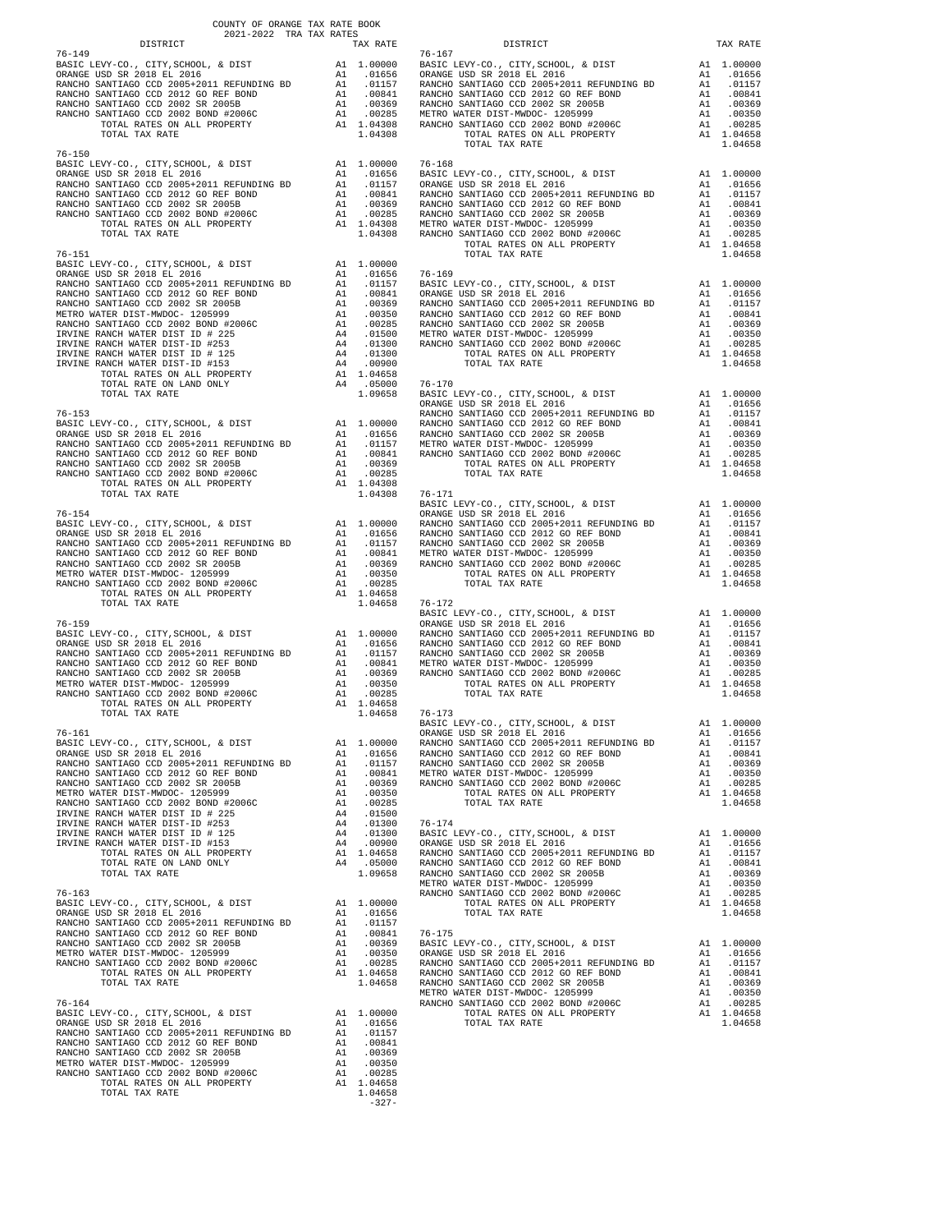COUNTY OF ORANGE TAX RATE BOOK
2021-2022 TRA TAX RATES

| DISTRICT | | TAX RATE |
|---|---|---|
| **76-149** | | |
| BASIC LEVY-CO., CITY,SCHOOL, & DIST | A1 | 1.00000 |
| ORANGE USD SR 2018 EL 2016 | A1 | .01656 |
| RANCHO SANTIAGO CCD 2005+2011 REFUNDING BD | A1 | .01157 |
| RANCHO SANTIAGO CCD 2012 GO REF BOND | A1 | .00841 |
| RANCHO SANTIAGO CCD 2002 SR 2005B | A1 | .00369 |
| RANCHO SANTIAGO CCD 2002 BOND #2006C | A1 | .00285 |
| TOTAL RATES ON ALL PROPERTY | A1 | 1.04308 |
| TOTAL TAX RATE | | 1.04308 |
| **76-150** | | |
| BASIC LEVY-CO., CITY,SCHOOL, & DIST | A1 | 1.00000 |
| ORANGE USD SR 2018 EL 2016 | A1 | .01656 |
| RANCHO SANTIAGO CCD 2005+2011 REFUNDING BD | A1 | .01157 |
| RANCHO SANTIAGO CCD 2012 GO REF BOND | A1 | .00841 |
| RANCHO SANTIAGO CCD 2002 SR 2005B | A1 | .00369 |
| RANCHO SANTIAGO CCD 2002 BOND #2006C | A1 | .00285 |
| TOTAL RATES ON ALL PROPERTY | A1 | 1.04308 |
| TOTAL TAX RATE | | 1.04308 |
| **76-151** | | |
| BASIC LEVY-CO., CITY,SCHOOL, & DIST | A1 | 1.00000 |
| ORANGE USD SR 2018 EL 2016 | A1 | .01656 |
| RANCHO SANTIAGO CCD 2005+2011 REFUNDING BD | A1 | .01157 |
| RANCHO SANTIAGO CCD 2012 GO REF BOND | A1 | .00841 |
| RANCHO SANTIAGO CCD 2002 SR 2005B | A1 | .00369 |
| METRO WATER DIST-MWDOC- 1205999 | A1 | .00350 |
| RANCHO SANTIAGO CCD 2002 BOND #2006C | A1 | .00285 |
| IRVINE RANCH WATER DIST ID # 225 | A4 | .01500 |
| IRVINE RANCH WATER DIST-ID #253 | A4 | .01300 |
| IRVINE RANCH WATER DIST ID # 125 | A4 | .01300 |
| IRVINE RANCH WATER DIST-ID #153 | A4 | .00900 |
| TOTAL RATES ON ALL PROPERTY | A1 | 1.04658 |
| TOTAL RATE ON LAND ONLY | A4 | .05000 |
| TOTAL TAX RATE | | 1.09658 |
| **76-153** | | |
| BASIC LEVY-CO., CITY,SCHOOL, & DIST | A1 | 1.00000 |
| ORANGE USD SR 2018 EL 2016 | A1 | .01656 |
| RANCHO SANTIAGO CCD 2005+2011 REFUNDING BD | A1 | .01157 |
| RANCHO SANTIAGO CCD 2012 GO REF BOND | A1 | .00841 |
| RANCHO SANTIAGO CCD 2002 SR 2005B | A1 | .00369 |
| RANCHO SANTIAGO CCD 2002 BOND #2006C | A1 | .00285 |
| TOTAL RATES ON ALL PROPERTY | A1 | 1.04308 |
| TOTAL TAX RATE | | 1.04308 |
| **76-154** | | |
| BASIC LEVY-CO., CITY,SCHOOL, & DIST | A1 | 1.00000 |
| ORANGE USD SR 2018 EL 2016 | A1 | .01656 |
| RANCHO SANTIAGO CCD 2005+2011 REFUNDING BD | A1 | .01157 |
| RANCHO SANTIAGO CCD 2012 GO REF BOND | A1 | .00841 |
| RANCHO SANTIAGO CCD 2002 SR 2005B | A1 | .00369 |
| METRO WATER DIST-MWDOC- 1205999 | A1 | .00350 |
| RANCHO SANTIAGO CCD 2002 BOND #2006C | A1 | .00285 |
| TOTAL RATES ON ALL PROPERTY | A1 | 1.04658 |
| TOTAL TAX RATE | | 1.04658 |
| **76-159** | | |
| BASIC LEVY-CO., CITY,SCHOOL, & DIST | A1 | 1.00000 |
| ORANGE USD SR 2018 EL 2016 | A1 | .01656 |
| RANCHO SANTIAGO CCD 2005+2011 REFUNDING BD | A1 | .01157 |
| RANCHO SANTIAGO CCD 2012 GO REF BOND | A1 | .00841 |
| RANCHO SANTIAGO CCD 2002 SR 2005B | A1 | .00369 |
| METRO WATER DIST-MWDOC- 1205999 | A1 | .00350 |
| RANCHO SANTIAGO CCD 2002 BOND #2006C | A1 | .00285 |
| TOTAL RATES ON ALL PROPERTY | A1 | 1.04658 |
| TOTAL TAX RATE | | 1.04658 |
| **76-161** | | |
| BASIC LEVY-CO., CITY,SCHOOL, & DIST | A1 | 1.00000 |
| ORANGE USD SR 2018 EL 2016 | A1 | .01656 |
| RANCHO SANTIAGO CCD 2005+2011 REFUNDING BD | A1 | .01157 |
| RANCHO SANTIAGO CCD 2012 GO REF BOND | A1 | .00841 |
| RANCHO SANTIAGO CCD 2002 SR 2005B | A1 | .00369 |
| METRO WATER DIST-MWDOC- 1205999 | A1 | .00350 |
| RANCHO SANTIAGO CCD 2002 BOND #2006C | A1 | .00285 |
| IRVINE RANCH WATER DIST ID # 225 | A4 | .01500 |
| IRVINE RANCH WATER DIST-ID #253 | A4 | .01300 |
| IRVINE RANCH WATER DIST ID # 125 | A4 | .01300 |
| IRVINE RANCH WATER DIST-ID #153 | A4 | .00900 |
| TOTAL RATES ON ALL PROPERTY | A1 | 1.04658 |
| TOTAL RATE ON LAND ONLY | A4 | .05000 |
| TOTAL TAX RATE | | 1.09658 |
| **76-163** | | |
| BASIC LEVY-CO., CITY,SCHOOL, & DIST | A1 | 1.00000 |
| ORANGE USD SR 2018 EL 2016 | A1 | .01656 |
| RANCHO SANTIAGO CCD 2005+2011 REFUNDING BD | A1 | .01157 |
| RANCHO SANTIAGO CCD 2012 GO REF BOND | A1 | .00841 |
| RANCHO SANTIAGO CCD 2002 SR 2005B | A1 | .00369 |
| METRO WATER DIST-MWDOC- 1205999 | A1 | .00350 |
| RANCHO SANTIAGO CCD 2002 BOND #2006C | A1 | .00285 |
| TOTAL RATES ON ALL PROPERTY | A1 | 1.04658 |
| TOTAL TAX RATE | | 1.04658 |
| **76-164** | | |
| BASIC LEVY-CO., CITY,SCHOOL, & DIST | A1 | 1.00000 |
| ORANGE USD SR 2018 EL 2016 | A1 | .01656 |
| RANCHO SANTIAGO CCD 2005+2011 REFUNDING BD | A1 | .01157 |
| RANCHO SANTIAGO CCD 2012 GO REF BOND | A1 | .00841 |
| RANCHO SANTIAGO CCD 2002 SR 2005B | A1 | .00369 |
| METRO WATER DIST-MWDOC- 1205999 | A1 | .00350 |
| RANCHO SANTIAGO CCD 2002 BOND #2006C | A1 | .00285 |
| TOTAL RATES ON ALL PROPERTY | A1 | 1.04658 |
| TOTAL TAX RATE | | 1.04658 |
| **76-167** | | |
| BASIC LEVY-CO., CITY,SCHOOL, & DIST | A1 | 1.00000 |
| ORANGE USD SR 2018 EL 2016 | A1 | .01656 |
| RANCHO SANTIAGO CCD 2005+2011 REFUNDING BD | A1 | .01157 |
| RANCHO SANTIAGO CCD 2012 GO REF BOND | A1 | .00841 |
| RANCHO SANTIAGO CCD 2002 SR 2005B | A1 | .00369 |
| METRO WATER DIST-MWDOC- 1205999 | A1 | .00350 |
| RANCHO SANTIAGO CCD 2002 BOND #2006C | A1 | .00285 |
| TOTAL RATES ON ALL PROPERTY | A1 | 1.04658 |
| TOTAL TAX RATE | | 1.04658 |
| **76-168** | | |
| BASIC LEVY-CO., CITY,SCHOOL, & DIST | A1 | 1.00000 |
| ORANGE USD SR 2018 EL 2016 | A1 | .01656 |
| RANCHO SANTIAGO CCD 2005+2011 REFUNDING BD | A1 | .01157 |
| RANCHO SANTIAGO CCD 2012 GO REF BOND | A1 | .00841 |
| RANCHO SANTIAGO CCD 2002 SR 2005B | A1 | .00369 |
| METRO WATER DIST-MWDOC- 1205999 | A1 | .00350 |
| RANCHO SANTIAGO CCD 2002 BOND #2006C | A1 | .00285 |
| TOTAL RATES ON ALL PROPERTY | A1 | 1.04658 |
| TOTAL TAX RATE | | 1.04658 |
| **76-169** | | |
| BASIC LEVY-CO., CITY,SCHOOL, & DIST | A1 | 1.00000 |
| ORANGE USD SR 2018 EL 2016 | A1 | .01656 |
| RANCHO SANTIAGO CCD 2005+2011 REFUNDING BD | A1 | .01157 |
| RANCHO SANTIAGO CCD 2012 GO REF BOND | A1 | .00841 |
| RANCHO SANTIAGO CCD 2002 SR 2005B | A1 | .00369 |
| METRO WATER DIST-MWDOC- 1205999 | A1 | .00350 |
| RANCHO SANTIAGO CCD 2002 BOND #2006C | A1 | .00285 |
| TOTAL RATES ON ALL PROPERTY | A1 | 1.04658 |
| TOTAL TAX RATE | | 1.04658 |
| **76-170** | | |
| BASIC LEVY-CO., CITY,SCHOOL, & DIST | A1 | 1.00000 |
| ORANGE USD SR 2018 EL 2016 | A1 | .01656 |
| RANCHO SANTIAGO CCD 2005+2011 REFUNDING BD | A1 | .01157 |
| RANCHO SANTIAGO CCD 2012 GO REF BOND | A1 | .00841 |
| RANCHO SANTIAGO CCD 2002 SR 2005B | A1 | .00369 |
| METRO WATER DIST-MWDOC- 1205999 | A1 | .00350 |
| RANCHO SANTIAGO CCD 2002 BOND #2006C | A1 | .00285 |
| TOTAL RATES ON ALL PROPERTY | A1 | 1.04658 |
| TOTAL TAX RATE | | 1.04658 |
| **76-171** | | |
| BASIC LEVY-CO., CITY,SCHOOL, & DIST | A1 | 1.00000 |
| ORANGE USD SR 2018 EL 2016 | A1 | .01656 |
| RANCHO SANTIAGO CCD 2005+2011 REFUNDING BD | A1 | .01157 |
| RANCHO SANTIAGO CCD 2012 GO REF BOND | A1 | .00841 |
| RANCHO SANTIAGO CCD 2002 SR 2005B | A1 | .00369 |
| METRO WATER DIST-MWDOC- 1205999 | A1 | .00350 |
| RANCHO SANTIAGO CCD 2002 BOND #2006C | A1 | .00285 |
| TOTAL RATES ON ALL PROPERTY | A1 | 1.04658 |
| TOTAL TAX RATE | | 1.04658 |
| **76-172** | | |
| BASIC LEVY-CO., CITY,SCHOOL, & DIST | A1 | 1.00000 |
| ORANGE USD SR 2018 EL 2016 | A1 | .01656 |
| RANCHO SANTIAGO CCD 2005+2011 REFUNDING BD | A1 | .01157 |
| RANCHO SANTIAGO CCD 2012 GO REF BOND | A1 | .00841 |
| RANCHO SANTIAGO CCD 2002 SR 2005B | A1 | .00369 |
| METRO WATER DIST-MWDOC- 1205999 | A1 | .00350 |
| RANCHO SANTIAGO CCD 2002 BOND #2006C | A1 | .00285 |
| TOTAL RATES ON ALL PROPERTY | A1 | 1.04658 |
| TOTAL TAX RATE | | 1.04658 |
| **76-173** | | |
| BASIC LEVY-CO., CITY,SCHOOL, & DIST | A1 | 1.00000 |
| ORANGE USD SR 2018 EL 2016 | A1 | .01656 |
| RANCHO SANTIAGO CCD 2005+2011 REFUNDING BD | A1 | .01157 |
| RANCHO SANTIAGO CCD 2012 GO REF BOND | A1 | .00841 |
| RANCHO SANTIAGO CCD 2002 SR 2005B | A1 | .00369 |
| METRO WATER DIST-MWDOC- 1205999 | A1 | .00350 |
| RANCHO SANTIAGO CCD 2002 BOND #2006C | A1 | .00285 |
| TOTAL RATES ON ALL PROPERTY | A1 | 1.04658 |
| TOTAL TAX RATE | | 1.04658 |
| **76-174** | | |
| BASIC LEVY-CO., CITY,SCHOOL, & DIST | A1 | 1.00000 |
| ORANGE USD SR 2018 EL 2016 | A1 | .01656 |
| RANCHO SANTIAGO CCD 2005+2011 REFUNDING BD | A1 | .01157 |
| RANCHO SANTIAGO CCD 2012 GO REF BOND | A1 | .00841 |
| RANCHO SANTIAGO CCD 2002 SR 2005B | A1 | .00369 |
| METRO WATER DIST-MWDOC- 1205999 | A1 | .00350 |
| RANCHO SANTIAGO CCD 2002 BOND #2006C | A1 | .00285 |
| TOTAL RATES ON ALL PROPERTY | A1 | 1.04658 |
| TOTAL TAX RATE | | 1.04658 |
| **76-175** | | |
| BASIC LEVY-CO., CITY,SCHOOL, & DIST | A1 | 1.00000 |
| ORANGE USD SR 2018 EL 2016 | A1 | .01656 |
| RANCHO SANTIAGO CCD 2005+2011 REFUNDING BD | A1 | .01157 |
| RANCHO SANTIAGO CCD 2012 GO REF BOND | A1 | .00841 |
| RANCHO SANTIAGO CCD 2002 SR 2005B | A1 | .00369 |
| METRO WATER DIST-MWDOC- 1205999 | A1 | .00350 |
| RANCHO SANTIAGO CCD 2002 BOND #2006C | A1 | .00285 |
| TOTAL RATES ON ALL PROPERTY | A1 | 1.04658 |
| TOTAL TAX RATE | | 1.04658 |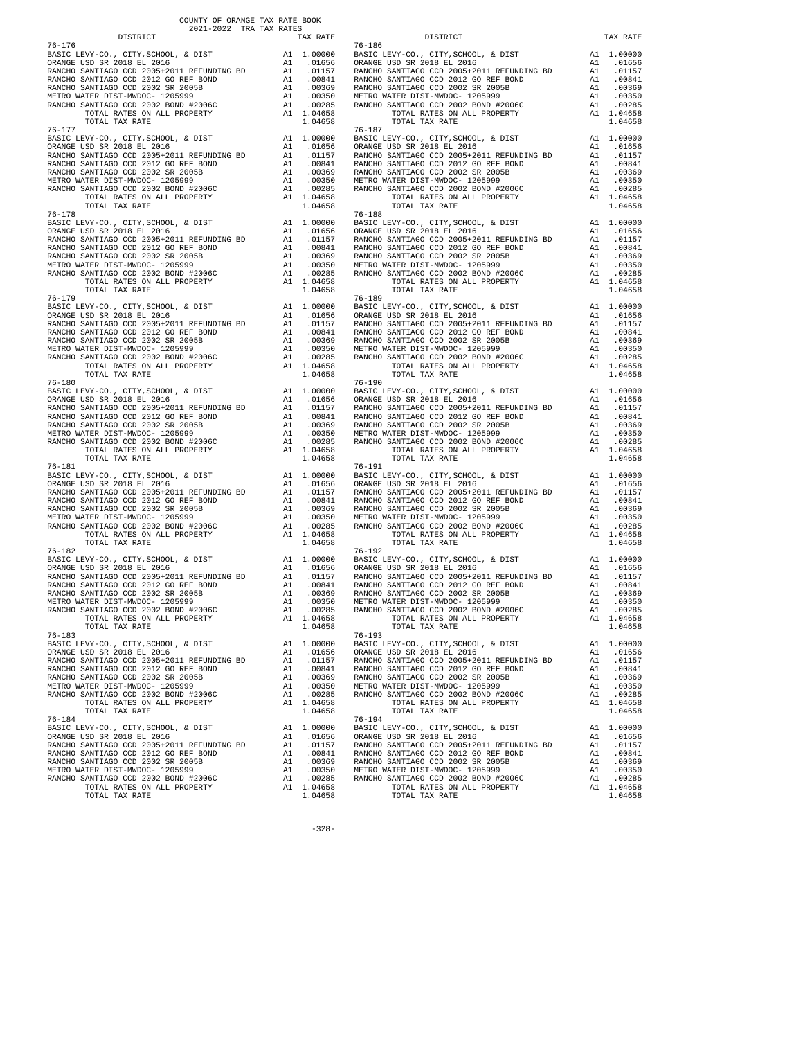COUNTY OF ORANGE TAX RATE BOOK
2021-2022 TRA TAX RATES

| DISTRICT | | TAX RATE | DISTRICT | | TAX RATE |
|---|---|---|---|---|---|
| 76-176 | | | 76-186 | | |
| BASIC LEVY-CO., CITY,SCHOOL, & DIST | A1 | 1.00000 | BASIC LEVY-CO., CITY,SCHOOL, & DIST | A1 | 1.00000 |
| ORANGE USD SR 2018 EL 2016 | A1 | .01656 | ORANGE USD SR 2018 EL 2016 | A1 | .01656 |
| RANCHO SANTIAGO CCD 2005+2011 REFUNDING BD | A1 | .01157 | RANCHO SANTIAGO CCD 2005+2011 REFUNDING BD | A1 | .01157 |
| RANCHO SANTIAGO CCD 2012 GO REF BOND | A1 | .00841 | RANCHO SANTIAGO CCD 2012 GO REF BOND | A1 | .00841 |
| RANCHO SANTIAGO CCD 2002 SR 2005B | A1 | .00369 | RANCHO SANTIAGO CCD 2002 SR 2005B | A1 | .00369 |
| METRO WATER DIST-MWDOC- 1205999 | A1 | .00350 | METRO WATER DIST-MWDOC- 1205999 | A1 | .00350 |
| RANCHO SANTIAGO CCD 2002 BOND #2006C | A1 | .00285 | RANCHO SANTIAGO CCD 2002 BOND #2006C | A1 | .00285 |
| TOTAL RATES ON ALL PROPERTY | A1 | 1.04658 | TOTAL RATES ON ALL PROPERTY | A1 | 1.04658 |
| TOTAL TAX RATE | | 1.04658 | TOTAL TAX RATE | | 1.04658 |
| 76-177 | | | 76-187 | | |
| BASIC LEVY-CO., CITY,SCHOOL, & DIST | A1 | 1.00000 | BASIC LEVY-CO., CITY,SCHOOL, & DIST | A1 | 1.00000 |
| ORANGE USD SR 2018 EL 2016 | A1 | .01656 | ORANGE USD SR 2018 EL 2016 | A1 | .01656 |
| RANCHO SANTIAGO CCD 2005+2011 REFUNDING BD | A1 | .01157 | RANCHO SANTIAGO CCD 2005+2011 REFUNDING BD | A1 | .01157 |
| RANCHO SANTIAGO CCD 2012 GO REF BOND | A1 | .00841 | RANCHO SANTIAGO CCD 2012 GO REF BOND | A1 | .00841 |
| RANCHO SANTIAGO CCD 2002 SR 2005B | A1 | .00369 | RANCHO SANTIAGO CCD 2002 SR 2005B | A1 | .00369 |
| METRO WATER DIST-MWDOC- 1205999 | A1 | .00350 | METRO WATER DIST-MWDOC- 1205999 | A1 | .00350 |
| RANCHO SANTIAGO CCD 2002 BOND #2006C | A1 | .00285 | RANCHO SANTIAGO CCD 2002 BOND #2006C | A1 | .00285 |
| TOTAL RATES ON ALL PROPERTY | A1 | 1.04658 | TOTAL RATES ON ALL PROPERTY | A1 | 1.04658 |
| TOTAL TAX RATE | | 1.04658 | TOTAL TAX RATE | | 1.04658 |
| 76-178 | | | 76-188 | | |
| BASIC LEVY-CO., CITY,SCHOOL, & DIST | A1 | 1.00000 | BASIC LEVY-CO., CITY,SCHOOL, & DIST | A1 | 1.00000 |
| ORANGE USD SR 2018 EL 2016 | A1 | .01656 | ORANGE USD SR 2018 EL 2016 | A1 | .01656 |
| RANCHO SANTIAGO CCD 2005+2011 REFUNDING BD | A1 | .01157 | RANCHO SANTIAGO CCD 2005+2011 REFUNDING BD | A1 | .01157 |
| RANCHO SANTIAGO CCD 2012 GO REF BOND | A1 | .00841 | RANCHO SANTIAGO CCD 2012 GO REF BOND | A1 | .00841 |
| RANCHO SANTIAGO CCD 2002 SR 2005B | A1 | .00369 | RANCHO SANTIAGO CCD 2002 SR 2005B | A1 | .00369 |
| METRO WATER DIST-MWDOC- 1205999 | A1 | .00350 | METRO WATER DIST-MWDOC- 1205999 | A1 | .00350 |
| RANCHO SANTIAGO CCD 2002 BOND #2006C | A1 | .00285 | RANCHO SANTIAGO CCD 2002 BOND #2006C | A1 | .00285 |
| TOTAL RATES ON ALL PROPERTY | A1 | 1.04658 | TOTAL RATES ON ALL PROPERTY | A1 | 1.04658 |
| TOTAL TAX RATE | | 1.04658 | TOTAL TAX RATE | | 1.04658 |
| 76-179 | | | 76-189 | | |
| BASIC LEVY-CO., CITY,SCHOOL, & DIST | A1 | 1.00000 | BASIC LEVY-CO., CITY,SCHOOL, & DIST | A1 | 1.00000 |
| ORANGE USD SR 2018 EL 2016 | A1 | .01656 | ORANGE USD SR 2018 EL 2016 | A1 | .01656 |
| RANCHO SANTIAGO CCD 2005+2011 REFUNDING BD | A1 | .01157 | RANCHO SANTIAGO CCD 2005+2011 REFUNDING BD | A1 | .01157 |
| RANCHO SANTIAGO CCD 2012 GO REF BOND | A1 | .00841 | RANCHO SANTIAGO CCD 2012 GO REF BOND | A1 | .00841 |
| RANCHO SANTIAGO CCD 2002 SR 2005B | A1 | .00369 | RANCHO SANTIAGO CCD 2002 SR 2005B | A1 | .00369 |
| METRO WATER DIST-MWDOC- 1205999 | A1 | .00350 | METRO WATER DIST-MWDOC- 1205999 | A1 | .00350 |
| RANCHO SANTIAGO CCD 2002 BOND #2006C | A1 | .00285 | RANCHO SANTIAGO CCD 2002 BOND #2006C | A1 | .00285 |
| TOTAL RATES ON ALL PROPERTY | A1 | 1.04658 | TOTAL RATES ON ALL PROPERTY | A1 | 1.04658 |
| TOTAL TAX RATE | | 1.04658 | TOTAL TAX RATE | | 1.04658 |
| 76-180 | | | 76-190 | | |
| BASIC LEVY-CO., CITY,SCHOOL, & DIST | A1 | 1.00000 | BASIC LEVY-CO., CITY,SCHOOL, & DIST | A1 | 1.00000 |
| ORANGE USD SR 2018 EL 2016 | A1 | .01656 | ORANGE USD SR 2018 EL 2016 | A1 | .01656 |
| RANCHO SANTIAGO CCD 2005+2011 REFUNDING BD | A1 | .01157 | RANCHO SANTIAGO CCD 2005+2011 REFUNDING BD | A1 | .01157 |
| RANCHO SANTIAGO CCD 2012 GO REF BOND | A1 | .00841 | RANCHO SANTIAGO CCD 2012 GO REF BOND | A1 | .00841 |
| RANCHO SANTIAGO CCD 2002 SR 2005B | A1 | .00369 | RANCHO SANTIAGO CCD 2002 SR 2005B | A1 | .00369 |
| METRO WATER DIST-MWDOC- 1205999 | A1 | .00350 | METRO WATER DIST-MWDOC- 1205999 | A1 | .00350 |
| RANCHO SANTIAGO CCD 2002 BOND #2006C | A1 | .00285 | RANCHO SANTIAGO CCD 2002 BOND #2006C | A1 | .00285 |
| TOTAL RATES ON ALL PROPERTY | A1 | 1.04658 | TOTAL RATES ON ALL PROPERTY | A1 | 1.04658 |
| TOTAL TAX RATE | | 1.04658 | TOTAL TAX RATE | | 1.04658 |
| 76-181 | | | 76-191 | | |
| BASIC LEVY-CO., CITY,SCHOOL, & DIST | A1 | 1.00000 | BASIC LEVY-CO., CITY,SCHOOL, & DIST | A1 | 1.00000 |
| ORANGE USD SR 2018 EL 2016 | A1 | .01656 | ORANGE USD SR 2018 EL 2016 | A1 | .01656 |
| RANCHO SANTIAGO CCD 2005+2011 REFUNDING BD | A1 | .01157 | RANCHO SANTIAGO CCD 2005+2011 REFUNDING BD | A1 | .01157 |
| RANCHO SANTIAGO CCD 2012 GO REF BOND | A1 | .00841 | RANCHO SANTIAGO CCD 2012 GO REF BOND | A1 | .00841 |
| RANCHO SANTIAGO CCD 2002 SR 2005B | A1 | .00369 | RANCHO SANTIAGO CCD 2002 SR 2005B | A1 | .00369 |
| METRO WATER DIST-MWDOC- 1205999 | A1 | .00350 | METRO WATER DIST-MWDOC- 1205999 | A1 | .00350 |
| RANCHO SANTIAGO CCD 2002 BOND #2006C | A1 | .00285 | RANCHO SANTIAGO CCD 2002 BOND #2006C | A1 | .00285 |
| TOTAL RATES ON ALL PROPERTY | A1 | 1.04658 | TOTAL RATES ON ALL PROPERTY | A1 | 1.04658 |
| TOTAL TAX RATE | | 1.04658 | TOTAL TAX RATE | | 1.04658 |
| 76-182 | | | 76-192 | | |
| BASIC LEVY-CO., CITY,SCHOOL, & DIST | A1 | 1.00000 | BASIC LEVY-CO., CITY,SCHOOL, & DIST | A1 | 1.00000 |
| ORANGE USD SR 2018 EL 2016 | A1 | .01656 | ORANGE USD SR 2018 EL 2016 | A1 | .01656 |
| RANCHO SANTIAGO CCD 2005+2011 REFUNDING BD | A1 | .01157 | RANCHO SANTIAGO CCD 2005+2011 REFUNDING BD | A1 | .01157 |
| RANCHO SANTIAGO CCD 2012 GO REF BOND | A1 | .00841 | RANCHO SANTIAGO CCD 2012 GO REF BOND | A1 | .00841 |
| RANCHO SANTIAGO CCD 2002 SR 2005B | A1 | .00369 | RANCHO SANTIAGO CCD 2002 SR 2005B | A1 | .00369 |
| METRO WATER DIST-MWDOC- 1205999 | A1 | .00350 | METRO WATER DIST-MWDOC- 1205999 | A1 | .00350 |
| RANCHO SANTIAGO CCD 2002 BOND #2006C | A1 | .00285 | RANCHO SANTIAGO CCD 2002 BOND #2006C | A1 | .00285 |
| TOTAL RATES ON ALL PROPERTY | A1 | 1.04658 | TOTAL RATES ON ALL PROPERTY | A1 | 1.04658 |
| TOTAL TAX RATE | | 1.04658 | TOTAL TAX RATE | | 1.04658 |
| 76-183 | | | 76-193 | | |
| BASIC LEVY-CO., CITY,SCHOOL, & DIST | A1 | 1.00000 | BASIC LEVY-CO., CITY,SCHOOL, & DIST | A1 | 1.00000 |
| ORANGE USD SR 2018 EL 2016 | A1 | .01656 | ORANGE USD SR 2018 EL 2016 | A1 | .01656 |
| RANCHO SANTIAGO CCD 2005+2011 REFUNDING BD | A1 | .01157 | RANCHO SANTIAGO CCD 2005+2011 REFUNDING BD | A1 | .01157 |
| RANCHO SANTIAGO CCD 2012 GO REF BOND | A1 | .00841 | RANCHO SANTIAGO CCD 2012 GO REF BOND | A1 | .00841 |
| RANCHO SANTIAGO CCD 2002 SR 2005B | A1 | .00369 | RANCHO SANTIAGO CCD 2002 SR 2005B | A1 | .00369 |
| METRO WATER DIST-MWDOC- 1205999 | A1 | .00350 | METRO WATER DIST-MWDOC- 1205999 | A1 | .00350 |
| RANCHO SANTIAGO CCD 2002 BOND #2006C | A1 | .00285 | RANCHO SANTIAGO CCD 2002 BOND #2006C | A1 | .00285 |
| TOTAL RATES ON ALL PROPERTY | A1 | 1.04658 | TOTAL RATES ON ALL PROPERTY | A1 | 1.04658 |
| TOTAL TAX RATE | | 1.04658 | TOTAL TAX RATE | | 1.04658 |
| 76-184 | | | 76-194 | | |
| BASIC LEVY-CO., CITY,SCHOOL, & DIST | A1 | 1.00000 | BASIC LEVY-CO., CITY,SCHOOL, & DIST | A1 | 1.00000 |
| ORANGE USD SR 2018 EL 2016 | A1 | .01656 | ORANGE USD SR 2018 EL 2016 | A1 | .01656 |
| RANCHO SANTIAGO CCD 2005+2011 REFUNDING BD | A1 | .01157 | RANCHO SANTIAGO CCD 2005+2011 REFUNDING BD | A1 | .01157 |
| RANCHO SANTIAGO CCD 2012 GO REF BOND | A1 | .00841 | RANCHO SANTIAGO CCD 2012 GO REF BOND | A1 | .00841 |
| RANCHO SANTIAGO CCD 2002 SR 2005B | A1 | .00369 | RANCHO SANTIAGO CCD 2002 SR 2005B | A1 | .00369 |
| METRO WATER DIST-MWDOC- 1205999 | A1 | .00350 | METRO WATER DIST-MWDOC- 1205999 | A1 | .00350 |
| RANCHO SANTIAGO CCD 2002 BOND #2006C | A1 | .00285 | RANCHO SANTIAGO CCD 2002 BOND #2006C | A1 | .00285 |
| TOTAL RATES ON ALL PROPERTY | A1 | 1.04658 | TOTAL RATES ON ALL PROPERTY | A1 | 1.04658 |
| TOTAL TAX RATE | | 1.04658 | TOTAL TAX RATE | | 1.04658 |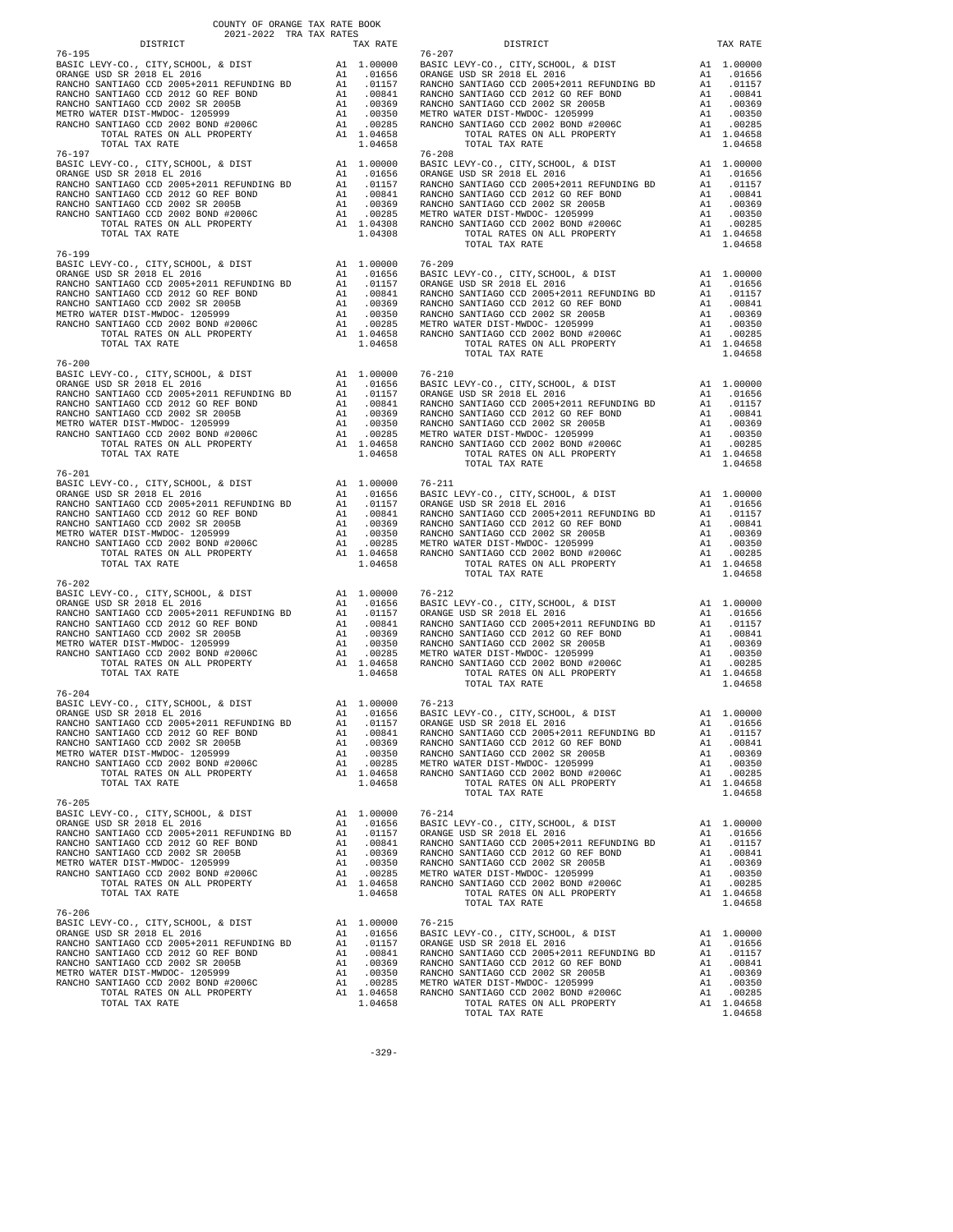COUNTY OF ORANGE TAX RATE BOOK
2021-2022 TRA TAX RATES

| DISTRICT | | TAX RATE |
|---|---|---|
| **76-195** | | |
| BASIC LEVY-CO., CITY,SCHOOL, & DIST | A1 | 1.00000 |
| ORANGE USD SR 2018 EL 2016 | A1 | .01656 |
| RANCHO SANTIAGO CCD 2005+2011 REFUNDING BD | A1 | .01157 |
| RANCHO SANTIAGO CCD 2012 GO REF BOND | A1 | .00841 |
| RANCHO SANTIAGO CCD 2002 SR 2005B | A1 | .00369 |
| METRO WATER DIST-MWDOC- 1205999 | A1 | .00350 |
| RANCHO SANTIAGO CCD 2002 BOND #2006C | A1 | .00285 |
| TOTAL RATES ON ALL PROPERTY | A1 | 1.04658 |
| TOTAL TAX RATE | | 1.04658 |
| **76-197** | | |
| BASIC LEVY-CO., CITY,SCHOOL, & DIST | A1 | 1.00000 |
| ORANGE USD SR 2018 EL 2016 | A1 | .01656 |
| RANCHO SANTIAGO CCD 2005+2011 REFUNDING BD | A1 | .01157 |
| RANCHO SANTIAGO CCD 2012 GO REF BOND | A1 | .00841 |
| RANCHO SANTIAGO CCD 2002 SR 2005B | A1 | .00369 |
| RANCHO SANTIAGO CCD 2002 BOND #2006C | A1 | .00285 |
| TOTAL RATES ON ALL PROPERTY | A1 | 1.04308 |
| TOTAL TAX RATE | | 1.04308 |
| **76-199** | | |
| BASIC LEVY-CO., CITY,SCHOOL, & DIST | A1 | 1.00000 |
| ORANGE USD SR 2018 EL 2016 | A1 | .01656 |
| RANCHO SANTIAGO CCD 2005+2011 REFUNDING BD | A1 | .01157 |
| RANCHO SANTIAGO CCD 2012 GO REF BOND | A1 | .00841 |
| RANCHO SANTIAGO CCD 2002 SR 2005B | A1 | .00369 |
| METRO WATER DIST-MWDOC- 1205999 | A1 | .00350 |
| RANCHO SANTIAGO CCD 2002 BOND #2006C | A1 | .00285 |
| TOTAL RATES ON ALL PROPERTY | A1 | 1.04658 |
| TOTAL TAX RATE | | 1.04658 |
| **76-200** | | |
| BASIC LEVY-CO., CITY,SCHOOL, & DIST | A1 | 1.00000 |
| ORANGE USD SR 2018 EL 2016 | A1 | .01656 |
| RANCHO SANTIAGO CCD 2005+2011 REFUNDING BD | A1 | .01157 |
| RANCHO SANTIAGO CCD 2012 GO REF BOND | A1 | .00841 |
| RANCHO SANTIAGO CCD 2002 SR 2005B | A1 | .00369 |
| METRO WATER DIST-MWDOC- 1205999 | A1 | .00350 |
| RANCHO SANTIAGO CCD 2002 BOND #2006C | A1 | .00285 |
| TOTAL RATES ON ALL PROPERTY | A1 | 1.04658 |
| TOTAL TAX RATE | | 1.04658 |
| **76-201** | | |
| BASIC LEVY-CO., CITY,SCHOOL, & DIST | A1 | 1.00000 |
| ORANGE USD SR 2018 EL 2016 | A1 | .01656 |
| RANCHO SANTIAGO CCD 2005+2011 REFUNDING BD | A1 | .01157 |
| RANCHO SANTIAGO CCD 2012 GO REF BOND | A1 | .00841 |
| RANCHO SANTIAGO CCD 2002 SR 2005B | A1 | .00369 |
| METRO WATER DIST-MWDOC- 1205999 | A1 | .00350 |
| RANCHO SANTIAGO CCD 2002 BOND #2006C | A1 | .00285 |
| TOTAL RATES ON ALL PROPERTY | A1 | 1.04658 |
| TOTAL TAX RATE | | 1.04658 |
| **76-202** | | |
| BASIC LEVY-CO., CITY,SCHOOL, & DIST | A1 | 1.00000 |
| ORANGE USD SR 2018 EL 2016 | A1 | .01656 |
| RANCHO SANTIAGO CCD 2005+2011 REFUNDING BD | A1 | .01157 |
| RANCHO SANTIAGO CCD 2012 GO REF BOND | A1 | .00841 |
| RANCHO SANTIAGO CCD 2002 SR 2005B | A1 | .00369 |
| METRO WATER DIST-MWDOC- 1205999 | A1 | .00350 |
| RANCHO SANTIAGO CCD 2002 BOND #2006C | A1 | .00285 |
| TOTAL RATES ON ALL PROPERTY | A1 | 1.04658 |
| TOTAL TAX RATE | | 1.04658 |
| **76-204** | | |
| BASIC LEVY-CO., CITY,SCHOOL, & DIST | A1 | 1.00000 |
| ORANGE USD SR 2018 EL 2016 | A1 | .01656 |
| RANCHO SANTIAGO CCD 2005+2011 REFUNDING BD | A1 | .01157 |
| RANCHO SANTIAGO CCD 2012 GO REF BOND | A1 | .00841 |
| RANCHO SANTIAGO CCD 2002 SR 2005B | A1 | .00369 |
| METRO WATER DIST-MWDOC- 1205999 | A1 | .00350 |
| RANCHO SANTIAGO CCD 2002 BOND #2006C | A1 | .00285 |
| TOTAL RATES ON ALL PROPERTY | A1 | 1.04658 |
| TOTAL TAX RATE | | 1.04658 |
| **76-205** | | |
| BASIC LEVY-CO., CITY,SCHOOL, & DIST | A1 | 1.00000 |
| ORANGE USD SR 2018 EL 2016 | A1 | .01656 |
| RANCHO SANTIAGO CCD 2005+2011 REFUNDING BD | A1 | .01157 |
| RANCHO SANTIAGO CCD 2012 GO REF BOND | A1 | .00841 |
| RANCHO SANTIAGO CCD 2002 SR 2005B | A1 | .00369 |
| METRO WATER DIST-MWDOC- 1205999 | A1 | .00350 |
| RANCHO SANTIAGO CCD 2002 BOND #2006C | A1 | .00285 |
| TOTAL RATES ON ALL PROPERTY | A1 | 1.04658 |
| TOTAL TAX RATE | | 1.04658 |
| **76-206** | | |
| BASIC LEVY-CO., CITY,SCHOOL, & DIST | A1 | 1.00000 |
| ORANGE USD SR 2018 EL 2016 | A1 | .01656 |
| RANCHO SANTIAGO CCD 2005+2011 REFUNDING BD | A1 | .01157 |
| RANCHO SANTIAGO CCD 2012 GO REF BOND | A1 | .00841 |
| RANCHO SANTIAGO CCD 2002 SR 2005B | A1 | .00369 |
| METRO WATER DIST-MWDOC- 1205999 | A1 | .00350 |
| RANCHO SANTIAGO CCD 2002 BOND #2006C | A1 | .00285 |
| TOTAL RATES ON ALL PROPERTY | A1 | 1.04658 |
| TOTAL TAX RATE | | 1.04658 |
| **76-207** | | |
| BASIC LEVY-CO., CITY,SCHOOL, & DIST | A1 | 1.00000 |
| ORANGE USD SR 2018 EL 2016 | A1 | .01656 |
| RANCHO SANTIAGO CCD 2005+2011 REFUNDING BD | A1 | .01157 |
| RANCHO SANTIAGO CCD 2012 GO REF BOND | A1 | .00841 |
| RANCHO SANTIAGO CCD 2002 SR 2005B | A1 | .00369 |
| METRO WATER DIST-MWDOC- 1205999 | A1 | .00350 |
| RANCHO SANTIAGO CCD 2002 BOND #2006C | A1 | .00285 |
| TOTAL RATES ON ALL PROPERTY | A1 | 1.04658 |
| TOTAL TAX RATE | | 1.04658 |
| **76-208** | | |
| BASIC LEVY-CO., CITY,SCHOOL, & DIST | A1 | 1.00000 |
| ORANGE USD SR 2018 EL 2016 | A1 | .01656 |
| RANCHO SANTIAGO CCD 2005+2011 REFUNDING BD | A1 | .01157 |
| RANCHO SANTIAGO CCD 2012 GO REF BOND | A1 | .00841 |
| RANCHO SANTIAGO CCD 2002 SR 2005B | A1 | .00369 |
| METRO WATER DIST-MWDOC- 1205999 | A1 | .00350 |
| RANCHO SANTIAGO CCD 2002 BOND #2006C | A1 | .00285 |
| TOTAL RATES ON ALL PROPERTY | A1 | 1.04658 |
| TOTAL TAX RATE | | 1.04658 |
| **76-209** | | |
| BASIC LEVY-CO., CITY,SCHOOL, & DIST | A1 | 1.00000 |
| ORANGE USD SR 2018 EL 2016 | A1 | .01656 |
| RANCHO SANTIAGO CCD 2005+2011 REFUNDING BD | A1 | .01157 |
| RANCHO SANTIAGO CCD 2012 GO REF BOND | A1 | .00841 |
| RANCHO SANTIAGO CCD 2002 SR 2005B | A1 | .00369 |
| METRO WATER DIST-MWDOC- 1205999 | A1 | .00350 |
| RANCHO SANTIAGO CCD 2002 BOND #2006C | A1 | .00285 |
| TOTAL RATES ON ALL PROPERTY | A1 | 1.04658 |
| TOTAL TAX RATE | | 1.04658 |
| **76-210** | | |
| BASIC LEVY-CO., CITY,SCHOOL, & DIST | A1 | 1.00000 |
| ORANGE USD SR 2018 EL 2016 | A1 | .01656 |
| RANCHO SANTIAGO CCD 2005+2011 REFUNDING BD | A1 | .01157 |
| RANCHO SANTIAGO CCD 2012 GO REF BOND | A1 | .00841 |
| RANCHO SANTIAGO CCD 2002 SR 2005B | A1 | .00369 |
| METRO WATER DIST-MWDOC- 1205999 | A1 | .00350 |
| RANCHO SANTIAGO CCD 2002 BOND #2006C | A1 | .00285 |
| TOTAL RATES ON ALL PROPERTY | A1 | 1.04658 |
| TOTAL TAX RATE | | 1.04658 |
| **76-211** | | |
| BASIC LEVY-CO., CITY,SCHOOL, & DIST | A1 | 1.00000 |
| ORANGE USD SR 2018 EL 2016 | A1 | .01656 |
| RANCHO SANTIAGO CCD 2005+2011 REFUNDING BD | A1 | .01157 |
| RANCHO SANTIAGO CCD 2012 GO REF BOND | A1 | .00841 |
| RANCHO SANTIAGO CCD 2002 SR 2005B | A1 | .00369 |
| METRO WATER DIST-MWDOC- 1205999 | A1 | .00350 |
| RANCHO SANTIAGO CCD 2002 BOND #2006C | A1 | .00285 |
| TOTAL RATES ON ALL PROPERTY | A1 | 1.04658 |
| TOTAL TAX RATE | | 1.04658 |
| **76-212** | | |
| BASIC LEVY-CO., CITY,SCHOOL, & DIST | A1 | 1.00000 |
| ORANGE USD SR 2018 EL 2016 | A1 | .01656 |
| RANCHO SANTIAGO CCD 2005+2011 REFUNDING BD | A1 | .01157 |
| RANCHO SANTIAGO CCD 2012 GO REF BOND | A1 | .00841 |
| RANCHO SANTIAGO CCD 2002 SR 2005B | A1 | .00369 |
| METRO WATER DIST-MWDOC- 1205999 | A1 | .00350 |
| RANCHO SANTIAGO CCD 2002 BOND #2006C | A1 | .00285 |
| TOTAL RATES ON ALL PROPERTY | A1 | 1.04658 |
| TOTAL TAX RATE | | 1.04658 |
| **76-213** | | |
| BASIC LEVY-CO., CITY,SCHOOL, & DIST | A1 | 1.00000 |
| ORANGE USD SR 2018 EL 2016 | A1 | .01656 |
| RANCHO SANTIAGO CCD 2005+2011 REFUNDING BD | A1 | .01157 |
| RANCHO SANTIAGO CCD 2012 GO REF BOND | A1 | .00841 |
| RANCHO SANTIAGO CCD 2002 SR 2005B | A1 | .00369 |
| METRO WATER DIST-MWDOC- 1205999 | A1 | .00350 |
| RANCHO SANTIAGO CCD 2002 BOND #2006C | A1 | .00285 |
| TOTAL RATES ON ALL PROPERTY | A1 | 1.04658 |
| TOTAL TAX RATE | | 1.04658 |
| **76-214** | | |
| BASIC LEVY-CO., CITY,SCHOOL, & DIST | A1 | 1.00000 |
| ORANGE USD SR 2018 EL 2016 | A1 | .01656 |
| RANCHO SANTIAGO CCD 2005+2011 REFUNDING BD | A1 | .01157 |
| RANCHO SANTIAGO CCD 2012 GO REF BOND | A1 | .00841 |
| RANCHO SANTIAGO CCD 2002 SR 2005B | A1 | .00369 |
| METRO WATER DIST-MWDOC- 1205999 | A1 | .00350 |
| RANCHO SANTIAGO CCD 2002 BOND #2006C | A1 | .00285 |
| TOTAL RATES ON ALL PROPERTY | A1 | 1.04658 |
| TOTAL TAX RATE | | 1.04658 |
| **76-215** | | |
| BASIC LEVY-CO., CITY,SCHOOL, & DIST | A1 | 1.00000 |
| ORANGE USD SR 2018 EL 2016 | A1 | .01656 |
| RANCHO SANTIAGO CCD 2005+2011 REFUNDING BD | A1 | .01157 |
| RANCHO SANTIAGO CCD 2012 GO REF BOND | A1 | .00841 |
| RANCHO SANTIAGO CCD 2002 SR 2005B | A1 | .00369 |
| METRO WATER DIST-MWDOC- 1205999 | A1 | .00350 |
| RANCHO SANTIAGO CCD 2002 BOND #2006C | A1 | .00285 |
| TOTAL RATES ON ALL PROPERTY | A1 | 1.04658 |
| TOTAL TAX RATE | | 1.04658 |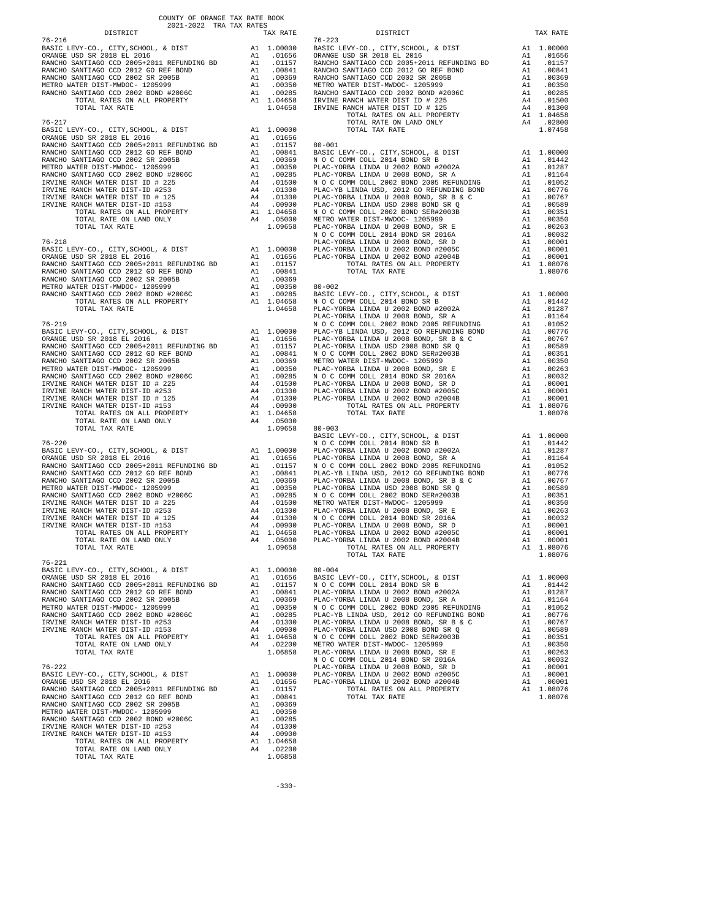COUNTY OF ORANGE TAX RATE BOOK
2021-2022 TRA TAX RATES

| DISTRICT | | TAX RATE |
|---|---|---|
| **76-216** | | |
| BASIC LEVY-CO., CITY,SCHOOL, & DIST | A1 | 1.00000 |
| ORANGE USD SR 2018 EL 2016 | A1 | .01656 |
| RANCHO SANTIAGO CCD 2005+2011 REFUNDING BD | A1 | .01157 |
| RANCHO SANTIAGO CCD 2012 GO REF BOND | A1 | .00841 |
| RANCHO SANTIAGO CCD 2002 SR 2005B | A1 | .00369 |
| METRO WATER DIST-MWDOC- 1205999 | A1 | .00350 |
| RANCHO SANTIAGO CCD 2002 BOND #2006C | A1 | .00285 |
| TOTAL RATES ON ALL PROPERTY | A1 | 1.04658 |
| TOTAL TAX RATE | | 1.04658 |
| **76-217** | | |
| BASIC LEVY-CO., CITY,SCHOOL, & DIST | A1 | 1.00000 |
| ORANGE USD SR 2018 EL 2016 | A1 | .01656 |
| RANCHO SANTIAGO CCD 2005+2011 REFUNDING BD | A1 | .01157 |
| RANCHO SANTIAGO CCD 2012 GO REF BOND | A1 | .00841 |
| RANCHO SANTIAGO CCD 2002 SR 2005B | A1 | .00369 |
| METRO WATER DIST-MWDOC- 1205999 | A1 | .00350 |
| RANCHO SANTIAGO CCD 2002 BOND #2006C | A1 | .00285 |
| IRVINE RANCH WATER DIST ID # 225 | A4 | .01500 |
| IRVINE RANCH WATER DIST-ID #253 | A4 | .01300 |
| IRVINE RANCH WATER DIST ID # 125 | A4 | .01300 |
| IRVINE RANCH WATER DIST-ID #153 | A4 | .00900 |
| TOTAL RATES ON ALL PROPERTY | A1 | 1.04658 |
| TOTAL RATE ON LAND ONLY | A4 | .05000 |
| TOTAL TAX RATE | | 1.09658 |
| **76-218** | | |
| BASIC LEVY-CO., CITY,SCHOOL, & DIST | A1 | 1.00000 |
| ORANGE USD SR 2018 EL 2016 | A1 | .01656 |
| RANCHO SANTIAGO CCD 2005+2011 REFUNDING BD | A1 | .01157 |
| RANCHO SANTIAGO CCD 2012 GO REF BOND | A1 | .00841 |
| RANCHO SANTIAGO CCD 2002 SR 2005B | A1 | .00369 |
| METRO WATER DIST-MWDOC- 1205999 | A1 | .00350 |
| RANCHO SANTIAGO CCD 2002 BOND #2006C | A1 | .00285 |
| TOTAL RATES ON ALL PROPERTY | A1 | 1.04658 |
| TOTAL TAX RATE | | 1.04658 |
| **76-219** | | |
| BASIC LEVY-CO., CITY,SCHOOL, & DIST | A1 | 1.00000 |
| ORANGE USD SR 2018 EL 2016 | A1 | .01656 |
| RANCHO SANTIAGO CCD 2005+2011 REFUNDING BD | A1 | .01157 |
| RANCHO SANTIAGO CCD 2012 GO REF BOND | A1 | .00841 |
| RANCHO SANTIAGO CCD 2002 SR 2005B | A1 | .00369 |
| METRO WATER DIST-MWDOC- 1205999 | A1 | .00350 |
| RANCHO SANTIAGO CCD 2002 BOND #2006C | A1 | .00285 |
| IRVINE RANCH WATER DIST ID # 225 | A4 | .01500 |
| IRVINE RANCH WATER DIST-ID #253 | A4 | .01300 |
| IRVINE RANCH WATER DIST ID # 125 | A4 | .01300 |
| IRVINE RANCH WATER DIST-ID #153 | A4 | .00900 |
| TOTAL RATES ON ALL PROPERTY | A1 | 1.04658 |
| TOTAL RATE ON LAND ONLY | A4 | .05000 |
| TOTAL TAX RATE | | 1.09658 |
| **76-220** | | |
| BASIC LEVY-CO., CITY,SCHOOL, & DIST | A1 | 1.00000 |
| ORANGE USD SR 2018 EL 2016 | A1 | .01656 |
| RANCHO SANTIAGO CCD 2005+2011 REFUNDING BD | A1 | .01157 |
| RANCHO SANTIAGO CCD 2012 GO REF BOND | A1 | .00841 |
| RANCHO SANTIAGO CCD 2002 SR 2005B | A1 | .00369 |
| METRO WATER DIST-MWDOC- 1205999 | A1 | .00350 |
| RANCHO SANTIAGO CCD 2002 BOND #2006C | A1 | .00285 |
| IRVINE RANCH WATER DIST ID # 225 | A4 | .01500 |
| IRVINE RANCH WATER DIST-ID #253 | A4 | .01300 |
| IRVINE RANCH WATER DIST ID # 125 | A4 | .01300 |
| IRVINE RANCH WATER DIST-ID #153 | A4 | .00900 |
| TOTAL RATES ON ALL PROPERTY | A1 | 1.04658 |
| TOTAL RATE ON LAND ONLY | A4 | .05000 |
| TOTAL TAX RATE | | 1.09658 |
| **76-221** | | |
| BASIC LEVY-CO., CITY,SCHOOL, & DIST | A1 | 1.00000 |
| ORANGE USD SR 2018 EL 2016 | A1 | .01656 |
| RANCHO SANTIAGO CCD 2005+2011 REFUNDING BD | A1 | .01157 |
| RANCHO SANTIAGO CCD 2012 GO REF BOND | A1 | .00841 |
| RANCHO SANTIAGO CCD 2002 SR 2005B | A1 | .00369 |
| METRO WATER DIST-MWDOC- 1205999 | A1 | .00350 |
| RANCHO SANTIAGO CCD 2002 BOND #2006C | A1 | .00285 |
| IRVINE RANCH WATER DIST-ID #253 | A4 | .01300 |
| IRVINE RANCH WATER DIST-ID #153 | A4 | .00900 |
| TOTAL RATES ON ALL PROPERTY | A1 | 1.04658 |
| TOTAL RATE ON LAND ONLY | A4 | .02200 |
| TOTAL TAX RATE | | 1.06858 |
| **76-222** | | |
| BASIC LEVY-CO., CITY,SCHOOL, & DIST | A1 | 1.00000 |
| ORANGE USD SR 2018 EL 2016 | A1 | .01656 |
| RANCHO SANTIAGO CCD 2005+2011 REFUNDING BD | A1 | .01157 |
| RANCHO SANTIAGO CCD 2012 GO REF BOND | A1 | .00841 |
| RANCHO SANTIAGO CCD 2002 SR 2005B | A1 | .00369 |
| METRO WATER DIST-MWDOC- 1205999 | A1 | .00350 |
| RANCHO SANTIAGO CCD 2002 BOND #2006C | A1 | .00285 |
| IRVINE RANCH WATER DIST-ID #253 | A4 | .01300 |
| IRVINE RANCH WATER DIST-ID #153 | A4 | .00900 |
| TOTAL RATES ON ALL PROPERTY | A1 | 1.04658 |
| TOTAL RATE ON LAND ONLY | A4 | .02200 |
| TOTAL TAX RATE | | 1.06858 |
| **76-223** | | |
| BASIC LEVY-CO., CITY,SCHOOL, & DIST | A1 | 1.00000 |
| ORANGE USD SR 2018 EL 2016 | A1 | .01656 |
| RANCHO SANTIAGO CCD 2005+2011 REFUNDING BD | A1 | .01157 |
| RANCHO SANTIAGO CCD 2012 GO REF BOND | A1 | .00841 |
| RANCHO SANTIAGO CCD 2002 SR 2005B | A1 | .00369 |
| METRO WATER DIST-MWDOC- 1205999 | A1 | .00350 |
| RANCHO SANTIAGO CCD 2002 BOND #2006C | A1 | .00285 |
| IRVINE RANCH WATER DIST ID # 225 | A4 | .01500 |
| IRVINE RANCH WATER DIST ID # 125 | A4 | .01300 |
| TOTAL RATES ON ALL PROPERTY | A1 | 1.04658 |
| TOTAL RATE ON LAND ONLY | A4 | .02800 |
| TOTAL TAX RATE | | 1.07458 |
| **80-001** | | |
| BASIC LEVY-CO., CITY,SCHOOL, & DIST | A1 | 1.00000 |
| N O C COMM COLL 2014 BOND SR B | A1 | .01442 |
| PLAC-YORBA LINDA U 2002 BOND #2002A | A1 | .01287 |
| PLAC-YORBA LINDA U 2008 BOND, SR A | A1 | .01164 |
| N O C COMM COLL 2002 BOND 2005 REFUNDING | A1 | .01052 |
| PLAC-YB LINDA USD, 2012 GO REFUNDING BOND | A1 | .00776 |
| PLAC-YORBA LINDA U 2008 BOND, SR B & C | A1 | .00767 |
| PLAC-YORBA LINDA USD 2008 BOND SR Q | A1 | .00589 |
| N O C COMM COLL 2002 BOND SER#2003B | A1 | .00351 |
| METRO WATER DIST-MWDOC- 1205999 | A1 | .00350 |
| PLAC-YORBA LINDA U 2008 BOND, SR E | A1 | .00263 |
| N O C COMM COLL 2014 BOND SR 2016A | A1 | .00032 |
| PLAC-YORBA LINDA U 2008 BOND, SR D | A1 | .00001 |
| PLAC-YORBA LINDA U 2002 BOND #2005C | A1 | .00001 |
| PLAC-YORBA LINDA U 2002 BOND #2004B | A1 | .00001 |
| TOTAL RATES ON ALL PROPERTY | A1 | 1.08076 |
| TOTAL TAX RATE | | 1.08076 |
| **80-002** | | |
| BASIC LEVY-CO., CITY,SCHOOL, & DIST | A1 | 1.00000 |
| N O C COMM COLL 2014 BOND SR B | A1 | .01442 |
| PLAC-YORBA LINDA U 2002 BOND #2002A | A1 | .01287 |
| PLAC-YORBA LINDA U 2008 BOND, SR A | A1 | .01164 |
| N O C COMM COLL 2002 BOND 2005 REFUNDING | A1 | .01052 |
| PLAC-YB LINDA USD, 2012 GO REFUNDING BOND | A1 | .00776 |
| PLAC-YORBA LINDA U 2008 BOND, SR B & C | A1 | .00767 |
| PLAC-YORBA LINDA USD 2008 BOND SR Q | A1 | .00589 |
| N O C COMM COLL 2002 BOND SER#2003B | A1 | .00351 |
| METRO WATER DIST-MWDOC- 1205999 | A1 | .00350 |
| PLAC-YORBA LINDA U 2008 BOND, SR E | A1 | .00263 |
| N O C COMM COLL 2014 BOND SR 2016A | A1 | .00032 |
| PLAC-YORBA LINDA U 2008 BOND, SR D | A1 | .00001 |
| PLAC-YORBA LINDA U 2002 BOND #2005C | A1 | .00001 |
| PLAC-YORBA LINDA U 2002 BOND #2004B | A1 | .00001 |
| TOTAL RATES ON ALL PROPERTY | A1 | 1.08076 |
| TOTAL TAX RATE | | 1.08076 |
| **80-003** | | |
| BASIC LEVY-CO., CITY,SCHOOL, & DIST | A1 | 1.00000 |
| N O C COMM COLL 2014 BOND SR B | A1 | .01442 |
| PLAC-YORBA LINDA U 2002 BOND #2002A | A1 | .01287 |
| PLAC-YORBA LINDA U 2008 BOND, SR A | A1 | .01164 |
| N O C COMM COLL 2002 BOND 2005 REFUNDING | A1 | .01052 |
| PLAC-YB LINDA USD, 2012 GO REFUNDING BOND | A1 | .00776 |
| PLAC-YORBA LINDA U 2008 BOND, SR B & C | A1 | .00767 |
| PLAC-YORBA LINDA USD 2008 BOND SR Q | A1 | .00589 |
| N O C COMM COLL 2002 BOND SER#2003B | A1 | .00351 |
| METRO WATER DIST-MWDOC- 1205999 | A1 | .00350 |
| PLAC-YORBA LINDA U 2008 BOND, SR E | A1 | .00263 |
| N O C COMM COLL 2014 BOND SR 2016A | A1 | .00032 |
| PLAC-YORBA LINDA U 2008 BOND, SR D | A1 | .00001 |
| PLAC-YORBA LINDA U 2002 BOND #2005C | A1 | .00001 |
| PLAC-YORBA LINDA U 2002 BOND #2004B | A1 | .00001 |
| TOTAL RATES ON ALL PROPERTY | A1 | 1.08076 |
| TOTAL TAX RATE | | 1.08076 |
| **80-004** | | |
| BASIC LEVY-CO., CITY,SCHOOL, & DIST | A1 | 1.00000 |
| N O C COMM COLL 2014 BOND SR B | A1 | .01442 |
| PLAC-YORBA LINDA U 2002 BOND #2002A | A1 | .01287 |
| PLAC-YORBA LINDA U 2008 BOND, SR A | A1 | .01164 |
| N O C COMM COLL 2002 BOND 2005 REFUNDING | A1 | .01052 |
| PLAC-YB LINDA USD, 2012 GO REFUNDING BOND | A1 | .00776 |
| PLAC-YORBA LINDA U 2008 BOND, SR B & C | A1 | .00767 |
| PLAC-YORBA LINDA USD 2008 BOND SR Q | A1 | .00589 |
| N O C COMM COLL 2002 BOND SER#2003B | A1 | .00351 |
| METRO WATER DIST-MWDOC- 1205999 | A1 | .00350 |
| PLAC-YORBA LINDA U 2008 BOND, SR E | A1 | .00263 |
| N O C COMM COLL 2014 BOND SR 2016A | A1 | .00032 |
| PLAC-YORBA LINDA U 2008 BOND, SR D | A1 | .00001 |
| PLAC-YORBA LINDA U 2002 BOND #2005C | A1 | .00001 |
| PLAC-YORBA LINDA U 2002 BOND #2004B | A1 | .00001 |
| TOTAL RATES ON ALL PROPERTY | A1 | 1.08076 |
| TOTAL TAX RATE | | 1.08076 |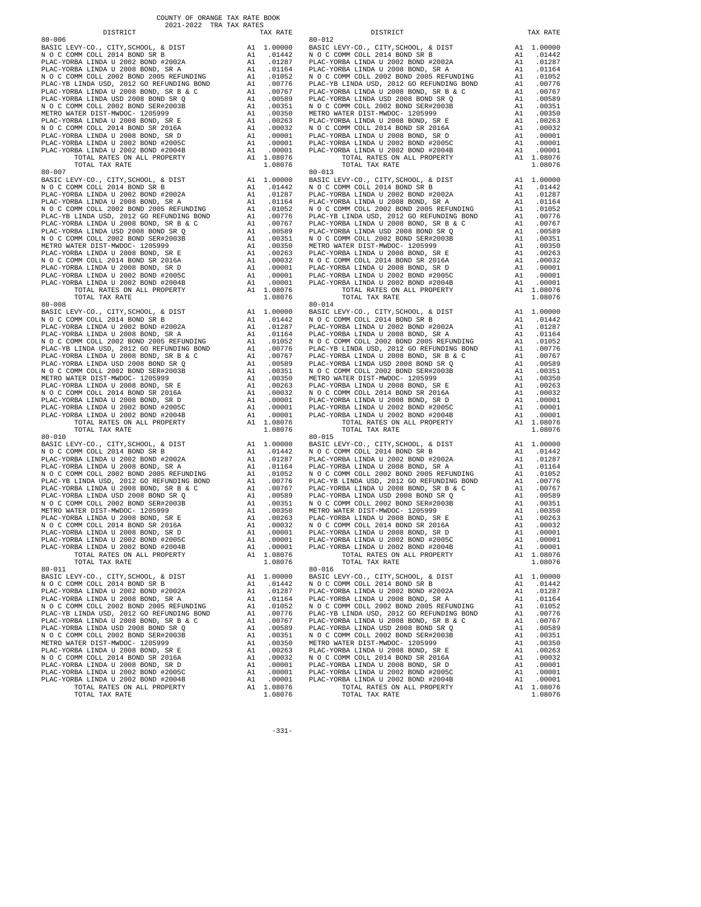COUNTY OF ORANGE TAX RATE BOOK
2021-2022 TRA TAX RATES

| DISTRICT | | TAX RATE |
|---|---|---|
| **80-006** | | |
| BASIC LEVY-CO., CITY,SCHOOL, & DIST | A1 | 1.00000 |
| N O C COMM COLL 2014 BOND SR B | A1 | .01442 |
| PLAC-YORBA LINDA U 2002 BOND #2002A | A1 | .01287 |
| PLAC-YORBA LINDA U 2008 BOND, SR A | A1 | .01164 |
| N O C COMM COLL 2002 BOND 2005 REFUNDING | A1 | .01052 |
| PLAC-YB LINDA USD, 2012 GO REFUNDING BOND | A1 | .00776 |
| PLAC-YORBA LINDA U 2008 BOND, SR B & C | A1 | .00767 |
| PLAC-YORBA LINDA USD 2008 BOND SR Q | A1 | .00589 |
| N O C COMM COLL 2002 BOND SER#2003B | A1 | .00351 |
| METRO WATER DIST-MWDOC- 1205999 | A1 | .00350 |
| PLAC-YORBA LINDA U 2008 BOND, SR E | A1 | .00263 |
| N O C COMM COLL 2014 BOND SR 2016A | A1 | .00032 |
| PLAC-YORBA LINDA U 2008 BOND, SR D | A1 | .00001 |
| PLAC-YORBA LINDA U 2002 BOND #2005C | A1 | .00001 |
| PLAC-YORBA LINDA U 2002 BOND #2004B | A1 | .00001 |
| TOTAL RATES ON ALL PROPERTY | A1 | 1.08076 |
| TOTAL TAX RATE | | 1.08076 |
| **80-007** | | |
| BASIC LEVY-CO., CITY,SCHOOL, & DIST | A1 | 1.00000 |
| N O C COMM COLL 2014 BOND SR B | A1 | .01442 |
| PLAC-YORBA LINDA U 2002 BOND #2002A | A1 | .01287 |
| PLAC-YORBA LINDA U 2008 BOND, SR A | A1 | .01164 |
| N O C COMM COLL 2002 BOND 2005 REFUNDING | A1 | .01052 |
| PLAC-YB LINDA USD, 2012 GO REFUNDING BOND | A1 | .00776 |
| PLAC-YORBA LINDA U 2008 BOND, SR B & C | A1 | .00767 |
| PLAC-YORBA LINDA USD 2008 BOND SR Q | A1 | .00589 |
| N O C COMM COLL 2002 BOND SER#2003B | A1 | .00351 |
| METRO WATER DIST-MWDOC- 1205999 | A1 | .00350 |
| PLAC-YORBA LINDA U 2008 BOND, SR E | A1 | .00263 |
| N O C COMM COLL 2014 BOND SR 2016A | A1 | .00032 |
| PLAC-YORBA LINDA U 2008 BOND, SR D | A1 | .00001 |
| PLAC-YORBA LINDA U 2002 BOND #2005C | A1 | .00001 |
| PLAC-YORBA LINDA U 2002 BOND #2004B | A1 | .00001 |
| TOTAL RATES ON ALL PROPERTY | A1 | 1.08076 |
| TOTAL TAX RATE | | 1.08076 |
| **80-008** | | |
| BASIC LEVY-CO., CITY,SCHOOL, & DIST | A1 | 1.00000 |
| N O C COMM COLL 2014 BOND SR B | A1 | .01442 |
| PLAC-YORBA LINDA U 2002 BOND #2002A | A1 | .01287 |
| PLAC-YORBA LINDA U 2008 BOND, SR A | A1 | .01164 |
| N O C COMM COLL 2002 BOND 2005 REFUNDING | A1 | .01052 |
| PLAC-YB LINDA USD, 2012 GO REFUNDING BOND | A1 | .00776 |
| PLAC-YORBA LINDA U 2008 BOND, SR B & C | A1 | .00767 |
| PLAC-YORBA LINDA USD 2008 BOND SR Q | A1 | .00589 |
| N O C COMM COLL 2002 BOND SER#2003B | A1 | .00351 |
| METRO WATER DIST-MWDOC- 1205999 | A1 | .00350 |
| PLAC-YORBA LINDA U 2008 BOND, SR E | A1 | .00263 |
| N O C COMM COLL 2014 BOND SR 2016A | A1 | .00032 |
| PLAC-YORBA LINDA U 2008 BOND, SR D | A1 | .00001 |
| PLAC-YORBA LINDA U 2002 BOND #2005C | A1 | .00001 |
| PLAC-YORBA LINDA U 2002 BOND #2004B | A1 | .00001 |
| TOTAL RATES ON ALL PROPERTY | A1 | 1.08076 |
| TOTAL TAX RATE | | 1.08076 |
| **80-010** | | |
| BASIC LEVY-CO., CITY,SCHOOL, & DIST | A1 | 1.00000 |
| N O C COMM COLL 2014 BOND SR B | A1 | .01442 |
| PLAC-YORBA LINDA U 2002 BOND #2002A | A1 | .01287 |
| PLAC-YORBA LINDA U 2008 BOND, SR A | A1 | .01164 |
| N O C COMM COLL 2002 BOND 2005 REFUNDING | A1 | .01052 |
| PLAC-YB LINDA USD, 2012 GO REFUNDING BOND | A1 | .00776 |
| PLAC-YORBA LINDA U 2008 BOND, SR B & C | A1 | .00767 |
| PLAC-YORBA LINDA USD 2008 BOND SR Q | A1 | .00589 |
| N O C COMM COLL 2002 BOND SER#2003B | A1 | .00351 |
| METRO WATER DIST-MWDOC- 1205999 | A1 | .00350 |
| PLAC-YORBA LINDA U 2008 BOND, SR E | A1 | .00263 |
| N O C COMM COLL 2014 BOND SR 2016A | A1 | .00032 |
| PLAC-YORBA LINDA U 2008 BOND, SR D | A1 | .00001 |
| PLAC-YORBA LINDA U 2002 BOND #2005C | A1 | .00001 |
| PLAC-YORBA LINDA U 2002 BOND #2004B | A1 | .00001 |
| TOTAL RATES ON ALL PROPERTY | A1 | 1.08076 |
| TOTAL TAX RATE | | 1.08076 |
| **80-011** | | |
| BASIC LEVY-CO., CITY,SCHOOL, & DIST | A1 | 1.00000 |
| N O C COMM COLL 2014 BOND SR B | A1 | .01442 |
| PLAC-YORBA LINDA U 2002 BOND #2002A | A1 | .01287 |
| PLAC-YORBA LINDA U 2008 BOND, SR A | A1 | .01164 |
| N O C COMM COLL 2002 BOND 2005 REFUNDING | A1 | .01052 |
| PLAC-YB LINDA USD, 2012 GO REFUNDING BOND | A1 | .00776 |
| PLAC-YORBA LINDA U 2008 BOND, SR B & C | A1 | .00767 |
| PLAC-YORBA LINDA USD 2008 BOND SR Q | A1 | .00589 |
| N O C COMM COLL 2002 BOND SER#2003B | A1 | .00351 |
| METRO WATER DIST-MWDOC- 1205999 | A1 | .00350 |
| PLAC-YORBA LINDA U 2008 BOND, SR E | A1 | .00263 |
| N O C COMM COLL 2014 BOND SR 2016A | A1 | .00032 |
| PLAC-YORBA LINDA U 2008 BOND, SR D | A1 | .00001 |
| PLAC-YORBA LINDA U 2002 BOND #2005C | A1 | .00001 |
| PLAC-YORBA LINDA U 2002 BOND #2004B | A1 | .00001 |
| TOTAL RATES ON ALL PROPERTY | A1 | 1.08076 |
| TOTAL TAX RATE | | 1.08076 |
| **80-012** | | |
| BASIC LEVY-CO., CITY,SCHOOL, & DIST | A1 | 1.00000 |
| N O C COMM COLL 2014 BOND SR B | A1 | .01442 |
| PLAC-YORBA LINDA U 2002 BOND #2002A | A1 | .01287 |
| PLAC-YORBA LINDA U 2008 BOND, SR A | A1 | .01164 |
| N O C COMM COLL 2002 BOND 2005 REFUNDING | A1 | .01052 |
| PLAC-YB LINDA USD, 2012 GO REFUNDING BOND | A1 | .00776 |
| PLAC-YORBA LINDA U 2008 BOND, SR B & C | A1 | .00767 |
| PLAC-YORBA LINDA USD 2008 BOND SR Q | A1 | .00589 |
| N O C COMM COLL 2002 BOND SER#2003B | A1 | .00351 |
| METRO WATER DIST-MWDOC- 1205999 | A1 | .00350 |
| PLAC-YORBA LINDA U 2008 BOND, SR E | A1 | .00263 |
| N O C COMM COLL 2014 BOND SR 2016A | A1 | .00032 |
| PLAC-YORBA LINDA U 2008 BOND, SR D | A1 | .00001 |
| PLAC-YORBA LINDA U 2002 BOND #2005C | A1 | .00001 |
| PLAC-YORBA LINDA U 2002 BOND #2004B | A1 | .00001 |
| TOTAL RATES ON ALL PROPERTY | A1 | 1.08076 |
| TOTAL TAX RATE | | 1.08076 |
| **80-013** | | |
| BASIC LEVY-CO., CITY,SCHOOL, & DIST | A1 | 1.00000 |
| N O C COMM COLL 2014 BOND SR B | A1 | .01442 |
| PLAC-YORBA LINDA U 2002 BOND #2002A | A1 | .01287 |
| PLAC-YORBA LINDA U 2008 BOND, SR A | A1 | .01164 |
| N O C COMM COLL 2002 BOND 2005 REFUNDING | A1 | .01052 |
| PLAC-YB LINDA USD, 2012 GO REFUNDING BOND | A1 | .00776 |
| PLAC-YORBA LINDA U 2008 BOND, SR B & C | A1 | .00767 |
| PLAC-YORBA LINDA USD 2008 BOND SR Q | A1 | .00589 |
| N O C COMM COLL 2002 BOND SER#2003B | A1 | .00351 |
| METRO WATER DIST-MWDOC- 1205999 | A1 | .00350 |
| PLAC-YORBA LINDA U 2008 BOND, SR E | A1 | .00263 |
| N O C COMM COLL 2014 BOND SR 2016A | A1 | .00032 |
| PLAC-YORBA LINDA U 2008 BOND, SR D | A1 | .00001 |
| PLAC-YORBA LINDA U 2002 BOND #2005C | A1 | .00001 |
| PLAC-YORBA LINDA U 2002 BOND #2004B | A1 | .00001 |
| TOTAL RATES ON ALL PROPERTY | A1 | 1.08076 |
| TOTAL TAX RATE | | 1.08076 |
| **80-014** | | |
| BASIC LEVY-CO., CITY,SCHOOL, & DIST | A1 | 1.00000 |
| N O C COMM COLL 2014 BOND SR B | A1 | .01442 |
| PLAC-YORBA LINDA U 2002 BOND #2002A | A1 | .01287 |
| PLAC-YORBA LINDA U 2008 BOND, SR A | A1 | .01164 |
| N O C COMM COLL 2002 BOND 2005 REFUNDING | A1 | .01052 |
| PLAC-YB LINDA USD, 2012 GO REFUNDING BOND | A1 | .00776 |
| PLAC-YORBA LINDA U 2008 BOND, SR B & C | A1 | .00767 |
| PLAC-YORBA LINDA USD 2008 BOND SR Q | A1 | .00589 |
| N O C COMM COLL 2002 BOND SER#2003B | A1 | .00351 |
| METRO WATER DIST-MWDOC- 1205999 | A1 | .00350 |
| PLAC-YORBA LINDA U 2008 BOND, SR E | A1 | .00263 |
| N O C COMM COLL 2014 BOND SR 2016A | A1 | .00032 |
| PLAC-YORBA LINDA U 2008 BOND, SR D | A1 | .00001 |
| PLAC-YORBA LINDA U 2002 BOND #2005C | A1 | .00001 |
| PLAC-YORBA LINDA U 2002 BOND #2004B | A1 | .00001 |
| TOTAL RATES ON ALL PROPERTY | A1 | 1.08076 |
| TOTAL TAX RATE | | 1.08076 |
| **80-015** | | |
| BASIC LEVY-CO., CITY,SCHOOL, & DIST | A1 | 1.00000 |
| N O C COMM COLL 2014 BOND SR B | A1 | .01442 |
| PLAC-YORBA LINDA U 2002 BOND #2002A | A1 | .01287 |
| PLAC-YORBA LINDA U 2008 BOND, SR A | A1 | .01164 |
| N O C COMM COLL 2002 BOND 2005 REFUNDING | A1 | .01052 |
| PLAC-YB LINDA USD, 2012 GO REFUNDING BOND | A1 | .00776 |
| PLAC-YORBA LINDA U 2008 BOND, SR B & C | A1 | .00767 |
| PLAC-YORBA LINDA USD 2008 BOND SR Q | A1 | .00589 |
| N O C COMM COLL 2002 BOND SER#2003B | A1 | .00351 |
| METRO WATER DIST-MWDOC- 1205999 | A1 | .00350 |
| PLAC-YORBA LINDA U 2008 BOND, SR E | A1 | .00263 |
| N O C COMM COLL 2014 BOND SR 2016A | A1 | .00032 |
| PLAC-YORBA LINDA U 2008 BOND, SR D | A1 | .00001 |
| PLAC-YORBA LINDA U 2002 BOND #2005C | A1 | .00001 |
| PLAC-YORBA LINDA U 2002 BOND #2004B | A1 | .00001 |
| TOTAL RATES ON ALL PROPERTY | A1 | 1.08076 |
| TOTAL TAX RATE | | 1.08076 |
| **80-016** | | |
| BASIC LEVY-CO., CITY,SCHOOL, & DIST | A1 | 1.00000 |
| N O C COMM COLL 2014 BOND SR B | A1 | .01442 |
| PLAC-YORBA LINDA U 2002 BOND #2002A | A1 | .01287 |
| PLAC-YORBA LINDA U 2008 BOND, SR A | A1 | .01164 |
| N O C COMM COLL 2002 BOND 2005 REFUNDING | A1 | .01052 |
| PLAC-YB LINDA USD, 2012 GO REFUNDING BOND | A1 | .00776 |
| PLAC-YORBA LINDA U 2008 BOND, SR B & C | A1 | .00767 |
| PLAC-YORBA LINDA USD 2008 BOND SR Q | A1 | .00589 |
| N O C COMM COLL 2002 BOND SER#2003B | A1 | .00351 |
| METRO WATER DIST-MWDOC- 1205999 | A1 | .00350 |
| PLAC-YORBA LINDA U 2008 BOND, SR E | A1 | .00263 |
| N O C COMM COLL 2014 BOND SR 2016A | A1 | .00032 |
| PLAC-YORBA LINDA U 2008 BOND, SR D | A1 | .00001 |
| PLAC-YORBA LINDA U 2002 BOND #2005C | A1 | .00001 |
| PLAC-YORBA LINDA U 2002 BOND #2004B | A1 | .00001 |
| TOTAL RATES ON ALL PROPERTY | A1 | 1.08076 |
| TOTAL TAX RATE | | 1.08076 |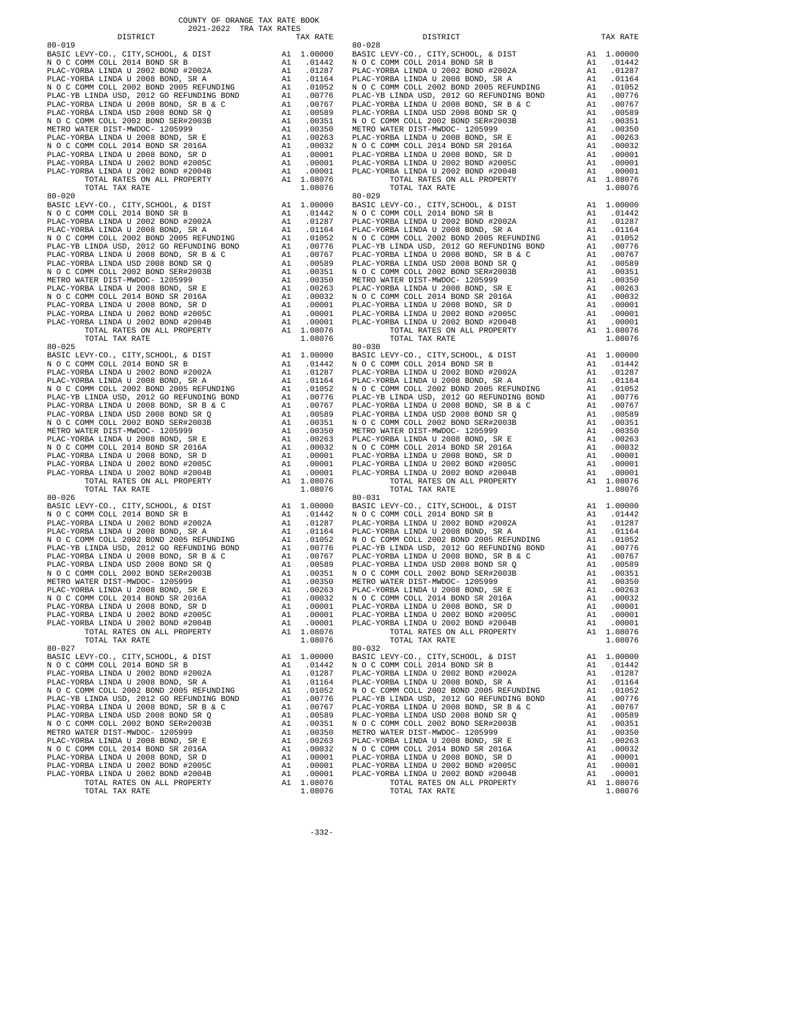COUNTY OF ORANGE TAX RATE BOOK
2021-2022 TRA TAX RATES

| DISTRICT | | TAX RATE |
|---|---|---|
| **80-019** | | |
| BASIC LEVY-CO., CITY,SCHOOL, & DIST | A1 | 1.00000 |
| N O C COMM COLL 2014 BOND SR B | A1 | .01442 |
| PLAC-YORBA LINDA U 2002 BOND #2002A | A1 | .01287 |
| PLAC-YORBA LINDA U 2008 BOND, SR A | A1 | .01164 |
| N O C COMM COLL 2002 BOND 2005 REFUNDING | A1 | .01052 |
| PLAC-YB LINDA USD, 2012 GO REFUNDING BOND | A1 | .00776 |
| PLAC-YORBA LINDA U 2008 BOND, SR B & C | A1 | .00767 |
| PLAC-YORBA LINDA USD 2008 BOND SR Q | A1 | .00589 |
| N O C COMM COLL 2002 BOND SER#2003B | A1 | .00351 |
| METRO WATER DIST-MWDOC- 1205999 | A1 | .00350 |
| PLAC-YORBA LINDA U 2008 BOND, SR E | A1 | .00263 |
| N O C COMM COLL 2014 BOND SR 2016A | A1 | .00032 |
| PLAC-YORBA LINDA U 2008 BOND, SR D | A1 | .00001 |
| PLAC-YORBA LINDA U 2002 BOND #2005C | A1 | .00001 |
| PLAC-YORBA LINDA U 2002 BOND #2004B | A1 | .00001 |
| TOTAL RATES ON ALL PROPERTY | A1 | 1.08076 |
| TOTAL TAX RATE | | 1.08076 |
| **80-020** | | |
| BASIC LEVY-CO., CITY,SCHOOL, & DIST | A1 | 1.00000 |
| N O C COMM COLL 2014 BOND SR B | A1 | .01442 |
| PLAC-YORBA LINDA U 2002 BOND #2002A | A1 | .01287 |
| PLAC-YORBA LINDA U 2008 BOND, SR A | A1 | .01164 |
| N O C COMM COLL 2002 BOND 2005 REFUNDING | A1 | .01052 |
| PLAC-YB LINDA USD, 2012 GO REFUNDING BOND | A1 | .00776 |
| PLAC-YORBA LINDA U 2008 BOND, SR B & C | A1 | .00767 |
| PLAC-YORBA LINDA USD 2008 BOND SR Q | A1 | .00589 |
| N O C COMM COLL 2002 BOND SER#2003B | A1 | .00351 |
| METRO WATER DIST-MWDOC- 1205999 | A1 | .00350 |
| PLAC-YORBA LINDA U 2008 BOND, SR E | A1 | .00263 |
| N O C COMM COLL 2014 BOND SR 2016A | A1 | .00032 |
| PLAC-YORBA LINDA U 2008 BOND, SR D | A1 | .00001 |
| PLAC-YORBA LINDA U 2002 BOND #2005C | A1 | .00001 |
| PLAC-YORBA LINDA U 2002 BOND #2004B | A1 | .00001 |
| TOTAL RATES ON ALL PROPERTY | A1 | 1.08076 |
| TOTAL TAX RATE | | 1.08076 |
| **80-025** | | |
| BASIC LEVY-CO., CITY,SCHOOL, & DIST | A1 | 1.00000 |
| N O C COMM COLL 2014 BOND SR B | A1 | .01442 |
| PLAC-YORBA LINDA U 2002 BOND #2002A | A1 | .01287 |
| PLAC-YORBA LINDA U 2008 BOND, SR A | A1 | .01164 |
| N O C COMM COLL 2002 BOND 2005 REFUNDING | A1 | .01052 |
| PLAC-YB LINDA USD, 2012 GO REFUNDING BOND | A1 | .00776 |
| PLAC-YORBA LINDA U 2008 BOND, SR B & C | A1 | .00767 |
| PLAC-YORBA LINDA USD 2008 BOND SR Q | A1 | .00589 |
| N O C COMM COLL 2002 BOND SER#2003B | A1 | .00351 |
| METRO WATER DIST-MWDOC- 1205999 | A1 | .00350 |
| PLAC-YORBA LINDA U 2008 BOND, SR E | A1 | .00263 |
| N O C COMM COLL 2014 BOND SR 2016A | A1 | .00032 |
| PLAC-YORBA LINDA U 2008 BOND, SR D | A1 | .00001 |
| PLAC-YORBA LINDA U 2002 BOND #2005C | A1 | .00001 |
| PLAC-YORBA LINDA U 2002 BOND #2004B | A1 | .00001 |
| TOTAL RATES ON ALL PROPERTY | A1 | 1.08076 |
| TOTAL TAX RATE | | 1.08076 |
| **80-026** | | |
| BASIC LEVY-CO., CITY,SCHOOL, & DIST | A1 | 1.00000 |
| N O C COMM COLL 2014 BOND SR B | A1 | .01442 |
| PLAC-YORBA LINDA U 2002 BOND #2002A | A1 | .01287 |
| PLAC-YORBA LINDA U 2008 BOND, SR A | A1 | .01164 |
| N O C COMM COLL 2002 BOND 2005 REFUNDING | A1 | .01052 |
| PLAC-YB LINDA USD, 2012 GO REFUNDING BOND | A1 | .00776 |
| PLAC-YORBA LINDA U 2008 BOND, SR B & C | A1 | .00767 |
| PLAC-YORBA LINDA USD 2008 BOND SR Q | A1 | .00589 |
| N O C COMM COLL 2002 BOND SER#2003B | A1 | .00351 |
| METRO WATER DIST-MWDOC- 1205999 | A1 | .00350 |
| PLAC-YORBA LINDA U 2008 BOND, SR E | A1 | .00263 |
| N O C COMM COLL 2014 BOND SR 2016A | A1 | .00032 |
| PLAC-YORBA LINDA U 2008 BOND, SR D | A1 | .00001 |
| PLAC-YORBA LINDA U 2002 BOND #2005C | A1 | .00001 |
| PLAC-YORBA LINDA U 2002 BOND #2004B | A1 | .00001 |
| TOTAL RATES ON ALL PROPERTY | A1 | 1.08076 |
| TOTAL TAX RATE | | 1.08076 |
| **80-027** | | |
| BASIC LEVY-CO., CITY,SCHOOL, & DIST | A1 | 1.00000 |
| N O C COMM COLL 2014 BOND SR B | A1 | .01442 |
| PLAC-YORBA LINDA U 2002 BOND #2002A | A1 | .01287 |
| PLAC-YORBA LINDA U 2008 BOND, SR A | A1 | .01164 |
| N O C COMM COLL 2002 BOND 2005 REFUNDING | A1 | .01052 |
| PLAC-YB LINDA USD, 2012 GO REFUNDING BOND | A1 | .00776 |
| PLAC-YORBA LINDA U 2008 BOND, SR B & C | A1 | .00767 |
| PLAC-YORBA LINDA USD 2008 BOND SR Q | A1 | .00589 |
| N O C COMM COLL 2002 BOND SER#2003B | A1 | .00351 |
| METRO WATER DIST-MWDOC- 1205999 | A1 | .00350 |
| PLAC-YORBA LINDA U 2008 BOND, SR E | A1 | .00263 |
| N O C COMM COLL 2014 BOND SR 2016A | A1 | .00032 |
| PLAC-YORBA LINDA U 2008 BOND, SR D | A1 | .00001 |
| PLAC-YORBA LINDA U 2002 BOND #2005C | A1 | .00001 |
| PLAC-YORBA LINDA U 2002 BOND #2004B | A1 | .00001 |
| TOTAL RATES ON ALL PROPERTY | A1 | 1.08076 |
| TOTAL TAX RATE | | 1.08076 |
| **80-028** | | |
| BASIC LEVY-CO., CITY,SCHOOL, & DIST | A1 | 1.00000 |
| N O C COMM COLL 2014 BOND SR B | A1 | .01442 |
| PLAC-YORBA LINDA U 2002 BOND #2002A | A1 | .01287 |
| PLAC-YORBA LINDA U 2008 BOND, SR A | A1 | .01164 |
| N O C COMM COLL 2002 BOND 2005 REFUNDING | A1 | .01052 |
| PLAC-YB LINDA USD, 2012 GO REFUNDING BOND | A1 | .00776 |
| PLAC-YORBA LINDA U 2008 BOND, SR B & C | A1 | .00767 |
| PLAC-YORBA LINDA USD 2008 BOND SR Q | A1 | .00589 |
| N O C COMM COLL 2002 BOND SER#2003B | A1 | .00351 |
| METRO WATER DIST-MWDOC- 1205999 | A1 | .00350 |
| PLAC-YORBA LINDA U 2008 BOND, SR E | A1 | .00263 |
| N O C COMM COLL 2014 BOND SR 2016A | A1 | .00032 |
| PLAC-YORBA LINDA U 2008 BOND, SR D | A1 | .00001 |
| PLAC-YORBA LINDA U 2002 BOND #2005C | A1 | .00001 |
| PLAC-YORBA LINDA U 2002 BOND #2004B | A1 | .00001 |
| TOTAL RATES ON ALL PROPERTY | A1 | 1.08076 |
| TOTAL TAX RATE | | 1.08076 |
| **80-029** | | |
| BASIC LEVY-CO., CITY,SCHOOL, & DIST | A1 | 1.00000 |
| N O C COMM COLL 2014 BOND SR B | A1 | .01442 |
| PLAC-YORBA LINDA U 2002 BOND #2002A | A1 | .01287 |
| PLAC-YORBA LINDA U 2008 BOND, SR A | A1 | .01164 |
| N O C COMM COLL 2002 BOND 2005 REFUNDING | A1 | .01052 |
| PLAC-YB LINDA USD, 2012 GO REFUNDING BOND | A1 | .00776 |
| PLAC-YORBA LINDA U 2008 BOND, SR B & C | A1 | .00767 |
| PLAC-YORBA LINDA USD 2008 BOND SR Q | A1 | .00589 |
| N O C COMM COLL 2002 BOND SER#2003B | A1 | .00351 |
| METRO WATER DIST-MWDOC- 1205999 | A1 | .00350 |
| PLAC-YORBA LINDA U 2008 BOND, SR E | A1 | .00263 |
| N O C COMM COLL 2014 BOND SR 2016A | A1 | .00032 |
| PLAC-YORBA LINDA U 2008 BOND, SR D | A1 | .00001 |
| PLAC-YORBA LINDA U 2002 BOND #2005C | A1 | .00001 |
| PLAC-YORBA LINDA U 2002 BOND #2004B | A1 | .00001 |
| TOTAL RATES ON ALL PROPERTY | A1 | 1.08076 |
| TOTAL TAX RATE | | 1.08076 |
| **80-030** | | |
| BASIC LEVY-CO., CITY,SCHOOL, & DIST | A1 | 1.00000 |
| N O C COMM COLL 2014 BOND SR B | A1 | .01442 |
| PLAC-YORBA LINDA U 2002 BOND #2002A | A1 | .01287 |
| PLAC-YORBA LINDA U 2008 BOND, SR A | A1 | .01164 |
| N O C COMM COLL 2002 BOND 2005 REFUNDING | A1 | .01052 |
| PLAC-YB LINDA USD, 2012 GO REFUNDING BOND | A1 | .00776 |
| PLAC-YORBA LINDA U 2008 BOND, SR B & C | A1 | .00767 |
| PLAC-YORBA LINDA USD 2008 BOND SR Q | A1 | .00589 |
| N O C COMM COLL 2002 BOND SER#2003B | A1 | .00351 |
| METRO WATER DIST-MWDOC- 1205999 | A1 | .00350 |
| PLAC-YORBA LINDA U 2008 BOND, SR E | A1 | .00263 |
| N O C COMM COLL 2014 BOND SR 2016A | A1 | .00032 |
| PLAC-YORBA LINDA U 2008 BOND, SR D | A1 | .00001 |
| PLAC-YORBA LINDA U 2002 BOND #2005C | A1 | .00001 |
| PLAC-YORBA LINDA U 2002 BOND #2004B | A1 | .00001 |
| TOTAL RATES ON ALL PROPERTY | A1 | 1.08076 |
| TOTAL TAX RATE | | 1.08076 |
| **80-031** | | |
| BASIC LEVY-CO., CITY,SCHOOL, & DIST | A1 | 1.00000 |
| N O C COMM COLL 2014 BOND SR B | A1 | .01442 |
| PLAC-YORBA LINDA U 2002 BOND #2002A | A1 | .01287 |
| PLAC-YORBA LINDA U 2008 BOND, SR A | A1 | .01164 |
| N O C COMM COLL 2002 BOND 2005 REFUNDING | A1 | .01052 |
| PLAC-YB LINDA USD, 2012 GO REFUNDING BOND | A1 | .00776 |
| PLAC-YORBA LINDA U 2008 BOND, SR B & C | A1 | .00767 |
| PLAC-YORBA LINDA USD 2008 BOND SR Q | A1 | .00589 |
| N O C COMM COLL 2002 BOND SER#2003B | A1 | .00351 |
| METRO WATER DIST-MWDOC- 1205999 | A1 | .00350 |
| PLAC-YORBA LINDA U 2008 BOND, SR E | A1 | .00263 |
| N O C COMM COLL 2014 BOND SR 2016A | A1 | .00032 |
| PLAC-YORBA LINDA U 2008 BOND, SR D | A1 | .00001 |
| PLAC-YORBA LINDA U 2002 BOND #2005C | A1 | .00001 |
| PLAC-YORBA LINDA U 2002 BOND #2004B | A1 | .00001 |
| TOTAL RATES ON ALL PROPERTY | A1 | 1.08076 |
| TOTAL TAX RATE | | 1.08076 |
| **80-032** | | |
| BASIC LEVY-CO., CITY,SCHOOL, & DIST | A1 | 1.00000 |
| N O C COMM COLL 2014 BOND SR B | A1 | .01442 |
| PLAC-YORBA LINDA U 2002 BOND #2002A | A1 | .01287 |
| PLAC-YORBA LINDA U 2008 BOND, SR A | A1 | .01164 |
| N O C COMM COLL 2002 BOND 2005 REFUNDING | A1 | .01052 |
| PLAC-YB LINDA USD, 2012 GO REFUNDING BOND | A1 | .00776 |
| PLAC-YORBA LINDA U 2008 BOND, SR B & C | A1 | .00767 |
| PLAC-YORBA LINDA USD 2008 BOND SR Q | A1 | .00589 |
| N O C COMM COLL 2002 BOND SER#2003B | A1 | .00351 |
| METRO WATER DIST-MWDOC- 1205999 | A1 | .00350 |
| PLAC-YORBA LINDA U 2008 BOND, SR E | A1 | .00263 |
| N O C COMM COLL 2014 BOND SR 2016A | A1 | .00032 |
| PLAC-YORBA LINDA U 2008 BOND, SR D | A1 | .00001 |
| PLAC-YORBA LINDA U 2002 BOND #2005C | A1 | .00001 |
| PLAC-YORBA LINDA U 2002 BOND #2004B | A1 | .00001 |
| TOTAL RATES ON ALL PROPERTY | A1 | 1.08076 |
| TOTAL TAX RATE | | 1.08076 |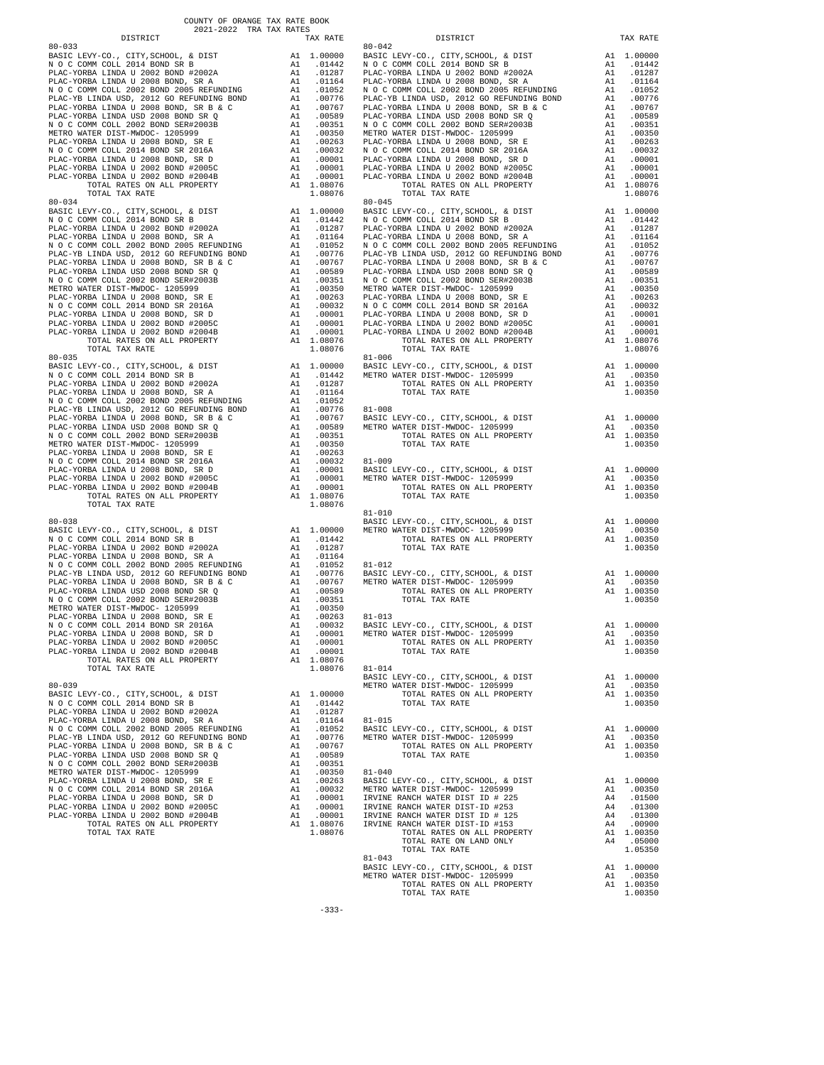COUNTY OF ORANGE TAX RATE BOOK
2021-2022 TRA TAX RATES

| DISTRICT | | TAX RATE |
|---|---|---|
| **80-033** | | |
| BASIC LEVY-CO., CITY,SCHOOL, & DIST | A1 | 1.00000 |
| N O C COMM COLL 2014 BOND SR B | A1 | .01442 |
| PLAC-YORBA LINDA U 2002 BOND #2002A | A1 | .01287 |
| PLAC-YORBA LINDA U 2008 BOND, SR A | A1 | .01164 |
| N O C COMM COLL 2002 BOND 2005 REFUNDING | A1 | .01052 |
| PLAC-YB LINDA USD, 2012 GO REFUNDING BOND | A1 | .00776 |
| PLAC-YORBA LINDA U 2008 BOND, SR B & C | A1 | .00767 |
| PLAC-YORBA LINDA USD 2008 BOND SR Q | A1 | .00589 |
| N O C COMM COLL 2002 BOND SER#2003B | A1 | .00351 |
| METRO WATER DIST-MWDOC- 1205999 | A1 | .00350 |
| PLAC-YORBA LINDA U 2008 BOND, SR E | A1 | .00263 |
| N O C COMM COLL 2014 BOND SR 2016A | A1 | .00032 |
| PLAC-YORBA LINDA U 2008 BOND, SR D | A1 | .00001 |
| PLAC-YORBA LINDA U 2002 BOND #2005C | A1 | .00001 |
| PLAC-YORBA LINDA U 2002 BOND #2004B | A1 | .00001 |
| TOTAL RATES ON ALL PROPERTY | A1 | 1.08076 |
| TOTAL TAX RATE | | 1.08076 |
| **80-034** | | |
| BASIC LEVY-CO., CITY,SCHOOL, & DIST | A1 | 1.00000 |
| N O C COMM COLL 2014 BOND SR B | A1 | .01442 |
| PLAC-YORBA LINDA U 2002 BOND #2002A | A1 | .01287 |
| PLAC-YORBA LINDA U 2008 BOND, SR A | A1 | .01164 |
| N O C COMM COLL 2002 BOND 2005 REFUNDING | A1 | .01052 |
| PLAC-YB LINDA USD, 2012 GO REFUNDING BOND | A1 | .00776 |
| PLAC-YORBA LINDA U 2008 BOND, SR B & C | A1 | .00767 |
| PLAC-YORBA LINDA USD 2008 BOND SR Q | A1 | .00589 |
| N O C COMM COLL 2002 BOND SER#2003B | A1 | .00351 |
| METRO WATER DIST-MWDOC- 1205999 | A1 | .00350 |
| PLAC-YORBA LINDA U 2008 BOND, SR E | A1 | .00263 |
| N O C COMM COLL 2014 BOND SR 2016A | A1 | .00032 |
| PLAC-YORBA LINDA U 2008 BOND, SR D | A1 | .00001 |
| PLAC-YORBA LINDA U 2002 BOND #2005C | A1 | .00001 |
| PLAC-YORBA LINDA U 2002 BOND #2004B | A1 | .00001 |
| TOTAL RATES ON ALL PROPERTY | A1 | 1.08076 |
| TOTAL TAX RATE | | 1.08076 |
| **80-035** | | |
| BASIC LEVY-CO., CITY,SCHOOL, & DIST | A1 | 1.00000 |
| N O C COMM COLL 2014 BOND SR B | A1 | .01442 |
| PLAC-YORBA LINDA U 2002 BOND #2002A | A1 | .01287 |
| PLAC-YORBA LINDA U 2008 BOND, SR A | A1 | .01164 |
| N O C COMM COLL 2002 BOND 2005 REFUNDING | A1 | .01052 |
| PLAC-YB LINDA USD, 2012 GO REFUNDING BOND | A1 | .00776 |
| PLAC-YORBA LINDA U 2008 BOND, SR B & C | A1 | .00767 |
| PLAC-YORBA LINDA USD 2008 BOND SR Q | A1 | .00589 |
| N O C COMM COLL 2002 BOND SER#2003B | A1 | .00351 |
| METRO WATER DIST-MWDOC- 1205999 | A1 | .00350 |
| PLAC-YORBA LINDA U 2008 BOND, SR E | A1 | .00263 |
| N O C COMM COLL 2014 BOND SR 2016A | A1 | .00032 |
| PLAC-YORBA LINDA U 2008 BOND, SR D | A1 | .00001 |
| PLAC-YORBA LINDA U 2002 BOND #2005C | A1 | .00001 |
| PLAC-YORBA LINDA U 2002 BOND #2004B | A1 | .00001 |
| TOTAL RATES ON ALL PROPERTY | A1 | 1.08076 |
| TOTAL TAX RATE | | 1.08076 |
| **80-038** | | |
| BASIC LEVY-CO., CITY,SCHOOL, & DIST | A1 | 1.00000 |
| N O C COMM COLL 2014 BOND SR B | A1 | .01442 |
| PLAC-YORBA LINDA U 2002 BOND #2002A | A1 | .01287 |
| PLAC-YORBA LINDA U 2008 BOND, SR A | A1 | .01164 |
| N O C COMM COLL 2002 BOND 2005 REFUNDING | A1 | .01052 |
| PLAC-YB LINDA USD, 2012 GO REFUNDING BOND | A1 | .00776 |
| PLAC-YORBA LINDA U 2008 BOND, SR B & C | A1 | .00767 |
| PLAC-YORBA LINDA USD 2008 BOND SR Q | A1 | .00589 |
| N O C COMM COLL 2002 BOND SER#2003B | A1 | .00351 |
| METRO WATER DIST-MWDOC- 1205999 | A1 | .00350 |
| PLAC-YORBA LINDA U 2008 BOND, SR E | A1 | .00263 |
| N O C COMM COLL 2014 BOND SR 2016A | A1 | .00032 |
| PLAC-YORBA LINDA U 2008 BOND, SR D | A1 | .00001 |
| PLAC-YORBA LINDA U 2002 BOND #2005C | A1 | .00001 |
| PLAC-YORBA LINDA U 2002 BOND #2004B | A1 | .00001 |
| TOTAL RATES ON ALL PROPERTY | A1 | 1.08076 |
| TOTAL TAX RATE | | 1.08076 |
| **80-039** | | |
| BASIC LEVY-CO., CITY,SCHOOL, & DIST | A1 | 1.00000 |
| N O C COMM COLL 2014 BOND SR B | A1 | .01442 |
| PLAC-YORBA LINDA U 2002 BOND #2002A | A1 | .01287 |
| PLAC-YORBA LINDA U 2008 BOND, SR A | A1 | .01164 |
| N O C COMM COLL 2002 BOND 2005 REFUNDING | A1 | .01052 |
| PLAC-YB LINDA USD, 2012 GO REFUNDING BOND | A1 | .00776 |
| PLAC-YORBA LINDA U 2008 BOND, SR B & C | A1 | .00767 |
| PLAC-YORBA LINDA USD 2008 BOND SR Q | A1 | .00589 |
| N O C COMM COLL 2002 BOND SER#2003B | A1 | .00351 |
| METRO WATER DIST-MWDOC- 1205999 | A1 | .00350 |
| PLAC-YORBA LINDA U 2008 BOND, SR E | A1 | .00263 |
| N O C COMM COLL 2014 BOND SR 2016A | A1 | .00032 |
| PLAC-YORBA LINDA U 2008 BOND, SR D | A1 | .00001 |
| PLAC-YORBA LINDA U 2002 BOND #2005C | A1 | .00001 |
| PLAC-YORBA LINDA U 2002 BOND #2004B | A1 | .00001 |
| TOTAL RATES ON ALL PROPERTY | A1 | 1.08076 |
| TOTAL TAX RATE | | 1.08076 |
| **80-042** | | |
| BASIC LEVY-CO., CITY,SCHOOL, & DIST | A1 | 1.00000 |
| N O C COMM COLL 2014 BOND SR B | A1 | .01442 |
| PLAC-YORBA LINDA U 2002 BOND #2002A | A1 | .01287 |
| PLAC-YORBA LINDA U 2008 BOND, SR A | A1 | .01164 |
| N O C COMM COLL 2002 BOND 2005 REFUNDING | A1 | .01052 |
| PLAC-YB LINDA USD, 2012 GO REFUNDING BOND | A1 | .00776 |
| PLAC-YORBA LINDA U 2008 BOND, SR B & C | A1 | .00767 |
| PLAC-YORBA LINDA USD 2008 BOND SR Q | A1 | .00589 |
| N O C COMM COLL 2002 BOND SER#2003B | A1 | .00351 |
| METRO WATER DIST-MWDOC- 1205999 | A1 | .00350 |
| PLAC-YORBA LINDA U 2008 BOND, SR E | A1 | .00263 |
| N O C COMM COLL 2014 BOND SR 2016A | A1 | .00032 |
| PLAC-YORBA LINDA U 2008 BOND, SR D | A1 | .00001 |
| PLAC-YORBA LINDA U 2002 BOND #2005C | A1 | .00001 |
| PLAC-YORBA LINDA U 2002 BOND #2004B | A1 | .00001 |
| TOTAL RATES ON ALL PROPERTY | A1 | 1.08076 |
| TOTAL TAX RATE | | 1.08076 |
| **80-045** | | |
| BASIC LEVY-CO., CITY,SCHOOL, & DIST | A1 | 1.00000 |
| N O C COMM COLL 2014 BOND SR B | A1 | .01442 |
| PLAC-YORBA LINDA U 2002 BOND #2002A | A1 | .01287 |
| PLAC-YORBA LINDA U 2008 BOND, SR A | A1 | .01164 |
| N O C COMM COLL 2002 BOND 2005 REFUNDING | A1 | .01052 |
| PLAC-YB LINDA USD, 2012 GO REFUNDING BOND | A1 | .00776 |
| PLAC-YORBA LINDA U 2008 BOND, SR B & C | A1 | .00767 |
| PLAC-YORBA LINDA USD 2008 BOND SR Q | A1 | .00589 |
| N O C COMM COLL 2002 BOND SER#2003B | A1 | .00351 |
| METRO WATER DIST-MWDOC- 1205999 | A1 | .00350 |
| PLAC-YORBA LINDA U 2008 BOND, SR E | A1 | .00263 |
| N O C COMM COLL 2014 BOND SR 2016A | A1 | .00032 |
| PLAC-YORBA LINDA U 2008 BOND, SR D | A1 | .00001 |
| PLAC-YORBA LINDA U 2002 BOND #2005C | A1 | .00001 |
| PLAC-YORBA LINDA U 2002 BOND #2004B | A1 | .00001 |
| TOTAL RATES ON ALL PROPERTY | A1 | 1.08076 |
| TOTAL TAX RATE | | 1.08076 |
| **81-006** | | |
| BASIC LEVY-CO., CITY,SCHOOL, & DIST | A1 | 1.00000 |
| METRO WATER DIST-MWDOC- 1205999 | A1 | .00350 |
| TOTAL RATES ON ALL PROPERTY | A1 | 1.00350 |
| TOTAL TAX RATE | | 1.00350 |
| **81-008** | | |
| BASIC LEVY-CO., CITY,SCHOOL, & DIST | A1 | 1.00000 |
| METRO WATER DIST-MWDOC- 1205999 | A1 | .00350 |
| TOTAL RATES ON ALL PROPERTY | A1 | 1.00350 |
| TOTAL TAX RATE | | 1.00350 |
| **81-009** | | |
| BASIC LEVY-CO., CITY,SCHOOL, & DIST | A1 | 1.00000 |
| METRO WATER DIST-MWDOC- 1205999 | A1 | .00350 |
| TOTAL RATES ON ALL PROPERTY | A1 | 1.00350 |
| TOTAL TAX RATE | | 1.00350 |
| **81-010** | | |
| BASIC LEVY-CO., CITY,SCHOOL, & DIST | A1 | 1.00000 |
| METRO WATER DIST-MWDOC- 1205999 | A1 | .00350 |
| TOTAL RATES ON ALL PROPERTY | A1 | 1.00350 |
| TOTAL TAX RATE | | 1.00350 |
| **81-012** | | |
| BASIC LEVY-CO., CITY,SCHOOL, & DIST | A1 | 1.00000 |
| METRO WATER DIST-MWDOC- 1205999 | A1 | .00350 |
| TOTAL RATES ON ALL PROPERTY | A1 | 1.00350 |
| TOTAL TAX RATE | | 1.00350 |
| **81-013** | | |
| BASIC LEVY-CO., CITY,SCHOOL, & DIST | A1 | 1.00000 |
| METRO WATER DIST-MWDOC- 1205999 | A1 | .00350 |
| TOTAL RATES ON ALL PROPERTY | A1 | 1.00350 |
| TOTAL TAX RATE | | 1.00350 |
| **81-014** | | |
| BASIC LEVY-CO., CITY,SCHOOL, & DIST | A1 | 1.00000 |
| METRO WATER DIST-MWDOC- 1205999 | A1 | .00350 |
| TOTAL RATES ON ALL PROPERTY | A1 | 1.00350 |
| TOTAL TAX RATE | | 1.00350 |
| **81-015** | | |
| BASIC LEVY-CO., CITY,SCHOOL, & DIST | A1 | 1.00000 |
| METRO WATER DIST-MWDOC- 1205999 | A1 | .00350 |
| TOTAL RATES ON ALL PROPERTY | A1 | 1.00350 |
| TOTAL TAX RATE | | 1.00350 |
| **81-040** | | |
| BASIC LEVY-CO., CITY,SCHOOL, & DIST | A1 | 1.00000 |
| METRO WATER DIST-MWDOC- 1205999 | A1 | .00350 |
| IRVINE RANCH WATER DIST ID # 225 | A4 | .01500 |
| IRVINE RANCH WATER DIST-ID #253 | A4 | .01300 |
| IRVINE RANCH WATER DIST ID # 125 | A4 | .01300 |
| IRVINE RANCH WATER DIST-ID #153 | A4 | .00900 |
| TOTAL RATES ON ALL PROPERTY | A1 | 1.00350 |
| TOTAL RATE ON LAND ONLY | A4 | .05000 |
| TOTAL TAX RATE | | 1.05350 |
| **81-043** | | |
| BASIC LEVY-CO., CITY,SCHOOL, & DIST | A1 | 1.00000 |
| METRO WATER DIST-MWDOC- 1205999 | A1 | .00350 |
| TOTAL RATES ON ALL PROPERTY | A1 | 1.00350 |
| TOTAL TAX RATE | | 1.00350 |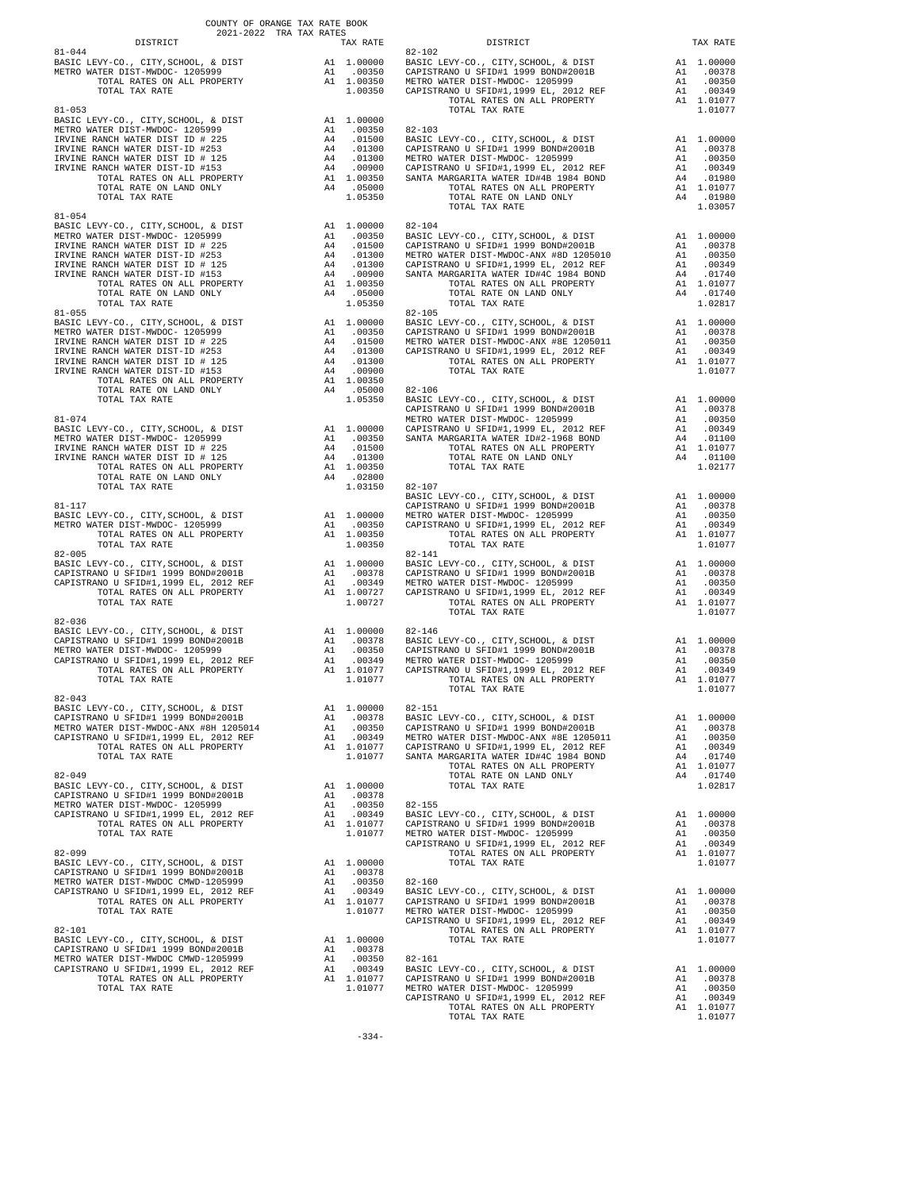COUNTY OF ORANGE TAX RATE BOOK
2021-2022 TRA TAX RATES

| DISTRICT | | TAX RATE |
|---|---|---|
| **81-044** | | |
| BASIC LEVY-CO., CITY,SCHOOL, & DIST | A1 | 1.00000 |
| METRO WATER DIST-MWDOC- 1205999 | A1 | .00350 |
| TOTAL RATES ON ALL PROPERTY | A1 | 1.00350 |
| TOTAL TAX RATE | | 1.00350 |
| **81-053** | | |
| BASIC LEVY-CO., CITY,SCHOOL, & DIST | A1 | 1.00000 |
| METRO WATER DIST-MWDOC- 1205999 | A1 | .00350 |
| IRVINE RANCH WATER DIST ID # 225 | A4 | .01500 |
| IRVINE RANCH WATER DIST-ID #253 | A4 | .01300 |
| IRVINE RANCH WATER DIST ID # 125 | A4 | .01300 |
| IRVINE RANCH WATER DIST-ID #153 | A4 | .00900 |
| TOTAL RATES ON ALL PROPERTY | A1 | 1.00350 |
| TOTAL RATE ON LAND ONLY | A4 | .05000 |
| TOTAL TAX RATE | | 1.05350 |
| **81-054** | | |
| BASIC LEVY-CO., CITY,SCHOOL, & DIST | A1 | 1.00000 |
| METRO WATER DIST-MWDOC- 1205999 | A1 | .00350 |
| IRVINE RANCH WATER DIST ID # 225 | A4 | .01500 |
| IRVINE RANCH WATER DIST-ID #253 | A4 | .01300 |
| IRVINE RANCH WATER DIST ID # 125 | A4 | .01300 |
| IRVINE RANCH WATER DIST-ID #153 | A4 | .00900 |
| TOTAL RATES ON ALL PROPERTY | A1 | 1.00350 |
| TOTAL RATE ON LAND ONLY | A4 | .05000 |
| TOTAL TAX RATE | | 1.05350 |
| **81-055** | | |
| BASIC LEVY-CO., CITY,SCHOOL, & DIST | A1 | 1.00000 |
| METRO WATER DIST-MWDOC- 1205999 | A1 | .00350 |
| IRVINE RANCH WATER DIST ID # 225 | A4 | .01500 |
| IRVINE RANCH WATER DIST-ID #253 | A4 | .01300 |
| IRVINE RANCH WATER DIST ID # 125 | A4 | .01300 |
| IRVINE RANCH WATER DIST-ID #153 | A4 | .00900 |
| TOTAL RATES ON ALL PROPERTY | A1 | 1.00350 |
| TOTAL RATE ON LAND ONLY | A4 | .05000 |
| TOTAL TAX RATE | | 1.05350 |
| **81-074** | | |
| BASIC LEVY-CO., CITY,SCHOOL, & DIST | A1 | 1.00000 |
| METRO WATER DIST-MWDOC- 1205999 | A1 | .00350 |
| IRVINE RANCH WATER DIST ID # 225 | A4 | .01500 |
| IRVINE RANCH WATER DIST ID # 125 | A4 | .01300 |
| TOTAL RATES ON ALL PROPERTY | A1 | 1.00350 |
| TOTAL RATE ON LAND ONLY | A4 | .02800 |
| TOTAL TAX RATE | | 1.03150 |
| **81-117** | | |
| BASIC LEVY-CO., CITY,SCHOOL, & DIST | A1 | 1.00000 |
| METRO WATER DIST-MWDOC- 1205999 | A1 | .00350 |
| TOTAL RATES ON ALL PROPERTY | A1 | 1.00350 |
| TOTAL TAX RATE | | 1.00350 |
| **82-005** | | |
| BASIC LEVY-CO., CITY,SCHOOL, & DIST | A1 | 1.00000 |
| CAPISTRANO U SFID#1 1999 BOND#2001B | A1 | .00378 |
| CAPISTRANO U SFID#1,1999 EL, 2012 REF | A1 | .00349 |
| TOTAL RATES ON ALL PROPERTY | A1 | 1.00727 |
| TOTAL TAX RATE | | 1.00727 |
| **82-036** | | |
| BASIC LEVY-CO., CITY,SCHOOL, & DIST | A1 | 1.00000 |
| CAPISTRANO U SFID#1 1999 BOND#2001B | A1 | .00378 |
| METRO WATER DIST-MWDOC- 1205999 | A1 | .00350 |
| CAPISTRANO U SFID#1,1999 EL, 2012 REF | A1 | .00349 |
| TOTAL RATES ON ALL PROPERTY | A1 | 1.01077 |
| TOTAL TAX RATE | | 1.01077 |
| **82-043** | | |
| BASIC LEVY-CO., CITY,SCHOOL, & DIST | A1 | 1.00000 |
| CAPISTRANO U SFID#1 1999 BOND#2001B | A1 | .00378 |
| METRO WATER DIST-MWDOC-ANX #8H 1205014 | A1 | .00350 |
| CAPISTRANO U SFID#1,1999 EL, 2012 REF | A1 | .00349 |
| TOTAL RATES ON ALL PROPERTY | A1 | 1.01077 |
| TOTAL TAX RATE | | 1.01077 |
| **82-049** | | |
| BASIC LEVY-CO., CITY,SCHOOL, & DIST | A1 | 1.00000 |
| CAPISTRANO U SFID#1 1999 BOND#2001B | A1 | .00378 |
| METRO WATER DIST-MWDOC- 1205999 | A1 | .00350 |
| CAPISTRANO U SFID#1,1999 EL, 2012 REF | A1 | .00349 |
| TOTAL RATES ON ALL PROPERTY | A1 | 1.01077 |
| TOTAL TAX RATE | | 1.01077 |
| **82-099** | | |
| BASIC LEVY-CO., CITY,SCHOOL, & DIST | A1 | 1.00000 |
| CAPISTRANO U SFID#1 1999 BOND#2001B | A1 | .00378 |
| METRO WATER DIST-MWDOC CMWD-1205999 | A1 | .00350 |
| CAPISTRANO U SFID#1,1999 EL, 2012 REF | A1 | .00349 |
| TOTAL RATES ON ALL PROPERTY | A1 | 1.01077 |
| TOTAL TAX RATE | | 1.01077 |
| **82-101** | | |
| BASIC LEVY-CO., CITY,SCHOOL, & DIST | A1 | 1.00000 |
| CAPISTRANO U SFID#1 1999 BOND#2001B | A1 | .00378 |
| METRO WATER DIST-MWDOC CMWD-1205999 | A1 | .00350 |
| CAPISTRANO U SFID#1,1999 EL, 2012 REF | A1 | .00349 |
| TOTAL RATES ON ALL PROPERTY | A1 | 1.01077 |
| TOTAL TAX RATE | | 1.01077 |
| **82-102** | | |
| BASIC LEVY-CO., CITY,SCHOOL, & DIST | A1 | 1.00000 |
| CAPISTRANO U SFID#1 1999 BOND#2001B | A1 | .00378 |
| METRO WATER DIST-MWDOC- 1205999 | A1 | .00350 |
| CAPISTRANO U SFID#1,1999 EL, 2012 REF | A1 | .00349 |
| TOTAL RATES ON ALL PROPERTY | A1 | 1.01077 |
| TOTAL TAX RATE | | 1.01077 |
| **82-103** | | |
| BASIC LEVY-CO., CITY,SCHOOL, & DIST | A1 | 1.00000 |
| CAPISTRANO U SFID#1 1999 BOND#2001B | A1 | .00378 |
| METRO WATER DIST-MWDOC- 1205999 | A1 | .00350 |
| CAPISTRANO U SFID#1,1999 EL, 2012 REF | A1 | .00349 |
| SANTA MARGARITA WATER ID#4B 1984 BOND | A4 | .01980 |
| TOTAL RATES ON ALL PROPERTY | A1 | 1.01077 |
| TOTAL RATE ON LAND ONLY | A4 | .01980 |
| TOTAL TAX RATE | | 1.03057 |
| **82-104** | | |
| BASIC LEVY-CO., CITY,SCHOOL, & DIST | A1 | 1.00000 |
| CAPISTRANO U SFID#1 1999 BOND#2001B | A1 | .00378 |
| METRO WATER DIST-MWDOC-ANX #8D 1205010 | A1 | .00350 |
| CAPISTRANO U SFID#1,1999 EL, 2012 REF | A1 | .00349 |
| SANTA MARGARITA WATER ID#4C 1984 BOND | A4 | .01740 |
| TOTAL RATES ON ALL PROPERTY | A1 | 1.01077 |
| TOTAL RATE ON LAND ONLY | A4 | .01740 |
| TOTAL TAX RATE | | 1.02817 |
| **82-105** | | |
| BASIC LEVY-CO., CITY,SCHOOL, & DIST | A1 | 1.00000 |
| CAPISTRANO U SFID#1 1999 BOND#2001B | A1 | .00378 |
| METRO WATER DIST-MWDOC-ANX #8E 1205011 | A1 | .00350 |
| CAPISTRANO U SFID#1,1999 EL, 2012 REF | A1 | .00349 |
| TOTAL RATES ON ALL PROPERTY | A1 | 1.01077 |
| TOTAL TAX RATE | | 1.01077 |
| **82-106** | | |
| BASIC LEVY-CO., CITY,SCHOOL, & DIST | A1 | 1.00000 |
| CAPISTRANO U SFID#1 1999 BOND#2001B | A1 | .00378 |
| METRO WATER DIST-MWDOC- 1205999 | A1 | .00350 |
| CAPISTRANO U SFID#1,1999 EL, 2012 REF | A1 | .00349 |
| SANTA MARGARITA WATER ID#2-1968 BOND | A4 | .01100 |
| TOTAL RATES ON ALL PROPERTY | A1 | 1.01077 |
| TOTAL RATE ON LAND ONLY | A4 | .01100 |
| TOTAL TAX RATE | | 1.02177 |
| **82-107** | | |
| BASIC LEVY-CO., CITY,SCHOOL, & DIST | A1 | 1.00000 |
| CAPISTRANO U SFID#1 1999 BOND#2001B | A1 | .00378 |
| METRO WATER DIST-MWDOC- 1205999 | A1 | .00350 |
| CAPISTRANO U SFID#1,1999 EL, 2012 REF | A1 | .00349 |
| TOTAL RATES ON ALL PROPERTY | A1 | 1.01077 |
| TOTAL TAX RATE | | 1.01077 |
| **82-141** | | |
| BASIC LEVY-CO., CITY,SCHOOL, & DIST | A1 | 1.00000 |
| CAPISTRANO U SFID#1 1999 BOND#2001B | A1 | .00378 |
| METRO WATER DIST-MWDOC- 1205999 | A1 | .00350 |
| CAPISTRANO U SFID#1,1999 EL, 2012 REF | A1 | .00349 |
| TOTAL RATES ON ALL PROPERTY | A1 | 1.01077 |
| TOTAL TAX RATE | | 1.01077 |
| **82-146** | | |
| BASIC LEVY-CO., CITY,SCHOOL, & DIST | A1 | 1.00000 |
| CAPISTRANO U SFID#1 1999 BOND#2001B | A1 | .00378 |
| METRO WATER DIST-MWDOC- 1205999 | A1 | .00350 |
| CAPISTRANO U SFID#1,1999 EL, 2012 REF | A1 | .00349 |
| TOTAL RATES ON ALL PROPERTY | A1 | 1.01077 |
| TOTAL TAX RATE | | 1.01077 |
| **82-151** | | |
| BASIC LEVY-CO., CITY,SCHOOL, & DIST | A1 | 1.00000 |
| CAPISTRANO U SFID#1 1999 BOND#2001B | A1 | .00378 |
| METRO WATER DIST-MWDOC-ANX #8E 1205011 | A1 | .00350 |
| CAPISTRANO U SFID#1,1999 EL, 2012 REF | A1 | .00349 |
| SANTA MARGARITA WATER ID#4C 1984 BOND | A4 | .01740 |
| TOTAL RATES ON ALL PROPERTY | A1 | 1.01077 |
| TOTAL RATE ON LAND ONLY | A4 | .01740 |
| TOTAL TAX RATE | | 1.02817 |
| **82-155** | | |
| BASIC LEVY-CO., CITY,SCHOOL, & DIST | A1 | 1.00000 |
| CAPISTRANO U SFID#1 1999 BOND#2001B | A1 | .00378 |
| METRO WATER DIST-MWDOC- 1205999 | A1 | .00350 |
| CAPISTRANO U SFID#1,1999 EL, 2012 REF | A1 | .00349 |
| TOTAL RATES ON ALL PROPERTY | A1 | 1.01077 |
| TOTAL TAX RATE | | 1.01077 |
| **82-160** | | |
| BASIC LEVY-CO., CITY,SCHOOL, & DIST | A1 | 1.00000 |
| CAPISTRANO U SFID#1 1999 BOND#2001B | A1 | .00378 |
| METRO WATER DIST-MWDOC- 1205999 | A1 | .00350 |
| CAPISTRANO U SFID#1,1999 EL, 2012 REF | A1 | .00349 |
| TOTAL RATES ON ALL PROPERTY | A1 | 1.01077 |
| TOTAL TAX RATE | | 1.01077 |
| **82-161** | | |
| BASIC LEVY-CO., CITY,SCHOOL, & DIST | A1 | 1.00000 |
| CAPISTRANO U SFID#1 1999 BOND#2001B | A1 | .00378 |
| METRO WATER DIST-MWDOC- 1205999 | A1 | .00350 |
| CAPISTRANO U SFID#1,1999 EL, 2012 REF | A1 | .00349 |
| TOTAL RATES ON ALL PROPERTY | A1 | 1.01077 |
| TOTAL TAX RATE | | 1.01077 |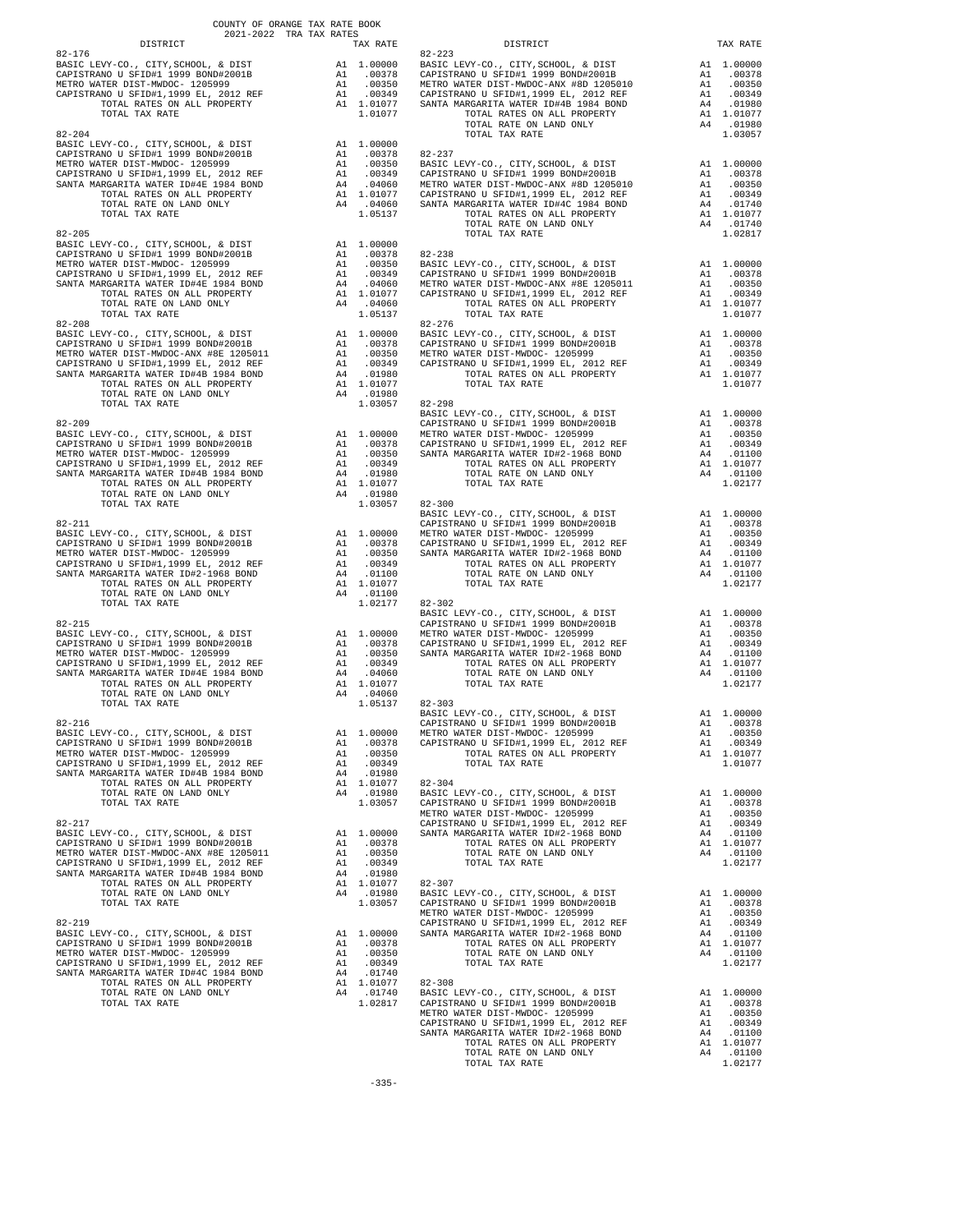COUNTY OF ORANGE TAX RATE BOOK
2021-2022 TRA TAX RATES

| DISTRICT | | TAX RATE |
|---|---|---|
| **82-176** | | |
| BASIC LEVY-CO., CITY,SCHOOL, & DIST | A1 | 1.00000 |
| CAPISTRANO U SFID#1 1999 BOND#2001B | A1 | .00378 |
| METRO WATER DIST-MWDOC- 1205999 | A1 | .00350 |
| CAPISTRANO U SFID#1,1999 EL, 2012 REF | A1 | .00349 |
| TOTAL RATES ON ALL PROPERTY | A1 | 1.01077 |
| TOTAL TAX RATE | | 1.01077 |
| **82-204** | | |
| BASIC LEVY-CO., CITY,SCHOOL, & DIST | A1 | 1.00000 |
| CAPISTRANO U SFID#1 1999 BOND#2001B | A1 | .00378 |
| METRO WATER DIST-MWDOC- 1205999 | A1 | .00350 |
| CAPISTRANO U SFID#1,1999 EL, 2012 REF | A1 | .00349 |
| SANTA MARGARITA WATER ID#4E 1984 BOND | A4 | .04060 |
| TOTAL RATES ON ALL PROPERTY | A1 | 1.01077 |
| TOTAL RATE ON LAND ONLY | A4 | .04060 |
| TOTAL TAX RATE | | 1.05137 |
| **82-205** | | |
| BASIC LEVY-CO., CITY,SCHOOL, & DIST | A1 | 1.00000 |
| CAPISTRANO U SFID#1 1999 BOND#2001B | A1 | .00378 |
| METRO WATER DIST-MWDOC- 1205999 | A1 | .00350 |
| CAPISTRANO U SFID#1,1999 EL, 2012 REF | A1 | .00349 |
| SANTA MARGARITA WATER ID#4E 1984 BOND | A4 | .04060 |
| TOTAL RATES ON ALL PROPERTY | A1 | 1.01077 |
| TOTAL RATE ON LAND ONLY | A4 | .04060 |
| TOTAL TAX RATE | | 1.05137 |
| **82-208** | | |
| BASIC LEVY-CO., CITY,SCHOOL, & DIST | A1 | 1.00000 |
| CAPISTRANO U SFID#1 1999 BOND#2001B | A1 | .00378 |
| METRO WATER DIST-MWDOC-ANX #8E 1205011 | A1 | .00350 |
| CAPISTRANO U SFID#1,1999 EL, 2012 REF | A1 | .00349 |
| SANTA MARGARITA WATER ID#4B 1984 BOND | A4 | .01980 |
| TOTAL RATES ON ALL PROPERTY | A1 | 1.01077 |
| TOTAL RATE ON LAND ONLY | A4 | .01980 |
| TOTAL TAX RATE | | 1.03057 |
| **82-209** | | |
| BASIC LEVY-CO., CITY,SCHOOL, & DIST | A1 | 1.00000 |
| CAPISTRANO U SFID#1 1999 BOND#2001B | A1 | .00378 |
| METRO WATER DIST-MWDOC- 1205999 | A1 | .00350 |
| CAPISTRANO U SFID#1,1999 EL, 2012 REF | A1 | .00349 |
| SANTA MARGARITA WATER ID#4B 1984 BOND | A4 | .01980 |
| TOTAL RATES ON ALL PROPERTY | A1 | 1.01077 |
| TOTAL RATE ON LAND ONLY | A4 | .01980 |
| TOTAL TAX RATE | | 1.03057 |
| **82-211** | | |
| BASIC LEVY-CO., CITY,SCHOOL, & DIST | A1 | 1.00000 |
| CAPISTRANO U SFID#1 1999 BOND#2001B | A1 | .00378 |
| METRO WATER DIST-MWDOC- 1205999 | A1 | .00350 |
| CAPISTRANO U SFID#1,1999 EL, 2012 REF | A1 | .00349 |
| SANTA MARGARITA WATER ID#2-1968 BOND | A4 | .01100 |
| TOTAL RATES ON ALL PROPERTY | A1 | 1.01077 |
| TOTAL RATE ON LAND ONLY | A4 | .01100 |
| TOTAL TAX RATE | | 1.02177 |
| **82-215** | | |
| BASIC LEVY-CO., CITY,SCHOOL, & DIST | A1 | 1.00000 |
| CAPISTRANO U SFID#1 1999 BOND#2001B | A1 | .00378 |
| METRO WATER DIST-MWDOC- 1205999 | A1 | .00350 |
| CAPISTRANO U SFID#1,1999 EL, 2012 REF | A1 | .00349 |
| SANTA MARGARITA WATER ID#4E 1984 BOND | A4 | .04060 |
| TOTAL RATES ON ALL PROPERTY | A1 | 1.01077 |
| TOTAL RATE ON LAND ONLY | A4 | .04060 |
| TOTAL TAX RATE | | 1.05137 |
| **82-216** | | |
| BASIC LEVY-CO., CITY,SCHOOL, & DIST | A1 | 1.00000 |
| CAPISTRANO U SFID#1 1999 BOND#2001B | A1 | .00378 |
| METRO WATER DIST-MWDOC- 1205999 | A1 | .00350 |
| CAPISTRANO U SFID#1,1999 EL, 2012 REF | A1 | .00349 |
| SANTA MARGARITA WATER ID#4B 1984 BOND | A4 | .01980 |
| TOTAL RATES ON ALL PROPERTY | A1 | 1.01077 |
| TOTAL RATE ON LAND ONLY | A4 | .01980 |
| TOTAL TAX RATE | | 1.03057 |
| **82-217** | | |
| BASIC LEVY-CO., CITY,SCHOOL, & DIST | A1 | 1.00000 |
| CAPISTRANO U SFID#1 1999 BOND#2001B | A1 | .00378 |
| METRO WATER DIST-MWDOC-ANX #8E 1205011 | A1 | .00350 |
| CAPISTRANO U SFID#1,1999 EL, 2012 REF | A1 | .00349 |
| SANTA MARGARITA WATER ID#4B 1984 BOND | A4 | .01980 |
| TOTAL RATES ON ALL PROPERTY | A1 | 1.01077 |
| TOTAL RATE ON LAND ONLY | A4 | .01980 |
| TOTAL TAX RATE | | 1.03057 |
| **82-219** | | |
| BASIC LEVY-CO., CITY,SCHOOL, & DIST | A1 | 1.00000 |
| CAPISTRANO U SFID#1 1999 BOND#2001B | A1 | .00378 |
| METRO WATER DIST-MWDOC- 1205999 | A1 | .00350 |
| CAPISTRANO U SFID#1,1999 EL, 2012 REF | A1 | .00349 |
| SANTA MARGARITA WATER ID#4C 1984 BOND | A4 | .01740 |
| TOTAL RATES ON ALL PROPERTY | A1 | 1.01077 |
| TOTAL RATE ON LAND ONLY | A4 | .01740 |
| TOTAL TAX RATE | | 1.02817 |
| **82-223** | | |
| BASIC LEVY-CO., CITY,SCHOOL, & DIST | A1 | 1.00000 |
| CAPISTRANO U SFID#1 1999 BOND#2001B | A1 | .00378 |
| METRO WATER DIST-MWDOC-ANX #8D 1205010 | A1 | .00350 |
| CAPISTRANO U SFID#1,1999 EL, 2012 REF | A1 | .00349 |
| SANTA MARGARITA WATER ID#4B 1984 BOND | A4 | .01980 |
| TOTAL RATES ON ALL PROPERTY | A1 | 1.01077 |
| TOTAL RATE ON LAND ONLY | A4 | .01980 |
| TOTAL TAX RATE | | 1.03057 |
| **82-237** | | |
| BASIC LEVY-CO., CITY,SCHOOL, & DIST | A1 | 1.00000 |
| CAPISTRANO U SFID#1 1999 BOND#2001B | A1 | .00378 |
| METRO WATER DIST-MWDOC-ANX #8D 1205010 | A1 | .00350 |
| CAPISTRANO U SFID#1,1999 EL, 2012 REF | A1 | .00349 |
| SANTA MARGARITA WATER ID#4C 1984 BOND | A4 | .01740 |
| TOTAL RATES ON ALL PROPERTY | A1 | 1.01077 |
| TOTAL RATE ON LAND ONLY | A4 | .01740 |
| TOTAL TAX RATE | | 1.02817 |
| **82-238** | | |
| BASIC LEVY-CO., CITY,SCHOOL, & DIST | A1 | 1.00000 |
| CAPISTRANO U SFID#1 1999 BOND#2001B | A1 | .00378 |
| METRO WATER DIST-MWDOC-ANX #8E 1205011 | A1 | .00350 |
| CAPISTRANO U SFID#1,1999 EL, 2012 REF | A1 | .00349 |
| TOTAL RATES ON ALL PROPERTY | A1 | 1.01077 |
| TOTAL TAX RATE | | 1.01077 |
| **82-276** | | |
| BASIC LEVY-CO., CITY,SCHOOL, & DIST | A1 | 1.00000 |
| CAPISTRANO U SFID#1 1999 BOND#2001B | A1 | .00378 |
| METRO WATER DIST-MWDOC- 1205999 | A1 | .00350 |
| CAPISTRANO U SFID#1,1999 EL, 2012 REF | A1 | .00349 |
| TOTAL RATES ON ALL PROPERTY | A1 | 1.01077 |
| TOTAL TAX RATE | | 1.01077 |
| **82-298** | | |
| BASIC LEVY-CO., CITY,SCHOOL, & DIST | A1 | 1.00000 |
| CAPISTRANO U SFID#1 1999 BOND#2001B | A1 | .00378 |
| METRO WATER DIST-MWDOC- 1205999 | A1 | .00350 |
| CAPISTRANO U SFID#1,1999 EL, 2012 REF | A1 | .00349 |
| SANTA MARGARITA WATER ID#2-1968 BOND | A4 | .01100 |
| TOTAL RATES ON ALL PROPERTY | A1 | 1.01077 |
| TOTAL RATE ON LAND ONLY | A4 | .01100 |
| TOTAL TAX RATE | | 1.02177 |
| **82-300** | | |
| BASIC LEVY-CO., CITY,SCHOOL, & DIST | A1 | 1.00000 |
| CAPISTRANO U SFID#1 1999 BOND#2001B | A1 | .00378 |
| METRO WATER DIST-MWDOC- 1205999 | A1 | .00350 |
| CAPISTRANO U SFID#1,1999 EL, 2012 REF | A1 | .00349 |
| SANTA MARGARITA WATER ID#2-1968 BOND | A4 | .01100 |
| TOTAL RATES ON ALL PROPERTY | A1 | 1.01077 |
| TOTAL RATE ON LAND ONLY | A4 | .01100 |
| TOTAL TAX RATE | | 1.02177 |
| **82-302** | | |
| BASIC LEVY-CO., CITY,SCHOOL, & DIST | A1 | 1.00000 |
| CAPISTRANO U SFID#1 1999 BOND#2001B | A1 | .00378 |
| METRO WATER DIST-MWDOC- 1205999 | A1 | .00350 |
| CAPISTRANO U SFID#1,1999 EL, 2012 REF | A1 | .00349 |
| SANTA MARGARITA WATER ID#2-1968 BOND | A4 | .01100 |
| TOTAL RATES ON ALL PROPERTY | A1 | 1.01077 |
| TOTAL RATE ON LAND ONLY | A4 | .01100 |
| TOTAL TAX RATE | | 1.02177 |
| **82-303** | | |
| BASIC LEVY-CO., CITY,SCHOOL, & DIST | A1 | 1.00000 |
| CAPISTRANO U SFID#1 1999 BOND#2001B | A1 | .00378 |
| METRO WATER DIST-MWDOC- 1205999 | A1 | .00350 |
| CAPISTRANO U SFID#1,1999 EL, 2012 REF | A1 | .00349 |
| TOTAL RATES ON ALL PROPERTY | A1 | 1.01077 |
| TOTAL TAX RATE | | 1.01077 |
| **82-304** | | |
| BASIC LEVY-CO., CITY,SCHOOL, & DIST | A1 | 1.00000 |
| CAPISTRANO U SFID#1 1999 BOND#2001B | A1 | .00378 |
| METRO WATER DIST-MWDOC- 1205999 | A1 | .00350 |
| CAPISTRANO U SFID#1,1999 EL, 2012 REF | A1 | .00349 |
| SANTA MARGARITA WATER ID#2-1968 BOND | A4 | .01100 |
| TOTAL RATES ON ALL PROPERTY | A1 | 1.01077 |
| TOTAL RATE ON LAND ONLY | A4 | .01100 |
| TOTAL TAX RATE | | 1.02177 |
| **82-307** | | |
| BASIC LEVY-CO., CITY,SCHOOL, & DIST | A1 | 1.00000 |
| CAPISTRANO U SFID#1 1999 BOND#2001B | A1 | .00378 |
| METRO WATER DIST-MWDOC- 1205999 | A1 | .00350 |
| CAPISTRANO U SFID#1,1999 EL, 2012 REF | A1 | .00349 |
| SANTA MARGARITA WATER ID#2-1968 BOND | A4 | .01100 |
| TOTAL RATES ON ALL PROPERTY | A1 | 1.01077 |
| TOTAL RATE ON LAND ONLY | A4 | .01100 |
| TOTAL TAX RATE | | 1.02177 |
| **82-308** | | |
| BASIC LEVY-CO., CITY,SCHOOL, & DIST | A1 | 1.00000 |
| CAPISTRANO U SFID#1 1999 BOND#2001B | A1 | .00378 |
| METRO WATER DIST-MWDOC- 1205999 | A1 | .00350 |
| CAPISTRANO U SFID#1,1999 EL, 2012 REF | A1 | .00349 |
| SANTA MARGARITA WATER ID#2-1968 BOND | A4 | .01100 |
| TOTAL RATES ON ALL PROPERTY | A1 | 1.01077 |
| TOTAL RATE ON LAND ONLY | A4 | .01100 |
| TOTAL TAX RATE | | 1.02177 |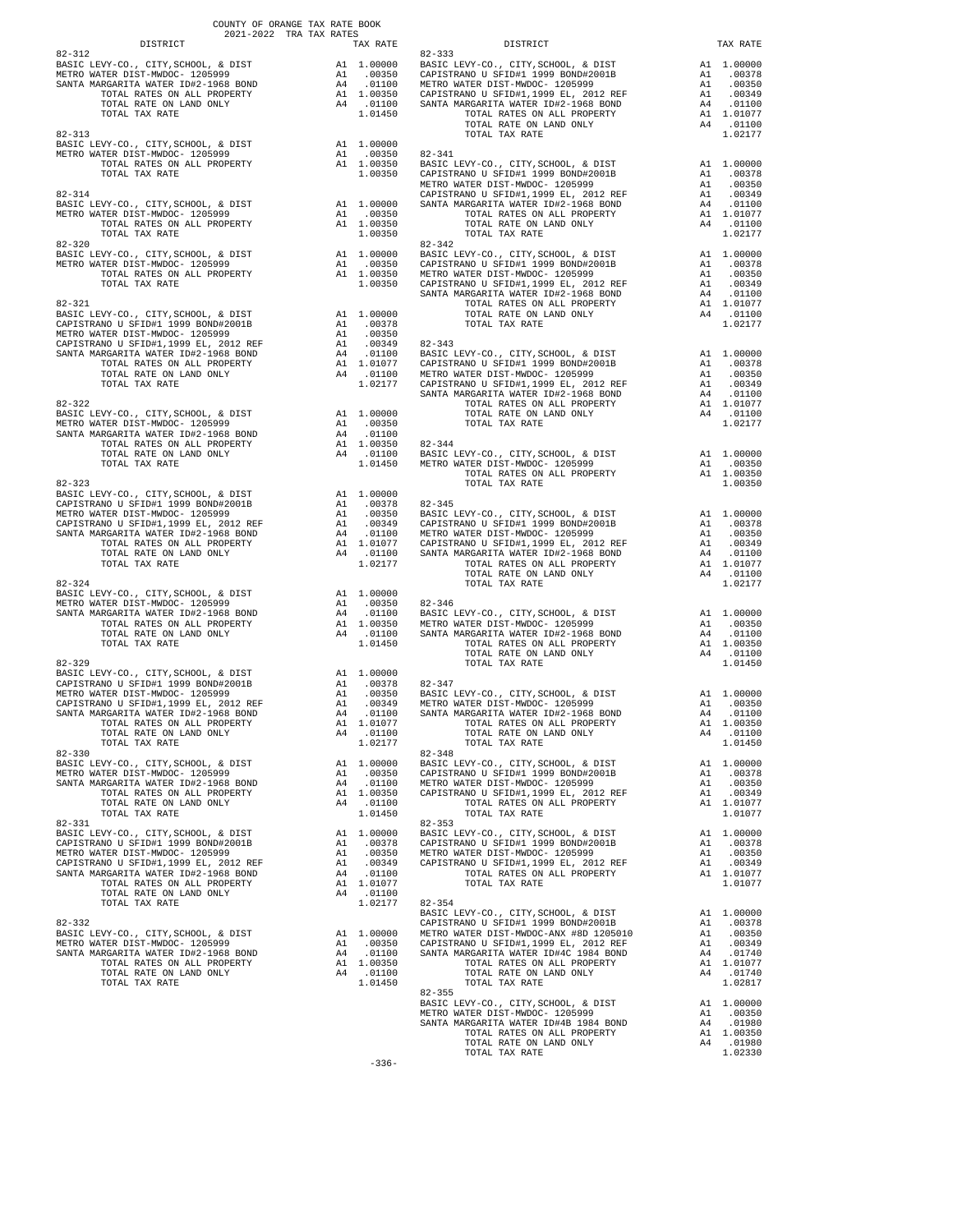COUNTY OF ORANGE TAX RATE BOOK
2021-2022 TRA TAX RATES

| DISTRICT | | TAX RATE |
|---|---|---|
| **82-312** | | |
| BASIC LEVY-CO., CITY,SCHOOL, & DIST | A1 | 1.00000 |
| METRO WATER DIST-MWDOC- 1205999 | A1 | .00350 |
| SANTA MARGARITA WATER ID#2-1968 BOND | A4 | .01100 |
| TOTAL RATES ON ALL PROPERTY | A1 | 1.00350 |
| TOTAL RATE ON LAND ONLY | A4 | .01100 |
| TOTAL TAX RATE | | 1.01450 |
| **82-313** | | |
| BASIC LEVY-CO., CITY,SCHOOL, & DIST | A1 | 1.00000 |
| METRO WATER DIST-MWDOC- 1205999 | A1 | .00350 |
| TOTAL RATES ON ALL PROPERTY | A1 | 1.00350 |
| TOTAL TAX RATE | | 1.00350 |
| **82-314** | | |
| BASIC LEVY-CO., CITY,SCHOOL, & DIST | A1 | 1.00000 |
| METRO WATER DIST-MWDOC- 1205999 | A1 | .00350 |
| TOTAL RATES ON ALL PROPERTY | A1 | 1.00350 |
| TOTAL TAX RATE | | 1.00350 |
| **82-320** | | |
| BASIC LEVY-CO., CITY,SCHOOL, & DIST | A1 | 1.00000 |
| METRO WATER DIST-MWDOC- 1205999 | A1 | .00350 |
| TOTAL RATES ON ALL PROPERTY | A1 | 1.00350 |
| TOTAL TAX RATE | | 1.00350 |
| **82-321** | | |
| BASIC LEVY-CO., CITY,SCHOOL, & DIST | A1 | 1.00000 |
| CAPISTRANO U SFID#1 1999 BOND#2001B | A1 | .00378 |
| METRO WATER DIST-MWDOC- 1205999 | A1 | .00350 |
| CAPISTRANO U SFID#1,1999 EL, 2012 REF | A1 | .00349 |
| SANTA MARGARITA WATER ID#2-1968 BOND | A4 | .01100 |
| TOTAL RATES ON ALL PROPERTY | A1 | 1.01077 |
| TOTAL RATE ON LAND ONLY | A4 | .01100 |
| TOTAL TAX RATE | | 1.02177 |
| **82-322** | | |
| BASIC LEVY-CO., CITY,SCHOOL, & DIST | A1 | 1.00000 |
| METRO WATER DIST-MWDOC- 1205999 | A1 | .00350 |
| SANTA MARGARITA WATER ID#2-1968 BOND | A4 | .01100 |
| TOTAL RATES ON ALL PROPERTY | A1 | 1.00350 |
| TOTAL RATE ON LAND ONLY | A4 | .01100 |
| TOTAL TAX RATE | | 1.01450 |
| **82-323** | | |
| BASIC LEVY-CO., CITY,SCHOOL, & DIST | A1 | 1.00000 |
| CAPISTRANO U SFID#1 1999 BOND#2001B | A1 | .00378 |
| METRO WATER DIST-MWDOC- 1205999 | A1 | .00350 |
| CAPISTRANO U SFID#1,1999 EL, 2012 REF | A1 | .00349 |
| SANTA MARGARITA WATER ID#2-1968 BOND | A4 | .01100 |
| TOTAL RATES ON ALL PROPERTY | A1 | 1.01077 |
| TOTAL RATE ON LAND ONLY | A4 | .01100 |
| TOTAL TAX RATE | | 1.02177 |
| **82-324** | | |
| BASIC LEVY-CO., CITY,SCHOOL, & DIST | A1 | 1.00000 |
| METRO WATER DIST-MWDOC- 1205999 | A1 | .00350 |
| SANTA MARGARITA WATER ID#2-1968 BOND | A4 | .01100 |
| TOTAL RATES ON ALL PROPERTY | A1 | 1.00350 |
| TOTAL RATE ON LAND ONLY | A4 | .01100 |
| TOTAL TAX RATE | | 1.01450 |
| **82-329** | | |
| BASIC LEVY-CO., CITY,SCHOOL, & DIST | A1 | 1.00000 |
| CAPISTRANO U SFID#1 1999 BOND#2001B | A1 | .00378 |
| METRO WATER DIST-MWDOC- 1205999 | A1 | .00350 |
| CAPISTRANO U SFID#1,1999 EL, 2012 REF | A1 | .00349 |
| SANTA MARGARITA WATER ID#2-1968 BOND | A4 | .01100 |
| TOTAL RATES ON ALL PROPERTY | A1 | 1.01077 |
| TOTAL RATE ON LAND ONLY | A4 | .01100 |
| TOTAL TAX RATE | | 1.02177 |
| **82-330** | | |
| BASIC LEVY-CO., CITY,SCHOOL, & DIST | A1 | 1.00000 |
| METRO WATER DIST-MWDOC- 1205999 | A1 | .00350 |
| SANTA MARGARITA WATER ID#2-1968 BOND | A4 | .01100 |
| TOTAL RATES ON ALL PROPERTY | A1 | 1.00350 |
| TOTAL RATE ON LAND ONLY | A4 | .01100 |
| TOTAL TAX RATE | | 1.01450 |
| **82-331** | | |
| BASIC LEVY-CO., CITY,SCHOOL, & DIST | A1 | 1.00000 |
| CAPISTRANO U SFID#1 1999 BOND#2001B | A1 | .00378 |
| METRO WATER DIST-MWDOC- 1205999 | A1 | .00350 |
| CAPISTRANO U SFID#1,1999 EL, 2012 REF | A1 | .00349 |
| SANTA MARGARITA WATER ID#2-1968 BOND | A4 | .01100 |
| TOTAL RATES ON ALL PROPERTY | A1 | 1.01077 |
| TOTAL RATE ON LAND ONLY | A4 | .01100 |
| TOTAL TAX RATE | | 1.02177 |
| **82-332** | | |
| BASIC LEVY-CO., CITY,SCHOOL, & DIST | A1 | 1.00000 |
| METRO WATER DIST-MWDOC- 1205999 | A1 | .00350 |
| SANTA MARGARITA WATER ID#2-1968 BOND | A4 | .01100 |
| TOTAL RATES ON ALL PROPERTY | A1 | 1.00350 |
| TOTAL RATE ON LAND ONLY | A4 | .01100 |
| TOTAL TAX RATE | | 1.01450 |
| **82-333** | | |
| BASIC LEVY-CO., CITY,SCHOOL, & DIST | A1 | 1.00000 |
| CAPISTRANO U SFID#1 1999 BOND#2001B | A1 | .00378 |
| METRO WATER DIST-MWDOC- 1205999 | A1 | .00350 |
| CAPISTRANO U SFID#1,1999 EL, 2012 REF | A1 | .00349 |
| SANTA MARGARITA WATER ID#2-1968 BOND | A4 | .01100 |
| TOTAL RATES ON ALL PROPERTY | A1 | 1.01077 |
| TOTAL RATE ON LAND ONLY | A4 | .01100 |
| TOTAL TAX RATE | | 1.02177 |
| **82-341** | | |
| BASIC LEVY-CO., CITY,SCHOOL, & DIST | A1 | 1.00000 |
| CAPISTRANO U SFID#1 1999 BOND#2001B | A1 | .00378 |
| METRO WATER DIST-MWDOC- 1205999 | A1 | .00350 |
| CAPISTRANO U SFID#1,1999 EL, 2012 REF | A1 | .00349 |
| SANTA MARGARITA WATER ID#2-1968 BOND | A4 | .01100 |
| TOTAL RATES ON ALL PROPERTY | A1 | 1.01077 |
| TOTAL RATE ON LAND ONLY | A4 | .01100 |
| TOTAL TAX RATE | | 1.02177 |
| **82-342** | | |
| BASIC LEVY-CO., CITY,SCHOOL, & DIST | A1 | 1.00000 |
| CAPISTRANO U SFID#1 1999 BOND#2001B | A1 | .00378 |
| METRO WATER DIST-MWDOC- 1205999 | A1 | .00350 |
| CAPISTRANO U SFID#1,1999 EL, 2012 REF | A1 | .00349 |
| SANTA MARGARITA WATER ID#2-1968 BOND | A4 | .01100 |
| TOTAL RATES ON ALL PROPERTY | A1 | 1.01077 |
| TOTAL RATE ON LAND ONLY | A4 | .01100 |
| TOTAL TAX RATE | | 1.02177 |
| **82-343** | | |
| BASIC LEVY-CO., CITY,SCHOOL, & DIST | A1 | 1.00000 |
| CAPISTRANO U SFID#1 1999 BOND#2001B | A1 | .00378 |
| METRO WATER DIST-MWDOC- 1205999 | A1 | .00350 |
| CAPISTRANO U SFID#1,1999 EL, 2012 REF | A1 | .00349 |
| SANTA MARGARITA WATER ID#2-1968 BOND | A4 | .01100 |
| TOTAL RATES ON ALL PROPERTY | A1 | 1.01077 |
| TOTAL RATE ON LAND ONLY | A4 | .01100 |
| TOTAL TAX RATE | | 1.02177 |
| **82-344** | | |
| BASIC LEVY-CO., CITY,SCHOOL, & DIST | A1 | 1.00000 |
| METRO WATER DIST-MWDOC- 1205999 | A1 | .00350 |
| TOTAL RATES ON ALL PROPERTY | A1 | 1.00350 |
| TOTAL TAX RATE | | 1.00350 |
| **82-345** | | |
| BASIC LEVY-CO., CITY,SCHOOL, & DIST | A1 | 1.00000 |
| CAPISTRANO U SFID#1 1999 BOND#2001B | A1 | .00378 |
| METRO WATER DIST-MWDOC- 1205999 | A1 | .00350 |
| CAPISTRANO U SFID#1,1999 EL, 2012 REF | A1 | .00349 |
| SANTA MARGARITA WATER ID#2-1968 BOND | A4 | .01100 |
| TOTAL RATES ON ALL PROPERTY | A1 | 1.01077 |
| TOTAL RATE ON LAND ONLY | A4 | .01100 |
| TOTAL TAX RATE | | 1.02177 |
| **82-346** | | |
| BASIC LEVY-CO., CITY,SCHOOL, & DIST | A1 | 1.00000 |
| METRO WATER DIST-MWDOC- 1205999 | A1 | .00350 |
| SANTA MARGARITA WATER ID#2-1968 BOND | A4 | .01100 |
| TOTAL RATES ON ALL PROPERTY | A1 | 1.00350 |
| TOTAL RATE ON LAND ONLY | A4 | .01100 |
| TOTAL TAX RATE | | 1.01450 |
| **82-347** | | |
| BASIC LEVY-CO., CITY,SCHOOL, & DIST | A1 | 1.00000 |
| METRO WATER DIST-MWDOC- 1205999 | A1 | .00350 |
| SANTA MARGARITA WATER ID#2-1968 BOND | A4 | .01100 |
| TOTAL RATES ON ALL PROPERTY | A1 | 1.00350 |
| TOTAL RATE ON LAND ONLY | A4 | .01100 |
| TOTAL TAX RATE | | 1.01450 |
| **82-348** | | |
| BASIC LEVY-CO., CITY,SCHOOL, & DIST | A1 | 1.00000 |
| CAPISTRANO U SFID#1 1999 BOND#2001B | A1 | .00378 |
| METRO WATER DIST-MWDOC- 1205999 | A1 | .00350 |
| CAPISTRANO U SFID#1,1999 EL, 2012 REF | A1 | .00349 |
| TOTAL RATES ON ALL PROPERTY | A1 | 1.01077 |
| TOTAL TAX RATE | | 1.01077 |
| **82-353** | | |
| BASIC LEVY-CO., CITY,SCHOOL, & DIST | A1 | 1.00000 |
| CAPISTRANO U SFID#1 1999 BOND#2001B | A1 | .00378 |
| METRO WATER DIST-MWDOC- 1205999 | A1 | .00350 |
| CAPISTRANO U SFID#1,1999 EL, 2012 REF | A1 | .00349 |
| TOTAL RATES ON ALL PROPERTY | A1 | 1.01077 |
| TOTAL TAX RATE | | 1.01077 |
| **82-354** | | |
| BASIC LEVY-CO., CITY,SCHOOL, & DIST | A1 | 1.00000 |
| CAPISTRANO U SFID#1 1999 BOND#2001B | A1 | .00378 |
| METRO WATER DIST-MWDOC-ANX #8D 1205010 | A1 | .00350 |
| CAPISTRANO U SFID#1,1999 EL, 2012 REF | A1 | .00349 |
| SANTA MARGARITA WATER ID#4C 1984 BOND | A4 | .01740 |
| TOTAL RATES ON ALL PROPERTY | A1 | 1.01077 |
| TOTAL RATE ON LAND ONLY | A4 | .01740 |
| TOTAL TAX RATE | | 1.02817 |
| **82-355** | | |
| BASIC LEVY-CO., CITY,SCHOOL, & DIST | A1 | 1.00000 |
| METRO WATER DIST-MWDOC- 1205999 | A1 | .00350 |
| SANTA MARGARITA WATER ID#4B 1984 BOND | A4 | .01980 |
| TOTAL RATES ON ALL PROPERTY | A1 | 1.00350 |
| TOTAL RATE ON LAND ONLY | A4 | .01980 |
| TOTAL TAX RATE | | 1.02330 |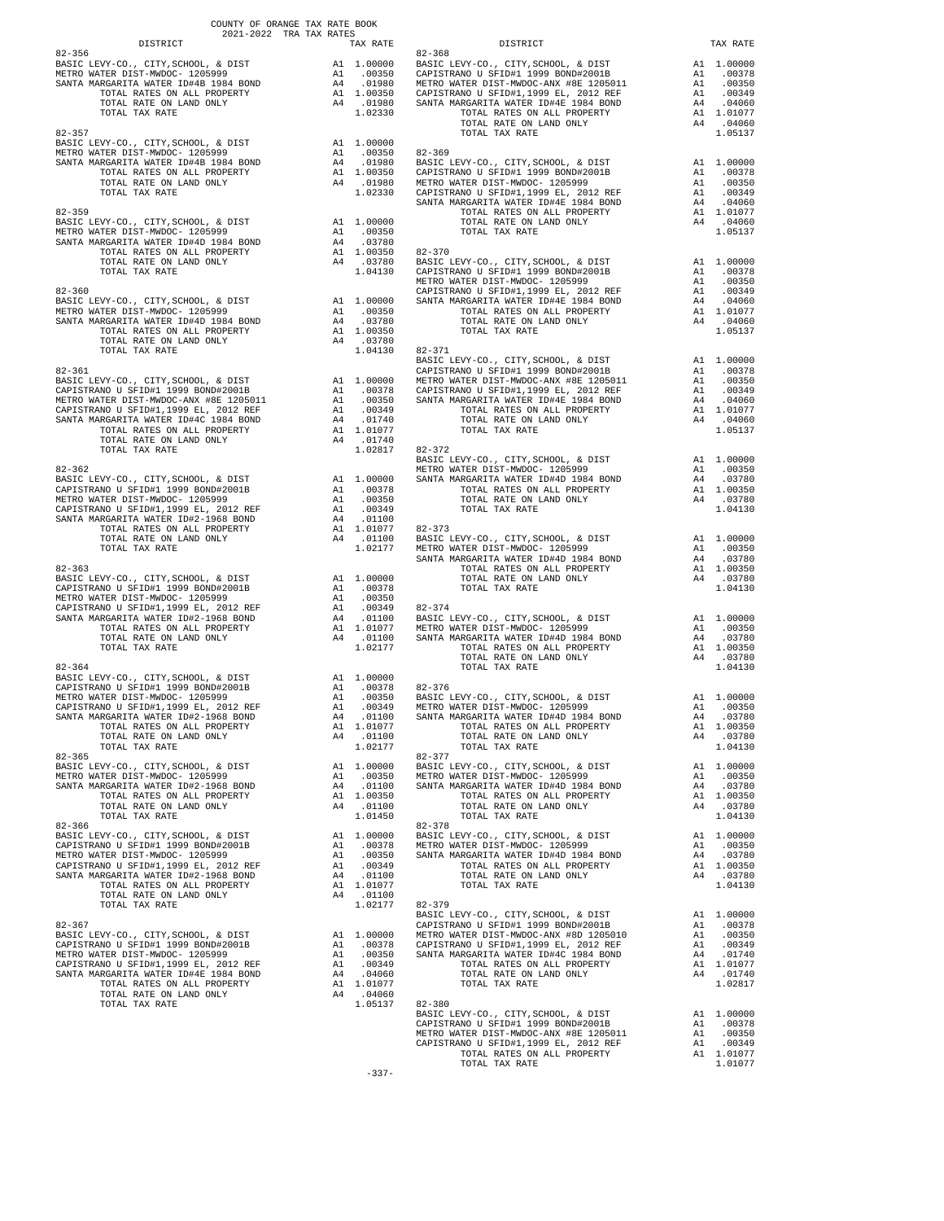COUNTY OF ORANGE TAX RATE BOOK
2021-2022 TRA TAX RATES

| DISTRICT | | TAX RATE |
|---|---|---|
| **82-356** | | |
| BASIC LEVY-CO., CITY,SCHOOL, & DIST | A1 | 1.00000 |
| METRO WATER DIST-MWDOC- 1205999 | A1 | .00350 |
| SANTA MARGARITA WATER ID#4B 1984 BOND | A4 | .01980 |
| TOTAL RATES ON ALL PROPERTY | A1 | 1.00350 |
| TOTAL RATE ON LAND ONLY | A4 | .01980 |
| TOTAL TAX RATE | | 1.02330 |
| **82-357** | | |
| BASIC LEVY-CO., CITY,SCHOOL, & DIST | A1 | 1.00000 |
| METRO WATER DIST-MWDOC- 1205999 | A1 | .00350 |
| SANTA MARGARITA WATER ID#4B 1984 BOND | A4 | .01980 |
| TOTAL RATES ON ALL PROPERTY | A1 | 1.00350 |
| TOTAL RATE ON LAND ONLY | A4 | .01980 |
| TOTAL TAX RATE | | 1.02330 |
| **82-359** | | |
| BASIC LEVY-CO., CITY,SCHOOL, & DIST | A1 | 1.00000 |
| METRO WATER DIST-MWDOC- 1205999 | A1 | .00350 |
| SANTA MARGARITA WATER ID#4D 1984 BOND | A4 | .03780 |
| TOTAL RATES ON ALL PROPERTY | A1 | 1.00350 |
| TOTAL RATE ON LAND ONLY | A4 | .03780 |
| TOTAL TAX RATE | | 1.04130 |
| **82-360** | | |
| BASIC LEVY-CO., CITY,SCHOOL, & DIST | A1 | 1.00000 |
| METRO WATER DIST-MWDOC- 1205999 | A1 | .00350 |
| SANTA MARGARITA WATER ID#4D 1984 BOND | A4 | .03780 |
| TOTAL RATES ON ALL PROPERTY | A1 | 1.00350 |
| TOTAL RATE ON LAND ONLY | A4 | .03780 |
| TOTAL TAX RATE | | 1.04130 |
| **82-361** | | |
| BASIC LEVY-CO., CITY,SCHOOL, & DIST | A1 | 1.00000 |
| CAPISTRANO U SFID#1 1999 BOND#2001B | A1 | .00378 |
| METRO WATER DIST-MWDOC-ANX #8E 1205011 | A1 | .00350 |
| CAPISTRANO U SFID#1,1999 EL, 2012 REF | A1 | .00349 |
| SANTA MARGARITA WATER ID#4C 1984 BOND | A4 | .01740 |
| TOTAL RATES ON ALL PROPERTY | A1 | 1.01077 |
| TOTAL RATE ON LAND ONLY | A4 | .01740 |
| TOTAL TAX RATE | | 1.02817 |
| **82-362** | | |
| BASIC LEVY-CO., CITY,SCHOOL, & DIST | A1 | 1.00000 |
| CAPISTRANO U SFID#1 1999 BOND#2001B | A1 | .00378 |
| METRO WATER DIST-MWDOC- 1205999 | A1 | .00350 |
| CAPISTRANO U SFID#1,1999 EL, 2012 REF | A1 | .00349 |
| SANTA MARGARITA WATER ID#2-1968 BOND | A4 | .01100 |
| TOTAL RATES ON ALL PROPERTY | A1 | 1.01077 |
| TOTAL RATE ON LAND ONLY | A4 | .01100 |
| TOTAL TAX RATE | | 1.02177 |
| **82-363** | | |
| BASIC LEVY-CO., CITY,SCHOOL, & DIST | A1 | 1.00000 |
| CAPISTRANO U SFID#1 1999 BOND#2001B | A1 | .00378 |
| METRO WATER DIST-MWDOC- 1205999 | A1 | .00350 |
| CAPISTRANO U SFID#1,1999 EL, 2012 REF | A1 | .00349 |
| SANTA MARGARITA WATER ID#2-1968 BOND | A4 | .01100 |
| TOTAL RATES ON ALL PROPERTY | A1 | 1.01077 |
| TOTAL RATE ON LAND ONLY | A4 | .01100 |
| TOTAL TAX RATE | | 1.02177 |
| **82-364** | | |
| BASIC LEVY-CO., CITY,SCHOOL, & DIST | A1 | 1.00000 |
| CAPISTRANO U SFID#1 1999 BOND#2001B | A1 | .00378 |
| METRO WATER DIST-MWDOC- 1205999 | A1 | .00350 |
| CAPISTRANO U SFID#1,1999 EL, 2012 REF | A1 | .00349 |
| SANTA MARGARITA WATER ID#2-1968 BOND | A4 | .01100 |
| TOTAL RATES ON ALL PROPERTY | A1 | 1.01077 |
| TOTAL RATE ON LAND ONLY | A4 | .01100 |
| TOTAL TAX RATE | | 1.02177 |
| **82-365** | | |
| BASIC LEVY-CO., CITY,SCHOOL, & DIST | A1 | 1.00000 |
| METRO WATER DIST-MWDOC- 1205999 | A1 | .00350 |
| SANTA MARGARITA WATER ID#2-1968 BOND | A4 | .01100 |
| TOTAL RATES ON ALL PROPERTY | A1 | 1.00350 |
| TOTAL RATE ON LAND ONLY | A4 | .01100 |
| TOTAL TAX RATE | | 1.01450 |
| **82-366** | | |
| BASIC LEVY-CO., CITY,SCHOOL, & DIST | A1 | 1.00000 |
| CAPISTRANO U SFID#1 1999 BOND#2001B | A1 | .00378 |
| METRO WATER DIST-MWDOC- 1205999 | A1 | .00350 |
| CAPISTRANO U SFID#1,1999 EL, 2012 REF | A1 | .00349 |
| SANTA MARGARITA WATER ID#2-1968 BOND | A4 | .01100 |
| TOTAL RATES ON ALL PROPERTY | A1 | 1.01077 |
| TOTAL RATE ON LAND ONLY | A4 | .01100 |
| TOTAL TAX RATE | | 1.02177 |
| **82-367** | | |
| BASIC LEVY-CO., CITY,SCHOOL, & DIST | A1 | 1.00000 |
| CAPISTRANO U SFID#1 1999 BOND#2001B | A1 | .00378 |
| METRO WATER DIST-MWDOC- 1205999 | A1 | .00350 |
| CAPISTRANO U SFID#1,1999 EL, 2012 REF | A1 | .00349 |
| SANTA MARGARITA WATER ID#4E 1984 BOND | A4 | .04060 |
| TOTAL RATES ON ALL PROPERTY | A1 | 1.01077 |
| TOTAL RATE ON LAND ONLY | A4 | .04060 |
| TOTAL TAX RATE | | 1.05137 |
| **82-368** | | |
| BASIC LEVY-CO., CITY,SCHOOL, & DIST | A1 | 1.00000 |
| CAPISTRANO U SFID#1 1999 BOND#2001B | A1 | .00378 |
| METRO WATER DIST-MWDOC-ANX #8E 1205011 | A1 | .00350 |
| CAPISTRANO U SFID#1,1999 EL, 2012 REF | A1 | .00349 |
| SANTA MARGARITA WATER ID#4E 1984 BOND | A4 | .04060 |
| TOTAL RATES ON ALL PROPERTY | A1 | 1.01077 |
| TOTAL RATE ON LAND ONLY | A4 | .04060 |
| TOTAL TAX RATE | | 1.05137 |
| **82-369** | | |
| BASIC LEVY-CO., CITY,SCHOOL, & DIST | A1 | 1.00000 |
| CAPISTRANO U SFID#1 1999 BOND#2001B | A1 | .00378 |
| METRO WATER DIST-MWDOC- 1205999 | A1 | .00350 |
| CAPISTRANO U SFID#1,1999 EL, 2012 REF | A1 | .00349 |
| SANTA MARGARITA WATER ID#4E 1984 BOND | A4 | .04060 |
| TOTAL RATES ON ALL PROPERTY | A1 | 1.01077 |
| TOTAL RATE ON LAND ONLY | A4 | .04060 |
| TOTAL TAX RATE | | 1.05137 |
| **82-370** | | |
| BASIC LEVY-CO., CITY,SCHOOL, & DIST | A1 | 1.00000 |
| CAPISTRANO U SFID#1 1999 BOND#2001B | A1 | .00378 |
| METRO WATER DIST-MWDOC- 1205999 | A1 | .00350 |
| CAPISTRANO U SFID#1,1999 EL, 2012 REF | A1 | .00349 |
| SANTA MARGARITA WATER ID#4E 1984 BOND | A4 | .04060 |
| TOTAL RATES ON ALL PROPERTY | A1 | 1.01077 |
| TOTAL RATE ON LAND ONLY | A4 | .04060 |
| TOTAL TAX RATE | | 1.05137 |
| **82-371** | | |
| BASIC LEVY-CO., CITY,SCHOOL, & DIST | A1 | 1.00000 |
| CAPISTRANO U SFID#1 1999 BOND#2001B | A1 | .00378 |
| METRO WATER DIST-MWDOC-ANX #8E 1205011 | A1 | .00350 |
| CAPISTRANO U SFID#1,1999 EL, 2012 REF | A1 | .00349 |
| SANTA MARGARITA WATER ID#4E 1984 BOND | A4 | .04060 |
| TOTAL RATES ON ALL PROPERTY | A1 | 1.01077 |
| TOTAL RATE ON LAND ONLY | A4 | .04060 |
| TOTAL TAX RATE | | 1.05137 |
| **82-372** | | |
| BASIC LEVY-CO., CITY,SCHOOL, & DIST | A1 | 1.00000 |
| METRO WATER DIST-MWDOC- 1205999 | A1 | .00350 |
| SANTA MARGARITA WATER ID#4D 1984 BOND | A4 | .03780 |
| TOTAL RATES ON ALL PROPERTY | A1 | 1.00350 |
| TOTAL RATE ON LAND ONLY | A4 | .03780 |
| TOTAL TAX RATE | | 1.04130 |
| **82-373** | | |
| BASIC LEVY-CO., CITY,SCHOOL, & DIST | A1 | 1.00000 |
| METRO WATER DIST-MWDOC- 1205999 | A1 | .00350 |
| SANTA MARGARITA WATER ID#4D 1984 BOND | A4 | .03780 |
| TOTAL RATES ON ALL PROPERTY | A1 | 1.00350 |
| TOTAL RATE ON LAND ONLY | A4 | .03780 |
| TOTAL TAX RATE | | 1.04130 |
| **82-374** | | |
| BASIC LEVY-CO., CITY,SCHOOL, & DIST | A1 | 1.00000 |
| METRO WATER DIST-MWDOC- 1205999 | A1 | .00350 |
| SANTA MARGARITA WATER ID#4D 1984 BOND | A4 | .03780 |
| TOTAL RATES ON ALL PROPERTY | A1 | 1.00350 |
| TOTAL RATE ON LAND ONLY | A4 | .03780 |
| TOTAL TAX RATE | | 1.04130 |
| **82-376** | | |
| BASIC LEVY-CO., CITY,SCHOOL, & DIST | A1 | 1.00000 |
| METRO WATER DIST-MWDOC- 1205999 | A1 | .00350 |
| SANTA MARGARITA WATER ID#4D 1984 BOND | A4 | .03780 |
| TOTAL RATES ON ALL PROPERTY | A1 | 1.00350 |
| TOTAL RATE ON LAND ONLY | A4 | .03780 |
| TOTAL TAX RATE | | 1.04130 |
| **82-377** | | |
| BASIC LEVY-CO., CITY,SCHOOL, & DIST | A1 | 1.00000 |
| METRO WATER DIST-MWDOC- 1205999 | A1 | .00350 |
| SANTA MARGARITA WATER ID#4D 1984 BOND | A4 | .03780 |
| TOTAL RATES ON ALL PROPERTY | A1 | 1.00350 |
| TOTAL RATE ON LAND ONLY | A4 | .03780 |
| TOTAL TAX RATE | | 1.04130 |
| **82-378** | | |
| BASIC LEVY-CO., CITY,SCHOOL, & DIST | A1 | 1.00000 |
| METRO WATER DIST-MWDOC- 1205999 | A1 | .00350 |
| SANTA MARGARITA WATER ID#4D 1984 BOND | A4 | .03780 |
| TOTAL RATES ON ALL PROPERTY | A1 | 1.00350 |
| TOTAL RATE ON LAND ONLY | A4 | .03780 |
| TOTAL TAX RATE | | 1.04130 |
| **82-379** | | |
| BASIC LEVY-CO., CITY,SCHOOL, & DIST | A1 | 1.00000 |
| CAPISTRANO U SFID#1 1999 BOND#2001B | A1 | .00378 |
| METRO WATER DIST-MWDOC-ANX #8D 1205010 | A1 | .00350 |
| CAPISTRANO U SFID#1,1999 EL, 2012 REF | A1 | .00349 |
| SANTA MARGARITA WATER ID#4C 1984 BOND | A4 | .01740 |
| TOTAL RATES ON ALL PROPERTY | A1 | 1.01077 |
| TOTAL RATE ON LAND ONLY | A4 | .01740 |
| TOTAL TAX RATE | | 1.02817 |
| **82-380** | | |
| BASIC LEVY-CO., CITY,SCHOOL, & DIST | A1 | 1.00000 |
| CAPISTRANO U SFID#1 1999 BOND#2001B | A1 | .00378 |
| METRO WATER DIST-MWDOC-ANX #8E 1205011 | A1 | .00350 |
| CAPISTRANO U SFID#1,1999 EL, 2012 REF | A1 | .00349 |
| TOTAL RATES ON ALL PROPERTY | A1 | 1.01077 |
| TOTAL TAX RATE | | 1.01077 |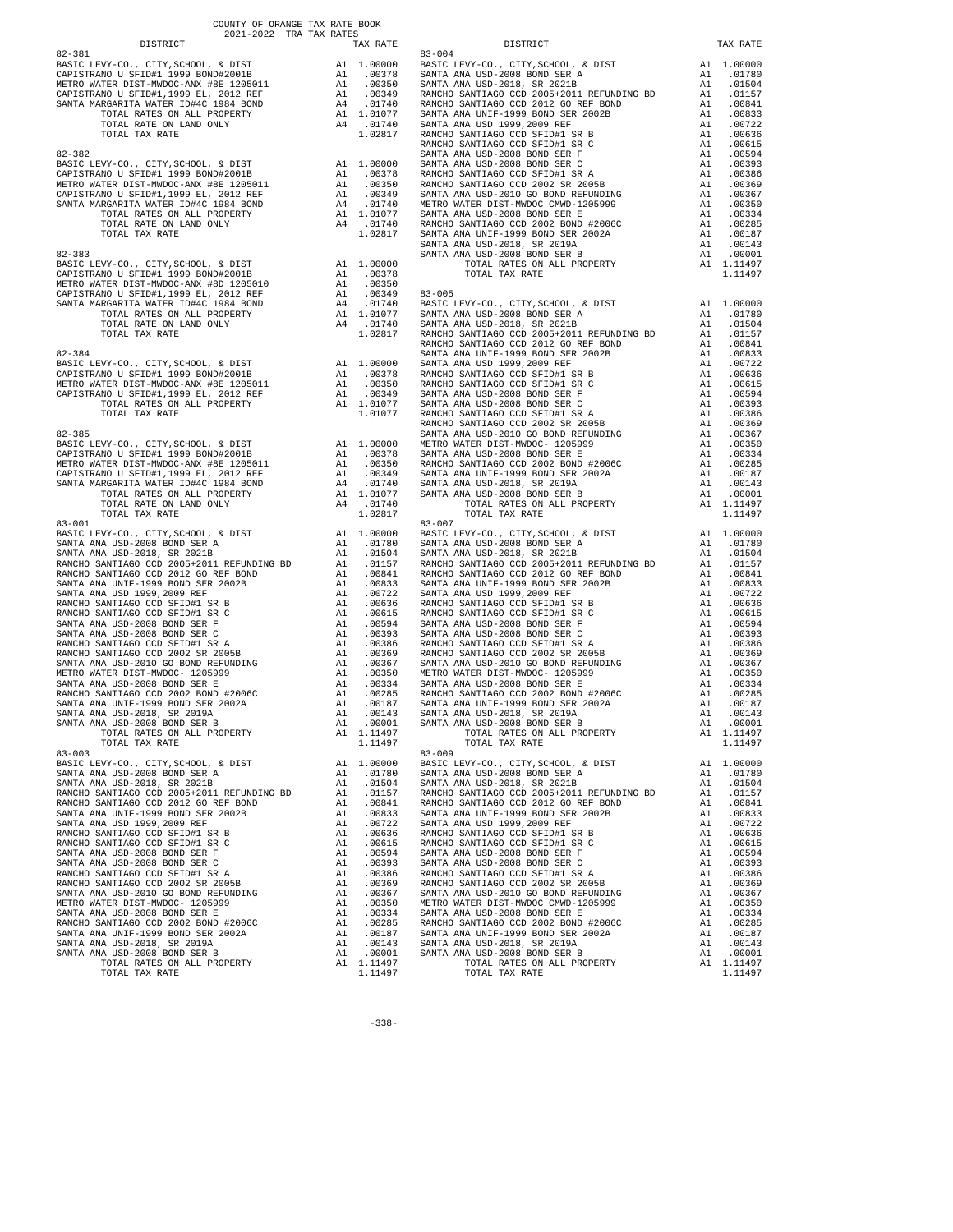COUNTY OF ORANGE TAX RATE BOOK
2021-2022 TRA TAX RATES

| DISTRICT | | TAX RATE |
|---|---|---|
| **82-381** | | |
| BASIC LEVY-CO., CITY,SCHOOL, & DIST | A1 | 1.00000 |
| CAPISTRANO U SFID#1 1999 BOND#2001B | A1 | .00378 |
| METRO WATER DIST-MWDOC-ANX #8E 1205011 | A1 | .00350 |
| CAPISTRANO U SFID#1,1999 EL, 2012 REF | A1 | .00349 |
| SANTA MARGARITA WATER ID#4C 1984 BOND | A4 | .01740 |
| TOTAL RATES ON ALL PROPERTY | A1 | 1.01077 |
| TOTAL RATE ON LAND ONLY | A4 | .01740 |
| TOTAL TAX RATE | | 1.02817 |
| **82-382** | | |
| BASIC LEVY-CO., CITY,SCHOOL, & DIST | A1 | 1.00000 |
| CAPISTRANO U SFID#1 1999 BOND#2001B | A1 | .00378 |
| METRO WATER DIST-MWDOC-ANX #8E 1205011 | A1 | .00350 |
| CAPISTRANO U SFID#1,1999 EL, 2012 REF | A1 | .00349 |
| SANTA MARGARITA WATER ID#4C 1984 BOND | A4 | .01740 |
| TOTAL RATES ON ALL PROPERTY | A1 | 1.01077 |
| TOTAL RATE ON LAND ONLY | A4 | .01740 |
| TOTAL TAX RATE | | 1.02817 |
| **82-383** | | |
| BASIC LEVY-CO., CITY,SCHOOL, & DIST | A1 | 1.00000 |
| CAPISTRANO U SFID#1 1999 BOND#2001B | A1 | .00378 |
| METRO WATER DIST-MWDOC-ANX #8D 1205010 | A1 | .00350 |
| CAPISTRANO U SFID#1,1999 EL, 2012 REF | A1 | .00349 |
| SANTA MARGARITA WATER ID#4C 1984 BOND | A4 | .01740 |
| TOTAL RATES ON ALL PROPERTY | A1 | 1.01077 |
| TOTAL RATE ON LAND ONLY | A4 | .01740 |
| TOTAL TAX RATE | | 1.02817 |
| **82-384** | | |
| BASIC LEVY-CO., CITY,SCHOOL, & DIST | A1 | 1.00000 |
| CAPISTRANO U SFID#1 1999 BOND#2001B | A1 | .00378 |
| METRO WATER DIST-MWDOC-ANX #8E 1205011 | A1 | .00350 |
| CAPISTRANO U SFID#1,1999 EL, 2012 REF | A1 | .00349 |
| TOTAL RATES ON ALL PROPERTY | A1 | 1.01077 |
| TOTAL TAX RATE | | 1.01077 |
| **82-385** | | |
| BASIC LEVY-CO., CITY,SCHOOL, & DIST | A1 | 1.00000 |
| CAPISTRANO U SFID#1 1999 BOND#2001B | A1 | .00378 |
| METRO WATER DIST-MWDOC-ANX #8E 1205011 | A1 | .00350 |
| CAPISTRANO U SFID#1,1999 EL, 2012 REF | A1 | .00349 |
| SANTA MARGARITA WATER ID#4C 1984 BOND | A4 | .01740 |
| TOTAL RATES ON ALL PROPERTY | A1 | 1.01077 |
| TOTAL RATE ON LAND ONLY | A4 | .01740 |
| TOTAL TAX RATE | | 1.02817 |
| **83-001** | | |
| BASIC LEVY-CO., CITY,SCHOOL, & DIST | A1 | 1.00000 |
| SANTA ANA USD-2008 BOND SER A | A1 | .01780 |
| SANTA ANA USD-2018, SR 2021B | A1 | .01504 |
| RANCHO SANTIAGO CCD 2005+2011 REFUNDING BD | A1 | .01157 |
| RANCHO SANTIAGO CCD 2012 GO REF BOND | A1 | .00841 |
| SANTA ANA UNIF-1999 BOND SER 2002B | A1 | .00833 |
| SANTA ANA USD 1999,2009 REF | A1 | .00722 |
| RANCHO SANTIAGO CCD SFID#1 SR B | A1 | .00636 |
| RANCHO SANTIAGO CCD SFID#1 SR C | A1 | .00615 |
| SANTA ANA USD-2008 BOND SER F | A1 | .00594 |
| SANTA ANA USD-2008 BOND SER C | A1 | .00393 |
| RANCHO SANTIAGO CCD SFID#1 SR A | A1 | .00386 |
| RANCHO SANTIAGO CCD 2002 SR 2005B | A1 | .00369 |
| SANTA ANA USD-2010 GO BOND REFUNDING | A1 | .00367 |
| METRO WATER DIST-MWDOC- 1205999 | A1 | .00350 |
| SANTA ANA USD-2008 BOND SER E | A1 | .00334 |
| RANCHO SANTIAGO CCD 2002 BOND #2006C | A1 | .00285 |
| SANTA ANA UNIF-1999 BOND SER 2002A | A1 | .00187 |
| SANTA ANA USD-2018, SR 2019A | A1 | .00143 |
| SANTA ANA USD-2008 BOND SER B | A1 | .00001 |
| TOTAL RATES ON ALL PROPERTY | A1 | 1.11497 |
| TOTAL TAX RATE | | 1.11497 |
| **83-003** | | |
| BASIC LEVY-CO., CITY,SCHOOL, & DIST | A1 | 1.00000 |
| SANTA ANA USD-2008 BOND SER A | A1 | .01780 |
| SANTA ANA USD-2018, SR 2021B | A1 | .01504 |
| RANCHO SANTIAGO CCD 2005+2011 REFUNDING BD | A1 | .01157 |
| RANCHO SANTIAGO CCD 2012 GO REF BOND | A1 | .00841 |
| SANTA ANA UNIF-1999 BOND SER 2002B | A1 | .00833 |
| SANTA ANA USD 1999,2009 REF | A1 | .00722 |
| RANCHO SANTIAGO CCD SFID#1 SR B | A1 | .00636 |
| RANCHO SANTIAGO CCD SFID#1 SR C | A1 | .00615 |
| SANTA ANA USD-2008 BOND SER F | A1 | .00594 |
| SANTA ANA USD-2008 BOND SER C | A1 | .00393 |
| RANCHO SANTIAGO CCD SFID#1 SR A | A1 | .00386 |
| RANCHO SANTIAGO CCD 2002 SR 2005B | A1 | .00369 |
| SANTA ANA USD-2010 GO BOND REFUNDING | A1 | .00367 |
| METRO WATER DIST-MWDOC- 1205999 | A1 | .00350 |
| SANTA ANA USD-2008 BOND SER E | A1 | .00334 |
| RANCHO SANTIAGO CCD 2002 BOND #2006C | A1 | .00285 |
| SANTA ANA UNIF-1999 BOND SER 2002A | A1 | .00187 |
| SANTA ANA USD-2018, SR 2019A | A1 | .00143 |
| SANTA ANA USD-2008 BOND SER B | A1 | .00001 |
| TOTAL RATES ON ALL PROPERTY | A1 | 1.11497 |
| TOTAL TAX RATE | | 1.11497 |
| **83-004** | | |
| BASIC LEVY-CO., CITY,SCHOOL, & DIST | A1 | 1.00000 |
| SANTA ANA USD-2008 BOND SER A | A1 | .01780 |
| SANTA ANA USD-2018, SR 2021B | A1 | .01504 |
| RANCHO SANTIAGO CCD 2005+2011 REFUNDING BD | A1 | .01157 |
| RANCHO SANTIAGO CCD 2012 GO REF BOND | A1 | .00841 |
| SANTA ANA UNIF-1999 BOND SER 2002B | A1 | .00833 |
| SANTA ANA USD 1999,2009 REF | A1 | .00722 |
| RANCHO SANTIAGO CCD SFID#1 SR B | A1 | .00636 |
| RANCHO SANTIAGO CCD SFID#1 SR C | A1 | .00615 |
| SANTA ANA USD-2008 BOND SER F | A1 | .00594 |
| SANTA ANA USD-2008 BOND SER C | A1 | .00393 |
| RANCHO SANTIAGO CCD SFID#1 SR A | A1 | .00386 |
| RANCHO SANTIAGO CCD 2002 SR 2005B | A1 | .00369 |
| SANTA ANA USD-2010 GO BOND REFUNDING | A1 | .00367 |
| METRO WATER DIST-MWDOC CMWD-1205999 | A1 | .00350 |
| SANTA ANA USD-2008 BOND SER E | A1 | .00334 |
| RANCHO SANTIAGO CCD 2002 BOND #2006C | A1 | .00285 |
| SANTA ANA UNIF-1999 BOND SER 2002A | A1 | .00187 |
| SANTA ANA USD-2018, SR 2019A | A1 | .00143 |
| SANTA ANA USD-2008 BOND SER B | A1 | .00001 |
| TOTAL RATES ON ALL PROPERTY | A1 | 1.11497 |
| TOTAL TAX RATE | | 1.11497 |
| **83-005** | | |
| BASIC LEVY-CO., CITY,SCHOOL, & DIST | A1 | 1.00000 |
| SANTA ANA USD-2008 BOND SER A | A1 | .01780 |
| SANTA ANA USD-2018, SR 2021B | A1 | .01504 |
| RANCHO SANTIAGO CCD 2005+2011 REFUNDING BD | A1 | .01157 |
| RANCHO SANTIAGO CCD 2012 GO REF BOND | A1 | .00841 |
| SANTA ANA UNIF-1999 BOND SER 2002B | A1 | .00833 |
| SANTA ANA USD 1999,2009 REF | A1 | .00722 |
| RANCHO SANTIAGO CCD SFID#1 SR B | A1 | .00636 |
| RANCHO SANTIAGO CCD SFID#1 SR C | A1 | .00615 |
| SANTA ANA USD-2008 BOND SER F | A1 | .00594 |
| SANTA ANA USD-2008 BOND SER C | A1 | .00393 |
| RANCHO SANTIAGO CCD SFID#1 SR A | A1 | .00386 |
| RANCHO SANTIAGO CCD 2002 SR 2005B | A1 | .00369 |
| SANTA ANA USD-2010 GO BOND REFUNDING | A1 | .00367 |
| METRO WATER DIST-MWDOC- 1205999 | A1 | .00350 |
| SANTA ANA USD-2008 BOND SER E | A1 | .00334 |
| RANCHO SANTIAGO CCD 2002 BOND #2006C | A1 | .00285 |
| SANTA ANA UNIF-1999 BOND SER 2002A | A1 | .00187 |
| SANTA ANA USD-2018, SR 2019A | A1 | .00143 |
| SANTA ANA USD-2008 BOND SER B | A1 | .00001 |
| TOTAL RATES ON ALL PROPERTY | A1 | 1.11497 |
| TOTAL TAX RATE | | 1.11497 |
| **83-007** | | |
| BASIC LEVY-CO., CITY,SCHOOL, & DIST | A1 | 1.00000 |
| SANTA ANA USD-2008 BOND SER A | A1 | .01780 |
| SANTA ANA USD-2018, SR 2021B | A1 | .01504 |
| RANCHO SANTIAGO CCD 2005+2011 REFUNDING BD | A1 | .01157 |
| RANCHO SANTIAGO CCD 2012 GO REF BOND | A1 | .00841 |
| SANTA ANA UNIF-1999 BOND SER 2002B | A1 | .00833 |
| SANTA ANA USD 1999,2009 REF | A1 | .00722 |
| RANCHO SANTIAGO CCD SFID#1 SR B | A1 | .00636 |
| RANCHO SANTIAGO CCD SFID#1 SR C | A1 | .00615 |
| SANTA ANA USD-2008 BOND SER F | A1 | .00594 |
| SANTA ANA USD-2008 BOND SER C | A1 | .00393 |
| RANCHO SANTIAGO CCD SFID#1 SR A | A1 | .00386 |
| RANCHO SANTIAGO CCD 2002 SR 2005B | A1 | .00369 |
| SANTA ANA USD-2010 GO BOND REFUNDING | A1 | .00367 |
| METRO WATER DIST-MWDOC- 1205999 | A1 | .00350 |
| SANTA ANA USD-2008 BOND SER E | A1 | .00334 |
| RANCHO SANTIAGO CCD 2002 BOND #2006C | A1 | .00285 |
| SANTA ANA UNIF-1999 BOND SER 2002A | A1 | .00187 |
| SANTA ANA USD-2018, SR 2019A | A1 | .00143 |
| SANTA ANA USD-2008 BOND SER B | A1 | .00001 |
| TOTAL RATES ON ALL PROPERTY | A1 | 1.11497 |
| TOTAL TAX RATE | | 1.11497 |
| **83-009** | | |
| BASIC LEVY-CO., CITY,SCHOOL, & DIST | A1 | 1.00000 |
| SANTA ANA USD-2008 BOND SER A | A1 | .01780 |
| SANTA ANA USD-2018, SR 2021B | A1 | .01504 |
| RANCHO SANTIAGO CCD 2005+2011 REFUNDING BD | A1 | .01157 |
| RANCHO SANTIAGO CCD 2012 GO REF BOND | A1 | .00841 |
| SANTA ANA UNIF-1999 BOND SER 2002B | A1 | .00833 |
| SANTA ANA USD 1999,2009 REF | A1 | .00722 |
| RANCHO SANTIAGO CCD SFID#1 SR B | A1 | .00636 |
| RANCHO SANTIAGO CCD SFID#1 SR C | A1 | .00615 |
| SANTA ANA USD-2008 BOND SER F | A1 | .00594 |
| SANTA ANA USD-2008 BOND SER C | A1 | .00393 |
| RANCHO SANTIAGO CCD SFID#1 SR A | A1 | .00386 |
| RANCHO SANTIAGO CCD 2002 SR 2005B | A1 | .00369 |
| SANTA ANA USD-2010 GO BOND REFUNDING | A1 | .00367 |
| METRO WATER DIST-MWDOC CMWD-1205999 | A1 | .00350 |
| SANTA ANA USD-2008 BOND SER E | A1 | .00334 |
| RANCHO SANTIAGO CCD 2002 BOND #2006C | A1 | .00285 |
| SANTA ANA UNIF-1999 BOND SER 2002A | A1 | .00187 |
| SANTA ANA USD-2018, SR 2019A | A1 | .00143 |
| SANTA ANA USD-2008 BOND SER B | A1 | .00001 |
| TOTAL RATES ON ALL PROPERTY | A1 | 1.11497 |
| TOTAL TAX RATE | | 1.11497 |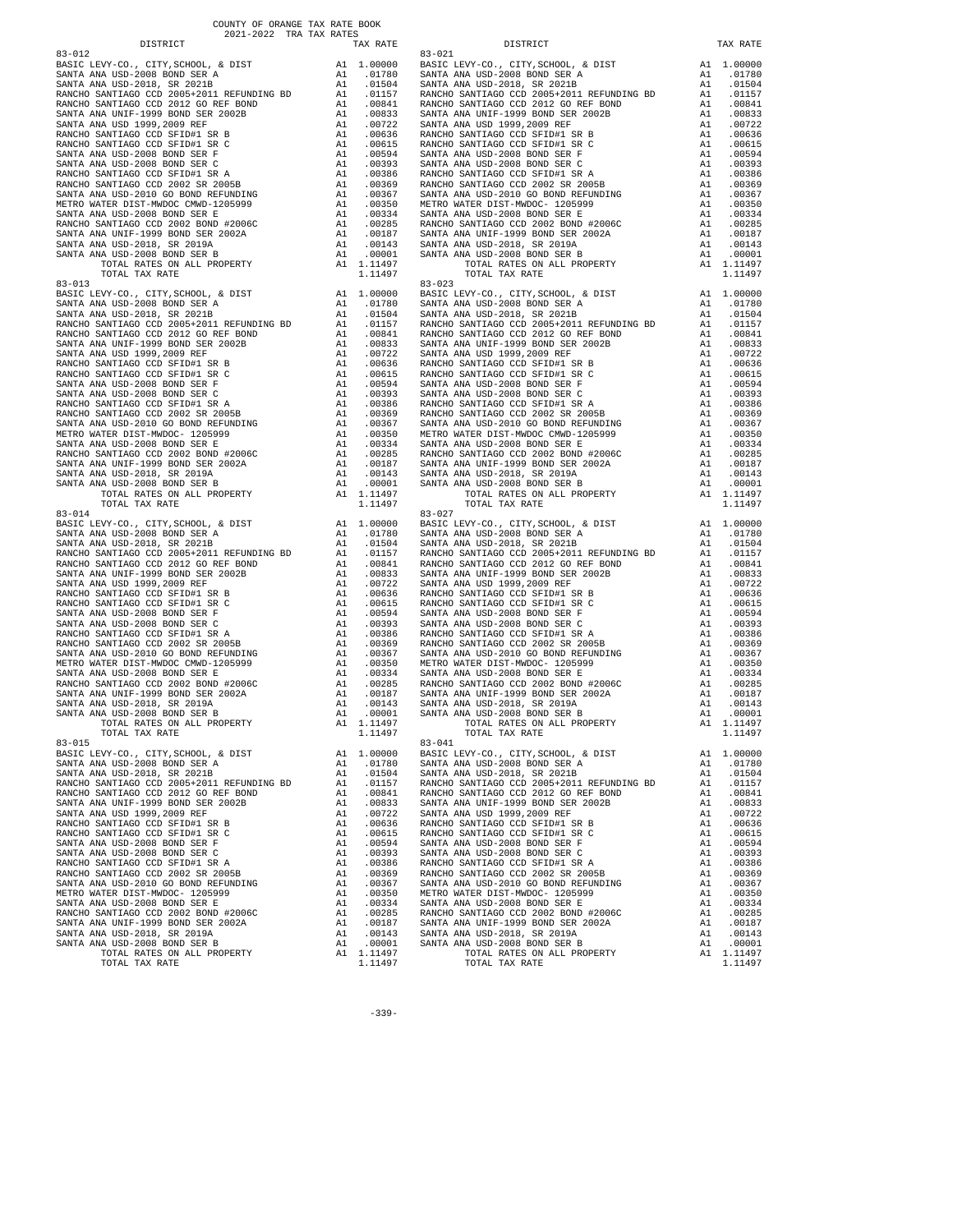COUNTY OF ORANGE TAX RATE BOOK
2021-2022 TRA TAX RATES

| DISTRICT | | TAX RATE |
|---|---|---|
| 83-012 | | |
| BASIC LEVY-CO., CITY,SCHOOL, & DIST | A1 | 1.00000 |
| SANTA ANA USD-2008 BOND SER A | A1 | .01780 |
| SANTA ANA USD-2018, SR 2021B | A1 | .01504 |
| RANCHO SANTIAGO CCD 2005+2011 REFUNDING BD | A1 | .01157 |
| RANCHO SANTIAGO CCD 2012 GO REF BOND | A1 | .00841 |
| SANTA ANA UNIF-1999 BOND SER 2002B | A1 | .00833 |
| SANTA ANA USD 1999,2009 REF | A1 | .00722 |
| RANCHO SANTIAGO CCD SFID#1 SR B | A1 | .00636 |
| RANCHO SANTIAGO CCD SFID#1 SR C | A1 | .00615 |
| SANTA ANA USD-2008 BOND SER F | A1 | .00594 |
| SANTA ANA USD-2008 BOND SER C | A1 | .00393 |
| RANCHO SANTIAGO CCD SFID#1 SR A | A1 | .00386 |
| RANCHO SANTIAGO CCD 2002 SR 2005B | A1 | .00369 |
| SANTA ANA USD-2010 GO BOND REFUNDING | A1 | .00367 |
| METRO WATER DIST-MWDOC CMWD-1205999 | A1 | .00350 |
| SANTA ANA USD-2008 BOND SER E | A1 | .00334 |
| RANCHO SANTIAGO CCD 2002 BOND #2006C | A1 | .00285 |
| SANTA ANA UNIF-1999 BOND SER 2002A | A1 | .00187 |
| SANTA ANA USD-2018, SR 2019A | A1 | .00143 |
| SANTA ANA USD-2008 BOND SER B | A1 | .00001 |
| TOTAL RATES ON ALL PROPERTY | A1 | 1.11497 |
| TOTAL TAX RATE | | 1.11497 |
| 83-013 | | |
| BASIC LEVY-CO., CITY,SCHOOL, & DIST | A1 | 1.00000 |
| SANTA ANA USD-2008 BOND SER A | A1 | .01780 |
| SANTA ANA USD-2018, SR 2021B | A1 | .01504 |
| RANCHO SANTIAGO CCD 2005+2011 REFUNDING BD | A1 | .01157 |
| RANCHO SANTIAGO CCD 2012 GO REF BOND | A1 | .00841 |
| SANTA ANA UNIF-1999 BOND SER 2002B | A1 | .00833 |
| SANTA ANA USD 1999,2009 REF | A1 | .00722 |
| RANCHO SANTIAGO CCD SFID#1 SR B | A1 | .00636 |
| RANCHO SANTIAGO CCD SFID#1 SR C | A1 | .00615 |
| SANTA ANA USD-2008 BOND SER F | A1 | .00594 |
| SANTA ANA USD-2008 BOND SER C | A1 | .00393 |
| RANCHO SANTIAGO CCD SFID#1 SR A | A1 | .00386 |
| RANCHO SANTIAGO CCD 2002 SR 2005B | A1 | .00369 |
| SANTA ANA USD-2010 GO BOND REFUNDING | A1 | .00367 |
| METRO WATER DIST-MWDOC- 1205999 | A1 | .00350 |
| SANTA ANA USD-2008 BOND SER E | A1 | .00334 |
| RANCHO SANTIAGO CCD 2002 BOND #2006C | A1 | .00285 |
| SANTA ANA UNIF-1999 BOND SER 2002A | A1 | .00187 |
| SANTA ANA USD-2018, SR 2019A | A1 | .00143 |
| SANTA ANA USD-2008 BOND SER B | A1 | .00001 |
| TOTAL RATES ON ALL PROPERTY | A1 | 1.11497 |
| TOTAL TAX RATE | | 1.11497 |
| 83-014 | | |
| BASIC LEVY-CO., CITY,SCHOOL, & DIST | A1 | 1.00000 |
| SANTA ANA USD-2008 BOND SER A | A1 | .01780 |
| SANTA ANA USD-2018, SR 2021B | A1 | .01504 |
| RANCHO SANTIAGO CCD 2005+2011 REFUNDING BD | A1 | .01157 |
| RANCHO SANTIAGO CCD 2012 GO REF BOND | A1 | .00841 |
| SANTA ANA UNIF-1999 BOND SER 2002B | A1 | .00833 |
| SANTA ANA USD 1999,2009 REF | A1 | .00722 |
| RANCHO SANTIAGO CCD SFID#1 SR B | A1 | .00636 |
| RANCHO SANTIAGO CCD SFID#1 SR C | A1 | .00615 |
| SANTA ANA USD-2008 BOND SER F | A1 | .00594 |
| SANTA ANA USD-2008 BOND SER C | A1 | .00393 |
| RANCHO SANTIAGO CCD SFID#1 SR A | A1 | .00386 |
| RANCHO SANTIAGO CCD 2002 SR 2005B | A1 | .00369 |
| SANTA ANA USD-2010 GO BOND REFUNDING | A1 | .00367 |
| METRO WATER DIST-MWDOC CMWD-1205999 | A1 | .00350 |
| SANTA ANA USD-2008 BOND SER E | A1 | .00334 |
| RANCHO SANTIAGO CCD 2002 BOND #2006C | A1 | .00285 |
| SANTA ANA UNIF-1999 BOND SER 2002A | A1 | .00187 |
| SANTA ANA USD-2018, SR 2019A | A1 | .00143 |
| SANTA ANA USD-2008 BOND SER B | A1 | .00001 |
| TOTAL RATES ON ALL PROPERTY | A1 | 1.11497 |
| TOTAL TAX RATE | | 1.11497 |
| 83-015 | | |
| BASIC LEVY-CO., CITY,SCHOOL, & DIST | A1 | 1.00000 |
| SANTA ANA USD-2008 BOND SER A | A1 | .01780 |
| SANTA ANA USD-2018, SR 2021B | A1 | .01504 |
| RANCHO SANTIAGO CCD 2005+2011 REFUNDING BD | A1 | .01157 |
| RANCHO SANTIAGO CCD 2012 GO REF BOND | A1 | .00841 |
| SANTA ANA UNIF-1999 BOND SER 2002B | A1 | .00833 |
| SANTA ANA USD 1999,2009 REF | A1 | .00722 |
| RANCHO SANTIAGO CCD SFID#1 SR B | A1 | .00636 |
| RANCHO SANTIAGO CCD SFID#1 SR C | A1 | .00615 |
| SANTA ANA USD-2008 BOND SER F | A1 | .00594 |
| SANTA ANA USD-2008 BOND SER C | A1 | .00393 |
| RANCHO SANTIAGO CCD SFID#1 SR A | A1 | .00386 |
| RANCHO SANTIAGO CCD 2002 SR 2005B | A1 | .00369 |
| SANTA ANA USD-2010 GO BOND REFUNDING | A1 | .00367 |
| METRO WATER DIST-MWDOC- 1205999 | A1 | .00350 |
| SANTA ANA USD-2008 BOND SER E | A1 | .00334 |
| RANCHO SANTIAGO CCD 2002 BOND #2006C | A1 | .00285 |
| SANTA ANA UNIF-1999 BOND SER 2002A | A1 | .00187 |
| SANTA ANA USD-2018, SR 2019A | A1 | .00143 |
| SANTA ANA USD-2008 BOND SER B | A1 | .00001 |
| TOTAL RATES ON ALL PROPERTY | A1 | 1.11497 |
| TOTAL TAX RATE | | 1.11497 |
| 83-021 | | |
| BASIC LEVY-CO., CITY,SCHOOL, & DIST | A1 | 1.00000 |
| SANTA ANA USD-2008 BOND SER A | A1 | .01780 |
| SANTA ANA USD-2018, SR 2021B | A1 | .01504 |
| RANCHO SANTIAGO CCD 2005+2011 REFUNDING BD | A1 | .01157 |
| RANCHO SANTIAGO CCD 2012 GO REF BOND | A1 | .00841 |
| SANTA ANA UNIF-1999 BOND SER 2002B | A1 | .00833 |
| SANTA ANA USD 1999,2009 REF | A1 | .00722 |
| RANCHO SANTIAGO CCD SFID#1 SR B | A1 | .00636 |
| RANCHO SANTIAGO CCD SFID#1 SR C | A1 | .00615 |
| SANTA ANA USD-2008 BOND SER F | A1 | .00594 |
| SANTA ANA USD-2008 BOND SER C | A1 | .00393 |
| RANCHO SANTIAGO CCD SFID#1 SR A | A1 | .00386 |
| RANCHO SANTIAGO CCD 2002 SR 2005B | A1 | .00369 |
| SANTA ANA USD-2010 GO BOND REFUNDING | A1 | .00367 |
| METRO WATER DIST-MWDOC- 1205999 | A1 | .00350 |
| SANTA ANA USD-2008 BOND SER E | A1 | .00334 |
| RANCHO SANTIAGO CCD 2002 BOND #2006C | A1 | .00285 |
| SANTA ANA UNIF-1999 BOND SER 2002A | A1 | .00187 |
| SANTA ANA USD-2018, SR 2019A | A1 | .00143 |
| SANTA ANA USD-2008 BOND SER B | A1 | .00001 |
| TOTAL RATES ON ALL PROPERTY | A1 | 1.11497 |
| TOTAL TAX RATE | | 1.11497 |
| 83-023 | | |
| BASIC LEVY-CO., CITY,SCHOOL, & DIST | A1 | 1.00000 |
| SANTA ANA USD-2008 BOND SER A | A1 | .01780 |
| SANTA ANA USD-2018, SR 2021B | A1 | .01504 |
| RANCHO SANTIAGO CCD 2005+2011 REFUNDING BD | A1 | .01157 |
| RANCHO SANTIAGO CCD 2012 GO REF BOND | A1 | .00841 |
| SANTA ANA UNIF-1999 BOND SER 2002B | A1 | .00833 |
| SANTA ANA USD 1999,2009 REF | A1 | .00722 |
| RANCHO SANTIAGO CCD SFID#1 SR B | A1 | .00636 |
| RANCHO SANTIAGO CCD SFID#1 SR C | A1 | .00615 |
| SANTA ANA USD-2008 BOND SER F | A1 | .00594 |
| SANTA ANA USD-2008 BOND SER C | A1 | .00393 |
| RANCHO SANTIAGO CCD SFID#1 SR A | A1 | .00386 |
| RANCHO SANTIAGO CCD 2002 SR 2005B | A1 | .00369 |
| SANTA ANA USD-2010 GO BOND REFUNDING | A1 | .00367 |
| METRO WATER DIST-MWDOC CMWD-1205999 | A1 | .00350 |
| SANTA ANA USD-2008 BOND SER E | A1 | .00334 |
| RANCHO SANTIAGO CCD 2002 BOND #2006C | A1 | .00285 |
| SANTA ANA UNIF-1999 BOND SER 2002A | A1 | .00187 |
| SANTA ANA USD-2018, SR 2019A | A1 | .00143 |
| SANTA ANA USD-2008 BOND SER B | A1 | .00001 |
| TOTAL RATES ON ALL PROPERTY | A1 | 1.11497 |
| TOTAL TAX RATE | | 1.11497 |
| 83-027 | | |
| BASIC LEVY-CO., CITY,SCHOOL, & DIST | A1 | 1.00000 |
| SANTA ANA USD-2008 BOND SER A | A1 | .01780 |
| SANTA ANA USD-2018, SR 2021B | A1 | .01504 |
| RANCHO SANTIAGO CCD 2005+2011 REFUNDING BD | A1 | .01157 |
| RANCHO SANTIAGO CCD 2012 GO REF BOND | A1 | .00841 |
| SANTA ANA UNIF-1999 BOND SER 2002B | A1 | .00833 |
| SANTA ANA USD 1999,2009 REF | A1 | .00722 |
| RANCHO SANTIAGO CCD SFID#1 SR B | A1 | .00636 |
| RANCHO SANTIAGO CCD SFID#1 SR C | A1 | .00615 |
| SANTA ANA USD-2008 BOND SER F | A1 | .00594 |
| SANTA ANA USD-2008 BOND SER C | A1 | .00393 |
| RANCHO SANTIAGO CCD SFID#1 SR A | A1 | .00386 |
| RANCHO SANTIAGO CCD 2002 SR 2005B | A1 | .00369 |
| SANTA ANA USD-2010 GO BOND REFUNDING | A1 | .00367 |
| METRO WATER DIST-MWDOC- 1205999 | A1 | .00350 |
| SANTA ANA USD-2008 BOND SER E | A1 | .00334 |
| RANCHO SANTIAGO CCD 2002 BOND #2006C | A1 | .00285 |
| SANTA ANA UNIF-1999 BOND SER 2002A | A1 | .00187 |
| SANTA ANA USD-2018, SR 2019A | A1 | .00143 |
| SANTA ANA USD-2008 BOND SER B | A1 | .00001 |
| TOTAL RATES ON ALL PROPERTY | A1 | 1.11497 |
| TOTAL TAX RATE | | 1.11497 |
| 83-041 | | |
| BASIC LEVY-CO., CITY,SCHOOL, & DIST | A1 | 1.00000 |
| SANTA ANA USD-2008 BOND SER A | A1 | .01780 |
| SANTA ANA USD-2018, SR 2021B | A1 | .01504 |
| RANCHO SANTIAGO CCD 2005+2011 REFUNDING BD | A1 | .01157 |
| RANCHO SANTIAGO CCD 2012 GO REF BOND | A1 | .00841 |
| SANTA ANA UNIF-1999 BOND SER 2002B | A1 | .00833 |
| SANTA ANA USD 1999,2009 REF | A1 | .00722 |
| RANCHO SANTIAGO CCD SFID#1 SR B | A1 | .00636 |
| RANCHO SANTIAGO CCD SFID#1 SR C | A1 | .00615 |
| SANTA ANA USD-2008 BOND SER F | A1 | .00594 |
| SANTA ANA USD-2008 BOND SER C | A1 | .00393 |
| RANCHO SANTIAGO CCD SFID#1 SR A | A1 | .00386 |
| RANCHO SANTIAGO CCD 2002 SR 2005B | A1 | .00369 |
| SANTA ANA USD-2010 GO BOND REFUNDING | A1 | .00367 |
| METRO WATER DIST-MWDOC- 1205999 | A1 | .00350 |
| SANTA ANA USD-2008 BOND SER E | A1 | .00334 |
| RANCHO SANTIAGO CCD 2002 BOND #2006C | A1 | .00285 |
| SANTA ANA UNIF-1999 BOND SER 2002A | A1 | .00187 |
| SANTA ANA USD-2018, SR 2019A | A1 | .00143 |
| SANTA ANA USD-2008 BOND SER B | A1 | .00001 |
| TOTAL RATES ON ALL PROPERTY | A1 | 1.11497 |
| TOTAL TAX RATE | | 1.11497 |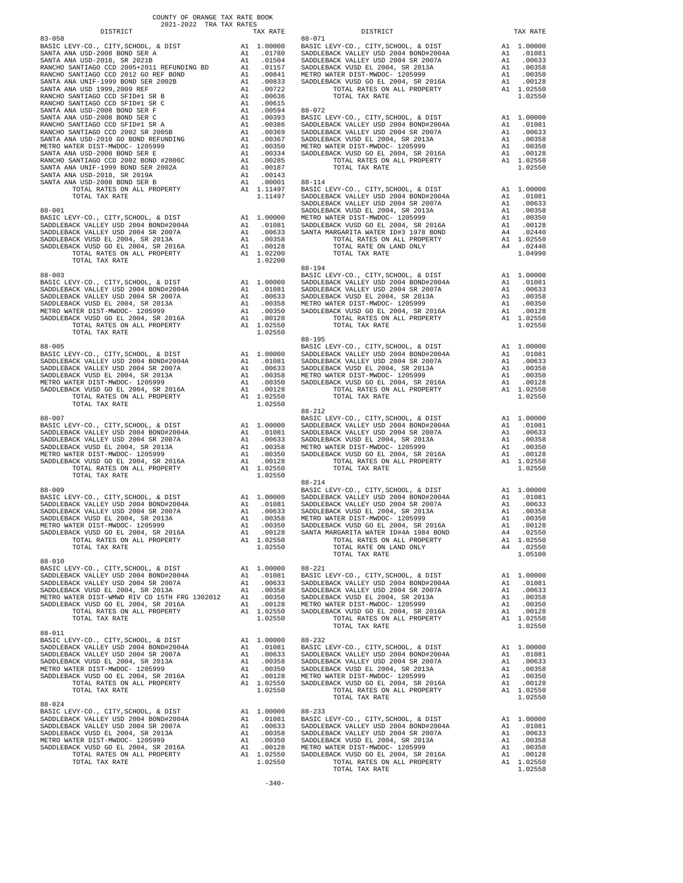COUNTY OF ORANGE TAX RATE BOOK
2021-2022 TRA TAX RATES

| DISTRICT | | TAX RATE |
|---|---|---|
| **83-058** | | |
| BASIC LEVY-CO., CITY,SCHOOL, & DIST | A1 | 1.00000 |
| SANTA ANA USD-2008 BOND SER A | A1 | .01780 |
| SANTA ANA USD-2018, SR 2021B | A1 | .01504 |
| RANCHO SANTIAGO CCD 2005+2011 REFUNDING BD | A1 | .01157 |
| RANCHO SANTIAGO CCD 2012 GO REF BOND | A1 | .00841 |
| SANTA ANA UNIF-1999 BOND SER 2002B | A1 | .00833 |
| SANTA ANA USD 1999,2009 REF | A1 | .00722 |
| RANCHO SANTIAGO CCD SFID#1 SR B | A1 | .00636 |
| RANCHO SANTIAGO CCD SFID#1 SR C | A1 | .00615 |
| SANTA ANA USD-2008 BOND SER F | A1 | .00594 |
| SANTA ANA USD-2008 BOND SER C | A1 | .00393 |
| RANCHO SANTIAGO CCD SFID#1 SR A | A1 | .00386 |
| RANCHO SANTIAGO CCD 2002 SR 2005B | A1 | .00369 |
| SANTA ANA USD-2010 GO BOND REFUNDING | A1 | .00367 |
| METRO WATER DIST-MWDOC- 1205999 | A1 | .00350 |
| SANTA ANA USD-2008 BOND SER E | A1 | .00334 |
| RANCHO SANTIAGO CCD 2002 BOND #2006C | A1 | .00285 |
| SANTA ANA UNIF-1999 BOND SER 2002A | A1 | .00187 |
| SANTA ANA USD-2018, SR 2019A | A1 | .00143 |
| SANTA ANA USD-2008 BOND SER B | A1 | .00001 |
| TOTAL RATES ON ALL PROPERTY | A1 | 1.11497 |
| TOTAL TAX RATE | | 1.11497 |
| **88-001** | | |
| BASIC LEVY-CO., CITY,SCHOOL, & DIST | A1 | 1.00000 |
| SADDLEBACK VALLEY USD 2004 BOND#2004A | A1 | .01081 |
| SADDLEBACK VALLEY USD 2004 SR 2007A | A1 | .00633 |
| SADDLEBACK VUSD EL 2004, SR 2013A | A1 | .00358 |
| SADDLEBACK VUSD GO EL 2004, SR 2016A | A1 | .00128 |
| TOTAL RATES ON ALL PROPERTY | A1 | 1.02200 |
| TOTAL TAX RATE | | 1.02200 |
| **88-003** | | |
| BASIC LEVY-CO., CITY,SCHOOL, & DIST | A1 | 1.00000 |
| SADDLEBACK VALLEY USD 2004 BOND#2004A | A1 | .01081 |
| SADDLEBACK VALLEY USD 2004 SR 2007A | A1 | .00633 |
| SADDLEBACK VUSD EL 2004, SR 2013A | A1 | .00358 |
| METRO WATER DIST-MWDOC- 1205999 | A1 | .00350 |
| SADDLEBACK VUSD GO EL 2004, SR 2016A | A1 | .00128 |
| TOTAL RATES ON ALL PROPERTY | A1 | 1.02550 |
| TOTAL TAX RATE | | 1.02550 |
| **88-005** | | |
| BASIC LEVY-CO., CITY,SCHOOL, & DIST | A1 | 1.00000 |
| SADDLEBACK VALLEY USD 2004 BOND#2004A | A1 | .01081 |
| SADDLEBACK VALLEY USD 2004 SR 2007A | A1 | .00633 |
| SADDLEBACK VUSD EL 2004, SR 2013A | A1 | .00358 |
| METRO WATER DIST-MWDOC- 1205999 | A1 | .00350 |
| SADDLEBACK VUSD GO EL 2004, SR 2016A | A1 | .00128 |
| TOTAL RATES ON ALL PROPERTY | A1 | 1.02550 |
| TOTAL TAX RATE | | 1.02550 |
| **88-007** | | |
| BASIC LEVY-CO., CITY,SCHOOL, & DIST | A1 | 1.00000 |
| SADDLEBACK VALLEY USD 2004 BOND#2004A | A1 | .01081 |
| SADDLEBACK VALLEY USD 2004 SR 2007A | A1 | .00633 |
| SADDLEBACK VUSD EL 2004, SR 2013A | A1 | .00358 |
| METRO WATER DIST-MWDOC- 1205999 | A1 | .00350 |
| SADDLEBACK VUSD GO EL 2004, SR 2016A | A1 | .00128 |
| TOTAL RATES ON ALL PROPERTY | A1 | 1.02550 |
| TOTAL TAX RATE | | 1.02550 |
| **88-009** | | |
| BASIC LEVY-CO., CITY,SCHOOL, & DIST | A1 | 1.00000 |
| SADDLEBACK VALLEY USD 2004 BOND#2004A | A1 | .01081 |
| SADDLEBACK VALLEY USD 2004 SR 2007A | A1 | .00633 |
| SADDLEBACK VUSD EL 2004, SR 2013A | A1 | .00358 |
| METRO WATER DIST-MWDOC- 1205999 | A1 | .00350 |
| SADDLEBACK VUSD GO EL 2004, SR 2016A | A1 | .00128 |
| TOTAL RATES ON ALL PROPERTY | A1 | 1.02550 |
| TOTAL TAX RATE | | 1.02550 |
| **88-010** | | |
| BASIC LEVY-CO., CITY,SCHOOL, & DIST | A1 | 1.00000 |
| SADDLEBACK VALLEY USD 2004 BOND#2004A | A1 | .01081 |
| SADDLEBACK VALLEY USD 2004 SR 2007A | A1 | .00633 |
| SADDLEBACK VUSD EL 2004, SR 2013A | A1 | .00358 |
| METRO WATER DIST-WMWD RIV CO 15TH FRG 1302012 | A1 | .00350 |
| SADDLEBACK VUSD GO EL 2004, SR 2016A | A1 | .00128 |
| TOTAL RATES ON ALL PROPERTY | A1 | 1.02550 |
| TOTAL TAX RATE | | 1.02550 |
| **88-011** | | |
| BASIC LEVY-CO., CITY,SCHOOL, & DIST | A1 | 1.00000 |
| SADDLEBACK VALLEY USD 2004 BOND#2004A | A1 | .01081 |
| SADDLEBACK VALLEY USD 2004 SR 2007A | A1 | .00633 |
| SADDLEBACK VUSD EL 2004, SR 2013A | A1 | .00358 |
| METRO WATER DIST-MWDOC- 1205999 | A1 | .00350 |
| SADDLEBACK VUSD GO EL 2004, SR 2016A | A1 | .00128 |
| TOTAL RATES ON ALL PROPERTY | A1 | 1.02550 |
| TOTAL TAX RATE | | 1.02550 |
| **88-024** | | |
| BASIC LEVY-CO., CITY,SCHOOL, & DIST | A1 | 1.00000 |
| SADDLEBACK VALLEY USD 2004 BOND#2004A | A1 | .01081 |
| SADDLEBACK VALLEY USD 2004 SR 2007A | A1 | .00633 |
| SADDLEBACK VUSD EL 2004, SR 2013A | A1 | .00358 |
| METRO WATER DIST-MWDOC- 1205999 | A1 | .00350 |
| SADDLEBACK VUSD GO EL 2004, SR 2016A | A1 | .00128 |
| TOTAL RATES ON ALL PROPERTY | A1 | 1.02550 |
| TOTAL TAX RATE | | 1.02550 |
| **88-071** | | |
| BASIC LEVY-CO., CITY,SCHOOL, & DIST | A1 | 1.00000 |
| SADDLEBACK VALLEY USD 2004 BOND#2004A | A1 | .01081 |
| SADDLEBACK VALLEY USD 2004 SR 2007A | A1 | .00633 |
| SADDLEBACK VUSD EL 2004, SR 2013A | A1 | .00358 |
| METRO WATER DIST-MWDOC- 1205999 | A1 | .00350 |
| SADDLEBACK VUSD GO EL 2004, SR 2016A | A1 | .00128 |
| TOTAL RATES ON ALL PROPERTY | A1 | 1.02550 |
| TOTAL TAX RATE | | 1.02550 |
| **88-072** | | |
| BASIC LEVY-CO., CITY,SCHOOL, & DIST | A1 | 1.00000 |
| SADDLEBACK VALLEY USD 2004 BOND#2004A | A1 | .01081 |
| SADDLEBACK VALLEY USD 2004 SR 2007A | A1 | .00633 |
| SADDLEBACK VUSD EL 2004, SR 2013A | A1 | .00358 |
| METRO WATER DIST-MWDOC- 1205999 | A1 | .00350 |
| SADDLEBACK VUSD GO EL 2004, SR 2016A | A1 | .00128 |
| TOTAL RATES ON ALL PROPERTY | A1 | 1.02550 |
| TOTAL TAX RATE | | 1.02550 |
| **88-114** | | |
| BASIC LEVY-CO., CITY,SCHOOL, & DIST | A1 | 1.00000 |
| SADDLEBACK VALLEY USD 2004 BOND#2004A | A1 | .01081 |
| SADDLEBACK VALLEY USD 2004 SR 2007A | A1 | .00633 |
| SADDLEBACK VUSD EL 2004, SR 2013A | A1 | .00358 |
| METRO WATER DIST-MWDOC- 1205999 | A1 | .00350 |
| SADDLEBACK VUSD GO EL 2004, SR 2016A | A1 | .00128 |
| SANTA MARGARITA WATER ID#3 1978 BOND | A4 | .02440 |
| TOTAL RATES ON ALL PROPERTY | A1 | 1.02550 |
| TOTAL RATE ON LAND ONLY | A4 | .02440 |
| TOTAL TAX RATE | | 1.04990 |
| **88-194** | | |
| BASIC LEVY-CO., CITY,SCHOOL, & DIST | A1 | 1.00000 |
| SADDLEBACK VALLEY USD 2004 BOND#2004A | A1 | .01081 |
| SADDLEBACK VALLEY USD 2004 SR 2007A | A1 | .00633 |
| SADDLEBACK VUSD EL 2004, SR 2013A | A1 | .00358 |
| METRO WATER DIST-MWDOC- 1205999 | A1 | .00350 |
| SADDLEBACK VUSD GO EL 2004, SR 2016A | A1 | .00128 |
| TOTAL RATES ON ALL PROPERTY | A1 | 1.02550 |
| TOTAL TAX RATE | | 1.02550 |
| **88-195** | | |
| BASIC LEVY-CO., CITY,SCHOOL, & DIST | A1 | 1.00000 |
| SADDLEBACK VALLEY USD 2004 BOND#2004A | A1 | .01081 |
| SADDLEBACK VALLEY USD 2004 SR 2007A | A1 | .00633 |
| SADDLEBACK VUSD EL 2004, SR 2013A | A1 | .00358 |
| METRO WATER DIST-MWDOC- 1205999 | A1 | .00350 |
| SADDLEBACK VUSD GO EL 2004, SR 2016A | A1 | .00128 |
| TOTAL RATES ON ALL PROPERTY | A1 | 1.02550 |
| TOTAL TAX RATE | | 1.02550 |
| **88-212** | | |
| BASIC LEVY-CO., CITY,SCHOOL, & DIST | A1 | 1.00000 |
| SADDLEBACK VALLEY USD 2004 BOND#2004A | A1 | .01081 |
| SADDLEBACK VALLEY USD 2004 SR 2007A | A1 | .00633 |
| SADDLEBACK VUSD EL 2004, SR 2013A | A1 | .00358 |
| METRO WATER DIST-MWDOC- 1205999 | A1 | .00350 |
| SADDLEBACK VUSD GO EL 2004, SR 2016A | A1 | .00128 |
| TOTAL RATES ON ALL PROPERTY | A1 | 1.02550 |
| TOTAL TAX RATE | | 1.02550 |
| **88-214** | | |
| BASIC LEVY-CO., CITY,SCHOOL, & DIST | A1 | 1.00000 |
| SADDLEBACK VALLEY USD 2004 BOND#2004A | A1 | .01081 |
| SADDLEBACK VALLEY USD 2004 SR 2007A | A1 | .00633 |
| SADDLEBACK VUSD EL 2004, SR 2013A | A1 | .00358 |
| METRO WATER DIST-MWDOC- 1205999 | A1 | .00350 |
| SADDLEBACK VUSD GO EL 2004, SR 2016A | A1 | .00128 |
| SANTA MARGARITA WATER ID#4A 1984 BOND | A4 | .02550 |
| TOTAL RATES ON ALL PROPERTY | A1 | 1.02550 |
| TOTAL RATE ON LAND ONLY | A4 | .02550 |
| TOTAL TAX RATE | | 1.05100 |
| **88-221** | | |
| BASIC LEVY-CO., CITY,SCHOOL, & DIST | A1 | 1.00000 |
| SADDLEBACK VALLEY USD 2004 BOND#2004A | A1 | .01081 |
| SADDLEBACK VALLEY USD 2004 SR 2007A | A1 | .00633 |
| SADDLEBACK VUSD EL 2004, SR 2013A | A1 | .00358 |
| METRO WATER DIST-MWDOC- 1205999 | A1 | .00350 |
| SADDLEBACK VUSD GO EL 2004, SR 2016A | A1 | .00128 |
| TOTAL RATES ON ALL PROPERTY | A1 | 1.02550 |
| TOTAL TAX RATE | | 1.02550 |
| **88-232** | | |
| BASIC LEVY-CO., CITY,SCHOOL, & DIST | A1 | 1.00000 |
| SADDLEBACK VALLEY USD 2004 BOND#2004A | A1 | .01081 |
| SADDLEBACK VALLEY USD 2004 SR 2007A | A1 | .00633 |
| SADDLEBACK VUSD EL 2004, SR 2013A | A1 | .00358 |
| METRO WATER DIST-MWDOC- 1205999 | A1 | .00350 |
| SADDLEBACK VUSD GO EL 2004, SR 2016A | A1 | .00128 |
| TOTAL RATES ON ALL PROPERTY | A1 | 1.02550 |
| TOTAL TAX RATE | | 1.02550 |
| **88-233** | | |
| BASIC LEVY-CO., CITY,SCHOOL, & DIST | A1 | 1.00000 |
| SADDLEBACK VALLEY USD 2004 BOND#2004A | A1 | .01081 |
| SADDLEBACK VALLEY USD 2004 SR 2007A | A1 | .00633 |
| SADDLEBACK VUSD EL 2004, SR 2013A | A1 | .00358 |
| METRO WATER DIST-MWDOC- 1205999 | A1 | .00350 |
| SADDLEBACK VUSD GO EL 2004, SR 2016A | A1 | .00128 |
| TOTAL RATES ON ALL PROPERTY | A1 | 1.02550 |
| TOTAL TAX RATE | | 1.02550 |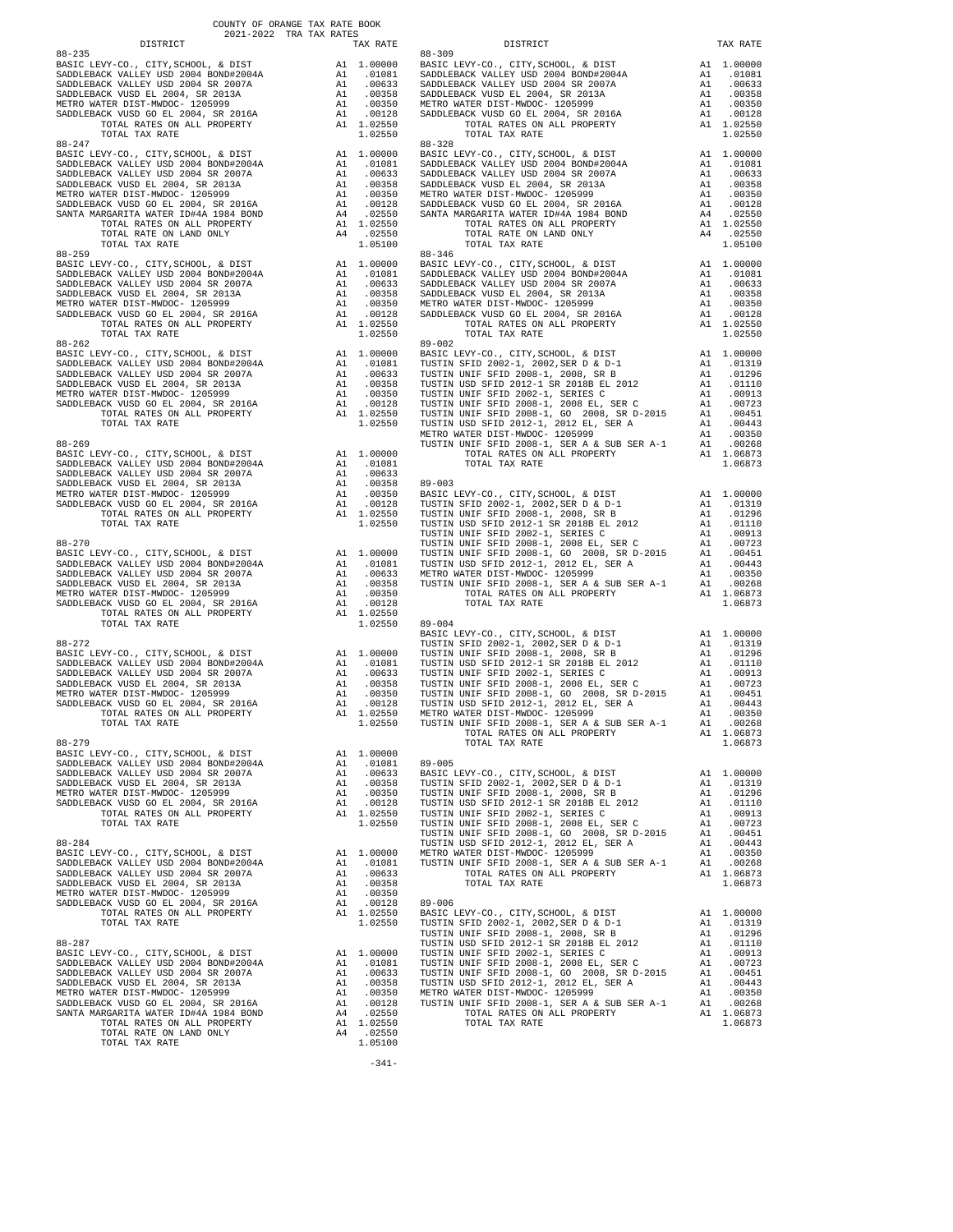COUNTY OF ORANGE TAX RATE BOOK
2021-2022 TRA TAX RATES

| DISTRICT | | TAX RATE |
|---|---|---|
| **88-235** | | |
| BASIC LEVY-CO., CITY,SCHOOL, & DIST | A1 | 1.00000 |
| SADDLEBACK VALLEY USD 2004 BOND#2004A | A1 | .01081 |
| SADDLEBACK VALLEY USD 2004 SR 2007A | A1 | .00633 |
| SADDLEBACK VUSD EL 2004, SR 2013A | A1 | .00358 |
| METRO WATER DIST-MWDOC- 1205999 | A1 | .00350 |
| SADDLEBACK VUSD GO EL 2004, SR 2016A | A1 | .00128 |
| TOTAL RATES ON ALL PROPERTY | A1 | 1.02550 |
| TOTAL TAX RATE | | 1.02550 |
| **88-247** | | |
| BASIC LEVY-CO., CITY,SCHOOL, & DIST | A1 | 1.00000 |
| SADDLEBACK VALLEY USD 2004 BOND#2004A | A1 | .01081 |
| SADDLEBACK VALLEY USD 2004 SR 2007A | A1 | .00633 |
| SADDLEBACK VUSD EL 2004, SR 2013A | A1 | .00358 |
| METRO WATER DIST-MWDOC- 1205999 | A1 | .00350 |
| SADDLEBACK VUSD GO EL 2004, SR 2016A | A1 | .00128 |
| SANTA MARGARITA WATER ID#4A 1984 BOND | A4 | .02550 |
| TOTAL RATES ON ALL PROPERTY | A1 | 1.02550 |
| TOTAL RATE ON LAND ONLY | A4 | .02550 |
| TOTAL TAX RATE | | 1.05100 |
| **88-259** | | |
| BASIC LEVY-CO., CITY,SCHOOL, & DIST | A1 | 1.00000 |
| SADDLEBACK VALLEY USD 2004 BOND#2004A | A1 | .01081 |
| SADDLEBACK VALLEY USD 2004 SR 2007A | A1 | .00633 |
| SADDLEBACK VUSD EL 2004, SR 2013A | A1 | .00358 |
| METRO WATER DIST-MWDOC- 1205999 | A1 | .00350 |
| SADDLEBACK VUSD GO EL 2004, SR 2016A | A1 | .00128 |
| TOTAL RATES ON ALL PROPERTY | A1 | 1.02550 |
| TOTAL TAX RATE | | 1.02550 |
| **88-262** | | |
| BASIC LEVY-CO., CITY,SCHOOL, & DIST | A1 | 1.00000 |
| SADDLEBACK VALLEY USD 2004 BOND#2004A | A1 | .01081 |
| SADDLEBACK VALLEY USD 2004 SR 2007A | A1 | .00633 |
| SADDLEBACK VUSD EL 2004, SR 2013A | A1 | .00358 |
| METRO WATER DIST-MWDOC- 1205999 | A1 | .00350 |
| SADDLEBACK VUSD GO EL 2004, SR 2016A | A1 | .00128 |
| TOTAL RATES ON ALL PROPERTY | A1 | 1.02550 |
| TOTAL TAX RATE | | 1.02550 |
| **88-269** | | |
| BASIC LEVY-CO., CITY,SCHOOL, & DIST | A1 | 1.00000 |
| SADDLEBACK VALLEY USD 2004 BOND#2004A | A1 | .01081 |
| SADDLEBACK VALLEY USD 2004 SR 2007A | A1 | .00633 |
| SADDLEBACK VUSD EL 2004, SR 2013A | A1 | .00358 |
| METRO WATER DIST-MWDOC- 1205999 | A1 | .00350 |
| SADDLEBACK VUSD GO EL 2004, SR 2016A | A1 | .00128 |
| TOTAL RATES ON ALL PROPERTY | A1 | 1.02550 |
| TOTAL TAX RATE | | 1.02550 |
| **88-270** | | |
| BASIC LEVY-CO., CITY,SCHOOL, & DIST | A1 | 1.00000 |
| SADDLEBACK VALLEY USD 2004 BOND#2004A | A1 | .01081 |
| SADDLEBACK VALLEY USD 2004 SR 2007A | A1 | .00633 |
| SADDLEBACK VUSD EL 2004, SR 2013A | A1 | .00358 |
| METRO WATER DIST-MWDOC- 1205999 | A1 | .00350 |
| SADDLEBACK VUSD GO EL 2004, SR 2016A | A1 | .00128 |
| TOTAL RATES ON ALL PROPERTY | A1 | 1.02550 |
| TOTAL TAX RATE | | 1.02550 |
| **88-272** | | |
| BASIC LEVY-CO., CITY,SCHOOL, & DIST | A1 | 1.00000 |
| SADDLEBACK VALLEY USD 2004 BOND#2004A | A1 | .01081 |
| SADDLEBACK VALLEY USD 2004 SR 2007A | A1 | .00633 |
| SADDLEBACK VUSD EL 2004, SR 2013A | A1 | .00358 |
| METRO WATER DIST-MWDOC- 1205999 | A1 | .00350 |
| SADDLEBACK VUSD GO EL 2004, SR 2016A | A1 | .00128 |
| TOTAL RATES ON ALL PROPERTY | A1 | 1.02550 |
| TOTAL TAX RATE | | 1.02550 |
| **88-279** | | |
| BASIC LEVY-CO., CITY,SCHOOL, & DIST | A1 | 1.00000 |
| SADDLEBACK VALLEY USD 2004 BOND#2004A | A1 | .01081 |
| SADDLEBACK VALLEY USD 2004 SR 2007A | A1 | .00633 |
| SADDLEBACK VUSD EL 2004, SR 2013A | A1 | .00358 |
| METRO WATER DIST-MWDOC- 1205999 | A1 | .00350 |
| SADDLEBACK VUSD GO EL 2004, SR 2016A | A1 | .00128 |
| TOTAL RATES ON ALL PROPERTY | A1 | 1.02550 |
| TOTAL TAX RATE | | 1.02550 |
| **88-284** | | |
| BASIC LEVY-CO., CITY,SCHOOL, & DIST | A1 | 1.00000 |
| SADDLEBACK VALLEY USD 2004 BOND#2004A | A1 | .01081 |
| SADDLEBACK VALLEY USD 2004 SR 2007A | A1 | .00633 |
| SADDLEBACK VUSD EL 2004, SR 2013A | A1 | .00358 |
| METRO WATER DIST-MWDOC- 1205999 | A1 | .00350 |
| SADDLEBACK VUSD GO EL 2004, SR 2016A | A1 | .00128 |
| TOTAL RATES ON ALL PROPERTY | A1 | 1.02550 |
| TOTAL TAX RATE | | 1.02550 |
| **88-287** | | |
| BASIC LEVY-CO., CITY,SCHOOL, & DIST | A1 | 1.00000 |
| SADDLEBACK VALLEY USD 2004 BOND#2004A | A1 | .01081 |
| SADDLEBACK VALLEY USD 2004 SR 2007A | A1 | .00633 |
| SADDLEBACK VUSD EL 2004, SR 2013A | A1 | .00358 |
| METRO WATER DIST-MWDOC- 1205999 | A1 | .00350 |
| SADDLEBACK VUSD GO EL 2004, SR 2016A | A1 | .00128 |
| SANTA MARGARITA WATER ID#4A 1984 BOND | A4 | .02550 |
| TOTAL RATES ON ALL PROPERTY | A1 | 1.02550 |
| TOTAL RATE ON LAND ONLY | A4 | .02550 |
| TOTAL TAX RATE | | 1.05100 |
| **88-309** | | |
| BASIC LEVY-CO., CITY,SCHOOL, & DIST | A1 | 1.00000 |
| SADDLEBACK VALLEY USD 2004 BOND#2004A | A1 | .01081 |
| SADDLEBACK VALLEY USD 2004 SR 2007A | A1 | .00633 |
| SADDLEBACK VUSD EL 2004, SR 2013A | A1 | .00358 |
| METRO WATER DIST-MWDOC- 1205999 | A1 | .00350 |
| SADDLEBACK VUSD GO EL 2004, SR 2016A | A1 | .00128 |
| TOTAL RATES ON ALL PROPERTY | A1 | 1.02550 |
| TOTAL TAX RATE | | 1.02550 |
| **88-328** | | |
| BASIC LEVY-CO., CITY,SCHOOL, & DIST | A1 | 1.00000 |
| SADDLEBACK VALLEY USD 2004 BOND#2004A | A1 | .01081 |
| SADDLEBACK VALLEY USD 2004 SR 2007A | A1 | .00633 |
| SADDLEBACK VUSD EL 2004, SR 2013A | A1 | .00358 |
| METRO WATER DIST-MWDOC- 1205999 | A1 | .00350 |
| SADDLEBACK VUSD GO EL 2004, SR 2016A | A1 | .00128 |
| SANTA MARGARITA WATER ID#4A 1984 BOND | A4 | .02550 |
| TOTAL RATES ON ALL PROPERTY | A1 | 1.02550 |
| TOTAL RATE ON LAND ONLY | A4 | .02550 |
| TOTAL TAX RATE | | 1.05100 |
| **88-346** | | |
| BASIC LEVY-CO., CITY,SCHOOL, & DIST | A1 | 1.00000 |
| SADDLEBACK VALLEY USD 2004 BOND#2004A | A1 | .01081 |
| SADDLEBACK VALLEY USD 2004 SR 2007A | A1 | .00633 |
| SADDLEBACK VUSD EL 2004, SR 2013A | A1 | .00358 |
| METRO WATER DIST-MWDOC- 1205999 | A1 | .00350 |
| SADDLEBACK VUSD GO EL 2004, SR 2016A | A1 | .00128 |
| TOTAL RATES ON ALL PROPERTY | A1 | 1.02550 |
| TOTAL TAX RATE | | 1.02550 |
| **89-002** | | |
| BASIC LEVY-CO., CITY,SCHOOL, & DIST | A1 | 1.00000 |
| TUSTIN SFID 2002-1, 2002,SER D & D-1 | A1 | .01319 |
| TUSTIN UNIF SFID 2008-1, 2008, SR B | A1 | .01296 |
| TUSTIN USD SFID 2012-1 SR 2018B EL 2012 | A1 | .01110 |
| TUSTIN UNIF SFID 2002-1, SERIES C | A1 | .00913 |
| TUSTIN UNIF SFID 2008-1, 2008 EL, SER C | A1 | .00723 |
| TUSTIN UNIF SFID 2008-1, GO 2008, SR D-2015 | A1 | .00451 |
| TUSTIN USD SFID 2012-1, 2012 EL, SER A | A1 | .00443 |
| METRO WATER DIST-MWDOC- 1205999 | A1 | .00350 |
| TUSTIN UNIF SFID 2008-1, SER A & SUB SER A-1 | A1 | .00268 |
| TOTAL RATES ON ALL PROPERTY | A1 | 1.06873 |
| TOTAL TAX RATE | | 1.06873 |
| **89-003** | | |
| BASIC LEVY-CO., CITY,SCHOOL, & DIST | A1 | 1.00000 |
| TUSTIN SFID 2002-1, 2002,SER D & D-1 | A1 | .01319 |
| TUSTIN UNIF SFID 2008-1, 2008, SR B | A1 | .01296 |
| TUSTIN USD SFID 2012-1 SR 2018B EL 2012 | A1 | .01110 |
| TUSTIN UNIF SFID 2002-1, SERIES C | A1 | .00913 |
| TUSTIN UNIF SFID 2008-1, 2008 EL, SER C | A1 | .00723 |
| TUSTIN UNIF SFID 2008-1, GO 2008, SR D-2015 | A1 | .00451 |
| TUSTIN USD SFID 2012-1, 2012 EL, SER A | A1 | .00443 |
| METRO WATER DIST-MWDOC- 1205999 | A1 | .00350 |
| TUSTIN UNIF SFID 2008-1, SER A & SUB SER A-1 | A1 | .00268 |
| TOTAL RATES ON ALL PROPERTY | A1 | 1.06873 |
| TOTAL TAX RATE | | 1.06873 |
| **89-004** | | |
| BASIC LEVY-CO., CITY,SCHOOL, & DIST | A1 | 1.00000 |
| TUSTIN SFID 2002-1, 2002,SER D & D-1 | A1 | .01319 |
| TUSTIN UNIF SFID 2008-1, 2008, SR B | A1 | .01296 |
| TUSTIN USD SFID 2012-1 SR 2018B EL 2012 | A1 | .01110 |
| TUSTIN UNIF SFID 2002-1, SERIES C | A1 | .00913 |
| TUSTIN UNIF SFID 2008-1, 2008 EL, SER C | A1 | .00723 |
| TUSTIN UNIF SFID 2008-1, GO 2008, SR D-2015 | A1 | .00451 |
| TUSTIN USD SFID 2012-1, 2012 EL, SER A | A1 | .00443 |
| METRO WATER DIST-MWDOC- 1205999 | A1 | .00350 |
| TUSTIN UNIF SFID 2008-1, SER A & SUB SER A-1 | A1 | .00268 |
| TOTAL RATES ON ALL PROPERTY | A1 | 1.06873 |
| TOTAL TAX RATE | | 1.06873 |
| **89-005** | | |
| BASIC LEVY-CO., CITY,SCHOOL, & DIST | A1 | 1.00000 |
| TUSTIN SFID 2002-1, 2002,SER D & D-1 | A1 | .01319 |
| TUSTIN UNIF SFID 2008-1, 2008, SR B | A1 | .01296 |
| TUSTIN USD SFID 2012-1 SR 2018B EL 2012 | A1 | .01110 |
| TUSTIN UNIF SFID 2002-1, SERIES C | A1 | .00913 |
| TUSTIN UNIF SFID 2008-1, 2008 EL, SER C | A1 | .00723 |
| TUSTIN UNIF SFID 2008-1, GO 2008, SR D-2015 | A1 | .00451 |
| TUSTIN USD SFID 2012-1, 2012 EL, SER A | A1 | .00443 |
| METRO WATER DIST-MWDOC- 1205999 | A1 | .00350 |
| TUSTIN UNIF SFID 2008-1, SER A & SUB SER A-1 | A1 | .00268 |
| TOTAL RATES ON ALL PROPERTY | A1 | 1.06873 |
| TOTAL TAX RATE | | 1.06873 |
| **89-006** | | |
| BASIC LEVY-CO., CITY,SCHOOL, & DIST | A1 | 1.00000 |
| TUSTIN SFID 2002-1, 2002,SER D & D-1 | A1 | .01319 |
| TUSTIN UNIF SFID 2008-1, 2008, SR B | A1 | .01296 |
| TUSTIN USD SFID 2012-1 SR 2018B EL 2012 | A1 | .01110 |
| TUSTIN UNIF SFID 2002-1, SERIES C | A1 | .00913 |
| TUSTIN UNIF SFID 2008-1, 2008 EL, SER C | A1 | .00723 |
| TUSTIN UNIF SFID 2008-1, GO 2008, SR D-2015 | A1 | .00451 |
| TUSTIN USD SFID 2012-1, 2012 EL, SER A | A1 | .00443 |
| METRO WATER DIST-MWDOC- 1205999 | A1 | .00350 |
| TUSTIN UNIF SFID 2008-1, SER A & SUB SER A-1 | A1 | .00268 |
| TOTAL RATES ON ALL PROPERTY | A1 | 1.06873 |
| TOTAL TAX RATE | | 1.06873 |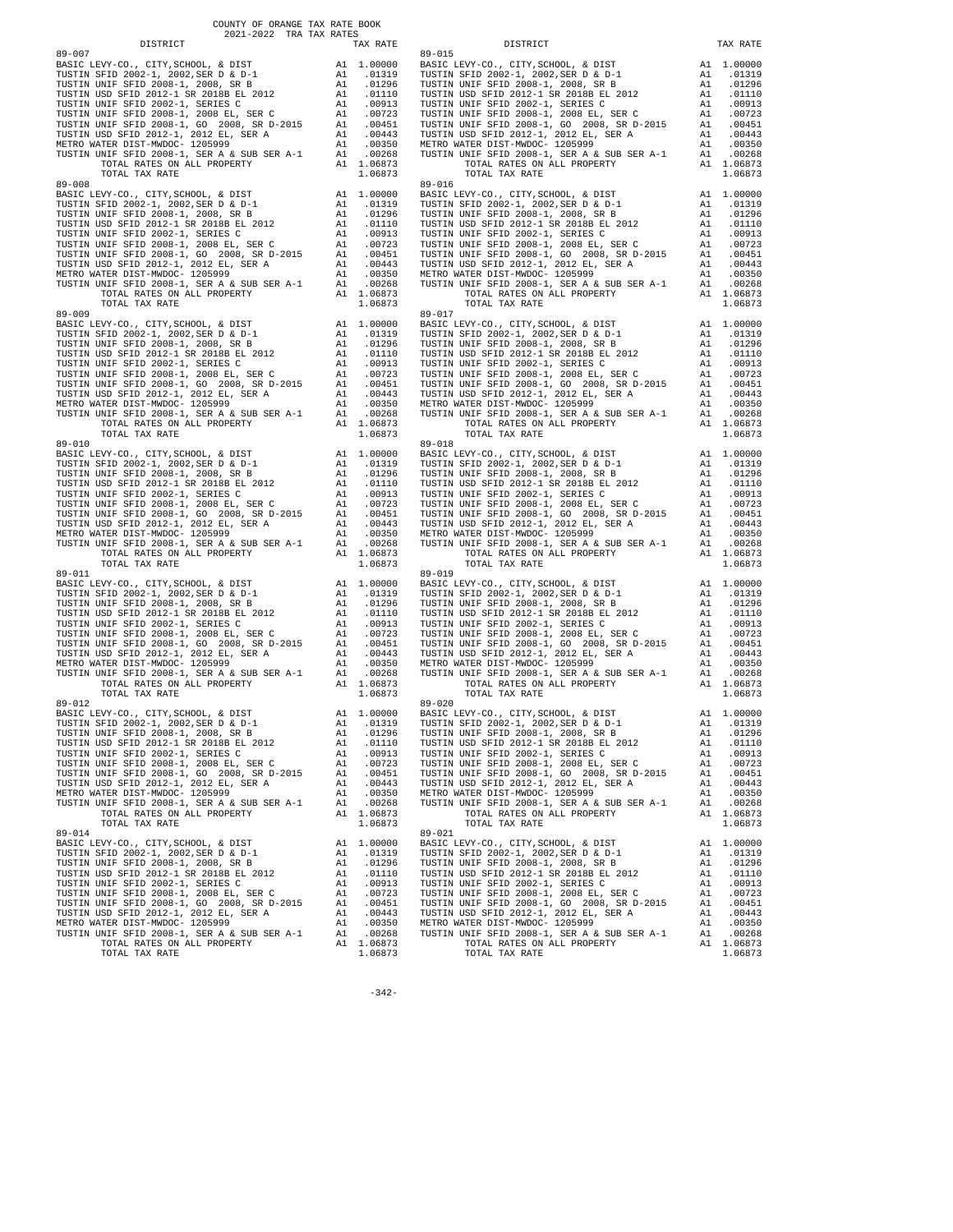COUNTY OF ORANGE TAX RATE BOOK
2021-2022 TRA TAX RATES

| DISTRICT | | TAX RATE |
|---|---|---|
| **89-007** | | |
| BASIC LEVY-CO., CITY,SCHOOL, & DIST | A1 | 1.00000 |
| TUSTIN SFID 2002-1, 2002,SER D & D-1 | A1 | .01319 |
| TUSTIN UNIF SFID 2008-1, 2008, SR B | A1 | .01296 |
| TUSTIN USD SFID 2012-1 SR 2018B EL 2012 | A1 | .01110 |
| TUSTIN UNIF SFID 2002-1, SERIES C | A1 | .00913 |
| TUSTIN UNIF SFID 2008-1, 2008 EL, SER C | A1 | .00723 |
| TUSTIN UNIF SFID 2008-1, GO 2008, SR D-2015 | A1 | .00451 |
| TUSTIN USD SFID 2012-1, 2012 EL, SER A | A1 | .00443 |
| METRO WATER DIST-MWDOC- 1205999 | A1 | .00350 |
| TUSTIN UNIF SFID 2008-1, SER A & SUB SER A-1 | A1 | .00268 |
| TOTAL RATES ON ALL PROPERTY | A1 | 1.06873 |
| TOTAL TAX RATE | | 1.06873 |
| **89-008** | | |
| BASIC LEVY-CO., CITY,SCHOOL, & DIST | A1 | 1.00000 |
| TUSTIN SFID 2002-1, 2002,SER D & D-1 | A1 | .01319 |
| TUSTIN UNIF SFID 2008-1, 2008, SR B | A1 | .01296 |
| TUSTIN USD SFID 2012-1 SR 2018B EL 2012 | A1 | .01110 |
| TUSTIN UNIF SFID 2002-1, SERIES C | A1 | .00913 |
| TUSTIN UNIF SFID 2008-1, 2008 EL, SER C | A1 | .00723 |
| TUSTIN UNIF SFID 2008-1, GO 2008, SR D-2015 | A1 | .00451 |
| TUSTIN USD SFID 2012-1, 2012 EL, SER A | A1 | .00443 |
| METRO WATER DIST-MWDOC- 1205999 | A1 | .00350 |
| TUSTIN UNIF SFID 2008-1, SER A & SUB SER A-1 | A1 | .00268 |
| TOTAL RATES ON ALL PROPERTY | A1 | 1.06873 |
| TOTAL TAX RATE | | 1.06873 |
| **89-009** | | |
| BASIC LEVY-CO., CITY,SCHOOL, & DIST | A1 | 1.00000 |
| TUSTIN SFID 2002-1, 2002,SER D & D-1 | A1 | .01319 |
| TUSTIN UNIF SFID 2008-1, 2008, SR B | A1 | .01296 |
| TUSTIN USD SFID 2012-1 SR 2018B EL 2012 | A1 | .01110 |
| TUSTIN UNIF SFID 2002-1, SERIES C | A1 | .00913 |
| TUSTIN UNIF SFID 2008-1, 2008 EL, SER C | A1 | .00723 |
| TUSTIN UNIF SFID 2008-1, GO 2008, SR D-2015 | A1 | .00451 |
| TUSTIN USD SFID 2012-1, 2012 EL, SER A | A1 | .00443 |
| METRO WATER DIST-MWDOC- 1205999 | A1 | .00350 |
| TUSTIN UNIF SFID 2008-1, SER A & SUB SER A-1 | A1 | .00268 |
| TOTAL RATES ON ALL PROPERTY | A1 | 1.06873 |
| TOTAL TAX RATE | | 1.06873 |
| **89-010** | | |
| BASIC LEVY-CO., CITY,SCHOOL, & DIST | A1 | 1.00000 |
| TUSTIN SFID 2002-1, 2002,SER D & D-1 | A1 | .01319 |
| TUSTIN UNIF SFID 2008-1, 2008, SR B | A1 | .01296 |
| TUSTIN USD SFID 2012-1 SR 2018B EL 2012 | A1 | .01110 |
| TUSTIN UNIF SFID 2002-1, SERIES C | A1 | .00913 |
| TUSTIN UNIF SFID 2008-1, 2008 EL, SER C | A1 | .00723 |
| TUSTIN UNIF SFID 2008-1, GO 2008, SR D-2015 | A1 | .00451 |
| TUSTIN USD SFID 2012-1, 2012 EL, SER A | A1 | .00443 |
| METRO WATER DIST-MWDOC- 1205999 | A1 | .00350 |
| TUSTIN UNIF SFID 2008-1, SER A & SUB SER A-1 | A1 | .00268 |
| TOTAL RATES ON ALL PROPERTY | A1 | 1.06873 |
| TOTAL TAX RATE | | 1.06873 |
| **89-011** | | |
| BASIC LEVY-CO., CITY,SCHOOL, & DIST | A1 | 1.00000 |
| TUSTIN SFID 2002-1, 2002,SER D & D-1 | A1 | .01319 |
| TUSTIN UNIF SFID 2008-1, 2008, SR B | A1 | .01296 |
| TUSTIN USD SFID 2012-1 SR 2018B EL 2012 | A1 | .01110 |
| TUSTIN UNIF SFID 2002-1, SERIES C | A1 | .00913 |
| TUSTIN UNIF SFID 2008-1, 2008 EL, SER C | A1 | .00723 |
| TUSTIN UNIF SFID 2008-1, GO 2008, SR D-2015 | A1 | .00451 |
| TUSTIN USD SFID 2012-1, 2012 EL, SER A | A1 | .00443 |
| METRO WATER DIST-MWDOC- 1205999 | A1 | .00350 |
| TUSTIN UNIF SFID 2008-1, SER A & SUB SER A-1 | A1 | .00268 |
| TOTAL RATES ON ALL PROPERTY | A1 | 1.06873 |
| TOTAL TAX RATE | | 1.06873 |
| **89-012** | | |
| BASIC LEVY-CO., CITY,SCHOOL, & DIST | A1 | 1.00000 |
| TUSTIN SFID 2002-1, 2002,SER D & D-1 | A1 | .01319 |
| TUSTIN UNIF SFID 2008-1, 2008, SR B | A1 | .01296 |
| TUSTIN USD SFID 2012-1 SR 2018B EL 2012 | A1 | .01110 |
| TUSTIN UNIF SFID 2002-1, SERIES C | A1 | .00913 |
| TUSTIN UNIF SFID 2008-1, 2008 EL, SER C | A1 | .00723 |
| TUSTIN UNIF SFID 2008-1, GO 2008, SR D-2015 | A1 | .00451 |
| TUSTIN USD SFID 2012-1, 2012 EL, SER A | A1 | .00443 |
| METRO WATER DIST-MWDOC- 1205999 | A1 | .00350 |
| TUSTIN UNIF SFID 2008-1, SER A & SUB SER A-1 | A1 | .00268 |
| TOTAL RATES ON ALL PROPERTY | A1 | 1.06873 |
| TOTAL TAX RATE | | 1.06873 |
| **89-014** | | |
| BASIC LEVY-CO., CITY,SCHOOL, & DIST | A1 | 1.00000 |
| TUSTIN SFID 2002-1, 2002,SER D & D-1 | A1 | .01319 |
| TUSTIN UNIF SFID 2008-1, 2008, SR B | A1 | .01296 |
| TUSTIN USD SFID 2012-1 SR 2018B EL 2012 | A1 | .01110 |
| TUSTIN UNIF SFID 2002-1, SERIES C | A1 | .00913 |
| TUSTIN UNIF SFID 2008-1, 2008 EL, SER C | A1 | .00723 |
| TUSTIN UNIF SFID 2008-1, GO 2008, SR D-2015 | A1 | .00451 |
| TUSTIN USD SFID 2012-1, 2012 EL, SER A | A1 | .00443 |
| METRO WATER DIST-MWDOC- 1205999 | A1 | .00350 |
| TUSTIN UNIF SFID 2008-1, SER A & SUB SER A-1 | A1 | .00268 |
| TOTAL RATES ON ALL PROPERTY | A1 | 1.06873 |
| TOTAL TAX RATE | | 1.06873 |
| **89-015** | | |
| BASIC LEVY-CO., CITY,SCHOOL, & DIST | A1 | 1.00000 |
| TUSTIN SFID 2002-1, 2002,SER D & D-1 | A1 | .01319 |
| TUSTIN UNIF SFID 2008-1, 2008, SR B | A1 | .01296 |
| TUSTIN USD SFID 2012-1 SR 2018B EL 2012 | A1 | .01110 |
| TUSTIN UNIF SFID 2002-1, SERIES C | A1 | .00913 |
| TUSTIN UNIF SFID 2008-1, 2008 EL, SER C | A1 | .00723 |
| TUSTIN UNIF SFID 2008-1, GO 2008, SR D-2015 | A1 | .00451 |
| TUSTIN USD SFID 2012-1, 2012 EL, SER A | A1 | .00443 |
| METRO WATER DIST-MWDOC- 1205999 | A1 | .00350 |
| TUSTIN UNIF SFID 2008-1, SER A & SUB SER A-1 | A1 | .00268 |
| TOTAL RATES ON ALL PROPERTY | A1 | 1.06873 |
| TOTAL TAX RATE | | 1.06873 |
| **89-016** | | |
| BASIC LEVY-CO., CITY,SCHOOL, & DIST | A1 | 1.00000 |
| TUSTIN SFID 2002-1, 2002,SER D & D-1 | A1 | .01319 |
| TUSTIN UNIF SFID 2008-1, 2008, SR B | A1 | .01296 |
| TUSTIN USD SFID 2012-1 SR 2018B EL 2012 | A1 | .01110 |
| TUSTIN UNIF SFID 2002-1, SERIES C | A1 | .00913 |
| TUSTIN UNIF SFID 2008-1, 2008 EL, SER C | A1 | .00723 |
| TUSTIN UNIF SFID 2008-1, GO 2008, SR D-2015 | A1 | .00451 |
| TUSTIN USD SFID 2012-1, 2012 EL, SER A | A1 | .00443 |
| METRO WATER DIST-MWDOC- 1205999 | A1 | .00350 |
| TUSTIN UNIF SFID 2008-1, SER A & SUB SER A-1 | A1 | .00268 |
| TOTAL RATES ON ALL PROPERTY | A1 | 1.06873 |
| TOTAL TAX RATE | | 1.06873 |
| **89-017** | | |
| BASIC LEVY-CO., CITY,SCHOOL, & DIST | A1 | 1.00000 |
| TUSTIN SFID 2002-1, 2002,SER D & D-1 | A1 | .01319 |
| TUSTIN UNIF SFID 2008-1, 2008, SR B | A1 | .01296 |
| TUSTIN USD SFID 2012-1 SR 2018B EL 2012 | A1 | .01110 |
| TUSTIN UNIF SFID 2002-1, SERIES C | A1 | .00913 |
| TUSTIN UNIF SFID 2008-1, 2008 EL, SER C | A1 | .00723 |
| TUSTIN UNIF SFID 2008-1, GO 2008, SR D-2015 | A1 | .00451 |
| TUSTIN USD SFID 2012-1, 2012 EL, SER A | A1 | .00443 |
| METRO WATER DIST-MWDOC- 1205999 | A1 | .00350 |
| TUSTIN UNIF SFID 2008-1, SER A & SUB SER A-1 | A1 | .00268 |
| TOTAL RATES ON ALL PROPERTY | A1 | 1.06873 |
| TOTAL TAX RATE | | 1.06873 |
| **89-018** | | |
| BASIC LEVY-CO., CITY,SCHOOL, & DIST | A1 | 1.00000 |
| TUSTIN SFID 2002-1, 2002,SER D & D-1 | A1 | .01319 |
| TUSTIN UNIF SFID 2008-1, 2008, SR B | A1 | .01296 |
| TUSTIN USD SFID 2012-1 SR 2018B EL 2012 | A1 | .01110 |
| TUSTIN UNIF SFID 2002-1, SERIES C | A1 | .00913 |
| TUSTIN UNIF SFID 2008-1, 2008 EL, SER C | A1 | .00723 |
| TUSTIN UNIF SFID 2008-1, GO 2008, SR D-2015 | A1 | .00451 |
| TUSTIN USD SFID 2012-1, 2012 EL, SER A | A1 | .00443 |
| METRO WATER DIST-MWDOC- 1205999 | A1 | .00350 |
| TUSTIN UNIF SFID 2008-1, SER A & SUB SER A-1 | A1 | .00268 |
| TOTAL RATES ON ALL PROPERTY | A1 | 1.06873 |
| TOTAL TAX RATE | | 1.06873 |
| **89-019** | | |
| BASIC LEVY-CO., CITY,SCHOOL, & DIST | A1 | 1.00000 |
| TUSTIN SFID 2002-1, 2002,SER D & D-1 | A1 | .01319 |
| TUSTIN UNIF SFID 2008-1, 2008, SR B | A1 | .01296 |
| TUSTIN USD SFID 2012-1 SR 2018B EL 2012 | A1 | .01110 |
| TUSTIN UNIF SFID 2002-1, SERIES C | A1 | .00913 |
| TUSTIN UNIF SFID 2008-1, 2008 EL, SER C | A1 | .00723 |
| TUSTIN UNIF SFID 2008-1, GO 2008, SR D-2015 | A1 | .00451 |
| TUSTIN USD SFID 2012-1, 2012 EL, SER A | A1 | .00443 |
| METRO WATER DIST-MWDOC- 1205999 | A1 | .00350 |
| TUSTIN UNIF SFID 2008-1, SER A & SUB SER A-1 | A1 | .00268 |
| TOTAL RATES ON ALL PROPERTY | A1 | 1.06873 |
| TOTAL TAX RATE | | 1.06873 |
| **89-020** | | |
| BASIC LEVY-CO., CITY,SCHOOL, & DIST | A1 | 1.00000 |
| TUSTIN SFID 2002-1, 2002,SER D & D-1 | A1 | .01319 |
| TUSTIN UNIF SFID 2008-1, 2008, SR B | A1 | .01296 |
| TUSTIN USD SFID 2012-1 SR 2018B EL 2012 | A1 | .01110 |
| TUSTIN UNIF SFID 2002-1, SERIES C | A1 | .00913 |
| TUSTIN UNIF SFID 2008-1, 2008 EL, SER C | A1 | .00723 |
| TUSTIN UNIF SFID 2008-1, GO 2008, SR D-2015 | A1 | .00451 |
| TUSTIN USD SFID 2012-1, 2012 EL, SER A | A1 | .00443 |
| METRO WATER DIST-MWDOC- 1205999 | A1 | .00350 |
| TUSTIN UNIF SFID 2008-1, SER A & SUB SER A-1 | A1 | .00268 |
| TOTAL RATES ON ALL PROPERTY | A1 | 1.06873 |
| TOTAL TAX RATE | | 1.06873 |
| **89-021** | | |
| BASIC LEVY-CO., CITY,SCHOOL, & DIST | A1 | 1.00000 |
| TUSTIN SFID 2002-1, 2002,SER D & D-1 | A1 | .01319 |
| TUSTIN UNIF SFID 2008-1, 2008, SR B | A1 | .01296 |
| TUSTIN USD SFID 2012-1 SR 2018B EL 2012 | A1 | .01110 |
| TUSTIN UNIF SFID 2002-1, SERIES C | A1 | .00913 |
| TUSTIN UNIF SFID 2008-1, 2008 EL, SER C | A1 | .00723 |
| TUSTIN UNIF SFID 2008-1, GO 2008, SR D-2015 | A1 | .00451 |
| TUSTIN USD SFID 2012-1, 2012 EL, SER A | A1 | .00443 |
| METRO WATER DIST-MWDOC- 1205999 | A1 | .00350 |
| TUSTIN UNIF SFID 2008-1, SER A & SUB SER A-1 | A1 | .00268 |
| TOTAL RATES ON ALL PROPERTY | A1 | 1.06873 |
| TOTAL TAX RATE | | 1.06873 |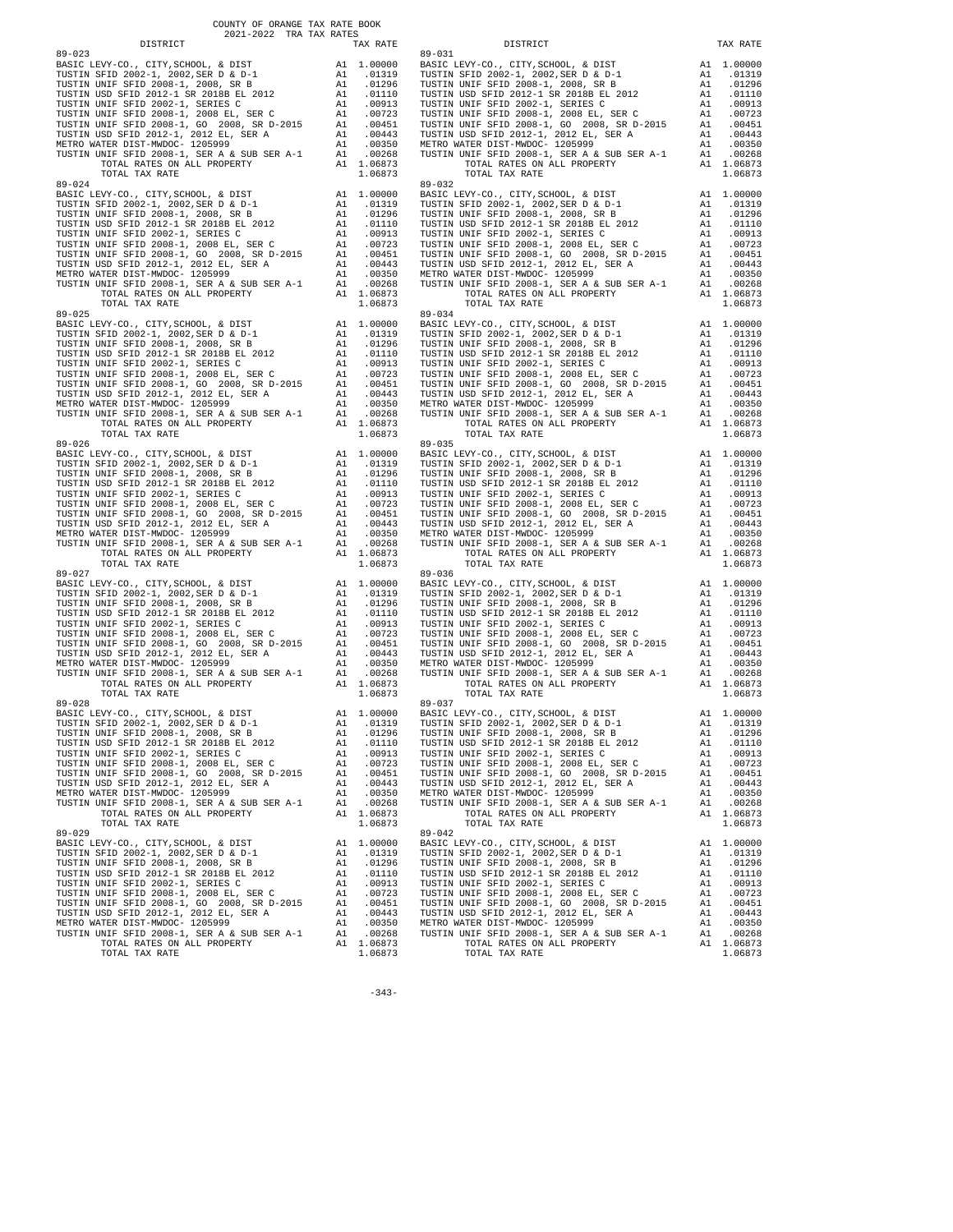COUNTY OF ORANGE TAX RATE BOOK
2021-2022 TRA TAX RATES

| DISTRICT | | TAX RATE |
|---|---|---|
| **89-023** | | |
| BASIC LEVY-CO., CITY,SCHOOL, & DIST | A1 | 1.00000 |
| TUSTIN SFID 2002-1, 2002,SER D & D-1 | A1 | .01319 |
| TUSTIN UNIF SFID 2008-1, 2008, SR B | A1 | .01296 |
| TUSTIN USD SFID 2012-1 SR 2018B EL 2012 | A1 | .01110 |
| TUSTIN UNIF SFID 2002-1, SERIES C | A1 | .00913 |
| TUSTIN UNIF SFID 2008-1, 2008 EL, SER C | A1 | .00723 |
| TUSTIN UNIF SFID 2008-1, GO 2008, SR D-2015 | A1 | .00451 |
| TUSTIN USD SFID 2012-1, 2012 EL, SER A | A1 | .00443 |
| METRO WATER DIST-MWDOC- 1205999 | A1 | .00350 |
| TUSTIN UNIF SFID 2008-1, SER A & SUB SER A-1 | A1 | .00268 |
| TOTAL RATES ON ALL PROPERTY | A1 | 1.06873 |
| TOTAL TAX RATE | | 1.06873 |
| **89-024** | | |
| BASIC LEVY-CO., CITY,SCHOOL, & DIST | A1 | 1.00000 |
| TUSTIN SFID 2002-1, 2002,SER D & D-1 | A1 | .01319 |
| TUSTIN UNIF SFID 2008-1, 2008, SR B | A1 | .01296 |
| TUSTIN USD SFID 2012-1 SR 2018B EL 2012 | A1 | .01110 |
| TUSTIN UNIF SFID 2002-1, SERIES C | A1 | .00913 |
| TUSTIN UNIF SFID 2008-1, 2008 EL, SER C | A1 | .00723 |
| TUSTIN UNIF SFID 2008-1, GO 2008, SR D-2015 | A1 | .00451 |
| TUSTIN USD SFID 2012-1, 2012 EL, SER A | A1 | .00443 |
| METRO WATER DIST-MWDOC- 1205999 | A1 | .00350 |
| TUSTIN UNIF SFID 2008-1, SER A & SUB SER A-1 | A1 | .00268 |
| TOTAL RATES ON ALL PROPERTY | A1 | 1.06873 |
| TOTAL TAX RATE | | 1.06873 |
| **89-025** | | |
| BASIC LEVY-CO., CITY,SCHOOL, & DIST | A1 | 1.00000 |
| TUSTIN SFID 2002-1, 2002,SER D & D-1 | A1 | .01319 |
| TUSTIN UNIF SFID 2008-1, 2008, SR B | A1 | .01296 |
| TUSTIN USD SFID 2012-1 SR 2018B EL 2012 | A1 | .01110 |
| TUSTIN UNIF SFID 2002-1, SERIES C | A1 | .00913 |
| TUSTIN UNIF SFID 2008-1, 2008 EL, SER C | A1 | .00723 |
| TUSTIN UNIF SFID 2008-1, GO 2008, SR D-2015 | A1 | .00451 |
| TUSTIN USD SFID 2012-1, 2012 EL, SER A | A1 | .00443 |
| METRO WATER DIST-MWDOC- 1205999 | A1 | .00350 |
| TUSTIN UNIF SFID 2008-1, SER A & SUB SER A-1 | A1 | .00268 |
| TOTAL RATES ON ALL PROPERTY | A1 | 1.06873 |
| TOTAL TAX RATE | | 1.06873 |
| **89-026** | | |
| BASIC LEVY-CO., CITY,SCHOOL, & DIST | A1 | 1.00000 |
| TUSTIN SFID 2002-1, 2002,SER D & D-1 | A1 | .01319 |
| TUSTIN UNIF SFID 2008-1, 2008, SR B | A1 | .01296 |
| TUSTIN USD SFID 2012-1 SR 2018B EL 2012 | A1 | .01110 |
| TUSTIN UNIF SFID 2002-1, SERIES C | A1 | .00913 |
| TUSTIN UNIF SFID 2008-1, 2008 EL, SER C | A1 | .00723 |
| TUSTIN UNIF SFID 2008-1, GO 2008, SR D-2015 | A1 | .00451 |
| TUSTIN USD SFID 2012-1, 2012 EL, SER A | A1 | .00443 |
| METRO WATER DIST-MWDOC- 1205999 | A1 | .00350 |
| TUSTIN UNIF SFID 2008-1, SER A & SUB SER A-1 | A1 | .00268 |
| TOTAL RATES ON ALL PROPERTY | A1 | 1.06873 |
| TOTAL TAX RATE | | 1.06873 |
| **89-027** | | |
| BASIC LEVY-CO., CITY,SCHOOL, & DIST | A1 | 1.00000 |
| TUSTIN SFID 2002-1, 2002,SER D & D-1 | A1 | .01319 |
| TUSTIN UNIF SFID 2008-1, 2008, SR B | A1 | .01296 |
| TUSTIN USD SFID 2012-1 SR 2018B EL 2012 | A1 | .01110 |
| TUSTIN UNIF SFID 2002-1, SERIES C | A1 | .00913 |
| TUSTIN UNIF SFID 2008-1, 2008 EL, SER C | A1 | .00723 |
| TUSTIN UNIF SFID 2008-1, GO 2008, SR D-2015 | A1 | .00451 |
| TUSTIN USD SFID 2012-1, 2012 EL, SER A | A1 | .00443 |
| METRO WATER DIST-MWDOC- 1205999 | A1 | .00350 |
| TUSTIN UNIF SFID 2008-1, SER A & SUB SER A-1 | A1 | .00268 |
| TOTAL RATES ON ALL PROPERTY | A1 | 1.06873 |
| TOTAL TAX RATE | | 1.06873 |
| **89-028** | | |
| BASIC LEVY-CO., CITY,SCHOOL, & DIST | A1 | 1.00000 |
| TUSTIN SFID 2002-1, 2002,SER D & D-1 | A1 | .01319 |
| TUSTIN UNIF SFID 2008-1, 2008, SR B | A1 | .01296 |
| TUSTIN USD SFID 2012-1 SR 2018B EL 2012 | A1 | .01110 |
| TUSTIN UNIF SFID 2002-1, SERIES C | A1 | .00913 |
| TUSTIN UNIF SFID 2008-1, 2008 EL, SER C | A1 | .00723 |
| TUSTIN UNIF SFID 2008-1, GO 2008, SR D-2015 | A1 | .00451 |
| TUSTIN USD SFID 2012-1, 2012 EL, SER A | A1 | .00443 |
| METRO WATER DIST-MWDOC- 1205999 | A1 | .00350 |
| TUSTIN UNIF SFID 2008-1, SER A & SUB SER A-1 | A1 | .00268 |
| TOTAL RATES ON ALL PROPERTY | A1 | 1.06873 |
| TOTAL TAX RATE | | 1.06873 |
| **89-029** | | |
| BASIC LEVY-CO., CITY,SCHOOL, & DIST | A1 | 1.00000 |
| TUSTIN SFID 2002-1, 2002,SER D & D-1 | A1 | .01319 |
| TUSTIN UNIF SFID 2008-1, 2008, SR B | A1 | .01296 |
| TUSTIN USD SFID 2012-1 SR 2018B EL 2012 | A1 | .01110 |
| TUSTIN UNIF SFID 2002-1, SERIES C | A1 | .00913 |
| TUSTIN UNIF SFID 2008-1, 2008 EL, SER C | A1 | .00723 |
| TUSTIN UNIF SFID 2008-1, GO 2008, SR D-2015 | A1 | .00451 |
| TUSTIN USD SFID 2012-1, 2012 EL, SER A | A1 | .00443 |
| METRO WATER DIST-MWDOC- 1205999 | A1 | .00350 |
| TUSTIN UNIF SFID 2008-1, SER A & SUB SER A-1 | A1 | .00268 |
| TOTAL RATES ON ALL PROPERTY | A1 | 1.06873 |
| TOTAL TAX RATE | | 1.06873 |
| **89-031** | | |
| BASIC LEVY-CO., CITY,SCHOOL, & DIST | A1 | 1.00000 |
| TUSTIN SFID 2002-1, 2002,SER D & D-1 | A1 | .01319 |
| TUSTIN UNIF SFID 2008-1, 2008, SR B | A1 | .01296 |
| TUSTIN USD SFID 2012-1 SR 2018B EL 2012 | A1 | .01110 |
| TUSTIN UNIF SFID 2002-1, SERIES C | A1 | .00913 |
| TUSTIN UNIF SFID 2008-1, 2008 EL, SER C | A1 | .00723 |
| TUSTIN UNIF SFID 2008-1, GO 2008, SR D-2015 | A1 | .00451 |
| TUSTIN USD SFID 2012-1, 2012 EL, SER A | A1 | .00443 |
| METRO WATER DIST-MWDOC- 1205999 | A1 | .00350 |
| TUSTIN UNIF SFID 2008-1, SER A & SUB SER A-1 | A1 | .00268 |
| TOTAL RATES ON ALL PROPERTY | A1 | 1.06873 |
| TOTAL TAX RATE | | 1.06873 |
| **89-032** | | |
| BASIC LEVY-CO., CITY,SCHOOL, & DIST | A1 | 1.00000 |
| TUSTIN SFID 2002-1, 2002,SER D & D-1 | A1 | .01319 |
| TUSTIN UNIF SFID 2008-1, 2008, SR B | A1 | .01296 |
| TUSTIN USD SFID 2012-1 SR 2018B EL 2012 | A1 | .01110 |
| TUSTIN UNIF SFID 2002-1, SERIES C | A1 | .00913 |
| TUSTIN UNIF SFID 2008-1, 2008 EL, SER C | A1 | .00723 |
| TUSTIN UNIF SFID 2008-1, GO 2008, SR D-2015 | A1 | .00451 |
| TUSTIN USD SFID 2012-1, 2012 EL, SER A | A1 | .00443 |
| METRO WATER DIST-MWDOC- 1205999 | A1 | .00350 |
| TUSTIN UNIF SFID 2008-1, SER A & SUB SER A-1 | A1 | .00268 |
| TOTAL RATES ON ALL PROPERTY | A1 | 1.06873 |
| TOTAL TAX RATE | | 1.06873 |
| **89-034** | | |
| BASIC LEVY-CO., CITY,SCHOOL, & DIST | A1 | 1.00000 |
| TUSTIN SFID 2002-1, 2002,SER D & D-1 | A1 | .01319 |
| TUSTIN UNIF SFID 2008-1, 2008, SR B | A1 | .01296 |
| TUSTIN USD SFID 2012-1 SR 2018B EL 2012 | A1 | .01110 |
| TUSTIN UNIF SFID 2002-1, SERIES C | A1 | .00913 |
| TUSTIN UNIF SFID 2008-1, 2008 EL, SER C | A1 | .00723 |
| TUSTIN UNIF SFID 2008-1, GO 2008, SR D-2015 | A1 | .00451 |
| TUSTIN USD SFID 2012-1, 2012 EL, SER A | A1 | .00443 |
| METRO WATER DIST-MWDOC- 1205999 | A1 | .00350 |
| TUSTIN UNIF SFID 2008-1, SER A & SUB SER A-1 | A1 | .00268 |
| TOTAL RATES ON ALL PROPERTY | A1 | 1.06873 |
| TOTAL TAX RATE | | 1.06873 |
| **89-035** | | |
| BASIC LEVY-CO., CITY,SCHOOL, & DIST | A1 | 1.00000 |
| TUSTIN SFID 2002-1, 2002,SER D & D-1 | A1 | .01319 |
| TUSTIN UNIF SFID 2008-1, 2008, SR B | A1 | .01296 |
| TUSTIN USD SFID 2012-1 SR 2018B EL 2012 | A1 | .01110 |
| TUSTIN UNIF SFID 2002-1, SERIES C | A1 | .00913 |
| TUSTIN UNIF SFID 2008-1, 2008 EL, SER C | A1 | .00723 |
| TUSTIN UNIF SFID 2008-1, GO 2008, SR D-2015 | A1 | .00451 |
| TUSTIN USD SFID 2012-1, 2012 EL, SER A | A1 | .00443 |
| METRO WATER DIST-MWDOC- 1205999 | A1 | .00350 |
| TUSTIN UNIF SFID 2008-1, SER A & SUB SER A-1 | A1 | .00268 |
| TOTAL RATES ON ALL PROPERTY | A1 | 1.06873 |
| TOTAL TAX RATE | | 1.06873 |
| **89-036** | | |
| BASIC LEVY-CO., CITY,SCHOOL, & DIST | A1 | 1.00000 |
| TUSTIN SFID 2002-1, 2002,SER D & D-1 | A1 | .01319 |
| TUSTIN UNIF SFID 2008-1, 2008, SR B | A1 | .01296 |
| TUSTIN USD SFID 2012-1 SR 2018B EL 2012 | A1 | .01110 |
| TUSTIN UNIF SFID 2002-1, SERIES C | A1 | .00913 |
| TUSTIN UNIF SFID 2008-1, 2008 EL, SER C | A1 | .00723 |
| TUSTIN UNIF SFID 2008-1, GO 2008, SR D-2015 | A1 | .00451 |
| TUSTIN USD SFID 2012-1, 2012 EL, SER A | A1 | .00443 |
| METRO WATER DIST-MWDOC- 1205999 | A1 | .00350 |
| TUSTIN UNIF SFID 2008-1, SER A & SUB SER A-1 | A1 | .00268 |
| TOTAL RATES ON ALL PROPERTY | A1 | 1.06873 |
| TOTAL TAX RATE | | 1.06873 |
| **89-037** | | |
| BASIC LEVY-CO., CITY,SCHOOL, & DIST | A1 | 1.00000 |
| TUSTIN SFID 2002-1, 2002,SER D & D-1 | A1 | .01319 |
| TUSTIN UNIF SFID 2008-1, 2008, SR B | A1 | .01296 |
| TUSTIN USD SFID 2012-1 SR 2018B EL 2012 | A1 | .01110 |
| TUSTIN UNIF SFID 2002-1, SERIES C | A1 | .00913 |
| TUSTIN UNIF SFID 2008-1, 2008 EL, SER C | A1 | .00723 |
| TUSTIN UNIF SFID 2008-1, GO 2008, SR D-2015 | A1 | .00451 |
| TUSTIN USD SFID 2012-1, 2012 EL, SER A | A1 | .00443 |
| METRO WATER DIST-MWDOC- 1205999 | A1 | .00350 |
| TUSTIN UNIF SFID 2008-1, SER A & SUB SER A-1 | A1 | .00268 |
| TOTAL RATES ON ALL PROPERTY | A1 | 1.06873 |
| TOTAL TAX RATE | | 1.06873 |
| **89-042** | | |
| BASIC LEVY-CO., CITY,SCHOOL, & DIST | A1 | 1.00000 |
| TUSTIN SFID 2002-1, 2002,SER D & D-1 | A1 | .01319 |
| TUSTIN UNIF SFID 2008-1, 2008, SR B | A1 | .01296 |
| TUSTIN USD SFID 2012-1 SR 2018B EL 2012 | A1 | .01110 |
| TUSTIN UNIF SFID 2002-1, SERIES C | A1 | .00913 |
| TUSTIN UNIF SFID 2008-1, 2008 EL, SER C | A1 | .00723 |
| TUSTIN UNIF SFID 2008-1, GO 2008, SR D-2015 | A1 | .00451 |
| TUSTIN USD SFID 2012-1, 2012 EL, SER A | A1 | .00443 |
| METRO WATER DIST-MWDOC- 1205999 | A1 | .00350 |
| TUSTIN UNIF SFID 2008-1, SER A & SUB SER A-1 | A1 | .00268 |
| TOTAL RATES ON ALL PROPERTY | A1 | 1.06873 |
| TOTAL TAX RATE | | 1.06873 |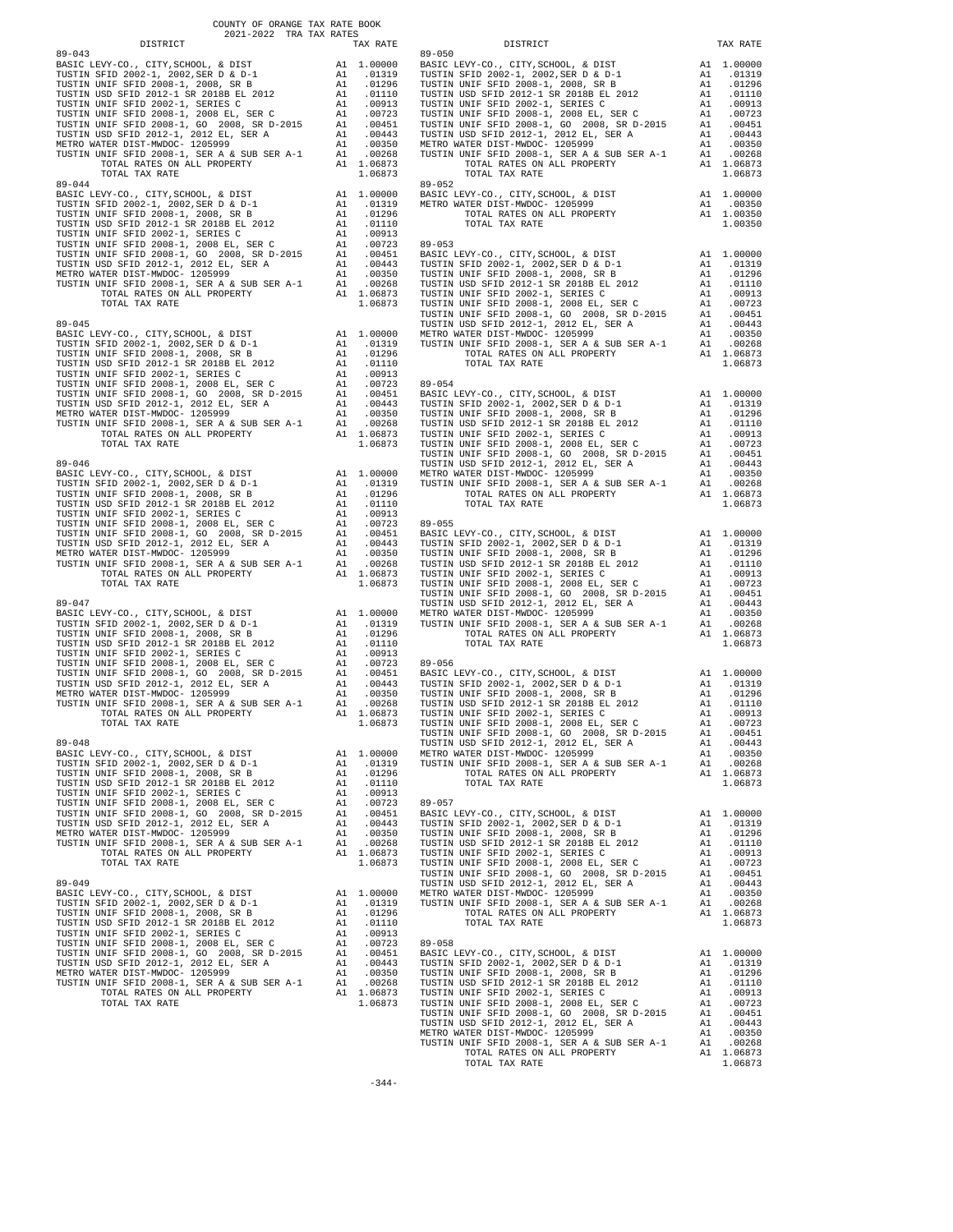COUNTY OF ORANGE TAX RATE BOOK
2021-2022 TRA TAX RATES

| DISTRICT | | TAX RATE |
|---|---|---|
| **89-043** | | |
| BASIC LEVY-CO., CITY,SCHOOL, & DIST | A1 | 1.00000 |
| TUSTIN SFID 2002-1, 2002,SER D & D-1 | A1 | .01319 |
| TUSTIN UNIF SFID 2008-1, 2008, SR B | A1 | .01296 |
| TUSTIN USD SFID 2012-1 SR 2018B EL 2012 | A1 | .01110 |
| TUSTIN UNIF SFID 2002-1, SERIES C | A1 | .00913 |
| TUSTIN UNIF SFID 2008-1, 2008 EL, SER C | A1 | .00723 |
| TUSTIN UNIF SFID 2008-1, GO 2008, SR D-2015 | A1 | .00451 |
| TUSTIN USD SFID 2012-1, 2012 EL, SER A | A1 | .00443 |
| METRO WATER DIST-MWDOC- 1205999 | A1 | .00350 |
| TUSTIN UNIF SFID 2008-1, SER A & SUB SER A-1 | A1 | .00268 |
| TOTAL RATES ON ALL PROPERTY | A1 | 1.06873 |
| TOTAL TAX RATE | | 1.06873 |
| **89-044** | | |
| BASIC LEVY-CO., CITY,SCHOOL, & DIST | A1 | 1.00000 |
| TUSTIN SFID 2002-1, 2002,SER D & D-1 | A1 | .01319 |
| TUSTIN UNIF SFID 2008-1, 2008, SR B | A1 | .01296 |
| TUSTIN USD SFID 2012-1 SR 2018B EL 2012 | A1 | .01110 |
| TUSTIN UNIF SFID 2002-1, SERIES C | A1 | .00913 |
| TUSTIN UNIF SFID 2008-1, 2008 EL, SER C | A1 | .00723 |
| TUSTIN UNIF SFID 2008-1, GO 2008, SR D-2015 | A1 | .00451 |
| TUSTIN USD SFID 2012-1, 2012 EL, SER A | A1 | .00443 |
| METRO WATER DIST-MWDOC- 1205999 | A1 | .00350 |
| TUSTIN UNIF SFID 2008-1, SER A & SUB SER A-1 | A1 | .00268 |
| TOTAL RATES ON ALL PROPERTY | A1 | 1.06873 |
| TOTAL TAX RATE | | 1.06873 |
| **89-045** | | |
| BASIC LEVY-CO., CITY,SCHOOL, & DIST | A1 | 1.00000 |
| TUSTIN SFID 2002-1, 2002,SER D & D-1 | A1 | .01319 |
| TUSTIN UNIF SFID 2008-1, 2008, SR B | A1 | .01296 |
| TUSTIN USD SFID 2012-1 SR 2018B EL 2012 | A1 | .01110 |
| TUSTIN UNIF SFID 2002-1, SERIES C | A1 | .00913 |
| TUSTIN UNIF SFID 2008-1, 2008 EL, SER C | A1 | .00723 |
| TUSTIN UNIF SFID 2008-1, GO 2008, SR D-2015 | A1 | .00451 |
| TUSTIN USD SFID 2012-1, 2012 EL, SER A | A1 | .00443 |
| METRO WATER DIST-MWDOC- 1205999 | A1 | .00350 |
| TUSTIN UNIF SFID 2008-1, SER A & SUB SER A-1 | A1 | .00268 |
| TOTAL RATES ON ALL PROPERTY | A1 | 1.06873 |
| TOTAL TAX RATE | | 1.06873 |
| **89-046** | | |
| BASIC LEVY-CO., CITY,SCHOOL, & DIST | A1 | 1.00000 |
| TUSTIN SFID 2002-1, 2002,SER D & D-1 | A1 | .01319 |
| TUSTIN UNIF SFID 2008-1, 2008, SR B | A1 | .01296 |
| TUSTIN USD SFID 2012-1 SR 2018B EL 2012 | A1 | .01110 |
| TUSTIN UNIF SFID 2002-1, SERIES C | A1 | .00913 |
| TUSTIN UNIF SFID 2008-1, 2008 EL, SER C | A1 | .00723 |
| TUSTIN UNIF SFID 2008-1, GO 2008, SR D-2015 | A1 | .00451 |
| TUSTIN USD SFID 2012-1, 2012 EL, SER A | A1 | .00443 |
| METRO WATER DIST-MWDOC- 1205999 | A1 | .00350 |
| TUSTIN UNIF SFID 2008-1, SER A & SUB SER A-1 | A1 | .00268 |
| TOTAL RATES ON ALL PROPERTY | A1 | 1.06873 |
| TOTAL TAX RATE | | 1.06873 |
| **89-047** | | |
| BASIC LEVY-CO., CITY,SCHOOL, & DIST | A1 | 1.00000 |
| TUSTIN SFID 2002-1, 2002,SER D & D-1 | A1 | .01319 |
| TUSTIN UNIF SFID 2008-1, 2008, SR B | A1 | .01296 |
| TUSTIN USD SFID 2012-1 SR 2018B EL 2012 | A1 | .01110 |
| TUSTIN UNIF SFID 2002-1, SERIES C | A1 | .00913 |
| TUSTIN UNIF SFID 2008-1, 2008 EL, SER C | A1 | .00723 |
| TUSTIN UNIF SFID 2008-1, GO 2008, SR D-2015 | A1 | .00451 |
| TUSTIN USD SFID 2012-1, 2012 EL, SER A | A1 | .00443 |
| METRO WATER DIST-MWDOC- 1205999 | A1 | .00350 |
| TUSTIN UNIF SFID 2008-1, SER A & SUB SER A-1 | A1 | .00268 |
| TOTAL RATES ON ALL PROPERTY | A1 | 1.06873 |
| TOTAL TAX RATE | | 1.06873 |
| **89-048** | | |
| BASIC LEVY-CO., CITY,SCHOOL, & DIST | A1 | 1.00000 |
| TUSTIN SFID 2002-1, 2002,SER D & D-1 | A1 | .01319 |
| TUSTIN UNIF SFID 2008-1, 2008, SR B | A1 | .01296 |
| TUSTIN USD SFID 2012-1 SR 2018B EL 2012 | A1 | .01110 |
| TUSTIN UNIF SFID 2002-1, SERIES C | A1 | .00913 |
| TUSTIN UNIF SFID 2008-1, 2008 EL, SER C | A1 | .00723 |
| TUSTIN UNIF SFID 2008-1, GO 2008, SR D-2015 | A1 | .00451 |
| TUSTIN USD SFID 2012-1, 2012 EL, SER A | A1 | .00443 |
| METRO WATER DIST-MWDOC- 1205999 | A1 | .00350 |
| TUSTIN UNIF SFID 2008-1, SER A & SUB SER A-1 | A1 | .00268 |
| TOTAL RATES ON ALL PROPERTY | A1 | 1.06873 |
| TOTAL TAX RATE | | 1.06873 |
| **89-049** | | |
| BASIC LEVY-CO., CITY,SCHOOL, & DIST | A1 | 1.00000 |
| TUSTIN SFID 2002-1, 2002,SER D & D-1 | A1 | .01319 |
| TUSTIN UNIF SFID 2008-1, 2008, SR B | A1 | .01296 |
| TUSTIN USD SFID 2012-1 SR 2018B EL 2012 | A1 | .01110 |
| TUSTIN UNIF SFID 2002-1, SERIES C | A1 | .00913 |
| TUSTIN UNIF SFID 2008-1, 2008 EL, SER C | A1 | .00723 |
| TUSTIN UNIF SFID 2008-1, GO 2008, SR D-2015 | A1 | .00451 |
| TUSTIN USD SFID 2012-1, 2012 EL, SER A | A1 | .00443 |
| METRO WATER DIST-MWDOC- 1205999 | A1 | .00350 |
| TUSTIN UNIF SFID 2008-1, SER A & SUB SER A-1 | A1 | .00268 |
| TOTAL RATES ON ALL PROPERTY | A1 | 1.06873 |
| TOTAL TAX RATE | | 1.06873 |
| **89-050** | | |
| BASIC LEVY-CO., CITY,SCHOOL, & DIST | A1 | 1.00000 |
| TUSTIN SFID 2002-1, 2002,SER D & D-1 | A1 | .01319 |
| TUSTIN UNIF SFID 2008-1, 2008, SR B | A1 | .01296 |
| TUSTIN USD SFID 2012-1 SR 2018B EL 2012 | A1 | .01110 |
| TUSTIN UNIF SFID 2002-1, SERIES C | A1 | .00913 |
| TUSTIN UNIF SFID 2008-1, 2008 EL, SER C | A1 | .00723 |
| TUSTIN UNIF SFID 2008-1, GO 2008, SR D-2015 | A1 | .00451 |
| TUSTIN USD SFID 2012-1, 2012 EL, SER A | A1 | .00443 |
| METRO WATER DIST-MWDOC- 1205999 | A1 | .00350 |
| TUSTIN UNIF SFID 2008-1, SER A & SUB SER A-1 | A1 | .00268 |
| TOTAL RATES ON ALL PROPERTY | A1 | 1.06873 |
| TOTAL TAX RATE | | 1.06873 |
| **89-052** | | |
| BASIC LEVY-CO., CITY,SCHOOL, & DIST | A1 | 1.00000 |
| METRO WATER DIST-MWDOC- 1205999 | A1 | .00350 |
| TOTAL RATES ON ALL PROPERTY | A1 | 1.00350 |
| TOTAL TAX RATE | | 1.00350 |
| **89-053** | | |
| BASIC LEVY-CO., CITY,SCHOOL, & DIST | A1 | 1.00000 |
| TUSTIN SFID 2002-1, 2002,SER D & D-1 | A1 | .01319 |
| TUSTIN UNIF SFID 2008-1, 2008, SR B | A1 | .01296 |
| TUSTIN USD SFID 2012-1 SR 2018B EL 2012 | A1 | .01110 |
| TUSTIN UNIF SFID 2002-1, SERIES C | A1 | .00913 |
| TUSTIN UNIF SFID 2008-1, 2008 EL, SER C | A1 | .00723 |
| TUSTIN UNIF SFID 2008-1, GO 2008, SR D-2015 | A1 | .00451 |
| TUSTIN USD SFID 2012-1, 2012 EL, SER A | A1 | .00443 |
| METRO WATER DIST-MWDOC- 1205999 | A1 | .00350 |
| TUSTIN UNIF SFID 2008-1, SER A & SUB SER A-1 | A1 | .00268 |
| TOTAL RATES ON ALL PROPERTY | A1 | 1.06873 |
| TOTAL TAX RATE | | 1.06873 |
| **89-054** | | |
| BASIC LEVY-CO., CITY,SCHOOL, & DIST | A1 | 1.00000 |
| TUSTIN SFID 2002-1, 2002,SER D & D-1 | A1 | .01319 |
| TUSTIN UNIF SFID 2008-1, 2008, SR B | A1 | .01296 |
| TUSTIN USD SFID 2012-1 SR 2018B EL 2012 | A1 | .01110 |
| TUSTIN UNIF SFID 2002-1, SERIES C | A1 | .00913 |
| TUSTIN UNIF SFID 2008-1, 2008 EL, SER C | A1 | .00723 |
| TUSTIN UNIF SFID 2008-1, GO 2008, SR D-2015 | A1 | .00451 |
| TUSTIN USD SFID 2012-1, 2012 EL, SER A | A1 | .00443 |
| METRO WATER DIST-MWDOC- 1205999 | A1 | .00350 |
| TUSTIN UNIF SFID 2008-1, SER A & SUB SER A-1 | A1 | .00268 |
| TOTAL RATES ON ALL PROPERTY | A1 | 1.06873 |
| TOTAL TAX RATE | | 1.06873 |
| **89-055** | | |
| BASIC LEVY-CO., CITY,SCHOOL, & DIST | A1 | 1.00000 |
| TUSTIN SFID 2002-1, 2002,SER D & D-1 | A1 | .01319 |
| TUSTIN UNIF SFID 2008-1, 2008, SR B | A1 | .01296 |
| TUSTIN USD SFID 2012-1 SR 2018B EL 2012 | A1 | .01110 |
| TUSTIN UNIF SFID 2002-1, SERIES C | A1 | .00913 |
| TUSTIN UNIF SFID 2008-1, 2008 EL, SER C | A1 | .00723 |
| TUSTIN UNIF SFID 2008-1, GO 2008, SR D-2015 | A1 | .00451 |
| TUSTIN USD SFID 2012-1, 2012 EL, SER A | A1 | .00443 |
| METRO WATER DIST-MWDOC- 1205999 | A1 | .00350 |
| TUSTIN UNIF SFID 2008-1, SER A & SUB SER A-1 | A1 | .00268 |
| TOTAL RATES ON ALL PROPERTY | A1 | 1.06873 |
| TOTAL TAX RATE | | 1.06873 |
| **89-056** | | |
| BASIC LEVY-CO., CITY,SCHOOL, & DIST | A1 | 1.00000 |
| TUSTIN SFID 2002-1, 2002,SER D & D-1 | A1 | .01319 |
| TUSTIN UNIF SFID 2008-1, 2008, SR B | A1 | .01296 |
| TUSTIN USD SFID 2012-1 SR 2018B EL 2012 | A1 | .01110 |
| TUSTIN UNIF SFID 2002-1, SERIES C | A1 | .00913 |
| TUSTIN UNIF SFID 2008-1, 2008 EL, SER C | A1 | .00723 |
| TUSTIN UNIF SFID 2008-1, GO 2008, SR D-2015 | A1 | .00451 |
| TUSTIN USD SFID 2012-1, 2012 EL, SER A | A1 | .00443 |
| METRO WATER DIST-MWDOC- 1205999 | A1 | .00350 |
| TUSTIN UNIF SFID 2008-1, SER A & SUB SER A-1 | A1 | .00268 |
| TOTAL RATES ON ALL PROPERTY | A1 | 1.06873 |
| TOTAL TAX RATE | | 1.06873 |
| **89-057** | | |
| BASIC LEVY-CO., CITY,SCHOOL, & DIST | A1 | 1.00000 |
| TUSTIN SFID 2002-1, 2002,SER D & D-1 | A1 | .01319 |
| TUSTIN UNIF SFID 2008-1, 2008, SR B | A1 | .01296 |
| TUSTIN USD SFID 2012-1 SR 2018B EL 2012 | A1 | .01110 |
| TUSTIN UNIF SFID 2002-1, SERIES C | A1 | .00913 |
| TUSTIN UNIF SFID 2008-1, 2008 EL, SER C | A1 | .00723 |
| TUSTIN UNIF SFID 2008-1, GO 2008, SR D-2015 | A1 | .00451 |
| TUSTIN USD SFID 2012-1, 2012 EL, SER A | A1 | .00443 |
| METRO WATER DIST-MWDOC- 1205999 | A1 | .00350 |
| TUSTIN UNIF SFID 2008-1, SER A & SUB SER A-1 | A1 | .00268 |
| TOTAL RATES ON ALL PROPERTY | A1 | 1.06873 |
| TOTAL TAX RATE | | 1.06873 |
| **89-058** | | |
| BASIC LEVY-CO., CITY,SCHOOL, & DIST | A1 | 1.00000 |
| TUSTIN SFID 2002-1, 2002,SER D & D-1 | A1 | .01319 |
| TUSTIN UNIF SFID 2008-1, 2008, SR B | A1 | .01296 |
| TUSTIN USD SFID 2012-1 SR 2018B EL 2012 | A1 | .01110 |
| TUSTIN UNIF SFID 2002-1, SERIES C | A1 | .00913 |
| TUSTIN UNIF SFID 2008-1, 2008 EL, SER C | A1 | .00723 |
| TUSTIN UNIF SFID 2008-1, GO 2008, SR D-2015 | A1 | .00451 |
| TUSTIN USD SFID 2012-1, 2012 EL, SER A | A1 | .00443 |
| METRO WATER DIST-MWDOC- 1205999 | A1 | .00350 |
| TUSTIN UNIF SFID 2008-1, SER A & SUB SER A-1 | A1 | .00268 |
| TOTAL RATES ON ALL PROPERTY | A1 | 1.06873 |
| TOTAL TAX RATE | | 1.06873 |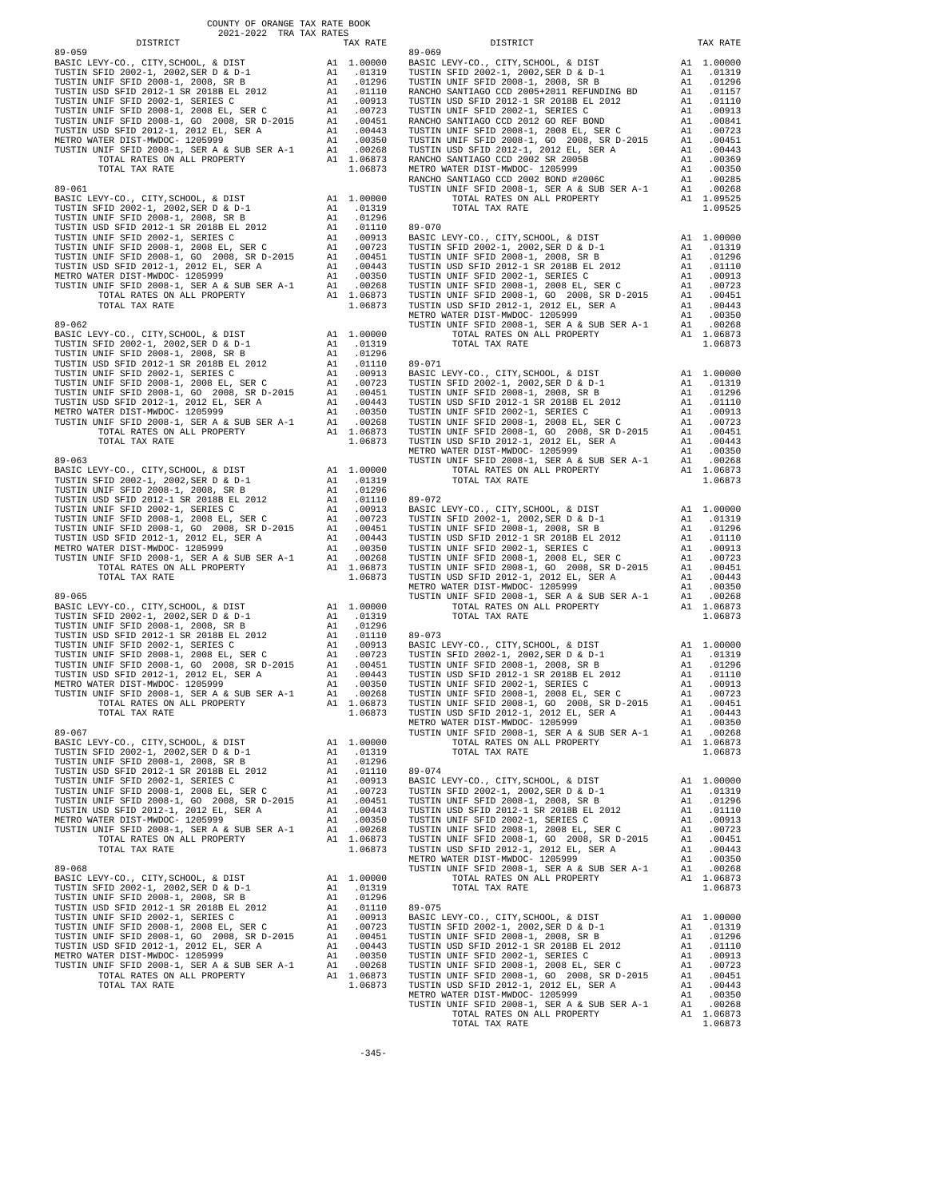COUNTY OF ORANGE TAX RATE BOOK
2021-2022 TRA TAX RATES

| DISTRICT | | TAX RATE |
|---|---|---|
| **89-059** | | |
| BASIC LEVY-CO., CITY,SCHOOL, & DIST | A1 | 1.00000 |
| TUSTIN SFID 2002-1, 2002,SER D & D-1 | A1 | .01319 |
| TUSTIN UNIF SFID 2008-1, 2008, SR B | A1 | .01296 |
| TUSTIN USD SFID 2012-1 SR 2018B EL 2012 | A1 | .01110 |
| TUSTIN UNIF SFID 2002-1, SERIES C | A1 | .00913 |
| TUSTIN UNIF SFID 2008-1, 2008 EL, SER C | A1 | .00723 |
| TUSTIN UNIF SFID 2008-1, GO 2008, SR D-2015 | A1 | .00451 |
| TUSTIN USD SFID 2012-1, 2012 EL, SER A | A1 | .00443 |
| METRO WATER DIST-MWDOC- 1205999 | A1 | .00350 |
| TUSTIN UNIF SFID 2008-1, SER A & SUB SER A-1 | A1 | .00268 |
| TOTAL RATES ON ALL PROPERTY | A1 | 1.06873 |
| TOTAL TAX RATE | | 1.06873 |
| **89-061** | | |
| BASIC LEVY-CO., CITY,SCHOOL, & DIST | A1 | 1.00000 |
| TUSTIN SFID 2002-1, 2002,SER D & D-1 | A1 | .01319 |
| TUSTIN UNIF SFID 2008-1, 2008, SR B | A1 | .01296 |
| TUSTIN USD SFID 2012-1 SR 2018B EL 2012 | A1 | .01110 |
| TUSTIN UNIF SFID 2002-1, SERIES C | A1 | .00913 |
| TUSTIN UNIF SFID 2008-1, 2008 EL, SER C | A1 | .00723 |
| TUSTIN UNIF SFID 2008-1, GO 2008, SR D-2015 | A1 | .00451 |
| TUSTIN USD SFID 2012-1, 2012 EL, SER A | A1 | .00443 |
| METRO WATER DIST-MWDOC- 1205999 | A1 | .00350 |
| TUSTIN UNIF SFID 2008-1, SER A & SUB SER A-1 | A1 | .00268 |
| TOTAL RATES ON ALL PROPERTY | A1 | 1.06873 |
| TOTAL TAX RATE | | 1.06873 |
| **89-062** | | |
| BASIC LEVY-CO., CITY,SCHOOL, & DIST | A1 | 1.00000 |
| TUSTIN SFID 2002-1, 2002,SER D & D-1 | A1 | .01319 |
| TUSTIN UNIF SFID 2008-1, 2008, SR B | A1 | .01296 |
| TUSTIN USD SFID 2012-1 SR 2018B EL 2012 | A1 | .01110 |
| TUSTIN UNIF SFID 2002-1, SERIES C | A1 | .00913 |
| TUSTIN UNIF SFID 2008-1, 2008 EL, SER C | A1 | .00723 |
| TUSTIN UNIF SFID 2008-1, GO 2008, SR D-2015 | A1 | .00451 |
| TUSTIN USD SFID 2012-1, 2012 EL, SER A | A1 | .00443 |
| METRO WATER DIST-MWDOC- 1205999 | A1 | .00350 |
| TUSTIN UNIF SFID 2008-1, SER A & SUB SER A-1 | A1 | .00268 |
| TOTAL RATES ON ALL PROPERTY | A1 | 1.06873 |
| TOTAL TAX RATE | | 1.06873 |
| **89-063** | | |
| BASIC LEVY-CO., CITY,SCHOOL, & DIST | A1 | 1.00000 |
| TUSTIN SFID 2002-1, 2002,SER D & D-1 | A1 | .01319 |
| TUSTIN UNIF SFID 2008-1, 2008, SR B | A1 | .01296 |
| TUSTIN USD SFID 2012-1 SR 2018B EL 2012 | A1 | .01110 |
| TUSTIN UNIF SFID 2002-1, SERIES C | A1 | .00913 |
| TUSTIN UNIF SFID 2008-1, 2008 EL, SER C | A1 | .00723 |
| TUSTIN UNIF SFID 2008-1, GO 2008, SR D-2015 | A1 | .00451 |
| TUSTIN USD SFID 2012-1, 2012 EL, SER A | A1 | .00443 |
| METRO WATER DIST-MWDOC- 1205999 | A1 | .00350 |
| TUSTIN UNIF SFID 2008-1, SER A & SUB SER A-1 | A1 | .00268 |
| TOTAL RATES ON ALL PROPERTY | A1 | 1.06873 |
| TOTAL TAX RATE | | 1.06873 |
| **89-065** | | |
| BASIC LEVY-CO., CITY,SCHOOL, & DIST | A1 | 1.00000 |
| TUSTIN SFID 2002-1, 2002,SER D & D-1 | A1 | .01319 |
| TUSTIN UNIF SFID 2008-1, 2008, SR B | A1 | .01296 |
| TUSTIN USD SFID 2012-1 SR 2018B EL 2012 | A1 | .01110 |
| TUSTIN UNIF SFID 2002-1, SERIES C | A1 | .00913 |
| TUSTIN UNIF SFID 2008-1, 2008 EL, SER C | A1 | .00723 |
| TUSTIN UNIF SFID 2008-1, GO 2008, SR D-2015 | A1 | .00451 |
| TUSTIN USD SFID 2012-1, 2012 EL, SER A | A1 | .00443 |
| METRO WATER DIST-MWDOC- 1205999 | A1 | .00350 |
| TUSTIN UNIF SFID 2008-1, SER A & SUB SER A-1 | A1 | .00268 |
| TOTAL RATES ON ALL PROPERTY | A1 | 1.06873 |
| TOTAL TAX RATE | | 1.06873 |
| **89-067** | | |
| BASIC LEVY-CO., CITY,SCHOOL, & DIST | A1 | 1.00000 |
| TUSTIN SFID 2002-1, 2002,SER D & D-1 | A1 | .01319 |
| TUSTIN UNIF SFID 2008-1, 2008, SR B | A1 | .01296 |
| TUSTIN USD SFID 2012-1 SR 2018B EL 2012 | A1 | .01110 |
| TUSTIN UNIF SFID 2002-1, SERIES C | A1 | .00913 |
| TUSTIN UNIF SFID 2008-1, 2008 EL, SER C | A1 | .00723 |
| TUSTIN UNIF SFID 2008-1, GO 2008, SR D-2015 | A1 | .00451 |
| TUSTIN USD SFID 2012-1, 2012 EL, SER A | A1 | .00443 |
| METRO WATER DIST-MWDOC- 1205999 | A1 | .00350 |
| TUSTIN UNIF SFID 2008-1, SER A & SUB SER A-1 | A1 | .00268 |
| TOTAL RATES ON ALL PROPERTY | A1 | 1.06873 |
| TOTAL TAX RATE | | 1.06873 |
| **89-068** | | |
| BASIC LEVY-CO., CITY,SCHOOL, & DIST | A1 | 1.00000 |
| TUSTIN SFID 2002-1, 2002,SER D & D-1 | A1 | .01319 |
| TUSTIN UNIF SFID 2008-1, 2008, SR B | A1 | .01296 |
| TUSTIN USD SFID 2012-1 SR 2018B EL 2012 | A1 | .01110 |
| TUSTIN UNIF SFID 2002-1, SERIES C | A1 | .00913 |
| TUSTIN UNIF SFID 2008-1, 2008 EL, SER C | A1 | .00723 |
| TUSTIN UNIF SFID 2008-1, GO 2008, SR D-2015 | A1 | .00451 |
| TUSTIN USD SFID 2012-1, 2012 EL, SER A | A1 | .00443 |
| METRO WATER DIST-MWDOC- 1205999 | A1 | .00350 |
| TUSTIN UNIF SFID 2008-1, SER A & SUB SER A-1 | A1 | .00268 |
| TOTAL RATES ON ALL PROPERTY | A1 | 1.06873 |
| TOTAL TAX RATE | | 1.06873 |
| **89-069** | | |
| BASIC LEVY-CO., CITY,SCHOOL, & DIST | A1 | 1.00000 |
| TUSTIN SFID 2002-1, 2002,SER D & D-1 | A1 | .01319 |
| TUSTIN UNIF SFID 2008-1, 2008, SR B | A1 | .01296 |
| RANCHO SANTIAGO CCD 2005+2011 REFUNDING BD | A1 | .01157 |
| TUSTIN USD SFID 2012-1 SR 2018B EL 2012 | A1 | .01110 |
| TUSTIN UNIF SFID 2002-1, SERIES C | A1 | .00913 |
| RANCHO SANTIAGO CCD 2012 GO REF BOND | A1 | .00841 |
| TUSTIN UNIF SFID 2008-1, 2008 EL, SER C | A1 | .00723 |
| TUSTIN UNIF SFID 2008-1, GO 2008, SR D-2015 | A1 | .00451 |
| TUSTIN USD SFID 2012-1, 2012 EL, SER A | A1 | .00443 |
| RANCHO SANTIAGO CCD 2002 SR 2005B | A1 | .00369 |
| METRO WATER DIST-MWDOC- 1205999 | A1 | .00350 |
| RANCHO SANTIAGO CCD 2002 BOND #2006C | A1 | .00285 |
| TUSTIN UNIF SFID 2008-1, SER A & SUB SER A-1 | A1 | .00268 |
| TOTAL RATES ON ALL PROPERTY | A1 | 1.09525 |
| TOTAL TAX RATE | | 1.09525 |
| **89-070** | | |
| BASIC LEVY-CO., CITY,SCHOOL, & DIST | A1 | 1.00000 |
| TUSTIN SFID 2002-1, 2002,SER D & D-1 | A1 | .01319 |
| TUSTIN UNIF SFID 2008-1, 2008, SR B | A1 | .01296 |
| TUSTIN USD SFID 2012-1 SR 2018B EL 2012 | A1 | .01110 |
| TUSTIN UNIF SFID 2002-1, SERIES C | A1 | .00913 |
| TUSTIN UNIF SFID 2008-1, 2008 EL, SER C | A1 | .00723 |
| TUSTIN UNIF SFID 2008-1, GO 2008, SR D-2015 | A1 | .00451 |
| TUSTIN USD SFID 2012-1, 2012 EL, SER A | A1 | .00443 |
| METRO WATER DIST-MWDOC- 1205999 | A1 | .00350 |
| TUSTIN UNIF SFID 2008-1, SER A & SUB SER A-1 | A1 | .00268 |
| TOTAL RATES ON ALL PROPERTY | A1 | 1.06873 |
| TOTAL TAX RATE | | 1.06873 |
| **89-071** | | |
| BASIC LEVY-CO., CITY,SCHOOL, & DIST | A1 | 1.00000 |
| TUSTIN SFID 2002-1, 2002,SER D & D-1 | A1 | .01319 |
| TUSTIN UNIF SFID 2008-1, 2008, SR B | A1 | .01296 |
| TUSTIN USD SFID 2012-1 SR 2018B EL 2012 | A1 | .01110 |
| TUSTIN UNIF SFID 2002-1, SERIES C | A1 | .00913 |
| TUSTIN UNIF SFID 2008-1, 2008 EL, SER C | A1 | .00723 |
| TUSTIN UNIF SFID 2008-1, GO 2008, SR D-2015 | A1 | .00451 |
| TUSTIN USD SFID 2012-1, 2012 EL, SER A | A1 | .00443 |
| METRO WATER DIST-MWDOC- 1205999 | A1 | .00350 |
| TUSTIN UNIF SFID 2008-1, SER A & SUB SER A-1 | A1 | .00268 |
| TOTAL RATES ON ALL PROPERTY | A1 | 1.06873 |
| TOTAL TAX RATE | | 1.06873 |
| **89-072** | | |
| BASIC LEVY-CO., CITY,SCHOOL, & DIST | A1 | 1.00000 |
| TUSTIN SFID 2002-1, 2002,SER D & D-1 | A1 | .01319 |
| TUSTIN UNIF SFID 2008-1, 2008, SR B | A1 | .01296 |
| TUSTIN USD SFID 2012-1 SR 2018B EL 2012 | A1 | .01110 |
| TUSTIN UNIF SFID 2002-1, SERIES C | A1 | .00913 |
| TUSTIN UNIF SFID 2008-1, 2008 EL, SER C | A1 | .00723 |
| TUSTIN UNIF SFID 2008-1, GO 2008, SR D-2015 | A1 | .00451 |
| TUSTIN USD SFID 2012-1, 2012 EL, SER A | A1 | .00443 |
| METRO WATER DIST-MWDOC- 1205999 | A1 | .00350 |
| TUSTIN UNIF SFID 2008-1, SER A & SUB SER A-1 | A1 | .00268 |
| TOTAL RATES ON ALL PROPERTY | A1 | 1.06873 |
| TOTAL TAX RATE | | 1.06873 |
| **89-073** | | |
| BASIC LEVY-CO., CITY,SCHOOL, & DIST | A1 | 1.00000 |
| TUSTIN SFID 2002-1, 2002,SER D & D-1 | A1 | .01319 |
| TUSTIN UNIF SFID 2008-1, 2008, SR B | A1 | .01296 |
| TUSTIN USD SFID 2012-1 SR 2018B EL 2012 | A1 | .01110 |
| TUSTIN UNIF SFID 2002-1, SERIES C | A1 | .00913 |
| TUSTIN UNIF SFID 2008-1, 2008 EL, SER C | A1 | .00723 |
| TUSTIN UNIF SFID 2008-1, GO 2008, SR D-2015 | A1 | .00451 |
| TUSTIN USD SFID 2012-1, 2012 EL, SER A | A1 | .00443 |
| METRO WATER DIST-MWDOC- 1205999 | A1 | .00350 |
| TUSTIN UNIF SFID 2008-1, SER A & SUB SER A-1 | A1 | .00268 |
| TOTAL RATES ON ALL PROPERTY | A1 | 1.06873 |
| TOTAL TAX RATE | | 1.06873 |
| **89-074** | | |
| BASIC LEVY-CO., CITY,SCHOOL, & DIST | A1 | 1.00000 |
| TUSTIN SFID 2002-1, 2002,SER D & D-1 | A1 | .01319 |
| TUSTIN UNIF SFID 2008-1, 2008, SR B | A1 | .01296 |
| TUSTIN USD SFID 2012-1 SR 2018B EL 2012 | A1 | .01110 |
| TUSTIN UNIF SFID 2002-1, SERIES C | A1 | .00913 |
| TUSTIN UNIF SFID 2008-1, 2008 EL, SER C | A1 | .00723 |
| TUSTIN UNIF SFID 2008-1, GO 2008, SR D-2015 | A1 | .00451 |
| TUSTIN USD SFID 2012-1, 2012 EL, SER A | A1 | .00443 |
| METRO WATER DIST-MWDOC- 1205999 | A1 | .00350 |
| TUSTIN UNIF SFID 2008-1, SER A & SUB SER A-1 | A1 | .00268 |
| TOTAL RATES ON ALL PROPERTY | A1 | 1.06873 |
| TOTAL TAX RATE | | 1.06873 |
| **89-075** | | |
| BASIC LEVY-CO., CITY,SCHOOL, & DIST | A1 | 1.00000 |
| TUSTIN SFID 2002-1, 2002,SER D & D-1 | A1 | .01319 |
| TUSTIN UNIF SFID 2008-1, 2008, SR B | A1 | .01296 |
| TUSTIN USD SFID 2012-1 SR 2018B EL 2012 | A1 | .01110 |
| TUSTIN UNIF SFID 2002-1, SERIES C | A1 | .00913 |
| TUSTIN UNIF SFID 2008-1, 2008 EL, SER C | A1 | .00723 |
| TUSTIN UNIF SFID 2008-1, GO 2008, SR D-2015 | A1 | .00451 |
| TUSTIN USD SFID 2012-1, 2012 EL, SER A | A1 | .00443 |
| METRO WATER DIST-MWDOC- 1205999 | A1 | .00350 |
| TUSTIN UNIF SFID 2008-1, SER A & SUB SER A-1 | A1 | .00268 |
| TOTAL RATES ON ALL PROPERTY | A1 | 1.06873 |
| TOTAL TAX RATE | | 1.06873 |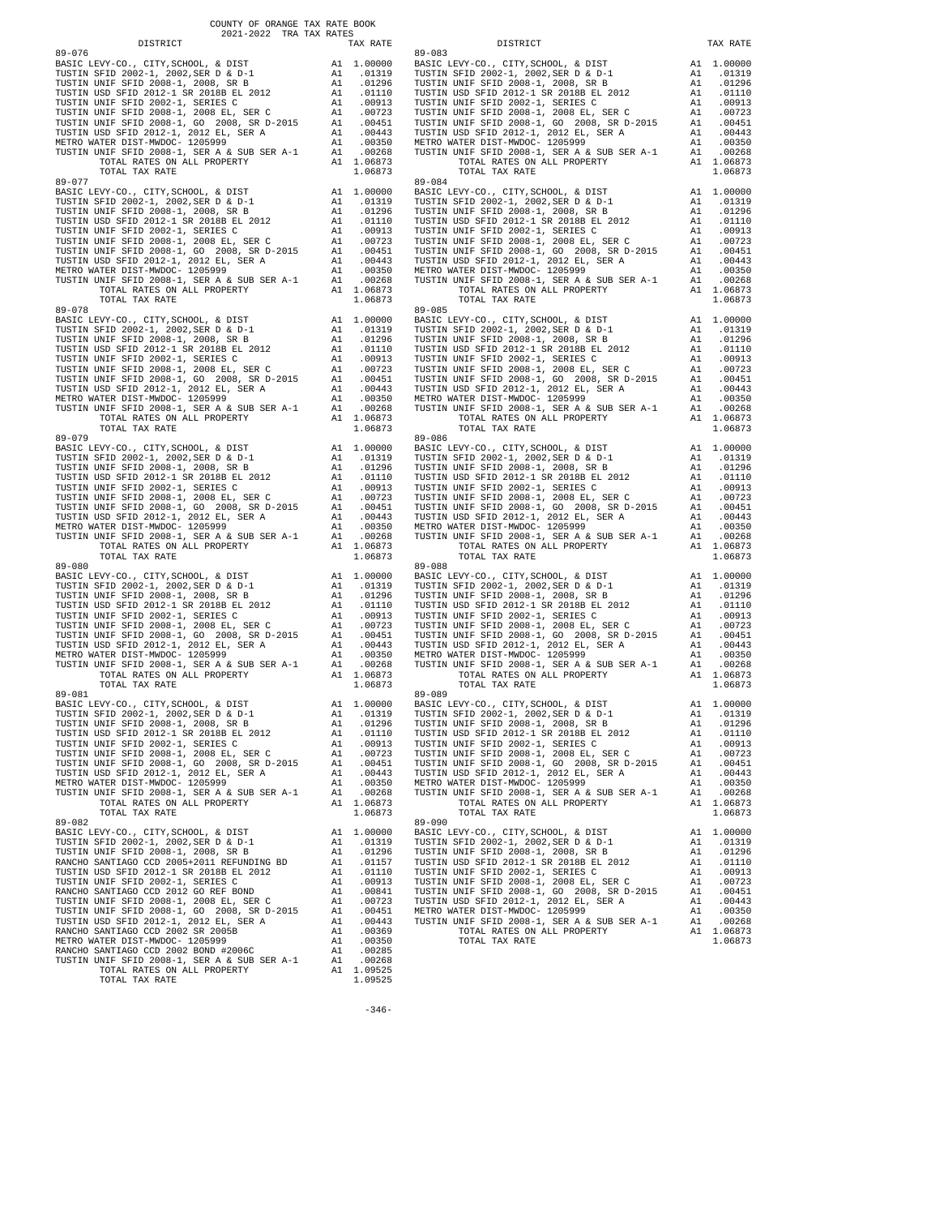COUNTY OF ORANGE TAX RATE BOOK
2021-2022 TRA TAX RATES

| DISTRICT | | TAX RATE |
|---|---|---|
| **89-076** | | |
| BASIC LEVY-CO., CITY,SCHOOL, & DIST | A1 | 1.00000 |
| TUSTIN SFID 2002-1, 2002,SER D & D-1 | A1 | .01319 |
| TUSTIN UNIF SFID 2008-1, 2008, SR B | A1 | .01296 |
| TUSTIN USD SFID 2012-1 SR 2018B EL 2012 | A1 | .01110 |
| TUSTIN UNIF SFID 2002-1, SERIES C | A1 | .00913 |
| TUSTIN UNIF SFID 2008-1, 2008 EL, SER C | A1 | .00723 |
| TUSTIN UNIF SFID 2008-1, GO 2008, SR D-2015 | A1 | .00451 |
| TUSTIN USD SFID 2012-1, 2012 EL, SER A | A1 | .00443 |
| METRO WATER DIST-MWDOC- 1205999 | A1 | .00350 |
| TUSTIN UNIF SFID 2008-1, SER A & SUB SER A-1 | A1 | .00268 |
| TOTAL RATES ON ALL PROPERTY | A1 | 1.06873 |
| TOTAL TAX RATE | | 1.06873 |
| **89-077** | | |
| BASIC LEVY-CO., CITY,SCHOOL, & DIST | A1 | 1.00000 |
| TUSTIN SFID 2002-1, 2002,SER D & D-1 | A1 | .01319 |
| TUSTIN UNIF SFID 2008-1, 2008, SR B | A1 | .01296 |
| TUSTIN USD SFID 2012-1 SR 2018B EL 2012 | A1 | .01110 |
| TUSTIN UNIF SFID 2002-1, SERIES C | A1 | .00913 |
| TUSTIN UNIF SFID 2008-1, 2008 EL, SER C | A1 | .00723 |
| TUSTIN UNIF SFID 2008-1, GO 2008, SR D-2015 | A1 | .00451 |
| TUSTIN USD SFID 2012-1, 2012 EL, SER A | A1 | .00443 |
| METRO WATER DIST-MWDOC- 1205999 | A1 | .00350 |
| TUSTIN UNIF SFID 2008-1, SER A & SUB SER A-1 | A1 | .00268 |
| TOTAL RATES ON ALL PROPERTY | A1 | 1.06873 |
| TOTAL TAX RATE | | 1.06873 |
| **89-078** | | |
| BASIC LEVY-CO., CITY,SCHOOL, & DIST | A1 | 1.00000 |
| TUSTIN SFID 2002-1, 2002,SER D & D-1 | A1 | .01319 |
| TUSTIN UNIF SFID 2008-1, 2008, SR B | A1 | .01296 |
| TUSTIN USD SFID 2012-1 SR 2018B EL 2012 | A1 | .01110 |
| TUSTIN UNIF SFID 2002-1, SERIES C | A1 | .00913 |
| TUSTIN UNIF SFID 2008-1, 2008 EL, SER C | A1 | .00723 |
| TUSTIN UNIF SFID 2008-1, GO 2008, SR D-2015 | A1 | .00451 |
| TUSTIN USD SFID 2012-1, 2012 EL, SER A | A1 | .00443 |
| METRO WATER DIST-MWDOC- 1205999 | A1 | .00350 |
| TUSTIN UNIF SFID 2008-1, SER A & SUB SER A-1 | A1 | .00268 |
| TOTAL RATES ON ALL PROPERTY | A1 | 1.06873 |
| TOTAL TAX RATE | | 1.06873 |
| **89-079** | | |
| BASIC LEVY-CO., CITY,SCHOOL, & DIST | A1 | 1.00000 |
| TUSTIN SFID 2002-1, 2002,SER D & D-1 | A1 | .01319 |
| TUSTIN UNIF SFID 2008-1, 2008, SR B | A1 | .01296 |
| TUSTIN USD SFID 2012-1 SR 2018B EL 2012 | A1 | .01110 |
| TUSTIN UNIF SFID 2002-1, SERIES C | A1 | .00913 |
| TUSTIN UNIF SFID 2008-1, 2008 EL, SER C | A1 | .00723 |
| TUSTIN UNIF SFID 2008-1, GO 2008, SR D-2015 | A1 | .00451 |
| TUSTIN USD SFID 2012-1, 2012 EL, SER A | A1 | .00443 |
| METRO WATER DIST-MWDOC- 1205999 | A1 | .00350 |
| TUSTIN UNIF SFID 2008-1, SER A & SUB SER A-1 | A1 | .00268 |
| TOTAL RATES ON ALL PROPERTY | A1 | 1.06873 |
| TOTAL TAX RATE | | 1.06873 |
| **89-080** | | |
| BASIC LEVY-CO., CITY,SCHOOL, & DIST | A1 | 1.00000 |
| TUSTIN SFID 2002-1, 2002,SER D & D-1 | A1 | .01319 |
| TUSTIN UNIF SFID 2008-1, 2008, SR B | A1 | .01296 |
| TUSTIN USD SFID 2012-1 SR 2018B EL 2012 | A1 | .01110 |
| TUSTIN UNIF SFID 2002-1, SERIES C | A1 | .00913 |
| TUSTIN UNIF SFID 2008-1, 2008 EL, SER C | A1 | .00723 |
| TUSTIN UNIF SFID 2008-1, GO 2008, SR D-2015 | A1 | .00451 |
| TUSTIN USD SFID 2012-1, 2012 EL, SER A | A1 | .00443 |
| METRO WATER DIST-MWDOC- 1205999 | A1 | .00350 |
| TUSTIN UNIF SFID 2008-1, SER A & SUB SER A-1 | A1 | .00268 |
| TOTAL RATES ON ALL PROPERTY | A1 | 1.06873 |
| TOTAL TAX RATE | | 1.06873 |
| **89-081** | | |
| BASIC LEVY-CO., CITY,SCHOOL, & DIST | A1 | 1.00000 |
| TUSTIN SFID 2002-1, 2002,SER D & D-1 | A1 | .01319 |
| TUSTIN UNIF SFID 2008-1, 2008, SR B | A1 | .01296 |
| TUSTIN USD SFID 2012-1 SR 2018B EL 2012 | A1 | .01110 |
| TUSTIN UNIF SFID 2002-1, SERIES C | A1 | .00913 |
| TUSTIN UNIF SFID 2008-1, 2008 EL, SER C | A1 | .00723 |
| TUSTIN UNIF SFID 2008-1, GO 2008, SR D-2015 | A1 | .00451 |
| TUSTIN USD SFID 2012-1, 2012 EL, SER A | A1 | .00443 |
| METRO WATER DIST-MWDOC- 1205999 | A1 | .00350 |
| TUSTIN UNIF SFID 2008-1, SER A & SUB SER A-1 | A1 | .00268 |
| TOTAL RATES ON ALL PROPERTY | A1 | 1.06873 |
| TOTAL TAX RATE | | 1.06873 |
| **89-082** | | |
| BASIC LEVY-CO., CITY,SCHOOL, & DIST | A1 | 1.00000 |
| TUSTIN SFID 2002-1, 2002,SER D & D-1 | A1 | .01319 |
| TUSTIN UNIF SFID 2008-1, 2008, SR B | A1 | .01296 |
| RANCHO SANTIAGO CCD 2005+2011 REFUNDING BD | A1 | .01157 |
| TUSTIN USD SFID 2012-1 SR 2018B EL 2012 | A1 | .01110 |
| TUSTIN UNIF SFID 2002-1, SERIES C | A1 | .00913 |
| RANCHO SANTIAGO CCD 2012 GO REF BOND | A1 | .00841 |
| TUSTIN UNIF SFID 2008-1, 2008 EL, SER C | A1 | .00723 |
| TUSTIN UNIF SFID 2008-1, GO 2008, SR D-2015 | A1 | .00451 |
| TUSTIN USD SFID 2012-1, 2012 EL, SER A | A1 | .00443 |
| RANCHO SANTIAGO CCD 2002 SR 2005B | A1 | .00369 |
| METRO WATER DIST-MWDOC- 1205999 | A1 | .00350 |
| RANCHO SANTIAGO CCD 2002 BOND #2006C | A1 | .00285 |
| TUSTIN UNIF SFID 2008-1, SER A & SUB SER A-1 | A1 | .00268 |
| TOTAL RATES ON ALL PROPERTY | A1 | 1.09525 |
| TOTAL TAX RATE | | 1.09525 |
| **89-083** | | |
| BASIC LEVY-CO., CITY,SCHOOL, & DIST | A1 | 1.00000 |
| TUSTIN SFID 2002-1, 2002,SER D & D-1 | A1 | .01319 |
| TUSTIN UNIF SFID 2008-1, 2008, SR B | A1 | .01296 |
| TUSTIN USD SFID 2012-1 SR 2018B EL 2012 | A1 | .01110 |
| TUSTIN UNIF SFID 2002-1, SERIES C | A1 | .00913 |
| TUSTIN UNIF SFID 2008-1, 2008 EL, SER C | A1 | .00723 |
| TUSTIN UNIF SFID 2008-1, GO 2008, SR D-2015 | A1 | .00451 |
| TUSTIN USD SFID 2012-1, 2012 EL, SER A | A1 | .00443 |
| METRO WATER DIST-MWDOC- 1205999 | A1 | .00350 |
| TUSTIN UNIF SFID 2008-1, SER A & SUB SER A-1 | A1 | .00268 |
| TOTAL RATES ON ALL PROPERTY | A1 | 1.06873 |
| TOTAL TAX RATE | | 1.06873 |
| **89-084** | | |
| BASIC LEVY-CO., CITY,SCHOOL, & DIST | A1 | 1.00000 |
| TUSTIN SFID 2002-1, 2002,SER D & D-1 | A1 | .01319 |
| TUSTIN UNIF SFID 2008-1, 2008, SR B | A1 | .01296 |
| TUSTIN USD SFID 2012-1 SR 2018B EL 2012 | A1 | .01110 |
| TUSTIN UNIF SFID 2002-1, SERIES C | A1 | .00913 |
| TUSTIN UNIF SFID 2008-1, 2008 EL, SER C | A1 | .00723 |
| TUSTIN UNIF SFID 2008-1, GO 2008, SR D-2015 | A1 | .00451 |
| TUSTIN USD SFID 2012-1, 2012 EL, SER A | A1 | .00443 |
| METRO WATER DIST-MWDOC- 1205999 | A1 | .00350 |
| TUSTIN UNIF SFID 2008-1, SER A & SUB SER A-1 | A1 | .00268 |
| TOTAL RATES ON ALL PROPERTY | A1 | 1.06873 |
| TOTAL TAX RATE | | 1.06873 |
| **89-085** | | |
| BASIC LEVY-CO., CITY,SCHOOL, & DIST | A1 | 1.00000 |
| TUSTIN SFID 2002-1, 2002,SER D & D-1 | A1 | .01319 |
| TUSTIN UNIF SFID 2008-1, 2008, SR B | A1 | .01296 |
| TUSTIN USD SFID 2012-1 SR 2018B EL 2012 | A1 | .01110 |
| TUSTIN UNIF SFID 2002-1, SERIES C | A1 | .00913 |
| TUSTIN UNIF SFID 2008-1, 2008 EL, SER C | A1 | .00723 |
| TUSTIN UNIF SFID 2008-1, GO 2008, SR D-2015 | A1 | .00451 |
| TUSTIN USD SFID 2012-1, 2012 EL, SER A | A1 | .00443 |
| METRO WATER DIST-MWDOC- 1205999 | A1 | .00350 |
| TUSTIN UNIF SFID 2008-1, SER A & SUB SER A-1 | A1 | .00268 |
| TOTAL RATES ON ALL PROPERTY | A1 | 1.06873 |
| TOTAL TAX RATE | | 1.06873 |
| **89-086** | | |
| BASIC LEVY-CO., CITY,SCHOOL, & DIST | A1 | 1.00000 |
| TUSTIN SFID 2002-1, 2002,SER D & D-1 | A1 | .01319 |
| TUSTIN UNIF SFID 2008-1, 2008, SR B | A1 | .01296 |
| TUSTIN USD SFID 2012-1 SR 2018B EL 2012 | A1 | .01110 |
| TUSTIN UNIF SFID 2002-1, SERIES C | A1 | .00913 |
| TUSTIN UNIF SFID 2008-1, 2008 EL, SER C | A1 | .00723 |
| TUSTIN UNIF SFID 2008-1, GO 2008, SR D-2015 | A1 | .00451 |
| TUSTIN USD SFID 2012-1, 2012 EL, SER A | A1 | .00443 |
| METRO WATER DIST-MWDOC- 1205999 | A1 | .00350 |
| TUSTIN UNIF SFID 2008-1, SER A & SUB SER A-1 | A1 | .00268 |
| TOTAL RATES ON ALL PROPERTY | A1 | 1.06873 |
| TOTAL TAX RATE | | 1.06873 |
| **89-088** | | |
| BASIC LEVY-CO., CITY,SCHOOL, & DIST | A1 | 1.00000 |
| TUSTIN SFID 2002-1, 2002,SER D & D-1 | A1 | .01319 |
| TUSTIN UNIF SFID 2008-1, 2008, SR B | A1 | .01296 |
| TUSTIN USD SFID 2012-1 SR 2018B EL 2012 | A1 | .01110 |
| TUSTIN UNIF SFID 2002-1, SERIES C | A1 | .00913 |
| TUSTIN UNIF SFID 2008-1, 2008 EL, SER C | A1 | .00723 |
| TUSTIN UNIF SFID 2008-1, GO 2008, SR D-2015 | A1 | .00451 |
| TUSTIN USD SFID 2012-1, 2012 EL, SER A | A1 | .00443 |
| METRO WATER DIST-MWDOC- 1205999 | A1 | .00350 |
| TUSTIN UNIF SFID 2008-1, SER A & SUB SER A-1 | A1 | .00268 |
| TOTAL RATES ON ALL PROPERTY | A1 | 1.06873 |
| TOTAL TAX RATE | | 1.06873 |
| **89-089** | | |
| BASIC LEVY-CO., CITY,SCHOOL, & DIST | A1 | 1.00000 |
| TUSTIN SFID 2002-1, 2002,SER D & D-1 | A1 | .01319 |
| TUSTIN UNIF SFID 2008-1, 2008, SR B | A1 | .01296 |
| TUSTIN USD SFID 2012-1 SR 2018B EL 2012 | A1 | .01110 |
| TUSTIN UNIF SFID 2002-1, SERIES C | A1 | .00913 |
| TUSTIN UNIF SFID 2008-1, 2008 EL, SER C | A1 | .00723 |
| TUSTIN UNIF SFID 2008-1, GO 2008, SR D-2015 | A1 | .00451 |
| TUSTIN USD SFID 2012-1, 2012 EL, SER A | A1 | .00443 |
| METRO WATER DIST-MWDOC- 1205999 | A1 | .00350 |
| TUSTIN UNIF SFID 2008-1, SER A & SUB SER A-1 | A1 | .00268 |
| TOTAL RATES ON ALL PROPERTY | A1 | 1.06873 |
| TOTAL TAX RATE | | 1.06873 |
| **89-090** | | |
| BASIC LEVY-CO., CITY,SCHOOL, & DIST | A1 | 1.00000 |
| TUSTIN SFID 2002-1, 2002,SER D & D-1 | A1 | .01319 |
| TUSTIN UNIF SFID 2008-1, 2008, SR B | A1 | .01296 |
| TUSTIN USD SFID 2012-1 SR 2018B EL 2012 | A1 | .01110 |
| TUSTIN UNIF SFID 2002-1, SERIES C | A1 | .00913 |
| TUSTIN UNIF SFID 2008-1, 2008 EL, SER C | A1 | .00723 |
| TUSTIN UNIF SFID 2008-1, GO 2008, SR D-2015 | A1 | .00451 |
| TUSTIN USD SFID 2012-1, 2012 EL, SER A | A1 | .00443 |
| METRO WATER DIST-MWDOC- 1205999 | A1 | .00350 |
| TUSTIN UNIF SFID 2008-1, SER A & SUB SER A-1 | A1 | .00268 |
| TOTAL RATES ON ALL PROPERTY | A1 | 1.06873 |
| TOTAL TAX RATE | | 1.06873 |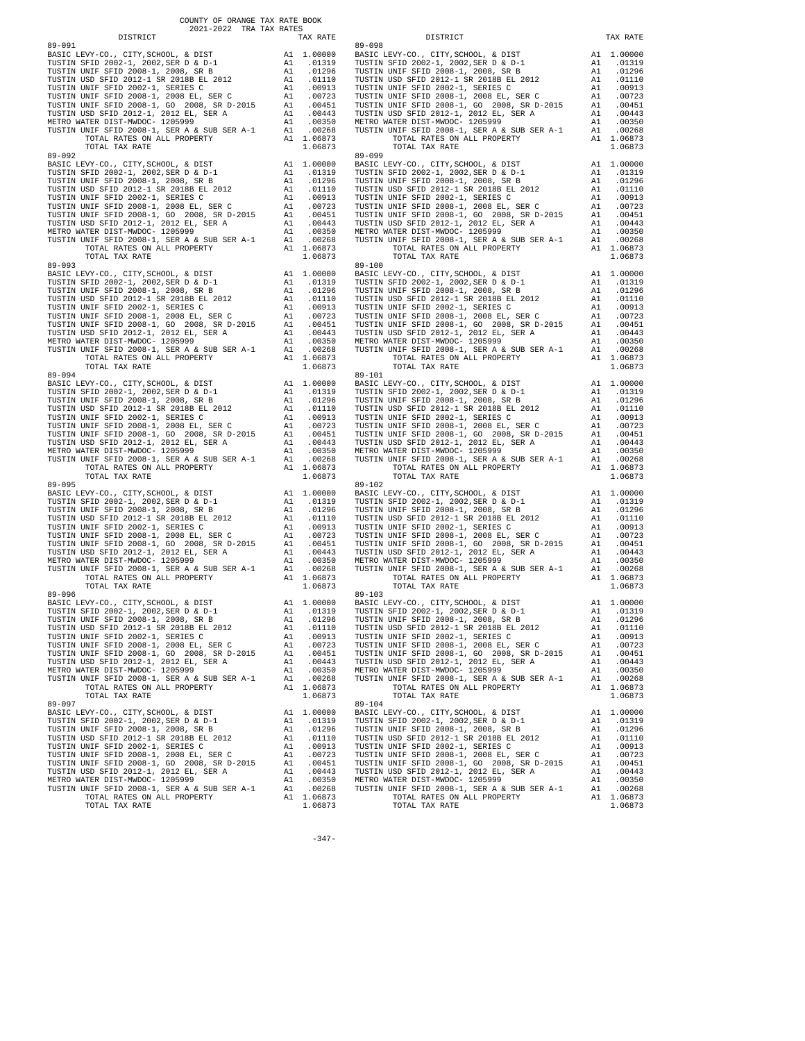COUNTY OF ORANGE TAX RATE BOOK
2021-2022 TRA TAX RATES

| DISTRICT | | TAX RATE |
|---|---|---|
| **89-091** | | |
| BASIC LEVY-CO., CITY,SCHOOL, & DIST | A1 | 1.00000 |
| TUSTIN SFID 2002-1, 2002,SER D & D-1 | A1 | .01319 |
| TUSTIN UNIF SFID 2008-1, 2008, SR B | A1 | .01296 |
| TUSTIN USD SFID 2012-1 SR 2018B EL 2012 | A1 | .01110 |
| TUSTIN UNIF SFID 2002-1, SERIES C | A1 | .00913 |
| TUSTIN UNIF SFID 2008-1, 2008 EL, SER C | A1 | .00723 |
| TUSTIN UNIF SFID 2008-1, GO 2008, SR D-2015 | A1 | .00451 |
| TUSTIN USD SFID 2012-1, 2012 EL, SER A | A1 | .00443 |
| METRO WATER DIST-MWDOC- 1205999 | A1 | .00350 |
| TUSTIN UNIF SFID 2008-1, SER A & SUB SER A-1 | A1 | .00268 |
| TOTAL RATES ON ALL PROPERTY | A1 | 1.06873 |
| TOTAL TAX RATE | | 1.06873 |
| **89-092** | | |
| BASIC LEVY-CO., CITY,SCHOOL, & DIST | A1 | 1.00000 |
| TUSTIN SFID 2002-1, 2002,SER D & D-1 | A1 | .01319 |
| TUSTIN UNIF SFID 2008-1, 2008, SR B | A1 | .01296 |
| TUSTIN USD SFID 2012-1 SR 2018B EL 2012 | A1 | .01110 |
| TUSTIN UNIF SFID 2002-1, SERIES C | A1 | .00913 |
| TUSTIN UNIF SFID 2008-1, 2008 EL, SER C | A1 | .00723 |
| TUSTIN UNIF SFID 2008-1, GO 2008, SR D-2015 | A1 | .00451 |
| TUSTIN USD SFID 2012-1, 2012 EL, SER A | A1 | .00443 |
| METRO WATER DIST-MWDOC- 1205999 | A1 | .00350 |
| TUSTIN UNIF SFID 2008-1, SER A & SUB SER A-1 | A1 | .00268 |
| TOTAL RATES ON ALL PROPERTY | A1 | 1.06873 |
| TOTAL TAX RATE | | 1.06873 |
| **89-093** | | |
| BASIC LEVY-CO., CITY,SCHOOL, & DIST | A1 | 1.00000 |
| TUSTIN SFID 2002-1, 2002,SER D & D-1 | A1 | .01319 |
| TUSTIN UNIF SFID 2008-1, 2008, SR B | A1 | .01296 |
| TUSTIN USD SFID 2012-1 SR 2018B EL 2012 | A1 | .01110 |
| TUSTIN UNIF SFID 2002-1, SERIES C | A1 | .00913 |
| TUSTIN UNIF SFID 2008-1, 2008 EL, SER C | A1 | .00723 |
| TUSTIN UNIF SFID 2008-1, GO 2008, SR D-2015 | A1 | .00451 |
| TUSTIN USD SFID 2012-1, 2012 EL, SER A | A1 | .00443 |
| METRO WATER DIST-MWDOC- 1205999 | A1 | .00350 |
| TUSTIN UNIF SFID 2008-1, SER A & SUB SER A-1 | A1 | .00268 |
| TOTAL RATES ON ALL PROPERTY | A1 | 1.06873 |
| TOTAL TAX RATE | | 1.06873 |
| **89-094** | | |
| BASIC LEVY-CO., CITY,SCHOOL, & DIST | A1 | 1.00000 |
| TUSTIN SFID 2002-1, 2002,SER D & D-1 | A1 | .01319 |
| TUSTIN UNIF SFID 2008-1, 2008, SR B | A1 | .01296 |
| TUSTIN USD SFID 2012-1 SR 2018B EL 2012 | A1 | .01110 |
| TUSTIN UNIF SFID 2002-1, SERIES C | A1 | .00913 |
| TUSTIN UNIF SFID 2008-1, 2008 EL, SER C | A1 | .00723 |
| TUSTIN UNIF SFID 2008-1, GO 2008, SR D-2015 | A1 | .00451 |
| TUSTIN USD SFID 2012-1, 2012 EL, SER A | A1 | .00443 |
| METRO WATER DIST-MWDOC- 1205999 | A1 | .00350 |
| TUSTIN UNIF SFID 2008-1, SER A & SUB SER A-1 | A1 | .00268 |
| TOTAL RATES ON ALL PROPERTY | A1 | 1.06873 |
| TOTAL TAX RATE | | 1.06873 |
| **89-095** | | |
| BASIC LEVY-CO., CITY,SCHOOL, & DIST | A1 | 1.00000 |
| TUSTIN SFID 2002-1, 2002,SER D & D-1 | A1 | .01319 |
| TUSTIN UNIF SFID 2008-1, 2008, SR B | A1 | .01296 |
| TUSTIN USD SFID 2012-1 SR 2018B EL 2012 | A1 | .01110 |
| TUSTIN UNIF SFID 2002-1, SERIES C | A1 | .00913 |
| TUSTIN UNIF SFID 2008-1, 2008 EL, SER C | A1 | .00723 |
| TUSTIN UNIF SFID 2008-1, GO 2008, SR D-2015 | A1 | .00451 |
| TUSTIN USD SFID 2012-1, 2012 EL, SER A | A1 | .00443 |
| METRO WATER DIST-MWDOC- 1205999 | A1 | .00350 |
| TUSTIN UNIF SFID 2008-1, SER A & SUB SER A-1 | A1 | .00268 |
| TOTAL RATES ON ALL PROPERTY | A1 | 1.06873 |
| TOTAL TAX RATE | | 1.06873 |
| **89-096** | | |
| BASIC LEVY-CO., CITY,SCHOOL, & DIST | A1 | 1.00000 |
| TUSTIN SFID 2002-1, 2002,SER D & D-1 | A1 | .01319 |
| TUSTIN UNIF SFID 2008-1, 2008, SR B | A1 | .01296 |
| TUSTIN USD SFID 2012-1 SR 2018B EL 2012 | A1 | .01110 |
| TUSTIN UNIF SFID 2002-1, SERIES C | A1 | .00913 |
| TUSTIN UNIF SFID 2008-1, 2008 EL, SER C | A1 | .00723 |
| TUSTIN UNIF SFID 2008-1, GO 2008, SR D-2015 | A1 | .00451 |
| TUSTIN USD SFID 2012-1, 2012 EL, SER A | A1 | .00443 |
| METRO WATER DIST-MWDOC- 1205999 | A1 | .00350 |
| TUSTIN UNIF SFID 2008-1, SER A & SUB SER A-1 | A1 | .00268 |
| TOTAL RATES ON ALL PROPERTY | A1 | 1.06873 |
| TOTAL TAX RATE | | 1.06873 |
| **89-097** | | |
| BASIC LEVY-CO., CITY,SCHOOL, & DIST | A1 | 1.00000 |
| TUSTIN SFID 2002-1, 2002,SER D & D-1 | A1 | .01319 |
| TUSTIN UNIF SFID 2008-1, 2008, SR B | A1 | .01296 |
| TUSTIN USD SFID 2012-1 SR 2018B EL 2012 | A1 | .01110 |
| TUSTIN UNIF SFID 2002-1, SERIES C | A1 | .00913 |
| TUSTIN UNIF SFID 2008-1, 2008 EL, SER C | A1 | .00723 |
| TUSTIN UNIF SFID 2008-1, GO 2008, SR D-2015 | A1 | .00451 |
| TUSTIN USD SFID 2012-1, 2012 EL, SER A | A1 | .00443 |
| METRO WATER DIST-MWDOC- 1205999 | A1 | .00350 |
| TUSTIN UNIF SFID 2008-1, SER A & SUB SER A-1 | A1 | .00268 |
| TOTAL RATES ON ALL PROPERTY | A1 | 1.06873 |
| TOTAL TAX RATE | | 1.06873 |
| **89-098** | | |
| BASIC LEVY-CO., CITY,SCHOOL, & DIST | A1 | 1.00000 |
| TUSTIN SFID 2002-1, 2002,SER D & D-1 | A1 | .01319 |
| TUSTIN UNIF SFID 2008-1, 2008, SR B | A1 | .01296 |
| TUSTIN USD SFID 2012-1 SR 2018B EL 2012 | A1 | .01110 |
| TUSTIN UNIF SFID 2002-1, SERIES C | A1 | .00913 |
| TUSTIN UNIF SFID 2008-1, 2008 EL, SER C | A1 | .00723 |
| TUSTIN UNIF SFID 2008-1, GO 2008, SR D-2015 | A1 | .00451 |
| TUSTIN USD SFID 2012-1, 2012 EL, SER A | A1 | .00443 |
| METRO WATER DIST-MWDOC- 1205999 | A1 | .00350 |
| TUSTIN UNIF SFID 2008-1, SER A & SUB SER A-1 | A1 | .00268 |
| TOTAL RATES ON ALL PROPERTY | A1 | 1.06873 |
| TOTAL TAX RATE | | 1.06873 |
| **89-099** | | |
| BASIC LEVY-CO., CITY,SCHOOL, & DIST | A1 | 1.00000 |
| TUSTIN SFID 2002-1, 2002,SER D & D-1 | A1 | .01319 |
| TUSTIN UNIF SFID 2008-1, 2008, SR B | A1 | .01296 |
| TUSTIN USD SFID 2012-1 SR 2018B EL 2012 | A1 | .01110 |
| TUSTIN UNIF SFID 2002-1, SERIES C | A1 | .00913 |
| TUSTIN UNIF SFID 2008-1, 2008 EL, SER C | A1 | .00723 |
| TUSTIN UNIF SFID 2008-1, GO 2008, SR D-2015 | A1 | .00451 |
| TUSTIN USD SFID 2012-1, 2012 EL, SER A | A1 | .00443 |
| METRO WATER DIST-MWDOC- 1205999 | A1 | .00350 |
| TUSTIN UNIF SFID 2008-1, SER A & SUB SER A-1 | A1 | .00268 |
| TOTAL RATES ON ALL PROPERTY | A1 | 1.06873 |
| TOTAL TAX RATE | | 1.06873 |
| **89-100** | | |
| BASIC LEVY-CO., CITY,SCHOOL, & DIST | A1 | 1.00000 |
| TUSTIN SFID 2002-1, 2002,SER D & D-1 | A1 | .01319 |
| TUSTIN UNIF SFID 2008-1, 2008, SR B | A1 | .01296 |
| TUSTIN USD SFID 2012-1 SR 2018B EL 2012 | A1 | .01110 |
| TUSTIN UNIF SFID 2002-1, SERIES C | A1 | .00913 |
| TUSTIN UNIF SFID 2008-1, 2008 EL, SER C | A1 | .00723 |
| TUSTIN UNIF SFID 2008-1, GO 2008, SR D-2015 | A1 | .00451 |
| TUSTIN USD SFID 2012-1, 2012 EL, SER A | A1 | .00443 |
| METRO WATER DIST-MWDOC- 1205999 | A1 | .00350 |
| TUSTIN UNIF SFID 2008-1, SER A & SUB SER A-1 | A1 | .00268 |
| TOTAL RATES ON ALL PROPERTY | A1 | 1.06873 |
| TOTAL TAX RATE | | 1.06873 |
| **89-101** | | |
| BASIC LEVY-CO., CITY,SCHOOL, & DIST | A1 | 1.00000 |
| TUSTIN SFID 2002-1, 2002,SER D & D-1 | A1 | .01319 |
| TUSTIN UNIF SFID 2008-1, 2008, SR B | A1 | .01296 |
| TUSTIN USD SFID 2012-1 SR 2018B EL 2012 | A1 | .01110 |
| TUSTIN UNIF SFID 2002-1, SERIES C | A1 | .00913 |
| TUSTIN UNIF SFID 2008-1, 2008 EL, SER C | A1 | .00723 |
| TUSTIN UNIF SFID 2008-1, GO 2008, SR D-2015 | A1 | .00451 |
| TUSTIN USD SFID 2012-1, 2012 EL, SER A | A1 | .00443 |
| METRO WATER DIST-MWDOC- 1205999 | A1 | .00350 |
| TUSTIN UNIF SFID 2008-1, SER A & SUB SER A-1 | A1 | .00268 |
| TOTAL RATES ON ALL PROPERTY | A1 | 1.06873 |
| TOTAL TAX RATE | | 1.06873 |
| **89-102** | | |
| BASIC LEVY-CO., CITY,SCHOOL, & DIST | A1 | 1.00000 |
| TUSTIN SFID 2002-1, 2002,SER D & D-1 | A1 | .01319 |
| TUSTIN UNIF SFID 2008-1, 2008, SR B | A1 | .01296 |
| TUSTIN USD SFID 2012-1 SR 2018B EL 2012 | A1 | .01110 |
| TUSTIN UNIF SFID 2002-1, SERIES C | A1 | .00913 |
| TUSTIN UNIF SFID 2008-1, 2008 EL, SER C | A1 | .00723 |
| TUSTIN UNIF SFID 2008-1, GO 2008, SR D-2015 | A1 | .00451 |
| TUSTIN USD SFID 2012-1, 2012 EL, SER A | A1 | .00443 |
| METRO WATER DIST-MWDOC- 1205999 | A1 | .00350 |
| TUSTIN UNIF SFID 2008-1, SER A & SUB SER A-1 | A1 | .00268 |
| TOTAL RATES ON ALL PROPERTY | A1 | 1.06873 |
| TOTAL TAX RATE | | 1.06873 |
| **89-103** | | |
| BASIC LEVY-CO., CITY,SCHOOL, & DIST | A1 | 1.00000 |
| TUSTIN SFID 2002-1, 2002,SER D & D-1 | A1 | .01319 |
| TUSTIN UNIF SFID 2008-1, 2008, SR B | A1 | .01296 |
| TUSTIN USD SFID 2012-1 SR 2018B EL 2012 | A1 | .01110 |
| TUSTIN UNIF SFID 2002-1, SERIES C | A1 | .00913 |
| TUSTIN UNIF SFID 2008-1, 2008 EL, SER C | A1 | .00723 |
| TUSTIN UNIF SFID 2008-1, GO 2008, SR D-2015 | A1 | .00451 |
| TUSTIN USD SFID 2012-1, 2012 EL, SER A | A1 | .00443 |
| METRO WATER DIST-MWDOC- 1205999 | A1 | .00350 |
| TUSTIN UNIF SFID 2008-1, SER A & SUB SER A-1 | A1 | .00268 |
| TOTAL RATES ON ALL PROPERTY | A1 | 1.06873 |
| TOTAL TAX RATE | | 1.06873 |
| **89-104** | | |
| BASIC LEVY-CO., CITY,SCHOOL, & DIST | A1 | 1.00000 |
| TUSTIN SFID 2002-1, 2002,SER D & D-1 | A1 | .01319 |
| TUSTIN UNIF SFID 2008-1, 2008, SR B | A1 | .01296 |
| TUSTIN USD SFID 2012-1 SR 2018B EL 2012 | A1 | .01110 |
| TUSTIN UNIF SFID 2002-1, SERIES C | A1 | .00913 |
| TUSTIN UNIF SFID 2008-1, 2008 EL, SER C | A1 | .00723 |
| TUSTIN UNIF SFID 2008-1, GO 2008, SR D-2015 | A1 | .00451 |
| TUSTIN USD SFID 2012-1, 2012 EL, SER A | A1 | .00443 |
| METRO WATER DIST-MWDOC- 1205999 | A1 | .00350 |
| TUSTIN UNIF SFID 2008-1, SER A & SUB SER A-1 | A1 | .00268 |
| TOTAL RATES ON ALL PROPERTY | A1 | 1.06873 |
| TOTAL TAX RATE | | 1.06873 |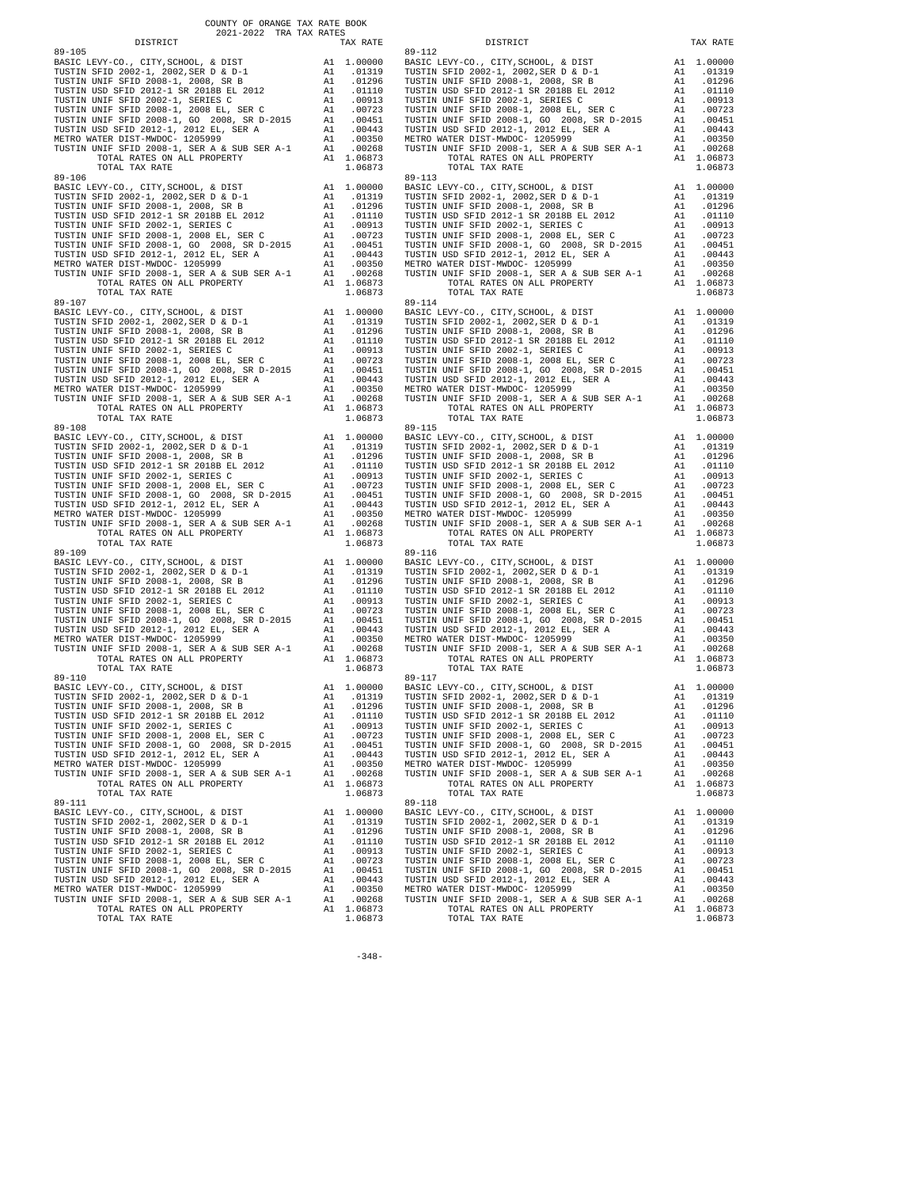COUNTY OF ORANGE TAX RATE BOOK
2021-2022 TRA TAX RATES

| DISTRICT | | TAX RATE | DISTRICT | | TAX RATE |
|---|---|---|---|---|---|
| 89-105 | | | 89-112 | | |
| BASIC LEVY-CO., CITY,SCHOOL, & DIST | A1 | 1.00000 | BASIC LEVY-CO., CITY,SCHOOL, & DIST | A1 | 1.00000 |
| TUSTIN SFID 2002-1, 2002,SER D & D-1 | A1 | .01319 | TUSTIN SFID 2002-1, 2002,SER D & D-1 | A1 | .01319 |
| TUSTIN UNIF SFID 2008-1, 2008, SR B | A1 | .01296 | TUSTIN UNIF SFID 2008-1, 2008, SR B | A1 | .01296 |
| TUSTIN USD SFID 2012-1 SR 2018B EL 2012 | A1 | .01110 | TUSTIN USD SFID 2012-1 SR 2018B EL 2012 | A1 | .01110 |
| TUSTIN UNIF SFID 2002-1, SERIES C | A1 | .00913 | TUSTIN UNIF SFID 2002-1, SERIES C | A1 | .00913 |
| TUSTIN UNIF SFID 2008-1, 2008 EL, SER C | A1 | .00723 | TUSTIN UNIF SFID 2008-1, 2008 EL, SER C | A1 | .00723 |
| TUSTIN UNIF SFID 2008-1, GO 2008, SR D-2015 | A1 | .00451 | TUSTIN UNIF SFID 2008-1, GO 2008, SR D-2015 | A1 | .00451 |
| TUSTIN USD SFID 2012-1, 2012 EL, SER A | A1 | .00443 | TUSTIN USD SFID 2012-1, 2012 EL, SER A | A1 | .00443 |
| METRO WATER DIST-MWDOC- 1205999 | A1 | .00350 | METRO WATER DIST-MWDOC- 1205999 | A1 | .00350 |
| TUSTIN UNIF SFID 2008-1, SER A & SUB SER A-1 | A1 | .00268 | TUSTIN UNIF SFID 2008-1, SER A & SUB SER A-1 | A1 | .00268 |
| TOTAL RATES ON ALL PROPERTY | A1 | 1.06873 | TOTAL RATES ON ALL PROPERTY | A1 | 1.06873 |
| TOTAL TAX RATE | | 1.06873 | TOTAL TAX RATE | | 1.06873 |
| 89-106 | | | 89-113 | | |
| BASIC LEVY-CO., CITY,SCHOOL, & DIST | A1 | 1.00000 | BASIC LEVY-CO., CITY,SCHOOL, & DIST | A1 | 1.00000 |
| TUSTIN SFID 2002-1, 2002,SER D & D-1 | A1 | .01319 | TUSTIN SFID 2002-1, 2002,SER D & D-1 | A1 | .01319 |
| TUSTIN UNIF SFID 2008-1, 2008, SR B | A1 | .01296 | TUSTIN UNIF SFID 2008-1, 2008, SR B | A1 | .01296 |
| TUSTIN USD SFID 2012-1 SR 2018B EL 2012 | A1 | .01110 | TUSTIN USD SFID 2012-1 SR 2018B EL 2012 | A1 | .01110 |
| TUSTIN UNIF SFID 2002-1, SERIES C | A1 | .00913 | TUSTIN UNIF SFID 2002-1, SERIES C | A1 | .00913 |
| TUSTIN UNIF SFID 2008-1, 2008 EL, SER C | A1 | .00723 | TUSTIN UNIF SFID 2008-1, 2008 EL, SER C | A1 | .00723 |
| TUSTIN UNIF SFID 2008-1, GO 2008, SR D-2015 | A1 | .00451 | TUSTIN UNIF SFID 2008-1, GO 2008, SR D-2015 | A1 | .00451 |
| TUSTIN USD SFID 2012-1, 2012 EL, SER A | A1 | .00443 | TUSTIN USD SFID 2012-1, 2012 EL, SER A | A1 | .00443 |
| METRO WATER DIST-MWDOC- 1205999 | A1 | .00350 | METRO WATER DIST-MWDOC- 1205999 | A1 | .00350 |
| TUSTIN UNIF SFID 2008-1, SER A & SUB SER A-1 | A1 | .00268 | TUSTIN UNIF SFID 2008-1, SER A & SUB SER A-1 | A1 | .00268 |
| TOTAL RATES ON ALL PROPERTY | A1 | 1.06873 | TOTAL RATES ON ALL PROPERTY | A1 | 1.06873 |
| TOTAL TAX RATE | | 1.06873 | TOTAL TAX RATE | | 1.06873 |
| 89-107 | | | 89-114 | | |
| BASIC LEVY-CO., CITY,SCHOOL, & DIST | A1 | 1.00000 | BASIC LEVY-CO., CITY,SCHOOL, & DIST | A1 | 1.00000 |
| TUSTIN SFID 2002-1, 2002,SER D & D-1 | A1 | .01319 | TUSTIN SFID 2002-1, 2002,SER D & D-1 | A1 | .01319 |
| TUSTIN UNIF SFID 2008-1, 2008, SR B | A1 | .01296 | TUSTIN UNIF SFID 2008-1, 2008, SR B | A1 | .01296 |
| TUSTIN USD SFID 2012-1 SR 2018B EL 2012 | A1 | .01110 | TUSTIN USD SFID 2012-1 SR 2018B EL 2012 | A1 | .01110 |
| TUSTIN UNIF SFID 2002-1, SERIES C | A1 | .00913 | TUSTIN UNIF SFID 2002-1, SERIES C | A1 | .00913 |
| TUSTIN UNIF SFID 2008-1, 2008 EL, SER C | A1 | .00723 | TUSTIN UNIF SFID 2008-1, 2008 EL, SER C | A1 | .00723 |
| TUSTIN UNIF SFID 2008-1, GO 2008, SR D-2015 | A1 | .00451 | TUSTIN UNIF SFID 2008-1, GO 2008, SR D-2015 | A1 | .00451 |
| TUSTIN USD SFID 2012-1, 2012 EL, SER A | A1 | .00443 | TUSTIN USD SFID 2012-1, 2012 EL, SER A | A1 | .00443 |
| METRO WATER DIST-MWDOC- 1205999 | A1 | .00350 | METRO WATER DIST-MWDOC- 1205999 | A1 | .00350 |
| TUSTIN UNIF SFID 2008-1, SER A & SUB SER A-1 | A1 | .00268 | TUSTIN UNIF SFID 2008-1, SER A & SUB SER A-1 | A1 | .00268 |
| TOTAL RATES ON ALL PROPERTY | A1 | 1.06873 | TOTAL RATES ON ALL PROPERTY | A1 | 1.06873 |
| TOTAL TAX RATE | | 1.06873 | TOTAL TAX RATE | | 1.06873 |
| 89-108 | | | 89-115 | | |
| BASIC LEVY-CO., CITY,SCHOOL, & DIST | A1 | 1.00000 | BASIC LEVY-CO., CITY,SCHOOL, & DIST | A1 | 1.00000 |
| TUSTIN SFID 2002-1, 2002,SER D & D-1 | A1 | .01319 | TUSTIN SFID 2002-1, 2002,SER D & D-1 | A1 | .01319 |
| TUSTIN UNIF SFID 2008-1, 2008, SR B | A1 | .01296 | TUSTIN UNIF SFID 2008-1, 2008, SR B | A1 | .01296 |
| TUSTIN USD SFID 2012-1 SR 2018B EL 2012 | A1 | .01110 | TUSTIN USD SFID 2012-1 SR 2018B EL 2012 | A1 | .01110 |
| TUSTIN UNIF SFID 2002-1, SERIES C | A1 | .00913 | TUSTIN UNIF SFID 2002-1, SERIES C | A1 | .00913 |
| TUSTIN UNIF SFID 2008-1, 2008 EL, SER C | A1 | .00723 | TUSTIN UNIF SFID 2008-1, 2008 EL, SER C | A1 | .00723 |
| TUSTIN UNIF SFID 2008-1, GO 2008, SR D-2015 | A1 | .00451 | TUSTIN UNIF SFID 2008-1, GO 2008, SR D-2015 | A1 | .00451 |
| TUSTIN USD SFID 2012-1, 2012 EL, SER A | A1 | .00443 | TUSTIN USD SFID 2012-1, 2012 EL, SER A | A1 | .00443 |
| METRO WATER DIST-MWDOC- 1205999 | A1 | .00350 | METRO WATER DIST-MWDOC- 1205999 | A1 | .00350 |
| TUSTIN UNIF SFID 2008-1, SER A & SUB SER A-1 | A1 | .00268 | TUSTIN UNIF SFID 2008-1, SER A & SUB SER A-1 | A1 | .00268 |
| TOTAL RATES ON ALL PROPERTY | A1 | 1.06873 | TOTAL RATES ON ALL PROPERTY | A1 | 1.06873 |
| TOTAL TAX RATE | | 1.06873 | TOTAL TAX RATE | | 1.06873 |
| 89-109 | | | 89-116 | | |
| BASIC LEVY-CO., CITY,SCHOOL, & DIST | A1 | 1.00000 | BASIC LEVY-CO., CITY,SCHOOL, & DIST | A1 | 1.00000 |
| TUSTIN SFID 2002-1, 2002,SER D & D-1 | A1 | .01319 | TUSTIN SFID 2002-1, 2002,SER D & D-1 | A1 | .01319 |
| TUSTIN UNIF SFID 2008-1, 2008, SR B | A1 | .01296 | TUSTIN UNIF SFID 2008-1, 2008, SR B | A1 | .01296 |
| TUSTIN USD SFID 2012-1 SR 2018B EL 2012 | A1 | .01110 | TUSTIN USD SFID 2012-1 SR 2018B EL 2012 | A1 | .01110 |
| TUSTIN UNIF SFID 2002-1, SERIES C | A1 | .00913 | TUSTIN UNIF SFID 2002-1, SERIES C | A1 | .00913 |
| TUSTIN UNIF SFID 2008-1, 2008 EL, SER C | A1 | .00723 | TUSTIN UNIF SFID 2008-1, 2008 EL, SER C | A1 | .00723 |
| TUSTIN UNIF SFID 2008-1, GO 2008, SR D-2015 | A1 | .00451 | TUSTIN UNIF SFID 2008-1, GO 2008, SR D-2015 | A1 | .00451 |
| TUSTIN USD SFID 2012-1, 2012 EL, SER A | A1 | .00443 | TUSTIN USD SFID 2012-1, 2012 EL, SER A | A1 | .00443 |
| METRO WATER DIST-MWDOC- 1205999 | A1 | .00350 | METRO WATER DIST-MWDOC- 1205999 | A1 | .00350 |
| TUSTIN UNIF SFID 2008-1, SER A & SUB SER A-1 | A1 | .00268 | TUSTIN UNIF SFID 2008-1, SER A & SUB SER A-1 | A1 | .00268 |
| TOTAL RATES ON ALL PROPERTY | A1 | 1.06873 | TOTAL RATES ON ALL PROPERTY | A1 | 1.06873 |
| TOTAL TAX RATE | | 1.06873 | TOTAL TAX RATE | | 1.06873 |
| 89-110 | | | 89-117 | | |
| BASIC LEVY-CO., CITY,SCHOOL, & DIST | A1 | 1.00000 | BASIC LEVY-CO., CITY,SCHOOL, & DIST | A1 | 1.00000 |
| TUSTIN SFID 2002-1, 2002,SER D & D-1 | A1 | .01319 | TUSTIN SFID 2002-1, 2002,SER D & D-1 | A1 | .01319 |
| TUSTIN UNIF SFID 2008-1, 2008, SR B | A1 | .01296 | TUSTIN UNIF SFID 2008-1, 2008, SR B | A1 | .01296 |
| TUSTIN USD SFID 2012-1 SR 2018B EL 2012 | A1 | .01110 | TUSTIN USD SFID 2012-1 SR 2018B EL 2012 | A1 | .01110 |
| TUSTIN UNIF SFID 2002-1, SERIES C | A1 | .00913 | TUSTIN UNIF SFID 2002-1, SERIES C | A1 | .00913 |
| TUSTIN UNIF SFID 2008-1, 2008 EL, SER C | A1 | .00723 | TUSTIN UNIF SFID 2008-1, 2008 EL, SER C | A1 | .00723 |
| TUSTIN UNIF SFID 2008-1, GO 2008, SR D-2015 | A1 | .00451 | TUSTIN UNIF SFID 2008-1, GO 2008, SR D-2015 | A1 | .00451 |
| TUSTIN USD SFID 2012-1, 2012 EL, SER A | A1 | .00443 | TUSTIN USD SFID 2012-1, 2012 EL, SER A | A1 | .00443 |
| METRO WATER DIST-MWDOC- 1205999 | A1 | .00350 | METRO WATER DIST-MWDOC- 1205999 | A1 | .00350 |
| TUSTIN UNIF SFID 2008-1, SER A & SUB SER A-1 | A1 | .00268 | TUSTIN UNIF SFID 2008-1, SER A & SUB SER A-1 | A1 | .00268 |
| TOTAL RATES ON ALL PROPERTY | A1 | 1.06873 | TOTAL RATES ON ALL PROPERTY | A1 | 1.06873 |
| TOTAL TAX RATE | | 1.06873 | TOTAL TAX RATE | | 1.06873 |
| 89-111 | | | 89-118 | | |
| BASIC LEVY-CO., CITY,SCHOOL, & DIST | A1 | 1.00000 | BASIC LEVY-CO., CITY,SCHOOL, & DIST | A1 | 1.00000 |
| TUSTIN SFID 2002-1, 2002,SER D & D-1 | A1 | .01319 | TUSTIN SFID 2002-1, 2002,SER D & D-1 | A1 | .01319 |
| TUSTIN UNIF SFID 2008-1, 2008, SR B | A1 | .01296 | TUSTIN UNIF SFID 2008-1, 2008, SR B | A1 | .01296 |
| TUSTIN USD SFID 2012-1 SR 2018B EL 2012 | A1 | .01110 | TUSTIN USD SFID 2012-1 SR 2018B EL 2012 | A1 | .01110 |
| TUSTIN UNIF SFID 2002-1, SERIES C | A1 | .00913 | TUSTIN UNIF SFID 2002-1, SERIES C | A1 | .00913 |
| TUSTIN UNIF SFID 2008-1, 2008 EL, SER C | A1 | .00723 | TUSTIN UNIF SFID 2008-1, 2008 EL, SER C | A1 | .00723 |
| TUSTIN UNIF SFID 2008-1, GO 2008, SR D-2015 | A1 | .00451 | TUSTIN UNIF SFID 2008-1, GO 2008, SR D-2015 | A1 | .00451 |
| TUSTIN USD SFID 2012-1, 2012 EL, SER A | A1 | .00443 | TUSTIN USD SFID 2012-1, 2012 EL, SER A | A1 | .00443 |
| METRO WATER DIST-MWDOC- 1205999 | A1 | .00350 | METRO WATER DIST-MWDOC- 1205999 | A1 | .00350 |
| TUSTIN UNIF SFID 2008-1, SER A & SUB SER A-1 | A1 | .00268 | TUSTIN UNIF SFID 2008-1, SER A & SUB SER A-1 | A1 | .00268 |
| TOTAL RATES ON ALL PROPERTY | A1 | 1.06873 | TOTAL RATES ON ALL PROPERTY | A1 | 1.06873 |
| TOTAL TAX RATE | | 1.06873 | TOTAL TAX RATE | | 1.06873 |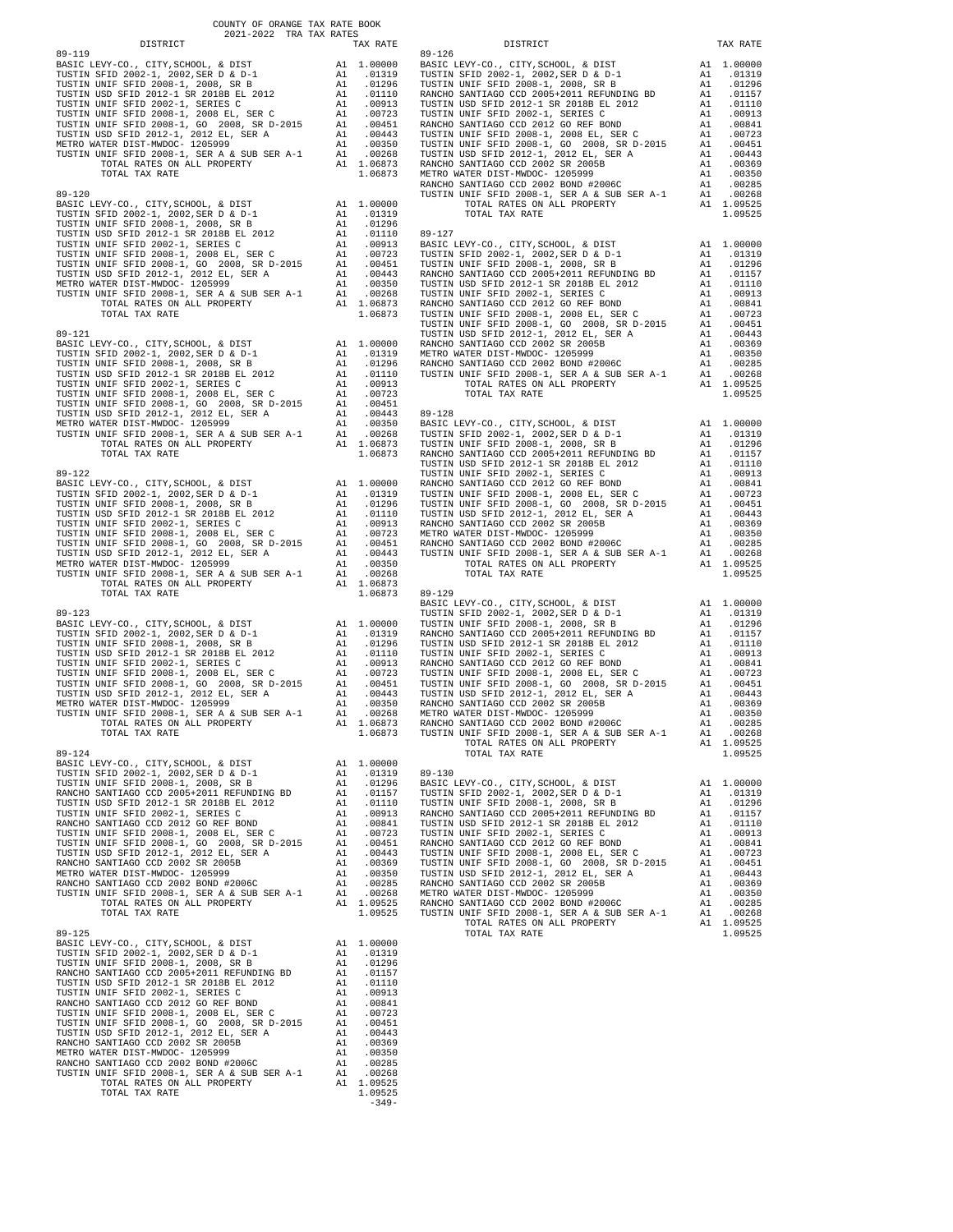COUNTY OF ORANGE TAX RATE BOOK
2021-2022 TRA TAX RATES

**89-119**

| DISTRICT | | TAX RATE |
|---|---|---|
| BASIC LEVY-CO., CITY,SCHOOL, & DIST | A1 | 1.00000 |
| TUSTIN SFID 2002-1, 2002,SER D & D-1 | A1 | .01319 |
| TUSTIN UNIF SFID 2008-1, 2008, SR B | A1 | .01296 |
| TUSTIN USD SFID 2012-1 SR 2018B EL 2012 | A1 | .01110 |
| TUSTIN UNIF SFID 2002-1, SERIES C | A1 | .00913 |
| TUSTIN UNIF SFID 2008-1, 2008 EL, SER C | A1 | .00723 |
| TUSTIN UNIF SFID 2008-1, GO 2008, SR D-2015 | A1 | .00451 |
| TUSTIN USD SFID 2012-1, 2012 EL, SER A | A1 | .00443 |
| METRO WATER DIST-MWDOC- 1205999 | A1 | .00350 |
| TUSTIN UNIF SFID 2008-1, SER A & SUB SER A-1 | A1 | .00268 |
| TOTAL RATES ON ALL PROPERTY | A1 | 1.06873 |
| TOTAL TAX RATE | | 1.06873 |

**89-120**

| DISTRICT | | TAX RATE |
|---|---|---|
| BASIC LEVY-CO., CITY,SCHOOL, & DIST | A1 | 1.00000 |
| TUSTIN SFID 2002-1, 2002,SER D & D-1 | A1 | .01319 |
| TUSTIN UNIF SFID 2008-1, 2008, SR B | A1 | .01296 |
| TUSTIN USD SFID 2012-1 SR 2018B EL 2012 | A1 | .01110 |
| TUSTIN UNIF SFID 2002-1, SERIES C | A1 | .00913 |
| TUSTIN UNIF SFID 2008-1, 2008 EL, SER C | A1 | .00723 |
| TUSTIN UNIF SFID 2008-1, GO 2008, SR D-2015 | A1 | .00451 |
| TUSTIN USD SFID 2012-1, 2012 EL, SER A | A1 | .00443 |
| METRO WATER DIST-MWDOC- 1205999 | A1 | .00350 |
| TUSTIN UNIF SFID 2008-1, SER A & SUB SER A-1 | A1 | .00268 |
| TOTAL RATES ON ALL PROPERTY | A1 | 1.06873 |
| TOTAL TAX RATE | | 1.06873 |

**89-121**

| DISTRICT | | TAX RATE |
|---|---|---|
| BASIC LEVY-CO., CITY,SCHOOL, & DIST | A1 | 1.00000 |
| TUSTIN SFID 2002-1, 2002,SER D & D-1 | A1 | .01319 |
| TUSTIN UNIF SFID 2008-1, 2008, SR B | A1 | .01296 |
| TUSTIN USD SFID 2012-1 SR 2018B EL 2012 | A1 | .01110 |
| TUSTIN UNIF SFID 2002-1, SERIES C | A1 | .00913 |
| TUSTIN UNIF SFID 2008-1, 2008 EL, SER C | A1 | .00723 |
| TUSTIN UNIF SFID 2008-1, GO 2008, SR D-2015 | A1 | .00451 |
| TUSTIN USD SFID 2012-1, 2012 EL, SER A | A1 | .00443 |
| METRO WATER DIST-MWDOC- 1205999 | A1 | .00350 |
| TUSTIN UNIF SFID 2008-1, SER A & SUB SER A-1 | A1 | .00268 |
| TOTAL RATES ON ALL PROPERTY | A1 | 1.06873 |
| TOTAL TAX RATE | | 1.06873 |

**89-122**

| DISTRICT | | TAX RATE |
|---|---|---|
| BASIC LEVY-CO., CITY,SCHOOL, & DIST | A1 | 1.00000 |
| TUSTIN SFID 2002-1, 2002,SER D & D-1 | A1 | .01319 |
| TUSTIN UNIF SFID 2008-1, 2008, SR B | A1 | .01296 |
| TUSTIN USD SFID 2012-1 SR 2018B EL 2012 | A1 | .01110 |
| TUSTIN UNIF SFID 2002-1, SERIES C | A1 | .00913 |
| TUSTIN UNIF SFID 2008-1, 2008 EL, SER C | A1 | .00723 |
| TUSTIN UNIF SFID 2008-1, GO 2008, SR D-2015 | A1 | .00451 |
| TUSTIN USD SFID 2012-1, 2012 EL, SER A | A1 | .00443 |
| METRO WATER DIST-MWDOC- 1205999 | A1 | .00350 |
| TUSTIN UNIF SFID 2008-1, SER A & SUB SER A-1 | A1 | .00268 |
| TOTAL RATES ON ALL PROPERTY | A1 | 1.06873 |
| TOTAL TAX RATE | | 1.06873 |

**89-123**

| DISTRICT | | TAX RATE |
|---|---|---|
| BASIC LEVY-CO., CITY,SCHOOL, & DIST | A1 | 1.00000 |
| TUSTIN SFID 2002-1, 2002,SER D & D-1 | A1 | .01319 |
| TUSTIN UNIF SFID 2008-1, 2008, SR B | A1 | .01296 |
| TUSTIN USD SFID 2012-1 SR 2018B EL 2012 | A1 | .01110 |
| TUSTIN UNIF SFID 2002-1, SERIES C | A1 | .00913 |
| TUSTIN UNIF SFID 2008-1, 2008 EL, SER C | A1 | .00723 |
| TUSTIN UNIF SFID 2008-1, GO 2008, SR D-2015 | A1 | .00451 |
| TUSTIN USD SFID 2012-1, 2012 EL, SER A | A1 | .00443 |
| METRO WATER DIST-MWDOC- 1205999 | A1 | .00350 |
| TUSTIN UNIF SFID 2008-1, SER A & SUB SER A-1 | A1 | .00268 |
| TOTAL RATES ON ALL PROPERTY | A1 | 1.06873 |
| TOTAL TAX RATE | | 1.06873 |

**89-124**

| DISTRICT | | TAX RATE |
|---|---|---|
| BASIC LEVY-CO., CITY,SCHOOL, & DIST | A1 | 1.00000 |
| TUSTIN SFID 2002-1, 2002,SER D & D-1 | A1 | .01319 |
| TUSTIN UNIF SFID 2008-1, 2008, SR B | A1 | .01296 |
| RANCHO SANTIAGO CCD 2005+2011 REFUNDING BD | A1 | .01157 |
| TUSTIN USD SFID 2012-1 SR 2018B EL 2012 | A1 | .01110 |
| TUSTIN UNIF SFID 2002-1, SERIES C | A1 | .00913 |
| RANCHO SANTIAGO CCD 2012 GO REF BOND | A1 | .00841 |
| TUSTIN UNIF SFID 2008-1, 2008 EL, SER C | A1 | .00723 |
| TUSTIN UNIF SFID 2008-1, GO 2008, SR D-2015 | A1 | .00451 |
| TUSTIN USD SFID 2012-1, 2012 EL, SER A | A1 | .00443 |
| RANCHO SANTIAGO CCD 2002 SR 2005B | A1 | .00369 |
| METRO WATER DIST-MWDOC- 1205999 | A1 | .00350 |
| RANCHO SANTIAGO CCD 2002 BOND #2006C | A1 | .00285 |
| TUSTIN UNIF SFID 2008-1, SER A & SUB SER A-1 | A1 | .00268 |
| TOTAL RATES ON ALL PROPERTY | A1 | 1.09525 |
| TOTAL TAX RATE | | 1.09525 |

**89-125**

| DISTRICT | | TAX RATE |
|---|---|---|
| BASIC LEVY-CO., CITY,SCHOOL, & DIST | A1 | 1.00000 |
| TUSTIN SFID 2002-1, 2002,SER D & D-1 | A1 | .01319 |
| TUSTIN UNIF SFID 2008-1, 2008, SR B | A1 | .01296 |
| RANCHO SANTIAGO CCD 2005+2011 REFUNDING BD | A1 | .01157 |
| TUSTIN USD SFID 2012-1 SR 2018B EL 2012 | A1 | .01110 |
| TUSTIN UNIF SFID 2002-1, SERIES C | A1 | .00913 |
| RANCHO SANTIAGO CCD 2012 GO REF BOND | A1 | .00841 |
| TUSTIN UNIF SFID 2008-1, 2008 EL, SER C | A1 | .00723 |
| TUSTIN UNIF SFID 2008-1, GO 2008, SR D-2015 | A1 | .00451 |
| TUSTIN USD SFID 2012-1, 2012 EL, SER A | A1 | .00443 |
| RANCHO SANTIAGO CCD 2002 SR 2005B | A1 | .00369 |
| METRO WATER DIST-MWDOC- 1205999 | A1 | .00350 |
| RANCHO SANTIAGO CCD 2002 BOND #2006C | A1 | .00285 |
| TUSTIN UNIF SFID 2008-1, SER A & SUB SER A-1 | A1 | .00268 |
| TOTAL RATES ON ALL PROPERTY | A1 | 1.09525 |
| TOTAL TAX RATE | | 1.09525 |

**89-126**

| DISTRICT | | TAX RATE |
|---|---|---|
| BASIC LEVY-CO., CITY,SCHOOL, & DIST | A1 | 1.00000 |
| TUSTIN SFID 2002-1, 2002,SER D & D-1 | A1 | .01319 |
| TUSTIN UNIF SFID 2008-1, 2008, SR B | A1 | .01296 |
| RANCHO SANTIAGO CCD 2005+2011 REFUNDING BD | A1 | .01157 |
| TUSTIN USD SFID 2012-1 SR 2018B EL 2012 | A1 | .01110 |
| TUSTIN UNIF SFID 2002-1, SERIES C | A1 | .00913 |
| RANCHO SANTIAGO CCD 2012 GO REF BOND | A1 | .00841 |
| TUSTIN UNIF SFID 2008-1, 2008 EL, SER C | A1 | .00723 |
| TUSTIN UNIF SFID 2008-1, GO 2008, SR D-2015 | A1 | .00451 |
| TUSTIN USD SFID 2012-1, 2012 EL, SER A | A1 | .00443 |
| RANCHO SANTIAGO CCD 2002 SR 2005B | A1 | .00369 |
| METRO WATER DIST-MWDOC- 1205999 | A1 | .00350 |
| RANCHO SANTIAGO CCD 2002 BOND #2006C | A1 | .00285 |
| TUSTIN UNIF SFID 2008-1, SER A & SUB SER A-1 | A1 | .00268 |
| TOTAL RATES ON ALL PROPERTY | A1 | 1.09525 |
| TOTAL TAX RATE | | 1.09525 |

**89-127**

| DISTRICT | | TAX RATE |
|---|---|---|
| BASIC LEVY-CO., CITY,SCHOOL, & DIST | A1 | 1.00000 |
| TUSTIN SFID 2002-1, 2002,SER D & D-1 | A1 | .01319 |
| TUSTIN UNIF SFID 2008-1, 2008, SR B | A1 | .01296 |
| RANCHO SANTIAGO CCD 2005+2011 REFUNDING BD | A1 | .01157 |
| TUSTIN USD SFID 2012-1 SR 2018B EL 2012 | A1 | .01110 |
| TUSTIN UNIF SFID 2002-1, SERIES C | A1 | .00913 |
| RANCHO SANTIAGO CCD 2012 GO REF BOND | A1 | .00841 |
| TUSTIN UNIF SFID 2008-1, 2008 EL, SER C | A1 | .00723 |
| TUSTIN UNIF SFID 2008-1, GO 2008, SR D-2015 | A1 | .00451 |
| TUSTIN USD SFID 2012-1, 2012 EL, SER A | A1 | .00443 |
| RANCHO SANTIAGO CCD 2002 SR 2005B | A1 | .00369 |
| METRO WATER DIST-MWDOC- 1205999 | A1 | .00350 |
| RANCHO SANTIAGO CCD 2002 BOND #2006C | A1 | .00285 |
| TUSTIN UNIF SFID 2008-1, SER A & SUB SER A-1 | A1 | .00268 |
| TOTAL RATES ON ALL PROPERTY | A1 | 1.09525 |
| TOTAL TAX RATE | | 1.09525 |

**89-128**

| DISTRICT | | TAX RATE |
|---|---|---|
| BASIC LEVY-CO., CITY,SCHOOL, & DIST | A1 | 1.00000 |
| TUSTIN SFID 2002-1, 2002,SER D & D-1 | A1 | .01319 |
| TUSTIN UNIF SFID 2008-1, 2008, SR B | A1 | .01296 |
| RANCHO SANTIAGO CCD 2005+2011 REFUNDING BD | A1 | .01157 |
| TUSTIN USD SFID 2012-1 SR 2018B EL 2012 | A1 | .01110 |
| TUSTIN UNIF SFID 2002-1, SERIES C | A1 | .00913 |
| RANCHO SANTIAGO CCD 2012 GO REF BOND | A1 | .00841 |
| TUSTIN UNIF SFID 2008-1, 2008 EL, SER C | A1 | .00723 |
| TUSTIN UNIF SFID 2008-1, GO 2008, SR D-2015 | A1 | .00451 |
| TUSTIN USD SFID 2012-1, 2012 EL, SER A | A1 | .00443 |
| RANCHO SANTIAGO CCD 2002 SR 2005B | A1 | .00369 |
| METRO WATER DIST-MWDOC- 1205999 | A1 | .00350 |
| RANCHO SANTIAGO CCD 2002 BOND #2006C | A1 | .00285 |
| TUSTIN UNIF SFID 2008-1, SER A & SUB SER A-1 | A1 | .00268 |
| TOTAL RATES ON ALL PROPERTY | A1 | 1.09525 |
| TOTAL TAX RATE | | 1.09525 |

**89-129**

| DISTRICT | | TAX RATE |
|---|---|---|
| BASIC LEVY-CO., CITY,SCHOOL, & DIST | A1 | 1.00000 |
| TUSTIN SFID 2002-1, 2002,SER D & D-1 | A1 | .01319 |
| TUSTIN UNIF SFID 2008-1, 2008, SR B | A1 | .01296 |
| RANCHO SANTIAGO CCD 2005+2011 REFUNDING BD | A1 | .01157 |
| TUSTIN USD SFID 2012-1 SR 2018B EL 2012 | A1 | .01110 |
| TUSTIN UNIF SFID 2002-1, SERIES C | A1 | .00913 |
| RANCHO SANTIAGO CCD 2012 GO REF BOND | A1 | .00841 |
| TUSTIN UNIF SFID 2008-1, 2008 EL, SER C | A1 | .00723 |
| TUSTIN UNIF SFID 2008-1, GO 2008, SR D-2015 | A1 | .00451 |
| TUSTIN USD SFID 2012-1, 2012 EL, SER A | A1 | .00443 |
| RANCHO SANTIAGO CCD 2002 SR 2005B | A1 | .00369 |
| METRO WATER DIST-MWDOC- 1205999 | A1 | .00350 |
| RANCHO SANTIAGO CCD 2002 BOND #2006C | A1 | .00285 |
| TUSTIN UNIF SFID 2008-1, SER A & SUB SER A-1 | A1 | .00268 |
| TOTAL RATES ON ALL PROPERTY | A1 | 1.09525 |
| TOTAL TAX RATE | | 1.09525 |

**89-130**

| DISTRICT | | TAX RATE |
|---|---|---|
| BASIC LEVY-CO., CITY,SCHOOL, & DIST | A1 | 1.00000 |
| TUSTIN SFID 2002-1, 2002,SER D & D-1 | A1 | .01319 |
| TUSTIN UNIF SFID 2008-1, 2008, SR B | A1 | .01296 |
| RANCHO SANTIAGO CCD 2005+2011 REFUNDING BD | A1 | .01157 |
| TUSTIN USD SFID 2012-1 SR 2018B EL 2012 | A1 | .01110 |
| TUSTIN UNIF SFID 2002-1, SERIES C | A1 | .00913 |
| RANCHO SANTIAGO CCD 2012 GO REF BOND | A1 | .00841 |
| TUSTIN UNIF SFID 2008-1, 2008 EL, SER C | A1 | .00723 |
| TUSTIN UNIF SFID 2008-1, GO 2008, SR D-2015 | A1 | .00451 |
| TUSTIN USD SFID 2012-1, 2012 EL, SER A | A1 | .00443 |
| RANCHO SANTIAGO CCD 2002 SR 2005B | A1 | .00369 |
| METRO WATER DIST-MWDOC- 1205999 | A1 | .00350 |
| RANCHO SANTIAGO CCD 2002 BOND #2006C | A1 | .00285 |
| TUSTIN UNIF SFID 2008-1, SER A & SUB SER A-1 | A1 | .00268 |
| TOTAL RATES ON ALL PROPERTY | A1 | 1.09525 |
| TOTAL TAX RATE | | 1.09525 |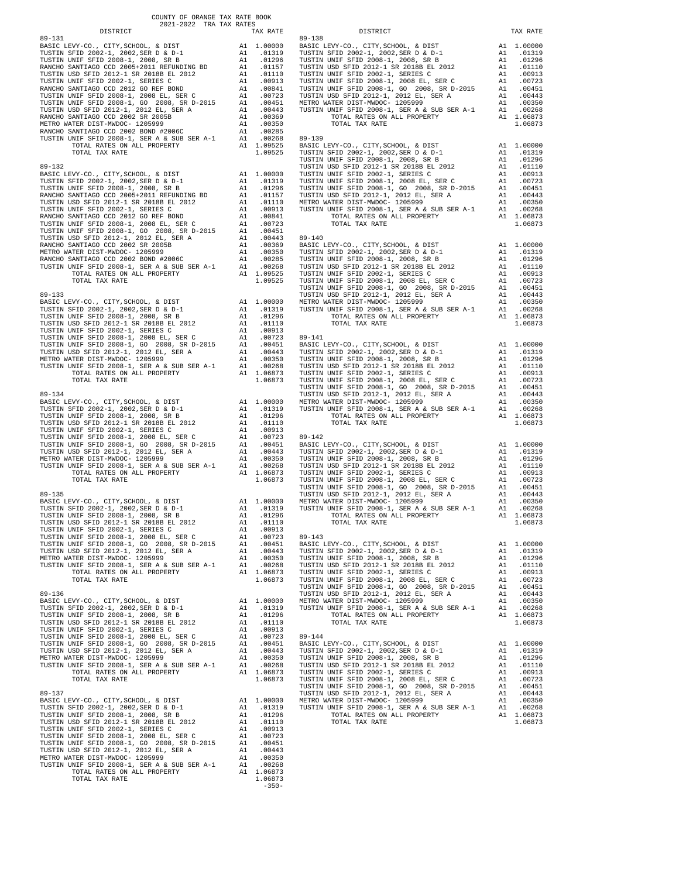COUNTY OF ORANGE TAX RATE BOOK
2021-2022 TRA TAX RATES

| DISTRICT | | TAX RATE |
|---|---|---|
| **89-131** | | |
| BASIC LEVY-CO., CITY,SCHOOL, & DIST | A1 | 1.00000 |
| TUSTIN SFID 2002-1, 2002,SER D & D-1 | A1 | .01319 |
| TUSTIN UNIF SFID 2008-1, 2008, SR B | A1 | .01296 |
| RANCHO SANTIAGO CCD 2005+2011 REFUNDING BD | A1 | .01157 |
| TUSTIN USD SFID 2012-1 SR 2018B EL 2012 | A1 | .01110 |
| TUSTIN UNIF SFID 2002-1, SERIES C | A1 | .00913 |
| RANCHO SANTIAGO CCD 2012 GO REF BOND | A1 | .00841 |
| TUSTIN UNIF SFID 2008-1, 2008 EL, SER C | A1 | .00723 |
| TUSTIN UNIF SFID 2008-1, GO 2008, SR D-2015 | A1 | .00451 |
| TUSTIN USD SFID 2012-1, 2012 EL, SER A | A1 | .00443 |
| RANCHO SANTIAGO CCD 2002 SR 2005B | A1 | .00369 |
| METRO WATER DIST-MWDOC- 1205999 | A1 | .00350 |
| RANCHO SANTIAGO CCD 2002 BOND #2006C | A1 | .00285 |
| TUSTIN UNIF SFID 2008-1, SER A & SUB SER A-1 | A1 | .00268 |
| TOTAL RATES ON ALL PROPERTY | A1 | 1.09525 |
| TOTAL TAX RATE | | 1.09525 |
| **89-132** | | |
| BASIC LEVY-CO., CITY,SCHOOL, & DIST | A1 | 1.00000 |
| TUSTIN SFID 2002-1, 2002,SER D & D-1 | A1 | .01319 |
| TUSTIN UNIF SFID 2008-1, 2008, SR B | A1 | .01296 |
| RANCHO SANTIAGO CCD 2005+2011 REFUNDING BD | A1 | .01157 |
| TUSTIN USD SFID 2012-1 SR 2018B EL 2012 | A1 | .01110 |
| TUSTIN UNIF SFID 2002-1, SERIES C | A1 | .00913 |
| RANCHO SANTIAGO CCD 2012 GO REF BOND | A1 | .00841 |
| TUSTIN UNIF SFID 2008-1, 2008 EL, SER C | A1 | .00723 |
| TUSTIN UNIF SFID 2008-1, GO 2008, SR D-2015 | A1 | .00451 |
| TUSTIN USD SFID 2012-1, 2012 EL, SER A | A1 | .00443 |
| RANCHO SANTIAGO CCD 2002 SR 2005B | A1 | .00369 |
| METRO WATER DIST-MWDOC- 1205999 | A1 | .00350 |
| RANCHO SANTIAGO CCD 2002 BOND #2006C | A1 | .00285 |
| TUSTIN UNIF SFID 2008-1, SER A & SUB SER A-1 | A1 | .00268 |
| TOTAL RATES ON ALL PROPERTY | A1 | 1.09525 |
| TOTAL TAX RATE | | 1.09525 |
| **89-133** | | |
| BASIC LEVY-CO., CITY,SCHOOL, & DIST | A1 | 1.00000 |
| TUSTIN SFID 2002-1, 2002,SER D & D-1 | A1 | .01319 |
| TUSTIN UNIF SFID 2008-1, 2008, SR B | A1 | .01296 |
| TUSTIN USD SFID 2012-1 SR 2018B EL 2012 | A1 | .01110 |
| TUSTIN UNIF SFID 2002-1, SERIES C | A1 | .00913 |
| TUSTIN UNIF SFID 2008-1, 2008 EL, SER C | A1 | .00723 |
| TUSTIN UNIF SFID 2008-1, GO 2008, SR D-2015 | A1 | .00451 |
| TUSTIN USD SFID 2012-1, 2012 EL, SER A | A1 | .00443 |
| METRO WATER DIST-MWDOC- 1205999 | A1 | .00350 |
| TUSTIN UNIF SFID 2008-1, SER A & SUB SER A-1 | A1 | .00268 |
| TOTAL RATES ON ALL PROPERTY | A1 | 1.06873 |
| TOTAL TAX RATE | | 1.06873 |
| **89-134** | | |
| BASIC LEVY-CO., CITY,SCHOOL, & DIST | A1 | 1.00000 |
| TUSTIN SFID 2002-1, 2002,SER D & D-1 | A1 | .01319 |
| TUSTIN UNIF SFID 2008-1, 2008, SR B | A1 | .01296 |
| TUSTIN USD SFID 2012-1 SR 2018B EL 2012 | A1 | .01110 |
| TUSTIN UNIF SFID 2002-1, SERIES C | A1 | .00913 |
| TUSTIN UNIF SFID 2008-1, 2008 EL, SER C | A1 | .00723 |
| TUSTIN UNIF SFID 2008-1, GO 2008, SR D-2015 | A1 | .00451 |
| TUSTIN USD SFID 2012-1, 2012 EL, SER A | A1 | .00443 |
| METRO WATER DIST-MWDOC- 1205999 | A1 | .00350 |
| TUSTIN UNIF SFID 2008-1, SER A & SUB SER A-1 | A1 | .00268 |
| TOTAL RATES ON ALL PROPERTY | A1 | 1.06873 |
| TOTAL TAX RATE | | 1.06873 |
| **89-135** | | |
| BASIC LEVY-CO., CITY,SCHOOL, & DIST | A1 | 1.00000 |
| TUSTIN SFID 2002-1, 2002,SER D & D-1 | A1 | .01319 |
| TUSTIN UNIF SFID 2008-1, 2008, SR B | A1 | .01296 |
| TUSTIN USD SFID 2012-1 SR 2018B EL 2012 | A1 | .01110 |
| TUSTIN UNIF SFID 2002-1, SERIES C | A1 | .00913 |
| TUSTIN UNIF SFID 2008-1, 2008 EL, SER C | A1 | .00723 |
| TUSTIN UNIF SFID 2008-1, GO 2008, SR D-2015 | A1 | .00451 |
| TUSTIN USD SFID 2012-1, 2012 EL, SER A | A1 | .00443 |
| METRO WATER DIST-MWDOC- 1205999 | A1 | .00350 |
| TUSTIN UNIF SFID 2008-1, SER A & SUB SER A-1 | A1 | .00268 |
| TOTAL RATES ON ALL PROPERTY | A1 | 1.06873 |
| TOTAL TAX RATE | | 1.06873 |
| **89-136** | | |
| BASIC LEVY-CO., CITY,SCHOOL, & DIST | A1 | 1.00000 |
| TUSTIN SFID 2002-1, 2002,SER D & D-1 | A1 | .01319 |
| TUSTIN UNIF SFID 2008-1, 2008, SR B | A1 | .01296 |
| TUSTIN USD SFID 2012-1 SR 2018B EL 2012 | A1 | .01110 |
| TUSTIN UNIF SFID 2002-1, SERIES C | A1 | .00913 |
| TUSTIN UNIF SFID 2008-1, 2008 EL, SER C | A1 | .00723 |
| TUSTIN UNIF SFID 2008-1, GO 2008, SR D-2015 | A1 | .00451 |
| TUSTIN USD SFID 2012-1, 2012 EL, SER A | A1 | .00443 |
| METRO WATER DIST-MWDOC- 1205999 | A1 | .00350 |
| TUSTIN UNIF SFID 2008-1, SER A & SUB SER A-1 | A1 | .00268 |
| TOTAL RATES ON ALL PROPERTY | A1 | 1.06873 |
| TOTAL TAX RATE | | 1.06873 |
| **89-137** | | |
| BASIC LEVY-CO., CITY,SCHOOL, & DIST | A1 | 1.00000 |
| TUSTIN SFID 2002-1, 2002,SER D & D-1 | A1 | .01319 |
| TUSTIN UNIF SFID 2008-1, 2008, SR B | A1 | .01296 |
| TUSTIN USD SFID 2012-1 SR 2018B EL 2012 | A1 | .01110 |
| TUSTIN UNIF SFID 2002-1, SERIES C | A1 | .00913 |
| TUSTIN UNIF SFID 2008-1, 2008 EL, SER C | A1 | .00723 |
| TUSTIN UNIF SFID 2008-1, GO 2008, SR D-2015 | A1 | .00451 |
| TUSTIN USD SFID 2012-1, 2012 EL, SER A | A1 | .00443 |
| METRO WATER DIST-MWDOC- 1205999 | A1 | .00350 |
| TUSTIN UNIF SFID 2008-1, SER A & SUB SER A-1 | A1 | .00268 |
| TOTAL RATES ON ALL PROPERTY | A1 | 1.06873 |
| TOTAL TAX RATE | | 1.06873 |
| **89-138** | | |
| BASIC LEVY-CO., CITY,SCHOOL, & DIST | A1 | 1.00000 |
| TUSTIN SFID 2002-1, 2002,SER D & D-1 | A1 | .01319 |
| TUSTIN UNIF SFID 2008-1, 2008, SR B | A1 | .01296 |
| TUSTIN USD SFID 2012-1 SR 2018B EL 2012 | A1 | .01110 |
| TUSTIN UNIF SFID 2002-1, SERIES C | A1 | .00913 |
| TUSTIN UNIF SFID 2008-1, 2008 EL, SER C | A1 | .00723 |
| TUSTIN UNIF SFID 2008-1, GO 2008, SR D-2015 | A1 | .00451 |
| TUSTIN USD SFID 2012-1, 2012 EL, SER A | A1 | .00443 |
| METRO WATER DIST-MWDOC- 1205999 | A1 | .00350 |
| TUSTIN UNIF SFID 2008-1, SER A & SUB SER A-1 | A1 | .00268 |
| TOTAL RATES ON ALL PROPERTY | A1 | 1.06873 |
| TOTAL TAX RATE | | 1.06873 |
| **89-139** | | |
| BASIC LEVY-CO., CITY,SCHOOL, & DIST | A1 | 1.00000 |
| TUSTIN SFID 2002-1, 2002,SER D & D-1 | A1 | .01319 |
| TUSTIN UNIF SFID 2008-1, 2008, SR B | A1 | .01296 |
| TUSTIN USD SFID 2012-1 SR 2018B EL 2012 | A1 | .01110 |
| TUSTIN UNIF SFID 2002-1, SERIES C | A1 | .00913 |
| TUSTIN UNIF SFID 2008-1, 2008 EL, SER C | A1 | .00723 |
| TUSTIN UNIF SFID 2008-1, GO 2008, SR D-2015 | A1 | .00451 |
| TUSTIN USD SFID 2012-1, 2012 EL, SER A | A1 | .00443 |
| METRO WATER DIST-MWDOC- 1205999 | A1 | .00350 |
| TUSTIN UNIF SFID 2008-1, SER A & SUB SER A-1 | A1 | .00268 |
| TOTAL RATES ON ALL PROPERTY | A1 | 1.06873 |
| TOTAL TAX RATE | | 1.06873 |
| **89-140** | | |
| BASIC LEVY-CO., CITY,SCHOOL, & DIST | A1 | 1.00000 |
| TUSTIN SFID 2002-1, 2002,SER D & D-1 | A1 | .01319 |
| TUSTIN UNIF SFID 2008-1, 2008, SR B | A1 | .01296 |
| TUSTIN USD SFID 2012-1 SR 2018B EL 2012 | A1 | .01110 |
| TUSTIN UNIF SFID 2002-1, SERIES C | A1 | .00913 |
| TUSTIN UNIF SFID 2008-1, 2008 EL, SER C | A1 | .00723 |
| TUSTIN UNIF SFID 2008-1, GO 2008, SR D-2015 | A1 | .00451 |
| TUSTIN USD SFID 2012-1, 2012 EL, SER A | A1 | .00443 |
| METRO WATER DIST-MWDOC- 1205999 | A1 | .00350 |
| TUSTIN UNIF SFID 2008-1, SER A & SUB SER A-1 | A1 | .00268 |
| TOTAL RATES ON ALL PROPERTY | A1 | 1.06873 |
| TOTAL TAX RATE | | 1.06873 |
| **89-141** | | |
| BASIC LEVY-CO., CITY,SCHOOL, & DIST | A1 | 1.00000 |
| TUSTIN SFID 2002-1, 2002,SER D & D-1 | A1 | .01319 |
| TUSTIN UNIF SFID 2008-1, 2008, SR B | A1 | .01296 |
| TUSTIN USD SFID 2012-1 SR 2018B EL 2012 | A1 | .01110 |
| TUSTIN UNIF SFID 2002-1, SERIES C | A1 | .00913 |
| TUSTIN UNIF SFID 2008-1, 2008 EL, SER C | A1 | .00723 |
| TUSTIN UNIF SFID 2008-1, GO 2008, SR D-2015 | A1 | .00451 |
| TUSTIN USD SFID 2012-1, 2012 EL, SER A | A1 | .00443 |
| METRO WATER DIST-MWDOC- 1205999 | A1 | .00350 |
| TUSTIN UNIF SFID 2008-1, SER A & SUB SER A-1 | A1 | .00268 |
| TOTAL RATES ON ALL PROPERTY | A1 | 1.06873 |
| TOTAL TAX RATE | | 1.06873 |
| **89-142** | | |
| BASIC LEVY-CO., CITY,SCHOOL, & DIST | A1 | 1.00000 |
| TUSTIN SFID 2002-1, 2002,SER D & D-1 | A1 | .01319 |
| TUSTIN UNIF SFID 2008-1, 2008, SR B | A1 | .01296 |
| TUSTIN USD SFID 2012-1 SR 2018B EL 2012 | A1 | .01110 |
| TUSTIN UNIF SFID 2002-1, SERIES C | A1 | .00913 |
| TUSTIN UNIF SFID 2008-1, 2008 EL, SER C | A1 | .00723 |
| TUSTIN UNIF SFID 2008-1, GO 2008, SR D-2015 | A1 | .00451 |
| TUSTIN USD SFID 2012-1, 2012 EL, SER A | A1 | .00443 |
| METRO WATER DIST-MWDOC- 1205999 | A1 | .00350 |
| TUSTIN UNIF SFID 2008-1, SER A & SUB SER A-1 | A1 | .00268 |
| TOTAL RATES ON ALL PROPERTY | A1 | 1.06873 |
| TOTAL TAX RATE | | 1.06873 |
| **89-143** | | |
| BASIC LEVY-CO., CITY,SCHOOL, & DIST | A1 | 1.00000 |
| TUSTIN SFID 2002-1, 2002,SER D & D-1 | A1 | .01319 |
| TUSTIN UNIF SFID 2008-1, 2008, SR B | A1 | .01296 |
| TUSTIN USD SFID 2012-1 SR 2018B EL 2012 | A1 | .01110 |
| TUSTIN UNIF SFID 2002-1, SERIES C | A1 | .00913 |
| TUSTIN UNIF SFID 2008-1, 2008 EL, SER C | A1 | .00723 |
| TUSTIN UNIF SFID 2008-1, GO 2008, SR D-2015 | A1 | .00451 |
| TUSTIN USD SFID 2012-1, 2012 EL, SER A | A1 | .00443 |
| METRO WATER DIST-MWDOC- 1205999 | A1 | .00350 |
| TUSTIN UNIF SFID 2008-1, SER A & SUB SER A-1 | A1 | .00268 |
| TOTAL RATES ON ALL PROPERTY | A1 | 1.06873 |
| TOTAL TAX RATE | | 1.06873 |
| **89-144** | | |
| BASIC LEVY-CO., CITY,SCHOOL, & DIST | A1 | 1.00000 |
| TUSTIN SFID 2002-1, 2002,SER D & D-1 | A1 | .01319 |
| TUSTIN UNIF SFID 2008-1, 2008, SR B | A1 | .01296 |
| TUSTIN USD SFID 2012-1 SR 2018B EL 2012 | A1 | .01110 |
| TUSTIN UNIF SFID 2002-1, SERIES C | A1 | .00913 |
| TUSTIN UNIF SFID 2008-1, 2008 EL, SER C | A1 | .00723 |
| TUSTIN UNIF SFID 2008-1, GO 2008, SR D-2015 | A1 | .00451 |
| TUSTIN USD SFID 2012-1, 2012 EL, SER A | A1 | .00443 |
| METRO WATER DIST-MWDOC- 1205999 | A1 | .00350 |
| TUSTIN UNIF SFID 2008-1, SER A & SUB SER A-1 | A1 | .00268 |
| TOTAL RATES ON ALL PROPERTY | A1 | 1.06873 |
| TOTAL TAX RATE | | 1.06873 |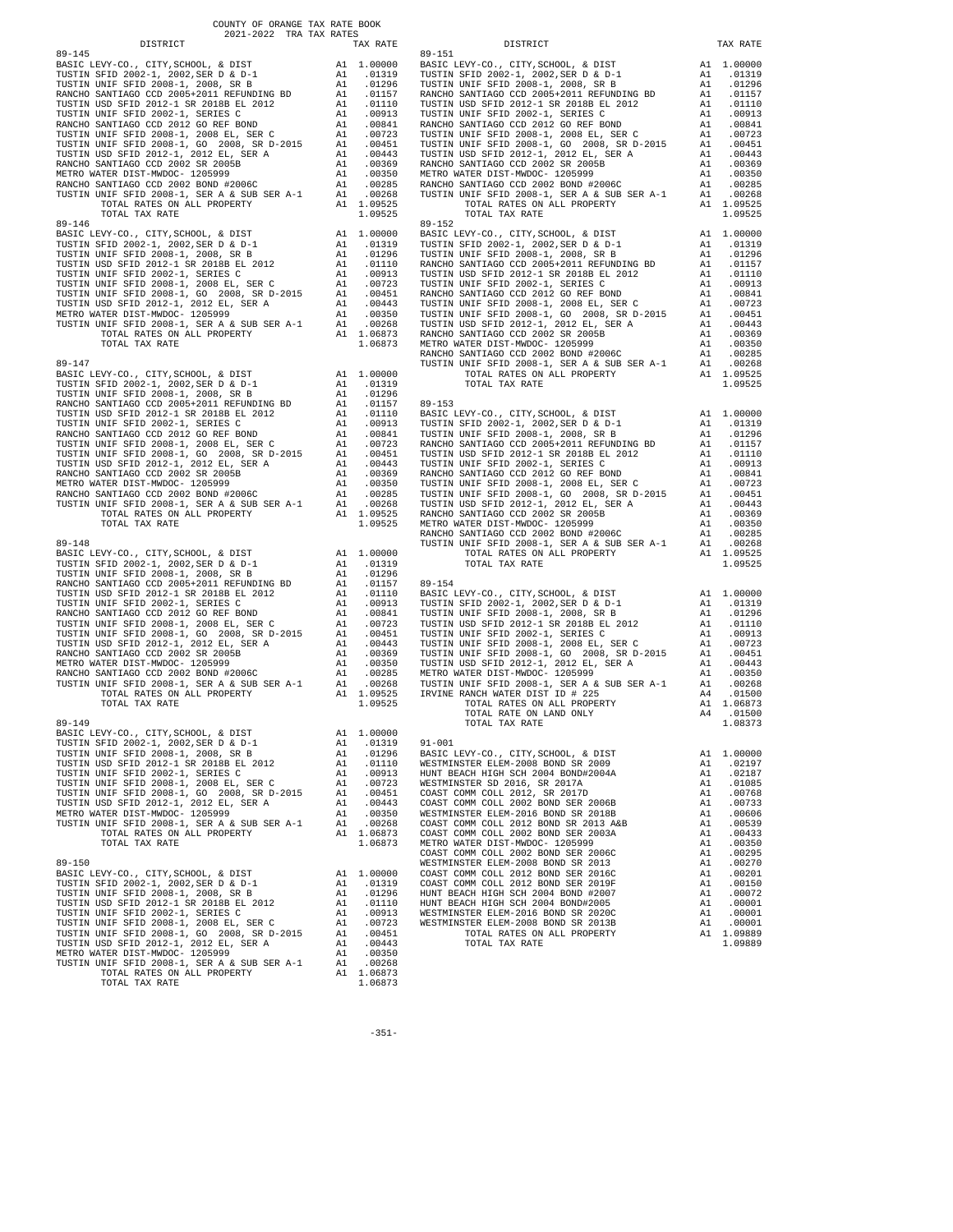COUNTY OF ORANGE TAX RATE BOOK
2021-2022 TRA TAX RATES

| DISTRICT | | TAX RATE |
|---|---|---|
| **89-145** | | |
| BASIC LEVY-CO., CITY,SCHOOL, & DIST | A1 | 1.00000 |
| TUSTIN SFID 2002-1, 2002,SER D & D-1 | A1 | .01319 |
| TUSTIN UNIF SFID 2008-1, 2008, SR B | A1 | .01296 |
| RANCHO SANTIAGO CCD 2005+2011 REFUNDING BD | A1 | .01157 |
| TUSTIN USD SFID 2012-1 SR 2018B EL 2012 | A1 | .01110 |
| TUSTIN UNIF SFID 2002-1, SERIES C | A1 | .00913 |
| RANCHO SANTIAGO CCD 2012 GO REF BOND | A1 | .00841 |
| TUSTIN UNIF SFID 2008-1, 2008 EL, SER C | A1 | .00723 |
| TUSTIN UNIF SFID 2008-1, GO 2008, SR D-2015 | A1 | .00451 |
| TUSTIN USD SFID 2012-1, 2012 EL, SER A | A1 | .00443 |
| RANCHO SANTIAGO CCD 2002 SR 2005B | A1 | .00369 |
| METRO WATER DIST-MWDOC- 1205999 | A1 | .00350 |
| RANCHO SANTIAGO CCD 2002 BOND #2006C | A1 | .00285 |
| TUSTIN UNIF SFID 2008-1, SER A & SUB SER A-1 | A1 | .00268 |
| TOTAL RATES ON ALL PROPERTY | A1 | 1.09525 |
| TOTAL TAX RATE | | 1.09525 |
| **89-146** | | |
| BASIC LEVY-CO., CITY,SCHOOL, & DIST | A1 | 1.00000 |
| TUSTIN SFID 2002-1, 2002,SER D & D-1 | A1 | .01319 |
| TUSTIN UNIF SFID 2008-1, 2008, SR B | A1 | .01296 |
| TUSTIN USD SFID 2012-1 SR 2018B EL 2012 | A1 | .01110 |
| TUSTIN UNIF SFID 2002-1, SERIES C | A1 | .00913 |
| TUSTIN UNIF SFID 2008-1, 2008 EL, SER C | A1 | .00723 |
| TUSTIN UNIF SFID 2008-1, GO 2008, SR D-2015 | A1 | .00451 |
| TUSTIN USD SFID 2012-1, 2012 EL, SER A | A1 | .00443 |
| METRO WATER DIST-MWDOC- 1205999 | A1 | .00350 |
| TUSTIN UNIF SFID 2008-1, SER A & SUB SER A-1 | A1 | .00268 |
| TOTAL RATES ON ALL PROPERTY | A1 | 1.06873 |
| TOTAL TAX RATE | | 1.06873 |
| **89-147** | | |
| BASIC LEVY-CO., CITY,SCHOOL, & DIST | A1 | 1.00000 |
| TUSTIN SFID 2002-1, 2002,SER D & D-1 | A1 | .01319 |
| TUSTIN UNIF SFID 2008-1, 2008, SR B | A1 | .01296 |
| RANCHO SANTIAGO CCD 2005+2011 REFUNDING BD | A1 | .01157 |
| TUSTIN USD SFID 2012-1 SR 2018B EL 2012 | A1 | .01110 |
| TUSTIN UNIF SFID 2002-1, SERIES C | A1 | .00913 |
| RANCHO SANTIAGO CCD 2012 GO REF BOND | A1 | .00841 |
| TUSTIN UNIF SFID 2008-1, 2008 EL, SER C | A1 | .00723 |
| TUSTIN UNIF SFID 2008-1, GO 2008, SR D-2015 | A1 | .00451 |
| TUSTIN USD SFID 2012-1, 2012 EL, SER A | A1 | .00443 |
| RANCHO SANTIAGO CCD 2002 SR 2005B | A1 | .00369 |
| METRO WATER DIST-MWDOC- 1205999 | A1 | .00350 |
| RANCHO SANTIAGO CCD 2002 BOND #2006C | A1 | .00285 |
| TUSTIN UNIF SFID 2008-1, SER A & SUB SER A-1 | A1 | .00268 |
| TOTAL RATES ON ALL PROPERTY | A1 | 1.09525 |
| TOTAL TAX RATE | | 1.09525 |
| **89-148** | | |
| BASIC LEVY-CO., CITY,SCHOOL, & DIST | A1 | 1.00000 |
| TUSTIN SFID 2002-1, 2002,SER D & D-1 | A1 | .01319 |
| TUSTIN UNIF SFID 2008-1, 2008, SR B | A1 | .01296 |
| RANCHO SANTIAGO CCD 2005+2011 REFUNDING BD | A1 | .01157 |
| TUSTIN USD SFID 2012-1 SR 2018B EL 2012 | A1 | .01110 |
| TUSTIN UNIF SFID 2002-1, SERIES C | A1 | .00913 |
| RANCHO SANTIAGO CCD 2012 GO REF BOND | A1 | .00841 |
| TUSTIN UNIF SFID 2008-1, 2008 EL, SER C | A1 | .00723 |
| TUSTIN UNIF SFID 2008-1, GO 2008, SR D-2015 | A1 | .00451 |
| TUSTIN USD SFID 2012-1, 2012 EL, SER A | A1 | .00443 |
| RANCHO SANTIAGO CCD 2002 SR 2005B | A1 | .00369 |
| METRO WATER DIST-MWDOC- 1205999 | A1 | .00350 |
| RANCHO SANTIAGO CCD 2002 BOND #2006C | A1 | .00285 |
| TUSTIN UNIF SFID 2008-1, SER A & SUB SER A-1 | A1 | .00268 |
| TOTAL RATES ON ALL PROPERTY | A1 | 1.09525 |
| TOTAL TAX RATE | | 1.09525 |
| **89-149** | | |
| BASIC LEVY-CO., CITY,SCHOOL, & DIST | A1 | 1.00000 |
| TUSTIN SFID 2002-1, 2002,SER D & D-1 | A1 | .01319 |
| TUSTIN UNIF SFID 2008-1, 2008, SR B | A1 | .01296 |
| TUSTIN USD SFID 2012-1 SR 2018B EL 2012 | A1 | .01110 |
| TUSTIN UNIF SFID 2002-1, SERIES C | A1 | .00913 |
| TUSTIN UNIF SFID 2008-1, 2008 EL, SER C | A1 | .00723 |
| TUSTIN UNIF SFID 2008-1, GO 2008, SR D-2015 | A1 | .00451 |
| TUSTIN USD SFID 2012-1, 2012 EL, SER A | A1 | .00443 |
| METRO WATER DIST-MWDOC- 1205999 | A1 | .00350 |
| TUSTIN UNIF SFID 2008-1, SER A & SUB SER A-1 | A1 | .00268 |
| TOTAL RATES ON ALL PROPERTY | A1 | 1.06873 |
| TOTAL TAX RATE | | 1.06873 |
| **89-150** | | |
| BASIC LEVY-CO., CITY,SCHOOL, & DIST | A1 | 1.00000 |
| TUSTIN SFID 2002-1, 2002,SER D & D-1 | A1 | .01319 |
| TUSTIN UNIF SFID 2008-1, 2008, SR B | A1 | .01296 |
| TUSTIN USD SFID 2012-1 SR 2018B EL 2012 | A1 | .01110 |
| TUSTIN UNIF SFID 2002-1, SERIES C | A1 | .00913 |
| TUSTIN UNIF SFID 2008-1, 2008 EL, SER C | A1 | .00723 |
| TUSTIN UNIF SFID 2008-1, GO 2008, SR D-2015 | A1 | .00451 |
| TUSTIN USD SFID 2012-1, 2012 EL, SER A | A1 | .00443 |
| METRO WATER DIST-MWDOC- 1205999 | A1 | .00350 |
| TUSTIN UNIF SFID 2008-1, SER A & SUB SER A-1 | A1 | .00268 |
| TOTAL RATES ON ALL PROPERTY | A1 | 1.06873 |
| TOTAL TAX RATE | | 1.06873 |
| **89-151** | | |
| BASIC LEVY-CO., CITY,SCHOOL, & DIST | A1 | 1.00000 |
| TUSTIN SFID 2002-1, 2002,SER D & D-1 | A1 | .01319 |
| TUSTIN UNIF SFID 2008-1, 2008, SR B | A1 | .01296 |
| RANCHO SANTIAGO CCD 2005+2011 REFUNDING BD | A1 | .01157 |
| TUSTIN USD SFID 2012-1 SR 2018B EL 2012 | A1 | .01110 |
| TUSTIN UNIF SFID 2002-1, SERIES C | A1 | .00913 |
| RANCHO SANTIAGO CCD 2012 GO REF BOND | A1 | .00841 |
| TUSTIN UNIF SFID 2008-1, 2008 EL, SER C | A1 | .00723 |
| TUSTIN UNIF SFID 2008-1, GO 2008, SR D-2015 | A1 | .00451 |
| TUSTIN USD SFID 2012-1, 2012 EL, SER A | A1 | .00443 |
| RANCHO SANTIAGO CCD 2002 SR 2005B | A1 | .00369 |
| METRO WATER DIST-MWDOC- 1205999 | A1 | .00350 |
| RANCHO SANTIAGO CCD 2002 BOND #2006C | A1 | .00285 |
| TUSTIN UNIF SFID 2008-1, SER A & SUB SER A-1 | A1 | .00268 |
| TOTAL RATES ON ALL PROPERTY | A1 | 1.09525 |
| TOTAL TAX RATE | | 1.09525 |
| **89-152** | | |
| BASIC LEVY-CO., CITY,SCHOOL, & DIST | A1 | 1.00000 |
| TUSTIN SFID 2002-1, 2002,SER D & D-1 | A1 | .01319 |
| TUSTIN UNIF SFID 2008-1, 2008, SR B | A1 | .01296 |
| RANCHO SANTIAGO CCD 2005+2011 REFUNDING BD | A1 | .01157 |
| TUSTIN USD SFID 2012-1 SR 2018B EL 2012 | A1 | .01110 |
| TUSTIN UNIF SFID 2002-1, SERIES C | A1 | .00913 |
| RANCHO SANTIAGO CCD 2012 GO REF BOND | A1 | .00841 |
| TUSTIN UNIF SFID 2008-1, 2008 EL, SER C | A1 | .00723 |
| TUSTIN UNIF SFID 2008-1, GO 2008, SR D-2015 | A1 | .00451 |
| TUSTIN USD SFID 2012-1, 2012 EL, SER A | A1 | .00443 |
| RANCHO SANTIAGO CCD 2002 SR 2005B | A1 | .00369 |
| METRO WATER DIST-MWDOC- 1205999 | A1 | .00350 |
| RANCHO SANTIAGO CCD 2002 BOND #2006C | A1 | .00285 |
| TUSTIN UNIF SFID 2008-1, SER A & SUB SER A-1 | A1 | .00268 |
| TOTAL RATES ON ALL PROPERTY | A1 | 1.09525 |
| TOTAL TAX RATE | | 1.09525 |
| **89-153** | | |
| BASIC LEVY-CO., CITY,SCHOOL, & DIST | A1 | 1.00000 |
| TUSTIN SFID 2002-1, 2002,SER D & D-1 | A1 | .01319 |
| TUSTIN UNIF SFID 2008-1, 2008, SR B | A1 | .01296 |
| RANCHO SANTIAGO CCD 2005+2011 REFUNDING BD | A1 | .01157 |
| TUSTIN USD SFID 2012-1 SR 2018B EL 2012 | A1 | .01110 |
| TUSTIN UNIF SFID 2002-1, SERIES C | A1 | .00913 |
| RANCHO SANTIAGO CCD 2012 GO REF BOND | A1 | .00841 |
| TUSTIN UNIF SFID 2008-1, 2008 EL, SER C | A1 | .00723 |
| TUSTIN UNIF SFID 2008-1, GO 2008, SR D-2015 | A1 | .00451 |
| TUSTIN USD SFID 2012-1, 2012 EL, SER A | A1 | .00443 |
| RANCHO SANTIAGO CCD 2002 SR 2005B | A1 | .00369 |
| METRO WATER DIST-MWDOC- 1205999 | A1 | .00350 |
| RANCHO SANTIAGO CCD 2002 BOND #2006C | A1 | .00285 |
| TUSTIN UNIF SFID 2008-1, SER A & SUB SER A-1 | A1 | .00268 |
| TOTAL RATES ON ALL PROPERTY | A1 | 1.09525 |
| TOTAL TAX RATE | | 1.09525 |
| **89-154** | | |
| BASIC LEVY-CO., CITY,SCHOOL, & DIST | A1 | 1.00000 |
| TUSTIN SFID 2002-1, 2002,SER D & D-1 | A1 | .01319 |
| TUSTIN UNIF SFID 2008-1, 2008, SR B | A1 | .01296 |
| TUSTIN USD SFID 2012-1 SR 2018B EL 2012 | A1 | .01110 |
| TUSTIN UNIF SFID 2002-1, SERIES C | A1 | .00913 |
| TUSTIN UNIF SFID 2008-1, 2008 EL, SER C | A1 | .00723 |
| TUSTIN UNIF SFID 2008-1, GO 2008, SR D-2015 | A1 | .00451 |
| TUSTIN USD SFID 2012-1, 2012 EL, SER A | A1 | .00443 |
| METRO WATER DIST-MWDOC- 1205999 | A1 | .00350 |
| TUSTIN UNIF SFID 2008-1, SER A & SUB SER A-1 | A1 | .00268 |
| IRVINE RANCH WATER DIST ID # 225 | A4 | .01500 |
| TOTAL RATES ON ALL PROPERTY | A1 | 1.06873 |
| TOTAL RATE ON LAND ONLY | A4 | .01500 |
| TOTAL TAX RATE | | 1.08373 |
| **91-001** | | |
| BASIC LEVY-CO., CITY,SCHOOL, & DIST | A1 | 1.00000 |
| WESTMINSTER ELEM-2008 BOND SR 2009 | A1 | .02197 |
| HUNT BEACH HIGH SCH 2004 BOND#2004A | A1 | .02187 |
| WESTMINSTER SD 2016, SR 2017A | A1 | .01085 |
| COAST COMM COLL 2012, SR 2017D | A1 | .00768 |
| COAST COMM COLL 2002 BOND SER 2006B | A1 | .00733 |
| WESTMINSTER ELEM-2016 BOND SR 2018B | A1 | .00606 |
| COAST COMM COLL 2012 BOND SR 2013 A&B | A1 | .00539 |
| COAST COMM COLL 2002 BOND SER 2003A | A1 | .00433 |
| METRO WATER DIST-MWDOC- 1205999 | A1 | .00350 |
| COAST COMM COLL 2002 BOND SER 2006C | A1 | .00295 |
| WESTMINSTER ELEM-2008 BOND SR 2013 | A1 | .00270 |
| COAST COMM COLL 2012 BOND SER 2016C | A1 | .00201 |
| COAST COMM COLL 2012 BOND SER 2019F | A1 | .00150 |
| HUNT BEACH HIGH SCH 2004 BOND #2007 | A1 | .00072 |
| HUNT BEACH HIGH SCH 2004 BOND#2005 | A1 | .00001 |
| WESTMINSTER ELEM-2016 BOND SR 2020C | A1 | .00001 |
| WESTMINSTER ELEM-2008 BOND SR 2013B | A1 | .00001 |
| TOTAL RATES ON ALL PROPERTY | A1 | 1.09889 |
| TOTAL TAX RATE | | 1.09889 |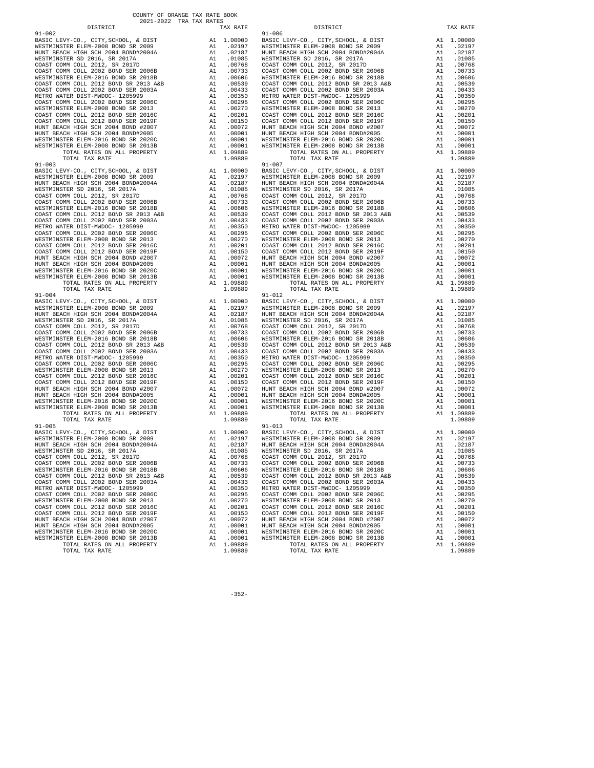COUNTY OF ORANGE TAX RATE BOOK
2021-2022 TRA TAX RATES

| DISTRICT | | TAX RATE |
|---|---|---|
| 91-002 | | |
| BASIC LEVY-CO., CITY,SCHOOL, & DIST | A1 | 1.00000 |
| WESTMINSTER ELEM-2008 BOND SR 2009 | A1 | .02197 |
| HUNT BEACH HIGH SCH 2004 BOND#2004A | A1 | .02187 |
| WESTMINSTER SD 2016, SR 2017A | A1 | .01085 |
| COAST COMM COLL 2012, SR 2017D | A1 | .00768 |
| COAST COMM COLL 2002 BOND SER 2006B | A1 | .00733 |
| WESTMINSTER ELEM-2016 BOND SR 2018B | A1 | .00606 |
| COAST COMM COLL 2012 BOND SR 2013 A&B | A1 | .00539 |
| COAST COMM COLL 2002 BOND SER 2003A | A1 | .00433 |
| METRO WATER DIST-MWDOC- 1205999 | A1 | .00350 |
| COAST COMM COLL 2002 BOND SER 2006C | A1 | .00295 |
| WESTMINSTER ELEM-2008 BOND SR 2013 | A1 | .00270 |
| COAST COMM COLL 2012 BOND SER 2016C | A1 | .00201 |
| COAST COMM COLL 2012 BOND SER 2019F | A1 | .00150 |
| HUNT BEACH HIGH SCH 2004 BOND #2007 | A1 | .00072 |
| HUNT BEACH HIGH SCH 2004 BOND#2005 | A1 | .00001 |
| WESTMINSTER ELEM-2016 BOND SR 2020C | A1 | .00001 |
| WESTMINSTER ELEM-2008 BOND SR 2013B | A1 | .00001 |
| TOTAL RATES ON ALL PROPERTY | A1 | 1.09889 |
| TOTAL TAX RATE | | 1.09889 |
| 91-003 | | |
| BASIC LEVY-CO., CITY,SCHOOL, & DIST | A1 | 1.00000 |
| WESTMINSTER ELEM-2008 BOND SR 2009 | A1 | .02197 |
| HUNT BEACH HIGH SCH 2004 BOND#2004A | A1 | .02187 |
| WESTMINSTER SD 2016, SR 2017A | A1 | .01085 |
| COAST COMM COLL 2012, SR 2017D | A1 | .00768 |
| COAST COMM COLL 2002 BOND SER 2006B | A1 | .00733 |
| WESTMINSTER ELEM-2016 BOND SR 2018B | A1 | .00606 |
| COAST COMM COLL 2012 BOND SR 2013 A&B | A1 | .00539 |
| COAST COMM COLL 2002 BOND SER 2003A | A1 | .00433 |
| METRO WATER DIST-MWDOC- 1205999 | A1 | .00350 |
| COAST COMM COLL 2002 BOND SER 2006C | A1 | .00295 |
| WESTMINSTER ELEM-2008 BOND SR 2013 | A1 | .00270 |
| COAST COMM COLL 2012 BOND SER 2016C | A1 | .00201 |
| COAST COMM COLL 2012 BOND SER 2019F | A1 | .00150 |
| HUNT BEACH HIGH SCH 2004 BOND #2007 | A1 | .00072 |
| HUNT BEACH HIGH SCH 2004 BOND#2005 | A1 | .00001 |
| WESTMINSTER ELEM-2016 BOND SR 2020C | A1 | .00001 |
| WESTMINSTER ELEM-2008 BOND SR 2013B | A1 | .00001 |
| TOTAL RATES ON ALL PROPERTY | A1 | 1.09889 |
| TOTAL TAX RATE | | 1.09889 |
| 91-004 | | |
| BASIC LEVY-CO., CITY,SCHOOL, & DIST | A1 | 1.00000 |
| WESTMINSTER ELEM-2008 BOND SR 2009 | A1 | .02197 |
| HUNT BEACH HIGH SCH 2004 BOND#2004A | A1 | .02187 |
| WESTMINSTER SD 2016, SR 2017A | A1 | .01085 |
| COAST COMM COLL 2012, SR 2017D | A1 | .00768 |
| COAST COMM COLL 2002 BOND SER 2006B | A1 | .00733 |
| WESTMINSTER ELEM-2016 BOND SR 2018B | A1 | .00606 |
| COAST COMM COLL 2012 BOND SR 2013 A&B | A1 | .00539 |
| COAST COMM COLL 2002 BOND SER 2003A | A1 | .00433 |
| METRO WATER DIST-MWDOC- 1205999 | A1 | .00350 |
| COAST COMM COLL 2002 BOND SER 2006C | A1 | .00295 |
| WESTMINSTER ELEM-2008 BOND SR 2013 | A1 | .00270 |
| COAST COMM COLL 2012 BOND SER 2016C | A1 | .00201 |
| COAST COMM COLL 2012 BOND SER 2019F | A1 | .00150 |
| HUNT BEACH HIGH SCH 2004 BOND #2007 | A1 | .00072 |
| HUNT BEACH HIGH SCH 2004 BOND#2005 | A1 | .00001 |
| WESTMINSTER ELEM-2016 BOND SR 2020C | A1 | .00001 |
| WESTMINSTER ELEM-2008 BOND SR 2013B | A1 | .00001 |
| TOTAL RATES ON ALL PROPERTY | A1 | 1.09889 |
| TOTAL TAX RATE | | 1.09889 |
| 91-005 | | |
| BASIC LEVY-CO., CITY,SCHOOL, & DIST | A1 | 1.00000 |
| WESTMINSTER ELEM-2008 BOND SR 2009 | A1 | .02197 |
| HUNT BEACH HIGH SCH 2004 BOND#2004A | A1 | .02187 |
| WESTMINSTER SD 2016, SR 2017A | A1 | .01085 |
| COAST COMM COLL 2012, SR 2017D | A1 | .00768 |
| COAST COMM COLL 2002 BOND SER 2006B | A1 | .00733 |
| WESTMINSTER ELEM-2016 BOND SR 2018B | A1 | .00606 |
| COAST COMM COLL 2012 BOND SR 2013 A&B | A1 | .00539 |
| COAST COMM COLL 2002 BOND SER 2003A | A1 | .00433 |
| METRO WATER DIST-MWDOC- 1205999 | A1 | .00350 |
| COAST COMM COLL 2002 BOND SER 2006C | A1 | .00295 |
| WESTMINSTER ELEM-2008 BOND SR 2013 | A1 | .00270 |
| COAST COMM COLL 2012 BOND SER 2016C | A1 | .00201 |
| COAST COMM COLL 2012 BOND SER 2019F | A1 | .00150 |
| HUNT BEACH HIGH SCH 2004 BOND #2007 | A1 | .00072 |
| HUNT BEACH HIGH SCH 2004 BOND#2005 | A1 | .00001 |
| WESTMINSTER ELEM-2016 BOND SR 2020C | A1 | .00001 |
| WESTMINSTER ELEM-2008 BOND SR 2013B | A1 | .00001 |
| TOTAL RATES ON ALL PROPERTY | A1 | 1.09889 |
| TOTAL TAX RATE | | 1.09889 |
| 91-006 | | |
| BASIC LEVY-CO., CITY,SCHOOL, & DIST | A1 | 1.00000 |
| WESTMINSTER ELEM-2008 BOND SR 2009 | A1 | .02197 |
| HUNT BEACH HIGH SCH 2004 BOND#2004A | A1 | .02187 |
| WESTMINSTER SD 2016, SR 2017A | A1 | .01085 |
| COAST COMM COLL 2012, SR 2017D | A1 | .00768 |
| COAST COMM COLL 2002 BOND SER 2006B | A1 | .00733 |
| WESTMINSTER ELEM-2016 BOND SR 2018B | A1 | .00606 |
| COAST COMM COLL 2012 BOND SR 2013 A&B | A1 | .00539 |
| COAST COMM COLL 2002 BOND SER 2003A | A1 | .00433 |
| METRO WATER DIST-MWDOC- 1205999 | A1 | .00350 |
| COAST COMM COLL 2002 BOND SER 2006C | A1 | .00295 |
| WESTMINSTER ELEM-2008 BOND SR 2013 | A1 | .00270 |
| COAST COMM COLL 2012 BOND SER 2016C | A1 | .00201 |
| COAST COMM COLL 2012 BOND SER 2019F | A1 | .00150 |
| HUNT BEACH HIGH SCH 2004 BOND #2007 | A1 | .00072 |
| HUNT BEACH HIGH SCH 2004 BOND#2005 | A1 | .00001 |
| WESTMINSTER ELEM-2016 BOND SR 2020C | A1 | .00001 |
| WESTMINSTER ELEM-2008 BOND SR 2013B | A1 | .00001 |
| TOTAL RATES ON ALL PROPERTY | A1 | 1.09889 |
| TOTAL TAX RATE | | 1.09889 |
| 91-007 | | |
| BASIC LEVY-CO., CITY,SCHOOL, & DIST | A1 | 1.00000 |
| WESTMINSTER ELEM-2008 BOND SR 2009 | A1 | .02197 |
| HUNT BEACH HIGH SCH 2004 BOND#2004A | A1 | .02187 |
| WESTMINSTER SD 2016, SR 2017A | A1 | .01085 |
| COAST COMM COLL 2012, SR 2017D | A1 | .00768 |
| COAST COMM COLL 2002 BOND SER 2006B | A1 | .00733 |
| WESTMINSTER ELEM-2016 BOND SR 2018B | A1 | .00606 |
| COAST COMM COLL 2012 BOND SR 2013 A&B | A1 | .00539 |
| COAST COMM COLL 2002 BOND SER 2003A | A1 | .00433 |
| METRO WATER DIST-MWDOC- 1205999 | A1 | .00350 |
| COAST COMM COLL 2002 BOND SER 2006C | A1 | .00295 |
| WESTMINSTER ELEM-2008 BOND SR 2013 | A1 | .00270 |
| COAST COMM COLL 2012 BOND SER 2016C | A1 | .00201 |
| COAST COMM COLL 2012 BOND SER 2019F | A1 | .00150 |
| HUNT BEACH HIGH SCH 2004 BOND #2007 | A1 | .00072 |
| HUNT BEACH HIGH SCH 2004 BOND#2005 | A1 | .00001 |
| WESTMINSTER ELEM-2016 BOND SR 2020C | A1 | .00001 |
| WESTMINSTER ELEM-2008 BOND SR 2013B | A1 | .00001 |
| TOTAL RATES ON ALL PROPERTY | A1 | 1.09889 |
| TOTAL TAX RATE | | 1.09889 |
| 91-012 | | |
| BASIC LEVY-CO., CITY,SCHOOL, & DIST | A1 | 1.00000 |
| WESTMINSTER ELEM-2008 BOND SR 2009 | A1 | .02197 |
| HUNT BEACH HIGH SCH 2004 BOND#2004A | A1 | .02187 |
| WESTMINSTER SD 2016, SR 2017A | A1 | .01085 |
| COAST COMM COLL 2012, SR 2017D | A1 | .00768 |
| COAST COMM COLL 2002 BOND SER 2006B | A1 | .00733 |
| WESTMINSTER ELEM-2016 BOND SR 2018B | A1 | .00606 |
| COAST COMM COLL 2012 BOND SR 2013 A&B | A1 | .00539 |
| COAST COMM COLL 2002 BOND SER 2003A | A1 | .00433 |
| METRO WATER DIST-MWDOC- 1205999 | A1 | .00350 |
| COAST COMM COLL 2002 BOND SER 2006C | A1 | .00295 |
| WESTMINSTER ELEM-2008 BOND SR 2013 | A1 | .00270 |
| COAST COMM COLL 2012 BOND SER 2016C | A1 | .00201 |
| COAST COMM COLL 2012 BOND SER 2019F | A1 | .00150 |
| HUNT BEACH HIGH SCH 2004 BOND #2007 | A1 | .00072 |
| HUNT BEACH HIGH SCH 2004 BOND#2005 | A1 | .00001 |
| WESTMINSTER ELEM-2016 BOND SR 2020C | A1 | .00001 |
| WESTMINSTER ELEM-2008 BOND SR 2013B | A1 | .00001 |
| TOTAL RATES ON ALL PROPERTY | A1 | 1.09889 |
| TOTAL TAX RATE | | 1.09889 |
| 91-013 | | |
| BASIC LEVY-CO., CITY,SCHOOL, & DIST | A1 | 1.00000 |
| WESTMINSTER ELEM-2008 BOND SR 2009 | A1 | .02197 |
| HUNT BEACH HIGH SCH 2004 BOND#2004A | A1 | .02187 |
| WESTMINSTER SD 2016, SR 2017A | A1 | .01085 |
| COAST COMM COLL 2012, SR 2017D | A1 | .00768 |
| COAST COMM COLL 2002 BOND SER 2006B | A1 | .00733 |
| WESTMINSTER ELEM-2016 BOND SR 2018B | A1 | .00606 |
| COAST COMM COLL 2012 BOND SR 2013 A&B | A1 | .00539 |
| COAST COMM COLL 2002 BOND SER 2003A | A1 | .00433 |
| METRO WATER DIST-MWDOC- 1205999 | A1 | .00350 |
| COAST COMM COLL 2002 BOND SER 2006C | A1 | .00295 |
| WESTMINSTER ELEM-2008 BOND SR 2013 | A1 | .00270 |
| COAST COMM COLL 2012 BOND SER 2016C | A1 | .00201 |
| COAST COMM COLL 2012 BOND SER 2019F | A1 | .00150 |
| HUNT BEACH HIGH SCH 2004 BOND #2007 | A1 | .00072 |
| HUNT BEACH HIGH SCH 2004 BOND#2005 | A1 | .00001 |
| WESTMINSTER ELEM-2016 BOND SR 2020C | A1 | .00001 |
| WESTMINSTER ELEM-2008 BOND SR 2013B | A1 | .00001 |
| TOTAL RATES ON ALL PROPERTY | A1 | 1.09889 |
| TOTAL TAX RATE | | 1.09889 |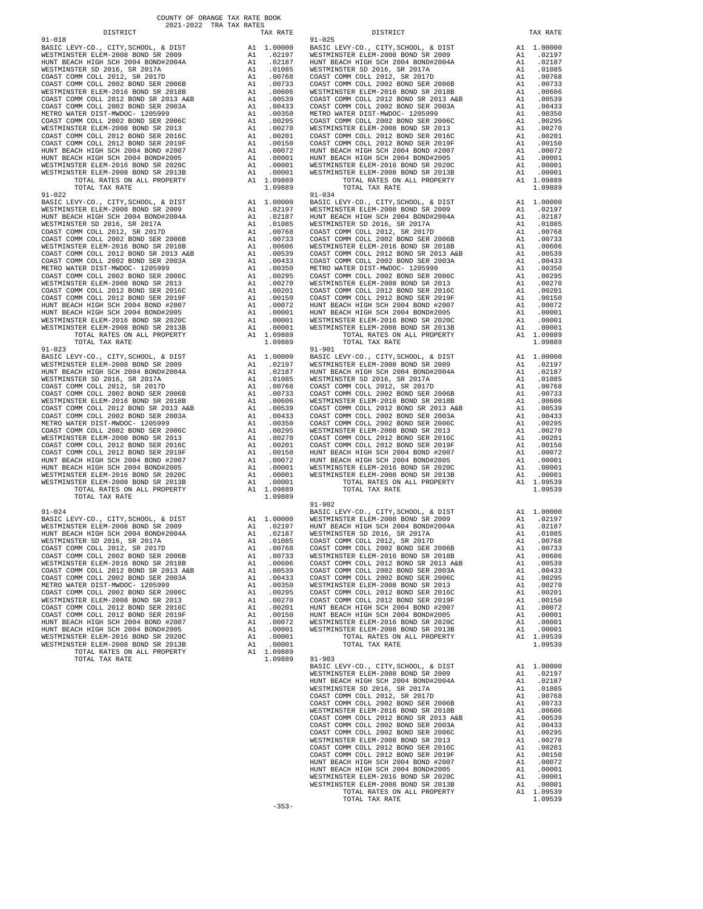COUNTY OF ORANGE TAX RATE BOOK
2021-2022 TRA TAX RATES

**91-018**

| DISTRICT | | TAX RATE |
|---|---|---|
| BASIC LEVY-CO., CITY,SCHOOL, & DIST | A1 | 1.00000 |
| WESTMINSTER ELEM-2008 BOND SR 2009 | A1 | .02197 |
| HUNT BEACH HIGH SCH 2004 BOND#2004A | A1 | .02187 |
| WESTMINSTER SD 2016, SR 2017A | A1 | .01085 |
| COAST COMM COLL 2012, SR 2017D | A1 | .00768 |
| COAST COMM COLL 2002 BOND SER 2006B | A1 | .00733 |
| WESTMINSTER ELEM-2016 BOND SR 2018B | A1 | .00606 |
| COAST COMM COLL 2012 BOND SR 2013 A&B | A1 | .00539 |
| COAST COMM COLL 2002 BOND SER 2003A | A1 | .00433 |
| METRO WATER DIST-MWDOC- 1205999 | A1 | .00350 |
| COAST COMM COLL 2002 BOND SER 2006C | A1 | .00295 |
| WESTMINSTER ELEM-2008 BOND SR 2013 | A1 | .00270 |
| COAST COMM COLL 2012 BOND SER 2016C | A1 | .00201 |
| COAST COMM COLL 2012 BOND SER 2019F | A1 | .00150 |
| HUNT BEACH HIGH SCH 2004 BOND #2007 | A1 | .00072 |
| HUNT BEACH HIGH SCH 2004 BOND#2005 | A1 | .00001 |
| WESTMINSTER ELEM-2016 BOND SR 2020C | A1 | .00001 |
| WESTMINSTER ELEM-2008 BOND SR 2013B | A1 | .00001 |
| TOTAL RATES ON ALL PROPERTY | A1 | 1.09889 |
| TOTAL TAX RATE | | 1.09889 |

**91-022**

| DISTRICT | | TAX RATE |
|---|---|---|
| BASIC LEVY-CO., CITY,SCHOOL, & DIST | A1 | 1.00000 |
| WESTMINSTER ELEM-2008 BOND SR 2009 | A1 | .02197 |
| HUNT BEACH HIGH SCH 2004 BOND#2004A | A1 | .02187 |
| WESTMINSTER SD 2016, SR 2017A | A1 | .01085 |
| COAST COMM COLL 2012, SR 2017D | A1 | .00768 |
| COAST COMM COLL 2002 BOND SER 2006B | A1 | .00733 |
| WESTMINSTER ELEM-2016 BOND SR 2018B | A1 | .00606 |
| COAST COMM COLL 2012 BOND SR 2013 A&B | A1 | .00539 |
| COAST COMM COLL 2002 BOND SER 2003A | A1 | .00433 |
| METRO WATER DIST-MWDOC- 1205999 | A1 | .00350 |
| COAST COMM COLL 2002 BOND SER 2006C | A1 | .00295 |
| WESTMINSTER ELEM-2008 BOND SR 2013 | A1 | .00270 |
| COAST COMM COLL 2012 BOND SER 2016C | A1 | .00201 |
| COAST COMM COLL 2012 BOND SER 2019F | A1 | .00150 |
| HUNT BEACH HIGH SCH 2004 BOND #2007 | A1 | .00072 |
| HUNT BEACH HIGH SCH 2004 BOND#2005 | A1 | .00001 |
| WESTMINSTER ELEM-2016 BOND SR 2020C | A1 | .00001 |
| WESTMINSTER ELEM-2008 BOND SR 2013B | A1 | .00001 |
| TOTAL RATES ON ALL PROPERTY | A1 | 1.09889 |
| TOTAL TAX RATE | | 1.09889 |

**91-023**

| DISTRICT | | TAX RATE |
|---|---|---|
| BASIC LEVY-CO., CITY,SCHOOL, & DIST | A1 | 1.00000 |
| WESTMINSTER ELEM-2008 BOND SR 2009 | A1 | .02197 |
| HUNT BEACH HIGH SCH 2004 BOND#2004A | A1 | .02187 |
| WESTMINSTER SD 2016, SR 2017A | A1 | .01085 |
| COAST COMM COLL 2012, SR 2017D | A1 | .00768 |
| COAST COMM COLL 2002 BOND SER 2006B | A1 | .00733 |
| WESTMINSTER ELEM-2016 BOND SR 2018B | A1 | .00606 |
| COAST COMM COLL 2012 BOND SR 2013 A&B | A1 | .00539 |
| COAST COMM COLL 2002 BOND SER 2003A | A1 | .00433 |
| METRO WATER DIST-MWDOC- 1205999 | A1 | .00350 |
| COAST COMM COLL 2002 BOND SER 2006C | A1 | .00295 |
| WESTMINSTER ELEM-2008 BOND SR 2013 | A1 | .00270 |
| COAST COMM COLL 2012 BOND SER 2016C | A1 | .00201 |
| COAST COMM COLL 2012 BOND SER 2019F | A1 | .00150 |
| HUNT BEACH HIGH SCH 2004 BOND #2007 | A1 | .00072 |
| HUNT BEACH HIGH SCH 2004 BOND#2005 | A1 | .00001 |
| WESTMINSTER ELEM-2016 BOND SR 2020C | A1 | .00001 |
| WESTMINSTER ELEM-2008 BOND SR 2013B | A1 | .00001 |
| TOTAL RATES ON ALL PROPERTY | A1 | 1.09889 |
| TOTAL TAX RATE | | 1.09889 |

**91-024**

| DISTRICT | | TAX RATE |
|---|---|---|
| BASIC LEVY-CO., CITY,SCHOOL, & DIST | A1 | 1.00000 |
| WESTMINSTER ELEM-2008 BOND SR 2009 | A1 | .02197 |
| HUNT BEACH HIGH SCH 2004 BOND#2004A | A1 | .02187 |
| WESTMINSTER SD 2016, SR 2017A | A1 | .01085 |
| COAST COMM COLL 2012, SR 2017D | A1 | .00768 |
| COAST COMM COLL 2002 BOND SER 2006B | A1 | .00733 |
| WESTMINSTER ELEM-2016 BOND SR 2018B | A1 | .00606 |
| COAST COMM COLL 2012 BOND SR 2013 A&B | A1 | .00539 |
| COAST COMM COLL 2002 BOND SER 2003A | A1 | .00433 |
| METRO WATER DIST-MWDOC- 1205999 | A1 | .00350 |
| COAST COMM COLL 2002 BOND SER 2006C | A1 | .00295 |
| WESTMINSTER ELEM-2008 BOND SR 2013 | A1 | .00270 |
| COAST COMM COLL 2012 BOND SER 2016C | A1 | .00201 |
| COAST COMM COLL 2012 BOND SER 2019F | A1 | .00150 |
| HUNT BEACH HIGH SCH 2004 BOND #2007 | A1 | .00072 |
| HUNT BEACH HIGH SCH 2004 BOND#2005 | A1 | .00001 |
| WESTMINSTER ELEM-2016 BOND SR 2020C | A1 | .00001 |
| WESTMINSTER ELEM-2008 BOND SR 2013B | A1 | .00001 |
| TOTAL RATES ON ALL PROPERTY | A1 | 1.09889 |
| TOTAL TAX RATE | | 1.09889 |

**91-025**

| DISTRICT | | TAX RATE |
|---|---|---|
| BASIC LEVY-CO., CITY,SCHOOL, & DIST | A1 | 1.00000 |
| WESTMINSTER ELEM-2008 BOND SR 2009 | A1 | .02197 |
| HUNT BEACH HIGH SCH 2004 BOND#2004A | A1 | .02187 |
| WESTMINSTER SD 2016, SR 2017A | A1 | .01085 |
| COAST COMM COLL 2012, SR 2017D | A1 | .00768 |
| COAST COMM COLL 2002 BOND SER 2006B | A1 | .00733 |
| WESTMINSTER ELEM-2016 BOND SR 2018B | A1 | .00606 |
| COAST COMM COLL 2012 BOND SR 2013 A&B | A1 | .00539 |
| COAST COMM COLL 2002 BOND SER 2003A | A1 | .00433 |
| METRO WATER DIST-MWDOC- 1205999 | A1 | .00350 |
| COAST COMM COLL 2002 BOND SER 2006C | A1 | .00295 |
| WESTMINSTER ELEM-2008 BOND SR 2013 | A1 | .00270 |
| COAST COMM COLL 2012 BOND SER 2016C | A1 | .00201 |
| COAST COMM COLL 2012 BOND SER 2019F | A1 | .00150 |
| HUNT BEACH HIGH SCH 2004 BOND #2007 | A1 | .00072 |
| HUNT BEACH HIGH SCH 2004 BOND#2005 | A1 | .00001 |
| WESTMINSTER ELEM-2016 BOND SR 2020C | A1 | .00001 |
| WESTMINSTER ELEM-2008 BOND SR 2013B | A1 | .00001 |
| TOTAL RATES ON ALL PROPERTY | A1 | 1.09889 |
| TOTAL TAX RATE | | 1.09889 |

**91-034**

| DISTRICT | | TAX RATE |
|---|---|---|
| BASIC LEVY-CO., CITY,SCHOOL, & DIST | A1 | 1.00000 |
| WESTMINSTER ELEM-2008 BOND SR 2009 | A1 | .02197 |
| HUNT BEACH HIGH SCH 2004 BOND#2004A | A1 | .02187 |
| WESTMINSTER SD 2016, SR 2017A | A1 | .01085 |
| COAST COMM COLL 2012, SR 2017D | A1 | .00768 |
| COAST COMM COLL 2002 BOND SER 2006B | A1 | .00733 |
| WESTMINSTER ELEM-2016 BOND SR 2018B | A1 | .00606 |
| COAST COMM COLL 2012 BOND SR 2013 A&B | A1 | .00539 |
| COAST COMM COLL 2002 BOND SER 2003A | A1 | .00433 |
| METRO WATER DIST-MWDOC- 1205999 | A1 | .00350 |
| COAST COMM COLL 2002 BOND SER 2006C | A1 | .00295 |
| WESTMINSTER ELEM-2008 BOND SR 2013 | A1 | .00270 |
| COAST COMM COLL 2012 BOND SER 2016C | A1 | .00201 |
| COAST COMM COLL 2012 BOND SER 2019F | A1 | .00150 |
| HUNT BEACH HIGH SCH 2004 BOND #2007 | A1 | .00072 |
| HUNT BEACH HIGH SCH 2004 BOND#2005 | A1 | .00001 |
| WESTMINSTER ELEM-2016 BOND SR 2020C | A1 | .00001 |
| WESTMINSTER ELEM-2008 BOND SR 2013B | A1 | .00001 |
| TOTAL RATES ON ALL PROPERTY | A1 | 1.09889 |
| TOTAL TAX RATE | | 1.09889 |

**91-901**

| DISTRICT | | TAX RATE |
|---|---|---|
| BASIC LEVY-CO., CITY,SCHOOL, & DIST | A1 | 1.00000 |
| WESTMINSTER ELEM-2008 BOND SR 2009 | A1 | .02197 |
| HUNT BEACH HIGH SCH 2004 BOND#2004A | A1 | .02187 |
| WESTMINSTER SD 2016, SR 2017A | A1 | .01085 |
| COAST COMM COLL 2012, SR 2017D | A1 | .00768 |
| COAST COMM COLL 2002 BOND SER 2006B | A1 | .00733 |
| WESTMINSTER ELEM-2016 BOND SR 2018B | A1 | .00606 |
| COAST COMM COLL 2012 BOND SR 2013 A&B | A1 | .00539 |
| COAST COMM COLL 2002 BOND SER 2003A | A1 | .00433 |
| COAST COMM COLL 2002 BOND SER 2006C | A1 | .00295 |
| WESTMINSTER ELEM-2008 BOND SR 2013 | A1 | .00270 |
| COAST COMM COLL 2012 BOND SER 2016C | A1 | .00201 |
| COAST COMM COLL 2012 BOND SER 2019F | A1 | .00150 |
| HUNT BEACH HIGH SCH 2004 BOND #2007 | A1 | .00072 |
| HUNT BEACH HIGH SCH 2004 BOND#2005 | A1 | .00001 |
| WESTMINSTER ELEM-2016 BOND SR 2020C | A1 | .00001 |
| WESTMINSTER ELEM-2008 BOND SR 2013B | A1 | .00001 |
| TOTAL RATES ON ALL PROPERTY | A1 | 1.09539 |
| TOTAL TAX RATE | | 1.09539 |

**91-902**

| DISTRICT | | TAX RATE |
|---|---|---|
| BASIC LEVY-CO., CITY,SCHOOL, & DIST | A1 | 1.00000 |
| WESTMINSTER ELEM-2008 BOND SR 2009 | A1 | .02197 |
| HUNT BEACH HIGH SCH 2004 BOND#2004A | A1 | .02187 |
| WESTMINSTER SD 2016, SR 2017A | A1 | .01085 |
| COAST COMM COLL 2012, SR 2017D | A1 | .00768 |
| COAST COMM COLL 2002 BOND SER 2006B | A1 | .00733 |
| WESTMINSTER ELEM-2016 BOND SR 2018B | A1 | .00606 |
| COAST COMM COLL 2012 BOND SR 2013 A&B | A1 | .00539 |
| COAST COMM COLL 2002 BOND SER 2003A | A1 | .00433 |
| COAST COMM COLL 2002 BOND SER 2006C | A1 | .00295 |
| WESTMINSTER ELEM-2008 BOND SR 2013 | A1 | .00270 |
| COAST COMM COLL 2012 BOND SER 2016C | A1 | .00201 |
| COAST COMM COLL 2012 BOND SER 2019F | A1 | .00150 |
| HUNT BEACH HIGH SCH 2004 BOND #2007 | A1 | .00072 |
| HUNT BEACH HIGH SCH 2004 BOND#2005 | A1 | .00001 |
| WESTMINSTER ELEM-2016 BOND SR 2020C | A1 | .00001 |
| WESTMINSTER ELEM-2008 BOND SR 2013B | A1 | .00001 |
| TOTAL RATES ON ALL PROPERTY | A1 | 1.09539 |
| TOTAL TAX RATE | | 1.09539 |

**91-903**

| DISTRICT | | TAX RATE |
|---|---|---|
| BASIC LEVY-CO., CITY,SCHOOL, & DIST | A1 | 1.00000 |
| WESTMINSTER ELEM-2008 BOND SR 2009 | A1 | .02197 |
| HUNT BEACH HIGH SCH 2004 BOND#2004A | A1 | .02187 |
| WESTMINSTER SD 2016, SR 2017A | A1 | .01085 |
| COAST COMM COLL 2012, SR 2017D | A1 | .00768 |
| COAST COMM COLL 2002 BOND SER 2006B | A1 | .00733 |
| WESTMINSTER ELEM-2016 BOND SR 2018B | A1 | .00606 |
| COAST COMM COLL 2012 BOND SR 2013 A&B | A1 | .00539 |
| COAST COMM COLL 2002 BOND SER 2003A | A1 | .00433 |
| COAST COMM COLL 2002 BOND SER 2006C | A1 | .00295 |
| WESTMINSTER ELEM-2008 BOND SR 2013 | A1 | .00270 |
| COAST COMM COLL 2012 BOND SER 2016C | A1 | .00201 |
| COAST COMM COLL 2012 BOND SER 2019F | A1 | .00150 |
| HUNT BEACH HIGH SCH 2004 BOND #2007 | A1 | .00072 |
| HUNT BEACH HIGH SCH 2004 BOND#2005 | A1 | .00001 |
| WESTMINSTER ELEM-2016 BOND SR 2020C | A1 | .00001 |
| WESTMINSTER ELEM-2008 BOND SR 2013B | A1 | .00001 |
| TOTAL RATES ON ALL PROPERTY | A1 | 1.09539 |
| TOTAL TAX RATE | | 1.09539 |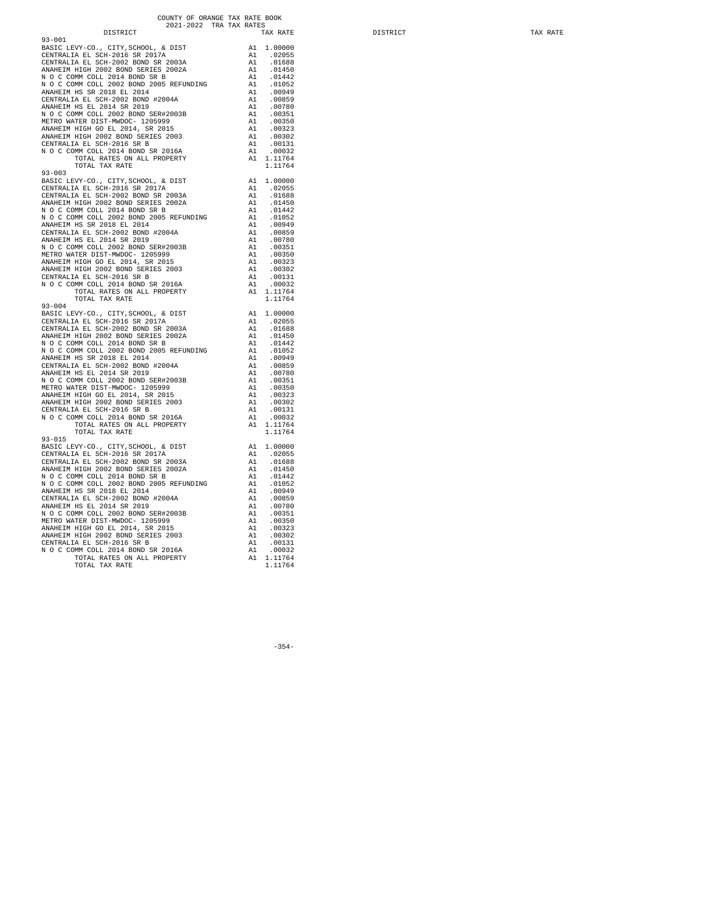COUNTY OF ORANGE TAX RATE BOOK
2021-2022 TRA TAX RATES

| DISTRICT | | TAX RATE | DISTRICT | TAX RATE |
|---|---|---|---|---|
| 93-001 | | | | |
| BASIC LEVY-CO., CITY,SCHOOL, & DIST | A1 | 1.00000 | | |
| CENTRALIA EL SCH-2016 SR 2017A | A1 | .02055 | | |
| CENTRALIA EL SCH-2002 BOND SR 2003A | A1 | .01688 | | |
| ANAHEIM HIGH 2002 BOND SERIES 2002A | A1 | .01450 | | |
| N O C COMM COLL 2014 BOND SR B | A1 | .01442 | | |
| N O C COMM COLL 2002 BOND 2005 REFUNDING | A1 | .01052 | | |
| ANAHEIM HS SR 2018 EL 2014 | A1 | .00949 | | |
| CENTRALIA EL SCH-2002 BOND #2004A | A1 | .00859 | | |
| ANAHEIM HS EL 2014 SR 2019 | A1 | .00780 | | |
| N O C COMM COLL 2002 BOND SER#2003B | A1 | .00351 | | |
| METRO WATER DIST-MWDOC- 1205999 | A1 | .00350 | | |
| ANAHEIM HIGH GO EL 2014, SR 2015 | A1 | .00323 | | |
| ANAHEIM HIGH 2002 BOND SERIES 2003 | A1 | .00302 | | |
| CENTRALIA EL SCH-2016 SR B | A1 | .00131 | | |
| N O C COMM COLL 2014 BOND SR 2016A | A1 | .00032 | | |
| TOTAL RATES ON ALL PROPERTY | A1 | 1.11764 | | |
| TOTAL TAX RATE | | 1.11764 | | |
| 93-003 | | | | |
| BASIC LEVY-CO., CITY,SCHOOL, & DIST | A1 | 1.00000 | | |
| CENTRALIA EL SCH-2016 SR 2017A | A1 | .02055 | | |
| CENTRALIA EL SCH-2002 BOND SR 2003A | A1 | .01688 | | |
| ANAHEIM HIGH 2002 BOND SERIES 2002A | A1 | .01450 | | |
| N O C COMM COLL 2014 BOND SR B | A1 | .01442 | | |
| N O C COMM COLL 2002 BOND 2005 REFUNDING | A1 | .01052 | | |
| ANAHEIM HS SR 2018 EL 2014 | A1 | .00949 | | |
| CENTRALIA EL SCH-2002 BOND #2004A | A1 | .00859 | | |
| ANAHEIM HS EL 2014 SR 2019 | A1 | .00780 | | |
| N O C COMM COLL 2002 BOND SER#2003B | A1 | .00351 | | |
| METRO WATER DIST-MWDOC- 1205999 | A1 | .00350 | | |
| ANAHEIM HIGH GO EL 2014, SR 2015 | A1 | .00323 | | |
| ANAHEIM HIGH 2002 BOND SERIES 2003 | A1 | .00302 | | |
| CENTRALIA EL SCH-2016 SR B | A1 | .00131 | | |
| N O C COMM COLL 2014 BOND SR 2016A | A1 | .00032 | | |
| TOTAL RATES ON ALL PROPERTY | A1 | 1.11764 | | |
| TOTAL TAX RATE | | 1.11764 | | |
| 93-004 | | | | |
| BASIC LEVY-CO., CITY,SCHOOL, & DIST | A1 | 1.00000 | | |
| CENTRALIA EL SCH-2016 SR 2017A | A1 | .02055 | | |
| CENTRALIA EL SCH-2002 BOND SR 2003A | A1 | .01688 | | |
| ANAHEIM HIGH 2002 BOND SERIES 2002A | A1 | .01450 | | |
| N O C COMM COLL 2014 BOND SR B | A1 | .01442 | | |
| N O C COMM COLL 2002 BOND 2005 REFUNDING | A1 | .01052 | | |
| ANAHEIM HS SR 2018 EL 2014 | A1 | .00949 | | |
| CENTRALIA EL SCH-2002 BOND #2004A | A1 | .00859 | | |
| ANAHEIM HS EL 2014 SR 2019 | A1 | .00780 | | |
| N O C COMM COLL 2002 BOND SER#2003B | A1 | .00351 | | |
| METRO WATER DIST-MWDOC- 1205999 | A1 | .00350 | | |
| ANAHEIM HIGH GO EL 2014, SR 2015 | A1 | .00323 | | |
| ANAHEIM HIGH 2002 BOND SERIES 2003 | A1 | .00302 | | |
| CENTRALIA EL SCH-2016 SR B | A1 | .00131 | | |
| N O C COMM COLL 2014 BOND SR 2016A | A1 | .00032 | | |
| TOTAL RATES ON ALL PROPERTY | A1 | 1.11764 | | |
| TOTAL TAX RATE | | 1.11764 | | |
| 93-015 | | | | |
| BASIC LEVY-CO., CITY,SCHOOL, & DIST | A1 | 1.00000 | | |
| CENTRALIA EL SCH-2016 SR 2017A | A1 | .02055 | | |
| CENTRALIA EL SCH-2002 BOND SR 2003A | A1 | .01688 | | |
| ANAHEIM HIGH 2002 BOND SERIES 2002A | A1 | .01450 | | |
| N O C COMM COLL 2014 BOND SR B | A1 | .01442 | | |
| N O C COMM COLL 2002 BOND 2005 REFUNDING | A1 | .01052 | | |
| ANAHEIM HS SR 2018 EL 2014 | A1 | .00949 | | |
| CENTRALIA EL SCH-2002 BOND #2004A | A1 | .00859 | | |
| ANAHEIM HS EL 2014 SR 2019 | A1 | .00780 | | |
| N O C COMM COLL 2002 BOND SER#2003B | A1 | .00351 | | |
| METRO WATER DIST-MWDOC- 1205999 | A1 | .00350 | | |
| ANAHEIM HIGH GO EL 2014, SR 2015 | A1 | .00323 | | |
| ANAHEIM HIGH 2002 BOND SERIES 2003 | A1 | .00302 | | |
| CENTRALIA EL SCH-2016 SR B | A1 | .00131 | | |
| N O C COMM COLL 2014 BOND SR 2016A | A1 | .00032 | | |
| TOTAL RATES ON ALL PROPERTY | A1 | 1.11764 | | |
| TOTAL TAX RATE | | 1.11764 | | |